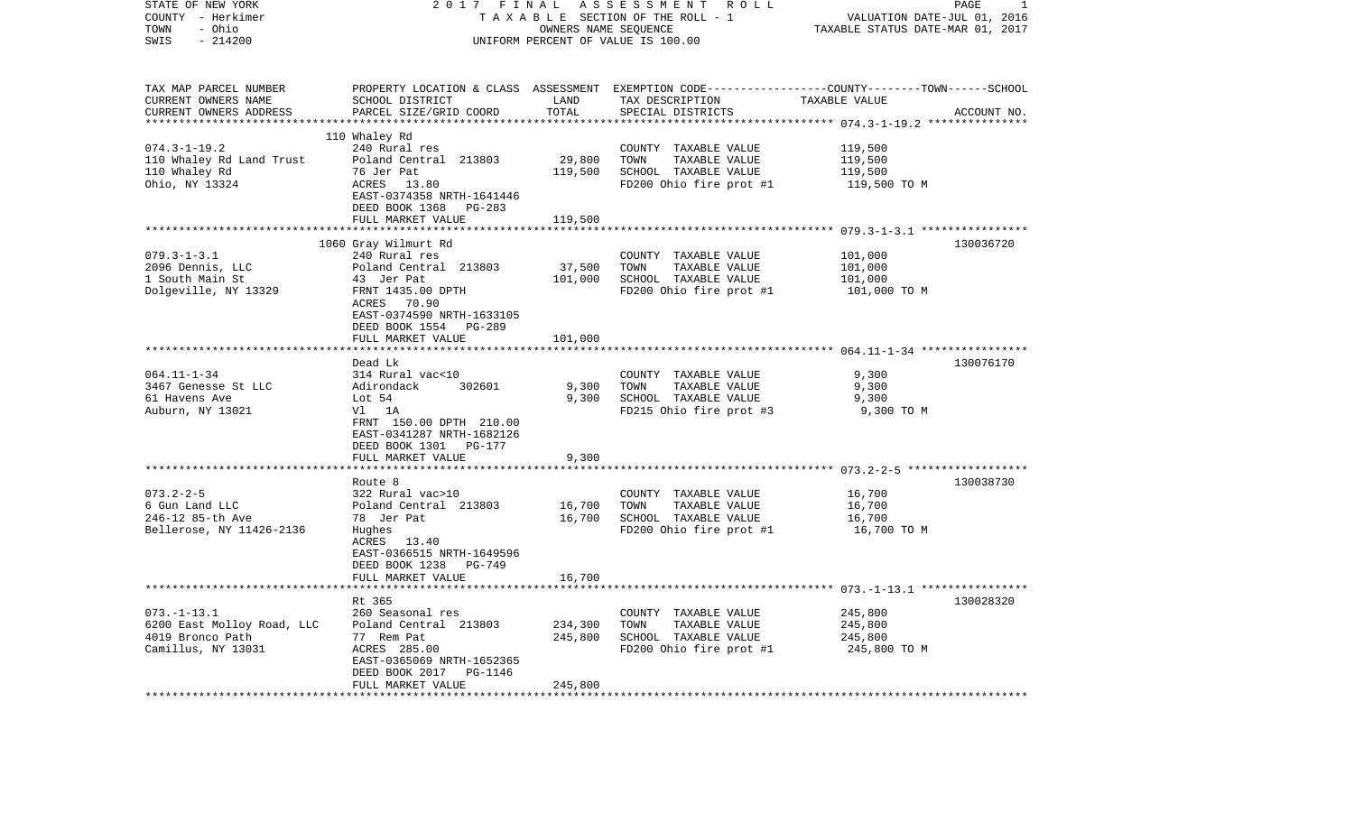STATE OF NEW YORK — 2017 FINAL ASSESSMENT ROLL
COUNTY - Herkimer — TAXABLE SECTION OF THE ROLL - 1 — VALUATION DATE-JUL 01, 2016
TOWN - Ohio — OWNERS NAME SEQUENCE — TAXABLE STATUS DATE-MAR 01, 2017
SWIS - 214200 — UNIFORM PERCENT OF VALUE IS 100.00

| TAX MAP PARCEL NUMBER / CURRENT OWNERS NAME / CURRENT OWNERS ADDRESS | PROPERTY LOCATION & CLASS / SCHOOL DISTRICT / PARCEL SIZE/GRID COORD | ASSESSMENT LAND | ASSESSMENT TOTAL | EXEMPTION CODE / TAX DESCRIPTION / SPECIAL DISTRICTS | TAXABLE VALUE (COUNTY / TOWN / SCHOOL) | ACCOUNT NO. |
|---|---|---|---|---|---|---|
| **074.3-1-19.2** | 110 Whaley Rd | | | | | |
| 110 Whaley Rd Land Trust | 240 Rural res | | | COUNTY TAXABLE VALUE | 119,500 | |
| 110 Whaley Rd | Poland Central 213803 | 29,800 | | TOWN TAXABLE VALUE | 119,500 | |
| Ohio, NY 13324 | 76 Jer Pat | | 119,500 | SCHOOL TAXABLE VALUE | 119,500 | |
| | ACRES 13.80 | | | FD200 Ohio fire prot #1 | 119,500 TO M | |
| | EAST-0374358 NRTH-1641446 | | | | | |
| | DEED BOOK 1368 PG-283 | | | | | |
| | FULL MARKET VALUE | | 119,500 | | | |
| **079.3-1-3.1** | 1060 Gray Wilmurt Rd | | | | | 130036720 |
| 2096 Dennis, LLC | 240 Rural res | | | COUNTY TAXABLE VALUE | 101,000 | |
| 1 South Main St | Poland Central 213803 | 37,500 | | TOWN TAXABLE VALUE | 101,000 | |
| Dolgeville, NY 13329 | 43 Jer Pat | | 101,000 | SCHOOL TAXABLE VALUE | 101,000 | |
| | FRNT 1435.00 DPTH | | | FD200 Ohio fire prot #1 | 101,000 TO M | |
| | ACRES 70.90 | | | | | |
| | EAST-0374590 NRTH-1633105 | | | | | |
| | DEED BOOK 1554 PG-289 | | | | | |
| | FULL MARKET VALUE | | 101,000 | | | |
| **064.11-1-34** | Dead Lk | | | | | 130076170 |
| 3467 Genesse St LLC | 314 Rural vac<10 | | | COUNTY TAXABLE VALUE | 9,300 | |
| 61 Havens Ave | Adirondack 302601 | 9,300 | | TOWN TAXABLE VALUE | 9,300 | |
| Auburn, NY 13021 | Lot 54 | | 9,300 | SCHOOL TAXABLE VALUE | 9,300 | |
| | Vl 1A | | | FD215 Ohio fire prot #3 | 9,300 TO M | |
| | FRNT 150.00 DPTH 210.00 | | | | | |
| | EAST-0341287 NRTH-1682126 | | | | | |
| | DEED BOOK 1301 PG-177 | | | | | |
| | FULL MARKET VALUE | | 9,300 | | | |
| **073.2-2-5** | Route 8 | | | | | 130038730 |
| 6 Gun Land LLC | 322 Rural vac>10 | | | COUNTY TAXABLE VALUE | 16,700 | |
| 246-12 85-th Ave | Poland Central 213803 | 16,700 | | TOWN TAXABLE VALUE | 16,700 | |
| Bellerose, NY 11426-2136 | 78 Jer Pat | | 16,700 | SCHOOL TAXABLE VALUE | 16,700 | |
| | Hughes | | | FD200 Ohio fire prot #1 | 16,700 TO M | |
| | ACRES 13.40 | | | | | |
| | EAST-0366515 NRTH-1649596 | | | | | |
| | DEED BOOK 1238 PG-749 | | | | | |
| | FULL MARKET VALUE | | 16,700 | | | |
| **073.-1-13.1** | Rt 365 | | | | | 130028320 |
| 6200 East Molloy Road, LLC | 260 Seasonal res | | | COUNTY TAXABLE VALUE | 245,800 | |
| 4019 Bronco Path | Poland Central 213803 | 234,300 | | TOWN TAXABLE VALUE | 245,800 | |
| Camillus, NY 13031 | 77 Rem Pat | | 245,800 | SCHOOL TAXABLE VALUE | 245,800 | |
| | ACRES 285.00 | | | FD200 Ohio fire prot #1 | 245,800 TO M | |
| | EAST-0365069 NRTH-1652365 | | | | | |
| | DEED BOOK 2017 PG-1146 | | | | | |
| | FULL MARKET VALUE | | 245,800 | | | |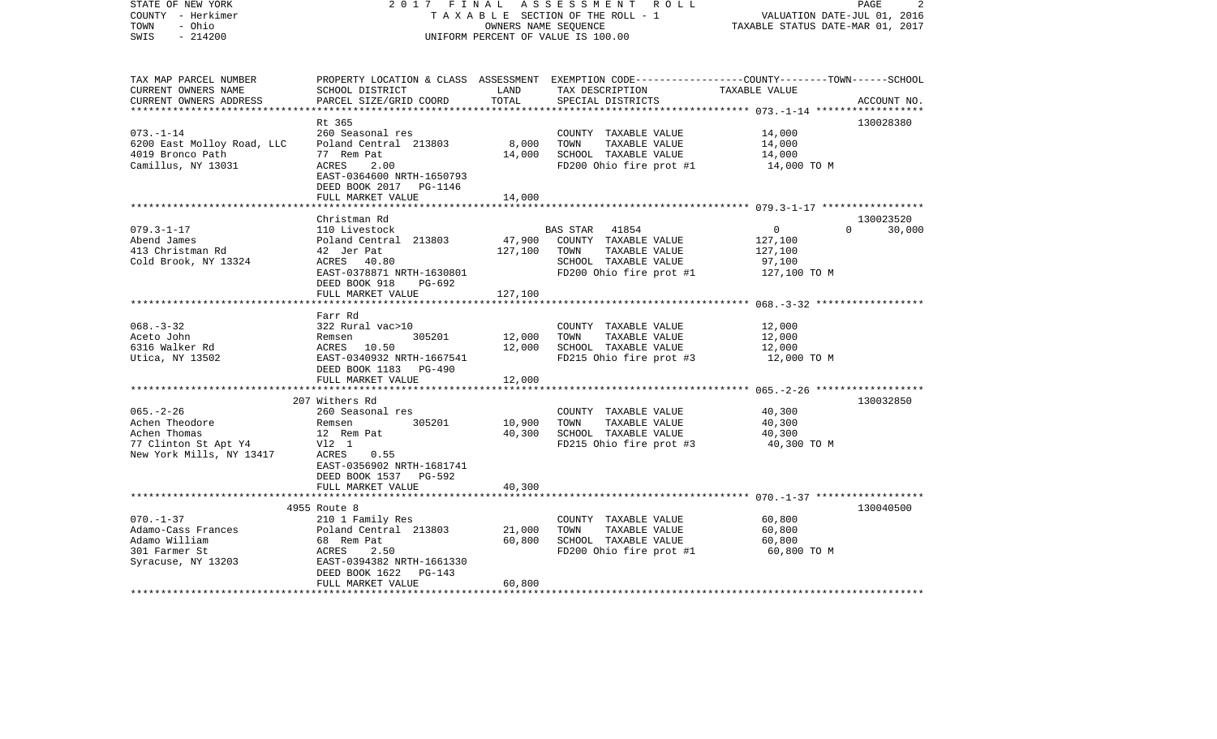| TAX MAP PARCEL NUMBER<br>CURRENT OWNERS NAME<br>CURRENT OWNERS ADDRESS | PROPERTY LOCATION & CLASS<br>SCHOOL DISTRICT<br>PARCEL SIZE/GRID COORD | ASSESSMENT<br>LAND<br>TOTAL | EXEMPTION CODE-----COUNTY-----TOWN------SCHOOL<br>TAX DESCRIPTION<br>SPECIAL DISTRICTS | TAXABLE VALUE | ACCOUNT NO. |
|---|---|---|---|---|---|
| **073.-1-14** | Rt 365 | | | | 130028380 |
| 073.-1-14 | 260 Seasonal res | | COUNTY TAXABLE VALUE | 14,000 | |
| 6200 East Molloy Road, LLC | Poland Central 213803 | 8,000 | TOWN TAXABLE VALUE | 14,000 | |
| 4019 Bronco Path | 77 Rem Pat | 14,000 | SCHOOL TAXABLE VALUE | 14,000 | |
| Camillus, NY 13031 | ACRES 2.00 | | FD200 Ohio fire prot #1 | 14,000 TO M | |
| | EAST-0364600 NRTH-1650793 | | | | |
| | DEED BOOK 2017 PG-1146 | | | | |
| | FULL MARKET VALUE | 14,000 | | | |
| **079.3-1-17** | Christman Rd | | | | 130023520 |
| 079.3-1-17 | 110 Livestock | | BAS STAR 41854 | 0 0 | 30,000 |
| Abend James | Poland Central 213803 | 47,900 | COUNTY TAXABLE VALUE | 127,100 | |
| 413 Christman Rd | 42 Jer Pat | 127,100 | TOWN TAXABLE VALUE | 127,100 | |
| Cold Brook, NY 13324 | ACRES 40.80 | | SCHOOL TAXABLE VALUE | 97,100 | |
| | EAST-0378871 NRTH-1630801 | | FD200 Ohio fire prot #1 | 127,100 TO M | |
| | DEED BOOK 918 PG-692 | | | | |
| | FULL MARKET VALUE | 127,100 | | | |
| **068.-3-32** | Farr Rd | | | | |
| 068.-3-32 | 322 Rural vac>10 | | COUNTY TAXABLE VALUE | 12,000 | |
| Aceto John | Remsen 305201 | 12,000 | TOWN TAXABLE VALUE | 12,000 | |
| 6316 Walker Rd | ACRES 10.50 | 12,000 | SCHOOL TAXABLE VALUE | 12,000 | |
| Utica, NY 13502 | EAST-0340932 NRTH-1667541 | | FD215 Ohio fire prot #3 | 12,000 TO M | |
| | DEED BOOK 1183 PG-490 | | | | |
| | FULL MARKET VALUE | 12,000 | | | |
| **065.-2-26** | 207 Withers Rd | | | | 130032850 |
| 065.-2-26 | 260 Seasonal res | | COUNTY TAXABLE VALUE | 40,300 | |
| Achen Theodore | Remsen 305201 | 10,900 | TOWN TAXABLE VALUE | 40,300 | |
| Achen Thomas | 12 Rem Pat | 40,300 | SCHOOL TAXABLE VALUE | 40,300 | |
| 77 Clinton St Apt Y4 | Vl2 1 | | FD215 Ohio fire prot #3 | 40,300 TO M | |
| New York Mills, NY 13417 | ACRES 0.55 | | | | |
| | EAST-0356902 NRTH-1681741 | | | | |
| | DEED BOOK 1537 PG-592 | | | | |
| | FULL MARKET VALUE | 40,300 | | | |
| **070.-1-37** | 4955 Route 8 | | | | 130040500 |
| 070.-1-37 | 210 1 Family Res | | COUNTY TAXABLE VALUE | 60,800 | |
| Adamo-Cass Frances | Poland Central 213803 | 21,000 | TOWN TAXABLE VALUE | 60,800 | |
| Adamo William | 68 Rem Pat | 60,800 | SCHOOL TAXABLE VALUE | 60,800 | |
| 301 Farmer St | ACRES 2.50 | | FD200 Ohio fire prot #1 | 60,800 TO M | |
| Syracuse, NY 13203 | EAST-0394382 NRTH-1661330 | | | | |
| | DEED BOOK 1622 PG-143 | | | | |
| | FULL MARKET VALUE | 60,800 | | | |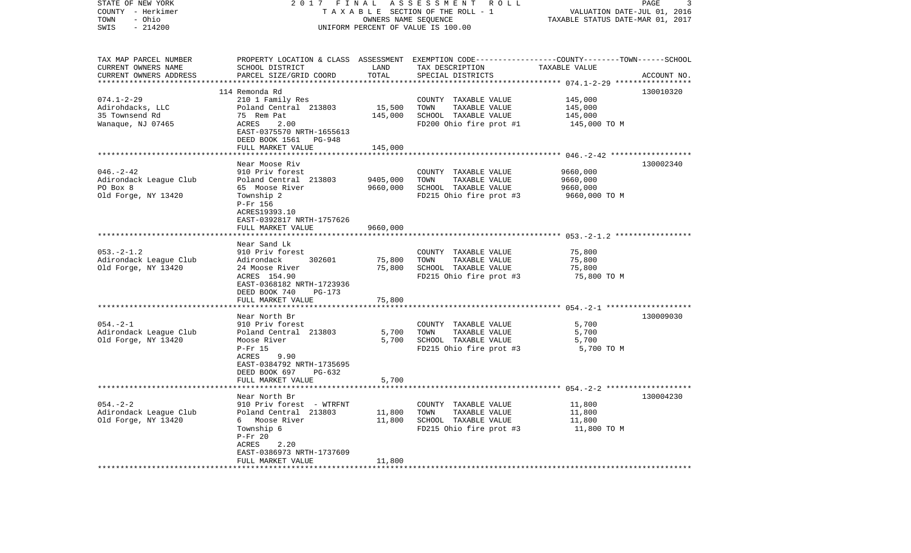| TAX MAP PARCEL NUMBER<br>CURRENT OWNERS NAME<br>CURRENT OWNERS ADDRESS | PROPERTY LOCATION & CLASS<br>SCHOOL DISTRICT<br>PARCEL SIZE/GRID COORD | ASSESSMENT<br>LAND<br>TOTAL | EXEMPTION CODE-----------------COUNTY--------TOWN------SCHOOL<br>TAX DESCRIPTION<br>SPECIAL DISTRICTS | TAXABLE VALUE | ACCOUNT NO. |
|---|---|---|---|---|---|
| **074.1-2-29** | 114 Remonda Rd | | | | 130010320 |
| 074.1-2-29 | 210 1 Family Res | | COUNTY TAXABLE VALUE | 145,000 | |
| Adirohdacks, LLC | Poland Central 213803 | 15,500 | TOWN TAXABLE VALUE | 145,000 | |
| 35 Townsend Rd | 75 Rem Pat | 145,000 | SCHOOL TAXABLE VALUE | 145,000 | |
| Wanaque, NJ 07465 | ACRES 2.00 | | FD200 Ohio fire prot #1 | 145,000 TO M | |
| | EAST-0375570 NRTH-1655613 | | | | |
| | DEED BOOK 1561 PG-948 | | | | |
| | FULL MARKET VALUE | 145,000 | | | |
| **046.-2-42** | Near Moose Riv | | | | 130002340 |
| 046.-2-42 | 910 Priv forest | | COUNTY TAXABLE VALUE | 9660,000 | |
| Adirondack League Club | Poland Central 213803 | 9405,000 | TOWN TAXABLE VALUE | 9660,000 | |
| PO Box 8 | 65 Moose River | 9660,000 | SCHOOL TAXABLE VALUE | 9660,000 | |
| Old Forge, NY 13420 | Township 2 | | FD215 Ohio fire prot #3 | 9660,000 TO M | |
| | P-Fr 156 | | | | |
| | ACRES19393.10 | | | | |
| | EAST-0392817 NRTH-1757626 | | | | |
| | FULL MARKET VALUE | 9660,000 | | | |
| **053.-2-1.2** | Near Sand Lk | | | | |
| 053.-2-1.2 | 910 Priv forest | | COUNTY TAXABLE VALUE | 75,800 | |
| Adirondack League Club | Adirondack 302601 | 75,800 | TOWN TAXABLE VALUE | 75,800 | |
| Old Forge, NY 13420 | 24 Moose River | 75,800 | SCHOOL TAXABLE VALUE | 75,800 | |
| | ACRES 154.90 | | FD215 Ohio fire prot #3 | 75,800 TO M | |
| | EAST-0368182 NRTH-1723936 | | | | |
| | DEED BOOK 740 PG-173 | | | | |
| | FULL MARKET VALUE | 75,800 | | | |
| **054.-2-1** | Near North Br | | | | 130009030 |
| 054.-2-1 | 910 Priv forest | | COUNTY TAXABLE VALUE | 5,700 | |
| Adirondack League Club | Poland Central 213803 | 5,700 | TOWN TAXABLE VALUE | 5,700 | |
| Old Forge, NY 13420 | Moose River | 5,700 | SCHOOL TAXABLE VALUE | 5,700 | |
| | P-Fr 15 | | FD215 Ohio fire prot #3 | 5,700 TO M | |
| | ACRES 9.90 | | | | |
| | EAST-0384792 NRTH-1735695 | | | | |
| | DEED BOOK 697 PG-632 | | | | |
| | FULL MARKET VALUE | 5,700 | | | |
| **054.-2-2** | Near North Br | | | | 130004230 |
| 054.-2-2 | 910 Priv forest - WTRFNT | | COUNTY TAXABLE VALUE | 11,800 | |
| Adirondack League Club | Poland Central 213803 | 11,800 | TOWN TAXABLE VALUE | 11,800 | |
| Old Forge, NY 13420 | 6 Moose River | 11,800 | SCHOOL TAXABLE VALUE | 11,800 | |
| | Township 6 | | FD215 Ohio fire prot #3 | 11,800 TO M | |
| | P-Fr 20 | | | | |
| | ACRES 2.20 | | | | |
| | EAST-0386973 NRTH-1737609 | | | | |
| | FULL MARKET VALUE | 11,800 | | | |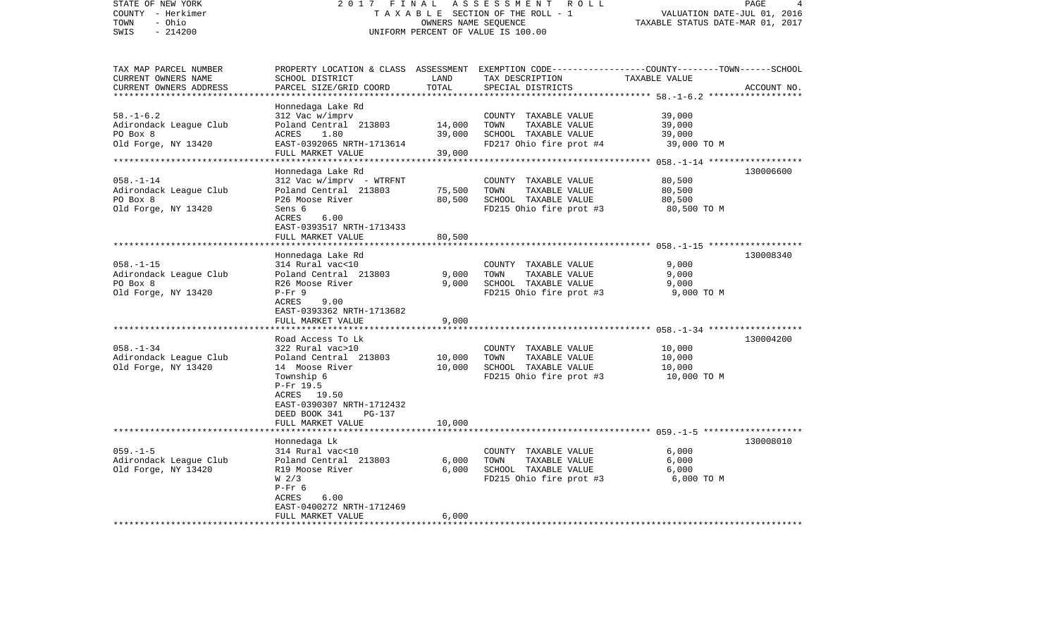STATE OF NEW YORK — 2017 FINAL ASSESSMENT ROLL
COUNTY - Herkimer — TAXABLE SECTION OF THE ROLL - 1 — VALUATION DATE-JUL 01, 2016
TOWN - Ohio — OWNERS NAME SEQUENCE — TAXABLE STATUS DATE-MAR 01, 2017
SWIS - 214200 — UNIFORM PERCENT OF VALUE IS 100.00

| TAX MAP PARCEL NUMBER / CURRENT OWNERS NAME / CURRENT OWNERS ADDRESS | PROPERTY LOCATION & CLASS / SCHOOL DISTRICT / PARCEL SIZE/GRID COORD | ASSESSMENT LAND | ASSESSMENT TOTAL | EXEMPTION CODE / TAX DESCRIPTION / SPECIAL DISTRICTS | TAXABLE VALUE (COUNTY / TOWN / SCHOOL) | ACCOUNT NO. |
|---|---|---|---|---|---|---|
| 58.-1-6.2 | Honnedaga Lake Rd | | | | | |
| Adirondack League Club | 312 Vac w/imprv | | | COUNTY TAXABLE VALUE | 39,000 | |
| PO Box 8 | Poland Central 213803 | 14,000 | | TOWN TAXABLE VALUE | 39,000 | |
| Old Forge, NY 13420 | ACRES 1.80 | | 39,000 | SCHOOL TAXABLE VALUE | 39,000 | |
| | EAST-0392065 NRTH-1713614 | | | FD217 Ohio fire prot #4 | 39,000 TO M | |
| | FULL MARKET VALUE | | 39,000 | | | |
| 058.-1-14 | Honnedaga Lake Rd | | | | | 130006600 |
| Adirondack League Club | 312 Vac w/imprv - WTRFNT | | | COUNTY TAXABLE VALUE | 80,500 | |
| PO Box 8 | Poland Central 213803 | 75,500 | | TOWN TAXABLE VALUE | 80,500 | |
| Old Forge, NY 13420 | P26 Moose River | | 80,500 | SCHOOL TAXABLE VALUE | 80,500 | |
| | Sens 6 | | | FD215 Ohio fire prot #3 | 80,500 TO M | |
| | ACRES 6.00 | | | | | |
| | EAST-0393517 NRTH-1713433 | | | | | |
| | FULL MARKET VALUE | | 80,500 | | | |
| 058.-1-15 | Honnedaga Lake Rd | | | | | 130008340 |
| Adirondack League Club | 314 Rural vac<10 | | | COUNTY TAXABLE VALUE | 9,000 | |
| PO Box 8 | Poland Central 213803 | 9,000 | | TOWN TAXABLE VALUE | 9,000 | |
| Old Forge, NY 13420 | R26 Moose River | | 9,000 | SCHOOL TAXABLE VALUE | 9,000 | |
| | P-Fr 9 | | | FD215 Ohio fire prot #3 | 9,000 TO M | |
| | ACRES 9.00 | | | | | |
| | EAST-0393362 NRTH-1713682 | | | | | |
| | FULL MARKET VALUE | | 9,000 | | | |
| 058.-1-34 | Road Access To Lk | | | | | 130004200 |
| Adirondack League Club | 322 Rural vac>10 | | | COUNTY TAXABLE VALUE | 10,000 | |
| Old Forge, NY 13420 | Poland Central 213803 | 10,000 | | TOWN TAXABLE VALUE | 10,000 | |
| | 14 Moose River | | 10,000 | SCHOOL TAXABLE VALUE | 10,000 | |
| | Township 6 | | | FD215 Ohio fire prot #3 | 10,000 TO M | |
| | P-Fr 19.5 | | | | | |
| | ACRES 19.50 | | | | | |
| | EAST-0390307 NRTH-1712432 | | | | | |
| | DEED BOOK 341 PG-137 | | | | | |
| | FULL MARKET VALUE | | 10,000 | | | |
| 059.-1-5 | Honnedaga Lk | | | | | 130008010 |
| Adirondack League Club | 314 Rural vac<10 | | | COUNTY TAXABLE VALUE | 6,000 | |
| Old Forge, NY 13420 | Poland Central 213803 | 6,000 | | TOWN TAXABLE VALUE | 6,000 | |
| | R19 Moose River | | 6,000 | SCHOOL TAXABLE VALUE | 6,000 | |
| | W 2/3 | | | FD215 Ohio fire prot #3 | 6,000 TO M | |
| | P-Fr 6 | | | | | |
| | ACRES 6.00 | | | | | |
| | EAST-0400272 NRTH-1712469 | | | | | |
| | FULL MARKET VALUE | | 6,000 | | | |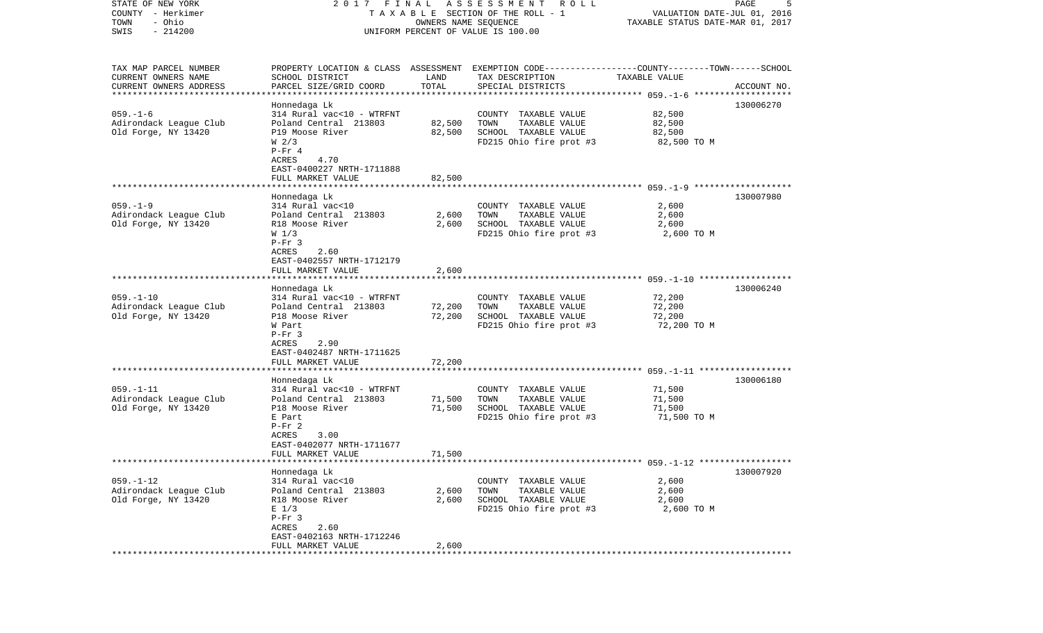STATE OF NEW YORK
COUNTY - Herkimer
TOWN - Ohio
SWIS - 214200

2 0 1 7 F I N A L A S S E S S M E N T R O L L
T A X A B L E SECTION OF THE ROLL - 1
OWNERS NAME SEQUENCE
UNIFORM PERCENT OF VALUE IS 100.00

VALUATION DATE-JUL 01, 2016
TAXABLE STATUS DATE-MAR 01, 2017

| TAX MAP PARCEL NUMBER<br>CURRENT OWNERS NAME<br>CURRENT OWNERS ADDRESS | PROPERTY LOCATION & CLASS<br>SCHOOL DISTRICT<br>PARCEL SIZE/GRID COORD | ASSESSMENT<br>LAND<br>TOTAL | EXEMPTION CODE-----COUNTY-----TOWN-----SCHOOL<br>TAX DESCRIPTION<br>SPECIAL DISTRICTS | TAXABLE VALUE | ACCOUNT NO. |
|---|---|---|---|---|---|
| 059.-1-6 | Honnedaga Lk | | | | 130006270 |
| 059.-1-6<br>Adirondack League Club<br>Old Forge, NY 13420 | 314 Rural vac<10 - WTRFNT<br>Poland Central 213803<br>P19 Moose River<br>W 2/3<br>P-Fr 4<br>ACRES 4.70<br>EAST-0400227 NRTH-1711888<br>FULL MARKET VALUE | 82,500<br>82,500<br><br><br><br><br><br>82,500 | COUNTY TAXABLE VALUE<br>TOWN TAXABLE VALUE<br>SCHOOL TAXABLE VALUE<br>FD215 Ohio fire prot #3 | 82,500<br>82,500<br>82,500<br>82,500 TO M | |
| 059.-1-9 | Honnedaga Lk | | | | 130007980 |
| 059.-1-9<br>Adirondack League Club<br>Old Forge, NY 13420 | 314 Rural vac<10<br>Poland Central 213803<br>R18 Moose River<br>W 1/3<br>P-Fr 3<br>ACRES 2.60<br>EAST-0402557 NRTH-1712179<br>FULL MARKET VALUE | 2,600<br>2,600<br><br><br><br><br><br>2,600 | COUNTY TAXABLE VALUE<br>TOWN TAXABLE VALUE<br>SCHOOL TAXABLE VALUE<br>FD215 Ohio fire prot #3 | 2,600<br>2,600<br>2,600<br>2,600 TO M | |
| 059.-1-10 | Honnedaga Lk | | | | 130006240 |
| 059.-1-10<br>Adirondack League Club<br>Old Forge, NY 13420 | 314 Rural vac<10 - WTRFNT<br>Poland Central 213803<br>P18 Moose River<br>W Part<br>P-Fr 3<br>ACRES 2.90<br>EAST-0402487 NRTH-1711625<br>FULL MARKET VALUE | 72,200<br>72,200<br><br><br><br><br><br>72,200 | COUNTY TAXABLE VALUE<br>TOWN TAXABLE VALUE<br>SCHOOL TAXABLE VALUE<br>FD215 Ohio fire prot #3 | 72,200<br>72,200<br>72,200<br>72,200 TO M | |
| 059.-1-11 | Honnedaga Lk | | | | 130006180 |
| 059.-1-11<br>Adirondack League Club<br>Old Forge, NY 13420 | 314 Rural vac<10 - WTRFNT<br>Poland Central 213803<br>P18 Moose River<br>E Part<br>P-Fr 2<br>ACRES 3.00<br>EAST-0402077 NRTH-1711677<br>FULL MARKET VALUE | 71,500<br>71,500<br><br><br><br><br><br>71,500 | COUNTY TAXABLE VALUE<br>TOWN TAXABLE VALUE<br>SCHOOL TAXABLE VALUE<br>FD215 Ohio fire prot #3 | 71,500<br>71,500<br>71,500<br>71,500 TO M | |
| 059.-1-12 | Honnedaga Lk | | | | 130007920 |
| 059.-1-12<br>Adirondack League Club<br>Old Forge, NY 13420 | 314 Rural vac<10<br>Poland Central 213803<br>R18 Moose River<br>E 1/3<br>P-Fr 3<br>ACRES 2.60<br>EAST-0402163 NRTH-1712246<br>FULL MARKET VALUE | 2,600<br>2,600<br><br><br><br><br><br>2,600 | COUNTY TAXABLE VALUE<br>TOWN TAXABLE VALUE<br>SCHOOL TAXABLE VALUE<br>FD215 Ohio fire prot #3 | 2,600<br>2,600<br>2,600<br>2,600 TO M | |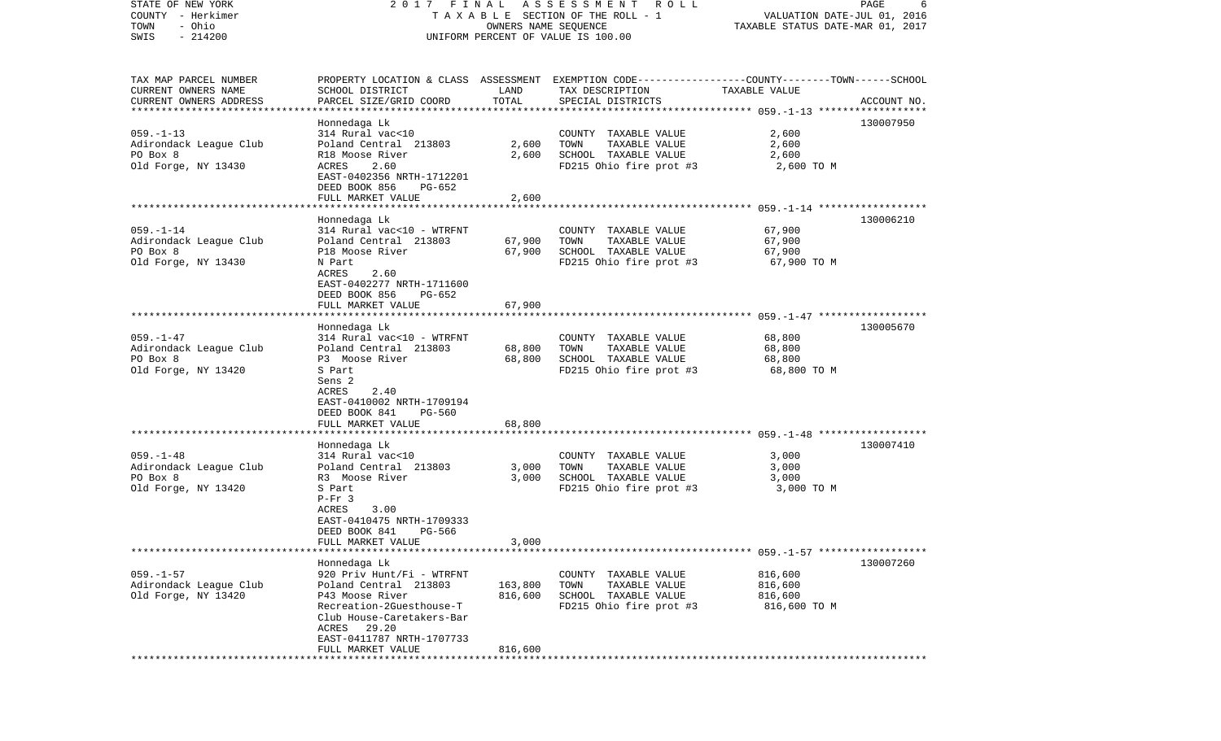STATE OF NEW YORK — 2017 FINAL ASSESSMENT ROLL
COUNTY - Herkimer — TAXABLE SECTION OF THE ROLL - 1 — VALUATION DATE-JUL 01, 2016
TOWN - Ohio — OWNERS NAME SEQUENCE — TAXABLE STATUS DATE-MAR 01, 2017
SWIS - 214200 — UNIFORM PERCENT OF VALUE IS 100.00

| TAX MAP PARCEL NUMBER / CURRENT OWNERS NAME / CURRENT OWNERS ADDRESS | PROPERTY LOCATION & CLASS / SCHOOL DISTRICT / PARCEL SIZE/GRID COORD | ASSESSMENT LAND | TOTAL | EXEMPTION CODE / TAX DESCRIPTION / SPECIAL DISTRICTS | TAXABLE VALUE (COUNTY--TOWN--SCHOOL) | ACCOUNT NO. |
|---|---|---|---|---|---|---|
| 059.-1-13 | Honnedaga Lk | | | | | 130007950 |
| | 314 Rural vac<10 | | | COUNTY TAXABLE VALUE | 2,600 | |
| Adirondack League Club | Poland Central 213803 | 2,600 | | TOWN TAXABLE VALUE | 2,600 | |
| PO Box 8 | R18 Moose River | | 2,600 | SCHOOL TAXABLE VALUE | 2,600 | |
| Old Forge, NY 13430 | ACRES 2.60 | | | FD215 Ohio fire prot #3 | 2,600 TO M | |
| | EAST-0402356 NRTH-1712201 | | | | | |
| | DEED BOOK 856 PG-652 | | | | | |
| | FULL MARKET VALUE | | 2,600 | | | |
| 059.-1-14 | Honnedaga Lk | | | | | 130006210 |
| | 314 Rural vac<10 - WTRFNT | | | COUNTY TAXABLE VALUE | 67,900 | |
| Adirondack League Club | Poland Central 213803 | 67,900 | | TOWN TAXABLE VALUE | 67,900 | |
| PO Box 8 | P18 Moose River | | 67,900 | SCHOOL TAXABLE VALUE | 67,900 | |
| Old Forge, NY 13430 | N Part | | | FD215 Ohio fire prot #3 | 67,900 TO M | |
| | ACRES 2.60 | | | | | |
| | EAST-0402277 NRTH-1711600 | | | | | |
| | DEED BOOK 856 PG-652 | | | | | |
| | FULL MARKET VALUE | | 67,900 | | | |
| 059.-1-47 | Honnedaga Lk | | | | | 130005670 |
| | 314 Rural vac<10 - WTRFNT | | | COUNTY TAXABLE VALUE | 68,800 | |
| Adirondack League Club | Poland Central 213803 | 68,800 | | TOWN TAXABLE VALUE | 68,800 | |
| PO Box 8 | P3 Moose River | | 68,800 | SCHOOL TAXABLE VALUE | 68,800 | |
| Old Forge, NY 13420 | S Part | | | FD215 Ohio fire prot #3 | 68,800 TO M | |
| | Sens 2 | | | | | |
| | ACRES 2.40 | | | | | |
| | EAST-0410002 NRTH-1709194 | | | | | |
| | DEED BOOK 841 PG-560 | | | | | |
| | FULL MARKET VALUE | | 68,800 | | | |
| 059.-1-48 | Honnedaga Lk | | | | | 130007410 |
| | 314 Rural vac<10 | | | COUNTY TAXABLE VALUE | 3,000 | |
| Adirondack League Club | Poland Central 213803 | 3,000 | | TOWN TAXABLE VALUE | 3,000 | |
| PO Box 8 | R3 Moose River | | 3,000 | SCHOOL TAXABLE VALUE | 3,000 | |
| Old Forge, NY 13420 | S Part | | | FD215 Ohio fire prot #3 | 3,000 TO M | |
| | P-Fr 3 | | | | | |
| | ACRES 3.00 | | | | | |
| | EAST-0410475 NRTH-1709333 | | | | | |
| | DEED BOOK 841 PG-566 | | | | | |
| | FULL MARKET VALUE | | 3,000 | | | |
| 059.-1-57 | Honnedaga Lk | | | | | 130007260 |
| | 920 Priv Hunt/Fi - WTRFNT | | | COUNTY TAXABLE VALUE | 816,600 | |
| Adirondack League Club | Poland Central 213803 | 163,800 | | TOWN TAXABLE VALUE | 816,600 | |
| Old Forge, NY 13420 | P43 Moose River | | 816,600 | SCHOOL TAXABLE VALUE | 816,600 | |
| | Recreation-2Guesthouse-T | | | FD215 Ohio fire prot #3 | 816,600 TO M | |
| | Club House-Caretakers-Bar | | | | | |
| | ACRES 29.20 | | | | | |
| | EAST-0411787 NRTH-1707733 | | | | | |
| | FULL MARKET VALUE | | 816,600 | | | |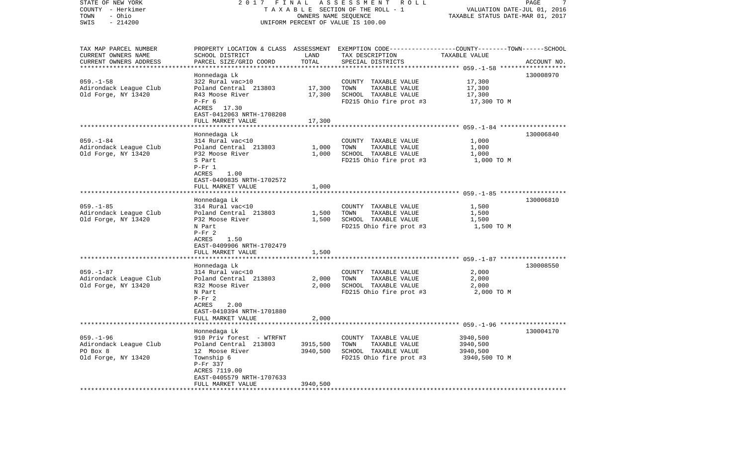STATE OF NEW YORK | 2017 FINAL ASSESSMENT ROLL | VALUATION DATE-JUL 01, 2016
COUNTY - Herkimer | TAXABLE SECTION OF THE ROLL - 1 | TAXABLE STATUS DATE-MAR 01, 2017
TOWN - Ohio | OWNERS NAME SEQUENCE
SWIS - 214200 | UNIFORM PERCENT OF VALUE IS 100.00

| TAX MAP PARCEL NUMBER<br>CURRENT OWNERS NAME<br>CURRENT OWNERS ADDRESS | PROPERTY LOCATION & CLASS<br>SCHOOL DISTRICT<br>PARCEL SIZE/GRID COORD | ASSESSMENT<br>LAND<br>TOTAL | EXEMPTION CODE<br>TAX DESCRIPTION<br>SPECIAL DISTRICTS | COUNTY--------TOWN------SCHOOL<br>TAXABLE VALUE | ACCOUNT NO. |
|---|---|---|---|---|---|
| 059.-1-58 | Honnedaga Lk | | | | 130008970 |
| | 322 Rural vac>10 | | COUNTY TAXABLE VALUE | 17,300 | |
| Adirondack League Club | Poland Central 213803 | 17,300 | TOWN TAXABLE VALUE | 17,300 | |
| Old Forge, NY 13420 | R43 Moose River | 17,300 | SCHOOL TAXABLE VALUE | 17,300 | |
| | P-Fr 6 | | FD215 Ohio fire prot #3 | 17,300 TO M | |
| | ACRES 17.30 | | | | |
| | EAST-0412063 NRTH-1708208 | | | | |
| | FULL MARKET VALUE | 17,300 | | | |
| 059.-1-84 | Honnedaga Lk | | | | 130006840 |
| | 314 Rural vac<10 | | COUNTY TAXABLE VALUE | 1,000 | |
| Adirondack League Club | Poland Central 213803 | 1,000 | TOWN TAXABLE VALUE | 1,000 | |
| Old Forge, NY 13420 | P32 Moose River | 1,000 | SCHOOL TAXABLE VALUE | 1,000 | |
| | S Part | | FD215 Ohio fire prot #3 | 1,000 TO M | |
| | P-Fr 1 | | | | |
| | ACRES 1.00 | | | | |
| | EAST-0409835 NRTH-1702572 | | | | |
| | FULL MARKET VALUE | 1,000 | | | |
| 059.-1-85 | Honnedaga Lk | | | | 130006810 |
| | 314 Rural vac<10 | | COUNTY TAXABLE VALUE | 1,500 | |
| Adirondack League Club | Poland Central 213803 | 1,500 | TOWN TAXABLE VALUE | 1,500 | |
| Old Forge, NY 13420 | P32 Moose River | 1,500 | SCHOOL TAXABLE VALUE | 1,500 | |
| | N Part | | FD215 Ohio fire prot #3 | 1,500 TO M | |
| | P-Fr 2 | | | | |
| | ACRES 1.50 | | | | |
| | EAST-0409906 NRTH-1702479 | | | | |
| | FULL MARKET VALUE | 1,500 | | | |
| 059.-1-87 | Honnedaga Lk | | | | 130008550 |
| | 314 Rural vac<10 | | COUNTY TAXABLE VALUE | 2,000 | |
| Adirondack League Club | Poland Central 213803 | 2,000 | TOWN TAXABLE VALUE | 2,000 | |
| Old Forge, NY 13420 | R32 Moose River | 2,000 | SCHOOL TAXABLE VALUE | 2,000 | |
| | N Part | | FD215 Ohio fire prot #3 | 2,000 TO M | |
| | P-Fr 2 | | | | |
| | ACRES 2.00 | | | | |
| | EAST-0410394 NRTH-1701880 | | | | |
| | FULL MARKET VALUE | 2,000 | | | |
| 059.-1-96 | Honnedaga Lk | | | | 130004170 |
| | 910 Priv forest - WTRFNT | | COUNTY TAXABLE VALUE | 3940,500 | |
| Adirondack League Club | Poland Central 213803 | 3915,500 | TOWN TAXABLE VALUE | 3940,500 | |
| PO Box 8 | 12 Moose River | 3940,500 | SCHOOL TAXABLE VALUE | 3940,500 | |
| Old Forge, NY 13420 | Township 6 | | FD215 Ohio fire prot #3 | 3940,500 TO M | |
| | P-Fr 337 | | | | |
| | ACRES 7119.00 | | | | |
| | EAST-0405579 NRTH-1707633 | | | | |
| | FULL MARKET VALUE | 3940,500 | | | |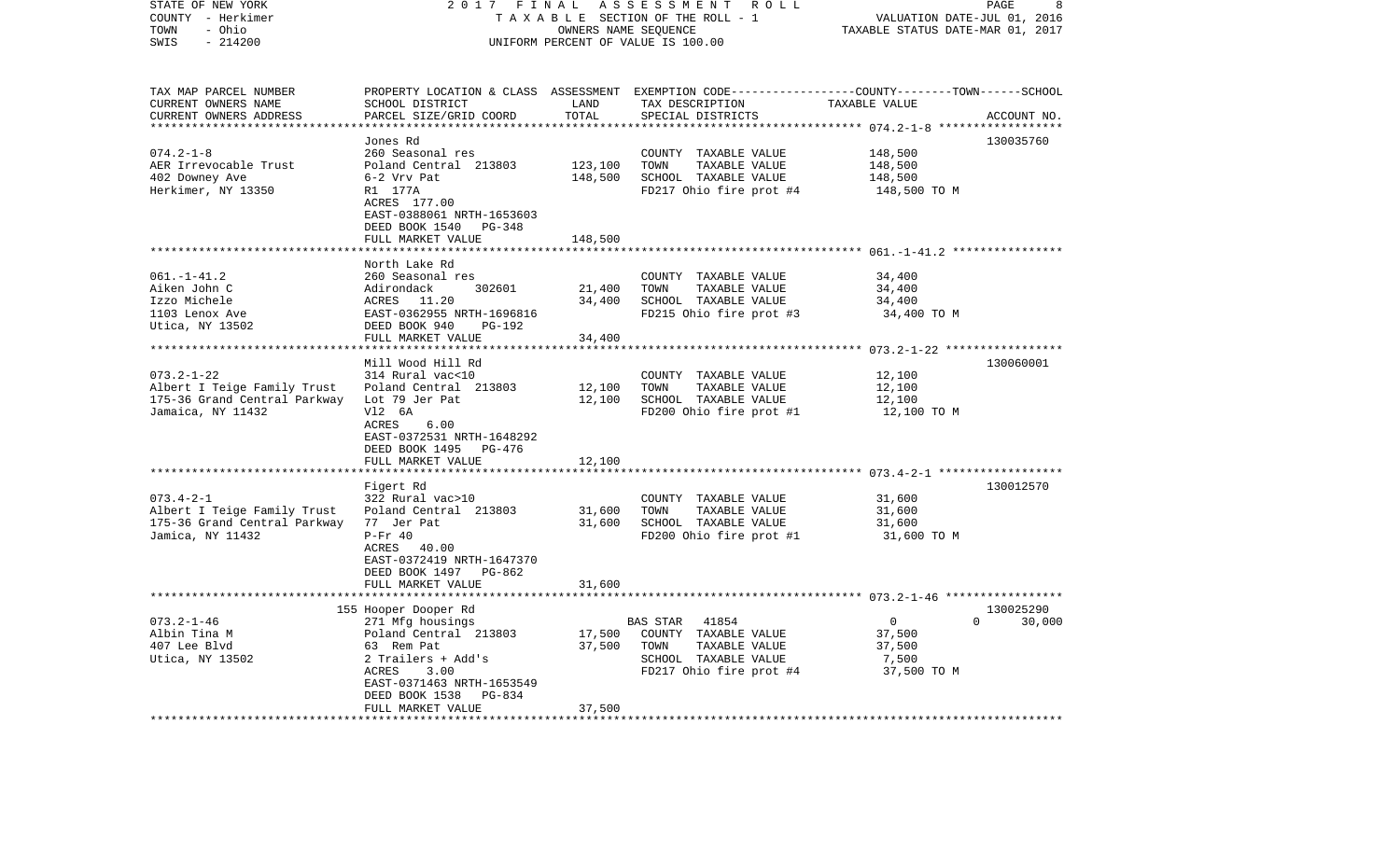STATE OF NEW YORK — 2017 FINAL ASSESSMENT ROLL
COUNTY - Herkimer — TAXABLE SECTION OF THE ROLL - 1 — VALUATION DATE-JUL 01, 2016
TOWN - Ohio — OWNERS NAME SEQUENCE — TAXABLE STATUS DATE-MAR 01, 2017
SWIS - 214200 — UNIFORM PERCENT OF VALUE IS 100.00

| TAX MAP PARCEL NUMBER / CURRENT OWNERS NAME / CURRENT OWNERS ADDRESS | PROPERTY LOCATION & CLASS / SCHOOL DISTRICT / PARCEL SIZE/GRID COORD | ASSESSMENT LAND | TOTAL | EXEMPTION CODE / TAX DESCRIPTION / SPECIAL DISTRICTS | COUNTY--------TOWN------SCHOOL TAXABLE VALUE | ACCOUNT NO. |
|---|---|---|---|---|---|---|
| **074.2-1-8** | Jones Rd | | | | | 130035760 |
| AER Irrevocable Trust | 260 Seasonal res | | | COUNTY TAXABLE VALUE | 148,500 | |
| 402 Downey Ave | Poland Central 213803 | 123,100 | | TOWN TAXABLE VALUE | 148,500 | |
| Herkimer, NY 13350 | 6-2 Vrv Pat | | 148,500 | SCHOOL TAXABLE VALUE | 148,500 | |
| | R1 177A | | | FD217 Ohio fire prot #4 | 148,500 TO M | |
| | ACRES 177.00 | | | | | |
| | EAST-0388061 NRTH-1653603 | | | | | |
| | DEED BOOK 1540 PG-348 | | | | | |
| | FULL MARKET VALUE | | 148,500 | | | |
| **061.-1-41.2** | North Lake Rd | | | | | |
| Aiken John C | 260 Seasonal res | | | COUNTY TAXABLE VALUE | 34,400 | |
| Izzo Michele | Adirondack 302601 | 21,400 | | TOWN TAXABLE VALUE | 34,400 | |
| 1103 Lenox Ave | ACRES 11.20 | | 34,400 | SCHOOL TAXABLE VALUE | 34,400 | |
| Utica, NY 13502 | EAST-0362955 NRTH-1696816 | | | FD215 Ohio fire prot #3 | 34,400 TO M | |
| | DEED BOOK 940 PG-192 | | | | | |
| | FULL MARKET VALUE | | 34,400 | | | |
| **073.2-1-22** | Mill Wood Hill Rd | | | | | 130060001 |
| Albert I Teige Family Trust | 314 Rural vac<10 | | | COUNTY TAXABLE VALUE | 12,100 | |
| 175-36 Grand Central Parkway | Poland Central 213803 | 12,100 | | TOWN TAXABLE VALUE | 12,100 | |
| Jamaica, NY 11432 | Lot 79 Jer Pat | | 12,100 | SCHOOL TAXABLE VALUE | 12,100 | |
| | Vl2 6A | | | FD200 Ohio fire prot #1 | 12,100 TO M | |
| | ACRES 6.00 | | | | | |
| | EAST-0372531 NRTH-1648292 | | | | | |
| | DEED BOOK 1495 PG-476 | | | | | |
| | FULL MARKET VALUE | | 12,100 | | | |
| **073.4-2-1** | Figert Rd | | | | | 130012570 |
| Albert I Teige Family Trust | 322 Rural vac>10 | | | COUNTY TAXABLE VALUE | 31,600 | |
| 175-36 Grand Central Parkway | Poland Central 213803 | 31,600 | | TOWN TAXABLE VALUE | 31,600 | |
| Jamica, NY 11432 | 77 Jer Pat | | 31,600 | SCHOOL TAXABLE VALUE | 31,600 | |
| | P-Fr 40 | | | FD200 Ohio fire prot #1 | 31,600 TO M | |
| | ACRES 40.00 | | | | | |
| | EAST-0372419 NRTH-1647370 | | | | | |
| | DEED BOOK 1497 PG-862 | | | | | |
| | FULL MARKET VALUE | | 31,600 | | | |
| **073.2-1-46** | 155 Hooper Dooper Rd | | | | | 130025290 |
| Albin Tina M | 271 Mfg housings | | | BAS STAR 41854 | 0 0 30,000 | |
| 407 Lee Blvd | Poland Central 213803 | 17,500 | | COUNTY TAXABLE VALUE | 37,500 | |
| Utica, NY 13502 | 63 Rem Pat | | 37,500 | TOWN TAXABLE VALUE | 37,500 | |
| | 2 Trailers + Add's | | | SCHOOL TAXABLE VALUE | 7,500 | |
| | ACRES 3.00 | | | FD217 Ohio fire prot #4 | 37,500 TO M | |
| | EAST-0371463 NRTH-1653549 | | | | | |
| | DEED BOOK 1538 PG-834 | | | | | |
| | FULL MARKET VALUE | | 37,500 | | | |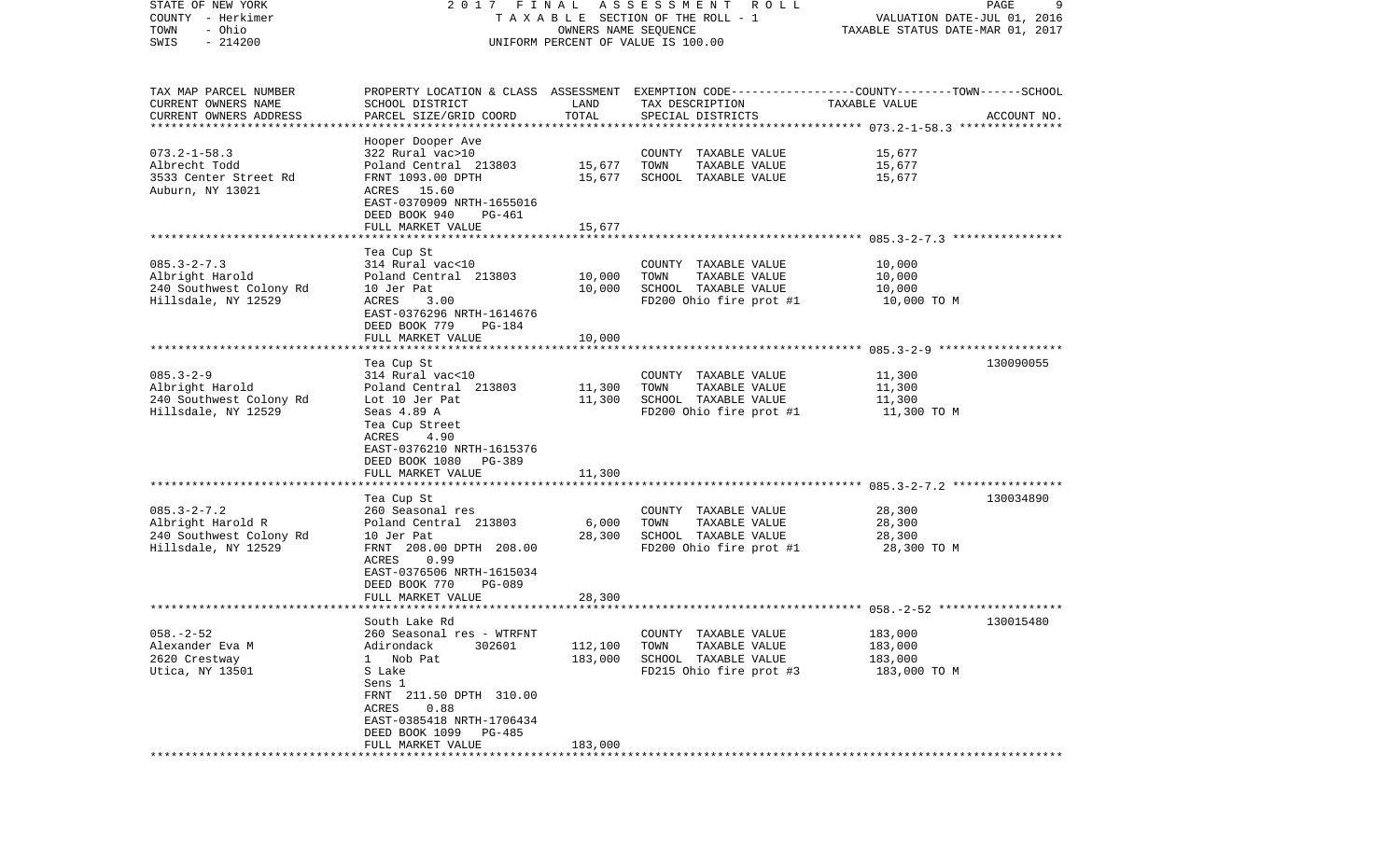STATE OF NEW YORK — 2017 FINAL ASSESSMENT ROLL
COUNTY - Herkimer — TAXABLE SECTION OF THE ROLL - 1 — VALUATION DATE-JUL 01, 2016
TOWN - Ohio — OWNERS NAME SEQUENCE — TAXABLE STATUS DATE-MAR 01, 2017
SWIS - 214200 — UNIFORM PERCENT OF VALUE IS 100.00

| TAX MAP PARCEL NUMBER / CURRENT OWNERS NAME / CURRENT OWNERS ADDRESS | PROPERTY LOCATION & CLASS / SCHOOL DISTRICT / PARCEL SIZE/GRID COORD | ASSESSMENT LAND / TOTAL | EXEMPTION CODE / TAX DESCRIPTION / SPECIAL DISTRICTS | COUNTY--TOWN--SCHOOL TAXABLE VALUE | ACCOUNT NO. |
|---|---|---|---|---|---|
| 073.2-1-58.3 | Hooper Dooper Ave | | | | |
| | 322 Rural vac>10 | | COUNTY TAXABLE VALUE | 15,677 | |
| Albrecht Todd | Poland Central 213803 | 15,677 | TOWN TAXABLE VALUE | 15,677 | |
| 3533 Center Street Rd | FRNT 1093.00 DPTH | 15,677 | SCHOOL TAXABLE VALUE | 15,677 | |
| Auburn, NY 13021 | ACRES 15.60 | | | | |
| | EAST-0370909 NRTH-1655016 | | | | |
| | DEED BOOK 940 PG-461 | | | | |
| | FULL MARKET VALUE | 15,677 | | | |
| 085.3-2-7.3 | Tea Cup St | | | | |
| | 314 Rural vac<10 | | COUNTY TAXABLE VALUE | 10,000 | |
| Albright Harold | Poland Central 213803 | 10,000 | TOWN TAXABLE VALUE | 10,000 | |
| 240 Southwest Colony Rd | 10 Jer Pat | 10,000 | SCHOOL TAXABLE VALUE | 10,000 | |
| Hillsdale, NY 12529 | ACRES 3.00 | | FD200 Ohio fire prot #1 | 10,000 TO M | |
| | EAST-0376296 NRTH-1614676 | | | | |
| | DEED BOOK 779 PG-184 | | | | |
| | FULL MARKET VALUE | 10,000 | | | |
| 085.3-2-9 | Tea Cup St | | | | 130090055 |
| | 314 Rural vac<10 | | COUNTY TAXABLE VALUE | 11,300 | |
| Albright Harold | Poland Central 213803 | 11,300 | TOWN TAXABLE VALUE | 11,300 | |
| 240 Southwest Colony Rd | Lot 10 Jer Pat | 11,300 | SCHOOL TAXABLE VALUE | 11,300 | |
| Hillsdale, NY 12529 | Seas 4.89 A | | FD200 Ohio fire prot #1 | 11,300 TO M | |
| | Tea Cup Street | | | | |
| | ACRES 4.90 | | | | |
| | EAST-0376210 NRTH-1615376 | | | | |
| | DEED BOOK 1080 PG-389 | | | | |
| | FULL MARKET VALUE | 11,300 | | | |
| 085.3-2-7.2 | Tea Cup St | | | | 130034890 |
| | 260 Seasonal res | | COUNTY TAXABLE VALUE | 28,300 | |
| Albright Harold R | Poland Central 213803 | 6,000 | TOWN TAXABLE VALUE | 28,300 | |
| 240 Southwest Colony Rd | 10 Jer Pat | 28,300 | SCHOOL TAXABLE VALUE | 28,300 | |
| Hillsdale, NY 12529 | FRNT 208.00 DPTH 208.00 | | FD200 Ohio fire prot #1 | 28,300 TO M | |
| | ACRES 0.99 | | | | |
| | EAST-0376506 NRTH-1615034 | | | | |
| | DEED BOOK 770 PG-089 | | | | |
| | FULL MARKET VALUE | 28,300 | | | |
| 058.-2-52 | South Lake Rd | | | | 130015480 |
| | 260 Seasonal res - WTRFNT | | COUNTY TAXABLE VALUE | 183,000 | |
| Alexander Eva M | Adirondack 302601 | 112,100 | TOWN TAXABLE VALUE | 183,000 | |
| 2620 Crestway | 1 Nob Pat | 183,000 | SCHOOL TAXABLE VALUE | 183,000 | |
| Utica, NY 13501 | S Lake | | FD215 Ohio fire prot #3 | 183,000 TO M | |
| | Sens 1 | | | | |
| | FRNT 211.50 DPTH 310.00 | | | | |
| | ACRES 0.88 | | | | |
| | EAST-0385418 NRTH-1706434 | | | | |
| | DEED BOOK 1099 PG-485 | | | | |
| | FULL MARKET VALUE | 183,000 | | | |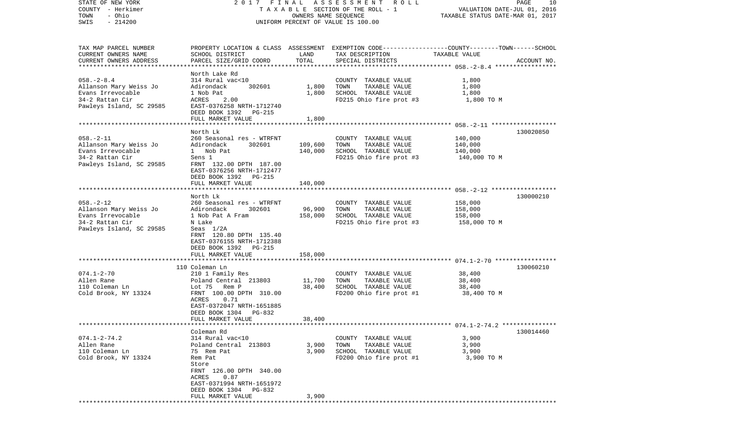STATE OF NEW YORK — 2017 FINAL ASSESSMENT ROLL — PAGE 10
COUNTY - Herkimer — TAXABLE SECTION OF THE ROLL - 1 — VALUATION DATE-JUL 01, 2016
TOWN - Ohio — OWNERS NAME SEQUENCE — TAXABLE STATUS DATE-MAR 01, 2017
SWIS - 214200 — UNIFORM PERCENT OF VALUE IS 100.00

| TAX MAP PARCEL NUMBER / CURRENT OWNERS NAME / CURRENT OWNERS ADDRESS | PROPERTY LOCATION & CLASS / SCHOOL DISTRICT / PARCEL SIZE/GRID COORD | ASSESSMENT LAND | ASSESSMENT TOTAL | EXEMPTION CODE / TAX DESCRIPTION / SPECIAL DISTRICTS | TAXABLE VALUE (COUNTY--TOWN--SCHOOL) | ACCOUNT NO. |
|---|---|---|---|---|---|---|
| 058.-2-8.4 | North Lake Rd | | | | | |
| | 314 Rural vac<10 | | | COUNTY TAXABLE VALUE | 1,800 | |
| Allanson Mary Weiss Jo | Adirondack 302601 | 1,800 | | TOWN TAXABLE VALUE | 1,800 | |
| Evans Irrevocable | 1 Nob Pat | | 1,800 | SCHOOL TAXABLE VALUE | 1,800 | |
| 34-2 Rattan Cir | ACRES 2.00 | | | FD215 Ohio fire prot #3 | 1,800 TO M | |
| Pawleys Island, SC 29585 | EAST-0376258 NRTH-1712740 | | | | | |
| | DEED BOOK 1392 PG-215 | | | | | |
| | FULL MARKET VALUE | | 1,800 | | | |
| 058.-2-11 | North Lk | | | | | 130020850 |
| | 260 Seasonal res - WTRFNT | | | COUNTY TAXABLE VALUE | 140,000 | |
| Allanson Mary Weiss Jo | Adirondack 302601 | 109,600 | | TOWN TAXABLE VALUE | 140,000 | |
| Evans Irrevocable | 1 Nob Pat | | 140,000 | SCHOOL TAXABLE VALUE | 140,000 | |
| 34-2 Rattan Cir | Sens 1 | | | FD215 Ohio fire prot #3 | 140,000 TO M | |
| Pawleys Island, SC 29585 | FRNT 132.00 DPTH 187.00 | | | | | |
| | EAST-0376256 NRTH-1712477 | | | | | |
| | DEED BOOK 1392 PG-215 | | | | | |
| | FULL MARKET VALUE | | 140,000 | | | |
| 058.-2-12 | North Lk | | | | | 130000210 |
| | 260 Seasonal res - WTRFNT | | | COUNTY TAXABLE VALUE | 158,000 | |
| Allanson Mary Weiss Jo | Adirondack 302601 | 96,900 | | TOWN TAXABLE VALUE | 158,000 | |
| Evans Irrevocable | 1 Nob Pat A Fram | | 158,000 | SCHOOL TAXABLE VALUE | 158,000 | |
| 34-2 Rattan Cir | N Lake | | | FD215 Ohio fire prot #3 | 158,000 TO M | |
| Pawleys Island, SC 29585 | Seas 1/2A | | | | | |
| | FRNT 120.80 DPTH 135.40 | | | | | |
| | EAST-0376155 NRTH-1712388 | | | | | |
| | DEED BOOK 1392 PG-215 | | | | | |
| | FULL MARKET VALUE | | 158,000 | | | |
| 074.1-2-70 | 110 Coleman Ln | | | | | 130060210 |
| | 210 1 Family Res | | | COUNTY TAXABLE VALUE | 38,400 | |
| Allen Rane | Poland Central 213803 | 11,700 | | TOWN TAXABLE VALUE | 38,400 | |
| 110 Coleman Ln | Lot 75 Rem P | | 38,400 | SCHOOL TAXABLE VALUE | 38,400 | |
| Cold Brook, NY 13324 | FRNT 100.00 DPTH 310.00 | | | FD200 Ohio fire prot #1 | 38,400 TO M | |
| | ACRES 0.71 | | | | | |
| | EAST-0372047 NRTH-1651885 | | | | | |
| | DEED BOOK 1304 PG-832 | | | | | |
| | FULL MARKET VALUE | | 38,400 | | | |
| 074.1-2-74.2 | Coleman Rd | | | | | 130014460 |
| | 314 Rural vac<10 | | | COUNTY TAXABLE VALUE | 3,900 | |
| Allen Rane | Poland Central 213803 | 3,900 | | TOWN TAXABLE VALUE | 3,900 | |
| 110 Coleman Ln | 75 Rem Pat | | 3,900 | SCHOOL TAXABLE VALUE | 3,900 | |
| Cold Brook, NY 13324 | Rem Pat | | | FD200 Ohio fire prot #1 | 3,900 TO M | |
| | Store | | | | | |
| | FRNT 126.00 DPTH 340.00 | | | | | |
| | ACRES 0.87 | | | | | |
| | EAST-0371994 NRTH-1651972 | | | | | |
| | DEED BOOK 1304 PG-832 | | | | | |
| | FULL MARKET VALUE | | 3,900 | | | |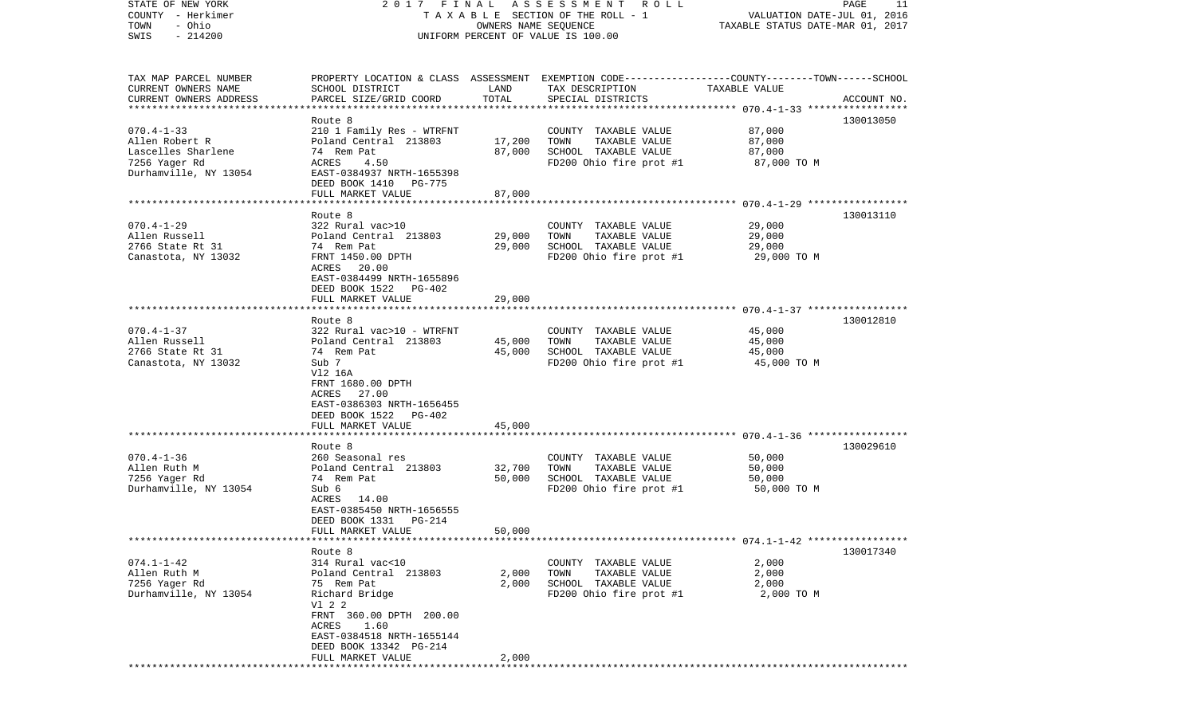| TAX MAP PARCEL NUMBER | PROPERTY LOCATION & CLASS | ASSESSMENT | EXEMPTION CODE-----------------COUNTY--------TOWN------SCHOOL | | |
|---|---|---|---|---|---|
| CURRENT OWNERS NAME | SCHOOL DISTRICT | LAND | TAX DESCRIPTION | TAXABLE VALUE | |
| CURRENT OWNERS ADDRESS | PARCEL SIZE/GRID COORD | TOTAL | SPECIAL DISTRICTS | | ACCOUNT NO. |
| | Route 8 | | | | 130013050 |
| 070.4-1-33 | 210 1 Family Res - WTRFNT | | COUNTY TAXABLE VALUE | 87,000 | |
| Allen Robert R | Poland Central 213803 | 17,200 | TOWN TAXABLE VALUE | 87,000 | |
| Lascelles Sharlene | 74 Rem Pat | 87,000 | SCHOOL TAXABLE VALUE | 87,000 | |
| 7256 Yager Rd | ACRES 4.50 | | FD200 Ohio fire prot #1 | 87,000 TO M | |
| Durhamville, NY 13054 | EAST-0384937 NRTH-1655398 | | | | |
| | DEED BOOK 1410 PG-775 | | | | |
| | FULL MARKET VALUE | 87,000 | | | |
| | Route 8 | | | | 130013110 |
| 070.4-1-29 | 322 Rural vac>10 | | COUNTY TAXABLE VALUE | 29,000 | |
| Allen Russell | Poland Central 213803 | 29,000 | TOWN TAXABLE VALUE | 29,000 | |
| 2766 State Rt 31 | 74 Rem Pat | 29,000 | SCHOOL TAXABLE VALUE | 29,000 | |
| Canastota, NY 13032 | FRNT 1450.00 DPTH | | FD200 Ohio fire prot #1 | 29,000 TO M | |
| | ACRES 20.00 | | | | |
| | EAST-0384499 NRTH-1655896 | | | | |
| | DEED BOOK 1522 PG-402 | | | | |
| | FULL MARKET VALUE | 29,000 | | | |
| | Route 8 | | | | 130012810 |
| 070.4-1-37 | 322 Rural vac>10 - WTRFNT | | COUNTY TAXABLE VALUE | 45,000 | |
| Allen Russell | Poland Central 213803 | 45,000 | TOWN TAXABLE VALUE | 45,000 | |
| 2766 State Rt 31 | 74 Rem Pat | 45,000 | SCHOOL TAXABLE VALUE | 45,000 | |
| Canastota, NY 13032 | Sub 7 | | FD200 Ohio fire prot #1 | 45,000 TO M | |
| | Vl2 16A | | | | |
| | FRNT 1680.00 DPTH | | | | |
| | ACRES 27.00 | | | | |
| | EAST-0386303 NRTH-1656455 | | | | |
| | DEED BOOK 1522 PG-402 | | | | |
| | FULL MARKET VALUE | 45,000 | | | |
| | Route 8 | | | | 130029610 |
| 070.4-1-36 | 260 Seasonal res | | COUNTY TAXABLE VALUE | 50,000 | |
| Allen Ruth M | Poland Central 213803 | 32,700 | TOWN TAXABLE VALUE | 50,000 | |
| 7256 Yager Rd | 74 Rem Pat | 50,000 | SCHOOL TAXABLE VALUE | 50,000 | |
| Durhamville, NY 13054 | Sub 6 | | FD200 Ohio fire prot #1 | 50,000 TO M | |
| | ACRES 14.00 | | | | |
| | EAST-0385450 NRTH-1656555 | | | | |
| | DEED BOOK 1331 PG-214 | | | | |
| | FULL MARKET VALUE | 50,000 | | | |
| | Route 8 | | | | 130017340 |
| 074.1-1-42 | 314 Rural vac<10 | | COUNTY TAXABLE VALUE | 2,000 | |
| Allen Ruth M | Poland Central 213803 | 2,000 | TOWN TAXABLE VALUE | 2,000 | |
| 7256 Yager Rd | 75 Rem Pat | 2,000 | SCHOOL TAXABLE VALUE | 2,000 | |
| Durhamville, NY 13054 | Richard Bridge | | FD200 Ohio fire prot #1 | 2,000 TO M | |
| | Vl 2 2 | | | | |
| | FRNT 360.00 DPTH 200.00 | | | | |
| | ACRES 1.60 | | | | |
| | EAST-0384518 NRTH-1655144 | | | | |
| | DEED BOOK 13342 PG-214 | | | | |
| | FULL MARKET VALUE | 2,000 | | | |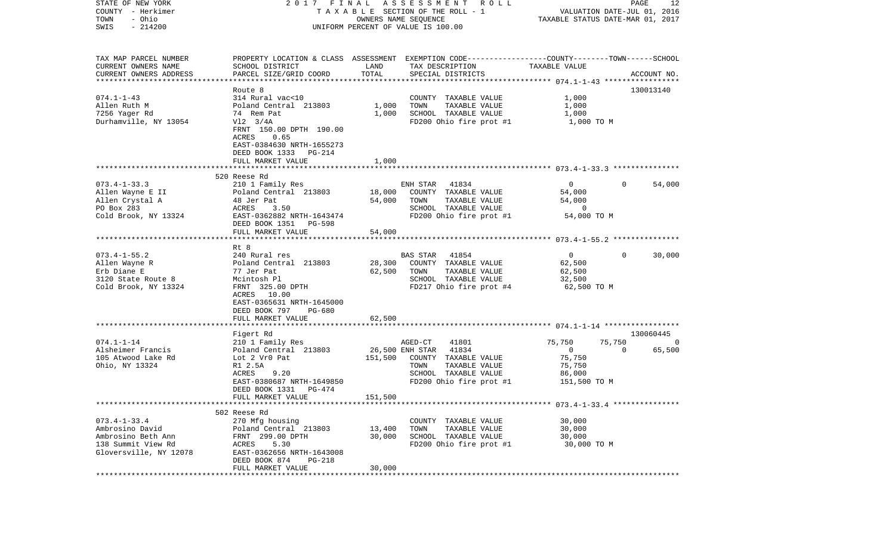STATE OF NEW YORK — 2017 FINAL ASSESSMENT ROLL — VALUATION DATE-JUL 01, 2016
COUNTY - Herkimer — TAXABLE SECTION OF THE ROLL - 1 — TAXABLE STATUS DATE-MAR 01, 2017
TOWN - Ohio — OWNERS NAME SEQUENCE
SWIS - 214200 — UNIFORM PERCENT OF VALUE IS 100.00

```
TAX MAP PARCEL NUMBER     PROPERTY LOCATION & CLASS  ASSESSMENT  EXEMPTION CODE-----------------COUNTY--------TOWN------SCHOOL
CURRENT OWNERS NAME       SCHOOL DISTRICT               LAND      TAX DESCRIPTION             TAXABLE VALUE
CURRENT OWNERS ADDRESS    PARCEL SIZE/GRID COORD        TOTAL     SPECIAL DISTRICTS                                      ACCOUNT NO.
******************************************************************************************************* 074.1-1-43 *****************
                          Route 8                                                                                        130013140
074.1-1-43                314 Rural vac<10                        COUNTY  TAXABLE VALUE             1,000
Allen Ruth M              Poland Central  213803        1,000     TOWN    TAXABLE VALUE             1,000
7256 Yager Rd             74  Rem Pat                   1,000     SCHOOL  TAXABLE VALUE             1,000
Durhamville, NY 13054     Vl2  3/4A                               FD200 Ohio fire prot #1            1,000 TO M
                          FRNT 150.00 DPTH 190.00
                          ACRES     0.65
                          EAST-0384630 NRTH-1655273
                          DEED BOOK 1333    PG-214
                          FULL MARKET VALUE             1,000
******************************************************************************************************* 073.4-1-33.3 ***************
                          520 Reese Rd
073.4-1-33.3              210 1 Family Res                        ENH STAR  41834                   0            0        54,000
Allen Wayne E II          Poland Central  213803       18,000     COUNTY  TAXABLE VALUE            54,000
Allen Crystal A           48 Jer Pat                   54,000     TOWN    TAXABLE VALUE            54,000
PO Box 283                ACRES     3.50                          SCHOOL  TAXABLE VALUE                 0
Cold Brook, NY 13324      EAST-0362882 NRTH-1643474               FD200 Ohio fire prot #1           54,000 TO M
                          DEED BOOK 1351    PG-598
                          FULL MARKET VALUE            54,000
******************************************************************************************************* 073.4-1-55.2 ***************
                          Rt 8
073.4-1-55.2              240 Rural res                           BAS STAR  41854                   0            0        30,000
Allen Wayne R             Poland Central  213803       28,300     COUNTY  TAXABLE VALUE            62,500
Erb Diane E               77 Jer Pat                   62,500     TOWN    TAXABLE VALUE            62,500
3120 State Route 8        Mcintosh Pl                             SCHOOL  TAXABLE VALUE            32,500
Cold Brook, NY 13324      FRNT 325.00 DPTH                        FD217 Ohio fire prot #4           62,500 TO M
                          ACRES    10.00
                          EAST-0365631 NRTH-1645000
                          DEED BOOK 797     PG-680
                          FULL MARKET VALUE            62,500
******************************************************************************************************* 074.1-1-14 *****************
                          Figert Rd                                                                                      130060445
074.1-1-14                210 1 Family Res                        AGED-CT   41801              75,750       75,750            0
Alsheimer Francis         Poland Central  213803       26,500     ENH STAR  41834                   0            0        65,500
105 Atwood Lake Rd        Lot 2 Vr0 Pat               151,500     COUNTY  TAXABLE VALUE            75,750
Ohio, NY 13324            R1 2.5A                                 TOWN    TAXABLE VALUE            75,750
                          ACRES     9.20                          SCHOOL  TAXABLE VALUE            86,000
                          EAST-0380687 NRTH-1649850               FD200 Ohio fire prot #1          151,500 TO M
                          DEED BOOK 1331    PG-474
                          FULL MARKET VALUE           151,500
******************************************************************************************************* 073.4-1-33.4 ***************
                          502 Reese Rd
073.4-1-33.4              270 Mfg housing                         COUNTY  TAXABLE VALUE            30,000
Ambrosino David           Poland Central  213803       13,400     TOWN    TAXABLE VALUE            30,000
Ambrosino Beth Ann        FRNT 299.00 DPTH             30,000     SCHOOL  TAXABLE VALUE            30,000
138 Summit View Rd        ACRES     5.30                          FD200 Ohio fire prot #1           30,000 TO M
Gloversville, NY 12078    EAST-0362656 NRTH-1643008
                          DEED BOOK 874     PG-218
                          FULL MARKET VALUE            30,000
************************************************************************************************************************************
```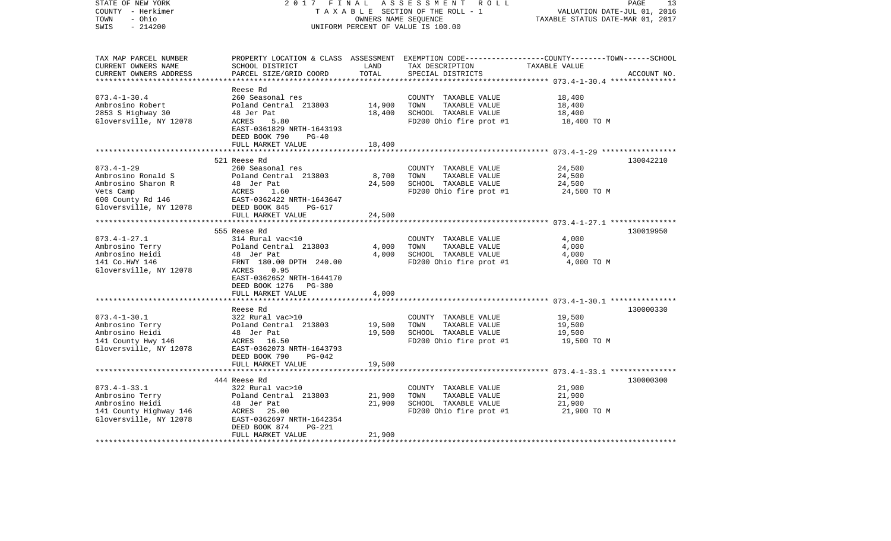STATE OF NEW YORK | COUNTY - Herkimer | TOWN - Ohio | SWIS - 214200

2017 FINAL ASSESSMENT ROLL
TAXABLE SECTION OF THE ROLL - 1
OWNERS NAME SEQUENCE
UNIFORM PERCENT OF VALUE IS 100.00

VALUATION DATE-JUL 01, 2016
TAXABLE STATUS DATE-MAR 01, 2017

| TAX MAP PARCEL NUMBER / CURRENT OWNERS NAME / CURRENT OWNERS ADDRESS | PROPERTY LOCATION & CLASS / SCHOOL DISTRICT / PARCEL SIZE/GRID COORD | ASSESSMENT LAND | ASSESSMENT TOTAL | EXEMPTION CODE / TAX DESCRIPTION / SPECIAL DISTRICTS | TAXABLE VALUE (COUNTY / TOWN / SCHOOL) | ACCOUNT NO. |
|---|---|---|---|---|---|---|
| 073.4-1-30.4 | Reese Rd | | | | | |
| Ambrosino Robert | 260 Seasonal res | | | COUNTY TAXABLE VALUE | 18,400 | |
| 2853 S Highway 30 | Poland Central 213803 | 14,900 | | TOWN TAXABLE VALUE | 18,400 | |
| Gloversville, NY 12078 | 48 Jer Pat | | 18,400 | SCHOOL TAXABLE VALUE | 18,400 | |
| | ACRES 5.80 | | | FD200 Ohio fire prot #1 | 18,400 TO M | |
| | EAST-0361829 NRTH-1643193 | | | | | |
| | DEED BOOK 790 PG-40 | | | | | |
| | FULL MARKET VALUE | | 18,400 | | | |
| 073.4-1-29 | 521 Reese Rd | | | | | 130042210 |
| Ambrosino Ronald S | 260 Seasonal res | | | COUNTY TAXABLE VALUE | 24,500 | |
| Ambrosino Sharon R | Poland Central 213803 | 8,700 | | TOWN TAXABLE VALUE | 24,500 | |
| Vets Camp | 48 Jer Pat | | 24,500 | SCHOOL TAXABLE VALUE | 24,500 | |
| 600 County Rd 146 | ACRES 1.60 | | | FD200 Ohio fire prot #1 | 24,500 TO M | |
| Gloversville, NY 12078 | EAST-0362422 NRTH-1643647 | | | | | |
| | DEED BOOK 845 PG-617 | | | | | |
| | FULL MARKET VALUE | | 24,500 | | | |
| 073.4-1-27.1 | 555 Reese Rd | | | | | 130019950 |
| Ambrosino Terry | 314 Rural vac<10 | | | COUNTY TAXABLE VALUE | 4,000 | |
| Ambrosino Heidi | Poland Central 213803 | 4,000 | | TOWN TAXABLE VALUE | 4,000 | |
| 141 Co.HWY 146 | 48 Jer Pat | | 4,000 | SCHOOL TAXABLE VALUE | 4,000 | |
| Gloversville, NY 12078 | FRNT 180.00 DPTH 240.00 | | | FD200 Ohio fire prot #1 | 4,000 TO M | |
| | ACRES 0.95 | | | | | |
| | EAST-0362652 NRTH-1644170 | | | | | |
| | DEED BOOK 1276 PG-380 | | | | | |
| | FULL MARKET VALUE | | 4,000 | | | |
| 073.4-1-30.1 | Reese Rd | | | | | 130000330 |
| Ambrosino Terry | 322 Rural vac>10 | | | COUNTY TAXABLE VALUE | 19,500 | |
| Ambrosino Heidi | Poland Central 213803 | 19,500 | | TOWN TAXABLE VALUE | 19,500 | |
| 141 County Hwy 146 | 48 Jer Pat | | 19,500 | SCHOOL TAXABLE VALUE | 19,500 | |
| Gloversville, NY 12078 | ACRES 16.50 | | | FD200 Ohio fire prot #1 | 19,500 TO M | |
| | EAST-0362073 NRTH-1643793 | | | | | |
| | DEED BOOK 790 PG-042 | | | | | |
| | FULL MARKET VALUE | | 19,500 | | | |
| 073.4-1-33.1 | 444 Reese Rd | | | | | 130000300 |
| Ambrosino Terry | 322 Rural vac>10 | | | COUNTY TAXABLE VALUE | 21,900 | |
| Ambrosino Heidi | Poland Central 213803 | 21,900 | | TOWN TAXABLE VALUE | 21,900 | |
| 141 County Highway 146 | 48 Jer Pat | | 21,900 | SCHOOL TAXABLE VALUE | 21,900 | |
| Gloversville, NY 12078 | ACRES 25.00 | | | FD200 Ohio fire prot #1 | 21,900 TO M | |
| | EAST-0362697 NRTH-1642354 | | | | | |
| | DEED BOOK 874 PG-221 | | | | | |
| | FULL MARKET VALUE | | 21,900 | | | |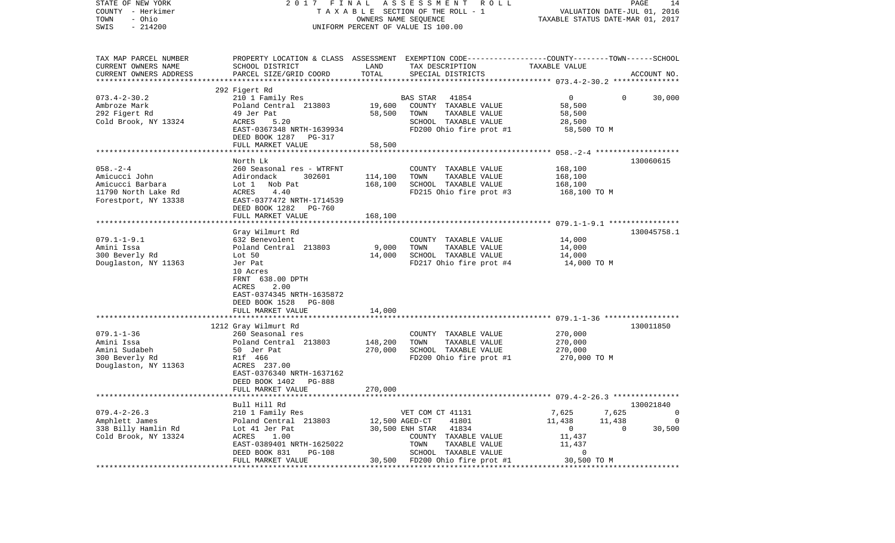STATE OF NEW YORK — 2017 FINAL ASSESSMENT ROLL
COUNTY - Herkimer — TAXABLE SECTION OF THE ROLL - 1 — VALUATION DATE-JUL 01, 2016
TOWN - Ohio — OWNERS NAME SEQUENCE — TAXABLE STATUS DATE-MAR 01, 2017
SWIS - 214200 — UNIFORM PERCENT OF VALUE IS 100.00

```
TAX MAP PARCEL NUMBER     PROPERTY LOCATION & CLASS  ASSESSMENT  EXEMPTION CODE------------------COUNTY--------TOWN------SCHOOL
CURRENT OWNERS NAME       SCHOOL DISTRICT               LAND      TAX DESCRIPTION                    TAXABLE VALUE
CURRENT OWNERS ADDRESS    PARCEL SIZE/GRID COORD        TOTAL     SPECIAL DISTRICTS                                          ACCOUNT NO.
******************************************************************************************************* 073.4-2-30.2 ***************
                          292 Figert Rd
073.4-2-30.2              210 1 Family Res                     BAS STAR   41854                   0            0       30,000
Ambroze Mark              Poland Central  213803     19,600   COUNTY  TAXABLE VALUE           58,500
292 Figert Rd             49 Jer Pat                 58,500   TOWN    TAXABLE VALUE           58,500
Cold Brook, NY 13324      ACRES     5.20                      SCHOOL  TAXABLE VALUE           28,500
                          EAST-0367348 NRTH-1639934           FD200 Ohio fire prot #1          58,500 TO M
                          DEED BOOK 1287   PG-317
                          FULL MARKET VALUE          58,500
******************************************************************************************************* 058.-2-4 *******************
                          North Lk                                                                             130060615
058.-2-4                  260 Seasonal res - WTRFNT           COUNTY  TAXABLE VALUE          168,100
Amicucci John             Adirondack      302601    114,100   TOWN    TAXABLE VALUE          168,100
Amicucci Barbara          Lot 1   Nob Pat           168,100   SCHOOL  TAXABLE VALUE          168,100
11790 North Lake Rd       ACRES     4.40                      FD215 Ohio fire prot #3         168,100 TO M
Forestport, NY 13338      EAST-0377472 NRTH-1714539
                          DEED BOOK 1282   PG-760
                          FULL MARKET VALUE         168,100
******************************************************************************************************* 079.1-1-9.1 ****************
                          Gray Wilmurt Rd                                                                      130045758.1
079.1-1-9.1               632 Benevolent                      COUNTY  TAXABLE VALUE           14,000
Amini Issa                Poland Central  213803      9,000   TOWN    TAXABLE VALUE           14,000
300 Beverly Rd            Lot 50                     14,000   SCHOOL  TAXABLE VALUE           14,000
Douglaston, NY 11363      Jer Pat                             FD217 Ohio fire prot #4          14,000 TO M
                          10 Acres
                          FRNT  638.00 DPTH
                          ACRES     2.00
                          EAST-0374345 NRTH-1635872
                          DEED BOOK 1528   PG-808
                          FULL MARKET VALUE          14,000
******************************************************************************************************* 079.1-1-36 *****************
                          1212 Gray Wilmurt Rd                                                                 130011850
079.1-1-36                260 Seasonal res                    COUNTY  TAXABLE VALUE          270,000
Amini Issa                Poland Central  213803    148,200   TOWN    TAXABLE VALUE          270,000
Amini Sudabeh             50 Jer Pat                270,000   SCHOOL  TAXABLE VALUE          270,000
300 Beverly Rd            Rlf  466                            FD200 Ohio fire prot #1         270,000 TO M
Douglaston, NY 11363      ACRES   237.00
                          EAST-0376340 NRTH-1637162
                          DEED BOOK 1402   PG-888
                          FULL MARKET VALUE         270,000
******************************************************************************************************* 079.4-2-26.3 ***************
                          Bull Hill Rd                                                                         130021840
079.4-2-26.3              210 1 Family Res                     VET COM CT 41131               7,625        7,625            0
Amphlett James            Poland Central  213803     12,500 AGED-CT    41801                 11,438       11,438            0
338 Billy Hamlin Rd       Lot 41 Jer Pat             30,500 ENH STAR   41834                      0            0       30,500
Cold Brook, NY 13324      ACRES     1.00                      COUNTY  TAXABLE VALUE           11,437
                          EAST-0389401 NRTH-1625022           TOWN    TAXABLE VALUE           11,437
                          DEED BOOK 831    PG-108             SCHOOL  TAXABLE VALUE                0
                          FULL MARKET VALUE          30,500   FD200 Ohio fire prot #1          30,500 TO M
************************************************************************************************************************************
```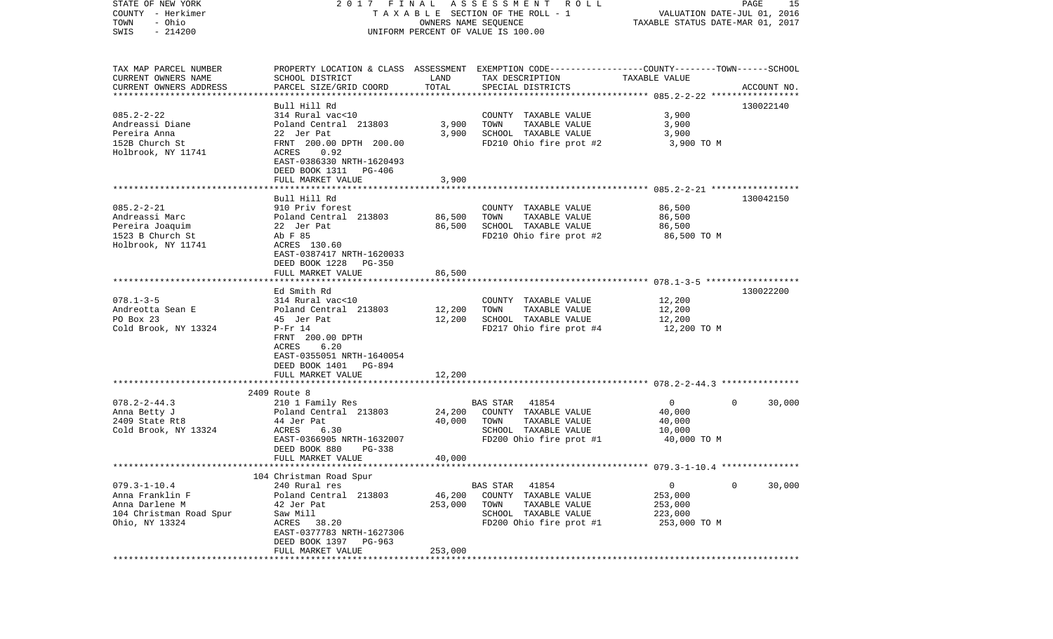STATE OF NEW YORK — 2017 FINAL ASSESSMENT ROLL
COUNTY - Herkimer — TAXABLE SECTION OF THE ROLL - 1 — VALUATION DATE-JUL 01, 2016
TOWN - Ohio — OWNERS NAME SEQUENCE — TAXABLE STATUS DATE-MAR 01, 2017
SWIS - 214200 — UNIFORM PERCENT OF VALUE IS 100.00

| TAX MAP PARCEL NUMBER / CURRENT OWNERS NAME / CURRENT OWNERS ADDRESS | PROPERTY LOCATION & CLASS / SCHOOL DISTRICT / PARCEL SIZE/GRID COORD | ASSESSMENT LAND | ASSESSMENT TOTAL | EXEMPTION CODE / TAX DESCRIPTION / SPECIAL DISTRICTS | COUNTY / TOWN / SCHOOL TAXABLE VALUE | ACCOUNT NO. |
|---|---|---|---|---|---|---|
| 085.2-2-22 | Bull Hill Rd | | | | | 130022140 |
| Andreassi Diane | 314 Rural vac<10 | | | COUNTY TAXABLE VALUE | 3,900 | |
| Pereira Anna | Poland Central 213803 | 3,900 | | TOWN TAXABLE VALUE | 3,900 | |
| 152B Church St | 22 Jer Pat | | 3,900 | SCHOOL TAXABLE VALUE | 3,900 | |
| Holbrook, NY 11741 | FRNT 200.00 DPTH 200.00 | | | FD210 Ohio fire prot #2 | 3,900 TO M | |
| | ACRES 0.92 | | | | | |
| | EAST-0386330 NRTH-1620493 | | | | | |
| | DEED BOOK 1311 PG-406 | | | | | |
| | FULL MARKET VALUE | | 3,900 | | | |
| 085.2-2-21 | Bull Hill Rd | | | | | 130042150 |
| Andreassi Marc | 910 Priv forest | | | COUNTY TAXABLE VALUE | 86,500 | |
| Pereira Joaquim | Poland Central 213803 | 86,500 | | TOWN TAXABLE VALUE | 86,500 | |
| 1523 B Church St | 22 Jer Pat | | 86,500 | SCHOOL TAXABLE VALUE | 86,500 | |
| Holbrook, NY 11741 | Ab F 85 | | | FD210 Ohio fire prot #2 | 86,500 TO M | |
| | ACRES 130.60 | | | | | |
| | EAST-0387417 NRTH-1620033 | | | | | |
| | DEED BOOK 1228 PG-350 | | | | | |
| | FULL MARKET VALUE | | 86,500 | | | |
| 078.1-3-5 | Ed Smith Rd | | | | | 130022200 |
| Andreotta Sean E | 314 Rural vac<10 | | | COUNTY TAXABLE VALUE | 12,200 | |
| PO Box 23 | Poland Central 213803 | 12,200 | | TOWN TAXABLE VALUE | 12,200 | |
| Cold Brook, NY 13324 | 45 Jer Pat | | 12,200 | SCHOOL TAXABLE VALUE | 12,200 | |
| | P-Fr 14 | | | FD217 Ohio fire prot #4 | 12,200 TO M | |
| | FRNT 200.00 DPTH | | | | | |
| | ACRES 6.20 | | | | | |
| | EAST-0355051 NRTH-1640054 | | | | | |
| | DEED BOOK 1401 PG-894 | | | | | |
| | FULL MARKET VALUE | | 12,200 | | | |
| 078.2-2-44.3 | 2409 Route 8 | | | | | |
| Anna Betty J | 210 1 Family Res | | | BAS STAR 41854 | 0 / 0 / 30,000 | |
| 2409 State Rt8 | Poland Central 213803 | 24,200 | | COUNTY TAXABLE VALUE | 40,000 | |
| Cold Brook, NY 13324 | 44 Jer Pat | | 40,000 | TOWN TAXABLE VALUE | 40,000 | |
| | ACRES 6.30 | | | SCHOOL TAXABLE VALUE | 10,000 | |
| | EAST-0366905 NRTH-1632007 | | | FD200 Ohio fire prot #1 | 40,000 TO M | |
| | DEED BOOK 880 PG-338 | | | | | |
| | FULL MARKET VALUE | | 40,000 | | | |
| 079.3-1-10.4 | 104 Christman Road Spur | | | | | |
| Anna Franklin F | 240 Rural res | | | BAS STAR 41854 | 0 / 0 / 30,000 | |
| Anna Darlene M | Poland Central 213803 | 46,200 | | COUNTY TAXABLE VALUE | 253,000 | |
| 104 Christman Road Spur | 42 Jer Pat | | 253,000 | TOWN TAXABLE VALUE | 253,000 | |
| Ohio, NY 13324 | Saw Mill | | | SCHOOL TAXABLE VALUE | 223,000 | |
| | ACRES 38.20 | | | FD200 Ohio fire prot #1 | 253,000 TO M | |
| | EAST-0377783 NRTH-1627306 | | | | | |
| | DEED BOOK 1397 PG-963 | | | | | |
| | FULL MARKET VALUE | | 253,000 | | | |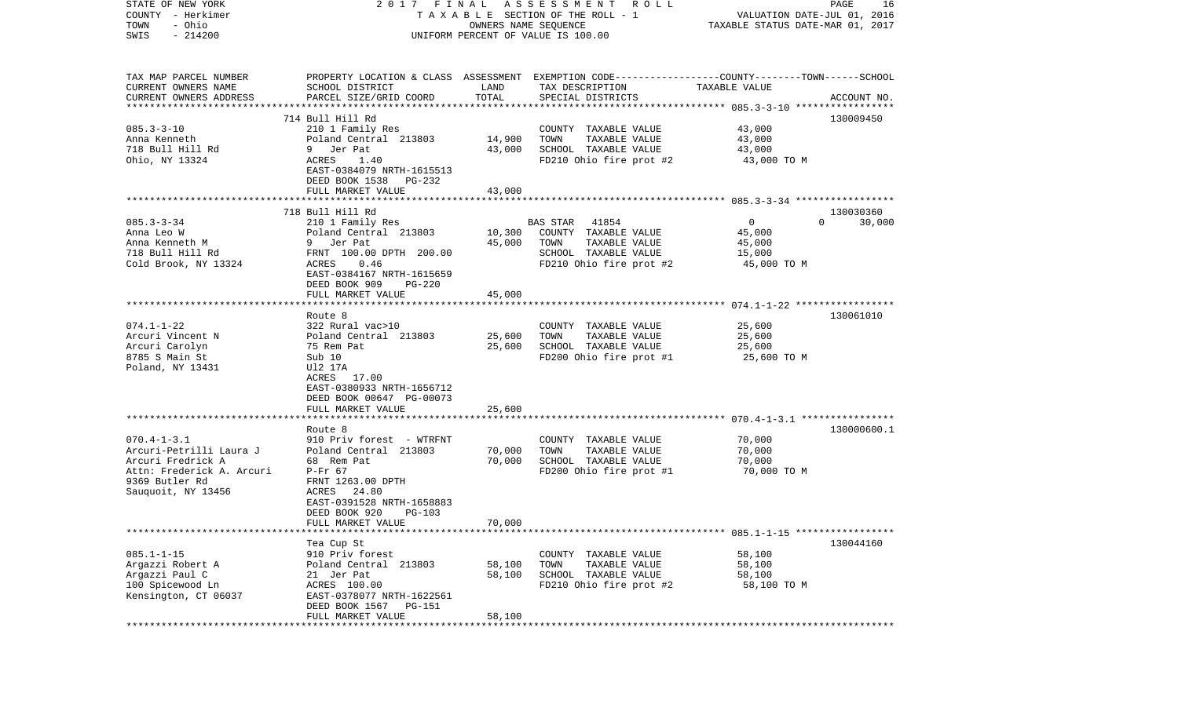| TAX MAP PARCEL NUMBER<br>CURRENT OWNERS NAME<br>CURRENT OWNERS ADDRESS | PROPERTY LOCATION & CLASS<br>SCHOOL DISTRICT<br>PARCEL SIZE/GRID COORD | ASSESSMENT<br>LAND<br>TOTAL | EXEMPTION CODE-----COUNTY-----TOWN------SCHOOL<br>TAX DESCRIPTION<br>SPECIAL DISTRICTS | TAXABLE VALUE | ACCOUNT NO. |
|---|---|---|---|---|---|
| **085.3-3-10** | 714 Bull Hill Rd | | | | 130009450 |
| 085.3-3-10 | 210 1 Family Res | | COUNTY TAXABLE VALUE | 43,000 | |
| Anna Kenneth | Poland Central 213803 | 14,900 | TOWN TAXABLE VALUE | 43,000 | |
| 718 Bull Hill Rd | 9 Jer Pat | 43,000 | SCHOOL TAXABLE VALUE | 43,000 | |
| Ohio, NY 13324 | ACRES 1.40 | | FD210 Ohio fire prot #2 | 43,000 TO M | |
| | EAST-0384079 NRTH-1615513 | | | | |
| | DEED BOOK 1538 PG-232 | | | | |
| | FULL MARKET VALUE | 43,000 | | | |
| **085.3-3-34** | 718 Bull Hill Rd | | | | 130030360 |
| 085.3-3-34 | 210 1 Family Res | | BAS STAR 41854 | 0 0 | 30,000 |
| Anna Leo W | Poland Central 213803 | 10,300 | COUNTY TAXABLE VALUE | 45,000 | |
| Anna Kenneth M | 9 Jer Pat | 45,000 | TOWN TAXABLE VALUE | 45,000 | |
| 718 Bull Hill Rd | FRNT 100.00 DPTH 200.00 | | SCHOOL TAXABLE VALUE | 15,000 | |
| Cold Brook, NY 13324 | ACRES 0.46 | | FD210 Ohio fire prot #2 | 45,000 TO M | |
| | EAST-0384167 NRTH-1615659 | | | | |
| | DEED BOOK 909 PG-220 | | | | |
| | FULL MARKET VALUE | 45,000 | | | |
| **074.1-1-22** | Route 8 | | | | 130061010 |
| 074.1-1-22 | 322 Rural vac>10 | | COUNTY TAXABLE VALUE | 25,600 | |
| Arcuri Vincent N | Poland Central 213803 | 25,600 | TOWN TAXABLE VALUE | 25,600 | |
| Arcuri Carolyn | 75 Rem Pat | 25,600 | SCHOOL TAXABLE VALUE | 25,600 | |
| 8785 S Main St | Sub 10 | | FD200 Ohio fire prot #1 | 25,600 TO M | |
| Poland, NY 13431 | Ul2 17A | | | | |
| | ACRES 17.00 | | | | |
| | EAST-0380933 NRTH-1656712 | | | | |
| | DEED BOOK 00647 PG-00073 | | | | |
| | FULL MARKET VALUE | 25,600 | | | |
| **070.4-1-3.1** | Route 8 | | | | 130000600.1 |
| 070.4-1-3.1 | 910 Priv forest - WTRFNT | | COUNTY TAXABLE VALUE | 70,000 | |
| Arcuri-Petrilli Laura J | Poland Central 213803 | 70,000 | TOWN TAXABLE VALUE | 70,000 | |
| Arcuri Fredrick A | 68 Rem Pat | 70,000 | SCHOOL TAXABLE VALUE | 70,000 | |
| Attn: Frederick A. Arcuri | P-Fr 67 | | FD200 Ohio fire prot #1 | 70,000 TO M | |
| 9369 Butler Rd | FRNT 1263.00 DPTH | | | | |
| Sauquoit, NY 13456 | ACRES 24.80 | | | | |
| | EAST-0391528 NRTH-1658883 | | | | |
| | DEED BOOK 920 PG-103 | | | | |
| | FULL MARKET VALUE | 70,000 | | | |
| **085.1-1-15** | Tea Cup St | | | | 130044160 |
| 085.1-1-15 | 910 Priv forest | | COUNTY TAXABLE VALUE | 58,100 | |
| Argazzi Robert A | Poland Central 213803 | 58,100 | TOWN TAXABLE VALUE | 58,100 | |
| Argazzi Paul C | 21 Jer Pat | 58,100 | SCHOOL TAXABLE VALUE | 58,100 | |
| 100 Spicewood Ln | ACRES 100.00 | | FD210 Ohio fire prot #2 | 58,100 TO M | |
| Kensington, CT 06037 | EAST-0378077 NRTH-1622561 | | | | |
| | DEED BOOK 1567 PG-151 | | | | |
| | FULL MARKET VALUE | 58,100 | | | |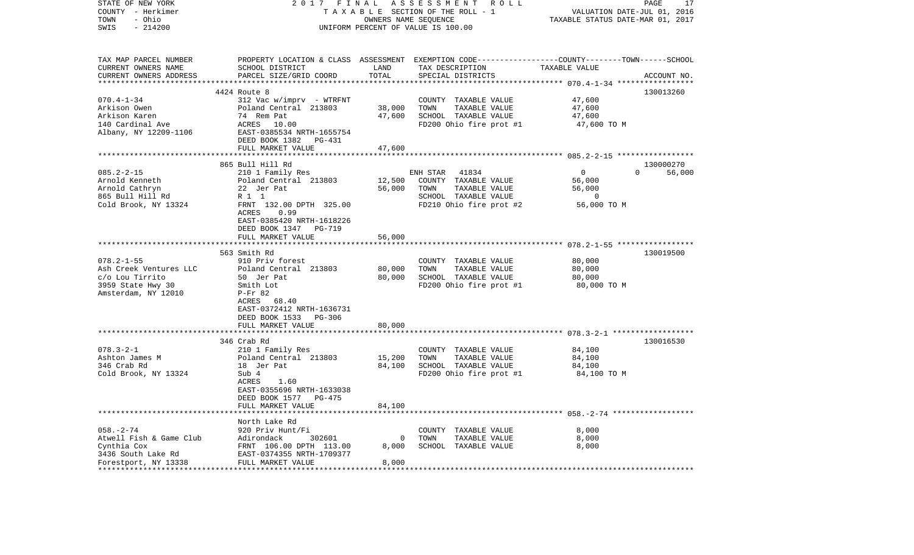STATE OF NEW YORK — 2017 FINAL ASSESSMENT ROLL
COUNTY - Herkimer — TAXABLE SECTION OF THE ROLL - 1 — VALUATION DATE-JUL 01, 2016
TOWN - Ohio — OWNERS NAME SEQUENCE — TAXABLE STATUS DATE-MAR 01, 2017
SWIS - 214200 — UNIFORM PERCENT OF VALUE IS 100.00

| TAX MAP PARCEL NUMBER / CURRENT OWNERS NAME / CURRENT OWNERS ADDRESS | PROPERTY LOCATION & CLASS / SCHOOL DISTRICT / PARCEL SIZE/GRID COORD | ASSESSMENT LAND | TOTAL | EXEMPTION CODE / TAX DESCRIPTION / SPECIAL DISTRICTS | COUNTY | TOWN | SCHOOL / TAXABLE VALUE | ACCOUNT NO. |
|---|---|---|---|---|---|---|---|---|
| | 4424 Route 8 | | | | | | | 130013260 |
| 070.4-1-34 | 312 Vac w/imprv - WTRFNT | | | COUNTY TAXABLE VALUE | 47,600 | | | |
| Arkison Owen | Poland Central 213803 | 38,000 | | TOWN TAXABLE VALUE | | 47,600 | | |
| Arkison Karen | 74 Rem Pat | | 47,600 | SCHOOL TAXABLE VALUE | | | 47,600 | |
| 140 Cardinal Ave | ACRES 10.00 | | | FD200 Ohio fire prot #1 | 47,600 TO M | | | |
| Albany, NY 12209-1106 | EAST-0385534 NRTH-1655754 | | | | | | | |
| | DEED BOOK 1382 PG-431 | | | | | | | |
| | FULL MARKET VALUE | | 47,600 | | | | | |
| | 865 Bull Hill Rd | | | | | | | 130000270 |
| 085.2-2-15 | 210 1 Family Res | | | ENH STAR 41834 | 0 | 0 | 56,000 | |
| Arnold Kenneth | Poland Central 213803 | 12,500 | | COUNTY TAXABLE VALUE | 56,000 | | | |
| Arnold Cathryn | 22 Jer Pat | | 56,000 | TOWN TAXABLE VALUE | | 56,000 | | |
| 865 Bull Hill Rd | R 1 1 | | | SCHOOL TAXABLE VALUE | | | 0 | |
| Cold Brook, NY 13324 | FRNT 132.00 DPTH 325.00 | | | FD210 Ohio fire prot #2 | 56,000 TO M | | | |
| | ACRES 0.99 | | | | | | | |
| | EAST-0385420 NRTH-1618226 | | | | | | | |
| | DEED BOOK 1347 PG-719 | | | | | | | |
| | FULL MARKET VALUE | | 56,000 | | | | | |
| | 563 Smith Rd | | | | | | | 130019500 |
| 078.2-1-55 | 910 Priv forest | | | COUNTY TAXABLE VALUE | 80,000 | | | |
| Ash Creek Ventures LLC | Poland Central 213803 | 80,000 | | TOWN TAXABLE VALUE | | 80,000 | | |
| c/o Lou Tirrito | 50 Jer Pat | | 80,000 | SCHOOL TAXABLE VALUE | | | 80,000 | |
| 3959 State Hwy 30 | Smith Lot | | | FD200 Ohio fire prot #1 | 80,000 TO M | | | |
| Amsterdam, NY 12010 | P-Fr 82 | | | | | | | |
| | ACRES 68.40 | | | | | | | |
| | EAST-0372412 NRTH-1636731 | | | | | | | |
| | DEED BOOK 1533 PG-306 | | | | | | | |
| | FULL MARKET VALUE | | 80,000 | | | | | |
| | 346 Crab Rd | | | | | | | 130016530 |
| 078.3-2-1 | 210 1 Family Res | | | COUNTY TAXABLE VALUE | 84,100 | | | |
| Ashton James M | Poland Central 213803 | 15,200 | | TOWN TAXABLE VALUE | | 84,100 | | |
| 346 Crab Rd | 18 Jer Pat | | 84,100 | SCHOOL TAXABLE VALUE | | | 84,100 | |
| Cold Brook, NY 13324 | Sub 4 | | | FD200 Ohio fire prot #1 | 84,100 TO M | | | |
| | ACRES 1.60 | | | | | | | |
| | EAST-0355696 NRTH-1633038 | | | | | | | |
| | DEED BOOK 1577 PG-475 | | | | | | | |
| | FULL MARKET VALUE | | 84,100 | | | | | |
| | North Lake Rd | | | | | | | |
| 058.-2-74 | 920 Priv Hunt/Fi | | | COUNTY TAXABLE VALUE | 8,000 | | | |
| Atwell Fish & Game Club | Adirondack 302601 | 0 | | TOWN TAXABLE VALUE | | 8,000 | | |
| Cynthia Cox | FRNT 106.00 DPTH 113.00 | | 8,000 | SCHOOL TAXABLE VALUE | | | 8,000 | |
| 3436 South Lake Rd | EAST-0374355 NRTH-1709377 | | | | | | | |
| Forestport, NY 13338 | FULL MARKET VALUE | | 8,000 | | | | | |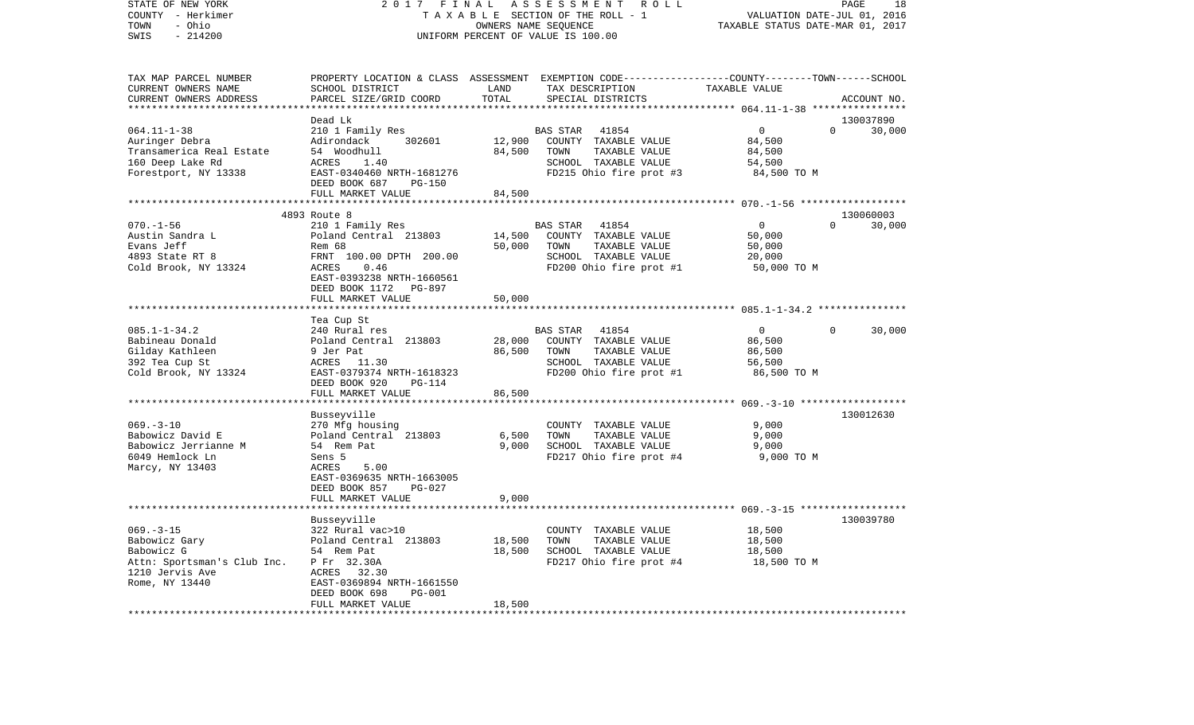STATE OF NEW YORK
COUNTY - Herkimer
TOWN - Ohio
SWIS - 214200

2017 FINAL ASSESSMENT ROLL
TAXABLE SECTION OF THE ROLL - 1
OWNERS NAME SEQUENCE
UNIFORM PERCENT OF VALUE IS 100.00

VALUATION DATE-JUL 01, 2016
TAXABLE STATUS DATE-MAR 01, 2017

| TAX MAP PARCEL NUMBER<br>CURRENT OWNERS NAME<br>CURRENT OWNERS ADDRESS | PROPERTY LOCATION & CLASS<br>SCHOOL DISTRICT<br>PARCEL SIZE/GRID COORD | ASSESSMENT<br>LAND<br>TOTAL | EXEMPTION CODE<br>TAX DESCRIPTION<br>SPECIAL DISTRICTS | COUNTY--------TOWN------SCHOOL<br>TAXABLE VALUE | ACCOUNT NO. |
|---|---|---|---|---|---|
| 064.11-1-38 | Dead Lk<br>210 1 Family Res | | BAS STAR 41854 | 0 0 30,000 | 130037890 |
| Auringer Debra | Adirondack 302601 | 12,900 | COUNTY TAXABLE VALUE | 84,500 | |
| Transamerica Real Estate | 54 Woodhull | 84,500 | TOWN TAXABLE VALUE | 84,500 | |
| 160 Deep Lake Rd | ACRES 1.40 | | SCHOOL TAXABLE VALUE | 54,500 | |
| Forestport, NY 13338 | EAST-0340460 NRTH-1681276<br>DEED BOOK 687 PG-150 | | FD215 Ohio fire prot #3 | 84,500 TO M | |
| | FULL MARKET VALUE | 84,500 | | | |
| 070.-1-56 | 4893 Route 8<br>210 1 Family Res | | BAS STAR 41854 | 0 0 30,000 | 130060003 |
| Austin Sandra L | Poland Central 213803 | 14,500 | COUNTY TAXABLE VALUE | 50,000 | |
| Evans Jeff | Rem 68 | 50,000 | TOWN TAXABLE VALUE | 50,000 | |
| 4893 State RT 8 | FRNT 100.00 DPTH 200.00 | | SCHOOL TAXABLE VALUE | 20,000 | |
| Cold Brook, NY 13324 | ACRES 0.46<br>EAST-0393238 NRTH-1660561<br>DEED BOOK 1172 PG-897 | | FD200 Ohio fire prot #1 | 50,000 TO M | |
| | FULL MARKET VALUE | 50,000 | | | |
| 085.1-1-34.2 | Tea Cup St<br>240 Rural res | | BAS STAR 41854 | 0 0 30,000 | |
| Babineau Donald | Poland Central 213803 | 28,000 | COUNTY TAXABLE VALUE | 86,500 | |
| Gilday Kathleen | 9 Jer Pat | 86,500 | TOWN TAXABLE VALUE | 86,500 | |
| 392 Tea Cup St | ACRES 11.30 | | SCHOOL TAXABLE VALUE | 56,500 | |
| Cold Brook, NY 13324 | EAST-0379374 NRTH-1618323<br>DEED BOOK 920 PG-114 | | FD200 Ohio fire prot #1 | 86,500 TO M | |
| | FULL MARKET VALUE | 86,500 | | | |
| 069.-3-10 | Busseyville<br>270 Mfg housing | | COUNTY TAXABLE VALUE | 9,000 | 130012630 |
| Babowicz David E | Poland Central 213803 | 6,500 | TOWN TAXABLE VALUE | 9,000 | |
| Babowicz Jerrianne M | 54 Rem Pat | 9,000 | SCHOOL TAXABLE VALUE | 9,000 | |
| 6049 Hemlock Ln | Sens 5 | | FD217 Ohio fire prot #4 | 9,000 TO M | |
| Marcy, NY 13403 | ACRES 5.00<br>EAST-0369635 NRTH-1663005<br>DEED BOOK 857 PG-027 | | | | |
| | FULL MARKET VALUE | 9,000 | | | |
| 069.-3-15 | Busseyville<br>322 Rural vac>10 | | COUNTY TAXABLE VALUE | 18,500 | 130039780 |
| Babowicz Gary | Poland Central 213803 | 18,500 | TOWN TAXABLE VALUE | 18,500 | |
| Babowicz G | 54 Rem Pat | 18,500 | SCHOOL TAXABLE VALUE | 18,500 | |
| Attn: Sportsman's Club Inc. | P Fr 32.30A | | FD217 Ohio fire prot #4 | 18,500 TO M | |
| 1210 Jervis Ave | ACRES 32.30 | | | | |
| Rome, NY 13440 | EAST-0369894 NRTH-1661550<br>DEED BOOK 698 PG-001 | | | | |
| | FULL MARKET VALUE | 18,500 | | | |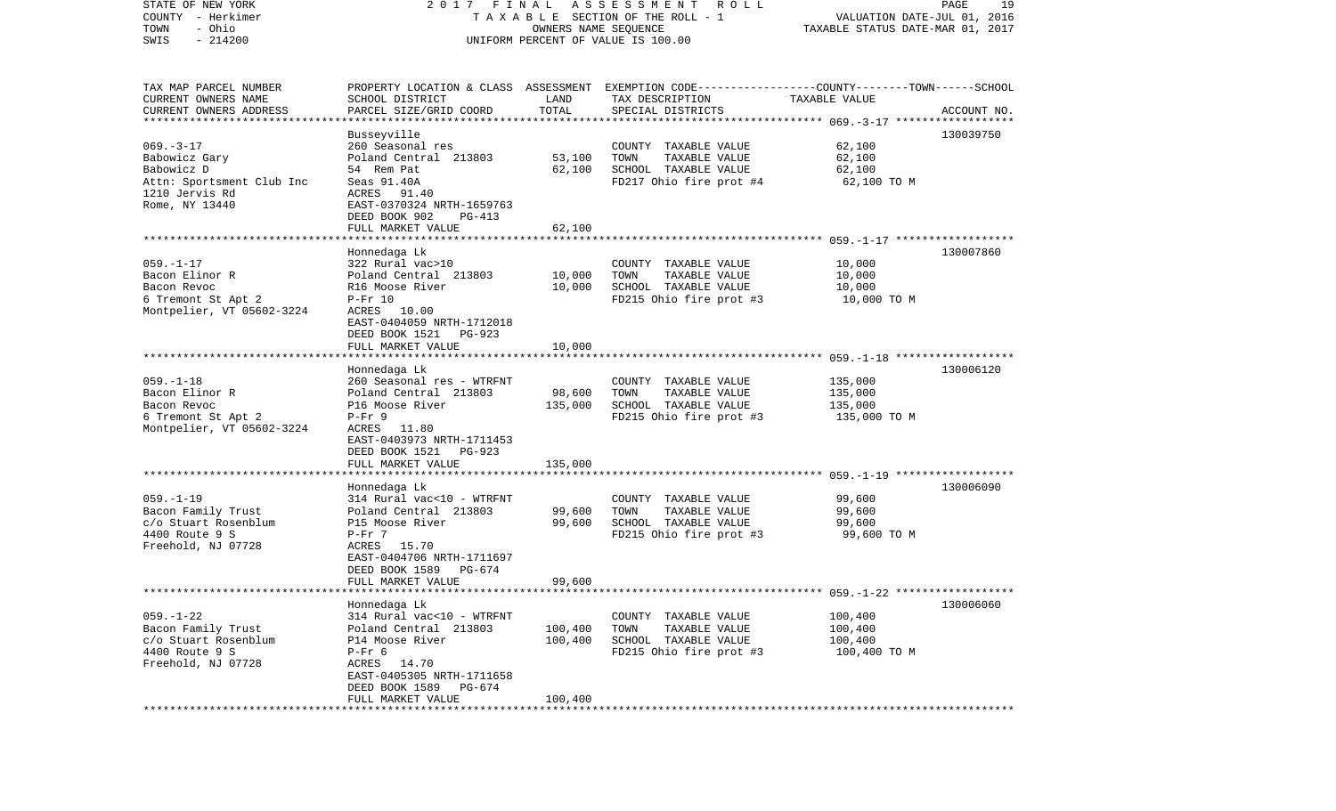STATE OF NEW YORK
COUNTY - Herkimer
TOWN - Ohio
SWIS - 214200

2017 FINAL ASSESSMENT ROLL
TAXABLE SECTION OF THE ROLL - 1
OWNERS NAME SEQUENCE
UNIFORM PERCENT OF VALUE IS 100.00

VALUATION DATE-JUL 01, 2016
TAXABLE STATUS DATE-MAR 01, 2017

| TAX MAP PARCEL NUMBER / CURRENT OWNERS NAME / CURRENT OWNERS ADDRESS | PROPERTY LOCATION & CLASS / SCHOOL DISTRICT / PARCEL SIZE/GRID COORD | ASSESSMENT LAND / TOTAL | EXEMPTION CODE / TAX DESCRIPTION / SPECIAL DISTRICTS | TAXABLE VALUE (COUNTY--TOWN--SCHOOL) | ACCOUNT NO. |
|---|---|---|---|---|---|
| 069.-3-17 | Busseyville | | | | 130039750 |
| Babowicz Gary | 260 Seasonal res | | COUNTY TAXABLE VALUE | 62,100 | |
| Babowicz D | Poland Central 213803 | 53,100 | TOWN TAXABLE VALUE | 62,100 | |
| Attn: Sportsment Club Inc | 54 Rem Pat | 62,100 | SCHOOL TAXABLE VALUE | 62,100 | |
| 1210 Jervis Rd | Seas 91.40A | | FD217 Ohio fire prot #4 | 62,100 TO M | |
| Rome, NY 13440 | ACRES 91.40 | | | | |
| | EAST-0370324 NRTH-1659763 | | | | |
| | DEED BOOK 902 PG-413 | | | | |
| | FULL MARKET VALUE | 62,100 | | | |
| 059.-1-17 | Honnedaga Lk | | | | 130007860 |
| Bacon Elinor R | 322 Rural vac>10 | | COUNTY TAXABLE VALUE | 10,000 | |
| Bacon Revoc | Poland Central 213803 | 10,000 | TOWN TAXABLE VALUE | 10,000 | |
| 6 Tremont St Apt 2 | R16 Moose River | 10,000 | SCHOOL TAXABLE VALUE | 10,000 | |
| Montpelier, VT 05602-3224 | P-Fr 10 | | FD215 Ohio fire prot #3 | 10,000 TO M | |
| | ACRES 10.00 | | | | |
| | EAST-0404059 NRTH-1712018 | | | | |
| | DEED BOOK 1521 PG-923 | | | | |
| | FULL MARKET VALUE | 10,000 | | | |
| 059.-1-18 | Honnedaga Lk | | | | 130006120 |
| Bacon Elinor R | 260 Seasonal res - WTRFNT | | COUNTY TAXABLE VALUE | 135,000 | |
| Bacon Revoc | Poland Central 213803 | 98,600 | TOWN TAXABLE VALUE | 135,000 | |
| 6 Tremont St Apt 2 | P16 Moose River | 135,000 | SCHOOL TAXABLE VALUE | 135,000 | |
| Montpelier, VT 05602-3224 | P-Fr 9 | | FD215 Ohio fire prot #3 | 135,000 TO M | |
| | ACRES 11.80 | | | | |
| | EAST-0403973 NRTH-1711453 | | | | |
| | DEED BOOK 1521 PG-923 | | | | |
| | FULL MARKET VALUE | 135,000 | | | |
| 059.-1-19 | Honnedaga Lk | | | | 130006090 |
| Bacon Family Trust | 314 Rural vac<10 - WTRFNT | | COUNTY TAXABLE VALUE | 99,600 | |
| c/o Stuart Rosenblum | Poland Central 213803 | 99,600 | TOWN TAXABLE VALUE | 99,600 | |
| 4400 Route 9 S | P15 Moose River | 99,600 | SCHOOL TAXABLE VALUE | 99,600 | |
| Freehold, NJ 07728 | P-Fr 7 | | FD215 Ohio fire prot #3 | 99,600 TO M | |
| | ACRES 15.70 | | | | |
| | EAST-0404706 NRTH-1711697 | | | | |
| | DEED BOOK 1589 PG-674 | | | | |
| | FULL MARKET VALUE | 99,600 | | | |
| 059.-1-22 | Honnedaga Lk | | | | 130006060 |
| Bacon Family Trust | 314 Rural vac<10 - WTRFNT | | COUNTY TAXABLE VALUE | 100,400 | |
| c/o Stuart Rosenblum | Poland Central 213803 | 100,400 | TOWN TAXABLE VALUE | 100,400 | |
| 4400 Route 9 S | P14 Moose River | 100,400 | SCHOOL TAXABLE VALUE | 100,400 | |
| Freehold, NJ 07728 | P-Fr 6 | | FD215 Ohio fire prot #3 | 100,400 TO M | |
| | ACRES 14.70 | | | | |
| | EAST-0405305 NRTH-1711658 | | | | |
| | DEED BOOK 1589 PG-674 | | | | |
| | FULL MARKET VALUE | 100,400 | | | |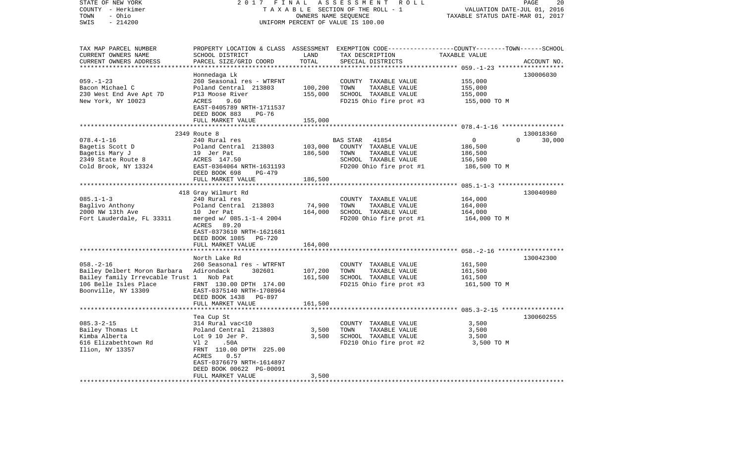STATE OF NEW YORK | 2017 FINAL ASSESSMENT ROLL | PAGE 20
COUNTY - Herkimer | TAXABLE SECTION OF THE ROLL - 1 | VALUATION DATE-JUL 01, 2016
TOWN - Ohio | OWNERS NAME SEQUENCE | TAXABLE STATUS DATE-MAR 01, 2017
SWIS - 214200 | UNIFORM PERCENT OF VALUE IS 100.00

| TAX MAP PARCEL NUMBER / CURRENT OWNERS NAME / CURRENT OWNERS ADDRESS | PROPERTY LOCATION & CLASS / SCHOOL DISTRICT / PARCEL SIZE/GRID COORD | ASSESSMENT LAND / TOTAL | EXEMPTION CODE / TAX DESCRIPTION / SPECIAL DISTRICTS | COUNTY--------TOWN------SCHOOL TAXABLE VALUE | ACCOUNT NO. |
|---|---|---|---|---|---|
| 059.-1-23 | Honnedaga Lk | | | | 130006030 |
| Bacon Michael C | 260 Seasonal res - WTRFNT | | COUNTY TAXABLE VALUE | 155,000 | |
| 230 West End Ave Apt 7D | Poland Central 213803 | 100,200 | TOWN TAXABLE VALUE | 155,000 | |
| New York, NY 10023 | P13 Moose River | 155,000 | SCHOOL TAXABLE VALUE | 155,000 | |
| | ACRES 9.60 | | FD215 Ohio fire prot #3 | 155,000 TO M | |
| | EAST-0405789 NRTH-1711537 | | | | |
| | DEED BOOK 883 PG-76 | | | | |
| | FULL MARKET VALUE | 155,000 | | | |
| 078.4-1-16 | 2349 Route 8 | | | | 130018360 |
| Bagetis Scott D | 240 Rural res | | BAS STAR 41854 | 0 0 30,000 | |
| Bagetis Mary J | Poland Central 213803 | 103,000 | COUNTY TAXABLE VALUE | 186,500 | |
| 2349 State Route 8 | 19 Jer Pat | 186,500 | TOWN TAXABLE VALUE | 186,500 | |
| Cold Brook, NY 13324 | ACRES 147.50 | | SCHOOL TAXABLE VALUE | 156,500 | |
| | EAST-0364064 NRTH-1631193 | | FD200 Ohio fire prot #1 | 186,500 TO M | |
| | DEED BOOK 698 PG-479 | | | | |
| | FULL MARKET VALUE | 186,500 | | | |
| 085.1-1-3 | 418 Gray Wilmurt Rd | | | | 130040980 |
| Baglivo Anthony | 240 Rural res | | COUNTY TAXABLE VALUE | 164,000 | |
| 2000 NW 13th Ave | Poland Central 213803 | 74,900 | TOWN TAXABLE VALUE | 164,000 | |
| Fort Lauderdale, FL 33311 | 10 Jer Pat | 164,000 | SCHOOL TAXABLE VALUE | 164,000 | |
| | merged w/ 085.1-1-4 2004 | | FD200 Ohio fire prot #1 | 164,000 TO M | |
| | ACRES 89.20 | | | | |
| | EAST-0373610 NRTH-1621681 | | | | |
| | DEED BOOK 1085 PG-720 | | | | |
| | FULL MARKET VALUE | 164,000 | | | |
| 058.-2-16 | North Lake Rd | | | | 130042300 |
| Bailey Delbert Moron Barbara | 260 Seasonal res - WTRFNT | | COUNTY TAXABLE VALUE | 161,500 | |
| Bailey family Irrevcable Trust 1 | Adirondack 302601 | 107,200 | TOWN TAXABLE VALUE | 161,500 | |
| 106 Belle Isles Place | Nob Pat | 161,500 | SCHOOL TAXABLE VALUE | 161,500 | |
| Boonville, NY 13309 | FRNT 130.00 DPTH 174.00 | | FD215 Ohio fire prot #3 | 161,500 TO M | |
| | EAST-0375140 NRTH-1708964 | | | | |
| | DEED BOOK 1438 PG-897 | | | | |
| | FULL MARKET VALUE | 161,500 | | | |
| 085.3-2-15 | Tea Cup St | | | | 130060255 |
| Bailey Thomas Lt | 314 Rural vac<10 | | COUNTY TAXABLE VALUE | 3,500 | |
| Kimba Alberta | Poland Central 213803 | 3,500 | TOWN TAXABLE VALUE | 3,500 | |
| 616 Elizabethtown Rd | Lot 9 10 Jer P. | 3,500 | SCHOOL TAXABLE VALUE | 3,500 | |
| Ilion, NY 13357 | Vl 2 .50A | | FD210 Ohio fire prot #2 | 3,500 TO M | |
| | FRNT 110.00 DPTH 225.00 | | | | |
| | ACRES 0.57 | | | | |
| | EAST-0376679 NRTH-1614897 | | | | |
| | DEED BOOK 00622 PG-00091 | | | | |
| | FULL MARKET VALUE | 3,500 | | | |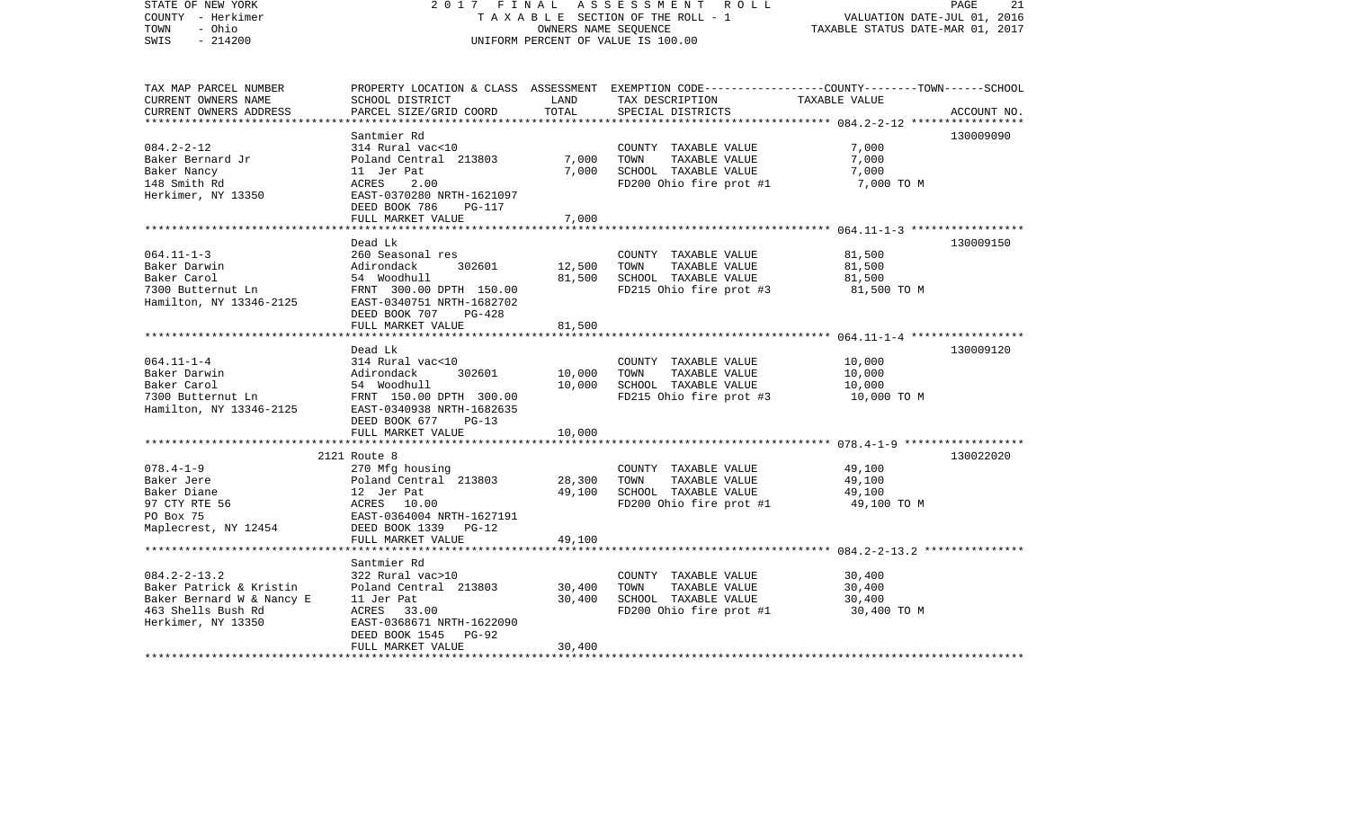STATE OF NEW YORK — 2017 FINAL ASSESSMENT ROLL
COUNTY - Herkimer — TAXABLE SECTION OF THE ROLL - 1 — VALUATION DATE-JUL 01, 2016
TOWN - Ohio — OWNERS NAME SEQUENCE — TAXABLE STATUS DATE-MAR 01, 2017
SWIS - 214200 — UNIFORM PERCENT OF VALUE IS 100.00

| TAX MAP PARCEL NUMBER / CURRENT OWNERS NAME / CURRENT OWNERS ADDRESS | PROPERTY LOCATION & CLASS / SCHOOL DISTRICT / PARCEL SIZE/GRID COORD | ASSESSMENT LAND | TOTAL | EXEMPTION CODE / TAX DESCRIPTION / SPECIAL DISTRICTS | COUNTY--TOWN--SCHOOL TAXABLE VALUE | ACCOUNT NO. |
|---|---|---|---|---|---|---|
| 084.2-2-12 | Santmier Rd | | | | | 130009090 |
| | 314 Rural vac<10 | | | COUNTY TAXABLE VALUE | 7,000 | |
| Baker Bernard Jr | Poland Central 213803 | 7,000 | | TOWN TAXABLE VALUE | 7,000 | |
| Baker Nancy | 11 Jer Pat | | 7,000 | SCHOOL TAXABLE VALUE | 7,000 | |
| 148 Smith Rd | ACRES 2.00 | | | FD200 Ohio fire prot #1 | 7,000 TO M | |
| Herkimer, NY 13350 | EAST-0370280 NRTH-1621097 | | | | | |
| | DEED BOOK 786 PG-117 | | | | | |
| | FULL MARKET VALUE | | 7,000 | | | |
| 064.11-1-3 | Dead Lk | | | | | 130009150 |
| | 260 Seasonal res | | | COUNTY TAXABLE VALUE | 81,500 | |
| Baker Darwin | Adirondack 302601 | 12,500 | | TOWN TAXABLE VALUE | 81,500 | |
| Baker Carol | 54 Woodhull | | 81,500 | SCHOOL TAXABLE VALUE | 81,500 | |
| 7300 Butternut Ln | FRNT 300.00 DPTH 150.00 | | | FD215 Ohio fire prot #3 | 81,500 TO M | |
| Hamilton, NY 13346-2125 | EAST-0340751 NRTH-1682702 | | | | | |
| | DEED BOOK 707 PG-428 | | | | | |
| | FULL MARKET VALUE | | 81,500 | | | |
| 064.11-1-4 | Dead Lk | | | | | 130009120 |
| | 314 Rural vac<10 | | | COUNTY TAXABLE VALUE | 10,000 | |
| Baker Darwin | Adirondack 302601 | 10,000 | | TOWN TAXABLE VALUE | 10,000 | |
| Baker Carol | 54 Woodhull | | 10,000 | SCHOOL TAXABLE VALUE | 10,000 | |
| 7300 Butternut Ln | FRNT 150.00 DPTH 300.00 | | | FD215 Ohio fire prot #3 | 10,000 TO M | |
| Hamilton, NY 13346-2125 | EAST-0340938 NRTH-1682635 | | | | | |
| | DEED BOOK 677 PG-13 | | | | | |
| | FULL MARKET VALUE | | 10,000 | | | |
| 078.4-1-9 | 2121 Route 8 | | | | | 130022020 |
| | 270 Mfg housing | | | COUNTY TAXABLE VALUE | 49,100 | |
| Baker Jere | Poland Central 213803 | 28,300 | | TOWN TAXABLE VALUE | 49,100 | |
| Baker Diane | 12 Jer Pat | | 49,100 | SCHOOL TAXABLE VALUE | 49,100 | |
| 97 CTY RTE 56 | ACRES 10.00 | | | FD200 Ohio fire prot #1 | 49,100 TO M | |
| PO Box 75 | EAST-0364004 NRTH-1627191 | | | | | |
| Maplecrest, NY 12454 | DEED BOOK 1339 PG-12 | | | | | |
| | FULL MARKET VALUE | | 49,100 | | | |
| 084.2-2-13.2 | Santmier Rd | | | | | |
| | 322 Rural vac>10 | | | COUNTY TAXABLE VALUE | 30,400 | |
| Baker Patrick & Kristin | Poland Central 213803 | 30,400 | | TOWN TAXABLE VALUE | 30,400 | |
| Baker Bernard W & Nancy E | 11 Jer Pat | | 30,400 | SCHOOL TAXABLE VALUE | 30,400 | |
| 463 Shells Bush Rd | ACRES 33.00 | | | FD200 Ohio fire prot #1 | 30,400 TO M | |
| Herkimer, NY 13350 | EAST-0368671 NRTH-1622090 | | | | | |
| | DEED BOOK 1545 PG-92 | | | | | |
| | FULL MARKET VALUE | | 30,400 | | | |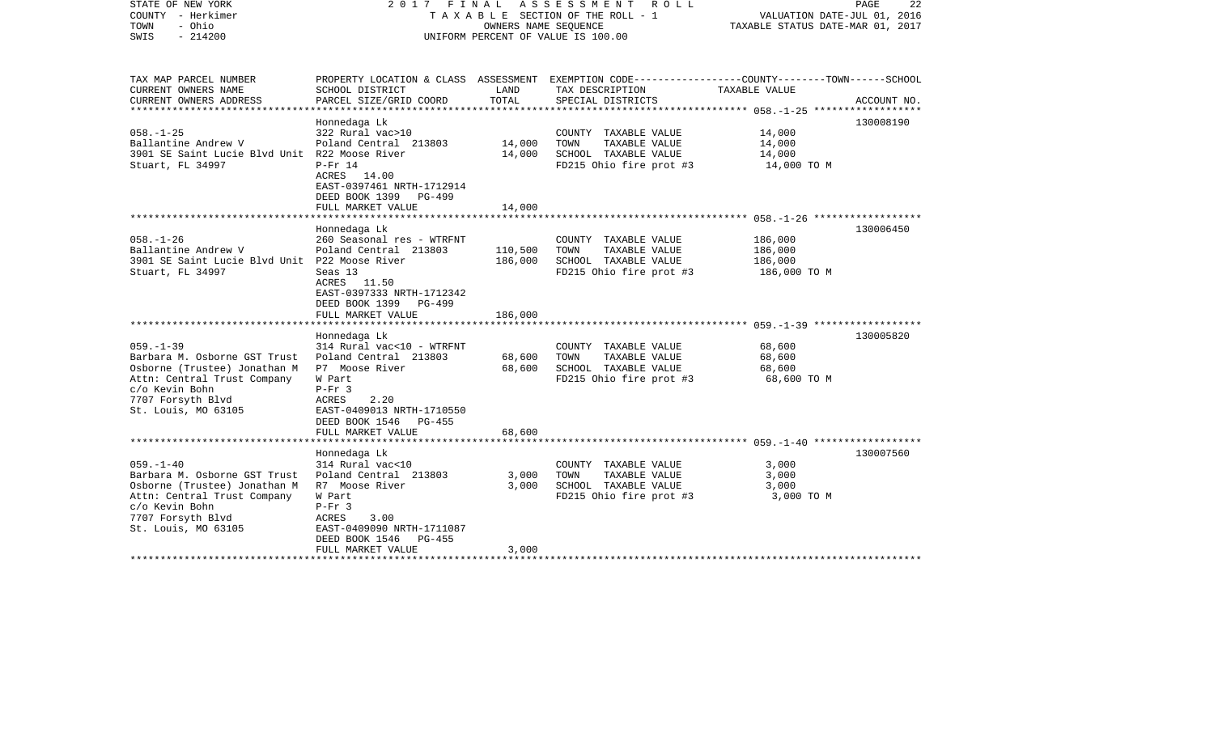STATE OF NEW YORK — 2017 FINAL ASSESSMENT ROLL
COUNTY - Herkimer — TAXABLE SECTION OF THE ROLL - 1 — VALUATION DATE-JUL 01, 2016
TOWN - Ohio — OWNERS NAME SEQUENCE — TAXABLE STATUS DATE-MAR 01, 2017
SWIS - 214200 — UNIFORM PERCENT OF VALUE IS 100.00

| TAX MAP PARCEL NUMBER / CURRENT OWNERS NAME / CURRENT OWNERS ADDRESS | PROPERTY LOCATION & CLASS / SCHOOL DISTRICT / PARCEL SIZE/GRID COORD | ASSESSMENT LAND | ASSESSMENT TOTAL | EXEMPTION CODE / TAX DESCRIPTION / SPECIAL DISTRICTS | COUNTY--------TOWN------SCHOOL TAXABLE VALUE | ACCOUNT NO. |
|---|---|---|---|---|---|---|
| **058.-1-25** | Honnedaga Lk | | | | | 130008190 |
| 058.-1-25 | 322 Rural vac>10 | | | COUNTY TAXABLE VALUE | 14,000 | |
| Ballantine Andrew V | Poland Central 213803 | 14,000 | | TOWN TAXABLE VALUE | 14,000 | |
| 3901 SE Saint Lucie Blvd Unit | R22 Moose River | | 14,000 | SCHOOL TAXABLE VALUE | 14,000 | |
| Stuart, FL 34997 | P-Fr 14 | | | FD215 Ohio fire prot #3 | 14,000 TO M | |
| | ACRES 14.00 | | | | | |
| | EAST-0397461 NRTH-1712914 | | | | | |
| | DEED BOOK 1399 PG-499 | | | | | |
| | FULL MARKET VALUE | | 14,000 | | | |
| **058.-1-26** | Honnedaga Lk | | | | | 130006450 |
| 058.-1-26 | 260 Seasonal res - WTRFNT | | | COUNTY TAXABLE VALUE | 186,000 | |
| Ballantine Andrew V | Poland Central 213803 | 110,500 | | TOWN TAXABLE VALUE | 186,000 | |
| 3901 SE Saint Lucie Blvd Unit | P22 Moose River | | 186,000 | SCHOOL TAXABLE VALUE | 186,000 | |
| Stuart, FL 34997 | Seas 13 | | | FD215 Ohio fire prot #3 | 186,000 TO M | |
| | ACRES 11.50 | | | | | |
| | EAST-0397333 NRTH-1712342 | | | | | |
| | DEED BOOK 1399 PG-499 | | | | | |
| | FULL MARKET VALUE | | 186,000 | | | |
| **059.-1-39** | Honnedaga Lk | | | | | 130005820 |
| 059.-1-39 | 314 Rural vac<10 - WTRFNT | | | COUNTY TAXABLE VALUE | 68,600 | |
| Barbara M. Osborne GST Trust | Poland Central 213803 | 68,600 | | TOWN TAXABLE VALUE | 68,600 | |
| Osborne (Trustee) Jonathan M | P7 Moose River | | 68,600 | SCHOOL TAXABLE VALUE | 68,600 | |
| Attn: Central Trust Company | W Part | | | FD215 Ohio fire prot #3 | 68,600 TO M | |
| c/o Kevin Bohn | P-Fr 3 | | | | | |
| 7707 Forsyth Blvd | ACRES 2.20 | | | | | |
| St. Louis, MO 63105 | EAST-0409013 NRTH-1710550 | | | | | |
| | DEED BOOK 1546 PG-455 | | | | | |
| | FULL MARKET VALUE | | 68,600 | | | |
| **059.-1-40** | Honnedaga Lk | | | | | 130007560 |
| 059.-1-40 | 314 Rural vac<10 | | | COUNTY TAXABLE VALUE | 3,000 | |
| Barbara M. Osborne GST Trust | Poland Central 213803 | 3,000 | | TOWN TAXABLE VALUE | 3,000 | |
| Osborne (Trustee) Jonathan M | R7 Moose River | | 3,000 | SCHOOL TAXABLE VALUE | 3,000 | |
| Attn: Central Trust Company | W Part | | | FD215 Ohio fire prot #3 | 3,000 TO M | |
| c/o Kevin Bohn | P-Fr 3 | | | | | |
| 7707 Forsyth Blvd | ACRES 3.00 | | | | | |
| St. Louis, MO 63105 | EAST-0409090 NRTH-1711087 | | | | | |
| | DEED BOOK 1546 PG-455 | | | | | |
| | FULL MARKET VALUE | | 3,000 | | | |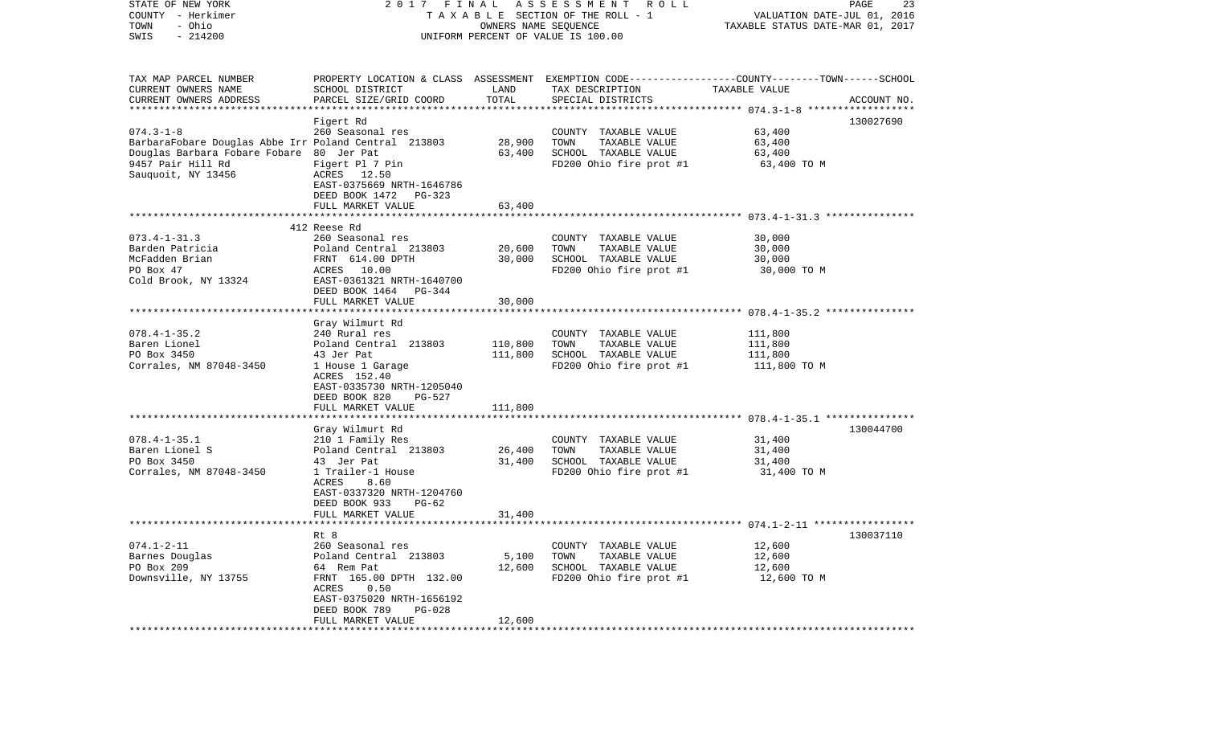STATE OF NEW YORK — 2017 FINAL ASSESSMENT ROLL
COUNTY - Herkimer — TAXABLE SECTION OF THE ROLL - 1 — VALUATION DATE-JUL 01, 2016
TOWN - Ohio — OWNERS NAME SEQUENCE — TAXABLE STATUS DATE-MAR 01, 2017
SWIS - 214200 — UNIFORM PERCENT OF VALUE IS 100.00

| TAX MAP PARCEL NUMBER / CURRENT OWNERS NAME / CURRENT OWNERS ADDRESS | PROPERTY LOCATION & CLASS / SCHOOL DISTRICT / PARCEL SIZE/GRID COORD | ASSESSMENT LAND / TOTAL | EXEMPTION CODE / TAX DESCRIPTION / SPECIAL DISTRICTS | TAXABLE VALUE (COUNTY / TOWN / SCHOOL) | ACCOUNT NO. |
|---|---|---|---|---|---|
| **074.3-1-8** | Figert Rd | | | | 130027690 |
| 074.3-1-8 | 260 Seasonal res | | COUNTY TAXABLE VALUE | 63,400 | |
| BarbaraFobare Douglas Abbe Irr | Poland Central 213803 | 28,900 | TOWN TAXABLE VALUE | 63,400 | |
| Douglas Barbara Fobare Fobare | 80 Jer Pat | 63,400 | SCHOOL TAXABLE VALUE | 63,400 | |
| 9457 Pair Hill Rd | Figert Pl 7 Pin | | FD200 Ohio fire prot #1 | 63,400 TO M | |
| Sauquoit, NY 13456 | ACRES 12.50 | | | | |
| | EAST-0375669 NRTH-1646786 | | | | |
| | DEED BOOK 1472 PG-323 | | | | |
| | FULL MARKET VALUE | 63,400 | | | |
| **073.4-1-31.3** | 412 Reese Rd | | | | |
| 073.4-1-31.3 | 260 Seasonal res | | COUNTY TAXABLE VALUE | 30,000 | |
| Barden Patricia | Poland Central 213803 | 20,600 | TOWN TAXABLE VALUE | 30,000 | |
| McFadden Brian | FRNT 614.00 DPTH | 30,000 | SCHOOL TAXABLE VALUE | 30,000 | |
| PO Box 47 | ACRES 10.00 | | FD200 Ohio fire prot #1 | 30,000 TO M | |
| Cold Brook, NY 13324 | EAST-0361321 NRTH-1640700 | | | | |
| | DEED BOOK 1464 PG-344 | | | | |
| | FULL MARKET VALUE | 30,000 | | | |
| **078.4-1-35.2** | Gray Wilmurt Rd | | | | |
| 078.4-1-35.2 | 240 Rural res | | COUNTY TAXABLE VALUE | 111,800 | |
| Baren Lionel | Poland Central 213803 | 110,800 | TOWN TAXABLE VALUE | 111,800 | |
| PO Box 3450 | 43 Jer Pat | 111,800 | SCHOOL TAXABLE VALUE | 111,800 | |
| Corrales, NM 87048-3450 | 1 House 1 Garage | | FD200 Ohio fire prot #1 | 111,800 TO M | |
| | ACRES 152.40 | | | | |
| | EAST-0335730 NRTH-1205040 | | | | |
| | DEED BOOK 820 PG-527 | | | | |
| | FULL MARKET VALUE | 111,800 | | | |
| **078.4-1-35.1** | Gray Wilmurt Rd | | | | 130044700 |
| 078.4-1-35.1 | 210 1 Family Res | | COUNTY TAXABLE VALUE | 31,400 | |
| Baren Lionel S | Poland Central 213803 | 26,400 | TOWN TAXABLE VALUE | 31,400 | |
| PO Box 3450 | 43 Jer Pat | 31,400 | SCHOOL TAXABLE VALUE | 31,400 | |
| Corrales, NM 87048-3450 | 1 Trailer-1 House | | FD200 Ohio fire prot #1 | 31,400 TO M | |
| | ACRES 8.60 | | | | |
| | EAST-0337320 NRTH-1204760 | | | | |
| | DEED BOOK 933 PG-62 | | | | |
| | FULL MARKET VALUE | 31,400 | | | |
| **074.1-2-11** | Rt 8 | | | | 130037110 |
| 074.1-2-11 | 260 Seasonal res | | COUNTY TAXABLE VALUE | 12,600 | |
| Barnes Douglas | Poland Central 213803 | 5,100 | TOWN TAXABLE VALUE | 12,600 | |
| PO Box 209 | 64 Rem Pat | 12,600 | SCHOOL TAXABLE VALUE | 12,600 | |
| Downsville, NY 13755 | FRNT 165.00 DPTH 132.00 | | FD200 Ohio fire prot #1 | 12,600 TO M | |
| | ACRES 0.50 | | | | |
| | EAST-0375020 NRTH-1656192 | | | | |
| | DEED BOOK 789 PG-028 | | | | |
| | FULL MARKET VALUE | 12,600 | | | |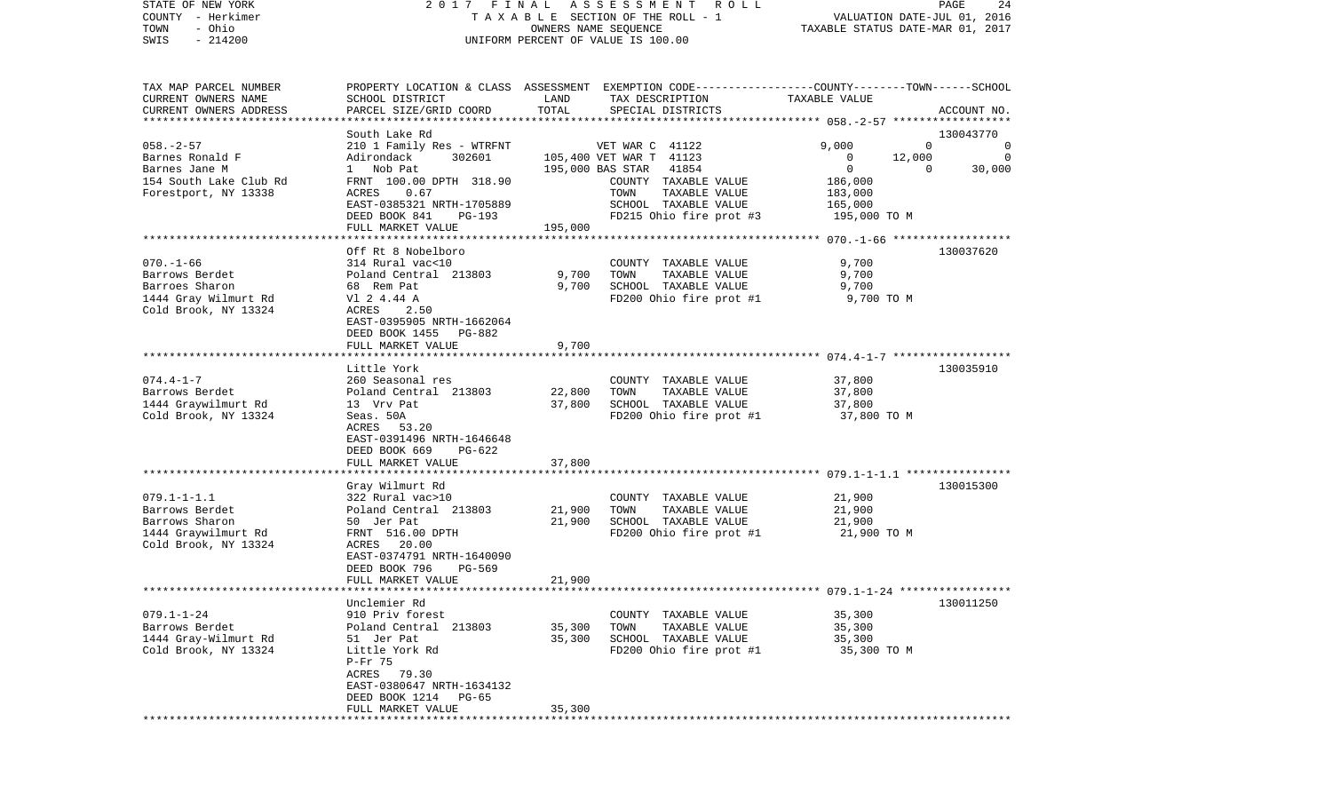STATE OF NEW YORK — 2017 FINAL ASSESSMENT ROLL
COUNTY - Herkimer — TAXABLE SECTION OF THE ROLL - 1 — VALUATION DATE-JUL 01, 2016
TOWN - Ohio — OWNERS NAME SEQUENCE — TAXABLE STATUS DATE-MAR 01, 2017
SWIS - 214200 — UNIFORM PERCENT OF VALUE IS 100.00

```
TAX MAP PARCEL NUMBER     PROPERTY LOCATION & CLASS  ASSESSMENT  EXEMPTION CODE-----------------COUNTY--------TOWN------SCHOOL
CURRENT OWNERS NAME       SCHOOL DISTRICT             LAND       TAX DESCRIPTION                  TAXABLE VALUE
CURRENT OWNERS ADDRESS    PARCEL SIZE/GRID COORD      TOTAL      SPECIAL DISTRICTS                                          ACCOUNT NO.
******************************************************************************************************* 058.-2-57 ******************
                          South Lake Rd                                                                                     130043770
058.-2-57                 210 1 Family Res - WTRFNT           VET WAR C  41122                    9,000          0                0
Barnes Ronald F           Adirondack      302601      105,400 VET WAR T  41123                        0     12,000                0
Barnes Jane M             1  Nob Pat                  195,000 BAS STAR   41854                        0          0           30,000
154 South Lake Club Rd    FRNT 100.00 DPTH 318.90             COUNTY  TAXABLE VALUE             186,000
Forestport, NY 13338      ACRES    0.67                       TOWN    TAXABLE VALUE             183,000
                          EAST-0385321 NRTH-1705889           SCHOOL  TAXABLE VALUE             165,000
                          DEED BOOK 841    PG-193             FD215 Ohio fire prot #3          195,000 TO M
                          FULL MARKET VALUE           195,000
******************************************************************************************************* 070.-1-66 ******************
                          Off Rt 8 Nobelboro                                                                                130037620
070.-1-66                 314 Rural vac<10                    COUNTY  TAXABLE VALUE               9,700
Barrows Berdet            Poland Central  213803        9,700 TOWN    TAXABLE VALUE               9,700
Barroes Sharon            68  Rem Pat                   9,700 SCHOOL  TAXABLE VALUE               9,700
1444 Gray Wilmurt Rd      Vl 2 4.44 A                         FD200 Ohio fire prot #1             9,700 TO M
Cold Brook, NY 13324      ACRES    2.50
                          EAST-0395905 NRTH-1662064
                          DEED BOOK 1455   PG-882
                          FULL MARKET VALUE             9,700
******************************************************************************************************* 074.4-1-7 ******************
                          Little York                                                                                       130035910
074.4-1-7                 260 Seasonal res                    COUNTY  TAXABLE VALUE              37,800
Barrows Berdet            Poland Central  213803       22,800 TOWN    TAXABLE VALUE              37,800
1444 Graywilmurt Rd       13  Vrv Pat                  37,800 SCHOOL  TAXABLE VALUE              37,800
Cold Brook, NY 13324      Seas. 50A                           FD200 Ohio fire prot #1            37,800 TO M
                          ACRES   53.20
                          EAST-0391496 NRTH-1646648
                          DEED BOOK 669    PG-622
                          FULL MARKET VALUE            37,800
******************************************************************************************************* 079.1-1-1.1 ****************
                          Gray Wilmurt Rd                                                                                   130015300
079.1-1-1.1               322 Rural vac>10                    COUNTY  TAXABLE VALUE              21,900
Barrows Berdet            Poland Central  213803       21,900 TOWN    TAXABLE VALUE              21,900
Barrows Sharon            50  Jer Pat                  21,900 SCHOOL  TAXABLE VALUE              21,900
1444 Graywilmurt Rd       FRNT 516.00 DPTH                    FD200 Ohio fire prot #1            21,900 TO M
Cold Brook, NY 13324      ACRES   20.00
                          EAST-0374791 NRTH-1640090
                          DEED BOOK 796    PG-569
                          FULL MARKET VALUE            21,900
******************************************************************************************************* 079.1-1-24 *****************
                          Unclemier Rd                                                                                      130011250
079.1-1-24                910 Priv forest                     COUNTY  TAXABLE VALUE              35,300
Barrows Berdet            Poland Central  213803       35,300 TOWN    TAXABLE VALUE              35,300
1444 Gray-Wilmurt Rd      51  Jer Pat                  35,300 SCHOOL  TAXABLE VALUE              35,300
Cold Brook, NY 13324      Little York Rd                      FD200 Ohio fire prot #1            35,300 TO M
                          P-Fr 75
                          ACRES   79.30
                          EAST-0380647 NRTH-1634132
                          DEED BOOK 1214   PG-65
                          FULL MARKET VALUE            35,300
************************************************************************************************************************************
```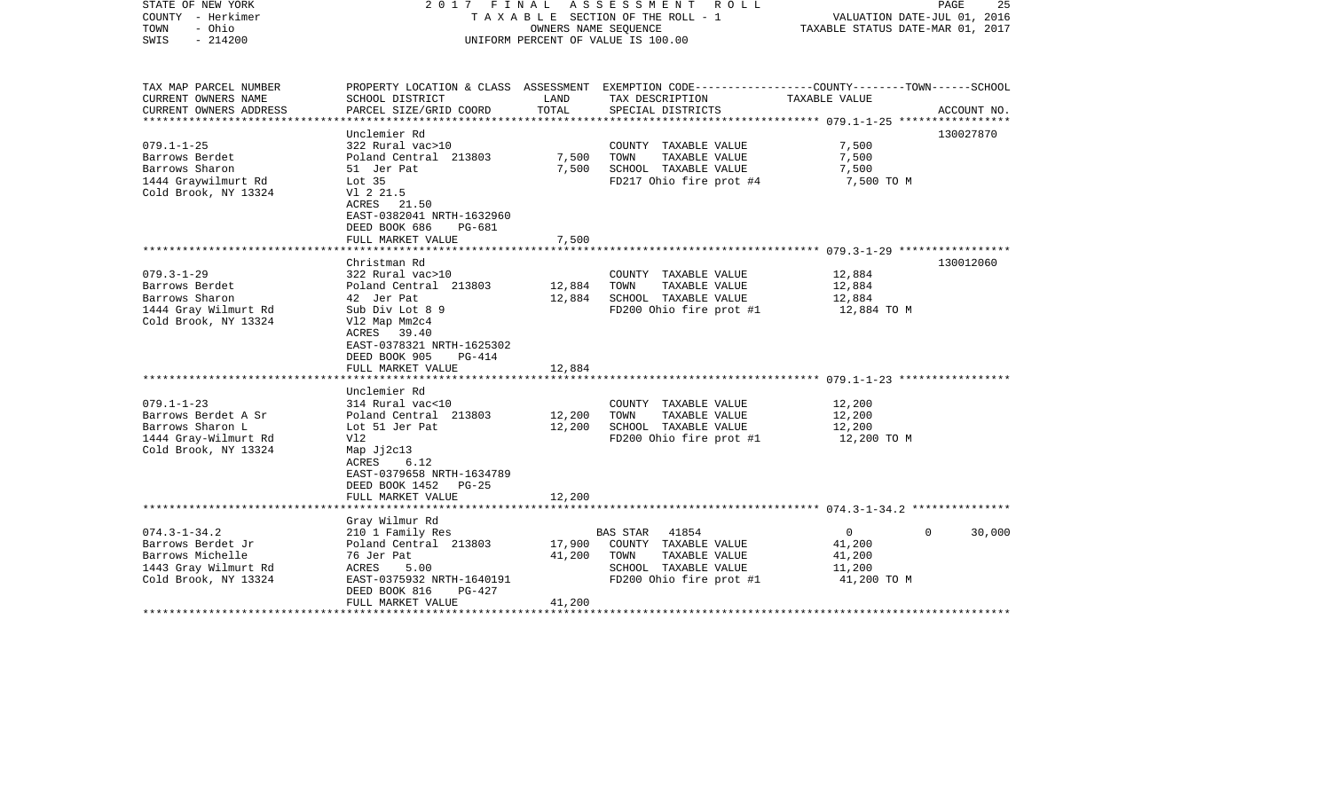STATE OF NEW YORK | COUNTY - Herkimer | TOWN - Ohio | SWIS - 214200

2017 FINAL ASSESSMENT ROLL
TAXABLE SECTION OF THE ROLL - 1
OWNERS NAME SEQUENCE
UNIFORM PERCENT OF VALUE IS 100.00

VALUATION DATE-JUL 01, 2016
TAXABLE STATUS DATE-MAR 01, 2017

| TAX MAP PARCEL NUMBER / CURRENT OWNERS NAME / CURRENT OWNERS ADDRESS | PROPERTY LOCATION & CLASS / SCHOOL DISTRICT / PARCEL SIZE/GRID COORD | ASSESSMENT LAND | TOTAL | EXEMPTION CODE / TAX DESCRIPTION / SPECIAL DISTRICTS | COUNTY | TOWN | SCHOOL | ACCOUNT NO. |
|---|---|---|---|---|---|---|---|---|
| 079.1-1-25 | Unclemier Rd | | | | | | | 130027870 |
| Barrows Berdet | 322 Rural vac>10 | | | COUNTY TAXABLE VALUE | 7,500 | | | |
| Barrows Sharon | Poland Central 213803 | 7,500 | | TOWN TAXABLE VALUE | | 7,500 | | |
| 1444 Graywilmurt Rd | 51 Jer Pat | | 7,500 | SCHOOL TAXABLE VALUE | | | 7,500 | |
| Cold Brook, NY 13324 | Lot 35 | | | FD217 Ohio fire prot #4 | 7,500 TO M | | | |
| | Vl 2 21.5 | | | | | | | |
| | ACRES 21.50 | | | | | | | |
| | EAST-0382041 NRTH-1632960 | | | | | | | |
| | DEED BOOK 686 PG-681 | | | | | | | |
| | FULL MARKET VALUE | | 7,500 | | | | | |
| 079.3-1-29 | Christman Rd | | | | | | | 130012060 |
| Barrows Berdet | 322 Rural vac>10 | | | COUNTY TAXABLE VALUE | 12,884 | | | |
| Barrows Sharon | Poland Central 213803 | 12,884 | | TOWN TAXABLE VALUE | | 12,884 | | |
| 1444 Gray Wilmurt Rd | 42 Jer Pat | | 12,884 | SCHOOL TAXABLE VALUE | | | 12,884 | |
| Cold Brook, NY 13324 | Sub Div Lot 8 9 | | | FD200 Ohio fire prot #1 | 12,884 TO M | | | |
| | Vl2 Map Mm2c4 | | | | | | | |
| | ACRES 39.40 | | | | | | | |
| | EAST-0378321 NRTH-1625302 | | | | | | | |
| | DEED BOOK 905 PG-414 | | | | | | | |
| | FULL MARKET VALUE | | 12,884 | | | | | |
| 079.1-1-23 | Unclemier Rd | | | | | | | |
| Barrows Berdet A Sr | 314 Rural vac<10 | | | COUNTY TAXABLE VALUE | 12,200 | | | |
| Barrows Sharon L | Poland Central 213803 | 12,200 | | TOWN TAXABLE VALUE | | 12,200 | | |
| 1444 Gray-Wilmurt Rd | Lot 51 Jer Pat | | 12,200 | SCHOOL TAXABLE VALUE | | | 12,200 | |
| Cold Brook, NY 13324 | Vl2 | | | FD200 Ohio fire prot #1 | 12,200 TO M | | | |
| | Map Jj2c13 | | | | | | | |
| | ACRES 6.12 | | | | | | | |
| | EAST-0379658 NRTH-1634789 | | | | | | | |
| | DEED BOOK 1452 PG-25 | | | | | | | |
| | FULL MARKET VALUE | | 12,200 | | | | | |
| 074.3-1-34.2 | Gray Wilmur Rd | | | | | | | |
| Barrows Berdet Jr | 210 1 Family Res | | | BAS STAR 41854 | 0 | 0 | 30,000 | |
| Barrows Michelle | Poland Central 213803 | 17,900 | | COUNTY TAXABLE VALUE | 41,200 | | | |
| 1443 Gray Wilmurt Rd | 76 Jer Pat | | 41,200 | TOWN TAXABLE VALUE | | 41,200 | | |
| Cold Brook, NY 13324 | ACRES 5.00 | | | SCHOOL TAXABLE VALUE | | | 11,200 | |
| | EAST-0375932 NRTH-1640191 | | | FD200 Ohio fire prot #1 | 41,200 TO M | | | |
| | DEED BOOK 816 PG-427 | | | | | | | |
| | FULL MARKET VALUE | | 41,200 | | | | | |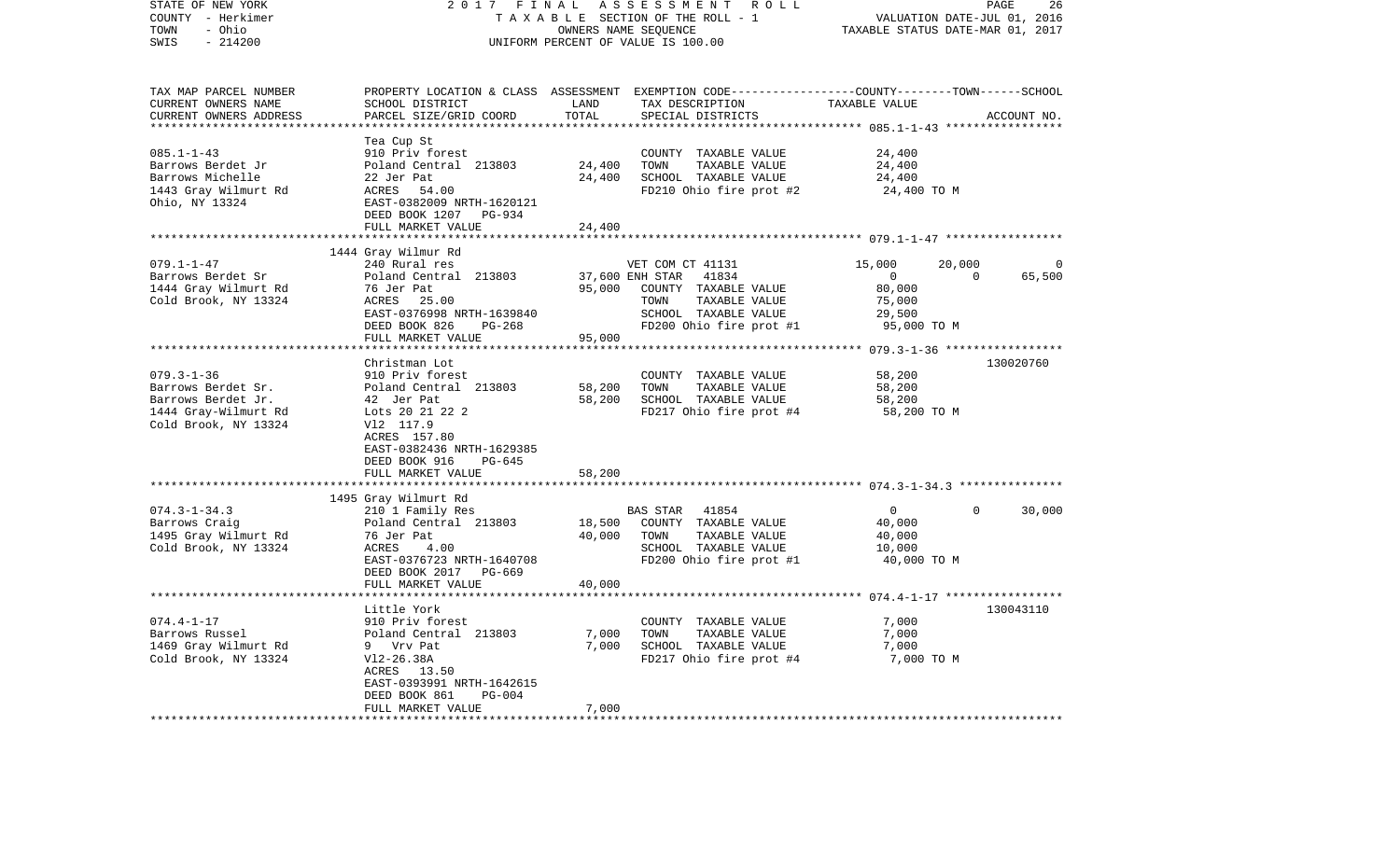STATE OF NEW YORK — 2017 FINAL ASSESSMENT ROLL
COUNTY - Herkimer — TAXABLE SECTION OF THE ROLL - 1 — VALUATION DATE-JUL 01, 2016
TOWN - Ohio — OWNERS NAME SEQUENCE — TAXABLE STATUS DATE-MAR 01, 2017
SWIS - 214200 — UNIFORM PERCENT OF VALUE IS 100.00

| TAX MAP PARCEL NUMBER / CURRENT OWNERS NAME / CURRENT OWNERS ADDRESS | PROPERTY LOCATION & CLASS / SCHOOL DISTRICT / PARCEL SIZE/GRID COORD | ASSESSMENT LAND | TOTAL | EXEMPTION CODE / TAX DESCRIPTION / SPECIAL DISTRICTS | COUNTY TAXABLE VALUE | TOWN | SCHOOL | ACCOUNT NO. |
|---|---|---|---|---|---|---|---|---|
| **085.1-1-43** | Tea Cup St | | | | | | | |
| 085.1-1-43 | 910 Priv forest | | | COUNTY TAXABLE VALUE | 24,400 | | | |
| Barrows Berdet Jr | Poland Central 213803 | 24,400 | | TOWN TAXABLE VALUE | 24,400 | | | |
| Barrows Michelle | 22 Jer Pat | | 24,400 | SCHOOL TAXABLE VALUE | 24,400 | | | |
| 1443 Gray Wilmurt Rd | ACRES 54.00 | | | FD210 Ohio fire prot #2 | 24,400 TO M | | | |
| Ohio, NY 13324 | EAST-0382009 NRTH-1620121 | | | | | | | |
| | DEED BOOK 1207 PG-934 | | | | | | | |
| | FULL MARKET VALUE | | 24,400 | | | | | |
| **079.1-1-47** | 1444 Gray Wilmur Rd | | | | | | | |
| 079.1-1-47 | 240 Rural res | | | VET COM CT 41131 | 15,000 | 20,000 | 0 | |
| Barrows Berdet Sr | Poland Central 213803 | 37,600 | | ENH STAR 41834 | 0 | 0 | 65,500 | |
| 1444 Gray Wilmurt Rd | 76 Jer Pat | | 95,000 | COUNTY TAXABLE VALUE | 80,000 | | | |
| Cold Brook, NY 13324 | ACRES 25.00 | | | TOWN TAXABLE VALUE | 75,000 | | | |
| | EAST-0376998 NRTH-1639840 | | | SCHOOL TAXABLE VALUE | 29,500 | | | |
| | DEED BOOK 826 PG-268 | | | FD200 Ohio fire prot #1 | 95,000 TO M | | | |
| | FULL MARKET VALUE | | 95,000 | | | | | |
| **079.3-1-36** | Christman Lot | | | | | | | 130020760 |
| 079.3-1-36 | 910 Priv forest | | | COUNTY TAXABLE VALUE | 58,200 | | | |
| Barrows Berdet Sr. | Poland Central 213803 | 58,200 | | TOWN TAXABLE VALUE | 58,200 | | | |
| Barrows Berdet Jr. | 42 Jer Pat | | 58,200 | SCHOOL TAXABLE VALUE | 58,200 | | | |
| 1444 Gray-Wilmurt Rd | Lots 20 21 22 2 | | | FD217 Ohio fire prot #4 | 58,200 TO M | | | |
| Cold Brook, NY 13324 | Vl2 117.9 | | | | | | | |
| | ACRES 157.80 | | | | | | | |
| | EAST-0382436 NRTH-1629385 | | | | | | | |
| | DEED BOOK 916 PG-645 | | | | | | | |
| | FULL MARKET VALUE | | 58,200 | | | | | |
| **074.3-1-34.3** | 1495 Gray Wilmurt Rd | | | | | | | |
| 074.3-1-34.3 | 210 1 Family Res | | | BAS STAR 41854 | 0 | 0 | 30,000 | |
| Barrows Craig | Poland Central 213803 | 18,500 | | COUNTY TAXABLE VALUE | 40,000 | | | |
| 1495 Gray Wilmurt Rd | 76 Jer Pat | | 40,000 | TOWN TAXABLE VALUE | 40,000 | | | |
| Cold Brook, NY 13324 | ACRES 4.00 | | | SCHOOL TAXABLE VALUE | 10,000 | | | |
| | EAST-0376723 NRTH-1640708 | | | FD200 Ohio fire prot #1 | 40,000 TO M | | | |
| | DEED BOOK 2017 PG-669 | | | | | | | |
| | FULL MARKET VALUE | | 40,000 | | | | | |
| **074.4-1-17** | Little York | | | | | | | 130043110 |
| 074.4-1-17 | 910 Priv forest | | | COUNTY TAXABLE VALUE | 7,000 | | | |
| Barrows Russel | Poland Central 213803 | 7,000 | | TOWN TAXABLE VALUE | 7,000 | | | |
| 1469 Gray Wilmurt Rd | 9 Vrv Pat | | 7,000 | SCHOOL TAXABLE VALUE | 7,000 | | | |
| Cold Brook, NY 13324 | Vl2-26.38A | | | FD217 Ohio fire prot #4 | 7,000 TO M | | | |
| | ACRES 13.50 | | | | | | | |
| | EAST-0393991 NRTH-1642615 | | | | | | | |
| | DEED BOOK 861 PG-004 | | | | | | | |
| | FULL MARKET VALUE | | 7,000 | | | | | |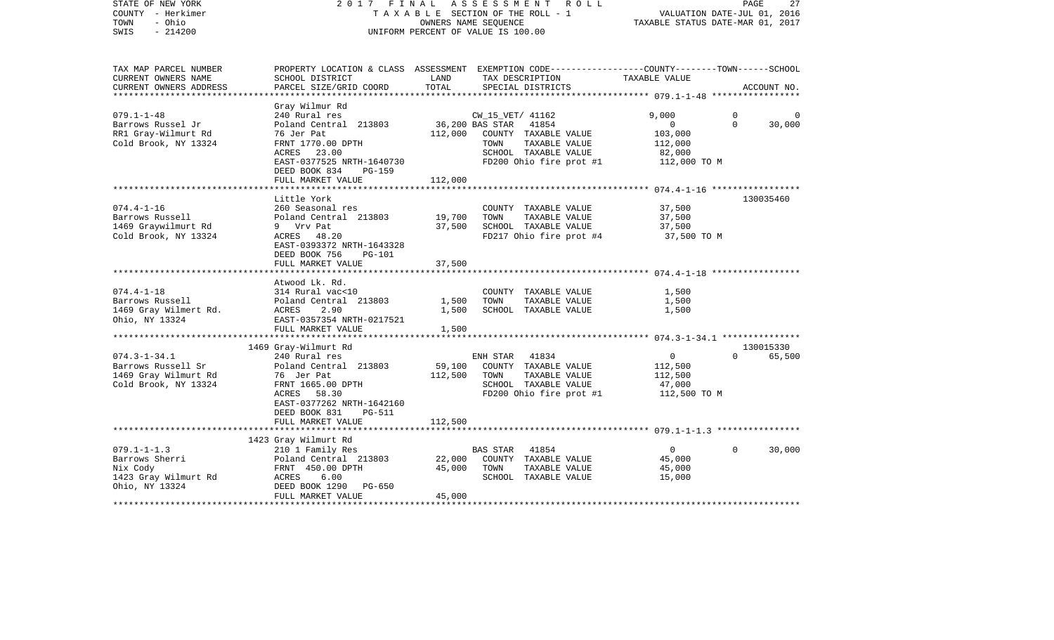STATE OF NEW YORK — 2017 FINAL ASSESSMENT ROLL
COUNTY - Herkimer — TAXABLE SECTION OF THE ROLL - 1 — VALUATION DATE-JUL 01, 2016
TOWN - Ohio — OWNERS NAME SEQUENCE — TAXABLE STATUS DATE-MAR 01, 2017
SWIS - 214200 — UNIFORM PERCENT OF VALUE IS 100.00

| TAX MAP PARCEL NUMBER / CURRENT OWNERS NAME / CURRENT OWNERS ADDRESS | PROPERTY LOCATION & CLASS / SCHOOL DISTRICT / PARCEL SIZE/GRID COORD | ASSESSMENT LAND | TOTAL | EXEMPTION CODE / TAX DESCRIPTION / SPECIAL DISTRICTS | COUNTY TAXABLE VALUE | TOWN | SCHOOL / ACCOUNT NO. |
|---|---|---|---|---|---|---|---|
| 079.1-1-48 | Gray Wilmur Rd | | | | | | |
| | 240 Rural res | | | CW_15_VET/ 41162 | 9,000 | 0 | 0 |
| Barrows Russel Jr | Poland Central 213803 | 36,200 | | BAS STAR 41854 | 0 | 0 | 30,000 |
| RR1 Gray-Wilmurt Rd | 76 Jer Pat | | 112,000 | COUNTY TAXABLE VALUE | 103,000 | | |
| Cold Brook, NY 13324 | FRNT 1770.00 DPTH | | | TOWN TAXABLE VALUE | 112,000 | | |
| | ACRES 23.00 | | | SCHOOL TAXABLE VALUE | 82,000 | | |
| | EAST-0377525 NRTH-1640730 | | | FD200 Ohio fire prot #1 | 112,000 TO M | | |
| | DEED BOOK 834 PG-159 | | | | | | |
| | FULL MARKET VALUE | | 112,000 | | | | |
| 074.4-1-16 | Little York | | | | | | 130035460 |
| | 260 Seasonal res | | | COUNTY TAXABLE VALUE | 37,500 | | |
| Barrows Russell | Poland Central 213803 | 19,700 | | TOWN TAXABLE VALUE | 37,500 | | |
| 1469 Graywilmurt Rd | 9 Vrv Pat | | 37,500 | SCHOOL TAXABLE VALUE | 37,500 | | |
| Cold Brook, NY 13324 | ACRES 48.20 | | | FD217 Ohio fire prot #4 | 37,500 TO M | | |
| | EAST-0393372 NRTH-1643328 | | | | | | |
| | DEED BOOK 756 PG-101 | | | | | | |
| | FULL MARKET VALUE | | 37,500 | | | | |
| 074.4-1-18 | Atwood Lk. Rd. | | | | | | |
| | 314 Rural vac<10 | | | COUNTY TAXABLE VALUE | 1,500 | | |
| Barrows Russell | Poland Central 213803 | 1,500 | | TOWN TAXABLE VALUE | 1,500 | | |
| 1469 Gray Wilmert Rd. | ACRES 2.90 | | 1,500 | SCHOOL TAXABLE VALUE | 1,500 | | |
| Ohio, NY 13324 | EAST-0357354 NRTH-0217521 | | | | | | |
| | FULL MARKET VALUE | | 1,500 | | | | |
| 074.3-1-34.1 | 1469 Gray-Wilmurt Rd | | | | | | 130015330 |
| | 240 Rural res | | | ENH STAR 41834 | 0 | 0 | 65,500 |
| Barrows Russell Sr | Poland Central 213803 | 59,100 | | COUNTY TAXABLE VALUE | 112,500 | | |
| 1469 Gray Wilmurt Rd | 76 Jer Pat | | 112,500 | TOWN TAXABLE VALUE | 112,500 | | |
| Cold Brook, NY 13324 | FRNT 1665.00 DPTH | | | SCHOOL TAXABLE VALUE | 47,000 | | |
| | ACRES 58.30 | | | FD200 Ohio fire prot #1 | 112,500 TO M | | |
| | EAST-0377262 NRTH-1642160 | | | | | | |
| | DEED BOOK 831 PG-511 | | | | | | |
| | FULL MARKET VALUE | | 112,500 | | | | |
| 079.1-1-1.3 | 1423 Gray Wilmurt Rd | | | | | | |
| | 210 1 Family Res | | | BAS STAR 41854 | 0 | 0 | 30,000 |
| Barrows Sherri | Poland Central 213803 | 22,000 | | COUNTY TAXABLE VALUE | 45,000 | | |
| Nix Cody | FRNT 450.00 DPTH | | 45,000 | TOWN TAXABLE VALUE | 45,000 | | |
| 1423 Gray Wilmurt Rd | ACRES 6.00 | | | SCHOOL TAXABLE VALUE | 15,000 | | |
| Ohio, NY 13324 | DEED BOOK 1290 PG-650 | | | | | | |
| | FULL MARKET VALUE | | 45,000 | | | | |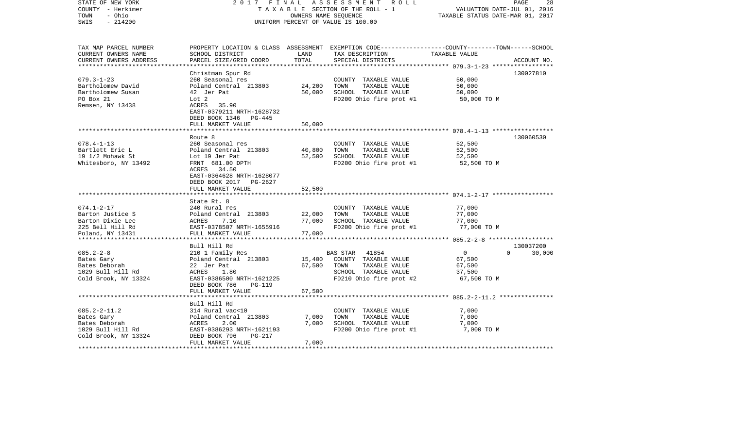STATE OF NEW YORK
COUNTY - Herkimer
TOWN - Ohio
SWIS - 214200

2017 FINAL ASSESSMENT ROLL
TAXABLE SECTION OF THE ROLL - 1
OWNERS NAME SEQUENCE
UNIFORM PERCENT OF VALUE IS 100.00

VALUATION DATE-JUL 01, 2016
TAXABLE STATUS DATE-MAR 01, 2017

| TAX MAP PARCEL NUMBER / CURRENT OWNERS NAME / CURRENT OWNERS ADDRESS | PROPERTY LOCATION & CLASS / SCHOOL DISTRICT / PARCEL SIZE/GRID COORD | ASSESSMENT LAND | TOTAL | EXEMPTION CODE / TAX DESCRIPTION / SPECIAL DISTRICTS | COUNTY / TOWN / SCHOOL TAXABLE VALUE | ACCOUNT NO. |
|---|---|---|---|---|---|---|
| 079.3-1-23 | Christman Spur Rd | | | | | 130027810 |
| 079.3-1-23 | 260 Seasonal res | | | COUNTY TAXABLE VALUE | 50,000 | |
| Bartholomew David | Poland Central 213803 | 24,200 | | TOWN TAXABLE VALUE | 50,000 | |
| Bartholomew Susan | 42 Jer Pat | | 50,000 | SCHOOL TAXABLE VALUE | 50,000 | |
| PO Box 21 | Lot 2 | | | FD200 Ohio fire prot #1 | 50,000 TO M | |
| Remsen, NY 13438 | ACRES 35.90 | | | | | |
| | EAST-0379211 NRTH-1628732 | | | | | |
| | DEED BOOK 1346 PG-445 | | | | | |
| | FULL MARKET VALUE | | 50,000 | | | |
| 078.4-1-13 | Route 8 | | | | | 130060530 |
| 078.4-1-13 | 260 Seasonal res | | | COUNTY TAXABLE VALUE | 52,500 | |
| Bartlett Eric L | Poland Central 213803 | 40,800 | | TOWN TAXABLE VALUE | 52,500 | |
| 19 1/2 Mohawk St | Lot 19 Jer Pat | | 52,500 | SCHOOL TAXABLE VALUE | 52,500 | |
| Whitesboro, NY 13492 | FRNT 681.00 DPTH | | | FD200 Ohio fire prot #1 | 52,500 TO M | |
| | ACRES 34.50 | | | | | |
| | EAST-0364628 NRTH-1628077 | | | | | |
| | DEED BOOK 2017 PG-2627 | | | | | |
| | FULL MARKET VALUE | | 52,500 | | | |
| 074.1-2-17 | State Rt. 8 | | | | | |
| 074.1-2-17 | 240 Rural res | | | COUNTY TAXABLE VALUE | 77,000 | |
| Barton Justice S | Poland Central 213803 | 22,000 | | TOWN TAXABLE VALUE | 77,000 | |
| Barton Dixie Lee | ACRES 7.10 | | 77,000 | SCHOOL TAXABLE VALUE | 77,000 | |
| 225 Bell Hill Rd | EAST-0378507 NRTH-1655916 | | | FD200 Ohio fire prot #1 | 77,000 TO M | |
| Poland, NY 13431 | FULL MARKET VALUE | | 77,000 | | | |
| 085.2-2-8 | Bull Hill Rd | | | | | 130037200 |
| 085.2-2-8 | 210 1 Family Res | | | BAS STAR 41854 | 0 / 0 / 30,000 | |
| Bates Gary | Poland Central 213803 | 15,400 | | COUNTY TAXABLE VALUE | 67,500 | |
| Bates Deborah | 22 Jer Pat | | 67,500 | TOWN TAXABLE VALUE | 67,500 | |
| 1029 Bull Hill Rd | ACRES 1.80 | | | SCHOOL TAXABLE VALUE | 37,500 | |
| Cold Brook, NY 13324 | EAST-0386500 NRTH-1621225 | | | FD210 Ohio fire prot #2 | 67,500 TO M | |
| | DEED BOOK 786 PG-119 | | | | | |
| | FULL MARKET VALUE | | 67,500 | | | |
| 085.2-2-11.2 | Bull Hill Rd | | | | | |
| 085.2-2-11.2 | 314 Rural vac<10 | | | COUNTY TAXABLE VALUE | 7,000 | |
| Bates Gary | Poland Central 213803 | 7,000 | | TOWN TAXABLE VALUE | 7,000 | |
| Bates Deborah | ACRES 2.00 | | 7,000 | SCHOOL TAXABLE VALUE | 7,000 | |
| 1029 Bull Hill Rd | EAST-0386293 NRTH-1621193 | | | FD200 Ohio fire prot #1 | 7,000 TO M | |
| Cold Brook, NY 13324 | DEED BOOK 796 PG-217 | | | | | |
| | FULL MARKET VALUE | | 7,000 | | | |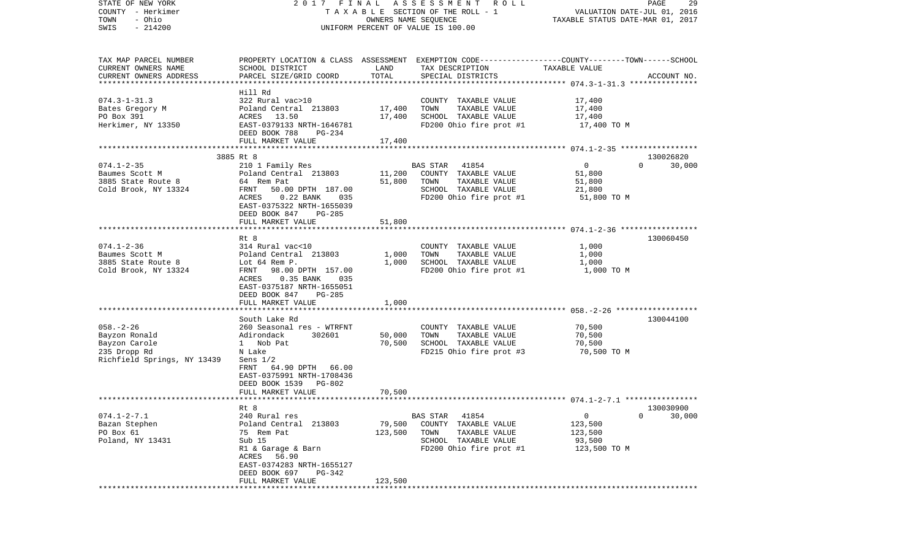STATE OF NEW YORK — 2017 FINAL ASSESSMENT ROLL — PAGE 29
COUNTY - Herkimer — TAXABLE SECTION OF THE ROLL - 1 — VALUATION DATE-JUL 01, 2016
TOWN - Ohio — OWNERS NAME SEQUENCE — TAXABLE STATUS DATE-MAR 01, 2017
SWIS - 214200 — UNIFORM PERCENT OF VALUE IS 100.00

| TAX MAP PARCEL NUMBER / CURRENT OWNERS NAME / CURRENT OWNERS ADDRESS | PROPERTY LOCATION & CLASS / SCHOOL DISTRICT / PARCEL SIZE/GRID COORD | ASSESSMENT LAND | TOTAL | EXEMPTION CODE / TAX DESCRIPTION / SPECIAL DISTRICTS | COUNTY / TOWN / SCHOOL TAXABLE VALUE | ACCOUNT NO. |
|---|---|---|---|---|---|---|
| 074.3-1-31.3 | Hill Rd | | | | | |
| | 322 Rural vac>10 | | | COUNTY TAXABLE VALUE | 17,400 | |
| Bates Gregory M | Poland Central 213803 | 17,400 | | TOWN TAXABLE VALUE | 17,400 | |
| PO Box 391 | ACRES 13.50 | | 17,400 | SCHOOL TAXABLE VALUE | 17,400 | |
| Herkimer, NY 13350 | EAST-0379133 NRTH-1646781 | | | FD200 Ohio fire prot #1 | 17,400 TO M | |
| | DEED BOOK 788 PG-234 | | | | | |
| | FULL MARKET VALUE | | 17,400 | | | |
| 074.1-2-35 | 3885 Rt 8 | | | | | 130026820 |
| | 210 1 Family Res | | | BAS STAR 41854 | 0 / 0 / 30,000 | |
| Baumes Scott M | Poland Central 213803 | 11,200 | | COUNTY TAXABLE VALUE | 51,800 | |
| 3885 State Route 8 | 64 Rem Pat | | 51,800 | TOWN TAXABLE VALUE | 51,800 | |
| Cold Brook, NY 13324 | FRNT 50.00 DPTH 187.00 | | | SCHOOL TAXABLE VALUE | 21,800 | |
| | ACRES 0.22 BANK 035 | | | FD200 Ohio fire prot #1 | 51,800 TO M | |
| | EAST-0375322 NRTH-1655039 | | | | | |
| | DEED BOOK 847 PG-285 | | | | | |
| | FULL MARKET VALUE | | 51,800 | | | |
| 074.1-2-36 | Rt 8 | | | | | 130060450 |
| | 314 Rural vac<10 | | | COUNTY TAXABLE VALUE | 1,000 | |
| Baumes Scott M | Poland Central 213803 | 1,000 | | TOWN TAXABLE VALUE | 1,000 | |
| 3885 State Route 8 | Lot 64 Rem P. | | 1,000 | SCHOOL TAXABLE VALUE | 1,000 | |
| Cold Brook, NY 13324 | FRNT 98.00 DPTH 157.00 | | | FD200 Ohio fire prot #1 | 1,000 TO M | |
| | ACRES 0.35 BANK 035 | | | | | |
| | EAST-0375187 NRTH-1655051 | | | | | |
| | DEED BOOK 847 PG-285 | | | | | |
| | FULL MARKET VALUE | | 1,000 | | | |
| 058.-2-26 | South Lake Rd | | | | | 130044100 |
| | 260 Seasonal res - WTRFNT | | | COUNTY TAXABLE VALUE | 70,500 | |
| Bayzon Ronald | Adirondack 302601 | 50,000 | | TOWN TAXABLE VALUE | 70,500 | |
| Bayzon Carole | 1 Nob Pat | | 70,500 | SCHOOL TAXABLE VALUE | 70,500 | |
| 235 Dropp Rd | N Lake | | | FD215 Ohio fire prot #3 | 70,500 TO M | |
| Richfield Springs, NY 13439 | Sens 1/2 | | | | | |
| | FRNT 64.90 DPTH 66.00 | | | | | |
| | EAST-0375991 NRTH-1708436 | | | | | |
| | DEED BOOK 1539 PG-802 | | | | | |
| | FULL MARKET VALUE | | 70,500 | | | |
| 074.1-2-7.1 | Rt 8 | | | | | 130030900 |
| | 240 Rural res | | | BAS STAR 41854 | 0 / 0 / 30,000 | |
| Bazan Stephen | Poland Central 213803 | 79,500 | | COUNTY TAXABLE VALUE | 123,500 | |
| PO Box 61 | 75 Rem Pat | | 123,500 | TOWN TAXABLE VALUE | 123,500 | |
| Poland, NY 13431 | Sub 15 | | | SCHOOL TAXABLE VALUE | 93,500 | |
| | R1 & Garage & Barn | | | FD200 Ohio fire prot #1 | 123,500 TO M | |
| | ACRES 56.90 | | | | | |
| | EAST-0374283 NRTH-1655127 | | | | | |
| | DEED BOOK 697 PG-342 | | | | | |
| | FULL MARKET VALUE | | 123,500 | | | |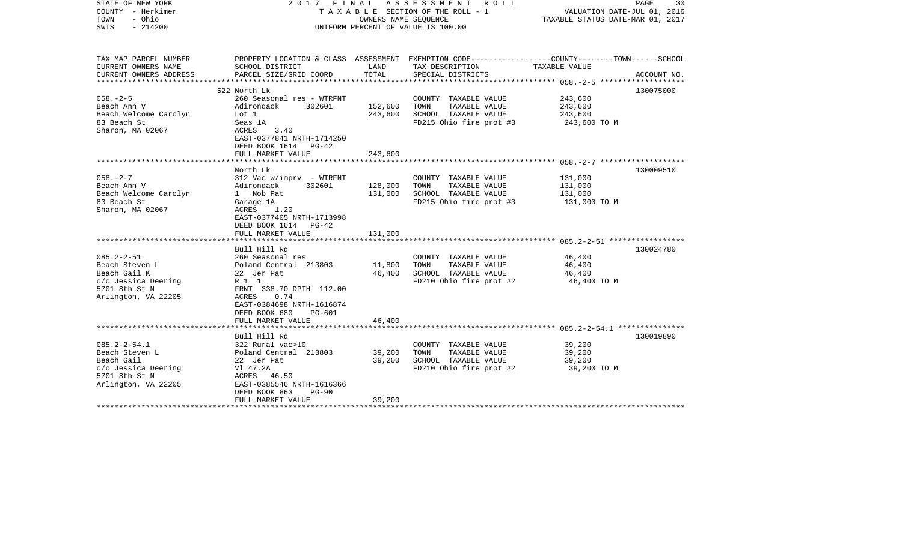STATE OF NEW YORK
COUNTY - Herkimer
TOWN - Ohio
SWIS - 214200

2017 FINAL ASSESSMENT ROLL
TAXABLE SECTION OF THE ROLL - 1
OWNERS NAME SEQUENCE
UNIFORM PERCENT OF VALUE IS 100.00

VALUATION DATE-JUL 01, 2016
TAXABLE STATUS DATE-MAR 01, 2017

| TAX MAP PARCEL NUMBER / CURRENT OWNERS NAME / CURRENT OWNERS ADDRESS | PROPERTY LOCATION & CLASS / SCHOOL DISTRICT / PARCEL SIZE/GRID COORD | ASSESSMENT LAND / TOTAL | EXEMPTION CODE / TAX DESCRIPTION / SPECIAL DISTRICTS | COUNTY--------TOWN------SCHOOL TAXABLE VALUE | ACCOUNT NO. |
|---|---|---|---|---|---|
| 058.-2-5 | 522 North Lk | | | | 130075000 |
| Beach Ann V | 260 Seasonal res - WTRFNT | | COUNTY TAXABLE VALUE | 243,600 | |
| Beach Welcome Carolyn | Adirondack 302601 | 152,600 | TOWN TAXABLE VALUE | 243,600 | |
| 83 Beach St | Lot 1 | 243,600 | SCHOOL TAXABLE VALUE | 243,600 | |
| Sharon, MA 02067 | Seas 1A | | FD215 Ohio fire prot #3 | 243,600 TO M | |
| | ACRES 3.40 | | | | |
| | EAST-0377841 NRTH-1714250 | | | | |
| | DEED BOOK 1614 PG-42 | | | | |
| | FULL MARKET VALUE | 243,600 | | | |
| 058.-2-7 | North Lk | | | | 130009510 |
| Beach Ann V | 312 Vac w/imprv - WTRFNT | | COUNTY TAXABLE VALUE | 131,000 | |
| Beach Welcome Carolyn | Adirondack 302601 | 128,000 | TOWN TAXABLE VALUE | 131,000 | |
| 83 Beach St | 1 Nob Pat | 131,000 | SCHOOL TAXABLE VALUE | 131,000 | |
| Sharon, MA 02067 | Garage 1A | | FD215 Ohio fire prot #3 | 131,000 TO M | |
| | ACRES 1.20 | | | | |
| | EAST-0377405 NRTH-1713998 | | | | |
| | DEED BOOK 1614 PG-42 | | | | |
| | FULL MARKET VALUE | 131,000 | | | |
| 085.2-2-51 | Bull Hill Rd | | | | 130024780 |
| Beach Steven L | 260 Seasonal res | | COUNTY TAXABLE VALUE | 46,400 | |
| Beach Gail K | Poland Central 213803 | 11,800 | TOWN TAXABLE VALUE | 46,400 | |
| c/o Jessica Deering | 22 Jer Pat | 46,400 | SCHOOL TAXABLE VALUE | 46,400 | |
| 5701 8th St N | R 1 1 | | FD210 Ohio fire prot #2 | 46,400 TO M | |
| Arlington, VA 22205 | FRNT 338.70 DPTH 112.00 | | | | |
| | ACRES 0.74 | | | | |
| | EAST-0384698 NRTH-1616874 | | | | |
| | DEED BOOK 680 PG-601 | | | | |
| | FULL MARKET VALUE | 46,400 | | | |
| 085.2-2-54.1 | Bull Hill Rd | | | | 130019890 |
| Beach Steven L | 322 Rural vac>10 | | COUNTY TAXABLE VALUE | 39,200 | |
| Beach Gail | Poland Central 213803 | 39,200 | TOWN TAXABLE VALUE | 39,200 | |
| c/o Jessica Deering | 22 Jer Pat | 39,200 | SCHOOL TAXABLE VALUE | 39,200 | |
| 5701 8th St N | Vl 47.2A | | FD210 Ohio fire prot #2 | 39,200 TO M | |
| Arlington, VA 22205 | ACRES 46.50 | | | | |
| | EAST-0385546 NRTH-1616366 | | | | |
| | DEED BOOK 863 PG-90 | | | | |
| | FULL MARKET VALUE | 39,200 | | | |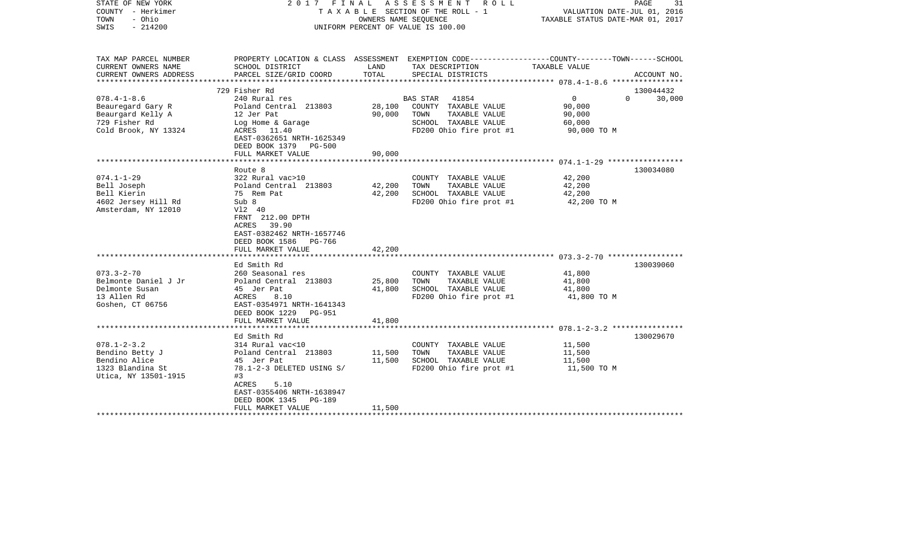STATE OF NEW YORK — 2017 FINAL ASSESSMENT ROLL
COUNTY - Herkimer — TAXABLE SECTION OF THE ROLL - 1 — VALUATION DATE-JUL 01, 2016
TOWN - Ohio — OWNERS NAME SEQUENCE — TAXABLE STATUS DATE-MAR 01, 2017
SWIS - 214200 — UNIFORM PERCENT OF VALUE IS 100.00

| TAX MAP PARCEL NUMBER / CURRENT OWNERS NAME / CURRENT OWNERS ADDRESS | PROPERTY LOCATION & CLASS / SCHOOL DISTRICT / PARCEL SIZE/GRID COORD | ASSESSMENT LAND / TOTAL | EXEMPTION CODE / TAX DESCRIPTION / SPECIAL DISTRICTS | COUNTY / TOWN / SCHOOL TAXABLE VALUE | ACCOUNT NO. |
|---|---|---|---|---|---|
| 078.4-1-8.6 | 729 Fisher Rd | | | | 130044432 |
| | 240 Rural res | | BAS STAR 41854 | 0 / 0 / 30,000 | |
| Beauregard Gary R | Poland Central 213803 | 28,100 | COUNTY TAXABLE VALUE | 90,000 | |
| Beaurgard Kelly A | 12 Jer Pat | 90,000 | TOWN TAXABLE VALUE | 90,000 | |
| 729 Fisher Rd | Log Home & Garage | | SCHOOL TAXABLE VALUE | 60,000 | |
| Cold Brook, NY 13324 | ACRES 11.40 | | FD200 Ohio fire prot #1 | 90,000 TO M | |
| | EAST-0362651 NRTH-1625349 | | | | |
| | DEED BOOK 1379 PG-500 | | | | |
| | FULL MARKET VALUE | 90,000 | | | |
| 074.1-1-29 | Route 8 | | | | 130034080 |
| | 322 Rural vac>10 | | COUNTY TAXABLE VALUE | 42,200 | |
| Bell Joseph | Poland Central 213803 | 42,200 | TOWN TAXABLE VALUE | 42,200 | |
| Bell Kierin | 75 Rem Pat | 42,200 | SCHOOL TAXABLE VALUE | 42,200 | |
| 4602 Jersey Hill Rd | Sub 8 | | FD200 Ohio fire prot #1 | 42,200 TO M | |
| Amsterdam, NY 12010 | Vl2 40 | | | | |
| | FRNT 212.00 DPTH | | | | |
| | ACRES 39.90 | | | | |
| | EAST-0382462 NRTH-1657746 | | | | |
| | DEED BOOK 1586 PG-766 | | | | |
| | FULL MARKET VALUE | 42,200 | | | |
| 073.3-2-70 | Ed Smith Rd | | | | 130039060 |
| | 260 Seasonal res | | COUNTY TAXABLE VALUE | 41,800 | |
| Belmonte Daniel J Jr | Poland Central 213803 | 25,800 | TOWN TAXABLE VALUE | 41,800 | |
| Delmonte Susan | 45 Jer Pat | 41,800 | SCHOOL TAXABLE VALUE | 41,800 | |
| 13 Allen Rd | ACRES 8.10 | | FD200 Ohio fire prot #1 | 41,800 TO M | |
| Goshen, CT 06756 | EAST-0354971 NRTH-1641343 | | | | |
| | DEED BOOK 1229 PG-951 | | | | |
| | FULL MARKET VALUE | 41,800 | | | |
| 078.1-2-3.2 | Ed Smith Rd | | | | 130029670 |
| | 314 Rural vac<10 | | COUNTY TAXABLE VALUE | 11,500 | |
| Bendino Betty J | Poland Central 213803 | 11,500 | TOWN TAXABLE VALUE | 11,500 | |
| Bendino Alice | 45 Jer Pat | 11,500 | SCHOOL TAXABLE VALUE | 11,500 | |
| 1323 Blandina St | 78.1-2-3 DELETED USING S/ | | FD200 Ohio fire prot #1 | 11,500 TO M | |
| Utica, NY 13501-1915 | #3 | | | | |
| | ACRES 5.10 | | | | |
| | EAST-0355406 NRTH-1638947 | | | | |
| | DEED BOOK 1345 PG-189 | | | | |
| | FULL MARKET VALUE | 11,500 | | | |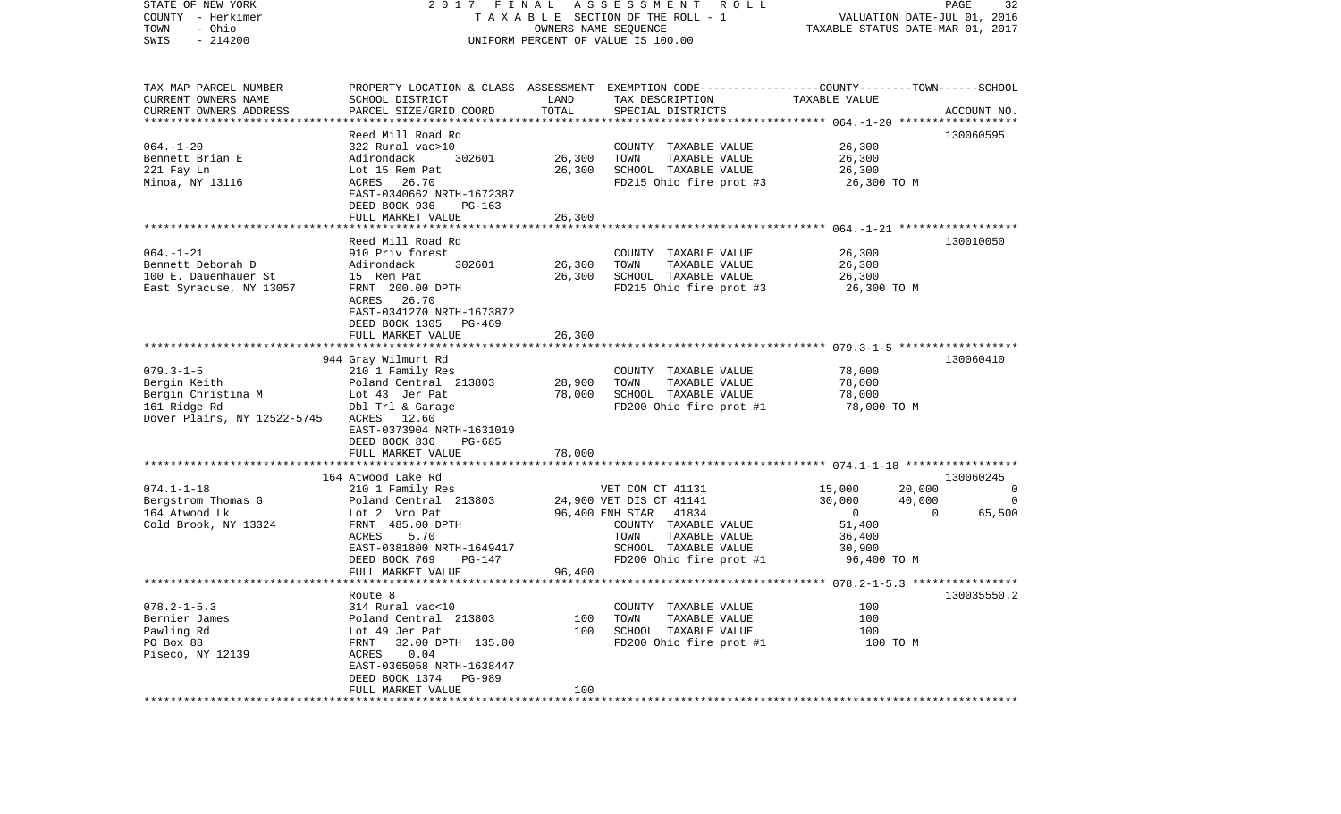STATE OF NEW YORK
COUNTY - Herkimer
TOWN - Ohio
SWIS - 214200

2017 FINAL ASSESSMENT ROLL
TAXABLE SECTION OF THE ROLL - 1
OWNERS NAME SEQUENCE
UNIFORM PERCENT OF VALUE IS 100.00

VALUATION DATE-JUL 01, 2016
TAXABLE STATUS DATE-MAR 01, 2017

| TAX MAP PARCEL NUMBER / CURRENT OWNERS NAME / CURRENT OWNERS ADDRESS | PROPERTY LOCATION & CLASS / SCHOOL DISTRICT / PARCEL SIZE/GRID COORD | ASSESSMENT LAND | TOTAL | EXEMPTION CODE / TAX DESCRIPTION / SPECIAL DISTRICTS | COUNTY | TOWN | SCHOOL (TAXABLE VALUE) | ACCOUNT NO. |
|---|---|---|---|---|---|---|---|---|
| | Reed Mill Road Rd | | | | | | | 130060595 |
| 064.-1-20 | 322 Rural vac>10 | | | COUNTY TAXABLE VALUE | 26,300 | | | |
| Bennett Brian E | Adirondack 302601 | 26,300 | | TOWN TAXABLE VALUE | 26,300 | | | |
| 221 Fay Ln | Lot 15 Rem Pat | | 26,300 | SCHOOL TAXABLE VALUE | 26,300 | | | |
| Minoa, NY 13116 | ACRES 26.70 | | | FD215 Ohio fire prot #3 | 26,300 TO M | | | |
| | EAST-0340662 NRTH-1672387 | | | | | | | |
| | DEED BOOK 936 PG-163 | | | | | | | |
| | FULL MARKET VALUE | | 26,300 | | | | | |
| | Reed Mill Road Rd | | | | | | | 130010050 |
| 064.-1-21 | 910 Priv forest | | | COUNTY TAXABLE VALUE | 26,300 | | | |
| Bennett Deborah D | Adirondack 302601 | 26,300 | | TOWN TAXABLE VALUE | 26,300 | | | |
| 100 E. Dauenhauer St | 15 Rem Pat | | 26,300 | SCHOOL TAXABLE VALUE | 26,300 | | | |
| East Syracuse, NY 13057 | FRNT 200.00 DPTH | | | FD215 Ohio fire prot #3 | 26,300 TO M | | | |
| | ACRES 26.70 | | | | | | | |
| | EAST-0341270 NRTH-1673872 | | | | | | | |
| | DEED BOOK 1305 PG-469 | | | | | | | |
| | FULL MARKET VALUE | | 26,300 | | | | | |
| | 944 Gray Wilmurt Rd | | | | | | | 130060410 |
| 079.3-1-5 | 210 1 Family Res | | | COUNTY TAXABLE VALUE | 78,000 | | | |
| Bergin Keith | Poland Central 213803 | 28,900 | | TOWN TAXABLE VALUE | 78,000 | | | |
| Bergin Christina M | Lot 43 Jer Pat | | 78,000 | SCHOOL TAXABLE VALUE | 78,000 | | | |
| 161 Ridge Rd | Dbl Trl & Garage | | | FD200 Ohio fire prot #1 | 78,000 TO M | | | |
| Dover Plains, NY 12522-5745 | ACRES 12.60 | | | | | | | |
| | EAST-0373904 NRTH-1631019 | | | | | | | |
| | DEED BOOK 836 PG-685 | | | | | | | |
| | FULL MARKET VALUE | | 78,000 | | | | | |
| | 164 Atwood Lake Rd | | | | | | | 130060245 |
| 074.1-1-18 | 210 1 Family Res | | | VET COM CT 41131 | 15,000 | 20,000 | 0 | |
| Bergstrom Thomas G | Poland Central 213803 | 24,900 | | VET DIS CT 41141 | 30,000 | 40,000 | 0 | |
| 164 Atwood Lk | Lot 2 Vro Pat | | 96,400 | ENH STAR 41834 | 0 | 0 | 65,500 | |
| Cold Brook, NY 13324 | FRNT 485.00 DPTH | | | COUNTY TAXABLE VALUE | 51,400 | | | |
| | ACRES 5.70 | | | TOWN TAXABLE VALUE | 36,400 | | | |
| | EAST-0381800 NRTH-1649417 | | | SCHOOL TAXABLE VALUE | 30,900 | | | |
| | DEED BOOK 769 PG-147 | | | FD200 Ohio fire prot #1 | 96,400 TO M | | | |
| | FULL MARKET VALUE | | 96,400 | | | | | |
| | Route 8 | | | | | | | 130035550.2 |
| 078.2-1-5.3 | 314 Rural vac<10 | | | COUNTY TAXABLE VALUE | 100 | | | |
| Bernier James | Poland Central 213803 | 100 | | TOWN TAXABLE VALUE | 100 | | | |
| Pawling Rd | Lot 49 Jer Pat | | 100 | SCHOOL TAXABLE VALUE | 100 | | | |
| PO Box 88 | FRNT 32.00 DPTH 135.00 | | | FD200 Ohio fire prot #1 | 100 TO M | | | |
| Piseco, NY 12139 | ACRES 0.04 | | | | | | | |
| | EAST-0365058 NRTH-1638447 | | | | | | | |
| | DEED BOOK 1374 PG-989 | | | | | | | |
| | FULL MARKET VALUE | | 100 | | | | | |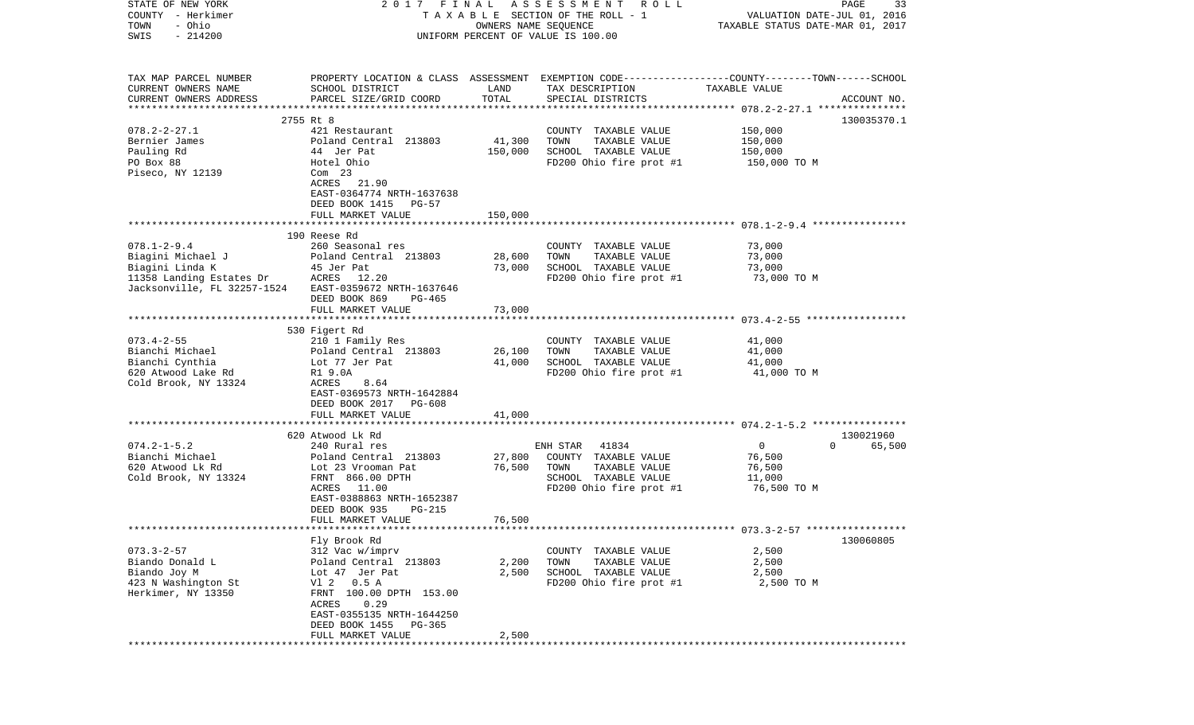STATE OF NEW YORK — 2017 FINAL ASSESSMENT ROLL
COUNTY - Herkimer — TAXABLE SECTION OF THE ROLL - 1 — VALUATION DATE-JUL 01, 2016
TOWN - Ohio — OWNERS NAME SEQUENCE — TAXABLE STATUS DATE-MAR 01, 2017
SWIS - 214200 — UNIFORM PERCENT OF VALUE IS 100.00

| TAX MAP PARCEL NUMBER / CURRENT OWNERS NAME / CURRENT OWNERS ADDRESS | PROPERTY LOCATION & CLASS / SCHOOL DISTRICT / PARCEL SIZE/GRID COORD | ASSESSMENT LAND | TOTAL | EXEMPTION CODE / TAX DESCRIPTION / SPECIAL DISTRICTS | COUNTY | TOWN | SCHOOL / TAXABLE VALUE | ACCOUNT NO. |
|---|---|---|---|---|---|---|---|---|
| | 2755 Rt 8 | | | | | | | 130035370.1 |
| 078.2-2-27.1 | 421 Restaurant | | | COUNTY TAXABLE VALUE | 150,000 | | | |
| Bernier James | Poland Central 213803 | 41,300 | | TOWN TAXABLE VALUE | | 150,000 | | |
| Pauling Rd | 44 Jer Pat | | 150,000 | SCHOOL TAXABLE VALUE | | | 150,000 | |
| PO Box 88 | Hotel Ohio | | | FD200 Ohio fire prot #1 | 150,000 TO M | | | |
| Piseco, NY 12139 | Com 23 | | | | | | | |
| | ACRES 21.90 | | | | | | | |
| | EAST-0364774 NRTH-1637638 | | | | | | | |
| | DEED BOOK 1415 PG-57 | | | | | | | |
| | FULL MARKET VALUE | | 150,000 | | | | | |
| | 190 Reese Rd | | | | | | | |
| 078.1-2-9.4 | 260 Seasonal res | | | COUNTY TAXABLE VALUE | 73,000 | | | |
| Biagini Michael J | Poland Central 213803 | 28,600 | | TOWN TAXABLE VALUE | | 73,000 | | |
| Biagini Linda K | 45 Jer Pat | | 73,000 | SCHOOL TAXABLE VALUE | | | 73,000 | |
| 11358 Landing Estates Dr | ACRES 12.20 | | | FD200 Ohio fire prot #1 | 73,000 TO M | | | |
| Jacksonville, FL 32257-1524 | EAST-0359672 NRTH-1637646 | | | | | | | |
| | DEED BOOK 869 PG-465 | | | | | | | |
| | FULL MARKET VALUE | | 73,000 | | | | | |
| | 530 Figert Rd | | | | | | | |
| 073.4-2-55 | 210 1 Family Res | | | COUNTY TAXABLE VALUE | 41,000 | | | |
| Bianchi Michael | Poland Central 213803 | 26,100 | | TOWN TAXABLE VALUE | | 41,000 | | |
| Bianchi Cynthia | Lot 77 Jer Pat | | 41,000 | SCHOOL TAXABLE VALUE | | | 41,000 | |
| 620 Atwood Lake Rd | R1 9.0A | | | FD200 Ohio fire prot #1 | 41,000 TO M | | | |
| Cold Brook, NY 13324 | ACRES 8.64 | | | | | | | |
| | EAST-0369573 NRTH-1642884 | | | | | | | |
| | DEED BOOK 2017 PG-608 | | | | | | | |
| | FULL MARKET VALUE | | 41,000 | | | | | |
| | 620 Atwood Lk Rd | | | | | | | 130021960 |
| 074.2-1-5.2 | 240 Rural res | | | ENH STAR 41834 | 0 | 0 | 65,500 | |
| Bianchi Michael | Poland Central 213803 | 27,800 | | COUNTY TAXABLE VALUE | 76,500 | | | |
| 620 Atwood Lk Rd | Lot 23 Vrooman Pat | | 76,500 | TOWN TAXABLE VALUE | | 76,500 | | |
| Cold Brook, NY 13324 | FRNT 866.00 DPTH | | | SCHOOL TAXABLE VALUE | | | 11,000 | |
| | ACRES 11.00 | | | FD200 Ohio fire prot #1 | 76,500 TO M | | | |
| | EAST-0388863 NRTH-1652387 | | | | | | | |
| | DEED BOOK 935 PG-215 | | | | | | | |
| | FULL MARKET VALUE | | 76,500 | | | | | |
| | Fly Brook Rd | | | | | | | 130060805 |
| 073.3-2-57 | 312 Vac w/imprv | | | COUNTY TAXABLE VALUE | 2,500 | | | |
| Biando Donald L | Poland Central 213803 | 2,200 | | TOWN TAXABLE VALUE | | 2,500 | | |
| Biando Joy M | Lot 47 Jer Pat | | 2,500 | SCHOOL TAXABLE VALUE | | | 2,500 | |
| 423 N Washington St | Vl 2 0.5 A | | | FD200 Ohio fire prot #1 | 2,500 TO M | | | |
| Herkimer, NY 13350 | FRNT 100.00 DPTH 153.00 | | | | | | | |
| | ACRES 0.29 | | | | | | | |
| | EAST-0355135 NRTH-1644250 | | | | | | | |
| | DEED BOOK 1455 PG-365 | | | | | | | |
| | FULL MARKET VALUE | | 2,500 | | | | | |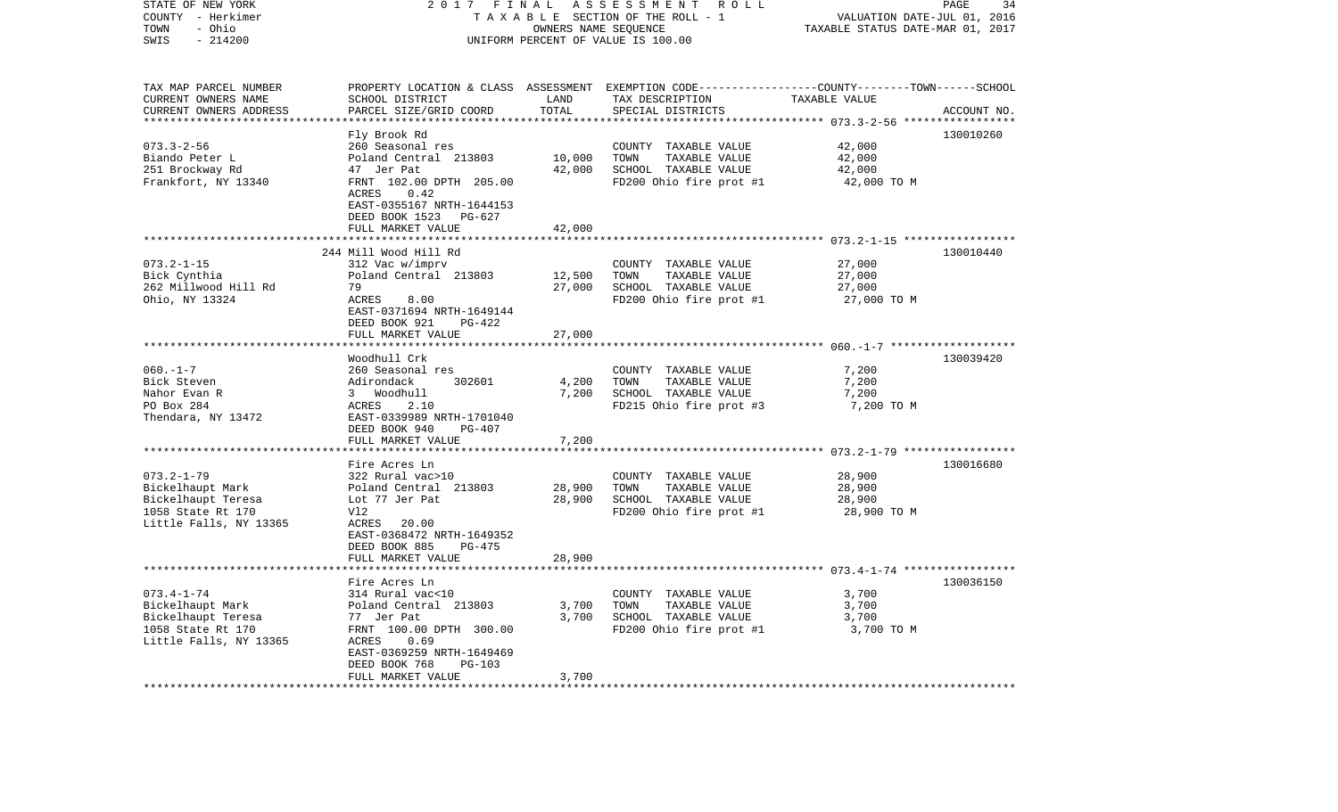STATE OF NEW YORK 2 0 1 7 F I N A L A S S E S S M E N T R O L L
COUNTY - Herkimer T A X A B L E SECTION OF THE ROLL - 1 VALUATION DATE-JUL 01, 2016
TOWN - Ohio OWNERS NAME SEQUENCE TAXABLE STATUS DATE-MAR 01, 2017
SWIS - 214200 UNIFORM PERCENT OF VALUE IS 100.00

```
TAX MAP PARCEL NUMBER     PROPERTY LOCATION & CLASS  ASSESSMENT  EXEMPTION CODE-----------------COUNTY--------TOWN------SCHOOL
CURRENT OWNERS NAME       SCHOOL DISTRICT             LAND       TAX DESCRIPTION                 TAXABLE VALUE
CURRENT OWNERS ADDRESS    PARCEL SIZE/GRID COORD      TOTAL      SPECIAL DISTRICTS                                    ACCOUNT NO.
******************************************************************************************************* 073.3-2-56 *****************
                          Fly Brook Rd                                                                                130010260
073.3-2-56                260 Seasonal res                       COUNTY  TAXABLE VALUE             42,000
Biando Peter L            Poland Central  213803      10,000     TOWN    TAXABLE VALUE             42,000
251 Brockway Rd           47  Jer Pat                 42,000     SCHOOL  TAXABLE VALUE             42,000
Frankfort, NY 13340       FRNT 102.00 DPTH 205.00                FD200 Ohio fire prot #1            42,000 TO M
                          ACRES     0.42
                          EAST-0355167 NRTH-1644153
                          DEED BOOK 1523   PG-627
                          FULL MARKET VALUE            42,000
******************************************************************************************************* 073.2-1-15 *****************
                          244 Mill Wood Hill Rd                                                                       130010440
073.2-1-15                312 Vac w/imprv                        COUNTY  TAXABLE VALUE             27,000
Bick Cynthia              Poland Central  213803      12,500     TOWN    TAXABLE VALUE             27,000
262 Millwood Hill Rd      79                          27,000     SCHOOL  TAXABLE VALUE             27,000
Ohio, NY 13324            ACRES     8.00                         FD200 Ohio fire prot #1            27,000 TO M
                          EAST-0371694 NRTH-1649144
                          DEED BOOK 921    PG-422
                          FULL MARKET VALUE            27,000
******************************************************************************************************* 060.-1-7 *******************
                          Woodhull Crk                                                                                130039420
060.-1-7                  260 Seasonal res                       COUNTY  TAXABLE VALUE              7,200
Bick Steven               Adirondack      302601       4,200     TOWN    TAXABLE VALUE              7,200
Nahor Evan R              3  Woodhull                  7,200     SCHOOL  TAXABLE VALUE              7,200
PO Box 284                ACRES     2.10                         FD215 Ohio fire prot #3             7,200 TO M
Thendara, NY 13472        EAST-0339989 NRTH-1701040
                          DEED BOOK 940    PG-407
                          FULL MARKET VALUE             7,200
******************************************************************************************************* 073.2-1-79 *****************
                          Fire Acres Ln                                                                               130016680
073.2-1-79                322 Rural vac>10                       COUNTY  TAXABLE VALUE             28,900
Bickelhaupt Mark          Poland Central  213803      28,900     TOWN    TAXABLE VALUE             28,900
Bickelhaupt Teresa        Lot 77 Jer Pat              28,900     SCHOOL  TAXABLE VALUE             28,900
1058 State Rt 170         Vl2                                    FD200 Ohio fire prot #1            28,900 TO M
Little Falls, NY 13365    ACRES    20.00
                          EAST-0368472 NRTH-1649352
                          DEED BOOK 885    PG-475
                          FULL MARKET VALUE            28,900
******************************************************************************************************* 073.4-1-74 *****************
                          Fire Acres Ln                                                                               130036150
073.4-1-74                314 Rural vac<10                       COUNTY  TAXABLE VALUE              3,700
Bickelhaupt Mark          Poland Central  213803       3,700     TOWN    TAXABLE VALUE              3,700
Bickelhaupt Teresa        77  Jer Pat                  3,700     SCHOOL  TAXABLE VALUE              3,700
1058 State Rt 170         FRNT 100.00 DPTH 300.00                FD200 Ohio fire prot #1             3,700 TO M
Little Falls, NY 13365    ACRES     0.69
                          EAST-0369259 NRTH-1649469
                          DEED BOOK 768    PG-103
                          FULL MARKET VALUE             3,700
************************************************************************************************************************************
```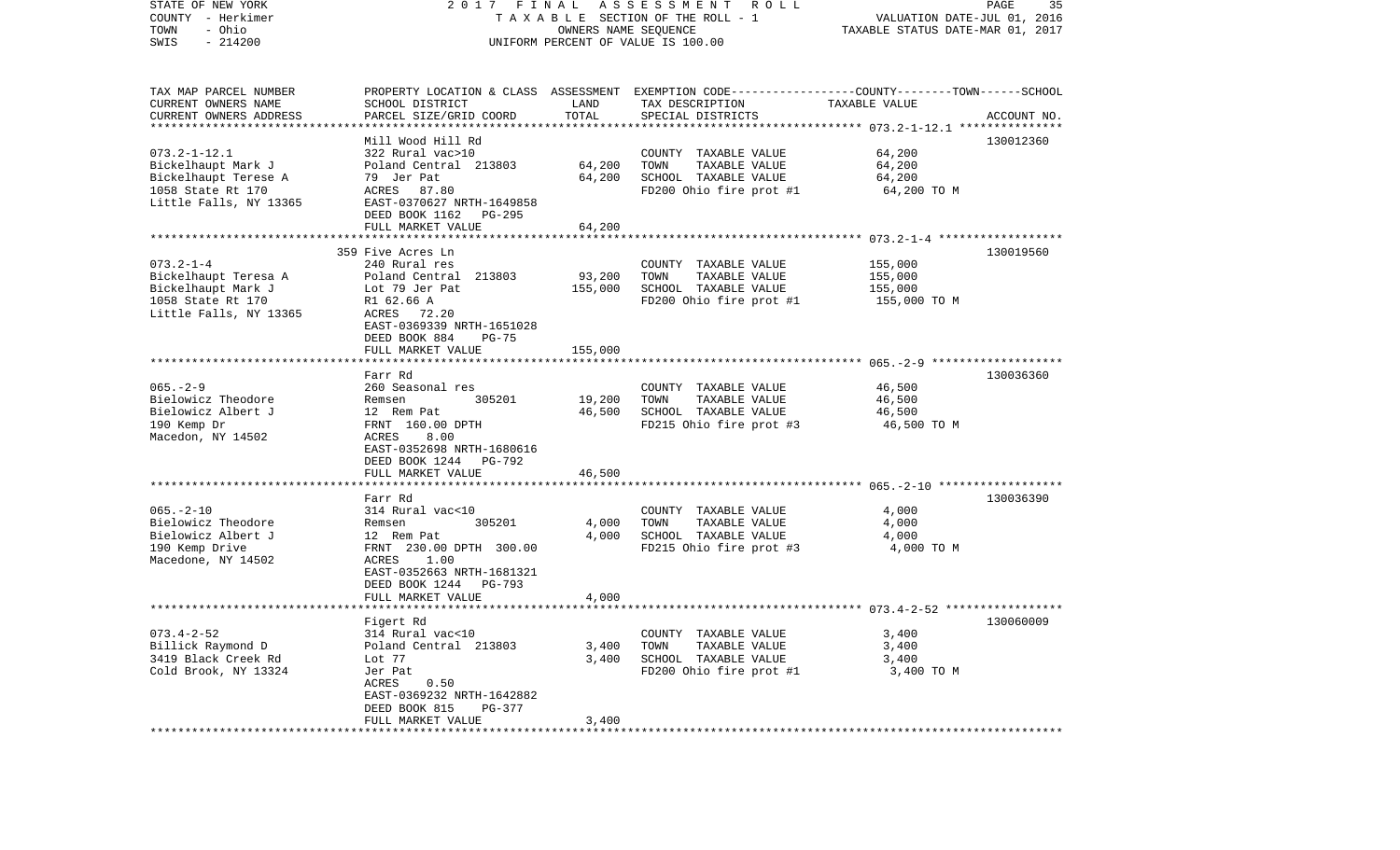STATE OF NEW YORK | 2 0 1 7 F I N A L A S S E S S M E N T R O L L
COUNTY - Herkimer | T A X A B L E SECTION OF THE ROLL - 1 | VALUATION DATE-JUL 01, 2016
TOWN - Ohio | OWNERS NAME SEQUENCE | TAXABLE STATUS DATE-MAR 01, 2017
SWIS - 214200 | UNIFORM PERCENT OF VALUE IS 100.00

| TAX MAP PARCEL NUMBER / CURRENT OWNERS NAME / CURRENT OWNERS ADDRESS | PROPERTY LOCATION & CLASS / SCHOOL DISTRICT / PARCEL SIZE/GRID COORD | ASSESSMENT LAND | ASSESSMENT TOTAL | EXEMPTION CODE / TAX DESCRIPTION / SPECIAL DISTRICTS | TAXABLE VALUE (COUNTY--TOWN--SCHOOL) | ACCOUNT NO. |
|---|---|---|---|---|---|---|
| 073.2-1-12.1 | Mill Wood Hill Rd | | | | | 130012360 |
| | 322 Rural vac>10 | | | COUNTY TAXABLE VALUE | 64,200 | |
| Bickelhaupt Mark J | Poland Central 213803 | 64,200 | | TOWN TAXABLE VALUE | 64,200 | |
| Bickelhaupt Terese A | 79 Jer Pat | | 64,200 | SCHOOL TAXABLE VALUE | 64,200 | |
| 1058 State Rt 170 | ACRES 87.80 | | | FD200 Ohio fire prot #1 | 64,200 TO M | |
| Little Falls, NY 13365 | EAST-0370627 NRTH-1649858 | | | | | |
| | DEED BOOK 1162 PG-295 | | | | | |
| | FULL MARKET VALUE | | 64,200 | | | |
| 073.2-1-4 | 359 Five Acres Ln | | | | | 130019560 |
| | 240 Rural res | | | COUNTY TAXABLE VALUE | 155,000 | |
| Bickelhaupt Teresa A | Poland Central 213803 | 93,200 | | TOWN TAXABLE VALUE | 155,000 | |
| Bickelhaupt Mark J | Lot 79 Jer Pat | | 155,000 | SCHOOL TAXABLE VALUE | 155,000 | |
| 1058 State Rt 170 | R1 62.66 A | | | FD200 Ohio fire prot #1 | 155,000 TO M | |
| Little Falls, NY 13365 | ACRES 72.20 | | | | | |
| | EAST-0369339 NRTH-1651028 | | | | | |
| | DEED BOOK 884 PG-75 | | | | | |
| | FULL MARKET VALUE | | 155,000 | | | |
| 065.-2-9 | Farr Rd | | | | | 130036360 |
| | 260 Seasonal res | | | COUNTY TAXABLE VALUE | 46,500 | |
| Bielowicz Theodore | Remsen 305201 | 19,200 | | TOWN TAXABLE VALUE | 46,500 | |
| Bielowicz Albert J | 12 Rem Pat | | 46,500 | SCHOOL TAXABLE VALUE | 46,500 | |
| 190 Kemp Dr | FRNT 160.00 DPTH | | | FD215 Ohio fire prot #3 | 46,500 TO M | |
| Macedon, NY 14502 | ACRES 8.00 | | | | | |
| | EAST-0352698 NRTH-1680616 | | | | | |
| | DEED BOOK 1244 PG-792 | | | | | |
| | FULL MARKET VALUE | | 46,500 | | | |
| 065.-2-10 | Farr Rd | | | | | 130036390 |
| | 314 Rural vac<10 | | | COUNTY TAXABLE VALUE | 4,000 | |
| Bielowicz Theodore | Remsen 305201 | 4,000 | | TOWN TAXABLE VALUE | 4,000 | |
| Bielowicz Albert J | 12 Rem Pat | | 4,000 | SCHOOL TAXABLE VALUE | 4,000 | |
| 190 Kemp Drive | FRNT 230.00 DPTH 300.00 | | | FD215 Ohio fire prot #3 | 4,000 TO M | |
| Macedone, NY 14502 | ACRES 1.00 | | | | | |
| | EAST-0352663 NRTH-1681321 | | | | | |
| | DEED BOOK 1244 PG-793 | | | | | |
| | FULL MARKET VALUE | | 4,000 | | | |
| 073.4-2-52 | Figert Rd | | | | | 130060009 |
| | 314 Rural vac<10 | | | COUNTY TAXABLE VALUE | 3,400 | |
| Billick Raymond D | Poland Central 213803 | 3,400 | | TOWN TAXABLE VALUE | 3,400 | |
| 3419 Black Creek Rd | Lot 77 | | 3,400 | SCHOOL TAXABLE VALUE | 3,400 | |
| Cold Brook, NY 13324 | Jer Pat | | | FD200 Ohio fire prot #1 | 3,400 TO M | |
| | ACRES 0.50 | | | | | |
| | EAST-0369232 NRTH-1642882 | | | | | |
| | DEED BOOK 815 PG-377 | | | | | |
| | FULL MARKET VALUE | | 3,400 | | | |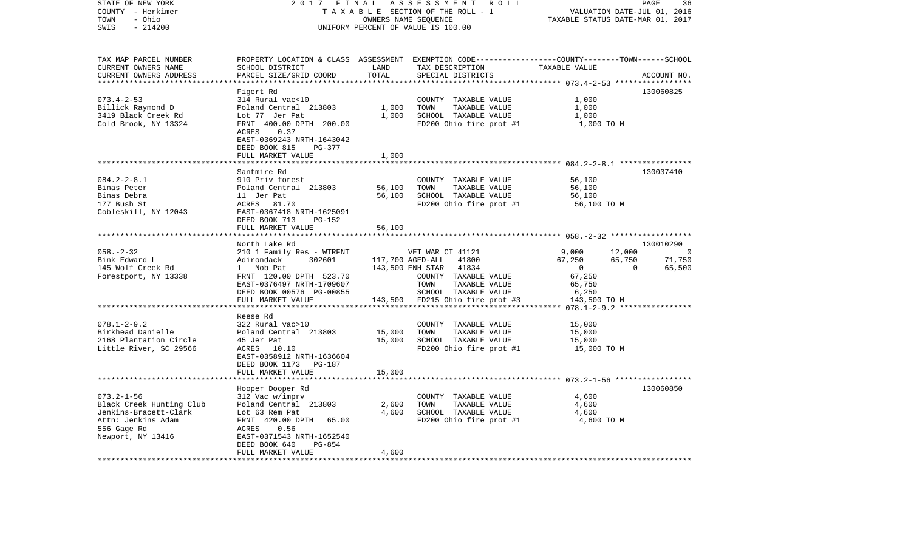STATE OF NEW YORK | 2 0 1 7 F I N A L A S S E S S M E N T R O L L | PAGE 36
COUNTY - Herkimer | T A X A B L E SECTION OF THE ROLL - 1 | VALUATION DATE-JUL 01, 2016
TOWN - Ohio | OWNERS NAME SEQUENCE | TAXABLE STATUS DATE-MAR 01, 2017
SWIS - 214200 | UNIFORM PERCENT OF VALUE IS 100.00

| TAX MAP PARCEL NUMBER / CURRENT OWNERS NAME / CURRENT OWNERS ADDRESS | PROPERTY LOCATION & CLASS / SCHOOL DISTRICT / PARCEL SIZE/GRID COORD | ASSESSMENT LAND / TOTAL | EXEMPTION CODE / TAX DESCRIPTION / SPECIAL DISTRICTS | COUNTY TAXABLE VALUE | TOWN | SCHOOL | ACCOUNT NO. |
|---|---|---|---|---|---|---|---|
| **073.4-2-53** | Figert Rd | | | | | | 130060825 |
| 073.4-2-53 | 314 Rural vac<10 | | COUNTY TAXABLE VALUE | 1,000 | | | |
| Billick Raymond D | Poland Central 213803 | 1,000 | TOWN TAXABLE VALUE | 1,000 | | | |
| 3419 Black Creek Rd | Lot 77 Jer Pat | 1,000 | SCHOOL TAXABLE VALUE | 1,000 | | | |
| Cold Brook, NY 13324 | FRNT 400.00 DPTH 200.00 | | FD200 Ohio fire prot #1 | 1,000 TO M | | | |
| | ACRES 0.37 | | | | | | |
| | EAST-0369243 NRTH-1643042 | | | | | | |
| | DEED BOOK 815 PG-377 | | | | | | |
| | FULL MARKET VALUE | 1,000 | | | | | |
| **084.2-2-8.1** | Santmire Rd | | | | | | 130037410 |
| 084.2-2-8.1 | 910 Priv forest | | COUNTY TAXABLE VALUE | 56,100 | | | |
| Binas Peter | Poland Central 213803 | 56,100 | TOWN TAXABLE VALUE | 56,100 | | | |
| Binas Debra | 11 Jer Pat | 56,100 | SCHOOL TAXABLE VALUE | 56,100 | | | |
| 177 Bush St | ACRES 81.70 | | FD200 Ohio fire prot #1 | 56,100 TO M | | | |
| Cobleskill, NY 12043 | EAST-0367418 NRTH-1625091 | | | | | | |
| | DEED BOOK 713 PG-152 | | | | | | |
| | FULL MARKET VALUE | 56,100 | | | | | |
| **058.-2-32** | North Lake Rd | | | | | | 130010290 |
| 058.-2-32 | 210 1 Family Res - WTRFNT | | VET WAR CT 41121 | 9,000 | 12,000 | 0 | |
| Bink Edward L | Adirondack 302601 | 117,700 | AGED-ALL 41800 | 67,250 | 65,750 | 71,750 | |
| 145 Wolf Creek Rd | 1 Nob Pat | 143,500 | ENH STAR 41834 | 0 | 0 | 65,500 | |
| Forestport, NY 13338 | FRNT 120.00 DPTH 523.70 | | COUNTY TAXABLE VALUE | 67,250 | | | |
| | EAST-0376497 NRTH-1709607 | | TOWN TAXABLE VALUE | 65,750 | | | |
| | DEED BOOK 00576 PG-00855 | | SCHOOL TAXABLE VALUE | 6,250 | | | |
| | FULL MARKET VALUE | 143,500 | FD215 Ohio fire prot #3 | 143,500 TO M | | | |
| **078.1-2-9.2** | Reese Rd | | | | | | |
| 078.1-2-9.2 | 322 Rural vac>10 | | COUNTY TAXABLE VALUE | 15,000 | | | |
| Birkhead Danielle | Poland Central 213803 | 15,000 | TOWN TAXABLE VALUE | 15,000 | | | |
| 2168 Plantation Circle | 45 Jer Pat | 15,000 | SCHOOL TAXABLE VALUE | 15,000 | | | |
| Little River, SC 29566 | ACRES 10.10 | | FD200 Ohio fire prot #1 | 15,000 TO M | | | |
| | EAST-0358912 NRTH-1636604 | | | | | | |
| | DEED BOOK 1173 PG-187 | | | | | | |
| | FULL MARKET VALUE | 15,000 | | | | | |
| **073.2-1-56** | Hooper Dooper Rd | | | | | | 130060850 |
| 073.2-1-56 | 312 Vac w/imprv | | COUNTY TAXABLE VALUE | 4,600 | | | |
| Black Creek Hunting Club | Poland Central 213803 | 2,600 | TOWN TAXABLE VALUE | 4,600 | | | |
| Jenkins-Bracett-Clark | Lot 63 Rem Pat | 4,600 | SCHOOL TAXABLE VALUE | 4,600 | | | |
| Attn: Jenkins Adam | FRNT 420.00 DPTH 65.00 | | FD200 Ohio fire prot #1 | 4,600 TO M | | | |
| 556 Gage Rd | ACRES 0.56 | | | | | | |
| Newport, NY 13416 | EAST-0371543 NRTH-1652540 | | | | | | |
| | DEED BOOK 640 PG-854 | | | | | | |
| | FULL MARKET VALUE | 4,600 | | | | | |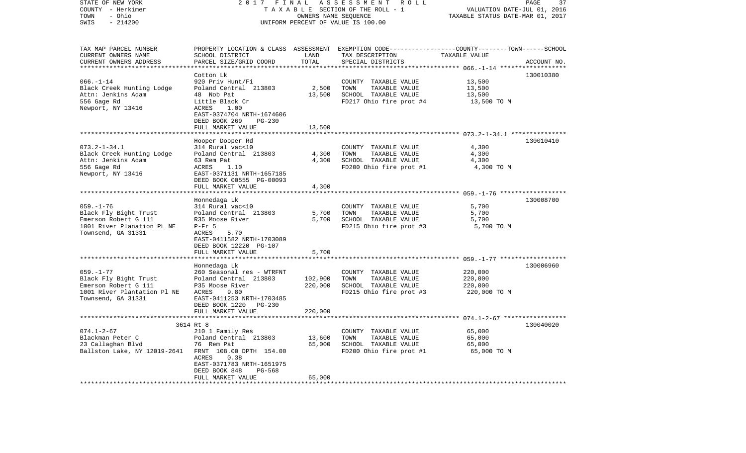STATE OF NEW YORK — 2017 FINAL ASSESSMENT ROLL — PAGE 37
COUNTY - Herkimer — TAXABLE SECTION OF THE ROLL - 1 — VALUATION DATE-JUL 01, 2016
TOWN - Ohio — OWNERS NAME SEQUENCE — TAXABLE STATUS DATE-MAR 01, 2017
SWIS - 214200 — UNIFORM PERCENT OF VALUE IS 100.00

| TAX MAP PARCEL NUMBER / CURRENT OWNERS NAME / CURRENT OWNERS ADDRESS | PROPERTY LOCATION & CLASS / SCHOOL DISTRICT / PARCEL SIZE/GRID COORD | ASSESSMENT LAND / TOTAL | EXEMPTION CODE / TAX DESCRIPTION / SPECIAL DISTRICTS | TAXABLE VALUE (COUNTY / TOWN / SCHOOL) | ACCOUNT NO. |
|---|---|---|---|---|---|
| 066.-1-14 | Cotton Lk | | | | 130010380 |
| Black Creek Hunting Lodge | 920 Priv Hunt/Fi | | COUNTY TAXABLE VALUE | 13,500 | |
| Attn: Jenkins Adam | Poland Central 213803 | 2,500 | TOWN TAXABLE VALUE | 13,500 | |
| 556 Gage Rd | 48 Nob Pat | 13,500 | SCHOOL TAXABLE VALUE | 13,500 | |
| Newport, NY 13416 | Little Black Cr | | FD217 Ohio fire prot #4 | 13,500 TO M | |
| | ACRES 1.00 | | | | |
| | EAST-0374704 NRTH-1674606 | | | | |
| | DEED BOOK 269 PG-230 | | | | |
| | FULL MARKET VALUE | 13,500 | | | |
| 073.2-1-34.1 | Hooper Dooper Rd | | | | 130010410 |
| Black Creek Hunting Lodge | 314 Rural vac<10 | | COUNTY TAXABLE VALUE | 4,300 | |
| Attn: Jenkins Adam | Poland Central 213803 | 4,300 | TOWN TAXABLE VALUE | 4,300 | |
| 556 Gage Rd | 63 Rem Pat | 4,300 | SCHOOL TAXABLE VALUE | 4,300 | |
| Newport, NY 13416 | ACRES 1.10 | | FD200 Ohio fire prot #1 | 4,300 TO M | |
| | EAST-0371131 NRTH-1657185 | | | | |
| | DEED BOOK 00555 PG-00093 | | | | |
| | FULL MARKET VALUE | 4,300 | | | |
| 059.-1-76 | Honnedaga Lk | | | | 130008700 |
| Black Fly Bight Trust | 314 Rural vac<10 | | COUNTY TAXABLE VALUE | 5,700 | |
| Emerson Robert G 111 | Poland Central 213803 | 5,700 | TOWN TAXABLE VALUE | 5,700 | |
| 1001 River Planation PL NE | R35 Moose River | 5,700 | SCHOOL TAXABLE VALUE | 5,700 | |
| Townsend, GA 31331 | P-Fr 5 | | FD215 Ohio fire prot #3 | 5,700 TO M | |
| | ACRES 5.70 | | | | |
| | EAST-0411582 NRTH-1703089 | | | | |
| | DEED BOOK 12220 PG-107 | | | | |
| | FULL MARKET VALUE | 5,700 | | | |
| 059.-1-77 | Honnedaga Lk | | | | 130006960 |
| Black Fly Bight Trust | 260 Seasonal res - WTRFNT | | COUNTY TAXABLE VALUE | 220,000 | |
| Emerson Robert G 111 | Poland Central 213803 | 102,900 | TOWN TAXABLE VALUE | 220,000 | |
| 1001 River Plantation Pl NE | P35 Moose River | 220,000 | SCHOOL TAXABLE VALUE | 220,000 | |
| Townsend, GA 31331 | ACRES 9.80 | | FD215 Ohio fire prot #3 | 220,000 TO M | |
| | EAST-0411253 NRTH-1703485 | | | | |
| | DEED BOOK 1220 PG-230 | | | | |
| | FULL MARKET VALUE | 220,000 | | | |
| 074.1-2-67 | 3614 Rt 8 | | | | 130040020 |
| Blackman Peter C | 210 1 Family Res | | COUNTY TAXABLE VALUE | 65,000 | |
| 23 Callaghan Blvd | Poland Central 213803 | 13,600 | TOWN TAXABLE VALUE | 65,000 | |
| Ballston Lake, NY 12019-2641 | 76 Rem Pat | 65,000 | SCHOOL TAXABLE VALUE | 65,000 | |
| | FRNT 108.00 DPTH 154.00 | | FD200 Ohio fire prot #1 | 65,000 TO M | |
| | ACRES 0.38 | | | | |
| | EAST-0371783 NRTH-1651975 | | | | |
| | DEED BOOK 848 PG-568 | | | | |
| | FULL MARKET VALUE | 65,000 | | | |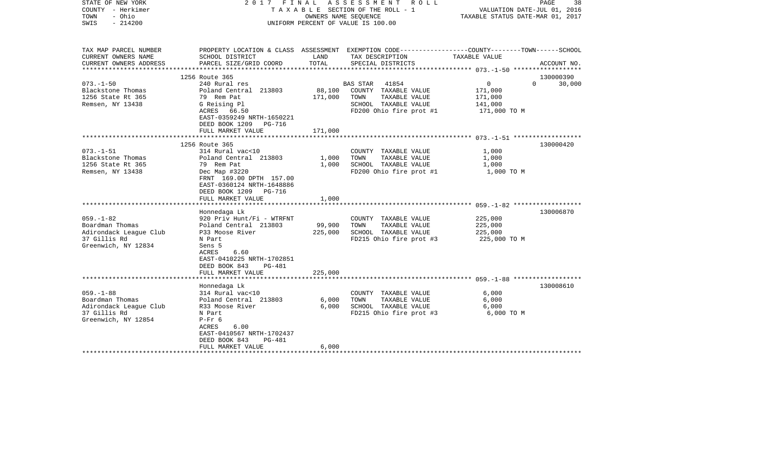STATE OF NEW YORK
COUNTY - Herkimer
TOWN - Ohio
SWIS - 214200

2017 FINAL ASSESSMENT ROLL
TAXABLE SECTION OF THE ROLL - 1
OWNERS NAME SEQUENCE
UNIFORM PERCENT OF VALUE IS 100.00

VALUATION DATE-JUL 01, 2016
TAXABLE STATUS DATE-MAR 01, 2017

| TAX MAP PARCEL NUMBER / CURRENT OWNERS NAME / CURRENT OWNERS ADDRESS | PROPERTY LOCATION & CLASS / SCHOOL DISTRICT / PARCEL SIZE/GRID COORD | ASSESSMENT LAND / TOTAL | EXEMPTION CODE / TAX DESCRIPTION / SPECIAL DISTRICTS | COUNTY | TOWN | SCHOOL / ACCOUNT NO. |
|---|---|---|---|---|---|---|
| 073.-1-50 | 1256 Route 365 | | | | | 130000390 |
| Blackstone Thomas | 240 Rural res | | BAS STAR 41854 | 0 | 0 | 30,000 |
| 1256 State Rt 365 | Poland Central 213803 | 88,100 | COUNTY TAXABLE VALUE | 171,000 | | |
| Remsen, NY 13438 | 79 Rem Pat | 171,000 | TOWN TAXABLE VALUE | 171,000 | | |
| | G Reising Pl | | SCHOOL TAXABLE VALUE | 141,000 | | |
| | ACRES 66.50 | | FD200 Ohio fire prot #1 | 171,000 TO M | | |
| | EAST-0359249 NRTH-1650221 | | | | | |
| | DEED BOOK 1209 PG-716 | | | | | |
| | FULL MARKET VALUE | 171,000 | | | | |
| 073.-1-51 | 1256 Route 365 | | | | | 130000420 |
| Blackstone Thomas | 314 Rural vac<10 | | COUNTY TAXABLE VALUE | 1,000 | | |
| 1256 State Rt 365 | Poland Central 213803 | 1,000 | TOWN TAXABLE VALUE | 1,000 | | |
| Remsen, NY 13438 | 79 Rem Pat | 1,000 | SCHOOL TAXABLE VALUE | 1,000 | | |
| | Dec Map #3220 | | FD200 Ohio fire prot #1 | 1,000 TO M | | |
| | FRNT 169.00 DPTH 157.00 | | | | | |
| | EAST-0360124 NRTH-1648886 | | | | | |
| | DEED BOOK 1209 PG-716 | | | | | |
| | FULL MARKET VALUE | 1,000 | | | | |
| 059.-1-82 | Honnedaga Lk | | | | | 130006870 |
| Boardman Thomas | 920 Priv Hunt/Fi - WTRFNT | | COUNTY TAXABLE VALUE | 225,000 | | |
| Adirondack League Club | Poland Central 213803 | 99,900 | TOWN TAXABLE VALUE | 225,000 | | |
| 37 Gillis Rd | P33 Moose River | 225,000 | SCHOOL TAXABLE VALUE | 225,000 | | |
| Greenwich, NY 12834 | N Part | | FD215 Ohio fire prot #3 | 225,000 TO M | | |
| | Sens 5 | | | | | |
| | ACRES 6.60 | | | | | |
| | EAST-0410225 NRTH-1702851 | | | | | |
| | DEED BOOK 843 PG-481 | | | | | |
| | FULL MARKET VALUE | 225,000 | | | | |
| 059.-1-88 | Honnedaga Lk | | | | | 130008610 |
| Boardman Thomas | 314 Rural vac<10 | | COUNTY TAXABLE VALUE | 6,000 | | |
| Adirondack League Club | Poland Central 213803 | 6,000 | TOWN TAXABLE VALUE | 6,000 | | |
| 37 Gillis Rd | R33 Moose River | 6,000 | SCHOOL TAXABLE VALUE | 6,000 | | |
| Greenwich, NY 12854 | N Part | | FD215 Ohio fire prot #3 | 6,000 TO M | | |
| | P-Fr 6 | | | | | |
| | ACRES 6.00 | | | | | |
| | EAST-0410567 NRTH-1702437 | | | | | |
| | DEED BOOK 843 PG-481 | | | | | |
| | FULL MARKET VALUE | 6,000 | | | | |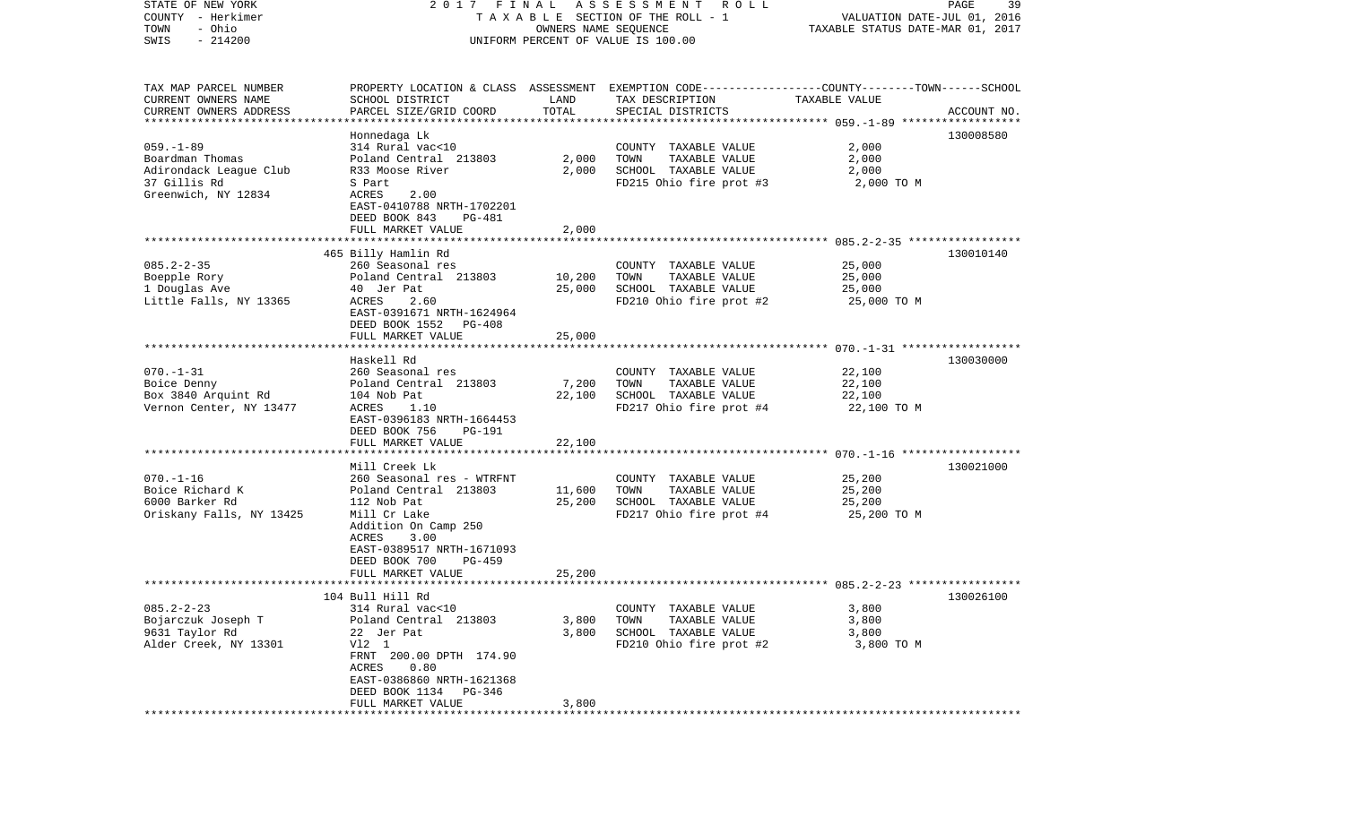STATE OF NEW YORK 2017 FINAL ASSESSMENT ROLL
COUNTY - Herkimer TAXABLE SECTION OF THE ROLL - 1 VALUATION DATE-JUL 01, 2016
TOWN - Ohio OWNERS NAME SEQUENCE TAXABLE STATUS DATE-MAR 01, 2017
SWIS - 214200 UNIFORM PERCENT OF VALUE IS 100.00

| TAX MAP PARCEL NUMBER / CURRENT OWNERS NAME / CURRENT OWNERS ADDRESS | PROPERTY LOCATION & CLASS / SCHOOL DISTRICT / PARCEL SIZE/GRID COORD | ASSESSMENT LAND | TOTAL | EXEMPTION CODE / TAX DESCRIPTION / SPECIAL DISTRICTS | COUNTY--------TOWN------SCHOOL TAXABLE VALUE | ACCOUNT NO. |
|---|---|---|---|---|---|---|
| 059.-1-89 | Honnedaga Lk<br>314 Rural vac<10 | | | COUNTY TAXABLE VALUE | 2,000 | 130008580 |
| Boardman Thomas | Poland Central 213803 | 2,000 | | TOWN TAXABLE VALUE | 2,000 | |
| Adirondack League Club | R33 Moose River | | 2,000 | SCHOOL TAXABLE VALUE | 2,000 | |
| 37 Gillis Rd | S Part | | | FD215 Ohio fire prot #3 | 2,000 TO M | |
| Greenwich, NY 12834 | ACRES 2.00<br>EAST-0410788 NRTH-1702201<br>DEED BOOK 843 PG-481<br>FULL MARKET VALUE | | 2,000 | | | |
| 085.2-2-35 | 465 Billy Hamlin Rd<br>260 Seasonal res | | | COUNTY TAXABLE VALUE | 25,000 | 130010140 |
| Boepple Rory | Poland Central 213803 | 10,200 | | TOWN TAXABLE VALUE | 25,000 | |
| 1 Douglas Ave | 40 Jer Pat | | 25,000 | SCHOOL TAXABLE VALUE | 25,000 | |
| Little Falls, NY 13365 | ACRES 2.60<br>EAST-0391671 NRTH-1624964<br>DEED BOOK 1552 PG-408<br>FULL MARKET VALUE | | 25,000 | FD210 Ohio fire prot #2 | 25,000 TO M | |
| 070.-1-31 | Haskell Rd<br>260 Seasonal res | | | COUNTY TAXABLE VALUE | 22,100 | 130030000 |
| Boice Denny | Poland Central 213803 | 7,200 | | TOWN TAXABLE VALUE | 22,100 | |
| Box 3840 Arquint Rd | 104 Nob Pat | | 22,100 | SCHOOL TAXABLE VALUE | 22,100 | |
| Vernon Center, NY 13477 | ACRES 1.10<br>EAST-0396183 NRTH-1664453<br>DEED BOOK 756 PG-191<br>FULL MARKET VALUE | | 22,100 | FD217 Ohio fire prot #4 | 22,100 TO M | |
| 070.-1-16 | Mill Creek Lk<br>260 Seasonal res - WTRFNT | | | COUNTY TAXABLE VALUE | 25,200 | 130021000 |
| Boice Richard K | Poland Central 213803 | 11,600 | | TOWN TAXABLE VALUE | 25,200 | |
| 6000 Barker Rd | 112 Nob Pat | | 25,200 | SCHOOL TAXABLE VALUE | 25,200 | |
| Oriskany Falls, NY 13425 | Mill Cr Lake<br>Addition On Camp 250<br>ACRES 3.00<br>EAST-0389517 NRTH-1671093<br>DEED BOOK 700 PG-459<br>FULL MARKET VALUE | | 25,200 | FD217 Ohio fire prot #4 | 25,200 TO M | |
| 085.2-2-23 | 104 Bull Hill Rd<br>314 Rural vac<10 | | | COUNTY TAXABLE VALUE | 3,800 | 130026100 |
| Bojarczuk Joseph T | Poland Central 213803 | 3,800 | | TOWN TAXABLE VALUE | 3,800 | |
| 9631 Taylor Rd | 22 Jer Pat | | 3,800 | SCHOOL TAXABLE VALUE | 3,800 | |
| Alder Creek, NY 13301 | Vl2 1<br>FRNT 200.00 DPTH 174.90<br>ACRES 0.80<br>EAST-0386860 NRTH-1621368<br>DEED BOOK 1134 PG-346<br>FULL MARKET VALUE | | 3,800 | FD210 Ohio fire prot #2 | 3,800 TO M | |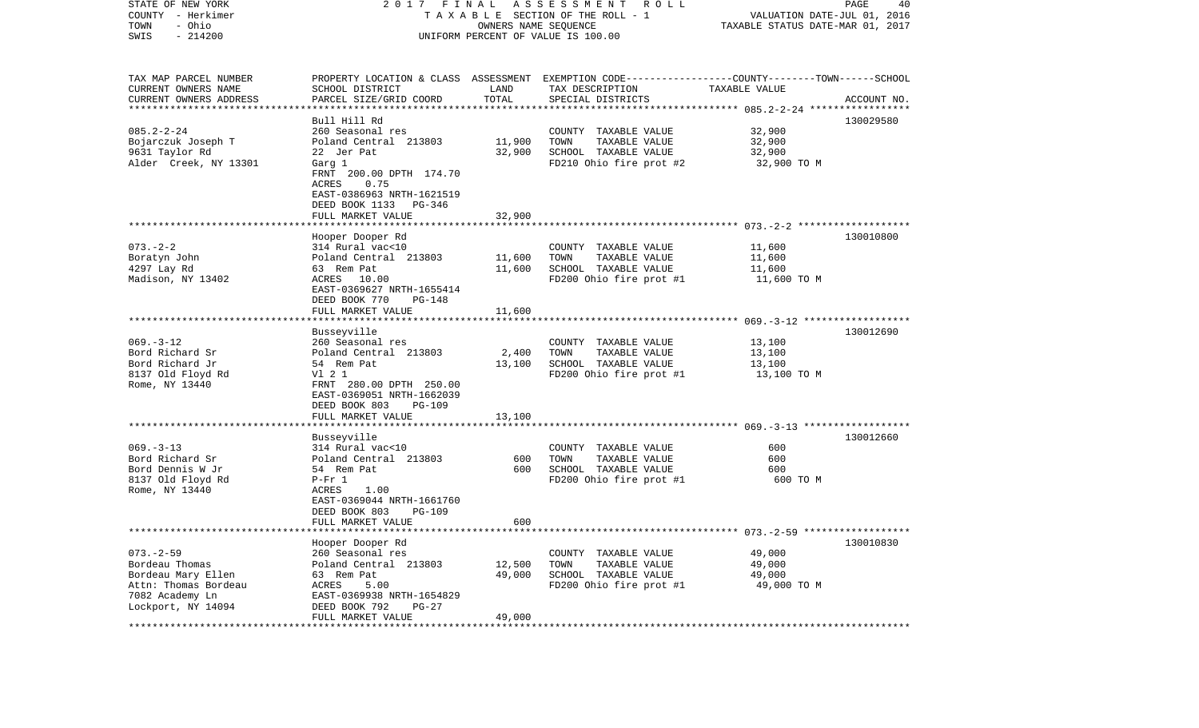STATE OF NEW YORK
COUNTY - Herkimer
TOWN - Ohio
SWIS - 214200

2017 FINAL ASSESSMENT ROLL
TAXABLE SECTION OF THE ROLL - 1
OWNERS NAME SEQUENCE
UNIFORM PERCENT OF VALUE IS 100.00

VALUATION DATE-JUL 01, 2016
TAXABLE STATUS DATE-MAR 01, 2017

| TAX MAP PARCEL NUMBER / CURRENT OWNERS NAME / CURRENT OWNERS ADDRESS | PROPERTY LOCATION & CLASS / SCHOOL DISTRICT / PARCEL SIZE/GRID COORD | ASSESSMENT LAND / TOTAL | EXEMPTION CODE / TAX DESCRIPTION / SPECIAL DISTRICTS | TAXABLE VALUE (COUNTY / TOWN / SCHOOL) | ACCOUNT NO. |
|---|---|---|---|---|---|
| 085.2-2-24 | Bull Hill Rd | | | | 130029580 |
| | 260 Seasonal res | | COUNTY TAXABLE VALUE | 32,900 | |
| Bojarczuk Joseph T | Poland Central 213803 | 11,900 | TOWN TAXABLE VALUE | 32,900 | |
| 9631 Taylor Rd | 22 Jer Pat | 32,900 | SCHOOL TAXABLE VALUE | 32,900 | |
| Alder Creek, NY 13301 | Garg 1 | | FD210 Ohio fire prot #2 | 32,900 TO M | |
| | FRNT 200.00 DPTH 174.70 | | | | |
| | ACRES 0.75 | | | | |
| | EAST-0386963 NRTH-1621519 | | | | |
| | DEED BOOK 1133 PG-346 | | | | |
| | FULL MARKET VALUE | 32,900 | | | |
| 073.-2-2 | Hooper Dooper Rd | | | | 130010800 |
| | 314 Rural vac<10 | | COUNTY TAXABLE VALUE | 11,600 | |
| Boratyn John | Poland Central 213803 | 11,600 | TOWN TAXABLE VALUE | 11,600 | |
| 4297 Lay Rd | 63 Rem Pat | 11,600 | SCHOOL TAXABLE VALUE | 11,600 | |
| Madison, NY 13402 | ACRES 10.00 | | FD200 Ohio fire prot #1 | 11,600 TO M | |
| | EAST-0369627 NRTH-1655414 | | | | |
| | DEED BOOK 770 PG-148 | | | | |
| | FULL MARKET VALUE | 11,600 | | | |
| 069.-3-12 | Busseyville | | | | 130012690 |
| | 260 Seasonal res | | COUNTY TAXABLE VALUE | 13,100 | |
| Bord Richard Sr | Poland Central 213803 | 2,400 | TOWN TAXABLE VALUE | 13,100 | |
| Bord Richard Jr | 54 Rem Pat | 13,100 | SCHOOL TAXABLE VALUE | 13,100 | |
| 8137 Old Floyd Rd | Vl 2 1 | | FD200 Ohio fire prot #1 | 13,100 TO M | |
| Rome, NY 13440 | FRNT 280.00 DPTH 250.00 | | | | |
| | EAST-0369051 NRTH-1662039 | | | | |
| | DEED BOOK 803 PG-109 | | | | |
| | FULL MARKET VALUE | 13,100 | | | |
| 069.-3-13 | Busseyville | | | | 130012660 |
| | 314 Rural vac<10 | | COUNTY TAXABLE VALUE | 600 | |
| Bord Richard Sr | Poland Central 213803 | 600 | TOWN TAXABLE VALUE | 600 | |
| Bord Dennis W Jr | 54 Rem Pat | 600 | SCHOOL TAXABLE VALUE | 600 | |
| 8137 Old Floyd Rd | P-Fr 1 | | FD200 Ohio fire prot #1 | 600 TO M | |
| Rome, NY 13440 | ACRES 1.00 | | | | |
| | EAST-0369044 NRTH-1661760 | | | | |
| | DEED BOOK 803 PG-109 | | | | |
| | FULL MARKET VALUE | 600 | | | |
| 073.-2-59 | Hooper Dooper Rd | | | | 130010830 |
| | 260 Seasonal res | | COUNTY TAXABLE VALUE | 49,000 | |
| Bordeau Thomas | Poland Central 213803 | 12,500 | TOWN TAXABLE VALUE | 49,000 | |
| Bordeau Mary Ellen | 63 Rem Pat | 49,000 | SCHOOL TAXABLE VALUE | 49,000 | |
| Attn: Thomas Bordeau | ACRES 5.00 | | FD200 Ohio fire prot #1 | 49,000 TO M | |
| 7082 Academy Ln | EAST-0369938 NRTH-1654829 | | | | |
| Lockport, NY 14094 | DEED BOOK 792 PG-27 | | | | |
| | FULL MARKET VALUE | 49,000 | | | |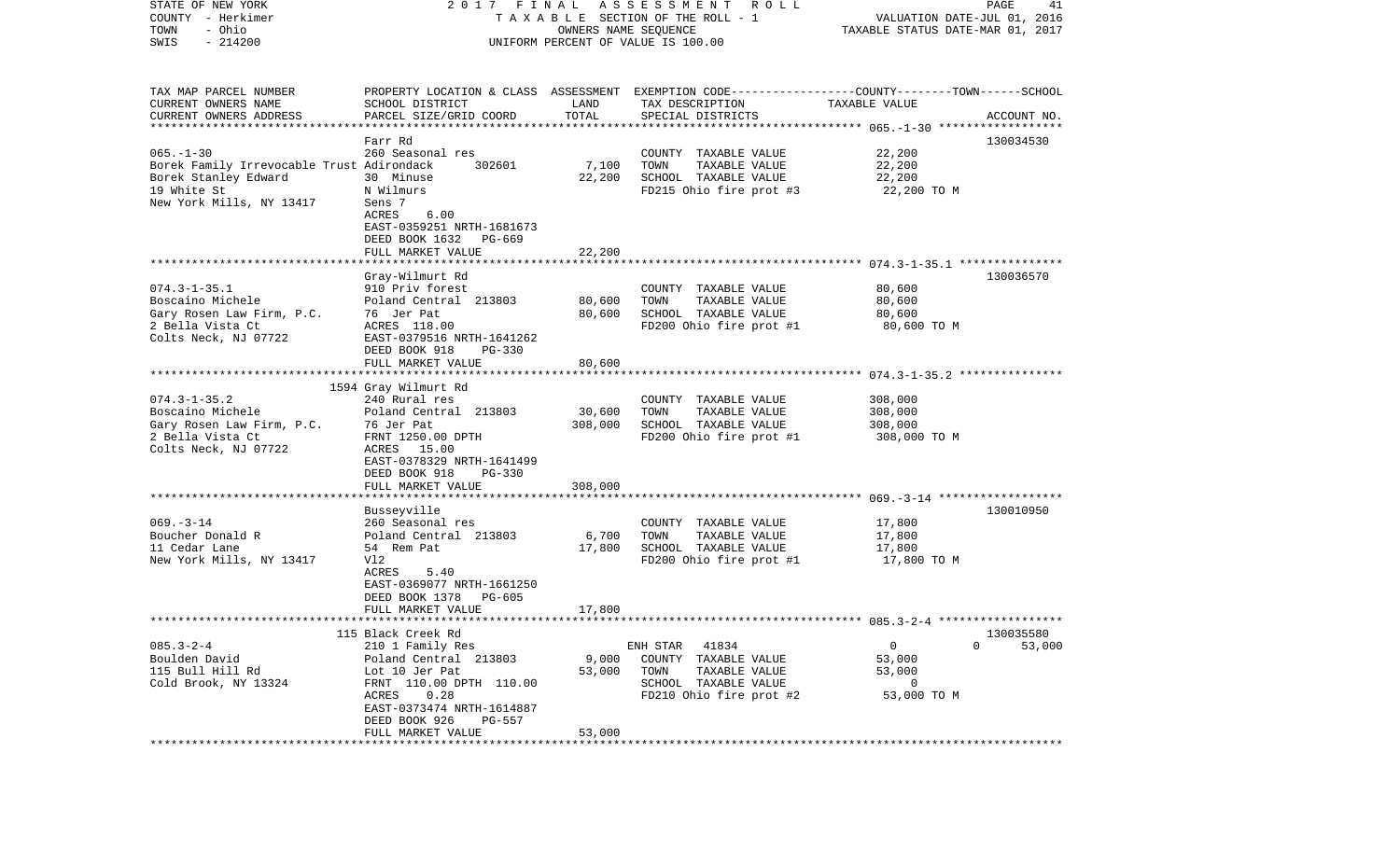STATE OF NEW YORK — 2017 FINAL ASSESSMENT ROLL
COUNTY - Herkimer — TAXABLE SECTION OF THE ROLL - 1 — VALUATION DATE-JUL 01, 2016
TOWN - Ohio — OWNERS NAME SEQUENCE — TAXABLE STATUS DATE-MAR 01, 2017
SWIS - 214200 — UNIFORM PERCENT OF VALUE IS 100.00

| TAX MAP PARCEL NUMBER / CURRENT OWNERS NAME / CURRENT OWNERS ADDRESS | PROPERTY LOCATION & CLASS / SCHOOL DISTRICT / PARCEL SIZE/GRID COORD | ASSESSMENT LAND | TOTAL | EXEMPTION CODE / TAX DESCRIPTION / SPECIAL DISTRICTS | COUNTY / TOWN / SCHOOL TAXABLE VALUE | ACCOUNT NO. |
|---|---|---|---|---|---|---|
| 065.-1-30 | Farr Rd | | | | | 130034530 |
| | 260 Seasonal res | | | COUNTY TAXABLE VALUE | 22,200 | |
| Borek Family Irrevocable Trust | Adirondack 302601 | 7,100 | | TOWN TAXABLE VALUE | 22,200 | |
| Borek Stanley Edward | 30 Minuse | | 22,200 | SCHOOL TAXABLE VALUE | 22,200 | |
| 19 White St | N Wilmurs | | | FD215 Ohio fire prot #3 | 22,200 TO M | |
| New York Mills, NY 13417 | Sens 7 | | | | | |
| | ACRES 6.00 | | | | | |
| | EAST-0359251 NRTH-1681673 | | | | | |
| | DEED BOOK 1632 PG-669 | | | | | |
| | FULL MARKET VALUE | | 22,200 | | | |
| 074.3-1-35.1 | Gray-Wilmurt Rd | | | | | 130036570 |
| | 910 Priv forest | | | COUNTY TAXABLE VALUE | 80,600 | |
| Boscaino Michele | Poland Central 213803 | 80,600 | | TOWN TAXABLE VALUE | 80,600 | |
| Gary Rosen Law Firm, P.C. | 76 Jer Pat | | 80,600 | SCHOOL TAXABLE VALUE | 80,600 | |
| 2 Bella Vista Ct | ACRES 118.00 | | | FD200 Ohio fire prot #1 | 80,600 TO M | |
| Colts Neck, NJ 07722 | EAST-0379516 NRTH-1641262 | | | | | |
| | DEED BOOK 918 PG-330 | | | | | |
| | FULL MARKET VALUE | | 80,600 | | | |
| 074.3-1-35.2 | 1594 Gray Wilmurt Rd | | | | | |
| | 240 Rural res | | | COUNTY TAXABLE VALUE | 308,000 | |
| Boscaino Michele | Poland Central 213803 | 30,600 | | TOWN TAXABLE VALUE | 308,000 | |
| Gary Rosen Law Firm, P.C. | 76 Jer Pat | | 308,000 | SCHOOL TAXABLE VALUE | 308,000 | |
| 2 Bella Vista Ct | FRNT 1250.00 DPTH | | | FD200 Ohio fire prot #1 | 308,000 TO M | |
| Colts Neck, NJ 07722 | ACRES 15.00 | | | | | |
| | EAST-0378329 NRTH-1641499 | | | | | |
| | DEED BOOK 918 PG-330 | | | | | |
| | FULL MARKET VALUE | | 308,000 | | | |
| 069.-3-14 | Busseyville | | | | | 130010950 |
| | 260 Seasonal res | | | COUNTY TAXABLE VALUE | 17,800 | |
| Boucher Donald R | Poland Central 213803 | 6,700 | | TOWN TAXABLE VALUE | 17,800 | |
| 11 Cedar Lane | 54 Rem Pat | | 17,800 | SCHOOL TAXABLE VALUE | 17,800 | |
| New York Mills, NY 13417 | Vl2 | | | FD200 Ohio fire prot #1 | 17,800 TO M | |
| | ACRES 5.40 | | | | | |
| | EAST-0369077 NRTH-1661250 | | | | | |
| | DEED BOOK 1378 PG-605 | | | | | |
| | FULL MARKET VALUE | | 17,800 | | | |
| 085.3-2-4 | 115 Black Creek Rd | | | | | 130035580 |
| | 210 1 Family Res | | | ENH STAR 41834 | 0 / 0 / 53,000 | |
| Boulden David | Poland Central 213803 | 9,000 | | COUNTY TAXABLE VALUE | 53,000 | |
| 115 Bull Hill Rd | Lot 10 Jer Pat | | 53,000 | TOWN TAXABLE VALUE | 53,000 | |
| Cold Brook, NY 13324 | FRNT 110.00 DPTH 110.00 | | | SCHOOL TAXABLE VALUE | 0 | |
| | ACRES 0.28 | | | FD210 Ohio fire prot #2 | 53,000 TO M | |
| | EAST-0373474 NRTH-1614887 | | | | | |
| | DEED BOOK 926 PG-557 | | | | | |
| | FULL MARKET VALUE | | 53,000 | | | |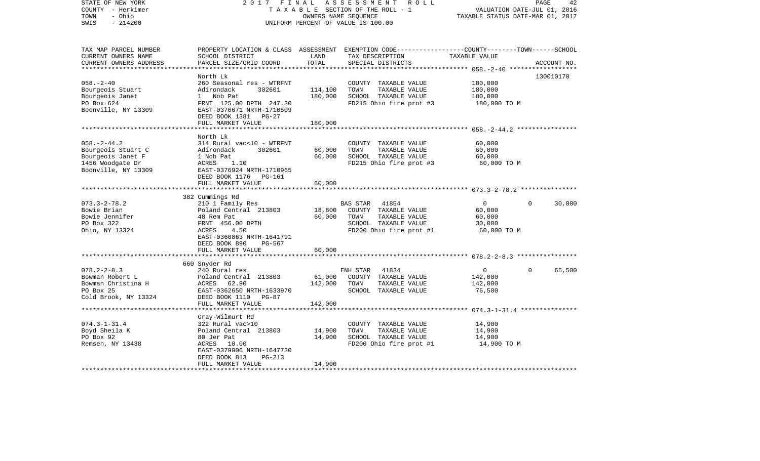STATE OF NEW YORK 2017 FINAL ASSESSMENT ROLL
COUNTY - Herkimer TAXABLE SECTION OF THE ROLL - 1 VALUATION DATE-JUL 01, 2016
TOWN - Ohio OWNERS NAME SEQUENCE TAXABLE STATUS DATE-MAR 01, 2017
SWIS - 214200 UNIFORM PERCENT OF VALUE IS 100.00

| TAX MAP PARCEL NUMBER<br>CURRENT OWNERS NAME<br>CURRENT OWNERS ADDRESS | PROPERTY LOCATION & CLASS<br>SCHOOL DISTRICT<br>PARCEL SIZE/GRID COORD | ASSESSMENT<br>LAND<br>TOTAL | EXEMPTION CODE<br>TAX DESCRIPTION<br>SPECIAL DISTRICTS | COUNTY--------TOWN------SCHOOL<br>TAXABLE VALUE | ACCOUNT NO. |
|---|---|---|---|---|---|
| 058.-2-40 | North Lk | | | | 130010170 |
| 058.-2-40 | 260 Seasonal res - WTRFNT | | COUNTY TAXABLE VALUE | 180,000 | |
| Bourgeois Stuart | Adirondack 302601 | 114,100 | TOWN TAXABLE VALUE | 180,000 | |
| Bourgeois Janet | 1 Nob Pat | 180,000 | SCHOOL TAXABLE VALUE | 180,000 | |
| PO Box 624 | FRNT 125.00 DPTH 247.30 | | FD215 Ohio fire prot #3 | 180,000 TO M | |
| Boonville, NY 13309 | EAST-0376671 NRTH-1710509 | | | | |
| | DEED BOOK 1381 PG-27 | | | | |
| | FULL MARKET VALUE | 180,000 | | | |
| 058.-2-44.2 | North Lk | | | | |
| 058.-2-44.2 | 314 Rural vac<10 - WTRFNT | | COUNTY TAXABLE VALUE | 60,000 | |
| Bourgeois Stuart C | Adirondack 302601 | 60,000 | TOWN TAXABLE VALUE | 60,000 | |
| Bourgeois Janet F | 1 Nob Pat | 60,000 | SCHOOL TAXABLE VALUE | 60,000 | |
| 1456 Woodgate Dr | ACRES 1.10 | | FD215 Ohio fire prot #3 | 60,000 TO M | |
| Boonville, NY 13309 | EAST-0376924 NRTH-1710965 | | | | |
| | DEED BOOK 1176 PG-161 | | | | |
| | FULL MARKET VALUE | 60,000 | | | |
| 073.3-2-78.2 | 382 Cummings Rd | | | | |
| 073.3-2-78.2 | 210 1 Family Res | | BAS STAR 41854 | 0 0 30,000 | |
| Bowie Brian | Poland Central 213803 | 18,800 | COUNTY TAXABLE VALUE | 60,000 | |
| Bowie Jennifer | 48 Rem Pat | 60,000 | TOWN TAXABLE VALUE | 60,000 | |
| PO Box 322 | FRNT 456.00 DPTH | | SCHOOL TAXABLE VALUE | 30,000 | |
| Ohio, NY 13324 | ACRES 4.50 | | FD200 Ohio fire prot #1 | 60,000 TO M | |
| | EAST-0360863 NRTH-1641791 | | | | |
| | DEED BOOK 890 PG-567 | | | | |
| | FULL MARKET VALUE | 60,000 | | | |
| 078.2-2-8.3 | 660 Snyder Rd | | | | |
| 078.2-2-8.3 | 240 Rural res | | ENH STAR 41834 | 0 0 65,500 | |
| Bowman Robert L | Poland Central 213803 | 61,000 | COUNTY TAXABLE VALUE | 142,000 | |
| Bowman Christina H | ACRES 62.90 | 142,000 | TOWN TAXABLE VALUE | 142,000 | |
| PO Box 25 | EAST-0362650 NRTH-1633970 | | SCHOOL TAXABLE VALUE | 76,500 | |
| Cold Brook, NY 13324 | DEED BOOK 1110 PG-87 | | | | |
| | FULL MARKET VALUE | 142,000 | | | |
| 074.3-1-31.4 | Gray-Wilmurt Rd | | | | |
| 074.3-1-31.4 | 322 Rural vac>10 | | COUNTY TAXABLE VALUE | 14,900 | |
| Boyd Sheila K | Poland Central 213803 | 14,900 | TOWN TAXABLE VALUE | 14,900 | |
| PO Box 92 | 80 Jer Pat | 14,900 | SCHOOL TAXABLE VALUE | 14,900 | |
| Remsen, NY 13438 | ACRES 10.00 | | FD200 Ohio fire prot #1 | 14,900 TO M | |
| | EAST-0379906 NRTH-1647730 | | | | |
| | DEED BOOK 813 PG-213 | | | | |
| | FULL MARKET VALUE | 14,900 | | | |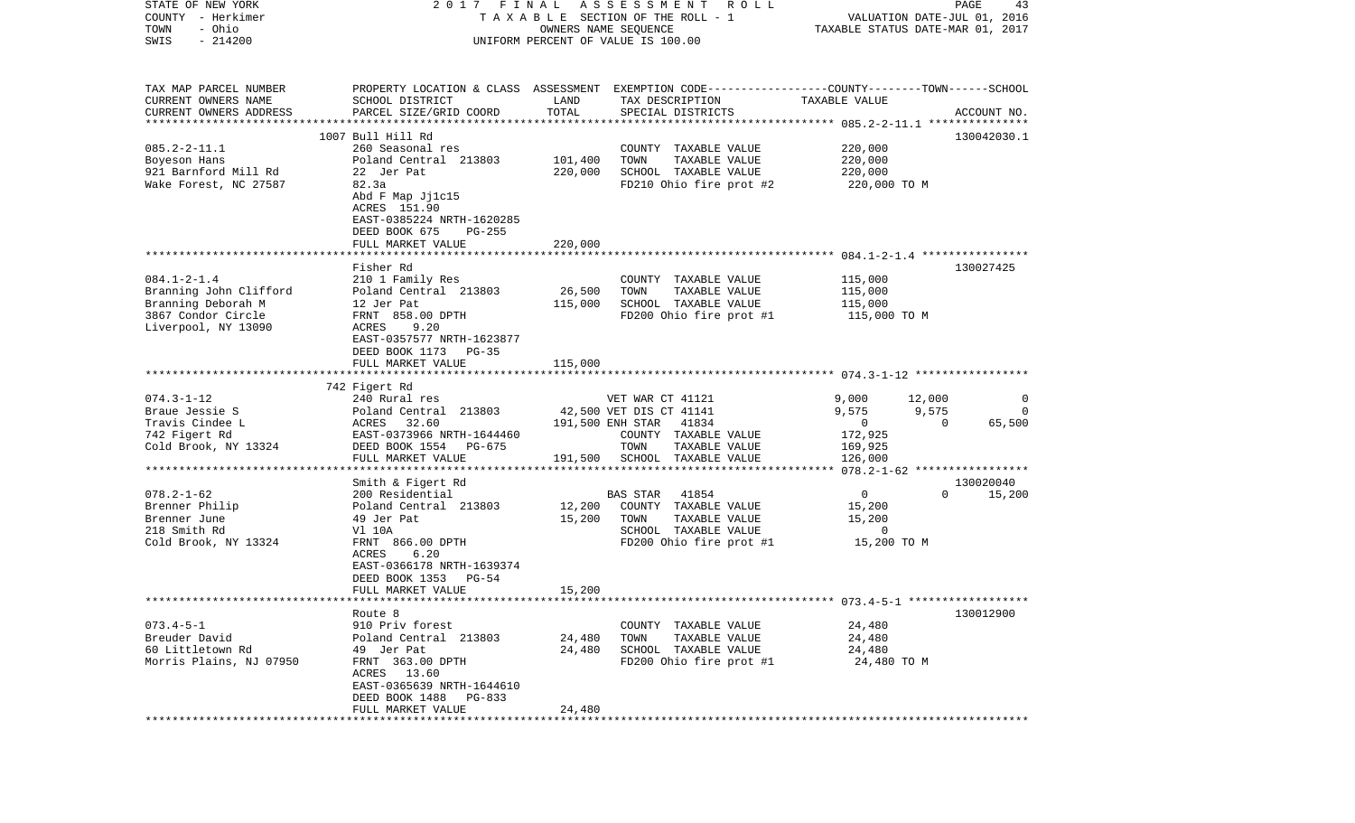STATE OF NEW YORK — 2017 FINAL ASSESSMENT ROLL
COUNTY - Herkimer — TAXABLE SECTION OF THE ROLL - 1 — VALUATION DATE-JUL 01, 2016
TOWN - Ohio — OWNERS NAME SEQUENCE — TAXABLE STATUS DATE-MAR 01, 2017
SWIS - 214200 — UNIFORM PERCENT OF VALUE IS 100.00

| TAX MAP PARCEL NUMBER / CURRENT OWNERS NAME / CURRENT OWNERS ADDRESS | PROPERTY LOCATION & CLASS / SCHOOL DISTRICT / PARCEL SIZE/GRID COORD | ASSESSMENT LAND / TOTAL | EXEMPTION CODE / TAX DESCRIPTION / SPECIAL DISTRICTS | COUNTY | TOWN | SCHOOL | ACCOUNT NO. |
|---|---|---|---|---|---|---|---|
| **085.2-2-11.1** | 1007 Bull Hill Rd | | | | | | 130042030.1 |
| 085.2-2-11.1 | 260 Seasonal res | | COUNTY TAXABLE VALUE | 220,000 | | | |
| Boyeson Hans | Poland Central 213803 | 101,400 | TOWN TAXABLE VALUE | | 220,000 | | |
| 921 Barnford Mill Rd | 22 Jer Pat | 220,000 | SCHOOL TAXABLE VALUE | | | 220,000 | |
| Wake Forest, NC 27587 | 82.3a | | FD210 Ohio fire prot #2 | 220,000 TO M | | | |
| | Abd F Map Jj1c15 | | | | | | |
| | ACRES 151.90 | | | | | | |
| | EAST-0385224 NRTH-1620285 | | | | | | |
| | DEED BOOK 675 PG-255 | | | | | | |
| | FULL MARKET VALUE | 220,000 | | | | | |
| **084.1-2-1.4** | Fisher Rd | | | | | | 130027425 |
| 084.1-2-1.4 | 210 1 Family Res | | COUNTY TAXABLE VALUE | 115,000 | | | |
| Branning John Clifford | Poland Central 213803 | 26,500 | TOWN TAXABLE VALUE | | 115,000 | | |
| Branning Deborah M | 12 Jer Pat | 115,000 | SCHOOL TAXABLE VALUE | | | 115,000 | |
| 3867 Condor Circle | FRNT 858.00 DPTH | | FD200 Ohio fire prot #1 | 115,000 TO M | | | |
| Liverpool, NY 13090 | ACRES 9.20 | | | | | | |
| | EAST-0357577 NRTH-1623877 | | | | | | |
| | DEED BOOK 1173 PG-35 | | | | | | |
| | FULL MARKET VALUE | 115,000 | | | | | |
| **074.3-1-12** | 742 Figert Rd | | | | | | |
| 074.3-1-12 | 240 Rural res | | VET WAR CT 41121 | 9,000 | 12,000 | 0 | |
| Braue Jessie S | Poland Central 213803 | 42,500 | VET DIS CT 41141 | 9,575 | 9,575 | 0 | |
| Travis Cindee L | ACRES 32.60 | 191,500 | ENH STAR 41834 | 0 | 0 | 65,500 | |
| 742 Figert Rd | EAST-0373966 NRTH-1644460 | | COUNTY TAXABLE VALUE | 172,925 | | | |
| Cold Brook, NY 13324 | DEED BOOK 1554 PG-675 | | TOWN TAXABLE VALUE | | 169,925 | | |
| | FULL MARKET VALUE | 191,500 | SCHOOL TAXABLE VALUE | | | 126,000 | |
| **078.2-1-62** | Smith & Figert Rd | | | | | | 130020040 |
| 078.2-1-62 | 200 Residential | | BAS STAR 41854 | 0 | 0 | 15,200 | |
| Brenner Philip | Poland Central 213803 | 12,200 | COUNTY TAXABLE VALUE | 15,200 | | | |
| Brenner June | 49 Jer Pat | 15,200 | TOWN TAXABLE VALUE | | 15,200 | | |
| 218 Smith Rd | Vl 10A | | SCHOOL TAXABLE VALUE | | | 0 | |
| Cold Brook, NY 13324 | FRNT 866.00 DPTH | | FD200 Ohio fire prot #1 | 15,200 TO M | | | |
| | ACRES 6.20 | | | | | | |
| | EAST-0366178 NRTH-1639374 | | | | | | |
| | DEED BOOK 1353 PG-54 | | | | | | |
| | FULL MARKET VALUE | 15,200 | | | | | |
| **073.4-5-1** | Route 8 | | | | | | 130012900 |
| 073.4-5-1 | 910 Priv forest | | COUNTY TAXABLE VALUE | 24,480 | | | |
| Breuder David | Poland Central 213803 | 24,480 | TOWN TAXABLE VALUE | | 24,480 | | |
| 60 Littletown Rd | 49 Jer Pat | 24,480 | SCHOOL TAXABLE VALUE | | | 24,480 | |
| Morris Plains, NJ 07950 | FRNT 363.00 DPTH | | FD200 Ohio fire prot #1 | 24,480 TO M | | | |
| | ACRES 13.60 | | | | | | |
| | EAST-0365639 NRTH-1644610 | | | | | | |
| | DEED BOOK 1488 PG-833 | | | | | | |
| | FULL MARKET VALUE | 24,480 | | | | | |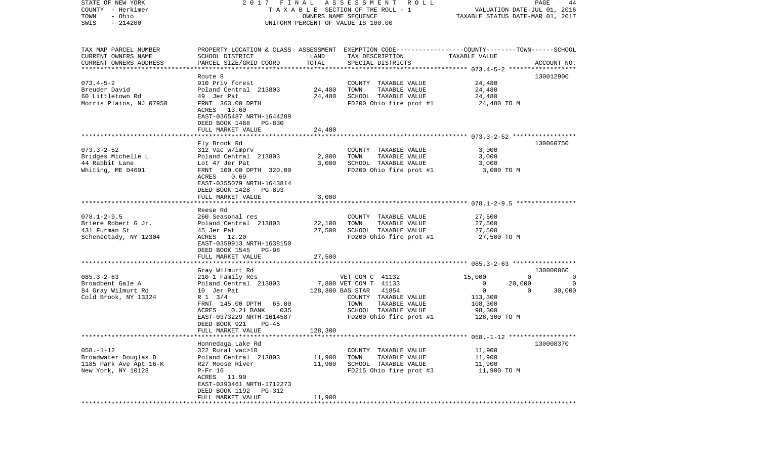STATE OF NEW YORK  
COUNTY - Herkimer  
TOWN - Ohio  
SWIS - 214200

2 0 1 7 F I N A L A S S E S S M E N T R O L L  
T A X A B L E SECTION OF THE ROLL - 1  
OWNERS NAME SEQUENCE  
UNIFORM PERCENT OF VALUE IS 100.00

VALUATION DATE-JUL 01, 2016  
TAXABLE STATUS DATE-MAR 01, 2017

| TAX MAP PARCEL NUMBER / CURRENT OWNERS NAME / CURRENT OWNERS ADDRESS | PROPERTY LOCATION & CLASS / SCHOOL DISTRICT / PARCEL SIZE/GRID COORD | ASSESSMENT LAND / TOTAL | EXEMPTION CODE / TAX DESCRIPTION / SPECIAL DISTRICTS | COUNTY | TOWN | SCHOOL | TAXABLE VALUE / ACCOUNT NO. |
|---|---|---|---|---|---|---|---|
| **073.4-5-2** | Route 8 | | | | | | 130012900 |
| 073.4-5-2 | 910 Priv forest | | COUNTY TAXABLE VALUE | 24,480 | | | |
| Breuder David | Poland Central 213803 | 24,480 | TOWN TAXABLE VALUE | | 24,480 | | |
| 60 Littletown Rd | 49 Jer Pat | 24,480 | SCHOOL TAXABLE VALUE | | | 24,480 | |
| Morris Plains, NJ 07950 | FRNT 363.00 DPTH | | FD200 Ohio fire prot #1 | | | | 24,480 TO M |
| | ACRES 13.60 | | | | | | |
| | EAST-0365487 NRTH-1644289 | | | | | | |
| | DEED BOOK 1488 PG-830 | | | | | | |
| | FULL MARKET VALUE | 24,480 | | | | | |
| **073.3-2-52** | Fly Brook Rd | | | | | | 130060750 |
| 073.3-2-52 | 312 Vac w/imprv | | COUNTY TAXABLE VALUE | 3,000 | | | |
| Bridges Michelle L | Poland Central 213803 | 2,800 | TOWN TAXABLE VALUE | | 3,000 | | |
| 44 Rabbit Lane | Lot 47 Jer Pat | 3,000 | SCHOOL TAXABLE VALUE | | | 3,000 | |
| Whiting, ME 04691 | FRNT 100.00 DPTH 320.00 | | FD200 Ohio fire prot #1 | | | | 3,000 TO M |
| | ACRES 0.69 | | | | | | |
| | EAST-0355079 NRTH-1643814 | | | | | | |
| | DEED BOOK 1428 PG-893 | | | | | | |
| | FULL MARKET VALUE | 3,000 | | | | | |
| **078.1-2-9.5** | Reese Rd | | | | | | |
| 078.1-2-9.5 | 260 Seasonal res | | COUNTY TAXABLE VALUE | 27,500 | | | |
| Briere Robert G Jr. | Poland Central 213803 | 22,100 | TOWN TAXABLE VALUE | | 27,500 | | |
| 431 Furman St | 45 Jer Pat | 27,500 | SCHOOL TAXABLE VALUE | | | 27,500 | |
| Schenectady, NY 12304 | ACRES 12.20 | | FD200 Ohio fire prot #1 | | | | 27,500 TO M |
| | EAST-0359913 NRTH-1638150 | | | | | | |
| | DEED BOOK 1545 PG-98 | | | | | | |
| | FULL MARKET VALUE | 27,500 | | | | | |
| **085.3-2-63** | Gray Wilmurt Rd | | | | | | 130000060 |
| 085.3-2-63 | 210 1 Family Res | | VET COM C 41132 | 15,000 | 0 | 0 | |
| Broadbent Gale A | Poland Central 213803 | 7,800 | VET COM T 41133 | 0 | 20,000 | 0 | |
| 84 Gray Wilmurt Rd | 10 Jer Pat | 128,300 | BAS STAR 41854 | 0 | 0 | 30,000 | |
| Cold Brook, NY 13324 | R 1 3/4 | | COUNTY TAXABLE VALUE | 113,300 | | | |
| | FRNT 145.00 DPTH 65.00 | | TOWN TAXABLE VALUE | | 108,300 | | |
| | ACRES 0.21 BANK 035 | | SCHOOL TAXABLE VALUE | | | 98,300 | |
| | EAST-0373229 NRTH-1614587 | | FD200 Ohio fire prot #1 | | | | 128,300 TO M |
| | DEED BOOK 921 PG-45 | | | | | | |
| | FULL MARKET VALUE | 128,300 | | | | | |
| **058.-1-12** | Honnedaga Lake Rd | | | | | | 130008370 |
| 058.-1-12 | 322 Rural vac>10 | | COUNTY TAXABLE VALUE | 11,900 | | | |
| Broadwater Douglas D | Poland Central 213803 | 11,900 | TOWN TAXABLE VALUE | | 11,900 | | |
| 1185 Park Ave Apt 16-K | R27 Moose River | 11,900 | SCHOOL TAXABLE VALUE | | | 11,900 | |
| New York, NY 10128 | P-Fr 16 | | FD215 Ohio fire prot #3 | | | | 11,900 TO M |
| | ACRES 11.90 | | | | | | |
| | EAST-0393461 NRTH-1712273 | | | | | | |
| | DEED BOOK 1192 PG-312 | | | | | | |
| | FULL MARKET VALUE | 11,900 | | | | | |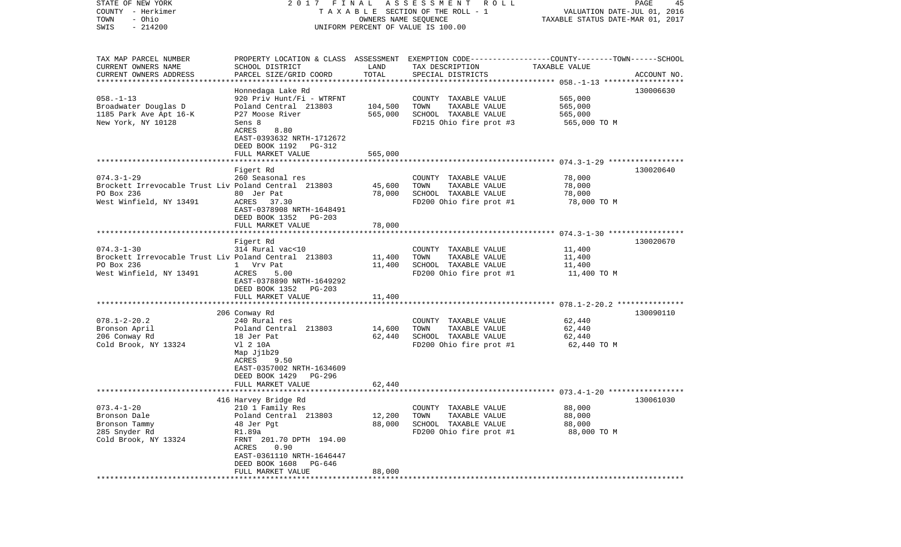STATE OF NEW YORK — 2017 FINAL ASSESSMENT ROLL
COUNTY - Herkimer — TAXABLE SECTION OF THE ROLL - 1 — VALUATION DATE-JUL 01, 2016
TOWN - Ohio — OWNERS NAME SEQUENCE — TAXABLE STATUS DATE-MAR 01, 2017
SWIS - 214200 — UNIFORM PERCENT OF VALUE IS 100.00

| TAX MAP PARCEL NUMBER / CURRENT OWNERS NAME / CURRENT OWNERS ADDRESS | PROPERTY LOCATION & CLASS / SCHOOL DISTRICT / PARCEL SIZE/GRID COORD | ASSESSMENT LAND | TOTAL | EXEMPTION CODE / TAX DESCRIPTION / SPECIAL DISTRICTS | TAXABLE VALUE (COUNTY / TOWN / SCHOOL) | ACCOUNT NO. |
|---|---|---|---|---|---|---|
| 058.-1-13 | Honnedaga Lake Rd | | | | | 130006630 |
| Broadwater Douglas D | 920 Priv Hunt/Fi - WTRFNT | | | COUNTY TAXABLE VALUE | 565,000 | |
| 1185 Park Ave Apt 16-K | Poland Central 213803 | 104,500 | | TOWN TAXABLE VALUE | 565,000 | |
| New York, NY 10128 | P27 Moose River | | 565,000 | SCHOOL TAXABLE VALUE | 565,000 | |
| | Sens 8 | | | FD215 Ohio fire prot #3 | 565,000 TO M | |
| | ACRES 8.80 | | | | | |
| | EAST-0393632 NRTH-1712672 | | | | | |
| | DEED BOOK 1192 PG-312 | | | | | |
| | FULL MARKET VALUE | | 565,000 | | | |
| 074.3-1-29 | Figert Rd | | | | | 130020640 |
| Brockett Irrevocable Trust Liv | 260 Seasonal res | | | COUNTY TAXABLE VALUE | 78,000 | |
| PO Box 236 | Poland Central 213803 | 45,600 | | TOWN TAXABLE VALUE | 78,000 | |
| West Winfield, NY 13491 | 80 Jer Pat | | 78,000 | SCHOOL TAXABLE VALUE | 78,000 | |
| | ACRES 37.30 | | | FD200 Ohio fire prot #1 | 78,000 TO M | |
| | EAST-0378908 NRTH-1648491 | | | | | |
| | DEED BOOK 1352 PG-203 | | | | | |
| | FULL MARKET VALUE | | 78,000 | | | |
| 074.3-1-30 | Figert Rd | | | | | 130020670 |
| Brockett Irrevocable Trust Liv | 314 Rural vac<10 | | | COUNTY TAXABLE VALUE | 11,400 | |
| PO Box 236 | Poland Central 213803 | 11,400 | | TOWN TAXABLE VALUE | 11,400 | |
| West Winfield, NY 13491 | 1 Vrv Pat | | 11,400 | SCHOOL TAXABLE VALUE | 11,400 | |
| | ACRES 5.00 | | | FD200 Ohio fire prot #1 | 11,400 TO M | |
| | EAST-0378890 NRTH-1649292 | | | | | |
| | DEED BOOK 1352 PG-203 | | | | | |
| | FULL MARKET VALUE | | 11,400 | | | |
| 078.1-2-20.2 | 206 Conway Rd | | | | | 130090110 |
| Bronson April | 240 Rural res | | | COUNTY TAXABLE VALUE | 62,440 | |
| 206 Conway Rd | Poland Central 213803 | 14,600 | | TOWN TAXABLE VALUE | 62,440 | |
| Cold Brook, NY 13324 | 18 Jer Pat | | 62,440 | SCHOOL TAXABLE VALUE | 62,440 | |
| | Vl 2 10A | | | FD200 Ohio fire prot #1 | 62,440 TO M | |
| | Map Jj1b29 | | | | | |
| | ACRES 9.50 | | | | | |
| | EAST-0357002 NRTH-1634609 | | | | | |
| | DEED BOOK 1429 PG-296 | | | | | |
| | FULL MARKET VALUE | | 62,440 | | | |
| 073.4-1-20 | 416 Harvey Bridge Rd | | | | | 130061030 |
| Bronson Dale | 210 1 Family Res | | | COUNTY TAXABLE VALUE | 88,000 | |
| Bronson Tammy | Poland Central 213803 | 12,200 | | TOWN TAXABLE VALUE | 88,000 | |
| 285 Snyder Rd | 48 Jer Pgt | | 88,000 | SCHOOL TAXABLE VALUE | 88,000 | |
| Cold Brook, NY 13324 | R1.89a | | | FD200 Ohio fire prot #1 | 88,000 TO M | |
| | FRNT 201.70 DPTH 194.00 | | | | | |
| | ACRES 0.90 | | | | | |
| | EAST-0361110 NRTH-1646447 | | | | | |
| | DEED BOOK 1608 PG-646 | | | | | |
| | FULL MARKET VALUE | | 88,000 | | | |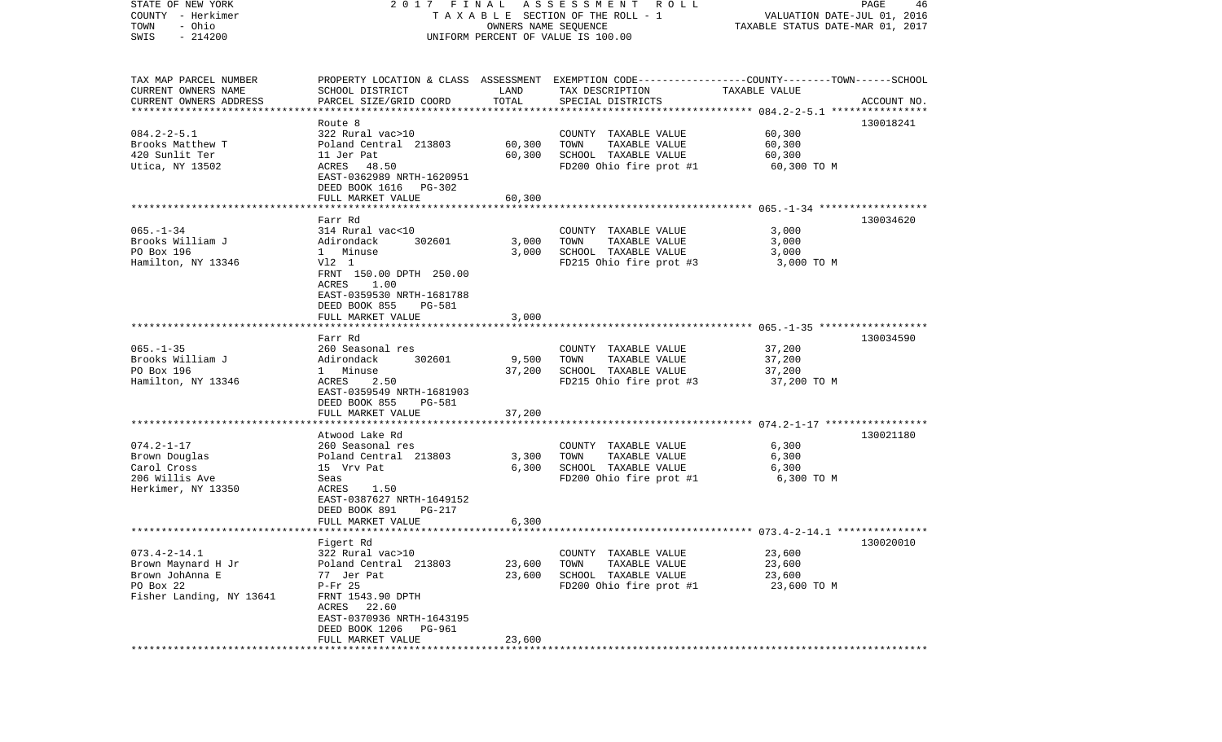STATE OF NEW YORK | 2 0 1 7 F I N A L A S S E S S M E N T R O L L | VALUATION DATE-JUL 01, 2016
COUNTY - Herkimer | T A X A B L E SECTION OF THE ROLL - 1 | TAXABLE STATUS DATE-MAR 01, 2017
TOWN - Ohio | OWNERS NAME SEQUENCE
SWIS - 214200 | UNIFORM PERCENT OF VALUE IS 100.00

| TAX MAP PARCEL NUMBER / CURRENT OWNERS NAME / CURRENT OWNERS ADDRESS | PROPERTY LOCATION & CLASS / SCHOOL DISTRICT / PARCEL SIZE/GRID COORD | ASSESSMENT LAND | TOTAL | EXEMPTION CODE / TAX DESCRIPTION / SPECIAL DISTRICTS | TAXABLE VALUE | ACCOUNT NO. |
|---|---|---|---|---|---|---|
| 084.2-2-5.1 | Route 8 | | | | | 130018241 |
| Brooks Matthew T | 322 Rural vac>10 | | | COUNTY TAXABLE VALUE | 60,300 | |
| 420 Sunlit Ter | Poland Central 213803 | 60,300 | | TOWN TAXABLE VALUE | 60,300 | |
| Utica, NY 13502 | 11 Jer Pat | | 60,300 | SCHOOL TAXABLE VALUE | 60,300 | |
| | ACRES 48.50 | | | FD200 Ohio fire prot #1 | 60,300 TO M | |
| | EAST-0362989 NRTH-1620951 | | | | | |
| | DEED BOOK 1616 PG-302 | | | | | |
| | FULL MARKET VALUE | | 60,300 | | | |
| 065.-1-34 | Farr Rd | | | | | 130034620 |
| Brooks William J | 314 Rural vac<10 | | | COUNTY TAXABLE VALUE | 3,000 | |
| PO Box 196 | Adirondack 302601 | 3,000 | | TOWN TAXABLE VALUE | 3,000 | |
| Hamilton, NY 13346 | 1 Minuse | | 3,000 | SCHOOL TAXABLE VALUE | 3,000 | |
| | Vl2 1 | | | FD215 Ohio fire prot #3 | 3,000 TO M | |
| | FRNT 150.00 DPTH 250.00 | | | | | |
| | ACRES 1.00 | | | | | |
| | EAST-0359530 NRTH-1681788 | | | | | |
| | DEED BOOK 855 PG-581 | | | | | |
| | FULL MARKET VALUE | | 3,000 | | | |
| 065.-1-35 | Farr Rd | | | | | 130034590 |
| Brooks William J | 260 Seasonal res | | | COUNTY TAXABLE VALUE | 37,200 | |
| PO Box 196 | Adirondack 302601 | 9,500 | | TOWN TAXABLE VALUE | 37,200 | |
| Hamilton, NY 13346 | 1 Minuse | | 37,200 | SCHOOL TAXABLE VALUE | 37,200 | |
| | ACRES 2.50 | | | FD215 Ohio fire prot #3 | 37,200 TO M | |
| | EAST-0359549 NRTH-1681903 | | | | | |
| | DEED BOOK 855 PG-581 | | | | | |
| | FULL MARKET VALUE | | 37,200 | | | |
| 074.2-1-17 | Atwood Lake Rd | | | | | 130021180 |
| Brown Douglas | 260 Seasonal res | | | COUNTY TAXABLE VALUE | 6,300 | |
| Carol Cross | Poland Central 213803 | 3,300 | | TOWN TAXABLE VALUE | 6,300 | |
| 206 Willis Ave | 15 Vrv Pat | | 6,300 | SCHOOL TAXABLE VALUE | 6,300 | |
| Herkimer, NY 13350 | Seas | | | FD200 Ohio fire prot #1 | 6,300 TO M | |
| | ACRES 1.50 | | | | | |
| | EAST-0387627 NRTH-1649152 | | | | | |
| | DEED BOOK 891 PG-217 | | | | | |
| | FULL MARKET VALUE | | 6,300 | | | |
| 073.4-2-14.1 | Figert Rd | | | | | 130020010 |
| Brown Maynard H Jr | 322 Rural vac>10 | | | COUNTY TAXABLE VALUE | 23,600 | |
| Brown JohAnna E | Poland Central 213803 | 23,600 | | TOWN TAXABLE VALUE | 23,600 | |
| PO Box 22 | 77 Jer Pat | | 23,600 | SCHOOL TAXABLE VALUE | 23,600 | |
| Fisher Landing, NY 13641 | P-Fr 25 | | | FD200 Ohio fire prot #1 | 23,600 TO M | |
| | FRNT 1543.90 DPTH | | | | | |
| | ACRES 22.60 | | | | | |
| | EAST-0370936 NRTH-1643195 | | | | | |
| | DEED BOOK 1206 PG-961 | | | | | |
| | FULL MARKET VALUE | | 23,600 | | | |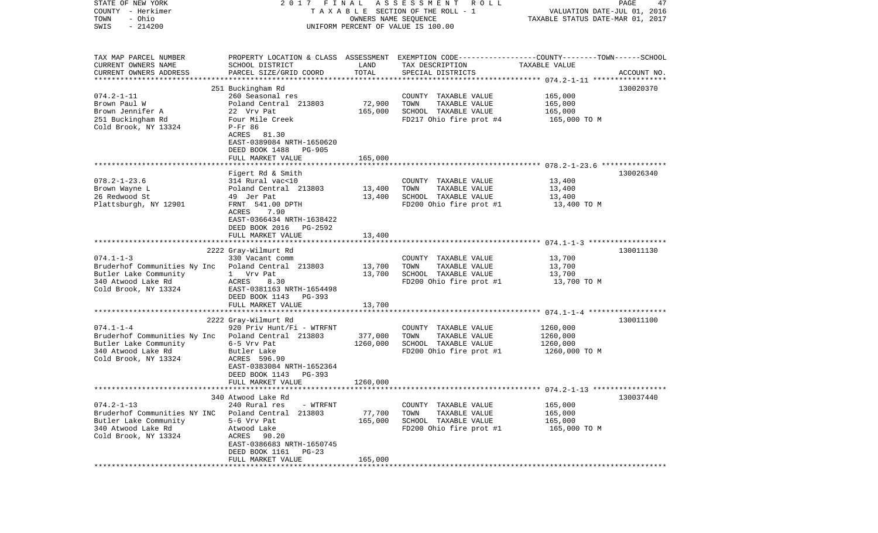TAX MAP PARCEL NUMBER / CURRENT OWNERS NAME / CURRENT OWNERS ADDRESS | PROPERTY LOCATION & CLASS / SCHOOL DISTRICT / PARCEL SIZE/GRID COORD | ASSESSMENT LAND / TOTAL | EXEMPTION CODE / TAX DESCRIPTION / SPECIAL DISTRICTS | COUNTY / TOWN / SCHOOL TAXABLE VALUE | ACCOUNT NO.

```
TAX MAP PARCEL NUMBER          PROPERTY LOCATION & CLASS  ASSESSMENT  EXEMPTION CODE-----------------COUNTY--------TOWN------SCHOOL
CURRENT OWNERS NAME            SCHOOL DISTRICT               LAND      TAX DESCRIPTION              TAXABLE VALUE
CURRENT OWNERS ADDRESS         PARCEL SIZE/GRID COORD       TOTAL      SPECIAL DISTRICTS                                        ACCOUNT NO.
******************************************************************************************************* 074.2-1-11 *****************
                               251 Buckingham Rd                                                                            130020370
074.2-1-11                     260 Seasonal res                         COUNTY  TAXABLE VALUE           165,000
Brown Paul W                   Poland Central  213803       72,900      TOWN    TAXABLE VALUE           165,000
Brown Jennifer A               22  Vrv Pat                 165,000      SCHOOL  TAXABLE VALUE           165,000
251 Buckingham Rd              Four Mile Creek                          FD217 Ohio fire prot #4          165,000 TO M
Cold Brook, NY 13324           P-Fr 86
                               ACRES    81.30
                               EAST-0389084 NRTH-1650620
                               DEED BOOK 1488    PG-905
                               FULL MARKET VALUE           165,000
******************************************************************************************************* 078.2-1-23.6 ***************
                               Figert Rd & Smith                                                                            130026340
078.2-1-23.6                   314 Rural vac<10                         COUNTY  TAXABLE VALUE            13,400
Brown Wayne L                  Poland Central  213803       13,400      TOWN    TAXABLE VALUE            13,400
26 Redwood St                  49  Jer Pat                  13,400      SCHOOL  TAXABLE VALUE            13,400
Plattsburgh, NY 12901          FRNT  541.00 DPTH                        FD200 Ohio fire prot #1           13,400 TO M
                               ACRES     7.90
                               EAST-0366434 NRTH-1638422
                               DEED BOOK 2016    PG-2592
                               FULL MARKET VALUE            13,400
******************************************************************************************************* 074.1-1-3 ******************
                               2222 Gray-Wilmurt Rd                                                                         130011130
074.1-1-3                      330 Vacant comm                          COUNTY  TAXABLE VALUE            13,700
Bruderhof Communities Ny Inc   Poland Central  213803       13,700      TOWN    TAXABLE VALUE            13,700
Butler Lake Community          1   Vrv Pat                  13,700      SCHOOL  TAXABLE VALUE            13,700
340 Atwood Lake Rd             ACRES     8.30                           FD200 Ohio fire prot #1           13,700 TO M
Cold Brook, NY 13324           EAST-0381163 NRTH-1654498
                               DEED BOOK 1143    PG-393
                               FULL MARKET VALUE            13,700
******************************************************************************************************* 074.1-1-4 ******************
                               2222 Gray-Wilmurt Rd                                                                         130011100
074.1-1-4                      920 Priv Hunt/Fi - WTRFNT                COUNTY  TAXABLE VALUE          1260,000
Bruderhof Communities Ny Inc   Poland Central  213803      377,000      TOWN    TAXABLE VALUE          1260,000
Butler Lake Community          6-5 Vrv Pat                1260,000      SCHOOL  TAXABLE VALUE          1260,000
340 Atwood Lake Rd             Butler Lake                              FD200 Ohio fire prot #1         1260,000 TO M
Cold Brook, NY 13324           ACRES   596.90
                               EAST-0383084 NRTH-1652364
                               DEED BOOK 1143    PG-393
                               FULL MARKET VALUE          1260,000
******************************************************************************************************* 074.2-1-13 *****************
                               340 Atwood Lake Rd                                                                           130037440
074.2-1-13                     240 Rural res     - WTRFNT               COUNTY  TAXABLE VALUE           165,000
Bruderhof Communities NY INC   Poland Central  213803       77,700      TOWN    TAXABLE VALUE           165,000
Butler Lake Community          5-6 Vrv Pat                 165,000      SCHOOL  TAXABLE VALUE           165,000
340 Atwood Lake Rd             Atwood Lake                              FD200 Ohio fire prot #1          165,000 TO M
Cold Brook, NY 13324           ACRES    90.20
                               EAST-0386683 NRTH-1650745
                               DEED BOOK 1161    PG-23
                               FULL MARKET VALUE           165,000
************************************************************************************************************************************
```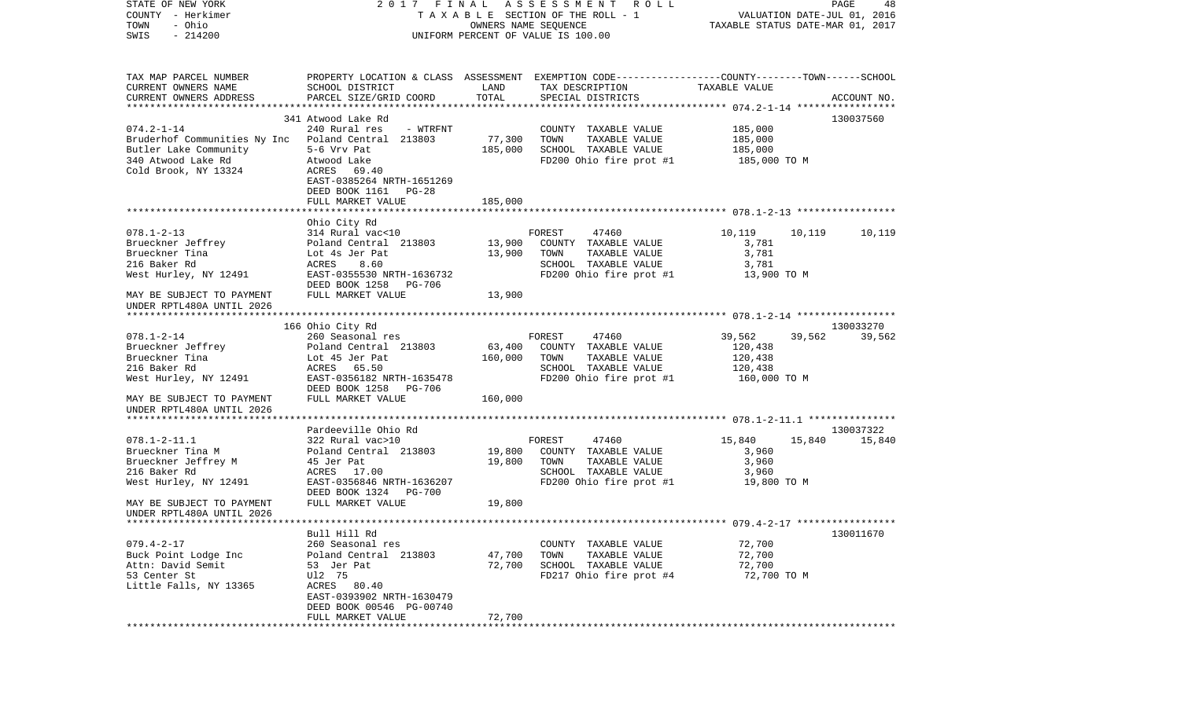STATE OF NEW YORK — 2017 FINAL ASSESSMENT ROLL — PAGE 48
COUNTY - Herkimer — TAXABLE SECTION OF THE ROLL - 1 — VALUATION DATE-JUL 01, 2016
TOWN - Ohio — OWNERS NAME SEQUENCE — TAXABLE STATUS DATE-MAR 01, 2017
SWIS - 214200 — UNIFORM PERCENT OF VALUE IS 100.00

| TAX MAP PARCEL NUMBER / CURRENT OWNERS NAME / CURRENT OWNERS ADDRESS | PROPERTY LOCATION & CLASS / SCHOOL DISTRICT / PARCEL SIZE/GRID COORD | ASSESSMENT LAND | TOTAL | EXEMPTION CODE / TAX DESCRIPTION / SPECIAL DISTRICTS | COUNTY | TOWN | SCHOOL | ACCOUNT NO. |
|---|---|---|---|---|---|---|---|---|
| 074.2-1-14 | 341 Atwood Lake Rd | | | | | | | 130037560 |
| 074.2-1-14 | 240 Rural res - WTRFNT | | | COUNTY TAXABLE VALUE | 185,000 | | | |
| Bruderhof Communities Ny Inc | Poland Central 213803 | 77,300 | | TOWN TAXABLE VALUE | 185,000 | | | |
| Butler Lake Community | 5-6 Vrv Pat | | 185,000 | SCHOOL TAXABLE VALUE | 185,000 | | | |
| 340 Atwood Lake Rd | Atwood Lake | | | FD200 Ohio fire prot #1 | 185,000 TO M | | | |
| Cold Brook, NY 13324 | ACRES 69.40 | | | | | | | |
| | EAST-0385264 NRTH-1651269 | | | | | | | |
| | DEED BOOK 1161 PG-28 | | | | | | | |
| | FULL MARKET VALUE | | 185,000 | | | | | |
| 078.1-2-13 | Ohio City Rd | | | | | | | |
| 078.1-2-13 | 314 Rural vac<10 | | | FOREST 47460 | 10,119 | 10,119 | 10,119 | |
| Brueckner Jeffrey | Poland Central 213803 | 13,900 | | COUNTY TAXABLE VALUE | 3,781 | | | |
| Brueckner Tina | Lot 4s Jer Pat | | 13,900 | TOWN TAXABLE VALUE | 3,781 | | | |
| 216 Baker Rd | ACRES 8.60 | | | SCHOOL TAXABLE VALUE | 3,781 | | | |
| West Hurley, NY 12491 | EAST-0355530 NRTH-1636732 | | | FD200 Ohio fire prot #1 | 13,900 TO M | | | |
| | DEED BOOK 1258 PG-706 | | | | | | | |
| MAY BE SUBJECT TO PAYMENT UNDER RPTL480A UNTIL 2026 | FULL MARKET VALUE | | 13,900 | | | | | |
| 078.1-2-14 | 166 Ohio City Rd | | | | | | | 130033270 |
| 078.1-2-14 | 260 Seasonal res | | | FOREST 47460 | 39,562 | 39,562 | 39,562 | |
| Brueckner Jeffrey | Poland Central 213803 | 63,400 | | COUNTY TAXABLE VALUE | 120,438 | | | |
| Brueckner Tina | Lot 45 Jer Pat | | 160,000 | TOWN TAXABLE VALUE | 120,438 | | | |
| 216 Baker Rd | ACRES 65.50 | | | SCHOOL TAXABLE VALUE | 120,438 | | | |
| West Hurley, NY 12491 | EAST-0356182 NRTH-1635478 | | | FD200 Ohio fire prot #1 | 160,000 TO M | | | |
| | DEED BOOK 1258 PG-706 | | | | | | | |
| MAY BE SUBJECT TO PAYMENT UNDER RPTL480A UNTIL 2026 | FULL MARKET VALUE | | 160,000 | | | | | |
| 078.1-2-11.1 | Pardeeville Ohio Rd | | | | | | | 130037322 |
| 078.1-2-11.1 | 322 Rural vac>10 | | | FOREST 47460 | 15,840 | 15,840 | 15,840 | |
| Brueckner Tina M | Poland Central 213803 | 19,800 | | COUNTY TAXABLE VALUE | 3,960 | | | |
| Brueckner Jeffrey M | 45 Jer Pat | | 19,800 | TOWN TAXABLE VALUE | 3,960 | | | |
| 216 Baker Rd | ACRES 17.00 | | | SCHOOL TAXABLE VALUE | 3,960 | | | |
| West Hurley, NY 12491 | EAST-0356846 NRTH-1636207 | | | FD200 Ohio fire prot #1 | 19,800 TO M | | | |
| | DEED BOOK 1324 PG-700 | | | | | | | |
| MAY BE SUBJECT TO PAYMENT UNDER RPTL480A UNTIL 2026 | FULL MARKET VALUE | | 19,800 | | | | | |
| 079.4-2-17 | Bull Hill Rd | | | | | | | 130011670 |
| 079.4-2-17 | 260 Seasonal res | | | COUNTY TAXABLE VALUE | 72,700 | | | |
| Buck Point Lodge Inc | Poland Central 213803 | 47,700 | | TOWN TAXABLE VALUE | 72,700 | | | |
| Attn: David Semit | 53 Jer Pat | | 72,700 | SCHOOL TAXABLE VALUE | 72,700 | | | |
| 53 Center St | Ul2 75 | | | FD217 Ohio fire prot #4 | 72,700 TO M | | | |
| Little Falls, NY 13365 | ACRES 80.40 | | | | | | | |
| | EAST-0393902 NRTH-1630479 | | | | | | | |
| | DEED BOOK 00546 PG-00740 | | | | | | | |
| | FULL MARKET VALUE | | 72,700 | | | | | |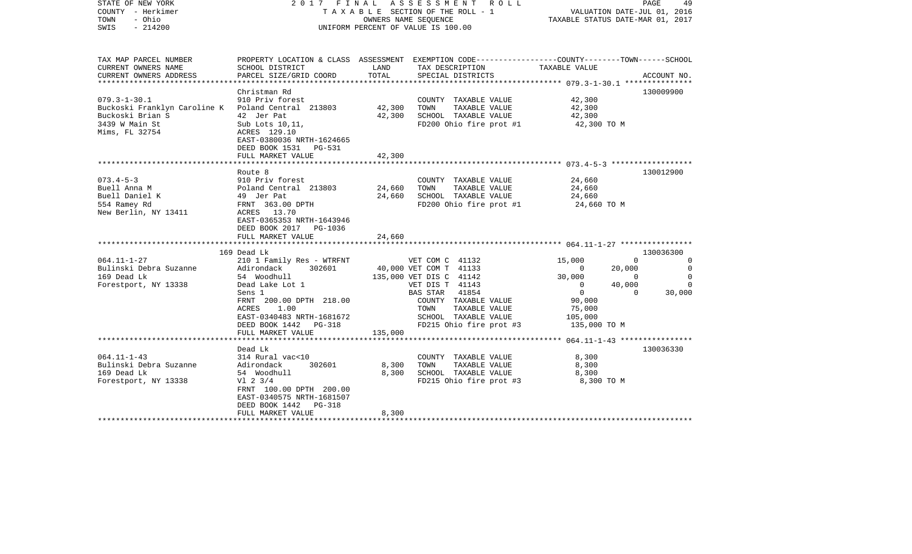STATE OF NEW YORK
COUNTY - Herkimer
TOWN - Ohio
SWIS - 214200

2017 FINAL ASSESSMENT ROLL
TAXABLE SECTION OF THE ROLL - 1
OWNERS NAME SEQUENCE
UNIFORM PERCENT OF VALUE IS 100.00

VALUATION DATE-JUL 01, 2016
TAXABLE STATUS DATE-MAR 01, 2017

| TAX MAP PARCEL NUMBER / CURRENT OWNERS NAME / CURRENT OWNERS ADDRESS | PROPERTY LOCATION & CLASS / SCHOOL DISTRICT / PARCEL SIZE/GRID COORD | ASSESSMENT LAND / TOTAL | EXEMPTION CODE / TAX DESCRIPTION / SPECIAL DISTRICTS | COUNTY TAXABLE VALUE | TOWN | SCHOOL | ACCOUNT NO. |
|---|---|---|---|---|---|---|---|
| **079.3-1-30.1** | Christman Rd | | | | | | 130009900 |
| 079.3-1-30.1 | 910 Priv forest | | COUNTY TAXABLE VALUE | 42,300 | | | |
| Buckoski Franklyn Caroline K | Poland Central 213803 | 42,300 | TOWN TAXABLE VALUE | 42,300 | | | |
| Buckoski Brian S | 42 Jer Pat | 42,300 | SCHOOL TAXABLE VALUE | 42,300 | | | |
| 3439 W Main St | Sub Lots 10,11, | | FD200 Ohio fire prot #1 | 42,300 TO M | | | |
| Mims, FL 32754 | ACRES 129.10 | | | | | | |
| | EAST-0380036 NRTH-1624665 | | | | | | |
| | DEED BOOK 1531 PG-531 | | | | | | |
| | FULL MARKET VALUE | 42,300 | | | | | |
| **073.4-5-3** | Route 8 | | | | | | 130012900 |
| 073.4-5-3 | 910 Priv forest | | COUNTY TAXABLE VALUE | 24,660 | | | |
| Buell Anna M | Poland Central 213803 | 24,660 | TOWN TAXABLE VALUE | 24,660 | | | |
| Buell Daniel K | 49 Jer Pat | 24,660 | SCHOOL TAXABLE VALUE | 24,660 | | | |
| 554 Ramey Rd | FRNT 363.00 DPTH | | FD200 Ohio fire prot #1 | 24,660 TO M | | | |
| New Berlin, NY 13411 | ACRES 13.70 | | | | | | |
| | EAST-0365353 NRTH-1643946 | | | | | | |
| | DEED BOOK 2017 PG-1036 | | | | | | |
| | FULL MARKET VALUE | 24,660 | | | | | |
| **064.11-1-27** | 169 Dead Lk | | | | | | 130036300 |
| 064.11-1-27 | 210 1 Family Res - WTRFNT | | VET COM C 41132 | 15,000 | 0 | 0 | |
| Bulinski Debra Suzanne | Adirondack 302601 | 40,000 | VET COM T 41133 | 0 | 20,000 | 0 | |
| 169 Dead Lk | 54 Woodhull | 135,000 | VET DIS C 41142 | 30,000 | 0 | 0 | |
| Forestport, NY 13338 | Dead Lake Lot 1 | | VET DIS T 41143 | 0 | 40,000 | 0 | |
| | Sens 1 | | BAS STAR 41854 | 0 | 0 | 30,000 | |
| | FRNT 200.00 DPTH 218.00 | | COUNTY TAXABLE VALUE | 90,000 | | | |
| | ACRES 1.00 | | TOWN TAXABLE VALUE | 75,000 | | | |
| | EAST-0340483 NRTH-1681672 | | SCHOOL TAXABLE VALUE | 105,000 | | | |
| | DEED BOOK 1442 PG-318 | | FD215 Ohio fire prot #3 | 135,000 TO M | | | |
| | FULL MARKET VALUE | 135,000 | | | | | |
| **064.11-1-43** | Dead Lk | | | | | | 130036330 |
| 064.11-1-43 | 314 Rural vac<10 | | COUNTY TAXABLE VALUE | 8,300 | | | |
| Bulinski Debra Suzanne | Adirondack 302601 | 8,300 | TOWN TAXABLE VALUE | 8,300 | | | |
| 169 Dead Lk | 54 Woodhull | 8,300 | SCHOOL TAXABLE VALUE | 8,300 | | | |
| Forestport, NY 13338 | Vl 2 3/4 | | FD215 Ohio fire prot #3 | 8,300 TO M | | | |
| | FRNT 100.00 DPTH 200.00 | | | | | | |
| | EAST-0340575 NRTH-1681507 | | | | | | |
| | DEED BOOK 1442 PG-318 | | | | | | |
| | FULL MARKET VALUE | 8,300 | | | | | |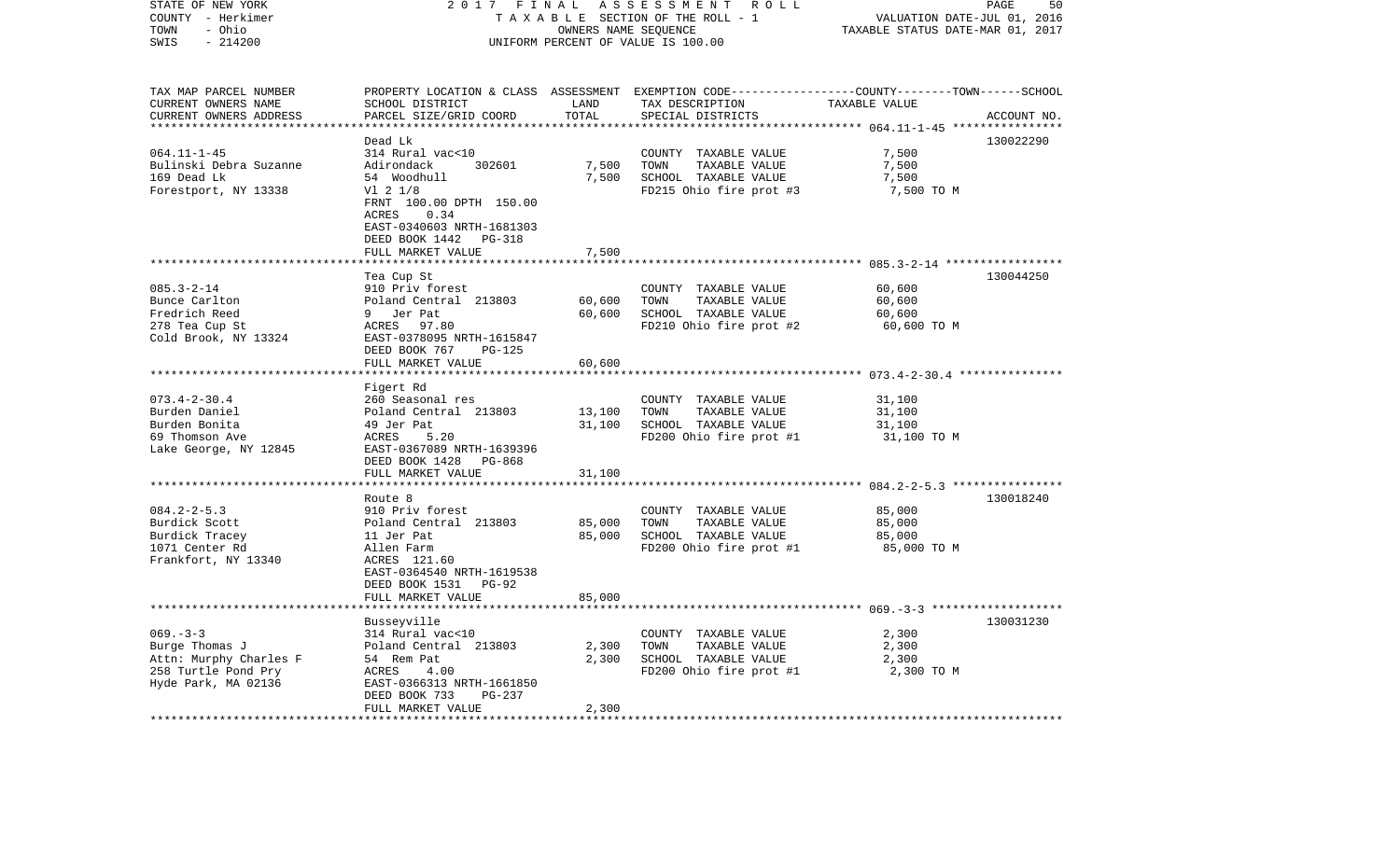STATE OF NEW YORK — COUNTY - Herkimer — TOWN - Ohio — SWIS - 214200

2017 FINAL ASSESSMENT ROLL
TAXABLE SECTION OF THE ROLL - 1
OWNERS NAME SEQUENCE
UNIFORM PERCENT OF VALUE IS 100.00

VALUATION DATE-JUL 01, 2016
TAXABLE STATUS DATE-MAR 01, 2017

| TAX MAP PARCEL NUMBER / CURRENT OWNERS NAME / CURRENT OWNERS ADDRESS | PROPERTY LOCATION & CLASS / SCHOOL DISTRICT / PARCEL SIZE/GRID COORD | ASSESSMENT LAND / TOTAL | EXEMPTION CODE / TAX DESCRIPTION / SPECIAL DISTRICTS | TAXABLE VALUE (COUNTY / TOWN / SCHOOL) | ACCOUNT NO. |
|---|---|---|---|---|---|
| **064.11-1-45** | Dead Lk | | | | 130022290 |
| Bulinski Debra Suzanne | 314 Rural vac<10 | | COUNTY TAXABLE VALUE | 7,500 | |
| 169 Dead Lk | Adirondack 302601 | 7,500 | TOWN TAXABLE VALUE | 7,500 | |
| Forestport, NY 13338 | 54 Woodhull | 7,500 | SCHOOL TAXABLE VALUE | 7,500 | |
| | Vl 2 1/8 | | FD215 Ohio fire prot #3 | 7,500 TO M | |
| | FRNT 100.00 DPTH 150.00 | | | | |
| | ACRES 0.34 | | | | |
| | EAST-0340603 NRTH-1681303 | | | | |
| | DEED BOOK 1442 PG-318 | | | | |
| | FULL MARKET VALUE | 7,500 | | | |
| **085.3-2-14** | Tea Cup St | | | | 130044250 |
| Bunce Carlton | 910 Priv forest | | COUNTY TAXABLE VALUE | 60,600 | |
| Fredrich Reed | Poland Central 213803 | 60,600 | TOWN TAXABLE VALUE | 60,600 | |
| 278 Tea Cup St | 9 Jer Pat | 60,600 | SCHOOL TAXABLE VALUE | 60,600 | |
| Cold Brook, NY 13324 | ACRES 97.80 | | FD210 Ohio fire prot #2 | 60,600 TO M | |
| | EAST-0378095 NRTH-1615847 | | | | |
| | DEED BOOK 767 PG-125 | | | | |
| | FULL MARKET VALUE | 60,600 | | | |
| **073.4-2-30.4** | Figert Rd | | | | |
| Burden Daniel | 260 Seasonal res | | COUNTY TAXABLE VALUE | 31,100 | |
| Burden Bonita | Poland Central 213803 | 13,100 | TOWN TAXABLE VALUE | 31,100 | |
| 69 Thomson Ave | 49 Jer Pat | 31,100 | SCHOOL TAXABLE VALUE | 31,100 | |
| Lake George, NY 12845 | ACRES 5.20 | | FD200 Ohio fire prot #1 | 31,100 TO M | |
| | EAST-0367089 NRTH-1639396 | | | | |
| | DEED BOOK 1428 PG-868 | | | | |
| | FULL MARKET VALUE | 31,100 | | | |
| **084.2-2-5.3** | Route 8 | | | | 130018240 |
| Burdick Scott | 910 Priv forest | | COUNTY TAXABLE VALUE | 85,000 | |
| Burdick Tracey | Poland Central 213803 | 85,000 | TOWN TAXABLE VALUE | 85,000 | |
| 1071 Center Rd | 11 Jer Pat | 85,000 | SCHOOL TAXABLE VALUE | 85,000 | |
| Frankfort, NY 13340 | Allen Farm | | FD200 Ohio fire prot #1 | 85,000 TO M | |
| | ACRES 121.60 | | | | |
| | EAST-0364540 NRTH-1619538 | | | | |
| | DEED BOOK 1531 PG-92 | | | | |
| | FULL MARKET VALUE | 85,000 | | | |
| **069.-3-3** | Busseyville | | | | 130031230 |
| Burge Thomas J | 314 Rural vac<10 | | COUNTY TAXABLE VALUE | 2,300 | |
| Attn: Murphy Charles F | Poland Central 213803 | 2,300 | TOWN TAXABLE VALUE | 2,300 | |
| 258 Turtle Pond Pry | 54 Rem Pat | 2,300 | SCHOOL TAXABLE VALUE | 2,300 | |
| Hyde Park, MA 02136 | ACRES 4.00 | | FD200 Ohio fire prot #1 | 2,300 TO M | |
| | EAST-0366313 NRTH-1661850 | | | | |
| | DEED BOOK 733 PG-237 | | | | |
| | FULL MARKET VALUE | 2,300 | | | |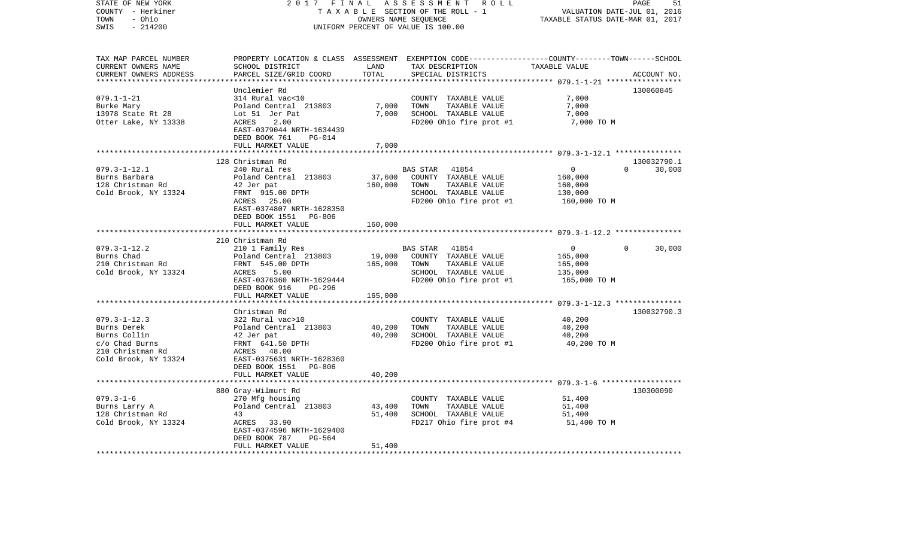STATE OF NEW YORK — 2017 FINAL ASSESSMENT ROLL
COUNTY - Herkimer — TAXABLE SECTION OF THE ROLL - 1 — VALUATION DATE-JUL 01, 2016
TOWN - Ohio — OWNERS NAME SEQUENCE — TAXABLE STATUS DATE-MAR 01, 2017
SWIS - 214200 — UNIFORM PERCENT OF VALUE IS 100.00

| TAX MAP PARCEL NUMBER / CURRENT OWNERS NAME / CURRENT OWNERS ADDRESS | PROPERTY LOCATION & CLASS / SCHOOL DISTRICT / PARCEL SIZE/GRID COORD | ASSESSMENT LAND | ASSESSMENT TOTAL | EXEMPTION CODE / TAX DESCRIPTION / SPECIAL DISTRICTS | COUNTY TAXABLE VALUE | TOWN | SCHOOL | ACCOUNT NO. |
|---|---|---|---|---|---|---|---|---|
| 079.1-1-21 | Unclemier Rd | | | | | | | 130060845 |
| Burke Mary | 314 Rural vac<10 | | | COUNTY TAXABLE VALUE | 7,000 | | | |
| 13978 State Rt 28 | Poland Central 213803 | 7,000 | | TOWN TAXABLE VALUE | 7,000 | | | |
| Otter Lake, NY 13338 | Lot 51 Jer Pat | | 7,000 | SCHOOL TAXABLE VALUE | 7,000 | | | |
| | ACRES 2.00 | | | FD200 Ohio fire prot #1 | 7,000 TO M | | | |
| | EAST-0379044 NRTH-1634439 | | | | | | | |
| | DEED BOOK 761 PG-014 | | | | | | | |
| | FULL MARKET VALUE | | 7,000 | | | | | |
| 079.3-1-12.1 | 128 Christman Rd | | | | | | | 130032790.1 |
| Burns Barbara | 240 Rural res | | | BAS STAR 41854 | 0 | 0 | 30,000 | |
| 128 Christman Rd | Poland Central 213803 | 37,600 | | COUNTY TAXABLE VALUE | 160,000 | | | |
| Cold Brook, NY 13324 | 42 Jer pat | | 160,000 | TOWN TAXABLE VALUE | 160,000 | | | |
| | FRNT 915.00 DPTH | | | SCHOOL TAXABLE VALUE | 130,000 | | | |
| | ACRES 25.00 | | | FD200 Ohio fire prot #1 | 160,000 TO M | | | |
| | EAST-0374807 NRTH-1628350 | | | | | | | |
| | DEED BOOK 1551 PG-806 | | | | | | | |
| | FULL MARKET VALUE | | 160,000 | | | | | |
| 079.3-1-12.2 | 210 Christman Rd | | | | | | | |
| Burns Chad | 210 1 Family Res | | | BAS STAR 41854 | 0 | 0 | 30,000 | |
| 210 Christman Rd | Poland Central 213803 | 19,000 | | COUNTY TAXABLE VALUE | 165,000 | | | |
| Cold Brook, NY 13324 | FRNT 545.00 DPTH | | 165,000 | TOWN TAXABLE VALUE | 165,000 | | | |
| | ACRES 5.00 | | | SCHOOL TAXABLE VALUE | 135,000 | | | |
| | EAST-0376360 NRTH-1629444 | | | FD200 Ohio fire prot #1 | 165,000 TO M | | | |
| | DEED BOOK 916 PG-296 | | | | | | | |
| | FULL MARKET VALUE | | 165,000 | | | | | |
| 079.3-1-12.3 | Christman Rd | | | | | | | 130032790.3 |
| Burns Derek | 322 Rural vac>10 | | | COUNTY TAXABLE VALUE | 40,200 | | | |
| Burns Collin | Poland Central 213803 | 40,200 | | TOWN TAXABLE VALUE | 40,200 | | | |
| c/o Chad Burns | 42 Jer pat | | 40,200 | SCHOOL TAXABLE VALUE | 40,200 | | | |
| 210 Christman Rd | FRNT 641.50 DPTH | | | FD200 Ohio fire prot #1 | 40,200 TO M | | | |
| Cold Brook, NY 13324 | ACRES 48.00 | | | | | | | |
| | EAST-0375631 NRTH-1628360 | | | | | | | |
| | DEED BOOK 1551 PG-806 | | | | | | | |
| | FULL MARKET VALUE | | 40,200 | | | | | |
| 079.3-1-6 | 880 Gray-Wilmurt Rd | | | | | | | 130300090 |
| Burns Larry A | 270 Mfg housing | | | COUNTY TAXABLE VALUE | 51,400 | | | |
| 128 Christman Rd | Poland Central 213803 | 43,400 | | TOWN TAXABLE VALUE | 51,400 | | | |
| Cold Brook, NY 13324 | 43 | | 51,400 | SCHOOL TAXABLE VALUE | 51,400 | | | |
| | ACRES 33.90 | | | FD217 Ohio fire prot #4 | 51,400 TO M | | | |
| | EAST-0374596 NRTH-1629400 | | | | | | | |
| | DEED BOOK 787 PG-564 | | | | | | | |
| | FULL MARKET VALUE | | 51,400 | | | | | |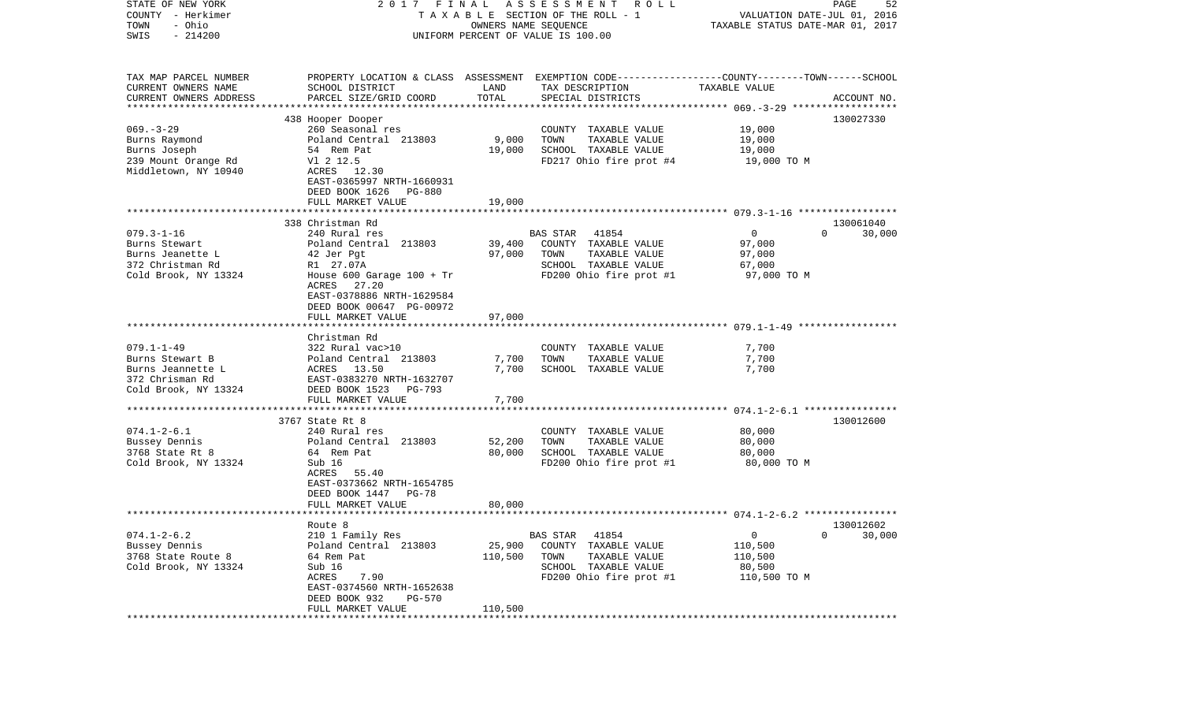STATE OF NEW YORK
COUNTY - Herkimer
TOWN - Ohio
SWIS - 214200

2017 FINAL ASSESSMENT ROLL
TAXABLE SECTION OF THE ROLL - 1
OWNERS NAME SEQUENCE
UNIFORM PERCENT OF VALUE IS 100.00

VALUATION DATE-JUL 01, 2016
TAXABLE STATUS DATE-MAR 01, 2017

| TAX MAP PARCEL NUMBER / CURRENT OWNERS NAME / CURRENT OWNERS ADDRESS | PROPERTY LOCATION & CLASS / SCHOOL DISTRICT / PARCEL SIZE/GRID COORD | ASSESSMENT LAND | TOTAL | EXEMPTION CODE / TAX DESCRIPTION / SPECIAL DISTRICTS | COUNTY | TOWN | SCHOOL | TAXABLE VALUE / ACCOUNT NO. |
|---|---|---|---|---|---|---|---|---|
| | 438 Hooper Dooper | | | | | | | 130027330 |
| 069.-3-29 | 260 Seasonal res | | | COUNTY TAXABLE VALUE | | | | 19,000 |
| Burns Raymond | Poland Central 213803 | 9,000 | | TOWN TAXABLE VALUE | | | | 19,000 |
| Burns Joseph | 54 Rem Pat | | 19,000 | SCHOOL TAXABLE VALUE | | | | 19,000 |
| 239 Mount Orange Rd | Vl 2 12.5 | | | FD217 Ohio fire prot #4 | | | | 19,000 TO M |
| Middletown, NY 10940 | ACRES 12.30 | | | | | | | |
| | EAST-0365997 NRTH-1660931 | | | | | | | |
| | DEED BOOK 1626 PG-880 | | | | | | | |
| | FULL MARKET VALUE | | 19,000 | | | | | |
| | 338 Christman Rd | | | | | | | 130061040 |
| 079.3-1-16 | 240 Rural res | | | BAS STAR 41854 | 0 | 0 | 30,000 | |
| Burns Stewart | Poland Central 213803 | 39,400 | | COUNTY TAXABLE VALUE | | | | 97,000 |
| Burns Jeanette L | 42 Jer Pgt | | 97,000 | TOWN TAXABLE VALUE | | | | 97,000 |
| 372 Christman Rd | Rl 27.07A | | | SCHOOL TAXABLE VALUE | | | | 67,000 |
| Cold Brook, NY 13324 | House 600 Garage 100 + Tr | | | FD200 Ohio fire prot #1 | | | | 97,000 TO M |
| | ACRES 27.20 | | | | | | | |
| | EAST-0378886 NRTH-1629584 | | | | | | | |
| | DEED BOOK 00647 PG-00972 | | | | | | | |
| | FULL MARKET VALUE | | 97,000 | | | | | |
| | Christman Rd | | | | | | | |
| 079.1-1-49 | 322 Rural vac>10 | | | COUNTY TAXABLE VALUE | | | | 7,700 |
| Burns Stewart B | Poland Central 213803 | 7,700 | | TOWN TAXABLE VALUE | | | | 7,700 |
| Burns Jeannette L | ACRES 13.50 | | 7,700 | SCHOOL TAXABLE VALUE | | | | 7,700 |
| 372 Chrisman Rd | EAST-0383270 NRTH-1632707 | | | | | | | |
| Cold Brook, NY 13324 | DEED BOOK 1523 PG-793 | | | | | | | |
| | FULL MARKET VALUE | | 7,700 | | | | | |
| | 3767 State Rt 8 | | | | | | | 130012600 |
| 074.1-2-6.1 | 240 Rural res | | | COUNTY TAXABLE VALUE | | | | 80,000 |
| Bussey Dennis | Poland Central 213803 | 52,200 | | TOWN TAXABLE VALUE | | | | 80,000 |
| 3768 State Rt 8 | 64 Rem Pat | | 80,000 | SCHOOL TAXABLE VALUE | | | | 80,000 |
| Cold Brook, NY 13324 | Sub 16 | | | FD200 Ohio fire prot #1 | | | | 80,000 TO M |
| | ACRES 55.40 | | | | | | | |
| | EAST-0373662 NRTH-1654785 | | | | | | | |
| | DEED BOOK 1447 PG-78 | | | | | | | |
| | FULL MARKET VALUE | | 80,000 | | | | | |
| | Route 8 | | | | | | | 130012602 |
| 074.1-2-6.2 | 210 1 Family Res | | | BAS STAR 41854 | 0 | 0 | 30,000 | |
| Bussey Dennis | Poland Central 213803 | 25,900 | | COUNTY TAXABLE VALUE | | | | 110,500 |
| 3768 State Route 8 | 64 Rem Pat | | 110,500 | TOWN TAXABLE VALUE | | | | 110,500 |
| Cold Brook, NY 13324 | Sub 16 | | | SCHOOL TAXABLE VALUE | | | | 80,500 |
| | ACRES 7.90 | | | FD200 Ohio fire prot #1 | | | | 110,500 TO M |
| | EAST-0374560 NRTH-1652638 | | | | | | | |
| | DEED BOOK 932 PG-570 | | | | | | | |
| | FULL MARKET VALUE | | 110,500 | | | | | |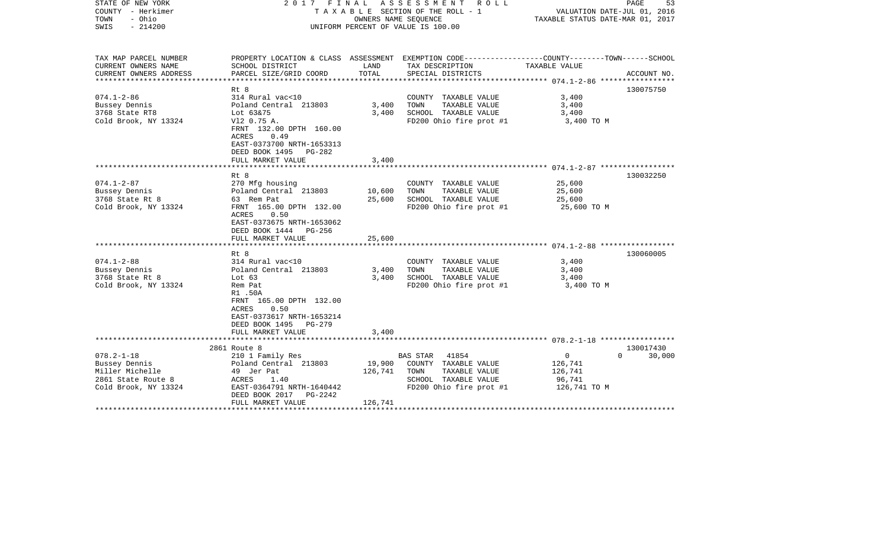STATE OF NEW YORK
COUNTY - Herkimer
TOWN - Ohio
SWIS - 214200

2017 FINAL ASSESSMENT ROLL
TAXABLE SECTION OF THE ROLL - 1
OWNERS NAME SEQUENCE
UNIFORM PERCENT OF VALUE IS 100.00

VALUATION DATE-JUL 01, 2016
TAXABLE STATUS DATE-MAR 01, 2017

| TAX MAP PARCEL NUMBER / CURRENT OWNERS NAME / CURRENT OWNERS ADDRESS | PROPERTY LOCATION & CLASS / SCHOOL DISTRICT / PARCEL SIZE/GRID COORD | ASSESSMENT LAND / TOTAL | EXEMPTION CODE / TAX DESCRIPTION / SPECIAL DISTRICTS | COUNTY / TOWN / SCHOOL TAXABLE VALUE | ACCOUNT NO. |
|---|---|---|---|---|---|
| 074.1-2-86 | Rt 8 | | | | 130075750 |
| Bussey Dennis | 314 Rural vac<10 | | COUNTY TAXABLE VALUE | 3,400 | |
| 3768 State RT8 | Poland Central 213803 | 3,400 | TOWN TAXABLE VALUE | 3,400 | |
| Cold Brook, NY 13324 | Lot 63&75 | 3,400 | SCHOOL TAXABLE VALUE | 3,400 | |
| | Vl2 0.75 A. | | FD200 Ohio fire prot #1 | 3,400 TO M | |
| | FRNT 132.00 DPTH 160.00 | | | | |
| | ACRES 0.49 | | | | |
| | EAST-0373700 NRTH-1653313 | | | | |
| | DEED BOOK 1495 PG-282 | | | | |
| | FULL MARKET VALUE | 3,400 | | | |
| 074.1-2-87 | Rt 8 | | | | 130032250 |
| Bussey Dennis | 270 Mfg housing | | COUNTY TAXABLE VALUE | 25,600 | |
| 3768 State Rt 8 | Poland Central 213803 | 10,600 | TOWN TAXABLE VALUE | 25,600 | |
| Cold Brook, NY 13324 | 63 Rem Pat | 25,600 | SCHOOL TAXABLE VALUE | 25,600 | |
| | FRNT 165.00 DPTH 132.00 | | FD200 Ohio fire prot #1 | 25,600 TO M | |
| | ACRES 0.50 | | | | |
| | EAST-0373675 NRTH-1653062 | | | | |
| | DEED BOOK 1444 PG-256 | | | | |
| | FULL MARKET VALUE | 25,600 | | | |
| 074.1-2-88 | Rt 8 | | | | 130060005 |
| Bussey Dennis | 314 Rural vac<10 | | COUNTY TAXABLE VALUE | 3,400 | |
| 3768 State Rt 8 | Poland Central 213803 | 3,400 | TOWN TAXABLE VALUE | 3,400 | |
| Cold Brook, NY 13324 | Lot 63 | 3,400 | SCHOOL TAXABLE VALUE | 3,400 | |
| | Rem Pat | | FD200 Ohio fire prot #1 | 3,400 TO M | |
| | R1 .50A | | | | |
| | FRNT 165.00 DPTH 132.00 | | | | |
| | ACRES 0.50 | | | | |
| | EAST-0373617 NRTH-1653214 | | | | |
| | DEED BOOK 1495 PG-279 | | | | |
| | FULL MARKET VALUE | 3,400 | | | |
| 078.2-1-18 | 2861 Route 8 | | | | 130017430 |
| Bussey Dennis | 210 1 Family Res | | BAS STAR 41854 | 0 0 | 30,000 |
| Miller Michelle | Poland Central 213803 | 19,900 | COUNTY TAXABLE VALUE | 126,741 | |
| 2861 State Route 8 | 49 Jer Pat | 126,741 | TOWN TAXABLE VALUE | 126,741 | |
| Cold Brook, NY 13324 | ACRES 1.40 | | SCHOOL TAXABLE VALUE | 96,741 | |
| | EAST-0364791 NRTH-1640442 | | FD200 Ohio fire prot #1 | 126,741 TO M | |
| | DEED BOOK 2017 PG-2242 | | | | |
| | FULL MARKET VALUE | 126,741 | | | |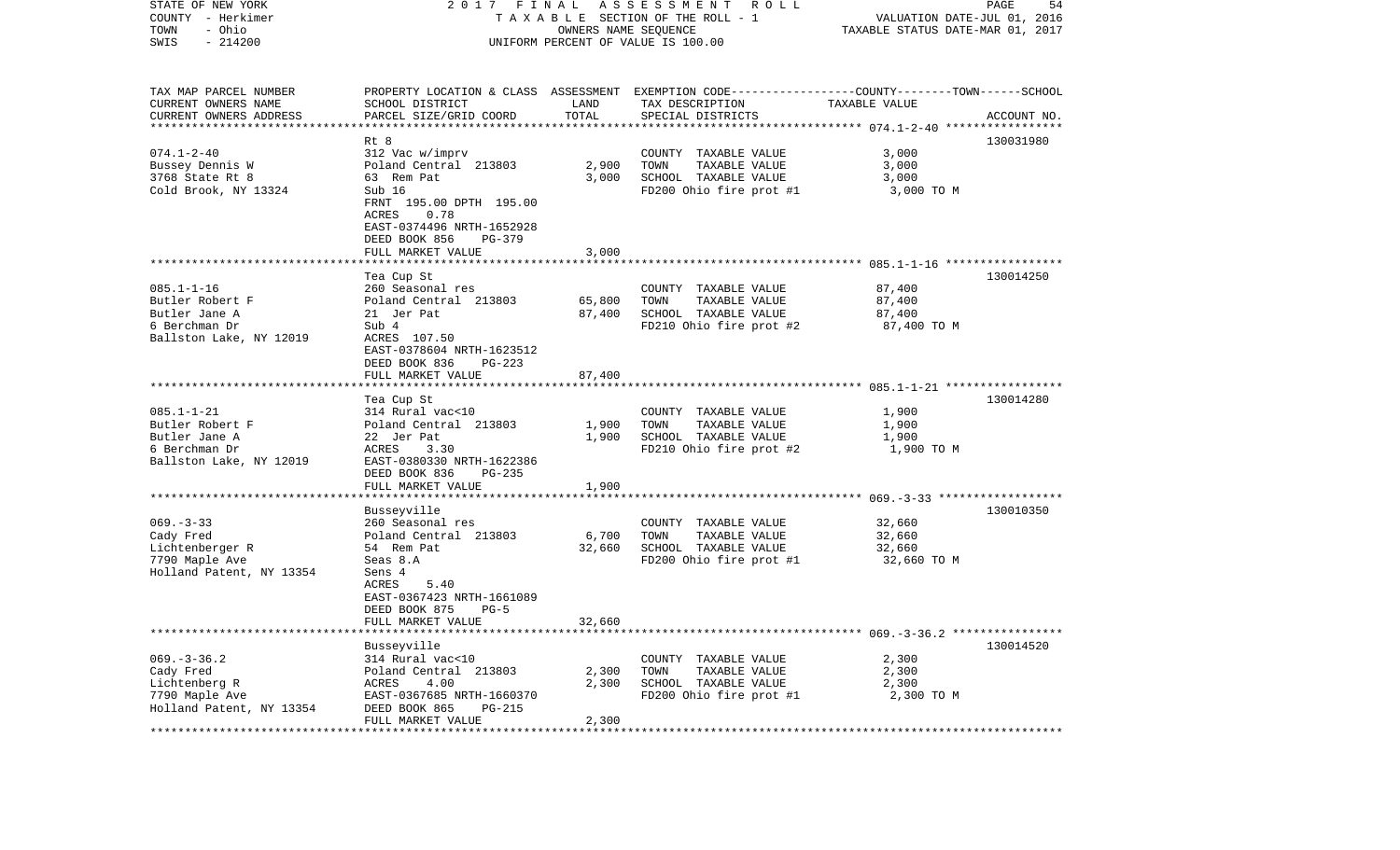STATE OF NEW YORK | 2 0 1 7 F I N A L A S S E S S M E N T R O L L | PAGE 54
COUNTY - Herkimer | T A X A B L E SECTION OF THE ROLL - 1 | VALUATION DATE-JUL 01, 2016
TOWN - Ohio | OWNERS NAME SEQUENCE | TAXABLE STATUS DATE-MAR 01, 2017
SWIS - 214200 | UNIFORM PERCENT OF VALUE IS 100.00

| TAX MAP PARCEL NUMBER / CURRENT OWNERS NAME / CURRENT OWNERS ADDRESS | PROPERTY LOCATION & CLASS / SCHOOL DISTRICT / PARCEL SIZE/GRID COORD | ASSESSMENT LAND | TOTAL | EXEMPTION CODE / TAX DESCRIPTION / SPECIAL DISTRICTS | TAXABLE VALUE (COUNTY--TOWN--SCHOOL) | ACCOUNT NO. |
|---|---|---|---|---|---|---|
| **074.1-2-40** | Rt 8 | | | | | 130031980 |
| 074.1-2-40 | 312 Vac w/imprv | | | COUNTY TAXABLE VALUE | 3,000 | |
| Bussey Dennis W | Poland Central 213803 | 2,900 | | TOWN TAXABLE VALUE | 3,000 | |
| 3768 State Rt 8 | 63 Rem Pat | | 3,000 | SCHOOL TAXABLE VALUE | 3,000 | |
| Cold Brook, NY 13324 | Sub 16 | | | FD200 Ohio fire prot #1 | 3,000 TO M | |
| | FRNT 195.00 DPTH 195.00 | | | | | |
| | ACRES 0.78 | | | | | |
| | EAST-0374496 NRTH-1652928 | | | | | |
| | DEED BOOK 856 PG-379 | | | | | |
| | FULL MARKET VALUE | | 3,000 | | | |
| **085.1-1-16** | Tea Cup St | | | | | 130014250 |
| 085.1-1-16 | 260 Seasonal res | | | COUNTY TAXABLE VALUE | 87,400 | |
| Butler Robert F | Poland Central 213803 | 65,800 | | TOWN TAXABLE VALUE | 87,400 | |
| Butler Jane A | 21 Jer Pat | | 87,400 | SCHOOL TAXABLE VALUE | 87,400 | |
| 6 Berchman Dr | Sub 4 | | | FD210 Ohio fire prot #2 | 87,400 TO M | |
| Ballston Lake, NY 12019 | ACRES 107.50 | | | | | |
| | EAST-0378604 NRTH-1623512 | | | | | |
| | DEED BOOK 836 PG-223 | | | | | |
| | FULL MARKET VALUE | | 87,400 | | | |
| **085.1-1-21** | Tea Cup St | | | | | 130014280 |
| 085.1-1-21 | 314 Rural vac<10 | | | COUNTY TAXABLE VALUE | 1,900 | |
| Butler Robert F | Poland Central 213803 | 1,900 | | TOWN TAXABLE VALUE | 1,900 | |
| Butler Jane A | 22 Jer Pat | | 1,900 | SCHOOL TAXABLE VALUE | 1,900 | |
| 6 Berchman Dr | ACRES 3.30 | | | FD210 Ohio fire prot #2 | 1,900 TO M | |
| Ballston Lake, NY 12019 | EAST-0380330 NRTH-1622386 | | | | | |
| | DEED BOOK 836 PG-235 | | | | | |
| | FULL MARKET VALUE | | 1,900 | | | |
| **069.-3-33** | Busseyville | | | | | 130010350 |
| 069.-3-33 | 260 Seasonal res | | | COUNTY TAXABLE VALUE | 32,660 | |
| Cady Fred | Poland Central 213803 | 6,700 | | TOWN TAXABLE VALUE | 32,660 | |
| Lichtenberger R | 54 Rem Pat | | 32,660 | SCHOOL TAXABLE VALUE | 32,660 | |
| 7790 Maple Ave | Seas 8.A | | | FD200 Ohio fire prot #1 | 32,660 TO M | |
| Holland Patent, NY 13354 | Sens 4 | | | | | |
| | ACRES 5.40 | | | | | |
| | EAST-0367423 NRTH-1661089 | | | | | |
| | DEED BOOK 875 PG-5 | | | | | |
| | FULL MARKET VALUE | | 32,660 | | | |
| **069.-3-36.2** | Busseyville | | | | | 130014520 |
| 069.-3-36.2 | 314 Rural vac<10 | | | COUNTY TAXABLE VALUE | 2,300 | |
| Cady Fred | Poland Central 213803 | 2,300 | | TOWN TAXABLE VALUE | 2,300 | |
| Lichtenberg R | ACRES 4.00 | | 2,300 | SCHOOL TAXABLE VALUE | 2,300 | |
| 7790 Maple Ave | EAST-0367685 NRTH-1660370 | | | FD200 Ohio fire prot #1 | 2,300 TO M | |
| Holland Patent, NY 13354 | DEED BOOK 865 PG-215 | | | | | |
| | FULL MARKET VALUE | | 2,300 | | | |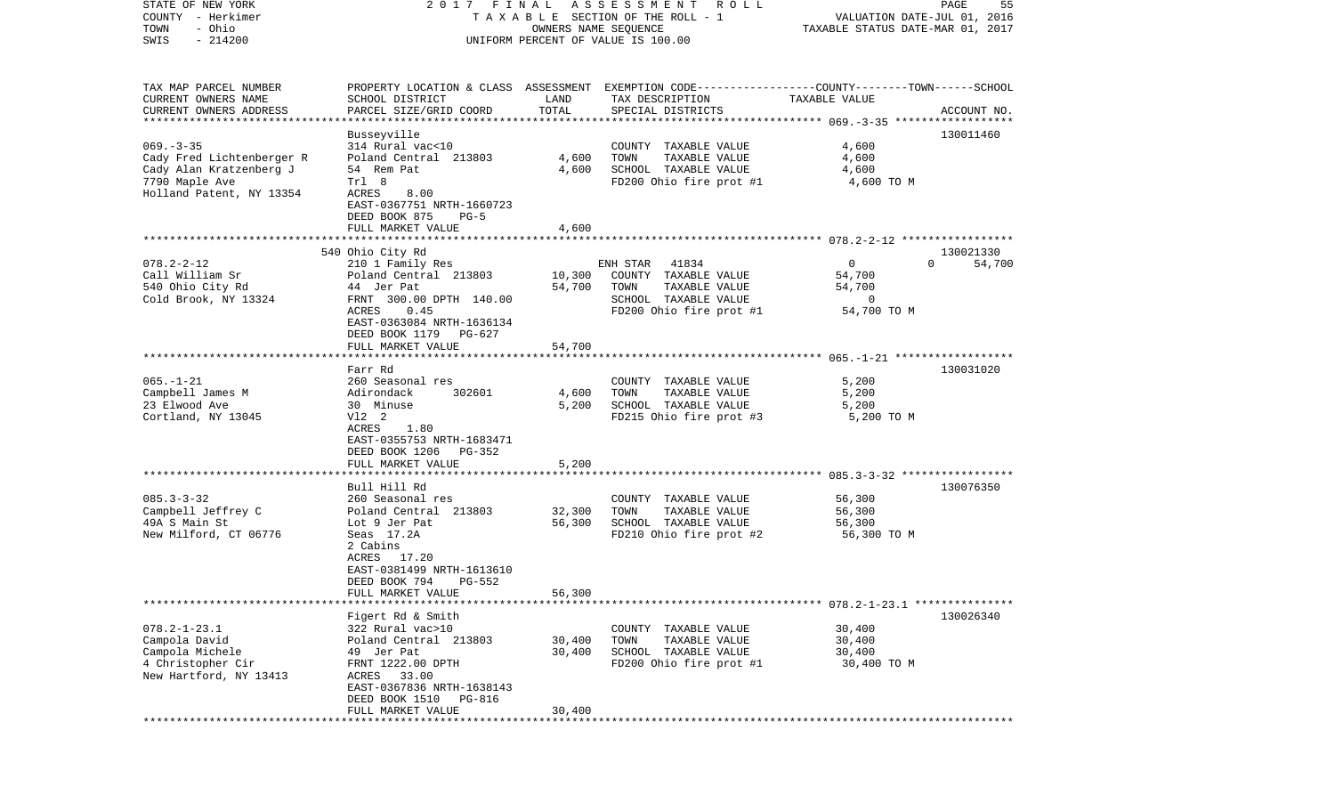STATE OF NEW YORK — 2017 FINAL ASSESSMENT ROLL — PAGE 55
COUNTY - Herkimer — TAXABLE SECTION OF THE ROLL - 1 — VALUATION DATE-JUL 01, 2016
TOWN - Ohio — OWNERS NAME SEQUENCE — TAXABLE STATUS DATE-MAR 01, 2017
SWIS - 214200 — UNIFORM PERCENT OF VALUE IS 100.00

| TAX MAP PARCEL NUMBER / CURRENT OWNERS NAME / CURRENT OWNERS ADDRESS | PROPERTY LOCATION & CLASS / SCHOOL DISTRICT / PARCEL SIZE/GRID COORD | ASSESSMENT LAND | TOTAL | EXEMPTION CODE / TAX DESCRIPTION / SPECIAL DISTRICTS | COUNTY TOWN SCHOOL TAXABLE VALUE | ACCOUNT NO. |
|---|---|---|---|---|---|---|
| 069.-3-35 | Busseyville | | | | | 130011460 |
| Cady Fred Lichtenberger R | 314 Rural vac<10 | | | COUNTY TAXABLE VALUE | 4,600 | |
| Cady Alan Kratzenberg J | Poland Central 213803 | 4,600 | | TOWN TAXABLE VALUE | 4,600 | |
| 7790 Maple Ave | 54 Rem Pat | | 4,600 | SCHOOL TAXABLE VALUE | 4,600 | |
| Holland Patent, NY 13354 | Trl 8 | | | FD200 Ohio fire prot #1 | 4,600 TO M | |
| | ACRES 8.00 | | | | | |
| | EAST-0367751 NRTH-1660723 | | | | | |
| | DEED BOOK 875 PG-5 | | | | | |
| | FULL MARKET VALUE | | 4,600 | | | |
| 078.2-2-12 | 540 Ohio City Rd | | | | | 130021330 |
| Call William Sr | 210 1 Family Res | | | ENH STAR 41834 | 0 0 54,700 | |
| 540 Ohio City Rd | Poland Central 213803 | 10,300 | | COUNTY TAXABLE VALUE | 54,700 | |
| Cold Brook, NY 13324 | 44 Jer Pat | | 54,700 | TOWN TAXABLE VALUE | 54,700 | |
| | FRNT 300.00 DPTH 140.00 | | | SCHOOL TAXABLE VALUE | 0 | |
| | ACRES 0.45 | | | FD200 Ohio fire prot #1 | 54,700 TO M | |
| | EAST-0363084 NRTH-1636134 | | | | | |
| | DEED BOOK 1179 PG-627 | | | | | |
| | FULL MARKET VALUE | | 54,700 | | | |
| 065.-1-21 | Farr Rd | | | | | 130031020 |
| Campbell James M | 260 Seasonal res | | | COUNTY TAXABLE VALUE | 5,200 | |
| 23 Elwood Ave | Adirondack 302601 | 4,600 | | TOWN TAXABLE VALUE | 5,200 | |
| Cortland, NY 13045 | 30 Minuse | | 5,200 | SCHOOL TAXABLE VALUE | 5,200 | |
| | Vl2 2 | | | FD215 Ohio fire prot #3 | 5,200 TO M | |
| | ACRES 1.80 | | | | | |
| | EAST-0355753 NRTH-1683471 | | | | | |
| | DEED BOOK 1206 PG-352 | | | | | |
| | FULL MARKET VALUE | | 5,200 | | | |
| 085.3-3-32 | Bull Hill Rd | | | | | 130076350 |
| Campbell Jeffrey C | 260 Seasonal res | | | COUNTY TAXABLE VALUE | 56,300 | |
| 49A S Main St | Poland Central 213803 | 32,300 | | TOWN TAXABLE VALUE | 56,300 | |
| New Milford, CT 06776 | Lot 9 Jer Pat | | 56,300 | SCHOOL TAXABLE VALUE | 56,300 | |
| | Seas 17.2A | | | FD210 Ohio fire prot #2 | 56,300 TO M | |
| | 2 Cabins | | | | | |
| | ACRES 17.20 | | | | | |
| | EAST-0381499 NRTH-1613610 | | | | | |
| | DEED BOOK 794 PG-552 | | | | | |
| | FULL MARKET VALUE | | 56,300 | | | |
| 078.2-1-23.1 | Figert Rd & Smith | | | | | 130026340 |
| Campola David | 322 Rural vac>10 | | | COUNTY TAXABLE VALUE | 30,400 | |
| Campola Michele | Poland Central 213803 | 30,400 | | TOWN TAXABLE VALUE | 30,400 | |
| 4 Christopher Cir | 49 Jer Pat | | 30,400 | SCHOOL TAXABLE VALUE | 30,400 | |
| New Hartford, NY 13413 | FRNT 1222.00 DPTH | | | FD200 Ohio fire prot #1 | 30,400 TO M | |
| | ACRES 33.00 | | | | | |
| | EAST-0367836 NRTH-1638143 | | | | | |
| | DEED BOOK 1510 PG-816 | | | | | |
| | FULL MARKET VALUE | | 30,400 | | | |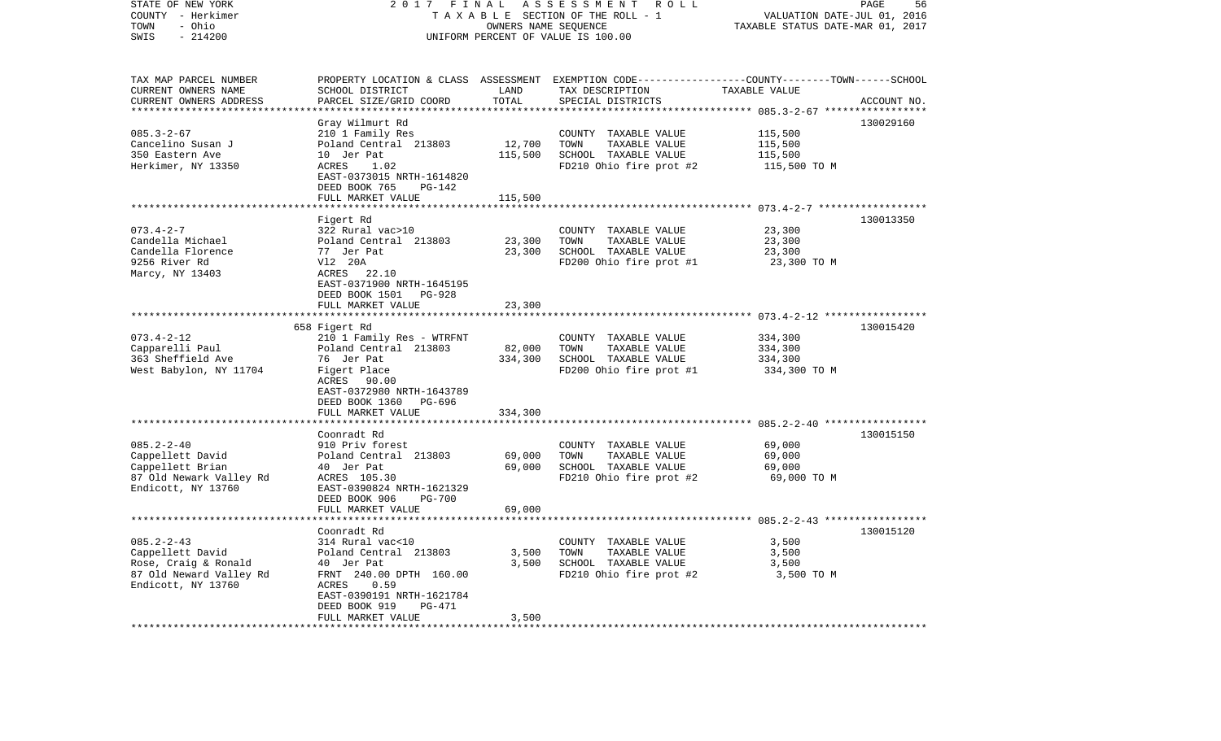STATE OF NEW YORK
COUNTY - Herkimer
TOWN - Ohio
SWIS - 214200

2017 FINAL ASSESSMENT ROLL
TAXABLE SECTION OF THE ROLL - 1
OWNERS NAME SEQUENCE
UNIFORM PERCENT OF VALUE IS 100.00

VALUATION DATE-JUL 01, 2016
TAXABLE STATUS DATE-MAR 01, 2017

| TAX MAP PARCEL NUMBER / CURRENT OWNERS NAME / CURRENT OWNERS ADDRESS | PROPERTY LOCATION & CLASS / SCHOOL DISTRICT / PARCEL SIZE/GRID COORD | ASSESSMENT LAND | TOTAL | EXEMPTION CODE / TAX DESCRIPTION / SPECIAL DISTRICTS | TAXABLE VALUE (COUNTY / TOWN / SCHOOL) | ACCOUNT NO. |
|---|---|---|---|---|---|---|
| 085.3-2-67 | Gray Wilmurt Rd | | | | | 130029160 |
| 085.3-2-67 | 210 1 Family Res | | | COUNTY TAXABLE VALUE | 115,500 | |
| Cancelino Susan J | Poland Central 213803 | 12,700 | | TOWN TAXABLE VALUE | 115,500 | |
| 350 Eastern Ave | 10 Jer Pat | | 115,500 | SCHOOL TAXABLE VALUE | 115,500 | |
| Herkimer, NY 13350 | ACRES 1.02 | | | FD210 Ohio fire prot #2 | 115,500 TO M | |
| | EAST-0373015 NRTH-1614820 | | | | | |
| | DEED BOOK 765 PG-142 | | | | | |
| | FULL MARKET VALUE | | 115,500 | | | |
| 073.4-2-7 | Figert Rd | | | | | 130013350 |
| 073.4-2-7 | 322 Rural vac>10 | | | COUNTY TAXABLE VALUE | 23,300 | |
| Candella Michael | Poland Central 213803 | 23,300 | | TOWN TAXABLE VALUE | 23,300 | |
| Candella Florence | 77 Jer Pat | | 23,300 | SCHOOL TAXABLE VALUE | 23,300 | |
| 9256 River Rd | Vl2 20A | | | FD200 Ohio fire prot #1 | 23,300 TO M | |
| Marcy, NY 13403 | ACRES 22.10 | | | | | |
| | EAST-0371900 NRTH-1645195 | | | | | |
| | DEED BOOK 1501 PG-928 | | | | | |
| | FULL MARKET VALUE | | 23,300 | | | |
| 073.4-2-12 | 658 Figert Rd | | | | | 130015420 |
| 073.4-2-12 | 210 1 Family Res - WTRFNT | | | COUNTY TAXABLE VALUE | 334,300 | |
| Capparelli Paul | Poland Central 213803 | 82,000 | | TOWN TAXABLE VALUE | 334,300 | |
| 363 Sheffield Ave | 76 Jer Pat | | 334,300 | SCHOOL TAXABLE VALUE | 334,300 | |
| West Babylon, NY 11704 | Figert Place | | | FD200 Ohio fire prot #1 | 334,300 TO M | |
| | ACRES 90.00 | | | | | |
| | EAST-0372980 NRTH-1643789 | | | | | |
| | DEED BOOK 1360 PG-696 | | | | | |
| | FULL MARKET VALUE | | 334,300 | | | |
| 085.2-2-40 | Coonradt Rd | | | | | 130015150 |
| 085.2-2-40 | 910 Priv forest | | | COUNTY TAXABLE VALUE | 69,000 | |
| Cappellett David | Poland Central 213803 | 69,000 | | TOWN TAXABLE VALUE | 69,000 | |
| Cappellett Brian | 40 Jer Pat | | 69,000 | SCHOOL TAXABLE VALUE | 69,000 | |
| 87 Old Newark Valley Rd | ACRES 105.30 | | | FD210 Ohio fire prot #2 | 69,000 TO M | |
| Endicott, NY 13760 | EAST-0390824 NRTH-1621329 | | | | | |
| | DEED BOOK 906 PG-700 | | | | | |
| | FULL MARKET VALUE | | 69,000 | | | |
| 085.2-2-43 | Coonradt Rd | | | | | 130015120 |
| 085.2-2-43 | 314 Rural vac<10 | | | COUNTY TAXABLE VALUE | 3,500 | |
| Cappellett David | Poland Central 213803 | 3,500 | | TOWN TAXABLE VALUE | 3,500 | |
| Rose, Craig & Ronald | 40 Jer Pat | | 3,500 | SCHOOL TAXABLE VALUE | 3,500 | |
| 87 Old Neward Valley Rd | FRNT 240.00 DPTH 160.00 | | | FD210 Ohio fire prot #2 | 3,500 TO M | |
| Endicott, NY 13760 | ACRES 0.59 | | | | | |
| | EAST-0390191 NRTH-1621784 | | | | | |
| | DEED BOOK 919 PG-471 | | | | | |
| | FULL MARKET VALUE | | 3,500 | | | |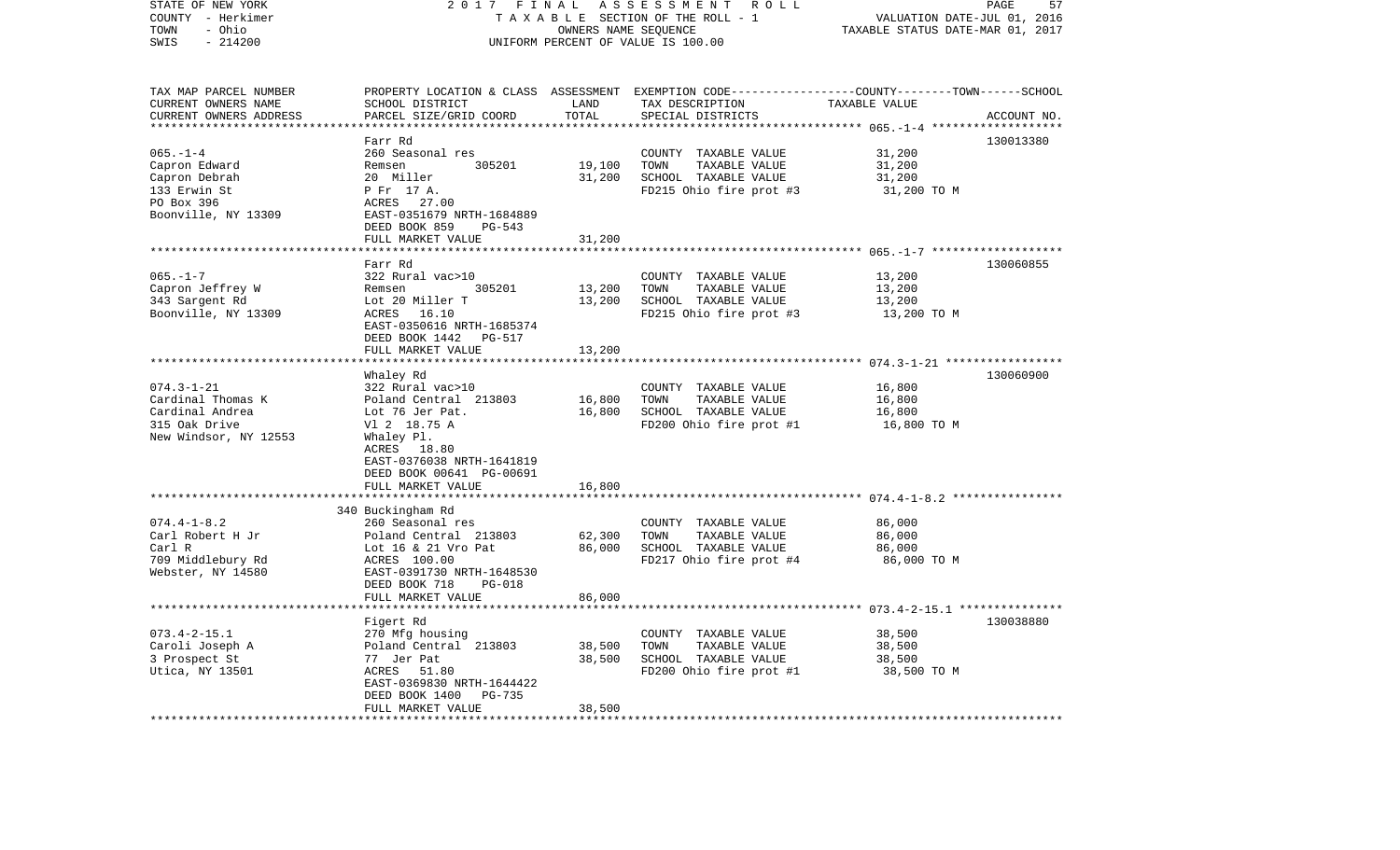STATE OF NEW YORK
COUNTY - Herkimer
TOWN - Ohio
SWIS - 214200

2017 FINAL ASSESSMENT ROLL
TAXABLE SECTION OF THE ROLL - 1
OWNERS NAME SEQUENCE
UNIFORM PERCENT OF VALUE IS 100.00

VALUATION DATE-JUL 01, 2016
TAXABLE STATUS DATE-MAR 01, 2017

| TAX MAP PARCEL NUMBER / CURRENT OWNERS NAME / CURRENT OWNERS ADDRESS | PROPERTY LOCATION & CLASS / SCHOOL DISTRICT / PARCEL SIZE/GRID COORD | ASSESSMENT LAND | TOTAL | EXEMPTION CODE / TAX DESCRIPTION / SPECIAL DISTRICTS | TAXABLE VALUE (COUNTY--------TOWN------SCHOOL) | ACCOUNT NO. |
|---|---|---|---|---|---|---|
| 065.-1-4 | Farr Rd | | | | | 130013380 |
| 065.-1-4 | 260 Seasonal res | | | COUNTY TAXABLE VALUE | 31,200 | |
| Capron Edward | Remsen 305201 | 19,100 | | TOWN TAXABLE VALUE | 31,200 | |
| Capron Debrah | 20 Miller | | 31,200 | SCHOOL TAXABLE VALUE | 31,200 | |
| 133 Erwin St | P Fr 17 A. | | | FD215 Ohio fire prot #3 | 31,200 TO M | |
| PO Box 396 | ACRES 27.00 | | | | | |
| Boonville, NY 13309 | EAST-0351679 NRTH-1684889 | | | | | |
| | DEED BOOK 859 PG-543 | | | | | |
| | FULL MARKET VALUE | | 31,200 | | | |
| 065.-1-7 | Farr Rd | | | | | 130060855 |
| 065.-1-7 | 322 Rural vac>10 | | | COUNTY TAXABLE VALUE | 13,200 | |
| Capron Jeffrey W | Remsen 305201 | 13,200 | | TOWN TAXABLE VALUE | 13,200 | |
| 343 Sargent Rd | Lot 20 Miller T | | 13,200 | SCHOOL TAXABLE VALUE | 13,200 | |
| Boonville, NY 13309 | ACRES 16.10 | | | FD215 Ohio fire prot #3 | 13,200 TO M | |
| | EAST-0350616 NRTH-1685374 | | | | | |
| | DEED BOOK 1442 PG-517 | | | | | |
| | FULL MARKET VALUE | | 13,200 | | | |
| 074.3-1-21 | Whaley Rd | | | | | 130060900 |
| 074.3-1-21 | 322 Rural vac>10 | | | COUNTY TAXABLE VALUE | 16,800 | |
| Cardinal Thomas K | Poland Central 213803 | 16,800 | | TOWN TAXABLE VALUE | 16,800 | |
| Cardinal Andrea | Lot 76 Jer Pat. | | 16,800 | SCHOOL TAXABLE VALUE | 16,800 | |
| 315 Oak Drive | Vl 2 18.75 A | | | FD200 Ohio fire prot #1 | 16,800 TO M | |
| New Windsor, NY 12553 | Whaley Pl. | | | | | |
| | ACRES 18.80 | | | | | |
| | EAST-0376038 NRTH-1641819 | | | | | |
| | DEED BOOK 00641 PG-00691 | | | | | |
| | FULL MARKET VALUE | | 16,800 | | | |
| 074.4-1-8.2 | 340 Buckingham Rd | | | | | |
| 074.4-1-8.2 | 260 Seasonal res | | | COUNTY TAXABLE VALUE | 86,000 | |
| Carl Robert H Jr | Poland Central 213803 | 62,300 | | TOWN TAXABLE VALUE | 86,000 | |
| Carl R | Lot 16 & 21 Vro Pat | | 86,000 | SCHOOL TAXABLE VALUE | 86,000 | |
| 709 Middlebury Rd | ACRES 100.00 | | | FD217 Ohio fire prot #4 | 86,000 TO M | |
| Webster, NY 14580 | EAST-0391730 NRTH-1648530 | | | | | |
| | DEED BOOK 718 PG-018 | | | | | |
| | FULL MARKET VALUE | | 86,000 | | | |
| 073.4-2-15.1 | Figert Rd | | | | | 130038880 |
| 073.4-2-15.1 | 270 Mfg housing | | | COUNTY TAXABLE VALUE | 38,500 | |
| Caroli Joseph A | Poland Central 213803 | 38,500 | | TOWN TAXABLE VALUE | 38,500 | |
| 3 Prospect St | 77 Jer Pat | | 38,500 | SCHOOL TAXABLE VALUE | 38,500 | |
| Utica, NY 13501 | ACRES 51.80 | | | FD200 Ohio fire prot #1 | 38,500 TO M | |
| | EAST-0369830 NRTH-1644422 | | | | | |
| | DEED BOOK 1400 PG-735 | | | | | |
| | FULL MARKET VALUE | | 38,500 | | | |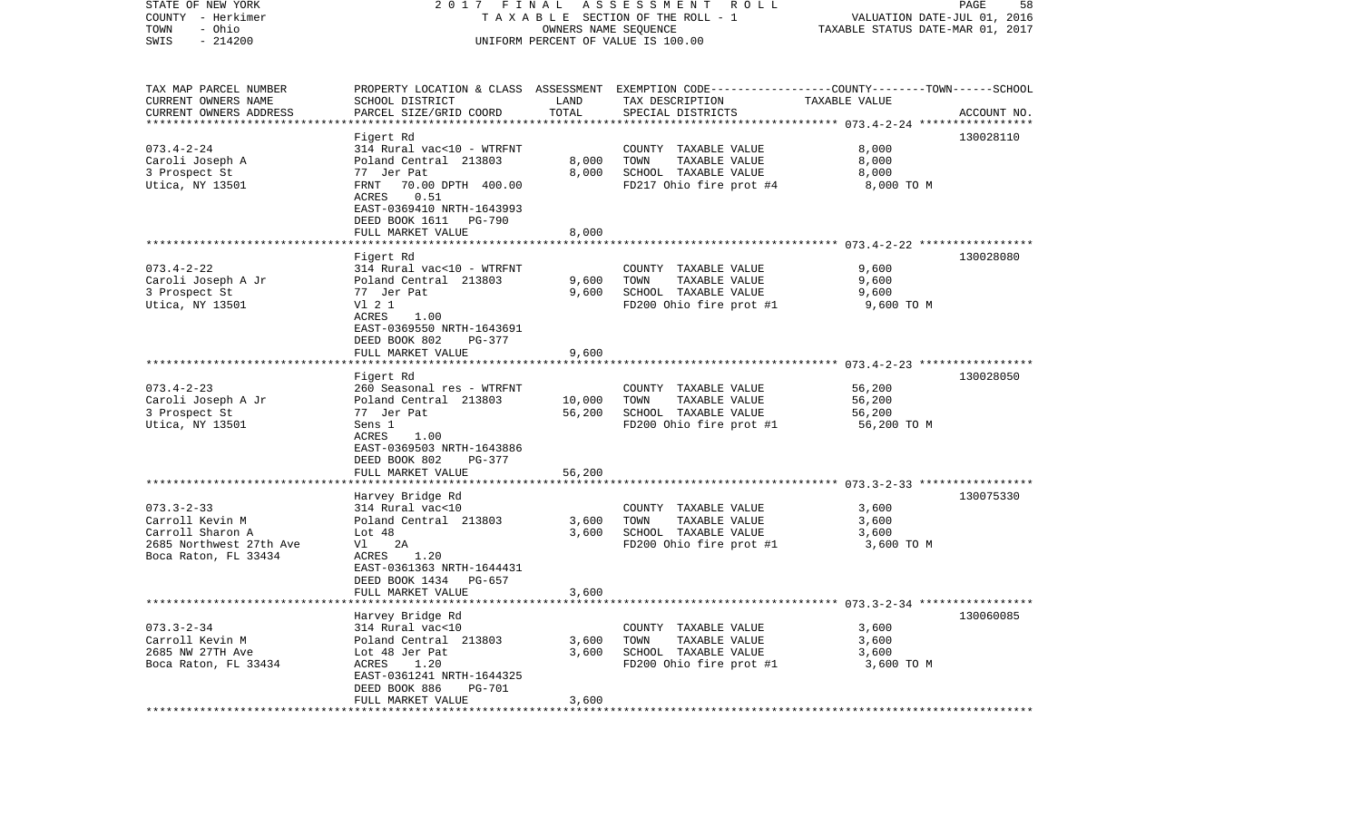STATE OF NEW YORK
COUNTY - Herkimer
TOWN - Ohio
SWIS - 214200

2017 FINAL ASSESSMENT ROLL
TAXABLE SECTION OF THE ROLL - 1
OWNERS NAME SEQUENCE
UNIFORM PERCENT OF VALUE IS 100.00

VALUATION DATE-JUL 01, 2016
TAXABLE STATUS DATE-MAR 01, 2017

| TAX MAP PARCEL NUMBER / CURRENT OWNERS NAME / CURRENT OWNERS ADDRESS | PROPERTY LOCATION & CLASS / SCHOOL DISTRICT / PARCEL SIZE/GRID COORD | ASSESSMENT LAND | TOTAL | EXEMPTION CODE / TAX DESCRIPTION / SPECIAL DISTRICTS | COUNTY/TOWN/SCHOOL TAXABLE VALUE | ACCOUNT NO. |
|---|---|---|---|---|---|---|
| **073.4-2-24** | Figert Rd | | | | | 130028110 |
| Caroli Joseph A | 314 Rural vac<10 - WTRFNT | | | COUNTY TAXABLE VALUE | 8,000 | |
| 3 Prospect St | Poland Central 213803 | 8,000 | | TOWN TAXABLE VALUE | 8,000 | |
| Utica, NY 13501 | 77 Jer Pat | | 8,000 | SCHOOL TAXABLE VALUE | 8,000 | |
| | FRNT 70.00 DPTH 400.00 | | | FD217 Ohio fire prot #4 | 8,000 TO M | |
| | ACRES 0.51 | | | | | |
| | EAST-0369410 NRTH-1643993 | | | | | |
| | DEED BOOK 1611 PG-790 | | | | | |
| | FULL MARKET VALUE | | 8,000 | | | |
| **073.4-2-22** | Figert Rd | | | | | 130028080 |
| Caroli Joseph A Jr | 314 Rural vac<10 - WTRFNT | | | COUNTY TAXABLE VALUE | 9,600 | |
| 3 Prospect St | Poland Central 213803 | 9,600 | | TOWN TAXABLE VALUE | 9,600 | |
| Utica, NY 13501 | 77 Jer Pat | | 9,600 | SCHOOL TAXABLE VALUE | 9,600 | |
| | Vl 2 1 | | | FD200 Ohio fire prot #1 | 9,600 TO M | |
| | ACRES 1.00 | | | | | |
| | EAST-0369550 NRTH-1643691 | | | | | |
| | DEED BOOK 802 PG-377 | | | | | |
| | FULL MARKET VALUE | | 9,600 | | | |
| **073.4-2-23** | Figert Rd | | | | | 130028050 |
| Caroli Joseph A Jr | 260 Seasonal res - WTRFNT | | | COUNTY TAXABLE VALUE | 56,200 | |
| 3 Prospect St | Poland Central 213803 | 10,000 | | TOWN TAXABLE VALUE | 56,200 | |
| Utica, NY 13501 | 77 Jer Pat | | 56,200 | SCHOOL TAXABLE VALUE | 56,200 | |
| | Sens 1 | | | FD200 Ohio fire prot #1 | 56,200 TO M | |
| | ACRES 1.00 | | | | | |
| | EAST-0369503 NRTH-1643886 | | | | | |
| | DEED BOOK 802 PG-377 | | | | | |
| | FULL MARKET VALUE | | 56,200 | | | |
| **073.3-2-33** | Harvey Bridge Rd | | | | | 130075330 |
| Carroll Kevin M | 314 Rural vac<10 | | | COUNTY TAXABLE VALUE | 3,600 | |
| Carroll Sharon A | Poland Central 213803 | 3,600 | | TOWN TAXABLE VALUE | 3,600 | |
| 2685 Northwest 27th Ave | Lot 48 | | 3,600 | SCHOOL TAXABLE VALUE | 3,600 | |
| Boca Raton, FL 33434 | Vl 2A | | | FD200 Ohio fire prot #1 | 3,600 TO M | |
| | ACRES 1.20 | | | | | |
| | EAST-0361363 NRTH-1644431 | | | | | |
| | DEED BOOK 1434 PG-657 | | | | | |
| | FULL MARKET VALUE | | 3,600 | | | |
| **073.3-2-34** | Harvey Bridge Rd | | | | | 130060085 |
| Carroll Kevin M | 314 Rural vac<10 | | | COUNTY TAXABLE VALUE | 3,600 | |
| 2685 NW 27TH Ave | Poland Central 213803 | 3,600 | | TOWN TAXABLE VALUE | 3,600 | |
| Boca Raton, FL 33434 | Lot 48 Jer Pat | | 3,600 | SCHOOL TAXABLE VALUE | 3,600 | |
| | ACRES 1.20 | | | FD200 Ohio fire prot #1 | 3,600 TO M | |
| | EAST-0361241 NRTH-1644325 | | | | | |
| | DEED BOOK 886 PG-701 | | | | | |
| | FULL MARKET VALUE | | 3,600 | | | |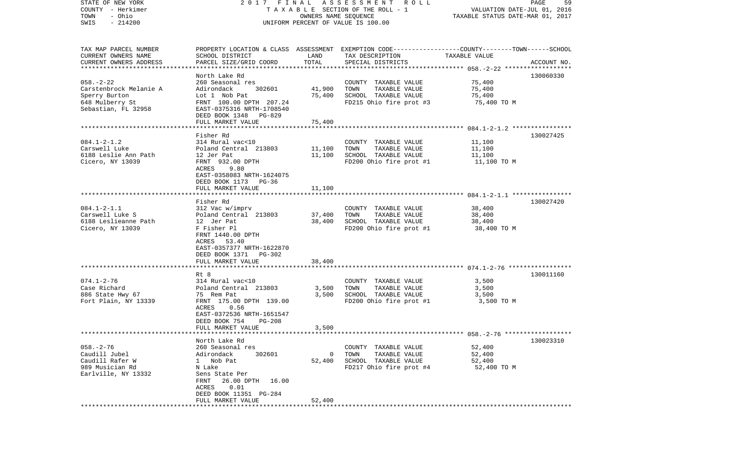STATE OF NEW YORK | 2 0 1 7 F I N A L A S S E S S M E N T R O L L
COUNTY - Herkimer | T A X A B L E SECTION OF THE ROLL - 1 | VALUATION DATE-JUL 01, 2016
TOWN - Ohio | OWNERS NAME SEQUENCE | TAXABLE STATUS DATE-MAR 01, 2017
SWIS - 214200 | UNIFORM PERCENT OF VALUE IS 100.00

| TAX MAP PARCEL NUMBER / CURRENT OWNERS NAME / CURRENT OWNERS ADDRESS | PROPERTY LOCATION & CLASS / SCHOOL DISTRICT / PARCEL SIZE/GRID COORD | ASSESSMENT LAND | TOTAL | EXEMPTION CODE / TAX DESCRIPTION / SPECIAL DISTRICTS | TAXABLE VALUE (COUNTY / TOWN / SCHOOL) | ACCOUNT NO. |
|---|---|---|---|---|---|---|
| 058.-2-22 | North Lake Rd | | | | | 130060330 |
| | 260 Seasonal res | | | COUNTY TAXABLE VALUE | 75,400 | |
| Carstenbrock Melanie A | Adirondack 302601 | 41,900 | | TOWN TAXABLE VALUE | 75,400 | |
| Sperry Burton | Lot 1 Nob Pat | | 75,400 | SCHOOL TAXABLE VALUE | 75,400 | |
| 648 Mulberry St | FRNT 100.00 DPTH 207.24 | | | FD215 Ohio fire prot #3 | 75,400 TO M | |
| Sebastian, FL 32958 | EAST-0375316 NRTH-1708540 | | | | | |
| | DEED BOOK 1348 PG-829 | | | | | |
| | FULL MARKET VALUE | | 75,400 | | | |
| 084.1-2-1.2 | Fisher Rd | | | | | 130027425 |
| | 314 Rural vac<10 | | | COUNTY TAXABLE VALUE | 11,100 | |
| Carswell Luke | Poland Central 213803 | 11,100 | | TOWN TAXABLE VALUE | 11,100 | |
| 6188 Leslie Ann Path | 12 Jer Pat | | 11,100 | SCHOOL TAXABLE VALUE | 11,100 | |
| Cicero, NY 13039 | FRNT 932.00 DPTH | | | FD200 Ohio fire prot #1 | 11,100 TO M | |
| | ACRES 9.80 | | | | | |
| | EAST-0358083 NRTH-1624075 | | | | | |
| | DEED BOOK 1173 PG-36 | | | | | |
| | FULL MARKET VALUE | | 11,100 | | | |
| 084.1-2-1.1 | Fisher Rd | | | | | 130027420 |
| | 312 Vac w/imprv | | | COUNTY TAXABLE VALUE | 38,400 | |
| Carswell Luke S | Poland Central 213803 | 37,400 | | TOWN TAXABLE VALUE | 38,400 | |
| 6188 Leslieanne Path | 12 Jer Pat | | 38,400 | SCHOOL TAXABLE VALUE | 38,400 | |
| Cicero, NY 13039 | F Fisher Pl | | | FD200 Ohio fire prot #1 | 38,400 TO M | |
| | FRNT 1440.00 DPTH | | | | | |
| | ACRES 53.40 | | | | | |
| | EAST-0357377 NRTH-1622870 | | | | | |
| | DEED BOOK 1371 PG-302 | | | | | |
| | FULL MARKET VALUE | | 38,400 | | | |
| 074.1-2-76 | Rt 8 | | | | | 130011160 |
| | 314 Rural vac<10 | | | COUNTY TAXABLE VALUE | 3,500 | |
| Case Richard | Poland Central 213803 | 3,500 | | TOWN TAXABLE VALUE | 3,500 | |
| 886 State Hwy 67 | 75 Rem Pat | | 3,500 | SCHOOL TAXABLE VALUE | 3,500 | |
| Fort Plain, NY 13339 | FRNT 175.00 DPTH 139.00 | | | FD200 Ohio fire prot #1 | 3,500 TO M | |
| | ACRES 0.56 | | | | | |
| | EAST-0372536 NRTH-1651547 | | | | | |
| | DEED BOOK 754 PG-208 | | | | | |
| | FULL MARKET VALUE | | 3,500 | | | |
| 058.-2-76 | North Lake Rd | | | | | 130023310 |
| | 260 Seasonal res | | | COUNTY TAXABLE VALUE | 52,400 | |
| Caudill Jubel | Adirondack 302601 | 0 | | TOWN TAXABLE VALUE | 52,400 | |
| Caudill Rafer W | 1 Nob Pat | | 52,400 | SCHOOL TAXABLE VALUE | 52,400 | |
| 989 Musician Rd | N Lake | | | FD217 Ohio fire prot #4 | 52,400 TO M | |
| Earlville, NY 13332 | Sens State Per | | | | | |
| | FRNT 26.00 DPTH 16.00 | | | | | |
| | ACRES 0.01 | | | | | |
| | DEED BOOK 11351 PG-284 | | | | | |
| | FULL MARKET VALUE | | 52,400 | | | |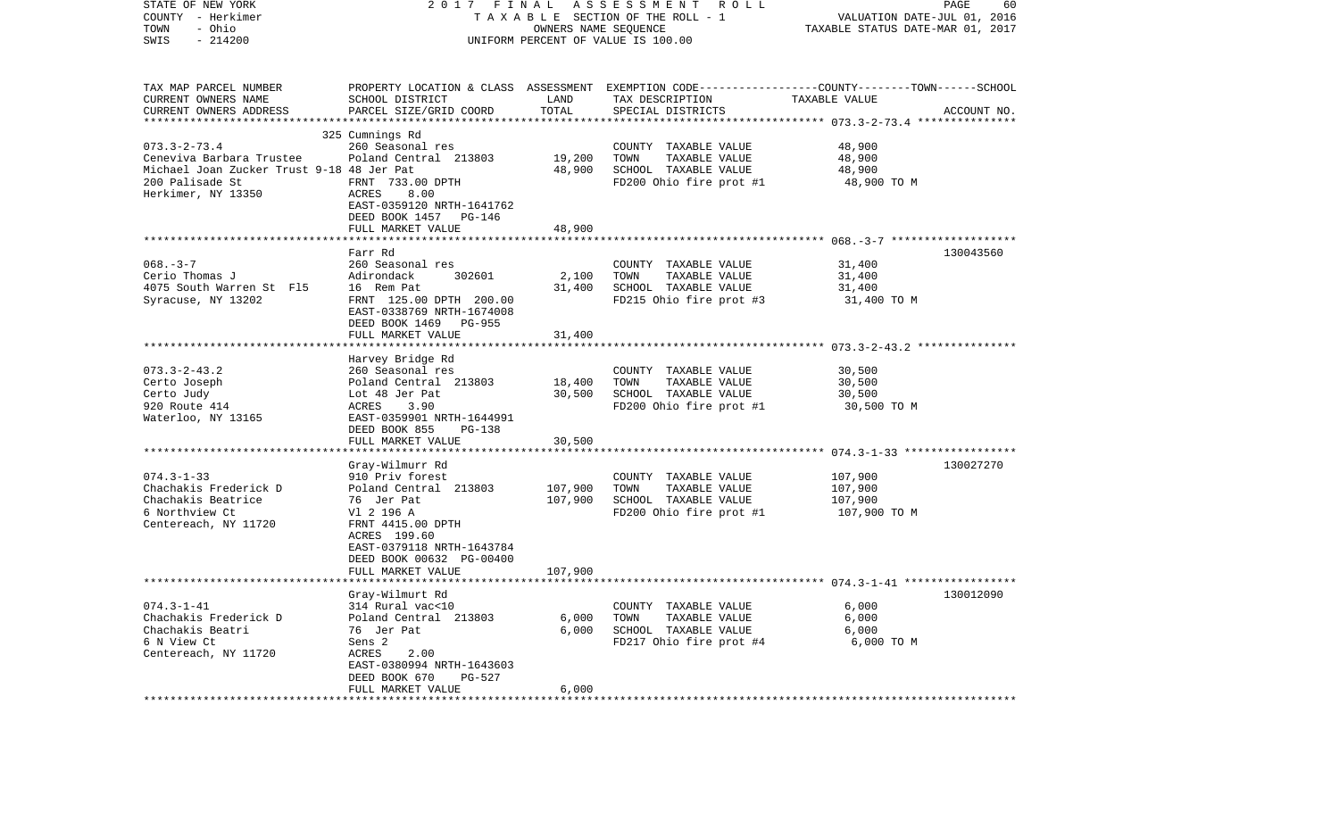STATE OF NEW YORK 2 0 1 7 F I N A L A S S E S S M E N T R O L L
COUNTY - Herkimer T A X A B L E SECTION OF THE ROLL - 1 VALUATION DATE-JUL 01, 2016
TOWN - Ohio OWNERS NAME SEQUENCE TAXABLE STATUS DATE-MAR 01, 2017
SWIS - 214200 UNIFORM PERCENT OF VALUE IS 100.00

| TAX MAP PARCEL NUMBER / CURRENT OWNERS NAME / CURRENT OWNERS ADDRESS | PROPERTY LOCATION & CLASS / SCHOOL DISTRICT / PARCEL SIZE/GRID COORD | ASSESSMENT LAND | TOTAL | EXEMPTION CODE / TAX DESCRIPTION / SPECIAL DISTRICTS | TAXABLE VALUE | ACCOUNT NO. |
|---|---|---|---|---|---|---|
| 073.3-2-73.4 | 325 Cumnings Rd | | | | | |
| 073.3-2-73.4 | 260 Seasonal res | | | COUNTY TAXABLE VALUE | 48,900 | |
| Ceneviva Barbara Trustee | Poland Central 213803 | 19,200 | | TOWN TAXABLE VALUE | 48,900 | |
| Michael Joan Zucker Trust 9-18 | 48 Jer Pat | | 48,900 | SCHOOL TAXABLE VALUE | 48,900 | |
| 200 Palisade St | FRNT 733.00 DPTH | | | FD200 Ohio fire prot #1 | 48,900 TO M | |
| Herkimer, NY 13350 | ACRES 8.00 | | | | | |
| | EAST-0359120 NRTH-1641762 | | | | | |
| | DEED BOOK 1457 PG-146 | | | | | |
| | FULL MARKET VALUE | | 48,900 | | | |
| 068.-3-7 | Farr Rd | | | | | 130043560 |
| 068.-3-7 | 260 Seasonal res | | | COUNTY TAXABLE VALUE | 31,400 | |
| Cerio Thomas J | Adirondack 302601 | 2,100 | | TOWN TAXABLE VALUE | 31,400 | |
| 4075 South Warren St Fl5 | 16 Rem Pat | | 31,400 | SCHOOL TAXABLE VALUE | 31,400 | |
| Syracuse, NY 13202 | FRNT 125.00 DPTH 200.00 | | | FD215 Ohio fire prot #3 | 31,400 TO M | |
| | EAST-0338769 NRTH-1674008 | | | | | |
| | DEED BOOK 1469 PG-955 | | | | | |
| | FULL MARKET VALUE | | 31,400 | | | |
| 073.3-2-43.2 | Harvey Bridge Rd | | | | | |
| 073.3-2-43.2 | 260 Seasonal res | | | COUNTY TAXABLE VALUE | 30,500 | |
| Certo Joseph | Poland Central 213803 | 18,400 | | TOWN TAXABLE VALUE | 30,500 | |
| Certo Judy | Lot 48 Jer Pat | | 30,500 | SCHOOL TAXABLE VALUE | 30,500 | |
| 920 Route 414 | ACRES 3.90 | | | FD200 Ohio fire prot #1 | 30,500 TO M | |
| Waterloo, NY 13165 | EAST-0359901 NRTH-1644991 | | | | | |
| | DEED BOOK 855 PG-138 | | | | | |
| | FULL MARKET VALUE | | 30,500 | | | |
| 074.3-1-33 | Gray-Wilmurr Rd | | | | | 130027270 |
| 074.3-1-33 | 910 Priv forest | | | COUNTY TAXABLE VALUE | 107,900 | |
| Chachakis Frederick D | Poland Central 213803 | 107,900 | | TOWN TAXABLE VALUE | 107,900 | |
| Chachakis Beatrice | 76 Jer Pat | | 107,900 | SCHOOL TAXABLE VALUE | 107,900 | |
| 6 Northview Ct | Vl 2 196 A | | | FD200 Ohio fire prot #1 | 107,900 TO M | |
| Centereach, NY 11720 | FRNT 4415.00 DPTH | | | | | |
| | ACRES 199.60 | | | | | |
| | EAST-0379118 NRTH-1643784 | | | | | |
| | DEED BOOK 00632 PG-00400 | | | | | |
| | FULL MARKET VALUE | | 107,900 | | | |
| 074.3-1-41 | Gray-Wilmurt Rd | | | | | 130012090 |
| 074.3-1-41 | 314 Rural vac<10 | | | COUNTY TAXABLE VALUE | 6,000 | |
| Chachakis Frederick D | Poland Central 213803 | 6,000 | | TOWN TAXABLE VALUE | 6,000 | |
| Chachakis Beatri | 76 Jer Pat | | 6,000 | SCHOOL TAXABLE VALUE | 6,000 | |
| 6 N View Ct | Sens 2 | | | FD217 Ohio fire prot #4 | 6,000 TO M | |
| Centereach, NY 11720 | ACRES 2.00 | | | | | |
| | EAST-0380994 NRTH-1643603 | | | | | |
| | DEED BOOK 670 PG-527 | | | | | |
| | FULL MARKET VALUE | | 6,000 | | | |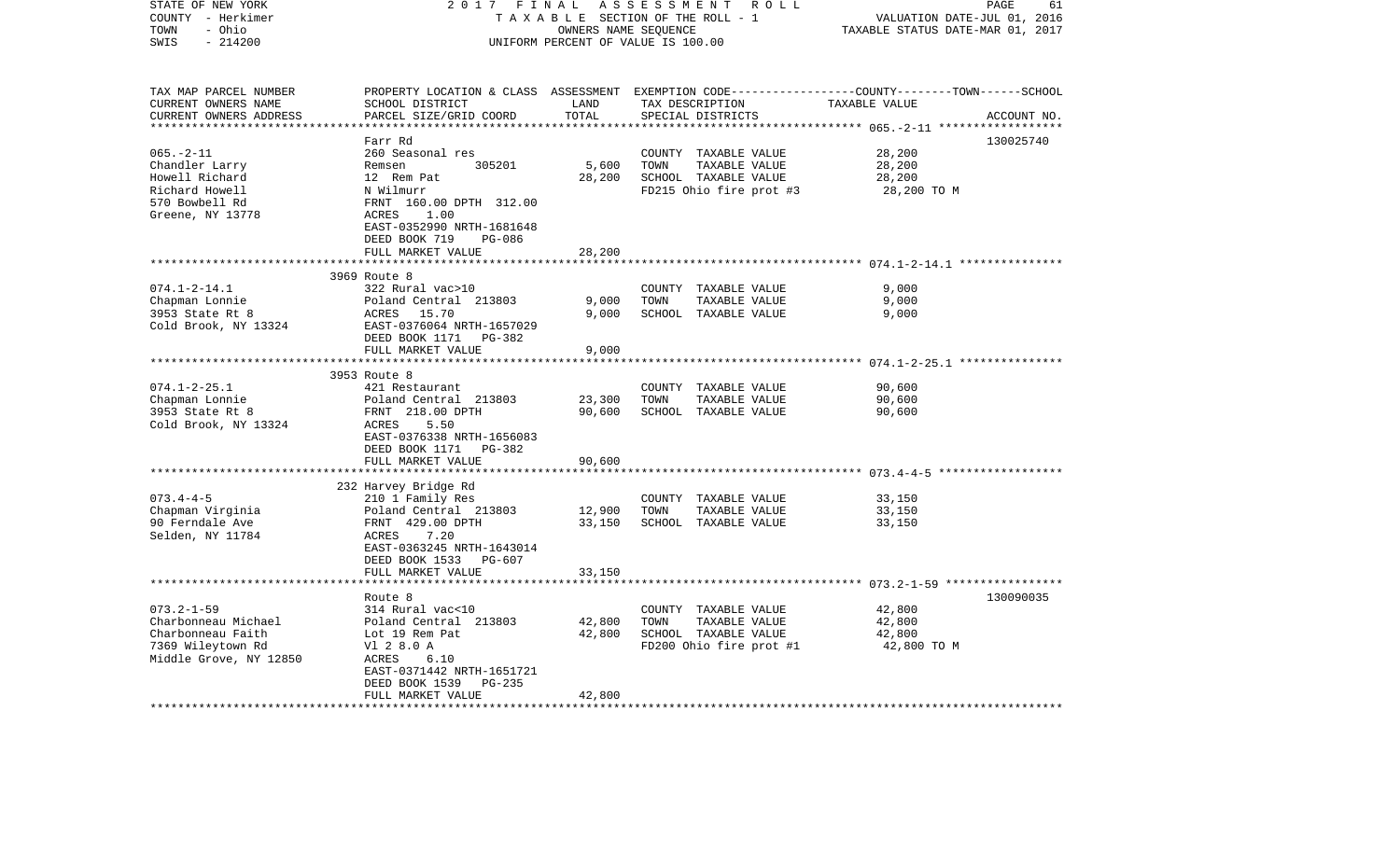STATE OF NEW YORK | 2017 FINAL ASSESSMENT ROLL | VALUATION DATE-JUL 01, 2016
COUNTY - Herkimer | TAXABLE SECTION OF THE ROLL - 1 | TAXABLE STATUS DATE-MAR 01, 2017
TOWN - Ohio | OWNERS NAME SEQUENCE
SWIS - 214200 | UNIFORM PERCENT OF VALUE IS 100.00

| TAX MAP PARCEL NUMBER / CURRENT OWNERS NAME / CURRENT OWNERS ADDRESS | PROPERTY LOCATION & CLASS / SCHOOL DISTRICT / PARCEL SIZE/GRID COORD | ASSESSMENT LAND | TOTAL | EXEMPTION CODE / TAX DESCRIPTION / SPECIAL DISTRICTS | TAXABLE VALUE (COUNTY--TOWN--SCHOOL) | ACCOUNT NO. |
|---|---|---|---|---|---|---|
| 065.-2-11 | Farr Rd | | | | | 130025740 |
| Chandler Larry | 260 Seasonal res | | | COUNTY TAXABLE VALUE | 28,200 | |
| Howell Richard | Remsen 305201 | 5,600 | | TOWN TAXABLE VALUE | 28,200 | |
| Richard Howell | 12 Rem Pat | | 28,200 | SCHOOL TAXABLE VALUE | 28,200 | |
| 570 Bowbell Rd | N Wilmurr | | | FD215 Ohio fire prot #3 | 28,200 TO M | |
| Greene, NY 13778 | FRNT 160.00 DPTH 312.00 | | | | | |
| | ACRES 1.00 | | | | | |
| | EAST-0352990 NRTH-1681648 | | | | | |
| | DEED BOOK 719 PG-086 | | | | | |
| | FULL MARKET VALUE | | 28,200 | | | |
| 074.1-2-14.1 | 3969 Route 8 | | | | | |
| Chapman Lonnie | 322 Rural vac>10 | | | COUNTY TAXABLE VALUE | 9,000 | |
| 3953 State Rt 8 | Poland Central 213803 | 9,000 | | TOWN TAXABLE VALUE | 9,000 | |
| Cold Brook, NY 13324 | ACRES 15.70 | | 9,000 | SCHOOL TAXABLE VALUE | 9,000 | |
| | EAST-0376064 NRTH-1657029 | | | | | |
| | DEED BOOK 1171 PG-382 | | | | | |
| | FULL MARKET VALUE | | 9,000 | | | |
| 074.1-2-25.1 | 3953 Route 8 | | | | | |
| Chapman Lonnie | 421 Restaurant | | | COUNTY TAXABLE VALUE | 90,600 | |
| 3953 State Rt 8 | Poland Central 213803 | 23,300 | | TOWN TAXABLE VALUE | 90,600 | |
| Cold Brook, NY 13324 | FRNT 218.00 DPTH | | 90,600 | SCHOOL TAXABLE VALUE | 90,600 | |
| | ACRES 5.50 | | | | | |
| | EAST-0376338 NRTH-1656083 | | | | | |
| | DEED BOOK 1171 PG-382 | | | | | |
| | FULL MARKET VALUE | | 90,600 | | | |
| 073.4-4-5 | 232 Harvey Bridge Rd | | | | | |
| Chapman Virginia | 210 1 Family Res | | | COUNTY TAXABLE VALUE | 33,150 | |
| 90 Ferndale Ave | Poland Central 213803 | 12,900 | | TOWN TAXABLE VALUE | 33,150 | |
| Selden, NY 11784 | FRNT 429.00 DPTH | | 33,150 | SCHOOL TAXABLE VALUE | 33,150 | |
| | ACRES 7.20 | | | | | |
| | EAST-0363245 NRTH-1643014 | | | | | |
| | DEED BOOK 1533 PG-607 | | | | | |
| | FULL MARKET VALUE | | 33,150 | | | |
| 073.2-1-59 | Route 8 | | | | | 130090035 |
| Charbonneau Michael | 314 Rural vac<10 | | | COUNTY TAXABLE VALUE | 42,800 | |
| Charbonneau Faith | Poland Central 213803 | 42,800 | | TOWN TAXABLE VALUE | 42,800 | |
| 7369 Wileytown Rd | Lot 19 Rem Pat | | 42,800 | SCHOOL TAXABLE VALUE | 42,800 | |
| Middle Grove, NY 12850 | Vl 2 8.0 A | | | FD200 Ohio fire prot #1 | 42,800 TO M | |
| | ACRES 6.10 | | | | | |
| | EAST-0371442 NRTH-1651721 | | | | | |
| | DEED BOOK 1539 PG-235 | | | | | |
| | FULL MARKET VALUE | | 42,800 | | | |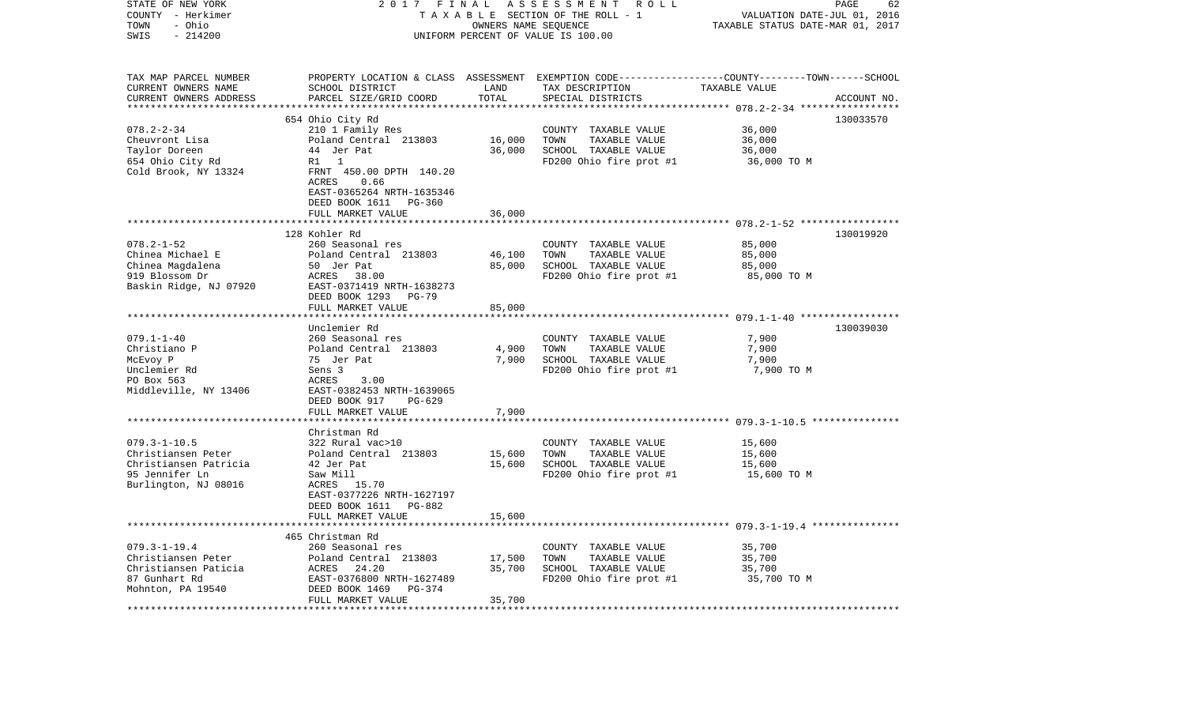STATE OF NEW YORK — COUNTY - Herkimer — TOWN - Ohio — SWIS - 214200

2017 FINAL ASSESSMENT ROLL
TAXABLE SECTION OF THE ROLL - 1
OWNERS NAME SEQUENCE
UNIFORM PERCENT OF VALUE IS 100.00

VALUATION DATE-JUL 01, 2016
TAXABLE STATUS DATE-MAR 01, 2017

| TAX MAP PARCEL NUMBER / CURRENT OWNERS NAME / CURRENT OWNERS ADDRESS | PROPERTY LOCATION & CLASS / SCHOOL DISTRICT / PARCEL SIZE/GRID COORD | ASSESSMENT LAND | TOTAL | EXEMPTION CODE / TAX DESCRIPTION / SPECIAL DISTRICTS | TAXABLE VALUE (COUNTY / TOWN / SCHOOL) | ACCOUNT NO. |
|---|---|---|---|---|---|---|
| 078.2-2-34 | 654 Ohio City Rd | | | | | 130033570 |
| Cheuvront Lisa | 210 1 Family Res | | | COUNTY TAXABLE VALUE | 36,000 | |
| Taylor Doreen | Poland Central 213803 | 16,000 | | TOWN TAXABLE VALUE | 36,000 | |
| 654 Ohio City Rd | 44 Jer Pat | | 36,000 | SCHOOL TAXABLE VALUE | 36,000 | |
| Cold Brook, NY 13324 | R1 1 | | | FD200 Ohio fire prot #1 | 36,000 TO M | |
| | FRNT 450.00 DPTH 140.20 | | | | | |
| | ACRES 0.66 | | | | | |
| | EAST-0365264 NRTH-1635346 | | | | | |
| | DEED BOOK 1611 PG-360 | | | | | |
| | FULL MARKET VALUE | | 36,000 | | | |
| 078.2-1-52 | 128 Kohler Rd | | | | | 130019920 |
| Chinea Michael E | 260 Seasonal res | | | COUNTY TAXABLE VALUE | 85,000 | |
| Chinea Magdalena | Poland Central 213803 | 46,100 | | TOWN TAXABLE VALUE | 85,000 | |
| 919 Blossom Dr | 50 Jer Pat | | 85,000 | SCHOOL TAXABLE VALUE | 85,000 | |
| Baskin Ridge, NJ 07920 | ACRES 38.00 | | | FD200 Ohio fire prot #1 | 85,000 TO M | |
| | EAST-0371419 NRTH-1638273 | | | | | |
| | DEED BOOK 1293 PG-79 | | | | | |
| | FULL MARKET VALUE | | 85,000 | | | |
| 079.1-1-40 | Unclemier Rd | | | | | 130039030 |
| Christiano P | 260 Seasonal res | | | COUNTY TAXABLE VALUE | 7,900 | |
| McEvoy P | Poland Central 213803 | 4,900 | | TOWN TAXABLE VALUE | 7,900 | |
| Unclemier Rd | 75 Jer Pat | | 7,900 | SCHOOL TAXABLE VALUE | 7,900 | |
| PO Box 563 | Sens 3 | | | FD200 Ohio fire prot #1 | 7,900 TO M | |
| Middleville, NY 13406 | ACRES 3.00 | | | | | |
| | EAST-0382453 NRTH-1639065 | | | | | |
| | DEED BOOK 917 PG-629 | | | | | |
| | FULL MARKET VALUE | | 7,900 | | | |
| 079.3-1-10.5 | Christman Rd | | | | | |
| Christiansen Peter | 322 Rural vac>10 | | | COUNTY TAXABLE VALUE | 15,600 | |
| Christiansen Patricia | Poland Central 213803 | 15,600 | | TOWN TAXABLE VALUE | 15,600 | |
| 95 Jennifer Ln | 42 Jer Pat | | 15,600 | SCHOOL TAXABLE VALUE | 15,600 | |
| Burlington, NJ 08016 | Saw Mill | | | FD200 Ohio fire prot #1 | 15,600 TO M | |
| | ACRES 15.70 | | | | | |
| | EAST-0377226 NRTH-1627197 | | | | | |
| | DEED BOOK 1611 PG-882 | | | | | |
| | FULL MARKET VALUE | | 15,600 | | | |
| 079.3-1-19.4 | 465 Christman Rd | | | | | |
| Christiansen Peter | 260 Seasonal res | | | COUNTY TAXABLE VALUE | 35,700 | |
| Christiansen Paticia | Poland Central 213803 | 17,500 | | TOWN TAXABLE VALUE | 35,700 | |
| 87 Gunhart Rd | ACRES 24.20 | | 35,700 | SCHOOL TAXABLE VALUE | 35,700 | |
| Mohnton, PA 19540 | EAST-0376800 NRTH-1627489 | | | FD200 Ohio fire prot #1 | 35,700 TO M | |
| | DEED BOOK 1469 PG-374 | | | | | |
| | FULL MARKET VALUE | | 35,700 | | | |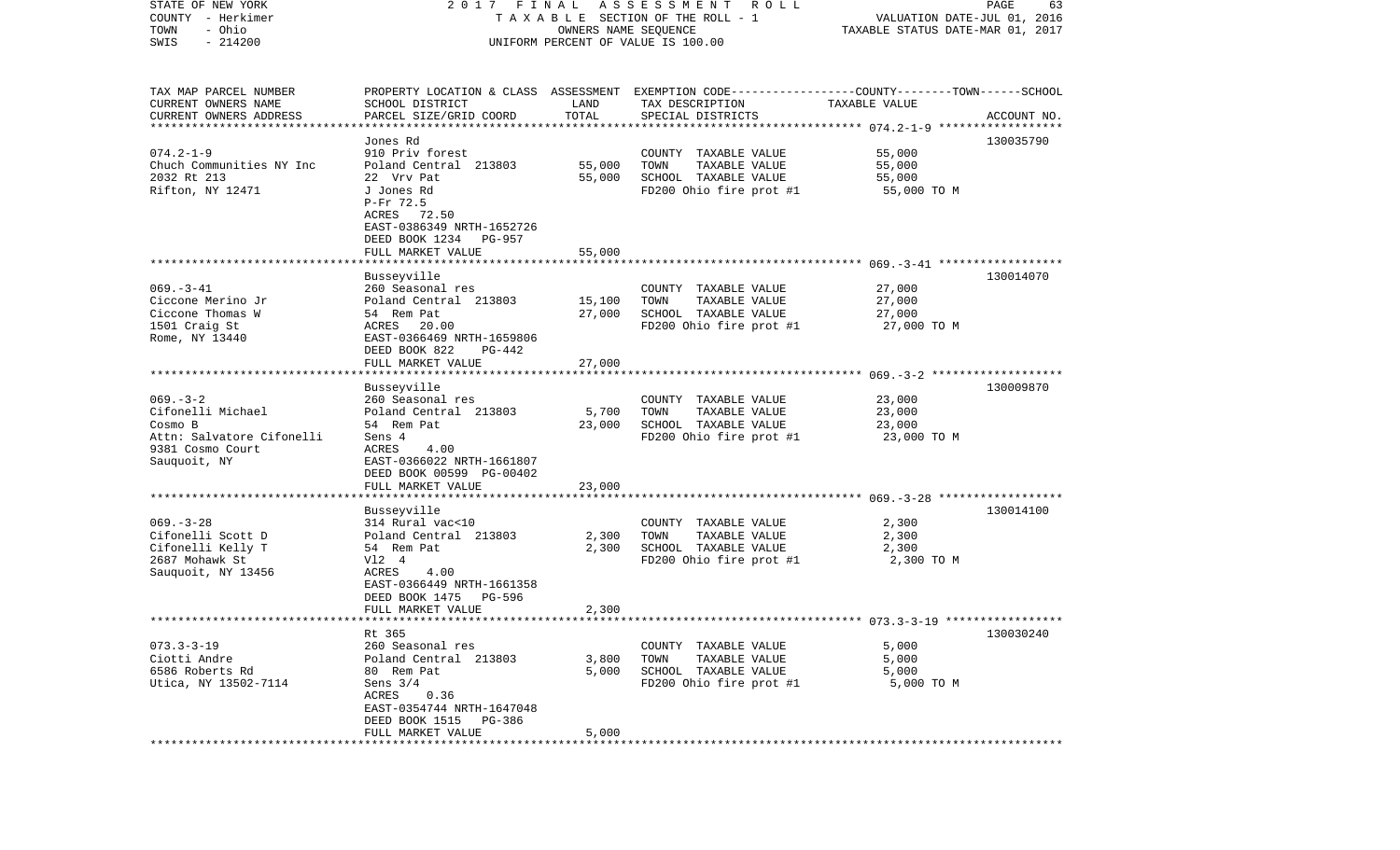STATE OF NEW YORK — 2017 FINAL ASSESSMENT ROLL
COUNTY - Herkimer — TAXABLE SECTION OF THE ROLL - 1 — VALUATION DATE-JUL 01, 2016
TOWN - Ohio — OWNERS NAME SEQUENCE — TAXABLE STATUS DATE-MAR 01, 2017
SWIS - 214200 — UNIFORM PERCENT OF VALUE IS 100.00

| TAX MAP PARCEL NUMBER / CURRENT OWNERS NAME / CURRENT OWNERS ADDRESS | PROPERTY LOCATION & CLASS / SCHOOL DISTRICT / PARCEL SIZE/GRID COORD | ASSESSMENT LAND | TOTAL | EXEMPTION CODE / TAX DESCRIPTION / SPECIAL DISTRICTS | TAXABLE VALUE (COUNTY / TOWN / SCHOOL) | ACCOUNT NO. |
|---|---|---|---|---|---|---|
| **074.2-1-9** | Jones Rd | | | | | 130035790 |
| Chuch Communities NY Inc | 910 Priv forest | | | COUNTY TAXABLE VALUE | 55,000 | |
| 2032 Rt 213 | Poland Central 213803 | 55,000 | | TOWN TAXABLE VALUE | 55,000 | |
| Rifton, NY 12471 | 22 Vrv Pat | | 55,000 | SCHOOL TAXABLE VALUE | 55,000 | |
| | J Jones Rd | | | FD200 Ohio fire prot #1 | 55,000 TO M | |
| | P-Fr 72.5 | | | | | |
| | ACRES 72.50 | | | | | |
| | EAST-0386349 NRTH-1652726 | | | | | |
| | DEED BOOK 1234 PG-957 | | | | | |
| | FULL MARKET VALUE | | 55,000 | | | |
| **069.-3-41** | Busseyville | | | | | 130014070 |
| Ciccone Merino Jr | 260 Seasonal res | | | COUNTY TAXABLE VALUE | 27,000 | |
| Ciccone Thomas W | Poland Central 213803 | 15,100 | | TOWN TAXABLE VALUE | 27,000 | |
| 1501 Craig St | 54 Rem Pat | | 27,000 | SCHOOL TAXABLE VALUE | 27,000 | |
| Rome, NY 13440 | ACRES 20.00 | | | FD200 Ohio fire prot #1 | 27,000 TO M | |
| | EAST-0366469 NRTH-1659806 | | | | | |
| | DEED BOOK 822 PG-442 | | | | | |
| | FULL MARKET VALUE | | 27,000 | | | |
| **069.-3-2** | Busseyville | | | | | 130009870 |
| Cifonelli Michael | 260 Seasonal res | | | COUNTY TAXABLE VALUE | 23,000 | |
| Cosmo B | Poland Central 213803 | 5,700 | | TOWN TAXABLE VALUE | 23,000 | |
| Attn: Salvatore Cifonelli | 54 Rem Pat | | 23,000 | SCHOOL TAXABLE VALUE | 23,000 | |
| 9381 Cosmo Court | Sens 4 | | | FD200 Ohio fire prot #1 | 23,000 TO M | |
| Sauquoit, NY | ACRES 4.00 | | | | | |
| | EAST-0366022 NRTH-1661807 | | | | | |
| | DEED BOOK 00599 PG-00402 | | | | | |
| | FULL MARKET VALUE | | 23,000 | | | |
| **069.-3-28** | Busseyville | | | | | 130014100 |
| Cifonelli Scott D | 314 Rural vac<10 | | | COUNTY TAXABLE VALUE | 2,300 | |
| Cifonelli Kelly T | Poland Central 213803 | 2,300 | | TOWN TAXABLE VALUE | 2,300 | |
| 2687 Mohawk St | 54 Rem Pat | | 2,300 | SCHOOL TAXABLE VALUE | 2,300 | |
| Sauquoit, NY 13456 | Vl2 4 | | | FD200 Ohio fire prot #1 | 2,300 TO M | |
| | ACRES 4.00 | | | | | |
| | EAST-0366449 NRTH-1661358 | | | | | |
| | DEED BOOK 1475 PG-596 | | | | | |
| | FULL MARKET VALUE | | 2,300 | | | |
| **073.3-3-19** | Rt 365 | | | | | 130030240 |
| Ciotti Andre | 260 Seasonal res | | | COUNTY TAXABLE VALUE | 5,000 | |
| 6586 Roberts Rd | Poland Central 213803 | 3,800 | | TOWN TAXABLE VALUE | 5,000 | |
| Utica, NY 13502-7114 | 80 Rem Pat | | 5,000 | SCHOOL TAXABLE VALUE | 5,000 | |
| | Sens 3/4 | | | FD200 Ohio fire prot #1 | 5,000 TO M | |
| | ACRES 0.36 | | | | | |
| | EAST-0354744 NRTH-1647048 | | | | | |
| | DEED BOOK 1515 PG-386 | | | | | |
| | FULL MARKET VALUE | | 5,000 | | | |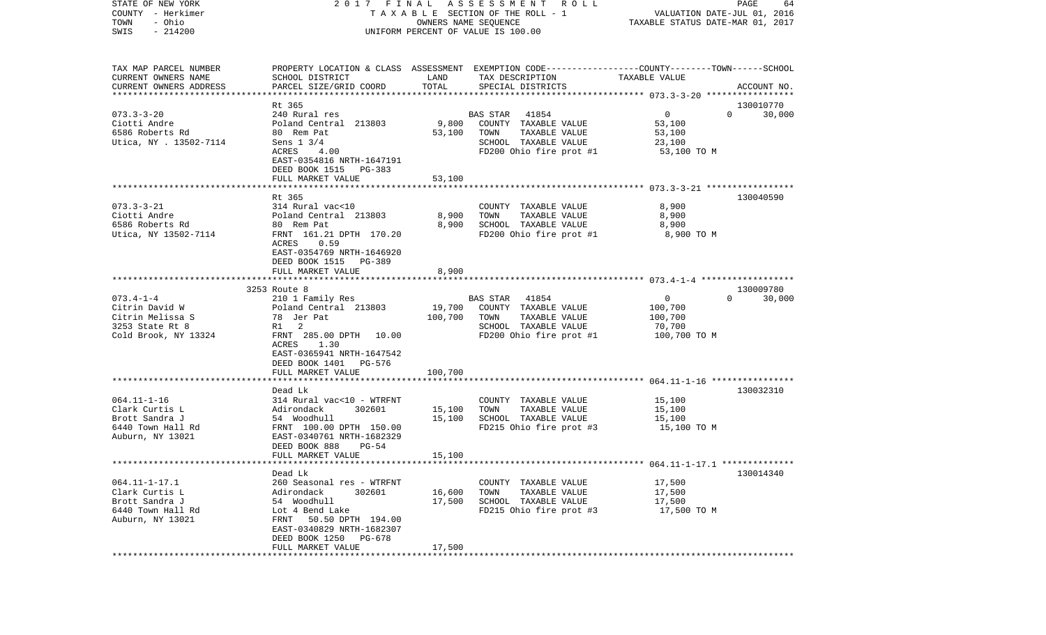STATE OF NEW YORK — 2017 FINAL ASSESSMENT ROLL
COUNTY - Herkimer — TAXABLE SECTION OF THE ROLL - 1 — VALUATION DATE-JUL 01, 2016
TOWN - Ohio — OWNERS NAME SEQUENCE — TAXABLE STATUS DATE-MAR 01, 2017
SWIS - 214200 — UNIFORM PERCENT OF VALUE IS 100.00

| TAX MAP PARCEL NUMBER / CURRENT OWNERS NAME / CURRENT OWNERS ADDRESS | PROPERTY LOCATION & CLASS / SCHOOL DISTRICT / PARCEL SIZE/GRID COORD | ASSESSMENT LAND | TOTAL | EXEMPTION CODE / TAX DESCRIPTION / SPECIAL DISTRICTS | COUNTY TAXABLE VALUE | TOWN | SCHOOL | ACCOUNT NO. |
|---|---|---|---|---|---|---|---|---|
| 073.3-3-20 | Rt 365 | | | | | | | 130010770 |
| | 240 Rural res | | | BAS STAR 41854 | 0 | 0 | 30,000 | |
| Ciotti Andre | Poland Central 213803 | 9,800 | | COUNTY TAXABLE VALUE | 53,100 | | | |
| 6586 Roberts Rd | 80 Rem Pat | | 53,100 | TOWN TAXABLE VALUE | 53,100 | | | |
| Utica, NY . 13502-7114 | Sens 1 3/4 | | | SCHOOL TAXABLE VALUE | 23,100 | | | |
| | ACRES 4.00 | | | FD200 Ohio fire prot #1 | 53,100 TO M | | | |
| | EAST-0354816 NRTH-1647191 | | | | | | | |
| | DEED BOOK 1515 PG-383 | | | | | | | |
| | FULL MARKET VALUE | | 53,100 | | | | | |
| 073.3-3-21 | Rt 365 | | | | | | | 130040590 |
| | 314 Rural vac<10 | | | COUNTY TAXABLE VALUE | 8,900 | | | |
| Ciotti Andre | Poland Central 213803 | 8,900 | | TOWN TAXABLE VALUE | 8,900 | | | |
| 6586 Roberts Rd | 80 Rem Pat | | 8,900 | SCHOOL TAXABLE VALUE | 8,900 | | | |
| Utica, NY 13502-7114 | FRNT 161.21 DPTH 170.20 | | | FD200 Ohio fire prot #1 | 8,900 TO M | | | |
| | ACRES 0.59 | | | | | | | |
| | EAST-0354769 NRTH-1646920 | | | | | | | |
| | DEED BOOK 1515 PG-389 | | | | | | | |
| | FULL MARKET VALUE | | 8,900 | | | | | |
| 073.4-1-4 | 3253 Route 8 | | | | | | | 130009780 |
| | 210 1 Family Res | | | BAS STAR 41854 | 0 | 0 | 30,000 | |
| Citrin David W | Poland Central 213803 | 19,700 | | COUNTY TAXABLE VALUE | 100,700 | | | |
| Citrin Melissa S | 78 Jer Pat | | 100,700 | TOWN TAXABLE VALUE | 100,700 | | | |
| 3253 State Rt 8 | R1 2 | | | SCHOOL TAXABLE VALUE | 70,700 | | | |
| Cold Brook, NY 13324 | FRNT 285.00 DPTH 10.00 | | | FD200 Ohio fire prot #1 | 100,700 TO M | | | |
| | ACRES 1.30 | | | | | | | |
| | EAST-0365941 NRTH-1647542 | | | | | | | |
| | DEED BOOK 1401 PG-576 | | | | | | | |
| | FULL MARKET VALUE | | 100,700 | | | | | |
| 064.11-1-16 | Dead Lk | | | | | | | 130032310 |
| | 314 Rural vac<10 - WTRFNT | | | COUNTY TAXABLE VALUE | 15,100 | | | |
| Clark Curtis L | Adirondack 302601 | 15,100 | | TOWN TAXABLE VALUE | 15,100 | | | |
| Brott Sandra J | 54 Woodhull | | 15,100 | SCHOOL TAXABLE VALUE | 15,100 | | | |
| 6440 Town Hall Rd | FRNT 100.00 DPTH 150.00 | | | FD215 Ohio fire prot #3 | 15,100 TO M | | | |
| Auburn, NY 13021 | EAST-0340761 NRTH-1682329 | | | | | | | |
| | DEED BOOK 888 PG-54 | | | | | | | |
| | FULL MARKET VALUE | | 15,100 | | | | | |
| 064.11-1-17.1 | Dead Lk | | | | | | | 130014340 |
| | 260 Seasonal res - WTRFNT | | | COUNTY TAXABLE VALUE | 17,500 | | | |
| Clark Curtis L | Adirondack 302601 | 16,600 | | TOWN TAXABLE VALUE | 17,500 | | | |
| Brott Sandra J | 54 Woodhull | | 17,500 | SCHOOL TAXABLE VALUE | 17,500 | | | |
| 6440 Town Hall Rd | Lot 4 Bend Lake | | | FD215 Ohio fire prot #3 | 17,500 TO M | | | |
| Auburn, NY 13021 | FRNT 50.50 DPTH 194.00 | | | | | | | |
| | EAST-0340829 NRTH-1682307 | | | | | | | |
| | DEED BOOK 1250 PG-678 | | | | | | | |
| | FULL MARKET VALUE | | 17,500 | | | | | |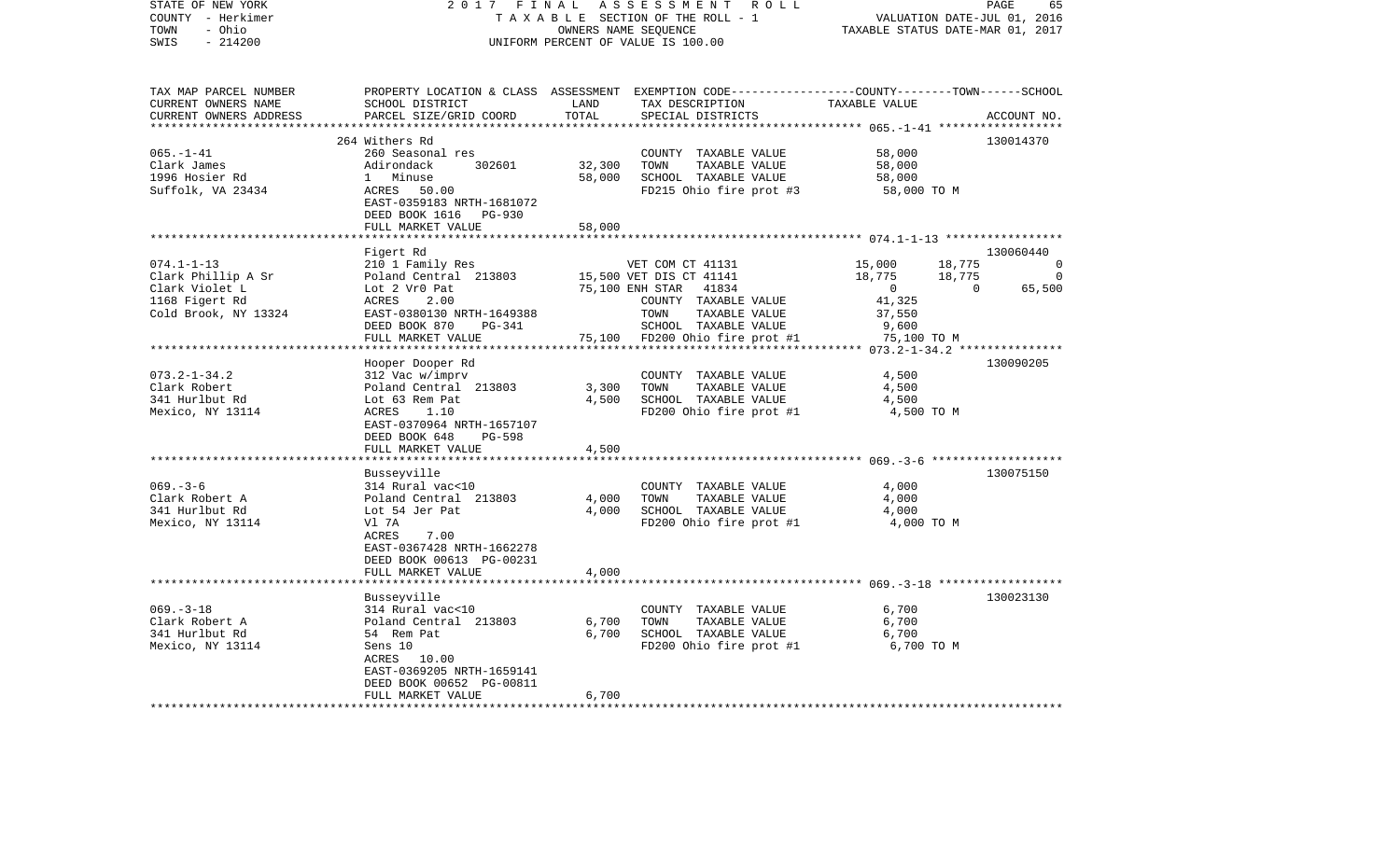STATE OF NEW YORK
COUNTY - Herkimer
TOWN - Ohio
SWIS - 214200

2017 FINAL ASSESSMENT ROLL
TAXABLE SECTION OF THE ROLL - 1
OWNERS NAME SEQUENCE
UNIFORM PERCENT OF VALUE IS 100.00

VALUATION DATE-JUL 01, 2016
TAXABLE STATUS DATE-MAR 01, 2017

| TAX MAP PARCEL NUMBER / CURRENT OWNERS NAME / CURRENT OWNERS ADDRESS | PROPERTY LOCATION & CLASS / SCHOOL DISTRICT / PARCEL SIZE/GRID COORD | ASSESSMENT LAND | TOTAL | EXEMPTION CODE / TAX DESCRIPTION / SPECIAL DISTRICTS | COUNTY TAXABLE VALUE | TOWN | SCHOOL | ACCOUNT NO. |
|---|---|---|---|---|---|---|---|---|
| 065.-1-41 | 264 Withers Rd | | | | | | | 130014370 |
| | 260 Seasonal res | | | COUNTY TAXABLE VALUE | 58,000 | | | |
| Clark James | Adirondack 302601 | 32,300 | | TOWN TAXABLE VALUE | 58,000 | | | |
| 1996 Hosier Rd | 1 Minuse | | 58,000 | SCHOOL TAXABLE VALUE | 58,000 | | | |
| Suffolk, VA 23434 | ACRES 50.00 | | | FD215 Ohio fire prot #3 | 58,000 TO M | | | |
| | EAST-0359183 NRTH-1681072 | | | | | | | |
| | DEED BOOK 1616 PG-930 | | | | | | | |
| | FULL MARKET VALUE | | 58,000 | | | | | |
| 074.1-1-13 | Figert Rd | | | | | | | 130060440 |
| | 210 1 Family Res | | | VET COM CT 41131 | 15,000 | 18,775 | 0 | |
| Clark Phillip A Sr | Poland Central 213803 | 15,500 | | VET DIS CT 41141 | 18,775 | 18,775 | 0 | |
| Clark Violet L | Lot 2 Vr0 Pat | | 75,100 | ENH STAR 41834 | 0 | 0 | 65,500 | |
| 1168 Figert Rd | ACRES 2.00 | | | COUNTY TAXABLE VALUE | 41,325 | | | |
| Cold Brook, NY 13324 | EAST-0380130 NRTH-1649388 | | | TOWN TAXABLE VALUE | 37,550 | | | |
| | DEED BOOK 870 PG-341 | | | SCHOOL TAXABLE VALUE | 9,600 | | | |
| | FULL MARKET VALUE | | 75,100 | FD200 Ohio fire prot #1 | 75,100 TO M | | | |
| 073.2-1-34.2 | Hooper Dooper Rd | | | | | | | 130090205 |
| | 312 Vac w/imprv | | | COUNTY TAXABLE VALUE | 4,500 | | | |
| Clark Robert | Poland Central 213803 | 3,300 | | TOWN TAXABLE VALUE | 4,500 | | | |
| 341 Hurlbut Rd | Lot 63 Rem Pat | | 4,500 | SCHOOL TAXABLE VALUE | 4,500 | | | |
| Mexico, NY 13114 | ACRES 1.10 | | | FD200 Ohio fire prot #1 | 4,500 TO M | | | |
| | EAST-0370964 NRTH-1657107 | | | | | | | |
| | DEED BOOK 648 PG-598 | | | | | | | |
| | FULL MARKET VALUE | | 4,500 | | | | | |
| 069.-3-6 | Busseyville | | | | | | | 130075150 |
| | 314 Rural vac<10 | | | COUNTY TAXABLE VALUE | 4,000 | | | |
| Clark Robert A | Poland Central 213803 | 4,000 | | TOWN TAXABLE VALUE | 4,000 | | | |
| 341 Hurlbut Rd | Lot 54 Jer Pat | | 4,000 | SCHOOL TAXABLE VALUE | 4,000 | | | |
| Mexico, NY 13114 | Vl 7A | | | FD200 Ohio fire prot #1 | 4,000 TO M | | | |
| | ACRES 7.00 | | | | | | | |
| | EAST-0367428 NRTH-1662278 | | | | | | | |
| | DEED BOOK 00613 PG-00231 | | | | | | | |
| | FULL MARKET VALUE | | 4,000 | | | | | |
| 069.-3-18 | Busseyville | | | | | | | 130023130 |
| | 314 Rural vac<10 | | | COUNTY TAXABLE VALUE | 6,700 | | | |
| Clark Robert A | Poland Central 213803 | 6,700 | | TOWN TAXABLE VALUE | 6,700 | | | |
| 341 Hurlbut Rd | 54 Rem Pat | | 6,700 | SCHOOL TAXABLE VALUE | 6,700 | | | |
| Mexico, NY 13114 | Sens 10 | | | FD200 Ohio fire prot #1 | 6,700 TO M | | | |
| | ACRES 10.00 | | | | | | | |
| | EAST-0369205 NRTH-1659141 | | | | | | | |
| | DEED BOOK 00652 PG-00811 | | | | | | | |
| | FULL MARKET VALUE | | 6,700 | | | | | |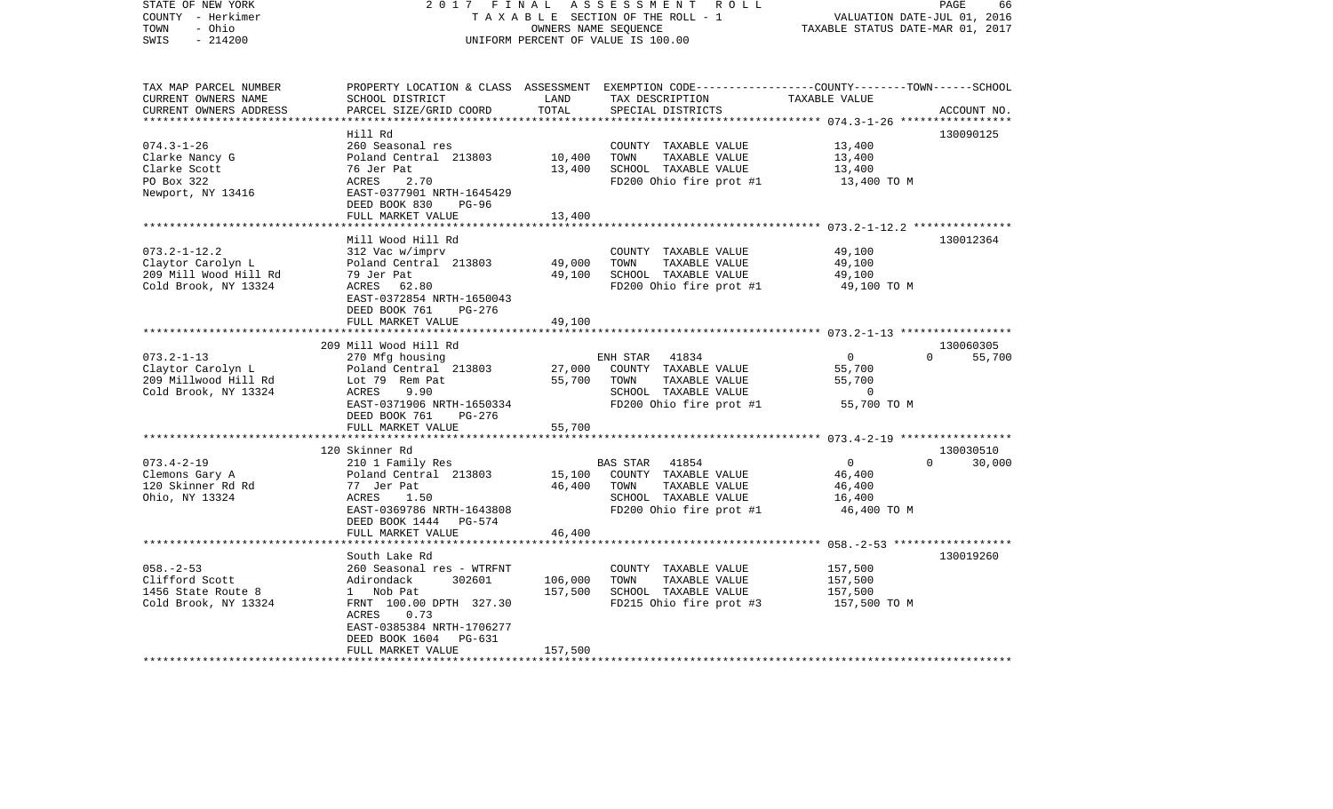STATE OF NEW YORK | 2017 FINAL ASSESSMENT ROLL | PAGE 66
COUNTY - Herkimer | TAXABLE SECTION OF THE ROLL - 1 | VALUATION DATE-JUL 01, 2016
TOWN - Ohio | OWNERS NAME SEQUENCE | TAXABLE STATUS DATE-MAR 01, 2017
SWIS - 214200 | UNIFORM PERCENT OF VALUE IS 100.00

| TAX MAP PARCEL NUMBER / CURRENT OWNERS NAME / CURRENT OWNERS ADDRESS | PROPERTY LOCATION & CLASS / SCHOOL DISTRICT / PARCEL SIZE/GRID COORD | ASSESSMENT LAND | ASSESSMENT TOTAL | EXEMPTION CODE / TAX DESCRIPTION / SPECIAL DISTRICTS | COUNTY TAXABLE VALUE | TOWN TAXABLE VALUE | SCHOOL TAXABLE VALUE | ACCOUNT NO. |
|---|---|---|---|---|---|---|---|---|
| 074.3-1-26 | Hill Rd | | | | | | | 130090125 |
| Clarke Nancy G | 260 Seasonal res | | | COUNTY TAXABLE VALUE | 13,400 | | | |
| Clarke Scott | Poland Central 213803 | 10,400 | | TOWN TAXABLE VALUE | 13,400 | | | |
| PO Box 322 | 76 Jer Pat | | 13,400 | SCHOOL TAXABLE VALUE | 13,400 | | | |
| Newport, NY 13416 | ACRES 2.70 | | | FD200 Ohio fire prot #1 | 13,400 TO M | | | |
| | EAST-0377901 NRTH-1645429 | | | | | | | |
| | DEED BOOK 830 PG-96 | | | | | | | |
| | FULL MARKET VALUE | | 13,400 | | | | | |
| 073.2-1-12.2 | Mill Wood Hill Rd | | | | | | | 130012364 |
| Claytor Carolyn L | 312 Vac w/imprv | | | COUNTY TAXABLE VALUE | 49,100 | | | |
| 209 Mill Wood Hill Rd | Poland Central 213803 | 49,000 | | TOWN TAXABLE VALUE | 49,100 | | | |
| Cold Brook, NY 13324 | 79 Jer Pat | | 49,100 | SCHOOL TAXABLE VALUE | 49,100 | | | |
| | ACRES 62.80 | | | FD200 Ohio fire prot #1 | 49,100 TO M | | | |
| | EAST-0372854 NRTH-1650043 | | | | | | | |
| | DEED BOOK 761 PG-276 | | | | | | | |
| | FULL MARKET VALUE | | 49,100 | | | | | |
| 073.2-1-13 | 209 Mill Wood Hill Rd | | | | | | | 130060305 |
| Claytor Carolyn L | 270 Mfg housing | | | ENH STAR 41834 | 0 | 0 | 55,700 | |
| 209 Millwood Hill Rd | Poland Central 213803 | 27,000 | | COUNTY TAXABLE VALUE | 55,700 | | | |
| Cold Brook, NY 13324 | Lot 79 Rem Pat | | 55,700 | TOWN TAXABLE VALUE | 55,700 | | | |
| | ACRES 9.90 | | | SCHOOL TAXABLE VALUE | 0 | | | |
| | EAST-0371906 NRTH-1650334 | | | FD200 Ohio fire prot #1 | 55,700 TO M | | | |
| | DEED BOOK 761 PG-276 | | | | | | | |
| | FULL MARKET VALUE | | 55,700 | | | | | |
| 073.4-2-19 | 120 Skinner Rd | | | | | | | 130030510 |
| Clemons Gary A | 210 1 Family Res | | | BAS STAR 41854 | 0 | 0 | 30,000 | |
| 120 Skinner Rd Rd | Poland Central 213803 | 15,100 | | COUNTY TAXABLE VALUE | 46,400 | | | |
| Ohio, NY 13324 | 77 Jer Pat | | 46,400 | TOWN TAXABLE VALUE | 46,400 | | | |
| | ACRES 1.50 | | | SCHOOL TAXABLE VALUE | 16,400 | | | |
| | EAST-0369786 NRTH-1643808 | | | FD200 Ohio fire prot #1 | 46,400 TO M | | | |
| | DEED BOOK 1444 PG-574 | | | | | | | |
| | FULL MARKET VALUE | | 46,400 | | | | | |
| 058.-2-53 | South Lake Rd | | | | | | | 130019260 |
| Clifford Scott | 260 Seasonal res - WTRFNT | | | COUNTY TAXABLE VALUE | 157,500 | | | |
| 1456 State Route 8 | Adirondack 302601 | 106,000 | | TOWN TAXABLE VALUE | 157,500 | | | |
| Cold Brook, NY 13324 | 1 Nob Pat | | 157,500 | SCHOOL TAXABLE VALUE | 157,500 | | | |
| | FRNT 100.00 DPTH 327.30 | | | FD215 Ohio fire prot #3 | 157,500 TO M | | | |
| | ACRES 0.73 | | | | | | | |
| | EAST-0385384 NRTH-1706277 | | | | | | | |
| | DEED BOOK 1604 PG-631 | | | | | | | |
| | FULL MARKET VALUE | | 157,500 | | | | | |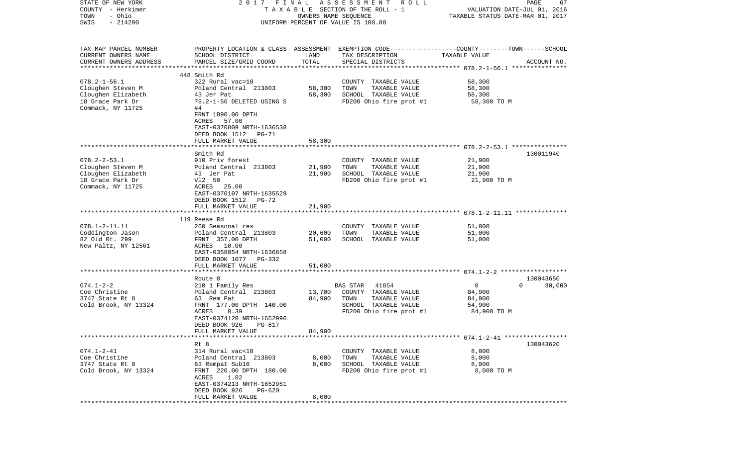STATE OF NEW YORK — 2017 FINAL ASSESSMENT ROLL
COUNTY - Herkimer — TAXABLE SECTION OF THE ROLL - 1 — VALUATION DATE-JUL 01, 2016
TOWN - Ohio — OWNERS NAME SEQUENCE — TAXABLE STATUS DATE-MAR 01, 2017
SWIS - 214200 — UNIFORM PERCENT OF VALUE IS 100.00

```
TAX MAP PARCEL NUMBER     PROPERTY LOCATION & CLASS  ASSESSMENT  EXEMPTION CODE-----------------COUNTY--------TOWN------SCHOOL
CURRENT OWNERS NAME       SCHOOL DISTRICT              LAND      TAX DESCRIPTION              TAXABLE VALUE
CURRENT OWNERS ADDRESS    PARCEL SIZE/GRID COORD       TOTAL     SPECIAL DISTRICTS                                    ACCOUNT NO.
*********************************************************************************************** 078.2-1-56.1 ***************
                          448 Smith Rd
078.2-1-56.1              322 Rural vac>10                      COUNTY  TAXABLE VALUE             58,300
Cloughen Steven M         Poland Central  213803      58,300    TOWN    TAXABLE VALUE             58,300
Cloughen Elizabeth        43 Jer Pat                  58,300    SCHOOL  TAXABLE VALUE             58,300
18 Grace Park Dr          78.2-1-56 DELETED USING S             FD200 Ohio fire prot #1           58,300 TO M
Commack, NY 11725         #4
                          FRNT 1890.00 DPTH
                          ACRES  57.00
                          EAST-0370809 NRTH-1636538
                          DEED BOOK 1512   PG-71
                          FULL MARKET VALUE           58,300
*********************************************************************************************** 078.2-2-53.1 ***************
                          Smith Rd                                                                                 130011940
078.2-2-53.1              910 Priv forest                       COUNTY  TAXABLE VALUE             21,900
Cloughen Steven M         Poland Central  213803      21,900    TOWN    TAXABLE VALUE             21,900
Cloughen Elizabeth        43  Jer Pat                 21,900    SCHOOL  TAXABLE VALUE             21,900
18 Grace Park Dr          Vl2  50                               FD200 Ohio fire prot #1           21,900 TO M
Commack, NY 11725         ACRES  25.00
                          EAST-0370107 NRTH-1635529
                          DEED BOOK 1512   PG-72
                          FULL MARKET VALUE           21,900
*********************************************************************************************** 078.1-2-11.11 **************
                          119 Reese Rd
078.1-2-11.11             260 Seasonal res                      COUNTY  TAXABLE VALUE             51,000
Coddington Jason          Poland Central  213803      20,600    TOWN    TAXABLE VALUE             51,000
82 Old Rt. 299            FRNT 357.00 DPTH            51,000    SCHOOL  TAXABLE VALUE             51,000
New Paltz, NY 12561       ACRES  10.00
                          EAST-0358054 NRTH-1636858
                          DEED BOOK 1077   PG-332
                          FULL MARKET VALUE           51,000
*********************************************************************************************** 074.1-2-2 ******************
                          Route 8                                                                                  130043650
074.1-2-2                 210 1 Family Res                      BAS STAR   41854                  0            0      30,000
Coe Christine             Poland Central  213803      13,700    COUNTY  TAXABLE VALUE             84,900
3747 State Rt 8           63  Rem Pat                 84,900    TOWN    TAXABLE VALUE             84,900
Cold Brook, NY 13324      FRNT 177.00 DPTH 140.00               SCHOOL  TAXABLE VALUE             54,900
                          ACRES   0.39                          FD200 Ohio fire prot #1           84,900 TO M
                          EAST-0374120 NRTH-1652996
                          DEED BOOK 926    PG-617
                          FULL MARKET VALUE           84,900
*********************************************************************************************** 074.1-2-41 *****************
                          Rt 8                                                                                     130043620
074.1-2-41                314 Rural vac<10                      COUNTY  TAXABLE VALUE              8,000
Coe Christine             Poland Central  213803       8,000    TOWN    TAXABLE VALUE              8,000
3747 State Rt 8           63 Rempat Sub16              8,000    SCHOOL  TAXABLE VALUE              8,000
Cold Brook, NY 13324      FRNT 220.00 DPTH 180.00               FD200 Ohio fire prot #1            8,000 TO M
                          ACRES   1.02
                          EAST-0374213 NRTH-1652951
                          DEED BOOK 926    PG-620
                          FULL MARKET VALUE            8,000
****************************************************************************************************************************
```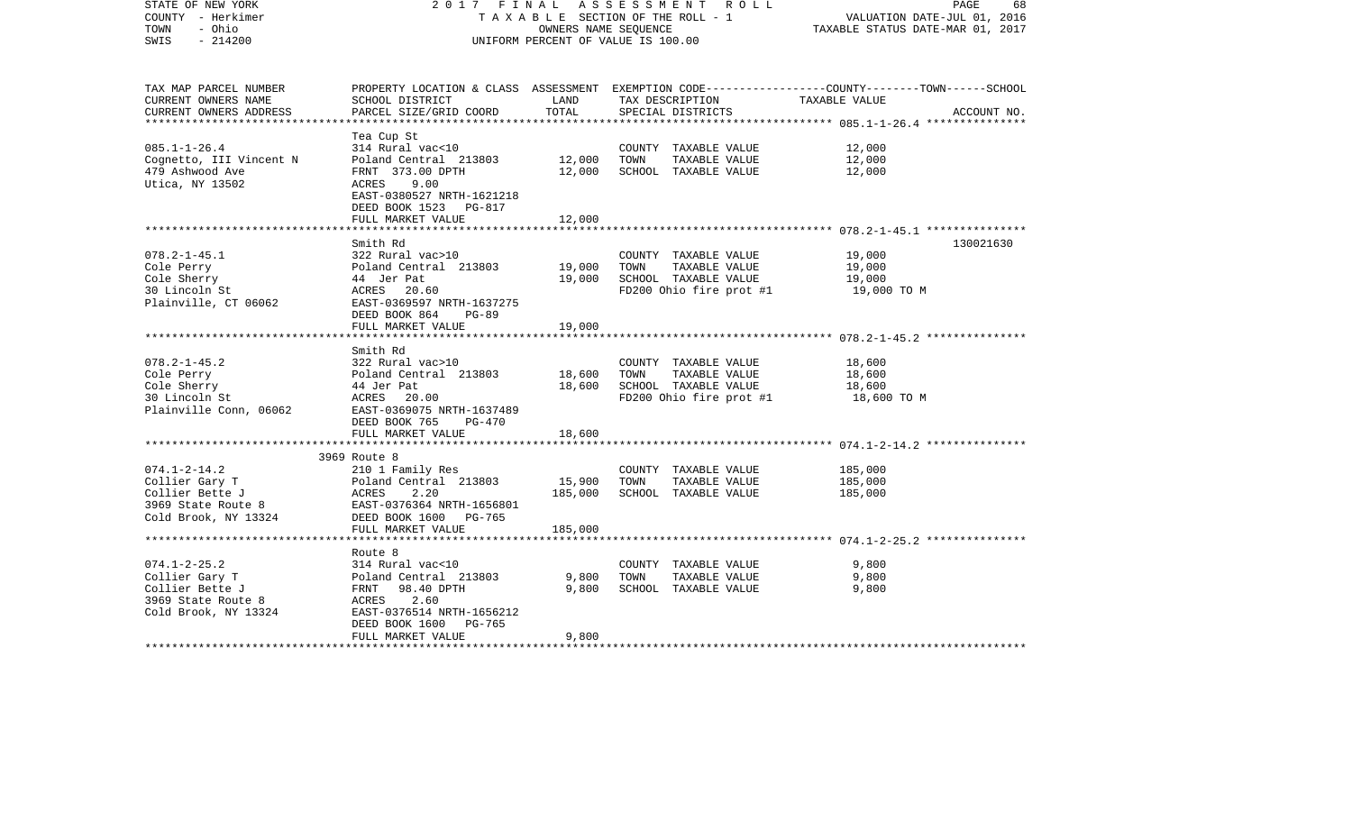STATE OF NEW YORK
COUNTY - Herkimer
TOWN - Ohio
SWIS - 214200

2017 FINAL ASSESSMENT ROLL
TAXABLE SECTION OF THE ROLL - 1
OWNERS NAME SEQUENCE
UNIFORM PERCENT OF VALUE IS 100.00

VALUATION DATE-JUL 01, 2016
TAXABLE STATUS DATE-MAR 01, 2017

| TAX MAP PARCEL NUMBER / CURRENT OWNERS NAME / CURRENT OWNERS ADDRESS | PROPERTY LOCATION & CLASS / SCHOOL DISTRICT / PARCEL SIZE/GRID COORD | ASSESSMENT LAND | TOTAL | EXEMPTION CODE / TAX DESCRIPTION / SPECIAL DISTRICTS | TAXABLE VALUE (COUNTY--------TOWN------SCHOOL) | ACCOUNT NO. |
|---|---|---|---|---|---|---|
| 085.1-1-26.4 | Tea Cup St | | | | | |
| 085.1-1-26.4 | 314 Rural vac<10 | | | COUNTY TAXABLE VALUE | 12,000 | |
| Cognetto, III Vincent N | Poland Central 213803 | 12,000 | | TOWN TAXABLE VALUE | 12,000 | |
| 479 Ashwood Ave | FRNT 373.00 DPTH | | 12,000 | SCHOOL TAXABLE VALUE | 12,000 | |
| Utica, NY 13502 | ACRES 9.00 | | | | | |
| | EAST-0380527 NRTH-1621218 | | | | | |
| | DEED BOOK 1523 PG-817 | | | | | |
| | FULL MARKET VALUE | | 12,000 | | | |
| 078.2-1-45.1 | Smith Rd | | | | | 130021630 |
| 078.2-1-45.1 | 322 Rural vac>10 | | | COUNTY TAXABLE VALUE | 19,000 | |
| Cole Perry | Poland Central 213803 | 19,000 | | TOWN TAXABLE VALUE | 19,000 | |
| Cole Sherry | 44 Jer Pat | | 19,000 | SCHOOL TAXABLE VALUE | 19,000 | |
| 30 Lincoln St | ACRES 20.60 | | | FD200 Ohio fire prot #1 | 19,000 TO M | |
| Plainville, CT 06062 | EAST-0369597 NRTH-1637275 | | | | | |
| | DEED BOOK 864 PG-89 | | | | | |
| | FULL MARKET VALUE | | 19,000 | | | |
| 078.2-1-45.2 | Smith Rd | | | | | |
| 078.2-1-45.2 | 322 Rural vac>10 | | | COUNTY TAXABLE VALUE | 18,600 | |
| Cole Perry | Poland Central 213803 | 18,600 | | TOWN TAXABLE VALUE | 18,600 | |
| Cole Sherry | 44 Jer Pat | | 18,600 | SCHOOL TAXABLE VALUE | 18,600 | |
| 30 Lincoln St | ACRES 20.00 | | | FD200 Ohio fire prot #1 | 18,600 TO M | |
| Plainville Conn, 06062 | EAST-0369075 NRTH-1637489 | | | | | |
| | DEED BOOK 765 PG-470 | | | | | |
| | FULL MARKET VALUE | | 18,600 | | | |
| 074.1-2-14.2 | 3969 Route 8 | | | | | |
| 074.1-2-14.2 | 210 1 Family Res | | | COUNTY TAXABLE VALUE | 185,000 | |
| Collier Gary T | Poland Central 213803 | 15,900 | | TOWN TAXABLE VALUE | 185,000 | |
| Collier Bette J | ACRES 2.20 | | 185,000 | SCHOOL TAXABLE VALUE | 185,000 | |
| 3969 State Route 8 | EAST-0376364 NRTH-1656801 | | | | | |
| Cold Brook, NY 13324 | DEED BOOK 1600 PG-765 | | | | | |
| | FULL MARKET VALUE | | 185,000 | | | |
| 074.1-2-25.2 | Route 8 | | | | | |
| 074.1-2-25.2 | 314 Rural vac<10 | | | COUNTY TAXABLE VALUE | 9,800 | |
| Collier Gary T | Poland Central 213803 | 9,800 | | TOWN TAXABLE VALUE | 9,800 | |
| Collier Bette J | FRNT 98.40 DPTH | | 9,800 | SCHOOL TAXABLE VALUE | 9,800 | |
| 3969 State Route 8 | ACRES 2.60 | | | | | |
| Cold Brook, NY 13324 | EAST-0376514 NRTH-1656212 | | | | | |
| | DEED BOOK 1600 PG-765 | | | | | |
| | FULL MARKET VALUE | | 9,800 | | | |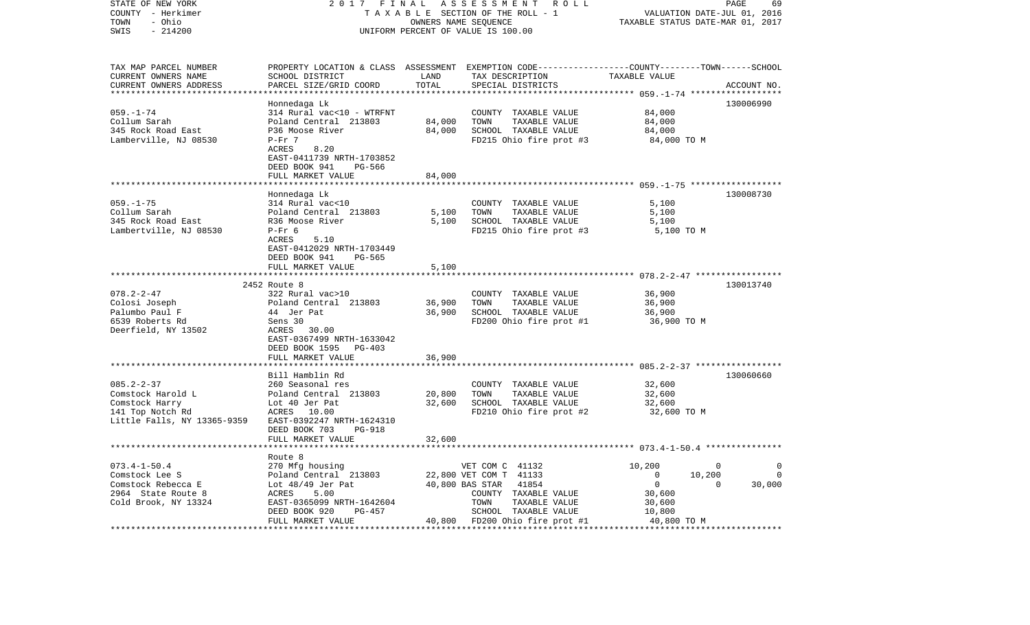STATE OF NEW YORK — 2017 FINAL ASSESSMENT ROLL
COUNTY - Herkimer — TAXABLE SECTION OF THE ROLL - 1 — VALUATION DATE-JUL 01, 2016
TOWN - Ohio — OWNERS NAME SEQUENCE — TAXABLE STATUS DATE-MAR 01, 2017
SWIS - 214200 — UNIFORM PERCENT OF VALUE IS 100.00

| TAX MAP PARCEL NUMBER / CURRENT OWNERS NAME / CURRENT OWNERS ADDRESS | PROPERTY LOCATION & CLASS / SCHOOL DISTRICT / PARCEL SIZE/GRID COORD | ASSESSMENT LAND | TOTAL | EXEMPTION CODE / TAX DESCRIPTION / SPECIAL DISTRICTS | COUNTY TAXABLE VALUE | TOWN | SCHOOL | ACCOUNT NO. |
|---|---|---|---|---|---|---|---|---|
| **059.-1-74** | Honnedaga Lk | | | | | | | 130006990 |
| Collum Sarah | 314 Rural vac<10 - WTRFNT | | | COUNTY TAXABLE VALUE | 84,000 | | | |
| 345 Rock Road East | Poland Central 213803 | 84,000 | | TOWN TAXABLE VALUE | 84,000 | | | |
| Lamberville, NJ 08530 | P36 Moose River | | 84,000 | SCHOOL TAXABLE VALUE | 84,000 | | | |
| | P-Fr 7 | | | FD215 Ohio fire prot #3 | 84,000 TO M | | | |
| | ACRES 8.20 | | | | | | | |
| | EAST-0411739 NRTH-1703852 | | | | | | | |
| | DEED BOOK 941 PG-566 | | | | | | | |
| | FULL MARKET VALUE | | 84,000 | | | | | |
| **059.-1-75** | Honnedaga Lk | | | | | | | 130008730 |
| Collum Sarah | 314 Rural vac<10 | | | COUNTY TAXABLE VALUE | 5,100 | | | |
| 345 Rock Road East | Poland Central 213803 | 5,100 | | TOWN TAXABLE VALUE | 5,100 | | | |
| Lambertville, NJ 08530 | R36 Moose River | | 5,100 | SCHOOL TAXABLE VALUE | 5,100 | | | |
| | P-Fr 6 | | | FD215 Ohio fire prot #3 | 5,100 TO M | | | |
| | ACRES 5.10 | | | | | | | |
| | EAST-0412029 NRTH-1703449 | | | | | | | |
| | DEED BOOK 941 PG-565 | | | | | | | |
| | FULL MARKET VALUE | | 5,100 | | | | | |
| **078.2-2-47** | 2452 Route 8 | | | | | | | 130013740 |
| Colosi Joseph | 322 Rural vac>10 | | | COUNTY TAXABLE VALUE | 36,900 | | | |
| Palumbo Paul F | Poland Central 213803 | 36,900 | | TOWN TAXABLE VALUE | 36,900 | | | |
| 6539 Roberts Rd | 44 Jer Pat | | 36,900 | SCHOOL TAXABLE VALUE | 36,900 | | | |
| Deerfield, NY 13502 | Sens 30 | | | FD200 Ohio fire prot #1 | 36,900 TO M | | | |
| | ACRES 30.00 | | | | | | | |
| | EAST-0367499 NRTH-1633042 | | | | | | | |
| | DEED BOOK 1595 PG-403 | | | | | | | |
| | FULL MARKET VALUE | | 36,900 | | | | | |
| **085.2-2-37** | Bill Hamblin Rd | | | | | | | 130060660 |
| Comstock Harold L | 260 Seasonal res | | | COUNTY TAXABLE VALUE | 32,600 | | | |
| Comstock Harry | Poland Central 213803 | 20,800 | | TOWN TAXABLE VALUE | 32,600 | | | |
| 141 Top Notch Rd | Lot 40 Jer Pat | | 32,600 | SCHOOL TAXABLE VALUE | 32,600 | | | |
| Little Falls, NY 13365-9359 | ACRES 10.00 | | | FD210 Ohio fire prot #2 | 32,600 TO M | | | |
| | EAST-0392247 NRTH-1624310 | | | | | | | |
| | DEED BOOK 703 PG-918 | | | | | | | |
| | FULL MARKET VALUE | | 32,600 | | | | | |
| **073.4-1-50.4** | Route 8 | | | | | | | |
| Comstock Lee S | 270 Mfg housing | | | VET COM C 41132 | 10,200 | 0 | 0 | |
| Comstock Rebecca E | Poland Central 213803 | 22,800 | | VET COM T 41133 | 0 | 10,200 | 0 | |
| 2964 State Route 8 | Lot 48/49 Jer Pat | | 40,800 | BAS STAR 41854 | 0 | 0 | 30,000 | |
| Cold Brook, NY 13324 | ACRES 5.00 | | | COUNTY TAXABLE VALUE | 30,600 | | | |
| | EAST-0365099 NRTH-1642604 | | | TOWN TAXABLE VALUE | 30,600 | | | |
| | DEED BOOK 920 PG-457 | | | SCHOOL TAXABLE VALUE | 10,800 | | | |
| | FULL MARKET VALUE | | 40,800 | FD200 Ohio fire prot #1 | 40,800 TO M | | | |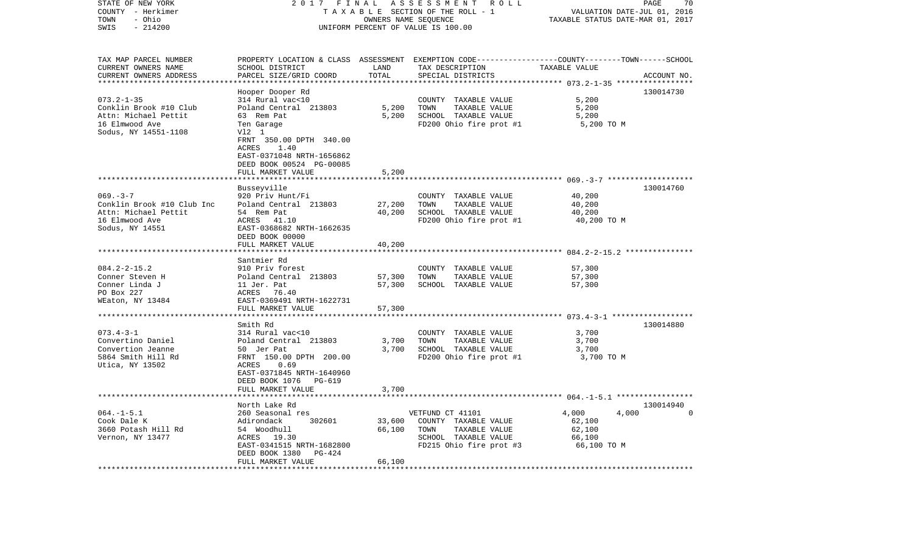STATE OF NEW YORK | 2 0 1 7 F I N A L A S S E S S M E N T R O L L | PAGE 70
COUNTY - Herkimer | T A X A B L E SECTION OF THE ROLL - 1 | VALUATION DATE-JUL 01, 2016
TOWN - Ohio | OWNERS NAME SEQUENCE | TAXABLE STATUS DATE-MAR 01, 2017
SWIS - 214200 | UNIFORM PERCENT OF VALUE IS 100.00

| TAX MAP PARCEL NUMBER<br>CURRENT OWNERS NAME<br>CURRENT OWNERS ADDRESS | PROPERTY LOCATION & CLASS<br>SCHOOL DISTRICT<br>PARCEL SIZE/GRID COORD | ASSESSMENT<br>LAND<br>TOTAL | EXEMPTION CODE<br>TAX DESCRIPTION<br>SPECIAL DISTRICTS | COUNTY | TOWN | SCHOOL<br>TAXABLE VALUE | ACCOUNT NO. |
|---|---|---|---|---|---|---|---|
| 073.2-1-35 | Hooper Dooper Rd | | | | | | 130014730 |
| Conklin Brook #10 Club | 314 Rural vac<10 | | COUNTY TAXABLE VALUE | 5,200 | | | |
| Attn: Michael Pettit | Poland Central 213803 | 5,200 | TOWN TAXABLE VALUE | | 5,200 | | |
| 16 Elmwood Ave | 63 Rem Pat | 5,200 | SCHOOL TAXABLE VALUE | | | 5,200 | |
| Sodus, NY 14551-1108 | Ten Garage | | FD200 Ohio fire prot #1 | 5,200 TO M | | | |
| | Vl2 1 | | | | | | |
| | FRNT 350.00 DPTH 340.00 | | | | | | |
| | ACRES 1.40 | | | | | | |
| | EAST-0371048 NRTH-1656862 | | | | | | |
| | DEED BOOK 00524 PG-00085 | | | | | | |
| | FULL MARKET VALUE | 5,200 | | | | | |
| 069.-3-7 | Busseyville | | | | | | 130014760 |
| Conklin Brook #10 Club Inc | 920 Priv Hunt/Fi | | COUNTY TAXABLE VALUE | 40,200 | | | |
| Attn: Michael Pettit | Poland Central 213803 | 27,200 | TOWN TAXABLE VALUE | | 40,200 | | |
| 16 Elmwood Ave | 54 Rem Pat | 40,200 | SCHOOL TAXABLE VALUE | | | 40,200 | |
| Sodus, NY 14551 | ACRES 41.10 | | FD200 Ohio fire prot #1 | 40,200 TO M | | | |
| | EAST-0368682 NRTH-1662635 | | | | | | |
| | DEED BOOK 00000 | | | | | | |
| | FULL MARKET VALUE | 40,200 | | | | | |
| 084.2-2-15.2 | Santmier Rd | | | | | | |
| Conner Steven H | 910 Priv forest | | COUNTY TAXABLE VALUE | 57,300 | | | |
| Conner Linda J | Poland Central 213803 | 57,300 | TOWN TAXABLE VALUE | | 57,300 | | |
| PO Box 227 | 11 Jer. Pat | 57,300 | SCHOOL TAXABLE VALUE | | | 57,300 | |
| WEaton, NY 13484 | ACRES 76.40 | | | | | | |
| | EAST-0369491 NRTH-1622731 | | | | | | |
| | FULL MARKET VALUE | 57,300 | | | | | |
| 073.4-3-1 | Smith Rd | | | | | | 130014880 |
| Convertino Daniel | 314 Rural vac<10 | | COUNTY TAXABLE VALUE | 3,700 | | | |
| Convertion Jeanne | Poland Central 213803 | 3,700 | TOWN TAXABLE VALUE | | 3,700 | | |
| 5864 Smith Hill Rd | 50 Jer Pat | 3,700 | SCHOOL TAXABLE VALUE | | | 3,700 | |
| Utica, NY 13502 | FRNT 150.00 DPTH 200.00 | | FD200 Ohio fire prot #1 | 3,700 TO M | | | |
| | ACRES 0.69 | | | | | | |
| | EAST-0371845 NRTH-1640960 | | | | | | |
| | DEED BOOK 1076 PG-619 | | | | | | |
| | FULL MARKET VALUE | 3,700 | | | | | |
| 064.-1-5.1 | North Lake Rd | | | | | | 130014940 |
| Cook Dale K | 260 Seasonal res | | VETFUND CT 41101 | 4,000 | 4,000 | 0 | |
| 3660 Potash Hill Rd | Adirondack 302601 | 33,600 | COUNTY TAXABLE VALUE | 62,100 | | | |
| Vernon, NY 13477 | 54 Woodhull | 66,100 | TOWN TAXABLE VALUE | | 62,100 | | |
| | ACRES 19.30 | | SCHOOL TAXABLE VALUE | | | 66,100 | |
| | EAST-0341515 NRTH-1682800 | | FD215 Ohio fire prot #3 | 66,100 TO M | | | |
| | DEED BOOK 1380 PG-424 | | | | | | |
| | FULL MARKET VALUE | 66,100 | | | | | |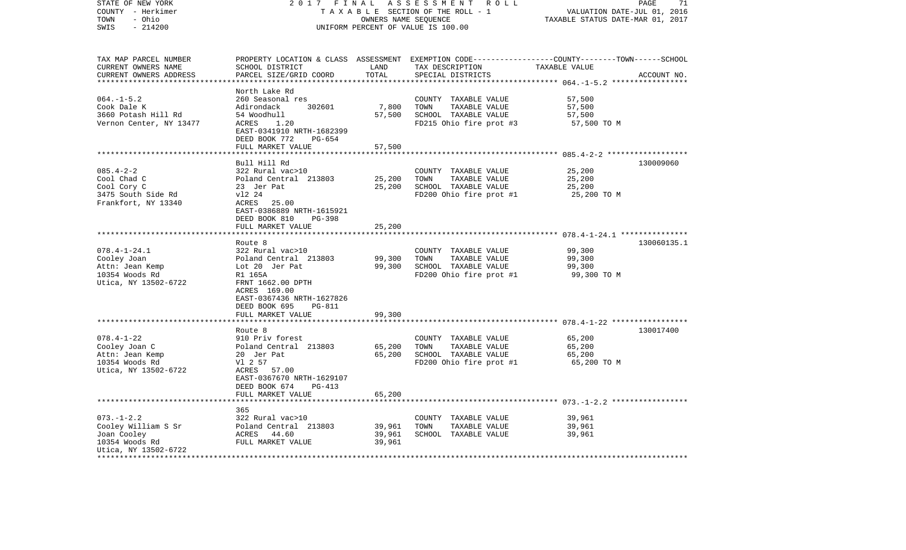STATE OF NEW YORK  
COUNTY - Herkimer  
TOWN - Ohio  
SWIS - 214200

2017 FINAL ASSESSMENT ROLL  
TAXABLE SECTION OF THE ROLL - 1  
OWNERS NAME SEQUENCE  
UNIFORM PERCENT OF VALUE IS 100.00

VALUATION DATE-JUL 01, 2016  
TAXABLE STATUS DATE-MAR 01, 2017

| TAX MAP PARCEL NUMBER<br>CURRENT OWNERS NAME<br>CURRENT OWNERS ADDRESS | PROPERTY LOCATION & CLASS<br>SCHOOL DISTRICT<br>PARCEL SIZE/GRID COORD | ASSESSMENT<br>LAND<br>TOTAL | EXEMPTION CODE-----COUNTY-----TOWN------SCHOOL<br>TAX DESCRIPTION<br>SPECIAL DISTRICTS | TAXABLE VALUE | ACCOUNT NO. |
|---|---|---|---|---|---|
| **064.-1-5.2** | North Lake Rd | | | | |
| 064.-1-5.2 | 260 Seasonal res | | COUNTY TAXABLE VALUE | 57,500 | |
| Cook Dale K | Adirondack 302601 | 7,800 | TOWN TAXABLE VALUE | 57,500 | |
| 3660 Potash Hill Rd | 54 Woodhull | 57,500 | SCHOOL TAXABLE VALUE | 57,500 | |
| Vernon Center, NY 13477 | ACRES 1.20 | | FD215 Ohio fire prot #3 | 57,500 TO M | |
| | EAST-0341910 NRTH-1682399 | | | | |
| | DEED BOOK 772 PG-654 | | | | |
| | FULL MARKET VALUE | 57,500 | | | |
| **085.4-2-2** | Bull Hill Rd | | | | 130009060 |
| 085.4-2-2 | 322 Rural vac>10 | | COUNTY TAXABLE VALUE | 25,200 | |
| Cool Chad C | Poland Central 213803 | 25,200 | TOWN TAXABLE VALUE | 25,200 | |
| Cool Cory C | 23 Jer Pat | 25,200 | SCHOOL TAXABLE VALUE | 25,200 | |
| 3475 South Side Rd | vl2 24 | | FD200 Ohio fire prot #1 | 25,200 TO M | |
| Frankfort, NY 13340 | ACRES 25.00 | | | | |
| | EAST-0386889 NRTH-1615921 | | | | |
| | DEED BOOK 810 PG-398 | | | | |
| | FULL MARKET VALUE | 25,200 | | | |
| **078.4-1-24.1** | Route 8 | | | | 130060135.1 |
| 078.4-1-24.1 | 322 Rural vac>10 | | COUNTY TAXABLE VALUE | 99,300 | |
| Cooley Joan | Poland Central 213803 | 99,300 | TOWN TAXABLE VALUE | 99,300 | |
| Attn: Jean Kemp | Lot 20 Jer Pat | 99,300 | SCHOOL TAXABLE VALUE | 99,300 | |
| 10354 Woods Rd | Rl 165A | | FD200 Ohio fire prot #1 | 99,300 TO M | |
| Utica, NY 13502-6722 | FRNT 1662.00 DPTH | | | | |
| | ACRES 169.00 | | | | |
| | EAST-0367436 NRTH-1627826 | | | | |
| | DEED BOOK 695 PG-811 | | | | |
| | FULL MARKET VALUE | 99,300 | | | |
| **078.4-1-22** | Route 8 | | | | 130017400 |
| 078.4-1-22 | 910 Priv forest | | COUNTY TAXABLE VALUE | 65,200 | |
| Cooley Joan C | Poland Central 213803 | 65,200 | TOWN TAXABLE VALUE | 65,200 | |
| Attn: Jean Kemp | 20 Jer Pat | 65,200 | SCHOOL TAXABLE VALUE | 65,200 | |
| 10354 Woods Rd | Vl 2 57 | | FD200 Ohio fire prot #1 | 65,200 TO M | |
| Utica, NY 13502-6722 | ACRES 57.00 | | | | |
| | EAST-0367670 NRTH-1629107 | | | | |
| | DEED BOOK 674 PG-413 | | | | |
| | FULL MARKET VALUE | 65,200 | | | |
| **073.-1-2.2** | 365 | | | | |
| 073.-1-2.2 | 322 Rural vac>10 | | COUNTY TAXABLE VALUE | 39,961 | |
| Cooley William S Sr | Poland Central 213803 | 39,961 | TOWN TAXABLE VALUE | 39,961 | |
| Joan Cooley | ACRES 44.60 | 39,961 | SCHOOL TAXABLE VALUE | 39,961 | |
| 10354 Woods Rd | FULL MARKET VALUE | 39,961 | | | |
| Utica, NY 13502-6722 | | | | | |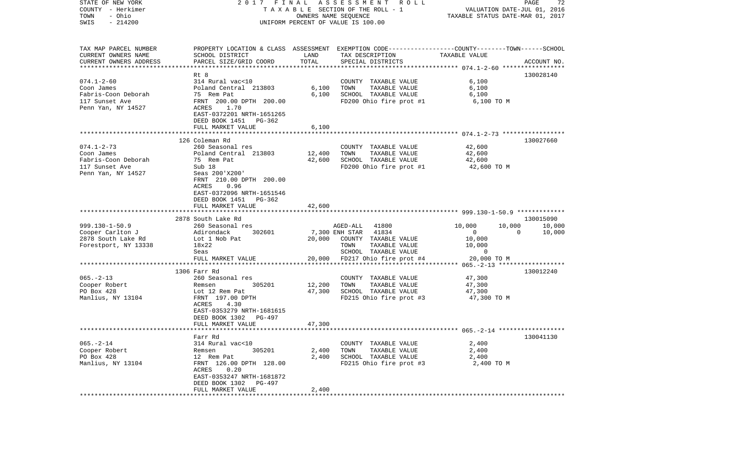STATE OF NEW YORK | COUNTY - Herkimer | TOWN - Ohio | SWIS - 214200

2017 FINAL ASSESSMENT ROLL
TAXABLE SECTION OF THE ROLL - 1
OWNERS NAME SEQUENCE
UNIFORM PERCENT OF VALUE IS 100.00

VALUATION DATE-JUL 01, 2016
TAXABLE STATUS DATE-MAR 01, 2017

| TAX MAP PARCEL NUMBER / CURRENT OWNERS NAME / CURRENT OWNERS ADDRESS | PROPERTY LOCATION & CLASS / SCHOOL DISTRICT / PARCEL SIZE/GRID COORD | ASSESSMENT LAND | TOTAL | EXEMPTION CODE / TAX DESCRIPTION / SPECIAL DISTRICTS | COUNTY | TOWN | SCHOOL | ACCOUNT NO. |
|---|---|---|---|---|---|---|---|---|
| **074.1-2-60** | Rt 8 | | | | | | | 130028140 |
| Coon James | 314 Rural vac<10 | | | COUNTY TAXABLE VALUE | 6,100 | | | |
| Fabris-Coon Deborah | Poland Central 213803 | 6,100 | | TOWN TAXABLE VALUE | | 6,100 | | |
| 117 Sunset Ave | 75 Rem Pat | | 6,100 | SCHOOL TAXABLE VALUE | | | 6,100 | |
| Penn Yan, NY 14527 | FRNT 200.00 DPTH 200.00 | | | FD200 Ohio fire prot #1 | 6,100 TO M | | | |
| | ACRES 1.70 | | | | | | | |
| | EAST-0372201 NRTH-1651265 | | | | | | | |
| | DEED BOOK 1451 PG-362 | | | | | | | |
| | FULL MARKET VALUE | | 6,100 | | | | | |
| **074.1-2-73** | 126 Coleman Rd | | | | | | | 130027660 |
| Coon James | 260 Seasonal res | | | COUNTY TAXABLE VALUE | 42,600 | | | |
| Fabris-Coon Deborah | Poland Central 213803 | 12,400 | | TOWN TAXABLE VALUE | | 42,600 | | |
| 117 Sunset Ave | 75 Rem Pat | | 42,600 | SCHOOL TAXABLE VALUE | | | 42,600 | |
| Penn Yan, NY 14527 | Sub 18 | | | FD200 Ohio fire prot #1 | 42,600 TO M | | | |
| | Seas 200'X200' | | | | | | | |
| | FRNT 210.00 DPTH 200.00 | | | | | | | |
| | ACRES 0.96 | | | | | | | |
| | EAST-0372096 NRTH-1651546 | | | | | | | |
| | DEED BOOK 1451 PG-362 | | | | | | | |
| | FULL MARKET VALUE | | 42,600 | | | | | |
| **999.130-1-50.9** | 2878 South Lake Rd | | | | | | | 130015090 |
| Cooper Carlton J | 260 Seasonal res | | | AGED-ALL 41800 | 10,000 | 10,000 | 10,000 | |
| 2878 South Lake Rd | Adirondack 302601 | 7,300 | | ENH STAR 41834 | 0 | 0 | 10,000 | |
| Forestport, NY 13338 | Lot 1 Nob Pat | | 20,000 | COUNTY TAXABLE VALUE | 10,000 | | | |
| | 18x22 | | | TOWN TAXABLE VALUE | | 10,000 | | |
| | Seas | | | SCHOOL TAXABLE VALUE | | | 0 | |
| | FULL MARKET VALUE | | 20,000 | FD217 Ohio fire prot #4 | 20,000 TO M | | | |
| **065.-2-13** | 1306 Farr Rd | | | | | | | 130012240 |
| Cooper Robert | 260 Seasonal res | | | COUNTY TAXABLE VALUE | 47,300 | | | |
| PO Box 428 | Remsen 305201 | 12,200 | | TOWN TAXABLE VALUE | | 47,300 | | |
| Manlius, NY 13104 | Lot 12 Rem Pat | | 47,300 | SCHOOL TAXABLE VALUE | | | 47,300 | |
| | FRNT 197.00 DPTH | | | FD215 Ohio fire prot #3 | 47,300 TO M | | | |
| | ACRES 4.30 | | | | | | | |
| | EAST-0353279 NRTH-1681615 | | | | | | | |
| | DEED BOOK 1302 PG-497 | | | | | | | |
| | FULL MARKET VALUE | | 47,300 | | | | | |
| **065.-2-14** | Farr Rd | | | | | | | 130041130 |
| Cooper Robert | 314 Rural vac<10 | | | COUNTY TAXABLE VALUE | 2,400 | | | |
| PO Box 428 | Remsen 305201 | 2,400 | | TOWN TAXABLE VALUE | | 2,400 | | |
| Manlius, NY 13104 | 12 Rem Pat | | 2,400 | SCHOOL TAXABLE VALUE | | | 2,400 | |
| | FRNT 126.00 DPTH 128.00 | | | FD215 Ohio fire prot #3 | 2,400 TO M | | | |
| | ACRES 0.20 | | | | | | | |
| | EAST-0353247 NRTH-1681872 | | | | | | | |
| | DEED BOOK 1302 PG-497 | | | | | | | |
| | FULL MARKET VALUE | | 2,400 | | | | | |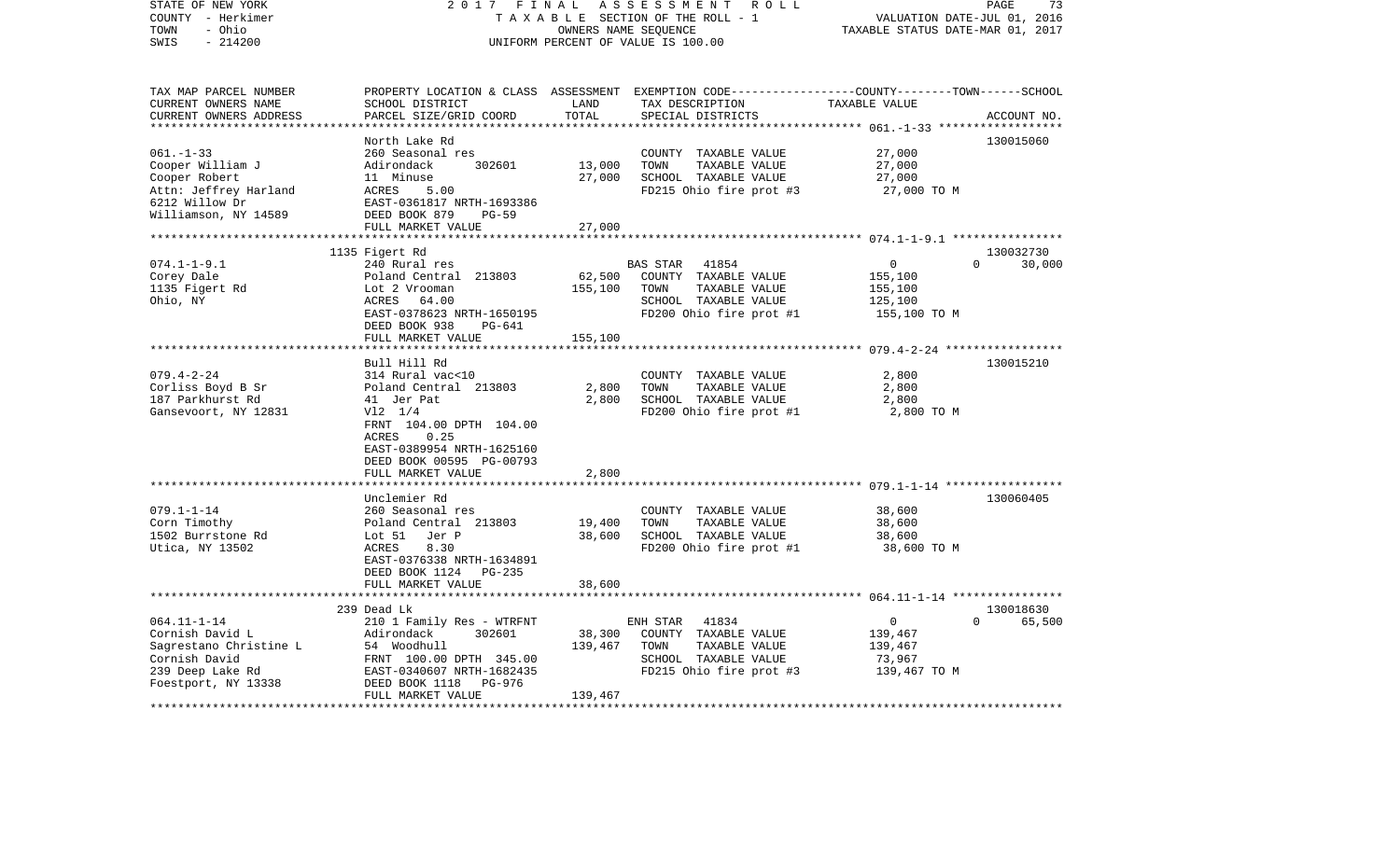STATE OF NEW YORK — 2017 FINAL ASSESSMENT ROLL
COUNTY - Herkimer — TAXABLE SECTION OF THE ROLL - 1 — VALUATION DATE-JUL 01, 2016
TOWN - Ohio — OWNERS NAME SEQUENCE — TAXABLE STATUS DATE-MAR 01, 2017
SWIS - 214200 — UNIFORM PERCENT OF VALUE IS 100.00

| TAX MAP PARCEL NUMBER / CURRENT OWNERS NAME / CURRENT OWNERS ADDRESS | PROPERTY LOCATION & CLASS / SCHOOL DISTRICT / PARCEL SIZE/GRID COORD | ASSESSMENT LAND | TOTAL | EXEMPTION CODE / TAX DESCRIPTION / SPECIAL DISTRICTS | COUNTY | TOWN | SCHOOL TAXABLE VALUE | ACCOUNT NO. |
|---|---|---|---|---|---|---|---|---|
| 061.-1-33 | North Lake Rd | | | | | | | 130015060 |
| | 260 Seasonal res | | | COUNTY TAXABLE VALUE | 27,000 | | | |
| Cooper William J | Adirondack 302601 | 13,000 | | TOWN TAXABLE VALUE | | 27,000 | | |
| Cooper Robert | 11 Minuse | | 27,000 | SCHOOL TAXABLE VALUE | | | 27,000 | |
| Attn: Jeffrey Harland | ACRES 5.00 | | | FD215 Ohio fire prot #3 | 27,000 TO M | | | |
| 6212 Willow Dr | EAST-0361817 NRTH-1693386 | | | | | | | |
| Williamson, NY 14589 | DEED BOOK 879 PG-59 | | | | | | | |
| | FULL MARKET VALUE | | 27,000 | | | | | |
| 074.1-1-9.1 | 1135 Figert Rd | | | | | | | 130032730 |
| | 240 Rural res | | | BAS STAR 41854 | 0 | 0 | 30,000 | |
| Corey Dale | Poland Central 213803 | 62,500 | | COUNTY TAXABLE VALUE | 155,100 | | | |
| 1135 Figert Rd | Lot 2 Vrooman | | 155,100 | TOWN TAXABLE VALUE | | 155,100 | | |
| Ohio, NY | ACRES 64.00 | | | SCHOOL TAXABLE VALUE | | | 125,100 | |
| | EAST-0378623 NRTH-1650195 | | | FD200 Ohio fire prot #1 | 155,100 TO M | | | |
| | DEED BOOK 938 PG-641 | | | | | | | |
| | FULL MARKET VALUE | | 155,100 | | | | | |
| 079.4-2-24 | Bull Hill Rd | | | | | | | 130015210 |
| | 314 Rural vac<10 | | | COUNTY TAXABLE VALUE | 2,800 | | | |
| Corliss Boyd B Sr | Poland Central 213803 | 2,800 | | TOWN TAXABLE VALUE | | 2,800 | | |
| 187 Parkhurst Rd | 41 Jer Pat | | 2,800 | SCHOOL TAXABLE VALUE | | | 2,800 | |
| Gansevoort, NY 12831 | Vl2 1/4 | | | FD200 Ohio fire prot #1 | 2,800 TO M | | | |
| | FRNT 104.00 DPTH 104.00 | | | | | | | |
| | ACRES 0.25 | | | | | | | |
| | EAST-0389954 NRTH-1625160 | | | | | | | |
| | DEED BOOK 00595 PG-00793 | | | | | | | |
| | FULL MARKET VALUE | | 2,800 | | | | | |
| 079.1-1-14 | Unclemier Rd | | | | | | | 130060405 |
| | 260 Seasonal res | | | COUNTY TAXABLE VALUE | 38,600 | | | |
| Corn Timothy | Poland Central 213803 | 19,400 | | TOWN TAXABLE VALUE | | 38,600 | | |
| 1502 Burrstone Rd | Lot 51 Jer P | | 38,600 | SCHOOL TAXABLE VALUE | | | 38,600 | |
| Utica, NY 13502 | ACRES 8.30 | | | FD200 Ohio fire prot #1 | 38,600 TO M | | | |
| | EAST-0376338 NRTH-1634891 | | | | | | | |
| | DEED BOOK 1124 PG-235 | | | | | | | |
| | FULL MARKET VALUE | | 38,600 | | | | | |
| 064.11-1-14 | 239 Dead Lk | | | | | | | 130018630 |
| | 210 1 Family Res - WTRFNT | | | ENH STAR 41834 | 0 | 0 | 65,500 | |
| Cornish David L | Adirondack 302601 | 38,300 | | COUNTY TAXABLE VALUE | 139,467 | | | |
| Sagrestano Christine L | 54 Woodhull | | 139,467 | TOWN TAXABLE VALUE | | 139,467 | | |
| Cornish David | FRNT 100.00 DPTH 345.00 | | | SCHOOL TAXABLE VALUE | | | 73,967 | |
| 239 Deep Lake Rd | EAST-0340607 NRTH-1682435 | | | FD215 Ohio fire prot #3 | 139,467 TO M | | | |
| Foestport, NY 13338 | DEED BOOK 1118 PG-976 | | | | | | | |
| | FULL MARKET VALUE | | 139,467 | | | | | |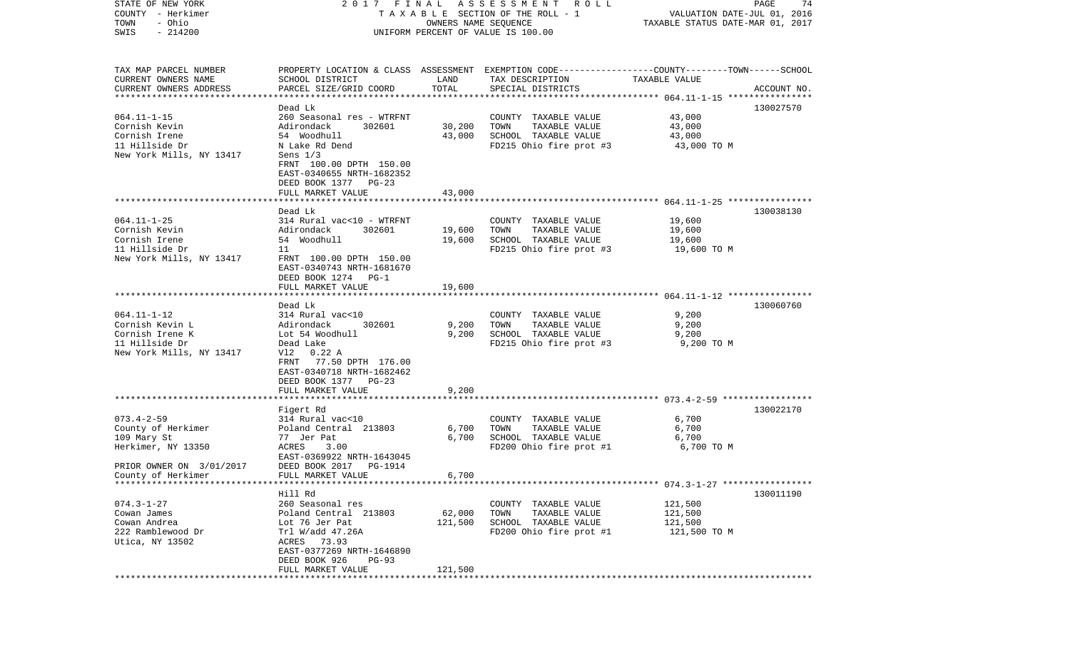STATE OF NEW YORK — 2017 FINAL ASSESSMENT ROLL
COUNTY - Herkimer — TAXABLE SECTION OF THE ROLL - 1 — VALUATION DATE-JUL 01, 2016
TOWN - Ohio — OWNERS NAME SEQUENCE — TAXABLE STATUS DATE-MAR 01, 2017
SWIS - 214200 — UNIFORM PERCENT OF VALUE IS 100.00

| TAX MAP PARCEL NUMBER / CURRENT OWNERS NAME / CURRENT OWNERS ADDRESS | PROPERTY LOCATION & CLASS / SCHOOL DISTRICT / PARCEL SIZE/GRID COORD | ASSESSMENT LAND / TOTAL | EXEMPTION CODE / TAX DESCRIPTION / SPECIAL DISTRICTS | COUNTY--TOWN--SCHOOL TAXABLE VALUE | ACCOUNT NO. |
|---|---|---|---|---|---|
| 064.11-1-15 | Dead Lk | | | | 130027570 |
| | 260 Seasonal res - WTRFNT | | COUNTY TAXABLE VALUE | 43,000 | |
| Cornish Kevin | Adirondack 302601 | 30,200 | TOWN TAXABLE VALUE | 43,000 | |
| Cornish Irene | 54 Woodhull | 43,000 | SCHOOL TAXABLE VALUE | 43,000 | |
| 11 Hillside Dr | N Lake Rd Dend | | FD215 Ohio fire prot #3 | 43,000 TO M | |
| New York Mills, NY 13417 | Sens 1/3 | | | | |
| | FRNT 100.00 DPTH 150.00 | | | | |
| | EAST-0340655 NRTH-1682352 | | | | |
| | DEED BOOK 1377 PG-23 | | | | |
| | FULL MARKET VALUE | 43,000 | | | |
| 064.11-1-25 | Dead Lk | | | | 130038130 |
| | 314 Rural vac<10 - WTRFNT | | COUNTY TAXABLE VALUE | 19,600 | |
| Cornish Kevin | Adirondack 302601 | 19,600 | TOWN TAXABLE VALUE | 19,600 | |
| Cornish Irene | 54 Woodhull | 19,600 | SCHOOL TAXABLE VALUE | 19,600 | |
| 11 Hillside Dr | 11 | | FD215 Ohio fire prot #3 | 19,600 TO M | |
| New York Mills, NY 13417 | FRNT 100.00 DPTH 150.00 | | | | |
| | EAST-0340743 NRTH-1681670 | | | | |
| | DEED BOOK 1274 PG-1 | | | | |
| | FULL MARKET VALUE | 19,600 | | | |
| 064.11-1-12 | Dead Lk | | | | 130060760 |
| | 314 Rural vac<10 | | COUNTY TAXABLE VALUE | 9,200 | |
| Cornish Kevin L | Adirondack 302601 | 9,200 | TOWN TAXABLE VALUE | 9,200 | |
| Cornish Irene K | Lot 54 Woodhull | 9,200 | SCHOOL TAXABLE VALUE | 9,200 | |
| 11 Hillside Dr | Dead Lake | | FD215 Ohio fire prot #3 | 9,200 TO M | |
| New York Mills, NY 13417 | Vl2 0.22 A | | | | |
| | FRNT 77.50 DPTH 176.00 | | | | |
| | EAST-0340718 NRTH-1682462 | | | | |
| | DEED BOOK 1377 PG-23 | | | | |
| | FULL MARKET VALUE | 9,200 | | | |
| 073.4-2-59 | Figert Rd | | | | 130022170 |
| | 314 Rural vac<10 | | COUNTY TAXABLE VALUE | 6,700 | |
| County of Herkimer | Poland Central 213803 | 6,700 | TOWN TAXABLE VALUE | 6,700 | |
| 109 Mary St | 77 Jer Pat | 6,700 | SCHOOL TAXABLE VALUE | 6,700 | |
| Herkimer, NY 13350 | ACRES 3.00 | | FD200 Ohio fire prot #1 | 6,700 TO M | |
| | EAST-0369922 NRTH-1643045 | | | | |
| PRIOR OWNER ON 3/01/2017 | DEED BOOK 2017 PG-1914 | | | | |
| County of Herkimer | FULL MARKET VALUE | 6,700 | | | |
| 074.3-1-27 | Hill Rd | | | | 130011190 |
| | 260 Seasonal res | | COUNTY TAXABLE VALUE | 121,500 | |
| Cowan James | Poland Central 213803 | 62,000 | TOWN TAXABLE VALUE | 121,500 | |
| Cowan Andrea | Lot 76 Jer Pat | 121,500 | SCHOOL TAXABLE VALUE | 121,500 | |
| 222 Ramblewood Dr | Trl W/add 47.26A | | FD200 Ohio fire prot #1 | 121,500 TO M | |
| Utica, NY 13502 | ACRES 73.93 | | | | |
| | EAST-0377269 NRTH-1646890 | | | | |
| | DEED BOOK 926 PG-93 | | | | |
| | FULL MARKET VALUE | 121,500 | | | |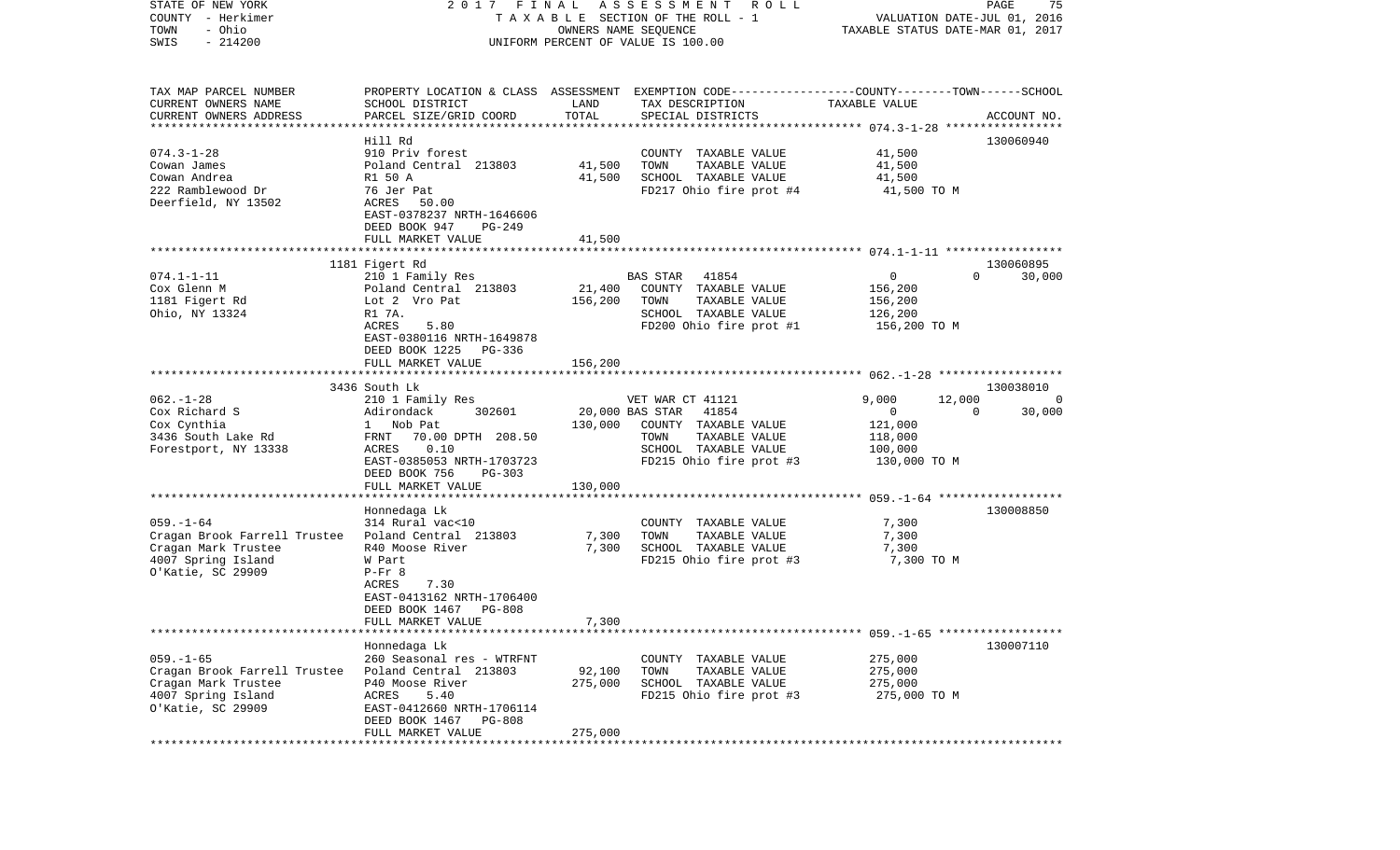STATE OF NEW YORK | 2017 FINAL ASSESSMENT ROLL | PAGE 75
COUNTY - Herkimer | TAXABLE SECTION OF THE ROLL - 1 | VALUATION DATE-JUL 01, 2016
TOWN - Ohio | OWNERS NAME SEQUENCE | TAXABLE STATUS DATE-MAR 01, 2017
SWIS - 214200 | UNIFORM PERCENT OF VALUE IS 100.00

| TAX MAP PARCEL NUMBER / CURRENT OWNERS NAME / CURRENT OWNERS ADDRESS | PROPERTY LOCATION & CLASS / SCHOOL DISTRICT / PARCEL SIZE/GRID COORD | ASSESSMENT LAND / TOTAL | EXEMPTION CODE / TAX DESCRIPTION / SPECIAL DISTRICTS | COUNTY | TOWN | SCHOOL / ACCOUNT NO. |
|---|---|---|---|---|---|---|
| 074.3-1-28 | Hill Rd | | | | | 130060940 |
| | 910 Priv forest | | COUNTY TAXABLE VALUE | 41,500 | | |
| Cowan James | Poland Central 213803 | 41,500 | TOWN TAXABLE VALUE | 41,500 | | |
| Cowan Andrea | R1 50 A | 41,500 | SCHOOL TAXABLE VALUE | 41,500 | | |
| 222 Ramblewood Dr | 76 Jer Pat | | FD217 Ohio fire prot #4 | 41,500 TO M | | |
| Deerfield, NY 13502 | ACRES 50.00 | | | | | |
| | EAST-0378237 NRTH-1646606 | | | | | |
| | DEED BOOK 947 PG-249 | | | | | |
| | FULL MARKET VALUE | 41,500 | | | | |
| 074.1-1-11 | 1181 Figert Rd | | | | | 130060895 |
| | 210 1 Family Res | | BAS STAR 41854 | 0 | 0 | 30,000 |
| Cox Glenn M | Poland Central 213803 | 21,400 | COUNTY TAXABLE VALUE | 156,200 | | |
| 1181 Figert Rd | Lot 2 Vro Pat | 156,200 | TOWN TAXABLE VALUE | 156,200 | | |
| Ohio, NY 13324 | R1 7A. | | SCHOOL TAXABLE VALUE | 126,200 | | |
| | ACRES 5.80 | | FD200 Ohio fire prot #1 | 156,200 TO M | | |
| | EAST-0380116 NRTH-1649878 | | | | | |
| | DEED BOOK 1225 PG-336 | | | | | |
| | FULL MARKET VALUE | 156,200 | | | | |
| 062.-1-28 | 3436 South Lk | | | | | 130038010 |
| | 210 1 Family Res | | VET WAR CT 41121 | 9,000 | 12,000 | 0 |
| Cox Richard S | Adirondack 302601 | 20,000 | BAS STAR 41854 | 0 | 0 | 30,000 |
| Cox Cynthia | 1 Nob Pat | 130,000 | COUNTY TAXABLE VALUE | 121,000 | | |
| 3436 South Lake Rd | FRNT 70.00 DPTH 208.50 | | TOWN TAXABLE VALUE | 118,000 | | |
| Forestport, NY 13338 | ACRES 0.10 | | SCHOOL TAXABLE VALUE | 100,000 | | |
| | EAST-0385053 NRTH-1703723 | | FD215 Ohio fire prot #3 | 130,000 TO M | | |
| | DEED BOOK 756 PG-303 | | | | | |
| | FULL MARKET VALUE | 130,000 | | | | |
| 059.-1-64 | Honnedaga Lk | | | | | 130008850 |
| | 314 Rural vac<10 | | COUNTY TAXABLE VALUE | 7,300 | | |
| Cragan Brook Farrell Trustee | Poland Central 213803 | 7,300 | TOWN TAXABLE VALUE | 7,300 | | |
| Cragan Mark Trustee | R40 Moose River | 7,300 | SCHOOL TAXABLE VALUE | 7,300 | | |
| 4007 Spring Island | W Part | | FD215 Ohio fire prot #3 | 7,300 TO M | | |
| O'Katie, SC 29909 | P-Fr 8 | | | | | |
| | ACRES 7.30 | | | | | |
| | EAST-0413162 NRTH-1706400 | | | | | |
| | DEED BOOK 1467 PG-808 | | | | | |
| | FULL MARKET VALUE | 7,300 | | | | |
| 059.-1-65 | Honnedaga Lk | | | | | 130007110 |
| | 260 Seasonal res - WTRFNT | | COUNTY TAXABLE VALUE | 275,000 | | |
| Cragan Brook Farrell Trustee | Poland Central 213803 | 92,100 | TOWN TAXABLE VALUE | 275,000 | | |
| Cragan Mark Trustee | P40 Moose River | 275,000 | SCHOOL TAXABLE VALUE | 275,000 | | |
| 4007 Spring Island | ACRES 5.40 | | FD215 Ohio fire prot #3 | 275,000 TO M | | |
| O'Katie, SC 29909 | EAST-0412660 NRTH-1706114 | | | | | |
| | DEED BOOK 1467 PG-808 | | | | | |
| | FULL MARKET VALUE | 275,000 | | | | |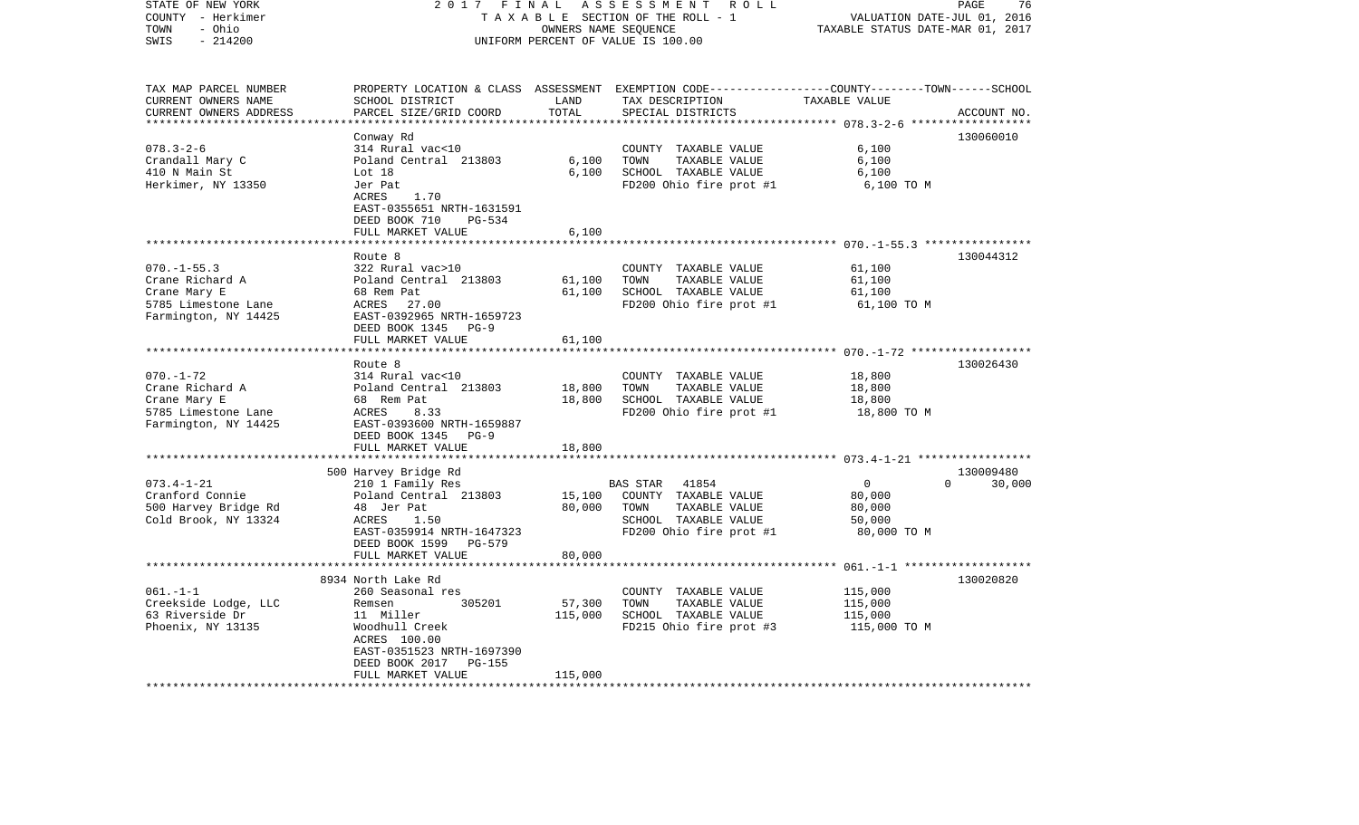STATE OF NEW YORK — 2017 FINAL ASSESSMENT ROLL
COUNTY - Herkimer — TAXABLE SECTION OF THE ROLL - 1 — VALUATION DATE-JUL 01, 2016
TOWN - Ohio — OWNERS NAME SEQUENCE — TAXABLE STATUS DATE-MAR 01, 2017
SWIS - 214200 — UNIFORM PERCENT OF VALUE IS 100.00

| TAX MAP PARCEL NUMBER / CURRENT OWNERS NAME / CURRENT OWNERS ADDRESS | PROPERTY LOCATION & CLASS / SCHOOL DISTRICT / PARCEL SIZE/GRID COORD | ASSESSMENT LAND | TOTAL | EXEMPTION CODE / TAX DESCRIPTION / SPECIAL DISTRICTS | COUNTY--------TOWN------SCHOOL TAXABLE VALUE | ACCOUNT NO. |
|---|---|---|---|---|---|---|
| 078.3-2-6 | Conway Rd | | | | | 130060010 |
| | 314 Rural vac<10 | | | COUNTY TAXABLE VALUE | 6,100 | |
| Crandall Mary C | Poland Central 213803 | 6,100 | | TOWN TAXABLE VALUE | 6,100 | |
| 410 N Main St | Lot 18 | | 6,100 | SCHOOL TAXABLE VALUE | 6,100 | |
| Herkimer, NY 13350 | Jer Pat | | | FD200 Ohio fire prot #1 | 6,100 TO M | |
| | ACRES 1.70 | | | | | |
| | EAST-0355651 NRTH-1631591 | | | | | |
| | DEED BOOK 710 PG-534 | | | | | |
| | FULL MARKET VALUE | | 6,100 | | | |
| 070.-1-55.3 | Route 8 | | | | | 130044312 |
| | 322 Rural vac>10 | | | COUNTY TAXABLE VALUE | 61,100 | |
| Crane Richard A | Poland Central 213803 | 61,100 | | TOWN TAXABLE VALUE | 61,100 | |
| Crane Mary E | 68 Rem Pat | | 61,100 | SCHOOL TAXABLE VALUE | 61,100 | |
| 5785 Limestone Lane | ACRES 27.00 | | | FD200 Ohio fire prot #1 | 61,100 TO M | |
| Farmington, NY 14425 | EAST-0392965 NRTH-1659723 | | | | | |
| | DEED BOOK 1345 PG-9 | | | | | |
| | FULL MARKET VALUE | | 61,100 | | | |
| 070.-1-72 | Route 8 | | | | | 130026430 |
| | 314 Rural vac<10 | | | COUNTY TAXABLE VALUE | 18,800 | |
| Crane Richard A | Poland Central 213803 | 18,800 | | TOWN TAXABLE VALUE | 18,800 | |
| Crane Mary E | 68 Rem Pat | | 18,800 | SCHOOL TAXABLE VALUE | 18,800 | |
| 5785 Limestone Lane | ACRES 8.33 | | | FD200 Ohio fire prot #1 | 18,800 TO M | |
| Farmington, NY 14425 | EAST-0393600 NRTH-1659887 | | | | | |
| | DEED BOOK 1345 PG-9 | | | | | |
| | FULL MARKET VALUE | | 18,800 | | | |
| 073.4-1-21 | 500 Harvey Bridge Rd | | | | | 130009480 |
| | 210 1 Family Res | | | BAS STAR 41854 | 0 0 30,000 | |
| Cranford Connie | Poland Central 213803 | 15,100 | | COUNTY TAXABLE VALUE | 80,000 | |
| 500 Harvey Bridge Rd | 48 Jer Pat | | 80,000 | TOWN TAXABLE VALUE | 80,000 | |
| Cold Brook, NY 13324 | ACRES 1.50 | | | SCHOOL TAXABLE VALUE | 50,000 | |
| | EAST-0359914 NRTH-1647323 | | | FD200 Ohio fire prot #1 | 80,000 TO M | |
| | DEED BOOK 1599 PG-579 | | | | | |
| | FULL MARKET VALUE | | 80,000 | | | |
| 061.-1-1 | 8934 North Lake Rd | | | | | 130020820 |
| | 260 Seasonal res | | | COUNTY TAXABLE VALUE | 115,000 | |
| Creekside Lodge, LLC | Remsen 305201 | 57,300 | | TOWN TAXABLE VALUE | 115,000 | |
| 63 Riverside Dr | 11 Miller | | 115,000 | SCHOOL TAXABLE VALUE | 115,000 | |
| Phoenix, NY 13135 | Woodhull Creek | | | FD215 Ohio fire prot #3 | 115,000 TO M | |
| | ACRES 100.00 | | | | | |
| | EAST-0351523 NRTH-1697390 | | | | | |
| | DEED BOOK 2017 PG-155 | | | | | |
| | FULL MARKET VALUE | | 115,000 | | | |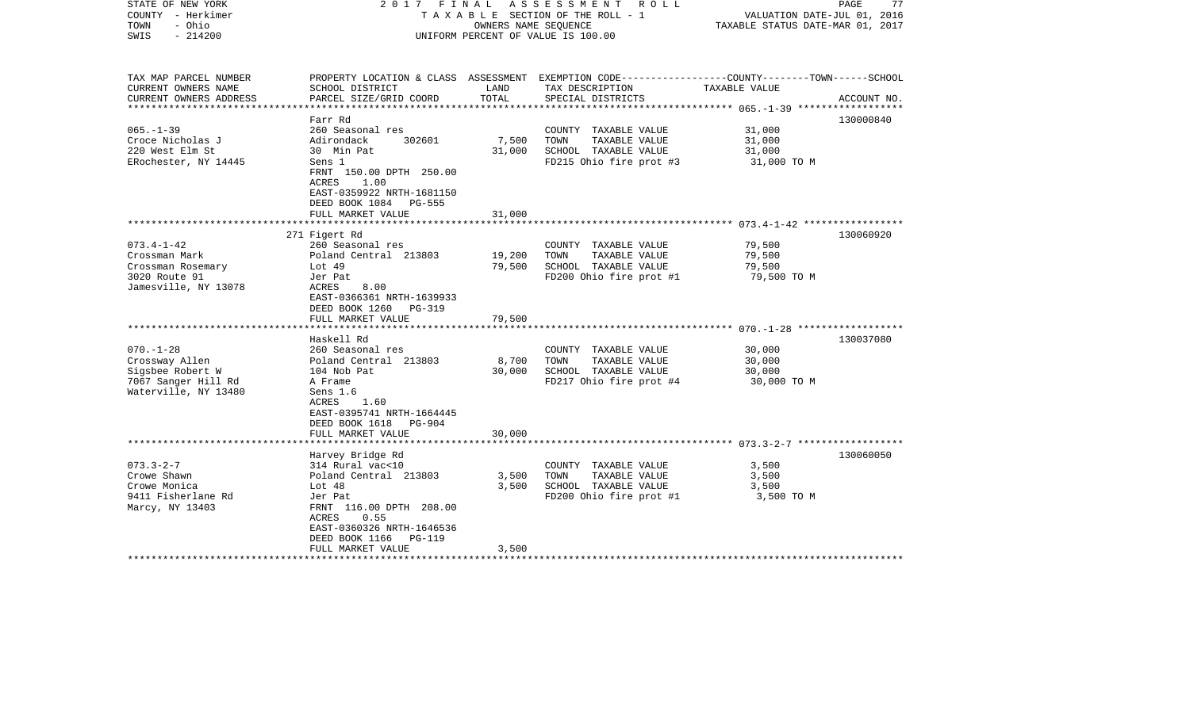STATE OF NEW YORK — 2017 FINAL ASSESSMENT ROLL
COUNTY - Herkimer — TAXABLE SECTION OF THE ROLL - 1 — VALUATION DATE-JUL 01, 2016
TOWN - Ohio — OWNERS NAME SEQUENCE — TAXABLE STATUS DATE-MAR 01, 2017
SWIS - 214200 — UNIFORM PERCENT OF VALUE IS 100.00

| TAX MAP PARCEL NUMBER<br>CURRENT OWNERS NAME<br>CURRENT OWNERS ADDRESS | PROPERTY LOCATION & CLASS<br>SCHOOL DISTRICT<br>PARCEL SIZE/GRID COORD | ASSESSMENT<br>LAND<br>TOTAL | EXEMPTION CODE-----COUNTY-----TOWN-----SCHOOL<br>TAX DESCRIPTION<br>SPECIAL DISTRICTS | TAXABLE VALUE | ACCOUNT NO. |
|---|---|---|---|---|---|
| 065.-1-39<br>Croce Nicholas J<br>220 West Elm St<br>ERochester, NY 14445 | Farr Rd<br>260 Seasonal res<br>Adirondack 302601<br>30 Min Pat<br>Sens 1<br>FRNT 150.00 DPTH 250.00<br>ACRES 1.00<br>EAST-0359922 NRTH-1681150<br>DEED BOOK 1084 PG-555<br>FULL MARKET VALUE | <br><br>7,500<br>31,000<br><br><br><br><br><br>31,000 | <br>COUNTY TAXABLE VALUE<br>TOWN TAXABLE VALUE<br>SCHOOL TAXABLE VALUE<br>FD215 Ohio fire prot #3 | <br>31,000<br>31,000<br>31,000<br>31,000 TO M | 130000840 |
| 073.4-1-42<br>Crossman Mark<br>Crossman Rosemary<br>3020 Route 91<br>Jamesville, NY 13078 | 271 Figert Rd<br>260 Seasonal res<br>Poland Central 213803<br>Lot 49<br>Jer Pat<br>ACRES 8.00<br>EAST-0366361 NRTH-1639933<br>DEED BOOK 1260 PG-319<br>FULL MARKET VALUE | <br><br>19,200<br>79,500<br><br><br><br><br>79,500 | <br>COUNTY TAXABLE VALUE<br>TOWN TAXABLE VALUE<br>SCHOOL TAXABLE VALUE<br>FD200 Ohio fire prot #1 | <br>79,500<br>79,500<br>79,500<br>79,500 TO M | 130060920 |
| 070.-1-28<br>Crossway Allen<br>Sigsbee Robert W<br>7067 Sanger Hill Rd<br>Waterville, NY 13480 | Haskell Rd<br>260 Seasonal res<br>Poland Central 213803<br>104 Nob Pat<br>A Frame<br>Sens 1.6<br>ACRES 1.60<br>EAST-0395741 NRTH-1664445<br>DEED BOOK 1618 PG-904<br>FULL MARKET VALUE | <br><br>8,700<br>30,000<br><br><br><br><br><br>30,000 | <br>COUNTY TAXABLE VALUE<br>TOWN TAXABLE VALUE<br>SCHOOL TAXABLE VALUE<br>FD217 Ohio fire prot #4 | <br>30,000<br>30,000<br>30,000<br>30,000 TO M | 130037080 |
| 073.3-2-7<br>Crowe Shawn<br>Crowe Monica<br>9411 Fisherlane Rd<br>Marcy, NY 13403 | Harvey Bridge Rd<br>314 Rural vac<10<br>Poland Central 213803<br>Lot 48<br>Jer Pat<br>FRNT 116.00 DPTH 208.00<br>ACRES 0.55<br>EAST-0360326 NRTH-1646536<br>DEED BOOK 1166 PG-119<br>FULL MARKET VALUE | <br><br>3,500<br>3,500<br><br><br><br><br><br>3,500 | <br>COUNTY TAXABLE VALUE<br>TOWN TAXABLE VALUE<br>SCHOOL TAXABLE VALUE<br>FD200 Ohio fire prot #1 | <br>3,500<br>3,500<br>3,500<br>3,500 TO M | 130060050 |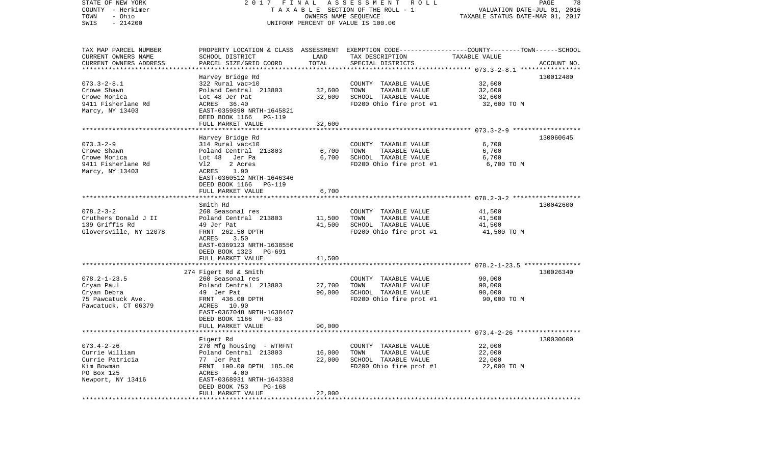STATE OF NEW YORK — COUNTY - Herkimer — TOWN - Ohio — SWIS - 214200

2017 FINAL ASSESSMENT ROLL
TAXABLE SECTION OF THE ROLL - 1
OWNERS NAME SEQUENCE
UNIFORM PERCENT OF VALUE IS 100.00

VALUATION DATE-JUL 01, 2016
TAXABLE STATUS DATE-MAR 01, 2017

| TAX MAP PARCEL NUMBER / CURRENT OWNERS NAME / CURRENT OWNERS ADDRESS | PROPERTY LOCATION & CLASS / SCHOOL DISTRICT / PARCEL SIZE/GRID COORD | ASSESSMENT LAND / TOTAL | EXEMPTION CODE / TAX DESCRIPTION / SPECIAL DISTRICTS | COUNTY--TOWN--SCHOOL TAXABLE VALUE | ACCOUNT NO. |
|---|---|---|---|---|---|
| **073.3-2-8.1** | Harvey Bridge Rd | | | | 130012480 |
| Crowe Shawn | 322 Rural vac>10 | | COUNTY TAXABLE VALUE | 32,600 | |
| Crowe Monica | Poland Central 213803 | 32,600 | TOWN TAXABLE VALUE | 32,600 | |
| 9411 Fisherlane Rd | Lot 48 Jer Pat | 32,600 | SCHOOL TAXABLE VALUE | 32,600 | |
| Marcy, NY 13403 | ACRES 36.40 | | FD200 Ohio fire prot #1 | 32,600 TO M | |
| | EAST-0359890 NRTH-1645821 | | | | |
| | DEED BOOK 1166 PG-119 | | | | |
| | FULL MARKET VALUE | 32,600 | | | |
| **073.3-2-9** | Harvey Bridge Rd | | | | 130060645 |
| Crowe Shawn | 314 Rural vac<10 | | COUNTY TAXABLE VALUE | 6,700 | |
| Crowe Monica | Poland Central 213803 | 6,700 | TOWN TAXABLE VALUE | 6,700 | |
| 9411 Fisherlane Rd | Lot 48 Jer Pa | 6,700 | SCHOOL TAXABLE VALUE | 6,700 | |
| Marcy, NY 13403 | Vl2 2 Acres | | FD200 Ohio fire prot #1 | 6,700 TO M | |
| | ACRES 1.90 | | | | |
| | EAST-0360512 NRTH-1646346 | | | | |
| | DEED BOOK 1166 PG-119 | | | | |
| | FULL MARKET VALUE | 6,700 | | | |
| **078.2-3-2** | Smith Rd | | | | 130042600 |
| Cruthers Donald J II | 260 Seasonal res | | COUNTY TAXABLE VALUE | 41,500 | |
| 139 Griffis Rd | Poland Central 213803 | 11,500 | TOWN TAXABLE VALUE | 41,500 | |
| Gloversville, NY 12078 | 49 Jer Pat | 41,500 | SCHOOL TAXABLE VALUE | 41,500 | |
| | FRNT 262.50 DPTH | | FD200 Ohio fire prot #1 | 41,500 TO M | |
| | ACRES 3.50 | | | | |
| | EAST-0369123 NRTH-1638550 | | | | |
| | DEED BOOK 1323 PG-691 | | | | |
| | FULL MARKET VALUE | 41,500 | | | |
| **078.2-1-23.5** | 274 Figert Rd & Smith | | | | 130026340 |
| Cryan Paul | 260 Seasonal res | | COUNTY TAXABLE VALUE | 90,000 | |
| Cryan Debra | Poland Central 213803 | 27,700 | TOWN TAXABLE VALUE | 90,000 | |
| 75 Pawcatuck Ave. | 49 Jer Pat | 90,000 | SCHOOL TAXABLE VALUE | 90,000 | |
| Pawcatuck, CT 06379 | FRNT 436.00 DPTH | | FD200 Ohio fire prot #1 | 90,000 TO M | |
| | ACRES 10.90 | | | | |
| | EAST-0367048 NRTH-1638467 | | | | |
| | DEED BOOK 1166 PG-83 | | | | |
| | FULL MARKET VALUE | 90,000 | | | |
| **073.4-2-26** | Figert Rd | | | | 130030600 |
| Currie William | 270 Mfg housing - WTRFNT | | COUNTY TAXABLE VALUE | 22,000 | |
| Currie Patricia | Poland Central 213803 | 16,000 | TOWN TAXABLE VALUE | 22,000 | |
| Kim Bowman | 77 Jer Pat | 22,000 | SCHOOL TAXABLE VALUE | 22,000 | |
| PO Box 125 | FRNT 190.00 DPTH 185.00 | | FD200 Ohio fire prot #1 | 22,000 TO M | |
| Newport, NY 13416 | ACRES 4.00 | | | | |
| | EAST-0368931 NRTH-1643388 | | | | |
| | DEED BOOK 753 PG-168 | | | | |
| | FULL MARKET VALUE | 22,000 | | | |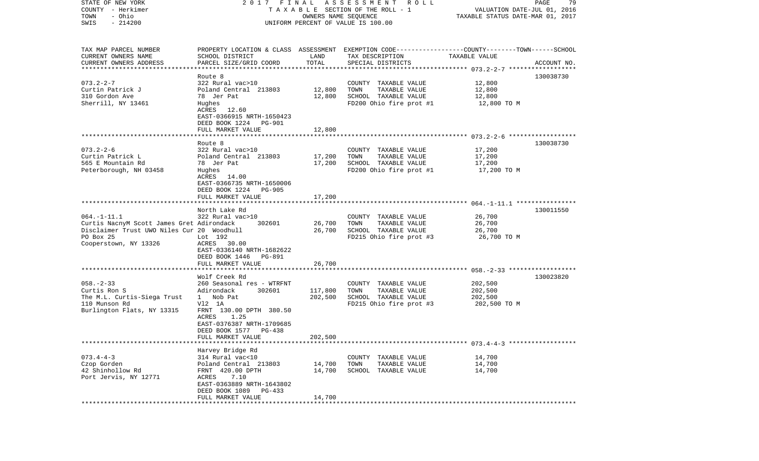STATE OF NEW YORK — 2017 FINAL ASSESSMENT ROLL — VALUATION DATE-JUL 01, 2016
COUNTY - Herkimer — TAXABLE SECTION OF THE ROLL - 1 — TAXABLE STATUS DATE-MAR 01, 2017
TOWN - Ohio — OWNERS NAME SEQUENCE
SWIS - 214200 — UNIFORM PERCENT OF VALUE IS 100.00

| TAX MAP PARCEL NUMBER<br>CURRENT OWNERS NAME<br>CURRENT OWNERS ADDRESS | PROPERTY LOCATION & CLASS<br>SCHOOL DISTRICT<br>PARCEL SIZE/GRID COORD | ASSESSMENT<br>LAND<br>TOTAL | EXEMPTION CODE<br>TAX DESCRIPTION<br>SPECIAL DISTRICTS | COUNTY--------TOWN------SCHOOL<br>TAXABLE VALUE | ACCOUNT NO. |
|---|---|---|---|---|---|
| 073.2-2-7<br>Curtin Patrick J<br>310 Gordon Ave<br>Sherrill, NY 13461 | Route 8<br>322 Rural vac>10<br>Poland Central 213803<br>78 Jer Pat<br>Hughes<br>ACRES 12.60<br>EAST-0366915 NRTH-1650423<br>DEED BOOK 1224 PG-901<br>FULL MARKET VALUE | 12,800<br>12,800<br>12,800 | COUNTY TAXABLE VALUE<br>TOWN TAXABLE VALUE<br>SCHOOL TAXABLE VALUE<br>FD200 Ohio fire prot #1 | 12,800<br>12,800<br>12,800<br>12,800 TO M | 130038730 |
| 073.2-2-6<br>Curtin Patrick L<br>565 E Mountain Rd<br>Peterborough, NH 03458 | Route 8<br>322 Rural vac>10<br>Poland Central 213803<br>78 Jer Pat<br>Hughes<br>ACRES 14.00<br>EAST-0366735 NRTH-1650006<br>DEED BOOK 1224 PG-905<br>FULL MARKET VALUE | 17,200<br>17,200<br>17,200 | COUNTY TAXABLE VALUE<br>TOWN TAXABLE VALUE<br>SCHOOL TAXABLE VALUE<br>FD200 Ohio fire prot #1 | 17,200<br>17,200<br>17,200<br>17,200 TO M | 130038730 |
| 064.-1-11.1<br>Curtis NacnyM Scott James Gret<br>Disclaimer Trust UWO Niles Cur<br>PO Box 25<br>Cooperstown, NY 13326 | North Lake Rd<br>322 Rural vac>10<br>Adirondack 302601<br>20 Woodhull<br>Lot 192<br>ACRES 30.00<br>EAST-0336140 NRTH-1682622<br>DEED BOOK 1446 PG-891<br>FULL MARKET VALUE | 26,700<br>26,700<br>26,700 | COUNTY TAXABLE VALUE<br>TOWN TAXABLE VALUE<br>SCHOOL TAXABLE VALUE<br>FD215 Ohio fire prot #3 | 26,700<br>26,700<br>26,700<br>26,700 TO M | 130011550 |
| 058.-2-33<br>Curtis Ron S<br>The M.L. Curtis-Siega Trust<br>110 Munson Rd<br>Burlington Flats, NY 13315 | Wolf Creek Rd<br>260 Seasonal res - WTRFNT<br>Adirondack 302601<br>1 Nob Pat<br>Vl2 1A<br>FRNT 130.00 DPTH 380.50<br>ACRES 1.25<br>EAST-0376387 NRTH-1709685<br>DEED BOOK 1577 PG-438<br>FULL MARKET VALUE | 117,800<br>202,500<br>202,500 | COUNTY TAXABLE VALUE<br>TOWN TAXABLE VALUE<br>SCHOOL TAXABLE VALUE<br>FD215 Ohio fire prot #3 | 202,500<br>202,500<br>202,500<br>202,500 TO M | 130023820 |
| 073.4-4-3<br>Czop Gorden<br>42 Shinhollow Rd<br>Port Jervis, NY 12771 | Harvey Bridge Rd<br>314 Rural vac<10<br>Poland Central 213803<br>FRNT 420.00 DPTH<br>ACRES 7.10<br>EAST-0363889 NRTH-1643802<br>DEED BOOK 1089 PG-433<br>FULL MARKET VALUE | 14,700<br>14,700<br>14,700 | COUNTY TAXABLE VALUE<br>TOWN TAXABLE VALUE<br>SCHOOL TAXABLE VALUE | 14,700<br>14,700<br>14,700 | |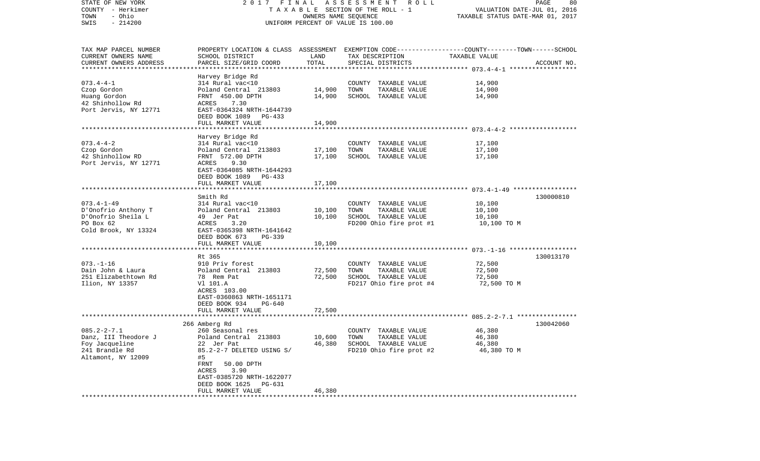STATE OF NEW YORK
COUNTY - Herkimer
TOWN - Ohio
SWIS - 214200

2017 FINAL ASSESSMENT ROLL
TAXABLE SECTION OF THE ROLL - 1
OWNERS NAME SEQUENCE
UNIFORM PERCENT OF VALUE IS 100.00

VALUATION DATE-JUL 01, 2016
TAXABLE STATUS DATE-MAR 01, 2017

| TAX MAP PARCEL NUMBER / CURRENT OWNERS NAME / CURRENT OWNERS ADDRESS | PROPERTY LOCATION & CLASS / SCHOOL DISTRICT / PARCEL SIZE/GRID COORD | ASSESSMENT LAND / TOTAL | EXEMPTION CODE / TAX DESCRIPTION / SPECIAL DISTRICTS | COUNTY--------TOWN------SCHOOL TAXABLE VALUE | ACCOUNT NO. |
|---|---|---|---|---|---|
| 073.4-4-1 | Harvey Bridge Rd | | | | |
| | 314 Rural vac<10 | | COUNTY TAXABLE VALUE | 14,900 | |
| Czop Gordon | Poland Central 213803 | 14,900 | TOWN TAXABLE VALUE | 14,900 | |
| Huang Gordon | FRNT 450.00 DPTH | 14,900 | SCHOOL TAXABLE VALUE | 14,900 | |
| 42 Shinhollow Rd | ACRES 7.30 | | | | |
| Port Jervis, NY 12771 | EAST-0364324 NRTH-1644739 | | | | |
| | DEED BOOK 1089 PG-433 | | | | |
| | FULL MARKET VALUE | 14,900 | | | |
| 073.4-4-2 | Harvey Bridge Rd | | | | |
| | 314 Rural vac<10 | | COUNTY TAXABLE VALUE | 17,100 | |
| Czop Gordon | Poland Central 213803 | 17,100 | TOWN TAXABLE VALUE | 17,100 | |
| 42 Shinhollow RD | FRNT 572.00 DPTH | 17,100 | SCHOOL TAXABLE VALUE | 17,100 | |
| Port Jervis, NY 12771 | ACRES 9.30 | | | | |
| | EAST-0364085 NRTH-1644293 | | | | |
| | DEED BOOK 1089 PG-433 | | | | |
| | FULL MARKET VALUE | 17,100 | | | |
| 073.4-1-49 | Smith Rd | | | | 130000810 |
| | 314 Rural vac<10 | | COUNTY TAXABLE VALUE | 10,100 | |
| D'Onofrio Anthony T | Poland Central 213803 | 10,100 | TOWN TAXABLE VALUE | 10,100 | |
| D'Onofrio Sheila L | 49 Jer Pat | 10,100 | SCHOOL TAXABLE VALUE | 10,100 | |
| PO Box 62 | ACRES 3.20 | | FD200 Ohio fire prot #1 | 10,100 TO M | |
| Cold Brook, NY 13324 | EAST-0365398 NRTH-1641642 | | | | |
| | DEED BOOK 673 PG-339 | | | | |
| | FULL MARKET VALUE | 10,100 | | | |
| 073.-1-16 | Rt 365 | | | | 130013170 |
| | 910 Priv forest | | COUNTY TAXABLE VALUE | 72,500 | |
| Dain John & Laura | Poland Central 213803 | 72,500 | TOWN TAXABLE VALUE | 72,500 | |
| 251 Elizabethtown Rd | 78 Rem Pat | 72,500 | SCHOOL TAXABLE VALUE | 72,500 | |
| Ilion, NY 13357 | Vl 101.A | | FD217 Ohio fire prot #4 | 72,500 TO M | |
| | ACRES 103.00 | | | | |
| | EAST-0360863 NRTH-1651171 | | | | |
| | DEED BOOK 934 PG-640 | | | | |
| | FULL MARKET VALUE | 72,500 | | | |
| 085.2-2-7.1 | 266 Amberg Rd | | | | 130042060 |
| | 260 Seasonal res | | COUNTY TAXABLE VALUE | 46,380 | |
| Danz, III Theodore J | Poland Central 213803 | 10,600 | TOWN TAXABLE VALUE | 46,380 | |
| Foy Jacqueline | 22 Jer Pat | 46,380 | SCHOOL TAXABLE VALUE | 46,380 | |
| 241 Brandle Rd | 85.2-2-7 DELETED USING S/ | | FD210 Ohio fire prot #2 | 46,380 TO M | |
| Altamont, NY 12009 | #5 | | | | |
| | FRNT 50.00 DPTH | | | | |
| | ACRES 3.90 | | | | |
| | EAST-0385720 NRTH-1622077 | | | | |
| | DEED BOOK 1625 PG-631 | | | | |
| | FULL MARKET VALUE | 46,380 | | | |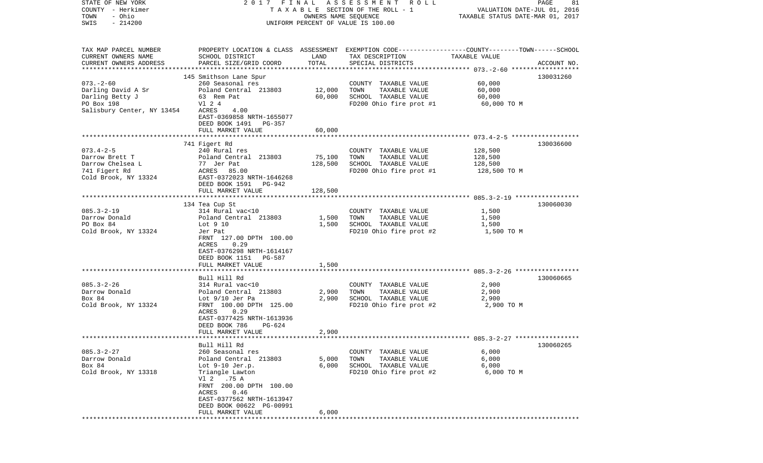STATE OF NEW YORK | 2017 FINAL ASSESSMENT ROLL | VALUATION DATE-JUL 01, 2016
COUNTY - Herkimer | TAXABLE SECTION OF THE ROLL - 1 | TAXABLE STATUS DATE-MAR 01, 2017
TOWN - Ohio | OWNERS NAME SEQUENCE
SWIS - 214200 | UNIFORM PERCENT OF VALUE IS 100.00

| TAX MAP PARCEL NUMBER / CURRENT OWNERS NAME / CURRENT OWNERS ADDRESS | PROPERTY LOCATION & CLASS / SCHOOL DISTRICT / PARCEL SIZE/GRID COORD | ASSESSMENT LAND | TOTAL | EXEMPTION CODE / TAX DESCRIPTION / SPECIAL DISTRICTS | COUNTY--------TOWN------SCHOOL TAXABLE VALUE | ACCOUNT NO. |
|---|---|---|---|---|---|---|
| **073.-2-60** | 145 Smithson Lane Spur | | | | | 130031260 |
| 073.-2-60 | 260 Seasonal res | | | COUNTY TAXABLE VALUE | 60,000 | |
| Darling David A Sr | Poland Central 213803 | 12,000 | | TOWN TAXABLE VALUE | 60,000 | |
| Darling Betty J | 63 Rem Pat | | 60,000 | SCHOOL TAXABLE VALUE | 60,000 | |
| PO Box 198 | Vl 2 4 | | | FD200 Ohio fire prot #1 | 60,000 TO M | |
| Salisbury Center, NY 13454 | ACRES 4.00 | | | | | |
| | EAST-0369858 NRTH-1655077 | | | | | |
| | DEED BOOK 1491 PG-357 | | | | | |
| | FULL MARKET VALUE | | 60,000 | | | |
| **073.4-2-5** | 741 Figert Rd | | | | | 130036600 |
| 073.4-2-5 | 240 Rural res | | | COUNTY TAXABLE VALUE | 128,500 | |
| Darrow Brett T | Poland Central 213803 | 75,100 | | TOWN TAXABLE VALUE | 128,500 | |
| Darrow Chelsea L | 77 Jer Pat | | 128,500 | SCHOOL TAXABLE VALUE | 128,500 | |
| 741 Figert Rd | ACRES 85.00 | | | FD200 Ohio fire prot #1 | 128,500 TO M | |
| Cold Brook, NY 13324 | EAST-0372023 NRTH-1646268 | | | | | |
| | DEED BOOK 1591 PG-942 | | | | | |
| | FULL MARKET VALUE | | 128,500 | | | |
| **085.3-2-19** | 134 Tea Cup St | | | | | 130060030 |
| 085.3-2-19 | 314 Rural vac<10 | | | COUNTY TAXABLE VALUE | 1,500 | |
| Darrow Donald | Poland Central 213803 | 1,500 | | TOWN TAXABLE VALUE | 1,500 | |
| PO Box 84 | Lot 9 10 | | 1,500 | SCHOOL TAXABLE VALUE | 1,500 | |
| Cold Brook, NY 13324 | Jer Pat | | | FD210 Ohio fire prot #2 | 1,500 TO M | |
| | FRNT 127.00 DPTH 100.00 | | | | | |
| | ACRES 0.29 | | | | | |
| | EAST-0376298 NRTH-1614167 | | | | | |
| | DEED BOOK 1151 PG-587 | | | | | |
| | FULL MARKET VALUE | | 1,500 | | | |
| **085.3-2-26** | Bull Hill Rd | | | | | 130060665 |
| 085.3-2-26 | 314 Rural vac<10 | | | COUNTY TAXABLE VALUE | 2,900 | |
| Darrow Donald | Poland Central 213803 | 2,900 | | TOWN TAXABLE VALUE | 2,900 | |
| Box 84 | Lot 9/10 Jer Pa | | 2,900 | SCHOOL TAXABLE VALUE | 2,900 | |
| Cold Brook, NY 13324 | FRNT 100.00 DPTH 125.00 | | | FD210 Ohio fire prot #2 | 2,900 TO M | |
| | ACRES 0.29 | | | | | |
| | EAST-0377425 NRTH-1613936 | | | | | |
| | DEED BOOK 786 PG-624 | | | | | |
| | FULL MARKET VALUE | | 2,900 | | | |
| **085.3-2-27** | Bull Hill Rd | | | | | 130060265 |
| 085.3-2-27 | 260 Seasonal res | | | COUNTY TAXABLE VALUE | 6,000 | |
| Darrow Donald | Poland Central 213803 | 5,000 | | TOWN TAXABLE VALUE | 6,000 | |
| Box 84 | Lot 9-10 Jer.p. | | 6,000 | SCHOOL TAXABLE VALUE | 6,000 | |
| Cold Brook, NY 13318 | Triangle Lawton | | | FD210 Ohio fire prot #2 | 6,000 TO M | |
| | Vl 2 .75 A | | | | | |
| | FRNT 200.00 DPTH 100.00 | | | | | |
| | ACRES 0.46 | | | | | |
| | EAST-0377562 NRTH-1613947 | | | | | |
| | DEED BOOK 00622 PG-00991 | | | | | |
| | FULL MARKET VALUE | | 6,000 | | | |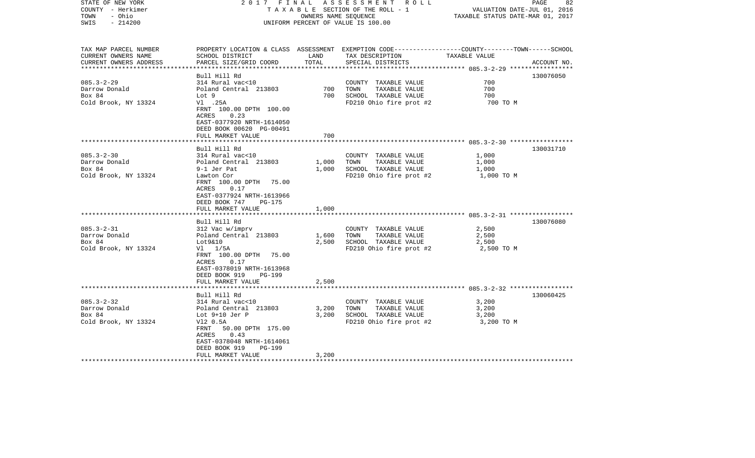STATE OF NEW YORK | 2 0 1 7 F I N A L A S S E S S M E N T R O L L
COUNTY - Herkimer | T A X A B L E SECTION OF THE ROLL - 1 | VALUATION DATE-JUL 01, 2016
TOWN - Ohio | OWNERS NAME SEQUENCE | TAXABLE STATUS DATE-MAR 01, 2017
SWIS - 214200 | UNIFORM PERCENT OF VALUE IS 100.00

| TAX MAP PARCEL NUMBER<br>CURRENT OWNERS NAME<br>CURRENT OWNERS ADDRESS | PROPERTY LOCATION & CLASS<br>SCHOOL DISTRICT<br>PARCEL SIZE/GRID COORD | ASSESSMENT<br>LAND<br>TOTAL | EXEMPTION CODE-----COUNTY--------TOWN------SCHOOL<br>TAX DESCRIPTION<br>SPECIAL DISTRICTS | TAXABLE VALUE | ACCOUNT NO. |
|---|---|---|---|---|---|
| 085.3-2-29<br>Darrow Donald<br>Box 84<br>Cold Brook, NY 13324 | Bull Hill Rd<br>314 Rural vac<10<br>Poland Central 213803<br>Lot 9<br>Vl .25A<br>FRNT 100.00 DPTH 100.00<br>ACRES 0.23<br>EAST-0377920 NRTH-1614050<br>DEED BOOK 00620 PG-00491<br>FULL MARKET VALUE | <br><br>700<br>700<br><br><br><br><br><br>700 | <br>COUNTY TAXABLE VALUE<br>TOWN TAXABLE VALUE<br>SCHOOL TAXABLE VALUE<br>FD210 Ohio fire prot #2 | <br>700<br>700<br>700<br>700 TO M | 130076050 |
| 085.3-2-30<br>Darrow Donald<br>Box 84<br>Cold Brook, NY 13324 | Bull Hill Rd<br>314 Rural vac<10<br>Poland Central 213803<br>9-1 Jer Pat<br>Lawton Cor<br>FRNT 100.00 DPTH 75.00<br>ACRES 0.17<br>EAST-0377924 NRTH-1613966<br>DEED BOOK 747 PG-175<br>FULL MARKET VALUE | <br><br>1,000<br>1,000<br><br><br><br><br><br>1,000 | <br>COUNTY TAXABLE VALUE<br>TOWN TAXABLE VALUE<br>SCHOOL TAXABLE VALUE<br>FD210 Ohio fire prot #2 | <br>1,000<br>1,000<br>1,000<br>1,000 TO M | 130031710 |
| 085.3-2-31<br>Darrow Donald<br>Box 84<br>Cold Brook, NY 13324 | Bull Hill Rd<br>312 Vac w/imprv<br>Poland Central 213803<br>Lot9&10<br>Vl 1/5A<br>FRNT 100.00 DPTH 75.00<br>ACRES 0.17<br>EAST-0378019 NRTH-1613968<br>DEED BOOK 919 PG-199<br>FULL MARKET VALUE | <br><br>1,600<br>2,500<br><br><br><br><br><br>2,500 | <br>COUNTY TAXABLE VALUE<br>TOWN TAXABLE VALUE<br>SCHOOL TAXABLE VALUE<br>FD210 Ohio fire prot #2 | <br>2,500<br>2,500<br>2,500<br>2,500 TO M | 130076080 |
| 085.3-2-32<br>Darrow Donald<br>Box 84<br>Cold Brook, NY 13324 | Bull Hill Rd<br>314 Rural vac<10<br>Poland Central 213803<br>Lot 9+10 Jer P<br>Vl2 0.5A<br>FRNT 50.00 DPTH 175.00<br>ACRES 0.43<br>EAST-0378048 NRTH-1614061<br>DEED BOOK 919 PG-199<br>FULL MARKET VALUE | <br><br>3,200<br>3,200<br><br><br><br><br><br>3,200 | <br>COUNTY TAXABLE VALUE<br>TOWN TAXABLE VALUE<br>SCHOOL TAXABLE VALUE<br>FD210 Ohio fire prot #2 | <br>3,200<br>3,200<br>3,200<br>3,200 TO M | 130060425 |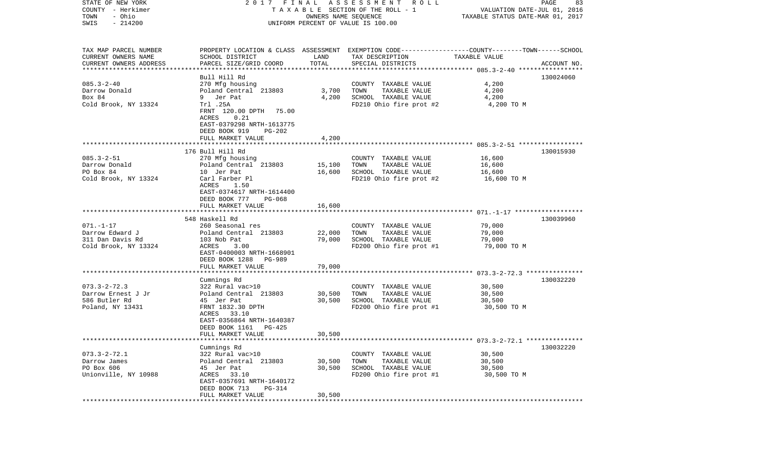STATE OF NEW YORK | 2 0 1 7 F I N A L A S S E S S M E N T R O L L | VALUATION DATE-JUL 01, 2016
COUNTY - Herkimer | T A X A B L E SECTION OF THE ROLL - 1 | TAXABLE STATUS DATE-MAR 01, 2017
TOWN - Ohio | OWNERS NAME SEQUENCE
SWIS - 214200 | UNIFORM PERCENT OF VALUE IS 100.00

| TAX MAP PARCEL NUMBER<br>CURRENT OWNERS NAME<br>CURRENT OWNERS ADDRESS | PROPERTY LOCATION & CLASS<br>SCHOOL DISTRICT<br>PARCEL SIZE/GRID COORD | ASSESSMENT<br>LAND<br>TOTAL | EXEMPTION CODE-----COUNTY-----TOWN------SCHOOL<br>TAX DESCRIPTION<br>SPECIAL DISTRICTS | TAXABLE VALUE | ACCOUNT NO. |
|---|---|---|---|---|---|
| 085.3-2-40 | Bull Hill Rd | | | | 130024060 |
| 085.3-2-40 | 270 Mfg housing | | COUNTY TAXABLE VALUE | 4,200 | |
| Darrow Donald | Poland Central 213803 | 3,700 | TOWN TAXABLE VALUE | 4,200 | |
| Box 84 | 9 Jer Pat | 4,200 | SCHOOL TAXABLE VALUE | 4,200 | |
| Cold Brook, NY 13324 | Trl .25A | | FD210 Ohio fire prot #2 | 4,200 TO M | |
| | FRNT 120.00 DPTH 75.00 | | | | |
| | ACRES 0.21 | | | | |
| | EAST-0379298 NRTH-1613775 | | | | |
| | DEED BOOK 919 PG-202 | | | | |
| | FULL MARKET VALUE | 4,200 | | | |
| 085.3-2-51 | 176 Bull Hill Rd | | | | 130015930 |
| 085.3-2-51 | 270 Mfg housing | | COUNTY TAXABLE VALUE | 16,600 | |
| Darrow Donald | Poland Central 213803 | 15,100 | TOWN TAXABLE VALUE | 16,600 | |
| PO Box 84 | 10 Jer Pat | 16,600 | SCHOOL TAXABLE VALUE | 16,600 | |
| Cold Brook, NY 13324 | Carl Farber Pl | | FD210 Ohio fire prot #2 | 16,600 TO M | |
| | ACRES 1.50 | | | | |
| | EAST-0374617 NRTH-1614400 | | | | |
| | DEED BOOK 777 PG-068 | | | | |
| | FULL MARKET VALUE | 16,600 | | | |
| 071.-1-17 | 548 Haskell Rd | | | | 130039960 |
| 071.-1-17 | 260 Seasonal res | | COUNTY TAXABLE VALUE | 79,000 | |
| Darrow Edward J | Poland Central 213803 | 22,000 | TOWN TAXABLE VALUE | 79,000 | |
| 311 Dan Davis Rd | 103 Nob Pat | 79,000 | SCHOOL TAXABLE VALUE | 79,000 | |
| Cold Brook, NY 13324 | ACRES 3.00 | | FD200 Ohio fire prot #1 | 79,000 TO M | |
| | EAST-0400003 NRTH-1668901 | | | | |
| | DEED BOOK 1288 PG-989 | | | | |
| | FULL MARKET VALUE | 79,000 | | | |
| 073.3-2-72.3 | Cumnings Rd | | | | 130032220 |
| 073.3-2-72.3 | 322 Rural vac>10 | | COUNTY TAXABLE VALUE | 30,500 | |
| Darrow Ernest J Jr | Poland Central 213803 | 30,500 | TOWN TAXABLE VALUE | 30,500 | |
| 586 Butler Rd | 45 Jer Pat | 30,500 | SCHOOL TAXABLE VALUE | 30,500 | |
| Poland, NY 13431 | FRNT 1832.30 DPTH | | FD200 Ohio fire prot #1 | 30,500 TO M | |
| | ACRES 33.10 | | | | |
| | EAST-0356864 NRTH-1640387 | | | | |
| | DEED BOOK 1161 PG-425 | | | | |
| | FULL MARKET VALUE | 30,500 | | | |
| 073.3-2-72.1 | Cumnings Rd | | | | 130032220 |
| 073.3-2-72.1 | 322 Rural vac>10 | | COUNTY TAXABLE VALUE | 30,500 | |
| Darrow James | Poland Central 213803 | 30,500 | TOWN TAXABLE VALUE | 30,500 | |
| PO Box 606 | 45 Jer Pat | 30,500 | SCHOOL TAXABLE VALUE | 30,500 | |
| Unionville, NY 10988 | ACRES 33.10 | | FD200 Ohio fire prot #1 | 30,500 TO M | |
| | EAST-0357691 NRTH-1640172 | | | | |
| | DEED BOOK 713 PG-314 | | | | |
| | FULL MARKET VALUE | 30,500 | | | |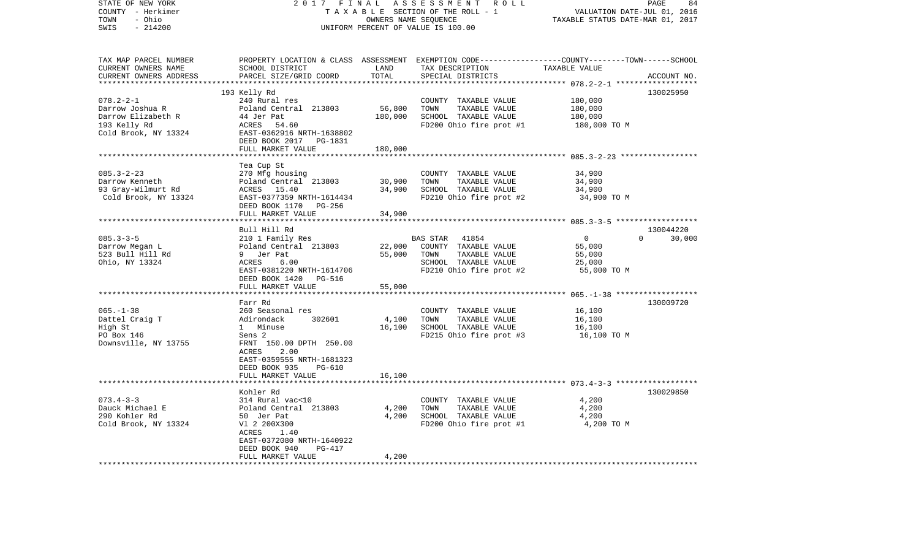STATE OF NEW YORK — 2017 FINAL ASSESSMENT ROLL
COUNTY - Herkimer — TAXABLE SECTION OF THE ROLL - 1 — VALUATION DATE-JUL 01, 2016
TOWN - Ohio — OWNERS NAME SEQUENCE — TAXABLE STATUS DATE-MAR 01, 2017
SWIS - 214200 — UNIFORM PERCENT OF VALUE IS 100.00

| TAX MAP PARCEL NUMBER / CURRENT OWNERS NAME / CURRENT OWNERS ADDRESS | PROPERTY LOCATION & CLASS / SCHOOL DISTRICT / PARCEL SIZE/GRID COORD | ASSESSMENT LAND | TOTAL | EXEMPTION CODE / TAX DESCRIPTION / SPECIAL DISTRICTS | COUNTY | TOWN | SCHOOL TAXABLE VALUE | ACCOUNT NO. |
|---|---|---|---|---|---|---|---|---|
| 078.2-2-1 | 193 Kelly Rd | | | | | | | 130025950 |
| Darrow Joshua R | 240 Rural res | | | COUNTY TAXABLE VALUE | 180,000 | | | |
| Darrow Elizabeth R | Poland Central 213803 | 56,800 | | TOWN TAXABLE VALUE | | 180,000 | | |
| 193 Kelly Rd | 44 Jer Pat | | 180,000 | SCHOOL TAXABLE VALUE | | | 180,000 | |
| Cold Brook, NY 13324 | ACRES 54.60 | | | FD200 Ohio fire prot #1 | 180,000 TO M | | | |
| | EAST-0362916 NRTH-1638802 | | | | | | | |
| | DEED BOOK 2017 PG-1831 | | | | | | | |
| | FULL MARKET VALUE | | 180,000 | | | | | |
| 085.3-2-23 | Tea Cup St | | | | | | | |
| Darrow Kenneth | 270 Mfg housing | | | COUNTY TAXABLE VALUE | 34,900 | | | |
| 93 Gray-Wilmurt Rd | Poland Central 213803 | 30,900 | | TOWN TAXABLE VALUE | | 34,900 | | |
| Cold Brook, NY 13324 | ACRES 15.40 | | 34,900 | SCHOOL TAXABLE VALUE | | | 34,900 | |
| | EAST-0377359 NRTH-1614434 | | | FD210 Ohio fire prot #2 | 34,900 TO M | | | |
| | DEED BOOK 1170 PG-256 | | | | | | | |
| | FULL MARKET VALUE | | 34,900 | | | | | |
| 085.3-3-5 | Bull Hill Rd | | | | | | | 130044220 |
| Darrow Megan L | 210 1 Family Res | | | BAS STAR 41854 | 0 | 0 | 30,000 | |
| 523 Bull Hill Rd | Poland Central 213803 | 22,000 | | COUNTY TAXABLE VALUE | 55,000 | | | |
| Ohio, NY 13324 | 9 Jer Pat | | 55,000 | TOWN TAXABLE VALUE | | 55,000 | | |
| | ACRES 6.00 | | | SCHOOL TAXABLE VALUE | | | 25,000 | |
| | EAST-0381220 NRTH-1614706 | | | FD210 Ohio fire prot #2 | 55,000 TO M | | | |
| | DEED BOOK 1420 PG-516 | | | | | | | |
| | FULL MARKET VALUE | | 55,000 | | | | | |
| 065.-1-38 | Farr Rd | | | | | | | 130009720 |
| Dattel Craig T | 260 Seasonal res | | | COUNTY TAXABLE VALUE | 16,100 | | | |
| High St | Adirondack 302601 | 4,100 | | TOWN TAXABLE VALUE | | 16,100 | | |
| PO Box 146 | 1 Minuse | | 16,100 | SCHOOL TAXABLE VALUE | | | 16,100 | |
| Downsville, NY 13755 | Sens 2 | | | FD215 Ohio fire prot #3 | 16,100 TO M | | | |
| | FRNT 150.00 DPTH 250.00 | | | | | | | |
| | ACRES 2.00 | | | | | | | |
| | EAST-0359555 NRTH-1681323 | | | | | | | |
| | DEED BOOK 935 PG-610 | | | | | | | |
| | FULL MARKET VALUE | | 16,100 | | | | | |
| 073.4-3-3 | Kohler Rd | | | | | | | 130029850 |
| Dauck Michael E | 314 Rural vac<10 | | | COUNTY TAXABLE VALUE | 4,200 | | | |
| 290 Kohler Rd | Poland Central 213803 | 4,200 | | TOWN TAXABLE VALUE | | 4,200 | | |
| Cold Brook, NY 13324 | 50 Jer Pat | | 4,200 | SCHOOL TAXABLE VALUE | | | 4,200 | |
| | Vl 2 200X300 | | | FD200 Ohio fire prot #1 | 4,200 TO M | | | |
| | ACRES 1.40 | | | | | | | |
| | EAST-0372080 NRTH-1640922 | | | | | | | |
| | DEED BOOK 940 PG-417 | | | | | | | |
| | FULL MARKET VALUE | | 4,200 | | | | | |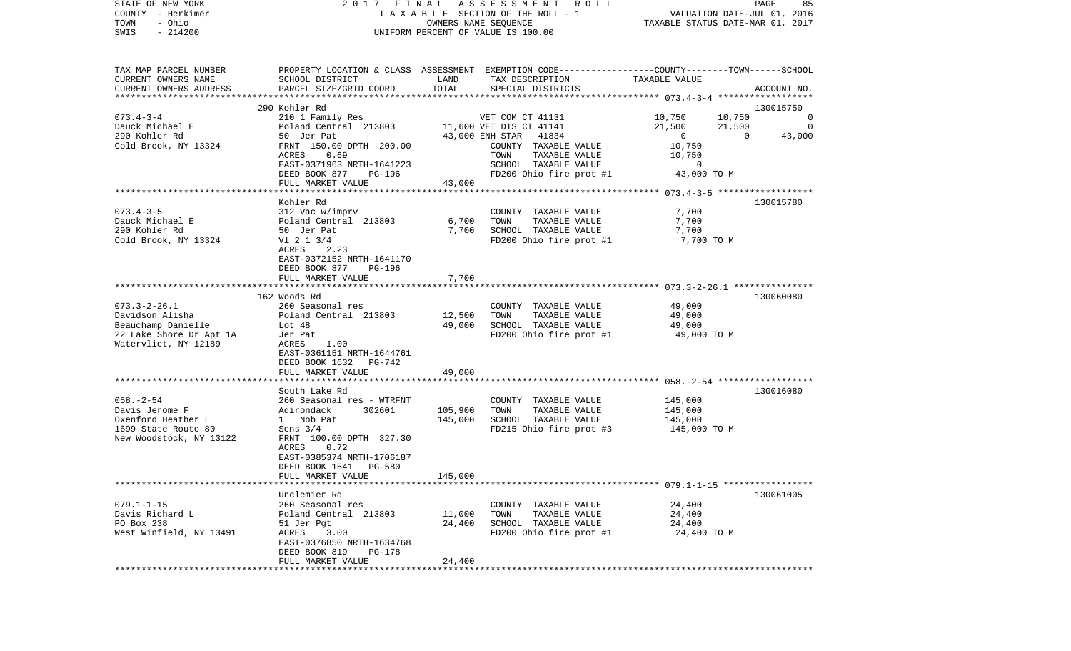STATE OF NEW YORK | 2017 FINAL ASSESSMENT ROLL | PAGE 85
COUNTY - Herkimer | TAXABLE SECTION OF THE ROLL - 1 | VALUATION DATE-JUL 01, 2016
TOWN - Ohio | OWNERS NAME SEQUENCE | TAXABLE STATUS DATE-MAR 01, 2017
SWIS - 214200 | UNIFORM PERCENT OF VALUE IS 100.00

| TAX MAP PARCEL NUMBER / CURRENT OWNERS NAME / CURRENT OWNERS ADDRESS | PROPERTY LOCATION & CLASS / SCHOOL DISTRICT / PARCEL SIZE/GRID COORD | ASSESSMENT LAND | TOTAL | EXEMPTION CODE / TAX DESCRIPTION / SPECIAL DISTRICTS | COUNTY TAXABLE VALUE | TOWN | SCHOOL | ACCOUNT NO. |
|---|---|---|---|---|---|---|---|---|
| 073.4-3-4 | 290 Kohler Rd | | | | | | | 130015750 |
| | 210 1 Family Res | | | VET COM CT 41131 | 10,750 | 10,750 | 0 | |
| Dauck Michael E | Poland Central 213803 | 11,600 | | VET DIS CT 41141 | 21,500 | 21,500 | 0 | |
| 290 Kohler Rd | 50 Jer Pat | | 43,000 | ENH STAR 41834 | 0 | 0 | 43,000 | |
| Cold Brook, NY 13324 | FRNT 150.00 DPTH 200.00 | | | COUNTY TAXABLE VALUE | 10,750 | | | |
| | ACRES 0.69 | | | TOWN TAXABLE VALUE | 10,750 | | | |
| | EAST-0371963 NRTH-1641223 | | | SCHOOL TAXABLE VALUE | 0 | | | |
| | DEED BOOK 877 PG-196 | | | FD200 Ohio fire prot #1 | 43,000 TO M | | | |
| | FULL MARKET VALUE | | 43,000 | | | | | |
| 073.4-3-5 | Kohler Rd | | | | | | | 130015780 |
| | 312 Vac w/imprv | | | COUNTY TAXABLE VALUE | 7,700 | | | |
| Dauck Michael E | Poland Central 213803 | 6,700 | | TOWN TAXABLE VALUE | 7,700 | | | |
| 290 Kohler Rd | 50 Jer Pat | | 7,700 | SCHOOL TAXABLE VALUE | 7,700 | | | |
| Cold Brook, NY 13324 | Vl 2 1 3/4 | | | FD200 Ohio fire prot #1 | 7,700 TO M | | | |
| | ACRES 2.23 | | | | | | | |
| | EAST-0372152 NRTH-1641170 | | | | | | | |
| | DEED BOOK 877 PG-196 | | | | | | | |
| | FULL MARKET VALUE | | 7,700 | | | | | |
| 073.3-2-26.1 | 162 Woods Rd | | | | | | | 130060080 |
| | 260 Seasonal res | | | COUNTY TAXABLE VALUE | 49,000 | | | |
| Davidson Alisha | Poland Central 213803 | 12,500 | | TOWN TAXABLE VALUE | 49,000 | | | |
| Beauchamp Danielle | Lot 48 | | 49,000 | SCHOOL TAXABLE VALUE | 49,000 | | | |
| 22 Lake Shore Dr Apt 1A | Jer Pat | | | FD200 Ohio fire prot #1 | 49,000 TO M | | | |
| Watervliet, NY 12189 | ACRES 1.00 | | | | | | | |
| | EAST-0361151 NRTH-1644761 | | | | | | | |
| | DEED BOOK 1632 PG-742 | | | | | | | |
| | FULL MARKET VALUE | | 49,000 | | | | | |
| 058.-2-54 | South Lake Rd | | | | | | | 130016080 |
| | 260 Seasonal res - WTRFNT | | | COUNTY TAXABLE VALUE | 145,000 | | | |
| Davis Jerome F | Adirondack 302601 | 105,900 | | TOWN TAXABLE VALUE | 145,000 | | | |
| Oxenford Heather L | 1 Nob Pat | | 145,000 | SCHOOL TAXABLE VALUE | 145,000 | | | |
| 1699 State Route 80 | Sens 3/4 | | | FD215 Ohio fire prot #3 | 145,000 TO M | | | |
| New Woodstock, NY 13122 | FRNT 100.00 DPTH 327.30 | | | | | | | |
| | ACRES 0.72 | | | | | | | |
| | EAST-0385374 NRTH-1706187 | | | | | | | |
| | DEED BOOK 1541 PG-580 | | | | | | | |
| | FULL MARKET VALUE | | 145,000 | | | | | |
| 079.1-1-15 | Unclemier Rd | | | | | | | 130061005 |
| | 260 Seasonal res | | | COUNTY TAXABLE VALUE | 24,400 | | | |
| Davis Richard L | Poland Central 213803 | 11,000 | | TOWN TAXABLE VALUE | 24,400 | | | |
| PO Box 238 | 51 Jer Pgt | | 24,400 | SCHOOL TAXABLE VALUE | 24,400 | | | |
| West Winfield, NY 13491 | ACRES 3.00 | | | FD200 Ohio fire prot #1 | 24,400 TO M | | | |
| | EAST-0376850 NRTH-1634768 | | | | | | | |
| | DEED BOOK 819 PG-178 | | | | | | | |
| | FULL MARKET VALUE | | 24,400 | | | | | |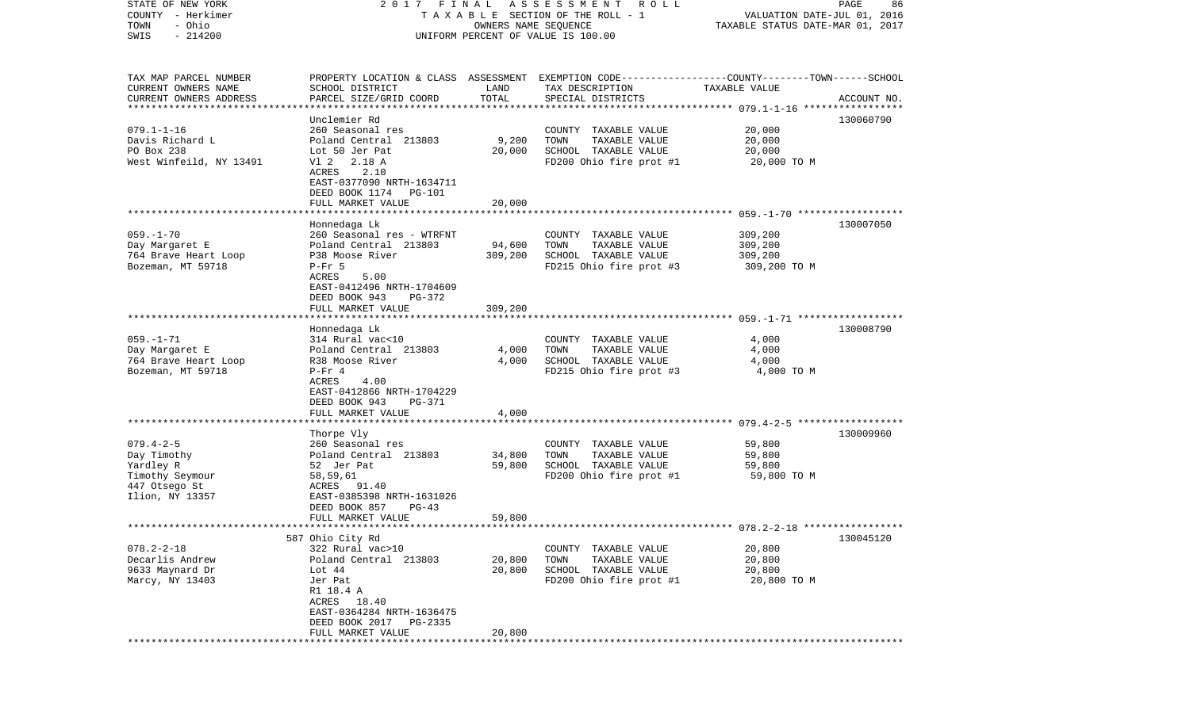STATE OF NEW YORK — 2017 FINAL ASSESSMENT ROLL — PAGE 86
COUNTY - Herkimer — TAXABLE SECTION OF THE ROLL - 1 — VALUATION DATE-JUL 01, 2016
TOWN - Ohio — OWNERS NAME SEQUENCE — TAXABLE STATUS DATE-MAR 01, 2017
SWIS - 214200 — UNIFORM PERCENT OF VALUE IS 100.00

| TAX MAP PARCEL NUMBER / CURRENT OWNERS NAME / CURRENT OWNERS ADDRESS | PROPERTY LOCATION & CLASS / SCHOOL DISTRICT / PARCEL SIZE/GRID COORD | ASSESSMENT LAND / TOTAL | EXEMPTION CODE / TAX DESCRIPTION / SPECIAL DISTRICTS | COUNTY--TOWN--SCHOOL TAXABLE VALUE | ACCOUNT NO. |
|---|---|---|---|---|---|
| 079.1-1-16 | Unclemier Rd | | | | 130060790 |
| Davis Richard L | 260 Seasonal res | | COUNTY TAXABLE VALUE | 20,000 | |
| PO Box 238 | Poland Central 213803 | 9,200 | TOWN TAXABLE VALUE | 20,000 | |
| West Winfeild, NY 13491 | Lot 50 Jer Pat | 20,000 | SCHOOL TAXABLE VALUE | 20,000 | |
| | Vl 2 2.18 A | | FD200 Ohio fire prot #1 | 20,000 TO M | |
| | ACRES 2.10 | | | | |
| | EAST-0377090 NRTH-1634711 | | | | |
| | DEED BOOK 1174 PG-101 | | | | |
| | FULL MARKET VALUE | 20,000 | | | |
| 059.-1-70 | Honnedaga Lk | | | | 130007050 |
| Day Margaret E | 260 Seasonal res - WTRFNT | | COUNTY TAXABLE VALUE | 309,200 | |
| 764 Brave Heart Loop | Poland Central 213803 | 94,600 | TOWN TAXABLE VALUE | 309,200 | |
| Bozeman, MT 59718 | P38 Moose River | 309,200 | SCHOOL TAXABLE VALUE | 309,200 | |
| | P-Fr 5 | | FD215 Ohio fire prot #3 | 309,200 TO M | |
| | ACRES 5.00 | | | | |
| | EAST-0412496 NRTH-1704609 | | | | |
| | DEED BOOK 943 PG-372 | | | | |
| | FULL MARKET VALUE | 309,200 | | | |
| 059.-1-71 | Honnedaga Lk | | | | 130008790 |
| Day Margaret E | 314 Rural vac<10 | | COUNTY TAXABLE VALUE | 4,000 | |
| 764 Brave Heart Loop | Poland Central 213803 | 4,000 | TOWN TAXABLE VALUE | 4,000 | |
| Bozeman, MT 59718 | R38 Moose River | 4,000 | SCHOOL TAXABLE VALUE | 4,000 | |
| | P-Fr 4 | | FD215 Ohio fire prot #3 | 4,000 TO M | |
| | ACRES 4.00 | | | | |
| | EAST-0412866 NRTH-1704229 | | | | |
| | DEED BOOK 943 PG-371 | | | | |
| | FULL MARKET VALUE | 4,000 | | | |
| 079.4-2-5 | Thorpe Vly | | | | 130009960 |
| Day Timothy | 260 Seasonal res | | COUNTY TAXABLE VALUE | 59,800 | |
| Yardley R | Poland Central 213803 | 34,800 | TOWN TAXABLE VALUE | 59,800 | |
| Timothy Seymour | 52 Jer Pat | 59,800 | SCHOOL TAXABLE VALUE | 59,800 | |
| 447 Otsego St | 58,59,61 | | FD200 Ohio fire prot #1 | 59,800 TO M | |
| Ilion, NY 13357 | ACRES 91.40 | | | | |
| | EAST-0385398 NRTH-1631026 | | | | |
| | DEED BOOK 857 PG-43 | | | | |
| | FULL MARKET VALUE | 59,800 | | | |
| 078.2-2-18 | 587 Ohio City Rd | | | | 130045120 |
| Decarlis Andrew | 322 Rural vac>10 | | COUNTY TAXABLE VALUE | 20,800 | |
| 9633 Maynard Dr | Poland Central 213803 | 20,800 | TOWN TAXABLE VALUE | 20,800 | |
| Marcy, NY 13403 | Lot 44 | 20,800 | SCHOOL TAXABLE VALUE | 20,800 | |
| | Jer Pat | | FD200 Ohio fire prot #1 | 20,800 TO M | |
| | R1 18.4 A | | | | |
| | ACRES 18.40 | | | | |
| | EAST-0364284 NRTH-1636475 | | | | |
| | DEED BOOK 2017 PG-2335 | | | | |
| | FULL MARKET VALUE | 20,800 | | | |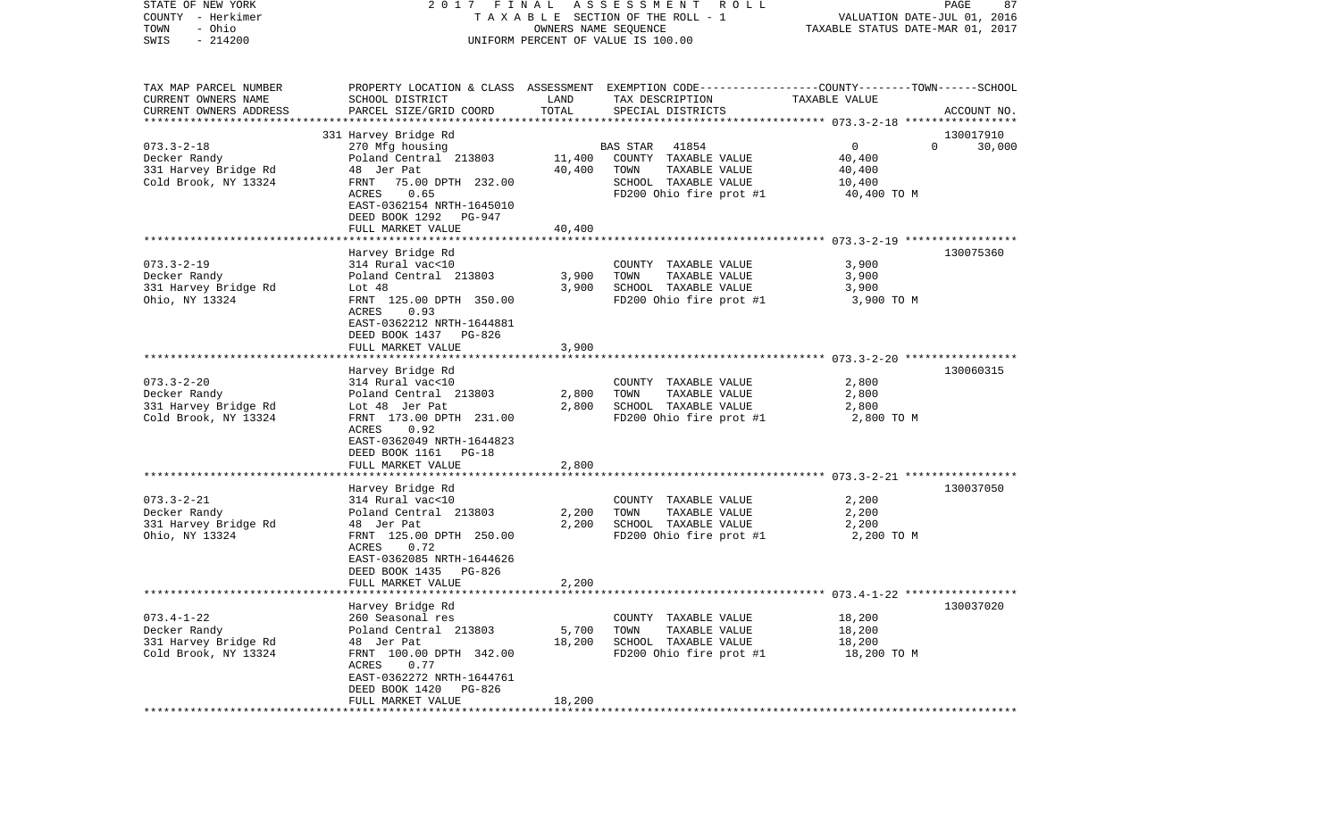STATE OF NEW YORK
COUNTY - Herkimer
TOWN - Ohio
SWIS - 214200

# 2017 FINAL ASSESSMENT ROLL

TAXABLE SECTION OF THE ROLL - 1
OWNERS NAME SEQUENCE
UNIFORM PERCENT OF VALUE IS 100.00

VALUATION DATE-JUL 01, 2016
TAXABLE STATUS DATE-MAR 01, 2017

| TAX MAP PARCEL NUMBER / CURRENT OWNERS NAME / CURRENT OWNERS ADDRESS | PROPERTY LOCATION & CLASS / SCHOOL DISTRICT / PARCEL SIZE/GRID COORD | ASSESSMENT LAND | TOTAL | EXEMPTION CODE / TAX DESCRIPTION / SPECIAL DISTRICTS | COUNTY--------TOWN------SCHOOL TAXABLE VALUE | ACCOUNT NO. |
|---|---|---|---|---|---|---|
| 073.3-2-18 | 331 Harvey Bridge Rd | | | | | 130017910 |
| | 270 Mfg housing | | | BAS STAR 41854 | 0 0 | 30,000 |
| Decker Randy | Poland Central 213803 | 11,400 | | COUNTY TAXABLE VALUE | 40,400 | |
| 331 Harvey Bridge Rd | 48 Jer Pat | | 40,400 | TOWN TAXABLE VALUE | 40,400 | |
| Cold Brook, NY 13324 | FRNT 75.00 DPTH 232.00 | | | SCHOOL TAXABLE VALUE | 10,400 | |
| | ACRES 0.65 | | | FD200 Ohio fire prot #1 | 40,400 TO M | |
| | EAST-0362154 NRTH-1645010 | | | | | |
| | DEED BOOK 1292 PG-947 | | | | | |
| | FULL MARKET VALUE | | 40,400 | | | |
| 073.3-2-19 | Harvey Bridge Rd | | | | | 130075360 |
| | 314 Rural vac<10 | | | COUNTY TAXABLE VALUE | 3,900 | |
| Decker Randy | Poland Central 213803 | 3,900 | | TOWN TAXABLE VALUE | 3,900 | |
| 331 Harvey Bridge Rd | Lot 48 | | 3,900 | SCHOOL TAXABLE VALUE | 3,900 | |
| Ohio, NY 13324 | FRNT 125.00 DPTH 350.00 | | | FD200 Ohio fire prot #1 | 3,900 TO M | |
| | ACRES 0.93 | | | | | |
| | EAST-0362212 NRTH-1644881 | | | | | |
| | DEED BOOK 1437 PG-826 | | | | | |
| | FULL MARKET VALUE | | 3,900 | | | |
| 073.3-2-20 | Harvey Bridge Rd | | | | | 130060315 |
| | 314 Rural vac<10 | | | COUNTY TAXABLE VALUE | 2,800 | |
| Decker Randy | Poland Central 213803 | 2,800 | | TOWN TAXABLE VALUE | 2,800 | |
| 331 Harvey Bridge Rd | Lot 48 Jer Pat | | 2,800 | SCHOOL TAXABLE VALUE | 2,800 | |
| Cold Brook, NY 13324 | FRNT 173.00 DPTH 231.00 | | | FD200 Ohio fire prot #1 | 2,800 TO M | |
| | ACRES 0.92 | | | | | |
| | EAST-0362049 NRTH-1644823 | | | | | |
| | DEED BOOK 1161 PG-18 | | | | | |
| | FULL MARKET VALUE | | 2,800 | | | |
| 073.3-2-21 | Harvey Bridge Rd | | | | | 130037050 |
| | 314 Rural vac<10 | | | COUNTY TAXABLE VALUE | 2,200 | |
| Decker Randy | Poland Central 213803 | 2,200 | | TOWN TAXABLE VALUE | 2,200 | |
| 331 Harvey Bridge Rd | 48 Jer Pat | | 2,200 | SCHOOL TAXABLE VALUE | 2,200 | |
| Ohio, NY 13324 | FRNT 125.00 DPTH 250.00 | | | FD200 Ohio fire prot #1 | 2,200 TO M | |
| | ACRES 0.72 | | | | | |
| | EAST-0362085 NRTH-1644626 | | | | | |
| | DEED BOOK 1435 PG-826 | | | | | |
| | FULL MARKET VALUE | | 2,200 | | | |
| 073.4-1-22 | Harvey Bridge Rd | | | | | 130037020 |
| | 260 Seasonal res | | | COUNTY TAXABLE VALUE | 18,200 | |
| Decker Randy | Poland Central 213803 | 5,700 | | TOWN TAXABLE VALUE | 18,200 | |
| 331 Harvey Bridge Rd | 48 Jer Pat | | 18,200 | SCHOOL TAXABLE VALUE | 18,200 | |
| Cold Brook, NY 13324 | FRNT 100.00 DPTH 342.00 | | | FD200 Ohio fire prot #1 | 18,200 TO M | |
| | ACRES 0.77 | | | | | |
| | EAST-0362272 NRTH-1644761 | | | | | |
| | DEED BOOK 1420 PG-826 | | | | | |
| | FULL MARKET VALUE | | 18,200 | | | |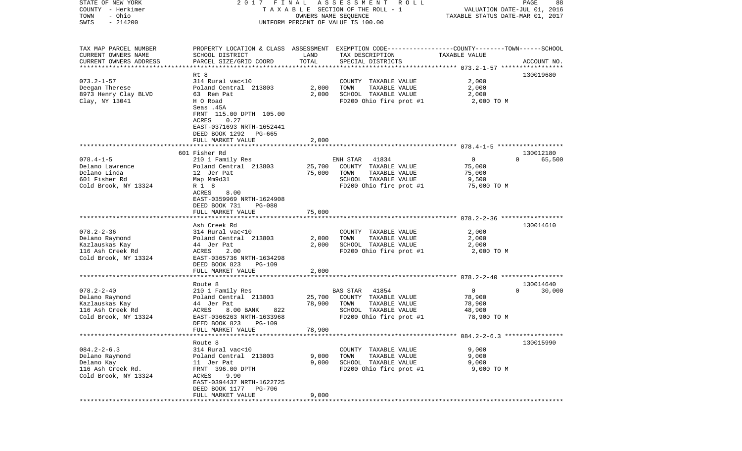STATE OF NEW YORK | 2017 FINAL ASSESSMENT ROLL | PAGE 88
COUNTY - Herkimer | TAXABLE SECTION OF THE ROLL - 1 | VALUATION DATE-JUL 01, 2016
TOWN - Ohio | OWNERS NAME SEQUENCE | TAXABLE STATUS DATE-MAR 01, 2017
SWIS - 214200 | UNIFORM PERCENT OF VALUE IS 100.00

| TAX MAP PARCEL NUMBER / CURRENT OWNERS NAME / CURRENT OWNERS ADDRESS | PROPERTY LOCATION & CLASS / SCHOOL DISTRICT / PARCEL SIZE/GRID COORD | ASSESSMENT LAND / TOTAL | EXEMPTION CODE / TAX DESCRIPTION / SPECIAL DISTRICTS | COUNTY / TOWN / SCHOOL TAXABLE VALUE | ACCOUNT NO. |
|---|---|---|---|---|---|
| 073.2-1-57 | Rt 8 | | | | 130019680 |
| Deegan Therese | 314 Rural vac<10 | | COUNTY TAXABLE VALUE | 2,000 | |
| 8973 Henry Clay BLVD | Poland Central 213803 | 2,000 | TOWN TAXABLE VALUE | 2,000 | |
| Clay, NY 13041 | 63 Rem Pat | 2,000 | SCHOOL TAXABLE VALUE | 2,000 | |
| | H O Road | | FD200 Ohio fire prot #1 | 2,000 TO M | |
| | Seas .45A | | | | |
| | FRNT 115.00 DPTH 105.00 | | | | |
| | ACRES 0.27 | | | | |
| | EAST-0371693 NRTH-1652441 | | | | |
| | DEED BOOK 1292 PG-665 | | | | |
| | FULL MARKET VALUE | 2,000 | | | |
| 078.4-1-5 | 601 Fisher Rd | | | | 130012180 |
| Delano Lawrence | 210 1 Family Res | | ENH STAR 41834 | 0 / 0 / 65,500 | |
| Delano Linda | Poland Central 213803 | 25,700 | COUNTY TAXABLE VALUE | 75,000 | |
| 601 Fisher Rd | 12 Jer Pat | 75,000 | TOWN TAXABLE VALUE | 75,000 | |
| Cold Brook, NY 13324 | Map Mm9d31 | | SCHOOL TAXABLE VALUE | 9,500 | |
| | R 1 8 | | FD200 Ohio fire prot #1 | 75,000 TO M | |
| | ACRES 8.00 | | | | |
| | EAST-0359969 NRTH-1624908 | | | | |
| | DEED BOOK 731 PG-080 | | | | |
| | FULL MARKET VALUE | 75,000 | | | |
| 078.2-2-36 | Ash Creek Rd | | | | 130014610 |
| Delano Raymond | 314 Rural vac<10 | | COUNTY TAXABLE VALUE | 2,000 | |
| Kazlauskas Kay | Poland Central 213803 | 2,000 | TOWN TAXABLE VALUE | 2,000 | |
| 116 Ash Creek Rd | 44 Jer Pat | 2,000 | SCHOOL TAXABLE VALUE | 2,000 | |
| Cold Brook, NY 13324 | ACRES 2.00 | | FD200 Ohio fire prot #1 | 2,000 TO M | |
| | EAST-0365736 NRTH-1634298 | | | | |
| | DEED BOOK 823 PG-109 | | | | |
| | FULL MARKET VALUE | 2,000 | | | |
| 078.2-2-40 | Route 8 | | | | 130014640 |
| Delano Raymond | 210 1 Family Res | | BAS STAR 41854 | 0 / 0 / 30,000 | |
| Kazlauskas Kay | Poland Central 213803 | 25,700 | COUNTY TAXABLE VALUE | 78,900 | |
| 116 Ash Creek Rd | 44 Jer Pat | 78,900 | TOWN TAXABLE VALUE | 78,900 | |
| Cold Brook, NY 13324 | ACRES 8.00 BANK 822 | | SCHOOL TAXABLE VALUE | 48,900 | |
| | EAST-0366263 NRTH-1633968 | | FD200 Ohio fire prot #1 | 78,900 TO M | |
| | DEED BOOK 823 PG-109 | | | | |
| | FULL MARKET VALUE | 78,900 | | | |
| 084.2-2-6.3 | Route 8 | | | | 130015990 |
| Delano Raymond | 314 Rural vac<10 | | COUNTY TAXABLE VALUE | 9,000 | |
| Delano Kay | Poland Central 213803 | 9,000 | TOWN TAXABLE VALUE | 9,000 | |
| 116 Ash Creek Rd. | 11 Jer Pat | 9,000 | SCHOOL TAXABLE VALUE | 9,000 | |
| Cold Brook, NY 13324 | FRNT 396.00 DPTH | | FD200 Ohio fire prot #1 | 9,000 TO M | |
| | ACRES 9.90 | | | | |
| | EAST-0394437 NRTH-1622725 | | | | |
| | DEED BOOK 1177 PG-706 | | | | |
| | FULL MARKET VALUE | 9,000 | | | |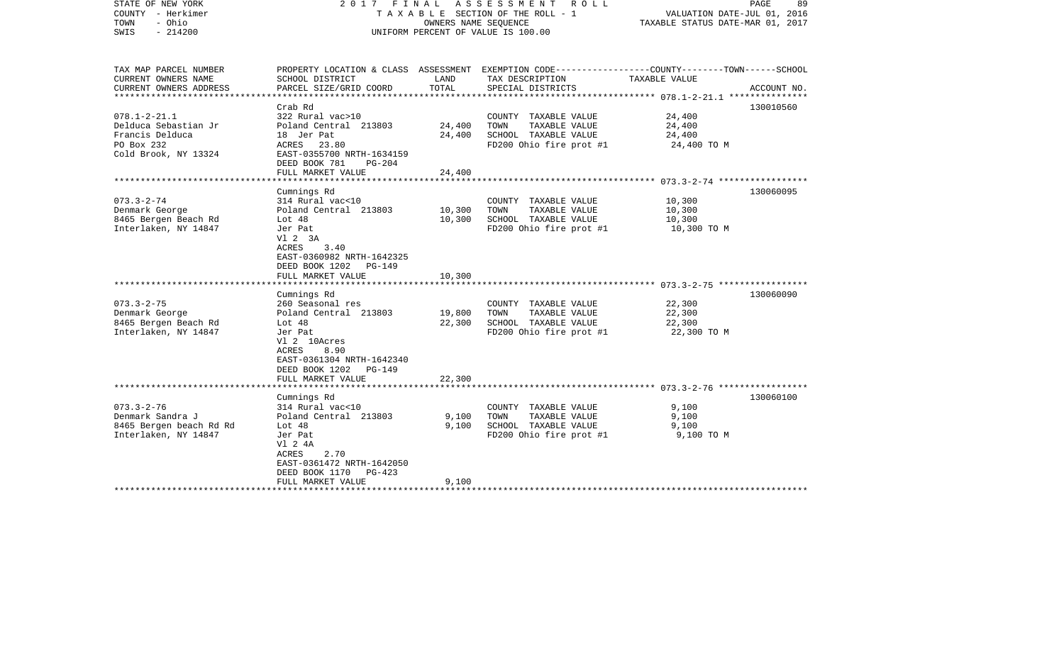STATE OF NEW YORK — 2017 FINAL ASSESSMENT ROLL
COUNTY - Herkimer — TAXABLE SECTION OF THE ROLL - 1 — VALUATION DATE-JUL 01, 2016
TOWN - Ohio — OWNERS NAME SEQUENCE — TAXABLE STATUS DATE-MAR 01, 2017
SWIS - 214200 — UNIFORM PERCENT OF VALUE IS 100.00

| TAX MAP PARCEL NUMBER / CURRENT OWNERS NAME / CURRENT OWNERS ADDRESS | PROPERTY LOCATION & CLASS / SCHOOL DISTRICT / PARCEL SIZE/GRID COORD | ASSESSMENT LAND | TOTAL | EXEMPTION CODE / TAX DESCRIPTION / SPECIAL DISTRICTS | COUNTY--------TOWN------SCHOOL TAXABLE VALUE | ACCOUNT NO. |
|---|---|---|---|---|---|---|
| 078.1-2-21.1 | Crab Rd | | | | | 130010560 |
| Delduca Sebastian Jr | 322 Rural vac>10 | | | COUNTY TAXABLE VALUE | 24,400 | |
| Francis Delduca | Poland Central 213803 | 24,400 | | TOWN TAXABLE VALUE | 24,400 | |
| PO Box 232 | 18 Jer Pat | | 24,400 | SCHOOL TAXABLE VALUE | 24,400 | |
| Cold Brook, NY 13324 | ACRES 23.80 | | | FD200 Ohio fire prot #1 | 24,400 TO M | |
| | EAST-0355700 NRTH-1634159 | | | | | |
| | DEED BOOK 781 PG-204 | | | | | |
| | FULL MARKET VALUE | | 24,400 | | | |
| 073.3-2-74 | Cumnings Rd | | | | | 130060095 |
| Denmark George | 314 Rural vac<10 | | | COUNTY TAXABLE VALUE | 10,300 | |
| 8465 Bergen Beach Rd | Poland Central 213803 | 10,300 | | TOWN TAXABLE VALUE | 10,300 | |
| Interlaken, NY 14847 | Lot 48 | | 10,300 | SCHOOL TAXABLE VALUE | 10,300 | |
| | Jer Pat | | | FD200 Ohio fire prot #1 | 10,300 TO M | |
| | Vl 2 3A | | | | | |
| | ACRES 3.40 | | | | | |
| | EAST-0360982 NRTH-1642325 | | | | | |
| | DEED BOOK 1202 PG-149 | | | | | |
| | FULL MARKET VALUE | | 10,300 | | | |
| 073.3-2-75 | Cumnings Rd | | | | | 130060090 |
| Denmark George | 260 Seasonal res | | | COUNTY TAXABLE VALUE | 22,300 | |
| 8465 Bergen Beach Rd | Poland Central 213803 | 19,800 | | TOWN TAXABLE VALUE | 22,300 | |
| Interlaken, NY 14847 | Lot 48 | | 22,300 | SCHOOL TAXABLE VALUE | 22,300 | |
| | Jer Pat | | | FD200 Ohio fire prot #1 | 22,300 TO M | |
| | Vl 2 10Acres | | | | | |
| | ACRES 8.90 | | | | | |
| | EAST-0361304 NRTH-1642340 | | | | | |
| | DEED BOOK 1202 PG-149 | | | | | |
| | FULL MARKET VALUE | | 22,300 | | | |
| 073.3-2-76 | Cumnings Rd | | | | | 130060100 |
| Denmark Sandra J | 314 Rural vac<10 | | | COUNTY TAXABLE VALUE | 9,100 | |
| 8465 Bergen beach Rd Rd | Poland Central 213803 | 9,100 | | TOWN TAXABLE VALUE | 9,100 | |
| Interlaken, NY 14847 | Lot 48 | | 9,100 | SCHOOL TAXABLE VALUE | 9,100 | |
| | Jer Pat | | | FD200 Ohio fire prot #1 | 9,100 TO M | |
| | Vl 2 4A | | | | | |
| | ACRES 2.70 | | | | | |
| | EAST-0361472 NRTH-1642050 | | | | | |
| | DEED BOOK 1170 PG-423 | | | | | |
| | FULL MARKET VALUE | | 9,100 | | | |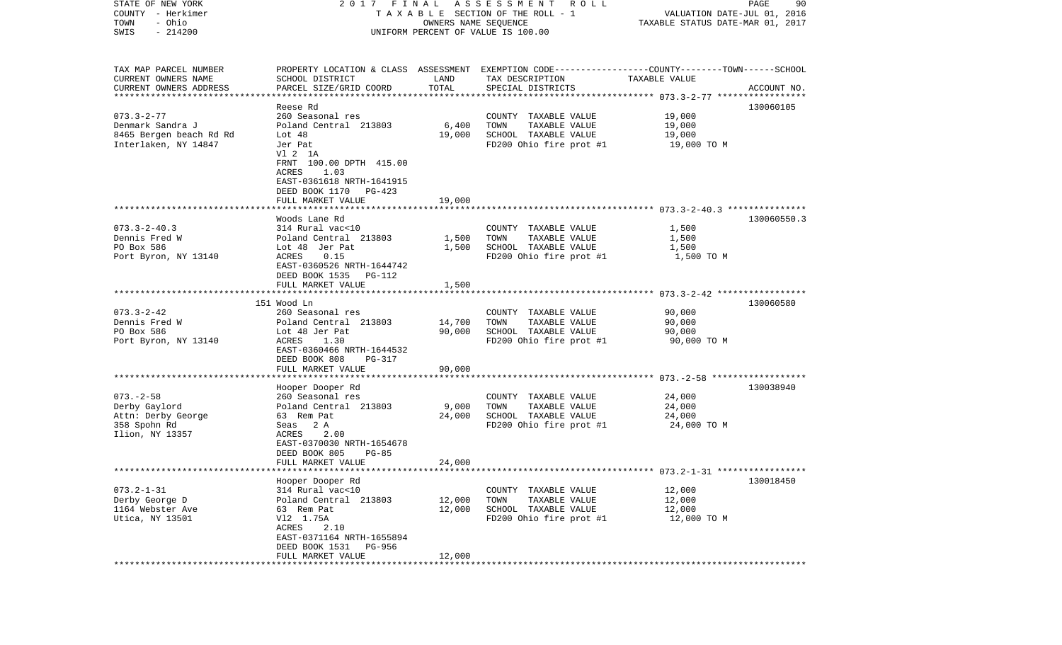STATE OF NEW YORK
COUNTY - Herkimer
TOWN - Ohio
SWIS - 214200

2017 FINAL ASSESSMENT ROLL
TAXABLE SECTION OF THE ROLL - 1
OWNERS NAME SEQUENCE
UNIFORM PERCENT OF VALUE IS 100.00

VALUATION DATE-JUL 01, 2016
TAXABLE STATUS DATE-MAR 01, 2017

| TAX MAP PARCEL NUMBER<br>CURRENT OWNERS NAME<br>CURRENT OWNERS ADDRESS | PROPERTY LOCATION & CLASS<br>SCHOOL DISTRICT<br>PARCEL SIZE/GRID COORD | ASSESSMENT<br>LAND<br>TOTAL | EXEMPTION CODE-----COUNTY-----TOWN-----SCHOOL<br>TAX DESCRIPTION<br>SPECIAL DISTRICTS | TAXABLE VALUE | ACCOUNT NO. |
|---|---|---|---|---|---|
| | Reese Rd | | | | 130060105 |
| 073.3-2-77 | 260 Seasonal res | | COUNTY TAXABLE VALUE | 19,000 | |
| Denmark Sandra J | Poland Central 213803 | 6,400 | TOWN TAXABLE VALUE | 19,000 | |
| 8465 Bergen beach Rd Rd | Lot 48 | 19,000 | SCHOOL TAXABLE VALUE | 19,000 | |
| Interlaken, NY 14847 | Jer Pat | | FD200 Ohio fire prot #1 | 19,000 TO M | |
| | Vl 2 1A | | | | |
| | FRNT 100.00 DPTH 415.00 | | | | |
| | ACRES 1.03 | | | | |
| | EAST-0361618 NRTH-1641915 | | | | |
| | DEED BOOK 1170 PG-423 | | | | |
| | FULL MARKET VALUE | 19,000 | | | |
| | Woods Lane Rd | | | | 130060550.3 |
| 073.3-2-40.3 | 314 Rural vac<10 | | COUNTY TAXABLE VALUE | 1,500 | |
| Dennis Fred W | Poland Central 213803 | 1,500 | TOWN TAXABLE VALUE | 1,500 | |
| PO Box 586 | Lot 48 Jer Pat | 1,500 | SCHOOL TAXABLE VALUE | 1,500 | |
| Port Byron, NY 13140 | ACRES 0.15 | | FD200 Ohio fire prot #1 | 1,500 TO M | |
| | EAST-0360526 NRTH-1644742 | | | | |
| | DEED BOOK 1535 PG-112 | | | | |
| | FULL MARKET VALUE | 1,500 | | | |
| | 151 Wood Ln | | | | 130060580 |
| 073.3-2-42 | 260 Seasonal res | | COUNTY TAXABLE VALUE | 90,000 | |
| Dennis Fred W | Poland Central 213803 | 14,700 | TOWN TAXABLE VALUE | 90,000 | |
| PO Box 586 | Lot 48 Jer Pat | 90,000 | SCHOOL TAXABLE VALUE | 90,000 | |
| Port Byron, NY 13140 | ACRES 1.30 | | FD200 Ohio fire prot #1 | 90,000 TO M | |
| | EAST-0360466 NRTH-1644532 | | | | |
| | DEED BOOK 808 PG-317 | | | | |
| | FULL MARKET VALUE | 90,000 | | | |
| | Hooper Dooper Rd | | | | 130038940 |
| 073.-2-58 | 260 Seasonal res | | COUNTY TAXABLE VALUE | 24,000 | |
| Derby Gaylord | Poland Central 213803 | 9,000 | TOWN TAXABLE VALUE | 24,000 | |
| Attn: Derby George | 63 Rem Pat | 24,000 | SCHOOL TAXABLE VALUE | 24,000 | |
| 358 Spohn Rd | Seas 2 A | | FD200 Ohio fire prot #1 | 24,000 TO M | |
| Ilion, NY 13357 | ACRES 2.00 | | | | |
| | EAST-0370030 NRTH-1654678 | | | | |
| | DEED BOOK 805 PG-85 | | | | |
| | FULL MARKET VALUE | 24,000 | | | |
| | Hooper Dooper Rd | | | | 130018450 |
| 073.2-1-31 | 314 Rural vac<10 | | COUNTY TAXABLE VALUE | 12,000 | |
| Derby George D | Poland Central 213803 | 12,000 | TOWN TAXABLE VALUE | 12,000 | |
| 1164 Webster Ave | 63 Rem Pat | 12,000 | SCHOOL TAXABLE VALUE | 12,000 | |
| Utica, NY 13501 | Vl2 1.75A | | FD200 Ohio fire prot #1 | 12,000 TO M | |
| | ACRES 2.10 | | | | |
| | EAST-0371164 NRTH-1655894 | | | | |
| | DEED BOOK 1531 PG-956 | | | | |
| | FULL MARKET VALUE | 12,000 | | | |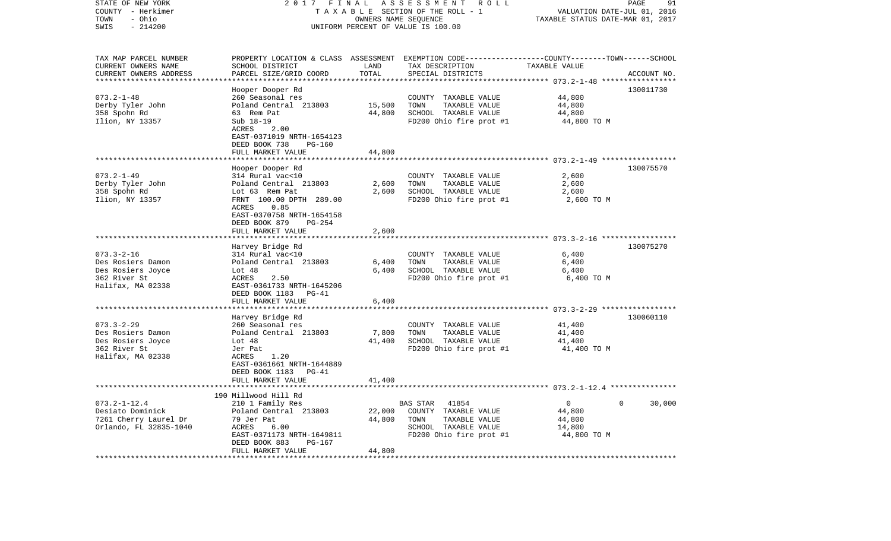STATE OF NEW YORK | 2 0 1 7 F I N A L A S S E S S M E N T R O L L
COUNTY - Herkimer | T A X A B L E SECTION OF THE ROLL - 1 | VALUATION DATE-JUL 01, 2016
TOWN - Ohio | OWNERS NAME SEQUENCE | TAXABLE STATUS DATE-MAR 01, 2017
SWIS - 214200 | UNIFORM PERCENT OF VALUE IS 100.00

| TAX MAP PARCEL NUMBER / CURRENT OWNERS NAME / CURRENT OWNERS ADDRESS | PROPERTY LOCATION & CLASS / SCHOOL DISTRICT / PARCEL SIZE/GRID COORD | ASSESSMENT LAND / TOTAL | EXEMPTION CODE / TAX DESCRIPTION / SPECIAL DISTRICTS | TAXABLE VALUE (COUNTY / TOWN / SCHOOL) | ACCOUNT NO. |
|---|---|---|---|---|---|
| **073.2-1-48** | Hooper Dooper Rd | | | | 130011730 |
| Derby Tyler John | 260 Seasonal res | | COUNTY TAXABLE VALUE | 44,800 | |
| 358 Spohn Rd | Poland Central 213803 | 15,500 | TOWN TAXABLE VALUE | 44,800 | |
| Ilion, NY 13357 | 63 Rem Pat | 44,800 | SCHOOL TAXABLE VALUE | 44,800 | |
| | Sub 18-19 | | FD200 Ohio fire prot #1 | 44,800 TO M | |
| | ACRES 2.00 | | | | |
| | EAST-0371019 NRTH-1654123 | | | | |
| | DEED BOOK 738 PG-160 | | | | |
| | FULL MARKET VALUE | 44,800 | | | |
| **073.2-1-49** | Hooper Dooper Rd | | | | 130075570 |
| Derby Tyler John | 314 Rural vac<10 | | COUNTY TAXABLE VALUE | 2,600 | |
| 358 Spohn Rd | Poland Central 213803 | 2,600 | TOWN TAXABLE VALUE | 2,600 | |
| Ilion, NY 13357 | Lot 63 Rem Pat | 2,600 | SCHOOL TAXABLE VALUE | 2,600 | |
| | FRNT 100.00 DPTH 289.00 | | FD200 Ohio fire prot #1 | 2,600 TO M | |
| | ACRES 0.85 | | | | |
| | EAST-0370758 NRTH-1654158 | | | | |
| | DEED BOOK 879 PG-254 | | | | |
| | FULL MARKET VALUE | 2,600 | | | |
| **073.3-2-16** | Harvey Bridge Rd | | | | 130075270 |
| Des Rosiers Damon | 314 Rural vac<10 | | COUNTY TAXABLE VALUE | 6,400 | |
| Des Rosiers Joyce | Poland Central 213803 | 6,400 | TOWN TAXABLE VALUE | 6,400 | |
| 362 River St | Lot 48 | 6,400 | SCHOOL TAXABLE VALUE | 6,400 | |
| Halifax, MA 02338 | ACRES 2.50 | | FD200 Ohio fire prot #1 | 6,400 TO M | |
| | EAST-0361733 NRTH-1645206 | | | | |
| | DEED BOOK 1183 PG-41 | | | | |
| | FULL MARKET VALUE | 6,400 | | | |
| **073.3-2-29** | Harvey Bridge Rd | | | | 130060110 |
| Des Rosiers Damon | 260 Seasonal res | | COUNTY TAXABLE VALUE | 41,400 | |
| Des Rosiers Joyce | Poland Central 213803 | 7,800 | TOWN TAXABLE VALUE | 41,400 | |
| 362 River St | Lot 48 | 41,400 | SCHOOL TAXABLE VALUE | 41,400 | |
| Halifax, MA 02338 | Jer Pat | | FD200 Ohio fire prot #1 | 41,400 TO M | |
| | ACRES 1.20 | | | | |
| | EAST-0361661 NRTH-1644889 | | | | |
| | DEED BOOK 1183 PG-41 | | | | |
| | FULL MARKET VALUE | 41,400 | | | |
| **073.2-1-12.4** | 190 Millwood Hill Rd | | | | |
| Desiato Dominick | 210 1 Family Res | | BAS STAR 41854 | 0 / 0 / 30,000 | |
| 7261 Cherry Laurel Dr | Poland Central 213803 | 22,000 | COUNTY TAXABLE VALUE | 44,800 | |
| Orlando, FL 32835-1040 | 79 Jer Pat | 44,800 | TOWN TAXABLE VALUE | 44,800 | |
| | ACRES 6.00 | | SCHOOL TAXABLE VALUE | 14,800 | |
| | EAST-0371173 NRTH-1649811 | | FD200 Ohio fire prot #1 | 44,800 TO M | |
| | DEED BOOK 883 PG-167 | | | | |
| | FULL MARKET VALUE | 44,800 | | | |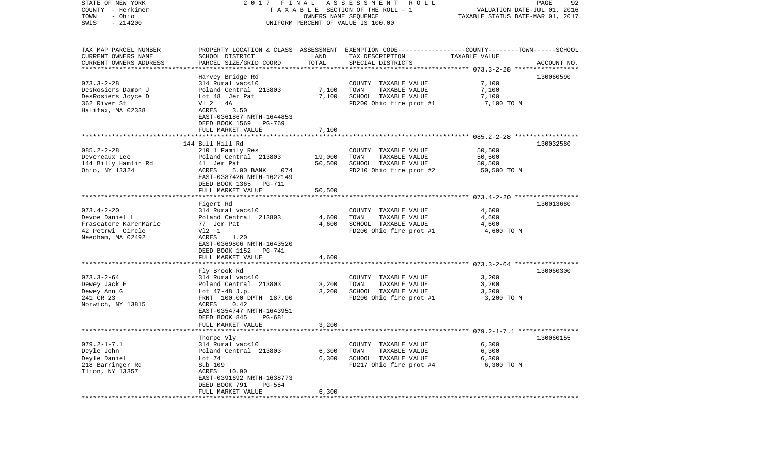STATE OF NEW YORK | 2017 FINAL ASSESSMENT ROLL
COUNTY - Herkimer | TAXABLE SECTION OF THE ROLL - 1 | VALUATION DATE-JUL 01, 2016
TOWN - Ohio | OWNERS NAME SEQUENCE | TAXABLE STATUS DATE-MAR 01, 2017
SWIS - 214200 | UNIFORM PERCENT OF VALUE IS 100.00

| TAX MAP PARCEL NUMBER / CURRENT OWNERS NAME / CURRENT OWNERS ADDRESS | PROPERTY LOCATION & CLASS / SCHOOL DISTRICT / PARCEL SIZE/GRID COORD | ASSESSMENT LAND | TOTAL | EXEMPTION CODE / TAX DESCRIPTION / SPECIAL DISTRICTS | TAXABLE VALUE (COUNTY--TOWN--SCHOOL) | ACCOUNT NO. |
|---|---|---|---|---|---|---|
| **073.3-2-28** | Harvey Bridge Rd | | | | | 130060590 |
| 073.3-2-28 | 314 Rural vac<10 | | | COUNTY TAXABLE VALUE | 7,100 | |
| DesRosiers Damon J | Poland Central 213803 | 7,100 | | TOWN TAXABLE VALUE | 7,100 | |
| DesRosiers Joyce D | Lot 48 Jer Pat | | 7,100 | SCHOOL TAXABLE VALUE | 7,100 | |
| 362 River St | Vl 2 4A | | | FD200 Ohio fire prot #1 | 7,100 TO M | |
| Halifax, MA 02338 | ACRES 3.50 | | | | | |
| | EAST-0361867 NRTH-1644853 | | | | | |
| | DEED BOOK 1569 PG-769 | | | | | |
| | FULL MARKET VALUE | | 7,100 | | | |
| **085.2-2-28** | 144 Bull Hill Rd | | | | | 130032580 |
| 085.2-2-28 | 210 1 Family Res | | | COUNTY TAXABLE VALUE | 50,500 | |
| Devereaux Lee | Poland Central 213803 | 19,000 | | TOWN TAXABLE VALUE | 50,500 | |
| 144 Billy Hamlin Rd | 41 Jer Pat | | 50,500 | SCHOOL TAXABLE VALUE | 50,500 | |
| Ohio, NY 13324 | ACRES 5.00 BANK 074 | | | FD210 Ohio fire prot #2 | 50,500 TO M | |
| | EAST-0387426 NRTH-1622149 | | | | | |
| | DEED BOOK 1365 PG-711 | | | | | |
| | FULL MARKET VALUE | | 50,500 | | | |
| **073.4-2-20** | Figert Rd | | | | | 130013680 |
| 073.4-2-20 | 314 Rural vac<10 | | | COUNTY TAXABLE VALUE | 4,600 | |
| Devoe Daniel L | Poland Central 213803 | 4,600 | | TOWN TAXABLE VALUE | 4,600 | |
| Frascatore KarenMarie | 77 Jer Pat | | 4,600 | SCHOOL TAXABLE VALUE | 4,600 | |
| 42 Petrwi Circle | Vl2 1 | | | FD200 Ohio fire prot #1 | 4,600 TO M | |
| Needham, MA 02492 | ACRES 1.20 | | | | | |
| | EAST-0369806 NRTH-1643520 | | | | | |
| | DEED BOOK 1152 PG-741 | | | | | |
| | FULL MARKET VALUE | | 4,600 | | | |
| **073.3-2-64** | Fly Brook Rd | | | | | 130060300 |
| 073.3-2-64 | 314 Rural vac<10 | | | COUNTY TAXABLE VALUE | 3,200 | |
| Dewey Jack E | Poland Central 213803 | 3,200 | | TOWN TAXABLE VALUE | 3,200 | |
| Dewey Ann G | Lot 47-48 J.p. | | 3,200 | SCHOOL TAXABLE VALUE | 3,200 | |
| 241 CR 23 | FRNT 100.00 DPTH 187.00 | | | FD200 Ohio fire prot #1 | 3,200 TO M | |
| Norwich, NY 13815 | ACRES 0.42 | | | | | |
| | EAST-0354747 NRTH-1643951 | | | | | |
| | DEED BOOK 845 PG-681 | | | | | |
| | FULL MARKET VALUE | | 3,200 | | | |
| **079.2-1-7.1** | Thorpe Vly | | | | | 130060155 |
| 079.2-1-7.1 | 314 Rural vac<10 | | | COUNTY TAXABLE VALUE | 6,300 | |
| Deyle John | Poland Central 213803 | 6,300 | | TOWN TAXABLE VALUE | 6,300 | |
| Deyle Daniel | Lot 74 | | 6,300 | SCHOOL TAXABLE VALUE | 6,300 | |
| 218 Barringer Rd | Sub 109 | | | FD217 Ohio fire prot #4 | 6,300 TO M | |
| Ilion, NY 13357 | ACRES 10.90 | | | | | |
| | EAST-0391692 NRTH-1638773 | | | | | |
| | DEED BOOK 791 PG-554 | | | | | |
| | FULL MARKET VALUE | | 6,300 | | | |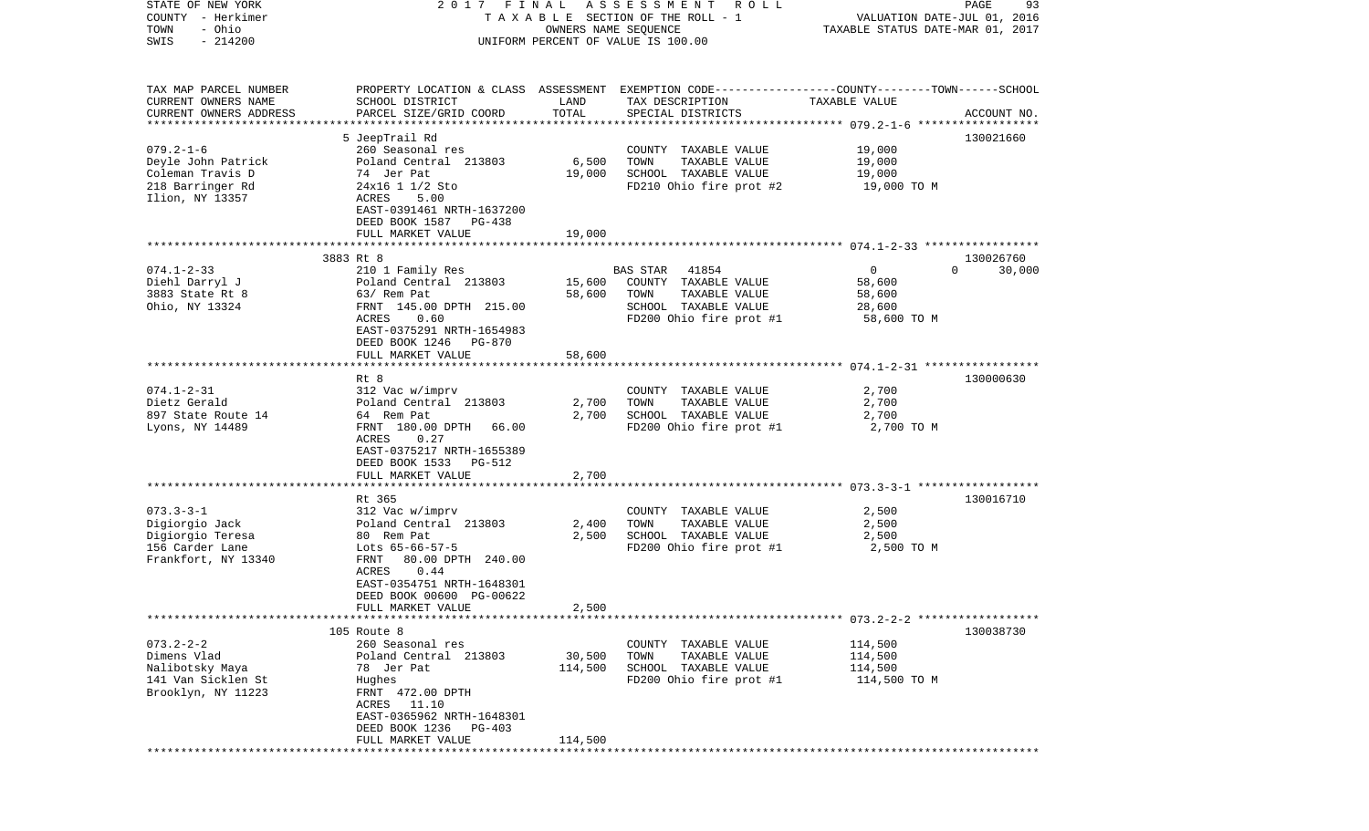STATE OF NEW YORK — 2017 FINAL ASSESSMENT ROLL
COUNTY - Herkimer — TAXABLE SECTION OF THE ROLL - 1 — VALUATION DATE-JUL 01, 2016
TOWN - Ohio — OWNERS NAME SEQUENCE — TAXABLE STATUS DATE-MAR 01, 2017
SWIS - 214200 — UNIFORM PERCENT OF VALUE IS 100.00

| TAX MAP PARCEL NUMBER / CURRENT OWNERS NAME / CURRENT OWNERS ADDRESS | PROPERTY LOCATION & CLASS / SCHOOL DISTRICT / PARCEL SIZE/GRID COORD | ASSESSMENT LAND | TOTAL | EXEMPTION CODE / TAX DESCRIPTION / SPECIAL DISTRICTS | COUNTY / TOWN / SCHOOL TAXABLE VALUE | ACCOUNT NO. |
|---|---|---|---|---|---|---|
| 079.2-1-6 | 5 JeepTrail Rd | | | | | 130021660 |
| Deyle John Patrick | 260 Seasonal res | | | COUNTY TAXABLE VALUE | 19,000 | |
| Coleman Travis D | Poland Central 213803 | 6,500 | | TOWN TAXABLE VALUE | 19,000 | |
| 218 Barringer Rd | 74 Jer Pat | | 19,000 | SCHOOL TAXABLE VALUE | 19,000 | |
| Ilion, NY 13357 | 24x16 1 1/2 Sto | | | FD210 Ohio fire prot #2 | 19,000 TO M | |
| | ACRES 5.00 | | | | | |
| | EAST-0391461 NRTH-1637200 | | | | | |
| | DEED BOOK 1587 PG-438 | | | | | |
| | FULL MARKET VALUE | | 19,000 | | | |
| 074.1-2-33 | 3883 Rt 8 | | | | | 130026760 |
| Diehl Darryl J | 210 1 Family Res | | | BAS STAR 41854 | 0 / 0 / 30,000 | |
| 3883 State Rt 8 | Poland Central 213803 | 15,600 | | COUNTY TAXABLE VALUE | 58,600 | |
| Ohio, NY 13324 | 63/ Rem Pat | | 58,600 | TOWN TAXABLE VALUE | 58,600 | |
| | FRNT 145.00 DPTH 215.00 | | | SCHOOL TAXABLE VALUE | 28,600 | |
| | ACRES 0.60 | | | FD200 Ohio fire prot #1 | 58,600 TO M | |
| | EAST-0375291 NRTH-1654983 | | | | | |
| | DEED BOOK 1246 PG-870 | | | | | |
| | FULL MARKET VALUE | | 58,600 | | | |
| 074.1-2-31 | Rt 8 | | | | | 130000630 |
| Dietz Gerald | 312 Vac w/imprv | | | COUNTY TAXABLE VALUE | 2,700 | |
| 897 State Route 14 | Poland Central 213803 | 2,700 | | TOWN TAXABLE VALUE | 2,700 | |
| Lyons, NY 14489 | 64 Rem Pat | | 2,700 | SCHOOL TAXABLE VALUE | 2,700 | |
| | FRNT 180.00 DPTH 66.00 | | | FD200 Ohio fire prot #1 | 2,700 TO M | |
| | ACRES 0.27 | | | | | |
| | EAST-0375217 NRTH-1655389 | | | | | |
| | DEED BOOK 1533 PG-512 | | | | | |
| | FULL MARKET VALUE | | 2,700 | | | |
| 073.3-3-1 | Rt 365 | | | | | 130016710 |
| Digiorgio Jack | 312 Vac w/imprv | | | COUNTY TAXABLE VALUE | 2,500 | |
| Digiorgio Teresa | Poland Central 213803 | 2,400 | | TOWN TAXABLE VALUE | 2,500 | |
| 156 Carder Lane | 80 Rem Pat | | 2,500 | SCHOOL TAXABLE VALUE | 2,500 | |
| Frankfort, NY 13340 | Lots 65-66-57-5 | | | FD200 Ohio fire prot #1 | 2,500 TO M | |
| | FRNT 80.00 DPTH 240.00 | | | | | |
| | ACRES 0.44 | | | | | |
| | EAST-0354751 NRTH-1648301 | | | | | |
| | DEED BOOK 00600 PG-00622 | | | | | |
| | FULL MARKET VALUE | | 2,500 | | | |
| 073.2-2-2 | 105 Route 8 | | | | | 130038730 |
| Dimens Vlad | 260 Seasonal res | | | COUNTY TAXABLE VALUE | 114,500 | |
| Nalibotsky Maya | Poland Central 213803 | 30,500 | | TOWN TAXABLE VALUE | 114,500 | |
| 141 Van Sicklen St | 78 Jer Pat | | 114,500 | SCHOOL TAXABLE VALUE | 114,500 | |
| Brooklyn, NY 11223 | Hughes | | | FD200 Ohio fire prot #1 | 114,500 TO M | |
| | FRNT 472.00 DPTH | | | | | |
| | ACRES 11.10 | | | | | |
| | EAST-0365962 NRTH-1648301 | | | | | |
| | DEED BOOK 1236 PG-403 | | | | | |
| | FULL MARKET VALUE | | 114,500 | | | |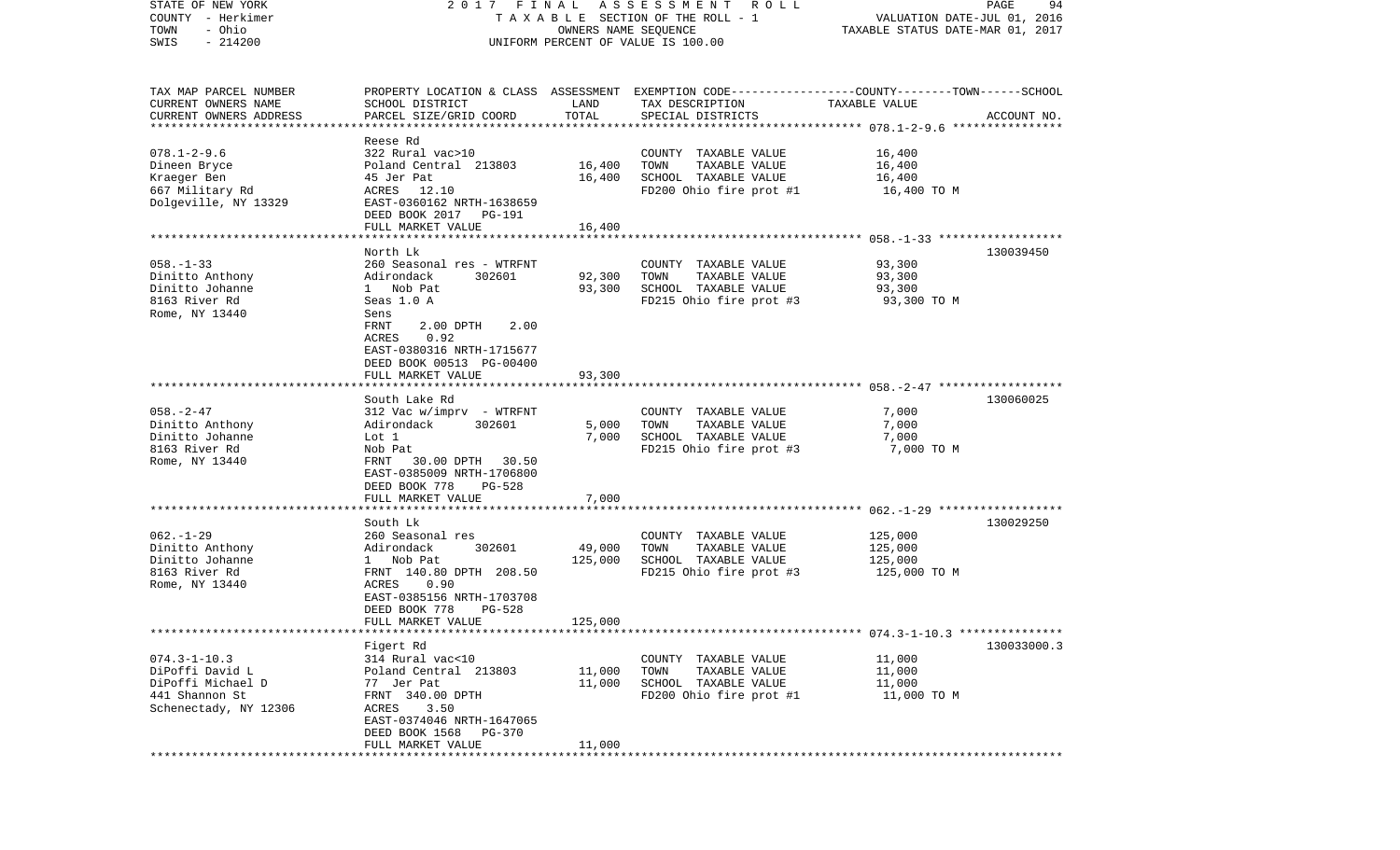| TAX MAP PARCEL NUMBER<br>CURRENT OWNERS NAME<br>CURRENT OWNERS ADDRESS | PROPERTY LOCATION & CLASS<br>SCHOOL DISTRICT<br>PARCEL SIZE/GRID COORD | ASSESSMENT<br>LAND<br>TOTAL | EXEMPTION CODE-----COUNTY-----TOWN-----SCHOOL<br>TAX DESCRIPTION<br>SPECIAL DISTRICTS | TAXABLE VALUE | ACCOUNT NO. |
|---|---|---|---|---|---|
| **078.1-2-9.6** | | | | | |
| 078.1-2-9.6<br>Dineen Bryce<br>Kraeger Ben<br>667 Military Rd<br>Dolgeville, NY 13329 | Reese Rd<br>322 Rural vac>10<br>Poland Central 213803<br>45 Jer Pat<br>ACRES 12.10<br>EAST-0360162 NRTH-1638659<br>DEED BOOK 2017 PG-191<br>FULL MARKET VALUE | 16,400<br>16,400<br>16,400 | COUNTY TAXABLE VALUE<br>TOWN TAXABLE VALUE<br>SCHOOL TAXABLE VALUE<br>FD200 Ohio fire prot #1 | 16,400<br>16,400<br>16,400<br>16,400 TO M | |
| **058.-1-33** | | | | | |
| 058.-1-33<br>Dinitto Anthony<br>Dinitto Johanne<br>8163 River Rd<br>Rome, NY 13440 | North Lk<br>260 Seasonal res - WTRFNT<br>Adirondack 302601<br>1 Nob Pat<br>Seas 1.0 A<br>Sens<br>FRNT 2.00 DPTH 2.00<br>ACRES 0.92<br>EAST-0380316 NRTH-1715677<br>DEED BOOK 00513 PG-00400<br>FULL MARKET VALUE | 92,300<br>93,300<br>93,300 | COUNTY TAXABLE VALUE<br>TOWN TAXABLE VALUE<br>SCHOOL TAXABLE VALUE<br>FD215 Ohio fire prot #3 | 93,300<br>93,300<br>93,300<br>93,300 TO M | 130039450 |
| **058.-2-47** | | | | | |
| 058.-2-47<br>Dinitto Anthony<br>Dinitto Johanne<br>8163 River Rd<br>Rome, NY 13440 | South Lake Rd<br>312 Vac w/imprv - WTRFNT<br>Adirondack 302601<br>Lot 1<br>Nob Pat<br>FRNT 30.00 DPTH 30.50<br>EAST-0385009 NRTH-1706800<br>DEED BOOK 778 PG-528<br>FULL MARKET VALUE | 5,000<br>7,000<br>7,000 | COUNTY TAXABLE VALUE<br>TOWN TAXABLE VALUE<br>SCHOOL TAXABLE VALUE<br>FD215 Ohio fire prot #3 | 7,000<br>7,000<br>7,000<br>7,000 TO M | 130060025 |
| **062.-1-29** | | | | | |
| 062.-1-29<br>Dinitto Anthony<br>Dinitto Johanne<br>8163 River Rd<br>Rome, NY 13440 | South Lk<br>260 Seasonal res<br>Adirondack 302601<br>1 Nob Pat<br>FRNT 140.80 DPTH 208.50<br>ACRES 0.90<br>EAST-0385156 NRTH-1703708<br>DEED BOOK 778 PG-528<br>FULL MARKET VALUE | 49,000<br>125,000<br>125,000 | COUNTY TAXABLE VALUE<br>TOWN TAXABLE VALUE<br>SCHOOL TAXABLE VALUE<br>FD215 Ohio fire prot #3 | 125,000<br>125,000<br>125,000<br>125,000 TO M | 130029250 |
| **074.3-1-10.3** | | | | | |
| 074.3-1-10.3<br>DiPoffi David L<br>DiPoffi Michael D<br>441 Shannon St<br>Schenectady, NY 12306 | Figert Rd<br>314 Rural vac<10<br>Poland Central 213803<br>77 Jer Pat<br>FRNT 340.00 DPTH<br>ACRES 3.50<br>EAST-0374046 NRTH-1647065<br>DEED BOOK 1568 PG-370<br>FULL MARKET VALUE | 11,000<br>11,000<br>11,000 | COUNTY TAXABLE VALUE<br>TOWN TAXABLE VALUE<br>SCHOOL TAXABLE VALUE<br>FD200 Ohio fire prot #1 | 11,000<br>11,000<br>11,000<br>11,000 TO M | 130033000.3 |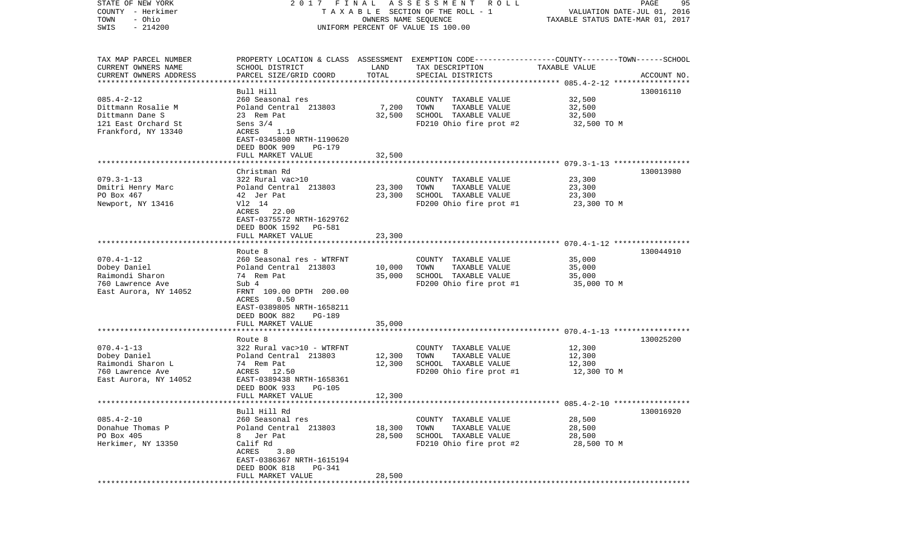STATE OF NEW YORK | 2 0 1 7 F I N A L A S S E S S M E N T R O L L | VALUATION DATE-JUL 01, 2016
COUNTY - Herkimer | T A X A B L E SECTION OF THE ROLL - 1 | TAXABLE STATUS DATE-MAR 01, 2017
TOWN - Ohio | OWNERS NAME SEQUENCE
SWIS - 214200 | UNIFORM PERCENT OF VALUE IS 100.00

| TAX MAP PARCEL NUMBER / CURRENT OWNERS NAME / CURRENT OWNERS ADDRESS | PROPERTY LOCATION & CLASS / SCHOOL DISTRICT / PARCEL SIZE/GRID COORD | ASSESSMENT LAND / TOTAL | EXEMPTION CODE / TAX DESCRIPTION / SPECIAL DISTRICTS | TAXABLE VALUE (COUNTY/TOWN/SCHOOL) | ACCOUNT NO. |
|---|---|---|---|---|---|
| | Bull Hill | | | | 130016110 |
| 085.4-2-12 | 260 Seasonal res | | COUNTY TAXABLE VALUE | 32,500 | |
| Dittmann Rosalie M | Poland Central 213803 | 7,200 | TOWN TAXABLE VALUE | 32,500 | |
| Dittmann Dane S | 23 Rem Pat | 32,500 | SCHOOL TAXABLE VALUE | 32,500 | |
| 121 East Orchard St | Sens 3/4 | | FD210 Ohio fire prot #2 | 32,500 TO M | |
| Frankfort, NY 13340 | ACRES 1.10 | | | | |
| | EAST-0345800 NRTH-1190620 | | | | |
| | DEED BOOK 909 PG-179 | | | | |
| | FULL MARKET VALUE | 32,500 | | | |
| | Christman Rd | | | | 130013980 |
| 079.3-1-13 | 322 Rural vac>10 | | COUNTY TAXABLE VALUE | 23,300 | |
| Dmitri Henry Marc | Poland Central 213803 | 23,300 | TOWN TAXABLE VALUE | 23,300 | |
| PO Box 467 | 42 Jer Pat | 23,300 | SCHOOL TAXABLE VALUE | 23,300 | |
| Newport, NY 13416 | Vl2 14 | | FD200 Ohio fire prot #1 | 23,300 TO M | |
| | ACRES 22.00 | | | | |
| | EAST-0375572 NRTH-1629762 | | | | |
| | DEED BOOK 1592 PG-581 | | | | |
| | FULL MARKET VALUE | 23,300 | | | |
| | Route 8 | | | | 130044910 |
| 070.4-1-12 | 260 Seasonal res - WTRFNT | | COUNTY TAXABLE VALUE | 35,000 | |
| Dobey Daniel | Poland Central 213803 | 10,000 | TOWN TAXABLE VALUE | 35,000 | |
| Raimondi Sharon | 74 Rem Pat | 35,000 | SCHOOL TAXABLE VALUE | 35,000 | |
| 760 Lawrence Ave | Sub 4 | | FD200 Ohio fire prot #1 | 35,000 TO M | |
| East Aurora, NY 14052 | FRNT 109.00 DPTH 200.00 | | | | |
| | ACRES 0.50 | | | | |
| | EAST-0389805 NRTH-1658211 | | | | |
| | DEED BOOK 882 PG-189 | | | | |
| | FULL MARKET VALUE | 35,000 | | | |
| | Route 8 | | | | 130025200 |
| 070.4-1-13 | 322 Rural vac>10 - WTRFNT | | COUNTY TAXABLE VALUE | 12,300 | |
| Dobey Daniel | Poland Central 213803 | 12,300 | TOWN TAXABLE VALUE | 12,300 | |
| Raimondi Sharon L | 74 Rem Pat | 12,300 | SCHOOL TAXABLE VALUE | 12,300 | |
| 760 Lawrence Ave | ACRES 12.50 | | FD200 Ohio fire prot #1 | 12,300 TO M | |
| East Aurora, NY 14052 | EAST-0389438 NRTH-1658361 | | | | |
| | DEED BOOK 933 PG-105 | | | | |
| | FULL MARKET VALUE | 12,300 | | | |
| | Bull Hill Rd | | | | 130016920 |
| 085.4-2-10 | 260 Seasonal res | | COUNTY TAXABLE VALUE | 28,500 | |
| Donahue Thomas P | Poland Central 213803 | 18,300 | TOWN TAXABLE VALUE | 28,500 | |
| PO Box 405 | 8 Jer Pat | 28,500 | SCHOOL TAXABLE VALUE | 28,500 | |
| Herkimer, NY 13350 | Calif Rd | | FD210 Ohio fire prot #2 | 28,500 TO M | |
| | ACRES 3.80 | | | | |
| | EAST-0386367 NRTH-1615194 | | | | |
| | DEED BOOK 818 PG-341 | | | | |
| | FULL MARKET VALUE | 28,500 | | | |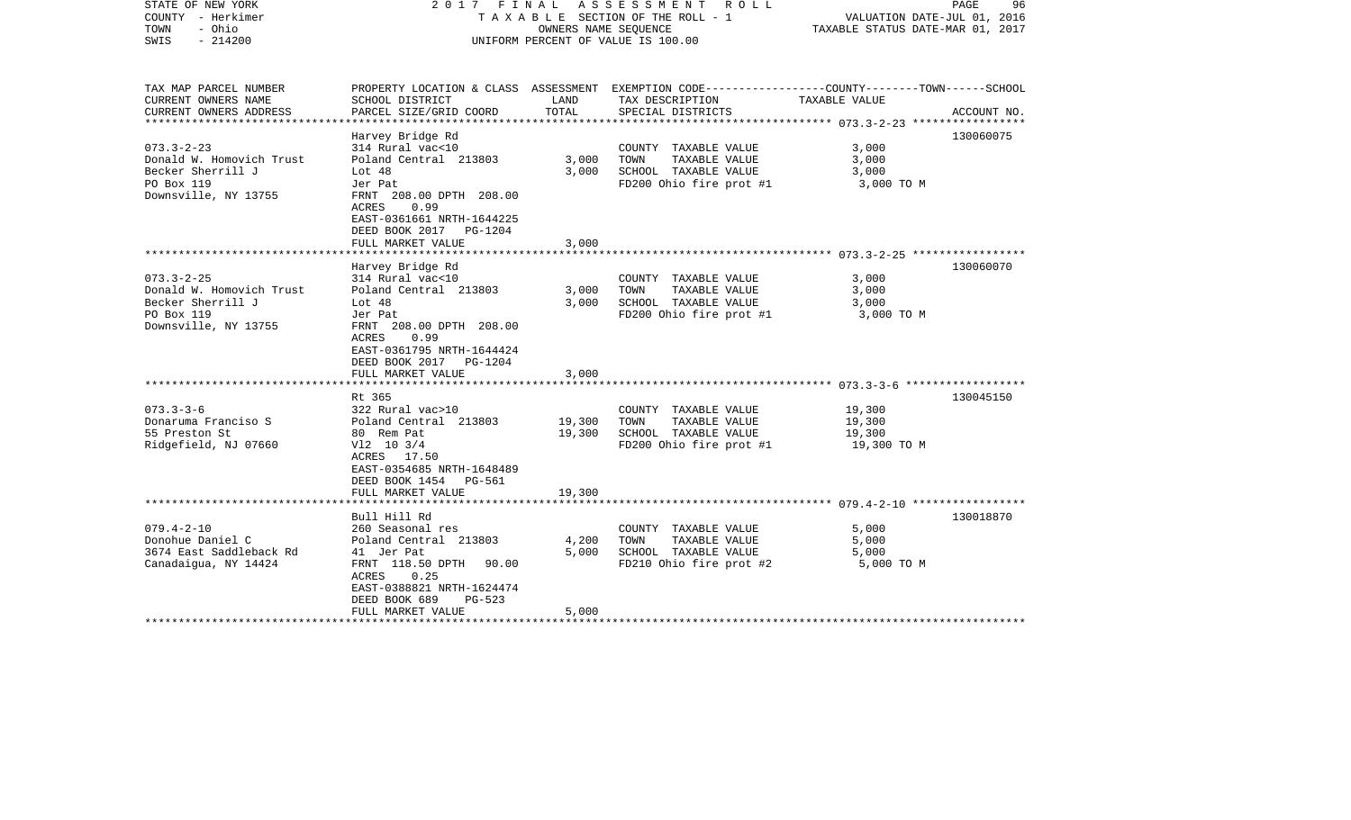| TAX MAP PARCEL NUMBER | PROPERTY LOCATION & CLASS | ASSESSMENT | EXEMPTION CODE-----------------COUNTY--------TOWN------SCHOOL | | |
|---|---|---|---|---|---|
| CURRENT OWNERS NAME | SCHOOL DISTRICT | LAND | TAX DESCRIPTION | TAXABLE VALUE | |
| CURRENT OWNERS ADDRESS | PARCEL SIZE/GRID COORD | TOTAL | SPECIAL DISTRICTS | | ACCOUNT NO. |
| **073.3-2-23** | | | | | |
| | Harvey Bridge Rd | | | | 130060075 |
| 073.3-2-23 | 314 Rural vac<10 | | COUNTY TAXABLE VALUE | 3,000 | |
| Donald W. Homovich Trust | Poland Central 213803 | 3,000 | TOWN TAXABLE VALUE | 3,000 | |
| Becker Sherrill J | Lot 48 | 3,000 | SCHOOL TAXABLE VALUE | 3,000 | |
| PO Box 119 | Jer Pat | | FD200 Ohio fire prot #1 | 3,000 TO M | |
| Downsville, NY 13755 | FRNT 208.00 DPTH 208.00 | | | | |
| | ACRES 0.99 | | | | |
| | EAST-0361661 NRTH-1644225 | | | | |
| | DEED BOOK 2017 PG-1204 | | | | |
| | FULL MARKET VALUE | 3,000 | | | |
| **073.3-2-25** | | | | | |
| | Harvey Bridge Rd | | | | 130060070 |
| 073.3-2-25 | 314 Rural vac<10 | | COUNTY TAXABLE VALUE | 3,000 | |
| Donald W. Homovich Trust | Poland Central 213803 | 3,000 | TOWN TAXABLE VALUE | 3,000 | |
| Becker Sherrill J | Lot 48 | 3,000 | SCHOOL TAXABLE VALUE | 3,000 | |
| PO Box 119 | Jer Pat | | FD200 Ohio fire prot #1 | 3,000 TO M | |
| Downsville, NY 13755 | FRNT 208.00 DPTH 208.00 | | | | |
| | ACRES 0.99 | | | | |
| | EAST-0361795 NRTH-1644424 | | | | |
| | DEED BOOK 2017 PG-1204 | | | | |
| | FULL MARKET VALUE | 3,000 | | | |
| **073.3-3-6** | | | | | |
| | Rt 365 | | | | 130045150 |
| 073.3-3-6 | 322 Rural vac>10 | | COUNTY TAXABLE VALUE | 19,300 | |
| Donaruma Francisco S | Poland Central 213803 | 19,300 | TOWN TAXABLE VALUE | 19,300 | |
| 55 Preston St | 80 Rem Pat | 19,300 | SCHOOL TAXABLE VALUE | 19,300 | |
| Ridgefield, NJ 07660 | Vl2 10 3/4 | | FD200 Ohio fire prot #1 | 19,300 TO M | |
| | ACRES 17.50 | | | | |
| | EAST-0354685 NRTH-1648489 | | | | |
| | DEED BOOK 1454 PG-561 | | | | |
| | FULL MARKET VALUE | 19,300 | | | |
| **079.4-2-10** | | | | | |
| | Bull Hill Rd | | | | 130018870 |
| 079.4-2-10 | 260 Seasonal res | | COUNTY TAXABLE VALUE | 5,000 | |
| Donohue Daniel C | Poland Central 213803 | 4,200 | TOWN TAXABLE VALUE | 5,000 | |
| 3674 East Saddleback Rd | 41 Jer Pat | 5,000 | SCHOOL TAXABLE VALUE | 5,000 | |
| Canadaigua, NY 14424 | FRNT 118.50 DPTH 90.00 | | FD210 Ohio fire prot #2 | 5,000 TO M | |
| | ACRES 0.25 | | | | |
| | EAST-0388821 NRTH-1624474 | | | | |
| | DEED BOOK 689 PG-523 | | | | |
| | FULL MARKET VALUE | 5,000 | | | |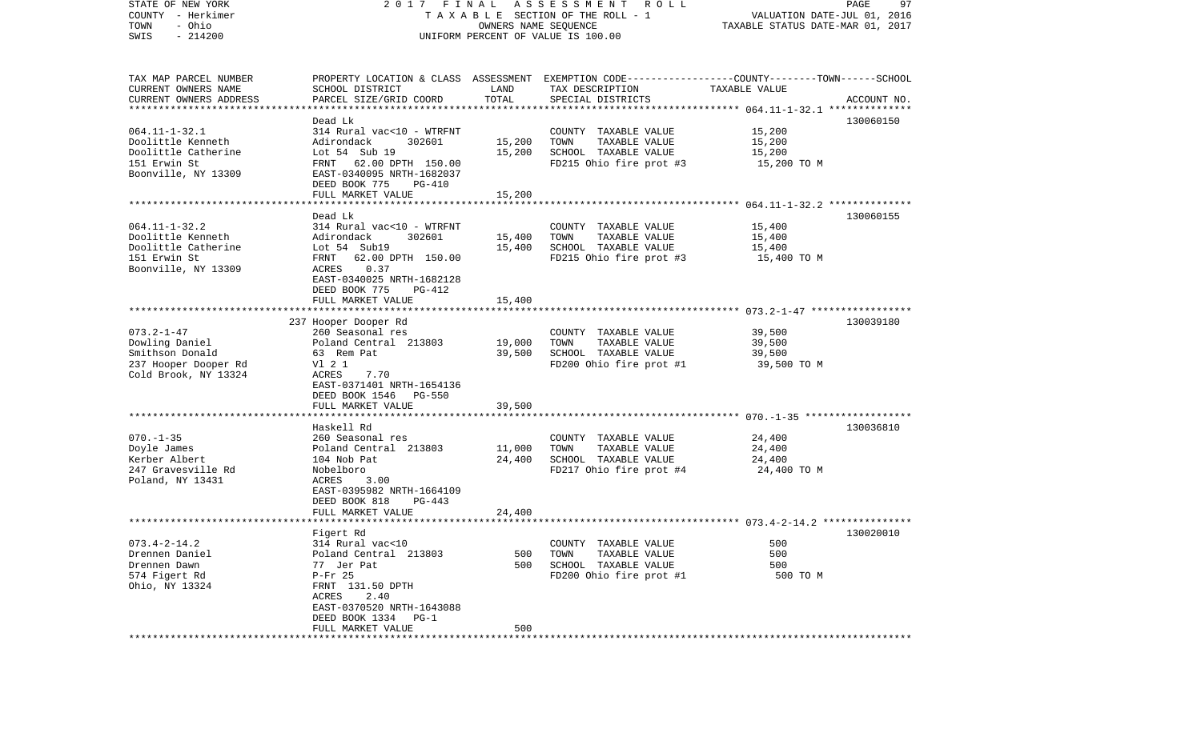STATE OF NEW YORK | 2017 FINAL ASSESSMENT ROLL
COUNTY - Herkimer | TAXABLE SECTION OF THE ROLL - 1 | VALUATION DATE-JUL 01, 2016
TOWN - Ohio | OWNERS NAME SEQUENCE | TAXABLE STATUS DATE-MAR 01, 2017
SWIS - 214200 | UNIFORM PERCENT OF VALUE IS 100.00

| TAX MAP PARCEL NUMBER<br>CURRENT OWNERS NAME<br>CURRENT OWNERS ADDRESS | PROPERTY LOCATION & CLASS<br>SCHOOL DISTRICT<br>PARCEL SIZE/GRID COORD | ASSESSMENT<br>LAND<br>TOTAL | EXEMPTION CODE-----COUNTY-----TOWN-----SCHOOL<br>TAX DESCRIPTION<br>SPECIAL DISTRICTS | TAXABLE VALUE | ACCOUNT NO. |
|---|---|---|---|---|---|
| 064.11-1-32.1 | Dead Lk | | | | 130060150 |
| 064.11-1-32.1 | 314 Rural vac<10 - WTRFNT | | COUNTY TAXABLE VALUE | 15,200 | |
| Doolittle Kenneth | Adirondack 302601 | 15,200 | TOWN TAXABLE VALUE | 15,200 | |
| Doolittle Catherine | Lot 54 Sub 19 | 15,200 | SCHOOL TAXABLE VALUE | 15,200 | |
| 151 Erwin St | FRNT 62.00 DPTH 150.00 | | FD215 Ohio fire prot #3 | 15,200 TO M | |
| Boonville, NY 13309 | EAST-0340095 NRTH-1682037 | | | | |
| | DEED BOOK 775 PG-410 | | | | |
| | FULL MARKET VALUE | 15,200 | | | |
| 064.11-1-32.2 | Dead Lk | | | | 130060155 |
| 064.11-1-32.2 | 314 Rural vac<10 - WTRFNT | | COUNTY TAXABLE VALUE | 15,400 | |
| Doolittle Kenneth | Adirondack 302601 | 15,400 | TOWN TAXABLE VALUE | 15,400 | |
| Doolittle Catherine | Lot 54 Sub19 | 15,400 | SCHOOL TAXABLE VALUE | 15,400 | |
| 151 Erwin St | FRNT 62.00 DPTH 150.00 | | FD215 Ohio fire prot #3 | 15,400 TO M | |
| Boonville, NY 13309 | ACRES 0.37 | | | | |
| | EAST-0340025 NRTH-1682128 | | | | |
| | DEED BOOK 775 PG-412 | | | | |
| | FULL MARKET VALUE | 15,400 | | | |
| 073.2-1-47 | 237 Hooper Dooper Rd | | | | 130039180 |
| 073.2-1-47 | 260 Seasonal res | | COUNTY TAXABLE VALUE | 39,500 | |
| Dowling Daniel | Poland Central 213803 | 19,000 | TOWN TAXABLE VALUE | 39,500 | |
| Smithson Donald | 63 Rem Pat | 39,500 | SCHOOL TAXABLE VALUE | 39,500 | |
| 237 Hooper Dooper Rd | Vl 2 1 | | FD200 Ohio fire prot #1 | 39,500 TO M | |
| Cold Brook, NY 13324 | ACRES 7.70 | | | | |
| | EAST-0371401 NRTH-1654136 | | | | |
| | DEED BOOK 1546 PG-550 | | | | |
| | FULL MARKET VALUE | 39,500 | | | |
| 070.-1-35 | Haskell Rd | | | | 130036810 |
| 070.-1-35 | 260 Seasonal res | | COUNTY TAXABLE VALUE | 24,400 | |
| Doyle James | Poland Central 213803 | 11,000 | TOWN TAXABLE VALUE | 24,400 | |
| Kerber Albert | 104 Nob Pat | 24,400 | SCHOOL TAXABLE VALUE | 24,400 | |
| 247 Gravesville Rd | Nobelboro | | FD217 Ohio fire prot #4 | 24,400 TO M | |
| Poland, NY 13431 | ACRES 3.00 | | | | |
| | EAST-0395982 NRTH-1664109 | | | | |
| | DEED BOOK 818 PG-443 | | | | |
| | FULL MARKET VALUE | 24,400 | | | |
| 073.4-2-14.2 | Figert Rd | | | | 130020010 |
| 073.4-2-14.2 | 314 Rural vac<10 | | COUNTY TAXABLE VALUE | 500 | |
| Drennen Daniel | Poland Central 213803 | 500 | TOWN TAXABLE VALUE | 500 | |
| Drennen Dawn | 77 Jer Pat | 500 | SCHOOL TAXABLE VALUE | 500 | |
| 574 Figert Rd | P-Fr 25 | | FD200 Ohio fire prot #1 | 500 TO M | |
| Ohio, NY 13324 | FRNT 131.50 DPTH | | | | |
| | ACRES 2.40 | | | | |
| | EAST-0370520 NRTH-1643088 | | | | |
| | DEED BOOK 1334 PG-1 | | | | |
| | FULL MARKET VALUE | 500 | | | |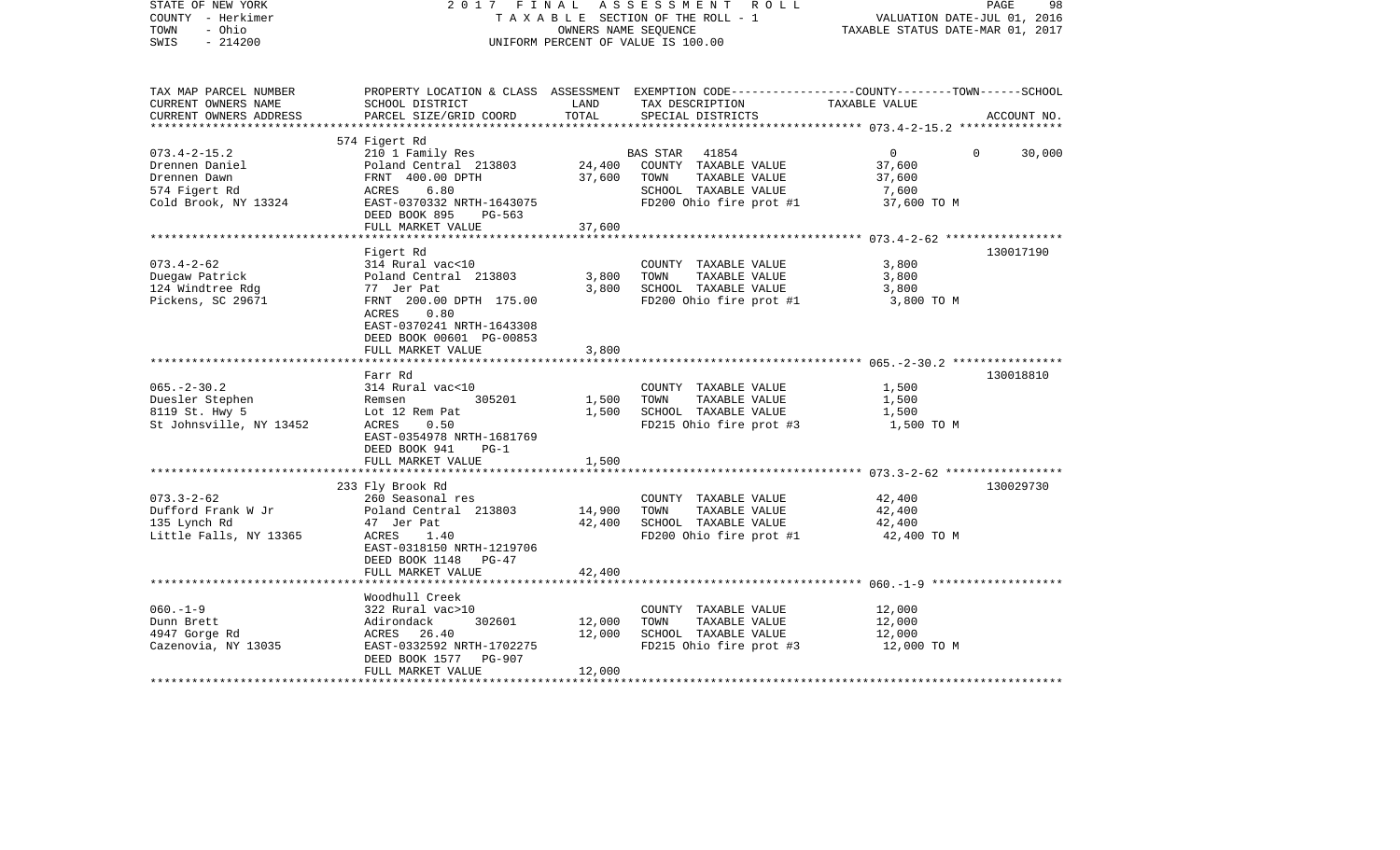STATE OF NEW YORK — COUNTY - Herkimer — TOWN - Ohio — SWIS - 214200

2017 FINAL ASSESSMENT ROLL
TAXABLE SECTION OF THE ROLL - 1
OWNERS NAME SEQUENCE
UNIFORM PERCENT OF VALUE IS 100.00

VALUATION DATE-JUL 01, 2016
TAXABLE STATUS DATE-MAR 01, 2017

| TAX MAP PARCEL NUMBER / CURRENT OWNERS NAME / CURRENT OWNERS ADDRESS | PROPERTY LOCATION & CLASS / SCHOOL DISTRICT / PARCEL SIZE/GRID COORD | ASSESSMENT LAND | TOTAL | EXEMPTION CODE / TAX DESCRIPTION / SPECIAL DISTRICTS | COUNTY | TOWN | SCHOOL | ACCOUNT NO. |
|---|---|---|---|---|---|---|---|---|
| **073.4-2-15.2** | 574 Figert Rd | | | | | | | |
| 073.4-2-15.2 | 210 1 Family Res | | | BAS STAR 41854 | 0 | 0 | 30,000 | |
| Drennen Daniel | Poland Central 213803 | 24,400 | | COUNTY TAXABLE VALUE | 37,600 | | | |
| Drennen Dawn | FRNT 400.00 DPTH | | 37,600 | TOWN TAXABLE VALUE | | 37,600 | | |
| 574 Figert Rd | ACRES 6.80 | | | SCHOOL TAXABLE VALUE | | | 7,600 | |
| Cold Brook, NY 13324 | EAST-0370332 NRTH-1643075 | | | FD200 Ohio fire prot #1 | 37,600 TO M | | | |
| | DEED BOOK 895 PG-563 | | | | | | | |
| | FULL MARKET VALUE | | 37,600 | | | | | |
| **073.4-2-62** | Figert Rd | | | | | | | 130017190 |
| 073.4-2-62 | 314 Rural vac<10 | | | COUNTY TAXABLE VALUE | 3,800 | | | |
| Duegaw Patrick | Poland Central 213803 | 3,800 | | TOWN TAXABLE VALUE | | 3,800 | | |
| 124 Windtree Rdg | 77 Jer Pat | | 3,800 | SCHOOL TAXABLE VALUE | | | 3,800 | |
| Pickens, SC 29671 | FRNT 200.00 DPTH 175.00 | | | FD200 Ohio fire prot #1 | 3,800 TO M | | | |
| | ACRES 0.80 | | | | | | | |
| | EAST-0370241 NRTH-1643308 | | | | | | | |
| | DEED BOOK 00601 PG-00853 | | | | | | | |
| | FULL MARKET VALUE | | 3,800 | | | | | |
| **065.-2-30.2** | Farr Rd | | | | | | | 130018810 |
| 065.-2-30.2 | 314 Rural vac<10 | | | COUNTY TAXABLE VALUE | 1,500 | | | |
| Duesler Stephen | Remsen 305201 | 1,500 | | TOWN TAXABLE VALUE | | 1,500 | | |
| 8119 St. Hwy 5 | Lot 12 Rem Pat | | 1,500 | SCHOOL TAXABLE VALUE | | | 1,500 | |
| St Johnsville, NY 13452 | ACRES 0.50 | | | FD215 Ohio fire prot #3 | 1,500 TO M | | | |
| | EAST-0354978 NRTH-1681769 | | | | | | | |
| | DEED BOOK 941 PG-1 | | | | | | | |
| | FULL MARKET VALUE | | 1,500 | | | | | |
| **073.3-2-62** | 233 Fly Brook Rd | | | | | | | 130029730 |
| 073.3-2-62 | 260 Seasonal res | | | COUNTY TAXABLE VALUE | 42,400 | | | |
| Dufford Frank W Jr | Poland Central 213803 | 14,900 | | TOWN TAXABLE VALUE | | 42,400 | | |
| 135 Lynch Rd | 47 Jer Pat | | 42,400 | SCHOOL TAXABLE VALUE | | | 42,400 | |
| Little Falls, NY 13365 | ACRES 1.40 | | | FD200 Ohio fire prot #1 | 42,400 TO M | | | |
| | EAST-0318150 NRTH-1219706 | | | | | | | |
| | DEED BOOK 1148 PG-47 | | | | | | | |
| | FULL MARKET VALUE | | 42,400 | | | | | |
| **060.-1-9** | Woodhull Creek | | | | | | | |
| 060.-1-9 | 322 Rural vac>10 | | | COUNTY TAXABLE VALUE | 12,000 | | | |
| Dunn Brett | Adirondack 302601 | 12,000 | | TOWN TAXABLE VALUE | | 12,000 | | |
| 4947 Gorge Rd | ACRES 26.40 | | 12,000 | SCHOOL TAXABLE VALUE | | | 12,000 | |
| Cazenovia, NY 13035 | EAST-0332592 NRTH-1702275 | | | FD215 Ohio fire prot #3 | 12,000 TO M | | | |
| | DEED BOOK 1577 PG-907 | | | | | | | |
| | FULL MARKET VALUE | | 12,000 | | | | | |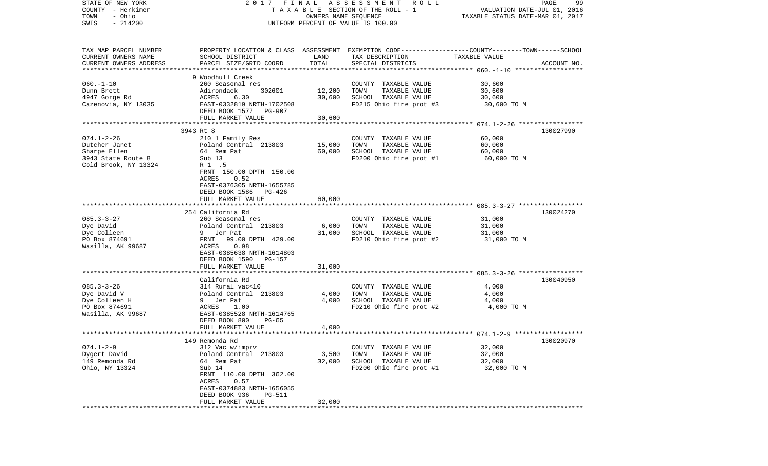STATE OF NEW YORK
COUNTY - Herkimer
TOWN - Ohio
SWIS - 214200

2017 FINAL ASSESSMENT ROLL
TAXABLE SECTION OF THE ROLL - 1
OWNERS NAME SEQUENCE
UNIFORM PERCENT OF VALUE IS 100.00

VALUATION DATE-JUL 01, 2016
TAXABLE STATUS DATE-MAR 01, 2017

| TAX MAP PARCEL NUMBER / CURRENT OWNERS NAME / CURRENT OWNERS ADDRESS | PROPERTY LOCATION & CLASS / SCHOOL DISTRICT / PARCEL SIZE/GRID COORD | ASSESSMENT LAND | TOTAL | EXEMPTION CODE / TAX DESCRIPTION / SPECIAL DISTRICTS | TAXABLE VALUE (COUNTY--TOWN--SCHOOL) | ACCOUNT NO. |
|---|---|---|---|---|---|---|
| | 9 Woodhull Creek | | | | | |
| 060.-1-10 | 260 Seasonal res | | | COUNTY TAXABLE VALUE | 30,600 | |
| Dunn Brett | Adirondack 302601 | 12,200 | | TOWN TAXABLE VALUE | 30,600 | |
| 4947 Gorge Rd | ACRES 6.30 | | 30,600 | SCHOOL TAXABLE VALUE | 30,600 | |
| Cazenovia, NY 13035 | EAST-0332819 NRTH-1702508 | | | FD215 Ohio fire prot #3 | 30,600 TO M | |
| | DEED BOOK 1577 PG-907 | | | | | |
| | FULL MARKET VALUE | | 30,600 | | | |
| | 3943 Rt 8 | | | | | 130027990 |
| 074.1-2-26 | 210 1 Family Res | | | COUNTY TAXABLE VALUE | 60,000 | |
| Dutcher Janet | Poland Central 213803 | 15,000 | | TOWN TAXABLE VALUE | 60,000 | |
| Sharpe Ellen | 64 Rem Pat | | 60,000 | SCHOOL TAXABLE VALUE | 60,000 | |
| 3943 State Route 8 | Sub 13 | | | FD200 Ohio fire prot #1 | 60,000 TO M | |
| Cold Brook, NY 13324 | R 1 .5 | | | | | |
| | FRNT 150.00 DPTH 150.00 | | | | | |
| | ACRES 0.52 | | | | | |
| | EAST-0376305 NRTH-1655785 | | | | | |
| | DEED BOOK 1586 PG-426 | | | | | |
| | FULL MARKET VALUE | | 60,000 | | | |
| | 254 California Rd | | | | | 130024270 |
| 085.3-3-27 | 260 Seasonal res | | | COUNTY TAXABLE VALUE | 31,000 | |
| Dye David | Poland Central 213803 | 6,000 | | TOWN TAXABLE VALUE | 31,000 | |
| Dye Colleen | 9 Jer Pat | | 31,000 | SCHOOL TAXABLE VALUE | 31,000 | |
| PO Box 874691 | FRNT 99.00 DPTH 429.00 | | | FD210 Ohio fire prot #2 | 31,000 TO M | |
| Wasilla, AK 99687 | ACRES 0.98 | | | | | |
| | EAST-0385638 NRTH-1614803 | | | | | |
| | DEED BOOK 1590 PG-157 | | | | | |
| | FULL MARKET VALUE | | 31,000 | | | |
| | California Rd | | | | | 130040950 |
| 085.3-3-26 | 314 Rural vac<10 | | | COUNTY TAXABLE VALUE | 4,000 | |
| Dye David V | Poland Central 213803 | 4,000 | | TOWN TAXABLE VALUE | 4,000 | |
| Dye Colleen H | 9 Jer Pat | | 4,000 | SCHOOL TAXABLE VALUE | 4,000 | |
| PO Box 874691 | ACRES 1.00 | | | FD210 Ohio fire prot #2 | 4,000 TO M | |
| Wasilla, AK 99687 | EAST-0385528 NRTH-1614765 | | | | | |
| | DEED BOOK 800 PG-65 | | | | | |
| | FULL MARKET VALUE | | 4,000 | | | |
| | 149 Remonda Rd | | | | | 130020970 |
| 074.1-2-9 | 312 Vac w/imprv | | | COUNTY TAXABLE VALUE | 32,000 | |
| Dygert David | Poland Central 213803 | 3,500 | | TOWN TAXABLE VALUE | 32,000 | |
| 149 Remonda Rd | 64 Rem Pat | | 32,000 | SCHOOL TAXABLE VALUE | 32,000 | |
| Ohio, NY 13324 | Sub 14 | | | FD200 Ohio fire prot #1 | 32,000 TO M | |
| | FRNT 110.00 DPTH 362.00 | | | | | |
| | ACRES 0.57 | | | | | |
| | EAST-0374883 NRTH-1656055 | | | | | |
| | DEED BOOK 936 PG-511 | | | | | |
| | FULL MARKET VALUE | | 32,000 | | | |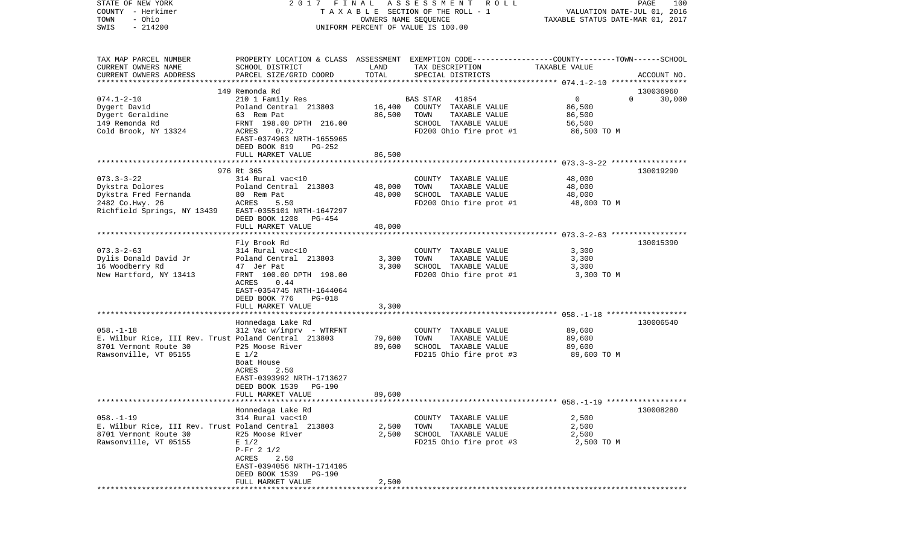STATE OF NEW YORK 2017 FINAL ASSESSMENT ROLL
COUNTY - Herkimer TAXABLE SECTION OF THE ROLL - 1 VALUATION DATE-JUL 01, 2016
TOWN - Ohio OWNERS NAME SEQUENCE TAXABLE STATUS DATE-MAR 01, 2017
SWIS - 214200 UNIFORM PERCENT OF VALUE IS 100.00

| TAX MAP PARCEL NUMBER / CURRENT OWNERS NAME / CURRENT OWNERS ADDRESS | PROPERTY LOCATION & CLASS / SCHOOL DISTRICT / PARCEL SIZE/GRID COORD | ASSESSMENT LAND | TOTAL | EXEMPTION CODE / TAX DESCRIPTION / SPECIAL DISTRICTS | COUNTY | TOWN | SCHOOL / TAXABLE VALUE | ACCOUNT NO. |
|---|---|---|---|---|---|---|---|---|
| | 149 Remonda Rd | | | | | | | 130036960 |
| 074.1-2-10 | 210 1 Family Res | | | BAS STAR 41854 | 0 | 0 | 30,000 | |
| Dygert David | Poland Central 213803 | 16,400 | | COUNTY TAXABLE VALUE | 86,500 | | | |
| Dygert Geraldine | 63 Rem Pat | | 86,500 | TOWN TAXABLE VALUE | | 86,500 | | |
| 149 Remonda Rd | FRNT 198.00 DPTH 216.00 | | | SCHOOL TAXABLE VALUE | | | 56,500 | |
| Cold Brook, NY 13324 | ACRES 0.72 | | | FD200 Ohio fire prot #1 | 86,500 TO M | | | |
| | EAST-0374963 NRTH-1655965 | | | | | | | |
| | DEED BOOK 819 PG-252 | | | | | | | |
| | FULL MARKET VALUE | | 86,500 | | | | | |
| | 976 Rt 365 | | | | | | | 130019290 |
| 073.3-3-22 | 314 Rural vac<10 | | | COUNTY TAXABLE VALUE | 48,000 | | | |
| Dykstra Dolores | Poland Central 213803 | 48,000 | | TOWN TAXABLE VALUE | | 48,000 | | |
| Dykstra Fred Fernanda | 80 Rem Pat | | 48,000 | SCHOOL TAXABLE VALUE | | | 48,000 | |
| 2482 Co.Hwy. 26 | ACRES 5.50 | | | FD200 Ohio fire prot #1 | 48,000 TO M | | | |
| Richfield Springs, NY 13439 | EAST-0355101 NRTH-1647297 | | | | | | | |
| | DEED BOOK 1208 PG-454 | | | | | | | |
| | FULL MARKET VALUE | | 48,000 | | | | | |
| | Fly Brook Rd | | | | | | | 130015390 |
| 073.3-2-63 | 314 Rural vac<10 | | | COUNTY TAXABLE VALUE | 3,300 | | | |
| Dylis Donald David Jr | Poland Central 213803 | 3,300 | | TOWN TAXABLE VALUE | | 3,300 | | |
| 16 Woodberry Rd | 47 Jer Pat | | 3,300 | SCHOOL TAXABLE VALUE | | | 3,300 | |
| New Hartford, NY 13413 | FRNT 100.00 DPTH 198.00 | | | FD200 Ohio fire prot #1 | 3,300 TO M | | | |
| | ACRES 0.44 | | | | | | | |
| | EAST-0354745 NRTH-1644064 | | | | | | | |
| | DEED BOOK 776 PG-018 | | | | | | | |
| | FULL MARKET VALUE | | 3,300 | | | | | |
| | Honnedaga Lake Rd | | | | | | | 130006540 |
| 058.-1-18 | 312 Vac w/imprv - WTRFNT | | | COUNTY TAXABLE VALUE | 89,600 | | | |
| E. Wilbur Rice, III Rev. Trust | Poland Central 213803 | 79,600 | | TOWN TAXABLE VALUE | | 89,600 | | |
| 8701 Vermont Route 30 | P25 Moose River | | 89,600 | SCHOOL TAXABLE VALUE | | | 89,600 | |
| Rawsonville, VT 05155 | E 1/2 | | | FD215 Ohio fire prot #3 | 89,600 TO M | | | |
| | Boat House | | | | | | | |
| | ACRES 2.50 | | | | | | | |
| | EAST-0393992 NRTH-1713627 | | | | | | | |
| | DEED BOOK 1539 PG-190 | | | | | | | |
| | FULL MARKET VALUE | | 89,600 | | | | | |
| | Honnedaga Lake Rd | | | | | | | 130008280 |
| 058.-1-19 | 314 Rural vac<10 | | | COUNTY TAXABLE VALUE | 2,500 | | | |
| E. Wilbur Rice, III Rev. Trust | Poland Central 213803 | 2,500 | | TOWN TAXABLE VALUE | | 2,500 | | |
| 8701 Vermont Route 30 | R25 Moose River | | 2,500 | SCHOOL TAXABLE VALUE | | | 2,500 | |
| Rawsonville, VT 05155 | E 1/2 | | | FD215 Ohio fire prot #3 | 2,500 TO M | | | |
| | P-Fr 2 1/2 | | | | | | | |
| | ACRES 2.50 | | | | | | | |
| | EAST-0394056 NRTH-1714105 | | | | | | | |
| | DEED BOOK 1539 PG-190 | | | | | | | |
| | FULL MARKET VALUE | | 2,500 | | | | | |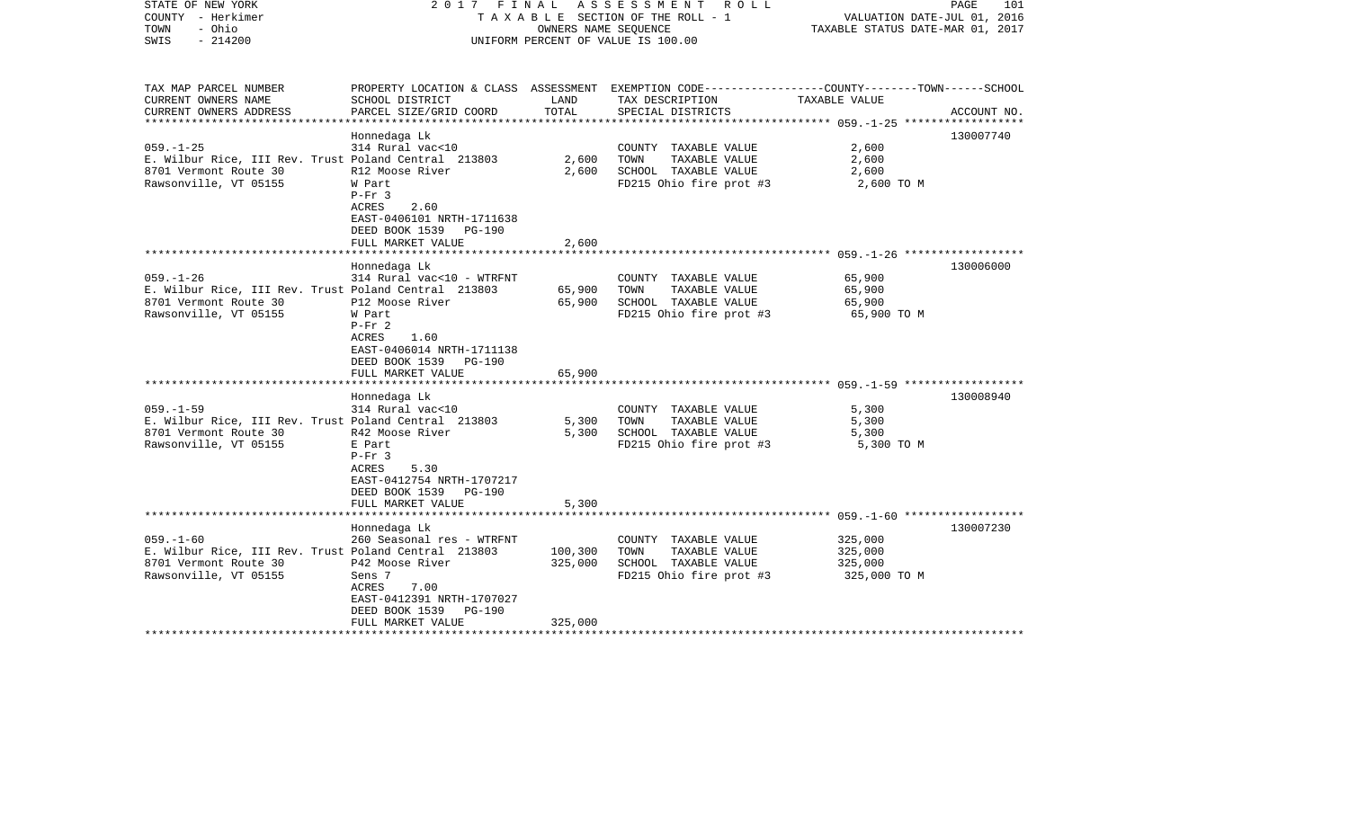STATE OF NEW YORK 2017 FINAL ASSESSMENT ROLL
COUNTY - Herkimer TAXABLE SECTION OF THE ROLL - 1 VALUATION DATE-JUL 01, 2016
TOWN - Ohio OWNERS NAME SEQUENCE TAXABLE STATUS DATE-MAR 01, 2017
SWIS - 214200 UNIFORM PERCENT OF VALUE IS 100.00

| TAX MAP PARCEL NUMBER / CURRENT OWNERS NAME / CURRENT OWNERS ADDRESS | PROPERTY LOCATION & CLASS / SCHOOL DISTRICT / PARCEL SIZE/GRID COORD | ASSESSMENT LAND / TOTAL | EXEMPTION CODE / TAX DESCRIPTION / SPECIAL DISTRICTS | TAXABLE VALUE (COUNTY--TOWN--SCHOOL) | ACCOUNT NO. |
|---|---|---|---|---|---|
| 059.-1-25 | Honnedaga Lk | | | | 130007740 |
| 059.-1-25 | 314 Rural vac<10 | | COUNTY TAXABLE VALUE | 2,600 | |
| E. Wilbur Rice, III Rev. Trust | Poland Central 213803 | 2,600 | TOWN TAXABLE VALUE | 2,600 | |
| 8701 Vermont Route 30 | R12 Moose River | 2,600 | SCHOOL TAXABLE VALUE | 2,600 | |
| Rawsonville, VT 05155 | W Part | | FD215 Ohio fire prot #3 | 2,600 TO M | |
| | P-Fr 3 | | | | |
| | ACRES 2.60 | | | | |
| | EAST-0406101 NRTH-1711638 | | | | |
| | DEED BOOK 1539 PG-190 | | | | |
| | FULL MARKET VALUE | 2,600 | | | |
| 059.-1-26 | Honnedaga Lk | | | | 130006000 |
| 059.-1-26 | 314 Rural vac<10 - WTRFNT | | COUNTY TAXABLE VALUE | 65,900 | |
| E. Wilbur Rice, III Rev. Trust | Poland Central 213803 | 65,900 | TOWN TAXABLE VALUE | 65,900 | |
| 8701 Vermont Route 30 | P12 Moose River | 65,900 | SCHOOL TAXABLE VALUE | 65,900 | |
| Rawsonville, VT 05155 | W Part | | FD215 Ohio fire prot #3 | 65,900 TO M | |
| | P-Fr 2 | | | | |
| | ACRES 1.60 | | | | |
| | EAST-0406014 NRTH-1711138 | | | | |
| | DEED BOOK 1539 PG-190 | | | | |
| | FULL MARKET VALUE | 65,900 | | | |
| 059.-1-59 | Honnedaga Lk | | | | 130008940 |
| 059.-1-59 | 314 Rural vac<10 | | COUNTY TAXABLE VALUE | 5,300 | |
| E. Wilbur Rice, III Rev. Trust | Poland Central 213803 | 5,300 | TOWN TAXABLE VALUE | 5,300 | |
| 8701 Vermont Route 30 | R42 Moose River | 5,300 | SCHOOL TAXABLE VALUE | 5,300 | |
| Rawsonville, VT 05155 | E Part | | FD215 Ohio fire prot #3 | 5,300 TO M | |
| | P-Fr 3 | | | | |
| | ACRES 5.30 | | | | |
| | EAST-0412754 NRTH-1707217 | | | | |
| | DEED BOOK 1539 PG-190 | | | | |
| | FULL MARKET VALUE | 5,300 | | | |
| 059.-1-60 | Honnedaga Lk | | | | 130007230 |
| 059.-1-60 | 260 Seasonal res - WTRFNT | | COUNTY TAXABLE VALUE | 325,000 | |
| E. Wilbur Rice, III Rev. Trust | Poland Central 213803 | 100,300 | TOWN TAXABLE VALUE | 325,000 | |
| 8701 Vermont Route 30 | P42 Moose River | 325,000 | SCHOOL TAXABLE VALUE | 325,000 | |
| Rawsonville, VT 05155 | Sens 7 | | FD215 Ohio fire prot #3 | 325,000 TO M | |
| | ACRES 7.00 | | | | |
| | EAST-0412391 NRTH-1707027 | | | | |
| | DEED BOOK 1539 PG-190 | | | | |
| | FULL MARKET VALUE | 325,000 | | | |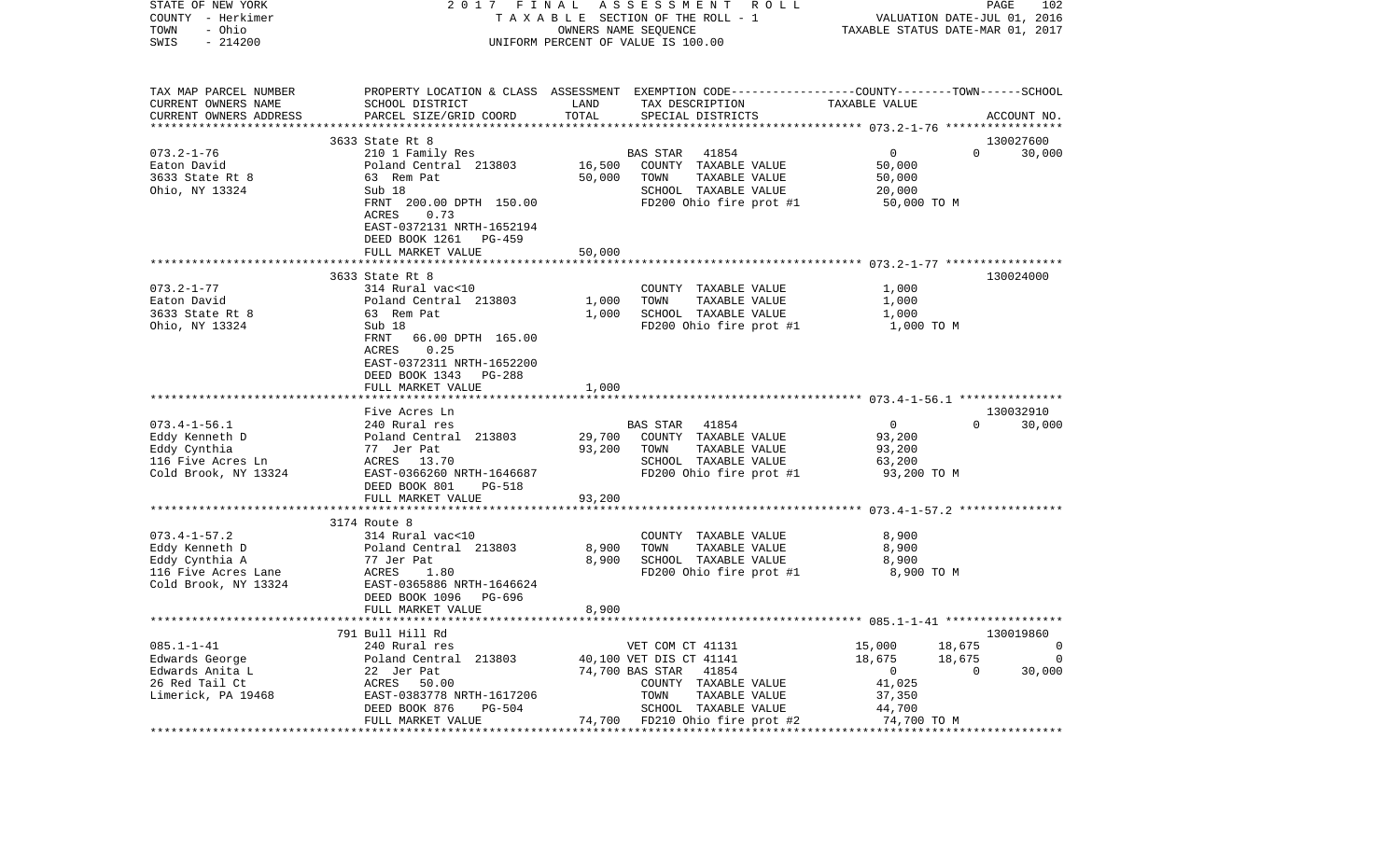STATE OF NEW YORK | COUNTY - Herkimer | TOWN - Ohio | SWIS - 214200

2017 FINAL ASSESSMENT ROLL
TAXABLE SECTION OF THE ROLL - 1
OWNERS NAME SEQUENCE
UNIFORM PERCENT OF VALUE IS 100.00

VALUATION DATE-JUL 01, 2016
TAXABLE STATUS DATE-MAR 01, 2017

| TAX MAP PARCEL NUMBER / CURRENT OWNERS NAME / CURRENT OWNERS ADDRESS | PROPERTY LOCATION & CLASS / SCHOOL DISTRICT / PARCEL SIZE/GRID COORD | ASSESSMENT LAND | ASSESSMENT TOTAL | EXEMPTION CODE / TAX DESCRIPTION / SPECIAL DISTRICTS | COUNTY TAXABLE VALUE | TOWN | SCHOOL | ACCOUNT NO. |
|---|---|---|---|---|---|---|---|---|
| | 3633 State Rt 8 | | | | | | | 130027600 |
| 073.2-1-76 | 210 1 Family Res | | | BAS STAR 41854 | 0 | 0 | 30,000 | |
| Eaton David | Poland Central 213803 | 16,500 | | COUNTY TAXABLE VALUE | 50,000 | | | |
| 3633 State Rt 8 | 63 Rem Pat | | 50,000 | TOWN TAXABLE VALUE | 50,000 | | | |
| Ohio, NY 13324 | Sub 18 | | | SCHOOL TAXABLE VALUE | 20,000 | | | |
| | FRNT 200.00 DPTH 150.00 | | | FD200 Ohio fire prot #1 | 50,000 TO M | | | |
| | ACRES 0.73 | | | | | | | |
| | EAST-0372131 NRTH-1652194 | | | | | | | |
| | DEED BOOK 1261 PG-459 | | | | | | | |
| | FULL MARKET VALUE | | 50,000 | | | | | |
| | 3633 State Rt 8 | | | | | | | 130024000 |
| 073.2-1-77 | 314 Rural vac<10 | | | COUNTY TAXABLE VALUE | 1,000 | | | |
| Eaton David | Poland Central 213803 | 1,000 | | TOWN TAXABLE VALUE | 1,000 | | | |
| 3633 State Rt 8 | 63 Rem Pat | | 1,000 | SCHOOL TAXABLE VALUE | 1,000 | | | |
| Ohio, NY 13324 | Sub 18 | | | FD200 Ohio fire prot #1 | 1,000 TO M | | | |
| | FRNT 66.00 DPTH 165.00 | | | | | | | |
| | ACRES 0.25 | | | | | | | |
| | EAST-0372311 NRTH-1652200 | | | | | | | |
| | DEED BOOK 1343 PG-288 | | | | | | | |
| | FULL MARKET VALUE | | 1,000 | | | | | |
| | Five Acres Ln | | | | | | | 130032910 |
| 073.4-1-56.1 | 240 Rural res | | | BAS STAR 41854 | 0 | 0 | 30,000 | |
| Eddy Kenneth D | Poland Central 213803 | 29,700 | | COUNTY TAXABLE VALUE | 93,200 | | | |
| Eddy Cynthia | 77 Jer Pat | | 93,200 | TOWN TAXABLE VALUE | 93,200 | | | |
| 116 Five Acres Ln | ACRES 13.70 | | | SCHOOL TAXABLE VALUE | 63,200 | | | |
| Cold Brook, NY 13324 | EAST-0366260 NRTH-1646687 | | | FD200 Ohio fire prot #1 | 93,200 TO M | | | |
| | DEED BOOK 801 PG-518 | | | | | | | |
| | FULL MARKET VALUE | | 93,200 | | | | | |
| | 3174 Route 8 | | | | | | | |
| 073.4-1-57.2 | 314 Rural vac<10 | | | COUNTY TAXABLE VALUE | 8,900 | | | |
| Eddy Kenneth D | Poland Central 213803 | 8,900 | | TOWN TAXABLE VALUE | 8,900 | | | |
| Eddy Cynthia A | 77 Jer Pat | | 8,900 | SCHOOL TAXABLE VALUE | 8,900 | | | |
| 116 Five Acres Lane | ACRES 1.80 | | | FD200 Ohio fire prot #1 | 8,900 TO M | | | |
| Cold Brook, NY 13324 | EAST-0365886 NRTH-1646624 | | | | | | | |
| | DEED BOOK 1096 PG-696 | | | | | | | |
| | FULL MARKET VALUE | | 8,900 | | | | | |
| | 791 Bull Hill Rd | | | | | | | 130019860 |
| 085.1-1-41 | 240 Rural res | | | VET COM CT 41131 | 15,000 | 18,675 | 0 | |
| Edwards George | Poland Central 213803 | 40,100 | | VET DIS CT 41141 | 18,675 | 18,675 | 0 | |
| Edwards Anita L | 22 Jer Pat | | 74,700 | BAS STAR 41854 | 0 | 0 | 30,000 | |
| 26 Red Tail Ct | ACRES 50.00 | | | COUNTY TAXABLE VALUE | 41,025 | | | |
| Limerick, PA 19468 | EAST-0383778 NRTH-1617206 | | | TOWN TAXABLE VALUE | 37,350 | | | |
| | DEED BOOK 876 PG-504 | | | SCHOOL TAXABLE VALUE | 44,700 | | | |
| | FULL MARKET VALUE | | 74,700 | FD210 Ohio fire prot #2 | 74,700 TO M | | | |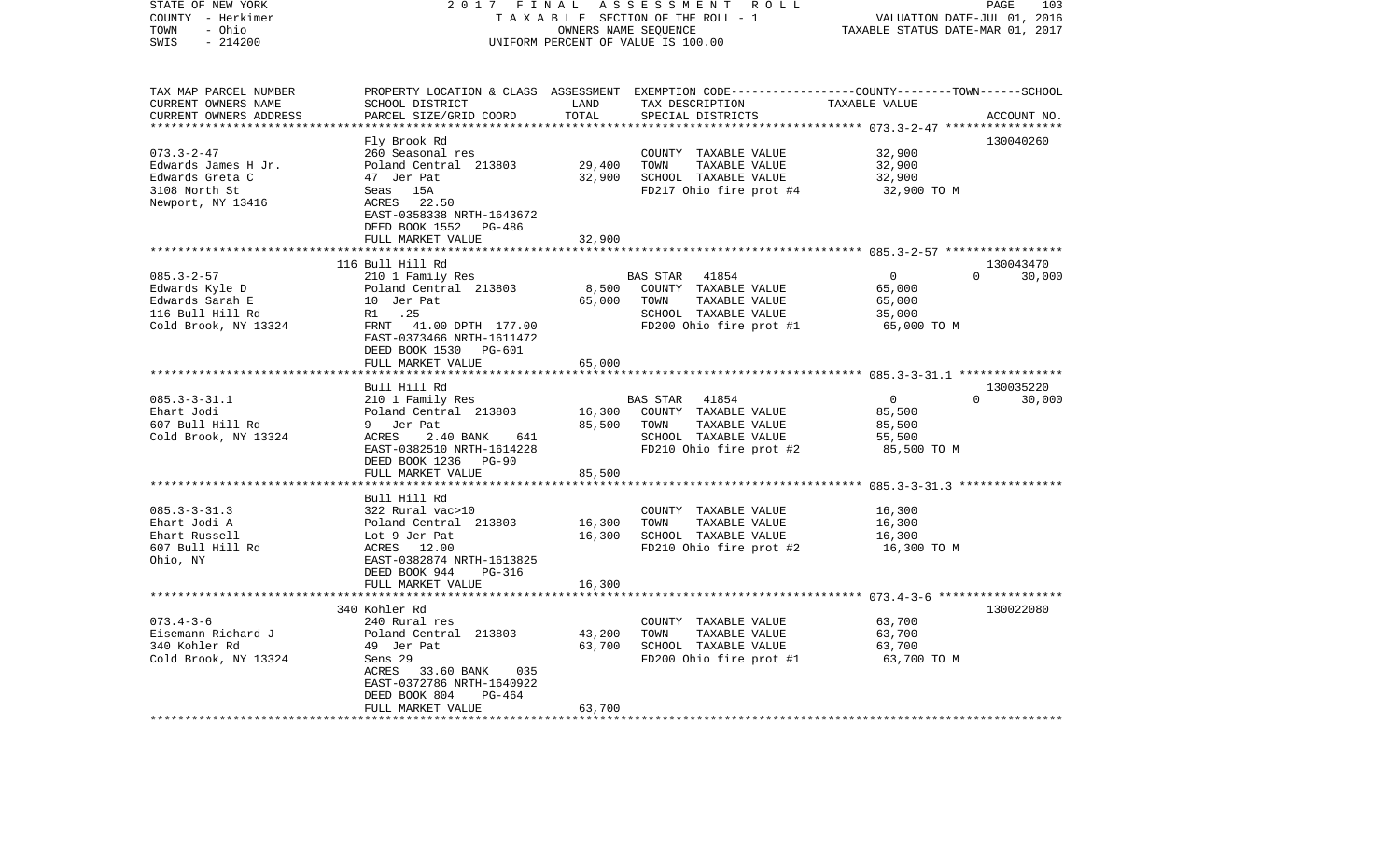STATE OF NEW YORK
COUNTY - Herkimer
TOWN - Ohio
SWIS - 214200

2017 FINAL ASSESSMENT ROLL
TAXABLE SECTION OF THE ROLL - 1
OWNERS NAME SEQUENCE
UNIFORM PERCENT OF VALUE IS 100.00

VALUATION DATE-JUL 01, 2016
TAXABLE STATUS DATE-MAR 01, 2017

| TAX MAP PARCEL NUMBER / CURRENT OWNERS NAME / CURRENT OWNERS ADDRESS | PROPERTY LOCATION & CLASS / SCHOOL DISTRICT / PARCEL SIZE/GRID COORD | ASSESSMENT LAND | TOTAL | EXEMPTION CODE / TAX DESCRIPTION / SPECIAL DISTRICTS | COUNTY | TOWN | SCHOOL | ACCOUNT NO. |
|---|---|---|---|---|---|---|---|---|
| 073.3-2-47 | Fly Brook Rd | | | | | | | 130040260 |
| Edwards James H Jr. | 260 Seasonal res | | | COUNTY TAXABLE VALUE | 32,900 | | | |
| Edwards Greta C | Poland Central 213803 | 29,400 | | TOWN TAXABLE VALUE | | 32,900 | | |
| 3108 North St | 47 Jer Pat | | 32,900 | SCHOOL TAXABLE VALUE | | | 32,900 | |
| Newport, NY 13416 | Seas 15A | | | FD217 Ohio fire prot #4 | 32,900 TO M | | | |
| | ACRES 22.50 | | | | | | | |
| | EAST-0358338 NRTH-1643672 | | | | | | | |
| | DEED BOOK 1552 PG-486 | | | | | | | |
| | FULL MARKET VALUE | | 32,900 | | | | | |
| 085.3-2-57 | 116 Bull Hill Rd | | | | | | | 130043470 |
| Edwards Kyle D | 210 1 Family Res | | | BAS STAR 41854 | 0 | 0 | 30,000 | |
| Edwards Sarah E | Poland Central 213803 | 8,500 | | COUNTY TAXABLE VALUE | 65,000 | | | |
| 116 Bull Hill Rd | 10 Jer Pat | | 65,000 | TOWN TAXABLE VALUE | | 65,000 | | |
| Cold Brook, NY 13324 | R1 .25 | | | SCHOOL TAXABLE VALUE | | | 35,000 | |
| | FRNT 41.00 DPTH 177.00 | | | FD200 Ohio fire prot #1 | 65,000 TO M | | | |
| | EAST-0373466 NRTH-1611472 | | | | | | | |
| | DEED BOOK 1530 PG-601 | | | | | | | |
| | FULL MARKET VALUE | | 65,000 | | | | | |
| 085.3-3-31.1 | Bull Hill Rd | | | | | | | 130035220 |
| Ehart Jodi | 210 1 Family Res | | | BAS STAR 41854 | 0 | 0 | 30,000 | |
| 607 Bull Hill Rd | Poland Central 213803 | 16,300 | | COUNTY TAXABLE VALUE | 85,500 | | | |
| Cold Brook, NY 13324 | 9 Jer Pat | | 85,500 | TOWN TAXABLE VALUE | | 85,500 | | |
| | ACRES 2.40 BANK 641 | | | SCHOOL TAXABLE VALUE | | | 55,500 | |
| | EAST-0382510 NRTH-1614228 | | | FD210 Ohio fire prot #2 | 85,500 TO M | | | |
| | DEED BOOK 1236 PG-90 | | | | | | | |
| | FULL MARKET VALUE | | 85,500 | | | | | |
| 085.3-3-31.3 | Bull Hill Rd | | | | | | | |
| Ehart Jodi A | 322 Rural vac>10 | | | COUNTY TAXABLE VALUE | 16,300 | | | |
| Ehart Russell | Poland Central 213803 | 16,300 | | TOWN TAXABLE VALUE | | 16,300 | | |
| 607 Bull Hill Rd | Lot 9 Jer Pat | | 16,300 | SCHOOL TAXABLE VALUE | | | 16,300 | |
| Ohio, NY | ACRES 12.00 | | | FD210 Ohio fire prot #2 | 16,300 TO M | | | |
| | EAST-0382874 NRTH-1613825 | | | | | | | |
| | DEED BOOK 944 PG-316 | | | | | | | |
| | FULL MARKET VALUE | | 16,300 | | | | | |
| 073.4-3-6 | 340 Kohler Rd | | | | | | | 130022080 |
| Eisemann Richard J | 240 Rural res | | | COUNTY TAXABLE VALUE | 63,700 | | | |
| 340 Kohler Rd | Poland Central 213803 | 43,200 | | TOWN TAXABLE VALUE | | 63,700 | | |
| Cold Brook, NY 13324 | 49 Jer Pat | | 63,700 | SCHOOL TAXABLE VALUE | | | 63,700 | |
| | Sens 29 | | | FD200 Ohio fire prot #1 | 63,700 TO M | | | |
| | ACRES 33.60 BANK 035 | | | | | | | |
| | EAST-0372786 NRTH-1640922 | | | | | | | |
| | DEED BOOK 804 PG-464 | | | | | | | |
| | FULL MARKET VALUE | | 63,700 | | | | | |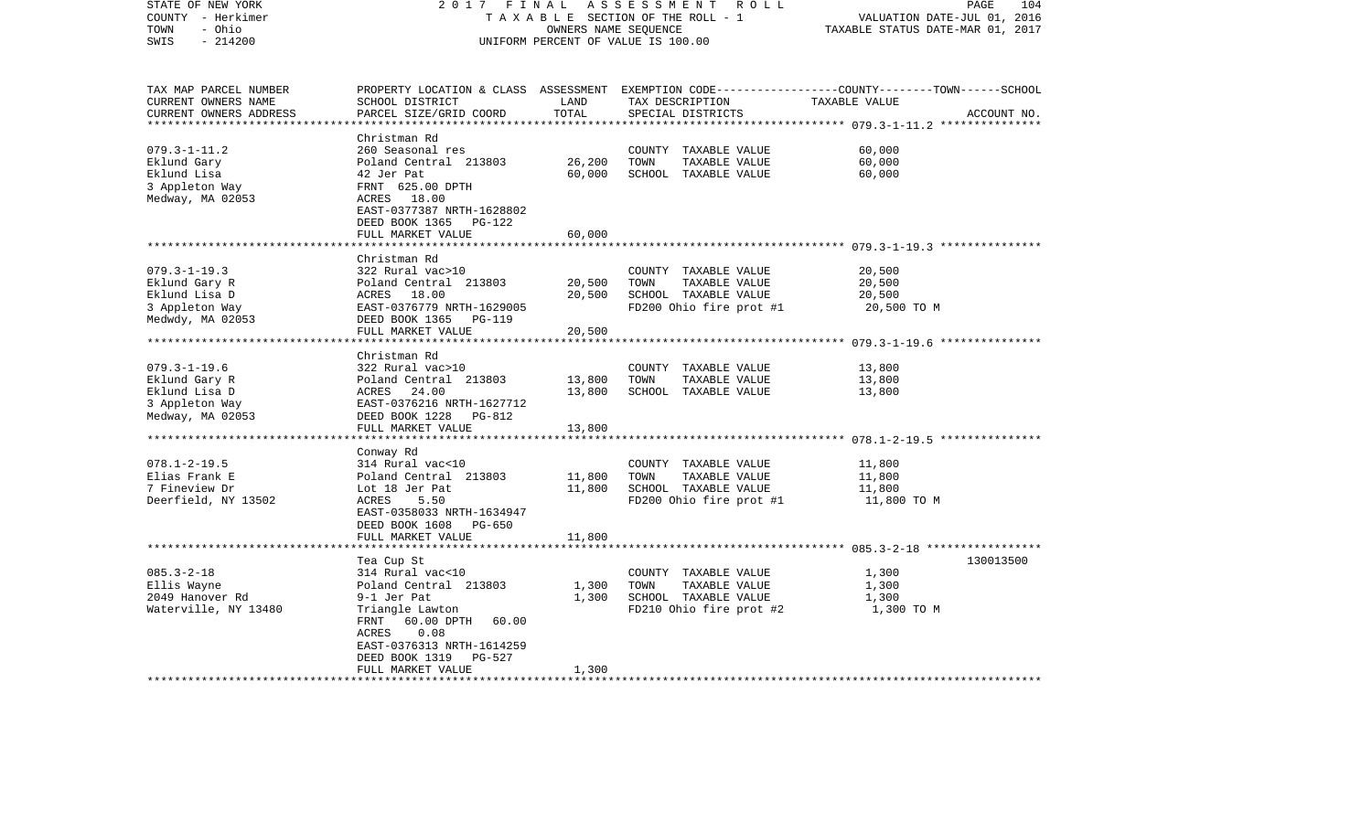STATE OF NEW YORK — 2017 FINAL ASSESSMENT ROLL
COUNTY - Herkimer — TAXABLE SECTION OF THE ROLL - 1 — VALUATION DATE-JUL 01, 2016
TOWN - Ohio — OWNERS NAME SEQUENCE — TAXABLE STATUS DATE-MAR 01, 2017
SWIS - 214200 — UNIFORM PERCENT OF VALUE IS 100.00

| TAX MAP PARCEL NUMBER / CURRENT OWNERS NAME / CURRENT OWNERS ADDRESS | PROPERTY LOCATION & CLASS / SCHOOL DISTRICT / PARCEL SIZE/GRID COORD | ASSESSMENT LAND | TOTAL | EXEMPTION CODE / TAX DESCRIPTION / SPECIAL DISTRICTS | COUNTY--------TOWN------SCHOOL TAXABLE VALUE | ACCOUNT NO. |
|---|---|---|---|---|---|---|
| 079.3-1-11.2 | Christman Rd | | | | | |
| Eklund Gary | 260 Seasonal res | | | COUNTY TAXABLE VALUE | 60,000 | |
| Eklund Lisa | Poland Central 213803 | 26,200 | | TOWN TAXABLE VALUE | 60,000 | |
| 3 Appleton Way | 42 Jer Pat | | 60,000 | SCHOOL TAXABLE VALUE | 60,000 | |
| Medway, MA 02053 | FRNT 625.00 DPTH | | | | | |
| | ACRES 18.00 | | | | | |
| | EAST-0377387 NRTH-1628802 | | | | | |
| | DEED BOOK 1365 PG-122 | | | | | |
| | FULL MARKET VALUE | | 60,000 | | | |
| 079.3-1-19.3 | Christman Rd | | | | | |
| Eklund Gary R | 322 Rural vac>10 | | | COUNTY TAXABLE VALUE | 20,500 | |
| Eklund Lisa D | Poland Central 213803 | 20,500 | | TOWN TAXABLE VALUE | 20,500 | |
| 3 Appleton Way | ACRES 18.00 | | 20,500 | SCHOOL TAXABLE VALUE | 20,500 | |
| Medwdy, MA 02053 | EAST-0376779 NRTH-1629005 | | | FD200 Ohio fire prot #1 | 20,500 TO M | |
| | DEED BOOK 1365 PG-119 | | | | | |
| | FULL MARKET VALUE | | 20,500 | | | |
| 079.3-1-19.6 | Christman Rd | | | | | |
| Eklund Gary R | 322 Rural vac>10 | | | COUNTY TAXABLE VALUE | 13,800 | |
| Eklund Lisa D | Poland Central 213803 | 13,800 | | TOWN TAXABLE VALUE | 13,800 | |
| 3 Appleton Way | ACRES 24.00 | | 13,800 | SCHOOL TAXABLE VALUE | 13,800 | |
| Medway, MA 02053 | EAST-0376216 NRTH-1627712 | | | | | |
| | DEED BOOK 1228 PG-812 | | | | | |
| | FULL MARKET VALUE | | 13,800 | | | |
| 078.1-2-19.5 | Conway Rd | | | | | |
| Elias Frank E | 314 Rural vac<10 | | | COUNTY TAXABLE VALUE | 11,800 | |
| 7 Fineview Dr | Poland Central 213803 | 11,800 | | TOWN TAXABLE VALUE | 11,800 | |
| Deerfield, NY 13502 | Lot 18 Jer Pat | | 11,800 | SCHOOL TAXABLE VALUE | 11,800 | |
| | ACRES 5.50 | | | FD200 Ohio fire prot #1 | 11,800 TO M | |
| | EAST-0358033 NRTH-1634947 | | | | | |
| | DEED BOOK 1608 PG-650 | | | | | |
| | FULL MARKET VALUE | | 11,800 | | | |
| 085.3-2-18 | Tea Cup St | | | | | 130013500 |
| Ellis Wayne | 314 Rural vac<10 | | | COUNTY TAXABLE VALUE | 1,300 | |
| 2049 Hanover Rd | Poland Central 213803 | 1,300 | | TOWN TAXABLE VALUE | 1,300 | |
| Waterville, NY 13480 | 9-1 Jer Pat | | 1,300 | SCHOOL TAXABLE VALUE | 1,300 | |
| | Triangle Lawton | | | FD210 Ohio fire prot #2 | 1,300 TO M | |
| | FRNT 60.00 DPTH 60.00 | | | | | |
| | ACRES 0.08 | | | | | |
| | EAST-0376313 NRTH-1614259 | | | | | |
| | DEED BOOK 1319 PG-527 | | | | | |
| | FULL MARKET VALUE | | 1,300 | | | |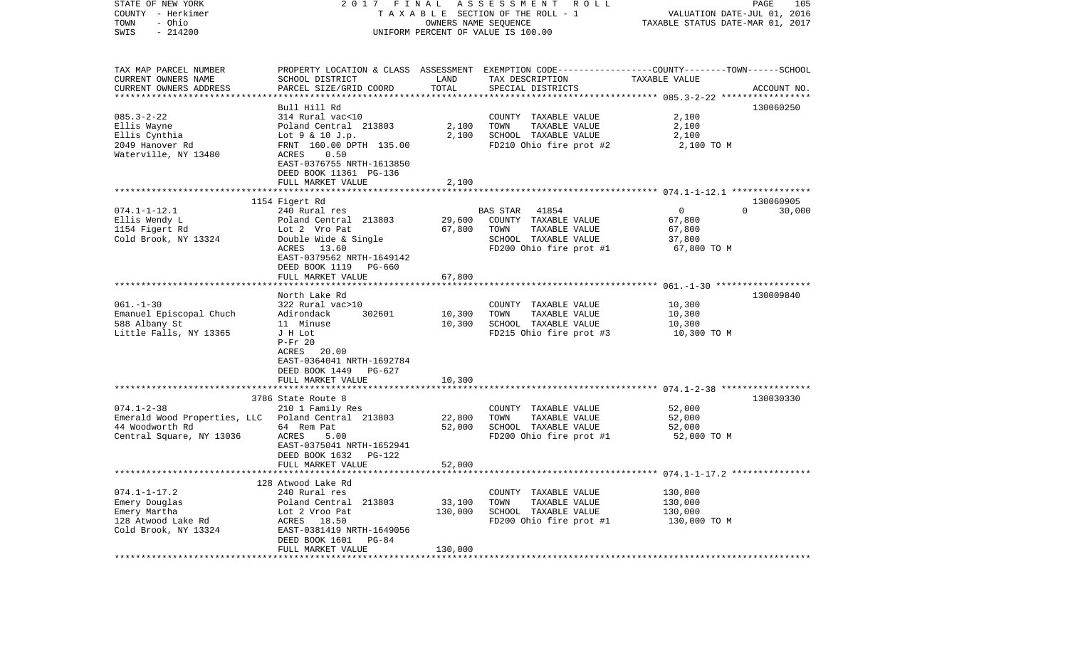STATE OF NEW YORK — 2017 FINAL ASSESSMENT ROLL
COUNTY - Herkimer — TAXABLE SECTION OF THE ROLL - 1 — VALUATION DATE-JUL 01, 2016
TOWN - Ohio — OWNERS NAME SEQUENCE — TAXABLE STATUS DATE-MAR 01, 2017
SWIS - 214200 — UNIFORM PERCENT OF VALUE IS 100.00

| TAX MAP PARCEL NUMBER<br>CURRENT OWNERS NAME<br>CURRENT OWNERS ADDRESS | PROPERTY LOCATION & CLASS<br>SCHOOL DISTRICT<br>PARCEL SIZE/GRID COORD | ASSESSMENT<br>LAND<br>TOTAL | EXEMPTION CODE-----COUNTY-----TOWN-----SCHOOL<br>TAX DESCRIPTION<br>SPECIAL DISTRICTS | TAXABLE VALUE | ACCOUNT NO. |
|---|---|---|---|---|---|
| 085.3-2-22 | Bull Hill Rd | | | | 130060250 |
| 085.3-2-22 | 314 Rural vac<10 | | COUNTY TAXABLE VALUE | 2,100 | |
| Ellis Wayne | Poland Central 213803 | 2,100 | TOWN TAXABLE VALUE | 2,100 | |
| Ellis Cynthia | Lot 9 & 10 J.p. | 2,100 | SCHOOL TAXABLE VALUE | 2,100 | |
| 2049 Hanover Rd | FRNT 160.00 DPTH 135.00 | | FD210 Ohio fire prot #2 | 2,100 TO M | |
| Waterville, NY 13480 | ACRES 0.50 | | | | |
| | EAST-0376755 NRTH-1613850 | | | | |
| | DEED BOOK 11361 PG-136 | | | | |
| | FULL MARKET VALUE | 2,100 | | | |
| 074.1-1-12.1 | 1154 Figert Rd | | | | 130060905 |
| 074.1-1-12.1 | 240 Rural res | | BAS STAR 41854 | 0 0 | 30,000 |
| Ellis Wendy L | Poland Central 213803 | 29,600 | COUNTY TAXABLE VALUE | 67,800 | |
| 1154 Figert Rd | Lot 2 Vro Pat | 67,800 | TOWN TAXABLE VALUE | 67,800 | |
| Cold Brook, NY 13324 | Double Wide & Single | | SCHOOL TAXABLE VALUE | 37,800 | |
| | ACRES 13.60 | | FD200 Ohio fire prot #1 | 67,800 TO M | |
| | EAST-0379562 NRTH-1649142 | | | | |
| | DEED BOOK 1119 PG-660 | | | | |
| | FULL MARKET VALUE | 67,800 | | | |
| 061.-1-30 | North Lake Rd | | | | 130009840 |
| 061.-1-30 | 322 Rural vac>10 | | COUNTY TAXABLE VALUE | 10,300 | |
| Emanuel Episcopal Chuch | Adirondack 302601 | 10,300 | TOWN TAXABLE VALUE | 10,300 | |
| 588 Albany St | 11 Minuse | 10,300 | SCHOOL TAXABLE VALUE | 10,300 | |
| Little Falls, NY 13365 | J H Lot | | FD215 Ohio fire prot #3 | 10,300 TO M | |
| | P-Fr 20 | | | | |
| | ACRES 20.00 | | | | |
| | EAST-0364041 NRTH-1692784 | | | | |
| | DEED BOOK 1449 PG-627 | | | | |
| | FULL MARKET VALUE | 10,300 | | | |
| 074.1-2-38 | 3786 State Route 8 | | | | 130030330 |
| 074.1-2-38 | 210 1 Family Res | | COUNTY TAXABLE VALUE | 52,000 | |
| Emerald Wood Properties, LLC | Poland Central 213803 | 22,800 | TOWN TAXABLE VALUE | 52,000 | |
| 44 Woodworth Rd | 64 Rem Pat | 52,000 | SCHOOL TAXABLE VALUE | 52,000 | |
| Central Square, NY 13036 | ACRES 5.00 | | FD200 Ohio fire prot #1 | 52,000 TO M | |
| | EAST-0375041 NRTH-1652941 | | | | |
| | DEED BOOK 1632 PG-122 | | | | |
| | FULL MARKET VALUE | 52,000 | | | |
| 074.1-1-17.2 | 128 Atwood Lake Rd | | | | |
| 074.1-1-17.2 | 240 Rural res | | COUNTY TAXABLE VALUE | 130,000 | |
| Emery Douglas | Poland Central 213803 | 33,100 | TOWN TAXABLE VALUE | 130,000 | |
| Emery Martha | Lot 2 Vroo Pat | 130,000 | SCHOOL TAXABLE VALUE | 130,000 | |
| 128 Atwood Lake Rd | ACRES 18.50 | | FD200 Ohio fire prot #1 | 130,000 TO M | |
| Cold Brook, NY 13324 | EAST-0381419 NRTH-1649056 | | | | |
| | DEED BOOK 1601 PG-84 | | | | |
| | FULL MARKET VALUE | 130,000 | | | |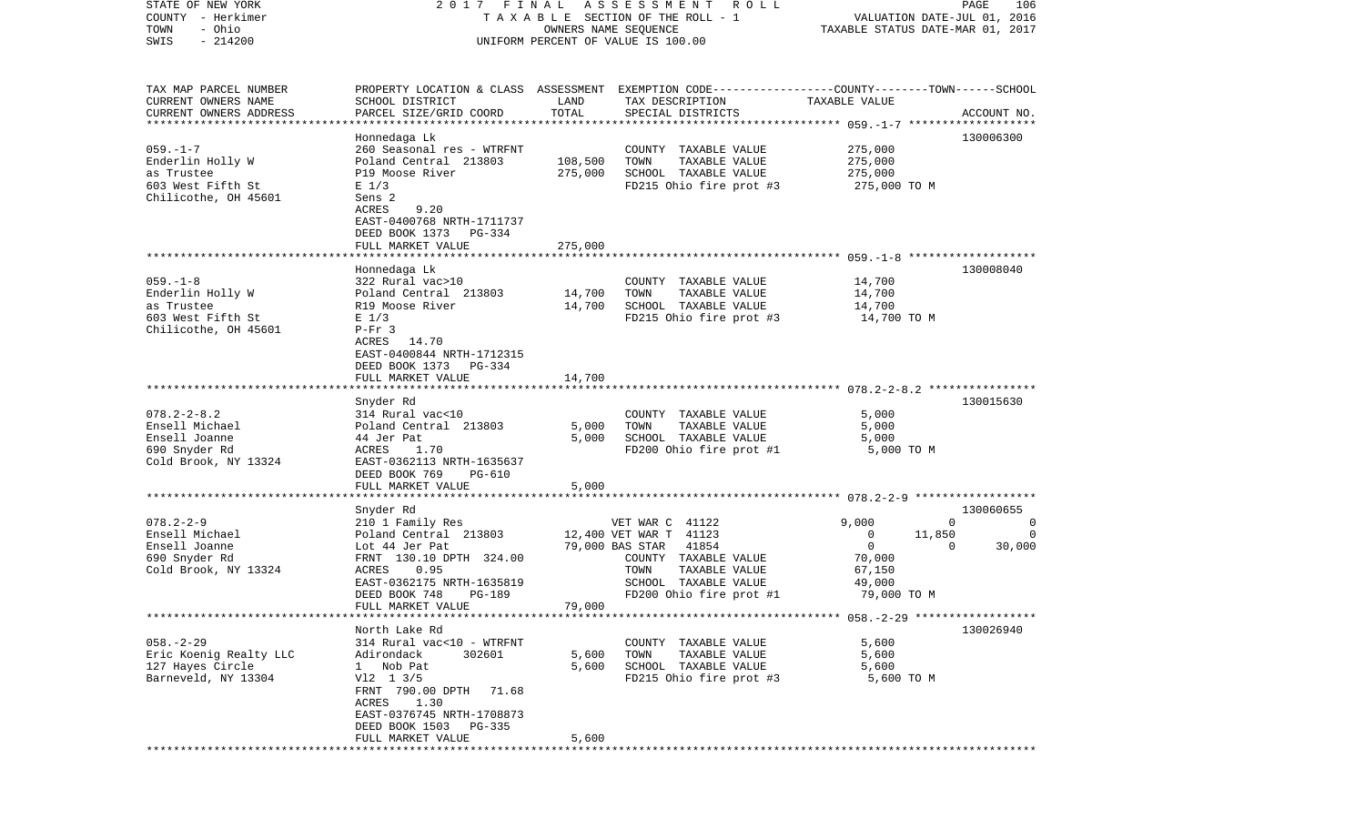STATE OF NEW YORK — 2017 FINAL ASSESSMENT ROLL — PAGE 106
COUNTY - Herkimer — TAXABLE SECTION OF THE ROLL - 1 — VALUATION DATE-JUL 01, 2016
TOWN - Ohio — OWNERS NAME SEQUENCE — TAXABLE STATUS DATE-MAR 01, 2017
SWIS - 214200 — UNIFORM PERCENT OF VALUE IS 100.00

| TAX MAP PARCEL NUMBER / CURRENT OWNERS NAME / CURRENT OWNERS ADDRESS | PROPERTY LOCATION & CLASS / SCHOOL DISTRICT / PARCEL SIZE/GRID COORD | ASSESSMENT LAND | TOTAL | EXEMPTION CODE / TAX DESCRIPTION / SPECIAL DISTRICTS | COUNTY | TOWN | SCHOOL / TAXABLE VALUE | ACCOUNT NO. |
|---|---|---|---|---|---|---|---|---|
| **059.-1-7** | Honnedaga Lk | | | | | | | 130006300 |
| Enderlin Holly W | 260 Seasonal res - WTRFNT | | | COUNTY TAXABLE VALUE | 275,000 | | | |
| as Trustee | Poland Central 213803 | 108,500 | | TOWN TAXABLE VALUE | | 275,000 | | |
| 603 West Fifth St | P19 Moose River | | 275,000 | SCHOOL TAXABLE VALUE | | | 275,000 | |
| Chilicothe, OH 45601 | E 1/3 | | | FD215 Ohio fire prot #3 | 275,000 TO M | | | |
| | Sens 2 | | | | | | | |
| | ACRES 9.20 | | | | | | | |
| | EAST-0400768 NRTH-1711737 | | | | | | | |
| | DEED BOOK 1373 PG-334 | | | | | | | |
| | FULL MARKET VALUE | | 275,000 | | | | | |
| **059.-1-8** | Honnedaga Lk | | | | | | | 130008040 |
| Enderlin Holly W | 322 Rural vac>10 | | | COUNTY TAXABLE VALUE | 14,700 | | | |
| as Trustee | Poland Central 213803 | 14,700 | | TOWN TAXABLE VALUE | | 14,700 | | |
| 603 West Fifth St | R19 Moose River | | 14,700 | SCHOOL TAXABLE VALUE | | | 14,700 | |
| Chilicothe, OH 45601 | E 1/3 | | | FD215 Ohio fire prot #3 | 14,700 TO M | | | |
| | P-Fr 3 | | | | | | | |
| | ACRES 14.70 | | | | | | | |
| | EAST-0400844 NRTH-1712315 | | | | | | | |
| | DEED BOOK 1373 PG-334 | | | | | | | |
| | FULL MARKET VALUE | | 14,700 | | | | | |
| **078.2-2-8.2** | Snyder Rd | | | | | | | 130015630 |
| Ensell Michael | 314 Rural vac<10 | | | COUNTY TAXABLE VALUE | 5,000 | | | |
| Ensell Joanne | Poland Central 213803 | 5,000 | | TOWN TAXABLE VALUE | | 5,000 | | |
| 690 Snyder Rd | 44 Jer Pat | | 5,000 | SCHOOL TAXABLE VALUE | | | 5,000 | |
| Cold Brook, NY 13324 | ACRES 1.70 | | | FD200 Ohio fire prot #1 | 5,000 TO M | | | |
| | EAST-0362113 NRTH-1635637 | | | | | | | |
| | DEED BOOK 769 PG-610 | | | | | | | |
| | FULL MARKET VALUE | | 5,000 | | | | | |
| **078.2-2-9** | Snyder Rd | | | | | | | 130060655 |
| Ensell Michael | 210 1 Family Res | | | VET WAR C 41122 | 9,000 | 0 | 0 | |
| Ensell Joanne | Poland Central 213803 | 12,400 | | VET WAR T 41123 | 0 | 11,850 | 0 | |
| 690 Snyder Rd | Lot 44 Jer Pat | | 79,000 | BAS STAR 41854 | 0 | 0 | 30,000 | |
| Cold Brook, NY 13324 | FRNT 130.10 DPTH 324.00 | | | COUNTY TAXABLE VALUE | 70,000 | | | |
| | ACRES 0.95 | | | TOWN TAXABLE VALUE | | 67,150 | | |
| | EAST-0362175 NRTH-1635819 | | | SCHOOL TAXABLE VALUE | | | 49,000 | |
| | DEED BOOK 748 PG-189 | | | FD200 Ohio fire prot #1 | 79,000 TO M | | | |
| | FULL MARKET VALUE | | 79,000 | | | | | |
| **058.-2-29** | North Lake Rd | | | | | | | 130026940 |
| Eric Koenig Realty LLC | 314 Rural vac<10 - WTRFNT | | | COUNTY TAXABLE VALUE | 5,600 | | | |
| 127 Hayes Circle | Adirondack 302601 | 5,600 | | TOWN TAXABLE VALUE | | 5,600 | | |
| Barneveld, NY 13304 | 1 Nob Pat | | 5,600 | SCHOOL TAXABLE VALUE | | | 5,600 | |
| | Vl2 1 3/5 | | | FD215 Ohio fire prot #3 | 5,600 TO M | | | |
| | FRNT 790.00 DPTH 71.68 | | | | | | | |
| | ACRES 1.30 | | | | | | | |
| | EAST-0376745 NRTH-1708873 | | | | | | | |
| | DEED BOOK 1503 PG-335 | | | | | | | |
| | FULL MARKET VALUE | | 5,600 | | | | | |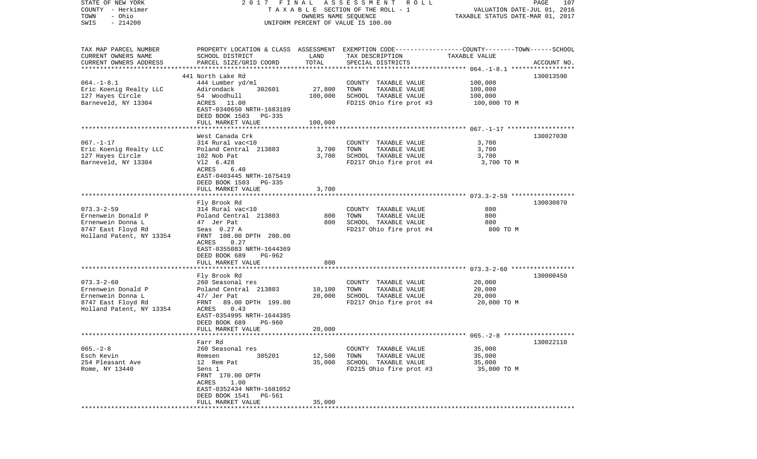STATE OF NEW YORK — 2017 FINAL ASSESSMENT ROLL — PAGE 107
COUNTY - Herkimer — TAXABLE SECTION OF THE ROLL - 1 — VALUATION DATE-JUL 01, 2016
TOWN - Ohio — OWNERS NAME SEQUENCE — TAXABLE STATUS DATE-MAR 01, 2017
SWIS - 214200 — UNIFORM PERCENT OF VALUE IS 100.00

| TAX MAP PARCEL NUMBER / CURRENT OWNERS NAME / CURRENT OWNERS ADDRESS | PROPERTY LOCATION & CLASS / SCHOOL DISTRICT / PARCEL SIZE/GRID COORD | ASSESSMENT LAND | TOTAL | EXEMPTION CODE / TAX DESCRIPTION / SPECIAL DISTRICTS | TAXABLE VALUE (COUNTY--TOWN--SCHOOL) | ACCOUNT NO. |
|---|---|---|---|---|---|---|
| 064.-1-8.1 | 441 North Lake Rd | | | | | 130013590 |
| | 444 Lumber yd/ml | | | COUNTY TAXABLE VALUE | 100,000 | |
| Eric Koenig Realty LLC | Adirondack 302601 | 27,800 | | TOWN TAXABLE VALUE | 100,000 | |
| 127 Hayes Circle | 54 Woodhull | | 100,000 | SCHOOL TAXABLE VALUE | 100,000 | |
| Barneveld, NY 13304 | ACRES 11.00 | | | FD215 Ohio fire prot #3 | 100,000 TO M | |
| | EAST-0340650 NRTH-1683189 | | | | | |
| | DEED BOOK 1503 PG-335 | | | | | |
| | FULL MARKET VALUE | | 100,000 | | | |
| 067.-1-17 | West Canada Crk | | | | | 130027030 |
| | 314 Rural vac<10 | | | COUNTY TAXABLE VALUE | 3,700 | |
| Eric Koenig Realty LLC | Poland Central 213803 | 3,700 | | TOWN TAXABLE VALUE | 3,700 | |
| 127 Hayes Circle | 102 Nob Pat | | 3,700 | SCHOOL TAXABLE VALUE | 3,700 | |
| Barneveld, NY 13304 | Vl2 6.428 | | | FD217 Ohio fire prot #4 | 3,700 TO M | |
| | ACRES 6.40 | | | | | |
| | EAST-0403445 NRTH-1675419 | | | | | |
| | DEED BOOK 1503 PG-335 | | | | | |
| | FULL MARKET VALUE | | 3,700 | | | |
| 073.3-2-59 | Fly Brook Rd | | | | | 130030870 |
| | 314 Rural vac<10 | | | COUNTY TAXABLE VALUE | 800 | |
| Ernenwein Donald P | Poland Central 213803 | 800 | | TOWN TAXABLE VALUE | 800 | |
| Ernenwein Donna L | 47 Jer Pat | | 800 | SCHOOL TAXABLE VALUE | 800 | |
| 8747 East Floyd Rd | Seas 0.27 A | | | FD217 Ohio fire prot #4 | 800 TO M | |
| Holland Patent, NY 13354 | FRNT 108.00 DPTH 200.00 | | | | | |
| | ACRES 0.27 | | | | | |
| | EAST-0355083 NRTH-1644369 | | | | | |
| | DEED BOOK 689 PG-962 | | | | | |
| | FULL MARKET VALUE | | 800 | | | |
| 073.3-2-60 | Fly Brook Rd | | | | | 130000450 |
| | 260 Seasonal res | | | COUNTY TAXABLE VALUE | 20,000 | |
| Ernenwein Donald P | Poland Central 213803 | 10,100 | | TOWN TAXABLE VALUE | 20,000 | |
| Ernenwein Donna L | 47/ Jer Pat | | 20,000 | SCHOOL TAXABLE VALUE | 20,000 | |
| 8747 East Floyd Rd | FRNT 89.00 DPTH 199.00 | | | FD217 Ohio fire prot #4 | 20,000 TO M | |
| Holland Patent, NY 13354 | ACRES 0.43 | | | | | |
| | EAST-0354995 NRTH-1644385 | | | | | |
| | DEED BOOK 689 PG-960 | | | | | |
| | FULL MARKET VALUE | | 20,000 | | | |
| 065.-2-8 | Farr Rd | | | | | 130022110 |
| | 260 Seasonal res | | | COUNTY TAXABLE VALUE | 35,000 | |
| Esch Kevin | Remsen 305201 | 12,500 | | TOWN TAXABLE VALUE | 35,000 | |
| 254 Pleasant Ave | 12 Rem Pat | | 35,000 | SCHOOL TAXABLE VALUE | 35,000 | |
| Rome, NY 13440 | Sens 1 | | | FD215 Ohio fire prot #3 | 35,000 TO M | |
| | FRNT 170.00 DPTH | | | | | |
| | ACRES 1.00 | | | | | |
| | EAST-0352434 NRTH-1681052 | | | | | |
| | DEED BOOK 1541 PG-561 | | | | | |
| | FULL MARKET VALUE | | 35,000 | | | |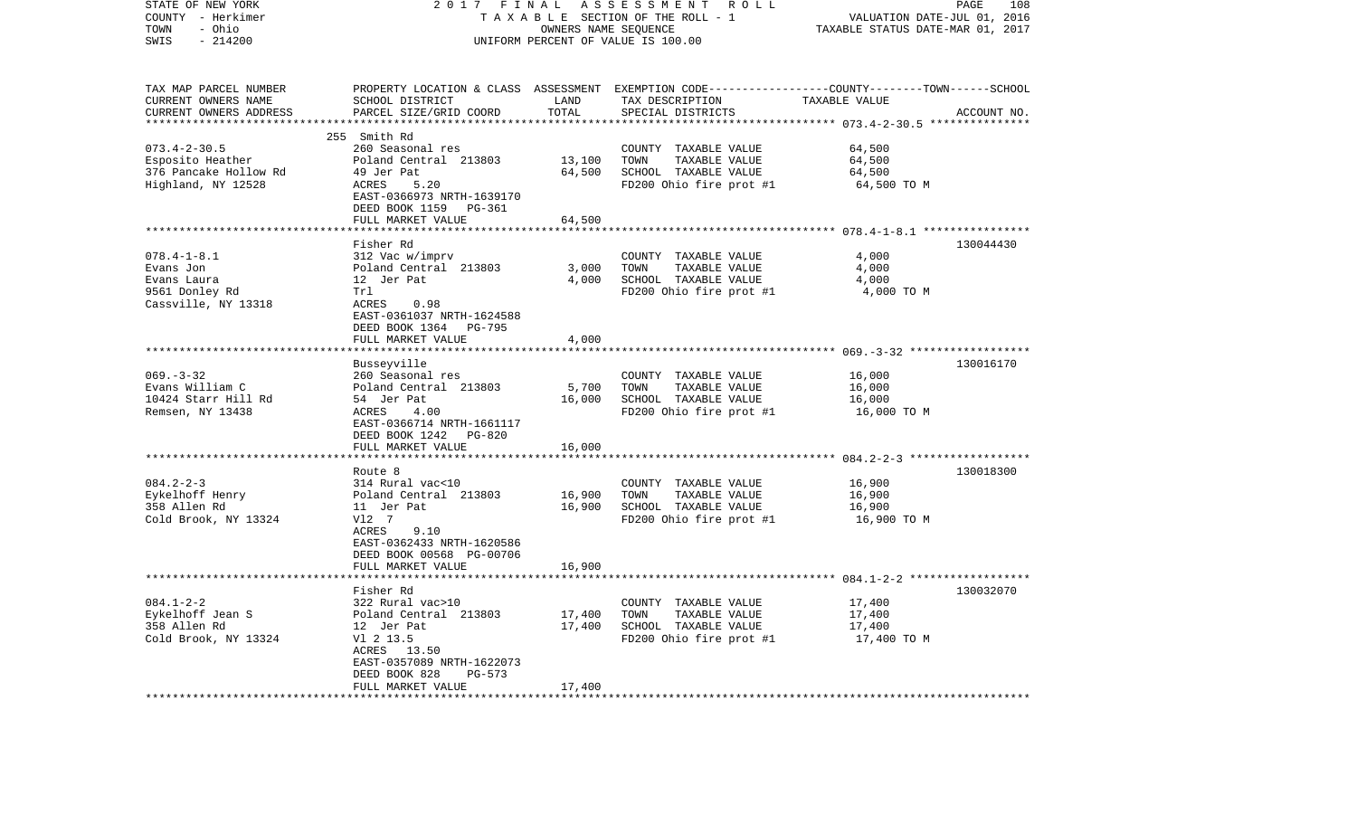STATE OF NEW YORK — 2017 FINAL ASSESSMENT ROLL
COUNTY - Herkimer — TAXABLE SECTION OF THE ROLL - 1 — VALUATION DATE-JUL 01, 2016
TOWN - Ohio — OWNERS NAME SEQUENCE — TAXABLE STATUS DATE-MAR 01, 2017
SWIS - 214200 — UNIFORM PERCENT OF VALUE IS 100.00

| TAX MAP PARCEL NUMBER / CURRENT OWNERS NAME / CURRENT OWNERS ADDRESS | PROPERTY LOCATION & CLASS / SCHOOL DISTRICT / PARCEL SIZE/GRID COORD | ASSESSMENT LAND / TOTAL | EXEMPTION CODE / TAX DESCRIPTION / SPECIAL DISTRICTS | COUNTY--TOWN--SCHOOL TAXABLE VALUE | ACCOUNT NO. |
|---|---|---|---|---|---|
| 073.4-2-30.5 | 255 Smith Rd | | | | |
| | 260 Seasonal res | | COUNTY TAXABLE VALUE | 64,500 | |
| Esposito Heather | Poland Central 213803 | 13,100 | TOWN TAXABLE VALUE | 64,500 | |
| 376 Pancake Hollow Rd | 49 Jer Pat | 64,500 | SCHOOL TAXABLE VALUE | 64,500 | |
| Highland, NY 12528 | ACRES 5.20 | | FD200 Ohio fire prot #1 | 64,500 TO M | |
| | EAST-0366973 NRTH-1639170 | | | | |
| | DEED BOOK 1159 PG-361 | | | | |
| | FULL MARKET VALUE | 64,500 | | | |
| 078.4-1-8.1 | Fisher Rd | | | | 130044430 |
| | 312 Vac w/imprv | | COUNTY TAXABLE VALUE | 4,000 | |
| Evans Jon | Poland Central 213803 | 3,000 | TOWN TAXABLE VALUE | 4,000 | |
| Evans Laura | 12 Jer Pat | 4,000 | SCHOOL TAXABLE VALUE | 4,000 | |
| 9561 Donley Rd | Trl | | FD200 Ohio fire prot #1 | 4,000 TO M | |
| Cassville, NY 13318 | ACRES 0.98 | | | | |
| | EAST-0361037 NRTH-1624588 | | | | |
| | DEED BOOK 1364 PG-795 | | | | |
| | FULL MARKET VALUE | 4,000 | | | |
| 069.-3-32 | Busseyville | | | | 130016170 |
| | 260 Seasonal res | | COUNTY TAXABLE VALUE | 16,000 | |
| Evans William C | Poland Central 213803 | 5,700 | TOWN TAXABLE VALUE | 16,000 | |
| 10424 Starr Hill Rd | 54 Jer Pat | 16,000 | SCHOOL TAXABLE VALUE | 16,000 | |
| Remsen, NY 13438 | ACRES 4.00 | | FD200 Ohio fire prot #1 | 16,000 TO M | |
| | EAST-0366714 NRTH-1661117 | | | | |
| | DEED BOOK 1242 PG-820 | | | | |
| | FULL MARKET VALUE | 16,000 | | | |
| 084.2-2-3 | Route 8 | | | | 130018300 |
| | 314 Rural vac<10 | | COUNTY TAXABLE VALUE | 16,900 | |
| Eykelhoff Henry | Poland Central 213803 | 16,900 | TOWN TAXABLE VALUE | 16,900 | |
| 358 Allen Rd | 11 Jer Pat | 16,900 | SCHOOL TAXABLE VALUE | 16,900 | |
| Cold Brook, NY 13324 | Vl2 7 | | FD200 Ohio fire prot #1 | 16,900 TO M | |
| | ACRES 9.10 | | | | |
| | EAST-0362433 NRTH-1620586 | | | | |
| | DEED BOOK 00568 PG-00706 | | | | |
| | FULL MARKET VALUE | 16,900 | | | |
| 084.1-2-2 | Fisher Rd | | | | 130032070 |
| | 322 Rural vac>10 | | COUNTY TAXABLE VALUE | 17,400 | |
| Eykelhoff Jean S | Poland Central 213803 | 17,400 | TOWN TAXABLE VALUE | 17,400 | |
| 358 Allen Rd | 12 Jer Pat | 17,400 | SCHOOL TAXABLE VALUE | 17,400 | |
| Cold Brook, NY 13324 | Vl 2 13.5 | | FD200 Ohio fire prot #1 | 17,400 TO M | |
| | ACRES 13.50 | | | | |
| | EAST-0357089 NRTH-1622073 | | | | |
| | DEED BOOK 828 PG-573 | | | | |
| | FULL MARKET VALUE | 17,400 | | | |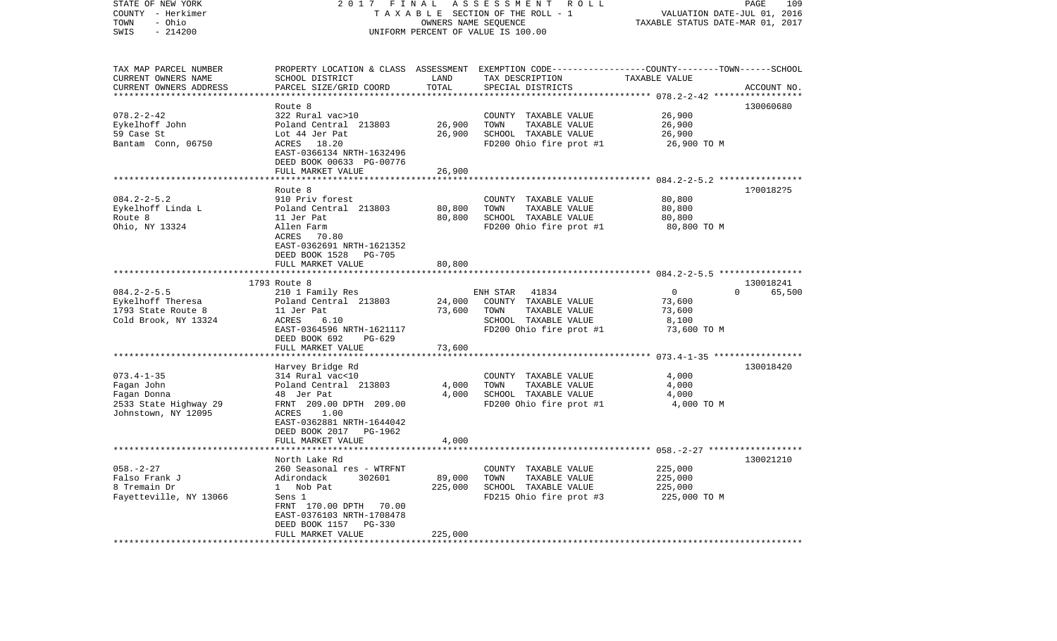STATE OF NEW YORK | COUNTY - Herkimer | TOWN - Ohio | SWIS - 214200

2017 FINAL ASSESSMENT ROLL
TAXABLE SECTION OF THE ROLL - 1
OWNERS NAME SEQUENCE
UNIFORM PERCENT OF VALUE IS 100.00

VALUATION DATE-JUL 01, 2016
TAXABLE STATUS DATE-MAR 01, 2017

| TAX MAP PARCEL NUMBER / CURRENT OWNERS NAME / CURRENT OWNERS ADDRESS | PROPERTY LOCATION & CLASS / SCHOOL DISTRICT / PARCEL SIZE/GRID COORD | ASSESSMENT LAND | ASSESSMENT TOTAL | EXEMPTION CODE / TAX DESCRIPTION / SPECIAL DISTRICTS | COUNTY TAXABLE VALUE | TOWN | SCHOOL | ACCOUNT NO. |
|---|---|---|---|---|---|---|---|---|
| 078.2-2-42 | Route 8 | | | | | | | 130060680 |
| Eykelhoff John | 322 Rural vac>10 | | | COUNTY TAXABLE VALUE | 26,900 | | | |
| 59 Case St | Poland Central 213803 | 26,900 | | TOWN TAXABLE VALUE | 26,900 | | | |
| Bantam Conn, 06750 | Lot 44 Jer Pat | | 26,900 | SCHOOL TAXABLE VALUE | 26,900 | | | |
| | ACRES 18.20 | | | FD200 Ohio fire prot #1 | 26,900 TO M | | | |
| | EAST-0366134 NRTH-1632496 | | | | | | | |
| | DEED BOOK 00633 PG-00776 | | | | | | | |
| | FULL MARKET VALUE | | 26,900 | | | | | |
| 084.2-2-5.2 | Route 8 | | | | | | | 1?00182?5 |
| Eykelhoff Linda L | 910 Priv forest | | | COUNTY TAXABLE VALUE | 80,800 | | | |
| Route 8 | Poland Central 213803 | 80,800 | | TOWN TAXABLE VALUE | 80,800 | | | |
| Ohio, NY 13324 | 11 Jer Pat | | 80,800 | SCHOOL TAXABLE VALUE | 80,800 | | | |
| | Allen Farm | | | FD200 Ohio fire prot #1 | 80,800 TO M | | | |
| | ACRES 70.80 | | | | | | | |
| | EAST-0362691 NRTH-1621352 | | | | | | | |
| | DEED BOOK 1528 PG-705 | | | | | | | |
| | FULL MARKET VALUE | | 80,800 | | | | | |
| 084.2-2-5.5 | 1793 Route 8 | | | | | | | 130018241 |
| Eykelhoff Theresa | 210 1 Family Res | | | ENH STAR 41834 | 0 | 0 | 65,500 | |
| 1793 State Route 8 | Poland Central 213803 | 24,000 | | COUNTY TAXABLE VALUE | 73,600 | | | |
| Cold Brook, NY 13324 | 11 Jer Pat | | 73,600 | TOWN TAXABLE VALUE | 73,600 | | | |
| | ACRES 6.10 | | | SCHOOL TAXABLE VALUE | 8,100 | | | |
| | EAST-0364596 NRTH-1621117 | | | FD200 Ohio fire prot #1 | 73,600 TO M | | | |
| | DEED BOOK 692 PG-629 | | | | | | | |
| | FULL MARKET VALUE | | 73,600 | | | | | |
| 073.4-1-35 | Harvey Bridge Rd | | | | | | | 130018420 |
| Fagan John | 314 Rural vac<10 | | | COUNTY TAXABLE VALUE | 4,000 | | | |
| Fagan Donna | Poland Central 213803 | 4,000 | | TOWN TAXABLE VALUE | 4,000 | | | |
| 2533 State Highway 29 | 48 Jer Pat | | 4,000 | SCHOOL TAXABLE VALUE | 4,000 | | | |
| Johnstown, NY 12095 | FRNT 209.00 DPTH 209.00 | | | FD200 Ohio fire prot #1 | 4,000 TO M | | | |
| | ACRES 1.00 | | | | | | | |
| | EAST-0362881 NRTH-1644042 | | | | | | | |
| | DEED BOOK 2017 PG-1962 | | | | | | | |
| | FULL MARKET VALUE | | 4,000 | | | | | |
| 058.-2-27 | North Lake Rd | | | | | | | 130021210 |
| Falso Frank J | 260 Seasonal res - WTRFNT | | | COUNTY TAXABLE VALUE | 225,000 | | | |
| 8 Tremain Dr | Adirondack 302601 | 89,000 | | TOWN TAXABLE VALUE | 225,000 | | | |
| Fayetteville, NY 13066 | 1 Nob Pat | | 225,000 | SCHOOL TAXABLE VALUE | 225,000 | | | |
| | Sens 1 | | | FD215 Ohio fire prot #3 | 225,000 TO M | | | |
| | FRNT 170.00 DPTH 70.00 | | | | | | | |
| | EAST-0376103 NRTH-1708478 | | | | | | | |
| | DEED BOOK 1157 PG-330 | | | | | | | |
| | FULL MARKET VALUE | | 225,000 | | | | | |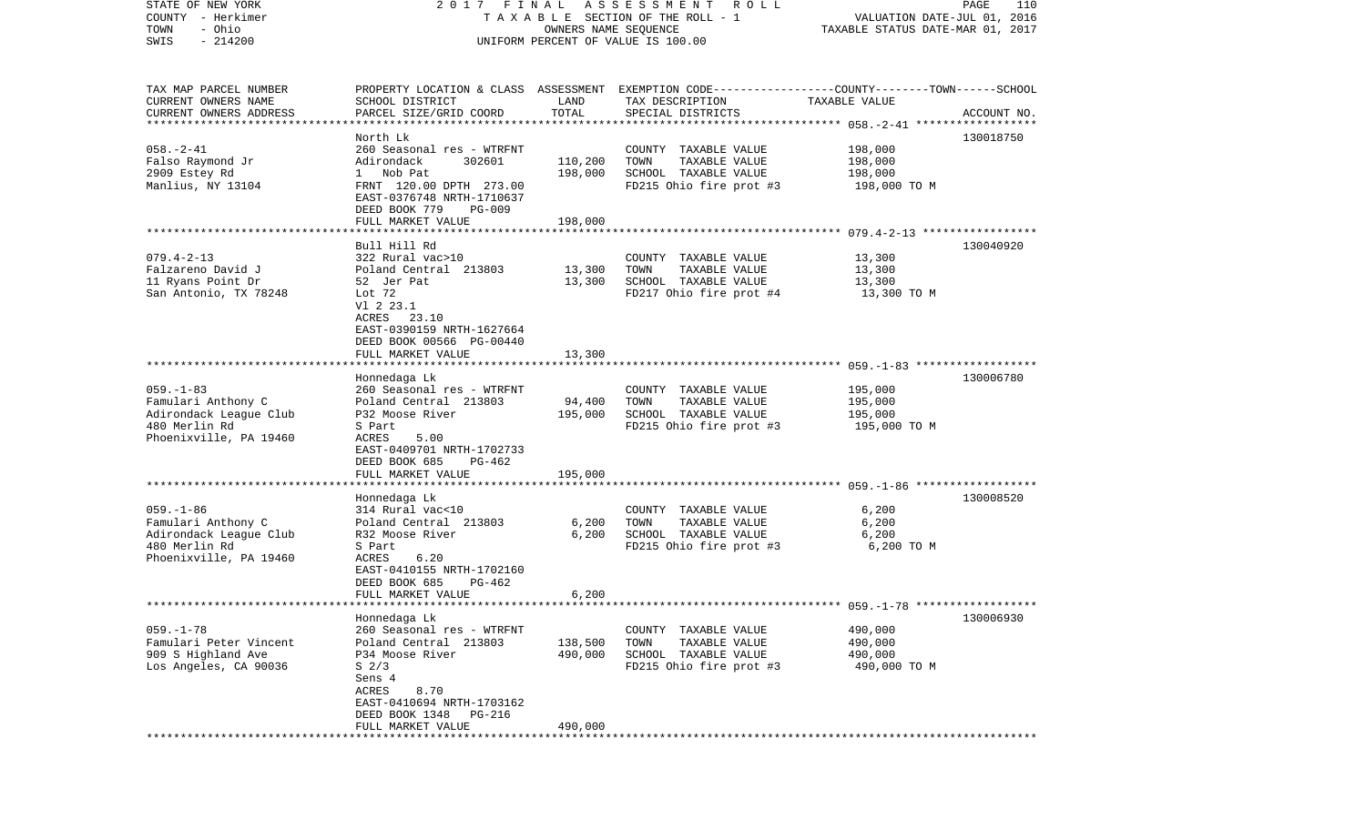| TAX MAP PARCEL NUMBER<br>CURRENT OWNERS NAME<br>CURRENT OWNERS ADDRESS | PROPERTY LOCATION & CLASS<br>SCHOOL DISTRICT<br>PARCEL SIZE/GRID COORD | ASSESSMENT<br>LAND<br>TOTAL | EXEMPTION CODE-----COUNTY--------TOWN------SCHOOL<br>TAX DESCRIPTION<br>SPECIAL DISTRICTS | TAXABLE VALUE | ACCOUNT NO. |
|---|---|---|---|---|---|
| **058.-2-41** | North Lk | | | | 130018750 |
| 058.-2-41 | 260 Seasonal res - WTRFNT | | COUNTY TAXABLE VALUE | 198,000 | |
| Falso Raymond Jr | Adirondack 302601 | 110,200 | TOWN TAXABLE VALUE | 198,000 | |
| 2909 Estey Rd | 1 Nob Pat | 198,000 | SCHOOL TAXABLE VALUE | 198,000 | |
| Manlius, NY 13104 | FRNT 120.00 DPTH 273.00 | | FD215 Ohio fire prot #3 | 198,000 TO M | |
| | EAST-0376748 NRTH-1710637 | | | | |
| | DEED BOOK 779 PG-009 | | | | |
| | FULL MARKET VALUE | 198,000 | | | |
| **079.4-2-13** | Bull Hill Rd | | | | 130040920 |
| 079.4-2-13 | 322 Rural vac>10 | | COUNTY TAXABLE VALUE | 13,300 | |
| Falzareno David J | Poland Central 213803 | 13,300 | TOWN TAXABLE VALUE | 13,300 | |
| 11 Ryans Point Dr | 52 Jer Pat | 13,300 | SCHOOL TAXABLE VALUE | 13,300 | |
| San Antonio, TX 78248 | Lot 72 | | FD217 Ohio fire prot #4 | 13,300 TO M | |
| | Vl 2 23.1 | | | | |
| | ACRES 23.10 | | | | |
| | EAST-0390159 NRTH-1627664 | | | | |
| | DEED BOOK 00566 PG-00440 | | | | |
| | FULL MARKET VALUE | 13,300 | | | |
| **059.-1-83** | Honnedaga Lk | | | | 130006780 |
| 059.-1-83 | 260 Seasonal res - WTRFNT | | COUNTY TAXABLE VALUE | 195,000 | |
| Famulari Anthony C | Poland Central 213803 | 94,400 | TOWN TAXABLE VALUE | 195,000 | |
| Adirondack League Club | P32 Moose River | 195,000 | SCHOOL TAXABLE VALUE | 195,000 | |
| 480 Merlin Rd | S Part | | FD215 Ohio fire prot #3 | 195,000 TO M | |
| Phoenixville, PA 19460 | ACRES 5.00 | | | | |
| | EAST-0409701 NRTH-1702733 | | | | |
| | DEED BOOK 685 PG-462 | | | | |
| | FULL MARKET VALUE | 195,000 | | | |
| **059.-1-86** | Honnedaga Lk | | | | 130008520 |
| 059.-1-86 | 314 Rural vac<10 | | COUNTY TAXABLE VALUE | 6,200 | |
| Famulari Anthony C | Poland Central 213803 | 6,200 | TOWN TAXABLE VALUE | 6,200 | |
| Adirondack League Club | R32 Moose River | 6,200 | SCHOOL TAXABLE VALUE | 6,200 | |
| 480 Merlin Rd | S Part | | FD215 Ohio fire prot #3 | 6,200 TO M | |
| Phoenixville, PA 19460 | ACRES 6.20 | | | | |
| | EAST-0410155 NRTH-1702160 | | | | |
| | DEED BOOK 685 PG-462 | | | | |
| | FULL MARKET VALUE | 6,200 | | | |
| **059.-1-78** | Honnedaga Lk | | | | 130006930 |
| 059.-1-78 | 260 Seasonal res - WTRFNT | | COUNTY TAXABLE VALUE | 490,000 | |
| Famulari Peter Vincent | Poland Central 213803 | 138,500 | TOWN TAXABLE VALUE | 490,000 | |
| 909 S Highland Ave | P34 Moose River | 490,000 | SCHOOL TAXABLE VALUE | 490,000 | |
| Los Angeles, CA 90036 | S 2/3 | | FD215 Ohio fire prot #3 | 490,000 TO M | |
| | Sens 4 | | | | |
| | ACRES 8.70 | | | | |
| | EAST-0410694 NRTH-1703162 | | | | |
| | DEED BOOK 1348 PG-216 | | | | |
| | FULL MARKET VALUE | 490,000 | | | |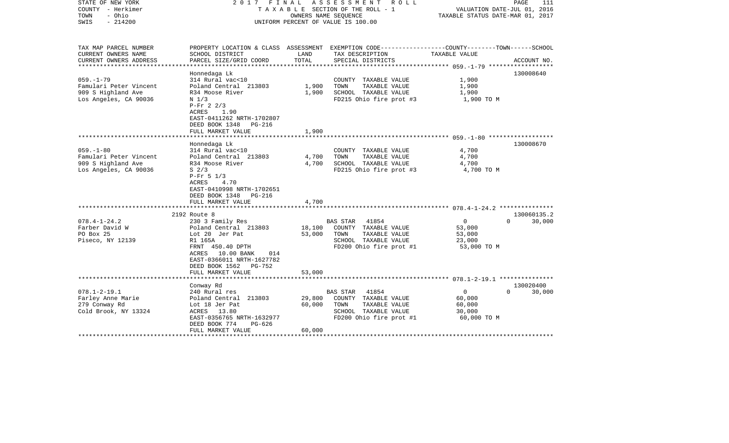STATE OF NEW YORK — 2017 FINAL ASSESSMENT ROLL
COUNTY - Herkimer — TAXABLE SECTION OF THE ROLL - 1 — VALUATION DATE-JUL 01, 2016
TOWN - Ohio — OWNERS NAME SEQUENCE — TAXABLE STATUS DATE-MAR 01, 2017
SWIS - 214200 — UNIFORM PERCENT OF VALUE IS 100.00

| TAX MAP PARCEL NUMBER / CURRENT OWNERS NAME / CURRENT OWNERS ADDRESS | PROPERTY LOCATION & CLASS / SCHOOL DISTRICT / PARCEL SIZE/GRID COORD | ASSESSMENT LAND | TOTAL | EXEMPTION CODE / TAX DESCRIPTION / SPECIAL DISTRICTS | COUNTY | TOWN | SCHOOL / ACCOUNT NO. |
|---|---|---|---|---|---|---|---|
| 059.-1-79 | Honnedaga Lk | | | | | | 130008640 |
| Famulari Peter Vincent | 314 Rural vac<10 | | | COUNTY TAXABLE VALUE | 1,900 | | |
| 909 S Highland Ave | Poland Central 213803 | 1,900 | | TOWN TAXABLE VALUE | | 1,900 | |
| Los Angeles, CA 90036 | R34 Moose River | | 1,900 | SCHOOL TAXABLE VALUE | | | 1,900 |
| | N 1/3 | | | FD215 Ohio fire prot #3 | 1,900 TO M | | |
| | P-Fr 2 2/3 | | | | | | |
| | ACRES 1.90 | | | | | | |
| | EAST-0411262 NRTH-1702807 | | | | | | |
| | DEED BOOK 1348 PG-216 | | | | | | |
| | FULL MARKET VALUE | | 1,900 | | | | |
| 059.-1-80 | Honnedaga Lk | | | | | | 130008670 |
| Famulari Peter Vincent | 314 Rural vac<10 | | | COUNTY TAXABLE VALUE | 4,700 | | |
| 909 S Highland Ave | Poland Central 213803 | 4,700 | | TOWN TAXABLE VALUE | | 4,700 | |
| Los Angeles, CA 90036 | R34 Moose River | | 4,700 | SCHOOL TAXABLE VALUE | | | 4,700 |
| | S 2/3 | | | FD215 Ohio fire prot #3 | 4,700 TO M | | |
| | P-Fr 5 1/3 | | | | | | |
| | ACRES 4.70 | | | | | | |
| | EAST-0410998 NRTH-1702651 | | | | | | |
| | DEED BOOK 1348 PG-216 | | | | | | |
| | FULL MARKET VALUE | | 4,700 | | | | |
| 078.4-1-24.2 | 2192 Route 8 | | | | | | 130060135.2 |
| Farber David W | 230 3 Family Res | | | BAS STAR 41854 | 0 | 0 | 30,000 |
| PO Box 25 | Poland Central 213803 | 18,100 | | COUNTY TAXABLE VALUE | 53,000 | | |
| Piseco, NY 12139 | Lot 20 Jer Pat | | 53,000 | TOWN TAXABLE VALUE | | 53,000 | |
| | R1 165A | | | SCHOOL TAXABLE VALUE | | | 23,000 |
| | FRNT 450.40 DPTH | | | FD200 Ohio fire prot #1 | 53,000 TO M | | |
| | ACRES 10.00 BANK 014 | | | | | | |
| | EAST-0366011 NRTH-1627782 | | | | | | |
| | DEED BOOK 1562 PG-752 | | | | | | |
| | FULL MARKET VALUE | | 53,000 | | | | |
| 078.1-2-19.1 | Conway Rd | | | | | | 130020400 |
| Farley Anne Marie | 240 Rural res | | | BAS STAR 41854 | 0 | 0 | 30,000 |
| 279 Conway Rd | Poland Central 213803 | 29,800 | | COUNTY TAXABLE VALUE | 60,000 | | |
| Cold Brook, NY 13324 | Lot 18 Jer Pat | | 60,000 | TOWN TAXABLE VALUE | | 60,000 | |
| | ACRES 13.80 | | | SCHOOL TAXABLE VALUE | | | 30,000 |
| | EAST-0356765 NRTH-1632977 | | | FD200 Ohio fire prot #1 | 60,000 TO M | | |
| | DEED BOOK 774 PG-626 | | | | | | |
| | FULL MARKET VALUE | | 60,000 | | | | |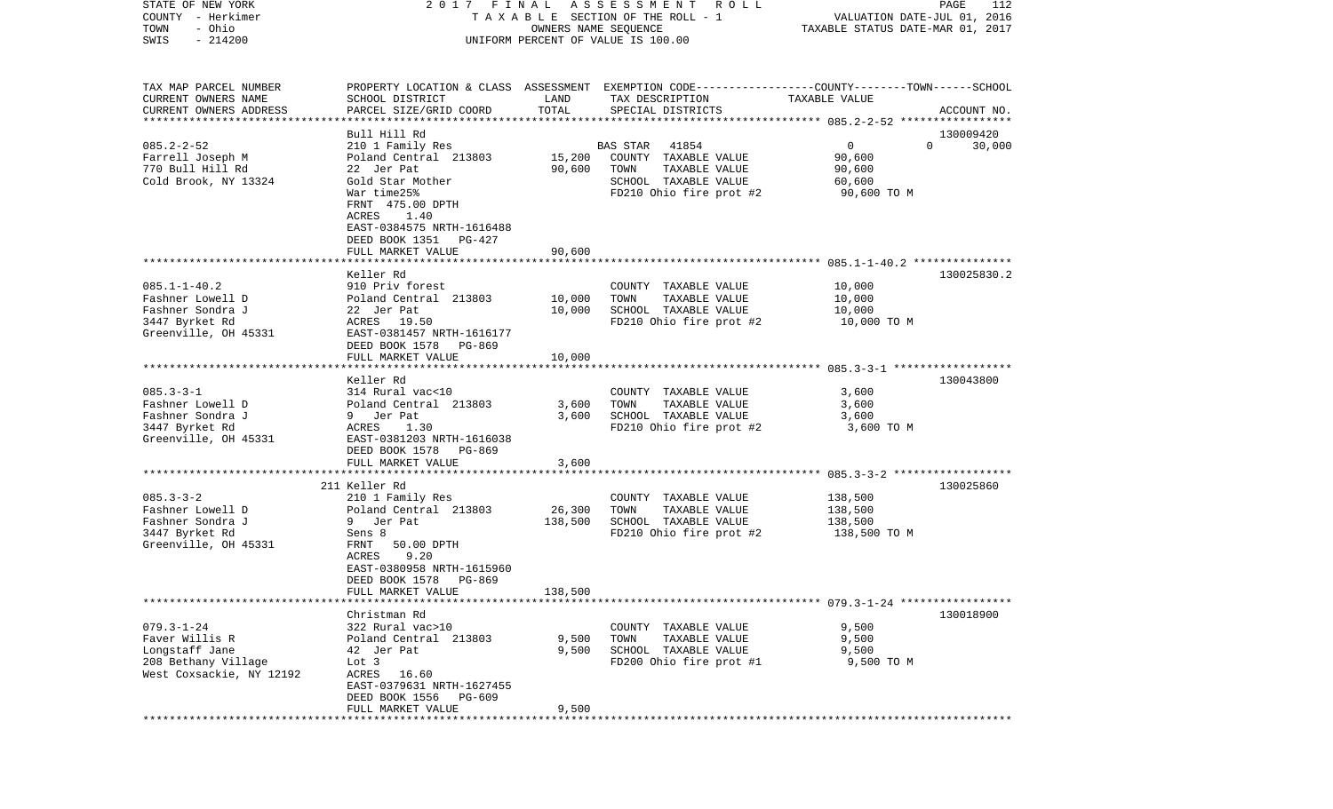STATE OF NEW YORK                    2 0 1 7   F I N A L   A S S E S S M E N T   R O L L
COUNTY - Herkimer                    T A X A B L E  SECTION OF THE ROLL - 1                VALUATION DATE-JUL 01, 2016
TOWN - Ohio                          OWNERS NAME SEQUENCE                                   TAXABLE STATUS DATE-MAR 01, 2017
SWIS - 214200                        UNIFORM PERCENT OF VALUE IS 100.00

| TAX MAP PARCEL NUMBER / CURRENT OWNERS NAME / CURRENT OWNERS ADDRESS | PROPERTY LOCATION & CLASS / SCHOOL DISTRICT / PARCEL SIZE/GRID COORD | ASSESSMENT LAND | TOTAL | EXEMPTION CODE / TAX DESCRIPTION / SPECIAL DISTRICTS | COUNTY | TOWN | SCHOOL / TAXABLE VALUE | ACCOUNT NO. |
|---|---|---|---|---|---|---|---|---|
| 085.2-2-52 | Bull Hill Rd | | | | | | | 130009420 |
| 085.2-2-52 | 210 1 Family Res | | | BAS STAR 41854 | 0 | 0 | 30,000 | |
| Farrell Joseph M | Poland Central 213803 | 15,200 | | COUNTY TAXABLE VALUE | 90,600 | | | |
| 770 Bull Hill Rd | 22 Jer Pat | | 90,600 | TOWN TAXABLE VALUE | | 90,600 | | |
| Cold Brook, NY 13324 | Gold Star Mother | | | SCHOOL TAXABLE VALUE | | | 60,600 | |
| | War time25% | | | FD210 Ohio fire prot #2 | | | 90,600 TO M | |
| | FRNT 475.00 DPTH | | | | | | | |
| | ACRES 1.40 | | | | | | | |
| | EAST-0384575 NRTH-1616488 | | | | | | | |
| | DEED BOOK 1351 PG-427 | | | | | | | |
| | FULL MARKET VALUE | | 90,600 | | | | | |
| 085.1-1-40.2 | Keller Rd | | | | | | | 130025830.2 |
| 085.1-1-40.2 | 910 Priv forest | | | COUNTY TAXABLE VALUE | 10,000 | | | |
| Fashner Lowell D | Poland Central 213803 | 10,000 | | TOWN TAXABLE VALUE | | 10,000 | | |
| Fashner Sondra J | 22 Jer Pat | | 10,000 | SCHOOL TAXABLE VALUE | | | 10,000 | |
| 3447 Byrket Rd | ACRES 19.50 | | | FD210 Ohio fire prot #2 | | | 10,000 TO M | |
| Greenville, OH 45331 | EAST-0381457 NRTH-1616177 | | | | | | | |
| | DEED BOOK 1578 PG-869 | | | | | | | |
| | FULL MARKET VALUE | | 10,000 | | | | | |
| 085.3-3-1 | Keller Rd | | | | | | | 130043800 |
| 085.3-3-1 | 314 Rural vac<10 | | | COUNTY TAXABLE VALUE | 3,600 | | | |
| Fashner Lowell D | Poland Central 213803 | 3,600 | | TOWN TAXABLE VALUE | | 3,600 | | |
| Fashner Sondra J | 9 Jer Pat | | 3,600 | SCHOOL TAXABLE VALUE | | | 3,600 | |
| 3447 Byrket Rd | ACRES 1.30 | | | FD210 Ohio fire prot #2 | | | 3,600 TO M | |
| Greenville, OH 45331 | EAST-0381203 NRTH-1616038 | | | | | | | |
| | DEED BOOK 1578 PG-869 | | | | | | | |
| | FULL MARKET VALUE | | 3,600 | | | | | |
| 085.3-3-2 | 211 Keller Rd | | | | | | | 130025860 |
| 085.3-3-2 | 210 1 Family Res | | | COUNTY TAXABLE VALUE | 138,500 | | | |
| Fashner Lowell D | Poland Central 213803 | 26,300 | | TOWN TAXABLE VALUE | | 138,500 | | |
| Fashner Sondra J | 9 Jer Pat | | 138,500 | SCHOOL TAXABLE VALUE | | | 138,500 | |
| 3447 Byrket Rd | Sens 8 | | | FD210 Ohio fire prot #2 | | | 138,500 TO M | |
| Greenville, OH 45331 | FRNT 50.00 DPTH | | | | | | | |
| | ACRES 9.20 | | | | | | | |
| | EAST-0380958 NRTH-1615960 | | | | | | | |
| | DEED BOOK 1578 PG-869 | | | | | | | |
| | FULL MARKET VALUE | | 138,500 | | | | | |
| 079.3-1-24 | Christman Rd | | | | | | | 130018900 |
| 079.3-1-24 | 322 Rural vac>10 | | | COUNTY TAXABLE VALUE | 9,500 | | | |
| Faver Willis R | Poland Central 213803 | 9,500 | | TOWN TAXABLE VALUE | | 9,500 | | |
| Longstaff Jane | 42 Jer Pat | | 9,500 | SCHOOL TAXABLE VALUE | | | 9,500 | |
| 208 Bethany Village | Lot 3 | | | FD200 Ohio fire prot #1 | | | 9,500 TO M | |
| West Coxsackie, NY 12192 | ACRES 16.60 | | | | | | | |
| | EAST-0379631 NRTH-1627455 | | | | | | | |
| | DEED BOOK 1556 PG-609 | | | | | | | |
| | FULL MARKET VALUE | | 9,500 | | | | | |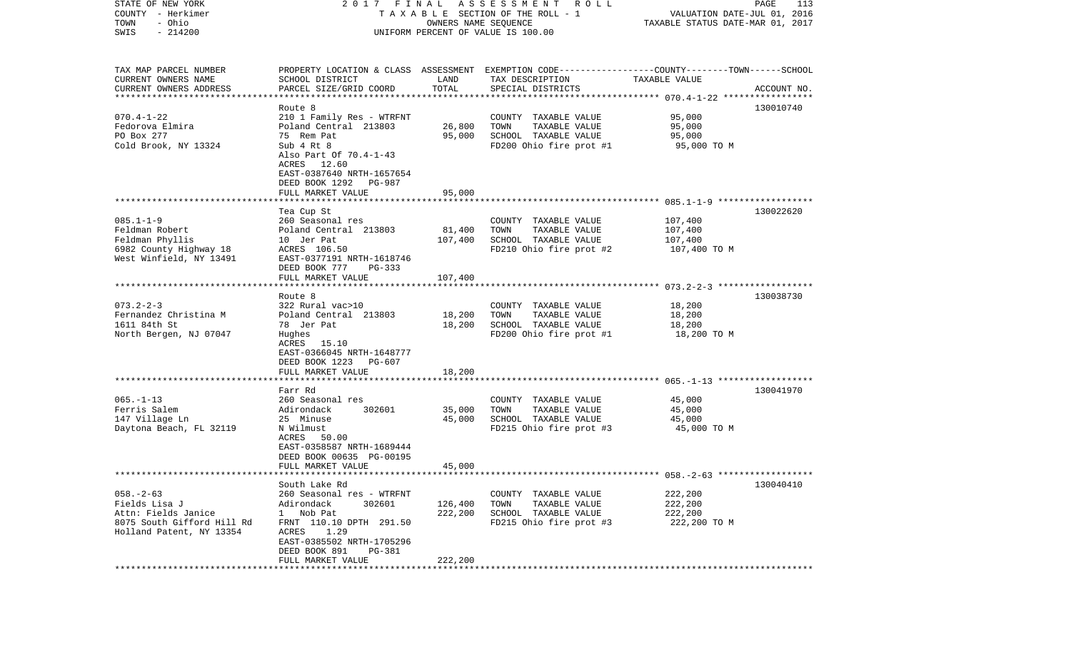STATE OF NEW YORK — 2017 FINAL ASSESSMENT ROLL
COUNTY - Herkimer — TAXABLE SECTION OF THE ROLL - 1 — VALUATION DATE-JUL 01, 2016
TOWN - Ohio — OWNERS NAME SEQUENCE — TAXABLE STATUS DATE-MAR 01, 2017
SWIS - 214200 — UNIFORM PERCENT OF VALUE IS 100.00

| TAX MAP PARCEL NUMBER / CURRENT OWNERS NAME / CURRENT OWNERS ADDRESS | PROPERTY LOCATION & CLASS / SCHOOL DISTRICT / PARCEL SIZE/GRID COORD | ASSESSMENT LAND / TOTAL | EXEMPTION CODE / TAX DESCRIPTION / SPECIAL DISTRICTS | TAXABLE VALUE (COUNTY / TOWN / SCHOOL) | ACCOUNT NO. |
|---|---|---|---|---|---|
| | Route 8 | | | | 130010740 |
| 070.4-1-22 | 210 1 Family Res - WTRFNT | | COUNTY TAXABLE VALUE | 95,000 | |
| Fedorova Elmira | Poland Central 213803 | 26,800 | TOWN TAXABLE VALUE | 95,000 | |
| PO Box 277 | 75 Rem Pat | 95,000 | SCHOOL TAXABLE VALUE | 95,000 | |
| Cold Brook, NY 13324 | Sub 4 Rt 8 | | FD200 Ohio fire prot #1 | 95,000 TO M | |
| | Also Part Of 70.4-1-43 | | | | |
| | ACRES 12.60 | | | | |
| | EAST-0387640 NRTH-1657654 | | | | |
| | DEED BOOK 1292 PG-987 | | | | |
| | FULL MARKET VALUE | 95,000 | | | |
| | Tea Cup St | | | | 130022620 |
| 085.1-1-9 | 260 Seasonal res | | COUNTY TAXABLE VALUE | 107,400 | |
| Feldman Robert | Poland Central 213803 | 81,400 | TOWN TAXABLE VALUE | 107,400 | |
| Feldman Phyllis | 10 Jer Pat | 107,400 | SCHOOL TAXABLE VALUE | 107,400 | |
| 6982 County Highway 18 | ACRES 106.50 | | FD210 Ohio fire prot #2 | 107,400 TO M | |
| West Winfield, NY 13491 | EAST-0377191 NRTH-1618746 | | | | |
| | DEED BOOK 777 PG-333 | | | | |
| | FULL MARKET VALUE | 107,400 | | | |
| | Route 8 | | | | 130038730 |
| 073.2-2-3 | 322 Rural vac>10 | | COUNTY TAXABLE VALUE | 18,200 | |
| Fernandez Christina M | Poland Central 213803 | 18,200 | TOWN TAXABLE VALUE | 18,200 | |
| 1611 84th St | 78 Jer Pat | 18,200 | SCHOOL TAXABLE VALUE | 18,200 | |
| North Bergen, NJ 07047 | Hughes | | FD200 Ohio fire prot #1 | 18,200 TO M | |
| | ACRES 15.10 | | | | |
| | EAST-0366045 NRTH-1648777 | | | | |
| | DEED BOOK 1223 PG-607 | | | | |
| | FULL MARKET VALUE | 18,200 | | | |
| | Farr Rd | | | | 130041970 |
| 065.-1-13 | 260 Seasonal res | | COUNTY TAXABLE VALUE | 45,000 | |
| Ferris Salem | Adirondack 302601 | 35,000 | TOWN TAXABLE VALUE | 45,000 | |
| 147 Village Ln | 25 Minuse | 45,000 | SCHOOL TAXABLE VALUE | 45,000 | |
| Daytona Beach, FL 32119 | N Wilmust | | FD215 Ohio fire prot #3 | 45,000 TO M | |
| | ACRES 50.00 | | | | |
| | EAST-0358587 NRTH-1689444 | | | | |
| | DEED BOOK 00635 PG-00195 | | | | |
| | FULL MARKET VALUE | 45,000 | | | |
| | South Lake Rd | | | | 130040410 |
| 058.-2-63 | 260 Seasonal res - WTRFNT | | COUNTY TAXABLE VALUE | 222,200 | |
| Fields Lisa J | Adirondack 302601 | 126,400 | TOWN TAXABLE VALUE | 222,200 | |
| Attn: Fields Janice | 1 Nob Pat | 222,200 | SCHOOL TAXABLE VALUE | 222,200 | |
| 8075 South Gifford Hill Rd | FRNT 110.10 DPTH 291.50 | | FD215 Ohio fire prot #3 | 222,200 TO M | |
| Holland Patent, NY 13354 | ACRES 1.29 | | | | |
| | EAST-0385502 NRTH-1705296 | | | | |
| | DEED BOOK 891 PG-381 | | | | |
| | FULL MARKET VALUE | 222,200 | | | |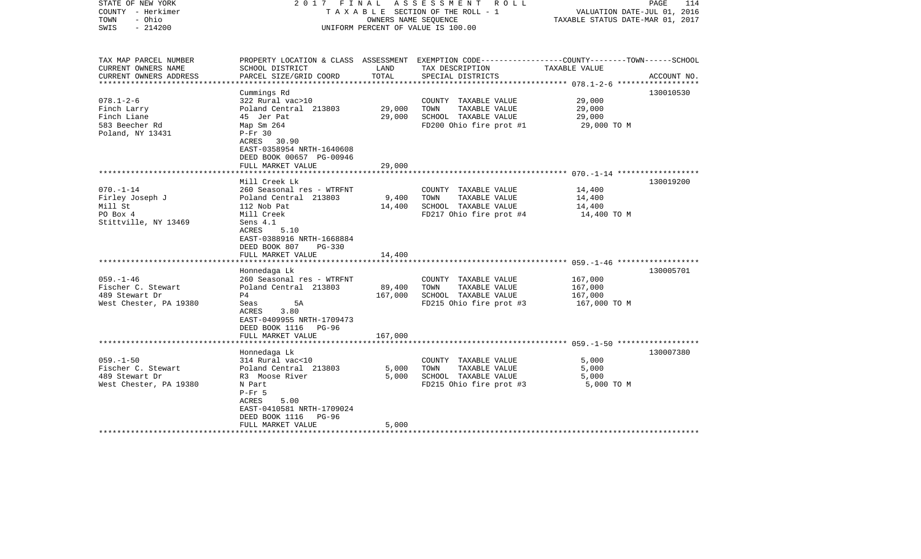STATE OF NEW YORK — 2017 FINAL ASSESSMENT ROLL
COUNTY - Herkimer — TAXABLE SECTION OF THE ROLL - 1 — VALUATION DATE-JUL 01, 2016
TOWN - Ohio — OWNERS NAME SEQUENCE — TAXABLE STATUS DATE-MAR 01, 2017
SWIS - 214200 — UNIFORM PERCENT OF VALUE IS 100.00

| TAX MAP PARCEL NUMBER / CURRENT OWNERS NAME / CURRENT OWNERS ADDRESS | PROPERTY LOCATION & CLASS / SCHOOL DISTRICT / PARCEL SIZE/GRID COORD | ASSESSMENT LAND | TOTAL | EXEMPTION CODE / TAX DESCRIPTION / SPECIAL DISTRICTS | TAXABLE VALUE (COUNTY / TOWN / SCHOOL) | ACCOUNT NO. |
|---|---|---|---|---|---|---|
| **078.1-2-6** | Cummings Rd | | | | | 130010530 |
| 078.1-2-6 | 322 Rural vac>10 | | | COUNTY TAXABLE VALUE | 29,000 | |
| Finch Larry | Poland Central 213803 | 29,000 | | TOWN TAXABLE VALUE | 29,000 | |
| Finch Liane | 45 Jer Pat | | 29,000 | SCHOOL TAXABLE VALUE | 29,000 | |
| 583 Beecher Rd | Map Sm 264 | | | FD200 Ohio fire prot #1 | 29,000 TO M | |
| Poland, NY 13431 | P-Fr 30 | | | | | |
| | ACRES 30.90 | | | | | |
| | EAST-0358954 NRTH-1640608 | | | | | |
| | DEED BOOK 00657 PG-00946 | | | | | |
| | FULL MARKET VALUE | | 29,000 | | | |
| **070.-1-14** | Mill Creek Lk | | | | | 130019200 |
| 070.-1-14 | 260 Seasonal res - WTRFNT | | | COUNTY TAXABLE VALUE | 14,400 | |
| Firley Joseph J | Poland Central 213803 | 9,400 | | TOWN TAXABLE VALUE | 14,400 | |
| Mill St | 112 Nob Pat | | 14,400 | SCHOOL TAXABLE VALUE | 14,400 | |
| PO Box 4 | Mill Creek | | | FD217 Ohio fire prot #4 | 14,400 TO M | |
| Stittville, NY 13469 | Sens 4.1 | | | | | |
| | ACRES 5.10 | | | | | |
| | EAST-0388916 NRTH-1668884 | | | | | |
| | DEED BOOK 807 PG-330 | | | | | |
| | FULL MARKET VALUE | | 14,400 | | | |
| **059.-1-46** | Honnedaga Lk | | | | | 130005701 |
| 059.-1-46 | 260 Seasonal res - WTRFNT | | | COUNTY TAXABLE VALUE | 167,000 | |
| Fischer C. Stewart | Poland Central 213803 | 89,400 | | TOWN TAXABLE VALUE | 167,000 | |
| 489 Stewart Dr | P4 | | 167,000 | SCHOOL TAXABLE VALUE | 167,000 | |
| West Chester, PA 19380 | Seas 5A | | | FD215 Ohio fire prot #3 | 167,000 TO M | |
| | ACRES 3.80 | | | | | |
| | EAST-0409955 NRTH-1709473 | | | | | |
| | DEED BOOK 1116 PG-96 | | | | | |
| | FULL MARKET VALUE | | 167,000 | | | |
| **059.-1-50** | Honnedaga Lk | | | | | 130007380 |
| 059.-1-50 | 314 Rural vac<10 | | | COUNTY TAXABLE VALUE | 5,000 | |
| Fischer C. Stewart | Poland Central 213803 | 5,000 | | TOWN TAXABLE VALUE | 5,000 | |
| 489 Stewart Dr | R3 Moose River | | 5,000 | SCHOOL TAXABLE VALUE | 5,000 | |
| West Chester, PA 19380 | N Part | | | FD215 Ohio fire prot #3 | 5,000 TO M | |
| | P-Fr 5 | | | | | |
| | ACRES 5.00 | | | | | |
| | EAST-0410581 NRTH-1709024 | | | | | |
| | DEED BOOK 1116 PG-96 | | | | | |
| | FULL MARKET VALUE | | 5,000 | | | |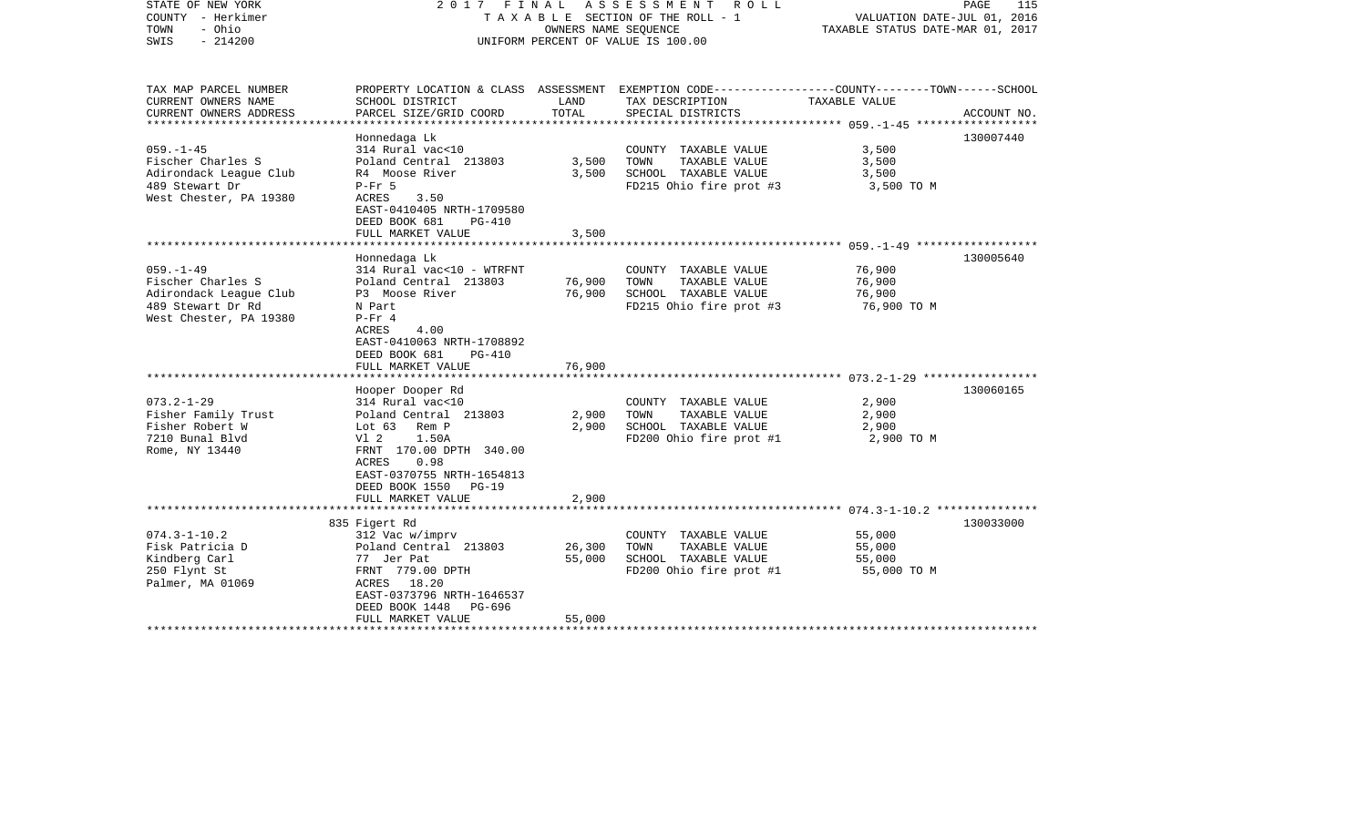STATE OF NEW YORK — COUNTY - Herkimer — TOWN - Ohio — SWIS - 214200

**2017 FINAL ASSESSMENT ROLL**
TAXABLE SECTION OF THE ROLL - 1
OWNERS NAME SEQUENCE
UNIFORM PERCENT OF VALUE IS 100.00

VALUATION DATE-JUL 01, 2016
TAXABLE STATUS DATE-MAR 01, 2017

| TAX MAP PARCEL NUMBER / CURRENT OWNERS NAME / CURRENT OWNERS ADDRESS | PROPERTY LOCATION & CLASS / SCHOOL DISTRICT / PARCEL SIZE/GRID COORD | ASSESSMENT LAND | TOTAL | EXEMPTION CODE / TAX DESCRIPTION / SPECIAL DISTRICTS | TAXABLE VALUE (COUNTY--TOWN--SCHOOL) | ACCOUNT NO. |
|---|---|---|---|---|---|---|
| 059.-1-45 | Honnedaga Lk | | | | | 130007440 |
| Fischer Charles S | 314 Rural vac<10 | | | COUNTY TAXABLE VALUE | 3,500 | |
| Adirondack League Club | Poland Central 213803 | 3,500 | | TOWN TAXABLE VALUE | 3,500 | |
| 489 Stewart Dr | R4 Moose River | | 3,500 | SCHOOL TAXABLE VALUE | 3,500 | |
| West Chester, PA 19380 | P-Fr 5 | | | FD215 Ohio fire prot #3 | 3,500 TO M | |
| | ACRES 3.50 | | | | | |
| | EAST-0410405 NRTH-1709580 | | | | | |
| | DEED BOOK 681 PG-410 | | | | | |
| | FULL MARKET VALUE | | 3,500 | | | |
| 059.-1-49 | Honnedaga Lk | | | | | 130005640 |
| Fischer Charles S | 314 Rural vac<10 - WTRFNT | | | COUNTY TAXABLE VALUE | 76,900 | |
| Adirondack League Club | Poland Central 213803 | 76,900 | | TOWN TAXABLE VALUE | 76,900 | |
| 489 Stewart Dr Rd | P3 Moose River | | 76,900 | SCHOOL TAXABLE VALUE | 76,900 | |
| West Chester, PA 19380 | N Part | | | FD215 Ohio fire prot #3 | 76,900 TO M | |
| | P-Fr 4 | | | | | |
| | ACRES 4.00 | | | | | |
| | EAST-0410063 NRTH-1708892 | | | | | |
| | DEED BOOK 681 PG-410 | | | | | |
| | FULL MARKET VALUE | | 76,900 | | | |
| 073.2-1-29 | Hooper Dooper Rd | | | | | 130060165 |
| Fisher Family Trust | 314 Rural vac<10 | | | COUNTY TAXABLE VALUE | 2,900 | |
| Fisher Robert W | Poland Central 213803 | 2,900 | | TOWN TAXABLE VALUE | 2,900 | |
| 7210 Bunal Blvd | Lot 63 Rem P | | 2,900 | SCHOOL TAXABLE VALUE | 2,900 | |
| Rome, NY 13440 | Vl 2 1.50A | | | FD200 Ohio fire prot #1 | 2,900 TO M | |
| | FRNT 170.00 DPTH 340.00 | | | | | |
| | ACRES 0.98 | | | | | |
| | EAST-0370755 NRTH-1654813 | | | | | |
| | DEED BOOK 1550 PG-19 | | | | | |
| | FULL MARKET VALUE | | 2,900 | | | |
| 074.3-1-10.2 | 835 Figert Rd | | | | | 130033000 |
| Fisk Patricia D | 312 Vac w/imprv | | | COUNTY TAXABLE VALUE | 55,000 | |
| Kindberg Carl | Poland Central 213803 | 26,300 | | TOWN TAXABLE VALUE | 55,000 | |
| 250 Flynt St | 77 Jer Pat | | 55,000 | SCHOOL TAXABLE VALUE | 55,000 | |
| Palmer, MA 01069 | FRNT 779.00 DPTH | | | FD200 Ohio fire prot #1 | 55,000 TO M | |
| | ACRES 18.20 | | | | | |
| | EAST-0373796 NRTH-1646537 | | | | | |
| | DEED BOOK 1448 PG-696 | | | | | |
| | FULL MARKET VALUE | | 55,000 | | | |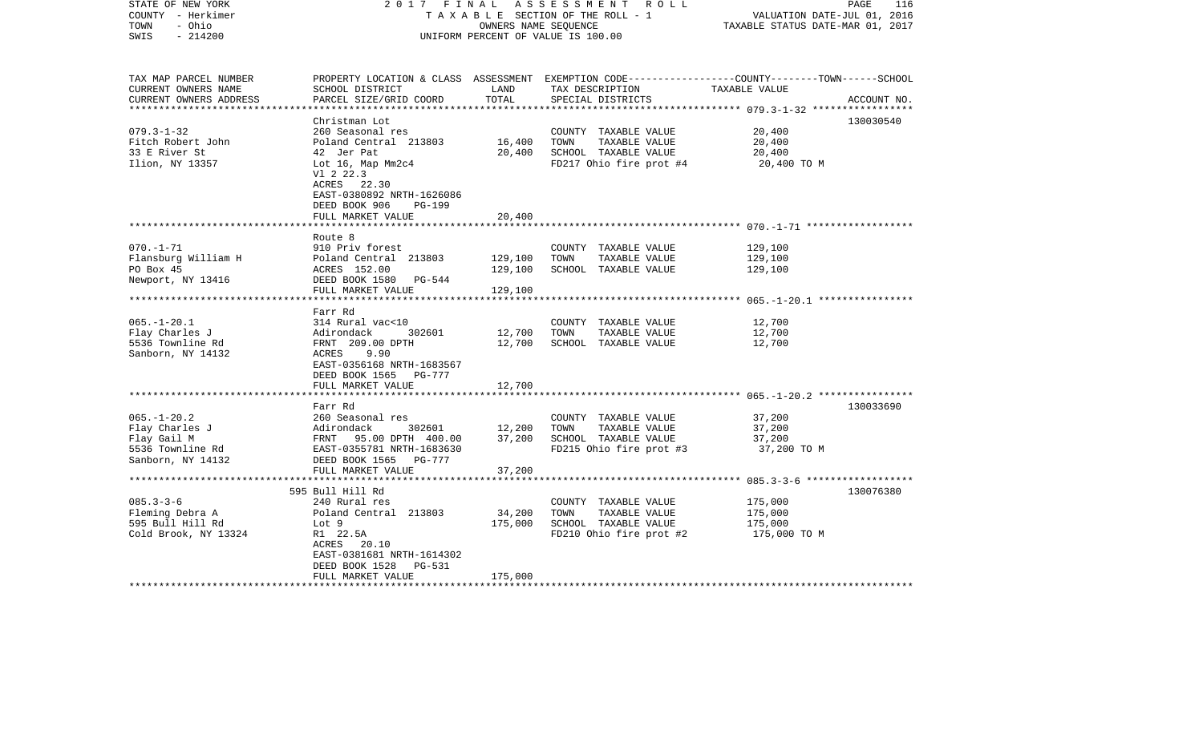STATE OF NEW YORK | 2017 FINAL ASSESSMENT ROLL | PAGE 116
COUNTY - Herkimer | TAXABLE SECTION OF THE ROLL - 1 | VALUATION DATE-JUL 01, 2016
TOWN - Ohio | OWNERS NAME SEQUENCE | TAXABLE STATUS DATE-MAR 01, 2017
SWIS - 214200 | UNIFORM PERCENT OF VALUE IS 100.00

| TAX MAP PARCEL NUMBER / CURRENT OWNERS NAME / CURRENT OWNERS ADDRESS | PROPERTY LOCATION & CLASS / SCHOOL DISTRICT / PARCEL SIZE/GRID COORD | ASSESSMENT LAND | TOTAL | EXEMPTION CODE / TAX DESCRIPTION / SPECIAL DISTRICTS | TAXABLE VALUE (COUNTY--TOWN--SCHOOL) | ACCOUNT NO. |
|---|---|---|---|---|---|---|
| 079.3-1-32 | Christman Lot | | | | | 130030540 |
| Fitch Robert John | 260 Seasonal res | | | COUNTY TAXABLE VALUE | 20,400 | |
| 33 E River St | Poland Central 213803 | 16,400 | | TOWN TAXABLE VALUE | 20,400 | |
| Ilion, NY 13357 | 42 Jer Pat | | 20,400 | SCHOOL TAXABLE VALUE | 20,400 | |
| | Lot 16, Map Mm2c4 | | | FD217 Ohio fire prot #4 | 20,400 TO M | |
| | Vl 2 22.3 | | | | | |
| | ACRES 22.30 | | | | | |
| | EAST-0380892 NRTH-1626086 | | | | | |
| | DEED BOOK 906 PG-199 | | | | | |
| | FULL MARKET VALUE | | 20,400 | | | |
| 070.-1-71 | Route 8 | | | | | |
| Flansburg William H | 910 Priv forest | | | COUNTY TAXABLE VALUE | 129,100 | |
| PO Box 45 | Poland Central 213803 | 129,100 | | TOWN TAXABLE VALUE | 129,100 | |
| Newport, NY 13416 | ACRES 152.00 | | 129,100 | SCHOOL TAXABLE VALUE | 129,100 | |
| | DEED BOOK 1580 PG-544 | | | | | |
| | FULL MARKET VALUE | | 129,100 | | | |
| 065.-1-20.1 | Farr Rd | | | | | |
| Flay Charles J | 314 Rural vac<10 | | | COUNTY TAXABLE VALUE | 12,700 | |
| 5536 Townline Rd | Adirondack 302601 | 12,700 | | TOWN TAXABLE VALUE | 12,700 | |
| Sanborn, NY 14132 | FRNT 209.00 DPTH | | 12,700 | SCHOOL TAXABLE VALUE | 12,700 | |
| | ACRES 9.90 | | | | | |
| | EAST-0356168 NRTH-1683567 | | | | | |
| | DEED BOOK 1565 PG-777 | | | | | |
| | FULL MARKET VALUE | | 12,700 | | | |
| 065.-1-20.2 | Farr Rd | | | | | 130033690 |
| Flay Charles J | 260 Seasonal res | | | COUNTY TAXABLE VALUE | 37,200 | |
| Flay Gail M | Adirondack 302601 | 12,200 | | TOWN TAXABLE VALUE | 37,200 | |
| 5536 Townline Rd | FRNT 95.00 DPTH 400.00 | | 37,200 | SCHOOL TAXABLE VALUE | 37,200 | |
| Sanborn, NY 14132 | EAST-0355781 NRTH-1683630 | | | FD215 Ohio fire prot #3 | 37,200 TO M | |
| | DEED BOOK 1565 PG-777 | | | | | |
| | FULL MARKET VALUE | | 37,200 | | | |
| 085.3-3-6 | 595 Bull Hill Rd | | | | | 130076380 |
| Fleming Debra A | 240 Rural res | | | COUNTY TAXABLE VALUE | 175,000 | |
| 595 Bull Hill Rd | Poland Central 213803 | 34,200 | | TOWN TAXABLE VALUE | 175,000 | |
| Cold Brook, NY 13324 | Lot 9 | | 175,000 | SCHOOL TAXABLE VALUE | 175,000 | |
| | R1 22.5A | | | FD210 Ohio fire prot #2 | 175,000 TO M | |
| | ACRES 20.10 | | | | | |
| | EAST-0381681 NRTH-1614302 | | | | | |
| | DEED BOOK 1528 PG-531 | | | | | |
| | FULL MARKET VALUE | | 175,000 | | | |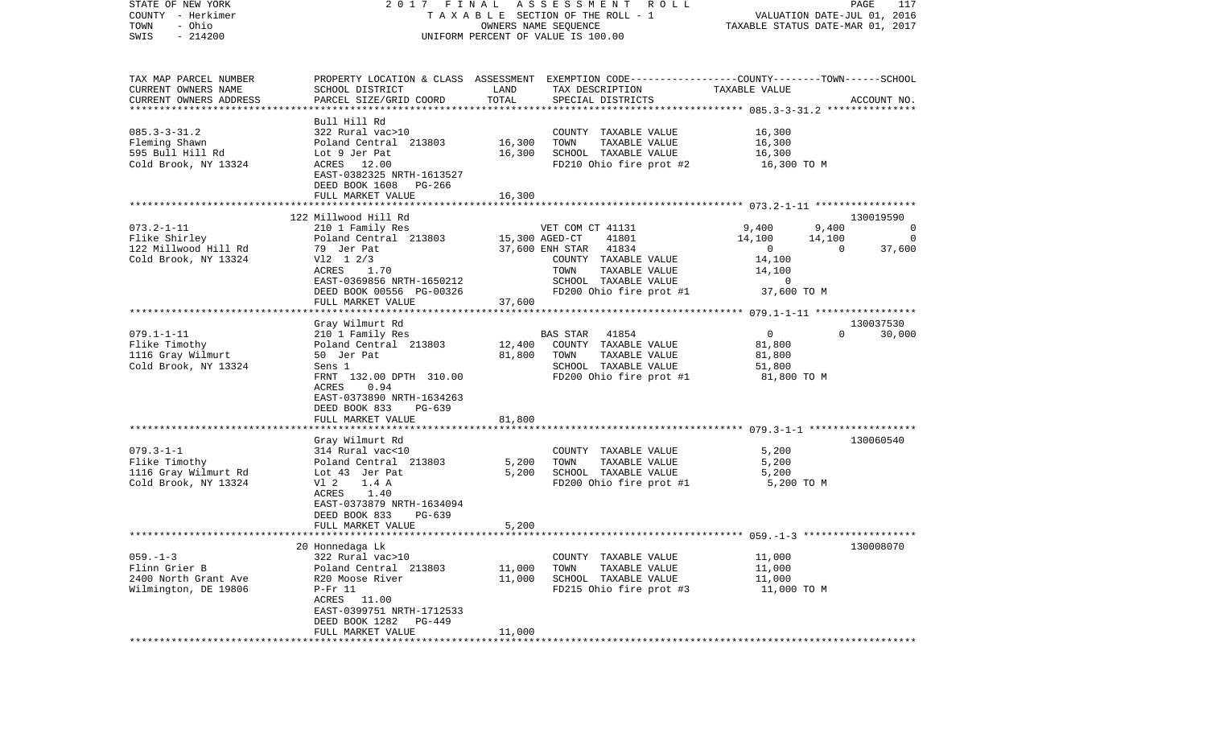STATE OF NEW YORK — 2017 FINAL ASSESSMENT ROLL
COUNTY - Herkimer — TAXABLE SECTION OF THE ROLL - 1 — VALUATION DATE-JUL 01, 2016
TOWN - Ohio — OWNERS NAME SEQUENCE — TAXABLE STATUS DATE-MAR 01, 2017
SWIS - 214200 — UNIFORM PERCENT OF VALUE IS 100.00

| TAX MAP PARCEL NUMBER / CURRENT OWNERS NAME / CURRENT OWNERS ADDRESS | PROPERTY LOCATION & CLASS / SCHOOL DISTRICT / PARCEL SIZE/GRID COORD | ASSESSMENT LAND | TOTAL | EXEMPTION CODE / TAX DESCRIPTION / SPECIAL DISTRICTS | COUNTY TAXABLE VALUE | TOWN | SCHOOL | ACCOUNT NO. |
|---|---|---|---|---|---|---|---|---|
| 085.3-3-31.2 | Bull Hill Rd | | | | | | | |
| Fleming Shawn | 322 Rural vac>10 | | | COUNTY TAXABLE VALUE | 16,300 | | | |
| 595 Bull Hill Rd | Poland Central 213803 | 16,300 | | TOWN TAXABLE VALUE | 16,300 | | | |
| Cold Brook, NY 13324 | Lot 9 Jer Pat | | 16,300 | SCHOOL TAXABLE VALUE | 16,300 | | | |
| | ACRES 12.00 | | | FD210 Ohio fire prot #2 | 16,300 TO M | | | |
| | EAST-0382325 NRTH-1613527 | | | | | | | |
| | DEED BOOK 1608 PG-266 | | | | | | | |
| | FULL MARKET VALUE | | 16,300 | | | | | |
| 073.2-1-11 | 122 Millwood Hill Rd | | | | | | | 130019590 |
| Flike Shirley | 210 1 Family Res | | | VET COM CT 41131 | 9,400 | 9,400 | 0 | |
| 122 Millwood Hill Rd | Poland Central 213803 | 15,300 | | AGED-CT 41801 | 14,100 | 14,100 | 0 | |
| Cold Brook, NY 13324 | 79 Jer Pat | | 37,600 | ENH STAR 41834 | 0 | 0 | 37,600 | |
| | Vl2 1 2/3 | | | COUNTY TAXABLE VALUE | 14,100 | | | |
| | ACRES 1.70 | | | TOWN TAXABLE VALUE | 14,100 | | | |
| | EAST-0369856 NRTH-1650212 | | | SCHOOL TAXABLE VALUE | 0 | | | |
| | DEED BOOK 00556 PG-00326 | | | FD200 Ohio fire prot #1 | 37,600 TO M | | | |
| | FULL MARKET VALUE | | 37,600 | | | | | |
| 079.1-1-11 | Gray Wilmurt Rd | | | | | | | 130037530 |
| Flike Timothy | 210 1 Family Res | | | BAS STAR 41854 | 0 | 0 | 30,000 | |
| 1116 Gray Wilmurt | Poland Central 213803 | 12,400 | | COUNTY TAXABLE VALUE | 81,800 | | | |
| Cold Brook, NY 13324 | 50 Jer Pat | | 81,800 | TOWN TAXABLE VALUE | 81,800 | | | |
| | Sens 1 | | | SCHOOL TAXABLE VALUE | 51,800 | | | |
| | FRNT 132.00 DPTH 310.00 | | | FD200 Ohio fire prot #1 | 81,800 TO M | | | |
| | ACRES 0.94 | | | | | | | |
| | EAST-0373890 NRTH-1634263 | | | | | | | |
| | DEED BOOK 833 PG-639 | | | | | | | |
| | FULL MARKET VALUE | | 81,800 | | | | | |
| 079.3-1-1 | Gray Wilmurt Rd | | | | | | | 130060540 |
| Flike Timothy | 314 Rural vac<10 | | | COUNTY TAXABLE VALUE | 5,200 | | | |
| 1116 Gray Wilmurt Rd | Poland Central 213803 | 5,200 | | TOWN TAXABLE VALUE | 5,200 | | | |
| Cold Brook, NY 13324 | Lot 43 Jer Pat | | 5,200 | SCHOOL TAXABLE VALUE | 5,200 | | | |
| | Vl 2 1.4 A | | | FD200 Ohio fire prot #1 | 5,200 TO M | | | |
| | ACRES 1.40 | | | | | | | |
| | EAST-0373879 NRTH-1634094 | | | | | | | |
| | DEED BOOK 833 PG-639 | | | | | | | |
| | FULL MARKET VALUE | | 5,200 | | | | | |
| 059.-1-3 | 20 Honnedaga Lk | | | | | | | 130008070 |
| Flinn Grier B | 322 Rural vac>10 | | | COUNTY TAXABLE VALUE | 11,000 | | | |
| 2400 North Grant Ave | Poland Central 213803 | 11,000 | | TOWN TAXABLE VALUE | 11,000 | | | |
| Wilmington, DE 19806 | R20 Moose River | | 11,000 | SCHOOL TAXABLE VALUE | 11,000 | | | |
| | P-Fr 11 | | | FD215 Ohio fire prot #3 | 11,000 TO M | | | |
| | ACRES 11.00 | | | | | | | |
| | EAST-0399751 NRTH-1712533 | | | | | | | |
| | DEED BOOK 1282 PG-449 | | | | | | | |
| | FULL MARKET VALUE | | 11,000 | | | | | |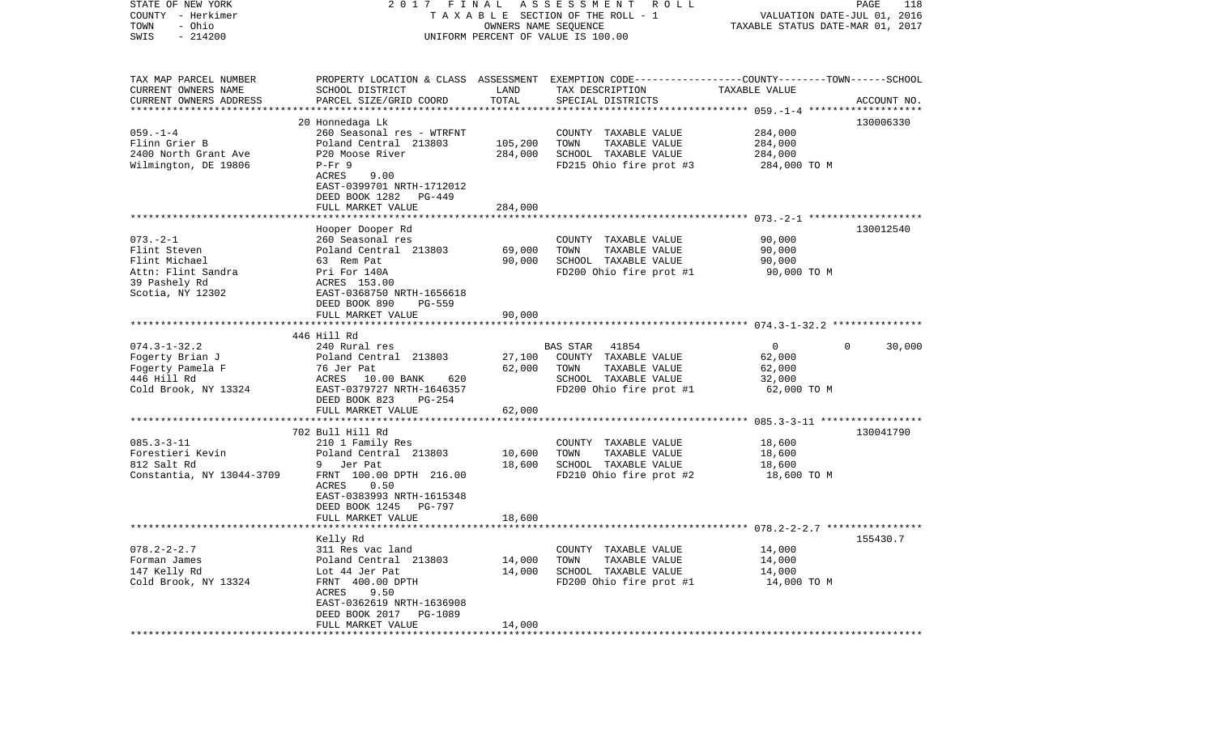STATE OF NEW YORK | COUNTY - Herkimer | TOWN - Ohio | SWIS - 214200

2017 FINAL ASSESSMENT ROLL
TAXABLE SECTION OF THE ROLL - 1
OWNERS NAME SEQUENCE
UNIFORM PERCENT OF VALUE IS 100.00

VALUATION DATE-JUL 01, 2016
TAXABLE STATUS DATE-MAR 01, 2017

| TAX MAP PARCEL NUMBER / CURRENT OWNERS NAME / CURRENT OWNERS ADDRESS | PROPERTY LOCATION & CLASS / SCHOOL DISTRICT / PARCEL SIZE/GRID COORD | ASSESSMENT LAND | TOTAL | EXEMPTION CODE / TAX DESCRIPTION / SPECIAL DISTRICTS | COUNTY / TOWN / SCHOOL TAXABLE VALUE | ACCOUNT NO. |
|---|---|---|---|---|---|---|
| 059.-1-4 | 20 Honnedaga Lk | | | | | 130006330 |
| Flinn Grier B | 260 Seasonal res - WTRFNT | | | COUNTY TAXABLE VALUE | 284,000 | |
| 2400 North Grant Ave | Poland Central 213803 | 105,200 | | TOWN TAXABLE VALUE | 284,000 | |
| Wilmington, DE 19806 | P20 Moose River | | 284,000 | SCHOOL TAXABLE VALUE | 284,000 | |
| | P-Fr 9 | | | FD215 Ohio fire prot #3 | 284,000 TO M | |
| | ACRES 9.00 | | | | | |
| | EAST-0399701 NRTH-1712012 | | | | | |
| | DEED BOOK 1282 PG-449 | | | | | |
| | FULL MARKET VALUE | | 284,000 | | | |
| 073.-2-1 | Hooper Dooper Rd | | | | | 130012540 |
| Flint Steven | 260 Seasonal res | | | COUNTY TAXABLE VALUE | 90,000 | |
| Flint Michael | Poland Central 213803 | 69,000 | | TOWN TAXABLE VALUE | 90,000 | |
| Attn: Flint Sandra | 63 Rem Pat | | 90,000 | SCHOOL TAXABLE VALUE | 90,000 | |
| 39 Pashely Rd | Pri For 140A | | | FD200 Ohio fire prot #1 | 90,000 TO M | |
| Scotia, NY 12302 | ACRES 153.00 | | | | | |
| | EAST-0368750 NRTH-1656618 | | | | | |
| | DEED BOOK 890 PG-559 | | | | | |
| | FULL MARKET VALUE | | 90,000 | | | |
| 074.3-1-32.2 | 446 Hill Rd | | | | | |
| Fogerty Brian J | 240 Rural res | | | BAS STAR 41854 | 0 / 0 / 30,000 | |
| Fogerty Pamela F | Poland Central 213803 | 27,100 | | COUNTY TAXABLE VALUE | 62,000 | |
| 446 Hill Rd | 76 Jer Pat | | 62,000 | TOWN TAXABLE VALUE | 62,000 | |
| Cold Brook, NY 13324 | ACRES 10.00 BANK 620 | | | SCHOOL TAXABLE VALUE | 32,000 | |
| | EAST-0379727 NRTH-1646357 | | | FD200 Ohio fire prot #1 | 62,000 TO M | |
| | DEED BOOK 823 PG-254 | | | | | |
| | FULL MARKET VALUE | | 62,000 | | | |
| 085.3-3-11 | 702 Bull Hill Rd | | | | | 130041790 |
| Forestieri Kevin | 210 1 Family Res | | | COUNTY TAXABLE VALUE | 18,600 | |
| 812 Salt Rd | Poland Central 213803 | 10,600 | | TOWN TAXABLE VALUE | 18,600 | |
| Constantia, NY 13044-3709 | 9 Jer Pat | | 18,600 | SCHOOL TAXABLE VALUE | 18,600 | |
| | FRNT 100.00 DPTH 216.00 | | | FD210 Ohio fire prot #2 | 18,600 TO M | |
| | ACRES 0.50 | | | | | |
| | EAST-0383993 NRTH-1615348 | | | | | |
| | DEED BOOK 1245 PG-797 | | | | | |
| | FULL MARKET VALUE | | 18,600 | | | |
| 078.2-2-2.7 | Kelly Rd | | | | | 155430.7 |
| Forman James | 311 Res vac land | | | COUNTY TAXABLE VALUE | 14,000 | |
| 147 Kelly Rd | Poland Central 213803 | 14,000 | | TOWN TAXABLE VALUE | 14,000 | |
| Cold Brook, NY 13324 | Lot 44 Jer Pat | | 14,000 | SCHOOL TAXABLE VALUE | 14,000 | |
| | FRNT 400.00 DPTH | | | FD200 Ohio fire prot #1 | 14,000 TO M | |
| | ACRES 9.50 | | | | | |
| | EAST-0362619 NRTH-1636908 | | | | | |
| | DEED BOOK 2017 PG-1089 | | | | | |
| | FULL MARKET VALUE | | 14,000 | | | |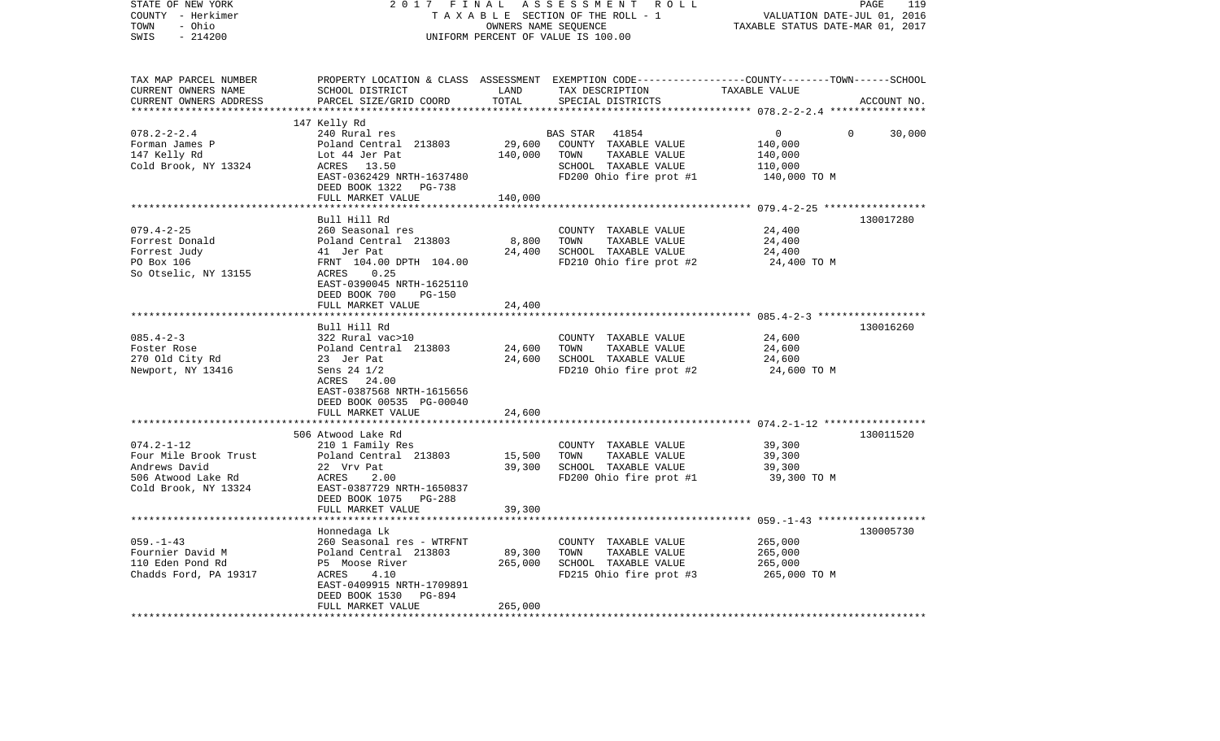STATE OF NEW YORK | 2017 FINAL ASSESSMENT ROLL | PAGE 119
COUNTY - Herkimer | TAXABLE SECTION OF THE ROLL - 1 | VALUATION DATE-JUL 01, 2016
TOWN - Ohio | OWNERS NAME SEQUENCE | TAXABLE STATUS DATE-MAR 01, 2017
SWIS - 214200 | UNIFORM PERCENT OF VALUE IS 100.00

| TAX MAP PARCEL NUMBER / CURRENT OWNERS NAME / CURRENT OWNERS ADDRESS | PROPERTY LOCATION & CLASS / SCHOOL DISTRICT / PARCEL SIZE/GRID COORD | ASSESSMENT LAND / TOTAL | EXEMPTION CODE / TAX DESCRIPTION / SPECIAL DISTRICTS | COUNTY / TOWN / SCHOOL TAXABLE VALUE | ACCOUNT NO. |
|---|---|---|---|---|---|
| 078.2-2-2.4 | 147 Kelly Rd | | | | |
| | 240 Rural res | | BAS STAR 41854 | 0 0 30,000 | |
| Forman James P | Poland Central 213803 | 29,600 | COUNTY TAXABLE VALUE | 140,000 | |
| 147 Kelly Rd | Lot 44 Jer Pat | 140,000 | TOWN TAXABLE VALUE | 140,000 | |
| Cold Brook, NY 13324 | ACRES 13.50 | | SCHOOL TAXABLE VALUE | 110,000 | |
| | EAST-0362429 NRTH-1637480 | | FD200 Ohio fire prot #1 | 140,000 TO M | |
| | DEED BOOK 1322 PG-738 | | | | |
| | FULL MARKET VALUE | 140,000 | | | |
| 079.4-2-25 | Bull Hill Rd | | | | 130017280 |
| | 260 Seasonal res | | COUNTY TAXABLE VALUE | 24,400 | |
| Forrest Donald | Poland Central 213803 | 8,800 | TOWN TAXABLE VALUE | 24,400 | |
| Forrest Judy | 41 Jer Pat | 24,400 | SCHOOL TAXABLE VALUE | 24,400 | |
| PO Box 106 | FRNT 104.00 DPTH 104.00 | | FD210 Ohio fire prot #2 | 24,400 TO M | |
| So Otselic, NY 13155 | ACRES 0.25 | | | | |
| | EAST-0390045 NRTH-1625110 | | | | |
| | DEED BOOK 700 PG-150 | | | | |
| | FULL MARKET VALUE | 24,400 | | | |
| 085.4-2-3 | Bull Hill Rd | | | | 130016260 |
| | 322 Rural vac>10 | | COUNTY TAXABLE VALUE | 24,600 | |
| Foster Rose | Poland Central 213803 | 24,600 | TOWN TAXABLE VALUE | 24,600 | |
| 270 Old City Rd | 23 Jer Pat | 24,600 | SCHOOL TAXABLE VALUE | 24,600 | |
| Newport, NY 13416 | Sens 24 1/2 | | FD210 Ohio fire prot #2 | 24,600 TO M | |
| | ACRES 24.00 | | | | |
| | EAST-0387568 NRTH-1615656 | | | | |
| | DEED BOOK 00535 PG-00040 | | | | |
| | FULL MARKET VALUE | 24,600 | | | |
| 074.2-1-12 | 506 Atwood Lake Rd | | | | 130011520 |
| | 210 1 Family Res | | COUNTY TAXABLE VALUE | 39,300 | |
| Four Mile Brook Trust | Poland Central 213803 | 15,500 | TOWN TAXABLE VALUE | 39,300 | |
| Andrews David | 22 Vrv Pat | 39,300 | SCHOOL TAXABLE VALUE | 39,300 | |
| 506 Atwood Lake Rd | ACRES 2.00 | | FD200 Ohio fire prot #1 | 39,300 TO M | |
| Cold Brook, NY 13324 | EAST-0387729 NRTH-1650837 | | | | |
| | DEED BOOK 1075 PG-288 | | | | |
| | FULL MARKET VALUE | 39,300 | | | |
| 059.-1-43 | Honnedaga Lk | | | | 130005730 |
| | 260 Seasonal res - WTRFNT | | COUNTY TAXABLE VALUE | 265,000 | |
| Fournier David M | Poland Central 213803 | 89,300 | TOWN TAXABLE VALUE | 265,000 | |
| 110 Eden Pond Rd | P5 Moose River | 265,000 | SCHOOL TAXABLE VALUE | 265,000 | |
| Chadds Ford, PA 19317 | ACRES 4.10 | | FD215 Ohio fire prot #3 | 265,000 TO M | |
| | EAST-0409915 NRTH-1709891 | | | | |
| | DEED BOOK 1530 PG-894 | | | | |
| | FULL MARKET VALUE | 265,000 | | | |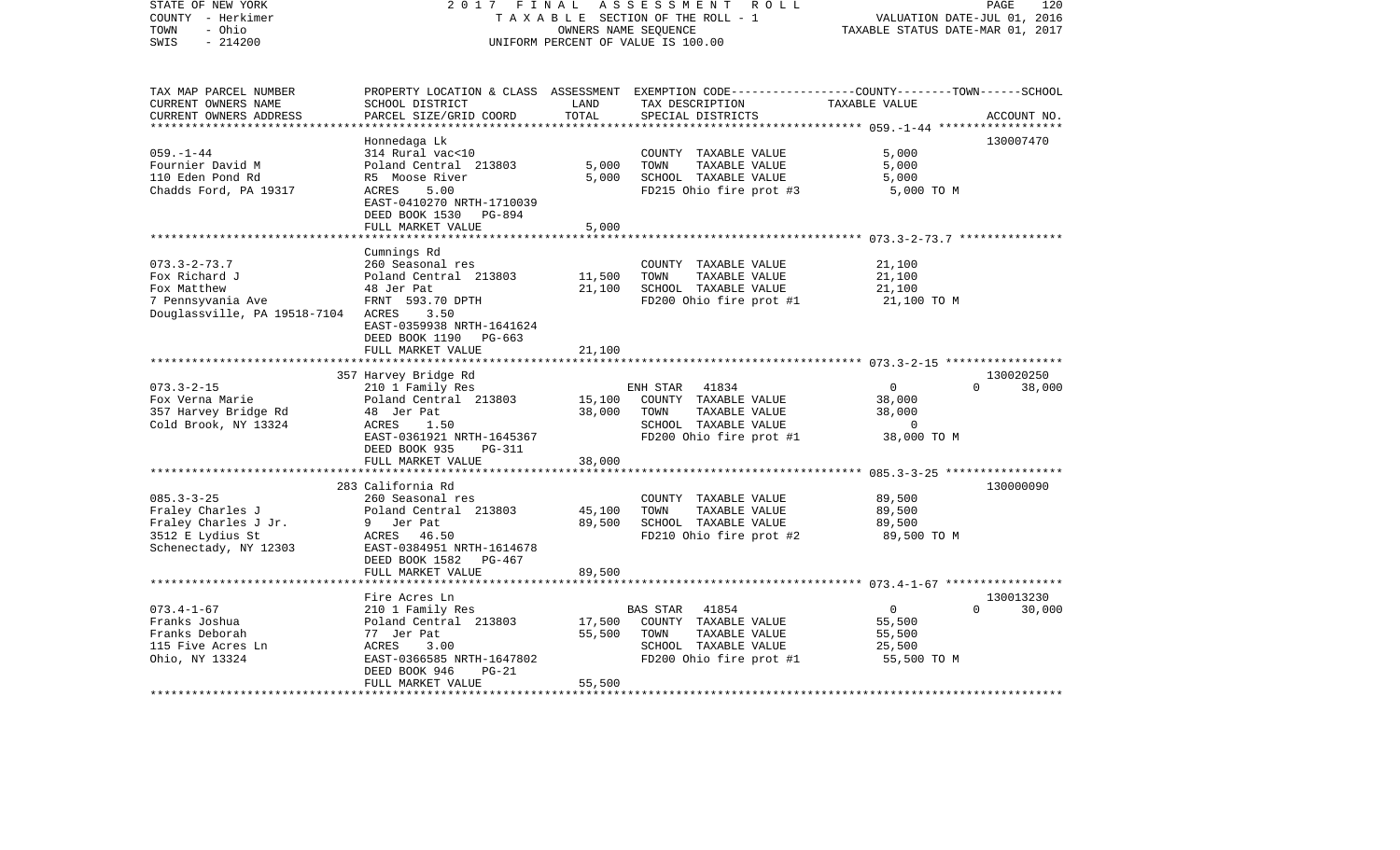| TAX MAP PARCEL NUMBER<br>CURRENT OWNERS NAME<br>CURRENT OWNERS ADDRESS | PROPERTY LOCATION & CLASS<br>SCHOOL DISTRICT<br>PARCEL SIZE/GRID COORD | ASSESSMENT<br>LAND<br>TOTAL | EXEMPTION CODE-----------------COUNTY--------TOWN------SCHOOL<br>TAX DESCRIPTION<br>SPECIAL DISTRICTS | TAXABLE VALUE | ACCOUNT NO. |
|---|---|---|---|---|---|
| **059.-1-44** | Honnedaga Lk | | | | 130007470 |
| 059.-1-44 | 314 Rural vac<10 | | COUNTY TAXABLE VALUE | 5,000 | |
| Fournier David M | Poland Central 213803 | 5,000 | TOWN TAXABLE VALUE | 5,000 | |
| 110 Eden Pond Rd | R5 Moose River | 5,000 | SCHOOL TAXABLE VALUE | 5,000 | |
| Chadds Ford, PA 19317 | ACRES 5.00 | | FD215 Ohio fire prot #3 | 5,000 TO M | |
| | EAST-0410270 NRTH-1710039 | | | | |
| | DEED BOOK 1530 PG-894 | | | | |
| | FULL MARKET VALUE | 5,000 | | | |
| **073.3-2-73.7** | Cumnings Rd | | | | |
| 073.3-2-73.7 | 260 Seasonal res | | COUNTY TAXABLE VALUE | 21,100 | |
| Fox Richard J | Poland Central 213803 | 11,500 | TOWN TAXABLE VALUE | 21,100 | |
| Fox Matthew | 48 Jer Pat | 21,100 | SCHOOL TAXABLE VALUE | 21,100 | |
| 7 Pennsyvania Ave | FRNT 593.70 DPTH | | FD200 Ohio fire prot #1 | 21,100 TO M | |
| Douglassville, PA 19518-7104 | ACRES 3.50 | | | | |
| | EAST-0359938 NRTH-1641624 | | | | |
| | DEED BOOK 1190 PG-663 | | | | |
| | FULL MARKET VALUE | 21,100 | | | |
| **073.3-2-15** | 357 Harvey Bridge Rd | | | | 130020250 |
| 073.3-2-15 | 210 1 Family Res | | ENH STAR 41834 | 0 / 0 | 38,000 |
| Fox Verna Marie | Poland Central 213803 | 15,100 | COUNTY TAXABLE VALUE | 38,000 | |
| 357 Harvey Bridge Rd | 48 Jer Pat | 38,000 | TOWN TAXABLE VALUE | 38,000 | |
| Cold Brook, NY 13324 | ACRES 1.50 | | SCHOOL TAXABLE VALUE | 0 | |
| | EAST-0361921 NRTH-1645367 | | FD200 Ohio fire prot #1 | 38,000 TO M | |
| | DEED BOOK 935 PG-311 | | | | |
| | FULL MARKET VALUE | 38,000 | | | |
| **085.3-3-25** | 283 California Rd | | | | 130000090 |
| 085.3-3-25 | 260 Seasonal res | | COUNTY TAXABLE VALUE | 89,500 | |
| Fraley Charles J | Poland Central 213803 | 45,100 | TOWN TAXABLE VALUE | 89,500 | |
| Fraley Charles J Jr. | 9 Jer Pat | 89,500 | SCHOOL TAXABLE VALUE | 89,500 | |
| 3512 E Lydius St | ACRES 46.50 | | FD210 Ohio fire prot #2 | 89,500 TO M | |
| Schenectady, NY 12303 | EAST-0384951 NRTH-1614678 | | | | |
| | DEED BOOK 1582 PG-467 | | | | |
| | FULL MARKET VALUE | 89,500 | | | |
| **073.4-1-67** | Fire Acres Ln | | | | 130013230 |
| 073.4-1-67 | 210 1 Family Res | | BAS STAR 41854 | 0 / 0 | 30,000 |
| Franks Joshua | Poland Central 213803 | 17,500 | COUNTY TAXABLE VALUE | 55,500 | |
| Franks Deborah | 77 Jer Pat | 55,500 | TOWN TAXABLE VALUE | 55,500 | |
| 115 Five Acres Ln | ACRES 3.00 | | SCHOOL TAXABLE VALUE | 25,500 | |
| Ohio, NY 13324 | EAST-0366585 NRTH-1647802 | | FD200 Ohio fire prot #1 | 55,500 TO M | |
| | DEED BOOK 946 PG-21 | | | | |
| | FULL MARKET VALUE | 55,500 | | | |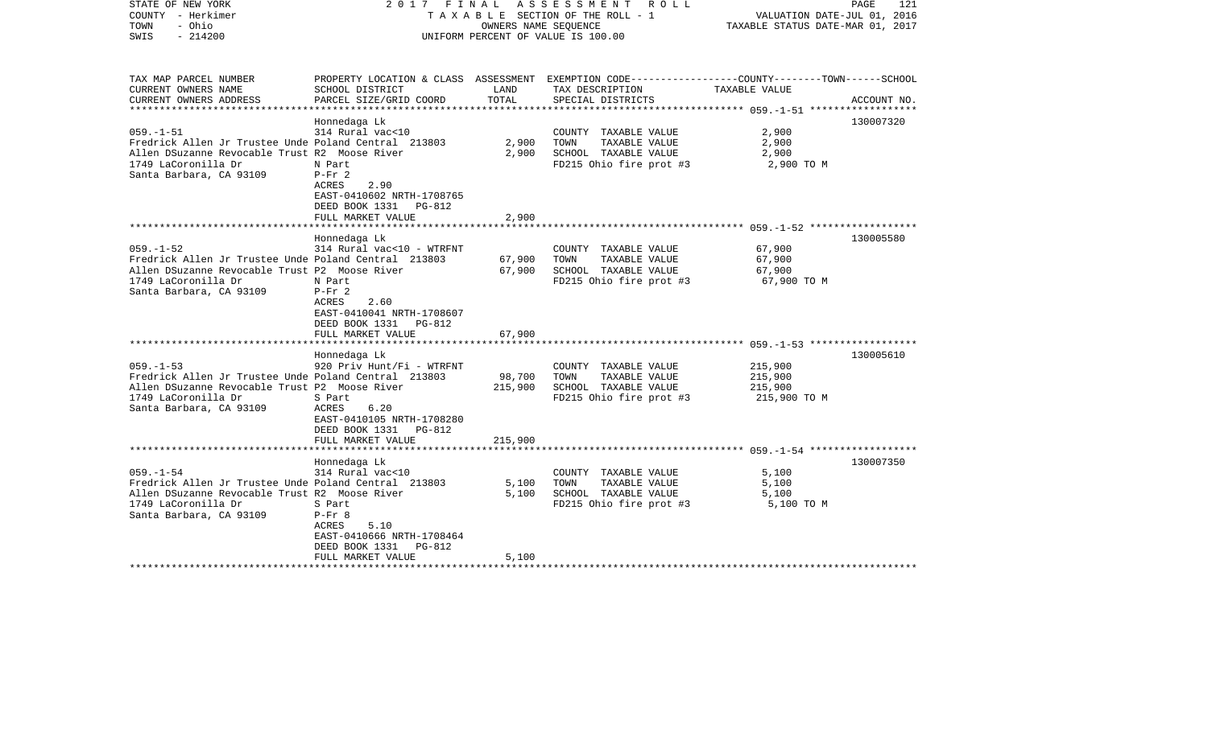STATE OF NEW YORK | 2017 FINAL ASSESSMENT ROLL
COUNTY - Herkimer | TAXABLE SECTION OF THE ROLL - 1 | VALUATION DATE-JUL 01, 2016
TOWN - Ohio | OWNERS NAME SEQUENCE | TAXABLE STATUS DATE-MAR 01, 2017
SWIS - 214200 | UNIFORM PERCENT OF VALUE IS 100.00

| TAX MAP PARCEL NUMBER / CURRENT OWNERS NAME / CURRENT OWNERS ADDRESS | PROPERTY LOCATION & CLASS / SCHOOL DISTRICT / PARCEL SIZE/GRID COORD | ASSESSMENT LAND | TOTAL | EXEMPTION CODE / TAX DESCRIPTION / SPECIAL DISTRICTS | TAXABLE VALUE | ACCOUNT NO. |
|---|---|---|---|---|---|---|
| **059.-1-51** | Honnedaga Lk | | | | | 130007320 |
| | 314 Rural vac<10 | | | COUNTY TAXABLE VALUE | 2,900 | |
| Fredrick Allen Jr Trustee Unde | Poland Central 213803 | 2,900 | | TOWN TAXABLE VALUE | 2,900 | |
| Allen DSuzanne Revocable Trust P2 | Moose River | | 2,900 | SCHOOL TAXABLE VALUE | 2,900 | |
| 1749 LaCoronilla Dr | N Part | | | FD215 Ohio fire prot #3 | 2,900 TO M | |
| Santa Barbara, CA 93109 | P-Fr 2 | | | | | |
| | ACRES 2.90 | | | | | |
| | EAST-0410602 NRTH-1708765 | | | | | |
| | DEED BOOK 1331 PG-812 | | | | | |
| | FULL MARKET VALUE | | 2,900 | | | |
| **059.-1-52** | Honnedaga Lk | | | | | 130005580 |
| | 314 Rural vac<10 - WTRFNT | | | COUNTY TAXABLE VALUE | 67,900 | |
| Fredrick Allen Jr Trustee Unde | Poland Central 213803 | 67,900 | | TOWN TAXABLE VALUE | 67,900 | |
| Allen DSuzanne Revocable Trust P2 | Moose River | | 67,900 | SCHOOL TAXABLE VALUE | 67,900 | |
| 1749 LaCoronilla Dr | N Part | | | FD215 Ohio fire prot #3 | 67,900 TO M | |
| Santa Barbara, CA 93109 | P-Fr 2 | | | | | |
| | ACRES 2.60 | | | | | |
| | EAST-0410041 NRTH-1708607 | | | | | |
| | DEED BOOK 1331 PG-812 | | | | | |
| | FULL MARKET VALUE | | 67,900 | | | |
| **059.-1-53** | Honnedaga Lk | | | | | 130005610 |
| | 920 Priv Hunt/Fi - WTRFNT | | | COUNTY TAXABLE VALUE | 215,900 | |
| Fredrick Allen Jr Trustee Unde | Poland Central 213803 | 98,700 | | TOWN TAXABLE VALUE | 215,900 | |
| Allen DSuzanne Revocable Trust P2 | Moose River | | 215,900 | SCHOOL TAXABLE VALUE | 215,900 | |
| 1749 LaCoronilla Dr | S Part | | | FD215 Ohio fire prot #3 | 215,900 TO M | |
| Santa Barbara, CA 93109 | ACRES 6.20 | | | | | |
| | EAST-0410105 NRTH-1708280 | | | | | |
| | DEED BOOK 1331 PG-812 | | | | | |
| | FULL MARKET VALUE | | 215,900 | | | |
| **059.-1-54** | Honnedaga Lk | | | | | 130007350 |
| | 314 Rural vac<10 | | | COUNTY TAXABLE VALUE | 5,100 | |
| Fredrick Allen Jr Trustee Unde | Poland Central 213803 | 5,100 | | TOWN TAXABLE VALUE | 5,100 | |
| Allen DSuzanne Revocable Trust P2 | Moose River | | 5,100 | SCHOOL TAXABLE VALUE | 5,100 | |
| 1749 LaCoronilla Dr | S Part | | | FD215 Ohio fire prot #3 | 5,100 TO M | |
| Santa Barbara, CA 93109 | P-Fr 8 | | | | | |
| | ACRES 5.10 | | | | | |
| | EAST-0410666 NRTH-1708464 | | | | | |
| | DEED BOOK 1331 PG-812 | | | | | |
| | FULL MARKET VALUE | | 5,100 | | | |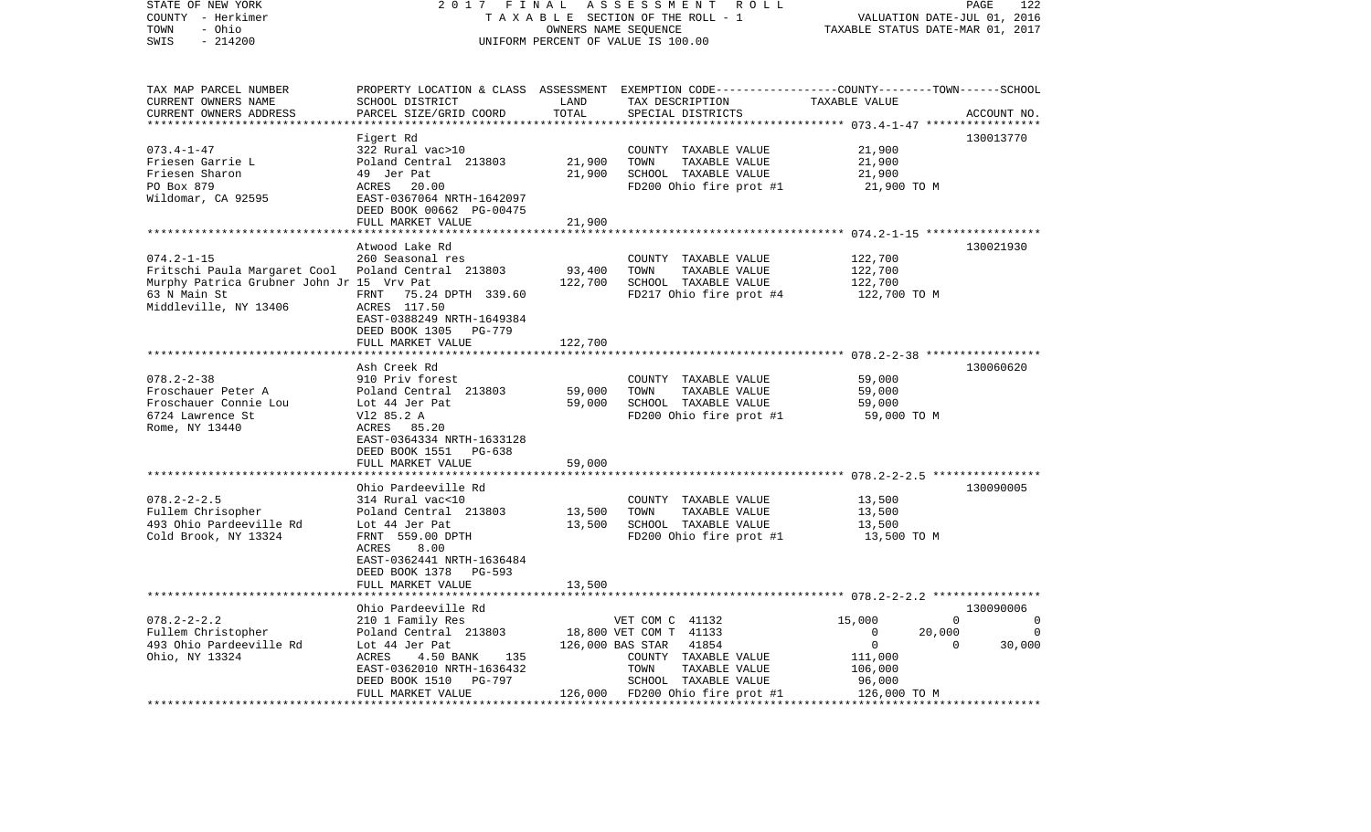STATE OF NEW YORK 2 0 1 7 F I N A L A S S E S S M E N T R O L L
COUNTY - Herkimer T A X A B L E SECTION OF THE ROLL - 1 VALUATION DATE-JUL 01, 2016
TOWN - Ohio OWNERS NAME SEQUENCE TAXABLE STATUS DATE-MAR 01, 2017
SWIS - 214200 UNIFORM PERCENT OF VALUE IS 100.00

```
TAX MAP PARCEL NUMBER          PROPERTY LOCATION & CLASS  ASSESSMENT  EXEMPTION CODE-----------------COUNTY--------TOWN------SCHOOL
CURRENT OWNERS NAME            SCHOOL DISTRICT               LAND      TAX DESCRIPTION              TAXABLE VALUE
CURRENT OWNERS ADDRESS         PARCEL SIZE/GRID COORD        TOTAL     SPECIAL DISTRICTS                                    ACCOUNT NO.
******************************************************************************************************* 073.4-1-47 *****************
                               Figert Rd                                                                                130013770
073.4-1-47                     322 Rural vac>10                         COUNTY  TAXABLE VALUE            21,900
Friesen Garrie L               Poland Central  213803       21,900      TOWN    TAXABLE VALUE            21,900
Friesen Sharon                 49  Jer Pat                  21,900      SCHOOL  TAXABLE VALUE            21,900
PO Box 879                     ACRES   20.00                            FD200 Ohio fire prot #1           21,900 TO M
Wildomar, CA 92595             EAST-0367064 NRTH-1642097
                               DEED BOOK 00662 PG-00475
                               FULL MARKET VALUE            21,900
******************************************************************************************************* 074.2-1-15 *****************
                               Atwood Lake Rd                                                                           130021930
074.2-1-15                     260 Seasonal res                         COUNTY  TAXABLE VALUE           122,700
Fritschi Paula Margaret Cool   Poland Central  213803       93,400      TOWN    TAXABLE VALUE           122,700
Murphy Patrica Grubner John Jr 15  Vrv Pat                 122,700      SCHOOL  TAXABLE VALUE           122,700
63 N Main St                   FRNT   75.24 DPTH 339.60                 FD217 Ohio fire prot #4          122,700 TO M
Middleville, NY 13406          ACRES  117.50
                               EAST-0388249 NRTH-1649384
                               DEED BOOK 1305   PG-779
                               FULL MARKET VALUE           122,700
******************************************************************************************************* 078.2-2-38 *****************
                               Ash Creek Rd                                                                             130060620
078.2-2-38                     910 Priv forest                          COUNTY  TAXABLE VALUE            59,000
Froschauer Peter A             Poland Central  213803       59,000      TOWN    TAXABLE VALUE            59,000
Froschauer Connie Lou          Lot 44 Jer Pat               59,000      SCHOOL  TAXABLE VALUE            59,000
6724 Lawrence St               Vl2 85.2 A                               FD200 Ohio fire prot #1           59,000 TO M
Rome, NY 13440                 ACRES   85.20
                               EAST-0364334 NRTH-1633128
                               DEED BOOK 1551   PG-638
                               FULL MARKET VALUE            59,000
******************************************************************************************************* 078.2-2-2.5 ****************
                               Ohio Pardeeville Rd                                                                      130090005
078.2-2-2.5                    314 Rural vac<10                         COUNTY  TAXABLE VALUE            13,500
Fullem Chrisopher              Poland Central  213803       13,500      TOWN    TAXABLE VALUE            13,500
493 Ohio Pardeeville Rd        Lot 44 Jer Pat               13,500      SCHOOL  TAXABLE VALUE            13,500
Cold Brook, NY 13324           FRNT  559.00 DPTH                        FD200 Ohio fire prot #1           13,500 TO M
                               ACRES    8.00
                               EAST-0362441 NRTH-1636484
                               DEED BOOK 1378   PG-593
                               FULL MARKET VALUE            13,500
******************************************************************************************************* 078.2-2-2.2 ****************
                               Ohio Pardeeville Rd                                                                      130090006
078.2-2-2.2                    210 1 Family Res                 VET COM C  41132              15,000            0            0
Fullem Christopher             Poland Central  213803       18,800 VET COM T  41133                   0       20,000            0
493 Ohio Pardeeville Rd        Lot 44 Jer Pat              126,000 BAS STAR   41854                   0            0       30,000
Ohio, NY 13324                 ACRES    4.50 BANK    135                COUNTY  TAXABLE VALUE           111,000
                               EAST-0362010 NRTH-1636432                TOWN    TAXABLE VALUE           106,000
                               DEED BOOK 1510   PG-797                  SCHOOL  TAXABLE VALUE            96,000
                               FULL MARKET VALUE           126,000      FD200 Ohio fire prot #1          126,000 TO M
************************************************************************************************************************************
```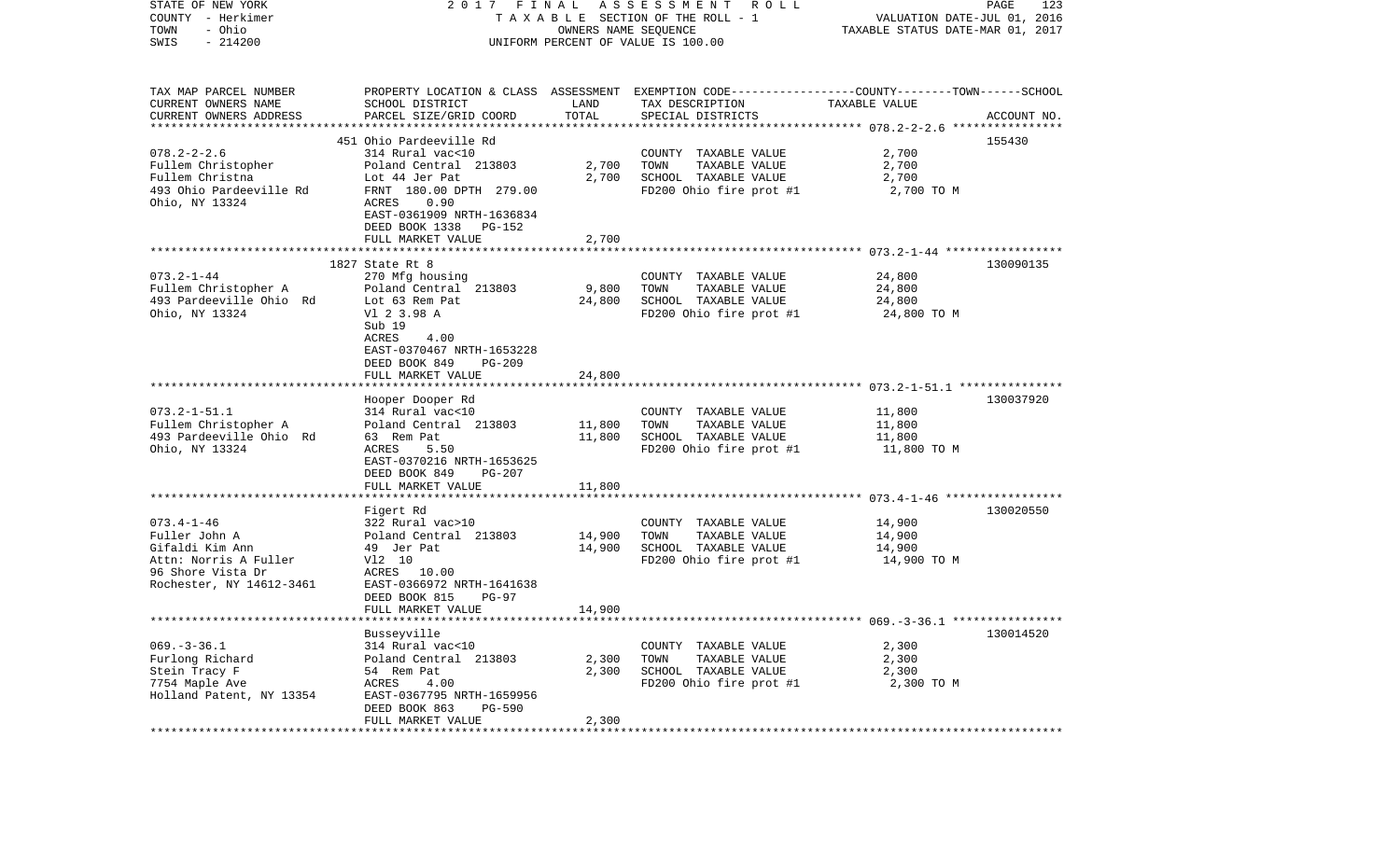STATE OF NEW YORK | 2017 FINAL ASSESSMENT ROLL | VALUATION DATE-JUL 01, 2016
COUNTY - Herkimer | TAXABLE SECTION OF THE ROLL - 1 | TAXABLE STATUS DATE-MAR 01, 2017
TOWN - Ohio | OWNERS NAME SEQUENCE
SWIS - 214200 | UNIFORM PERCENT OF VALUE IS 100.00

| TAX MAP PARCEL NUMBER<br>CURRENT OWNERS NAME<br>CURRENT OWNERS ADDRESS | PROPERTY LOCATION & CLASS<br>SCHOOL DISTRICT<br>PARCEL SIZE/GRID COORD | ASSESSMENT<br>LAND<br>TOTAL | EXEMPTION CODE-----COUNTY-----TOWN------SCHOOL<br>TAX DESCRIPTION<br>SPECIAL DISTRICTS | TAXABLE VALUE | ACCOUNT NO. |
|---|---|---|---|---|---|
| 078.2-2-2.6 | 451 Ohio Pardeeville Rd | | | | 155430 |
| 078.2-2-2.6 | 314 Rural vac<10 | | COUNTY TAXABLE VALUE | 2,700 | |
| Fullem Christopher | Poland Central 213803 | 2,700 | TOWN TAXABLE VALUE | 2,700 | |
| Fullem Christna | Lot 44 Jer Pat | 2,700 | SCHOOL TAXABLE VALUE | 2,700 | |
| 493 Ohio Pardeeville Rd | FRNT 180.00 DPTH 279.00 | | FD200 Ohio fire prot #1 | 2,700 TO M | |
| Ohio, NY 13324 | ACRES 0.90 | | | | |
| | EAST-0361909 NRTH-1636834 | | | | |
| | DEED BOOK 1338 PG-152 | | | | |
| | FULL MARKET VALUE | 2,700 | | | |
| 073.2-1-44 | 1827 State Rt 8 | | | | 130090135 |
| 073.2-1-44 | 270 Mfg housing | | COUNTY TAXABLE VALUE | 24,800 | |
| Fullem Christopher A | Poland Central 213803 | 9,800 | TOWN TAXABLE VALUE | 24,800 | |
| 493 Pardeeville Ohio Rd | Lot 63 Rem Pat | 24,800 | SCHOOL TAXABLE VALUE | 24,800 | |
| Ohio, NY 13324 | Vl 2 3.98 A | | FD200 Ohio fire prot #1 | 24,800 TO M | |
| | Sub 19 | | | | |
| | ACRES 4.00 | | | | |
| | EAST-0370467 NRTH-1653228 | | | | |
| | DEED BOOK 849 PG-209 | | | | |
| | FULL MARKET VALUE | 24,800 | | | |
| 073.2-1-51.1 | Hooper Dooper Rd | | | | 130037920 |
| 073.2-1-51.1 | 314 Rural vac<10 | | COUNTY TAXABLE VALUE | 11,800 | |
| Fullem Christopher A | Poland Central 213803 | 11,800 | TOWN TAXABLE VALUE | 11,800 | |
| 493 Pardeeville Ohio Rd | 63 Rem Pat | 11,800 | SCHOOL TAXABLE VALUE | 11,800 | |
| Ohio, NY 13324 | ACRES 5.50 | | FD200 Ohio fire prot #1 | 11,800 TO M | |
| | EAST-0370216 NRTH-1653625 | | | | |
| | DEED BOOK 849 PG-207 | | | | |
| | FULL MARKET VALUE | 11,800 | | | |
| 073.4-1-46 | Figert Rd | | | | 130020550 |
| 073.4-1-46 | 322 Rural vac>10 | | COUNTY TAXABLE VALUE | 14,900 | |
| Fuller John A | Poland Central 213803 | 14,900 | TOWN TAXABLE VALUE | 14,900 | |
| Gifaldi Kim Ann | 49 Jer Pat | 14,900 | SCHOOL TAXABLE VALUE | 14,900 | |
| Attn: Norris A Fuller | Vl2 10 | | FD200 Ohio fire prot #1 | 14,900 TO M | |
| 96 Shore Vista Dr | ACRES 10.00 | | | | |
| Rochester, NY 14612-3461 | EAST-0366972 NRTH-1641638 | | | | |
| | DEED BOOK 815 PG-97 | | | | |
| | FULL MARKET VALUE | 14,900 | | | |
| 069.-3-36.1 | Busseyville | | | | 130014520 |
| 069.-3-36.1 | 314 Rural vac<10 | | COUNTY TAXABLE VALUE | 2,300 | |
| Furlong Richard | Poland Central 213803 | 2,300 | TOWN TAXABLE VALUE | 2,300 | |
| Stein Tracy F | 54 Rem Pat | 2,300 | SCHOOL TAXABLE VALUE | 2,300 | |
| 7754 Maple Ave | ACRES 4.00 | | FD200 Ohio fire prot #1 | 2,300 TO M | |
| Holland Patent, NY 13354 | EAST-0367795 NRTH-1659956 | | | | |
| | DEED BOOK 863 PG-590 | | | | |
| | FULL MARKET VALUE | 2,300 | | | |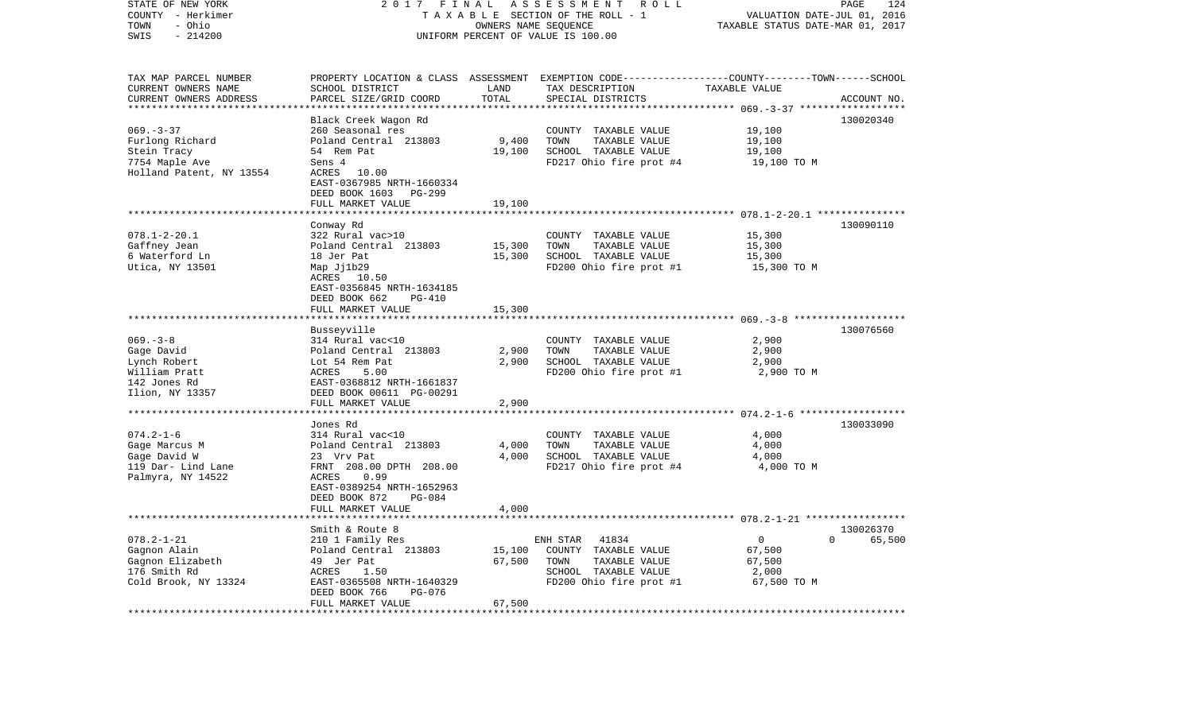STATE OF NEW YORK | 2017 FINAL ASSESSMENT ROLL | PAGE 124
COUNTY - Herkimer | TAXABLE SECTION OF THE ROLL - 1 | VALUATION DATE-JUL 01, 2016
TOWN - Ohio | OWNERS NAME SEQUENCE | TAXABLE STATUS DATE-MAR 01, 2017
SWIS - 214200 | UNIFORM PERCENT OF VALUE IS 100.00

| TAX MAP PARCEL NUMBER<br>CURRENT OWNERS NAME<br>CURRENT OWNERS ADDRESS | PROPERTY LOCATION & CLASS<br>SCHOOL DISTRICT<br>PARCEL SIZE/GRID COORD | ASSESSMENT<br>LAND<br>TOTAL | EXEMPTION CODE-----COUNTY-----TOWN-----SCHOOL<br>TAX DESCRIPTION<br>SPECIAL DISTRICTS | TAXABLE VALUE | ACCOUNT NO. |
|---|---|---|---|---|---|
| **069.-3-37** | Black Creek Wagon Rd | | | | 130020340 |
| 069.-3-37 | 260 Seasonal res | | COUNTY TAXABLE VALUE | 19,100 | |
| Furlong Richard | Poland Central 213803 | 9,400 | TOWN TAXABLE VALUE | 19,100 | |
| Stein Tracy | 54 Rem Pat | 19,100 | SCHOOL TAXABLE VALUE | 19,100 | |
| 7754 Maple Ave | Sens 4 | | FD217 Ohio fire prot #4 | 19,100 TO M | |
| Holland Patent, NY 13554 | ACRES 10.00 | | | | |
| | EAST-0367985 NRTH-1660334 | | | | |
| | DEED BOOK 1603 PG-299 | | | | |
| | FULL MARKET VALUE | 19,100 | | | |
| **078.1-2-20.1** | Conway Rd | | | | 130090110 |
| 078.1-2-20.1 | 322 Rural vac>10 | | COUNTY TAXABLE VALUE | 15,300 | |
| Gaffney Jean | Poland Central 213803 | 15,300 | TOWN TAXABLE VALUE | 15,300 | |
| 6 Waterford Ln | 18 Jer Pat | 15,300 | SCHOOL TAXABLE VALUE | 15,300 | |
| Utica, NY 13501 | Map Jj1b29 | | FD200 Ohio fire prot #1 | 15,300 TO M | |
| | ACRES 10.50 | | | | |
| | EAST-0356845 NRTH-1634185 | | | | |
| | DEED BOOK 662 PG-410 | | | | |
| | FULL MARKET VALUE | 15,300 | | | |
| **069.-3-8** | Busseyville | | | | 130076560 |
| 069.-3-8 | 314 Rural vac<10 | | COUNTY TAXABLE VALUE | 2,900 | |
| Gage David | Poland Central 213803 | 2,900 | TOWN TAXABLE VALUE | 2,900 | |
| Lynch Robert | Lot 54 Rem Pat | 2,900 | SCHOOL TAXABLE VALUE | 2,900 | |
| William Pratt | ACRES 5.00 | | FD200 Ohio fire prot #1 | 2,900 TO M | |
| 142 Jones Rd | EAST-0368812 NRTH-1661837 | | | | |
| Ilion, NY 13357 | DEED BOOK 00611 PG-00291 | | | | |
| | FULL MARKET VALUE | 2,900 | | | |
| **074.2-1-6** | Jones Rd | | | | 130033090 |
| 074.2-1-6 | 314 Rural vac<10 | | COUNTY TAXABLE VALUE | 4,000 | |
| Gage Marcus M | Poland Central 213803 | 4,000 | TOWN TAXABLE VALUE | 4,000 | |
| Gage David W | 23 Vrv Pat | 4,000 | SCHOOL TAXABLE VALUE | 4,000 | |
| 119 Dar- Lind Lane | FRNT 208.00 DPTH 208.00 | | FD217 Ohio fire prot #4 | 4,000 TO M | |
| Palmyra, NY 14522 | ACRES 0.99 | | | | |
| | EAST-0389254 NRTH-1652963 | | | | |
| | DEED BOOK 872 PG-084 | | | | |
| | FULL MARKET VALUE | 4,000 | | | |
| **078.2-1-21** | Smith & Route 8 | | | | 130026370 |
| 078.2-1-21 | 210 1 Family Res | | ENH STAR 41834 | 0 &nbsp;&nbsp; 0 | 65,500 |
| Gagnon Alain | Poland Central 213803 | 15,100 | COUNTY TAXABLE VALUE | 67,500 | |
| Gagnon Elizabeth | 49 Jer Pat | 67,500 | TOWN TAXABLE VALUE | 67,500 | |
| 176 Smith Rd | ACRES 1.50 | | SCHOOL TAXABLE VALUE | 2,000 | |
| Cold Brook, NY 13324 | EAST-0365508 NRTH-1640329 | | FD200 Ohio fire prot #1 | 67,500 TO M | |
| | DEED BOOK 766 PG-076 | | | | |
| | FULL MARKET VALUE | 67,500 | | | |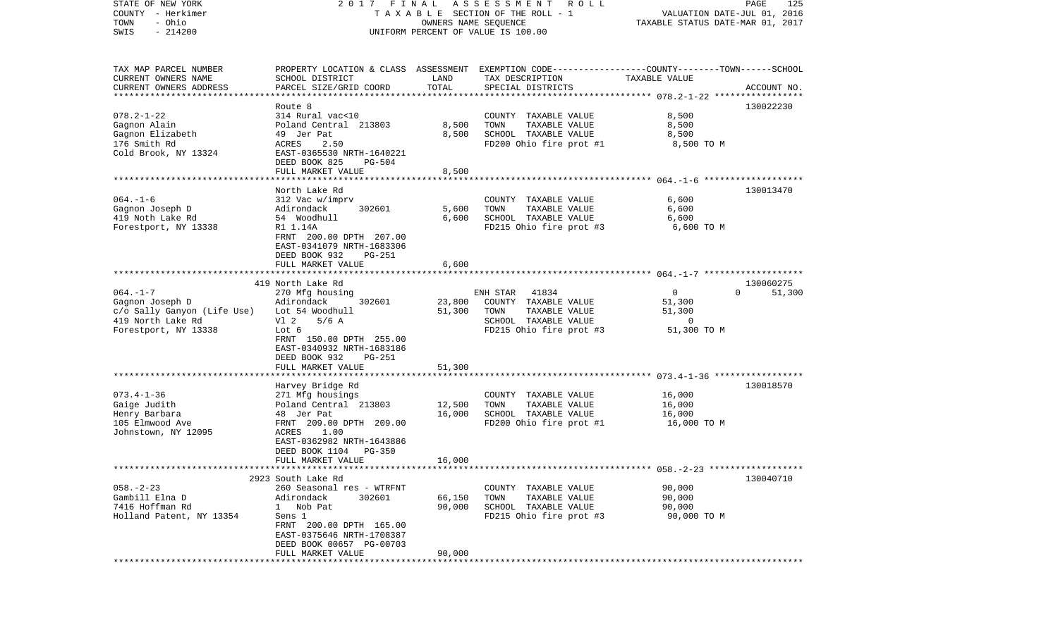STATE OF NEW YORK — 2017 FINAL ASSESSMENT ROLL
COUNTY - Herkimer — TAXABLE SECTION OF THE ROLL - 1 — VALUATION DATE-JUL 01, 2016
TOWN - Ohio — OWNERS NAME SEQUENCE — TAXABLE STATUS DATE-MAR 01, 2017
SWIS - 214200 — UNIFORM PERCENT OF VALUE IS 100.00

| TAX MAP PARCEL NUMBER / CURRENT OWNERS NAME / CURRENT OWNERS ADDRESS | PROPERTY LOCATION & CLASS / SCHOOL DISTRICT / PARCEL SIZE/GRID COORD | ASSESSMENT LAND | TOTAL | EXEMPTION CODE / TAX DESCRIPTION / SPECIAL DISTRICTS | COUNTY | TOWN | SCHOOL | ACCOUNT NO. |
|---|---|---|---|---|---|---|---|---|
| **078.2-1-22** | Route 8 | | | | | | | 130022230 |
| Gagnon Alain | 314 Rural vac<10 | | | COUNTY TAXABLE VALUE | 8,500 | | | |
| Gagnon Elizabeth | Poland Central 213803 | 8,500 | | TOWN TAXABLE VALUE | | 8,500 | | |
| 176 Smith Rd | 49 Jer Pat | | 8,500 | SCHOOL TAXABLE VALUE | | | 8,500 | |
| Cold Brook, NY 13324 | ACRES 2.50 | | | FD200 Ohio fire prot #1 | 8,500 TO M | | | |
| | EAST-0365530 NRTH-1640221 | | | | | | | |
| | DEED BOOK 825 PG-504 | | | | | | | |
| | FULL MARKET VALUE | | 8,500 | | | | | |
| **064.-1-6** | North Lake Rd | | | | | | | 130013470 |
| Gagnon Joseph D | 312 Vac w/imprv | | | COUNTY TAXABLE VALUE | 6,600 | | | |
| 419 Noth Lake Rd | Adirondack 302601 | 5,600 | | TOWN TAXABLE VALUE | | 6,600 | | |
| Forestport, NY 13338 | 54 Woodhull | | 6,600 | SCHOOL TAXABLE VALUE | | | 6,600 | |
| | Rl 1.14A | | | FD215 Ohio fire prot #3 | 6,600 TO M | | | |
| | FRNT 200.00 DPTH 207.00 | | | | | | | |
| | EAST-0341079 NRTH-1683306 | | | | | | | |
| | DEED BOOK 932 PG-251 | | | | | | | |
| | FULL MARKET VALUE | | 6,600 | | | | | |
| **064.-1-7** | 419 North Lake Rd | | | | | | | 130060275 |
| Gagnon Joseph D | 270 Mfg housing | | | ENH STAR 41834 | 0 | 0 | 51,300 | |
| c/o Sally Ganyon (Life Use) | Adirondack 302601 | 23,800 | | COUNTY TAXABLE VALUE | 51,300 | | | |
| 419 North Lake Rd | Lot 54 Woodhull | | 51,300 | TOWN TAXABLE VALUE | | 51,300 | | |
| Forestport, NY 13338 | Vl 2 5/6 A | | | SCHOOL TAXABLE VALUE | | | 0 | |
| | Lot 6 | | | FD215 Ohio fire prot #3 | 51,300 TO M | | | |
| | FRNT 150.00 DPTH 255.00 | | | | | | | |
| | EAST-0340932 NRTH-1683186 | | | | | | | |
| | DEED BOOK 932 PG-251 | | | | | | | |
| | FULL MARKET VALUE | | 51,300 | | | | | |
| **073.4-1-36** | Harvey Bridge Rd | | | | | | | 130018570 |
| Gaige Judith | 271 Mfg housings | | | COUNTY TAXABLE VALUE | 16,000 | | | |
| Henry Barbara | Poland Central 213803 | 12,500 | | TOWN TAXABLE VALUE | | 16,000 | | |
| 105 Elmwood Ave | 48 Jer Pat | | 16,000 | SCHOOL TAXABLE VALUE | | | 16,000 | |
| Johnstown, NY 12095 | FRNT 209.00 DPTH 209.00 | | | FD200 Ohio fire prot #1 | 16,000 TO M | | | |
| | ACRES 1.00 | | | | | | | |
| | EAST-0362982 NRTH-1643886 | | | | | | | |
| | DEED BOOK 1104 PG-350 | | | | | | | |
| | FULL MARKET VALUE | | 16,000 | | | | | |
| **058.-2-23** | 2923 South Lake Rd | | | | | | | 130040710 |
| Gambill Elna D | 260 Seasonal res - WTRFNT | | | COUNTY TAXABLE VALUE | 90,000 | | | |
| 7416 Hoffman Rd | Adirondack 302601 | 66,150 | | TOWN TAXABLE VALUE | | 90,000 | | |
| Holland Patent, NY 13354 | 1 Nob Pat | | 90,000 | SCHOOL TAXABLE VALUE | | | 90,000 | |
| | Sens 1 | | | FD215 Ohio fire prot #3 | 90,000 TO M | | | |
| | FRNT 200.00 DPTH 165.00 | | | | | | | |
| | EAST-0375646 NRTH-1708387 | | | | | | | |
| | DEED BOOK 00657 PG-00703 | | | | | | | |
| | FULL MARKET VALUE | | 90,000 | | | | | |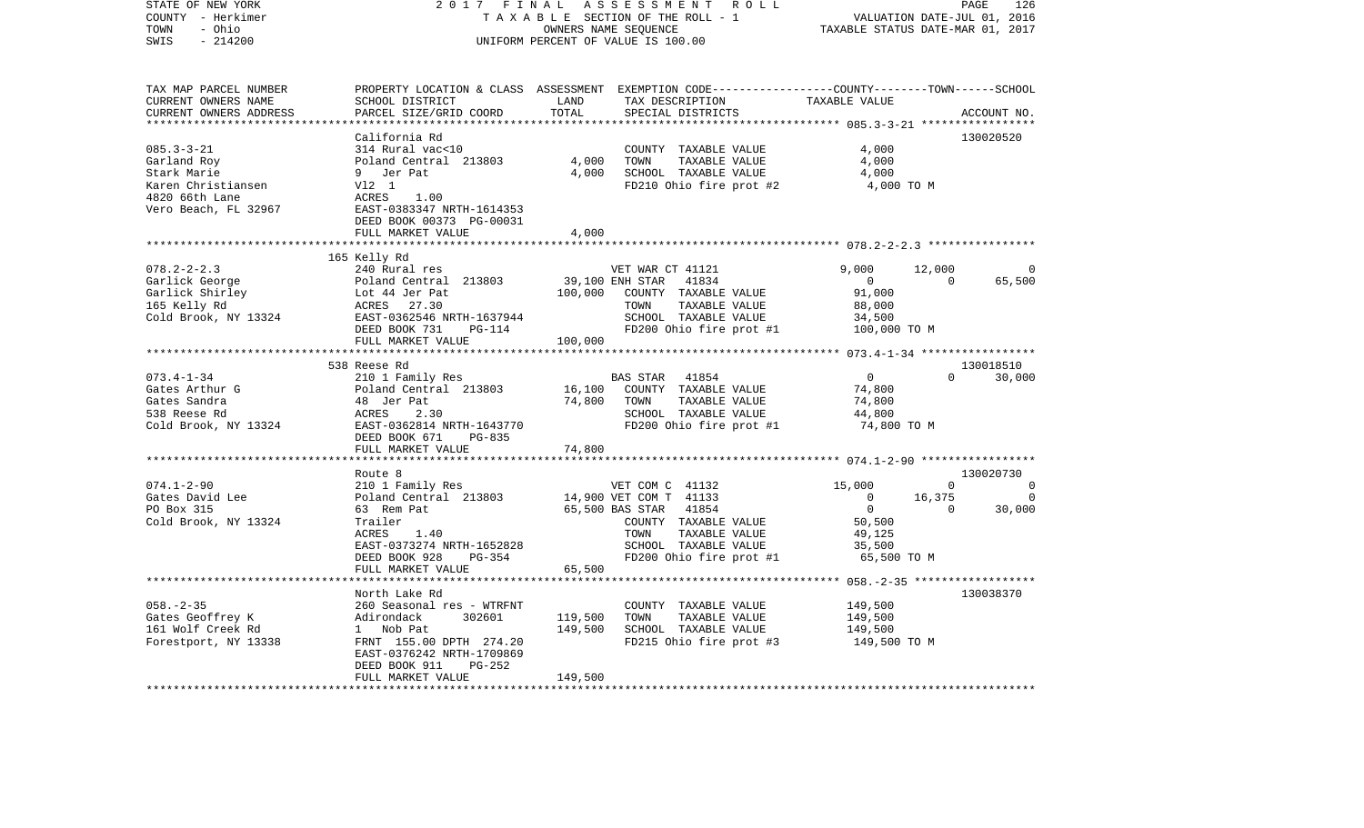STATE OF NEW YORK 2017 FINAL ASSESSMENT ROLL
COUNTY - Herkimer TAXABLE SECTION OF THE ROLL - 1 VALUATION DATE-JUL 01, 2016
TOWN - Ohio OWNERS NAME SEQUENCE TAXABLE STATUS DATE-MAR 01, 2017
SWIS - 214200 UNIFORM PERCENT OF VALUE IS 100.00

| TAX MAP PARCEL NUMBER / CURRENT OWNERS NAME / CURRENT OWNERS ADDRESS | PROPERTY LOCATION & CLASS / SCHOOL DISTRICT / PARCEL SIZE/GRID COORD | ASSESSMENT LAND / TOTAL | EXEMPTION CODE / TAX DESCRIPTION / SPECIAL DISTRICTS | COUNTY TAXABLE VALUE | TOWN | SCHOOL | ACCOUNT NO. |
|---|---|---|---|---|---|---|---|
| 085.3-3-21 | California Rd | | | | | | 130020520 |
| 085.3-3-21 | 314 Rural vac<10 | | COUNTY TAXABLE VALUE | 4,000 | | | |
| Garland Roy | Poland Central 213803 | 4,000 | TOWN TAXABLE VALUE | 4,000 | | | |
| Stark Marie | 9 Jer Pat | 4,000 | SCHOOL TAXABLE VALUE | 4,000 | | | |
| Karen Christiansen | Vl2 1 | | FD210 Ohio fire prot #2 | 4,000 TO M | | | |
| 4820 66th Lane | ACRES 1.00 | | | | | | |
| Vero Beach, FL 32967 | EAST-0383347 NRTH-1614353 | | | | | | |
| | DEED BOOK 00373 PG-00031 | | | | | | |
| | FULL MARKET VALUE | 4,000 | | | | | |
| 078.2-2-2.3 | 165 Kelly Rd | | | | | | |
| 078.2-2-2.3 | 240 Rural res | | VET WAR CT 41121 | 9,000 | 12,000 | 0 | |
| Garlick George | Poland Central 213803 | 39,100 | ENH STAR 41834 | 0 | 0 | 65,500 | |
| Garlick Shirley | Lot 44 Jer Pat | 100,000 | COUNTY TAXABLE VALUE | 91,000 | | | |
| 165 Kelly Rd | ACRES 27.30 | | TOWN TAXABLE VALUE | 88,000 | | | |
| Cold Brook, NY 13324 | EAST-0362546 NRTH-1637944 | | SCHOOL TAXABLE VALUE | 34,500 | | | |
| | DEED BOOK 731 PG-114 | | FD200 Ohio fire prot #1 | 100,000 TO M | | | |
| | FULL MARKET VALUE | 100,000 | | | | | |
| 073.4-1-34 | 538 Reese Rd | | | | | | 130018510 |
| 073.4-1-34 | 210 1 Family Res | | BAS STAR 41854 | 0 | 0 | 30,000 | |
| Gates Arthur G | Poland Central 213803 | 16,100 | COUNTY TAXABLE VALUE | 74,800 | | | |
| Gates Sandra | 48 Jer Pat | 74,800 | TOWN TAXABLE VALUE | 74,800 | | | |
| 538 Reese Rd | ACRES 2.30 | | SCHOOL TAXABLE VALUE | 44,800 | | | |
| Cold Brook, NY 13324 | EAST-0362814 NRTH-1643770 | | FD200 Ohio fire prot #1 | 74,800 TO M | | | |
| | DEED BOOK 671 PG-835 | | | | | | |
| | FULL MARKET VALUE | 74,800 | | | | | |
| 074.1-2-90 | Route 8 | | | | | | 130020730 |
| 074.1-2-90 | 210 1 Family Res | | VET COM C 41132 | 15,000 | 0 | 0 | |
| Gates David Lee | Poland Central 213803 | 14,900 | VET COM T 41133 | 0 | 16,375 | 0 | |
| PO Box 315 | 63 Rem Pat | 65,500 | BAS STAR 41854 | 0 | 0 | 30,000 | |
| Cold Brook, NY 13324 | Trailer | | COUNTY TAXABLE VALUE | 50,500 | | | |
| | ACRES 1.40 | | TOWN TAXABLE VALUE | 49,125 | | | |
| | EAST-0373274 NRTH-1652828 | | SCHOOL TAXABLE VALUE | 35,500 | | | |
| | DEED BOOK 928 PG-354 | | FD200 Ohio fire prot #1 | 65,500 TO M | | | |
| | FULL MARKET VALUE | 65,500 | | | | | |
| 058.-2-35 | North Lake Rd | | | | | | 130038370 |
| 058.-2-35 | 260 Seasonal res - WTRFNT | | COUNTY TAXABLE VALUE | 149,500 | | | |
| Gates Geoffrey K | Adirondack 302601 | 119,500 | TOWN TAXABLE VALUE | 149,500 | | | |
| 161 Wolf Creek Rd | 1 Nob Pat | 149,500 | SCHOOL TAXABLE VALUE | 149,500 | | | |
| Forestport, NY 13338 | FRNT 155.00 DPTH 274.20 | | FD215 Ohio fire prot #3 | 149,500 TO M | | | |
| | EAST-0376242 NRTH-1709869 | | | | | | |
| | DEED BOOK 911 PG-252 | | | | | | |
| | FULL MARKET VALUE | 149,500 | | | | | |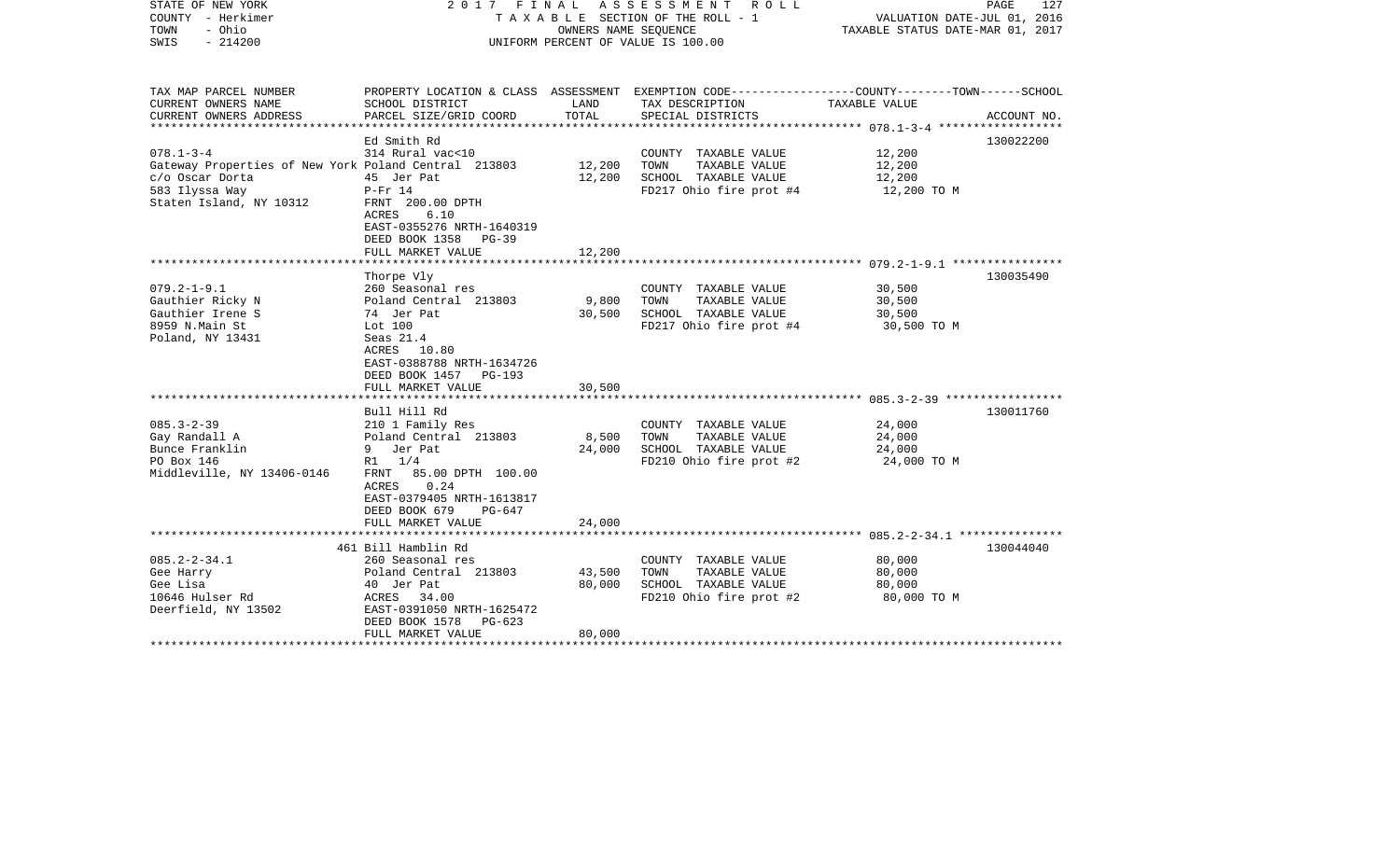STATE OF NEW YORK
COUNTY - Herkimer
TOWN - Ohio
SWIS - 214200

2017 FINAL ASSESSMENT ROLL
TAXABLE SECTION OF THE ROLL - 1
OWNERS NAME SEQUENCE
UNIFORM PERCENT OF VALUE IS 100.00

VALUATION DATE-JUL 01, 2016
TAXABLE STATUS DATE-MAR 01, 2017

| TAX MAP PARCEL NUMBER / CURRENT OWNERS NAME / CURRENT OWNERS ADDRESS | PROPERTY LOCATION & CLASS / SCHOOL DISTRICT / PARCEL SIZE/GRID COORD | ASSESSMENT LAND / TOTAL | EXEMPTION CODE / TAX DESCRIPTION / SPECIAL DISTRICTS | COUNTY / TOWN / SCHOOL TAXABLE VALUE | ACCOUNT NO. |
|---|---|---|---|---|---|
| 078.1-3-4 | Ed Smith Rd | | | | 130022200 |
| | 314 Rural vac<10 | | COUNTY TAXABLE VALUE | 12,200 | |
| Gateway Properties of New York | Poland Central 213803 | 12,200 | TOWN TAXABLE VALUE | 12,200 | |
| c/o Oscar Dorta | 45 Jer Pat | 12,200 | SCHOOL TAXABLE VALUE | 12,200 | |
| 583 Ilyssa Way | P-Fr 14 | | FD217 Ohio fire prot #4 | 12,200 TO M | |
| Staten Island, NY 10312 | FRNT 200.00 DPTH | | | | |
| | ACRES 6.10 | | | | |
| | EAST-0355276 NRTH-1640319 | | | | |
| | DEED BOOK 1358 PG-39 | | | | |
| | FULL MARKET VALUE | 12,200 | | | |
| 079.2-1-9.1 | Thorpe Vly | | | | 130035490 |
| | 260 Seasonal res | | COUNTY TAXABLE VALUE | 30,500 | |
| Gauthier Ricky N | Poland Central 213803 | 9,800 | TOWN TAXABLE VALUE | 30,500 | |
| Gauthier Irene S | 74 Jer Pat | 30,500 | SCHOOL TAXABLE VALUE | 30,500 | |
| 8959 N.Main St | Lot 100 | | FD217 Ohio fire prot #4 | 30,500 TO M | |
| Poland, NY 13431 | Seas 21.4 | | | | |
| | ACRES 10.80 | | | | |
| | EAST-0388788 NRTH-1634726 | | | | |
| | DEED BOOK 1457 PG-193 | | | | |
| | FULL MARKET VALUE | 30,500 | | | |
| 085.3-2-39 | Bull Hill Rd | | | | 130011760 |
| | 210 1 Family Res | | COUNTY TAXABLE VALUE | 24,000 | |
| Gay Randall A | Poland Central 213803 | 8,500 | TOWN TAXABLE VALUE | 24,000 | |
| Bunce Franklin | 9 Jer Pat | 24,000 | SCHOOL TAXABLE VALUE | 24,000 | |
| PO Box 146 | R1 1/4 | | FD210 Ohio fire prot #2 | 24,000 TO M | |
| Middleville, NY 13406-0146 | FRNT 85.00 DPTH 100.00 | | | | |
| | ACRES 0.24 | | | | |
| | EAST-0379405 NRTH-1613817 | | | | |
| | DEED BOOK 679 PG-647 | | | | |
| | FULL MARKET VALUE | 24,000 | | | |
| 085.2-2-34.1 | 461 Bill Hamblin Rd | | | | 130044040 |
| | 260 Seasonal res | | COUNTY TAXABLE VALUE | 80,000 | |
| Gee Harry | Poland Central 213803 | 43,500 | TOWN TAXABLE VALUE | 80,000 | |
| Gee Lisa | 40 Jer Pat | 80,000 | SCHOOL TAXABLE VALUE | 80,000 | |
| 10646 Hulser Rd | ACRES 34.00 | | FD210 Ohio fire prot #2 | 80,000 TO M | |
| Deerfield, NY 13502 | EAST-0391050 NRTH-1625472 | | | | |
| | DEED BOOK 1578 PG-623 | | | | |
| | FULL MARKET VALUE | 80,000 | | | |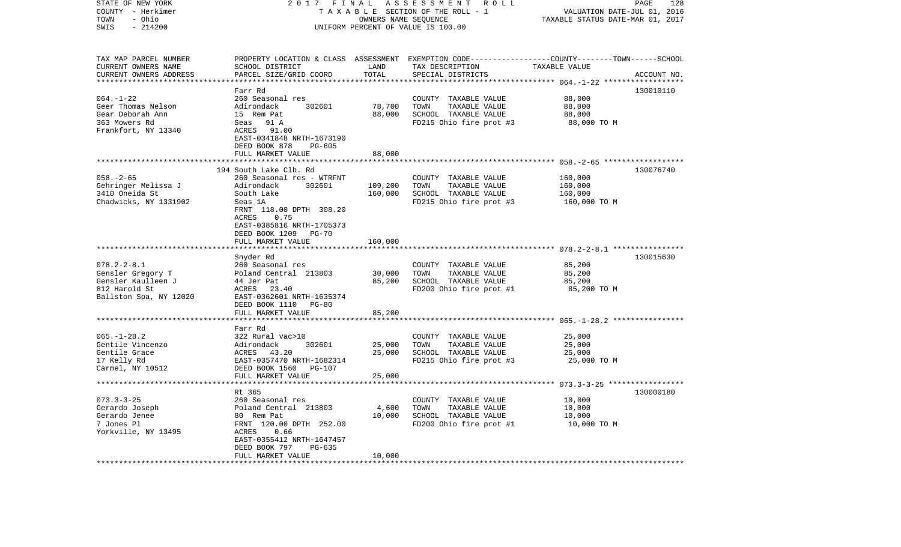STATE OF NEW YORK | 2017 FINAL ASSESSMENT ROLL | PAGE 128
COUNTY - Herkimer | TAXABLE SECTION OF THE ROLL - 1 | VALUATION DATE-JUL 01, 2016
TOWN - Ohio | OWNERS NAME SEQUENCE | TAXABLE STATUS DATE-MAR 01, 2017
SWIS - 214200 | UNIFORM PERCENT OF VALUE IS 100.00

| TAX MAP PARCEL NUMBER / CURRENT OWNERS NAME / CURRENT OWNERS ADDRESS | PROPERTY LOCATION & CLASS / SCHOOL DISTRICT / PARCEL SIZE/GRID COORD | ASSESSMENT LAND | TOTAL | EXEMPTION CODE / TAX DESCRIPTION / SPECIAL DISTRICTS | COUNTY--------TOWN------SCHOOL TAXABLE VALUE | ACCOUNT NO. |
|---|---|---|---|---|---|---|
| 064.-1-22 | Farr Rd | | | | | 130010110 |
| 064.-1-22 | 260 Seasonal res | | | COUNTY TAXABLE VALUE | 88,000 | |
| Geer Thomas Nelson | Adirondack 302601 | 78,700 | | TOWN TAXABLE VALUE | 88,000 | |
| Gear Deborah Ann | 15 Rem Pat | | 88,000 | SCHOOL TAXABLE VALUE | 88,000 | |
| 363 Mowers Rd | Seas 91 A | | | FD215 Ohio fire prot #3 | 88,000 TO M | |
| Frankfort, NY 13340 | ACRES 91.00 | | | | | |
| | EAST-0341848 NRTH-1673190 | | | | | |
| | DEED BOOK 878 PG-605 | | | | | |
| | FULL MARKET VALUE | | 88,000 | | | |
| 058.-2-65 | 194 South Lake Clb. Rd | | | | | 130076740 |
| 058.-2-65 | 260 Seasonal res - WTRFNT | | | COUNTY TAXABLE VALUE | 160,000 | |
| Gehringer Melissa J | Adirondack 302601 | 109,200 | | TOWN TAXABLE VALUE | 160,000 | |
| 3410 Oneida St | South Lake | | 160,000 | SCHOOL TAXABLE VALUE | 160,000 | |
| Chadwicks, NY 1331902 | Seas 1A | | | FD215 Ohio fire prot #3 | 160,000 TO M | |
| | FRNT 118.00 DPTH 308.20 | | | | | |
| | ACRES 0.75 | | | | | |
| | EAST-0385816 NRTH-1705373 | | | | | |
| | DEED BOOK 1209 PG-70 | | | | | |
| | FULL MARKET VALUE | | 160,000 | | | |
| 078.2-2-8.1 | Snyder Rd | | | | | 130015630 |
| 078.2-2-8.1 | 260 Seasonal res | | | COUNTY TAXABLE VALUE | 85,200 | |
| Gensler Gregory T | Poland Central 213803 | 30,000 | | TOWN TAXABLE VALUE | 85,200 | |
| Gensler Kaulleen J | 44 Jer Pat | | 85,200 | SCHOOL TAXABLE VALUE | 85,200 | |
| 812 Harold St | ACRES 23.40 | | | FD200 Ohio fire prot #1 | 85,200 TO M | |
| Ballston Spa, NY 12020 | EAST-0362601 NRTH-1635374 | | | | | |
| | DEED BOOK 1110 PG-80 | | | | | |
| | FULL MARKET VALUE | | 85,200 | | | |
| 065.-1-28.2 | Farr Rd | | | | | |
| 065.-1-28.2 | 322 Rural vac>10 | | | COUNTY TAXABLE VALUE | 25,000 | |
| Gentile Vincenzo | Adirondack 302601 | 25,000 | | TOWN TAXABLE VALUE | 25,000 | |
| Gentile Grace | ACRES 43.20 | | 25,000 | SCHOOL TAXABLE VALUE | 25,000 | |
| 17 Kelly Rd | EAST-0357470 NRTH-1682314 | | | FD215 Ohio fire prot #3 | 25,000 TO M | |
| Carmel, NY 10512 | DEED BOOK 1560 PG-107 | | | | | |
| | FULL MARKET VALUE | | 25,000 | | | |
| 073.3-3-25 | Rt 365 | | | | | 130000180 |
| 073.3-3-25 | 260 Seasonal res | | | COUNTY TAXABLE VALUE | 10,000 | |
| Gerardo Joseph | Poland Central 213803 | 4,600 | | TOWN TAXABLE VALUE | 10,000 | |
| Gerardo Jenee | 80 Rem Pat | | 10,000 | SCHOOL TAXABLE VALUE | 10,000 | |
| 7 Jones Pl | FRNT 120.00 DPTH 252.00 | | | FD200 Ohio fire prot #1 | 10,000 TO M | |
| Yorkville, NY 13495 | ACRES 0.66 | | | | | |
| | EAST-0355412 NRTH-1647457 | | | | | |
| | DEED BOOK 797 PG-635 | | | | | |
| | FULL MARKET VALUE | | 10,000 | | | |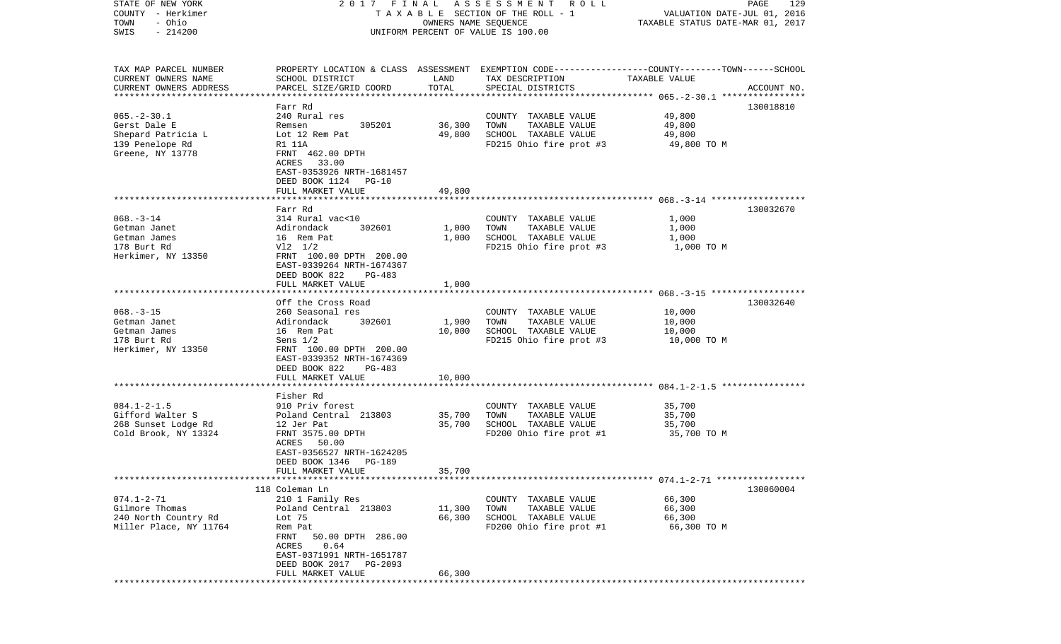STATE OF NEW YORK — 2017 FINAL ASSESSMENT ROLL — TAXABLE SECTION OF THE ROLL - 1 — VALUATION DATE-JUL 01, 2016
COUNTY - Herkimer — OWNERS NAME SEQUENCE — TAXABLE STATUS DATE-MAR 01, 2017
TOWN - Ohio — UNIFORM PERCENT OF VALUE IS 100.00
SWIS - 214200

| TAX MAP PARCEL NUMBER / CURRENT OWNERS NAME / CURRENT OWNERS ADDRESS | PROPERTY LOCATION & CLASS / SCHOOL DISTRICT / PARCEL SIZE/GRID COORD | ASSESSMENT LAND / TOTAL | EXEMPTION CODE / TAX DESCRIPTION / SPECIAL DISTRICTS | COUNTY--TOWN--SCHOOL TAXABLE VALUE | ACCOUNT NO. |
|---|---|---|---|---|---|
| 065.-2-30.1 | Farr Rd | | | | 130018810 |
| | 240 Rural res | | COUNTY TAXABLE VALUE | 49,800 | |
| Gerst Dale E | Remsen 305201 | 36,300 | TOWN TAXABLE VALUE | 49,800 | |
| Shepard Patricia L | Lot 12 Rem Pat | 49,800 | SCHOOL TAXABLE VALUE | 49,800 | |
| 139 Penelope Rd | R1 11A | | FD215 Ohio fire prot #3 | 49,800 TO M | |
| Greene, NY 13778 | FRNT 462.00 DPTH | | | | |
| | ACRES 33.00 | | | | |
| | EAST-0353926 NRTH-1681457 | | | | |
| | DEED BOOK 1124 PG-10 | | | | |
| | FULL MARKET VALUE | 49,800 | | | |
| 068.-3-14 | Farr Rd | | | | 130032670 |
| | 314 Rural vac<10 | | COUNTY TAXABLE VALUE | 1,000 | |
| Getman Janet | Adirondack 302601 | 1,000 | TOWN TAXABLE VALUE | 1,000 | |
| Getman James | 16 Rem Pat | 1,000 | SCHOOL TAXABLE VALUE | 1,000 | |
| 178 Burt Rd | Vl2 1/2 | | FD215 Ohio fire prot #3 | 1,000 TO M | |
| Herkimer, NY 13350 | FRNT 100.00 DPTH 200.00 | | | | |
| | EAST-0339264 NRTH-1674367 | | | | |
| | DEED BOOK 822 PG-483 | | | | |
| | FULL MARKET VALUE | 1,000 | | | |
| 068.-3-15 | Off the Cross Road | | | | 130032640 |
| | 260 Seasonal res | | COUNTY TAXABLE VALUE | 10,000 | |
| Getman Janet | Adirondack 302601 | 1,900 | TOWN TAXABLE VALUE | 10,000 | |
| Getman James | 16 Rem Pat | 10,000 | SCHOOL TAXABLE VALUE | 10,000 | |
| 178 Burt Rd | Sens 1/2 | | FD215 Ohio fire prot #3 | 10,000 TO M | |
| Herkimer, NY 13350 | FRNT 100.00 DPTH 200.00 | | | | |
| | EAST-0339352 NRTH-1674369 | | | | |
| | DEED BOOK 822 PG-483 | | | | |
| | FULL MARKET VALUE | 10,000 | | | |
| 084.1-2-1.5 | Fisher Rd | | | | |
| | 910 Priv forest | | COUNTY TAXABLE VALUE | 35,700 | |
| Gifford Walter S | Poland Central 213803 | 35,700 | TOWN TAXABLE VALUE | 35,700 | |
| 268 Sunset Lodge Rd | 12 Jer Pat | 35,700 | SCHOOL TAXABLE VALUE | 35,700 | |
| Cold Brook, NY 13324 | FRNT 3575.00 DPTH | | FD200 Ohio fire prot #1 | 35,700 TO M | |
| | ACRES 50.00 | | | | |
| | EAST-0356527 NRTH-1624205 | | | | |
| | DEED BOOK 1346 PG-189 | | | | |
| | FULL MARKET VALUE | 35,700 | | | |
| 074.1-2-71 | 118 Coleman Ln | | | | 130060004 |
| | 210 1 Family Res | | COUNTY TAXABLE VALUE | 66,300 | |
| Gilmore Thomas | Poland Central 213803 | 11,300 | TOWN TAXABLE VALUE | 66,300 | |
| 240 North Country Rd | Lot 75 | 66,300 | SCHOOL TAXABLE VALUE | 66,300 | |
| Miller Place, NY 11764 | Rem Pat | | FD200 Ohio fire prot #1 | 66,300 TO M | |
| | FRNT 50.00 DPTH 286.00 | | | | |
| | ACRES 0.64 | | | | |
| | EAST-0371991 NRTH-1651787 | | | | |
| | DEED BOOK 2017 PG-2093 | | | | |
| | FULL MARKET VALUE | 66,300 | | | |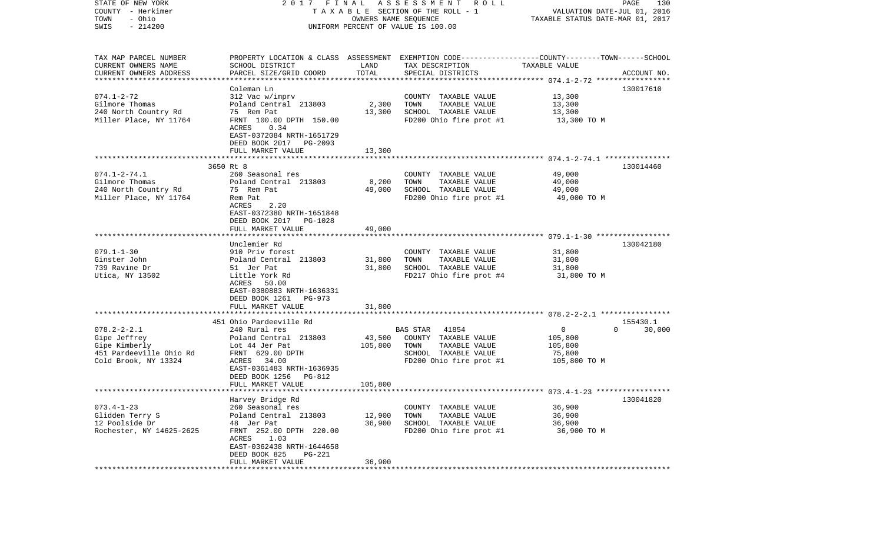STATE OF NEW YORK 2017 FINAL ASSESSMENT ROLL
COUNTY - Herkimer TAXABLE SECTION OF THE ROLL - 1 VALUATION DATE-JUL 01, 2016
TOWN - Ohio OWNERS NAME SEQUENCE TAXABLE STATUS DATE-MAR 01, 2017
SWIS - 214200 UNIFORM PERCENT OF VALUE IS 100.00

| TAX MAP PARCEL NUMBER / CURRENT OWNERS NAME / CURRENT OWNERS ADDRESS | PROPERTY LOCATION & CLASS / SCHOOL DISTRICT / PARCEL SIZE/GRID COORD | ASSESSMENT LAND | TOTAL | EXEMPTION CODE / TAX DESCRIPTION / SPECIAL DISTRICTS | COUNTY-TOWN-SCHOOL TAXABLE VALUE | ACCOUNT NO. |
|---|---|---|---|---|---|---|
| **074.1-2-72** | Coleman Ln | | | | | 130017610 |
| Gilmore Thomas | 312 Vac w/imprv | | | COUNTY TAXABLE VALUE | 13,300 | |
| 240 North Country Rd | Poland Central 213803 | 2,300 | | TOWN TAXABLE VALUE | 13,300 | |
| Miller Place, NY 11764 | 75 Rem Pat | | 13,300 | SCHOOL TAXABLE VALUE | 13,300 | |
| | FRNT 100.00 DPTH 150.00 | | | FD200 Ohio fire prot #1 | 13,300 TO M | |
| | ACRES 0.34 | | | | | |
| | EAST-0372084 NRTH-1651729 | | | | | |
| | DEED BOOK 2017 PG-2093 | | | | | |
| | FULL MARKET VALUE | | 13,300 | | | |
| **074.1-2-74.1** | 3650 Rt 8 | | | | | 130014460 |
| Gilmore Thomas | 260 Seasonal res | | | COUNTY TAXABLE VALUE | 49,000 | |
| 240 North Country Rd | Poland Central 213803 | 8,200 | | TOWN TAXABLE VALUE | 49,000 | |
| Miller Place, NY 11764 | 75 Rem Pat | | 49,000 | SCHOOL TAXABLE VALUE | 49,000 | |
| | Rem Pat | | | FD200 Ohio fire prot #1 | 49,000 TO M | |
| | ACRES 2.20 | | | | | |
| | EAST-0372380 NRTH-1651848 | | | | | |
| | DEED BOOK 2017 PG-1028 | | | | | |
| | FULL MARKET VALUE | | 49,000 | | | |
| **079.1-1-30** | Unclemier Rd | | | | | 130042180 |
| Ginster John | 910 Priv forest | | | COUNTY TAXABLE VALUE | 31,800 | |
| 739 Ravine Dr | Poland Central 213803 | 31,800 | | TOWN TAXABLE VALUE | 31,800 | |
| Utica, NY 13502 | 51 Jer Pat | | 31,800 | SCHOOL TAXABLE VALUE | 31,800 | |
| | Little York Rd | | | FD217 Ohio fire prot #4 | 31,800 TO M | |
| | ACRES 50.00 | | | | | |
| | EAST-0380883 NRTH-1636331 | | | | | |
| | DEED BOOK 1261 PG-973 | | | | | |
| | FULL MARKET VALUE | | 31,800 | | | |
| **078.2-2-2.1** | 451 Ohio Pardeeville Rd | | | | | 155430.1 |
| Gipe Jeffrey | 240 Rural res | | | BAS STAR 41854 | 0 0 30,000 | |
| Gipe Kimberly | Poland Central 213803 | 43,500 | | COUNTY TAXABLE VALUE | 105,800 | |
| 451 Pardeeville Ohio Rd | Lot 44 Jer Pat | | 105,800 | TOWN TAXABLE VALUE | 105,800 | |
| Cold Brook, NY 13324 | FRNT 629.00 DPTH | | | SCHOOL TAXABLE VALUE | 75,800 | |
| | ACRES 34.00 | | | FD200 Ohio fire prot #1 | 105,800 TO M | |
| | EAST-0361483 NRTH-1636935 | | | | | |
| | DEED BOOK 1256 PG-812 | | | | | |
| | FULL MARKET VALUE | | 105,800 | | | |
| **073.4-1-23** | Harvey Bridge Rd | | | | | 130041820 |
| Glidden Terry S | 260 Seasonal res | | | COUNTY TAXABLE VALUE | 36,900 | |
| 12 Poolside Dr | Poland Central 213803 | 12,900 | | TOWN TAXABLE VALUE | 36,900 | |
| Rochester, NY 14625-2625 | 48 Jer Pat | | 36,900 | SCHOOL TAXABLE VALUE | 36,900 | |
| | FRNT 252.00 DPTH 220.00 | | | FD200 Ohio fire prot #1 | 36,900 TO M | |
| | ACRES 1.03 | | | | | |
| | EAST-0362438 NRTH-1644658 | | | | | |
| | DEED BOOK 825 PG-221 | | | | | |
| | FULL MARKET VALUE | | 36,900 | | | |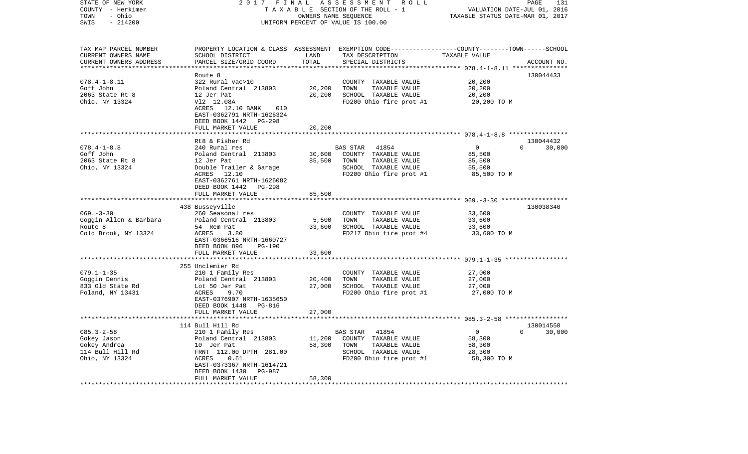STATE OF NEW YORK  
COUNTY - Herkimer  
TOWN - Ohio  
SWIS - 214200

2 0 1 7 F I N A L A S S E S S M E N T R O L L  
T A X A B L E SECTION OF THE ROLL - 1  
OWNERS NAME SEQUENCE  
UNIFORM PERCENT OF VALUE IS 100.00

VALUATION DATE-JUL 01, 2016  
TAXABLE STATUS DATE-MAR 01, 2017

| TAX MAP PARCEL NUMBER<br>CURRENT OWNERS NAME<br>CURRENT OWNERS ADDRESS | PROPERTY LOCATION & CLASS<br>SCHOOL DISTRICT<br>PARCEL SIZE/GRID COORD | ASSESSMENT<br>LAND<br>TOTAL | EXEMPTION CODE<br>TAX DESCRIPTION<br>SPECIAL DISTRICTS | COUNTY--------TOWN------SCHOOL<br>TAXABLE VALUE | ACCOUNT NO. |
|---|---|---|---|---|---|
| 078.4-1-8.11 | Route 8 | | | | 130044433 |
| 078.4-1-8.11 | 322 Rural vac>10 | | COUNTY TAXABLE VALUE | 20,200 | |
| Goff John | Poland Central 213803 | 20,200 | TOWN TAXABLE VALUE | 20,200 | |
| 2063 State Rt 8 | 12 Jer Pat | 20,200 | SCHOOL TAXABLE VALUE | 20,200 | |
| Ohio, NY 13324 | Vl2 12.08A | | FD200 Ohio fire prot #1 | 20,200 TO M | |
| | ACRES 12.10 BANK 010 | | | | |
| | EAST-0362791 NRTH-1626324 | | | | |
| | DEED BOOK 1442 PG-298 | | | | |
| | FULL MARKET VALUE | 20,200 | | | |
| 078.4-1-8.8 | Rt8 & Fisher Rd | | | | 130044432 |
| 078.4-1-8.8 | 240 Rural res | | BAS STAR 41854 | 0 0 | 30,000 |
| Goff John | Poland Central 213803 | 30,600 | COUNTY TAXABLE VALUE | 85,500 | |
| 2063 State Rt 8 | 12 Jer Pat | 85,500 | TOWN TAXABLE VALUE | 85,500 | |
| Ohio, NY 13324 | Double Trailer & Garage | | SCHOOL TAXABLE VALUE | 55,500 | |
| | ACRES 12.10 | | FD200 Ohio fire prot #1 | 85,500 TO M | |
| | EAST-0362761 NRTH-1626082 | | | | |
| | DEED BOOK 1442 PG-298 | | | | |
| | FULL MARKET VALUE | 85,500 | | | |
| 069.-3-30 | 438 Busseyville | | | | 130038340 |
| 069.-3-30 | 260 Seasonal res | | COUNTY TAXABLE VALUE | 33,600 | |
| Goggin Allen & Barbara | Poland Central 213803 | 5,500 | TOWN TAXABLE VALUE | 33,600 | |
| Route 8 | 54 Rem Pat | 33,600 | SCHOOL TAXABLE VALUE | 33,600 | |
| Cold Brook, NY 13324 | ACRES 3.80 | | FD217 Ohio fire prot #4 | 33,600 TO M | |
| | EAST-0366516 NRTH-1660727 | | | | |
| | DEED BOOK 896 PG-190 | | | | |
| | FULL MARKET VALUE | 33,600 | | | |
| 079.1-1-35 | 255 Unclemier Rd | | | | |
| 079.1-1-35 | 210 1 Family Res | | COUNTY TAXABLE VALUE | 27,000 | |
| Goggin Dennis | Poland Central 213803 | 20,400 | TOWN TAXABLE VALUE | 27,000 | |
| 833 Old State Rd | Lot 50 Jer Pat | 27,000 | SCHOOL TAXABLE VALUE | 27,000 | |
| Poland, NY 13431 | ACRES 9.70 | | FD200 Ohio fire prot #1 | 27,000 TO M | |
| | EAST-0376907 NRTH-1635650 | | | | |
| | DEED BOOK 1448 PG-816 | | | | |
| | FULL MARKET VALUE | 27,000 | | | |
| 085.3-2-58 | 114 Bull Hill Rd | | | | 130014550 |
| 085.3-2-58 | 210 1 Family Res | | BAS STAR 41854 | 0 0 | 30,000 |
| Gokey Jason | Poland Central 213803 | 11,200 | COUNTY TAXABLE VALUE | 58,300 | |
| Gokey Andrea | 10 Jer Pat | 58,300 | TOWN TAXABLE VALUE | 58,300 | |
| 114 Bull Hill Rd | FRNT 112.00 DPTH 281.00 | | SCHOOL TAXABLE VALUE | 28,300 | |
| Ohio, NY 13324 | ACRES 0.61 | | FD200 Ohio fire prot #1 | 58,300 TO M | |
| | EAST-0373367 NRTH-1614721 | | | | |
| | DEED BOOK 1430 PG-987 | | | | |
| | FULL MARKET VALUE | 58,300 | | | |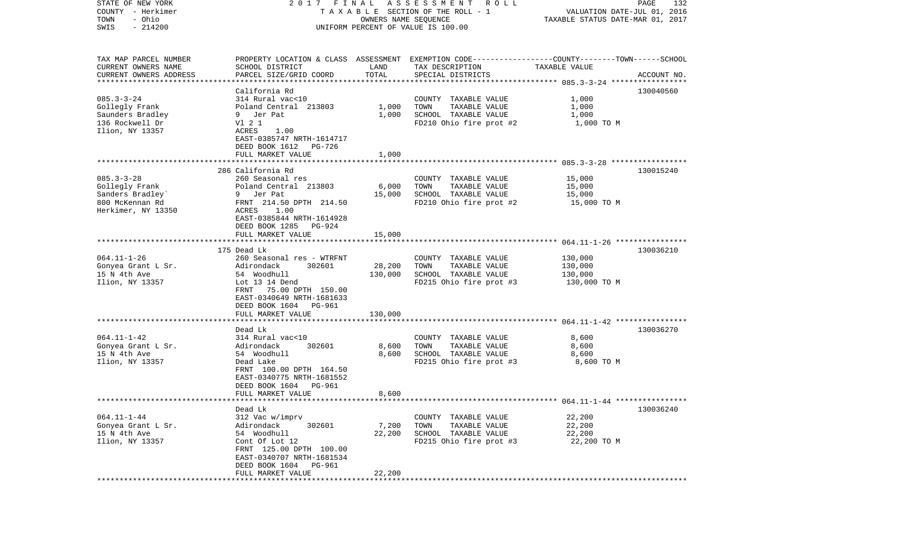STATE OF NEW YORK — 2017 FINAL ASSESSMENT ROLL
COUNTY - Herkimer — TAXABLE SECTION OF THE ROLL - 1 — VALUATION DATE-JUL 01, 2016
TOWN - Ohio — OWNERS NAME SEQUENCE — TAXABLE STATUS DATE-MAR 01, 2017
SWIS - 214200 — UNIFORM PERCENT OF VALUE IS 100.00

| TAX MAP PARCEL NUMBER / CURRENT OWNERS NAME / CURRENT OWNERS ADDRESS | PROPERTY LOCATION & CLASS / SCHOOL DISTRICT / PARCEL SIZE/GRID COORD | ASSESSMENT LAND | TOTAL | EXEMPTION CODE / TAX DESCRIPTION / SPECIAL DISTRICTS | TAXABLE VALUE (COUNTY--TOWN--SCHOOL) | ACCOUNT NO. |
|---|---|---|---|---|---|---|
| 085.3-3-24 | California Rd | | | | | 130040560 |
| Gollegly Frank | 314 Rural vac<10 | | | COUNTY TAXABLE VALUE | 1,000 | |
| Saunders Bradley | Poland Central 213803 | 1,000 | | TOWN TAXABLE VALUE | 1,000 | |
| 136 Rockwell Dr | 9 Jer Pat | | 1,000 | SCHOOL TAXABLE VALUE | 1,000 | |
| Ilion, NY 13357 | Vl 2 1 | | | FD210 Ohio fire prot #2 | 1,000 TO M | |
| | ACRES 1.00 | | | | | |
| | EAST-0385747 NRTH-1614717 | | | | | |
| | DEED BOOK 1612 PG-726 | | | | | |
| | FULL MARKET VALUE | | 1,000 | | | |
| 085.3-3-28 | 286 California Rd | | | | | 130015240 |
| Gollegly Frank | 260 Seasonal res | | | COUNTY TAXABLE VALUE | 15,000 | |
| Sanders Bradley` | Poland Central 213803 | 6,000 | | TOWN TAXABLE VALUE | 15,000 | |
| 800 McKennan Rd | 9 Jer Pat | | 15,000 | SCHOOL TAXABLE VALUE | 15,000 | |
| Herkimer, NY 13350 | FRNT 214.50 DPTH 214.50 | | | FD210 Ohio fire prot #2 | 15,000 TO M | |
| | ACRES 1.00 | | | | | |
| | EAST-0385844 NRTH-1614928 | | | | | |
| | DEED BOOK 1285 PG-924 | | | | | |
| | FULL MARKET VALUE | | 15,000 | | | |
| 064.11-1-26 | 175 Dead Lk | | | | | 130036210 |
| Gonyea Grant L Sr. | 260 Seasonal res - WTRFNT | | | COUNTY TAXABLE VALUE | 130,000 | |
| 15 N 4th Ave | Adirondack 302601 | 28,200 | | TOWN TAXABLE VALUE | 130,000 | |
| Ilion, NY 13357 | 54 Woodhull | | 130,000 | SCHOOL TAXABLE VALUE | 130,000 | |
| | Lot 13 14 Dend | | | FD215 Ohio fire prot #3 | 130,000 TO M | |
| | FRNT 75.00 DPTH 150.00 | | | | | |
| | EAST-0340649 NRTH-1681633 | | | | | |
| | DEED BOOK 1604 PG-961 | | | | | |
| | FULL MARKET VALUE | | 130,000 | | | |
| 064.11-1-42 | Dead Lk | | | | | 130036270 |
| Gonyea Grant L Sr. | 314 Rural vac<10 | | | COUNTY TAXABLE VALUE | 8,600 | |
| 15 N 4th Ave | Adirondack 302601 | 8,600 | | TOWN TAXABLE VALUE | 8,600 | |
| Ilion, NY 13357 | 54 Woodhull | | 8,600 | SCHOOL TAXABLE VALUE | 8,600 | |
| | Dead Lake | | | FD215 Ohio fire prot #3 | 8,600 TO M | |
| | FRNT 100.00 DPTH 164.50 | | | | | |
| | EAST-0340775 NRTH-1681552 | | | | | |
| | DEED BOOK 1604 PG-961 | | | | | |
| | FULL MARKET VALUE | | 8,600 | | | |
| 064.11-1-44 | Dead Lk | | | | | 130036240 |
| Gonyea Grant L Sr. | 312 Vac w/imprv | | | COUNTY TAXABLE VALUE | 22,200 | |
| 15 N 4th Ave | Adirondack 302601 | 7,200 | | TOWN TAXABLE VALUE | 22,200 | |
| Ilion, NY 13357 | 54 Woodhull | | 22,200 | SCHOOL TAXABLE VALUE | 22,200 | |
| | Cont Of Lot 12 | | | FD215 Ohio fire prot #3 | 22,200 TO M | |
| | FRNT 125.00 DPTH 100.00 | | | | | |
| | EAST-0340707 NRTH-1681534 | | | | | |
| | DEED BOOK 1604 PG-961 | | | | | |
| | FULL MARKET VALUE | | 22,200 | | | |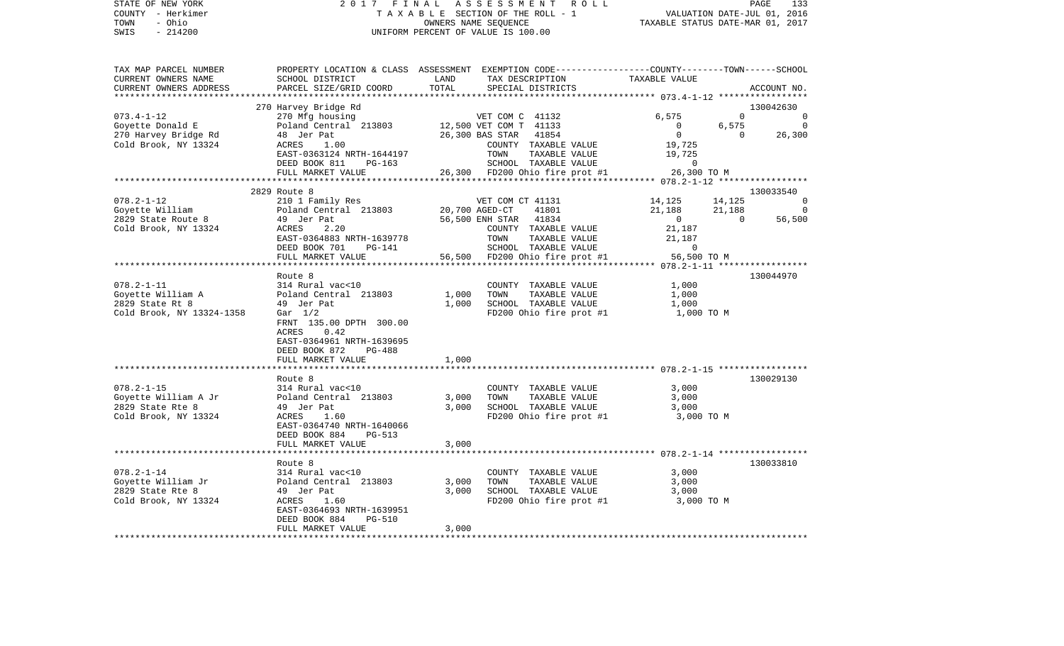STATE OF NEW YORK — 2017 FINAL ASSESSMENT ROLL
COUNTY - Herkimer — TAXABLE SECTION OF THE ROLL - 1 — VALUATION DATE-JUL 01, 2016
TOWN - Ohio — OWNERS NAME SEQUENCE — TAXABLE STATUS DATE-MAR 01, 2017
SWIS - 214200 — UNIFORM PERCENT OF VALUE IS 100.00

```
TAX MAP PARCEL NUMBER          PROPERTY LOCATION & CLASS  ASSESSMENT  EXEMPTION CODE-----------------COUNTY--------TOWN------SCHOOL
CURRENT OWNERS NAME            SCHOOL DISTRICT             LAND       TAX DESCRIPTION                TAXABLE VALUE
CURRENT OWNERS ADDRESS         PARCEL SIZE/GRID COORD      TOTAL      SPECIAL DISTRICTS                                   ACCOUNT NO.
*********************************************************************************************** 073.4-1-12 *****************
                               270 Harvey Bridge Rd                                                                    130042630
073.4-1-12                     270 Mfg housing                 VET COM C  41132                  6,575           0           0
Goyette Donald E               Poland Central  213803   12,500 VET COM T  41133                      0       6,575           0
270 Harvey Bridge Rd           48  Jer Pat              26,300 BAS STAR   41854                      0           0      26,300
Cold Brook, NY 13324           ACRES     1.00                  COUNTY  TAXABLE VALUE            19,725
                               EAST-0363124 NRTH-1644197       TOWN    TAXABLE VALUE            19,725
                               DEED BOOK 811     PG-163        SCHOOL  TAXABLE VALUE                 0
                               FULL MARKET VALUE          26,300  FD200 Ohio fire prot #1        26,300 TO M
*********************************************************************************************** 078.2-1-12 *****************
                               2829 Route 8                                                                            130033540
078.2-1-12                     210 1 Family Res                VET COM CT 41131                 14,125      14,125           0
Goyette William                Poland Central  213803   20,700 AGED-CT    41801                 21,188      21,188           0
2829 State Route 8             49  Jer Pat              56,500 ENH STAR   41834                      0           0      56,500
Cold Brook, NY 13324           ACRES     2.20                  COUNTY  TAXABLE VALUE            21,187
                               EAST-0364883 NRTH-1639778       TOWN    TAXABLE VALUE            21,187
                               DEED BOOK 701     PG-141        SCHOOL  TAXABLE VALUE                 0
                               FULL MARKET VALUE          56,500  FD200 Ohio fire prot #1        56,500 TO M
*********************************************************************************************** 078.2-1-11 *****************
                               Route 8                                                                                 130044970
078.2-1-11                     314 Rural vac<10                COUNTY  TAXABLE VALUE             1,000
Goyette William A              Poland Central  213803    1,000 TOWN    TAXABLE VALUE             1,000
2829 State Rt 8                49  Jer Pat               1,000 SCHOOL  TAXABLE VALUE             1,000
Cold Brook, NY 13324-1358      Gar  1/2                        FD200 Ohio fire prot #1         1,000 TO M
                               FRNT  135.00 DPTH  300.00
                               ACRES     0.42
                               EAST-0364961 NRTH-1639695
                               DEED BOOK 872     PG-488
                               FULL MARKET VALUE           1,000
*********************************************************************************************** 078.2-1-15 *****************
                               Route 8                                                                                 130029130
078.2-1-15                     314 Rural vac<10                COUNTY  TAXABLE VALUE             3,000
Goyette William A Jr           Poland Central  213803    3,000 TOWN    TAXABLE VALUE             3,000
2829 State Rte 8               49  Jer Pat               3,000 SCHOOL  TAXABLE VALUE             3,000
Cold Brook, NY 13324           ACRES     1.60                  FD200 Ohio fire prot #1         3,000 TO M
                               EAST-0364740 NRTH-1640066
                               DEED BOOK 884     PG-513
                               FULL MARKET VALUE           3,000
*********************************************************************************************** 078.2-1-14 *****************
                               Route 8                                                                                 130033810
078.2-1-14                     314 Rural vac<10                COUNTY  TAXABLE VALUE             3,000
Goyette William Jr             Poland Central  213803    3,000 TOWN    TAXABLE VALUE             3,000
2829 State Rte 8               49  Jer Pat               3,000 SCHOOL  TAXABLE VALUE             3,000
Cold Brook, NY 13324           ACRES     1.60                  FD200 Ohio fire prot #1         3,000 TO M
                               EAST-0364693 NRTH-1639951
                               DEED BOOK 884     PG-510
                               FULL MARKET VALUE           3,000
****************************************************************************************************************************
```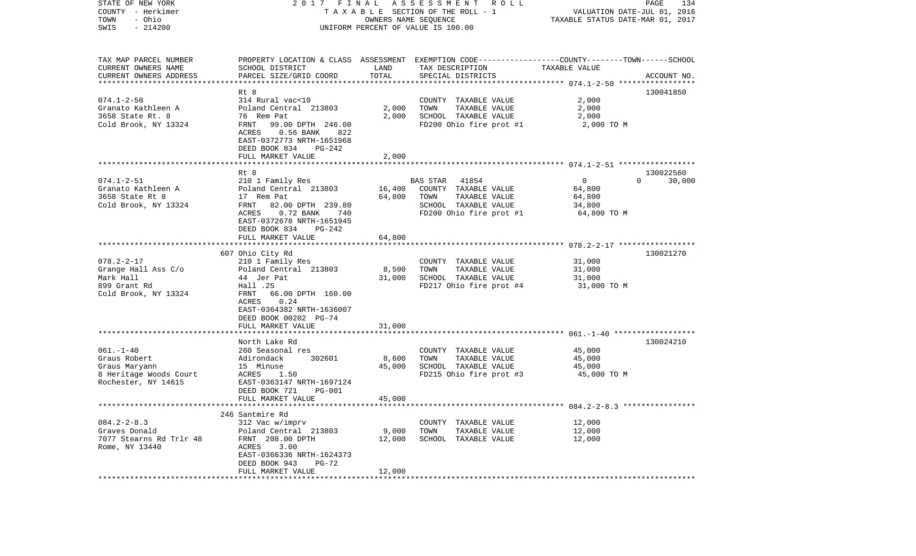STATE OF NEW YORK | COUNTY - Herkimer | TOWN - Ohio | SWIS - 214200

2017 FINAL ASSESSMENT ROLL
TAXABLE SECTION OF THE ROLL - 1
OWNERS NAME SEQUENCE
UNIFORM PERCENT OF VALUE IS 100.00

VALUATION DATE-JUL 01, 2016
TAXABLE STATUS DATE-MAR 01, 2017

| TAX MAP PARCEL NUMBER / CURRENT OWNERS NAME / CURRENT OWNERS ADDRESS | PROPERTY LOCATION & CLASS / SCHOOL DISTRICT / PARCEL SIZE/GRID COORD | ASSESSMENT LAND | TOTAL | EXEMPTION CODE / TAX DESCRIPTION / SPECIAL DISTRICTS | COUNTY--------TOWN------SCHOOL TAXABLE VALUE | ACCOUNT NO. |
|---|---|---|---|---|---|---|
| 074.1-2-50 | Rt 8 | | | | | 130041850 |
| Granato Kathleen A | 314 Rural vac<10 | | | COUNTY TAXABLE VALUE | 2,000 | |
| 3658 State Rt. 8 | Poland Central 213803 | 2,000 | | TOWN TAXABLE VALUE | 2,000 | |
| Cold Brook, NY 13324 | 76 Rem Pat | | 2,000 | SCHOOL TAXABLE VALUE | 2,000 | |
| | FRNT 99.00 DPTH 246.00 | | | FD200 Ohio fire prot #1 | 2,000 TO M | |
| | ACRES 0.56 BANK 822 | | | | | |
| | EAST-0372773 NRTH-1651968 | | | | | |
| | DEED BOOK 834 PG-242 | | | | | |
| | FULL MARKET VALUE | | 2,000 | | | |
| 074.1-2-51 | Rt 8 | | | | | 130022560 |
| Granato Kathleen A | 210 1 Family Res | | | BAS STAR 41854 | 0 0 30,000 | |
| 3658 State Rt 8 | Poland Central 213803 | 16,400 | | COUNTY TAXABLE VALUE | 64,800 | |
| Cold Brook, NY 13324 | 17 Rem Pat | | 64,800 | TOWN TAXABLE VALUE | 64,800 | |
| | FRNT 82.00 DPTH 239.80 | | | SCHOOL TAXABLE VALUE | 34,800 | |
| | ACRES 0.72 BANK 740 | | | FD200 Ohio fire prot #1 | 64,800 TO M | |
| | EAST-0372678 NRTH-1651945 | | | | | |
| | DEED BOOK 834 PG-242 | | | | | |
| | FULL MARKET VALUE | | 64,800 | | | |
| 078.2-2-17 | 607 Ohio City Rd | | | | | 130021270 |
| Grange Hall Ass C/o | 210 1 Family Res | | | COUNTY TAXABLE VALUE | 31,000 | |
| Mark Hall | Poland Central 213803 | 8,500 | | TOWN TAXABLE VALUE | 31,000 | |
| 899 Grant Rd | 44 Jer Pat | | 31,000 | SCHOOL TAXABLE VALUE | 31,000 | |
| Cold Brook, NY 13324 | Hall .25 | | | FD217 Ohio fire prot #4 | 31,000 TO M | |
| | FRNT 66.00 DPTH 160.00 | | | | | |
| | ACRES 0.24 | | | | | |
| | EAST-0364382 NRTH-1636007 | | | | | |
| | DEED BOOK 00202 PG-74 | | | | | |
| | FULL MARKET VALUE | | 31,000 | | | |
| 061.-1-40 | North Lake Rd | | | | | 130024210 |
| Graus Robert | 260 Seasonal res | | | COUNTY TAXABLE VALUE | 45,000 | |
| Graus Maryann | Adirondack 302601 | 8,600 | | TOWN TAXABLE VALUE | 45,000 | |
| 8 Heritage Woods Court | 15 Minuse | | 45,000 | SCHOOL TAXABLE VALUE | 45,000 | |
| Rochester, NY 14615 | ACRES 1.50 | | | FD215 Ohio fire prot #3 | 45,000 TO M | |
| | EAST-0363147 NRTH-1697124 | | | | | |
| | DEED BOOK 721 PG-001 | | | | | |
| | FULL MARKET VALUE | | 45,000 | | | |
| 084.2-2-8.3 | 246 Santmire Rd | | | | | |
| Graves Donald | 312 Vac w/imprv | | | COUNTY TAXABLE VALUE | 12,000 | |
| 7077 Stearns Rd Trlr 48 | Poland Central 213803 | 9,000 | | TOWN TAXABLE VALUE | 12,000 | |
| Rome, NY 13440 | FRNT 208.00 DPTH | | 12,000 | SCHOOL TAXABLE VALUE | 12,000 | |
| | ACRES 3.00 | | | | | |
| | EAST-0366336 NRTH-1624373 | | | | | |
| | DEED BOOK 943 PG-72 | | | | | |
| | FULL MARKET VALUE | | 12,000 | | | |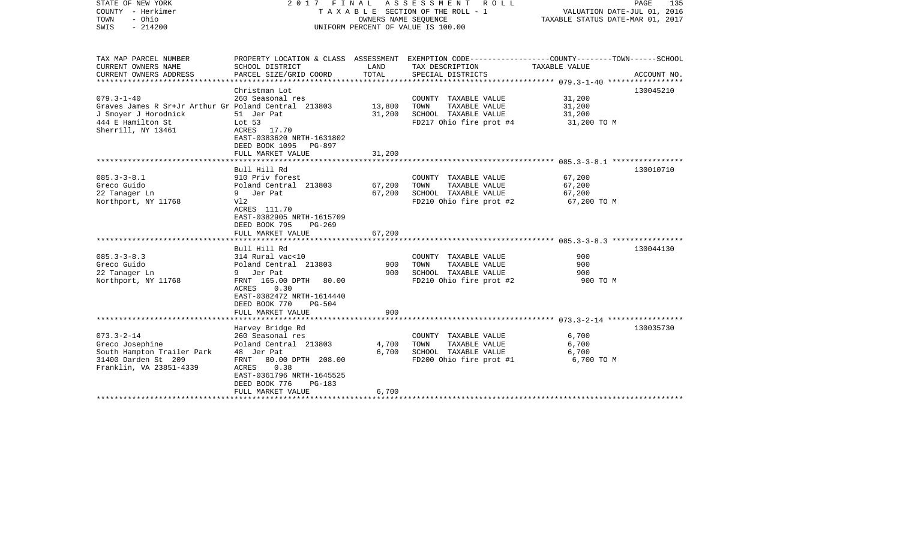STATE OF NEW YORK | 2017 FINAL ASSESSMENT ROLL | PAGE 135
COUNTY - Herkimer | TAXABLE SECTION OF THE ROLL - 1 | VALUATION DATE-JUL 01, 2016
TOWN - Ohio | OWNERS NAME SEQUENCE | TAXABLE STATUS DATE-MAR 01, 2017
SWIS - 214200 | UNIFORM PERCENT OF VALUE IS 100.00

| TAX MAP PARCEL NUMBER / CURRENT OWNERS NAME / CURRENT OWNERS ADDRESS | PROPERTY LOCATION & CLASS / SCHOOL DISTRICT / PARCEL SIZE/GRID COORD | ASSESSMENT LAND / TOTAL | EXEMPTION CODE / TAX DESCRIPTION / SPECIAL DISTRICTS | COUNTY--------TOWN------SCHOOL TAXABLE VALUE | ACCOUNT NO. |
|---|---|---|---|---|---|
| | Christman Lot | | | | 130045210 |
| 079.3-1-40 | 260 Seasonal res | | COUNTY TAXABLE VALUE | 31,200 | |
| Graves James R Sr+Jr Arthur Gr | Poland Central 213803 | 13,800 | TOWN TAXABLE VALUE | 31,200 | |
| J Smoyer J Horodnick | 51 Jer Pat | 31,200 | SCHOOL TAXABLE VALUE | 31,200 | |
| 444 E Hamilton St | Lot 53 | | FD217 Ohio fire prot #4 | 31,200 TO M | |
| Sherrill, NY 13461 | ACRES 17.70 | | | | |
| | EAST-0383620 NRTH-1631802 | | | | |
| | DEED BOOK 1095 PG-897 | | | | |
| | FULL MARKET VALUE | 31,200 | | | |
| | Bull Hill Rd | | | | 130010710 |
| 085.3-3-8.1 | 910 Priv forest | | COUNTY TAXABLE VALUE | 67,200 | |
| Greco Guido | Poland Central 213803 | 67,200 | TOWN TAXABLE VALUE | 67,200 | |
| 22 Tanager Ln | 9 Jer Pat | 67,200 | SCHOOL TAXABLE VALUE | 67,200 | |
| Northport, NY 11768 | Vl2 | | FD210 Ohio fire prot #2 | 67,200 TO M | |
| | ACRES 111.70 | | | | |
| | EAST-0382905 NRTH-1615709 | | | | |
| | DEED BOOK 795 PG-269 | | | | |
| | FULL MARKET VALUE | 67,200 | | | |
| | Bull Hill Rd | | | | 130044130 |
| 085.3-3-8.3 | 314 Rural vac<10 | | COUNTY TAXABLE VALUE | 900 | |
| Greco Guido | Poland Central 213803 | 900 | TOWN TAXABLE VALUE | 900 | |
| 22 Tanager Ln | 9 Jer Pat | 900 | SCHOOL TAXABLE VALUE | 900 | |
| Northport, NY 11768 | FRNT 165.00 DPTH 80.00 | | FD210 Ohio fire prot #2 | 900 TO M | |
| | ACRES 0.30 | | | | |
| | EAST-0382472 NRTH-1614440 | | | | |
| | DEED BOOK 770 PG-504 | | | | |
| | FULL MARKET VALUE | 900 | | | |
| | Harvey Bridge Rd | | | | 130035730 |
| 073.3-2-14 | 260 Seasonal res | | COUNTY TAXABLE VALUE | 6,700 | |
| Greco Josephine | Poland Central 213803 | 4,700 | TOWN TAXABLE VALUE | 6,700 | |
| South Hampton Trailer Park | 48 Jer Pat | 6,700 | SCHOOL TAXABLE VALUE | 6,700 | |
| 31400 Darden St 209 | FRNT 80.00 DPTH 208.00 | | FD200 Ohio fire prot #1 | 6,700 TO M | |
| Franklin, VA 23851-4339 | ACRES 0.38 | | | | |
| | EAST-0361796 NRTH-1645525 | | | | |
| | DEED BOOK 776 PG-183 | | | | |
| | FULL MARKET VALUE | 6,700 | | | |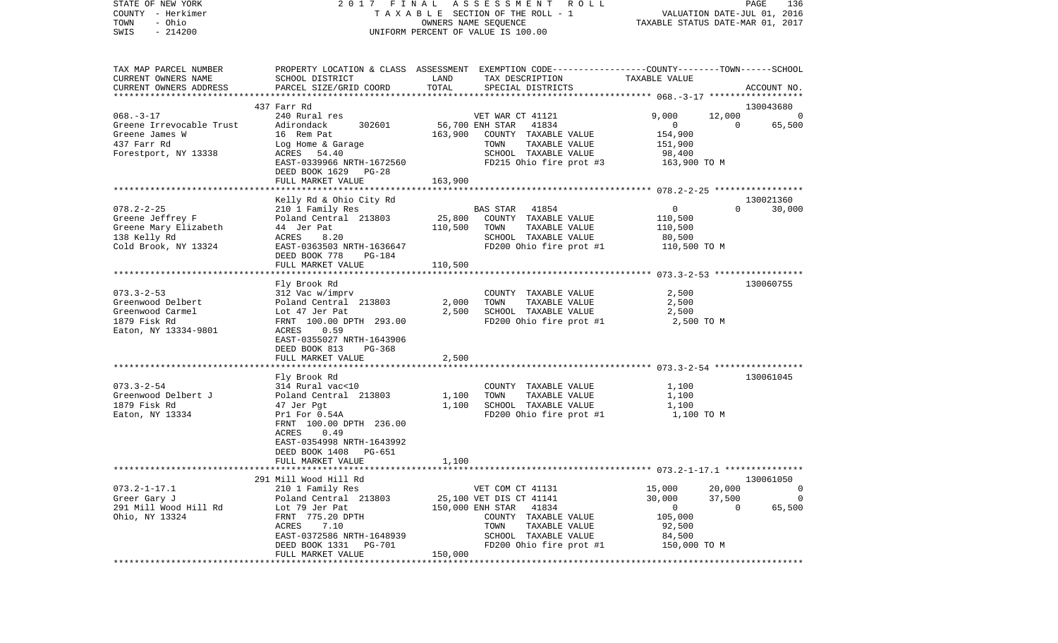STATE OF NEW YORK | 2017 FINAL ASSESSMENT ROLL
COUNTY - Herkimer | TAXABLE SECTION OF THE ROLL - 1 | VALUATION DATE-JUL 01, 2016
TOWN - Ohio | OWNERS NAME SEQUENCE | TAXABLE STATUS DATE-MAR 01, 2017
SWIS - 214200 | UNIFORM PERCENT OF VALUE IS 100.00

| TAX MAP PARCEL NUMBER / CURRENT OWNERS NAME / CURRENT OWNERS ADDRESS | PROPERTY LOCATION & CLASS / SCHOOL DISTRICT / PARCEL SIZE/GRID COORD | ASSESSMENT LAND | TOTAL | EXEMPTION CODE / TAX DESCRIPTION / SPECIAL DISTRICTS | COUNTY TAXABLE VALUE | TOWN | SCHOOL | ACCOUNT NO. |
|---|---|---|---|---|---|---|---|---|
| | 437 Farr Rd | | | | | | | 130043680 |
| 068.-3-17 | 240 Rural res | | | VET WAR CT 41121 | 9,000 | 12,000 | 0 | |
| Greene Irrevocable Trust | Adirondack 302601 | 56,700 | | ENH STAR 41834 | 0 | 0 | 65,500 | |
| Greene James W | 16 Rem Pat | | 163,900 | COUNTY TAXABLE VALUE | 154,900 | | | |
| 437 Farr Rd | Log Home & Garage | | | TOWN TAXABLE VALUE | 151,900 | | | |
| Forestport, NY 13338 | ACRES 54.40 | | | SCHOOL TAXABLE VALUE | 98,400 | | | |
| | EAST-0339966 NRTH-1672560 | | | FD215 Ohio fire prot #3 | 163,900 TO M | | | |
| | DEED BOOK 1629 PG-28 | | | | | | | |
| | FULL MARKET VALUE | | 163,900 | | | | | |
| | Kelly Rd & Ohio City Rd | | | | | | | 130021360 |
| 078.2-2-25 | 210 1 Family Res | | | BAS STAR 41854 | 0 | 0 | 30,000 | |
| Greene Jeffrey F | Poland Central 213803 | 25,800 | | COUNTY TAXABLE VALUE | 110,500 | | | |
| Greene Mary Elizabeth | 44 Jer Pat | | 110,500 | TOWN TAXABLE VALUE | 110,500 | | | |
| 138 Kelly Rd | ACRES 8.20 | | | SCHOOL TAXABLE VALUE | 80,500 | | | |
| Cold Brook, NY 13324 | EAST-0363503 NRTH-1636647 | | | FD200 Ohio fire prot #1 | 110,500 TO M | | | |
| | DEED BOOK 778 PG-184 | | | | | | | |
| | FULL MARKET VALUE | | 110,500 | | | | | |
| | Fly Brook Rd | | | | | | | 130060755 |
| 073.3-2-53 | 312 Vac w/imprv | | | COUNTY TAXABLE VALUE | 2,500 | | | |
| Greenwood Delbert | Poland Central 213803 | 2,000 | | TOWN TAXABLE VALUE | 2,500 | | | |
| Greenwood Carmel | Lot 47 Jer Pat | | 2,500 | SCHOOL TAXABLE VALUE | 2,500 | | | |
| 1879 Fisk Rd | FRNT 100.00 DPTH 293.00 | | | FD200 Ohio fire prot #1 | 2,500 TO M | | | |
| Eaton, NY 13334-9801 | ACRES 0.59 | | | | | | | |
| | EAST-0355027 NRTH-1643906 | | | | | | | |
| | DEED BOOK 813 PG-368 | | | | | | | |
| | FULL MARKET VALUE | | 2,500 | | | | | |
| | Fly Brook Rd | | | | | | | 130061045 |
| 073.3-2-54 | 314 Rural vac<10 | | | COUNTY TAXABLE VALUE | 1,100 | | | |
| Greenwood Delbert J | Poland Central 213803 | 1,100 | | TOWN TAXABLE VALUE | 1,100 | | | |
| 1879 Fisk Rd | 47 Jer Pgt | | 1,100 | SCHOOL TAXABLE VALUE | 1,100 | | | |
| Eaton, NY 13334 | Prl For 0.54A | | | FD200 Ohio fire prot #1 | 1,100 TO M | | | |
| | FRNT 100.00 DPTH 236.00 | | | | | | | |
| | ACRES 0.49 | | | | | | | |
| | EAST-0354998 NRTH-1643992 | | | | | | | |
| | DEED BOOK 1408 PG-651 | | | | | | | |
| | FULL MARKET VALUE | | 1,100 | | | | | |
| | 291 Mill Wood Hill Rd | | | | | | | 130061050 |
| 073.2-1-17.1 | 210 1 Family Res | | | VET COM CT 41131 | 15,000 | 20,000 | 0 | |
| Greer Gary J | Poland Central 213803 | 25,100 | | VET DIS CT 41141 | 30,000 | 37,500 | 0 | |
| 291 Mill Wood Hill Rd | Lot 79 Jer Pat | | 150,000 | ENH STAR 41834 | 0 | 0 | 65,500 | |
| Ohio, NY 13324 | FRNT 775.20 DPTH | | | COUNTY TAXABLE VALUE | 105,000 | | | |
| | ACRES 7.10 | | | TOWN TAXABLE VALUE | 92,500 | | | |
| | EAST-0372586 NRTH-1648939 | | | SCHOOL TAXABLE VALUE | 84,500 | | | |
| | DEED BOOK 1331 PG-701 | | | FD200 Ohio fire prot #1 | 150,000 TO M | | | |
| | FULL MARKET VALUE | | 150,000 | | | | | |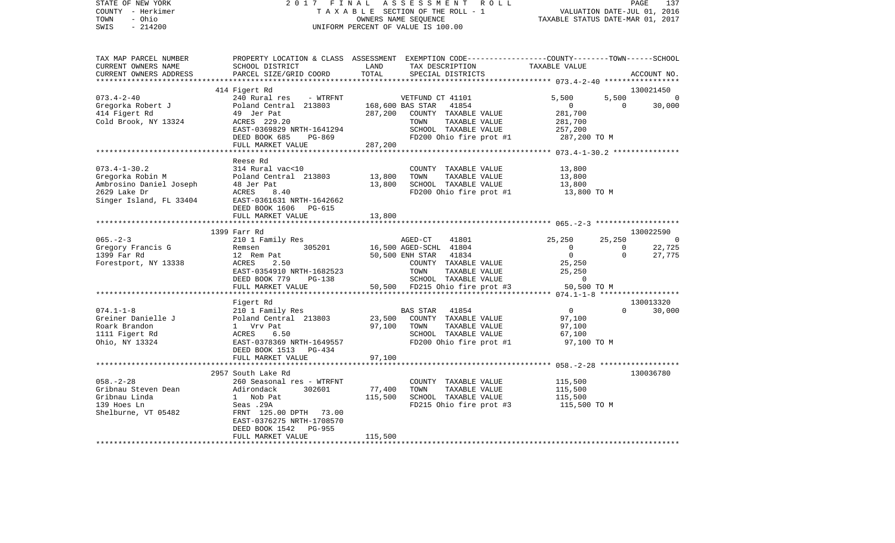STATE OF NEW YORK 2017 FINAL ASSESSMENT ROLL
COUNTY - Herkimer TAXABLE SECTION OF THE ROLL - 1 VALUATION DATE-JUL 01, 2016
TOWN - Ohio OWNERS NAME SEQUENCE TAXABLE STATUS DATE-MAR 01, 2017
SWIS - 214200 UNIFORM PERCENT OF VALUE IS 100.00

```
TAX MAP PARCEL NUMBER     PROPERTY LOCATION & CLASS  ASSESSMENT  EXEMPTION CODE-----------------COUNTY--------TOWN------SCHOOL
CURRENT OWNERS NAME       SCHOOL DISTRICT               LAND      TAX DESCRIPTION             TAXABLE VALUE
CURRENT OWNERS ADDRESS    PARCEL SIZE/GRID COORD        TOTAL     SPECIAL DISTRICTS                                     ACCOUNT NO.
******************************************************************************************************* 073.4-2-40 *****************
                          414 Figert Rd                                                                                130021450
073.4-2-40                240 Rural res    - WTRFNT              VETFUND CT 41101               5,500       5,500            0
Gregorka Robert J         Poland Central  213803     168,600 BAS STAR   41854                    0           0         30,000
414 Figert Rd             49  Jer Pat                287,200   COUNTY  TAXABLE VALUE          281,700
Cold Brook, NY 13324      ACRES  229.20                        TOWN    TAXABLE VALUE          281,700
                          EAST-0369829 NRTH-1641294            SCHOOL  TAXABLE VALUE          257,200
                          DEED BOOK 685    PG-869              FD200 Ohio fire prot #1         287,200 TO M
                          FULL MARKET VALUE          287,200
******************************************************************************************************* 073.4-1-30.2 ***************
                          Reese Rd
073.4-1-30.2              314 Rural vac<10                       COUNTY  TAXABLE VALUE           13,800
Gregorka Robin M          Poland Central  213803      13,800   TOWN    TAXABLE VALUE           13,800
Ambrosino Daniel Joseph   48  Jer Pat                 13,800   SCHOOL  TAXABLE VALUE           13,800
2629 Lake Dr              ACRES    8.40                        FD200 Ohio fire prot #1          13,800 TO M
Singer Island, FL 33404   EAST-0361631 NRTH-1642662
                          DEED BOOK 1606   PG-615
                          FULL MARKET VALUE           13,800
******************************************************************************************************* 065.-2-3 *******************
                          1399 Farr Rd                                                                                 130022590
065.-2-3                  210 1 Family Res                       AGED-CT    41801              25,250      25,250            0
Gregory Francis G         Remsen         305201       16,500 AGED-SCHL  41804                    0           0         22,725
1399 Far Rd               12  Rem Pat                 50,500 ENH STAR   41834                    0           0         27,775
Forestport, NY 13338      ACRES    2.50                        COUNTY  TAXABLE VALUE           25,250
                          EAST-0354910 NRTH-1682523            TOWN    TAXABLE VALUE           25,250
                          DEED BOOK 779    PG-138              SCHOOL  TAXABLE VALUE                0
                          FULL MARKET VALUE           50,500   FD215 Ohio fire prot #3          50,500 TO M
******************************************************************************************************* 074.1-1-8 ******************
                          Figert Rd                                                                                    130013320
074.1-1-8                 210 1 Family Res                       BAS STAR   41854                    0           0         30,000
Greiner Danielle J        Poland Central  213803      23,500   COUNTY  TAXABLE VALUE           97,100
Roark Brandon             1   Vrv Pat                 97,100   TOWN    TAXABLE VALUE           97,100
1111 Figert Rd            ACRES    6.50                        SCHOOL  TAXABLE VALUE           67,100
Ohio, NY 13324            EAST-0378369 NRTH-1649557            FD200 Ohio fire prot #1          97,100 TO M
                          DEED BOOK 1513   PG-434
                          FULL MARKET VALUE           97,100
******************************************************************************************************* 058.-2-28 ******************
                          2957 South Lake Rd                                                                           130036780
058.-2-28                 260 Seasonal res - WTRFNT              COUNTY  TAXABLE VALUE          115,500
Gribnau Steven Dean       Adirondack     302601       77,400   TOWN    TAXABLE VALUE          115,500
Gribnau Linda             1   Nob Pat                115,500   SCHOOL  TAXABLE VALUE          115,500
139 Hoes Ln               Seas .29A                            FD215 Ohio fire prot #3         115,500 TO M
Shelburne, VT 05482       FRNT 125.00 DPTH  73.00
                          EAST-0376275 NRTH-1708570
                          DEED BOOK 1542   PG-955
                          FULL MARKET VALUE          115,500
************************************************************************************************************************************
```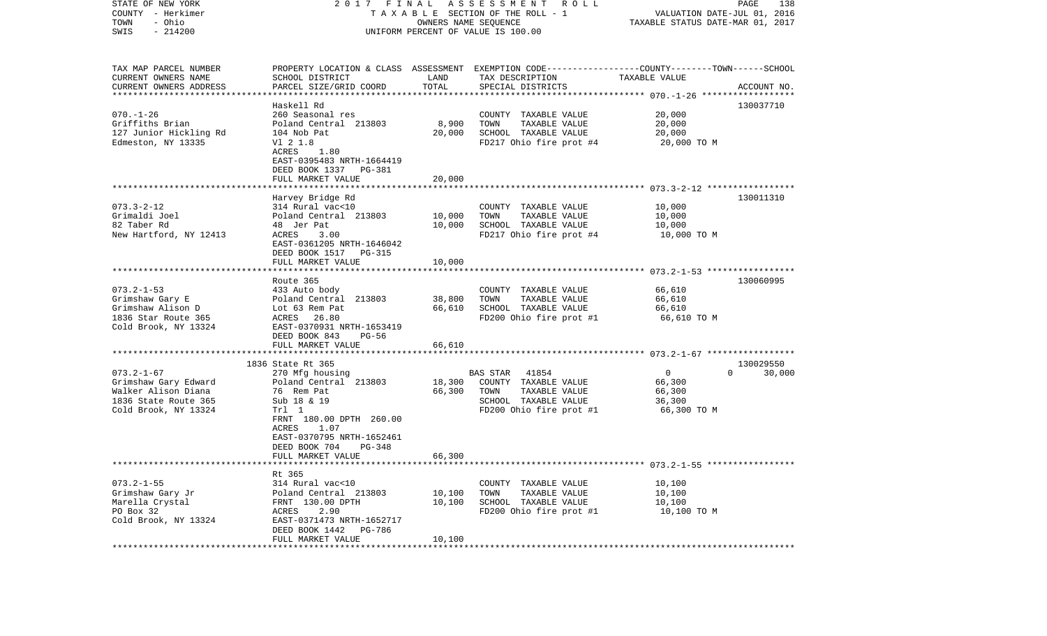STATE OF NEW YORK
COUNTY - Herkimer
TOWN - Ohio
SWIS - 214200

2017 FINAL ASSESSMENT ROLL
TAXABLE SECTION OF THE ROLL - 1
OWNERS NAME SEQUENCE
UNIFORM PERCENT OF VALUE IS 100.00

VALUATION DATE-JUL 01, 2016
TAXABLE STATUS DATE-MAR 01, 2017

| TAX MAP PARCEL NUMBER<br>CURRENT OWNERS NAME<br>CURRENT OWNERS ADDRESS | PROPERTY LOCATION & CLASS<br>SCHOOL DISTRICT<br>PARCEL SIZE/GRID COORD | ASSESSMENT<br>LAND<br>TOTAL | EXEMPTION CODE<br>TAX DESCRIPTION<br>SPECIAL DISTRICTS | COUNTY--------TOWN------SCHOOL<br>TAXABLE VALUE | ACCOUNT NO. |
|---|---|---|---|---|---|
| 070.-1-26<br>Griffiths Brian<br>127 Junior Hickling Rd<br>Edmeston, NY 13335 | Haskell Rd<br>260 Seasonal res<br>Poland Central 213803<br>104 Nob Pat<br>Vl 2 1.8<br>ACRES 1.80<br>EAST-0395483 NRTH-1664419<br>DEED BOOK 1337 PG-381<br>FULL MARKET VALUE | <br><br>8,900<br>20,000<br><br><br><br><br>20,000 | <br><br>COUNTY TAXABLE VALUE<br>TOWN TAXABLE VALUE<br>SCHOOL TAXABLE VALUE<br>FD217 Ohio fire prot #4 | <br><br>20,000<br>20,000<br>20,000<br>20,000 TO M | 130037710 |
| 073.3-2-12<br>Grimaldi Joel<br>82 Taber Rd<br>New Hartford, NY 12413 | Harvey Bridge Rd<br>314 Rural vac<10<br>Poland Central 213803<br>48 Jer Pat<br>ACRES 3.00<br>EAST-0361205 NRTH-1646042<br>DEED BOOK 1517 PG-315<br>FULL MARKET VALUE | <br><br>10,000<br>10,000<br><br><br><br>10,000 | <br><br>COUNTY TAXABLE VALUE<br>TOWN TAXABLE VALUE<br>SCHOOL TAXABLE VALUE<br>FD217 Ohio fire prot #4 | <br><br>10,000<br>10,000<br>10,000<br>10,000 TO M | 130011310 |
| 073.2-1-53<br>Grimshaw Gary E<br>Grimshaw Alison D<br>1836 Star Route 365<br>Cold Brook, NY 13324 | Route 365<br>433 Auto body<br>Poland Central 213803<br>Lot 63 Rem Pat<br>ACRES 26.80<br>EAST-0370931 NRTH-1653419<br>DEED BOOK 843 PG-56<br>FULL MARKET VALUE | <br><br>38,800<br>66,610<br><br><br><br>66,610 | <br><br>COUNTY TAXABLE VALUE<br>TOWN TAXABLE VALUE<br>SCHOOL TAXABLE VALUE<br>FD200 Ohio fire prot #1 | <br><br>66,610<br>66,610<br>66,610<br>66,610 TO M | 130060995 |
| 073.2-1-67<br>Grimshaw Gary Edward<br>Walker Alison Diana<br>1836 State Route 365<br>Cold Brook, NY 13324 | 1836 State Rt 365<br>270 Mfg housing<br>Poland Central 213803<br>76 Rem Pat<br>Sub 18 & 19<br>Trl 1<br>FRNT 180.00 DPTH 260.00<br>ACRES 1.07<br>EAST-0370795 NRTH-1652461<br>DEED BOOK 704 PG-348<br>FULL MARKET VALUE | <br><br>18,300<br>66,300<br><br><br><br><br><br><br>66,300 | <br>BAS STAR 41854<br>COUNTY TAXABLE VALUE<br>TOWN TAXABLE VALUE<br>SCHOOL TAXABLE VALUE<br>FD200 Ohio fire prot #1 | <br>0 0 30,000<br>66,300<br>66,300<br>36,300<br>66,300 TO M | 130029550 |
| 073.2-1-55<br>Grimshaw Gary Jr<br>Marella Crystal<br>PO Box 32<br>Cold Brook, NY 13324 | Rt 365<br>314 Rural vac<10<br>Poland Central 213803<br>FRNT 130.00 DPTH<br>ACRES 2.90<br>EAST-0371473 NRTH-1652717<br>DEED BOOK 1442 PG-786<br>FULL MARKET VALUE | <br><br>10,100<br>10,100<br><br><br><br>10,100 | <br><br>COUNTY TAXABLE VALUE<br>TOWN TAXABLE VALUE<br>SCHOOL TAXABLE VALUE<br>FD200 Ohio fire prot #1 | <br><br>10,100<br>10,100<br>10,100<br>10,100 TO M | |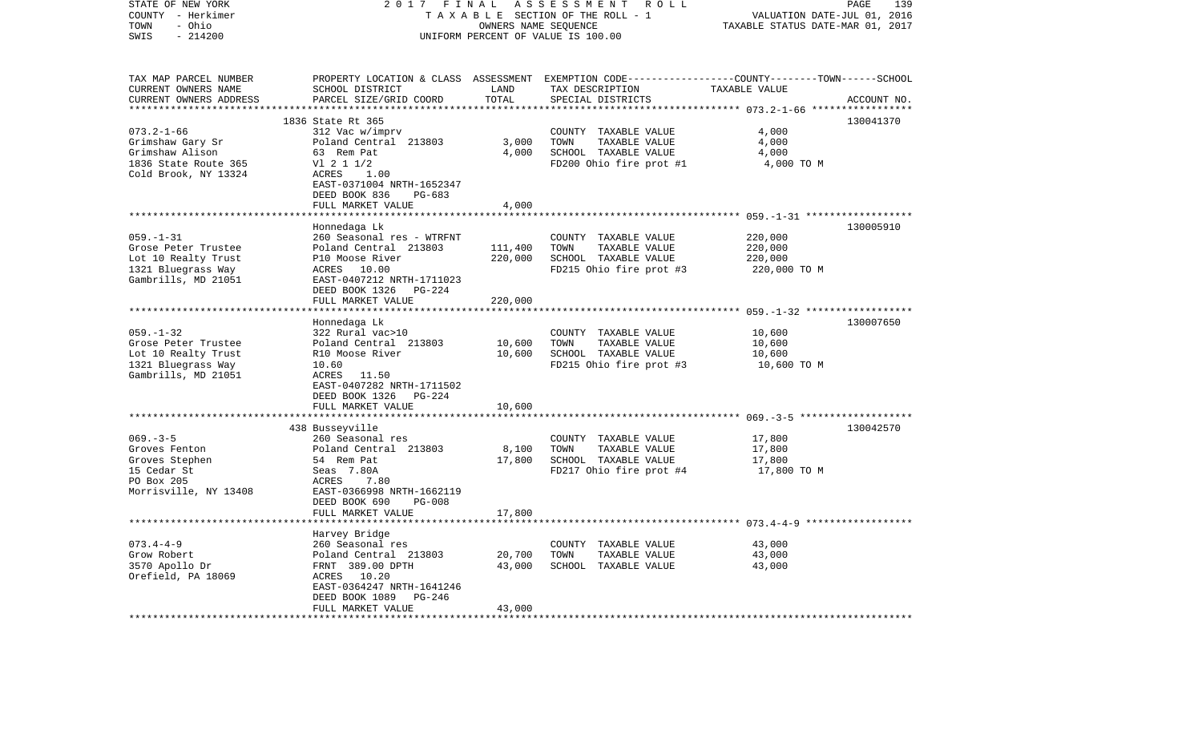STATE OF NEW YORK — 2017 FINAL ASSESSMENT ROLL
COUNTY - Herkimer — TAXABLE SECTION OF THE ROLL - 1 — VALUATION DATE-JUL 01, 2016
TOWN - Ohio — OWNERS NAME SEQUENCE — TAXABLE STATUS DATE-MAR 01, 2017
SWIS - 214200 — UNIFORM PERCENT OF VALUE IS 100.00

| TAX MAP PARCEL NUMBER / CURRENT OWNERS NAME / CURRENT OWNERS ADDRESS | PROPERTY LOCATION & CLASS / SCHOOL DISTRICT / PARCEL SIZE/GRID COORD | ASSESSMENT LAND / TOTAL | EXEMPTION CODE / TAX DESCRIPTION / SPECIAL DISTRICTS | COUNTY--------TOWN------SCHOOL TAXABLE VALUE | ACCOUNT NO. |
|---|---|---|---|---|---|
| ******** 073.2-1-66 ******** | | | | | |
| | 1836 State Rt 365 | | | | 130041370 |
| 073.2-1-66 | 312 Vac w/imprv | | COUNTY TAXABLE VALUE | 4,000 | |
| Grimshaw Gary Sr | Poland Central 213803 | 3,000 | TOWN TAXABLE VALUE | 4,000 | |
| Grimshaw Alison | 63 Rem Pat | 4,000 | SCHOOL TAXABLE VALUE | 4,000 | |
| 1836 State Route 365 | Vl 2 1 1/2 | | FD200 Ohio fire prot #1 | 4,000 TO M | |
| Cold Brook, NY 13324 | ACRES 1.00 | | | | |
| | EAST-0371004 NRTH-1652347 | | | | |
| | DEED BOOK 836 PG-683 | | | | |
| | FULL MARKET VALUE | 4,000 | | | |
| ******** 059.-1-31 ******** | | | | | |
| | Honnedaga Lk | | | | 130005910 |
| 059.-1-31 | 260 Seasonal res - WTRFNT | | COUNTY TAXABLE VALUE | 220,000 | |
| Grose Peter Trustee | Poland Central 213803 | 111,400 | TOWN TAXABLE VALUE | 220,000 | |
| Lot 10 Realty Trust | P10 Moose River | 220,000 | SCHOOL TAXABLE VALUE | 220,000 | |
| 1321 Bluegrass Way | ACRES 10.00 | | FD215 Ohio fire prot #3 | 220,000 TO M | |
| Gambrills, MD 21051 | EAST-0407212 NRTH-1711023 | | | | |
| | DEED BOOK 1326 PG-224 | | | | |
| | FULL MARKET VALUE | 220,000 | | | |
| ******** 059.-1-32 ******** | | | | | |
| | Honnedaga Lk | | | | 130007650 |
| 059.-1-32 | 322 Rural vac>10 | | COUNTY TAXABLE VALUE | 10,600 | |
| Grose Peter Trustee | Poland Central 213803 | 10,600 | TOWN TAXABLE VALUE | 10,600 | |
| Lot 10 Realty Trust | R10 Moose River | 10,600 | SCHOOL TAXABLE VALUE | 10,600 | |
| 1321 Bluegrass Way | 10.60 | | FD215 Ohio fire prot #3 | 10,600 TO M | |
| Gambrills, MD 21051 | ACRES 11.50 | | | | |
| | EAST-0407282 NRTH-1711502 | | | | |
| | DEED BOOK 1326 PG-224 | | | | |
| | FULL MARKET VALUE | 10,600 | | | |
| ******** 069.-3-5 ******** | | | | | |
| | 438 Busseyville | | | | 130042570 |
| 069.-3-5 | 260 Seasonal res | | COUNTY TAXABLE VALUE | 17,800 | |
| Groves Fenton | Poland Central 213803 | 8,100 | TOWN TAXABLE VALUE | 17,800 | |
| Groves Stephen | 54 Rem Pat | 17,800 | SCHOOL TAXABLE VALUE | 17,800 | |
| 15 Cedar St | Seas 7.80A | | FD217 Ohio fire prot #4 | 17,800 TO M | |
| PO Box 205 | ACRES 7.80 | | | | |
| Morrisville, NY 13408 | EAST-0366998 NRTH-1662119 | | | | |
| | DEED BOOK 690 PG-008 | | | | |
| | FULL MARKET VALUE | 17,800 | | | |
| ******** 073.4-4-9 ******** | | | | | |
| | Harvey Bridge | | | | |
| 073.4-4-9 | 260 Seasonal res | | COUNTY TAXABLE VALUE | 43,000 | |
| Grow Robert | Poland Central 213803 | 20,700 | TOWN TAXABLE VALUE | 43,000 | |
| 3570 Apollo Dr | FRNT 389.00 DPTH | 43,000 | SCHOOL TAXABLE VALUE | 43,000 | |
| Orefield, PA 18069 | ACRES 10.20 | | | | |
| | EAST-0364247 NRTH-1641246 | | | | |
| | DEED BOOK 1089 PG-246 | | | | |
| | FULL MARKET VALUE | 43,000 | | | |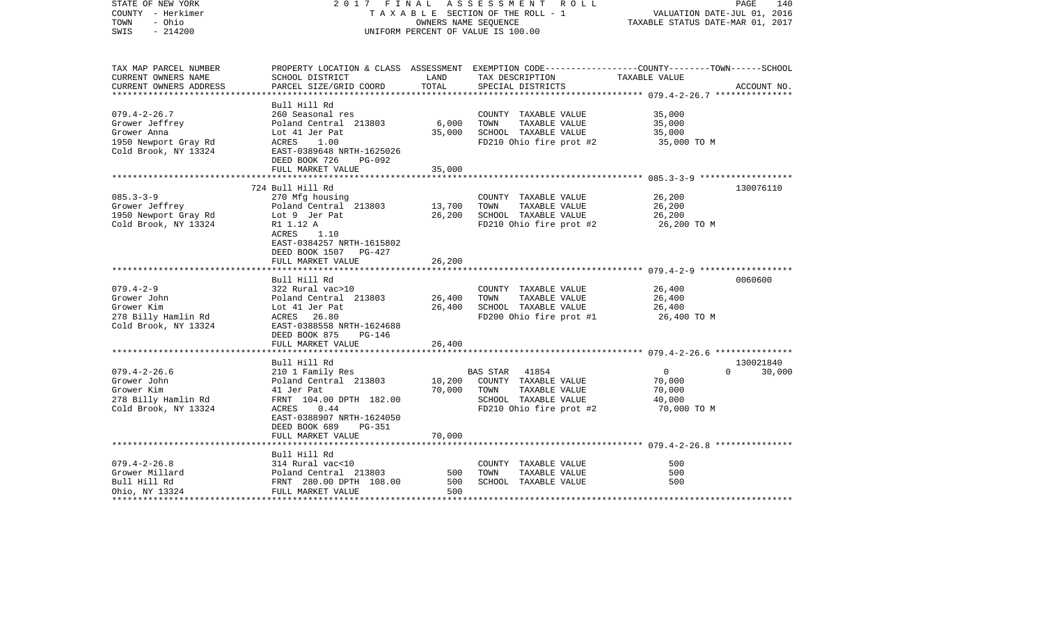STATE OF NEW YORK — 2017 FINAL ASSESSMENT ROLL
COUNTY - Herkimer — TAXABLE SECTION OF THE ROLL - 1 — VALUATION DATE-JUL 01, 2016
TOWN - Ohio — OWNERS NAME SEQUENCE — TAXABLE STATUS DATE-MAR 01, 2017
SWIS - 214200 — UNIFORM PERCENT OF VALUE IS 100.00

| TAX MAP PARCEL NUMBER / CURRENT OWNERS NAME / CURRENT OWNERS ADDRESS | PROPERTY LOCATION & CLASS / SCHOOL DISTRICT / PARCEL SIZE/GRID COORD | ASSESSMENT LAND | TOTAL | EXEMPTION CODE / TAX DESCRIPTION / SPECIAL DISTRICTS | COUNTY--------TOWN------SCHOOL TAXABLE VALUE | ACCOUNT NO. |
|---|---|---|---|---|---|---|
| **079.4-2-26.7** | Bull Hill Rd | | | | | |
| | 260 Seasonal res | | | COUNTY TAXABLE VALUE | 35,000 | |
| Grower Jeffrey | Poland Central 213803 | 6,000 | | TOWN TAXABLE VALUE | 35,000 | |
| Grower Anna | Lot 41 Jer Pat | | 35,000 | SCHOOL TAXABLE VALUE | 35,000 | |
| 1950 Newport Gray Rd | ACRES 1.00 | | | FD210 Ohio fire prot #2 | 35,000 TO M | |
| Cold Brook, NY 13324 | EAST-0389648 NRTH-1625026 | | | | | |
| | DEED BOOK 726 PG-092 | | | | | |
| | FULL MARKET VALUE | | 35,000 | | | |
| **085.3-3-9** | 724 Bull Hill Rd | | | | | 130076110 |
| | 270 Mfg housing | | | COUNTY TAXABLE VALUE | 26,200 | |
| Grower Jeffrey | Poland Central 213803 | 13,700 | | TOWN TAXABLE VALUE | 26,200 | |
| 1950 Newport Gray Rd | Lot 9 Jer Pat | | 26,200 | SCHOOL TAXABLE VALUE | 26,200 | |
| Cold Brook, NY 13324 | R1 1.12 A | | | FD210 Ohio fire prot #2 | 26,200 TO M | |
| | ACRES 1.10 | | | | | |
| | EAST-0384257 NRTH-1615802 | | | | | |
| | DEED BOOK 1507 PG-427 | | | | | |
| | FULL MARKET VALUE | | 26,200 | | | |
| **079.4-2-9** | Bull Hill Rd | | | | | 0060600 |
| | 322 Rural vac>10 | | | COUNTY TAXABLE VALUE | 26,400 | |
| Grower John | Poland Central 213803 | 26,400 | | TOWN TAXABLE VALUE | 26,400 | |
| Grower Kim | Lot 41 Jer Pat | | 26,400 | SCHOOL TAXABLE VALUE | 26,400 | |
| 278 Billy Hamlin Rd | ACRES 26.80 | | | FD200 Ohio fire prot #1 | 26,400 TO M | |
| Cold Brook, NY 13324 | EAST-0388558 NRTH-1624688 | | | | | |
| | DEED BOOK 875 PG-146 | | | | | |
| | FULL MARKET VALUE | | 26,400 | | | |
| **079.4-2-26.6** | Bull Hill Rd | | | | | 130021840 |
| | 210 1 Family Res | | | BAS STAR 41854 | 0 0 30,000 | |
| Grower John | Poland Central 213803 | 10,200 | | COUNTY TAXABLE VALUE | 70,000 | |
| Grower Kim | 41 Jer Pat | | 70,000 | TOWN TAXABLE VALUE | 70,000 | |
| 278 Billy Hamlin Rd | FRNT 104.00 DPTH 182.00 | | | SCHOOL TAXABLE VALUE | 40,000 | |
| Cold Brook, NY 13324 | ACRES 0.44 | | | FD210 Ohio fire prot #2 | 70,000 TO M | |
| | EAST-0388907 NRTH-1624050 | | | | | |
| | DEED BOOK 689 PG-351 | | | | | |
| | FULL MARKET VALUE | | 70,000 | | | |
| **079.4-2-26.8** | Bull Hill Rd | | | | | |
| | 314 Rural vac<10 | | | COUNTY TAXABLE VALUE | 500 | |
| Grower Millard | Poland Central 213803 | 500 | | TOWN TAXABLE VALUE | 500 | |
| Bull Hill Rd | FRNT 280.00 DPTH 108.00 | | 500 | SCHOOL TAXABLE VALUE | 500 | |
| Ohio, NY 13324 | FULL MARKET VALUE | | 500 | | | |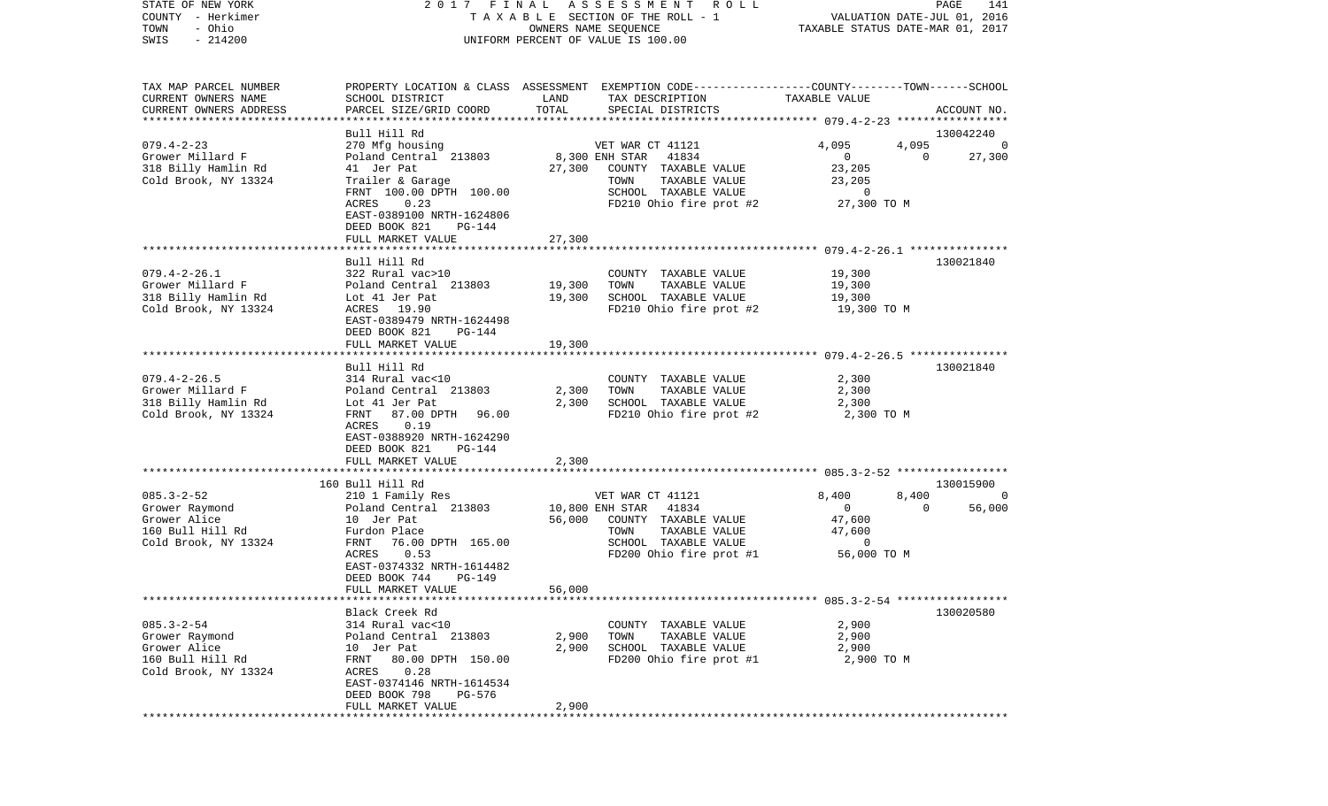STATE OF NEW YORK — COUNTY - Herkimer — TOWN - Ohio — SWIS - 214200

2017 FINAL ASSESSMENT ROLL
TAXABLE SECTION OF THE ROLL - 1
OWNERS NAME SEQUENCE
UNIFORM PERCENT OF VALUE IS 100.00

VALUATION DATE-JUL 01, 2016
TAXABLE STATUS DATE-MAR 01, 2017

| TAX MAP PARCEL NUMBER / CURRENT OWNERS NAME / CURRENT OWNERS ADDRESS | PROPERTY LOCATION & CLASS / SCHOOL DISTRICT / PARCEL SIZE/GRID COORD | ASSESSMENT LAND / TOTAL | EXEMPTION CODE / TAX DESCRIPTION / SPECIAL DISTRICTS | COUNTY | TOWN | SCHOOL | ACCOUNT NO. |
|---|---|---|---|---|---|---|---|
| **079.4-2-23** | Bull Hill Rd | | | | | | 130042240 |
| Grower Millard F | 270 Mfg housing | | VET WAR CT 41121 | 4,095 | 4,095 | 0 | |
| 318 Billy Hamlin Rd | Poland Central 213803 | 8,300 | ENH STAR 41834 | 0 | 0 | 27,300 | |
| Cold Brook, NY 13324 | 41 Jer Pat | 27,300 | COUNTY TAXABLE VALUE | 23,205 | | | |
| | Trailer & Garage | | TOWN TAXABLE VALUE | | 23,205 | | |
| | FRNT 100.00 DPTH 100.00 | | SCHOOL TAXABLE VALUE | | | 0 | |
| | ACRES 0.23 | | FD210 Ohio fire prot #2 | 27,300 TO M | | | |
| | EAST-0389100 NRTH-1624806 | | | | | | |
| | DEED BOOK 821 PG-144 | | | | | | |
| | FULL MARKET VALUE | 27,300 | | | | | |
| **079.4-2-26.1** | Bull Hill Rd | | | | | | 130021840 |
| Grower Millard F | 322 Rural vac>10 | | COUNTY TAXABLE VALUE | 19,300 | | | |
| 318 Billy Hamlin Rd | Poland Central 213803 | 19,300 | TOWN TAXABLE VALUE | | 19,300 | | |
| Cold Brook, NY 13324 | Lot 41 Jer Pat | 19,300 | SCHOOL TAXABLE VALUE | | | 19,300 | |
| | ACRES 19.90 | | FD210 Ohio fire prot #2 | 19,300 TO M | | | |
| | EAST-0389479 NRTH-1624498 | | | | | | |
| | DEED BOOK 821 PG-144 | | | | | | |
| | FULL MARKET VALUE | 19,300 | | | | | |
| **079.4-2-26.5** | Bull Hill Rd | | | | | | 130021840 |
| Grower Millard F | 314 Rural vac<10 | | COUNTY TAXABLE VALUE | 2,300 | | | |
| 318 Billy Hamlin Rd | Poland Central 213803 | 2,300 | TOWN TAXABLE VALUE | | 2,300 | | |
| Cold Brook, NY 13324 | Lot 41 Jer Pat | 2,300 | SCHOOL TAXABLE VALUE | | | 2,300 | |
| | FRNT 87.00 DPTH 96.00 | | FD210 Ohio fire prot #2 | 2,300 TO M | | | |
| | ACRES 0.19 | | | | | | |
| | EAST-0388920 NRTH-1624290 | | | | | | |
| | DEED BOOK 821 PG-144 | | | | | | |
| | FULL MARKET VALUE | 2,300 | | | | | |
| **085.3-2-52** | 160 Bull Hill Rd | | | | | | 130015900 |
| Grower Raymond | 210 1 Family Res | | VET WAR CT 41121 | 8,400 | 8,400 | 0 | |
| Grower Alice | Poland Central 213803 | 10,800 | ENH STAR 41834 | 0 | 0 | 56,000 | |
| 160 Bull Hill Rd | 10 Jer Pat | 56,000 | COUNTY TAXABLE VALUE | 47,600 | | | |
| Cold Brook, NY 13324 | Furdon Place | | TOWN TAXABLE VALUE | | 47,600 | | |
| | FRNT 76.00 DPTH 165.00 | | SCHOOL TAXABLE VALUE | | | 0 | |
| | ACRES 0.53 | | FD200 Ohio fire prot #1 | 56,000 TO M | | | |
| | EAST-0374332 NRTH-1614482 | | | | | | |
| | DEED BOOK 744 PG-149 | | | | | | |
| | FULL MARKET VALUE | 56,000 | | | | | |
| **085.3-2-54** | Black Creek Rd | | | | | | 130020580 |
| Grower Raymond | 314 Rural vac<10 | | COUNTY TAXABLE VALUE | 2,900 | | | |
| Grower Alice | Poland Central 213803 | 2,900 | TOWN TAXABLE VALUE | | 2,900 | | |
| 160 Bull Hill Rd | 10 Jer Pat | 2,900 | SCHOOL TAXABLE VALUE | | | 2,900 | |
| Cold Brook, NY 13324 | FRNT 80.00 DPTH 150.00 | | FD200 Ohio fire prot #1 | 2,900 TO M | | | |
| | ACRES 0.28 | | | | | | |
| | EAST-0374146 NRTH-1614534 | | | | | | |
| | DEED BOOK 798 PG-576 | | | | | | |
| | FULL MARKET VALUE | 2,900 | | | | | |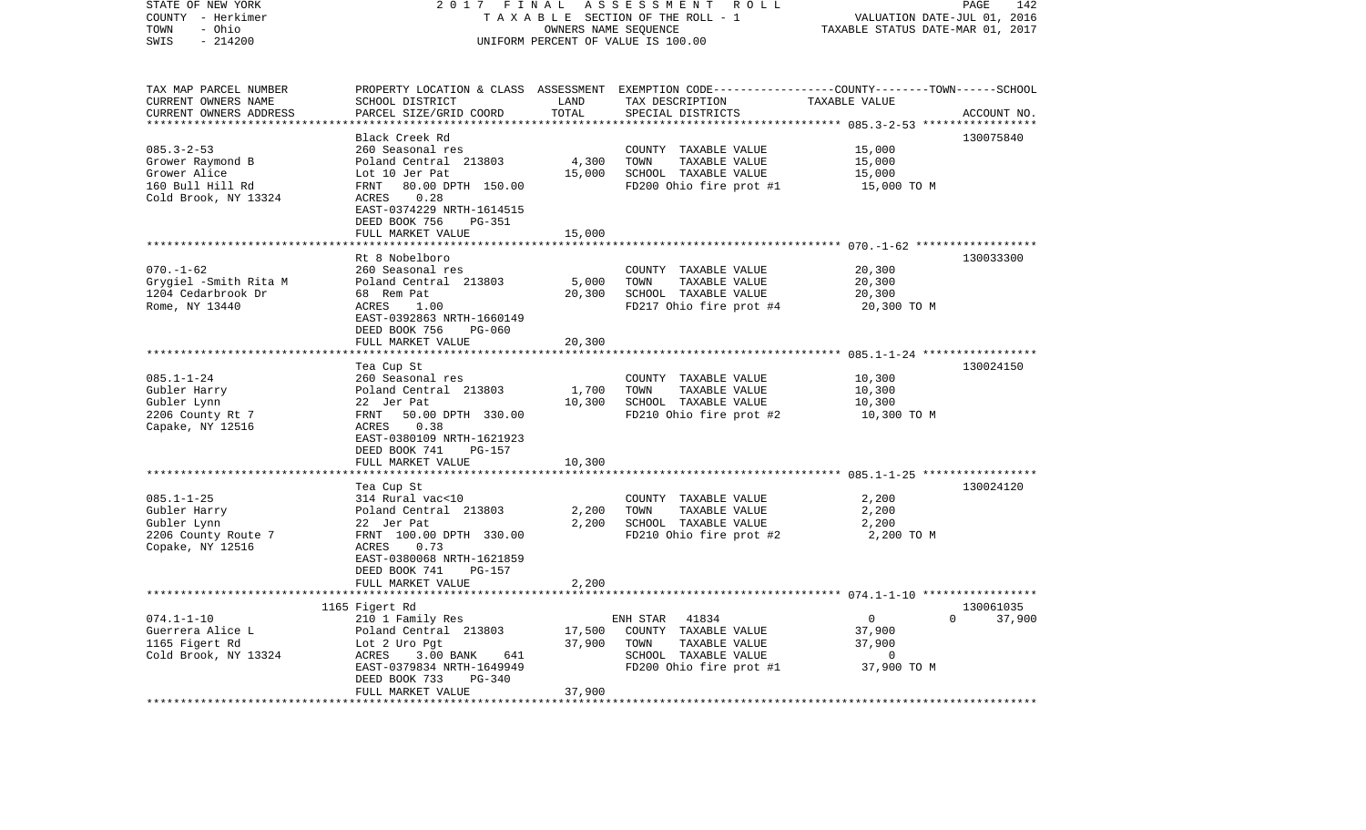STATE OF NEW YORK — 2017 FINAL ASSESSMENT ROLL — TAXABLE SECTION OF THE ROLL - 1 — VALUATION DATE-JUL 01, 2016
COUNTY - Herkimer — OWNERS NAME SEQUENCE — TAXABLE STATUS DATE-MAR 01, 2017
TOWN - Ohio
SWIS - 214200 — UNIFORM PERCENT OF VALUE IS 100.00

| TAX MAP PARCEL NUMBER / CURRENT OWNERS NAME / CURRENT OWNERS ADDRESS | PROPERTY LOCATION & CLASS / SCHOOL DISTRICT / PARCEL SIZE/GRID COORD | ASSESSMENT LAND | TOTAL | EXEMPTION CODE / TAX DESCRIPTION / SPECIAL DISTRICTS | COUNTY / TOWN / SCHOOL TAXABLE VALUE | ACCOUNT NO. |
|---|---|---|---|---|---|---|
| 085.3-2-53 | Black Creek Rd | | | | | 130075840 |
| | 260 Seasonal res | | | COUNTY TAXABLE VALUE | 15,000 | |
| Grower Raymond B | Poland Central 213803 | 4,300 | | TOWN TAXABLE VALUE | 15,000 | |
| Grower Alice | Lot 10 Jer Pat | | 15,000 | SCHOOL TAXABLE VALUE | 15,000 | |
| 160 Bull Hill Rd | FRNT 80.00 DPTH 150.00 | | | FD200 Ohio fire prot #1 | 15,000 TO M | |
| Cold Brook, NY 13324 | ACRES 0.28 | | | | | |
| | EAST-0374229 NRTH-1614515 | | | | | |
| | DEED BOOK 756 PG-351 | | | | | |
| | FULL MARKET VALUE | | 15,000 | | | |
| 070.-1-62 | Rt 8 Nobelboro | | | | | 130033300 |
| | 260 Seasonal res | | | COUNTY TAXABLE VALUE | 20,300 | |
| Grygiel -Smith Rita M | Poland Central 213803 | 5,000 | | TOWN TAXABLE VALUE | 20,300 | |
| 1204 Cedarbrook Dr | 68 Rem Pat | | 20,300 | SCHOOL TAXABLE VALUE | 20,300 | |
| Rome, NY 13440 | ACRES 1.00 | | | FD217 Ohio fire prot #4 | 20,300 TO M | |
| | EAST-0392863 NRTH-1660149 | | | | | |
| | DEED BOOK 756 PG-060 | | | | | |
| | FULL MARKET VALUE | | 20,300 | | | |
| 085.1-1-24 | Tea Cup St | | | | | 130024150 |
| | 260 Seasonal res | | | COUNTY TAXABLE VALUE | 10,300 | |
| Gubler Harry | Poland Central 213803 | 1,700 | | TOWN TAXABLE VALUE | 10,300 | |
| Gubler Lynn | 22 Jer Pat | | 10,300 | SCHOOL TAXABLE VALUE | 10,300 | |
| 2206 County Rt 7 | FRNT 50.00 DPTH 330.00 | | | FD210 Ohio fire prot #2 | 10,300 TO M | |
| Capake, NY 12516 | ACRES 0.38 | | | | | |
| | EAST-0380109 NRTH-1621923 | | | | | |
| | DEED BOOK 741 PG-157 | | | | | |
| | FULL MARKET VALUE | | 10,300 | | | |
| 085.1-1-25 | Tea Cup St | | | | | 130024120 |
| | 314 Rural vac<10 | | | COUNTY TAXABLE VALUE | 2,200 | |
| Gubler Harry | Poland Central 213803 | 2,200 | | TOWN TAXABLE VALUE | 2,200 | |
| Gubler Lynn | 22 Jer Pat | | 2,200 | SCHOOL TAXABLE VALUE | 2,200 | |
| 2206 County Route 7 | FRNT 100.00 DPTH 330.00 | | | FD210 Ohio fire prot #2 | 2,200 TO M | |
| Copake, NY 12516 | ACRES 0.73 | | | | | |
| | EAST-0380068 NRTH-1621859 | | | | | |
| | DEED BOOK 741 PG-157 | | | | | |
| | FULL MARKET VALUE | | 2,200 | | | |
| 074.1-1-10 | 1165 Figert Rd | | | | | 130061035 |
| | 210 1 Family Res | | | ENH STAR 41834 | 0 / 0 / 37,900 | |
| Guerrera Alice L | Poland Central 213803 | 17,500 | | COUNTY TAXABLE VALUE | 37,900 | |
| 1165 Figert Rd | Lot 2 Uro Pgt | | 37,900 | TOWN TAXABLE VALUE | 37,900 | |
| Cold Brook, NY 13324 | ACRES 3.00 BANK 641 | | | SCHOOL TAXABLE VALUE | 0 | |
| | EAST-0379834 NRTH-1649949 | | | FD200 Ohio fire prot #1 | 37,900 TO M | |
| | DEED BOOK 733 PG-340 | | | | | |
| | FULL MARKET VALUE | | 37,900 | | | |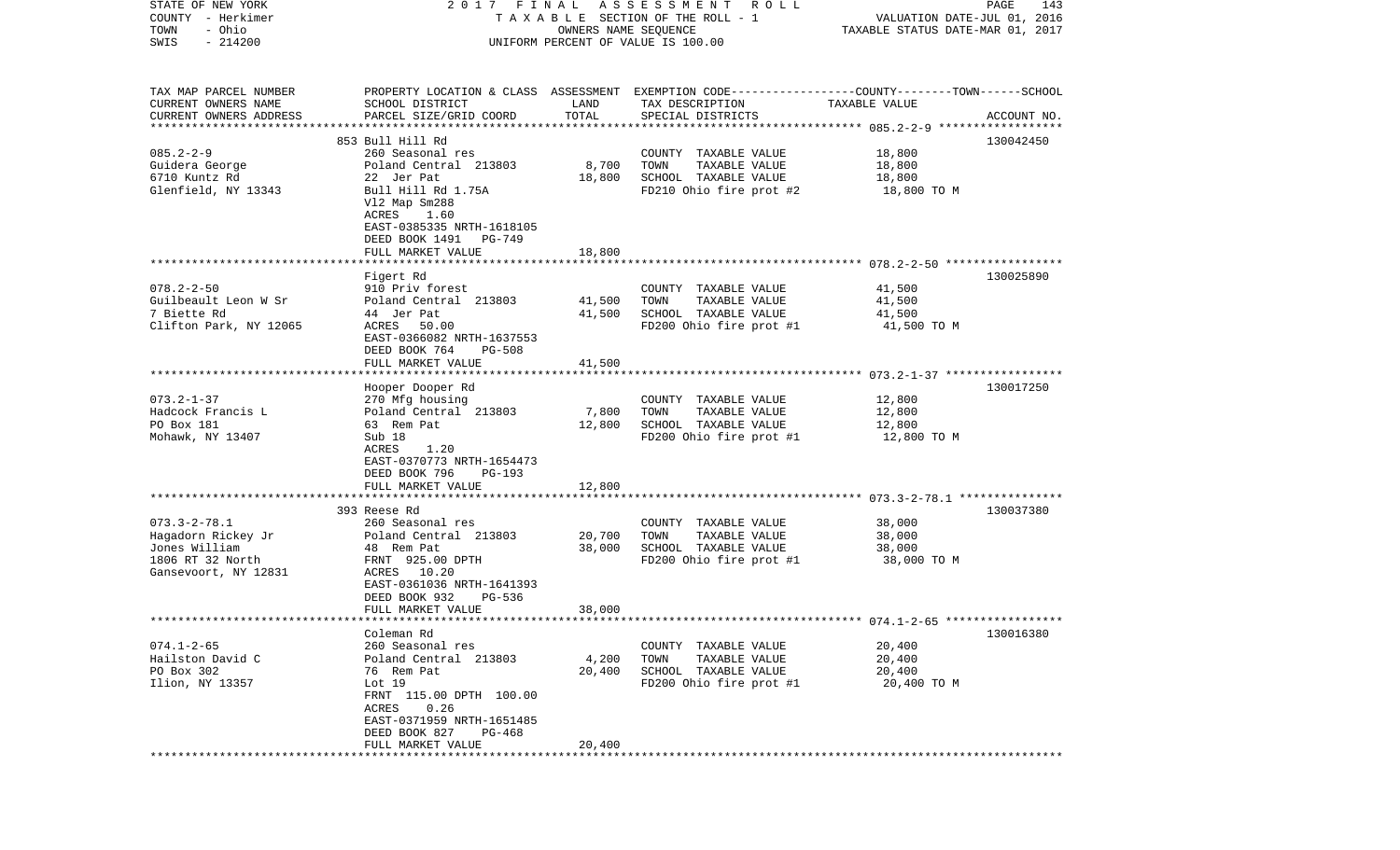STATE OF NEW YORK — 2017 FINAL ASSESSMENT ROLL
COUNTY - Herkimer — TAXABLE SECTION OF THE ROLL - 1 — VALUATION DATE-JUL 01, 2016
TOWN - Ohio — OWNERS NAME SEQUENCE — TAXABLE STATUS DATE-MAR 01, 2017
SWIS - 214200 — UNIFORM PERCENT OF VALUE IS 100.00

| TAX MAP PARCEL NUMBER / CURRENT OWNERS NAME / CURRENT OWNERS ADDRESS | PROPERTY LOCATION & CLASS / SCHOOL DISTRICT / PARCEL SIZE/GRID COORD | ASSESSMENT LAND | TOTAL | EXEMPTION CODE / TAX DESCRIPTION / SPECIAL DISTRICTS | TAXABLE VALUE (COUNTY--TOWN--SCHOOL) | ACCOUNT NO. |
|---|---|---|---|---|---|---|
| **085.2-2-9** | 853 Bull Hill Rd | | | | | 130042450 |
| 085.2-2-9 | 260 Seasonal res | | | COUNTY TAXABLE VALUE | 18,800 | |
| Guidera George | Poland Central 213803 | 8,700 | | TOWN TAXABLE VALUE | 18,800 | |
| 6710 Kuntz Rd | 22 Jer Pat | | 18,800 | SCHOOL TAXABLE VALUE | 18,800 | |
| Glenfield, NY 13343 | Bull Hill Rd 1.75A | | | FD210 Ohio fire prot #2 | 18,800 TO M | |
| | Vl2 Map Sm288 | | | | | |
| | ACRES 1.60 | | | | | |
| | EAST-0385335 NRTH-1618105 | | | | | |
| | DEED BOOK 1491 PG-749 | | | | | |
| | FULL MARKET VALUE | | 18,800 | | | |
| **078.2-2-50** | Figert Rd | | | | | 130025890 |
| 078.2-2-50 | 910 Priv forest | | | COUNTY TAXABLE VALUE | 41,500 | |
| Guilbeault Leon W Sr | Poland Central 213803 | 41,500 | | TOWN TAXABLE VALUE | 41,500 | |
| 7 Biette Rd | 44 Jer Pat | | 41,500 | SCHOOL TAXABLE VALUE | 41,500 | |
| Clifton Park, NY 12065 | ACRES 50.00 | | | FD200 Ohio fire prot #1 | 41,500 TO M | |
| | EAST-0366082 NRTH-1637553 | | | | | |
| | DEED BOOK 764 PG-508 | | | | | |
| | FULL MARKET VALUE | | 41,500 | | | |
| **073.2-1-37** | Hooper Dooper Rd | | | | | 130017250 |
| 073.2-1-37 | 270 Mfg housing | | | COUNTY TAXABLE VALUE | 12,800 | |
| Hadcock Francis L | Poland Central 213803 | 7,800 | | TOWN TAXABLE VALUE | 12,800 | |
| PO Box 181 | 63 Rem Pat | | 12,800 | SCHOOL TAXABLE VALUE | 12,800 | |
| Mohawk, NY 13407 | Sub 18 | | | FD200 Ohio fire prot #1 | 12,800 TO M | |
| | ACRES 1.20 | | | | | |
| | EAST-0370773 NRTH-1654473 | | | | | |
| | DEED BOOK 796 PG-193 | | | | | |
| | FULL MARKET VALUE | | 12,800 | | | |
| **073.3-2-78.1** | 393 Reese Rd | | | | | 130037380 |
| 073.3-2-78.1 | 260 Seasonal res | | | COUNTY TAXABLE VALUE | 38,000 | |
| Hagadorn Rickey Jr | Poland Central 213803 | 20,700 | | TOWN TAXABLE VALUE | 38,000 | |
| Jones William | 48 Rem Pat | | 38,000 | SCHOOL TAXABLE VALUE | 38,000 | |
| 1806 RT 32 North | FRNT 925.00 DPTH | | | FD200 Ohio fire prot #1 | 38,000 TO M | |
| Gansevoort, NY 12831 | ACRES 10.20 | | | | | |
| | EAST-0361036 NRTH-1641393 | | | | | |
| | DEED BOOK 932 PG-536 | | | | | |
| | FULL MARKET VALUE | | 38,000 | | | |
| **074.1-2-65** | Coleman Rd | | | | | 130016380 |
| 074.1-2-65 | 260 Seasonal res | | | COUNTY TAXABLE VALUE | 20,400 | |
| Hailston David C | Poland Central 213803 | 4,200 | | TOWN TAXABLE VALUE | 20,400 | |
| PO Box 302 | 76 Rem Pat | | 20,400 | SCHOOL TAXABLE VALUE | 20,400 | |
| Ilion, NY 13357 | Lot 19 | | | FD200 Ohio fire prot #1 | 20,400 TO M | |
| | FRNT 115.00 DPTH 100.00 | | | | | |
| | ACRES 0.26 | | | | | |
| | EAST-0371959 NRTH-1651485 | | | | | |
| | DEED BOOK 827 PG-468 | | | | | |
| | FULL MARKET VALUE | | 20,400 | | | |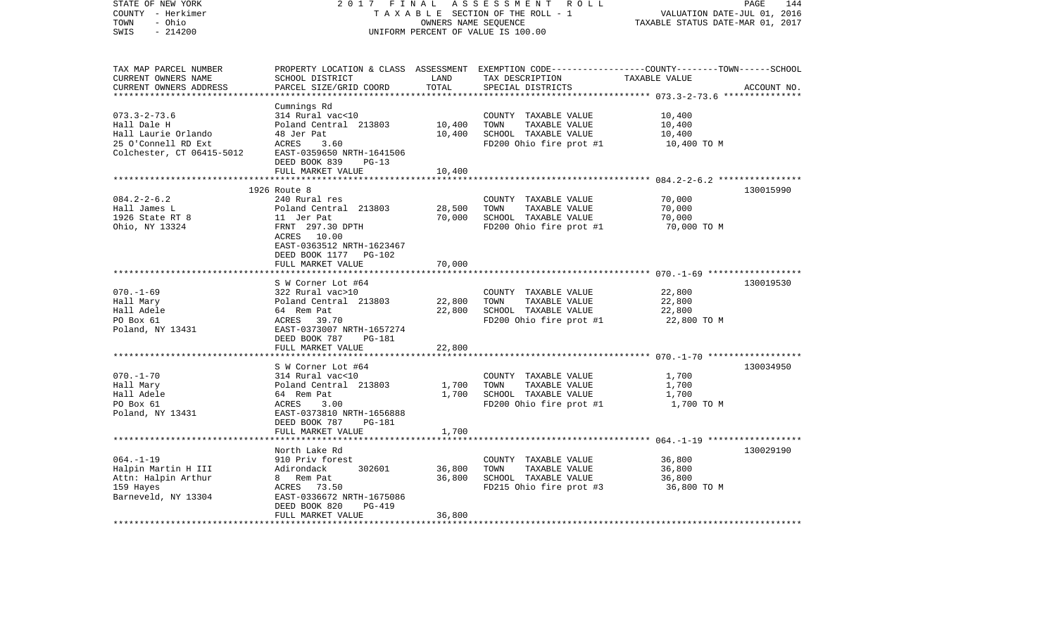STATE OF NEW YORK 2017 FINAL ASSESSMENT ROLL
COUNTY - Herkimer TAXABLE SECTION OF THE ROLL - 1 VALUATION DATE-JUL 01, 2016
TOWN - Ohio OWNERS NAME SEQUENCE TAXABLE STATUS DATE-MAR 01, 2017
SWIS - 214200 UNIFORM PERCENT OF VALUE IS 100.00

| TAX MAP PARCEL NUMBER / CURRENT OWNERS NAME / CURRENT OWNERS ADDRESS | PROPERTY LOCATION & CLASS / SCHOOL DISTRICT / PARCEL SIZE/GRID COORD | ASSESSMENT LAND | TOTAL | EXEMPTION CODE / TAX DESCRIPTION / SPECIAL DISTRICTS | TAXABLE VALUE (COUNTY--------TOWN------SCHOOL) | ACCOUNT NO. |
|---|---|---|---|---|---|---|
| 073.3-2-73.6 | Cumnings Rd | | | | | |
| 073.3-2-73.6 | 314 Rural vac<10 | | | COUNTY TAXABLE VALUE | 10,400 | |
| Hall Dale H | Poland Central 213803 | 10,400 | | TOWN TAXABLE VALUE | 10,400 | |
| Hall Laurie Orlando | 48 Jer Pat | | 10,400 | SCHOOL TAXABLE VALUE | 10,400 | |
| 25 O'Connell RD Ext | ACRES 3.60 | | | FD200 Ohio fire prot #1 | 10,400 TO M | |
| Colchester, CT 06415-5012 | EAST-0359650 NRTH-1641506 | | | | | |
| | DEED BOOK 839 PG-13 | | | | | |
| | FULL MARKET VALUE | | 10,400 | | | |
| 084.2-2-6.2 | 1926 Route 8 | | | | | 130015990 |
| 084.2-2-6.2 | 240 Rural res | | | COUNTY TAXABLE VALUE | 70,000 | |
| Hall James L | Poland Central 213803 | 28,500 | | TOWN TAXABLE VALUE | 70,000 | |
| 1926 State RT 8 | 11 Jer Pat | | 70,000 | SCHOOL TAXABLE VALUE | 70,000 | |
| Ohio, NY 13324 | FRNT 297.30 DPTH | | | FD200 Ohio fire prot #1 | 70,000 TO M | |
| | ACRES 10.00 | | | | | |
| | EAST-0363512 NRTH-1623467 | | | | | |
| | DEED BOOK 1177 PG-102 | | | | | |
| | FULL MARKET VALUE | | 70,000 | | | |
| 070.-1-69 | S W Corner Lot #64 | | | | | 130019530 |
| 070.-1-69 | 322 Rural vac>10 | | | COUNTY TAXABLE VALUE | 22,800 | |
| Hall Mary | Poland Central 213803 | 22,800 | | TOWN TAXABLE VALUE | 22,800 | |
| Hall Adele | 64 Rem Pat | | 22,800 | SCHOOL TAXABLE VALUE | 22,800 | |
| PO Box 61 | ACRES 39.70 | | | FD200 Ohio fire prot #1 | 22,800 TO M | |
| Poland, NY 13431 | EAST-0373007 NRTH-1657274 | | | | | |
| | DEED BOOK 787 PG-181 | | | | | |
| | FULL MARKET VALUE | | 22,800 | | | |
| 070.-1-70 | S W Corner Lot #64 | | | | | 130034950 |
| 070.-1-70 | 314 Rural vac<10 | | | COUNTY TAXABLE VALUE | 1,700 | |
| Hall Mary | Poland Central 213803 | 1,700 | | TOWN TAXABLE VALUE | 1,700 | |
| Hall Adele | 64 Rem Pat | | 1,700 | SCHOOL TAXABLE VALUE | 1,700 | |
| PO Box 61 | ACRES 3.00 | | | FD200 Ohio fire prot #1 | 1,700 TO M | |
| Poland, NY 13431 | EAST-0373810 NRTH-1656888 | | | | | |
| | DEED BOOK 787 PG-181 | | | | | |
| | FULL MARKET VALUE | | 1,700 | | | |
| 064.-1-19 | North Lake Rd | | | | | 130029190 |
| 064.-1-19 | 910 Priv forest | | | COUNTY TAXABLE VALUE | 36,800 | |
| Halpin Martin H III | Adirondack 302601 | 36,800 | | TOWN TAXABLE VALUE | 36,800 | |
| Attn: Halpin Arthur | 8 Rem Pat | | 36,800 | SCHOOL TAXABLE VALUE | 36,800 | |
| 159 Hayes | ACRES 73.50 | | | FD215 Ohio fire prot #3 | 36,800 TO M | |
| Barneveld, NY 13304 | EAST-0336672 NRTH-1675086 | | | | | |
| | DEED BOOK 820 PG-419 | | | | | |
| | FULL MARKET VALUE | | 36,800 | | | |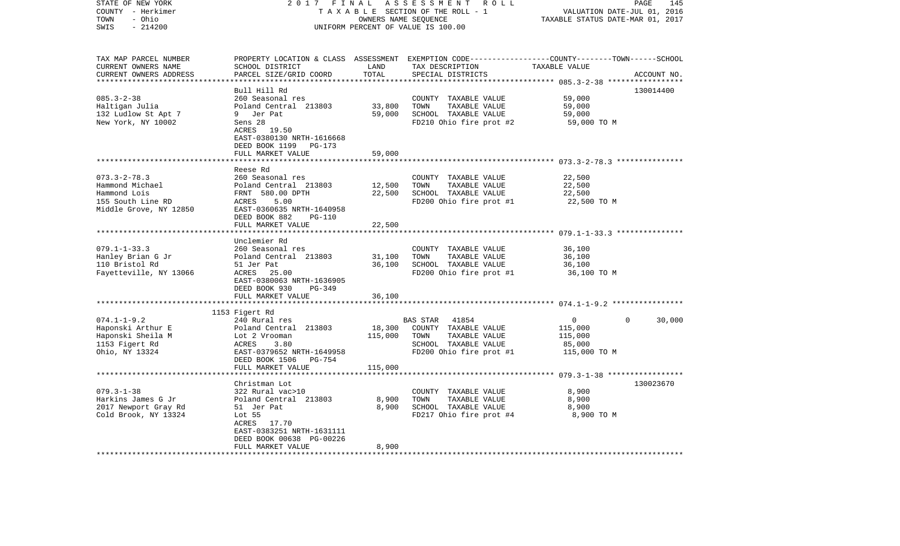STATE OF NEW YORK — 2017 FINAL ASSESSMENT ROLL — PAGE 145
COUNTY - Herkimer — TAXABLE SECTION OF THE ROLL - 1 — VALUATION DATE-JUL 01, 2016
TOWN - Ohio — OWNERS NAME SEQUENCE — TAXABLE STATUS DATE-MAR 01, 2017
SWIS - 214200 — UNIFORM PERCENT OF VALUE IS 100.00

| TAX MAP PARCEL NUMBER / CURRENT OWNERS NAME / CURRENT OWNERS ADDRESS | PROPERTY LOCATION & CLASS / SCHOOL DISTRICT / PARCEL SIZE/GRID COORD | ASSESSMENT LAND | TOTAL | EXEMPTION CODE / TAX DESCRIPTION / SPECIAL DISTRICTS | COUNTY--------TOWN------SCHOOL TAXABLE VALUE | ACCOUNT NO. |
|---|---|---|---|---|---|---|
| 085.3-2-38 | Bull Hill Rd | | | | | 130014400 |
| 085.3-2-38 | 260 Seasonal res | | | COUNTY TAXABLE VALUE | 59,000 | |
| Haltigan Julia | Poland Central 213803 | 33,800 | | TOWN TAXABLE VALUE | 59,000 | |
| 132 Ludlow St Apt 7 | 9 Jer Pat | | 59,000 | SCHOOL TAXABLE VALUE | 59,000 | |
| New York, NY 10002 | Sens 28 | | | FD210 Ohio fire prot #2 | 59,000 TO M | |
| | ACRES 19.50 | | | | | |
| | EAST-0380130 NRTH-1616668 | | | | | |
| | DEED BOOK 1199 PG-173 | | | | | |
| | FULL MARKET VALUE | | 59,000 | | | |
| 073.3-2-78.3 | Reese Rd | | | | | |
| 073.3-2-78.3 | 260 Seasonal res | | | COUNTY TAXABLE VALUE | 22,500 | |
| Hammond Michael | Poland Central 213803 | 12,500 | | TOWN TAXABLE VALUE | 22,500 | |
| Hammond Lois | FRNT 580.00 DPTH | | 22,500 | SCHOOL TAXABLE VALUE | 22,500 | |
| 155 South Line RD | ACRES 5.00 | | | FD200 Ohio fire prot #1 | 22,500 TO M | |
| Middle Grove, NY 12850 | EAST-0360635 NRTH-1640958 | | | | | |
| | DEED BOOK 882 PG-110 | | | | | |
| | FULL MARKET VALUE | | 22,500 | | | |
| 079.1-1-33.3 | Unclemier Rd | | | | | |
| 079.1-1-33.3 | 260 Seasonal res | | | COUNTY TAXABLE VALUE | 36,100 | |
| Hanley Brian G Jr | Poland Central 213803 | 31,100 | | TOWN TAXABLE VALUE | 36,100 | |
| 110 Bristol Rd | 51 Jer Pat | | 36,100 | SCHOOL TAXABLE VALUE | 36,100 | |
| Fayetteville, NY 13066 | ACRES 25.00 | | | FD200 Ohio fire prot #1 | 36,100 TO M | |
| | EAST-0380063 NRTH-1636905 | | | | | |
| | DEED BOOK 930 PG-349 | | | | | |
| | FULL MARKET VALUE | | 36,100 | | | |
| 074.1-1-9.2 | 1153 Figert Rd | | | | | |
| 074.1-1-9.2 | 240 Rural res | | | BAS STAR 41854 | 0 0 30,000 | |
| Haponski Arthur E | Poland Central 213803 | 18,300 | | COUNTY TAXABLE VALUE | 115,000 | |
| Haponski Sheila M | Lot 2 Vrooman | | 115,000 | TOWN TAXABLE VALUE | 115,000 | |
| 1153 Figert Rd | ACRES 3.80 | | | SCHOOL TAXABLE VALUE | 85,000 | |
| Ohio, NY 13324 | EAST-0379652 NRTH-1649958 | | | FD200 Ohio fire prot #1 | 115,000 TO M | |
| | DEED BOOK 1506 PG-754 | | | | | |
| | FULL MARKET VALUE | | 115,000 | | | |
| 079.3-1-38 | Christman Lot | | | | | 130023670 |
| 079.3-1-38 | 322 Rural vac>10 | | | COUNTY TAXABLE VALUE | 8,900 | |
| Harkins James G Jr | Poland Central 213803 | 8,900 | | TOWN TAXABLE VALUE | 8,900 | |
| 2017 Newport Gray Rd | 51 Jer Pat | | 8,900 | SCHOOL TAXABLE VALUE | 8,900 | |
| Cold Brook, NY 13324 | Lot 55 | | | FD217 Ohio fire prot #4 | 8,900 TO M | |
| | ACRES 17.70 | | | | | |
| | EAST-0383251 NRTH-1631111 | | | | | |
| | DEED BOOK 00638 PG-00226 | | | | | |
| | FULL MARKET VALUE | | 8,900 | | | |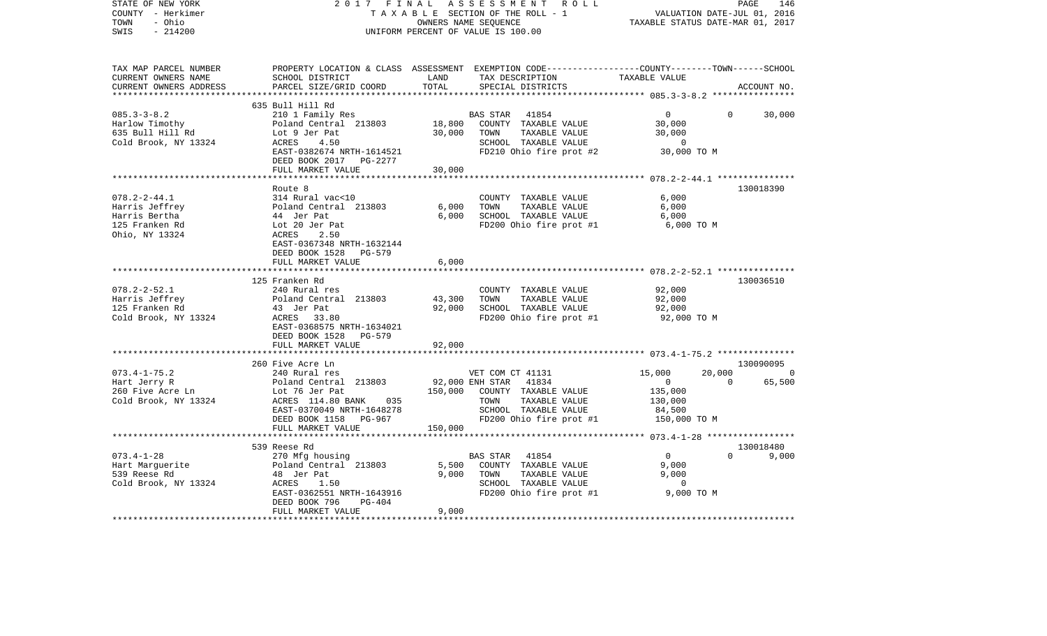STATE OF NEW YORK — 2017 FINAL ASSESSMENT ROLL — PAGE 146
COUNTY - Herkimer — TAXABLE SECTION OF THE ROLL - 1 — VALUATION DATE-JUL 01, 2016
TOWN - Ohio — OWNERS NAME SEQUENCE — TAXABLE STATUS DATE-MAR 01, 2017
SWIS - 214200 — UNIFORM PERCENT OF VALUE IS 100.00

```
TAX MAP PARCEL NUMBER     PROPERTY LOCATION & CLASS  ASSESSMENT  EXEMPTION CODE-----------------COUNTY--------TOWN------SCHOOL
CURRENT OWNERS NAME       SCHOOL DISTRICT             LAND       TAX DESCRIPTION                  TAXABLE VALUE
CURRENT OWNERS ADDRESS    PARCEL SIZE/GRID COORD      TOTAL      SPECIAL DISTRICTS                                      ACCOUNT NO.
******************************************************************************************************* 085.3-3-8.2 ****************
                          635 Bull Hill Rd
085.3-3-8.2               210 1 Family Res                        BAS STAR   41854                0            0       30,000
Harlow Timothy            Poland Central  213803      18,800      COUNTY  TAXABLE VALUE           30,000
635 Bull Hill Rd          Lot 9 Jer Pat               30,000      TOWN    TAXABLE VALUE           30,000
Cold Brook, NY 13324      ACRES    4.50                           SCHOOL  TAXABLE VALUE                0
                          EAST-0382674 NRTH-1614521               FD210 Ohio fire prot #2          30,000 TO M
                          DEED BOOK 2017   PG-2277
                          FULL MARKET VALUE           30,000
******************************************************************************************************* 078.2-2-44.1 ***************
                          Route 8                                                                                130018390
078.2-2-44.1              314 Rural vac<10                        COUNTY  TAXABLE VALUE            6,000
Harris Jeffrey            Poland Central  213803       6,000      TOWN    TAXABLE VALUE            6,000
Harris Bertha             44  Jer Pat                  6,000      SCHOOL  TAXABLE VALUE            6,000
125 Franken Rd            Lot 20 Jer Pat                          FD200 Ohio fire prot #1           6,000 TO M
Ohio, NY 13324            ACRES    2.50
                          EAST-0367348 NRTH-1632144
                          DEED BOOK 1528   PG-579
                          FULL MARKET VALUE            6,000
******************************************************************************************************* 078.2-2-52.1 ***************
                          125 Franken Rd                                                                         130036510
078.2-2-52.1              240 Rural res                           COUNTY  TAXABLE VALUE           92,000
Harris Jeffrey            Poland Central  213803      43,300      TOWN    TAXABLE VALUE           92,000
125 Franken Rd            43  Jer Pat                 92,000      SCHOOL  TAXABLE VALUE           92,000
Cold Brook, NY 13324      ACRES   33.80                           FD200 Ohio fire prot #1          92,000 TO M
                          EAST-0368575 NRTH-1634021
                          DEED BOOK 1528   PG-579
                          FULL MARKET VALUE           92,000
******************************************************************************************************* 073.4-1-75.2 ***************
                          260 Five Acre Ln                                                                       130090095
073.4-1-75.2              240 Rural res                           VET COM CT 41131            15,000       20,000            0
Hart Jerry R              Poland Central  213803      92,000 ENH STAR   41834                  0            0       65,500
260 Five Acre Ln          Lot 76 Jer Pat             150,000      COUNTY  TAXABLE VALUE          135,000
Cold Brook, NY 13324      ACRES 114.80 BANK    035                TOWN    TAXABLE VALUE          130,000
                          EAST-0370049 NRTH-1648278               SCHOOL  TAXABLE VALUE           84,500
                          DEED BOOK 1158   PG-967                 FD200 Ohio fire prot #1         150,000 TO M
                          FULL MARKET VALUE          150,000
******************************************************************************************************* 073.4-1-28 *****************
                          539 Reese Rd                                                                           130018480
073.4-1-28                270 Mfg housing                         BAS STAR   41854                0            0        9,000
Hart Marguerite           Poland Central  213803       5,500      COUNTY  TAXABLE VALUE            9,000
539 Reese Rd              48  Jer Pat                  9,000      TOWN    TAXABLE VALUE            9,000
Cold Brook, NY 13324      ACRES    1.50                           SCHOOL  TAXABLE VALUE                0
                          EAST-0362551 NRTH-1643916               FD200 Ohio fire prot #1           9,000 TO M
                          DEED BOOK 796    PG-404
                          FULL MARKET VALUE            9,000
************************************************************************************************************************************
```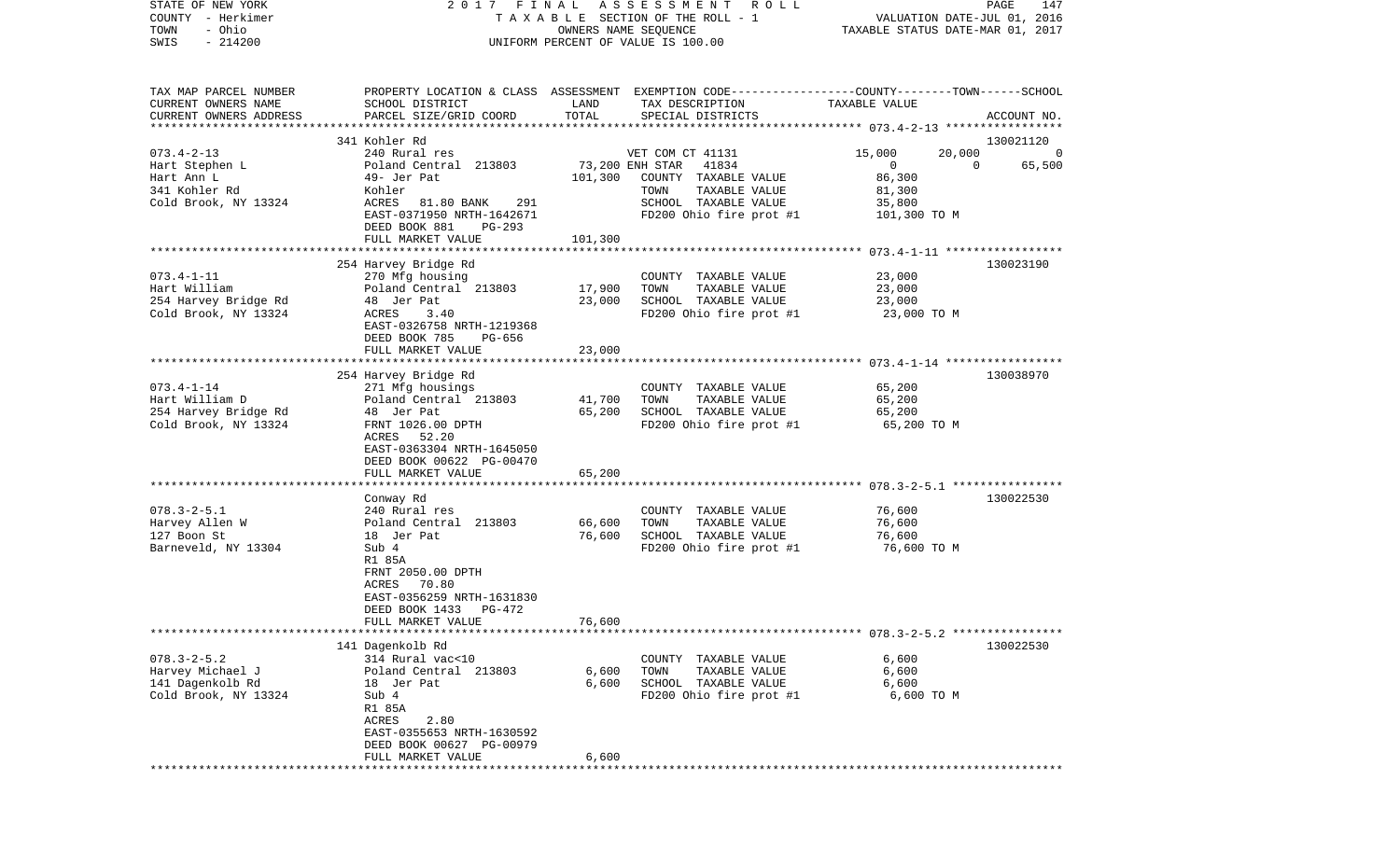STATE OF NEW YORK
COUNTY - Herkimer
TOWN - Ohio
SWIS - 214200

2 0 1 7 F I N A L A S S E S S M E N T R O L L
T A X A B L E SECTION OF THE ROLL - 1
OWNERS NAME SEQUENCE
UNIFORM PERCENT OF VALUE IS 100.00

VALUATION DATE-JUL 01, 2016
TAXABLE STATUS DATE-MAR 01, 2017

| TAX MAP PARCEL NUMBER<br>CURRENT OWNERS NAME<br>CURRENT OWNERS ADDRESS | PROPERTY LOCATION & CLASS<br>SCHOOL DISTRICT<br>PARCEL SIZE/GRID COORD | ASSESSMENT<br>LAND<br>TOTAL | EXEMPTION CODE<br>TAX DESCRIPTION<br>SPECIAL DISTRICTS | COUNTY--------TOWN------SCHOOL<br>TAXABLE VALUE | ACCOUNT NO. |
|---|---|---|---|---|---|
| 073.4-2-13 | 341 Kohler Rd | | | | 130021120 |
| Hart Stephen L | 240 Rural res | | VET COM CT 41131 | 15,000 20,000 0 | |
| Hart Ann L | Poland Central 213803 | 73,200 | ENH STAR 41834 | 0 0 65,500 | |
| 341 Kohler Rd | 49- Jer Pat | 101,300 | COUNTY TAXABLE VALUE | 86,300 | |
| Cold Brook, NY 13324 | Kohler | | TOWN TAXABLE VALUE | 81,300 | |
| | ACRES 81.80 BANK 291 | | SCHOOL TAXABLE VALUE | 35,800 | |
| | EAST-0371950 NRTH-1642671 | | FD200 Ohio fire prot #1 | 101,300 TO M | |
| | DEED BOOK 881 PG-293 | | | | |
| | FULL MARKET VALUE | 101,300 | | | |
| 073.4-1-11 | 254 Harvey Bridge Rd | | | | 130023190 |
| Hart William | 270 Mfg housing | | COUNTY TAXABLE VALUE | 23,000 | |
| 254 Harvey Bridge Rd | Poland Central 213803 | 17,900 | TOWN TAXABLE VALUE | 23,000 | |
| Cold Brook, NY 13324 | 48 Jer Pat | 23,000 | SCHOOL TAXABLE VALUE | 23,000 | |
| | ACRES 3.40 | | FD200 Ohio fire prot #1 | 23,000 TO M | |
| | EAST-0326758 NRTH-1219368 | | | | |
| | DEED BOOK 785 PG-656 | | | | |
| | FULL MARKET VALUE | 23,000 | | | |
| 073.4-1-14 | 254 Harvey Bridge Rd | | | | 130038970 |
| Hart William D | 271 Mfg housings | | COUNTY TAXABLE VALUE | 65,200 | |
| 254 Harvey Bridge Rd | Poland Central 213803 | 41,700 | TOWN TAXABLE VALUE | 65,200 | |
| Cold Brook, NY 13324 | 48 Jer Pat | 65,200 | SCHOOL TAXABLE VALUE | 65,200 | |
| | FRNT 1026.00 DPTH | | FD200 Ohio fire prot #1 | 65,200 TO M | |
| | ACRES 52.20 | | | | |
| | EAST-0363304 NRTH-1645050 | | | | |
| | DEED BOOK 00622 PG-00470 | | | | |
| | FULL MARKET VALUE | 65,200 | | | |
| 078.3-2-5.1 | Conway Rd | | | | 130022530 |
| Harvey Allen W | 240 Rural res | | COUNTY TAXABLE VALUE | 76,600 | |
| 127 Boon St | Poland Central 213803 | 66,600 | TOWN TAXABLE VALUE | 76,600 | |
| Barneveld, NY 13304 | 18 Jer Pat | 76,600 | SCHOOL TAXABLE VALUE | 76,600 | |
| | Sub 4 | | FD200 Ohio fire prot #1 | 76,600 TO M | |
| | R1 85A | | | | |
| | FRNT 2050.00 DPTH | | | | |
| | ACRES 70.80 | | | | |
| | EAST-0356259 NRTH-1631830 | | | | |
| | DEED BOOK 1433 PG-472 | | | | |
| | FULL MARKET VALUE | 76,600 | | | |
| 078.3-2-5.2 | 141 Dagenkolb Rd | | | | 130022530 |
| Harvey Michael J | 314 Rural vac<10 | | COUNTY TAXABLE VALUE | 6,600 | |
| 141 Dagenkolb Rd | Poland Central 213803 | 6,600 | TOWN TAXABLE VALUE | 6,600 | |
| Cold Brook, NY 13324 | 18 Jer Pat | 6,600 | SCHOOL TAXABLE VALUE | 6,600 | |
| | Sub 4 | | FD200 Ohio fire prot #1 | 6,600 TO M | |
| | R1 85A | | | | |
| | ACRES 2.80 | | | | |
| | EAST-0355653 NRTH-1630592 | | | | |
| | DEED BOOK 00627 PG-00979 | | | | |
| | FULL MARKET VALUE | 6,600 | | | |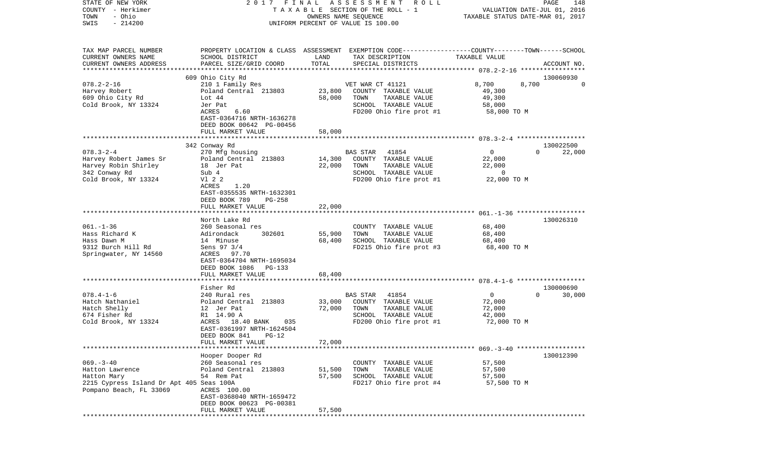STATE OF NEW YORK
COUNTY - Herkimer
TOWN - Ohio
SWIS - 214200

2017 FINAL ASSESSMENT ROLL
TAXABLE SECTION OF THE ROLL - 1
OWNERS NAME SEQUENCE
UNIFORM PERCENT OF VALUE IS 100.00

VALUATION DATE-JUL 01, 2016
TAXABLE STATUS DATE-MAR 01, 2017

| TAX MAP PARCEL NUMBER / CURRENT OWNERS NAME / CURRENT OWNERS ADDRESS | PROPERTY LOCATION & CLASS / SCHOOL DISTRICT / PARCEL SIZE/GRID COORD | ASSESSMENT LAND / TOTAL | EXEMPTION CODE / TAX DESCRIPTION / SPECIAL DISTRICTS | COUNTY | TOWN | SCHOOL | ACCOUNT NO. |
|---|---|---|---|---|---|---|---|
| 078.2-2-16 | 609 Ohio City Rd | | | | | | 130060930 |
| | 210 1 Family Res | | VET WAR CT 41121 | 8,700 | 8,700 | 0 | |
| Harvey Robert | Poland Central 213803 | 23,800 | COUNTY TAXABLE VALUE | 49,300 | | | |
| 609 Ohio City Rd | Lot 44 | 58,000 | TOWN TAXABLE VALUE | | 49,300 | | |
| Cold Brook, NY 13324 | Jer Pat | | SCHOOL TAXABLE VALUE | | | 58,000 | |
| | ACRES 6.60 | | FD200 Ohio fire prot #1 | 58,000 TO M | | | |
| | EAST-0364716 NRTH-1636278 | | | | | | |
| | DEED BOOK 00642 PG-00456 | | | | | | |
| | FULL MARKET VALUE | 58,000 | | | | | |
| 078.3-2-4 | 342 Conway Rd | | | | | | 130022500 |
| | 270 Mfg housing | | BAS STAR 41854 | 0 | 0 | 22,000 | |
| Harvey Robert James Sr | Poland Central 213803 | 14,300 | COUNTY TAXABLE VALUE | 22,000 | | | |
| Harvey Robin Shirley | 18 Jer Pat | 22,000 | TOWN TAXABLE VALUE | | 22,000 | | |
| 342 Conway Rd | Sub 4 | | SCHOOL TAXABLE VALUE | | | 0 | |
| Cold Brook, NY 13324 | Vl 2 2 | | FD200 Ohio fire prot #1 | 22,000 TO M | | | |
| | ACRES 1.20 | | | | | | |
| | EAST-0355535 NRTH-1632301 | | | | | | |
| | DEED BOOK 789 PG-258 | | | | | | |
| | FULL MARKET VALUE | 22,000 | | | | | |
| 061.-1-36 | North Lake Rd | | | | | | 130026310 |
| | 260 Seasonal res | | COUNTY TAXABLE VALUE | 68,400 | | | |
| Hass Richard K | Adirondack 302601 | 55,900 | TOWN TAXABLE VALUE | | 68,400 | | |
| Hass Dawn M | 14 Minuse | 68,400 | SCHOOL TAXABLE VALUE | | | 68,400 | |
| 9312 Burch Hill Rd | Sens 97 3/4 | | FD215 Ohio fire prot #3 | 68,400 TO M | | | |
| Springwater, NY 14560 | ACRES 97.70 | | | | | | |
| | EAST-0364704 NRTH-1695034 | | | | | | |
| | DEED BOOK 1086 PG-133 | | | | | | |
| | FULL MARKET VALUE | 68,400 | | | | | |
| 078.4-1-6 | Fisher Rd | | | | | | 130000690 |
| | 240 Rural res | | BAS STAR 41854 | 0 | 0 | 30,000 | |
| Hatch Nathaniel | Poland Central 213803 | 33,000 | COUNTY TAXABLE VALUE | 72,000 | | | |
| Hatch Shelly | 12 Jer Pat | 72,000 | TOWN TAXABLE VALUE | | 72,000 | | |
| 674 Fisher Rd | R1 14.90 A | | SCHOOL TAXABLE VALUE | | | 42,000 | |
| Cold Brook, NY 13324 | ACRES 18.40 BANK 035 | | FD200 Ohio fire prot #1 | 72,000 TO M | | | |
| | EAST-0361997 NRTH-1624504 | | | | | | |
| | DEED BOOK 841 PG-12 | | | | | | |
| | FULL MARKET VALUE | 72,000 | | | | | |
| 069.-3-40 | Hooper Dooper Rd | | | | | | 130012390 |
| | 260 Seasonal res | | COUNTY TAXABLE VALUE | 57,500 | | | |
| Hatton Lawrence | Poland Central 213803 | 51,500 | TOWN TAXABLE VALUE | | 57,500 | | |
| Hatton Mary | 54 Rem Pat | 57,500 | SCHOOL TAXABLE VALUE | | | 57,500 | |
| 2215 Cypress Island Dr Apt 405 | Seas 100A | | FD217 Ohio fire prot #4 | 57,500 TO M | | | |
| Pompano Beach, FL 33069 | ACRES 100.00 | | | | | | |
| | EAST-0368040 NRTH-1659472 | | | | | | |
| | DEED BOOK 00623 PG-00381 | | | | | | |
| | FULL MARKET VALUE | 57,500 | | | | | |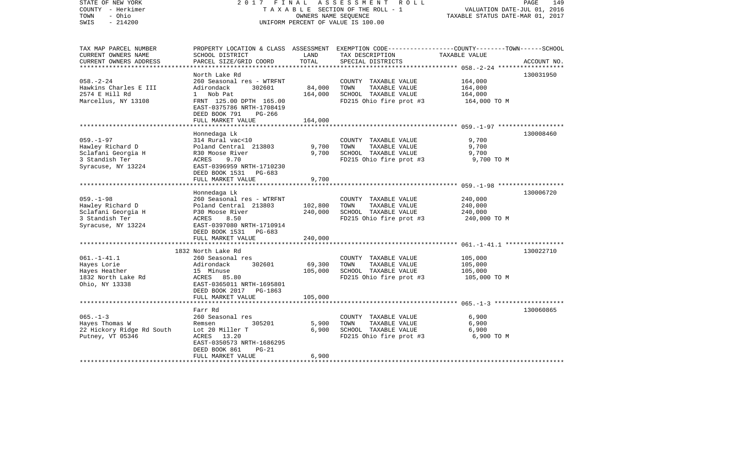STATE OF NEW YORK — COUNTY - Herkimer — TOWN - Ohio — SWIS - 214200

2017 FINAL ASSESSMENT ROLL
TAXABLE SECTION OF THE ROLL - 1
OWNERS NAME SEQUENCE
UNIFORM PERCENT OF VALUE IS 100.00

VALUATION DATE-JUL 01, 2016
TAXABLE STATUS DATE-MAR 01, 2017

| TAX MAP PARCEL NUMBER / CURRENT OWNERS NAME / CURRENT OWNERS ADDRESS | PROPERTY LOCATION & CLASS / SCHOOL DISTRICT / PARCEL SIZE/GRID COORD | ASSESSMENT LAND | TOTAL | EXEMPTION CODE / TAX DESCRIPTION / SPECIAL DISTRICTS | COUNTY--------TOWN------SCHOOL TAXABLE VALUE | ACCOUNT NO. |
|---|---|---|---|---|---|---|
| 058.-2-24 | North Lake Rd | | | | | 130031950 |
| | 260 Seasonal res - WTRFNT | | | COUNTY TAXABLE VALUE | 164,000 | |
| Hawkins Charles E III | Adirondack 302601 | 84,000 | | TOWN TAXABLE VALUE | 164,000 | |
| 2574 E Hill Rd | 1 Nob Pat | | 164,000 | SCHOOL TAXABLE VALUE | 164,000 | |
| Marcellus, NY 13108 | FRNT 125.00 DPTH 165.00 | | | FD215 Ohio fire prot #3 | 164,000 TO M | |
| | EAST-0375786 NRTH-1708419 | | | | | |
| | DEED BOOK 791 PG-266 | | | | | |
| | FULL MARKET VALUE | | 164,000 | | | |
| 059.-1-97 | Honnedaga Lk | | | | | 130008460 |
| | 314 Rural vac<10 | | | COUNTY TAXABLE VALUE | 9,700 | |
| Hawley Richard D | Poland Central 213803 | 9,700 | | TOWN TAXABLE VALUE | 9,700 | |
| Sclafani Georgia H | R30 Moose River | | 9,700 | SCHOOL TAXABLE VALUE | 9,700 | |
| 3 Standish Ter | ACRES 9.70 | | | FD215 Ohio fire prot #3 | 9,700 TO M | |
| Syracuse, NY 13224 | EAST-0396959 NRTH-1710230 | | | | | |
| | DEED BOOK 1531 PG-683 | | | | | |
| | FULL MARKET VALUE | | 9,700 | | | |
| 059.-1-98 | Honnedaga Lk | | | | | 130006720 |
| | 260 Seasonal res - WTRFNT | | | COUNTY TAXABLE VALUE | 240,000 | |
| Hawley Richard D | Poland Central 213803 | 102,800 | | TOWN TAXABLE VALUE | 240,000 | |
| Sclafani Georgia H | P30 Moose River | | 240,000 | SCHOOL TAXABLE VALUE | 240,000 | |
| 3 Standish Ter | ACRES 8.50 | | | FD215 Ohio fire prot #3 | 240,000 TO M | |
| Syracuse, NY 13224 | EAST-0397080 NRTH-1710914 | | | | | |
| | DEED BOOK 1531 PG-683 | | | | | |
| | FULL MARKET VALUE | | 240,000 | | | |
| 061.-1-41.1 | 1832 North Lake Rd | | | | | 130022710 |
| | 260 Seasonal res | | | COUNTY TAXABLE VALUE | 105,000 | |
| Hayes Lorie | Adirondack 302601 | 69,300 | | TOWN TAXABLE VALUE | 105,000 | |
| Hayes Heather | 15 Minuse | | 105,000 | SCHOOL TAXABLE VALUE | 105,000 | |
| 1832 North Lake Rd | ACRES 85.80 | | | FD215 Ohio fire prot #3 | 105,000 TO M | |
| Ohio, NY 13338 | EAST-0365011 NRTH-1695801 | | | | | |
| | DEED BOOK 2017 PG-1863 | | | | | |
| | FULL MARKET VALUE | | 105,000 | | | |
| 065.-1-3 | Farr Rd | | | | | 130060865 |
| | 260 Seasonal res | | | COUNTY TAXABLE VALUE | 6,900 | |
| Hayes Thomas W | Remsen 305201 | 5,900 | | TOWN TAXABLE VALUE | 6,900 | |
| 22 Hickory Ridge Rd South | Lot 20 Miller T | | 6,900 | SCHOOL TAXABLE VALUE | 6,900 | |
| Putney, VT 05346 | ACRES 13.20 | | | FD215 Ohio fire prot #3 | 6,900 TO M | |
| | EAST-0350573 NRTH-1686295 | | | | | |
| | DEED BOOK 861 PG-21 | | | | | |
| | FULL MARKET VALUE | | 6,900 | | | |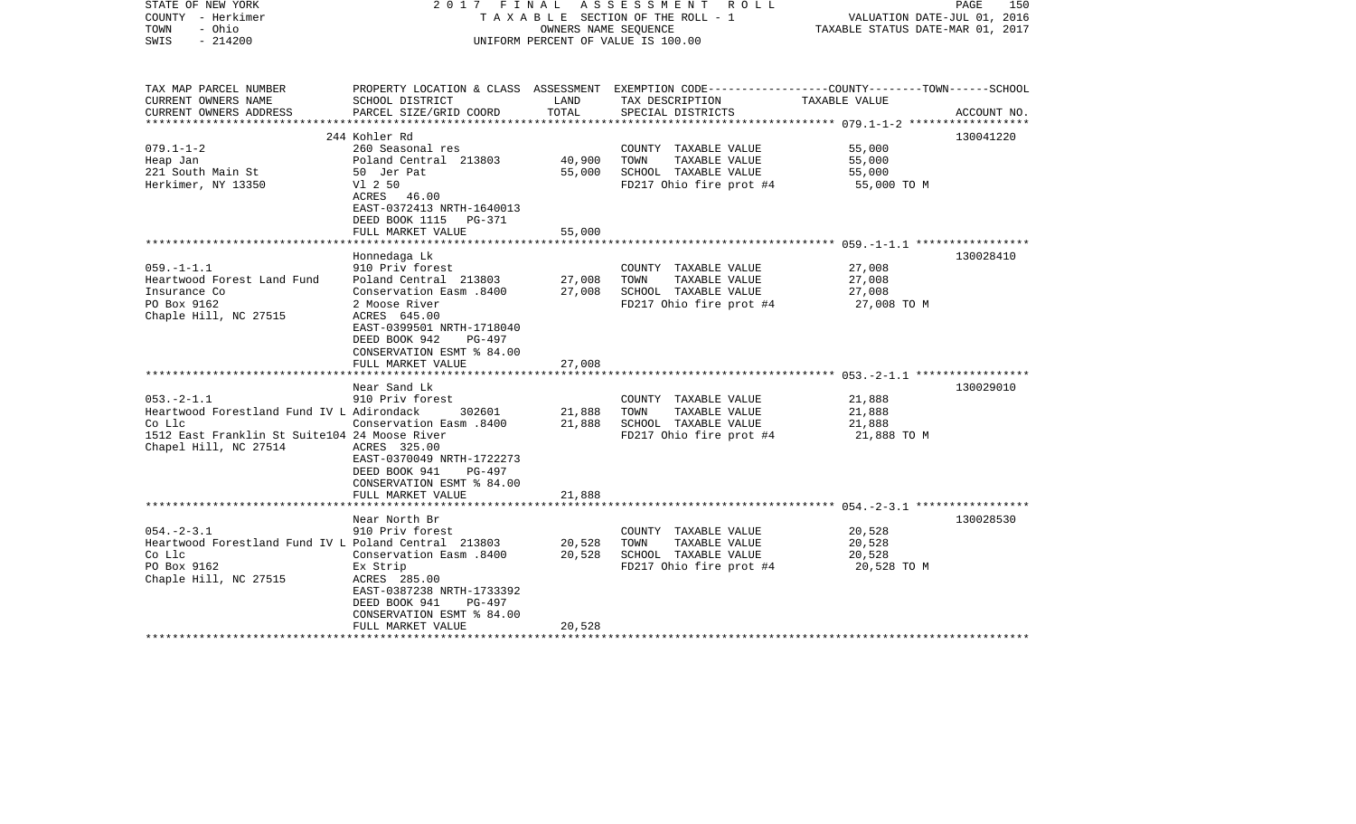STATE OF NEW YORK | COUNTY - Herkimer | TOWN - Ohio | SWIS - 214200

2017 FINAL ASSESSMENT ROLL
TAXABLE SECTION OF THE ROLL - 1
OWNERS NAME SEQUENCE
UNIFORM PERCENT OF VALUE IS 100.00

VALUATION DATE-JUL 01, 2016
TAXABLE STATUS DATE-MAR 01, 2017

| TAX MAP PARCEL NUMBER / CURRENT OWNERS NAME / CURRENT OWNERS ADDRESS | PROPERTY LOCATION & CLASS / SCHOOL DISTRICT / PARCEL SIZE/GRID COORD | ASSESSMENT LAND / TOTAL | EXEMPTION CODE / TAX DESCRIPTION / SPECIAL DISTRICTS | TAXABLE VALUE (COUNTY / TOWN / SCHOOL) | ACCOUNT NO. |
|---|---|---|---|---|---|
| **079.1-1-2** | 244 Kohler Rd | | | | 130041220 |
| Heap Jan | 260 Seasonal res | | COUNTY TAXABLE VALUE | 55,000 | |
| 221 South Main St | Poland Central 213803 | 40,900 | TOWN TAXABLE VALUE | 55,000 | |
| Herkimer, NY 13350 | 50 Jer Pat | 55,000 | SCHOOL TAXABLE VALUE | 55,000 | |
| | Vl 2 50 | | FD217 Ohio fire prot #4 | 55,000 TO M | |
| | ACRES 46.00 | | | | |
| | EAST-0372413 NRTH-1640013 | | | | |
| | DEED BOOK 1115 PG-371 | | | | |
| | FULL MARKET VALUE | 55,000 | | | |
| **059.-1-1.1** | Honnedaga Lk | | | | 130028410 |
| Heartwood Forest Land Fund | 910 Priv forest | | COUNTY TAXABLE VALUE | 27,008 | |
| Insurance Co | Poland Central 213803 | 27,008 | TOWN TAXABLE VALUE | 27,008 | |
| PO Box 9162 | Conservation Easm .8400 | 27,008 | SCHOOL TAXABLE VALUE | 27,008 | |
| Chaple Hill, NC 27515 | 2 Moose River | | FD217 Ohio fire prot #4 | 27,008 TO M | |
| | ACRES 645.00 | | | | |
| | EAST-0399501 NRTH-1718040 | | | | |
| | DEED BOOK 942 PG-497 | | | | |
| | CONSERVATION ESMT % 84.00 | | | | |
| | FULL MARKET VALUE | 27,008 | | | |
| **053.-2-1.1** | Near Sand Lk | | | | 130029010 |
| Heartwood Forestland Fund IV L | 910 Priv forest | | COUNTY TAXABLE VALUE | 21,888 | |
| Co Llc | Adirondack 302601 | 21,888 | TOWN TAXABLE VALUE | 21,888 | |
| 1512 East Franklin St Suite104 | Conservation Easm .8400 | 21,888 | SCHOOL TAXABLE VALUE | 21,888 | |
| Chapel Hill, NC 27514 | 24 Moose River | | FD217 Ohio fire prot #4 | 21,888 TO M | |
| | ACRES 325.00 | | | | |
| | EAST-0370049 NRTH-1722273 | | | | |
| | DEED BOOK 941 PG-497 | | | | |
| | CONSERVATION ESMT % 84.00 | | | | |
| | FULL MARKET VALUE | 21,888 | | | |
| **054.-2-3.1** | Near North Br | | | | 130028530 |
| Heartwood Forestland Fund IV L | 910 Priv forest | | COUNTY TAXABLE VALUE | 20,528 | |
| Co Llc | Poland Central 213803 | 20,528 | TOWN TAXABLE VALUE | 20,528 | |
| PO Box 9162 | Conservation Easm .8400 | 20,528 | SCHOOL TAXABLE VALUE | 20,528 | |
| Chaple Hill, NC 27515 | Ex Strip | | FD217 Ohio fire prot #4 | 20,528 TO M | |
| | ACRES 285.00 | | | | |
| | EAST-0387238 NRTH-1733392 | | | | |
| | DEED BOOK 941 PG-497 | | | | |
| | CONSERVATION ESMT % 84.00 | | | | |
| | FULL MARKET VALUE | 20,528 | | | |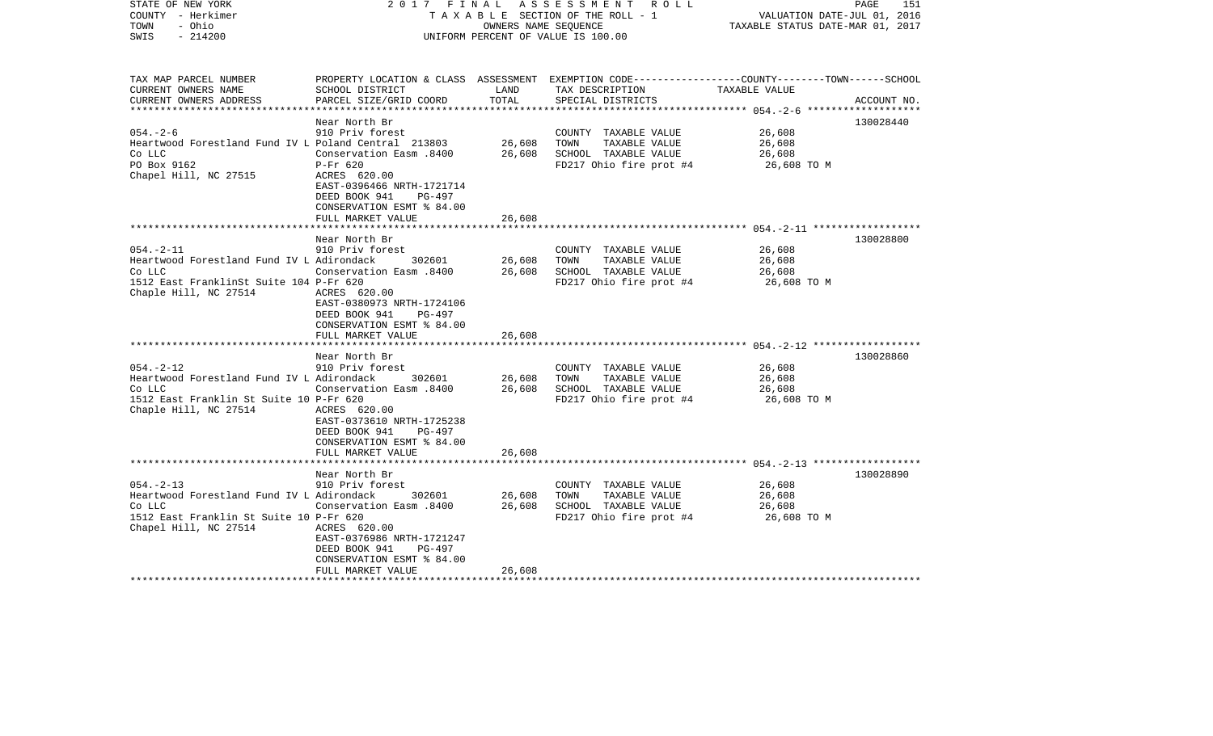STATE OF NEW YORK 2 0 1 7 F I N A L A S S E S S M E N T R O L L
COUNTY - Herkimer T A X A B L E SECTION OF THE ROLL - 1 VALUATION DATE-JUL 01, 2016
TOWN - Ohio OWNERS NAME SEQUENCE TAXABLE STATUS DATE-MAR 01, 2017
SWIS - 214200 UNIFORM PERCENT OF VALUE IS 100.00

| TAX MAP PARCEL NUMBER<br>CURRENT OWNERS NAME<br>CURRENT OWNERS ADDRESS | PROPERTY LOCATION & CLASS<br>SCHOOL DISTRICT<br>PARCEL SIZE/GRID COORD | ASSESSMENT<br>LAND<br>TOTAL | EXEMPTION CODE-----COUNTY-----TOWN------SCHOOL<br>TAX DESCRIPTION<br>SPECIAL DISTRICTS | TAXABLE VALUE | ACCOUNT NO. |
|---|---|---|---|---|---|
| **054.-2-6** | Near North Br | | | | 130028440 |
| 054.-2-6 | 910 Priv forest | | COUNTY TAXABLE VALUE | 26,608 | |
| Heartwood Forestland Fund IV L | Poland Central 213803 | 26,608 | TOWN TAXABLE VALUE | 26,608 | |
| Co LLC | Conservation Easm .8400 | 26,608 | SCHOOL TAXABLE VALUE | 26,608 | |
| PO Box 9162 | P-Fr 620 | | FD217 Ohio fire prot #4 | 26,608 TO M | |
| Chapel Hill, NC 27515 | ACRES 620.00 | | | | |
| | EAST-0396466 NRTH-1721714 | | | | |
| | DEED BOOK 941 PG-497 | | | | |
| | CONSERVATION ESMT % 84.00 | | | | |
| | FULL MARKET VALUE | 26,608 | | | |
| **054.-2-11** | Near North Br | | | | 130028800 |
| 054.-2-11 | 910 Priv forest | | COUNTY TAXABLE VALUE | 26,608 | |
| Heartwood Forestland Fund IV L | Adirondack 302601 | 26,608 | TOWN TAXABLE VALUE | 26,608 | |
| Co LLC | Conservation Easm .8400 | 26,608 | SCHOOL TAXABLE VALUE | 26,608 | |
| 1512 East FranklinSt Suite 104 | P-Fr 620 | | FD217 Ohio fire prot #4 | 26,608 TO M | |
| Chaple Hill, NC 27514 | ACRES 620.00 | | | | |
| | EAST-0380973 NRTH-1724106 | | | | |
| | DEED BOOK 941 PG-497 | | | | |
| | CONSERVATION ESMT % 84.00 | | | | |
| | FULL MARKET VALUE | 26,608 | | | |
| **054.-2-12** | Near North Br | | | | 130028860 |
| 054.-2-12 | 910 Priv forest | | COUNTY TAXABLE VALUE | 26,608 | |
| Heartwood Forestland Fund IV L | Adirondack 302601 | 26,608 | TOWN TAXABLE VALUE | 26,608 | |
| Co LLC | Conservation Easm .8400 | 26,608 | SCHOOL TAXABLE VALUE | 26,608 | |
| 1512 East Franklin St Suite 10 | P-Fr 620 | | FD217 Ohio fire prot #4 | 26,608 TO M | |
| Chaple Hill, NC 27514 | ACRES 620.00 | | | | |
| | EAST-0373610 NRTH-1725238 | | | | |
| | DEED BOOK 941 PG-497 | | | | |
| | CONSERVATION ESMT % 84.00 | | | | |
| | FULL MARKET VALUE | 26,608 | | | |
| **054.-2-13** | Near North Br | | | | 130028890 |
| 054.-2-13 | 910 Priv forest | | COUNTY TAXABLE VALUE | 26,608 | |
| Heartwood Forestland Fund IV L | Adirondack 302601 | 26,608 | TOWN TAXABLE VALUE | 26,608 | |
| Co LLC | Conservation Easm .8400 | 26,608 | SCHOOL TAXABLE VALUE | 26,608 | |
| 1512 East Franklin St Suite 10 | P-Fr 620 | | FD217 Ohio fire prot #4 | 26,608 TO M | |
| Chapel Hill, NC 27514 | ACRES 620.00 | | | | |
| | EAST-0376986 NRTH-1721247 | | | | |
| | DEED BOOK 941 PG-497 | | | | |
| | CONSERVATION ESMT % 84.00 | | | | |
| | FULL MARKET VALUE | 26,608 | | | |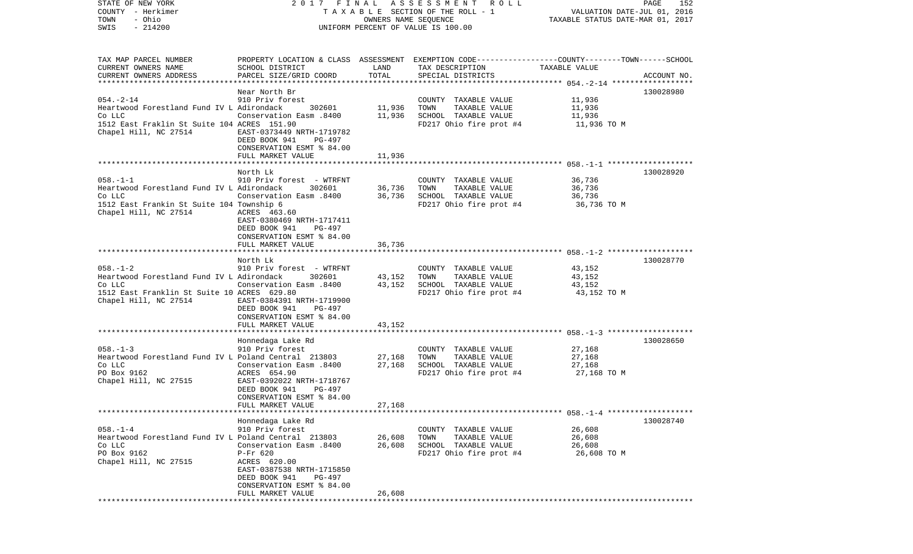STATE OF NEW YORK — 2017 FINAL ASSESSMENT ROLL
COUNTY - Herkimer — TAXABLE SECTION OF THE ROLL - 1 — VALUATION DATE-JUL 01, 2016
TOWN - Ohio — OWNERS NAME SEQUENCE — TAXABLE STATUS DATE-MAR 01, 2017
SWIS - 214200 — UNIFORM PERCENT OF VALUE IS 100.00

| TAX MAP PARCEL NUMBER / CURRENT OWNERS NAME / CURRENT OWNERS ADDRESS | PROPERTY LOCATION & CLASS / SCHOOL DISTRICT / PARCEL SIZE/GRID COORD | ASSESSMENT LAND | TOTAL | EXEMPTION CODE / TAX DESCRIPTION / SPECIAL DISTRICTS | TAXABLE VALUE (COUNTY / TOWN / SCHOOL) | ACCOUNT NO. |
|---|---|---|---|---|---|---|
| 054.-2-14 | Near North Br | | | | | 130028980 |
| Heartwood Forestland Fund IV L | 910 Priv forest | | | COUNTY TAXABLE VALUE | 11,936 | |
| Co LLC | Adirondack 302601 | 11,936 | | TOWN TAXABLE VALUE | 11,936 | |
| 1512 East Fraklin St Suite 104 | Conservation Easm .8400 | | 11,936 | SCHOOL TAXABLE VALUE | 11,936 | |
| Chapel Hill, NC 27514 | ACRES 151.90 | | | FD217 Ohio fire prot #4 | 11,936 TO M | |
| | EAST-0373449 NRTH-1719782 | | | | | |
| | DEED BOOK 941 PG-497 | | | | | |
| | CONSERVATION ESMT % 84.00 | | | | | |
| | FULL MARKET VALUE | | 11,936 | | | |
| 058.-1-1 | North Lk | | | | | 130028920 |
| Heartwood Forestland Fund IV L | 910 Priv forest - WTRFNT | | | COUNTY TAXABLE VALUE | 36,736 | |
| Co LLC | Adirondack 302601 | 36,736 | | TOWN TAXABLE VALUE | 36,736 | |
| 1512 East Frankin St Suite 104 | Conservation Easm .8400 | | 36,736 | SCHOOL TAXABLE VALUE | 36,736 | |
| Chapel Hill, NC 27514 | Township 6 | | | FD217 Ohio fire prot #4 | 36,736 TO M | |
| | ACRES 463.60 | | | | | |
| | EAST-0380469 NRTH-1717411 | | | | | |
| | DEED BOOK 941 PG-497 | | | | | |
| | CONSERVATION ESMT % 84.00 | | | | | |
| | FULL MARKET VALUE | | 36,736 | | | |
| 058.-1-2 | North Lk | | | | | 130028770 |
| Heartwood Forestland Fund IV L | 910 Priv forest - WTRFNT | | | COUNTY TAXABLE VALUE | 43,152 | |
| Co LLC | Adirondack 302601 | 43,152 | | TOWN TAXABLE VALUE | 43,152 | |
| 1512 East Franklin St Suite 10 | Conservation Easm .8400 | | 43,152 | SCHOOL TAXABLE VALUE | 43,152 | |
| Chapel Hill, NC 27514 | ACRES 629.80 | | | FD217 Ohio fire prot #4 | 43,152 TO M | |
| | EAST-0384391 NRTH-1719900 | | | | | |
| | DEED BOOK 941 PG-497 | | | | | |
| | CONSERVATION ESMT % 84.00 | | | | | |
| | FULL MARKET VALUE | | 43,152 | | | |
| 058.-1-3 | Honnedaga Lake Rd | | | | | 130028650 |
| Heartwood Forestland Fund IV L | 910 Priv forest | | | COUNTY TAXABLE VALUE | 27,168 | |
| Co LLC | Poland Central 213803 | 27,168 | | TOWN TAXABLE VALUE | 27,168 | |
| PO Box 9162 | Conservation Easm .8400 | | 27,168 | SCHOOL TAXABLE VALUE | 27,168 | |
| Chapel Hill, NC 27515 | ACRES 654.90 | | | FD217 Ohio fire prot #4 | 27,168 TO M | |
| | EAST-0392022 NRTH-1718767 | | | | | |
| | DEED BOOK 941 PG-497 | | | | | |
| | CONSERVATION ESMT % 84.00 | | | | | |
| | FULL MARKET VALUE | | 27,168 | | | |
| 058.-1-4 | Honnedaga Lake Rd | | | | | 130028740 |
| Heartwood Forestland Fund IV L | 910 Priv forest | | | COUNTY TAXABLE VALUE | 26,608 | |
| Co LLC | Poland Central 213803 | 26,608 | | TOWN TAXABLE VALUE | 26,608 | |
| PO Box 9162 | Conservation Easm .8400 | | 26,608 | SCHOOL TAXABLE VALUE | 26,608 | |
| Chapel Hill, NC 27515 | P-Fr 620 | | | FD217 Ohio fire prot #4 | 26,608 TO M | |
| | ACRES 620.00 | | | | | |
| | EAST-0387538 NRTH-1715850 | | | | | |
| | DEED BOOK 941 PG-497 | | | | | |
| | CONSERVATION ESMT % 84.00 | | | | | |
| | FULL MARKET VALUE | | 26,608 | | | |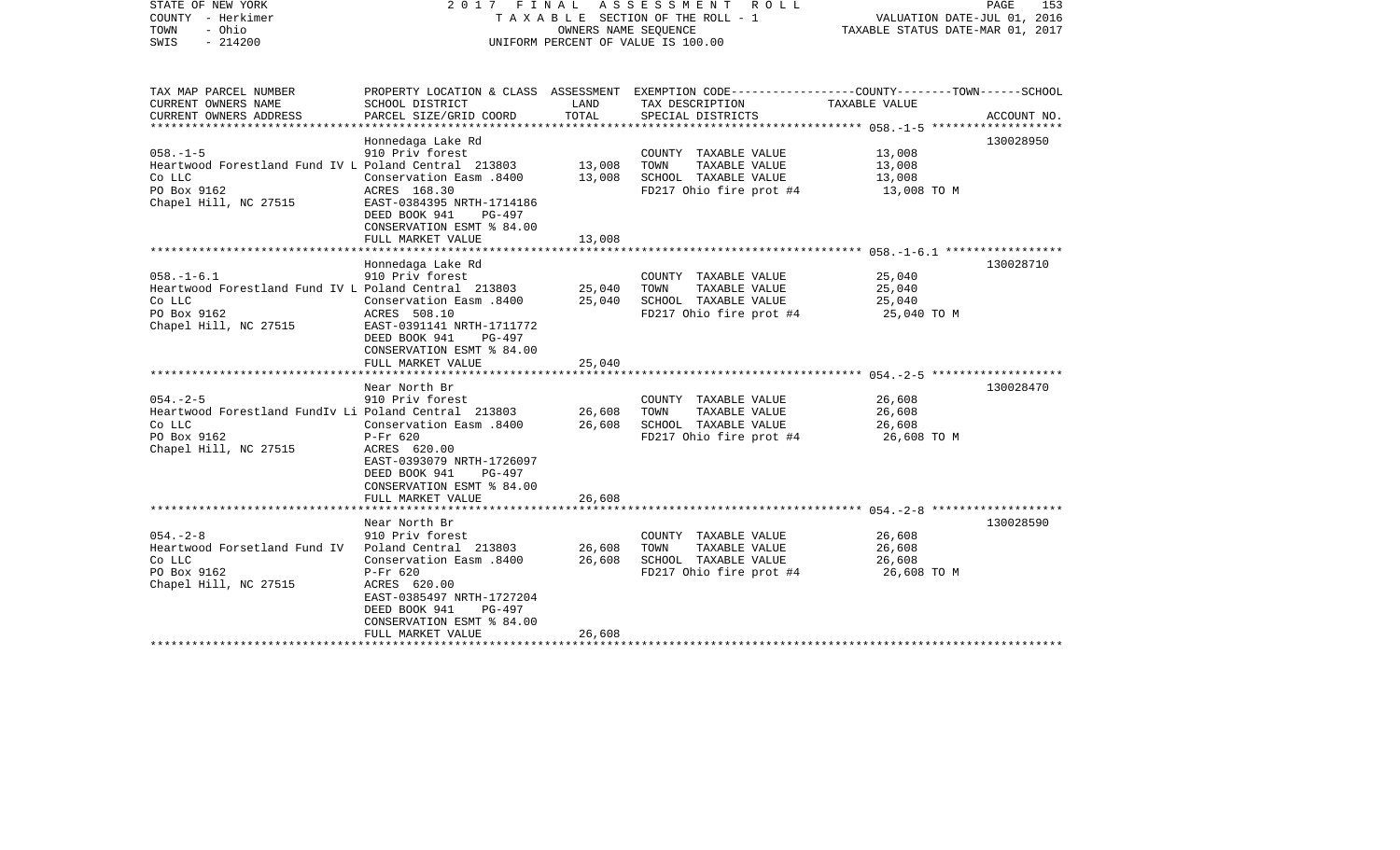STATE OF NEW YORK
COUNTY - Herkimer
TOWN - Ohio
SWIS - 214200

2017 FINAL ASSESSMENT ROLL
TAXABLE SECTION OF THE ROLL - 1
OWNERS NAME SEQUENCE
UNIFORM PERCENT OF VALUE IS 100.00

VALUATION DATE-JUL 01, 2016
TAXABLE STATUS DATE-MAR 01, 2017

| TAX MAP PARCEL NUMBER / CURRENT OWNERS NAME / CURRENT OWNERS ADDRESS | PROPERTY LOCATION & CLASS / SCHOOL DISTRICT / PARCEL SIZE/GRID COORD | ASSESSMENT LAND / TOTAL | EXEMPTION CODE / TAX DESCRIPTION / SPECIAL DISTRICTS | COUNTY--------TOWN------SCHOOL TAXABLE VALUE | ACCOUNT NO. |
|---|---|---|---|---|---|
| 058.-1-5 | Honnedaga Lake Rd | | | | 130028950 |
| | 910 Priv forest | | COUNTY TAXABLE VALUE | 13,008 | |
| Heartwood Forestland Fund IV L | Poland Central 213803 | 13,008 | TOWN TAXABLE VALUE | 13,008 | |
| Co LLC | Conservation Easm .8400 | 13,008 | SCHOOL TAXABLE VALUE | 13,008 | |
| PO Box 9162 | ACRES 168.30 | | FD217 Ohio fire prot #4 | 13,008 TO M | |
| Chapel Hill, NC 27515 | EAST-0384395 NRTH-1714186 | | | | |
| | DEED BOOK 941 PG-497 | | | | |
| | CONSERVATION ESMT % 84.00 | | | | |
| | FULL MARKET VALUE | 13,008 | | | |
| 058.-1-6.1 | Honnedaga Lake Rd | | | | 130028710 |
| | 910 Priv forest | | COUNTY TAXABLE VALUE | 25,040 | |
| Heartwood Forestland Fund IV L | Poland Central 213803 | 25,040 | TOWN TAXABLE VALUE | 25,040 | |
| Co LLC | Conservation Easm .8400 | 25,040 | SCHOOL TAXABLE VALUE | 25,040 | |
| PO Box 9162 | ACRES 508.10 | | FD217 Ohio fire prot #4 | 25,040 TO M | |
| Chapel Hill, NC 27515 | EAST-0391141 NRTH-1711772 | | | | |
| | DEED BOOK 941 PG-497 | | | | |
| | CONSERVATION ESMT % 84.00 | | | | |
| | FULL MARKET VALUE | 25,040 | | | |
| 054.-2-5 | Near North Br | | | | 130028470 |
| | 910 Priv forest | | COUNTY TAXABLE VALUE | 26,608 | |
| Heartwood Forestland FundIv Li | Poland Central 213803 | 26,608 | TOWN TAXABLE VALUE | 26,608 | |
| Co LLC | Conservation Easm .8400 | 26,608 | SCHOOL TAXABLE VALUE | 26,608 | |
| PO Box 9162 | P-Fr 620 | | FD217 Ohio fire prot #4 | 26,608 TO M | |
| Chapel Hill, NC 27515 | ACRES 620.00 | | | | |
| | EAST-0393079 NRTH-1726097 | | | | |
| | DEED BOOK 941 PG-497 | | | | |
| | CONSERVATION ESMT % 84.00 | | | | |
| | FULL MARKET VALUE | 26,608 | | | |
| 054.-2-8 | Near North Br | | | | 130028590 |
| | 910 Priv forest | | COUNTY TAXABLE VALUE | 26,608 | |
| Heartwood Forsetland Fund IV | Poland Central 213803 | 26,608 | TOWN TAXABLE VALUE | 26,608 | |
| Co LLC | Conservation Easm .8400 | 26,608 | SCHOOL TAXABLE VALUE | 26,608 | |
| PO Box 9162 | P-Fr 620 | | FD217 Ohio fire prot #4 | 26,608 TO M | |
| Chapel Hill, NC 27515 | ACRES 620.00 | | | | |
| | EAST-0385497 NRTH-1727204 | | | | |
| | DEED BOOK 941 PG-497 | | | | |
| | CONSERVATION ESMT % 84.00 | | | | |
| | FULL MARKET VALUE | 26,608 | | | |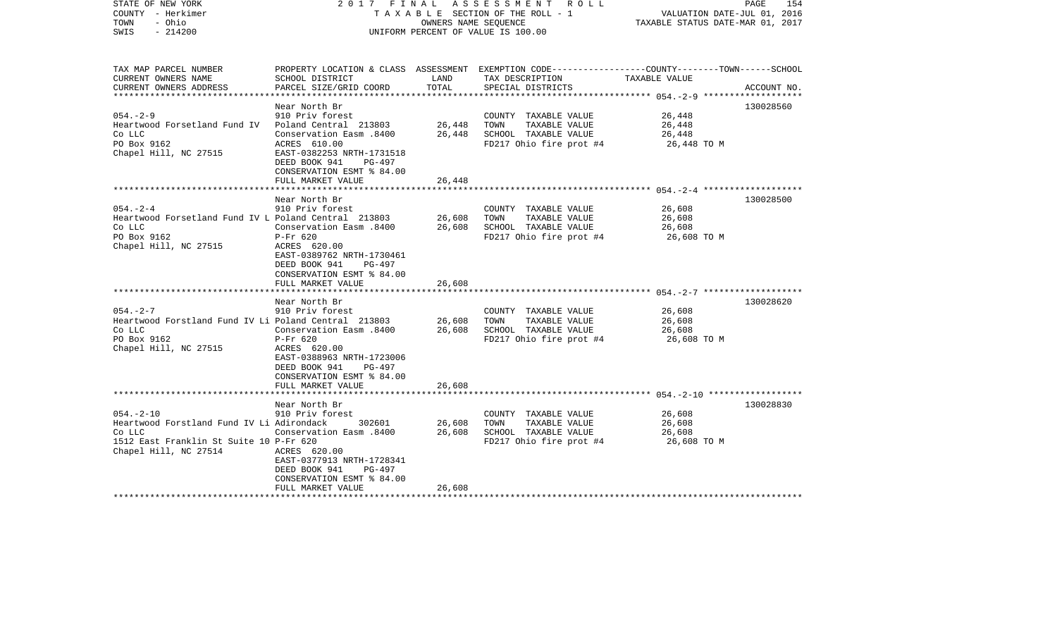STATE OF NEW YORK — 2017 FINAL ASSESSMENT ROLL — VALUATION DATE-JUL 01, 2016
COUNTY - Herkimer — TAXABLE SECTION OF THE ROLL - 1 — TAXABLE STATUS DATE-MAR 01, 2017
TOWN - Ohio — OWNERS NAME SEQUENCE
SWIS - 214200 — UNIFORM PERCENT OF VALUE IS 100.00

| TAX MAP PARCEL NUMBER / CURRENT OWNERS NAME / CURRENT OWNERS ADDRESS | PROPERTY LOCATION & CLASS / SCHOOL DISTRICT / PARCEL SIZE/GRID COORD | ASSESSMENT LAND / TOTAL | EXEMPTION CODE / TAX DESCRIPTION / SPECIAL DISTRICTS | COUNTY--------TOWN------SCHOOL TAXABLE VALUE | ACCOUNT NO. |
|---|---|---|---|---|---|
| 054.-2-9 | Near North Br | | | | 130028560 |
| | 910 Priv forest | | COUNTY TAXABLE VALUE | 26,448 | |
| Heartwood Forsetland Fund IV | Poland Central 213803 | 26,448 | TOWN TAXABLE VALUE | 26,448 | |
| Co LLC | Conservation Easm .8400 | 26,448 | SCHOOL TAXABLE VALUE | 26,448 | |
| PO Box 9162 | ACRES 610.00 | | FD217 Ohio fire prot #4 | 26,448 TO M | |
| Chapel Hill, NC 27515 | EAST-0382253 NRTH-1731518 | | | | |
| | DEED BOOK 941 PG-497 | | | | |
| | CONSERVATION ESMT % 84.00 | | | | |
| | FULL MARKET VALUE | 26,448 | | | |
| 054.-2-4 | Near North Br | | | | 130028500 |
| | 910 Priv forest | | COUNTY TAXABLE VALUE | 26,608 | |
| Heartwood Forsetland Fund IV L | Poland Central 213803 | 26,608 | TOWN TAXABLE VALUE | 26,608 | |
| Co LLC | Conservation Easm .8400 | 26,608 | SCHOOL TAXABLE VALUE | 26,608 | |
| PO Box 9162 | P-Fr 620 | | FD217 Ohio fire prot #4 | 26,608 TO M | |
| Chapel Hill, NC 27515 | ACRES 620.00 | | | | |
| | EAST-0389762 NRTH-1730461 | | | | |
| | DEED BOOK 941 PG-497 | | | | |
| | CONSERVATION ESMT % 84.00 | | | | |
| | FULL MARKET VALUE | 26,608 | | | |
| 054.-2-7 | Near North Br | | | | 130028620 |
| | 910 Priv forest | | COUNTY TAXABLE VALUE | 26,608 | |
| Heartwood Forstland Fund IV Li | Poland Central 213803 | 26,608 | TOWN TAXABLE VALUE | 26,608 | |
| Co LLC | Conservation Easm .8400 | 26,608 | SCHOOL TAXABLE VALUE | 26,608 | |
| PO Box 9162 | P-Fr 620 | | FD217 Ohio fire prot #4 | 26,608 TO M | |
| Chapel Hill, NC 27515 | ACRES 620.00 | | | | |
| | EAST-0388963 NRTH-1723006 | | | | |
| | DEED BOOK 941 PG-497 | | | | |
| | CONSERVATION ESMT % 84.00 | | | | |
| | FULL MARKET VALUE | 26,608 | | | |
| 054.-2-10 | Near North Br | | | | 130028830 |
| | 910 Priv forest | | COUNTY TAXABLE VALUE | 26,608 | |
| Heartwood Forstland Fund IV Li | Adirondack 302601 | 26,608 | TOWN TAXABLE VALUE | 26,608 | |
| Co LLC | Conservation Easm .8400 | 26,608 | SCHOOL TAXABLE VALUE | 26,608 | |
| 1512 East Franklin St Suite 10 | P-Fr 620 | | FD217 Ohio fire prot #4 | 26,608 TO M | |
| Chapel Hill, NC 27514 | ACRES 620.00 | | | | |
| | EAST-0377913 NRTH-1728341 | | | | |
| | DEED BOOK 941 PG-497 | | | | |
| | CONSERVATION ESMT % 84.00 | | | | |
| | FULL MARKET VALUE | 26,608 | | | |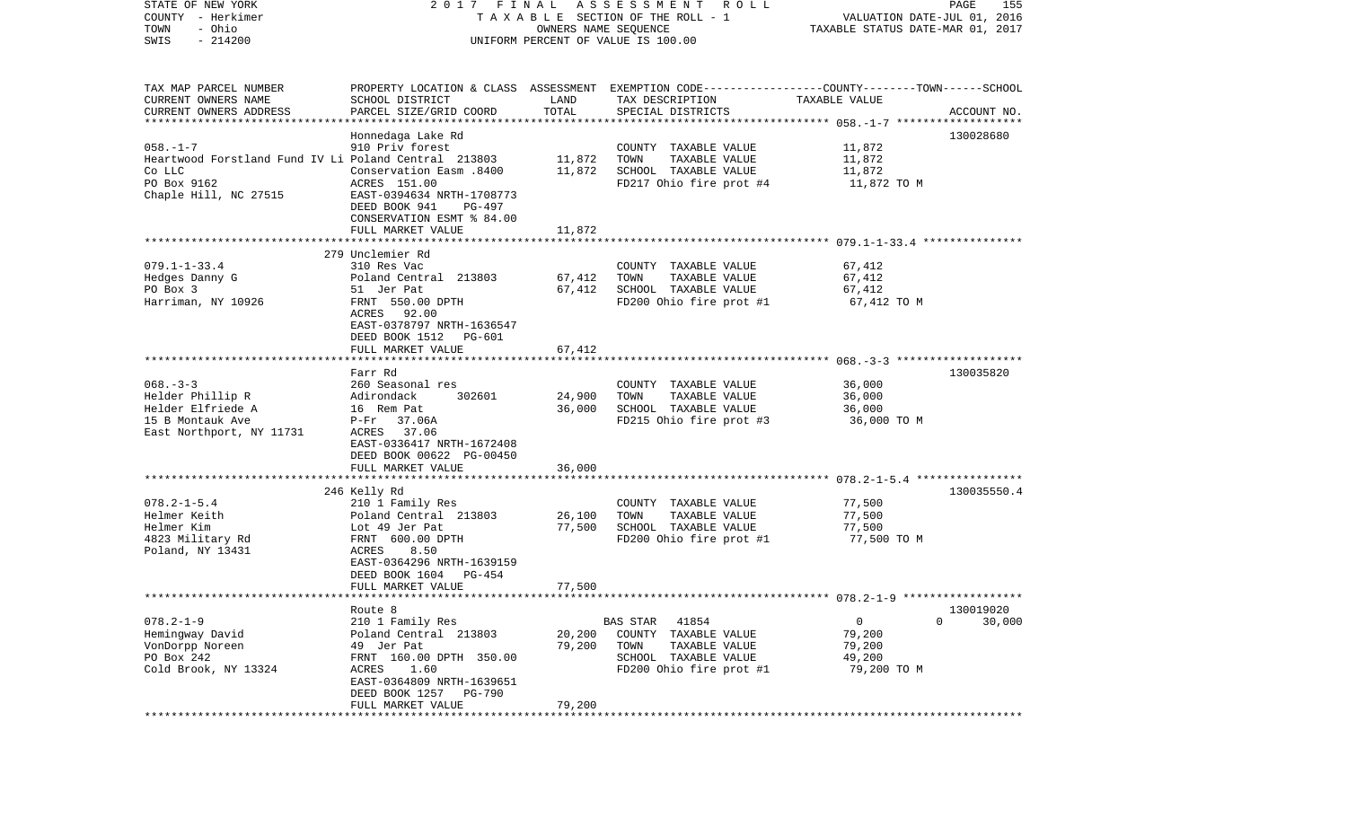STATE OF NEW YORK
COUNTY - Herkimer
TOWN - Ohio
SWIS - 214200

2 0 1 7 F I N A L A S S E S S M E N T R O L L
T A X A B L E SECTION OF THE ROLL - 1
OWNERS NAME SEQUENCE
UNIFORM PERCENT OF VALUE IS 100.00

VALUATION DATE-JUL 01, 2016
TAXABLE STATUS DATE-MAR 01, 2017

| TAX MAP PARCEL NUMBER<br>CURRENT OWNERS NAME<br>CURRENT OWNERS ADDRESS | PROPERTY LOCATION & CLASS<br>SCHOOL DISTRICT<br>PARCEL SIZE/GRID COORD | ASSESSMENT<br>LAND<br>TOTAL | EXEMPTION CODE-----COUNTY-----TOWN------SCHOOL<br>TAX DESCRIPTION<br>SPECIAL DISTRICTS | TAXABLE VALUE | ACCOUNT NO. |
|---|---|---|---|---|---|
| 058.-1-7 | Honnedaga Lake Rd<br>910 Priv forest | | COUNTY TAXABLE VALUE | 11,872 | 130028680 |
| Heartwood Forstland Fund IV Li | Poland Central 213803 | 11,872 | TOWN TAXABLE VALUE | 11,872 | |
| Co LLC | Conservation Easm .8400 | 11,872 | SCHOOL TAXABLE VALUE | 11,872 | |
| PO Box 9162 | ACRES 151.00 | | FD217 Ohio fire prot #4 | 11,872 TO M | |
| Chaple Hill, NC 27515 | EAST-0394634 NRTH-1708773<br>DEED BOOK 941 PG-497<br>CONSERVATION ESMT % 84.00 | | | | |
| | FULL MARKET VALUE | 11,872 | | | |
| 079.1-1-33.4 | 279 Unclemier Rd<br>310 Res Vac | | COUNTY TAXABLE VALUE | 67,412 | |
| Hedges Danny G | Poland Central 213803 | 67,412 | TOWN TAXABLE VALUE | 67,412 | |
| PO Box 3 | 51 Jer Pat | 67,412 | SCHOOL TAXABLE VALUE | 67,412 | |
| Harriman, NY 10926 | FRNT 550.00 DPTH<br>ACRES 92.00<br>EAST-0378797 NRTH-1636547<br>DEED BOOK 1512 PG-601 | | FD200 Ohio fire prot #1 | 67,412 TO M | |
| | FULL MARKET VALUE | 67,412 | | | |
| 068.-3-3 | Farr Rd<br>260 Seasonal res | | COUNTY TAXABLE VALUE | 36,000 | 130035820 |
| Helder Phillip R | Adirondack 302601 | 24,900 | TOWN TAXABLE VALUE | 36,000 | |
| Helder Elfriede A | 16 Rem Pat | 36,000 | SCHOOL TAXABLE VALUE | 36,000 | |
| 15 B Montauk Ave | P-Fr 37.06A | | FD215 Ohio fire prot #3 | 36,000 TO M | |
| East Northport, NY 11731 | ACRES 37.06<br>EAST-0336417 NRTH-1672408<br>DEED BOOK 00622 PG-00450 | | | | |
| | FULL MARKET VALUE | 36,000 | | | |
| 078.2-1-5.4 | 246 Kelly Rd<br>210 1 Family Res | | COUNTY TAXABLE VALUE | 77,500 | 130035550.4 |
| Helmer Keith | Poland Central 213803 | 26,100 | TOWN TAXABLE VALUE | 77,500 | |
| Helmer Kim | Lot 49 Jer Pat | 77,500 | SCHOOL TAXABLE VALUE | 77,500 | |
| 4823 Military Rd | FRNT 600.00 DPTH | | FD200 Ohio fire prot #1 | 77,500 TO M | |
| Poland, NY 13431 | ACRES 8.50<br>EAST-0364296 NRTH-1639159<br>DEED BOOK 1604 PG-454 | | | | |
| | FULL MARKET VALUE | 77,500 | | | |
| 078.2-1-9 | Route 8<br>210 1 Family Res | | BAS STAR 41854 | 0 0 30,000 | 130019020 |
| Hemingway David | Poland Central 213803 | 20,200 | COUNTY TAXABLE VALUE | 79,200 | |
| VonDorpp Noreen | 49 Jer Pat | 79,200 | TOWN TAXABLE VALUE | 79,200 | |
| PO Box 242 | FRNT 160.00 DPTH 350.00 | | SCHOOL TAXABLE VALUE | 49,200 | |
| Cold Brook, NY 13324 | ACRES 1.60<br>EAST-0364809 NRTH-1639651<br>DEED BOOK 1257 PG-790 | | FD200 Ohio fire prot #1 | 79,200 TO M | |
| | FULL MARKET VALUE | 79,200 | | | |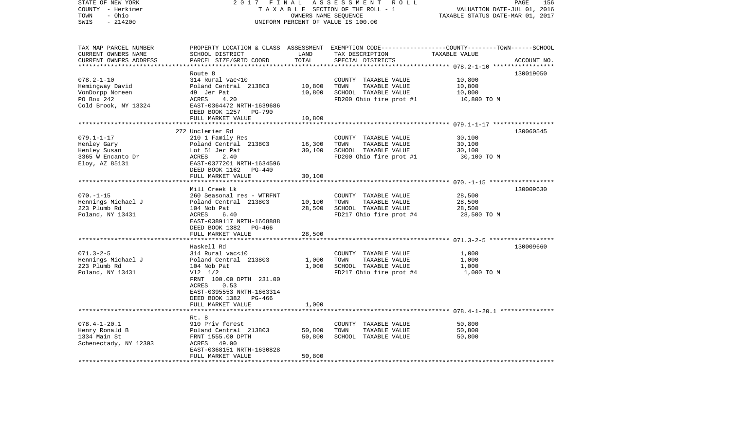STATE OF NEW YORK — 2017 FINAL ASSESSMENT ROLL
COUNTY - Herkimer — TAXABLE SECTION OF THE ROLL - 1 — VALUATION DATE-JUL 01, 2016
TOWN - Ohio — OWNERS NAME SEQUENCE — TAXABLE STATUS DATE-MAR 01, 2017
SWIS - 214200 — UNIFORM PERCENT OF VALUE IS 100.00

| TAX MAP PARCEL NUMBER / CURRENT OWNERS NAME / CURRENT OWNERS ADDRESS | PROPERTY LOCATION & CLASS / SCHOOL DISTRICT / PARCEL SIZE/GRID COORD | ASSESSMENT LAND | TOTAL | EXEMPTION CODE / TAX DESCRIPTION / SPECIAL DISTRICTS | COUNTY--------TOWN------SCHOOL TAXABLE VALUE | ACCOUNT NO. |
|---|---|---|---|---|---|---|
| 078.2-1-10 | Route 8 | | | | | 130019050 |
| 078.2-1-10 | 314 Rural vac<10 | | | COUNTY TAXABLE VALUE | 10,800 | |
| Hemingway David | Poland Central 213803 | 10,800 | | TOWN TAXABLE VALUE | 10,800 | |
| VonDorpp Noreen | 49 Jer Pat | | 10,800 | SCHOOL TAXABLE VALUE | 10,800 | |
| PO Box 242 | ACRES 4.20 | | | FD200 Ohio fire prot #1 | 10,800 TO M | |
| Cold Brook, NY 13324 | EAST-0364472 NRTH-1639686 | | | | | |
| | DEED BOOK 1257 PG-790 | | | | | |
| | FULL MARKET VALUE | | 10,800 | | | |
| 079.1-1-17 | 272 Unclemier Rd | | | | | 130060545 |
| 079.1-1-17 | 210 1 Family Res | | | COUNTY TAXABLE VALUE | 30,100 | |
| Henley Gary | Poland Central 213803 | 16,300 | | TOWN TAXABLE VALUE | 30,100 | |
| Henley Susan | Lot 51 Jer Pat | | 30,100 | SCHOOL TAXABLE VALUE | 30,100 | |
| 3365 W Encanto Dr | ACRES 2.40 | | | FD200 Ohio fire prot #1 | 30,100 TO M | |
| Eloy, AZ 85131 | EAST-0377201 NRTH-1634596 | | | | | |
| | DEED BOOK 1162 PG-440 | | | | | |
| | FULL MARKET VALUE | | 30,100 | | | |
| 070.-1-15 | Mill Creek Lk | | | | | 130009630 |
| 070.-1-15 | 260 Seasonal res - WTRFNT | | | COUNTY TAXABLE VALUE | 28,500 | |
| Hennings Michael J | Poland Central 213803 | 10,100 | | TOWN TAXABLE VALUE | 28,500 | |
| 223 Plumb Rd | 104 Nob Pat | | 28,500 | SCHOOL TAXABLE VALUE | 28,500 | |
| Poland, NY 13431 | ACRES 6.40 | | | FD217 Ohio fire prot #4 | 28,500 TO M | |
| | EAST-0389117 NRTH-1668888 | | | | | |
| | DEED BOOK 1382 PG-466 | | | | | |
| | FULL MARKET VALUE | | 28,500 | | | |
| 071.3-2-5 | Haskell Rd | | | | | 130009660 |
| 071.3-2-5 | 314 Rural vac<10 | | | COUNTY TAXABLE VALUE | 1,000 | |
| Hennings Michael J | Poland Central 213803 | 1,000 | | TOWN TAXABLE VALUE | 1,000 | |
| 223 Plumb Rd | 104 Nob Pat | | 1,000 | SCHOOL TAXABLE VALUE | 1,000 | |
| Poland, NY 13431 | Vl2 1/2 | | | FD217 Ohio fire prot #4 | 1,000 TO M | |
| | FRNT 100.00 DPTH 231.00 | | | | | |
| | ACRES 0.53 | | | | | |
| | EAST-0395553 NRTH-1663314 | | | | | |
| | DEED BOOK 1382 PG-466 | | | | | |
| | FULL MARKET VALUE | | 1,000 | | | |
| 078.4-1-20.1 | Rt. 8 | | | | | |
| 078.4-1-20.1 | 910 Priv forest | | | COUNTY TAXABLE VALUE | 50,800 | |
| Henry Ronald B | Poland Central 213803 | 50,800 | | TOWN TAXABLE VALUE | 50,800 | |
| 1334 Main St | FRNT 1555.00 DPTH | | 50,800 | SCHOOL TAXABLE VALUE | 50,800 | |
| Schenectady, NY 12303 | ACRES 49.00 | | | | | |
| | EAST-0368151 NRTH-1630828 | | | | | |
| | FULL MARKET VALUE | | 50,800 | | | |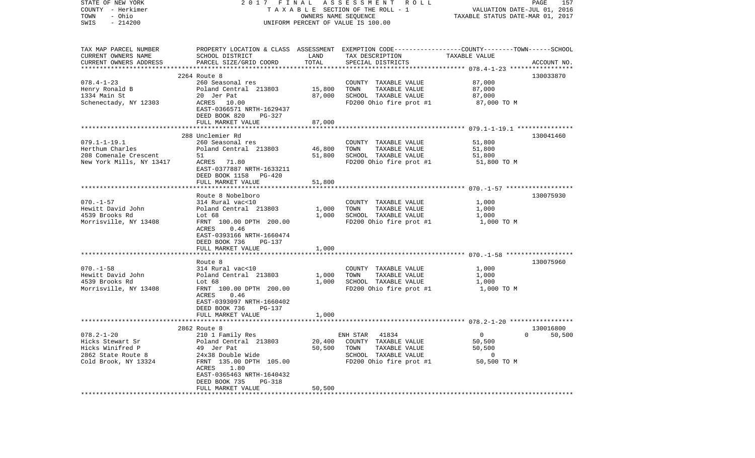STATE OF NEW YORK | 2017 FINAL ASSESSMENT ROLL
COUNTY - Herkimer | TAXABLE SECTION OF THE ROLL - 1 | VALUATION DATE-JUL 01, 2016
TOWN - Ohio | OWNERS NAME SEQUENCE | TAXABLE STATUS DATE-MAR 01, 2017
SWIS - 214200 | UNIFORM PERCENT OF VALUE IS 100.00

| TAX MAP PARCEL NUMBER / CURRENT OWNERS NAME / CURRENT OWNERS ADDRESS | PROPERTY LOCATION & CLASS / SCHOOL DISTRICT / PARCEL SIZE/GRID COORD | ASSESSMENT LAND | TOTAL | EXEMPTION CODE / TAX DESCRIPTION / SPECIAL DISTRICTS | COUNTY / TOWN / SCHOOL TAXABLE VALUE | ACCOUNT NO. |
|---|---|---|---|---|---|---|
| | 2264 Route 8 | | | | | 130033870 |
| 078.4-1-23 | 260 Seasonal res | | | COUNTY TAXABLE VALUE | 87,000 | |
| Henry Ronald B | Poland Central 213803 | 15,800 | | TOWN TAXABLE VALUE | 87,000 | |
| 1334 Main St | 20 Jer Pat | | 87,000 | SCHOOL TAXABLE VALUE | 87,000 | |
| Schenectady, NY 12303 | ACRES 10.00 | | | FD200 Ohio fire prot #1 | 87,000 TO M | |
| | EAST-0366571 NRTH-1629437 | | | | | |
| | DEED BOOK 820 PG-327 | | | | | |
| | FULL MARKET VALUE | | 87,000 | | | |
| | 288 Unclemier Rd | | | | | 130041460 |
| 079.1-1-19.1 | 260 Seasonal res | | | COUNTY TAXABLE VALUE | 51,800 | |
| Herthum Charles | Poland Central 213803 | 46,800 | | TOWN TAXABLE VALUE | 51,800 | |
| 208 Comenale Crescent | 51 | | 51,800 | SCHOOL TAXABLE VALUE | 51,800 | |
| New York Mills, NY 13417 | ACRES 71.80 | | | FD200 Ohio fire prot #1 | 51,800 TO M | |
| | EAST-0377887 NRTH-1633211 | | | | | |
| | DEED BOOK 1158 PG-420 | | | | | |
| | FULL MARKET VALUE | | 51,800 | | | |
| | Route 8 Nobelboro | | | | | 130075930 |
| 070.-1-57 | 314 Rural vac<10 | | | COUNTY TAXABLE VALUE | 1,000 | |
| Hewitt David John | Poland Central 213803 | 1,000 | | TOWN TAXABLE VALUE | 1,000 | |
| 4539 Brooks Rd | Lot 68 | | 1,000 | SCHOOL TAXABLE VALUE | 1,000 | |
| Morrisville, NY 13408 | FRNT 100.00 DPTH 200.00 | | | FD200 Ohio fire prot #1 | 1,000 TO M | |
| | ACRES 0.46 | | | | | |
| | EAST-0393166 NRTH-1660474 | | | | | |
| | DEED BOOK 736 PG-137 | | | | | |
| | FULL MARKET VALUE | | 1,000 | | | |
| | Route 8 | | | | | 130075960 |
| 070.-1-58 | 314 Rural vac<10 | | | COUNTY TAXABLE VALUE | 1,000 | |
| Hewitt David John | Poland Central 213803 | 1,000 | | TOWN TAXABLE VALUE | 1,000 | |
| 4539 Brooks Rd | Lot 68 | | 1,000 | SCHOOL TAXABLE VALUE | 1,000 | |
| Morrisville, NY 13408 | FRNT 100.00 DPTH 200.00 | | | FD200 Ohio fire prot #1 | 1,000 TO M | |
| | ACRES 0.46 | | | | | |
| | EAST-0393097 NRTH-1660402 | | | | | |
| | DEED BOOK 736 PG-137 | | | | | |
| | FULL MARKET VALUE | | 1,000 | | | |
| | 2862 Route 8 | | | | | 130016800 |
| 078.2-1-20 | 210 1 Family Res | | | ENH STAR 41834 | 0 0 50,500 | |
| Hicks Stewart Sr | Poland Central 213803 | 20,400 | | COUNTY TAXABLE VALUE | 50,500 | |
| Hicks Winifred P | 49 Jer Pat | | 50,500 | TOWN TAXABLE VALUE | 50,500 | |
| 2862 State Route 8 | 24x38 Double Wide | | | SCHOOL TAXABLE VALUE | 0 | |
| Cold Brook, NY 13324 | FRNT 135.00 DPTH 105.00 | | | FD200 Ohio fire prot #1 | 50,500 TO M | |
| | ACRES 1.80 | | | | | |
| | EAST-0365463 NRTH-1640432 | | | | | |
| | DEED BOOK 735 PG-318 | | | | | |
| | FULL MARKET VALUE | | 50,500 | | | |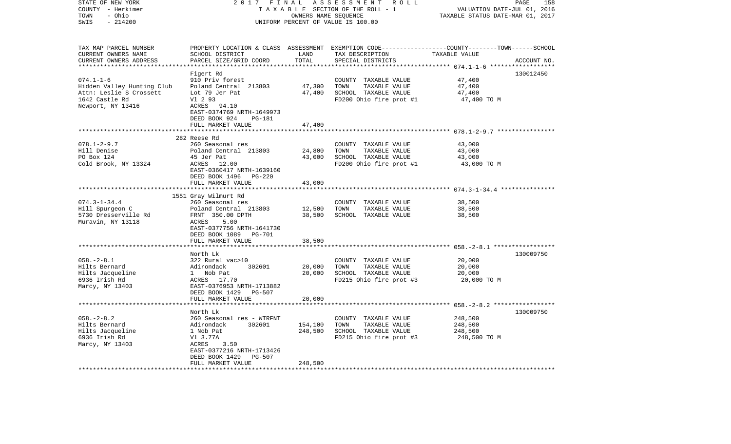STATE OF NEW YORK — 2017 FINAL ASSESSMENT ROLL
COUNTY - Herkimer — TAXABLE SECTION OF THE ROLL - 1 — VALUATION DATE-JUL 01, 2016
TOWN - Ohio — OWNERS NAME SEQUENCE — TAXABLE STATUS DATE-MAR 01, 2017
SWIS - 214200 — UNIFORM PERCENT OF VALUE IS 100.00

| TAX MAP PARCEL NUMBER / CURRENT OWNERS NAME / CURRENT OWNERS ADDRESS | PROPERTY LOCATION & CLASS / SCHOOL DISTRICT / PARCEL SIZE/GRID COORD | ASSESSMENT LAND / TOTAL | EXEMPTION CODE / TAX DESCRIPTION / SPECIAL DISTRICTS | TAXABLE VALUE (COUNTY--TOWN--SCHOOL) | ACCOUNT NO. |
|---|---|---|---|---|---|
| **074.1-1-6** | Figert Rd | | | | 130012450 |
| 074.1-1-6 | 910 Priv forest | | COUNTY TAXABLE VALUE | 47,400 | |
| Hidden Valley Hunting Club | Poland Central 213803 | 47,300 | TOWN TAXABLE VALUE | 47,400 | |
| Attn: Leslie S Crossett | Lot 79 Jer Pat | 47,400 | SCHOOL TAXABLE VALUE | 47,400 | |
| 1642 Castle Rd | Vl 2 93 | | FD200 Ohio fire prot #1 | 47,400 TO M | |
| Newport, NY 13416 | ACRES 94.10 | | | | |
| | EAST-0374769 NRTH-1649973 | | | | |
| | DEED BOOK 924 PG-181 | | | | |
| | FULL MARKET VALUE | 47,400 | | | |
| **078.1-2-9.7** | 282 Reese Rd | | | | |
| 078.1-2-9.7 | 260 Seasonal res | | COUNTY TAXABLE VALUE | 43,000 | |
| Hill Denise | Poland Central 213803 | 24,800 | TOWN TAXABLE VALUE | 43,000 | |
| PO Box 124 | 45 Jer Pat | 43,000 | SCHOOL TAXABLE VALUE | 43,000 | |
| Cold Brook, NY 13324 | ACRES 12.00 | | FD200 Ohio fire prot #1 | 43,000 TO M | |
| | EAST-0360417 NRTH-1639160 | | | | |
| | DEED BOOK 1496 PG-220 | | | | |
| | FULL MARKET VALUE | 43,000 | | | |
| **074.3-1-34.4** | 1551 Gray Wilmurt Rd | | | | |
| 074.3-1-34.4 | 260 Seasonal res | | COUNTY TAXABLE VALUE | 38,500 | |
| Hill Spurgeon C | Poland Central 213803 | 12,500 | TOWN TAXABLE VALUE | 38,500 | |
| 5730 Dresserville Rd | FRNT 350.00 DPTH | 38,500 | SCHOOL TAXABLE VALUE | 38,500 | |
| Muravin, NY 13118 | ACRES 5.00 | | | | |
| | EAST-0377756 NRTH-1641730 | | | | |
| | DEED BOOK 1089 PG-701 | | | | |
| | FULL MARKET VALUE | 38,500 | | | |
| **058.-2-8.1** | North Lk | | | | 130009750 |
| 058.-2-8.1 | 322 Rural vac>10 | | COUNTY TAXABLE VALUE | 20,000 | |
| Hilts Bernard | Adirondack 302601 | 20,000 | TOWN TAXABLE VALUE | 20,000 | |
| Hilts Jacqueline | 1 Nob Pat | 20,000 | SCHOOL TAXABLE VALUE | 20,000 | |
| 6936 Irish Rd | ACRES 17.70 | | FD215 Ohio fire prot #3 | 20,000 TO M | |
| Marcy, NY 13403 | EAST-0376953 NRTH-1713882 | | | | |
| | DEED BOOK 1429 PG-507 | | | | |
| | FULL MARKET VALUE | 20,000 | | | |
| **058.-2-8.2** | North Lk | | | | 130009750 |
| 058.-2-8.2 | 260 Seasonal res - WTRFNT | | COUNTY TAXABLE VALUE | 248,500 | |
| Hilts Bernard | Adirondack 302601 | 154,100 | TOWN TAXABLE VALUE | 248,500 | |
| Hilts Jacqueline | 1 Nob Pat | 248,500 | SCHOOL TAXABLE VALUE | 248,500 | |
| 6936 Irish Rd | Vl 3.77A | | FD215 Ohio fire prot #3 | 248,500 TO M | |
| Marcy, NY 13403 | ACRES 3.50 | | | | |
| | EAST-0377216 NRTH-1713426 | | | | |
| | DEED BOOK 1429 PG-507 | | | | |
| | FULL MARKET VALUE | 248,500 | | | |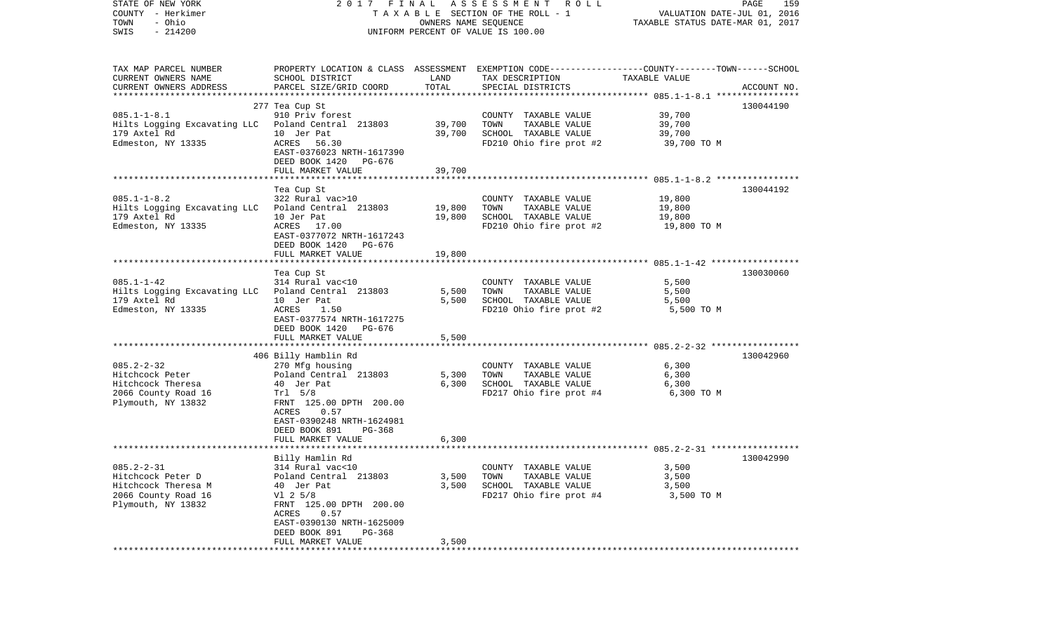STATE OF NEW YORK — 2017 FINAL ASSESSMENT ROLL
COUNTY - Herkimer — TAXABLE SECTION OF THE ROLL - 1 — VALUATION DATE-JUL 01, 2016
TOWN - Ohio — OWNERS NAME SEQUENCE — TAXABLE STATUS DATE-MAR 01, 2017
SWIS - 214200 — UNIFORM PERCENT OF VALUE IS 100.00

| TAX MAP PARCEL NUMBER / CURRENT OWNERS NAME / CURRENT OWNERS ADDRESS | PROPERTY LOCATION & CLASS / SCHOOL DISTRICT / PARCEL SIZE/GRID COORD | ASSESSMENT LAND | TOTAL | EXEMPTION CODE / TAX DESCRIPTION / SPECIAL DISTRICTS | TAXABLE VALUE (COUNTY / TOWN / SCHOOL) | ACCOUNT NO. |
|---|---|---|---|---|---|---|
| **085.1-1-8.1** | 277 Tea Cup St | | | | | 130044190 |
| Hilts Logging Excavating LLC | 910 Priv forest | | | COUNTY TAXABLE VALUE | 39,700 | |
| 179 Axtel Rd | Poland Central 213803 | 39,700 | | TOWN TAXABLE VALUE | 39,700 | |
| Edmeston, NY 13335 | 10 Jer Pat | | 39,700 | SCHOOL TAXABLE VALUE | 39,700 | |
| | ACRES 56.30 | | | FD210 Ohio fire prot #2 | 39,700 TO M | |
| | EAST-0376023 NRTH-1617390 | | | | | |
| | DEED BOOK 1420 PG-676 | | | | | |
| | FULL MARKET VALUE | | 39,700 | | | |
| **085.1-1-8.2** | Tea Cup St | | | | | 130044192 |
| Hilts Logging Excavating LLC | 322 Rural vac>10 | | | COUNTY TAXABLE VALUE | 19,800 | |
| 179 Axtel Rd | Poland Central 213803 | 19,800 | | TOWN TAXABLE VALUE | 19,800 | |
| Edmeston, NY 13335 | 10 Jer Pat | | 19,800 | SCHOOL TAXABLE VALUE | 19,800 | |
| | ACRES 17.00 | | | FD210 Ohio fire prot #2 | 19,800 TO M | |
| | EAST-0377072 NRTH-1617243 | | | | | |
| | DEED BOOK 1420 PG-676 | | | | | |
| | FULL MARKET VALUE | | 19,800 | | | |
| **085.1-1-42** | Tea Cup St | | | | | 130030060 |
| Hilts Logging Excavating LLC | 314 Rural vac<10 | | | COUNTY TAXABLE VALUE | 5,500 | |
| 179 Axtel Rd | Poland Central 213803 | 5,500 | | TOWN TAXABLE VALUE | 5,500 | |
| Edmeston, NY 13335 | 10 Jer Pat | | 5,500 | SCHOOL TAXABLE VALUE | 5,500 | |
| | ACRES 1.50 | | | FD210 Ohio fire prot #2 | 5,500 TO M | |
| | EAST-0377574 NRTH-1617275 | | | | | |
| | DEED BOOK 1420 PG-676 | | | | | |
| | FULL MARKET VALUE | | 5,500 | | | |
| **085.2-2-32** | 406 Billy Hamblin Rd | | | | | 130042960 |
| Hitchcock Peter | 270 Mfg housing | | | COUNTY TAXABLE VALUE | 6,300 | |
| Hitchcock Theresa | Poland Central 213803 | 5,300 | | TOWN TAXABLE VALUE | 6,300 | |
| 2066 County Road 16 | 40 Jer Pat | | 6,300 | SCHOOL TAXABLE VALUE | 6,300 | |
| Plymouth, NY 13832 | Trl 5/8 | | | FD217 Ohio fire prot #4 | 6,300 TO M | |
| | FRNT 125.00 DPTH 200.00 | | | | | |
| | ACRES 0.57 | | | | | |
| | EAST-0390248 NRTH-1624981 | | | | | |
| | DEED BOOK 891 PG-368 | | | | | |
| | FULL MARKET VALUE | | 6,300 | | | |
| **085.2-2-31** | Billy Hamlin Rd | | | | | 130042990 |
| Hitchcock Peter D | 314 Rural vac<10 | | | COUNTY TAXABLE VALUE | 3,500 | |
| Hitchcock Theresa M | Poland Central 213803 | 3,500 | | TOWN TAXABLE VALUE | 3,500 | |
| 2066 County Road 16 | 40 Jer Pat | | 3,500 | SCHOOL TAXABLE VALUE | 3,500 | |
| Plymouth, NY 13832 | Vl 2 5/8 | | | FD217 Ohio fire prot #4 | 3,500 TO M | |
| | FRNT 125.00 DPTH 200.00 | | | | | |
| | ACRES 0.57 | | | | | |
| | EAST-0390130 NRTH-1625009 | | | | | |
| | DEED BOOK 891 PG-368 | | | | | |
| | FULL MARKET VALUE | | 3,500 | | | |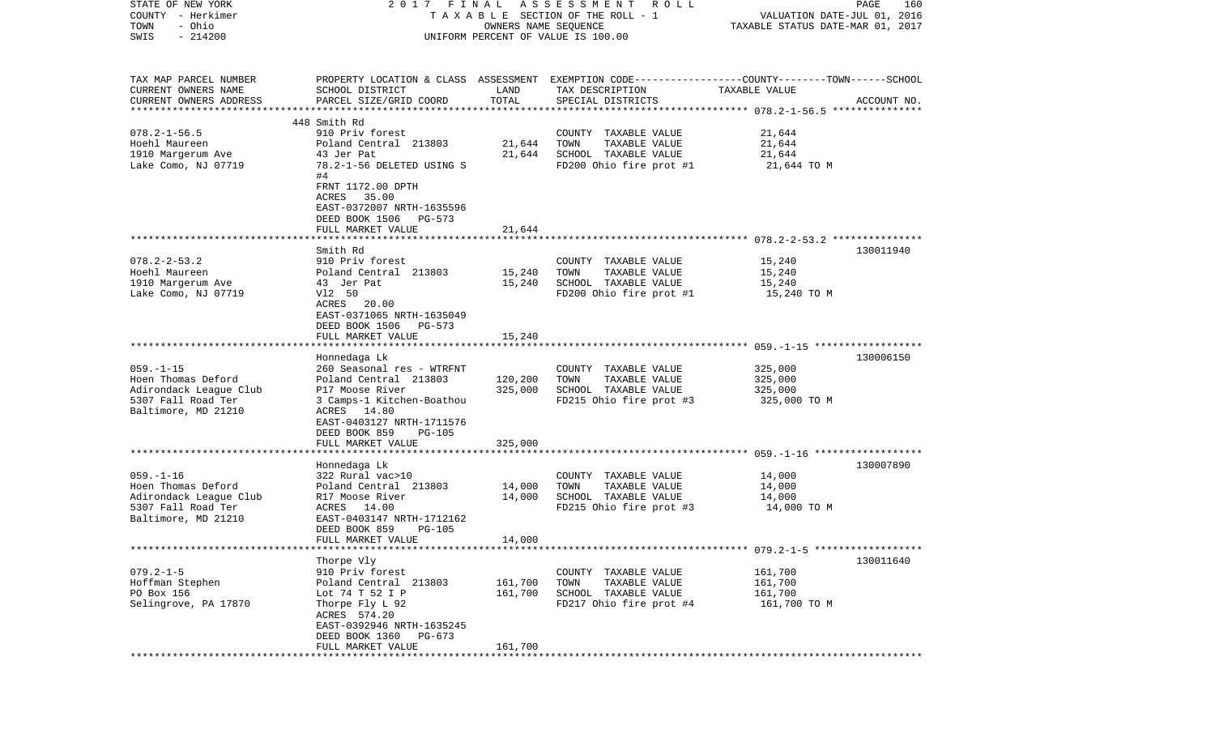STATE OF NEW YORK | 2017 FINAL ASSESSMENT ROLL | VALUATION DATE-JUL 01, 2016
COUNTY - Herkimer | TAXABLE SECTION OF THE ROLL - 1 | TAXABLE STATUS DATE-MAR 01, 2017
TOWN - Ohio | OWNERS NAME SEQUENCE
SWIS - 214200 | UNIFORM PERCENT OF VALUE IS 100.00

| TAX MAP PARCEL NUMBER<br>CURRENT OWNERS NAME<br>CURRENT OWNERS ADDRESS | PROPERTY LOCATION & CLASS<br>SCHOOL DISTRICT<br>PARCEL SIZE/GRID COORD | ASSESSMENT<br>LAND<br>TOTAL | EXEMPTION CODE-----COUNTY-----TOWN-----SCHOOL<br>TAX DESCRIPTION<br>SPECIAL DISTRICTS | TAXABLE VALUE | ACCOUNT NO. |
|---|---|---|---|---|---|
| 078.2-1-56.5<br>Hoehl Maureen<br>1910 Margerum Ave<br>Lake Como, NJ 07719 | 448 Smith Rd<br>910 Priv forest<br>Poland Central 213803<br>43 Jer Pat<br>78.2-1-56 DELETED USING S<br>#4<br>FRNT 1172.00 DPTH<br>ACRES 35.00<br>EAST-0372007 NRTH-1635596<br>DEED BOOK 1506 PG-573<br>FULL MARKET VALUE | <br><br>21,644<br>21,644<br><br><br><br><br><br><br>21,644 | <br>COUNTY TAXABLE VALUE<br>TOWN TAXABLE VALUE<br>SCHOOL TAXABLE VALUE<br>FD200 Ohio fire prot #1 | <br>21,644<br>21,644<br>21,644<br>21,644 TO M | |
| 078.2-2-53.2<br>Hoehl Maureen<br>1910 Margerum Ave<br>Lake Como, NJ 07719 | Smith Rd<br>910 Priv forest<br>Poland Central 213803<br>43 Jer Pat<br>Vl2 50<br>ACRES 20.00<br>EAST-0371065 NRTH-1635049<br>DEED BOOK 1506 PG-573<br>FULL MARKET VALUE | <br><br>15,240<br>15,240<br><br><br><br><br>15,240 | <br>COUNTY TAXABLE VALUE<br>TOWN TAXABLE VALUE<br>SCHOOL TAXABLE VALUE<br>FD200 Ohio fire prot #1 | <br>15,240<br>15,240<br>15,240<br>15,240 TO M | 130011940 |
| 059.-1-15<br>Hoen Thomas Deford<br>Adirondack League Club<br>5307 Fall Road Ter<br>Baltimore, MD 21210 | Honnedaga Lk<br>260 Seasonal res - WTRFNT<br>Poland Central 213803<br>P17 Moose River<br>3 Camps-1 Kitchen-Boathou<br>ACRES 14.80<br>EAST-0403127 NRTH-1711576<br>DEED BOOK 859 PG-105<br>FULL MARKET VALUE | <br><br>120,200<br>325,000<br><br><br><br><br>325,000 | <br>COUNTY TAXABLE VALUE<br>TOWN TAXABLE VALUE<br>SCHOOL TAXABLE VALUE<br>FD215 Ohio fire prot #3 | <br>325,000<br>325,000<br>325,000<br>325,000 TO M | 130006150 |
| 059.-1-16<br>Hoen Thomas Deford<br>Adirondack League Club<br>5307 Fall Road Ter<br>Baltimore, MD 21210 | Honnedaga Lk<br>322 Rural vac>10<br>Poland Central 213803<br>R17 Moose River<br>ACRES 14.00<br>EAST-0403147 NRTH-1712162<br>DEED BOOK 859 PG-105<br>FULL MARKET VALUE | <br><br>14,000<br>14,000<br><br><br><br>14,000 | <br>COUNTY TAXABLE VALUE<br>TOWN TAXABLE VALUE<br>SCHOOL TAXABLE VALUE<br>FD215 Ohio fire prot #3 | <br>14,000<br>14,000<br>14,000<br>14,000 TO M | 130007890 |
| 079.2-1-5<br>Hoffman Stephen<br>PO Box 156<br>Selingrove, PA 17870 | Thorpe Vly<br>910 Priv forest<br>Poland Central 213803<br>Lot 74 T 52 I P<br>Thorpe Fly L 92<br>ACRES 574.20<br>EAST-0392946 NRTH-1635245<br>DEED BOOK 1360 PG-673<br>FULL MARKET VALUE | <br><br>161,700<br>161,700<br><br><br><br><br>161,700 | <br>COUNTY TAXABLE VALUE<br>TOWN TAXABLE VALUE<br>SCHOOL TAXABLE VALUE<br>FD217 Ohio fire prot #4 | <br>161,700<br>161,700<br>161,700<br>161,700 TO M | 130011640 |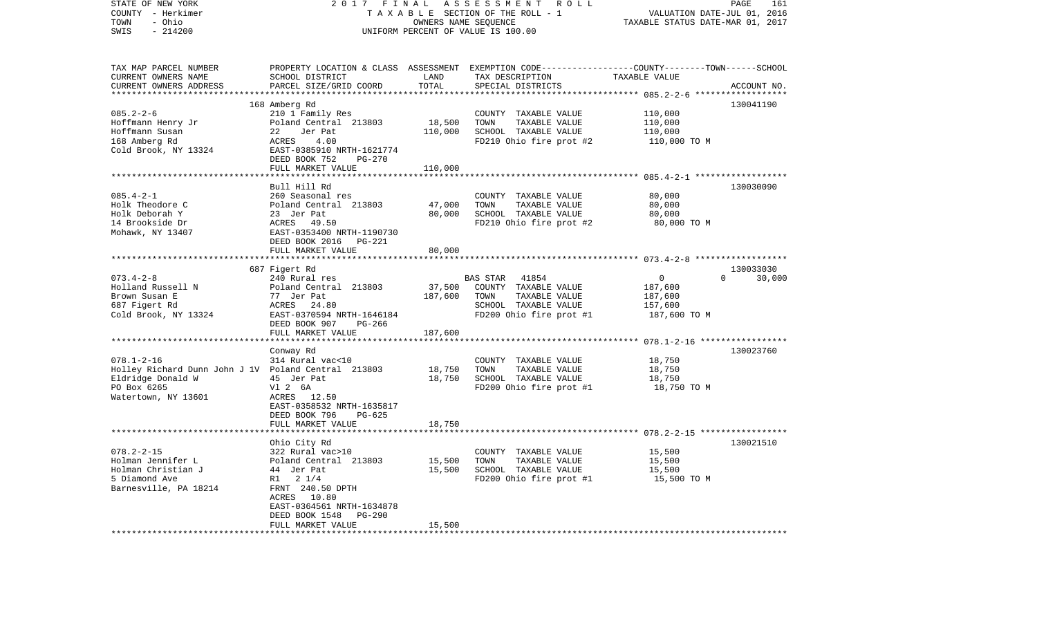STATE OF NEW YORK | 2017 FINAL ASSESSMENT ROLL | PAGE 161
COUNTY - Herkimer | TAXABLE SECTION OF THE ROLL - 1 | VALUATION DATE-JUL 01, 2016
TOWN - Ohio | OWNERS NAME SEQUENCE | TAXABLE STATUS DATE-MAR 01, 2017
SWIS - 214200 | UNIFORM PERCENT OF VALUE IS 100.00

| TAX MAP PARCEL NUMBER / CURRENT OWNERS NAME / CURRENT OWNERS ADDRESS | PROPERTY LOCATION & CLASS / SCHOOL DISTRICT / PARCEL SIZE/GRID COORD | ASSESSMENT LAND / TOTAL | EXEMPTION CODE / TAX DESCRIPTION / SPECIAL DISTRICTS | COUNTY--------TOWN------SCHOOL TAXABLE VALUE | ACCOUNT NO. |
|---|---|---|---|---|---|
| 085.2-2-6 | 168 Amberg Rd | | | | 130041190 |
| 085.2-2-6 | 210 1 Family Res | | COUNTY TAXABLE VALUE | 110,000 | |
| Hoffmann Henry Jr | Poland Central 213803 | 18,500 | TOWN TAXABLE VALUE | 110,000 | |
| Hoffmann Susan | 22 Jer Pat | 110,000 | SCHOOL TAXABLE VALUE | 110,000 | |
| 168 Amberg Rd | ACRES 4.00 | | FD210 Ohio fire prot #2 | 110,000 TO M | |
| Cold Brook, NY 13324 | EAST-0385910 NRTH-1621774 | | | | |
| | DEED BOOK 752 PG-270 | | | | |
| | FULL MARKET VALUE | 110,000 | | | |
| 085.4-2-1 | Bull Hill Rd | | | | 130030090 |
| 085.4-2-1 | 260 Seasonal res | | COUNTY TAXABLE VALUE | 80,000 | |
| Holk Theodore C | Poland Central 213803 | 47,000 | TOWN TAXABLE VALUE | 80,000 | |
| Holk Deborah Y | 23 Jer Pat | 80,000 | SCHOOL TAXABLE VALUE | 80,000 | |
| 14 Brookside Dr | ACRES 49.50 | | FD210 Ohio fire prot #2 | 80,000 TO M | |
| Mohawk, NY 13407 | EAST-0353400 NRTH-1190730 | | | | |
| | DEED BOOK 2016 PG-221 | | | | |
| | FULL MARKET VALUE | 80,000 | | | |
| 073.4-2-8 | 687 Figert Rd | | | | 130033030 |
| 073.4-2-8 | 240 Rural res | | BAS STAR 41854 | 0 0 30,000 | |
| Holland Russell N | Poland Central 213803 | 37,500 | COUNTY TAXABLE VALUE | 187,600 | |
| Brown Susan E | 77 Jer Pat | 187,600 | TOWN TAXABLE VALUE | 187,600 | |
| 687 Figert Rd | ACRES 24.80 | | SCHOOL TAXABLE VALUE | 157,600 | |
| Cold Brook, NY 13324 | EAST-0370594 NRTH-1646184 | | FD200 Ohio fire prot #1 | 187,600 TO M | |
| | DEED BOOK 907 PG-266 | | | | |
| | FULL MARKET VALUE | 187,600 | | | |
| 078.1-2-16 | Conway Rd | | | | 130023760 |
| 078.1-2-16 | 314 Rural vac<10 | | COUNTY TAXABLE VALUE | 18,750 | |
| Holley Richard Dunn John J 1V | Poland Central 213803 | 18,750 | TOWN TAXABLE VALUE | 18,750 | |
| Eldridge Donald W | 45 Jer Pat | 18,750 | SCHOOL TAXABLE VALUE | 18,750 | |
| PO Box 6265 | Vl 2 6A | | FD200 Ohio fire prot #1 | 18,750 TO M | |
| Watertown, NY 13601 | ACRES 12.50 | | | | |
| | EAST-0358532 NRTH-1635817 | | | | |
| | DEED BOOK 796 PG-625 | | | | |
| | FULL MARKET VALUE | 18,750 | | | |
| 078.2-2-15 | Ohio City Rd | | | | 130021510 |
| 078.2-2-15 | 322 Rural vac>10 | | COUNTY TAXABLE VALUE | 15,500 | |
| Holman Jennifer L | Poland Central 213803 | 15,500 | TOWN TAXABLE VALUE | 15,500 | |
| Holman Christian J | 44 Jer Pat | 15,500 | SCHOOL TAXABLE VALUE | 15,500 | |
| 5 Diamond Ave | R1 2 1/4 | | FD200 Ohio fire prot #1 | 15,500 TO M | |
| Barnesville, PA 18214 | FRNT 240.50 DPTH | | | | |
| | ACRES 10.80 | | | | |
| | EAST-0364561 NRTH-1634878 | | | | |
| | DEED BOOK 1548 PG-290 | | | | |
| | FULL MARKET VALUE | 15,500 | | | |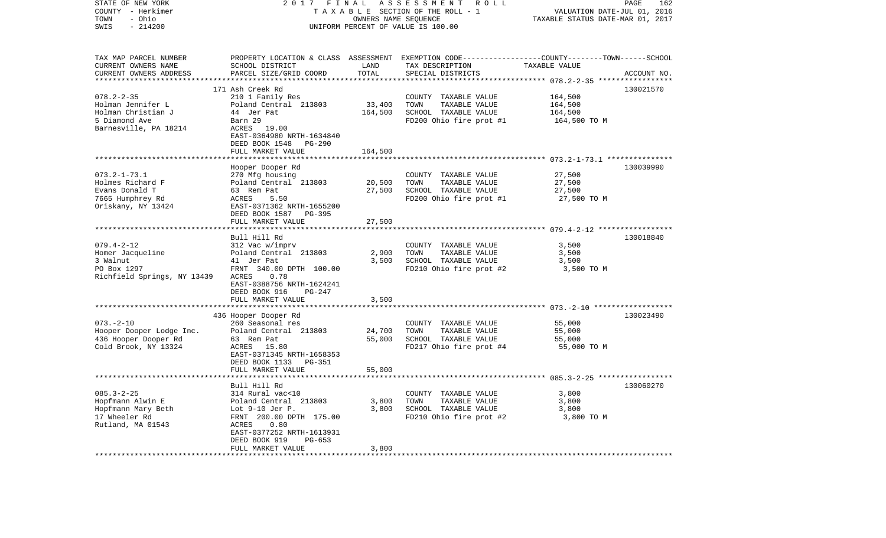STATE OF NEW YORK
COUNTY - Herkimer
TOWN - Ohio
SWIS - 214200

2017 FINAL ASSESSMENT ROLL
TAXABLE SECTION OF THE ROLL - 1
OWNERS NAME SEQUENCE
UNIFORM PERCENT OF VALUE IS 100.00

VALUATION DATE-JUL 01, 2016
TAXABLE STATUS DATE-MAR 01, 2017

| TAX MAP PARCEL NUMBER / CURRENT OWNERS NAME / CURRENT OWNERS ADDRESS | PROPERTY LOCATION & CLASS / SCHOOL DISTRICT / PARCEL SIZE/GRID COORD | ASSESSMENT LAND | TOTAL | EXEMPTION CODE / TAX DESCRIPTION / SPECIAL DISTRICTS | COUNTY--------TOWN------SCHOOL TAXABLE VALUE | ACCOUNT NO. |
|---|---|---|---|---|---|---|
| 078.2-2-35 | 171 Ash Creek Rd | | | | | 130021570 |
| Holman Jennifer L | 210 1 Family Res | | | COUNTY TAXABLE VALUE | 164,500 | |
| Holman Christian J | Poland Central 213803 | 33,400 | | TOWN TAXABLE VALUE | 164,500 | |
| 5 Diamond Ave | 44 Jer Pat | | 164,500 | SCHOOL TAXABLE VALUE | 164,500 | |
| Barnesville, PA 18214 | Barn 29 | | | FD200 Ohio fire prot #1 | 164,500 TO M | |
| | ACRES 19.00 | | | | | |
| | EAST-0364980 NRTH-1634840 | | | | | |
| | DEED BOOK 1548 PG-290 | | | | | |
| | FULL MARKET VALUE | | 164,500 | | | |
| 073.2-1-73.1 | Hooper Dooper Rd | | | | | 130039990 |
| Holmes Richard F | 270 Mfg housing | | | COUNTY TAXABLE VALUE | 27,500 | |
| Evans Donald T | Poland Central 213803 | 20,500 | | TOWN TAXABLE VALUE | 27,500 | |
| 7665 Humphrey Rd | 63 Rem Pat | | 27,500 | SCHOOL TAXABLE VALUE | 27,500 | |
| Oriskany, NY 13424 | ACRES 5.50 | | | FD200 Ohio fire prot #1 | 27,500 TO M | |
| | EAST-0371362 NRTH-1655200 | | | | | |
| | DEED BOOK 1587 PG-395 | | | | | |
| | FULL MARKET VALUE | | 27,500 | | | |
| 079.4-2-12 | Bull Hill Rd | | | | | 130018840 |
| Homer Jacqueline | 312 Vac w/imprv | | | COUNTY TAXABLE VALUE | 3,500 | |
| 3 Walnut | Poland Central 213803 | 2,900 | | TOWN TAXABLE VALUE | 3,500 | |
| PO Box 1297 | 41 Jer Pat | | 3,500 | SCHOOL TAXABLE VALUE | 3,500 | |
| Richfield Springs, NY 13439 | FRNT 340.00 DPTH 100.00 | | | FD210 Ohio fire prot #2 | 3,500 TO M | |
| | ACRES 0.78 | | | | | |
| | EAST-0388756 NRTH-1624241 | | | | | |
| | DEED BOOK 916 PG-247 | | | | | |
| | FULL MARKET VALUE | | 3,500 | | | |
| 073.-2-10 | 436 Hooper Dooper Rd | | | | | 130023490 |
| Hooper Dooper Lodge Inc. | 260 Seasonal res | | | COUNTY TAXABLE VALUE | 55,000 | |
| 436 Hooper Dooper Rd | Poland Central 213803 | 24,700 | | TOWN TAXABLE VALUE | 55,000 | |
| Cold Brook, NY 13324 | 63 Rem Pat | | 55,000 | SCHOOL TAXABLE VALUE | 55,000 | |
| | ACRES 15.80 | | | FD217 Ohio fire prot #4 | 55,000 TO M | |
| | EAST-0371345 NRTH-1658353 | | | | | |
| | DEED BOOK 1133 PG-351 | | | | | |
| | FULL MARKET VALUE | | 55,000 | | | |
| 085.3-2-25 | Bull Hill Rd | | | | | 130060270 |
| Hopfmann Alwin E | 314 Rural vac<10 | | | COUNTY TAXABLE VALUE | 3,800 | |
| Hopfmann Mary Beth | Poland Central 213803 | 3,800 | | TOWN TAXABLE VALUE | 3,800 | |
| 17 Wheeler Rd | Lot 9-10 Jer P. | | 3,800 | SCHOOL TAXABLE VALUE | 3,800 | |
| Rutland, MA 01543 | FRNT 200.00 DPTH 175.00 | | | FD210 Ohio fire prot #2 | 3,800 TO M | |
| | ACRES 0.80 | | | | | |
| | EAST-0377252 NRTH-1613931 | | | | | |
| | DEED BOOK 919 PG-653 | | | | | |
| | FULL MARKET VALUE | | 3,800 | | | |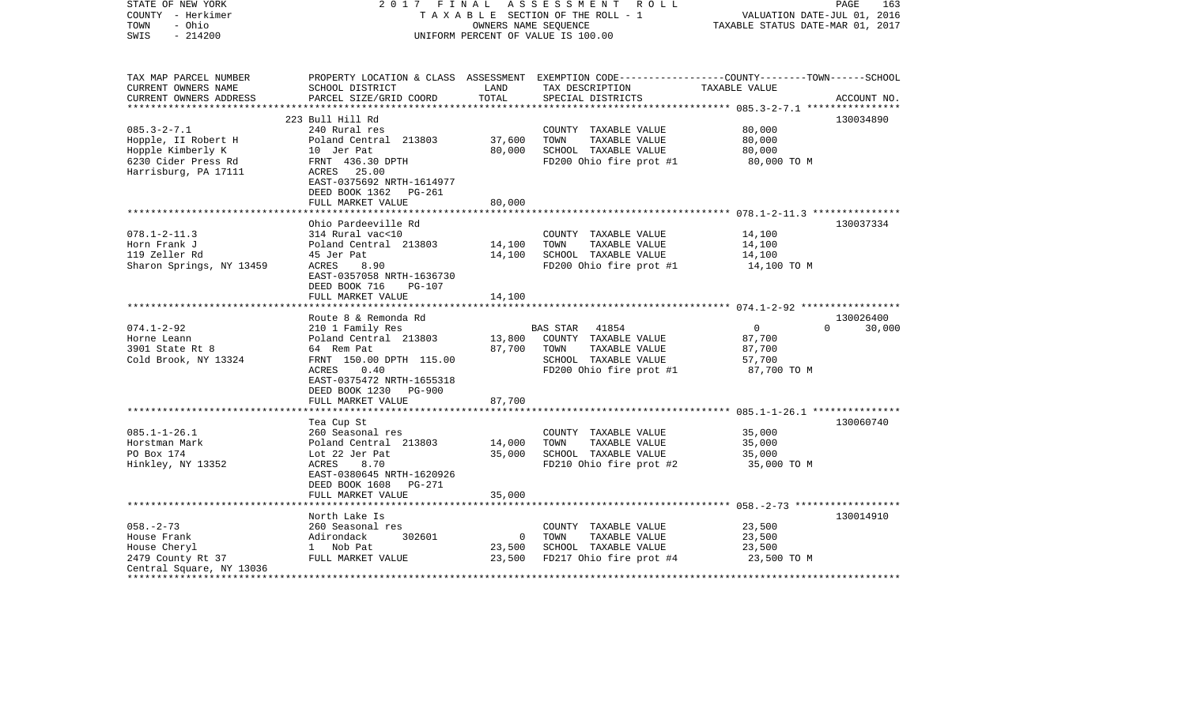STATE OF NEW YORK — 2017 FINAL ASSESSMENT ROLL
COUNTY - Herkimer — TAXABLE SECTION OF THE ROLL - 1 — VALUATION DATE-JUL 01, 2016
TOWN - Ohio — OWNERS NAME SEQUENCE — TAXABLE STATUS DATE-MAR 01, 2017
SWIS - 214200 — UNIFORM PERCENT OF VALUE IS 100.00

| TAX MAP PARCEL NUMBER / CURRENT OWNERS NAME / CURRENT OWNERS ADDRESS | PROPERTY LOCATION & CLASS / SCHOOL DISTRICT / PARCEL SIZE/GRID COORD | ASSESSMENT LAND | TOTAL | EXEMPTION CODE / TAX DESCRIPTION / SPECIAL DISTRICTS | COUNTY TAXABLE VALUE | TOWN | SCHOOL | ACCOUNT NO. |
|---|---|---|---|---|---|---|---|---|
| | 223 Bull Hill Rd | | | | | | | 130034890 |
| 085.3-2-7.1 | 240 Rural res | | | COUNTY TAXABLE VALUE | 80,000 | | | |
| Hopple, II Robert H | Poland Central 213803 | 37,600 | | TOWN TAXABLE VALUE | 80,000 | | | |
| Hopple Kimberly K | 10 Jer Pat | | 80,000 | SCHOOL TAXABLE VALUE | 80,000 | | | |
| 6230 Cider Press Rd | FRNT 436.30 DPTH | | | FD200 Ohio fire prot #1 | 80,000 TO M | | | |
| Harrisburg, PA 17111 | ACRES 25.00 | | | | | | | |
| | EAST-0375692 NRTH-1614977 | | | | | | | |
| | DEED BOOK 1362 PG-261 | | | | | | | |
| | FULL MARKET VALUE | | 80,000 | | | | | |
| | Ohio Pardeeville Rd | | | | | | | 130037334 |
| 078.1-2-11.3 | 314 Rural vac<10 | | | COUNTY TAXABLE VALUE | 14,100 | | | |
| Horn Frank J | Poland Central 213803 | 14,100 | | TOWN TAXABLE VALUE | 14,100 | | | |
| 119 Zeller Rd | 45 Jer Pat | | 14,100 | SCHOOL TAXABLE VALUE | 14,100 | | | |
| Sharon Springs, NY 13459 | ACRES 8.90 | | | FD200 Ohio fire prot #1 | 14,100 TO M | | | |
| | EAST-0357058 NRTH-1636730 | | | | | | | |
| | DEED BOOK 716 PG-107 | | | | | | | |
| | FULL MARKET VALUE | | 14,100 | | | | | |
| | Route 8 & Remonda Rd | | | | | | | 130026400 |
| 074.1-2-92 | 210 1 Family Res | | | BAS STAR 41854 | 0 | 0 | 30,000 | |
| Horne Leann | Poland Central 213803 | 13,800 | | COUNTY TAXABLE VALUE | 87,700 | | | |
| 3901 State Rt 8 | 64 Rem Pat | | 87,700 | TOWN TAXABLE VALUE | 87,700 | | | |
| Cold Brook, NY 13324 | FRNT 150.00 DPTH 115.00 | | | SCHOOL TAXABLE VALUE | 57,700 | | | |
| | ACRES 0.40 | | | FD200 Ohio fire prot #1 | 87,700 TO M | | | |
| | EAST-0375472 NRTH-1655318 | | | | | | | |
| | DEED BOOK 1230 PG-900 | | | | | | | |
| | FULL MARKET VALUE | | 87,700 | | | | | |
| | Tea Cup St | | | | | | | 130060740 |
| 085.1-1-26.1 | 260 Seasonal res | | | COUNTY TAXABLE VALUE | 35,000 | | | |
| Horstman Mark | Poland Central 213803 | 14,000 | | TOWN TAXABLE VALUE | 35,000 | | | |
| PO Box 174 | Lot 22 Jer Pat | | 35,000 | SCHOOL TAXABLE VALUE | 35,000 | | | |
| Hinkley, NY 13352 | ACRES 8.70 | | | FD210 Ohio fire prot #2 | 35,000 TO M | | | |
| | EAST-0380645 NRTH-1620926 | | | | | | | |
| | DEED BOOK 1608 PG-271 | | | | | | | |
| | FULL MARKET VALUE | | 35,000 | | | | | |
| | North Lake Is | | | | | | | 130014910 |
| 058.-2-73 | 260 Seasonal res | | | COUNTY TAXABLE VALUE | 23,500 | | | |
| House Frank | Adirondack 302601 | 0 | | TOWN TAXABLE VALUE | 23,500 | | | |
| House Cheryl | 1 Nob Pat | | 23,500 | SCHOOL TAXABLE VALUE | 23,500 | | | |
| 2479 County Rt 37 | FULL MARKET VALUE | | 23,500 | FD217 Ohio fire prot #4 | 23,500 TO M | | | |
| Central Square, NY 13036 | | | | | | | | |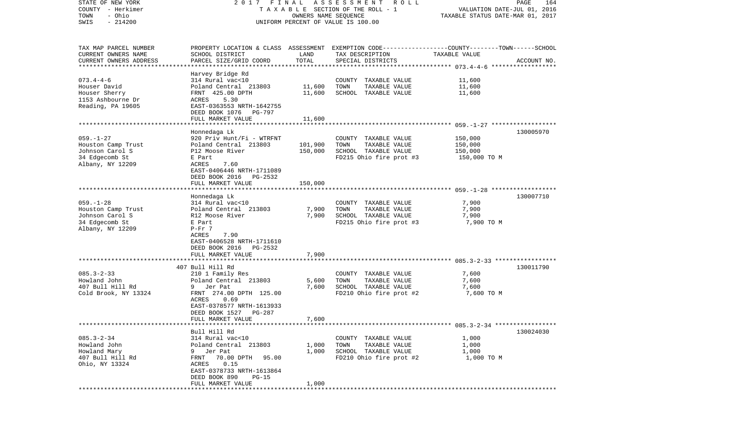STATE OF NEW YORK — 2017 FINAL ASSESSMENT ROLL
COUNTY - Herkimer — TAXABLE SECTION OF THE ROLL - 1 — VALUATION DATE-JUL 01, 2016
TOWN - Ohio — OWNERS NAME SEQUENCE — TAXABLE STATUS DATE-MAR 01, 2017
SWIS - 214200 — UNIFORM PERCENT OF VALUE IS 100.00

| TAX MAP PARCEL NUMBER / CURRENT OWNERS NAME / CURRENT OWNERS ADDRESS | PROPERTY LOCATION & CLASS / SCHOOL DISTRICT / PARCEL SIZE/GRID COORD | ASSESSMENT LAND | TOTAL | EXEMPTION CODE / TAX DESCRIPTION / SPECIAL DISTRICTS | TAXABLE VALUE (COUNTY / TOWN / SCHOOL) | ACCOUNT NO. |
|---|---|---|---|---|---|---|
| 073.4-4-6 | Harvey Bridge Rd | | | | | |
| Houser David | 314 Rural vac<10 | | | COUNTY TAXABLE VALUE | 11,600 | |
| Houser Sherry | Poland Central 213803 | 11,600 | | TOWN TAXABLE VALUE | 11,600 | |
| 1153 Ashbourne Dr | FRNT 425.00 DPTH | | 11,600 | SCHOOL TAXABLE VALUE | 11,600 | |
| Reading, PA 19605 | ACRES 5.30 | | | | | |
| | EAST-0363553 NRTH-1642755 | | | | | |
| | DEED BOOK 1076 PG-797 | | | | | |
| | FULL MARKET VALUE | | 11,600 | | | |
| 059.-1-27 | Honnedaga Lk | | | | | 130005970 |
| Houston Camp Trust | 920 Priv Hunt/Fi - WTRFNT | | | COUNTY TAXABLE VALUE | 150,000 | |
| Johnson Carol S | Poland Central 213803 | 101,900 | | TOWN TAXABLE VALUE | 150,000 | |
| 34 Edgecomb St | P12 Moose River | | 150,000 | SCHOOL TAXABLE VALUE | 150,000 | |
| Albany, NY 12209 | E Part | | | FD215 Ohio fire prot #3 | 150,000 TO M | |
| | ACRES 7.60 | | | | | |
| | EAST-0406446 NRTH-1711089 | | | | | |
| | DEED BOOK 2016 PG-2532 | | | | | |
| | FULL MARKET VALUE | | 150,000 | | | |
| 059.-1-28 | Honnedaga Lk | | | | | 130007710 |
| Houston Camp Trust | 314 Rural vac<10 | | | COUNTY TAXABLE VALUE | 7,900 | |
| Johnson Carol S | Poland Central 213803 | 7,900 | | TOWN TAXABLE VALUE | 7,900 | |
| 34 Edgecomb St | R12 Moose River | | 7,900 | SCHOOL TAXABLE VALUE | 7,900 | |
| Albany, NY 12209 | E Part | | | FD215 Ohio fire prot #3 | 7,900 TO M | |
| | P-Fr 7 | | | | | |
| | ACRES 7.90 | | | | | |
| | EAST-0406528 NRTH-1711610 | | | | | |
| | DEED BOOK 2016 PG-2532 | | | | | |
| | FULL MARKET VALUE | | 7,900 | | | |
| 085.3-2-33 | 407 Bull Hill Rd | | | | | 130011790 |
| Howland John | 210 1 Family Res | | | COUNTY TAXABLE VALUE | 7,600 | |
| 407 Bull Hill Rd | Poland Central 213803 | 5,600 | | TOWN TAXABLE VALUE | 7,600 | |
| Cold Brook, NY 13324 | 9 Jer Pat | | 7,600 | SCHOOL TAXABLE VALUE | 7,600 | |
| | FRNT 274.00 DPTH 125.00 | | | FD210 Ohio fire prot #2 | 7,600 TO M | |
| | ACRES 0.69 | | | | | |
| | EAST-0378577 NRTH-1613933 | | | | | |
| | DEED BOOK 1527 PG-287 | | | | | |
| | FULL MARKET VALUE | | 7,600 | | | |
| 085.3-2-34 | Bull Hill Rd | | | | | 130024030 |
| Howland John | 314 Rural vac<10 | | | COUNTY TAXABLE VALUE | 1,000 | |
| Howland Mary | Poland Central 213803 | 1,000 | | TOWN TAXABLE VALUE | 1,000 | |
| 407 Bull Hill Rd | 9 Jer Pat | | 1,000 | SCHOOL TAXABLE VALUE | 1,000 | |
| Ohio, NY 13324 | FRNT 70.00 DPTH 95.00 | | | FD210 Ohio fire prot #2 | 1,000 TO M | |
| | ACRES 0.15 | | | | | |
| | EAST-0378733 NRTH-1613864 | | | | | |
| | DEED BOOK 890 PG-15 | | | | | |
| | FULL MARKET VALUE | | 1,000 | | | |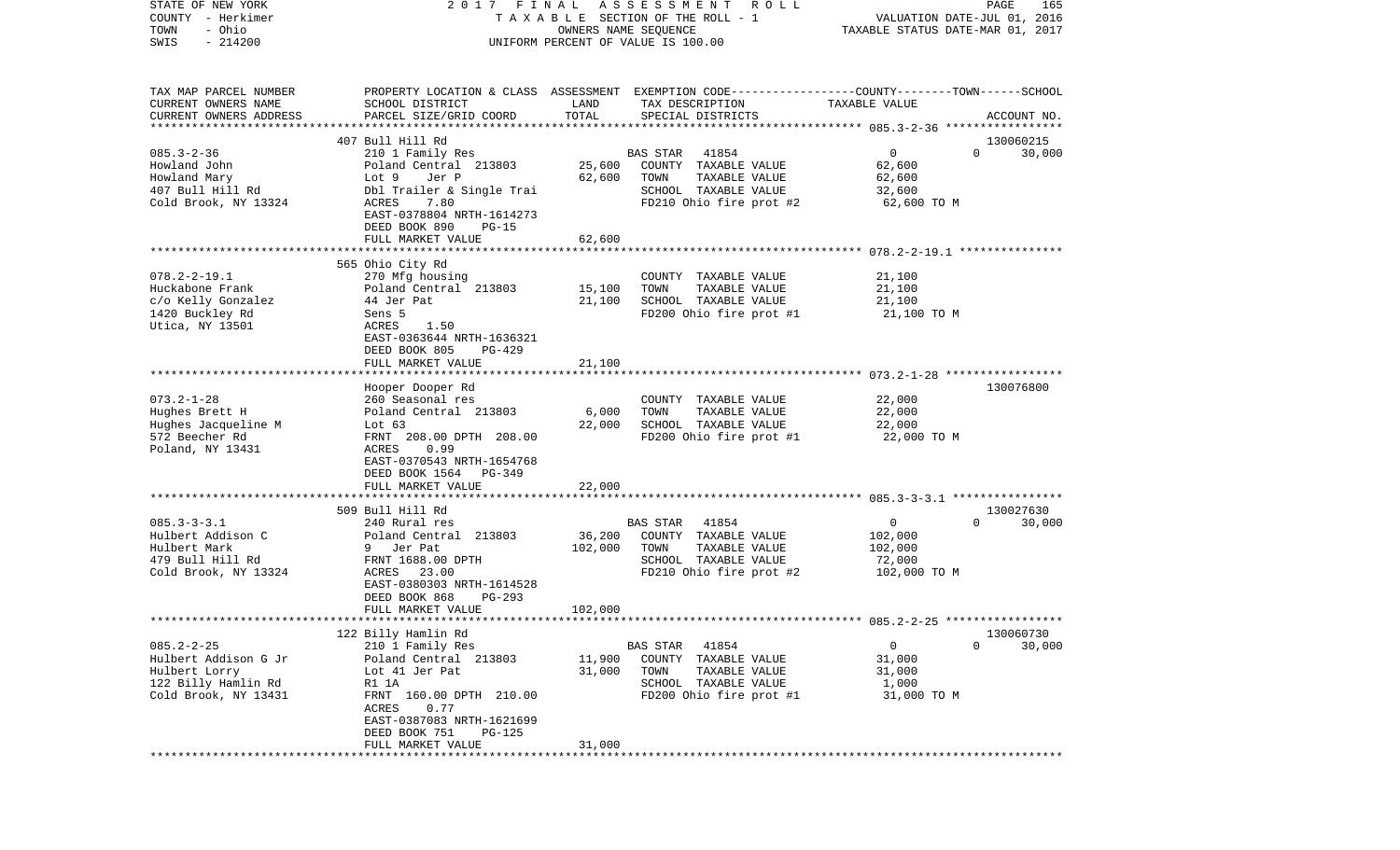STATE OF NEW YORK — 2017 FINAL ASSESSMENT ROLL
COUNTY - Herkimer — TAXABLE SECTION OF THE ROLL - 1 — VALUATION DATE-JUL 01, 2016
TOWN - Ohio — OWNERS NAME SEQUENCE — TAXABLE STATUS DATE-MAR 01, 2017
SWIS - 214200 — UNIFORM PERCENT OF VALUE IS 100.00

| TAX MAP PARCEL NUMBER / CURRENT OWNERS NAME / CURRENT OWNERS ADDRESS | PROPERTY LOCATION & CLASS / SCHOOL DISTRICT / PARCEL SIZE/GRID COORD | ASSESSMENT LAND | TOTAL | EXEMPTION CODE / TAX DESCRIPTION / SPECIAL DISTRICTS | COUNTY | TOWN | SCHOOL (TAXABLE VALUE) | ACCOUNT NO. |
|---|---|---|---|---|---|---|---|---|
| 085.3-2-36 | 407 Bull Hill Rd | | | | | | | 130060215 |
| Howland John | 210 1 Family Res | | | BAS STAR 41854 | 0 | 0 | 30,000 | |
| Howland Mary | Poland Central 213803 | 25,600 | | COUNTY TAXABLE VALUE | 62,600 | | | |
| 407 Bull Hill Rd | Lot 9 Jer P | | 62,600 | TOWN TAXABLE VALUE | | 62,600 | | |
| Cold Brook, NY 13324 | Dbl Trailer & Single Trai | | | SCHOOL TAXABLE VALUE | | | 32,600 | |
| | ACRES 7.80 | | | FD210 Ohio fire prot #2 | 62,600 TO M | | | |
| | EAST-0378804 NRTH-1614273 | | | | | | | |
| | DEED BOOK 890 PG-15 | | | | | | | |
| | FULL MARKET VALUE | | 62,600 | | | | | |
| 078.2-2-19.1 | 565 Ohio City Rd | | | | | | | |
| Huckabone Frank | 270 Mfg housing | | | COUNTY TAXABLE VALUE | 21,100 | | | |
| c/o Kelly Gonzalez | Poland Central 213803 | 15,100 | | TOWN TAXABLE VALUE | | 21,100 | | |
| 1420 Buckley Rd | 44 Jer Pat | | 21,100 | SCHOOL TAXABLE VALUE | | | 21,100 | |
| Utica, NY 13501 | Sens 5 | | | FD200 Ohio fire prot #1 | 21,100 TO M | | | |
| | ACRES 1.50 | | | | | | | |
| | EAST-0363644 NRTH-1636321 | | | | | | | |
| | DEED BOOK 805 PG-429 | | | | | | | |
| | FULL MARKET VALUE | | 21,100 | | | | | |
| 073.2-1-28 | Hooper Dooper Rd | | | | | | | 130076800 |
| Hughes Brett H | 260 Seasonal res | | | COUNTY TAXABLE VALUE | 22,000 | | | |
| Hughes Jacqueline M | Poland Central 213803 | 6,000 | | TOWN TAXABLE VALUE | | 22,000 | | |
| 572 Beecher Rd | Lot 63 | | 22,000 | SCHOOL TAXABLE VALUE | | | 22,000 | |
| Poland, NY 13431 | FRNT 208.00 DPTH 208.00 | | | FD200 Ohio fire prot #1 | 22,000 TO M | | | |
| | ACRES 0.99 | | | | | | | |
| | EAST-0370543 NRTH-1654768 | | | | | | | |
| | DEED BOOK 1564 PG-349 | | | | | | | |
| | FULL MARKET VALUE | | 22,000 | | | | | |
| 085.3-3-3.1 | 509 Bull Hill Rd | | | | | | | 130027630 |
| Hulbert Addison C | 240 Rural res | | | BAS STAR 41854 | 0 | 0 | 30,000 | |
| Hulbert Mark | Poland Central 213803 | 36,200 | | COUNTY TAXABLE VALUE | 102,000 | | | |
| 479 Bull Hill Rd | 9 Jer Pat | | 102,000 | TOWN TAXABLE VALUE | | 102,000 | | |
| Cold Brook, NY 13324 | FRNT 1688.00 DPTH | | | SCHOOL TAXABLE VALUE | | | 72,000 | |
| | ACRES 23.00 | | | FD210 Ohio fire prot #2 | 102,000 TO M | | | |
| | EAST-0380303 NRTH-1614528 | | | | | | | |
| | DEED BOOK 868 PG-293 | | | | | | | |
| | FULL MARKET VALUE | | 102,000 | | | | | |
| 085.2-2-25 | 122 Billy Hamlin Rd | | | | | | | 130060730 |
| Hulbert Addison G Jr | 210 1 Family Res | | | BAS STAR 41854 | 0 | 0 | 30,000 | |
| Hulbert Lorry | Poland Central 213803 | 11,900 | | COUNTY TAXABLE VALUE | 31,000 | | | |
| 122 Billy Hamlin Rd | Lot 41 Jer Pat | | 31,000 | TOWN TAXABLE VALUE | | 31,000 | | |
| Cold Brook, NY 13431 | R1 1A | | | SCHOOL TAXABLE VALUE | | | 1,000 | |
| | FRNT 160.00 DPTH 210.00 | | | FD200 Ohio fire prot #1 | 31,000 TO M | | | |
| | ACRES 0.77 | | | | | | | |
| | EAST-0387083 NRTH-1621699 | | | | | | | |
| | DEED BOOK 751 PG-125 | | | | | | | |
| | FULL MARKET VALUE | | 31,000 | | | | | |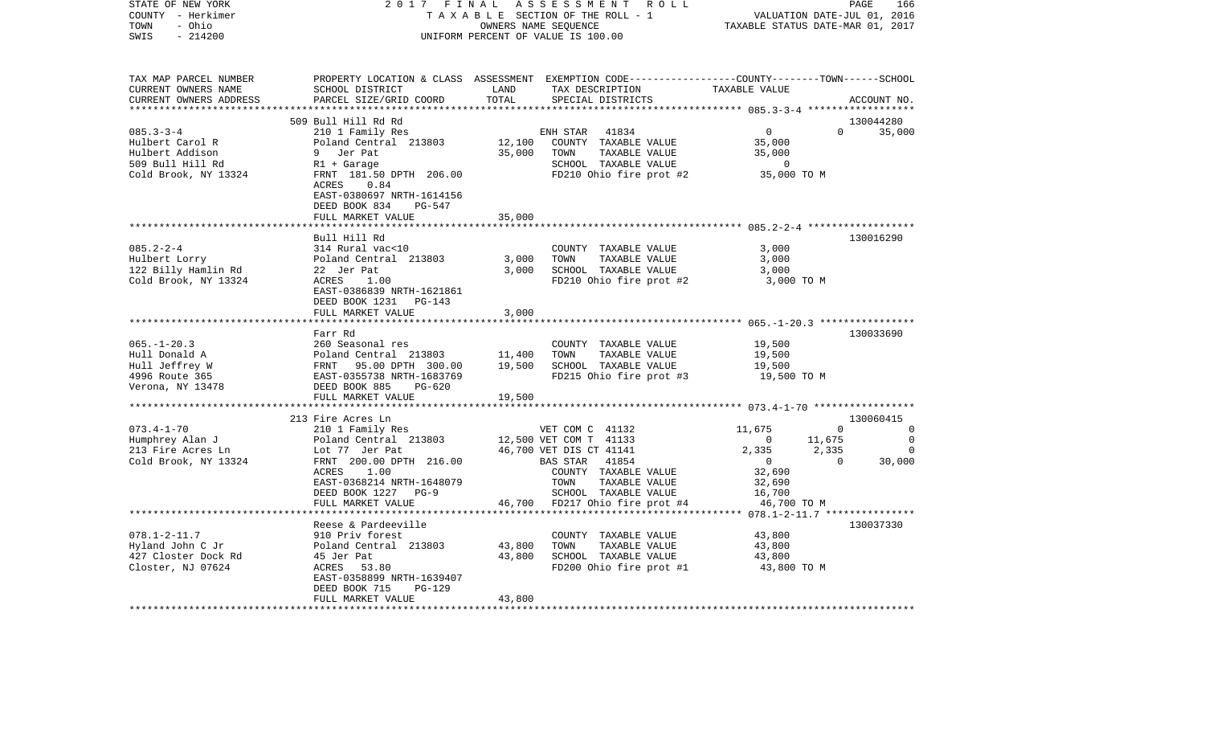STATE OF NEW YORK — 2017 FINAL ASSESSMENT ROLL
COUNTY - Herkimer — TAXABLE SECTION OF THE ROLL - 1 — VALUATION DATE-JUL 01, 2016
TOWN - Ohio — OWNERS NAME SEQUENCE — TAXABLE STATUS DATE-MAR 01, 2017
SWIS - 214200 — UNIFORM PERCENT OF VALUE IS 100.00

| TAX MAP PARCEL NUMBER / CURRENT OWNERS NAME / CURRENT OWNERS ADDRESS | PROPERTY LOCATION & CLASS / SCHOOL DISTRICT / PARCEL SIZE/GRID COORD | ASSESSMENT LAND | TOTAL | EXEMPTION CODE / TAX DESCRIPTION / SPECIAL DISTRICTS | COUNTY TAXABLE VALUE | TOWN | SCHOOL | ACCOUNT NO. |
|---|---|---|---|---|---|---|---|---|
| **085.3-3-4** | 509 Bull Hill Rd Rd | | | | | | | 130044280 |
| Hulbert Carol R | 210 1 Family Res | | | ENH STAR 41834 | 0 | 0 | 35,000 | |
| Hulbert Addison | Poland Central 213803 | 12,100 | | COUNTY TAXABLE VALUE | 35,000 | | | |
| 509 Bull Hill Rd | 9 Jer Pat | | 35,000 | TOWN TAXABLE VALUE | 35,000 | | | |
| Cold Brook, NY 13324 | R1 + Garage | | | SCHOOL TAXABLE VALUE | 0 | | | |
| | FRNT 181.50 DPTH 206.00 | | | FD210 Ohio fire prot #2 | 35,000 TO M | | | |
| | ACRES 0.84 | | | | | | | |
| | EAST-0380697 NRTH-1614156 | | | | | | | |
| | DEED BOOK 834 PG-547 | | | | | | | |
| | FULL MARKET VALUE | | 35,000 | | | | | |
| **085.2-2-4** | Bull Hill Rd | | | | | | | 130016290 |
| Hulbert Lorry | 314 Rural vac<10 | | | COUNTY TAXABLE VALUE | 3,000 | | | |
| 122 Billy Hamlin Rd | Poland Central 213803 | 3,000 | | TOWN TAXABLE VALUE | 3,000 | | | |
| Cold Brook, NY 13324 | 22 Jer Pat | | 3,000 | SCHOOL TAXABLE VALUE | 3,000 | | | |
| | ACRES 1.00 | | | FD210 Ohio fire prot #2 | 3,000 TO M | | | |
| | EAST-0386839 NRTH-1621861 | | | | | | | |
| | DEED BOOK 1231 PG-143 | | | | | | | |
| | FULL MARKET VALUE | | 3,000 | | | | | |
| **065.-1-20.3** | Farr Rd | | | | | | | 130033690 |
| Hull Donald A | 260 Seasonal res | | | COUNTY TAXABLE VALUE | 19,500 | | | |
| Hull Jeffrey W | Poland Central 213803 | 11,400 | | TOWN TAXABLE VALUE | 19,500 | | | |
| 4996 Route 365 | FRNT 95.00 DPTH 300.00 | | 19,500 | SCHOOL TAXABLE VALUE | 19,500 | | | |
| Verona, NY 13478 | EAST-0355738 NRTH-1683769 | | | FD215 Ohio fire prot #3 | 19,500 TO M | | | |
| | DEED BOOK 885 PG-620 | | | | | | | |
| | FULL MARKET VALUE | | 19,500 | | | | | |
| **073.4-1-70** | 213 Fire Acres Ln | | | | | | | 130060415 |
| Humphrey Alan J | 210 1 Family Res | | | VET COM C 41132 | 11,675 | 0 | 0 | |
| 213 Fire Acres Ln | Poland Central 213803 | 12,500 | | VET COM T 41133 | 0 | 11,675 | 0 | |
| Cold Brook, NY 13324 | Lot 77 Jer Pat | | 46,700 | VET DIS CT 41141 | 2,335 | 2,335 | 0 | |
| | FRNT 200.00 DPTH 216.00 | | | BAS STAR 41854 | 0 | 0 | 30,000 | |
| | ACRES 1.00 | | | COUNTY TAXABLE VALUE | 32,690 | | | |
| | EAST-0368214 NRTH-1648079 | | | TOWN TAXABLE VALUE | 32,690 | | | |
| | DEED BOOK 1227 PG-9 | | | SCHOOL TAXABLE VALUE | 16,700 | | | |
| | FULL MARKET VALUE | | 46,700 | FD217 Ohio fire prot #4 | 46,700 TO M | | | |
| **078.1-2-11.7** | Reese & Pardeeville | | | | | | | 130037330 |
| Hyland John C Jr | 910 Priv forest | | | COUNTY TAXABLE VALUE | 43,800 | | | |
| 427 Closter Dock Rd | Poland Central 213803 | 43,800 | | TOWN TAXABLE VALUE | 43,800 | | | |
| Closter, NJ 07624 | 45 Jer Pat | | 43,800 | SCHOOL TAXABLE VALUE | 43,800 | | | |
| | ACRES 53.80 | | | FD200 Ohio fire prot #1 | 43,800 TO M | | | |
| | EAST-0358899 NRTH-1639407 | | | | | | | |
| | DEED BOOK 715 PG-129 | | | | | | | |
| | FULL MARKET VALUE | | 43,800 | | | | | |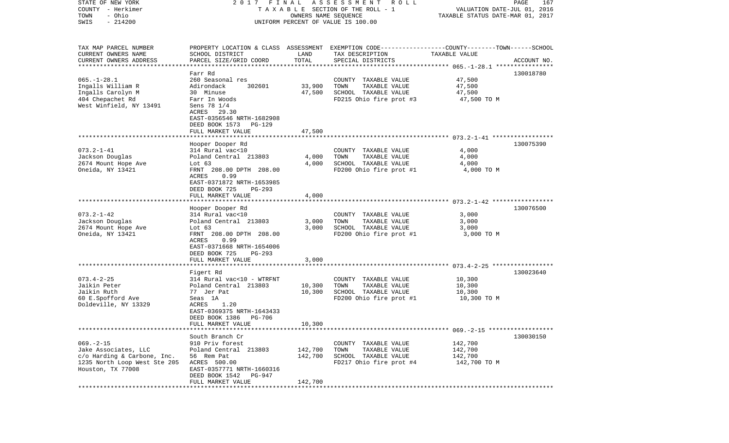STATE OF NEW YORK 2 0 1 7 F I N A L A S S E S S M E N T R O L L
COUNTY - Herkimer T A X A B L E SECTION OF THE ROLL - 1 VALUATION DATE-JUL 01, 2016
TOWN - Ohio OWNERS NAME SEQUENCE TAXABLE STATUS DATE-MAR 01, 2017
SWIS - 214200 UNIFORM PERCENT OF VALUE IS 100.00

| TAX MAP PARCEL NUMBER / CURRENT OWNERS NAME / CURRENT OWNERS ADDRESS | PROPERTY LOCATION & CLASS / SCHOOL DISTRICT / PARCEL SIZE/GRID COORD | ASSESSMENT LAND | TOTAL | EXEMPTION CODE / TAX DESCRIPTION / SPECIAL DISTRICTS | COUNTY--------TOWN------SCHOOL TAXABLE VALUE | ACCOUNT NO. |
|---|---|---|---|---|---|---|
| 065.-1-28.1 | Farr Rd | | | | | 130018780 |
| Ingalls William R | 260 Seasonal res | | | COUNTY TAXABLE VALUE | 47,500 | |
| Ingalls Carolyn M | Adirondack 302601 | 33,900 | | TOWN TAXABLE VALUE | 47,500 | |
| 404 Chepachet Rd | 30 Minuse | | 47,500 | SCHOOL TAXABLE VALUE | 47,500 | |
| West Winfield, NY 13491 | Farr In Woods | | | FD215 Ohio fire prot #3 | 47,500 TO M | |
| | Sens 78 1/4 | | | | | |
| | ACRES 29.30 | | | | | |
| | EAST-0356546 NRTH-1682908 | | | | | |
| | DEED BOOK 1573 PG-129 | | | | | |
| | FULL MARKET VALUE | | 47,500 | | | |
| 073.2-1-41 | Hooper Dooper Rd | | | | | 130075390 |
| Jackson Douglas | 314 Rural vac<10 | | | COUNTY TAXABLE VALUE | 4,000 | |
| 2674 Mount Hope Ave | Poland Central 213803 | 4,000 | | TOWN TAXABLE VALUE | 4,000 | |
| Oneida, NY 13421 | Lot 63 | | 4,000 | SCHOOL TAXABLE VALUE | 4,000 | |
| | FRNT 208.00 DPTH 208.00 | | | FD200 Ohio fire prot #1 | 4,000 TO M | |
| | ACRES 0.99 | | | | | |
| | EAST-0371872 NRTH-1653985 | | | | | |
| | DEED BOOK 725 PG-293 | | | | | |
| | FULL MARKET VALUE | | 4,000 | | | |
| 073.2-1-42 | Hooper Dooper Rd | | | | | 130076500 |
| Jackson Douglas | 314 Rural vac<10 | | | COUNTY TAXABLE VALUE | 3,000 | |
| 2674 Mount Hope Ave | Poland Central 213803 | 3,000 | | TOWN TAXABLE VALUE | 3,000 | |
| Oneida, NY 13421 | Lot 63 | | 3,000 | SCHOOL TAXABLE VALUE | 3,000 | |
| | FRNT 208.00 DPTH 208.00 | | | FD200 Ohio fire prot #1 | 3,000 TO M | |
| | ACRES 0.99 | | | | | |
| | EAST-0371668 NRTH-1654006 | | | | | |
| | DEED BOOK 725 PG-293 | | | | | |
| | FULL MARKET VALUE | | 3,000 | | | |
| 073.4-2-25 | Figert Rd | | | | | 130023640 |
| Jaikin Peter | 314 Rural vac<10 - WTRFNT | | | COUNTY TAXABLE VALUE | 10,300 | |
| Jaikin Ruth | Poland Central 213803 | 10,300 | | TOWN TAXABLE VALUE | 10,300 | |
| 60 E.Spofford Ave | 77 Jer Pat | | 10,300 | SCHOOL TAXABLE VALUE | 10,300 | |
| Doldeville, NY 13329 | Seas 1A | | | FD200 Ohio fire prot #1 | 10,300 TO M | |
| | ACRES 1.20 | | | | | |
| | EAST-0369375 NRTH-1643433 | | | | | |
| | DEED BOOK 1386 PG-706 | | | | | |
| | FULL MARKET VALUE | | 10,300 | | | |
| 069.-2-15 | South Branch Cr | | | | | 130030150 |
| Jake Associates, LLC | 910 Priv forest | | | COUNTY TAXABLE VALUE | 142,700 | |
| c/o Harding & Carbone, Inc. | Poland Central 213803 | 142,700 | | TOWN TAXABLE VALUE | 142,700 | |
| 1235 North Loop West Ste 205 | 56 Rem Pat | | 142,700 | SCHOOL TAXABLE VALUE | 142,700 | |
| Houston, TX 77008 | ACRES 500.00 | | | FD217 Ohio fire prot #4 | 142,700 TO M | |
| | EAST-0357771 NRTH-1660316 | | | | | |
| | DEED BOOK 1542 PG-947 | | | | | |
| | FULL MARKET VALUE | | 142,700 | | | |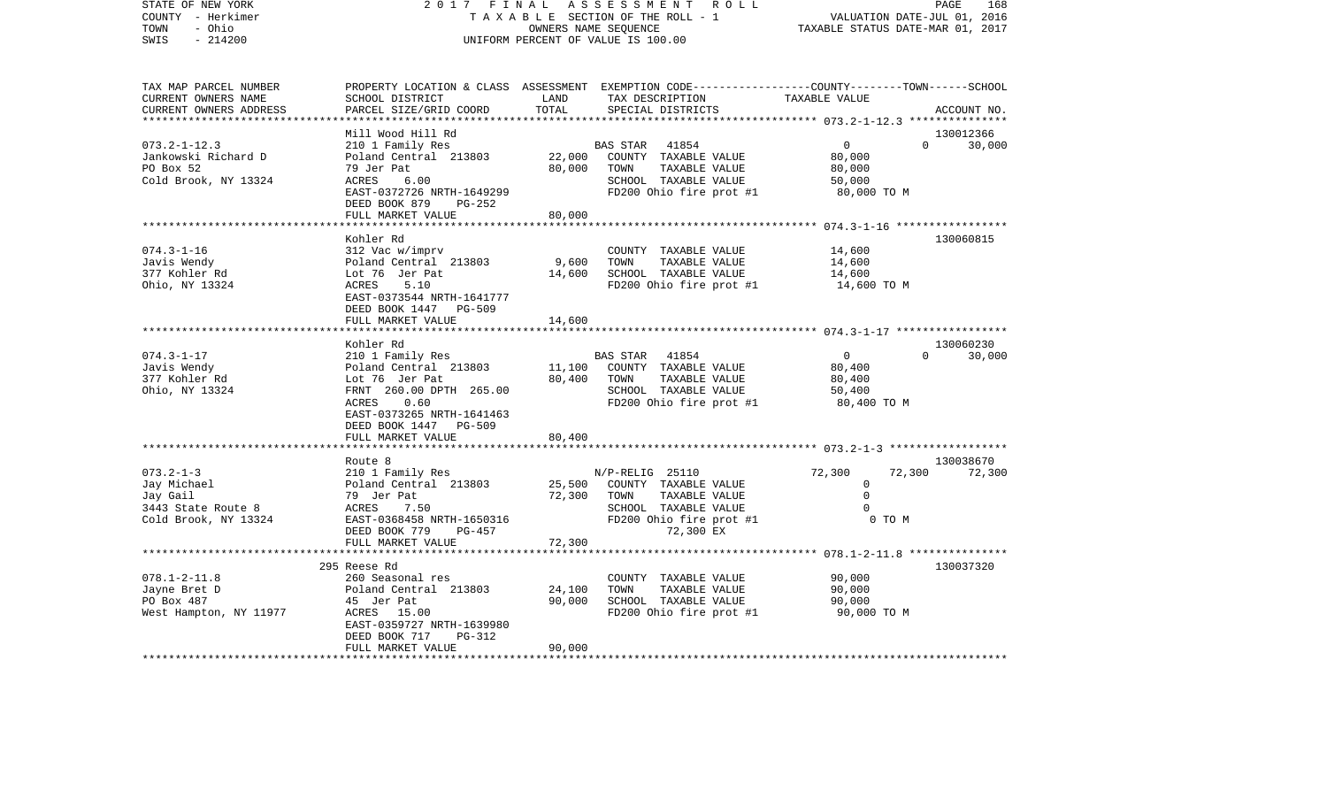STATE OF NEW YORK
COUNTY - Herkimer
TOWN - Ohio
SWIS - 214200

2 0 1 7 F I N A L A S S E S S M E N T R O L L
T A X A B L E SECTION OF THE ROLL - 1
OWNERS NAME SEQUENCE
UNIFORM PERCENT OF VALUE IS 100.00

VALUATION DATE-JUL 01, 2016
TAXABLE STATUS DATE-MAR 01, 2017

| TAX MAP PARCEL NUMBER<br>CURRENT OWNERS NAME<br>CURRENT OWNERS ADDRESS | PROPERTY LOCATION & CLASS<br>SCHOOL DISTRICT<br>PARCEL SIZE/GRID COORD | ASSESSMENT<br>LAND<br>TOTAL | EXEMPTION CODE-----------------COUNTY--------TOWN------SCHOOL<br>TAX DESCRIPTION<br>SPECIAL DISTRICTS | TAXABLE VALUE | ACCOUNT NO. |
|---|---|---|---|---|---|
| **073.2-1-12.3** | Mill Wood Hill Rd | | | | 130012366 |
| 073.2-1-12.3 | 210 1 Family Res | | BAS STAR 41854 | 0 0 30,000 | |
| Jankowski Richard D | Poland Central 213803 | 22,000 | COUNTY TAXABLE VALUE | 80,000 | |
| PO Box 52 | 79 Jer Pat | 80,000 | TOWN TAXABLE VALUE | 80,000 | |
| Cold Brook, NY 13324 | ACRES 6.00 | | SCHOOL TAXABLE VALUE | 50,000 | |
| | EAST-0372726 NRTH-1649299 | | FD200 Ohio fire prot #1 | 80,000 TO M | |
| | DEED BOOK 879 PG-252 | | | | |
| | FULL MARKET VALUE | 80,000 | | | |
| **074.3-1-16** | Kohler Rd | | | | 130060815 |
| 074.3-1-16 | 312 Vac w/imprv | | COUNTY TAXABLE VALUE | 14,600 | |
| Javis Wendy | Poland Central 213803 | 9,600 | TOWN TAXABLE VALUE | 14,600 | |
| 377 Kohler Rd | Lot 76 Jer Pat | 14,600 | SCHOOL TAXABLE VALUE | 14,600 | |
| Ohio, NY 13324 | ACRES 5.10 | | FD200 Ohio fire prot #1 | 14,600 TO M | |
| | EAST-0373544 NRTH-1641777 | | | | |
| | DEED BOOK 1447 PG-509 | | | | |
| | FULL MARKET VALUE | 14,600 | | | |
| **074.3-1-17** | Kohler Rd | | | | 130060230 |
| 074.3-1-17 | 210 1 Family Res | | BAS STAR 41854 | 0 0 30,000 | |
| Javis Wendy | Poland Central 213803 | 11,100 | COUNTY TAXABLE VALUE | 80,400 | |
| 377 Kohler Rd | Lot 76 Jer Pat | 80,400 | TOWN TAXABLE VALUE | 80,400 | |
| Ohio, NY 13324 | FRNT 260.00 DPTH 265.00 | | SCHOOL TAXABLE VALUE | 50,400 | |
| | ACRES 0.60 | | FD200 Ohio fire prot #1 | 80,400 TO M | |
| | EAST-0373265 NRTH-1641463 | | | | |
| | DEED BOOK 1447 PG-509 | | | | |
| | FULL MARKET VALUE | 80,400 | | | |
| **073.2-1-3** | Route 8 | | | | 130038670 |
| 073.2-1-3 | 210 1 Family Res | | N/P-RELIG 25110 | 72,300 72,300 72,300 | |
| Jay Michael | Poland Central 213803 | 25,500 | COUNTY TAXABLE VALUE | 0 | |
| Jay Gail | 79 Jer Pat | 72,300 | TOWN TAXABLE VALUE | 0 | |
| 3443 State Route 8 | ACRES 7.50 | | SCHOOL TAXABLE VALUE | 0 | |
| Cold Brook, NY 13324 | EAST-0368458 NRTH-1650316 | | FD200 Ohio fire prot #1 | 0 TO M | |
| | DEED BOOK 779 PG-457 | | 72,300 EX | | |
| | FULL MARKET VALUE | 72,300 | | | |
| **078.1-2-11.8** | 295 Reese Rd | | | | 130037320 |
| 078.1-2-11.8 | 260 Seasonal res | | COUNTY TAXABLE VALUE | 90,000 | |
| Jayne Bret D | Poland Central 213803 | 24,100 | TOWN TAXABLE VALUE | 90,000 | |
| PO Box 487 | 45 Jer Pat | 90,000 | SCHOOL TAXABLE VALUE | 90,000 | |
| West Hampton, NY 11977 | ACRES 15.00 | | FD200 Ohio fire prot #1 | 90,000 TO M | |
| | EAST-0359727 NRTH-1639980 | | | | |
| | DEED BOOK 717 PG-312 | | | | |
| | FULL MARKET VALUE | 90,000 | | | |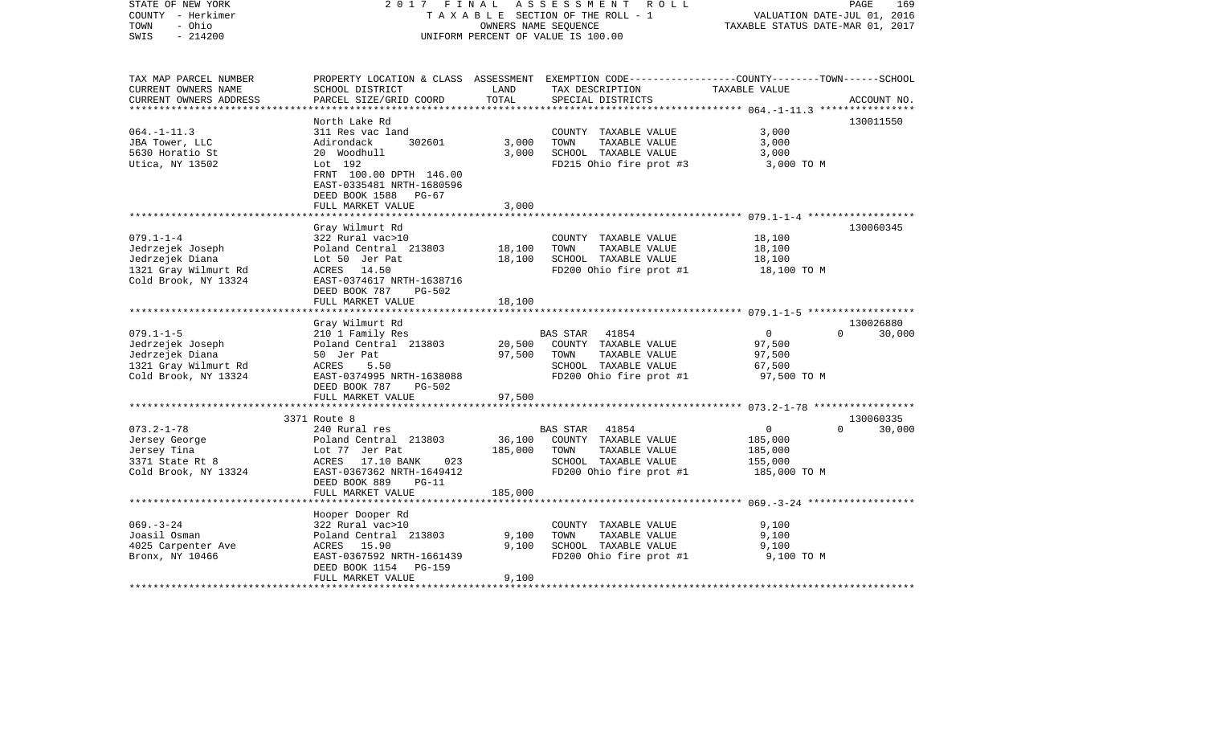STATE OF NEW YORK — 2017 FINAL ASSESSMENT ROLL
COUNTY - Herkimer — TAXABLE SECTION OF THE ROLL - 1 — VALUATION DATE-JUL 01, 2016
TOWN - Ohio — OWNERS NAME SEQUENCE — TAXABLE STATUS DATE-MAR 01, 2017
SWIS - 214200 — UNIFORM PERCENT OF VALUE IS 100.00

| TAX MAP PARCEL NUMBER / CURRENT OWNERS NAME / CURRENT OWNERS ADDRESS | PROPERTY LOCATION & CLASS / SCHOOL DISTRICT / PARCEL SIZE/GRID COORD | ASSESSMENT LAND | TOTAL | EXEMPTION CODE / TAX DESCRIPTION / SPECIAL DISTRICTS | COUNTY / TOWN / SCHOOL TAXABLE VALUE | ACCOUNT NO. |
|---|---|---|---|---|---|---|
| 064.-1-11.3 | North Lake Rd | | | | | 130011550 |
| JBA Tower, LLC | 311 Res vac land | | | COUNTY TAXABLE VALUE | 3,000 | |
| 5630 Horatio St | Adirondack 302601 | 3,000 | | TOWN TAXABLE VALUE | 3,000 | |
| Utica, NY 13502 | 20 Woodhull | | 3,000 | SCHOOL TAXABLE VALUE | 3,000 | |
| | Lot 192 | | | FD215 Ohio fire prot #3 | 3,000 TO M | |
| | FRNT 100.00 DPTH 146.00 | | | | | |
| | EAST-0335481 NRTH-1680596 | | | | | |
| | DEED BOOK 1588 PG-67 | | | | | |
| | FULL MARKET VALUE | | 3,000 | | | |
| 079.1-1-4 | Gray Wilmurt Rd | | | | | 130060345 |
| Jedrzejek Joseph | 322 Rural vac>10 | | | COUNTY TAXABLE VALUE | 18,100 | |
| Jedrzejek Diana | Poland Central 213803 | 18,100 | | TOWN TAXABLE VALUE | 18,100 | |
| 1321 Gray Wilmurt Rd | Lot 50 Jer Pat | | 18,100 | SCHOOL TAXABLE VALUE | 18,100 | |
| Cold Brook, NY 13324 | ACRES 14.50 | | | FD200 Ohio fire prot #1 | 18,100 TO M | |
| | EAST-0374617 NRTH-1638716 | | | | | |
| | DEED BOOK 787 PG-502 | | | | | |
| | FULL MARKET VALUE | | 18,100 | | | |
| 079.1-1-5 | Gray Wilmurt Rd | | | | | 130026880 |
| Jedrzejek Joseph | 210 1 Family Res | | | BAS STAR 41854 | 0 / 0 / 30,000 | |
| Jedrzejek Diana | Poland Central 213803 | 20,500 | | COUNTY TAXABLE VALUE | 97,500 | |
| 1321 Gray Wilmurt Rd | 50 Jer Pat | | 97,500 | TOWN TAXABLE VALUE | 97,500 | |
| Cold Brook, NY 13324 | ACRES 5.50 | | | SCHOOL TAXABLE VALUE | 67,500 | |
| | EAST-0374995 NRTH-1638088 | | | FD200 Ohio fire prot #1 | 97,500 TO M | |
| | DEED BOOK 787 PG-502 | | | | | |
| | FULL MARKET VALUE | | 97,500 | | | |
| 073.2-1-78 | 3371 Route 8 | | | | | 130060335 |
| Jersey George | 240 Rural res | | | BAS STAR 41854 | 0 / 0 / 30,000 | |
| Jersey Tina | Poland Central 213803 | 36,100 | | COUNTY TAXABLE VALUE | 185,000 | |
| 3371 State Rt 8 | Lot 77 Jer Pat | | 185,000 | TOWN TAXABLE VALUE | 185,000 | |
| Cold Brook, NY 13324 | ACRES 17.10 BANK 023 | | | SCHOOL TAXABLE VALUE | 155,000 | |
| | EAST-0367362 NRTH-1649412 | | | FD200 Ohio fire prot #1 | 185,000 TO M | |
| | DEED BOOK 889 PG-11 | | | | | |
| | FULL MARKET VALUE | | 185,000 | | | |
| 069.-3-24 | Hooper Dooper Rd | | | | | |
| Joasil Osman | 322 Rural vac>10 | | | COUNTY TAXABLE VALUE | 9,100 | |
| 4025 Carpenter Ave | Poland Central 213803 | 9,100 | | TOWN TAXABLE VALUE | 9,100 | |
| Bronx, NY 10466 | ACRES 15.90 | | 9,100 | SCHOOL TAXABLE VALUE | 9,100 | |
| | EAST-0367592 NRTH-1661439 | | | FD200 Ohio fire prot #1 | 9,100 TO M | |
| | DEED BOOK 1154 PG-159 | | | | | |
| | FULL MARKET VALUE | | 9,100 | | | |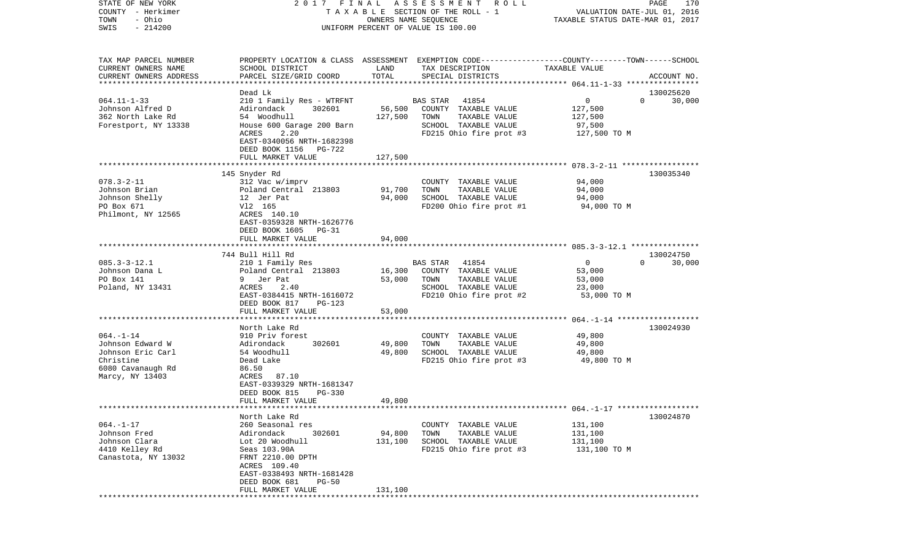STATE OF NEW YORK — COUNTY - Herkimer — TOWN - Ohio — SWIS - 214200

2017 FINAL ASSESSMENT ROLL
TAXABLE SECTION OF THE ROLL - 1
OWNERS NAME SEQUENCE
UNIFORM PERCENT OF VALUE IS 100.00

VALUATION DATE-JUL 01, 2016
TAXABLE STATUS DATE-MAR 01, 2017

| TAX MAP PARCEL NUMBER / CURRENT OWNERS NAME / CURRENT OWNERS ADDRESS | PROPERTY LOCATION & CLASS / SCHOOL DISTRICT / PARCEL SIZE/GRID COORD | ASSESSMENT LAND / TOTAL | EXEMPTION CODE / TAX DESCRIPTION / SPECIAL DISTRICTS | COUNTY / TOWN / SCHOOL TAXABLE VALUE | ACCOUNT NO. |
|---|---|---|---|---|---|
| 064.11-1-33 | Dead Lk | | | | 130025620 |
| Johnson Alfred D | 210 1 Family Res - WTRFNT | | BAS STAR 41854 | 0 0 30,000 | |
| 362 North Lake Rd | Adirondack 302601 | 56,500 | COUNTY TAXABLE VALUE | 127,500 | |
| Forestport, NY 13338 | 54 Woodhull | 127,500 | TOWN TAXABLE VALUE | 127,500 | |
| | House 600 Garage 200 Barn | | SCHOOL TAXABLE VALUE | 97,500 | |
| | ACRES 2.20 | | FD215 Ohio fire prot #3 | 127,500 TO M | |
| | EAST-0340056 NRTH-1682398 | | | | |
| | DEED BOOK 1156 PG-722 | | | | |
| | FULL MARKET VALUE | 127,500 | | | |
| 078.3-2-11 | 145 Snyder Rd | | | | 130035340 |
| Johnson Brian | 312 Vac w/imprv | | COUNTY TAXABLE VALUE | 94,000 | |
| Johnson Shelly | Poland Central 213803 | 91,700 | TOWN TAXABLE VALUE | 94,000 | |
| PO Box 671 | 12 Jer Pat | 94,000 | SCHOOL TAXABLE VALUE | 94,000 | |
| Philmont, NY 12565 | Vl2 165 | | FD200 Ohio fire prot #1 | 94,000 TO M | |
| | ACRES 140.10 | | | | |
| | EAST-0359328 NRTH-1626776 | | | | |
| | DEED BOOK 1605 PG-31 | | | | |
| | FULL MARKET VALUE | 94,000 | | | |
| 085.3-3-12.1 | 744 Bull Hill Rd | | | | 130024750 |
| Johnson Dana L | 210 1 Family Res | | BAS STAR 41854 | 0 0 30,000 | |
| PO Box 141 | Poland Central 213803 | 16,300 | COUNTY TAXABLE VALUE | 53,000 | |
| Poland, NY 13431 | 9 Jer Pat | 53,000 | TOWN TAXABLE VALUE | 53,000 | |
| | ACRES 2.40 | | SCHOOL TAXABLE VALUE | 23,000 | |
| | EAST-0384415 NRTH-1616072 | | FD210 Ohio fire prot #2 | 53,000 TO M | |
| | DEED BOOK 817 PG-123 | | | | |
| | FULL MARKET VALUE | 53,000 | | | |
| 064.-1-14 | North Lake Rd | | | | 130024930 |
| Johnson Edward W | 910 Priv forest | | COUNTY TAXABLE VALUE | 49,800 | |
| Johnson Eric Carl | Adirondack 302601 | 49,800 | TOWN TAXABLE VALUE | 49,800 | |
| Christine | 54 Woodhull | 49,800 | SCHOOL TAXABLE VALUE | 49,800 | |
| 6080 Cavanaugh Rd | Dead Lake | | FD215 Ohio fire prot #3 | 49,800 TO M | |
| Marcy, NY 13403 | 86.50 | | | | |
| | ACRES 87.10 | | | | |
| | EAST-0339329 NRTH-1681347 | | | | |
| | DEED BOOK 815 PG-330 | | | | |
| | FULL MARKET VALUE | 49,800 | | | |
| 064.-1-17 | North Lake Rd | | | | 130024870 |
| Johnson Fred | 260 Seasonal res | | COUNTY TAXABLE VALUE | 131,100 | |
| Johnson Clara | Adirondack 302601 | 94,800 | TOWN TAXABLE VALUE | 131,100 | |
| 4410 Kelley Rd | Lot 20 Woodhull | 131,100 | SCHOOL TAXABLE VALUE | 131,100 | |
| Canastota, NY 13032 | Seas 103.90A | | FD215 Ohio fire prot #3 | 131,100 TO M | |
| | FRNT 2210.00 DPTH | | | | |
| | ACRES 109.40 | | | | |
| | EAST-0338493 NRTH-1681428 | | | | |
| | DEED BOOK 681 PG-50 | | | | |
| | FULL MARKET VALUE | 131,100 | | | |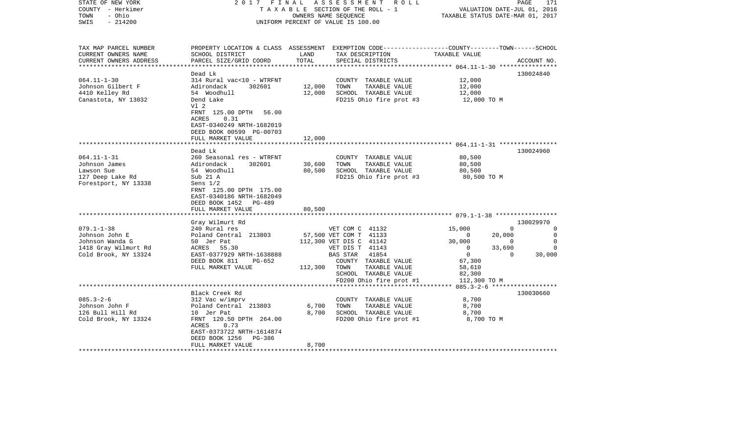STATE OF NEW YORK
COUNTY - Herkimer
TOWN - Ohio
SWIS - 214200

2017 FINAL ASSESSMENT ROLL
TAXABLE SECTION OF THE ROLL - 1
OWNERS NAME SEQUENCE
UNIFORM PERCENT OF VALUE IS 100.00

VALUATION DATE-JUL 01, 2016
TAXABLE STATUS DATE-MAR 01, 2017

```
TAX MAP PARCEL NUMBER     PROPERTY LOCATION & CLASS  ASSESSMENT  EXEMPTION CODE-----------------COUNTY--------TOWN------SCHOOL
CURRENT OWNERS NAME       SCHOOL DISTRICT               LAND      TAX DESCRIPTION              TAXABLE VALUE
CURRENT OWNERS ADDRESS    PARCEL SIZE/GRID COORD        TOTAL     SPECIAL DISTRICTS                                        ACCOUNT NO.
******************************************************************************************************* 064.11-1-30 ****************
                          Dead Lk                                                                                      130024840
064.11-1-30               314 Rural vac<10 - WTRFNT              COUNTY  TAXABLE VALUE             12,000
Johnson Gilbert F         Adirondack      302601       12,000    TOWN    TAXABLE VALUE             12,000
4410 Kelley Rd            54 Woodhull                  12,000    SCHOOL  TAXABLE VALUE             12,000
Canastota, NY 13032       Dend Lake                              FD215 Ohio fire prot #3            12,000 TO M
                          Vl 2
                          FRNT 125.00 DPTH  56.00
                          ACRES    0.31
                          EAST-0340249 NRTH-1682019
                          DEED BOOK 00599 PG-00703
                          FULL MARKET VALUE            12,000
******************************************************************************************************* 064.11-1-31 ****************
                          Dead Lk                                                                                      130024960
064.11-1-31               260 Seasonal res - WTRFNT              COUNTY  TAXABLE VALUE             80,500
Johnson James             Adirondack      302601       30,600    TOWN    TAXABLE VALUE             80,500
Lawson Sue                54 Woodhull                  80,500    SCHOOL  TAXABLE VALUE             80,500
127 Deep Lake Rd          Sub 21 A                               FD215 Ohio fire prot #3            80,500 TO M
Forestport, NY 13338      Sens 1/2
                          FRNT 125.00 DPTH 175.00
                          EAST-0340186 NRTH-1682049
                          DEED BOOK 1452   PG-489
                          FULL MARKET VALUE            80,500
******************************************************************************************************* 079.1-1-38 *****************
                          Gray Wilmurt Rd                                                                              130029970
079.1-1-38                240 Rural res                          VET COM C  41132          15,000          0            0
Johnson John E            Poland Central  213803       57,500 VET COM T  41133               0         20,000            0
Johnson Wanda G           50 Jer Pat                  112,300 VET DIS C  41142          30,000          0            0
1418 Gray Wilmurt Rd      ACRES   55.30                          VET DIS T  41143               0         33,690            0
Cold Brook, NY 13324      EAST-0377929 NRTH-1638888              BAS STAR   41854               0          0       30,000
                          DEED BOOK 811    PG-652                COUNTY  TAXABLE VALUE             67,300
                          FULL MARKET VALUE           112,300    TOWN    TAXABLE VALUE             58,610
                                                                 SCHOOL  TAXABLE VALUE             82,300
                                                                 FD200 Ohio fire prot #1           112,300 TO M
******************************************************************************************************* 085.3-2-6 ******************
                          Black Creek Rd                                                                               130030660
085.3-2-6                 312 Vac w/imprv                        COUNTY  TAXABLE VALUE              8,700
Johnson John F            Poland Central  213803        6,700    TOWN    TAXABLE VALUE              8,700
126 Bull Hill Rd          10 Jer Pat                    8,700    SCHOOL  TAXABLE VALUE              8,700
Cold Brook, NY 13324      FRNT 120.50 DPTH 264.00                FD200 Ohio fire prot #1             8,700 TO M
                          ACRES    0.73
                          EAST-0373722 NRTH-1614874
                          DEED BOOK 1256   PG-386
                          FULL MARKET VALUE             8,700
************************************************************************************************************************************
```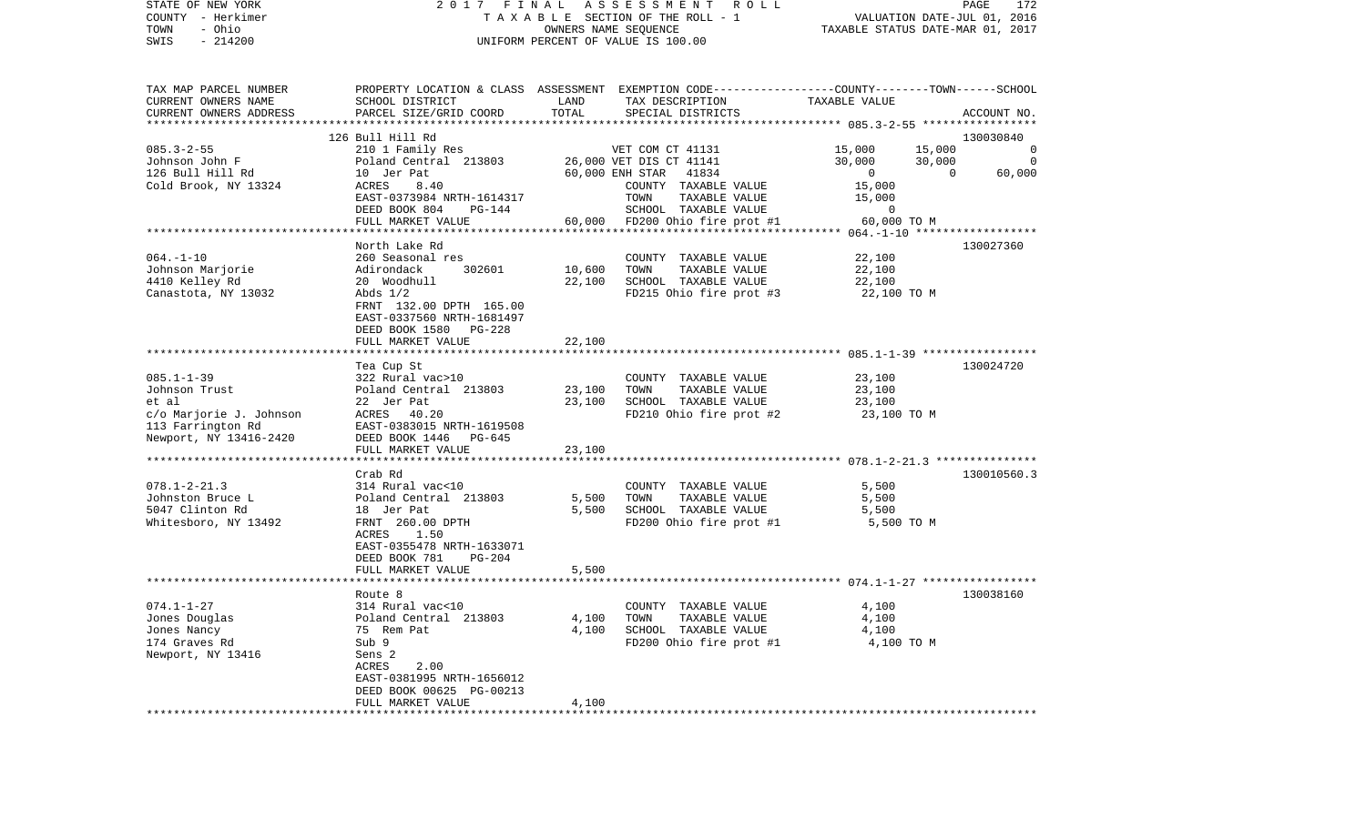STATE OF NEW YORK — 2017 FINAL ASSESSMENT ROLL
COUNTY - Herkimer — TAXABLE SECTION OF THE ROLL - 1 — VALUATION DATE-JUL 01, 2016
TOWN - Ohio — OWNERS NAME SEQUENCE — TAXABLE STATUS DATE-MAR 01, 2017
SWIS - 214200 — UNIFORM PERCENT OF VALUE IS 100.00

| TAX MAP PARCEL NUMBER / CURRENT OWNERS NAME / CURRENT OWNERS ADDRESS | PROPERTY LOCATION & CLASS / SCHOOL DISTRICT / PARCEL SIZE/GRID COORD | ASSESSMENT LAND | TOTAL | EXEMPTION CODE / TAX DESCRIPTION / SPECIAL DISTRICTS | COUNTY TAXABLE VALUE | TOWN | SCHOOL | ACCOUNT NO. |
|---|---|---|---|---|---|---|---|---|
| 085.3-2-55 | 126 Bull Hill Rd | | | | | | | 130030840 |
| Johnson John F | 210 1 Family Res | | | VET COM CT 41131 | 15,000 | 15,000 | 0 | |
| 126 Bull Hill Rd | Poland Central 213803 | 26,000 | | VET DIS CT 41141 | 30,000 | 30,000 | 0 | |
| Cold Brook, NY 13324 | 10 Jer Pat | | 60,000 | ENH STAR 41834 | 0 | 0 | 60,000 | |
| | ACRES 8.40 | | | COUNTY TAXABLE VALUE | 15,000 | | | |
| | EAST-0373984 NRTH-1614317 | | | TOWN TAXABLE VALUE | 15,000 | | | |
| | DEED BOOK 804 PG-144 | | | SCHOOL TAXABLE VALUE | 0 | | | |
| | FULL MARKET VALUE | | 60,000 | FD200 Ohio fire prot #1 | 60,000 TO M | | | |
| 064.-1-10 | North Lake Rd | | | | | | | 130027360 |
| Johnson Marjorie | 260 Seasonal res | | | COUNTY TAXABLE VALUE | 22,100 | | | |
| 4410 Kelley Rd | Adirondack 302601 | 10,600 | | TOWN TAXABLE VALUE | 22,100 | | | |
| Canastota, NY 13032 | 20 Woodhull | | 22,100 | SCHOOL TAXABLE VALUE | 22,100 | | | |
| | Abds 1/2 | | | FD215 Ohio fire prot #3 | 22,100 TO M | | | |
| | FRNT 132.00 DPTH 165.00 | | | | | | | |
| | EAST-0337560 NRTH-1681497 | | | | | | | |
| | DEED BOOK 1580 PG-228 | | | | | | | |
| | FULL MARKET VALUE | | 22,100 | | | | | |
| 085.1-1-39 | Tea Cup St | | | | | | | 130024720 |
| Johnson Trust | 322 Rural vac>10 | | | COUNTY TAXABLE VALUE | 23,100 | | | |
| et al | Poland Central 213803 | 23,100 | | TOWN TAXABLE VALUE | 23,100 | | | |
| c/o Marjorie J. Johnson | 22 Jer Pat | | 23,100 | SCHOOL TAXABLE VALUE | 23,100 | | | |
| 113 Farrington Rd | ACRES 40.20 | | | FD210 Ohio fire prot #2 | 23,100 TO M | | | |
| Newport, NY 13416-2420 | EAST-0383015 NRTH-1619508 | | | | | | | |
| | DEED BOOK 1446 PG-645 | | | | | | | |
| | FULL MARKET VALUE | | 23,100 | | | | | |
| 078.1-2-21.3 | Crab Rd | | | | | | | 130010560.3 |
| Johnston Bruce L | 314 Rural vac<10 | | | COUNTY TAXABLE VALUE | 5,500 | | | |
| 5047 Clinton Rd | Poland Central 213803 | 5,500 | | TOWN TAXABLE VALUE | 5,500 | | | |
| Whitesboro, NY 13492 | 18 Jer Pat | | 5,500 | SCHOOL TAXABLE VALUE | 5,500 | | | |
| | FRNT 260.00 DPTH | | | FD200 Ohio fire prot #1 | 5,500 TO M | | | |
| | ACRES 1.50 | | | | | | | |
| | EAST-0355478 NRTH-1633071 | | | | | | | |
| | DEED BOOK 781 PG-204 | | | | | | | |
| | FULL MARKET VALUE | | 5,500 | | | | | |
| 074.1-1-27 | Route 8 | | | | | | | 130038160 |
| Jones Douglas | 314 Rural vac<10 | | | COUNTY TAXABLE VALUE | 4,100 | | | |
| Jones Nancy | Poland Central 213803 | 4,100 | | TOWN TAXABLE VALUE | 4,100 | | | |
| 174 Graves Rd | 75 Rem Pat | | 4,100 | SCHOOL TAXABLE VALUE | 4,100 | | | |
| Newport, NY 13416 | Sub 9 | | | FD200 Ohio fire prot #1 | 4,100 TO M | | | |
| | Sens 2 | | | | | | | |
| | ACRES 2.00 | | | | | | | |
| | EAST-0381995 NRTH-1656012 | | | | | | | |
| | DEED BOOK 00625 PG-00213 | | | | | | | |
| | FULL MARKET VALUE | | 4,100 | | | | | |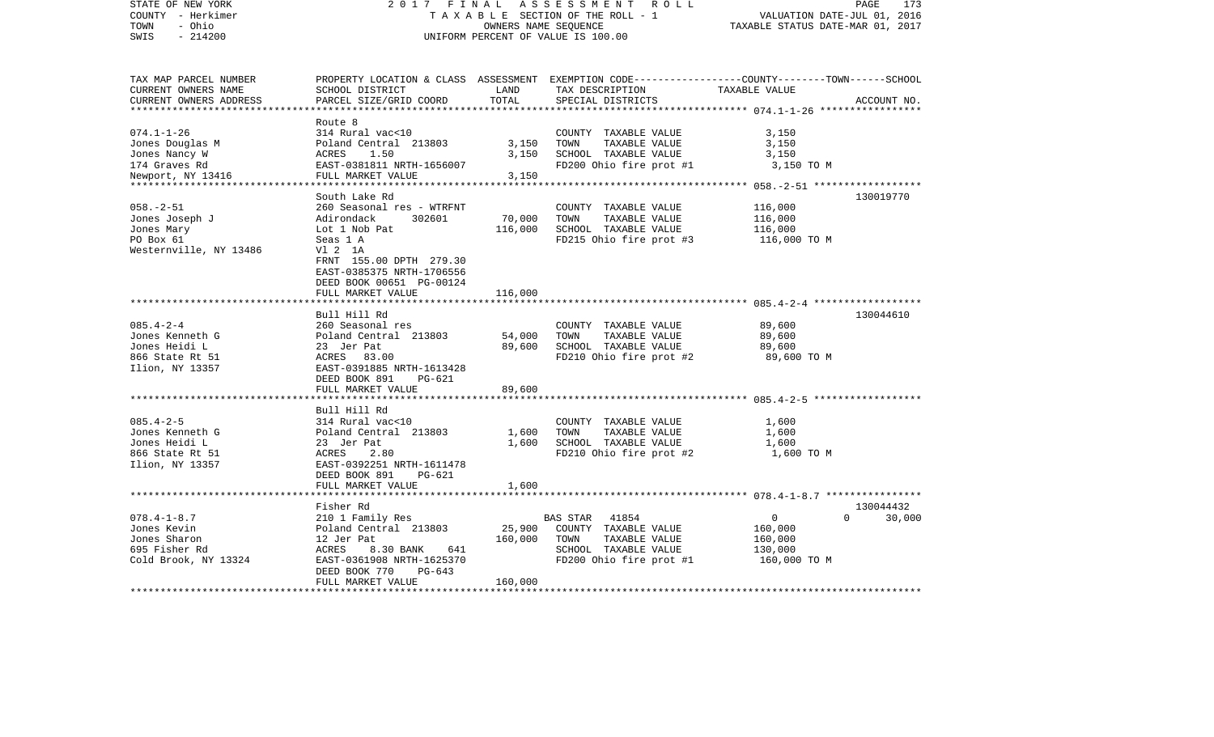STATE OF NEW YORK — COUNTY - Herkimer — TOWN - Ohio — SWIS - 214200

2017 FINAL ASSESSMENT ROLL
TAXABLE SECTION OF THE ROLL - 1
OWNERS NAME SEQUENCE
UNIFORM PERCENT OF VALUE IS 100.00

VALUATION DATE-JUL 01, 2016
TAXABLE STATUS DATE-MAR 01, 2017

| TAX MAP PARCEL NUMBER / CURRENT OWNERS NAME / CURRENT OWNERS ADDRESS | PROPERTY LOCATION & CLASS / SCHOOL DISTRICT / PARCEL SIZE/GRID COORD | ASSESSMENT LAND | TOTAL | EXEMPTION CODE / TAX DESCRIPTION / SPECIAL DISTRICTS | COUNTY / TOWN / SCHOOL TAXABLE VALUE | ACCOUNT NO. |
|---|---|---|---|---|---|---|
| **074.1-1-26** | Route 8 | | | | | |
| 074.1-1-26 | 314 Rural vac<10 | | | COUNTY TAXABLE VALUE | 3,150 | |
| Jones Douglas M | Poland Central 213803 | 3,150 | | TOWN TAXABLE VALUE | 3,150 | |
| Jones Nancy W | ACRES 1.50 | | 3,150 | SCHOOL TAXABLE VALUE | 3,150 | |
| 174 Graves Rd | EAST-0381811 NRTH-1656007 | | | FD200 Ohio fire prot #1 | 3,150 TO M | |
| Newport, NY 13416 | FULL MARKET VALUE | | 3,150 | | | |
| **058.-2-51** | South Lake Rd | | | | | 130019770 |
| 058.-2-51 | 260 Seasonal res - WTRFNT | | | COUNTY TAXABLE VALUE | 116,000 | |
| Jones Joseph J | Adirondack 302601 | 70,000 | | TOWN TAXABLE VALUE | 116,000 | |
| Jones Mary | Lot 1 Nob Pat | | 116,000 | SCHOOL TAXABLE VALUE | 116,000 | |
| PO Box 61 | Seas 1 A | | | FD215 Ohio fire prot #3 | 116,000 TO M | |
| Westernville, NY 13486 | Vl 2 1A | | | | | |
| | FRNT 155.00 DPTH 279.30 | | | | | |
| | EAST-0385375 NRTH-1706556 | | | | | |
| | DEED BOOK 00651 PG-00124 | | | | | |
| | FULL MARKET VALUE | | 116,000 | | | |
| **085.4-2-4** | Bull Hill Rd | | | | | 130044610 |
| 085.4-2-4 | 260 Seasonal res | | | COUNTY TAXABLE VALUE | 89,600 | |
| Jones Kenneth G | Poland Central 213803 | 54,000 | | TOWN TAXABLE VALUE | 89,600 | |
| Jones Heidi L | 23 Jer Pat | | 89,600 | SCHOOL TAXABLE VALUE | 89,600 | |
| 866 State Rt 51 | ACRES 83.00 | | | FD210 Ohio fire prot #2 | 89,600 TO M | |
| Ilion, NY 13357 | EAST-0391885 NRTH-1613428 | | | | | |
| | DEED BOOK 891 PG-621 | | | | | |
| | FULL MARKET VALUE | | 89,600 | | | |
| **085.4-2-5** | Bull Hill Rd | | | | | |
| 085.4-2-5 | 314 Rural vac<10 | | | COUNTY TAXABLE VALUE | 1,600 | |
| Jones Kenneth G | Poland Central 213803 | 1,600 | | TOWN TAXABLE VALUE | 1,600 | |
| Jones Heidi L | 23 Jer Pat | | 1,600 | SCHOOL TAXABLE VALUE | 1,600 | |
| 866 State Rt 51 | ACRES 2.80 | | | FD210 Ohio fire prot #2 | 1,600 TO M | |
| Ilion, NY 13357 | EAST-0392251 NRTH-1611478 | | | | | |
| | DEED BOOK 891 PG-621 | | | | | |
| | FULL MARKET VALUE | | 1,600 | | | |
| **078.4-1-8.7** | Fisher Rd | | | | | 130044432 |
| 078.4-1-8.7 | 210 1 Family Res | | | BAS STAR 41854 | 0 / 0 / 30,000 | |
| Jones Kevin | Poland Central 213803 | 25,900 | | COUNTY TAXABLE VALUE | 160,000 | |
| Jones Sharon | 12 Jer Pat | | 160,000 | TOWN TAXABLE VALUE | 160,000 | |
| 695 Fisher Rd | ACRES 8.30 BANK 641 | | | SCHOOL TAXABLE VALUE | 130,000 | |
| Cold Brook, NY 13324 | EAST-0361908 NRTH-1625370 | | | FD200 Ohio fire prot #1 | 160,000 TO M | |
| | DEED BOOK 770 PG-643 | | | | | |
| | FULL MARKET VALUE | | 160,000 | | | |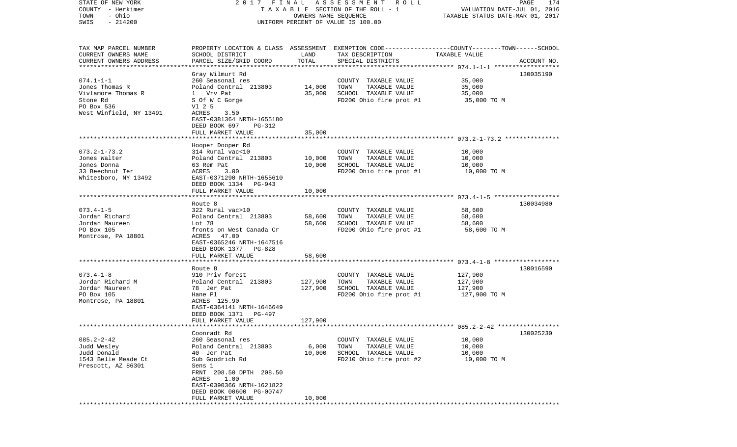STATE OF NEW YORK
COUNTY - Herkimer
TOWN - Ohio
SWIS - 214200

2017 FINAL ASSESSMENT ROLL
TAXABLE SECTION OF THE ROLL - 1
OWNERS NAME SEQUENCE
UNIFORM PERCENT OF VALUE IS 100.00

VALUATION DATE-JUL 01, 2016
TAXABLE STATUS DATE-MAR 01, 2017

| TAX MAP PARCEL NUMBER / CURRENT OWNERS NAME / CURRENT OWNERS ADDRESS | PROPERTY LOCATION & CLASS / SCHOOL DISTRICT / PARCEL SIZE/GRID COORD | ASSESSMENT LAND / TOTAL | EXEMPTION CODE / TAX DESCRIPTION / SPECIAL DISTRICTS | COUNTY--TOWN--SCHOOL TAXABLE VALUE | ACCOUNT NO. |
|---|---|---|---|---|---|
| 074.1-1-1 | Gray Wilmurt Rd | | | | 130035190 |
| Jones Thomas R | 260 Seasonal res | | COUNTY TAXABLE VALUE | 35,000 | |
| Vivlamore Thomas R | Poland Central 213803 | 14,000 | TOWN TAXABLE VALUE | 35,000 | |
| Stone Rd | 1 Vrv Pat | 35,000 | SCHOOL TAXABLE VALUE | 35,000 | |
| PO Box 536 | S Of W C Gorge | | FD200 Ohio fire prot #1 | 35,000 TO M | |
| West Winfield, NY 13491 | Vl 2 5 | | | | |
| | ACRES 3.50 | | | | |
| | EAST-0381364 NRTH-1655180 | | | | |
| | DEED BOOK 697 PG-312 | | | | |
| | FULL MARKET VALUE | 35,000 | | | |
| 073.2-1-73.2 | Hooper Dooper Rd | | | | |
| Jones Walter | 314 Rural vac<10 | | COUNTY TAXABLE VALUE | 10,000 | |
| Jones Donna | Poland Central 213803 | 10,000 | TOWN TAXABLE VALUE | 10,000 | |
| 33 Beechnut Ter | 63 Rem Pat | 10,000 | SCHOOL TAXABLE VALUE | 10,000 | |
| Whitesboro, NY 13492 | ACRES 3.00 | | FD200 Ohio fire prot #1 | 10,000 TO M | |
| | EAST-0371290 NRTH-1655610 | | | | |
| | DEED BOOK 1334 PG-943 | | | | |
| | FULL MARKET VALUE | 10,000 | | | |
| 073.4-1-5 | Route 8 | | | | 130034980 |
| Jordan Richard | 322 Rural vac>10 | | COUNTY TAXABLE VALUE | 58,600 | |
| Jordan Maureen | Poland Central 213803 | 58,600 | TOWN TAXABLE VALUE | 58,600 | |
| PO Box 105 | Lot 78 | 58,600 | SCHOOL TAXABLE VALUE | 58,600 | |
| Montrose, PA 18801 | fronts on West Canada Cr | | FD200 Ohio fire prot #1 | 58,600 TO M | |
| | ACRES 47.00 | | | | |
| | EAST-0365246 NRTH-1647516 | | | | |
| | DEED BOOK 1377 PG-828 | | | | |
| | FULL MARKET VALUE | 58,600 | | | |
| 073.4-1-8 | Route 8 | | | | 130016590 |
| Jordan Richard M | 910 Priv forest | | COUNTY TAXABLE VALUE | 127,900 | |
| Jordan Maureen | Poland Central 213803 | 127,900 | TOWN TAXABLE VALUE | 127,900 | |
| PO Box 105 | 78 Jer Pat | 127,900 | SCHOOL TAXABLE VALUE | 127,900 | |
| Montrose, PA 18801 | Hane Pl | | FD200 Ohio fire prot #1 | 127,900 TO M | |
| | ACRES 125.90 | | | | |
| | EAST-0364141 NRTH-1646649 | | | | |
| | DEED BOOK 1371 PG-497 | | | | |
| | FULL MARKET VALUE | 127,900 | | | |
| 085.2-2-42 | Coonradt Rd | | | | 130025230 |
| Judd Wesley | 260 Seasonal res | | COUNTY TAXABLE VALUE | 10,000 | |
| Judd Donald | Poland Central 213803 | 6,000 | TOWN TAXABLE VALUE | 10,000 | |
| 1543 Belle Meade Ct | 40 Jer Pat | 10,000 | SCHOOL TAXABLE VALUE | 10,000 | |
| Prescott, AZ 86301 | Sub Goodrich Rd | | FD210 Ohio fire prot #2 | 10,000 TO M | |
| | Sens 1 | | | | |
| | FRNT 208.50 DPTH 208.50 | | | | |
| | ACRES 1.00 | | | | |
| | EAST-0390366 NRTH-1621822 | | | | |
| | DEED BOOK 00600 PG-00747 | | | | |
| | FULL MARKET VALUE | 10,000 | | | |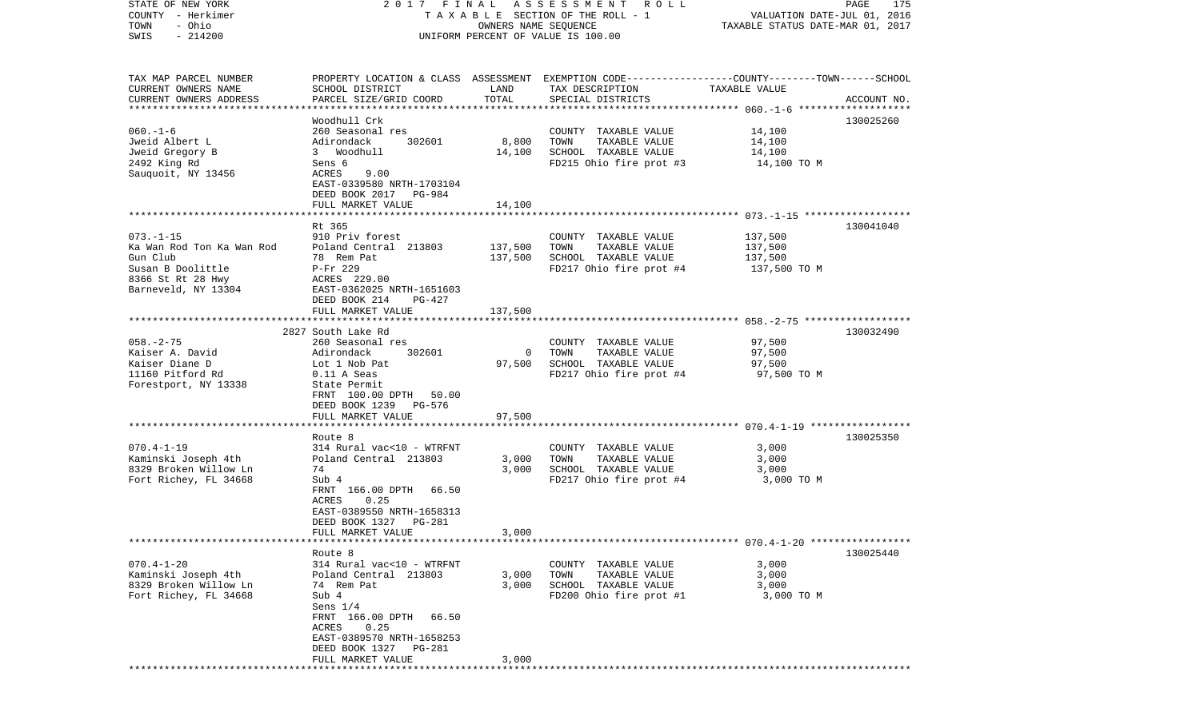STATE OF NEW YORK — 2017 FINAL ASSESSMENT ROLL — PAGE 175
COUNTY - Herkimer — TAXABLE SECTION OF THE ROLL - 1 — VALUATION DATE-JUL 01, 2016
TOWN - Ohio — OWNERS NAME SEQUENCE — TAXABLE STATUS DATE-MAR 01, 2017
SWIS - 214200 — UNIFORM PERCENT OF VALUE IS 100.00

| TAX MAP PARCEL NUMBER / CURRENT OWNERS NAME / CURRENT OWNERS ADDRESS | PROPERTY LOCATION & CLASS / SCHOOL DISTRICT / PARCEL SIZE/GRID COORD | ASSESSMENT LAND | TOTAL | EXEMPTION CODE / TAX DESCRIPTION / SPECIAL DISTRICTS | TAXABLE VALUE (COUNTY--TOWN--SCHOOL) | ACCOUNT NO. |
|---|---|---|---|---|---|---|
| | Woodhull Crk | | | | | 130025260 |
| 060.-1-6 | 260 Seasonal res | | | COUNTY TAXABLE VALUE | 14,100 | |
| Jweid Albert L | Adirondack 302601 | 8,800 | | TOWN TAXABLE VALUE | 14,100 | |
| Jweid Gregory B | 3 Woodhull | | 14,100 | SCHOOL TAXABLE VALUE | 14,100 | |
| 2492 King Rd | Sens 6 | | | FD215 Ohio fire prot #3 | 14,100 TO M | |
| Sauquoit, NY 13456 | ACRES 9.00 | | | | | |
| | EAST-0339580 NRTH-1703104 | | | | | |
| | DEED BOOK 2017 PG-984 | | | | | |
| | FULL MARKET VALUE | | 14,100 | | | |
| | Rt 365 | | | | | 130041040 |
| 073.-1-15 | 910 Priv forest | | | COUNTY TAXABLE VALUE | 137,500 | |
| Ka Wan Rod Ton Ka Wan Rod | Poland Central 213803 | 137,500 | | TOWN TAXABLE VALUE | 137,500 | |
| Gun Club | 78 Rem Pat | | 137,500 | SCHOOL TAXABLE VALUE | 137,500 | |
| Susan B Doolittle | P-Fr 229 | | | FD217 Ohio fire prot #4 | 137,500 TO M | |
| 8366 St Rt 28 Hwy | ACRES 229.00 | | | | | |
| Barneveld, NY 13304 | EAST-0362025 NRTH-1651603 | | | | | |
| | DEED BOOK 214 PG-427 | | | | | |
| | FULL MARKET VALUE | | 137,500 | | | |
| | 2827 South Lake Rd | | | | | 130032490 |
| 058.-2-75 | 260 Seasonal res | | | COUNTY TAXABLE VALUE | 97,500 | |
| Kaiser A. David | Adirondack 302601 | 0 | | TOWN TAXABLE VALUE | 97,500 | |
| Kaiser Diane D | Lot 1 Nob Pat | | 97,500 | SCHOOL TAXABLE VALUE | 97,500 | |
| 11160 Pitford Rd | 0.11 A Seas | | | FD217 Ohio fire prot #4 | 97,500 TO M | |
| Forestport, NY 13338 | State Permit | | | | | |
| | FRNT 100.00 DPTH 50.00 | | | | | |
| | DEED BOOK 1239 PG-576 | | | | | |
| | FULL MARKET VALUE | | 97,500 | | | |
| | Route 8 | | | | | 130025350 |
| 070.4-1-19 | 314 Rural vac<10 - WTRFNT | | | COUNTY TAXABLE VALUE | 3,000 | |
| Kaminski Joseph 4th | Poland Central 213803 | 3,000 | | TOWN TAXABLE VALUE | 3,000 | |
| 8329 Broken Willow Ln | 74 | | 3,000 | SCHOOL TAXABLE VALUE | 3,000 | |
| Fort Richey, FL 34668 | Sub 4 | | | FD217 Ohio fire prot #4 | 3,000 TO M | |
| | FRNT 166.00 DPTH 66.50 | | | | | |
| | ACRES 0.25 | | | | | |
| | EAST-0389550 NRTH-1658313 | | | | | |
| | DEED BOOK 1327 PG-281 | | | | | |
| | FULL MARKET VALUE | | 3,000 | | | |
| | Route 8 | | | | | 130025440 |
| 070.4-1-20 | 314 Rural vac<10 - WTRFNT | | | COUNTY TAXABLE VALUE | 3,000 | |
| Kaminski Joseph 4th | Poland Central 213803 | 3,000 | | TOWN TAXABLE VALUE | 3,000 | |
| 8329 Broken Willow Ln | 74 Rem Pat | | 3,000 | SCHOOL TAXABLE VALUE | 3,000 | |
| Fort Richey, FL 34668 | Sub 4 | | | FD200 Ohio fire prot #1 | 3,000 TO M | |
| | Sens 1/4 | | | | | |
| | FRNT 166.00 DPTH 66.50 | | | | | |
| | ACRES 0.25 | | | | | |
| | EAST-0389570 NRTH-1658253 | | | | | |
| | DEED BOOK 1327 PG-281 | | | | | |
| | FULL MARKET VALUE | | 3,000 | | | |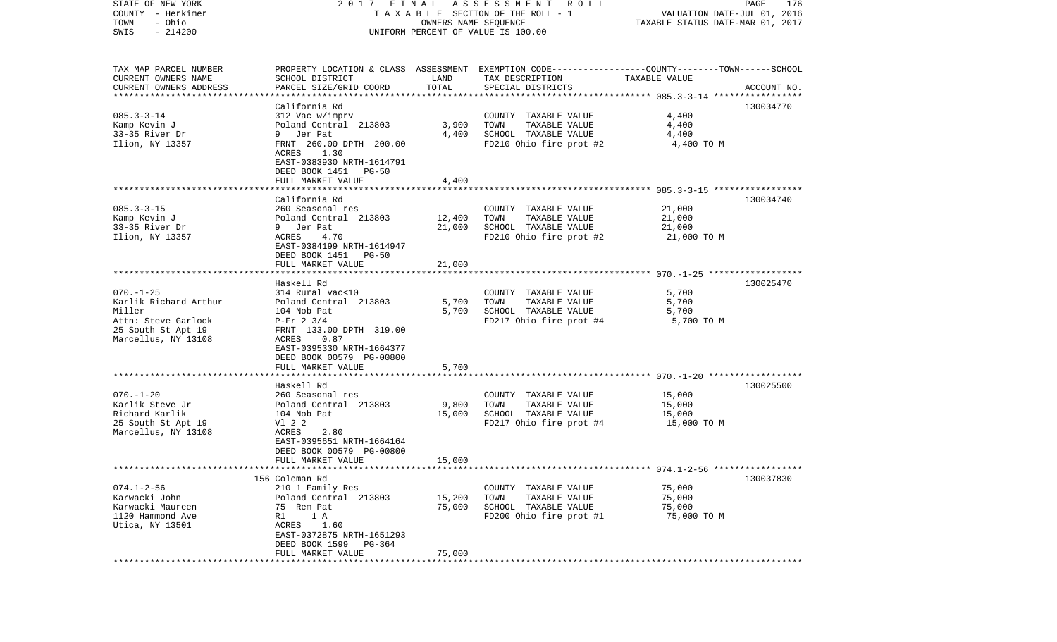STATE OF NEW YORK — 2017 FINAL ASSESSMENT ROLL
COUNTY - Herkimer — TAXABLE SECTION OF THE ROLL - 1 — VALUATION DATE-JUL 01, 2016
TOWN - Ohio — OWNERS NAME SEQUENCE — TAXABLE STATUS DATE-MAR 01, 2017
SWIS - 214200 — UNIFORM PERCENT OF VALUE IS 100.00

| TAX MAP PARCEL NUMBER / CURRENT OWNERS NAME / CURRENT OWNERS ADDRESS | PROPERTY LOCATION & CLASS / SCHOOL DISTRICT / PARCEL SIZE/GRID COORD | ASSESSMENT LAND / TOTAL | EXEMPTION CODE / TAX DESCRIPTION / SPECIAL DISTRICTS | COUNTY--TOWN--SCHOOL TAXABLE VALUE | ACCOUNT NO. |
|---|---|---|---|---|---|
| **085.3-3-14** | California Rd | | | | 130034770 |
| Kamp Kevin J | 312 Vac w/imprv | | COUNTY TAXABLE VALUE | 4,400 | |
| 33-35 River Dr | Poland Central 213803 | 3,900 | TOWN TAXABLE VALUE | 4,400 | |
| Ilion, NY 13357 | 9 Jer Pat | 4,400 | SCHOOL TAXABLE VALUE | 4,400 | |
| | FRNT 260.00 DPTH 200.00 | | FD210 Ohio fire prot #2 | 4,400 TO M | |
| | ACRES 1.30 | | | | |
| | EAST-0383930 NRTH-1614791 | | | | |
| | DEED BOOK 1451 PG-50 | | | | |
| | FULL MARKET VALUE | 4,400 | | | |
| **085.3-3-15** | California Rd | | | | 130034740 |
| Kamp Kevin J | 260 Seasonal res | | COUNTY TAXABLE VALUE | 21,000 | |
| 33-35 River Dr | Poland Central 213803 | 12,400 | TOWN TAXABLE VALUE | 21,000 | |
| Ilion, NY 13357 | 9 Jer Pat | 21,000 | SCHOOL TAXABLE VALUE | 21,000 | |
| | ACRES 4.70 | | FD210 Ohio fire prot #2 | 21,000 TO M | |
| | EAST-0384199 NRTH-1614947 | | | | |
| | DEED BOOK 1451 PG-50 | | | | |
| | FULL MARKET VALUE | 21,000 | | | |
| **070.-1-25** | Haskell Rd | | | | 130025470 |
| Karlik Richard Arthur | 314 Rural vac<10 | | COUNTY TAXABLE VALUE | 5,700 | |
| Miller | Poland Central 213803 | 5,700 | TOWN TAXABLE VALUE | 5,700 | |
| Attn: Steve Garlock | 104 Nob Pat | 5,700 | SCHOOL TAXABLE VALUE | 5,700 | |
| 25 South St Apt 19 | P-Fr 2 3/4 | | FD217 Ohio fire prot #4 | 5,700 TO M | |
| Marcellus, NY 13108 | FRNT 133.00 DPTH 319.00 | | | | |
| | ACRES 0.87 | | | | |
| | EAST-0395330 NRTH-1664377 | | | | |
| | DEED BOOK 00579 PG-00800 | | | | |
| | FULL MARKET VALUE | 5,700 | | | |
| **070.-1-20** | Haskell Rd | | | | 130025500 |
| Karlik Steve Jr | 260 Seasonal res | | COUNTY TAXABLE VALUE | 15,000 | |
| Richard Karlik | Poland Central 213803 | 9,800 | TOWN TAXABLE VALUE | 15,000 | |
| 25 South St Apt 19 | 104 Nob Pat | 15,000 | SCHOOL TAXABLE VALUE | 15,000 | |
| Marcellus, NY 13108 | Vl 2 2 | | FD217 Ohio fire prot #4 | 15,000 TO M | |
| | ACRES 2.80 | | | | |
| | EAST-0395651 NRTH-1664164 | | | | |
| | DEED BOOK 00579 PG-00800 | | | | |
| | FULL MARKET VALUE | 15,000 | | | |
| **074.1-2-56** | 156 Coleman Rd | | | | 130037830 |
| Karwacki John | 210 1 Family Res | | COUNTY TAXABLE VALUE | 75,000 | |
| Karwacki Maureen | Poland Central 213803 | 15,200 | TOWN TAXABLE VALUE | 75,000 | |
| 1120 Hammond Ave | 75 Rem Pat | 75,000 | SCHOOL TAXABLE VALUE | 75,000 | |
| Utica, NY 13501 | R1 1 A | | FD200 Ohio fire prot #1 | 75,000 TO M | |
| | ACRES 1.60 | | | | |
| | EAST-0372875 NRTH-1651293 | | | | |
| | DEED BOOK 1599 PG-364 | | | | |
| | FULL MARKET VALUE | 75,000 | | | |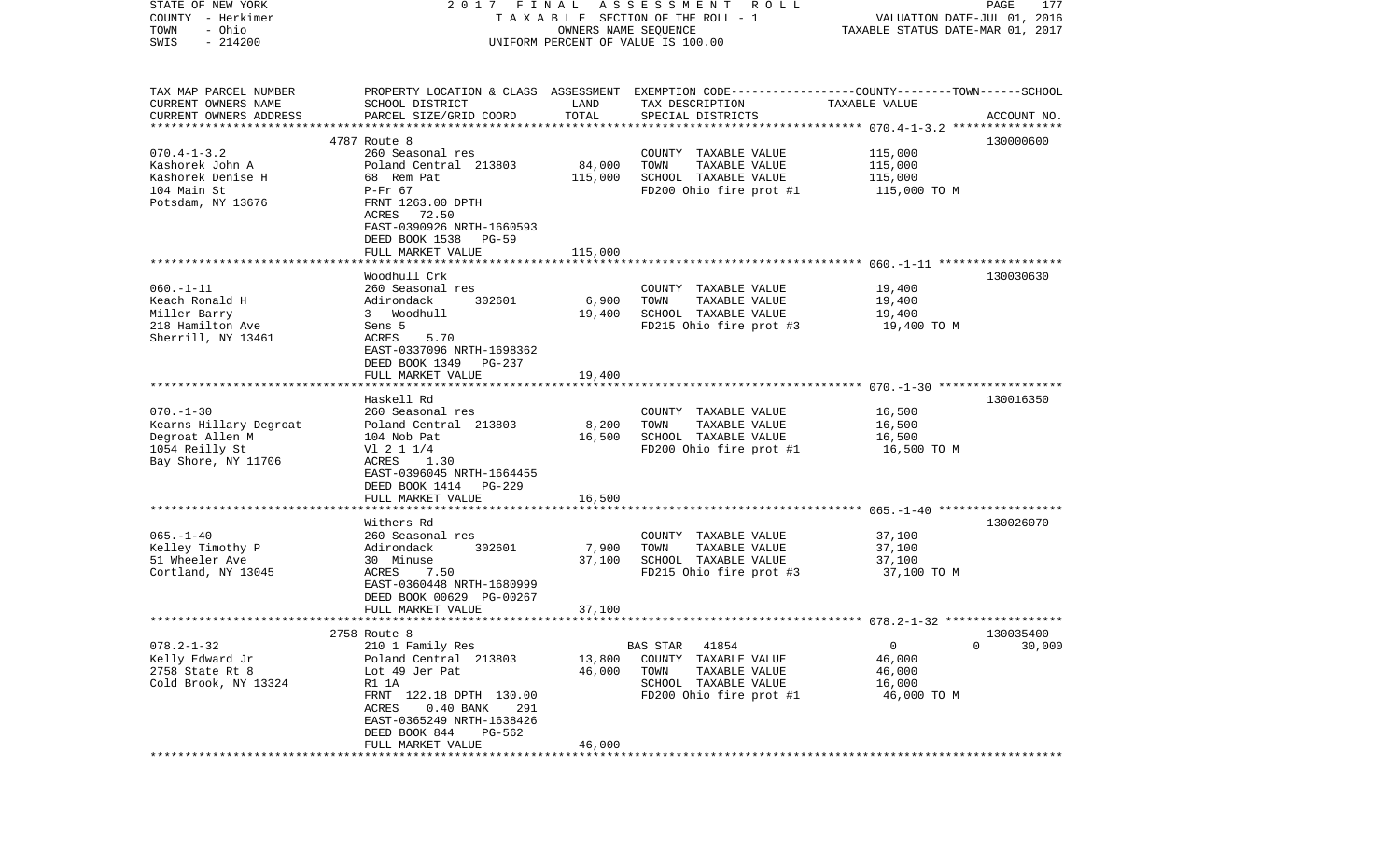STATE OF NEW YORK — COUNTY - Herkimer — TOWN - Ohio — SWIS - 214200

2017 FINAL ASSESSMENT ROLL
TAXABLE SECTION OF THE ROLL - 1
OWNERS NAME SEQUENCE
UNIFORM PERCENT OF VALUE IS 100.00

VALUATION DATE-JUL 01, 2016
TAXABLE STATUS DATE-MAR 01, 2017

| TAX MAP PARCEL NUMBER / CURRENT OWNERS NAME / CURRENT OWNERS ADDRESS | PROPERTY LOCATION & CLASS / SCHOOL DISTRICT / PARCEL SIZE/GRID COORD | ASSESSMENT LAND | TOTAL | EXEMPTION CODE / TAX DESCRIPTION / SPECIAL DISTRICTS | TAXABLE VALUE (COUNTY--TOWN--SCHOOL) | ACCOUNT NO. |
|---|---|---|---|---|---|---|
| **070.4-1-3.2** | 4787 Route 8 | | | | | 130000600 |
| Kashorek John A | 260 Seasonal res | | | COUNTY TAXABLE VALUE | 115,000 | |
| Kashorek Denise H | Poland Central 213803 | 84,000 | | TOWN TAXABLE VALUE | 115,000 | |
| 104 Main St | 68 Rem Pat | | 115,000 | SCHOOL TAXABLE VALUE | 115,000 | |
| Potsdam, NY 13676 | P-Fr 67 | | | FD200 Ohio fire prot #1 | 115,000 TO M | |
| | FRNT 1263.00 DPTH | | | | | |
| | ACRES 72.50 | | | | | |
| | EAST-0390926 NRTH-1660593 | | | | | |
| | DEED BOOK 1538 PG-59 | | | | | |
| | FULL MARKET VALUE | | 115,000 | | | |
| **060.-1-11** | Woodhull Crk | | | | | 130030630 |
| Keach Ronald H | 260 Seasonal res | | | COUNTY TAXABLE VALUE | 19,400 | |
| Miller Barry | Adirondack 302601 | 6,900 | | TOWN TAXABLE VALUE | 19,400 | |
| 218 Hamilton Ave | 3 Woodhull | | 19,400 | SCHOOL TAXABLE VALUE | 19,400 | |
| Sherrill, NY 13461 | Sens 5 | | | FD215 Ohio fire prot #3 | 19,400 TO M | |
| | ACRES 5.70 | | | | | |
| | EAST-0337096 NRTH-1698362 | | | | | |
| | DEED BOOK 1349 PG-237 | | | | | |
| | FULL MARKET VALUE | | 19,400 | | | |
| **070.-1-30** | Haskell Rd | | | | | 130016350 |
| Kearns Hillary Degroat | 260 Seasonal res | | | COUNTY TAXABLE VALUE | 16,500 | |
| Degroat Allen M | Poland Central 213803 | 8,200 | | TOWN TAXABLE VALUE | 16,500 | |
| 1054 Reilly St | 104 Nob Pat | | 16,500 | SCHOOL TAXABLE VALUE | 16,500 | |
| Bay Shore, NY 11706 | Vl 2 1 1/4 | | | FD200 Ohio fire prot #1 | 16,500 TO M | |
| | ACRES 1.30 | | | | | |
| | EAST-0396045 NRTH-1664455 | | | | | |
| | DEED BOOK 1414 PG-229 | | | | | |
| | FULL MARKET VALUE | | 16,500 | | | |
| **065.-1-40** | Withers Rd | | | | | 130026070 |
| Kelley Timothy P | 260 Seasonal res | | | COUNTY TAXABLE VALUE | 37,100 | |
| 51 Wheeler Ave | Adirondack 302601 | 7,900 | | TOWN TAXABLE VALUE | 37,100 | |
| Cortland, NY 13045 | 30 Minuse | | 37,100 | SCHOOL TAXABLE VALUE | 37,100 | |
| | ACRES 7.50 | | | FD215 Ohio fire prot #3 | 37,100 TO M | |
| | EAST-0360448 NRTH-1680999 | | | | | |
| | DEED BOOK 00629 PG-00267 | | | | | |
| | FULL MARKET VALUE | | 37,100 | | | |
| **078.2-1-32** | 2758 Route 8 | | | | | 130035400 |
| Kelly Edward Jr | 210 1 Family Res | | | BAS STAR 41854 | 0 0 30,000 | |
| 2758 State Rt 8 | Poland Central 213803 | 13,800 | | COUNTY TAXABLE VALUE | 46,000 | |
| Cold Brook, NY 13324 | Lot 49 Jer Pat | | 46,000 | TOWN TAXABLE VALUE | 46,000 | |
| | R1 1A | | | SCHOOL TAXABLE VALUE | 16,000 | |
| | FRNT 122.18 DPTH 130.00 | | | FD200 Ohio fire prot #1 | 46,000 TO M | |
| | ACRES 0.40 BANK 291 | | | | | |
| | EAST-0365249 NRTH-1638426 | | | | | |
| | DEED BOOK 844 PG-562 | | | | | |
| | FULL MARKET VALUE | | 46,000 | | | |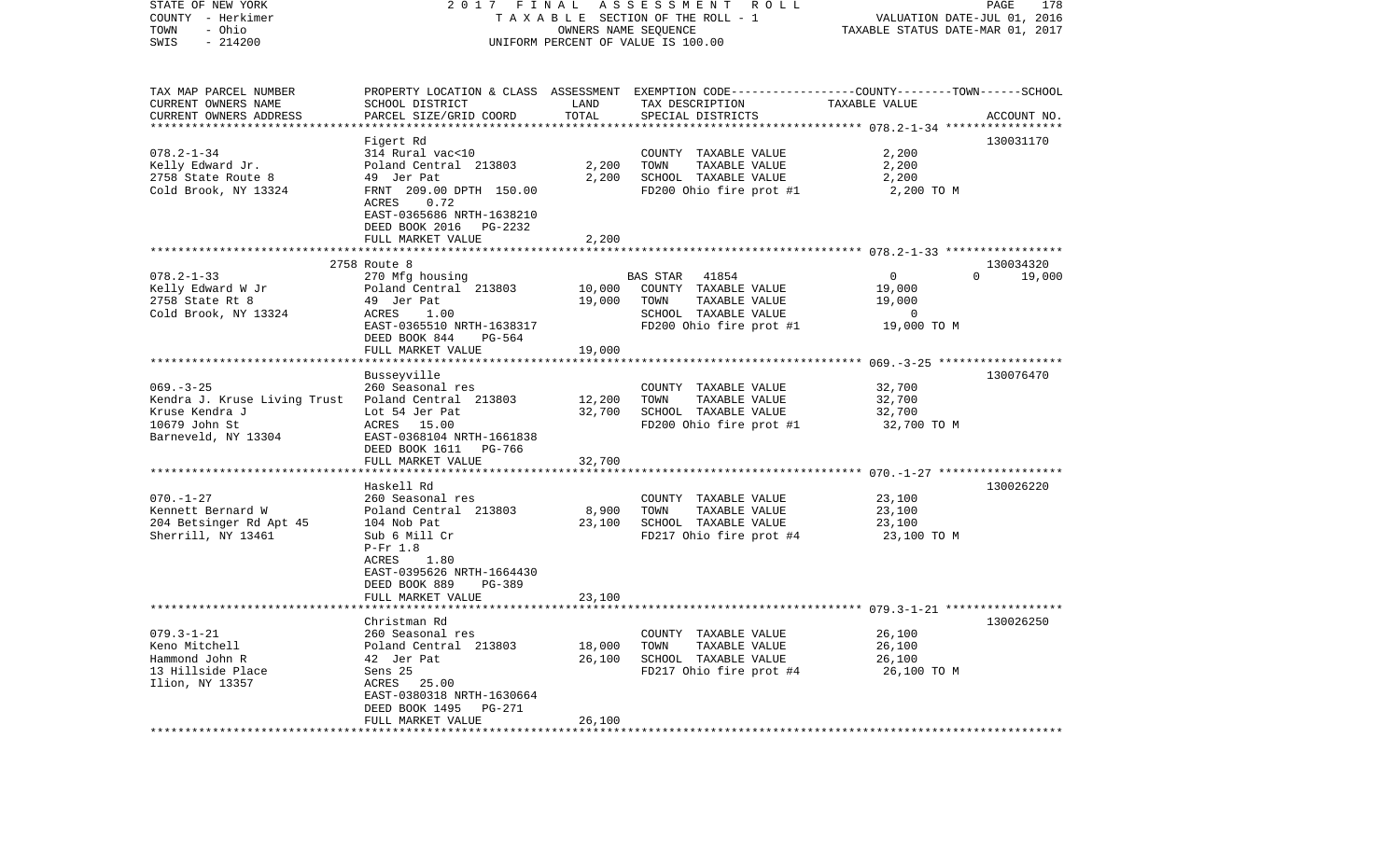STATE OF NEW YORK 2017 FINAL ASSESSMENT ROLL
COUNTY - Herkimer TAXABLE SECTION OF THE ROLL - 1 VALUATION DATE-JUL 01, 2016
TOWN - Ohio OWNERS NAME SEQUENCE TAXABLE STATUS DATE-MAR 01, 2017
SWIS - 214200 UNIFORM PERCENT OF VALUE IS 100.00

| TAX MAP PARCEL NUMBER<br>CURRENT OWNERS NAME<br>CURRENT OWNERS ADDRESS | PROPERTY LOCATION & CLASS<br>SCHOOL DISTRICT<br>PARCEL SIZE/GRID COORD | ASSESSMENT<br>LAND<br>TOTAL | EXEMPTION CODE<br>TAX DESCRIPTION<br>SPECIAL DISTRICTS | COUNTY--------TOWN------SCHOOL<br>TAXABLE VALUE | ACCOUNT NO. |
|---|---|---|---|---|---|
| **078.2-1-34** | Figert Rd | | | | 130031170 |
| 078.2-1-34 | 314 Rural vac<10 | | COUNTY TAXABLE VALUE | 2,200 | |
| Kelly Edward Jr. | Poland Central 213803 | 2,200 | TOWN TAXABLE VALUE | 2,200 | |
| 2758 State Route 8 | 49 Jer Pat | 2,200 | SCHOOL TAXABLE VALUE | 2,200 | |
| Cold Brook, NY 13324 | FRNT 209.00 DPTH 150.00 | | FD200 Ohio fire prot #1 | 2,200 TO M | |
| | ACRES 0.72 | | | | |
| | EAST-0365686 NRTH-1638210 | | | | |
| | DEED BOOK 2016 PG-2232 | | | | |
| | FULL MARKET VALUE | 2,200 | | | |
| **078.2-1-33** | 2758 Route 8 | | | | 130034320 |
| 078.2-1-33 | 270 Mfg housing | | BAS STAR 41854 | 0 0 19,000 | |
| Kelly Edward W Jr | Poland Central 213803 | 10,000 | COUNTY TAXABLE VALUE | 19,000 | |
| 2758 State Rt 8 | 49 Jer Pat | 19,000 | TOWN TAXABLE VALUE | 19,000 | |
| Cold Brook, NY 13324 | ACRES 1.00 | | SCHOOL TAXABLE VALUE | 0 | |
| | EAST-0365510 NRTH-1638317 | | FD200 Ohio fire prot #1 | 19,000 TO M | |
| | DEED BOOK 844 PG-564 | | | | |
| | FULL MARKET VALUE | 19,000 | | | |
| **069.-3-25** | Busseyville | | | | 130076470 |
| 069.-3-25 | 260 Seasonal res | | COUNTY TAXABLE VALUE | 32,700 | |
| Kendra J. Kruse Living Trust | Poland Central 213803 | 12,200 | TOWN TAXABLE VALUE | 32,700 | |
| Kruse Kendra J | Lot 54 Jer Pat | 32,700 | SCHOOL TAXABLE VALUE | 32,700 | |
| 10679 John St | ACRES 15.00 | | FD200 Ohio fire prot #1 | 32,700 TO M | |
| Barneveld, NY 13304 | EAST-0368104 NRTH-1661838 | | | | |
| | DEED BOOK 1611 PG-766 | | | | |
| | FULL MARKET VALUE | 32,700 | | | |
| **070.-1-27** | Haskell Rd | | | | 130026220 |
| 070.-1-27 | 260 Seasonal res | | COUNTY TAXABLE VALUE | 23,100 | |
| Kennett Bernard W | Poland Central 213803 | 8,900 | TOWN TAXABLE VALUE | 23,100 | |
| 204 Betsinger Rd Apt 45 | 104 Nob Pat | 23,100 | SCHOOL TAXABLE VALUE | 23,100 | |
| Sherrill, NY 13461 | Sub 6 Mill Cr | | FD217 Ohio fire prot #4 | 23,100 TO M | |
| | P-Fr 1.8 | | | | |
| | ACRES 1.80 | | | | |
| | EAST-0395626 NRTH-1664430 | | | | |
| | DEED BOOK 889 PG-389 | | | | |
| | FULL MARKET VALUE | 23,100 | | | |
| **079.3-1-21** | Christman Rd | | | | 130026250 |
| 079.3-1-21 | 260 Seasonal res | | COUNTY TAXABLE VALUE | 26,100 | |
| Keno Mitchell | Poland Central 213803 | 18,000 | TOWN TAXABLE VALUE | 26,100 | |
| Hammond John R | 42 Jer Pat | 26,100 | SCHOOL TAXABLE VALUE | 26,100 | |
| 13 Hillside Place | Sens 25 | | FD217 Ohio fire prot #4 | 26,100 TO M | |
| Ilion, NY 13357 | ACRES 25.00 | | | | |
| | EAST-0380318 NRTH-1630664 | | | | |
| | DEED BOOK 1495 PG-271 | | | | |
| | FULL MARKET VALUE | 26,100 | | | |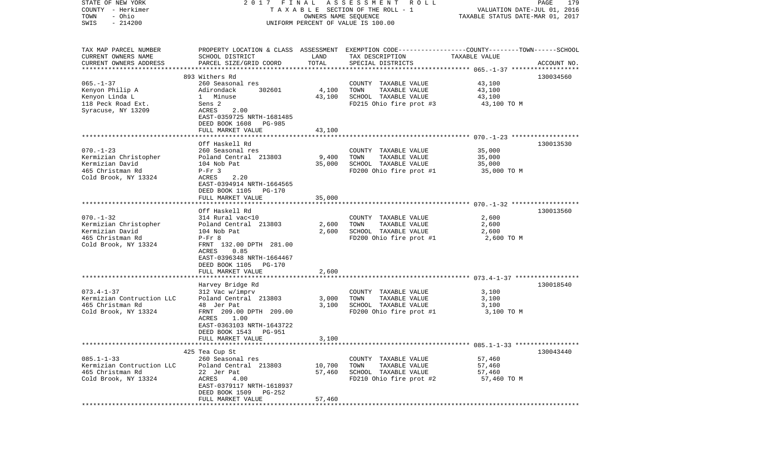STATE OF NEW YORK
COUNTY - Herkimer
TOWN - Ohio
SWIS - 214200

2017 FINAL ASSESSMENT ROLL
TAXABLE SECTION OF THE ROLL - 1
OWNERS NAME SEQUENCE
UNIFORM PERCENT OF VALUE IS 100.00

VALUATION DATE-JUL 01, 2016
TAXABLE STATUS DATE-MAR 01, 2017

| TAX MAP PARCEL NUMBER<br>CURRENT OWNERS NAME<br>CURRENT OWNERS ADDRESS | PROPERTY LOCATION & CLASS<br>SCHOOL DISTRICT<br>PARCEL SIZE/GRID COORD | ASSESSMENT<br>LAND<br>TOTAL | EXEMPTION CODE<br>TAX DESCRIPTION<br>SPECIAL DISTRICTS | COUNTY--------TOWN------SCHOOL<br>TAXABLE VALUE | ACCOUNT NO. |
|---|---|---|---|---|---|
| 065.-1-37<br>Kenyon Philip A<br>Kenyon Linda L<br>118 Peck Road Ext.<br>Syracuse, NY 13209 | 893 Withers Rd<br>260 Seasonal res<br>Adirondack 302601<br>1 Minuse<br>Sens 2<br>ACRES 2.00<br>EAST-0359725 NRTH-1681485<br>DEED BOOK 1608 PG-985<br>FULL MARKET VALUE | <br><br>4,100<br>43,100<br><br><br><br><br>43,100 | <br>COUNTY TAXABLE VALUE<br>TOWN TAXABLE VALUE<br>SCHOOL TAXABLE VALUE<br>FD215 Ohio fire prot #3 | <br>43,100<br>43,100<br>43,100<br>43,100 TO M | 130034560 |
| 070.-1-23<br>Kermizian Christopher<br>Kermizian David<br>465 Christman Rd<br>Cold Brook, NY 13324 | Off Haskell Rd<br>260 Seasonal res<br>Poland Central 213803<br>104 Nob Pat<br>P-Fr 3<br>ACRES 2.20<br>EAST-0394914 NRTH-1664565<br>DEED BOOK 1105 PG-170<br>FULL MARKET VALUE | <br><br>9,400<br>35,000<br><br><br><br><br>35,000 | <br>COUNTY TAXABLE VALUE<br>TOWN TAXABLE VALUE<br>SCHOOL TAXABLE VALUE<br>FD200 Ohio fire prot #1 | <br>35,000<br>35,000<br>35,000<br>35,000 TO M | 130013530 |
| 070.-1-32<br>Kermizian Christopher<br>Kermizian David<br>465 Christman Rd<br>Cold Brook, NY 13324 | Off Haskell Rd<br>314 Rural vac<10<br>Poland Central 213803<br>104 Nob Pat<br>P-Fr 8<br>FRNT 132.00 DPTH 281.00<br>ACRES 0.85<br>EAST-0396348 NRTH-1664467<br>DEED BOOK 1105 PG-170<br>FULL MARKET VALUE | <br><br>2,600<br>2,600<br><br><br><br><br><br>2,600 | <br>COUNTY TAXABLE VALUE<br>TOWN TAXABLE VALUE<br>SCHOOL TAXABLE VALUE<br>FD200 Ohio fire prot #1 | <br>2,600<br>2,600<br>2,600<br>2,600 TO M | 130013560 |
| 073.4-1-37<br>Kermizian Contruction LLC<br>465 Christman Rd<br>Cold Brook, NY 13324 | Harvey Bridge Rd<br>312 Vac w/imprv<br>Poland Central 213803<br>48 Jer Pat<br>FRNT 209.00 DPTH 209.00<br>ACRES 1.00<br>EAST-0363103 NRTH-1643722<br>DEED BOOK 1543 PG-951<br>FULL MARKET VALUE | <br><br>3,000<br>3,100<br><br><br><br><br>3,100 | <br>COUNTY TAXABLE VALUE<br>TOWN TAXABLE VALUE<br>SCHOOL TAXABLE VALUE<br>FD200 Ohio fire prot #1 | <br>3,100<br>3,100<br>3,100<br>3,100 TO M | 130018540 |
| 085.1-1-33<br>Kermizian Contruction LLC<br>465 Christman Rd<br>Cold Brook, NY 13324 | 425 Tea Cup St<br>260 Seasonal res<br>Poland Central 213803<br>22 Jer Pat<br>ACRES 4.00<br>EAST-0379117 NRTH-1618937<br>DEED BOOK 1509 PG-252<br>FULL MARKET VALUE | <br><br>10,700<br>57,460<br><br><br><br>57,460 | <br>COUNTY TAXABLE VALUE<br>TOWN TAXABLE VALUE<br>SCHOOL TAXABLE VALUE<br>FD210 Ohio fire prot #2 | <br>57,460<br>57,460<br>57,460<br>57,460 TO M | 130043440 |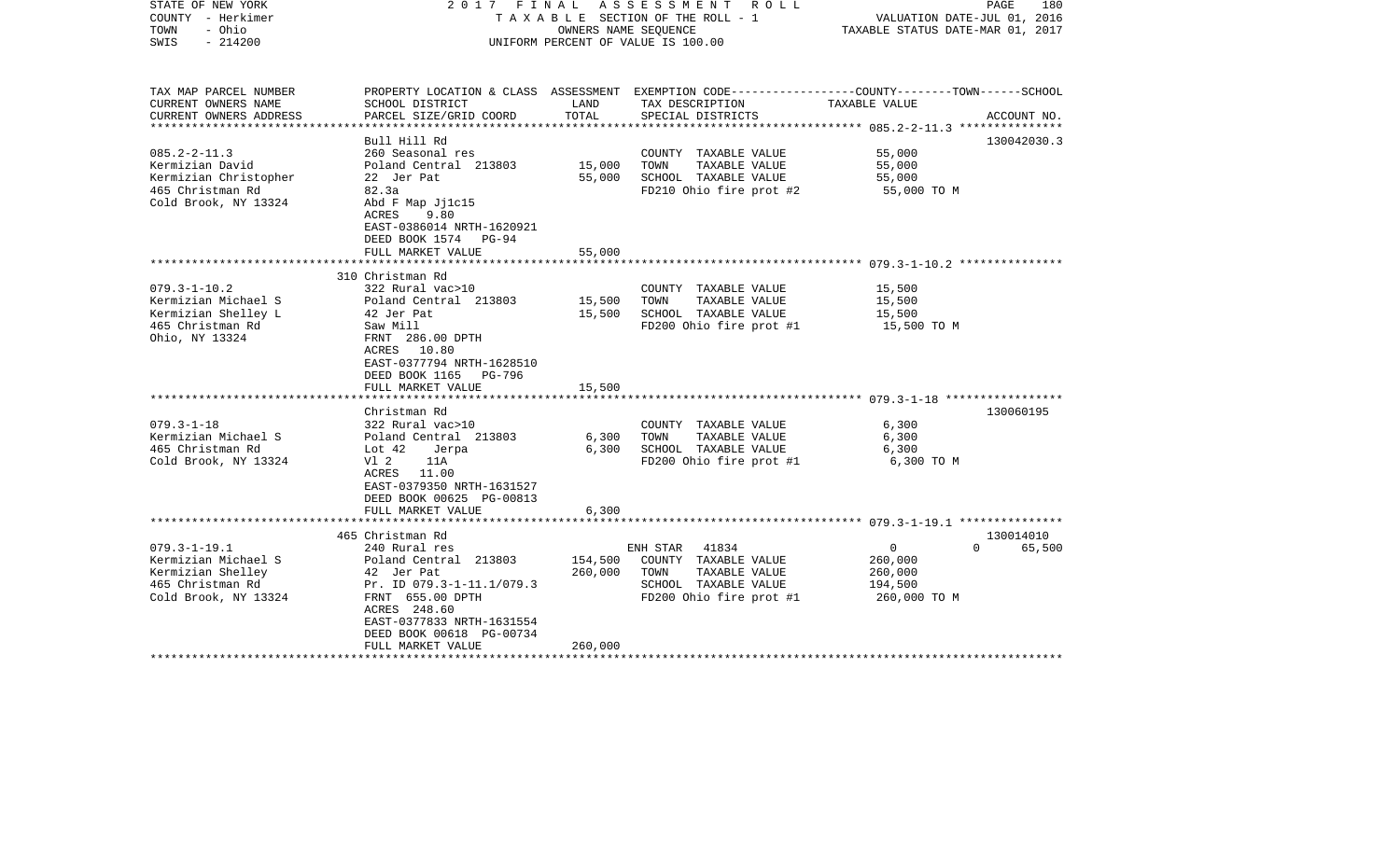| TAX MAP PARCEL NUMBER<br>CURRENT OWNERS NAME<br>CURRENT OWNERS ADDRESS | PROPERTY LOCATION & CLASS<br>SCHOOL DISTRICT<br>PARCEL SIZE/GRID COORD | ASSESSMENT<br>LAND<br>TOTAL | EXEMPTION CODE-----COUNTY-----TOWN-----SCHOOL<br>TAX DESCRIPTION<br>SPECIAL DISTRICTS | TAXABLE VALUE | ACCOUNT NO. |
|---|---|---|---|---|---|
| **085.2-2-11.3** | | | | | |
| | Bull Hill Rd | | | | 130042030.3 |
| 085.2-2-11.3 | 260 Seasonal res | | COUNTY TAXABLE VALUE | 55,000 | |
| Kermizian David | Poland Central 213803 | 15,000 | TOWN TAXABLE VALUE | 55,000 | |
| Kermizian Christopher | 22 Jer Pat | 55,000 | SCHOOL TAXABLE VALUE | 55,000 | |
| 465 Christman Rd | 82.3a | | FD210 Ohio fire prot #2 | 55,000 TO M | |
| Cold Brook, NY 13324 | Abd F Map Jj1c15 | | | | |
| | ACRES 9.80 | | | | |
| | EAST-0386014 NRTH-1620921 | | | | |
| | DEED BOOK 1574 PG-94 | | | | |
| | FULL MARKET VALUE | 55,000 | | | |
| **079.3-1-10.2** | | | | | |
| | 310 Christman Rd | | | | |
| 079.3-1-10.2 | 322 Rural vac>10 | | COUNTY TAXABLE VALUE | 15,500 | |
| Kermizian Michael S | Poland Central 213803 | 15,500 | TOWN TAXABLE VALUE | 15,500 | |
| Kermizian Shelley L | 42 Jer Pat | 15,500 | SCHOOL TAXABLE VALUE | 15,500 | |
| 465 Christman Rd | Saw Mill | | FD200 Ohio fire prot #1 | 15,500 TO M | |
| Ohio, NY 13324 | FRNT 286.00 DPTH | | | | |
| | ACRES 10.80 | | | | |
| | EAST-0377794 NRTH-1628510 | | | | |
| | DEED BOOK 1165 PG-796 | | | | |
| | FULL MARKET VALUE | 15,500 | | | |
| **079.3-1-18** | | | | | |
| | Christman Rd | | | | 130060195 |
| 079.3-1-18 | 322 Rural vac>10 | | COUNTY TAXABLE VALUE | 6,300 | |
| Kermizian Michael S | Poland Central 213803 | 6,300 | TOWN TAXABLE VALUE | 6,300 | |
| 465 Christman Rd | Lot 42 Jerpa | 6,300 | SCHOOL TAXABLE VALUE | 6,300 | |
| Cold Brook, NY 13324 | Vl 2 11A | | FD200 Ohio fire prot #1 | 6,300 TO M | |
| | ACRES 11.00 | | | | |
| | EAST-0379350 NRTH-1631527 | | | | |
| | DEED BOOK 00625 PG-00813 | | | | |
| | FULL MARKET VALUE | 6,300 | | | |
| **079.3-1-19.1** | | | | | |
| | 465 Christman Rd | | | | 130014010 |
| 079.3-1-19.1 | 240 Rural res | | ENH STAR 41834 | 0 0 | 65,500 |
| Kermizian Michael S | Poland Central 213803 | 154,500 | COUNTY TAXABLE VALUE | 260,000 | |
| Kermizian Shelley | 42 Jer Pat | 260,000 | TOWN TAXABLE VALUE | 260,000 | |
| 465 Christman Rd | Pr. ID 079.3-1-11.1/079.3 | | SCHOOL TAXABLE VALUE | 194,500 | |
| Cold Brook, NY 13324 | FRNT 655.00 DPTH | | FD200 Ohio fire prot #1 | 260,000 TO M | |
| | ACRES 248.60 | | | | |
| | EAST-0377833 NRTH-1631554 | | | | |
| | DEED BOOK 00618 PG-00734 | | | | |
| | FULL MARKET VALUE | 260,000 | | | |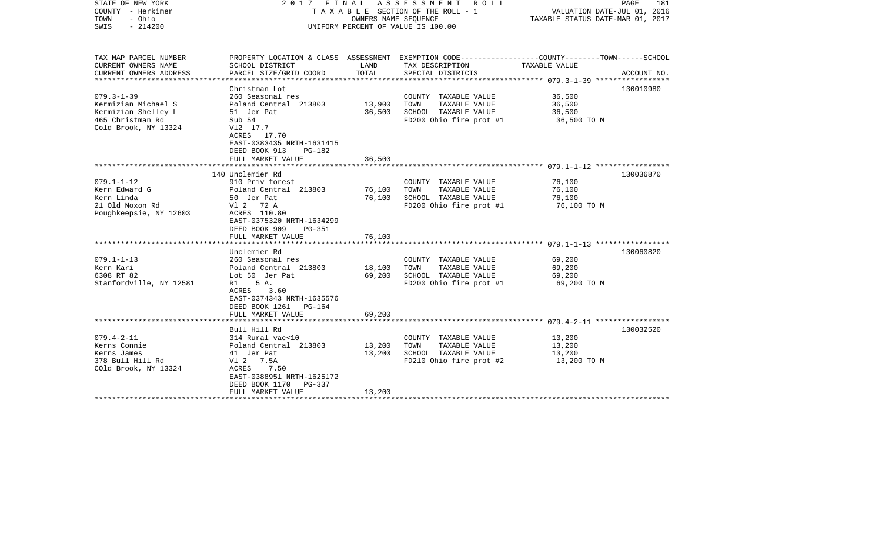STATE OF NEW YORK
COUNTY - Herkimer
TOWN - Ohio
SWIS - 214200

2017 FINAL ASSESSMENT ROLL
TAXABLE SECTION OF THE ROLL - 1
OWNERS NAME SEQUENCE
UNIFORM PERCENT OF VALUE IS 100.00

VALUATION DATE-JUL 01, 2016
TAXABLE STATUS DATE-MAR 01, 2017

| TAX MAP PARCEL NUMBER / CURRENT OWNERS NAME / CURRENT OWNERS ADDRESS | PROPERTY LOCATION & CLASS / SCHOOL DISTRICT / PARCEL SIZE/GRID COORD | ASSESSMENT LAND / TOTAL | EXEMPTION CODE / TAX DESCRIPTION / SPECIAL DISTRICTS | TAXABLE VALUE (COUNTY / TOWN / SCHOOL) | ACCOUNT NO. |
|---|---|---|---|---|---|
| 079.3-1-39 | Christman Lot | | | | 130010980 |
| Kermizian Michael S | 260 Seasonal res | | COUNTY TAXABLE VALUE | 36,500 | |
| Kermizian Shelley L | Poland Central 213803 | 13,900 | TOWN TAXABLE VALUE | 36,500 | |
| 465 Christman Rd | 51 Jer Pat | 36,500 | SCHOOL TAXABLE VALUE | 36,500 | |
| Cold Brook, NY 13324 | Sub 54 | | FD200 Ohio fire prot #1 | 36,500 TO M | |
| | Vl2 17.7 | | | | |
| | ACRES 17.70 | | | | |
| | EAST-0383435 NRTH-1631415 | | | | |
| | DEED BOOK 913 PG-182 | | | | |
| | FULL MARKET VALUE | 36,500 | | | |
| 079.1-1-12 | 140 Unclemier Rd | | | | 130036870 |
| Kern Edward G | 910 Priv forest | | COUNTY TAXABLE VALUE | 76,100 | |
| Kern Linda | Poland Central 213803 | 76,100 | TOWN TAXABLE VALUE | 76,100 | |
| 21 Old Noxon Rd | 50 Jer Pat | 76,100 | SCHOOL TAXABLE VALUE | 76,100 | |
| Poughkeepsie, NY 12603 | Vl 2 72 A | | FD200 Ohio fire prot #1 | 76,100 TO M | |
| | ACRES 110.80 | | | | |
| | EAST-0375320 NRTH-1634299 | | | | |
| | DEED BOOK 909 PG-351 | | | | |
| | FULL MARKET VALUE | 76,100 | | | |
| 079.1-1-13 | Unclemier Rd | | | | 130060820 |
| Kern Kari | 260 Seasonal res | | COUNTY TAXABLE VALUE | 69,200 | |
| 6308 RT 82 | Poland Central 213803 | 18,100 | TOWN TAXABLE VALUE | 69,200 | |
| Stanfordville, NY 12581 | Lot 50 Jer Pat | 69,200 | SCHOOL TAXABLE VALUE | 69,200 | |
| | R1 5 A. | | FD200 Ohio fire prot #1 | 69,200 TO M | |
| | ACRES 3.60 | | | | |
| | EAST-0374343 NRTH-1635576 | | | | |
| | DEED BOOK 1261 PG-164 | | | | |
| | FULL MARKET VALUE | 69,200 | | | |
| 079.4-2-11 | Bull Hill Rd | | | | 130032520 |
| Kerns Connie | 314 Rural vac<10 | | COUNTY TAXABLE VALUE | 13,200 | |
| Kerns James | Poland Central 213803 | 13,200 | TOWN TAXABLE VALUE | 13,200 | |
| 378 Bull Hill Rd | 41 Jer Pat | 13,200 | SCHOOL TAXABLE VALUE | 13,200 | |
| COld Brook, NY 13324 | Vl 2 7.5A | | FD210 Ohio fire prot #2 | 13,200 TO M | |
| | ACRES 7.50 | | | | |
| | EAST-0388951 NRTH-1625172 | | | | |
| | DEED BOOK 1170 PG-337 | | | | |
| | FULL MARKET VALUE | 13,200 | | | |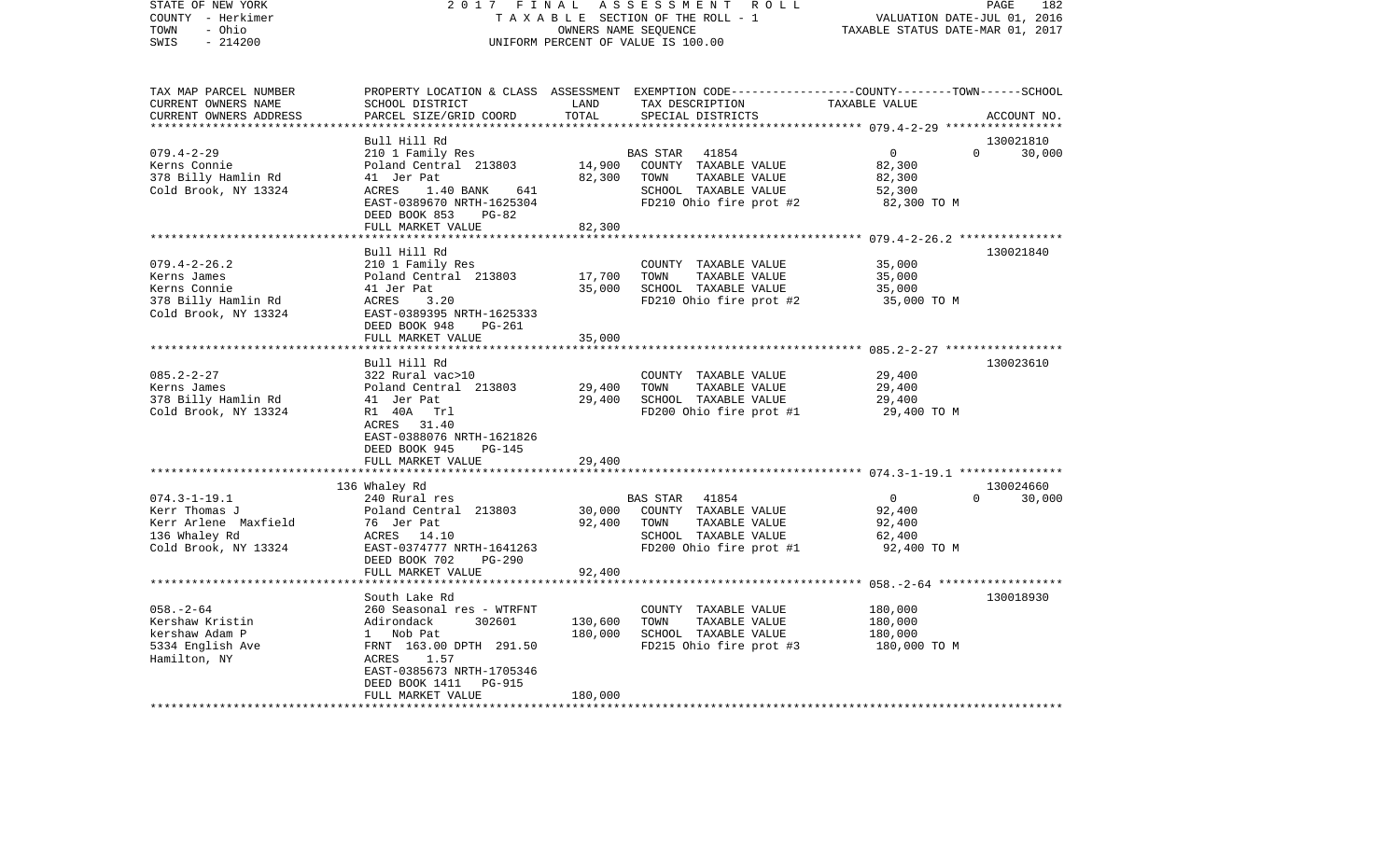STATE OF NEW YORK 2 0 1 7 F I N A L A S S E S S M E N T R O L L
COUNTY - Herkimer T A X A B L E SECTION OF THE ROLL - 1 VALUATION DATE-JUL 01, 2016
TOWN - Ohio OWNERS NAME SEQUENCE TAXABLE STATUS DATE-MAR 01, 2017
SWIS - 214200 UNIFORM PERCENT OF VALUE IS 100.00

| TAX MAP PARCEL NUMBER<br>CURRENT OWNERS NAME<br>CURRENT OWNERS ADDRESS | PROPERTY LOCATION & CLASS<br>SCHOOL DISTRICT<br>PARCEL SIZE/GRID COORD | ASSESSMENT<br>LAND<br>TOTAL | EXEMPTION CODE-----COUNTY-----TOWN------SCHOOL<br>TAX DESCRIPTION<br>SPECIAL DISTRICTS | TAXABLE VALUE | ACCOUNT NO. |
|---|---|---|---|---|---|
| **079.4-2-29** | Bull Hill Rd | | | | 130021810 |
| 079.4-2-29 | 210 1 Family Res | | BAS STAR 41854 | 0 0 | 30,000 |
| Kerns Connie | Poland Central 213803 | 14,900 | COUNTY TAXABLE VALUE | 82,300 | |
| 378 Billy Hamlin Rd | 41 Jer Pat | 82,300 | TOWN TAXABLE VALUE | 82,300 | |
| Cold Brook, NY 13324 | ACRES 1.40 BANK 641 | | SCHOOL TAXABLE VALUE | 52,300 | |
| | EAST-0389670 NRTH-1625304 | | FD210 Ohio fire prot #2 | 82,300 TO M | |
| | DEED BOOK 853 PG-82 | | | | |
| | FULL MARKET VALUE | 82,300 | | | |
| **079.4-2-26.2** | Bull Hill Rd | | | | 130021840 |
| 079.4-2-26.2 | 210 1 Family Res | | COUNTY TAXABLE VALUE | 35,000 | |
| Kerns James | Poland Central 213803 | 17,700 | TOWN TAXABLE VALUE | 35,000 | |
| Kerns Connie | 41 Jer Pat | 35,000 | SCHOOL TAXABLE VALUE | 35,000 | |
| 378 Billy Hamlin Rd | ACRES 3.20 | | FD210 Ohio fire prot #2 | 35,000 TO M | |
| Cold Brook, NY 13324 | EAST-0389395 NRTH-1625333 | | | | |
| | DEED BOOK 948 PG-261 | | | | |
| | FULL MARKET VALUE | 35,000 | | | |
| **085.2-2-27** | Bull Hill Rd | | | | 130023610 |
| 085.2-2-27 | 322 Rural vac>10 | | COUNTY TAXABLE VALUE | 29,400 | |
| Kerns James | Poland Central 213803 | 29,400 | TOWN TAXABLE VALUE | 29,400 | |
| 378 Billy Hamlin Rd | 41 Jer Pat | 29,400 | SCHOOL TAXABLE VALUE | 29,400 | |
| Cold Brook, NY 13324 | R1 40A Trl | | FD200 Ohio fire prot #1 | 29,400 TO M | |
| | ACRES 31.40 | | | | |
| | EAST-0388076 NRTH-1621826 | | | | |
| | DEED BOOK 945 PG-145 | | | | |
| | FULL MARKET VALUE | 29,400 | | | |
| **074.3-1-19.1** | 136 Whaley Rd | | | | 130024660 |
| 074.3-1-19.1 | 240 Rural res | | BAS STAR 41854 | 0 0 | 30,000 |
| Kerr Thomas J | Poland Central 213803 | 30,000 | COUNTY TAXABLE VALUE | 92,400 | |
| Kerr Arlene Maxfield | 76 Jer Pat | 92,400 | TOWN TAXABLE VALUE | 92,400 | |
| 136 Whaley Rd | ACRES 14.10 | | SCHOOL TAXABLE VALUE | 62,400 | |
| Cold Brook, NY 13324 | EAST-0374777 NRTH-1641263 | | FD200 Ohio fire prot #1 | 92,400 TO M | |
| | DEED BOOK 702 PG-290 | | | | |
| | FULL MARKET VALUE | 92,400 | | | |
| **058.-2-64** | South Lake Rd | | | | 130018930 |
| 058.-2-64 | 260 Seasonal res - WTRFNT | | COUNTY TAXABLE VALUE | 180,000 | |
| Kershaw Kristin | Adirondack 302601 | 130,600 | TOWN TAXABLE VALUE | 180,000 | |
| kershaw Adam P | 1 Nob Pat | 180,000 | SCHOOL TAXABLE VALUE | 180,000 | |
| 5334 English Ave | FRNT 163.00 DPTH 291.50 | | FD215 Ohio fire prot #3 | 180,000 TO M | |
| Hamilton, NY | ACRES 1.57 | | | | |
| | EAST-0385673 NRTH-1705346 | | | | |
| | DEED BOOK 1411 PG-915 | | | | |
| | FULL MARKET VALUE | 180,000 | | | |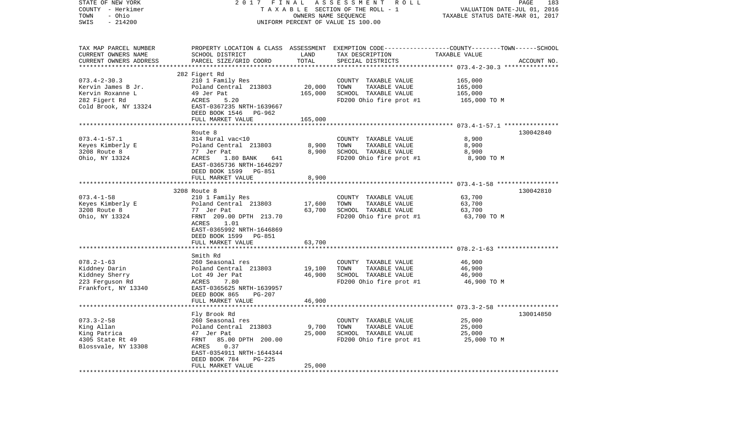STATE OF NEW YORK
COUNTY - Herkimer
TOWN - Ohio
SWIS - 214200

2 0 1 7 F I N A L A S S E S S M E N T R O L L
T A X A B L E SECTION OF THE ROLL - 1
OWNERS NAME SEQUENCE
UNIFORM PERCENT OF VALUE IS 100.00

VALUATION DATE-JUL 01, 2016
TAXABLE STATUS DATE-MAR 01, 2017

| TAX MAP PARCEL NUMBER / CURRENT OWNERS NAME / CURRENT OWNERS ADDRESS | PROPERTY LOCATION & CLASS / SCHOOL DISTRICT / PARCEL SIZE/GRID COORD | ASSESSMENT LAND | TOTAL | EXEMPTION CODE / TAX DESCRIPTION / SPECIAL DISTRICTS | COUNTY--------TOWN------SCHOOL TAXABLE VALUE | ACCOUNT NO. |
|---|---|---|---|---|---|---|
| 073.4-2-30.3 | 282 Figert Rd | | | | | |
| 073.4-2-30.3 | 210 1 Family Res | | | COUNTY TAXABLE VALUE | 165,000 | |
| Kervin James B Jr. | Poland Central 213803 | 20,000 | | TOWN TAXABLE VALUE | 165,000 | |
| Kervin Roxanne L | 49 Jer Pat | | 165,000 | SCHOOL TAXABLE VALUE | 165,000 | |
| 282 Figert Rd | ACRES 5.20 | | | FD200 Ohio fire prot #1 | 165,000 TO M | |
| Cold Brook, NY 13324 | EAST-0367235 NRTH-1639667 | | | | | |
| | DEED BOOK 1546 PG-962 | | | | | |
| | FULL MARKET VALUE | | 165,000 | | | |
| 073.4-1-57.1 | Route 8 | | | | | 130042840 |
| 073.4-1-57.1 | 314 Rural vac<10 | | | COUNTY TAXABLE VALUE | 8,900 | |
| Keyes Kimberly E | Poland Central 213803 | 8,900 | | TOWN TAXABLE VALUE | 8,900 | |
| 3208 Route 8 | 77 Jer Pat | | 8,900 | SCHOOL TAXABLE VALUE | 8,900 | |
| Ohio, NY 13324 | ACRES 1.80 BANK 641 | | | FD200 Ohio fire prot #1 | 8,900 TO M | |
| | EAST-0365736 NRTH-1646297 | | | | | |
| | DEED BOOK 1599 PG-851 | | | | | |
| | FULL MARKET VALUE | | 8,900 | | | |
| 073.4-1-58 | 3208 Route 8 | | | | | 130042810 |
| 073.4-1-58 | 210 1 Family Res | | | COUNTY TAXABLE VALUE | 63,700 | |
| Keyes Kimberly E | Poland Central 213803 | 17,600 | | TOWN TAXABLE VALUE | 63,700 | |
| 3208 Route 8 | 77 Jer Pat | | 63,700 | SCHOOL TAXABLE VALUE | 63,700 | |
| Ohio, NY 13324 | FRNT 209.00 DPTH 213.70 | | | FD200 Ohio fire prot #1 | 63,700 TO M | |
| | ACRES 1.01 | | | | | |
| | EAST-0365992 NRTH-1646869 | | | | | |
| | DEED BOOK 1599 PG-851 | | | | | |
| | FULL MARKET VALUE | | 63,700 | | | |
| 078.2-1-63 | Smith Rd | | | | | |
| 078.2-1-63 | 260 Seasonal res | | | COUNTY TAXABLE VALUE | 46,900 | |
| Kiddney Darin | Poland Central 213803 | 19,100 | | TOWN TAXABLE VALUE | 46,900 | |
| Kiddney Sherry | Lot 49 Jer Pat | | 46,900 | SCHOOL TAXABLE VALUE | 46,900 | |
| 223 Ferguson Rd | ACRES 7.80 | | | FD200 Ohio fire prot #1 | 46,900 TO M | |
| Frankfort, NY 13340 | EAST-0365625 NRTH-1639957 | | | | | |
| | DEED BOOK 865 PG-207 | | | | | |
| | FULL MARKET VALUE | | 46,900 | | | |
| 073.3-2-58 | Fly Brook Rd | | | | | 130014850 |
| 073.3-2-58 | 260 Seasonal res | | | COUNTY TAXABLE VALUE | 25,000 | |
| King Allan | Poland Central 213803 | 9,700 | | TOWN TAXABLE VALUE | 25,000 | |
| King Patrica | 47 Jer Pat | | 25,000 | SCHOOL TAXABLE VALUE | 25,000 | |
| 4305 State Rt 49 | FRNT 85.00 DPTH 200.00 | | | FD200 Ohio fire prot #1 | 25,000 TO M | |
| Blossvale, NY 13308 | ACRES 0.37 | | | | | |
| | EAST-0354911 NRTH-1644344 | | | | | |
| | DEED BOOK 784 PG-225 | | | | | |
| | FULL MARKET VALUE | | 25,000 | | | |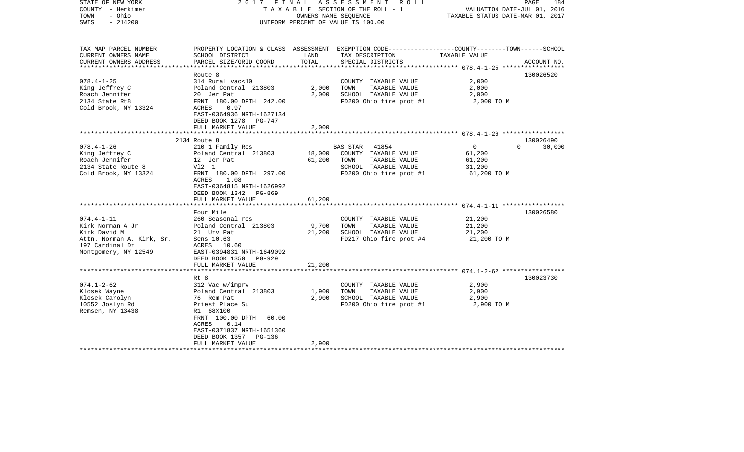STATE OF NEW YORK
COUNTY - Herkimer
TOWN - Ohio
SWIS - 214200

2017 FINAL ASSESSMENT ROLL
TAXABLE SECTION OF THE ROLL - 1
OWNERS NAME SEQUENCE
UNIFORM PERCENT OF VALUE IS 100.00

VALUATION DATE-JUL 01, 2016
TAXABLE STATUS DATE-MAR 01, 2017

| TAX MAP PARCEL NUMBER / CURRENT OWNERS NAME / CURRENT OWNERS ADDRESS | PROPERTY LOCATION & CLASS / SCHOOL DISTRICT / PARCEL SIZE/GRID COORD | ASSESSMENT LAND / TOTAL | EXEMPTION CODE / TAX DESCRIPTION / SPECIAL DISTRICTS | COUNTY | TOWN | SCHOOL TAXABLE VALUE | ACCOUNT NO. |
|---|---|---|---|---|---|---|---|
| 078.4-1-25 | Route 8 | | | | | | 130026520 |
| King Jeffrey C | 314 Rural vac<10 | | COUNTY TAXABLE VALUE | 2,000 | | | |
| Roach Jennifer | Poland Central 213803 | 2,000 | TOWN TAXABLE VALUE | | 2,000 | | |
| 2134 State Rt8 | 20 Jer Pat | 2,000 | SCHOOL TAXABLE VALUE | | | 2,000 | |
| Cold Brook, NY 13324 | FRNT 180.00 DPTH 242.00 | | FD200 Ohio fire prot #1 | 2,000 TO M | | | |
| | ACRES 0.97 | | | | | | |
| | EAST-0364936 NRTH-1627134 | | | | | | |
| | DEED BOOK 1278 PG-747 | | | | | | |
| | FULL MARKET VALUE | 2,000 | | | | | |
| 078.4-1-26 | 2134 Route 8 | | | | | | 130026490 |
| King Jeffrey C | 210 1 Family Res | | BAS STAR 41854 | 0 | 0 | 30,000 | |
| Roach Jennifer | Poland Central 213803 | 18,000 | COUNTY TAXABLE VALUE | 61,200 | | | |
| 2134 State Route 8 | 12 Jer Pat | 61,200 | TOWN TAXABLE VALUE | | 61,200 | | |
| Cold Brook, NY 13324 | Vl2 1 | | SCHOOL TAXABLE VALUE | | | 31,200 | |
| | FRNT 180.00 DPTH 297.00 | | FD200 Ohio fire prot #1 | 61,200 TO M | | | |
| | ACRES 1.08 | | | | | | |
| | EAST-0364815 NRTH-1626992 | | | | | | |
| | DEED BOOK 1342 PG-869 | | | | | | |
| | FULL MARKET VALUE | 61,200 | | | | | |
| 074.4-1-11 | Four Mile | | | | | | 130026580 |
| Kirk Norman A Jr | 260 Seasonal res | | COUNTY TAXABLE VALUE | 21,200 | | | |
| Kirk David M | Poland Central 213803 | 9,700 | TOWN TAXABLE VALUE | | 21,200 | | |
| Attn. Norman A. Kirk, Sr. | 21 Urv Pat | 21,200 | SCHOOL TAXABLE VALUE | | | 21,200 | |
| 197 Cardinal Dr | Sens 10.63 | | FD217 Ohio fire prot #4 | 21,200 TO M | | | |
| Montgomery, NY 12549 | ACRES 10.60 | | | | | | |
| | EAST-0394831 NRTH-1649092 | | | | | | |
| | DEED BOOK 1350 PG-929 | | | | | | |
| | FULL MARKET VALUE | 21,200 | | | | | |
| 074.1-2-62 | Rt 8 | | | | | | 130023730 |
| Klosek Wayne | 312 Vac w/imprv | | COUNTY TAXABLE VALUE | 2,900 | | | |
| Klosek Carolyn | Poland Central 213803 | 1,900 | TOWN TAXABLE VALUE | | 2,900 | | |
| 10552 Joslyn Rd | 76 Rem Pat | 2,900 | SCHOOL TAXABLE VALUE | | | 2,900 | |
| Remsen, NY 13438 | Priest Place Su | | FD200 Ohio fire prot #1 | 2,900 TO M | | | |
| | R1 68X100 | | | | | | |
| | FRNT 100.00 DPTH 60.00 | | | | | | |
| | ACRES 0.14 | | | | | | |
| | EAST-0371837 NRTH-1651360 | | | | | | |
| | DEED BOOK 1357 PG-136 | | | | | | |
| | FULL MARKET VALUE | 2,900 | | | | | |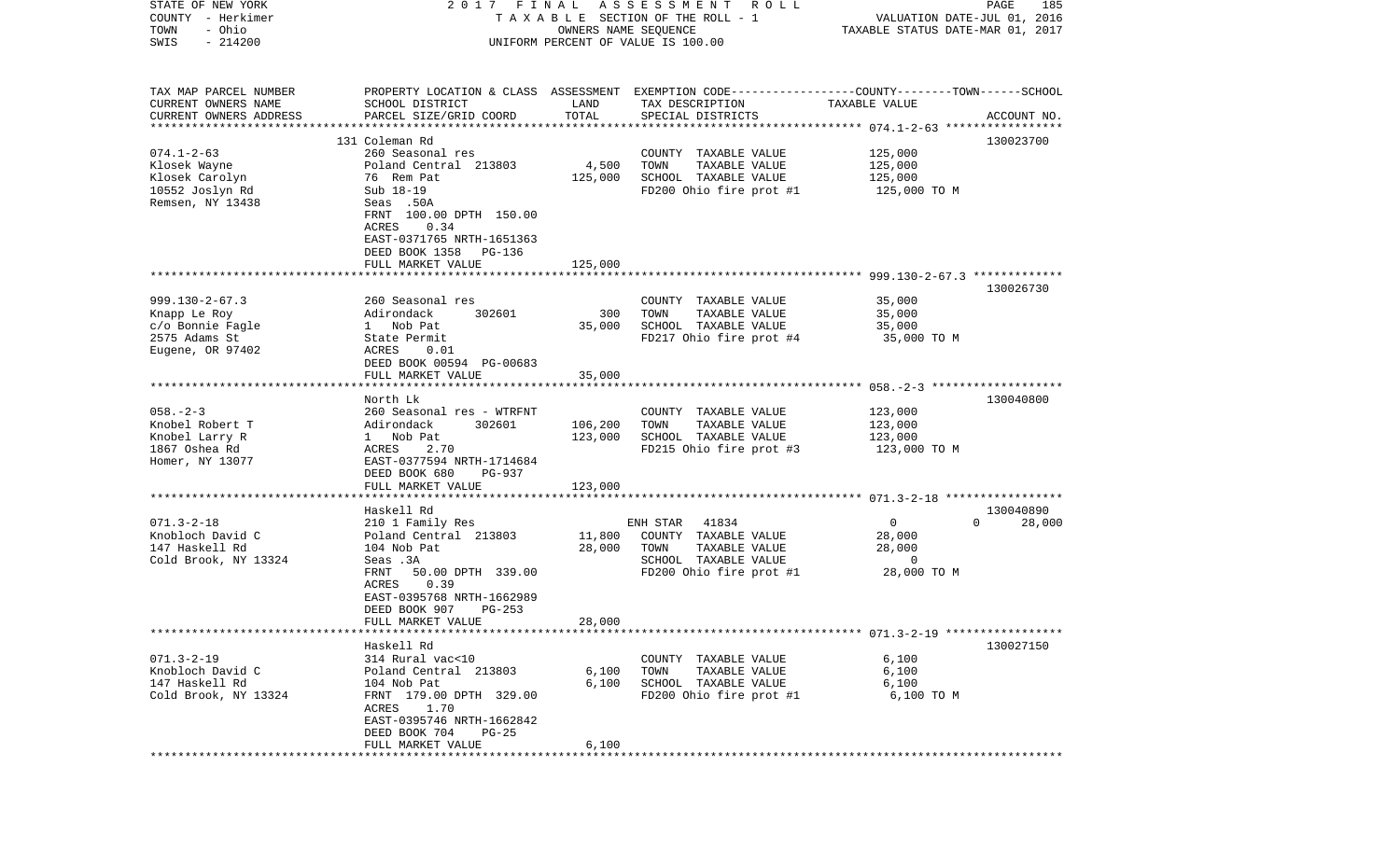STATE OF NEW YORK
COUNTY - Herkimer
TOWN - Ohio
SWIS - 214200

2017 FINAL ASSESSMENT ROLL
TAXABLE SECTION OF THE ROLL - 1
OWNERS NAME SEQUENCE
UNIFORM PERCENT OF VALUE IS 100.00

VALUATION DATE-JUL 01, 2016
TAXABLE STATUS DATE-MAR 01, 2017

| TAX MAP PARCEL NUMBER / CURRENT OWNERS NAME / CURRENT OWNERS ADDRESS | PROPERTY LOCATION & CLASS / SCHOOL DISTRICT / PARCEL SIZE/GRID COORD | ASSESSMENT LAND | TOTAL | EXEMPTION CODE / TAX DESCRIPTION / SPECIAL DISTRICTS | COUNTY--------TOWN------SCHOOL TAXABLE VALUE | ACCOUNT NO. |
|---|---|---|---|---|---|---|
| 074.1-2-63 | 131 Coleman Rd | | | | | 130023700 |
| Klosek Wayne | 260 Seasonal res | | | COUNTY TAXABLE VALUE | 125,000 | |
| Klosek Carolyn | Poland Central 213803 | 4,500 | | TOWN TAXABLE VALUE | 125,000 | |
| 10552 Joslyn Rd | 76 Rem Pat | | 125,000 | SCHOOL TAXABLE VALUE | 125,000 | |
| Remsen, NY 13438 | Sub 18-19 | | | FD200 Ohio fire prot #1 | 125,000 TO M | |
| | Seas .50A | | | | | |
| | FRNT 100.00 DPTH 150.00 | | | | | |
| | ACRES 0.34 | | | | | |
| | EAST-0371765 NRTH-1651363 | | | | | |
| | DEED BOOK 1358 PG-136 | | | | | |
| | FULL MARKET VALUE | | 125,000 | | | |
| 999.130-2-67.3 | | | | | | 130026730 |
| Knapp Le Roy | 260 Seasonal res | | | COUNTY TAXABLE VALUE | 35,000 | |
| c/o Bonnie Fagle | Adirondack 302601 | 300 | | TOWN TAXABLE VALUE | 35,000 | |
| 2575 Adams St | 1 Nob Pat | | 35,000 | SCHOOL TAXABLE VALUE | 35,000 | |
| Eugene, OR 97402 | State Permit | | | FD217 Ohio fire prot #4 | 35,000 TO M | |
| | ACRES 0.01 | | | | | |
| | DEED BOOK 00594 PG-00683 | | | | | |
| | FULL MARKET VALUE | | 35,000 | | | |
| 058.-2-3 | North Lk | | | | | 130040800 |
| Knobel Robert T | 260 Seasonal res - WTRFNT | | | COUNTY TAXABLE VALUE | 123,000 | |
| Knobel Larry R | Adirondack 302601 | 106,200 | | TOWN TAXABLE VALUE | 123,000 | |
| 1867 Oshea Rd | 1 Nob Pat | | 123,000 | SCHOOL TAXABLE VALUE | 123,000 | |
| Homer, NY 13077 | ACRES 2.70 | | | FD215 Ohio fire prot #3 | 123,000 TO M | |
| | EAST-0377594 NRTH-1714684 | | | | | |
| | DEED BOOK 680 PG-937 | | | | | |
| | FULL MARKET VALUE | | 123,000 | | | |
| 071.3-2-18 | Haskell Rd | | | | | 130040890 |
| Knobloch David C | 210 1 Family Res | | | ENH STAR 41834 | 0 0 28,000 | |
| 147 Haskell Rd | Poland Central 213803 | 11,800 | | COUNTY TAXABLE VALUE | 28,000 | |
| Cold Brook, NY 13324 | 104 Nob Pat | | 28,000 | TOWN TAXABLE VALUE | 28,000 | |
| | Seas .3A | | | SCHOOL TAXABLE VALUE | 0 | |
| | FRNT 50.00 DPTH 339.00 | | | FD200 Ohio fire prot #1 | 28,000 TO M | |
| | ACRES 0.39 | | | | | |
| | EAST-0395768 NRTH-1662989 | | | | | |
| | DEED BOOK 907 PG-253 | | | | | |
| | FULL MARKET VALUE | | 28,000 | | | |
| 071.3-2-19 | Haskell Rd | | | | | 130027150 |
| Knobloch David C | 314 Rural vac<10 | | | COUNTY TAXABLE VALUE | 6,100 | |
| 147 Haskell Rd | Poland Central 213803 | 6,100 | | TOWN TAXABLE VALUE | 6,100 | |
| Cold Brook, NY 13324 | 104 Nob Pat | | 6,100 | SCHOOL TAXABLE VALUE | 6,100 | |
| | FRNT 179.00 DPTH 329.00 | | | FD200 Ohio fire prot #1 | 6,100 TO M | |
| | ACRES 1.70 | | | | | |
| | EAST-0395746 NRTH-1662842 | | | | | |
| | DEED BOOK 704 PG-25 | | | | | |
| | FULL MARKET VALUE | | 6,100 | | | |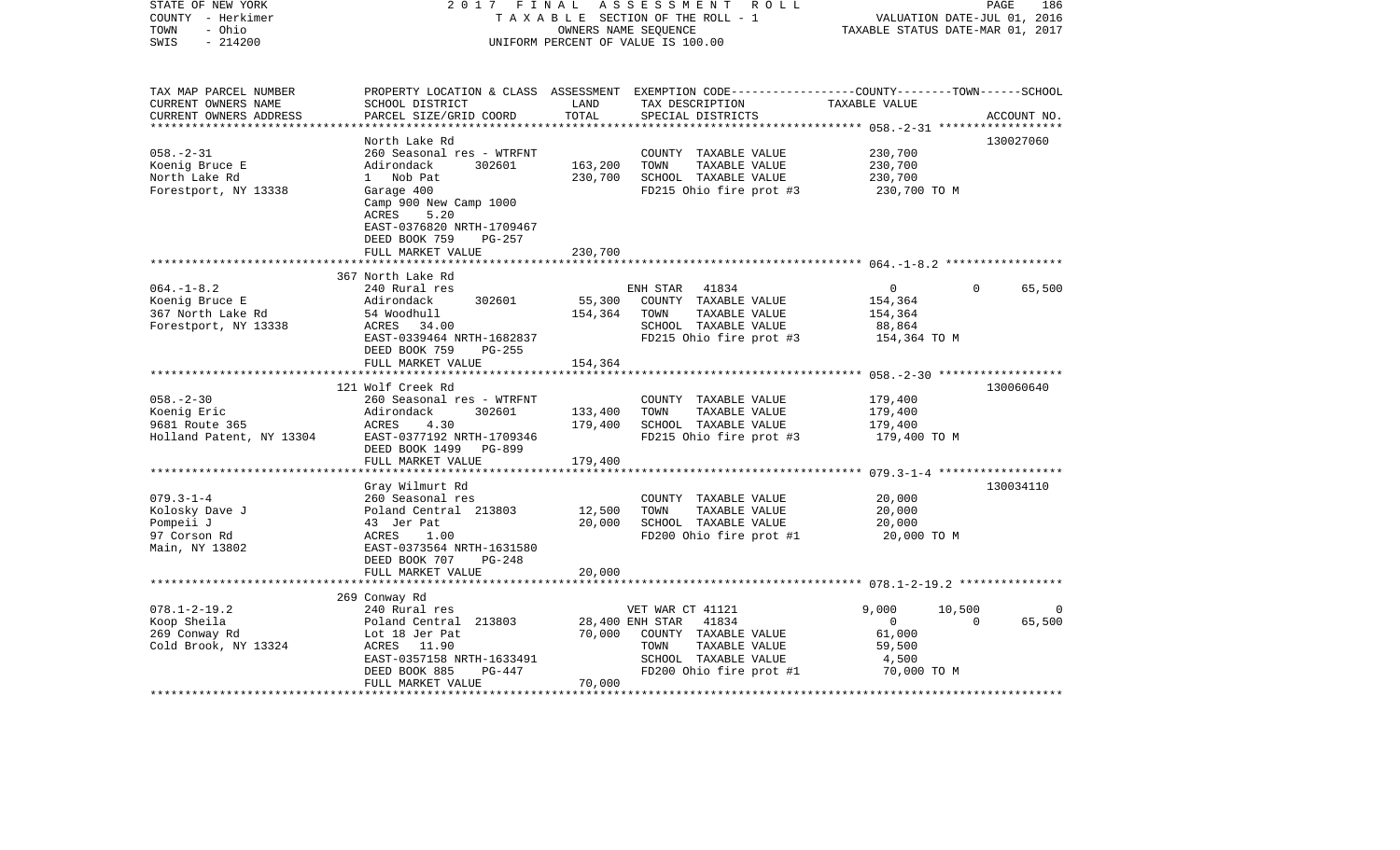STATE OF NEW YORK 2017 FINAL ASSESSMENT ROLL
COUNTY - Herkimer TAXABLE SECTION OF THE ROLL - 1 VALUATION DATE-JUL 01, 2016
TOWN - Ohio OWNERS NAME SEQUENCE TAXABLE STATUS DATE-MAR 01, 2017
SWIS - 214200 UNIFORM PERCENT OF VALUE IS 100.00

| TAX MAP PARCEL NUMBER / CURRENT OWNERS NAME / CURRENT OWNERS ADDRESS | PROPERTY LOCATION & CLASS / SCHOOL DISTRICT / PARCEL SIZE/GRID COORD | ASSESSMENT LAND | ASSESSMENT TOTAL | EXEMPTION CODE / TAX DESCRIPTION / SPECIAL DISTRICTS | COUNTY TAXABLE VALUE | TOWN TAXABLE VALUE | SCHOOL TAXABLE VALUE | ACCOUNT NO. |
|---|---|---|---|---|---|---|---|---|
| 058.-2-31 | North Lake Rd | | | | | | | 130027060 |
| Koenig Bruce E | 260 Seasonal res - WTRFNT | | | COUNTY TAXABLE VALUE | 230,700 | | | |
| North Lake Rd | Adirondack 302601 | 163,200 | | TOWN TAXABLE VALUE | 230,700 | | | |
| Forestport, NY 13338 | 1 Nob Pat | | 230,700 | SCHOOL TAXABLE VALUE | 230,700 | | | |
| | Garage 400 | | | FD215 Ohio fire prot #3 | 230,700 TO M | | | |
| | Camp 900 New Camp 1000 | | | | | | | |
| | ACRES 5.20 | | | | | | | |
| | EAST-0376820 NRTH-1709467 | | | | | | | |
| | DEED BOOK 759 PG-257 | | | | | | | |
| | FULL MARKET VALUE | | 230,700 | | | | | |
| 064.-1-8.2 | 367 North Lake Rd | | | | | | | |
| Koenig Bruce E | 240 Rural res | | | ENH STAR 41834 | 0 | 0 | 65,500 | |
| 367 North Lake Rd | Adirondack 302601 | 55,300 | | COUNTY TAXABLE VALUE | 154,364 | | | |
| Forestport, NY 13338 | 54 Woodhull | | 154,364 | TOWN TAXABLE VALUE | 154,364 | | | |
| | ACRES 34.00 | | | SCHOOL TAXABLE VALUE | 88,864 | | | |
| | EAST-0339464 NRTH-1682837 | | | FD215 Ohio fire prot #3 | 154,364 TO M | | | |
| | DEED BOOK 759 PG-255 | | | | | | | |
| | FULL MARKET VALUE | | 154,364 | | | | | |
| 058.-2-30 | 121 Wolf Creek Rd | | | | | | | 130060640 |
| Koenig Eric | 260 Seasonal res - WTRFNT | | | COUNTY TAXABLE VALUE | 179,400 | | | |
| 9681 Route 365 | Adirondack 302601 | 133,400 | | TOWN TAXABLE VALUE | 179,400 | | | |
| Holland Patent, NY 13304 | ACRES 4.30 | | 179,400 | SCHOOL TAXABLE VALUE | 179,400 | | | |
| | EAST-0377192 NRTH-1709346 | | | FD215 Ohio fire prot #3 | 179,400 TO M | | | |
| | DEED BOOK 1499 PG-899 | | | | | | | |
| | FULL MARKET VALUE | | 179,400 | | | | | |
| 079.3-1-4 | Gray Wilmurt Rd | | | | | | | 130034110 |
| Kolosky Dave J | 260 Seasonal res | | | COUNTY TAXABLE VALUE | 20,000 | | | |
| Pompeii J | Poland Central 213803 | 12,500 | | TOWN TAXABLE VALUE | 20,000 | | | |
| 97 Corson Rd | 43 Jer Pat | | 20,000 | SCHOOL TAXABLE VALUE | 20,000 | | | |
| Main, NY 13802 | ACRES 1.00 | | | FD200 Ohio fire prot #1 | 20,000 TO M | | | |
| | EAST-0373564 NRTH-1631580 | | | | | | | |
| | DEED BOOK 707 PG-248 | | | | | | | |
| | FULL MARKET VALUE | | 20,000 | | | | | |
| 078.1-2-19.2 | 269 Conway Rd | | | | | | | |
| Koop Sheila | 240 Rural res | | | VET WAR CT 41121 | 9,000 | 10,500 | 0 | |
| 269 Conway Rd | Poland Central 213803 | 28,400 | | ENH STAR 41834 | 0 | 0 | 65,500 | |
| Cold Brook, NY 13324 | Lot 18 Jer Pat | | 70,000 | COUNTY TAXABLE VALUE | 61,000 | | | |
| | ACRES 11.90 | | | TOWN TAXABLE VALUE | 59,500 | | | |
| | EAST-0357158 NRTH-1633491 | | | SCHOOL TAXABLE VALUE | 4,500 | | | |
| | DEED BOOK 885 PG-447 | | | FD200 Ohio fire prot #1 | 70,000 TO M | | | |
| | FULL MARKET VALUE | | 70,000 | | | | | |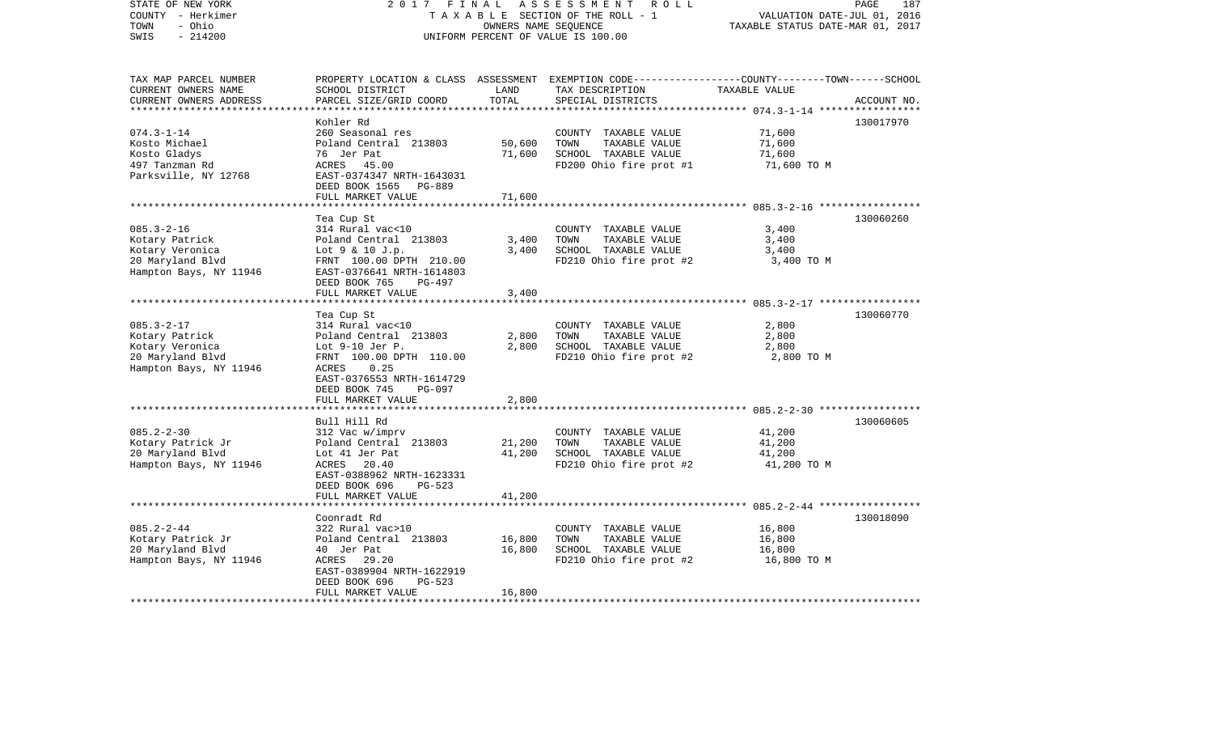STATE OF NEW YORK
COUNTY - Herkimer
TOWN - Ohio
SWIS - 214200

2 0 1 7 F I N A L A S S E S S M E N T R O L L
T A X A B L E SECTION OF THE ROLL - 1
OWNERS NAME SEQUENCE
UNIFORM PERCENT OF VALUE IS 100.00

VALUATION DATE-JUL 01, 2016
TAXABLE STATUS DATE-MAR 01, 2017

| TAX MAP PARCEL NUMBER / CURRENT OWNERS NAME / CURRENT OWNERS ADDRESS | PROPERTY LOCATION & CLASS / SCHOOL DISTRICT / PARCEL SIZE/GRID COORD | ASSESSMENT LAND / TOTAL | EXEMPTION CODE / TAX DESCRIPTION / SPECIAL DISTRICTS | COUNTY--------TOWN------SCHOOL TAXABLE VALUE | ACCOUNT NO. |
|---|---|---|---|---|---|
| 074.3-1-14 | Kohler Rd | | | | 130017970 |
| | 260 Seasonal res | | COUNTY TAXABLE VALUE | 71,600 | |
| Kosto Michael | Poland Central 213803 | 50,600 | TOWN TAXABLE VALUE | 71,600 | |
| Kosto Gladys | 76 Jer Pat | 71,600 | SCHOOL TAXABLE VALUE | 71,600 | |
| 497 Tanzman Rd | ACRES 45.00 | | FD200 Ohio fire prot #1 | 71,600 TO M | |
| Parksville, NY 12768 | EAST-0374347 NRTH-1643031 | | | | |
| | DEED BOOK 1565 PG-889 | | | | |
| | FULL MARKET VALUE | 71,600 | | | |
| 085.3-2-16 | Tea Cup St | | | | 130060260 |
| | 314 Rural vac<10 | | COUNTY TAXABLE VALUE | 3,400 | |
| Kotary Patrick | Poland Central 213803 | 3,400 | TOWN TAXABLE VALUE | 3,400 | |
| Kotary Veronica | Lot 9 & 10 J.p. | 3,400 | SCHOOL TAXABLE VALUE | 3,400 | |
| 20 Maryland Blvd | FRNT 100.00 DPTH 210.00 | | FD210 Ohio fire prot #2 | 3,400 TO M | |
| Hampton Bays, NY 11946 | EAST-0376641 NRTH-1614803 | | | | |
| | DEED BOOK 765 PG-497 | | | | |
| | FULL MARKET VALUE | 3,400 | | | |
| 085.3-2-17 | Tea Cup St | | | | 130060770 |
| | 314 Rural vac<10 | | COUNTY TAXABLE VALUE | 2,800 | |
| Kotary Patrick | Poland Central 213803 | 2,800 | TOWN TAXABLE VALUE | 2,800 | |
| Kotary Veronica | Lot 9-10 Jer P. | 2,800 | SCHOOL TAXABLE VALUE | 2,800 | |
| 20 Maryland Blvd | FRNT 100.00 DPTH 110.00 | | FD210 Ohio fire prot #2 | 2,800 TO M | |
| Hampton Bays, NY 11946 | ACRES 0.25 | | | | |
| | EAST-0376553 NRTH-1614729 | | | | |
| | DEED BOOK 745 PG-097 | | | | |
| | FULL MARKET VALUE | 2,800 | | | |
| 085.2-2-30 | Bull Hill Rd | | | | 130060605 |
| | 312 Vac w/imprv | | COUNTY TAXABLE VALUE | 41,200 | |
| Kotary Patrick Jr | Poland Central 213803 | 21,200 | TOWN TAXABLE VALUE | 41,200 | |
| 20 Maryland Blvd | Lot 41 Jer Pat | 41,200 | SCHOOL TAXABLE VALUE | 41,200 | |
| Hampton Bays, NY 11946 | ACRES 20.40 | | FD210 Ohio fire prot #2 | 41,200 TO M | |
| | EAST-0388962 NRTH-1623331 | | | | |
| | DEED BOOK 696 PG-523 | | | | |
| | FULL MARKET VALUE | 41,200 | | | |
| 085.2-2-44 | Coonradt Rd | | | | 130018090 |
| | 322 Rural vac>10 | | COUNTY TAXABLE VALUE | 16,800 | |
| Kotary Patrick Jr | Poland Central 213803 | 16,800 | TOWN TAXABLE VALUE | 16,800 | |
| 20 Maryland Blvd | 40 Jer Pat | 16,800 | SCHOOL TAXABLE VALUE | 16,800 | |
| Hampton Bays, NY 11946 | ACRES 29.20 | | FD210 Ohio fire prot #2 | 16,800 TO M | |
| | EAST-0389904 NRTH-1622919 | | | | |
| | DEED BOOK 696 PG-523 | | | | |
| | FULL MARKET VALUE | 16,800 | | | |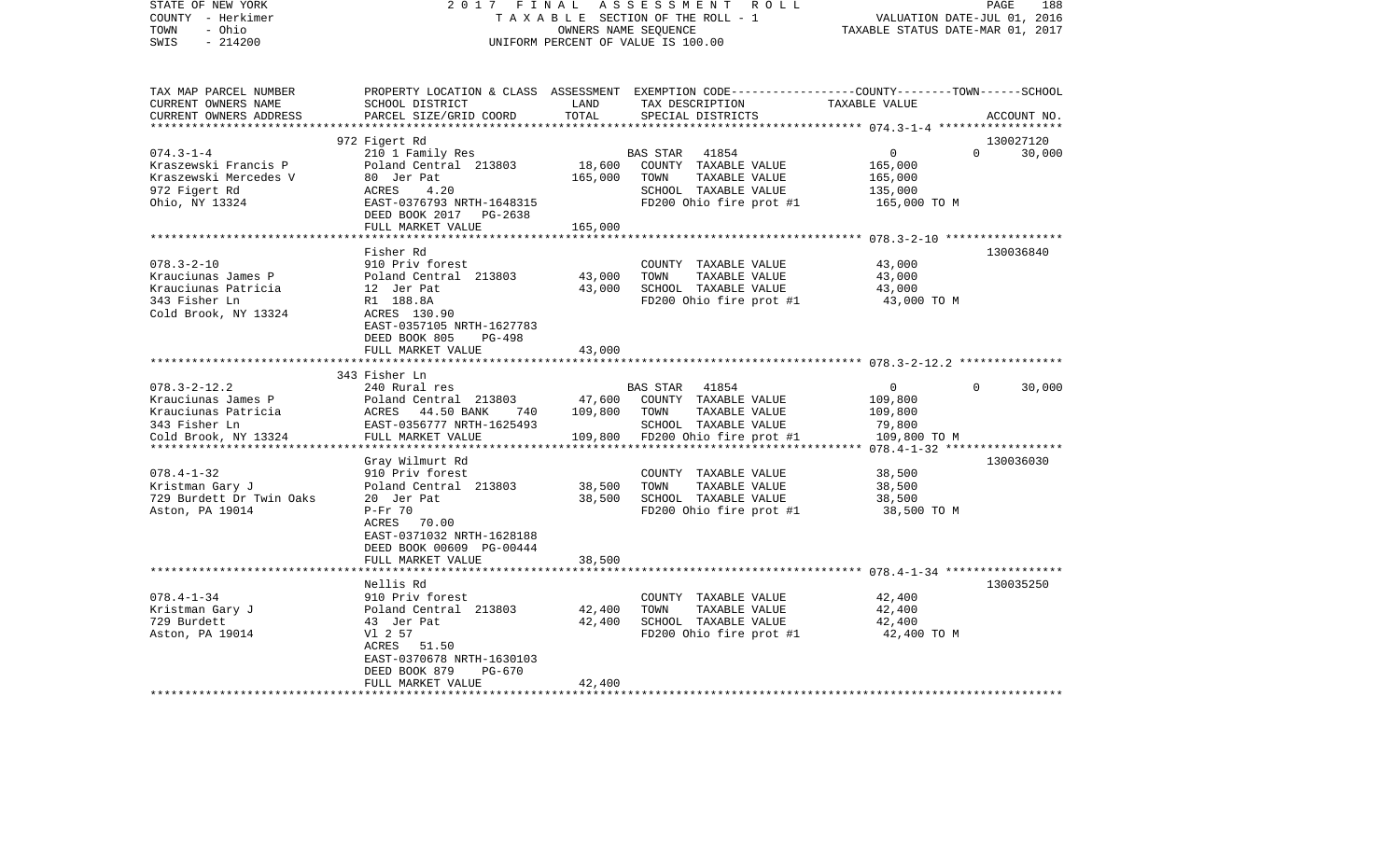STATE OF NEW YORK — 2017 FINAL ASSESSMENT ROLL
COUNTY - Herkimer — TAXABLE SECTION OF THE ROLL - 1 — VALUATION DATE-JUL 01, 2016
TOWN - Ohio — OWNERS NAME SEQUENCE — TAXABLE STATUS DATE-MAR 01, 2017
SWIS - 214200 — UNIFORM PERCENT OF VALUE IS 100.00

| TAX MAP PARCEL NUMBER / CURRENT OWNERS NAME / CURRENT OWNERS ADDRESS | PROPERTY LOCATION & CLASS / SCHOOL DISTRICT / PARCEL SIZE/GRID COORD | ASSESSMENT LAND | TOTAL | EXEMPTION CODE / TAX DESCRIPTION / SPECIAL DISTRICTS | COUNTY | TOWN | SCHOOL / ACCOUNT NO. |
|---|---|---|---|---|---|---|---|
| | 972 Figert Rd | | | | | | 130027120 |
| 074.3-1-4 | 210 1 Family Res | | | BAS STAR 41854 | 0 | 0 | 30,000 |
| Kraszewski Francis P | Poland Central 213803 | 18,600 | | COUNTY TAXABLE VALUE | 165,000 | | |
| Kraszewski Mercedes V | 80 Jer Pat | | 165,000 | TOWN TAXABLE VALUE | 165,000 | | |
| 972 Figert Rd | ACRES 4.20 | | | SCHOOL TAXABLE VALUE | 135,000 | | |
| Ohio, NY 13324 | EAST-0376793 NRTH-1648315 | | | FD200 Ohio fire prot #1 | 165,000 TO M | | |
| | DEED BOOK 2017 PG-2638 | | | | | | |
| | FULL MARKET VALUE | | 165,000 | | | | |
| | Fisher Rd | | | | | | 130036840 |
| 078.3-2-10 | 910 Priv forest | | | COUNTY TAXABLE VALUE | 43,000 | | |
| Krauciunas James P | Poland Central 213803 | 43,000 | | TOWN TAXABLE VALUE | 43,000 | | |
| Krauciunas Patricia | 12 Jer Pat | | 43,000 | SCHOOL TAXABLE VALUE | 43,000 | | |
| 343 Fisher Ln | R1 188.8A | | | FD200 Ohio fire prot #1 | 43,000 TO M | | |
| Cold Brook, NY 13324 | ACRES 130.90 | | | | | | |
| | EAST-0357105 NRTH-1627783 | | | | | | |
| | DEED BOOK 805 PG-498 | | | | | | |
| | FULL MARKET VALUE | | 43,000 | | | | |
| | 343 Fisher Ln | | | | | | |
| 078.3-2-12.2 | 240 Rural res | | | BAS STAR 41854 | 0 | 0 | 30,000 |
| Krauciunas James P | Poland Central 213803 | 47,600 | | COUNTY TAXABLE VALUE | 109,800 | | |
| Krauciunas Patricia | ACRES 44.50 BANK 740 | | 109,800 | TOWN TAXABLE VALUE | 109,800 | | |
| 343 Fisher Ln | EAST-0356777 NRTH-1625493 | | | SCHOOL TAXABLE VALUE | 79,800 | | |
| Cold Brook, NY 13324 | FULL MARKET VALUE | | 109,800 | FD200 Ohio fire prot #1 | 109,800 TO M | | |
| | Gray Wilmurt Rd | | | | | | 130036030 |
| 078.4-1-32 | 910 Priv forest | | | COUNTY TAXABLE VALUE | 38,500 | | |
| Kristman Gary J | Poland Central 213803 | 38,500 | | TOWN TAXABLE VALUE | 38,500 | | |
| 729 Burdett Dr Twin Oaks | 20 Jer Pat | | 38,500 | SCHOOL TAXABLE VALUE | 38,500 | | |
| Aston, PA 19014 | P-Fr 70 | | | FD200 Ohio fire prot #1 | 38,500 TO M | | |
| | ACRES 70.00 | | | | | | |
| | EAST-0371032 NRTH-1628188 | | | | | | |
| | DEED BOOK 00609 PG-00444 | | | | | | |
| | FULL MARKET VALUE | | 38,500 | | | | |
| | Nellis Rd | | | | | | 130035250 |
| 078.4-1-34 | 910 Priv forest | | | COUNTY TAXABLE VALUE | 42,400 | | |
| Kristman Gary J | Poland Central 213803 | 42,400 | | TOWN TAXABLE VALUE | 42,400 | | |
| 729 Burdett | 43 Jer Pat | | 42,400 | SCHOOL TAXABLE VALUE | 42,400 | | |
| Aston, PA 19014 | Vl 2 57 | | | FD200 Ohio fire prot #1 | 42,400 TO M | | |
| | ACRES 51.50 | | | | | | |
| | EAST-0370678 NRTH-1630103 | | | | | | |
| | DEED BOOK 879 PG-670 | | | | | | |
| | FULL MARKET VALUE | | 42,400 | | | | |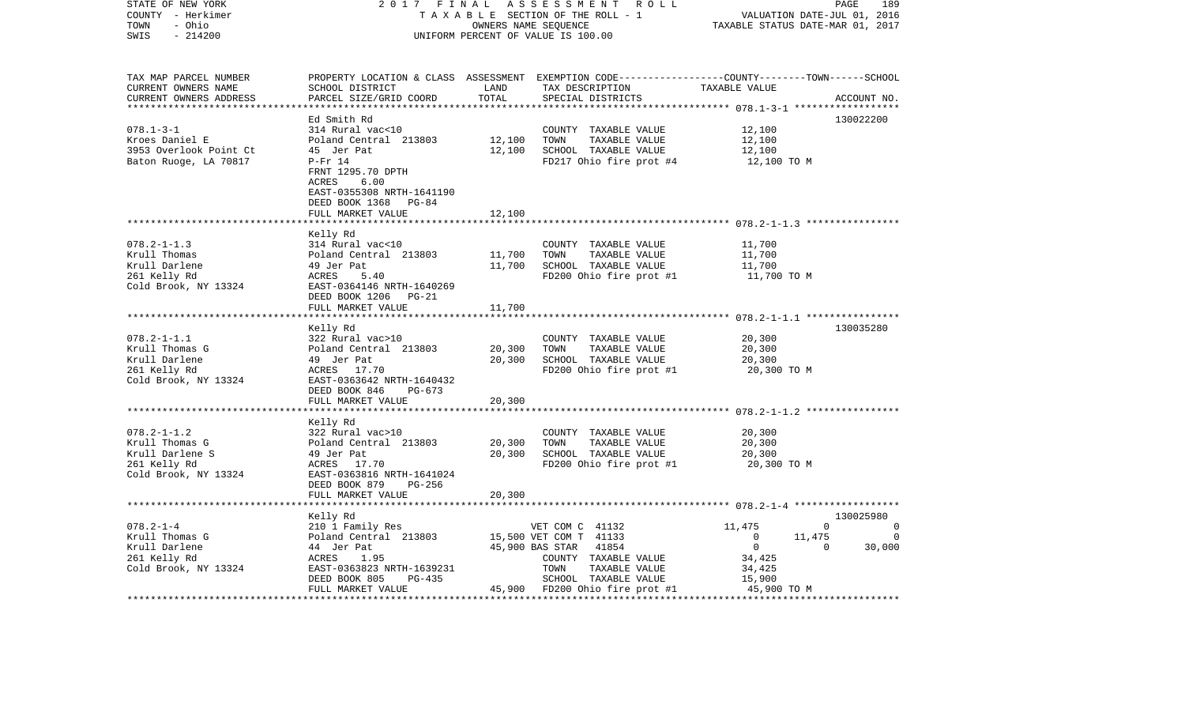STATE OF NEW YORK | 2017 FINAL ASSESSMENT ROLL | PAGE 189
COUNTY - Herkimer | TAXABLE SECTION OF THE ROLL - 1 | VALUATION DATE-JUL 01, 2016
TOWN - Ohio | OWNERS NAME SEQUENCE | TAXABLE STATUS DATE-MAR 01, 2017
SWIS - 214200 | UNIFORM PERCENT OF VALUE IS 100.00

| TAX MAP PARCEL NUMBER / CURRENT OWNERS NAME / CURRENT OWNERS ADDRESS | PROPERTY LOCATION & CLASS / SCHOOL DISTRICT / PARCEL SIZE/GRID COORD | ASSESSMENT LAND / TOTAL | EXEMPTION CODE / TAX DESCRIPTION / SPECIAL DISTRICTS | COUNTY | TOWN | SCHOOL TAXABLE VALUE | ACCOUNT NO. |
|---|---|---|---|---|---|---|---|
| **078.1-3-1** | Ed Smith Rd | | | | | | 130022200 |
| 078.1-3-1 | 314 Rural vac<10 | | COUNTY TAXABLE VALUE | 12,100 | | | |
| Kroes Daniel E | Poland Central 213803 | 12,100 | TOWN TAXABLE VALUE | | 12,100 | | |
| 3953 Overlook Point Ct | 45 Jer Pat | 12,100 | SCHOOL TAXABLE VALUE | | | 12,100 | |
| Baton Ruoge, LA 70817 | P-Fr 14 | | FD217 Ohio fire prot #4 | 12,100 TO M | | | |
| | FRNT 1295.70 DPTH | | | | | | |
| | ACRES 6.00 | | | | | | |
| | EAST-0355308 NRTH-1641190 | | | | | | |
| | DEED BOOK 1368 PG-84 | | | | | | |
| | FULL MARKET VALUE | 12,100 | | | | | |
| **078.2-1-1.3** | Kelly Rd | | | | | | |
| 078.2-1-1.3 | 314 Rural vac<10 | | COUNTY TAXABLE VALUE | 11,700 | | | |
| Krull Thomas | Poland Central 213803 | 11,700 | TOWN TAXABLE VALUE | | 11,700 | | |
| Krull Darlene | 49 Jer Pat | 11,700 | SCHOOL TAXABLE VALUE | | | 11,700 | |
| 261 Kelly Rd | ACRES 5.40 | | FD200 Ohio fire prot #1 | 11,700 TO M | | | |
| Cold Brook, NY 13324 | EAST-0364146 NRTH-1640269 | | | | | | |
| | DEED BOOK 1206 PG-21 | | | | | | |
| | FULL MARKET VALUE | 11,700 | | | | | |
| **078.2-1-1.1** | Kelly Rd | | | | | | 130035280 |
| 078.2-1-1.1 | 322 Rural vac>10 | | COUNTY TAXABLE VALUE | 20,300 | | | |
| Krull Thomas G | Poland Central 213803 | 20,300 | TOWN TAXABLE VALUE | | 20,300 | | |
| Krull Darlene | 49 Jer Pat | 20,300 | SCHOOL TAXABLE VALUE | | | 20,300 | |
| 261 Kelly Rd | ACRES 17.70 | | FD200 Ohio fire prot #1 | 20,300 TO M | | | |
| Cold Brook, NY 13324 | EAST-0363642 NRTH-1640432 | | | | | | |
| | DEED BOOK 846 PG-673 | | | | | | |
| | FULL MARKET VALUE | 20,300 | | | | | |
| **078.2-1-1.2** | Kelly Rd | | | | | | |
| 078.2-1-1.2 | 322 Rural vac>10 | | COUNTY TAXABLE VALUE | 20,300 | | | |
| Krull Thomas G | Poland Central 213803 | 20,300 | TOWN TAXABLE VALUE | | 20,300 | | |
| Krull Darlene S | 49 Jer Pat | 20,300 | SCHOOL TAXABLE VALUE | | | 20,300 | |
| 261 Kelly Rd | ACRES 17.70 | | FD200 Ohio fire prot #1 | 20,300 TO M | | | |
| Cold Brook, NY 13324 | EAST-0363816 NRTH-1641024 | | | | | | |
| | DEED BOOK 879 PG-256 | | | | | | |
| | FULL MARKET VALUE | 20,300 | | | | | |
| **078.2-1-4** | Kelly Rd | | | | | | 130025980 |
| 078.2-1-4 | 210 1 Family Res | | VET COM C 41132 | 11,475 | 0 | 0 | |
| Krull Thomas G | Poland Central 213803 | 15,500 | VET COM T 41133 | 0 | 11,475 | 0 | |
| Krull Darlene | 44 Jer Pat | 45,900 | BAS STAR 41854 | 0 | 0 | 30,000 | |
| 261 Kelly Rd | ACRES 1.95 | | COUNTY TAXABLE VALUE | 34,425 | | | |
| Cold Brook, NY 13324 | EAST-0363823 NRTH-1639231 | | TOWN TAXABLE VALUE | | 34,425 | | |
| | DEED BOOK 805 PG-435 | | SCHOOL TAXABLE VALUE | | | 15,900 | |
| | FULL MARKET VALUE | 45,900 | FD200 Ohio fire prot #1 | 45,900 TO M | | | |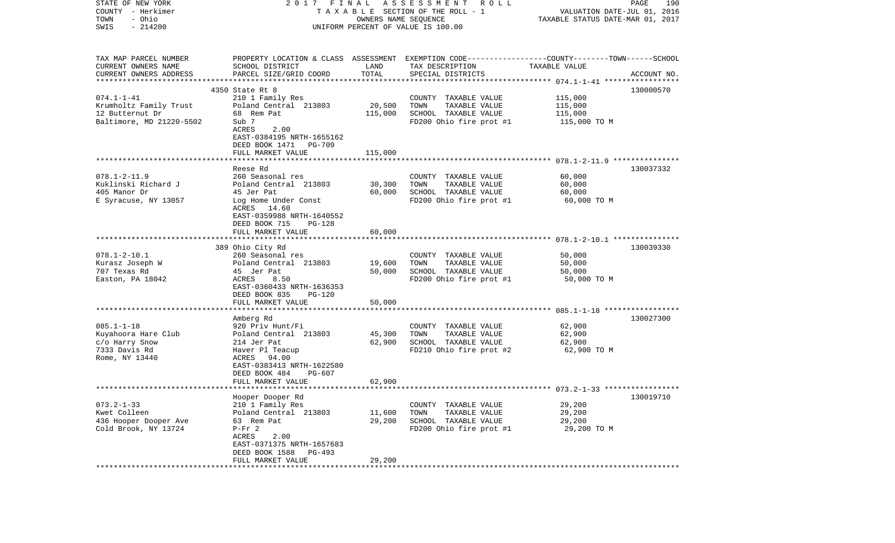STATE OF NEW YORK 2 0 1 7 F I N A L A S S E S S M E N T R O L L

COUNTY - Herkimer T A X A B L E SECTION OF THE ROLL - 1 VALUATION DATE-JUL 01, 2016

TOWN - Ohio OWNERS NAME SEQUENCE TAXABLE STATUS DATE-MAR 01, 2017

SWIS - 214200 UNIFORM PERCENT OF VALUE IS 100.00

| TAX MAP PARCEL NUMBER<br>CURRENT OWNERS NAME<br>CURRENT OWNERS ADDRESS | PROPERTY LOCATION & CLASS<br>SCHOOL DISTRICT<br>PARCEL SIZE/GRID COORD | ASSESSMENT<br>LAND<br>TOTAL | EXEMPTION CODE-----COUNTY-----TOWN------SCHOOL<br>TAX DESCRIPTION<br>SPECIAL DISTRICTS | TAXABLE VALUE | ACCOUNT NO. |
|---|---|---|---|---|---|
| | 4350 State Rt 8 | | | | 130000570 |
| 074.1-1-41 | 210 1 Family Res | | COUNTY TAXABLE VALUE | 115,000 | |
| Krumholtz Family Trust | Poland Central 213803 | 20,500 | TOWN TAXABLE VALUE | 115,000 | |
| 12 Butternut Dr | 68 Rem Pat | 115,000 | SCHOOL TAXABLE VALUE | 115,000 | |
| Baltimore, MD 21220-5502 | Sub 7 | | FD200 Ohio fire prot #1 | 115,000 TO M | |
| | ACRES 2.00 | | | | |
| | EAST-0384195 NRTH-1655162 | | | | |
| | DEED BOOK 1471 PG-709 | | | | |
| | FULL MARKET VALUE | 115,000 | | | |
| | Reese Rd | | | | 130037332 |
| 078.1-2-11.9 | 260 Seasonal res | | COUNTY TAXABLE VALUE | 60,000 | |
| Kuklinski Richard J | Poland Central 213803 | 30,300 | TOWN TAXABLE VALUE | 60,000 | |
| 405 Manor Dr | 45 Jer Pat | 60,000 | SCHOOL TAXABLE VALUE | 60,000 | |
| E Syracuse, NY 13057 | Log Home Under Const | | FD200 Ohio fire prot #1 | 60,000 TO M | |
| | ACRES 14.60 | | | | |
| | EAST-0359988 NRTH-1640552 | | | | |
| | DEED BOOK 715 PG-128 | | | | |
| | FULL MARKET VALUE | 60,000 | | | |
| | 389 Ohio City Rd | | | | 130039330 |
| 078.1-2-10.1 | 260 Seasonal res | | COUNTY TAXABLE VALUE | 50,000 | |
| Kurasz Joseph W | Poland Central 213803 | 19,600 | TOWN TAXABLE VALUE | 50,000 | |
| 707 Texas Rd | 45 Jer Pat | 50,000 | SCHOOL TAXABLE VALUE | 50,000 | |
| Easton, PA 18042 | ACRES 8.50 | | FD200 Ohio fire prot #1 | 50,000 TO M | |
| | EAST-0360433 NRTH-1636353 | | | | |
| | DEED BOOK 835 PG-120 | | | | |
| | FULL MARKET VALUE | 50,000 | | | |
| | Amberg Rd | | | | 130027300 |
| 085.1-1-18 | 920 Priv Hunt/Fi | | COUNTY TAXABLE VALUE | 62,900 | |
| Kuyahoora Hare Club | Poland Central 213803 | 45,300 | TOWN TAXABLE VALUE | 62,900 | |
| c/o Harry Snow | 214 Jer Pat | 62,900 | SCHOOL TAXABLE VALUE | 62,900 | |
| 7333 Davis Rd | Haver Pl Teacup | | FD210 Ohio fire prot #2 | 62,900 TO M | |
| Rome, NY 13440 | ACRES 94.00 | | | | |
| | EAST-0383413 NRTH-1622580 | | | | |
| | DEED BOOK 484 PG-607 | | | | |
| | FULL MARKET VALUE | 62,900 | | | |
| | Hooper Dooper Rd | | | | 130019710 |
| 073.2-1-33 | 210 1 Family Res | | COUNTY TAXABLE VALUE | 29,200 | |
| Kwet Colleen | Poland Central 213803 | 11,600 | TOWN TAXABLE VALUE | 29,200 | |
| 436 Hooper Dooper Ave | 63 Rem Pat | 29,200 | SCHOOL TAXABLE VALUE | 29,200 | |
| Cold Brook, NY 13724 | P-Fr 2 | | FD200 Ohio fire prot #1 | 29,200 TO M | |
| | ACRES 2.00 | | | | |
| | EAST-0371375 NRTH-1657683 | | | | |
| | DEED BOOK 1588 PG-493 | | | | |
| | FULL MARKET VALUE | 29,200 | | | |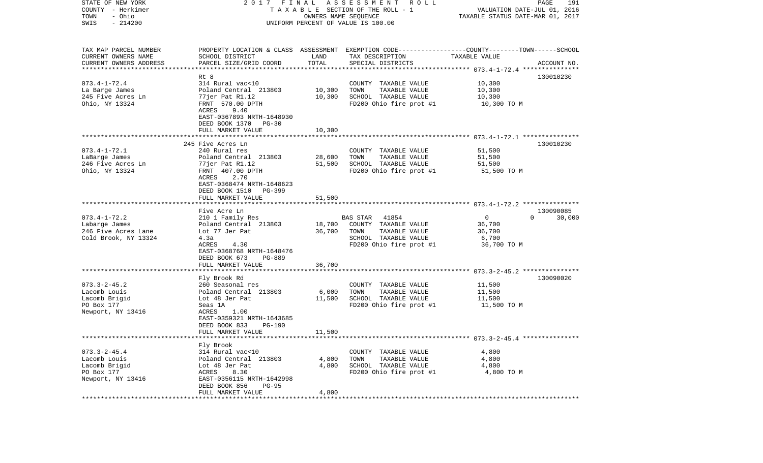STATE OF NEW YORK | 2017 FINAL ASSESSMENT ROLL | PAGE 191
COUNTY - Herkimer | TAXABLE SECTION OF THE ROLL - 1 | VALUATION DATE-JUL 01, 2016
TOWN - Ohio | OWNERS NAME SEQUENCE | TAXABLE STATUS DATE-MAR 01, 2017
SWIS - 214200 | UNIFORM PERCENT OF VALUE IS 100.00

| TAX MAP PARCEL NUMBER / CURRENT OWNERS NAME / CURRENT OWNERS ADDRESS | PROPERTY LOCATION & CLASS / SCHOOL DISTRICT / PARCEL SIZE/GRID COORD | ASSESSMENT LAND | TOTAL | EXEMPTION CODE / TAX DESCRIPTION / SPECIAL DISTRICTS | COUNTY TAXABLE VALUE | TOWN | SCHOOL | ACCOUNT NO. |
|---|---|---|---|---|---|---|---|---|
| 073.4-1-72.4 | Rt 8 | | | | | | | 130010230 |
| La Barge James | 314 Rural vac<10 | | | COUNTY TAXABLE VALUE | 10,300 | | | |
| 245 Five Acres Ln | Poland Central 213803 | 10,300 | | TOWN TAXABLE VALUE | 10,300 | | | |
| Ohio, NY 13324 | 77jer Pat R1.12 | | 10,300 | SCHOOL TAXABLE VALUE | 10,300 | | | |
| | FRNT 570.00 DPTH | | | FD200 Ohio fire prot #1 | 10,300 TO M | | | |
| | ACRES 9.40 | | | | | | | |
| | EAST-0367893 NRTH-1648930 | | | | | | | |
| | DEED BOOK 1370 PG-30 | | | | | | | |
| | FULL MARKET VALUE | | 10,300 | | | | | |
| 073.4-1-72.1 | 245 Five Acres Ln | | | | | | | 130010230 |
| LaBarge James | 240 Rural res | | | COUNTY TAXABLE VALUE | 51,500 | | | |
| 246 Five Acres Ln | Poland Central 213803 | 28,600 | | TOWN TAXABLE VALUE | 51,500 | | | |
| Ohio, NY 13324 | 77jer Pat R1.12 | | 51,500 | SCHOOL TAXABLE VALUE | 51,500 | | | |
| | FRNT 407.00 DPTH | | | FD200 Ohio fire prot #1 | 51,500 TO M | | | |
| | ACRES 2.70 | | | | | | | |
| | EAST-0368474 NRTH-1648623 | | | | | | | |
| | DEED BOOK 1510 PG-399 | | | | | | | |
| | FULL MARKET VALUE | | 51,500 | | | | | |
| 073.4-1-72.2 | Five Acre Ln | | | | | | | 130090085 |
| Labarge James | 210 1 Family Res | | | BAS STAR 41854 | 0 | 0 | 30,000 | |
| 246 Five Acres Lane | Poland Central 213803 | 18,700 | | COUNTY TAXABLE VALUE | 36,700 | | | |
| Cold Brook, NY 13324 | Lot 77 Jer Pat | | 36,700 | TOWN TAXABLE VALUE | 36,700 | | | |
| | 4.3a | | | SCHOOL TAXABLE VALUE | 6,700 | | | |
| | ACRES 4.30 | | | FD200 Ohio fire prot #1 | 36,700 TO M | | | |
| | EAST-0368768 NRTH-1648476 | | | | | | | |
| | DEED BOOK 673 PG-889 | | | | | | | |
| | FULL MARKET VALUE | | 36,700 | | | | | |
| 073.3-2-45.2 | Fly Brook Rd | | | | | | | 130090020 |
| Lacomb Louis | 260 Seasonal res | | | COUNTY TAXABLE VALUE | 11,500 | | | |
| Lacomb Brigid | Poland Central 213803 | 6,000 | | TOWN TAXABLE VALUE | 11,500 | | | |
| PO Box 177 | Lot 48 Jer Pat | | 11,500 | SCHOOL TAXABLE VALUE | 11,500 | | | |
| Newport, NY 13416 | Seas 1A | | | FD200 Ohio fire prot #1 | 11,500 TO M | | | |
| | ACRES 1.00 | | | | | | | |
| | EAST-0359321 NRTH-1643685 | | | | | | | |
| | DEED BOOK 833 PG-190 | | | | | | | |
| | FULL MARKET VALUE | | 11,500 | | | | | |
| 073.3-2-45.4 | Fly Brook | | | | | | | |
| Lacomb Louis | 314 Rural vac<10 | | | COUNTY TAXABLE VALUE | 4,800 | | | |
| Lacomb Brigid | Poland Central 213803 | 4,800 | | TOWN TAXABLE VALUE | 4,800 | | | |
| PO Box 177 | Lot 48 Jer Pat | | 4,800 | SCHOOL TAXABLE VALUE | 4,800 | | | |
| Newport, NY 13416 | ACRES 8.30 | | | FD200 Ohio fire prot #1 | 4,800 TO M | | | |
| | EAST-0356115 NRTH-1642998 | | | | | | | |
| | DEED BOOK 856 PG-95 | | | | | | | |
| | FULL MARKET VALUE | | 4,800 | | | | | |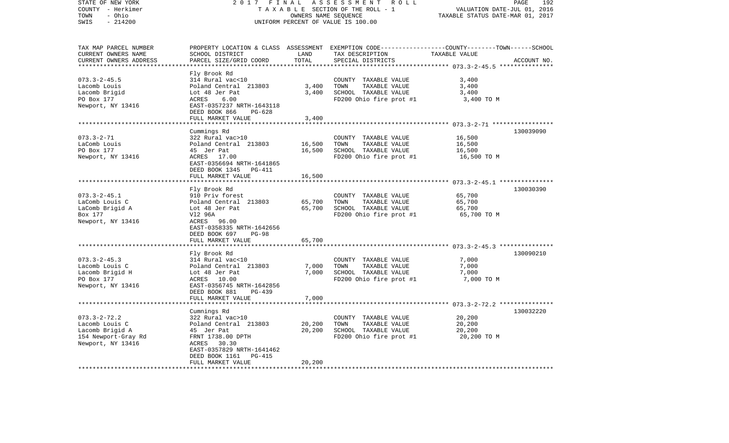STATE OF NEW YORK
COUNTY - Herkimer
TOWN - Ohio
SWIS - 214200

2 0 1 7 F I N A L A S S E S S M E N T R O L L
T A X A B L E SECTION OF THE ROLL - 1
OWNERS NAME SEQUENCE
UNIFORM PERCENT OF VALUE IS 100.00

VALUATION DATE-JUL 01, 2016
TAXABLE STATUS DATE-MAR 01, 2017

| TAX MAP PARCEL NUMBER / CURRENT OWNERS NAME / CURRENT OWNERS ADDRESS | PROPERTY LOCATION & CLASS / SCHOOL DISTRICT / PARCEL SIZE/GRID COORD | ASSESSMENT LAND | TOTAL | EXEMPTION CODE / TAX DESCRIPTION / SPECIAL DISTRICTS | COUNTY--------TOWN------SCHOOL TAXABLE VALUE | ACCOUNT NO. |
|---|---|---|---|---|---|---|
| 073.3-2-45.5 | Fly Brook Rd | | | | | |
| | 314 Rural vac<10 | | | COUNTY TAXABLE VALUE | 3,400 | |
| Lacomb Louis | Poland Central 213803 | 3,400 | | TOWN TAXABLE VALUE | 3,400 | |
| Lacomb Brigid | Lot 48 Jer Pat | | 3,400 | SCHOOL TAXABLE VALUE | 3,400 | |
| PO Box 177 | ACRES 6.00 | | | FD200 Ohio fire prot #1 | 3,400 TO M | |
| Newport, NY 13416 | EAST-0357237 NRTH-1643118 | | | | | |
| | DEED BOOK 866 PG-628 | | | | | |
| | FULL MARKET VALUE | | 3,400 | | | |
| 073.3-2-71 | Cummings Rd | | | | | 130039090 |
| | 322 Rural vac>10 | | | COUNTY TAXABLE VALUE | 16,500 | |
| LaComb Louis | Poland Central 213803 | 16,500 | | TOWN TAXABLE VALUE | 16,500 | |
| PO Box 177 | 45 Jer Pat | | 16,500 | SCHOOL TAXABLE VALUE | 16,500 | |
| Newport, NY 13416 | ACRES 17.00 | | | FD200 Ohio fire prot #1 | 16,500 TO M | |
| | EAST-0356694 NRTH-1641865 | | | | | |
| | DEED BOOK 1345 PG-411 | | | | | |
| | FULL MARKET VALUE | | 16,500 | | | |
| 073.3-2-45.1 | Fly Brook Rd | | | | | 130030390 |
| | 910 Priv forest | | | COUNTY TAXABLE VALUE | 65,700 | |
| LaComb Louis C | Poland Central 213803 | 65,700 | | TOWN TAXABLE VALUE | 65,700 | |
| LaComb Brigid A | Lot 48 Jer Pat | | 65,700 | SCHOOL TAXABLE VALUE | 65,700 | |
| Box 177 | Vl2 96A | | | FD200 Ohio fire prot #1 | 65,700 TO M | |
| Newport, NY 13416 | ACRES 96.00 | | | | | |
| | EAST-0358335 NRTH-1642656 | | | | | |
| | DEED BOOK 697 PG-98 | | | | | |
| | FULL MARKET VALUE | | 65,700 | | | |
| 073.3-2-45.3 | Fly Brook Rd | | | | | 130090210 |
| | 314 Rural vac<10 | | | COUNTY TAXABLE VALUE | 7,000 | |
| Lacomb Louis C | Poland Central 213803 | 7,000 | | TOWN TAXABLE VALUE | 7,000 | |
| Lacomb Brigid H | Lot 48 Jer Pat | | 7,000 | SCHOOL TAXABLE VALUE | 7,000 | |
| PO Box 177 | ACRES 10.00 | | | FD200 Ohio fire prot #1 | 7,000 TO M | |
| Newport, NY 13416 | EAST-0356745 NRTH-1642856 | | | | | |
| | DEED BOOK 881 PG-439 | | | | | |
| | FULL MARKET VALUE | | 7,000 | | | |
| 073.3-2-72.2 | Cumnings Rd | | | | | 130032220 |
| | 322 Rural vac>10 | | | COUNTY TAXABLE VALUE | 20,200 | |
| Lacomb Louis C | Poland Central 213803 | 20,200 | | TOWN TAXABLE VALUE | 20,200 | |
| Lacomb Brigid A | 45 Jer Pat | | 20,200 | SCHOOL TAXABLE VALUE | 20,200 | |
| 154 Newport-Gray Rd | FRNT 1738.00 DPTH | | | FD200 Ohio fire prot #1 | 20,200 TO M | |
| Newport, NY 13416 | ACRES 30.30 | | | | | |
| | EAST-0357829 NRTH-1641462 | | | | | |
| | DEED BOOK 1161 PG-415 | | | | | |
| | FULL MARKET VALUE | | 20,200 | | | |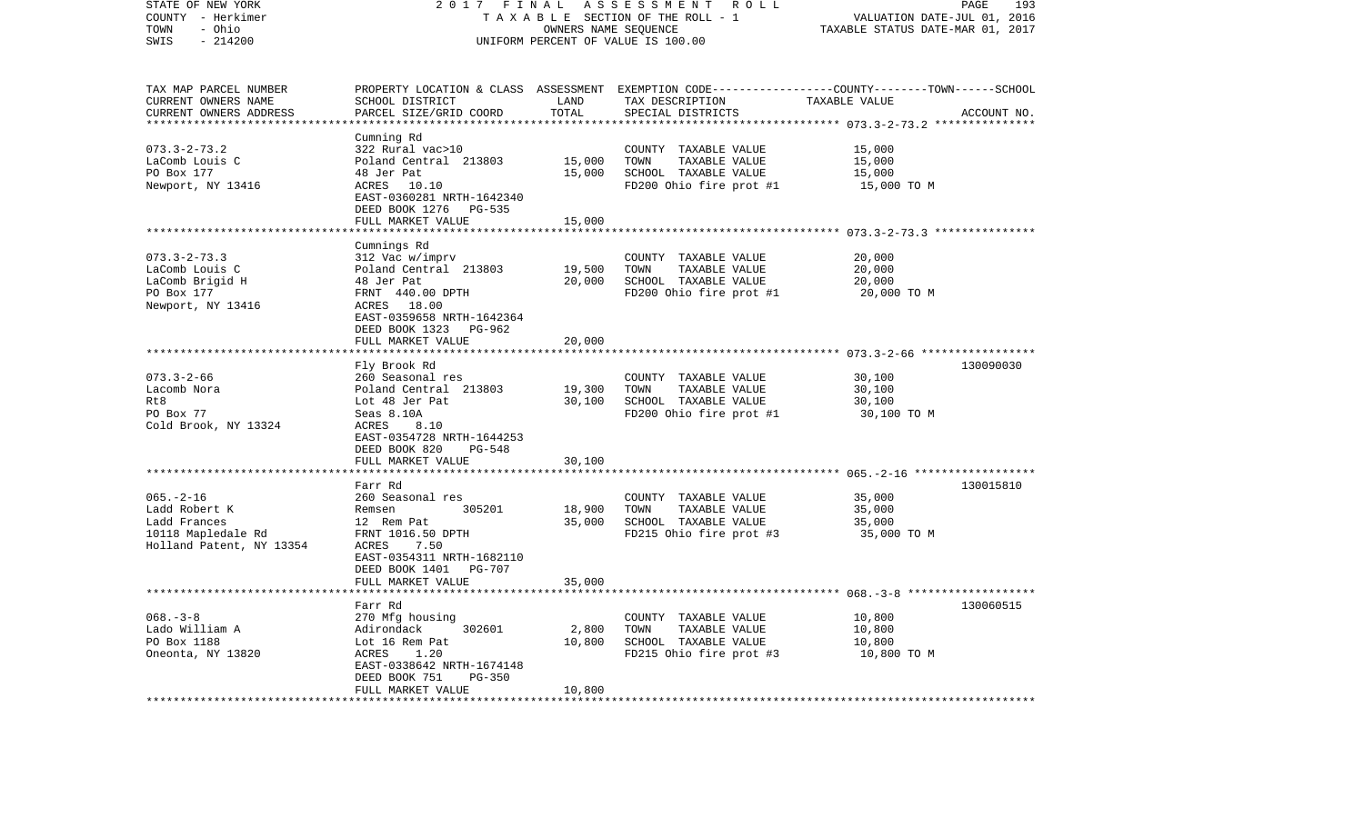STATE OF NEW YORK 2017 FINAL ASSESSMENT ROLL
COUNTY - Herkimer TAXABLE SECTION OF THE ROLL - 1 VALUATION DATE-JUL 01, 2016
TOWN - Ohio OWNERS NAME SEQUENCE TAXABLE STATUS DATE-MAR 01, 2017
SWIS - 214200 UNIFORM PERCENT OF VALUE IS 100.00

| TAX MAP PARCEL NUMBER / CURRENT OWNERS NAME / CURRENT OWNERS ADDRESS | PROPERTY LOCATION & CLASS / SCHOOL DISTRICT / PARCEL SIZE/GRID COORD | ASSESSMENT LAND / TOTAL | EXEMPTION CODE / TAX DESCRIPTION / SPECIAL DISTRICTS | COUNTY--------TOWN------SCHOOL TAXABLE VALUE | ACCOUNT NO. |
|---|---|---|---|---|---|
| 073.3-2-73.2 | Cumning Rd | | | | |
| LaComb Louis C | 322 Rural vac>10 | | COUNTY TAXABLE VALUE | 15,000 | |
| PO Box 177 | Poland Central 213803 | 15,000 | TOWN TAXABLE VALUE | 15,000 | |
| Newport, NY 13416 | 48 Jer Pat | 15,000 | SCHOOL TAXABLE VALUE | 15,000 | |
| | ACRES 10.10 | | FD200 Ohio fire prot #1 | 15,000 TO M | |
| | EAST-0360281 NRTH-1642340 | | | | |
| | DEED BOOK 1276 PG-535 | | | | |
| | FULL MARKET VALUE | 15,000 | | | |
| 073.3-2-73.3 | Cumnings Rd | | | | |
| LaComb Louis C | 312 Vac w/imprv | | COUNTY TAXABLE VALUE | 20,000 | |
| LaComb Brigid H | Poland Central 213803 | 19,500 | TOWN TAXABLE VALUE | 20,000 | |
| PO Box 177 | 48 Jer Pat | 20,000 | SCHOOL TAXABLE VALUE | 20,000 | |
| Newport, NY 13416 | FRNT 440.00 DPTH | | FD200 Ohio fire prot #1 | 20,000 TO M | |
| | ACRES 18.00 | | | | |
| | EAST-0359658 NRTH-1642364 | | | | |
| | DEED BOOK 1323 PG-962 | | | | |
| | FULL MARKET VALUE | 20,000 | | | |
| 073.3-2-66 | Fly Brook Rd | | | | 130090030 |
| Lacomb Nora | 260 Seasonal res | | COUNTY TAXABLE VALUE | 30,100 | |
| Rt8 | Poland Central 213803 | 19,300 | TOWN TAXABLE VALUE | 30,100 | |
| PO Box 77 | Lot 48 Jer Pat | 30,100 | SCHOOL TAXABLE VALUE | 30,100 | |
| Cold Brook, NY 13324 | Seas 8.10A | | FD200 Ohio fire prot #1 | 30,100 TO M | |
| | ACRES 8.10 | | | | |
| | EAST-0354728 NRTH-1644253 | | | | |
| | DEED BOOK 820 PG-548 | | | | |
| | FULL MARKET VALUE | 30,100 | | | |
| 065.-2-16 | Farr Rd | | | | 130015810 |
| Ladd Robert K | 260 Seasonal res | | COUNTY TAXABLE VALUE | 35,000 | |
| Ladd Frances | Remsen 305201 | 18,900 | TOWN TAXABLE VALUE | 35,000 | |
| 10118 Mapledale Rd | 12 Rem Pat | 35,000 | SCHOOL TAXABLE VALUE | 35,000 | |
| Holland Patent, NY 13354 | FRNT 1016.50 DPTH | | FD215 Ohio fire prot #3 | 35,000 TO M | |
| | ACRES 7.50 | | | | |
| | EAST-0354311 NRTH-1682110 | | | | |
| | DEED BOOK 1401 PG-707 | | | | |
| | FULL MARKET VALUE | 35,000 | | | |
| 068.-3-8 | Farr Rd | | | | 130060515 |
| Lado William A | 270 Mfg housing | | COUNTY TAXABLE VALUE | 10,800 | |
| PO Box 1188 | Adirondack 302601 | 2,800 | TOWN TAXABLE VALUE | 10,800 | |
| Oneonta, NY 13820 | Lot 16 Rem Pat | 10,800 | SCHOOL TAXABLE VALUE | 10,800 | |
| | ACRES 1.20 | | FD215 Ohio fire prot #3 | 10,800 TO M | |
| | EAST-0338642 NRTH-1674148 | | | | |
| | DEED BOOK 751 PG-350 | | | | |
| | FULL MARKET VALUE | 10,800 | | | |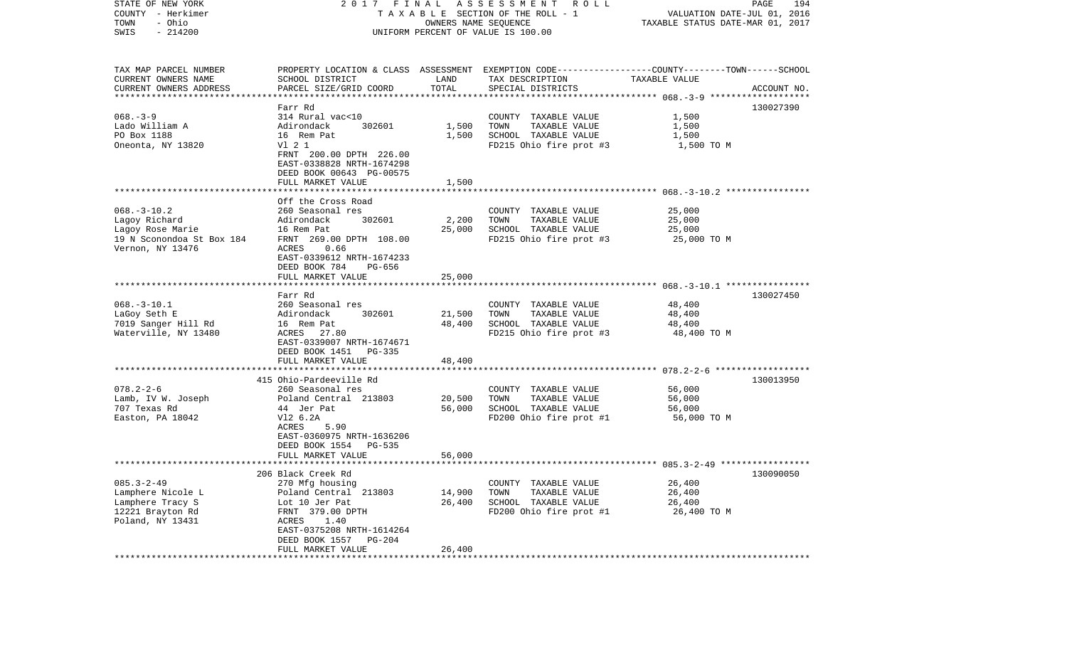STATE OF NEW YORK | 2017 FINAL ASSESSMENT ROLL | VALUATION DATE-JUL 01, 2016
COUNTY - Herkimer | TAXABLE SECTION OF THE ROLL - 1 | TAXABLE STATUS DATE-MAR 01, 2017
TOWN - Ohio | OWNERS NAME SEQUENCE
SWIS - 214200 | UNIFORM PERCENT OF VALUE IS 100.00

| TAX MAP PARCEL NUMBER / CURRENT OWNERS NAME / CURRENT OWNERS ADDRESS | PROPERTY LOCATION & CLASS / SCHOOL DISTRICT / PARCEL SIZE/GRID COORD | ASSESSMENT LAND | TOTAL | EXEMPTION CODE / TAX DESCRIPTION / SPECIAL DISTRICTS | TAXABLE VALUE (COUNTY--TOWN--SCHOOL) | ACCOUNT NO. |
|---|---|---|---|---|---|---|
| **068.-3-9** | Farr Rd | | | | | 130027390 |
| 068.-3-9 | 314 Rural vac<10 | | | COUNTY TAXABLE VALUE | 1,500 | |
| Lado William A | Adirondack 302601 | 1,500 | | TOWN TAXABLE VALUE | 1,500 | |
| PO Box 1188 | 16 Rem Pat | | 1,500 | SCHOOL TAXABLE VALUE | 1,500 | |
| Oneonta, NY 13820 | Vl 2 1 | | | FD215 Ohio fire prot #3 | 1,500 TO M | |
| | FRNT 200.00 DPTH 226.00 | | | | | |
| | EAST-0338828 NRTH-1674298 | | | | | |
| | DEED BOOK 00643 PG-00575 | | | | | |
| | FULL MARKET VALUE | | 1,500 | | | |
| **068.-3-10.2** | Off the Cross Road | | | | | |
| 068.-3-10.2 | 260 Seasonal res | | | COUNTY TAXABLE VALUE | 25,000 | |
| Lagoy Richard | Adirondack 302601 | 2,200 | | TOWN TAXABLE VALUE | 25,000 | |
| Lagoy Rose Marie | 16 Rem Pat | | 25,000 | SCHOOL TAXABLE VALUE | 25,000 | |
| 19 N Sconondoa St Box 184 | FRNT 269.00 DPTH 108.00 | | | FD215 Ohio fire prot #3 | 25,000 TO M | |
| Vernon, NY 13476 | ACRES 0.66 | | | | | |
| | EAST-0339612 NRTH-1674233 | | | | | |
| | DEED BOOK 784 PG-656 | | | | | |
| | FULL MARKET VALUE | | 25,000 | | | |
| **068.-3-10.1** | Farr Rd | | | | | 130027450 |
| 068.-3-10.1 | 260 Seasonal res | | | COUNTY TAXABLE VALUE | 48,400 | |
| LaGoy Seth E | Adirondack 302601 | 21,500 | | TOWN TAXABLE VALUE | 48,400 | |
| 7019 Sanger Hill Rd | 16 Rem Pat | | 48,400 | SCHOOL TAXABLE VALUE | 48,400 | |
| Waterville, NY 13480 | ACRES 27.80 | | | FD215 Ohio fire prot #3 | 48,400 TO M | |
| | EAST-0339007 NRTH-1674671 | | | | | |
| | DEED BOOK 1451 PG-335 | | | | | |
| | FULL MARKET VALUE | | 48,400 | | | |
| **078.2-2-6** | 415 Ohio-Pardeeville Rd | | | | | 130013950 |
| 078.2-2-6 | 260 Seasonal res | | | COUNTY TAXABLE VALUE | 56,000 | |
| Lamb, IV W. Joseph | Poland Central 213803 | 20,500 | | TOWN TAXABLE VALUE | 56,000 | |
| 707 Texas Rd | 44 Jer Pat | | 56,000 | SCHOOL TAXABLE VALUE | 56,000 | |
| Easton, PA 18042 | Vl2 6.2A | | | FD200 Ohio fire prot #1 | 56,000 TO M | |
| | ACRES 5.90 | | | | | |
| | EAST-0360975 NRTH-1636206 | | | | | |
| | DEED BOOK 1554 PG-535 | | | | | |
| | FULL MARKET VALUE | | 56,000 | | | |
| **085.3-2-49** | 206 Black Creek Rd | | | | | 130090050 |
| 085.3-2-49 | 270 Mfg housing | | | COUNTY TAXABLE VALUE | 26,400 | |
| Lamphere Nicole L | Poland Central 213803 | 14,900 | | TOWN TAXABLE VALUE | 26,400 | |
| Lamphere Tracy S | Lot 10 Jer Pat | | 26,400 | SCHOOL TAXABLE VALUE | 26,400 | |
| 12221 Brayton Rd | FRNT 379.00 DPTH | | | FD200 Ohio fire prot #1 | 26,400 TO M | |
| Poland, NY 13431 | ACRES 1.40 | | | | | |
| | EAST-0375208 NRTH-1614264 | | | | | |
| | DEED BOOK 1557 PG-204 | | | | | |
| | FULL MARKET VALUE | | 26,400 | | | |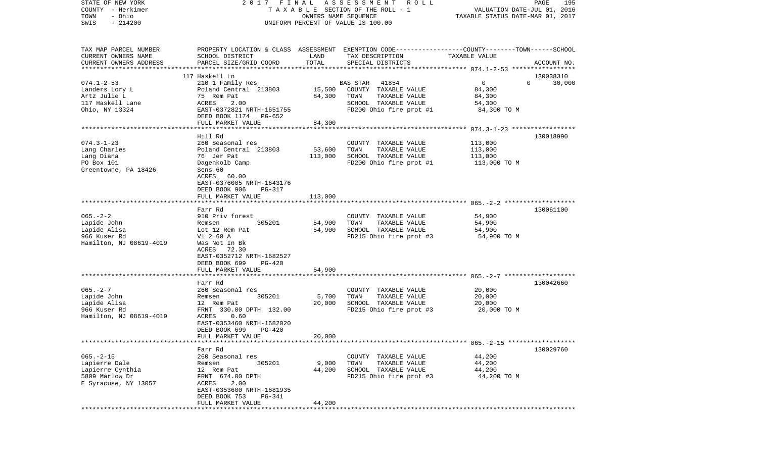STATE OF NEW YORK — COUNTY - Herkimer — TOWN - Ohio — SWIS - 214200

2017 FINAL ASSESSMENT ROLL
TAXABLE SECTION OF THE ROLL - 1
OWNERS NAME SEQUENCE
UNIFORM PERCENT OF VALUE IS 100.00

VALUATION DATE-JUL 01, 2016
TAXABLE STATUS DATE-MAR 01, 2017

| TAX MAP PARCEL NUMBER / CURRENT OWNERS NAME / CURRENT OWNERS ADDRESS | PROPERTY LOCATION & CLASS / SCHOOL DISTRICT / PARCEL SIZE/GRID COORD | ASSESSMENT LAND | TOTAL | EXEMPTION CODE / TAX DESCRIPTION / SPECIAL DISTRICTS | TAXABLE VALUE (COUNTY--------TOWN------SCHOOL) | ACCOUNT NO. |
|---|---|---|---|---|---|---|
| **074.1-2-53** | 117 Haskell Ln | | | | | 130038310 |
| Landers Lory L | 210 1 Family Res | | | BAS STAR 41854 | 0 0 30,000 | |
| Artz Julie L | Poland Central 213803 | 15,500 | | COUNTY TAXABLE VALUE | 84,300 | |
| 117 Haskell Lane | 75 Rem Pat | | 84,300 | TOWN TAXABLE VALUE | 84,300 | |
| Ohio, NY 13324 | ACRES 2.00 | | | SCHOOL TAXABLE VALUE | 54,300 | |
| | EAST-0372821 NRTH-1651755 | | | FD200 Ohio fire prot #1 | 84,300 TO M | |
| | DEED BOOK 1174 PG-652 | | | | | |
| | FULL MARKET VALUE | | 84,300 | | | |
| **074.3-1-23** | Hill Rd | | | | | 130018990 |
| Lang Charles | 260 Seasonal res | | | COUNTY TAXABLE VALUE | 113,000 | |
| Lang Diana | Poland Central 213803 | 53,600 | | TOWN TAXABLE VALUE | 113,000 | |
| PO Box 101 | 76 Jer Pat | | 113,000 | SCHOOL TAXABLE VALUE | 113,000 | |
| Greentowne, PA 18426 | Dagenkolb Camp | | | FD200 Ohio fire prot #1 | 113,000 TO M | |
| | Sens 60 | | | | | |
| | ACRES 60.00 | | | | | |
| | EAST-0376005 NRTH-1643176 | | | | | |
| | DEED BOOK 906 PG-317 | | | | | |
| | FULL MARKET VALUE | | 113,000 | | | |
| **065.-2-2** | Farr Rd | | | | | 130061100 |
| Lapide John | 910 Priv forest | | | COUNTY TAXABLE VALUE | 54,900 | |
| Lapide Alisa | Remsen 305201 | 54,900 | | TOWN TAXABLE VALUE | 54,900 | |
| 966 Kuser Rd | Lot 12 Rem Pat | | 54,900 | SCHOOL TAXABLE VALUE | 54,900 | |
| Hamilton, NJ 08619-4019 | Vl 2 60 A | | | FD215 Ohio fire prot #3 | 54,900 TO M | |
| | Was Not In Bk | | | | | |
| | ACRES 72.30 | | | | | |
| | EAST-0352712 NRTH-1682527 | | | | | |
| | DEED BOOK 699 PG-420 | | | | | |
| | FULL MARKET VALUE | | 54,900 | | | |
| **065.-2-7** | Farr Rd | | | | | 130042660 |
| Lapide John | 260 Seasonal res | | | COUNTY TAXABLE VALUE | 20,000 | |
| Lapide Alisa | Remsen 305201 | 5,700 | | TOWN TAXABLE VALUE | 20,000 | |
| 966 Kuser Rd | 12 Rem Pat | | 20,000 | SCHOOL TAXABLE VALUE | 20,000 | |
| Hamilton, NJ 08619-4019 | FRNT 330.00 DPTH 132.00 | | | FD215 Ohio fire prot #3 | 20,000 TO M | |
| | ACRES 0.60 | | | | | |
| | EAST-0353460 NRTH-1682020 | | | | | |
| | DEED BOOK 699 PG-420 | | | | | |
| | FULL MARKET VALUE | | 20,000 | | | |
| **065.-2-15** | Farr Rd | | | | | 130029760 |
| Lapierre Dale | 260 Seasonal res | | | COUNTY TAXABLE VALUE | 44,200 | |
| Lapierre Cynthia | Remsen 305201 | 9,000 | | TOWN TAXABLE VALUE | 44,200 | |
| 5809 Marlow Dr | 12 Rem Pat | | 44,200 | SCHOOL TAXABLE VALUE | 44,200 | |
| E Syracuse, NY 13057 | FRNT 674.00 DPTH | | | FD215 Ohio fire prot #3 | 44,200 TO M | |
| | ACRES 2.00 | | | | | |
| | EAST-0353600 NRTH-1681935 | | | | | |
| | DEED BOOK 753 PG-341 | | | | | |
| | FULL MARKET VALUE | | 44,200 | | | |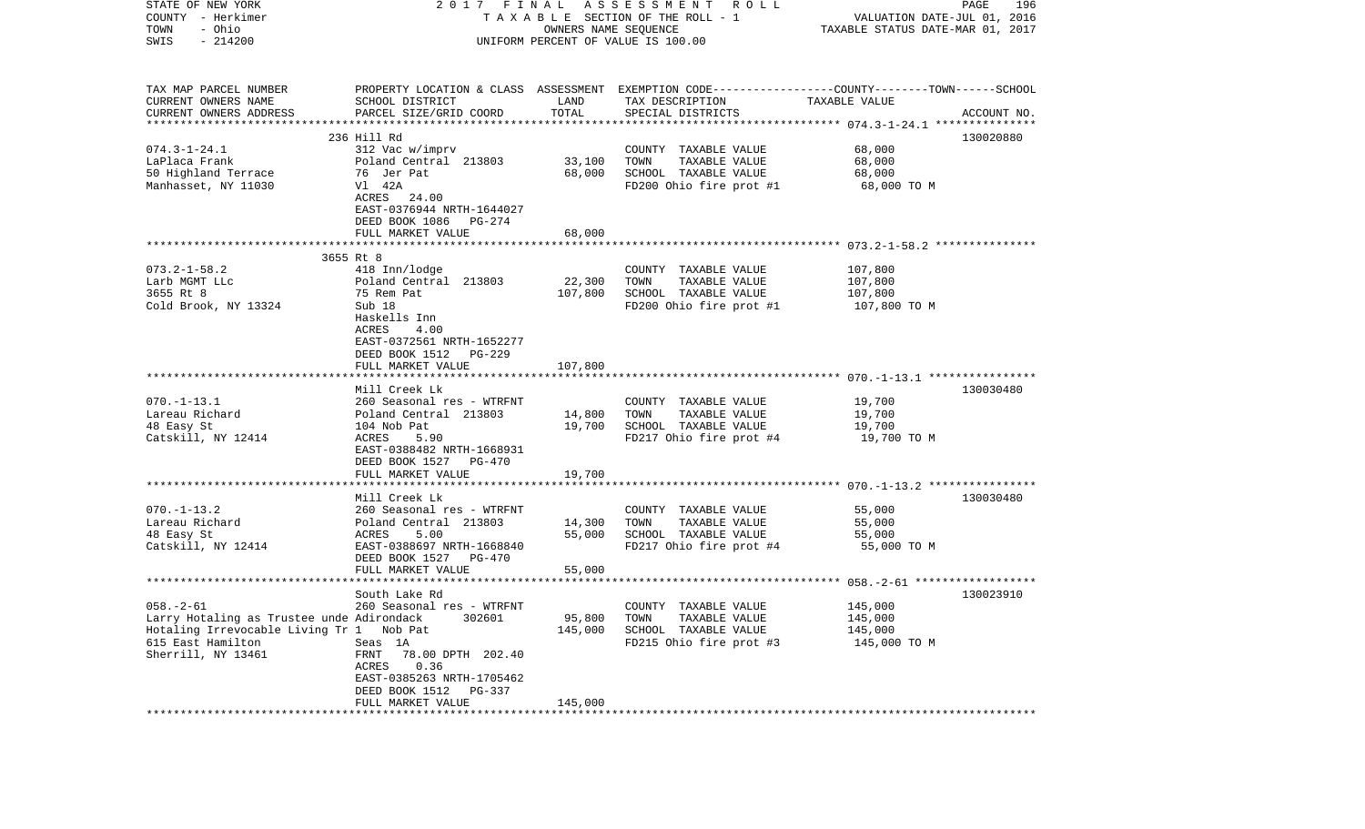STATE OF NEW YORK                    2 0 1 7   F I N A L   A S S E S S M E N T   R O L L
COUNTY - Herkimer                         T A X A B L E  SECTION OF THE ROLL - 1                VALUATION DATE-JUL 01, 2016
TOWN   - Ohio                                    OWNERS NAME SEQUENCE                        TAXABLE STATUS DATE-MAR 01, 2017
SWIS   - 214200                          UNIFORM PERCENT OF VALUE IS 100.00

| TAX MAP PARCEL NUMBER<br>CURRENT OWNERS NAME<br>CURRENT OWNERS ADDRESS | PROPERTY LOCATION & CLASS<br>SCHOOL DISTRICT<br>PARCEL SIZE/GRID COORD | ASSESSMENT<br>LAND<br>TOTAL | EXEMPTION CODE-----COUNTY--------TOWN------SCHOOL<br>TAX DESCRIPTION<br>SPECIAL DISTRICTS | TAXABLE VALUE | ACCOUNT NO. |
|---|---|---|---|---|---|
| **074.3-1-24.1** | 236 Hill Rd | | | | 130020880 |
| 074.3-1-24.1 | 312 Vac w/imprv | | COUNTY TAXABLE VALUE | 68,000 | |
| LaPlaca Frank | Poland Central 213803 | 33,100 | TOWN TAXABLE VALUE | 68,000 | |
| 50 Highland Terrace | 76 Jer Pat | 68,000 | SCHOOL TAXABLE VALUE | 68,000 | |
| Manhasset, NY 11030 | Vl 42A | | FD200 Ohio fire prot #1 | 68,000 TO M | |
| | ACRES 24.00 | | | | |
| | EAST-0376944 NRTH-1644027 | | | | |
| | DEED BOOK 1086 PG-274 | | | | |
| | FULL MARKET VALUE | 68,000 | | | |
| **073.2-1-58.2** | 3655 Rt 8 | | | | |
| 073.2-1-58.2 | 418 Inn/lodge | | COUNTY TAXABLE VALUE | 107,800 | |
| Larb MGMT LLc | Poland Central 213803 | 22,300 | TOWN TAXABLE VALUE | 107,800 | |
| 3655 Rt 8 | 75 Rem Pat | 107,800 | SCHOOL TAXABLE VALUE | 107,800 | |
| Cold Brook, NY 13324 | Sub 18 | | FD200 Ohio fire prot #1 | 107,800 TO M | |
| | Haskells Inn | | | | |
| | ACRES 4.00 | | | | |
| | EAST-0372561 NRTH-1652277 | | | | |
| | DEED BOOK 1512 PG-229 | | | | |
| | FULL MARKET VALUE | 107,800 | | | |
| **070.-1-13.1** | Mill Creek Lk | | | | 130030480 |
| 070.-1-13.1 | 260 Seasonal res - WTRFNT | | COUNTY TAXABLE VALUE | 19,700 | |
| Lareau Richard | Poland Central 213803 | 14,800 | TOWN TAXABLE VALUE | 19,700 | |
| 48 Easy St | 104 Nob Pat | 19,700 | SCHOOL TAXABLE VALUE | 19,700 | |
| Catskill, NY 12414 | ACRES 5.90 | | FD217 Ohio fire prot #4 | 19,700 TO M | |
| | EAST-0388482 NRTH-1668931 | | | | |
| | DEED BOOK 1527 PG-470 | | | | |
| | FULL MARKET VALUE | 19,700 | | | |
| **070.-1-13.2** | Mill Creek Lk | | | | 130030480 |
| 070.-1-13.2 | 260 Seasonal res - WTRFNT | | COUNTY TAXABLE VALUE | 55,000 | |
| Lareau Richard | Poland Central 213803 | 14,300 | TOWN TAXABLE VALUE | 55,000 | |
| 48 Easy St | ACRES 5.00 | 55,000 | SCHOOL TAXABLE VALUE | 55,000 | |
| Catskill, NY 12414 | EAST-0388697 NRTH-1668840 | | FD217 Ohio fire prot #4 | 55,000 TO M | |
| | DEED BOOK 1527 PG-470 | | | | |
| | FULL MARKET VALUE | 55,000 | | | |
| **058.-2-61** | South Lake Rd | | | | 130023910 |
| 058.-2-61 | 260 Seasonal res - WTRFNT | | COUNTY TAXABLE VALUE | 145,000 | |
| Larry Hotaling as Trustee unde | Adirondack 302601 | 95,800 | TOWN TAXABLE VALUE | 145,000 | |
| Hotaling Irrevocable Living Tr 1 | Nob Pat | 145,000 | SCHOOL TAXABLE VALUE | 145,000 | |
| 615 East Hamilton | Seas 1A | | FD215 Ohio fire prot #3 | 145,000 TO M | |
| Sherrill, NY 13461 | FRNT 78.00 DPTH 202.40 | | | | |
| | ACRES 0.36 | | | | |
| | EAST-0385263 NRTH-1705462 | | | | |
| | DEED BOOK 1512 PG-337 | | | | |
| | FULL MARKET VALUE | 145,000 | | | |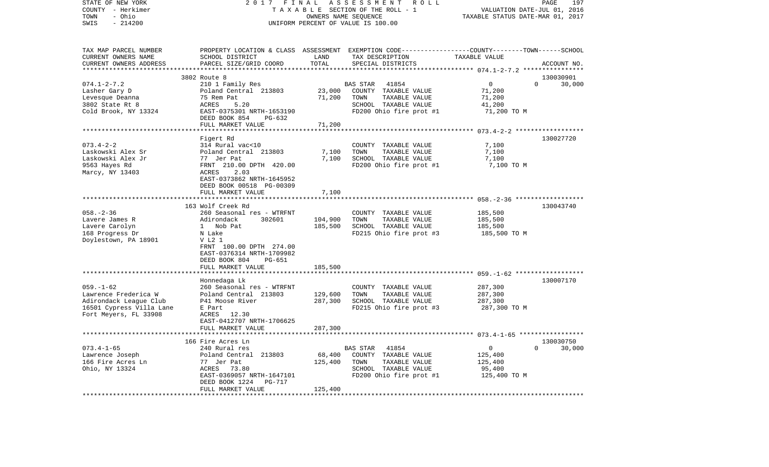STATE OF NEW YORK — 2017 FINAL ASSESSMENT ROLL
COUNTY - Herkimer — TAXABLE SECTION OF THE ROLL - 1 — VALUATION DATE-JUL 01, 2016
TOWN - Ohio — OWNERS NAME SEQUENCE — TAXABLE STATUS DATE-MAR 01, 2017
SWIS - 214200 — UNIFORM PERCENT OF VALUE IS 100.00

| TAX MAP PARCEL NUMBER / CURRENT OWNERS NAME / CURRENT OWNERS ADDRESS | PROPERTY LOCATION & CLASS / SCHOOL DISTRICT / PARCEL SIZE/GRID COORD | ASSESSMENT LAND | TOTAL | EXEMPTION CODE / TAX DESCRIPTION / SPECIAL DISTRICTS | COUNTY | TOWN | SCHOOL | TAXABLE VALUE / ACCOUNT NO. |
|---|---|---|---|---|---|---|---|---|
| **074.1-2-7.2** | 3802 Route 8 | | | | | | | 130030901 |
| 074.1-2-7.2 | 210 1 Family Res | | | BAS STAR 41854 | 0 | 0 | 30,000 | |
| Lasher Gary D | Poland Central 213803 | 23,000 | | COUNTY TAXABLE VALUE | | | | 71,200 |
| Levesque Deanna | 75 Rem Pat | | 71,200 | TOWN TAXABLE VALUE | | | | 71,200 |
| 3802 State Rt 8 | ACRES 5.20 | | | SCHOOL TAXABLE VALUE | | | | 41,200 |
| Cold Brook, NY 13324 | EAST-0375301 NRTH-1653190 | | | FD200 Ohio fire prot #1 | | | | 71,200 TO M |
| | DEED BOOK 854 PG-632 | | | | | | | |
| | FULL MARKET VALUE | | 71,200 | | | | | |
| **073.4-2-2** | Figert Rd | | | | | | | 130027720 |
| 073.4-2-2 | 314 Rural vac<10 | | | COUNTY TAXABLE VALUE | | | | 7,100 |
| Laskowski Alex Sr | Poland Central 213803 | 7,100 | | TOWN TAXABLE VALUE | | | | 7,100 |
| Laskowski Alex Jr | 77 Jer Pat | | 7,100 | SCHOOL TAXABLE VALUE | | | | 7,100 |
| 9563 Hayes Rd | FRNT 210.00 DPTH 420.00 | | | FD200 Ohio fire prot #1 | | | | 7,100 TO M |
| Marcy, NY 13403 | ACRES 2.03 | | | | | | | |
| | EAST-0373862 NRTH-1645952 | | | | | | | |
| | DEED BOOK 00518 PG-00309 | | | | | | | |
| | FULL MARKET VALUE | | 7,100 | | | | | |
| **058.-2-36** | 163 Wolf Creek Rd | | | | | | | 130043740 |
| 058.-2-36 | 260 Seasonal res - WTRFNT | | | COUNTY TAXABLE VALUE | | | | 185,500 |
| Lavere James R | Adirondack 302601 | 104,900 | | TOWN TAXABLE VALUE | | | | 185,500 |
| Lavere Carolyn | 1 Nob Pat | | 185,500 | SCHOOL TAXABLE VALUE | | | | 185,500 |
| 168 Progress Dr | N Lake | | | FD215 Ohio fire prot #3 | | | | 185,500 TO M |
| Doylestown, PA 18901 | V L2 1 | | | | | | | |
| | FRNT 100.00 DPTH 274.00 | | | | | | | |
| | EAST-0376314 NRTH-1709982 | | | | | | | |
| | DEED BOOK 804 PG-651 | | | | | | | |
| | FULL MARKET VALUE | | 185,500 | | | | | |
| **059.-1-62** | Honnedaga Lk | | | | | | | 130007170 |
| 059.-1-62 | 260 Seasonal res - WTRFNT | | | COUNTY TAXABLE VALUE | | | | 287,300 |
| Lawrence Frederica W | Poland Central 213803 | 129,600 | | TOWN TAXABLE VALUE | | | | 287,300 |
| Adirondack League Club | P41 Moose River | | 287,300 | SCHOOL TAXABLE VALUE | | | | 287,300 |
| 16501 Cypress Villa Lane | E Part | | | FD215 Ohio fire prot #3 | | | | 287,300 TO M |
| Fort Meyers, FL 33908 | ACRES 12.30 | | | | | | | |
| | EAST-0412707 NRTH-1706625 | | | | | | | |
| | FULL MARKET VALUE | | 287,300 | | | | | |
| **073.4-1-65** | 166 Fire Acres Ln | | | | | | | 130030750 |
| 073.4-1-65 | 240 Rural res | | | BAS STAR 41854 | 0 | 0 | 30,000 | |
| Lawrence Joseph | Poland Central 213803 | 68,400 | | COUNTY TAXABLE VALUE | | | | 125,400 |
| 166 Fire Acres Ln | 77 Jer Pat | | 125,400 | TOWN TAXABLE VALUE | | | | 125,400 |
| Ohio, NY 13324 | ACRES 73.80 | | | SCHOOL TAXABLE VALUE | | | | 95,400 |
| | EAST-0369057 NRTH-1647101 | | | FD200 Ohio fire prot #1 | | | | 125,400 TO M |
| | DEED BOOK 1224 PG-717 | | | | | | | |
| | FULL MARKET VALUE | | 125,400 | | | | | |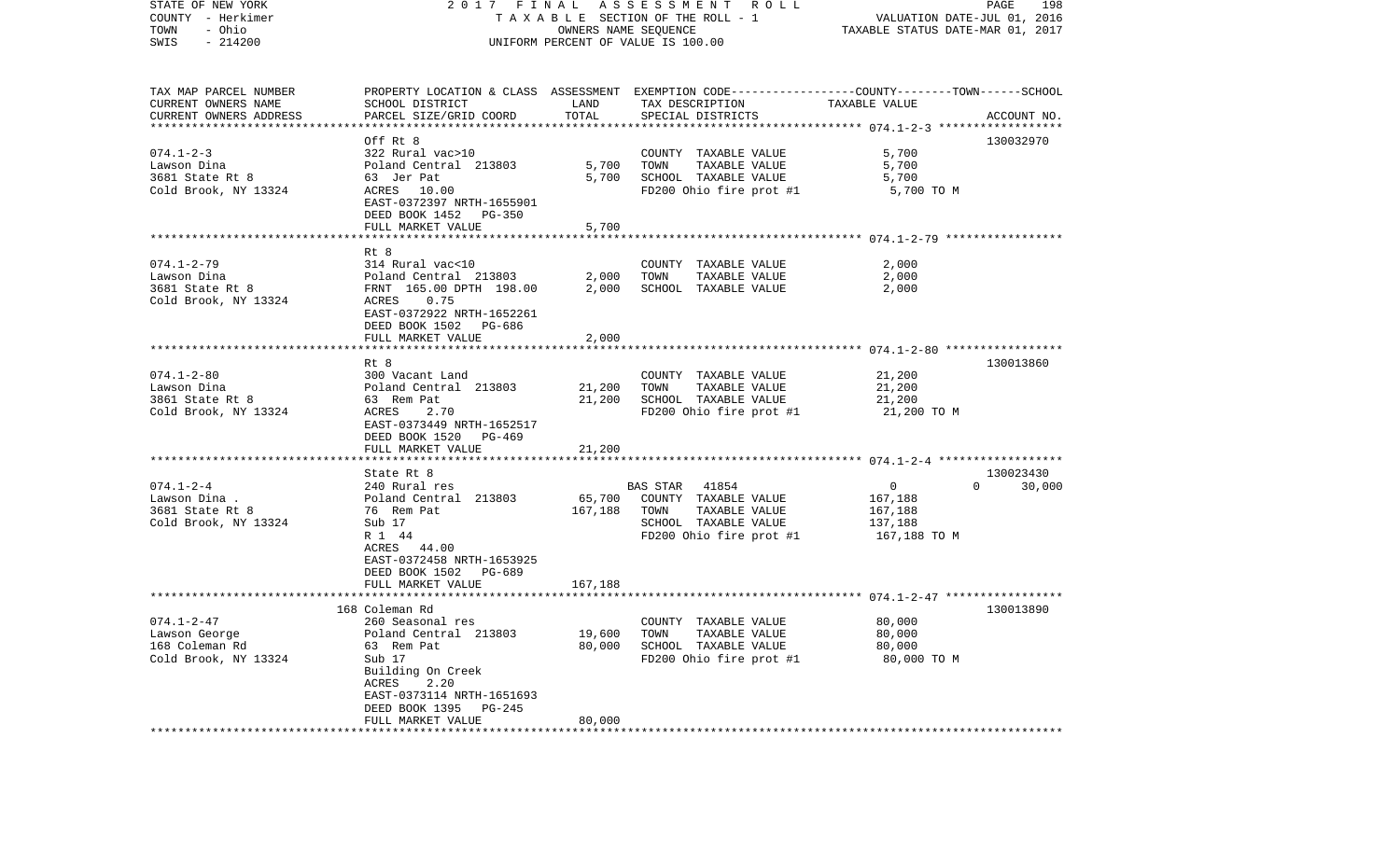STATE OF NEW YORK | COUNTY - Herkimer | TOWN - Ohio | SWIS - 214200

2017 FINAL ASSESSMENT ROLL
TAXABLE SECTION OF THE ROLL - 1
OWNERS NAME SEQUENCE
UNIFORM PERCENT OF VALUE IS 100.00

VALUATION DATE-JUL 01, 2016
TAXABLE STATUS DATE-MAR 01, 2017

| TAX MAP PARCEL NUMBER / CURRENT OWNERS NAME / CURRENT OWNERS ADDRESS | PROPERTY LOCATION & CLASS / SCHOOL DISTRICT / PARCEL SIZE/GRID COORD | ASSESSMENT LAND / TOTAL | EXEMPTION CODE / TAX DESCRIPTION / SPECIAL DISTRICTS | COUNTY / TOWN / SCHOOL TAXABLE VALUE | ACCOUNT NO. |
|---|---|---|---|---|---|
| 074.1-2-3 | Off Rt 8 | | | | 130032970 |
| Lawson Dina | 322 Rural vac>10 | | COUNTY TAXABLE VALUE | 5,700 | |
| 3681 State Rt 8 | Poland Central 213803 | 5,700 | TOWN TAXABLE VALUE | 5,700 | |
| Cold Brook, NY 13324 | 63 Jer Pat | 5,700 | SCHOOL TAXABLE VALUE | 5,700 | |
| | ACRES 10.00 | | FD200 Ohio fire prot #1 | 5,700 TO M | |
| | EAST-0372397 NRTH-1655901 | | | | |
| | DEED BOOK 1452 PG-350 | | | | |
| | FULL MARKET VALUE | 5,700 | | | |
| 074.1-2-79 | Rt 8 | | | | |
| Lawson Dina | 314 Rural vac<10 | | COUNTY TAXABLE VALUE | 2,000 | |
| 3681 State Rt 8 | Poland Central 213803 | 2,000 | TOWN TAXABLE VALUE | 2,000 | |
| Cold Brook, NY 13324 | FRNT 165.00 DPTH 198.00 | 2,000 | SCHOOL TAXABLE VALUE | 2,000 | |
| | ACRES 0.75 | | | | |
| | EAST-0372922 NRTH-1652261 | | | | |
| | DEED BOOK 1502 PG-686 | | | | |
| | FULL MARKET VALUE | 2,000 | | | |
| 074.1-2-80 | Rt 8 | | | | 130013860 |
| Lawson Dina | 300 Vacant Land | | COUNTY TAXABLE VALUE | 21,200 | |
| 3861 State Rt 8 | Poland Central 213803 | 21,200 | TOWN TAXABLE VALUE | 21,200 | |
| Cold Brook, NY 13324 | 63 Rem Pat | 21,200 | SCHOOL TAXABLE VALUE | 21,200 | |
| | ACRES 2.70 | | FD200 Ohio fire prot #1 | 21,200 TO M | |
| | EAST-0373449 NRTH-1652517 | | | | |
| | DEED BOOK 1520 PG-469 | | | | |
| | FULL MARKET VALUE | 21,200 | | | |
| 074.1-2-4 | State Rt 8 | | | | 130023430 |
| Lawson Dina . | 240 Rural res | | BAS STAR 41854 | 0 / 0 / 30,000 | |
| 3681 State Rt 8 | Poland Central 213803 | 65,700 | COUNTY TAXABLE VALUE | 167,188 | |
| Cold Brook, NY 13324 | 76 Rem Pat | 167,188 | TOWN TAXABLE VALUE | 167,188 | |
| | Sub 17 | | SCHOOL TAXABLE VALUE | 137,188 | |
| | R 1 44 | | FD200 Ohio fire prot #1 | 167,188 TO M | |
| | ACRES 44.00 | | | | |
| | EAST-0372458 NRTH-1653925 | | | | |
| | DEED BOOK 1502 PG-689 | | | | |
| | FULL MARKET VALUE | 167,188 | | | |
| 074.1-2-47 | 168 Coleman Rd | | | | 130013890 |
| Lawson George | 260 Seasonal res | | COUNTY TAXABLE VALUE | 80,000 | |
| 168 Coleman Rd | Poland Central 213803 | 19,600 | TOWN TAXABLE VALUE | 80,000 | |
| Cold Brook, NY 13324 | 63 Rem Pat | 80,000 | SCHOOL TAXABLE VALUE | 80,000 | |
| | Sub 17 | | FD200 Ohio fire prot #1 | 80,000 TO M | |
| | Building On Creek | | | | |
| | ACRES 2.20 | | | | |
| | EAST-0373114 NRTH-1651693 | | | | |
| | DEED BOOK 1395 PG-245 | | | | |
| | FULL MARKET VALUE | 80,000 | | | |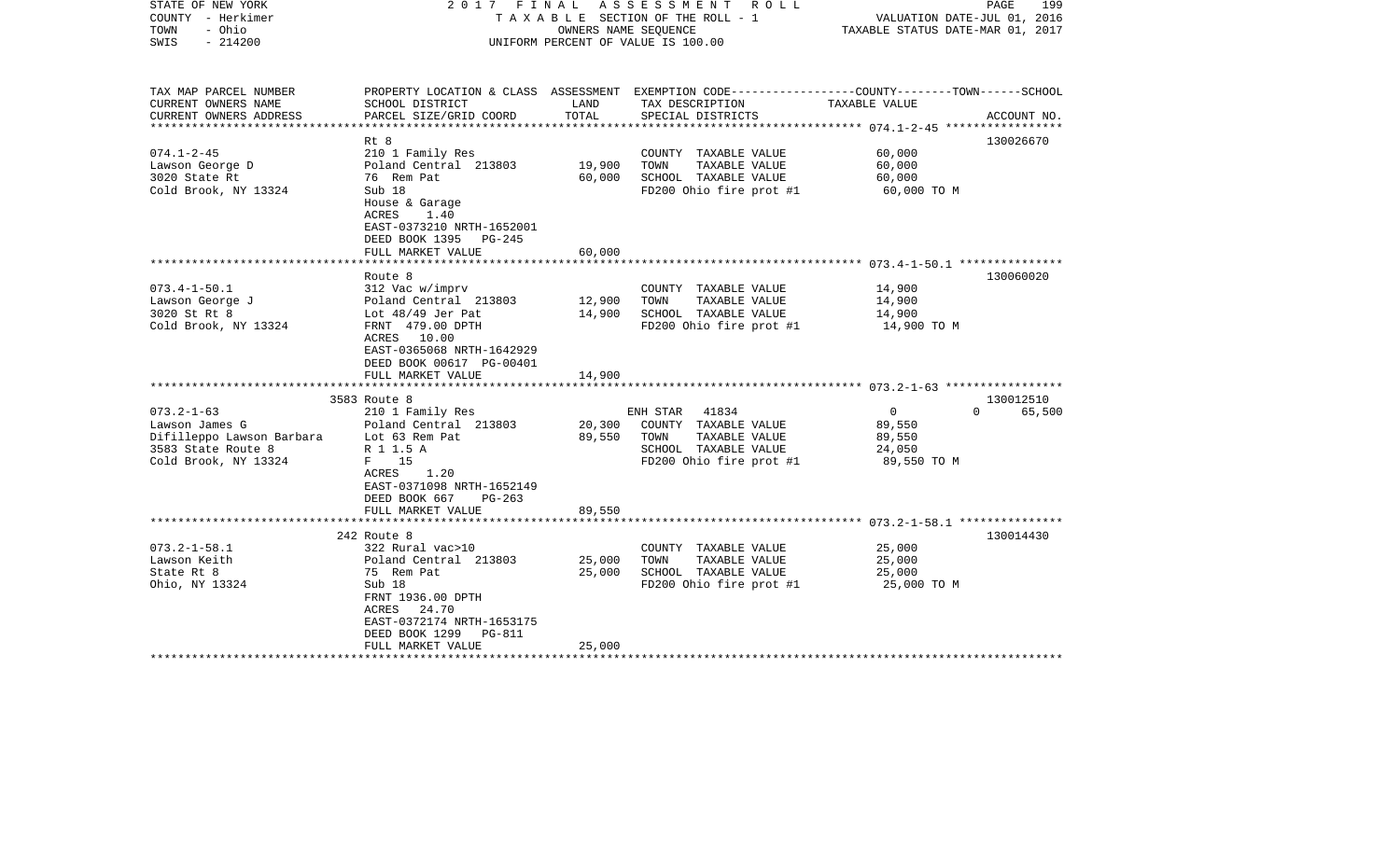STATE OF NEW YORK — 2017 FINAL ASSESSMENT ROLL — TAXABLE SECTION OF THE ROLL - 1 — OWNERS NAME SEQUENCE — UNIFORM PERCENT OF VALUE IS 100.00

COUNTY - Herkimer
TOWN - Ohio
SWIS - 214200

VALUATION DATE-JUL 01, 2016
TAXABLE STATUS DATE-MAR 01, 2017

| TAX MAP PARCEL NUMBER / CURRENT OWNERS NAME / CURRENT OWNERS ADDRESS | PROPERTY LOCATION & CLASS / SCHOOL DISTRICT / PARCEL SIZE/GRID COORD | ASSESSMENT LAND | TOTAL | EXEMPTION CODE / TAX DESCRIPTION / SPECIAL DISTRICTS | COUNTY / TOWN TAXABLE VALUE | SCHOOL | ACCOUNT NO. |
|---|---|---|---|---|---|---|---|
| 074.1-2-45 | Rt 8 | | | | | | 130026670 |
| Lawson George D | 210 1 Family Res | | | COUNTY TAXABLE VALUE | 60,000 | | |
| 3020 State Rt | Poland Central 213803 | 19,900 | | TOWN TAXABLE VALUE | 60,000 | | |
| Cold Brook, NY 13324 | 76 Rem Pat | | 60,000 | SCHOOL TAXABLE VALUE | 60,000 | | |
| | Sub 18 | | | FD200 Ohio fire prot #1 | 60,000 TO M | | |
| | House & Garage | | | | | | |
| | ACRES 1.40 | | | | | | |
| | EAST-0373210 NRTH-1652001 | | | | | | |
| | DEED BOOK 1395 PG-245 | | | | | | |
| | FULL MARKET VALUE | | 60,000 | | | | |
| 073.4-1-50.1 | Route 8 | | | | | | 130060020 |
| Lawson George J | 312 Vac w/imprv | | | COUNTY TAXABLE VALUE | 14,900 | | |
| 3020 St Rt 8 | Poland Central 213803 | 12,900 | | TOWN TAXABLE VALUE | 14,900 | | |
| Cold Brook, NY 13324 | Lot 48/49 Jer Pat | | 14,900 | SCHOOL TAXABLE VALUE | 14,900 | | |
| | FRNT 479.00 DPTH | | | FD200 Ohio fire prot #1 | 14,900 TO M | | |
| | ACRES 10.00 | | | | | | |
| | EAST-0365068 NRTH-1642929 | | | | | | |
| | DEED BOOK 00617 PG-00401 | | | | | | |
| | FULL MARKET VALUE | | 14,900 | | | | |
| 073.2-1-63 | 3583 Route 8 | | | | | | 130012510 |
| Lawson James G | 210 1 Family Res | | | ENH STAR 41834 | 0 | 0 | 65,500 |
| Difilleppo Lawson Barbara | Poland Central 213803 | 20,300 | | COUNTY TAXABLE VALUE | 89,550 | | |
| 3583 State Route 8 | Lot 63 Rem Pat | | 89,550 | TOWN TAXABLE VALUE | 89,550 | | |
| Cold Brook, NY 13324 | R 1 1.5 A | | | SCHOOL TAXABLE VALUE | 24,050 | | |
| | F 15 | | | FD200 Ohio fire prot #1 | 89,550 TO M | | |
| | ACRES 1.20 | | | | | | |
| | EAST-0371098 NRTH-1652149 | | | | | | |
| | DEED BOOK 667 PG-263 | | | | | | |
| | FULL MARKET VALUE | | 89,550 | | | | |
| 073.2-1-58.1 | 242 Route 8 | | | | | | 130014430 |
| Lawson Keith | 322 Rural vac>10 | | | COUNTY TAXABLE VALUE | 25,000 | | |
| State Rt 8 | Poland Central 213803 | 25,000 | | TOWN TAXABLE VALUE | 25,000 | | |
| Ohio, NY 13324 | 75 Rem Pat | | 25,000 | SCHOOL TAXABLE VALUE | 25,000 | | |
| | Sub 18 | | | FD200 Ohio fire prot #1 | 25,000 TO M | | |
| | FRNT 1936.00 DPTH | | | | | | |
| | ACRES 24.70 | | | | | | |
| | EAST-0372174 NRTH-1653175 | | | | | | |
| | DEED BOOK 1299 PG-811 | | | | | | |
| | FULL MARKET VALUE | | 25,000 | | | | |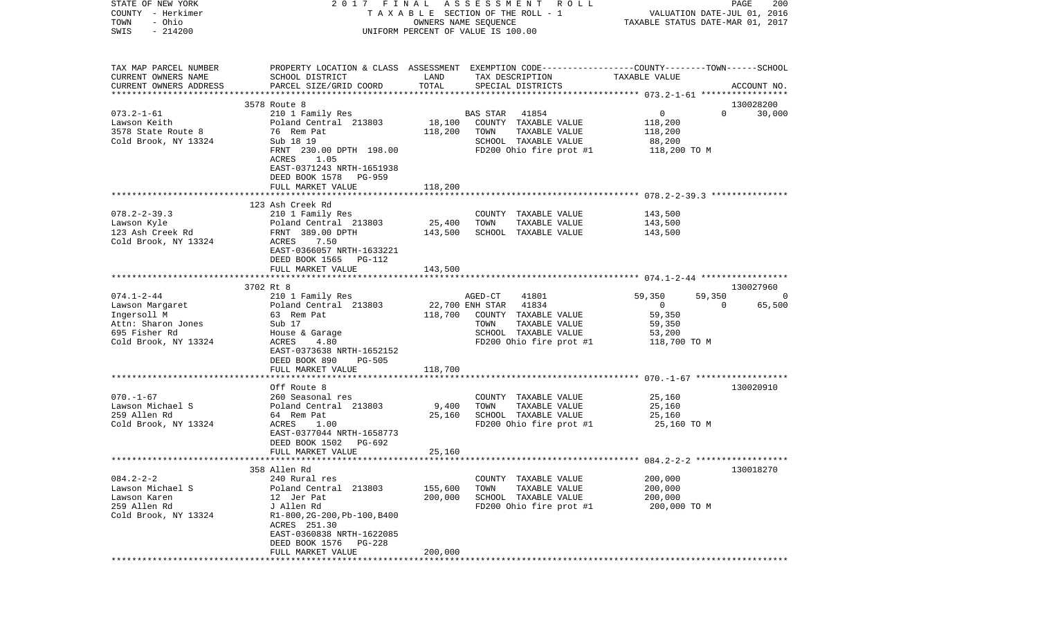STATE OF NEW YORK 2017 FINAL ASSESSMENT ROLL
COUNTY - Herkimer TAXABLE SECTION OF THE ROLL - 1 VALUATION DATE-JUL 01, 2016
TOWN - Ohio OWNERS NAME SEQUENCE TAXABLE STATUS DATE-MAR 01, 2017
SWIS - 214200 UNIFORM PERCENT OF VALUE IS 100.00

| TAX MAP PARCEL NUMBER / CURRENT OWNERS NAME / CURRENT OWNERS ADDRESS | PROPERTY LOCATION & CLASS / SCHOOL DISTRICT / PARCEL SIZE/GRID COORD | ASSESSMENT LAND | TOTAL | EXEMPTION CODE / TAX DESCRIPTION / SPECIAL DISTRICTS | COUNTY | TOWN | SCHOOL / TAXABLE VALUE | ACCOUNT NO. |
|---|---|---|---|---|---|---|---|---|
| 073.2-1-61 | 3578 Route 8 | | | | | | | 130028200 |
| Lawson Keith | 210 1 Family Res | | | BAS STAR 41854 | 0 | 0 | 30,000 | |
| 3578 State Route 8 | Poland Central 213803 | 18,100 | | COUNTY TAXABLE VALUE | 118,200 | | | |
| Cold Brook, NY 13324 | 76 Rem Pat | | 118,200 | TOWN TAXABLE VALUE | | 118,200 | | |
| | Sub 18 19 | | | SCHOOL TAXABLE VALUE | | | 88,200 | |
| | FRNT 230.00 DPTH 198.00 | | | FD200 Ohio fire prot #1 | 118,200 TO M | | | |
| | ACRES 1.05 | | | | | | | |
| | EAST-0371243 NRTH-1651938 | | | | | | | |
| | DEED BOOK 1578 PG-959 | | | | | | | |
| | FULL MARKET VALUE | | 118,200 | | | | | |
| 078.2-2-39.3 | 123 Ash Creek Rd | | | | | | | |
| Lawson Kyle | 210 1 Family Res | | | COUNTY TAXABLE VALUE | 143,500 | | | |
| 123 Ash Creek Rd | Poland Central 213803 | 25,400 | | TOWN TAXABLE VALUE | | 143,500 | | |
| Cold Brook, NY 13324 | FRNT 389.00 DPTH | | 143,500 | SCHOOL TAXABLE VALUE | | | 143,500 | |
| | ACRES 7.50 | | | | | | | |
| | EAST-0366057 NRTH-1633221 | | | | | | | |
| | DEED BOOK 1565 PG-112 | | | | | | | |
| | FULL MARKET VALUE | | 143,500 | | | | | |
| 074.1-2-44 | 3702 Rt 8 | | | | | | | 130027960 |
| Lawson Margaret | 210 1 Family Res | | | AGED-CT 41801 | 59,350 | 59,350 | 0 | |
| Ingersoll M | Poland Central 213803 | 22,700 | | ENH STAR 41834 | 0 | 0 | 65,500 | |
| Attn: Sharon Jones | 63 Rem Pat | | 118,700 | COUNTY TAXABLE VALUE | 59,350 | | | |
| 695 Fisher Rd | Sub 17 | | | TOWN TAXABLE VALUE | | 59,350 | | |
| Cold Brook, NY 13324 | House & Garage | | | SCHOOL TAXABLE VALUE | | | 53,200 | |
| | ACRES 4.80 | | | FD200 Ohio fire prot #1 | 118,700 TO M | | | |
| | EAST-0373638 NRTH-1652152 | | | | | | | |
| | DEED BOOK 890 PG-505 | | | | | | | |
| | FULL MARKET VALUE | | 118,700 | | | | | |
| 070.-1-67 | Off Route 8 | | | | | | | 130020910 |
| Lawson Michael S | 260 Seasonal res | | | COUNTY TAXABLE VALUE | 25,160 | | | |
| 259 Allen Rd | Poland Central 213803 | 9,400 | | TOWN TAXABLE VALUE | | 25,160 | | |
| Cold Brook, NY 13324 | 64 Rem Pat | | 25,160 | SCHOOL TAXABLE VALUE | | | 25,160 | |
| | ACRES 1.00 | | | FD200 Ohio fire prot #1 | 25,160 TO M | | | |
| | EAST-0377044 NRTH-1658773 | | | | | | | |
| | DEED BOOK 1502 PG-692 | | | | | | | |
| | FULL MARKET VALUE | | 25,160 | | | | | |
| 084.2-2-2 | 358 Allen Rd | | | | | | | 130018270 |
| Lawson Michael S | 240 Rural res | | | COUNTY TAXABLE VALUE | 200,000 | | | |
| Lawson Karen | Poland Central 213803 | 155,600 | | TOWN TAXABLE VALUE | | 200,000 | | |
| 259 Allen Rd | 12 Jer Pat | | 200,000 | SCHOOL TAXABLE VALUE | | | 200,000 | |
| Cold Brook, NY 13324 | J Allen Rd | | | FD200 Ohio fire prot #1 | 200,000 TO M | | | |
| | R1-800,2G-200,Pb-100,B400 | | | | | | | |
| | ACRES 251.30 | | | | | | | |
| | EAST-0360838 NRTH-1622085 | | | | | | | |
| | DEED BOOK 1576 PG-228 | | | | | | | |
| | FULL MARKET VALUE | | 200,000 | | | | | |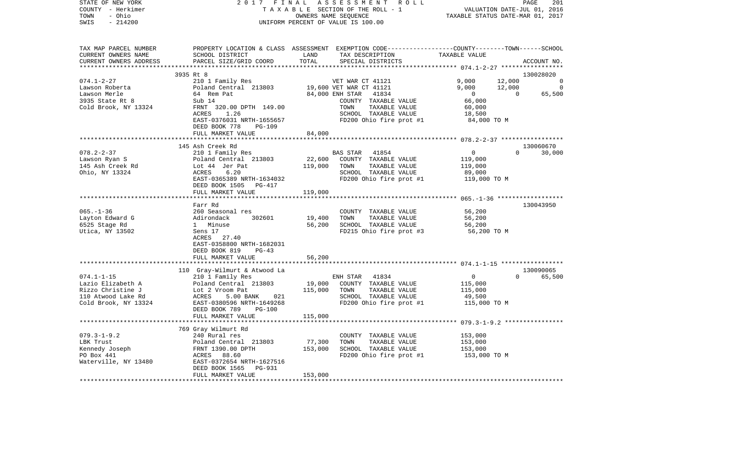STATE OF NEW YORK
COUNTY - Herkimer
TOWN - Ohio
SWIS - 214200

2017 FINAL ASSESSMENT ROLL
TAXABLE SECTION OF THE ROLL - 1
OWNERS NAME SEQUENCE
UNIFORM PERCENT OF VALUE IS 100.00

VALUATION DATE-JUL 01, 2016
TAXABLE STATUS DATE-MAR 01, 2017

```
TAX MAP PARCEL NUMBER     PROPERTY LOCATION & CLASS  ASSESSMENT  EXEMPTION CODE-----------------COUNTY--------TOWN------SCHOOL
CURRENT OWNERS NAME       SCHOOL DISTRICT              LAND      TAX DESCRIPTION                TAXABLE VALUE
CURRENT OWNERS ADDRESS    PARCEL SIZE/GRID COORD       TOTAL     SPECIAL DISTRICTS                                        ACCOUNT NO.
******************************************************************************************************* 074.1-2-27 *****************
                        3935 Rt 8                                                                                       130028020
074.1-2-27                210 1 Family Res                      VET WAR CT 41121        9,000      12,000               0
Lawson Roberta            Poland Central  213803       19,600 VET WAR CT 41121           9,000      12,000               0
Lawson Merle              64  Rem Pat                  84,000 ENH STAR    41834              0           0          65,500
3935 State Rt 8           Sub 14                                COUNTY  TAXABLE VALUE        66,000
Cold Brook, NY 13324      FRNT 320.00 DPTH 149.00              TOWN    TAXABLE VALUE        60,000
                          ACRES     1.26                        SCHOOL  TAXABLE VALUE        18,500
                          EAST-0376031 NRTH-1655657             FD200 Ohio fire prot #1       84,000 TO M
                          DEED BOOK 778    PG-109
                          FULL MARKET VALUE            84,000
******************************************************************************************************* 078.2-2-37 *****************
                          145 Ash Creek Rd                                                                              130060670
078.2-2-37                210 1 Family Res                      BAS STAR    41854              0           0          30,000
Lawson Ryan S             Poland Central  213803       22,600    COUNTY  TAXABLE VALUE       119,000
145 Ash Creek Rd          Lot 44  Jer Pat             119,000    TOWN    TAXABLE VALUE       119,000
Ohio, NY 13324            ACRES     6.20                        SCHOOL  TAXABLE VALUE        89,000
                          EAST-0365389 NRTH-1634032             FD200 Ohio fire prot #1      119,000 TO M
                          DEED BOOK 1505   PG-417
                          FULL MARKET VALUE           119,000
******************************************************************************************************* 065.-1-36 ******************
                          Farr Rd                                                                                       130043950
065.-1-36                 260 Seasonal res                      COUNTY  TAXABLE VALUE        56,200
Layton Edward G           Adirondack      302601       19,400    TOWN    TAXABLE VALUE        56,200
6525 Stage Rd             1  Minuse                    56,200    SCHOOL  TAXABLE VALUE        56,200
Utica, NY 13502           Sens 17                               FD215 Ohio fire prot #3       56,200 TO M
                          ACRES    27.40
                          EAST-0358800 NRTH-1682031
                          DEED BOOK 819    PG-43
                          FULL MARKET VALUE            56,200
******************************************************************************************************* 074.1-1-15 *****************
                          110 Gray-Wilmurt & Atwood La                                                                  130090065
074.1-1-15                210 1 Family Res                      ENH STAR    41834              0           0          65,500
Lazio Elizabeth A         Poland Central  213803       19,000    COUNTY  TAXABLE VALUE       115,000
Rizzo Christine J         Lot 2  Vroom Pat            115,000    TOWN    TAXABLE VALUE       115,000
110 Atwood Lake Rd        ACRES     5.00 BANK     021            SCHOOL  TAXABLE VALUE        49,500
Cold Brook, NY 13324      EAST-0380596 NRTH-1649268             FD200 Ohio fire prot #1      115,000 TO M
                          DEED BOOK 789    PG-100
                          FULL MARKET VALUE           115,000
******************************************************************************************************* 079.3-1-9.2 ****************
                          769 Gray Wilmurt Rd
079.3-1-9.2               240 Rural res                         COUNTY  TAXABLE VALUE       153,000
LBK Trust                 Poland Central  213803       77,300    TOWN    TAXABLE VALUE       153,000
Kennedy Joseph            FRNT 1390.00 DPTH           153,000    SCHOOL  TAXABLE VALUE       153,000
PO Box 441                ACRES    88.60                        FD200 Ohio fire prot #1      153,000 TO M
Waterville, NY 13480      EAST-0372654 NRTH-1627516
                          DEED BOOK 1565   PG-931
                          FULL MARKET VALUE           153,000
************************************************************************************************************************************
```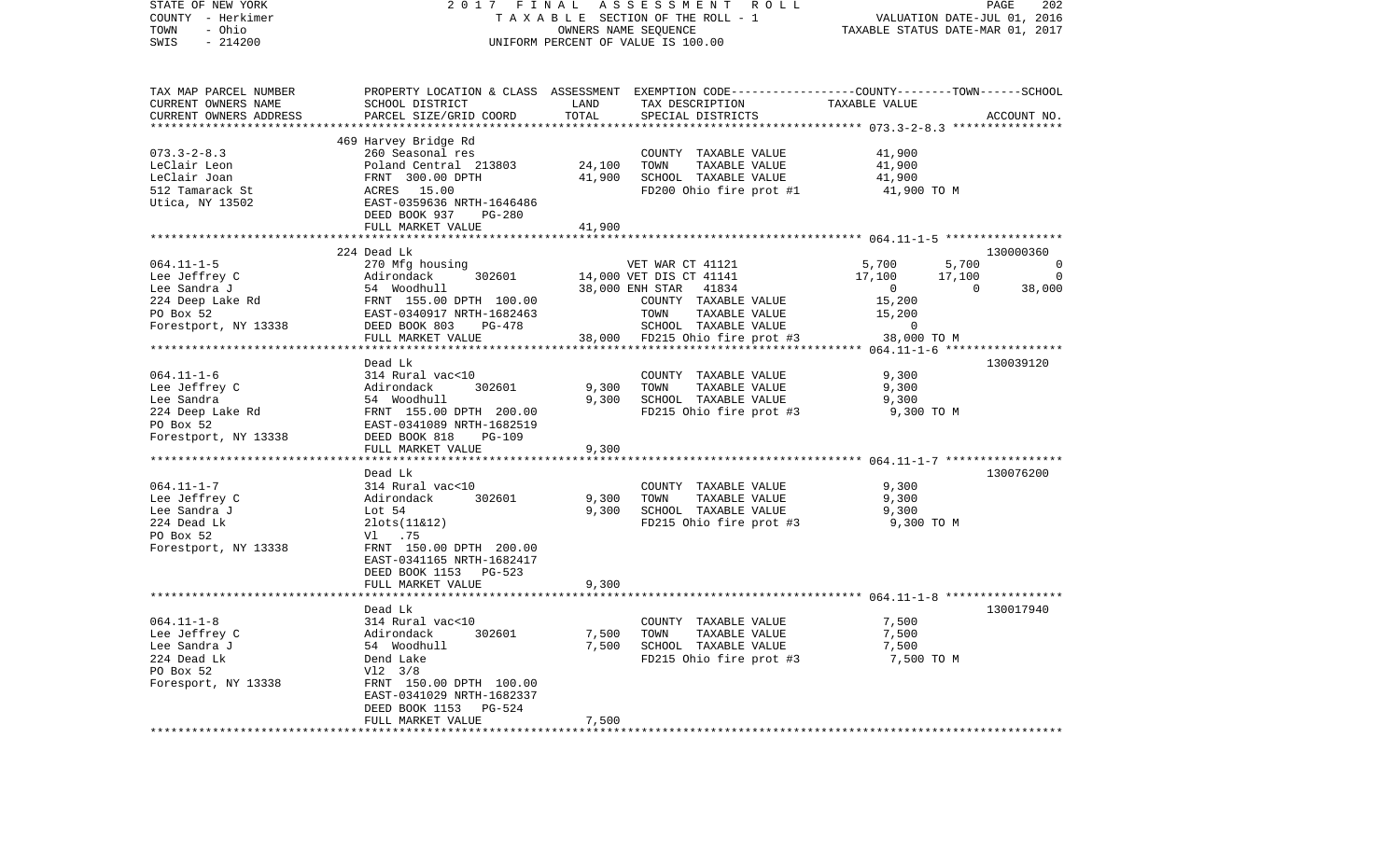STATE OF NEW YORK | 2017 FINAL ASSESSMENT ROLL
COUNTY - Herkimer | TAXABLE SECTION OF THE ROLL - 1 | VALUATION DATE-JUL 01, 2016
TOWN - Ohio | OWNERS NAME SEQUENCE | TAXABLE STATUS DATE-MAR 01, 2017
SWIS - 214200 | UNIFORM PERCENT OF VALUE IS 100.00

| TAX MAP PARCEL NUMBER / CURRENT OWNERS NAME / CURRENT OWNERS ADDRESS | PROPERTY LOCATION & CLASS / SCHOOL DISTRICT / PARCEL SIZE/GRID COORD | ASSESSMENT LAND | TOTAL | EXEMPTION CODE / TAX DESCRIPTION / SPECIAL DISTRICTS | COUNTY TAXABLE VALUE | TOWN | SCHOOL | ACCOUNT NO. |
|---|---|---|---|---|---|---|---|---|
| | 469 Harvey Bridge Rd | | | | | | | |
| 073.3-2-8.3 | 260 Seasonal res | | | COUNTY TAXABLE VALUE | 41,900 | | | |
| LeClair Leon | Poland Central 213803 | 24,100 | | TOWN TAXABLE VALUE | 41,900 | | | |
| LeClair Joan | FRNT 300.00 DPTH | | 41,900 | SCHOOL TAXABLE VALUE | 41,900 | | | |
| 512 Tamarack St | ACRES 15.00 | | | FD200 Ohio fire prot #1 | 41,900 TO M | | | |
| Utica, NY 13502 | EAST-0359636 NRTH-1646486 | | | | | | | |
| | DEED BOOK 937 PG-280 | | | | | | | |
| | FULL MARKET VALUE | | 41,900 | | | | | |
| | 224 Dead Lk | | | | | | | 130000360 |
| 064.11-1-5 | 270 Mfg housing | | | VET WAR CT 41121 | 5,700 | 5,700 | 0 | |
| Lee Jeffrey C | Adirondack 302601 | 14,000 | | VET DIS CT 41141 | 17,100 | 17,100 | 0 | |
| Lee Sandra J | 54 Woodhull | | 38,000 | ENH STAR 41834 | 0 | 0 | 38,000 | |
| 224 Deep Lake Rd | FRNT 155.00 DPTH 100.00 | | | COUNTY TAXABLE VALUE | 15,200 | | | |
| PO Box 52 | EAST-0340917 NRTH-1682463 | | | TOWN TAXABLE VALUE | 15,200 | | | |
| Forestport, NY 13338 | DEED BOOK 803 PG-478 | | | SCHOOL TAXABLE VALUE | 0 | | | |
| | FULL MARKET VALUE | | 38,000 | FD215 Ohio fire prot #3 | 38,000 TO M | | | |
| | Dead Lk | | | | | | | 130039120 |
| 064.11-1-6 | 314 Rural vac<10 | | | COUNTY TAXABLE VALUE | 9,300 | | | |
| Lee Jeffrey C | Adirondack 302601 | 9,300 | | TOWN TAXABLE VALUE | 9,300 | | | |
| Lee Sandra | 54 Woodhull | | 9,300 | SCHOOL TAXABLE VALUE | 9,300 | | | |
| 224 Deep Lake Rd | FRNT 155.00 DPTH 200.00 | | | FD215 Ohio fire prot #3 | 9,300 TO M | | | |
| PO Box 52 | EAST-0341089 NRTH-1682519 | | | | | | | |
| Forestport, NY 13338 | DEED BOOK 818 PG-109 | | | | | | | |
| | FULL MARKET VALUE | | 9,300 | | | | | |
| | Dead Lk | | | | | | | 130076200 |
| 064.11-1-7 | 314 Rural vac<10 | | | COUNTY TAXABLE VALUE | 9,300 | | | |
| Lee Jeffrey C | Adirondack 302601 | 9,300 | | TOWN TAXABLE VALUE | 9,300 | | | |
| Lee Sandra J | Lot 54 | | 9,300 | SCHOOL TAXABLE VALUE | 9,300 | | | |
| 224 Dead Lk | 2lots(11&12) | | | FD215 Ohio fire prot #3 | 9,300 TO M | | | |
| PO Box 52 | Vl .75 | | | | | | | |
| Forestport, NY 13338 | FRNT 150.00 DPTH 200.00 | | | | | | | |
| | EAST-0341165 NRTH-1682417 | | | | | | | |
| | DEED BOOK 1153 PG-523 | | | | | | | |
| | FULL MARKET VALUE | | 9,300 | | | | | |
| | Dead Lk | | | | | | | 130017940 |
| 064.11-1-8 | 314 Rural vac<10 | | | COUNTY TAXABLE VALUE | 7,500 | | | |
| Lee Jeffrey C | Adirondack 302601 | 7,500 | | TOWN TAXABLE VALUE | 7,500 | | | |
| Lee Sandra J | 54 Woodhull | | 7,500 | SCHOOL TAXABLE VALUE | 7,500 | | | |
| 224 Dead Lk | Dend Lake | | | FD215 Ohio fire prot #3 | 7,500 TO M | | | |
| PO Box 52 | Vl2 3/8 | | | | | | | |
| Foresport, NY 13338 | FRNT 150.00 DPTH 100.00 | | | | | | | |
| | EAST-0341029 NRTH-1682337 | | | | | | | |
| | DEED BOOK 1153 PG-524 | | | | | | | |
| | FULL MARKET VALUE | | 7,500 | | | | | |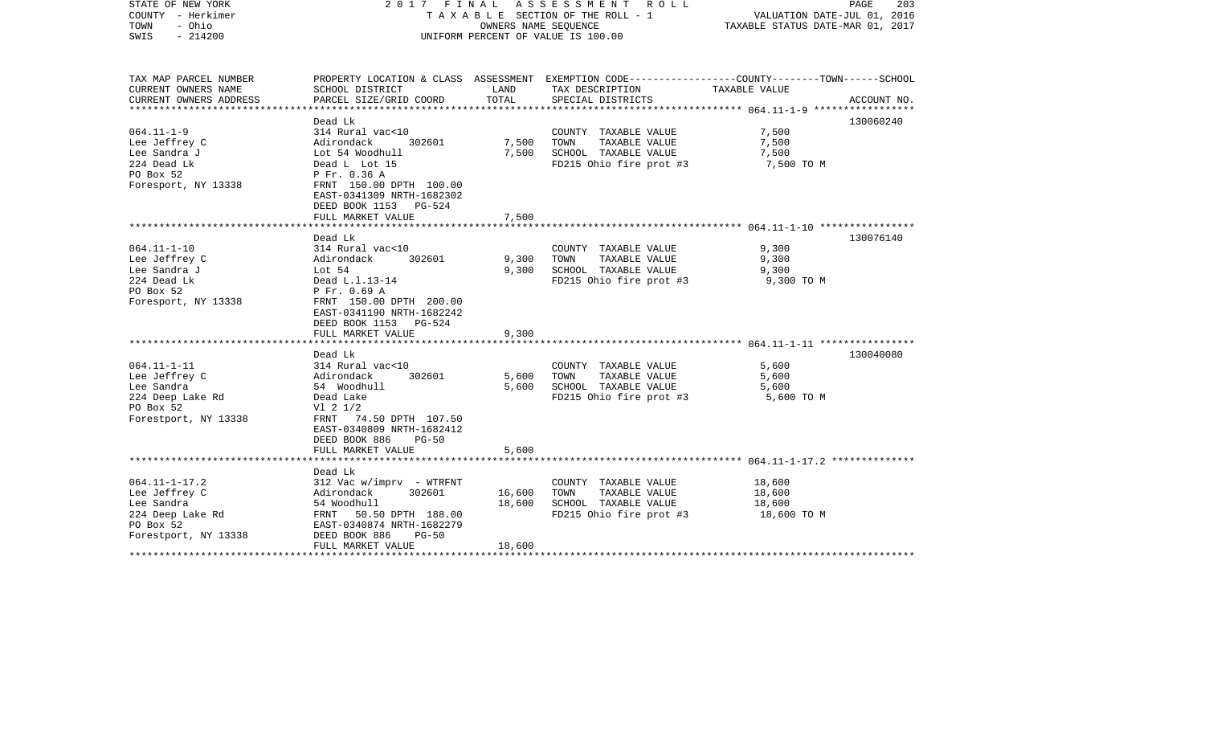STATE OF NEW YORK | 2017 FINAL ASSESSMENT ROLL | PAGE 203
COUNTY - Herkimer | TAXABLE SECTION OF THE ROLL - 1 | VALUATION DATE-JUL 01, 2016
TOWN - Ohio | OWNERS NAME SEQUENCE | TAXABLE STATUS DATE-MAR 01, 2017
SWIS - 214200 | UNIFORM PERCENT OF VALUE IS 100.00

| TAX MAP PARCEL NUMBER<br>CURRENT OWNERS NAME<br>CURRENT OWNERS ADDRESS | PROPERTY LOCATION & CLASS<br>SCHOOL DISTRICT<br>PARCEL SIZE/GRID COORD | ASSESSMENT<br>LAND<br>TOTAL | EXEMPTION CODE-----COUNTY-----TOWN------SCHOOL<br>TAX DESCRIPTION<br>SPECIAL DISTRICTS | TAXABLE VALUE | ACCOUNT NO. |
|---|---|---|---|---|---|
| 064.11-1-9 | Dead Lk | | | | 130060240 |
| 064.11-1-9 | 314 Rural vac<10 | | COUNTY TAXABLE VALUE | 7,500 | |
| Lee Jeffrey C | Adirondack 302601 | 7,500 | TOWN TAXABLE VALUE | 7,500 | |
| Lee Sandra J | Lot 54 Woodhull | 7,500 | SCHOOL TAXABLE VALUE | 7,500 | |
| 224 Dead Lk | Dead L Lot 15 | | FD215 Ohio fire prot #3 | 7,500 TO M | |
| PO Box 52 | P Fr. 0.36 A | | | | |
| Foresport, NY 13338 | FRNT 150.00 DPTH 100.00 | | | | |
| | EAST-0341309 NRTH-1682302 | | | | |
| | DEED BOOK 1153 PG-524 | | | | |
| | FULL MARKET VALUE | 7,500 | | | |
| 064.11-1-10 | Dead Lk | | | | 130076140 |
| 064.11-1-10 | 314 Rural vac<10 | | COUNTY TAXABLE VALUE | 9,300 | |
| Lee Jeffrey C | Adirondack 302601 | 9,300 | TOWN TAXABLE VALUE | 9,300 | |
| Lee Sandra J | Lot 54 | 9,300 | SCHOOL TAXABLE VALUE | 9,300 | |
| 224 Dead Lk | Dead L.l.13-14 | | FD215 Ohio fire prot #3 | 9,300 TO M | |
| PO Box 52 | P Fr. 0.69 A | | | | |
| Foresport, NY 13338 | FRNT 150.00 DPTH 200.00 | | | | |
| | EAST-0341190 NRTH-1682242 | | | | |
| | DEED BOOK 1153 PG-524 | | | | |
| | FULL MARKET VALUE | 9,300 | | | |
| 064.11-1-11 | Dead Lk | | | | 130040080 |
| 064.11-1-11 | 314 Rural vac<10 | | COUNTY TAXABLE VALUE | 5,600 | |
| Lee Jeffrey C | Adirondack 302601 | 5,600 | TOWN TAXABLE VALUE | 5,600 | |
| Lee Sandra | 54 Woodhull | 5,600 | SCHOOL TAXABLE VALUE | 5,600 | |
| 224 Deep Lake Rd | Dead Lake | | FD215 Ohio fire prot #3 | 5,600 TO M | |
| PO Box 52 | Vl 2 1/2 | | | | |
| Forestport, NY 13338 | FRNT 74.50 DPTH 107.50 | | | | |
| | EAST-0340809 NRTH-1682412 | | | | |
| | DEED BOOK 886 PG-50 | | | | |
| | FULL MARKET VALUE | 5,600 | | | |
| 064.11-1-17.2 | Dead Lk | | | | |
| 064.11-1-17.2 | 312 Vac w/imprv - WTRFNT | | COUNTY TAXABLE VALUE | 18,600 | |
| Lee Jeffrey C | Adirondack 302601 | 16,600 | TOWN TAXABLE VALUE | 18,600 | |
| Lee Sandra | 54 Woodhull | 18,600 | SCHOOL TAXABLE VALUE | 18,600 | |
| 224 Deep Lake Rd | FRNT 50.50 DPTH 188.00 | | FD215 Ohio fire prot #3 | 18,600 TO M | |
| PO Box 52 | EAST-0340874 NRTH-1682279 | | | | |
| Forestport, NY 13338 | DEED BOOK 886 PG-50 | | | | |
| | FULL MARKET VALUE | 18,600 | | | |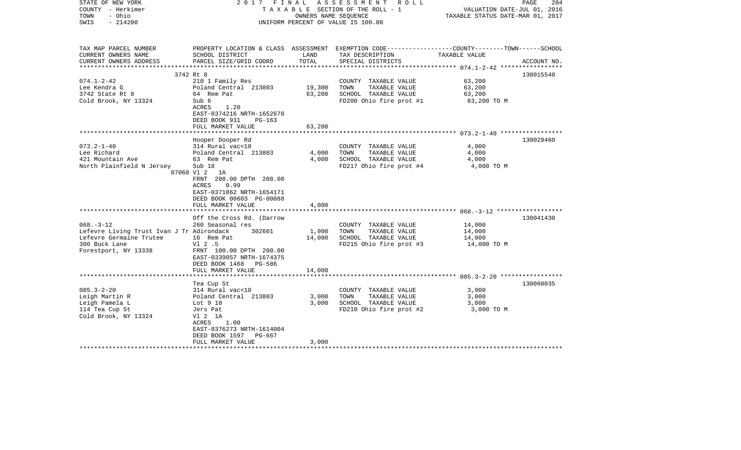STATE OF NEW YORK — 2017 FINAL ASSESSMENT ROLL
COUNTY - Herkimer — TAXABLE SECTION OF THE ROLL - 1 — VALUATION DATE-JUL 01, 2016
TOWN - Ohio — OWNERS NAME SEQUENCE — TAXABLE STATUS DATE-MAR 01, 2017
SWIS - 214200 — UNIFORM PERCENT OF VALUE IS 100.00

| TAX MAP PARCEL NUMBER<br>CURRENT OWNERS NAME<br>CURRENT OWNERS ADDRESS | PROPERTY LOCATION & CLASS<br>SCHOOL DISTRICT<br>PARCEL SIZE/GRID COORD | ASSESSMENT<br>LAND<br>TOTAL | EXEMPTION CODE-----COUNTY-----TOWN-----SCHOOL<br>TAX DESCRIPTION<br>SPECIAL DISTRICTS | TAXABLE VALUE | ACCOUNT NO. |
|---|---|---|---|---|---|
| | 3742 Rt 8 | | | | 130015540 |
| 074.1-2-42 | 210 1 Family Res | | COUNTY TAXABLE VALUE | 63,200 | |
| Lee Kendra G | Poland Central 213803 | 19,300 | TOWN TAXABLE VALUE | 63,200 | |
| 3742 State Rt 8 | 64 Rem Pat | 63,200 | SCHOOL TAXABLE VALUE | 63,200 | |
| Cold Brook, NY 13324 | Sub 6 | | FD200 Ohio fire prot #1 | 63,200 TO M | |
| | ACRES 1.20 | | | | |
| | EAST-0374216 NRTH-1652670 | | | | |
| | DEED BOOK 931 PG-163 | | | | |
| | FULL MARKET VALUE | 63,200 | | | |
| | Hooper Dooper Rd | | | | 130029460 |
| 073.2-1-40 | 314 Rural vac<10 | | COUNTY TAXABLE VALUE | 4,000 | |
| Lee Richard | Poland Central 213803 | 4,000 | TOWN TAXABLE VALUE | 4,000 | |
| 421 Mountain Ave | 63 Rem Pat | 4,000 | SCHOOL TAXABLE VALUE | 4,000 | |
| North Plainfield N Jersey | Sub 18 | | FD217 Ohio fire prot #4 | 4,000 TO M | |
| 07060 | Vl 2 1A | | | | |
| | FRNT 208.00 DPTH 208.00 | | | | |
| | ACRES 0.99 | | | | |
| | EAST-0371862 NRTH-1654171 | | | | |
| | DEED BOOK 00603 PG-00088 | | | | |
| | FULL MARKET VALUE | 4,000 | | | |
| | Off the Cross Rd. (Darrow | | | | 130041430 |
| 068.-3-12 | 260 Seasonal res | | COUNTY TAXABLE VALUE | 14,000 | |
| Lefevre Living Trust Ivan J Tr | Adirondack 302601 | 1,900 | TOWN TAXABLE VALUE | 14,000 | |
| Lefevre Germaine Trutee | 16 Rem Pat | 14,000 | SCHOOL TAXABLE VALUE | 14,000 | |
| 306 Buck Lane | Vl 2 .5 | | FD215 Ohio fire prot #3 | 14,000 TO M | |
| Forestport, NY 13338 | FRNT 100.00 DPTH 200.00 | | | | |
| | EAST-0339057 NRTH-1674375 | | | | |
| | DEED BOOK 1468 PG-586 | | | | |
| | FULL MARKET VALUE | 14,000 | | | |
| | Tea Cup St | | | | 130060035 |
| 085.3-2-20 | 314 Rural vac<10 | | COUNTY TAXABLE VALUE | 3,000 | |
| Leigh Martin R | Poland Central 213803 | 3,000 | TOWN TAXABLE VALUE | 3,000 | |
| Leigh Pamela L | Lot 9 10 | 3,000 | SCHOOL TAXABLE VALUE | 3,000 | |
| 114 Tea Cup St | Jers Pat | | FD210 Ohio fire prot #2 | 3,000 TO M | |
| Cold Brook, NY 13324 | Vl 2 1A | | | | |
| | ACRES 1.00 | | | | |
| | EAST-0376273 NRTH-1614004 | | | | |
| | DEED BOOK 1597 PG-667 | | | | |
| | FULL MARKET VALUE | 3,000 | | | |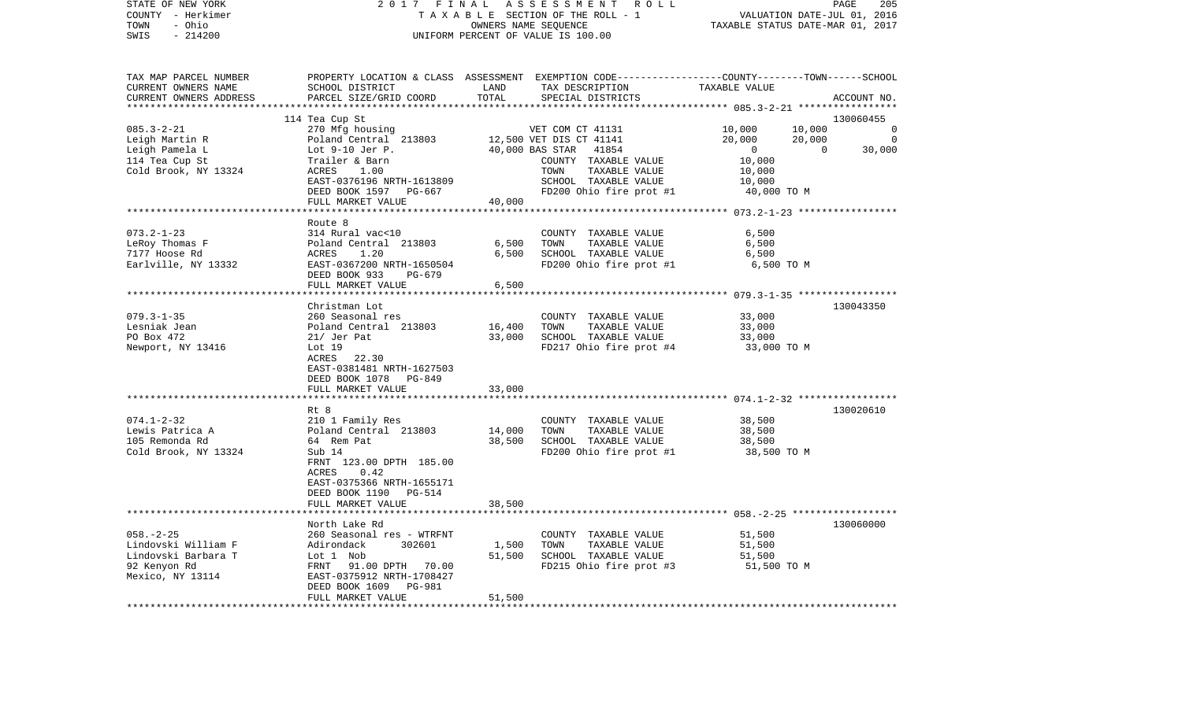STATE OF NEW YORK
COUNTY - Herkimer
TOWN - Ohio
SWIS - 214200

2017 FINAL ASSESSMENT ROLL
TAXABLE SECTION OF THE ROLL - 1
OWNERS NAME SEQUENCE
UNIFORM PERCENT OF VALUE IS 100.00

VALUATION DATE-JUL 01, 2016
TAXABLE STATUS DATE-MAR 01, 2017

| TAX MAP PARCEL NUMBER / CURRENT OWNERS NAME / CURRENT OWNERS ADDRESS | PROPERTY LOCATION & CLASS / SCHOOL DISTRICT / PARCEL SIZE/GRID COORD | ASSESSMENT LAND | TOTAL | EXEMPTION CODE / TAX DESCRIPTION / SPECIAL DISTRICTS | COUNTY | TOWN | SCHOOL | ACCOUNT NO. |
|---|---|---|---|---|---|---|---|---|
| **085.3-2-21** | 114 Tea Cup St | | | | | | | 130060455 |
| Leigh Martin R | 270 Mfg housing | | | VET COM CT 41131 | 10,000 | 10,000 | 0 | |
| Leigh Pamela L | Poland Central 213803 | 12,500 | | VET DIS CT 41141 | 20,000 | 20,000 | 0 | |
| 114 Tea Cup St | Lot 9-10 Jer P. | | 40,000 | BAS STAR 41854 | 0 | 0 | 30,000 | |
| Cold Brook, NY 13324 | Trailer & Barn | | | COUNTY TAXABLE VALUE | 10,000 | | | |
| | ACRES 1.00 | | | TOWN TAXABLE VALUE | | 10,000 | | |
| | EAST-0376196 NRTH-1613809 | | | SCHOOL TAXABLE VALUE | | | 10,000 | |
| | DEED BOOK 1597 PG-667 | | | FD200 Ohio fire prot #1 | 40,000 TO M | | | |
| | FULL MARKET VALUE | | 40,000 | | | | | |
| **073.2-1-23** | Route 8 | | | | | | | |
| LeRoy Thomas F | 314 Rural vac<10 | | | COUNTY TAXABLE VALUE | 6,500 | | | |
| 7177 Hoose Rd | Poland Central 213803 | 6,500 | | TOWN TAXABLE VALUE | | 6,500 | | |
| Earlville, NY 13332 | ACRES 1.20 | | 6,500 | SCHOOL TAXABLE VALUE | | | 6,500 | |
| | EAST-0367200 NRTH-1650504 | | | FD200 Ohio fire prot #1 | 6,500 TO M | | | |
| | DEED BOOK 933 PG-679 | | | | | | | |
| | FULL MARKET VALUE | | 6,500 | | | | | |
| **079.3-1-35** | Christman Lot | | | | | | | 130043350 |
| Lesniak Jean | 260 Seasonal res | | | COUNTY TAXABLE VALUE | 33,000 | | | |
| PO Box 472 | Poland Central 213803 | 16,400 | | TOWN TAXABLE VALUE | | 33,000 | | |
| Newport, NY 13416 | 21/ Jer Pat | | 33,000 | SCHOOL TAXABLE VALUE | | | 33,000 | |
| | Lot 19 | | | FD217 Ohio fire prot #4 | 33,000 TO M | | | |
| | ACRES 22.30 | | | | | | | |
| | EAST-0381481 NRTH-1627503 | | | | | | | |
| | DEED BOOK 1078 PG-849 | | | | | | | |
| | FULL MARKET VALUE | | 33,000 | | | | | |
| **074.1-2-32** | Rt 8 | | | | | | | 130020610 |
| Lewis Patrica A | 210 1 Family Res | | | COUNTY TAXABLE VALUE | 38,500 | | | |
| 105 Remonda Rd | Poland Central 213803 | 14,000 | | TOWN TAXABLE VALUE | | 38,500 | | |
| Cold Brook, NY 13324 | 64 Rem Pat | | 38,500 | SCHOOL TAXABLE VALUE | | | 38,500 | |
| | Sub 14 | | | FD200 Ohio fire prot #1 | 38,500 TO M | | | |
| | FRNT 123.00 DPTH 185.00 | | | | | | | |
| | ACRES 0.42 | | | | | | | |
| | EAST-0375366 NRTH-1655171 | | | | | | | |
| | DEED BOOK 1190 PG-514 | | | | | | | |
| | FULL MARKET VALUE | | 38,500 | | | | | |
| **058.-2-25** | North Lake Rd | | | | | | | 130060000 |
| Lindovski William F | 260 Seasonal res - WTRFNT | | | COUNTY TAXABLE VALUE | 51,500 | | | |
| Lindovski Barbara T | Adirondack 302601 | 1,500 | | TOWN TAXABLE VALUE | | 51,500 | | |
| 92 Kenyon Rd | Lot 1 Nob | | 51,500 | SCHOOL TAXABLE VALUE | | | 51,500 | |
| Mexico, NY 13114 | FRNT 91.00 DPTH 70.00 | | | FD215 Ohio fire prot #3 | 51,500 TO M | | | |
| | EAST-0375912 NRTH-1708427 | | | | | | | |
| | DEED BOOK 1609 PG-981 | | | | | | | |
| | FULL MARKET VALUE | | 51,500 | | | | | |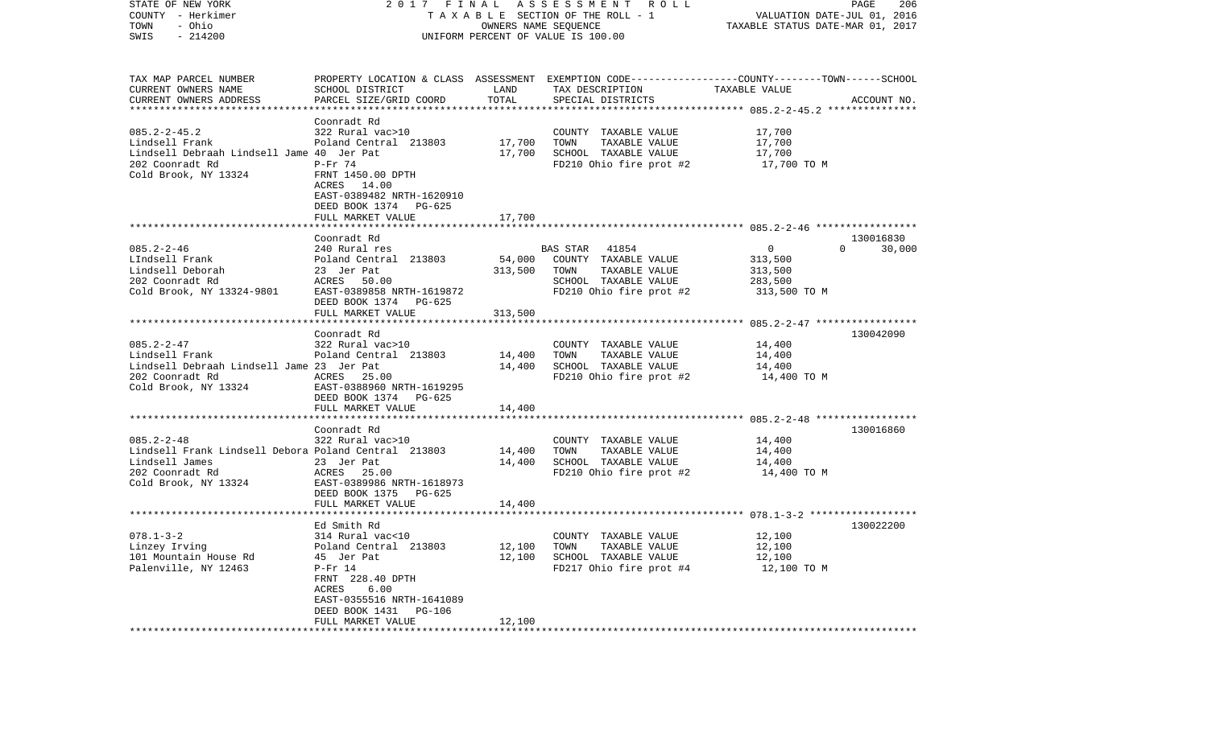STATE OF NEW YORK | 2017 FINAL ASSESSMENT ROLL
COUNTY - Herkimer | TAXABLE SECTION OF THE ROLL - 1 | VALUATION DATE-JUL 01, 2016
TOWN - Ohio | OWNERS NAME SEQUENCE | TAXABLE STATUS DATE-MAR 01, 2017
SWIS - 214200 | UNIFORM PERCENT OF VALUE IS 100.00

| TAX MAP PARCEL NUMBER / CURRENT OWNERS NAME / CURRENT OWNERS ADDRESS | PROPERTY LOCATION & CLASS / SCHOOL DISTRICT / PARCEL SIZE/GRID COORD | ASSESSMENT LAND | TOTAL | EXEMPTION CODE / TAX DESCRIPTION / SPECIAL DISTRICTS | COUNTY--------TOWN------SCHOOL TAXABLE VALUE | ACCOUNT NO. |
|---|---|---|---|---|---|---|
| 085.2-2-45.2 | Coonradt Rd | | | | | |
| Lindsell Frank | 322 Rural vac>10 | | | COUNTY TAXABLE VALUE | 17,700 | |
| Lindsell Debraah Lindsell Jame | Poland Central 213803 | 17,700 | | TOWN TAXABLE VALUE | 17,700 | |
| 202 Coonradt Rd | 40 Jer Pat | | 17,700 | SCHOOL TAXABLE VALUE | 17,700 | |
| Cold Brook, NY 13324 | P-Fr 74 | | | FD210 Ohio fire prot #2 | 17,700 TO M | |
| | FRNT 1450.00 DPTH | | | | | |
| | ACRES 14.00 | | | | | |
| | EAST-0389482 NRTH-1620910 | | | | | |
| | DEED BOOK 1374 PG-625 | | | | | |
| | FULL MARKET VALUE | | 17,700 | | | |
| 085.2-2-46 | Coonradt Rd | | | | | 130016830 |
| LIndsell Frank | 240 Rural res | | | BAS STAR 41854 | 0 0 30,000 | |
| Lindsell Deborah | Poland Central 213803 | 54,000 | | COUNTY TAXABLE VALUE | 313,500 | |
| 202 Coonradt Rd | 23 Jer Pat | | 313,500 | TOWN TAXABLE VALUE | 313,500 | |
| Cold Brook, NY 13324-9801 | ACRES 50.00 | | | SCHOOL TAXABLE VALUE | 283,500 | |
| | EAST-0389858 NRTH-1619872 | | | FD210 Ohio fire prot #2 | 313,500 TO M | |
| | DEED BOOK 1374 PG-625 | | | | | |
| | FULL MARKET VALUE | | 313,500 | | | |
| 085.2-2-47 | Coonradt Rd | | | | | 130042090 |
| Lindsell Frank | 322 Rural vac>10 | | | COUNTY TAXABLE VALUE | 14,400 | |
| Lindsell Debraah Lindsell Jame | Poland Central 213803 | 14,400 | | TOWN TAXABLE VALUE | 14,400 | |
| 202 Coonradt Rd | 23 Jer Pat | | 14,400 | SCHOOL TAXABLE VALUE | 14,400 | |
| Cold Brook, NY 13324 | ACRES 25.00 | | | FD210 Ohio fire prot #2 | 14,400 TO M | |
| | EAST-0388960 NRTH-1619295 | | | | | |
| | DEED BOOK 1374 PG-625 | | | | | |
| | FULL MARKET VALUE | | 14,400 | | | |
| 085.2-2-48 | Coonradt Rd | | | | | 130016860 |
| Lindsell Frank Lindsell Debora | 322 Rural vac>10 | | | COUNTY TAXABLE VALUE | 14,400 | |
| Lindsell James | Poland Central 213803 | 14,400 | | TOWN TAXABLE VALUE | 14,400 | |
| 202 Coonradt Rd | 23 Jer Pat | | 14,400 | SCHOOL TAXABLE VALUE | 14,400 | |
| Cold Brook, NY 13324 | ACRES 25.00 | | | FD210 Ohio fire prot #2 | 14,400 TO M | |
| | EAST-0389986 NRTH-1618973 | | | | | |
| | DEED BOOK 1375 PG-625 | | | | | |
| | FULL MARKET VALUE | | 14,400 | | | |
| 078.1-3-2 | Ed Smith Rd | | | | | 130022200 |
| Linzey Irving | 314 Rural vac<10 | | | COUNTY TAXABLE VALUE | 12,100 | |
| 101 Mountain House Rd | Poland Central 213803 | 12,100 | | TOWN TAXABLE VALUE | 12,100 | |
| Palenville, NY 12463 | 45 Jer Pat | | 12,100 | SCHOOL TAXABLE VALUE | 12,100 | |
| | P-Fr 14 | | | FD217 Ohio fire prot #4 | 12,100 TO M | |
| | FRNT 228.40 DPTH | | | | | |
| | ACRES 6.00 | | | | | |
| | EAST-0355516 NRTH-1641089 | | | | | |
| | DEED BOOK 1431 PG-106 | | | | | |
| | FULL MARKET VALUE | | 12,100 | | | |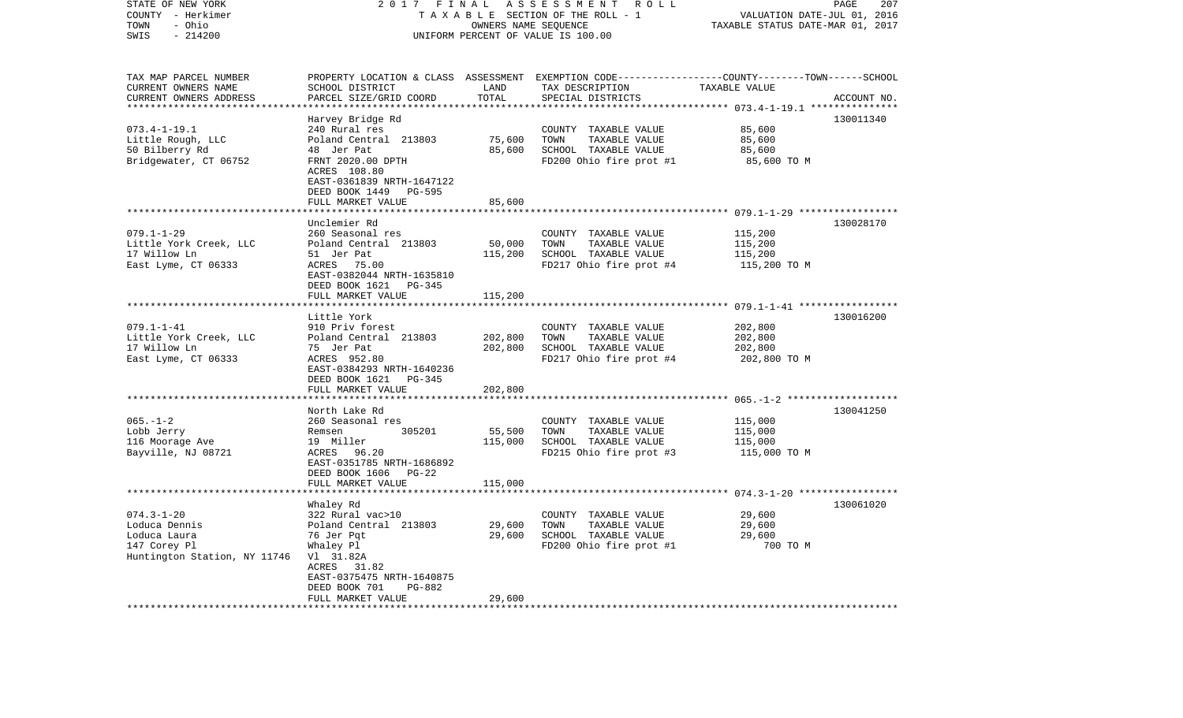STATE OF NEW YORK | COUNTY - Herkimer | TOWN - Ohio | SWIS - 214200

2017 FINAL ASSESSMENT ROLL
TAXABLE SECTION OF THE ROLL - 1
OWNERS NAME SEQUENCE
UNIFORM PERCENT OF VALUE IS 100.00

VALUATION DATE-JUL 01, 2016
TAXABLE STATUS DATE-MAR 01, 2017

| TAX MAP PARCEL NUMBER / CURRENT OWNERS NAME / CURRENT OWNERS ADDRESS | PROPERTY LOCATION & CLASS / SCHOOL DISTRICT / PARCEL SIZE/GRID COORD | ASSESSMENT LAND | TOTAL | EXEMPTION CODE / TAX DESCRIPTION / SPECIAL DISTRICTS | TAXABLE VALUE (COUNTY--TOWN--SCHOOL) | ACCOUNT NO. |
|---|---|---|---|---|---|---|
| 073.4-1-19.1 | Harvey Bridge Rd | | | | | 130011340 |
| Little Rough, LLC | 240 Rural res | | | COUNTY TAXABLE VALUE | 85,600 | |
| 50 Bilberry Rd | Poland Central 213803 | 75,600 | | TOWN TAXABLE VALUE | 85,600 | |
| Bridgewater, CT 06752 | 48 Jer Pat | | 85,600 | SCHOOL TAXABLE VALUE | 85,600 | |
| | FRNT 2020.00 DPTH | | | FD200 Ohio fire prot #1 | 85,600 TO M | |
| | ACRES 108.80 | | | | | |
| | EAST-0361839 NRTH-1647122 | | | | | |
| | DEED BOOK 1449 PG-595 | | | | | |
| | FULL MARKET VALUE | | 85,600 | | | |
| 079.1-1-29 | Unclemier Rd | | | | | 130028170 |
| Little York Creek, LLC | 260 Seasonal res | | | COUNTY TAXABLE VALUE | 115,200 | |
| 17 Willow Ln | Poland Central 213803 | 50,000 | | TOWN TAXABLE VALUE | 115,200 | |
| East Lyme, CT 06333 | 51 Jer Pat | | 115,200 | SCHOOL TAXABLE VALUE | 115,200 | |
| | ACRES 75.00 | | | FD217 Ohio fire prot #4 | 115,200 TO M | |
| | EAST-0382044 NRTH-1635810 | | | | | |
| | DEED BOOK 1621 PG-345 | | | | | |
| | FULL MARKET VALUE | | 115,200 | | | |
| 079.1-1-41 | Little York | | | | | 130016200 |
| Little York Creek, LLC | 910 Priv forest | | | COUNTY TAXABLE VALUE | 202,800 | |
| 17 Willow Ln | Poland Central 213803 | 202,800 | | TOWN TAXABLE VALUE | 202,800 | |
| East Lyme, CT 06333 | 75 Jer Pat | | 202,800 | SCHOOL TAXABLE VALUE | 202,800 | |
| | ACRES 952.80 | | | FD217 Ohio fire prot #4 | 202,800 TO M | |
| | EAST-0384293 NRTH-1640236 | | | | | |
| | DEED BOOK 1621 PG-345 | | | | | |
| | FULL MARKET VALUE | | 202,800 | | | |
| 065.-1-2 | North Lake Rd | | | | | 130041250 |
| Lobb Jerry | 260 Seasonal res | | | COUNTY TAXABLE VALUE | 115,000 | |
| 116 Moorage Ave | Remsen 305201 | 55,500 | | TOWN TAXABLE VALUE | 115,000 | |
| Bayville, NJ 08721 | 19 Miller | | 115,000 | SCHOOL TAXABLE VALUE | 115,000 | |
| | ACRES 96.20 | | | FD215 Ohio fire prot #3 | 115,000 TO M | |
| | EAST-0351785 NRTH-1686892 | | | | | |
| | DEED BOOK 1606 PG-22 | | | | | |
| | FULL MARKET VALUE | | 115,000 | | | |
| 074.3-1-20 | Whaley Rd | | | | | 130061020 |
| Loduca Dennis | 322 Rural vac>10 | | | COUNTY TAXABLE VALUE | 29,600 | |
| Loduca Laura | Poland Central 213803 | 29,600 | | TOWN TAXABLE VALUE | 29,600 | |
| 147 Corey Pl | 76 Jer Pqt | | 29,600 | SCHOOL TAXABLE VALUE | 29,600 | |
| Huntington Station, NY 11746 | Whaley Pl | | | FD200 Ohio fire prot #1 | 700 TO M | |
| | Vl 31.82A | | | | | |
| | ACRES 31.82 | | | | | |
| | EAST-0375475 NRTH-1640875 | | | | | |
| | DEED BOOK 701 PG-882 | | | | | |
| | FULL MARKET VALUE | | 29,600 | | | |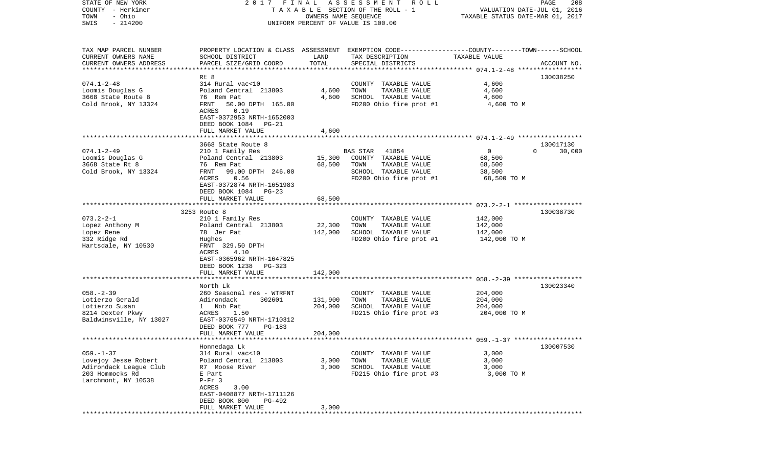STATE OF NEW YORK | 2 0 1 7 F I N A L A S S E S S M E N T R O L L
COUNTY - Herkimer | T A X A B L E SECTION OF THE ROLL - 1 | VALUATION DATE-JUL 01, 2016
TOWN - Ohio | OWNERS NAME SEQUENCE | TAXABLE STATUS DATE-MAR 01, 2017
SWIS - 214200 | UNIFORM PERCENT OF VALUE IS 100.00

| TAX MAP PARCEL NUMBER / CURRENT OWNERS NAME / CURRENT OWNERS ADDRESS | PROPERTY LOCATION & CLASS / SCHOOL DISTRICT / PARCEL SIZE/GRID COORD | ASSESSMENT LAND | TOTAL | EXEMPTION CODE / TAX DESCRIPTION / SPECIAL DISTRICTS | COUNTY | TOWN | SCHOOL / TAXABLE VALUE | ACCOUNT NO. |
|---|---|---|---|---|---|---|---|---|
| 074.1-2-48 | Rt 8 | | | | | | | 130038250 |
| 074.1-2-48 | 314 Rural vac<10 | | | COUNTY TAXABLE VALUE | 4,600 | | | |
| Loomis Douglas G | Poland Central 213803 | 4,600 | | TOWN TAXABLE VALUE | | 4,600 | | |
| 3668 State Route 8 | 76 Rem Pat | | 4,600 | SCHOOL TAXABLE VALUE | | | 4,600 | |
| Cold Brook, NY 13324 | FRNT 50.00 DPTH 165.00 | | | FD200 Ohio fire prot #1 | | | 4,600 TO M | |
| | ACRES 0.19 | | | | | | | |
| | EAST-0372953 NRTH-1652003 | | | | | | | |
| | DEED BOOK 1084 PG-21 | | | | | | | |
| | FULL MARKET VALUE | | 4,600 | | | | | |
| 074.1-2-49 | 3668 State Route 8 | | | | | | | 130017130 |
| 074.1-2-49 | 210 1 Family Res | | | BAS STAR 41854 | 0 | 0 | 30,000 | |
| Loomis Douglas G | Poland Central 213803 | 15,300 | | COUNTY TAXABLE VALUE | 68,500 | | | |
| 3668 State Rt 8 | 76 Rem Pat | | 68,500 | TOWN TAXABLE VALUE | | 68,500 | | |
| Cold Brook, NY 13324 | FRNT 99.00 DPTH 246.00 | | | SCHOOL TAXABLE VALUE | | | 38,500 | |
| | ACRES 0.56 | | | FD200 Ohio fire prot #1 | | | 68,500 TO M | |
| | EAST-0372874 NRTH-1651983 | | | | | | | |
| | DEED BOOK 1084 PG-23 | | | | | | | |
| | FULL MARKET VALUE | | 68,500 | | | | | |
| 073.2-2-1 | 3253 Route 8 | | | | | | | 130038730 |
| 073.2-2-1 | 210 1 Family Res | | | COUNTY TAXABLE VALUE | 142,000 | | | |
| Lopez Anthony M | Poland Central 213803 | 22,300 | | TOWN TAXABLE VALUE | | 142,000 | | |
| Lopez Rene | 78 Jer Pat | | 142,000 | SCHOOL TAXABLE VALUE | | | 142,000 | |
| 332 Ridge Rd | Hughes | | | FD200 Ohio fire prot #1 | | | 142,000 TO M | |
| Hartsdale, NY 10530 | FRNT 329.50 DPTH | | | | | | | |
| | ACRES 4.10 | | | | | | | |
| | EAST-0365962 NRTH-1647825 | | | | | | | |
| | DEED BOOK 1238 PG-323 | | | | | | | |
| | FULL MARKET VALUE | | 142,000 | | | | | |
| 058.-2-39 | North Lk | | | | | | | 130023340 |
| 058.-2-39 | 260 Seasonal res - WTRFNT | | | COUNTY TAXABLE VALUE | 204,000 | | | |
| Lotierzo Gerald | Adirondack 302601 | 131,900 | | TOWN TAXABLE VALUE | | 204,000 | | |
| Lotierzo Susan | 1 Nob Pat | | 204,000 | SCHOOL TAXABLE VALUE | | | 204,000 | |
| 8214 Dexter Pkwy | ACRES 1.50 | | | FD215 Ohio fire prot #3 | | | 204,000 TO M | |
| Baldwinsville, NY 13027 | EAST-0376549 NRTH-1710312 | | | | | | | |
| | DEED BOOK 777 PG-183 | | | | | | | |
| | FULL MARKET VALUE | | 204,000 | | | | | |
| 059.-1-37 | Honnedaga Lk | | | | | | | 130007530 |
| 059.-1-37 | 314 Rural vac<10 | | | COUNTY TAXABLE VALUE | 3,000 | | | |
| Lovejoy Jesse Robert | Poland Central 213803 | 3,000 | | TOWN TAXABLE VALUE | | 3,000 | | |
| Adirondack League Club | R7 Moose River | | 3,000 | SCHOOL TAXABLE VALUE | | | 3,000 | |
| 203 Hommocks Rd | E Part | | | FD215 Ohio fire prot #3 | | | 3,000 TO M | |
| Larchmont, NY 10538 | P-Fr 3 | | | | | | | |
| | ACRES 3.00 | | | | | | | |
| | EAST-0408877 NRTH-1711126 | | | | | | | |
| | DEED BOOK 800 PG-492 | | | | | | | |
| | FULL MARKET VALUE | | 3,000 | | | | | |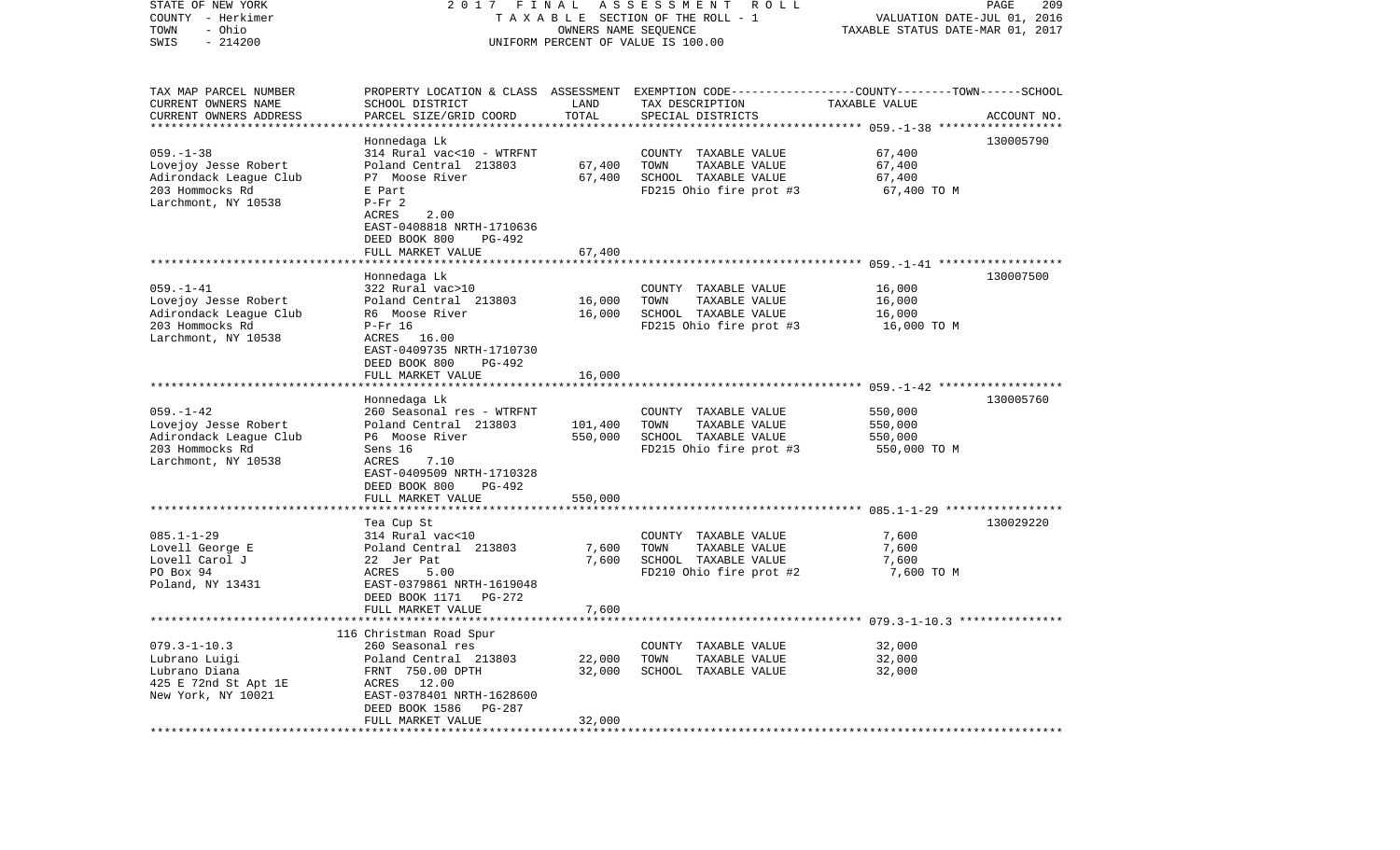STATE OF NEW YORK — 2017 FINAL ASSESSMENT ROLL
COUNTY - Herkimer — TAXABLE SECTION OF THE ROLL - 1 — VALUATION DATE-JUL 01, 2016
TOWN - Ohio — OWNERS NAME SEQUENCE — TAXABLE STATUS DATE-MAR 01, 2017
SWIS - 214200 — UNIFORM PERCENT OF VALUE IS 100.00

| TAX MAP PARCEL NUMBER / CURRENT OWNERS NAME / CURRENT OWNERS ADDRESS | PROPERTY LOCATION & CLASS / SCHOOL DISTRICT / PARCEL SIZE/GRID COORD | ASSESSMENT LAND | ASSESSMENT TOTAL | EXEMPTION CODE / TAX DESCRIPTION / SPECIAL DISTRICTS | TAXABLE VALUE (COUNTY--TOWN--SCHOOL) | ACCOUNT NO. |
|---|---|---|---|---|---|---|
| 059.-1-38 | Honnedaga Lk | | | | | 130005790 |
| Lovejoy Jesse Robert | 314 Rural vac<10 - WTRFNT | | | COUNTY TAXABLE VALUE | 67,400 | |
| Adirondack League Club | Poland Central 213803 | 67,400 | | TOWN TAXABLE VALUE | 67,400 | |
| 203 Hommocks Rd | P7 Moose River | | 67,400 | SCHOOL TAXABLE VALUE | 67,400 | |
| Larchmont, NY 10538 | E Part | | | FD215 Ohio fire prot #3 | 67,400 TO M | |
| | P-Fr 2 | | | | | |
| | ACRES 2.00 | | | | | |
| | EAST-0408818 NRTH-1710636 | | | | | |
| | DEED BOOK 800 PG-492 | | | | | |
| | FULL MARKET VALUE | | 67,400 | | | |
| 059.-1-41 | Honnedaga Lk | | | | | 130007500 |
| Lovejoy Jesse Robert | 322 Rural vac>10 | | | COUNTY TAXABLE VALUE | 16,000 | |
| Adirondack League Club | Poland Central 213803 | 16,000 | | TOWN TAXABLE VALUE | 16,000 | |
| 203 Hommocks Rd | R6 Moose River | | 16,000 | SCHOOL TAXABLE VALUE | 16,000 | |
| Larchmont, NY 10538 | P-Fr 16 | | | FD215 Ohio fire prot #3 | 16,000 TO M | |
| | ACRES 16.00 | | | | | |
| | EAST-0409735 NRTH-1710730 | | | | | |
| | DEED BOOK 800 PG-492 | | | | | |
| | FULL MARKET VALUE | | 16,000 | | | |
| 059.-1-42 | Honnedaga Lk | | | | | 130005760 |
| Lovejoy Jesse Robert | 260 Seasonal res - WTRFNT | | | COUNTY TAXABLE VALUE | 550,000 | |
| Adirondack League Club | Poland Central 213803 | 101,400 | | TOWN TAXABLE VALUE | 550,000 | |
| 203 Hommocks Rd | P6 Moose River | | 550,000 | SCHOOL TAXABLE VALUE | 550,000 | |
| Larchmont, NY 10538 | Sens 16 | | | FD215 Ohio fire prot #3 | 550,000 TO M | |
| | ACRES 7.10 | | | | | |
| | EAST-0409509 NRTH-1710328 | | | | | |
| | DEED BOOK 800 PG-492 | | | | | |
| | FULL MARKET VALUE | | 550,000 | | | |
| 085.1-1-29 | Tea Cup St | | | | | 130029220 |
| Lovell George E | 314 Rural vac<10 | | | COUNTY TAXABLE VALUE | 7,600 | |
| Lovell Carol J | Poland Central 213803 | 7,600 | | TOWN TAXABLE VALUE | 7,600 | |
| PO Box 94 | 22 Jer Pat | | 7,600 | SCHOOL TAXABLE VALUE | 7,600 | |
| Poland, NY 13431 | ACRES 5.00 | | | FD210 Ohio fire prot #2 | 7,600 TO M | |
| | EAST-0379861 NRTH-1619048 | | | | | |
| | DEED BOOK 1171 PG-272 | | | | | |
| | FULL MARKET VALUE | | 7,600 | | | |
| 079.3-1-10.3 | 116 Christman Road Spur | | | | | |
| Lubrano Luigi | 260 Seasonal res | | | COUNTY TAXABLE VALUE | 32,000 | |
| Lubrano Diana | Poland Central 213803 | 22,000 | | TOWN TAXABLE VALUE | 32,000 | |
| 425 E 72nd St Apt 1E | FRNT 750.00 DPTH | | 32,000 | SCHOOL TAXABLE VALUE | 32,000 | |
| New York, NY 10021 | ACRES 12.00 | | | | | |
| | EAST-0378401 NRTH-1628600 | | | | | |
| | DEED BOOK 1586 PG-287 | | | | | |
| | FULL MARKET VALUE | | 32,000 | | | |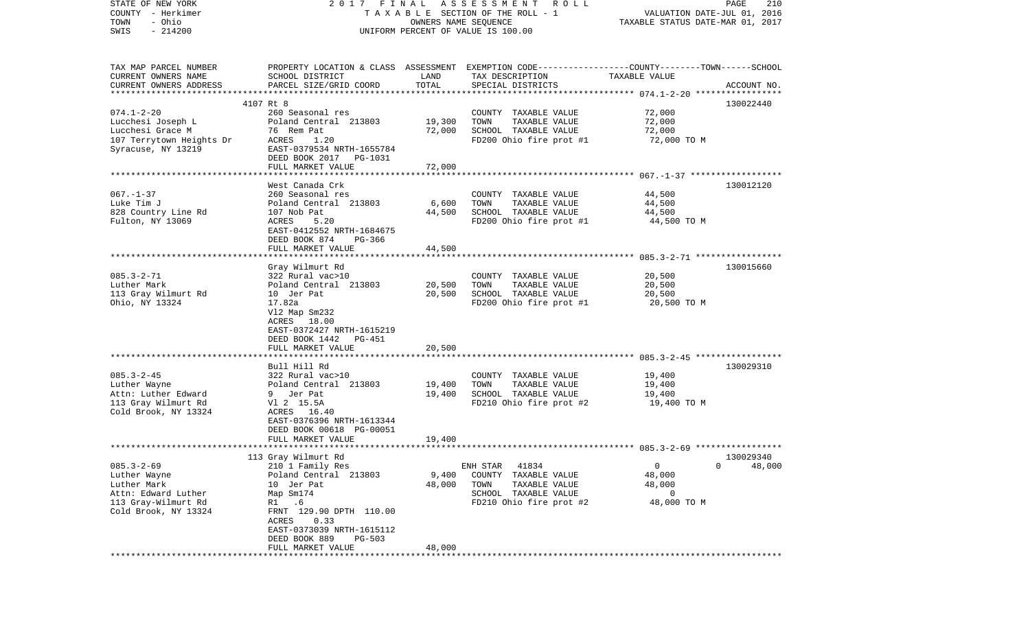STATE OF NEW YORK | COUNTY - Herkimer | TOWN - Ohio | SWIS - 214200

2017 FINAL ASSESSMENT ROLL
TAXABLE SECTION OF THE ROLL - 1
OWNERS NAME SEQUENCE
UNIFORM PERCENT OF VALUE IS 100.00

VALUATION DATE-JUL 01, 2016
TAXABLE STATUS DATE-MAR 01, 2017

| TAX MAP PARCEL NUMBER / CURRENT OWNERS NAME / CURRENT OWNERS ADDRESS | PROPERTY LOCATION & CLASS / SCHOOL DISTRICT / PARCEL SIZE/GRID COORD | ASSESSMENT LAND | TOTAL | EXEMPTION CODE / TAX DESCRIPTION / SPECIAL DISTRICTS | COUNTY / TOWN / SCHOOL TAXABLE VALUE | ACCOUNT NO. |
|---|---|---|---|---|---|---|
| 074.1-2-20 | 4107 Rt 8 | | | | | 130022440 |
| 074.1-2-20 | 260 Seasonal res | | | COUNTY TAXABLE VALUE | 72,000 | |
| Lucchesi Joseph L | Poland Central 213803 | 19,300 | | TOWN TAXABLE VALUE | 72,000 | |
| Lucchesi Grace M | 76 Rem Pat | | 72,000 | SCHOOL TAXABLE VALUE | 72,000 | |
| 107 Terrytown Heights Dr | ACRES 1.20 | | | FD200 Ohio fire prot #1 | 72,000 TO M | |
| Syracuse, NY 13219 | EAST-0379534 NRTH-1655784 | | | | | |
| | DEED BOOK 2017 PG-1031 | | | | | |
| | FULL MARKET VALUE | | 72,000 | | | |
| 067.-1-37 | West Canada Crk | | | | | 130012120 |
| 067.-1-37 | 260 Seasonal res | | | COUNTY TAXABLE VALUE | 44,500 | |
| Luke Tim J | Poland Central 213803 | 6,600 | | TOWN TAXABLE VALUE | 44,500 | |
| 828 Country Line Rd | 107 Nob Pat | | 44,500 | SCHOOL TAXABLE VALUE | 44,500 | |
| Fulton, NY 13069 | ACRES 5.20 | | | FD200 Ohio fire prot #1 | 44,500 TO M | |
| | EAST-0412552 NRTH-1684675 | | | | | |
| | DEED BOOK 874 PG-366 | | | | | |
| | FULL MARKET VALUE | | 44,500 | | | |
| 085.3-2-71 | Gray Wilmurt Rd | | | | | 130015660 |
| 085.3-2-71 | 322 Rural vac>10 | | | COUNTY TAXABLE VALUE | 20,500 | |
| Luther Mark | Poland Central 213803 | 20,500 | | TOWN TAXABLE VALUE | 20,500 | |
| 113 Gray Wilmurt Rd | 10 Jer Pat | | 20,500 | SCHOOL TAXABLE VALUE | 20,500 | |
| Ohio, NY 13324 | 17.82a | | | FD200 Ohio fire prot #1 | 20,500 TO M | |
| | Vl2 Map Sm232 | | | | | |
| | ACRES 18.00 | | | | | |
| | EAST-0372427 NRTH-1615219 | | | | | |
| | DEED BOOK 1442 PG-451 | | | | | |
| | FULL MARKET VALUE | | 20,500 | | | |
| 085.3-2-45 | Bull Hill Rd | | | | | 130029310 |
| 085.3-2-45 | 322 Rural vac>10 | | | COUNTY TAXABLE VALUE | 19,400 | |
| Luther Wayne | Poland Central 213803 | 19,400 | | TOWN TAXABLE VALUE | 19,400 | |
| Attn: Luther Edward | 9 Jer Pat | | 19,400 | SCHOOL TAXABLE VALUE | 19,400 | |
| 113 Gray Wilmurt Rd | Vl 2 15.5A | | | FD210 Ohio fire prot #2 | 19,400 TO M | |
| Cold Brook, NY 13324 | ACRES 16.40 | | | | | |
| | EAST-0376396 NRTH-1613344 | | | | | |
| | DEED BOOK 00618 PG-00051 | | | | | |
| | FULL MARKET VALUE | | 19,400 | | | |
| 085.3-2-69 | 113 Gray Wilmurt Rd | | | | | 130029340 |
| 085.3-2-69 | 210 1 Family Res | | | ENH STAR 41834 | 0 / 0 / 48,000 | |
| Luther Wayne | Poland Central 213803 | 9,400 | | COUNTY TAXABLE VALUE | 48,000 | |
| Luther Mark | 10 Jer Pat | | 48,000 | TOWN TAXABLE VALUE | 48,000 | |
| Attn: Edward Luther | Map Sm174 | | | SCHOOL TAXABLE VALUE | 0 | |
| 113 Gray-Wilmurt Rd | R1 .6 | | | FD210 Ohio fire prot #2 | 48,000 TO M | |
| Cold Brook, NY 13324 | FRNT 129.90 DPTH 110.00 | | | | | |
| | ACRES 0.33 | | | | | |
| | EAST-0373039 NRTH-1615112 | | | | | |
| | DEED BOOK 889 PG-503 | | | | | |
| | FULL MARKET VALUE | | 48,000 | | | |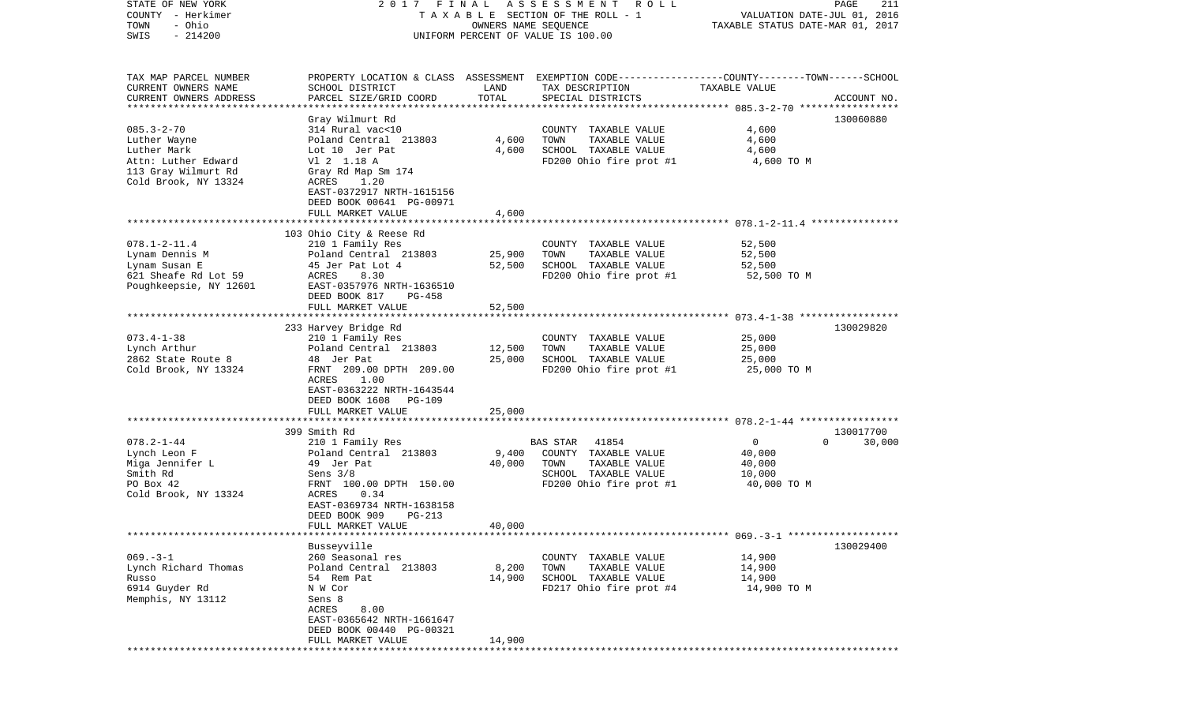STATE OF NEW YORK | 2017 FINAL ASSESSMENT ROLL
COUNTY - Herkimer | TAXABLE SECTION OF THE ROLL - 1 | VALUATION DATE-JUL 01, 2016
TOWN - Ohio | OWNERS NAME SEQUENCE | TAXABLE STATUS DATE-MAR 01, 2017
SWIS - 214200 | UNIFORM PERCENT OF VALUE IS 100.00

| TAX MAP PARCEL NUMBER<br>CURRENT OWNERS NAME<br>CURRENT OWNERS ADDRESS | PROPERTY LOCATION & CLASS<br>SCHOOL DISTRICT<br>PARCEL SIZE/GRID COORD | ASSESSMENT<br>LAND<br>TOTAL | EXEMPTION CODE-----COUNTY-----TOWN-----SCHOOL<br>TAX DESCRIPTION<br>SPECIAL DISTRICTS | TAXABLE VALUE | ACCOUNT NO. |
|---|---|---|---|---|---|
| 085.3-2-70 | Gray Wilmurt Rd<br>314 Rural vac<10 | | COUNTY TAXABLE VALUE | 4,600 | 130060880 |
| Luther Wayne | Poland Central 213803 | 4,600 | TOWN TAXABLE VALUE | 4,600 | |
| Luther Mark | Lot 10 Jer Pat | 4,600 | SCHOOL TAXABLE VALUE | 4,600 | |
| Attn: Luther Edward | Vl 2 1.18 A | | FD200 Ohio fire prot #1 | 4,600 TO M | |
| 113 Gray Wilmurt Rd | Gray Rd Map Sm 174 | | | | |
| Cold Brook, NY 13324 | ACRES 1.20 | | | | |
| | EAST-0372917 NRTH-1615156 | | | | |
| | DEED BOOK 00641 PG-00971 | | | | |
| | FULL MARKET VALUE | 4,600 | | | |
| 078.1-2-11.4 | 103 Ohio City & Reese Rd<br>210 1 Family Res | | COUNTY TAXABLE VALUE | 52,500 | |
| Lynam Dennis M | Poland Central 213803 | 25,900 | TOWN TAXABLE VALUE | 52,500 | |
| Lynam Susan E | 45 Jer Pat Lot 4 | 52,500 | SCHOOL TAXABLE VALUE | 52,500 | |
| 621 Sheafe Rd Lot 59 | ACRES 8.30 | | FD200 Ohio fire prot #1 | 52,500 TO M | |
| Poughkeepsie, NY 12601 | EAST-0357976 NRTH-1636510 | | | | |
| | DEED BOOK 817 PG-458 | | | | |
| | FULL MARKET VALUE | 52,500 | | | |
| 073.4-1-38 | 233 Harvey Bridge Rd<br>210 1 Family Res | | COUNTY TAXABLE VALUE | 25,000 | 130029820 |
| Lynch Arthur | Poland Central 213803 | 12,500 | TOWN TAXABLE VALUE | 25,000 | |
| 2862 State Route 8 | 48 Jer Pat | 25,000 | SCHOOL TAXABLE VALUE | 25,000 | |
| Cold Brook, NY 13324 | FRNT 209.00 DPTH 209.00 | | FD200 Ohio fire prot #1 | 25,000 TO M | |
| | ACRES 1.00 | | | | |
| | EAST-0363222 NRTH-1643544 | | | | |
| | DEED BOOK 1608 PG-109 | | | | |
| | FULL MARKET VALUE | 25,000 | | | |
| 078.2-1-44 | 399 Smith Rd<br>210 1 Family Res | | BAS STAR 41854 | 0 0 | 130017700<br>30,000 |
| Lynch Leon F | Poland Central 213803 | 9,400 | COUNTY TAXABLE VALUE | 40,000 | |
| Miga Jennifer L | 49 Jer Pat | 40,000 | TOWN TAXABLE VALUE | 40,000 | |
| Smith Rd | Sens 3/8 | | SCHOOL TAXABLE VALUE | 10,000 | |
| PO Box 42 | FRNT 100.00 DPTH 150.00 | | FD200 Ohio fire prot #1 | 40,000 TO M | |
| Cold Brook, NY 13324 | ACRES 0.34 | | | | |
| | EAST-0369734 NRTH-1638158 | | | | |
| | DEED BOOK 909 PG-213 | | | | |
| | FULL MARKET VALUE | 40,000 | | | |
| 069.-3-1 | Busseyville<br>260 Seasonal res | | COUNTY TAXABLE VALUE | 14,900 | 130029400 |
| Lynch Richard Thomas | Poland Central 213803 | 8,200 | TOWN TAXABLE VALUE | 14,900 | |
| Russo | 54 Rem Pat | 14,900 | SCHOOL TAXABLE VALUE | 14,900 | |
| 6914 Guyder Rd | N W Cor | | FD217 Ohio fire prot #4 | 14,900 TO M | |
| Memphis, NY 13112 | Sens 8 | | | | |
| | ACRES 8.00 | | | | |
| | EAST-0365642 NRTH-1661647 | | | | |
| | DEED BOOK 00440 PG-00321 | | | | |
| | FULL MARKET VALUE | 14,900 | | | |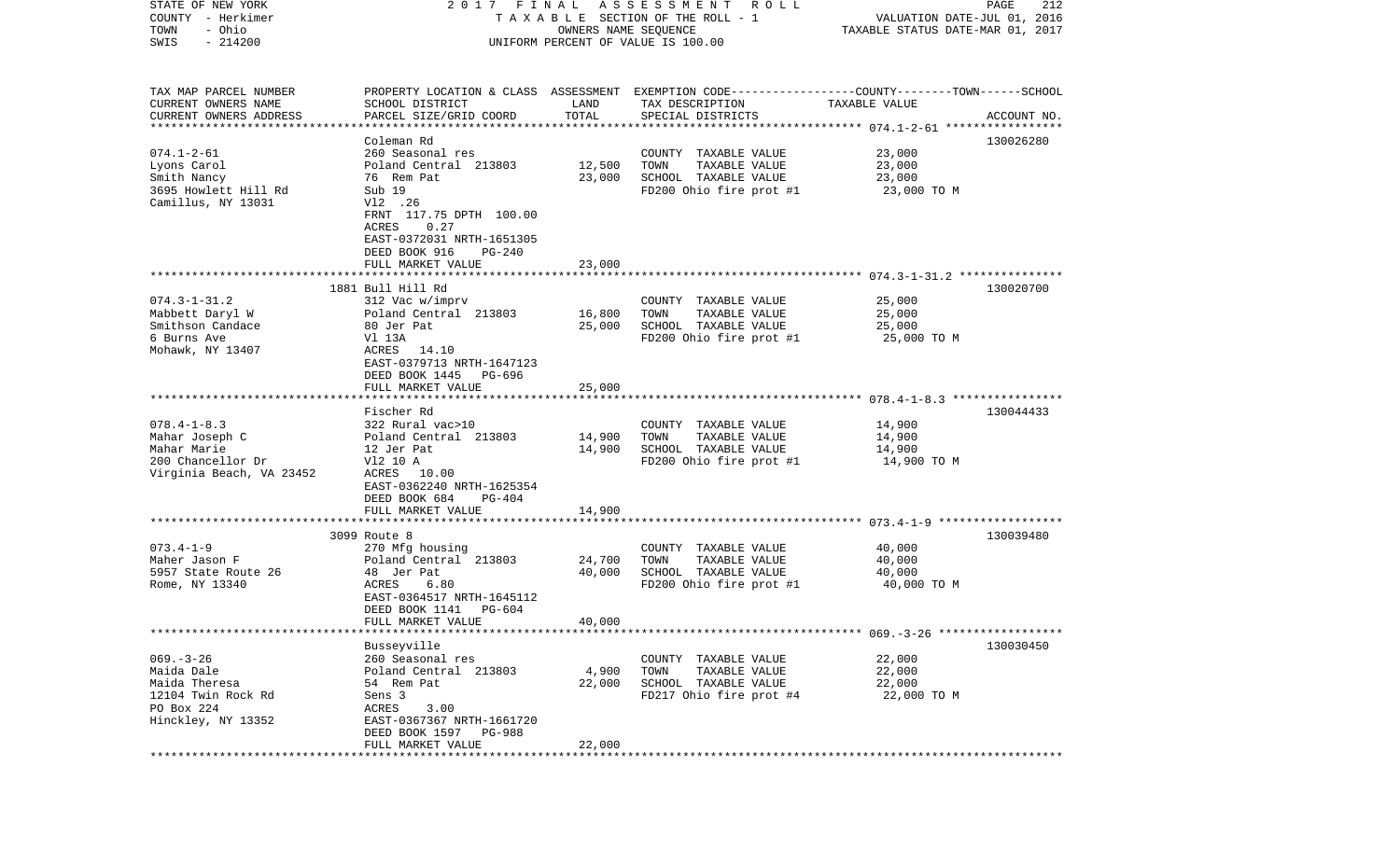STATE OF NEW YORK — 2017 FINAL ASSESSMENT ROLL — TAXABLE SECTION OF THE ROLL - 1 — VALUATION DATE-JUL 01, 2016
COUNTY - Herkimer — OWNERS NAME SEQUENCE — TAXABLE STATUS DATE-MAR 01, 2017
TOWN - Ohio — UNIFORM PERCENT OF VALUE IS 100.00
SWIS - 214200

| TAX MAP PARCEL NUMBER / CURRENT OWNERS NAME / CURRENT OWNERS ADDRESS | PROPERTY LOCATION & CLASS / SCHOOL DISTRICT / PARCEL SIZE/GRID COORD | ASSESSMENT LAND | TOTAL | EXEMPTION CODE / TAX DESCRIPTION / SPECIAL DISTRICTS | TAXABLE VALUE | ACCOUNT NO. |
|---|---|---|---|---|---|---|
| | Coleman Rd | | | | | 130026280 |
| 074.1-2-61 | 260 Seasonal res | | | COUNTY TAXABLE VALUE | 23,000 | |
| Lyons Carol | Poland Central 213803 | 12,500 | | TOWN TAXABLE VALUE | 23,000 | |
| Smith Nancy | 76 Rem Pat | | 23,000 | SCHOOL TAXABLE VALUE | 23,000 | |
| 3695 Howlett Hill Rd | Sub 19 | | | FD200 Ohio fire prot #1 | 23,000 TO M | |
| Camillus, NY 13031 | Vl2 .26 | | | | | |
| | FRNT 117.75 DPTH 100.00 | | | | | |
| | ACRES 0.27 | | | | | |
| | EAST-0372031 NRTH-1651305 | | | | | |
| | DEED BOOK 916 PG-240 | | | | | |
| | FULL MARKET VALUE | | 23,000 | | | |
| | 1881 Bull Hill Rd | | | | | 130020700 |
| 074.3-1-31.2 | 312 Vac w/imprv | | | COUNTY TAXABLE VALUE | 25,000 | |
| Mabbett Daryl W | Poland Central 213803 | 16,800 | | TOWN TAXABLE VALUE | 25,000 | |
| Smithson Candace | 80 Jer Pat | | 25,000 | SCHOOL TAXABLE VALUE | 25,000 | |
| 6 Burns Ave | Vl 13A | | | FD200 Ohio fire prot #1 | 25,000 TO M | |
| Mohawk, NY 13407 | ACRES 14.10 | | | | | |
| | EAST-0379713 NRTH-1647123 | | | | | |
| | DEED BOOK 1445 PG-696 | | | | | |
| | FULL MARKET VALUE | | 25,000 | | | |
| | Fischer Rd | | | | | 130044433 |
| 078.4-1-8.3 | 322 Rural vac>10 | | | COUNTY TAXABLE VALUE | 14,900 | |
| Mahar Joseph C | Poland Central 213803 | 14,900 | | TOWN TAXABLE VALUE | 14,900 | |
| Mahar Marie | 12 Jer Pat | | 14,900 | SCHOOL TAXABLE VALUE | 14,900 | |
| 200 Chancellor Dr | Vl2 10 A | | | FD200 Ohio fire prot #1 | 14,900 TO M | |
| Virginia Beach, VA 23452 | ACRES 10.00 | | | | | |
| | EAST-0362240 NRTH-1625354 | | | | | |
| | DEED BOOK 684 PG-404 | | | | | |
| | FULL MARKET VALUE | | 14,900 | | | |
| | 3099 Route 8 | | | | | 130039480 |
| 073.4-1-9 | 270 Mfg housing | | | COUNTY TAXABLE VALUE | 40,000 | |
| Maher Jason F | Poland Central 213803 | 24,700 | | TOWN TAXABLE VALUE | 40,000 | |
| 5957 State Route 26 | 48 Jer Pat | | 40,000 | SCHOOL TAXABLE VALUE | 40,000 | |
| Rome, NY 13340 | ACRES 6.80 | | | FD200 Ohio fire prot #1 | 40,000 TO M | |
| | EAST-0364517 NRTH-1645112 | | | | | |
| | DEED BOOK 1141 PG-604 | | | | | |
| | FULL MARKET VALUE | | 40,000 | | | |
| | Busseyville | | | | | 130030450 |
| 069.-3-26 | 260 Seasonal res | | | COUNTY TAXABLE VALUE | 22,000 | |
| Maida Dale | Poland Central 213803 | 4,900 | | TOWN TAXABLE VALUE | 22,000 | |
| Maida Theresa | 54 Rem Pat | | 22,000 | SCHOOL TAXABLE VALUE | 22,000 | |
| 12104 Twin Rock Rd | Sens 3 | | | FD217 Ohio fire prot #4 | 22,000 TO M | |
| PO Box 224 | ACRES 3.00 | | | | | |
| Hinckley, NY 13352 | EAST-0367367 NRTH-1661720 | | | | | |
| | DEED BOOK 1597 PG-988 | | | | | |
| | FULL MARKET VALUE | | 22,000 | | | |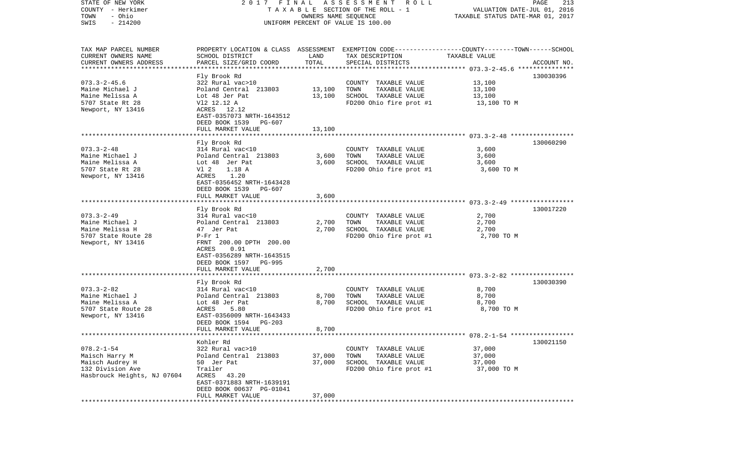STATE OF NEW YORK | 2017 FINAL ASSESSMENT ROLL
COUNTY - Herkimer | TAXABLE SECTION OF THE ROLL - 1 | VALUATION DATE-JUL 01, 2016
TOWN - Ohio | OWNERS NAME SEQUENCE | TAXABLE STATUS DATE-MAR 01, 2017
SWIS - 214200 | UNIFORM PERCENT OF VALUE IS 100.00

| TAX MAP PARCEL NUMBER / CURRENT OWNERS NAME / CURRENT OWNERS ADDRESS | PROPERTY LOCATION & CLASS / SCHOOL DISTRICT / PARCEL SIZE/GRID COORD | ASSESSMENT LAND | TOTAL | EXEMPTION CODE / TAX DESCRIPTION / SPECIAL DISTRICTS | TAXABLE VALUE (COUNTY--TOWN--SCHOOL) | ACCOUNT NO. |
|---|---|---|---|---|---|---|
| 073.3-2-45.6 | Fly Brook Rd | | | | | 130030396 |
| | 322 Rural vac>10 | | | COUNTY TAXABLE VALUE | 13,100 | |
| Maine Michael J | Poland Central 213803 | 13,100 | | TOWN TAXABLE VALUE | 13,100 | |
| Maine Melissa A | Lot 48 Jer Pat | | 13,100 | SCHOOL TAXABLE VALUE | 13,100 | |
| 5707 State Rt 28 | Vl2 12.12 A | | | FD200 Ohio fire prot #1 | 13,100 TO M | |
| Newport, NY 13416 | ACRES 12.12 | | | | | |
| | EAST-0357073 NRTH-1643512 | | | | | |
| | DEED BOOK 1539 PG-607 | | | | | |
| | FULL MARKET VALUE | | 13,100 | | | |
| 073.3-2-48 | Fly Brook Rd | | | | | 130060290 |
| | 314 Rural vac<10 | | | COUNTY TAXABLE VALUE | 3,600 | |
| Maine Michael J | Poland Central 213803 | 3,600 | | TOWN TAXABLE VALUE | 3,600 | |
| Maine Melissa A | Lot 48 Jer Pat | | 3,600 | SCHOOL TAXABLE VALUE | 3,600 | |
| 5707 State Rt 28 | Vl 2 1.18 A | | | FD200 Ohio fire prot #1 | 3,600 TO M | |
| Newport, NY 13416 | ACRES 1.20 | | | | | |
| | EAST-0356452 NRTH-1643428 | | | | | |
| | DEED BOOK 1539 PG-607 | | | | | |
| | FULL MARKET VALUE | | 3,600 | | | |
| 073.3-2-49 | Fly Brook Rd | | | | | 130017220 |
| | 314 Rural vac<10 | | | COUNTY TAXABLE VALUE | 2,700 | |
| Maine Michael J | Poland Central 213803 | 2,700 | | TOWN TAXABLE VALUE | 2,700 | |
| Maine Melissa H | 47 Jer Pat | | 2,700 | SCHOOL TAXABLE VALUE | 2,700 | |
| 5707 State Route 28 | P-Fr 1 | | | FD200 Ohio fire prot #1 | 2,700 TO M | |
| Newport, NY 13416 | FRNT 200.00 DPTH 200.00 | | | | | |
| | ACRES 0.91 | | | | | |
| | EAST-0356289 NRTH-1643515 | | | | | |
| | DEED BOOK 1597 PG-995 | | | | | |
| | FULL MARKET VALUE | | 2,700 | | | |
| 073.3-2-82 | Fly Brook Rd | | | | | 130030390 |
| | 314 Rural vac<10 | | | COUNTY TAXABLE VALUE | 8,700 | |
| Maine Michael J | Poland Central 213803 | 8,700 | | TOWN TAXABLE VALUE | 8,700 | |
| Maine Melissa A | Lot 48 Jer Pat | | 8,700 | SCHOOL TAXABLE VALUE | 8,700 | |
| 5707 State Route 28 | ACRES 5.80 | | | FD200 Ohio fire prot #1 | 8,700 TO M | |
| Newport, NY 13416 | EAST-0356009 NRTH-1643433 | | | | | |
| | DEED BOOK 1594 PG-203 | | | | | |
| | FULL MARKET VALUE | | 8,700 | | | |
| 078.2-1-54 | Kohler Rd | | | | | 130021150 |
| | 322 Rural vac>10 | | | COUNTY TAXABLE VALUE | 37,000 | |
| Maisch Harry M | Poland Central 213803 | 37,000 | | TOWN TAXABLE VALUE | 37,000 | |
| Maisch Audrey H | 50 Jer Pat | | 37,000 | SCHOOL TAXABLE VALUE | 37,000 | |
| 132 Division Ave | Trailer | | | FD200 Ohio fire prot #1 | 37,000 TO M | |
| Hasbrouck Heights, NJ 07604 | ACRES 43.20 | | | | | |
| | EAST-0371883 NRTH-1639191 | | | | | |
| | DEED BOOK 00637 PG-01041 | | | | | |
| | FULL MARKET VALUE | | 37,000 | | | |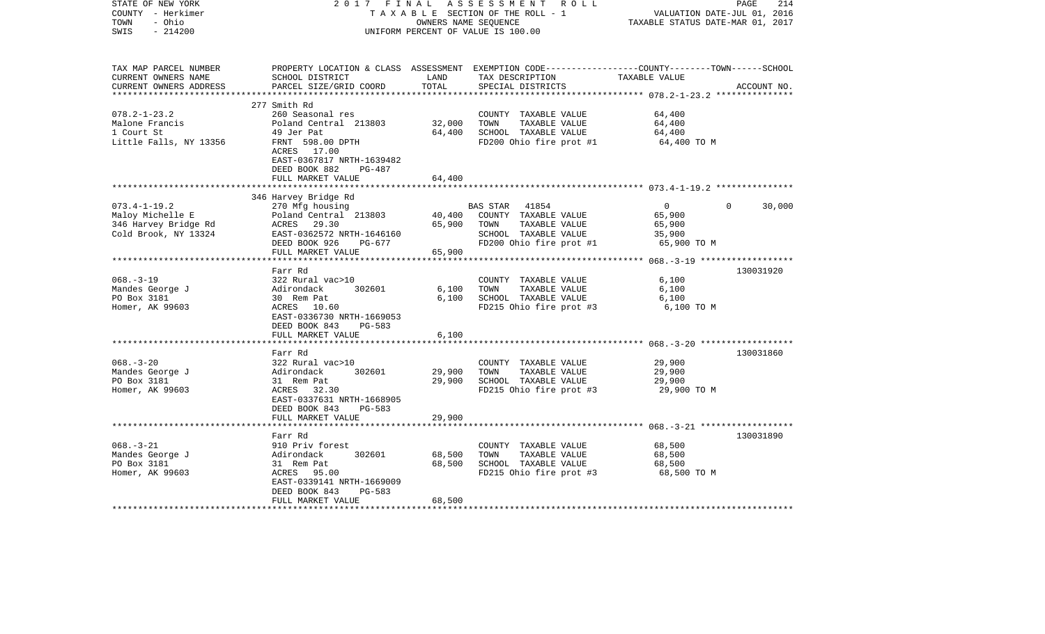STATE OF NEW YORK — 2017 FINAL ASSESSMENT ROLL
COUNTY - Herkimer — TAXABLE SECTION OF THE ROLL - 1 — VALUATION DATE-JUL 01, 2016
TOWN - Ohio — OWNERS NAME SEQUENCE — TAXABLE STATUS DATE-MAR 01, 2017
SWIS - 214200 — UNIFORM PERCENT OF VALUE IS 100.00

| TAX MAP PARCEL NUMBER / CURRENT OWNERS NAME / CURRENT OWNERS ADDRESS | PROPERTY LOCATION & CLASS / SCHOOL DISTRICT / PARCEL SIZE/GRID COORD | ASSESSMENT LAND | TOTAL | EXEMPTION CODE / TAX DESCRIPTION / SPECIAL DISTRICTS | COUNTY TAXABLE VALUE | TOWN | SCHOOL | ACCOUNT NO. |
|---|---|---|---|---|---|---|---|---|
| **078.2-1-23.2** | 277 Smith Rd | | | | | | | |
| 078.2-1-23.2 | 260 Seasonal res | | | COUNTY TAXABLE VALUE | 64,400 | | | |
| Malone Francis | Poland Central 213803 | 32,000 | | TOWN TAXABLE VALUE | 64,400 | | | |
| 1 Court St | 49 Jer Pat | | 64,400 | SCHOOL TAXABLE VALUE | 64,400 | | | |
| Little Falls, NY 13356 | FRNT 598.00 DPTH | | | FD200 Ohio fire prot #1 | 64,400 TO M | | | |
| | ACRES 17.00 | | | | | | | |
| | EAST-0367817 NRTH-1639482 | | | | | | | |
| | DEED BOOK 882 PG-487 | | | | | | | |
| | FULL MARKET VALUE | | 64,400 | | | | | |
| **073.4-1-19.2** | 346 Harvey Bridge Rd | | | | | | | |
| 073.4-1-19.2 | 270 Mfg housing | | | BAS STAR 41854 | 0 | 0 | 30,000 | |
| Maloy Michelle E | Poland Central 213803 | 40,400 | | COUNTY TAXABLE VALUE | 65,900 | | | |
| 346 Harvey Bridge Rd | ACRES 29.30 | | 65,900 | TOWN TAXABLE VALUE | 65,900 | | | |
| Cold Brook, NY 13324 | EAST-0362572 NRTH-1646160 | | | SCHOOL TAXABLE VALUE | 35,900 | | | |
| | DEED BOOK 926 PG-677 | | | FD200 Ohio fire prot #1 | 65,900 TO M | | | |
| | FULL MARKET VALUE | | 65,900 | | | | | |
| **068.-3-19** | Farr Rd | | | | | | | 130031920 |
| 068.-3-19 | 322 Rural vac>10 | | | COUNTY TAXABLE VALUE | 6,100 | | | |
| Mandes George J | Adirondack 302601 | 6,100 | | TOWN TAXABLE VALUE | 6,100 | | | |
| PO Box 3181 | 30 Rem Pat | | 6,100 | SCHOOL TAXABLE VALUE | 6,100 | | | |
| Homer, AK 99603 | ACRES 10.60 | | | FD215 Ohio fire prot #3 | 6,100 TO M | | | |
| | EAST-0336730 NRTH-1669053 | | | | | | | |
| | DEED BOOK 843 PG-583 | | | | | | | |
| | FULL MARKET VALUE | | 6,100 | | | | | |
| **068.-3-20** | Farr Rd | | | | | | | 130031860 |
| 068.-3-20 | 322 Rural vac>10 | | | COUNTY TAXABLE VALUE | 29,900 | | | |
| Mandes George J | Adirondack 302601 | 29,900 | | TOWN TAXABLE VALUE | 29,900 | | | |
| PO Box 3181 | 31 Rem Pat | | 29,900 | SCHOOL TAXABLE VALUE | 29,900 | | | |
| Homer, AK 99603 | ACRES 32.30 | | | FD215 Ohio fire prot #3 | 29,900 TO M | | | |
| | EAST-0337631 NRTH-1668905 | | | | | | | |
| | DEED BOOK 843 PG-583 | | | | | | | |
| | FULL MARKET VALUE | | 29,900 | | | | | |
| **068.-3-21** | Farr Rd | | | | | | | 130031890 |
| 068.-3-21 | 910 Priv forest | | | COUNTY TAXABLE VALUE | 68,500 | | | |
| Mandes George J | Adirondack 302601 | 68,500 | | TOWN TAXABLE VALUE | 68,500 | | | |
| PO Box 3181 | 31 Rem Pat | | 68,500 | SCHOOL TAXABLE VALUE | 68,500 | | | |
| Homer, AK 99603 | ACRES 95.00 | | | FD215 Ohio fire prot #3 | 68,500 TO M | | | |
| | EAST-0339141 NRTH-1669009 | | | | | | | |
| | DEED BOOK 843 PG-583 | | | | | | | |
| | FULL MARKET VALUE | | 68,500 | | | | | |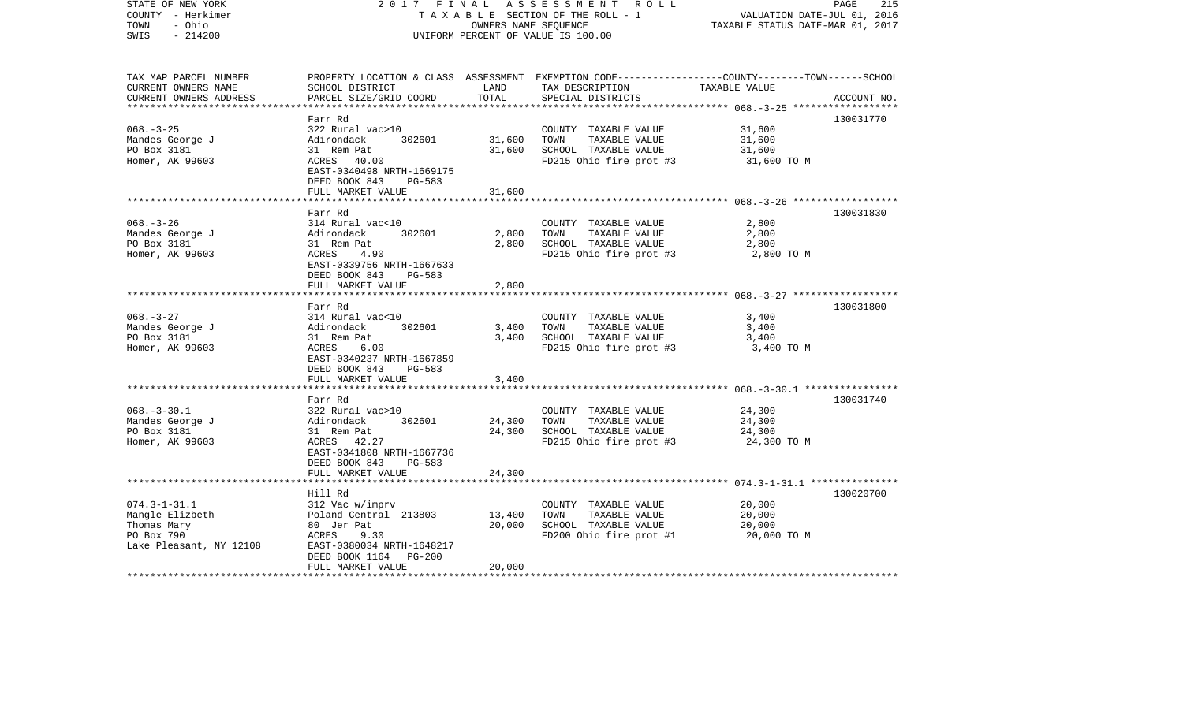STATE OF NEW YORK
COUNTY - Herkimer
TOWN - Ohio
SWIS - 214200

2017 FINAL ASSESSMENT ROLL
TAXABLE SECTION OF THE ROLL - 1
OWNERS NAME SEQUENCE
UNIFORM PERCENT OF VALUE IS 100.00

VALUATION DATE-JUL 01, 2016
TAXABLE STATUS DATE-MAR 01, 2017

| TAX MAP PARCEL NUMBER / CURRENT OWNERS NAME / CURRENT OWNERS ADDRESS | PROPERTY LOCATION & CLASS / SCHOOL DISTRICT / PARCEL SIZE/GRID COORD | ASSESSMENT LAND | TOTAL | EXEMPTION CODE / TAX DESCRIPTION / SPECIAL DISTRICTS | TAXABLE VALUE (COUNTY--TOWN--SCHOOL) | ACCOUNT NO. |
|---|---|---|---|---|---|---|
| **068.-3-25** | Farr Rd | | | | | 130031770 |
| 068.-3-25 | 322 Rural vac>10 | | | COUNTY TAXABLE VALUE | 31,600 | |
| Mandes George J | Adirondack 302601 | 31,600 | | TOWN TAXABLE VALUE | 31,600 | |
| PO Box 3181 | 31 Rem Pat | | 31,600 | SCHOOL TAXABLE VALUE | 31,600 | |
| Homer, AK 99603 | ACRES 40.00 | | | FD215 Ohio fire prot #3 | 31,600 TO M | |
| | EAST-0340498 NRTH-1669175 | | | | | |
| | DEED BOOK 843 PG-583 | | | | | |
| | FULL MARKET VALUE | | 31,600 | | | |
| **068.-3-26** | Farr Rd | | | | | 130031830 |
| 068.-3-26 | 314 Rural vac<10 | | | COUNTY TAXABLE VALUE | 2,800 | |
| Mandes George J | Adirondack 302601 | 2,800 | | TOWN TAXABLE VALUE | 2,800 | |
| PO Box 3181 | 31 Rem Pat | | 2,800 | SCHOOL TAXABLE VALUE | 2,800 | |
| Homer, AK 99603 | ACRES 4.90 | | | FD215 Ohio fire prot #3 | 2,800 TO M | |
| | EAST-0339756 NRTH-1667633 | | | | | |
| | DEED BOOK 843 PG-583 | | | | | |
| | FULL MARKET VALUE | | 2,800 | | | |
| **068.-3-27** | Farr Rd | | | | | 130031800 |
| 068.-3-27 | 314 Rural vac<10 | | | COUNTY TAXABLE VALUE | 3,400 | |
| Mandes George J | Adirondack 302601 | 3,400 | | TOWN TAXABLE VALUE | 3,400 | |
| PO Box 3181 | 31 Rem Pat | | 3,400 | SCHOOL TAXABLE VALUE | 3,400 | |
| Homer, AK 99603 | ACRES 6.00 | | | FD215 Ohio fire prot #3 | 3,400 TO M | |
| | EAST-0340237 NRTH-1667859 | | | | | |
| | DEED BOOK 843 PG-583 | | | | | |
| | FULL MARKET VALUE | | 3,400 | | | |
| **068.-3-30.1** | Farr Rd | | | | | 130031740 |
| 068.-3-30.1 | 322 Rural vac>10 | | | COUNTY TAXABLE VALUE | 24,300 | |
| Mandes George J | Adirondack 302601 | 24,300 | | TOWN TAXABLE VALUE | 24,300 | |
| PO Box 3181 | 31 Rem Pat | | 24,300 | SCHOOL TAXABLE VALUE | 24,300 | |
| Homer, AK 99603 | ACRES 42.27 | | | FD215 Ohio fire prot #3 | 24,300 TO M | |
| | EAST-0341808 NRTH-1667736 | | | | | |
| | DEED BOOK 843 PG-583 | | | | | |
| | FULL MARKET VALUE | | 24,300 | | | |
| **074.3-1-31.1** | Hill Rd | | | | | 130020700 |
| 074.3-1-31.1 | 312 Vac w/imprv | | | COUNTY TAXABLE VALUE | 20,000 | |
| Mangle Elizbeth | Poland Central 213803 | 13,400 | | TOWN TAXABLE VALUE | 20,000 | |
| Thomas Mary | 80 Jer Pat | | 20,000 | SCHOOL TAXABLE VALUE | 20,000 | |
| PO Box 790 | ACRES 9.30 | | | FD200 Ohio fire prot #1 | 20,000 TO M | |
| Lake Pleasant, NY 12108 | EAST-0380034 NRTH-1648217 | | | | | |
| | DEED BOOK 1164 PG-200 | | | | | |
| | FULL MARKET VALUE | | 20,000 | | | |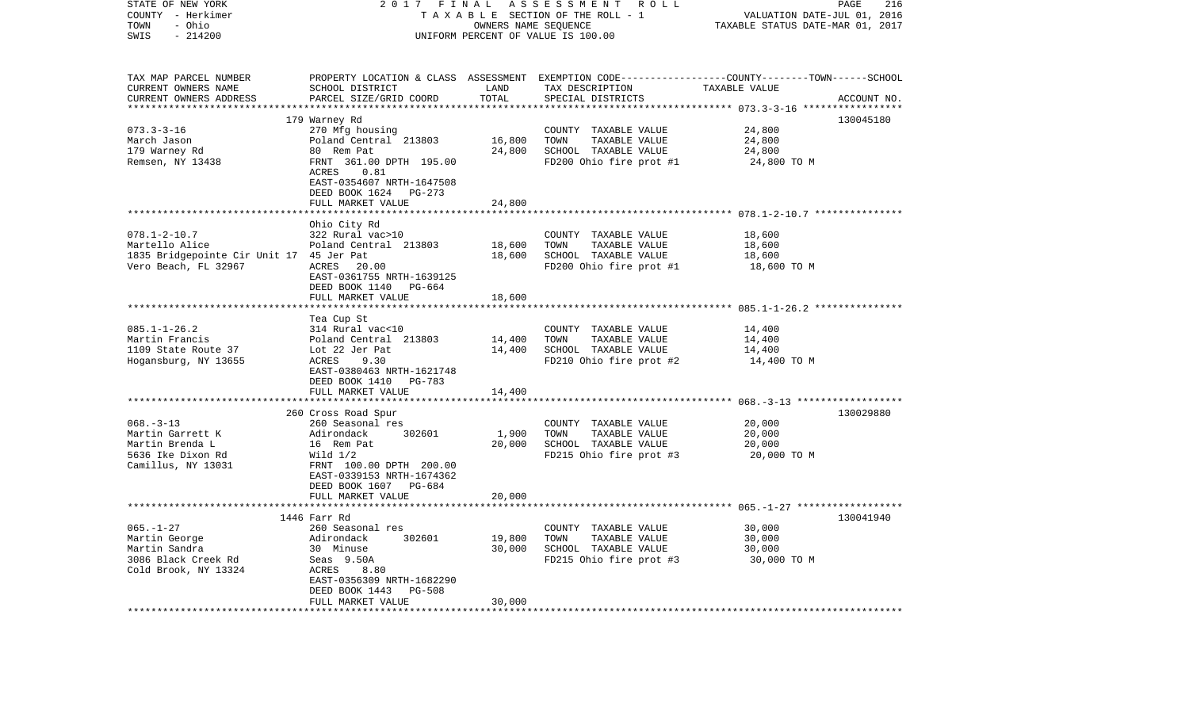STATE OF NEW YORK | 2017 FINAL ASSESSMENT ROLL | VALUATION DATE-JUL 01, 2016
COUNTY - Herkimer | TAXABLE SECTION OF THE ROLL - 1 | TAXABLE STATUS DATE-MAR 01, 2017
TOWN - Ohio | OWNERS NAME SEQUENCE
SWIS - 214200 | UNIFORM PERCENT OF VALUE IS 100.00

| TAX MAP PARCEL NUMBER / CURRENT OWNERS NAME / CURRENT OWNERS ADDRESS | PROPERTY LOCATION & CLASS / SCHOOL DISTRICT / PARCEL SIZE/GRID COORD | ASSESSMENT LAND | TOTAL | EXEMPTION CODE / TAX DESCRIPTION / SPECIAL DISTRICTS | COUNTY--------TOWN------SCHOOL TAXABLE VALUE | ACCOUNT NO. |
|---|---|---|---|---|---|---|
| 073.3-3-16 | 179 Warney Rd | | | | | 130045180 |
| March Jason | 270 Mfg housing | | | COUNTY TAXABLE VALUE | 24,800 | |
| 179 Warney Rd | Poland Central 213803 | 16,800 | | TOWN TAXABLE VALUE | 24,800 | |
| Remsen, NY 13438 | 80 Rem Pat | | 24,800 | SCHOOL TAXABLE VALUE | 24,800 | |
| | FRNT 361.00 DPTH 195.00 | | | FD200 Ohio fire prot #1 | 24,800 TO M | |
| | ACRES 0.81 | | | | | |
| | EAST-0354607 NRTH-1647508 | | | | | |
| | DEED BOOK 1624 PG-273 | | | | | |
| | FULL MARKET VALUE | | 24,800 | | | |
| 078.1-2-10.7 | Ohio City Rd | | | | | |
| Martello Alice | 322 Rural vac>10 | | | COUNTY TAXABLE VALUE | 18,600 | |
| 1835 Bridgepointe Cir Unit 17 | Poland Central 213803 | 18,600 | | TOWN TAXABLE VALUE | 18,600 | |
| Vero Beach, FL 32967 | 45 Jer Pat | | 18,600 | SCHOOL TAXABLE VALUE | 18,600 | |
| | ACRES 20.00 | | | FD200 Ohio fire prot #1 | 18,600 TO M | |
| | EAST-0361755 NRTH-1639125 | | | | | |
| | DEED BOOK 1140 PG-664 | | | | | |
| | FULL MARKET VALUE | | 18,600 | | | |
| 085.1-1-26.2 | Tea Cup St | | | | | |
| Martin Francis | 314 Rural vac<10 | | | COUNTY TAXABLE VALUE | 14,400 | |
| 1109 State Route 37 | Poland Central 213803 | 14,400 | | TOWN TAXABLE VALUE | 14,400 | |
| Hogansburg, NY 13655 | Lot 22 Jer Pat | | 14,400 | SCHOOL TAXABLE VALUE | 14,400 | |
| | ACRES 9.30 | | | FD210 Ohio fire prot #2 | 14,400 TO M | |
| | EAST-0380463 NRTH-1621748 | | | | | |
| | DEED BOOK 1410 PG-783 | | | | | |
| | FULL MARKET VALUE | | 14,400 | | | |
| 068.-3-13 | 260 Cross Road Spur | | | | | 130029880 |
| Martin Garrett K | 260 Seasonal res | | | COUNTY TAXABLE VALUE | 20,000 | |
| Martin Brenda L | Adirondack 302601 | 1,900 | | TOWN TAXABLE VALUE | 20,000 | |
| 5636 Ike Dixon Rd | 16 Rem Pat | | 20,000 | SCHOOL TAXABLE VALUE | 20,000 | |
| Camillus, NY 13031 | Wild 1/2 | | | FD215 Ohio fire prot #3 | 20,000 TO M | |
| | FRNT 100.00 DPTH 200.00 | | | | | |
| | EAST-0339153 NRTH-1674362 | | | | | |
| | DEED BOOK 1607 PG-684 | | | | | |
| | FULL MARKET VALUE | | 20,000 | | | |
| 065.-1-27 | 1446 Farr Rd | | | | | 130041940 |
| Martin George | 260 Seasonal res | | | COUNTY TAXABLE VALUE | 30,000 | |
| Martin Sandra | Adirondack 302601 | 19,800 | | TOWN TAXABLE VALUE | 30,000 | |
| 3086 Black Creek Rd | 30 Minuse | | 30,000 | SCHOOL TAXABLE VALUE | 30,000 | |
| Cold Brook, NY 13324 | Seas 9.50A | | | FD215 Ohio fire prot #3 | 30,000 TO M | |
| | ACRES 8.80 | | | | | |
| | EAST-0356309 NRTH-1682290 | | | | | |
| | DEED BOOK 1443 PG-508 | | | | | |
| | FULL MARKET VALUE | | 30,000 | | | |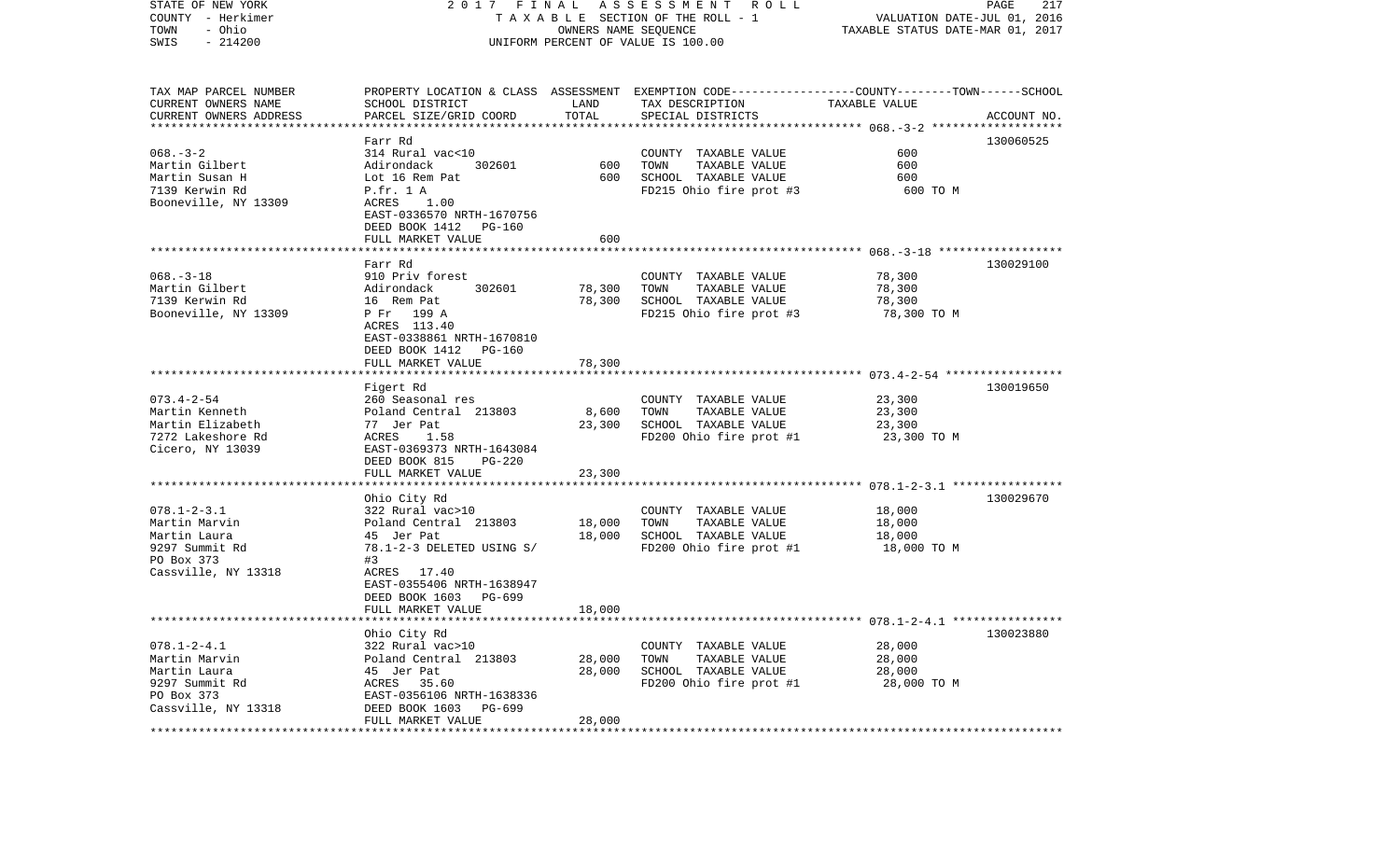STATE OF NEW YORK
COUNTY - Herkimer
TOWN - Ohio
SWIS - 214200

2017 FINAL ASSESSMENT ROLL
TAXABLE SECTION OF THE ROLL - 1
OWNERS NAME SEQUENCE
UNIFORM PERCENT OF VALUE IS 100.00

VALUATION DATE-JUL 01, 2016
TAXABLE STATUS DATE-MAR 01, 2017

| TAX MAP PARCEL NUMBER / CURRENT OWNERS NAME / CURRENT OWNERS ADDRESS | PROPERTY LOCATION & CLASS / SCHOOL DISTRICT / PARCEL SIZE/GRID COORD | ASSESSMENT LAND | TOTAL | EXEMPTION CODE / TAX DESCRIPTION / SPECIAL DISTRICTS | COUNTY--------TOWN------SCHOOL TAXABLE VALUE | ACCOUNT NO. |
|---|---|---|---|---|---|---|
| 068.-3-2 | Farr Rd | | | | | 130060525 |
| Martin Gilbert | 314 Rural vac<10 | | | COUNTY TAXABLE VALUE | 600 | |
| Martin Susan H | Adirondack 302601 | 600 | | TOWN TAXABLE VALUE | 600 | |
| 7139 Kerwin Rd | Lot 16 Rem Pat | | 600 | SCHOOL TAXABLE VALUE | 600 | |
| Booneville, NY 13309 | P.fr. 1 A | | | FD215 Ohio fire prot #3 | 600 TO M | |
| | ACRES 1.00 | | | | | |
| | EAST-0336570 NRTH-1670756 | | | | | |
| | DEED BOOK 1412 PG-160 | | | | | |
| | FULL MARKET VALUE | | 600 | | | |
| 068.-3-18 | Farr Rd | | | | | 130029100 |
| Martin Gilbert | 910 Priv forest | | | COUNTY TAXABLE VALUE | 78,300 | |
| 7139 Kerwin Rd | Adirondack 302601 | 78,300 | | TOWN TAXABLE VALUE | 78,300 | |
| Booneville, NY 13309 | 16 Rem Pat | | 78,300 | SCHOOL TAXABLE VALUE | 78,300 | |
| | P Fr 199 A | | | FD215 Ohio fire prot #3 | 78,300 TO M | |
| | ACRES 113.40 | | | | | |
| | EAST-0338861 NRTH-1670810 | | | | | |
| | DEED BOOK 1412 PG-160 | | | | | |
| | FULL MARKET VALUE | | 78,300 | | | |
| 073.4-2-54 | Figert Rd | | | | | 130019650 |
| Martin Kenneth | 260 Seasonal res | | | COUNTY TAXABLE VALUE | 23,300 | |
| Martin Elizabeth | Poland Central 213803 | 8,600 | | TOWN TAXABLE VALUE | 23,300 | |
| 7272 Lakeshore Rd | 77 Jer Pat | | 23,300 | SCHOOL TAXABLE VALUE | 23,300 | |
| Cicero, NY 13039 | ACRES 1.58 | | | FD200 Ohio fire prot #1 | 23,300 TO M | |
| | EAST-0369373 NRTH-1643084 | | | | | |
| | DEED BOOK 815 PG-220 | | | | | |
| | FULL MARKET VALUE | | 23,300 | | | |
| 078.1-2-3.1 | Ohio City Rd | | | | | 130029670 |
| Martin Marvin | 322 Rural vac>10 | | | COUNTY TAXABLE VALUE | 18,000 | |
| Martin Laura | Poland Central 213803 | 18,000 | | TOWN TAXABLE VALUE | 18,000 | |
| 9297 Summit Rd | 45 Jer Pat | | 18,000 | SCHOOL TAXABLE VALUE | 18,000 | |
| PO Box 373 | 78.1-2-3 DELETED USING S/ #3 | | | FD200 Ohio fire prot #1 | 18,000 TO M | |
| Cassville, NY 13318 | ACRES 17.40 | | | | | |
| | EAST-0355406 NRTH-1638947 | | | | | |
| | DEED BOOK 1603 PG-699 | | | | | |
| | FULL MARKET VALUE | | 18,000 | | | |
| 078.1-2-4.1 | Ohio City Rd | | | | | 130023880 |
| Martin Marvin | 322 Rural vac>10 | | | COUNTY TAXABLE VALUE | 28,000 | |
| Martin Laura | Poland Central 213803 | 28,000 | | TOWN TAXABLE VALUE | 28,000 | |
| 9297 Summit Rd | 45 Jer Pat | | 28,000 | SCHOOL TAXABLE VALUE | 28,000 | |
| PO Box 373 | ACRES 35.60 | | | FD200 Ohio fire prot #1 | 28,000 TO M | |
| Cassville, NY 13318 | EAST-0356106 NRTH-1638336 | | | | | |
| | DEED BOOK 1603 PG-699 | | | | | |
| | FULL MARKET VALUE | | 28,000 | | | |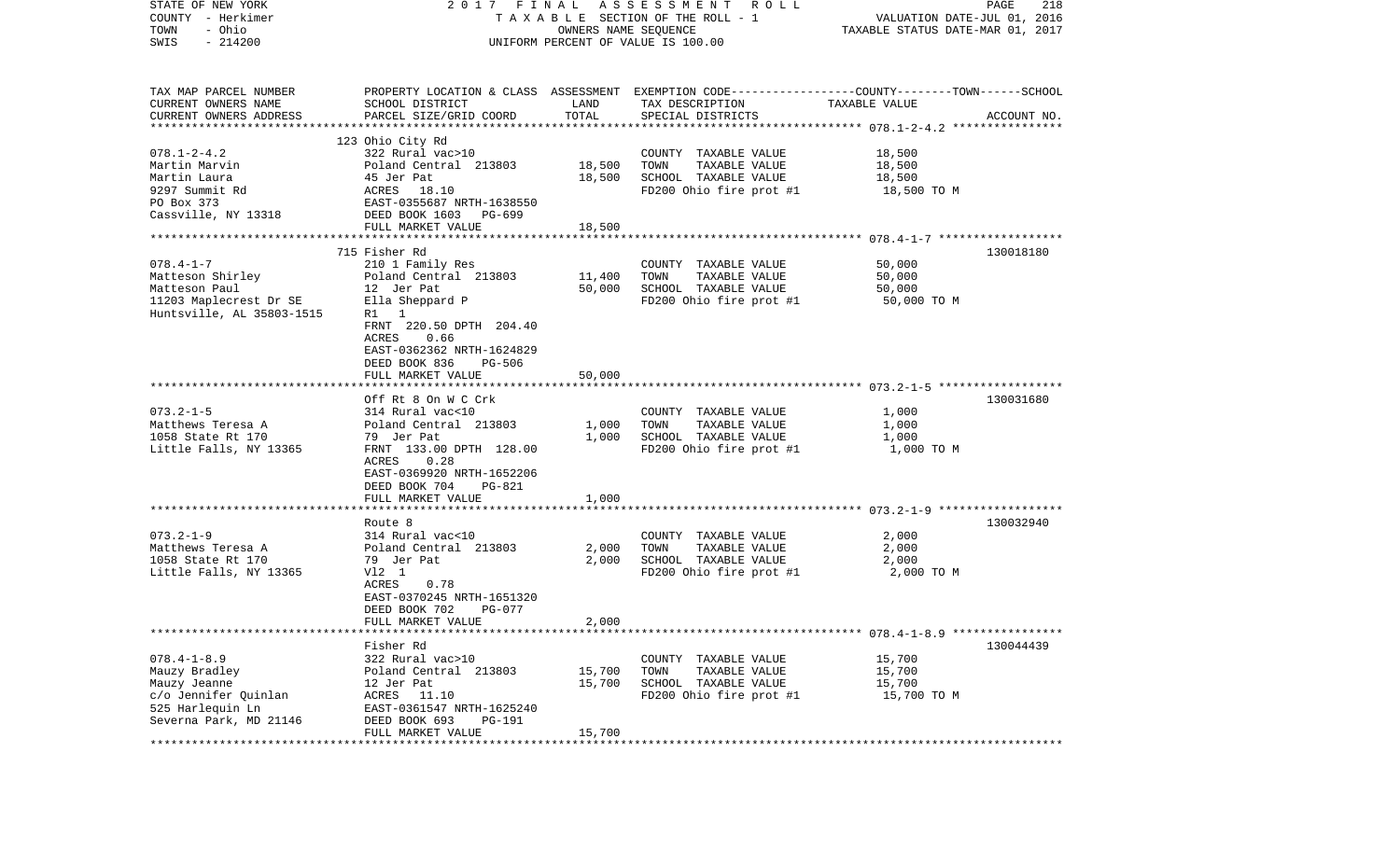STATE OF NEW YORK
COUNTY - Herkimer
TOWN - Ohio
SWIS - 214200

2017 FINAL ASSESSMENT ROLL
TAXABLE SECTION OF THE ROLL - 1
OWNERS NAME SEQUENCE
UNIFORM PERCENT OF VALUE IS 100.00

VALUATION DATE-JUL 01, 2016
TAXABLE STATUS DATE-MAR 01, 2017

| TAX MAP PARCEL NUMBER / CURRENT OWNERS NAME / CURRENT OWNERS ADDRESS | PROPERTY LOCATION & CLASS / SCHOOL DISTRICT / PARCEL SIZE/GRID COORD | ASSESSMENT LAND / TOTAL | EXEMPTION CODE / TAX DESCRIPTION / SPECIAL DISTRICTS | COUNTY--------TOWN------SCHOOL TAXABLE VALUE | ACCOUNT NO. |
|---|---|---|---|---|---|
| | 123 Ohio City Rd | | | | |
| 078.1-2-4.2 | 322 Rural vac>10 | | COUNTY TAXABLE VALUE | 18,500 | |
| Martin Marvin | Poland Central 213803 | 18,500 | TOWN TAXABLE VALUE | 18,500 | |
| Martin Laura | 45 Jer Pat | 18,500 | SCHOOL TAXABLE VALUE | 18,500 | |
| 9297 Summit Rd | ACRES 18.10 | | FD200 Ohio fire prot #1 | 18,500 TO M | |
| PO Box 373 | EAST-0355687 NRTH-1638550 | | | | |
| Cassville, NY 13318 | DEED BOOK 1603 PG-699 | | | | |
| | FULL MARKET VALUE | 18,500 | | | |
| | 715 Fisher Rd | | | | 130018180 |
| 078.4-1-7 | 210 1 Family Res | | COUNTY TAXABLE VALUE | 50,000 | |
| Matteson Shirley | Poland Central 213803 | 11,400 | TOWN TAXABLE VALUE | 50,000 | |
| Matteson Paul | 12 Jer Pat | 50,000 | SCHOOL TAXABLE VALUE | 50,000 | |
| 11203 Maplecrest Dr SE | Ella Sheppard P | | FD200 Ohio fire prot #1 | 50,000 TO M | |
| Huntsville, AL 35803-1515 | R1 1 | | | | |
| | FRNT 220.50 DPTH 204.40 | | | | |
| | ACRES 0.66 | | | | |
| | EAST-0362362 NRTH-1624829 | | | | |
| | DEED BOOK 836 PG-506 | | | | |
| | FULL MARKET VALUE | 50,000 | | | |
| | Off Rt 8 On W C Crk | | | | 130031680 |
| 073.2-1-5 | 314 Rural vac<10 | | COUNTY TAXABLE VALUE | 1,000 | |
| Matthews Teresa A | Poland Central 213803 | 1,000 | TOWN TAXABLE VALUE | 1,000 | |
| 1058 State Rt 170 | 79 Jer Pat | 1,000 | SCHOOL TAXABLE VALUE | 1,000 | |
| Little Falls, NY 13365 | FRNT 133.00 DPTH 128.00 | | FD200 Ohio fire prot #1 | 1,000 TO M | |
| | ACRES 0.28 | | | | |
| | EAST-0369920 NRTH-1652206 | | | | |
| | DEED BOOK 704 PG-821 | | | | |
| | FULL MARKET VALUE | 1,000 | | | |
| | Route 8 | | | | 130032940 |
| 073.2-1-9 | 314 Rural vac<10 | | COUNTY TAXABLE VALUE | 2,000 | |
| Matthews Teresa A | Poland Central 213803 | 2,000 | TOWN TAXABLE VALUE | 2,000 | |
| 1058 State Rt 170 | 79 Jer Pat | 2,000 | SCHOOL TAXABLE VALUE | 2,000 | |
| Little Falls, NY 13365 | Vl2 1 | | FD200 Ohio fire prot #1 | 2,000 TO M | |
| | ACRES 0.78 | | | | |
| | EAST-0370245 NRTH-1651320 | | | | |
| | DEED BOOK 702 PG-077 | | | | |
| | FULL MARKET VALUE | 2,000 | | | |
| | Fisher Rd | | | | 130044439 |
| 078.4-1-8.9 | 322 Rural vac>10 | | COUNTY TAXABLE VALUE | 15,700 | |
| Mauzy Bradley | Poland Central 213803 | 15,700 | TOWN TAXABLE VALUE | 15,700 | |
| Mauzy Jeanne | 12 Jer Pat | 15,700 | SCHOOL TAXABLE VALUE | 15,700 | |
| c/o Jennifer Quinlan | ACRES 11.10 | | FD200 Ohio fire prot #1 | 15,700 TO M | |
| 525 Harlequin Ln | EAST-0361547 NRTH-1625240 | | | | |
| Severna Park, MD 21146 | DEED BOOK 693 PG-191 | | | | |
| | FULL MARKET VALUE | 15,700 | | | |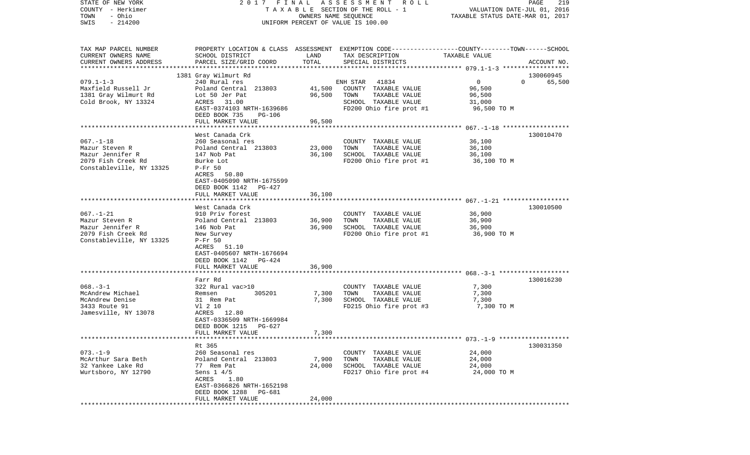STATE OF NEW YORK — 2017 FINAL ASSESSMENT ROLL
COUNTY - Herkimer — TAXABLE SECTION OF THE ROLL - 1 — VALUATION DATE-JUL 01, 2016
TOWN - Ohio — OWNERS NAME SEQUENCE — TAXABLE STATUS DATE-MAR 01, 2017
SWIS - 214200 — UNIFORM PERCENT OF VALUE IS 100.00

| TAX MAP PARCEL NUMBER / CURRENT OWNERS NAME / CURRENT OWNERS ADDRESS | PROPERTY LOCATION & CLASS / SCHOOL DISTRICT / PARCEL SIZE/GRID COORD | ASSESSMENT LAND | TOTAL | EXEMPTION CODE / TAX DESCRIPTION / SPECIAL DISTRICTS | COUNTY / TOWN / SCHOOL TAXABLE VALUE | ACCOUNT NO. |
|---|---|---|---|---|---|---|
| **079.1-1-3** | 1381 Gray Wilmurt Rd | | | | | 130060945 |
| 079.1-1-3 | 240 Rural res | | | ENH STAR 41834 | 0 / 0 / 65,500 | |
| Maxfield Russell Jr | Poland Central 213803 | 41,500 | | COUNTY TAXABLE VALUE | 96,500 | |
| 1381 Gray Wilmurt Rd | Lot 50 Jer Pat | | 96,500 | TOWN TAXABLE VALUE | 96,500 | |
| Cold Brook, NY 13324 | ACRES 31.00 | | | SCHOOL TAXABLE VALUE | 31,000 | |
| | EAST-0374103 NRTH-1639686 | | | FD200 Ohio fire prot #1 | 96,500 TO M | |
| | DEED BOOK 735 PG-106 | | | | | |
| | FULL MARKET VALUE | | 96,500 | | | |
| **067.-1-18** | West Canada Crk | | | | | 130010470 |
| 067.-1-18 | 260 Seasonal res | | | COUNTY TAXABLE VALUE | 36,100 | |
| Mazur Steven R | Poland Central 213803 | 23,000 | | TOWN TAXABLE VALUE | 36,100 | |
| Mazur Jennifer R | 147 Nob Pat | | 36,100 | SCHOOL TAXABLE VALUE | 36,100 | |
| 2079 Fish Creek Rd | Burke Lot | | | FD200 Ohio fire prot #1 | 36,100 TO M | |
| Constableville, NY 13325 | P-Fr 50 | | | | | |
| | ACRES 50.80 | | | | | |
| | EAST-0405090 NRTH-1675599 | | | | | |
| | DEED BOOK 1142 PG-427 | | | | | |
| | FULL MARKET VALUE | | 36,100 | | | |
| **067.-1-21** | West Canada Crk | | | | | 130010500 |
| 067.-1-21 | 910 Priv forest | | | COUNTY TAXABLE VALUE | 36,900 | |
| Mazur Steven R | Poland Central 213803 | 36,900 | | TOWN TAXABLE VALUE | 36,900 | |
| Mazur Jennifer R | 146 Nob Pat | | 36,900 | SCHOOL TAXABLE VALUE | 36,900 | |
| 2079 Fish Creek Rd | New Survey | | | FD200 Ohio fire prot #1 | 36,900 TO M | |
| Constableville, NY 13325 | P-Fr 50 | | | | | |
| | ACRES 51.10 | | | | | |
| | EAST-0405607 NRTH-1676694 | | | | | |
| | DEED BOOK 1142 PG-424 | | | | | |
| | FULL MARKET VALUE | | 36,900 | | | |
| **068.-3-1** | Farr Rd | | | | | 130016230 |
| 068.-3-1 | 322 Rural vac>10 | | | COUNTY TAXABLE VALUE | 7,300 | |
| McAndrew Michael | Remsen 305201 | 7,300 | | TOWN TAXABLE VALUE | 7,300 | |
| McAndrew Denise | 31 Rem Pat | | 7,300 | SCHOOL TAXABLE VALUE | 7,300 | |
| 3433 Route 91 | Vl 2 10 | | | FD215 Ohio fire prot #3 | 7,300 TO M | |
| Jamesville, NY 13078 | ACRES 12.80 | | | | | |
| | EAST-0336509 NRTH-1669984 | | | | | |
| | DEED BOOK 1215 PG-627 | | | | | |
| | FULL MARKET VALUE | | 7,300 | | | |
| **073.-1-9** | Rt 365 | | | | | 130031350 |
| 073.-1-9 | 260 Seasonal res | | | COUNTY TAXABLE VALUE | 24,000 | |
| McArthur Sara Beth | Poland Central 213803 | 7,900 | | TOWN TAXABLE VALUE | 24,000 | |
| 32 Yankee Lake Rd | 77 Rem Pat | | 24,000 | SCHOOL TAXABLE VALUE | 24,000 | |
| Wurtsboro, NY 12790 | Sens 1 4/5 | | | FD217 Ohio fire prot #4 | 24,000 TO M | |
| | ACRES 1.80 | | | | | |
| | EAST-0366826 NRTH-1652198 | | | | | |
| | DEED BOOK 1288 PG-681 | | | | | |
| | FULL MARKET VALUE | | 24,000 | | | |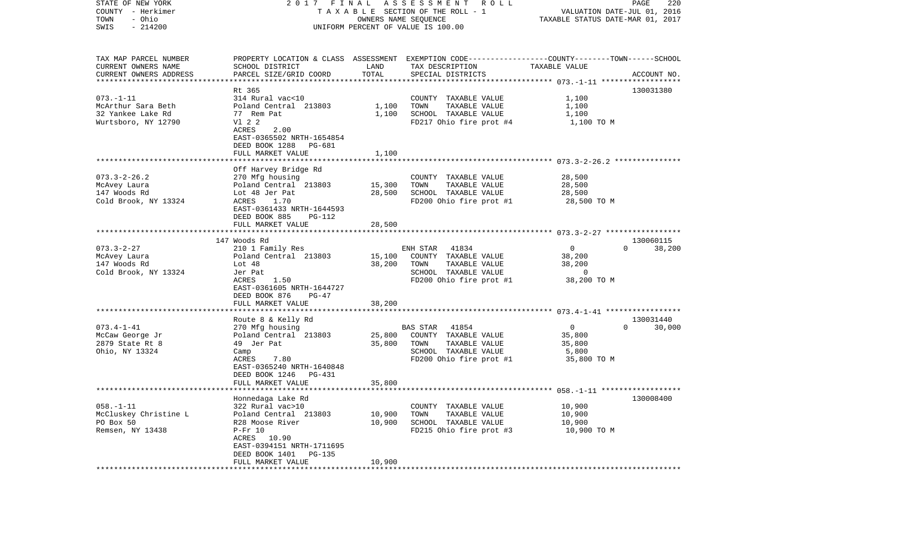STATE OF NEW YORK  
COUNTY - Herkimer  
TOWN - Ohio  
SWIS - 214200

2017 FINAL ASSESSMENT ROLL  
TAXABLE SECTION OF THE ROLL - 1  
OWNERS NAME SEQUENCE  
UNIFORM PERCENT OF VALUE IS 100.00

VALUATION DATE-JUL 01, 2016  
TAXABLE STATUS DATE-MAR 01, 2017

| TAX MAP PARCEL NUMBER / CURRENT OWNERS NAME / CURRENT OWNERS ADDRESS | PROPERTY LOCATION & CLASS / SCHOOL DISTRICT / PARCEL SIZE/GRID COORD | ASSESSMENT LAND | TOTAL | EXEMPTION CODE / TAX DESCRIPTION / SPECIAL DISTRICTS | COUNTY | TOWN | SCHOOL | ACCOUNT NO. |
|---|---|---|---|---|---|---|---|---|
| **073.-1-11** | Rt 365 | | | | | | | 130031380 |
| McArthur Sara Beth | 314 Rural vac<10 | | | COUNTY TAXABLE VALUE | 1,100 | | | |
| 32 Yankee Lake Rd | Poland Central 213803 | 1,100 | | TOWN TAXABLE VALUE | | 1,100 | | |
| Wurtsboro, NY 12790 | 77 Rem Pat | | 1,100 | SCHOOL TAXABLE VALUE | | | 1,100 | |
| | Vl 2 2 | | | FD217 Ohio fire prot #4 | 1,100 TO M | | | |
| | ACRES 2.00 | | | | | | | |
| | EAST-0365502 NRTH-1654854 | | | | | | | |
| | DEED BOOK 1288 PG-681 | | | | | | | |
| | FULL MARKET VALUE | | 1,100 | | | | | |
| **073.3-2-26.2** | Off Harvey Bridge Rd | | | | | | | |
| McAvey Laura | 270 Mfg housing | | | COUNTY TAXABLE VALUE | 28,500 | | | |
| 147 Woods Rd | Poland Central 213803 | 15,300 | | TOWN TAXABLE VALUE | | 28,500 | | |
| Cold Brook, NY 13324 | Lot 48 Jer Pat | | 28,500 | SCHOOL TAXABLE VALUE | | | 28,500 | |
| | ACRES 1.70 | | | FD200 Ohio fire prot #1 | 28,500 TO M | | | |
| | EAST-0361433 NRTH-1644593 | | | | | | | |
| | DEED BOOK 885 PG-112 | | | | | | | |
| | FULL MARKET VALUE | | 28,500 | | | | | |
| **073.3-2-27** | 147 Woods Rd | | | | | | | 130060115 |
| McAvey Laura | 210 1 Family Res | | | ENH STAR 41834 | 0 | 0 | 38,200 | |
| 147 Woods Rd | Poland Central 213803 | 15,100 | | COUNTY TAXABLE VALUE | 38,200 | | | |
| Cold Brook, NY 13324 | Lot 48 | | 38,200 | TOWN TAXABLE VALUE | | 38,200 | | |
| | Jer Pat | | | SCHOOL TAXABLE VALUE | | | 0 | |
| | ACRES 1.50 | | | FD200 Ohio fire prot #1 | 38,200 TO M | | | |
| | EAST-0361605 NRTH-1644727 | | | | | | | |
| | DEED BOOK 876 PG-47 | | | | | | | |
| | FULL MARKET VALUE | | 38,200 | | | | | |
| **073.4-1-41** | Route 8 & Kelly Rd | | | | | | | 130031440 |
| McCaw George Jr | 270 Mfg housing | | | BAS STAR 41854 | 0 | 0 | 30,000 | |
| 2879 State Rt 8 | Poland Central 213803 | 25,800 | | COUNTY TAXABLE VALUE | 35,800 | | | |
| Ohio, NY 13324 | 49 Jer Pat | | 35,800 | TOWN TAXABLE VALUE | | 35,800 | | |
| | Camp | | | SCHOOL TAXABLE VALUE | | | 5,800 | |
| | ACRES 7.80 | | | FD200 Ohio fire prot #1 | 35,800 TO M | | | |
| | EAST-0365240 NRTH-1640848 | | | | | | | |
| | DEED BOOK 1246 PG-431 | | | | | | | |
| | FULL MARKET VALUE | | 35,800 | | | | | |
| **058.-1-11** | Honnedaga Lake Rd | | | | | | | 130008400 |
| McCluskey Christine L | 322 Rural vac>10 | | | COUNTY TAXABLE VALUE | 10,900 | | | |
| PO Box 50 | Poland Central 213803 | 10,900 | | TOWN TAXABLE VALUE | | 10,900 | | |
| Remsen, NY 13438 | R28 Moose River | | 10,900 | SCHOOL TAXABLE VALUE | | | 10,900 | |
| | P-Fr 10 | | | FD215 Ohio fire prot #3 | 10,900 TO M | | | |
| | ACRES 10.90 | | | | | | | |
| | EAST-0394151 NRTH-1711695 | | | | | | | |
| | DEED BOOK 1401 PG-135 | | | | | | | |
| | FULL MARKET VALUE | | 10,900 | | | | | |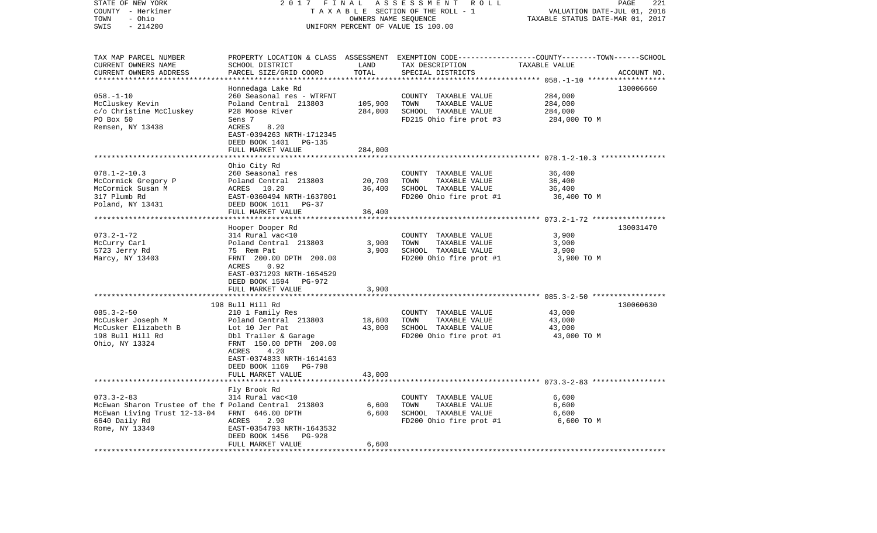STATE OF NEW YORK | 2 0 1 7 F I N A L A S S E S S M E N T R O L L | VALUATION DATE-JUL 01, 2016
COUNTY - Herkimer | T A X A B L E SECTION OF THE ROLL - 1 | TAXABLE STATUS DATE-MAR 01, 2017
TOWN - Ohio | OWNERS NAME SEQUENCE
SWIS - 214200 | UNIFORM PERCENT OF VALUE IS 100.00

| TAX MAP PARCEL NUMBER / CURRENT OWNERS NAME / CURRENT OWNERS ADDRESS | PROPERTY LOCATION & CLASS / SCHOOL DISTRICT / PARCEL SIZE/GRID COORD | ASSESSMENT LAND | TOTAL | EXEMPTION CODE / TAX DESCRIPTION / SPECIAL DISTRICTS | TAXABLE VALUE (COUNTY / TOWN / SCHOOL) | ACCOUNT NO. |
|---|---|---|---|---|---|---|
| 058.-1-10 | Honnedaga Lake Rd | | | | | 130006660 |
| | 260 Seasonal res - WTRFNT | | | COUNTY TAXABLE VALUE | 284,000 | |
| McCluskey Kevin | Poland Central 213803 | 105,900 | | TOWN TAXABLE VALUE | 284,000 | |
| c/o Christine McCluskey | P28 Moose River | | 284,000 | SCHOOL TAXABLE VALUE | 284,000 | |
| PO Box 50 | Sens 7 | | | FD215 Ohio fire prot #3 | 284,000 TO M | |
| Remsen, NY 13438 | ACRES 8.20 | | | | | |
| | EAST-0394263 NRTH-1712345 | | | | | |
| | DEED BOOK 1401 PG-135 | | | | | |
| | FULL MARKET VALUE | | 284,000 | | | |
| 078.1-2-10.3 | Ohio City Rd | | | | | |
| | 260 Seasonal res | | | COUNTY TAXABLE VALUE | 36,400 | |
| McCormick Gregory P | Poland Central 213803 | 20,700 | | TOWN TAXABLE VALUE | 36,400 | |
| McCormick Susan M | ACRES 10.20 | | 36,400 | SCHOOL TAXABLE VALUE | 36,400 | |
| 317 Plumb Rd | EAST-0360494 NRTH-1637001 | | | FD200 Ohio fire prot #1 | 36,400 TO M | |
| Poland, NY 13431 | DEED BOOK 1611 PG-37 | | | | | |
| | FULL MARKET VALUE | | 36,400 | | | |
| 073.2-1-72 | Hooper Dooper Rd | | | | | 130031470 |
| | 314 Rural vac<10 | | | COUNTY TAXABLE VALUE | 3,900 | |
| McCurry Carl | Poland Central 213803 | 3,900 | | TOWN TAXABLE VALUE | 3,900 | |
| 5723 Jerry Rd | 75 Rem Pat | | 3,900 | SCHOOL TAXABLE VALUE | 3,900 | |
| Marcy, NY 13403 | FRNT 200.00 DPTH 200.00 | | | FD200 Ohio fire prot #1 | 3,900 TO M | |
| | ACRES 0.92 | | | | | |
| | EAST-0371293 NRTH-1654529 | | | | | |
| | DEED BOOK 1594 PG-972 | | | | | |
| | FULL MARKET VALUE | | 3,900 | | | |
| 085.3-2-50 | 198 Bull Hill Rd | | | | | 130060630 |
| | 210 1 Family Res | | | COUNTY TAXABLE VALUE | 43,000 | |
| McCusker Joseph M | Poland Central 213803 | 18,600 | | TOWN TAXABLE VALUE | 43,000 | |
| McCusker Elizabeth B | Lot 10 Jer Pat | | 43,000 | SCHOOL TAXABLE VALUE | 43,000 | |
| 198 Bull Hill Rd | Dbl Trailer & Garage | | | FD200 Ohio fire prot #1 | 43,000 TO M | |
| Ohio, NY 13324 | FRNT 150.00 DPTH 200.00 | | | | | |
| | ACRES 4.20 | | | | | |
| | EAST-0374833 NRTH-1614163 | | | | | |
| | DEED BOOK 1169 PG-798 | | | | | |
| | FULL MARKET VALUE | | 43,000 | | | |
| 073.3-2-83 | Fly Brook Rd | | | | | |
| | 314 Rural vac<10 | | | COUNTY TAXABLE VALUE | 6,600 | |
| McEwan Sharon Trustee of the f | Poland Central 213803 | 6,600 | | TOWN TAXABLE VALUE | 6,600 | |
| McEwan Living Trust 12-13-04 | FRNT 646.00 DPTH | | 6,600 | SCHOOL TAXABLE VALUE | 6,600 | |
| 6640 Daily Rd | ACRES 2.90 | | | FD200 Ohio fire prot #1 | 6,600 TO M | |
| Rome, NY 13340 | EAST-0354793 NRTH-1643532 | | | | | |
| | DEED BOOK 1456 PG-928 | | | | | |
| | FULL MARKET VALUE | | 6,600 | | | |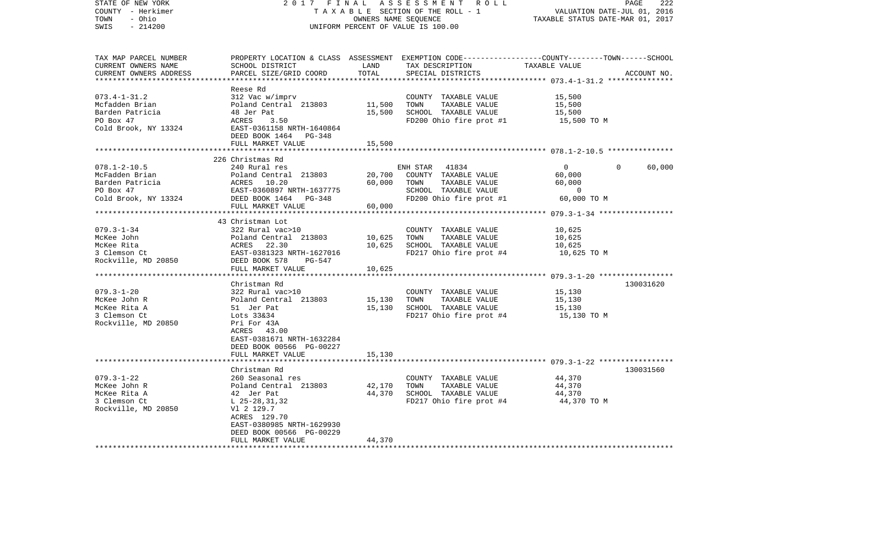STATE OF NEW YORK — 2017 FINAL ASSESSMENT ROLL
COUNTY - Herkimer — TAXABLE SECTION OF THE ROLL - 1 — VALUATION DATE-JUL 01, 2016
TOWN - Ohio — OWNERS NAME SEQUENCE — TAXABLE STATUS DATE-MAR 01, 2017
SWIS - 214200 — UNIFORM PERCENT OF VALUE IS 100.00

| TAX MAP PARCEL NUMBER / CURRENT OWNERS NAME / CURRENT OWNERS ADDRESS | PROPERTY LOCATION & CLASS / SCHOOL DISTRICT / PARCEL SIZE/GRID COORD | ASSESSMENT LAND | TOTAL | EXEMPTION CODE / TAX DESCRIPTION / SPECIAL DISTRICTS | COUNTY / TOWN / SCHOOL TAXABLE VALUE | ACCOUNT NO. |
|---|---|---|---|---|---|---|
| **073.4-1-31.2** | Reese Rd | | | | | |
| 073.4-1-31.2 | 312 Vac w/imprv | | | COUNTY TAXABLE VALUE | 15,500 | |
| Mcfadden Brian | Poland Central 213803 | 11,500 | | TOWN TAXABLE VALUE | 15,500 | |
| Barden Patricia | 48 Jer Pat | | 15,500 | SCHOOL TAXABLE VALUE | 15,500 | |
| PO Box 47 | ACRES 3.50 | | | FD200 Ohio fire prot #1 | 15,500 TO M | |
| Cold Brook, NY 13324 | EAST-0361158 NRTH-1640864 | | | | | |
| | DEED BOOK 1464 PG-348 | | | | | |
| | FULL MARKET VALUE | | 15,500 | | | |
| **078.1-2-10.5** | 226 Christmas Rd | | | | | |
| 078.1-2-10.5 | 240 Rural res | | | ENH STAR 41834 | 0 0 60,000 | |
| McFadden Brian | Poland Central 213803 | 20,700 | | COUNTY TAXABLE VALUE | 60,000 | |
| Barden Patricia | ACRES 10.20 | | 60,000 | TOWN TAXABLE VALUE | 60,000 | |
| PO Box 47 | EAST-0360897 NRTH-1637775 | | | SCHOOL TAXABLE VALUE | 0 | |
| Cold Brook, NY 13324 | DEED BOOK 1464 PG-348 | | | FD200 Ohio fire prot #1 | 60,000 TO M | |
| | FULL MARKET VALUE | | 60,000 | | | |
| **079.3-1-34** | 43 Christman Lot | | | | | |
| 079.3-1-34 | 322 Rural vac>10 | | | COUNTY TAXABLE VALUE | 10,625 | |
| McKee John | Poland Central 213803 | 10,625 | | TOWN TAXABLE VALUE | 10,625 | |
| McKee Rita | ACRES 22.30 | | 10,625 | SCHOOL TAXABLE VALUE | 10,625 | |
| 3 Clemson Ct | EAST-0381323 NRTH-1627016 | | | FD217 Ohio fire prot #4 | 10,625 TO M | |
| Rockville, MD 20850 | DEED BOOK 578 PG-547 | | | | | |
| | FULL MARKET VALUE | | 10,625 | | | |
| **079.3-1-20** | Christman Rd | | | | | 130031620 |
| 079.3-1-20 | 322 Rural vac>10 | | | COUNTY TAXABLE VALUE | 15,130 | |
| McKee John R | Poland Central 213803 | 15,130 | | TOWN TAXABLE VALUE | 15,130 | |
| McKee Rita A | 51 Jer Pat | | 15,130 | SCHOOL TAXABLE VALUE | 15,130 | |
| 3 Clemson Ct | Lots 33&34 | | | FD217 Ohio fire prot #4 | 15,130 TO M | |
| Rockville, MD 20850 | Pri For 43A | | | | | |
| | ACRES 43.00 | | | | | |
| | EAST-0381671 NRTH-1632284 | | | | | |
| | DEED BOOK 00566 PG-00227 | | | | | |
| | FULL MARKET VALUE | | 15,130 | | | |
| **079.3-1-22** | Christman Rd | | | | | 130031560 |
| 079.3-1-22 | 260 Seasonal res | | | COUNTY TAXABLE VALUE | 44,370 | |
| McKee John R | Poland Central 213803 | 42,170 | | TOWN TAXABLE VALUE | 44,370 | |
| McKee Rita A | 42 Jer Pat | | 44,370 | SCHOOL TAXABLE VALUE | 44,370 | |
| 3 Clemson Ct | L 25-28,31,32 | | | FD217 Ohio fire prot #4 | 44,370 TO M | |
| Rockville, MD 20850 | Vl 2 129.7 | | | | | |
| | ACRES 129.70 | | | | | |
| | EAST-0380985 NRTH-1629930 | | | | | |
| | DEED BOOK 00566 PG-00229 | | | | | |
| | FULL MARKET VALUE | | 44,370 | | | |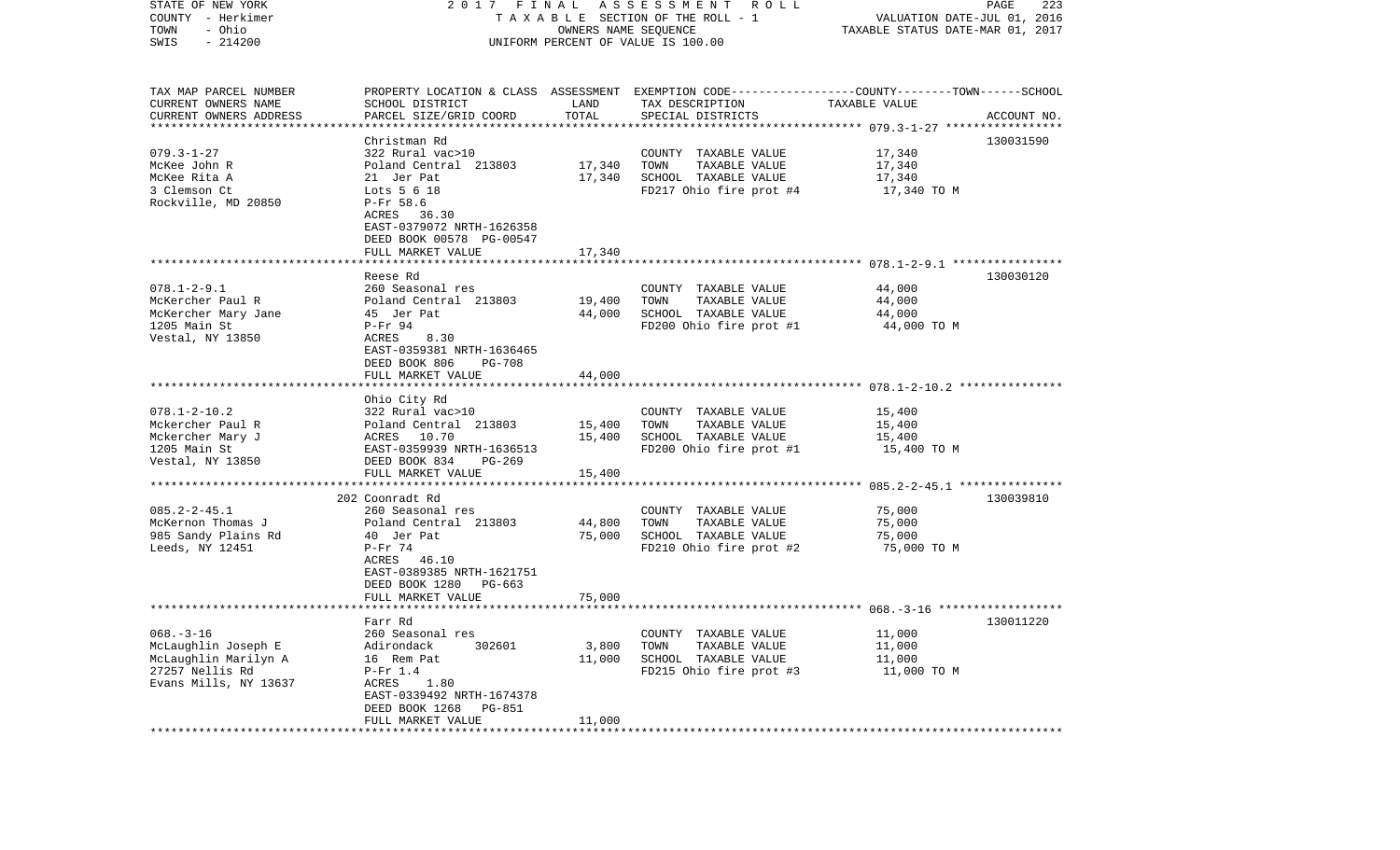STATE OF NEW YORK 2017 FINAL ASSESSMENT ROLL
COUNTY - Herkimer TAXABLE SECTION OF THE ROLL - 1 VALUATION DATE-JUL 01, 2016
TOWN - Ohio OWNERS NAME SEQUENCE TAXABLE STATUS DATE-MAR 01, 2017
SWIS - 214200 UNIFORM PERCENT OF VALUE IS 100.00

| TAX MAP PARCEL NUMBER / CURRENT OWNERS NAME / CURRENT OWNERS ADDRESS | PROPERTY LOCATION & CLASS / SCHOOL DISTRICT / PARCEL SIZE/GRID COORD | ASSESSMENT LAND | TOTAL | EXEMPTION CODE / TAX DESCRIPTION / SPECIAL DISTRICTS | TAXABLE VALUE (COUNTY--TOWN--SCHOOL) | ACCOUNT NO. |
|---|---|---|---|---|---|---|
| | Christman Rd | | | | | 130031590 |
| 079.3-1-27 | 322 Rural vac>10 | | | COUNTY TAXABLE VALUE | 17,340 | |
| McKee John R | Poland Central 213803 | 17,340 | | TOWN TAXABLE VALUE | 17,340 | |
| McKee Rita A | 21 Jer Pat | | 17,340 | SCHOOL TAXABLE VALUE | 17,340 | |
| 3 Clemson Ct | Lots 5 6 18 | | | FD217 Ohio fire prot #4 | 17,340 TO M | |
| Rockville, MD 20850 | P-Fr 58.6 | | | | | |
| | ACRES 36.30 | | | | | |
| | EAST-0379072 NRTH-1626358 | | | | | |
| | DEED BOOK 00578 PG-00547 | | | | | |
| | FULL MARKET VALUE | | 17,340 | | | |
| | Reese Rd | | | | | 130030120 |
| 078.1-2-9.1 | 260 Seasonal res | | | COUNTY TAXABLE VALUE | 44,000 | |
| McKercher Paul R | Poland Central 213803 | 19,400 | | TOWN TAXABLE VALUE | 44,000 | |
| McKercher Mary Jane | 45 Jer Pat | | 44,000 | SCHOOL TAXABLE VALUE | 44,000 | |
| 1205 Main St | P-Fr 94 | | | FD200 Ohio fire prot #1 | 44,000 TO M | |
| Vestal, NY 13850 | ACRES 8.30 | | | | | |
| | EAST-0359381 NRTH-1636465 | | | | | |
| | DEED BOOK 806 PG-708 | | | | | |
| | FULL MARKET VALUE | | 44,000 | | | |
| | Ohio City Rd | | | | | |
| 078.1-2-10.2 | 322 Rural vac>10 | | | COUNTY TAXABLE VALUE | 15,400 | |
| Mckercher Paul R | Poland Central 213803 | 15,400 | | TOWN TAXABLE VALUE | 15,400 | |
| Mckercher Mary J | ACRES 10.70 | | 15,400 | SCHOOL TAXABLE VALUE | 15,400 | |
| 1205 Main St | EAST-0359939 NRTH-1636513 | | | FD200 Ohio fire prot #1 | 15,400 TO M | |
| Vestal, NY 13850 | DEED BOOK 834 PG-269 | | | | | |
| | FULL MARKET VALUE | | 15,400 | | | |
| | 202 Coonradt Rd | | | | | 130039810 |
| 085.2-2-45.1 | 260 Seasonal res | | | COUNTY TAXABLE VALUE | 75,000 | |
| McKernon Thomas J | Poland Central 213803 | 44,800 | | TOWN TAXABLE VALUE | 75,000 | |
| 985 Sandy Plains Rd | 40 Jer Pat | | 75,000 | SCHOOL TAXABLE VALUE | 75,000 | |
| Leeds, NY 12451 | P-Fr 74 | | | FD210 Ohio fire prot #2 | 75,000 TO M | |
| | ACRES 46.10 | | | | | |
| | EAST-0389385 NRTH-1621751 | | | | | |
| | DEED BOOK 1280 PG-663 | | | | | |
| | FULL MARKET VALUE | | 75,000 | | | |
| | Farr Rd | | | | | 130011220 |
| 068.-3-16 | 260 Seasonal res | | | COUNTY TAXABLE VALUE | 11,000 | |
| McLaughlin Joseph E | Adirondack 302601 | 3,800 | | TOWN TAXABLE VALUE | 11,000 | |
| McLaughlin Marilyn A | 16 Rem Pat | | 11,000 | SCHOOL TAXABLE VALUE | 11,000 | |
| 27257 Nellis Rd | P-Fr 1.4 | | | FD215 Ohio fire prot #3 | 11,000 TO M | |
| Evans Mills, NY 13637 | ACRES 1.80 | | | | | |
| | EAST-0339492 NRTH-1674378 | | | | | |
| | DEED BOOK 1268 PG-851 | | | | | |
| | FULL MARKET VALUE | | 11,000 | | | |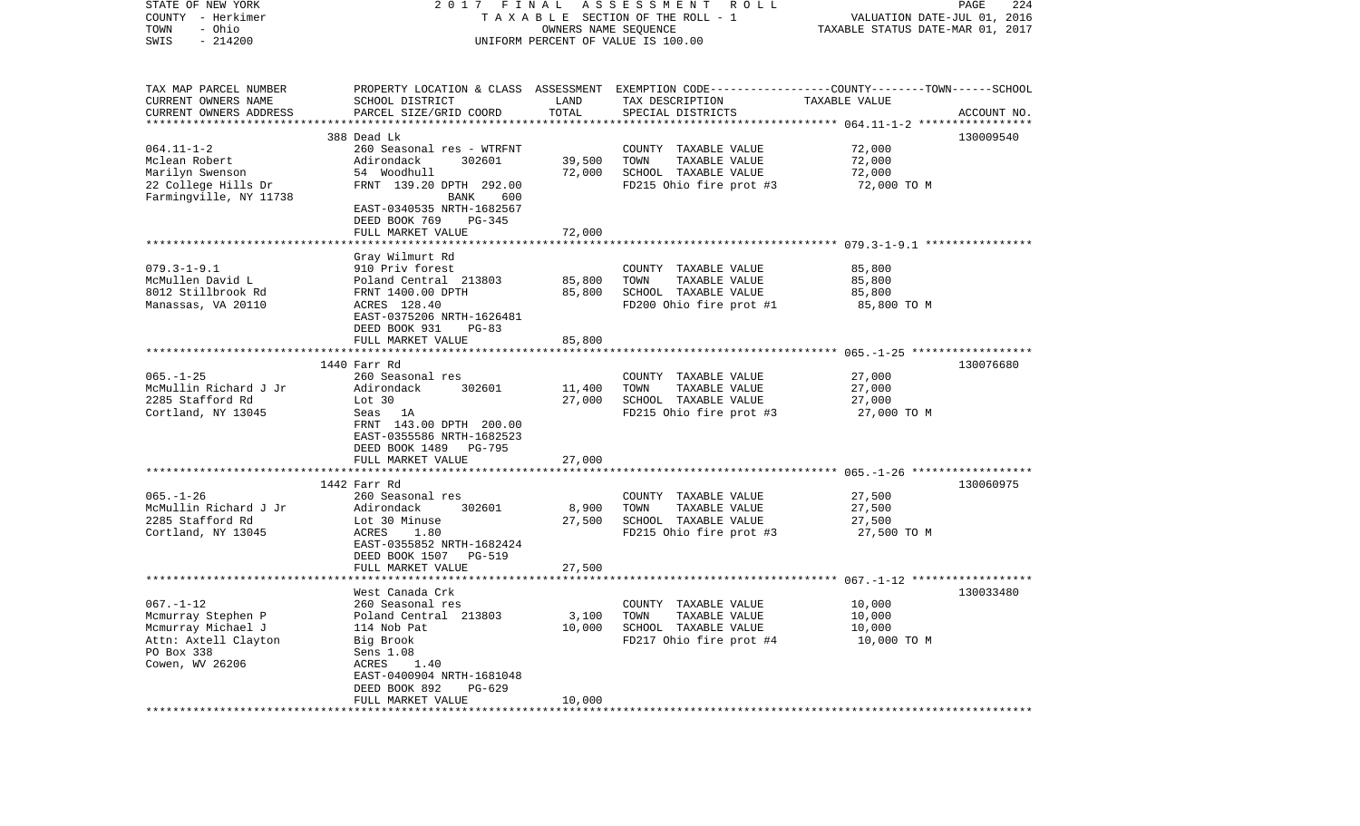STATE OF NEW YORK 2017 FINAL ASSESSMENT ROLL
COUNTY - Herkimer TAXABLE SECTION OF THE ROLL - 1 VALUATION DATE-JUL 01, 2016
TOWN - Ohio OWNERS NAME SEQUENCE TAXABLE STATUS DATE-MAR 01, 2017
SWIS - 214200 UNIFORM PERCENT OF VALUE IS 100.00

| TAX MAP PARCEL NUMBER<br>CURRENT OWNERS NAME<br>CURRENT OWNERS ADDRESS | PROPERTY LOCATION & CLASS<br>SCHOOL DISTRICT<br>PARCEL SIZE/GRID COORD | ASSESSMENT<br>LAND<br>TOTAL | EXEMPTION CODE-----COUNTY-----TOWN-----SCHOOL<br>TAX DESCRIPTION<br>SPECIAL DISTRICTS | TAXABLE VALUE | ACCOUNT NO. |
|---|---|---|---|---|---|
| 064.11-1-2 | 388 Dead Lk | | | | 130009540 |
| Mclean Robert | 260 Seasonal res - WTRFNT | | COUNTY TAXABLE VALUE | 72,000 | |
| Marilyn Swenson | Adirondack 302601 | 39,500 | TOWN TAXABLE VALUE | 72,000 | |
| 22 College Hills Dr | 54 Woodhull | 72,000 | SCHOOL TAXABLE VALUE | 72,000 | |
| Farmingville, NY 11738 | FRNT 139.20 DPTH 292.00 | | FD215 Ohio fire prot #3 | 72,000 TO M | |
| | BANK 600 | | | | |
| | EAST-0340535 NRTH-1682567 | | | | |
| | DEED BOOK 769 PG-345 | | | | |
| | FULL MARKET VALUE | 72,000 | | | |
| 079.3-1-9.1 | Gray Wilmurt Rd | | | | |
| McMullen David L | 910 Priv forest | | COUNTY TAXABLE VALUE | 85,800 | |
| 8012 Stillbrook Rd | Poland Central 213803 | 85,800 | TOWN TAXABLE VALUE | 85,800 | |
| Manassas, VA 20110 | FRNT 1400.00 DPTH | 85,800 | SCHOOL TAXABLE VALUE | 85,800 | |
| | ACRES 128.40 | | FD200 Ohio fire prot #1 | 85,800 TO M | |
| | EAST-0375206 NRTH-1626481 | | | | |
| | DEED BOOK 931 PG-83 | | | | |
| | FULL MARKET VALUE | 85,800 | | | |
| 065.-1-25 | 1440 Farr Rd | | | | 130076680 |
| McMullin Richard J Jr | 260 Seasonal res | | COUNTY TAXABLE VALUE | 27,000 | |
| 2285 Stafford Rd | Adirondack 302601 | 11,400 | TOWN TAXABLE VALUE | 27,000 | |
| Cortland, NY 13045 | Lot 30 | 27,000 | SCHOOL TAXABLE VALUE | 27,000 | |
| | Seas 1A | | FD215 Ohio fire prot #3 | 27,000 TO M | |
| | FRNT 143.00 DPTH 200.00 | | | | |
| | EAST-0355586 NRTH-1682523 | | | | |
| | DEED BOOK 1489 PG-795 | | | | |
| | FULL MARKET VALUE | 27,000 | | | |
| 065.-1-26 | 1442 Farr Rd | | | | 130060975 |
| McMullin Richard J Jr | 260 Seasonal res | | COUNTY TAXABLE VALUE | 27,500 | |
| 2285 Stafford Rd | Adirondack 302601 | 8,900 | TOWN TAXABLE VALUE | 27,500 | |
| Cortland, NY 13045 | Lot 30 Minuse | 27,500 | SCHOOL TAXABLE VALUE | 27,500 | |
| | ACRES 1.80 | | FD215 Ohio fire prot #3 | 27,500 TO M | |
| | EAST-0355852 NRTH-1682424 | | | | |
| | DEED BOOK 1507 PG-519 | | | | |
| | FULL MARKET VALUE | 27,500 | | | |
| 067.-1-12 | West Canada Crk | | | | 130033480 |
| Mcmurray Stephen P | 260 Seasonal res | | COUNTY TAXABLE VALUE | 10,000 | |
| Mcmurray Michael J | Poland Central 213803 | 3,100 | TOWN TAXABLE VALUE | 10,000 | |
| Attn: Axtell Clayton | 114 Nob Pat | 10,000 | SCHOOL TAXABLE VALUE | 10,000 | |
| PO Box 338 | Big Brook | | FD217 Ohio fire prot #4 | 10,000 TO M | |
| Cowen, WV 26206 | Sens 1.08 | | | | |
| | ACRES 1.40 | | | | |
| | EAST-0400904 NRTH-1681048 | | | | |
| | DEED BOOK 892 PG-629 | | | | |
| | FULL MARKET VALUE | 10,000 | | | |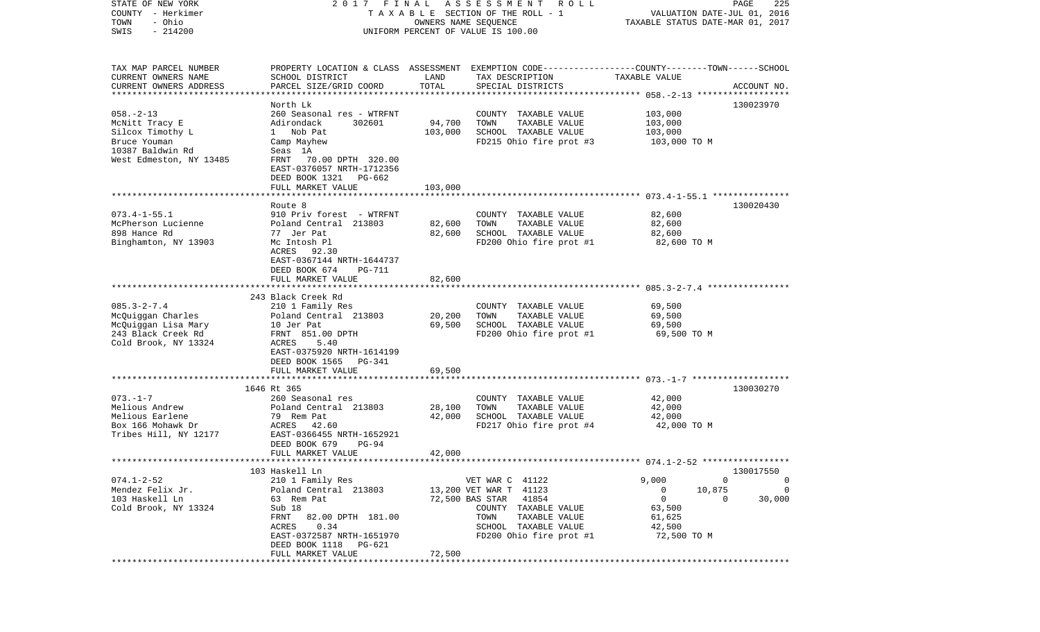STATE OF NEW YORK | 2017 FINAL ASSESSMENT ROLL | PAGE 225
COUNTY - Herkimer | TAXABLE SECTION OF THE ROLL - 1 | VALUATION DATE-JUL 01, 2016
TOWN - Ohio | OWNERS NAME SEQUENCE | TAXABLE STATUS DATE-MAR 01, 2017
SWIS - 214200 | UNIFORM PERCENT OF VALUE IS 100.00

| TAX MAP PARCEL NUMBER<br>CURRENT OWNERS NAME<br>CURRENT OWNERS ADDRESS | PROPERTY LOCATION & CLASS<br>SCHOOL DISTRICT<br>PARCEL SIZE/GRID COORD | ASSESSMENT<br>LAND<br>TOTAL | EXEMPTION CODE<br>TAX DESCRIPTION<br>SPECIAL DISTRICTS | COUNTY | TOWN | SCHOOL<br>TAXABLE VALUE | ACCOUNT NO. |
|---|---|---|---|---|---|---|---|
| 058.-2-13 | North Lk | | | | | | 130023970 |
| 058.-2-13 | 260 Seasonal res - WTRFNT | | COUNTY TAXABLE VALUE | 103,000 | | | |
| McNitt Tracy E | Adirondack 302601 | 94,700 | TOWN TAXABLE VALUE | 103,000 | | | |
| Silcox Timothy L | 1 Nob Pat | 103,000 | SCHOOL TAXABLE VALUE | 103,000 | | | |
| Bruce Youman | Camp Mayhew | | FD215 Ohio fire prot #3 | 103,000 TO M | | | |
| 10387 Baldwin Rd | Seas 1A | | | | | | |
| West Edmeston, NY 13485 | FRNT 70.00 DPTH 320.00 | | | | | | |
| | EAST-0376057 NRTH-1712356 | | | | | | |
| | DEED BOOK 1321 PG-662 | | | | | | |
| | FULL MARKET VALUE | 103,000 | | | | | |
| 073.4-1-55.1 | Route 8 | | | | | | 130020430 |
| 073.4-1-55.1 | 910 Priv forest - WTRFNT | | COUNTY TAXABLE VALUE | 82,600 | | | |
| McPherson Lucienne | Poland Central 213803 | 82,600 | TOWN TAXABLE VALUE | 82,600 | | | |
| 898 Hance Rd | 77 Jer Pat | 82,600 | SCHOOL TAXABLE VALUE | 82,600 | | | |
| Binghamton, NY 13903 | Mc Intosh Pl | | FD200 Ohio fire prot #1 | 82,600 TO M | | | |
| | ACRES 92.30 | | | | | | |
| | EAST-0367144 NRTH-1644737 | | | | | | |
| | DEED BOOK 674 PG-711 | | | | | | |
| | FULL MARKET VALUE | 82,600 | | | | | |
| 085.3-2-7.4 | 243 Black Creek Rd | | | | | | |
| 085.3-2-7.4 | 210 1 Family Res | | COUNTY TAXABLE VALUE | 69,500 | | | |
| McQuiggan Charles | Poland Central 213803 | 20,200 | TOWN TAXABLE VALUE | 69,500 | | | |
| McQuiggan Lisa Mary | 10 Jer Pat | 69,500 | SCHOOL TAXABLE VALUE | 69,500 | | | |
| 243 Black Creek Rd | FRNT 851.00 DPTH | | FD200 Ohio fire prot #1 | 69,500 TO M | | | |
| Cold Brook, NY 13324 | ACRES 5.40 | | | | | | |
| | EAST-0375920 NRTH-1614199 | | | | | | |
| | DEED BOOK 1565 PG-341 | | | | | | |
| | FULL MARKET VALUE | 69,500 | | | | | |
| 073.-1-7 | 1646 Rt 365 | | | | | | 130030270 |
| 073.-1-7 | 260 Seasonal res | | COUNTY TAXABLE VALUE | 42,000 | | | |
| Melious Andrew | Poland Central 213803 | 28,100 | TOWN TAXABLE VALUE | 42,000 | | | |
| Melious Earlene | 79 Rem Pat | 42,000 | SCHOOL TAXABLE VALUE | 42,000 | | | |
| Box 166 Mohawk Dr | ACRES 42.60 | | FD217 Ohio fire prot #4 | 42,000 TO M | | | |
| Tribes Hill, NY 12177 | EAST-0366455 NRTH-1652921 | | | | | | |
| | DEED BOOK 679 PG-94 | | | | | | |
| | FULL MARKET VALUE | 42,000 | | | | | |
| 074.1-2-52 | 103 Haskell Ln | | | | | | 130017550 |
| 074.1-2-52 | 210 1 Family Res | | VET WAR C 41122 | 9,000 | 0 | 0 | |
| Mendez Felix Jr. | Poland Central 213803 | 13,200 | VET WAR T 41123 | 0 | 10,875 | 0 | |
| 103 Haskell Ln | 63 Rem Pat | 72,500 | BAS STAR 41854 | 0 | 0 | 30,000 | |
| Cold Brook, NY 13324 | Sub 18 | | COUNTY TAXABLE VALUE | 63,500 | | | |
| | FRNT 82.00 DPTH 181.00 | | TOWN TAXABLE VALUE | 61,625 | | | |
| | ACRES 0.34 | | SCHOOL TAXABLE VALUE | 42,500 | | | |
| | EAST-0372587 NRTH-1651970 | | FD200 Ohio fire prot #1 | 72,500 TO M | | | |
| | DEED BOOK 1118 PG-621 | | | | | | |
| | FULL MARKET VALUE | 72,500 | | | | | |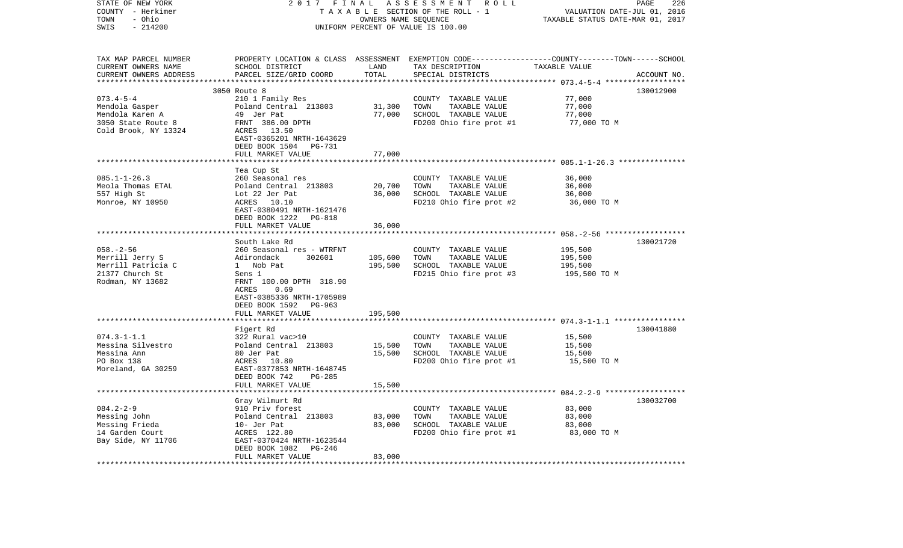STATE OF NEW YORK — 2017 FINAL ASSESSMENT ROLL
COUNTY - Herkimer — TAXABLE SECTION OF THE ROLL - 1 — VALUATION DATE-JUL 01, 2016
TOWN - Ohio — OWNERS NAME SEQUENCE — TAXABLE STATUS DATE-MAR 01, 2017
SWIS - 214200 — UNIFORM PERCENT OF VALUE IS 100.00

| TAX MAP PARCEL NUMBER / CURRENT OWNERS NAME / CURRENT OWNERS ADDRESS | PROPERTY LOCATION & CLASS / SCHOOL DISTRICT / PARCEL SIZE/GRID COORD | ASSESSMENT LAND | TOTAL | EXEMPTION CODE / TAX DESCRIPTION / SPECIAL DISTRICTS | COUNTY--------TOWN------SCHOOL TAXABLE VALUE | ACCOUNT NO. |
|---|---|---|---|---|---|---|
| 073.4-5-4 | 3050 Route 8 | | | | | 130012900 |
| | 210 1 Family Res | | | COUNTY TAXABLE VALUE | 77,000 | |
| Mendola Gasper | Poland Central 213803 | 31,300 | | TOWN TAXABLE VALUE | 77,000 | |
| Mendola Karen A | 49 Jer Pat | | 77,000 | SCHOOL TAXABLE VALUE | 77,000 | |
| 3050 State Route 8 | FRNT 386.00 DPTH | | | FD200 Ohio fire prot #1 | 77,000 TO M | |
| Cold Brook, NY 13324 | ACRES 13.50 | | | | | |
| | EAST-0365201 NRTH-1643629 | | | | | |
| | DEED BOOK 1504 PG-731 | | | | | |
| | FULL MARKET VALUE | | 77,000 | | | |
| 085.1-1-26.3 | Tea Cup St | | | | | |
| | 260 Seasonal res | | | COUNTY TAXABLE VALUE | 36,000 | |
| Meola Thomas ETAL | Poland Central 213803 | 20,700 | | TOWN TAXABLE VALUE | 36,000 | |
| 557 High St | Lot 22 Jer Pat | | 36,000 | SCHOOL TAXABLE VALUE | 36,000 | |
| Monroe, NY 10950 | ACRES 10.10 | | | FD210 Ohio fire prot #2 | 36,000 TO M | |
| | EAST-0380491 NRTH-1621476 | | | | | |
| | DEED BOOK 1222 PG-818 | | | | | |
| | FULL MARKET VALUE | | 36,000 | | | |
| 058.-2-56 | South Lake Rd | | | | | 130021720 |
| | 260 Seasonal res - WTRFNT | | | COUNTY TAXABLE VALUE | 195,500 | |
| Merrill Jerry S | Adirondack 302601 | 105,600 | | TOWN TAXABLE VALUE | 195,500 | |
| Merrill Patricia C | 1 Nob Pat | | 195,500 | SCHOOL TAXABLE VALUE | 195,500 | |
| 21377 Church St | Sens 1 | | | FD215 Ohio fire prot #3 | 195,500 TO M | |
| Rodman, NY 13682 | FRNT 100.00 DPTH 318.90 | | | | | |
| | ACRES 0.69 | | | | | |
| | EAST-0385336 NRTH-1705989 | | | | | |
| | DEED BOOK 1592 PG-963 | | | | | |
| | FULL MARKET VALUE | | 195,500 | | | |
| 074.3-1-1.1 | Figert Rd | | | | | 130041880 |
| | 322 Rural vac>10 | | | COUNTY TAXABLE VALUE | 15,500 | |
| Messina Silvestro | Poland Central 213803 | 15,500 | | TOWN TAXABLE VALUE | 15,500 | |
| Messina Ann | 80 Jer Pat | | 15,500 | SCHOOL TAXABLE VALUE | 15,500 | |
| PO Box 138 | ACRES 10.80 | | | FD200 Ohio fire prot #1 | 15,500 TO M | |
| Moreland, GA 30259 | EAST-0377853 NRTH-1648745 | | | | | |
| | DEED BOOK 742 PG-285 | | | | | |
| | FULL MARKET VALUE | | 15,500 | | | |
| 084.2-2-9 | Gray Wilmurt Rd | | | | | 130032700 |
| | 910 Priv forest | | | COUNTY TAXABLE VALUE | 83,000 | |
| Messing John | Poland Central 213803 | 83,000 | | TOWN TAXABLE VALUE | 83,000 | |
| Messing Frieda | 10- Jer Pat | | 83,000 | SCHOOL TAXABLE VALUE | 83,000 | |
| 14 Garden Court | ACRES 122.80 | | | FD200 Ohio fire prot #1 | 83,000 TO M | |
| Bay Side, NY 11706 | EAST-0370424 NRTH-1623544 | | | | | |
| | DEED BOOK 1082 PG-246 | | | | | |
| | FULL MARKET VALUE | | 83,000 | | | |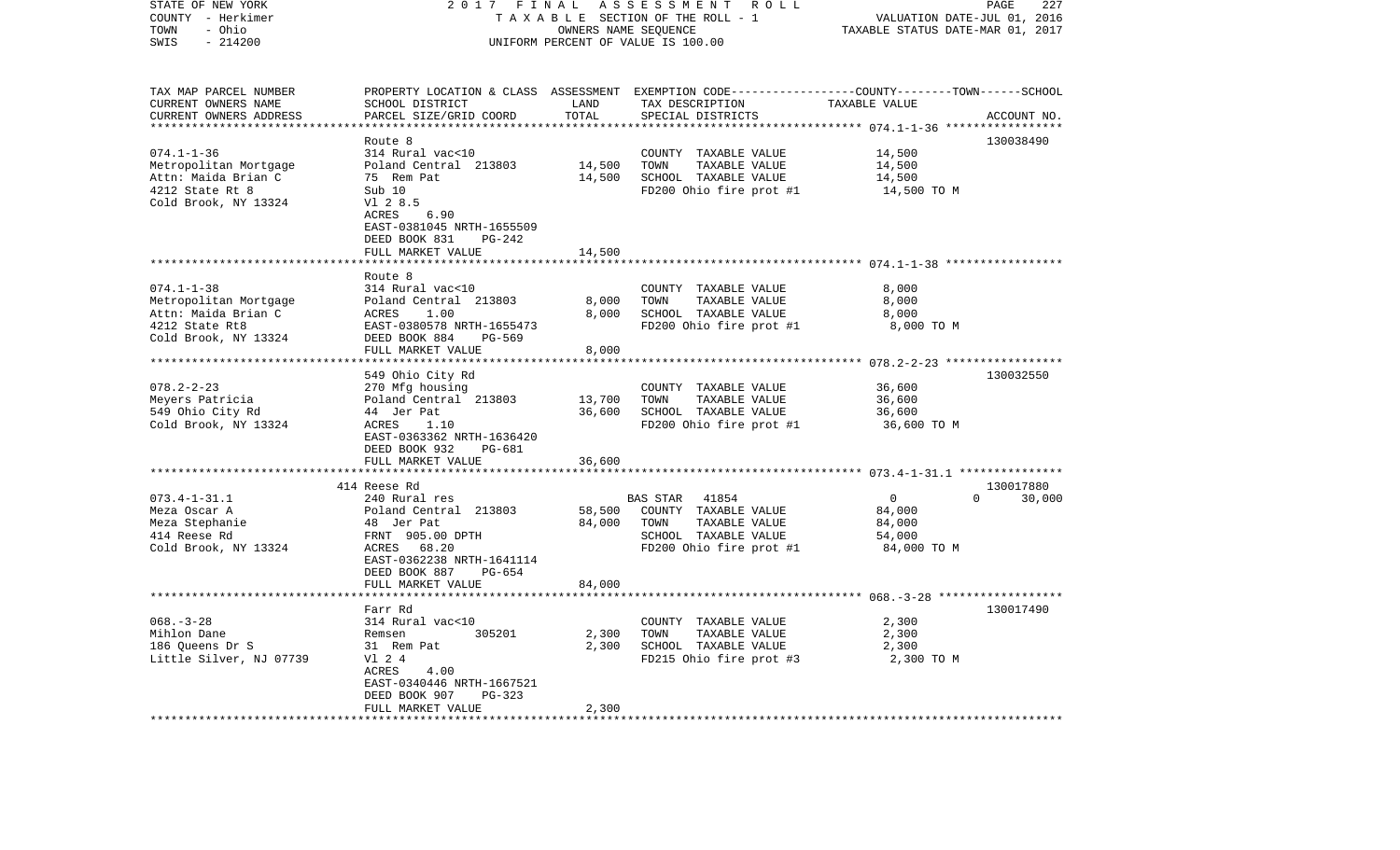STATE OF NEW YORK | 2 0 1 7 F I N A L A S S E S S M E N T R O L L | PAGE 227
COUNTY - Herkimer | T A X A B L E SECTION OF THE ROLL - 1 | VALUATION DATE-JUL 01, 2016
TOWN - Ohio | OWNERS NAME SEQUENCE | TAXABLE STATUS DATE-MAR 01, 2017
SWIS - 214200 | UNIFORM PERCENT OF VALUE IS 100.00

| TAX MAP PARCEL NUMBER / CURRENT OWNERS NAME / CURRENT OWNERS ADDRESS | PROPERTY LOCATION & CLASS / SCHOOL DISTRICT / PARCEL SIZE/GRID COORD | ASSESSMENT LAND / TOTAL | EXEMPTION CODE / TAX DESCRIPTION / SPECIAL DISTRICTS | COUNTY--------TOWN------SCHOOL TAXABLE VALUE | ACCOUNT NO. |
|---|---|---|---|---|---|
| **074.1-1-36** | Route 8 | | | | 130038490 |
| 074.1-1-36 | 314 Rural vac<10 | | COUNTY TAXABLE VALUE | 14,500 | |
| Metropolitan Mortgage | Poland Central 213803 | 14,500 | TOWN TAXABLE VALUE | 14,500 | |
| Attn: Maida Brian C | 75 Rem Pat | 14,500 | SCHOOL TAXABLE VALUE | 14,500 | |
| 4212 State Rt 8 | Sub 10 | | FD200 Ohio fire prot #1 | 14,500 TO M | |
| Cold Brook, NY 13324 | Vl 2 8.5 | | | | |
| | ACRES 6.90 | | | | |
| | EAST-0381045 NRTH-1655509 | | | | |
| | DEED BOOK 831 PG-242 | | | | |
| | FULL MARKET VALUE | 14,500 | | | |
| **074.1-1-38** | Route 8 | | | | |
| 074.1-1-38 | 314 Rural vac<10 | | COUNTY TAXABLE VALUE | 8,000 | |
| Metropolitan Mortgage | Poland Central 213803 | 8,000 | TOWN TAXABLE VALUE | 8,000 | |
| Attn: Maida Brian C | ACRES 1.00 | 8,000 | SCHOOL TAXABLE VALUE | 8,000 | |
| 4212 State Rt8 | EAST-0380578 NRTH-1655473 | | FD200 Ohio fire prot #1 | 8,000 TO M | |
| Cold Brook, NY 13324 | DEED BOOK 884 PG-569 | | | | |
| | FULL MARKET VALUE | 8,000 | | | |
| **078.2-2-23** | 549 Ohio City Rd | | | | 130032550 |
| 078.2-2-23 | 270 Mfg housing | | COUNTY TAXABLE VALUE | 36,600 | |
| Meyers Patricia | Poland Central 213803 | 13,700 | TOWN TAXABLE VALUE | 36,600 | |
| 549 Ohio City Rd | 44 Jer Pat | 36,600 | SCHOOL TAXABLE VALUE | 36,600 | |
| Cold Brook, NY 13324 | ACRES 1.10 | | FD200 Ohio fire prot #1 | 36,600 TO M | |
| | EAST-0363362 NRTH-1636420 | | | | |
| | DEED BOOK 932 PG-681 | | | | |
| | FULL MARKET VALUE | 36,600 | | | |
| **073.4-1-31.1** | 414 Reese Rd | | | | 130017880 |
| 073.4-1-31.1 | 240 Rural res | | BAS STAR 41854 | 0 0 30,000 | |
| Meza Oscar A | Poland Central 213803 | 58,500 | COUNTY TAXABLE VALUE | 84,000 | |
| Meza Stephanie | 48 Jer Pat | 84,000 | TOWN TAXABLE VALUE | 84,000 | |
| 414 Reese Rd | FRNT 905.00 DPTH | | SCHOOL TAXABLE VALUE | 54,000 | |
| Cold Brook, NY 13324 | ACRES 68.20 | | FD200 Ohio fire prot #1 | 84,000 TO M | |
| | EAST-0362238 NRTH-1641114 | | | | |
| | DEED BOOK 887 PG-654 | | | | |
| | FULL MARKET VALUE | 84,000 | | | |
| **068.-3-28** | Farr Rd | | | | 130017490 |
| 068.-3-28 | 314 Rural vac<10 | | COUNTY TAXABLE VALUE | 2,300 | |
| Mihlon Dane | Remsen 305201 | 2,300 | TOWN TAXABLE VALUE | 2,300 | |
| 186 Queens Dr S | 31 Rem Pat | 2,300 | SCHOOL TAXABLE VALUE | 2,300 | |
| Little Silver, NJ 07739 | Vl 2 4 | | FD215 Ohio fire prot #3 | 2,300 TO M | |
| | ACRES 4.00 | | | | |
| | EAST-0340446 NRTH-1667521 | | | | |
| | DEED BOOK 907 PG-323 | | | | |
| | FULL MARKET VALUE | 2,300 | | | |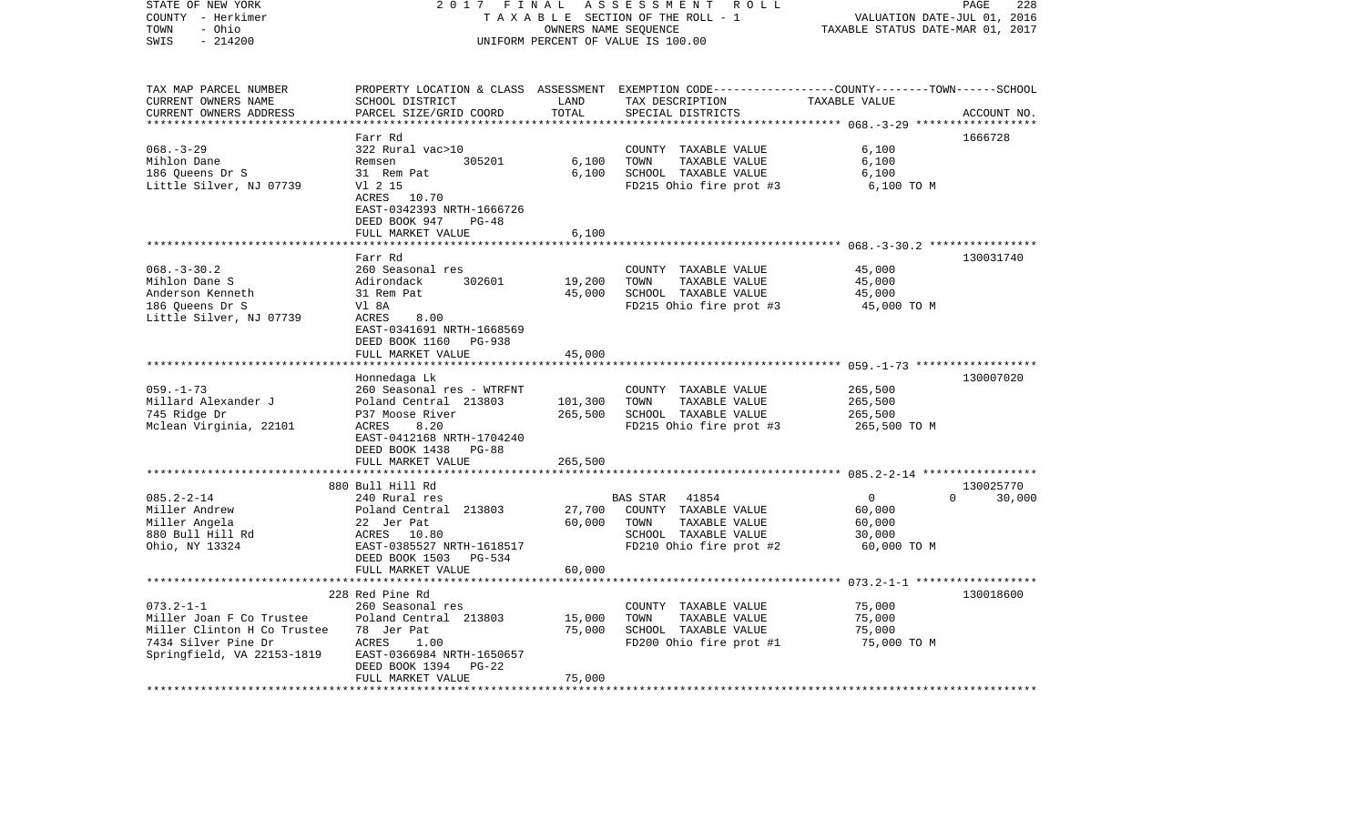STATE OF NEW YORK — 2017 FINAL ASSESSMENT ROLL — PAGE 228
COUNTY - Herkimer — TAXABLE SECTION OF THE ROLL - 1 — VALUATION DATE-JUL 01, 2016
TOWN - Ohio — OWNERS NAME SEQUENCE — TAXABLE STATUS DATE-MAR 01, 2017
SWIS - 214200 — UNIFORM PERCENT OF VALUE IS 100.00

| TAX MAP PARCEL NUMBER / CURRENT OWNERS NAME / CURRENT OWNERS ADDRESS | PROPERTY LOCATION & CLASS / SCHOOL DISTRICT / PARCEL SIZE/GRID COORD | ASSESSMENT LAND | TOTAL | EXEMPTION CODE / TAX DESCRIPTION / SPECIAL DISTRICTS | COUNTY--------TOWN------SCHOOL TAXABLE VALUE | ACCOUNT NO. |
|---|---|---|---|---|---|---|
| **068.-3-29** | Farr Rd | | | | | 1666728 |
| 068.-3-29 | 322 Rural vac>10 | | | COUNTY TAXABLE VALUE | 6,100 | |
| Mihlon Dane | Remsen 305201 | 6,100 | | TOWN TAXABLE VALUE | 6,100 | |
| 186 Queens Dr S | 31 Rem Pat | | 6,100 | SCHOOL TAXABLE VALUE | 6,100 | |
| Little Silver, NJ 07739 | Vl 2 15 | | | FD215 Ohio fire prot #3 | 6,100 TO M | |
| | ACRES 10.70 | | | | | |
| | EAST-0342393 NRTH-1666726 | | | | | |
| | DEED BOOK 947 PG-48 | | | | | |
| | FULL MARKET VALUE | | 6,100 | | | |
| **068.-3-30.2** | Farr Rd | | | | | 130031740 |
| 068.-3-30.2 | 260 Seasonal res | | | COUNTY TAXABLE VALUE | 45,000 | |
| Mihlon Dane S | Adirondack 302601 | 19,200 | | TOWN TAXABLE VALUE | 45,000 | |
| Anderson Kenneth | 31 Rem Pat | | 45,000 | SCHOOL TAXABLE VALUE | 45,000 | |
| 186 Queens Dr S | Vl 8A | | | FD215 Ohio fire prot #3 | 45,000 TO M | |
| Little Silver, NJ 07739 | ACRES 8.00 | | | | | |
| | EAST-0341691 NRTH-1668569 | | | | | |
| | DEED BOOK 1160 PG-938 | | | | | |
| | FULL MARKET VALUE | | 45,000 | | | |
| **059.-1-73** | Honnedaga Lk | | | | | 130007020 |
| 059.-1-73 | 260 Seasonal res - WTRFNT | | | COUNTY TAXABLE VALUE | 265,500 | |
| Millard Alexander J | Poland Central 213803 | 101,300 | | TOWN TAXABLE VALUE | 265,500 | |
| 745 Ridge Dr | P37 Moose River | | 265,500 | SCHOOL TAXABLE VALUE | 265,500 | |
| Mclean Virginia, 22101 | ACRES 8.20 | | | FD215 Ohio fire prot #3 | 265,500 TO M | |
| | EAST-0412168 NRTH-1704240 | | | | | |
| | DEED BOOK 1438 PG-88 | | | | | |
| | FULL MARKET VALUE | | 265,500 | | | |
| **085.2-2-14** | 880 Bull Hill Rd | | | | | 130025770 |
| 085.2-2-14 | 240 Rural res | | | BAS STAR 41854 | 0 0 30,000 | |
| Miller Andrew | Poland Central 213803 | 27,700 | | COUNTY TAXABLE VALUE | 60,000 | |
| Miller Angela | 22 Jer Pat | | 60,000 | TOWN TAXABLE VALUE | 60,000 | |
| 880 Bull Hill Rd | ACRES 10.80 | | | SCHOOL TAXABLE VALUE | 30,000 | |
| Ohio, NY 13324 | EAST-0385527 NRTH-1618517 | | | FD210 Ohio fire prot #2 | 60,000 TO M | |
| | DEED BOOK 1503 PG-534 | | | | | |
| | FULL MARKET VALUE | | 60,000 | | | |
| **073.2-1-1** | 228 Red Pine Rd | | | | | 130018600 |
| 073.2-1-1 | 260 Seasonal res | | | COUNTY TAXABLE VALUE | 75,000 | |
| Miller Joan F Co Trustee | Poland Central 213803 | 15,000 | | TOWN TAXABLE VALUE | 75,000 | |
| Miller Clinton H Co Trustee | 78 Jer Pat | | 75,000 | SCHOOL TAXABLE VALUE | 75,000 | |
| 7434 Silver Pine Dr | ACRES 1.00 | | | FD200 Ohio fire prot #1 | 75,000 TO M | |
| Springfield, VA 22153-1819 | EAST-0366984 NRTH-1650657 | | | | | |
| | DEED BOOK 1394 PG-22 | | | | | |
| | FULL MARKET VALUE | | 75,000 | | | |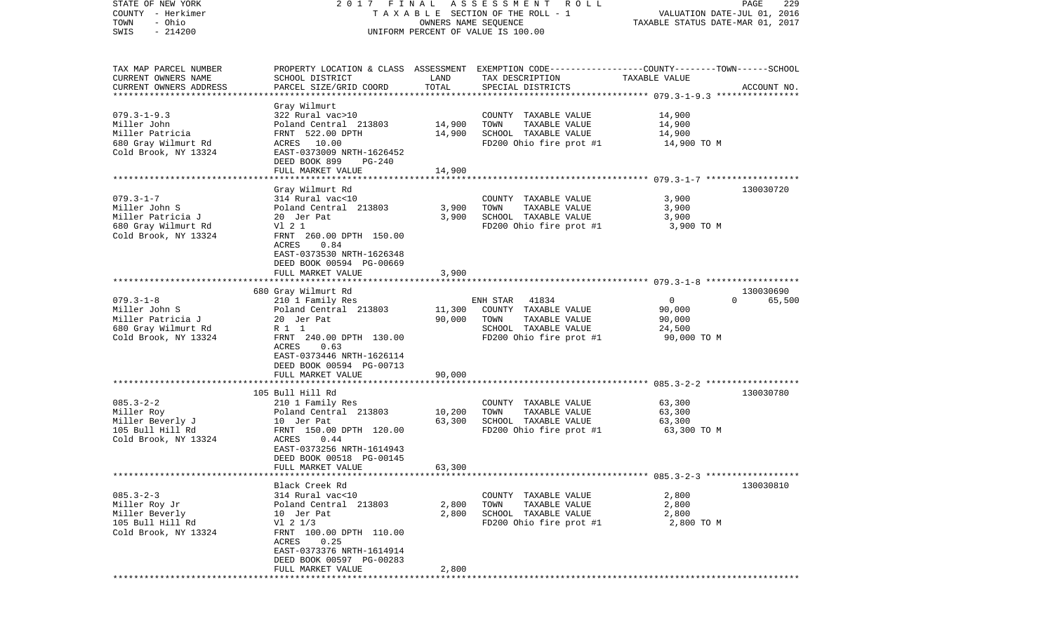STATE OF NEW YORK | 2017 FINAL ASSESSMENT ROLL | PAGE 229
COUNTY - Herkimer | TAXABLE SECTION OF THE ROLL - 1 | VALUATION DATE-JUL 01, 2016
TOWN - Ohio | OWNERS NAME SEQUENCE | TAXABLE STATUS DATE-MAR 01, 2017
SWIS - 214200 | UNIFORM PERCENT OF VALUE IS 100.00

| TAX MAP PARCEL NUMBER / CURRENT OWNERS NAME / CURRENT OWNERS ADDRESS | PROPERTY LOCATION & CLASS / SCHOOL DISTRICT / PARCEL SIZE/GRID COORD | ASSESSMENT LAND | TOTAL | EXEMPTION CODE / TAX DESCRIPTION / SPECIAL DISTRICTS | COUNTY / TOWN / SCHOOL TAXABLE VALUE | ACCOUNT NO. |
|---|---|---|---|---|---|---|
| **079.3-1-9.3** | Gray Wilmurt | | | | | |
| 079.3-1-9.3 | 322 Rural vac>10 | | | COUNTY TAXABLE VALUE | 14,900 | |
| Miller John | Poland Central 213803 | 14,900 | | TOWN TAXABLE VALUE | 14,900 | |
| Miller Patricia | FRNT 522.00 DPTH | | 14,900 | SCHOOL TAXABLE VALUE | 14,900 | |
| 680 Gray Wilmurt Rd | ACRES 10.00 | | | FD200 Ohio fire prot #1 | 14,900 TO M | |
| Cold Brook, NY 13324 | EAST-0373009 NRTH-1626452 | | | | | |
| | DEED BOOK 899 PG-240 | | | | | |
| | FULL MARKET VALUE | | 14,900 | | | |
| **079.3-1-7** | Gray Wilmurt Rd | | | | | 130030720 |
| 079.3-1-7 | 314 Rural vac<10 | | | COUNTY TAXABLE VALUE | 3,900 | |
| Miller John S | Poland Central 213803 | 3,900 | | TOWN TAXABLE VALUE | 3,900 | |
| Miller Patricia J | 20 Jer Pat | | 3,900 | SCHOOL TAXABLE VALUE | 3,900 | |
| 680 Gray Wilmurt Rd | Vl 2 1 | | | FD200 Ohio fire prot #1 | 3,900 TO M | |
| Cold Brook, NY 13324 | FRNT 260.00 DPTH 150.00 | | | | | |
| | ACRES 0.84 | | | | | |
| | EAST-0373530 NRTH-1626348 | | | | | |
| | DEED BOOK 00594 PG-00669 | | | | | |
| | FULL MARKET VALUE | | 3,900 | | | |
| **079.3-1-8** | 680 Gray Wilmurt Rd | | | | | 130030690 |
| 079.3-1-8 | 210 1 Family Res | | | ENH STAR 41834 | 0 / 0 / 65,500 | |
| Miller John S | Poland Central 213803 | 11,300 | | COUNTY TAXABLE VALUE | 90,000 | |
| Miller Patricia J | 20 Jer Pat | | 90,000 | TOWN TAXABLE VALUE | 90,000 | |
| 680 Gray Wilmurt Rd | R 1 1 | | | SCHOOL TAXABLE VALUE | 24,500 | |
| Cold Brook, NY 13324 | FRNT 240.00 DPTH 130.00 | | | FD200 Ohio fire prot #1 | 90,000 TO M | |
| | ACRES 0.63 | | | | | |
| | EAST-0373446 NRTH-1626114 | | | | | |
| | DEED BOOK 00594 PG-00713 | | | | | |
| | FULL MARKET VALUE | | 90,000 | | | |
| **085.3-2-2** | 105 Bull Hill Rd | | | | | 130030780 |
| 085.3-2-2 | 210 1 Family Res | | | COUNTY TAXABLE VALUE | 63,300 | |
| Miller Roy | Poland Central 213803 | 10,200 | | TOWN TAXABLE VALUE | 63,300 | |
| Miller Beverly J | 10 Jer Pat | | 63,300 | SCHOOL TAXABLE VALUE | 63,300 | |
| 105 Bull Hill Rd | FRNT 150.00 DPTH 120.00 | | | FD200 Ohio fire prot #1 | 63,300 TO M | |
| Cold Brook, NY 13324 | ACRES 0.44 | | | | | |
| | EAST-0373256 NRTH-1614943 | | | | | |
| | DEED BOOK 00518 PG-00145 | | | | | |
| | FULL MARKET VALUE | | 63,300 | | | |
| **085.3-2-3** | Black Creek Rd | | | | | 130030810 |
| 085.3-2-3 | 314 Rural vac<10 | | | COUNTY TAXABLE VALUE | 2,800 | |
| Miller Roy Jr | Poland Central 213803 | 2,800 | | TOWN TAXABLE VALUE | 2,800 | |
| Miller Beverly | 10 Jer Pat | | 2,800 | SCHOOL TAXABLE VALUE | 2,800 | |
| 105 Bull Hill Rd | Vl 2 1/3 | | | FD200 Ohio fire prot #1 | 2,800 TO M | |
| Cold Brook, NY 13324 | FRNT 100.00 DPTH 110.00 | | | | | |
| | ACRES 0.25 | | | | | |
| | EAST-0373376 NRTH-1614914 | | | | | |
| | DEED BOOK 00597 PG-00283 | | | | | |
| | FULL MARKET VALUE | | 2,800 | | | |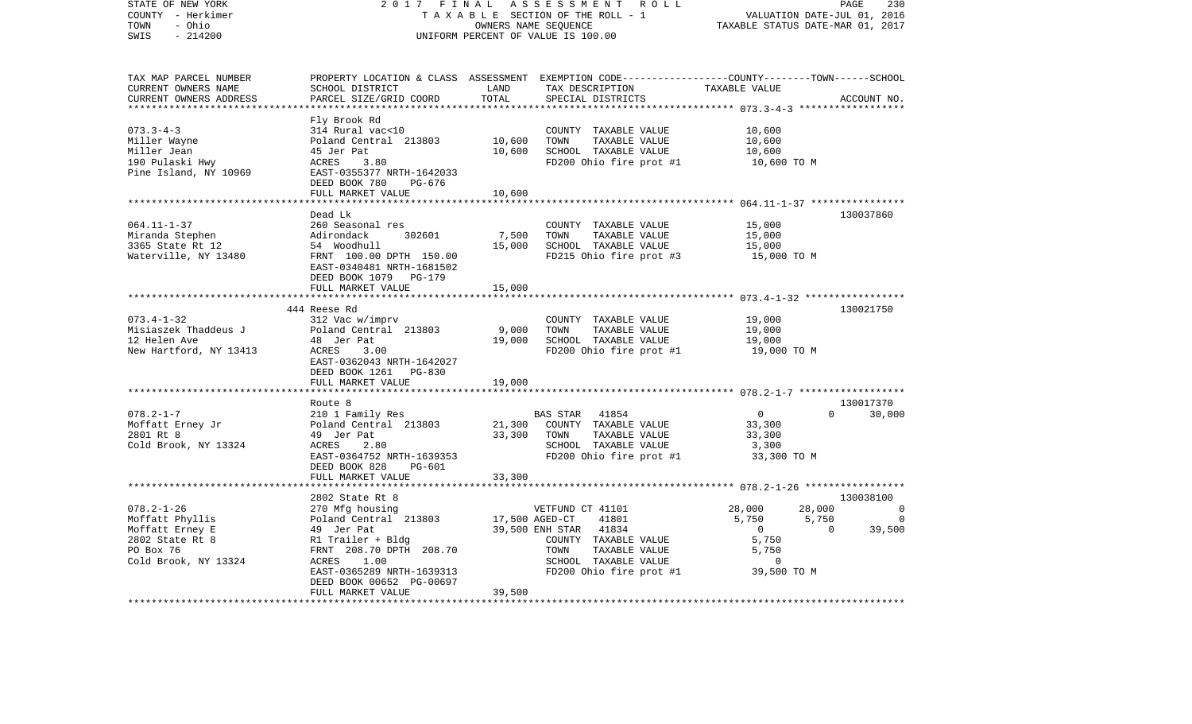STATE OF NEW YORK | 2 0 1 7 F I N A L A S S E S S M E N T R O L L | PAGE 230
COUNTY - Herkimer | T A X A B L E SECTION OF THE ROLL - 1 | VALUATION DATE-JUL 01, 2016
TOWN - Ohio | OWNERS NAME SEQUENCE | TAXABLE STATUS DATE-MAR 01, 2017
SWIS - 214200 | UNIFORM PERCENT OF VALUE IS 100.00

```
TAX MAP PARCEL NUMBER          PROPERTY LOCATION & CLASS  ASSESSMENT  EXEMPTION CODE-----------------COUNTY--------TOWN------SCHOOL
CURRENT OWNERS NAME            SCHOOL DISTRICT               LAND      TAX DESCRIPTION              TAXABLE VALUE
CURRENT OWNERS ADDRESS         PARCEL SIZE/GRID COORD        TOTAL     SPECIAL DISTRICTS                                   ACCOUNT NO.
******************************************************************************************************* 073.3-4-3 ******************
                               Fly Brook Rd
073.3-4-3                      314 Rural vac<10                         COUNTY  TAXABLE VALUE             10,600
Miller Wayne                   Poland Central  213803       10,600      TOWN    TAXABLE VALUE             10,600
Miller Jean                    45 Jer Pat                   10,600      SCHOOL  TAXABLE VALUE             10,600
190 Pulaski Hwy                ACRES    3.80                            FD200 Ohio fire prot #1            10,600 TO M
Pine Island, NY 10969          EAST-0355377 NRTH-1642033
                               DEED BOOK 780    PG-676
                               FULL MARKET VALUE            10,600
******************************************************************************************************* 064.11-1-37 ****************
                               Dead Lk                                                                             130037860
064.11-1-37                    260 Seasonal res                         COUNTY  TAXABLE VALUE             15,000
Miranda Stephen                Adirondack      302601        7,500      TOWN    TAXABLE VALUE             15,000
3365 State Rt 12               54  Woodhull                 15,000      SCHOOL  TAXABLE VALUE             15,000
Waterville, NY 13480           FRNT 100.00 DPTH 150.00                  FD215 Ohio fire prot #3            15,000 TO M
                               EAST-0340481 NRTH-1681502
                               DEED BOOK 1079   PG-179
                               FULL MARKET VALUE            15,000
******************************************************************************************************* 073.4-1-32 *****************
                               444 Reese Rd                                                                        130021750
073.4-1-32                     312 Vac w/imprv                          COUNTY  TAXABLE VALUE             19,000
Misiaszek Thaddeus J           Poland Central  213803        9,000      TOWN    TAXABLE VALUE             19,000
12 Helen Ave                   48  Jer Pat                  19,000      SCHOOL  TAXABLE VALUE             19,000
New Hartford, NY 13413         ACRES    3.00                            FD200 Ohio fire prot #1            19,000 TO M
                               EAST-0362043 NRTH-1642027
                               DEED BOOK 1261   PG-830
                               FULL MARKET VALUE            19,000
******************************************************************************************************* 078.2-1-7 ******************
                               Route 8                                                                             130017370
078.2-1-7                      210 1 Family Res                         BAS STAR   41854                   0             0       30,000
Moffatt Erney Jr               Poland Central  213803       21,300      COUNTY  TAXABLE VALUE             33,300
2801 Rt 8                      49  Jer Pat                  33,300      TOWN    TAXABLE VALUE             33,300
Cold Brook, NY 13324           ACRES    2.80                            SCHOOL  TAXABLE VALUE              3,300
                               EAST-0364752 NRTH-1639353                FD200 Ohio fire prot #1            33,300 TO M
                               DEED BOOK 828    PG-601
                               FULL MARKET VALUE            33,300
******************************************************************************************************* 078.2-1-26 *****************
                               2802 State Rt 8                                                                     130038100
078.2-1-26                     270 Mfg housing                          VETFUND CT 41101              28,000        28,000            0
Moffatt Phyllis                Poland Central  213803       17,500 AGED-CT     41801                   5,750         5,750            0
Moffatt Erney E                49  Jer Pat                  39,500 ENH STAR    41834                       0             0       39,500
2802 State Rt 8                R1 Trailer + Bldg                        COUNTY  TAXABLE VALUE              5,750
PO Box 76                      FRNT 208.70 DPTH 208.70                  TOWN    TAXABLE VALUE              5,750
Cold Brook, NY 13324           ACRES    1.00                            SCHOOL  TAXABLE VALUE                  0
                               EAST-0365289 NRTH-1639313                FD200 Ohio fire prot #1            39,500 TO M
                               DEED BOOK 00652 PG-00697
                               FULL MARKET VALUE            39,500
************************************************************************************************************************************
```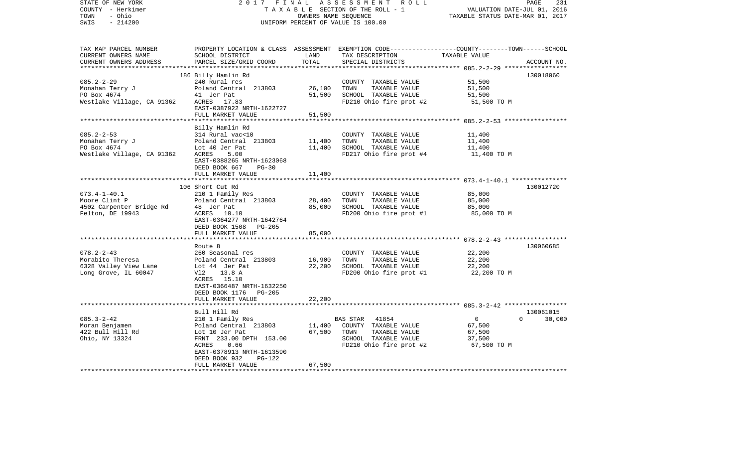STATE OF NEW YORK — 2017 FINAL ASSESSMENT ROLL
COUNTY - Herkimer — TAXABLE SECTION OF THE ROLL - 1 — VALUATION DATE-JUL 01, 2016
TOWN - Ohio — OWNERS NAME SEQUENCE — TAXABLE STATUS DATE-MAR 01, 2017
SWIS - 214200 — UNIFORM PERCENT OF VALUE IS 100.00

| TAX MAP PARCEL NUMBER / CURRENT OWNERS NAME / CURRENT OWNERS ADDRESS | PROPERTY LOCATION & CLASS / SCHOOL DISTRICT / PARCEL SIZE/GRID COORD | ASSESSMENT LAND | TOTAL | EXEMPTION CODE / TAX DESCRIPTION / SPECIAL DISTRICTS | COUNTY / TOWN / SCHOOL TAXABLE VALUE | ACCOUNT NO. |
|---|---|---|---|---|---|---|
| 085.2-2-29 | 186 Billy Hamlin Rd | | | | | 130018060 |
| Monahan Terry J | 240 Rural res | | | COUNTY TAXABLE VALUE | 51,500 | |
| PO Box 4674 | Poland Central 213803 | 26,100 | | TOWN TAXABLE VALUE | 51,500 | |
| Westlake Village, CA 91362 | 41 Jer Pat | | 51,500 | SCHOOL TAXABLE VALUE | 51,500 | |
| | ACRES 17.83 | | | FD210 Ohio fire prot #2 | 51,500 TO M | |
| | EAST-0387922 NRTH-1622727 | | | | | |
| | FULL MARKET VALUE | | 51,500 | | | |
| 085.2-2-53 | Billy Hamlin Rd | | | | | |
| Monahan Terry J | 314 Rural vac<10 | | | COUNTY TAXABLE VALUE | 11,400 | |
| PO Box 4674 | Poland Central 213803 | 11,400 | | TOWN TAXABLE VALUE | 11,400 | |
| Westlake Village, CA 91362 | Lot 40 Jer Pat | | 11,400 | SCHOOL TAXABLE VALUE | 11,400 | |
| | ACRES 5.00 | | | FD217 Ohio fire prot #4 | 11,400 TO M | |
| | EAST-0388265 NRTH-1623068 | | | | | |
| | DEED BOOK 667 PG-30 | | | | | |
| | FULL MARKET VALUE | | 11,400 | | | |
| 073.4-1-40.1 | 106 Short Cut Rd | | | | | 130012720 |
| Moore Clint P | 210 1 Family Res | | | COUNTY TAXABLE VALUE | 85,000 | |
| 4502 Carpenter Bridge Rd | Poland Central 213803 | 28,400 | | TOWN TAXABLE VALUE | 85,000 | |
| Felton, DE 19943 | 48 Jer Pat | | 85,000 | SCHOOL TAXABLE VALUE | 85,000 | |
| | ACRES 10.10 | | | FD200 Ohio fire prot #1 | 85,000 TO M | |
| | EAST-0364277 NRTH-1642764 | | | | | |
| | DEED BOOK 1508 PG-205 | | | | | |
| | FULL MARKET VALUE | | 85,000 | | | |
| 078.2-2-43 | Route 8 | | | | | 130060685 |
| Morabito Theresa | 260 Seasonal res | | | COUNTY TAXABLE VALUE | 22,200 | |
| 6328 Valley View Lane | Poland Central 213803 | 16,900 | | TOWN TAXABLE VALUE | 22,200 | |
| Long Grove, IL 60047 | Lot 44 Jer Pat | | 22,200 | SCHOOL TAXABLE VALUE | 22,200 | |
| | Vl2 13.8 A | | | FD200 Ohio fire prot #1 | 22,200 TO M | |
| | ACRES 15.10 | | | | | |
| | EAST-0366487 NRTH-1632250 | | | | | |
| | DEED BOOK 1176 PG-205 | | | | | |
| | FULL MARKET VALUE | | 22,200 | | | |
| 085.3-2-42 | Bull Hill Rd | | | | | 130061015 |
| Moran Benjamen | 210 1 Family Res | | | BAS STAR 41854 | 0 / 0 / 30,000 | |
| 422 Bull Hill Rd | Poland Central 213803 | 11,400 | | COUNTY TAXABLE VALUE | 67,500 | |
| Ohio, NY 13324 | Lot 10 Jer Pat | | 67,500 | TOWN TAXABLE VALUE | 67,500 | |
| | FRNT 233.00 DPTH 153.00 | | | SCHOOL TAXABLE VALUE | 37,500 | |
| | ACRES 0.66 | | | FD210 Ohio fire prot #2 | 67,500 TO M | |
| | EAST-0378913 NRTH-1613590 | | | | | |
| | DEED BOOK 932 PG-122 | | | | | |
| | FULL MARKET VALUE | | 67,500 | | | |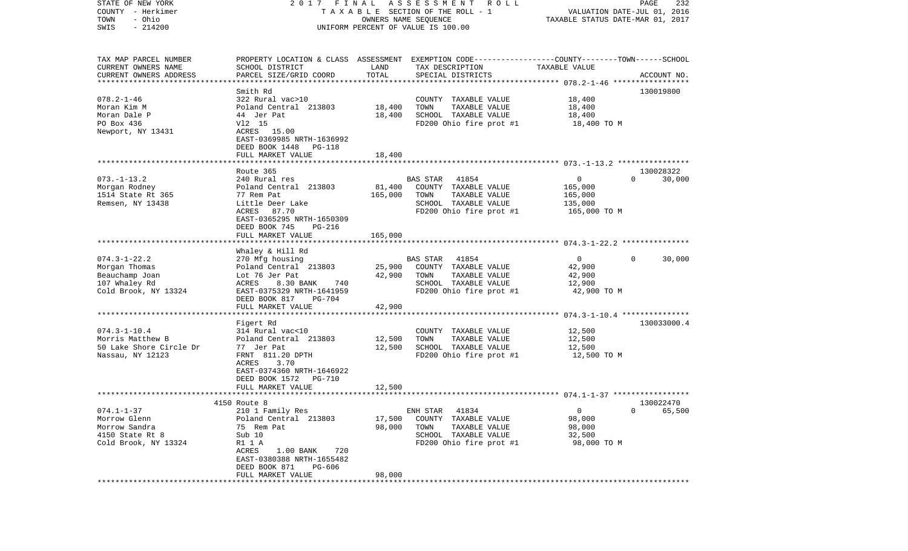STATE OF NEW YORK
COUNTY - Herkimer
TOWN - Ohio
SWIS - 214200

2017 FINAL ASSESSMENT ROLL
TAXABLE SECTION OF THE ROLL - 1
OWNERS NAME SEQUENCE
UNIFORM PERCENT OF VALUE IS 100.00

VALUATION DATE-JUL 01, 2016
TAXABLE STATUS DATE-MAR 01, 2017

| TAX MAP PARCEL NUMBER / CURRENT OWNERS NAME / CURRENT OWNERS ADDRESS | PROPERTY LOCATION & CLASS / SCHOOL DISTRICT / PARCEL SIZE/GRID COORD | ASSESSMENT LAND | TOTAL | EXEMPTION CODE / TAX DESCRIPTION / SPECIAL DISTRICTS | COUNTY--------TOWN------SCHOOL TAXABLE VALUE | ACCOUNT NO. |
|---|---|---|---|---|---|---|
| 078.2-1-46 | Smith Rd | | | | | 130019800 |
| 078.2-1-46 | 322 Rural vac>10 | | | COUNTY TAXABLE VALUE | 18,400 | |
| Moran Kim M | Poland Central 213803 | 18,400 | | TOWN TAXABLE VALUE | 18,400 | |
| Moran Dale P | 44 Jer Pat | | 18,400 | SCHOOL TAXABLE VALUE | 18,400 | |
| PO Box 436 | Vl2 15 | | | FD200 Ohio fire prot #1 | 18,400 TO M | |
| Newport, NY 13431 | ACRES 15.00 | | | | | |
| | EAST-0369985 NRTH-1636992 | | | | | |
| | DEED BOOK 1448 PG-118 | | | | | |
| | FULL MARKET VALUE | | 18,400 | | | |
| 073.-1-13.2 | Route 365 | | | | | 130028322 |
| 073.-1-13.2 | 240 Rural res | | | BAS STAR 41854 | 0 0 30,000 | |
| Morgan Rodney | Poland Central 213803 | 81,400 | | COUNTY TAXABLE VALUE | 165,000 | |
| 1514 State Rt 365 | 77 Rem Pat | | 165,000 | TOWN TAXABLE VALUE | 165,000 | |
| Remsen, NY 13438 | Little Deer Lake | | | SCHOOL TAXABLE VALUE | 135,000 | |
| | ACRES 87.70 | | | FD200 Ohio fire prot #1 | 165,000 TO M | |
| | EAST-0365295 NRTH-1650309 | | | | | |
| | DEED BOOK 745 PG-216 | | | | | |
| | FULL MARKET VALUE | | 165,000 | | | |
| 074.3-1-22.2 | Whaley & Hill Rd | | | | | |
| 074.3-1-22.2 | 270 Mfg housing | | | BAS STAR 41854 | 0 0 30,000 | |
| Morgan Thomas | Poland Central 213803 | 25,900 | | COUNTY TAXABLE VALUE | 42,900 | |
| Beauchamp Joan | Lot 76 Jer Pat | | 42,900 | TOWN TAXABLE VALUE | 42,900 | |
| 107 Whaley Rd | ACRES 8.30 BANK 740 | | | SCHOOL TAXABLE VALUE | 12,900 | |
| Cold Brook, NY 13324 | EAST-0375329 NRTH-1641959 | | | FD200 Ohio fire prot #1 | 42,900 TO M | |
| | DEED BOOK 817 PG-704 | | | | | |
| | FULL MARKET VALUE | | 42,900 | | | |
| 074.3-1-10.4 | Figert Rd | | | | | 130033000.4 |
| 074.3-1-10.4 | 314 Rural vac<10 | | | COUNTY TAXABLE VALUE | 12,500 | |
| Morris Matthew B | Poland Central 213803 | 12,500 | | TOWN TAXABLE VALUE | 12,500 | |
| 50 Lake Shore Circle Dr | 77 Jer Pat | | 12,500 | SCHOOL TAXABLE VALUE | 12,500 | |
| Nassau, NY 12123 | FRNT 811.20 DPTH | | | FD200 Ohio fire prot #1 | 12,500 TO M | |
| | ACRES 3.70 | | | | | |
| | EAST-0374360 NRTH-1646922 | | | | | |
| | DEED BOOK 1572 PG-710 | | | | | |
| | FULL MARKET VALUE | | 12,500 | | | |
| 074.1-1-37 | 4150 Route 8 | | | | | 130022470 |
| 074.1-1-37 | 210 1 Family Res | | | ENH STAR 41834 | 0 0 65,500 | |
| Morrow Glenn | Poland Central 213803 | 17,500 | | COUNTY TAXABLE VALUE | 98,000 | |
| Morrow Sandra | 75 Rem Pat | | 98,000 | TOWN TAXABLE VALUE | 98,000 | |
| 4150 State Rt 8 | Sub 10 | | | SCHOOL TAXABLE VALUE | 32,500 | |
| Cold Brook, NY 13324 | R1 1 A | | | FD200 Ohio fire prot #1 | 98,000 TO M | |
| | ACRES 1.00 BANK 720 | | | | | |
| | EAST-0380388 NRTH-1655482 | | | | | |
| | DEED BOOK 871 PG-606 | | | | | |
| | FULL MARKET VALUE | | 98,000 | | | |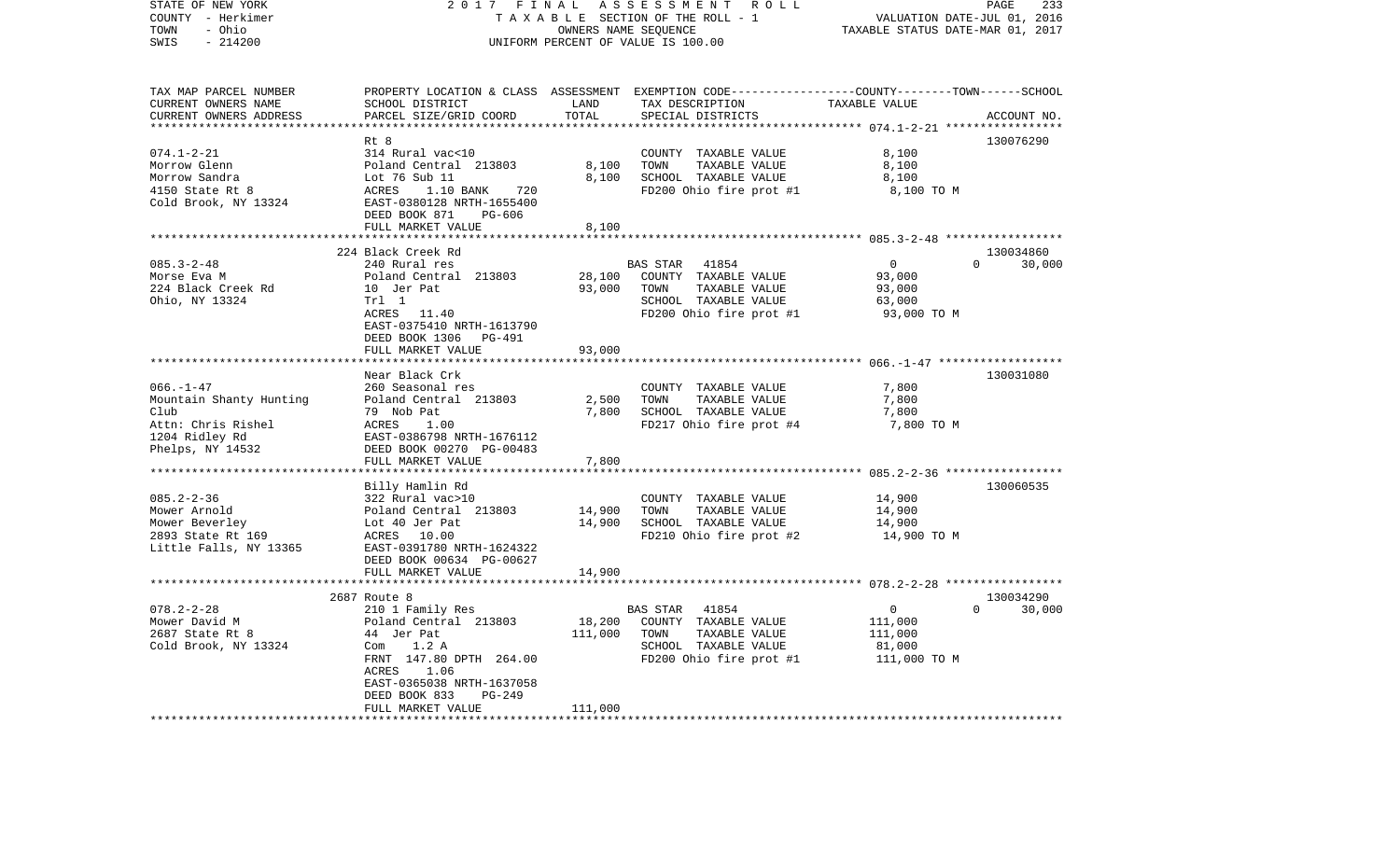STATE OF NEW YORK | 2017 FINAL ASSESSMENT ROLL | VALUATION DATE-JUL 01, 2016
COUNTY - Herkimer | TAXABLE SECTION OF THE ROLL - 1 | TAXABLE STATUS DATE-MAR 01, 2017
TOWN - Ohio | OWNERS NAME SEQUENCE
SWIS - 214200 | UNIFORM PERCENT OF VALUE IS 100.00

| TAX MAP PARCEL NUMBER / CURRENT OWNERS NAME / CURRENT OWNERS ADDRESS | PROPERTY LOCATION & CLASS / SCHOOL DISTRICT / PARCEL SIZE/GRID COORD | ASSESSMENT LAND | TOTAL | EXEMPTION CODE / TAX DESCRIPTION / SPECIAL DISTRICTS | COUNTY | TOWN | SCHOOL / TAXABLE VALUE | ACCOUNT NO. |
|---|---|---|---|---|---|---|---|---|
| 074.1-2-21 | Rt 8 | | | | | | | 130076290 |
| Morrow Glenn | 314 Rural vac<10 | | | COUNTY TAXABLE VALUE | 8,100 | | | |
| Morrow Sandra | Poland Central 213803 | 8,100 | | TOWN TAXABLE VALUE | | 8,100 | | |
| 4150 State Rt 8 | Lot 76 Sub 11 | | 8,100 | SCHOOL TAXABLE VALUE | | | 8,100 | |
| Cold Brook, NY 13324 | ACRES 1.10 BANK 720 | | | FD200 Ohio fire prot #1 | 8,100 TO M | | | |
| | EAST-0380128 NRTH-1655400 | | | | | | | |
| | DEED BOOK 871 PG-606 | | | | | | | |
| | FULL MARKET VALUE | | 8,100 | | | | | |
| 085.3-2-48 | 224 Black Creek Rd | | | | | | | 130034860 |
| Morse Eva M | 240 Rural res | | | BAS STAR 41854 | 0 | 0 | 30,000 | |
| 224 Black Creek Rd | Poland Central 213803 | 28,100 | | COUNTY TAXABLE VALUE | 93,000 | | | |
| Ohio, NY 13324 | 10 Jer Pat | | 93,000 | TOWN TAXABLE VALUE | | 93,000 | | |
| | Trl 1 | | | SCHOOL TAXABLE VALUE | | | 63,000 | |
| | ACRES 11.40 | | | FD200 Ohio fire prot #1 | 93,000 TO M | | | |
| | EAST-0375410 NRTH-1613790 | | | | | | | |
| | DEED BOOK 1306 PG-491 | | | | | | | |
| | FULL MARKET VALUE | | 93,000 | | | | | |
| 066.-1-47 | Near Black Crk | | | | | | | 130031080 |
| Mountain Shanty Hunting | 260 Seasonal res | | | COUNTY TAXABLE VALUE | 7,800 | | | |
| Club | Poland Central 213803 | 2,500 | | TOWN TAXABLE VALUE | | 7,800 | | |
| Attn: Chris Rishel | 79 Nob Pat | | 7,800 | SCHOOL TAXABLE VALUE | | | 7,800 | |
| 1204 Ridley Rd | ACRES 1.00 | | | FD217 Ohio fire prot #4 | 7,800 TO M | | | |
| Phelps, NY 14532 | EAST-0386798 NRTH-1676112 | | | | | | | |
| | DEED BOOK 00270 PG-00483 | | | | | | | |
| | FULL MARKET VALUE | | 7,800 | | | | | |
| 085.2-2-36 | Billy Hamlin Rd | | | | | | | 130060535 |
| Mower Arnold | 322 Rural vac>10 | | | COUNTY TAXABLE VALUE | 14,900 | | | |
| Mower Beverley | Poland Central 213803 | 14,900 | | TOWN TAXABLE VALUE | | 14,900 | | |
| 2893 State Rt 169 | Lot 40 Jer Pat | | 14,900 | SCHOOL TAXABLE VALUE | | | 14,900 | |
| Little Falls, NY 13365 | ACRES 10.00 | | | FD210 Ohio fire prot #2 | 14,900 TO M | | | |
| | EAST-0391780 NRTH-1624322 | | | | | | | |
| | DEED BOOK 00634 PG-00627 | | | | | | | |
| | FULL MARKET VALUE | | 14,900 | | | | | |
| 078.2-2-28 | 2687 Route 8 | | | | | | | 130034290 |
| Mower David M | 210 1 Family Res | | | BAS STAR 41854 | 0 | 0 | 30,000 | |
| 2687 State Rt 8 | Poland Central 213803 | 18,200 | | COUNTY TAXABLE VALUE | 111,000 | | | |
| Cold Brook, NY 13324 | 44 Jer Pat | | 111,000 | TOWN TAXABLE VALUE | | 111,000 | | |
| | Com 1.2 A | | | SCHOOL TAXABLE VALUE | | | 81,000 | |
| | FRNT 147.80 DPTH 264.00 | | | FD200 Ohio fire prot #1 | 111,000 TO M | | | |
| | ACRES 1.06 | | | | | | | |
| | EAST-0365038 NRTH-1637058 | | | | | | | |
| | DEED BOOK 833 PG-249 | | | | | | | |
| | FULL MARKET VALUE | | 111,000 | | | | | |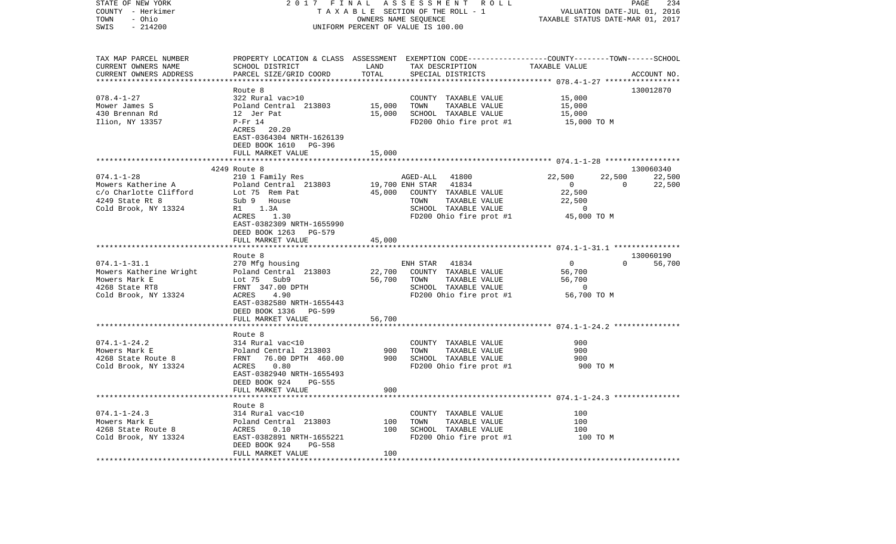STATE OF NEW YORK | 2017 FINAL ASSESSMENT ROLL | PAGE 234
COUNTY - Herkimer | TAXABLE SECTION OF THE ROLL - 1 | VALUATION DATE-JUL 01, 2016
TOWN - Ohio | OWNERS NAME SEQUENCE | TAXABLE STATUS DATE-MAR 01, 2017
SWIS - 214200 | UNIFORM PERCENT OF VALUE IS 100.00

| TAX MAP PARCEL NUMBER / CURRENT OWNERS NAME / CURRENT OWNERS ADDRESS | PROPERTY LOCATION & CLASS / SCHOOL DISTRICT / PARCEL SIZE/GRID COORD | ASSESSMENT LAND / TOTAL | EXEMPTION CODE / TAX DESCRIPTION / SPECIAL DISTRICTS | COUNTY | TOWN | SCHOOL / ACCOUNT NO. |
|---|---|---|---|---|---|---|
| **078.4-1-27** | Route 8 | | | | | 130012870 |
| Mower James S | 322 Rural vac>10 | | COUNTY TAXABLE VALUE | 15,000 | | |
| 430 Brennan Rd | Poland Central 213803 | 15,000 | TOWN TAXABLE VALUE | | 15,000 | |
| Ilion, NY 13357 | 12 Jer Pat | 15,000 | SCHOOL TAXABLE VALUE | | | 15,000 |
| | P-Fr 14 | | FD200 Ohio fire prot #1 | 15,000 TO M | | |
| | ACRES 20.20 | | | | | |
| | EAST-0364304 NRTH-1626139 | | | | | |
| | DEED BOOK 1610 PG-396 | | | | | |
| | FULL MARKET VALUE | 15,000 | | | | |
| **074.1-1-28** | 4249 Route 8 | | | | | 130060340 |
| Mowers Katherine A | 210 1 Family Res | | AGED-ALL 41800 | 22,500 | 22,500 | 22,500 |
| c/o Charlotte Clifford | Poland Central 213803 | 19,700 | ENH STAR 41834 | 0 | 0 | 22,500 |
| 4249 State Rt 8 | Lot 75 Rem Pat | 45,000 | COUNTY TAXABLE VALUE | 22,500 | | |
| Cold Brook, NY 13324 | Sub 9 House | | TOWN TAXABLE VALUE | | 22,500 | |
| | R1 1.3A | | SCHOOL TAXABLE VALUE | | | 0 |
| | ACRES 1.30 | | FD200 Ohio fire prot #1 | 45,000 TO M | | |
| | EAST-0382309 NRTH-1655990 | | | | | |
| | DEED BOOK 1263 PG-579 | | | | | |
| | FULL MARKET VALUE | 45,000 | | | | |
| **074.1-1-31.1** | Route 8 | | | | | 130060190 |
| Mowers Katherine Wright | 270 Mfg housing | | ENH STAR 41834 | 0 | 0 | 56,700 |
| Mowers Mark E | Poland Central 213803 | 22,700 | COUNTY TAXABLE VALUE | 56,700 | | |
| 4268 State RT8 | Lot 75 Sub9 | 56,700 | TOWN TAXABLE VALUE | | 56,700 | |
| Cold Brook, NY 13324 | FRNT 347.00 DPTH | | SCHOOL TAXABLE VALUE | | | 0 |
| | ACRES 4.90 | | FD200 Ohio fire prot #1 | 56,700 TO M | | |
| | EAST-0382580 NRTH-1655443 | | | | | |
| | DEED BOOK 1336 PG-599 | | | | | |
| | FULL MARKET VALUE | 56,700 | | | | |
| **074.1-1-24.2** | Route 8 | | | | | |
| Mowers Mark E | 314 Rural vac<10 | | COUNTY TAXABLE VALUE | 900 | | |
| 4268 State Route 8 | Poland Central 213803 | 900 | TOWN TAXABLE VALUE | | 900 | |
| Cold Brook, NY 13324 | FRNT 76.00 DPTH 460.00 | 900 | SCHOOL TAXABLE VALUE | | | 900 |
| | ACRES 0.80 | | FD200 Ohio fire prot #1 | 900 TO M | | |
| | EAST-0382940 NRTH-1655493 | | | | | |
| | DEED BOOK 924 PG-555 | | | | | |
| | FULL MARKET VALUE | 900 | | | | |
| **074.1-1-24.3** | Route 8 | | | | | |
| Mowers Mark E | 314 Rural vac<10 | | COUNTY TAXABLE VALUE | 100 | | |
| 4268 State Route 8 | Poland Central 213803 | 100 | TOWN TAXABLE VALUE | | 100 | |
| Cold Brook, NY 13324 | ACRES 0.10 | 100 | SCHOOL TAXABLE VALUE | | | 100 |
| | EAST-0382891 NRTH-1655221 | | FD200 Ohio fire prot #1 | 100 TO M | | |
| | DEED BOOK 924 PG-558 | | | | | |
| | FULL MARKET VALUE | 100 | | | | |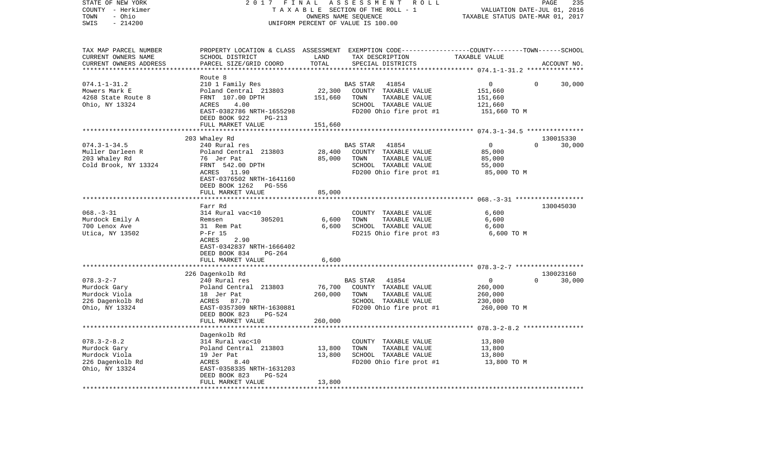STATE OF NEW YORK — 2017 FINAL ASSESSMENT ROLL — TAXABLE SECTION OF THE ROLL - 1 — VALUATION DATE-JUL 01, 2016
COUNTY - Herkimer — OWNERS NAME SEQUENCE — TAXABLE STATUS DATE-MAR 01, 2017
TOWN - Ohio
SWIS - 214200 — UNIFORM PERCENT OF VALUE IS 100.00

| TAX MAP PARCEL NUMBER / CURRENT OWNERS NAME / CURRENT OWNERS ADDRESS | PROPERTY LOCATION & CLASS / SCHOOL DISTRICT / PARCEL SIZE/GRID COORD | ASSESSMENT LAND | ASSESSMENT TOTAL | EXEMPTION CODE / TAX DESCRIPTION / SPECIAL DISTRICTS | COUNTY TAXABLE VALUE | TOWN | SCHOOL / ACCOUNT NO. |
|---|---|---|---|---|---|---|---|
| **074.1-1-31.2** | Route 8 | | | | | | |
| 074.1-1-31.2 | 210 1 Family Res | | | BAS STAR 41854 | 0 | 0 | 30,000 |
| Mowers Mark E | Poland Central 213803 | 22,300 | | COUNTY TAXABLE VALUE | 151,660 | | |
| 4268 State Route 8 | FRNT 107.00 DPTH | | 151,660 | TOWN TAXABLE VALUE | 151,660 | | |
| Ohio, NY 13324 | ACRES 4.00 | | | SCHOOL TAXABLE VALUE | 121,660 | | |
| | EAST-0382786 NRTH-1655298 | | | FD200 Ohio fire prot #1 | 151,660 TO M | | |
| | DEED BOOK 922 PG-213 | | | | | | |
| | FULL MARKET VALUE | | 151,660 | | | | |
| **074.3-1-34.5** | 203 Whaley Rd | | | | | | 130015330 |
| 074.3-1-34.5 | 240 Rural res | | | BAS STAR 41854 | 0 | 0 | 30,000 |
| Muller Darleen R | Poland Central 213803 | 28,400 | | COUNTY TAXABLE VALUE | 85,000 | | |
| 203 Whaley Rd | 76 Jer Pat | | 85,000 | TOWN TAXABLE VALUE | 85,000 | | |
| Cold Brook, NY 13324 | FRNT 542.00 DPTH | | | SCHOOL TAXABLE VALUE | 55,000 | | |
| | ACRES 11.90 | | | FD200 Ohio fire prot #1 | 85,000 TO M | | |
| | EAST-0376502 NRTH-1641160 | | | | | | |
| | DEED BOOK 1262 PG-556 | | | | | | |
| | FULL MARKET VALUE | | 85,000 | | | | |
| **068.-3-31** | Farr Rd | | | | | | 130045030 |
| 068.-3-31 | 314 Rural vac<10 | | | COUNTY TAXABLE VALUE | 6,600 | | |
| Murdock Emily A | Remsen 305201 | 6,600 | | TOWN TAXABLE VALUE | 6,600 | | |
| 700 Lenox Ave | 31 Rem Pat | | 6,600 | SCHOOL TAXABLE VALUE | 6,600 | | |
| Utica, NY 13502 | P-Fr 15 | | | FD215 Ohio fire prot #3 | 6,600 TO M | | |
| | ACRES 2.90 | | | | | | |
| | EAST-0342837 NRTH-1666402 | | | | | | |
| | DEED BOOK 834 PG-264 | | | | | | |
| | FULL MARKET VALUE | | 6,600 | | | | |
| **078.3-2-7** | 226 Dagenkolb Rd | | | | | | 130023160 |
| 078.3-2-7 | 240 Rural res | | | BAS STAR 41854 | 0 | 0 | 30,000 |
| Murdock Gary | Poland Central 213803 | 76,700 | | COUNTY TAXABLE VALUE | 260,000 | | |
| Murdock Viola | 18 Jer Pat | | 260,000 | TOWN TAXABLE VALUE | 260,000 | | |
| 226 Dagenkolb Rd | ACRES 87.70 | | | SCHOOL TAXABLE VALUE | 230,000 | | |
| Ohio, NY 13324 | EAST-0357309 NRTH-1630881 | | | FD200 Ohio fire prot #1 | 260,000 TO M | | |
| | DEED BOOK 823 PG-524 | | | | | | |
| | FULL MARKET VALUE | | 260,000 | | | | |
| **078.3-2-8.2** | Dagenkolb Rd | | | | | | |
| 078.3-2-8.2 | 314 Rural vac<10 | | | COUNTY TAXABLE VALUE | 13,800 | | |
| Murdock Gary | Poland Central 213803 | 13,800 | | TOWN TAXABLE VALUE | 13,800 | | |
| Murdock Viola | 19 Jer Pat | | 13,800 | SCHOOL TAXABLE VALUE | 13,800 | | |
| 226 Dagenkolb Rd | ACRES 8.40 | | | FD200 Ohio fire prot #1 | 13,800 TO M | | |
| Ohio, NY 13324 | EAST-0358335 NRTH-1631203 | | | | | | |
| | DEED BOOK 823 PG-524 | | | | | | |
| | FULL MARKET VALUE | | 13,800 | | | | |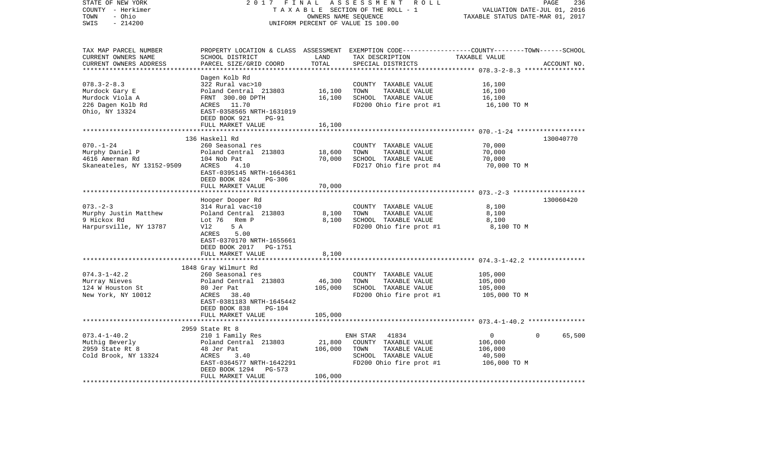STATE OF NEW YORK 2017 FINAL ASSESSMENT ROLL
COUNTY - Herkimer TAXABLE SECTION OF THE ROLL - 1 VALUATION DATE-JUL 01, 2016
TOWN - Ohio OWNERS NAME SEQUENCE TAXABLE STATUS DATE-MAR 01, 2017
SWIS - 214200 UNIFORM PERCENT OF VALUE IS 100.00

| TAX MAP PARCEL NUMBER / CURRENT OWNERS NAME / CURRENT OWNERS ADDRESS | PROPERTY LOCATION & CLASS / SCHOOL DISTRICT / PARCEL SIZE/GRID COORD | ASSESSMENT LAND | TOTAL | EXEMPTION CODE / TAX DESCRIPTION / SPECIAL DISTRICTS | COUNTY--------TOWN------SCHOOL TAXABLE VALUE | ACCOUNT NO. |
|---|---|---|---|---|---|---|
| 078.3-2-8.3 | Dagen Kolb Rd | | | | | |
| Murdock Gary E | 322 Rural vac>10 | | | COUNTY TAXABLE VALUE | 16,100 | |
| Murdock Viola A | Poland Central 213803 | 16,100 | | TOWN TAXABLE VALUE | 16,100 | |
| 226 Dagen Kolb Rd | FRNT 300.00 DPTH | | 16,100 | SCHOOL TAXABLE VALUE | 16,100 | |
| Ohio, NY 13324 | ACRES 11.70 | | | FD200 Ohio fire prot #1 | 16,100 TO M | |
| | EAST-0358565 NRTH-1631019 | | | | | |
| | DEED BOOK 921 PG-91 | | | | | |
| | FULL MARKET VALUE | | 16,100 | | | |
| 070.-1-24 | 136 Haskell Rd | | | | | 130040770 |
| Murphy Daniel P | 260 Seasonal res | | | COUNTY TAXABLE VALUE | 70,000 | |
| 4616 Amerman Rd | Poland Central 213803 | 18,600 | | TOWN TAXABLE VALUE | 70,000 | |
| Skaneateles, NY 13152-9509 | 104 Nob Pat | | 70,000 | SCHOOL TAXABLE VALUE | 70,000 | |
| | ACRES 4.10 | | | FD217 Ohio fire prot #4 | 70,000 TO M | |
| | EAST-0395145 NRTH-1664361 | | | | | |
| | DEED BOOK 824 PG-306 | | | | | |
| | FULL MARKET VALUE | | 70,000 | | | |
| 073.-2-3 | Hooper Dooper Rd | | | | | 130060420 |
| Murphy Justin Matthew | 314 Rural vac<10 | | | COUNTY TAXABLE VALUE | 8,100 | |
| 9 Hickox Rd | Poland Central 213803 | 8,100 | | TOWN TAXABLE VALUE | 8,100 | |
| Harpursville, NY 13787 | Lot 76 Rem P | | 8,100 | SCHOOL TAXABLE VALUE | 8,100 | |
| | Vl2 5 A | | | FD200 Ohio fire prot #1 | 8,100 TO M | |
| | ACRES 5.00 | | | | | |
| | EAST-0370170 NRTH-1655661 | | | | | |
| | DEED BOOK 2017 PG-1751 | | | | | |
| | FULL MARKET VALUE | | 8,100 | | | |
| 074.3-1-42.2 | 1848 Gray Wilmurt Rd | | | | | |
| Murray Nieves | 260 Seasonal res | | | COUNTY TAXABLE VALUE | 105,000 | |
| 124 W Houston St | Poland Central 213803 | 46,300 | | TOWN TAXABLE VALUE | 105,000 | |
| New York, NY 10012 | 80 Jer Pat | | 105,000 | SCHOOL TAXABLE VALUE | 105,000 | |
| | ACRES 38.40 | | | FD200 Ohio fire prot #1 | 105,000 TO M | |
| | EAST-0381183 NRTH-1645442 | | | | | |
| | DEED BOOK 838 PG-104 | | | | | |
| | FULL MARKET VALUE | | 105,000 | | | |
| 073.4-1-40.2 | 2959 State Rt 8 | | | | | |
| Muthig Beverly | 210 1 Family Res | | | ENH STAR 41834 | 0 0 65,500 | |
| 2959 State Rt 8 | Poland Central 213803 | 21,800 | | COUNTY TAXABLE VALUE | 106,000 | |
| Cold Brook, NY 13324 | 48 Jer Pat | | 106,000 | TOWN TAXABLE VALUE | 106,000 | |
| | ACRES 3.40 | | | SCHOOL TAXABLE VALUE | 40,500 | |
| | EAST-0364577 NRTH-1642291 | | | FD200 Ohio fire prot #1 | 106,000 TO M | |
| | DEED BOOK 1294 PG-573 | | | | | |
| | FULL MARKET VALUE | | 106,000 | | | |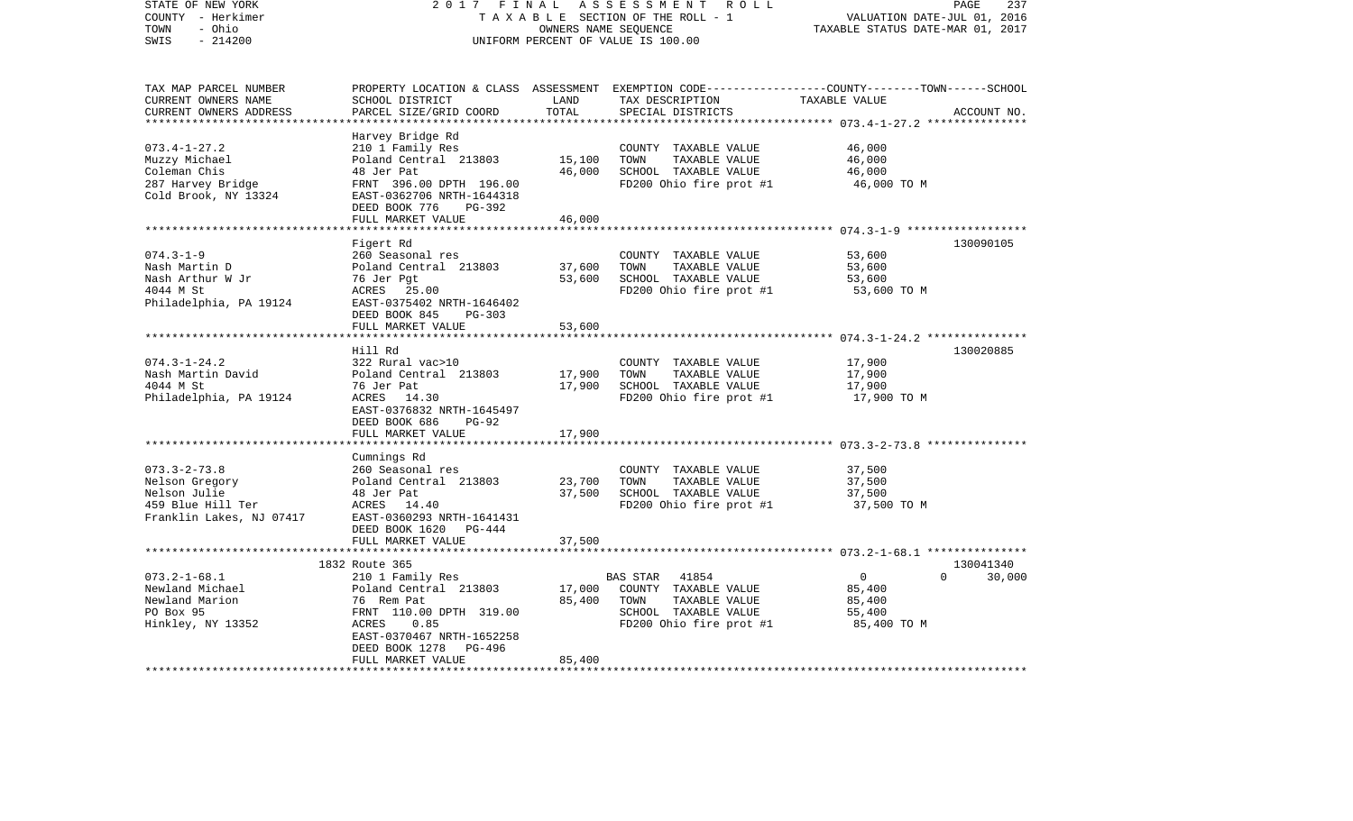STATE OF NEW YORK 2 0 1 7 F I N A L A S S E S S M E N T R O L L
COUNTY - Herkimer T A X A B L E SECTION OF THE ROLL - 1 VALUATION DATE-JUL 01, 2016
TOWN - Ohio OWNERS NAME SEQUENCE TAXABLE STATUS DATE-MAR 01, 2017
SWIS - 214200 UNIFORM PERCENT OF VALUE IS 100.00

```
TAX MAP PARCEL NUMBER          PROPERTY LOCATION & CLASS  ASSESSMENT  EXEMPTION CODE-----------------COUNTY--------TOWN------SCHOOL
CURRENT OWNERS NAME            SCHOOL DISTRICT               LAND      TAX DESCRIPTION                TAXABLE VALUE
CURRENT OWNERS ADDRESS         PARCEL SIZE/GRID COORD        TOTAL     SPECIAL DISTRICTS                                    ACCOUNT NO.
****************************************************************************************************** 073.4-1-27.2 ***************
                               Harvey Bridge Rd
073.4-1-27.2                   210 1 Family Res                         COUNTY  TAXABLE VALUE           46,000
Muzzy Michael                  Poland Central  213803         15,100    TOWN     TAXABLE VALUE           46,000
Coleman Chis                   48 Jer Pat                     46,000    SCHOOL  TAXABLE VALUE           46,000
287 Harvey Bridge              FRNT  396.00 DPTH  196.00                FD200 Ohio fire prot #1          46,000 TO M
Cold Brook, NY 13324           EAST-0362706 NRTH-1644318
                               DEED BOOK 776     PG-392
                               FULL MARKET VALUE              46,000
****************************************************************************************************** 074.3-1-9 ******************
                               Figert Rd                                                                              130090105
074.3-1-9                      260 Seasonal res                         COUNTY  TAXABLE VALUE           53,600
Nash Martin D                  Poland Central  213803         37,600    TOWN     TAXABLE VALUE           53,600
Nash Arthur W Jr               76 Jer Pgt                     53,600    SCHOOL  TAXABLE VALUE           53,600
4044 M St                      ACRES   25.00                            FD200 Ohio fire prot #1          53,600 TO M
Philadelphia, PA 19124         EAST-0375402 NRTH-1646402
                               DEED BOOK 845     PG-303
                               FULL MARKET VALUE              53,600
****************************************************************************************************** 074.3-1-24.2 ***************
                               Hill Rd                                                                                130020885
074.3-1-24.2                   322 Rural vac>10                         COUNTY  TAXABLE VALUE           17,900
Nash Martin David              Poland Central  213803         17,900    TOWN     TAXABLE VALUE           17,900
4044 M St                      76 Jer Pat                     17,900    SCHOOL  TAXABLE VALUE           17,900
Philadelphia, PA 19124         ACRES   14.30                            FD200 Ohio fire prot #1          17,900 TO M
                               EAST-0376832 NRTH-1645497
                               DEED BOOK 686     PG-92
                               FULL MARKET VALUE              17,900
****************************************************************************************************** 073.3-2-73.8 ***************
                               Cumnings Rd
073.3-2-73.8                   260 Seasonal res                         COUNTY  TAXABLE VALUE           37,500
Nelson Gregory                 Poland Central  213803         23,700    TOWN     TAXABLE VALUE           37,500
Nelson Julie                   48 Jer Pat                     37,500    SCHOOL  TAXABLE VALUE           37,500
459 Blue Hill Ter              ACRES   14.40                            FD200 Ohio fire prot #1          37,500 TO M
Franklin Lakes, NJ 07417       EAST-0360293 NRTH-1641431
                               DEED BOOK 1620    PG-444
                               FULL MARKET VALUE              37,500
****************************************************************************************************** 073.2-1-68.1 ***************
                               1832 Route 365                                                                         130041340
073.2-1-68.1                   210 1 Family Res                     BAS STAR   41854                  0             0      30,000
Newland Michael                Poland Central  213803         17,000    COUNTY  TAXABLE VALUE           85,400
Newland Marion                 76 Rem Pat                     85,400    TOWN     TAXABLE VALUE           85,400
PO Box 95                      FRNT  110.00 DPTH  319.00                SCHOOL  TAXABLE VALUE           55,400
Hinkley, NY 13352              ACRES    0.85                            FD200 Ohio fire prot #1          85,400 TO M
                               EAST-0370467 NRTH-1652258
                               DEED BOOK 1278    PG-496
                               FULL MARKET VALUE              85,400
************************************************************************************************************************************
```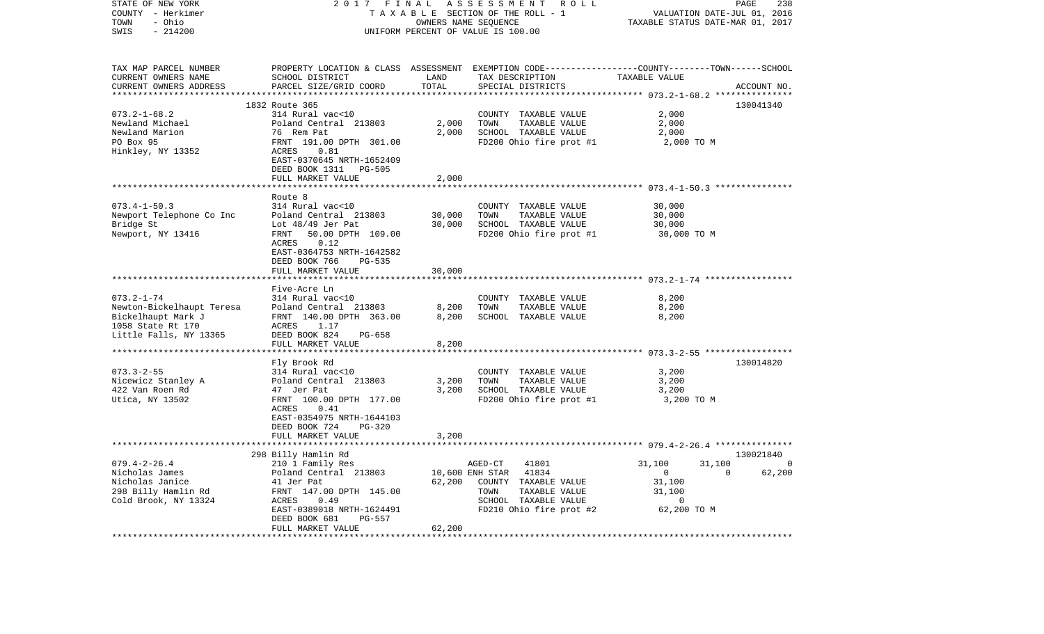STATE OF NEW YORK | 2017 FINAL ASSESSMENT ROLL | VALUATION DATE-JUL 01, 2016
COUNTY - Herkimer | TAXABLE SECTION OF THE ROLL - 1 | TAXABLE STATUS DATE-MAR 01, 2017
TOWN - Ohio | OWNERS NAME SEQUENCE
SWIS - 214200 | UNIFORM PERCENT OF VALUE IS 100.00

```
TAX MAP PARCEL NUMBER          PROPERTY LOCATION & CLASS  ASSESSMENT  EXEMPTION CODE-----------------COUNTY--------TOWN------SCHOOL
CURRENT OWNERS NAME            SCHOOL DISTRICT             LAND       TAX DESCRIPTION              TAXABLE VALUE
CURRENT OWNERS ADDRESS         PARCEL SIZE/GRID COORD      TOTAL      SPECIAL DISTRICTS                                    ACCOUNT NO.
****************************************************************************************************** 073.2-1-68.2 ***************
                               1832 Route 365                                                                          130041340
073.2-1-68.2                   314 Rural vac<10                       COUNTY  TAXABLE VALUE              2,000
Newland Michael                Poland Central 213803        2,000     TOWN    TAXABLE VALUE              2,000
Newland Marion                 76  Rem Pat                  2,000     SCHOOL  TAXABLE VALUE              2,000
PO Box 95                      FRNT 191.00 DPTH 301.00                FD200 Ohio fire prot #1             2,000 TO M
Hinkley, NY 13352              ACRES    0.81
                               EAST-0370645 NRTH-1652409
                               DEED BOOK 1311   PG-505
                               FULL MARKET VALUE            2,000
****************************************************************************************************** 073.4-1-50.3 ***************
                               Route 8
073.4-1-50.3                   314 Rural vac<10                       COUNTY  TAXABLE VALUE             30,000
Newport Telephone Co Inc       Poland Central 213803       30,000     TOWN    TAXABLE VALUE             30,000
Bridge St                      Lot 48/49 Jer Pat           30,000     SCHOOL  TAXABLE VALUE             30,000
Newport, NY 13416              FRNT  50.00 DPTH 109.00                FD200 Ohio fire prot #1            30,000 TO M
                               ACRES    0.12
                               EAST-0364753 NRTH-1642582
                               DEED BOOK 766    PG-535
                               FULL MARKET VALUE           30,000
****************************************************************************************************** 073.2-1-74 *****************
                               Five-Acre Ln
073.2-1-74                     314 Rural vac<10                       COUNTY  TAXABLE VALUE              8,200
Newton-Bickelhaupt Teresa      Poland Central 213803        8,200     TOWN    TAXABLE VALUE              8,200
Bickelhaupt Mark J             FRNT 140.00 DPTH 363.00      8,200     SCHOOL  TAXABLE VALUE              8,200
1058 State Rt 170              ACRES    1.17
Little Falls, NY 13365         DEED BOOK 824    PG-658
                               FULL MARKET VALUE            8,200
****************************************************************************************************** 073.3-2-55 *****************
                               Fly Brook Rd                                                                            130014820
073.3-2-55                     314 Rural vac<10                       COUNTY  TAXABLE VALUE              3,200
Nicewicz Stanley A             Poland Central 213803        3,200     TOWN    TAXABLE VALUE              3,200
422 Van Roen Rd                47  Jer Pat                  3,200     SCHOOL  TAXABLE VALUE              3,200
Utica, NY 13502                FRNT 100.00 DPTH 177.00                FD200 Ohio fire prot #1             3,200 TO M
                               ACRES    0.41
                               EAST-0354975 NRTH-1644103
                               DEED BOOK 724    PG-320
                               FULL MARKET VALUE            3,200
****************************************************************************************************** 079.4-2-26.4 ***************
                               298 Billy Hamlin Rd                                                                     130021840
079.4-2-26.4                   210 1 Family Res                       AGED-CT     41801          31,100      31,100          0
Nicholas James                 Poland Central 213803       10,600 ENH STAR    41834               0           0      62,200
Nicholas Janice                41 Jer Pat                  62,200     COUNTY  TAXABLE VALUE             31,100
298 Billy Hamlin Rd            FRNT 147.00 DPTH 145.00                TOWN    TAXABLE VALUE             31,100
Cold Brook, NY 13324           ACRES    0.49                          SCHOOL  TAXABLE VALUE                  0
                               EAST-0389018 NRTH-1624491              FD210 Ohio fire prot #2            62,200 TO M
                               DEED BOOK 681    PG-557
                               FULL MARKET VALUE           62,200
************************************************************************************************************************************
```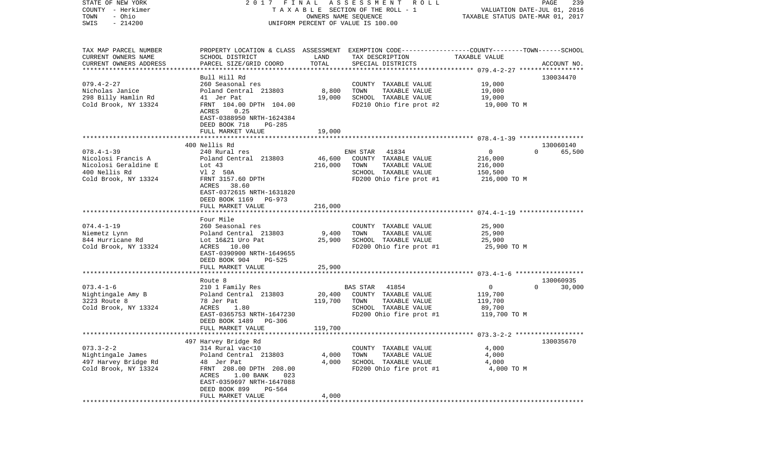STATE OF NEW YORK — 2017 FINAL ASSESSMENT ROLL
COUNTY - Herkimer — TAXABLE SECTION OF THE ROLL - 1 — VALUATION DATE-JUL 01, 2016
TOWN - Ohio — OWNERS NAME SEQUENCE — TAXABLE STATUS DATE-MAR 01, 2017
SWIS - 214200 — UNIFORM PERCENT OF VALUE IS 100.00

| TAX MAP PARCEL NUMBER / CURRENT OWNERS NAME / CURRENT OWNERS ADDRESS | PROPERTY LOCATION & CLASS / SCHOOL DISTRICT / PARCEL SIZE/GRID COORD | ASSESSMENT LAND / TOTAL | EXEMPTION CODE / TAX DESCRIPTION / SPECIAL DISTRICTS | COUNTY--------TOWN------SCHOOL TAXABLE VALUE | ACCOUNT NO. |
|---|---|---|---|---|---|
| 079.4-2-27 | Bull Hill Rd | | | | 130034470 |
| Nicholas Janice | 260 Seasonal res | | COUNTY TAXABLE VALUE | 19,000 | |
| 298 Billy Hamlin Rd | Poland Central 213803 | 8,800 | TOWN TAXABLE VALUE | 19,000 | |
| Cold Brook, NY 13324 | 41 Jer Pat | 19,000 | SCHOOL TAXABLE VALUE | 19,000 | |
| | FRNT 104.00 DPTH 104.00 | | FD210 Ohio fire prot #2 | 19,000 TO M | |
| | ACRES 0.25 | | | | |
| | EAST-0388950 NRTH-1624384 | | | | |
| | DEED BOOK 718 PG-285 | | | | |
| | FULL MARKET VALUE | 19,000 | | | |
| 078.4-1-39 | 400 Nellis Rd | | | | 130060140 |
| Nicolosi Francis A | 240 Rural res | | ENH STAR 41834 | 0 0 65,500 | |
| Nicolosi Geraldine E | Poland Central 213803 | 46,600 | COUNTY TAXABLE VALUE | 216,000 | |
| 400 Nellis Rd | Lot 43 | 216,000 | TOWN TAXABLE VALUE | 216,000 | |
| Cold Brook, NY 13324 | Vl 2 50A | | SCHOOL TAXABLE VALUE | 150,500 | |
| | FRNT 3157.60 DPTH | | FD200 Ohio fire prot #1 | 216,000 TO M | |
| | ACRES 38.60 | | | | |
| | EAST-0372615 NRTH-1631820 | | | | |
| | DEED BOOK 1169 PG-973 | | | | |
| | FULL MARKET VALUE | 216,000 | | | |
| 074.4-1-19 | Four Mile | | | | |
| Niemetz Lynn | 260 Seasonal res | | COUNTY TAXABLE VALUE | 25,900 | |
| 844 Hurricane Rd | Poland Central 213803 | 9,400 | TOWN TAXABLE VALUE | 25,900 | |
| Cold Brook, NY 13324 | Lot 16&21 Uro Pat | 25,900 | SCHOOL TAXABLE VALUE | 25,900 | |
| | ACRES 10.00 | | FD200 Ohio fire prot #1 | 25,900 TO M | |
| | EAST-0390900 NRTH-1649655 | | | | |
| | DEED BOOK 904 PG-525 | | | | |
| | FULL MARKET VALUE | 25,900 | | | |
| 073.4-1-6 | Route 8 | | | | 130060935 |
| Nightingale Amy B | 210 1 Family Res | | BAS STAR 41854 | 0 0 30,000 | |
| 3223 Route 8 | Poland Central 213803 | 20,400 | COUNTY TAXABLE VALUE | 119,700 | |
| Cold Brook, NY 13324 | 78 Jer Pat | 119,700 | TOWN TAXABLE VALUE | 119,700 | |
| | ACRES 1.80 | | SCHOOL TAXABLE VALUE | 89,700 | |
| | EAST-0365753 NRTH-1647230 | | FD200 Ohio fire prot #1 | 119,700 TO M | |
| | DEED BOOK 1489 PG-306 | | | | |
| | FULL MARKET VALUE | 119,700 | | | |
| 073.3-2-2 | 497 Harvey Bridge Rd | | | | 130035670 |
| Nightingale James | 314 Rural vac<10 | | COUNTY TAXABLE VALUE | 4,000 | |
| 497 Harvey Bridge Rd | Poland Central 213803 | 4,000 | TOWN TAXABLE VALUE | 4,000 | |
| Cold Brook, NY 13324 | 48 Jer Pat | 4,000 | SCHOOL TAXABLE VALUE | 4,000 | |
| | FRNT 208.00 DPTH 208.00 | | FD200 Ohio fire prot #1 | 4,000 TO M | |
| | ACRES 1.00 BANK 023 | | | | |
| | EAST-0359697 NRTH-1647088 | | | | |
| | DEED BOOK 899 PG-564 | | | | |
| | FULL MARKET VALUE | 4,000 | | | |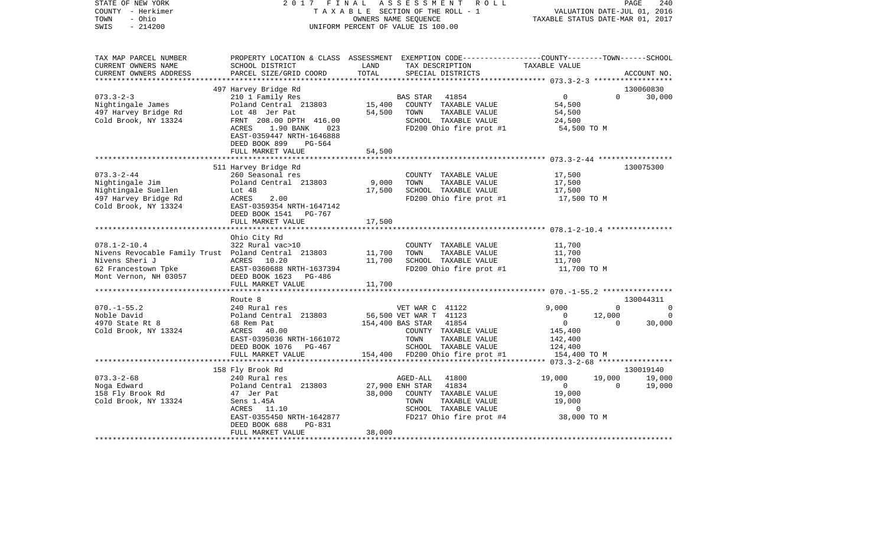STATE OF NEW YORK
COUNTY - Herkimer
TOWN - Ohio
SWIS - 214200

2 0 1 7 F I N A L A S S E S S M E N T R O L L
T A X A B L E SECTION OF THE ROLL - 1
OWNERS NAME SEQUENCE
UNIFORM PERCENT OF VALUE IS 100.00

VALUATION DATE-JUL 01, 2016
TAXABLE STATUS DATE-MAR 01, 2017

```
TAX MAP PARCEL NUMBER          PROPERTY LOCATION & CLASS  ASSESSMENT  EXEMPTION CODE-----------------COUNTY--------TOWN------SCHOOL
CURRENT OWNERS NAME            SCHOOL DISTRICT               LAND      TAX DESCRIPTION                  TAXABLE VALUE
CURRENT OWNERS ADDRESS         PARCEL SIZE/GRID COORD        TOTAL     SPECIAL DISTRICTS                                       ACCOUNT NO.
*********************************************************************************************** 073.3-2-3 ******************
                               497 Harvey Bridge Rd                                                                           130060830
073.3-2-3                      210 1 Family Res                    BAS STAR   41854                    0            0        30,000
Nightingale James              Poland Central  213803       15,400    COUNTY  TAXABLE VALUE            54,500
497 Harvey Bridge Rd           Lot 48  Jer Pat              54,500    TOWN    TAXABLE VALUE            54,500
Cold Brook, NY 13324           FRNT  208.00 DPTH  416.00              SCHOOL  TAXABLE VALUE            24,500
                               ACRES     1.90 BANK     023            FD200 Ohio fire prot #1           54,500 TO M
                               EAST-0359447 NRTH-1646888
                               DEED BOOK 899     PG-564
                               FULL MARKET VALUE            54,500
*********************************************************************************************** 073.3-2-44 *****************
                               511 Harvey Bridge Rd                                                                           130075300
073.3-2-44                     260 Seasonal res                       COUNTY  TAXABLE VALUE            17,500
Nightingale Jim                Poland Central  213803        9,000    TOWN    TAXABLE VALUE            17,500
Nightingale Suellen            Lot 48                       17,500    SCHOOL  TAXABLE VALUE            17,500
497 Harvey Bridge Rd           ACRES     2.00                         FD200 Ohio fire prot #1           17,500 TO M
Cold Brook, NY 13324           EAST-0359354 NRTH-1647142
                               DEED BOOK 1541    PG-767
                               FULL MARKET VALUE            17,500
*********************************************************************************************** 078.1-2-10.4 ***************
                               Ohio City Rd
078.1-2-10.4                   322 Rural vac>10                       COUNTY  TAXABLE VALUE            11,700
Nivens Revocable Family Trust  Poland Central  213803       11,700    TOWN    TAXABLE VALUE            11,700
Nivens Sheri J                 ACRES    10.20               11,700    SCHOOL  TAXABLE VALUE            11,700
62 Francestown Tpke            EAST-0360688 NRTH-1637394              FD200 Ohio fire prot #1           11,700 TO M
Mont Vernon, NH 03057          DEED BOOK 1623    PG-486
                               FULL MARKET VALUE            11,700
*********************************************************************************************** 070.-1-55.2 ****************
                               Route 8                                                                                        130044311
070.-1-55.2                    240 Rural res                       VET WAR C  41122                9,000            0             0
Noble David                    Poland Central  213803       56,500 VET WAR T  41123                    0       12,000             0
4970 State Rt 8                68 Rem Pat                  154,400 BAS STAR   41854                    0            0        30,000
Cold Brook, NY 13324           ACRES    40.00                         COUNTY  TAXABLE VALUE           145,400
                               EAST-0395036 NRTH-1661072              TOWN    TAXABLE VALUE           142,400
                               DEED BOOK 1076    PG-467               SCHOOL  TAXABLE VALUE           124,400
                               FULL MARKET VALUE           154,400    FD200 Ohio fire prot #1          154,400 TO M
*********************************************************************************************** 073.3-2-68 *****************
                               158 Fly Brook Rd                                                                               130019140
073.3-2-68                     240 Rural res                       AGED-ALL   41800               19,000       19,000        19,000
Noga Edward                    Poland Central  213803       27,900 ENH STAR   41834                    0            0        19,000
158 Fly Brook Rd               47  Jer Pat                  38,000    COUNTY  TAXABLE VALUE            19,000
Cold Brook, NY 13324           Sens 1.45A                             TOWN    TAXABLE VALUE            19,000
                               ACRES    11.10                         SCHOOL  TAXABLE VALUE                 0
                               EAST-0355450 NRTH-1642877              FD217 Ohio fire prot #4           38,000 TO M
                               DEED BOOK 688     PG-831
                               FULL MARKET VALUE            38,000
******************************************************************************************************************************
```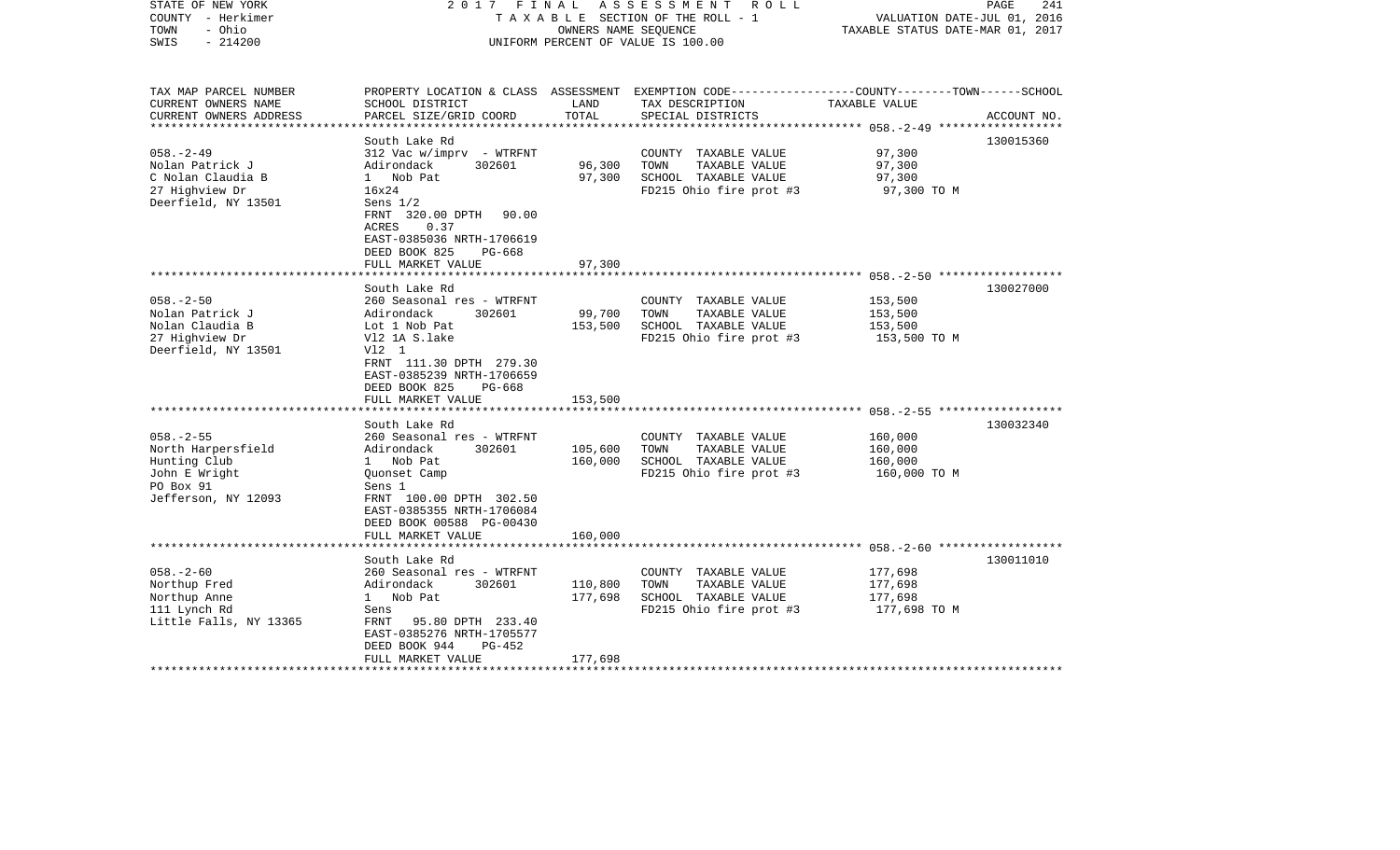STATE OF NEW YORK
COUNTY - Herkimer
TOWN - Ohio
SWIS - 214200

2017 FINAL ASSESSMENT ROLL
TAXABLE SECTION OF THE ROLL - 1
OWNERS NAME SEQUENCE
UNIFORM PERCENT OF VALUE IS 100.00

VALUATION DATE-JUL 01, 2016
TAXABLE STATUS DATE-MAR 01, 2017

| TAX MAP PARCEL NUMBER / CURRENT OWNERS NAME / CURRENT OWNERS ADDRESS | PROPERTY LOCATION & CLASS / SCHOOL DISTRICT / PARCEL SIZE/GRID COORD | ASSESSMENT LAND | TOTAL | EXEMPTION CODE / TAX DESCRIPTION / SPECIAL DISTRICTS | TAXABLE VALUE (COUNTY / TOWN / SCHOOL) | ACCOUNT NO. |
|---|---|---|---|---|---|---|
| 058.-2-49 | South Lake Rd | | | | | 130015360 |
| Nolan Patrick J | 312 Vac w/imprv - WTRFNT | | | COUNTY TAXABLE VALUE | 97,300 | |
| C Nolan Claudia B | Adirondack 302601 | 96,300 | | TOWN TAXABLE VALUE | 97,300 | |
| 27 Highview Dr | 1 Nob Pat | | 97,300 | SCHOOL TAXABLE VALUE | 97,300 | |
| Deerfield, NY 13501 | 16x24 | | | FD215 Ohio fire prot #3 | 97,300 TO M | |
| | Sens 1/2 | | | | | |
| | FRNT 320.00 DPTH 90.00 | | | | | |
| | ACRES 0.37 | | | | | |
| | EAST-0385036 NRTH-1706619 | | | | | |
| | DEED BOOK 825 PG-668 | | | | | |
| | FULL MARKET VALUE | | 97,300 | | | |
| 058.-2-50 | South Lake Rd | | | | | 130027000 |
| Nolan Patrick J | 260 Seasonal res - WTRFNT | | | COUNTY TAXABLE VALUE | 153,500 | |
| Nolan Claudia B | Adirondack 302601 | 99,700 | | TOWN TAXABLE VALUE | 153,500 | |
| 27 Highview Dr | Lot 1 Nob Pat | | 153,500 | SCHOOL TAXABLE VALUE | 153,500 | |
| Deerfield, NY 13501 | Vl2 1A S.lake | | | FD215 Ohio fire prot #3 | 153,500 TO M | |
| | Vl2 1 | | | | | |
| | FRNT 111.30 DPTH 279.30 | | | | | |
| | EAST-0385239 NRTH-1706659 | | | | | |
| | DEED BOOK 825 PG-668 | | | | | |
| | FULL MARKET VALUE | | 153,500 | | | |
| 058.-2-55 | South Lake Rd | | | | | 130032340 |
| North Harpersfield | 260 Seasonal res - WTRFNT | | | COUNTY TAXABLE VALUE | 160,000 | |
| Hunting Club | Adirondack 302601 | 105,600 | | TOWN TAXABLE VALUE | 160,000 | |
| John E Wright | 1 Nob Pat | | 160,000 | SCHOOL TAXABLE VALUE | 160,000 | |
| PO Box 91 | Quonset Camp | | | FD215 Ohio fire prot #3 | 160,000 TO M | |
| Jefferson, NY 12093 | Sens 1 | | | | | |
| | FRNT 100.00 DPTH 302.50 | | | | | |
| | EAST-0385355 NRTH-1706084 | | | | | |
| | DEED BOOK 00588 PG-00430 | | | | | |
| | FULL MARKET VALUE | | 160,000 | | | |
| 058.-2-60 | South Lake Rd | | | | | 130011010 |
| Northup Fred | 260 Seasonal res - WTRFNT | | | COUNTY TAXABLE VALUE | 177,698 | |
| Northup Anne | Adirondack 302601 | 110,800 | | TOWN TAXABLE VALUE | 177,698 | |
| 111 Lynch Rd | 1 Nob Pat | | 177,698 | SCHOOL TAXABLE VALUE | 177,698 | |
| Little Falls, NY 13365 | Sens | | | FD215 Ohio fire prot #3 | 177,698 TO M | |
| | FRNT 95.80 DPTH 233.40 | | | | | |
| | EAST-0385276 NRTH-1705577 | | | | | |
| | DEED BOOK 944 PG-452 | | | | | |
| | FULL MARKET VALUE | | 177,698 | | | |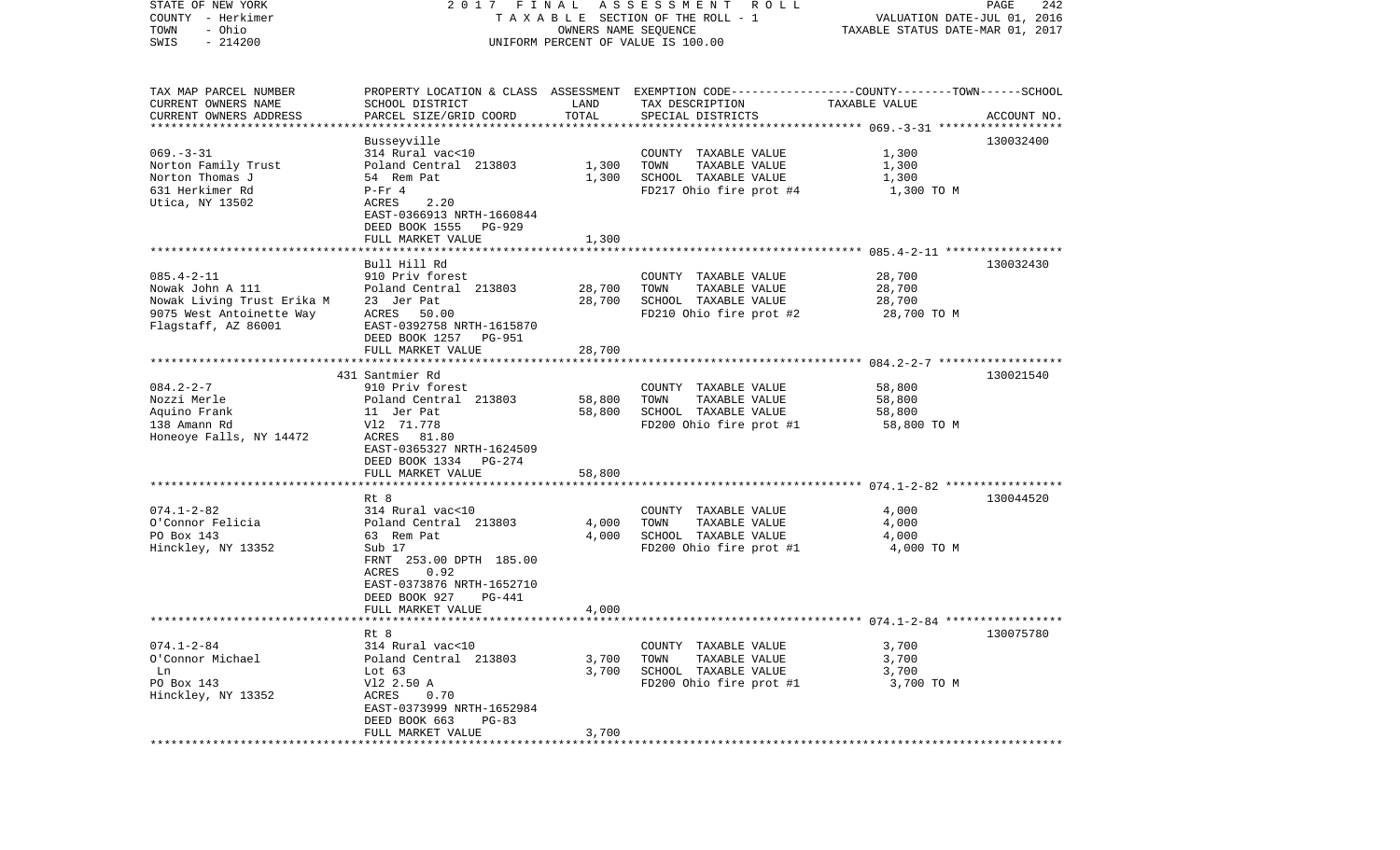STATE OF NEW YORK &nbsp;&nbsp;&nbsp; 2017 FINAL ASSESSMENT ROLL
COUNTY - Herkimer &nbsp;&nbsp;&nbsp; TAXABLE SECTION OF THE ROLL - 1 &nbsp;&nbsp;&nbsp; VALUATION DATE-JUL 01, 2016
TOWN - Ohio &nbsp;&nbsp;&nbsp; OWNERS NAME SEQUENCE &nbsp;&nbsp;&nbsp; TAXABLE STATUS DATE-MAR 01, 2017
SWIS - 214200 &nbsp;&nbsp;&nbsp; UNIFORM PERCENT OF VALUE IS 100.00

| TAX MAP PARCEL NUMBER / CURRENT OWNERS NAME / CURRENT OWNERS ADDRESS | PROPERTY LOCATION & CLASS / SCHOOL DISTRICT / PARCEL SIZE/GRID COORD | ASSESSMENT LAND / TOTAL | EXEMPTION CODE / TAX DESCRIPTION / SPECIAL DISTRICTS | COUNTY--------TOWN------SCHOOL TAXABLE VALUE | ACCOUNT NO. |
|---|---|---|---|---|---|
| **069.-3-31** | Busseyville | | | | 130032400 |
| 069.-3-31 | 314 Rural vac<10 | | COUNTY TAXABLE VALUE | 1,300 | |
| Norton Family Trust | Poland Central 213803 | 1,300 | TOWN TAXABLE VALUE | 1,300 | |
| Norton Thomas J | 54 Rem Pat | 1,300 | SCHOOL TAXABLE VALUE | 1,300 | |
| 631 Herkimer Rd | P-Fr 4 | | FD217 Ohio fire prot #4 | 1,300 TO M | |
| Utica, NY 13502 | ACRES 2.20 | | | | |
| | EAST-0366913 NRTH-1660844 | | | | |
| | DEED BOOK 1555 PG-929 | | | | |
| | FULL MARKET VALUE | 1,300 | | | |
| **085.4-2-11** | Bull Hill Rd | | | | 130032430 |
| 085.4-2-11 | 910 Priv forest | | COUNTY TAXABLE VALUE | 28,700 | |
| Nowak John A 111 | Poland Central 213803 | 28,700 | TOWN TAXABLE VALUE | 28,700 | |
| Nowak Living Trust Erika M | 23 Jer Pat | 28,700 | SCHOOL TAXABLE VALUE | 28,700 | |
| 9075 West Antoinette Way | ACRES 50.00 | | FD210 Ohio fire prot #2 | 28,700 TO M | |
| Flagstaff, AZ 86001 | EAST-0392758 NRTH-1615870 | | | | |
| | DEED BOOK 1257 PG-951 | | | | |
| | FULL MARKET VALUE | 28,700 | | | |
| **084.2-2-7** | 431 Santmier Rd | | | | 130021540 |
| 084.2-2-7 | 910 Priv forest | | COUNTY TAXABLE VALUE | 58,800 | |
| Nozzi Merle | Poland Central 213803 | 58,800 | TOWN TAXABLE VALUE | 58,800 | |
| Aquino Frank | 11 Jer Pat | 58,800 | SCHOOL TAXABLE VALUE | 58,800 | |
| 138 Amann Rd | Vl2 71.778 | | FD200 Ohio fire prot #1 | 58,800 TO M | |
| Honeoye Falls, NY 14472 | ACRES 81.80 | | | | |
| | EAST-0365327 NRTH-1624509 | | | | |
| | DEED BOOK 1334 PG-274 | | | | |
| | FULL MARKET VALUE | 58,800 | | | |
| **074.1-2-82** | Rt 8 | | | | 130044520 |
| 074.1-2-82 | 314 Rural vac<10 | | COUNTY TAXABLE VALUE | 4,000 | |
| O'Connor Felicia | Poland Central 213803 | 4,000 | TOWN TAXABLE VALUE | 4,000 | |
| PO Box 143 | 63 Rem Pat | 4,000 | SCHOOL TAXABLE VALUE | 4,000 | |
| Hinckley, NY 13352 | Sub 17 | | FD200 Ohio fire prot #1 | 4,000 TO M | |
| | FRNT 253.00 DPTH 185.00 | | | | |
| | ACRES 0.92 | | | | |
| | EAST-0373876 NRTH-1652710 | | | | |
| | DEED BOOK 927 PG-441 | | | | |
| | FULL MARKET VALUE | 4,000 | | | |
| **074.1-2-84** | Rt 8 | | | | 130075780 |
| 074.1-2-84 | 314 Rural vac<10 | | COUNTY TAXABLE VALUE | 3,700 | |
| O'Connor Michael | Poland Central 213803 | 3,700 | TOWN TAXABLE VALUE | 3,700 | |
| Ln | Lot 63 | 3,700 | SCHOOL TAXABLE VALUE | 3,700 | |
| PO Box 143 | Vl2 2.50 A | | FD200 Ohio fire prot #1 | 3,700 TO M | |
| Hinckley, NY 13352 | ACRES 0.70 | | | | |
| | EAST-0373999 NRTH-1652984 | | | | |
| | DEED BOOK 663 PG-83 | | | | |
| | FULL MARKET VALUE | 3,700 | | | |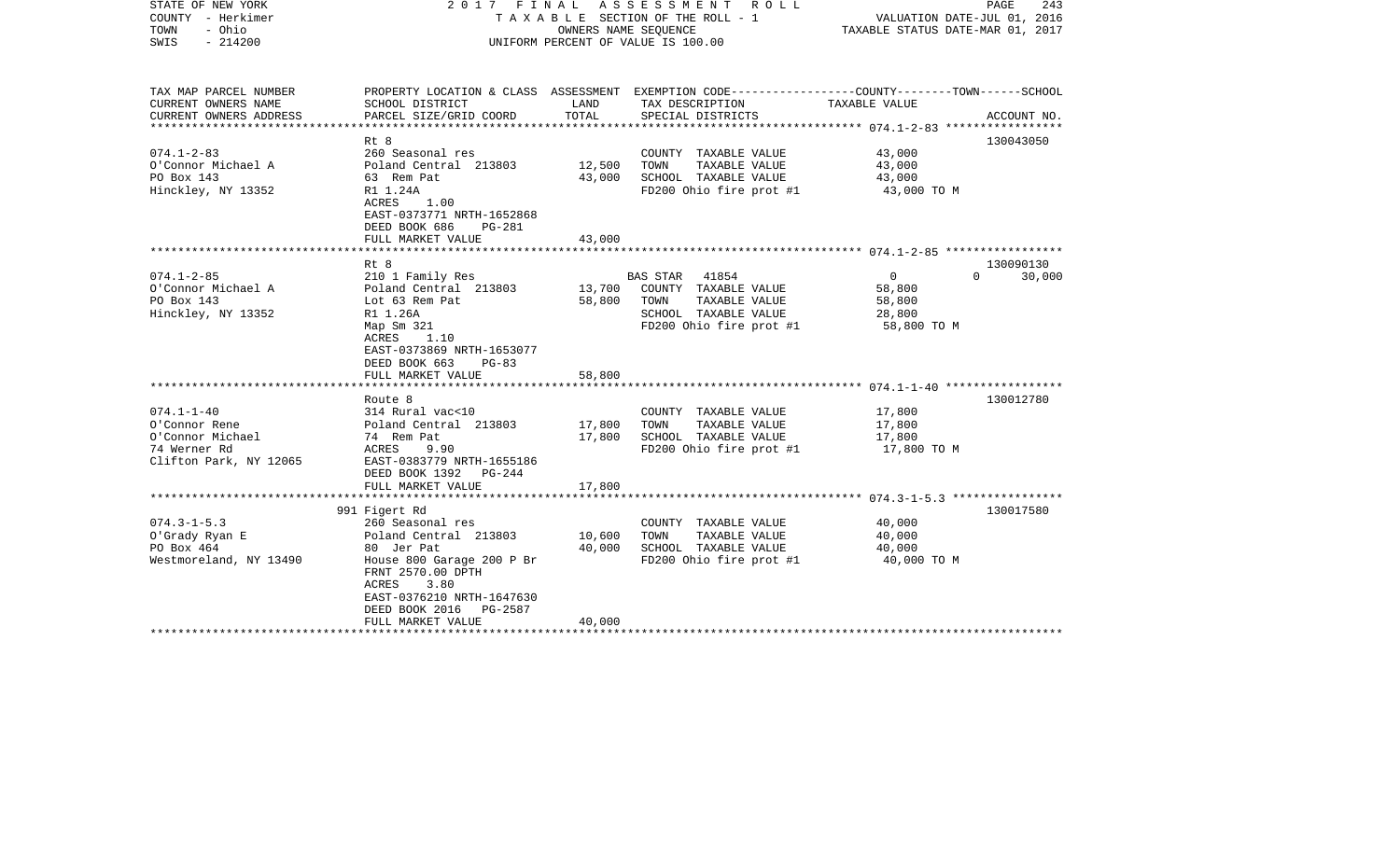STATE OF NEW YORK
COUNTY - Herkimer
TOWN - Ohio
SWIS - 214200

2017 FINAL ASSESSMENT ROLL
TAXABLE SECTION OF THE ROLL - 1
OWNERS NAME SEQUENCE
UNIFORM PERCENT OF VALUE IS 100.00

VALUATION DATE-JUL 01, 2016
TAXABLE STATUS DATE-MAR 01, 2017

| TAX MAP PARCEL NUMBER / CURRENT OWNERS NAME / CURRENT OWNERS ADDRESS | PROPERTY LOCATION & CLASS / SCHOOL DISTRICT / PARCEL SIZE/GRID COORD | ASSESSMENT LAND / TOTAL | EXEMPTION CODE / TAX DESCRIPTION / SPECIAL DISTRICTS | COUNTY / TOWN / SCHOOL TAXABLE VALUE | ACCOUNT NO. |
|---|---|---|---|---|---|
| | Rt 8 | | | | 130043050 |
| 074.1-2-83 | 260 Seasonal res | | COUNTY TAXABLE VALUE | 43,000 | |
| O'Connor Michael A | Poland Central 213803 | 12,500 | TOWN TAXABLE VALUE | 43,000 | |
| PO Box 143 | 63 Rem Pat | 43,000 | SCHOOL TAXABLE VALUE | 43,000 | |
| Hinckley, NY 13352 | R1 1.24A | | FD200 Ohio fire prot #1 | 43,000 TO M | |
| | ACRES 1.00 | | | | |
| | EAST-0373771 NRTH-1652868 | | | | |
| | DEED BOOK 686 PG-281 | | | | |
| | FULL MARKET VALUE | 43,000 | | | |
| | Rt 8 | | | | 130090130 |
| 074.1-2-85 | 210 1 Family Res | | BAS STAR 41854 | 0 0 | 30,000 |
| O'Connor Michael A | Poland Central 213803 | 13,700 | COUNTY TAXABLE VALUE | 58,800 | |
| PO Box 143 | Lot 63 Rem Pat | 58,800 | TOWN TAXABLE VALUE | 58,800 | |
| Hinckley, NY 13352 | R1 1.26A | | SCHOOL TAXABLE VALUE | 28,800 | |
| | Map Sm 321 | | FD200 Ohio fire prot #1 | 58,800 TO M | |
| | ACRES 1.10 | | | | |
| | EAST-0373869 NRTH-1653077 | | | | |
| | DEED BOOK 663 PG-83 | | | | |
| | FULL MARKET VALUE | 58,800 | | | |
| | Route 8 | | | | 130012780 |
| 074.1-1-40 | 314 Rural vac<10 | | COUNTY TAXABLE VALUE | 17,800 | |
| O'Connor Rene | Poland Central 213803 | 17,800 | TOWN TAXABLE VALUE | 17,800 | |
| O'Connor Michael | 74 Rem Pat | 17,800 | SCHOOL TAXABLE VALUE | 17,800 | |
| 74 Werner Rd | ACRES 9.90 | | FD200 Ohio fire prot #1 | 17,800 TO M | |
| Clifton Park, NY 12065 | EAST-0383779 NRTH-1655186 | | | | |
| | DEED BOOK 1392 PG-244 | | | | |
| | FULL MARKET VALUE | 17,800 | | | |
| | 991 Figert Rd | | | | 130017580 |
| 074.3-1-5.3 | 260 Seasonal res | | COUNTY TAXABLE VALUE | 40,000 | |
| O'Grady Ryan E | Poland Central 213803 | 10,600 | TOWN TAXABLE VALUE | 40,000 | |
| PO Box 464 | 80 Jer Pat | 40,000 | SCHOOL TAXABLE VALUE | 40,000 | |
| Westmoreland, NY 13490 | House 800 Garage 200 P Br | | FD200 Ohio fire prot #1 | 40,000 TO M | |
| | FRNT 2570.00 DPTH | | | | |
| | ACRES 3.80 | | | | |
| | EAST-0376210 NRTH-1647630 | | | | |
| | DEED BOOK 2016 PG-2587 | | | | |
| | FULL MARKET VALUE | 40,000 | | | |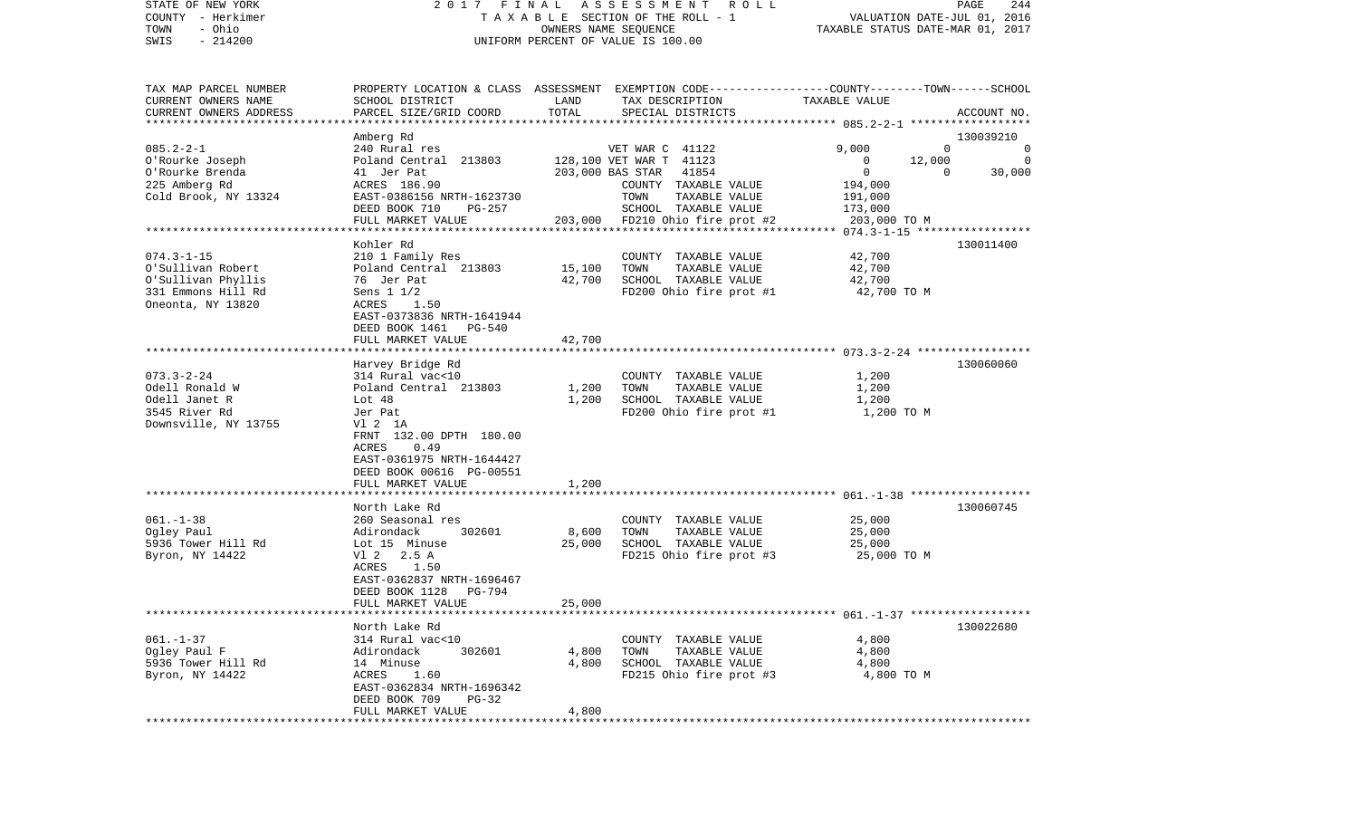STATE OF NEW YORK 2 0 1 7 F I N A L A S S E S S M E N T R O L L  
COUNTY - Herkimer T A X A B L E SECTION OF THE ROLL - 1 VALUATION DATE-JUL 01, 2016  
TOWN - Ohio OWNERS NAME SEQUENCE TAXABLE STATUS DATE-MAR 01, 2017  
SWIS - 214200 UNIFORM PERCENT OF VALUE IS 100.00

| TAX MAP PARCEL NUMBER<br>CURRENT OWNERS NAME<br>CURRENT OWNERS ADDRESS | PROPERTY LOCATION & CLASS<br>SCHOOL DISTRICT<br>PARCEL SIZE/GRID COORD | ASSESSMENT<br>LAND<br>TOTAL | EXEMPTION CODE<br>TAX DESCRIPTION<br>SPECIAL DISTRICTS | COUNTY | TOWN | SCHOOL<br>TAXABLE VALUE<br>ACCOUNT NO. |
|---|---|---|---|---|---|---|
| 085.2-2-1 | Amberg Rd | | | | | 130039210 |
| | 240 Rural res | | VET WAR C 41122 | 9,000 | 0 | 0 |
| O'Rourke Joseph | Poland Central 213803 | 128,100 | VET WAR T 41123 | 0 | 12,000 | 0 |
| O'Rourke Brenda | 41 Jer Pat | 203,000 | BAS STAR 41854 | 0 | 0 | 30,000 |
| 225 Amberg Rd | ACRES 186.90 | | COUNTY TAXABLE VALUE | 194,000 | | |
| Cold Brook, NY 13324 | EAST-0386156 NRTH-1623730 | | TOWN TAXABLE VALUE | 191,000 | | |
| | DEED BOOK 710 PG-257 | | SCHOOL TAXABLE VALUE | 173,000 | | |
| | FULL MARKET VALUE | 203,000 | FD210 Ohio fire prot #2 | 203,000 TO M | | |
| 074.3-1-15 | Kohler Rd | | | | | 130011400 |
| | 210 1 Family Res | | COUNTY TAXABLE VALUE | 42,700 | | |
| O'Sullivan Robert | Poland Central 213803 | 15,100 | TOWN TAXABLE VALUE | 42,700 | | |
| O'Sullivan Phyllis | 76 Jer Pat | 42,700 | SCHOOL TAXABLE VALUE | 42,700 | | |
| 331 Emmons Hill Rd | Sens 1 1/2 | | FD200 Ohio fire prot #1 | 42,700 TO M | | |
| Oneonta, NY 13820 | ACRES 1.50 | | | | | |
| | EAST-0373836 NRTH-1641944 | | | | | |
| | DEED BOOK 1461 PG-540 | | | | | |
| | FULL MARKET VALUE | 42,700 | | | | |
| 073.3-2-24 | Harvey Bridge Rd | | | | | 130060060 |
| | 314 Rural vac<10 | | COUNTY TAXABLE VALUE | 1,200 | | |
| Odell Ronald W | Poland Central 213803 | 1,200 | TOWN TAXABLE VALUE | 1,200 | | |
| Odell Janet R | Lot 48 | 1,200 | SCHOOL TAXABLE VALUE | 1,200 | | |
| 3545 River Rd | Jer Pat | | FD200 Ohio fire prot #1 | 1,200 TO M | | |
| Downsville, NY 13755 | Vl 2 1A | | | | | |
| | FRNT 132.00 DPTH 180.00 | | | | | |
| | ACRES 0.49 | | | | | |
| | EAST-0361975 NRTH-1644427 | | | | | |
| | DEED BOOK 00616 PG-00551 | | | | | |
| | FULL MARKET VALUE | 1,200 | | | | |
| 061.-1-38 | North Lake Rd | | | | | 130060745 |
| | 260 Seasonal res | | COUNTY TAXABLE VALUE | 25,000 | | |
| Ogley Paul | Adirondack 302601 | 8,600 | TOWN TAXABLE VALUE | 25,000 | | |
| 5936 Tower Hill Rd | Lot 15 Minuse | 25,000 | SCHOOL TAXABLE VALUE | 25,000 | | |
| Byron, NY 14422 | Vl 2 2.5 A | | FD215 Ohio fire prot #3 | 25,000 TO M | | |
| | ACRES 1.50 | | | | | |
| | EAST-0362837 NRTH-1696467 | | | | | |
| | DEED BOOK 1128 PG-794 | | | | | |
| | FULL MARKET VALUE | 25,000 | | | | |
| 061.-1-37 | North Lake Rd | | | | | 130022680 |
| | 314 Rural vac<10 | | COUNTY TAXABLE VALUE | 4,800 | | |
| Ogley Paul F | Adirondack 302601 | 4,800 | TOWN TAXABLE VALUE | 4,800 | | |
| 5936 Tower Hill Rd | 14 Minuse | 4,800 | SCHOOL TAXABLE VALUE | 4,800 | | |
| Byron, NY 14422 | ACRES 1.60 | | FD215 Ohio fire prot #3 | 4,800 TO M | | |
| | EAST-0362834 NRTH-1696342 | | | | | |
| | DEED BOOK 709 PG-32 | | | | | |
| | FULL MARKET VALUE | 4,800 | | | | |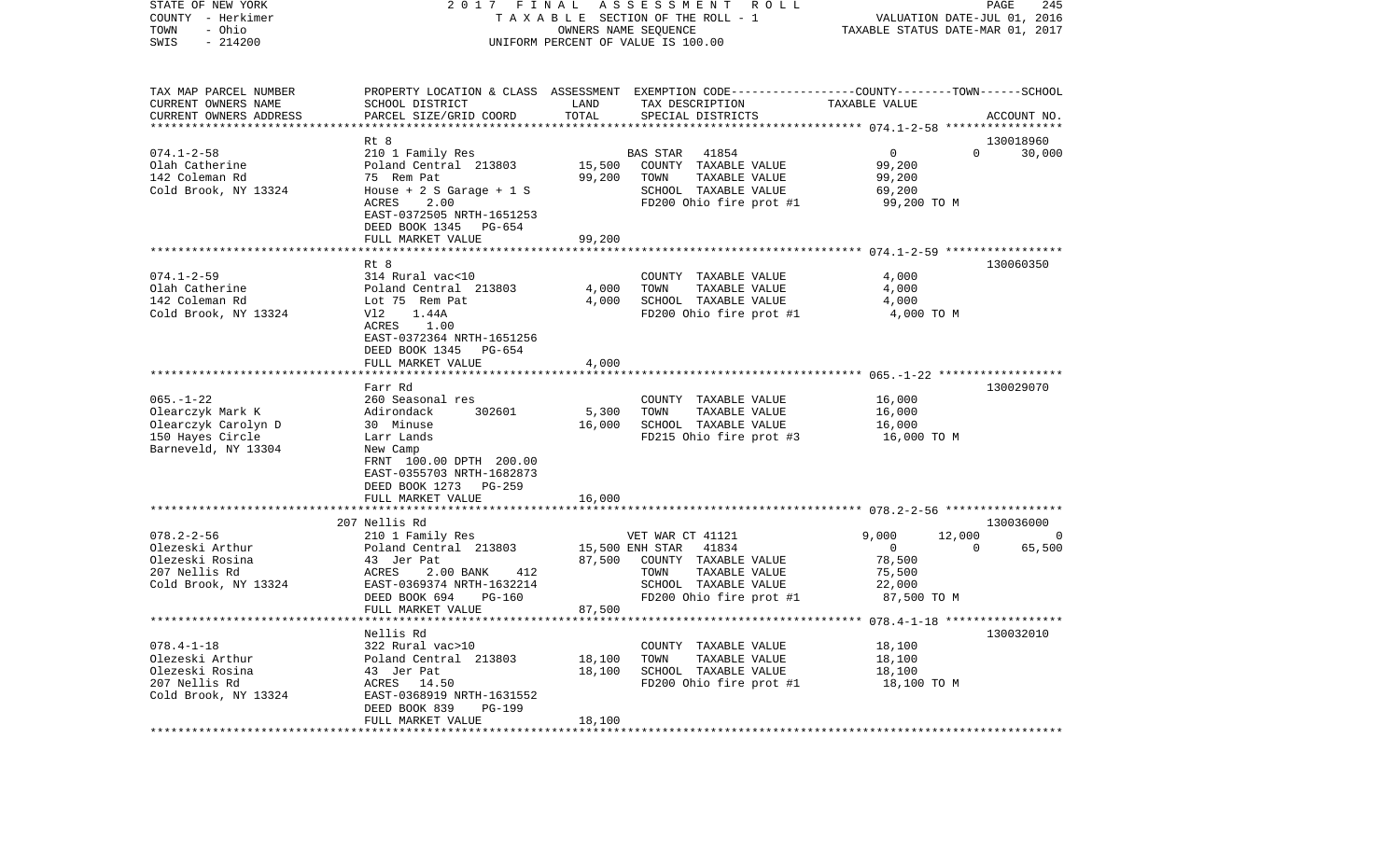STATE OF NEW YORK | 2017 FINAL ASSESSMENT ROLL | PAGE 245
COUNTY - Herkimer | TAXABLE SECTION OF THE ROLL - 1 | VALUATION DATE-JUL 01, 2016
TOWN - Ohio | OWNERS NAME SEQUENCE | TAXABLE STATUS DATE-MAR 01, 2017
SWIS - 214200 | UNIFORM PERCENT OF VALUE IS 100.00

| TAX MAP PARCEL NUMBER / CURRENT OWNERS NAME / CURRENT OWNERS ADDRESS | PROPERTY LOCATION & CLASS / SCHOOL DISTRICT / PARCEL SIZE/GRID COORD | ASSESSMENT LAND / TOTAL | EXEMPTION CODE / TAX DESCRIPTION / SPECIAL DISTRICTS | COUNTY | TOWN | SCHOOL / ACCOUNT NO. |
|---|---|---|---|---|---|---|
| | Rt 8 | | | | | 130018960 |
| 074.1-2-58 | 210 1 Family Res | | BAS STAR 41854 | 0 | 0 | 30,000 |
| Olah Catherine | Poland Central 213803 | 15,500 | COUNTY TAXABLE VALUE | 99,200 | | |
| 142 Coleman Rd | 75 Rem Pat | 99,200 | TOWN TAXABLE VALUE | 99,200 | | |
| Cold Brook, NY 13324 | House + 2 S Garage + 1 S | | SCHOOL TAXABLE VALUE | 69,200 | | |
| | ACRES 2.00 | | FD200 Ohio fire prot #1 | 99,200 TO M | | |
| | EAST-0372505 NRTH-1651253 | | | | | |
| | DEED BOOK 1345 PG-654 | | | | | |
| | FULL MARKET VALUE | 99,200 | | | | |
| | Rt 8 | | | | | 130060350 |
| 074.1-2-59 | 314 Rural vac<10 | | COUNTY TAXABLE VALUE | 4,000 | | |
| Olah Catherine | Poland Central 213803 | 4,000 | TOWN TAXABLE VALUE | 4,000 | | |
| 142 Coleman Rd | Lot 75 Rem Pat | 4,000 | SCHOOL TAXABLE VALUE | 4,000 | | |
| Cold Brook, NY 13324 | Vl2 1.44A | | FD200 Ohio fire prot #1 | 4,000 TO M | | |
| | ACRES 1.00 | | | | | |
| | EAST-0372364 NRTH-1651256 | | | | | |
| | DEED BOOK 1345 PG-654 | | | | | |
| | FULL MARKET VALUE | 4,000 | | | | |
| | Farr Rd | | | | | 130029070 |
| 065.-1-22 | 260 Seasonal res | | COUNTY TAXABLE VALUE | 16,000 | | |
| Olearczyk Mark K | Adirondack 302601 | 5,300 | TOWN TAXABLE VALUE | 16,000 | | |
| Olearczyk Carolyn D | 30 Minuse | 16,000 | SCHOOL TAXABLE VALUE | 16,000 | | |
| 150 Hayes Circle | Larr Lands | | FD215 Ohio fire prot #3 | 16,000 TO M | | |
| Barneveld, NY 13304 | New Camp | | | | | |
| | FRNT 100.00 DPTH 200.00 | | | | | |
| | EAST-0355703 NRTH-1682873 | | | | | |
| | DEED BOOK 1273 PG-259 | | | | | |
| | FULL MARKET VALUE | 16,000 | | | | |
| | 207 Nellis Rd | | | | | 130036000 |
| 078.2-2-56 | 210 1 Family Res | | VET WAR CT 41121 | 9,000 | 12,000 | 0 |
| Olezeski Arthur | Poland Central 213803 | 15,500 | ENH STAR 41834 | 0 | 0 | 65,500 |
| Olezeski Rosina | 43 Jer Pat | 87,500 | COUNTY TAXABLE VALUE | 78,500 | | |
| 207 Nellis Rd | ACRES 2.00 BANK 412 | | TOWN TAXABLE VALUE | 75,500 | | |
| Cold Brook, NY 13324 | EAST-0369374 NRTH-1632214 | | SCHOOL TAXABLE VALUE | 22,000 | | |
| | DEED BOOK 694 PG-160 | | FD200 Ohio fire prot #1 | 87,500 TO M | | |
| | FULL MARKET VALUE | 87,500 | | | | |
| | Nellis Rd | | | | | 130032010 |
| 078.4-1-18 | 322 Rural vac>10 | | COUNTY TAXABLE VALUE | 18,100 | | |
| Olezeski Arthur | Poland Central 213803 | 18,100 | TOWN TAXABLE VALUE | 18,100 | | |
| Olezeski Rosina | 43 Jer Pat | 18,100 | SCHOOL TAXABLE VALUE | 18,100 | | |
| 207 Nellis Rd | ACRES 14.50 | | FD200 Ohio fire prot #1 | 18,100 TO M | | |
| Cold Brook, NY 13324 | EAST-0368919 NRTH-1631552 | | | | | |
| | DEED BOOK 839 PG-199 | | | | | |
| | FULL MARKET VALUE | 18,100 | | | | |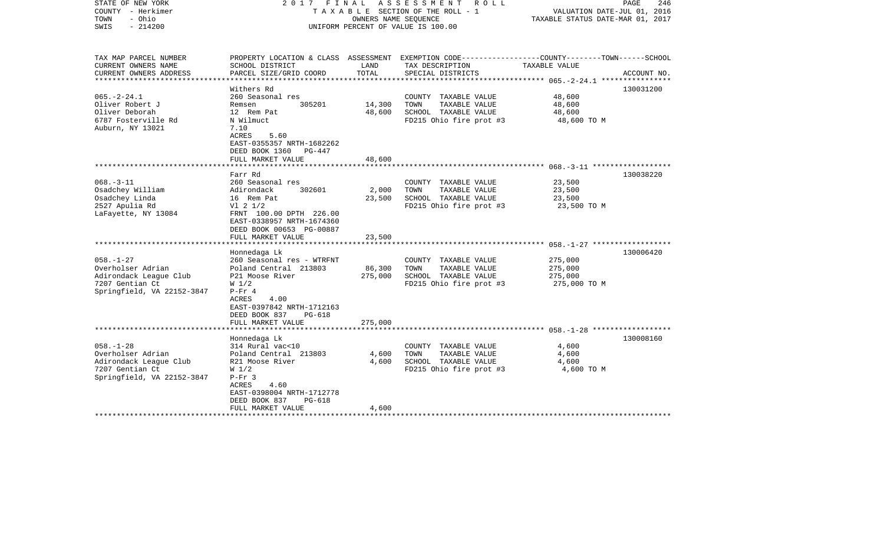STATE OF NEW YORK — 2017 FINAL ASSESSMENT ROLL
COUNTY - Herkimer — TAXABLE SECTION OF THE ROLL - 1 — VALUATION DATE-JUL 01, 2016
TOWN - Ohio — OWNERS NAME SEQUENCE — TAXABLE STATUS DATE-MAR 01, 2017
SWIS - 214200 — UNIFORM PERCENT OF VALUE IS 100.00

| TAX MAP PARCEL NUMBER / CURRENT OWNERS NAME / CURRENT OWNERS ADDRESS | PROPERTY LOCATION & CLASS / SCHOOL DISTRICT / PARCEL SIZE/GRID COORD | ASSESSMENT LAND | TOTAL | EXEMPTION CODE / TAX DESCRIPTION / SPECIAL DISTRICTS | COUNTY--------TOWN------SCHOOL TAXABLE VALUE | ACCOUNT NO. |
|---|---|---|---|---|---|---|
| 065.-2-24.1 | Withers Rd | | | | | 130031200 |
| 065.-2-24.1 | 260 Seasonal res | | | COUNTY TAXABLE VALUE | 48,600 | |
| Oliver Robert J | Remsen 305201 | 14,300 | | TOWN TAXABLE VALUE | 48,600 | |
| Oliver Deborah | 12 Rem Pat | | 48,600 | SCHOOL TAXABLE VALUE | 48,600 | |
| 6787 Fosterville Rd | N Wilmuct | | | FD215 Ohio fire prot #3 | 48,600 TO M | |
| Auburn, NY 13021 | 7.10 | | | | | |
| | ACRES 5.60 | | | | | |
| | EAST-0355357 NRTH-1682262 | | | | | |
| | DEED BOOK 1360 PG-447 | | | | | |
| | FULL MARKET VALUE | | 48,600 | | | |
| 068.-3-11 | Farr Rd | | | | | 130038220 |
| 068.-3-11 | 260 Seasonal res | | | COUNTY TAXABLE VALUE | 23,500 | |
| Osadchey William | Adirondack 302601 | 2,000 | | TOWN TAXABLE VALUE | 23,500 | |
| Osadchey Linda | 16 Rem Pat | | 23,500 | SCHOOL TAXABLE VALUE | 23,500 | |
| 2527 Apulia Rd | Vl 2 1/2 | | | FD215 Ohio fire prot #3 | 23,500 TO M | |
| LaFayette, NY 13084 | FRNT 100.00 DPTH 226.00 | | | | | |
| | EAST-0338957 NRTH-1674360 | | | | | |
| | DEED BOOK 00653 PG-00887 | | | | | |
| | FULL MARKET VALUE | | 23,500 | | | |
| 058.-1-27 | Honnedaga Lk | | | | | 130006420 |
| 058.-1-27 | 260 Seasonal res - WTRFNT | | | COUNTY TAXABLE VALUE | 275,000 | |
| Overholser Adrian | Poland Central 213803 | 86,300 | | TOWN TAXABLE VALUE | 275,000 | |
| Adirondack League Club | P21 Moose River | | 275,000 | SCHOOL TAXABLE VALUE | 275,000 | |
| 7207 Gentian Ct | W 1/2 | | | FD215 Ohio fire prot #3 | 275,000 TO M | |
| Springfield, VA 22152-3847 | P-Fr 4 | | | | | |
| | ACRES 4.00 | | | | | |
| | EAST-0397842 NRTH-1712163 | | | | | |
| | DEED BOOK 837 PG-618 | | | | | |
| | FULL MARKET VALUE | | 275,000 | | | |
| 058.-1-28 | Honnedaga Lk | | | | | 130008160 |
| 058.-1-28 | 314 Rural vac<10 | | | COUNTY TAXABLE VALUE | 4,600 | |
| Overholser Adrian | Poland Central 213803 | 4,600 | | TOWN TAXABLE VALUE | 4,600 | |
| Adirondack League Club | R21 Moose River | | 4,600 | SCHOOL TAXABLE VALUE | 4,600 | |
| 7207 Gentian Ct | W 1/2 | | | FD215 Ohio fire prot #3 | 4,600 TO M | |
| Springfield, VA 22152-3847 | P-Fr 3 | | | | | |
| | ACRES 4.60 | | | | | |
| | EAST-0398004 NRTH-1712778 | | | | | |
| | DEED BOOK 837 PG-618 | | | | | |
| | FULL MARKET VALUE | | 4,600 | | | |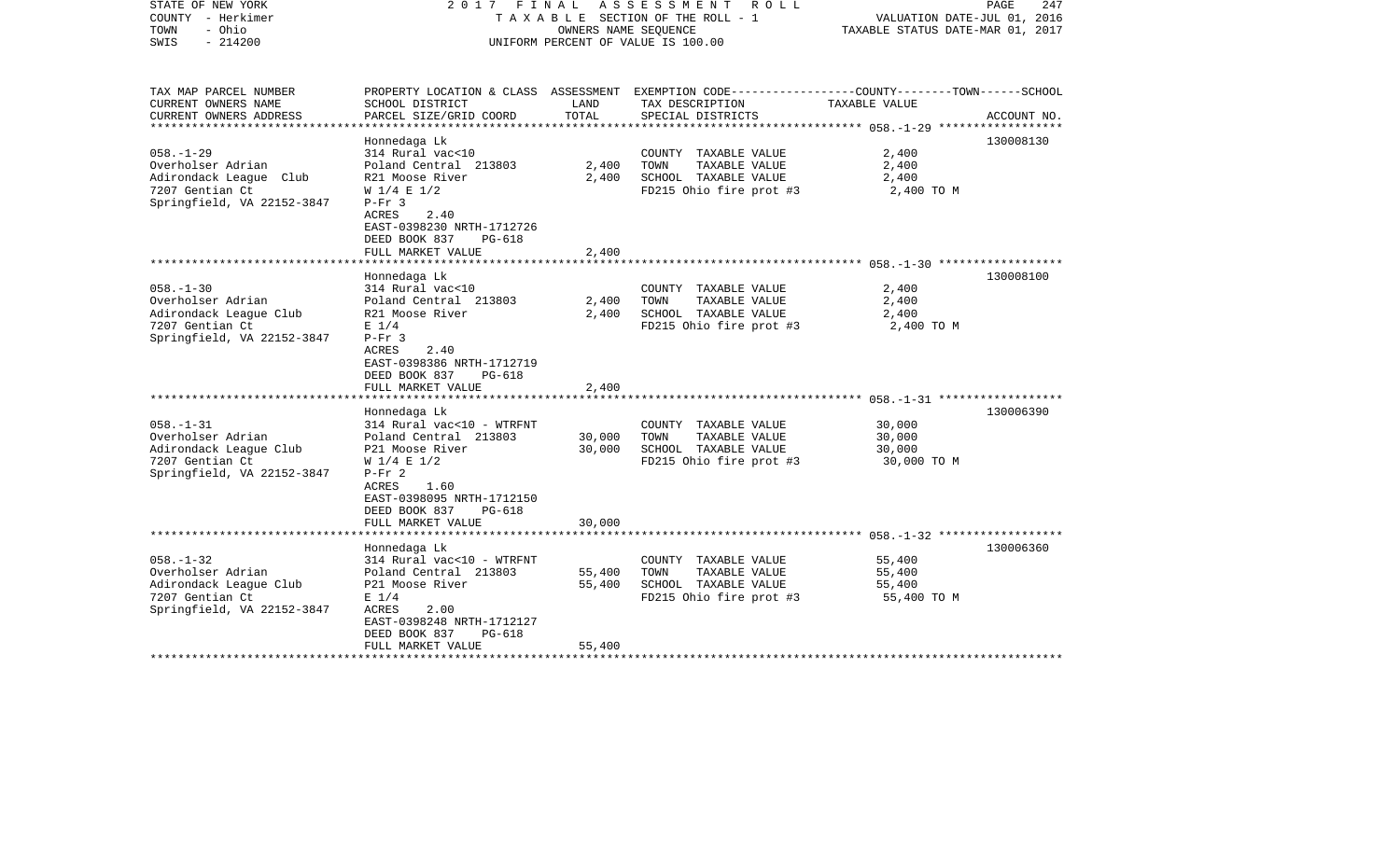STATE OF NEW YORK
COUNTY - Herkimer
TOWN - Ohio
SWIS - 214200

2 0 1 7 F I N A L A S S E S S M E N T R O L L
T A X A B L E SECTION OF THE ROLL - 1
OWNERS NAME SEQUENCE
UNIFORM PERCENT OF VALUE IS 100.00

VALUATION DATE-JUL 01, 2016
TAXABLE STATUS DATE-MAR 01, 2017

| TAX MAP PARCEL NUMBER<br>CURRENT OWNERS NAME<br>CURRENT OWNERS ADDRESS | PROPERTY LOCATION & CLASS<br>SCHOOL DISTRICT<br>PARCEL SIZE/GRID COORD | ASSESSMENT<br>LAND<br>TOTAL | EXEMPTION CODE-----COUNTY-----TOWN------SCHOOL<br>TAX DESCRIPTION<br>SPECIAL DISTRICTS | TAXABLE VALUE | ACCOUNT NO. |
|---|---|---|---|---|---|
| 058.-1-29 | Honnedaga Lk | | | | 130008130 |
| Overholser Adrian | 314 Rural vac<10 | | COUNTY TAXABLE VALUE | 2,400 | |
| Adirondack League Club | Poland Central 213803 | 2,400 | TOWN TAXABLE VALUE | 2,400 | |
| 7207 Gentian Ct | R21 Moose River | 2,400 | SCHOOL TAXABLE VALUE | 2,400 | |
| Springfield, VA 22152-3847 | W 1/4 E 1/2 | | FD215 Ohio fire prot #3 | 2,400 TO M | |
| | P-Fr 3 | | | | |
| | ACRES 2.40 | | | | |
| | EAST-0398230 NRTH-1712726 | | | | |
| | DEED BOOK 837 PG-618 | | | | |
| | FULL MARKET VALUE | 2,400 | | | |
| 058.-1-30 | Honnedaga Lk | | | | 130008100 |
| Overholser Adrian | 314 Rural vac<10 | | COUNTY TAXABLE VALUE | 2,400 | |
| Adirondack League Club | Poland Central 213803 | 2,400 | TOWN TAXABLE VALUE | 2,400 | |
| 7207 Gentian Ct | R21 Moose River | 2,400 | SCHOOL TAXABLE VALUE | 2,400 | |
| Springfield, VA 22152-3847 | E 1/4 | | FD215 Ohio fire prot #3 | 2,400 TO M | |
| | P-Fr 3 | | | | |
| | ACRES 2.40 | | | | |
| | EAST-0398386 NRTH-1712719 | | | | |
| | DEED BOOK 837 PG-618 | | | | |
| | FULL MARKET VALUE | 2,400 | | | |
| 058.-1-31 | Honnedaga Lk | | | | 130006390 |
| Overholser Adrian | 314 Rural vac<10 - WTRFNT | | COUNTY TAXABLE VALUE | 30,000 | |
| Adirondack League Club | Poland Central 213803 | 30,000 | TOWN TAXABLE VALUE | 30,000 | |
| 7207 Gentian Ct | P21 Moose River | 30,000 | SCHOOL TAXABLE VALUE | 30,000 | |
| Springfield, VA 22152-3847 | W 1/4 E 1/2 | | FD215 Ohio fire prot #3 | 30,000 TO M | |
| | P-Fr 2 | | | | |
| | ACRES 1.60 | | | | |
| | EAST-0398095 NRTH-1712150 | | | | |
| | DEED BOOK 837 PG-618 | | | | |
| | FULL MARKET VALUE | 30,000 | | | |
| 058.-1-32 | Honnedaga Lk | | | | 130006360 |
| Overholser Adrian | 314 Rural vac<10 - WTRFNT | | COUNTY TAXABLE VALUE | 55,400 | |
| Adirondack League Club | Poland Central 213803 | 55,400 | TOWN TAXABLE VALUE | 55,400 | |
| 7207 Gentian Ct | P21 Moose River | 55,400 | SCHOOL TAXABLE VALUE | 55,400 | |
| Springfield, VA 22152-3847 | E 1/4 | | FD215 Ohio fire prot #3 | 55,400 TO M | |
| | ACRES 2.00 | | | | |
| | EAST-0398248 NRTH-1712127 | | | | |
| | DEED BOOK 837 PG-618 | | | | |
| | FULL MARKET VALUE | 55,400 | | | |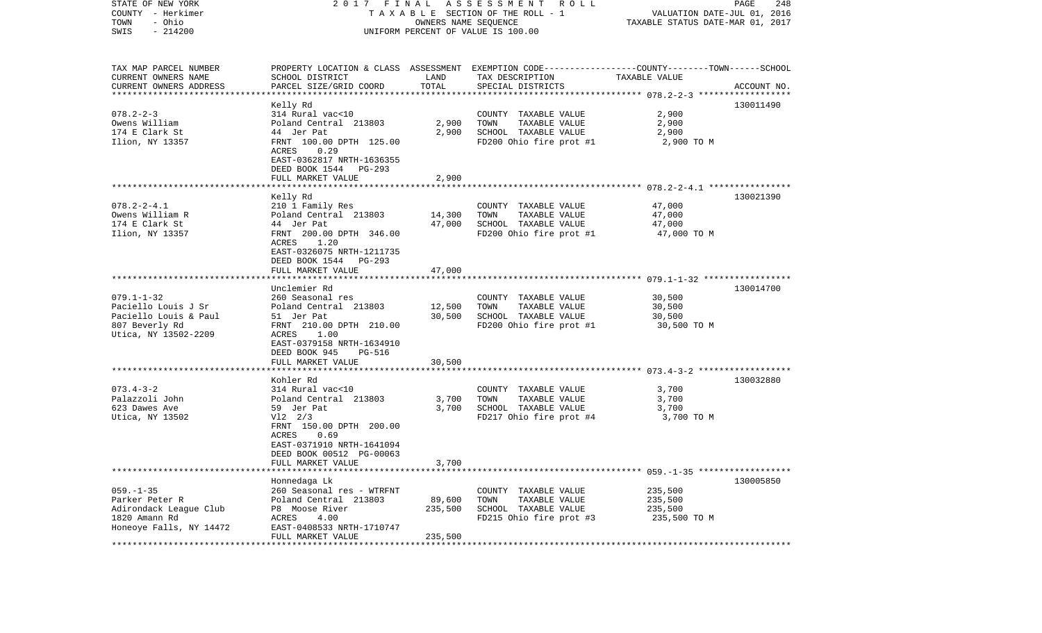STATE OF NEW YORK
COUNTY - Herkimer
TOWN - Ohio
SWIS - 214200

2017 FINAL ASSESSMENT ROLL
TAXABLE SECTION OF THE ROLL - 1
OWNERS NAME SEQUENCE
UNIFORM PERCENT OF VALUE IS 100.00

VALUATION DATE-JUL 01, 2016
TAXABLE STATUS DATE-MAR 01, 2017

| TAX MAP PARCEL NUMBER<br>CURRENT OWNERS NAME<br>CURRENT OWNERS ADDRESS | PROPERTY LOCATION & CLASS<br>SCHOOL DISTRICT<br>PARCEL SIZE/GRID COORD | ASSESSMENT<br>LAND<br>TOTAL | EXEMPTION CODE-----COUNTY-----TOWN-----SCHOOL<br>TAX DESCRIPTION<br>SPECIAL DISTRICTS | TAXABLE VALUE | ACCOUNT NO. |
|---|---|---|---|---|---|
| **078.2-2-3** | Kelly Rd | | | | 130011490 |
| 078.2-2-3 | 314 Rural vac<10 | | COUNTY TAXABLE VALUE | 2,900 | |
| Owens William | Poland Central 213803 | 2,900 | TOWN TAXABLE VALUE | 2,900 | |
| 174 E Clark St | 44 Jer Pat | 2,900 | SCHOOL TAXABLE VALUE | 2,900 | |
| Ilion, NY 13357 | FRNT 100.00 DPTH 125.00 | | FD200 Ohio fire prot #1 | 2,900 TO M | |
| | ACRES 0.29 | | | | |
| | EAST-0362817 NRTH-1636355 | | | | |
| | DEED BOOK 1544 PG-293 | | | | |
| | FULL MARKET VALUE | 2,900 | | | |
| **078.2-2-4.1** | Kelly Rd | | | | 130021390 |
| 078.2-2-4.1 | 210 1 Family Res | | COUNTY TAXABLE VALUE | 47,000 | |
| Owens William R | Poland Central 213803 | 14,300 | TOWN TAXABLE VALUE | 47,000 | |
| 174 E Clark St | 44 Jer Pat | 47,000 | SCHOOL TAXABLE VALUE | 47,000 | |
| Ilion, NY 13357 | FRNT 200.00 DPTH 346.00 | | FD200 Ohio fire prot #1 | 47,000 TO M | |
| | ACRES 1.20 | | | | |
| | EAST-0326075 NRTH-1211735 | | | | |
| | DEED BOOK 1544 PG-293 | | | | |
| | FULL MARKET VALUE | 47,000 | | | |
| **079.1-1-32** | Unclemier Rd | | | | 130014700 |
| 079.1-1-32 | 260 Seasonal res | | COUNTY TAXABLE VALUE | 30,500 | |
| Paciello Louis J Sr | Poland Central 213803 | 12,500 | TOWN TAXABLE VALUE | 30,500 | |
| Paciello Louis & Paul | 51 Jer Pat | 30,500 | SCHOOL TAXABLE VALUE | 30,500 | |
| 807 Beverly Rd | FRNT 210.00 DPTH 210.00 | | FD200 Ohio fire prot #1 | 30,500 TO M | |
| Utica, NY 13502-2209 | ACRES 1.00 | | | | |
| | EAST-0379158 NRTH-1634910 | | | | |
| | DEED BOOK 945 PG-516 | | | | |
| | FULL MARKET VALUE | 30,500 | | | |
| **073.4-3-2** | Kohler Rd | | | | 130032880 |
| 073.4-3-2 | 314 Rural vac<10 | | COUNTY TAXABLE VALUE | 3,700 | |
| Palazzoli John | Poland Central 213803 | 3,700 | TOWN TAXABLE VALUE | 3,700 | |
| 623 Dawes Ave | 59 Jer Pat | 3,700 | SCHOOL TAXABLE VALUE | 3,700 | |
| Utica, NY 13502 | Vl2 2/3 | | FD217 Ohio fire prot #4 | 3,700 TO M | |
| | FRNT 150.00 DPTH 200.00 | | | | |
| | ACRES 0.69 | | | | |
| | EAST-0371910 NRTH-1641094 | | | | |
| | DEED BOOK 00512 PG-00063 | | | | |
| | FULL MARKET VALUE | 3,700 | | | |
| **059.-1-35** | Honnedaga Lk | | | | 130005850 |
| 059.-1-35 | 260 Seasonal res - WTRFNT | | COUNTY TAXABLE VALUE | 235,500 | |
| Parker Peter R | Poland Central 213803 | 89,600 | TOWN TAXABLE VALUE | 235,500 | |
| Adirondack League Club | P8 Moose River | 235,500 | SCHOOL TAXABLE VALUE | 235,500 | |
| 1820 Amann Rd | ACRES 4.00 | | FD215 Ohio fire prot #3 | 235,500 TO M | |
| Honeoye Falls, NY 14472 | EAST-0408533 NRTH-1710747 | | | | |
| | FULL MARKET VALUE | 235,500 | | | |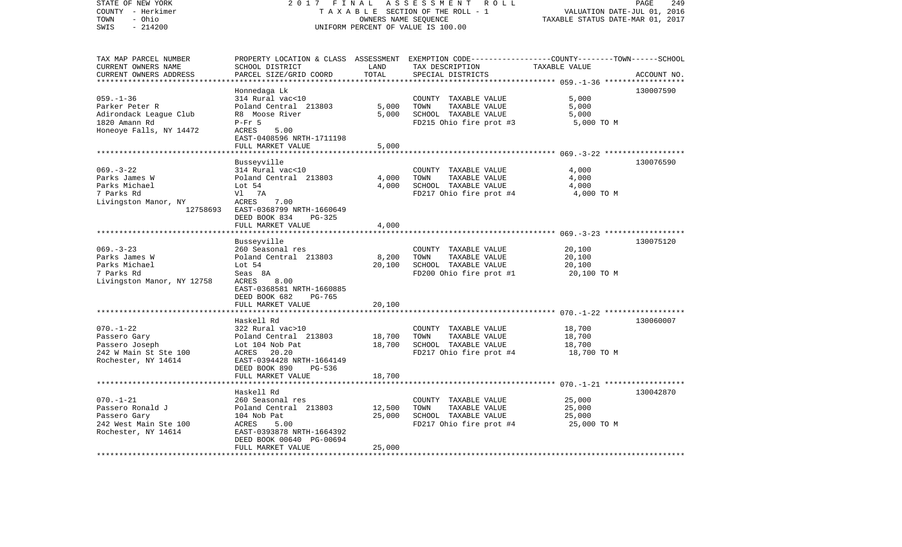STATE OF NEW YORK — 2017 FINAL ASSESSMENT ROLL
COUNTY - Herkimer — TAXABLE SECTION OF THE ROLL - 1 — VALUATION DATE-JUL 01, 2016
TOWN - Ohio — OWNERS NAME SEQUENCE — TAXABLE STATUS DATE-MAR 01, 2017
SWIS - 214200 — UNIFORM PERCENT OF VALUE IS 100.00

| TAX MAP PARCEL NUMBER / CURRENT OWNERS NAME / CURRENT OWNERS ADDRESS | PROPERTY LOCATION & CLASS / SCHOOL DISTRICT / PARCEL SIZE/GRID COORD | ASSESSMENT LAND | TOTAL | EXEMPTION CODE / TAX DESCRIPTION / SPECIAL DISTRICTS | TAXABLE VALUE (COUNTY--------TOWN------SCHOOL) | ACCOUNT NO. |
|---|---|---|---|---|---|---|
| 059.-1-36 | Honnedaga Lk | | | | | 130007590 |
| | 314 Rural vac<10 | | | COUNTY TAXABLE VALUE | 5,000 | |
| Parker Peter R | Poland Central 213803 | 5,000 | | TOWN TAXABLE VALUE | 5,000 | |
| Adirondack League Club | R8 Moose River | | 5,000 | SCHOOL TAXABLE VALUE | 5,000 | |
| 1820 Amann Rd | P-Fr 5 | | | FD215 Ohio fire prot #3 | 5,000 TO M | |
| Honeoye Falls, NY 14472 | ACRES 5.00 | | | | | |
| | EAST-0408596 NRTH-1711198 | | | | | |
| | FULL MARKET VALUE | | 5,000 | | | |
| 069.-3-22 | Busseyville | | | | | 130076590 |
| | 314 Rural vac<10 | | | COUNTY TAXABLE VALUE | 4,000 | |
| Parks James W | Poland Central 213803 | 4,000 | | TOWN TAXABLE VALUE | 4,000 | |
| Parks Michael | Lot 54 | | 4,000 | SCHOOL TAXABLE VALUE | 4,000 | |
| 7 Parks Rd | Vl 7A | | | FD217 Ohio fire prot #4 | 4,000 TO M | |
| Livingston Manor, NY 12758693 | ACRES 7.00 | | | | | |
| | EAST-0368799 NRTH-1660649 | | | | | |
| | DEED BOOK 834 PG-325 | | | | | |
| | FULL MARKET VALUE | | 4,000 | | | |
| 069.-3-23 | Busseyville | | | | | 130075120 |
| | 260 Seasonal res | | | COUNTY TAXABLE VALUE | 20,100 | |
| Parks James W | Poland Central 213803 | 8,200 | | TOWN TAXABLE VALUE | 20,100 | |
| Parks Michael | Lot 54 | | 20,100 | SCHOOL TAXABLE VALUE | 20,100 | |
| 7 Parks Rd | Seas 8A | | | FD200 Ohio fire prot #1 | 20,100 TO M | |
| Livingston Manor, NY 12758 | ACRES 8.00 | | | | | |
| | EAST-0368581 NRTH-1660885 | | | | | |
| | DEED BOOK 682 PG-765 | | | | | |
| | FULL MARKET VALUE | | 20,100 | | | |
| 070.-1-22 | Haskell Rd | | | | | 130060007 |
| | 322 Rural vac>10 | | | COUNTY TAXABLE VALUE | 18,700 | |
| Passero Gary | Poland Central 213803 | 18,700 | | TOWN TAXABLE VALUE | 18,700 | |
| Passero Joseph | Lot 104 Nob Pat | | 18,700 | SCHOOL TAXABLE VALUE | 18,700 | |
| 242 W Main St Ste 100 | ACRES 20.20 | | | FD217 Ohio fire prot #4 | 18,700 TO M | |
| Rochester, NY 14614 | EAST-0394428 NRTH-1664149 | | | | | |
| | DEED BOOK 890 PG-536 | | | | | |
| | FULL MARKET VALUE | | 18,700 | | | |
| 070.-1-21 | Haskell Rd | | | | | 130042870 |
| | 260 Seasonal res | | | COUNTY TAXABLE VALUE | 25,000 | |
| Passero Ronald J | Poland Central 213803 | 12,500 | | TOWN TAXABLE VALUE | 25,000 | |
| Passero Gary | 104 Nob Pat | | 25,000 | SCHOOL TAXABLE VALUE | 25,000 | |
| 242 West Main Ste 100 | ACRES 5.00 | | | FD217 Ohio fire prot #4 | 25,000 TO M | |
| Rochester, NY 14614 | EAST-0393878 NRTH-1664392 | | | | | |
| | DEED BOOK 00640 PG-00694 | | | | | |
| | FULL MARKET VALUE | | 25,000 | | | |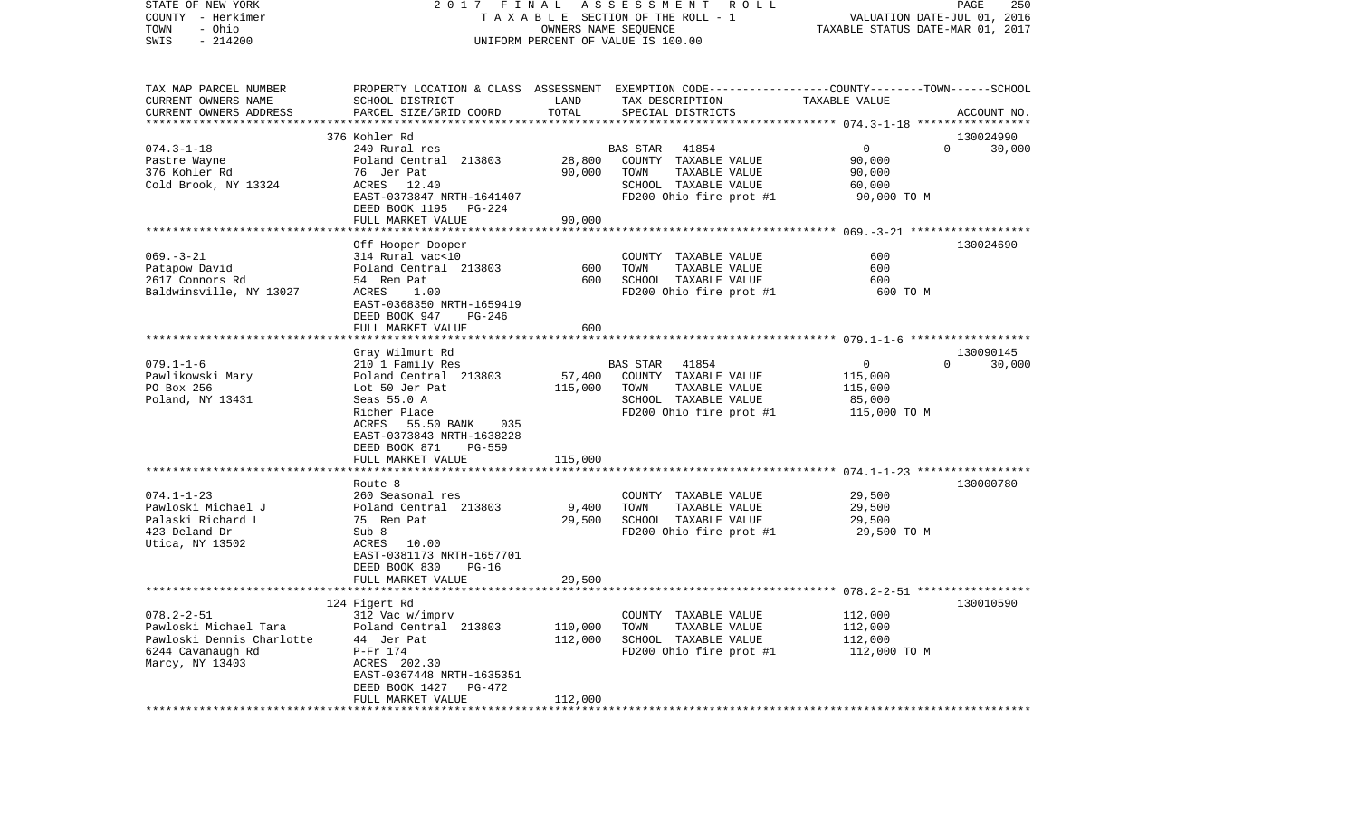STATE OF NEW YORK
COUNTY - Herkimer
TOWN - Ohio
SWIS - 214200

2017 FINAL ASSESSMENT ROLL
TAXABLE SECTION OF THE ROLL - 1
OWNERS NAME SEQUENCE
UNIFORM PERCENT OF VALUE IS 100.00

VALUATION DATE-JUL 01, 2016
TAXABLE STATUS DATE-MAR 01, 2017

| TAX MAP PARCEL NUMBER / CURRENT OWNERS NAME / CURRENT OWNERS ADDRESS | PROPERTY LOCATION & CLASS / SCHOOL DISTRICT / PARCEL SIZE/GRID COORD | ASSESSMENT LAND | TOTAL | EXEMPTION CODE / TAX DESCRIPTION / SPECIAL DISTRICTS | COUNTY / TOWN / SCHOOL TAXABLE VALUE | ACCOUNT NO. |
|---|---|---|---|---|---|---|
| | 376 Kohler Rd | | | | | 130024990 |
| 074.3-1-18 | 240 Rural res | | | BAS STAR 41854 | 0 0 | 30,000 |
| Pastre Wayne | Poland Central 213803 | 28,800 | | COUNTY TAXABLE VALUE | 90,000 | |
| 376 Kohler Rd | 76 Jer Pat | | 90,000 | TOWN TAXABLE VALUE | 90,000 | |
| Cold Brook, NY 13324 | ACRES 12.40 | | | SCHOOL TAXABLE VALUE | 60,000 | |
| | EAST-0373847 NRTH-1641407 | | | FD200 Ohio fire prot #1 | 90,000 TO M | |
| | DEED BOOK 1195 PG-224 | | | | | |
| | FULL MARKET VALUE | | 90,000 | | | |
| | Off Hooper Dooper | | | | | 130024690 |
| 069.-3-21 | 314 Rural vac<10 | | | COUNTY TAXABLE VALUE | 600 | |
| Patapow David | Poland Central 213803 | 600 | | TOWN TAXABLE VALUE | 600 | |
| 2617 Connors Rd | 54 Rem Pat | | 600 | SCHOOL TAXABLE VALUE | 600 | |
| Baldwinsville, NY 13027 | ACRES 1.00 | | | FD200 Ohio fire prot #1 | 600 TO M | |
| | EAST-0368350 NRTH-1659419 | | | | | |
| | DEED BOOK 947 PG-246 | | | | | |
| | FULL MARKET VALUE | | 600 | | | |
| | Gray Wilmurt Rd | | | | | 130090145 |
| 079.1-1-6 | 210 1 Family Res | | | BAS STAR 41854 | 0 0 | 30,000 |
| Pawlikowski Mary | Poland Central 213803 | 57,400 | | COUNTY TAXABLE VALUE | 115,000 | |
| PO Box 256 | Lot 50 Jer Pat | | 115,000 | TOWN TAXABLE VALUE | 115,000 | |
| Poland, NY 13431 | Seas 55.0 A | | | SCHOOL TAXABLE VALUE | 85,000 | |
| | Richer Place | | | FD200 Ohio fire prot #1 | 115,000 TO M | |
| | ACRES 55.50 BANK 035 | | | | | |
| | EAST-0373843 NRTH-1638228 | | | | | |
| | DEED BOOK 871 PG-559 | | | | | |
| | FULL MARKET VALUE | | 115,000 | | | |
| | Route 8 | | | | | 130000780 |
| 074.1-1-23 | 260 Seasonal res | | | COUNTY TAXABLE VALUE | 29,500 | |
| Pawloski Michael J | Poland Central 213803 | 9,400 | | TOWN TAXABLE VALUE | 29,500 | |
| Palaski Richard L | 75 Rem Pat | | 29,500 | SCHOOL TAXABLE VALUE | 29,500 | |
| 423 Deland Dr | Sub 8 | | | FD200 Ohio fire prot #1 | 29,500 TO M | |
| Utica, NY 13502 | ACRES 10.00 | | | | | |
| | EAST-0381173 NRTH-1657701 | | | | | |
| | DEED BOOK 830 PG-16 | | | | | |
| | FULL MARKET VALUE | | 29,500 | | | |
| | 124 Figert Rd | | | | | 130010590 |
| 078.2-2-51 | 312 Vac w/imprv | | | COUNTY TAXABLE VALUE | 112,000 | |
| Pawloski Michael Tara | Poland Central 213803 | 110,000 | | TOWN TAXABLE VALUE | 112,000 | |
| Pawloski Dennis Charlotte | 44 Jer Pat | | 112,000 | SCHOOL TAXABLE VALUE | 112,000 | |
| 6244 Cavanaugh Rd | P-Fr 174 | | | FD200 Ohio fire prot #1 | 112,000 TO M | |
| Marcy, NY 13403 | ACRES 202.30 | | | | | |
| | EAST-0367448 NRTH-1635351 | | | | | |
| | DEED BOOK 1427 PG-472 | | | | | |
| | FULL MARKET VALUE | | 112,000 | | | |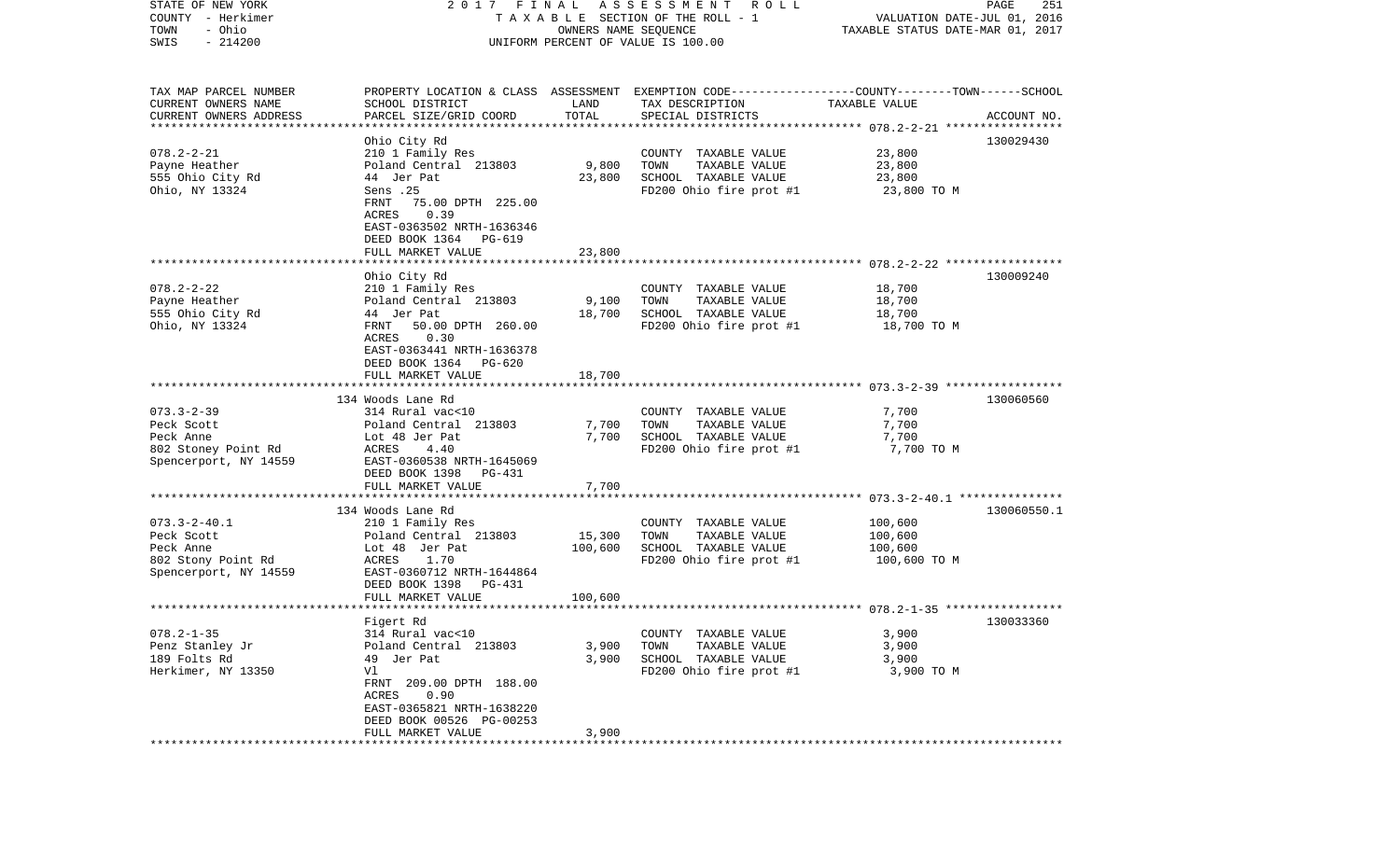STATE OF NEW YORK | 2 0 1 7 F I N A L A S S E S S M E N T R O L L
COUNTY - Herkimer | T A X A B L E SECTION OF THE ROLL - 1 | VALUATION DATE-JUL 01, 2016
TOWN - Ohio | OWNERS NAME SEQUENCE | TAXABLE STATUS DATE-MAR 01, 2017
SWIS - 214200 | UNIFORM PERCENT OF VALUE IS 100.00

| TAX MAP PARCEL NUMBER<br>CURRENT OWNERS NAME<br>CURRENT OWNERS ADDRESS | PROPERTY LOCATION & CLASS<br>SCHOOL DISTRICT<br>PARCEL SIZE/GRID COORD | ASSESSMENT<br>LAND<br>TOTAL | EXEMPTION CODE-----COUNTY--------TOWN------SCHOOL<br>TAX DESCRIPTION<br>SPECIAL DISTRICTS | TAXABLE VALUE | ACCOUNT NO. |
|---|---|---|---|---|---|
| 078.2-2-21 | Ohio City Rd | | | | 130029430 |
| 078.2-2-21 | 210 1 Family Res | | COUNTY TAXABLE VALUE | 23,800 | |
| Payne Heather | Poland Central 213803 | 9,800 | TOWN TAXABLE VALUE | 23,800 | |
| 555 Ohio City Rd | 44 Jer Pat | 23,800 | SCHOOL TAXABLE VALUE | 23,800 | |
| Ohio, NY 13324 | Sens .25 | | FD200 Ohio fire prot #1 | 23,800 TO M | |
| | FRNT 75.00 DPTH 225.00 | | | | |
| | ACRES 0.39 | | | | |
| | EAST-0363502 NRTH-1636346 | | | | |
| | DEED BOOK 1364 PG-619 | | | | |
| | FULL MARKET VALUE | 23,800 | | | |
| 078.2-2-22 | Ohio City Rd | | | | 130009240 |
| 078.2-2-22 | 210 1 Family Res | | COUNTY TAXABLE VALUE | 18,700 | |
| Payne Heather | Poland Central 213803 | 9,100 | TOWN TAXABLE VALUE | 18,700 | |
| 555 Ohio City Rd | 44 Jer Pat | 18,700 | SCHOOL TAXABLE VALUE | 18,700 | |
| Ohio, NY 13324 | FRNT 50.00 DPTH 260.00 | | FD200 Ohio fire prot #1 | 18,700 TO M | |
| | ACRES 0.30 | | | | |
| | EAST-0363441 NRTH-1636378 | | | | |
| | DEED BOOK 1364 PG-620 | | | | |
| | FULL MARKET VALUE | 18,700 | | | |
| 073.3-2-39 | 134 Woods Lane Rd | | | | 130060560 |
| 073.3-2-39 | 314 Rural vac<10 | | COUNTY TAXABLE VALUE | 7,700 | |
| Peck Scott | Poland Central 213803 | 7,700 | TOWN TAXABLE VALUE | 7,700 | |
| Peck Anne | Lot 48 Jer Pat | 7,700 | SCHOOL TAXABLE VALUE | 7,700 | |
| 802 Stoney Point Rd | ACRES 4.40 | | FD200 Ohio fire prot #1 | 7,700 TO M | |
| Spencerport, NY 14559 | EAST-0360538 NRTH-1645069 | | | | |
| | DEED BOOK 1398 PG-431 | | | | |
| | FULL MARKET VALUE | 7,700 | | | |
| 073.3-2-40.1 | 134 Woods Lane Rd | | | | 130060550.1 |
| 073.3-2-40.1 | 210 1 Family Res | | COUNTY TAXABLE VALUE | 100,600 | |
| Peck Scott | Poland Central 213803 | 15,300 | TOWN TAXABLE VALUE | 100,600 | |
| Peck Anne | Lot 48 Jer Pat | 100,600 | SCHOOL TAXABLE VALUE | 100,600 | |
| 802 Stony Point Rd | ACRES 1.70 | | FD200 Ohio fire prot #1 | 100,600 TO M | |
| Spencerport, NY 14559 | EAST-0360712 NRTH-1644864 | | | | |
| | DEED BOOK 1398 PG-431 | | | | |
| | FULL MARKET VALUE | 100,600 | | | |
| 078.2-1-35 | Figert Rd | | | | 130033360 |
| 078.2-1-35 | 314 Rural vac<10 | | COUNTY TAXABLE VALUE | 3,900 | |
| Penz Stanley Jr | Poland Central 213803 | 3,900 | TOWN TAXABLE VALUE | 3,900 | |
| 189 Folts Rd | 49 Jer Pat | 3,900 | SCHOOL TAXABLE VALUE | 3,900 | |
| Herkimer, NY 13350 | Vl | | FD200 Ohio fire prot #1 | 3,900 TO M | |
| | FRNT 209.00 DPTH 188.00 | | | | |
| | ACRES 0.90 | | | | |
| | EAST-0365821 NRTH-1638220 | | | | |
| | DEED BOOK 00526 PG-00253 | | | | |
| | FULL MARKET VALUE | 3,900 | | | |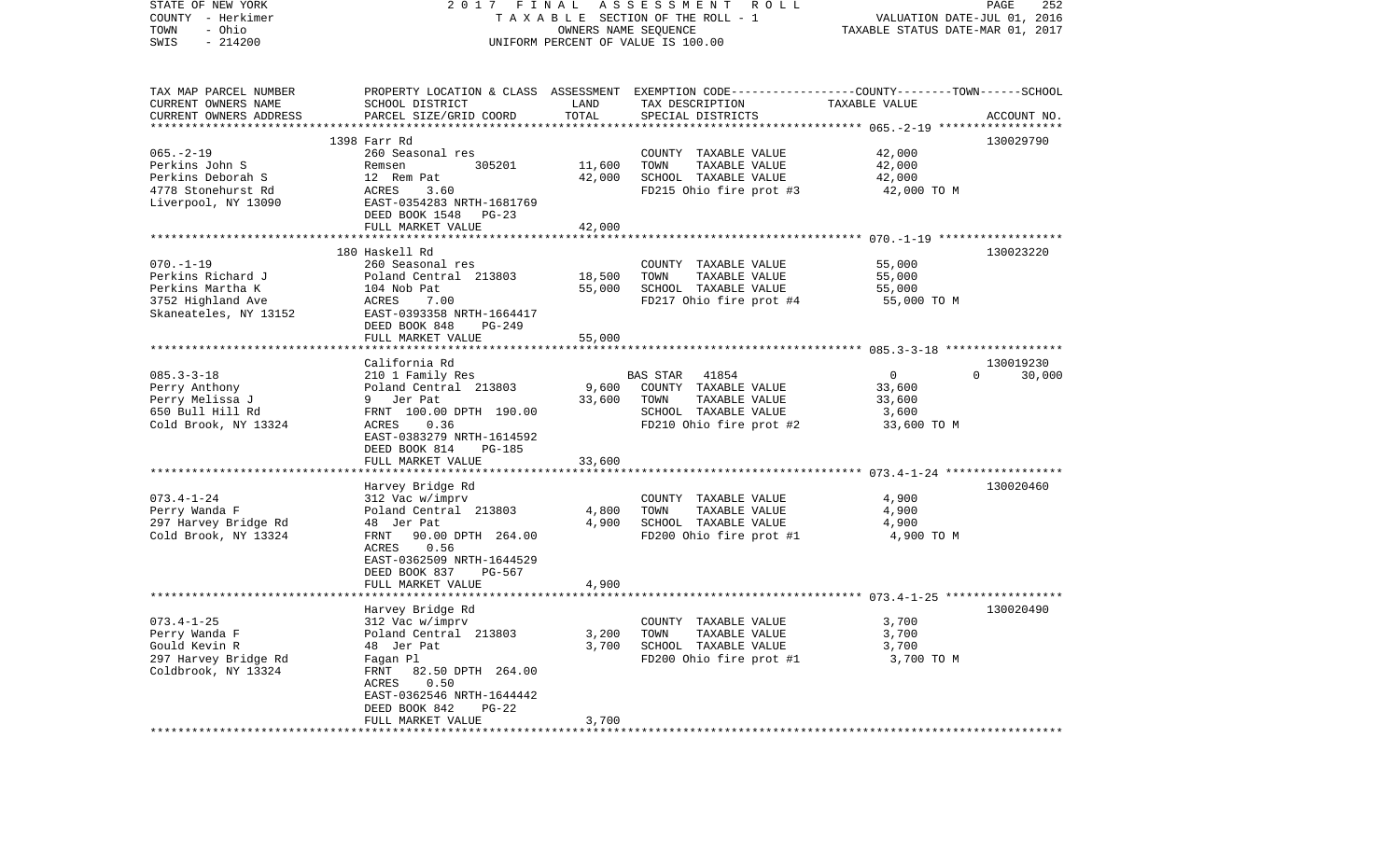STATE OF NEW YORK | 2017 FINAL ASSESSMENT ROLL | VALUATION DATE-JUL 01, 2016
COUNTY - Herkimer | TAXABLE SECTION OF THE ROLL - 1 | TAXABLE STATUS DATE-MAR 01, 2017
TOWN - Ohio | OWNERS NAME SEQUENCE
SWIS - 214200 | UNIFORM PERCENT OF VALUE IS 100.00

| TAX MAP PARCEL NUMBER / CURRENT OWNERS NAME / CURRENT OWNERS ADDRESS | PROPERTY LOCATION & CLASS / SCHOOL DISTRICT / PARCEL SIZE/GRID COORD | ASSESSMENT LAND | TOTAL | EXEMPTION CODE / TAX DESCRIPTION / SPECIAL DISTRICTS | COUNTY--------TOWN------SCHOOL TAXABLE VALUE | ACCOUNT NO. |
|---|---|---|---|---|---|---|
| 065.-2-19 | 1398 Farr Rd | | | | | 130029790 |
| 065.-2-19 | 260 Seasonal res | | | COUNTY TAXABLE VALUE | 42,000 | |
| Perkins John S | Remsen 305201 | 11,600 | | TOWN TAXABLE VALUE | 42,000 | |
| Perkins Deborah S | 12 Rem Pat | | 42,000 | SCHOOL TAXABLE VALUE | 42,000 | |
| 4778 Stonehurst Rd | ACRES 3.60 | | | FD215 Ohio fire prot #3 | 42,000 TO M | |
| Liverpool, NY 13090 | EAST-0354283 NRTH-1681769 | | | | | |
| | DEED BOOK 1548 PG-23 | | | | | |
| | FULL MARKET VALUE | | 42,000 | | | |
| 070.-1-19 | 180 Haskell Rd | | | | | 130023220 |
| 070.-1-19 | 260 Seasonal res | | | COUNTY TAXABLE VALUE | 55,000 | |
| Perkins Richard J | Poland Central 213803 | 18,500 | | TOWN TAXABLE VALUE | 55,000 | |
| Perkins Martha K | 104 Nob Pat | | 55,000 | SCHOOL TAXABLE VALUE | 55,000 | |
| 3752 Highland Ave | ACRES 7.00 | | | FD217 Ohio fire prot #4 | 55,000 TO M | |
| Skaneateles, NY 13152 | EAST-0393358 NRTH-1664417 | | | | | |
| | DEED BOOK 848 PG-249 | | | | | |
| | FULL MARKET VALUE | | 55,000 | | | |
| 085.3-3-18 | California Rd | | | | | 130019230 |
| 085.3-3-18 | 210 1 Family Res | | | BAS STAR 41854 | 0 0 30,000 | |
| Perry Anthony | Poland Central 213803 | 9,600 | | COUNTY TAXABLE VALUE | 33,600 | |
| Perry Melissa J | 9 Jer Pat | | 33,600 | TOWN TAXABLE VALUE | 33,600 | |
| 650 Bull Hill Rd | FRNT 100.00 DPTH 190.00 | | | SCHOOL TAXABLE VALUE | 3,600 | |
| Cold Brook, NY 13324 | ACRES 0.36 | | | FD210 Ohio fire prot #2 | 33,600 TO M | |
| | EAST-0383279 NRTH-1614592 | | | | | |
| | DEED BOOK 814 PG-185 | | | | | |
| | FULL MARKET VALUE | | 33,600 | | | |
| 073.4-1-24 | Harvey Bridge Rd | | | | | 130020460 |
| 073.4-1-24 | 312 Vac w/imprv | | | COUNTY TAXABLE VALUE | 4,900 | |
| Perry Wanda F | Poland Central 213803 | 4,800 | | TOWN TAXABLE VALUE | 4,900 | |
| 297 Harvey Bridge Rd | 48 Jer Pat | | 4,900 | SCHOOL TAXABLE VALUE | 4,900 | |
| Cold Brook, NY 13324 | FRNT 90.00 DPTH 264.00 | | | FD200 Ohio fire prot #1 | 4,900 TO M | |
| | ACRES 0.56 | | | | | |
| | EAST-0362509 NRTH-1644529 | | | | | |
| | DEED BOOK 837 PG-567 | | | | | |
| | FULL MARKET VALUE | | 4,900 | | | |
| 073.4-1-25 | Harvey Bridge Rd | | | | | 130020490 |
| 073.4-1-25 | 312 Vac w/imprv | | | COUNTY TAXABLE VALUE | 3,700 | |
| Perry Wanda F | Poland Central 213803 | 3,200 | | TOWN TAXABLE VALUE | 3,700 | |
| Gould Kevin R | 48 Jer Pat | | 3,700 | SCHOOL TAXABLE VALUE | 3,700 | |
| 297 Harvey Bridge Rd | Fagan Pl | | | FD200 Ohio fire prot #1 | 3,700 TO M | |
| Coldbrook, NY 13324 | FRNT 82.50 DPTH 264.00 | | | | | |
| | ACRES 0.50 | | | | | |
| | EAST-0362546 NRTH-1644442 | | | | | |
| | DEED BOOK 842 PG-22 | | | | | |
| | FULL MARKET VALUE | | 3,700 | | | |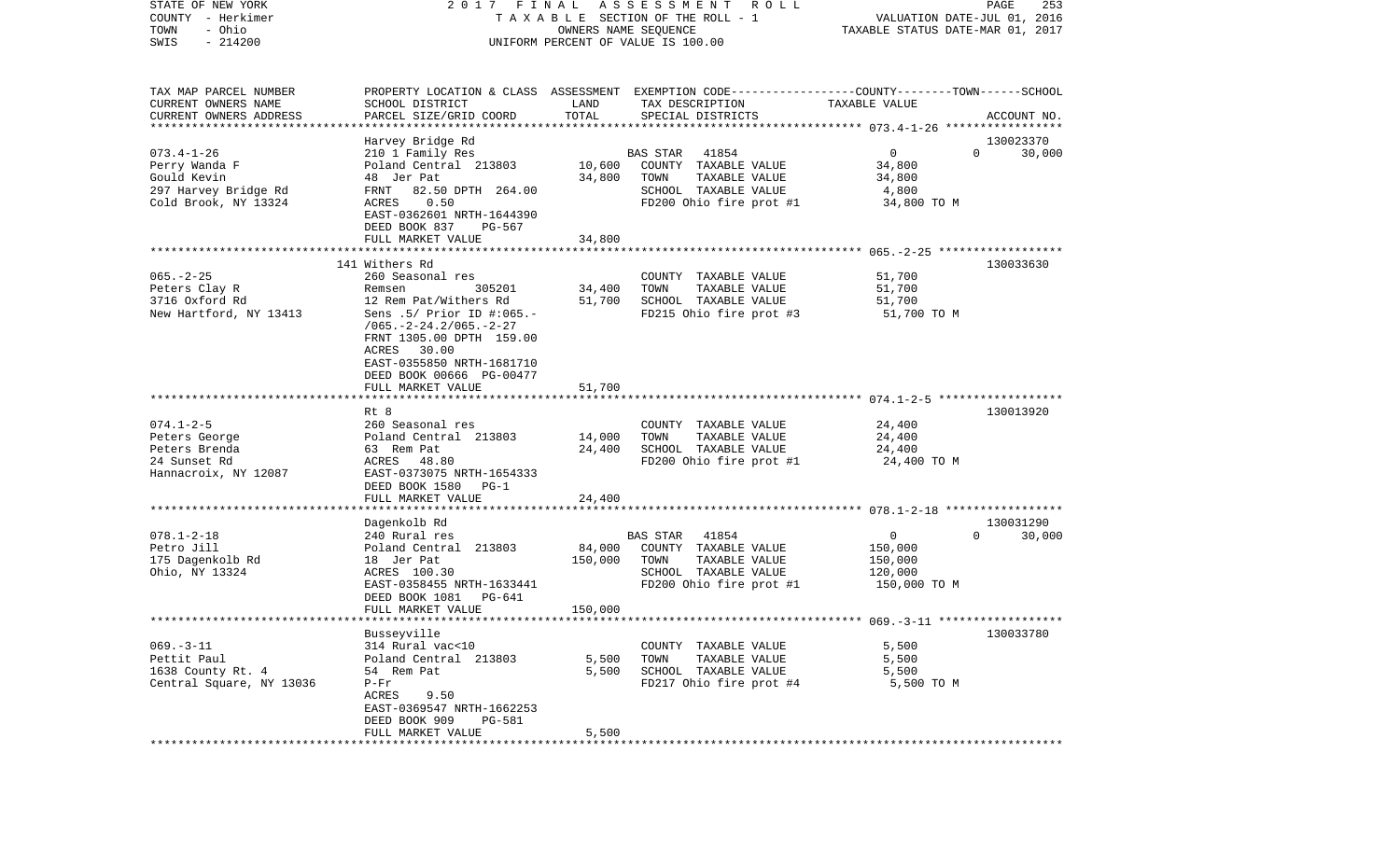STATE OF NEW YORK — 2017 FINAL ASSESSMENT ROLL — PAGE 253
COUNTY - Herkimer — TAXABLE SECTION OF THE ROLL - 1 — VALUATION DATE-JUL 01, 2016
TOWN - Ohio — OWNERS NAME SEQUENCE — TAXABLE STATUS DATE-MAR 01, 2017
SWIS - 214200 — UNIFORM PERCENT OF VALUE IS 100.00

| TAX MAP PARCEL NUMBER / CURRENT OWNERS NAME / CURRENT OWNERS ADDRESS | PROPERTY LOCATION & CLASS / SCHOOL DISTRICT / PARCEL SIZE/GRID COORD | ASSESSMENT LAND | TOTAL | EXEMPTION CODE / TAX DESCRIPTION / SPECIAL DISTRICTS | COUNTY | TOWN | SCHOOL / ACCOUNT NO. |
|---|---|---|---|---|---|---|---|
| 073.4-1-26 | Harvey Bridge Rd | | | | | | 130023370 |
| | 210 1 Family Res | | | BAS STAR 41854 | 0 | 0 | 30,000 |
| Perry Wanda F | Poland Central 213803 | 10,600 | | COUNTY TAXABLE VALUE | 34,800 | | |
| Gould Kevin | 48 Jer Pat | | 34,800 | TOWN TAXABLE VALUE | | 34,800 | |
| 297 Harvey Bridge Rd | FRNT 82.50 DPTH 264.00 | | | SCHOOL TAXABLE VALUE | | | 4,800 |
| Cold Brook, NY 13324 | ACRES 0.50 | | | FD200 Ohio fire prot #1 | 34,800 TO M | | |
| | EAST-0362601 NRTH-1644390 | | | | | | |
| | DEED BOOK 837 PG-567 | | | | | | |
| | FULL MARKET VALUE | | 34,800 | | | | |
| 065.-2-25 | 141 Withers Rd | | | | | | 130033630 |
| Peters Clay R | 260 Seasonal res | | | COUNTY TAXABLE VALUE | 51,700 | | |
| 3716 Oxford Rd | Remsen 305201 | 34,400 | | TOWN TAXABLE VALUE | | 51,700 | |
| New Hartford, NY 13413 | 12 Rem Pat/Withers Rd | | 51,700 | SCHOOL TAXABLE VALUE | | | 51,700 |
| | Sens .5/ Prior ID #:065.-/065.-2-24.2/065.-2-27 | | | FD215 Ohio fire prot #3 | 51,700 TO M | | |
| | FRNT 1305.00 DPTH 159.00 | | | | | | |
| | ACRES 30.00 | | | | | | |
| | EAST-0355850 NRTH-1681710 | | | | | | |
| | DEED BOOK 00666 PG-00477 | | | | | | |
| | FULL MARKET VALUE | | 51,700 | | | | |
| 074.1-2-5 | Rt 8 | | | | | | 130013920 |
| Peters George | 260 Seasonal res | | | COUNTY TAXABLE VALUE | 24,400 | | |
| Peters Brenda | Poland Central 213803 | 14,000 | | TOWN TAXABLE VALUE | | 24,400 | |
| 24 Sunset Rd | 63 Rem Pat | | 24,400 | SCHOOL TAXABLE VALUE | | | 24,400 |
| Hannacroix, NY 12087 | ACRES 48.80 | | | FD200 Ohio fire prot #1 | 24,400 TO M | | |
| | EAST-0373075 NRTH-1654333 | | | | | | |
| | DEED BOOK 1580 PG-1 | | | | | | |
| | FULL MARKET VALUE | | 24,400 | | | | |
| 078.1-2-18 | Dagenkolb Rd | | | | | | 130031290 |
| | 240 Rural res | | | BAS STAR 41854 | 0 | 0 | 30,000 |
| Petro Jill | Poland Central 213803 | 84,000 | | COUNTY TAXABLE VALUE | 150,000 | | |
| 175 Dagenkolb Rd | 18 Jer Pat | | 150,000 | TOWN TAXABLE VALUE | | 150,000 | |
| Ohio, NY 13324 | ACRES 100.30 | | | SCHOOL TAXABLE VALUE | | | 120,000 |
| | EAST-0358455 NRTH-1633441 | | | FD200 Ohio fire prot #1 | 150,000 TO M | | |
| | DEED BOOK 1081 PG-641 | | | | | | |
| | FULL MARKET VALUE | | 150,000 | | | | |
| 069.-3-11 | Busseyville | | | | | | 130033780 |
| Pettit Paul | 314 Rural vac<10 | | | COUNTY TAXABLE VALUE | 5,500 | | |
| 1638 County Rt. 4 | Poland Central 213803 | 5,500 | | TOWN TAXABLE VALUE | | 5,500 | |
| Central Square, NY 13036 | 54 Rem Pat | | 5,500 | SCHOOL TAXABLE VALUE | | | 5,500 |
| | P-Fr | | | FD217 Ohio fire prot #4 | 5,500 TO M | | |
| | ACRES 9.50 | | | | | | |
| | EAST-0369547 NRTH-1662253 | | | | | | |
| | DEED BOOK 909 PG-581 | | | | | | |
| | FULL MARKET VALUE | | 5,500 | | | | |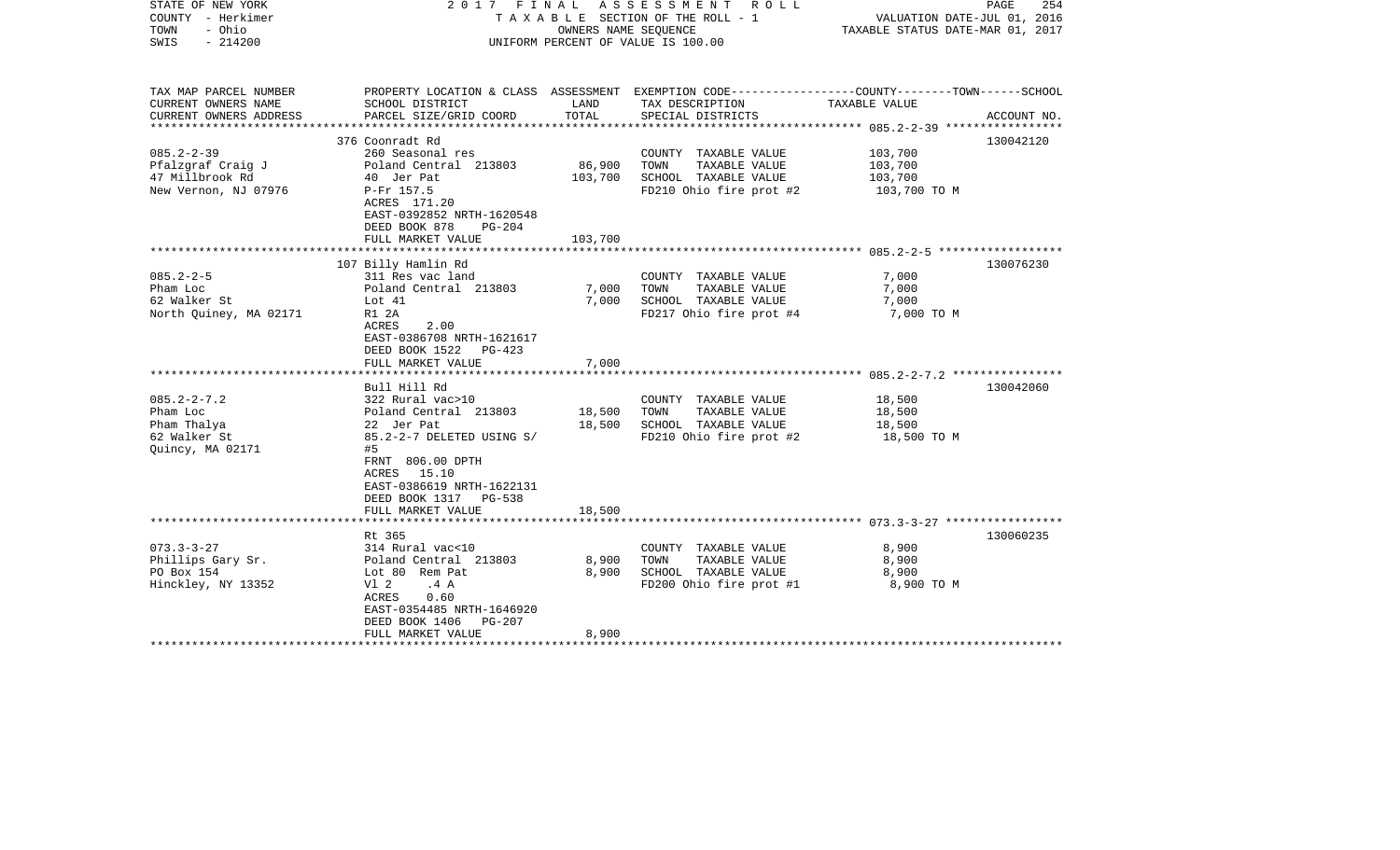STATE OF NEW YORK
COUNTY - Herkimer
TOWN - Ohio
SWIS - 214200

2017 FINAL ASSESSMENT ROLL
TAXABLE SECTION OF THE ROLL - 1
OWNERS NAME SEQUENCE
UNIFORM PERCENT OF VALUE IS 100.00

VALUATION DATE-JUL 01, 2016
TAXABLE STATUS DATE-MAR 01, 2017

| TAX MAP PARCEL NUMBER<br>CURRENT OWNERS NAME<br>CURRENT OWNERS ADDRESS | PROPERTY LOCATION & CLASS<br>SCHOOL DISTRICT<br>PARCEL SIZE/GRID COORD | ASSESSMENT<br>LAND<br>TOTAL | EXEMPTION CODE-----COUNTY-----TOWN-----SCHOOL<br>TAX DESCRIPTION<br>SPECIAL DISTRICTS | TAXABLE VALUE | ACCOUNT NO. |
|---|---|---|---|---|---|
| 085.2-2-39 | 376 Coonradt Rd | | | | 130042120 |
| 085.2-2-39 | 260 Seasonal res | | COUNTY TAXABLE VALUE | 103,700 | |
| Pfalzgraf Craig J | Poland Central 213803 | 86,900 | TOWN TAXABLE VALUE | 103,700 | |
| 47 Millbrook Rd | 40 Jer Pat | 103,700 | SCHOOL TAXABLE VALUE | 103,700 | |
| New Vernon, NJ 07976 | P-Fr 157.5 | | FD210 Ohio fire prot #2 | 103,700 TO M | |
| | ACRES 171.20 | | | | |
| | EAST-0392852 NRTH-1620548 | | | | |
| | DEED BOOK 878 PG-204 | | | | |
| | FULL MARKET VALUE | 103,700 | | | |
| 085.2-2-5 | 107 Billy Hamlin Rd | | | | 130076230 |
| 085.2-2-5 | 311 Res vac land | | COUNTY TAXABLE VALUE | 7,000 | |
| Pham Loc | Poland Central 213803 | 7,000 | TOWN TAXABLE VALUE | 7,000 | |
| 62 Walker St | Lot 41 | 7,000 | SCHOOL TAXABLE VALUE | 7,000 | |
| North Quiney, MA 02171 | R1 2A | | FD217 Ohio fire prot #4 | 7,000 TO M | |
| | ACRES 2.00 | | | | |
| | EAST-0386708 NRTH-1621617 | | | | |
| | DEED BOOK 1522 PG-423 | | | | |
| | FULL MARKET VALUE | 7,000 | | | |
| 085.2-2-7.2 | Bull Hill Rd | | | | 130042060 |
| 085.2-2-7.2 | 322 Rural vac>10 | | COUNTY TAXABLE VALUE | 18,500 | |
| Pham Loc | Poland Central 213803 | 18,500 | TOWN TAXABLE VALUE | 18,500 | |
| Pham Thalya | 22 Jer Pat | 18,500 | SCHOOL TAXABLE VALUE | 18,500 | |
| 62 Walker St | 85.2-2-7 DELETED USING S/ | | FD210 Ohio fire prot #2 | 18,500 TO M | |
| Quincy, MA 02171 | #5 | | | | |
| | FRNT 806.00 DPTH | | | | |
| | ACRES 15.10 | | | | |
| | EAST-0386619 NRTH-1622131 | | | | |
| | DEED BOOK 1317 PG-538 | | | | |
| | FULL MARKET VALUE | 18,500 | | | |
| 073.3-3-27 | Rt 365 | | | | 130060235 |
| 073.3-3-27 | 314 Rural vac<10 | | COUNTY TAXABLE VALUE | 8,900 | |
| Phillips Gary Sr. | Poland Central 213803 | 8,900 | TOWN TAXABLE VALUE | 8,900 | |
| PO Box 154 | Lot 80 Rem Pat | 8,900 | SCHOOL TAXABLE VALUE | 8,900 | |
| Hinckley, NY 13352 | Vl 2 .4 A | | FD200 Ohio fire prot #1 | 8,900 TO M | |
| | ACRES 0.60 | | | | |
| | EAST-0354485 NRTH-1646920 | | | | |
| | DEED BOOK 1406 PG-207 | | | | |
| | FULL MARKET VALUE | 8,900 | | | |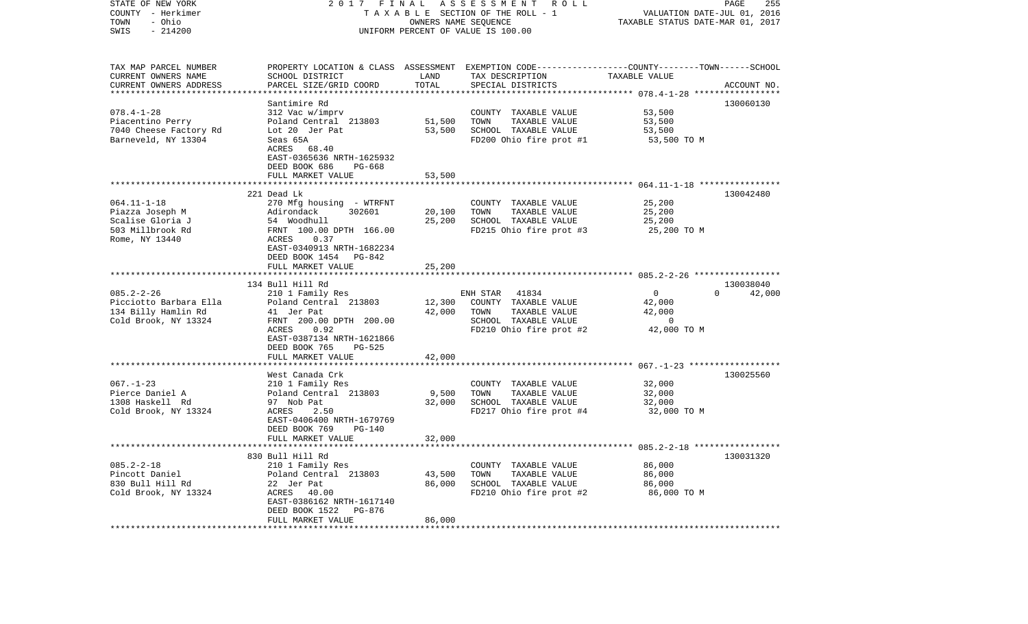STATE OF NEW YORK — 2017 FINAL ASSESSMENT ROLL
COUNTY - Herkimer — TAXABLE SECTION OF THE ROLL - 1 — VALUATION DATE-JUL 01, 2016
TOWN - Ohio — OWNERS NAME SEQUENCE — TAXABLE STATUS DATE-MAR 01, 2017
SWIS - 214200 — UNIFORM PERCENT OF VALUE IS 100.00

| TAX MAP PARCEL NUMBER / CURRENT OWNERS NAME / CURRENT OWNERS ADDRESS | PROPERTY LOCATION & CLASS / SCHOOL DISTRICT / PARCEL SIZE/GRID COORD | ASSESSMENT LAND | TOTAL | EXEMPTION CODE / TAX DESCRIPTION / SPECIAL DISTRICTS | COUNTY TAXABLE VALUE | TOWN | SCHOOL | ACCOUNT NO. |
|---|---|---|---|---|---|---|---|---|
| 078.4-1-28 | Santimire Rd | | | | | | | 130060130 |
| | 312 Vac w/imprv | | | COUNTY TAXABLE VALUE | 53,500 | | | |
| Piacentino Perry | Poland Central 213803 | 51,500 | | TOWN TAXABLE VALUE | 53,500 | | | |
| 7040 Cheese Factory Rd | Lot 20 Jer Pat | | 53,500 | SCHOOL TAXABLE VALUE | 53,500 | | | |
| Barneveld, NY 13304 | Seas 65A | | | FD200 Ohio fire prot #1 | 53,500 TO M | | | |
| | ACRES 68.40 | | | | | | | |
| | EAST-0365636 NRTH-1625932 | | | | | | | |
| | DEED BOOK 686 PG-668 | | | | | | | |
| | FULL MARKET VALUE | | 53,500 | | | | | |
| 064.11-1-18 | 221 Dead Lk | | | | | | | 130042480 |
| | 270 Mfg housing - WTRFNT | | | COUNTY TAXABLE VALUE | 25,200 | | | |
| Piazza Joseph M | Adirondack 302601 | 20,100 | | TOWN TAXABLE VALUE | 25,200 | | | |
| Scalise Gloria J | 54 Woodhull | | 25,200 | SCHOOL TAXABLE VALUE | 25,200 | | | |
| 503 Millbrook Rd | FRNT 100.00 DPTH 166.00 | | | FD215 Ohio fire prot #3 | 25,200 TO M | | | |
| Rome, NY 13440 | ACRES 0.37 | | | | | | | |
| | EAST-0340913 NRTH-1682234 | | | | | | | |
| | DEED BOOK 1454 PG-842 | | | | | | | |
| | FULL MARKET VALUE | | 25,200 | | | | | |
| 085.2-2-26 | 134 Bull Hill Rd | | | | | | | 130038040 |
| | 210 1 Family Res | | | ENH STAR 41834 | 0 | 0 | 42,000 | |
| Picciotto Barbara Ella | Poland Central 213803 | 12,300 | | COUNTY TAXABLE VALUE | 42,000 | | | |
| 134 Billy Hamlin Rd | 41 Jer Pat | | 42,000 | TOWN TAXABLE VALUE | 42,000 | | | |
| Cold Brook, NY 13324 | FRNT 200.00 DPTH 200.00 | | | SCHOOL TAXABLE VALUE | 0 | | | |
| | ACRES 0.92 | | | FD210 Ohio fire prot #2 | 42,000 TO M | | | |
| | EAST-0387134 NRTH-1621866 | | | | | | | |
| | DEED BOOK 765 PG-525 | | | | | | | |
| | FULL MARKET VALUE | | 42,000 | | | | | |
| 067.-1-23 | West Canada Crk | | | | | | | 130025560 |
| | 210 1 Family Res | | | COUNTY TAXABLE VALUE | 32,000 | | | |
| Pierce Daniel A | Poland Central 213803 | 9,500 | | TOWN TAXABLE VALUE | 32,000 | | | |
| 1308 Haskell Rd | 97 Nob Pat | | 32,000 | SCHOOL TAXABLE VALUE | 32,000 | | | |
| Cold Brook, NY 13324 | ACRES 2.50 | | | FD217 Ohio fire prot #4 | 32,000 TO M | | | |
| | EAST-0406400 NRTH-1679769 | | | | | | | |
| | DEED BOOK 769 PG-140 | | | | | | | |
| | FULL MARKET VALUE | | 32,000 | | | | | |
| 085.2-2-18 | 830 Bull Hill Rd | | | | | | | 130031320 |
| | 210 1 Family Res | | | COUNTY TAXABLE VALUE | 86,000 | | | |
| Pincott Daniel | Poland Central 213803 | 43,500 | | TOWN TAXABLE VALUE | 86,000 | | | |
| 830 Bull Hill Rd | 22 Jer Pat | | 86,000 | SCHOOL TAXABLE VALUE | 86,000 | | | |
| Cold Brook, NY 13324 | ACRES 40.00 | | | FD210 Ohio fire prot #2 | 86,000 TO M | | | |
| | EAST-0386162 NRTH-1617140 | | | | | | | |
| | DEED BOOK 1522 PG-876 | | | | | | | |
| | FULL MARKET VALUE | | 86,000 | | | | | |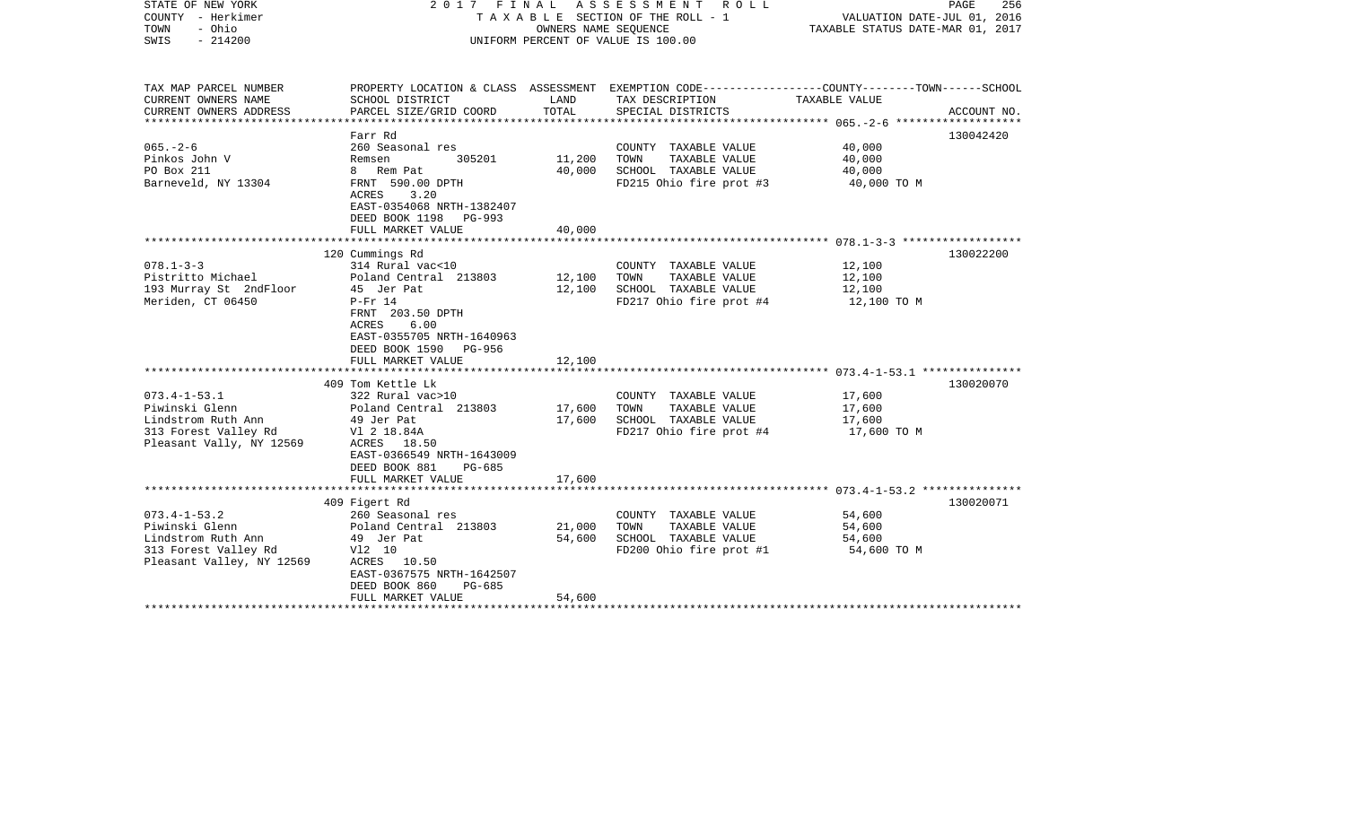STATE OF NEW YORK — 2017 FINAL ASSESSMENT ROLL
COUNTY - Herkimer — TAXABLE SECTION OF THE ROLL - 1 — VALUATION DATE-JUL 01, 2016
TOWN - Ohio — OWNERS NAME SEQUENCE — TAXABLE STATUS DATE-MAR 01, 2017
SWIS - 214200 — UNIFORM PERCENT OF VALUE IS 100.00

| TAX MAP PARCEL NUMBER<br>CURRENT OWNERS NAME<br>CURRENT OWNERS ADDRESS | PROPERTY LOCATION & CLASS<br>SCHOOL DISTRICT<br>PARCEL SIZE/GRID COORD | ASSESSMENT<br>LAND<br>TOTAL | EXEMPTION CODE-----COUNTY-----TOWN-----SCHOOL<br>TAX DESCRIPTION<br>SPECIAL DISTRICTS | TAXABLE VALUE | ACCOUNT NO. |
|---|---|---|---|---|---|
| 065.-2-6<br>Pinkos John V<br>PO Box 211<br>Barneveld, NY 13304 | Farr Rd<br>260 Seasonal res<br>Remsen 305201<br>8 Rem Pat<br>FRNT 590.00 DPTH<br>ACRES 3.20<br>EAST-0354068 NRTH-1382407<br>DEED BOOK 1198 PG-993<br>FULL MARKET VALUE | <br><br>11,200<br>40,000<br><br><br><br><br>40,000 | <br>COUNTY TAXABLE VALUE<br>TOWN TAXABLE VALUE<br>SCHOOL TAXABLE VALUE<br>FD215 Ohio fire prot #3 | <br>40,000<br>40,000<br>40,000<br>40,000 TO M | 130042420 |
| 078.1-3-3<br>Pistritto Michael<br>193 Murray St 2ndFloor<br>Meriden, CT 06450 | 120 Cummings Rd<br>314 Rural vac<10<br>Poland Central 213803<br>45 Jer Pat<br>P-Fr 14<br>FRNT 203.50 DPTH<br>ACRES 6.00<br>EAST-0355705 NRTH-1640963<br>DEED BOOK 1590 PG-956<br>FULL MARKET VALUE | <br><br>12,100<br>12,100<br><br><br><br><br><br>12,100 | <br>COUNTY TAXABLE VALUE<br>TOWN TAXABLE VALUE<br>SCHOOL TAXABLE VALUE<br>FD217 Ohio fire prot #4 | <br>12,100<br>12,100<br>12,100<br>12,100 TO M | 130022200 |
| 073.4-1-53.1<br>Piwinski Glenn<br>Lindstrom Ruth Ann<br>313 Forest Valley Rd<br>Pleasant Vally, NY 12569 | 409 Tom Kettle Lk<br>322 Rural vac>10<br>Poland Central 213803<br>49 Jer Pat<br>Vl 2 18.84A<br>ACRES 18.50<br>EAST-0366549 NRTH-1643009<br>DEED BOOK 881 PG-685<br>FULL MARKET VALUE | <br><br>17,600<br>17,600<br><br><br><br><br>17,600 | <br>COUNTY TAXABLE VALUE<br>TOWN TAXABLE VALUE<br>SCHOOL TAXABLE VALUE<br>FD217 Ohio fire prot #4 | <br>17,600<br>17,600<br>17,600<br>17,600 TO M | 130020070 |
| 073.4-1-53.2<br>Piwinski Glenn<br>Lindstrom Ruth Ann<br>313 Forest Valley Rd<br>Pleasant Valley, NY 12569 | 409 Figert Rd<br>260 Seasonal res<br>Poland Central 213803<br>49 Jer Pat<br>Vl2 10<br>ACRES 10.50<br>EAST-0367575 NRTH-1642507<br>DEED BOOK 860 PG-685<br>FULL MARKET VALUE | <br><br>21,000<br>54,600<br><br><br><br><br>54,600 | <br>COUNTY TAXABLE VALUE<br>TOWN TAXABLE VALUE<br>SCHOOL TAXABLE VALUE<br>FD200 Ohio fire prot #1 | <br>54,600<br>54,600<br>54,600<br>54,600 TO M | 130020071 |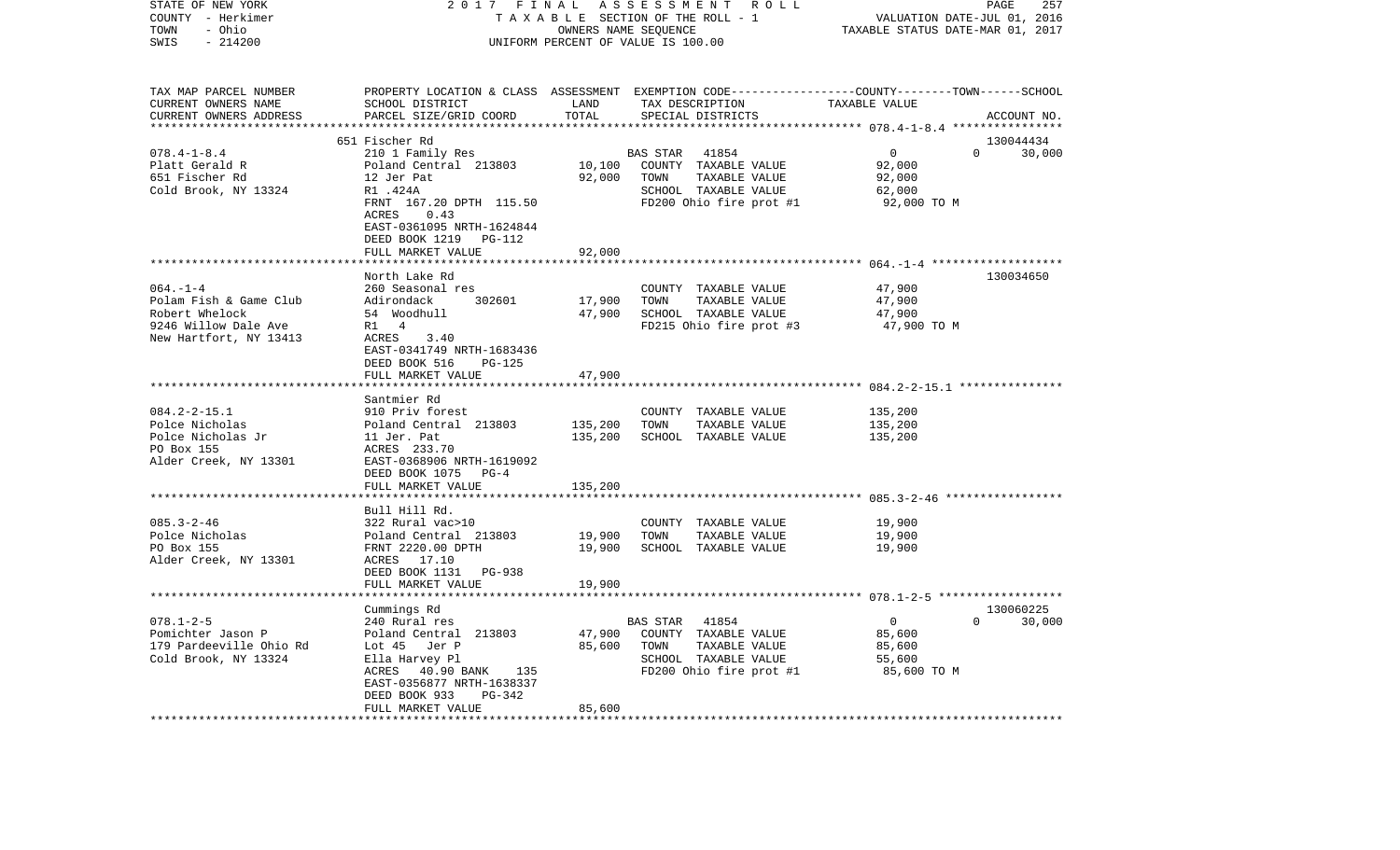STATE OF NEW YORK 2 0 1 7 F I N A L A S S E S S M E N T R O L L
COUNTY - Herkimer T A X A B L E SECTION OF THE ROLL - 1 VALUATION DATE-JUL 01, 2016
TOWN - Ohio OWNERS NAME SEQUENCE TAXABLE STATUS DATE-MAR 01, 2017
SWIS - 214200 UNIFORM PERCENT OF VALUE IS 100.00

```
TAX MAP PARCEL NUMBER          PROPERTY LOCATION & CLASS  ASSESSMENT  EXEMPTION CODE-----------------COUNTY--------TOWN------SCHOOL
CURRENT OWNERS NAME            SCHOOL DISTRICT               LAND      TAX DESCRIPTION             TAXABLE VALUE
CURRENT OWNERS ADDRESS         PARCEL SIZE/GRID COORD        TOTAL     SPECIAL DISTRICTS                                        ACCOUNT NO.
******************************************************************************************************* 078.4-1-8.4 ****************
                               651 Fischer Rd                                                                                130044434
078.4-1-8.4                    210 1 Family Res                        BAS STAR   41854                 0             0       30,000
Platt Gerald R                 Poland Central  213803        10,100    COUNTY  TAXABLE VALUE          92,000
651 Fischer Rd                 12 Jer Pat                    92,000    TOWN    TAXABLE VALUE          92,000
Cold Brook, NY 13324           R1 .424A                                SCHOOL  TAXABLE VALUE          62,000
                               FRNT 167.20 DPTH 115.50                 FD200 Ohio fire prot #1         92,000 TO M
                               ACRES     0.43
                               EAST-0361095 NRTH-1624844
                               DEED BOOK 1219   PG-112
                               FULL MARKET VALUE             92,000
******************************************************************************************************* 064.-1-4 *******************
                               North Lake Rd                                                                                 130034650
064.-1-4                       260 Seasonal res                        COUNTY  TAXABLE VALUE          47,900
Polam Fish & Game Club         Adirondack      302601        17,900    TOWN    TAXABLE VALUE          47,900
Robert Whelock                 54  Woodhull                  47,900    SCHOOL  TAXABLE VALUE          47,900
9246 Willow Dale Ave           R1   4                                  FD215 Ohio fire prot #3         47,900 TO M
New Hartfort, NY 13413         ACRES     3.40
                               EAST-0341749 NRTH-1683436
                               DEED BOOK 516    PG-125
                               FULL MARKET VALUE             47,900
******************************************************************************************************* 084.2-2-15.1 ***************
                               Santmier Rd
084.2-2-15.1                   910 Priv forest                         COUNTY  TAXABLE VALUE         135,200
Polce Nicholas                 Poland Central  213803       135,200    TOWN    TAXABLE VALUE         135,200
Polce Nicholas Jr              11 Jer. Pat                  135,200    SCHOOL  TAXABLE VALUE         135,200
PO Box 155                     ACRES  233.70
Alder Creek, NY 13301          EAST-0368906 NRTH-1619092
                               DEED BOOK 1075   PG-4
                               FULL MARKET VALUE            135,200
******************************************************************************************************* 085.3-2-46 *****************
                               Bull Hill Rd.
085.3-2-46                     322 Rural vac>10                        COUNTY  TAXABLE VALUE          19,900
Polce Nicholas                 Poland Central  213803        19,900    TOWN    TAXABLE VALUE          19,900
PO Box 155                     FRNT 2220.00 DPTH             19,900    SCHOOL  TAXABLE VALUE          19,900
Alder Creek, NY 13301          ACRES   17.10
                               DEED BOOK 1131   PG-938
                               FULL MARKET VALUE             19,900
******************************************************************************************************* 078.1-2-5 ******************
                               Cummings Rd                                                                                   130060225
078.1-2-5                      240 Rural res                           BAS STAR   41854                 0             0       30,000
Pomichter Jason P              Poland Central  213803        47,900    COUNTY  TAXABLE VALUE          85,600
179 Pardeeville Ohio Rd        Lot 45   Jer P                85,600    TOWN    TAXABLE VALUE          85,600
Cold Brook, NY 13324           Ella Harvey Pl                          SCHOOL  TAXABLE VALUE          55,600
                               ACRES   40.90 BANK     135              FD200 Ohio fire prot #1         85,600 TO M
                               EAST-0356877 NRTH-1638337
                               DEED BOOK 933    PG-342
                               FULL MARKET VALUE             85,600
************************************************************************************************************************************
```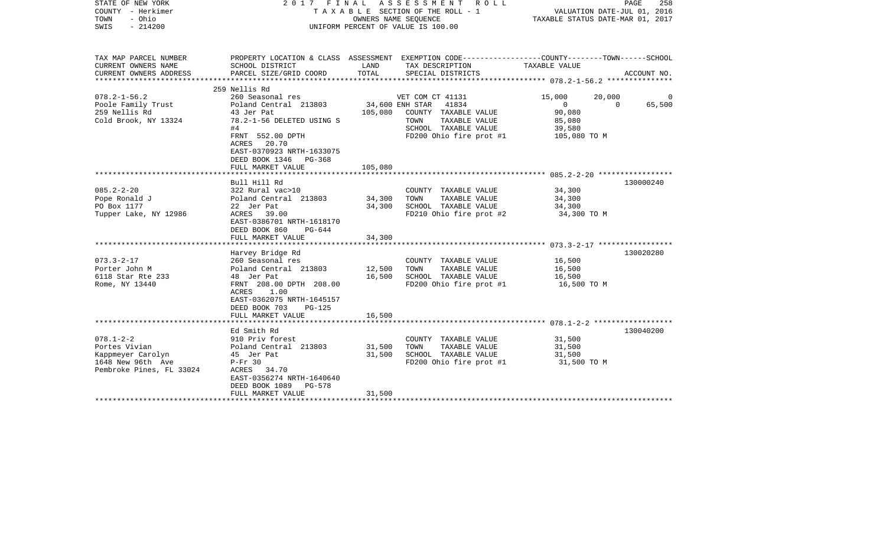STATE OF NEW YORK
COUNTY - Herkimer
TOWN - Ohio
SWIS - 214200

2 0 1 7 F I N A L A S S E S S M E N T R O L L
T A X A B L E SECTION OF THE ROLL - 1
OWNERS NAME SEQUENCE
UNIFORM PERCENT OF VALUE IS 100.00

VALUATION DATE-JUL 01, 2016
TAXABLE STATUS DATE-MAR 01, 2017

| TAX MAP PARCEL NUMBER / CURRENT OWNERS NAME / CURRENT OWNERS ADDRESS | PROPERTY LOCATION & CLASS / SCHOOL DISTRICT / PARCEL SIZE/GRID COORD | ASSESSMENT LAND / TOTAL | EXEMPTION CODE / TAX DESCRIPTION / SPECIAL DISTRICTS | COUNTY TAXABLE VALUE | TOWN | SCHOOL / ACCOUNT NO. |
|---|---|---|---|---|---|---|
| **078.2-1-56.2** | 259 Nellis Rd | | | | | |
| 078.2-1-56.2 | 260 Seasonal res | | VET COM CT 41131 | 15,000 | 20,000 | 0 |
| Poole Family Trust | Poland Central 213803 | 34,600 | ENH STAR 41834 | 0 | 0 | 65,500 |
| 259 Nellis Rd | 43 Jer Pat | 105,080 | COUNTY TAXABLE VALUE | 90,080 | | |
| Cold Brook, NY 13324 | 78.2-1-56 DELETED USING S | | TOWN TAXABLE VALUE | 85,080 | | |
| | #4 | | SCHOOL TAXABLE VALUE | 39,580 | | |
| | FRNT 552.00 DPTH | | FD200 Ohio fire prot #1 | 105,080 TO M | | |
| | ACRES 20.70 | | | | | |
| | EAST-0370923 NRTH-1633075 | | | | | |
| | DEED BOOK 1346 PG-368 | | | | | |
| | FULL MARKET VALUE | 105,080 | | | | |
| **085.2-2-20** | Bull Hill Rd | | | | | 130000240 |
| 085.2-2-20 | 322 Rural vac>10 | | COUNTY TAXABLE VALUE | 34,300 | | |
| Pope Ronald J | Poland Central 213803 | 34,300 | TOWN TAXABLE VALUE | 34,300 | | |
| PO Box 1177 | 22 Jer Pat | 34,300 | SCHOOL TAXABLE VALUE | 34,300 | | |
| Tupper Lake, NY 12986 | ACRES 39.00 | | FD210 Ohio fire prot #2 | 34,300 TO M | | |
| | EAST-0386701 NRTH-1618170 | | | | | |
| | DEED BOOK 860 PG-644 | | | | | |
| | FULL MARKET VALUE | 34,300 | | | | |
| **073.3-2-17** | Harvey Bridge Rd | | | | | 130020280 |
| 073.3-2-17 | 260 Seasonal res | | COUNTY TAXABLE VALUE | 16,500 | | |
| Porter John M | Poland Central 213803 | 12,500 | TOWN TAXABLE VALUE | 16,500 | | |
| 6118 Star Rte 233 | 48 Jer Pat | 16,500 | SCHOOL TAXABLE VALUE | 16,500 | | |
| Rome, NY 13440 | FRNT 208.00 DPTH 208.00 | | FD200 Ohio fire prot #1 | 16,500 TO M | | |
| | ACRES 1.00 | | | | | |
| | EAST-0362075 NRTH-1645157 | | | | | |
| | DEED BOOK 703 PG-125 | | | | | |
| | FULL MARKET VALUE | 16,500 | | | | |
| **078.1-2-2** | Ed Smith Rd | | | | | 130040200 |
| 078.1-2-2 | 910 Priv forest | | COUNTY TAXABLE VALUE | 31,500 | | |
| Portes Vivian | Poland Central 213803 | 31,500 | TOWN TAXABLE VALUE | 31,500 | | |
| Kappmeyer Carolyn | 45 Jer Pat | 31,500 | SCHOOL TAXABLE VALUE | 31,500 | | |
| 1648 New 96th Ave | P-Fr 30 | | FD200 Ohio fire prot #1 | 31,500 TO M | | |
| Pembroke Pines, FL 33024 | ACRES 34.70 | | | | | |
| | EAST-0356274 NRTH-1640640 | | | | | |
| | DEED BOOK 1089 PG-578 | | | | | |
| | FULL MARKET VALUE | 31,500 | | | | |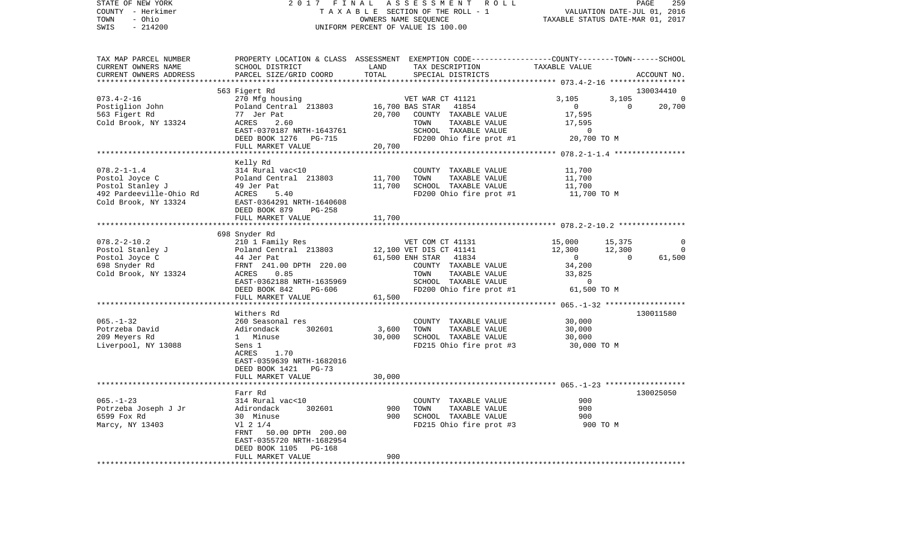STATE OF NEW YORK — 2017 FINAL ASSESSMENT ROLL
COUNTY - Herkimer — TAXABLE SECTION OF THE ROLL - 1 — VALUATION DATE-JUL 01, 2016
TOWN - Ohio — OWNERS NAME SEQUENCE — TAXABLE STATUS DATE-MAR 01, 2017
SWIS - 214200 — UNIFORM PERCENT OF VALUE IS 100.00

| TAX MAP PARCEL NUMBER / CURRENT OWNERS NAME / CURRENT OWNERS ADDRESS | PROPERTY LOCATION & CLASS / SCHOOL DISTRICT / PARCEL SIZE/GRID COORD | ASSESSMENT LAND | TOTAL | EXEMPTION CODE / TAX DESCRIPTION / SPECIAL DISTRICTS | COUNTY TAXABLE VALUE | TOWN | SCHOOL | ACCOUNT NO. |
|---|---|---|---|---|---|---|---|---|
| **073.4-2-16** | 563 Figert Rd | | | | | | | 130034410 |
| Postiglion John | 270 Mfg housing | | | VET WAR CT 41121 | 3,105 | 3,105 | 0 | |
| 563 Figert Rd | Poland Central 213803 | 16,700 | | BAS STAR 41854 | 0 | 0 | 20,700 | |
| Cold Brook, NY 13324 | 77 Jer Pat | | 20,700 | COUNTY TAXABLE VALUE | 17,595 | | | |
| | ACRES 2.60 | | | TOWN TAXABLE VALUE | 17,595 | | | |
| | EAST-0370187 NRTH-1643761 | | | SCHOOL TAXABLE VALUE | 0 | | | |
| | DEED BOOK 1276 PG-715 | | | FD200 Ohio fire prot #1 | 20,700 TO M | | | |
| | FULL MARKET VALUE | | 20,700 | | | | | |
| **078.2-1-1.4** | Kelly Rd | | | | | | | |
| Postol Joyce C | 314 Rural vac<10 | | | COUNTY TAXABLE VALUE | 11,700 | | | |
| Postol Stanley J | Poland Central 213803 | 11,700 | | TOWN TAXABLE VALUE | 11,700 | | | |
| 492 Pardeeville-Ohio Rd | 49 Jer Pat | | 11,700 | SCHOOL TAXABLE VALUE | 11,700 | | | |
| Cold Brook, NY 13324 | ACRES 5.40 | | | FD200 Ohio fire prot #1 | 11,700 TO M | | | |
| | EAST-0364291 NRTH-1640608 | | | | | | | |
| | DEED BOOK 879 PG-258 | | | | | | | |
| | FULL MARKET VALUE | | 11,700 | | | | | |
| **078.2-2-10.2** | 698 Snyder Rd | | | | | | | |
| Postol Stanley J | 210 1 Family Res | | | VET COM CT 41131 | 15,000 | 15,375 | 0 | |
| Postol Joyce C | Poland Central 213803 | 12,100 | | VET DIS CT 41141 | 12,300 | 12,300 | 0 | |
| 698 Snyder Rd | 44 Jer Pat | | 61,500 | ENH STAR 41834 | 0 | 0 | 61,500 | |
| Cold Brook, NY 13324 | FRNT 241.00 DPTH 220.00 | | | COUNTY TAXABLE VALUE | 34,200 | | | |
| | ACRES 0.85 | | | TOWN TAXABLE VALUE | 33,825 | | | |
| | EAST-0362188 NRTH-1635969 | | | SCHOOL TAXABLE VALUE | 0 | | | |
| | DEED BOOK 842 PG-606 | | | FD200 Ohio fire prot #1 | 61,500 TO M | | | |
| | FULL MARKET VALUE | | 61,500 | | | | | |
| **065.-1-32** | Withers Rd | | | | | | | 130011580 |
| Potrzeba David | 260 Seasonal res | | | COUNTY TAXABLE VALUE | 30,000 | | | |
| 209 Meyers Rd | Adirondack 302601 | 3,600 | | TOWN TAXABLE VALUE | 30,000 | | | |
| Liverpool, NY 13088 | 1 Minuse | | 30,000 | SCHOOL TAXABLE VALUE | 30,000 | | | |
| | Sens 1 | | | FD215 Ohio fire prot #3 | 30,000 TO M | | | |
| | ACRES 1.70 | | | | | | | |
| | EAST-0359639 NRTH-1682016 | | | | | | | |
| | DEED BOOK 1421 PG-73 | | | | | | | |
| | FULL MARKET VALUE | | 30,000 | | | | | |
| **065.-1-23** | Farr Rd | | | | | | | 130025050 |
| Potrzeba Joseph J Jr | 314 Rural vac<10 | | | COUNTY TAXABLE VALUE | 900 | | | |
| 6599 Fox Rd | Adirondack 302601 | 900 | | TOWN TAXABLE VALUE | 900 | | | |
| Marcy, NY 13403 | 30 Minuse | | 900 | SCHOOL TAXABLE VALUE | 900 | | | |
| | Vl 2 1/4 | | | FD215 Ohio fire prot #3 | 900 TO M | | | |
| | FRNT 50.00 DPTH 200.00 | | | | | | | |
| | EAST-0355720 NRTH-1682954 | | | | | | | |
| | DEED BOOK 1105 PG-168 | | | | | | | |
| | FULL MARKET VALUE | | 900 | | | | | |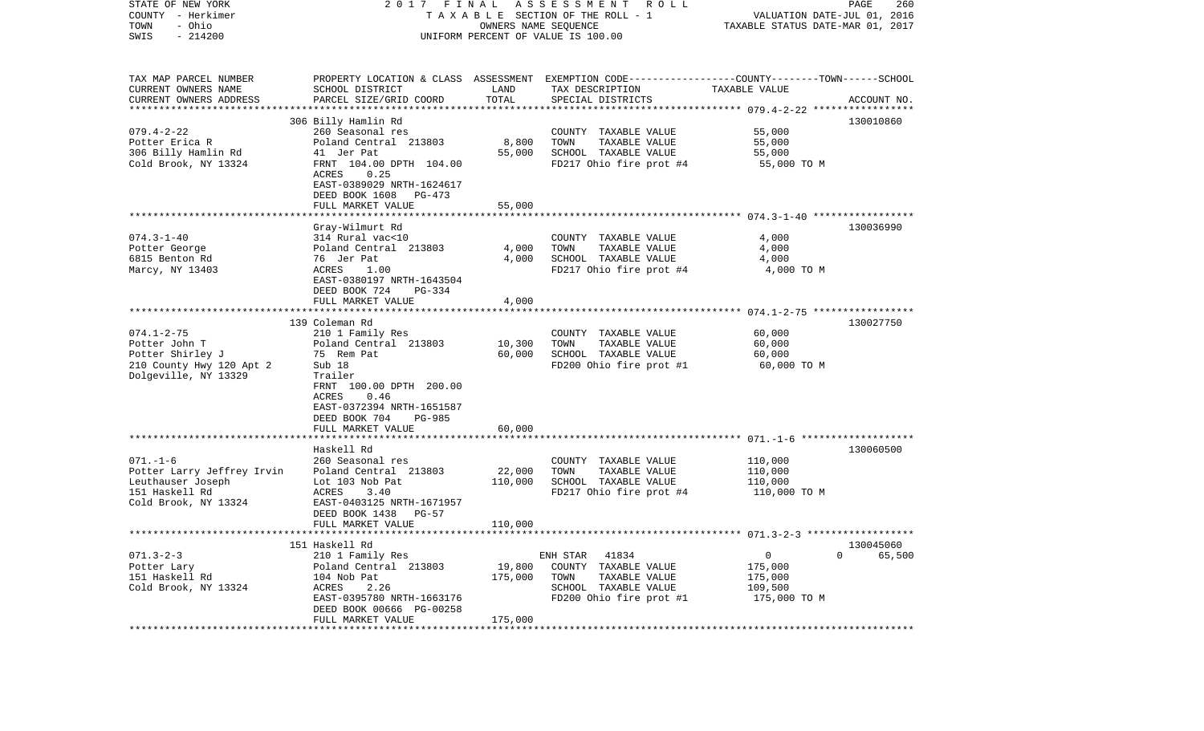STATE OF NEW YORK — COUNTY - Herkimer — TOWN - Ohio — SWIS - 214200

2017 FINAL ASSESSMENT ROLL
TAXABLE SECTION OF THE ROLL - 1
OWNERS NAME SEQUENCE
UNIFORM PERCENT OF VALUE IS 100.00

VALUATION DATE-JUL 01, 2016
TAXABLE STATUS DATE-MAR 01, 2017

| TAX MAP PARCEL NUMBER / CURRENT OWNERS NAME / CURRENT OWNERS ADDRESS | PROPERTY LOCATION & CLASS / SCHOOL DISTRICT / PARCEL SIZE/GRID COORD | ASSESSMENT LAND / TOTAL | EXEMPTION CODE / TAX DESCRIPTION / SPECIAL DISTRICTS | COUNTY / TOWN / SCHOOL TAXABLE VALUE | ACCOUNT NO. |
|---|---|---|---|---|---|
| 079.4-2-22 | 306 Billy Hamlin Rd | | | | 130010860 |
| Potter Erica R | 260 Seasonal res | | COUNTY TAXABLE VALUE | 55,000 | |
| 306 Billy Hamlin Rd | Poland Central 213803 | 8,800 | TOWN TAXABLE VALUE | 55,000 | |
| Cold Brook, NY 13324 | 41 Jer Pat | 55,000 | SCHOOL TAXABLE VALUE | 55,000 | |
| | FRNT 104.00 DPTH 104.00 | | FD217 Ohio fire prot #4 | 55,000 TO M | |
| | ACRES 0.25 | | | | |
| | EAST-0389029 NRTH-1624617 | | | | |
| | DEED BOOK 1608 PG-473 | | | | |
| | FULL MARKET VALUE | 55,000 | | | |
| 074.3-1-40 | Gray-Wilmurt Rd | | | | 130036990 |
| Potter George | 314 Rural vac<10 | | COUNTY TAXABLE VALUE | 4,000 | |
| 6815 Benton Rd | Poland Central 213803 | 4,000 | TOWN TAXABLE VALUE | 4,000 | |
| Marcy, NY 13403 | 76 Jer Pat | 4,000 | SCHOOL TAXABLE VALUE | 4,000 | |
| | ACRES 1.00 | | FD217 Ohio fire prot #4 | 4,000 TO M | |
| | EAST-0380197 NRTH-1643504 | | | | |
| | DEED BOOK 724 PG-334 | | | | |
| | FULL MARKET VALUE | 4,000 | | | |
| 074.1-2-75 | 139 Coleman Rd | | | | 130027750 |
| Potter John T | 210 1 Family Res | | COUNTY TAXABLE VALUE | 60,000 | |
| Potter Shirley J | Poland Central 213803 | 10,300 | TOWN TAXABLE VALUE | 60,000 | |
| 210 County Hwy 120 Apt 2 | 75 Rem Pat | 60,000 | SCHOOL TAXABLE VALUE | 60,000 | |
| Dolgeville, NY 13329 | Sub 18 | | FD200 Ohio fire prot #1 | 60,000 TO M | |
| | Trailer | | | | |
| | FRNT 100.00 DPTH 200.00 | | | | |
| | ACRES 0.46 | | | | |
| | EAST-0372394 NRTH-1651587 | | | | |
| | DEED BOOK 704 PG-985 | | | | |
| | FULL MARKET VALUE | 60,000 | | | |
| 071.-1-6 | Haskell Rd | | | | 130060500 |
| Potter Larry Jeffrey Irvin | 260 Seasonal res | | COUNTY TAXABLE VALUE | 110,000 | |
| Leuthauser Joseph | Poland Central 213803 | 22,000 | TOWN TAXABLE VALUE | 110,000 | |
| 151 Haskell Rd | Lot 103 Nob Pat | 110,000 | SCHOOL TAXABLE VALUE | 110,000 | |
| Cold Brook, NY 13324 | ACRES 3.40 | | FD217 Ohio fire prot #4 | 110,000 TO M | |
| | EAST-0403125 NRTH-1671957 | | | | |
| | DEED BOOK 1438 PG-57 | | | | |
| | FULL MARKET VALUE | 110,000 | | | |
| 071.3-2-3 | 151 Haskell Rd | | | | 130045060 |
| Potter Lary | 210 1 Family Res | | ENH STAR 41834 | 0 0 65,500 | |
| 151 Haskell Rd | Poland Central 213803 | 19,800 | COUNTY TAXABLE VALUE | 175,000 | |
| Cold Brook, NY 13324 | 104 Nob Pat | 175,000 | TOWN TAXABLE VALUE | 175,000 | |
| | ACRES 2.26 | | SCHOOL TAXABLE VALUE | 109,500 | |
| | EAST-0395780 NRTH-1663176 | | FD200 Ohio fire prot #1 | 175,000 TO M | |
| | DEED BOOK 00666 PG-00258 | | | | |
| | FULL MARKET VALUE | 175,000 | | | |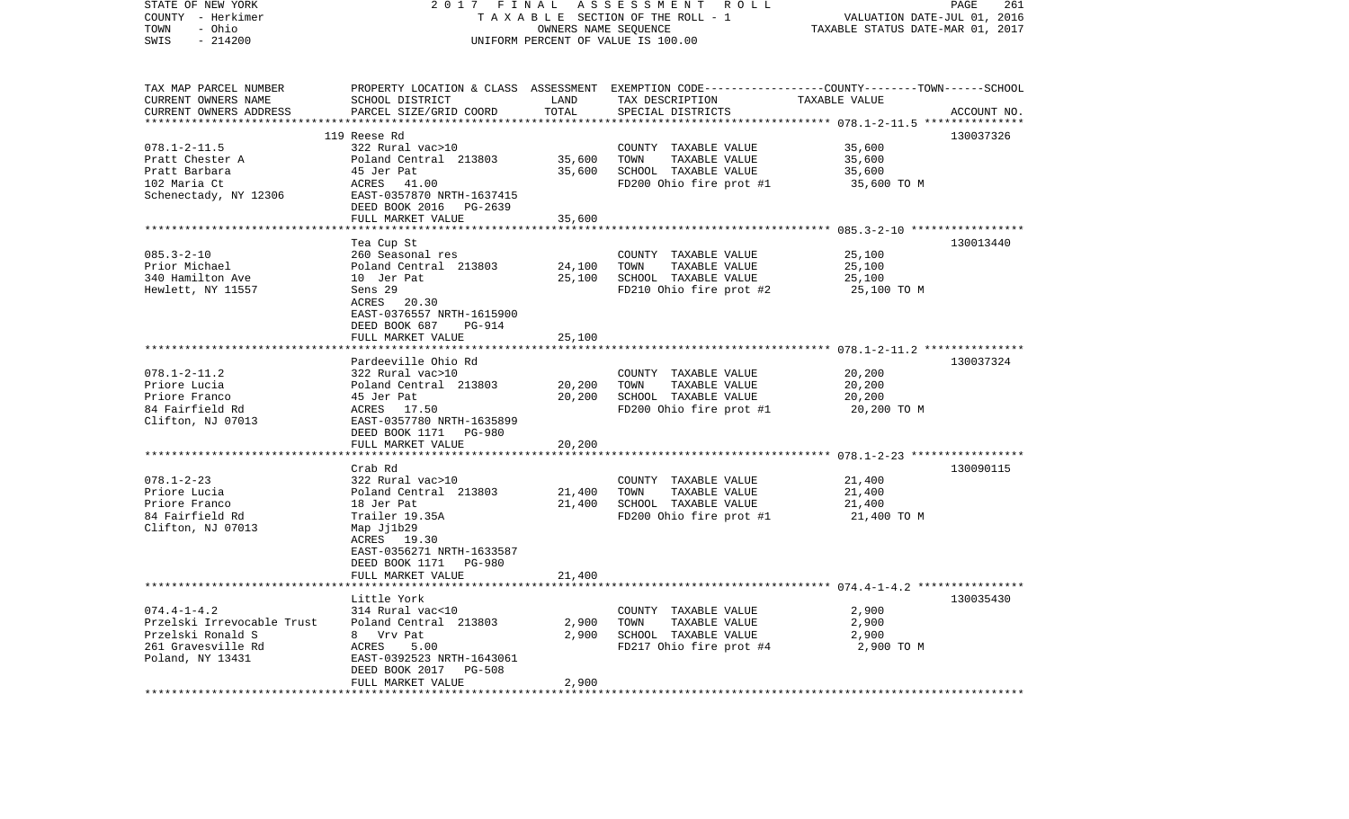STATE OF NEW YORK | 2017 FINAL ASSESSMENT ROLL | 261
COUNTY - Herkimer | TAXABLE SECTION OF THE ROLL - 1 | VALUATION DATE-JUL 01, 2016
TOWN - Ohio | OWNERS NAME SEQUENCE | TAXABLE STATUS DATE-MAR 01, 2017
SWIS - 214200 | UNIFORM PERCENT OF VALUE IS 100.00

| TAX MAP PARCEL NUMBER<br>CURRENT OWNERS NAME<br>CURRENT OWNERS ADDRESS | PROPERTY LOCATION & CLASS<br>SCHOOL DISTRICT<br>PARCEL SIZE/GRID COORD | ASSESSMENT<br>LAND<br>TOTAL | EXEMPTION CODE<br>TAX DESCRIPTION<br>SPECIAL DISTRICTS | COUNTY--------TOWN------SCHOOL<br>TAXABLE VALUE | ACCOUNT NO. |
|---|---|---|---|---|---|
| 078.1-2-11.5 | 119 Reese Rd | | | | 130037326 |
| | 322 Rural vac>10 | | COUNTY TAXABLE VALUE | 35,600 | |
| Pratt Chester A | Poland Central 213803 | 35,600 | TOWN TAXABLE VALUE | 35,600 | |
| Pratt Barbara | 45 Jer Pat | 35,600 | SCHOOL TAXABLE VALUE | 35,600 | |
| 102 Maria Ct | ACRES 41.00 | | FD200 Ohio fire prot #1 | 35,600 TO M | |
| Schenectady, NY 12306 | EAST-0357870 NRTH-1637415 | | | | |
| | DEED BOOK 2016 PG-2639 | | | | |
| | FULL MARKET VALUE | 35,600 | | | |
| 085.3-2-10 | Tea Cup St | | | | 130013440 |
| | 260 Seasonal res | | COUNTY TAXABLE VALUE | 25,100 | |
| Prior Michael | Poland Central 213803 | 24,100 | TOWN TAXABLE VALUE | 25,100 | |
| 340 Hamilton Ave | 10 Jer Pat | 25,100 | SCHOOL TAXABLE VALUE | 25,100 | |
| Hewlett, NY 11557 | Sens 29 | | FD210 Ohio fire prot #2 | 25,100 TO M | |
| | ACRES 20.30 | | | | |
| | EAST-0376557 NRTH-1615900 | | | | |
| | DEED BOOK 687 PG-914 | | | | |
| | FULL MARKET VALUE | 25,100 | | | |
| 078.1-2-11.2 | Pardeeville Ohio Rd | | | | 130037324 |
| | 322 Rural vac>10 | | COUNTY TAXABLE VALUE | 20,200 | |
| Priore Lucia | Poland Central 213803 | 20,200 | TOWN TAXABLE VALUE | 20,200 | |
| Priore Franco | 45 Jer Pat | 20,200 | SCHOOL TAXABLE VALUE | 20,200 | |
| 84 Fairfield Rd | ACRES 17.50 | | FD200 Ohio fire prot #1 | 20,200 TO M | |
| Clifton, NJ 07013 | EAST-0357780 NRTH-1635899 | | | | |
| | DEED BOOK 1171 PG-980 | | | | |
| | FULL MARKET VALUE | 20,200 | | | |
| 078.1-2-23 | Crab Rd | | | | 130090115 |
| | 322 Rural vac>10 | | COUNTY TAXABLE VALUE | 21,400 | |
| Priore Lucia | Poland Central 213803 | 21,400 | TOWN TAXABLE VALUE | 21,400 | |
| Priore Franco | 18 Jer Pat | 21,400 | SCHOOL TAXABLE VALUE | 21,400 | |
| 84 Fairfield Rd | Trailer 19.35A | | FD200 Ohio fire prot #1 | 21,400 TO M | |
| Clifton, NJ 07013 | Map Jj1b29 | | | | |
| | ACRES 19.30 | | | | |
| | EAST-0356271 NRTH-1633587 | | | | |
| | DEED BOOK 1171 PG-980 | | | | |
| | FULL MARKET VALUE | 21,400 | | | |
| 074.4-1-4.2 | Little York | | | | 130035430 |
| | 314 Rural vac<10 | | COUNTY TAXABLE VALUE | 2,900 | |
| Przelski Irrevocable Trust | Poland Central 213803 | 2,900 | TOWN TAXABLE VALUE | 2,900 | |
| Przelski Ronald S | 8 Vrv Pat | 2,900 | SCHOOL TAXABLE VALUE | 2,900 | |
| 261 Gravesville Rd | ACRES 5.00 | | FD217 Ohio fire prot #4 | 2,900 TO M | |
| Poland, NY 13431 | EAST-0392523 NRTH-1643061 | | | | |
| | DEED BOOK 2017 PG-508 | | | | |
| | FULL MARKET VALUE | 2,900 | | | |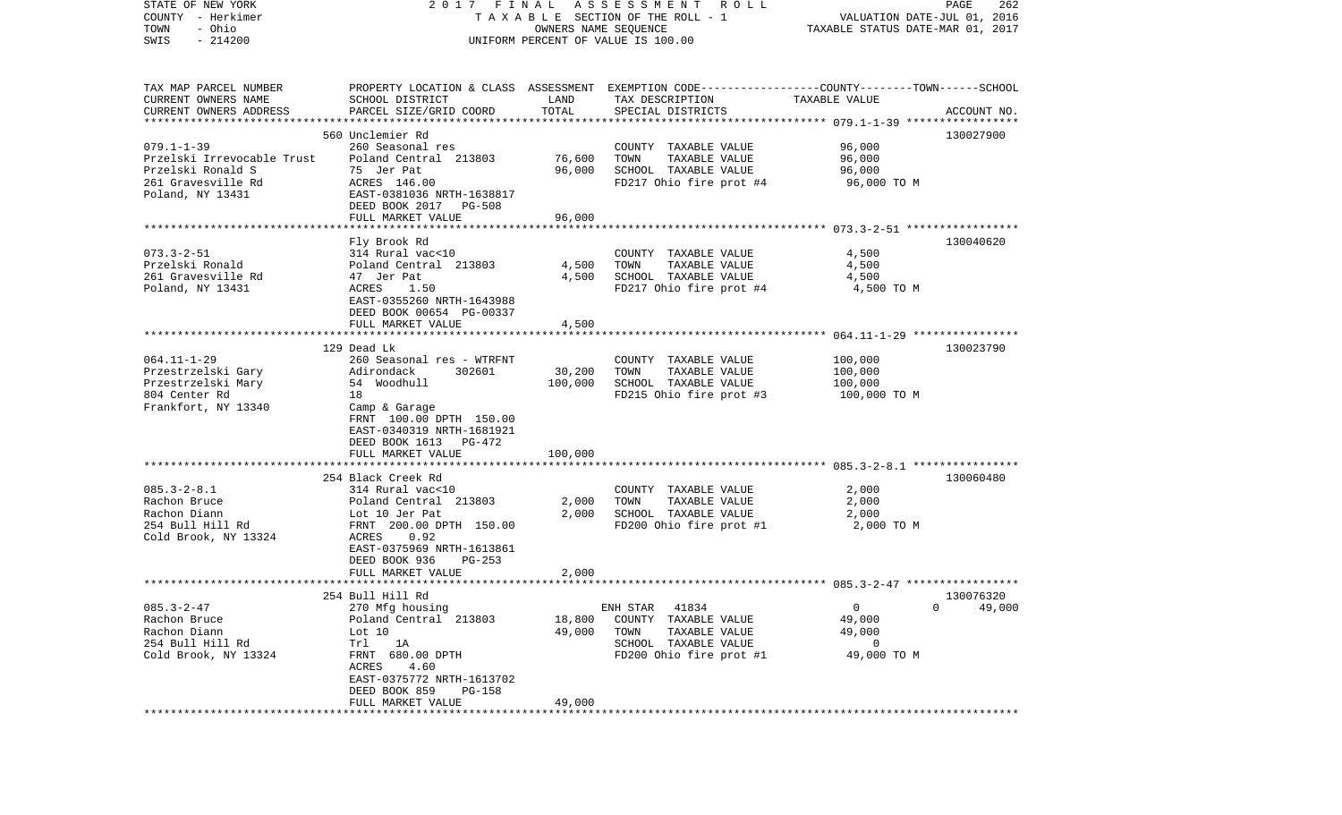STATE OF NEW YORK 2 0 1 7 F I N A L A S S E S S M E N T R O L L
COUNTY - Herkimer T A X A B L E SECTION OF THE ROLL - 1 VALUATION DATE-JUL 01, 2016
TOWN - Ohio OWNERS NAME SEQUENCE TAXABLE STATUS DATE-MAR 01, 2017
SWIS - 214200 UNIFORM PERCENT OF VALUE IS 100.00

| TAX MAP PARCEL NUMBER<br>CURRENT OWNERS NAME<br>CURRENT OWNERS ADDRESS | PROPERTY LOCATION & CLASS<br>SCHOOL DISTRICT<br>PARCEL SIZE/GRID COORD | ASSESSMENT<br>LAND<br>TOTAL | EXEMPTION CODE-----COUNTY-----TOWN-----SCHOOL<br>TAX DESCRIPTION<br>SPECIAL DISTRICTS | TAXABLE VALUE | ACCOUNT NO. |
|---|---|---|---|---|---|
| 079.1-1-39<br>Przelski Irrevocable Trust<br>Przelski Ronald S<br>261 Gravesville Rd<br>Poland, NY 13431 | 560 Unclemier Rd<br>260 Seasonal res<br>Poland Central 213803<br>75 Jer Pat<br>ACRES 146.00<br>EAST-0381036 NRTH-1638817<br>DEED BOOK 2017 PG-508<br>FULL MARKET VALUE | <br><br>76,600<br>96,000<br><br><br><br>96,000 | COUNTY TAXABLE VALUE<br>TOWN TAXABLE VALUE<br>SCHOOL TAXABLE VALUE<br>FD217 Ohio fire prot #4 | 96,000<br>96,000<br>96,000<br>96,000 TO M | 130027900 |
| 073.3-2-51<br>Przelski Ronald<br>261 Gravesville Rd<br>Poland, NY 13431 | Fly Brook Rd<br>314 Rural vac<10<br>Poland Central 213803<br>47 Jer Pat<br>ACRES 1.50<br>EAST-0355260 NRTH-1643988<br>DEED BOOK 00654 PG-00337<br>FULL MARKET VALUE | <br><br>4,500<br>4,500<br><br><br><br>4,500 | COUNTY TAXABLE VALUE<br>TOWN TAXABLE VALUE<br>SCHOOL TAXABLE VALUE<br>FD217 Ohio fire prot #4 | 4,500<br>4,500<br>4,500<br>4,500 TO M | 130040620 |
| 064.11-1-29<br>Przestrzelski Gary<br>Przestrzelski Mary<br>804 Center Rd<br>Frankfort, NY 13340 | 129 Dead Lk<br>260 Seasonal res - WTRFNT<br>Adirondack 302601<br>54 Woodhull<br>18<br>Camp & Garage<br>FRNT 100.00 DPTH 150.00<br>EAST-0340319 NRTH-1681921<br>DEED BOOK 1613 PG-472<br>FULL MARKET VALUE | <br><br>30,200<br>100,000<br><br><br><br><br><br>100,000 | COUNTY TAXABLE VALUE<br>TOWN TAXABLE VALUE<br>SCHOOL TAXABLE VALUE<br>FD215 Ohio fire prot #3 | 100,000<br>100,000<br>100,000<br>100,000 TO M | 130023790 |
| 085.3-2-8.1<br>Rachon Bruce<br>Rachon Diann<br>254 Bull Hill Rd<br>Cold Brook, NY 13324 | 254 Black Creek Rd<br>314 Rural vac<10<br>Poland Central 213803<br>Lot 10 Jer Pat<br>FRNT 200.00 DPTH 150.00<br>ACRES 0.92<br>EAST-0375969 NRTH-1613861<br>DEED BOOK 936 PG-253<br>FULL MARKET VALUE | <br><br>2,000<br>2,000<br><br><br><br><br>2,000 | COUNTY TAXABLE VALUE<br>TOWN TAXABLE VALUE<br>SCHOOL TAXABLE VALUE<br>FD200 Ohio fire prot #1 | 2,000<br>2,000<br>2,000<br>2,000 TO M | 130060480 |
| 085.3-2-47<br>Rachon Bruce<br>Rachon Diann<br>254 Bull Hill Rd<br>Cold Brook, NY 13324 | 254 Bull Hill Rd<br>270 Mfg housing<br>Poland Central 213803<br>Lot 10<br>Trl 1A<br>FRNT 680.00 DPTH<br>ACRES 4.60<br>EAST-0375772 NRTH-1613702<br>DEED BOOK 859 PG-158<br>FULL MARKET VALUE | <br><br>18,800<br>49,000<br><br><br><br><br><br>49,000 | ENH STAR 41834<br>COUNTY TAXABLE VALUE<br>TOWN TAXABLE VALUE<br>SCHOOL TAXABLE VALUE<br>FD200 Ohio fire prot #1 | 0 0 49,000<br>49,000<br>49,000<br>0<br>49,000 TO M | 130076320 |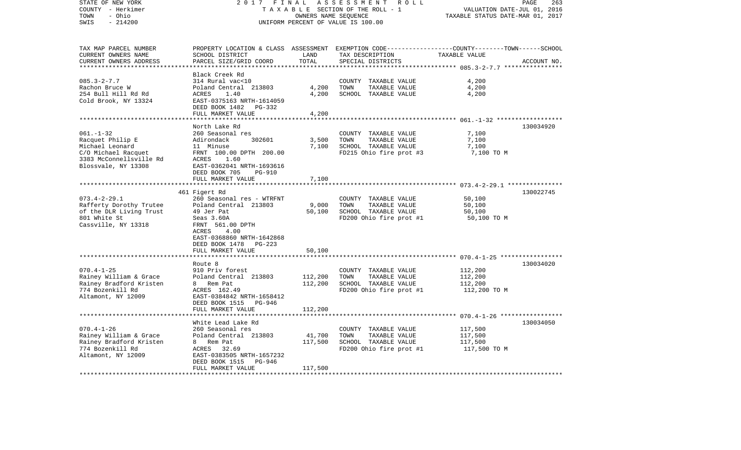STATE OF NEW YORK | 2017 FINAL ASSESSMENT ROLL | PAGE 263
COUNTY - Herkimer | TAXABLE SECTION OF THE ROLL - 1 | VALUATION DATE-JUL 01, 2016
TOWN - Ohio | OWNERS NAME SEQUENCE | TAXABLE STATUS DATE-MAR 01, 2017
SWIS - 214200 | UNIFORM PERCENT OF VALUE IS 100.00

| TAX MAP PARCEL NUMBER<br>CURRENT OWNERS NAME<br>CURRENT OWNERS ADDRESS | PROPERTY LOCATION & CLASS<br>SCHOOL DISTRICT<br>PARCEL SIZE/GRID COORD | ASSESSMENT<br>LAND<br>TOTAL | EXEMPTION CODE-----COUNTY-----TOWN-----SCHOOL<br>TAX DESCRIPTION<br>SPECIAL DISTRICTS | TAXABLE VALUE | ACCOUNT NO. |
|---|---|---|---|---|---|
| **085.3-2-7.7** | Black Creek Rd | | | | |
| 085.3-2-7.7 | 314 Rural vac<10 | | COUNTY TAXABLE VALUE | 4,200 | |
| Rachon Bruce W | Poland Central 213803 | 4,200 | TOWN TAXABLE VALUE | 4,200 | |
| 254 Bull Hill Rd Rd | ACRES 1.40 | 4,200 | SCHOOL TAXABLE VALUE | 4,200 | |
| Cold Brook, NY 13324 | EAST-0375163 NRTH-1614059 | | | | |
| | DEED BOOK 1482 PG-332 | | | | |
| | FULL MARKET VALUE | 4,200 | | | |
| **061.-1-32** | North Lake Rd | | | | 130034920 |
| 061.-1-32 | 260 Seasonal res | | COUNTY TAXABLE VALUE | 7,100 | |
| Racquet Philip E | Adirondack 302601 | 3,500 | TOWN TAXABLE VALUE | 7,100 | |
| Michael Leonard | 11 Minuse | 7,100 | SCHOOL TAXABLE VALUE | 7,100 | |
| C/O Michael Racquet | FRNT 100.00 DPTH 200.00 | | FD215 Ohio fire prot #3 | 7,100 TO M | |
| 3383 McConnellsville Rd | ACRES 1.60 | | | | |
| Blossvale, NY 13308 | EAST-0362041 NRTH-1693616 | | | | |
| | DEED BOOK 705 PG-910 | | | | |
| | FULL MARKET VALUE | 7,100 | | | |
| **073.4-2-29.1** | 461 Figert Rd | | | | 130022745 |
| 073.4-2-29.1 | 260 Seasonal res - WTRFNT | | COUNTY TAXABLE VALUE | 50,100 | |
| Rafferty Dorothy Trutee | Poland Central 213803 | 9,000 | TOWN TAXABLE VALUE | 50,100 | |
| of the DLR Living Trust | 49 Jer Pat | 50,100 | SCHOOL TAXABLE VALUE | 50,100 | |
| 801 White St | Seas 3.60A | | FD200 Ohio fire prot #1 | 50,100 TO M | |
| Cassville, NY 13318 | FRNT 561.00 DPTH | | | | |
| | ACRES 4.00 | | | | |
| | EAST-0368860 NRTH-1642868 | | | | |
| | DEED BOOK 1478 PG-223 | | | | |
| | FULL MARKET VALUE | 50,100 | | | |
| **070.4-1-25** | Route 8 | | | | 130034020 |
| 070.4-1-25 | 910 Priv forest | | COUNTY TAXABLE VALUE | 112,200 | |
| Rainey William & Grace | Poland Central 213803 | 112,200 | TOWN TAXABLE VALUE | 112,200 | |
| Rainey Bradford Kristen | 8 Rem Pat | 112,200 | SCHOOL TAXABLE VALUE | 112,200 | |
| 774 Bozenkill Rd | ACRES 162.49 | | FD200 Ohio fire prot #1 | 112,200 TO M | |
| Altamont, NY 12009 | EAST-0384842 NRTH-1658412 | | | | |
| | DEED BOOK 1515 PG-946 | | | | |
| | FULL MARKET VALUE | 112,200 | | | |
| **070.4-1-26** | White Lead Lake Rd | | | | 130034050 |
| 070.4-1-26 | 260 Seasonal res | | COUNTY TAXABLE VALUE | 117,500 | |
| Rainey William & Grace | Poland Central 213803 | 41,700 | TOWN TAXABLE VALUE | 117,500 | |
| Rainey Bradford Kristen | 8 Rem Pat | 117,500 | SCHOOL TAXABLE VALUE | 117,500 | |
| 774 Bozenkill Rd | ACRES 32.69 | | FD200 Ohio fire prot #1 | 117,500 TO M | |
| Altamont, NY 12009 | EAST-0383505 NRTH-1657232 | | | | |
| | DEED BOOK 1515 PG-946 | | | | |
| | FULL MARKET VALUE | 117,500 | | | |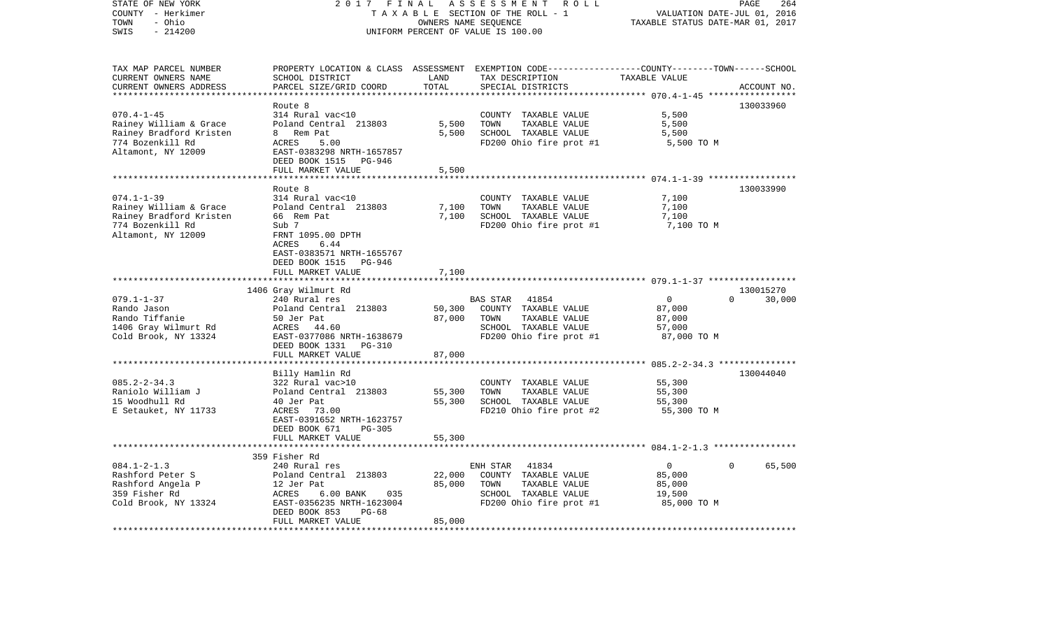STATE OF NEW YORK
COUNTY - Herkimer
TOWN - Ohio
SWIS - 214200

2017 FINAL ASSESSMENT ROLL
TAXABLE SECTION OF THE ROLL - 1
OWNERS NAME SEQUENCE
UNIFORM PERCENT OF VALUE IS 100.00

VALUATION DATE-JUL 01, 2016
TAXABLE STATUS DATE-MAR 01, 2017

| TAX MAP PARCEL NUMBER / CURRENT OWNERS NAME / CURRENT OWNERS ADDRESS | PROPERTY LOCATION & CLASS / SCHOOL DISTRICT / PARCEL SIZE/GRID COORD | ASSESSMENT LAND | TOTAL | EXEMPTION CODE / TAX DESCRIPTION / SPECIAL DISTRICTS | COUNTY | TOWN | SCHOOL / TAXABLE VALUE | ACCOUNT NO. |
|---|---|---|---|---|---|---|---|---|
| 070.4-1-45 | Route 8 | | | | | | | 130033960 |
| | 314 Rural vac<10 | | | COUNTY TAXABLE VALUE | 5,500 | | | |
| Rainey William & Grace | Poland Central 213803 | 5,500 | | TOWN TAXABLE VALUE | | 5,500 | | |
| Rainey Bradford Kristen | 8 Rem Pat | | 5,500 | SCHOOL TAXABLE VALUE | | | 5,500 | |
| 774 Bozenkill Rd | ACRES 5.00 | | | FD200 Ohio fire prot #1 | 5,500 TO M | | | |
| Altamont, NY 12009 | EAST-0383298 NRTH-1657857 | | | | | | | |
| | DEED BOOK 1515 PG-946 | | | | | | | |
| | FULL MARKET VALUE | | 5,500 | | | | | |
| 074.1-1-39 | Route 8 | | | | | | | 130033990 |
| | 314 Rural vac<10 | | | COUNTY TAXABLE VALUE | 7,100 | | | |
| Rainey William & Grace | Poland Central 213803 | 7,100 | | TOWN TAXABLE VALUE | | 7,100 | | |
| Rainey Bradford Kristen | 66 Rem Pat | | 7,100 | SCHOOL TAXABLE VALUE | | | 7,100 | |
| 774 Bozenkill Rd | Sub 7 | | | FD200 Ohio fire prot #1 | 7,100 TO M | | | |
| Altamont, NY 12009 | FRNT 1095.00 DPTH | | | | | | | |
| | ACRES 6.44 | | | | | | | |
| | EAST-0383571 NRTH-1655767 | | | | | | | |
| | DEED BOOK 1515 PG-946 | | | | | | | |
| | FULL MARKET VALUE | | 7,100 | | | | | |
| 079.1-1-37 | 1406 Gray Wilmurt Rd | | | | | | | 130015270 |
| | 240 Rural res | | | BAS STAR 41854 | 0 | 0 | 30,000 | |
| Rando Jason | Poland Central 213803 | 50,300 | | COUNTY TAXABLE VALUE | 87,000 | | | |
| Rando Tiffanie | 50 Jer Pat | | 87,000 | TOWN TAXABLE VALUE | | 87,000 | | |
| 1406 Gray Wilmurt Rd | ACRES 44.60 | | | SCHOOL TAXABLE VALUE | | | 57,000 | |
| Cold Brook, NY 13324 | EAST-0377086 NRTH-1638679 | | | FD200 Ohio fire prot #1 | 87,000 TO M | | | |
| | DEED BOOK 1331 PG-310 | | | | | | | |
| | FULL MARKET VALUE | | 87,000 | | | | | |
| 085.2-2-34.3 | Billy Hamlin Rd | | | | | | | 130044040 |
| | 322 Rural vac>10 | | | COUNTY TAXABLE VALUE | 55,300 | | | |
| Raniolo William J | Poland Central 213803 | 55,300 | | TOWN TAXABLE VALUE | | 55,300 | | |
| 15 Woodhull Rd | 40 Jer Pat | | 55,300 | SCHOOL TAXABLE VALUE | | | 55,300 | |
| E Setauket, NY 11733 | ACRES 73.00 | | | FD210 Ohio fire prot #2 | 55,300 TO M | | | |
| | EAST-0391652 NRTH-1623757 | | | | | | | |
| | DEED BOOK 671 PG-305 | | | | | | | |
| | FULL MARKET VALUE | | 55,300 | | | | | |
| 084.1-2-1.3 | 359 Fisher Rd | | | | | | | |
| | 240 Rural res | | | ENH STAR 41834 | 0 | 0 | 65,500 | |
| Rashford Peter S | Poland Central 213803 | 22,000 | | COUNTY TAXABLE VALUE | 85,000 | | | |
| Rashford Angela P | 12 Jer Pat | | 85,000 | TOWN TAXABLE VALUE | | 85,000 | | |
| 359 Fisher Rd | ACRES 6.00 BANK 035 | | | SCHOOL TAXABLE VALUE | | | 19,500 | |
| Cold Brook, NY 13324 | EAST-0356235 NRTH-1623004 | | | FD200 Ohio fire prot #1 | 85,000 TO M | | | |
| | DEED BOOK 853 PG-68 | | | | | | | |
| | FULL MARKET VALUE | | 85,000 | | | | | |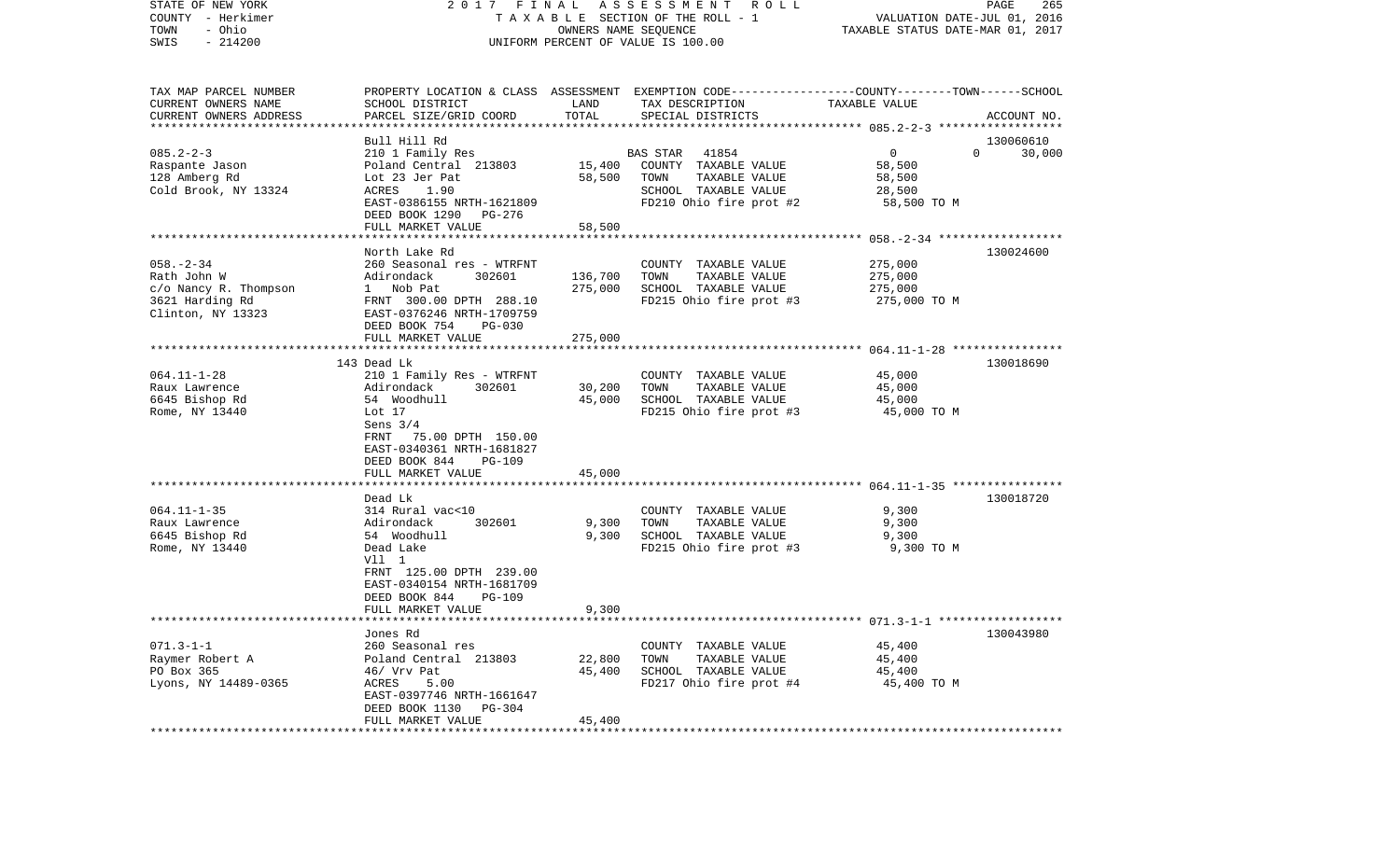STATE OF NEW YORK | 2017 FINAL ASSESSMENT ROLL | PAGE 265
COUNTY - Herkimer | TAXABLE SECTION OF THE ROLL - 1 | VALUATION DATE-JUL 01, 2016
TOWN - Ohio | OWNERS NAME SEQUENCE | TAXABLE STATUS DATE-MAR 01, 2017
SWIS - 214200 | UNIFORM PERCENT OF VALUE IS 100.00

```
TAX MAP PARCEL NUMBER     PROPERTY LOCATION & CLASS  ASSESSMENT  EXEMPTION CODE------------------COUNTY--------TOWN------SCHOOL
CURRENT OWNERS NAME       SCHOOL DISTRICT             LAND       TAX DESCRIPTION                 TAXABLE VALUE
CURRENT OWNERS ADDRESS    PARCEL SIZE/GRID COORD      TOTAL      SPECIAL DISTRICTS                                          ACCOUNT NO.
******************************************************************************************************* 085.2-2-3 ******************
                          Bull Hill Rd                                                                                   130060610
085.2-2-3                 210 1 Family Res                        BAS STAR   41854                    0             0       30,000
Raspante Jason            Poland Central  213803       15,400     COUNTY  TAXABLE VALUE          58,500
128 Amberg Rd             Lot 23 Jer Pat               58,500     TOWN    TAXABLE VALUE          58,500
Cold Brook, NY 13324      ACRES     1.90                          SCHOOL  TAXABLE VALUE          28,500
                          EAST-0386155 NRTH-1621809               FD210 Ohio fire prot #2        58,500 TO M
                          DEED BOOK 1290   PG-276
                          FULL MARKET VALUE            58,500
******************************************************************************************************* 058.-2-34 ******************
                          North Lake Rd                                                                                  130024600
058.-2-34                 260 Seasonal res - WTRFNT               COUNTY  TAXABLE VALUE         275,000
Rath John W               Adirondack      302601      136,700     TOWN    TAXABLE VALUE         275,000
c/o Nancy R. Thompson     1  Nob Pat                  275,000     SCHOOL  TAXABLE VALUE         275,000
3621 Harding Rd           FRNT 300.00 DPTH 288.10                 FD215 Ohio fire prot #3       275,000 TO M
Clinton, NY 13323         EAST-0376246 NRTH-1709759
                          DEED BOOK 754    PG-030
                          FULL MARKET VALUE           275,000
******************************************************************************************************* 064.11-1-28 ****************
                          143 Dead Lk                                                                                    130018690
064.11-1-28               210 1 Family Res - WTRFNT               COUNTY  TAXABLE VALUE          45,000
Raux Lawrence             Adirondack      302601       30,200     TOWN    TAXABLE VALUE          45,000
6645 Bishop Rd            54  Woodhull                 45,000     SCHOOL  TAXABLE VALUE          45,000
Rome, NY 13440            Lot 17                                  FD215 Ohio fire prot #3        45,000 TO M
                          Sens 3/4
                          FRNT  75.00 DPTH 150.00
                          EAST-0340361 NRTH-1681827
                          DEED BOOK 844    PG-109
                          FULL MARKET VALUE            45,000
******************************************************************************************************* 064.11-1-35 ****************
                          Dead Lk                                                                                        130018720
064.11-1-35               314 Rural vac<10                        COUNTY  TAXABLE VALUE           9,300
Raux Lawrence             Adirondack      302601        9,300     TOWN    TAXABLE VALUE           9,300
6645 Bishop Rd            54  Woodhull                  9,300     SCHOOL  TAXABLE VALUE           9,300
Rome, NY 13440            Dead Lake                               FD215 Ohio fire prot #3         9,300 TO M
                          Vll 1
                          FRNT 125.00 DPTH 239.00
                          EAST-0340154 NRTH-1681709
                          DEED BOOK 844    PG-109
                          FULL MARKET VALUE             9,300
******************************************************************************************************* 071.3-1-1 ******************
                          Jones Rd                                                                                       130043980
071.3-1-1                 260 Seasonal res                        COUNTY  TAXABLE VALUE          45,400
Raymer Robert A           Poland Central  213803       22,800     TOWN    TAXABLE VALUE          45,400
PO Box 365                46/ Vrv Pat                  45,400     SCHOOL  TAXABLE VALUE          45,400
Lyons, NY 14489-0365      ACRES     5.00                          FD217 Ohio fire prot #4        45,400 TO M
                          EAST-0397746 NRTH-1661647
                          DEED BOOK 1130   PG-304
                          FULL MARKET VALUE            45,400
************************************************************************************************************************************
```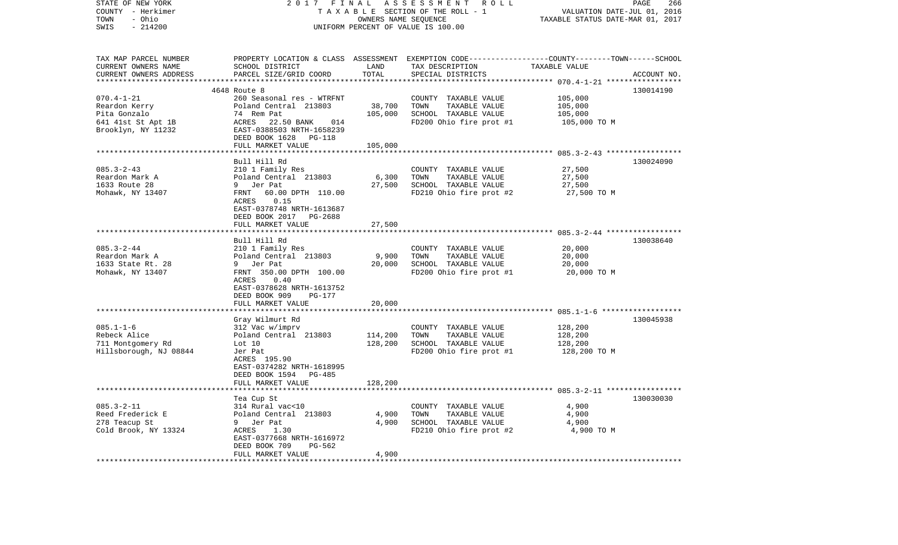STATE OF NEW YORK | COUNTY - Herkimer | TOWN - Ohio | SWIS - 214200

# 2017 FINAL ASSESSMENT ROLL

TAXABLE SECTION OF THE ROLL - 1
OWNERS NAME SEQUENCE
UNIFORM PERCENT OF VALUE IS 100.00

VALUATION DATE-JUL 01, 2016
TAXABLE STATUS DATE-MAR 01, 2017

| TAX MAP PARCEL NUMBER / CURRENT OWNERS NAME / CURRENT OWNERS ADDRESS | PROPERTY LOCATION & CLASS / SCHOOL DISTRICT / PARCEL SIZE/GRID COORD | ASSESSMENT LAND | TOTAL | EXEMPTION CODE / TAX DESCRIPTION / SPECIAL DISTRICTS | COUNTY--------TOWN------SCHOOL TAXABLE VALUE | ACCOUNT NO. |
|---|---|---|---|---|---|---|
| 070.4-1-21 | 4648 Route 8 | | | | | 130014190 |
| 070.4-1-21 | 260 Seasonal res - WTRFNT | | | COUNTY TAXABLE VALUE | 105,000 | |
| Reardon Kerry | Poland Central 213803 | 38,700 | | TOWN TAXABLE VALUE | 105,000 | |
| Pita Gonzalo | 74 Rem Pat | | 105,000 | SCHOOL TAXABLE VALUE | 105,000 | |
| 641 41st St Apt 1B | ACRES 22.50 BANK 014 | | | FD200 Ohio fire prot #1 | 105,000 TO M | |
| Brooklyn, NY 11232 | EAST-0388503 NRTH-1658239 | | | | | |
| | DEED BOOK 1628 PG-118 | | | | | |
| | FULL MARKET VALUE | | 105,000 | | | |
| 085.3-2-43 | Bull Hill Rd | | | | | 130024090 |
| 085.3-2-43 | 210 1 Family Res | | | COUNTY TAXABLE VALUE | 27,500 | |
| Reardon Mark A | Poland Central 213803 | 6,300 | | TOWN TAXABLE VALUE | 27,500 | |
| 1633 Route 28 | 9 Jer Pat | | 27,500 | SCHOOL TAXABLE VALUE | 27,500 | |
| Mohawk, NY 13407 | FRNT 60.00 DPTH 110.00 | | | FD210 Ohio fire prot #2 | 27,500 TO M | |
| | ACRES 0.15 | | | | | |
| | EAST-0378748 NRTH-1613687 | | | | | |
| | DEED BOOK 2017 PG-2688 | | | | | |
| | FULL MARKET VALUE | | 27,500 | | | |
| 085.3-2-44 | Bull Hill Rd | | | | | 130038640 |
| 085.3-2-44 | 210 1 Family Res | | | COUNTY TAXABLE VALUE | 20,000 | |
| Reardon Mark A | Poland Central 213803 | 9,900 | | TOWN TAXABLE VALUE | 20,000 | |
| 1633 State Rt. 28 | 9 Jer Pat | | 20,000 | SCHOOL TAXABLE VALUE | 20,000 | |
| Mohawk, NY 13407 | FRNT 350.00 DPTH 100.00 | | | FD200 Ohio fire prot #1 | 20,000 TO M | |
| | ACRES 0.40 | | | | | |
| | EAST-0378628 NRTH-1613752 | | | | | |
| | DEED BOOK 909 PG-177 | | | | | |
| | FULL MARKET VALUE | | 20,000 | | | |
| 085.1-1-6 | Gray Wilmurt Rd | | | | | 130045938 |
| 085.1-1-6 | 312 Vac w/imprv | | | COUNTY TAXABLE VALUE | 128,200 | |
| Rebeck Alice | Poland Central 213803 | 114,200 | | TOWN TAXABLE VALUE | 128,200 | |
| 711 Montgomery Rd | Lot 10 | | 128,200 | SCHOOL TAXABLE VALUE | 128,200 | |
| Hillsborough, NJ 08844 | Jer Pat | | | FD200 Ohio fire prot #1 | 128,200 TO M | |
| | ACRES 195.90 | | | | | |
| | EAST-0374282 NRTH-1618995 | | | | | |
| | DEED BOOK 1594 PG-485 | | | | | |
| | FULL MARKET VALUE | | 128,200 | | | |
| 085.3-2-11 | Tea Cup St | | | | | 130030030 |
| 085.3-2-11 | 314 Rural vac<10 | | | COUNTY TAXABLE VALUE | 4,900 | |
| Reed Frederick E | Poland Central 213803 | 4,900 | | TOWN TAXABLE VALUE | 4,900 | |
| 278 Teacup St | 9 Jer Pat | | 4,900 | SCHOOL TAXABLE VALUE | 4,900 | |
| Cold Brook, NY 13324 | ACRES 1.30 | | | FD210 Ohio fire prot #2 | 4,900 TO M | |
| | EAST-0377668 NRTH-1616972 | | | | | |
| | DEED BOOK 709 PG-562 | | | | | |
| | FULL MARKET VALUE | | 4,900 | | | |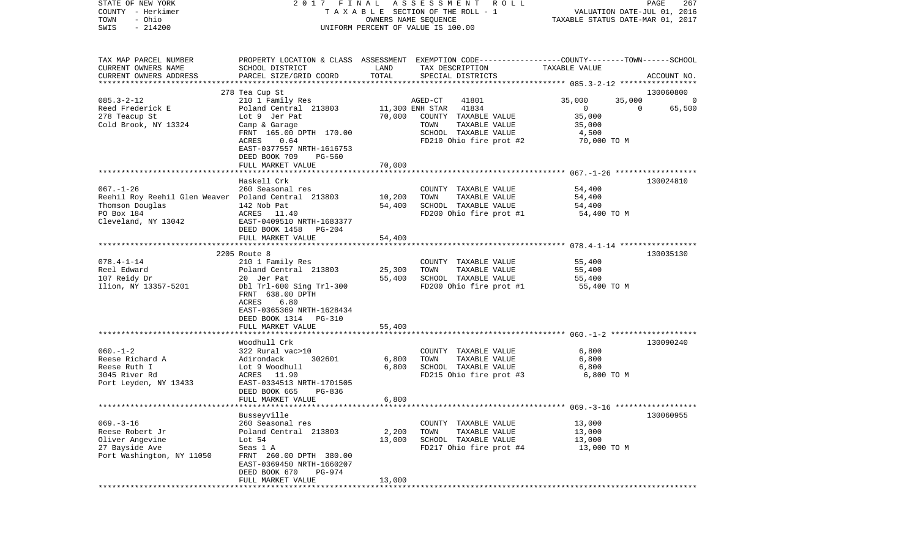STATE OF NEW YORK | 2017 FINAL ASSESSMENT ROLL
COUNTY - Herkimer | TAXABLE SECTION OF THE ROLL - 1 | VALUATION DATE-JUL 01, 2016
TOWN - Ohio | OWNERS NAME SEQUENCE | TAXABLE STATUS DATE-MAR 01, 2017
SWIS - 214200 | UNIFORM PERCENT OF VALUE IS 100.00

| TAX MAP PARCEL NUMBER / CURRENT OWNERS NAME / CURRENT OWNERS ADDRESS | PROPERTY LOCATION & CLASS / SCHOOL DISTRICT / PARCEL SIZE/GRID COORD | ASSESSMENT LAND | TOTAL | EXEMPTION CODE / TAX DESCRIPTION / SPECIAL DISTRICTS | COUNTY | TOWN | SCHOOL | ACCOUNT NO. |
|---|---|---|---|---|---|---|---|---|
| 085.3-2-12 | 278 Tea Cup St | | | | | | | 130060800 |
| | 210 1 Family Res | | | AGED-CT 41801 | 35,000 | 35,000 | 0 | |
| Reed Frederick E | Poland Central 213803 | 11,300 | | ENH STAR 41834 | 0 | 0 | 65,500 | |
| 278 Teacup St | Lot 9 Jer Pat | | 70,000 | COUNTY TAXABLE VALUE | 35,000 | | | |
| Cold Brook, NY 13324 | Camp & Garage | | | TOWN TAXABLE VALUE | 35,000 | | | |
| | FRNT 165.00 DPTH 170.00 | | | SCHOOL TAXABLE VALUE | 4,500 | | | |
| | ACRES 0.64 | | | FD210 Ohio fire prot #2 | 70,000 TO M | | | |
| | EAST-0377557 NRTH-1616753 | | | | | | | |
| | DEED BOOK 709 PG-560 | | | | | | | |
| | FULL MARKET VALUE | | 70,000 | | | | | |
| 067.-1-26 | Haskell Crk | | | | | | | 130024810 |
| | 260 Seasonal res | | | COUNTY TAXABLE VALUE | 54,400 | | | |
| Reehil Roy Reehil Glen Weaver | Poland Central 213803 | 10,200 | | TOWN TAXABLE VALUE | 54,400 | | | |
| Thomson Douglas | 142 Nob Pat | | 54,400 | SCHOOL TAXABLE VALUE | 54,400 | | | |
| PO Box 184 | ACRES 11.40 | | | FD200 Ohio fire prot #1 | 54,400 TO M | | | |
| Cleveland, NY 13042 | EAST-0409510 NRTH-1683377 | | | | | | | |
| | DEED BOOK 1458 PG-204 | | | | | | | |
| | FULL MARKET VALUE | | 54,400 | | | | | |
| 078.4-1-14 | 2205 Route 8 | | | | | | | 130035130 |
| | 210 1 Family Res | | | COUNTY TAXABLE VALUE | 55,400 | | | |
| Reel Edward | Poland Central 213803 | 25,300 | | TOWN TAXABLE VALUE | 55,400 | | | |
| 107 Reidy Dr | 20 Jer Pat | | 55,400 | SCHOOL TAXABLE VALUE | 55,400 | | | |
| Ilion, NY 13357-5201 | Dbl Trl-600 Sing Trl-300 | | | FD200 Ohio fire prot #1 | 55,400 TO M | | | |
| | FRNT 638.00 DPTH | | | | | | | |
| | ACRES 6.80 | | | | | | | |
| | EAST-0365369 NRTH-1628434 | | | | | | | |
| | DEED BOOK 1314 PG-310 | | | | | | | |
| | FULL MARKET VALUE | | 55,400 | | | | | |
| 060.-1-2 | Woodhull Crk | | | | | | | 130090240 |
| | 322 Rural vac>10 | | | COUNTY TAXABLE VALUE | 6,800 | | | |
| Reese Richard A | Adirondack 302601 | 6,800 | | TOWN TAXABLE VALUE | 6,800 | | | |
| Reese Ruth I | Lot 9 Woodhull | | 6,800 | SCHOOL TAXABLE VALUE | 6,800 | | | |
| 3045 River Rd | ACRES 11.90 | | | FD215 Ohio fire prot #3 | 6,800 TO M | | | |
| Port Leyden, NY 13433 | EAST-0334513 NRTH-1701505 | | | | | | | |
| | DEED BOOK 665 PG-836 | | | | | | | |
| | FULL MARKET VALUE | | 6,800 | | | | | |
| 069.-3-16 | Busseyville | | | | | | | 130060955 |
| | 260 Seasonal res | | | COUNTY TAXABLE VALUE | 13,000 | | | |
| Reese Robert Jr | Poland Central 213803 | 2,200 | | TOWN TAXABLE VALUE | 13,000 | | | |
| Oliver Angevine | Lot 54 | | 13,000 | SCHOOL TAXABLE VALUE | 13,000 | | | |
| 27 Bayside Ave | Seas 1 A | | | FD217 Ohio fire prot #4 | 13,000 TO M | | | |
| Port Washington, NY 11050 | FRNT 260.00 DPTH 380.00 | | | | | | | |
| | EAST-0369450 NRTH-1660207 | | | | | | | |
| | DEED BOOK 670 PG-974 | | | | | | | |
| | FULL MARKET VALUE | | 13,000 | | | | | |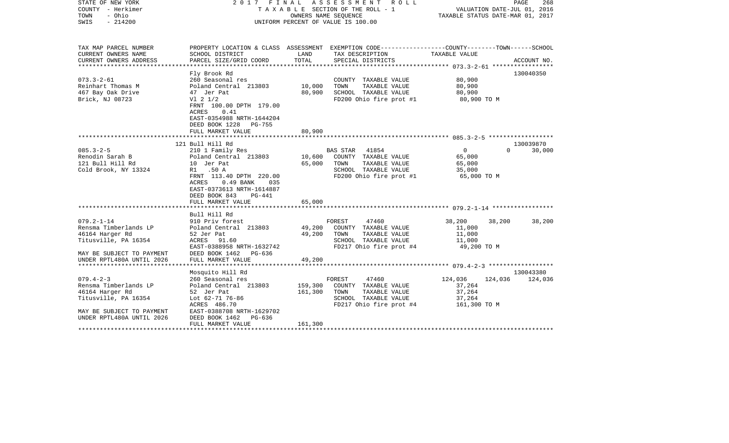STATE OF NEW YORK  
COUNTY - Herkimer  
TOWN - Ohio  
SWIS - 214200

2 0 1 7 F I N A L A S S E S S M E N T R O L L  
T A X A B L E SECTION OF THE ROLL - 1  
OWNERS NAME SEQUENCE  
UNIFORM PERCENT OF VALUE IS 100.00

VALUATION DATE-JUL 01, 2016  
TAXABLE STATUS DATE-MAR 01, 2017

| TAX MAP PARCEL NUMBER / CURRENT OWNERS NAME / CURRENT OWNERS ADDRESS | PROPERTY LOCATION & CLASS / SCHOOL DISTRICT / PARCEL SIZE/GRID COORD | ASSESSMENT LAND | TOTAL | EXEMPTION CODE / TAX DESCRIPTION / SPECIAL DISTRICTS | COUNTY TAXABLE VALUE | TOWN | SCHOOL / ACCOUNT NO. |
|---|---|---|---|---|---|---|---|
| 073.3-2-61 | Fly Brook Rd | | | | | | 130040350 |
| 073.3-2-61 | 260 Seasonal res | | | COUNTY TAXABLE VALUE | 80,900 | | |
| Reinhart Thomas M | Poland Central 213803 | 10,000 | | TOWN TAXABLE VALUE | 80,900 | | |
| 467 Bay Oak Drive | 47 Jer Pat | | 80,900 | SCHOOL TAXABLE VALUE | 80,900 | | |
| Brick, NJ 08723 | Vl 2 1/2 | | | FD200 Ohio fire prot #1 | 80,900 TO M | | |
| | FRNT 100.00 DPTH 179.00 | | | | | | |
| | ACRES 0.41 | | | | | | |
| | EAST-0354988 NRTH-1644204 | | | | | | |
| | DEED BOOK 1228 PG-755 | | | | | | |
| | FULL MARKET VALUE | | 80,900 | | | | |
| 085.3-2-5 | 121 Bull Hill Rd | | | | | | 130039870 |
| 085.3-2-5 | 210 1 Family Res | | | BAS STAR 41854 | 0 | 0 | 30,000 |
| Renodin Sarah B | Poland Central 213803 | 10,600 | | COUNTY TAXABLE VALUE | 65,000 | | |
| 121 Bull Hill Rd | 10 Jer Pat | | 65,000 | TOWN TAXABLE VALUE | 65,000 | | |
| Cold Brook, NY 13324 | R1 .50 A | | | SCHOOL TAXABLE VALUE | 35,000 | | |
| | FRNT 113.40 DPTH 220.00 | | | FD200 Ohio fire prot #1 | 65,000 TO M | | |
| | ACRES 0.49 BANK 035 | | | | | | |
| | EAST-0373613 NRTH-1614887 | | | | | | |
| | DEED BOOK 843 PG-441 | | | | | | |
| | FULL MARKET VALUE | | 65,000 | | | | |
| 079.2-1-14 | Bull Hill Rd | | | | | | |
| 079.2-1-14 | 910 Priv forest | | | FOREST 47460 | 38,200 | 38,200 | 38,200 |
| Rensma Timberlands LP | Poland Central 213803 | 49,200 | | COUNTY TAXABLE VALUE | 11,000 | | |
| 46164 Harger Rd | 52 Jer Pat | | 49,200 | TOWN TAXABLE VALUE | 11,000 | | |
| Titusville, PA 16354 | ACRES 91.60 | | | SCHOOL TAXABLE VALUE | 11,000 | | |
| | EAST-0388958 NRTH-1632742 | | | FD217 Ohio fire prot #4 | 49,200 TO M | | |
| MAY BE SUBJECT TO PAYMENT | DEED BOOK 1462 PG-636 | | | | | | |
| UNDER RPTL480A UNTIL 2026 | FULL MARKET VALUE | | 49,200 | | | | |
| 079.4-2-3 | Mosquito Hill Rd | | | | | | 130043380 |
| 079.4-2-3 | 260 Seasonal res | | | FOREST 47460 | 124,036 | 124,036 | 124,036 |
| Rensma Timberlands LP | Poland Central 213803 | 159,300 | | COUNTY TAXABLE VALUE | 37,264 | | |
| 46164 Harger Rd | 52 Jer Pat | | 161,300 | TOWN TAXABLE VALUE | 37,264 | | |
| Titusville, PA 16354 | Lot 62-71 76-86 | | | SCHOOL TAXABLE VALUE | 37,264 | | |
| | ACRES 486.70 | | | FD217 Ohio fire prot #4 | 161,300 TO M | | |
| MAY BE SUBJECT TO PAYMENT | EAST-0388708 NRTH-1629702 | | | | | | |
| UNDER RPTL480A UNTIL 2026 | DEED BOOK 1462 PG-636 | | | | | | |
| | FULL MARKET VALUE | | 161,300 | | | | |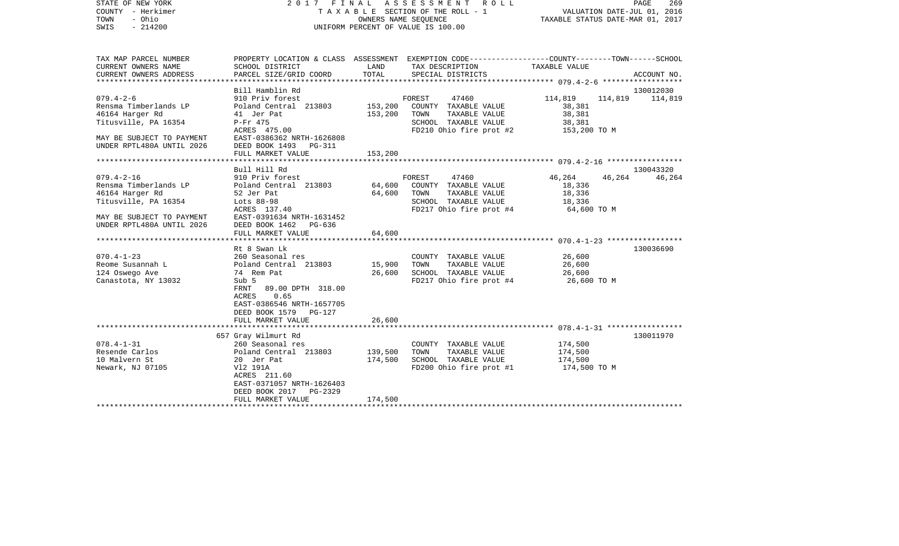STATE OF NEW YORK — COUNTY - Herkimer — TOWN - Ohio — SWIS - 214200

2017 FINAL ASSESSMENT ROLL
TAXABLE SECTION OF THE ROLL - 1
OWNERS NAME SEQUENCE
UNIFORM PERCENT OF VALUE IS 100.00

VALUATION DATE-JUL 01, 2016
TAXABLE STATUS DATE-MAR 01, 2017

| TAX MAP PARCEL NUMBER / CURRENT OWNERS NAME / CURRENT OWNERS ADDRESS | PROPERTY LOCATION & CLASS / SCHOOL DISTRICT / PARCEL SIZE/GRID COORD | ASSESSMENT LAND | TOTAL | EXEMPTION CODE / TAX DESCRIPTION / SPECIAL DISTRICTS | COUNTY TAXABLE VALUE | TOWN | SCHOOL | ACCOUNT NO. |
|---|---|---|---|---|---|---|---|---|
| | Bill Hamblin Rd | | | | | | | 130012030 |
| 079.4-2-6 | 910 Priv forest | | | FOREST 47460 | 114,819 | 114,819 | 114,819 | |
| Rensma Timberlands LP | Poland Central 213803 | 153,200 | | COUNTY TAXABLE VALUE | 38,381 | | | |
| 46164 Harger Rd | 41 Jer Pat | | 153,200 | TOWN TAXABLE VALUE | 38,381 | | | |
| Titusville, PA 16354 | P-Fr 475 | | | SCHOOL TAXABLE VALUE | 38,381 | | | |
| | ACRES 475.00 | | | FD210 Ohio fire prot #2 | 153,200 TO M | | | |
| MAY BE SUBJECT TO PAYMENT | EAST-0386362 NRTH-1626808 | | | | | | | |
| UNDER RPTL480A UNTIL 2026 | DEED BOOK 1493 PG-311 | | | | | | | |
| | FULL MARKET VALUE | | 153,200 | | | | | |
| | Bull Hill Rd | | | | | | | 130043320 |
| 079.4-2-16 | 910 Priv forest | | | FOREST 47460 | 46,264 | 46,264 | 46,264 | |
| Rensma Timberlands LP | Poland Central 213803 | 64,600 | | COUNTY TAXABLE VALUE | 18,336 | | | |
| 46164 Harger Rd | 52 Jer Pat | | 64,600 | TOWN TAXABLE VALUE | 18,336 | | | |
| Titusville, PA 16354 | Lots 88-98 | | | SCHOOL TAXABLE VALUE | 18,336 | | | |
| | ACRES 137.40 | | | FD217 Ohio fire prot #4 | 64,600 TO M | | | |
| MAY BE SUBJECT TO PAYMENT | EAST-0391634 NRTH-1631452 | | | | | | | |
| UNDER RPTL480A UNTIL 2026 | DEED BOOK 1462 PG-636 | | | | | | | |
| | FULL MARKET VALUE | | 64,600 | | | | | |
| | Rt 8 Swan Lk | | | | | | | 130036690 |
| 070.4-1-23 | 260 Seasonal res | | | COUNTY TAXABLE VALUE | 26,600 | | | |
| Reome Susannah L | Poland Central 213803 | 15,900 | | TOWN TAXABLE VALUE | 26,600 | | | |
| 124 Oswego Ave | 74 Rem Pat | | 26,600 | SCHOOL TAXABLE VALUE | 26,600 | | | |
| Canastota, NY 13032 | Sub 5 | | | FD217 Ohio fire prot #4 | 26,600 TO M | | | |
| | FRNT 89.00 DPTH 318.00 | | | | | | | |
| | ACRES 0.65 | | | | | | | |
| | EAST-0386546 NRTH-1657705 | | | | | | | |
| | DEED BOOK 1579 PG-127 | | | | | | | |
| | FULL MARKET VALUE | | 26,600 | | | | | |
| | 657 Gray Wilmurt Rd | | | | | | | 130011970 |
| 078.4-1-31 | 260 Seasonal res | | | COUNTY TAXABLE VALUE | 174,500 | | | |
| Resende Carlos | Poland Central 213803 | 139,500 | | TOWN TAXABLE VALUE | 174,500 | | | |
| 10 Malvern St | 20 Jer Pat | | 174,500 | SCHOOL TAXABLE VALUE | 174,500 | | | |
| Newark, NJ 07105 | Vl2 191A | | | FD200 Ohio fire prot #1 | 174,500 TO M | | | |
| | ACRES 211.60 | | | | | | | |
| | EAST-0371057 NRTH-1626403 | | | | | | | |
| | DEED BOOK 2017 PG-2329 | | | | | | | |
| | FULL MARKET VALUE | | 174,500 | | | | | |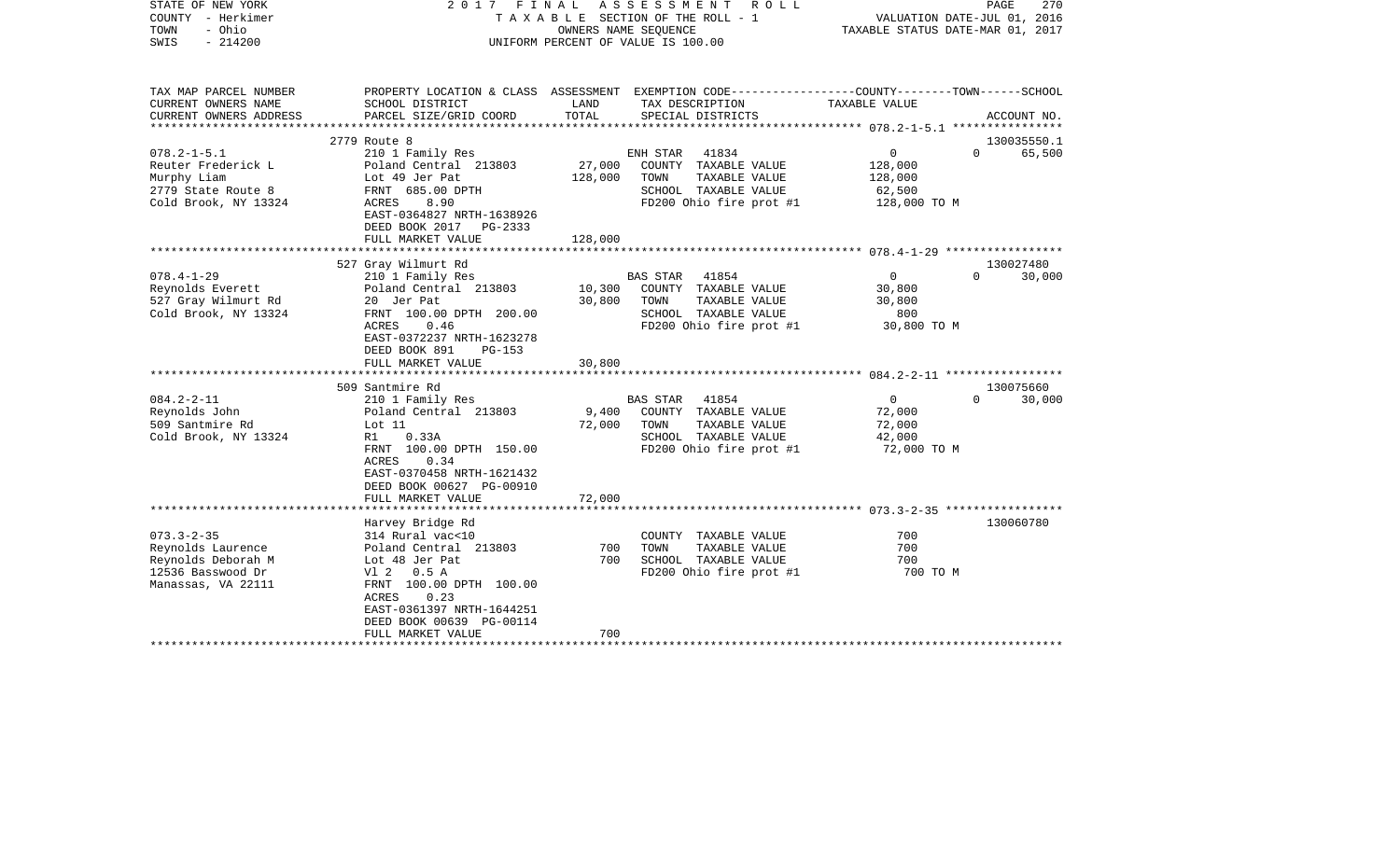STATE OF NEW YORK — 2017 FINAL ASSESSMENT ROLL
COUNTY - Herkimer — TAXABLE SECTION OF THE ROLL - 1 — VALUATION DATE-JUL 01, 2016
TOWN - Ohio — OWNERS NAME SEQUENCE — TAXABLE STATUS DATE-MAR 01, 2017
SWIS - 214200 — UNIFORM PERCENT OF VALUE IS 100.00

| TAX MAP PARCEL NUMBER / CURRENT OWNERS NAME / CURRENT OWNERS ADDRESS | PROPERTY LOCATION & CLASS / SCHOOL DISTRICT / PARCEL SIZE/GRID COORD | ASSESSMENT LAND | TOTAL | EXEMPTION CODE / TAX DESCRIPTION / SPECIAL DISTRICTS | COUNTY | TOWN | SCHOOL / TAXABLE VALUE | ACCOUNT NO. |
|---|---|---|---|---|---|---|---|---|
| 078.2-1-5.1 | 2779 Route 8 | | | | | | | 130035550.1 |
| 078.2-1-5.1 | 210 1 Family Res | | | ENH STAR 41834 | 0 | 0 | 65,500 | |
| Reuter Frederick L | Poland Central 213803 | 27,000 | | COUNTY TAXABLE VALUE | 128,000 | | | |
| Murphy Liam | Lot 49 Jer Pat | | 128,000 | TOWN TAXABLE VALUE | | 128,000 | | |
| 2779 State Route 8 | FRNT 685.00 DPTH | | | SCHOOL TAXABLE VALUE | | | 62,500 | |
| Cold Brook, NY 13324 | ACRES 8.90 | | | FD200 Ohio fire prot #1 | 128,000 TO M | | | |
| | EAST-0364827 NRTH-1638926 | | | | | | | |
| | DEED BOOK 2017 PG-2333 | | | | | | | |
| | FULL MARKET VALUE | | 128,000 | | | | | |
| 078.4-1-29 | 527 Gray Wilmurt Rd | | | | | | | 130027480 |
| 078.4-1-29 | 210 1 Family Res | | | BAS STAR 41854 | 0 | 0 | 30,000 | |
| Reynolds Everett | Poland Central 213803 | 10,300 | | COUNTY TAXABLE VALUE | 30,800 | | | |
| 527 Gray Wilmurt Rd | 20 Jer Pat | | 30,800 | TOWN TAXABLE VALUE | | 30,800 | | |
| Cold Brook, NY 13324 | FRNT 100.00 DPTH 200.00 | | | SCHOOL TAXABLE VALUE | | | 800 | |
| | ACRES 0.46 | | | FD200 Ohio fire prot #1 | 30,800 TO M | | | |
| | EAST-0372237 NRTH-1623278 | | | | | | | |
| | DEED BOOK 891 PG-153 | | | | | | | |
| | FULL MARKET VALUE | | 30,800 | | | | | |
| 084.2-2-11 | 509 Santmire Rd | | | | | | | 130075660 |
| 084.2-2-11 | 210 1 Family Res | | | BAS STAR 41854 | 0 | 0 | 30,000 | |
| Reynolds John | Poland Central 213803 | 9,400 | | COUNTY TAXABLE VALUE | 72,000 | | | |
| 509 Santmire Rd | Lot 11 | | 72,000 | TOWN TAXABLE VALUE | | 72,000 | | |
| Cold Brook, NY 13324 | R1 0.33A | | | SCHOOL TAXABLE VALUE | | | 42,000 | |
| | FRNT 100.00 DPTH 150.00 | | | FD200 Ohio fire prot #1 | 72,000 TO M | | | |
| | ACRES 0.34 | | | | | | | |
| | EAST-0370458 NRTH-1621432 | | | | | | | |
| | DEED BOOK 00627 PG-00910 | | | | | | | |
| | FULL MARKET VALUE | | 72,000 | | | | | |
| 073.3-2-35 | Harvey Bridge Rd | | | | | | | 130060780 |
| 073.3-2-35 | 314 Rural vac<10 | | | COUNTY TAXABLE VALUE | 700 | | | |
| Reynolds Laurence | Poland Central 213803 | 700 | | TOWN TAXABLE VALUE | | 700 | | |
| Reynolds Deborah M | Lot 48 Jer Pat | | 700 | SCHOOL TAXABLE VALUE | | | 700 | |
| 12536 Basswood Dr | Vl 2 0.5 A | | | FD200 Ohio fire prot #1 | 700 TO M | | | |
| Manassas, VA 22111 | FRNT 100.00 DPTH 100.00 | | | | | | | |
| | ACRES 0.23 | | | | | | | |
| | EAST-0361397 NRTH-1644251 | | | | | | | |
| | DEED BOOK 00639 PG-00114 | | | | | | | |
| | FULL MARKET VALUE | | 700 | | | | | |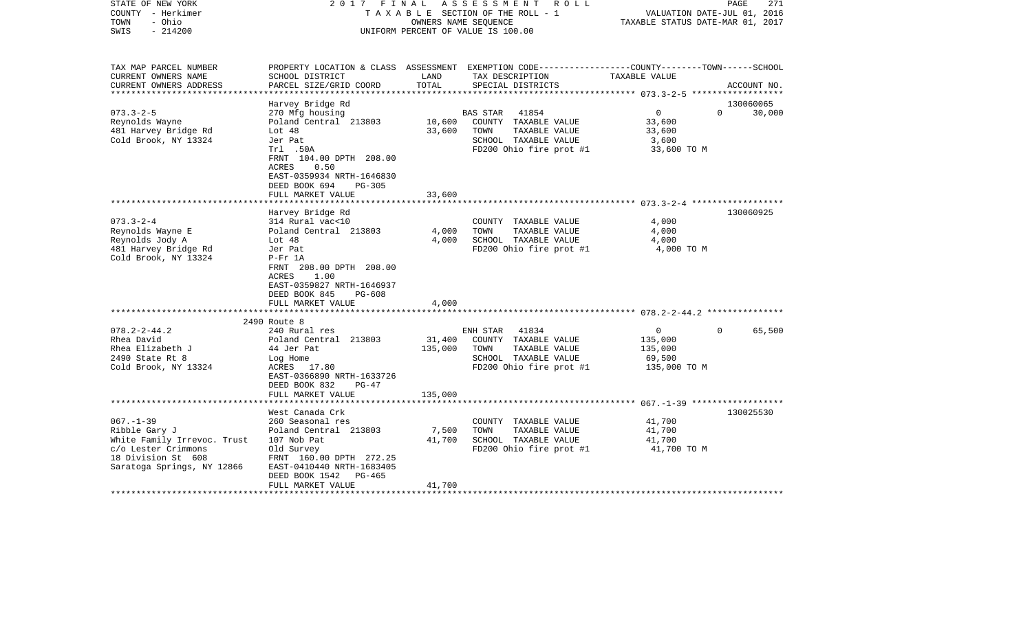STATE OF NEW YORK — 2017 FINAL ASSESSMENT ROLL — PAGE 271
COUNTY - Herkimer — TAXABLE SECTION OF THE ROLL - 1 — VALUATION DATE-JUL 01, 2016
TOWN - Ohio — OWNERS NAME SEQUENCE — TAXABLE STATUS DATE-MAR 01, 2017
SWIS - 214200 — UNIFORM PERCENT OF VALUE IS 100.00

| TAX MAP PARCEL NUMBER / CURRENT OWNERS NAME / CURRENT OWNERS ADDRESS | PROPERTY LOCATION & CLASS / SCHOOL DISTRICT / PARCEL SIZE/GRID COORD | ASSESSMENT LAND / TOTAL | EXEMPTION CODE / TAX DESCRIPTION / SPECIAL DISTRICTS | COUNTY / TOWN / SCHOOL TAXABLE VALUE | ACCOUNT NO. |
|---|---|---|---|---|---|
| **073.3-2-5** | Harvey Bridge Rd | | | | 130060065 |
| 073.3-2-5 | 270 Mfg housing | | BAS STAR 41854 | 0 0 30,000 | |
| Reynolds Wayne | Poland Central 213803 | 10,600 | COUNTY TAXABLE VALUE | 33,600 | |
| 481 Harvey Bridge Rd | Lot 48 | 33,600 | TOWN TAXABLE VALUE | 33,600 | |
| Cold Brook, NY 13324 | Jer Pat | | SCHOOL TAXABLE VALUE | 3,600 | |
| | Trl .50A | | FD200 Ohio fire prot #1 | 33,600 TO M | |
| | FRNT 104.00 DPTH 208.00 | | | | |
| | ACRES 0.50 | | | | |
| | EAST-0359934 NRTH-1646830 | | | | |
| | DEED BOOK 694 PG-305 | | | | |
| | FULL MARKET VALUE | 33,600 | | | |
| **073.3-2-4** | Harvey Bridge Rd | | | | 130060925 |
| 073.3-2-4 | 314 Rural vac<10 | | COUNTY TAXABLE VALUE | 4,000 | |
| Reynolds Wayne E | Poland Central 213803 | 4,000 | TOWN TAXABLE VALUE | 4,000 | |
| Reynolds Jody A | Lot 48 | 4,000 | SCHOOL TAXABLE VALUE | 4,000 | |
| 481 Harvey Bridge Rd | Jer Pat | | FD200 Ohio fire prot #1 | 4,000 TO M | |
| Cold Brook, NY 13324 | P-Fr 1A | | | | |
| | FRNT 208.00 DPTH 208.00 | | | | |
| | ACRES 1.00 | | | | |
| | EAST-0359827 NRTH-1646937 | | | | |
| | DEED BOOK 845 PG-608 | | | | |
| | FULL MARKET VALUE | 4,000 | | | |
| **078.2-2-44.2** | 2490 Route 8 | | | | |
| 078.2-2-44.2 | 240 Rural res | | ENH STAR 41834 | 0 0 65,500 | |
| Rhea David | Poland Central 213803 | 31,400 | COUNTY TAXABLE VALUE | 135,000 | |
| Rhea Elizabeth J | 44 Jer Pat | 135,000 | TOWN TAXABLE VALUE | 135,000 | |
| 2490 State Rt 8 | Log Home | | SCHOOL TAXABLE VALUE | 69,500 | |
| Cold Brook, NY 13324 | ACRES 17.80 | | FD200 Ohio fire prot #1 | 135,000 TO M | |
| | EAST-0366890 NRTH-1633726 | | | | |
| | DEED BOOK 832 PG-47 | | | | |
| | FULL MARKET VALUE | 135,000 | | | |
| **067.-1-39** | West Canada Crk | | | | 130025530 |
| 067.-1-39 | 260 Seasonal res | | COUNTY TAXABLE VALUE | 41,700 | |
| Ribble Gary J | Poland Central 213803 | 7,500 | TOWN TAXABLE VALUE | 41,700 | |
| White Family Irrevoc. Trust | 107 Nob Pat | 41,700 | SCHOOL TAXABLE VALUE | 41,700 | |
| c/o Lester Crimmons | Old Survey | | FD200 Ohio fire prot #1 | 41,700 TO M | |
| 18 Division St 608 | FRNT 160.00 DPTH 272.25 | | | | |
| Saratoga Springs, NY 12866 | EAST-0410440 NRTH-1683405 | | | | |
| | DEED BOOK 1542 PG-465 | | | | |
| | FULL MARKET VALUE | 41,700 | | | |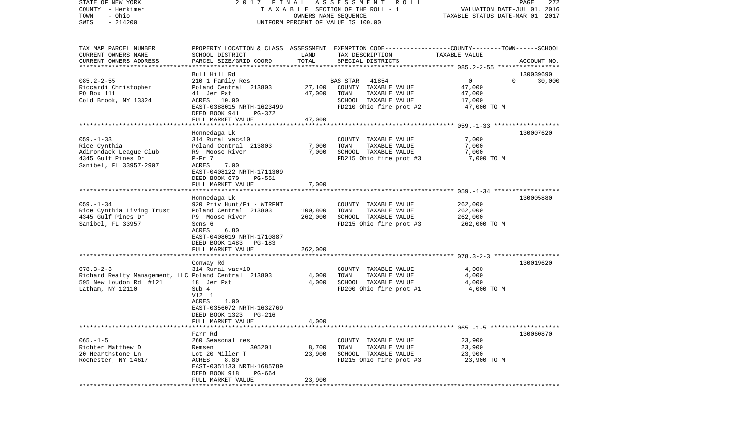STATE OF NEW YORK | 2017 FINAL ASSESSMENT ROLL | PAGE 272
COUNTY - Herkimer | TAXABLE SECTION OF THE ROLL - 1 | VALUATION DATE-JUL 01, 2016
TOWN - Ohio | OWNERS NAME SEQUENCE | TAXABLE STATUS DATE-MAR 01, 2017
SWIS - 214200 | UNIFORM PERCENT OF VALUE IS 100.00

| TAX MAP PARCEL NUMBER / CURRENT OWNERS NAME / CURRENT OWNERS ADDRESS | PROPERTY LOCATION & CLASS / SCHOOL DISTRICT / PARCEL SIZE/GRID COORD | ASSESSMENT LAND | TOTAL | EXEMPTION CODE / TAX DESCRIPTION / SPECIAL DISTRICTS | COUNTY-TOWN-SCHOOL TAXABLE VALUE | ACCOUNT NO. |
|---|---|---|---|---|---|---|
| **085.2-2-55** | Bull Hill Rd | | | | | 130039690 |
| 085.2-2-55 | 210 1 Family Res | | | BAS STAR 41854 | 0 0 | 30,000 |
| Riccardi Christopher | Poland Central 213803 | 27,100 | | COUNTY TAXABLE VALUE | 47,000 | |
| PO Box 111 | 41 Jer Pat | | 47,000 | TOWN TAXABLE VALUE | 47,000 | |
| Cold Brook, NY 13324 | ACRES 10.00 | | | SCHOOL TAXABLE VALUE | 17,000 | |
| | EAST-0388015 NRTH-1623499 | | | FD210 Ohio fire prot #2 | 47,000 TO M | |
| | DEED BOOK 941 PG-372 | | | | | |
| | FULL MARKET VALUE | | 47,000 | | | |
| **059.-1-33** | Honnedaga Lk | | | | | 130007620 |
| 059.-1-33 | 314 Rural vac<10 | | | COUNTY TAXABLE VALUE | 7,000 | |
| Rice Cynthia | Poland Central 213803 | 7,000 | | TOWN TAXABLE VALUE | 7,000 | |
| Adirondack League Club | R9 Moose River | | 7,000 | SCHOOL TAXABLE VALUE | 7,000 | |
| 4345 Gulf Pines Dr | P-Fr 7 | | | FD215 Ohio fire prot #3 | 7,000 TO M | |
| Sanibel, FL 33957-2907 | ACRES 7.00 | | | | | |
| | EAST-0408122 NRTH-1711309 | | | | | |
| | DEED BOOK 670 PG-551 | | | | | |
| | FULL MARKET VALUE | | 7,000 | | | |
| **059.-1-34** | Honnedaga Lk | | | | | 130005880 |
| 059.-1-34 | 920 Priv Hunt/Fi - WTRFNT | | | COUNTY TAXABLE VALUE | 262,000 | |
| Rice Cynthia Living Trust | Poland Central 213803 | 100,800 | | TOWN TAXABLE VALUE | 262,000 | |
| 4345 Gulf Pines Dr | P9 Moose River | | 262,000 | SCHOOL TAXABLE VALUE | 262,000 | |
| Sanibel, FL 33957 | Sens 6 | | | FD215 Ohio fire prot #3 | 262,000 TO M | |
| | ACRES 6.80 | | | | | |
| | EAST-0408019 NRTH-1710887 | | | | | |
| | DEED BOOK 1483 PG-183 | | | | | |
| | FULL MARKET VALUE | | 262,000 | | | |
| **078.3-2-3** | Conway Rd | | | | | 130019620 |
| 078.3-2-3 | 314 Rural vac<10 | | | COUNTY TAXABLE VALUE | 4,000 | |
| Richard Realty Management, LLC | Poland Central 213803 | 4,000 | | TOWN TAXABLE VALUE | 4,000 | |
| 595 New Loudon Rd #121 | 18 Jer Pat | | 4,000 | SCHOOL TAXABLE VALUE | 4,000 | |
| Latham, NY 12110 | Sub 4 | | | FD200 Ohio fire prot #1 | 4,000 TO M | |
| | Vl2 1 | | | | | |
| | ACRES 1.00 | | | | | |
| | EAST-0356072 NRTH-1632769 | | | | | |
| | DEED BOOK 1323 PG-216 | | | | | |
| | FULL MARKET VALUE | | 4,000 | | | |
| **065.-1-5** | Farr Rd | | | | | 130060870 |
| 065.-1-5 | 260 Seasonal res | | | COUNTY TAXABLE VALUE | 23,900 | |
| Richter Matthew D | Remsen 305201 | 8,700 | | TOWN TAXABLE VALUE | 23,900 | |
| 20 Hearthstone Ln | Lot 20 Miller T | | 23,900 | SCHOOL TAXABLE VALUE | 23,900 | |
| Rochester, NY 14617 | ACRES 8.80 | | | FD215 Ohio fire prot #3 | 23,900 TO M | |
| | EAST-0351133 NRTH-1685789 | | | | | |
| | DEED BOOK 918 PG-664 | | | | | |
| | FULL MARKET VALUE | | 23,900 | | | |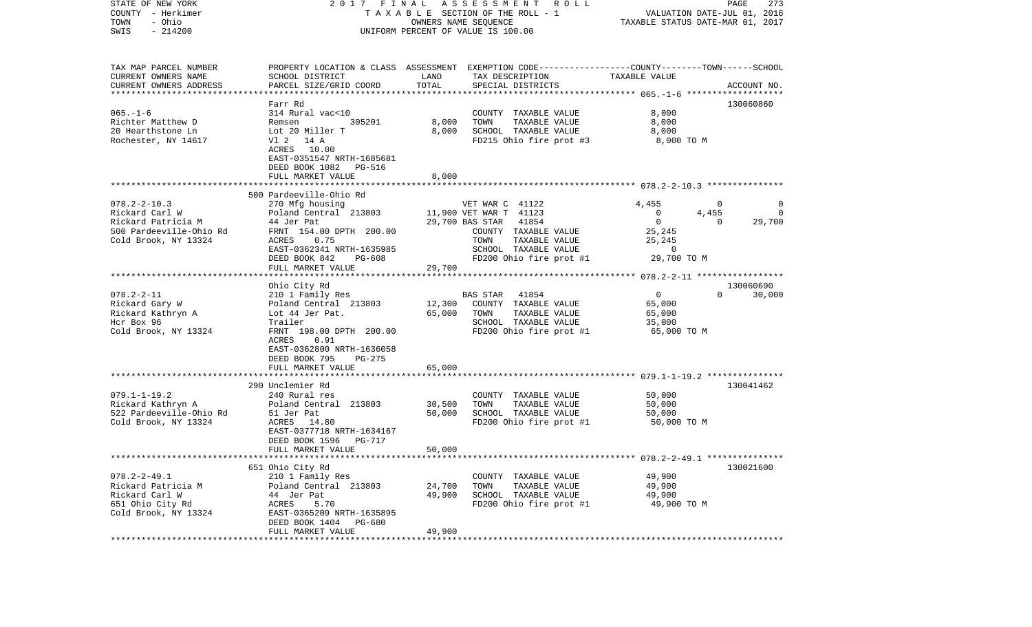STATE OF NEW YORK
COUNTY - Herkimer
TOWN - Ohio
SWIS - 214200

2017 FINAL ASSESSMENT ROLL
TAXABLE SECTION OF THE ROLL - 1
OWNERS NAME SEQUENCE
UNIFORM PERCENT OF VALUE IS 100.00

VALUATION DATE-JUL 01, 2016
TAXABLE STATUS DATE-MAR 01, 2017

| TAX MAP PARCEL NUMBER<br>CURRENT OWNERS NAME<br>CURRENT OWNERS ADDRESS | PROPERTY LOCATION & CLASS<br>SCHOOL DISTRICT<br>PARCEL SIZE/GRID COORD | ASSESSMENT<br>LAND<br>TOTAL | EXEMPTION CODE<br>TAX DESCRIPTION<br>SPECIAL DISTRICTS | COUNTY | TOWN | SCHOOL<br>ACCOUNT NO. |
|---|---|---|---|---|---|---|
| **065.-1-6** | Farr Rd | | | | | 130060860 |
| 065.-1-6 | 314 Rural vac<10 | | COUNTY TAXABLE VALUE | 8,000 | | |
| Richter Matthew D | Remsen 305201 | 8,000 | TOWN TAXABLE VALUE | 8,000 | | |
| 20 Hearthstone Ln | Lot 20 Miller T | 8,000 | SCHOOL TAXABLE VALUE | 8,000 | | |
| Rochester, NY 14617 | Vl 2 14 A | | FD215 Ohio fire prot #3 | 8,000 TO M | | |
| | ACRES 10.00 | | | | | |
| | EAST-0351547 NRTH-1685681 | | | | | |
| | DEED BOOK 1082 PG-516 | | | | | |
| | FULL MARKET VALUE | 8,000 | | | | |
| **078.2-2-10.3** | 500 Pardeeville-Ohio Rd | | | | | |
| 078.2-2-10.3 | 270 Mfg housing | | VET WAR C 41122 | 4,455 | 0 | 0 |
| Rickard Carl W | Poland Central 213803 | 11,900 | VET WAR T 41123 | 0 | 4,455 | 0 |
| Rickard Patricia M | 44 Jer Pat | 29,700 | BAS STAR 41854 | 0 | 0 | 29,700 |
| 500 Pardeeville-Ohio Rd | FRNT 154.00 DPTH 200.00 | | COUNTY TAXABLE VALUE | 25,245 | | |
| Cold Brook, NY 13324 | ACRES 0.75 | | TOWN TAXABLE VALUE | 25,245 | | |
| | EAST-0362341 NRTH-1635985 | | SCHOOL TAXABLE VALUE | 0 | | |
| | DEED BOOK 842 PG-608 | | FD200 Ohio fire prot #1 | 29,700 TO M | | |
| | FULL MARKET VALUE | 29,700 | | | | |
| **078.2-2-11** | Ohio City Rd | | | | | 130060690 |
| 078.2-2-11 | 210 1 Family Res | | BAS STAR 41854 | 0 | 0 | 30,000 |
| Rickard Gary W | Poland Central 213803 | 12,300 | COUNTY TAXABLE VALUE | 65,000 | | |
| Rickard Kathryn A | Lot 44 Jer Pat. | 65,000 | TOWN TAXABLE VALUE | 65,000 | | |
| Hcr Box 96 | Trailer | | SCHOOL TAXABLE VALUE | 35,000 | | |
| Cold Brook, NY 13324 | FRNT 198.00 DPTH 200.00 | | FD200 Ohio fire prot #1 | 65,000 TO M | | |
| | ACRES 0.91 | | | | | |
| | EAST-0362800 NRTH-1636058 | | | | | |
| | DEED BOOK 795 PG-275 | | | | | |
| | FULL MARKET VALUE | 65,000 | | | | |
| **079.1-1-19.2** | 290 Unclemier Rd | | | | | 130041462 |
| 079.1-1-19.2 | 240 Rural res | | COUNTY TAXABLE VALUE | 50,000 | | |
| Rickard Kathryn A | Poland Central 213803 | 30,500 | TOWN TAXABLE VALUE | 50,000 | | |
| 522 Pardeeville-Ohio Rd | 51 Jer Pat | 50,000 | SCHOOL TAXABLE VALUE | 50,000 | | |
| Cold Brook, NY 13324 | ACRES 14.80 | | FD200 Ohio fire prot #1 | 50,000 TO M | | |
| | EAST-0377718 NRTH-1634167 | | | | | |
| | DEED BOOK 1596 PG-717 | | | | | |
| | FULL MARKET VALUE | 50,000 | | | | |
| **078.2-2-49.1** | 651 Ohio City Rd | | | | | 130021600 |
| 078.2-2-49.1 | 210 1 Family Res | | COUNTY TAXABLE VALUE | 49,900 | | |
| Rickard Patricia M | Poland Central 213803 | 24,700 | TOWN TAXABLE VALUE | 49,900 | | |
| Rickard Carl W | 44 Jer Pat | 49,900 | SCHOOL TAXABLE VALUE | 49,900 | | |
| 651 Ohio City Rd | ACRES 5.70 | | FD200 Ohio fire prot #1 | 49,900 TO M | | |
| Cold Brook, NY 13324 | EAST-0365209 NRTH-1635895 | | | | | |
| | DEED BOOK 1404 PG-680 | | | | | |
| | FULL MARKET VALUE | 49,900 | | | | |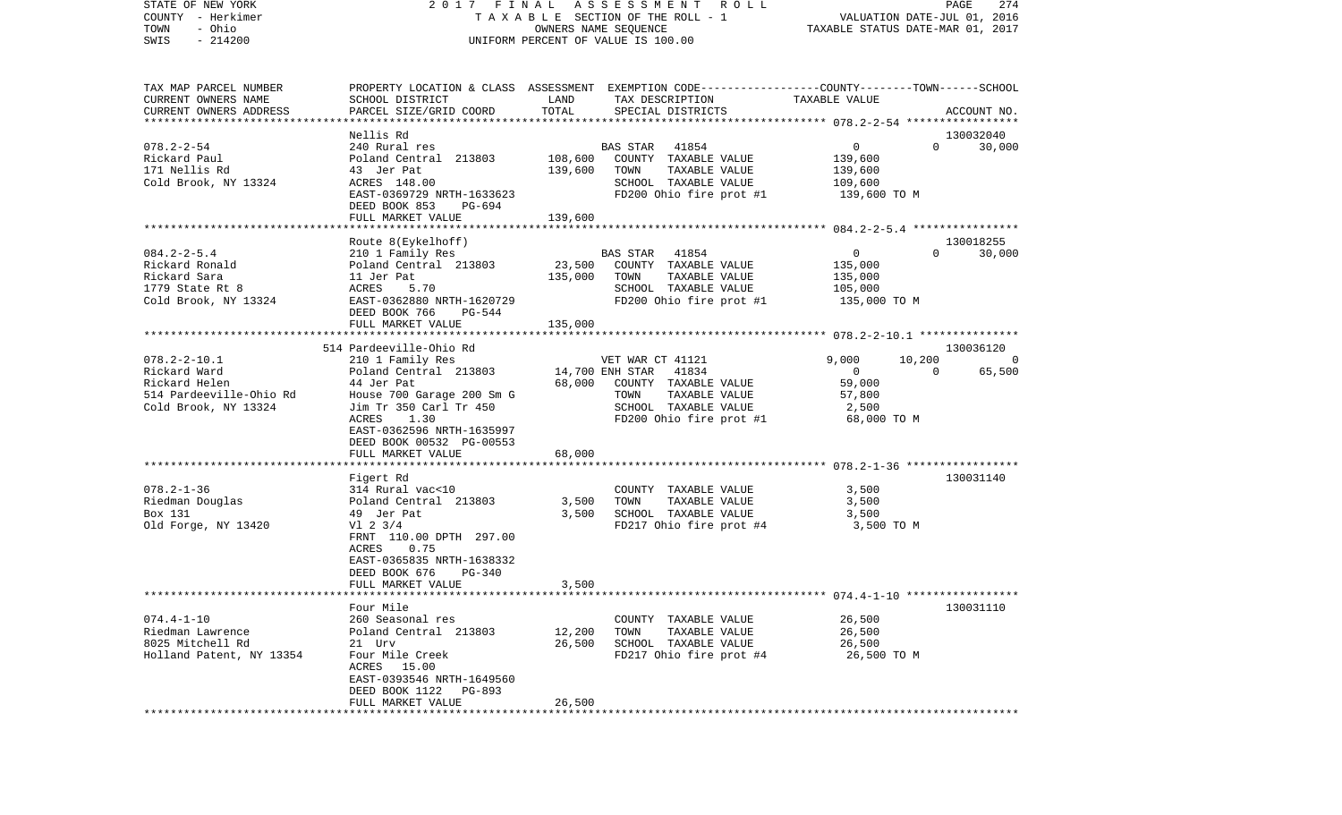STATE OF NEW YORK — 2017 FINAL ASSESSMENT ROLL — TAXABLE SECTION OF THE ROLL - 1
COUNTY - Herkimer — OWNERS NAME SEQUENCE — VALUATION DATE-JUL 01, 2016
TOWN - Ohio — UNIFORM PERCENT OF VALUE IS 100.00 — TAXABLE STATUS DATE-MAR 01, 2017
SWIS - 214200

| TAX MAP PARCEL NUMBER / CURRENT OWNERS NAME / CURRENT OWNERS ADDRESS | PROPERTY LOCATION & CLASS / SCHOOL DISTRICT / PARCEL SIZE/GRID COORD | ASSESSMENT LAND / TOTAL | EXEMPTION CODE / TAX DESCRIPTION / SPECIAL DISTRICTS | COUNTY TAXABLE VALUE | TOWN | SCHOOL / ACCOUNT NO. |
|---|---|---|---|---|---|---|
| | Nellis Rd | | | | | 130032040 |
| 078.2-2-54 | 240 Rural res | | BAS STAR 41854 | 0 | 0 | 30,000 |
| Rickard Paul | Poland Central 213803 | 108,600 | COUNTY TAXABLE VALUE | 139,600 | | |
| 171 Nellis Rd | 43 Jer Pat | 139,600 | TOWN TAXABLE VALUE | 139,600 | | |
| Cold Brook, NY 13324 | ACRES 148.00 | | SCHOOL TAXABLE VALUE | 109,600 | | |
| | EAST-0369729 NRTH-1633623 | | FD200 Ohio fire prot #1 | 139,600 TO M | | |
| | DEED BOOK 853 PG-694 | | | | | |
| | FULL MARKET VALUE | 139,600 | | | | |
| | Route 8(Eykelhoff) | | | | | 130018255 |
| 084.2-2-5.4 | 210 1 Family Res | | BAS STAR 41854 | 0 | 0 | 30,000 |
| Rickard Ronald | Poland Central 213803 | 23,500 | COUNTY TAXABLE VALUE | 135,000 | | |
| Rickard Sara | 11 Jer Pat | 135,000 | TOWN TAXABLE VALUE | 135,000 | | |
| 1779 State Rt 8 | ACRES 5.70 | | SCHOOL TAXABLE VALUE | 105,000 | | |
| Cold Brook, NY 13324 | EAST-0362880 NRTH-1620729 | | FD200 Ohio fire prot #1 | 135,000 TO M | | |
| | DEED BOOK 766 PG-544 | | | | | |
| | FULL MARKET VALUE | 135,000 | | | | |
| | 514 Pardeeville-Ohio Rd | | | | | 130036120 |
| 078.2-2-10.1 | 210 1 Family Res | | VET WAR CT 41121 | 9,000 | 10,200 | 0 |
| Rickard Ward | Poland Central 213803 | 14,700 | ENH STAR 41834 | 0 | 0 | 65,500 |
| Rickard Helen | 44 Jer Pat | 68,000 | COUNTY TAXABLE VALUE | 59,000 | | |
| 514 Pardeeville-Ohio Rd | House 700 Garage 200 Sm G | | TOWN TAXABLE VALUE | 57,800 | | |
| Cold Brook, NY 13324 | Jim Tr 350 Carl Tr 450 | | SCHOOL TAXABLE VALUE | 2,500 | | |
| | ACRES 1.30 | | FD200 Ohio fire prot #1 | 68,000 TO M | | |
| | EAST-0362596 NRTH-1635997 | | | | | |
| | DEED BOOK 00532 PG-00553 | | | | | |
| | FULL MARKET VALUE | 68,000 | | | | |
| | Figert Rd | | | | | 130031140 |
| 078.2-1-36 | 314 Rural vac<10 | | COUNTY TAXABLE VALUE | 3,500 | | |
| Riedman Douglas | Poland Central 213803 | 3,500 | TOWN TAXABLE VALUE | 3,500 | | |
| Box 131 | 49 Jer Pat | 3,500 | SCHOOL TAXABLE VALUE | 3,500 | | |
| Old Forge, NY 13420 | Vl 2 3/4 | | FD217 Ohio fire prot #4 | 3,500 TO M | | |
| | FRNT 110.00 DPTH 297.00 | | | | | |
| | ACRES 0.75 | | | | | |
| | EAST-0365835 NRTH-1638332 | | | | | |
| | DEED BOOK 676 PG-340 | | | | | |
| | FULL MARKET VALUE | 3,500 | | | | |
| | Four Mile | | | | | 130031110 |
| 074.4-1-10 | 260 Seasonal res | | COUNTY TAXABLE VALUE | 26,500 | | |
| Riedman Lawrence | Poland Central 213803 | 12,200 | TOWN TAXABLE VALUE | 26,500 | | |
| 8025 Mitchell Rd | 21 Urv | 26,500 | SCHOOL TAXABLE VALUE | 26,500 | | |
| Holland Patent, NY 13354 | Four Mile Creek | | FD217 Ohio fire prot #4 | 26,500 TO M | | |
| | ACRES 15.00 | | | | | |
| | EAST-0393546 NRTH-1649560 | | | | | |
| | DEED BOOK 1122 PG-893 | | | | | |
| | FULL MARKET VALUE | 26,500 | | | | |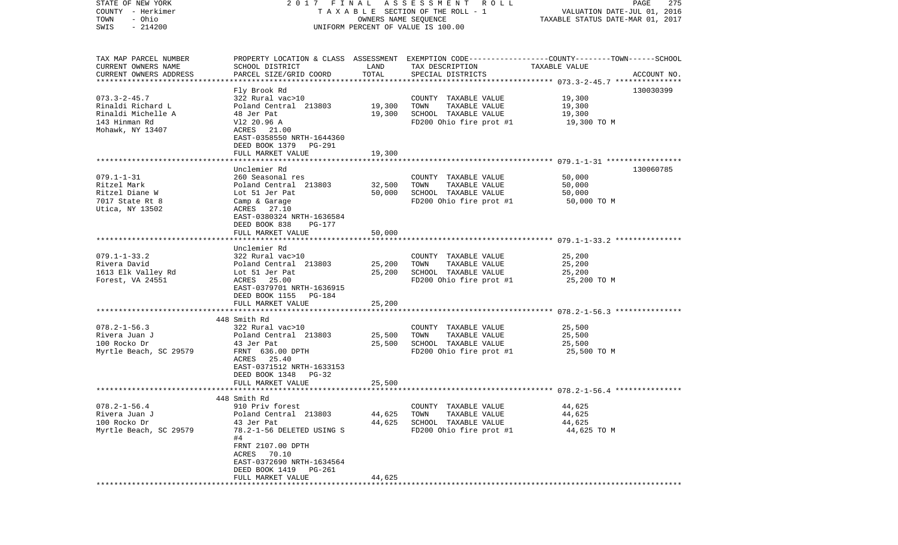STATE OF NEW YORK — 2017 FINAL ASSESSMENT ROLL
COUNTY - Herkimer — TAXABLE SECTION OF THE ROLL - 1 — VALUATION DATE-JUL 01, 2016
TOWN - Ohio — OWNERS NAME SEQUENCE — TAXABLE STATUS DATE-MAR 01, 2017
SWIS - 214200 — UNIFORM PERCENT OF VALUE IS 100.00

| TAX MAP PARCEL NUMBER / CURRENT OWNERS NAME / CURRENT OWNERS ADDRESS | PROPERTY LOCATION & CLASS / SCHOOL DISTRICT / PARCEL SIZE/GRID COORD | ASSESSMENT LAND | TOTAL | EXEMPTION CODE / TAX DESCRIPTION / SPECIAL DISTRICTS | TAXABLE VALUE (COUNTY / TOWN / SCHOOL) | ACCOUNT NO. |
|---|---|---|---|---|---|---|
| **073.3-2-45.7** | Fly Brook Rd | | | | | 130030399 |
| 073.3-2-45.7 | 322 Rural vac>10 | | | COUNTY TAXABLE VALUE | 19,300 | |
| Rinaldi Richard L | Poland Central 213803 | 19,300 | | TOWN TAXABLE VALUE | 19,300 | |
| Rinaldi Michelle A | 48 Jer Pat | | 19,300 | SCHOOL TAXABLE VALUE | 19,300 | |
| 143 Hinman Rd | Vl2 20.96 A | | | FD200 Ohio fire prot #1 | 19,300 TO M | |
| Mohawk, NY 13407 | ACRES 21.00 | | | | | |
| | EAST-0358550 NRTH-1644360 | | | | | |
| | DEED BOOK 1379 PG-291 | | | | | |
| | FULL MARKET VALUE | | 19,300 | | | |
| **079.1-1-31** | Unclemier Rd | | | | | 130060785 |
| 079.1-1-31 | 260 Seasonal res | | | COUNTY TAXABLE VALUE | 50,000 | |
| Ritzel Mark | Poland Central 213803 | 32,500 | | TOWN TAXABLE VALUE | 50,000 | |
| Ritzel Diane W | Lot 51 Jer Pat | | 50,000 | SCHOOL TAXABLE VALUE | 50,000 | |
| 7017 State Rt 8 | Camp & Garage | | | FD200 Ohio fire prot #1 | 50,000 TO M | |
| Utica, NY 13502 | ACRES 27.10 | | | | | |
| | EAST-0380324 NRTH-1636584 | | | | | |
| | DEED BOOK 838 PG-177 | | | | | |
| | FULL MARKET VALUE | | 50,000 | | | |
| **079.1-1-33.2** | Unclemier Rd | | | | | |
| 079.1-1-33.2 | 322 Rural vac>10 | | | COUNTY TAXABLE VALUE | 25,200 | |
| Rivera David | Poland Central 213803 | 25,200 | | TOWN TAXABLE VALUE | 25,200 | |
| 1613 Elk Valley Rd | Lot 51 Jer Pat | | 25,200 | SCHOOL TAXABLE VALUE | 25,200 | |
| Forest, VA 24551 | ACRES 25.00 | | | FD200 Ohio fire prot #1 | 25,200 TO M | |
| | EAST-0379701 NRTH-1636915 | | | | | |
| | DEED BOOK 1155 PG-184 | | | | | |
| | FULL MARKET VALUE | | 25,200 | | | |
| **078.2-1-56.3** | 448 Smith Rd | | | | | |
| 078.2-1-56.3 | 322 Rural vac>10 | | | COUNTY TAXABLE VALUE | 25,500 | |
| Rivera Juan J | Poland Central 213803 | 25,500 | | TOWN TAXABLE VALUE | 25,500 | |
| 100 Rocko Dr | 43 Jer Pat | | 25,500 | SCHOOL TAXABLE VALUE | 25,500 | |
| Myrtle Beach, SC 29579 | FRNT 636.00 DPTH | | | FD200 Ohio fire prot #1 | 25,500 TO M | |
| | ACRES 25.40 | | | | | |
| | EAST-0371512 NRTH-1633153 | | | | | |
| | DEED BOOK 1348 PG-32 | | | | | |
| | FULL MARKET VALUE | | 25,500 | | | |
| **078.2-1-56.4** | 448 Smith Rd | | | | | |
| 078.2-1-56.4 | 910 Priv forest | | | COUNTY TAXABLE VALUE | 44,625 | |
| Rivera Juan J | Poland Central 213803 | 44,625 | | TOWN TAXABLE VALUE | 44,625 | |
| 100 Rocko Dr | 43 Jer Pat | | 44,625 | SCHOOL TAXABLE VALUE | 44,625 | |
| Myrtle Beach, SC 29579 | 78.2-1-56 DELETED USING S #4 | | | FD200 Ohio fire prot #1 | 44,625 TO M | |
| | FRNT 2107.00 DPTH | | | | | |
| | ACRES 70.10 | | | | | |
| | EAST-0372690 NRTH-1634564 | | | | | |
| | DEED BOOK 1419 PG-261 | | | | | |
| | FULL MARKET VALUE | | 44,625 | | | |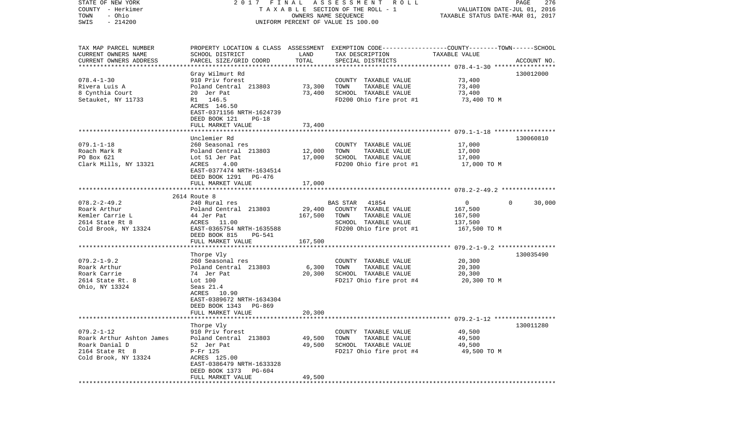STATE OF NEW YORK 2017 FINAL ASSESSMENT ROLL
COUNTY - Herkimer TAXABLE SECTION OF THE ROLL - 1 VALUATION DATE-JUL 01, 2016
TOWN - Ohio OWNERS NAME SEQUENCE TAXABLE STATUS DATE-MAR 01, 2017
SWIS - 214200 UNIFORM PERCENT OF VALUE IS 100.00

| TAX MAP PARCEL NUMBER / CURRENT OWNERS NAME / CURRENT OWNERS ADDRESS | PROPERTY LOCATION & CLASS / SCHOOL DISTRICT / PARCEL SIZE/GRID COORD | ASSESSMENT LAND | TOTAL | EXEMPTION CODE / TAX DESCRIPTION / SPECIAL DISTRICTS | COUNTY--------TOWN------SCHOOL TAXABLE VALUE | ACCOUNT NO. |
|---|---|---|---|---|---|---|
| 078.4-1-30 | Gray Wilmurt Rd | | | | | 130012000 |
| Rivera Luis A | 910 Priv forest | | | COUNTY TAXABLE VALUE | 73,400 | |
| 8 Cynthia Court | Poland Central 213803 | 73,300 | | TOWN TAXABLE VALUE | 73,400 | |
| Setauket, NY 11733 | 20 Jer Pat | | 73,400 | SCHOOL TAXABLE VALUE | 73,400 | |
| | R1 146.5 | | | FD200 Ohio fire prot #1 | 73,400 TO M | |
| | ACRES 146.50 | | | | | |
| | EAST-0371156 NRTH-1624739 | | | | | |
| | DEED BOOK 121 PG-18 | | | | | |
| | FULL MARKET VALUE | | 73,400 | | | |
| 079.1-1-18 | Unclemier Rd | | | | | 130060810 |
| Roach Mark R | 260 Seasonal res | | | COUNTY TAXABLE VALUE | 17,000 | |
| PO Box 621 | Poland Central 213803 | 12,000 | | TOWN TAXABLE VALUE | 17,000 | |
| Clark Mills, NY 13321 | Lot 51 Jer Pat | | 17,000 | SCHOOL TAXABLE VALUE | 17,000 | |
| | ACRES 4.00 | | | FD200 Ohio fire prot #1 | 17,000 TO M | |
| | EAST-0377474 NRTH-1634514 | | | | | |
| | DEED BOOK 1291 PG-476 | | | | | |
| | FULL MARKET VALUE | | 17,000 | | | |
| 078.2-2-49.2 | 2614 Route 8 | | | | | |
| Roark Arthur | 240 Rural res | | | BAS STAR 41854 | 0 0 30,000 | |
| Kemler Carrie L | Poland Central 213803 | 29,400 | | COUNTY TAXABLE VALUE | 167,500 | |
| 2614 State Rt 8 | 44 Jer Pat | | 167,500 | TOWN TAXABLE VALUE | 167,500 | |
| Cold Brook, NY 13324 | ACRES 11.00 | | | SCHOOL TAXABLE VALUE | 137,500 | |
| | EAST-0365754 NRTH-1635588 | | | FD200 Ohio fire prot #1 | 167,500 TO M | |
| | DEED BOOK 815 PG-541 | | | | | |
| | FULL MARKET VALUE | | 167,500 | | | |
| 079.2-1-9.2 | Thorpe Vly | | | | | 130035490 |
| Roark Arthur | 260 Seasonal res | | | COUNTY TAXABLE VALUE | 20,300 | |
| Roark Carrie | Poland Central 213803 | 6,300 | | TOWN TAXABLE VALUE | 20,300 | |
| 2614 State Rt. 8 | 74 Jer Pat | | 20,300 | SCHOOL TAXABLE VALUE | 20,300 | |
| Ohio, NY 13324 | Lot 100 | | | FD217 Ohio fire prot #4 | 20,300 TO M | |
| | Seas 21.4 | | | | | |
| | ACRES 10.90 | | | | | |
| | EAST-0389672 NRTH-1634304 | | | | | |
| | DEED BOOK 1343 PG-869 | | | | | |
| | FULL MARKET VALUE | | 20,300 | | | |
| 079.2-1-12 | Thorpe Vly | | | | | 130011280 |
| Roark Arthur Ashton James | 910 Priv forest | | | COUNTY TAXABLE VALUE | 49,500 | |
| Roark Danial D | Poland Central 213803 | 49,500 | | TOWN TAXABLE VALUE | 49,500 | |
| 2164 State Rt 8 | 52 Jer Pat | | 49,500 | SCHOOL TAXABLE VALUE | 49,500 | |
| Cold Brook, NY 13324 | P-Fr 125 | | | FD217 Ohio fire prot #4 | 49,500 TO M | |
| | ACRES 125.00 | | | | | |
| | EAST-0386479 NRTH-1633328 | | | | | |
| | DEED BOOK 1373 PG-604 | | | | | |
| | FULL MARKET VALUE | | 49,500 | | | |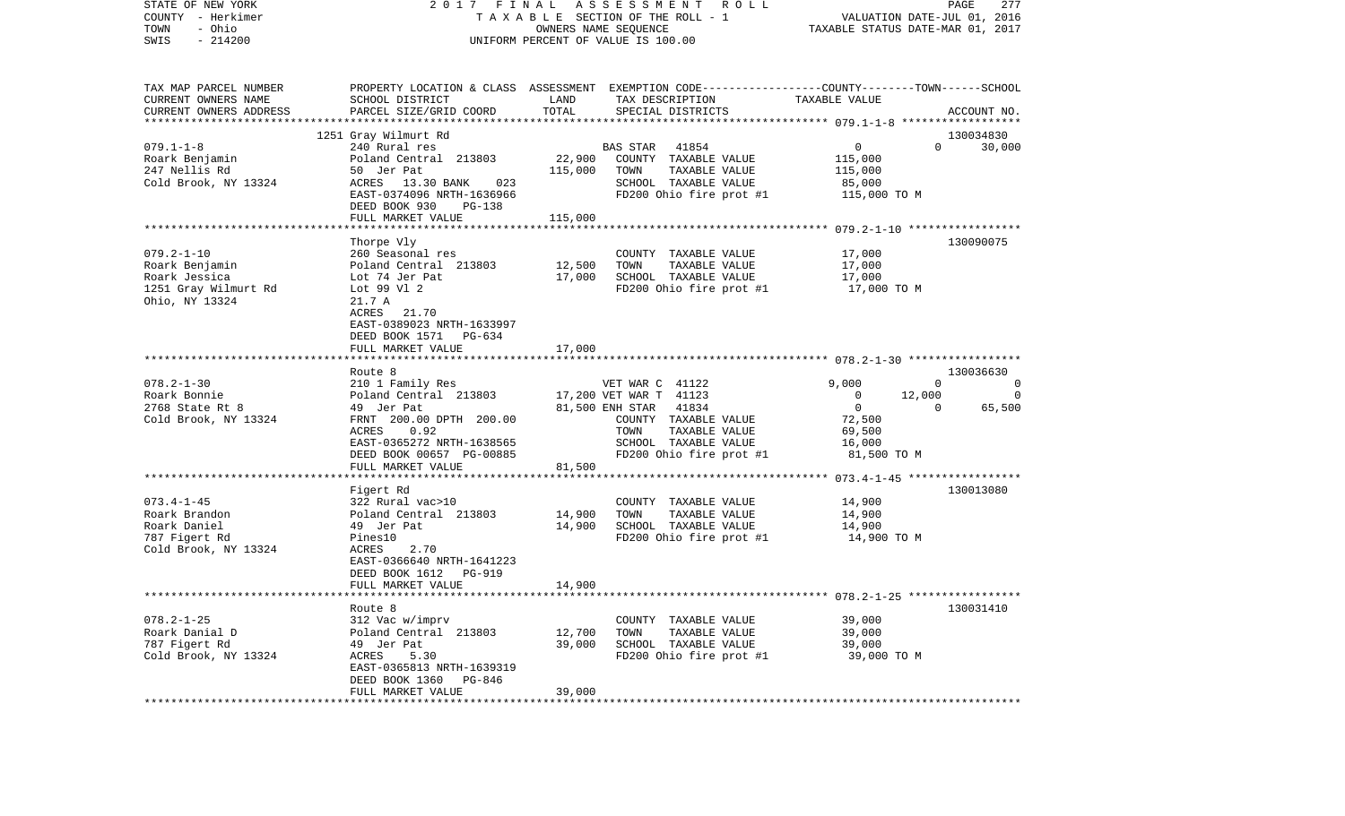STATE OF NEW YORK · COUNTY - Herkimer · TOWN - Ohio · SWIS - 214200

2017 FINAL ASSESSMENT ROLL
TAXABLE SECTION OF THE ROLL - 1
OWNERS NAME SEQUENCE
UNIFORM PERCENT OF VALUE IS 100.00

VALUATION DATE-JUL 01, 2016
TAXABLE STATUS DATE-MAR 01, 2017

```
TAX MAP PARCEL NUMBER     PROPERTY LOCATION & CLASS  ASSESSMENT  EXEMPTION CODE------------------COUNTY--------TOWN------SCHOOL
CURRENT OWNERS NAME       SCHOOL DISTRICT               LAND      TAX DESCRIPTION            TAXABLE VALUE
CURRENT OWNERS ADDRESS    PARCEL SIZE/GRID COORD        TOTAL     SPECIAL DISTRICTS                                      ACCOUNT NO.
******************************************************************************************************* 079.1-1-8 ******************
                          1251 Gray Wilmurt Rd                                                                          130034830
079.1-1-8                 240 Rural res                           BAS STAR   41854               0             0         30,000
Roark Benjamin            Poland Central  213803        22,900    COUNTY  TAXABLE VALUE          115,000
247 Nellis Rd             50  Jer Pat                  115,000    TOWN    TAXABLE VALUE          115,000
Cold Brook, NY 13324      ACRES   13.30 BANK     023              SCHOOL  TAXABLE VALUE           85,000
                          EAST-0374096 NRTH-1636966               FD200 Ohio fire prot #1          115,000 TO M
                          DEED BOOK 930    PG-138
                          FULL MARKET VALUE            115,000
******************************************************************************************************* 079.2-1-10 *****************
                          Thorpe Vly                                                                                    130090075
079.2-1-10                260 Seasonal res                        COUNTY  TAXABLE VALUE           17,000
Roark Benjamin            Poland Central  213803        12,500    TOWN    TAXABLE VALUE           17,000
Roark Jessica             Lot 74 Jer Pat                17,000    SCHOOL  TAXABLE VALUE           17,000
1251 Gray Wilmurt Rd      Lot 99 Vl 2                             FD200 Ohio fire prot #1           17,000 TO M
Ohio, NY 13324            21.7 A
                          ACRES   21.70
                          EAST-0389023 NRTH-1633997
                          DEED BOOK 1571   PG-634
                          FULL MARKET VALUE             17,000
******************************************************************************************************* 078.2-1-30 *****************
                          Route 8                                                                                       130036630
078.2-1-30                210 1 Family Res                        VET WAR C  41122            9,000             0             0
Roark Bonnie              Poland Central  213803        17,200    VET WAR T  41123                0        12,000             0
2768 State Rt 8           49  Jer Pat                   81,500    ENH STAR   41834                0             0        65,500
Cold Brook, NY 13324      FRNT 200.00 DPTH 200.00                 COUNTY  TAXABLE VALUE           72,500
                          ACRES    0.92                           TOWN    TAXABLE VALUE           69,500
                          EAST-0365272 NRTH-1638565               SCHOOL  TAXABLE VALUE           16,000
                          DEED BOOK 00657 PG-00885                FD200 Ohio fire prot #1           81,500 TO M
                          FULL MARKET VALUE             81,500
******************************************************************************************************* 073.4-1-45 *****************
                          Figert Rd                                                                                     130013080
073.4-1-45                322 Rural vac>10                        COUNTY  TAXABLE VALUE           14,900
Roark Brandon             Poland Central  213803        14,900    TOWN    TAXABLE VALUE           14,900
Roark Daniel              49  Jer Pat                   14,900    SCHOOL  TAXABLE VALUE           14,900
787 Figert Rd             Pines10                                 FD200 Ohio fire prot #1           14,900 TO M
Cold Brook, NY 13324      ACRES    2.70
                          EAST-0366640 NRTH-1641223
                          DEED BOOK 1612   PG-919
                          FULL MARKET VALUE             14,900
******************************************************************************************************* 078.2-1-25 *****************
                          Route 8                                                                                       130031410
078.2-1-25                312 Vac w/imprv                         COUNTY  TAXABLE VALUE           39,000
Roark Danial D            Poland Central  213803        12,700    TOWN    TAXABLE VALUE           39,000
787 Figert Rd             49  Jer Pat                   39,000    SCHOOL  TAXABLE VALUE           39,000
Cold Brook, NY 13324      ACRES    5.30                           FD200 Ohio fire prot #1           39,000 TO M
                          EAST-0365813 NRTH-1639319
                          DEED BOOK 1360   PG-846
                          FULL MARKET VALUE             39,000
************************************************************************************************************************************
```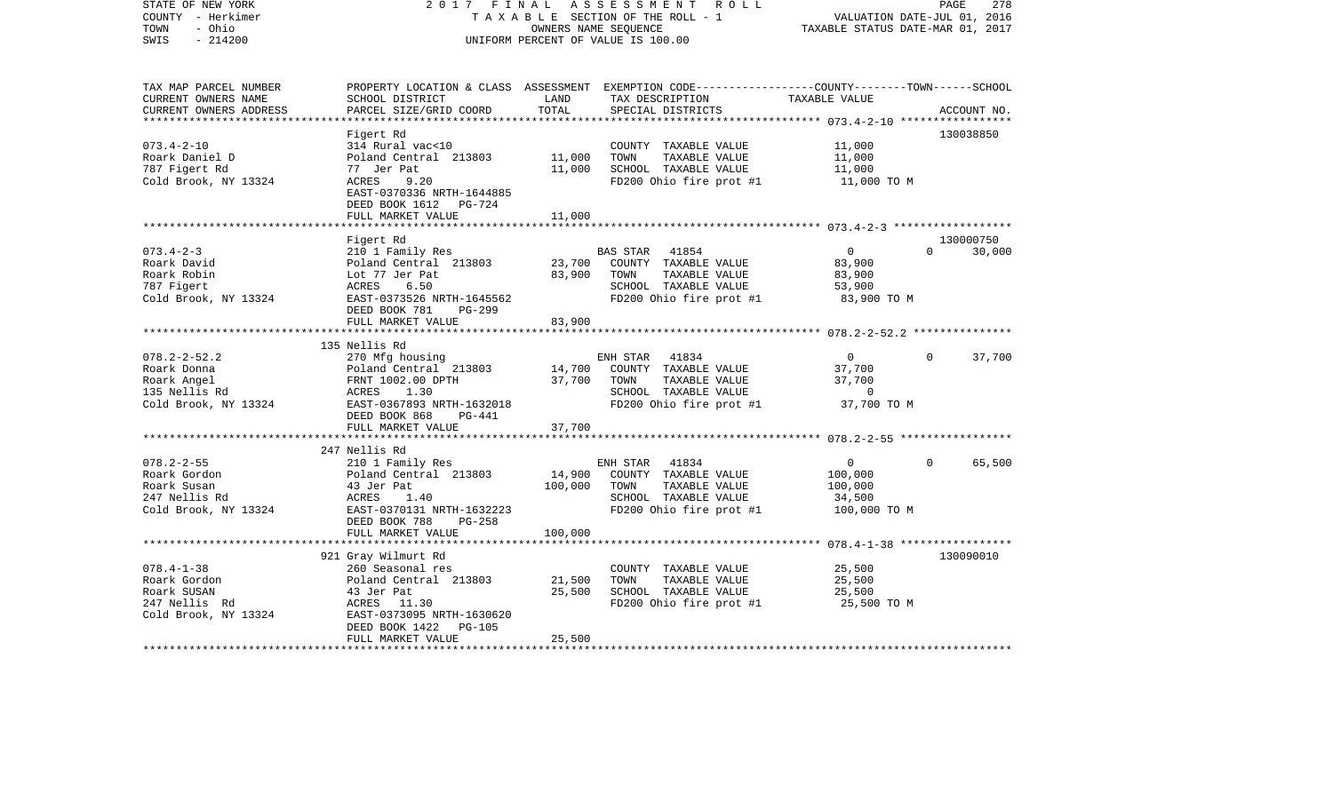STATE OF NEW YORK 2 0 1 7 F I N A L A S S E S S M E N T R O L L
COUNTY - Herkimer T A X A B L E SECTION OF THE ROLL - 1 VALUATION DATE-JUL 01, 2016
TOWN - Ohio OWNERS NAME SEQUENCE TAXABLE STATUS DATE-MAR 01, 2017
SWIS - 214200 UNIFORM PERCENT OF VALUE IS 100.00

| TAX MAP PARCEL NUMBER / CURRENT OWNERS NAME / CURRENT OWNERS ADDRESS | PROPERTY LOCATION & CLASS / SCHOOL DISTRICT / PARCEL SIZE/GRID COORD | ASSESSMENT LAND | TOTAL | EXEMPTION CODE / TAX DESCRIPTION / SPECIAL DISTRICTS | COUNTY / TOWN TAXABLE VALUE | SCHOOL | ACCOUNT NO. |
|---|---|---|---|---|---|---|---|
| | Figert Rd | | | | | | 130038850 |
| 073.4-2-10 | 314 Rural vac<10 | | | COUNTY TAXABLE VALUE | 11,000 | | |
| Roark Daniel D | Poland Central 213803 | 11,000 | | TOWN TAXABLE VALUE | 11,000 | | |
| 787 Figert Rd | 77 Jer Pat | | 11,000 | SCHOOL TAXABLE VALUE | 11,000 | | |
| Cold Brook, NY 13324 | ACRES 9.20 | | | FD200 Ohio fire prot #1 | 11,000 TO M | | |
| | EAST-0370336 NRTH-1644885 | | | | | | |
| | DEED BOOK 1612 PG-724 | | | | | | |
| | FULL MARKET VALUE | | 11,000 | | | | |
| | Figert Rd | | | | | | 130000750 |
| 073.4-2-3 | 210 1 Family Res | | | BAS STAR 41854 | 0 | 0 | 30,000 |
| Roark David | Poland Central 213803 | 23,700 | | COUNTY TAXABLE VALUE | 83,900 | | |
| Roark Robin | Lot 77 Jer Pat | | 83,900 | TOWN TAXABLE VALUE | 83,900 | | |
| 787 Figert | ACRES 6.50 | | | SCHOOL TAXABLE VALUE | 53,900 | | |
| Cold Brook, NY 13324 | EAST-0373526 NRTH-1645562 | | | FD200 Ohio fire prot #1 | 83,900 TO M | | |
| | DEED BOOK 781 PG-299 | | | | | | |
| | FULL MARKET VALUE | | 83,900 | | | | |
| | 135 Nellis Rd | | | | | | |
| 078.2-2-52.2 | 270 Mfg housing | | | ENH STAR 41834 | 0 | 0 | 37,700 |
| Roark Donna | Poland Central 213803 | 14,700 | | COUNTY TAXABLE VALUE | 37,700 | | |
| Roark Angel | FRNT 1002.00 DPTH | | 37,700 | TOWN TAXABLE VALUE | 37,700 | | |
| 135 Nellis Rd | ACRES 1.30 | | | SCHOOL TAXABLE VALUE | 0 | | |
| Cold Brook, NY 13324 | EAST-0367893 NRTH-1632018 | | | FD200 Ohio fire prot #1 | 37,700 TO M | | |
| | DEED BOOK 868 PG-441 | | | | | | |
| | FULL MARKET VALUE | | 37,700 | | | | |
| | 247 Nellis Rd | | | | | | |
| 078.2-2-55 | 210 1 Family Res | | | ENH STAR 41834 | 0 | 0 | 65,500 |
| Roark Gordon | Poland Central 213803 | 14,900 | | COUNTY TAXABLE VALUE | 100,000 | | |
| Roark Susan | 43 Jer Pat | | 100,000 | TOWN TAXABLE VALUE | 100,000 | | |
| 247 Nellis Rd | ACRES 1.40 | | | SCHOOL TAXABLE VALUE | 34,500 | | |
| Cold Brook, NY 13324 | EAST-0370131 NRTH-1632223 | | | FD200 Ohio fire prot #1 | 100,000 TO M | | |
| | DEED BOOK 788 PG-258 | | | | | | |
| | FULL MARKET VALUE | | 100,000 | | | | |
| | 921 Gray Wilmurt Rd | | | | | | 130090010 |
| 078.4-1-38 | 260 Seasonal res | | | COUNTY TAXABLE VALUE | 25,500 | | |
| Roark Gordon | Poland Central 213803 | 21,500 | | TOWN TAXABLE VALUE | 25,500 | | |
| Roark SUSAN | 43 Jer Pat | | 25,500 | SCHOOL TAXABLE VALUE | 25,500 | | |
| 247 Nellis Rd | ACRES 11.30 | | | FD200 Ohio fire prot #1 | 25,500 TO M | | |
| Cold Brook, NY 13324 | EAST-0373095 NRTH-1630620 | | | | | | |
| | DEED BOOK 1422 PG-105 | | | | | | |
| | FULL MARKET VALUE | | 25,500 | | | | |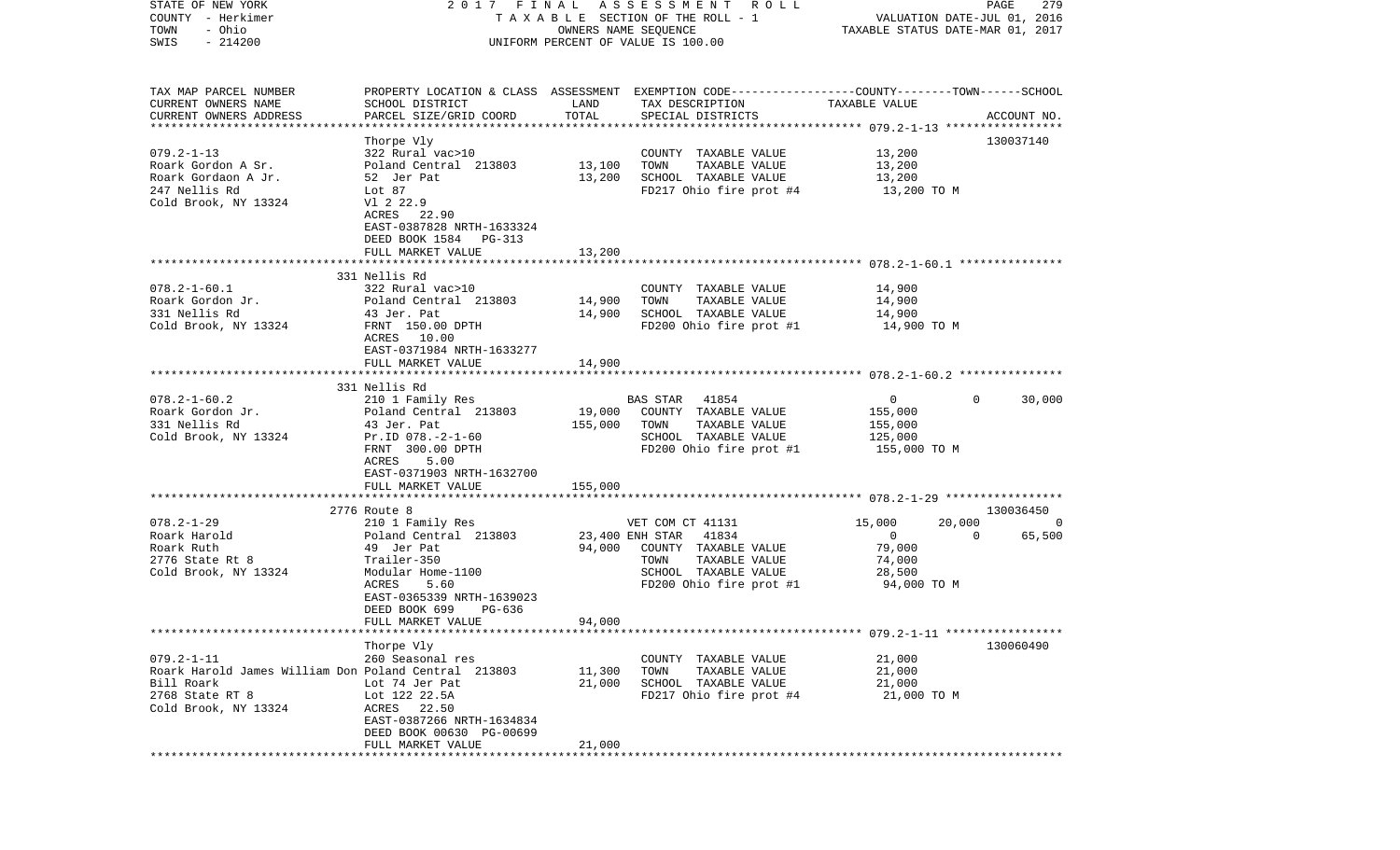STATE OF NEW YORK — 2017 FINAL ASSESSMENT ROLL
COUNTY - Herkimer — TAXABLE SECTION OF THE ROLL - 1 — VALUATION DATE-JUL 01, 2016
TOWN - Ohio — OWNERS NAME SEQUENCE — TAXABLE STATUS DATE-MAR 01, 2017
SWIS - 214200 — UNIFORM PERCENT OF VALUE IS 100.00

```
TAX MAP PARCEL NUMBER     PROPERTY LOCATION & CLASS  ASSESSMENT  EXEMPTION CODE-----------------COUNTY--------TOWN------SCHOOL
CURRENT OWNERS NAME       SCHOOL DISTRICT               LAND      TAX DESCRIPTION              TAXABLE VALUE
CURRENT OWNERS ADDRESS    PARCEL SIZE/GRID COORD        TOTAL     SPECIAL DISTRICTS                                     ACCOUNT NO.
******************************************************************************************************* 079.2-1-13 *****************
                          Thorpe Vly                                                                                130037140
079.2-1-13                322 Rural vac>10                        COUNTY  TAXABLE VALUE          13,200
Roark Gordon A Sr.        Poland Central  213803      13,100      TOWN    TAXABLE VALUE          13,200
Roark Gordaon A Jr.       52  Jer Pat                 13,200      SCHOOL  TAXABLE VALUE          13,200
247 Nellis Rd             Lot 87                                  FD217 Ohio fire prot #4          13,200 TO M
Cold Brook, NY 13324      Vl 2 22.9
                          ACRES   22.90
                          EAST-0387828 NRTH-1633324
                          DEED BOOK 1584   PG-313
                          FULL MARKET VALUE           13,200
******************************************************************************************************* 078.2-1-60.1 ***************
                          331 Nellis Rd
078.2-1-60.1              322 Rural vac>10                        COUNTY  TAXABLE VALUE          14,900
Roark Gordon Jr.          Poland Central  213803      14,900      TOWN    TAXABLE VALUE          14,900
331 Nellis Rd             43 Jer. Pat                 14,900      SCHOOL  TAXABLE VALUE          14,900
Cold Brook, NY 13324      FRNT 150.00 DPTH                        FD200 Ohio fire prot #1          14,900 TO M
                          ACRES   10.00
                          EAST-0371984 NRTH-1633277
                          FULL MARKET VALUE           14,900
******************************************************************************************************* 078.2-1-60.2 ***************
                          331 Nellis Rd
078.2-1-60.2              210 1 Family Res                        BAS STAR   41854                    0           0      30,000
Roark Gordon Jr.          Poland Central  213803      19,000      COUNTY  TAXABLE VALUE         155,000
331 Nellis Rd             43 Jer. Pat                155,000      TOWN    TAXABLE VALUE         155,000
Cold Brook, NY 13324      Pr.ID 078.-2-1-60                       SCHOOL  TAXABLE VALUE         125,000
                          FRNT 300.00 DPTH                        FD200 Ohio fire prot #1         155,000 TO M
                          ACRES    5.00
                          EAST-0371903 NRTH-1632700
                          FULL MARKET VALUE          155,000
******************************************************************************************************* 078.2-1-29 *****************
                          2776 Route 8                                                                              130036450
078.2-1-29                210 1 Family Res                        VET COM CT 41131                15,000      20,000           0
Roark Harold              Poland Central  213803      23,400 ENH STAR   41834                    0           0      65,500
Roark Ruth                49  Jer Pat                 94,000      COUNTY  TAXABLE VALUE          79,000
2776 State Rt 8           Trailer-350                             TOWN    TAXABLE VALUE          74,000
Cold Brook, NY 13324      Modular Home-1100                       SCHOOL  TAXABLE VALUE          28,500
                          ACRES    5.60                           FD200 Ohio fire prot #1          94,000 TO M
                          EAST-0365339 NRTH-1639023
                          DEED BOOK 699    PG-636
                          FULL MARKET VALUE           94,000
******************************************************************************************************* 079.2-1-11 *****************
                          Thorpe Vly                                                                                130060490
079.2-1-11                260 Seasonal res                        COUNTY  TAXABLE VALUE          21,000
Roark Harold James William Don Poland Central  213803 11,300      TOWN    TAXABLE VALUE          21,000
Bill Roark                Lot 74 Jer Pat              21,000      SCHOOL  TAXABLE VALUE          21,000
2768 State RT 8           Lot 122 22.5A                           FD217 Ohio fire prot #4          21,000 TO M
Cold Brook, NY 13324      ACRES   22.50
                          EAST-0387266 NRTH-1634834
                          DEED BOOK 00630 PG-00699
                          FULL MARKET VALUE           21,000
************************************************************************************************************************************
```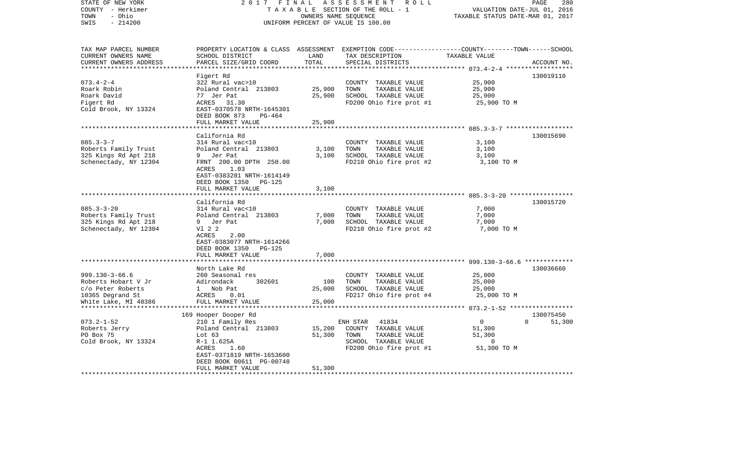STATE OF NEW YORK 2 0 1 7 F I N A L A S S E S S M E N T R O L L
COUNTY - Herkimer T A X A B L E SECTION OF THE ROLL - 1 VALUATION DATE-JUL 01, 2016
TOWN - Ohio OWNERS NAME SEQUENCE TAXABLE STATUS DATE-MAR 01, 2017
SWIS - 214200 UNIFORM PERCENT OF VALUE IS 100.00

| TAX MAP PARCEL NUMBER / CURRENT OWNERS NAME / CURRENT OWNERS ADDRESS | PROPERTY LOCATION & CLASS / SCHOOL DISTRICT / PARCEL SIZE/GRID COORD | ASSESSMENT LAND | TOTAL | EXEMPTION CODE / TAX DESCRIPTION / SPECIAL DISTRICTS | TAXABLE VALUE (COUNTY / TOWN / SCHOOL) | ACCOUNT NO. |
|---|---|---|---|---|---|---|
| **073.4-2-4** | Figert Rd | | | | | 130019110 |
| 073.4-2-4 | 322 Rural vac>10 | | | COUNTY TAXABLE VALUE | 25,900 | |
| Roark Robin | Poland Central 213803 | 25,900 | | TOWN TAXABLE VALUE | 25,900 | |
| Roark David | 77 Jer Pat | | 25,900 | SCHOOL TAXABLE VALUE | 25,900 | |
| Figert Rd | ACRES 31.30 | | | FD200 Ohio fire prot #1 | 25,900 TO M | |
| Cold Brook, NY 13324 | EAST-0370578 NRTH-1645301 | | | | | |
| | DEED BOOK 873 PG-464 | | | | | |
| | FULL MARKET VALUE | | 25,900 | | | |
| **085.3-3-7** | California Rd | | | | | 130015690 |
| 085.3-3-7 | 314 Rural vac<10 | | | COUNTY TAXABLE VALUE | 3,100 | |
| Roberts Family Trust | Poland Central 213803 | 3,100 | | TOWN TAXABLE VALUE | 3,100 | |
| 325 Kings Rd Apt 218 | 9 Jer Pat | | 3,100 | SCHOOL TAXABLE VALUE | 3,100 | |
| Schenectady, NY 12304 | FRNT 200.00 DPTH 250.00 | | | FD210 Ohio fire prot #2 | 3,100 TO M | |
| | ACRES 1.03 | | | | | |
| | EAST-0383281 NRTH-1614149 | | | | | |
| | DEED BOOK 1350 PG-125 | | | | | |
| | FULL MARKET VALUE | | 3,100 | | | |
| **085.3-3-20** | California Rd | | | | | 130015720 |
| 085.3-3-20 | 314 Rural vac<10 | | | COUNTY TAXABLE VALUE | 7,000 | |
| Roberts Family Trust | Poland Central 213803 | 7,000 | | TOWN TAXABLE VALUE | 7,000 | |
| 325 Kings Rd Apt 218 | 9 Jer Pat | | 7,000 | SCHOOL TAXABLE VALUE | 7,000 | |
| Schenectady, NY 12304 | Vl 2 2 | | | FD210 Ohio fire prot #2 | 7,000 TO M | |
| | ACRES 2.00 | | | | | |
| | EAST-0383077 NRTH-1614266 | | | | | |
| | DEED BOOK 1350 PG-125 | | | | | |
| | FULL MARKET VALUE | | 7,000 | | | |
| **999.130-3-66.6** | North Lake Rd | | | | | 130036660 |
| 999.130-3-66.6 | 260 Seasonal res | | | COUNTY TAXABLE VALUE | 25,000 | |
| Roberts Hobart V Jr | Adirondack 302601 | 100 | | TOWN TAXABLE VALUE | 25,000 | |
| c/o Peter Roberts | 1 Nob Pat | | 25,000 | SCHOOL TAXABLE VALUE | 25,000 | |
| 10365 Degrand St | ACRES 0.01 | | | FD217 Ohio fire prot #4 | 25,000 TO M | |
| White Lake, MI 48386 | FULL MARKET VALUE | | 25,000 | | | |
| **073.2-1-52** | 169 Hooper Dooper Rd | | | | | 130075450 |
| 073.2-1-52 | 210 1 Family Res | | | ENH STAR 41834 | 0 0 51,300 | |
| Roberts Jerry | Poland Central 213803 | 15,200 | | COUNTY TAXABLE VALUE | 51,300 | |
| PO Box 75 | Lot 63 | | 51,300 | TOWN TAXABLE VALUE | 51,300 | |
| Cold Brook, NY 13324 | R-1 1.625A | | | SCHOOL TAXABLE VALUE | 0 | |
| | ACRES 1.60 | | | FD200 Ohio fire prot #1 | 51,300 TO M | |
| | EAST-0371819 NRTH-1653600 | | | | | |
| | DEED BOOK 00611 PG-00748 | | | | | |
| | FULL MARKET VALUE | | 51,300 | | | |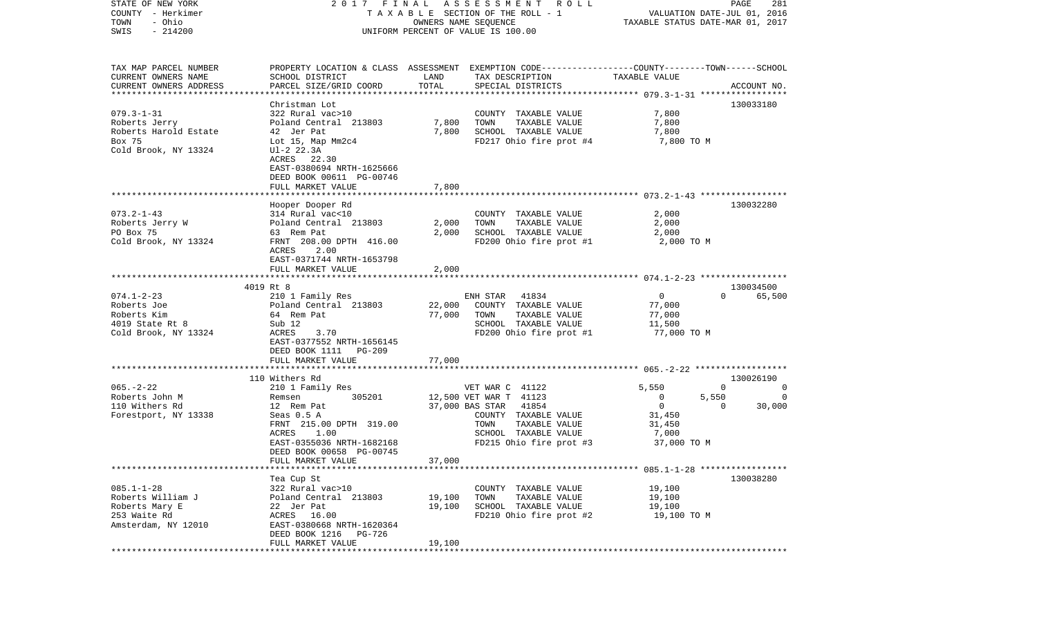STATE OF NEW YORK
COUNTY - Herkimer
TOWN - Ohio
SWIS - 214200

2017 FINAL ASSESSMENT ROLL
TAXABLE SECTION OF THE ROLL - 1
OWNERS NAME SEQUENCE
UNIFORM PERCENT OF VALUE IS 100.00

VALUATION DATE-JUL 01, 2016
TAXABLE STATUS DATE-MAR 01, 2017

```
TAX MAP PARCEL NUMBER     PROPERTY LOCATION & CLASS  ASSESSMENT  EXEMPTION CODE-----------------COUNTY--------TOWN------SCHOOL
CURRENT OWNERS NAME       SCHOOL DISTRICT               LAND      TAX DESCRIPTION            TAXABLE VALUE
CURRENT OWNERS ADDRESS    PARCEL SIZE/GRID COORD       TOTAL      SPECIAL DISTRICTS                                    ACCOUNT NO.
******************************************************************************************** 079.3-1-31 *****************
                          Christman Lot                                                                          130033180
079.3-1-31                322 Rural vac>10                        COUNTY  TAXABLE VALUE             7,800
Roberts Jerry             Poland Central  213803       7,800      TOWN    TAXABLE VALUE             7,800
Roberts Harold Estate     42  Jer Pat                  7,800      SCHOOL  TAXABLE VALUE             7,800
Box 75                    Lot 15, Map Mm2c4                       FD217 Ohio fire prot #4            7,800 TO M
Cold Brook, NY 13324      Ul-2 22.3A
                          ACRES   22.30
                          EAST-0380694 NRTH-1625666
                          DEED BOOK 00611 PG-00746
                          FULL MARKET VALUE              7,800
******************************************************************************************** 073.2-1-43 *****************
                          Hooper Dooper Rd                                                                       130032280
073.2-1-43                314 Rural vac<10                        COUNTY  TAXABLE VALUE             2,000
Roberts Jerry W           Poland Central  213803       2,000      TOWN    TAXABLE VALUE             2,000
PO Box 75                 63  Rem Pat                  2,000      SCHOOL  TAXABLE VALUE             2,000
Cold Brook, NY 13324      FRNT 208.00 DPTH 416.00                 FD200 Ohio fire prot #1            2,000 TO M
                          ACRES    2.00
                          EAST-0371744 NRTH-1653798
                          FULL MARKET VALUE              2,000
******************************************************************************************** 074.1-2-23 *****************
                     4019 Rt 8                                                                                   130034500
074.1-2-23                210 1 Family Res                        ENH STAR    41834             0             0     65,500
Roberts Joe               Poland Central  213803      22,000      COUNTY  TAXABLE VALUE            77,000
Roberts Kim               64  Rem Pat                 77,000      TOWN    TAXABLE VALUE            77,000
4019 State Rt 8           Sub 12                                  SCHOOL  TAXABLE VALUE            11,500
Cold Brook, NY 13324      ACRES    3.70                           FD200 Ohio fire prot #1           77,000 TO M
                          EAST-0377552 NRTH-1656145
                          DEED BOOK 1111   PG-209
                          FULL MARKET VALUE             77,000
******************************************************************************************** 065.-2-22 ******************
                      110 Withers Rd                                                                             130026190
065.-2-22                 210 1 Family Res                        VET WAR C  41122          5,550             0          0
Roberts John M            Remsen          305201      12,500 VET WAR T  41123                 0         5,550          0
110 Withers Rd            12  Rem Pat                 37,000 BAS STAR   41854                 0             0     30,000
Forestport, NY 13338      Seas 0.5 A                              COUNTY  TAXABLE VALUE            31,450
                          FRNT 215.00 DPTH 319.00                 TOWN    TAXABLE VALUE            31,450
                          ACRES    1.00                           SCHOOL  TAXABLE VALUE             7,000
                          EAST-0355036 NRTH-1682168               FD215 Ohio fire prot #3           37,000 TO M
                          DEED BOOK 00658 PG-00745
                          FULL MARKET VALUE             37,000
******************************************************************************************** 085.1-1-28 *****************
                          Tea Cup St                                                                             130038280
085.1-1-28                322 Rural vac>10                        COUNTY  TAXABLE VALUE            19,100
Roberts William J         Poland Central  213803      19,100      TOWN    TAXABLE VALUE            19,100
Roberts Mary E            22  Jer Pat                 19,100      SCHOOL  TAXABLE VALUE            19,100
253 Waite Rd              ACRES   16.00                           FD210 Ohio fire prot #2           19,100 TO M
Amsterdam, NY 12010       EAST-0380668 NRTH-1620364
                          DEED BOOK 1216   PG-726
                          FULL MARKET VALUE             19,100
**************************************************************************************************************************
```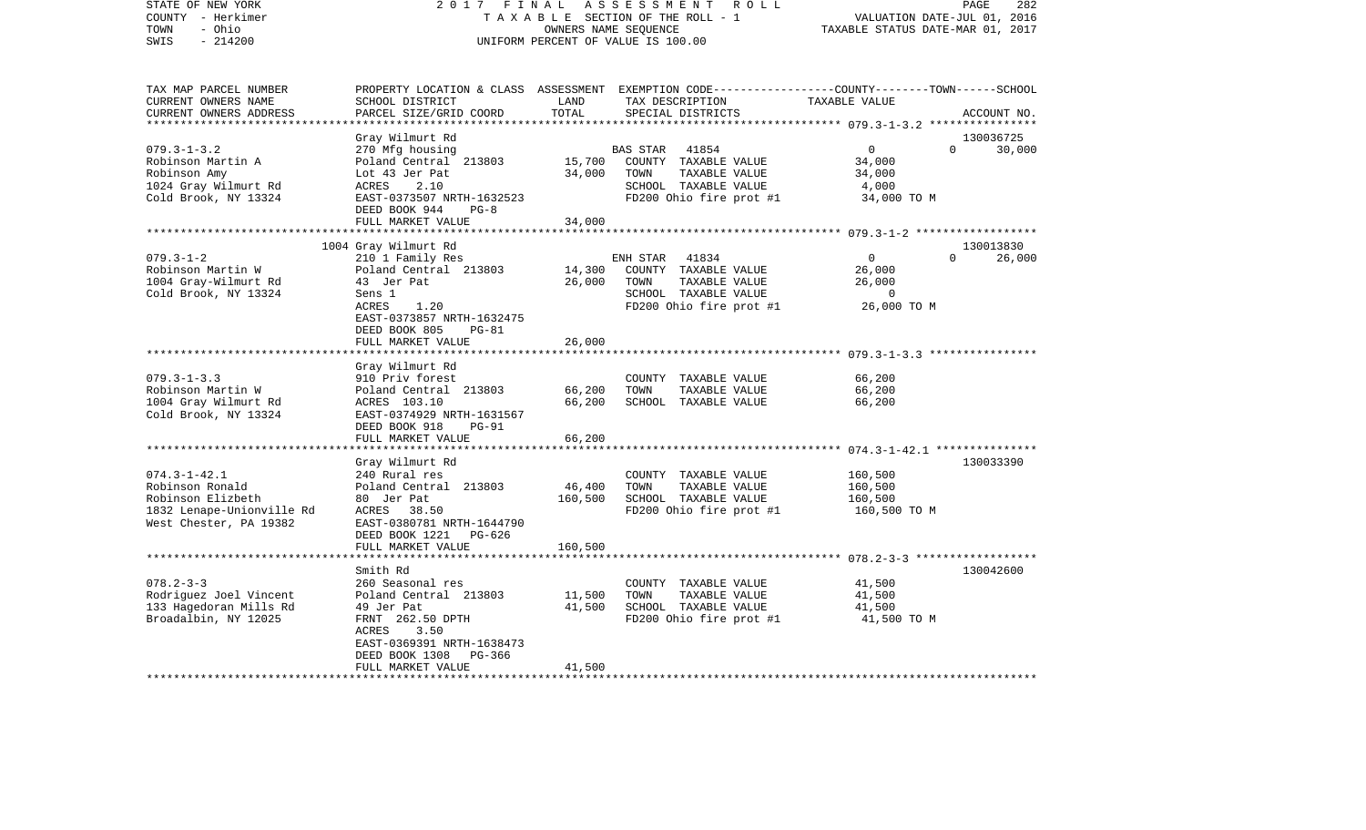STATE OF NEW YORK — COUNTY - Herkimer — TOWN - Ohio — SWIS - 214200

2017 FINAL ASSESSMENT ROLL
TAXABLE SECTION OF THE ROLL - 1
OWNERS NAME SEQUENCE
UNIFORM PERCENT OF VALUE IS 100.00

VALUATION DATE-JUL 01, 2016
TAXABLE STATUS DATE-MAR 01, 2017

| TAX MAP PARCEL NUMBER / CURRENT OWNERS NAME / CURRENT OWNERS ADDRESS | PROPERTY LOCATION & CLASS / SCHOOL DISTRICT / PARCEL SIZE/GRID COORD | ASSESSMENT LAND | TOTAL | EXEMPTION CODE / TAX DESCRIPTION / SPECIAL DISTRICTS | COUNTY | TOWN | SCHOOL / ACCOUNT NO. |
|---|---|---|---|---|---|---|---|
| 079.3-1-3.2 | Gray Wilmurt Rd | | | | | | 130036725 |
| Robinson Martin A | 270 Mfg housing | | | BAS STAR 41854 | 0 | 0 | 30,000 |
| Robinson Amy | Poland Central 213803 | 15,700 | | COUNTY TAXABLE VALUE | 34,000 | | |
| 1024 Gray Wilmurt Rd | Lot 43 Jer Pat | | 34,000 | TOWN TAXABLE VALUE | | 34,000 | |
| Cold Brook, NY 13324 | ACRES 2.10 | | | SCHOOL TAXABLE VALUE | | | 4,000 |
| | EAST-0373507 NRTH-1632523 | | | FD200 Ohio fire prot #1 | 34,000 TO M | | |
| | DEED BOOK 944 PG-8 | | | | | | |
| | FULL MARKET VALUE | | 34,000 | | | | |
| 079.3-1-2 | 1004 Gray Wilmurt Rd | | | | | | 130013830 |
| Robinson Martin W | 210 1 Family Res | | | ENH STAR 41834 | 0 | 0 | 26,000 |
| 1004 Gray-Wilmurt Rd | Poland Central 213803 | 14,300 | | COUNTY TAXABLE VALUE | 26,000 | | |
| Cold Brook, NY 13324 | 43 Jer Pat | | 26,000 | TOWN TAXABLE VALUE | | 26,000 | |
| | Sens 1 | | | SCHOOL TAXABLE VALUE | | | 0 |
| | ACRES 1.20 | | | FD200 Ohio fire prot #1 | 26,000 TO M | | |
| | EAST-0373857 NRTH-1632475 | | | | | | |
| | DEED BOOK 805 PG-81 | | | | | | |
| | FULL MARKET VALUE | | 26,000 | | | | |
| 079.3-1-3.3 | Gray Wilmurt Rd | | | | | | |
| Robinson Martin W | 910 Priv forest | | | COUNTY TAXABLE VALUE | 66,200 | | |
| 1004 Gray Wilmurt Rd | Poland Central 213803 | 66,200 | | TOWN TAXABLE VALUE | | 66,200 | |
| Cold Brook, NY 13324 | ACRES 103.10 | | 66,200 | SCHOOL TAXABLE VALUE | | | 66,200 |
| | EAST-0374929 NRTH-1631567 | | | | | | |
| | DEED BOOK 918 PG-91 | | | | | | |
| | FULL MARKET VALUE | | 66,200 | | | | |
| 074.3-1-42.1 | Gray Wilmurt Rd | | | | | | 130033390 |
| Robinson Ronald | 240 Rural res | | | COUNTY TAXABLE VALUE | 160,500 | | |
| Robinson Elizbeth | Poland Central 213803 | 46,400 | | TOWN TAXABLE VALUE | | 160,500 | |
| 1832 Lenape-Unionville Rd | 80 Jer Pat | | 160,500 | SCHOOL TAXABLE VALUE | | | 160,500 |
| West Chester, PA 19382 | ACRES 38.50 | | | FD200 Ohio fire prot #1 | 160,500 TO M | | |
| | EAST-0380781 NRTH-1644790 | | | | | | |
| | DEED BOOK 1221 PG-626 | | | | | | |
| | FULL MARKET VALUE | | 160,500 | | | | |
| 078.2-3-3 | Smith Rd | | | | | | 130042600 |
| Rodriguez Joel Vincent | 260 Seasonal res | | | COUNTY TAXABLE VALUE | 41,500 | | |
| 133 Hagedoran Mills Rd | Poland Central 213803 | 11,500 | | TOWN TAXABLE VALUE | | 41,500 | |
| Broadalbin, NY 12025 | 49 Jer Pat | | 41,500 | SCHOOL TAXABLE VALUE | | | 41,500 |
| | FRNT 262.50 DPTH | | | FD200 Ohio fire prot #1 | 41,500 TO M | | |
| | ACRES 3.50 | | | | | | |
| | EAST-0369391 NRTH-1638473 | | | | | | |
| | DEED BOOK 1308 PG-366 | | | | | | |
| | FULL MARKET VALUE | | 41,500 | | | | |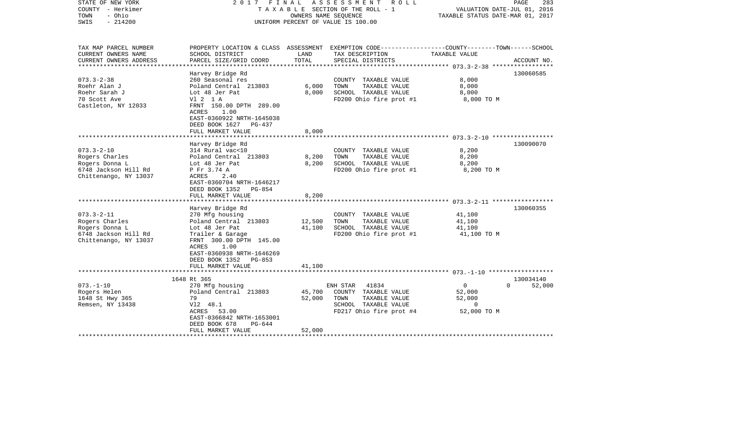STATE OF NEW YORK — 2017 FINAL ASSESSMENT ROLL
COUNTY - Herkimer — TAXABLE SECTION OF THE ROLL - 1 — VALUATION DATE-JUL 01, 2016
TOWN - Ohio — OWNERS NAME SEQUENCE — TAXABLE STATUS DATE-MAR 01, 2017
SWIS - 214200 — UNIFORM PERCENT OF VALUE IS 100.00

| TAX MAP PARCEL NUMBER / CURRENT OWNERS NAME / CURRENT OWNERS ADDRESS | PROPERTY LOCATION & CLASS / SCHOOL DISTRICT / PARCEL SIZE/GRID COORD | ASSESSMENT LAND | TOTAL | EXEMPTION CODE / TAX DESCRIPTION / SPECIAL DISTRICTS | COUNTY--------TOWN------SCHOOL TAXABLE VALUE | ACCOUNT NO. |
|---|---|---|---|---|---|---|
| 073.3-2-38 | Harvey Bridge Rd | | | | | 130060585 |
| Roehr Alan J | 260 Seasonal res | | | COUNTY TAXABLE VALUE | 8,000 | |
| Roehr Sarah J | Poland Central 213803 | 6,000 | | TOWN TAXABLE VALUE | 8,000 | |
| 70 Scott Ave | Lot 48 Jer Pat | | 8,000 | SCHOOL TAXABLE VALUE | 8,000 | |
| Castleton, NY 12033 | Vl 2 1 A | | | FD200 Ohio fire prot #1 | 8,000 TO M | |
| | FRNT 150.00 DPTH 289.00 | | | | | |
| | ACRES 1.00 | | | | | |
| | EAST-0360922 NRTH-1645038 | | | | | |
| | DEED BOOK 1627 PG-437 | | | | | |
| | FULL MARKET VALUE | | 8,000 | | | |
| 073.3-2-10 | Harvey Bridge Rd | | | | | 130090070 |
| Rogers Charles | 314 Rural vac<10 | | | COUNTY TAXABLE VALUE | 8,200 | |
| Rogers Donna L | Poland Central 213803 | 8,200 | | TOWN TAXABLE VALUE | 8,200 | |
| 6748 Jackson Hill Rd | Lot 48 Jer Pat | | 8,200 | SCHOOL TAXABLE VALUE | 8,200 | |
| Chittenango, NY 13037 | P Fr 3.74 A | | | FD200 Ohio fire prot #1 | 8,200 TO M | |
| | ACRES 2.40 | | | | | |
| | EAST-0360704 NRTH-1646217 | | | | | |
| | DEED BOOK 1352 PG-854 | | | | | |
| | FULL MARKET VALUE | | 8,200 | | | |
| 073.3-2-11 | Harvey Bridge Rd | | | | | 130060355 |
| Rogers Charles | 270 Mfg housing | | | COUNTY TAXABLE VALUE | 41,100 | |
| Rogers Donna L | Poland Central 213803 | 12,500 | | TOWN TAXABLE VALUE | 41,100 | |
| 6748 Jackson Hill Rd | Lot 48 Jer Pat | | 41,100 | SCHOOL TAXABLE VALUE | 41,100 | |
| Chittenango, NY 13037 | Trailer & Garage | | | FD200 Ohio fire prot #1 | 41,100 TO M | |
| | FRNT 300.00 DPTH 145.00 | | | | | |
| | ACRES 1.00 | | | | | |
| | EAST-0360938 NRTH-1646269 | | | | | |
| | DEED BOOK 1352 PG-853 | | | | | |
| | FULL MARKET VALUE | | 41,100 | | | |
| 073.-1-10 | 1648 Rt 365 | | | | | 130034140 |
| Rogers Helen | 270 Mfg housing | | | ENH STAR 41834 | 0 0 | 52,000 |
| 1648 St Hwy 365 | Poland Central 213803 | 45,700 | | COUNTY TAXABLE VALUE | 52,000 | |
| Remsen, NY 13438 | 79 | | 52,000 | TOWN TAXABLE VALUE | 52,000 | |
| | Vl2 48.1 | | | SCHOOL TAXABLE VALUE | 0 | |
| | ACRES 53.00 | | | FD217 Ohio fire prot #4 | 52,000 TO M | |
| | EAST-0366842 NRTH-1653001 | | | | | |
| | DEED BOOK 678 PG-644 | | | | | |
| | FULL MARKET VALUE | | 52,000 | | | |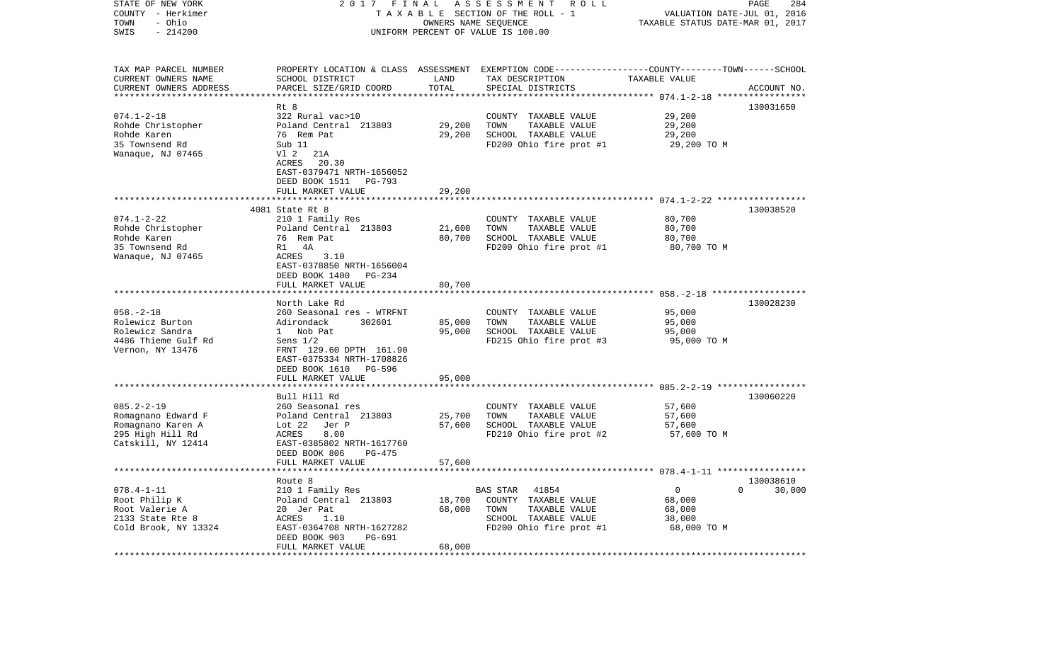STATE OF NEW YORK | 2017 FINAL ASSESSMENT ROLL | PAGE 284
COUNTY - Herkimer | TAXABLE SECTION OF THE ROLL - 1 | VALUATION DATE-JUL 01, 2016
TOWN - Ohio | OWNERS NAME SEQUENCE | TAXABLE STATUS DATE-MAR 01, 2017
SWIS - 214200 | UNIFORM PERCENT OF VALUE IS 100.00

| TAX MAP PARCEL NUMBER / CURRENT OWNERS NAME / CURRENT OWNERS ADDRESS | PROPERTY LOCATION & CLASS / SCHOOL DISTRICT / PARCEL SIZE/GRID COORD | ASSESSMENT LAND / TOTAL | EXEMPTION CODE / TAX DESCRIPTION / SPECIAL DISTRICTS | COUNTY / TOWN / SCHOOL TAXABLE VALUE | ACCOUNT NO. |
|---|---|---|---|---|---|
| 074.1-2-18 | Rt 8 | | | | 130031650 |
| 074.1-2-18 | 322 Rural vac>10 | | COUNTY TAXABLE VALUE | 29,200 | |
| Rohde Christopher | Poland Central 213803 | 29,200 | TOWN TAXABLE VALUE | 29,200 | |
| Rohde Karen | 76 Rem Pat | 29,200 | SCHOOL TAXABLE VALUE | 29,200 | |
| 35 Townsend Rd | Sub 11 | | FD200 Ohio fire prot #1 | 29,200 TO M | |
| Wanaque, NJ 07465 | Vl 2 21A | | | | |
| | ACRES 20.30 | | | | |
| | EAST-0379471 NRTH-1656052 | | | | |
| | DEED BOOK 1511 PG-793 | | | | |
| | FULL MARKET VALUE | 29,200 | | | |
| 074.1-2-22 | 4081 State Rt 8 | | | | 130038520 |
| 074.1-2-22 | 210 1 Family Res | | COUNTY TAXABLE VALUE | 80,700 | |
| Rohde Christopher | Poland Central 213803 | 21,600 | TOWN TAXABLE VALUE | 80,700 | |
| Rohde Karen | 76 Rem Pat | 80,700 | SCHOOL TAXABLE VALUE | 80,700 | |
| 35 Townsend Rd | R1 4A | | FD200 Ohio fire prot #1 | 80,700 TO M | |
| Wanaque, NJ 07465 | ACRES 3.10 | | | | |
| | EAST-0378850 NRTH-1656004 | | | | |
| | DEED BOOK 1400 PG-234 | | | | |
| | FULL MARKET VALUE | 80,700 | | | |
| 058.-2-18 | North Lake Rd | | | | 130028230 |
| 058.-2-18 | 260 Seasonal res - WTRFNT | | COUNTY TAXABLE VALUE | 95,000 | |
| Rolewicz Burton | Adirondack 302601 | 85,000 | TOWN TAXABLE VALUE | 95,000 | |
| Rolewicz Sandra | 1 Nob Pat | 95,000 | SCHOOL TAXABLE VALUE | 95,000 | |
| 4486 Thieme Gulf Rd | Sens 1/2 | | FD215 Ohio fire prot #3 | 95,000 TO M | |
| Vernon, NY 13476 | FRNT 129.60 DPTH 161.90 | | | | |
| | EAST-0375334 NRTH-1708826 | | | | |
| | DEED BOOK 1610 PG-596 | | | | |
| | FULL MARKET VALUE | 95,000 | | | |
| 085.2-2-19 | Bull Hill Rd | | | | 130060220 |
| 085.2-2-19 | 260 Seasonal res | | COUNTY TAXABLE VALUE | 57,600 | |
| Romagnano Edward F | Poland Central 213803 | 25,700 | TOWN TAXABLE VALUE | 57,600 | |
| Romagnano Karen A | Lot 22 Jer P | 57,600 | SCHOOL TAXABLE VALUE | 57,600 | |
| 295 High Hill Rd | ACRES 8.00 | | FD210 Ohio fire prot #2 | 57,600 TO M | |
| Catskill, NY 12414 | EAST-0385802 NRTH-1617760 | | | | |
| | DEED BOOK 806 PG-475 | | | | |
| | FULL MARKET VALUE | 57,600 | | | |
| 078.4-1-11 | Route 8 | | | | 130038610 |
| 078.4-1-11 | 210 1 Family Res | | BAS STAR 41854 | 0 0 | 30,000 |
| Root Philip K | Poland Central 213803 | 18,700 | COUNTY TAXABLE VALUE | 68,000 | |
| Root Valerie A | 20 Jer Pat | 68,000 | TOWN TAXABLE VALUE | 68,000 | |
| 2133 State Rte 8 | ACRES 1.10 | | SCHOOL TAXABLE VALUE | 38,000 | |
| Cold Brook, NY 13324 | EAST-0364708 NRTH-1627282 | | FD200 Ohio fire prot #1 | 68,000 TO M | |
| | DEED BOOK 903 PG-691 | | | | |
| | FULL MARKET VALUE | 68,000 | | | |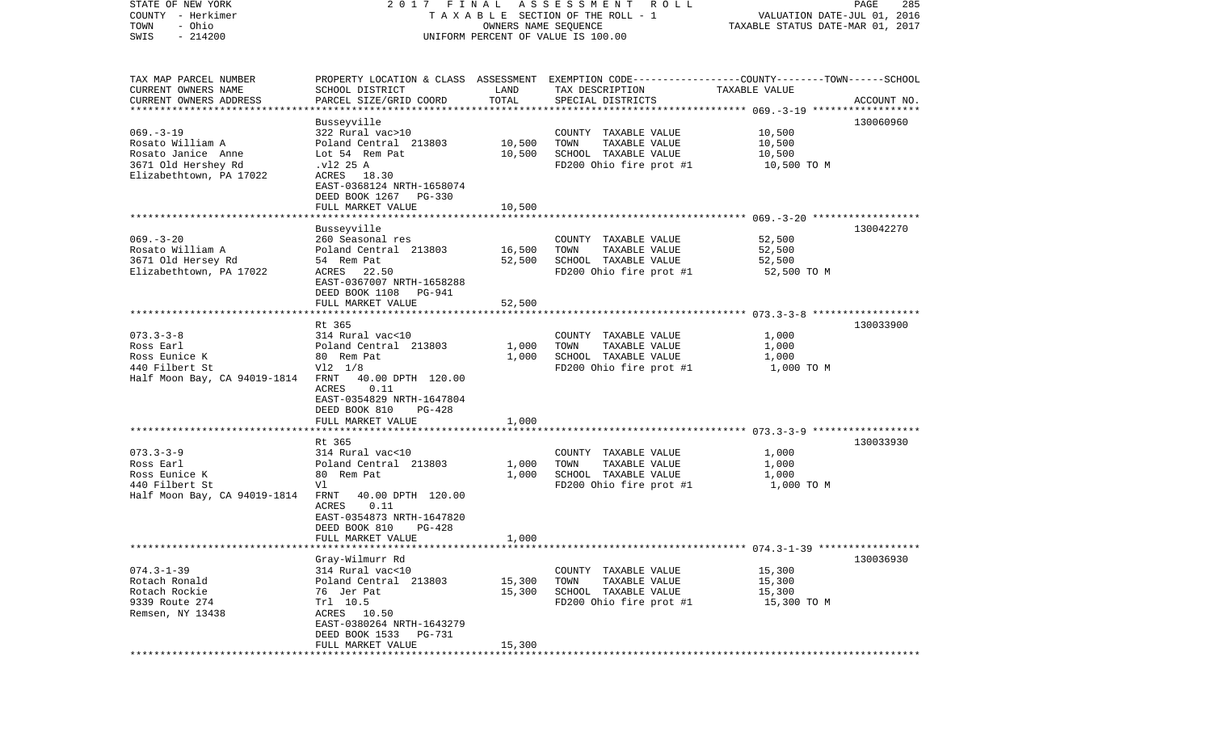STATE OF NEW YORK — 2017 FINAL ASSESSMENT ROLL
COUNTY - Herkimer — TAXABLE SECTION OF THE ROLL - 1 — VALUATION DATE-JUL 01, 2016
TOWN - Ohio — OWNERS NAME SEQUENCE — TAXABLE STATUS DATE-MAR 01, 2017
SWIS - 214200 — UNIFORM PERCENT OF VALUE IS 100.00

| TAX MAP PARCEL NUMBER / CURRENT OWNERS NAME / CURRENT OWNERS ADDRESS | PROPERTY LOCATION & CLASS / SCHOOL DISTRICT / PARCEL SIZE/GRID COORD | ASSESSMENT LAND | TOTAL | EXEMPTION CODE / TAX DESCRIPTION / SPECIAL DISTRICTS | TAXABLE VALUE (COUNTY / TOWN / SCHOOL) | ACCOUNT NO. |
|---|---|---|---|---|---|---|
| 069.-3-19 | Busseyville | | | | | 130060960 |
| | 322 Rural vac>10 | | | COUNTY TAXABLE VALUE | 10,500 | |
| Rosato William A | Poland Central 213803 | 10,500 | | TOWN TAXABLE VALUE | 10,500 | |
| Rosato Janice Anne | Lot 54 Rem Pat | | 10,500 | SCHOOL TAXABLE VALUE | 10,500 | |
| 3671 Old Hershey Rd | .vl2 25 A | | | FD200 Ohio fire prot #1 | 10,500 TO M | |
| Elizabethtown, PA 17022 | ACRES 18.30 | | | | | |
| | EAST-0368124 NRTH-1658074 | | | | | |
| | DEED BOOK 1267 PG-330 | | | | | |
| | FULL MARKET VALUE | | 10,500 | | | |
| 069.-3-20 | Busseyville | | | | | 130042270 |
| | 260 Seasonal res | | | COUNTY TAXABLE VALUE | 52,500 | |
| Rosato William A | Poland Central 213803 | 16,500 | | TOWN TAXABLE VALUE | 52,500 | |
| 3671 Old Hersey Rd | 54 Rem Pat | | 52,500 | SCHOOL TAXABLE VALUE | 52,500 | |
| Elizabethtown, PA 17022 | ACRES 22.50 | | | FD200 Ohio fire prot #1 | 52,500 TO M | |
| | EAST-0367007 NRTH-1658288 | | | | | |
| | DEED BOOK 1108 PG-941 | | | | | |
| | FULL MARKET VALUE | | 52,500 | | | |
| 073.3-3-8 | Rt 365 | | | | | 130033900 |
| | 314 Rural vac<10 | | | COUNTY TAXABLE VALUE | 1,000 | |
| Ross Earl | Poland Central 213803 | 1,000 | | TOWN TAXABLE VALUE | 1,000 | |
| Ross Eunice K | 80 Rem Pat | | 1,000 | SCHOOL TAXABLE VALUE | 1,000 | |
| 440 Filbert St | Vl2 1/8 | | | FD200 Ohio fire prot #1 | 1,000 TO M | |
| Half Moon Bay, CA 94019-1814 | FRNT 40.00 DPTH 120.00 | | | | | |
| | ACRES 0.11 | | | | | |
| | EAST-0354829 NRTH-1647804 | | | | | |
| | DEED BOOK 810 PG-428 | | | | | |
| | FULL MARKET VALUE | | 1,000 | | | |
| 073.3-3-9 | Rt 365 | | | | | 130033930 |
| | 314 Rural vac<10 | | | COUNTY TAXABLE VALUE | 1,000 | |
| Ross Earl | Poland Central 213803 | 1,000 | | TOWN TAXABLE VALUE | 1,000 | |
| Ross Eunice K | 80 Rem Pat | | 1,000 | SCHOOL TAXABLE VALUE | 1,000 | |
| 440 Filbert St | Vl | | | FD200 Ohio fire prot #1 | 1,000 TO M | |
| Half Moon Bay, CA 94019-1814 | FRNT 40.00 DPTH 120.00 | | | | | |
| | ACRES 0.11 | | | | | |
| | EAST-0354873 NRTH-1647820 | | | | | |
| | DEED BOOK 810 PG-428 | | | | | |
| | FULL MARKET VALUE | | 1,000 | | | |
| 074.3-1-39 | Gray-Wilmurr Rd | | | | | 130036930 |
| | 314 Rural vac<10 | | | COUNTY TAXABLE VALUE | 15,300 | |
| Rotach Ronald | Poland Central 213803 | 15,300 | | TOWN TAXABLE VALUE | 15,300 | |
| Rotach Rockie | 76 Jer Pat | | 15,300 | SCHOOL TAXABLE VALUE | 15,300 | |
| 9339 Route 274 | Trl 10.5 | | | FD200 Ohio fire prot #1 | 15,300 TO M | |
| Remsen, NY 13438 | ACRES 10.50 | | | | | |
| | EAST-0380264 NRTH-1643279 | | | | | |
| | DEED BOOK 1533 PG-731 | | | | | |
| | FULL MARKET VALUE | | 15,300 | | | |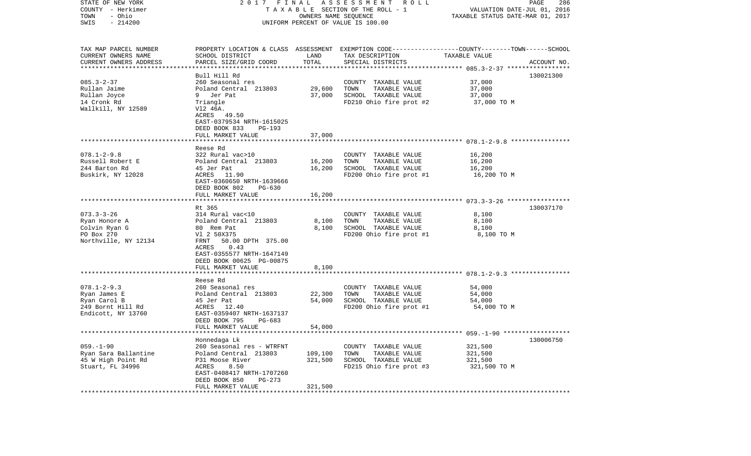STATE OF NEW YORK | COUNTY - Herkimer | TOWN - Ohio | SWIS - 214200

2017 FINAL ASSESSMENT ROLL
TAXABLE SECTION OF THE ROLL - 1
OWNERS NAME SEQUENCE
UNIFORM PERCENT OF VALUE IS 100.00

VALUATION DATE-JUL 01, 2016
TAXABLE STATUS DATE-MAR 01, 2017

| TAX MAP PARCEL NUMBER / CURRENT OWNERS NAME / CURRENT OWNERS ADDRESS | PROPERTY LOCATION & CLASS / SCHOOL DISTRICT / PARCEL SIZE/GRID COORD | ASSESSMENT LAND | TOTAL | EXEMPTION CODE / TAX DESCRIPTION / SPECIAL DISTRICTS | TAXABLE VALUE (COUNTY--TOWN--SCHOOL) | ACCOUNT NO. |
|---|---|---|---|---|---|---|
| 085.3-2-37 | Bull Hill Rd | | | | | 130021300 |
| Rullan Jaime | 260 Seasonal res | | | COUNTY TAXABLE VALUE | 37,000 | |
| Rullan Joyce | Poland Central 213803 | 29,600 | | TOWN TAXABLE VALUE | 37,000 | |
| 14 Cronk Rd | 9 Jer Pat | | 37,000 | SCHOOL TAXABLE VALUE | 37,000 | |
| Wallkill, NY 12589 | Triangle | | | FD210 Ohio fire prot #2 | 37,000 TO M | |
| | Vl2 46A. | | | | | |
| | ACRES 49.50 | | | | | |
| | EAST-0379534 NRTH-1615025 | | | | | |
| | DEED BOOK 833 PG-193 | | | | | |
| | FULL MARKET VALUE | | 37,000 | | | |
| 078.1-2-9.8 | Reese Rd | | | | | |
| Russell Robert E | 322 Rural vac>10 | | | COUNTY TAXABLE VALUE | 16,200 | |
| 244 Barton Rd | Poland Central 213803 | 16,200 | | TOWN TAXABLE VALUE | 16,200 | |
| Buskirk, NY 12028 | 45 Jer Pat | | 16,200 | SCHOOL TAXABLE VALUE | 16,200 | |
| | ACRES 11.90 | | | FD200 Ohio fire prot #1 | 16,200 TO M | |
| | EAST-0360650 NRTH-1639666 | | | | | |
| | DEED BOOK 802 PG-630 | | | | | |
| | FULL MARKET VALUE | | 16,200 | | | |
| 073.3-3-26 | Rt 365 | | | | | 130037170 |
| Ryan Honore A | 314 Rural vac<10 | | | COUNTY TAXABLE VALUE | 8,100 | |
| Colvin Ryan G | Poland Central 213803 | 8,100 | | TOWN TAXABLE VALUE | 8,100 | |
| PO Box 270 | 80 Rem Pat | | 8,100 | SCHOOL TAXABLE VALUE | 8,100 | |
| Northville, NY 12134 | Vl 2 50X375 | | | FD200 Ohio fire prot #1 | 8,100 TO M | |
| | FRNT 50.00 DPTH 375.00 | | | | | |
| | ACRES 0.43 | | | | | |
| | EAST-0355577 NRTH-1647149 | | | | | |
| | DEED BOOK 00625 PG-00875 | | | | | |
| | FULL MARKET VALUE | | 8,100 | | | |
| 078.1-2-9.3 | Reese Rd | | | | | |
| Ryan James E | 260 Seasonal res | | | COUNTY TAXABLE VALUE | 54,000 | |
| Ryan Carol B | Poland Central 213803 | 22,300 | | TOWN TAXABLE VALUE | 54,000 | |
| 249 Bornt Hill Rd | 45 Jer Pat | | 54,000 | SCHOOL TAXABLE VALUE | 54,000 | |
| Endicott, NY 13760 | ACRES 12.40 | | | FD200 Ohio fire prot #1 | 54,000 TO M | |
| | EAST-0359407 NRTH-1637137 | | | | | |
| | DEED BOOK 795 PG-683 | | | | | |
| | FULL MARKET VALUE | | 54,000 | | | |
| 059.-1-90 | Honnedaga Lk | | | | | 130006750 |
| Ryan Sara Ballantine | 260 Seasonal res - WTRFNT | | | COUNTY TAXABLE VALUE | 321,500 | |
| 45 W High Point Rd | Poland Central 213803 | 109,100 | | TOWN TAXABLE VALUE | 321,500 | |
| Stuart, FL 34996 | P31 Moose River | | 321,500 | SCHOOL TAXABLE VALUE | 321,500 | |
| | ACRES 8.50 | | | FD215 Ohio fire prot #3 | 321,500 TO M | |
| | EAST-0408417 NRTH-1707260 | | | | | |
| | DEED BOOK 850 PG-273 | | | | | |
| | FULL MARKET VALUE | | 321,500 | | | |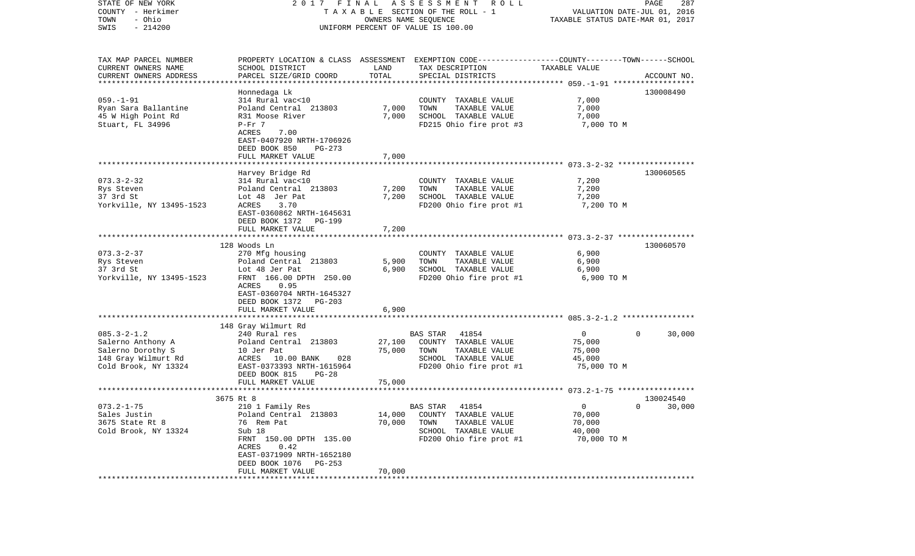STATE OF NEW YORK 2017 FINAL ASSESSMENT ROLL
COUNTY - Herkimer TAXABLE SECTION OF THE ROLL - 1 VALUATION DATE-JUL 01, 2016
TOWN - Ohio OWNERS NAME SEQUENCE TAXABLE STATUS DATE-MAR 01, 2017
SWIS - 214200 UNIFORM PERCENT OF VALUE IS 100.00

| TAX MAP PARCEL NUMBER<br>CURRENT OWNERS NAME<br>CURRENT OWNERS ADDRESS | PROPERTY LOCATION & CLASS<br>SCHOOL DISTRICT<br>PARCEL SIZE/GRID COORD | ASSESSMENT<br>LAND<br>TOTAL | EXEMPTION CODE<br>TAX DESCRIPTION<br>SPECIAL DISTRICTS | COUNTY--------TOWN------SCHOOL<br>TAXABLE VALUE | ACCOUNT NO. |
|---|---|---|---|---|---|
| 059.-1-91<br>Ryan Sara Ballantine<br>45 W High Point Rd<br>Stuart, FL 34996 | Honnedaga Lk<br>314 Rural vac<10<br>Poland Central 213803<br>R31 Moose River<br>P-Fr 7<br>ACRES 7.00<br>EAST-0407920 NRTH-1706926<br>DEED BOOK 850 PG-273<br>FULL MARKET VALUE | <br><br>7,000<br>7,000<br><br><br><br><br>7,000 | <br>COUNTY TAXABLE VALUE<br>TOWN TAXABLE VALUE<br>SCHOOL TAXABLE VALUE<br>FD215 Ohio fire prot #3 | <br>7,000<br>7,000<br>7,000<br>7,000 TO M | 130008490 |
| 073.3-2-32<br>Rys Steven<br>37 3rd St<br>Yorkville, NY 13495-1523 | Harvey Bridge Rd<br>314 Rural vac<10<br>Poland Central 213803<br>Lot 48 Jer Pat<br>ACRES 3.70<br>EAST-0360862 NRTH-1645631<br>DEED BOOK 1372 PG-199<br>FULL MARKET VALUE | <br><br>7,200<br>7,200<br><br><br><br>7,200 | <br>COUNTY TAXABLE VALUE<br>TOWN TAXABLE VALUE<br>SCHOOL TAXABLE VALUE<br>FD200 Ohio fire prot #1 | <br>7,200<br>7,200<br>7,200<br>7,200 TO M | 130060565 |
| 073.3-2-37<br>Rys Steven<br>37 3rd St<br>Yorkville, NY 13495-1523 | 128 Woods Ln<br>270 Mfg housing<br>Poland Central 213803<br>Lot 48 Jer Pat<br>FRNT 166.00 DPTH 250.00<br>ACRES 0.95<br>EAST-0360704 NRTH-1645327<br>DEED BOOK 1372 PG-203<br>FULL MARKET VALUE | <br><br>5,900<br>6,900<br><br><br><br><br>6,900 | <br>COUNTY TAXABLE VALUE<br>TOWN TAXABLE VALUE<br>SCHOOL TAXABLE VALUE<br>FD200 Ohio fire prot #1 | <br>6,900<br>6,900<br>6,900<br>6,900 TO M | 130060570 |
| 085.3-2-1.2<br>Salerno Anthony A<br>Salerno Dorothy S<br>148 Gray Wilmurt Rd<br>Cold Brook, NY 13324 | 148 Gray Wilmurt Rd<br>240 Rural res<br>Poland Central 213803<br>10 Jer Pat<br>ACRES 10.00 BANK 028<br>EAST-0373393 NRTH-1615964<br>DEED BOOK 815 PG-28<br>FULL MARKET VALUE | <br><br>27,100<br>75,000<br><br><br><br>75,000 | <br>BAS STAR 41854<br>COUNTY TAXABLE VALUE<br>TOWN TAXABLE VALUE<br>SCHOOL TAXABLE VALUE<br>FD200 Ohio fire prot #1 | <br>0 0 30,000<br>75,000<br>75,000<br>45,000<br>75,000 TO M | |
| 073.2-1-75<br>Sales Justin<br>3675 State Rt 8<br>Cold Brook, NY 13324 | 3675 Rt 8<br>210 1 Family Res<br>Poland Central 213803<br>76 Rem Pat<br>Sub 18<br>FRNT 150.00 DPTH 135.00<br>ACRES 0.42<br>EAST-0371909 NRTH-1652180<br>DEED BOOK 1076 PG-253<br>FULL MARKET VALUE | <br><br>14,000<br>70,000<br><br><br><br><br><br>70,000 | <br>BAS STAR 41854<br>COUNTY TAXABLE VALUE<br>TOWN TAXABLE VALUE<br>SCHOOL TAXABLE VALUE<br>FD200 Ohio fire prot #1 | <br>0 0 30,000<br>70,000<br>70,000<br>40,000<br>70,000 TO M | 130024540 |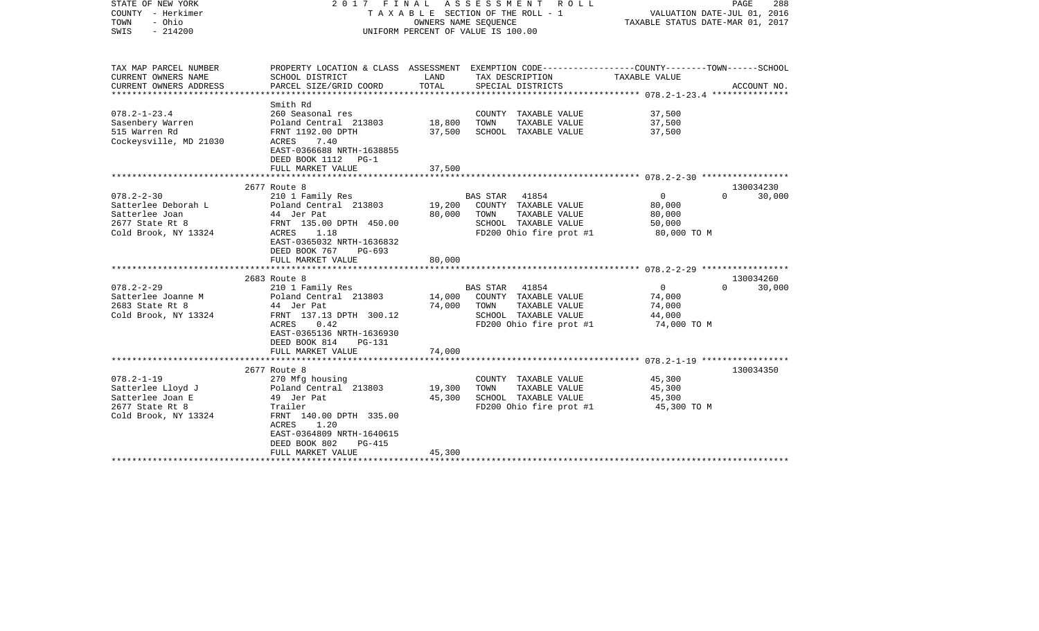STATE OF NEW YORK — 2017 FINAL ASSESSMENT ROLL — PAGE 288
COUNTY - Herkimer — TAXABLE SECTION OF THE ROLL - 1 — VALUATION DATE-JUL 01, 2016
TOWN - Ohio — OWNERS NAME SEQUENCE — TAXABLE STATUS DATE-MAR 01, 2017
SWIS - 214200 — UNIFORM PERCENT OF VALUE IS 100.00

| TAX MAP PARCEL NUMBER / CURRENT OWNERS NAME / CURRENT OWNERS ADDRESS | PROPERTY LOCATION & CLASS / SCHOOL DISTRICT / PARCEL SIZE/GRID COORD | ASSESSMENT LAND | TOTAL | EXEMPTION CODE / TAX DESCRIPTION / SPECIAL DISTRICTS | COUNTY / TOWN TAXABLE VALUE | SCHOOL / ACCOUNT NO. |
|---|---|---|---|---|---|---|
| 078.2-1-23.4 | Smith Rd | | | | | |
| Sasenbery Warren | 260 Seasonal res | | | COUNTY TAXABLE VALUE | 37,500 | |
| 515 Warren Rd | Poland Central 213803 | 18,800 | | TOWN TAXABLE VALUE | 37,500 | |
| Cockeysville, MD 21030 | FRNT 1192.00 DPTH | | 37,500 | SCHOOL TAXABLE VALUE | 37,500 | |
| | ACRES 7.40 | | | | | |
| | EAST-0366688 NRTH-1638855 | | | | | |
| | DEED BOOK 1112 PG-1 | | | | | |
| | FULL MARKET VALUE | | 37,500 | | | |
| 078.2-2-30 | 2677 Route 8 | | | | | 130034230 |
| Satterlee Deborah L | 210 1 Family Res | | | BAS STAR 41854 | 0 / 0 | 30,000 |
| Satterlee Joan | Poland Central 213803 | 19,200 | | COUNTY TAXABLE VALUE | 80,000 | |
| 2677 State Rt 8 | 44 Jer Pat | | 80,000 | TOWN TAXABLE VALUE | 80,000 | |
| Cold Brook, NY 13324 | FRNT 135.00 DPTH 450.00 | | | SCHOOL TAXABLE VALUE | 50,000 | |
| | ACRES 1.18 | | | FD200 Ohio fire prot #1 | 80,000 TO M | |
| | EAST-0365032 NRTH-1636832 | | | | | |
| | DEED BOOK 767 PG-693 | | | | | |
| | FULL MARKET VALUE | | 80,000 | | | |
| 078.2-2-29 | 2683 Route 8 | | | | | 130034260 |
| Satterlee Joanne M | 210 1 Family Res | | | BAS STAR 41854 | 0 / 0 | 30,000 |
| 2683 State Rt 8 | Poland Central 213803 | 14,000 | | COUNTY TAXABLE VALUE | 74,000 | |
| Cold Brook, NY 13324 | 44 Jer Pat | | 74,000 | TOWN TAXABLE VALUE | 74,000 | |
| | FRNT 137.13 DPTH 300.12 | | | SCHOOL TAXABLE VALUE | 44,000 | |
| | ACRES 0.42 | | | FD200 Ohio fire prot #1 | 74,000 TO M | |
| | EAST-0365136 NRTH-1636930 | | | | | |
| | DEED BOOK 814 PG-131 | | | | | |
| | FULL MARKET VALUE | | 74,000 | | | |
| 078.2-1-19 | 2677 Route 8 | | | | | 130034350 |
| Satterlee Lloyd J | 270 Mfg housing | | | COUNTY TAXABLE VALUE | 45,300 | |
| Satterlee Joan E | Poland Central 213803 | 19,300 | | TOWN TAXABLE VALUE | 45,300 | |
| 2677 State Rt 8 | 49 Jer Pat | | 45,300 | SCHOOL TAXABLE VALUE | 45,300 | |
| Cold Brook, NY 13324 | Trailer | | | FD200 Ohio fire prot #1 | 45,300 TO M | |
| | FRNT 140.00 DPTH 335.00 | | | | | |
| | ACRES 1.20 | | | | | |
| | EAST-0364809 NRTH-1640615 | | | | | |
| | DEED BOOK 802 PG-415 | | | | | |
| | FULL MARKET VALUE | | 45,300 | | | |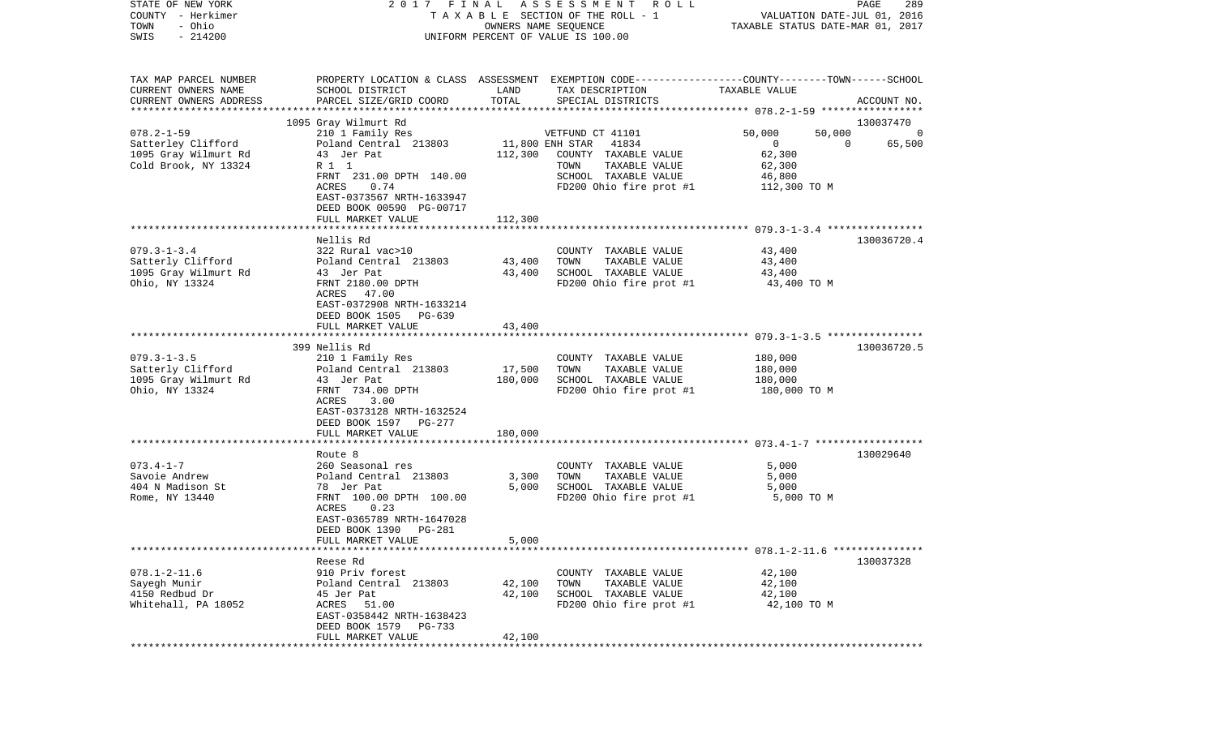STATE OF NEW YORK · COUNTY - Herkimer · TOWN - Ohio · SWIS - 214200

2017 FINAL ASSESSMENT ROLL
TAXABLE SECTION OF THE ROLL - 1
OWNERS NAME SEQUENCE
UNIFORM PERCENT OF VALUE IS 100.00

VALUATION DATE-JUL 01, 2016
TAXABLE STATUS DATE-MAR 01, 2017

| TAX MAP PARCEL NUMBER / CURRENT OWNERS NAME / CURRENT OWNERS ADDRESS | PROPERTY LOCATION & CLASS / SCHOOL DISTRICT / PARCEL SIZE/GRID COORD | ASSESSMENT LAND | TOTAL | EXEMPTION CODE / TAX DESCRIPTION / SPECIAL DISTRICTS | COUNTY | TOWN | SCHOOL | ACCOUNT NO. |
|---|---|---|---|---|---|---|---|---|
| 078.2-1-59 | 1095 Gray Wilmurt Rd | | | | | | | 130037470 |
| Satterley Clifford | 210 1 Family Res | | | VETFUND CT 41101 | 50,000 | 50,000 | 0 | |
| 1095 Gray Wilmurt Rd | Poland Central 213803 | 11,800 | | ENH STAR 41834 | 0 | 0 | 65,500 | |
| Cold Brook, NY 13324 | 43 Jer Pat | | 112,300 | COUNTY TAXABLE VALUE | 62,300 | | | |
| | R 1 1 | | | TOWN TAXABLE VALUE | | 62,300 | | |
| | FRNT 231.00 DPTH 140.00 | | | SCHOOL TAXABLE VALUE | | | 46,800 | |
| | ACRES 0.74 | | | FD200 Ohio fire prot #1 | 112,300 TO M | | | |
| | EAST-0373567 NRTH-1633947 | | | | | | | |
| | DEED BOOK 00590 PG-00717 | | | | | | | |
| | FULL MARKET VALUE | | 112,300 | | | | | |
| 079.3-1-3.4 | Nellis Rd | | | | | | | 130036720.4 |
| Satterly Clifford | 322 Rural vac>10 | | | COUNTY TAXABLE VALUE | 43,400 | | | |
| 1095 Gray Wilmurt Rd | Poland Central 213803 | 43,400 | | TOWN TAXABLE VALUE | | 43,400 | | |
| Ohio, NY 13324 | 43 Jer Pat | | 43,400 | SCHOOL TAXABLE VALUE | | | 43,400 | |
| | FRNT 2180.00 DPTH | | | FD200 Ohio fire prot #1 | 43,400 TO M | | | |
| | ACRES 47.00 | | | | | | | |
| | EAST-0372908 NRTH-1633214 | | | | | | | |
| | DEED BOOK 1505 PG-639 | | | | | | | |
| | FULL MARKET VALUE | | 43,400 | | | | | |
| 079.3-1-3.5 | 399 Nellis Rd | | | | | | | 130036720.5 |
| Satterly Clifford | 210 1 Family Res | | | COUNTY TAXABLE VALUE | 180,000 | | | |
| 1095 Gray Wilmurt Rd | Poland Central 213803 | 17,500 | | TOWN TAXABLE VALUE | | 180,000 | | |
| Ohio, NY 13324 | 43 Jer Pat | | 180,000 | SCHOOL TAXABLE VALUE | | | 180,000 | |
| | FRNT 734.00 DPTH | | | FD200 Ohio fire prot #1 | 180,000 TO M | | | |
| | ACRES 3.00 | | | | | | | |
| | EAST-0373128 NRTH-1632524 | | | | | | | |
| | DEED BOOK 1597 PG-277 | | | | | | | |
| | FULL MARKET VALUE | | 180,000 | | | | | |
| 073.4-1-7 | Route 8 | | | | | | | 130029640 |
| Savoie Andrew | 260 Seasonal res | | | COUNTY TAXABLE VALUE | 5,000 | | | |
| 404 N Madison St | Poland Central 213803 | 3,300 | | TOWN TAXABLE VALUE | | 5,000 | | |
| Rome, NY 13440 | 78 Jer Pat | | 5,000 | SCHOOL TAXABLE VALUE | | | 5,000 | |
| | FRNT 100.00 DPTH 100.00 | | | FD200 Ohio fire prot #1 | 5,000 TO M | | | |
| | ACRES 0.23 | | | | | | | |
| | EAST-0365789 NRTH-1647028 | | | | | | | |
| | DEED BOOK 1390 PG-281 | | | | | | | |
| | FULL MARKET VALUE | | 5,000 | | | | | |
| 078.1-2-11.6 | Reese Rd | | | | | | | 130037328 |
| Sayegh Munir | 910 Priv forest | | | COUNTY TAXABLE VALUE | 42,100 | | | |
| 4150 Redbud Dr | Poland Central 213803 | 42,100 | | TOWN TAXABLE VALUE | | 42,100 | | |
| Whitehall, PA 18052 | 45 Jer Pat | | 42,100 | SCHOOL TAXABLE VALUE | | | 42,100 | |
| | ACRES 51.00 | | | FD200 Ohio fire prot #1 | 42,100 TO M | | | |
| | EAST-0358442 NRTH-1638423 | | | | | | | |
| | DEED BOOK 1579 PG-733 | | | | | | | |
| | FULL MARKET VALUE | | 42,100 | | | | | |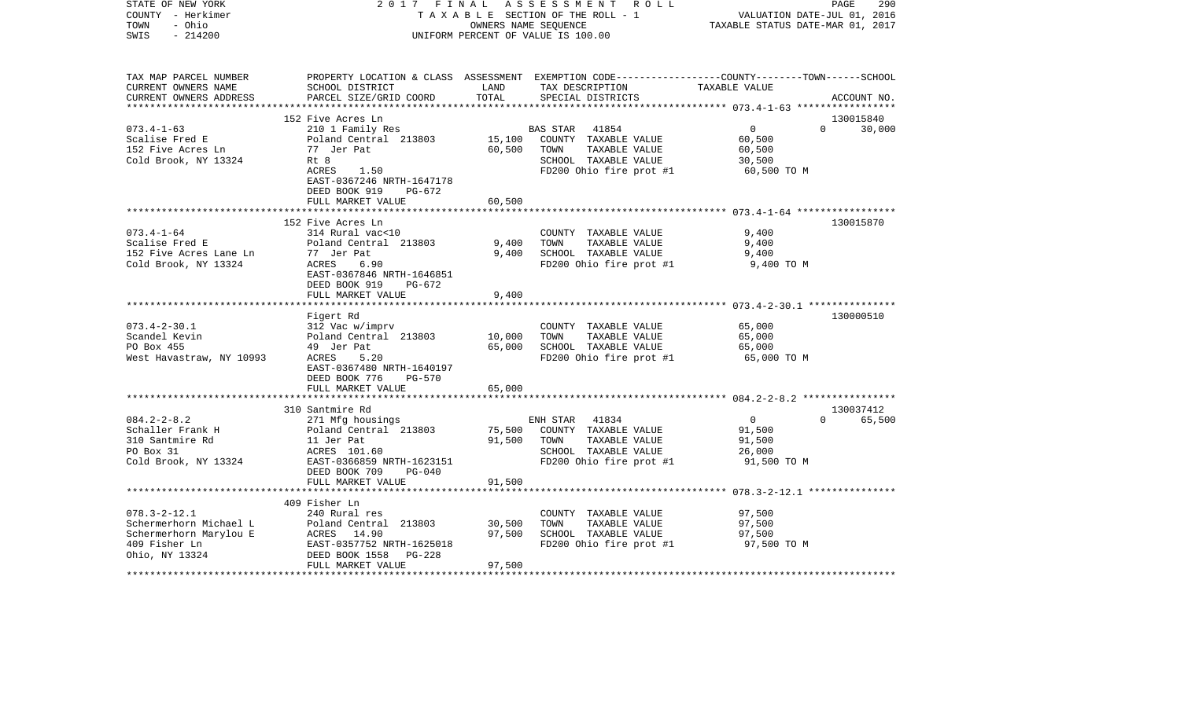STATE OF NEW YORK | 2017 FINAL ASSESSMENT ROLL | VALUATION DATE-JUL 01, 2016
COUNTY - Herkimer | TAXABLE SECTION OF THE ROLL - 1 | TAXABLE STATUS DATE-MAR 01, 2017
TOWN - Ohio | OWNERS NAME SEQUENCE
SWIS - 214200 | UNIFORM PERCENT OF VALUE IS 100.00

| TAX MAP PARCEL NUMBER<br>CURRENT OWNERS NAME<br>CURRENT OWNERS ADDRESS | PROPERTY LOCATION & CLASS<br>SCHOOL DISTRICT<br>PARCEL SIZE/GRID COORD | ASSESSMENT<br>LAND<br>TOTAL | EXEMPTION CODE-----COUNTY-----TOWN-----SCHOOL<br>TAX DESCRIPTION<br>SPECIAL DISTRICTS | TAXABLE VALUE | ACCOUNT NO. |
|---|---|---|---|---|---|
| 073.4-1-63 | 152 Five Acres Ln | | | | 130015840 |
| | 210 1 Family Res | | BAS STAR 41854 | 0 0 | 30,000 |
| Scalise Fred E | Poland Central 213803 | 15,100 | COUNTY TAXABLE VALUE | 60,500 | |
| 152 Five Acres Ln | 77 Jer Pat | 60,500 | TOWN TAXABLE VALUE | 60,500 | |
| Cold Brook, NY 13324 | Rt 8 | | SCHOOL TAXABLE VALUE | 30,500 | |
| | ACRES 1.50 | | FD200 Ohio fire prot #1 | 60,500 TO M | |
| | EAST-0367246 NRTH-1647178 | | | | |
| | DEED BOOK 919 PG-672 | | | | |
| | FULL MARKET VALUE | 60,500 | | | |
| 073.4-1-64 | 152 Five Acres Ln | | | | 130015870 |
| | 314 Rural vac<10 | | COUNTY TAXABLE VALUE | 9,400 | |
| Scalise Fred E | Poland Central 213803 | 9,400 | TOWN TAXABLE VALUE | 9,400 | |
| 152 Five Acres Lane Ln | 77 Jer Pat | 9,400 | SCHOOL TAXABLE VALUE | 9,400 | |
| Cold Brook, NY 13324 | ACRES 6.90 | | FD200 Ohio fire prot #1 | 9,400 TO M | |
| | EAST-0367846 NRTH-1646851 | | | | |
| | DEED BOOK 919 PG-672 | | | | |
| | FULL MARKET VALUE | 9,400 | | | |
| 073.4-2-30.1 | Figert Rd | | | | 130000510 |
| | 312 Vac w/imprv | | COUNTY TAXABLE VALUE | 65,000 | |
| Scandel Kevin | Poland Central 213803 | 10,000 | TOWN TAXABLE VALUE | 65,000 | |
| PO Box 455 | 49 Jer Pat | 65,000 | SCHOOL TAXABLE VALUE | 65,000 | |
| West Havastraw, NY 10993 | ACRES 5.20 | | FD200 Ohio fire prot #1 | 65,000 TO M | |
| | EAST-0367480 NRTH-1640197 | | | | |
| | DEED BOOK 776 PG-570 | | | | |
| | FULL MARKET VALUE | 65,000 | | | |
| 084.2-2-8.2 | 310 Santmire Rd | | | | 130037412 |
| | 271 Mfg housings | | ENH STAR 41834 | 0 0 | 65,500 |
| Schaller Frank H | Poland Central 213803 | 75,500 | COUNTY TAXABLE VALUE | 91,500 | |
| 310 Santmire Rd | 11 Jer Pat | 91,500 | TOWN TAXABLE VALUE | 91,500 | |
| PO Box 31 | ACRES 101.60 | | SCHOOL TAXABLE VALUE | 26,000 | |
| Cold Brook, NY 13324 | EAST-0366859 NRTH-1623151 | | FD200 Ohio fire prot #1 | 91,500 TO M | |
| | DEED BOOK 709 PG-040 | | | | |
| | FULL MARKET VALUE | 91,500 | | | |
| 078.3-2-12.1 | 409 Fisher Ln | | | | |
| | 240 Rural res | | COUNTY TAXABLE VALUE | 97,500 | |
| Schermerhorn Michael L | Poland Central 213803 | 30,500 | TOWN TAXABLE VALUE | 97,500 | |
| Schermerhorn Marylou E | ACRES 14.90 | 97,500 | SCHOOL TAXABLE VALUE | 97,500 | |
| 409 Fisher Ln | EAST-0357752 NRTH-1625018 | | FD200 Ohio fire prot #1 | 97,500 TO M | |
| Ohio, NY 13324 | DEED BOOK 1558 PG-228 | | | | |
| | FULL MARKET VALUE | 97,500 | | | |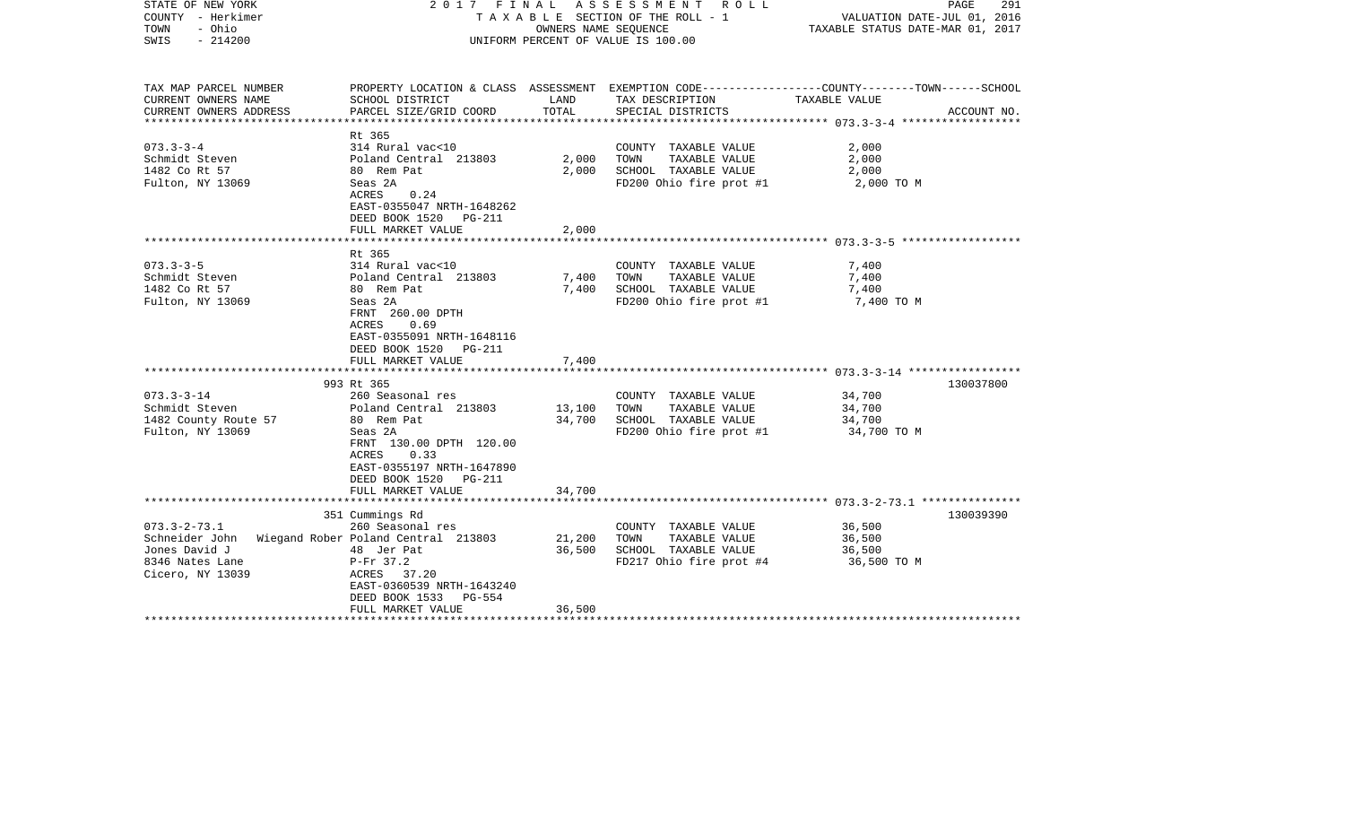STATE OF NEW YORK — 2017 FINAL ASSESSMENT ROLL — VALUATION DATE-JUL 01, 2016
COUNTY - Herkimer — TAXABLE SECTION OF THE ROLL - 1 — TAXABLE STATUS DATE-MAR 01, 2017
TOWN - Ohio — OWNERS NAME SEQUENCE
SWIS - 214200 — UNIFORM PERCENT OF VALUE IS 100.00

| TAX MAP PARCEL NUMBER / CURRENT OWNERS NAME / CURRENT OWNERS ADDRESS | PROPERTY LOCATION & CLASS / SCHOOL DISTRICT / PARCEL SIZE/GRID COORD | ASSESSMENT LAND | TOTAL | EXEMPTION CODE / TAX DESCRIPTION / SPECIAL DISTRICTS | COUNTY--------TOWN------SCHOOL TAXABLE VALUE | ACCOUNT NO. |
|---|---|---|---|---|---|---|
| 073.3-3-4 | Rt 365 | | | | | |
| | 314 Rural vac<10 | | | COUNTY TAXABLE VALUE | 2,000 | |
| Schmidt Steven | Poland Central 213803 | 2,000 | | TOWN TAXABLE VALUE | 2,000 | |
| 1482 Co Rt 57 | 80 Rem Pat | | 2,000 | SCHOOL TAXABLE VALUE | 2,000 | |
| Fulton, NY 13069 | Seas 2A | | | FD200 Ohio fire prot #1 | 2,000 TO M | |
| | ACRES 0.24 | | | | | |
| | EAST-0355047 NRTH-1648262 | | | | | |
| | DEED BOOK 1520 PG-211 | | | | | |
| | FULL MARKET VALUE | | 2,000 | | | |
| 073.3-3-5 | Rt 365 | | | | | |
| | 314 Rural vac<10 | | | COUNTY TAXABLE VALUE | 7,400 | |
| Schmidt Steven | Poland Central 213803 | 7,400 | | TOWN TAXABLE VALUE | 7,400 | |
| 1482 Co Rt 57 | 80 Rem Pat | | 7,400 | SCHOOL TAXABLE VALUE | 7,400 | |
| Fulton, NY 13069 | Seas 2A | | | FD200 Ohio fire prot #1 | 7,400 TO M | |
| | FRNT 260.00 DPTH | | | | | |
| | ACRES 0.69 | | | | | |
| | EAST-0355091 NRTH-1648116 | | | | | |
| | DEED BOOK 1520 PG-211 | | | | | |
| | FULL MARKET VALUE | | 7,400 | | | |
| 073.3-3-14 | 993 Rt 365 | | | | | 130037800 |
| | 260 Seasonal res | | | COUNTY TAXABLE VALUE | 34,700 | |
| Schmidt Steven | Poland Central 213803 | 13,100 | | TOWN TAXABLE VALUE | 34,700 | |
| 1482 County Route 57 | 80 Rem Pat | | 34,700 | SCHOOL TAXABLE VALUE | 34,700 | |
| Fulton, NY 13069 | Seas 2A | | | FD200 Ohio fire prot #1 | 34,700 TO M | |
| | FRNT 130.00 DPTH 120.00 | | | | | |
| | ACRES 0.33 | | | | | |
| | EAST-0355197 NRTH-1647890 | | | | | |
| | DEED BOOK 1520 PG-211 | | | | | |
| | FULL MARKET VALUE | | 34,700 | | | |
| 073.3-2-73.1 | 351 Cummings Rd | | | | | 130039390 |
| | 260 Seasonal res | | | COUNTY TAXABLE VALUE | 36,500 | |
| Schneider John Wiegand Rober | Poland Central 213803 | 21,200 | | TOWN TAXABLE VALUE | 36,500 | |
| Jones David J | 48 Jer Pat | | 36,500 | SCHOOL TAXABLE VALUE | 36,500 | |
| 8346 Nates Lane | P-Fr 37.2 | | | FD217 Ohio fire prot #4 | 36,500 TO M | |
| Cicero, NY 13039 | ACRES 37.20 | | | | | |
| | EAST-0360539 NRTH-1643240 | | | | | |
| | DEED BOOK 1533 PG-554 | | | | | |
| | FULL MARKET VALUE | | 36,500 | | | |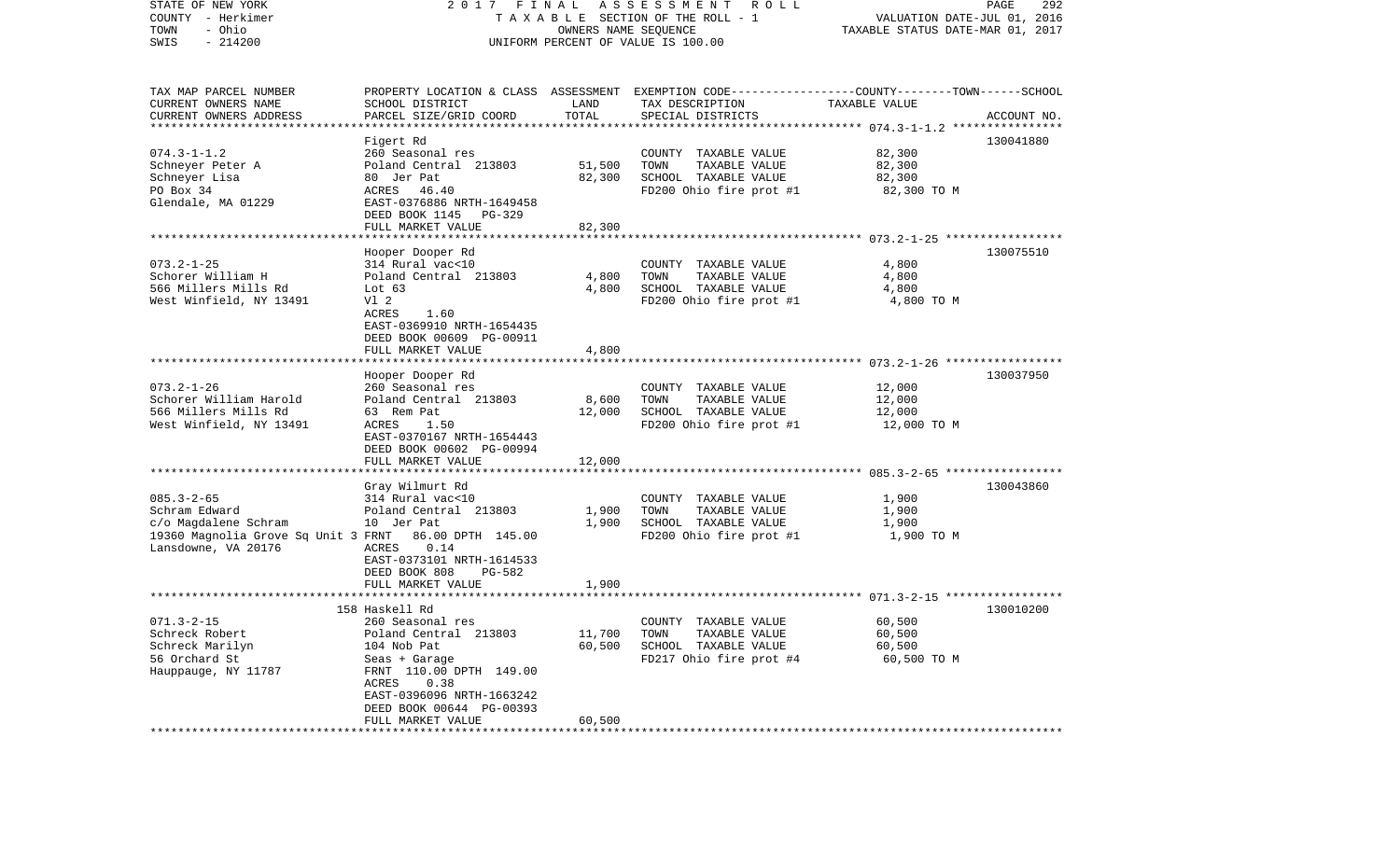STATE OF NEW YORK | 2 0 1 7 F I N A L A S S E S S M E N T R O L L | PAGE 292
COUNTY - Herkimer | T A X A B L E SECTION OF THE ROLL - 1 | VALUATION DATE-JUL 01, 2016
TOWN - Ohio | OWNERS NAME SEQUENCE | TAXABLE STATUS DATE-MAR 01, 2017
SWIS - 214200 | UNIFORM PERCENT OF VALUE IS 100.00

| TAX MAP PARCEL NUMBER<br>CURRENT OWNERS NAME<br>CURRENT OWNERS ADDRESS | PROPERTY LOCATION & CLASS<br>SCHOOL DISTRICT<br>PARCEL SIZE/GRID COORD | ASSESSMENT<br>LAND<br>TOTAL | EXEMPTION CODE-----COUNTY-----TOWN------SCHOOL<br>TAX DESCRIPTION<br>SPECIAL DISTRICTS | TAXABLE VALUE | ACCOUNT NO. |
|---|---|---|---|---|---|
| 074.3-1-1.2 | Figert Rd | | | | 130041880 |
| 074.3-1-1.2 | 260 Seasonal res | | COUNTY TAXABLE VALUE | 82,300 | |
| Schneyer Peter A | Poland Central 213803 | 51,500 | TOWN TAXABLE VALUE | 82,300 | |
| Schneyer Lisa | 80 Jer Pat | 82,300 | SCHOOL TAXABLE VALUE | 82,300 | |
| PO Box 34 | ACRES 46.40 | | FD200 Ohio fire prot #1 | 82,300 TO M | |
| Glendale, MA 01229 | EAST-0376886 NRTH-1649458 | | | | |
| | DEED BOOK 1145 PG-329 | | | | |
| | FULL MARKET VALUE | 82,300 | | | |
| 073.2-1-25 | Hooper Dooper Rd | | | | 130075510 |
| 073.2-1-25 | 314 Rural vac<10 | | COUNTY TAXABLE VALUE | 4,800 | |
| Schorer William H | Poland Central 213803 | 4,800 | TOWN TAXABLE VALUE | 4,800 | |
| 566 Millers Mills Rd | Lot 63 | 4,800 | SCHOOL TAXABLE VALUE | 4,800 | |
| West Winfield, NY 13491 | Vl 2 | | FD200 Ohio fire prot #1 | 4,800 TO M | |
| | ACRES 1.60 | | | | |
| | EAST-0369910 NRTH-1654435 | | | | |
| | DEED BOOK 00609 PG-00911 | | | | |
| | FULL MARKET VALUE | 4,800 | | | |
| 073.2-1-26 | Hooper Dooper Rd | | | | 130037950 |
| 073.2-1-26 | 260 Seasonal res | | COUNTY TAXABLE VALUE | 12,000 | |
| Schorer William Harold | Poland Central 213803 | 8,600 | TOWN TAXABLE VALUE | 12,000 | |
| 566 Millers Mills Rd | 63 Rem Pat | 12,000 | SCHOOL TAXABLE VALUE | 12,000 | |
| West Winfield, NY 13491 | ACRES 1.50 | | FD200 Ohio fire prot #1 | 12,000 TO M | |
| | EAST-0370167 NRTH-1654443 | | | | |
| | DEED BOOK 00602 PG-00994 | | | | |
| | FULL MARKET VALUE | 12,000 | | | |
| 085.3-2-65 | Gray Wilmurt Rd | | | | 130043860 |
| 085.3-2-65 | 314 Rural vac<10 | | COUNTY TAXABLE VALUE | 1,900 | |
| Schram Edward | Poland Central 213803 | 1,900 | TOWN TAXABLE VALUE | 1,900 | |
| c/o Magdalene Schram | 10 Jer Pat | 1,900 | SCHOOL TAXABLE VALUE | 1,900 | |
| 19360 Magnolia Grove Sq Unit 3 | FRNT 86.00 DPTH 145.00 | | FD200 Ohio fire prot #1 | 1,900 TO M | |
| Lansdowne, VA 20176 | ACRES 0.14 | | | | |
| | EAST-0373101 NRTH-1614533 | | | | |
| | DEED BOOK 808 PG-582 | | | | |
| | FULL MARKET VALUE | 1,900 | | | |
| 071.3-2-15 | 158 Haskell Rd | | | | 130010200 |
| 071.3-2-15 | 260 Seasonal res | | COUNTY TAXABLE VALUE | 60,500 | |
| Schreck Robert | Poland Central 213803 | 11,700 | TOWN TAXABLE VALUE | 60,500 | |
| Schreck Marilyn | 104 Nob Pat | 60,500 | SCHOOL TAXABLE VALUE | 60,500 | |
| 56 Orchard St | Seas + Garage | | FD217 Ohio fire prot #4 | 60,500 TO M | |
| Hauppauge, NY 11787 | FRNT 110.00 DPTH 149.00 | | | | |
| | ACRES 0.38 | | | | |
| | EAST-0396096 NRTH-1663242 | | | | |
| | DEED BOOK 00644 PG-00393 | | | | |
| | FULL MARKET VALUE | 60,500 | | | |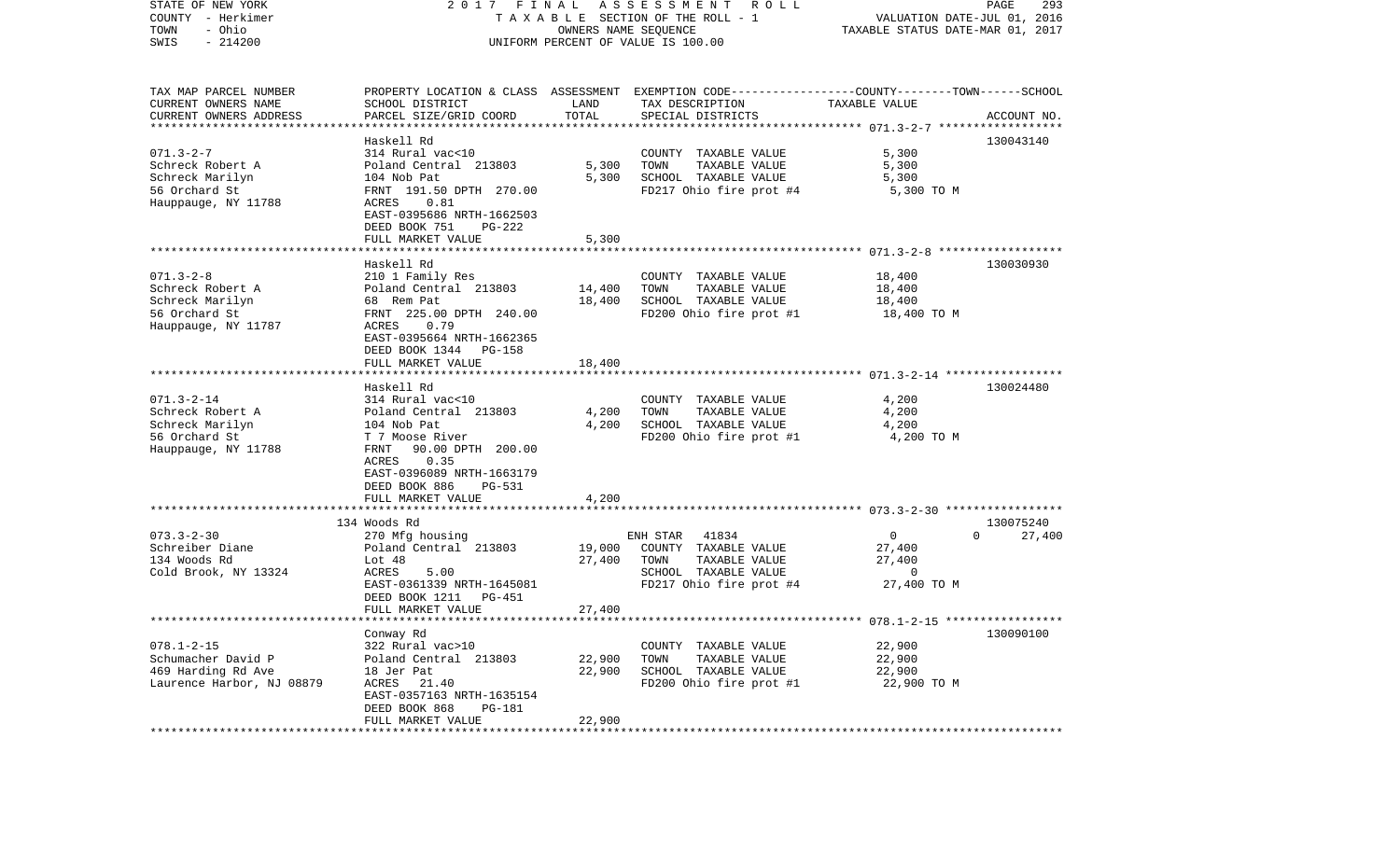STATE OF NEW YORK | 2017 FINAL ASSESSMENT ROLL | VALUATION DATE-JUL 01, 2016
COUNTY - Herkimer | TAXABLE SECTION OF THE ROLL - 1 | TAXABLE STATUS DATE-MAR 01, 2017
TOWN - Ohio | OWNERS NAME SEQUENCE
SWIS - 214200 | UNIFORM PERCENT OF VALUE IS 100.00

| TAX MAP PARCEL NUMBER / CURRENT OWNERS NAME / CURRENT OWNERS ADDRESS | PROPERTY LOCATION & CLASS / SCHOOL DISTRICT / PARCEL SIZE/GRID COORD | ASSESSMENT LAND | TOTAL | EXEMPTION CODE / TAX DESCRIPTION / SPECIAL DISTRICTS | COUNTY | TOWN | SCHOOL TAXABLE VALUE | ACCOUNT NO. |
|---|---|---|---|---|---|---|---|---|
| **071.3-2-7** | Haskell Rd | | | | | | | 130043140 |
| 071.3-2-7 | 314 Rural vac<10 | | | COUNTY TAXABLE VALUE | 5,300 | | | |
| Schreck Robert A | Poland Central 213803 | 5,300 | | TOWN TAXABLE VALUE | | 5,300 | | |
| Schreck Marilyn | 104 Nob Pat | | 5,300 | SCHOOL TAXABLE VALUE | | | 5,300 | |
| 56 Orchard St | FRNT 191.50 DPTH 270.00 | | | FD217 Ohio fire prot #4 | 5,300 TO M | | | |
| Hauppauge, NY 11788 | ACRES 0.81 | | | | | | | |
| | EAST-0395686 NRTH-1662503 | | | | | | | |
| | DEED BOOK 751 PG-222 | | | | | | | |
| | FULL MARKET VALUE | | 5,300 | | | | | |
| **071.3-2-8** | Haskell Rd | | | | | | | 130030930 |
| 071.3-2-8 | 210 1 Family Res | | | COUNTY TAXABLE VALUE | 18,400 | | | |
| Schreck Robert A | Poland Central 213803 | 14,400 | | TOWN TAXABLE VALUE | | 18,400 | | |
| Schreck Marilyn | 68 Rem Pat | | 18,400 | SCHOOL TAXABLE VALUE | | | 18,400 | |
| 56 Orchard St | FRNT 225.00 DPTH 240.00 | | | FD200 Ohio fire prot #1 | 18,400 TO M | | | |
| Hauppauge, NY 11787 | ACRES 0.79 | | | | | | | |
| | EAST-0395664 NRTH-1662365 | | | | | | | |
| | DEED BOOK 1344 PG-158 | | | | | | | |
| | FULL MARKET VALUE | | 18,400 | | | | | |
| **071.3-2-14** | Haskell Rd | | | | | | | 130024480 |
| 071.3-2-14 | 314 Rural vac<10 | | | COUNTY TAXABLE VALUE | 4,200 | | | |
| Schreck Robert A | Poland Central 213803 | 4,200 | | TOWN TAXABLE VALUE | | 4,200 | | |
| Schreck Marilyn | 104 Nob Pat | | 4,200 | SCHOOL TAXABLE VALUE | | | 4,200 | |
| 56 Orchard St | T 7 Moose River | | | FD200 Ohio fire prot #1 | 4,200 TO M | | | |
| Hauppauge, NY 11788 | FRNT 90.00 DPTH 200.00 | | | | | | | |
| | ACRES 0.35 | | | | | | | |
| | EAST-0396089 NRTH-1663179 | | | | | | | |
| | DEED BOOK 886 PG-531 | | | | | | | |
| | FULL MARKET VALUE | | 4,200 | | | | | |
| **073.3-2-30** | 134 Woods Rd | | | | | | | 130075240 |
| 073.3-2-30 | 270 Mfg housing | | | ENH STAR 41834 | 0 | 0 | 27,400 | |
| Schreiber Diane | Poland Central 213803 | 19,000 | | COUNTY TAXABLE VALUE | 27,400 | | | |
| 134 Woods Rd | Lot 48 | | 27,400 | TOWN TAXABLE VALUE | | 27,400 | | |
| Cold Brook, NY 13324 | ACRES 5.00 | | | SCHOOL TAXABLE VALUE | | | 0 | |
| | EAST-0361339 NRTH-1645081 | | | FD217 Ohio fire prot #4 | 27,400 TO M | | | |
| | DEED BOOK 1211 PG-451 | | | | | | | |
| | FULL MARKET VALUE | | 27,400 | | | | | |
| **078.1-2-15** | Conway Rd | | | | | | | 130090100 |
| 078.1-2-15 | 322 Rural vac>10 | | | COUNTY TAXABLE VALUE | 22,900 | | | |
| Schumacher David P | Poland Central 213803 | 22,900 | | TOWN TAXABLE VALUE | | 22,900 | | |
| 469 Harding Rd Ave | 18 Jer Pat | | 22,900 | SCHOOL TAXABLE VALUE | | | 22,900 | |
| Laurence Harbor, NJ 08879 | ACRES 21.40 | | | FD200 Ohio fire prot #1 | 22,900 TO M | | | |
| | EAST-0357163 NRTH-1635154 | | | | | | | |
| | DEED BOOK 868 PG-181 | | | | | | | |
| | FULL MARKET VALUE | | 22,900 | | | | | |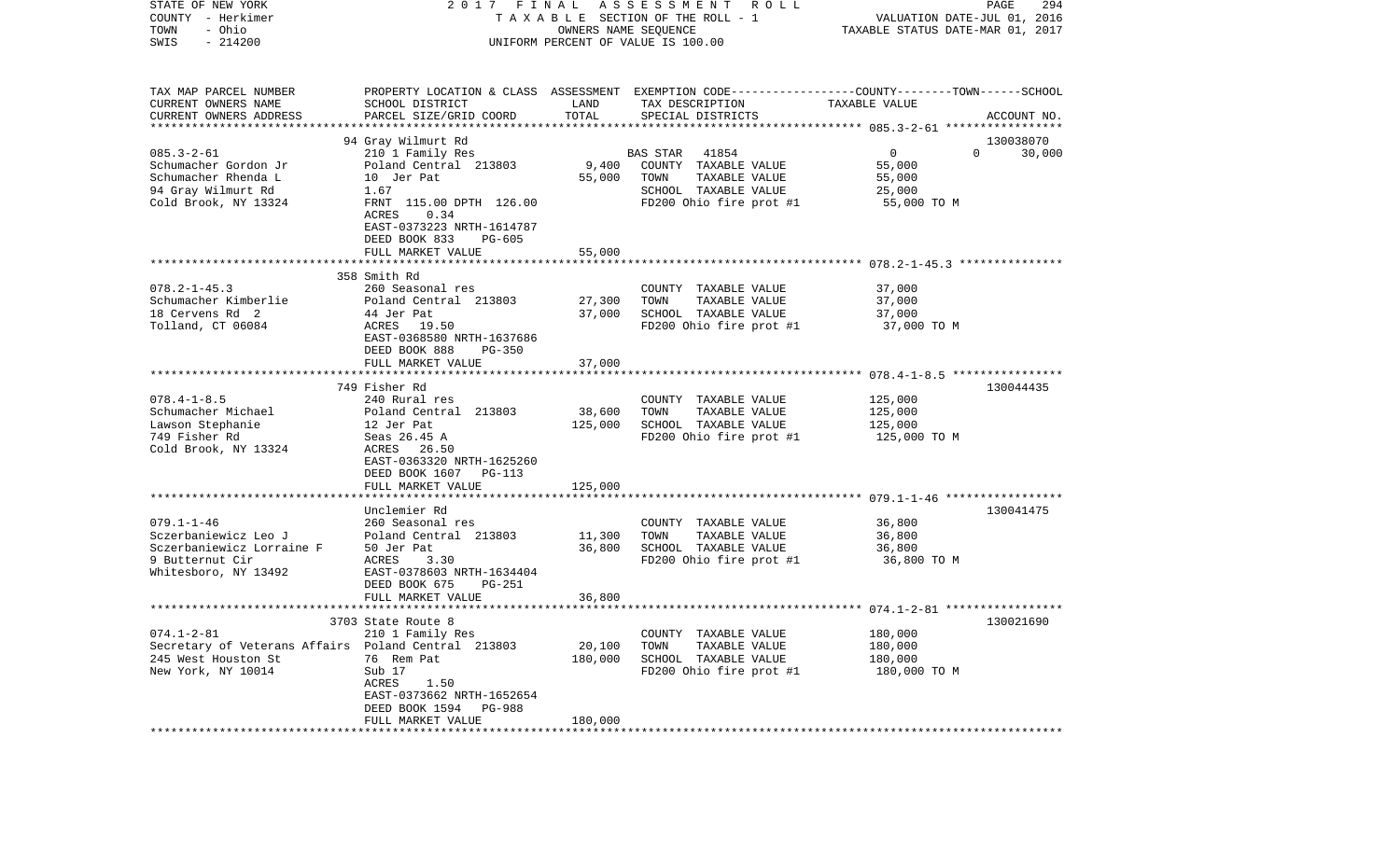STATE OF NEW YORK
COUNTY - Herkimer
TOWN - Ohio
SWIS - 214200

2017 FINAL ASSESSMENT ROLL
TAXABLE SECTION OF THE ROLL - 1
OWNERS NAME SEQUENCE
UNIFORM PERCENT OF VALUE IS 100.00

VALUATION DATE-JUL 01, 2016
TAXABLE STATUS DATE-MAR 01, 2017

| TAX MAP PARCEL NUMBER / CURRENT OWNERS NAME / CURRENT OWNERS ADDRESS | PROPERTY LOCATION & CLASS / SCHOOL DISTRICT / PARCEL SIZE/GRID COORD | ASSESSMENT LAND / TOTAL | EXEMPTION CODE / TAX DESCRIPTION / SPECIAL DISTRICTS | COUNTY--------TOWN------SCHOOL TAXABLE VALUE | ACCOUNT NO. |
|---|---|---|---|---|---|
| 085.3-2-61 | 94 Gray Wilmurt Rd | | | | 130038070 |
| Schumacher Gordon Jr | 210 1 Family Res | | BAS STAR 41854 | 0 0 30,000 | |
| Schumacher Rhenda L | Poland Central 213803 | 9,400 | COUNTY TAXABLE VALUE | 55,000 | |
| 94 Gray Wilmurt Rd | 10 Jer Pat | 55,000 | TOWN TAXABLE VALUE | 55,000 | |
| Cold Brook, NY 13324 | 1.67 | | SCHOOL TAXABLE VALUE | 25,000 | |
| | FRNT 115.00 DPTH 126.00 | | FD200 Ohio fire prot #1 | 55,000 TO M | |
| | ACRES 0.34 | | | | |
| | EAST-0373223 NRTH-1614787 | | | | |
| | DEED BOOK 833 PG-605 | | | | |
| | FULL MARKET VALUE | 55,000 | | | |
| 078.2-1-45.3 | 358 Smith Rd | | | | |
| Schumacher Kimberlie | 260 Seasonal res | | COUNTY TAXABLE VALUE | 37,000 | |
| 18 Cervens Rd 2 | Poland Central 213803 | 27,300 | TOWN TAXABLE VALUE | 37,000 | |
| Tolland, CT 06084 | 44 Jer Pat | 37,000 | SCHOOL TAXABLE VALUE | 37,000 | |
| | ACRES 19.50 | | FD200 Ohio fire prot #1 | 37,000 TO M | |
| | EAST-0368580 NRTH-1637686 | | | | |
| | DEED BOOK 888 PG-350 | | | | |
| | FULL MARKET VALUE | 37,000 | | | |
| 078.4-1-8.5 | 749 Fisher Rd | | | | 130044435 |
| Schumacher Michael | 240 Rural res | | COUNTY TAXABLE VALUE | 125,000 | |
| Lawson Stephanie | Poland Central 213803 | 38,600 | TOWN TAXABLE VALUE | 125,000 | |
| 749 Fisher Rd | 12 Jer Pat | 125,000 | SCHOOL TAXABLE VALUE | 125,000 | |
| Cold Brook, NY 13324 | Seas 26.45 A | | FD200 Ohio fire prot #1 | 125,000 TO M | |
| | ACRES 26.50 | | | | |
| | EAST-0363320 NRTH-1625260 | | | | |
| | DEED BOOK 1607 PG-113 | | | | |
| | FULL MARKET VALUE | 125,000 | | | |
| 079.1-1-46 | Unclemier Rd | | | | 130041475 |
| Sczerbaniewicz Leo J | 260 Seasonal res | | COUNTY TAXABLE VALUE | 36,800 | |
| Sczerbaniewicz Lorraine F | Poland Central 213803 | 11,300 | TOWN TAXABLE VALUE | 36,800 | |
| 9 Butternut Cir | 50 Jer Pat | 36,800 | SCHOOL TAXABLE VALUE | 36,800 | |
| Whitesboro, NY 13492 | ACRES 3.30 | | FD200 Ohio fire prot #1 | 36,800 TO M | |
| | EAST-0378603 NRTH-1634404 | | | | |
| | DEED BOOK 675 PG-251 | | | | |
| | FULL MARKET VALUE | 36,800 | | | |
| 074.1-2-81 | 3703 State Route 8 | | | | 130021690 |
| Secretary of Veterans Affairs | 210 1 Family Res | | COUNTY TAXABLE VALUE | 180,000 | |
| 245 West Houston St | Poland Central 213803 | 20,100 | TOWN TAXABLE VALUE | 180,000 | |
| New York, NY 10014 | 76 Rem Pat | 180,000 | SCHOOL TAXABLE VALUE | 180,000 | |
| | Sub 17 | | FD200 Ohio fire prot #1 | 180,000 TO M | |
| | ACRES 1.50 | | | | |
| | EAST-0373662 NRTH-1652654 | | | | |
| | DEED BOOK 1594 PG-988 | | | | |
| | FULL MARKET VALUE | 180,000 | | | |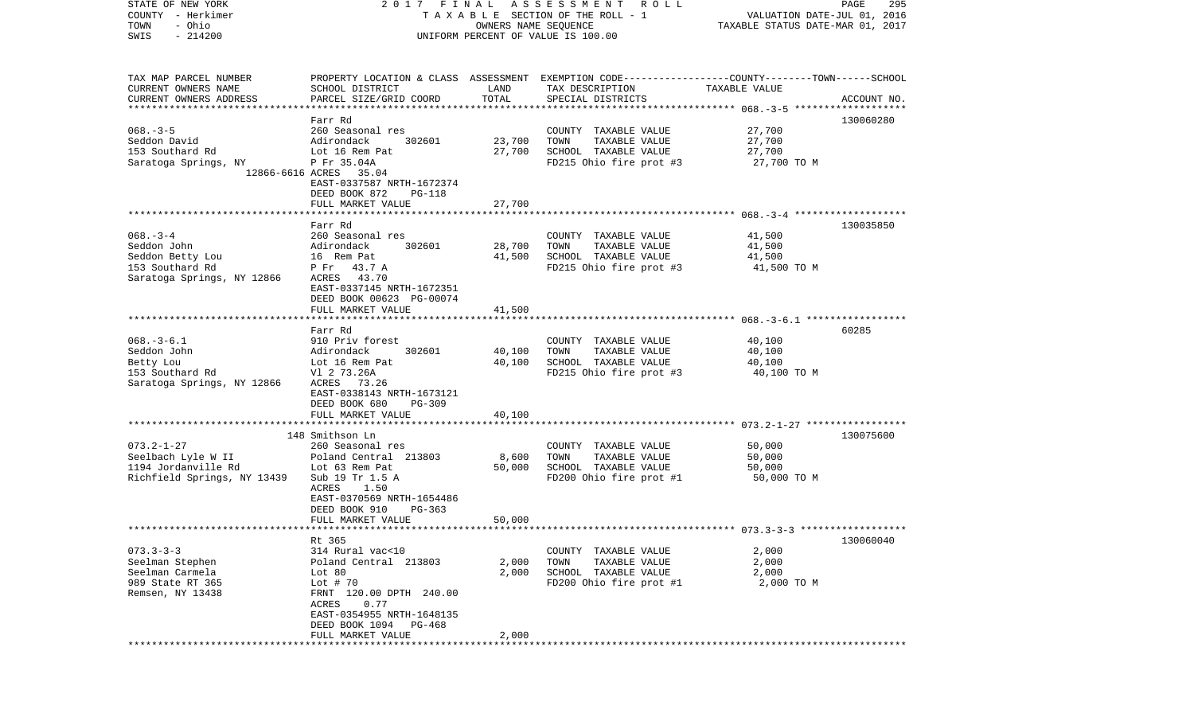STATE OF NEW YORK 2017 FINAL ASSESSMENT ROLL
COUNTY - Herkimer TAXABLE SECTION OF THE ROLL - 1 VALUATION DATE-JUL 01, 2016
TOWN - Ohio OWNERS NAME SEQUENCE TAXABLE STATUS DATE-MAR 01, 2017
SWIS - 214200 UNIFORM PERCENT OF VALUE IS 100.00

| TAX MAP PARCEL NUMBER / CURRENT OWNERS NAME / CURRENT OWNERS ADDRESS | PROPERTY LOCATION & CLASS / SCHOOL DISTRICT / PARCEL SIZE/GRID COORD | ASSESSMENT LAND / TOTAL | EXEMPTION CODE / TAX DESCRIPTION / SPECIAL DISTRICTS | COUNTY--TOWN--SCHOOL TAXABLE VALUE | ACCOUNT NO. |
|---|---|---|---|---|---|
| **068.-3-5** | Farr Rd | | | | 130060280 |
| 068.-3-5 | 260 Seasonal res | | COUNTY TAXABLE VALUE | 27,700 | |
| Seddon David | Adirondack 302601 | 23,700 | TOWN TAXABLE VALUE | 27,700 | |
| 153 Southard Rd | Lot 16 Rem Pat | 27,700 | SCHOOL TAXABLE VALUE | 27,700 | |
| Saratoga Springs, NY | P Fr 35.04A | | FD215 Ohio fire prot #3 | 27,700 TO M | |
| 12866-6616 | ACRES 35.04 | | | | |
| | EAST-0337587 NRTH-1672374 | | | | |
| | DEED BOOK 872 PG-118 | | | | |
| | FULL MARKET VALUE | 27,700 | | | |
| **068.-3-4** | Farr Rd | | | | 130035850 |
| 068.-3-4 | 260 Seasonal res | | COUNTY TAXABLE VALUE | 41,500 | |
| Seddon John | Adirondack 302601 | 28,700 | TOWN TAXABLE VALUE | 41,500 | |
| Seddon Betty Lou | 16 Rem Pat | 41,500 | SCHOOL TAXABLE VALUE | 41,500 | |
| 153 Southard Rd | P Fr 43.7 A | | FD215 Ohio fire prot #3 | 41,500 TO M | |
| Saratoga Springs, NY 12866 | ACRES 43.70 | | | | |
| | EAST-0337145 NRTH-1672351 | | | | |
| | DEED BOOK 00623 PG-00074 | | | | |
| | FULL MARKET VALUE | 41,500 | | | |
| **068.-3-6.1** | Farr Rd | | | | 60285 |
| 068.-3-6.1 | 910 Priv forest | | COUNTY TAXABLE VALUE | 40,100 | |
| Seddon John | Adirondack 302601 | 40,100 | TOWN TAXABLE VALUE | 40,100 | |
| Betty Lou | Lot 16 Rem Pat | 40,100 | SCHOOL TAXABLE VALUE | 40,100 | |
| 153 Southard Rd | Vl 2 73.26A | | FD215 Ohio fire prot #3 | 40,100 TO M | |
| Saratoga Springs, NY 12866 | ACRES 73.26 | | | | |
| | EAST-0338143 NRTH-1673121 | | | | |
| | DEED BOOK 680 PG-309 | | | | |
| | FULL MARKET VALUE | 40,100 | | | |
| **073.2-1-27** | 148 Smithson Ln | | | | 130075600 |
| 073.2-1-27 | 260 Seasonal res | | COUNTY TAXABLE VALUE | 50,000 | |
| Seelbach Lyle W II | Poland Central 213803 | 8,600 | TOWN TAXABLE VALUE | 50,000 | |
| 1194 Jordanville Rd | Lot 63 Rem Pat | 50,000 | SCHOOL TAXABLE VALUE | 50,000 | |
| Richfield Springs, NY 13439 | Sub 19 Tr 1.5 A | | FD200 Ohio fire prot #1 | 50,000 TO M | |
| | ACRES 1.50 | | | | |
| | EAST-0370569 NRTH-1654486 | | | | |
| | DEED BOOK 910 PG-363 | | | | |
| | FULL MARKET VALUE | 50,000 | | | |
| **073.3-3-3** | Rt 365 | | | | 130060040 |
| 073.3-3-3 | 314 Rural vac<10 | | COUNTY TAXABLE VALUE | 2,000 | |
| Seelman Stephen | Poland Central 213803 | 2,000 | TOWN TAXABLE VALUE | 2,000 | |
| Seelman Carmela | Lot 80 | 2,000 | SCHOOL TAXABLE VALUE | 2,000 | |
| 989 State RT 365 | Lot # 70 | | FD200 Ohio fire prot #1 | 2,000 TO M | |
| Remsen, NY 13438 | FRNT 120.00 DPTH 240.00 | | | | |
| | ACRES 0.77 | | | | |
| | EAST-0354955 NRTH-1648135 | | | | |
| | DEED BOOK 1094 PG-468 | | | | |
| | FULL MARKET VALUE | 2,000 | | | |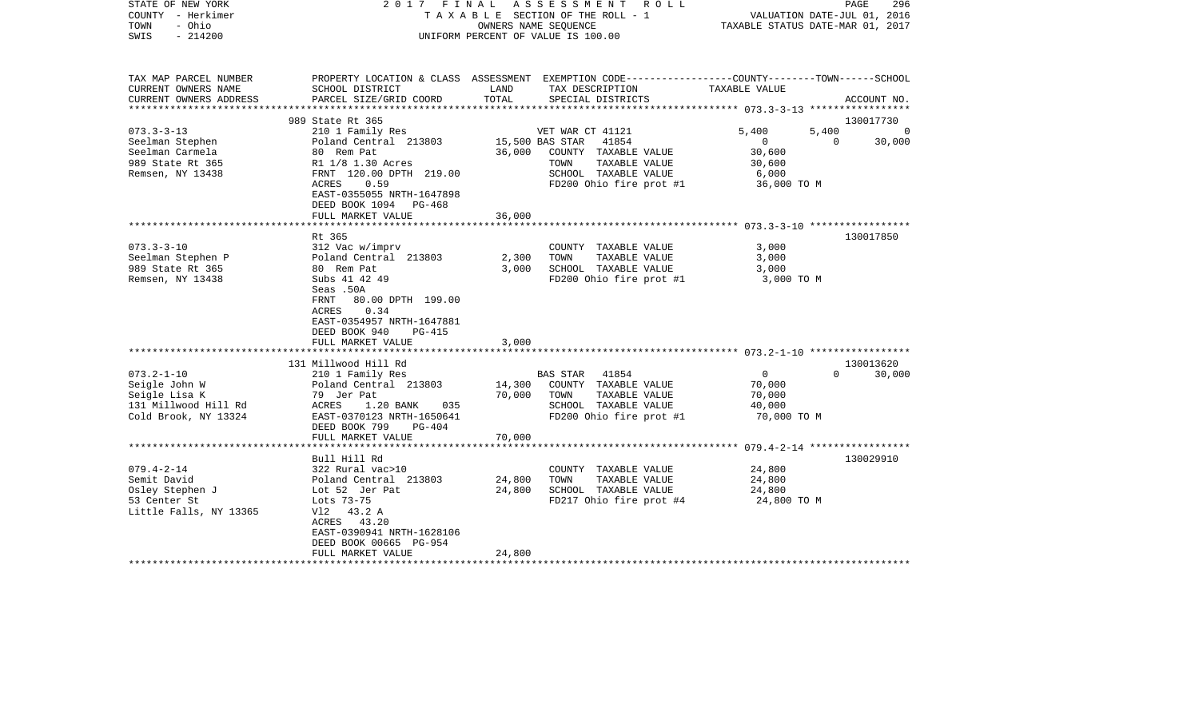STATE OF NEW YORK | COUNTY - Herkimer | TOWN - Ohio | SWIS - 214200

# 2017 FINAL ASSESSMENT ROLL

TAXABLE SECTION OF THE ROLL - 1
OWNERS NAME SEQUENCE
UNIFORM PERCENT OF VALUE IS 100.00

VALUATION DATE-JUL 01, 2016
TAXABLE STATUS DATE-MAR 01, 2017

| TAX MAP PARCEL NUMBER / CURRENT OWNERS NAME / CURRENT OWNERS ADDRESS | PROPERTY LOCATION & CLASS / SCHOOL DISTRICT / PARCEL SIZE/GRID COORD | ASSESSMENT LAND | TOTAL | EXEMPTION CODE / TAX DESCRIPTION / SPECIAL DISTRICTS | COUNTY TAXABLE VALUE | TOWN | SCHOOL | ACCOUNT NO. |
|---|---|---|---|---|---|---|---|---|
| 073.3-3-13 | 989 State Rt 365 | | | | | | | 130017730 |
| 073.3-3-13 | 210 1 Family Res | | | VET WAR CT 41121 | 5,400 | 5,400 | 0 | |
| Seelman Stephen | Poland Central 213803 | 15,500 | | BAS STAR 41854 | 0 | 0 | 30,000 | |
| Seelman Carmela | 80 Rem Pat | | 36,000 | COUNTY TAXABLE VALUE | 30,600 | | | |
| 989 State Rt 365 | R1 1/8 1.30 Acres | | | TOWN TAXABLE VALUE | 30,600 | | | |
| Remsen, NY 13438 | FRNT 120.00 DPTH 219.00 | | | SCHOOL TAXABLE VALUE | 6,000 | | | |
| | ACRES 0.59 | | | FD200 Ohio fire prot #1 | 36,000 TO M | | | |
| | EAST-0355055 NRTH-1647898 | | | | | | | |
| | DEED BOOK 1094 PG-468 | | | | | | | |
| | FULL MARKET VALUE | | 36,000 | | | | | |
| 073.3-3-10 | Rt 365 | | | | | | | 130017850 |
| 073.3-3-10 | 312 Vac w/imprv | | | COUNTY TAXABLE VALUE | 3,000 | | | |
| Seelman Stephen P | Poland Central 213803 | 2,300 | | TOWN TAXABLE VALUE | 3,000 | | | |
| 989 State Rt 365 | 80 Rem Pat | | 3,000 | SCHOOL TAXABLE VALUE | 3,000 | | | |
| Remsen, NY 13438 | Subs 41 42 49 | | | FD200 Ohio fire prot #1 | 3,000 TO M | | | |
| | Seas .50A | | | | | | | |
| | FRNT 80.00 DPTH 199.00 | | | | | | | |
| | ACRES 0.34 | | | | | | | |
| | EAST-0354957 NRTH-1647881 | | | | | | | |
| | DEED BOOK 940 PG-415 | | | | | | | |
| | FULL MARKET VALUE | | 3,000 | | | | | |
| 073.2-1-10 | 131 Millwood Hill Rd | | | | | | | 130013620 |
| 073.2-1-10 | 210 1 Family Res | | | BAS STAR 41854 | 0 | 0 | 30,000 | |
| Seigle John W | Poland Central 213803 | 14,300 | | COUNTY TAXABLE VALUE | 70,000 | | | |
| Seigle Lisa K | 79 Jer Pat | | 70,000 | TOWN TAXABLE VALUE | 70,000 | | | |
| 131 Millwood Hill Rd | ACRES 1.20 BANK 035 | | | SCHOOL TAXABLE VALUE | 40,000 | | | |
| Cold Brook, NY 13324 | EAST-0370123 NRTH-1650641 | | | FD200 Ohio fire prot #1 | 70,000 TO M | | | |
| | DEED BOOK 799 PG-404 | | | | | | | |
| | FULL MARKET VALUE | | 70,000 | | | | | |
| 079.4-2-14 | Bull Hill Rd | | | | | | | 130029910 |
| 079.4-2-14 | 322 Rural vac>10 | | | COUNTY TAXABLE VALUE | 24,800 | | | |
| Semit David | Poland Central 213803 | 24,800 | | TOWN TAXABLE VALUE | 24,800 | | | |
| Osley Stephen J | Lot 52 Jer Pat | | 24,800 | SCHOOL TAXABLE VALUE | 24,800 | | | |
| 53 Center St | Lots 73-75 | | | FD217 Ohio fire prot #4 | 24,800 TO M | | | |
| Little Falls, NY 13365 | Vl2 43.2 A | | | | | | | |
| | ACRES 43.20 | | | | | | | |
| | EAST-0390941 NRTH-1628106 | | | | | | | |
| | DEED BOOK 00665 PG-954 | | | | | | | |
| | FULL MARKET VALUE | | 24,800 | | | | | |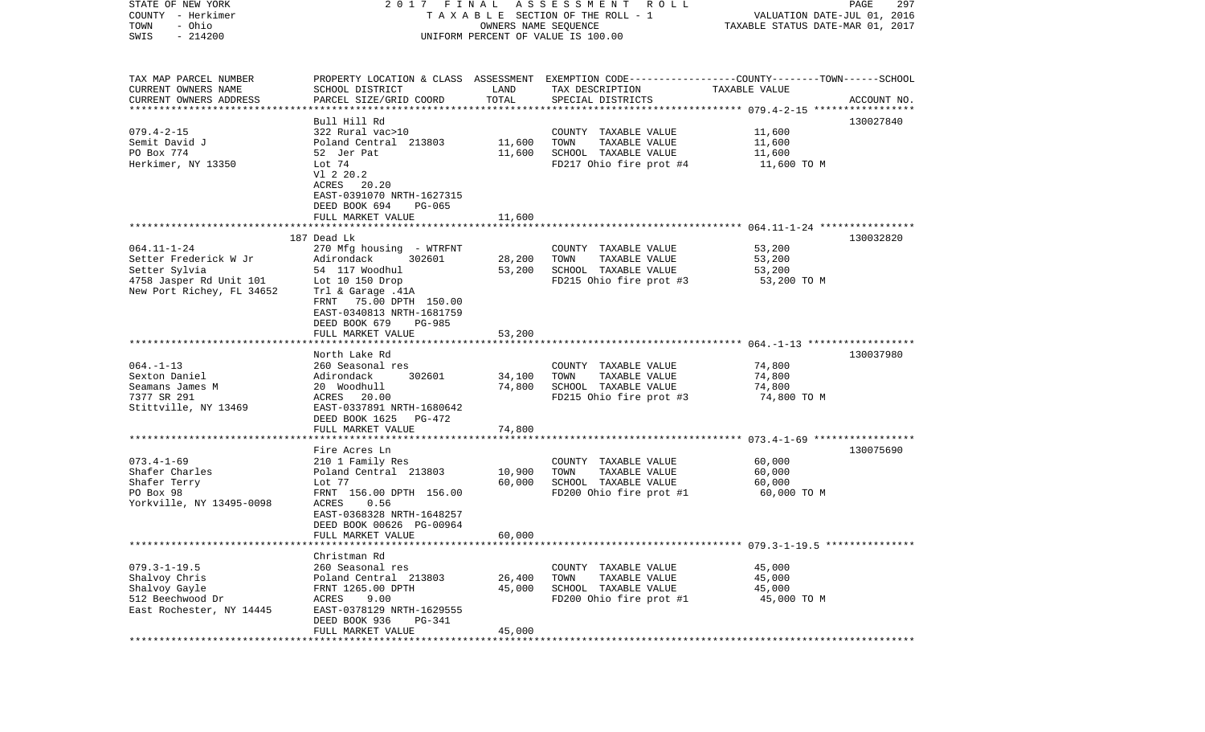STATE OF NEW YORK — 2017 FINAL ASSESSMENT ROLL
COUNTY - Herkimer — TAXABLE SECTION OF THE ROLL - 1 — VALUATION DATE-JUL 01, 2016
TOWN - Ohio — OWNERS NAME SEQUENCE — TAXABLE STATUS DATE-MAR 01, 2017
SWIS - 214200 — UNIFORM PERCENT OF VALUE IS 100.00

| TAX MAP PARCEL NUMBER / CURRENT OWNERS NAME / CURRENT OWNERS ADDRESS | PROPERTY LOCATION & CLASS / SCHOOL DISTRICT / PARCEL SIZE/GRID COORD | ASSESSMENT LAND / TOTAL | EXEMPTION CODE / TAX DESCRIPTION / SPECIAL DISTRICTS | TAXABLE VALUE (COUNTY--TOWN--SCHOOL) | ACCOUNT NO. |
|---|---|---|---|---|---|
| | Bull Hill Rd | | | | 130027840 |
| 079.4-2-15 | 322 Rural vac>10 | | COUNTY TAXABLE VALUE | 11,600 | |
| Semit David J | Poland Central 213803 | 11,600 | TOWN TAXABLE VALUE | 11,600 | |
| PO Box 774 | 52 Jer Pat | 11,600 | SCHOOL TAXABLE VALUE | 11,600 | |
| Herkimer, NY 13350 | Lot 74 | | FD217 Ohio fire prot #4 | 11,600 TO M | |
| | Vl 2 20.2 | | | | |
| | ACRES 20.20 | | | | |
| | EAST-0391070 NRTH-1627315 | | | | |
| | DEED BOOK 694 PG-065 | | | | |
| | FULL MARKET VALUE | 11,600 | | | |
| | 187 Dead Lk | | | | 130032820 |
| 064.11-1-24 | 270 Mfg housing - WTRFNT | | COUNTY TAXABLE VALUE | 53,200 | |
| Setter Frederick W Jr | Adirondack 302601 | 28,200 | TOWN TAXABLE VALUE | 53,200 | |
| Setter Sylvia | 54 117 Woodhul | 53,200 | SCHOOL TAXABLE VALUE | 53,200 | |
| 4758 Jasper Rd Unit 101 | Lot 10 150 Drop | | FD215 Ohio fire prot #3 | 53,200 TO M | |
| New Port Richey, FL 34652 | Trl & Garage .41A | | | | |
| | FRNT 75.00 DPTH 150.00 | | | | |
| | EAST-0340813 NRTH-1681759 | | | | |
| | DEED BOOK 679 PG-985 | | | | |
| | FULL MARKET VALUE | 53,200 | | | |
| | North Lake Rd | | | | 130037980 |
| 064.-1-13 | 260 Seasonal res | | COUNTY TAXABLE VALUE | 74,800 | |
| Sexton Daniel | Adirondack 302601 | 34,100 | TOWN TAXABLE VALUE | 74,800 | |
| Seamans James M | 20 Woodhull | 74,800 | SCHOOL TAXABLE VALUE | 74,800 | |
| 7377 SR 291 | ACRES 20.00 | | FD215 Ohio fire prot #3 | 74,800 TO M | |
| Stittville, NY 13469 | EAST-0337891 NRTH-1680642 | | | | |
| | DEED BOOK 1625 PG-472 | | | | |
| | FULL MARKET VALUE | 74,800 | | | |
| | Fire Acres Ln | | | | 130075690 |
| 073.4-1-69 | 210 1 Family Res | | COUNTY TAXABLE VALUE | 60,000 | |
| Shafer Charles | Poland Central 213803 | 10,900 | TOWN TAXABLE VALUE | 60,000 | |
| Shafer Terry | Lot 77 | 60,000 | SCHOOL TAXABLE VALUE | 60,000 | |
| PO Box 98 | FRNT 156.00 DPTH 156.00 | | FD200 Ohio fire prot #1 | 60,000 TO M | |
| Yorkville, NY 13495-0098 | ACRES 0.56 | | | | |
| | EAST-0368328 NRTH-1648257 | | | | |
| | DEED BOOK 00626 PG-00964 | | | | |
| | FULL MARKET VALUE | 60,000 | | | |
| | Christman Rd | | | | |
| 079.3-1-19.5 | 260 Seasonal res | | COUNTY TAXABLE VALUE | 45,000 | |
| Shalvoy Chris | Poland Central 213803 | 26,400 | TOWN TAXABLE VALUE | 45,000 | |
| Shalvoy Gayle | FRNT 1265.00 DPTH | 45,000 | SCHOOL TAXABLE VALUE | 45,000 | |
| 512 Beechwood Dr | ACRES 9.00 | | FD200 Ohio fire prot #1 | 45,000 TO M | |
| East Rochester, NY 14445 | EAST-0378129 NRTH-1629555 | | | | |
| | DEED BOOK 936 PG-341 | | | | |
| | FULL MARKET VALUE | 45,000 | | | |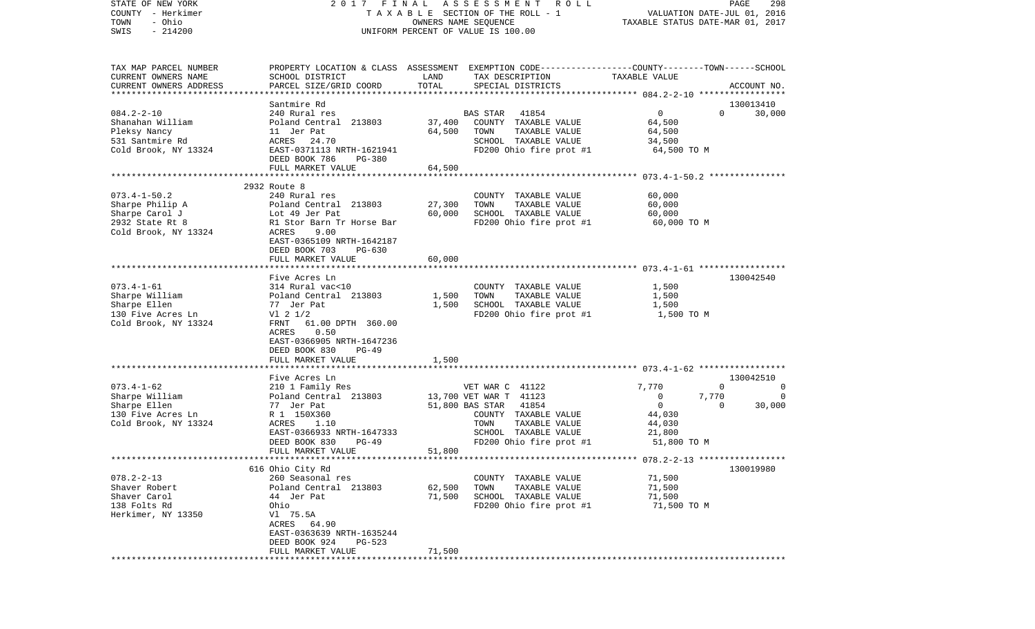STATE OF NEW YORK | 2017 FINAL ASSESSMENT ROLL | PAGE 298
COUNTY - Herkimer | TAXABLE SECTION OF THE ROLL - 1 | VALUATION DATE-JUL 01, 2016
TOWN - Ohio | OWNERS NAME SEQUENCE | TAXABLE STATUS DATE-MAR 01, 2017
SWIS - 214200 | UNIFORM PERCENT OF VALUE IS 100.00

```
TAX MAP PARCEL NUMBER     PROPERTY LOCATION & CLASS  ASSESSMENT  EXEMPTION CODE-----------------COUNTY--------TOWN------SCHOOL
CURRENT OWNERS NAME       SCHOOL DISTRICT             LAND       TAX DESCRIPTION                 TAXABLE VALUE
CURRENT OWNERS ADDRESS    PARCEL SIZE/GRID COORD      TOTAL      SPECIAL DISTRICTS                                      ACCOUNT NO.
******************************************************************************************************* 084.2-2-10 *****************
                          Santmire Rd                                                                                130013410
084.2-2-10                240 Rural res                           BAS STAR  41854                 0             0        30,000
Shanahan William          Poland Central  213803      37,400     COUNTY  TAXABLE VALUE          64,500
Pleksy Nancy              11  Jer Pat                 64,500     TOWN    TAXABLE VALUE          64,500
531 Santmire Rd           ACRES   24.70                          SCHOOL  TAXABLE VALUE          34,500
Cold Brook, NY 13324      EAST-0371113 NRTH-1621941              FD200 Ohio fire prot #1         64,500 TO M
                          DEED BOOK 786    PG-380
                          FULL MARKET VALUE           64,500
******************************************************************************************************* 073.4-1-50.2 ***************
                          2932 Route 8
073.4-1-50.2              240 Rural res                          COUNTY  TAXABLE VALUE          60,000
Sharpe Philip A           Poland Central  213803      27,300     TOWN    TAXABLE VALUE          60,000
Sharpe Carol J            Lot 49 Jer Pat              60,000     SCHOOL  TAXABLE VALUE          60,000
2932 State Rt 8           R1 Stor Barn Tr Horse Bar              FD200 Ohio fire prot #1         60,000 TO M
Cold Brook, NY 13324      ACRES    9.00
                          EAST-0365109 NRTH-1642187
                          DEED BOOK 703    PG-630
                          FULL MARKET VALUE           60,000
******************************************************************************************************* 073.4-1-61 *****************
                          Five Acres Ln                                                                              130042540
073.4-1-61                314 Rural vac<10                       COUNTY  TAXABLE VALUE           1,500
Sharpe William            Poland Central  213803       1,500     TOWN    TAXABLE VALUE           1,500
Sharpe Ellen              77  Jer Pat                  1,500     SCHOOL  TAXABLE VALUE           1,500
130 Five Acres Ln         Vl 2 1/2                               FD200 Ohio fire prot #1          1,500 TO M
Cold Brook, NY 13324      FRNT   61.00 DPTH 360.00
                          ACRES    0.50
                          EAST-0366905 NRTH-1647236
                          DEED BOOK 830    PG-49
                          FULL MARKET VALUE            1,500
******************************************************************************************************* 073.4-1-62 *****************
                          Five Acres Ln                                                                              130042510
073.4-1-62                210 1 Family Res                       VET WAR C  41122             7,770             0             0
Sharpe William            Poland Central  213803      13,700 VET WAR T  41123                 0         7,770             0
Sharpe Ellen              77  Jer Pat                 51,800 BAS STAR   41854                 0             0        30,000
130 Five Acres Ln         R 1  150X360                           COUNTY  TAXABLE VALUE          44,030
Cold Brook, NY 13324      ACRES    1.10                          TOWN    TAXABLE VALUE          44,030
                          EAST-0366933 NRTH-1647333              SCHOOL  TAXABLE VALUE          21,800
                          DEED BOOK 830    PG-49                 FD200 Ohio fire prot #1         51,800 TO M
                          FULL MARKET VALUE           51,800
******************************************************************************************************* 078.2-2-13 *****************
                          616 Ohio City Rd                                                                           130019980
078.2-2-13                260 Seasonal res                       COUNTY  TAXABLE VALUE          71,500
Shaver Robert             Poland Central  213803      62,500     TOWN    TAXABLE VALUE          71,500
Shaver Carol              44  Jer Pat                 71,500     SCHOOL  TAXABLE VALUE          71,500
138 Folts Rd              Ohio                                   FD200 Ohio fire prot #1         71,500 TO M
Herkimer, NY 13350        Vl 75.5A
                          ACRES   64.90
                          EAST-0363639 NRTH-1635244
                          DEED BOOK 924    PG-523
                          FULL MARKET VALUE           71,500
************************************************************************************************************************************
```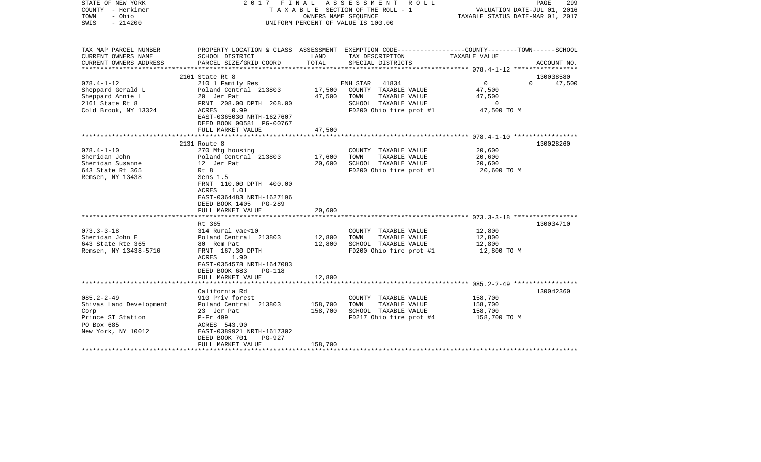STATE OF NEW YORK — 2017 FINAL ASSESSMENT ROLL
COUNTY - Herkimer — TAXABLE SECTION OF THE ROLL - 1 — VALUATION DATE-JUL 01, 2016
TOWN - Ohio — OWNERS NAME SEQUENCE — TAXABLE STATUS DATE-MAR 01, 2017
SWIS - 214200 — UNIFORM PERCENT OF VALUE IS 100.00

| TAX MAP PARCEL NUMBER / CURRENT OWNERS NAME / CURRENT OWNERS ADDRESS | PROPERTY LOCATION & CLASS / SCHOOL DISTRICT / PARCEL SIZE/GRID COORD | ASSESSMENT LAND | TOTAL | EXEMPTION CODE / TAX DESCRIPTION / SPECIAL DISTRICTS | COUNTY / TOWN / SCHOOL TAXABLE VALUE | ACCOUNT NO. |
|---|---|---|---|---|---|---|
| | 2161 State Rt 8 | | | | | 130038580 |
| 078.4-1-12 | 210 1 Family Res | | | ENH STAR 41834 | 0 0 47,500 | |
| Sheppard Gerald L | Poland Central 213803 | 17,500 | | COUNTY TAXABLE VALUE | 47,500 | |
| Sheppard Annie L | 20 Jer Pat | | 47,500 | TOWN TAXABLE VALUE | 47,500 | |
| 2161 State Rt 8 | FRNT 208.00 DPTH 208.00 | | | SCHOOL TAXABLE VALUE | 0 | |
| Cold Brook, NY 13324 | ACRES 0.99 | | | FD200 Ohio fire prot #1 | 47,500 TO M | |
| | EAST-0365030 NRTH-1627607 | | | | | |
| | DEED BOOK 00581 PG-00767 | | | | | |
| | FULL MARKET VALUE | | 47,500 | | | |
| | 2131 Route 8 | | | | | 130028260 |
| 078.4-1-10 | 270 Mfg housing | | | COUNTY TAXABLE VALUE | 20,600 | |
| Sheridan John | Poland Central 213803 | 17,600 | | TOWN TAXABLE VALUE | 20,600 | |
| Sheridan Susanne | 12 Jer Pat | | 20,600 | SCHOOL TAXABLE VALUE | 20,600 | |
| 643 State Rt 365 | Rt 8 | | | FD200 Ohio fire prot #1 | 20,600 TO M | |
| Remsen, NY 13438 | Sens 1.5 | | | | | |
| | FRNT 110.00 DPTH 400.00 | | | | | |
| | ACRES 1.01 | | | | | |
| | EAST-0364483 NRTH-1627196 | | | | | |
| | DEED BOOK 1405 PG-289 | | | | | |
| | FULL MARKET VALUE | | 20,600 | | | |
| | Rt 365 | | | | | 130034710 |
| 073.3-3-18 | 314 Rural vac<10 | | | COUNTY TAXABLE VALUE | 12,800 | |
| Sheridan John E | Poland Central 213803 | 12,800 | | TOWN TAXABLE VALUE | 12,800 | |
| 643 State Rte 365 | 80 Rem Pat | | 12,800 | SCHOOL TAXABLE VALUE | 12,800 | |
| Remsen, NY 13438-5716 | FRNT 167.30 DPTH | | | FD200 Ohio fire prot #1 | 12,800 TO M | |
| | ACRES 1.90 | | | | | |
| | EAST-0354578 NRTH-1647083 | | | | | |
| | DEED BOOK 683 PG-118 | | | | | |
| | FULL MARKET VALUE | | 12,800 | | | |
| | California Rd | | | | | 130042360 |
| 085.2-2-49 | 910 Priv forest | | | COUNTY TAXABLE VALUE | 158,700 | |
| Shivas Land Development | Poland Central 213803 | 158,700 | | TOWN TAXABLE VALUE | 158,700 | |
| Corp | 23 Jer Pat | | 158,700 | SCHOOL TAXABLE VALUE | 158,700 | |
| Prince ST Station | P-Fr 499 | | | FD217 Ohio fire prot #4 | 158,700 TO M | |
| PO Box 685 | ACRES 543.90 | | | | | |
| New York, NY 10012 | EAST-0389921 NRTH-1617302 | | | | | |
| | DEED BOOK 701 PG-927 | | | | | |
| | FULL MARKET VALUE | | 158,700 | | | |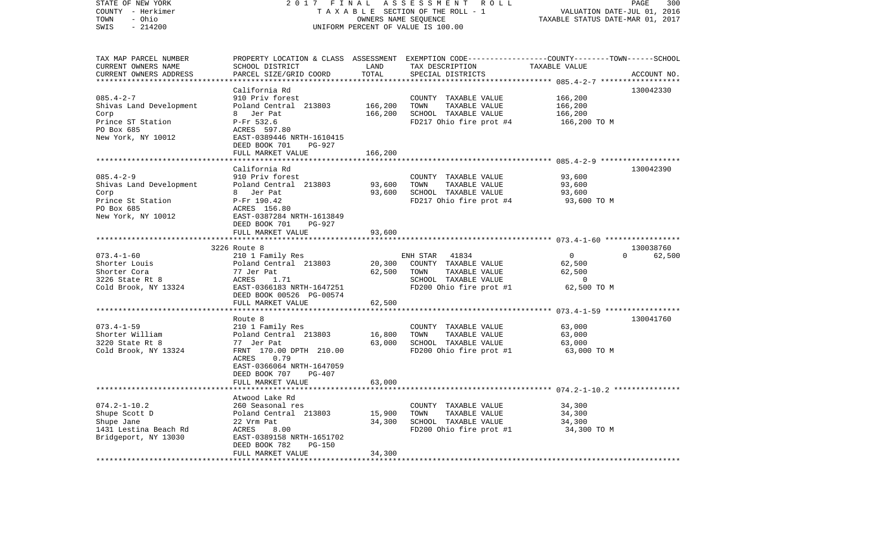STATE OF NEW YORK | 2 0 1 7 F I N A L A S S E S S M E N T R O L L
COUNTY - Herkimer | T A X A B L E SECTION OF THE ROLL - 1 | VALUATION DATE-JUL 01, 2016
TOWN - Ohio | OWNERS NAME SEQUENCE | TAXABLE STATUS DATE-MAR 01, 2017
SWIS - 214200 | UNIFORM PERCENT OF VALUE IS 100.00

| TAX MAP PARCEL NUMBER / CURRENT OWNERS NAME / CURRENT OWNERS ADDRESS | PROPERTY LOCATION & CLASS / SCHOOL DISTRICT / PARCEL SIZE/GRID COORD | ASSESSMENT LAND | TOTAL | EXEMPTION CODE / TAX DESCRIPTION / SPECIAL DISTRICTS | COUNTY | TOWN | SCHOOL TAXABLE VALUE | ACCOUNT NO. |
|---|---|---|---|---|---|---|---|---|
| 085.4-2-7 | California Rd | | | | | | | 130042330 |
| Shivas Land Development | 910 Priv forest | | | COUNTY TAXABLE VALUE | 166,200 | | | |
| Corp | Poland Central 213803 | 166,200 | | TOWN TAXABLE VALUE | | 166,200 | | |
| Prince ST Station | 8 Jer Pat | | 166,200 | SCHOOL TAXABLE VALUE | | | 166,200 | |
| PO Box 685 | P-Fr 532.6 | | | FD217 Ohio fire prot #4 | 166,200 TO M | | | |
| New York, NY 10012 | ACRES 597.80 | | | | | | | |
| | EAST-0389446 NRTH-1610415 | | | | | | | |
| | DEED BOOK 701 PG-927 | | | | | | | |
| | FULL MARKET VALUE | | 166,200 | | | | | |
| 085.4-2-9 | California Rd | | | | | | | 130042390 |
| Shivas Land Development | 910 Priv forest | | | COUNTY TAXABLE VALUE | 93,600 | | | |
| Corp | Poland Central 213803 | 93,600 | | TOWN TAXABLE VALUE | | 93,600 | | |
| Prince St Station | 8 Jer Pat | | 93,600 | SCHOOL TAXABLE VALUE | | | 93,600 | |
| PO Box 685 | P-Fr 190.42 | | | FD217 Ohio fire prot #4 | 93,600 TO M | | | |
| New York, NY 10012 | ACRES 156.80 | | | | | | | |
| | EAST-0387284 NRTH-1613849 | | | | | | | |
| | DEED BOOK 701 PG-927 | | | | | | | |
| | FULL MARKET VALUE | | 93,600 | | | | | |
| 073.4-1-60 | 3226 Route 8 | | | | | | | 130038760 |
| Shorter Louis | 210 1 Family Res | | | ENH STAR 41834 | 0 | 0 | 62,500 | |
| Shorter Cora | Poland Central 213803 | 20,300 | | COUNTY TAXABLE VALUE | 62,500 | | | |
| 3226 State Rt 8 | 77 Jer Pat | | 62,500 | TOWN TAXABLE VALUE | | 62,500 | | |
| Cold Brook, NY 13324 | ACRES 1.71 | | | SCHOOL TAXABLE VALUE | | | 0 | |
| | EAST-0366183 NRTH-1647251 | | | FD200 Ohio fire prot #1 | 62,500 TO M | | | |
| | DEED BOOK 00526 PG-00574 | | | | | | | |
| | FULL MARKET VALUE | | 62,500 | | | | | |
| 073.4-1-59 | Route 8 | | | | | | | 130041760 |
| Shorter William | 210 1 Family Res | | | COUNTY TAXABLE VALUE | 63,000 | | | |
| 3220 State Rt 8 | Poland Central 213803 | 16,800 | | TOWN TAXABLE VALUE | | 63,000 | | |
| Cold Brook, NY 13324 | 77 Jer Pat | | 63,000 | SCHOOL TAXABLE VALUE | | | 63,000 | |
| | FRNT 170.00 DPTH 210.00 | | | FD200 Ohio fire prot #1 | 63,000 TO M | | | |
| | ACRES 0.79 | | | | | | | |
| | EAST-0366064 NRTH-1647059 | | | | | | | |
| | DEED BOOK 707 PG-407 | | | | | | | |
| | FULL MARKET VALUE | | 63,000 | | | | | |
| 074.2-1-10.2 | Atwood Lake Rd | | | | | | | |
| Shupe Scott D | 260 Seasonal res | | | COUNTY TAXABLE VALUE | 34,300 | | | |
| Shupe Jane | Poland Central 213803 | 15,900 | | TOWN TAXABLE VALUE | | 34,300 | | |
| 1431 Lestina Beach Rd | 22 Vrm Pat | | 34,300 | SCHOOL TAXABLE VALUE | | | 34,300 | |
| Bridgeport, NY 13030 | ACRES 8.00 | | | FD200 Ohio fire prot #1 | 34,300 TO M | | | |
| | EAST-0389158 NRTH-1651702 | | | | | | | |
| | DEED BOOK 782 PG-150 | | | | | | | |
| | FULL MARKET VALUE | | 34,300 | | | | | |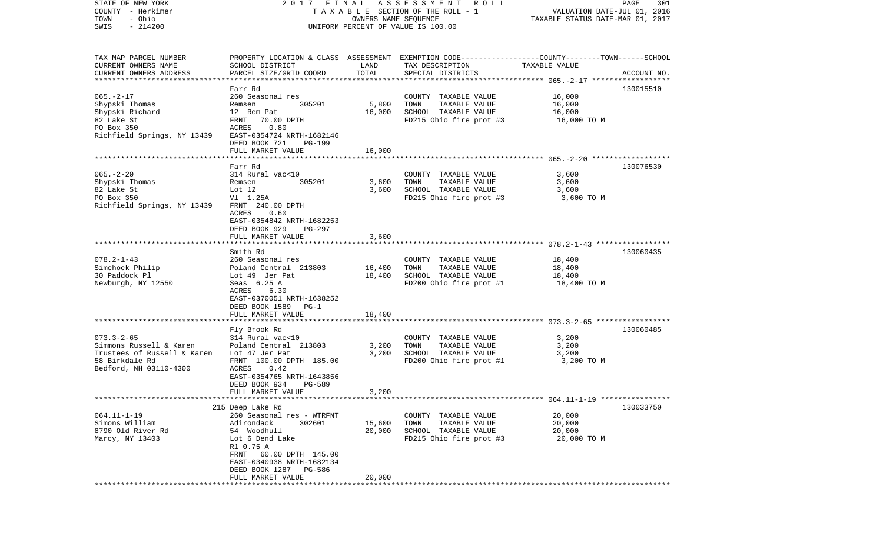STATE OF NEW YORK — COUNTY - Herkimer — TOWN - Ohio — SWIS - 214200

2017 FINAL ASSESSMENT ROLL
TAXABLE SECTION OF THE ROLL - 1
OWNERS NAME SEQUENCE
UNIFORM PERCENT OF VALUE IS 100.00

VALUATION DATE-JUL 01, 2016
TAXABLE STATUS DATE-MAR 01, 2017

| TAX MAP PARCEL NUMBER / CURRENT OWNERS NAME / CURRENT OWNERS ADDRESS | PROPERTY LOCATION & CLASS / SCHOOL DISTRICT / PARCEL SIZE/GRID COORD | ASSESSMENT LAND | ASSESSMENT TOTAL | EXEMPTION CODE / TAX DESCRIPTION / SPECIAL DISTRICTS | TAXABLE VALUE (COUNTY--TOWN--SCHOOL) | ACCOUNT NO. |
|---|---|---|---|---|---|---|
| 065.-2-17 | Farr Rd | | | | | 130015510 |
| Shypski Thomas | 260 Seasonal res | | | COUNTY TAXABLE VALUE | 16,000 | |
| Shypski Richard | Remsen 305201 | 5,800 | | TOWN TAXABLE VALUE | 16,000 | |
| 82 Lake St | 12 Rem Pat | | 16,000 | SCHOOL TAXABLE VALUE | 16,000 | |
| PO Box 350 | FRNT 70.00 DPTH | | | FD215 Ohio fire prot #3 | 16,000 TO M | |
| Richfield Springs, NY 13439 | ACRES 0.80 | | | | | |
| | EAST-0354724 NRTH-1682146 | | | | | |
| | DEED BOOK 721 PG-199 | | | | | |
| | FULL MARKET VALUE | | 16,000 | | | |
| 065.-2-20 | Farr Rd | | | | | 130076530 |
| Shypski Thomas | 314 Rural vac<10 | | | COUNTY TAXABLE VALUE | 3,600 | |
| 82 Lake St | Remsen 305201 | 3,600 | | TOWN TAXABLE VALUE | 3,600 | |
| PO Box 350 | Lot 12 | | 3,600 | SCHOOL TAXABLE VALUE | 3,600 | |
| Richfield Springs, NY 13439 | Vl 1.25A | | | FD215 Ohio fire prot #3 | 3,600 TO M | |
| | FRNT 240.00 DPTH | | | | | |
| | ACRES 0.60 | | | | | |
| | EAST-0354842 NRTH-1682253 | | | | | |
| | DEED BOOK 929 PG-297 | | | | | |
| | FULL MARKET VALUE | | 3,600 | | | |
| 078.2-1-43 | Smith Rd | | | | | 130060435 |
| Simchock Philip | 260 Seasonal res | | | COUNTY TAXABLE VALUE | 18,400 | |
| 30 Paddock Pl | Poland Central 213803 | 16,400 | | TOWN TAXABLE VALUE | 18,400 | |
| Newburgh, NY 12550 | Lot 49 Jer Pat | | 18,400 | SCHOOL TAXABLE VALUE | 18,400 | |
| | Seas 6.25 A | | | FD200 Ohio fire prot #1 | 18,400 TO M | |
| | ACRES 6.30 | | | | | |
| | EAST-0370051 NRTH-1638252 | | | | | |
| | DEED BOOK 1589 PG-1 | | | | | |
| | FULL MARKET VALUE | | 18,400 | | | |
| 073.3-2-65 | Fly Brook Rd | | | | | 130060485 |
| Simmons Russell & Karen | 314 Rural vac<10 | | | COUNTY TAXABLE VALUE | 3,200 | |
| Trustees of Russell & Karen | Poland Central 213803 | 3,200 | | TOWN TAXABLE VALUE | 3,200 | |
| 58 Birkdale Rd | Lot 47 Jer Pat | | 3,200 | SCHOOL TAXABLE VALUE | 3,200 | |
| Bedford, NH 03110-4300 | FRNT 100.00 DPTH 185.00 | | | FD200 Ohio fire prot #1 | 3,200 TO M | |
| | ACRES 0.42 | | | | | |
| | EAST-0354765 NRTH-1643856 | | | | | |
| | DEED BOOK 934 PG-589 | | | | | |
| | FULL MARKET VALUE | | 3,200 | | | |
| 064.11-1-19 | 215 Deep Lake Rd | | | | | 130033750 |
| Simons William | 260 Seasonal res - WTRFNT | | | COUNTY TAXABLE VALUE | 20,000 | |
| 8790 Old River Rd | Adirondack 302601 | 15,600 | | TOWN TAXABLE VALUE | 20,000 | |
| Marcy, NY 13403 | 54 Woodhull | | 20,000 | SCHOOL TAXABLE VALUE | 20,000 | |
| | Lot 6 Dend Lake | | | FD215 Ohio fire prot #3 | 20,000 TO M | |
| | Rl 0.75 A | | | | | |
| | FRNT 60.00 DPTH 145.00 | | | | | |
| | EAST-0340938 NRTH-1682134 | | | | | |
| | DEED BOOK 1287 PG-586 | | | | | |
| | FULL MARKET VALUE | | 20,000 | | | |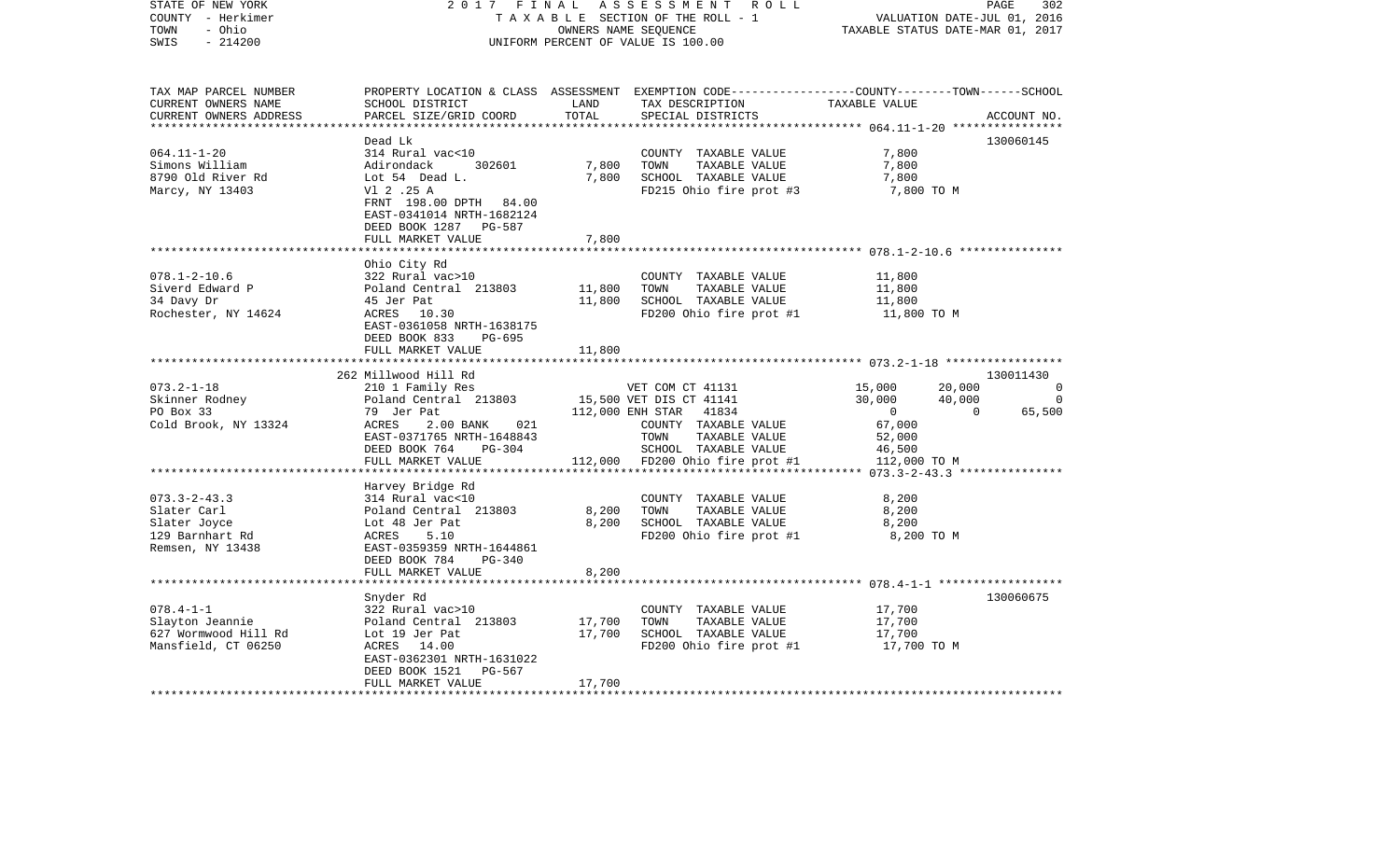STATE OF NEW YORK 2017 FINAL ASSESSMENT ROLL
COUNTY - Herkimer TAXABLE SECTION OF THE ROLL - 1 VALUATION DATE-JUL 01, 2016
TOWN - Ohio OWNERS NAME SEQUENCE TAXABLE STATUS DATE-MAR 01, 2017
SWIS - 214200 UNIFORM PERCENT OF VALUE IS 100.00

| TAX MAP PARCEL NUMBER / CURRENT OWNERS NAME / CURRENT OWNERS ADDRESS | PROPERTY LOCATION & CLASS / SCHOOL DISTRICT / PARCEL SIZE/GRID COORD | ASSESSMENT LAND / TOTAL | EXEMPTION CODE / TAX DESCRIPTION / SPECIAL DISTRICTS | COUNTY TAXABLE VALUE | TOWN | SCHOOL / ACCOUNT NO. |
|---|---|---|---|---|---|---|
| 064.11-1-20 | Dead Lk | | | | | 130060145 |
| | 314 Rural vac<10 | | COUNTY TAXABLE VALUE | 7,800 | | |
| Simons William | Adirondack 302601 | 7,800 | TOWN TAXABLE VALUE | 7,800 | | |
| 8790 Old River Rd | Lot 54 Dead L. | 7,800 | SCHOOL TAXABLE VALUE | 7,800 | | |
| Marcy, NY 13403 | Vl 2 .25 A | | FD215 Ohio fire prot #3 | 7,800 TO M | | |
| | FRNT 198.00 DPTH 84.00 | | | | | |
| | EAST-0341014 NRTH-1682124 | | | | | |
| | DEED BOOK 1287 PG-587 | | | | | |
| | FULL MARKET VALUE | 7,800 | | | | |
| 078.1-2-10.6 | Ohio City Rd | | | | | |
| | 322 Rural vac>10 | | COUNTY TAXABLE VALUE | 11,800 | | |
| Siverd Edward P | Poland Central 213803 | 11,800 | TOWN TAXABLE VALUE | 11,800 | | |
| 34 Davy Dr | 45 Jer Pat | 11,800 | SCHOOL TAXABLE VALUE | 11,800 | | |
| Rochester, NY 14624 | ACRES 10.30 | | FD200 Ohio fire prot #1 | 11,800 TO M | | |
| | EAST-0361058 NRTH-1638175 | | | | | |
| | DEED BOOK 833 PG-695 | | | | | |
| | FULL MARKET VALUE | 11,800 | | | | |
| 073.2-1-18 | 262 Millwood Hill Rd | | | | | 130011430 |
| | 210 1 Family Res | | VET COM CT 41131 | 15,000 | 20,000 | 0 |
| Skinner Rodney | Poland Central 213803 | 15,500 | VET DIS CT 41141 | 30,000 | 40,000 | 0 |
| PO Box 33 | 79 Jer Pat | 112,000 | ENH STAR 41834 | 0 | 0 | 65,500 |
| Cold Brook, NY 13324 | ACRES 2.00 BANK 021 | | COUNTY TAXABLE VALUE | 67,000 | | |
| | EAST-0371765 NRTH-1648843 | | TOWN TAXABLE VALUE | 52,000 | | |
| | DEED BOOK 764 PG-304 | | SCHOOL TAXABLE VALUE | 46,500 | | |
| | FULL MARKET VALUE | 112,000 | FD200 Ohio fire prot #1 | 112,000 TO M | | |
| 073.3-2-43.3 | Harvey Bridge Rd | | | | | |
| | 314 Rural vac<10 | | COUNTY TAXABLE VALUE | 8,200 | | |
| Slater Carl | Poland Central 213803 | 8,200 | TOWN TAXABLE VALUE | 8,200 | | |
| Slater Joyce | Lot 48 Jer Pat | 8,200 | SCHOOL TAXABLE VALUE | 8,200 | | |
| 129 Barnhart Rd | ACRES 5.10 | | FD200 Ohio fire prot #1 | 8,200 TO M | | |
| Remsen, NY 13438 | EAST-0359359 NRTH-1644861 | | | | | |
| | DEED BOOK 784 PG-340 | | | | | |
| | FULL MARKET VALUE | 8,200 | | | | |
| 078.4-1-1 | Snyder Rd | | | | | 130060675 |
| | 322 Rural vac>10 | | COUNTY TAXABLE VALUE | 17,700 | | |
| Slayton Jeannie | Poland Central 213803 | 17,700 | TOWN TAXABLE VALUE | 17,700 | | |
| 627 Wormwood Hill Rd | Lot 19 Jer Pat | 17,700 | SCHOOL TAXABLE VALUE | 17,700 | | |
| Mansfield, CT 06250 | ACRES 14.00 | | FD200 Ohio fire prot #1 | 17,700 TO M | | |
| | EAST-0362301 NRTH-1631022 | | | | | |
| | DEED BOOK 1521 PG-567 | | | | | |
| | FULL MARKET VALUE | 17,700 | | | | |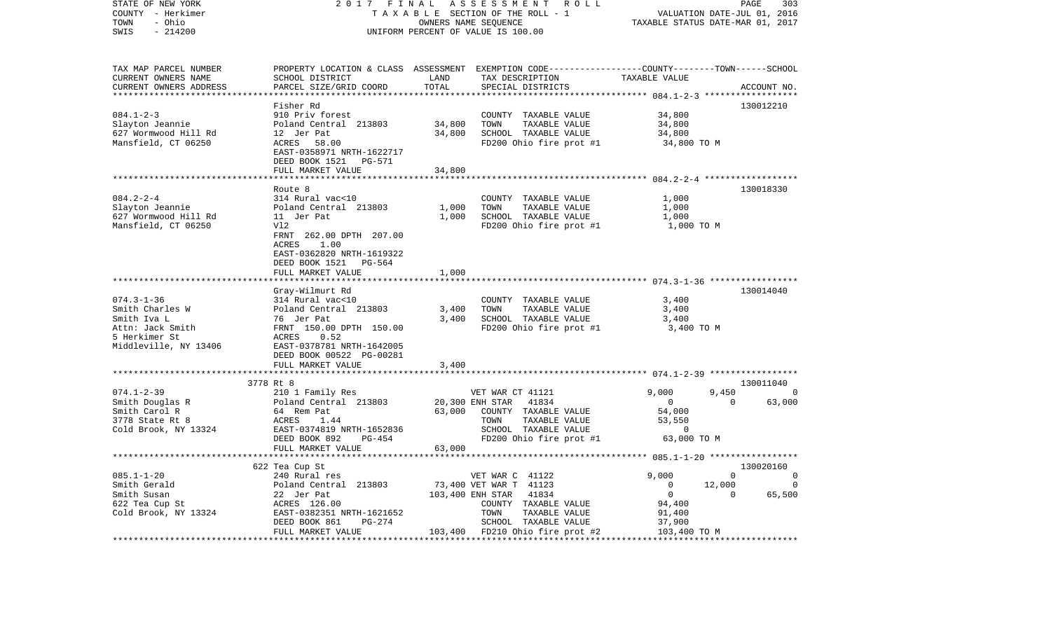STATE OF NEW YORK
COUNTY - Herkimer
TOWN - Ohio
SWIS - 214200

2017 FINAL ASSESSMENT ROLL
TAXABLE SECTION OF THE ROLL - 1
OWNERS NAME SEQUENCE
UNIFORM PERCENT OF VALUE IS 100.00

VALUATION DATE-JUL 01, 2016
TAXABLE STATUS DATE-MAR 01, 2017

```
TAX MAP PARCEL NUMBER     PROPERTY LOCATION & CLASS  ASSESSMENT  EXEMPTION CODE-----------------COUNTY--------TOWN------SCHOOL
CURRENT OWNERS NAME       SCHOOL DISTRICT              LAND      TAX DESCRIPTION            TAXABLE VALUE
CURRENT OWNERS ADDRESS    PARCEL SIZE/GRID COORD       TOTAL     SPECIAL DISTRICTS                                    ACCOUNT NO.
*********************************************************************************************** 084.1-2-3 ******************
                          Fisher Rd                                                                                130012210
084.1-2-3                 910 Priv forest                        COUNTY  TAXABLE VALUE             34,800
Slayton Jeannie           Poland Central  213803      34,800     TOWN    TAXABLE VALUE             34,800
627 Wormwood Hill Rd      12  Jer Pat                 34,800     SCHOOL  TAXABLE VALUE             34,800
Mansfield, CT 06250       ACRES   58.00                          FD200 Ohio fire prot #1           34,800 TO M
                          EAST-0358971 NRTH-1622717
                          DEED BOOK 1521   PG-571
                          FULL MARKET VALUE           34,800
*********************************************************************************************** 084.2-2-4 ******************
                          Route 8                                                                                  130018330
084.2-2-4                 314 Rural vac<10                       COUNTY  TAXABLE VALUE              1,000
Slayton Jeannie           Poland Central  213803       1,000     TOWN    TAXABLE VALUE              1,000
627 Wormwood Hill Rd      11  Jer Pat                  1,000     SCHOOL  TAXABLE VALUE              1,000
Mansfield, CT 06250       Vl2                                    FD200 Ohio fire prot #1            1,000 TO M
                          FRNT 262.00 DPTH 207.00
                          ACRES    1.00
                          EAST-0362820 NRTH-1619322
                          DEED BOOK 1521   PG-564
                          FULL MARKET VALUE            1,000
*********************************************************************************************** 074.3-1-36 *****************
                          Gray-Wilmurt Rd                                                                          130014040
074.3-1-36                314 Rural vac<10                       COUNTY  TAXABLE VALUE              3,400
Smith Charles W           Poland Central  213803       3,400     TOWN    TAXABLE VALUE              3,400
Smith Iva L               76  Jer Pat                  3,400     SCHOOL  TAXABLE VALUE              3,400
Attn: Jack Smith          FRNT 150.00 DPTH 150.00                FD200 Ohio fire prot #1            3,400 TO M
5 Herkimer St             ACRES    0.52
Middleville, NY 13406     EAST-0378781 NRTH-1642005
                          DEED BOOK 00522 PG-00281
                          FULL MARKET VALUE            3,400
*********************************************************************************************** 074.1-2-39 *****************
                    3778 Rt 8                                                                                      130011040
074.1-2-39                210 1 Family Res                VET WAR CT 41121            9,000      9,450           0
Smith Douglas R           Poland Central  213803      20,300 ENH STAR    41834            0          0          63,000
Smith Carol R             64  Rem Pat                 63,000     COUNTY  TAXABLE VALUE             54,000
3778 State Rt 8           ACRES    1.44                          TOWN    TAXABLE VALUE             53,550
Cold Brook, NY 13324      EAST-0374819 NRTH-1652836              SCHOOL  TAXABLE VALUE                  0
                          DEED BOOK 892    PG-454                FD200 Ohio fire prot #1           63,000 TO M
                          FULL MARKET VALUE           63,000
*********************************************************************************************** 085.1-1-20 *****************
                    622 Tea Cup St                                                                                 130020160
085.1-1-20                240 Rural res                   VET WAR C  41122            9,000          0               0
Smith Gerald              Poland Central  213803      73,400 VET WAR T  41123            0      12,000               0
Smith Susan               22  Jer Pat                103,400 ENH STAR    41834            0          0          65,500
622 Tea Cup St            ACRES  126.00                          COUNTY  TAXABLE VALUE             94,400
Cold Brook, NY 13324      EAST-0382351 NRTH-1621652              TOWN    TAXABLE VALUE             91,400
                          DEED BOOK 861    PG-274                SCHOOL  TAXABLE VALUE             37,900
                          FULL MARKET VALUE          103,400     FD210 Ohio fire prot #2          103,400 TO M
****************************************************************************************************************************
```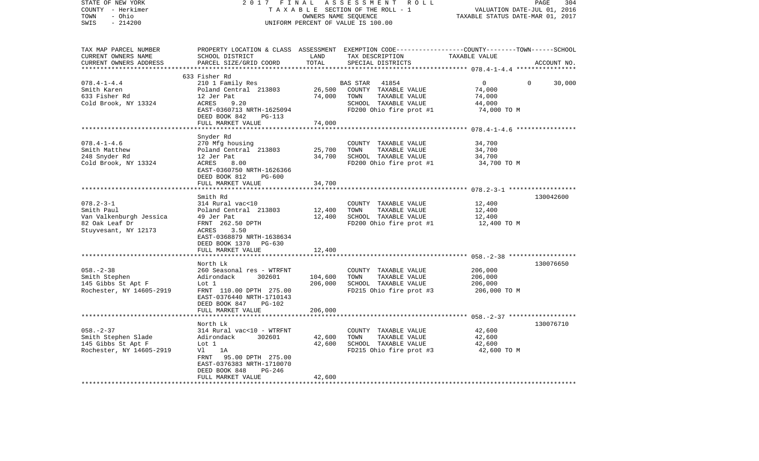STATE OF NEW YORK — 2 0 1 7 F I N A L A S S E S S M E N T R O L L

COUNTY - Herkimer — T A X A B L E SECTION OF THE ROLL - 1 — VALUATION DATE-JUL 01, 2016

TOWN - Ohio — OWNERS NAME SEQUENCE — TAXABLE STATUS DATE-MAR 01, 2017

SWIS - 214200 — UNIFORM PERCENT OF VALUE IS 100.00

| TAX MAP PARCEL NUMBER / CURRENT OWNERS NAME / CURRENT OWNERS ADDRESS | PROPERTY LOCATION & CLASS / SCHOOL DISTRICT / PARCEL SIZE/GRID COORD | ASSESSMENT LAND | TOTAL | EXEMPTION CODE / TAX DESCRIPTION / SPECIAL DISTRICTS | COUNTY | TOWN | SCHOOL | ACCOUNT NO. |
|---|---|---|---|---|---|---|---|---|
| **078.4-1-4.4** | 633 Fisher Rd | | | | | | | |
| | 210 1 Family Res | | | BAS STAR 41854 | 0 | 0 | 30,000 | |
| Smith Karen | Poland Central 213803 | 26,500 | | COUNTY TAXABLE VALUE | 74,000 | | | |
| 633 Fisher Rd | 12 Jer Pat | | 74,000 | TOWN TAXABLE VALUE | | 74,000 | | |
| Cold Brook, NY 13324 | ACRES 9.20 | | | SCHOOL TAXABLE VALUE | | | 44,000 | |
| | EAST-0360713 NRTH-1625094 | | | FD200 Ohio fire prot #1 | 74,000 TO M | | | |
| | DEED BOOK 842 PG-113 | | | | | | | |
| | FULL MARKET VALUE | | 74,000 | | | | | |
| **078.4-1-4.6** | Snyder Rd | | | | | | | |
| | 270 Mfg housing | | | COUNTY TAXABLE VALUE | 34,700 | | | |
| Smith Matthew | Poland Central 213803 | 25,700 | | TOWN TAXABLE VALUE | | 34,700 | | |
| 248 Snyder Rd | 12 Jer Pat | | 34,700 | SCHOOL TAXABLE VALUE | | | 34,700 | |
| Cold Brook, NY 13324 | ACRES 8.00 | | | FD200 Ohio fire prot #1 | 34,700 TO M | | | |
| | EAST-0360750 NRTH-1626366 | | | | | | | |
| | DEED BOOK 812 PG-600 | | | | | | | |
| | FULL MARKET VALUE | | 34,700 | | | | | |
| **078.2-3-1** | Smith Rd | | | | | | | 130042600 |
| | 314 Rural vac<10 | | | COUNTY TAXABLE VALUE | 12,400 | | | |
| Smith Paul | Poland Central 213803 | 12,400 | | TOWN TAXABLE VALUE | | 12,400 | | |
| Van Valkenburgh Jessica | 49 Jer Pat | | 12,400 | SCHOOL TAXABLE VALUE | | | 12,400 | |
| 82 Oak Leaf Dr | FRNT 262.50 DPTH | | | FD200 Ohio fire prot #1 | 12,400 TO M | | | |
| Stuyvesant, NY 12173 | ACRES 3.50 | | | | | | | |
| | EAST-0368879 NRTH-1638634 | | | | | | | |
| | DEED BOOK 1370 PG-630 | | | | | | | |
| | FULL MARKET VALUE | | 12,400 | | | | | |
| **058.-2-38** | North Lk | | | | | | | 130076650 |
| | 260 Seasonal res - WTRFNT | | | COUNTY TAXABLE VALUE | 206,000 | | | |
| Smith Stephen | Adirondack 302601 | 104,600 | | TOWN TAXABLE VALUE | | 206,000 | | |
| 145 Gibbs St Apt F | Lot 1 | | 206,000 | SCHOOL TAXABLE VALUE | | | 206,000 | |
| Rochester, NY 14605-2919 | FRNT 110.00 DPTH 275.00 | | | FD215 Ohio fire prot #3 | 206,000 TO M | | | |
| | EAST-0376440 NRTH-1710143 | | | | | | | |
| | DEED BOOK 847 PG-102 | | | | | | | |
| | FULL MARKET VALUE | | 206,000 | | | | | |
| **058.-2-37** | North Lk | | | | | | | 130076710 |
| | 314 Rural vac<10 - WTRFNT | | | COUNTY TAXABLE VALUE | 42,600 | | | |
| Smith Stephen Slade | Adirondack 302601 | 42,600 | | TOWN TAXABLE VALUE | | 42,600 | | |
| 145 Gibbs St Apt F | Lot 1 | | 42,600 | SCHOOL TAXABLE VALUE | | | 42,600 | |
| Rochester, NY 14605-2919 | Vl 1A | | | FD215 Ohio fire prot #3 | 42,600 TO M | | | |
| | FRNT 95.00 DPTH 275.00 | | | | | | | |
| | EAST-0376383 NRTH-1710070 | | | | | | | |
| | DEED BOOK 848 PG-246 | | | | | | | |
| | FULL MARKET VALUE | | 42,600 | | | | | |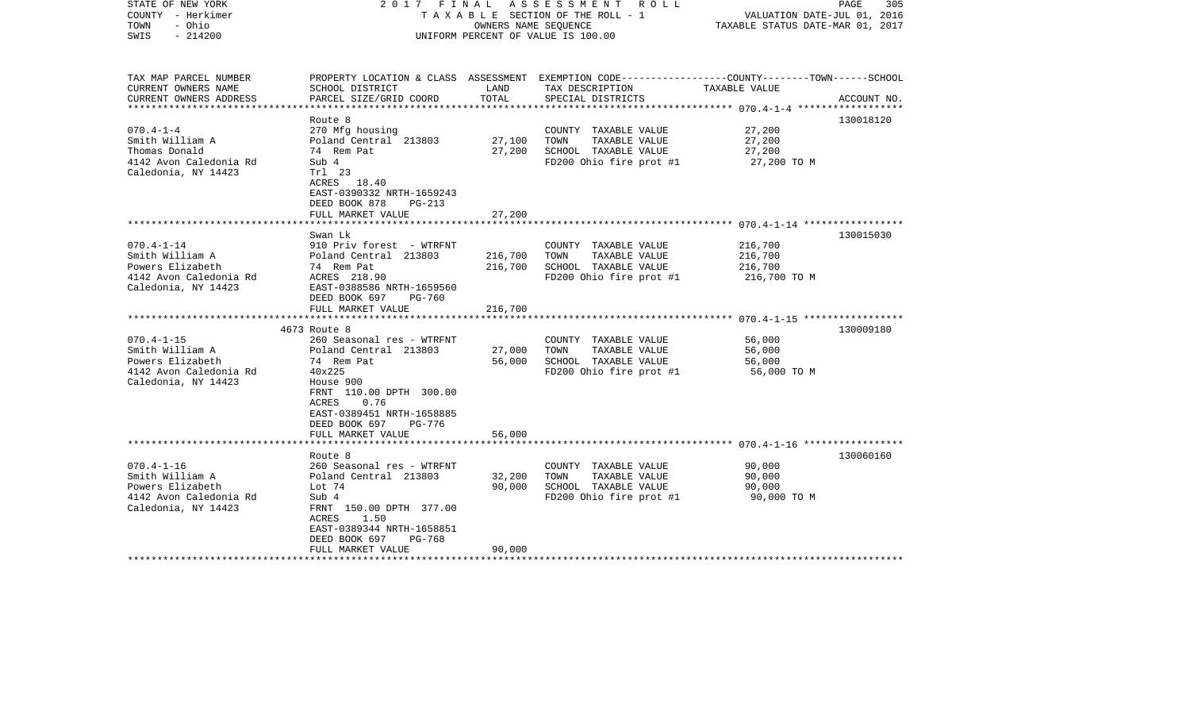STATE OF NEW YORK — 2017 FINAL ASSESSMENT ROLL
COUNTY - Herkimer — TAXABLE SECTION OF THE ROLL - 1 — VALUATION DATE-JUL 01, 2016
TOWN - Ohio — OWNERS NAME SEQUENCE — TAXABLE STATUS DATE-MAR 01, 2017
SWIS - 214200 — UNIFORM PERCENT OF VALUE IS 100.00

| TAX MAP PARCEL NUMBER / CURRENT OWNERS NAME / CURRENT OWNERS ADDRESS | PROPERTY LOCATION & CLASS / SCHOOL DISTRICT / PARCEL SIZE/GRID COORD | ASSESSMENT LAND / TOTAL | EXEMPTION CODE / TAX DESCRIPTION / SPECIAL DISTRICTS | TAXABLE VALUE (COUNTY / TOWN / SCHOOL) | ACCOUNT NO. |
|---|---|---|---|---|---|
| **070.4-1-4** | Route 8 | | | | 130018120 |
| 070.4-1-4 | 270 Mfg housing | | COUNTY TAXABLE VALUE | 27,200 | |
| Smith William A | Poland Central 213803 | 27,100 | TOWN TAXABLE VALUE | 27,200 | |
| Thomas Donald | 74 Rem Pat | 27,200 | SCHOOL TAXABLE VALUE | 27,200 | |
| 4142 Avon Caledonia Rd | Sub 4 | | FD200 Ohio fire prot #1 | 27,200 TO M | |
| Caledonia, NY 14423 | Trl 23 | | | | |
| | ACRES 18.40 | | | | |
| | EAST-0390332 NRTH-1659243 | | | | |
| | DEED BOOK 878 PG-213 | | | | |
| | FULL MARKET VALUE | 27,200 | | | |
| **070.4-1-14** | Swan Lk | | | | 130015030 |
| 070.4-1-14 | 910 Priv forest - WTRFNT | | COUNTY TAXABLE VALUE | 216,700 | |
| Smith William A | Poland Central 213803 | 216,700 | TOWN TAXABLE VALUE | 216,700 | |
| Powers Elizabeth | 74 Rem Pat | 216,700 | SCHOOL TAXABLE VALUE | 216,700 | |
| 4142 Avon Caledonia Rd | ACRES 218.90 | | FD200 Ohio fire prot #1 | 216,700 TO M | |
| Caledonia, NY 14423 | EAST-0388586 NRTH-1659560 | | | | |
| | DEED BOOK 697 PG-760 | | | | |
| | FULL MARKET VALUE | 216,700 | | | |
| **070.4-1-15** | 4673 Route 8 | | | | 130009180 |
| 070.4-1-15 | 260 Seasonal res - WTRFNT | | COUNTY TAXABLE VALUE | 56,000 | |
| Smith William A | Poland Central 213803 | 27,000 | TOWN TAXABLE VALUE | 56,000 | |
| Powers Elizabeth | 74 Rem Pat | 56,000 | SCHOOL TAXABLE VALUE | 56,000 | |
| 4142 Avon Caledonia Rd | 40x225 | | FD200 Ohio fire prot #1 | 56,000 TO M | |
| Caledonia, NY 14423 | House 900 | | | | |
| | FRNT 110.00 DPTH 300.00 | | | | |
| | ACRES 0.76 | | | | |
| | EAST-0389451 NRTH-1658885 | | | | |
| | DEED BOOK 697 PG-776 | | | | |
| | FULL MARKET VALUE | 56,000 | | | |
| **070.4-1-16** | Route 8 | | | | 130060160 |
| 070.4-1-16 | 260 Seasonal res - WTRFNT | | COUNTY TAXABLE VALUE | 90,000 | |
| Smith William A | Poland Central 213803 | 32,200 | TOWN TAXABLE VALUE | 90,000 | |
| Powers Elizabeth | Lot 74 | 90,000 | SCHOOL TAXABLE VALUE | 90,000 | |
| 4142 Avon Caledonia Rd | Sub 4 | | FD200 Ohio fire prot #1 | 90,000 TO M | |
| Caledonia, NY 14423 | FRNT 150.00 DPTH 377.00 | | | | |
| | ACRES 1.50 | | | | |
| | EAST-0389344 NRTH-1658851 | | | | |
| | DEED BOOK 697 PG-768 | | | | |
| | FULL MARKET VALUE | 90,000 | | | |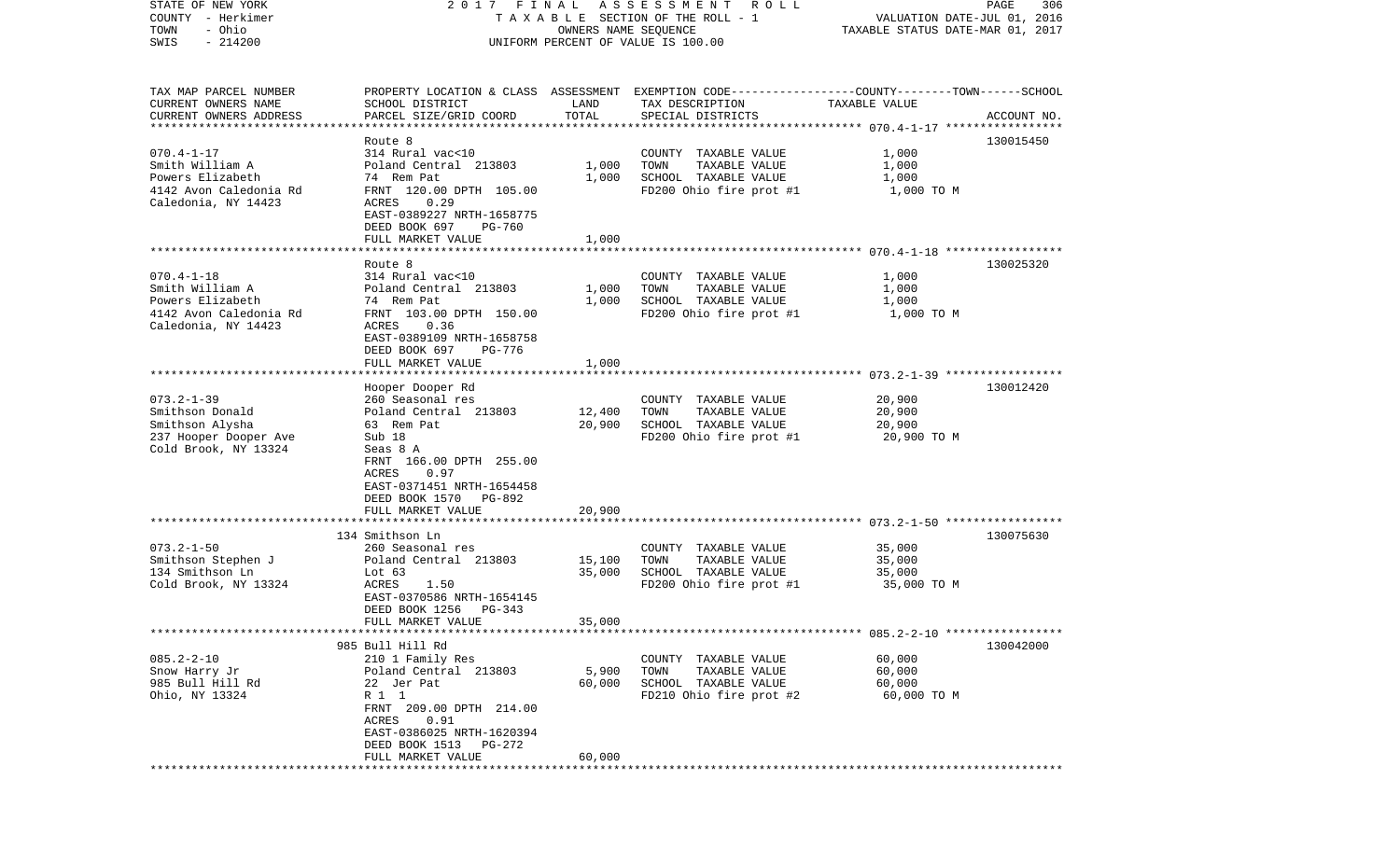STATE OF NEW YORK
COUNTY - Herkimer
TOWN - Ohio
SWIS - 214200

2017 FINAL ASSESSMENT ROLL
TAXABLE SECTION OF THE ROLL - 1
OWNERS NAME SEQUENCE
UNIFORM PERCENT OF VALUE IS 100.00

VALUATION DATE-JUL 01, 2016
TAXABLE STATUS DATE-MAR 01, 2017

| TAX MAP PARCEL NUMBER / CURRENT OWNERS NAME / CURRENT OWNERS ADDRESS | PROPERTY LOCATION & CLASS / SCHOOL DISTRICT / PARCEL SIZE/GRID COORD | ASSESSMENT LAND | TOTAL | EXEMPTION CODE / TAX DESCRIPTION / SPECIAL DISTRICTS | COUNTY--------TOWN------SCHOOL TAXABLE VALUE | ACCOUNT NO. |
|---|---|---|---|---|---|---|
| 070.4-1-17 | Route 8 | | | | | 130015450 |
| Smith William A | 314 Rural vac<10 | | | COUNTY TAXABLE VALUE | 1,000 | |
| Powers Elizabeth | Poland Central 213803 | 1,000 | | TOWN TAXABLE VALUE | 1,000 | |
| 4142 Avon Caledonia Rd | 74 Rem Pat | | 1,000 | SCHOOL TAXABLE VALUE | 1,000 | |
| Caledonia, NY 14423 | FRNT 120.00 DPTH 105.00 | | | FD200 Ohio fire prot #1 | 1,000 TO M | |
| | ACRES 0.29 | | | | | |
| | EAST-0389227 NRTH-1658775 | | | | | |
| | DEED BOOK 697 PG-760 | | | | | |
| | FULL MARKET VALUE | | 1,000 | | | |
| 070.4-1-18 | Route 8 | | | | | 130025320 |
| Smith William A | 314 Rural vac<10 | | | COUNTY TAXABLE VALUE | 1,000 | |
| Powers Elizabeth | Poland Central 213803 | 1,000 | | TOWN TAXABLE VALUE | 1,000 | |
| 4142 Avon Caledonia Rd | 74 Rem Pat | | 1,000 | SCHOOL TAXABLE VALUE | 1,000 | |
| Caledonia, NY 14423 | FRNT 103.00 DPTH 150.00 | | | FD200 Ohio fire prot #1 | 1,000 TO M | |
| | ACRES 0.36 | | | | | |
| | EAST-0389109 NRTH-1658758 | | | | | |
| | DEED BOOK 697 PG-776 | | | | | |
| | FULL MARKET VALUE | | 1,000 | | | |
| 073.2-1-39 | Hooper Dooper Rd | | | | | 130012420 |
| Smithson Donald | 260 Seasonal res | | | COUNTY TAXABLE VALUE | 20,900 | |
| Smithson Alysha | Poland Central 213803 | 12,400 | | TOWN TAXABLE VALUE | 20,900 | |
| 237 Hooper Dooper Ave | 63 Rem Pat | | 20,900 | SCHOOL TAXABLE VALUE | 20,900 | |
| Cold Brook, NY 13324 | Sub 18 | | | FD200 Ohio fire prot #1 | 20,900 TO M | |
| | Seas 8 A | | | | | |
| | FRNT 166.00 DPTH 255.00 | | | | | |
| | ACRES 0.97 | | | | | |
| | EAST-0371451 NRTH-1654458 | | | | | |
| | DEED BOOK 1570 PG-892 | | | | | |
| | FULL MARKET VALUE | | 20,900 | | | |
| 073.2-1-50 | 134 Smithson Ln | | | | | 130075630 |
| Smithson Stephen J | 260 Seasonal res | | | COUNTY TAXABLE VALUE | 35,000 | |
| 134 Smithson Ln | Poland Central 213803 | 15,100 | | TOWN TAXABLE VALUE | 35,000 | |
| Cold Brook, NY 13324 | Lot 63 | | 35,000 | SCHOOL TAXABLE VALUE | 35,000 | |
| | ACRES 1.50 | | | FD200 Ohio fire prot #1 | 35,000 TO M | |
| | EAST-0370586 NRTH-1654145 | | | | | |
| | DEED BOOK 1256 PG-343 | | | | | |
| | FULL MARKET VALUE | | 35,000 | | | |
| 085.2-2-10 | 985 Bull Hill Rd | | | | | 130042000 |
| Snow Harry Jr | 210 1 Family Res | | | COUNTY TAXABLE VALUE | 60,000 | |
| 985 Bull Hill Rd | Poland Central 213803 | 5,900 | | TOWN TAXABLE VALUE | 60,000 | |
| Ohio, NY 13324 | 22 Jer Pat | | 60,000 | SCHOOL TAXABLE VALUE | 60,000 | |
| | R 1 1 | | | FD210 Ohio fire prot #2 | 60,000 TO M | |
| | FRNT 209.00 DPTH 214.00 | | | | | |
| | ACRES 0.91 | | | | | |
| | EAST-0386025 NRTH-1620394 | | | | | |
| | DEED BOOK 1513 PG-272 | | | | | |
| | FULL MARKET VALUE | | 60,000 | | | |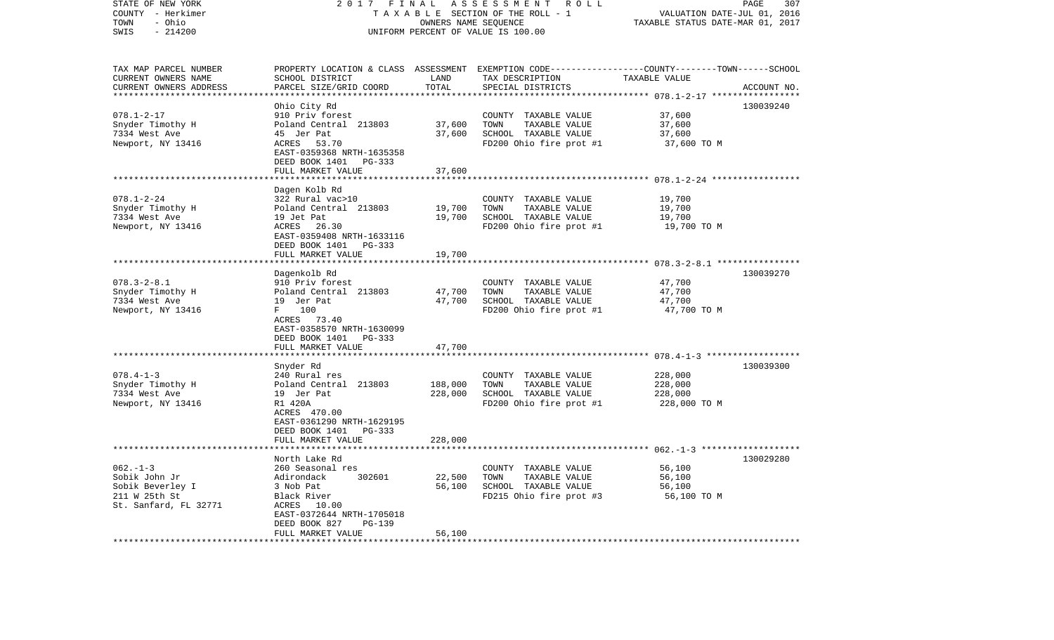STATE OF NEW YORK | 2017 FINAL ASSESSMENT ROLL | PAGE 307
COUNTY - Herkimer | TAXABLE SECTION OF THE ROLL - 1 | VALUATION DATE-JUL 01, 2016
TOWN - Ohio | OWNERS NAME SEQUENCE | TAXABLE STATUS DATE-MAR 01, 2017
SWIS - 214200 | UNIFORM PERCENT OF VALUE IS 100.00

| TAX MAP PARCEL NUMBER<br>CURRENT OWNERS NAME<br>CURRENT OWNERS ADDRESS | PROPERTY LOCATION & CLASS<br>SCHOOL DISTRICT<br>PARCEL SIZE/GRID COORD | ASSESSMENT<br>LAND<br>TOTAL | EXEMPTION CODE-----COUNTY-----TOWN------SCHOOL<br>TAX DESCRIPTION<br>SPECIAL DISTRICTS | TAXABLE VALUE | ACCOUNT NO. |
|---|---|---|---|---|---|
| **078.1-2-17** | Ohio City Rd | | | | 130039240 |
| 078.1-2-17 | 910 Priv forest | | COUNTY TAXABLE VALUE | 37,600 | |
| Snyder Timothy H | Poland Central 213803 | 37,600 | TOWN TAXABLE VALUE | 37,600 | |
| 7334 West Ave | 45 Jer Pat | 37,600 | SCHOOL TAXABLE VALUE | 37,600 | |
| Newport, NY 13416 | ACRES 53.70 | | FD200 Ohio fire prot #1 | 37,600 TO M | |
| | EAST-0359368 NRTH-1635358 | | | | |
| | DEED BOOK 1401 PG-333 | | | | |
| | FULL MARKET VALUE | 37,600 | | | |
| **078.1-2-24** | Dagen Kolb Rd | | | | |
| 078.1-2-24 | 322 Rural vac>10 | | COUNTY TAXABLE VALUE | 19,700 | |
| Snyder Timothy H | Poland Central 213803 | 19,700 | TOWN TAXABLE VALUE | 19,700 | |
| 7334 West Ave | 19 Jet Pat | 19,700 | SCHOOL TAXABLE VALUE | 19,700 | |
| Newport, NY 13416 | ACRES 26.30 | | FD200 Ohio fire prot #1 | 19,700 TO M | |
| | EAST-0359408 NRTH-1633116 | | | | |
| | DEED BOOK 1401 PG-333 | | | | |
| | FULL MARKET VALUE | 19,700 | | | |
| **078.3-2-8.1** | Dagenkolb Rd | | | | 130039270 |
| 078.3-2-8.1 | 910 Priv forest | | COUNTY TAXABLE VALUE | 47,700 | |
| Snyder Timothy H | Poland Central 213803 | 47,700 | TOWN TAXABLE VALUE | 47,700 | |
| 7334 West Ave | 19 Jer Pat | 47,700 | SCHOOL TAXABLE VALUE | 47,700 | |
| Newport, NY 13416 | F 100 | | FD200 Ohio fire prot #1 | 47,700 TO M | |
| | ACRES 73.40 | | | | |
| | EAST-0358570 NRTH-1630099 | | | | |
| | DEED BOOK 1401 PG-333 | | | | |
| | FULL MARKET VALUE | 47,700 | | | |
| **078.4-1-3** | Snyder Rd | | | | 130039300 |
| 078.4-1-3 | 240 Rural res | | COUNTY TAXABLE VALUE | 228,000 | |
| Snyder Timothy H | Poland Central 213803 | 188,000 | TOWN TAXABLE VALUE | 228,000 | |
| 7334 West Ave | 19 Jer Pat | 228,000 | SCHOOL TAXABLE VALUE | 228,000 | |
| Newport, NY 13416 | R1 420A | | FD200 Ohio fire prot #1 | 228,000 TO M | |
| | ACRES 470.00 | | | | |
| | EAST-0361290 NRTH-1629195 | | | | |
| | DEED BOOK 1401 PG-333 | | | | |
| | FULL MARKET VALUE | 228,000 | | | |
| **062.-1-3** | North Lake Rd | | | | 130029280 |
| 062.-1-3 | 260 Seasonal res | | COUNTY TAXABLE VALUE | 56,100 | |
| Sobik John Jr | Adirondack 302601 | 22,500 | TOWN TAXABLE VALUE | 56,100 | |
| Sobik Beverley I | 3 Nob Pat | 56,100 | SCHOOL TAXABLE VALUE | 56,100 | |
| 211 W 25th St | Black River | | FD215 Ohio fire prot #3 | 56,100 TO M | |
| St. Sanfard, FL 32771 | ACRES 10.00 | | | | |
| | EAST-0372644 NRTH-1705018 | | | | |
| | DEED BOOK 827 PG-139 | | | | |
| | FULL MARKET VALUE | 56,100 | | | |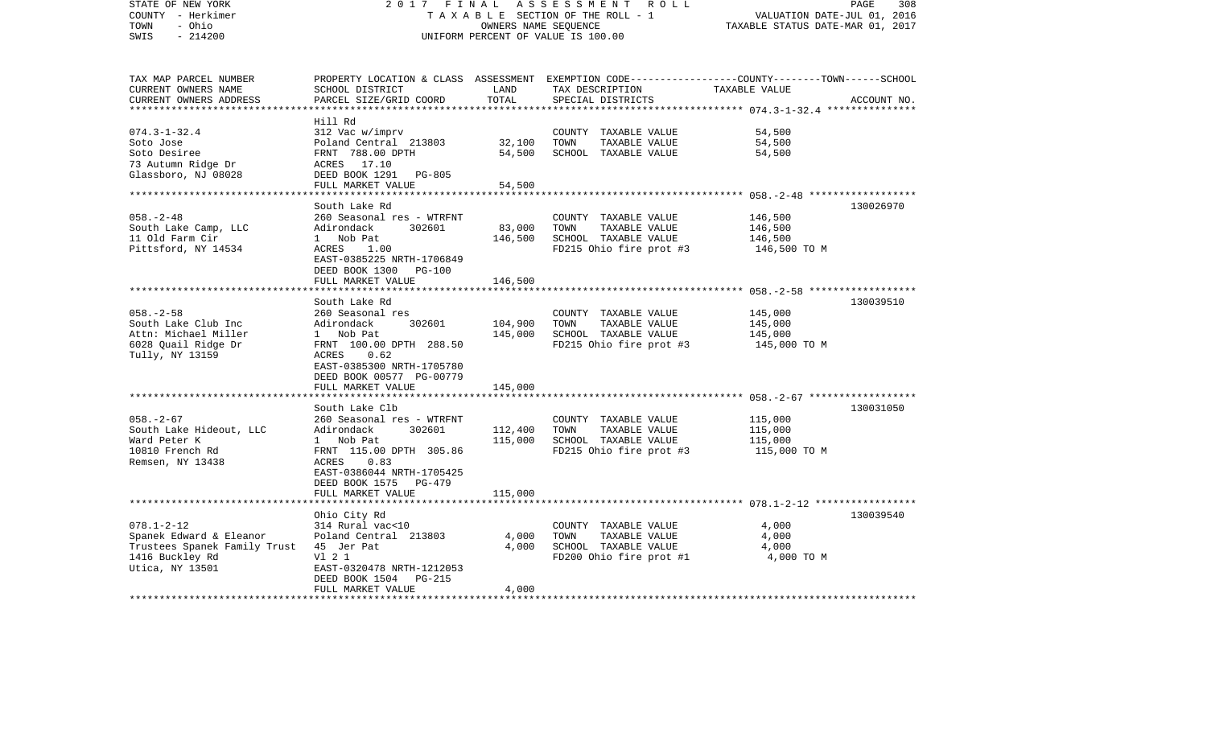STATE OF NEW YORK
COUNTY - Herkimer
TOWN - Ohio
SWIS - 214200

2017 FINAL ASSESSMENT ROLL
TAXABLE SECTION OF THE ROLL - 1
OWNERS NAME SEQUENCE
UNIFORM PERCENT OF VALUE IS 100.00

VALUATION DATE-JUL 01, 2016
TAXABLE STATUS DATE-MAR 01, 2017

| TAX MAP PARCEL NUMBER / CURRENT OWNERS NAME / CURRENT OWNERS ADDRESS | PROPERTY LOCATION & CLASS / SCHOOL DISTRICT / PARCEL SIZE/GRID COORD | ASSESSMENT LAND | TOTAL | EXEMPTION CODE / TAX DESCRIPTION / SPECIAL DISTRICTS | TAXABLE VALUE (COUNTY/TOWN/SCHOOL) | ACCOUNT NO. |
|---|---|---|---|---|---|---|
| 074.3-1-32.4 | Hill Rd | | | | | |
| | 312 Vac w/imprv | | | COUNTY TAXABLE VALUE | 54,500 | |
| Soto Jose | Poland Central 213803 | 32,100 | | TOWN TAXABLE VALUE | 54,500 | |
| Soto Desiree | FRNT 788.00 DPTH | | 54,500 | SCHOOL TAXABLE VALUE | 54,500 | |
| 73 Autumn Ridge Dr | ACRES 17.10 | | | | | |
| Glassboro, NJ 08028 | DEED BOOK 1291 PG-805 | | | | | |
| | FULL MARKET VALUE | | 54,500 | | | |
| 058.-2-48 | South Lake Rd | | | | | 130026970 |
| | 260 Seasonal res - WTRFNT | | | COUNTY TAXABLE VALUE | 146,500 | |
| South Lake Camp, LLC | Adirondack 302601 | 83,000 | | TOWN TAXABLE VALUE | 146,500 | |
| 11 Old Farm Cir | 1 Nob Pat | | 146,500 | SCHOOL TAXABLE VALUE | 146,500 | |
| Pittsford, NY 14534 | ACRES 1.00 | | | FD215 Ohio fire prot #3 | 146,500 TO M | |
| | EAST-0385225 NRTH-1706849 | | | | | |
| | DEED BOOK 1300 PG-100 | | | | | |
| | FULL MARKET VALUE | | 146,500 | | | |
| 058.-2-58 | South Lake Rd | | | | | 130039510 |
| | 260 Seasonal res | | | COUNTY TAXABLE VALUE | 145,000 | |
| South Lake Club Inc | Adirondack 302601 | 104,900 | | TOWN TAXABLE VALUE | 145,000 | |
| Attn: Michael Miller | 1 Nob Pat | | 145,000 | SCHOOL TAXABLE VALUE | 145,000 | |
| 6028 Quail Ridge Dr | FRNT 100.00 DPTH 288.50 | | | FD215 Ohio fire prot #3 | 145,000 TO M | |
| Tully, NY 13159 | ACRES 0.62 | | | | | |
| | EAST-0385300 NRTH-1705780 | | | | | |
| | DEED BOOK 00577 PG-00779 | | | | | |
| | FULL MARKET VALUE | | 145,000 | | | |
| 058.-2-67 | South Lake Clb | | | | | 130031050 |
| | 260 Seasonal res - WTRFNT | | | COUNTY TAXABLE VALUE | 115,000 | |
| South Lake Hideout, LLC | Adirondack 302601 | 112,400 | | TOWN TAXABLE VALUE | 115,000 | |
| Ward Peter K | 1 Nob Pat | | 115,000 | SCHOOL TAXABLE VALUE | 115,000 | |
| 10810 French Rd | FRNT 115.00 DPTH 305.86 | | | FD215 Ohio fire prot #3 | 115,000 TO M | |
| Remsen, NY 13438 | ACRES 0.83 | | | | | |
| | EAST-0386044 NRTH-1705425 | | | | | |
| | DEED BOOK 1575 PG-479 | | | | | |
| | FULL MARKET VALUE | | 115,000 | | | |
| 078.1-2-12 | Ohio City Rd | | | | | 130039540 |
| | 314 Rural vac<10 | | | COUNTY TAXABLE VALUE | 4,000 | |
| Spanek Edward & Eleanor | Poland Central 213803 | 4,000 | | TOWN TAXABLE VALUE | 4,000 | |
| Trustees Spanek Family Trust | 45 Jer Pat | | 4,000 | SCHOOL TAXABLE VALUE | 4,000 | |
| 1416 Buckley Rd | Vl 2 1 | | | FD200 Ohio fire prot #1 | 4,000 TO M | |
| Utica, NY 13501 | EAST-0320478 NRTH-1212053 | | | | | |
| | DEED BOOK 1504 PG-215 | | | | | |
| | FULL MARKET VALUE | | 4,000 | | | |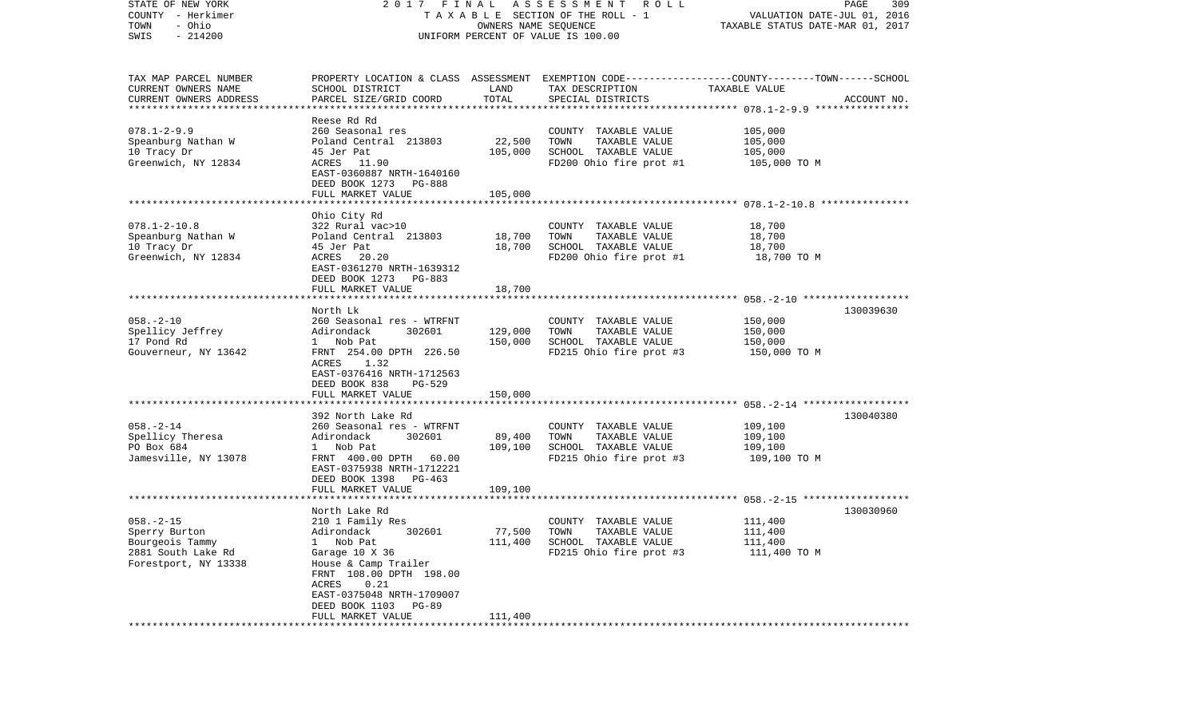STATE OF NEW YORK
COUNTY - Herkimer
TOWN - Ohio
SWIS - 214200

2017 FINAL ASSESSMENT ROLL
TAXABLE SECTION OF THE ROLL - 1
OWNERS NAME SEQUENCE
UNIFORM PERCENT OF VALUE IS 100.00

VALUATION DATE-JUL 01, 2016
TAXABLE STATUS DATE-MAR 01, 2017

| TAX MAP PARCEL NUMBER / CURRENT OWNERS NAME / CURRENT OWNERS ADDRESS | PROPERTY LOCATION & CLASS / SCHOOL DISTRICT / PARCEL SIZE/GRID COORD | ASSESSMENT LAND / TOTAL | EXEMPTION CODE / TAX DESCRIPTION / SPECIAL DISTRICTS | COUNTY--TOWN--SCHOOL TAXABLE VALUE | ACCOUNT NO. |
|---|---|---|---|---|---|
| 078.1-2-9.9 | Reese Rd Rd | | | | |
| Speanburg Nathan W | 260 Seasonal res | | COUNTY TAXABLE VALUE | 105,000 | |
| 10 Tracy Dr | Poland Central 213803 | 22,500 | TOWN TAXABLE VALUE | 105,000 | |
| Greenwich, NY 12834 | 45 Jer Pat | 105,000 | SCHOOL TAXABLE VALUE | 105,000 | |
| | ACRES 11.90 | | FD200 Ohio fire prot #1 | 105,000 TO M | |
| | EAST-0360887 NRTH-1640160 | | | | |
| | DEED BOOK 1273 PG-888 | | | | |
| | FULL MARKET VALUE | 105,000 | | | |
| 078.1-2-10.8 | Ohio City Rd | | | | |
| Speanburg Nathan W | 322 Rural vac>10 | | COUNTY TAXABLE VALUE | 18,700 | |
| 10 Tracy Dr | Poland Central 213803 | 18,700 | TOWN TAXABLE VALUE | 18,700 | |
| Greenwich, NY 12834 | 45 Jer Pat | 18,700 | SCHOOL TAXABLE VALUE | 18,700 | |
| | ACRES 20.20 | | FD200 Ohio fire prot #1 | 18,700 TO M | |
| | EAST-0361270 NRTH-1639312 | | | | |
| | DEED BOOK 1273 PG-883 | | | | |
| | FULL MARKET VALUE | 18,700 | | | |
| 058.-2-10 | North Lk | | | | 130039630 |
| Spellicy Jeffrey | 260 Seasonal res - WTRFNT | | COUNTY TAXABLE VALUE | 150,000 | |
| 17 Pond Rd | Adirondack 302601 | 129,000 | TOWN TAXABLE VALUE | 150,000 | |
| Gouverneur, NY 13642 | 1 Nob Pat | 150,000 | SCHOOL TAXABLE VALUE | 150,000 | |
| | FRNT 254.00 DPTH 226.50 | | FD215 Ohio fire prot #3 | 150,000 TO M | |
| | ACRES 1.32 | | | | |
| | EAST-0376416 NRTH-1712563 | | | | |
| | DEED BOOK 838 PG-529 | | | | |
| | FULL MARKET VALUE | 150,000 | | | |
| 058.-2-14 | 392 North Lake Rd | | | | 130040380 |
| Spellicy Theresa | 260 Seasonal res - WTRFNT | | COUNTY TAXABLE VALUE | 109,100 | |
| PO Box 684 | Adirondack 302601 | 89,400 | TOWN TAXABLE VALUE | 109,100 | |
| Jamesville, NY 13078 | 1 Nob Pat | 109,100 | SCHOOL TAXABLE VALUE | 109,100 | |
| | FRNT 400.00 DPTH 60.00 | | FD215 Ohio fire prot #3 | 109,100 TO M | |
| | EAST-0375938 NRTH-1712221 | | | | |
| | DEED BOOK 1398 PG-463 | | | | |
| | FULL MARKET VALUE | 109,100 | | | |
| 058.-2-15 | North Lake Rd | | | | 130030960 |
| Sperry Burton | 210 1 Family Res | | COUNTY TAXABLE VALUE | 111,400 | |
| Bourgeois Tammy | Adirondack 302601 | 77,500 | TOWN TAXABLE VALUE | 111,400 | |
| 2881 South Lake Rd | 1 Nob Pat | 111,400 | SCHOOL TAXABLE VALUE | 111,400 | |
| Forestport, NY 13338 | Garage 10 X 36 | | FD215 Ohio fire prot #3 | 111,400 TO M | |
| | House & Camp Trailer | | | | |
| | FRNT 108.00 DPTH 198.00 | | | | |
| | ACRES 0.21 | | | | |
| | EAST-0375048 NRTH-1709007 | | | | |
| | DEED BOOK 1103 PG-89 | | | | |
| | FULL MARKET VALUE | 111,400 | | | |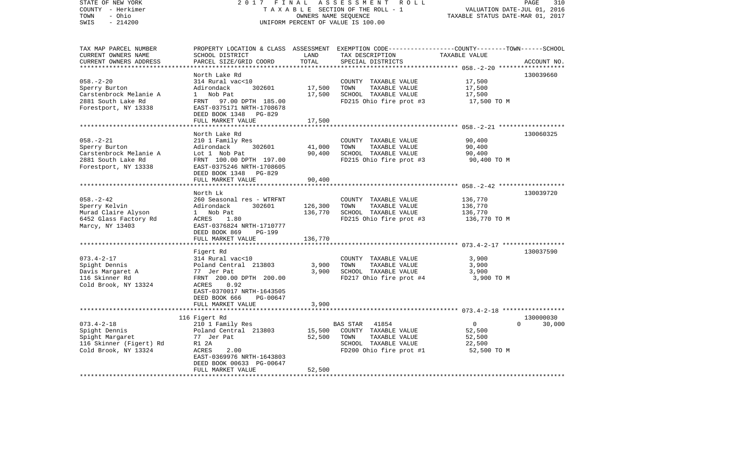STATE OF NEW YORK — 2017 FINAL ASSESSMENT ROLL
COUNTY - Herkimer — TAXABLE SECTION OF THE ROLL - 1 — VALUATION DATE-JUL 01, 2016
TOWN - Ohio — OWNERS NAME SEQUENCE — TAXABLE STATUS DATE-MAR 01, 2017
SWIS - 214200 — UNIFORM PERCENT OF VALUE IS 100.00

| TAX MAP PARCEL NUMBER / CURRENT OWNERS NAME / CURRENT OWNERS ADDRESS | PROPERTY LOCATION & CLASS / SCHOOL DISTRICT / PARCEL SIZE/GRID COORD | ASSESSMENT LAND | TOTAL | EXEMPTION CODE / TAX DESCRIPTION / SPECIAL DISTRICTS | TAXABLE VALUE (COUNTY--TOWN--SCHOOL) | ACCOUNT NO. |
|---|---|---|---|---|---|---|
| 058.-2-20 | North Lake Rd | | | | | 130039660 |
| Sperry Burton | 314 Rural vac<10 | | | COUNTY TAXABLE VALUE | 17,500 | |
| Carstenbrock Melanie A | Adirondack 302601 | 17,500 | | TOWN TAXABLE VALUE | 17,500 | |
| 2881 South Lake Rd | 1 Nob Pat | | 17,500 | SCHOOL TAXABLE VALUE | 17,500 | |
| Forestport, NY 13338 | FRNT 97.00 DPTH 185.00 | | | FD215 Ohio fire prot #3 | 17,500 TO M | |
| | EAST-0375171 NRTH-1708678 | | | | | |
| | DEED BOOK 1348 PG-829 | | | | | |
| | FULL MARKET VALUE | | 17,500 | | | |
| 058.-2-21 | North Lake Rd | | | | | 130060325 |
| Sperry Burton | 210 1 Family Res | | | COUNTY TAXABLE VALUE | 90,400 | |
| Carstenbrock Melanie A | Adirondack 302601 | 41,000 | | TOWN TAXABLE VALUE | 90,400 | |
| 2881 South Lake Rd | Lot 1 Nob Pat | | 90,400 | SCHOOL TAXABLE VALUE | 90,400 | |
| Forestport, NY 13338 | FRNT 100.00 DPTH 197.00 | | | FD215 Ohio fire prot #3 | 90,400 TO M | |
| | EAST-0375246 NRTH-1708605 | | | | | |
| | DEED BOOK 1348 PG-829 | | | | | |
| | FULL MARKET VALUE | | 90,400 | | | |
| 058.-2-42 | North Lk | | | | | 130039720 |
| Sperry Kelvin | 260 Seasonal res - WTRFNT | | | COUNTY TAXABLE VALUE | 136,770 | |
| Murad Claire Alyson | Adirondack 302601 | 126,300 | | TOWN TAXABLE VALUE | 136,770 | |
| 6452 Glass Factory Rd | 1 Nob Pat | | 136,770 | SCHOOL TAXABLE VALUE | 136,770 | |
| Marcy, NY 13403 | ACRES 1.80 | | | FD215 Ohio fire prot #3 | 136,770 TO M | |
| | EAST-0376824 NRTH-1710777 | | | | | |
| | DEED BOOK 869 PG-199 | | | | | |
| | FULL MARKET VALUE | | 136,770 | | | |
| 073.4-2-17 | Figert Rd | | | | | 130037590 |
| Spight Dennis | 314 Rural vac<10 | | | COUNTY TAXABLE VALUE | 3,900 | |
| Davis Margaret A | Poland Central 213803 | 3,900 | | TOWN TAXABLE VALUE | 3,900 | |
| 116 Skinner Rd | 77 Jer Pat | | 3,900 | SCHOOL TAXABLE VALUE | 3,900 | |
| Cold Brook, NY 13324 | FRNT 200.00 DPTH 200.00 | | | FD217 Ohio fire prot #4 | 3,900 TO M | |
| | ACRES 0.92 | | | | | |
| | EAST-0370017 NRTH-1643505 | | | | | |
| | DEED BOOK 666 PG-00647 | | | | | |
| | FULL MARKET VALUE | | 3,900 | | | |
| 073.4-2-18 | 116 Figert Rd | | | | | 130000030 |
| Spight Dennis | 210 1 Family Res | | | BAS STAR 41854 | 0 0 30,000 | |
| Spight Margaret | Poland Central 213803 | 15,500 | | COUNTY TAXABLE VALUE | 52,500 | |
| 116 Skinner (Figert) Rd | 77 Jer Pat | | 52,500 | TOWN TAXABLE VALUE | 52,500 | |
| Cold Brook, NY 13324 | R1 2A | | | SCHOOL TAXABLE VALUE | 22,500 | |
| | ACRES 2.00 | | | FD200 Ohio fire prot #1 | 52,500 TO M | |
| | EAST-0369976 NRTH-1643803 | | | | | |
| | DEED BOOK 00633 PG-00647 | | | | | |
| | FULL MARKET VALUE | | 52,500 | | | |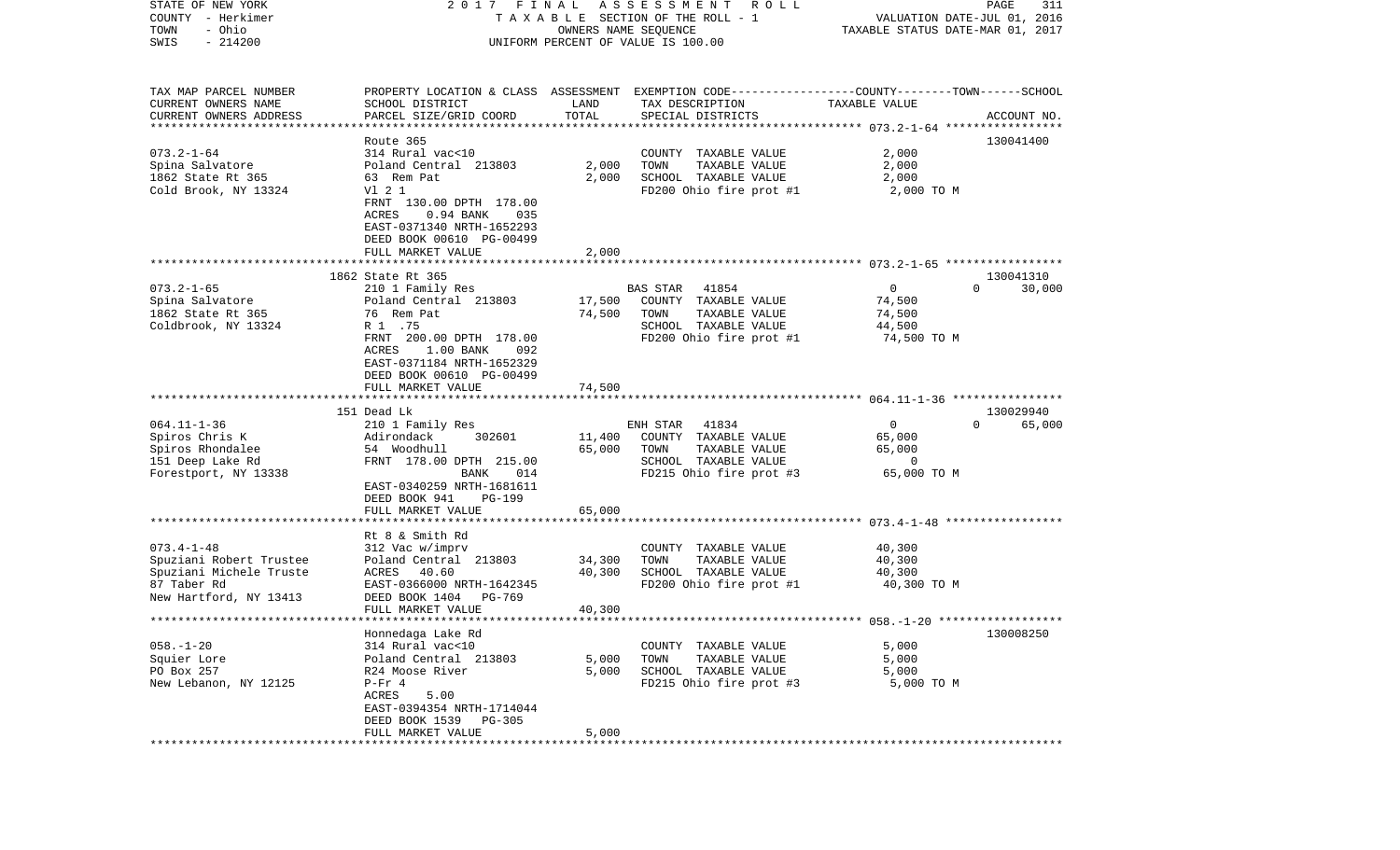STATE OF NEW YORK — 2017 FINAL ASSESSMENT ROLL
COUNTY - Herkimer — TAXABLE SECTION OF THE ROLL - 1 — VALUATION DATE-JUL 01, 2016
TOWN - Ohio — OWNERS NAME SEQUENCE — TAXABLE STATUS DATE-MAR 01, 2017
SWIS - 214200 — UNIFORM PERCENT OF VALUE IS 100.00

| TAX MAP PARCEL NUMBER / CURRENT OWNERS NAME / CURRENT OWNERS ADDRESS | PROPERTY LOCATION & CLASS / SCHOOL DISTRICT / PARCEL SIZE/GRID COORD | ASSESSMENT LAND | TOTAL | EXEMPTION CODE / TAX DESCRIPTION / SPECIAL DISTRICTS | COUNTY TAXABLE VALUE | TOWN | SCHOOL | ACCOUNT NO. |
|---|---|---|---|---|---|---|---|---|
| 073.2-1-64 | Route 365 | | | | | | | 130041400 |
| | 314 Rural vac<10 | | | COUNTY TAXABLE VALUE | 2,000 | | | |
| Spina Salvatore | Poland Central 213803 | 2,000 | | TOWN TAXABLE VALUE | 2,000 | | | |
| 1862 State Rt 365 | 63 Rem Pat | | 2,000 | SCHOOL TAXABLE VALUE | 2,000 | | | |
| Cold Brook, NY 13324 | Vl 2 1 | | | FD200 Ohio fire prot #1 | 2,000 TO M | | | |
| | FRNT 130.00 DPTH 178.00 | | | | | | | |
| | ACRES 0.94 BANK 035 | | | | | | | |
| | EAST-0371340 NRTH-1652293 | | | | | | | |
| | DEED BOOK 00610 PG-00499 | | | | | | | |
| | FULL MARKET VALUE | | 2,000 | | | | | |
| 073.2-1-65 | 1862 State Rt 365 | | | | | | | 130041310 |
| | 210 1 Family Res | | | BAS STAR 41854 | 0 | 0 | 30,000 | |
| Spina Salvatore | Poland Central 213803 | 17,500 | | COUNTY TAXABLE VALUE | 74,500 | | | |
| 1862 State Rt 365 | 76 Rem Pat | | 74,500 | TOWN TAXABLE VALUE | 74,500 | | | |
| Coldbrook, NY 13324 | R 1 .75 | | | SCHOOL TAXABLE VALUE | 44,500 | | | |
| | FRNT 200.00 DPTH 178.00 | | | FD200 Ohio fire prot #1 | 74,500 TO M | | | |
| | ACRES 1.00 BANK 092 | | | | | | | |
| | EAST-0371184 NRTH-1652329 | | | | | | | |
| | DEED BOOK 00610 PG-00499 | | | | | | | |
| | FULL MARKET VALUE | | 74,500 | | | | | |
| 064.11-1-36 | 151 Dead Lk | | | | | | | 130029940 |
| | 210 1 Family Res | | | ENH STAR 41834 | 0 | 0 | 65,000 | |
| Spiros Chris K | Adirondack 302601 | 11,400 | | COUNTY TAXABLE VALUE | 65,000 | | | |
| Spiros Rhondalee | 54 Woodhull | | 65,000 | TOWN TAXABLE VALUE | 65,000 | | | |
| 151 Deep Lake Rd | FRNT 178.00 DPTH 215.00 | | | SCHOOL TAXABLE VALUE | 0 | | | |
| Forestport, NY 13338 | BANK 014 | | | FD215 Ohio fire prot #3 | 65,000 TO M | | | |
| | EAST-0340259 NRTH-1681611 | | | | | | | |
| | DEED BOOK 941 PG-199 | | | | | | | |
| | FULL MARKET VALUE | | 65,000 | | | | | |
| 073.4-1-48 | Rt 8 & Smith Rd | | | | | | | |
| | 312 Vac w/imprv | | | COUNTY TAXABLE VALUE | 40,300 | | | |
| Spuziani Robert Trustee | Poland Central 213803 | 34,300 | | TOWN TAXABLE VALUE | 40,300 | | | |
| Spuziani Michele Truste | ACRES 40.60 | | 40,300 | SCHOOL TAXABLE VALUE | 40,300 | | | |
| 87 Taber Rd | EAST-0366000 NRTH-1642345 | | | FD200 Ohio fire prot #1 | 40,300 TO M | | | |
| New Hartford, NY 13413 | DEED BOOK 1404 PG-769 | | | | | | | |
| | FULL MARKET VALUE | | 40,300 | | | | | |
| 058.-1-20 | Honnedaga Lake Rd | | | | | | | 130008250 |
| | 314 Rural vac<10 | | | COUNTY TAXABLE VALUE | 5,000 | | | |
| Squier Lore | Poland Central 213803 | 5,000 | | TOWN TAXABLE VALUE | 5,000 | | | |
| PO Box 257 | R24 Moose River | | 5,000 | SCHOOL TAXABLE VALUE | 5,000 | | | |
| New Lebanon, NY 12125 | P-Fr 4 | | | FD215 Ohio fire prot #3 | 5,000 TO M | | | |
| | ACRES 5.00 | | | | | | | |
| | EAST-0394354 NRTH-1714044 | | | | | | | |
| | DEED BOOK 1539 PG-305 | | | | | | | |
| | FULL MARKET VALUE | | 5,000 | | | | | |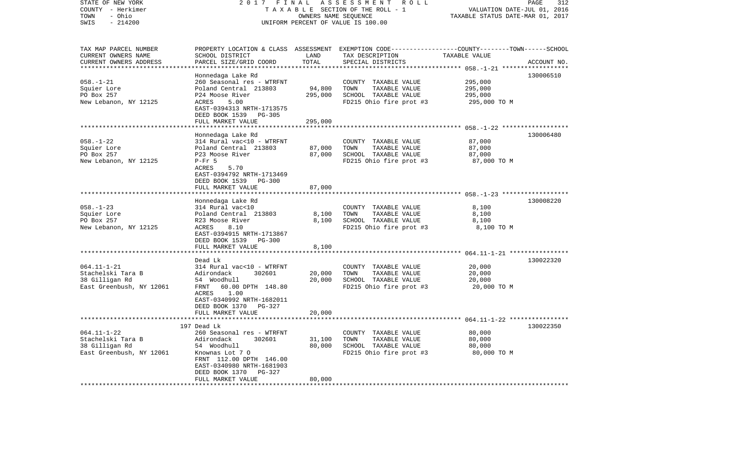STATE OF NEW YORK | 2017 FINAL ASSESSMENT ROLL | VALUATION DATE-JUL 01, 2016
COUNTY - Herkimer | TAXABLE SECTION OF THE ROLL - 1 | TAXABLE STATUS DATE-MAR 01, 2017
TOWN - Ohio | OWNERS NAME SEQUENCE
SWIS - 214200 | UNIFORM PERCENT OF VALUE IS 100.00

| TAX MAP PARCEL NUMBER / CURRENT OWNERS NAME / CURRENT OWNERS ADDRESS | PROPERTY LOCATION & CLASS / SCHOOL DISTRICT / PARCEL SIZE/GRID COORD | ASSESSMENT LAND | ASSESSMENT TOTAL | EXEMPTION CODE / TAX DESCRIPTION / SPECIAL DISTRICTS | COUNTY--------TOWN------SCHOOL TAXABLE VALUE | ACCOUNT NO. |
|---|---|---|---|---|---|---|
| | Honnedaga Lake Rd | | | | | 130006510 |
| 058.-1-21 | 260 Seasonal res - WTRFNT | | | COUNTY TAXABLE VALUE | 295,000 | |
| Squier Lore | Poland Central 213803 | 94,800 | | TOWN TAXABLE VALUE | 295,000 | |
| PO Box 257 | P24 Moose River | | 295,000 | SCHOOL TAXABLE VALUE | 295,000 | |
| New Lebanon, NY 12125 | ACRES 5.00 | | | FD215 Ohio fire prot #3 | 295,000 TO M | |
| | EAST-0394313 NRTH-1713575 | | | | | |
| | DEED BOOK 1539 PG-305 | | | | | |
| | FULL MARKET VALUE | | 295,000 | | | |
| | Honnedaga Lake Rd | | | | | 130006480 |
| 058.-1-22 | 314 Rural vac<10 - WTRFNT | | | COUNTY TAXABLE VALUE | 87,000 | |
| Squier Lore | Poland Central 213803 | 87,000 | | TOWN TAXABLE VALUE | 87,000 | |
| PO Box 257 | P23 Moose River | | 87,000 | SCHOOL TAXABLE VALUE | 87,000 | |
| New Lebanon, NY 12125 | P-Fr 5 | | | FD215 Ohio fire prot #3 | 87,000 TO M | |
| | ACRES 5.70 | | | | | |
| | EAST-0394792 NRTH-1713469 | | | | | |
| | DEED BOOK 1539 PG-300 | | | | | |
| | FULL MARKET VALUE | | 87,000 | | | |
| | Honnedaga Lake Rd | | | | | 130008220 |
| 058.-1-23 | 314 Rural vac<10 | | | COUNTY TAXABLE VALUE | 8,100 | |
| Squier Lore | Poland Central 213803 | 8,100 | | TOWN TAXABLE VALUE | 8,100 | |
| PO Box 257 | R23 Moose River | | 8,100 | SCHOOL TAXABLE VALUE | 8,100 | |
| New Lebanon, NY 12125 | ACRES 8.10 | | | FD215 Ohio fire prot #3 | 8,100 TO M | |
| | EAST-0394915 NRTH-1713867 | | | | | |
| | DEED BOOK 1539 PG-300 | | | | | |
| | FULL MARKET VALUE | | 8,100 | | | |
| | Dead Lk | | | | | 130022320 |
| 064.11-1-21 | 314 Rural vac<10 - WTRFNT | | | COUNTY TAXABLE VALUE | 20,000 | |
| Stachelski Tara B | Adirondack 302601 | 20,000 | | TOWN TAXABLE VALUE | 20,000 | |
| 38 Gilligan Rd | 54 Woodhull | | 20,000 | SCHOOL TAXABLE VALUE | 20,000 | |
| East Greenbush, NY 12061 | FRNT 60.00 DPTH 148.80 | | | FD215 Ohio fire prot #3 | 20,000 TO M | |
| | ACRES 1.00 | | | | | |
| | EAST-0340992 NRTH-1682011 | | | | | |
| | DEED BOOK 1370 PG-327 | | | | | |
| | FULL MARKET VALUE | | 20,000 | | | |
| | 197 Dead Lk | | | | | 130022350 |
| 064.11-1-22 | 260 Seasonal res - WTRFNT | | | COUNTY TAXABLE VALUE | 80,000 | |
| Stachelski Tara B | Adirondack 302601 | 31,100 | | TOWN TAXABLE VALUE | 80,000 | |
| 38 Gilligan Rd | 54 Woodhull | | 80,000 | SCHOOL TAXABLE VALUE | 80,000 | |
| East Greenbush, NY 12061 | Knownas Lot 7 O | | | FD215 Ohio fire prot #3 | 80,000 TO M | |
| | FRNT 112.00 DPTH 146.00 | | | | | |
| | EAST-0340980 NRTH-1681903 | | | | | |
| | DEED BOOK 1370 PG-327 | | | | | |
| | FULL MARKET VALUE | | 80,000 | | | |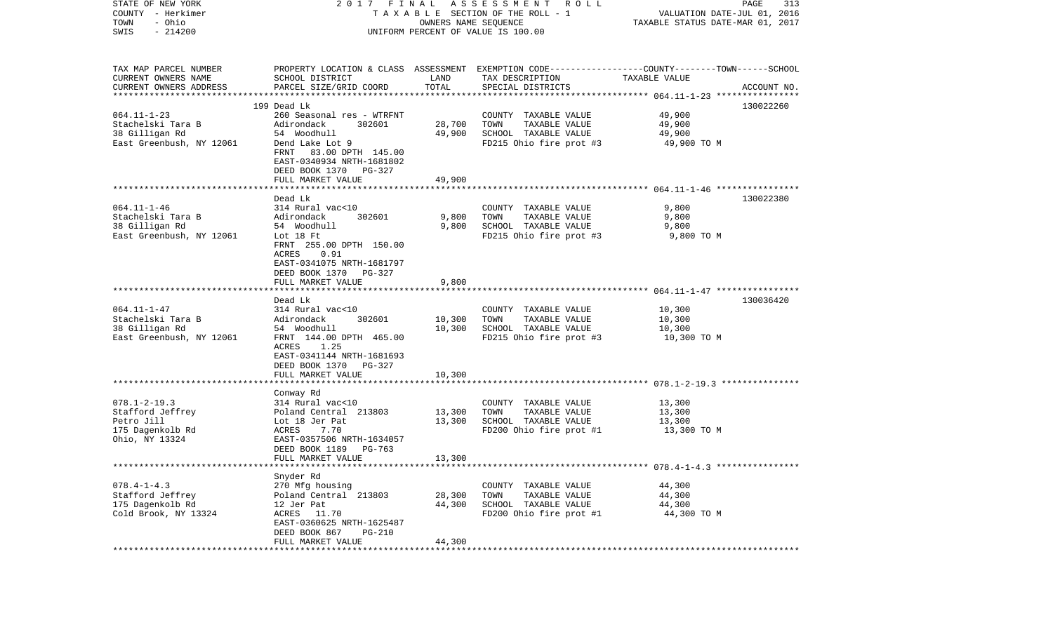STATE OF NEW YORK | 2017 FINAL ASSESSMENT ROLL
COUNTY - Herkimer | TAXABLE SECTION OF THE ROLL - 1 | VALUATION DATE-JUL 01, 2016
TOWN - Ohio | OWNERS NAME SEQUENCE | TAXABLE STATUS DATE-MAR 01, 2017
SWIS - 214200 | UNIFORM PERCENT OF VALUE IS 100.00

| TAX MAP PARCEL NUMBER / CURRENT OWNERS NAME / CURRENT OWNERS ADDRESS | PROPERTY LOCATION & CLASS / SCHOOL DISTRICT / PARCEL SIZE/GRID COORD | ASSESSMENT LAND | TOTAL | EXEMPTION CODE / TAX DESCRIPTION / SPECIAL DISTRICTS | TAXABLE VALUE (COUNTY / TOWN / SCHOOL) | ACCOUNT NO. |
|---|---|---|---|---|---|---|
| 064.11-1-23 | 199 Dead Lk | | | | | 130022260 |
| Stachelski Tara B | 260 Seasonal res - WTRFNT | | | COUNTY TAXABLE VALUE | 49,900 | |
| 38 Gilligan Rd | Adirondack 302601 | 28,700 | | TOWN TAXABLE VALUE | 49,900 | |
| East Greenbush, NY 12061 | 54 Woodhull | | 49,900 | SCHOOL TAXABLE VALUE | 49,900 | |
| | Dend Lake Lot 9 | | | FD215 Ohio fire prot #3 | 49,900 TO M | |
| | FRNT 83.00 DPTH 145.00 | | | | | |
| | EAST-0340934 NRTH-1681802 | | | | | |
| | DEED BOOK 1370 PG-327 | | | | | |
| | FULL MARKET VALUE | | 49,900 | | | |
| 064.11-1-46 | Dead Lk | | | | | 130022380 |
| Stachelski Tara B | 314 Rural vac<10 | | | COUNTY TAXABLE VALUE | 9,800 | |
| 38 Gilligan Rd | Adirondack 302601 | 9,800 | | TOWN TAXABLE VALUE | 9,800 | |
| East Greenbush, NY 12061 | 54 Woodhull | | 9,800 | SCHOOL TAXABLE VALUE | 9,800 | |
| | Lot 18 Ft | | | FD215 Ohio fire prot #3 | 9,800 TO M | |
| | FRNT 255.00 DPTH 150.00 | | | | | |
| | ACRES 0.91 | | | | | |
| | EAST-0341075 NRTH-1681797 | | | | | |
| | DEED BOOK 1370 PG-327 | | | | | |
| | FULL MARKET VALUE | | 9,800 | | | |
| 064.11-1-47 | Dead Lk | | | | | 130036420 |
| Stachelski Tara B | 314 Rural vac<10 | | | COUNTY TAXABLE VALUE | 10,300 | |
| 38 Gilligan Rd | Adirondack 302601 | 10,300 | | TOWN TAXABLE VALUE | 10,300 | |
| East Greenbush, NY 12061 | 54 Woodhull | | 10,300 | SCHOOL TAXABLE VALUE | 10,300 | |
| | FRNT 144.00 DPTH 465.00 | | | FD215 Ohio fire prot #3 | 10,300 TO M | |
| | ACRES 1.25 | | | | | |
| | EAST-0341144 NRTH-1681693 | | | | | |
| | DEED BOOK 1370 PG-327 | | | | | |
| | FULL MARKET VALUE | | 10,300 | | | |
| 078.1-2-19.3 | Conway Rd | | | | | |
| Stafford Jeffrey | 314 Rural vac<10 | | | COUNTY TAXABLE VALUE | 13,300 | |
| Petro Jill | Poland Central 213803 | 13,300 | | TOWN TAXABLE VALUE | 13,300 | |
| 175 Dagenkolb Rd | Lot 18 Jer Pat | | 13,300 | SCHOOL TAXABLE VALUE | 13,300 | |
| Ohio, NY 13324 | ACRES 7.70 | | | FD200 Ohio fire prot #1 | 13,300 TO M | |
| | EAST-0357506 NRTH-1634057 | | | | | |
| | DEED BOOK 1189 PG-763 | | | | | |
| | FULL MARKET VALUE | | 13,300 | | | |
| 078.4-1-4.3 | Snyder Rd | | | | | |
| Stafford Jeffrey | 270 Mfg housing | | | COUNTY TAXABLE VALUE | 44,300 | |
| 175 Dagenkolb Rd | Poland Central 213803 | 28,300 | | TOWN TAXABLE VALUE | 44,300 | |
| Cold Brook, NY 13324 | 12 Jer Pat | | 44,300 | SCHOOL TAXABLE VALUE | 44,300 | |
| | ACRES 11.70 | | | FD200 Ohio fire prot #1 | 44,300 TO M | |
| | EAST-0360625 NRTH-1625487 | | | | | |
| | DEED BOOK 867 PG-210 | | | | | |
| | FULL MARKET VALUE | | 44,300 | | | |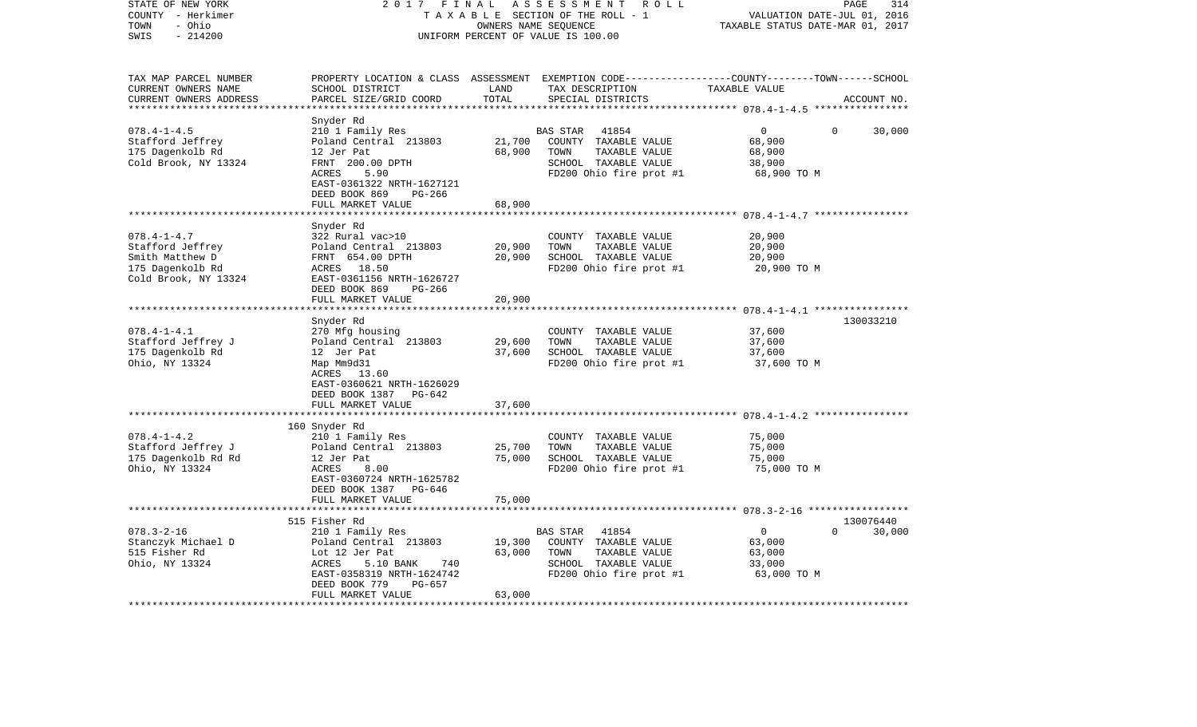STATE OF NEW YORK
COUNTY - Herkimer
TOWN - Ohio
SWIS - 214200

2017 FINAL ASSESSMENT ROLL
TAXABLE SECTION OF THE ROLL - 1
OWNERS NAME SEQUENCE
UNIFORM PERCENT OF VALUE IS 100.00

VALUATION DATE-JUL 01, 2016
TAXABLE STATUS DATE-MAR 01, 2017

| TAX MAP PARCEL NUMBER / CURRENT OWNERS NAME / CURRENT OWNERS ADDRESS | PROPERTY LOCATION & CLASS / SCHOOL DISTRICT / PARCEL SIZE/GRID COORD | ASSESSMENT LAND | TOTAL | EXEMPTION CODE / TAX DESCRIPTION / SPECIAL DISTRICTS | COUNTY | TOWN | SCHOOL | ACCOUNT NO. |
|---|---|---|---|---|---|---|---|---|
| 078.4-1-4.5 | Snyder Rd | | | | | | | |
| Stafford Jeffrey | 210 1 Family Res | | | BAS STAR 41854 | 0 | 0 | 30,000 | |
| 175 Dagenkolb Rd | Poland Central 213803 | 21,700 | | COUNTY TAXABLE VALUE | 68,900 | | | |
| Cold Brook, NY 13324 | 12 Jer Pat | | 68,900 | TOWN TAXABLE VALUE | | 68,900 | | |
| | FRNT 200.00 DPTH | | | SCHOOL TAXABLE VALUE | | | 38,900 | |
| | ACRES 5.90 | | | FD200 Ohio fire prot #1 | 68,900 TO M | | | |
| | EAST-0361322 NRTH-1627121 | | | | | | | |
| | DEED BOOK 869 PG-266 | | | | | | | |
| | FULL MARKET VALUE | | 68,900 | | | | | |
| 078.4-1-4.7 | Snyder Rd | | | | | | | |
| Stafford Jeffrey | 322 Rural vac>10 | | | COUNTY TAXABLE VALUE | 20,900 | | | |
| Smith Matthew D | Poland Central 213803 | 20,900 | | TOWN TAXABLE VALUE | | 20,900 | | |
| 175 Dagenkolb Rd | FRNT 654.00 DPTH | | 20,900 | SCHOOL TAXABLE VALUE | | | 20,900 | |
| Cold Brook, NY 13324 | ACRES 18.50 | | | FD200 Ohio fire prot #1 | 20,900 TO M | | | |
| | EAST-0361156 NRTH-1626727 | | | | | | | |
| | DEED BOOK 869 PG-266 | | | | | | | |
| | FULL MARKET VALUE | | 20,900 | | | | | |
| 078.4-1-4.1 | Snyder Rd | | | | | | | 130033210 |
| Stafford Jeffrey J | 270 Mfg housing | | | COUNTY TAXABLE VALUE | 37,600 | | | |
| 175 Dagenkolb Rd | Poland Central 213803 | 29,600 | | TOWN TAXABLE VALUE | | 37,600 | | |
| Ohio, NY 13324 | 12 Jer Pat | | 37,600 | SCHOOL TAXABLE VALUE | | | 37,600 | |
| | Map Mm9d31 | | | FD200 Ohio fire prot #1 | 37,600 TO M | | | |
| | ACRES 13.60 | | | | | | | |
| | EAST-0360621 NRTH-1626029 | | | | | | | |
| | DEED BOOK 1387 PG-642 | | | | | | | |
| | FULL MARKET VALUE | | 37,600 | | | | | |
| 078.4-1-4.2 | 160 Snyder Rd | | | | | | | |
| Stafford Jeffrey J | 210 1 Family Res | | | COUNTY TAXABLE VALUE | 75,000 | | | |
| 175 Dagenkolb Rd Rd | Poland Central 213803 | 25,700 | | TOWN TAXABLE VALUE | | 75,000 | | |
| Ohio, NY 13324 | 12 Jer Pat | | 75,000 | SCHOOL TAXABLE VALUE | | | 75,000 | |
| | ACRES 8.00 | | | FD200 Ohio fire prot #1 | 75,000 TO M | | | |
| | EAST-0360724 NRTH-1625782 | | | | | | | |
| | DEED BOOK 1387 PG-646 | | | | | | | |
| | FULL MARKET VALUE | | 75,000 | | | | | |
| 078.3-2-16 | 515 Fisher Rd | | | | | | | 130076440 |
| Stanczyk Michael D | 210 1 Family Res | | | BAS STAR 41854 | 0 | 0 | 30,000 | |
| 515 Fisher Rd | Poland Central 213803 | 19,300 | | COUNTY TAXABLE VALUE | 63,000 | | | |
| Ohio, NY 13324 | Lot 12 Jer Pat | | 63,000 | TOWN TAXABLE VALUE | | 63,000 | | |
| | ACRES 5.10 BANK 740 | | | SCHOOL TAXABLE VALUE | | | 33,000 | |
| | EAST-0358319 NRTH-1624742 | | | FD200 Ohio fire prot #1 | 63,000 TO M | | | |
| | DEED BOOK 779 PG-657 | | | | | | | |
| | FULL MARKET VALUE | | 63,000 | | | | | |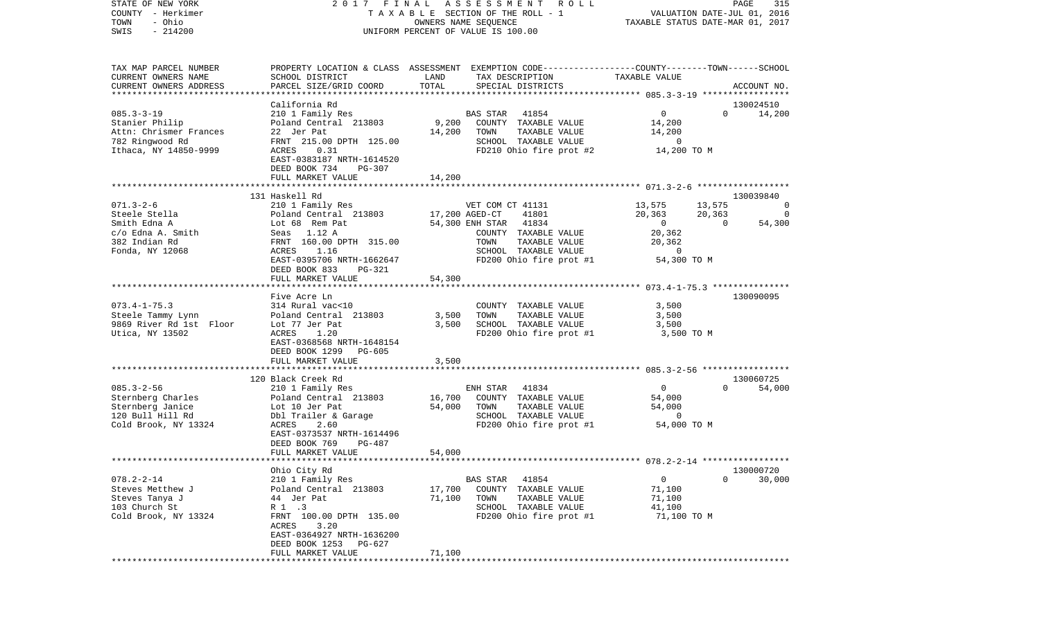STATE OF NEW YORK — 2017 FINAL ASSESSMENT ROLL
COUNTY - Herkimer — TAXABLE SECTION OF THE ROLL - 1 — VALUATION DATE-JUL 01, 2016
TOWN - Ohio — OWNERS NAME SEQUENCE — TAXABLE STATUS DATE-MAR 01, 2017
SWIS - 214200 — UNIFORM PERCENT OF VALUE IS 100.00

| TAX MAP PARCEL NUMBER / CURRENT OWNERS NAME / CURRENT OWNERS ADDRESS | PROPERTY LOCATION & CLASS / SCHOOL DISTRICT / PARCEL SIZE/GRID COORD | ASSESSMENT LAND / TOTAL | EXEMPTION CODE / TAX DESCRIPTION / SPECIAL DISTRICTS | COUNTY | TOWN | SCHOOL / ACCOUNT NO. |
|---|---|---|---|---|---|---|
| **085.3-3-19** | California Rd | | | | | 130024510 |
| Stanier Philip | 210 1 Family Res | | BAS STAR 41854 | 0 | 0 | 14,200 |
| Attn: Chrismer Frances | Poland Central 213803 | 9,200 | COUNTY TAXABLE VALUE | 14,200 | | |
| 782 Ringwood Rd | 22 Jer Pat | 14,200 | TOWN TAXABLE VALUE | | 14,200 | |
| Ithaca, NY 14850-9999 | FRNT 215.00 DPTH 125.00 | | SCHOOL TAXABLE VALUE | | | 0 |
| | ACRES 0.31 | | FD210 Ohio fire prot #2 | 14,200 TO M | | |
| | EAST-0383187 NRTH-1614520 | | | | | |
| | DEED BOOK 734 PG-307 | | | | | |
| | FULL MARKET VALUE | 14,200 | | | | |
| **071.3-2-6** | 131 Haskell Rd | | | | | 130039840 |
| Steele Stella | 210 1 Family Res | | VET COM CT 41131 | 13,575 | 13,575 | 0 |
| Smith Edna A | Poland Central 213803 | 17,200 | AGED-CT 41801 | 20,363 | 20,363 | 0 |
| c/o Edna A. Smith | Lot 68 Rem Pat | 54,300 | ENH STAR 41834 | 0 | 0 | 54,300 |
| 382 Indian Rd | Seas 1.12 A | | COUNTY TAXABLE VALUE | 20,362 | | |
| Fonda, NY 12068 | FRNT 160.00 DPTH 315.00 | | TOWN TAXABLE VALUE | | 20,362 | |
| | ACRES 1.16 | | SCHOOL TAXABLE VALUE | | | 0 |
| | EAST-0395706 NRTH-1662647 | | FD200 Ohio fire prot #1 | 54,300 TO M | | |
| | DEED BOOK 833 PG-321 | | | | | |
| | FULL MARKET VALUE | 54,300 | | | | |
| **073.4-1-75.3** | Five Acre Ln | | | | | 130090095 |
| Steele Tammy Lynn | 314 Rural vac<10 | | COUNTY TAXABLE VALUE | 3,500 | | |
| 9869 River Rd 1st Floor | Poland Central 213803 | 3,500 | TOWN TAXABLE VALUE | | 3,500 | |
| Utica, NY 13502 | Lot 77 Jer Pat | 3,500 | SCHOOL TAXABLE VALUE | | | 3,500 |
| | ACRES 1.20 | | FD200 Ohio fire prot #1 | 3,500 TO M | | |
| | EAST-0368568 NRTH-1648154 | | | | | |
| | DEED BOOK 1299 PG-605 | | | | | |
| | FULL MARKET VALUE | 3,500 | | | | |
| **085.3-2-56** | 120 Black Creek Rd | | | | | 130060725 |
| Sternberg Charles | 210 1 Family Res | | ENH STAR 41834 | 0 | 0 | 54,000 |
| Sternberg Janice | Poland Central 213803 | 16,700 | COUNTY TAXABLE VALUE | 54,000 | | |
| 120 Bull Hill Rd | Lot 10 Jer Pat | 54,000 | TOWN TAXABLE VALUE | | 54,000 | |
| Cold Brook, NY 13324 | Dbl Trailer & Garage | | SCHOOL TAXABLE VALUE | | | 0 |
| | ACRES 2.60 | | FD200 Ohio fire prot #1 | 54,000 TO M | | |
| | EAST-0373537 NRTH-1614496 | | | | | |
| | DEED BOOK 769 PG-487 | | | | | |
| | FULL MARKET VALUE | 54,000 | | | | |
| **078.2-2-14** | Ohio City Rd | | | | | 130000720 |
| Steves Metthew J | 210 1 Family Res | | BAS STAR 41854 | 0 | 0 | 30,000 |
| Steves Tanya J | Poland Central 213803 | 17,700 | COUNTY TAXABLE VALUE | 71,100 | | |
| 103 Church St | 44 Jer Pat | 71,100 | TOWN TAXABLE VALUE | | 71,100 | |
| Cold Brook, NY 13324 | R 1 .3 | | SCHOOL TAXABLE VALUE | | | 41,100 |
| | FRNT 100.00 DPTH 135.00 | | FD200 Ohio fire prot #1 | 71,100 TO M | | |
| | ACRES 3.20 | | | | | |
| | EAST-0364927 NRTH-1636200 | | | | | |
| | DEED BOOK 1253 PG-627 | | | | | |
| | FULL MARKET VALUE | 71,100 | | | | |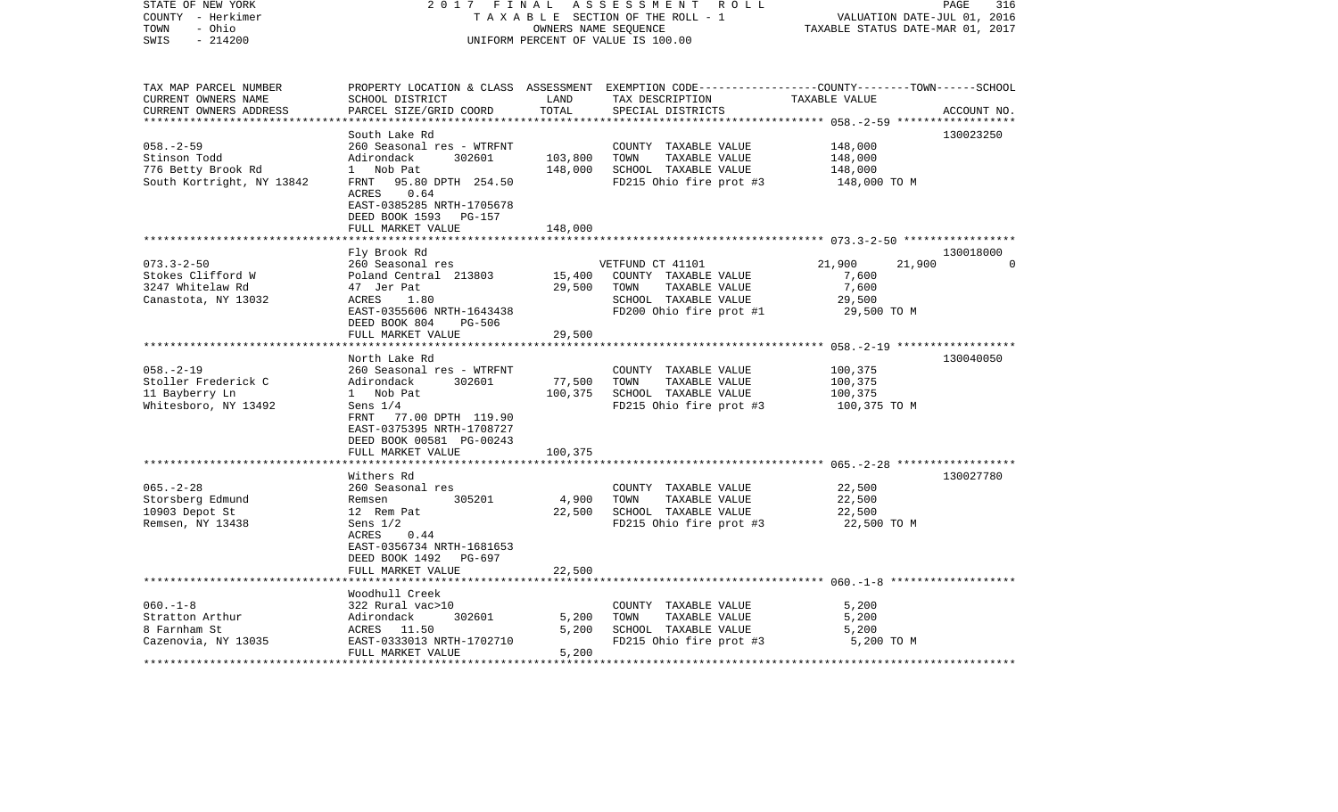STATE OF NEW YORK | COUNTY - Herkimer | TOWN - Ohio | SWIS - 214200

2017 FINAL ASSESSMENT ROLL
TAXABLE SECTION OF THE ROLL - 1
OWNERS NAME SEQUENCE
UNIFORM PERCENT OF VALUE IS 100.00

VALUATION DATE-JUL 01, 2016
TAXABLE STATUS DATE-MAR 01, 2017

| TAX MAP PARCEL NUMBER / CURRENT OWNERS NAME / CURRENT OWNERS ADDRESS | PROPERTY LOCATION & CLASS / SCHOOL DISTRICT / PARCEL SIZE/GRID COORD | ASSESSMENT LAND | TOTAL | EXEMPTION CODE / TAX DESCRIPTION / SPECIAL DISTRICTS | COUNTY | TOWN | SCHOOL | TAXABLE VALUE | ACCOUNT NO. |
|---|---|---|---|---|---|---|---|---|---|
| 058.-2-59 | South Lake Rd | | | | | | | | 130023250 |
| Stinson Todd | 260 Seasonal res - WTRFNT | | | COUNTY TAXABLE VALUE | | | | 148,000 | |
| 776 Betty Brook Rd | Adirondack 302601 | 103,800 | | TOWN TAXABLE VALUE | | | | 148,000 | |
| South Kortright, NY 13842 | 1 Nob Pat | | 148,000 | SCHOOL TAXABLE VALUE | | | | 148,000 | |
| | FRNT 95.80 DPTH 254.50 | | | FD215 Ohio fire prot #3 | | | | 148,000 TO M | |
| | ACRES 0.64 | | | | | | | | |
| | EAST-0385285 NRTH-1705678 | | | | | | | | |
| | DEED BOOK 1593 PG-157 | | | | | | | | |
| | FULL MARKET VALUE | | 148,000 | | | | | | |
| 073.3-2-50 | Fly Brook Rd | | | | | | | | 130018000 |
| Stokes Clifford W | 260 Seasonal res | | | VETFUND CT 41101 | 21,900 | 21,900 | 0 | | |
| 3247 Whitelaw Rd | Poland Central 213803 | 15,400 | | COUNTY TAXABLE VALUE | | | | 7,600 | |
| Canastota, NY 13032 | 47 Jer Pat | | 29,500 | TOWN TAXABLE VALUE | | | | 7,600 | |
| | ACRES 1.80 | | | SCHOOL TAXABLE VALUE | | | | 29,500 | |
| | EAST-0355606 NRTH-1643438 | | | FD200 Ohio fire prot #1 | | | | 29,500 TO M | |
| | DEED BOOK 804 PG-506 | | | | | | | | |
| | FULL MARKET VALUE | | 29,500 | | | | | | |
| 058.-2-19 | North Lake Rd | | | | | | | | 130040050 |
| Stoller Frederick C | 260 Seasonal res - WTRFNT | | | COUNTY TAXABLE VALUE | | | | 100,375 | |
| 11 Bayberry Ln | Adirondack 302601 | 77,500 | | TOWN TAXABLE VALUE | | | | 100,375 | |
| Whitesboro, NY 13492 | 1 Nob Pat | | 100,375 | SCHOOL TAXABLE VALUE | | | | 100,375 | |
| | Sens 1/4 | | | FD215 Ohio fire prot #3 | | | | 100,375 TO M | |
| | FRNT 77.00 DPTH 119.90 | | | | | | | | |
| | EAST-0375395 NRTH-1708727 | | | | | | | | |
| | DEED BOOK 00581 PG-00243 | | | | | | | | |
| | FULL MARKET VALUE | | 100,375 | | | | | | |
| 065.-2-28 | Withers Rd | | | | | | | | 130027780 |
| Storsberg Edmund | 260 Seasonal res | | | COUNTY TAXABLE VALUE | | | | 22,500 | |
| 10903 Depot St | Remsen 305201 | 4,900 | | TOWN TAXABLE VALUE | | | | 22,500 | |
| Remsen, NY 13438 | 12 Rem Pat | | 22,500 | SCHOOL TAXABLE VALUE | | | | 22,500 | |
| | Sens 1/2 | | | FD215 Ohio fire prot #3 | | | | 22,500 TO M | |
| | ACRES 0.44 | | | | | | | | |
| | EAST-0356734 NRTH-1681653 | | | | | | | | |
| | DEED BOOK 1492 PG-697 | | | | | | | | |
| | FULL MARKET VALUE | | 22,500 | | | | | | |
| 060.-1-8 | Woodhull Creek | | | | | | | | |
| Stratton Arthur | 322 Rural vac>10 | | | COUNTY TAXABLE VALUE | | | | 5,200 | |
| 8 Farnham St | Adirondack 302601 | 5,200 | | TOWN TAXABLE VALUE | | | | 5,200 | |
| Cazenovia, NY 13035 | ACRES 11.50 | | 5,200 | SCHOOL TAXABLE VALUE | | | | 5,200 | |
| | EAST-0333013 NRTH-1702710 | | | FD215 Ohio fire prot #3 | | | | 5,200 TO M | |
| | FULL MARKET VALUE | | 5,200 | | | | | | |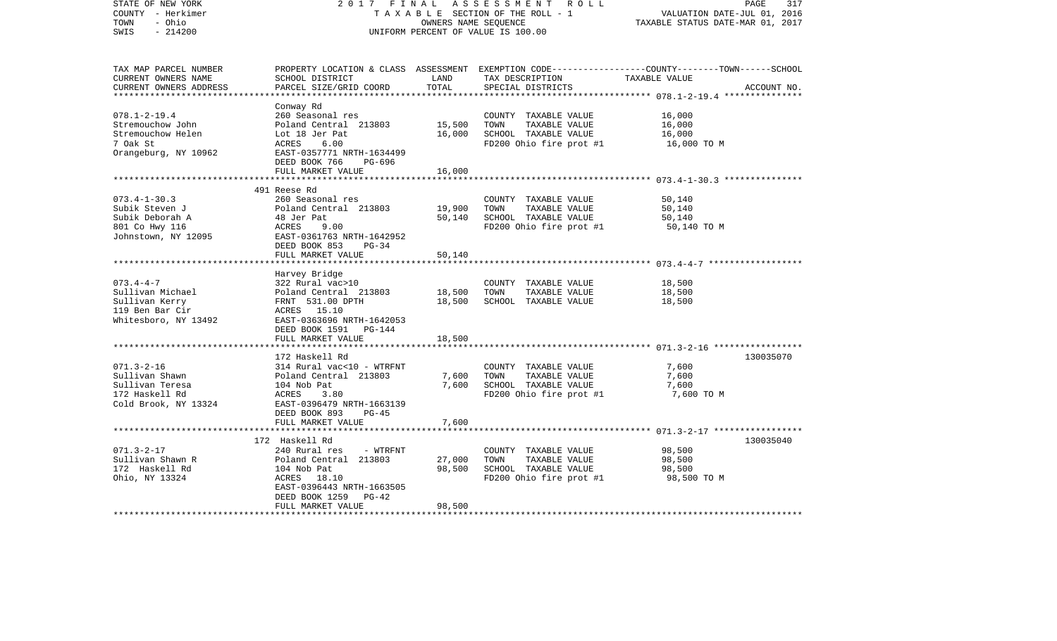STATE OF NEW YORK — 2017 FINAL ASSESSMENT ROLL — PAGE 317
COUNTY - Herkimer — TAXABLE SECTION OF THE ROLL - 1 — VALUATION DATE-JUL 01, 2016
TOWN - Ohio — OWNERS NAME SEQUENCE — TAXABLE STATUS DATE-MAR 01, 2017
SWIS - 214200 — UNIFORM PERCENT OF VALUE IS 100.00

| TAX MAP PARCEL NUMBER / CURRENT OWNERS NAME / CURRENT OWNERS ADDRESS | PROPERTY LOCATION & CLASS / SCHOOL DISTRICT / PARCEL SIZE/GRID COORD | ASSESSMENT LAND | TOTAL | EXEMPTION CODE / TAX DESCRIPTION / SPECIAL DISTRICTS | TAXABLE VALUE | ACCOUNT NO. |
|---|---|---|---|---|---|---|
| **078.1-2-19.4** | Conway Rd | | | | | |
| 078.1-2-19.4 | 260 Seasonal res | | | COUNTY TAXABLE VALUE | 16,000 | |
| Stremouchow John | Poland Central 213803 | 15,500 | | TOWN TAXABLE VALUE | 16,000 | |
| Stremouchow Helen | Lot 18 Jer Pat | | 16,000 | SCHOOL TAXABLE VALUE | 16,000 | |
| 7 Oak St | ACRES 6.00 | | | FD200 Ohio fire prot #1 | 16,000 TO M | |
| Orangeburg, NY 10962 | EAST-0357771 NRTH-1634499 | | | | | |
| | DEED BOOK 766 PG-696 | | | | | |
| | FULL MARKET VALUE | | 16,000 | | | |
| **073.4-1-30.3** | 491 Reese Rd | | | | | |
| 073.4-1-30.3 | 260 Seasonal res | | | COUNTY TAXABLE VALUE | 50,140 | |
| Subik Steven J | Poland Central 213803 | 19,900 | | TOWN TAXABLE VALUE | 50,140 | |
| Subik Deborah A | 48 Jer Pat | | 50,140 | SCHOOL TAXABLE VALUE | 50,140 | |
| 801 Co Hwy 116 | ACRES 9.00 | | | FD200 Ohio fire prot #1 | 50,140 TO M | |
| Johnstown, NY 12095 | EAST-0361763 NRTH-1642952 | | | | | |
| | DEED BOOK 853 PG-34 | | | | | |
| | FULL MARKET VALUE | | 50,140 | | | |
| **073.4-4-7** | Harvey Bridge | | | | | |
| 073.4-4-7 | 322 Rural vac>10 | | | COUNTY TAXABLE VALUE | 18,500 | |
| Sullivan Michael | Poland Central 213803 | 18,500 | | TOWN TAXABLE VALUE | 18,500 | |
| Sullivan Kerry | FRNT 531.00 DPTH | | 18,500 | SCHOOL TAXABLE VALUE | 18,500 | |
| 119 Ben Bar Cir | ACRES 15.10 | | | | | |
| Whitesboro, NY 13492 | EAST-0363696 NRTH-1642053 | | | | | |
| | DEED BOOK 1591 PG-144 | | | | | |
| | FULL MARKET VALUE | | 18,500 | | | |
| **071.3-2-16** | 172 Haskell Rd | | | | | 130035070 |
| 071.3-2-16 | 314 Rural vac<10 - WTRFNT | | | COUNTY TAXABLE VALUE | 7,600 | |
| Sullivan Shawn | Poland Central 213803 | 7,600 | | TOWN TAXABLE VALUE | 7,600 | |
| Sullivan Teresa | 104 Nob Pat | | 7,600 | SCHOOL TAXABLE VALUE | 7,600 | |
| 172 Haskell Rd | ACRES 3.80 | | | FD200 Ohio fire prot #1 | 7,600 TO M | |
| Cold Brook, NY 13324 | EAST-0396479 NRTH-1663139 | | | | | |
| | DEED BOOK 893 PG-45 | | | | | |
| | FULL MARKET VALUE | | 7,600 | | | |
| **071.3-2-17** | 172 Haskell Rd | | | | | 130035040 |
| 071.3-2-17 | 240 Rural res - WTRFNT | | | COUNTY TAXABLE VALUE | 98,500 | |
| Sullivan Shawn R | Poland Central 213803 | 27,000 | | TOWN TAXABLE VALUE | 98,500 | |
| 172 Haskell Rd | 104 Nob Pat | | 98,500 | SCHOOL TAXABLE VALUE | 98,500 | |
| Ohio, NY 13324 | ACRES 18.10 | | | FD200 Ohio fire prot #1 | 98,500 TO M | |
| | EAST-0396443 NRTH-1663505 | | | | | |
| | DEED BOOK 1259 PG-42 | | | | | |
| | FULL MARKET VALUE | | 98,500 | | | |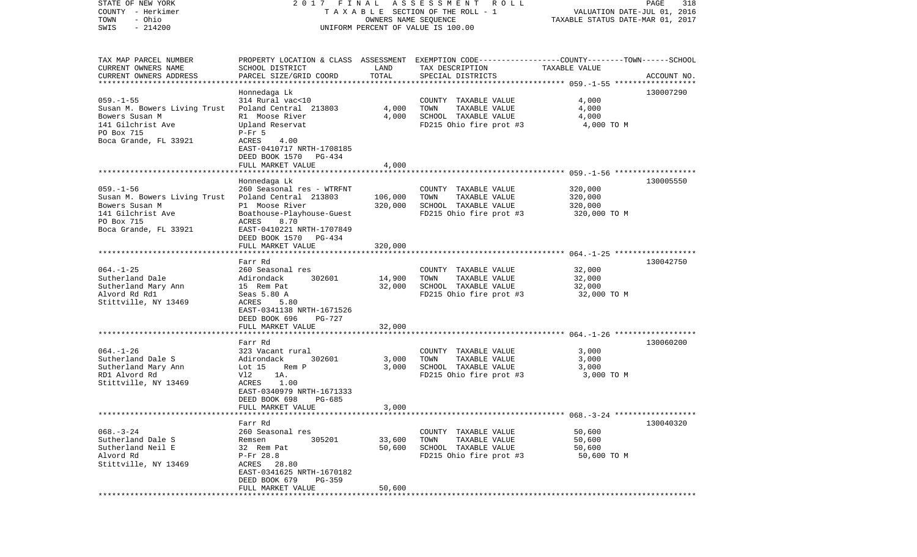STATE OF NEW YORK | 2017 FINAL ASSESSMENT ROLL
COUNTY - Herkimer | TAXABLE SECTION OF THE ROLL - 1 | VALUATION DATE-JUL 01, 2016
TOWN - Ohio | OWNERS NAME SEQUENCE | TAXABLE STATUS DATE-MAR 01, 2017
SWIS - 214200 | UNIFORM PERCENT OF VALUE IS 100.00

| TAX MAP PARCEL NUMBER / CURRENT OWNERS NAME / CURRENT OWNERS ADDRESS | PROPERTY LOCATION & CLASS / SCHOOL DISTRICT / PARCEL SIZE/GRID COORD | ASSESSMENT LAND | TOTAL | EXEMPTION CODE / TAX DESCRIPTION / SPECIAL DISTRICTS | TAXABLE VALUE (COUNTY--TOWN--SCHOOL) | ACCOUNT NO. |
|---|---|---|---|---|---|---|
| | Honnedaga Lk | | | | | 130007290 |
| 059.-1-55 | 314 Rural vac<10 | | | COUNTY TAXABLE VALUE | 4,000 | |
| Susan M. Bowers Living Trust | Poland Central 213803 | 4,000 | | TOWN TAXABLE VALUE | 4,000 | |
| Bowers Susan M | R1 Moose River | | 4,000 | SCHOOL TAXABLE VALUE | 4,000 | |
| 141 Gilchrist Ave | Upland Reservat | | | FD215 Ohio fire prot #3 | 4,000 TO M | |
| PO Box 715 | P-Fr 5 | | | | | |
| Boca Grande, FL 33921 | ACRES 4.00 | | | | | |
| | EAST-0410717 NRTH-1708185 | | | | | |
| | DEED BOOK 1570 PG-434 | | | | | |
| | FULL MARKET VALUE | | 4,000 | | | |
| | Honnedaga Lk | | | | | 130005550 |
| 059.-1-56 | 260 Seasonal res - WTRFNT | | | COUNTY TAXABLE VALUE | 320,000 | |
| Susan M. Bowers Living Trust | Poland Central 213803 | 106,000 | | TOWN TAXABLE VALUE | 320,000 | |
| Bowers Susan M | P1 Moose River | | 320,000 | SCHOOL TAXABLE VALUE | 320,000 | |
| 141 Gilchrist Ave | Boathouse-Playhouse-Guest | | | FD215 Ohio fire prot #3 | 320,000 TO M | |
| PO Box 715 | ACRES 8.70 | | | | | |
| Boca Grande, FL 33921 | EAST-0410221 NRTH-1707849 | | | | | |
| | DEED BOOK 1570 PG-434 | | | | | |
| | FULL MARKET VALUE | | 320,000 | | | |
| | Farr Rd | | | | | 130042750 |
| 064.-1-25 | 260 Seasonal res | | | COUNTY TAXABLE VALUE | 32,000 | |
| Sutherland Dale | Adirondack 302601 | 14,900 | | TOWN TAXABLE VALUE | 32,000 | |
| Sutherland Mary Ann | 15 Rem Pat | | 32,000 | SCHOOL TAXABLE VALUE | 32,000 | |
| Alvord Rd Rd1 | Seas 5.80 A | | | FD215 Ohio fire prot #3 | 32,000 TO M | |
| Stittville, NY 13469 | ACRES 5.80 | | | | | |
| | EAST-0341138 NRTH-1671526 | | | | | |
| | DEED BOOK 696 PG-727 | | | | | |
| | FULL MARKET VALUE | | 32,000 | | | |
| | Farr Rd | | | | | 130060200 |
| 064.-1-26 | 323 Vacant rural | | | COUNTY TAXABLE VALUE | 3,000 | |
| Sutherland Dale S | Adirondack 302601 | 3,000 | | TOWN TAXABLE VALUE | 3,000 | |
| Sutherland Mary Ann | Lot 15 Rem P | | 3,000 | SCHOOL TAXABLE VALUE | 3,000 | |
| RD1 Alvord Rd | Vl2 1A. | | | FD215 Ohio fire prot #3 | 3,000 TO M | |
| Stittville, NY 13469 | ACRES 1.00 | | | | | |
| | EAST-0340979 NRTH-1671333 | | | | | |
| | DEED BOOK 698 PG-685 | | | | | |
| | FULL MARKET VALUE | | 3,000 | | | |
| | Farr Rd | | | | | 130040320 |
| 068.-3-24 | 260 Seasonal res | | | COUNTY TAXABLE VALUE | 50,600 | |
| Sutherland Dale S | Remsen 305201 | 33,600 | | TOWN TAXABLE VALUE | 50,600 | |
| Sutherland Neil E | 32 Rem Pat | | 50,600 | SCHOOL TAXABLE VALUE | 50,600 | |
| Alvord Rd | P-Fr 28.8 | | | FD215 Ohio fire prot #3 | 50,600 TO M | |
| Stittville, NY 13469 | ACRES 28.80 | | | | | |
| | EAST-0341625 NRTH-1670182 | | | | | |
| | DEED BOOK 679 PG-359 | | | | | |
| | FULL MARKET VALUE | | 50,600 | | | |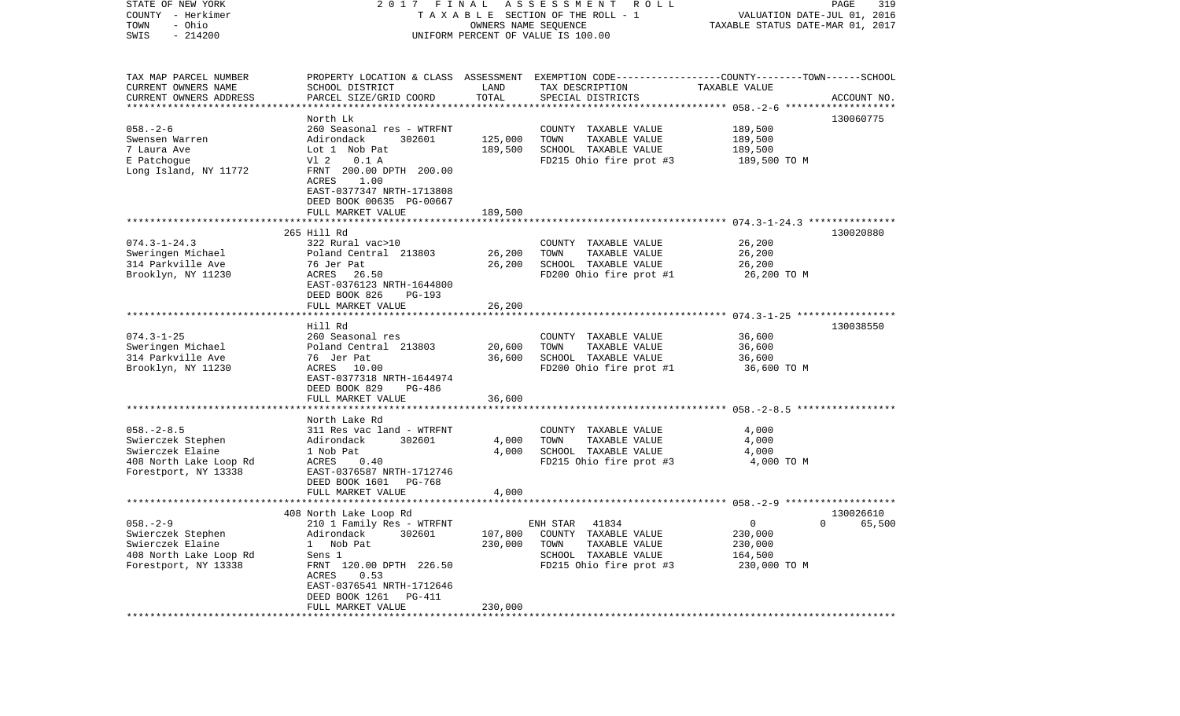STATE OF NEW YORK — 2017 FINAL ASSESSMENT ROLL
COUNTY - Herkimer — TAXABLE SECTION OF THE ROLL - 1 — VALUATION DATE-JUL 01, 2016
TOWN - Ohio — OWNERS NAME SEQUENCE — TAXABLE STATUS DATE-MAR 01, 2017
SWIS - 214200 — UNIFORM PERCENT OF VALUE IS 100.00

| TAX MAP PARCEL NUMBER / CURRENT OWNERS NAME / CURRENT OWNERS ADDRESS | PROPERTY LOCATION & CLASS / SCHOOL DISTRICT / PARCEL SIZE/GRID COORD | ASSESSMENT LAND | TOTAL | EXEMPTION CODE / TAX DESCRIPTION / SPECIAL DISTRICTS | COUNTY | TOWN | SCHOOL / TAXABLE VALUE | ACCOUNT NO. |
|---|---|---|---|---|---|---|---|---|
| **058.-2-6** | North Lk | | | | | | | 130060775 |
| Swensen Warren | 260 Seasonal res - WTRFNT | | | COUNTY TAXABLE VALUE | 189,500 | | | |
| 7 Laura Ave | Adirondack 302601 | 125,000 | | TOWN TAXABLE VALUE | | 189,500 | | |
| E Patchogue | Lot 1 Nob Pat | | 189,500 | SCHOOL TAXABLE VALUE | | | 189,500 | |
| Long Island, NY 11772 | Vl 2 0.1 A | | | FD215 Ohio fire prot #3 | 189,500 TO M | | | |
| | FRNT 200.00 DPTH 200.00 | | | | | | | |
| | ACRES 1.00 | | | | | | | |
| | EAST-0377347 NRTH-1713808 | | | | | | | |
| | DEED BOOK 00635 PG-00667 | | | | | | | |
| | FULL MARKET VALUE | | 189,500 | | | | | |
| **074.3-1-24.3** | 265 Hill Rd | | | | | | | 130020880 |
| Sweringen Michael | 322 Rural vac>10 | | | COUNTY TAXABLE VALUE | 26,200 | | | |
| 314 Parkville Ave | Poland Central 213803 | 26,200 | | TOWN TAXABLE VALUE | | 26,200 | | |
| Brooklyn, NY 11230 | 76 Jer Pat | | 26,200 | SCHOOL TAXABLE VALUE | | | 26,200 | |
| | ACRES 26.50 | | | FD200 Ohio fire prot #1 | 26,200 TO M | | | |
| | EAST-0376123 NRTH-1644800 | | | | | | | |
| | DEED BOOK 826 PG-193 | | | | | | | |
| | FULL MARKET VALUE | | 26,200 | | | | | |
| **074.3-1-25** | Hill Rd | | | | | | | 130038550 |
| Sweringen Michael | 260 Seasonal res | | | COUNTY TAXABLE VALUE | 36,600 | | | |
| 314 Parkville Ave | Poland Central 213803 | 20,600 | | TOWN TAXABLE VALUE | | 36,600 | | |
| Brooklyn, NY 11230 | 76 Jer Pat | | 36,600 | SCHOOL TAXABLE VALUE | | | 36,600 | |
| | ACRES 10.00 | | | FD200 Ohio fire prot #1 | 36,600 TO M | | | |
| | EAST-0377318 NRTH-1644974 | | | | | | | |
| | DEED BOOK 829 PG-486 | | | | | | | |
| | FULL MARKET VALUE | | 36,600 | | | | | |
| **058.-2-8.5** | North Lake Rd | | | | | | | |
| Swierczek Stephen | 311 Res vac land - WTRFNT | | | COUNTY TAXABLE VALUE | 4,000 | | | |
| Swierczek Elaine | Adirondack 302601 | 4,000 | | TOWN TAXABLE VALUE | | 4,000 | | |
| 408 North Lake Loop Rd | 1 Nob Pat | | 4,000 | SCHOOL TAXABLE VALUE | | | 4,000 | |
| Forestport, NY 13338 | ACRES 0.40 | | | FD215 Ohio fire prot #3 | 4,000 TO M | | | |
| | EAST-0376587 NRTH-1712746 | | | | | | | |
| | DEED BOOK 1601 PG-768 | | | | | | | |
| | FULL MARKET VALUE | | 4,000 | | | | | |
| **058.-2-9** | 408 North Lake Loop Rd | | | | | | | 130026610 |
| Swierczek Stephen | 210 1 Family Res - WTRFNT | | | ENH STAR 41834 | 0 | 0 | 65,500 | |
| Swierczek Elaine | Adirondack 302601 | 107,800 | | COUNTY TAXABLE VALUE | 230,000 | | | |
| 408 North Lake Loop Rd | 1 Nob Pat | | 230,000 | TOWN TAXABLE VALUE | | 230,000 | | |
| Forestport, NY 13338 | Sens 1 | | | SCHOOL TAXABLE VALUE | | | 164,500 | |
| | FRNT 120.00 DPTH 226.50 | | | FD215 Ohio fire prot #3 | 230,000 TO M | | | |
| | ACRES 0.53 | | | | | | | |
| | EAST-0376541 NRTH-1712646 | | | | | | | |
| | DEED BOOK 1261 PG-411 | | | | | | | |
| | FULL MARKET VALUE | | 230,000 | | | | | |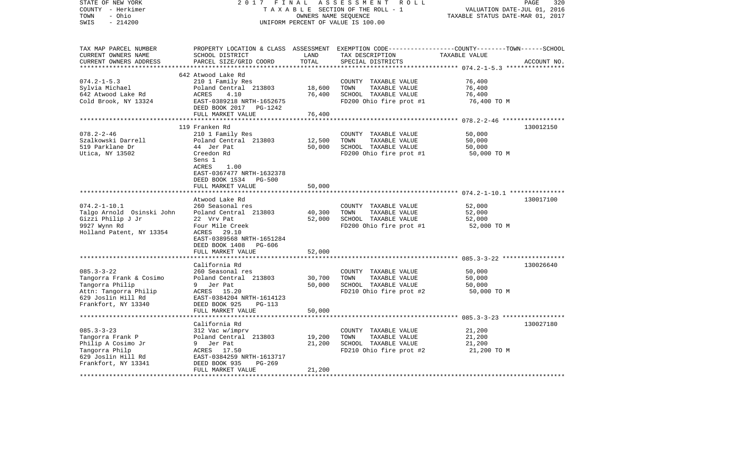STATE OF NEW YORK — 2017 FINAL ASSESSMENT ROLL
COUNTY - Herkimer — TAXABLE SECTION OF THE ROLL - 1 — VALUATION DATE-JUL 01, 2016
TOWN - Ohio — OWNERS NAME SEQUENCE — TAXABLE STATUS DATE-MAR 01, 2017
SWIS - 214200 — UNIFORM PERCENT OF VALUE IS 100.00

| TAX MAP PARCEL NUMBER / CURRENT OWNERS NAME / CURRENT OWNERS ADDRESS | PROPERTY LOCATION & CLASS / SCHOOL DISTRICT / PARCEL SIZE/GRID COORD | ASSESSMENT LAND | TOTAL | EXEMPTION CODE / TAX DESCRIPTION / SPECIAL DISTRICTS | COUNTY--------TOWN------SCHOOL TAXABLE VALUE | ACCOUNT NO. |
|---|---|---|---|---|---|---|
| | 642 Atwood Lake Rd | | | | | |
| 074.2-1-5.3 | 210 1 Family Res | | | COUNTY TAXABLE VALUE | 76,400 | |
| Sylvia Michael | Poland Central 213803 | 18,600 | | TOWN TAXABLE VALUE | 76,400 | |
| 642 Atwood Lake Rd | ACRES 4.10 | | 76,400 | SCHOOL TAXABLE VALUE | 76,400 | |
| Cold Brook, NY 13324 | EAST-0389218 NRTH-1652675 | | | FD200 Ohio fire prot #1 | 76,400 TO M | |
| | DEED BOOK 2017 PG-1242 | | | | | |
| | FULL MARKET VALUE | | 76,400 | | | |
| | 119 Franken Rd | | | | | 130012150 |
| 078.2-2-46 | 210 1 Family Res | | | COUNTY TAXABLE VALUE | 50,000 | |
| Szalkowski Darrell | Poland Central 213803 | 12,500 | | TOWN TAXABLE VALUE | 50,000 | |
| 519 Parklane Dr | 44 Jer Pat | | 50,000 | SCHOOL TAXABLE VALUE | 50,000 | |
| Utica, NY 13502 | Creedon Rd | | | FD200 Ohio fire prot #1 | 50,000 TO M | |
| | Sens 1 | | | | | |
| | ACRES 1.00 | | | | | |
| | EAST-0367477 NRTH-1632378 | | | | | |
| | DEED BOOK 1534 PG-500 | | | | | |
| | FULL MARKET VALUE | | 50,000 | | | |
| | Atwood Lake Rd | | | | | 130017100 |
| 074.2-1-10.1 | 260 Seasonal res | | | COUNTY TAXABLE VALUE | 52,000 | |
| Talgo Arnold Osinski John | Poland Central 213803 | 40,300 | | TOWN TAXABLE VALUE | 52,000 | |
| Gizzi Philip J Jr | 22 Vrv Pat | | 52,000 | SCHOOL TAXABLE VALUE | 52,000 | |
| 9927 Wynn Rd | Four Mile Creek | | | FD200 Ohio fire prot #1 | 52,000 TO M | |
| Holland Patent, NY 13354 | ACRES 29.10 | | | | | |
| | EAST-0389568 NRTH-1651284 | | | | | |
| | DEED BOOK 1408 PG-606 | | | | | |
| | FULL MARKET VALUE | | 52,000 | | | |
| | California Rd | | | | | 130026640 |
| 085.3-3-22 | 260 Seasonal res | | | COUNTY TAXABLE VALUE | 50,000 | |
| Tangorra Frank & Cosimo | Poland Central 213803 | 30,700 | | TOWN TAXABLE VALUE | 50,000 | |
| Tangorra Philip | 9 Jer Pat | | 50,000 | SCHOOL TAXABLE VALUE | 50,000 | |
| Attn: Tangorra Philip | ACRES 15.20 | | | FD210 Ohio fire prot #2 | 50,000 TO M | |
| 629 Joslin Hill Rd | EAST-0384204 NRTH-1614123 | | | | | |
| Frankfort, NY 13340 | DEED BOOK 925 PG-113 | | | | | |
| | FULL MARKET VALUE | | 50,000 | | | |
| | California Rd | | | | | 130027180 |
| 085.3-3-23 | 312 Vac w/imprv | | | COUNTY TAXABLE VALUE | 21,200 | |
| Tangorra Frank P | Poland Central 213803 | 19,200 | | TOWN TAXABLE VALUE | 21,200 | |
| Philip A Cosimo Jr | 9 Jer Pat | | 21,200 | SCHOOL TAXABLE VALUE | 21,200 | |
| Tangorra Philp | ACRES 17.50 | | | FD210 Ohio fire prot #2 | 21,200 TO M | |
| 629 Joslin Hill Rd | EAST-0384259 NRTH-1613717 | | | | | |
| Frankfort, NY 13341 | DEED BOOK 935 PG-269 | | | | | |
| | FULL MARKET VALUE | | 21,200 | | | |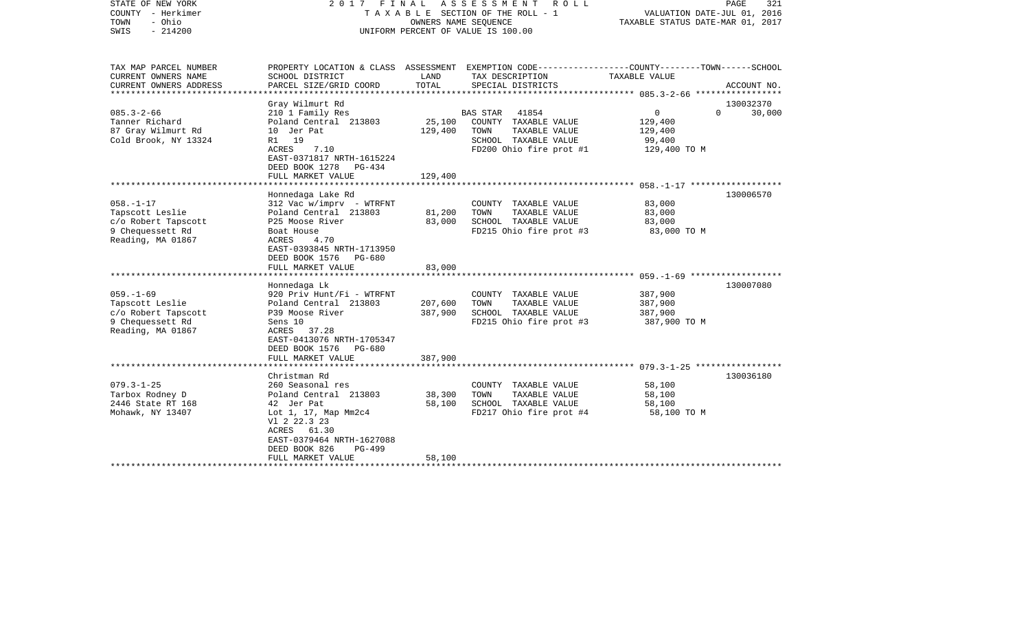STATE OF NEW YORK
COUNTY - Herkimer
TOWN - Ohio
SWIS - 214200

2017 FINAL ASSESSMENT ROLL
TAXABLE SECTION OF THE ROLL - 1
OWNERS NAME SEQUENCE
UNIFORM PERCENT OF VALUE IS 100.00

VALUATION DATE-JUL 01, 2016
TAXABLE STATUS DATE-MAR 01, 2017

| TAX MAP PARCEL NUMBER / CURRENT OWNERS NAME / CURRENT OWNERS ADDRESS | PROPERTY LOCATION & CLASS / SCHOOL DISTRICT / PARCEL SIZE/GRID COORD | ASSESSMENT LAND | TOTAL | EXEMPTION CODE / TAX DESCRIPTION / SPECIAL DISTRICTS | COUNTY-TOWN-SCHOOL TAXABLE VALUE | ACCOUNT NO. |
|---|---|---|---|---|---|---|
| 085.3-2-66 | Gray Wilmurt Rd | | | | | 130032370 |
| 085.3-2-66 | 210 1 Family Res | | | BAS STAR 41854 | 0 / 0 | 30,000 |
| Tanner Richard | Poland Central 213803 | 25,100 | | COUNTY TAXABLE VALUE | 129,400 | |
| 87 Gray Wilmurt Rd | 10 Jer Pat | | 129,400 | TOWN TAXABLE VALUE | 129,400 | |
| Cold Brook, NY 13324 | R1 19 | | | SCHOOL TAXABLE VALUE | 99,400 | |
| | ACRES 7.10 | | | FD200 Ohio fire prot #1 | 129,400 TO M | |
| | EAST-0371817 NRTH-1615224 | | | | | |
| | DEED BOOK 1278 PG-434 | | | | | |
| | FULL MARKET VALUE | | 129,400 | | | |
| 058.-1-17 | Honnedaga Lake Rd | | | | | 130006570 |
| 058.-1-17 | 312 Vac w/imprv - WTRFNT | | | COUNTY TAXABLE VALUE | 83,000 | |
| Tapscott Leslie | Poland Central 213803 | 81,200 | | TOWN TAXABLE VALUE | 83,000 | |
| c/o Robert Tapscott | P25 Moose River | | 83,000 | SCHOOL TAXABLE VALUE | 83,000 | |
| 9 Chequessett Rd | Boat House | | | FD215 Ohio fire prot #3 | 83,000 TO M | |
| Reading, MA 01867 | ACRES 4.70 | | | | | |
| | EAST-0393845 NRTH-1713950 | | | | | |
| | DEED BOOK 1576 PG-680 | | | | | |
| | FULL MARKET VALUE | | 83,000 | | | |
| 059.-1-69 | Honnedaga Lk | | | | | 130007080 |
| 059.-1-69 | 920 Priv Hunt/Fi - WTRFNT | | | COUNTY TAXABLE VALUE | 387,900 | |
| Tapscott Leslie | Poland Central 213803 | 207,600 | | TOWN TAXABLE VALUE | 387,900 | |
| c/o Robert Tapscott | P39 Moose River | | 387,900 | SCHOOL TAXABLE VALUE | 387,900 | |
| 9 Chequessett Rd | Sens 10 | | | FD215 Ohio fire prot #3 | 387,900 TO M | |
| Reading, MA 01867 | ACRES 37.28 | | | | | |
| | EAST-0413076 NRTH-1705347 | | | | | |
| | DEED BOOK 1576 PG-680 | | | | | |
| | FULL MARKET VALUE | | 387,900 | | | |
| 079.3-1-25 | Christman Rd | | | | | 130036180 |
| 079.3-1-25 | 260 Seasonal res | | | COUNTY TAXABLE VALUE | 58,100 | |
| Tarbox Rodney D | Poland Central 213803 | 38,300 | | TOWN TAXABLE VALUE | 58,100 | |
| 2446 State RT 168 | 42 Jer Pat | | 58,100 | SCHOOL TAXABLE VALUE | 58,100 | |
| Mohawk, NY 13407 | Lot 1, 17, Map Mm2c4 | | | FD217 Ohio fire prot #4 | 58,100 TO M | |
| | Vl 2 22.3 23 | | | | | |
| | ACRES 61.30 | | | | | |
| | EAST-0379464 NRTH-1627088 | | | | | |
| | DEED BOOK 826 PG-499 | | | | | |
| | FULL MARKET VALUE | | 58,100 | | | |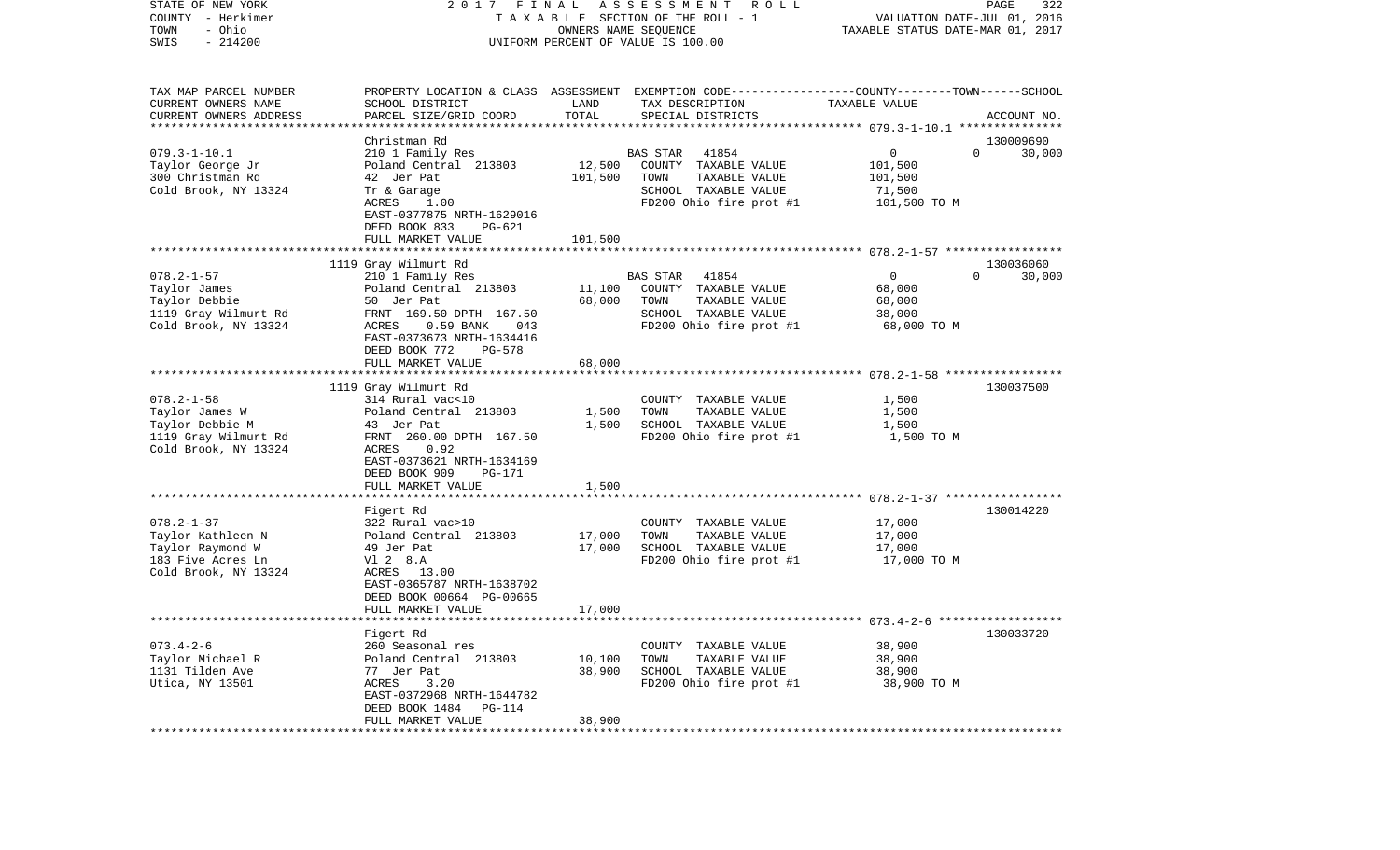STATE OF NEW YORK | 2017 FINAL ASSESSMENT ROLL | PAGE 322
COUNTY - Herkimer | TAXABLE SECTION OF THE ROLL - 1 | VALUATION DATE-JUL 01, 2016
TOWN - Ohio | OWNERS NAME SEQUENCE | TAXABLE STATUS DATE-MAR 01, 2017
SWIS - 214200 | UNIFORM PERCENT OF VALUE IS 100.00

| TAX MAP PARCEL NUMBER / CURRENT OWNERS NAME / CURRENT OWNERS ADDRESS | PROPERTY LOCATION & CLASS / SCHOOL DISTRICT / PARCEL SIZE/GRID COORD | ASSESSMENT LAND / TOTAL | EXEMPTION CODE / TAX DESCRIPTION / SPECIAL DISTRICTS | COUNTY / TOWN / SCHOOL TAXABLE VALUE | ACCOUNT NO. |
|---|---|---|---|---|---|
| 079.3-1-10.1 | Christman Rd | | | | 130009690 |
| Taylor George Jr | 210 1 Family Res | | BAS STAR 41854 | 0 0 30,000 | |
| 300 Christman Rd | Poland Central 213803 | 12,500 | COUNTY TAXABLE VALUE | 101,500 | |
| Cold Brook, NY 13324 | 42 Jer Pat | 101,500 | TOWN TAXABLE VALUE | 101,500 | |
| | Tr & Garage | | SCHOOL TAXABLE VALUE | 71,500 | |
| | ACRES 1.00 | | FD200 Ohio fire prot #1 | 101,500 TO M | |
| | EAST-0377875 NRTH-1629016 | | | | |
| | DEED BOOK 833 PG-621 | | | | |
| | FULL MARKET VALUE | 101,500 | | | |
| 078.2-1-57 | 1119 Gray Wilmurt Rd | | | | 130036060 |
| Taylor James | 210 1 Family Res | | BAS STAR 41854 | 0 0 30,000 | |
| Taylor Debbie | Poland Central 213803 | 11,100 | COUNTY TAXABLE VALUE | 68,000 | |
| 1119 Gray Wilmurt Rd | 50 Jer Pat | 68,000 | TOWN TAXABLE VALUE | 68,000 | |
| Cold Brook, NY 13324 | FRNT 169.50 DPTH 167.50 | | SCHOOL TAXABLE VALUE | 38,000 | |
| | ACRES 0.59 BANK 043 | | FD200 Ohio fire prot #1 | 68,000 TO M | |
| | EAST-0373673 NRTH-1634416 | | | | |
| | DEED BOOK 772 PG-578 | | | | |
| | FULL MARKET VALUE | 68,000 | | | |
| 078.2-1-58 | 1119 Gray Wilmurt Rd | | | | 130037500 |
| Taylor James W | 314 Rural vac<10 | | COUNTY TAXABLE VALUE | 1,500 | |
| Taylor Debbie M | Poland Central 213803 | 1,500 | TOWN TAXABLE VALUE | 1,500 | |
| 1119 Gray Wilmurt Rd | 43 Jer Pat | 1,500 | SCHOOL TAXABLE VALUE | 1,500 | |
| Cold Brook, NY 13324 | FRNT 260.00 DPTH 167.50 | | FD200 Ohio fire prot #1 | 1,500 TO M | |
| | ACRES 0.92 | | | | |
| | EAST-0373621 NRTH-1634169 | | | | |
| | DEED BOOK 909 PG-171 | | | | |
| | FULL MARKET VALUE | 1,500 | | | |
| 078.2-1-37 | Figert Rd | | | | 130014220 |
| Taylor Kathleen N | 322 Rural vac>10 | | COUNTY TAXABLE VALUE | 17,000 | |
| Taylor Raymond W | Poland Central 213803 | 17,000 | TOWN TAXABLE VALUE | 17,000 | |
| 183 Five Acres Ln | 49 Jer Pat | 17,000 | SCHOOL TAXABLE VALUE | 17,000 | |
| Cold Brook, NY 13324 | Vl 2 8.A | | FD200 Ohio fire prot #1 | 17,000 TO M | |
| | ACRES 13.00 | | | | |
| | EAST-0365787 NRTH-1638702 | | | | |
| | DEED BOOK 00664 PG-00665 | | | | |
| | FULL MARKET VALUE | 17,000 | | | |
| 073.4-2-6 | Figert Rd | | | | 130033720 |
| Taylor Michael R | 260 Seasonal res | | COUNTY TAXABLE VALUE | 38,900 | |
| 1131 Tilden Ave | Poland Central 213803 | 10,100 | TOWN TAXABLE VALUE | 38,900 | |
| Utica, NY 13501 | 77 Jer Pat | 38,900 | SCHOOL TAXABLE VALUE | 38,900 | |
| | ACRES 3.20 | | FD200 Ohio fire prot #1 | 38,900 TO M | |
| | EAST-0372968 NRTH-1644782 | | | | |
| | DEED BOOK 1484 PG-114 | | | | |
| | FULL MARKET VALUE | 38,900 | | | |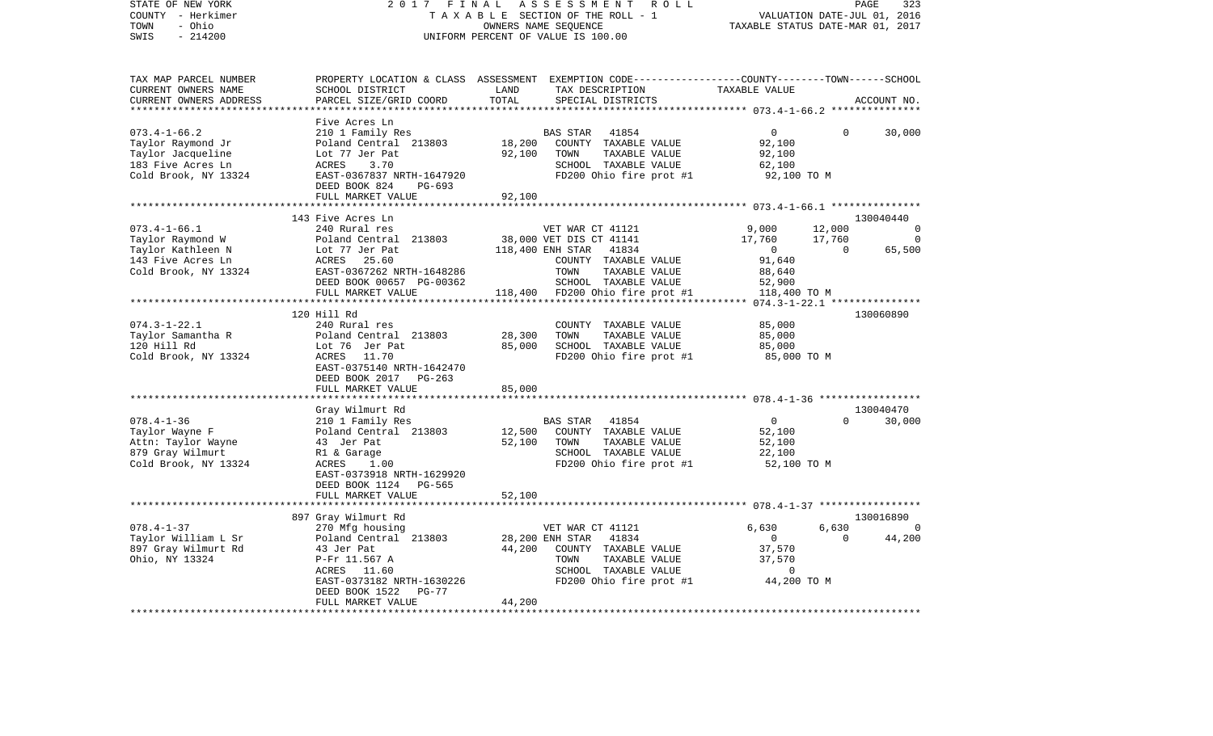STATE OF NEW YORK
COUNTY - Herkimer
TOWN - Ohio
SWIS - 214200

2017 FINAL ASSESSMENT ROLL
TAXABLE SECTION OF THE ROLL - 1
OWNERS NAME SEQUENCE
UNIFORM PERCENT OF VALUE IS 100.00

VALUATION DATE-JUL 01, 2016
TAXABLE STATUS DATE-MAR 01, 2017

| TAX MAP PARCEL NUMBER / CURRENT OWNERS NAME / CURRENT OWNERS ADDRESS | PROPERTY LOCATION & CLASS / SCHOOL DISTRICT / PARCEL SIZE/GRID COORD | ASSESSMENT LAND / TOTAL | EXEMPTION CODE / TAX DESCRIPTION / SPECIAL DISTRICTS | COUNTY TAXABLE VALUE | TOWN | SCHOOL / ACCOUNT NO. |
|---|---|---|---|---|---|---|
| **073.4-1-66.2** | Five Acres Ln | | | | | |
| 073.4-1-66.2 | 210 1 Family Res | | BAS STAR 41854 | 0 | 0 | 30,000 |
| Taylor Raymond Jr | Poland Central 213803 | 18,200 | COUNTY TAXABLE VALUE | 92,100 | | |
| Taylor Jacqueline | Lot 77 Jer Pat | 92,100 | TOWN TAXABLE VALUE | 92,100 | | |
| 183 Five Acres Ln | ACRES 3.70 | | SCHOOL TAXABLE VALUE | 62,100 | | |
| Cold Brook, NY 13324 | EAST-0367837 NRTH-1647920 | | FD200 Ohio fire prot #1 | 92,100 TO M | | |
| | DEED BOOK 824 PG-693 | | | | | |
| | FULL MARKET VALUE | 92,100 | | | | |
| **073.4-1-66.1** | 143 Five Acres Ln | | | | | 130040440 |
| 073.4-1-66.1 | 240 Rural res | | VET WAR CT 41121 | 9,000 | 12,000 | 0 |
| Taylor Raymond W | Poland Central 213803 | 38,000 | VET DIS CT 41141 | 17,760 | 17,760 | 0 |
| Taylor Kathleen N | Lot 77 Jer Pat | 118,400 | ENH STAR 41834 | 0 | 0 | 65,500 |
| 143 Five Acres Ln | ACRES 25.60 | | COUNTY TAXABLE VALUE | 91,640 | | |
| Cold Brook, NY 13324 | EAST-0367262 NRTH-1648286 | | TOWN TAXABLE VALUE | 88,640 | | |
| | DEED BOOK 00657 PG-00362 | | SCHOOL TAXABLE VALUE | 52,900 | | |
| | FULL MARKET VALUE | 118,400 | FD200 Ohio fire prot #1 | 118,400 TO M | | |
| **074.3-1-22.1** | 120 Hill Rd | | | | | 130060890 |
| 074.3-1-22.1 | 240 Rural res | | COUNTY TAXABLE VALUE | 85,000 | | |
| Taylor Samantha R | Poland Central 213803 | 28,300 | TOWN TAXABLE VALUE | 85,000 | | |
| 120 Hill Rd | Lot 76 Jer Pat | 85,000 | SCHOOL TAXABLE VALUE | 85,000 | | |
| Cold Brook, NY 13324 | ACRES 11.70 | | FD200 Ohio fire prot #1 | 85,000 TO M | | |
| | EAST-0375140 NRTH-1642470 | | | | | |
| | DEED BOOK 2017 PG-263 | | | | | |
| | FULL MARKET VALUE | 85,000 | | | | |
| **078.4-1-36** | Gray Wilmurt Rd | | | | | 130040470 |
| 078.4-1-36 | 210 1 Family Res | | BAS STAR 41854 | 0 | 0 | 30,000 |
| Taylor Wayne F | Poland Central 213803 | 12,500 | COUNTY TAXABLE VALUE | 52,100 | | |
| Attn: Taylor Wayne | 43 Jer Pat | 52,100 | TOWN TAXABLE VALUE | 52,100 | | |
| 879 Gray Wilmurt | R1 & Garage | | SCHOOL TAXABLE VALUE | 22,100 | | |
| Cold Brook, NY 13324 | ACRES 1.00 | | FD200 Ohio fire prot #1 | 52,100 TO M | | |
| | EAST-0373918 NRTH-1629920 | | | | | |
| | DEED BOOK 1124 PG-565 | | | | | |
| | FULL MARKET VALUE | 52,100 | | | | |
| **078.4-1-37** | 897 Gray Wilmurt Rd | | | | | 130016890 |
| 078.4-1-37 | 270 Mfg housing | | VET WAR CT 41121 | 6,630 | 6,630 | 0 |
| Taylor William L Sr | Poland Central 213803 | 28,200 | ENH STAR 41834 | 0 | 0 | 44,200 |
| 897 Gray Wilmurt Rd | 43 Jer Pat | 44,200 | COUNTY TAXABLE VALUE | 37,570 | | |
| Ohio, NY 13324 | P-Fr 11.567 A | | TOWN TAXABLE VALUE | 37,570 | | |
| | ACRES 11.60 | | SCHOOL TAXABLE VALUE | 0 | | |
| | EAST-0373182 NRTH-1630226 | | FD200 Ohio fire prot #1 | 44,200 TO M | | |
| | DEED BOOK 1522 PG-77 | | | | | |
| | FULL MARKET VALUE | 44,200 | | | | |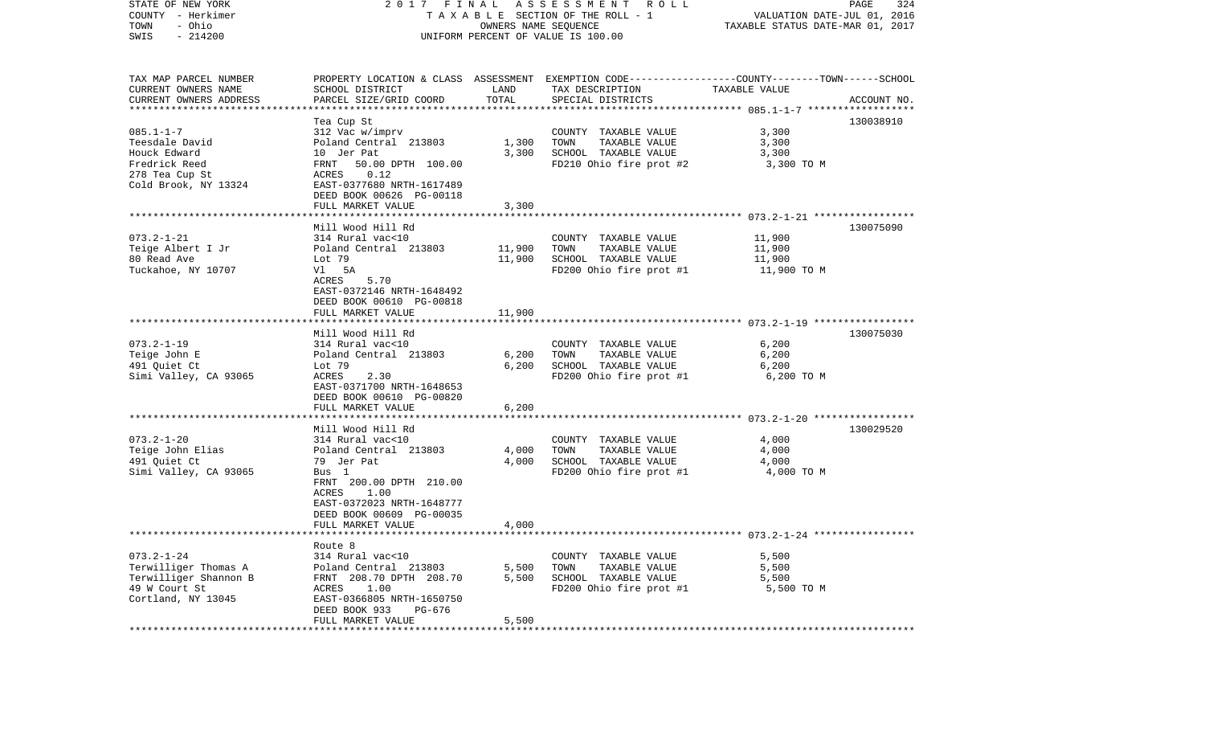STATE OF NEW YORK
COUNTY - Herkimer
TOWN - Ohio
SWIS - 214200

2017 FINAL ASSESSMENT ROLL
TAXABLE SECTION OF THE ROLL - 1
OWNERS NAME SEQUENCE
UNIFORM PERCENT OF VALUE IS 100.00

VALUATION DATE-JUL 01, 2016
TAXABLE STATUS DATE-MAR 01, 2017

| TAX MAP PARCEL NUMBER<br>CURRENT OWNERS NAME<br>CURRENT OWNERS ADDRESS | PROPERTY LOCATION & CLASS<br>SCHOOL DISTRICT<br>PARCEL SIZE/GRID COORD | ASSESSMENT<br>LAND<br>TOTAL | EXEMPTION CODE-----COUNTY-----TOWN-----SCHOOL<br>TAX DESCRIPTION<br>SPECIAL DISTRICTS | TAXABLE VALUE | ACCOUNT NO. |
|---|---|---|---|---|---|
| 085.1-1-7 | Tea Cup St | | | | 130038910 |
| Teesdale David | 312 Vac w/imprv | | COUNTY TAXABLE VALUE | 3,300 | |
| Houck Edward | Poland Central 213803 | 1,300 | TOWN TAXABLE VALUE | 3,300 | |
| Fredrick Reed | 10 Jer Pat | 3,300 | SCHOOL TAXABLE VALUE | 3,300 | |
| 278 Tea Cup St | FRNT 50.00 DPTH 100.00 | | FD210 Ohio fire prot #2 | 3,300 TO M | |
| Cold Brook, NY 13324 | ACRES 0.12 | | | | |
| | EAST-0377680 NRTH-1617489 | | | | |
| | DEED BOOK 00626 PG-00118 | | | | |
| | FULL MARKET VALUE | 3,300 | | | |
| 073.2-1-21 | Mill Wood Hill Rd | | | | 130075090 |
| Teige Albert I Jr | 314 Rural vac<10 | | COUNTY TAXABLE VALUE | 11,900 | |
| 80 Read Ave | Poland Central 213803 | 11,900 | TOWN TAXABLE VALUE | 11,900 | |
| Tuckahoe, NY 10707 | Lot 79 | 11,900 | SCHOOL TAXABLE VALUE | 11,900 | |
| | Vl 5A | | FD200 Ohio fire prot #1 | 11,900 TO M | |
| | ACRES 5.70 | | | | |
| | EAST-0372146 NRTH-1648492 | | | | |
| | DEED BOOK 00610 PG-00818 | | | | |
| | FULL MARKET VALUE | 11,900 | | | |
| 073.2-1-19 | Mill Wood Hill Rd | | | | 130075030 |
| Teige John E | 314 Rural vac<10 | | COUNTY TAXABLE VALUE | 6,200 | |
| 491 Quiet Ct | Poland Central 213803 | 6,200 | TOWN TAXABLE VALUE | 6,200 | |
| Simi Valley, CA 93065 | Lot 79 | 6,200 | SCHOOL TAXABLE VALUE | 6,200 | |
| | ACRES 2.30 | | FD200 Ohio fire prot #1 | 6,200 TO M | |
| | EAST-0371700 NRTH-1648653 | | | | |
| | DEED BOOK 00610 PG-00820 | | | | |
| | FULL MARKET VALUE | 6,200 | | | |
| 073.2-1-20 | Mill Wood Hill Rd | | | | 130029520 |
| Teige John Elias | 314 Rural vac<10 | | COUNTY TAXABLE VALUE | 4,000 | |
| 491 Quiet Ct | Poland Central 213803 | 4,000 | TOWN TAXABLE VALUE | 4,000 | |
| Simi Valley, CA 93065 | 79 Jer Pat | 4,000 | SCHOOL TAXABLE VALUE | 4,000 | |
| | Bus 1 | | FD200 Ohio fire prot #1 | 4,000 TO M | |
| | FRNT 200.00 DPTH 210.00 | | | | |
| | ACRES 1.00 | | | | |
| | EAST-0372023 NRTH-1648777 | | | | |
| | DEED BOOK 00609 PG-00035 | | | | |
| | FULL MARKET VALUE | 4,000 | | | |
| 073.2-1-24 | Route 8 | | | | |
| Terwilliger Thomas A | 314 Rural vac<10 | | COUNTY TAXABLE VALUE | 5,500 | |
| Terwilliger Shannon B | Poland Central 213803 | 5,500 | TOWN TAXABLE VALUE | 5,500 | |
| 49 W Court St | FRNT 208.70 DPTH 208.70 | 5,500 | SCHOOL TAXABLE VALUE | 5,500 | |
| Cortland, NY 13045 | ACRES 1.00 | | FD200 Ohio fire prot #1 | 5,500 TO M | |
| | EAST-0366805 NRTH-1650750 | | | | |
| | DEED BOOK 933 PG-676 | | | | |
| | FULL MARKET VALUE | 5,500 | | | |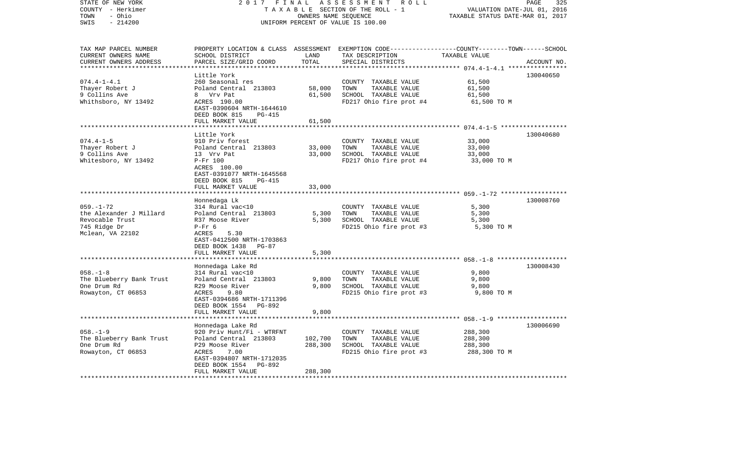STATE OF NEW YORK  
COUNTY - Herkimer  
TOWN - Ohio  
SWIS - 214200

2 0 1 7 F I N A L A S S E S S M E N T R O L L  
T A X A B L E SECTION OF THE ROLL - 1  
OWNERS NAME SEQUENCE  
UNIFORM PERCENT OF VALUE IS 100.00

VALUATION DATE-JUL 01, 2016  
TAXABLE STATUS DATE-MAR 01, 2017

| TAX MAP PARCEL NUMBER<br>CURRENT OWNERS NAME<br>CURRENT OWNERS ADDRESS | PROPERTY LOCATION & CLASS<br>SCHOOL DISTRICT<br>PARCEL SIZE/GRID COORD | ASSESSMENT<br>LAND<br>TOTAL | EXEMPTION CODE-----COUNTY-----TOWN------SCHOOL<br>TAX DESCRIPTION<br>SPECIAL DISTRICTS | TAXABLE VALUE | ACCOUNT NO. |
|---|---|---|---|---|---|
| **074.4-1-4.1** | Little York | | | | 130040650 |
| 074.4-1-4.1 | 260 Seasonal res | | COUNTY TAXABLE VALUE | 61,500 | |
| Thayer Robert J | Poland Central 213803 | 58,000 | TOWN TAXABLE VALUE | 61,500 | |
| 9 Collins Ave | 8 Vrv Pat | 61,500 | SCHOOL TAXABLE VALUE | 61,500 | |
| Whithsboro, NY 13492 | ACRES 190.00 | | FD217 Ohio fire prot #4 | 61,500 TO M | |
| | EAST-0390604 NRTH-1644610 | | | | |
| | DEED BOOK 815 PG-415 | | | | |
| | FULL MARKET VALUE | 61,500 | | | |
| **074.4-1-5** | Little York | | | | 130040680 |
| 074.4-1-5 | 910 Priv forest | | COUNTY TAXABLE VALUE | 33,000 | |
| Thayer Robert J | Poland Central 213803 | 33,000 | TOWN TAXABLE VALUE | 33,000 | |
| 9 Collins Ave | 13 Vrv Pat | 33,000 | SCHOOL TAXABLE VALUE | 33,000 | |
| Whitesboro, NY 13492 | P-Fr 100 | | FD217 Ohio fire prot #4 | 33,000 TO M | |
| | ACRES 100.00 | | | | |
| | EAST-0391077 NRTH-1645568 | | | | |
| | DEED BOOK 815 PG-415 | | | | |
| | FULL MARKET VALUE | 33,000 | | | |
| **059.-1-72** | Honnedaga Lk | | | | 130008760 |
| 059.-1-72 | 314 Rural vac<10 | | COUNTY TAXABLE VALUE | 5,300 | |
| the Alexander J Millard | Poland Central 213803 | 5,300 | TOWN TAXABLE VALUE | 5,300 | |
| Revocable Trust | R37 Moose River | 5,300 | SCHOOL TAXABLE VALUE | 5,300 | |
| 745 Ridge Dr | P-Fr 6 | | FD215 Ohio fire prot #3 | 5,300 TO M | |
| Mclean, VA 22102 | ACRES 5.30 | | | | |
| | EAST-0412500 NRTH-1703863 | | | | |
| | DEED BOOK 1438 PG-87 | | | | |
| | FULL MARKET VALUE | 5,300 | | | |
| **058.-1-8** | Honnedaga Lake Rd | | | | 130008430 |
| 058.-1-8 | 314 Rural vac<10 | | COUNTY TAXABLE VALUE | 9,800 | |
| The Blueberry Bank Trust | Poland Central 213803 | 9,800 | TOWN TAXABLE VALUE | 9,800 | |
| One Drum Rd | R29 Moose River | 9,800 | SCHOOL TAXABLE VALUE | 9,800 | |
| Rowayton, CT 06853 | ACRES 9.80 | | FD215 Ohio fire prot #3 | 9,800 TO M | |
| | EAST-0394686 NRTH-1711396 | | | | |
| | DEED BOOK 1554 PG-892 | | | | |
| | FULL MARKET VALUE | 9,800 | | | |
| **058.-1-9** | Honnedaga Lake Rd | | | | 130006690 |
| 058.-1-9 | 920 Priv Hunt/Fi - WTRFNT | | COUNTY TAXABLE VALUE | 288,300 | |
| The Blueberry Bank Trust | Poland Central 213803 | 102,700 | TOWN TAXABLE VALUE | 288,300 | |
| One Drum Rd | P29 Moose River | 288,300 | SCHOOL TAXABLE VALUE | 288,300 | |
| Rowayton, CT 06853 | ACRES 7.00 | | FD215 Ohio fire prot #3 | 288,300 TO M | |
| | EAST-0394807 NRTH-1712035 | | | | |
| | DEED BOOK 1554 PG-892 | | | | |
| | FULL MARKET VALUE | 288,300 | | | |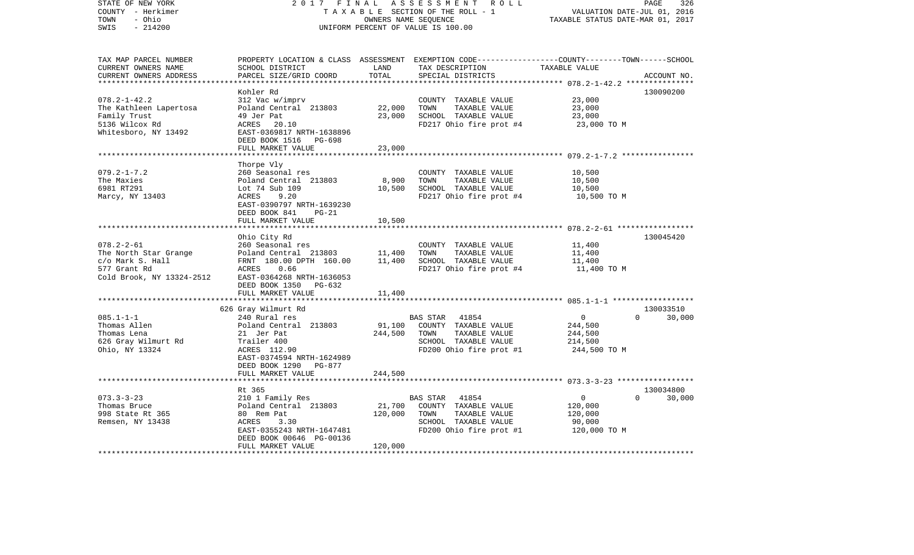STATE OF NEW YORK
COUNTY - Herkimer
TOWN - Ohio
SWIS - 214200

2 0 1 7 F I N A L A S S E S S M E N T R O L L
T A X A B L E SECTION OF THE ROLL - 1
OWNERS NAME SEQUENCE
UNIFORM PERCENT OF VALUE IS 100.00

VALUATION DATE-JUL 01, 2016
TAXABLE STATUS DATE-MAR 01, 2017

| TAX MAP PARCEL NUMBER / CURRENT OWNERS NAME / CURRENT OWNERS ADDRESS | PROPERTY LOCATION & CLASS / SCHOOL DISTRICT / PARCEL SIZE/GRID COORD | ASSESSMENT LAND | TOTAL | EXEMPTION CODE / TAX DESCRIPTION / SPECIAL DISTRICTS | COUNTY / TOWN / SCHOOL TAXABLE VALUE | ACCOUNT NO. |
|---|---|---|---|---|---|---|
| **078.2-1-42.2** | Kohler Rd | | | | | 130090200 |
| 078.2-1-42.2 | 312 Vac w/imprv | | | COUNTY TAXABLE VALUE | 23,000 | |
| The Kathleen Lapertosa | Poland Central 213803 | 22,000 | | TOWN TAXABLE VALUE | 23,000 | |
| Family Trust | 49 Jer Pat | | 23,000 | SCHOOL TAXABLE VALUE | 23,000 | |
| 5136 Wilcox Rd | ACRES 20.10 | | | FD217 Ohio fire prot #4 | 23,000 TO M | |
| Whitesboro, NY 13492 | EAST-0369817 NRTH-1638896 | | | | | |
| | DEED BOOK 1516 PG-698 | | | | | |
| | FULL MARKET VALUE | | 23,000 | | | |
| **079.2-1-7.2** | Thorpe Vly | | | | | |
| 079.2-1-7.2 | 260 Seasonal res | | | COUNTY TAXABLE VALUE | 10,500 | |
| The Maxies | Poland Central 213803 | 8,900 | | TOWN TAXABLE VALUE | 10,500 | |
| 6981 RT291 | Lot 74 Sub 109 | | 10,500 | SCHOOL TAXABLE VALUE | 10,500 | |
| Marcy, NY 13403 | ACRES 9.20 | | | FD217 Ohio fire prot #4 | 10,500 TO M | |
| | EAST-0390797 NRTH-1639230 | | | | | |
| | DEED BOOK 841 PG-21 | | | | | |
| | FULL MARKET VALUE | | 10,500 | | | |
| **078.2-2-61** | Ohio City Rd | | | | | 130045420 |
| 078.2-2-61 | 260 Seasonal res | | | COUNTY TAXABLE VALUE | 11,400 | |
| The North Star Grange | Poland Central 213803 | 11,400 | | TOWN TAXABLE VALUE | 11,400 | |
| c/o Mark S. Hall | FRNT 180.00 DPTH 160.00 | | 11,400 | SCHOOL TAXABLE VALUE | 11,400 | |
| 577 Grant Rd | ACRES 0.66 | | | FD217 Ohio fire prot #4 | 11,400 TO M | |
| Cold Brook, NY 13324-2512 | EAST-0364268 NRTH-1636053 | | | | | |
| | DEED BOOK 1350 PG-632 | | | | | |
| | FULL MARKET VALUE | | 11,400 | | | |
| **085.1-1-1** | 626 Gray Wilmurt Rd | | | | | 130033510 |
| 085.1-1-1 | 240 Rural res | | | BAS STAR 41854 | 0 / 0 / 30,000 | |
| Thomas Allen | Poland Central 213803 | 91,100 | | COUNTY TAXABLE VALUE | 244,500 | |
| Thomas Lena | 21 Jer Pat | | 244,500 | TOWN TAXABLE VALUE | 244,500 | |
| 626 Gray Wilmurt Rd | Trailer 400 | | | SCHOOL TAXABLE VALUE | 214,500 | |
| Ohio, NY 13324 | ACRES 112.90 | | | FD200 Ohio fire prot #1 | 244,500 TO M | |
| | EAST-0374594 NRTH-1624989 | | | | | |
| | DEED BOOK 1290 PG-877 | | | | | |
| | FULL MARKET VALUE | | 244,500 | | | |
| **073.3-3-23** | Rt 365 | | | | | 130034800 |
| 073.3-3-23 | 210 1 Family Res | | | BAS STAR 41854 | 0 / 0 / 30,000 | |
| Thomas Bruce | Poland Central 213803 | 21,700 | | COUNTY TAXABLE VALUE | 120,000 | |
| 998 State Rt 365 | 80 Rem Pat | | 120,000 | TOWN TAXABLE VALUE | 120,000 | |
| Remsen, NY 13438 | ACRES 3.30 | | | SCHOOL TAXABLE VALUE | 90,000 | |
| | EAST-0355243 NRTH-1647481 | | | FD200 Ohio fire prot #1 | 120,000 TO M | |
| | DEED BOOK 00646 PG-00136 | | | | | |
| | FULL MARKET VALUE | | 120,000 | | | |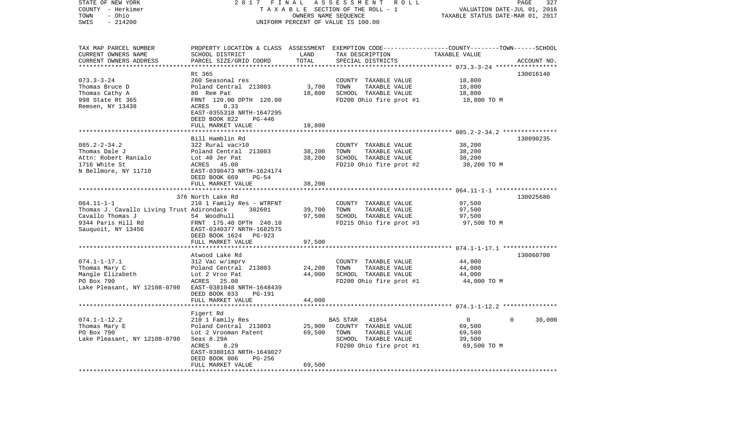STATE OF NEW YORK | 2 0 1 7 F I N A L A S S E S S M E N T R O L L
COUNTY - Herkimer | T A X A B L E SECTION OF THE ROLL - 1 | VALUATION DATE-JUL 01, 2016
TOWN - Ohio | OWNERS NAME SEQUENCE | TAXABLE STATUS DATE-MAR 01, 2017
SWIS - 214200 | UNIFORM PERCENT OF VALUE IS 100.00

| TAX MAP PARCEL NUMBER<br>CURRENT OWNERS NAME<br>CURRENT OWNERS ADDRESS | PROPERTY LOCATION & CLASS<br>SCHOOL DISTRICT<br>PARCEL SIZE/GRID COORD | ASSESSMENT<br>LAND<br>TOTAL | EXEMPTION CODE<br>TAX DESCRIPTION<br>SPECIAL DISTRICTS | COUNTY--------TOWN------SCHOOL<br>TAXABLE VALUE | ACCOUNT NO. |
|---|---|---|---|---|---|
| 073.3-3-24 | Rt 365 | | | | 130016140 |
| 073.3-3-24 | 260 Seasonal res | | COUNTY TAXABLE VALUE | 18,800 | |
| Thomas Bruce D | Poland Central 213803 | 3,700 | TOWN TAXABLE VALUE | 18,800 | |
| Thomas Cathy A | 80 Rem Pat | 18,800 | SCHOOL TAXABLE VALUE | 18,800 | |
| 998 State Rt 365 | FRNT 120.00 DPTH 120.00 | | FD200 Ohio fire prot #1 | 18,800 TO M | |
| Remsen, NY 13438 | ACRES 0.33 | | | | |
| | EAST-0355318 NRTH-1647295 | | | | |
| | DEED BOOK 822 PG-446 | | | | |
| | FULL MARKET VALUE | 18,800 | | | |
| 085.2-2-34.2 | Bill Hamblin Rd | | | | 130090235 |
| 085.2-2-34.2 | 322 Rural vac>10 | | COUNTY TAXABLE VALUE | 38,200 | |
| Thomas Dale J | Poland Central 213803 | 38,200 | TOWN TAXABLE VALUE | 38,200 | |
| Attn: Robert Ranialo | Lot 40 Jer Pat | 38,200 | SCHOOL TAXABLE VALUE | 38,200 | |
| 1716 White St | ACRES 45.00 | | FD210 Ohio fire prot #2 | 38,200 TO M | |
| N Bellmore, NY 11710 | EAST-0390473 NRTH-1624174 | | | | |
| | DEED BOOK 669 PG-54 | | | | |
| | FULL MARKET VALUE | 38,200 | | | |
| 064.11-1-1 | 376 North Lake Rd | | | | 130025680 |
| 064.11-1-1 | 210 1 Family Res - WTRFNT | | COUNTY TAXABLE VALUE | 97,500 | |
| Thomas J. Cavallo Living Trust | Adirondack 302601 | 39,700 | TOWN TAXABLE VALUE | 97,500 | |
| Cavallo Thomas J | 54 Woodhull | 97,500 | SCHOOL TAXABLE VALUE | 97,500 | |
| 9344 Paris Hill Rd | FRNT 175.40 DPTH 240.10 | | FD215 Ohio fire prot #3 | 97,500 TO M | |
| Sauquoit, NY 13456 | EAST-0340377 NRTH-1682575 | | | | |
| | DEED BOOK 1624 PG-923 | | | | |
| | FULL MARKET VALUE | 97,500 | | | |
| 074.1-1-17.1 | Atwood Lake Rd | | | | 130060700 |
| 074.1-1-17.1 | 312 Vac w/imprv | | COUNTY TAXABLE VALUE | 44,000 | |
| Thomas Mary C | Poland Central 213803 | 24,200 | TOWN TAXABLE VALUE | 44,000 | |
| Mangle Elizabeth | Lot 2 Vroo Pat | 44,000 | SCHOOL TAXABLE VALUE | 44,000 | |
| PO Box 790 | ACRES 25.00 | | FD200 Ohio fire prot #1 | 44,000 TO M | |
| Lake Pleasant, NY 12108-0790 | EAST-0381048 NRTH-1648439 | | | | |
| | DEED BOOK 833 PG-191 | | | | |
| | FULL MARKET VALUE | 44,000 | | | |
| 074.1-1-12.2 | Figert Rd | | | | |
| 074.1-1-12.2 | 210 1 Family Res | | BAS STAR 41854 | 0 0 30,000 | |
| Thomas Mary E | Poland Central 213803 | 25,900 | COUNTY TAXABLE VALUE | 69,500 | |
| PO Box 790 | Lot 2 Vrooman Patent | 69,500 | TOWN TAXABLE VALUE | 69,500 | |
| Lake Pleasant, NY 12108-0790 | Seas 8.29A | | SCHOOL TAXABLE VALUE | 39,500 | |
| | ACRES 8.29 | | FD200 Ohio fire prot #1 | 69,500 TO M | |
| | EAST-0380163 NRTH-1649027 | | | | |
| | DEED BOOK 806 PG-256 | | | | |
| | FULL MARKET VALUE | 69,500 | | | |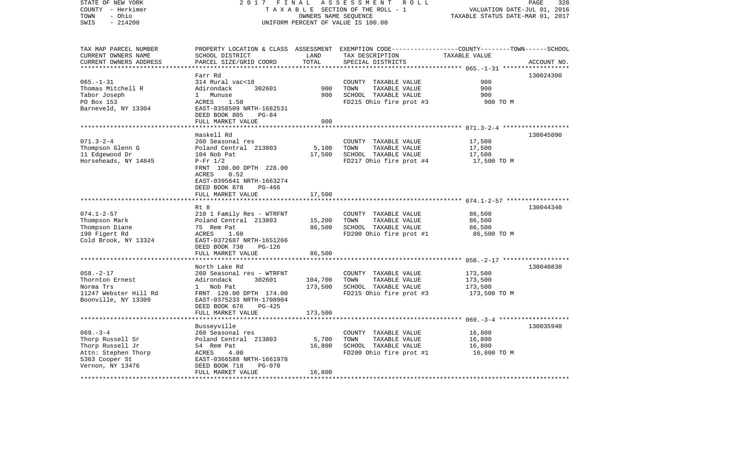STATE OF NEW YORK — 2017 FINAL ASSESSMENT ROLL
COUNTY - Herkimer — TAXABLE SECTION OF THE ROLL - 1 — VALUATION DATE-JUL 01, 2016
TOWN - Ohio — OWNERS NAME SEQUENCE — TAXABLE STATUS DATE-MAR 01, 2017
SWIS - 214200 — UNIFORM PERCENT OF VALUE IS 100.00

| TAX MAP PARCEL NUMBER / CURRENT OWNERS NAME / CURRENT OWNERS ADDRESS | PROPERTY LOCATION & CLASS / SCHOOL DISTRICT / PARCEL SIZE/GRID COORD | ASSESSMENT LAND | TOTAL | EXEMPTION CODE / TAX DESCRIPTION / SPECIAL DISTRICTS | COUNTY--------TOWN------SCHOOL TAXABLE VALUE | ACCOUNT NO. |
|---|---|---|---|---|---|---|
| 065.-1-31 | Farr Rd | | | | | 130024300 |
| Thomas Mitchell R | 314 Rural vac<10 | | | COUNTY TAXABLE VALUE | 900 | |
| Tabor Joseph | Adirondack 302601 | 900 | | TOWN TAXABLE VALUE | 900 | |
| PO Box 153 | 1 Munuse | | 900 | SCHOOL TAXABLE VALUE | 900 | |
| Barneveld, NY 13304 | ACRES 1.50 | | | FD215 Ohio fire prot #3 | 900 TO M | |
| | EAST-0358509 NRTH-1682531 | | | | | |
| | DEED BOOK 805 PG-84 | | | | | |
| | FULL MARKET VALUE | | 900 | | | |
| 071.3-2-4 | Haskell Rd | | | | | 130045090 |
| Thompson Glenn G | 260 Seasonal res | | | COUNTY TAXABLE VALUE | 17,500 | |
| 11 Edgewood Dr | Poland Central 213803 | 5,100 | | TOWN TAXABLE VALUE | 17,500 | |
| Horseheads, NY 14845 | 104 Nob Pat | | 17,500 | SCHOOL TAXABLE VALUE | 17,500 | |
| | P-Fr 1/2 | | | FD217 Ohio fire prot #4 | 17,500 TO M | |
| | FRNT 100.00 DPTH 228.00 | | | | | |
| | ACRES 0.52 | | | | | |
| | EAST-0395641 NRTH-1663274 | | | | | |
| | DEED BOOK 878 PG-466 | | | | | |
| | FULL MARKET VALUE | | 17,500 | | | |
| 074.1-2-57 | Rt 8 | | | | | 130044340 |
| Thompson Mark | 210 1 Family Res - WTRFNT | | | COUNTY TAXABLE VALUE | 86,500 | |
| Thompson Diane | Poland Central 213803 | 15,200 | | TOWN TAXABLE VALUE | 86,500 | |
| 190 Figert Rd | 75 Rem Pat | | 86,500 | SCHOOL TAXABLE VALUE | 86,500 | |
| Cold Brook, NY 13324 | ACRES 1.60 | | | FD200 Ohio fire prot #1 | 86,500 TO M | |
| | EAST-0372687 NRTH-1651266 | | | | | |
| | DEED BOOK 730 PG-126 | | | | | |
| | FULL MARKET VALUE | | 86,500 | | | |
| 058.-2-17 | North Lake Rd | | | | | 130040830 |
| Thornton Ernest | 260 Seasonal res - WTRFNT | | | COUNTY TAXABLE VALUE | 173,500 | |
| Norma Trs | Adirondack 302601 | 104,700 | | TOWN TAXABLE VALUE | 173,500 | |
| 11247 Webster Hill Rd | 1 Nob Pat | | 173,500 | SCHOOL TAXABLE VALUE | 173,500 | |
| Boonville, NY 13309 | FRNT 120.00 DPTH 174.00 | | | FD215 Ohio fire prot #3 | 173,500 TO M | |
| | EAST-0375233 NRTH-1708904 | | | | | |
| | DEED BOOK 676 PG-425 | | | | | |
| | FULL MARKET VALUE | | 173,500 | | | |
| 069.-3-4 | Busseyville | | | | | 130035940 |
| Thorp Russell Sr | 260 Seasonal res | | | COUNTY TAXABLE VALUE | 16,800 | |
| Thorp Russell Jr | Poland Central 213803 | 5,700 | | TOWN TAXABLE VALUE | 16,800 | |
| Attn: Stephen Thorp | 54 Rem Pat | | 16,800 | SCHOOL TAXABLE VALUE | 16,800 | |
| 5363 Cooper St | ACRES 4.00 | | | FD200 Ohio fire prot #1 | 16,800 TO M | |
| Vernon, NY 13476 | EAST-0366588 NRTH-1661978 | | | | | |
| | DEED BOOK 718 PG-070 | | | | | |
| | FULL MARKET VALUE | | 16,800 | | | |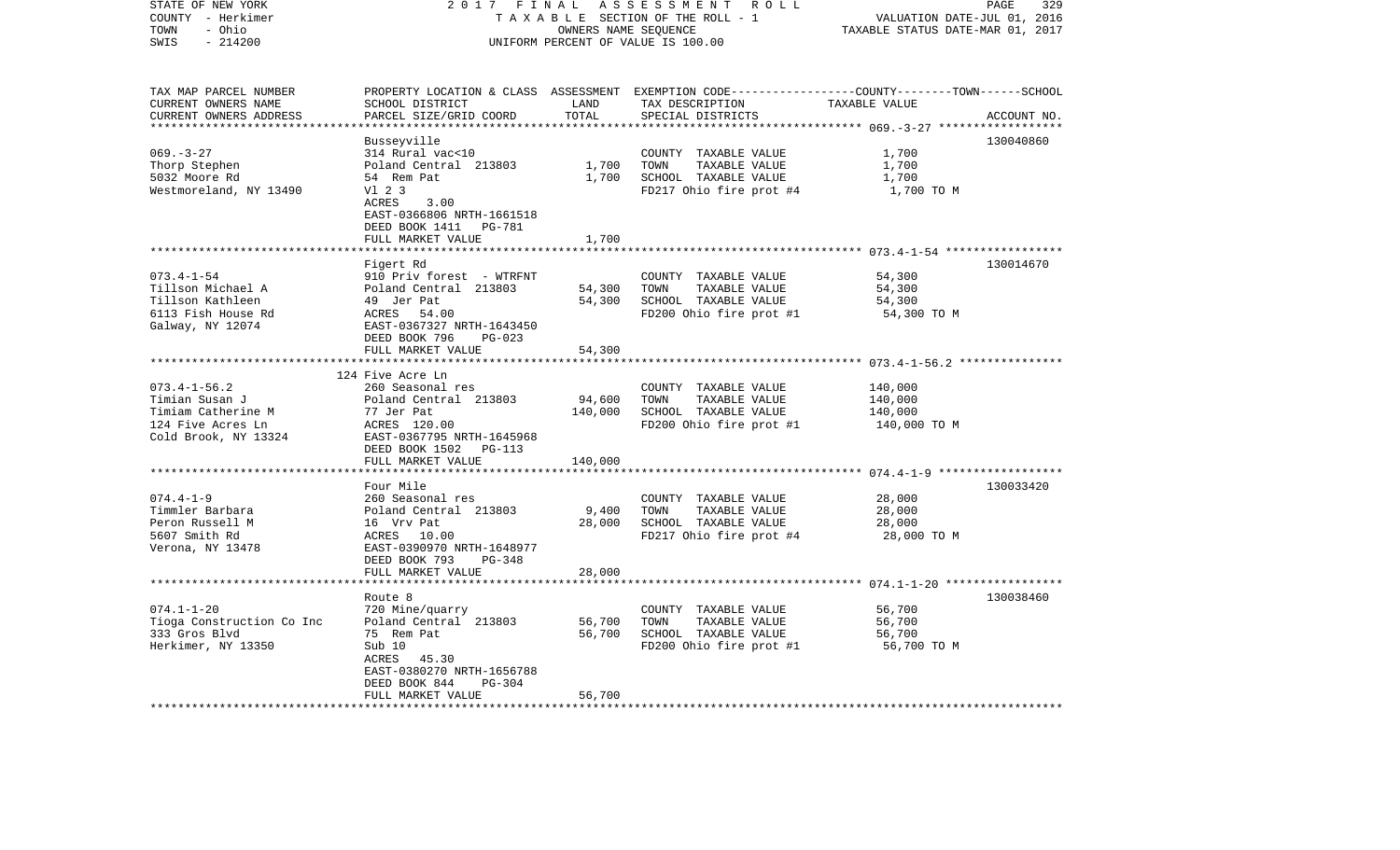STATE OF NEW YORK
COUNTY - Herkimer
TOWN - Ohio
SWIS - 214200

2 0 1 7 F I N A L A S S E S S M E N T R O L L
T A X A B L E SECTION OF THE ROLL - 1
OWNERS NAME SEQUENCE
UNIFORM PERCENT OF VALUE IS 100.00

VALUATION DATE-JUL 01, 2016
TAXABLE STATUS DATE-MAR 01, 2017

| TAX MAP PARCEL NUMBER / CURRENT OWNERS NAME / CURRENT OWNERS ADDRESS | PROPERTY LOCATION & CLASS / SCHOOL DISTRICT / PARCEL SIZE/GRID COORD | ASSESSMENT LAND | TOTAL | EXEMPTION CODE / TAX DESCRIPTION / SPECIAL DISTRICTS | TAXABLE VALUE (COUNTY--TOWN--SCHOOL) | ACCOUNT NO. |
|---|---|---|---|---|---|---|
| 069.-3-27 | Busseyville | | | | | 130040860 |
| | 314 Rural vac<10 | | | COUNTY TAXABLE VALUE | 1,700 | |
| Thorp Stephen | Poland Central 213803 | 1,700 | | TOWN TAXABLE VALUE | 1,700 | |
| 5032 Moore Rd | 54 Rem Pat | | 1,700 | SCHOOL TAXABLE VALUE | 1,700 | |
| Westmoreland, NY 13490 | Vl 2 3 | | | FD217 Ohio fire prot #4 | 1,700 TO M | |
| | ACRES 3.00 | | | | | |
| | EAST-0366806 NRTH-1661518 | | | | | |
| | DEED BOOK 1411 PG-781 | | | | | |
| | FULL MARKET VALUE | | 1,700 | | | |
| 073.4-1-54 | Figert Rd | | | | | 130014670 |
| | 910 Priv forest - WTRFNT | | | COUNTY TAXABLE VALUE | 54,300 | |
| Tillson Michael A | Poland Central 213803 | 54,300 | | TOWN TAXABLE VALUE | 54,300 | |
| Tillson Kathleen | 49 Jer Pat | | 54,300 | SCHOOL TAXABLE VALUE | 54,300 | |
| 6113 Fish House Rd | ACRES 54.00 | | | FD200 Ohio fire prot #1 | 54,300 TO M | |
| Galway, NY 12074 | EAST-0367327 NRTH-1643450 | | | | | |
| | DEED BOOK 796 PG-023 | | | | | |
| | FULL MARKET VALUE | | 54,300 | | | |
| 073.4-1-56.2 | 124 Five Acre Ln | | | | | |
| | 260 Seasonal res | | | COUNTY TAXABLE VALUE | 140,000 | |
| Timian Susan J | Poland Central 213803 | 94,600 | | TOWN TAXABLE VALUE | 140,000 | |
| Timiam Catherine M | 77 Jer Pat | | 140,000 | SCHOOL TAXABLE VALUE | 140,000 | |
| 124 Five Acres Ln | ACRES 120.00 | | | FD200 Ohio fire prot #1 | 140,000 TO M | |
| Cold Brook, NY 13324 | EAST-0367795 NRTH-1645968 | | | | | |
| | DEED BOOK 1502 PG-113 | | | | | |
| | FULL MARKET VALUE | | 140,000 | | | |
| 074.4-1-9 | Four Mile | | | | | 130033420 |
| | 260 Seasonal res | | | COUNTY TAXABLE VALUE | 28,000 | |
| Timmler Barbara | Poland Central 213803 | 9,400 | | TOWN TAXABLE VALUE | 28,000 | |
| Peron Russell M | 16 Vrv Pat | | 28,000 | SCHOOL TAXABLE VALUE | 28,000 | |
| 5607 Smith Rd | ACRES 10.00 | | | FD217 Ohio fire prot #4 | 28,000 TO M | |
| Verona, NY 13478 | EAST-0390970 NRTH-1648977 | | | | | |
| | DEED BOOK 793 PG-348 | | | | | |
| | FULL MARKET VALUE | | 28,000 | | | |
| 074.1-1-20 | Route 8 | | | | | 130038460 |
| | 720 Mine/quarry | | | COUNTY TAXABLE VALUE | 56,700 | |
| Tioga Construction Co Inc | Poland Central 213803 | 56,700 | | TOWN TAXABLE VALUE | 56,700 | |
| 333 Gros Blvd | 75 Rem Pat | | 56,700 | SCHOOL TAXABLE VALUE | 56,700 | |
| Herkimer, NY 13350 | Sub 10 | | | FD200 Ohio fire prot #1 | 56,700 TO M | |
| | ACRES 45.30 | | | | | |
| | EAST-0380270 NRTH-1656788 | | | | | |
| | DEED BOOK 844 PG-304 | | | | | |
| | FULL MARKET VALUE | | 56,700 | | | |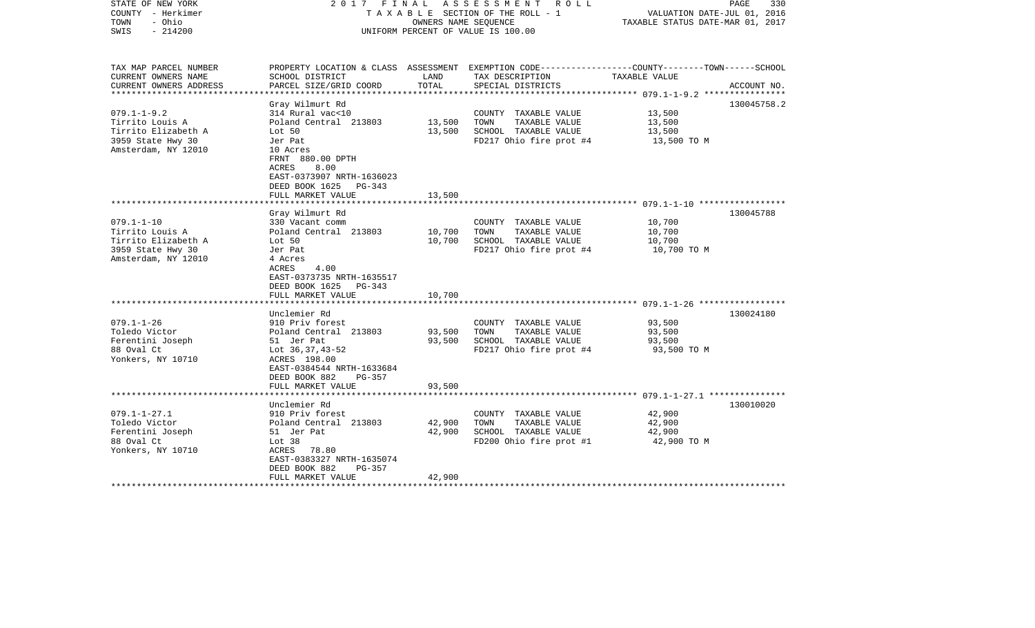STATE OF NEW YORK — 2017 FINAL ASSESSMENT ROLL
COUNTY - Herkimer — TAXABLE SECTION OF THE ROLL - 1 — VALUATION DATE-JUL 01, 2016
TOWN - Ohio — OWNERS NAME SEQUENCE — TAXABLE STATUS DATE-MAR 01, 2017
SWIS - 214200 — UNIFORM PERCENT OF VALUE IS 100.00

| TAX MAP PARCEL NUMBER<br>CURRENT OWNERS NAME<br>CURRENT OWNERS ADDRESS | PROPERTY LOCATION & CLASS<br>SCHOOL DISTRICT<br>PARCEL SIZE/GRID COORD | ASSESSMENT<br>LAND<br>TOTAL | EXEMPTION CODE-----COUNTY--------TOWN------SCHOOL<br>TAX DESCRIPTION<br>SPECIAL DISTRICTS | TAXABLE VALUE | ACCOUNT NO. |
|---|---|---|---|---|---|
| 079.1-1-9.2 | Gray Wilmurt Rd | | | | 130045758.2 |
| Tirrito Louis A | 314 Rural vac<10 | | COUNTY TAXABLE VALUE | 13,500 | |
| Tirrito Elizabeth A | Poland Central 213803 | 13,500 | TOWN TAXABLE VALUE | 13,500 | |
| 3959 State Hwy 30 | Lot 50 | 13,500 | SCHOOL TAXABLE VALUE | 13,500 | |
| Amsterdam, NY 12010 | Jer Pat | | FD217 Ohio fire prot #4 | 13,500 TO M | |
| | 10 Acres | | | | |
| | FRNT 880.00 DPTH | | | | |
| | ACRES 8.00 | | | | |
| | EAST-0373907 NRTH-1636023 | | | | |
| | DEED BOOK 1625 PG-343 | | | | |
| | FULL MARKET VALUE | 13,500 | | | |
| 079.1-1-10 | Gray Wilmurt Rd | | | | 130045788 |
| Tirrito Louis A | 330 Vacant comm | | COUNTY TAXABLE VALUE | 10,700 | |
| Tirrito Elizabeth A | Poland Central 213803 | 10,700 | TOWN TAXABLE VALUE | 10,700 | |
| 3959 State Hwy 30 | Lot 50 | 10,700 | SCHOOL TAXABLE VALUE | 10,700 | |
| Amsterdam, NY 12010 | Jer Pat | | FD217 Ohio fire prot #4 | 10,700 TO M | |
| | 4 Acres | | | | |
| | ACRES 4.00 | | | | |
| | EAST-0373735 NRTH-1635517 | | | | |
| | DEED BOOK 1625 PG-343 | | | | |
| | FULL MARKET VALUE | 10,700 | | | |
| 079.1-1-26 | Unclemier Rd | | | | 130024180 |
| Toledo Victor | 910 Priv forest | | COUNTY TAXABLE VALUE | 93,500 | |
| Ferentini Joseph | Poland Central 213803 | 93,500 | TOWN TAXABLE VALUE | 93,500 | |
| 88 Oval Ct | 51 Jer Pat | 93,500 | SCHOOL TAXABLE VALUE | 93,500 | |
| Yonkers, NY 10710 | Lot 36,37,43-52 | | FD217 Ohio fire prot #4 | 93,500 TO M | |
| | ACRES 198.00 | | | | |
| | EAST-0384544 NRTH-1633684 | | | | |
| | DEED BOOK 882 PG-357 | | | | |
| | FULL MARKET VALUE | 93,500 | | | |
| 079.1-1-27.1 | Unclemier Rd | | | | 130010020 |
| Toledo Victor | 910 Priv forest | | COUNTY TAXABLE VALUE | 42,900 | |
| Ferentini Joseph | Poland Central 213803 | 42,900 | TOWN TAXABLE VALUE | 42,900 | |
| 88 Oval Ct | 51 Jer Pat | 42,900 | SCHOOL TAXABLE VALUE | 42,900 | |
| Yonkers, NY 10710 | Lot 38 | | FD200 Ohio fire prot #1 | 42,900 TO M | |
| | ACRES 78.80 | | | | |
| | EAST-0383327 NRTH-1635074 | | | | |
| | DEED BOOK 882 PG-357 | | | | |
| | FULL MARKET VALUE | 42,900 | | | |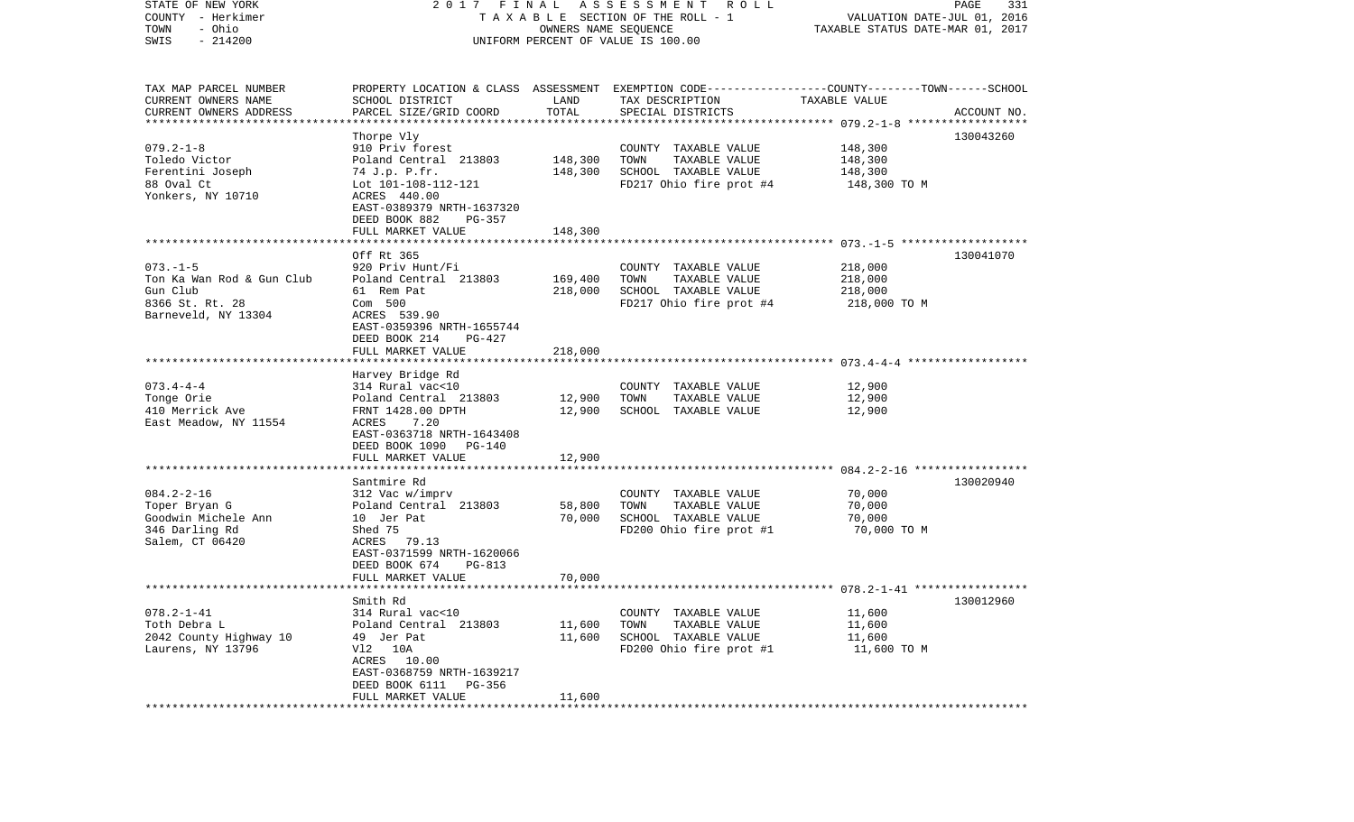STATE OF NEW YORK — COUNTY - Herkimer — TOWN - Ohio — SWIS - 214200

2017 FINAL ASSESSMENT ROLL
TAXABLE SECTION OF THE ROLL - 1
OWNERS NAME SEQUENCE
UNIFORM PERCENT OF VALUE IS 100.00

VALUATION DATE-JUL 01, 2016
TAXABLE STATUS DATE-MAR 01, 2017

| TAX MAP PARCEL NUMBER / CURRENT OWNERS NAME / CURRENT OWNERS ADDRESS | PROPERTY LOCATION & CLASS / SCHOOL DISTRICT / PARCEL SIZE/GRID COORD | ASSESSMENT LAND / TOTAL | EXEMPTION CODE / TAX DESCRIPTION / SPECIAL DISTRICTS | COUNTY / TOWN / SCHOOL TAXABLE VALUE | ACCOUNT NO. |
|---|---|---|---|---|---|
| 079.2-1-8 | Thorpe Vly | | | | 130043260 |
| Toledo Victor | 910 Priv forest | | COUNTY TAXABLE VALUE | 148,300 | |
| Ferentini Joseph | Poland Central 213803 | 148,300 | TOWN TAXABLE VALUE | 148,300 | |
| 88 Oval Ct | 74 J.p. P.fr. | 148,300 | SCHOOL TAXABLE VALUE | 148,300 | |
| Yonkers, NY 10710 | Lot 101-108-112-121 | | FD217 Ohio fire prot #4 | 148,300 TO M | |
| | ACRES 440.00 | | | | |
| | EAST-0389379 NRTH-1637320 | | | | |
| | DEED BOOK 882 PG-357 | | | | |
| | FULL MARKET VALUE | 148,300 | | | |
| 073.-1-5 | Off Rt 365 | | | | 130041070 |
| Ton Ka Wan Rod & Gun Club | 920 Priv Hunt/Fi | | COUNTY TAXABLE VALUE | 218,000 | |
| Gun Club | Poland Central 213803 | 169,400 | TOWN TAXABLE VALUE | 218,000 | |
| 8366 St. Rt. 28 | 61 Rem Pat | 218,000 | SCHOOL TAXABLE VALUE | 218,000 | |
| Barneveld, NY 13304 | Com 500 | | FD217 Ohio fire prot #4 | 218,000 TO M | |
| | ACRES 539.90 | | | | |
| | EAST-0359396 NRTH-1655744 | | | | |
| | DEED BOOK 214 PG-427 | | | | |
| | FULL MARKET VALUE | 218,000 | | | |
| 073.4-4-4 | Harvey Bridge Rd | | | | |
| Tonge Orie | 314 Rural vac<10 | | COUNTY TAXABLE VALUE | 12,900 | |
| 410 Merrick Ave | Poland Central 213803 | 12,900 | TOWN TAXABLE VALUE | 12,900 | |
| East Meadow, NY 11554 | FRNT 1428.00 DPTH | 12,900 | SCHOOL TAXABLE VALUE | 12,900 | |
| | ACRES 7.20 | | | | |
| | EAST-0363718 NRTH-1643408 | | | | |
| | DEED BOOK 1090 PG-140 | | | | |
| | FULL MARKET VALUE | 12,900 | | | |
| 084.2-2-16 | Santmire Rd | | | | 130020940 |
| Toper Bryan G | 312 Vac w/imprv | | COUNTY TAXABLE VALUE | 70,000 | |
| Goodwin Michele Ann | Poland Central 213803 | 58,800 | TOWN TAXABLE VALUE | 70,000 | |
| 346 Darling Rd | 10 Jer Pat | 70,000 | SCHOOL TAXABLE VALUE | 70,000 | |
| Salem, CT 06420 | Shed 75 | | FD200 Ohio fire prot #1 | 70,000 TO M | |
| | ACRES 79.13 | | | | |
| | EAST-0371599 NRTH-1620066 | | | | |
| | DEED BOOK 674 PG-813 | | | | |
| | FULL MARKET VALUE | 70,000 | | | |
| 078.2-1-41 | Smith Rd | | | | 130012960 |
| Toth Debra L | 314 Rural vac<10 | | COUNTY TAXABLE VALUE | 11,600 | |
| 2042 County Highway 10 | Poland Central 213803 | 11,600 | TOWN TAXABLE VALUE | 11,600 | |
| Laurens, NY 13796 | 49 Jer Pat | 11,600 | SCHOOL TAXABLE VALUE | 11,600 | |
| | Vl2 10A | | FD200 Ohio fire prot #1 | 11,600 TO M | |
| | ACRES 10.00 | | | | |
| | EAST-0368759 NRTH-1639217 | | | | |
| | DEED BOOK 6111 PG-356 | | | | |
| | FULL MARKET VALUE | 11,600 | | | |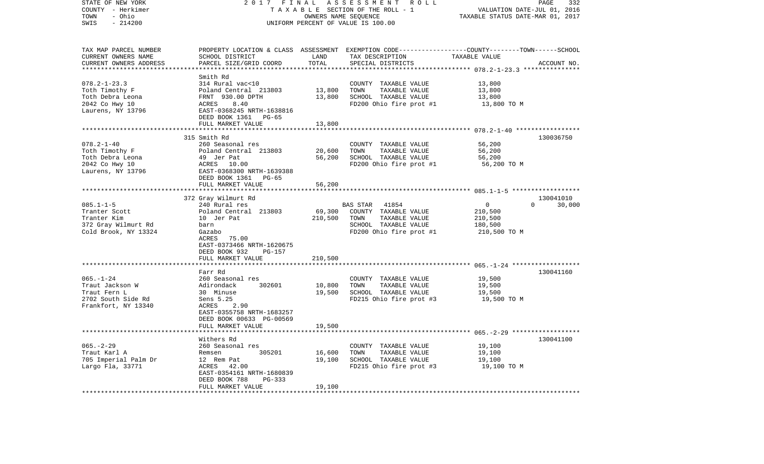STATE OF NEW YORK | 2 0 1 7 F I N A L A S S E S S M E N T R O L L | PAGE 332
COUNTY - Herkimer | T A X A B L E SECTION OF THE ROLL - 1 | VALUATION DATE-JUL 01, 2016
TOWN - Ohio | OWNERS NAME SEQUENCE | TAXABLE STATUS DATE-MAR 01, 2017
SWIS - 214200 | UNIFORM PERCENT OF VALUE IS 100.00

| TAX MAP PARCEL NUMBER<br>CURRENT OWNERS NAME<br>CURRENT OWNERS ADDRESS | PROPERTY LOCATION & CLASS<br>SCHOOL DISTRICT<br>PARCEL SIZE/GRID COORD | ASSESSMENT<br>LAND<br>TOTAL | EXEMPTION CODE-----COUNTY-----TOWN------SCHOOL<br>TAX DESCRIPTION<br>SPECIAL DISTRICTS | TAXABLE VALUE | ACCOUNT NO. |
|---|---|---|---|---|---|
| **078.2-1-23.3** | Smith Rd | | | | |
| 078.2-1-23.3 | 314 Rural vac<10 | | COUNTY TAXABLE VALUE | 13,800 | |
| Toth Timothy F | Poland Central 213803 | 13,800 | TOWN TAXABLE VALUE | 13,800 | |
| Toth Debra Leona | FRNT 930.00 DPTH | 13,800 | SCHOOL TAXABLE VALUE | 13,800 | |
| 2042 Co Hwy 10 | ACRES 8.40 | | FD200 Ohio fire prot #1 | 13,800 TO M | |
| Laurens, NY 13796 | EAST-0368245 NRTH-1638816 | | | | |
| | DEED BOOK 1361 PG-65 | | | | |
| | FULL MARKET VALUE | 13,800 | | | |
| **078.2-1-40** | 315 Smith Rd | | | | 130036750 |
| 078.2-1-40 | 260 Seasonal res | | COUNTY TAXABLE VALUE | 56,200 | |
| Toth Timothy F | Poland Central 213803 | 20,600 | TOWN TAXABLE VALUE | 56,200 | |
| Toth Debra Leona | 49 Jer Pat | 56,200 | SCHOOL TAXABLE VALUE | 56,200 | |
| 2042 Co Hwy 10 | ACRES 10.00 | | FD200 Ohio fire prot #1 | 56,200 TO M | |
| Laurens, NY 13796 | EAST-0368300 NRTH-1639388 | | | | |
| | DEED BOOK 1361 PG-65 | | | | |
| | FULL MARKET VALUE | 56,200 | | | |
| **085.1-1-5** | 372 Gray Wilmurt Rd | | | | 130041010 |
| 085.1-1-5 | 240 Rural res | | BAS STAR 41854 | 0 0 | 30,000 |
| Tranter Scott | Poland Central 213803 | 69,300 | COUNTY TAXABLE VALUE | 210,500 | |
| Tranter Kim | 10 Jer Pat | 210,500 | TOWN TAXABLE VALUE | 210,500 | |
| 372 Gray Wilmurt Rd | barn | | SCHOOL TAXABLE VALUE | 180,500 | |
| Cold Brook, NY 13324 | Gazabo | | FD200 Ohio fire prot #1 | 210,500 TO M | |
| | ACRES 75.00 | | | | |
| | EAST-0373466 NRTH-1620675 | | | | |
| | DEED BOOK 932 PG-157 | | | | |
| | FULL MARKET VALUE | 210,500 | | | |
| **065.-1-24** | Farr Rd | | | | 130041160 |
| 065.-1-24 | 260 Seasonal res | | COUNTY TAXABLE VALUE | 19,500 | |
| Traut Jackson W | Adirondack 302601 | 10,800 | TOWN TAXABLE VALUE | 19,500 | |
| Traut Fern L | 30 Minuse | 19,500 | SCHOOL TAXABLE VALUE | 19,500 | |
| 2702 South Side Rd | Sens 5.25 | | FD215 Ohio fire prot #3 | 19,500 TO M | |
| Frankfort, NY 13340 | ACRES 2.90 | | | | |
| | EAST-0355758 NRTH-1683257 | | | | |
| | DEED BOOK 00633 PG-00569 | | | | |
| | FULL MARKET VALUE | 19,500 | | | |
| **065.-2-29** | Withers Rd | | | | 130041100 |
| 065.-2-29 | 260 Seasonal res | | COUNTY TAXABLE VALUE | 19,100 | |
| Traut Karl A | Remsen 305201 | 16,600 | TOWN TAXABLE VALUE | 19,100 | |
| 705 Imperial Palm Dr | 12 Rem Pat | 19,100 | SCHOOL TAXABLE VALUE | 19,100 | |
| Largo Fla, 33771 | ACRES 42.00 | | FD215 Ohio fire prot #3 | 19,100 TO M | |
| | EAST-0354161 NRTH-1680839 | | | | |
| | DEED BOOK 788 PG-333 | | | | |
| | FULL MARKET VALUE | 19,100 | | | |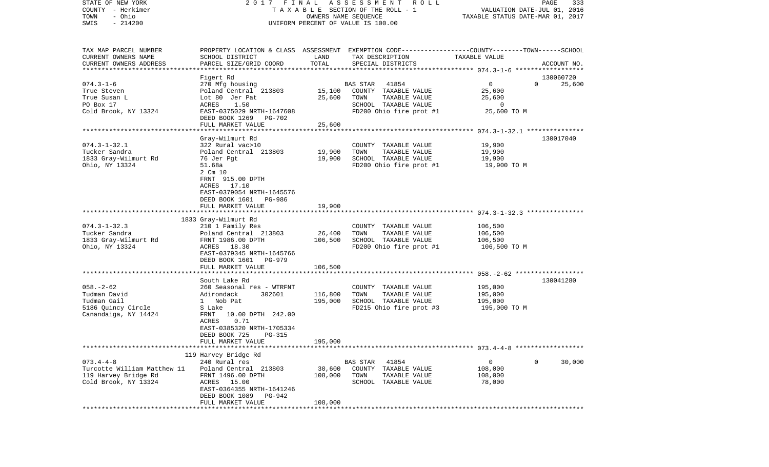STATE OF NEW YORK 2 0 1 7 F I N A L A S S E S S M E N T R O L L
COUNTY - Herkimer T A X A B L E SECTION OF THE ROLL - 1 VALUATION DATE-JUL 01, 2016
TOWN - Ohio OWNERS NAME SEQUENCE TAXABLE STATUS DATE-MAR 01, 2017
SWIS - 214200 UNIFORM PERCENT OF VALUE IS 100.00

| TAX MAP PARCEL NUMBER / CURRENT OWNERS NAME / CURRENT OWNERS ADDRESS | PROPERTY LOCATION & CLASS / SCHOOL DISTRICT / PARCEL SIZE/GRID COORD | ASSESSMENT LAND | TOTAL | EXEMPTION CODE / TAX DESCRIPTION / SPECIAL DISTRICTS | COUNTY | TOWN | SCHOOL / ACCOUNT NO. |
|---|---|---|---|---|---|---|---|
| **074.3-1-6** | Figert Rd | | | | | | 130060720 |
| 074.3-1-6 | 270 Mfg housing | | | BAS STAR 41854 | 0 | 0 | 25,600 |
| True Steven | Poland Central 213803 | 15,100 | | COUNTY TAXABLE VALUE | 25,600 | | |
| True Susan L | Lot 80 Jer Pat | | 25,600 | TOWN TAXABLE VALUE | | 25,600 | |
| PO Box 17 | ACRES 1.50 | | | SCHOOL TAXABLE VALUE | | | 0 |
| Cold Brook, NY 13324 | EAST-0375029 NRTH-1647608 | | | FD200 Ohio fire prot #1 | 25,600 TO M | | |
| | DEED BOOK 1269 PG-702 | | | | | | |
| | FULL MARKET VALUE | | 25,600 | | | | |
| **074.3-1-32.1** | Gray-Wilmurt Rd | | | | | | 130017040 |
| 074.3-1-32.1 | 322 Rural vac>10 | | | COUNTY TAXABLE VALUE | 19,900 | | |
| Tucker Sandra | Poland Central 213803 | 19,900 | | TOWN TAXABLE VALUE | | 19,900 | |
| 1833 Gray-Wilmurt Rd | 76 Jer Pgt | | 19,900 | SCHOOL TAXABLE VALUE | | | 19,900 |
| Ohio, NY 13324 | 51.68a | | | FD200 Ohio fire prot #1 | 19,900 TO M | | |
| | 2 Cm 10 | | | | | | |
| | FRNT 915.00 DPTH | | | | | | |
| | ACRES 17.10 | | | | | | |
| | EAST-0379054 NRTH-1645576 | | | | | | |
| | DEED BOOK 1601 PG-986 | | | | | | |
| | FULL MARKET VALUE | | 19,900 | | | | |
| **074.3-1-32.3** | 1833 Gray-Wilmurt Rd | | | | | | |
| 074.3-1-32.3 | 210 1 Family Res | | | COUNTY TAXABLE VALUE | 106,500 | | |
| Tucker Sandra | Poland Central 213803 | 26,400 | | TOWN TAXABLE VALUE | | 106,500 | |
| 1833 Gray-Wilmurt Rd | FRNT 1986.00 DPTH | | 106,500 | SCHOOL TAXABLE VALUE | | | 106,500 |
| Ohio, NY 13324 | ACRES 18.30 | | | FD200 Ohio fire prot #1 | 106,500 TO M | | |
| | EAST-0379345 NRTH-1645766 | | | | | | |
| | DEED BOOK 1601 PG-979 | | | | | | |
| | FULL MARKET VALUE | | 106,500 | | | | |
| **058.-2-62** | South Lake Rd | | | | | | 130041280 |
| 058.-2-62 | 260 Seasonal res - WTRFNT | | | COUNTY TAXABLE VALUE | 195,000 | | |
| Tudman David | Adirondack 302601 | 116,800 | | TOWN TAXABLE VALUE | | 195,000 | |
| Tudman Gail | 1 Nob Pat | | 195,000 | SCHOOL TAXABLE VALUE | | | 195,000 |
| 5186 Quincy Circle | S Lake | | | FD215 Ohio fire prot #3 | 195,000 TO M | | |
| Canandaiga, NY 14424 | FRNT 10.00 DPTH 242.00 | | | | | | |
| | ACRES 0.71 | | | | | | |
| | EAST-0385320 NRTH-1705334 | | | | | | |
| | DEED BOOK 725 PG-315 | | | | | | |
| | FULL MARKET VALUE | | 195,000 | | | | |
| **073.4-4-8** | 119 Harvey Bridge Rd | | | | | | |
| 073.4-4-8 | 240 Rural res | | | BAS STAR 41854 | 0 | 0 | 30,000 |
| Turcotte William Matthew 11 | Poland Central 213803 | 30,600 | | COUNTY TAXABLE VALUE | 108,000 | | |
| 119 Harvey Bridge Rd | FRNT 1496.00 DPTH | | 108,000 | TOWN TAXABLE VALUE | | 108,000 | |
| Cold Brook, NY 13324 | ACRES 15.00 | | | SCHOOL TAXABLE VALUE | | | 78,000 |
| | EAST-0364355 NRTH-1641246 | | | | | | |
| | DEED BOOK 1089 PG-942 | | | | | | |
| | FULL MARKET VALUE | | 108,000 | | | | |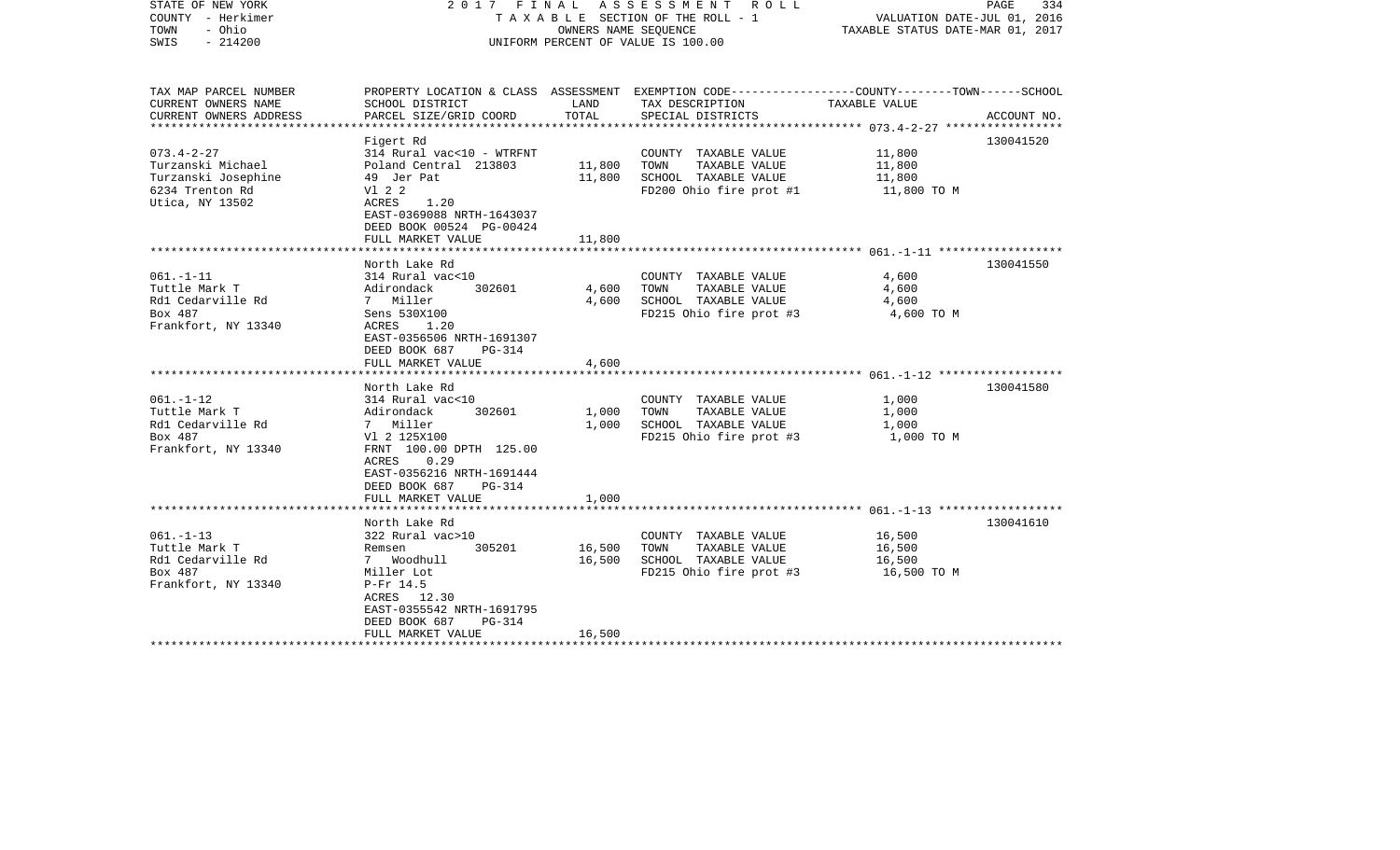STATE OF NEW YORK — 2017 FINAL ASSESSMENT ROLL
COUNTY - Herkimer — TAXABLE SECTION OF THE ROLL - 1 — VALUATION DATE-JUL 01, 2016
TOWN - Ohio — OWNERS NAME SEQUENCE — TAXABLE STATUS DATE-MAR 01, 2017
SWIS - 214200 — UNIFORM PERCENT OF VALUE IS 100.00

| TAX MAP PARCEL NUMBER / CURRENT OWNERS NAME / CURRENT OWNERS ADDRESS | PROPERTY LOCATION & CLASS / SCHOOL DISTRICT / PARCEL SIZE/GRID COORD | ASSESSMENT LAND | ASSESSMENT TOTAL | EXEMPTION CODE / TAX DESCRIPTION / SPECIAL DISTRICTS | TAXABLE VALUE (COUNTY--TOWN--SCHOOL) | ACCOUNT NO. |
|---|---|---|---|---|---|---|
| 073.4-2-27 | Figert Rd | | | | | 130041520 |
| | 314 Rural vac<10 - WTRFNT | | | COUNTY TAXABLE VALUE | 11,800 | |
| Turzanski Michael | Poland Central 213803 | 11,800 | | TOWN TAXABLE VALUE | 11,800 | |
| Turzanski Josephine | 49 Jer Pat | | 11,800 | SCHOOL TAXABLE VALUE | 11,800 | |
| 6234 Trenton Rd | Vl 2 2 | | | FD200 Ohio fire prot #1 | 11,800 TO M | |
| Utica, NY 13502 | ACRES 1.20 | | | | | |
| | EAST-0369088 NRTH-1643037 | | | | | |
| | DEED BOOK 00524 PG-00424 | | | | | |
| | FULL MARKET VALUE | | 11,800 | | | |
| 061.-1-11 | North Lake Rd | | | | | 130041550 |
| | 314 Rural vac<10 | | | COUNTY TAXABLE VALUE | 4,600 | |
| Tuttle Mark T | Adirondack 302601 | 4,600 | | TOWN TAXABLE VALUE | 4,600 | |
| Rd1 Cedarville Rd | 7 Miller | | 4,600 | SCHOOL TAXABLE VALUE | 4,600 | |
| Box 487 | Sens 530X100 | | | FD215 Ohio fire prot #3 | 4,600 TO M | |
| Frankfort, NY 13340 | ACRES 1.20 | | | | | |
| | EAST-0356506 NRTH-1691307 | | | | | |
| | DEED BOOK 687 PG-314 | | | | | |
| | FULL MARKET VALUE | | 4,600 | | | |
| 061.-1-12 | North Lake Rd | | | | | 130041580 |
| | 314 Rural vac<10 | | | COUNTY TAXABLE VALUE | 1,000 | |
| Tuttle Mark T | Adirondack 302601 | 1,000 | | TOWN TAXABLE VALUE | 1,000 | |
| Rd1 Cedarville Rd | 7 Miller | | 1,000 | SCHOOL TAXABLE VALUE | 1,000 | |
| Box 487 | Vl 2 125X100 | | | FD215 Ohio fire prot #3 | 1,000 TO M | |
| Frankfort, NY 13340 | FRNT 100.00 DPTH 125.00 | | | | | |
| | ACRES 0.29 | | | | | |
| | EAST-0356216 NRTH-1691444 | | | | | |
| | DEED BOOK 687 PG-314 | | | | | |
| | FULL MARKET VALUE | | 1,000 | | | |
| 061.-1-13 | North Lake Rd | | | | | 130041610 |
| | 322 Rural vac>10 | | | COUNTY TAXABLE VALUE | 16,500 | |
| Tuttle Mark T | Remsen 305201 | 16,500 | | TOWN TAXABLE VALUE | 16,500 | |
| Rd1 Cedarville Rd | 7 Woodhull | | 16,500 | SCHOOL TAXABLE VALUE | 16,500 | |
| Box 487 | Miller Lot | | | FD215 Ohio fire prot #3 | 16,500 TO M | |
| Frankfort, NY 13340 | P-Fr 14.5 | | | | | |
| | ACRES 12.30 | | | | | |
| | EAST-0355542 NRTH-1691795 | | | | | |
| | DEED BOOK 687 PG-314 | | | | | |
| | FULL MARKET VALUE | | 16,500 | | | |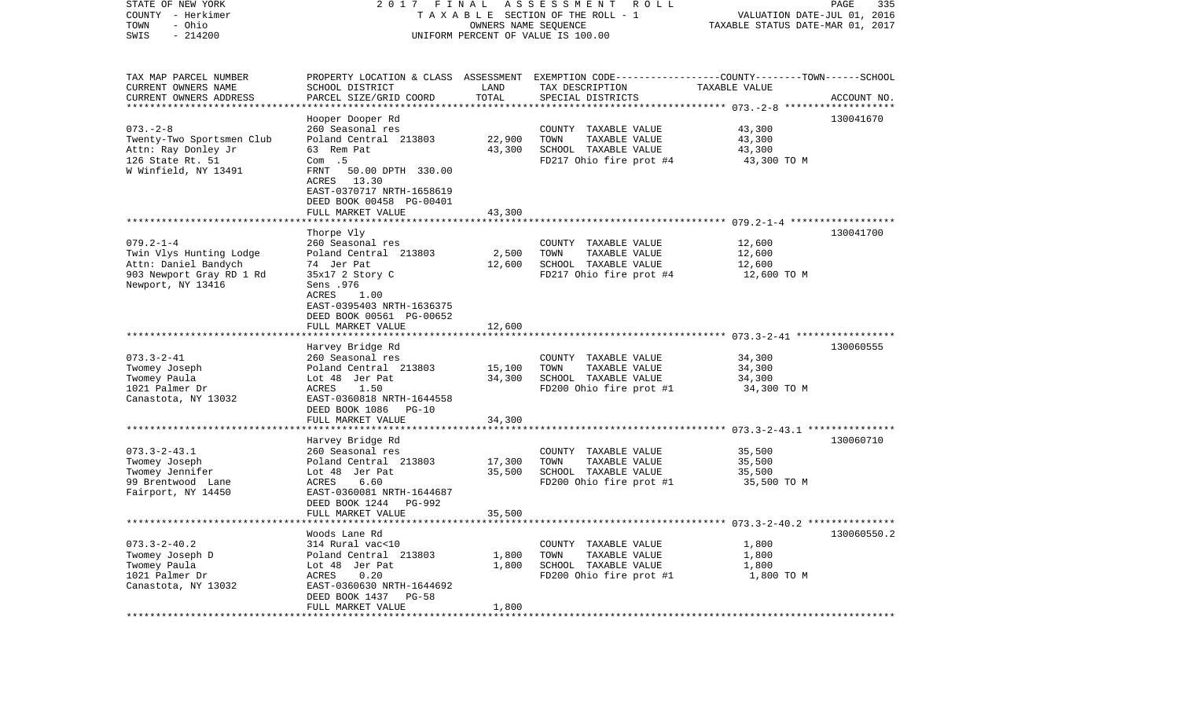STATE OF NEW YORK — COUNTY - Herkimer — TOWN - Ohio — SWIS - 214200

2017 FINAL ASSESSMENT ROLL
TAXABLE SECTION OF THE ROLL - 1
OWNERS NAME SEQUENCE
UNIFORM PERCENT OF VALUE IS 100.00

VALUATION DATE-JUL 01, 2016
TAXABLE STATUS DATE-MAR 01, 2017

| TAX MAP PARCEL NUMBER / CURRENT OWNERS NAME / CURRENT OWNERS ADDRESS | PROPERTY LOCATION & CLASS / SCHOOL DISTRICT / PARCEL SIZE/GRID COORD | ASSESSMENT LAND | TOTAL | EXEMPTION CODE / TAX DESCRIPTION / SPECIAL DISTRICTS | TAXABLE VALUE (COUNTY/TOWN/SCHOOL) | ACCOUNT NO. |
|---|---|---|---|---|---|---|
| 073.-2-8 | Hooper Dooper Rd | | | | | 130041670 |
| Twenty-Two Sportsmen Club | 260 Seasonal res | | | COUNTY TAXABLE VALUE | 43,300 | |
| Attn: Ray Donley Jr | Poland Central 213803 | 22,900 | | TOWN TAXABLE VALUE | 43,300 | |
| 126 State Rt. 51 | 63 Rem Pat | | 43,300 | SCHOOL TAXABLE VALUE | 43,300 | |
| W Winfield, NY 13491 | Com .5 | | | FD217 Ohio fire prot #4 | 43,300 TO M | |
| | FRNT 50.00 DPTH 330.00 | | | | | |
| | ACRES 13.30 | | | | | |
| | EAST-0370717 NRTH-1658619 | | | | | |
| | DEED BOOK 00458 PG-00401 | | | | | |
| | FULL MARKET VALUE | | 43,300 | | | |
| 079.2-1-4 | Thorpe Vly | | | | | 130041700 |
| Twin Vlys Hunting Lodge | 260 Seasonal res | | | COUNTY TAXABLE VALUE | 12,600 | |
| Attn: Daniel Bandych | Poland Central 213803 | 2,500 | | TOWN TAXABLE VALUE | 12,600 | |
| 903 Newport Gray RD 1 Rd | 74 Jer Pat | | 12,600 | SCHOOL TAXABLE VALUE | 12,600 | |
| Newport, NY 13416 | 35x17 2 Story C | | | FD217 Ohio fire prot #4 | 12,600 TO M | |
| | Sens .976 | | | | | |
| | ACRES 1.00 | | | | | |
| | EAST-0395403 NRTH-1636375 | | | | | |
| | DEED BOOK 00561 PG-00652 | | | | | |
| | FULL MARKET VALUE | | 12,600 | | | |
| 073.3-2-41 | Harvey Bridge Rd | | | | | 130060555 |
| Twomey Joseph | 260 Seasonal res | | | COUNTY TAXABLE VALUE | 34,300 | |
| Twomey Paula | Poland Central 213803 | 15,100 | | TOWN TAXABLE VALUE | 34,300 | |
| 1021 Palmer Dr | Lot 48 Jer Pat | | 34,300 | SCHOOL TAXABLE VALUE | 34,300 | |
| Canastota, NY 13032 | ACRES 1.50 | | | FD200 Ohio fire prot #1 | 34,300 TO M | |
| | EAST-0360818 NRTH-1644558 | | | | | |
| | DEED BOOK 1086 PG-10 | | | | | |
| | FULL MARKET VALUE | | 34,300 | | | |
| 073.3-2-43.1 | Harvey Bridge Rd | | | | | 130060710 |
| Twomey Joseph | 260 Seasonal res | | | COUNTY TAXABLE VALUE | 35,500 | |
| Twomey Jennifer | Poland Central 213803 | 17,300 | | TOWN TAXABLE VALUE | 35,500 | |
| 99 Brentwood Lane | Lot 48 Jer Pat | | 35,500 | SCHOOL TAXABLE VALUE | 35,500 | |
| Fairport, NY 14450 | ACRES 6.60 | | | FD200 Ohio fire prot #1 | 35,500 TO M | |
| | EAST-0360081 NRTH-1644687 | | | | | |
| | DEED BOOK 1244 PG-992 | | | | | |
| | FULL MARKET VALUE | | 35,500 | | | |
| 073.3-2-40.2 | Woods Lane Rd | | | | | 130060550.2 |
| Twomey Joseph D | 314 Rural vac<10 | | | COUNTY TAXABLE VALUE | 1,800 | |
| Twomey Paula | Poland Central 213803 | 1,800 | | TOWN TAXABLE VALUE | 1,800 | |
| 1021 Palmer Dr | Lot 48 Jer Pat | | 1,800 | SCHOOL TAXABLE VALUE | 1,800 | |
| Canastota, NY 13032 | ACRES 0.20 | | | FD200 Ohio fire prot #1 | 1,800 TO M | |
| | EAST-0360630 NRTH-1644692 | | | | | |
| | DEED BOOK 1437 PG-58 | | | | | |
| | FULL MARKET VALUE | | 1,800 | | | |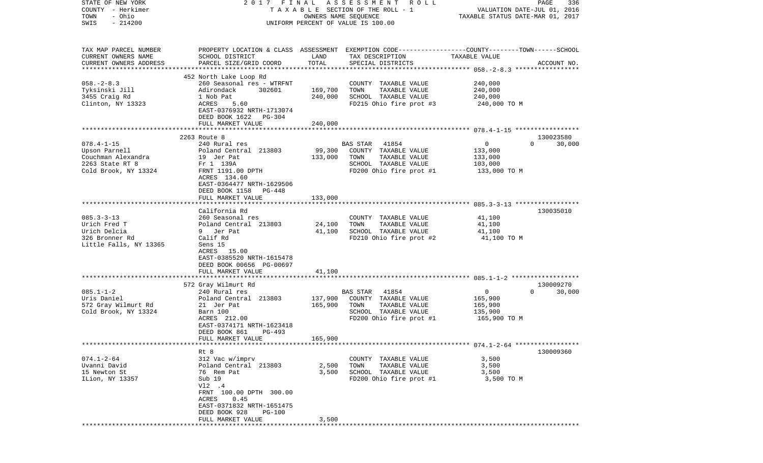STATE OF NEW YORK | COUNTY - Herkimer | TOWN - Ohio | SWIS - 214200

2017 FINAL ASSESSMENT ROLL
TAXABLE SECTION OF THE ROLL - 1
OWNERS NAME SEQUENCE
UNIFORM PERCENT OF VALUE IS 100.00

VALUATION DATE-JUL 01, 2016
TAXABLE STATUS DATE-MAR 01, 2017

| TAX MAP PARCEL NUMBER / CURRENT OWNERS NAME / CURRENT OWNERS ADDRESS | PROPERTY LOCATION & CLASS / SCHOOL DISTRICT / PARCEL SIZE/GRID COORD | ASSESSMENT LAND | TOTAL | EXEMPTION CODE / TAX DESCRIPTION / SPECIAL DISTRICTS | COUNTY--------TOWN------SCHOOL TAXABLE VALUE | ACCOUNT NO. |
|---|---|---|---|---|---|---|
| 058.-2-8.3 | 452 North Lake Loop Rd | | | | | |
| Tyksinski Jill | 260 Seasonal res - WTRFNT | | | COUNTY TAXABLE VALUE | 240,000 | |
| 3455 Craig Rd | Adirondack 302601 | 169,700 | | TOWN TAXABLE VALUE | 240,000 | |
| Clinton, NY 13323 | 1 Nob Pat | | 240,000 | SCHOOL TAXABLE VALUE | 240,000 | |
| | ACRES 5.60 | | | FD215 Ohio fire prot #3 | 240,000 TO M | |
| | EAST-0376932 NRTH-1713074 | | | | | |
| | DEED BOOK 1622 PG-304 | | | | | |
| | FULL MARKET VALUE | | 240,000 | | | |
| 078.4-1-15 | 2263 Route 8 | | | | | 130023580 |
| Upson Parnell | 240 Rural res | | | BAS STAR 41854 | 0 0 30,000 | |
| Couchman Alexandra | Poland Central 213803 | 99,300 | | COUNTY TAXABLE VALUE | 133,000 | |
| 2263 State RT 8 | 19 Jer Pat | | 133,000 | TOWN TAXABLE VALUE | 133,000 | |
| Cold Brook, NY 13324 | Fr 1 139A | | | SCHOOL TAXABLE VALUE | 103,000 | |
| | FRNT 1191.00 DPTH | | | FD200 Ohio fire prot #1 | 133,000 TO M | |
| | ACRES 134.60 | | | | | |
| | EAST-0364477 NRTH-1629506 | | | | | |
| | DEED BOOK 1158 PG-448 | | | | | |
| | FULL MARKET VALUE | | 133,000 | | | |
| 085.3-3-13 | California Rd | | | | | 130035010 |
| Urich Fred T | 260 Seasonal res | | | COUNTY TAXABLE VALUE | 41,100 | |
| Urich Delcia | Poland Central 213803 | 24,100 | | TOWN TAXABLE VALUE | 41,100 | |
| 326 Bronner Rd | 9 Jer Pat | | 41,100 | SCHOOL TAXABLE VALUE | 41,100 | |
| Little Falls, NY 13365 | Calif Rd | | | FD210 Ohio fire prot #2 | 41,100 TO M | |
| | Sens 15 | | | | | |
| | ACRES 15.00 | | | | | |
| | EAST-0385520 NRTH-1615478 | | | | | |
| | DEED BOOK 00656 PG-00697 | | | | | |
| | FULL MARKET VALUE | | 41,100 | | | |
| 085.1-1-2 | 572 Gray Wilmurt Rd | | | | | 130009270 |
| Uris Daniel | 240 Rural res | | | BAS STAR 41854 | 0 0 30,000 | |
| 572 Gray Wilmurt Rd | Poland Central 213803 | 137,900 | | COUNTY TAXABLE VALUE | 165,900 | |
| Cold Brook, NY 13324 | 21 Jer Pat | | 165,900 | TOWN TAXABLE VALUE | 165,900 | |
| | Barn 100 | | | SCHOOL TAXABLE VALUE | 135,900 | |
| | ACRES 212.00 | | | FD200 Ohio fire prot #1 | 165,900 TO M | |
| | EAST-0374171 NRTH-1623418 | | | | | |
| | DEED BOOK 861 PG-493 | | | | | |
| | FULL MARKET VALUE | | 165,900 | | | |
| 074.1-2-64 | Rt 8 | | | | | 130009360 |
| Uvanni David | 312 Vac w/imprv | | | COUNTY TAXABLE VALUE | 3,500 | |
| 15 Newton St | Poland Central 213803 | 2,500 | | TOWN TAXABLE VALUE | 3,500 | |
| ILion, NY 13357 | 76 Rem Pat | | 3,500 | SCHOOL TAXABLE VALUE | 3,500 | |
| | Sub 19 | | | FD200 Ohio fire prot #1 | 3,500 TO M | |
| | Vl2 .4 | | | | | |
| | FRNT 100.00 DPTH 300.00 | | | | | |
| | ACRES 0.45 | | | | | |
| | EAST-0371832 NRTH-1651475 | | | | | |
| | DEED BOOK 928 PG-100 | | | | | |
| | FULL MARKET VALUE | | 3,500 | | | |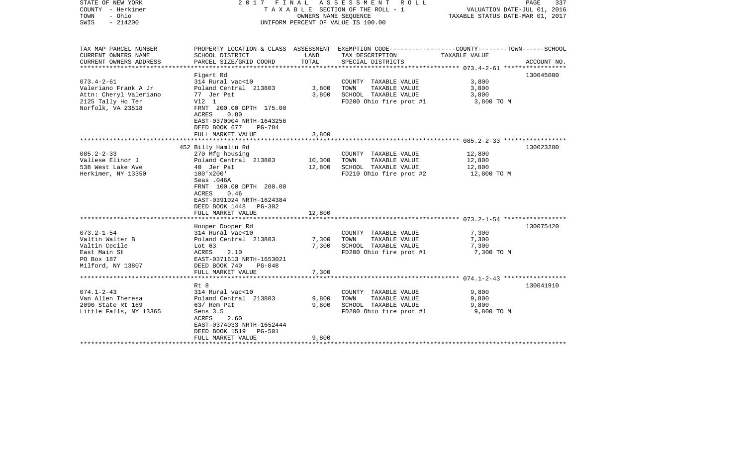STATE OF NEW YORK &nbsp;&nbsp;&nbsp;&nbsp; 2017 FINAL ASSESSMENT ROLL
COUNTY - Herkimer &nbsp;&nbsp;&nbsp;&nbsp; TAXABLE SECTION OF THE ROLL - 1 &nbsp;&nbsp;&nbsp;&nbsp; VALUATION DATE-JUL 01, 2016
TOWN - Ohio &nbsp;&nbsp;&nbsp;&nbsp; OWNERS NAME SEQUENCE &nbsp;&nbsp;&nbsp;&nbsp; TAXABLE STATUS DATE-MAR 01, 2017
SWIS - 214200 &nbsp;&nbsp;&nbsp;&nbsp; UNIFORM PERCENT OF VALUE IS 100.00

| TAX MAP PARCEL NUMBER / CURRENT OWNERS NAME / CURRENT OWNERS ADDRESS | PROPERTY LOCATION & CLASS / SCHOOL DISTRICT / PARCEL SIZE/GRID COORD | ASSESSMENT LAND / TOTAL | EXEMPTION CODE / TAX DESCRIPTION / SPECIAL DISTRICTS | TAXABLE VALUE (COUNTY--TOWN--SCHOOL) | ACCOUNT NO. |
|---|---|---|---|---|---|
| 073.4-2-61 | Figert Rd | | | | 130045000 |
| Valeriano Frank A Jr | 314 Rural vac<10 | | COUNTY TAXABLE VALUE | 3,800 | |
| Attn: Cheryl Valeriano | Poland Central 213803 | 3,800 | TOWN TAXABLE VALUE | 3,800 | |
| 2125 Tally Ho Ter | 77 Jer Pat | 3,800 | SCHOOL TAXABLE VALUE | 3,800 | |
| Norfolk, VA 23518 | Vl2 1 | | FD200 Ohio fire prot #1 | 3,800 TO M | |
| | FRNT 200.00 DPTH 175.00 | | | | |
| | ACRES 0.80 | | | | |
| | EAST-0370004 NRTH-1643256 | | | | |
| | DEED BOOK 677 PG-784 | | | | |
| | FULL MARKET VALUE | 3,800 | | | |
| 085.2-2-33 | 452 Billy Hamlin Rd | | | | 130023280 |
| Vallese Elinor J | 270 Mfg housing | | COUNTY TAXABLE VALUE | 12,800 | |
| 538 West Lake Ave | Poland Central 213803 | 10,300 | TOWN TAXABLE VALUE | 12,800 | |
| Herkimer, NY 13350 | 40 Jer Pat | 12,800 | SCHOOL TAXABLE VALUE | 12,800 | |
| | 100'x200' | | FD210 Ohio fire prot #2 | 12,800 TO M | |
| | Seas .046A | | | | |
| | FRNT 100.00 DPTH 200.00 | | | | |
| | ACRES 0.46 | | | | |
| | EAST-0391024 NRTH-1624384 | | | | |
| | DEED BOOK 1448 PG-302 | | | | |
| | FULL MARKET VALUE | 12,800 | | | |
| 073.2-1-54 | Hooper Dooper Rd | | | | 130075420 |
| Valtin Walter B | 314 Rural vac<10 | | COUNTY TAXABLE VALUE | 7,300 | |
| Valtin Cecile | Poland Central 213803 | 7,300 | TOWN TAXABLE VALUE | 7,300 | |
| East Main St | Lot 63 | 7,300 | SCHOOL TAXABLE VALUE | 7,300 | |
| PO Box 187 | ACRES 2.10 | | FD200 Ohio fire prot #1 | 7,300 TO M | |
| Milford, NY 13807 | EAST-0371613 NRTH-1653021 | | | | |
| | DEED BOOK 740 PG-048 | | | | |
| | FULL MARKET VALUE | 7,300 | | | |
| 074.1-2-43 | Rt 8 | | | | 130041910 |
| Van Allen Theresa | 314 Rural vac<10 | | COUNTY TAXABLE VALUE | 9,800 | |
| 2090 State Rt 169 | Poland Central 213803 | 9,800 | TOWN TAXABLE VALUE | 9,800 | |
| Little Falls, NY 13365 | 63/ Rem Pat | 9,800 | SCHOOL TAXABLE VALUE | 9,800 | |
| | Sens 3.5 | | FD200 Ohio fire prot #1 | 9,800 TO M | |
| | ACRES 2.60 | | | | |
| | EAST-0374033 NRTH-1652444 | | | | |
| | DEED BOOK 1519 PG-501 | | | | |
| | FULL MARKET VALUE | 9,800 | | | |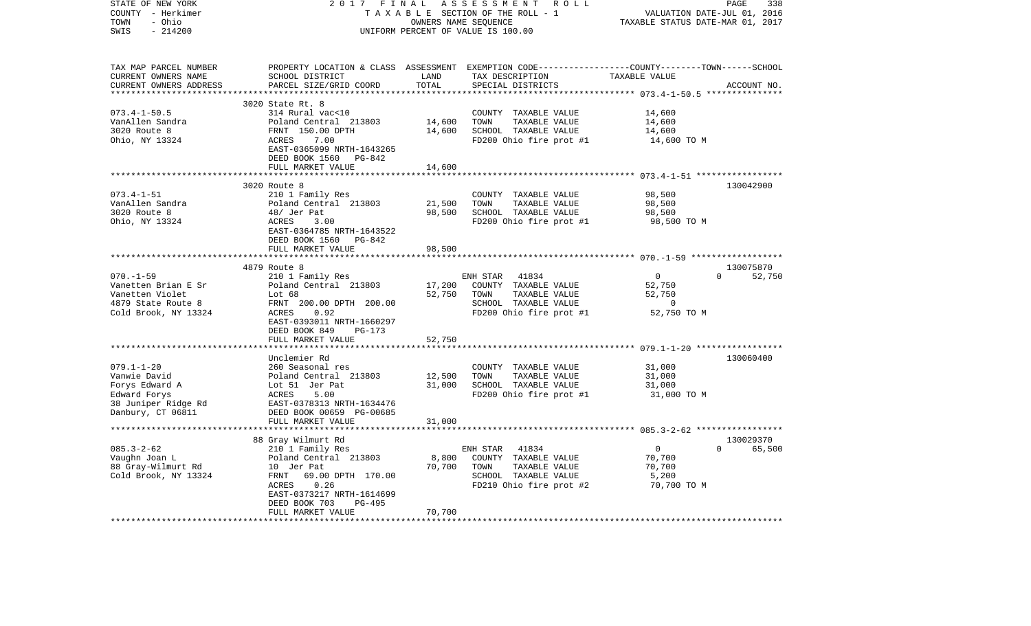STATE OF NEW YORK 2017 FINAL ASSESSMENT ROLL
COUNTY - Herkimer T A X A B L E SECTION OF THE ROLL - 1 VALUATION DATE-JUL 01, 2016
TOWN - Ohio OWNERS NAME SEQUENCE TAXABLE STATUS DATE-MAR 01, 2017
SWIS - 214200 UNIFORM PERCENT OF VALUE IS 100.00

| TAX MAP PARCEL NUMBER / CURRENT OWNERS NAME / CURRENT OWNERS ADDRESS | PROPERTY LOCATION & CLASS / SCHOOL DISTRICT / PARCEL SIZE/GRID COORD | ASSESSMENT LAND | TOTAL | EXEMPTION CODE / TAX DESCRIPTION / SPECIAL DISTRICTS | COUNTY / TOWN / SCHOOL TAXABLE VALUE | ACCOUNT NO. |
|---|---|---|---|---|---|---|
| 073.4-1-50.5 | 3020 State Rt. 8 | | | | | |
| VanAllen Sandra | 314 Rural vac<10 | | | COUNTY TAXABLE VALUE | 14,600 | |
| 3020 Route 8 | Poland Central 213803 | 14,600 | | TOWN TAXABLE VALUE | 14,600 | |
| Ohio, NY 13324 | FRNT 150.00 DPTH | | 14,600 | SCHOOL TAXABLE VALUE | 14,600 | |
| | ACRES 7.00 | | | FD200 Ohio fire prot #1 | 14,600 TO M | |
| | EAST-0365099 NRTH-1643265 | | | | | |
| | DEED BOOK 1560 PG-842 | | | | | |
| | FULL MARKET VALUE | | 14,600 | | | |
| 073.4-1-51 | 3020 Route 8 | | | | | 130042900 |
| VanAllen Sandra | 210 1 Family Res | | | COUNTY TAXABLE VALUE | 98,500 | |
| 3020 Route 8 | Poland Central 213803 | 21,500 | | TOWN TAXABLE VALUE | 98,500 | |
| Ohio, NY 13324 | 48/ Jer Pat | | 98,500 | SCHOOL TAXABLE VALUE | 98,500 | |
| | ACRES 3.00 | | | FD200 Ohio fire prot #1 | 98,500 TO M | |
| | EAST-0364785 NRTH-1643522 | | | | | |
| | DEED BOOK 1560 PG-842 | | | | | |
| | FULL MARKET VALUE | | 98,500 | | | |
| 070.-1-59 | 4879 Route 8 | | | | | 130075870 |
| Vanetten Brian E Sr | 210 1 Family Res | | | ENH STAR 41834 | 0 0 52,750 | |
| Vanetten Violet | Poland Central 213803 | 17,200 | | COUNTY TAXABLE VALUE | 52,750 | |
| 4879 State Route 8 | Lot 68 | | 52,750 | TOWN TAXABLE VALUE | 52,750 | |
| Cold Brook, NY 13324 | FRNT 200.00 DPTH 200.00 | | | SCHOOL TAXABLE VALUE | 0 | |
| | ACRES 0.92 | | | FD200 Ohio fire prot #1 | 52,750 TO M | |
| | EAST-0393011 NRTH-1660297 | | | | | |
| | DEED BOOK 849 PG-173 | | | | | |
| | FULL MARKET VALUE | | 52,750 | | | |
| 079.1-1-20 | Unclemier Rd | | | | | 130060400 |
| Vanwie David | 260 Seasonal res | | | COUNTY TAXABLE VALUE | 31,000 | |
| Forys Edward A | Poland Central 213803 | 12,500 | | TOWN TAXABLE VALUE | 31,000 | |
| Edward Forys | Lot 51 Jer Pat | | 31,000 | SCHOOL TAXABLE VALUE | 31,000 | |
| 38 Juniper Ridge Rd | ACRES 5.00 | | | FD200 Ohio fire prot #1 | 31,000 TO M | |
| Danbury, CT 06811 | EAST-0378313 NRTH-1634476 | | | | | |
| | DEED BOOK 00659 PG-00685 | | | | | |
| | FULL MARKET VALUE | | 31,000 | | | |
| 085.3-2-62 | 88 Gray Wilmurt Rd | | | | | 130029370 |
| Vaughn Joan L | 210 1 Family Res | | | ENH STAR 41834 | 0 0 65,500 | |
| 88 Gray-Wilmurt Rd | Poland Central 213803 | 8,800 | | COUNTY TAXABLE VALUE | 70,700 | |
| Cold Brook, NY 13324 | 10 Jer Pat | | 70,700 | TOWN TAXABLE VALUE | 70,700 | |
| | FRNT 69.00 DPTH 170.00 | | | SCHOOL TAXABLE VALUE | 5,200 | |
| | ACRES 0.26 | | | FD210 Ohio fire prot #2 | 70,700 TO M | |
| | EAST-0373217 NRTH-1614699 | | | | | |
| | DEED BOOK 703 PG-495 | | | | | |
| | FULL MARKET VALUE | | 70,700 | | | |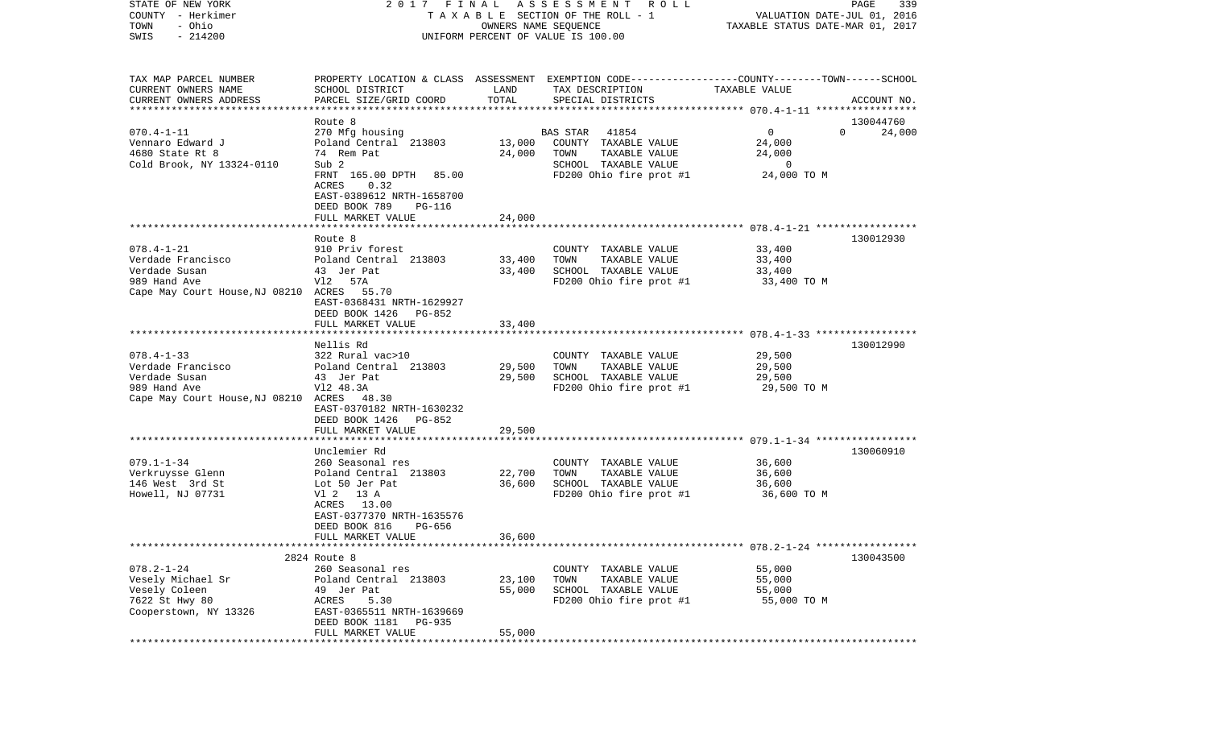STATE OF NEW YORK — 2017 FINAL ASSESSMENT ROLL
COUNTY - Herkimer — TAXABLE SECTION OF THE ROLL - 1 — VALUATION DATE-JUL 01, 2016
TOWN - Ohio — OWNERS NAME SEQUENCE — TAXABLE STATUS DATE-MAR 01, 2017
SWIS - 214200 — UNIFORM PERCENT OF VALUE IS 100.00

| TAX MAP PARCEL NUMBER / CURRENT OWNERS NAME / CURRENT OWNERS ADDRESS | PROPERTY LOCATION & CLASS / SCHOOL DISTRICT / PARCEL SIZE/GRID COORD | ASSESSMENT LAND | TOTAL | EXEMPTION CODE / TAX DESCRIPTION / SPECIAL DISTRICTS | COUNTY TAXABLE VALUE | TOWN | SCHOOL / ACCOUNT NO. |
|---|---|---|---|---|---|---|---|
| | Route 8 | | | | | | 130044760 |
| 070.4-1-11 | 270 Mfg housing | | | BAS STAR 41854 | 0 | 0 | 24,000 |
| Vennaro Edward J | Poland Central 213803 | 13,000 | | COUNTY TAXABLE VALUE | 24,000 | | |
| 4680 State Rt 8 | 74 Rem Pat | | 24,000 | TOWN TAXABLE VALUE | 24,000 | | |
| Cold Brook, NY 13324-0110 | Sub 2 | | | SCHOOL TAXABLE VALUE | 0 | | |
| | FRNT 165.00 DPTH 85.00 | | | FD200 Ohio fire prot #1 | 24,000 TO M | | |
| | ACRES 0.32 | | | | | | |
| | EAST-0389612 NRTH-1658700 | | | | | | |
| | DEED BOOK 789 PG-116 | | | | | | |
| | FULL MARKET VALUE | | 24,000 | | | | |
| | Route 8 | | | | | | 130012930 |
| 078.4-1-21 | 910 Priv forest | | | COUNTY TAXABLE VALUE | 33,400 | | |
| Verdade Francisco | Poland Central 213803 | 33,400 | | TOWN TAXABLE VALUE | 33,400 | | |
| Verdade Susan | 43 Jer Pat | | 33,400 | SCHOOL TAXABLE VALUE | 33,400 | | |
| 989 Hand Ave | Vl2 57A | | | FD200 Ohio fire prot #1 | 33,400 TO M | | |
| Cape May Court House,NJ 08210 | ACRES 55.70 | | | | | | |
| | EAST-0368431 NRTH-1629927 | | | | | | |
| | DEED BOOK 1426 PG-852 | | | | | | |
| | FULL MARKET VALUE | | 33,400 | | | | |
| | Nellis Rd | | | | | | 130012990 |
| 078.4-1-33 | 322 Rural vac>10 | | | COUNTY TAXABLE VALUE | 29,500 | | |
| Verdade Francisco | Poland Central 213803 | 29,500 | | TOWN TAXABLE VALUE | 29,500 | | |
| Verdade Susan | 43 Jer Pat | | 29,500 | SCHOOL TAXABLE VALUE | 29,500 | | |
| 989 Hand Ave | Vl2 48.3A | | | FD200 Ohio fire prot #1 | 29,500 TO M | | |
| Cape May Court House,NJ 08210 | ACRES 48.30 | | | | | | |
| | EAST-0370182 NRTH-1630232 | | | | | | |
| | DEED BOOK 1426 PG-852 | | | | | | |
| | FULL MARKET VALUE | | 29,500 | | | | |
| | Unclemier Rd | | | | | | 130060910 |
| 079.1-1-34 | 260 Seasonal res | | | COUNTY TAXABLE VALUE | 36,600 | | |
| Verkruysse Glenn | Poland Central 213803 | 22,700 | | TOWN TAXABLE VALUE | 36,600 | | |
| 146 West 3rd St | Lot 50 Jer Pat | | 36,600 | SCHOOL TAXABLE VALUE | 36,600 | | |
| Howell, NJ 07731 | Vl 2 13 A | | | FD200 Ohio fire prot #1 | 36,600 TO M | | |
| | ACRES 13.00 | | | | | | |
| | EAST-0377370 NRTH-1635576 | | | | | | |
| | DEED BOOK 816 PG-656 | | | | | | |
| | FULL MARKET VALUE | | 36,600 | | | | |
| | 2824 Route 8 | | | | | | 130043500 |
| 078.2-1-24 | 260 Seasonal res | | | COUNTY TAXABLE VALUE | 55,000 | | |
| Vesely Michael Sr | Poland Central 213803 | 23,100 | | TOWN TAXABLE VALUE | 55,000 | | |
| Vesely Coleen | 49 Jer Pat | | 55,000 | SCHOOL TAXABLE VALUE | 55,000 | | |
| 7622 St Hwy 80 | ACRES 5.30 | | | FD200 Ohio fire prot #1 | 55,000 TO M | | |
| Cooperstown, NY 13326 | EAST-0365511 NRTH-1639669 | | | | | | |
| | DEED BOOK 1181 PG-935 | | | | | | |
| | FULL MARKET VALUE | | 55,000 | | | | |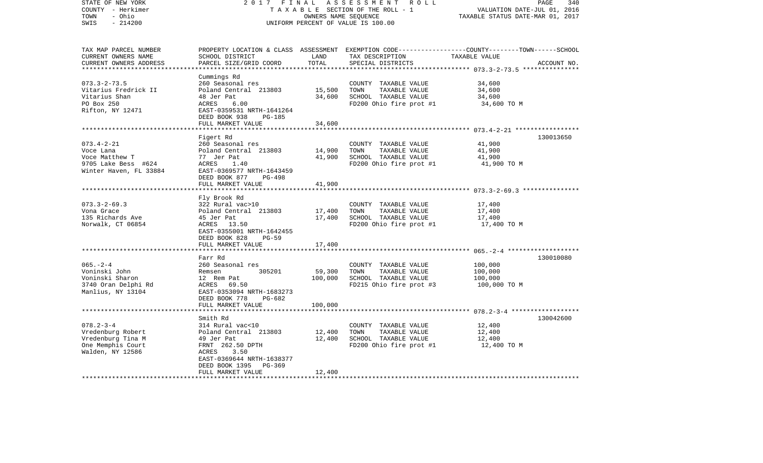STATE OF NEW YORK | 2017 FINAL ASSESSMENT ROLL | VALUATION DATE-JUL 01, 2016
COUNTY - Herkimer | TAXABLE SECTION OF THE ROLL - 1 | TAXABLE STATUS DATE-MAR 01, 2017
TOWN - Ohio | OWNERS NAME SEQUENCE
SWIS - 214200 | UNIFORM PERCENT OF VALUE IS 100.00

| TAX MAP PARCEL NUMBER<br>CURRENT OWNERS NAME<br>CURRENT OWNERS ADDRESS | PROPERTY LOCATION & CLASS<br>SCHOOL DISTRICT<br>PARCEL SIZE/GRID COORD | ASSESSMENT<br>LAND<br>TOTAL | EXEMPTION CODE-----COUNTY-----TOWN------SCHOOL<br>TAX DESCRIPTION<br>SPECIAL DISTRICTS | TAXABLE VALUE | ACCOUNT NO. |
|---|---|---|---|---|---|
| **073.3-2-73.5** | Cummings Rd | | | | |
| 073.3-2-73.5 | 260 Seasonal res | | COUNTY TAXABLE VALUE | 34,600 | |
| Vitarius Fredrick II | Poland Central 213803 | 15,500 | TOWN TAXABLE VALUE | 34,600 | |
| Vitarius Shan | 48 Jer Pat | 34,600 | SCHOOL TAXABLE VALUE | 34,600 | |
| PO Box 250 | ACRES 6.00 | | FD200 Ohio fire prot #1 | 34,600 TO M | |
| Rifton, NY 12471 | EAST-0359531 NRTH-1641264 | | | | |
| | DEED BOOK 938 PG-185 | | | | |
| | FULL MARKET VALUE | 34,600 | | | |
| **073.4-2-21** | Figert Rd | | | | 130013650 |
| 073.4-2-21 | 260 Seasonal res | | COUNTY TAXABLE VALUE | 41,900 | |
| Voce Lana | Poland Central 213803 | 14,900 | TOWN TAXABLE VALUE | 41,900 | |
| Voce Matthew T | 77 Jer Pat | 41,900 | SCHOOL TAXABLE VALUE | 41,900 | |
| 9705 Lake Bess #624 | ACRES 1.40 | | FD200 Ohio fire prot #1 | 41,900 TO M | |
| Winter Haven, FL 33884 | EAST-0369577 NRTH-1643459 | | | | |
| | DEED BOOK 877 PG-498 | | | | |
| | FULL MARKET VALUE | 41,900 | | | |
| **073.3-2-69.3** | Fly Brook Rd | | | | |
| 073.3-2-69.3 | 322 Rural vac>10 | | COUNTY TAXABLE VALUE | 17,400 | |
| Vona Grace | Poland Central 213803 | 17,400 | TOWN TAXABLE VALUE | 17,400 | |
| 135 Richards Ave | 45 Jer Pat | 17,400 | SCHOOL TAXABLE VALUE | 17,400 | |
| Norwalk, CT 06854 | ACRES 13.50 | | FD200 Ohio fire prot #1 | 17,400 TO M | |
| | EAST-0355001 NRTH-1642455 | | | | |
| | DEED BOOK 828 PG-59 | | | | |
| | FULL MARKET VALUE | 17,400 | | | |
| **065.-2-4** | Farr Rd | | | | 130010080 |
| 065.-2-4 | 260 Seasonal res | | COUNTY TAXABLE VALUE | 100,000 | |
| Voninski John | Remsen 305201 | 59,300 | TOWN TAXABLE VALUE | 100,000 | |
| Voninski Sharon | 12 Rem Pat | 100,000 | SCHOOL TAXABLE VALUE | 100,000 | |
| 3740 Oran Delphi Rd | ACRES 69.50 | | FD215 Ohio fire prot #3 | 100,000 TO M | |
| Manlius, NY 13104 | EAST-0353094 NRTH-1683273 | | | | |
| | DEED BOOK 778 PG-682 | | | | |
| | FULL MARKET VALUE | 100,000 | | | |
| **078.2-3-4** | Smith Rd | | | | 130042600 |
| 078.2-3-4 | 314 Rural vac<10 | | COUNTY TAXABLE VALUE | 12,400 | |
| Vredenburg Robert | Poland Central 213803 | 12,400 | TOWN TAXABLE VALUE | 12,400 | |
| Vredenburg Tina M | 49 Jer Pat | 12,400 | SCHOOL TAXABLE VALUE | 12,400 | |
| One Memphis Court | FRNT 262.50 DPTH | | FD200 Ohio fire prot #1 | 12,400 TO M | |
| Walden, NY 12586 | ACRES 3.50 | | | | |
| | EAST-0369644 NRTH-1638377 | | | | |
| | DEED BOOK 1395 PG-369 | | | | |
| | FULL MARKET VALUE | 12,400 | | | |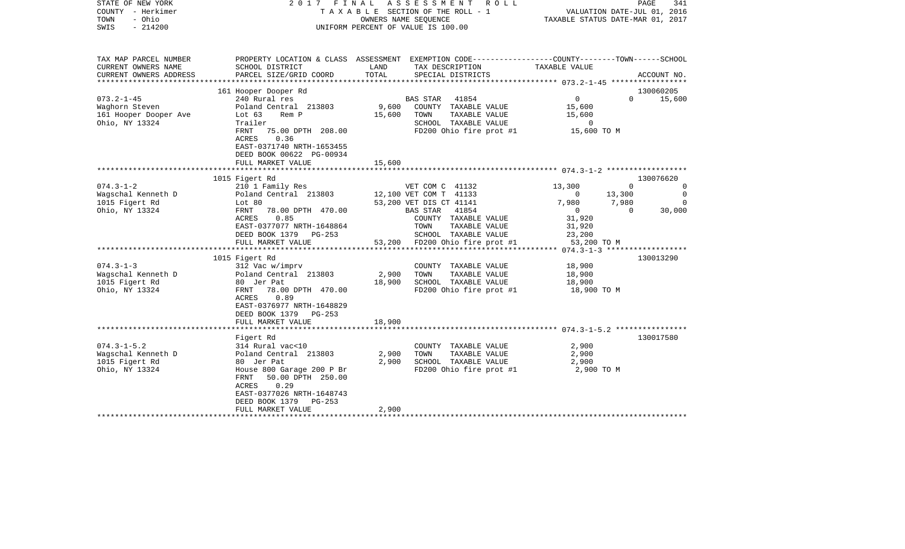STATE OF NEW YORK — 2017 FINAL ASSESSMENT ROLL
COUNTY - Herkimer — TAXABLE SECTION OF THE ROLL - 1 — VALUATION DATE-JUL 01, 2016
TOWN - Ohio — OWNERS NAME SEQUENCE — TAXABLE STATUS DATE-MAR 01, 2017
SWIS - 214200 — UNIFORM PERCENT OF VALUE IS 100.00

| TAX MAP PARCEL NUMBER / CURRENT OWNERS NAME / CURRENT OWNERS ADDRESS | PROPERTY LOCATION & CLASS / SCHOOL DISTRICT / PARCEL SIZE/GRID COORD | ASSESSMENT LAND / TOTAL | EXEMPTION CODE / TAX DESCRIPTION / SPECIAL DISTRICTS | COUNTY TAXABLE VALUE | TOWN | SCHOOL | ACCOUNT NO. |
|---|---|---|---|---|---|---|---|
| | 161 Hooper Dooper Rd | | | | | | 130060205 |
| 073.2-1-45 | 240 Rural res | | BAS STAR 41854 | 0 | 0 | 15,600 | |
| Waghorn Steven | Poland Central 213803 | 9,600 | COUNTY TAXABLE VALUE | 15,600 | | | |
| 161 Hooper Dooper Ave | Lot 63 Rem P | 15,600 | TOWN TAXABLE VALUE | 15,600 | | | |
| Ohio, NY 13324 | Trailer | | SCHOOL TAXABLE VALUE | 0 | | | |
| | FRNT 75.00 DPTH 208.00 | | FD200 Ohio fire prot #1 | 15,600 TO M | | | |
| | ACRES 0.36 | | | | | | |
| | EAST-0371740 NRTH-1653455 | | | | | | |
| | DEED BOOK 00622 PG-00934 | | | | | | |
| | FULL MARKET VALUE | 15,600 | | | | | |
| | 1015 Figert Rd | | | | | | 130076620 |
| 074.3-1-2 | 210 1 Family Res | | VET COM C 41132 | 13,300 | 0 | 0 | |
| Wagschal Kenneth D | Poland Central 213803 | 12,100 | VET COM T 41133 | 0 | 13,300 | 0 | |
| 1015 Figert Rd | Lot 80 | 53,200 | VET DIS CT 41141 | 7,980 | 7,980 | 0 | |
| Ohio, NY 13324 | FRNT 78.00 DPTH 470.00 | | BAS STAR 41854 | 0 | 0 | 30,000 | |
| | ACRES 0.85 | | COUNTY TAXABLE VALUE | 31,920 | | | |
| | EAST-0377077 NRTH-1648864 | | TOWN TAXABLE VALUE | 31,920 | | | |
| | DEED BOOK 1379 PG-253 | | SCHOOL TAXABLE VALUE | 23,200 | | | |
| | FULL MARKET VALUE | 53,200 | FD200 Ohio fire prot #1 | 53,200 TO M | | | |
| | 1015 Figert Rd | | | | | | 130013290 |
| 074.3-1-3 | 312 Vac w/imprv | | COUNTY TAXABLE VALUE | 18,900 | | | |
| Wagschal Kenneth D | Poland Central 213803 | 2,900 | TOWN TAXABLE VALUE | 18,900 | | | |
| 1015 Figert Rd | 80 Jer Pat | 18,900 | SCHOOL TAXABLE VALUE | 18,900 | | | |
| Ohio, NY 13324 | FRNT 78.00 DPTH 470.00 | | FD200 Ohio fire prot #1 | 18,900 TO M | | | |
| | ACRES 0.89 | | | | | | |
| | EAST-0376977 NRTH-1648829 | | | | | | |
| | DEED BOOK 1379 PG-253 | | | | | | |
| | FULL MARKET VALUE | 18,900 | | | | | |
| | Figert Rd | | | | | | 130017580 |
| 074.3-1-5.2 | 314 Rural vac<10 | | COUNTY TAXABLE VALUE | 2,900 | | | |
| Wagschal Kenneth D | Poland Central 213803 | 2,900 | TOWN TAXABLE VALUE | 2,900 | | | |
| 1015 Figert Rd | 80 Jer Pat | 2,900 | SCHOOL TAXABLE VALUE | 2,900 | | | |
| Ohio, NY 13324 | House 800 Garage 200 P Br | | FD200 Ohio fire prot #1 | 2,900 TO M | | | |
| | FRNT 50.00 DPTH 250.00 | | | | | | |
| | ACRES 0.29 | | | | | | |
| | EAST-0377026 NRTH-1648743 | | | | | | |
| | DEED BOOK 1379 PG-253 | | | | | | |
| | FULL MARKET VALUE | 2,900 | | | | | |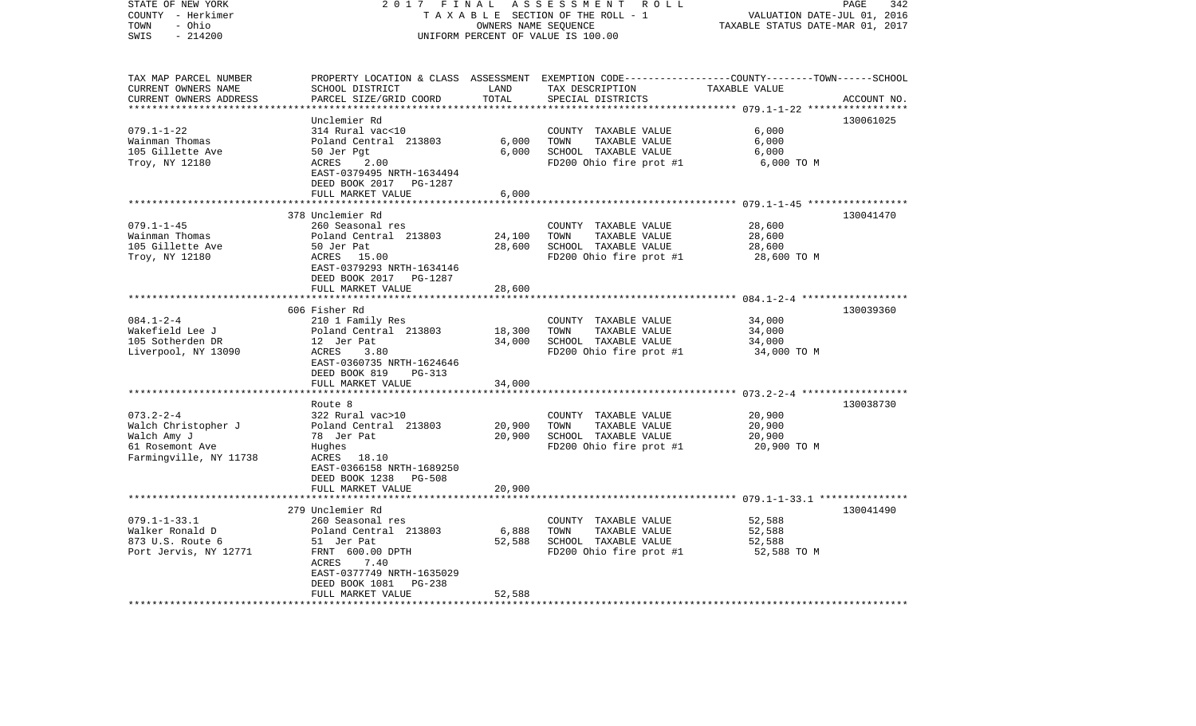STATE OF NEW YORK — COUNTY - Herkimer — TOWN - Ohio — SWIS - 214200

2017 FINAL ASSESSMENT ROLL
TAXABLE SECTION OF THE ROLL - 1
OWNERS NAME SEQUENCE
UNIFORM PERCENT OF VALUE IS 100.00

VALUATION DATE-JUL 01, 2016
TAXABLE STATUS DATE-MAR 01, 2017

| TAX MAP PARCEL NUMBER / CURRENT OWNERS NAME / CURRENT OWNERS ADDRESS | PROPERTY LOCATION & CLASS / SCHOOL DISTRICT / PARCEL SIZE/GRID COORD | ASSESSMENT LAND | TOTAL | EXEMPTION CODE / TAX DESCRIPTION / SPECIAL DISTRICTS | TAXABLE VALUE (COUNTY--TOWN--SCHOOL) | ACCOUNT NO. |
|---|---|---|---|---|---|---|
| 079.1-1-22 | Unclemier Rd | | | | | 130061025 |
| Wainman Thomas | 314 Rural vac<10 | | | COUNTY TAXABLE VALUE | 6,000 | |
| 105 Gillette Ave | Poland Central 213803 | 6,000 | | TOWN TAXABLE VALUE | 6,000 | |
| Troy, NY 12180 | 50 Jer Pgt | | 6,000 | SCHOOL TAXABLE VALUE | 6,000 | |
| | ACRES 2.00 | | | FD200 Ohio fire prot #1 | 6,000 TO M | |
| | EAST-0379495 NRTH-1634494 | | | | | |
| | DEED BOOK 2017 PG-1287 | | | | | |
| | FULL MARKET VALUE | | 6,000 | | | |
| 079.1-1-45 | 378 Unclemier Rd | | | | | 130041470 |
| Wainman Thomas | 260 Seasonal res | | | COUNTY TAXABLE VALUE | 28,600 | |
| 105 Gillette Ave | Poland Central 213803 | 24,100 | | TOWN TAXABLE VALUE | 28,600 | |
| Troy, NY 12180 | 50 Jer Pat | | 28,600 | SCHOOL TAXABLE VALUE | 28,600 | |
| | ACRES 15.00 | | | FD200 Ohio fire prot #1 | 28,600 TO M | |
| | EAST-0379293 NRTH-1634146 | | | | | |
| | DEED BOOK 2017 PG-1287 | | | | | |
| | FULL MARKET VALUE | | 28,600 | | | |
| 084.1-2-4 | 606 Fisher Rd | | | | | 130039360 |
| Wakefield Lee J | 210 1 Family Res | | | COUNTY TAXABLE VALUE | 34,000 | |
| 105 Sotherden DR | Poland Central 213803 | 18,300 | | TOWN TAXABLE VALUE | 34,000 | |
| Liverpool, NY 13090 | 12 Jer Pat | | 34,000 | SCHOOL TAXABLE VALUE | 34,000 | |
| | ACRES 3.80 | | | FD200 Ohio fire prot #1 | 34,000 TO M | |
| | EAST-0360735 NRTH-1624646 | | | | | |
| | DEED BOOK 819 PG-313 | | | | | |
| | FULL MARKET VALUE | | 34,000 | | | |
| 073.2-2-4 | Route 8 | | | | | 130038730 |
| Walch Christopher J | 322 Rural vac>10 | | | COUNTY TAXABLE VALUE | 20,900 | |
| Walch Amy J | Poland Central 213803 | 20,900 | | TOWN TAXABLE VALUE | 20,900 | |
| 61 Rosemont Ave | 78 Jer Pat | | 20,900 | SCHOOL TAXABLE VALUE | 20,900 | |
| Farmingville, NY 11738 | Hughes | | | FD200 Ohio fire prot #1 | 20,900 TO M | |
| | ACRES 18.10 | | | | | |
| | EAST-0366158 NRTH-1689250 | | | | | |
| | DEED BOOK 1238 PG-508 | | | | | |
| | FULL MARKET VALUE | | 20,900 | | | |
| 079.1-1-33.1 | 279 Unclemier Rd | | | | | 130041490 |
| Walker Ronald D | 260 Seasonal res | | | COUNTY TAXABLE VALUE | 52,588 | |
| 873 U.S. Route 6 | Poland Central 213803 | 6,888 | | TOWN TAXABLE VALUE | 52,588 | |
| Port Jervis, NY 12771 | 51 Jer Pat | | 52,588 | SCHOOL TAXABLE VALUE | 52,588 | |
| | FRNT 600.00 DPTH | | | FD200 Ohio fire prot #1 | 52,588 TO M | |
| | ACRES 7.40 | | | | | |
| | EAST-0377749 NRTH-1635029 | | | | | |
| | DEED BOOK 1081 PG-238 | | | | | |
| | FULL MARKET VALUE | | 52,588 | | | |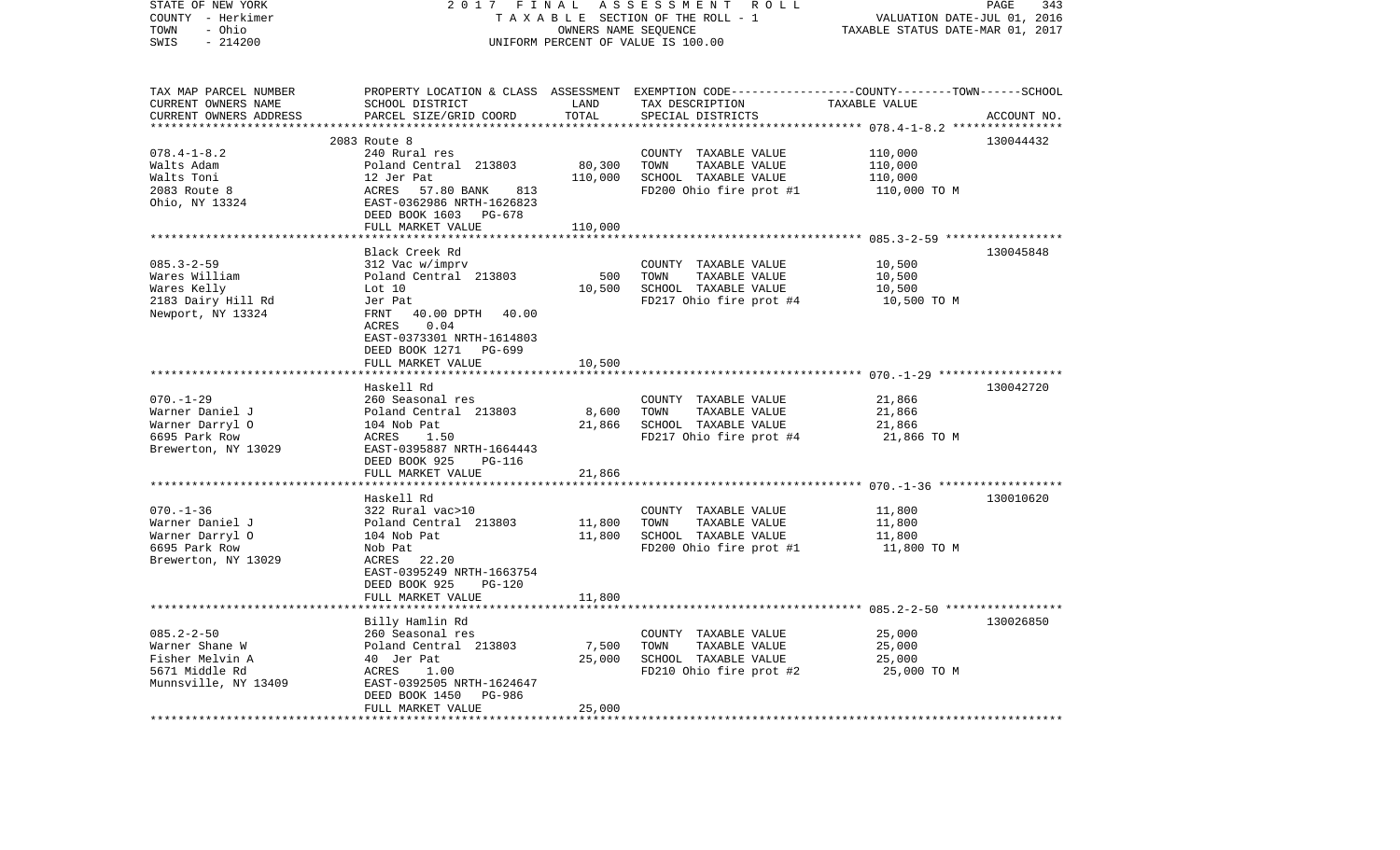STATE OF NEW YORK
COUNTY - Herkimer
TOWN - Ohio
SWIS - 214200

2017 FINAL ASSESSMENT ROLL
TAXABLE SECTION OF THE ROLL - 1
OWNERS NAME SEQUENCE
UNIFORM PERCENT OF VALUE IS 100.00

VALUATION DATE-JUL 01, 2016
TAXABLE STATUS DATE-MAR 01, 2017

| TAX MAP PARCEL NUMBER / CURRENT OWNERS NAME / CURRENT OWNERS ADDRESS | PROPERTY LOCATION & CLASS / SCHOOL DISTRICT / PARCEL SIZE/GRID COORD | ASSESSMENT LAND / TOTAL | EXEMPTION CODE / TAX DESCRIPTION / SPECIAL DISTRICTS | TAXABLE VALUE (COUNTY--------TOWN------SCHOOL) | ACCOUNT NO. |
|---|---|---|---|---|---|
| 078.4-1-8.2 | 2083 Route 8 | | | | 130044432 |
| Walts Adam | 240 Rural res | 80,300 | COUNTY TAXABLE VALUE | 110,000 | |
| Walts Toni | Poland Central 213803 | 110,000 | TOWN TAXABLE VALUE | 110,000 | |
| 2083 Route 8 | 12 Jer Pat | | SCHOOL TAXABLE VALUE | 110,000 | |
| Ohio, NY 13324 | ACRES 57.80 BANK 813 | | FD200 Ohio fire prot #1 | 110,000 TO M | |
| | EAST-0362986 NRTH-1626823 | | | | |
| | DEED BOOK 1603 PG-678 | | | | |
| | FULL MARKET VALUE | 110,000 | | | |
| 085.3-2-59 | Black Creek Rd | | | | 130045848 |
| Wares William | 312 Vac w/imprv | 500 | COUNTY TAXABLE VALUE | 10,500 | |
| Wares Kelly | Poland Central 213803 | 10,500 | TOWN TAXABLE VALUE | 10,500 | |
| 2183 Dairy Hill Rd | Lot 10 | | SCHOOL TAXABLE VALUE | 10,500 | |
| Newport, NY 13324 | Jer Pat | | FD217 Ohio fire prot #4 | 10,500 TO M | |
| | FRNT 40.00 DPTH 40.00 | | | | |
| | ACRES 0.04 | | | | |
| | EAST-0373301 NRTH-1614803 | | | | |
| | DEED BOOK 1271 PG-699 | | | | |
| | FULL MARKET VALUE | 10,500 | | | |
| 070.-1-29 | Haskell Rd | | | | 130042720 |
| Warner Daniel J | 260 Seasonal res | 8,600 | COUNTY TAXABLE VALUE | 21,866 | |
| Warner Darryl O | Poland Central 213803 | 21,866 | TOWN TAXABLE VALUE | 21,866 | |
| 6695 Park Row | 104 Nob Pat | | SCHOOL TAXABLE VALUE | 21,866 | |
| Brewerton, NY 13029 | ACRES 1.50 | | FD217 Ohio fire prot #4 | 21,866 TO M | |
| | EAST-0395887 NRTH-1664443 | | | | |
| | DEED BOOK 925 PG-116 | | | | |
| | FULL MARKET VALUE | 21,866 | | | |
| 070.-1-36 | Haskell Rd | | | | 130010620 |
| Warner Daniel J | 322 Rural vac>10 | 11,800 | COUNTY TAXABLE VALUE | 11,800 | |
| Warner Darryl O | Poland Central 213803 | 11,800 | TOWN TAXABLE VALUE | 11,800 | |
| 6695 Park Row | 104 Nob Pat | | SCHOOL TAXABLE VALUE | 11,800 | |
| Brewerton, NY 13029 | Nob Pat | | FD200 Ohio fire prot #1 | 11,800 TO M | |
| | ACRES 22.20 | | | | |
| | EAST-0395249 NRTH-1663754 | | | | |
| | DEED BOOK 925 PG-120 | | | | |
| | FULL MARKET VALUE | 11,800 | | | |
| 085.2-2-50 | Billy Hamlin Rd | | | | 130026850 |
| Warner Shane W | 260 Seasonal res | 7,500 | COUNTY TAXABLE VALUE | 25,000 | |
| Fisher Melvin A | Poland Central 213803 | 25,000 | TOWN TAXABLE VALUE | 25,000 | |
| 5671 Middle Rd | 40 Jer Pat | | SCHOOL TAXABLE VALUE | 25,000 | |
| Munnsville, NY 13409 | ACRES 1.00 | | FD210 Ohio fire prot #2 | 25,000 TO M | |
| | EAST-0392505 NRTH-1624647 | | | | |
| | DEED BOOK 1450 PG-986 | | | | |
| | FULL MARKET VALUE | 25,000 | | | |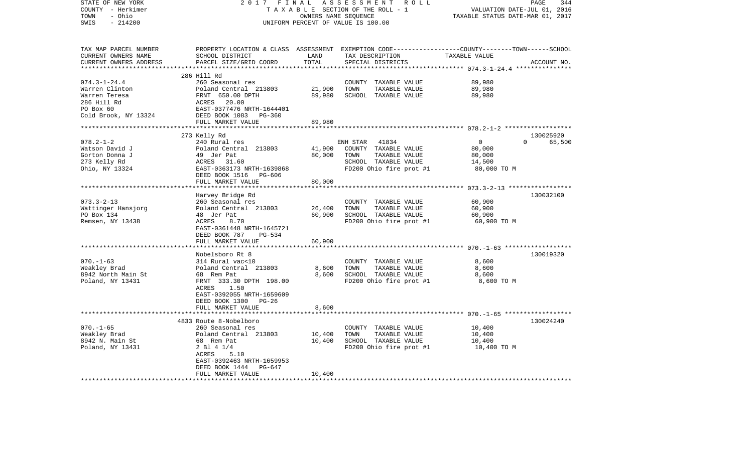STATE OF NEW YORK | 2017 FINAL ASSESSMENT ROLL | PAGE 344
COUNTY - Herkimer | TAXABLE SECTION OF THE ROLL - 1 | VALUATION DATE-JUL 01, 2016
TOWN - Ohio | OWNERS NAME SEQUENCE | TAXABLE STATUS DATE-MAR 01, 2017
SWIS - 214200 | UNIFORM PERCENT OF VALUE IS 100.00

| TAX MAP PARCEL NUMBER / CURRENT OWNERS NAME / CURRENT OWNERS ADDRESS | PROPERTY LOCATION & CLASS / SCHOOL DISTRICT / PARCEL SIZE/GRID COORD | ASSESSMENT LAND | TOTAL | EXEMPTION CODE / TAX DESCRIPTION / SPECIAL DISTRICTS | COUNTY | TOWN | SCHOOL TAXABLE VALUE | ACCOUNT NO. |
|---|---|---|---|---|---|---|---|---|
| | 286 Hill Rd | | | | | | | |
| 074.3-1-24.4 | 260 Seasonal res | | | COUNTY TAXABLE VALUE | 89,980 | | | |
| Warren Clinton | Poland Central 213803 | 21,900 | | TOWN TAXABLE VALUE | | 89,980 | | |
| Warren Teresa | FRNT 650.00 DPTH | | 89,980 | SCHOOL TAXABLE VALUE | | | 89,980 | |
| 286 Hill Rd | ACRES 20.00 | | | | | | | |
| PO Box 60 | EAST-0377476 NRTH-1644401 | | | | | | | |
| Cold Brook, NY 13324 | DEED BOOK 1083 PG-360 | | | | | | | |
| | FULL MARKET VALUE | | 89,980 | | | | | |
| | 273 Kelly Rd | | | | | | | 130025920 |
| 078.2-1-2 | 240 Rural res | | | ENH STAR 41834 | 0 | 0 | 65,500 | |
| Watson David J | Poland Central 213803 | 41,900 | | COUNTY TAXABLE VALUE | 80,000 | | | |
| Gorton Donna J | 49 Jer Pat | | 80,000 | TOWN TAXABLE VALUE | | 80,000 | | |
| 273 Kelly Rd | ACRES 31.60 | | | SCHOOL TAXABLE VALUE | | | 14,500 | |
| Ohio, NY 13324 | EAST-0363173 NRTH-1639868 | | | FD200 Ohio fire prot #1 | 80,000 TO M | | | |
| | DEED BOOK 1516 PG-606 | | | | | | | |
| | FULL MARKET VALUE | | 80,000 | | | | | |
| | Harvey Bridge Rd | | | | | | | 130032100 |
| 073.3-2-13 | 260 Seasonal res | | | COUNTY TAXABLE VALUE | 60,900 | | | |
| Wattinger Hansjorg | Poland Central 213803 | 26,400 | | TOWN TAXABLE VALUE | | 60,900 | | |
| PO Box 134 | 48 Jer Pat | | 60,900 | SCHOOL TAXABLE VALUE | | | 60,900 | |
| Remsen, NY 13438 | ACRES 8.70 | | | FD200 Ohio fire prot #1 | 60,900 TO M | | | |
| | EAST-0361448 NRTH-1645721 | | | | | | | |
| | DEED BOOK 787 PG-534 | | | | | | | |
| | FULL MARKET VALUE | | 60,900 | | | | | |
| | Nobelsboro Rt 8 | | | | | | | 130019320 |
| 070.-1-63 | 314 Rural vac<10 | | | COUNTY TAXABLE VALUE | 8,600 | | | |
| Weakley Brad | Poland Central 213803 | 8,600 | | TOWN TAXABLE VALUE | | 8,600 | | |
| 8942 North Main St | 68 Rem Pat | | 8,600 | SCHOOL TAXABLE VALUE | | | 8,600 | |
| Poland, NY 13431 | FRNT 333.30 DPTH 198.00 | | | FD200 Ohio fire prot #1 | 8,600 TO M | | | |
| | ACRES 1.50 | | | | | | | |
| | EAST-0392055 NRTH-1659609 | | | | | | | |
| | DEED BOOK 1300 PG-26 | | | | | | | |
| | FULL MARKET VALUE | | 8,600 | | | | | |
| | 4833 Route 8-Nobelboro | | | | | | | 130024240 |
| 070.-1-65 | 260 Seasonal res | | | COUNTY TAXABLE VALUE | 10,400 | | | |
| Weakley Brad | Poland Central 213803 | 10,400 | | TOWN TAXABLE VALUE | | 10,400 | | |
| 8942 N. Main St | 68 Rem Pat | | 10,400 | SCHOOL TAXABLE VALUE | | | 10,400 | |
| Poland, NY 13431 | 2 Bl 4 1/4 | | | FD200 Ohio fire prot #1 | 10,400 TO M | | | |
| | ACRES 5.10 | | | | | | | |
| | EAST-0392463 NRTH-1659953 | | | | | | | |
| | DEED BOOK 1444 PG-647 | | | | | | | |
| | FULL MARKET VALUE | | 10,400 | | | | | |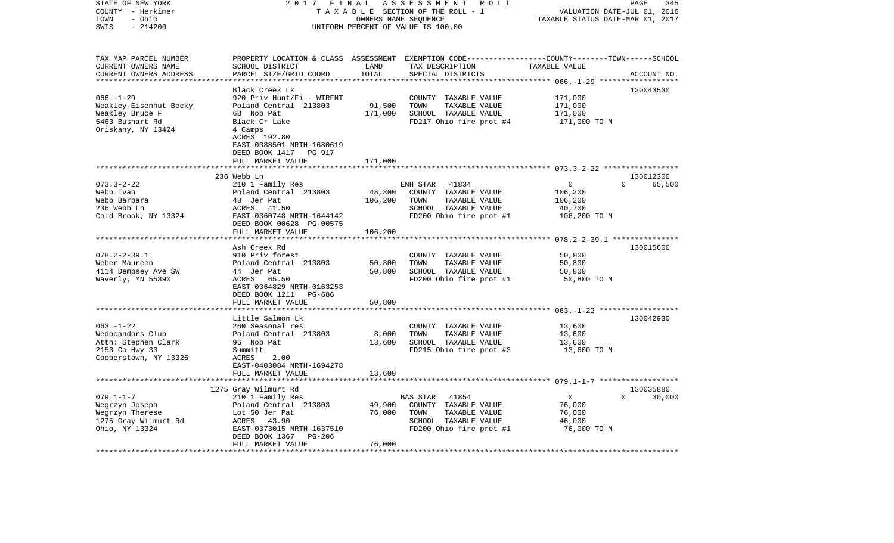STATE OF NEW YORK
COUNTY - Herkimer
TOWN - Ohio
SWIS - 214200

2017 FINAL ASSESSMENT ROLL
TAXABLE SECTION OF THE ROLL - 1
OWNERS NAME SEQUENCE
UNIFORM PERCENT OF VALUE IS 100.00

VALUATION DATE-JUL 01, 2016
TAXABLE STATUS DATE-MAR 01, 2017

| TAX MAP PARCEL NUMBER / CURRENT OWNERS NAME / CURRENT OWNERS ADDRESS | PROPERTY LOCATION & CLASS / SCHOOL DISTRICT / PARCEL SIZE/GRID COORD | ASSESSMENT LAND | TOTAL | EXEMPTION CODE / TAX DESCRIPTION / SPECIAL DISTRICTS | COUNTY--------TOWN------SCHOOL TAXABLE VALUE | ACCOUNT NO. |
|---|---|---|---|---|---|---|
| 066.-1-29 | Black Creek Lk | | | | | 130043530 |
| | 920 Priv Hunt/Fi - WTRFNT | | | COUNTY TAXABLE VALUE | 171,000 | |
| Weakley-Eisenhut Becky | Poland Central 213803 | 91,500 | | TOWN TAXABLE VALUE | 171,000 | |
| Weakley Bruce F | 68 Nob Pat | | 171,000 | SCHOOL TAXABLE VALUE | 171,000 | |
| 5463 Bushart Rd | Black Cr Lake | | | FD217 Ohio fire prot #4 | 171,000 TO M | |
| Oriskany, NY 13424 | 4 Camps | | | | | |
| | ACRES 192.80 | | | | | |
| | EAST-0388501 NRTH-1680619 | | | | | |
| | DEED BOOK 1417 PG-917 | | | | | |
| | FULL MARKET VALUE | | 171,000 | | | |
| 073.3-2-22 | 236 Webb Ln | | | | | 130012300 |
| | 210 1 Family Res | | | ENH STAR 41834 | 0 0 65,500 | |
| Webb Ivan | Poland Central 213803 | 48,300 | | COUNTY TAXABLE VALUE | 106,200 | |
| Webb Barbara | 48 Jer Pat | | 106,200 | TOWN TAXABLE VALUE | 106,200 | |
| 236 Webb Ln | ACRES 41.50 | | | SCHOOL TAXABLE VALUE | 40,700 | |
| Cold Brook, NY 13324 | EAST-0360748 NRTH-1644142 | | | FD200 Ohio fire prot #1 | 106,200 TO M | |
| | DEED BOOK 00628 PG-00575 | | | | | |
| | FULL MARKET VALUE | | 106,200 | | | |
| 078.2-2-39.1 | Ash Creek Rd | | | | | 130015600 |
| | 910 Priv forest | | | COUNTY TAXABLE VALUE | 50,800 | |
| Weber Maureen | Poland Central 213803 | 50,800 | | TOWN TAXABLE VALUE | 50,800 | |
| 4114 Dempsey Ave SW | 44 Jer Pat | | 50,800 | SCHOOL TAXABLE VALUE | 50,800 | |
| Waverly, MN 55390 | ACRES 65.50 | | | FD200 Ohio fire prot #1 | 50,800 TO M | |
| | EAST-0364829 NRTH-0163253 | | | | | |
| | DEED BOOK 1211 PG-686 | | | | | |
| | FULL MARKET VALUE | | 50,800 | | | |
| 063.-1-22 | Little Salmon Lk | | | | | 130042930 |
| | 260 Seasonal res | | | COUNTY TAXABLE VALUE | 13,600 | |
| Wedocandors Club | Poland Central 213803 | 8,000 | | TOWN TAXABLE VALUE | 13,600 | |
| Attn: Stephen Clark | 96 Nob Pat | | 13,600 | SCHOOL TAXABLE VALUE | 13,600 | |
| 2153 Co Hwy 33 | Summitt | | | FD215 Ohio fire prot #3 | 13,600 TO M | |
| Cooperstown, NY 13326 | ACRES 2.00 | | | | | |
| | EAST-0403084 NRTH-1694278 | | | | | |
| | FULL MARKET VALUE | | 13,600 | | | |
| 079.1-1-7 | 1275 Gray Wilmurt Rd | | | | | 130035880 |
| | 210 1 Family Res | | | BAS STAR 41854 | 0 0 30,000 | |
| Wegrzyn Joseph | Poland Central 213803 | 49,900 | | COUNTY TAXABLE VALUE | 76,000 | |
| Wegrzyn Therese | Lot 50 Jer Pat | | 76,000 | TOWN TAXABLE VALUE | 76,000 | |
| 1275 Gray Wilmurt Rd | ACRES 43.90 | | | SCHOOL TAXABLE VALUE | 46,000 | |
| Ohio, NY 13324 | EAST-0373015 NRTH-1637510 | | | FD200 Ohio fire prot #1 | 76,000 TO M | |
| | DEED BOOK 1367 PG-206 | | | | | |
| | FULL MARKET VALUE | | 76,000 | | | |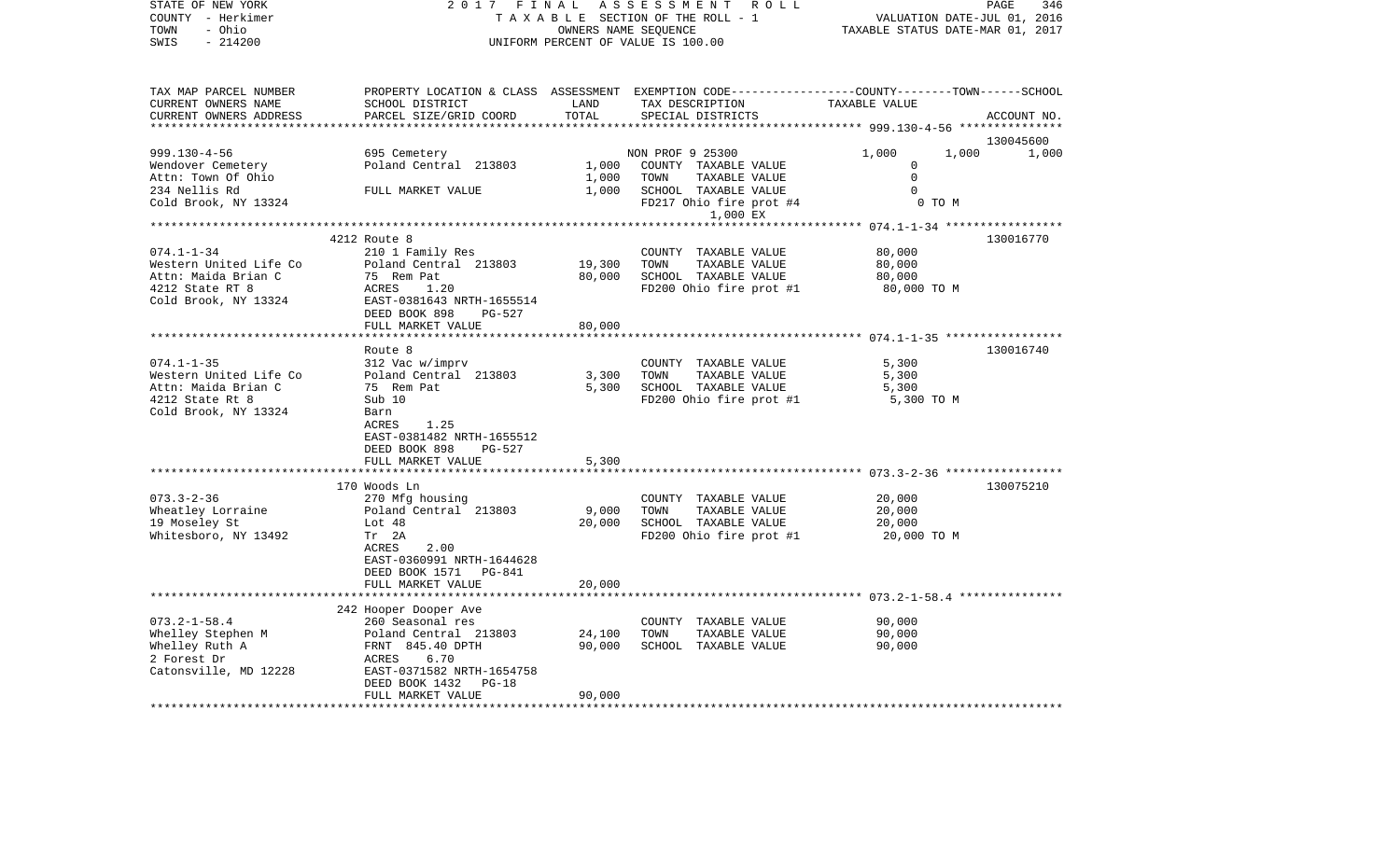STATE OF NEW YORK — 2017 FINAL ASSESSMENT ROLL — PAGE 346
COUNTY - Herkimer — TAXABLE SECTION OF THE ROLL - 1 — VALUATION DATE-JUL 01, 2016
TOWN - Ohio — OWNERS NAME SEQUENCE — TAXABLE STATUS DATE-MAR 01, 2017
SWIS - 214200 — UNIFORM PERCENT OF VALUE IS 100.00

| TAX MAP PARCEL NUMBER / CURRENT OWNERS NAME / CURRENT OWNERS ADDRESS | PROPERTY LOCATION & CLASS / SCHOOL DISTRICT / PARCEL SIZE/GRID COORD | ASSESSMENT LAND | TOTAL | EXEMPTION CODE / TAX DESCRIPTION / SPECIAL DISTRICTS | COUNTY | TOWN | SCHOOL / TAXABLE VALUE | ACCOUNT NO. |
|---|---|---|---|---|---|---|---|---|
| 999.130-4-56 | 695 Cemetery | | | NON PROF 9 25300 | 1,000 | 1,000 | 1,000 | 130045600 |
| Wendover Cemetery | Poland Central 213803 | 1,000 | | COUNTY TAXABLE VALUE | 0 | | | |
| Attn: Town Of Ohio | | | 1,000 | TOWN TAXABLE VALUE | 0 | | | |
| 234 Nellis Rd | FULL MARKET VALUE | | 1,000 | SCHOOL TAXABLE VALUE | 0 | | | |
| Cold Brook, NY 13324 | | | | FD217 Ohio fire prot #4 / 1,000 EX | 0 TO M | | | |
| 074.1-1-34 | 4212 Route 8 / 210 1 Family Res | | | COUNTY TAXABLE VALUE | 80,000 | | | 130016770 |
| Western United Life Co | Poland Central 213803 | 19,300 | | TOWN TAXABLE VALUE | 80,000 | | | |
| Attn: Maida Brian C | 75 Rem Pat | | 80,000 | SCHOOL TAXABLE VALUE | 80,000 | | | |
| 4212 State RT 8 | ACRES 1.20 | | | FD200 Ohio fire prot #1 | 80,000 TO M | | | |
| Cold Brook, NY 13324 | EAST-0381643 NRTH-1655514 | | | | | | | |
| | DEED BOOK 898 PG-527 | | | | | | | |
| | FULL MARKET VALUE | | 80,000 | | | | | |
| 074.1-1-35 | Route 8 / 312 Vac w/imprv | | | COUNTY TAXABLE VALUE | 5,300 | | | 130016740 |
| Western United Life Co | Poland Central 213803 | 3,300 | | TOWN TAXABLE VALUE | 5,300 | | | |
| Attn: Maida Brian C | 75 Rem Pat | | 5,300 | SCHOOL TAXABLE VALUE | 5,300 | | | |
| 4212 State Rt 8 | Sub 10 | | | FD200 Ohio fire prot #1 | 5,300 TO M | | | |
| Cold Brook, NY 13324 | Barn | | | | | | | |
| | ACRES 1.25 | | | | | | | |
| | EAST-0381482 NRTH-1655512 | | | | | | | |
| | DEED BOOK 898 PG-527 | | | | | | | |
| | FULL MARKET VALUE | | 5,300 | | | | | |
| 073.3-2-36 | 170 Woods Ln / 270 Mfg housing | | | COUNTY TAXABLE VALUE | 20,000 | | | 130075210 |
| Wheatley Lorraine | Poland Central 213803 | 9,000 | | TOWN TAXABLE VALUE | 20,000 | | | |
| 19 Moseley St | Lot 48 | | 20,000 | SCHOOL TAXABLE VALUE | 20,000 | | | |
| Whitesboro, NY 13492 | Tr 2A | | | FD200 Ohio fire prot #1 | 20,000 TO M | | | |
| | ACRES 2.00 | | | | | | | |
| | EAST-0360991 NRTH-1644628 | | | | | | | |
| | DEED BOOK 1571 PG-841 | | | | | | | |
| | FULL MARKET VALUE | | 20,000 | | | | | |
| 073.2-1-58.4 | 242 Hooper Dooper Ave / 260 Seasonal res | | | COUNTY TAXABLE VALUE | 90,000 | | | |
| Whelley Stephen M | Poland Central 213803 | 24,100 | | TOWN TAXABLE VALUE | 90,000 | | | |
| Whelley Ruth A | FRNT 845.40 DPTH | | 90,000 | SCHOOL TAXABLE VALUE | 90,000 | | | |
| 2 Forest Dr | ACRES 6.70 | | | | | | | |
| Catonsville, MD 12228 | EAST-0371582 NRTH-1654758 | | | | | | | |
| | DEED BOOK 1432 PG-18 | | | | | | | |
| | FULL MARKET VALUE | | 90,000 | | | | | |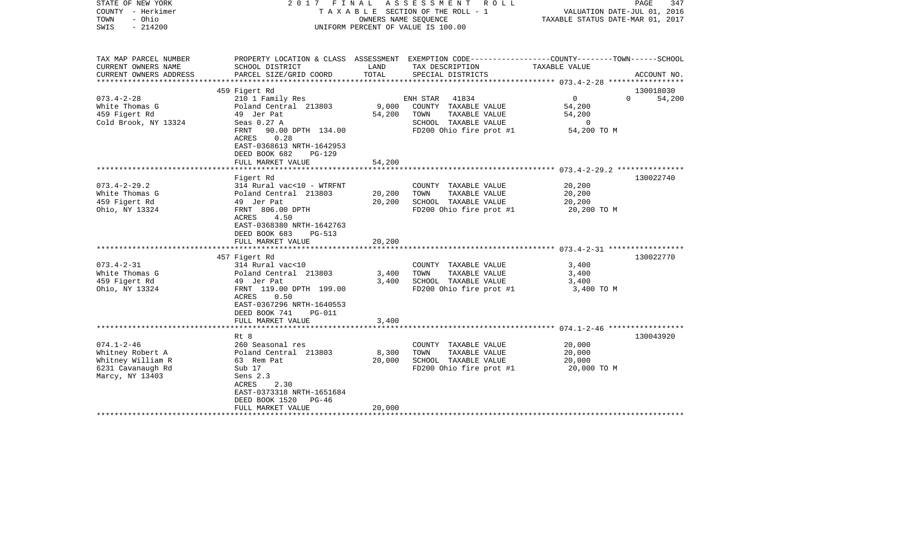STATE OF NEW YORK — 2017 FINAL ASSESSMENT ROLL — PAGE 347
COUNTY - Herkimer — TAXABLE SECTION OF THE ROLL - 1 — VALUATION DATE-JUL 01, 2016
TOWN - Ohio — OWNERS NAME SEQUENCE — TAXABLE STATUS DATE-MAR 01, 2017
SWIS - 214200 — UNIFORM PERCENT OF VALUE IS 100.00

| TAX MAP PARCEL NUMBER / CURRENT OWNERS NAME / CURRENT OWNERS ADDRESS | PROPERTY LOCATION & CLASS / SCHOOL DISTRICT / PARCEL SIZE/GRID COORD | ASSESSMENT LAND | TOTAL | EXEMPTION CODE / TAX DESCRIPTION / SPECIAL DISTRICTS | COUNTY | TOWN | SCHOOL TAXABLE VALUE / ACCOUNT NO. |
|---|---|---|---|---|---|---|---|
| | 459 Figert Rd | | | | | | 130018030 |
| 073.4-2-28 | 210 1 Family Res | | | ENH STAR 41834 | 0 | 0 | 54,200 |
| White Thomas G | Poland Central 213803 | 9,000 | | COUNTY TAXABLE VALUE | 54,200 | | |
| 459 Figert Rd | 49 Jer Pat | | 54,200 | TOWN TAXABLE VALUE | | 54,200 | |
| Cold Brook, NY 13324 | Seas 0.27 A | | | SCHOOL TAXABLE VALUE | | | 0 |
| | FRNT 90.00 DPTH 134.00 | | | FD200 Ohio fire prot #1 | 54,200 TO M | | |
| | ACRES 0.28 | | | | | | |
| | EAST-0368613 NRTH-1642953 | | | | | | |
| | DEED BOOK 682 PG-129 | | | | | | |
| | FULL MARKET VALUE | | 54,200 | | | | |
| | Figert Rd | | | | | | 130022740 |
| 073.4-2-29.2 | 314 Rural vac<10 - WTRFNT | | | COUNTY TAXABLE VALUE | 20,200 | | |
| White Thomas G | Poland Central 213803 | 20,200 | | TOWN TAXABLE VALUE | | 20,200 | |
| 459 Figert Rd | 49 Jer Pat | | 20,200 | SCHOOL TAXABLE VALUE | | | 20,200 |
| Ohio, NY 13324 | FRNT 806.00 DPTH | | | FD200 Ohio fire prot #1 | 20,200 TO M | | |
| | ACRES 4.50 | | | | | | |
| | EAST-0368380 NRTH-1642763 | | | | | | |
| | DEED BOOK 683 PG-513 | | | | | | |
| | FULL MARKET VALUE | | 20,200 | | | | |
| | 457 Figert Rd | | | | | | 130022770 |
| 073.4-2-31 | 314 Rural vac<10 | | | COUNTY TAXABLE VALUE | 3,400 | | |
| White Thomas G | Poland Central 213803 | 3,400 | | TOWN TAXABLE VALUE | | 3,400 | |
| 459 Figert Rd | 49 Jer Pat | | 3,400 | SCHOOL TAXABLE VALUE | | | 3,400 |
| Ohio, NY 13324 | FRNT 119.00 DPTH 199.00 | | | FD200 Ohio fire prot #1 | 3,400 TO M | | |
| | ACRES 0.50 | | | | | | |
| | EAST-0367296 NRTH-1640553 | | | | | | |
| | DEED BOOK 741 PG-011 | | | | | | |
| | FULL MARKET VALUE | | 3,400 | | | | |
| | Rt 8 | | | | | | 130043920 |
| 074.1-2-46 | 260 Seasonal res | | | COUNTY TAXABLE VALUE | 20,000 | | |
| Whitney Robert A | Poland Central 213803 | 8,300 | | TOWN TAXABLE VALUE | | 20,000 | |
| Whitney William R | 63 Rem Pat | | 20,000 | SCHOOL TAXABLE VALUE | | | 20,000 |
| 6231 Cavanaugh Rd | Sub 17 | | | FD200 Ohio fire prot #1 | 20,000 TO M | | |
| Marcy, NY 13403 | Sens 2.3 | | | | | | |
| | ACRES 2.30 | | | | | | |
| | EAST-0373318 NRTH-1651684 | | | | | | |
| | DEED BOOK 1520 PG-46 | | | | | | |
| | FULL MARKET VALUE | | 20,000 | | | | |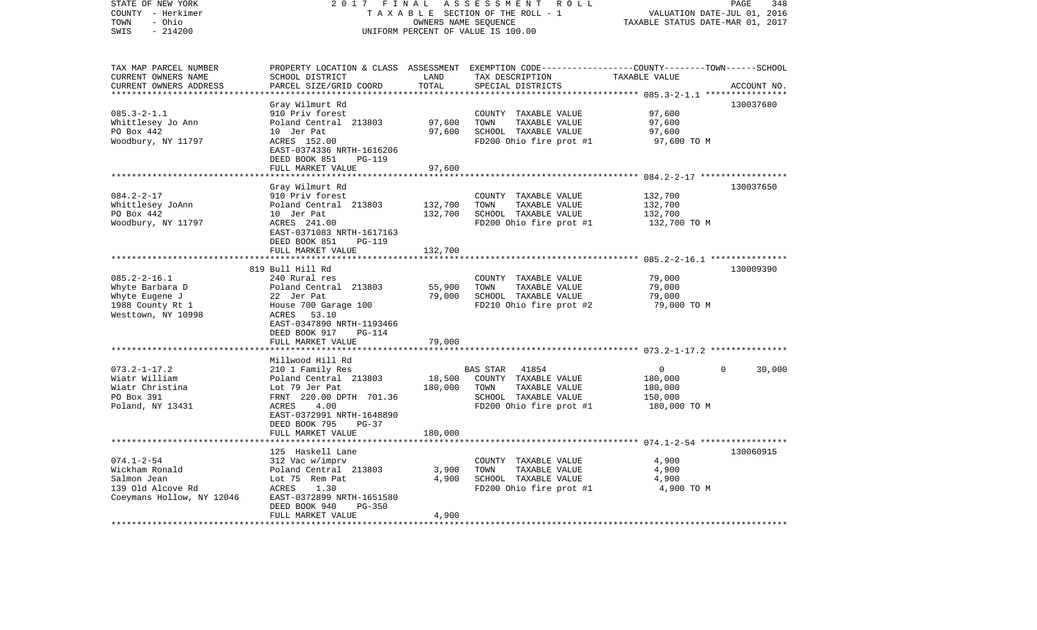STATE OF NEW YORK — COUNTY - Herkimer — TOWN - Ohio — SWIS - 214200

2017 FINAL ASSESSMENT ROLL
TAXABLE SECTION OF THE ROLL - 1
OWNERS NAME SEQUENCE
UNIFORM PERCENT OF VALUE IS 100.00

VALUATION DATE-JUL 01, 2016
TAXABLE STATUS DATE-MAR 01, 2017

| TAX MAP PARCEL NUMBER / CURRENT OWNERS NAME / CURRENT OWNERS ADDRESS | PROPERTY LOCATION & CLASS / SCHOOL DISTRICT / PARCEL SIZE/GRID COORD | ASSESSMENT LAND | TOTAL | EXEMPTION CODE / TAX DESCRIPTION / SPECIAL DISTRICTS | COUNTY | TOWN | SCHOOL | TAXABLE VALUE / ACCOUNT NO. |
|---|---|---|---|---|---|---|---|---|
| 085.3-2-1.1 | Gray Wilmurt Rd | | | | | | | 130037680 |
| Whittlesey Jo Ann | 910 Priv forest | | | COUNTY TAXABLE VALUE | 97,600 | | | |
| PO Box 442 | Poland Central 213803 | 97,600 | | TOWN TAXABLE VALUE | | 97,600 | | |
| Woodbury, NY 11797 | 10 Jer Pat | | 97,600 | SCHOOL TAXABLE VALUE | | | 97,600 | |
| | ACRES 152.00 | | | FD200 Ohio fire prot #1 | | | | 97,600 TO M |
| | EAST-0374336 NRTH-1616206 | | | | | | | |
| | DEED BOOK 851 PG-119 | | | | | | | |
| | FULL MARKET VALUE | | 97,600 | | | | | |
| 084.2-2-17 | Gray Wilmurt Rd | | | | | | | 130037650 |
| Whittlesey JoAnn | 910 Priv forest | | | COUNTY TAXABLE VALUE | 132,700 | | | |
| PO Box 442 | Poland Central 213803 | 132,700 | | TOWN TAXABLE VALUE | | 132,700 | | |
| Woodbury, NY 11797 | 10 Jer Pat | | 132,700 | SCHOOL TAXABLE VALUE | | | 132,700 | |
| | ACRES 241.00 | | | FD200 Ohio fire prot #1 | | | | 132,700 TO M |
| | EAST-0371083 NRTH-1617163 | | | | | | | |
| | DEED BOOK 851 PG-119 | | | | | | | |
| | FULL MARKET VALUE | | 132,700 | | | | | |
| 085.2-2-16.1 | 819 Bull Hill Rd | | | | | | | 130009390 |
| Whyte Barbara D | 240 Rural res | | | COUNTY TAXABLE VALUE | 79,000 | | | |
| Whyte Eugene J | Poland Central 213803 | 55,900 | | TOWN TAXABLE VALUE | | 79,000 | | |
| 1988 County Rt 1 | 22 Jer Pat | | 79,000 | SCHOOL TAXABLE VALUE | | | 79,000 | |
| Westtown, NY 10998 | House 700 Garage 100 | | | FD210 Ohio fire prot #2 | | | | 79,000 TO M |
| | ACRES 53.10 | | | | | | | |
| | EAST-0347890 NRTH-1193466 | | | | | | | |
| | DEED BOOK 917 PG-114 | | | | | | | |
| | FULL MARKET VALUE | | 79,000 | | | | | |
| 073.2-1-17.2 | Millwood Hill Rd | | | | | | | |
| Wiatr William | 210 1 Family Res | | | BAS STAR 41854 | 0 | 0 | 30,000 | |
| Wiatr Christina | Poland Central 213803 | 18,500 | | COUNTY TAXABLE VALUE | 180,000 | | | |
| PO Box 391 | Lot 79 Jer Pat | | 180,000 | TOWN TAXABLE VALUE | | 180,000 | | |
| Poland, NY 13431 | FRNT 220.00 DPTH 701.36 | | | SCHOOL TAXABLE VALUE | | | 150,000 | |
| | ACRES 4.00 | | | FD200 Ohio fire prot #1 | | | | 180,000 TO M |
| | EAST-0372991 NRTH-1648890 | | | | | | | |
| | DEED BOOK 795 PG-37 | | | | | | | |
| | FULL MARKET VALUE | | 180,000 | | | | | |
| 074.1-2-54 | 125 Haskell Lane | | | | | | | 130060915 |
| Wickham Ronald | 312 Vac w/imprv | | | COUNTY TAXABLE VALUE | 4,900 | | | |
| Salmon Jean | Poland Central 213803 | 3,900 | | TOWN TAXABLE VALUE | | 4,900 | | |
| 139 Old Alcove Rd | Lot 75 Rem Pat | | 4,900 | SCHOOL TAXABLE VALUE | | | 4,900 | |
| Coeymans Hollow, NY 12046 | ACRES 1.30 | | | FD200 Ohio fire prot #1 | | | | 4,900 TO M |
| | EAST-0372899 NRTH-1651580 | | | | | | | |
| | DEED BOOK 940 PG-350 | | | | | | | |
| | FULL MARKET VALUE | | 4,900 | | | | | |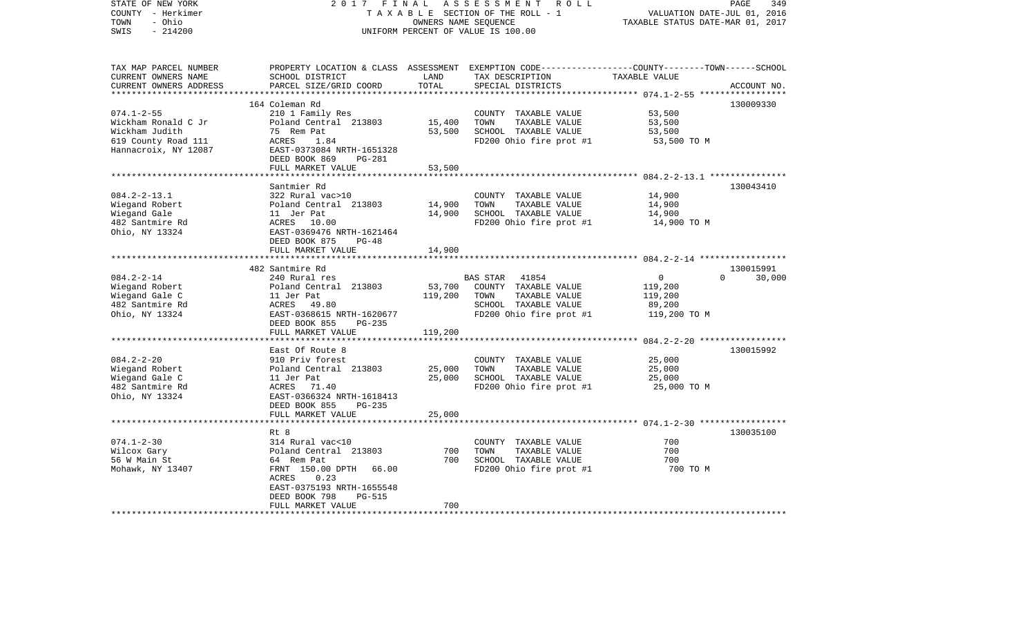STATE OF NEW YORK — 2017 FINAL ASSESSMENT ROLL
COUNTY - Herkimer — TAXABLE SECTION OF THE ROLL - 1 — VALUATION DATE-JUL 01, 2016
TOWN - Ohio — OWNERS NAME SEQUENCE — TAXABLE STATUS DATE-MAR 01, 2017
SWIS - 214200 — UNIFORM PERCENT OF VALUE IS 100.00

```
TAX MAP PARCEL NUMBER     PROPERTY LOCATION & CLASS  ASSESSMENT  EXEMPTION CODE-----------------COUNTY--------TOWN------SCHOOL
CURRENT OWNERS NAME       SCHOOL DISTRICT               LAND      TAX DESCRIPTION            TAXABLE VALUE
CURRENT OWNERS ADDRESS    PARCEL SIZE/GRID COORD        TOTAL     SPECIAL DISTRICTS                                  ACCOUNT NO.
******************************************************************************************** 074.1-2-55 *****************
                          164 Coleman Rd                                                                         130009330
074.1-2-55                210 1 Family Res                        COUNTY  TAXABLE VALUE           53,500
Wickham Ronald C Jr       Poland Central  213803       15,400     TOWN    TAXABLE VALUE           53,500
Wickham Judith            75  Rem Pat                  53,500     SCHOOL  TAXABLE VALUE           53,500
619 County Road 111       ACRES     1.84                          FD200 Ohio fire prot #1          53,500 TO M
Hannacroix, NY 12087      EAST-0373084 NRTH-1651328
                          DEED BOOK 869     PG-281
                          FULL MARKET VALUE            53,500
******************************************************************************************** 084.2-2-13.1 ***************
                          Santmier Rd                                                                            130043410
084.2-2-13.1              322 Rural vac>10                        COUNTY  TAXABLE VALUE           14,900
Wiegand Robert            Poland Central  213803       14,900     TOWN    TAXABLE VALUE           14,900
Wiegand Gale              11  Jer Pat                  14,900     SCHOOL  TAXABLE VALUE           14,900
482 Santmire Rd           ACRES    10.00                          FD200 Ohio fire prot #1          14,900 TO M
Ohio, NY 13324            EAST-0369476 NRTH-1621464
                          DEED BOOK 875     PG-48
                          FULL MARKET VALUE            14,900
******************************************************************************************** 084.2-2-14 *****************
                          482 Santmire Rd                                                                        130015991
084.2-2-14                240 Rural res                           BAS STAR   41854                  0          0      30,000
Wiegand Robert            Poland Central  213803       53,700     COUNTY  TAXABLE VALUE          119,200
Wiegand Gale C            11  Jer Pat                 119,200     TOWN    TAXABLE VALUE          119,200
482 Santmire Rd           ACRES    49.80                          SCHOOL  TAXABLE VALUE           89,200
Ohio, NY 13324            EAST-0368615 NRTH-1620677               FD200 Ohio fire prot #1         119,200 TO M
                          DEED BOOK 855     PG-235
                          FULL MARKET VALUE           119,200
******************************************************************************************** 084.2-2-20 *****************
                          East Of Route 8                                                                        130015992
084.2-2-20                910 Priv forest                         COUNTY  TAXABLE VALUE           25,000
Wiegand Robert            Poland Central  213803       25,000     TOWN    TAXABLE VALUE           25,000
Wiegand Gale C            11  Jer Pat                  25,000     SCHOOL  TAXABLE VALUE           25,000
482 Santmire Rd           ACRES    71.40                          FD200 Ohio fire prot #1          25,000 TO M
Ohio, NY 13324            EAST-0366324 NRTH-1618413
                          DEED BOOK 855     PG-235
                          FULL MARKET VALUE            25,000
******************************************************************************************** 074.1-2-30 *****************
                          Rt 8                                                                                   130035100
074.1-2-30                314 Rural vac<10                        COUNTY  TAXABLE VALUE              700
Wilcox Gary               Poland Central  213803          700     TOWN    TAXABLE VALUE              700
56 W Main St              64  Rem Pat                     700     SCHOOL  TAXABLE VALUE              700
Mohawk, NY 13407          FRNT  150.00 DPTH   66.00               FD200 Ohio fire prot #1              700 TO M
                          ACRES     0.23
                          EAST-0375193 NRTH-1655548
                          DEED BOOK 798     PG-515
                          FULL MARKET VALUE               700
*****************************************************************************************************************************
```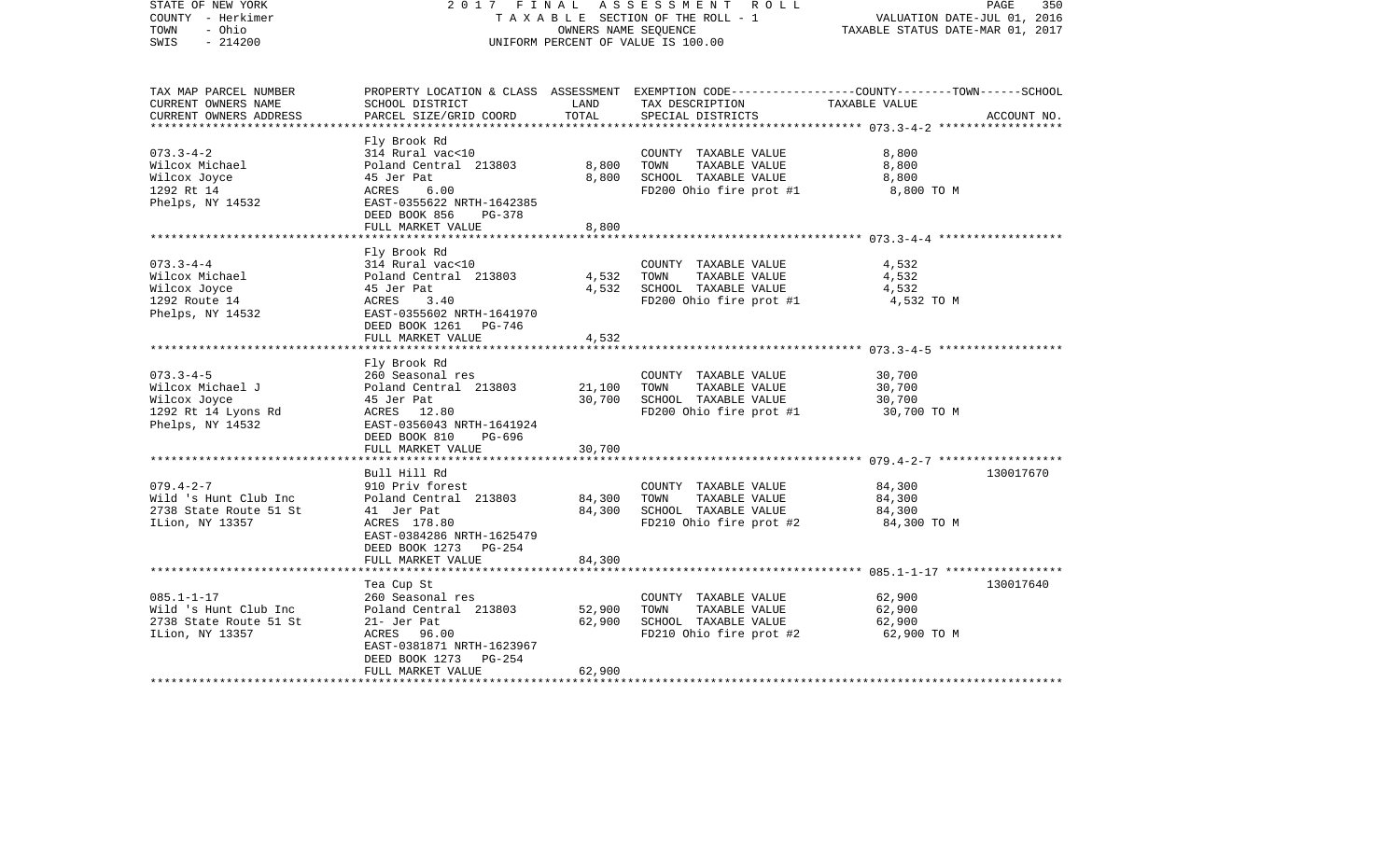STATE OF NEW YORK | 2017 FINAL ASSESSMENT ROLL | PAGE 350
COUNTY - Herkimer | TAXABLE SECTION OF THE ROLL - 1 | VALUATION DATE-JUL 01, 2016
TOWN - Ohio | OWNERS NAME SEQUENCE | TAXABLE STATUS DATE-MAR 01, 2017
SWIS - 214200 | UNIFORM PERCENT OF VALUE IS 100.00

| TAX MAP PARCEL NUMBER / CURRENT OWNERS NAME / CURRENT OWNERS ADDRESS | PROPERTY LOCATION & CLASS / SCHOOL DISTRICT / PARCEL SIZE/GRID COORD | ASSESSMENT LAND | TOTAL | EXEMPTION CODE / TAX DESCRIPTION / SPECIAL DISTRICTS | TAXABLE VALUE (COUNTY--TOWN--SCHOOL) | ACCOUNT NO. |
|---|---|---|---|---|---|---|
| 073.3-4-2 | Fly Brook Rd | | | | | |
| | 314 Rural vac<10 | | | COUNTY TAXABLE VALUE | 8,800 | |
| Wilcox Michael | Poland Central 213803 | 8,800 | | TOWN TAXABLE VALUE | 8,800 | |
| Wilcox Joyce | 45 Jer Pat | | 8,800 | SCHOOL TAXABLE VALUE | 8,800 | |
| 1292 Rt 14 | ACRES 6.00 | | | FD200 Ohio fire prot #1 | 8,800 TO M | |
| Phelps, NY 14532 | EAST-0355622 NRTH-1642385 | | | | | |
| | DEED BOOK 856 PG-378 | | | | | |
| | FULL MARKET VALUE | | 8,800 | | | |
| 073.3-4-4 | Fly Brook Rd | | | | | |
| | 314 Rural vac<10 | | | COUNTY TAXABLE VALUE | 4,532 | |
| Wilcox Michael | Poland Central 213803 | 4,532 | | TOWN TAXABLE VALUE | 4,532 | |
| Wilcox Joyce | 45 Jer Pat | | 4,532 | SCHOOL TAXABLE VALUE | 4,532 | |
| 1292 Route 14 | ACRES 3.40 | | | FD200 Ohio fire prot #1 | 4,532 TO M | |
| Phelps, NY 14532 | EAST-0355602 NRTH-1641970 | | | | | |
| | DEED BOOK 1261 PG-746 | | | | | |
| | FULL MARKET VALUE | | 4,532 | | | |
| 073.3-4-5 | Fly Brook Rd | | | | | |
| | 260 Seasonal res | | | COUNTY TAXABLE VALUE | 30,700 | |
| Wilcox Michael J | Poland Central 213803 | 21,100 | | TOWN TAXABLE VALUE | 30,700 | |
| Wilcox Joyce | 45 Jer Pat | | 30,700 | SCHOOL TAXABLE VALUE | 30,700 | |
| 1292 Rt 14 Lyons Rd | ACRES 12.80 | | | FD200 Ohio fire prot #1 | 30,700 TO M | |
| Phelps, NY 14532 | EAST-0356043 NRTH-1641924 | | | | | |
| | DEED BOOK 810 PG-696 | | | | | |
| | FULL MARKET VALUE | | 30,700 | | | |
| 079.4-2-7 | Bull Hill Rd | | | | | 130017670 |
| | 910 Priv forest | | | COUNTY TAXABLE VALUE | 84,300 | |
| Wild 's Hunt Club Inc | Poland Central 213803 | 84,300 | | TOWN TAXABLE VALUE | 84,300 | |
| 2738 State Route 51 St | 41 Jer Pat | | 84,300 | SCHOOL TAXABLE VALUE | 84,300 | |
| ILion, NY 13357 | ACRES 178.80 | | | FD210 Ohio fire prot #2 | 84,300 TO M | |
| | EAST-0384286 NRTH-1625479 | | | | | |
| | DEED BOOK 1273 PG-254 | | | | | |
| | FULL MARKET VALUE | | 84,300 | | | |
| 085.1-1-17 | Tea Cup St | | | | | 130017640 |
| | 260 Seasonal res | | | COUNTY TAXABLE VALUE | 62,900 | |
| Wild 's Hunt Club Inc | Poland Central 213803 | 52,900 | | TOWN TAXABLE VALUE | 62,900 | |
| 2738 State Route 51 St | 21- Jer Pat | | 62,900 | SCHOOL TAXABLE VALUE | 62,900 | |
| ILion, NY 13357 | ACRES 96.00 | | | FD210 Ohio fire prot #2 | 62,900 TO M | |
| | EAST-0381871 NRTH-1623967 | | | | | |
| | DEED BOOK 1273 PG-254 | | | | | |
| | FULL MARKET VALUE | | 62,900 | | | |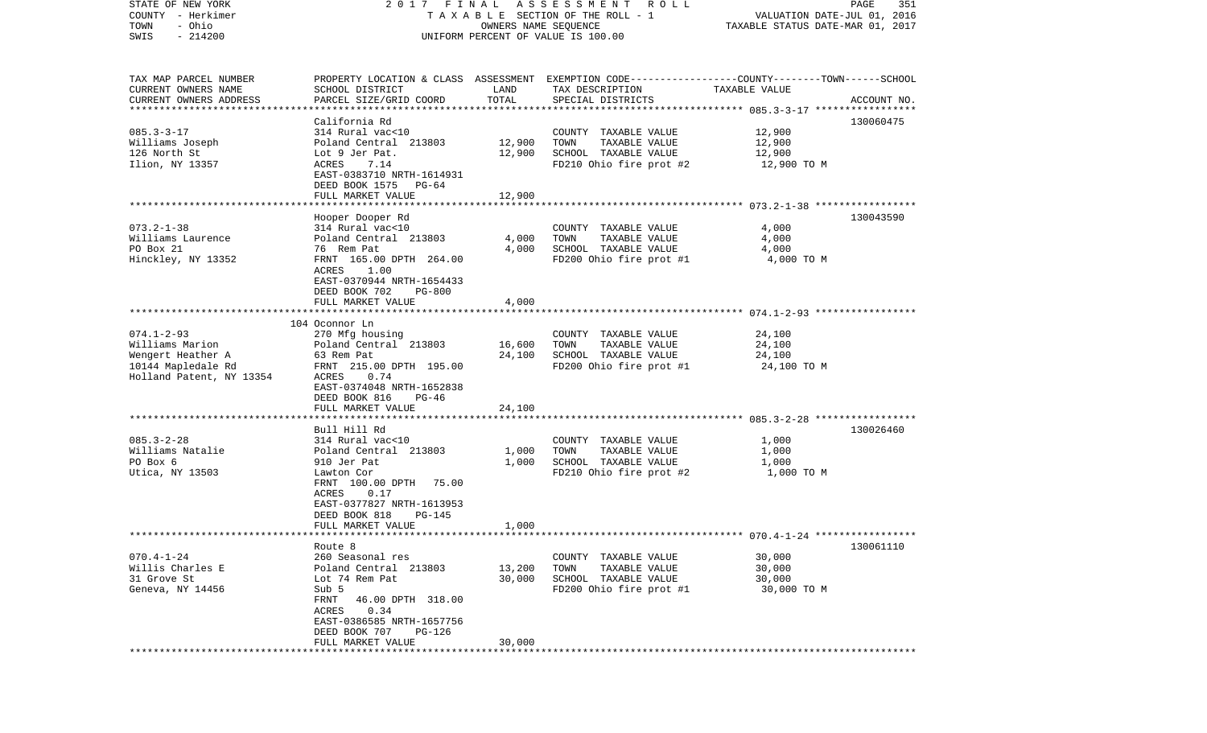TAX MAP PARCEL NUMBER | PROPERTY LOCATION & CLASS | ASSESSMENT | EXEMPTION CODE-----COUNTY-----TOWN-----SCHOOL
CURRENT OWNERS NAME | SCHOOL DISTRICT | LAND | TAX DESCRIPTION | TAXABLE VALUE
CURRENT OWNERS ADDRESS | PARCEL SIZE/GRID COORD | TOTAL | SPECIAL DISTRICTS | ACCOUNT NO.

| TAX MAP PARCEL NUMBER / OWNER | PROPERTY LOCATION & CLASS / SCHOOL DISTRICT / PARCEL | LAND / TOTAL | TAX DESCRIPTION | TAXABLE VALUE | ACCOUNT NO. |
|---|---|---|---|---|---|
| | California Rd | | | | 130060475 |
| 085.3-3-17 | 314 Rural vac<10 | | COUNTY TAXABLE VALUE | 12,900 | |
| Williams Joseph | Poland Central 213803 | 12,900 | TOWN TAXABLE VALUE | 12,900 | |
| 126 North St | Lot 9 Jer Pat. | 12,900 | SCHOOL TAXABLE VALUE | 12,900 | |
| Ilion, NY 13357 | ACRES 7.14 | | FD210 Ohio fire prot #2 | 12,900 TO M | |
| | EAST-0383710 NRTH-1614931 | | | | |
| | DEED BOOK 1575 PG-64 | | | | |
| | FULL MARKET VALUE | 12,900 | | | |
| | Hooper Dooper Rd | | | | 130043590 |
| 073.2-1-38 | 314 Rural vac<10 | | COUNTY TAXABLE VALUE | 4,000 | |
| Williams Laurence | Poland Central 213803 | 4,000 | TOWN TAXABLE VALUE | 4,000 | |
| PO Box 21 | 76 Rem Pat | 4,000 | SCHOOL TAXABLE VALUE | 4,000 | |
| Hinckley, NY 13352 | FRNT 165.00 DPTH 264.00 | | FD200 Ohio fire prot #1 | 4,000 TO M | |
| | ACRES 1.00 | | | | |
| | EAST-0370944 NRTH-1654433 | | | | |
| | DEED BOOK 702 PG-800 | | | | |
| | FULL MARKET VALUE | 4,000 | | | |
| | 104 Oconnor Ln | | | | |
| 074.1-2-93 | 270 Mfg housing | | COUNTY TAXABLE VALUE | 24,100 | |
| Williams Marion | Poland Central 213803 | 16,600 | TOWN TAXABLE VALUE | 24,100 | |
| Wengert Heather A | 63 Rem Pat | 24,100 | SCHOOL TAXABLE VALUE | 24,100 | |
| 10144 Mapledale Rd | FRNT 215.00 DPTH 195.00 | | FD200 Ohio fire prot #1 | 24,100 TO M | |
| Holland Patent, NY 13354 | ACRES 0.74 | | | | |
| | EAST-0374048 NRTH-1652838 | | | | |
| | DEED BOOK 816 PG-46 | | | | |
| | FULL MARKET VALUE | 24,100 | | | |
| | Bull Hill Rd | | | | 130026460 |
| 085.3-2-28 | 314 Rural vac<10 | | COUNTY TAXABLE VALUE | 1,000 | |
| Williams Natalie | Poland Central 213803 | 1,000 | TOWN TAXABLE VALUE | 1,000 | |
| PO Box 6 | 910 Jer Pat | 1,000 | SCHOOL TAXABLE VALUE | 1,000 | |
| Utica, NY 13503 | Lawton Cor | | FD210 Ohio fire prot #2 | 1,000 TO M | |
| | FRNT 100.00 DPTH 75.00 | | | | |
| | ACRES 0.17 | | | | |
| | EAST-0377827 NRTH-1613953 | | | | |
| | DEED BOOK 818 PG-145 | | | | |
| | FULL MARKET VALUE | 1,000 | | | |
| | Route 8 | | | | 130061110 |
| 070.4-1-24 | 260 Seasonal res | | COUNTY TAXABLE VALUE | 30,000 | |
| Willis Charles E | Poland Central 213803 | 13,200 | TOWN TAXABLE VALUE | 30,000 | |
| 31 Grove St | Lot 74 Rem Pat | 30,000 | SCHOOL TAXABLE VALUE | 30,000 | |
| Geneva, NY 14456 | Sub 5 | | FD200 Ohio fire prot #1 | 30,000 TO M | |
| | FRNT 46.00 DPTH 318.00 | | | | |
| | ACRES 0.34 | | | | |
| | EAST-0386585 NRTH-1657756 | | | | |
| | DEED BOOK 707 PG-126 | | | | |
| | FULL MARKET VALUE | 30,000 | | | |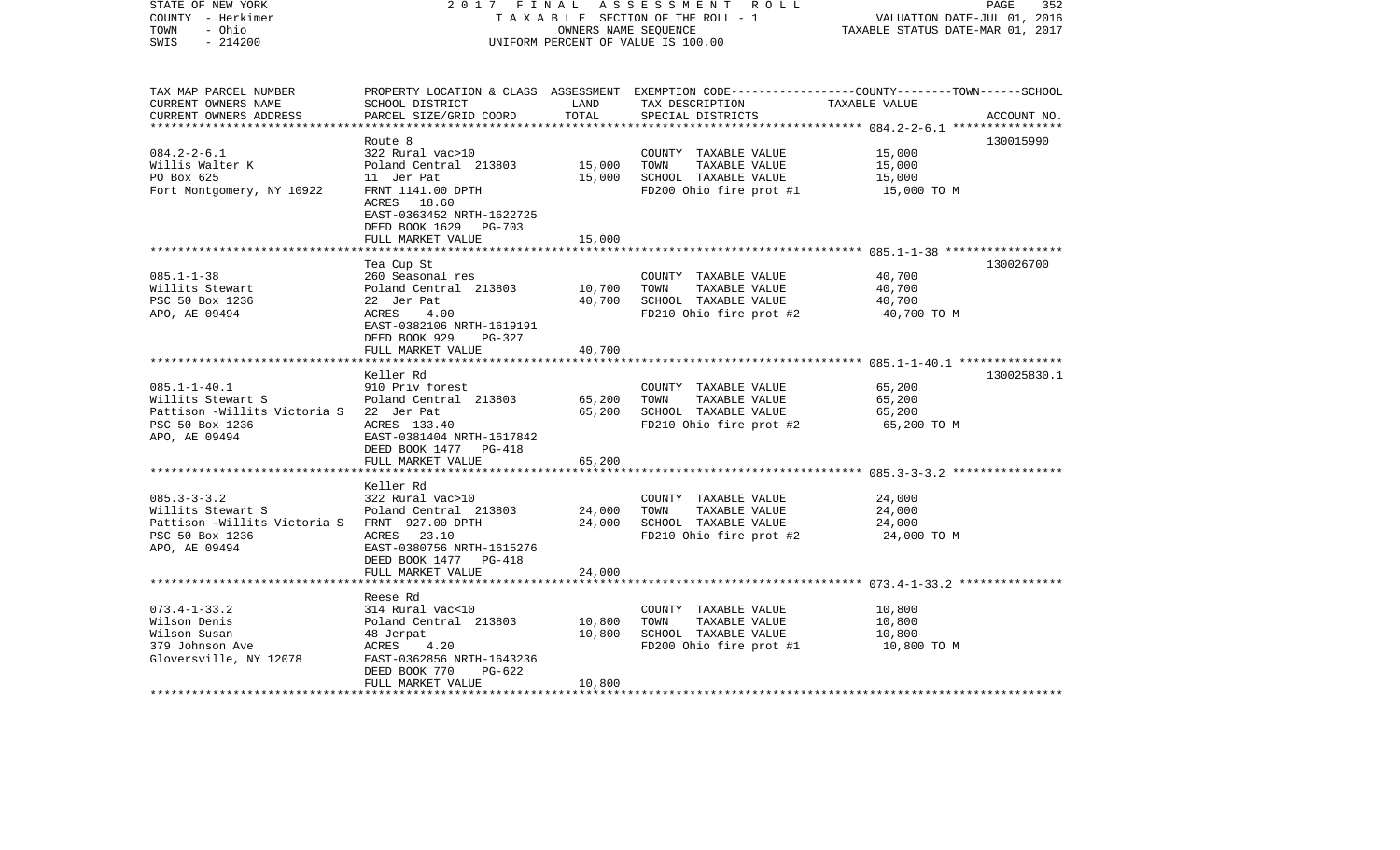STATE OF NEW YORK | 2017 FINAL ASSESSMENT ROLL | PAGE 352
COUNTY - Herkimer | TAXABLE SECTION OF THE ROLL - 1 | VALUATION DATE-JUL 01, 2016
TOWN - Ohio | OWNERS NAME SEQUENCE | TAXABLE STATUS DATE-MAR 01, 2017
SWIS - 214200 | UNIFORM PERCENT OF VALUE IS 100.00

| TAX MAP PARCEL NUMBER / CURRENT OWNERS NAME / CURRENT OWNERS ADDRESS | PROPERTY LOCATION & CLASS / SCHOOL DISTRICT / PARCEL SIZE/GRID COORD | ASSESSMENT LAND | TOTAL | EXEMPTION CODE / TAX DESCRIPTION / SPECIAL DISTRICTS | TAXABLE VALUE (COUNTY--TOWN--SCHOOL) | ACCOUNT NO. |
|---|---|---|---|---|---|---|
| | Route 8 | | | | | 130015990 |
| 084.2-2-6.1 | 322 Rural vac>10 | | | COUNTY TAXABLE VALUE | 15,000 | |
| Willis Walter K | Poland Central 213803 | 15,000 | | TOWN TAXABLE VALUE | 15,000 | |
| PO Box 625 | 11 Jer Pat | | 15,000 | SCHOOL TAXABLE VALUE | 15,000 | |
| Fort Montgomery, NY 10922 | FRNT 1141.00 DPTH | | | FD200 Ohio fire prot #1 | 15,000 TO M | |
| | ACRES 18.60 | | | | | |
| | EAST-0363452 NRTH-1622725 | | | | | |
| | DEED BOOK 1629 PG-703 | | | | | |
| | FULL MARKET VALUE | | 15,000 | | | |
| | Tea Cup St | | | | | 130026700 |
| 085.1-1-38 | 260 Seasonal res | | | COUNTY TAXABLE VALUE | 40,700 | |
| Willits Stewart | Poland Central 213803 | 10,700 | | TOWN TAXABLE VALUE | 40,700 | |
| PSC 50 Box 1236 | 22 Jer Pat | | 40,700 | SCHOOL TAXABLE VALUE | 40,700 | |
| APO, AE 09494 | ACRES 4.00 | | | FD210 Ohio fire prot #2 | 40,700 TO M | |
| | EAST-0382106 NRTH-1619191 | | | | | |
| | DEED BOOK 929 PG-327 | | | | | |
| | FULL MARKET VALUE | | 40,700 | | | |
| | Keller Rd | | | | | 130025830.1 |
| 085.1-1-40.1 | 910 Priv forest | | | COUNTY TAXABLE VALUE | 65,200 | |
| Willits Stewart S | Poland Central 213803 | 65,200 | | TOWN TAXABLE VALUE | 65,200 | |
| Pattison -Willits Victoria S | 22 Jer Pat | | 65,200 | SCHOOL TAXABLE VALUE | 65,200 | |
| PSC 50 Box 1236 | ACRES 133.40 | | | FD210 Ohio fire prot #2 | 65,200 TO M | |
| APO, AE 09494 | EAST-0381404 NRTH-1617842 | | | | | |
| | DEED BOOK 1477 PG-418 | | | | | |
| | FULL MARKET VALUE | | 65,200 | | | |
| | Keller Rd | | | | | |
| 085.3-3-3.2 | 322 Rural vac>10 | | | COUNTY TAXABLE VALUE | 24,000 | |
| Willits Stewart S | Poland Central 213803 | 24,000 | | TOWN TAXABLE VALUE | 24,000 | |
| Pattison -Willits Victoria S | FRNT 927.00 DPTH | | 24,000 | SCHOOL TAXABLE VALUE | 24,000 | |
| PSC 50 Box 1236 | ACRES 23.10 | | | FD210 Ohio fire prot #2 | 24,000 TO M | |
| APO, AE 09494 | EAST-0380756 NRTH-1615276 | | | | | |
| | DEED BOOK 1477 PG-418 | | | | | |
| | FULL MARKET VALUE | | 24,000 | | | |
| | Reese Rd | | | | | |
| 073.4-1-33.2 | 314 Rural vac<10 | | | COUNTY TAXABLE VALUE | 10,800 | |
| Wilson Denis | Poland Central 213803 | 10,800 | | TOWN TAXABLE VALUE | 10,800 | |
| Wilson Susan | 48 Jerpat | | 10,800 | SCHOOL TAXABLE VALUE | 10,800 | |
| 379 Johnson Ave | ACRES 4.20 | | | FD200 Ohio fire prot #1 | 10,800 TO M | |
| Gloversville, NY 12078 | EAST-0362856 NRTH-1643236 | | | | | |
| | DEED BOOK 770 PG-622 | | | | | |
| | FULL MARKET VALUE | | 10,800 | | | |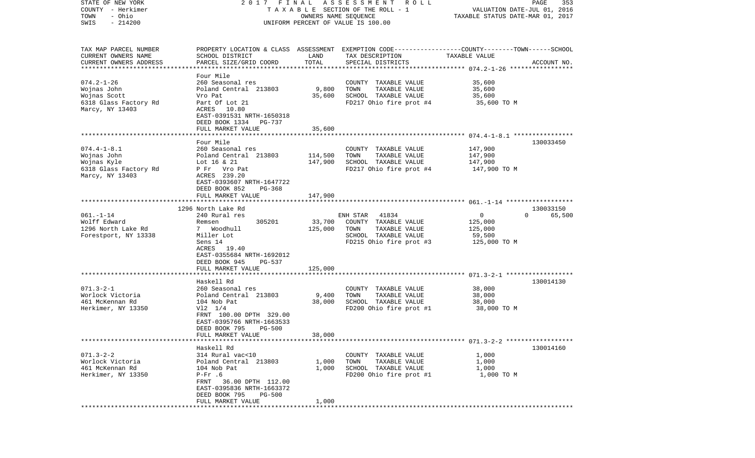STATE OF NEW YORK — 2017 FINAL ASSESSMENT ROLL
COUNTY - Herkimer — TAXABLE SECTION OF THE ROLL - 1 — VALUATION DATE-JUL 01, 2016
TOWN - Ohio — OWNERS NAME SEQUENCE — TAXABLE STATUS DATE-MAR 01, 2017
SWIS - 214200 — UNIFORM PERCENT OF VALUE IS 100.00

| TAX MAP PARCEL NUMBER / CURRENT OWNERS NAME / CURRENT OWNERS ADDRESS | PROPERTY LOCATION & CLASS / SCHOOL DISTRICT / PARCEL SIZE/GRID COORD | ASSESSMENT LAND | TOTAL | EXEMPTION CODE / TAX DESCRIPTION / SPECIAL DISTRICTS | COUNTY/TOWN/SCHOOL TAXABLE VALUE | ACCOUNT NO. |
|---|---|---|---|---|---|---|
| **074.2-1-26** | Four Mile | | | | | |
| 074.2-1-26 | 260 Seasonal res | | | COUNTY TAXABLE VALUE | 35,600 | |
| Wojnas John | Poland Central 213803 | 9,800 | | TOWN TAXABLE VALUE | 35,600 | |
| Wojnas Scott | Vro Pat | | 35,600 | SCHOOL TAXABLE VALUE | 35,600 | |
| 6318 Glass Factory Rd | Part Of Lot 21 | | | FD217 Ohio fire prot #4 | 35,600 TO M | |
| Marcy, NY 13403 | ACRES 10.80 | | | | | |
| | EAST-0391531 NRTH-1650318 | | | | | |
| | DEED BOOK 1334 PG-737 | | | | | |
| | FULL MARKET VALUE | | 35,600 | | | |
| **074.4-1-8.1** | Four Mile | | | | | 130033450 |
| 074.4-1-8.1 | 260 Seasonal res | | | COUNTY TAXABLE VALUE | 147,900 | |
| Wojnas John | Poland Central 213803 | 114,500 | | TOWN TAXABLE VALUE | 147,900 | |
| Wojnas Kyle | Lot 16 & 21 | | 147,900 | SCHOOL TAXABLE VALUE | 147,900 | |
| 6318 Glass Factory Rd | P Fr Vro Pat | | | FD217 Ohio fire prot #4 | 147,900 TO M | |
| Marcy, NY 13403 | ACRES 239.20 | | | | | |
| | EAST-0393607 NRTH-1647722 | | | | | |
| | DEED BOOK 852 PG-368 | | | | | |
| | FULL MARKET VALUE | | 147,900 | | | |
| **061.-1-14** | 1296 North Lake Rd | | | | | 130033150 |
| 061.-1-14 | 240 Rural res | | | ENH STAR 41834 | 0 / 0 / 65,500 | |
| Wolff Edward | Remsen 305201 | 33,700 | | COUNTY TAXABLE VALUE | 125,000 | |
| 1296 North Lake Rd | 7 Woodhull | | 125,000 | TOWN TAXABLE VALUE | 125,000 | |
| Forestport, NY 13338 | Miller Lot | | | SCHOOL TAXABLE VALUE | 59,500 | |
| | Sens 14 | | | FD215 Ohio fire prot #3 | 125,000 TO M | |
| | ACRES 19.40 | | | | | |
| | EAST-0355684 NRTH-1692012 | | | | | |
| | DEED BOOK 945 PG-537 | | | | | |
| | FULL MARKET VALUE | | 125,000 | | | |
| **071.3-2-1** | Haskell Rd | | | | | 130014130 |
| 071.3-2-1 | 260 Seasonal res | | | COUNTY TAXABLE VALUE | 38,000 | |
| Worlock Victoria | Poland Central 213803 | 9,400 | | TOWN TAXABLE VALUE | 38,000 | |
| 461 McKennan Rd | 104 Nob Pat | | 38,000 | SCHOOL TAXABLE VALUE | 38,000 | |
| Herkimer, NY 13350 | Vl2 1/4 | | | FD200 Ohio fire prot #1 | 38,000 TO M | |
| | FRNT 100.00 DPTH 329.00 | | | | | |
| | EAST-0395766 NRTH-1663533 | | | | | |
| | DEED BOOK 795 PG-500 | | | | | |
| | FULL MARKET VALUE | | 38,000 | | | |
| **071.3-2-2** | Haskell Rd | | | | | 130014160 |
| 071.3-2-2 | 314 Rural vac<10 | | | COUNTY TAXABLE VALUE | 1,000 | |
| Worlock Victoria | Poland Central 213803 | 1,000 | | TOWN TAXABLE VALUE | 1,000 | |
| 461 McKennan Rd | 104 Nob Pat | | 1,000 | SCHOOL TAXABLE VALUE | 1,000 | |
| Herkimer, NY 13350 | P-Fr .6 | | | FD200 Ohio fire prot #1 | 1,000 TO M | |
| | FRNT 36.00 DPTH 112.00 | | | | | |
| | EAST-0395836 NRTH-1663372 | | | | | |
| | DEED BOOK 795 PG-500 | | | | | |
| | FULL MARKET VALUE | | 1,000 | | | |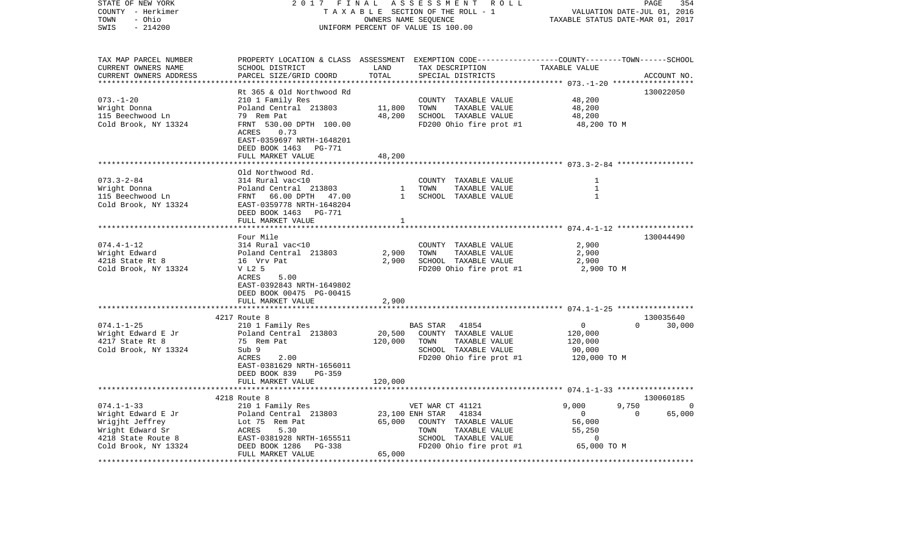STATE OF NEW YORK — 2017 FINAL ASSESSMENT ROLL — PAGE 354
COUNTY - Herkimer — TAXABLE SECTION OF THE ROLL - 1 — VALUATION DATE-JUL 01, 2016
TOWN - Ohio — OWNERS NAME SEQUENCE — TAXABLE STATUS DATE-MAR 01, 2017
SWIS - 214200 — UNIFORM PERCENT OF VALUE IS 100.00

| TAX MAP PARCEL NUMBER / CURRENT OWNERS NAME / CURRENT OWNERS ADDRESS | PROPERTY LOCATION & CLASS / SCHOOL DISTRICT / PARCEL SIZE/GRID COORD | ASSESSMENT LAND | TOTAL | EXEMPTION CODE / TAX DESCRIPTION / SPECIAL DISTRICTS | COUNTY TAXABLE VALUE | TOWN | SCHOOL | ACCOUNT NO. |
|---|---|---|---|---|---|---|---|---|
| **073.-1-20** | Rt 365 & Old Northwood Rd | | | | | | | 130022050 |
| Wright Donna | 210 1 Family Res | | | COUNTY TAXABLE VALUE | 48,200 | | | |
| 115 Beechwood Ln | Poland Central 213803 | 11,800 | | TOWN TAXABLE VALUE | 48,200 | | | |
| Cold Brook, NY 13324 | 79 Rem Pat | | 48,200 | SCHOOL TAXABLE VALUE | 48,200 | | | |
| | FRNT 530.00 DPTH 100.00 | | | FD200 Ohio fire prot #1 | 48,200 TO M | | | |
| | ACRES 0.73 | | | | | | | |
| | EAST-0359697 NRTH-1648201 | | | | | | | |
| | DEED BOOK 1463 PG-771 | | | | | | | |
| | FULL MARKET VALUE | | 48,200 | | | | | |
| **073.3-2-84** | Old Northwood Rd. | | | | | | | |
| Wright Donna | 314 Rural vac<10 | | | COUNTY TAXABLE VALUE | 1 | | | |
| 115 Beechwood Ln | Poland Central 213803 | 1 | | TOWN TAXABLE VALUE | 1 | | | |
| Cold Brook, NY 13324 | FRNT 66.00 DPTH 47.00 | | 1 | SCHOOL TAXABLE VALUE | 1 | | | |
| | EAST-0359778 NRTH-1648204 | | | | | | | |
| | DEED BOOK 1463 PG-771 | | | | | | | |
| | FULL MARKET VALUE | | 1 | | | | | |
| **074.4-1-12** | Four Mile | | | | | | | 130044490 |
| Wright Edward | 314 Rural vac<10 | | | COUNTY TAXABLE VALUE | 2,900 | | | |
| 4218 State Rt 8 | Poland Central 213803 | 2,900 | | TOWN TAXABLE VALUE | 2,900 | | | |
| Cold Brook, NY 13324 | 16 Vrv Pat | | 2,900 | SCHOOL TAXABLE VALUE | 2,900 | | | |
| | V L2 5 | | | FD200 Ohio fire prot #1 | 2,900 TO M | | | |
| | ACRES 5.00 | | | | | | | |
| | EAST-0392843 NRTH-1649802 | | | | | | | |
| | DEED BOOK 00475 PG-00415 | | | | | | | |
| | FULL MARKET VALUE | | 2,900 | | | | | |
| **074.1-1-25** | 4217 Route 8 | | | | | | | 130035640 |
| Wright Edward E Jr | 210 1 Family Res | | | BAS STAR 41854 | 0 | 0 | 30,000 | |
| 4217 State Rt 8 | Poland Central 213803 | 20,500 | | COUNTY TAXABLE VALUE | 120,000 | | | |
| Cold Brook, NY 13324 | 75 Rem Pat | | 120,000 | TOWN TAXABLE VALUE | 120,000 | | | |
| | Sub 9 | | | SCHOOL TAXABLE VALUE | 90,000 | | | |
| | ACRES 2.00 | | | FD200 Ohio fire prot #1 | 120,000 TO M | | | |
| | EAST-0381629 NRTH-1656011 | | | | | | | |
| | DEED BOOK 839 PG-359 | | | | | | | |
| | FULL MARKET VALUE | | 120,000 | | | | | |
| **074.1-1-33** | 4218 Route 8 | | | | | | | 130060185 |
| Wright Edward E Jr | 210 1 Family Res | | | VET WAR CT 41121 | 9,000 | 9,750 | 0 | |
| Wrigjht Jeffrey | Poland Central 213803 | 23,100 | | ENH STAR 41834 | 0 | 0 | 65,000 | |
| Wright Edward Sr | Lot 75 Rem Pat | | 65,000 | COUNTY TAXABLE VALUE | 56,000 | | | |
| 4218 State Route 8 | ACRES 5.30 | | | TOWN TAXABLE VALUE | 55,250 | | | |
| Cold Brook, NY 13324 | EAST-0381928 NRTH-1655511 | | | SCHOOL TAXABLE VALUE | 0 | | | |
| | DEED BOOK 1286 PG-338 | | | FD200 Ohio fire prot #1 | 65,000 TO M | | | |
| | FULL MARKET VALUE | | 65,000 | | | | | |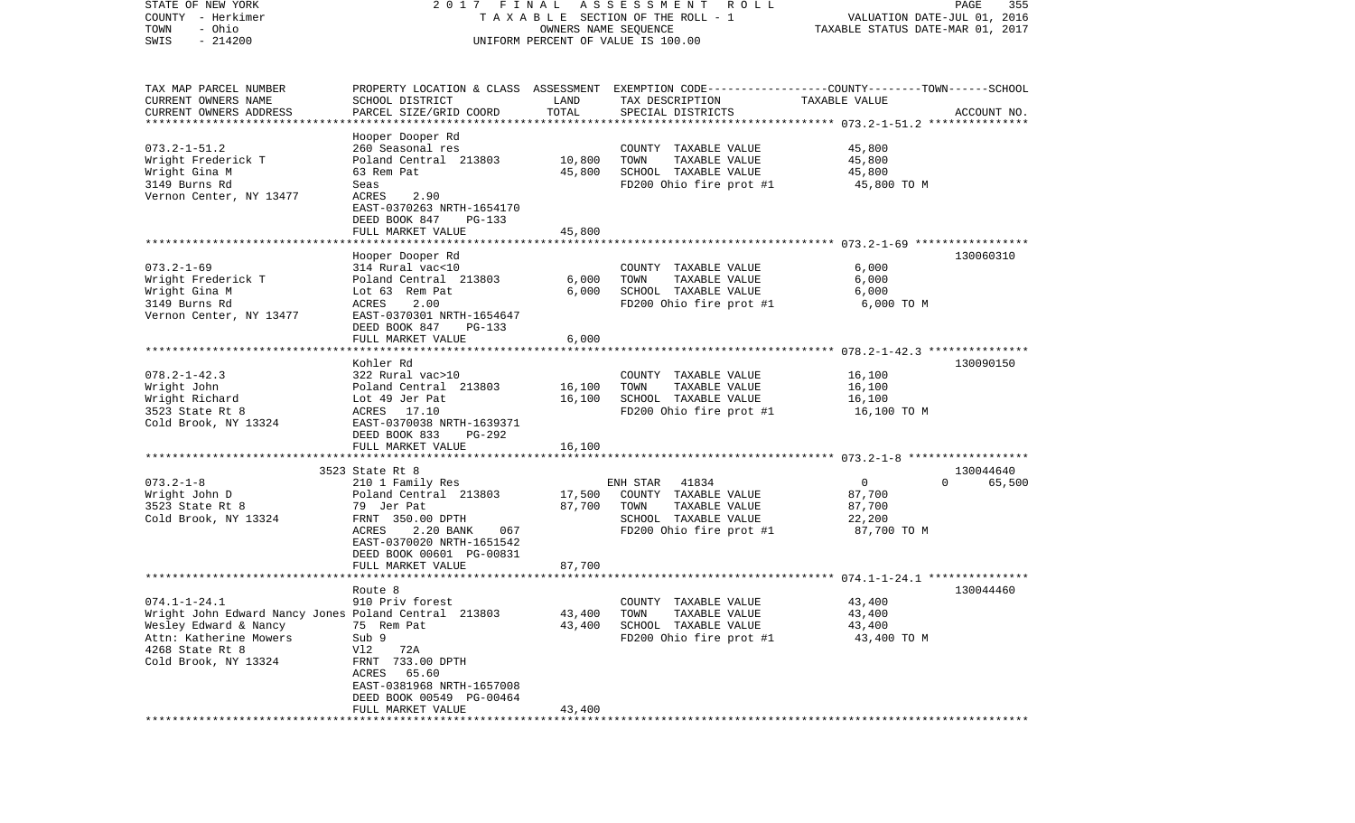STATE OF NEW YORK — 2017 FINAL ASSESSMENT ROLL
COUNTY - Herkimer — TAXABLE SECTION OF THE ROLL - 1 — VALUATION DATE-JUL 01, 2016
TOWN - Ohio — OWNERS NAME SEQUENCE — TAXABLE STATUS DATE-MAR 01, 2017
SWIS - 214200 — UNIFORM PERCENT OF VALUE IS 100.00

| TAX MAP PARCEL NUMBER / CURRENT OWNERS NAME / CURRENT OWNERS ADDRESS | PROPERTY LOCATION & CLASS / SCHOOL DISTRICT / PARCEL SIZE/GRID COORD | ASSESSMENT LAND | ASSESSMENT TOTAL | EXEMPTION CODE / TAX DESCRIPTION / SPECIAL DISTRICTS | COUNTY | TOWN | SCHOOL TAXABLE VALUE | ACCOUNT NO. |
|---|---|---|---|---|---|---|---|---|
| **073.2-1-51.2** | Hooper Dooper Rd | | | | | | | |
| Wright Frederick T | 260 Seasonal res | | | COUNTY TAXABLE VALUE | 45,800 | | | |
| Wright Gina M | Poland Central 213803 | 10,800 | | TOWN TAXABLE VALUE | | 45,800 | | |
| 3149 Burns Rd | 63 Rem Pat | | 45,800 | SCHOOL TAXABLE VALUE | | | 45,800 | |
| Vernon Center, NY 13477 | Seas | | | FD200 Ohio fire prot #1 | 45,800 TO M | | | |
| | ACRES 2.90 | | | | | | | |
| | EAST-0370263 NRTH-1654170 | | | | | | | |
| | DEED BOOK 847 PG-133 | | | | | | | |
| | FULL MARKET VALUE | | 45,800 | | | | | |
| **073.2-1-69** | Hooper Dooper Rd | | | | | | | 130060310 |
| Wright Frederick T | 314 Rural vac<10 | | | COUNTY TAXABLE VALUE | 6,000 | | | |
| Wright Gina M | Poland Central 213803 | 6,000 | | TOWN TAXABLE VALUE | | 6,000 | | |
| 3149 Burns Rd | Lot 63 Rem Pat | | 6,000 | SCHOOL TAXABLE VALUE | | | 6,000 | |
| Vernon Center, NY 13477 | ACRES 2.00 | | | FD200 Ohio fire prot #1 | 6,000 TO M | | | |
| | EAST-0370301 NRTH-1654647 | | | | | | | |
| | DEED BOOK 847 PG-133 | | | | | | | |
| | FULL MARKET VALUE | | 6,000 | | | | | |
| **078.2-1-42.3** | Kohler Rd | | | | | | | 130090150 |
| Wright John | 322 Rural vac>10 | | | COUNTY TAXABLE VALUE | 16,100 | | | |
| Wright Richard | Poland Central 213803 | 16,100 | | TOWN TAXABLE VALUE | | 16,100 | | |
| 3523 State Rt 8 | Lot 49 Jer Pat | | 16,100 | SCHOOL TAXABLE VALUE | | | 16,100 | |
| Cold Brook, NY 13324 | ACRES 17.10 | | | FD200 Ohio fire prot #1 | 16,100 TO M | | | |
| | EAST-0370038 NRTH-1639371 | | | | | | | |
| | DEED BOOK 833 PG-292 | | | | | | | |
| | FULL MARKET VALUE | | 16,100 | | | | | |
| **073.2-1-8** | 3523 State Rt 8 | | | | | | | 130044640 |
| Wright John D | 210 1 Family Res | | | ENH STAR 41834 | 0 | 0 | 65,500 | |
| 3523 State Rt 8 | Poland Central 213803 | 17,500 | | COUNTY TAXABLE VALUE | 87,700 | | | |
| Cold Brook, NY 13324 | 79 Jer Pat | | 87,700 | TOWN TAXABLE VALUE | | 87,700 | | |
| | FRNT 350.00 DPTH | | | SCHOOL TAXABLE VALUE | | | 22,200 | |
| | ACRES 2.20 BANK 067 | | | FD200 Ohio fire prot #1 | 87,700 TO M | | | |
| | EAST-0370020 NRTH-1651542 | | | | | | | |
| | DEED BOOK 00601 PG-00831 | | | | | | | |
| | FULL MARKET VALUE | | 87,700 | | | | | |
| **074.1-1-24.1** | Route 8 | | | | | | | 130044460 |
| Wright John Edward Nancy Jones | 910 Priv forest | | | COUNTY TAXABLE VALUE | 43,400 | | | |
| Wesley Edward & Nancy | Poland Central 213803 | 43,400 | | TOWN TAXABLE VALUE | | 43,400 | | |
| Attn: Katherine Mowers | 75 Rem Pat | | 43,400 | SCHOOL TAXABLE VALUE | | | 43,400 | |
| 4268 State Rt 8 | Sub 9 | | | FD200 Ohio fire prot #1 | 43,400 TO M | | | |
| Cold Brook, NY 13324 | Vl2 72A | | | | | | | |
| | FRNT 733.00 DPTH | | | | | | | |
| | ACRES 65.60 | | | | | | | |
| | EAST-0381968 NRTH-1657008 | | | | | | | |
| | DEED BOOK 00549 PG-00464 | | | | | | | |
| | FULL MARKET VALUE | | 43,400 | | | | | |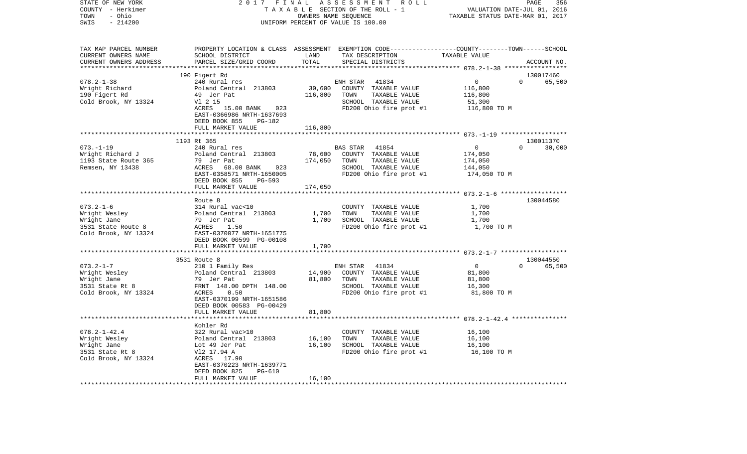STATE OF NEW YORK | 2017 FINAL ASSESSMENT ROLL | PAGE 356
COUNTY - Herkimer | TAXABLE SECTION OF THE ROLL - 1 | VALUATION DATE-JUL 01, 2016
TOWN - Ohio | OWNERS NAME SEQUENCE | TAXABLE STATUS DATE-MAR 01, 2017
SWIS - 214200 | UNIFORM PERCENT OF VALUE IS 100.00

| TAX MAP PARCEL NUMBER<br>CURRENT OWNERS NAME<br>CURRENT OWNERS ADDRESS | PROPERTY LOCATION & CLASS<br>SCHOOL DISTRICT<br>PARCEL SIZE/GRID COORD | ASSESSMENT<br>LAND<br>TOTAL | EXEMPTION CODE----COUNTY----TOWN----SCHOOL<br>TAX DESCRIPTION<br>SPECIAL DISTRICTS | TAXABLE VALUE | ACCOUNT NO. |
|---|---|---|---|---|---|
| **078.2-1-38** | 190 Figert Rd | | | | 130017460 |
| 078.2-1-38 | 240 Rural res | | ENH STAR 41834 | 0 0 | 65,500 |
| Wright Richard | Poland Central 213803 | 30,600 | COUNTY TAXABLE VALUE | 116,800 | |
| 190 Figert Rd | 49 Jer Pat | 116,800 | TOWN TAXABLE VALUE | 116,800 | |
| Cold Brook, NY 13324 | Vl 2 15 | | SCHOOL TAXABLE VALUE | 51,300 | |
| | ACRES 15.00 BANK 023 | | FD200 Ohio fire prot #1 | 116,800 TO M | |
| | EAST-0366986 NRTH-1637693 | | | | |
| | DEED BOOK 855 PG-182 | | | | |
| | FULL MARKET VALUE | 116,800 | | | |
| **073.-1-19** | 1193 Rt 365 | | | | 130011370 |
| 073.-1-19 | 240 Rural res | | BAS STAR 41854 | 0 0 | 30,000 |
| Wright Richard J | Poland Central 213803 | 78,600 | COUNTY TAXABLE VALUE | 174,050 | |
| 1193 State Route 365 | 79 Jer Pat | 174,050 | TOWN TAXABLE VALUE | 174,050 | |
| Remsen, NY 13438 | ACRES 68.00 BANK 023 | | SCHOOL TAXABLE VALUE | 144,050 | |
| | EAST-0358571 NRTH-1650005 | | FD200 Ohio fire prot #1 | 174,050 TO M | |
| | DEED BOOK 855 PG-593 | | | | |
| | FULL MARKET VALUE | 174,050 | | | |
| **073.2-1-6** | Route 8 | | | | 130044580 |
| 073.2-1-6 | 314 Rural vac<10 | | COUNTY TAXABLE VALUE | 1,700 | |
| Wright Wesley | Poland Central 213803 | 1,700 | TOWN TAXABLE VALUE | 1,700 | |
| Wright Jane | 79 Jer Pat | 1,700 | SCHOOL TAXABLE VALUE | 1,700 | |
| 3531 State Route 8 | ACRES 1.50 | | FD200 Ohio fire prot #1 | 1,700 TO M | |
| Cold Brook, NY 13324 | EAST-0370077 NRTH-1651775 | | | | |
| | DEED BOOK 00599 PG-00108 | | | | |
| | FULL MARKET VALUE | 1,700 | | | |
| **073.2-1-7** | 3531 Route 8 | | | | 130044550 |
| 073.2-1-7 | 210 1 Family Res | | ENH STAR 41834 | 0 0 | 65,500 |
| Wright Wesley | Poland Central 213803 | 14,900 | COUNTY TAXABLE VALUE | 81,800 | |
| Wright Jane | 79 Jer Pat | 81,800 | TOWN TAXABLE VALUE | 81,800 | |
| 3531 State Rt 8 | FRNT 148.00 DPTH 148.00 | | SCHOOL TAXABLE VALUE | 16,300 | |
| Cold Brook, NY 13324 | ACRES 0.50 | | FD200 Ohio fire prot #1 | 81,800 TO M | |
| | EAST-0370199 NRTH-1651586 | | | | |
| | DEED BOOK 00583 PG-00429 | | | | |
| | FULL MARKET VALUE | 81,800 | | | |
| **078.2-1-42.4** | Kohler Rd | | | | |
| 078.2-1-42.4 | 322 Rural vac>10 | | COUNTY TAXABLE VALUE | 16,100 | |
| Wright Wesley | Poland Central 213803 | 16,100 | TOWN TAXABLE VALUE | 16,100 | |
| Wright Jane | Lot 49 Jer Pat | 16,100 | SCHOOL TAXABLE VALUE | 16,100 | |
| 3531 State Rt 8 | Vl2 17.94 A | | FD200 Ohio fire prot #1 | 16,100 TO M | |
| Cold Brook, NY 13324 | ACRES 17.90 | | | | |
| | EAST-0370223 NRTH-1639771 | | | | |
| | DEED BOOK 825 PG-610 | | | | |
| | FULL MARKET VALUE | 16,100 | | | |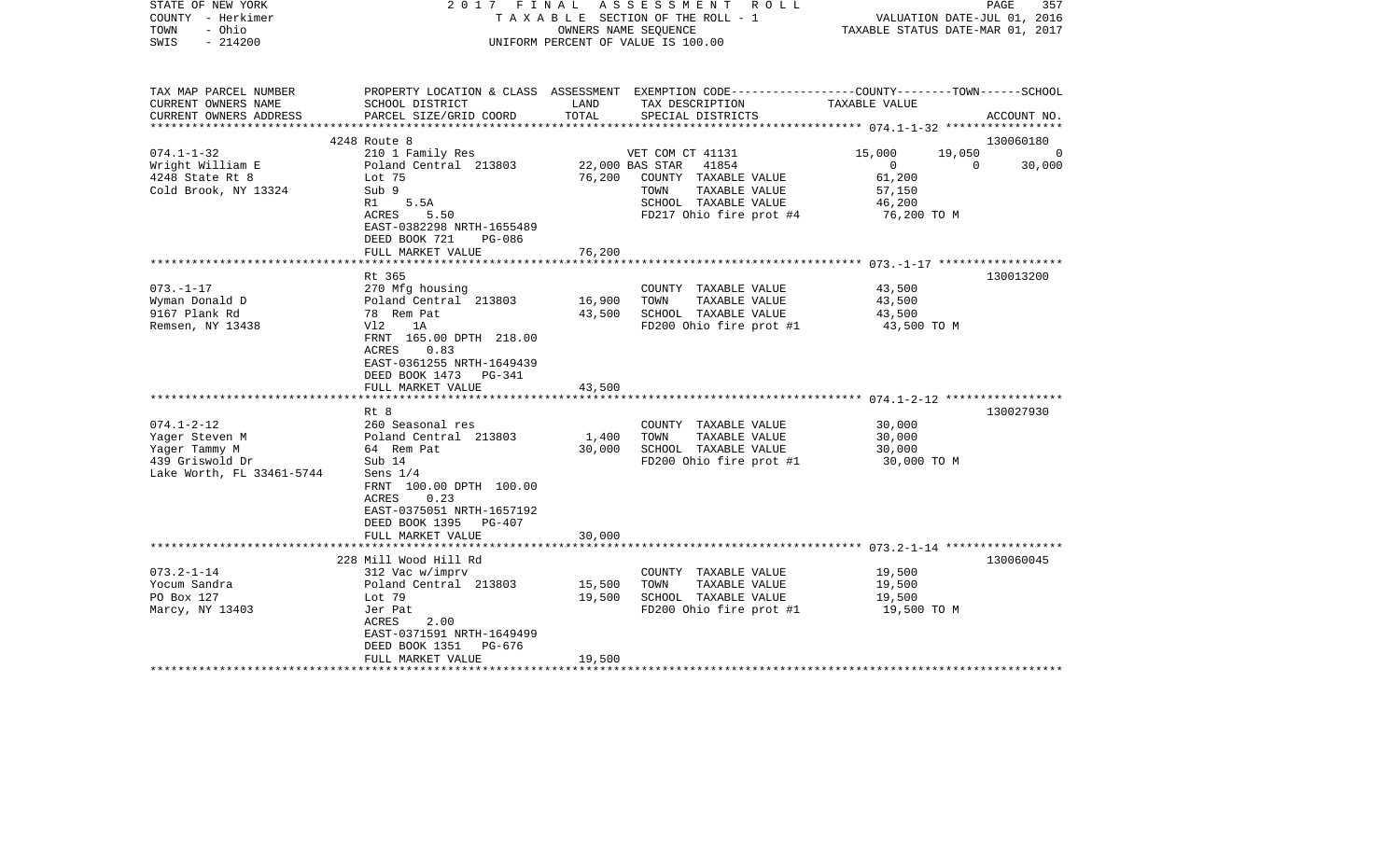STATE OF NEW YORK | 2017 FINAL ASSESSMENT ROLL | VALUATION DATE-JUL 01, 2016
COUNTY - Herkimer | TAXABLE SECTION OF THE ROLL - 1 | TAXABLE STATUS DATE-MAR 01, 2017
TOWN - Ohio | OWNERS NAME SEQUENCE
SWIS - 214200 | UNIFORM PERCENT OF VALUE IS 100.00

| TAX MAP PARCEL NUMBER<br>CURRENT OWNERS NAME<br>CURRENT OWNERS ADDRESS | PROPERTY LOCATION & CLASS<br>SCHOOL DISTRICT<br>PARCEL SIZE/GRID COORD | ASSESSMENT<br>LAND<br>TOTAL | EXEMPTION CODE<br>TAX DESCRIPTION<br>SPECIAL DISTRICTS | COUNTY | TOWN | SCHOOL<br>TAXABLE VALUE<br>ACCOUNT NO. |
|---|---|---|---|---|---|---|
| **074.1-1-32** | 4248 Route 8 | | | | | 130060180 |
| 074.1-1-32 | 210 1 Family Res | | VET COM CT 41131 | 15,000 | 19,050 | 0 |
| Wright William E | Poland Central 213803 | 22,000 | BAS STAR 41854 | 0 | 0 | 30,000 |
| 4248 State Rt 8 | Lot 75 | 76,200 | COUNTY TAXABLE VALUE | 61,200 | | |
| Cold Brook, NY 13324 | Sub 9 | | TOWN TAXABLE VALUE | | 57,150 | |
| | R1 5.5A | | SCHOOL TAXABLE VALUE | | | 46,200 |
| | ACRES 5.50 | | FD217 Ohio fire prot #4 | 76,200 TO M | | |
| | EAST-0382298 NRTH-1655489 | | | | | |
| | DEED BOOK 721 PG-086 | | | | | |
| | FULL MARKET VALUE | 76,200 | | | | |
| **073.-1-17** | Rt 365 | | | | | 130013200 |
| 073.-1-17 | 270 Mfg housing | | COUNTY TAXABLE VALUE | 43,500 | | |
| Wyman Donald D | Poland Central 213803 | 16,900 | TOWN TAXABLE VALUE | | 43,500 | |
| 9167 Plank Rd | 78 Rem Pat | 43,500 | SCHOOL TAXABLE VALUE | | | 43,500 |
| Remsen, NY 13438 | Vl2 1A | | FD200 Ohio fire prot #1 | 43,500 TO M | | |
| | FRNT 165.00 DPTH 218.00 | | | | | |
| | ACRES 0.83 | | | | | |
| | EAST-0361255 NRTH-1649439 | | | | | |
| | DEED BOOK 1473 PG-341 | | | | | |
| | FULL MARKET VALUE | 43,500 | | | | |
| **074.1-2-12** | Rt 8 | | | | | 130027930 |
| 074.1-2-12 | 260 Seasonal res | | COUNTY TAXABLE VALUE | 30,000 | | |
| Yager Steven M | Poland Central 213803 | 1,400 | TOWN TAXABLE VALUE | | 30,000 | |
| Yager Tammy M | 64 Rem Pat | 30,000 | SCHOOL TAXABLE VALUE | | | 30,000 |
| 439 Griswold Dr | Sub 14 | | FD200 Ohio fire prot #1 | 30,000 TO M | | |
| Lake Worth, FL 33461-5744 | Sens 1/4 | | | | | |
| | FRNT 100.00 DPTH 100.00 | | | | | |
| | ACRES 0.23 | | | | | |
| | EAST-0375051 NRTH-1657192 | | | | | |
| | DEED BOOK 1395 PG-407 | | | | | |
| | FULL MARKET VALUE | 30,000 | | | | |
| **073.2-1-14** | 228 Mill Wood Hill Rd | | | | | 130060045 |
| 073.2-1-14 | 312 Vac w/imprv | | COUNTY TAXABLE VALUE | 19,500 | | |
| Yocum Sandra | Poland Central 213803 | 15,500 | TOWN TAXABLE VALUE | | 19,500 | |
| PO Box 127 | Lot 79 | 19,500 | SCHOOL TAXABLE VALUE | | | 19,500 |
| Marcy, NY 13403 | Jer Pat | | FD200 Ohio fire prot #1 | 19,500 TO M | | |
| | ACRES 2.00 | | | | | |
| | EAST-0371591 NRTH-1649499 | | | | | |
| | DEED BOOK 1351 PG-676 | | | | | |
| | FULL MARKET VALUE | 19,500 | | | | |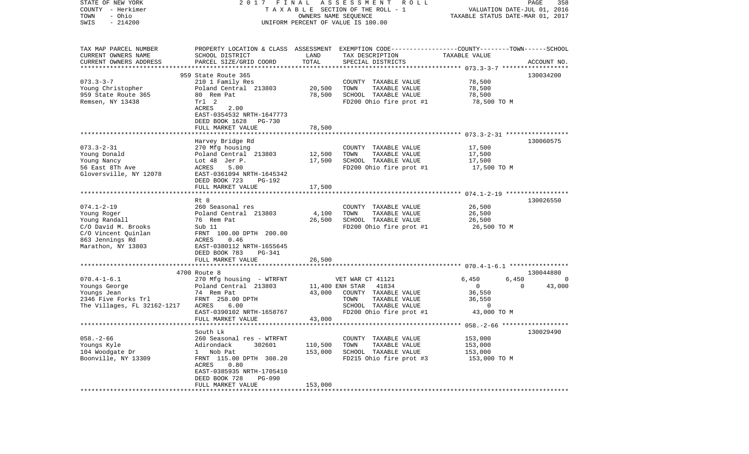STATE OF NEW YORK — 2017 FINAL ASSESSMENT ROLL — VALUATION DATE-JUL 01, 2016
COUNTY - Herkimer — TAXABLE SECTION OF THE ROLL - 1 — TAXABLE STATUS DATE-MAR 01, 2017
TOWN - Ohio — OWNERS NAME SEQUENCE
SWIS - 214200 — UNIFORM PERCENT OF VALUE IS 100.00

| TAX MAP PARCEL NUMBER / CURRENT OWNERS NAME / CURRENT OWNERS ADDRESS | PROPERTY LOCATION & CLASS / SCHOOL DISTRICT / PARCEL SIZE/GRID COORD | ASSESSMENT LAND | TOTAL | EXEMPTION CODE / TAX DESCRIPTION / SPECIAL DISTRICTS | COUNTY | TOWN | SCHOOL | ACCOUNT NO. |
|---|---|---|---|---|---|---|---|---|
| **073.3-3-7** | 959 State Route 365 | | | | | | | 130034200 |
| Young Christopher | 210 1 Family Res | | | COUNTY TAXABLE VALUE | 78,500 | | | |
| 959 State Route 365 | Poland Central 213803 | 20,500 | | TOWN TAXABLE VALUE | | 78,500 | | |
| Remsen, NY 13438 | 80 Rem Pat | | 78,500 | SCHOOL TAXABLE VALUE | | | 78,500 | |
| | Trl 2 | | | FD200 Ohio fire prot #1 | 78,500 TO M | | | |
| | ACRES 2.00 | | | | | | | |
| | EAST-0354532 NRTH-1647773 | | | | | | | |
| | DEED BOOK 1628 PG-730 | | | | | | | |
| | FULL MARKET VALUE | | 78,500 | | | | | |
| **073.3-2-31** | Harvey Bridge Rd | | | | | | | 130060575 |
| Young Donald | 270 Mfg housing | | | COUNTY TAXABLE VALUE | 17,500 | | | |
| Young Nancy | Poland Central 213803 | 12,500 | | TOWN TAXABLE VALUE | | 17,500 | | |
| 56 East 8Th Ave | Lot 48 Jer P. | | 17,500 | SCHOOL TAXABLE VALUE | | | 17,500 | |
| Gloversville, NY 12078 | ACRES 5.00 | | | FD200 Ohio fire prot #1 | 17,500 TO M | | | |
| | EAST-0361094 NRTH-1645342 | | | | | | | |
| | DEED BOOK 723 PG-192 | | | | | | | |
| | FULL MARKET VALUE | | 17,500 | | | | | |
| **074.1-2-19** | Rt 8 | | | | | | | 130026550 |
| Young Roger | 260 Seasonal res | | | COUNTY TAXABLE VALUE | 26,500 | | | |
| Young Randall | Poland Central 213803 | 4,100 | | TOWN TAXABLE VALUE | | 26,500 | | |
| C/O David M. Brooks | 76 Rem Pat | | 26,500 | SCHOOL TAXABLE VALUE | | | 26,500 | |
| C/O Vincent Quinlan | Sub 11 | | | FD200 Ohio fire prot #1 | 26,500 TO M | | | |
| 863 Jennings Rd | FRNT 100.00 DPTH 200.00 | | | | | | | |
| Marathon, NY 13803 | ACRES 0.46 | | | | | | | |
| | EAST-0380112 NRTH-1655645 | | | | | | | |
| | DEED BOOK 783 PG-341 | | | | | | | |
| | FULL MARKET VALUE | | 26,500 | | | | | |
| **070.4-1-6.1** | 4700 Route 8 | | | | | | | 130044880 |
| Youngs George | 270 Mfg housing - WTRFNT | | | VET WAR CT 41121 | 6,450 | 6,450 | 0 | |
| Youngs Jean | Poland Central 213803 | 11,400 | | ENH STAR 41834 | 0 | 0 | 43,000 | |
| 2346 Five Forks Trl | 74 Rem Pat | | 43,000 | COUNTY TAXABLE VALUE | 36,550 | | | |
| The Villages, FL 32162-1217 | FRNT 258.00 DPTH | | | TOWN TAXABLE VALUE | | 36,550 | | |
| | ACRES 6.00 | | | SCHOOL TAXABLE VALUE | | | 0 | |
| | EAST-0390102 NRTH-1658767 | | | FD200 Ohio fire prot #1 | 43,000 TO M | | | |
| | FULL MARKET VALUE | | 43,000 | | | | | |
| **058.-2-66** | South Lk | | | | | | | 130029490 |
| Youngs Kyle | 260 Seasonal res - WTRFNT | | | COUNTY TAXABLE VALUE | 153,000 | | | |
| 104 Woodgate Dr | Adirondack 302601 | 110,500 | | TOWN TAXABLE VALUE | | 153,000 | | |
| Boonville, NY 13309 | 1 Nob Pat | | 153,000 | SCHOOL TAXABLE VALUE | | | 153,000 | |
| | FRNT 115.00 DPTH 308.20 | | | FD215 Ohio fire prot #3 | 153,000 TO M | | | |
| | ACRES 0.80 | | | | | | | |
| | EAST-0385935 NRTH-1705410 | | | | | | | |
| | DEED BOOK 728 PG-090 | | | | | | | |
| | FULL MARKET VALUE | | 153,000 | | | | | |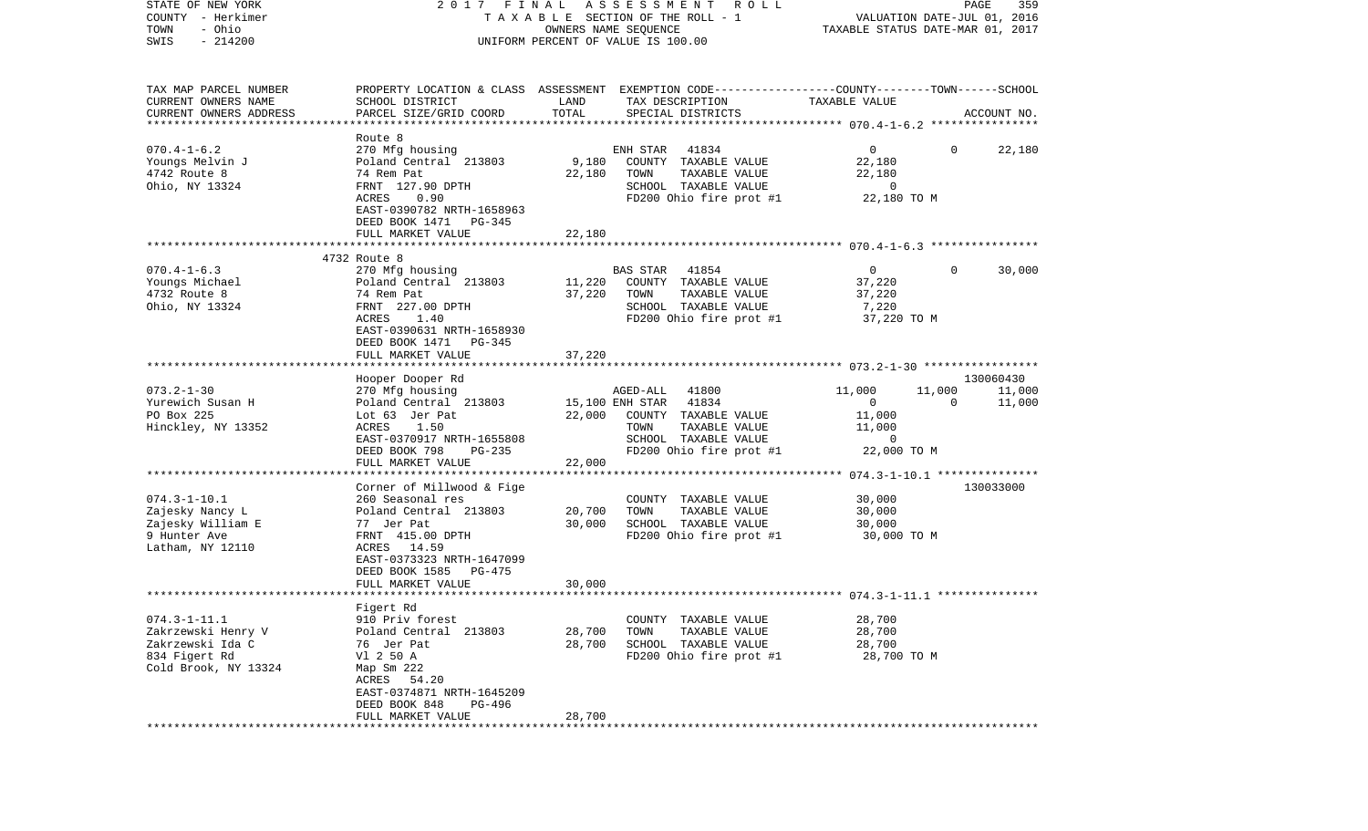STATE OF NEW YORK | 2017 FINAL ASSESSMENT ROLL | PAGE 359
COUNTY - Herkimer | TAXABLE SECTION OF THE ROLL - 1 | VALUATION DATE-JUL 01, 2016
TOWN - Ohio | OWNERS NAME SEQUENCE | TAXABLE STATUS DATE-MAR 01, 2017
SWIS - 214200 | UNIFORM PERCENT OF VALUE IS 100.00

| TAX MAP PARCEL NUMBER / CURRENT OWNERS NAME / CURRENT OWNERS ADDRESS | PROPERTY LOCATION & CLASS / SCHOOL DISTRICT / PARCEL SIZE/GRID COORD | ASSESSMENT LAND / TOTAL | EXEMPTION CODE / TAX DESCRIPTION / SPECIAL DISTRICTS | COUNTY | TOWN | SCHOOL / ACCOUNT NO. |
|---|---|---|---|---|---|---|
| **070.4-1-6.2** | Route 8 | | | | | |
| 070.4-1-6.2 | 270 Mfg housing | | ENH STAR 41834 | 0 | 0 | 22,180 |
| Youngs Melvin J | Poland Central 213803 | 9,180 | COUNTY TAXABLE VALUE | 22,180 | | |
| 4742 Route 8 | 74 Rem Pat | 22,180 | TOWN TAXABLE VALUE | | 22,180 | |
| Ohio, NY 13324 | FRNT 127.90 DPTH | | SCHOOL TAXABLE VALUE | | | 0 |
| | ACRES 0.90 | | FD200 Ohio fire prot #1 | 22,180 TO M | | |
| | EAST-0390782 NRTH-1658963 | | | | | |
| | DEED BOOK 1471 PG-345 | | | | | |
| | FULL MARKET VALUE | 22,180 | | | | |
| **070.4-1-6.3** | 4732 Route 8 | | | | | |
| 070.4-1-6.3 | 270 Mfg housing | | BAS STAR 41854 | 0 | 0 | 30,000 |
| Youngs Michael | Poland Central 213803 | 11,220 | COUNTY TAXABLE VALUE | 37,220 | | |
| 4732 Route 8 | 74 Rem Pat | 37,220 | TOWN TAXABLE VALUE | | 37,220 | |
| Ohio, NY 13324 | FRNT 227.00 DPTH | | SCHOOL TAXABLE VALUE | | | 7,220 |
| | ACRES 1.40 | | FD200 Ohio fire prot #1 | 37,220 TO M | | |
| | EAST-0390631 NRTH-1658930 | | | | | |
| | DEED BOOK 1471 PG-345 | | | | | |
| | FULL MARKET VALUE | 37,220 | | | | |
| **073.2-1-30** | Hooper Dooper Rd | | | | | 130060430 |
| 073.2-1-30 | 270 Mfg housing | | AGED-ALL 41800 | 11,000 | 11,000 | 11,000 |
| Yurewich Susan H | Poland Central 213803 | 15,100 | ENH STAR 41834 | 0 | 0 | 11,000 |
| PO Box 225 | Lot 63 Jer Pat | 22,000 | COUNTY TAXABLE VALUE | 11,000 | | |
| Hinckley, NY 13352 | ACRES 1.50 | | TOWN TAXABLE VALUE | | 11,000 | |
| | EAST-0370917 NRTH-1655808 | | SCHOOL TAXABLE VALUE | | | 0 |
| | DEED BOOK 798 PG-235 | | FD200 Ohio fire prot #1 | 22,000 TO M | | |
| | FULL MARKET VALUE | 22,000 | | | | |
| **074.3-1-10.1** | Corner of Millwood & Fige | | | | | 130033000 |
| 074.3-1-10.1 | 260 Seasonal res | | COUNTY TAXABLE VALUE | 30,000 | | |
| Zajesky Nancy L | Poland Central 213803 | 20,700 | TOWN TAXABLE VALUE | | 30,000 | |
| Zajesky William E | 77 Jer Pat | 30,000 | SCHOOL TAXABLE VALUE | | | 30,000 |
| 9 Hunter Ave | FRNT 415.00 DPTH | | FD200 Ohio fire prot #1 | 30,000 TO M | | |
| Latham, NY 12110 | ACRES 14.59 | | | | | |
| | EAST-0373323 NRTH-1647099 | | | | | |
| | DEED BOOK 1585 PG-475 | | | | | |
| | FULL MARKET VALUE | 30,000 | | | | |
| **074.3-1-11.1** | Figert Rd | | | | | |
| 074.3-1-11.1 | 910 Priv forest | | COUNTY TAXABLE VALUE | 28,700 | | |
| Zakrzewski Henry V | Poland Central 213803 | 28,700 | TOWN TAXABLE VALUE | | 28,700 | |
| Zakrzewski Ida C | 76 Jer Pat | 28,700 | SCHOOL TAXABLE VALUE | | | 28,700 |
| 834 Figert Rd | Vl 2 50 A | | FD200 Ohio fire prot #1 | 28,700 TO M | | |
| Cold Brook, NY 13324 | Map Sm 222 | | | | | |
| | ACRES 54.20 | | | | | |
| | EAST-0374871 NRTH-1645209 | | | | | |
| | DEED BOOK 848 PG-496 | | | | | |
| | FULL MARKET VALUE | 28,700 | | | | |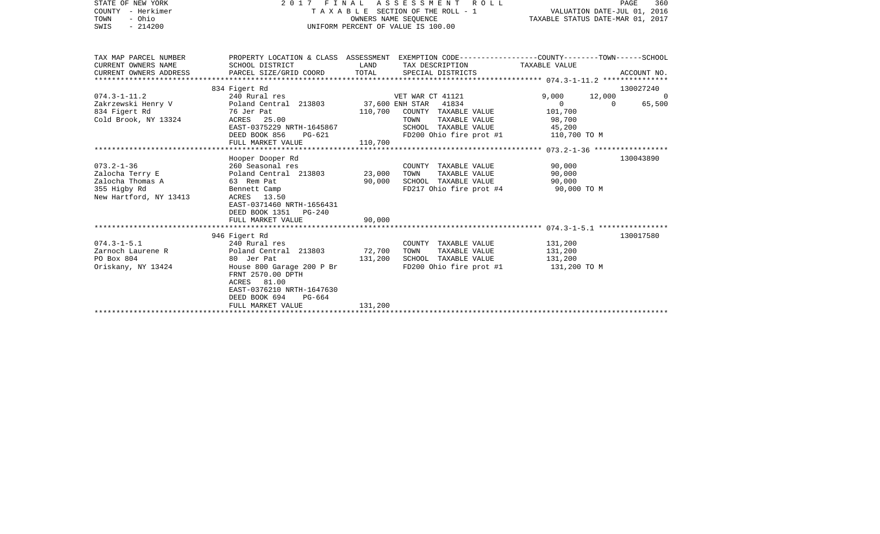STATE OF NEW YORK | 2017 FINAL ASSESSMENT ROLL | VALUATION DATE-JUL 01, 2016
COUNTY - Herkimer | TAXABLE SECTION OF THE ROLL - 1 | TAXABLE STATUS DATE-MAR 01, 2017
TOWN - Ohio | OWNERS NAME SEQUENCE
SWIS - 214200 | UNIFORM PERCENT OF VALUE IS 100.00

| TAX MAP PARCEL NUMBER<br>CURRENT OWNERS NAME<br>CURRENT OWNERS ADDRESS | PROPERTY LOCATION & CLASS<br>SCHOOL DISTRICT<br>PARCEL SIZE/GRID COORD | ASSESSMENT<br>LAND<br>TOTAL | EXEMPTION CODE<br>TAX DESCRIPTION<br>SPECIAL DISTRICTS | COUNTY<br>TAXABLE VALUE | TOWN | SCHOOL<br>ACCOUNT NO. |
|---|---|---|---|---|---|---|
| **074.3-1-11.2** | 834 Figert Rd | | | | | 130027240 |
| 074.3-1-11.2 | 240 Rural res | | VET WAR CT 41121 | 9,000 | 12,000 | 0 |
| Zakrzewski Henry V | Poland Central 213803 | 37,600 | ENH STAR 41834 | 0 | 0 | 65,500 |
| 834 Figert Rd | 76 Jer Pat | 110,700 | COUNTY TAXABLE VALUE | 101,700 | | |
| Cold Brook, NY 13324 | ACRES 25.00 | | TOWN TAXABLE VALUE | 98,700 | | |
| | EAST-0375229 NRTH-1645867 | | SCHOOL TAXABLE VALUE | 45,200 | | |
| | DEED BOOK 856 PG-621 | | FD200 Ohio fire prot #1 | 110,700 TO M | | |
| | FULL MARKET VALUE | 110,700 | | | | |
| **073.2-1-36** | Hooper Dooper Rd | | | | | 130043890 |
| 073.2-1-36 | 260 Seasonal res | | COUNTY TAXABLE VALUE | 90,000 | | |
| Zalocha Terry E | Poland Central 213803 | 23,000 | TOWN TAXABLE VALUE | 90,000 | | |
| Zalocha Thomas A | 63 Rem Pat | 90,000 | SCHOOL TAXABLE VALUE | 90,000 | | |
| 355 Higby Rd | Bennett Camp | | FD217 Ohio fire prot #4 | 90,000 TO M | | |
| New Hartford, NY 13413 | ACRES 13.50 | | | | | |
| | EAST-0371460 NRTH-1656431 | | | | | |
| | DEED BOOK 1351 PG-240 | | | | | |
| | FULL MARKET VALUE | 90,000 | | | | |
| **074.3-1-5.1** | 946 Figert Rd | | | | | 130017580 |
| 074.3-1-5.1 | 240 Rural res | | COUNTY TAXABLE VALUE | 131,200 | | |
| Zarnoch Laurene R | Poland Central 213803 | 72,700 | TOWN TAXABLE VALUE | 131,200 | | |
| PO Box 804 | 80 Jer Pat | 131,200 | SCHOOL TAXABLE VALUE | 131,200 | | |
| Oriskany, NY 13424 | House 800 Garage 200 P Br | | FD200 Ohio fire prot #1 | 131,200 TO M | | |
| | FRNT 2570.00 DPTH | | | | | |
| | ACRES 81.00 | | | | | |
| | EAST-0376210 NRTH-1647630 | | | | | |
| | DEED BOOK 694 PG-664 | | | | | |
| | FULL MARKET VALUE | 131,200 | | | | |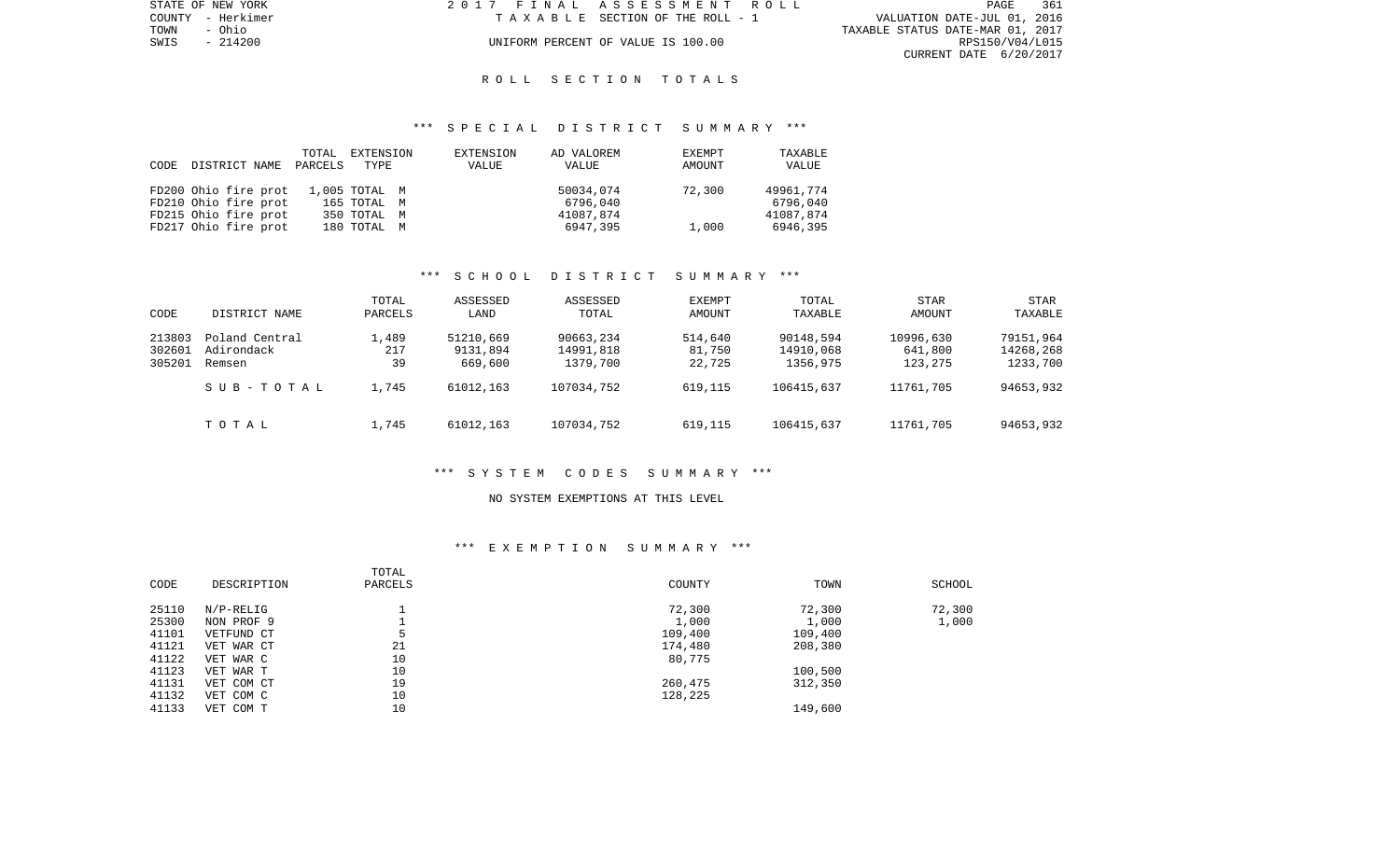STATE OF NEW YORK
COUNTY - Herkimer
TOWN - Ohio
SWIS - 214200

2017 FINAL ASSESSMENT ROLL
TAXABLE SECTION OF THE ROLL - 1
UNIFORM PERCENT OF VALUE IS 100.00

VALUATION DATE-JUL 01, 2016
TAXABLE STATUS DATE-MAR 01, 2017
RPS150/V04/L015
CURRENT DATE 6/20/2017

# ROLL SECTION TOTALS

## *** SPECIAL DISTRICT SUMMARY ***

| CODE | DISTRICT NAME | TOTAL PARCELS | EXTENSION TYPE | EXTENSION VALUE | AD VALOREM VALUE | EXEMPT AMOUNT | TAXABLE VALUE |
|---|---|---|---|---|---|---|---|
| FD200 | Ohio fire prot | 1,005 | TOTAL M | | 50034,074 | 72,300 | 49961,774 |
| FD210 | Ohio fire prot | 165 | TOTAL M | | 6796,040 | | 6796,040 |
| FD215 | Ohio fire prot | 350 | TOTAL M | | 41087,874 | | 41087,874 |
| FD217 | Ohio fire prot | 180 | TOTAL M | | 6947,395 | 1,000 | 6946,395 |

## *** SCHOOL DISTRICT SUMMARY ***

| CODE | DISTRICT NAME | TOTAL PARCELS | ASSESSED LAND | ASSESSED TOTAL | EXEMPT AMOUNT | TOTAL TAXABLE | STAR AMOUNT | STAR TAXABLE |
|---|---|---|---|---|---|---|---|---|
| 213803 | Poland Central | 1,489 | 51210,669 | 90663,234 | 514,640 | 90148,594 | 10996,630 | 79151,964 |
| 302601 | Adirondack | 217 | 9131,894 | 14991,818 | 81,750 | 14910,068 | 641,800 | 14268,268 |
| 305201 | Remsen | 39 | 669,600 | 1379,700 | 22,725 | 1356,975 | 123,275 | 1233,700 |
| | SUB-TOTAL | 1,745 | 61012,163 | 107034,752 | 619,115 | 106415,637 | 11761,705 | 94653,932 |
| | TOTAL | 1,745 | 61012,163 | 107034,752 | 619,115 | 106415,637 | 11761,705 | 94653,932 |

## *** SYSTEM CODES SUMMARY ***

NO SYSTEM EXEMPTIONS AT THIS LEVEL

## *** EXEMPTION SUMMARY ***

| CODE | DESCRIPTION | TOTAL PARCELS | COUNTY | TOWN | SCHOOL |
|---|---|---|---|---|---|
| 25110 | N/P-RELIG | 1 | 72,300 | 72,300 | 72,300 |
| 25300 | NON PROF 9 | 1 | 1,000 | 1,000 | 1,000 |
| 41101 | VETFUND CT | 5 | 109,400 | 109,400 | |
| 41121 | VET WAR CT | 21 | 174,480 | 208,380 | |
| 41122 | VET WAR C | 10 | 80,775 | | |
| 41123 | VET WAR T | 10 | | 100,500 | |
| 41131 | VET COM CT | 19 | 260,475 | 312,350 | |
| 41132 | VET COM C | 10 | 128,225 | | |
| 41133 | VET COM T | 10 | | 149,600 | |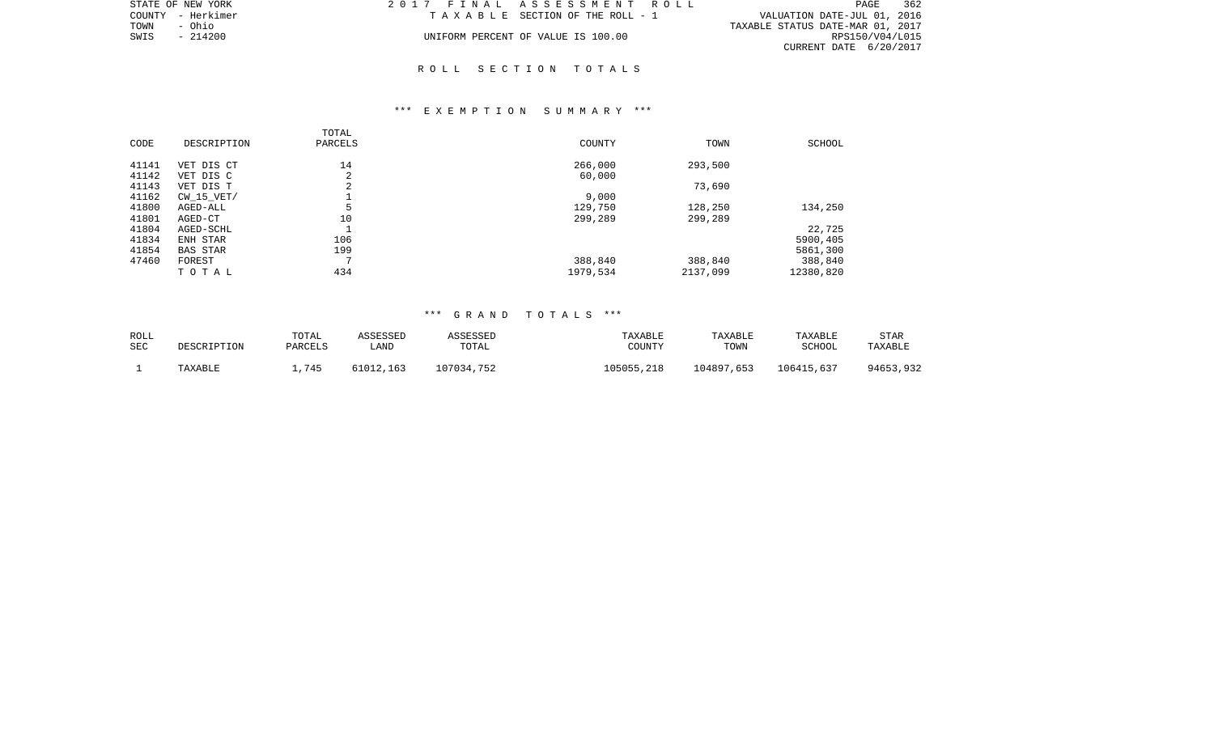STATE OF NEW YORK | COUNTY - Herkimer | TOWN - Ohio | SWIS - 214200

2017 FINAL ASSESSMENT ROLL
TAXABLE SECTION OF THE ROLL - 1
UNIFORM PERCENT OF VALUE IS 100.00

VALUATION DATE-JUL 01, 2016
TAXABLE STATUS DATE-MAR 01, 2017
RPS150/V04/L015
CURRENT DATE 6/20/2017

## ROLL SECTION TOTALS

### *** EXEMPTION SUMMARY ***

| CODE | DESCRIPTION | TOTAL PARCELS | COUNTY | TOWN | SCHOOL |
|---|---|---|---|---|---|
| 41141 | VET DIS CT | 14 | 266,000 | 293,500 | |
| 41142 | VET DIS C | 2 | 60,000 | | |
| 41143 | VET DIS T | 2 | | 73,690 | |
| 41162 | CW_15_VET/ | 1 | 9,000 | | |
| 41800 | AGED-ALL | 5 | 129,750 | 128,250 | 134,250 |
| 41801 | AGED-CT | 10 | 299,289 | 299,289 | |
| 41804 | AGED-SCHL | 1 | | | 22,725 |
| 41834 | ENH STAR | 106 | | | 5900,405 |
| 41854 | BAS STAR | 199 | | | 5861,300 |
| 47460 | FOREST | 7 | 388,840 | 388,840 | 388,840 |
| | TOTAL | 434 | 1979,534 | 2137,099 | 12380,820 |

### *** GRAND TOTALS ***

| ROLL SEC | DESCRIPTION | TOTAL PARCELS | ASSESSED LAND | ASSESSED TOTAL | TAXABLE COUNTY | TAXABLE TOWN | TAXABLE SCHOOL | STAR TAXABLE |
|---|---|---|---|---|---|---|---|---|
| 1 | TAXABLE | 1,745 | 61012,163 | 107034,752 | 105055,218 | 104897,653 | 106415,637 | 94653,932 |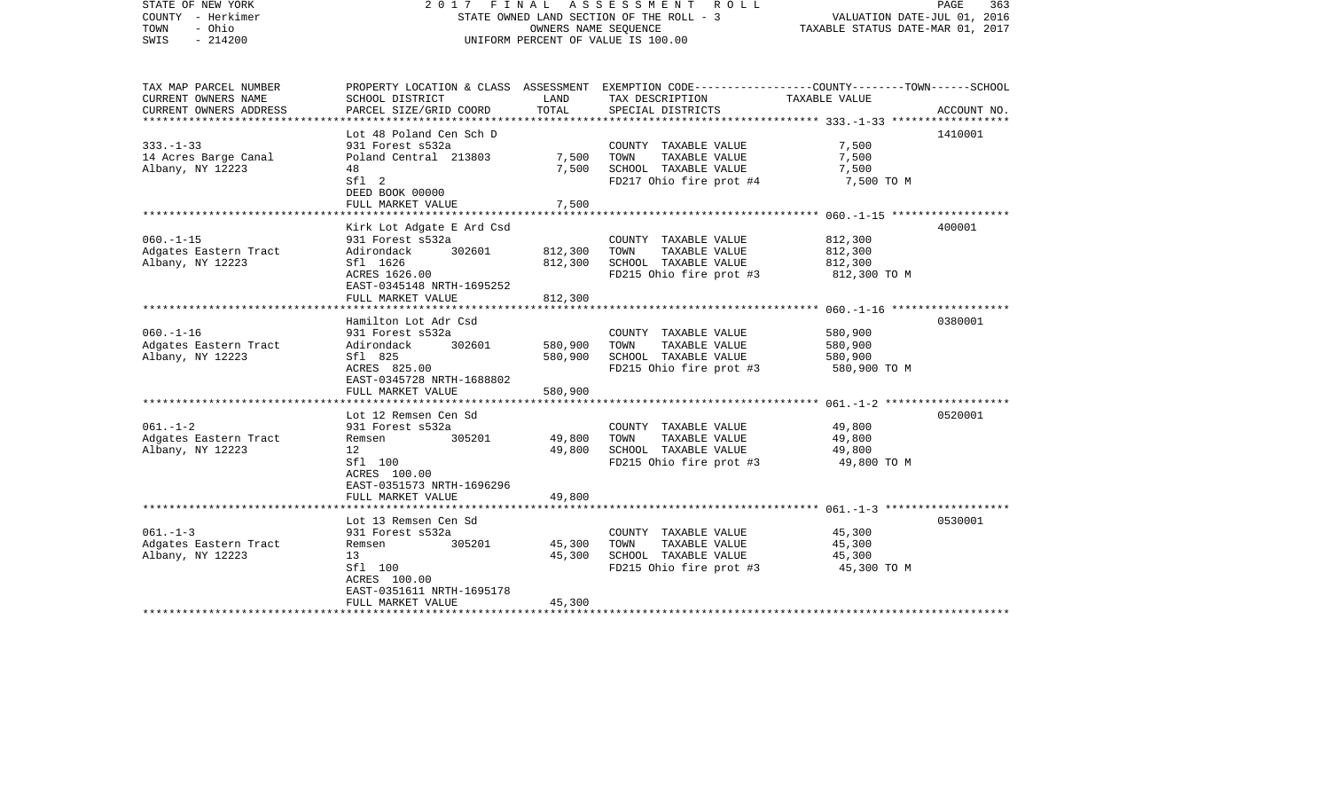STATE OF NEW YORK | 2017 FINAL ASSESSMENT ROLL
COUNTY - Herkimer | STATE OWNED LAND SECTION OF THE ROLL - 3 | VALUATION DATE-JUL 01, 2016
TOWN - Ohio | OWNERS NAME SEQUENCE | TAXABLE STATUS DATE-MAR 01, 2017
SWIS - 214200 | UNIFORM PERCENT OF VALUE IS 100.00

| TAX MAP PARCEL NUMBER / CURRENT OWNERS NAME / CURRENT OWNERS ADDRESS | PROPERTY LOCATION & CLASS / SCHOOL DISTRICT / PARCEL SIZE/GRID COORD | ASSESSMENT LAND | ASSESSMENT TOTAL | EXEMPTION CODE / TAX DESCRIPTION / SPECIAL DISTRICTS | TAXABLE VALUE (COUNTY--------TOWN------SCHOOL) | ACCOUNT NO. |
|---|---|---|---|---|---|---|
| 333.-1-33 | Lot 48 Poland Cen Sch D | | | | | 1410001 |
| 14 Acres Barge Canal | 931 Forest s532a | | | COUNTY TAXABLE VALUE | 7,500 | |
| Albany, NY 12223 | Poland Central 213803 | 7,500 | | TOWN TAXABLE VALUE | 7,500 | |
| | 48 | | 7,500 | SCHOOL TAXABLE VALUE | 7,500 | |
| | Sfl 2 | | | FD217 Ohio fire prot #4 | 7,500 TO M | |
| | DEED BOOK 00000 | | | | | |
| | FULL MARKET VALUE | | 7,500 | | | |
| 060.-1-15 | Kirk Lot Adgate E Ard Csd | | | | | 400001 |
| Adgates Eastern Tract | 931 Forest s532a | | | COUNTY TAXABLE VALUE | 812,300 | |
| Albany, NY 12223 | Adirondack 302601 | 812,300 | | TOWN TAXABLE VALUE | 812,300 | |
| | Sfl 1626 | | 812,300 | SCHOOL TAXABLE VALUE | 812,300 | |
| | ACRES 1626.00 | | | FD215 Ohio fire prot #3 | 812,300 TO M | |
| | EAST-0345148 NRTH-1695252 | | | | | |
| | FULL MARKET VALUE | | 812,300 | | | |
| 060.-1-16 | Hamilton Lot Adr Csd | | | | | 0380001 |
| Adgates Eastern Tract | 931 Forest s532a | | | COUNTY TAXABLE VALUE | 580,900 | |
| Albany, NY 12223 | Adirondack 302601 | 580,900 | | TOWN TAXABLE VALUE | 580,900 | |
| | Sfl 825 | | 580,900 | SCHOOL TAXABLE VALUE | 580,900 | |
| | ACRES 825.00 | | | FD215 Ohio fire prot #3 | 580,900 TO M | |
| | EAST-0345728 NRTH-1688802 | | | | | |
| | FULL MARKET VALUE | | 580,900 | | | |
| 061.-1-2 | Lot 12 Remsen Cen Sd | | | | | 0520001 |
| Adgates Eastern Tract | 931 Forest s532a | | | COUNTY TAXABLE VALUE | 49,800 | |
| Albany, NY 12223 | Remsen 305201 | 49,800 | | TOWN TAXABLE VALUE | 49,800 | |
| | 12 | | 49,800 | SCHOOL TAXABLE VALUE | 49,800 | |
| | Sfl 100 | | | FD215 Ohio fire prot #3 | 49,800 TO M | |
| | ACRES 100.00 | | | | | |
| | EAST-0351573 NRTH-1696296 | | | | | |
| | FULL MARKET VALUE | | 49,800 | | | |
| 061.-1-3 | Lot 13 Remsen Cen Sd | | | | | 0530001 |
| Adgates Eastern Tract | 931 Forest s532a | | | COUNTY TAXABLE VALUE | 45,300 | |
| Albany, NY 12223 | Remsen 305201 | 45,300 | | TOWN TAXABLE VALUE | 45,300 | |
| | 13 | | 45,300 | SCHOOL TAXABLE VALUE | 45,300 | |
| | Sfl 100 | | | FD215 Ohio fire prot #3 | 45,300 TO M | |
| | ACRES 100.00 | | | | | |
| | EAST-0351611 NRTH-1695178 | | | | | |
| | FULL MARKET VALUE | | 45,300 | | | |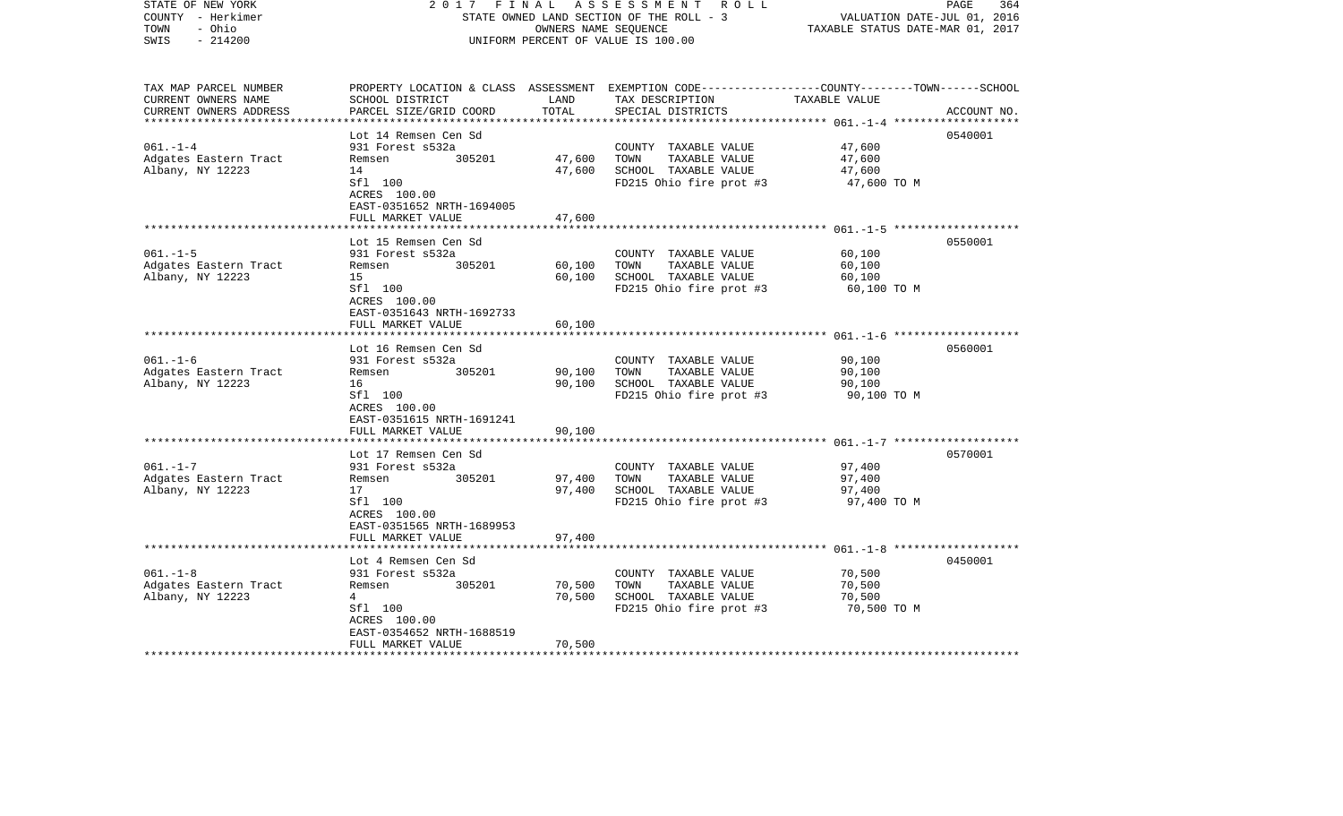STATE OF NEW YORK — 2017 FINAL ASSESSMENT ROLL
COUNTY - Herkimer — STATE OWNED LAND SECTION OF THE ROLL - 3 — VALUATION DATE-JUL 01, 2016
TOWN - Ohio — OWNERS NAME SEQUENCE — TAXABLE STATUS DATE-MAR 01, 2017
SWIS - 214200 — UNIFORM PERCENT OF VALUE IS 100.00

| TAX MAP PARCEL NUMBER / CURRENT OWNERS NAME / CURRENT OWNERS ADDRESS | PROPERTY LOCATION & CLASS / SCHOOL DISTRICT / PARCEL SIZE/GRID COORD | ASSESSMENT LAND / TOTAL | EXEMPTION CODE / TAX DESCRIPTION / SPECIAL DISTRICTS | COUNTY--TOWN--SCHOOL TAXABLE VALUE | ACCOUNT NO. |
|---|---|---|---|---|---|
| 061.-1-4 | Lot 14 Remsen Cen Sd | | | | 0540001 |
| Adgates Eastern Tract | 931 Forest s532a | | COUNTY TAXABLE VALUE | 47,600 | |
| Albany, NY 12223 | Remsen 305201 | 47,600 | TOWN TAXABLE VALUE | 47,600 | |
| | 14 | 47,600 | SCHOOL TAXABLE VALUE | 47,600 | |
| | Sfl 100 | | FD215 Ohio fire prot #3 | 47,600 TO M | |
| | ACRES 100.00 | | | | |
| | EAST-0351652 NRTH-1694005 | | | | |
| | FULL MARKET VALUE | 47,600 | | | |
| 061.-1-5 | Lot 15 Remsen Cen Sd | | | | 0550001 |
| Adgates Eastern Tract | 931 Forest s532a | | COUNTY TAXABLE VALUE | 60,100 | |
| Albany, NY 12223 | Remsen 305201 | 60,100 | TOWN TAXABLE VALUE | 60,100 | |
| | 15 | 60,100 | SCHOOL TAXABLE VALUE | 60,100 | |
| | Sfl 100 | | FD215 Ohio fire prot #3 | 60,100 TO M | |
| | ACRES 100.00 | | | | |
| | EAST-0351643 NRTH-1692733 | | | | |
| | FULL MARKET VALUE | 60,100 | | | |
| 061.-1-6 | Lot 16 Remsen Cen Sd | | | | 0560001 |
| Adgates Eastern Tract | 931 Forest s532a | | COUNTY TAXABLE VALUE | 90,100 | |
| Albany, NY 12223 | Remsen 305201 | 90,100 | TOWN TAXABLE VALUE | 90,100 | |
| | 16 | 90,100 | SCHOOL TAXABLE VALUE | 90,100 | |
| | Sfl 100 | | FD215 Ohio fire prot #3 | 90,100 TO M | |
| | ACRES 100.00 | | | | |
| | EAST-0351615 NRTH-1691241 | | | | |
| | FULL MARKET VALUE | 90,100 | | | |
| 061.-1-7 | Lot 17 Remsen Cen Sd | | | | 0570001 |
| Adgates Eastern Tract | 931 Forest s532a | | COUNTY TAXABLE VALUE | 97,400 | |
| Albany, NY 12223 | Remsen 305201 | 97,400 | TOWN TAXABLE VALUE | 97,400 | |
| | 17 | 97,400 | SCHOOL TAXABLE VALUE | 97,400 | |
| | Sfl 100 | | FD215 Ohio fire prot #3 | 97,400 TO M | |
| | ACRES 100.00 | | | | |
| | EAST-0351565 NRTH-1689953 | | | | |
| | FULL MARKET VALUE | 97,400 | | | |
| 061.-1-8 | Lot 4 Remsen Cen Sd | | | | 0450001 |
| Adgates Eastern Tract | 931 Forest s532a | | COUNTY TAXABLE VALUE | 70,500 | |
| Albany, NY 12223 | Remsen 305201 | 70,500 | TOWN TAXABLE VALUE | 70,500 | |
| | 4 | 70,500 | SCHOOL TAXABLE VALUE | 70,500 | |
| | Sfl 100 | | FD215 Ohio fire prot #3 | 70,500 TO M | |
| | ACRES 100.00 | | | | |
| | EAST-0354652 NRTH-1688519 | | | | |
| | FULL MARKET VALUE | 70,500 | | | |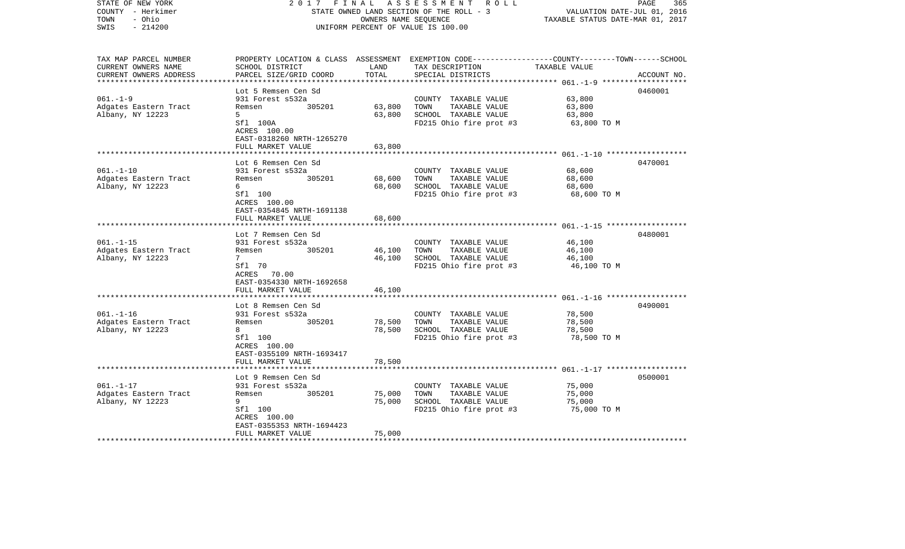STATE OF NEW YORK 2 0 1 7 F I N A L A S S E S S M E N T R O L L
COUNTY - Herkimer STATE OWNED LAND SECTION OF THE ROLL - 3 VALUATION DATE-JUL 01, 2016
TOWN - Ohio OWNERS NAME SEQUENCE TAXABLE STATUS DATE-MAR 01, 2017
SWIS - 214200 UNIFORM PERCENT OF VALUE IS 100.00

| TAX MAP PARCEL NUMBER<br>CURRENT OWNERS NAME<br>CURRENT OWNERS ADDRESS | PROPERTY LOCATION & CLASS<br>SCHOOL DISTRICT<br>PARCEL SIZE/GRID COORD | ASSESSMENT<br>LAND<br>TOTAL | EXEMPTION CODE<br>TAX DESCRIPTION<br>SPECIAL DISTRICTS | COUNTY--------TOWN------SCHOOL<br>TAXABLE VALUE | ACCOUNT NO. |
|---|---|---|---|---|---|
| 061.-1-9 | Lot 5 Remsen Cen Sd | | | | 0460001 |
| 061.-1-9 | 931 Forest s532a | | COUNTY TAXABLE VALUE | 63,800 | |
| Adgates Eastern Tract | Remsen 305201 | 63,800 | TOWN TAXABLE VALUE | 63,800 | |
| Albany, NY 12223 | 5 | 63,800 | SCHOOL TAXABLE VALUE | 63,800 | |
| | Sfl 100A | | FD215 Ohio fire prot #3 | 63,800 TO M | |
| | ACRES 100.00 | | | | |
| | EAST-0318260 NRTH-1265270 | | | | |
| | FULL MARKET VALUE | 63,800 | | | |
| 061.-1-10 | Lot 6 Remsen Cen Sd | | | | 0470001 |
| 061.-1-10 | 931 Forest s532a | | COUNTY TAXABLE VALUE | 68,600 | |
| Adgates Eastern Tract | Remsen 305201 | 68,600 | TOWN TAXABLE VALUE | 68,600 | |
| Albany, NY 12223 | 6 | 68,600 | SCHOOL TAXABLE VALUE | 68,600 | |
| | Sfl 100 | | FD215 Ohio fire prot #3 | 68,600 TO M | |
| | ACRES 100.00 | | | | |
| | EAST-0354845 NRTH-1691138 | | | | |
| | FULL MARKET VALUE | 68,600 | | | |
| 061.-1-15 | Lot 7 Remsen Cen Sd | | | | 0480001 |
| 061.-1-15 | 931 Forest s532a | | COUNTY TAXABLE VALUE | 46,100 | |
| Adgates Eastern Tract | Remsen 305201 | 46,100 | TOWN TAXABLE VALUE | 46,100 | |
| Albany, NY 12223 | 7 | 46,100 | SCHOOL TAXABLE VALUE | 46,100 | |
| | Sfl 70 | | FD215 Ohio fire prot #3 | 46,100 TO M | |
| | ACRES 70.00 | | | | |
| | EAST-0354330 NRTH-1692658 | | | | |
| | FULL MARKET VALUE | 46,100 | | | |
| 061.-1-16 | Lot 8 Remsen Cen Sd | | | | 0490001 |
| 061.-1-16 | 931 Forest s532a | | COUNTY TAXABLE VALUE | 78,500 | |
| Adgates Eastern Tract | Remsen 305201 | 78,500 | TOWN TAXABLE VALUE | 78,500 | |
| Albany, NY 12223 | 8 | 78,500 | SCHOOL TAXABLE VALUE | 78,500 | |
| | Sfl 100 | | FD215 Ohio fire prot #3 | 78,500 TO M | |
| | ACRES 100.00 | | | | |
| | EAST-0355109 NRTH-1693417 | | | | |
| | FULL MARKET VALUE | 78,500 | | | |
| 061.-1-17 | Lot 9 Remsen Cen Sd | | | | 0500001 |
| 061.-1-17 | 931 Forest s532a | | COUNTY TAXABLE VALUE | 75,000 | |
| Adgates Eastern Tract | Remsen 305201 | 75,000 | TOWN TAXABLE VALUE | 75,000 | |
| Albany, NY 12223 | 9 | 75,000 | SCHOOL TAXABLE VALUE | 75,000 | |
| | Sfl 100 | | FD215 Ohio fire prot #3 | 75,000 TO M | |
| | ACRES 100.00 | | | | |
| | EAST-0355353 NRTH-1694423 | | | | |
| | FULL MARKET VALUE | 75,000 | | | |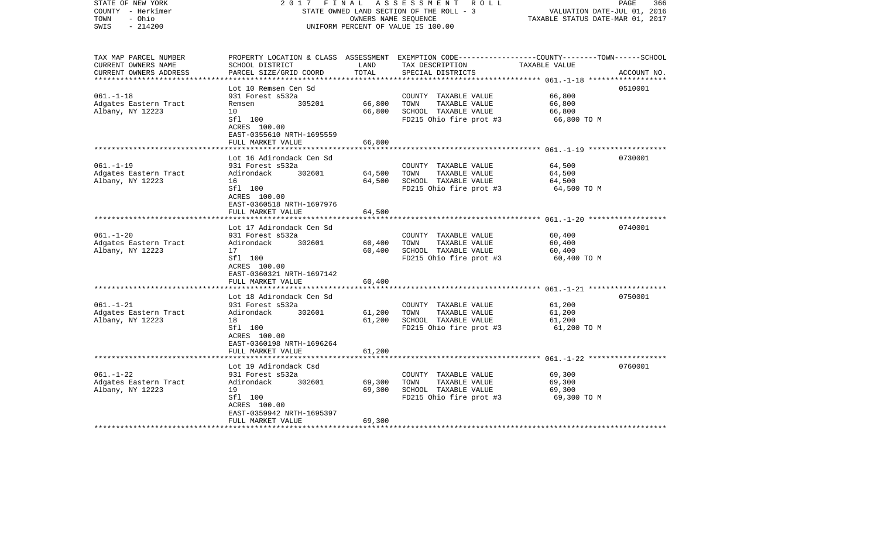STATE OF NEW YORK  
COUNTY - Herkimer  
TOWN - Ohio  
SWIS - 214200

2017 FINAL ASSESSMENT ROLL  
STATE OWNED LAND SECTION OF THE ROLL - 3  
OWNERS NAME SEQUENCE  
UNIFORM PERCENT OF VALUE IS 100.00

VALUATION DATE-JUL 01, 2016  
TAXABLE STATUS DATE-MAR 01, 2017

| TAX MAP PARCEL NUMBER / CURRENT OWNERS NAME / CURRENT OWNERS ADDRESS | PROPERTY LOCATION & CLASS / SCHOOL DISTRICT / PARCEL SIZE/GRID COORD | ASSESSMENT LAND | TOTAL | EXEMPTION CODE / TAX DESCRIPTION / SPECIAL DISTRICTS | TAXABLE VALUE (COUNTY--TOWN--SCHOOL) | ACCOUNT NO. |
|---|---|---|---|---|---|---|
| 061.-1-18 | Lot 10 Remsen Cen Sd | | | | | 0510001 |
| | 931 Forest s532a | | | COUNTY TAXABLE VALUE | 66,800 | |
| Adgates Eastern Tract | Remsen 305201 | 66,800 | | TOWN TAXABLE VALUE | 66,800 | |
| Albany, NY 12223 | 10 | | 66,800 | SCHOOL TAXABLE VALUE | 66,800 | |
| | Sfl 100 | | | FD215 Ohio fire prot #3 | 66,800 TO M | |
| | ACRES 100.00 | | | | | |
| | EAST-0355610 NRTH-1695559 | | | | | |
| | FULL MARKET VALUE | | 66,800 | | | |
| 061.-1-19 | Lot 16 Adirondack Cen Sd | | | | | 0730001 |
| | 931 Forest s532a | | | COUNTY TAXABLE VALUE | 64,500 | |
| Adgates Eastern Tract | Adirondack 302601 | 64,500 | | TOWN TAXABLE VALUE | 64,500 | |
| Albany, NY 12223 | 16 | | 64,500 | SCHOOL TAXABLE VALUE | 64,500 | |
| | Sfl 100 | | | FD215 Ohio fire prot #3 | 64,500 TO M | |
| | ACRES 100.00 | | | | | |
| | EAST-0360518 NRTH-1697976 | | | | | |
| | FULL MARKET VALUE | | 64,500 | | | |
| 061.-1-20 | Lot 17 Adirondack Cen Sd | | | | | 0740001 |
| | 931 Forest s532a | | | COUNTY TAXABLE VALUE | 60,400 | |
| Adgates Eastern Tract | Adirondack 302601 | 60,400 | | TOWN TAXABLE VALUE | 60,400 | |
| Albany, NY 12223 | 17 | | 60,400 | SCHOOL TAXABLE VALUE | 60,400 | |
| | Sfl 100 | | | FD215 Ohio fire prot #3 | 60,400 TO M | |
| | ACRES 100.00 | | | | | |
| | EAST-0360321 NRTH-1697142 | | | | | |
| | FULL MARKET VALUE | | 60,400 | | | |
| 061.-1-21 | Lot 18 Adirondack Cen Sd | | | | | 0750001 |
| | 931 Forest s532a | | | COUNTY TAXABLE VALUE | 61,200 | |
| Adgates Eastern Tract | Adirondack 302601 | 61,200 | | TOWN TAXABLE VALUE | 61,200 | |
| Albany, NY 12223 | 18 | | 61,200 | SCHOOL TAXABLE VALUE | 61,200 | |
| | Sfl 100 | | | FD215 Ohio fire prot #3 | 61,200 TO M | |
| | ACRES 100.00 | | | | | |
| | EAST-0360198 NRTH-1696264 | | | | | |
| | FULL MARKET VALUE | | 61,200 | | | |
| 061.-1-22 | Lot 19 Adirondack Csd | | | | | 0760001 |
| | 931 Forest s532a | | | COUNTY TAXABLE VALUE | 69,300 | |
| Adgates Eastern Tract | Adirondack 302601 | 69,300 | | TOWN TAXABLE VALUE | 69,300 | |
| Albany, NY 12223 | 19 | | 69,300 | SCHOOL TAXABLE VALUE | 69,300 | |
| | Sfl 100 | | | FD215 Ohio fire prot #3 | 69,300 TO M | |
| | ACRES 100.00 | | | | | |
| | EAST-0359942 NRTH-1695397 | | | | | |
| | FULL MARKET VALUE | | 69,300 | | | |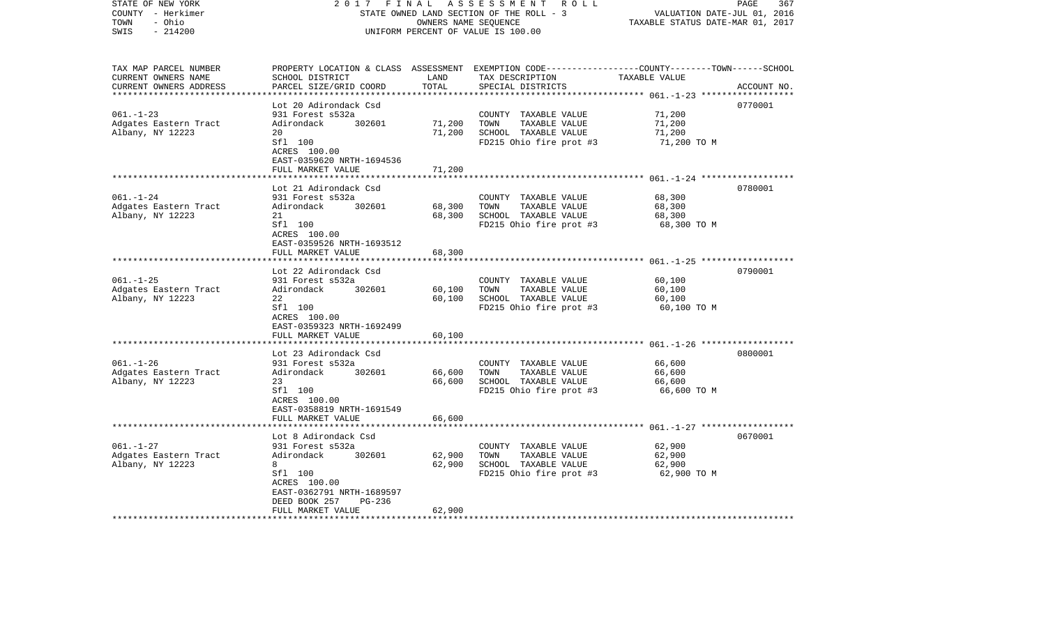STATE OF NEW YORK — 2017 FINAL ASSESSMENT ROLL
COUNTY - Herkimer — STATE OWNED LAND SECTION OF THE ROLL - 3 — VALUATION DATE-JUL 01, 2016
TOWN - Ohio — OWNERS NAME SEQUENCE — TAXABLE STATUS DATE-MAR 01, 2017
SWIS - 214200 — UNIFORM PERCENT OF VALUE IS 100.00

| TAX MAP PARCEL NUMBER<br>CURRENT OWNERS NAME<br>CURRENT OWNERS ADDRESS | PROPERTY LOCATION & CLASS<br>SCHOOL DISTRICT<br>PARCEL SIZE/GRID COORD | ASSESSMENT<br>LAND<br>TOTAL | EXEMPTION CODE-----COUNTY-----TOWN-----SCHOOL<br>TAX DESCRIPTION<br>SPECIAL DISTRICTS | TAXABLE VALUE | ACCOUNT NO. |
|---|---|---|---|---|---|
| 061.-1-23<br>Adgates Eastern Tract<br>Albany, NY 12223 | Lot 20 Adirondack Csd<br>931 Forest s532a<br>Adirondack 302601<br>20<br>Sfl 100<br>ACRES 100.00<br>EAST-0359620 NRTH-1694536<br>FULL MARKET VALUE | <br><br>71,200<br>71,200<br><br><br><br>71,200 | <br>COUNTY TAXABLE VALUE<br>TOWN TAXABLE VALUE<br>SCHOOL TAXABLE VALUE<br>FD215 Ohio fire prot #3 | <br>71,200<br>71,200<br>71,200<br>71,200 TO M | 0770001 |
| 061.-1-24<br>Adgates Eastern Tract<br>Albany, NY 12223 | Lot 21 Adirondack Csd<br>931 Forest s532a<br>Adirondack 302601<br>21<br>Sfl 100<br>ACRES 100.00<br>EAST-0359526 NRTH-1693512<br>FULL MARKET VALUE | <br><br>68,300<br>68,300<br><br><br><br>68,300 | <br>COUNTY TAXABLE VALUE<br>TOWN TAXABLE VALUE<br>SCHOOL TAXABLE VALUE<br>FD215 Ohio fire prot #3 | <br>68,300<br>68,300<br>68,300<br>68,300 TO M | 0780001 |
| 061.-1-25<br>Adgates Eastern Tract<br>Albany, NY 12223 | Lot 22 Adirondack Csd<br>931 Forest s532a<br>Adirondack 302601<br>22<br>Sfl 100<br>ACRES 100.00<br>EAST-0359323 NRTH-1692499<br>FULL MARKET VALUE | <br><br>60,100<br>60,100<br><br><br><br>60,100 | <br>COUNTY TAXABLE VALUE<br>TOWN TAXABLE VALUE<br>SCHOOL TAXABLE VALUE<br>FD215 Ohio fire prot #3 | <br>60,100<br>60,100<br>60,100<br>60,100 TO M | 0790001 |
| 061.-1-26<br>Adgates Eastern Tract<br>Albany, NY 12223 | Lot 23 Adirondack Csd<br>931 Forest s532a<br>Adirondack 302601<br>23<br>Sfl 100<br>ACRES 100.00<br>EAST-0358819 NRTH-1691549<br>FULL MARKET VALUE | <br><br>66,600<br>66,600<br><br><br><br>66,600 | <br>COUNTY TAXABLE VALUE<br>TOWN TAXABLE VALUE<br>SCHOOL TAXABLE VALUE<br>FD215 Ohio fire prot #3 | <br>66,600<br>66,600<br>66,600<br>66,600 TO M | 0800001 |
| 061.-1-27<br>Adgates Eastern Tract<br>Albany, NY 12223 | Lot 8 Adirondack Csd<br>931 Forest s532a<br>Adirondack 302601<br>8<br>Sfl 100<br>ACRES 100.00<br>EAST-0362791 NRTH-1689597<br>DEED BOOK 257 PG-236<br>FULL MARKET VALUE | <br><br>62,900<br>62,900<br><br><br><br><br>62,900 | <br>COUNTY TAXABLE VALUE<br>TOWN TAXABLE VALUE<br>SCHOOL TAXABLE VALUE<br>FD215 Ohio fire prot #3 | <br>62,900<br>62,900<br>62,900<br>62,900 TO M | 0670001 |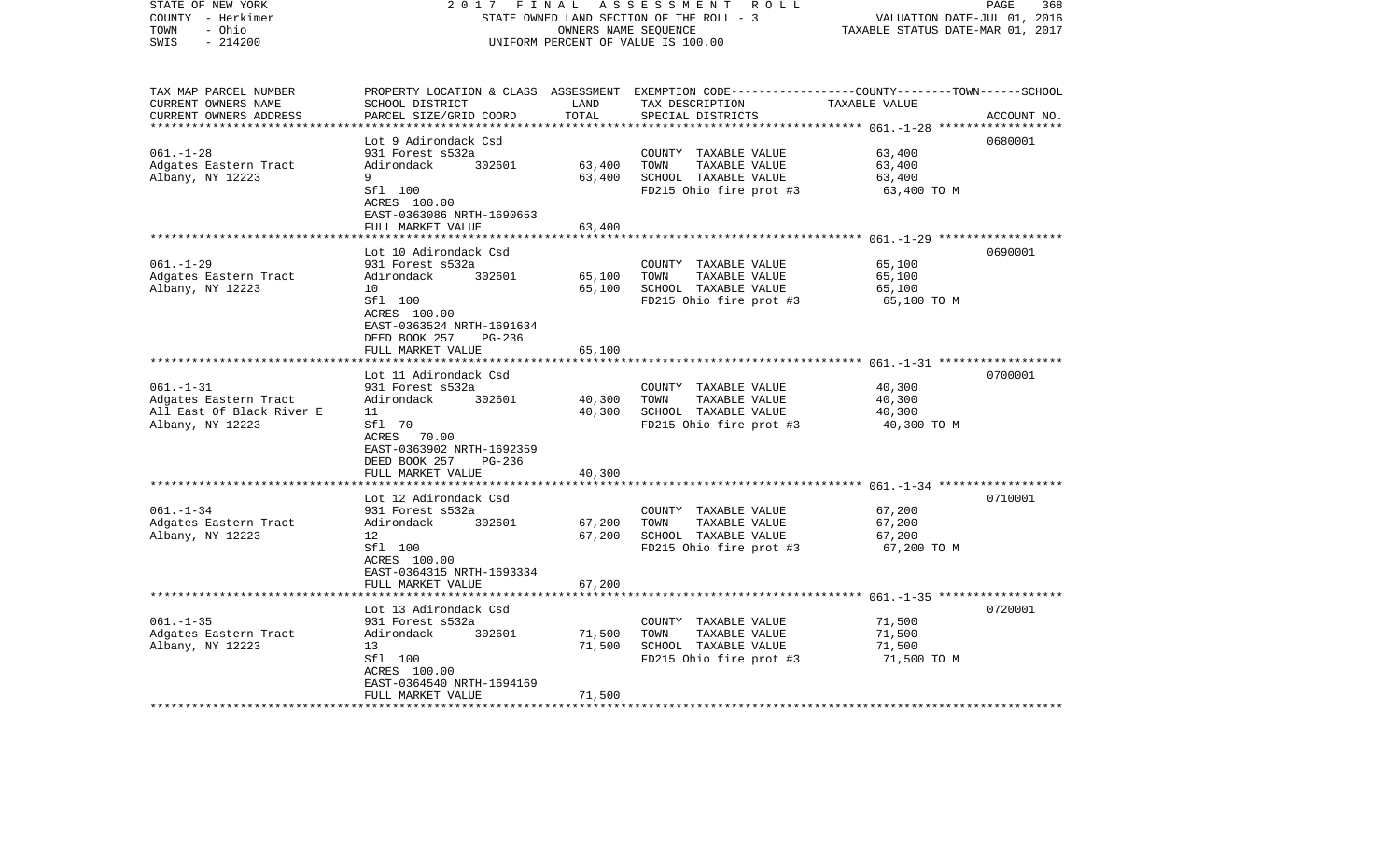STATE OF NEW YORK 2 0 1 7 F I N A L A S S E S S M E N T R O L L
COUNTY - Herkimer STATE OWNED LAND SECTION OF THE ROLL - 3 VALUATION DATE-JUL 01, 2016
TOWN - Ohio OWNERS NAME SEQUENCE TAXABLE STATUS DATE-MAR 01, 2017
SWIS - 214200 UNIFORM PERCENT OF VALUE IS 100.00

| TAX MAP PARCEL NUMBER / CURRENT OWNERS NAME / CURRENT OWNERS ADDRESS | PROPERTY LOCATION & CLASS / SCHOOL DISTRICT / PARCEL SIZE/GRID COORD | ASSESSMENT LAND | TOTAL | EXEMPTION CODE / TAX DESCRIPTION / SPECIAL DISTRICTS | TAXABLE VALUE (COUNTY / TOWN / SCHOOL) | ACCOUNT NO. |
|---|---|---|---|---|---|---|
| 061.-1-28 | Lot 9 Adirondack Csd | | | | | 0680001 |
| Adgates Eastern Tract | 931 Forest s532a | | | COUNTY TAXABLE VALUE | 63,400 | |
| Albany, NY 12223 | Adirondack 302601 | 63,400 | | TOWN TAXABLE VALUE | 63,400 | |
| | 9 | | 63,400 | SCHOOL TAXABLE VALUE | 63,400 | |
| | Sfl 100 | | | FD215 Ohio fire prot #3 | 63,400 TO M | |
| | ACRES 100.00 | | | | | |
| | EAST-0363086 NRTH-1690653 | | | | | |
| | FULL MARKET VALUE | | 63,400 | | | |
| 061.-1-29 | Lot 10 Adirondack Csd | | | | | 0690001 |
| Adgates Eastern Tract | 931 Forest s532a | | | COUNTY TAXABLE VALUE | 65,100 | |
| Albany, NY 12223 | Adirondack 302601 | 65,100 | | TOWN TAXABLE VALUE | 65,100 | |
| | 10 | | 65,100 | SCHOOL TAXABLE VALUE | 65,100 | |
| | Sfl 100 | | | FD215 Ohio fire prot #3 | 65,100 TO M | |
| | ACRES 100.00 | | | | | |
| | EAST-0363524 NRTH-1691634 | | | | | |
| | DEED BOOK 257 PG-236 | | | | | |
| | FULL MARKET VALUE | | 65,100 | | | |
| 061.-1-31 | Lot 11 Adirondack Csd | | | | | 0700001 |
| Adgates Eastern Tract | 931 Forest s532a | | | COUNTY TAXABLE VALUE | 40,300 | |
| All East Of Black River E | Adirondack 302601 | 40,300 | | TOWN TAXABLE VALUE | 40,300 | |
| Albany, NY 12223 | 11 | | 40,300 | SCHOOL TAXABLE VALUE | 40,300 | |
| | Sfl 70 | | | FD215 Ohio fire prot #3 | 40,300 TO M | |
| | ACRES 70.00 | | | | | |
| | EAST-0363902 NRTH-1692359 | | | | | |
| | DEED BOOK 257 PG-236 | | | | | |
| | FULL MARKET VALUE | | 40,300 | | | |
| 061.-1-34 | Lot 12 Adirondack Csd | | | | | 0710001 |
| Adgates Eastern Tract | 931 Forest s532a | | | COUNTY TAXABLE VALUE | 67,200 | |
| Albany, NY 12223 | Adirondack 302601 | 67,200 | | TOWN TAXABLE VALUE | 67,200 | |
| | 12 | | 67,200 | SCHOOL TAXABLE VALUE | 67,200 | |
| | Sfl 100 | | | FD215 Ohio fire prot #3 | 67,200 TO M | |
| | ACRES 100.00 | | | | | |
| | EAST-0364315 NRTH-1693334 | | | | | |
| | FULL MARKET VALUE | | 67,200 | | | |
| 061.-1-35 | Lot 13 Adirondack Csd | | | | | 0720001 |
| Adgates Eastern Tract | 931 Forest s532a | | | COUNTY TAXABLE VALUE | 71,500 | |
| Albany, NY 12223 | Adirondack 302601 | 71,500 | | TOWN TAXABLE VALUE | 71,500 | |
| | 13 | | 71,500 | SCHOOL TAXABLE VALUE | 71,500 | |
| | Sfl 100 | | | FD215 Ohio fire prot #3 | 71,500 TO M | |
| | ACRES 100.00 | | | | | |
| | EAST-0364540 NRTH-1694169 | | | | | |
| | FULL MARKET VALUE | | 71,500 | | | |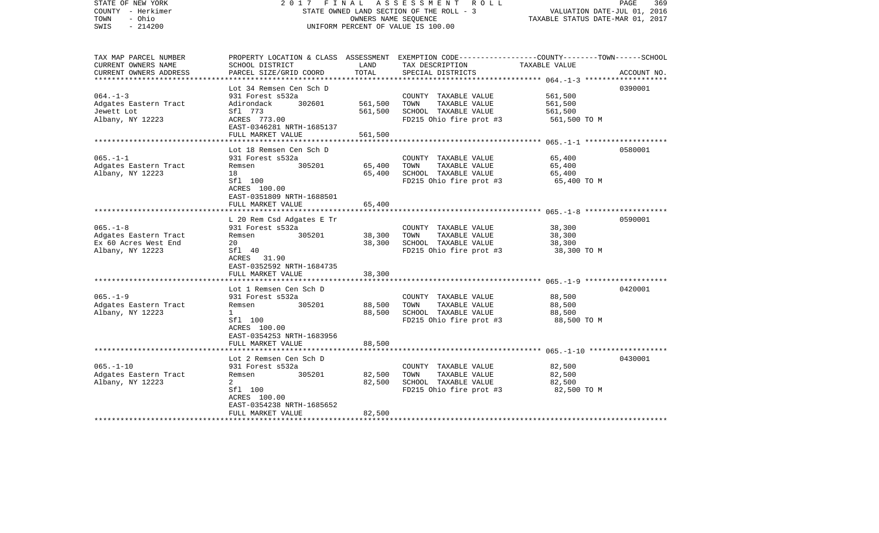STATE OF NEW YORK 2017 FINAL ASSESSMENT ROLL
COUNTY - Herkimer STATE OWNED LAND SECTION OF THE ROLL - 3 VALUATION DATE-JUL 01, 2016
TOWN - Ohio OWNERS NAME SEQUENCE TAXABLE STATUS DATE-MAR 01, 2017
SWIS - 214200 UNIFORM PERCENT OF VALUE IS 100.00

| TAX MAP PARCEL NUMBER<br>CURRENT OWNERS NAME<br>CURRENT OWNERS ADDRESS | PROPERTY LOCATION & CLASS<br>SCHOOL DISTRICT<br>PARCEL SIZE/GRID COORD | ASSESSMENT<br>LAND<br>TOTAL | EXEMPTION CODE-----COUNTY-----TOWN------SCHOOL<br>TAX DESCRIPTION<br>SPECIAL DISTRICTS | TAXABLE VALUE | ACCOUNT NO. |
|---|---|---|---|---|---|
| 064.-1-3 | Lot 34 Remsen Cen Sch D | | | | 0390001 |
| | 931 Forest s532a | | COUNTY TAXABLE VALUE | 561,500 | |
| Adgates Eastern Tract | Adirondack 302601 | 561,500 | TOWN TAXABLE VALUE | 561,500 | |
| Jewett Lot | Sfl 773 | 561,500 | SCHOOL TAXABLE VALUE | 561,500 | |
| Albany, NY 12223 | ACRES 773.00 | | FD215 Ohio fire prot #3 | 561,500 TO M | |
| | EAST-0346281 NRTH-1685137 | | | | |
| | FULL MARKET VALUE | 561,500 | | | |
| 065.-1-1 | Lot 18 Remsen Cen Sch D | | | | 0580001 |
| | 931 Forest s532a | | COUNTY TAXABLE VALUE | 65,400 | |
| Adgates Eastern Tract | Remsen 305201 | 65,400 | TOWN TAXABLE VALUE | 65,400 | |
| Albany, NY 12223 | 18 | 65,400 | SCHOOL TAXABLE VALUE | 65,400 | |
| | Sfl 100 | | FD215 Ohio fire prot #3 | 65,400 TO M | |
| | ACRES 100.00 | | | | |
| | EAST-0351809 NRTH-1688501 | | | | |
| | FULL MARKET VALUE | 65,400 | | | |
| 065.-1-8 | L 20 Rem Csd Adgates E Tr | | | | 0590001 |
| | 931 Forest s532a | | COUNTY TAXABLE VALUE | 38,300 | |
| Adgates Eastern Tract | Remsen 305201 | 38,300 | TOWN TAXABLE VALUE | 38,300 | |
| Ex 60 Acres West End | 20 | 38,300 | SCHOOL TAXABLE VALUE | 38,300 | |
| Albany, NY 12223 | Sfl 40 | | FD215 Ohio fire prot #3 | 38,300 TO M | |
| | ACRES 31.90 | | | | |
| | EAST-0352592 NRTH-1684735 | | | | |
| | FULL MARKET VALUE | 38,300 | | | |
| 065.-1-9 | Lot 1 Remsen Cen Sch D | | | | 0420001 |
| | 931 Forest s532a | | COUNTY TAXABLE VALUE | 88,500 | |
| Adgates Eastern Tract | Remsen 305201 | 88,500 | TOWN TAXABLE VALUE | 88,500 | |
| Albany, NY 12223 | 1 | 88,500 | SCHOOL TAXABLE VALUE | 88,500 | |
| | Sfl 100 | | FD215 Ohio fire prot #3 | 88,500 TO M | |
| | ACRES 100.00 | | | | |
| | EAST-0354253 NRTH-1683956 | | | | |
| | FULL MARKET VALUE | 88,500 | | | |
| 065.-1-10 | Lot 2 Remsen Cen Sch D | | | | 0430001 |
| | 931 Forest s532a | | COUNTY TAXABLE VALUE | 82,500 | |
| Adgates Eastern Tract | Remsen 305201 | 82,500 | TOWN TAXABLE VALUE | 82,500 | |
| Albany, NY 12223 | 2 | 82,500 | SCHOOL TAXABLE VALUE | 82,500 | |
| | Sfl 100 | | FD215 Ohio fire prot #3 | 82,500 TO M | |
| | ACRES 100.00 | | | | |
| | EAST-0354238 NRTH-1685652 | | | | |
| | FULL MARKET VALUE | 82,500 | | | |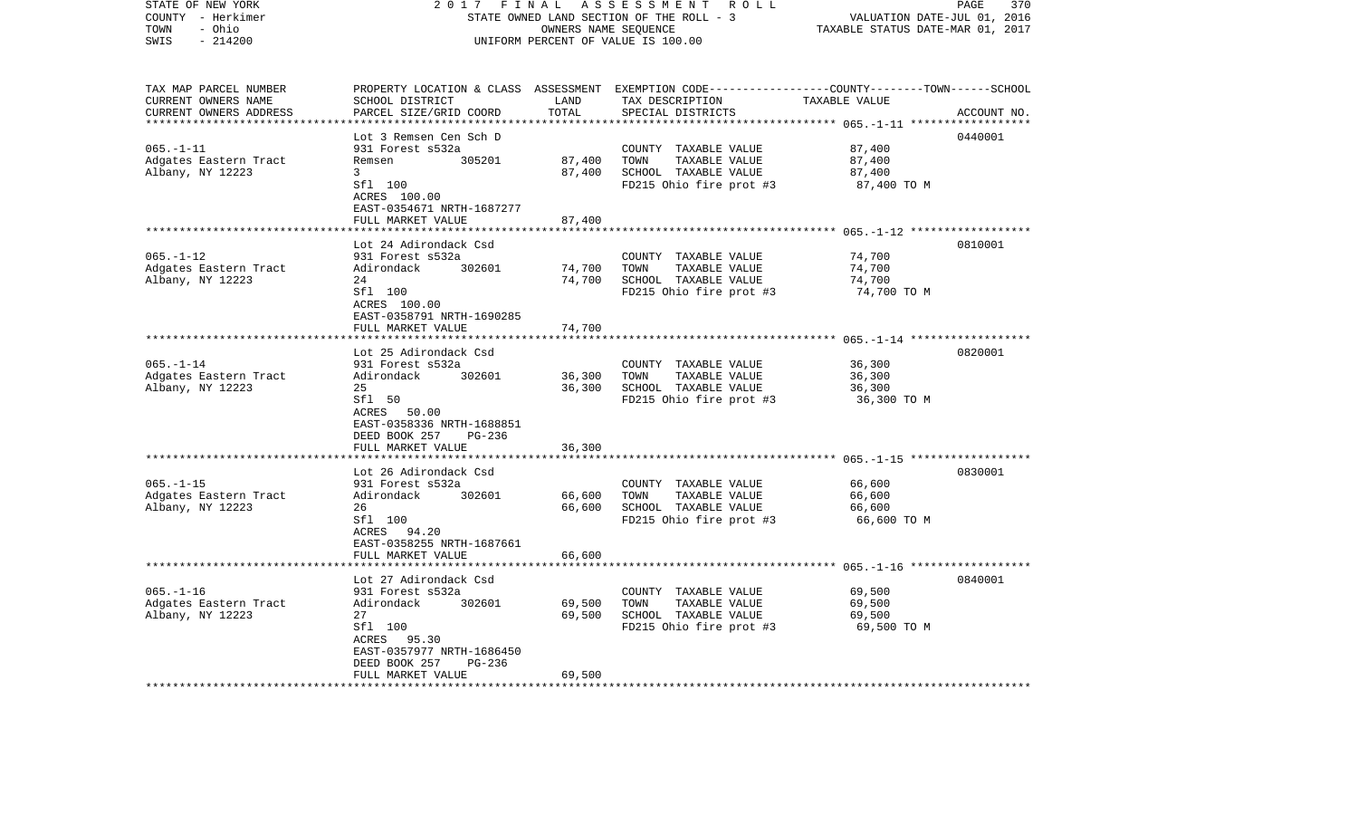STATE OF NEW YORK | 2017 FINAL ASSESSMENT ROLL
COUNTY - Herkimer | STATE OWNED LAND SECTION OF THE ROLL - 3 | VALUATION DATE-JUL 01, 2016
TOWN - Ohio | OWNERS NAME SEQUENCE | TAXABLE STATUS DATE-MAR 01, 2017
SWIS - 214200 | UNIFORM PERCENT OF VALUE IS 100.00

| TAX MAP PARCEL NUMBER / CURRENT OWNERS NAME / CURRENT OWNERS ADDRESS | PROPERTY LOCATION & CLASS / SCHOOL DISTRICT / PARCEL SIZE/GRID COORD | ASSESSMENT LAND | TOTAL | EXEMPTION CODE / TAX DESCRIPTION / SPECIAL DISTRICTS | TAXABLE VALUE (COUNTY--TOWN--SCHOOL) | ACCOUNT NO. |
|---|---|---|---|---|---|---|
| 065.-1-11 | Lot 3 Remsen Cen Sch D | | | | | 0440001 |
| Adgates Eastern Tract | 931 Forest s532a | | | COUNTY TAXABLE VALUE | 87,400 | |
| Albany, NY 12223 | Remsen 305201 | 87,400 | | TOWN TAXABLE VALUE | 87,400 | |
| | 3 | | 87,400 | SCHOOL TAXABLE VALUE | 87,400 | |
| | Sfl 100 | | | FD215 Ohio fire prot #3 | 87,400 TO M | |
| | ACRES 100.00 | | | | | |
| | EAST-0354671 NRTH-1687277 | | | | | |
| | FULL MARKET VALUE | | 87,400 | | | |
| 065.-1-12 | Lot 24 Adirondack Csd | | | | | 0810001 |
| Adgates Eastern Tract | 931 Forest s532a | | | COUNTY TAXABLE VALUE | 74,700 | |
| Albany, NY 12223 | Adirondack 302601 | 74,700 | | TOWN TAXABLE VALUE | 74,700 | |
| | 24 | | 74,700 | SCHOOL TAXABLE VALUE | 74,700 | |
| | Sfl 100 | | | FD215 Ohio fire prot #3 | 74,700 TO M | |
| | ACRES 100.00 | | | | | |
| | EAST-0358791 NRTH-1690285 | | | | | |
| | FULL MARKET VALUE | | 74,700 | | | |
| 065.-1-14 | Lot 25 Adirondack Csd | | | | | 0820001 |
| Adgates Eastern Tract | 931 Forest s532a | | | COUNTY TAXABLE VALUE | 36,300 | |
| Albany, NY 12223 | Adirondack 302601 | 36,300 | | TOWN TAXABLE VALUE | 36,300 | |
| | 25 | | 36,300 | SCHOOL TAXABLE VALUE | 36,300 | |
| | Sfl 50 | | | FD215 Ohio fire prot #3 | 36,300 TO M | |
| | ACRES 50.00 | | | | | |
| | EAST-0358336 NRTH-1688851 | | | | | |
| | DEED BOOK 257 PG-236 | | | | | |
| | FULL MARKET VALUE | | 36,300 | | | |
| 065.-1-15 | Lot 26 Adirondack Csd | | | | | 0830001 |
| Adgates Eastern Tract | 931 Forest s532a | | | COUNTY TAXABLE VALUE | 66,600 | |
| Albany, NY 12223 | Adirondack 302601 | 66,600 | | TOWN TAXABLE VALUE | 66,600 | |
| | 26 | | 66,600 | SCHOOL TAXABLE VALUE | 66,600 | |
| | Sfl 100 | | | FD215 Ohio fire prot #3 | 66,600 TO M | |
| | ACRES 94.20 | | | | | |
| | EAST-0358255 NRTH-1687661 | | | | | |
| | FULL MARKET VALUE | | 66,600 | | | |
| 065.-1-16 | Lot 27 Adirondack Csd | | | | | 0840001 |
| Adgates Eastern Tract | 931 Forest s532a | | | COUNTY TAXABLE VALUE | 69,500 | |
| Albany, NY 12223 | Adirondack 302601 | 69,500 | | TOWN TAXABLE VALUE | 69,500 | |
| | 27 | | 69,500 | SCHOOL TAXABLE VALUE | 69,500 | |
| | Sfl 100 | | | FD215 Ohio fire prot #3 | 69,500 TO M | |
| | ACRES 95.30 | | | | | |
| | EAST-0357977 NRTH-1686450 | | | | | |
| | DEED BOOK 257 PG-236 | | | | | |
| | FULL MARKET VALUE | | 69,500 | | | |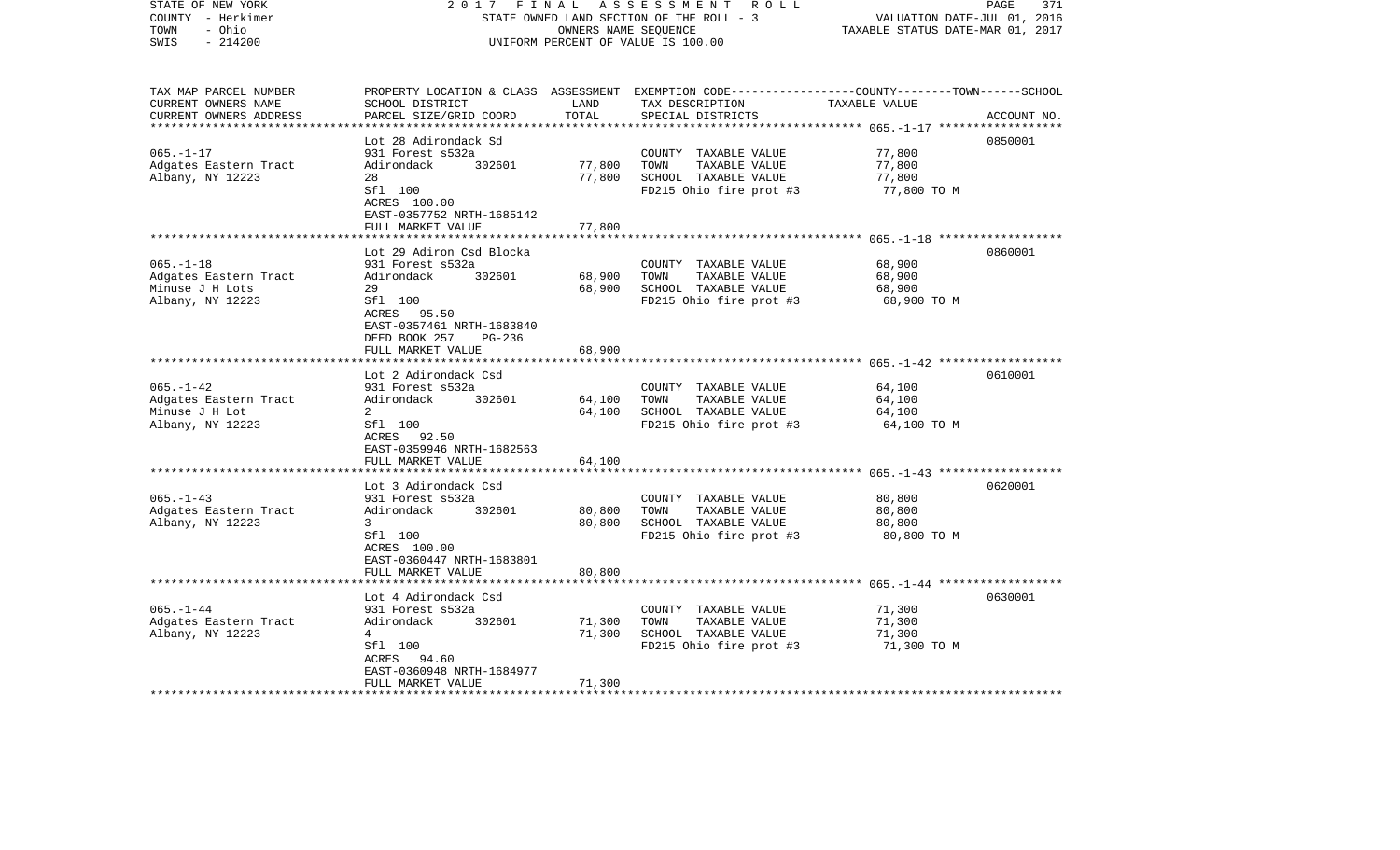STATE OF NEW YORK — 2017 FINAL ASSESSMENT ROLL — STATE OWNED LAND SECTION OF THE ROLL - 3 — OWNERS NAME SEQUENCE — UNIFORM PERCENT OF VALUE IS 100.00

COUNTY - Herkimer
TOWN - Ohio
SWIS - 214200

VALUATION DATE-JUL 01, 2016
TAXABLE STATUS DATE-MAR 01, 2017

| TAX MAP PARCEL NUMBER / CURRENT OWNERS NAME / CURRENT OWNERS ADDRESS | PROPERTY LOCATION & CLASS / SCHOOL DISTRICT / PARCEL SIZE/GRID COORD | ASSESSMENT LAND | TOTAL | EXEMPTION CODE / TAX DESCRIPTION / SPECIAL DISTRICTS | TAXABLE VALUE (COUNTY--TOWN--SCHOOL) | ACCOUNT NO. |
|---|---|---|---|---|---|---|
| 065.-1-17 | Lot 28 Adirondack Sd | | | | | 0850001 |
| Adgates Eastern Tract | 931 Forest s532a | | | COUNTY TAXABLE VALUE | 77,800 | |
| Albany, NY 12223 | Adirondack 302601 | 77,800 | | TOWN TAXABLE VALUE | 77,800 | |
| | 28 | | 77,800 | SCHOOL TAXABLE VALUE | 77,800 | |
| | Sfl 100 | | | FD215 Ohio fire prot #3 | 77,800 TO M | |
| | ACRES 100.00 | | | | | |
| | EAST-0357752 NRTH-1685142 | | | | | |
| | FULL MARKET VALUE | | 77,800 | | | |
| 065.-1-18 | Lot 29 Adiron Csd Blocka | | | | | 0860001 |
| Adgates Eastern Tract | 931 Forest s532a | | | COUNTY TAXABLE VALUE | 68,900 | |
| Minuse J H Lots | Adirondack 302601 | 68,900 | | TOWN TAXABLE VALUE | 68,900 | |
| Albany, NY 12223 | 29 | | 68,900 | SCHOOL TAXABLE VALUE | 68,900 | |
| | Sfl 100 | | | FD215 Ohio fire prot #3 | 68,900 TO M | |
| | ACRES 95.50 | | | | | |
| | EAST-0357461 NRTH-1683840 | | | | | |
| | DEED BOOK 257 PG-236 | | | | | |
| | FULL MARKET VALUE | | 68,900 | | | |
| 065.-1-42 | Lot 2 Adirondack Csd | | | | | 0610001 |
| Adgates Eastern Tract | 931 Forest s532a | | | COUNTY TAXABLE VALUE | 64,100 | |
| Minuse J H Lot | Adirondack 302601 | 64,100 | | TOWN TAXABLE VALUE | 64,100 | |
| Albany, NY 12223 | 2 | | 64,100 | SCHOOL TAXABLE VALUE | 64,100 | |
| | Sfl 100 | | | FD215 Ohio fire prot #3 | 64,100 TO M | |
| | ACRES 92.50 | | | | | |
| | EAST-0359946 NRTH-1682563 | | | | | |
| | FULL MARKET VALUE | | 64,100 | | | |
| 065.-1-43 | Lot 3 Adirondack Csd | | | | | 0620001 |
| Adgates Eastern Tract | 931 Forest s532a | | | COUNTY TAXABLE VALUE | 80,800 | |
| Albany, NY 12223 | Adirondack 302601 | 80,800 | | TOWN TAXABLE VALUE | 80,800 | |
| | 3 | | 80,800 | SCHOOL TAXABLE VALUE | 80,800 | |
| | Sfl 100 | | | FD215 Ohio fire prot #3 | 80,800 TO M | |
| | ACRES 100.00 | | | | | |
| | EAST-0360447 NRTH-1683801 | | | | | |
| | FULL MARKET VALUE | | 80,800 | | | |
| 065.-1-44 | Lot 4 Adirondack Csd | | | | | 0630001 |
| Adgates Eastern Tract | 931 Forest s532a | | | COUNTY TAXABLE VALUE | 71,300 | |
| Albany, NY 12223 | Adirondack 302601 | 71,300 | | TOWN TAXABLE VALUE | 71,300 | |
| | 4 | | 71,300 | SCHOOL TAXABLE VALUE | 71,300 | |
| | Sfl 100 | | | FD215 Ohio fire prot #3 | 71,300 TO M | |
| | ACRES 94.60 | | | | | |
| | EAST-0360948 NRTH-1684977 | | | | | |
| | FULL MARKET VALUE | | 71,300 | | | |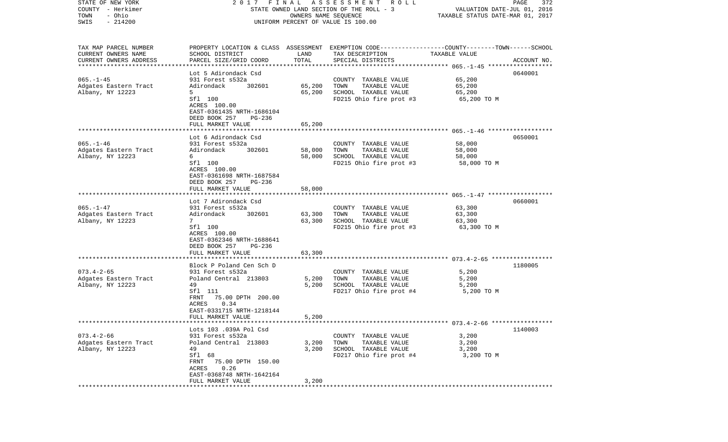STATE OF NEW YORK 2 0 1 7 F I N A L A S S E S S M E N T R O L L
COUNTY - Herkimer STATE OWNED LAND SECTION OF THE ROLL - 3 VALUATION DATE-JUL 01, 2016
TOWN - Ohio OWNERS NAME SEQUENCE TAXABLE STATUS DATE-MAR 01, 2017
SWIS - 214200 UNIFORM PERCENT OF VALUE IS 100.00

| TAX MAP PARCEL NUMBER / CURRENT OWNERS NAME / CURRENT OWNERS ADDRESS | PROPERTY LOCATION & CLASS / SCHOOL DISTRICT / PARCEL SIZE/GRID COORD | ASSESSMENT LAND | TOTAL | EXEMPTION CODE / TAX DESCRIPTION / SPECIAL DISTRICTS | TAXABLE VALUE (COUNTY / TOWN / SCHOOL) | ACCOUNT NO. |
|---|---|---|---|---|---|---|
| 065.-1-45 | Lot 5 Adirondack Csd | | | | | 0640001 |
| Adgates Eastern Tract | 931 Forest s532a | | | COUNTY TAXABLE VALUE | 65,200 | |
| Albany, NY 12223 | Adirondack 302601 | 65,200 | | TOWN TAXABLE VALUE | 65,200 | |
| | 5 | | 65,200 | SCHOOL TAXABLE VALUE | 65,200 | |
| | Sfl 100 | | | FD215 Ohio fire prot #3 | 65,200 TO M | |
| | ACRES 100.00 | | | | | |
| | EAST-0361435 NRTH-1686104 | | | | | |
| | DEED BOOK 257 PG-236 | | | | | |
| | FULL MARKET VALUE | | 65,200 | | | |
| 065.-1-46 | Lot 6 Adirondack Csd | | | | | 0650001 |
| Adgates Eastern Tract | 931 Forest s532a | | | COUNTY TAXABLE VALUE | 58,000 | |
| Albany, NY 12223 | Adirondack 302601 | 58,000 | | TOWN TAXABLE VALUE | 58,000 | |
| | 6 | | 58,000 | SCHOOL TAXABLE VALUE | 58,000 | |
| | Sfl 100 | | | FD215 Ohio fire prot #3 | 58,000 TO M | |
| | ACRES 100.00 | | | | | |
| | EAST-0361698 NRTH-1687584 | | | | | |
| | DEED BOOK 257 PG-236 | | | | | |
| | FULL MARKET VALUE | | 58,000 | | | |
| 065.-1-47 | Lot 7 Adirondack Csd | | | | | 0660001 |
| Adgates Eastern Tract | 931 Forest s532a | | | COUNTY TAXABLE VALUE | 63,300 | |
| Albany, NY 12223 | Adirondack 302601 | 63,300 | | TOWN TAXABLE VALUE | 63,300 | |
| | 7 | | 63,300 | SCHOOL TAXABLE VALUE | 63,300 | |
| | Sfl 100 | | | FD215 Ohio fire prot #3 | 63,300 TO M | |
| | ACRES 100.00 | | | | | |
| | EAST-0362346 NRTH-1688641 | | | | | |
| | DEED BOOK 257 PG-236 | | | | | |
| | FULL MARKET VALUE | | 63,300 | | | |
| 073.4-2-65 | Block P Poland Cen Sch D | | | | | 1180005 |
| Adgates Eastern Tract | 931 Forest s532a | | | COUNTY TAXABLE VALUE | 5,200 | |
| Albany, NY 12223 | Poland Central 213803 | 5,200 | | TOWN TAXABLE VALUE | 5,200 | |
| | 49 | | 5,200 | SCHOOL TAXABLE VALUE | 5,200 | |
| | Sfl 111 | | | FD217 Ohio fire prot #4 | 5,200 TO M | |
| | FRNT 75.00 DPTH 200.00 | | | | | |
| | ACRES 0.34 | | | | | |
| | EAST-0331715 NRTH-1218144 | | | | | |
| | FULL MARKET VALUE | | 5,200 | | | |
| 073.4-2-66 | Lots 103 .039A Pol Csd | | | | | 1140003 |
| Adgates Eastern Tract | 931 Forest s532a | | | COUNTY TAXABLE VALUE | 3,200 | |
| Albany, NY 12223 | Poland Central 213803 | 3,200 | | TOWN TAXABLE VALUE | 3,200 | |
| | 49 | | 3,200 | SCHOOL TAXABLE VALUE | 3,200 | |
| | Sfl 68 | | | FD217 Ohio fire prot #4 | 3,200 TO M | |
| | FRNT 75.00 DPTH 150.00 | | | | | |
| | ACRES 0.26 | | | | | |
| | EAST-0368748 NRTH-1642164 | | | | | |
| | FULL MARKET VALUE | | 3,200 | | | |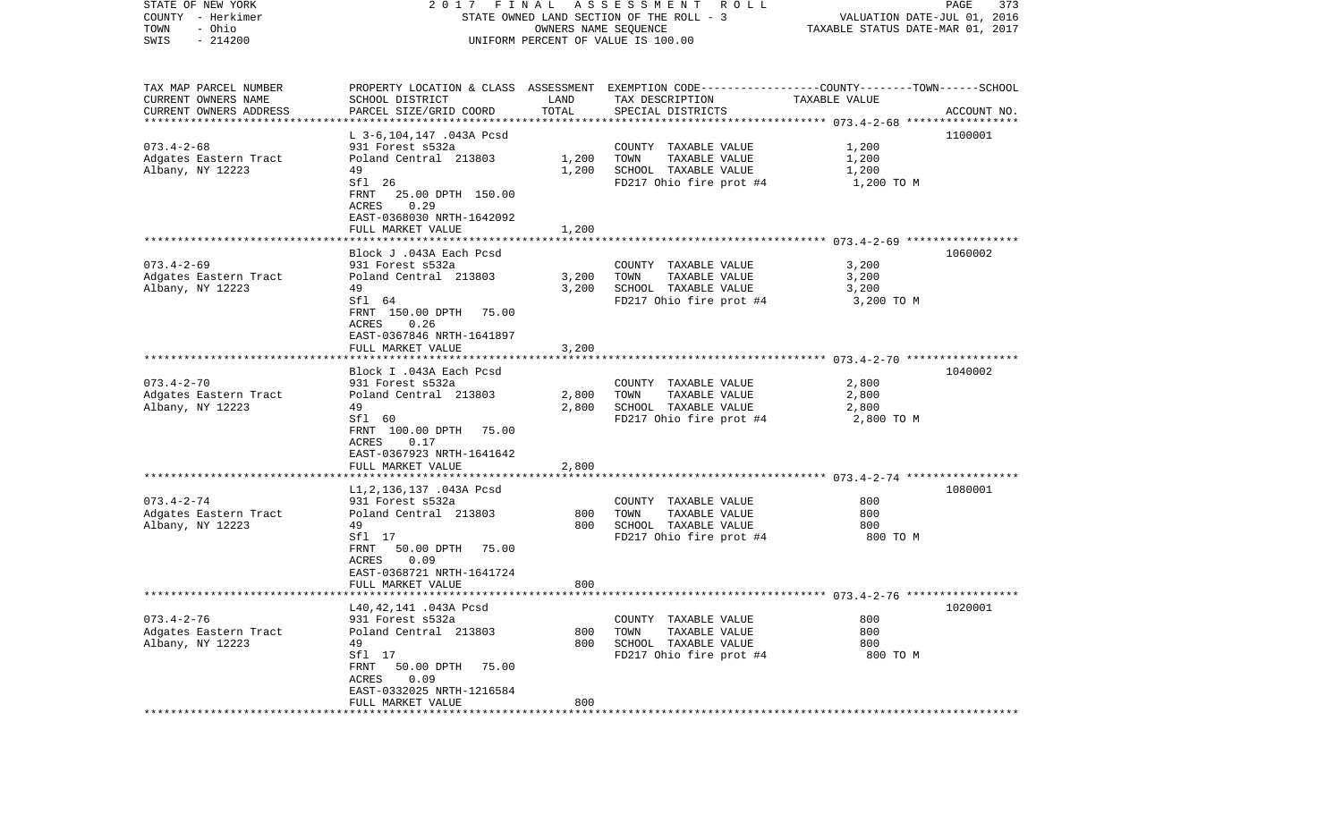STATE OF NEW YORK · COUNTY - Herkimer · TOWN - Ohio · SWIS - 214200

2 0 1 7 F I N A L A S S E S S M E N T R O L L
STATE OWNED LAND SECTION OF THE ROLL - 3
OWNERS NAME SEQUENCE
UNIFORM PERCENT OF VALUE IS 100.00

VALUATION DATE-JUL 01, 2016
TAXABLE STATUS DATE-MAR 01, 2017

| TAX MAP PARCEL NUMBER / CURRENT OWNERS NAME / CURRENT OWNERS ADDRESS | PROPERTY LOCATION & CLASS / SCHOOL DISTRICT / PARCEL SIZE/GRID COORD | ASSESSMENT LAND / TOTAL | EXEMPTION CODE / TAX DESCRIPTION / SPECIAL DISTRICTS | COUNTY / TOWN / SCHOOL TAXABLE VALUE | ACCOUNT NO. |
|---|---|---|---|---|---|
| 073.4-2-68 | L 3-6,104,147 .043A Pcsd | | | | 1100001 |
| Adgates Eastern Tract | 931 Forest s532a | | COUNTY TAXABLE VALUE | 1,200 | |
| Albany, NY 12223 | Poland Central 213803 | 1,200 | TOWN TAXABLE VALUE | 1,200 | |
| | 49 | 1,200 | SCHOOL TAXABLE VALUE | 1,200 | |
| | Sfl 26 | | FD217 Ohio fire prot #4 | 1,200 TO M | |
| | FRNT 25.00 DPTH 150.00 | | | | |
| | ACRES 0.29 | | | | |
| | EAST-0368030 NRTH-1642092 | | | | |
| | FULL MARKET VALUE | 1,200 | | | |
| 073.4-2-69 | Block J .043A Each Pcsd | | | | 1060002 |
| Adgates Eastern Tract | 931 Forest s532a | | COUNTY TAXABLE VALUE | 3,200 | |
| Albany, NY 12223 | Poland Central 213803 | 3,200 | TOWN TAXABLE VALUE | 3,200 | |
| | 49 | 3,200 | SCHOOL TAXABLE VALUE | 3,200 | |
| | Sfl 64 | | FD217 Ohio fire prot #4 | 3,200 TO M | |
| | FRNT 150.00 DPTH 75.00 | | | | |
| | ACRES 0.26 | | | | |
| | EAST-0367846 NRTH-1641897 | | | | |
| | FULL MARKET VALUE | 3,200 | | | |
| 073.4-2-70 | Block I .043A Each Pcsd | | | | 1040002 |
| Adgates Eastern Tract | 931 Forest s532a | | COUNTY TAXABLE VALUE | 2,800 | |
| Albany, NY 12223 | Poland Central 213803 | 2,800 | TOWN TAXABLE VALUE | 2,800 | |
| | 49 | 2,800 | SCHOOL TAXABLE VALUE | 2,800 | |
| | Sfl 60 | | FD217 Ohio fire prot #4 | 2,800 TO M | |
| | FRNT 100.00 DPTH 75.00 | | | | |
| | ACRES 0.17 | | | | |
| | EAST-0367923 NRTH-1641642 | | | | |
| | FULL MARKET VALUE | 2,800 | | | |
| 073.4-2-74 | L1,2,136,137 .043A Pcsd | | | | 1080001 |
| Adgates Eastern Tract | 931 Forest s532a | | COUNTY TAXABLE VALUE | 800 | |
| Albany, NY 12223 | Poland Central 213803 | 800 | TOWN TAXABLE VALUE | 800 | |
| | 49 | 800 | SCHOOL TAXABLE VALUE | 800 | |
| | Sfl 17 | | FD217 Ohio fire prot #4 | 800 TO M | |
| | FRNT 50.00 DPTH 75.00 | | | | |
| | ACRES 0.09 | | | | |
| | EAST-0368721 NRTH-1641724 | | | | |
| | FULL MARKET VALUE | 800 | | | |
| 073.4-2-76 | L40,42,141 .043A Pcsd | | | | 1020001 |
| Adgates Eastern Tract | 931 Forest s532a | | COUNTY TAXABLE VALUE | 800 | |
| Albany, NY 12223 | Poland Central 213803 | 800 | TOWN TAXABLE VALUE | 800 | |
| | 49 | 800 | SCHOOL TAXABLE VALUE | 800 | |
| | Sfl 17 | | FD217 Ohio fire prot #4 | 800 TO M | |
| | FRNT 50.00 DPTH 75.00 | | | | |
| | ACRES 0.09 | | | | |
| | EAST-0332025 NRTH-1216584 | | | | |
| | FULL MARKET VALUE | 800 | | | |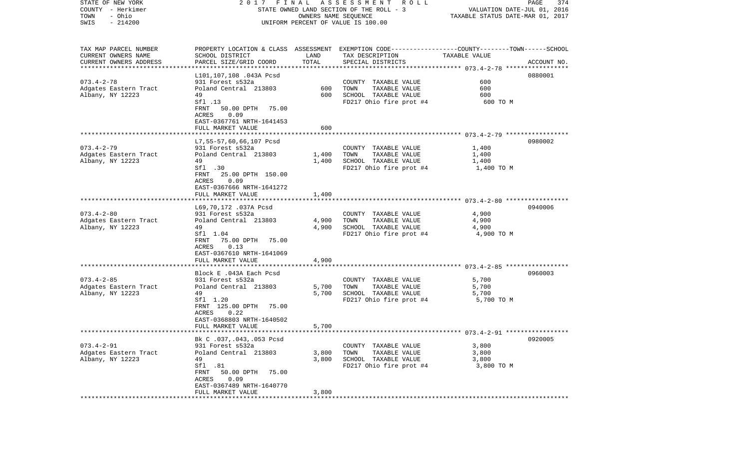STATE OF NEW YORK 2017 FINAL ASSESSMENT ROLL
COUNTY - Herkimer STATE OWNED LAND SECTION OF THE ROLL - 3 VALUATION DATE-JUL 01, 2016
TOWN - Ohio OWNERS NAME SEQUENCE TAXABLE STATUS DATE-MAR 01, 2017
SWIS - 214200 UNIFORM PERCENT OF VALUE IS 100.00

| TAX MAP PARCEL NUMBER<br>CURRENT OWNERS NAME<br>CURRENT OWNERS ADDRESS | PROPERTY LOCATION & CLASS<br>SCHOOL DISTRICT<br>PARCEL SIZE/GRID COORD | ASSESSMENT<br>LAND<br>TOTAL | EXEMPTION CODE<br>TAX DESCRIPTION<br>SPECIAL DISTRICTS | COUNTY--------TOWN------SCHOOL<br>TAXABLE VALUE | ACCOUNT NO. |
|---|---|---|---|---|---|
| 073.4-2-78 | L101,107,108 .043A Pcsd | | | | 0880001 |
| | 931 Forest s532a | | COUNTY TAXABLE VALUE | 600 | |
| Adgates Eastern Tract | Poland Central 213803 | 600 | TOWN TAXABLE VALUE | 600 | |
| Albany, NY 12223 | 49 | 600 | SCHOOL TAXABLE VALUE | 600 | |
| | Sfl .13 | | FD217 Ohio fire prot #4 | 600 TO M | |
| | FRNT 50.00 DPTH 75.00 | | | | |
| | ACRES 0.09 | | | | |
| | EAST-0367761 NRTH-1641453 | | | | |
| | FULL MARKET VALUE | 600 | | | |
| 073.4-2-79 | L7,55-57,60,66,107 Pcsd | | | | 0980002 |
| | 931 Forest s532a | | COUNTY TAXABLE VALUE | 1,400 | |
| Adgates Eastern Tract | Poland Central 213803 | 1,400 | TOWN TAXABLE VALUE | 1,400 | |
| Albany, NY 12223 | 49 | 1,400 | SCHOOL TAXABLE VALUE | 1,400 | |
| | Sfl .30 | | FD217 Ohio fire prot #4 | 1,400 TO M | |
| | FRNT 25.00 DPTH 150.00 | | | | |
| | ACRES 0.09 | | | | |
| | EAST-0367666 NRTH-1641272 | | | | |
| | FULL MARKET VALUE | 1,400 | | | |
| 073.4-2-80 | L69,70,172 .037A Pcsd | | | | 0940006 |
| | 931 Forest s532a | | COUNTY TAXABLE VALUE | 4,900 | |
| Adgates Eastern Tract | Poland Central 213803 | 4,900 | TOWN TAXABLE VALUE | 4,900 | |
| Albany, NY 12223 | 49 | 4,900 | SCHOOL TAXABLE VALUE | 4,900 | |
| | Sfl 1.04 | | FD217 Ohio fire prot #4 | 4,900 TO M | |
| | FRNT 75.00 DPTH 75.00 | | | | |
| | ACRES 0.13 | | | | |
| | EAST-0367610 NRTH-1641069 | | | | |
| | FULL MARKET VALUE | 4,900 | | | |
| 073.4-2-85 | Block E .043A Each Pcsd | | | | 0960003 |
| | 931 Forest s532a | | COUNTY TAXABLE VALUE | 5,700 | |
| Adgates Eastern Tract | Poland Central 213803 | 5,700 | TOWN TAXABLE VALUE | 5,700 | |
| Albany, NY 12223 | 49 | 5,700 | SCHOOL TAXABLE VALUE | 5,700 | |
| | Sfl 1.20 | | FD217 Ohio fire prot #4 | 5,700 TO M | |
| | FRNT 125.00 DPTH 75.00 | | | | |
| | ACRES 0.22 | | | | |
| | EAST-0368803 NRTH-1640502 | | | | |
| | FULL MARKET VALUE | 5,700 | | | |
| 073.4-2-91 | Bk C .037,.043,.053 Pcsd | | | | 0920005 |
| | 931 Forest s532a | | COUNTY TAXABLE VALUE | 3,800 | |
| Adgates Eastern Tract | Poland Central 213803 | 3,800 | TOWN TAXABLE VALUE | 3,800 | |
| Albany, NY 12223 | 49 | 3,800 | SCHOOL TAXABLE VALUE | 3,800 | |
| | Sfl .81 | | FD217 Ohio fire prot #4 | 3,800 TO M | |
| | FRNT 50.00 DPTH 75.00 | | | | |
| | ACRES 0.09 | | | | |
| | EAST-0367489 NRTH-1640770 | | | | |
| | FULL MARKET VALUE | 3,800 | | | |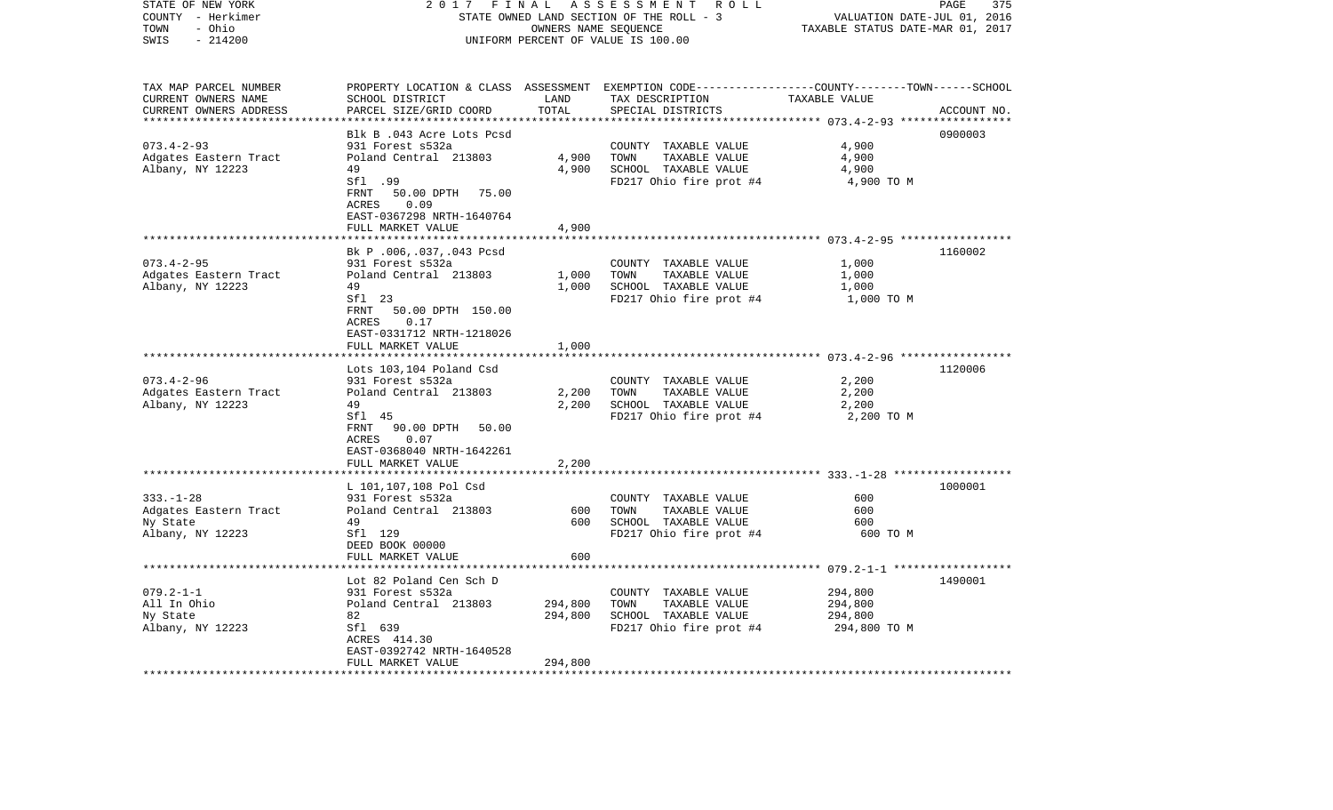STATE OF NEW YORK — 2017 FINAL ASSESSMENT ROLL
COUNTY - Herkimer — STATE OWNED LAND SECTION OF THE ROLL - 3 — VALUATION DATE-JUL 01, 2016
TOWN - Ohio — OWNERS NAME SEQUENCE — TAXABLE STATUS DATE-MAR 01, 2017
SWIS - 214200 — UNIFORM PERCENT OF VALUE IS 100.00

| TAX MAP PARCEL NUMBER / CURRENT OWNERS NAME / CURRENT OWNERS ADDRESS | PROPERTY LOCATION & CLASS / SCHOOL DISTRICT / PARCEL SIZE/GRID COORD | ASSESSMENT LAND / TOTAL | EXEMPTION CODE / TAX DESCRIPTION / SPECIAL DISTRICTS | COUNTY--------TOWN------SCHOOL TAXABLE VALUE | ACCOUNT NO. |
|---|---|---|---|---|---|
| 073.4-2-93 | Blk B .043 Acre Lots Pcsd | | | | 0900003 |
| Adgates Eastern Tract | 931 Forest s532a | | COUNTY TAXABLE VALUE | 4,900 | |
| Albany, NY 12223 | Poland Central 213803 | 4,900 | TOWN TAXABLE VALUE | 4,900 | |
| | 49 | 4,900 | SCHOOL TAXABLE VALUE | 4,900 | |
| | Sfl .99 | | FD217 Ohio fire prot #4 | 4,900 TO M | |
| | FRNT 50.00 DPTH 75.00 | | | | |
| | ACRES 0.09 | | | | |
| | EAST-0367298 NRTH-1640764 | | | | |
| | FULL MARKET VALUE | 4,900 | | | |
| 073.4-2-95 | Bk P .006,.037,.043 Pcsd | | | | 1160002 |
| Adgates Eastern Tract | 931 Forest s532a | | COUNTY TAXABLE VALUE | 1,000 | |
| Albany, NY 12223 | Poland Central 213803 | 1,000 | TOWN TAXABLE VALUE | 1,000 | |
| | 49 | 1,000 | SCHOOL TAXABLE VALUE | 1,000 | |
| | Sfl 23 | | FD217 Ohio fire prot #4 | 1,000 TO M | |
| | FRNT 50.00 DPTH 150.00 | | | | |
| | ACRES 0.17 | | | | |
| | EAST-0331712 NRTH-1218026 | | | | |
| | FULL MARKET VALUE | 1,000 | | | |
| 073.4-2-96 | Lots 103,104 Poland Csd | | | | 1120006 |
| Adgates Eastern Tract | 931 Forest s532a | | COUNTY TAXABLE VALUE | 2,200 | |
| Albany, NY 12223 | Poland Central 213803 | 2,200 | TOWN TAXABLE VALUE | 2,200 | |
| | 49 | 2,200 | SCHOOL TAXABLE VALUE | 2,200 | |
| | Sfl 45 | | FD217 Ohio fire prot #4 | 2,200 TO M | |
| | FRNT 90.00 DPTH 50.00 | | | | |
| | ACRES 0.07 | | | | |
| | EAST-0368040 NRTH-1642261 | | | | |
| | FULL MARKET VALUE | 2,200 | | | |
| 333.-1-28 | L 101,107,108 Pol Csd | | | | 1000001 |
| Adgates Eastern Tract | 931 Forest s532a | | COUNTY TAXABLE VALUE | 600 | |
| Ny State | Poland Central 213803 | 600 | TOWN TAXABLE VALUE | 600 | |
| Albany, NY 12223 | 49 | 600 | SCHOOL TAXABLE VALUE | 600 | |
| | Sfl 129 | | FD217 Ohio fire prot #4 | 600 TO M | |
| | DEED BOOK 00000 | | | | |
| | FULL MARKET VALUE | 600 | | | |
| 079.2-1-1 | Lot 82 Poland Cen Sch D | | | | 1490001 |
| All In Ohio | 931 Forest s532a | | COUNTY TAXABLE VALUE | 294,800 | |
| Ny State | Poland Central 213803 | 294,800 | TOWN TAXABLE VALUE | 294,800 | |
| Albany, NY 12223 | 82 | 294,800 | SCHOOL TAXABLE VALUE | 294,800 | |
| | Sfl 639 | | FD217 Ohio fire prot #4 | 294,800 TO M | |
| | ACRES 414.30 | | | | |
| | EAST-0392742 NRTH-1640528 | | | | |
| | FULL MARKET VALUE | 294,800 | | | |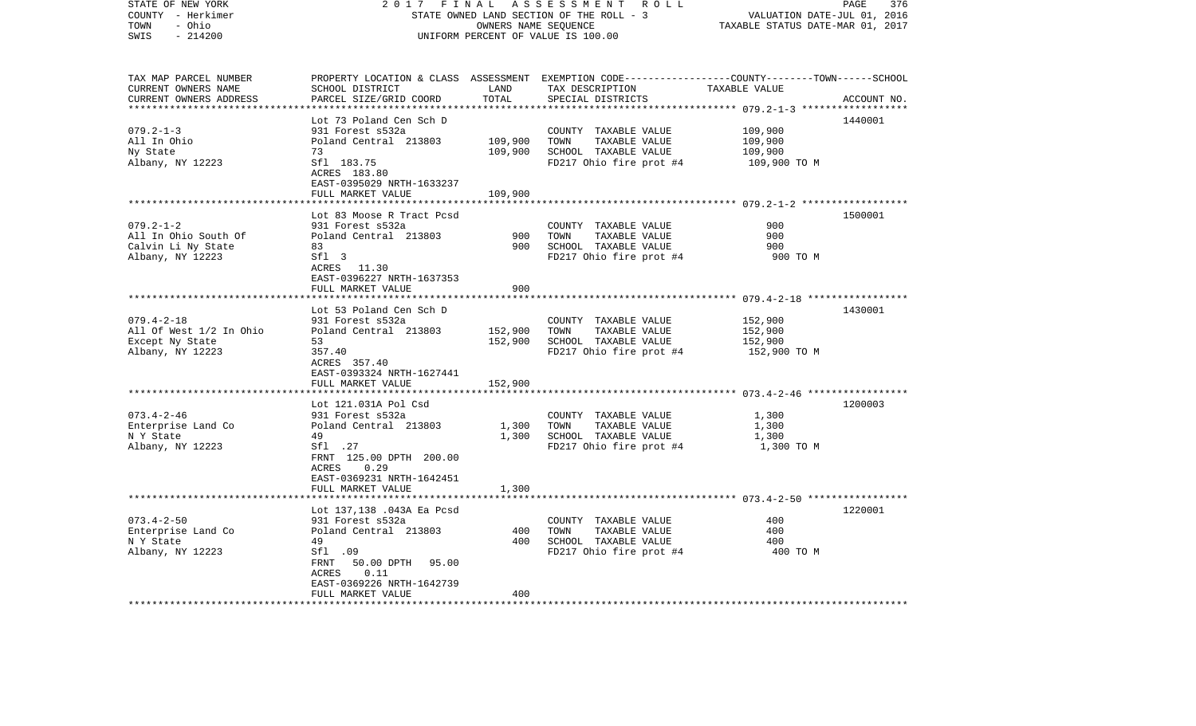STATE OF NEW YORK — 2017 FINAL ASSESSMENT ROLL
COUNTY - Herkimer — STATE OWNED LAND SECTION OF THE ROLL - 3 — VALUATION DATE-JUL 01, 2016
TOWN - Ohio — OWNERS NAME SEQUENCE — TAXABLE STATUS DATE-MAR 01, 2017
SWIS - 214200 — UNIFORM PERCENT OF VALUE IS 100.00

| TAX MAP PARCEL NUMBER / CURRENT OWNERS NAME / CURRENT OWNERS ADDRESS | PROPERTY LOCATION & CLASS / SCHOOL DISTRICT / PARCEL SIZE/GRID COORD | ASSESSMENT LAND / TOTAL | EXEMPTION CODE / TAX DESCRIPTION / SPECIAL DISTRICTS | COUNTY--------TOWN------SCHOOL TAXABLE VALUE | ACCOUNT NO. |
|---|---|---|---|---|---|
| 079.2-1-3 | Lot 73 Poland Cen Sch D | | | | 1440001 |
| All In Ohio | 931 Forest s532a | | COUNTY TAXABLE VALUE | 109,900 | |
| Ny State | Poland Central 213803 | 109,900 | TOWN TAXABLE VALUE | 109,900 | |
| Albany, NY 12223 | 73 | 109,900 | SCHOOL TAXABLE VALUE | 109,900 | |
| | Sfl 183.75 | | FD217 Ohio fire prot #4 | 109,900 TO M | |
| | ACRES 183.80 | | | | |
| | EAST-0395029 NRTH-1633237 | | | | |
| | FULL MARKET VALUE | 109,900 | | | |
| 079.2-1-2 | Lot 83 Moose R Tract Pcsd | | | | 1500001 |
| All In Ohio South Of | 931 Forest s532a | | COUNTY TAXABLE VALUE | 900 | |
| Calvin Li Ny State | Poland Central 213803 | 900 | TOWN TAXABLE VALUE | 900 | |
| Albany, NY 12223 | 83 | 900 | SCHOOL TAXABLE VALUE | 900 | |
| | Sfl 3 | | FD217 Ohio fire prot #4 | 900 TO M | |
| | ACRES 11.30 | | | | |
| | EAST-0396227 NRTH-1637353 | | | | |
| | FULL MARKET VALUE | 900 | | | |
| 079.4-2-18 | Lot 53 Poland Cen Sch D | | | | 1430001 |
| All Of West 1/2 In Ohio | 931 Forest s532a | | COUNTY TAXABLE VALUE | 152,900 | |
| Except Ny State | Poland Central 213803 | 152,900 | TOWN TAXABLE VALUE | 152,900 | |
| Albany, NY 12223 | 53 | 152,900 | SCHOOL TAXABLE VALUE | 152,900 | |
| | 357.40 | | FD217 Ohio fire prot #4 | 152,900 TO M | |
| | ACRES 357.40 | | | | |
| | EAST-0393324 NRTH-1627441 | | | | |
| | FULL MARKET VALUE | 152,900 | | | |
| 073.4-2-46 | Lot 121.031A Pol Csd | | | | 1200003 |
| Enterprise Land Co | 931 Forest s532a | | COUNTY TAXABLE VALUE | 1,300 | |
| N Y State | Poland Central 213803 | 1,300 | TOWN TAXABLE VALUE | 1,300 | |
| Albany, NY 12223 | 49 | 1,300 | SCHOOL TAXABLE VALUE | 1,300 | |
| | Sfl .27 | | FD217 Ohio fire prot #4 | 1,300 TO M | |
| | FRNT 125.00 DPTH 200.00 | | | | |
| | ACRES 0.29 | | | | |
| | EAST-0369231 NRTH-1642451 | | | | |
| | FULL MARKET VALUE | 1,300 | | | |
| 073.4-2-50 | Lot 137,138 .043A Ea Pcsd | | | | 1220001 |
| Enterprise Land Co | 931 Forest s532a | | COUNTY TAXABLE VALUE | 400 | |
| N Y State | Poland Central 213803 | 400 | TOWN TAXABLE VALUE | 400 | |
| Albany, NY 12223 | 49 | 400 | SCHOOL TAXABLE VALUE | 400 | |
| | Sfl .09 | | FD217 Ohio fire prot #4 | 400 TO M | |
| | FRNT 50.00 DPTH 95.00 | | | | |
| | ACRES 0.11 | | | | |
| | EAST-0369226 NRTH-1642739 | | | | |
| | FULL MARKET VALUE | 400 | | | |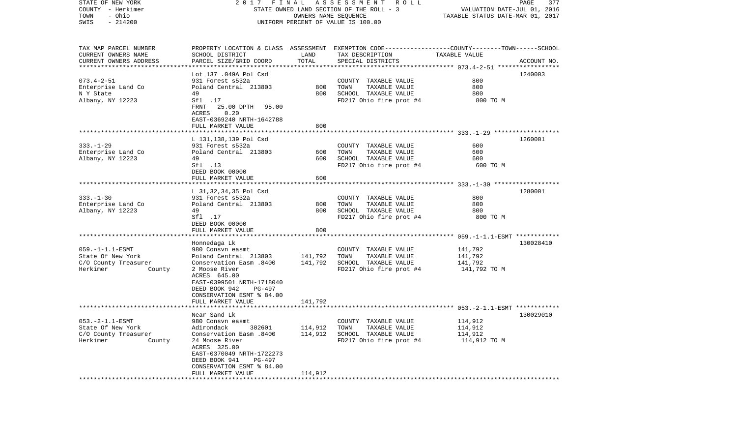STATE OF NEW YORK | 2017 FINAL ASSESSMENT ROLL | PAGE 377
COUNTY - Herkimer | STATE OWNED LAND SECTION OF THE ROLL - 3 | VALUATION DATE-JUL 01, 2016
TOWN - Ohio | OWNERS NAME SEQUENCE | TAXABLE STATUS DATE-MAR 01, 2017
SWIS - 214200 | UNIFORM PERCENT OF VALUE IS 100.00

| TAX MAP PARCEL NUMBER<br>CURRENT OWNERS NAME<br>CURRENT OWNERS ADDRESS | PROPERTY LOCATION & CLASS<br>SCHOOL DISTRICT<br>PARCEL SIZE/GRID COORD | ASSESSMENT LAND<br>TOTAL | EXEMPTION CODE-----COUNTY-----TOWN-----SCHOOL<br>TAX DESCRIPTION<br>SPECIAL DISTRICTS | TAXABLE VALUE | ACCOUNT NO. |
|---|---|---|---|---|---|
| 073.4-2-51 | Lot 137 .049A Pol Csd | | | | 1240003 |
| | 931 Forest s532a | | COUNTY TAXABLE VALUE | 800 | |
| Enterprise Land Co | Poland Central 213803 | 800 | TOWN TAXABLE VALUE | 800 | |
| N Y State | 49 | 800 | SCHOOL TAXABLE VALUE | 800 | |
| Albany, NY 12223 | Sfl .17 | | FD217 Ohio fire prot #4 | 800 TO M | |
| | FRNT 25.00 DPTH 95.00 | | | | |
| | ACRES 0.20 | | | | |
| | EAST-0369240 NRTH-1642788 | | | | |
| | FULL MARKET VALUE | 800 | | | |
| 333.-1-29 | L 131,138,139 Pol Csd | | | | 1260001 |
| | 931 Forest s532a | | COUNTY TAXABLE VALUE | 600 | |
| Enterprise Land Co | Poland Central 213803 | 600 | TOWN TAXABLE VALUE | 600 | |
| Albany, NY 12223 | 49 | 600 | SCHOOL TAXABLE VALUE | 600 | |
| | Sfl .13 | | FD217 Ohio fire prot #4 | 600 TO M | |
| | DEED BOOK 00000 | | | | |
| | FULL MARKET VALUE | 600 | | | |
| 333.-1-30 | L 31,32,34,35 Pol Csd | | | | 1280001 |
| | 931 Forest s532a | | COUNTY TAXABLE VALUE | 800 | |
| Enterprise Land Co | Poland Central 213803 | 800 | TOWN TAXABLE VALUE | 800 | |
| Albany, NY 12223 | 49 | 800 | SCHOOL TAXABLE VALUE | 800 | |
| | Sfl .17 | | FD217 Ohio fire prot #4 | 800 TO M | |
| | DEED BOOK 00000 | | | | |
| | FULL MARKET VALUE | 800 | | | |
| 059.-1-1.1-ESMT | Honnedaga Lk | | | | 130028410 |
| | 980 Consvn easmt | | COUNTY TAXABLE VALUE | 141,792 | |
| State Of New York | Poland Central 213803 | 141,792 | TOWN TAXABLE VALUE | 141,792 | |
| C/O County Treasurer | Conservation Easm .8400 | 141,792 | SCHOOL TAXABLE VALUE | 141,792 | |
| Herkimer County | 2 Moose River | | FD217 Ohio fire prot #4 | 141,792 TO M | |
| | ACRES 645.00 | | | | |
| | EAST-0399501 NRTH-1718040 | | | | |
| | DEED BOOK 942 PG-497 | | | | |
| | CONSERVATION ESMT % 84.00 | | | | |
| | FULL MARKET VALUE | 141,792 | | | |
| 053.-2-1.1-ESMT | Near Sand Lk | | | | 130029010 |
| | 980 Consvn easmt | | COUNTY TAXABLE VALUE | 114,912 | |
| State Of New York | Adirondack 302601 | 114,912 | TOWN TAXABLE VALUE | 114,912 | |
| C/O County Treasurer | Conservation Easm .8400 | 114,912 | SCHOOL TAXABLE VALUE | 114,912 | |
| Herkimer County | 24 Moose River | | FD217 Ohio fire prot #4 | 114,912 TO M | |
| | ACRES 325.00 | | | | |
| | EAST-0370049 NRTH-1722273 | | | | |
| | DEED BOOK 941 PG-497 | | | | |
| | CONSERVATION ESMT % 84.00 | | | | |
| | FULL MARKET VALUE | 114,912 | | | |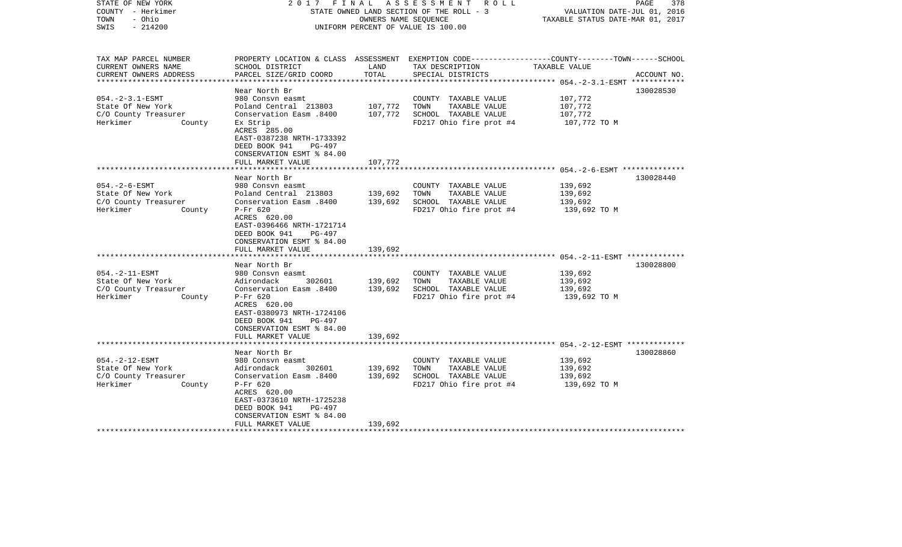STATE OF NEW YORK — 2017 FINAL ASSESSMENT ROLL
COUNTY - Herkimer — STATE OWNED LAND SECTION OF THE ROLL - 3 — VALUATION DATE-JUL 01, 2016
TOWN - Ohio — OWNERS NAME SEQUENCE — TAXABLE STATUS DATE-MAR 01, 2017
SWIS - 214200 — UNIFORM PERCENT OF VALUE IS 100.00

| TAX MAP PARCEL NUMBER / CURRENT OWNERS NAME / CURRENT OWNERS ADDRESS | PROPERTY LOCATION & CLASS / SCHOOL DISTRICT / PARCEL SIZE/GRID COORD | ASSESSMENT LAND / TOTAL | EXEMPTION CODE / TAX DESCRIPTION / SPECIAL DISTRICTS | COUNTY--------TOWN------SCHOOL TAXABLE VALUE | ACCOUNT NO. |
|---|---|---|---|---|---|
| 054.-2-3.1-ESMT | Near North Br | | | | 130028530 |
| 054.-2-3.1-ESMT | 980 Consvn easmt | | COUNTY TAXABLE VALUE | 107,772 | |
| State Of New York | Poland Central 213803 | 107,772 | TOWN TAXABLE VALUE | 107,772 | |
| C/O County Treasurer | Conservation Easm .8400 | 107,772 | SCHOOL TAXABLE VALUE | 107,772 | |
| Herkimer County | Ex Strip | | FD217 Ohio fire prot #4 | 107,772 TO M | |
| | ACRES 285.00 | | | | |
| | EAST-0387238 NRTH-1733392 | | | | |
| | DEED BOOK 941 PG-497 | | | | |
| | CONSERVATION ESMT % 84.00 | | | | |
| | FULL MARKET VALUE | 107,772 | | | |
| 054.-2-6-ESMT | Near North Br | | | | 130028440 |
| 054.-2-6-ESMT | 980 Consvn easmt | | COUNTY TAXABLE VALUE | 139,692 | |
| State Of New York | Poland Central 213803 | 139,692 | TOWN TAXABLE VALUE | 139,692 | |
| C/O County Treasurer | Conservation Easm .8400 | 139,692 | SCHOOL TAXABLE VALUE | 139,692 | |
| Herkimer County | P-Fr 620 | | FD217 Ohio fire prot #4 | 139,692 TO M | |
| | ACRES 620.00 | | | | |
| | EAST-0396466 NRTH-1721714 | | | | |
| | DEED BOOK 941 PG-497 | | | | |
| | CONSERVATION ESMT % 84.00 | | | | |
| | FULL MARKET VALUE | 139,692 | | | |
| 054.-2-11-ESMT | Near North Br | | | | 130028800 |
| 054.-2-11-ESMT | 980 Consvn easmt | | COUNTY TAXABLE VALUE | 139,692 | |
| State Of New York | Adirondack 302601 | 139,692 | TOWN TAXABLE VALUE | 139,692 | |
| C/O County Treasurer | Conservation Easm .8400 | 139,692 | SCHOOL TAXABLE VALUE | 139,692 | |
| Herkimer County | P-Fr 620 | | FD217 Ohio fire prot #4 | 139,692 TO M | |
| | ACRES 620.00 | | | | |
| | EAST-0380973 NRTH-1724106 | | | | |
| | DEED BOOK 941 PG-497 | | | | |
| | CONSERVATION ESMT % 84.00 | | | | |
| | FULL MARKET VALUE | 139,692 | | | |
| 054.-2-12-ESMT | Near North Br | | | | 130028860 |
| 054.-2-12-ESMT | 980 Consvn easmt | | COUNTY TAXABLE VALUE | 139,692 | |
| State Of New York | Adirondack 302601 | 139,692 | TOWN TAXABLE VALUE | 139,692 | |
| C/O County Treasurer | Conservation Easm .8400 | 139,692 | SCHOOL TAXABLE VALUE | 139,692 | |
| Herkimer County | P-Fr 620 | | FD217 Ohio fire prot #4 | 139,692 TO M | |
| | ACRES 620.00 | | | | |
| | EAST-0373610 NRTH-1725238 | | | | |
| | DEED BOOK 941 PG-497 | | | | |
| | CONSERVATION ESMT % 84.00 | | | | |
| | FULL MARKET VALUE | 139,692 | | | |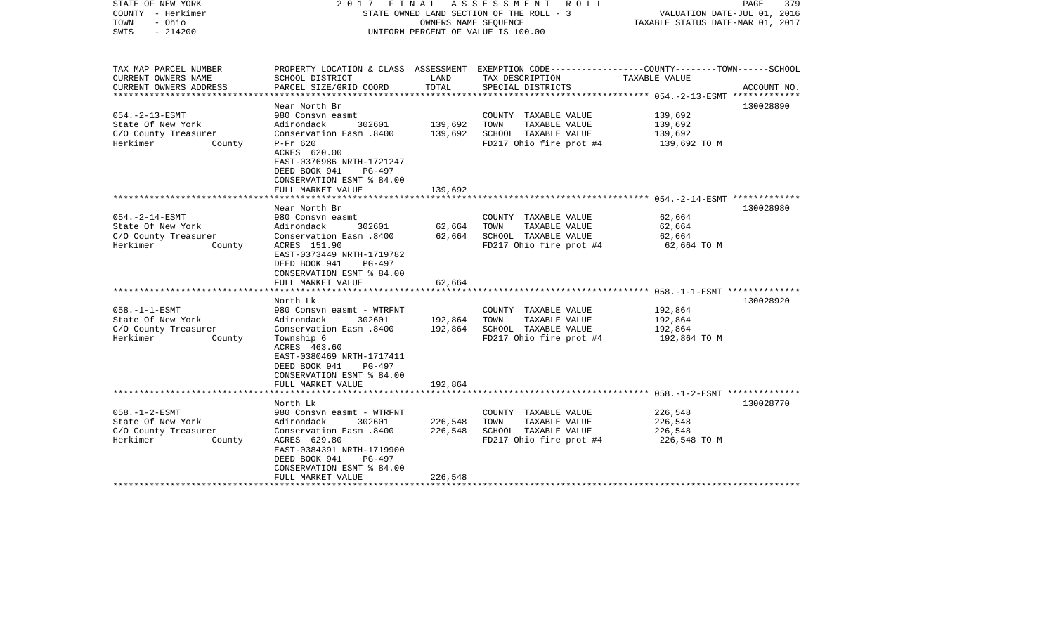STATE OF NEW YORK
COUNTY - Herkimer
TOWN - Ohio
SWIS - 214200

2017 FINAL ASSESSMENT ROLL
STATE OWNED LAND SECTION OF THE ROLL - 3
OWNERS NAME SEQUENCE
UNIFORM PERCENT OF VALUE IS 100.00

VALUATION DATE-JUL 01, 2016
TAXABLE STATUS DATE-MAR 01, 2017

| TAX MAP PARCEL NUMBER / CURRENT OWNERS NAME / CURRENT OWNERS ADDRESS | PROPERTY LOCATION & CLASS / SCHOOL DISTRICT / PARCEL SIZE/GRID COORD | ASSESSMENT LAND / TOTAL | EXEMPTION CODE / TAX DESCRIPTION / SPECIAL DISTRICTS | TAXABLE VALUE (COUNTY / TOWN / SCHOOL) | ACCOUNT NO. |
|---|---|---|---|---|---|
| **054.-2-13-ESMT** | Near North Br | | | | 130028890 |
| 054.-2-13-ESMT | 980 Consvn easmt | | COUNTY TAXABLE VALUE | 139,692 | |
| State Of New York | Adirondack 302601 | 139,692 | TOWN TAXABLE VALUE | 139,692 | |
| C/O County Treasurer | Conservation Easm .8400 | 139,692 | SCHOOL TAXABLE VALUE | 139,692 | |
| Herkimer County | P-Fr 620 | | FD217 Ohio fire prot #4 | 139,692 TO M | |
| | ACRES 620.00 | | | | |
| | EAST-0376986 NRTH-1721247 | | | | |
| | DEED BOOK 941 PG-497 | | | | |
| | CONSERVATION ESMT % 84.00 | | | | |
| | FULL MARKET VALUE | 139,692 | | | |
| **054.-2-14-ESMT** | Near North Br | | | | 130028980 |
| 054.-2-14-ESMT | 980 Consvn easmt | | COUNTY TAXABLE VALUE | 62,664 | |
| State Of New York | Adirondack 302601 | 62,664 | TOWN TAXABLE VALUE | 62,664 | |
| C/O County Treasurer | Conservation Easm .8400 | 62,664 | SCHOOL TAXABLE VALUE | 62,664 | |
| Herkimer County | ACRES 151.90 | | FD217 Ohio fire prot #4 | 62,664 TO M | |
| | EAST-0373449 NRTH-1719782 | | | | |
| | DEED BOOK 941 PG-497 | | | | |
| | CONSERVATION ESMT % 84.00 | | | | |
| | FULL MARKET VALUE | 62,664 | | | |
| **058.-1-1-ESMT** | North Lk | | | | 130028920 |
| 058.-1-1-ESMT | 980 Consvn easmt - WTRFNT | | COUNTY TAXABLE VALUE | 192,864 | |
| State Of New York | Adirondack 302601 | 192,864 | TOWN TAXABLE VALUE | 192,864 | |
| C/O County Treasurer | Conservation Easm .8400 | 192,864 | SCHOOL TAXABLE VALUE | 192,864 | |
| Herkimer County | Township 6 | | FD217 Ohio fire prot #4 | 192,864 TO M | |
| | ACRES 463.60 | | | | |
| | EAST-0380469 NRTH-1717411 | | | | |
| | DEED BOOK 941 PG-497 | | | | |
| | CONSERVATION ESMT % 84.00 | | | | |
| | FULL MARKET VALUE | 192,864 | | | |
| **058.-1-2-ESMT** | North Lk | | | | 130028770 |
| 058.-1-2-ESMT | 980 Consvn easmt - WTRFNT | | COUNTY TAXABLE VALUE | 226,548 | |
| State Of New York | Adirondack 302601 | 226,548 | TOWN TAXABLE VALUE | 226,548 | |
| C/O County Treasurer | Conservation Easm .8400 | 226,548 | SCHOOL TAXABLE VALUE | 226,548 | |
| Herkimer County | ACRES 629.80 | | FD217 Ohio fire prot #4 | 226,548 TO M | |
| | EAST-0384391 NRTH-1719900 | | | | |
| | DEED BOOK 941 PG-497 | | | | |
| | CONSERVATION ESMT % 84.00 | | | | |
| | FULL MARKET VALUE | 226,548 | | | |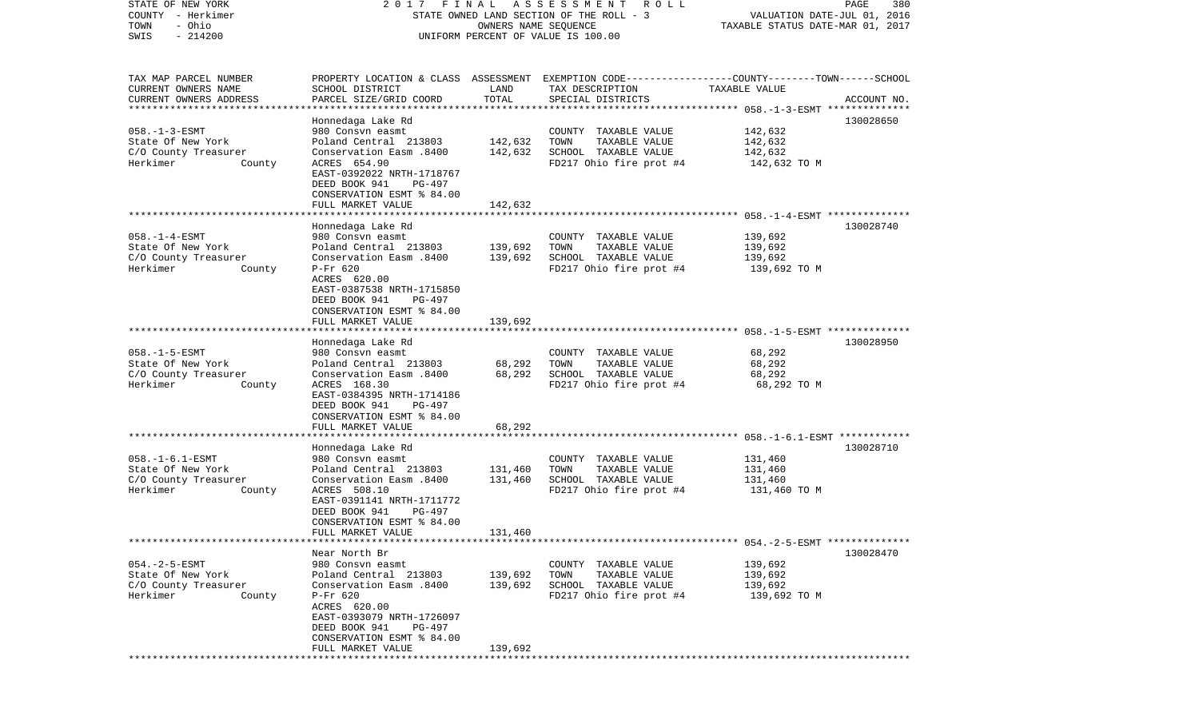STATE OF NEW YORK — 2017 FINAL ASSESSMENT ROLL
COUNTY - Herkimer — STATE OWNED LAND SECTION OF THE ROLL - 3 — VALUATION DATE-JUL 01, 2016
TOWN - Ohio — OWNERS NAME SEQUENCE — TAXABLE STATUS DATE-MAR 01, 2017
SWIS - 214200 — UNIFORM PERCENT OF VALUE IS 100.00

| TAX MAP PARCEL NUMBER / CURRENT OWNERS NAME / CURRENT OWNERS ADDRESS | PROPERTY LOCATION & CLASS / SCHOOL DISTRICT / PARCEL SIZE/GRID COORD | ASSESSMENT LAND | ASSESSMENT TOTAL | EXEMPTION CODE / TAX DESCRIPTION / SPECIAL DISTRICTS | TAXABLE VALUE (COUNTY--TOWN--SCHOOL) | ACCOUNT NO. |
|---|---|---|---|---|---|---|
| 058.-1-3-ESMT | Honnedaga Lake Rd | | | | | 130028650 |
| 058.-1-3-ESMT | 980 Consvn easmt | | | COUNTY TAXABLE VALUE | 142,632 | |
| State Of New York | Poland Central 213803 | 142,632 | | TOWN TAXABLE VALUE | 142,632 | |
| C/O County Treasurer | Conservation Easm .8400 | | 142,632 | SCHOOL TAXABLE VALUE | 142,632 | |
| Herkimer County | ACRES 654.90 | | | FD217 Ohio fire prot #4 | 142,632 TO M | |
| | EAST-0392022 NRTH-1718767 | | | | | |
| | DEED BOOK 941 PG-497 | | | | | |
| | CONSERVATION ESMT % 84.00 | | | | | |
| | FULL MARKET VALUE | | 142,632 | | | |
| 058.-1-4-ESMT | Honnedaga Lake Rd | | | | | 130028740 |
| 058.-1-4-ESMT | 980 Consvn easmt | | | COUNTY TAXABLE VALUE | 139,692 | |
| State Of New York | Poland Central 213803 | 139,692 | | TOWN TAXABLE VALUE | 139,692 | |
| C/O County Treasurer | Conservation Easm .8400 | | 139,692 | SCHOOL TAXABLE VALUE | 139,692 | |
| Herkimer County | P-Fr 620 | | | FD217 Ohio fire prot #4 | 139,692 TO M | |
| | ACRES 620.00 | | | | | |
| | EAST-0387538 NRTH-1715850 | | | | | |
| | DEED BOOK 941 PG-497 | | | | | |
| | CONSERVATION ESMT % 84.00 | | | | | |
| | FULL MARKET VALUE | | 139,692 | | | |
| 058.-1-5-ESMT | Honnedaga Lake Rd | | | | | 130028950 |
| 058.-1-5-ESMT | 980 Consvn easmt | | | COUNTY TAXABLE VALUE | 68,292 | |
| State Of New York | Poland Central 213803 | 68,292 | | TOWN TAXABLE VALUE | 68,292 | |
| C/O County Treasurer | Conservation Easm .8400 | | 68,292 | SCHOOL TAXABLE VALUE | 68,292 | |
| Herkimer County | ACRES 168.30 | | | FD217 Ohio fire prot #4 | 68,292 TO M | |
| | EAST-0384395 NRTH-1714186 | | | | | |
| | DEED BOOK 941 PG-497 | | | | | |
| | CONSERVATION ESMT % 84.00 | | | | | |
| | FULL MARKET VALUE | | 68,292 | | | |
| 058.-1-6.1-ESMT | Honnedaga Lake Rd | | | | | 130028710 |
| 058.-1-6.1-ESMT | 980 Consvn easmt | | | COUNTY TAXABLE VALUE | 131,460 | |
| State Of New York | Poland Central 213803 | 131,460 | | TOWN TAXABLE VALUE | 131,460 | |
| C/O County Treasurer | Conservation Easm .8400 | | 131,460 | SCHOOL TAXABLE VALUE | 131,460 | |
| Herkimer County | ACRES 508.10 | | | FD217 Ohio fire prot #4 | 131,460 TO M | |
| | EAST-0391141 NRTH-1711772 | | | | | |
| | DEED BOOK 941 PG-497 | | | | | |
| | CONSERVATION ESMT % 84.00 | | | | | |
| | FULL MARKET VALUE | | 131,460 | | | |
| 054.-2-5-ESMT | Near North Br | | | | | 130028470 |
| 054.-2-5-ESMT | 980 Consvn easmt | | | COUNTY TAXABLE VALUE | 139,692 | |
| State Of New York | Poland Central 213803 | 139,692 | | TOWN TAXABLE VALUE | 139,692 | |
| C/O County Treasurer | Conservation Easm .8400 | | 139,692 | SCHOOL TAXABLE VALUE | 139,692 | |
| Herkimer County | P-Fr 620 | | | FD217 Ohio fire prot #4 | 139,692 TO M | |
| | ACRES 620.00 | | | | | |
| | EAST-0393079 NRTH-1726097 | | | | | |
| | DEED BOOK 941 PG-497 | | | | | |
| | CONSERVATION ESMT % 84.00 | | | | | |
| | FULL MARKET VALUE | | 139,692 | | | |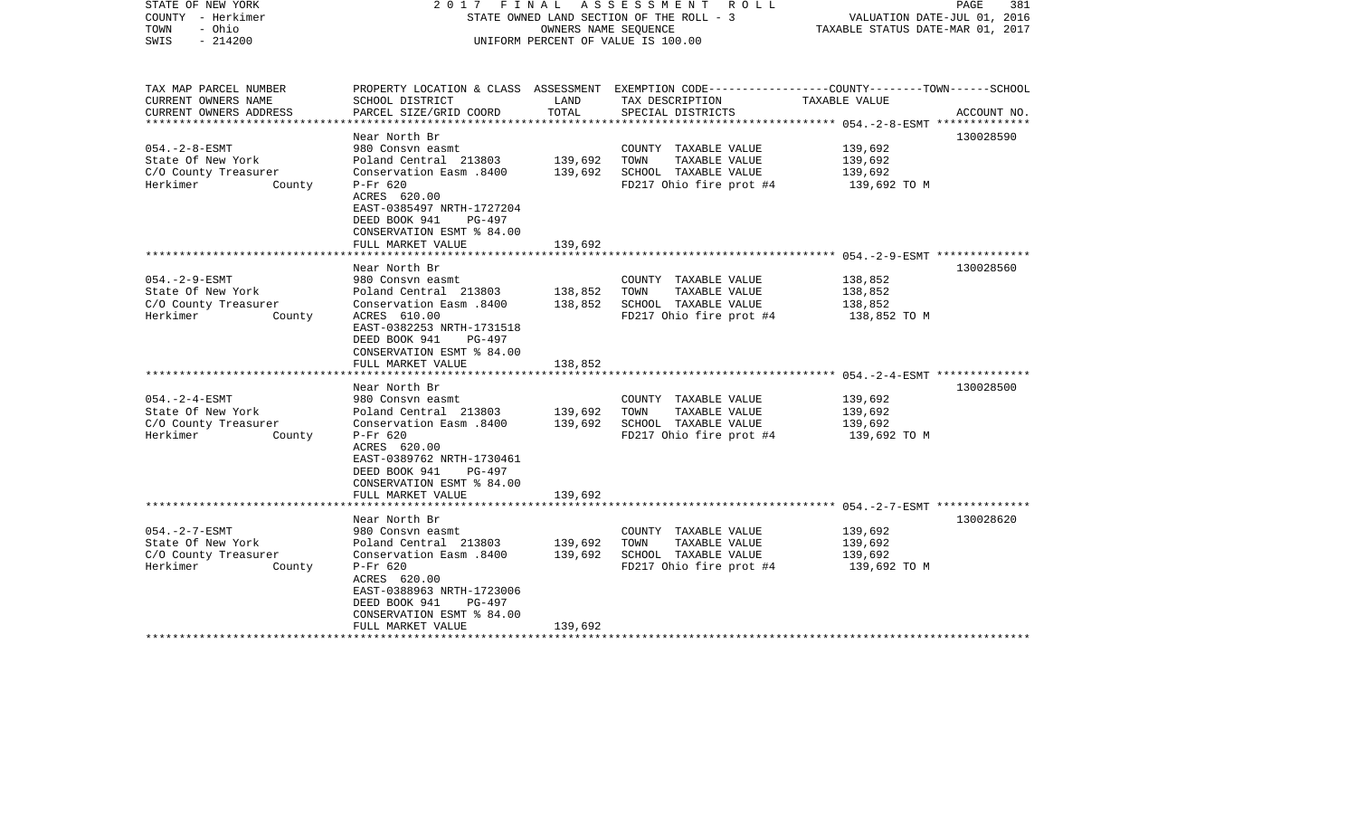STATE OWNED LAND SECTION OF THE ROLL - 3
OWNERS NAME SEQUENCE
UNIFORM PERCENT OF VALUE IS 100.00

| TAX MAP PARCEL NUMBER / CURRENT OWNERS NAME / CURRENT OWNERS ADDRESS | PROPERTY LOCATION & CLASS / SCHOOL DISTRICT / PARCEL SIZE/GRID COORD | ASSESSMENT LAND | TOTAL | EXEMPTION CODE / TAX DESCRIPTION / SPECIAL DISTRICTS | TAXABLE VALUE (COUNTY / TOWN / SCHOOL) | ACCOUNT NO. |
|---|---|---|---|---|---|---|
| 054.-2-8-ESMT | Near North Br | | | | | 130028590 |
| 054.-2-8-ESMT | 980 Consvn easmt | | | COUNTY TAXABLE VALUE | 139,692 | |
| State Of New York | Poland Central 213803 | 139,692 | | TOWN TAXABLE VALUE | 139,692 | |
| C/O County Treasurer | Conservation Easm .8400 | | 139,692 | SCHOOL TAXABLE VALUE | 139,692 | |
| Herkimer County | P-Fr 620 | | | FD217 Ohio fire prot #4 | 139,692 TO M | |
| | ACRES 620.00 | | | | | |
| | EAST-0385497 NRTH-1727204 | | | | | |
| | DEED BOOK 941 PG-497 | | | | | |
| | CONSERVATION ESMT % 84.00 | | | | | |
| | FULL MARKET VALUE | | 139,692 | | | |
| 054.-2-9-ESMT | Near North Br | | | | | 130028560 |
| 054.-2-9-ESMT | 980 Consvn easmt | | | COUNTY TAXABLE VALUE | 138,852 | |
| State Of New York | Poland Central 213803 | 138,852 | | TOWN TAXABLE VALUE | 138,852 | |
| C/O County Treasurer | Conservation Easm .8400 | | 138,852 | SCHOOL TAXABLE VALUE | 138,852 | |
| Herkimer County | ACRES 610.00 | | | FD217 Ohio fire prot #4 | 138,852 TO M | |
| | EAST-0382253 NRTH-1731518 | | | | | |
| | DEED BOOK 941 PG-497 | | | | | |
| | CONSERVATION ESMT % 84.00 | | | | | |
| | FULL MARKET VALUE | | 138,852 | | | |
| 054.-2-4-ESMT | Near North Br | | | | | 130028500 |
| 054.-2-4-ESMT | 980 Consvn easmt | | | COUNTY TAXABLE VALUE | 139,692 | |
| State Of New York | Poland Central 213803 | 139,692 | | TOWN TAXABLE VALUE | 139,692 | |
| C/O County Treasurer | Conservation Easm .8400 | | 139,692 | SCHOOL TAXABLE VALUE | 139,692 | |
| Herkimer County | P-Fr 620 | | | FD217 Ohio fire prot #4 | 139,692 TO M | |
| | ACRES 620.00 | | | | | |
| | EAST-0389762 NRTH-1730461 | | | | | |
| | DEED BOOK 941 PG-497 | | | | | |
| | CONSERVATION ESMT % 84.00 | | | | | |
| | FULL MARKET VALUE | | 139,692 | | | |
| 054.-2-7-ESMT | Near North Br | | | | | 130028620 |
| 054.-2-7-ESMT | 980 Consvn easmt | | | COUNTY TAXABLE VALUE | 139,692 | |
| State Of New York | Poland Central 213803 | 139,692 | | TOWN TAXABLE VALUE | 139,692 | |
| C/O County Treasurer | Conservation Easm .8400 | | 139,692 | SCHOOL TAXABLE VALUE | 139,692 | |
| Herkimer County | P-Fr 620 | | | FD217 Ohio fire prot #4 | 139,692 TO M | |
| | ACRES 620.00 | | | | | |
| | EAST-0388963 NRTH-1723006 | | | | | |
| | DEED BOOK 941 PG-497 | | | | | |
| | CONSERVATION ESMT % 84.00 | | | | | |
| | FULL MARKET VALUE | | 139,692 | | | |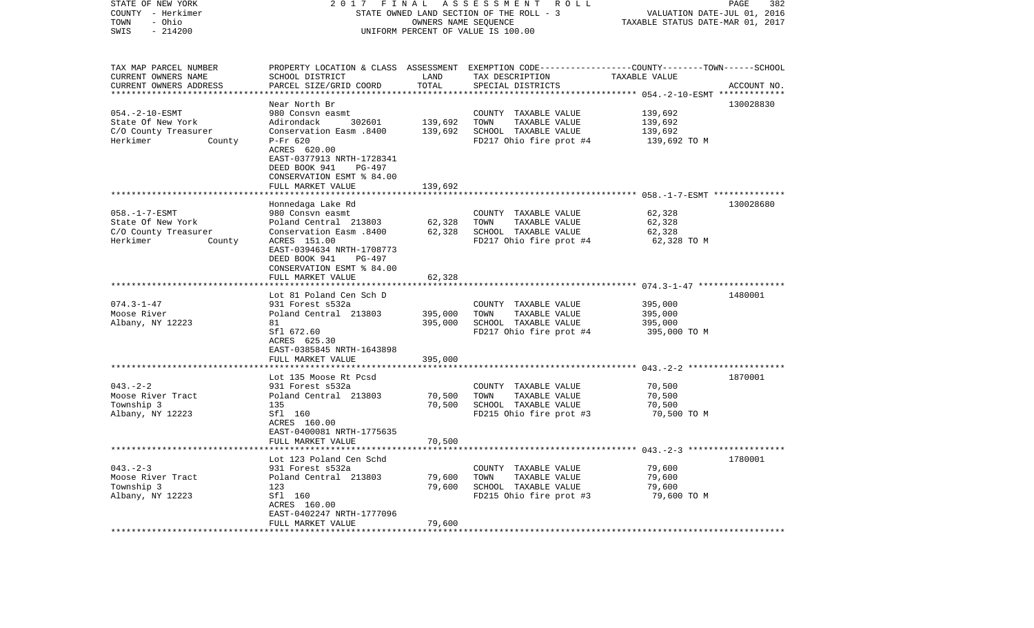STATE OF NEW YORK 2017 FINAL ASSESSMENT ROLL
COUNTY - Herkimer STATE OWNED LAND SECTION OF THE ROLL - 3
TOWN - Ohio OWNERS NAME SEQUENCE
SWIS - 214200 UNIFORM PERCENT OF VALUE IS 100.00

VALUATION DATE-JUL 01, 2016
TAXABLE STATUS DATE-MAR 01, 2017

| TAX MAP PARCEL NUMBER / CURRENT OWNERS NAME / CURRENT OWNERS ADDRESS | PROPERTY LOCATION & CLASS / SCHOOL DISTRICT / PARCEL SIZE/GRID COORD | ASSESSMENT LAND / TOTAL | EXEMPTION CODE / TAX DESCRIPTION / SPECIAL DISTRICTS | COUNTY / TOWN / SCHOOL TAXABLE VALUE | ACCOUNT NO. |
|---|---|---|---|---|---|
| 054.-2-10-ESMT | Near North Br | | | | 130028830 |
| | 980 Consvn easmt | | COUNTY TAXABLE VALUE | 139,692 | |
| State Of New York | Adirondack 302601 | 139,692 | TOWN TAXABLE VALUE | 139,692 | |
| C/O County Treasurer | Conservation Easm .8400 | 139,692 | SCHOOL TAXABLE VALUE | 139,692 | |
| Herkimer County | P-Fr 620 | | FD217 Ohio fire prot #4 | 139,692 TO M | |
| | ACRES 620.00 | | | | |
| | EAST-0377913 NRTH-1728341 | | | | |
| | DEED BOOK 941 PG-497 | | | | |
| | CONSERVATION ESMT % 84.00 | | | | |
| | FULL MARKET VALUE | 139,692 | | | |
| 058.-1-7-ESMT | Honnedaga Lake Rd | | | | 130028680 |
| | 980 Consvn easmt | | COUNTY TAXABLE VALUE | 62,328 | |
| State Of New York | Poland Central 213803 | 62,328 | TOWN TAXABLE VALUE | 62,328 | |
| C/O County Treasurer | Conservation Easm .8400 | 62,328 | SCHOOL TAXABLE VALUE | 62,328 | |
| Herkimer County | ACRES 151.00 | | FD217 Ohio fire prot #4 | 62,328 TO M | |
| | EAST-0394634 NRTH-1708773 | | | | |
| | DEED BOOK 941 PG-497 | | | | |
| | CONSERVATION ESMT % 84.00 | | | | |
| | FULL MARKET VALUE | 62,328 | | | |
| 074.3-1-47 | Lot 81 Poland Cen Sch D | | | | 1480001 |
| | 931 Forest s532a | | COUNTY TAXABLE VALUE | 395,000 | |
| Moose River | Poland Central 213803 | 395,000 | TOWN TAXABLE VALUE | 395,000 | |
| Albany, NY 12223 | 81 | 395,000 | SCHOOL TAXABLE VALUE | 395,000 | |
| | Sfl 672.60 | | FD217 Ohio fire prot #4 | 395,000 TO M | |
| | ACRES 625.30 | | | | |
| | EAST-0385845 NRTH-1643898 | | | | |
| | FULL MARKET VALUE | 395,000 | | | |
| 043.-2-2 | Lot 135 Moose Rt Pcsd | | | | 1870001 |
| | 931 Forest s532a | | COUNTY TAXABLE VALUE | 70,500 | |
| Moose River Tract | Poland Central 213803 | 70,500 | TOWN TAXABLE VALUE | 70,500 | |
| Township 3 | 135 | 70,500 | SCHOOL TAXABLE VALUE | 70,500 | |
| Albany, NY 12223 | Sfl 160 | | FD215 Ohio fire prot #3 | 70,500 TO M | |
| | ACRES 160.00 | | | | |
| | EAST-0400081 NRTH-1775635 | | | | |
| | FULL MARKET VALUE | 70,500 | | | |
| 043.-2-3 | Lot 123 Poland Cen Schd | | | | 1780001 |
| | 931 Forest s532a | | COUNTY TAXABLE VALUE | 79,600 | |
| Moose River Tract | Poland Central 213803 | 79,600 | TOWN TAXABLE VALUE | 79,600 | |
| Township 3 | 123 | 79,600 | SCHOOL TAXABLE VALUE | 79,600 | |
| Albany, NY 12223 | Sfl 160 | | FD215 Ohio fire prot #3 | 79,600 TO M | |
| | ACRES 160.00 | | | | |
| | EAST-0402247 NRTH-1777096 | | | | |
| | FULL MARKET VALUE | 79,600 | | | |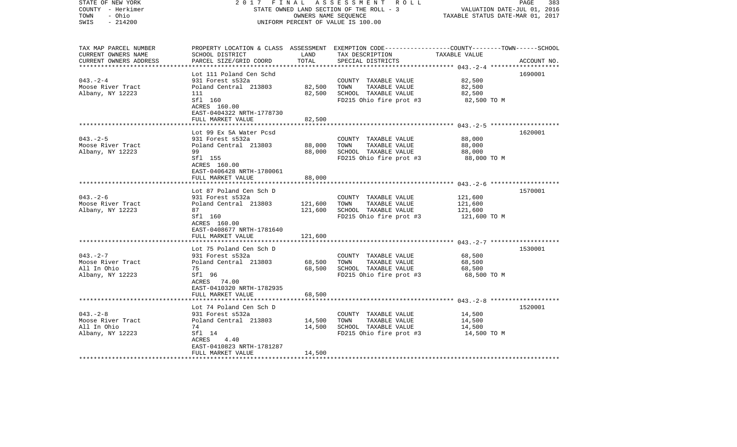STATE OF NEW YORK — 2017 FINAL ASSESSMENT ROLL — STATE OWNED LAND SECTION OF THE ROLL - 3 — VALUATION DATE-JUL 01, 2016
COUNTY - Herkimer — OWNERS NAME SEQUENCE — TAXABLE STATUS DATE-MAR 01, 2017
TOWN - Ohio — UNIFORM PERCENT OF VALUE IS 100.00
SWIS - 214200

| TAX MAP PARCEL NUMBER / CURRENT OWNERS NAME / CURRENT OWNERS ADDRESS | PROPERTY LOCATION & CLASS / SCHOOL DISTRICT / PARCEL SIZE/GRID COORD | ASSESSMENT LAND / TOTAL | EXEMPTION CODE / TAX DESCRIPTION / SPECIAL DISTRICTS | COUNTY--------TOWN------SCHOOL TAXABLE VALUE | ACCOUNT NO. |
|---|---|---|---|---|---|
| 043.-2-4 | Lot 111 Poland Cen Schd | | | | 1690001 |
| Moose River Tract | 931 Forest s532a | | COUNTY TAXABLE VALUE | 82,500 | |
| Albany, NY 12223 | Poland Central 213803 | 82,500 | TOWN TAXABLE VALUE | 82,500 | |
| | 111 | 82,500 | SCHOOL TAXABLE VALUE | 82,500 | |
| | Sfl 160 | | FD215 Ohio fire prot #3 | 82,500 TO M | |
| | ACRES 160.00 | | | | |
| | EAST-0404322 NRTH-1778730 | | | | |
| | FULL MARKET VALUE | 82,500 | | | |
| 043.-2-5 | Lot 99 Ex 5A Water Pcsd | | | | 1620001 |
| Moose River Tract | 931 Forest s532a | | COUNTY TAXABLE VALUE | 88,000 | |
| Albany, NY 12223 | Poland Central 213803 | 88,000 | TOWN TAXABLE VALUE | 88,000 | |
| | 99 | 88,000 | SCHOOL TAXABLE VALUE | 88,000 | |
| | Sfl 155 | | FD215 Ohio fire prot #3 | 88,000 TO M | |
| | ACRES 160.00 | | | | |
| | EAST-0406428 NRTH-1780061 | | | | |
| | FULL MARKET VALUE | 88,000 | | | |
| 043.-2-6 | Lot 87 Poland Cen Sch D | | | | 1570001 |
| Moose River Tract | 931 Forest s532a | | COUNTY TAXABLE VALUE | 121,600 | |
| Albany, NY 12223 | Poland Central 213803 | 121,600 | TOWN TAXABLE VALUE | 121,600 | |
| | 87 | 121,600 | SCHOOL TAXABLE VALUE | 121,600 | |
| | Sfl 160 | | FD215 Ohio fire prot #3 | 121,600 TO M | |
| | ACRES 160.00 | | | | |
| | EAST-0408677 NRTH-1781640 | | | | |
| | FULL MARKET VALUE | 121,600 | | | |
| 043.-2-7 | Lot 75 Poland Cen Sch D | | | | 1530001 |
| Moose River Tract | 931 Forest s532a | | COUNTY TAXABLE VALUE | 68,500 | |
| All In Ohio | Poland Central 213803 | 68,500 | TOWN TAXABLE VALUE | 68,500 | |
| Albany, NY 12223 | 75 | 68,500 | SCHOOL TAXABLE VALUE | 68,500 | |
| | Sfl 96 | | FD215 Ohio fire prot #3 | 68,500 TO M | |
| | ACRES 74.00 | | | | |
| | EAST-0410320 NRTH-1782935 | | | | |
| | FULL MARKET VALUE | 68,500 | | | |
| 043.-2-8 | Lot 74 Poland Cen Sch D | | | | 1520001 |
| Moose River Tract | 931 Forest s532a | | COUNTY TAXABLE VALUE | 14,500 | |
| All In Ohio | Poland Central 213803 | 14,500 | TOWN TAXABLE VALUE | 14,500 | |
| Albany, NY 12223 | 74 | 14,500 | SCHOOL TAXABLE VALUE | 14,500 | |
| | Sfl 14 | | FD215 Ohio fire prot #3 | 14,500 TO M | |
| | ACRES 4.40 | | | | |
| | EAST-0410823 NRTH-1781287 | | | | |
| | FULL MARKET VALUE | 14,500 | | | |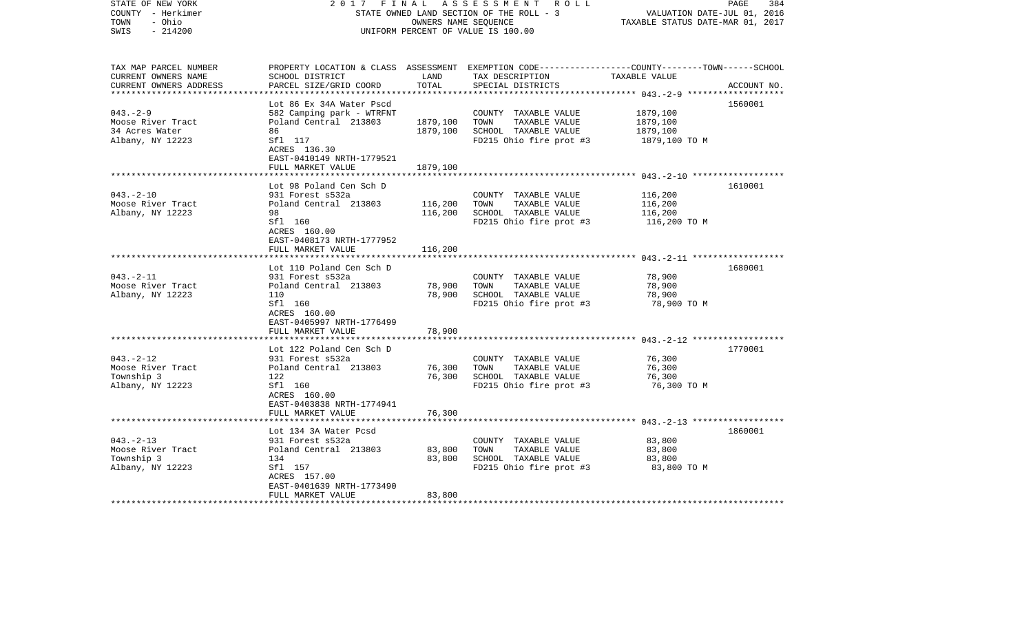STATE OF NEW YORK | 2017 FINAL ASSESSMENT ROLL | PAGE 384
COUNTY - Herkimer | STATE OWNED LAND SECTION OF THE ROLL - 3 | VALUATION DATE-JUL 01, 2016
TOWN - Ohio | OWNERS NAME SEQUENCE | TAXABLE STATUS DATE-MAR 01, 2017
SWIS - 214200 | UNIFORM PERCENT OF VALUE IS 100.00

| TAX MAP PARCEL NUMBER / CURRENT OWNERS NAME / CURRENT OWNERS ADDRESS | PROPERTY LOCATION & CLASS / SCHOOL DISTRICT / PARCEL SIZE/GRID COORD | ASSESSMENT LAND / TOTAL | EXEMPTION CODE / TAX DESCRIPTION / SPECIAL DISTRICTS | COUNTY--------TOWN------SCHOOL TAXABLE VALUE | ACCOUNT NO. |
|---|---|---|---|---|---|
| 043.-2-9 | Lot 86 Ex 34A Water Pscd | | | | 1560001 |
| | 582 Camping park - WTRFNT | | COUNTY TAXABLE VALUE | 1879,100 | |
| Moose River Tract | Poland Central 213803 | 1879,100 | TOWN TAXABLE VALUE | 1879,100 | |
| 34 Acres Water | 86 | 1879,100 | SCHOOL TAXABLE VALUE | 1879,100 | |
| Albany, NY 12223 | Sfl 117 | | FD215 Ohio fire prot #3 | 1879,100 TO M | |
| | ACRES 136.30 | | | | |
| | EAST-0410149 NRTH-1779521 | | | | |
| | FULL MARKET VALUE | 1879,100 | | | |
| 043.-2-10 | Lot 98 Poland Cen Sch D | | | | 1610001 |
| | 931 Forest s532a | | COUNTY TAXABLE VALUE | 116,200 | |
| Moose River Tract | Poland Central 213803 | 116,200 | TOWN TAXABLE VALUE | 116,200 | |
| Albany, NY 12223 | 98 | 116,200 | SCHOOL TAXABLE VALUE | 116,200 | |
| | Sfl 160 | | FD215 Ohio fire prot #3 | 116,200 TO M | |
| | ACRES 160.00 | | | | |
| | EAST-0408173 NRTH-1777952 | | | | |
| | FULL MARKET VALUE | 116,200 | | | |
| 043.-2-11 | Lot 110 Poland Cen Sch D | | | | 1680001 |
| | 931 Forest s532a | | COUNTY TAXABLE VALUE | 78,900 | |
| Moose River Tract | Poland Central 213803 | 78,900 | TOWN TAXABLE VALUE | 78,900 | |
| Albany, NY 12223 | 110 | 78,900 | SCHOOL TAXABLE VALUE | 78,900 | |
| | Sfl 160 | | FD215 Ohio fire prot #3 | 78,900 TO M | |
| | ACRES 160.00 | | | | |
| | EAST-0405997 NRTH-1776499 | | | | |
| | FULL MARKET VALUE | 78,900 | | | |
| 043.-2-12 | Lot 122 Poland Cen Sch D | | | | 1770001 |
| | 931 Forest s532a | | COUNTY TAXABLE VALUE | 76,300 | |
| Moose River Tract | Poland Central 213803 | 76,300 | TOWN TAXABLE VALUE | 76,300 | |
| Township 3 | 122 | 76,300 | SCHOOL TAXABLE VALUE | 76,300 | |
| Albany, NY 12223 | Sfl 160 | | FD215 Ohio fire prot #3 | 76,300 TO M | |
| | ACRES 160.00 | | | | |
| | EAST-0403838 NRTH-1774941 | | | | |
| | FULL MARKET VALUE | 76,300 | | | |
| 043.-2-13 | Lot 134 3A Water Pcsd | | | | 1860001 |
| | 931 Forest s532a | | COUNTY TAXABLE VALUE | 83,800 | |
| Moose River Tract | Poland Central 213803 | 83,800 | TOWN TAXABLE VALUE | 83,800 | |
| Township 3 | 134 | 83,800 | SCHOOL TAXABLE VALUE | 83,800 | |
| Albany, NY 12223 | Sfl 157 | | FD215 Ohio fire prot #3 | 83,800 TO M | |
| | ACRES 157.00 | | | | |
| | EAST-0401639 NRTH-1773490 | | | | |
| | FULL MARKET VALUE | 83,800 | | | |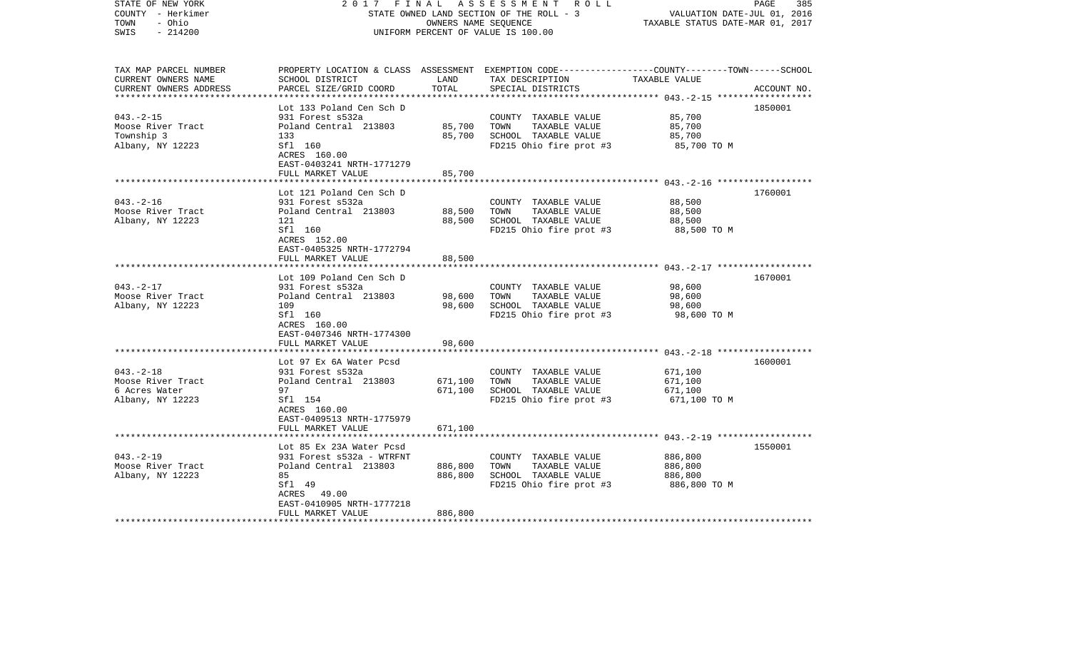STATE OF NEW YORK — 2 0 1 7 F I N A L A S S E S S M E N T R O L L
COUNTY - Herkimer — STATE OWNED LAND SECTION OF THE ROLL - 3 — VALUATION DATE-JUL 01, 2016
TOWN - Ohio — OWNERS NAME SEQUENCE — TAXABLE STATUS DATE-MAR 01, 2017
SWIS - 214200 — UNIFORM PERCENT OF VALUE IS 100.00

| TAX MAP PARCEL NUMBER / CURRENT OWNERS NAME / CURRENT OWNERS ADDRESS | PROPERTY LOCATION & CLASS / SCHOOL DISTRICT / PARCEL SIZE/GRID COORD | ASSESSMENT LAND / TOTAL | EXEMPTION CODE / TAX DESCRIPTION / SPECIAL DISTRICTS | COUNTY--------TOWN------SCHOOL TAXABLE VALUE | ACCOUNT NO. |
|---|---|---|---|---|---|
| 043.-2-15 | Lot 133 Poland Cen Sch D | | | | 1850001 |
| Moose River Tract | 931 Forest s532a | | COUNTY TAXABLE VALUE | 85,700 | |
| Township 3 | Poland Central 213803 | 85,700 | TOWN TAXABLE VALUE | 85,700 | |
| Albany, NY 12223 | 133 | 85,700 | SCHOOL TAXABLE VALUE | 85,700 | |
| | Sfl 160 | | FD215 Ohio fire prot #3 | 85,700 TO M | |
| | ACRES 160.00 | | | | |
| | EAST-0403241 NRTH-1771279 | | | | |
| | FULL MARKET VALUE | 85,700 | | | |
| 043.-2-16 | Lot 121 Poland Cen Sch D | | | | 1760001 |
| Moose River Tract | 931 Forest s532a | | COUNTY TAXABLE VALUE | 88,500 | |
| Albany, NY 12223 | Poland Central 213803 | 88,500 | TOWN TAXABLE VALUE | 88,500 | |
| | 121 | 88,500 | SCHOOL TAXABLE VALUE | 88,500 | |
| | Sfl 160 | | FD215 Ohio fire prot #3 | 88,500 TO M | |
| | ACRES 152.00 | | | | |
| | EAST-0405325 NRTH-1772794 | | | | |
| | FULL MARKET VALUE | 88,500 | | | |
| 043.-2-17 | Lot 109 Poland Cen Sch D | | | | 1670001 |
| Moose River Tract | 931 Forest s532a | | COUNTY TAXABLE VALUE | 98,600 | |
| Albany, NY 12223 | Poland Central 213803 | 98,600 | TOWN TAXABLE VALUE | 98,600 | |
| | 109 | 98,600 | SCHOOL TAXABLE VALUE | 98,600 | |
| | Sfl 160 | | FD215 Ohio fire prot #3 | 98,600 TO M | |
| | ACRES 160.00 | | | | |
| | EAST-0407346 NRTH-1774300 | | | | |
| | FULL MARKET VALUE | 98,600 | | | |
| 043.-2-18 | Lot 97 Ex 6A Water Pcsd | | | | 1600001 |
| Moose River Tract | 931 Forest s532a | | COUNTY TAXABLE VALUE | 671,100 | |
| 6 Acres Water | Poland Central 213803 | 671,100 | TOWN TAXABLE VALUE | 671,100 | |
| Albany, NY 12223 | 97 | 671,100 | SCHOOL TAXABLE VALUE | 671,100 | |
| | Sfl 154 | | FD215 Ohio fire prot #3 | 671,100 TO M | |
| | ACRES 160.00 | | | | |
| | EAST-0409513 NRTH-1775979 | | | | |
| | FULL MARKET VALUE | 671,100 | | | |
| 043.-2-19 | Lot 85 Ex 23A Water Pcsd | | | | 1550001 |
| Moose River Tract | 931 Forest s532a - WTRFNT | | COUNTY TAXABLE VALUE | 886,800 | |
| Albany, NY 12223 | Poland Central 213803 | 886,800 | TOWN TAXABLE VALUE | 886,800 | |
| | 85 | 886,800 | SCHOOL TAXABLE VALUE | 886,800 | |
| | Sfl 49 | | FD215 Ohio fire prot #3 | 886,800 TO M | |
| | ACRES 49.00 | | | | |
| | EAST-0410905 NRTH-1777218 | | | | |
| | FULL MARKET VALUE | 886,800 | | | |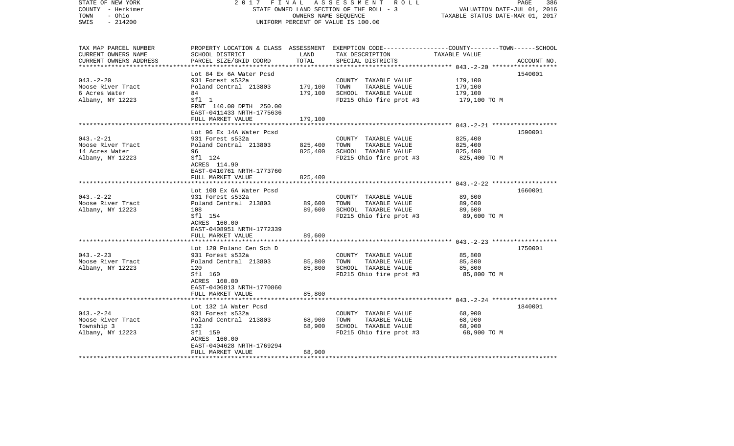STATE OF NEW YORK — 2017 FINAL ASSESSMENT ROLL
COUNTY - Herkimer — STATE OWNED LAND SECTION OF THE ROLL - 3 — VALUATION DATE-JUL 01, 2016
TOWN - Ohio — OWNERS NAME SEQUENCE — TAXABLE STATUS DATE-MAR 01, 2017
SWIS - 214200 — UNIFORM PERCENT OF VALUE IS 100.00

| TAX MAP PARCEL NUMBER / CURRENT OWNERS NAME / CURRENT OWNERS ADDRESS | PROPERTY LOCATION & CLASS / SCHOOL DISTRICT / PARCEL SIZE/GRID COORD | ASSESSMENT LAND / TOTAL | EXEMPTION CODE / TAX DESCRIPTION / SPECIAL DISTRICTS | TAXABLE VALUE (COUNTY--TOWN--SCHOOL) | ACCOUNT NO. |
|---|---|---|---|---|---|
| | Lot 84 Ex 6A Water Pcsd | | | | 1540001 |
| 043.-2-20 | 931 Forest s532a | | COUNTY TAXABLE VALUE | 179,100 | |
| Moose River Tract | Poland Central 213803 | 179,100 | TOWN TAXABLE VALUE | 179,100 | |
| 6 Acres Water | 84 | 179,100 | SCHOOL TAXABLE VALUE | 179,100 | |
| Albany, NY 12223 | Sfl 1 | | FD215 Ohio fire prot #3 | 179,100 TO M | |
| | FRNT 140.00 DPTH 250.00 | | | | |
| | EAST-0411433 NRTH-1775636 | | | | |
| | FULL MARKET VALUE | 179,100 | | | |
| | Lot 96 Ex 14A Water Pcsd | | | | 1590001 |
| 043.-2-21 | 931 Forest s532a | | COUNTY TAXABLE VALUE | 825,400 | |
| Moose River Tract | Poland Central 213803 | 825,400 | TOWN TAXABLE VALUE | 825,400 | |
| 14 Acres Water | 96 | 825,400 | SCHOOL TAXABLE VALUE | 825,400 | |
| Albany, NY 12223 | Sfl 124 | | FD215 Ohio fire prot #3 | 825,400 TO M | |
| | ACRES 114.90 | | | | |
| | EAST-0410761 NRTH-1773760 | | | | |
| | FULL MARKET VALUE | 825,400 | | | |
| | Lot 108 Ex 6A Water Pcsd | | | | 1660001 |
| 043.-2-22 | 931 Forest s532a | | COUNTY TAXABLE VALUE | 89,600 | |
| Moose River Tract | Poland Central 213803 | 89,600 | TOWN TAXABLE VALUE | 89,600 | |
| Albany, NY 12223 | 108 | 89,600 | SCHOOL TAXABLE VALUE | 89,600 | |
| | Sfl 154 | | FD215 Ohio fire prot #3 | 89,600 TO M | |
| | ACRES 160.00 | | | | |
| | EAST-0408951 NRTH-1772339 | | | | |
| | FULL MARKET VALUE | 89,600 | | | |
| | Lot 120 Poland Cen Sch D | | | | 1750001 |
| 043.-2-23 | 931 Forest s532a | | COUNTY TAXABLE VALUE | 85,800 | |
| Moose River Tract | Poland Central 213803 | 85,800 | TOWN TAXABLE VALUE | 85,800 | |
| Albany, NY 12223 | 120 | 85,800 | SCHOOL TAXABLE VALUE | 85,800 | |
| | Sfl 160 | | FD215 Ohio fire prot #3 | 85,800 TO M | |
| | ACRES 160.00 | | | | |
| | EAST-0406813 NRTH-1770860 | | | | |
| | FULL MARKET VALUE | 85,800 | | | |
| | Lot 132 1A Water Pcsd | | | | 1840001 |
| 043.-2-24 | 931 Forest s532a | | COUNTY TAXABLE VALUE | 68,900 | |
| Moose River Tract | Poland Central 213803 | 68,900 | TOWN TAXABLE VALUE | 68,900 | |
| Township 3 | 132 | 68,900 | SCHOOL TAXABLE VALUE | 68,900 | |
| Albany, NY 12223 | Sfl 159 | | FD215 Ohio fire prot #3 | 68,900 TO M | |
| | ACRES 160.00 | | | | |
| | EAST-0404628 NRTH-1769294 | | | | |
| | FULL MARKET VALUE | 68,900 | | | |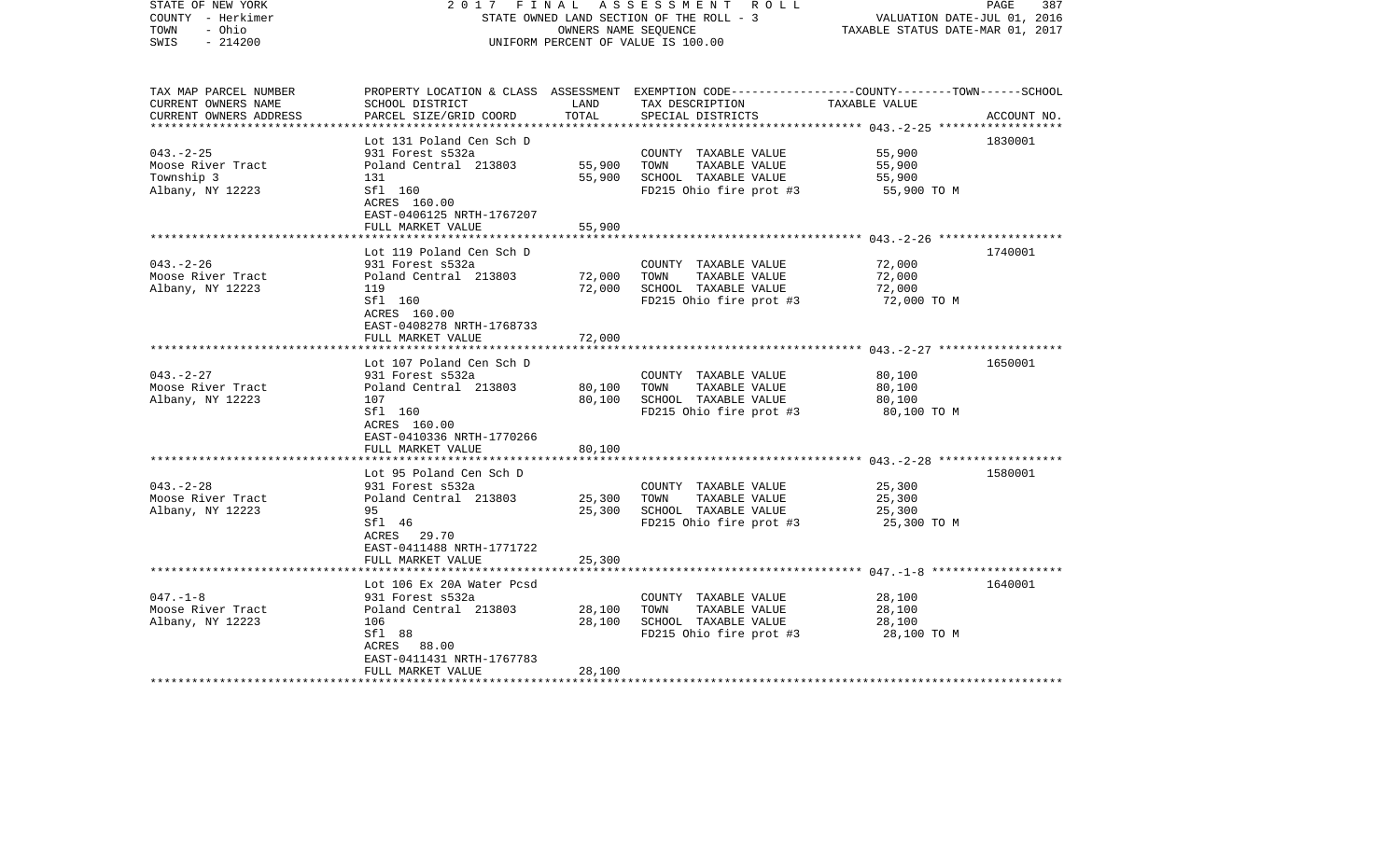STATE OF NEW YORK — 2017 FINAL ASSESSMENT ROLL — STATE OWNED LAND SECTION OF THE ROLL - 3 — OWNERS NAME SEQUENCE — UNIFORM PERCENT OF VALUE IS 100.00

COUNTY - Herkimer
TOWN - Ohio
SWIS - 214200

VALUATION DATE-JUL 01, 2016
TAXABLE STATUS DATE-MAR 01, 2017

| TAX MAP PARCEL NUMBER / CURRENT OWNERS NAME / CURRENT OWNERS ADDRESS | PROPERTY LOCATION & CLASS / SCHOOL DISTRICT / PARCEL SIZE/GRID COORD | ASSESSMENT LAND | TOTAL | EXEMPTION CODE / TAX DESCRIPTION / SPECIAL DISTRICTS | COUNTY--------TOWN------SCHOOL TAXABLE VALUE | ACCOUNT NO. |
|---|---|---|---|---|---|---|
| 043.-2-25 | Lot 131 Poland Cen Sch D | | | | | 1830001 |
| Moose River Tract | 931 Forest s532a | | | COUNTY TAXABLE VALUE | 55,900 | |
| Township 3 | Poland Central 213803 | 55,900 | | TOWN TAXABLE VALUE | 55,900 | |
| Albany, NY 12223 | 131 | | 55,900 | SCHOOL TAXABLE VALUE | 55,900 | |
| | Sfl 160 | | | FD215 Ohio fire prot #3 | 55,900 TO M | |
| | ACRES 160.00 | | | | | |
| | EAST-0406125 NRTH-1767207 | | | | | |
| | FULL MARKET VALUE | | 55,900 | | | |
| 043.-2-26 | Lot 119 Poland Cen Sch D | | | | | 1740001 |
| Moose River Tract | 931 Forest s532a | | | COUNTY TAXABLE VALUE | 72,000 | |
| Albany, NY 12223 | Poland Central 213803 | 72,000 | | TOWN TAXABLE VALUE | 72,000 | |
| | 119 | | 72,000 | SCHOOL TAXABLE VALUE | 72,000 | |
| | Sfl 160 | | | FD215 Ohio fire prot #3 | 72,000 TO M | |
| | ACRES 160.00 | | | | | |
| | EAST-0408278 NRTH-1768733 | | | | | |
| | FULL MARKET VALUE | | 72,000 | | | |
| 043.-2-27 | Lot 107 Poland Cen Sch D | | | | | 1650001 |
| Moose River Tract | 931 Forest s532a | | | COUNTY TAXABLE VALUE | 80,100 | |
| Albany, NY 12223 | Poland Central 213803 | 80,100 | | TOWN TAXABLE VALUE | 80,100 | |
| | 107 | | 80,100 | SCHOOL TAXABLE VALUE | 80,100 | |
| | Sfl 160 | | | FD215 Ohio fire prot #3 | 80,100 TO M | |
| | ACRES 160.00 | | | | | |
| | EAST-0410336 NRTH-1770266 | | | | | |
| | FULL MARKET VALUE | | 80,100 | | | |
| 043.-2-28 | Lot 95 Poland Cen Sch D | | | | | 1580001 |
| Moose River Tract | 931 Forest s532a | | | COUNTY TAXABLE VALUE | 25,300 | |
| Albany, NY 12223 | Poland Central 213803 | 25,300 | | TOWN TAXABLE VALUE | 25,300 | |
| | 95 | | 25,300 | SCHOOL TAXABLE VALUE | 25,300 | |
| | Sfl 46 | | | FD215 Ohio fire prot #3 | 25,300 TO M | |
| | ACRES 29.70 | | | | | |
| | EAST-0411488 NRTH-1771722 | | | | | |
| | FULL MARKET VALUE | | 25,300 | | | |
| 047.-1-8 | Lot 106 Ex 20A Water Pcsd | | | | | 1640001 |
| Moose River Tract | 931 Forest s532a | | | COUNTY TAXABLE VALUE | 28,100 | |
| Albany, NY 12223 | Poland Central 213803 | 28,100 | | TOWN TAXABLE VALUE | 28,100 | |
| | 106 | | 28,100 | SCHOOL TAXABLE VALUE | 28,100 | |
| | Sfl 88 | | | FD215 Ohio fire prot #3 | 28,100 TO M | |
| | ACRES 88.00 | | | | | |
| | EAST-0411431 NRTH-1767783 | | | | | |
| | FULL MARKET VALUE | | 28,100 | | | |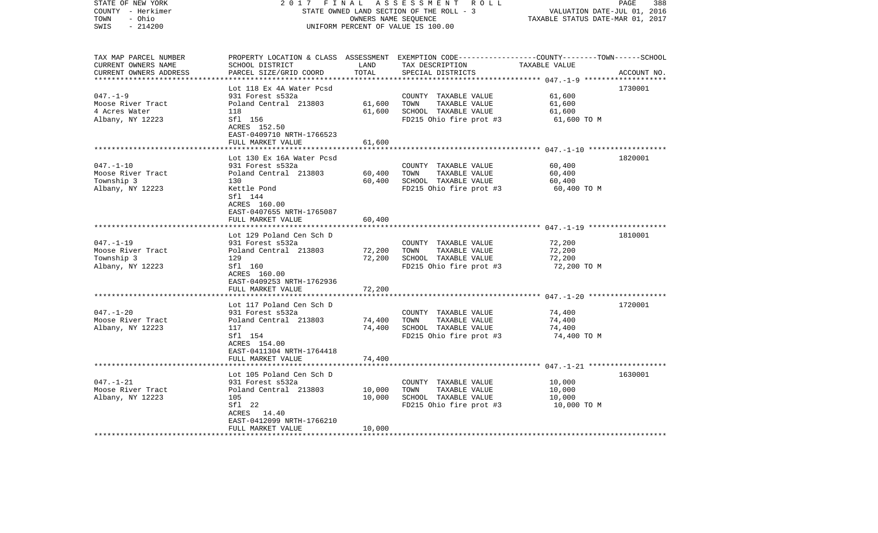STATE OF NEW YORK — 2017 FINAL ASSESSMENT ROLL
COUNTY - Herkimer — STATE OWNED LAND SECTION OF THE ROLL - 3 — VALUATION DATE-JUL 01, 2016
TOWN - Ohio — OWNERS NAME SEQUENCE — TAXABLE STATUS DATE-MAR 01, 2017
SWIS - 214200 — UNIFORM PERCENT OF VALUE IS 100.00

| TAX MAP PARCEL NUMBER / CURRENT OWNERS NAME / CURRENT OWNERS ADDRESS | PROPERTY LOCATION & CLASS / SCHOOL DISTRICT / PARCEL SIZE/GRID COORD | ASSESSMENT LAND | TOTAL | EXEMPTION CODE / TAX DESCRIPTION / SPECIAL DISTRICTS | TAXABLE VALUE (COUNTY / TOWN / SCHOOL) | ACCOUNT NO. |
|---|---|---|---|---|---|---|
| 047.-1-9 | Lot 118 Ex 4A Water Pcsd | | | | | 1730001 |
| Moose River Tract | 931 Forest s532a | | | COUNTY TAXABLE VALUE | 61,600 | |
| 4 Acres Water | Poland Central 213803 | 61,600 | | TOWN TAXABLE VALUE | 61,600 | |
| Albany, NY 12223 | 118 | | 61,600 | SCHOOL TAXABLE VALUE | 61,600 | |
| | Sfl 156 | | | FD215 Ohio fire prot #3 | 61,600 TO M | |
| | ACRES 152.50 | | | | | |
| | EAST-0409710 NRTH-1766523 | | | | | |
| | FULL MARKET VALUE | | 61,600 | | | |
| 047.-1-10 | Lot 130 Ex 16A Water Pcsd | | | | | 1820001 |
| Moose River Tract | 931 Forest s532a | | | COUNTY TAXABLE VALUE | 60,400 | |
| Township 3 | Poland Central 213803 | 60,400 | | TOWN TAXABLE VALUE | 60,400 | |
| Albany, NY 12223 | 130 | | 60,400 | SCHOOL TAXABLE VALUE | 60,400 | |
| | Kettle Pond | | | FD215 Ohio fire prot #3 | 60,400 TO M | |
| | Sfl 144 | | | | | |
| | ACRES 160.00 | | | | | |
| | EAST-0407655 NRTH-1765087 | | | | | |
| | FULL MARKET VALUE | | 60,400 | | | |
| 047.-1-19 | Lot 129 Poland Cen Sch D | | | | | 1810001 |
| Moose River Tract | 931 Forest s532a | | | COUNTY TAXABLE VALUE | 72,200 | |
| Township 3 | Poland Central 213803 | 72,200 | | TOWN TAXABLE VALUE | 72,200 | |
| Albany, NY 12223 | 129 | | 72,200 | SCHOOL TAXABLE VALUE | 72,200 | |
| | Sfl 160 | | | FD215 Ohio fire prot #3 | 72,200 TO M | |
| | ACRES 160.00 | | | | | |
| | EAST-0409253 NRTH-1762936 | | | | | |
| | FULL MARKET VALUE | | 72,200 | | | |
| 047.-1-20 | Lot 117 Poland Cen Sch D | | | | | 1720001 |
| Moose River Tract | 931 Forest s532a | | | COUNTY TAXABLE VALUE | 74,400 | |
| Albany, NY 12223 | Poland Central 213803 | 74,400 | | TOWN TAXABLE VALUE | 74,400 | |
| | 117 | | 74,400 | SCHOOL TAXABLE VALUE | 74,400 | |
| | Sfl 154 | | | FD215 Ohio fire prot #3 | 74,400 TO M | |
| | ACRES 154.00 | | | | | |
| | EAST-0411304 NRTH-1764418 | | | | | |
| | FULL MARKET VALUE | | 74,400 | | | |
| 047.-1-21 | Lot 105 Poland Cen Sch D | | | | | 1630001 |
| Moose River Tract | 931 Forest s532a | | | COUNTY TAXABLE VALUE | 10,000 | |
| Albany, NY 12223 | Poland Central 213803 | 10,000 | | TOWN TAXABLE VALUE | 10,000 | |
| | 105 | | 10,000 | SCHOOL TAXABLE VALUE | 10,000 | |
| | Sfl 22 | | | FD215 Ohio fire prot #3 | 10,000 TO M | |
| | ACRES 14.40 | | | | | |
| | EAST-0412099 NRTH-1766210 | | | | | |
| | FULL MARKET VALUE | | 10,000 | | | |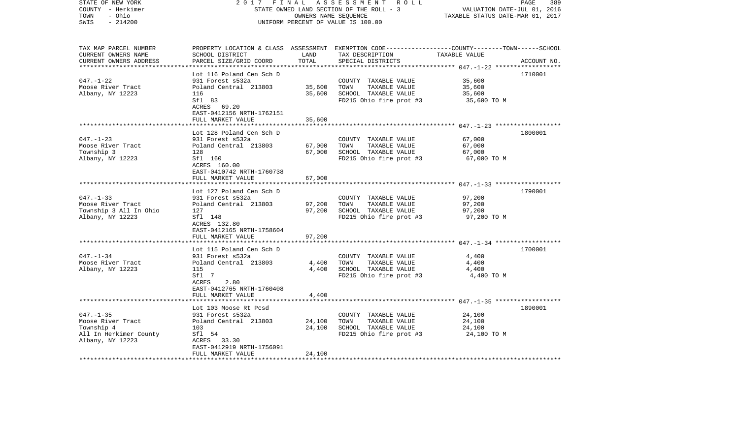STATE OF NEW YORK — 2017 FINAL ASSESSMENT ROLL — PAGE 389
COUNTY - Herkimer — STATE OWNED LAND SECTION OF THE ROLL - 3 — VALUATION DATE-JUL 01, 2016
TOWN - Ohio — OWNERS NAME SEQUENCE — TAXABLE STATUS DATE-MAR 01, 2017
SWIS - 214200 — UNIFORM PERCENT OF VALUE IS 100.00

| TAX MAP PARCEL NUMBER<br>CURRENT OWNERS NAME<br>CURRENT OWNERS ADDRESS | PROPERTY LOCATION & CLASS<br>SCHOOL DISTRICT<br>PARCEL SIZE/GRID COORD | ASSESSMENT<br>LAND<br>TOTAL | EXEMPTION CODE-----COUNTY-----TOWN-----SCHOOL<br>TAX DESCRIPTION<br>SPECIAL DISTRICTS | TAXABLE VALUE | ACCOUNT NO. |
|---|---|---|---|---|---|
| 047.-1-22 | Lot 116 Poland Cen Sch D | | | | 1710001 |
| Moose River Tract | 931 Forest s532a | | COUNTY TAXABLE VALUE | 35,600 | |
| Albany, NY 12223 | Poland Central 213803 | 35,600 | TOWN TAXABLE VALUE | 35,600 | |
| | 116 | 35,600 | SCHOOL TAXABLE VALUE | 35,600 | |
| | Sfl 83 | | FD215 Ohio fire prot #3 | 35,600 TO M | |
| | ACRES 69.20 | | | | |
| | EAST-0412156 NRTH-1762151 | | | | |
| | FULL MARKET VALUE | 35,600 | | | |
| 047.-1-23 | Lot 128 Poland Cen Sch D | | | | 1800001 |
| Moose River Tract | 931 Forest s532a | | COUNTY TAXABLE VALUE | 67,000 | |
| Township 3 | Poland Central 213803 | 67,000 | TOWN TAXABLE VALUE | 67,000 | |
| Albany, NY 12223 | 128 | 67,000 | SCHOOL TAXABLE VALUE | 67,000 | |
| | Sfl 160 | | FD215 Ohio fire prot #3 | 67,000 TO M | |
| | ACRES 160.00 | | | | |
| | EAST-0410742 NRTH-1760738 | | | | |
| | FULL MARKET VALUE | 67,000 | | | |
| 047.-1-33 | Lot 127 Poland Cen Sch D | | | | 1790001 |
| Moose River Tract | 931 Forest s532a | | COUNTY TAXABLE VALUE | 97,200 | |
| Township 3 All In Ohio | Poland Central 213803 | 97,200 | TOWN TAXABLE VALUE | 97,200 | |
| Albany, NY 12223 | 127 | 97,200 | SCHOOL TAXABLE VALUE | 97,200 | |
| | Sfl 148 | | FD215 Ohio fire prot #3 | 97,200 TO M | |
| | ACRES 132.80 | | | | |
| | EAST-0412165 NRTH-1758604 | | | | |
| | FULL MARKET VALUE | 97,200 | | | |
| 047.-1-34 | Lot 115 Poland Cen Sch D | | | | 1700001 |
| Moose River Tract | 931 Forest s532a | | COUNTY TAXABLE VALUE | 4,400 | |
| Albany, NY 12223 | Poland Central 213803 | 4,400 | TOWN TAXABLE VALUE | 4,400 | |
| | 115 | 4,400 | SCHOOL TAXABLE VALUE | 4,400 | |
| | Sfl 7 | | FD215 Ohio fire prot #3 | 4,400 TO M | |
| | ACRES 2.80 | | | | |
| | EAST-0412765 NRTH-1760408 | | | | |
| | FULL MARKET VALUE | 4,400 | | | |
| 047.-1-35 | Lot 103 Moose Rt Pcsd | | | | 1890001 |
| Moose River Tract | 931 Forest s532a | | COUNTY TAXABLE VALUE | 24,100 | |
| Township 4 | Poland Central 213803 | 24,100 | TOWN TAXABLE VALUE | 24,100 | |
| All In Herkimer County | 103 | 24,100 | SCHOOL TAXABLE VALUE | 24,100 | |
| Albany, NY 12223 | Sfl 54 | | FD215 Ohio fire prot #3 | 24,100 TO M | |
| | ACRES 33.30 | | | | |
| | EAST-0412919 NRTH-1756091 | | | | |
| | FULL MARKET VALUE | 24,100 | | | |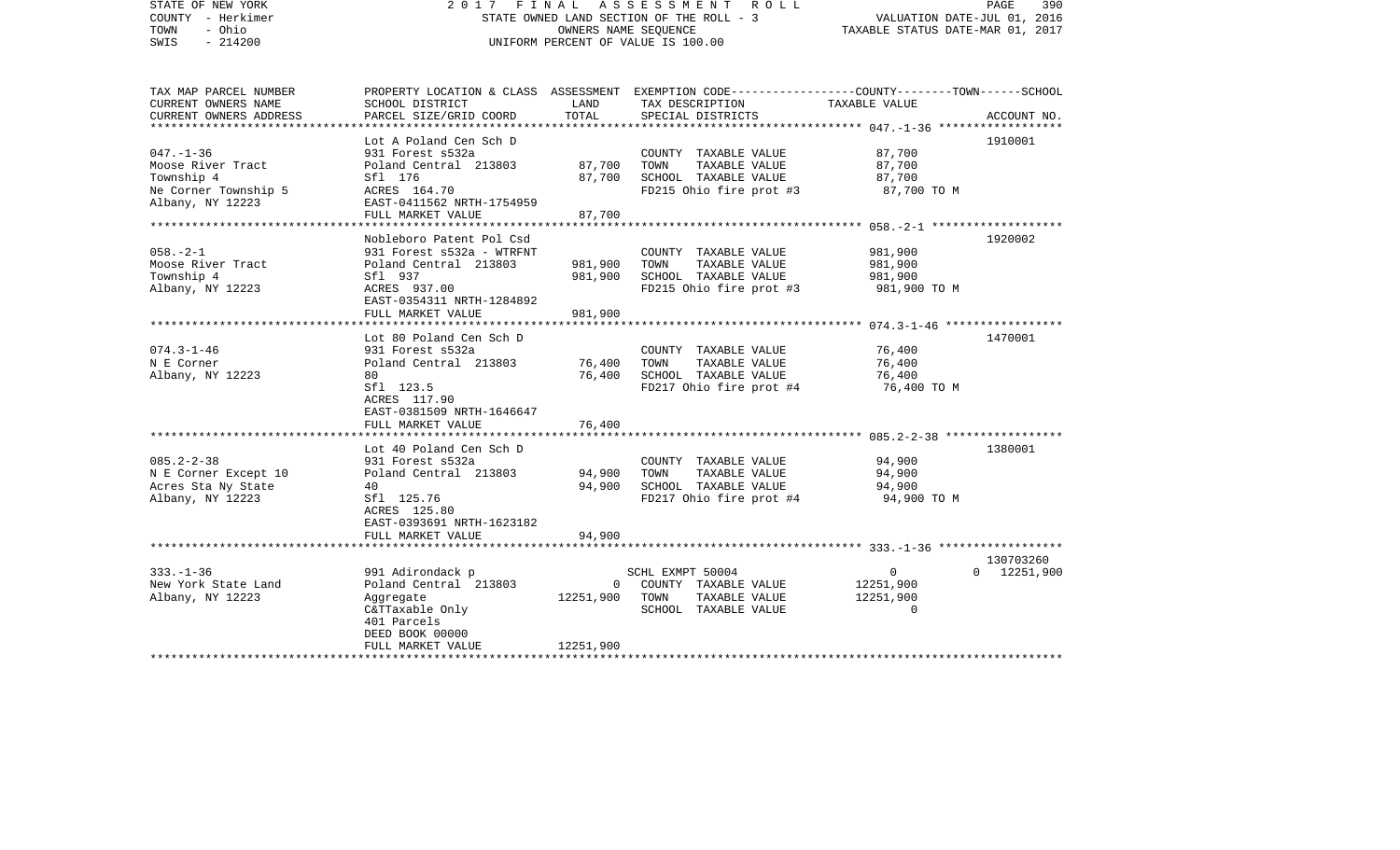STATE OF NEW YORK
COUNTY - Herkimer
TOWN - Ohio
SWIS - 214200

2017 FINAL ASSESSMENT ROLL
STATE OWNED LAND SECTION OF THE ROLL - 3
OWNERS NAME SEQUENCE
UNIFORM PERCENT OF VALUE IS 100.00

VALUATION DATE-JUL 01, 2016
TAXABLE STATUS DATE-MAR 01, 2017

| TAX MAP PARCEL NUMBER / CURRENT OWNERS NAME / CURRENT OWNERS ADDRESS | PROPERTY LOCATION & CLASS / SCHOOL DISTRICT / PARCEL SIZE/GRID COORD | ASSESSMENT LAND / TOTAL | EXEMPTION CODE / TAX DESCRIPTION / SPECIAL DISTRICTS | COUNTY / TOWN / SCHOOL TAXABLE VALUE | ACCOUNT NO. |
|---|---|---|---|---|---|
| **047.-1-36** | Lot A Poland Cen Sch D | | | | 1910001 |
| 047.-1-36 | 931 Forest s532a | | COUNTY TAXABLE VALUE | 87,700 | |
| Moose River Tract | Poland Central 213803 | 87,700 | TOWN TAXABLE VALUE | 87,700 | |
| Township 4 | Sfl 176 | 87,700 | SCHOOL TAXABLE VALUE | 87,700 | |
| Ne Corner Township 5 | ACRES 164.70 | | FD215 Ohio fire prot #3 | 87,700 TO M | |
| Albany, NY 12223 | EAST-0411562 NRTH-1754959 | | | | |
| | FULL MARKET VALUE | 87,700 | | | |
| **058.-2-1** | Nobleboro Patent Pol Csd | | | | 1920002 |
| 058.-2-1 | 931 Forest s532a - WTRFNT | | COUNTY TAXABLE VALUE | 981,900 | |
| Moose River Tract | Poland Central 213803 | 981,900 | TOWN TAXABLE VALUE | 981,900 | |
| Township 4 | Sfl 937 | 981,900 | SCHOOL TAXABLE VALUE | 981,900 | |
| Albany, NY 12223 | ACRES 937.00 | | FD215 Ohio fire prot #3 | 981,900 TO M | |
| | EAST-0354311 NRTH-1284892 | | | | |
| | FULL MARKET VALUE | 981,900 | | | |
| **074.3-1-46** | Lot 80 Poland Cen Sch D | | | | 1470001 |
| 074.3-1-46 | 931 Forest s532a | | COUNTY TAXABLE VALUE | 76,400 | |
| N E Corner | Poland Central 213803 | 76,400 | TOWN TAXABLE VALUE | 76,400 | |
| Albany, NY 12223 | 80 | 76,400 | SCHOOL TAXABLE VALUE | 76,400 | |
| | Sfl 123.5 | | FD217 Ohio fire prot #4 | 76,400 TO M | |
| | ACRES 117.90 | | | | |
| | EAST-0381509 NRTH-1646647 | | | | |
| | FULL MARKET VALUE | 76,400 | | | |
| **085.2-2-38** | Lot 40 Poland Cen Sch D | | | | 1380001 |
| 085.2-2-38 | 931 Forest s532a | | COUNTY TAXABLE VALUE | 94,900 | |
| N E Corner Except 10 | Poland Central 213803 | 94,900 | TOWN TAXABLE VALUE | 94,900 | |
| Acres Sta Ny State | 40 | 94,900 | SCHOOL TAXABLE VALUE | 94,900 | |
| Albany, NY 12223 | Sfl 125.76 | | FD217 Ohio fire prot #4 | 94,900 TO M | |
| | ACRES 125.80 | | | | |
| | EAST-0393691 NRTH-1623182 | | | | |
| | FULL MARKET VALUE | 94,900 | | | |
| **333.-1-36** | | | | | 130703260 |
| 333.-1-36 | 991 Adirondack p | | SCHL EXMPT 50004 | 0 / 0 / 12251,900 | |
| New York State Land | Poland Central 213803 | 0 | COUNTY TAXABLE VALUE | 12251,900 | |
| Albany, NY 12223 | Aggregate | 12251,900 | TOWN TAXABLE VALUE | 12251,900 | |
| | C&TTaxable Only | | SCHOOL TAXABLE VALUE | 0 | |
| | 401 Parcels | | | | |
| | DEED BOOK 00000 | | | | |
| | FULL MARKET VALUE | 12251,900 | | | |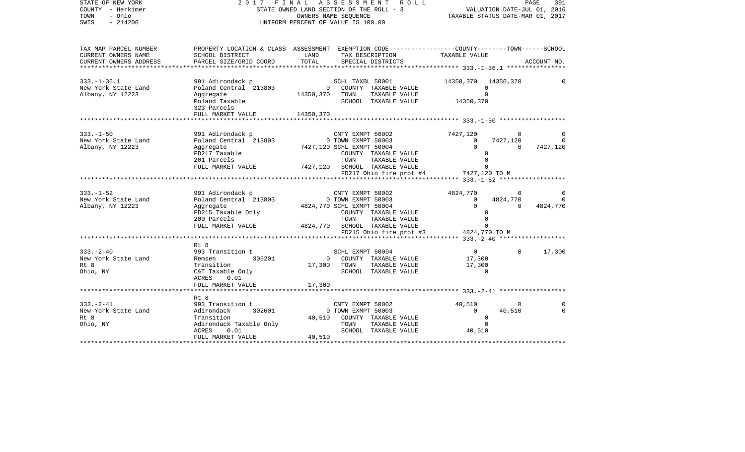STATE OF NEW YORK — 2017 FINAL ASSESSMENT ROLL — STATE OWNED LAND SECTION OF THE ROLL - 3 — OWNERS NAME SEQUENCE — UNIFORM PERCENT OF VALUE IS 100.00

COUNTY - Herkimer
TOWN - Ohio
SWIS - 214200

VALUATION DATE-JUL 01, 2016
TAXABLE STATUS DATE-MAR 01, 2017

| TAX MAP PARCEL NUMBER / CURRENT OWNERS NAME / CURRENT OWNERS ADDRESS | PROPERTY LOCATION & CLASS / SCHOOL DISTRICT / PARCEL SIZE/GRID COORD | ASSESSMENT LAND / TOTAL | EXEMPTION CODE / TAX DESCRIPTION / SPECIAL DISTRICTS | COUNTY TAXABLE VALUE | TOWN | SCHOOL / ACCOUNT NO. |
|---|---|---|---|---|---|---|
| 333.-1-36.1 | 991 Adirondack p | | SCHL TAXBL 50001 | 14350,370 | 14350,370 | 0 |
| New York State Land | Poland Central 213803 | 0 | COUNTY TAXABLE VALUE | 0 | | |
| Albany, NY 12223 | Aggregate | 14350,370 | TOWN TAXABLE VALUE | 0 | | |
| | Poland Taxable | | SCHOOL TAXABLE VALUE | 14350,370 | | |
| | 323 Parcels | | | | | |
| | FULL MARKET VALUE | 14350,370 | | | | |
| 333.-1-50 | 991 Adirondack p | | CNTY EXMPT 50002 | 7427,120 | 0 | 0 |
| New York State Land | Poland Central 213803 | 0 | TOWN EXMPT 50003 | 0 | 7427,120 | 0 |
| Albany, NY 12223 | Aggregate | 7427,120 | SCHL EXMPT 50004 | 0 | 0 | 7427,120 |
| | FD217 Taxable | | COUNTY TAXABLE VALUE | 0 | | |
| | 201 Parcels | | TOWN TAXABLE VALUE | 0 | | |
| | FULL MARKET VALUE | 7427,120 | SCHOOL TAXABLE VALUE | 0 | | |
| | | | FD217 Ohio fire prot #4 | 7427,120 TO M | | |
| 333.-1-52 | 991 Adirondack p | | CNTY EXMPT 50002 | 4824,770 | 0 | 0 |
| New York State Land | Poland Central 213803 | 0 | TOWN EXMPT 50003 | 0 | 4824,770 | 0 |
| Albany, NY 12223 | Aggregate | 4824,770 | SCHL EXMPT 50004 | 0 | 0 | 4824,770 |
| | FD215 Taxable Only | | COUNTY TAXABLE VALUE | 0 | | |
| | 200 Parcels | | TOWN TAXABLE VALUE | 0 | | |
| | FULL MARKET VALUE | 4824,770 | SCHOOL TAXABLE VALUE | 0 | | |
| | | | FD215 Ohio fire prot #3 | 4824,770 TO M | | |
| | Rt 8 | | | | | |
| 333.-2-40 | 993 Transition t | | SCHL EXMPT 50004 | 0 | 0 | 17,300 |
| New York State Land | Remsen 305201 | 0 | COUNTY TAXABLE VALUE | 17,300 | | |
| Rt 8 | Transition | 17,300 | TOWN TAXABLE VALUE | 17,300 | | |
| Ohio, NY | C&T Taxable Only | | SCHOOL TAXABLE VALUE | 0 | | |
| | ACRES 0.01 | | | | | |
| | FULL MARKET VALUE | 17,300 | | | | |
| | Rt 8 | | | | | |
| 333.-2-41 | 993 Transition t | | CNTY EXMPT 50002 | 40,510 | 0 | 0 |
| New York State Land | Adirondack 302601 | 0 | TOWN EXMPT 50003 | 0 | 40,510 | 0 |
| Rt 8 | Transition | 40,510 | COUNTY TAXABLE VALUE | 0 | | |
| Ohio, NY | Adirondack Taxable Only | | TOWN TAXABLE VALUE | 0 | | |
| | ACRES 0.01 | | SCHOOL TAXABLE VALUE | 40,510 | | |
| | FULL MARKET VALUE | 40,510 | | | | |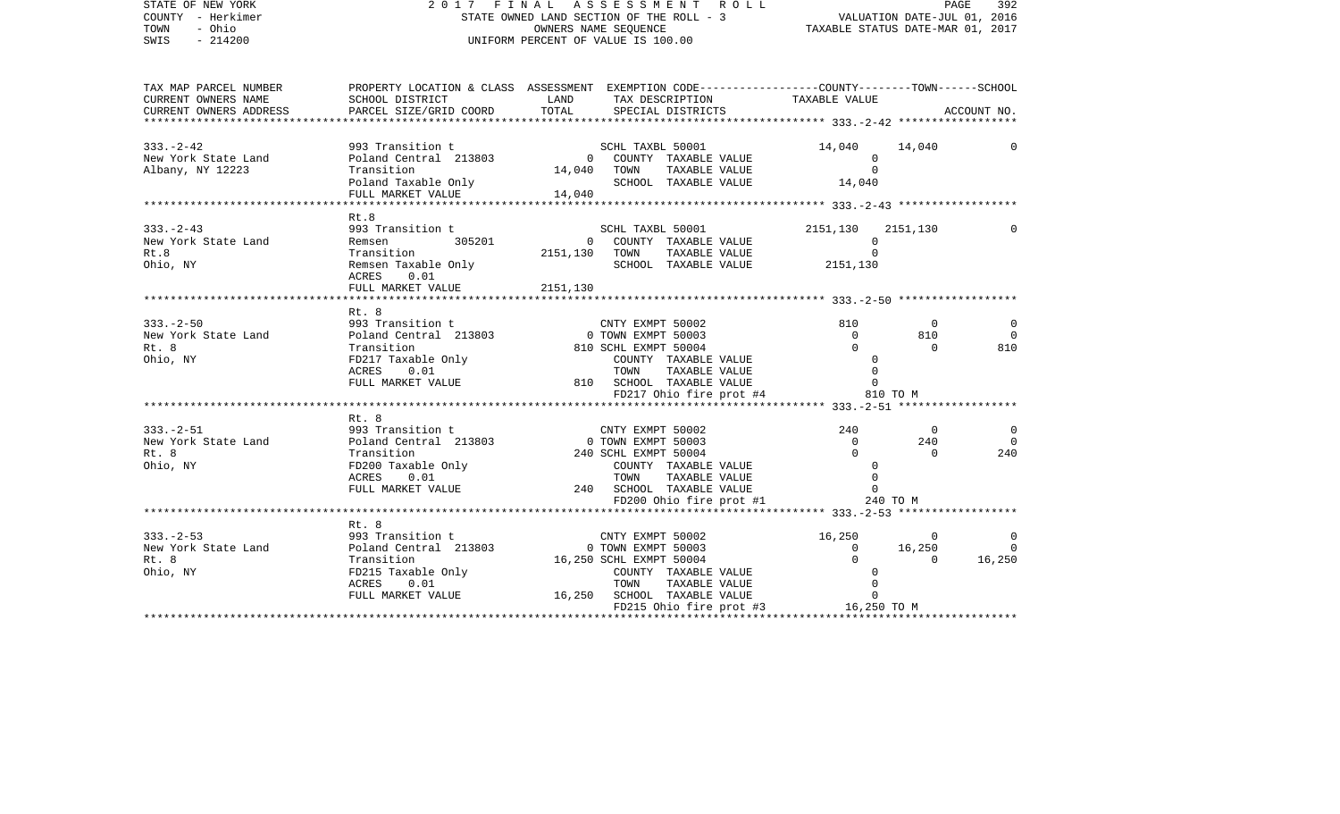STATE OF NEW YORK 2017 FINAL ASSESSMENT ROLL
COUNTY - Herkimer STATE OWNED LAND SECTION OF THE ROLL - 3 VALUATION DATE-JUL 01, 2016
TOWN - Ohio OWNERS NAME SEQUENCE TAXABLE STATUS DATE-MAR 01, 2017
SWIS - 214200 UNIFORM PERCENT OF VALUE IS 100.00

```
TAX MAP PARCEL NUMBER     PROPERTY LOCATION & CLASS  ASSESSMENT  EXEMPTION CODE------------------COUNTY--------TOWN------SCHOOL
CURRENT OWNERS NAME       SCHOOL DISTRICT               LAND      TAX DESCRIPTION            TAXABLE VALUE
CURRENT OWNERS ADDRESS    PARCEL SIZE/GRID COORD        TOTAL     SPECIAL DISTRICTS                                    ACCOUNT NO.
******************************************************************************************************* 333.-2-42 ******************

333.-2-42                 993 Transition t                     SCHL TAXBL 50001             14,040     14,040           0
New York State Land       Poland Central  213803           0   COUNTY  TAXABLE VALUE             0
Albany, NY 12223          Transition                  14,040   TOWN    TAXABLE VALUE             0
                          Poland Taxable Only                  SCHOOL  TAXABLE VALUE        14,040
                          FULL MARKET VALUE           14,040
******************************************************************************************************* 333.-2-43 ******************
                          Rt.8
333.-2-43                 993 Transition t                     SCHL TAXBL 50001          2151,130   2151,130            0
New York State Land       Remsen          305201           0   COUNTY  TAXABLE VALUE             0
Rt.8                      Transition                2151,130   TOWN    TAXABLE VALUE             0
Ohio, NY                  Remsen Taxable Only                  SCHOOL  TAXABLE VALUE      2151,130
                          ACRES     0.01
                          FULL MARKET VALUE         2151,130
******************************************************************************************************* 333.-2-50 ******************
                          Rt. 8
333.-2-50                 993 Transition t                     CNTY EXMPT 50002                810          0           0
New York State Land       Poland Central  213803           0 TOWN EXMPT 50003                    0        810           0
Rt. 8                     Transition                     810 SCHL EXMPT 50004                    0          0         810
Ohio, NY                  FD217 Taxable Only                   COUNTY  TAXABLE VALUE             0
                          ACRES     0.01                       TOWN    TAXABLE VALUE             0
                          FULL MARKET VALUE              810   SCHOOL  TAXABLE VALUE             0
                                                               FD217 Ohio fire prot #4         810 TO M
******************************************************************************************************* 333.-2-51 ******************
                          Rt. 8
333.-2-51                 993 Transition t                     CNTY EXMPT 50002                240          0           0
New York State Land       Poland Central  213803           0 TOWN EXMPT 50003                    0        240           0
Rt. 8                     Transition                     240 SCHL EXMPT 50004                    0          0         240
Ohio, NY                  FD200 Taxable Only                   COUNTY  TAXABLE VALUE             0
                          ACRES     0.01                       TOWN    TAXABLE VALUE             0
                          FULL MARKET VALUE              240   SCHOOL  TAXABLE VALUE             0
                                                               FD200 Ohio fire prot #1         240 TO M
******************************************************************************************************* 333.-2-53 ******************
                          Rt. 8
333.-2-53                 993 Transition t                     CNTY EXMPT 50002             16,250          0           0
New York State Land       Poland Central  213803           0 TOWN EXMPT 50003                    0     16,250           0
Rt. 8                     Transition                  16,250 SCHL EXMPT 50004                    0          0      16,250
Ohio, NY                  FD215 Taxable Only                   COUNTY  TAXABLE VALUE             0
                          ACRES     0.01                       TOWN    TAXABLE VALUE             0
                          FULL MARKET VALUE           16,250   SCHOOL  TAXABLE VALUE             0
                                                               FD215 Ohio fire prot #3      16,250 TO M
************************************************************************************************************************************
```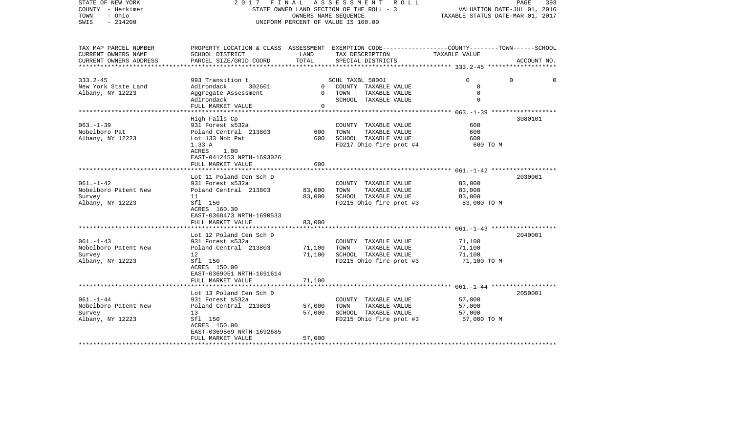STATE OF NEW YORK — 2017 FINAL ASSESSMENT ROLL
COUNTY - Herkimer — STATE OWNED LAND SECTION OF THE ROLL - 3 — VALUATION DATE-JUL 01, 2016
TOWN - Ohio — OWNERS NAME SEQUENCE — TAXABLE STATUS DATE-MAR 01, 2017
SWIS - 214200 — UNIFORM PERCENT OF VALUE IS 100.00

| TAX MAP PARCEL NUMBER / CURRENT OWNERS NAME / CURRENT OWNERS ADDRESS | PROPERTY LOCATION & CLASS / SCHOOL DISTRICT / PARCEL SIZE/GRID COORD | ASSESSMENT LAND | TOTAL | EXEMPTION CODE / TAX DESCRIPTION / SPECIAL DISTRICTS | COUNTY / TAXABLE VALUE | TOWN | SCHOOL / ACCOUNT NO. |
|---|---|---|---|---|---|---|---|
| 333.2-45 | 993 Transition t | | | SCHL TAXBL 50001 | 0 | 0 | 0 |
| New York State Land | Adirondack 302601 | 0 | | COUNTY TAXABLE VALUE | 0 | | |
| Albany, NY 12223 | Aggregate Assessment | | 0 | TOWN TAXABLE VALUE | 0 | | |
| | Adirondack | | | SCHOOL TAXABLE VALUE | 0 | | |
| | FULL MARKET VALUE | | 0 | | | | |
| | High Falls Cp | | | | | | 3080101 |
| 063.-1-39 | 931 Forest s532a | | | COUNTY TAXABLE VALUE | 600 | | |
| Nobelboro Pat | Poland Central 213803 | 600 | | TOWN TAXABLE VALUE | 600 | | |
| Albany, NY 12223 | Lot 133 Nob Pat | | 600 | SCHOOL TAXABLE VALUE | 600 | | |
| | 1.33 A | | | FD217 Ohio fire prot #4 | 600 TO M | | |
| | ACRES 1.00 | | | | | | |
| | EAST-0412453 NRTH-1693026 | | | | | | |
| | FULL MARKET VALUE | | 600 | | | | |
| | Lot 11 Poland Cen Sch D | | | | | | 2030001 |
| 061.-1-42 | 931 Forest s532a | | | COUNTY TAXABLE VALUE | 83,000 | | |
| Nobelboro Patent New | Poland Central 213803 | 83,000 | | TOWN TAXABLE VALUE | 83,000 | | |
| Survey | 11 | | 83,000 | SCHOOL TAXABLE VALUE | 83,000 | | |
| Albany, NY 12223 | Sfl 150 | | | FD215 Ohio fire prot #3 | 83,000 TO M | | |
| | ACRES 160.30 | | | | | | |
| | EAST-0368473 NRTH-1690533 | | | | | | |
| | FULL MARKET VALUE | | 83,000 | | | | |
| | Lot 12 Poland Cen Sch D | | | | | | 2040001 |
| 061.-1-43 | 931 Forest s532a | | | COUNTY TAXABLE VALUE | 71,100 | | |
| Nobelboro Patent New | Poland Central 213803 | 71,100 | | TOWN TAXABLE VALUE | 71,100 | | |
| Survey | 12 | | 71,100 | SCHOOL TAXABLE VALUE | 71,100 | | |
| Albany, NY 12223 | Sfl 150 | | | FD215 Ohio fire prot #3 | 71,100 TO M | | |
| | ACRES 150.00 | | | | | | |
| | EAST-0369051 NRTH-1691614 | | | | | | |
| | FULL MARKET VALUE | | 71,100 | | | | |
| | Lot 13 Poland Cen Sch D | | | | | | 2050001 |
| 061.-1-44 | 931 Forest s532a | | | COUNTY TAXABLE VALUE | 57,000 | | |
| Nobelboro Patent New | Poland Central 213803 | 57,000 | | TOWN TAXABLE VALUE | 57,000 | | |
| Survey | 13 | | 57,000 | SCHOOL TAXABLE VALUE | 57,000 | | |
| Albany, NY 12223 | Sfl 150 | | | FD215 Ohio fire prot #3 | 57,000 TO M | | |
| | ACRES 150.00 | | | | | | |
| | EAST-0369569 NRTH-1692685 | | | | | | |
| | FULL MARKET VALUE | | 57,000 | | | | |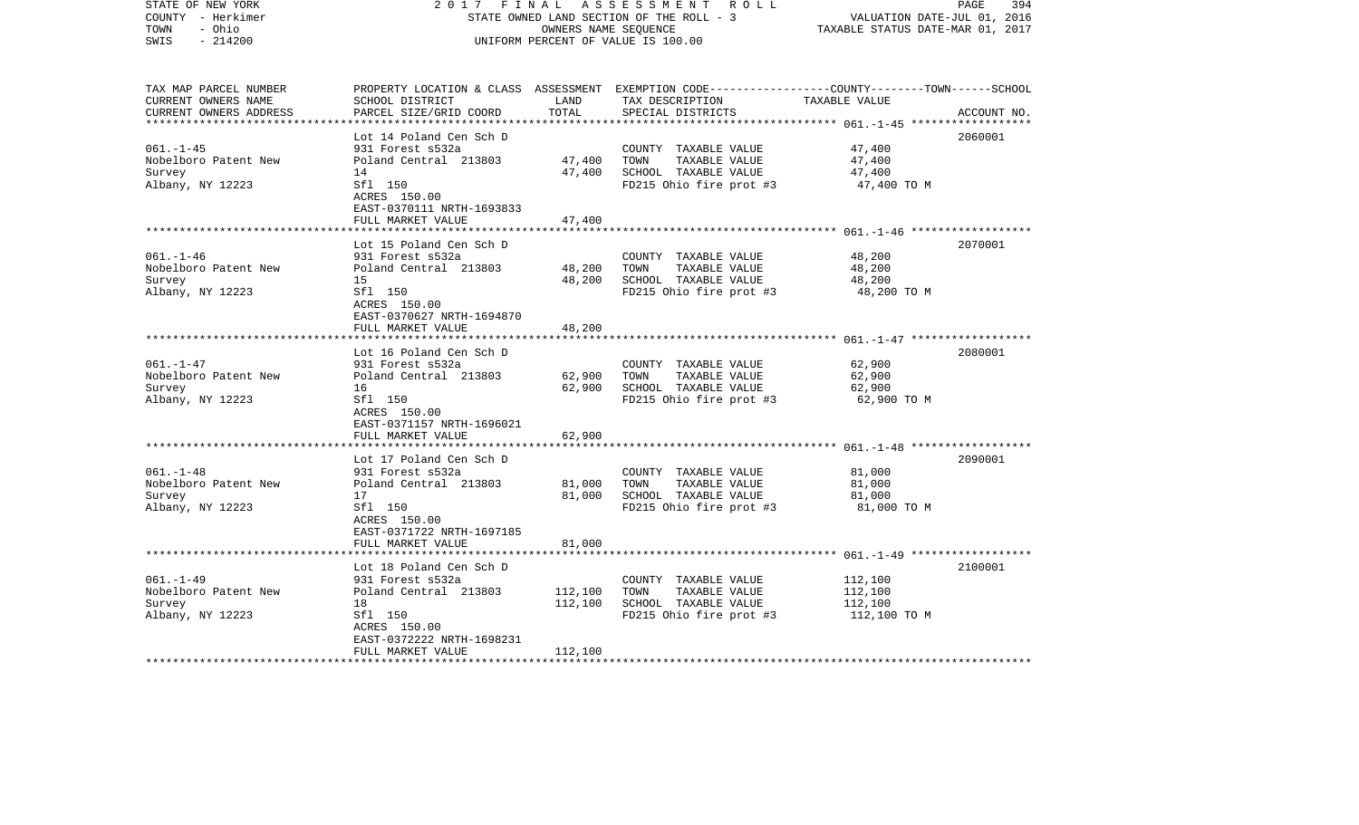STATE OF NEW YORK — 2017 FINAL ASSESSMENT ROLL
COUNTY - Herkimer — STATE OWNED LAND SECTION OF THE ROLL - 3 — VALUATION DATE-JUL 01, 2016
TOWN - Ohio — OWNERS NAME SEQUENCE — TAXABLE STATUS DATE-MAR 01, 2017
SWIS - 214200 — UNIFORM PERCENT OF VALUE IS 100.00

| TAX MAP PARCEL NUMBER / CURRENT OWNERS NAME / CURRENT OWNERS ADDRESS | PROPERTY LOCATION & CLASS / SCHOOL DISTRICT / PARCEL SIZE/GRID COORD | ASSESSMENT LAND | ASSESSMENT TOTAL | EXEMPTION CODE / TAX DESCRIPTION / SPECIAL DISTRICTS | TAXABLE VALUE (COUNTY--------TOWN------SCHOOL) | ACCOUNT NO. |
|---|---|---|---|---|---|---|
| 061.-1-45 | Lot 14 Poland Cen Sch D | | | | | 2060001 |
| Nobelboro Patent New | 931 Forest s532a | | | COUNTY TAXABLE VALUE | 47,400 | |
| Survey | Poland Central 213803 | 47,400 | | TOWN TAXABLE VALUE | 47,400 | |
| Albany, NY 12223 | 14 | | 47,400 | SCHOOL TAXABLE VALUE | 47,400 | |
| | Sfl 150 | | | FD215 Ohio fire prot #3 | 47,400 TO M | |
| | ACRES 150.00 | | | | | |
| | EAST-0370111 NRTH-1693833 | | | | | |
| | FULL MARKET VALUE | | 47,400 | | | |
| 061.-1-46 | Lot 15 Poland Cen Sch D | | | | | 2070001 |
| Nobelboro Patent New | 931 Forest s532a | | | COUNTY TAXABLE VALUE | 48,200 | |
| Survey | Poland Central 213803 | 48,200 | | TOWN TAXABLE VALUE | 48,200 | |
| Albany, NY 12223 | 15 | | 48,200 | SCHOOL TAXABLE VALUE | 48,200 | |
| | Sfl 150 | | | FD215 Ohio fire prot #3 | 48,200 TO M | |
| | ACRES 150.00 | | | | | |
| | EAST-0370627 NRTH-1694870 | | | | | |
| | FULL MARKET VALUE | | 48,200 | | | |
| 061.-1-47 | Lot 16 Poland Cen Sch D | | | | | 2080001 |
| Nobelboro Patent New | 931 Forest s532a | | | COUNTY TAXABLE VALUE | 62,900 | |
| Survey | Poland Central 213803 | 62,900 | | TOWN TAXABLE VALUE | 62,900 | |
| Albany, NY 12223 | 16 | | 62,900 | SCHOOL TAXABLE VALUE | 62,900 | |
| | Sfl 150 | | | FD215 Ohio fire prot #3 | 62,900 TO M | |
| | ACRES 150.00 | | | | | |
| | EAST-0371157 NRTH-1696021 | | | | | |
| | FULL MARKET VALUE | | 62,900 | | | |
| 061.-1-48 | Lot 17 Poland Cen Sch D | | | | | 2090001 |
| Nobelboro Patent New | 931 Forest s532a | | | COUNTY TAXABLE VALUE | 81,000 | |
| Survey | Poland Central 213803 | 81,000 | | TOWN TAXABLE VALUE | 81,000 | |
| Albany, NY 12223 | 17 | | 81,000 | SCHOOL TAXABLE VALUE | 81,000 | |
| | Sfl 150 | | | FD215 Ohio fire prot #3 | 81,000 TO M | |
| | ACRES 150.00 | | | | | |
| | EAST-0371722 NRTH-1697185 | | | | | |
| | FULL MARKET VALUE | | 81,000 | | | |
| 061.-1-49 | Lot 18 Poland Cen Sch D | | | | | 2100001 |
| Nobelboro Patent New | 931 Forest s532a | | | COUNTY TAXABLE VALUE | 112,100 | |
| Survey | Poland Central 213803 | 112,100 | | TOWN TAXABLE VALUE | 112,100 | |
| Albany, NY 12223 | 18 | | 112,100 | SCHOOL TAXABLE VALUE | 112,100 | |
| | Sfl 150 | | | FD215 Ohio fire prot #3 | 112,100 TO M | |
| | ACRES 150.00 | | | | | |
| | EAST-0372222 NRTH-1698231 | | | | | |
| | FULL MARKET VALUE | | 112,100 | | | |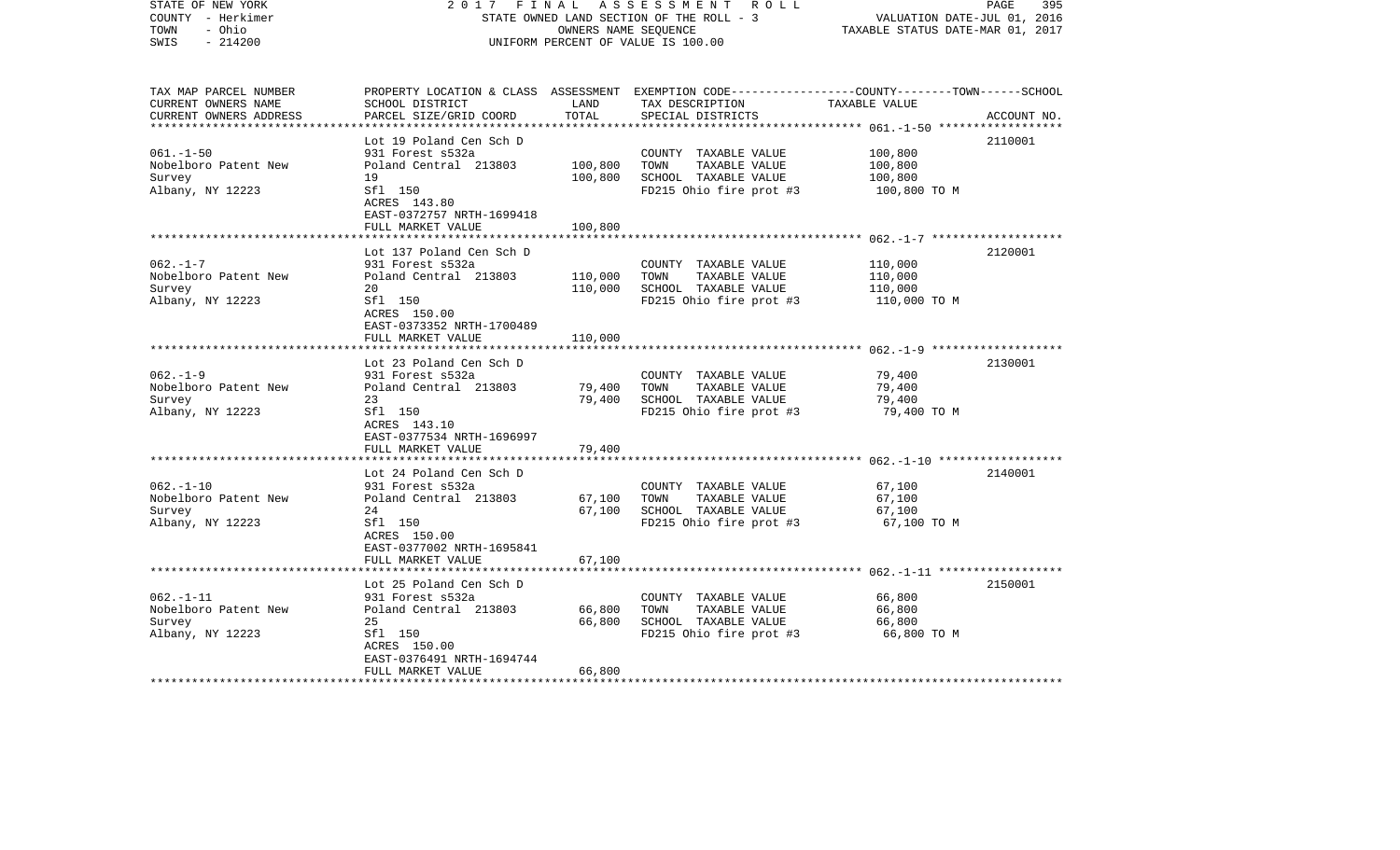STATE OF NEW YORK — 2017 FINAL ASSESSMENT ROLL
COUNTY - Herkimer — STATE OWNED LAND SECTION OF THE ROLL - 3 — VALUATION DATE-JUL 01, 2016
TOWN - Ohio — OWNERS NAME SEQUENCE — TAXABLE STATUS DATE-MAR 01, 2017
SWIS - 214200 — UNIFORM PERCENT OF VALUE IS 100.00

| TAX MAP PARCEL NUMBER / CURRENT OWNERS NAME / CURRENT OWNERS ADDRESS | PROPERTY LOCATION & CLASS / SCHOOL DISTRICT / PARCEL SIZE/GRID COORD | ASSESSMENT LAND | TOTAL | EXEMPTION CODE / TAX DESCRIPTION / SPECIAL DISTRICTS | COUNTY--------TOWN------SCHOOL TAXABLE VALUE | ACCOUNT NO. |
|---|---|---|---|---|---|---|
| 061.-1-50 | Lot 19 Poland Cen Sch D | | | | | 2110001 |
| Nobelboro Patent New | 931 Forest s532a | | | COUNTY TAXABLE VALUE | 100,800 | |
| Survey | Poland Central 213803 | 100,800 | | TOWN TAXABLE VALUE | 100,800 | |
| Albany, NY 12223 | 19 | | 100,800 | SCHOOL TAXABLE VALUE | 100,800 | |
| | Sfl 150 | | | FD215 Ohio fire prot #3 | 100,800 TO M | |
| | ACRES 143.80 | | | | | |
| | EAST-0372757 NRTH-1699418 | | | | | |
| | FULL MARKET VALUE | | 100,800 | | | |
| 062.-1-7 | Lot 137 Poland Cen Sch D | | | | | 2120001 |
| Nobelboro Patent New | 931 Forest s532a | | | COUNTY TAXABLE VALUE | 110,000 | |
| Survey | Poland Central 213803 | 110,000 | | TOWN TAXABLE VALUE | 110,000 | |
| Albany, NY 12223 | 20 | | 110,000 | SCHOOL TAXABLE VALUE | 110,000 | |
| | Sfl 150 | | | FD215 Ohio fire prot #3 | 110,000 TO M | |
| | ACRES 150.00 | | | | | |
| | EAST-0373352 NRTH-1700489 | | | | | |
| | FULL MARKET VALUE | | 110,000 | | | |
| 062.-1-9 | Lot 23 Poland Cen Sch D | | | | | 2130001 |
| Nobelboro Patent New | 931 Forest s532a | | | COUNTY TAXABLE VALUE | 79,400 | |
| Survey | Poland Central 213803 | 79,400 | | TOWN TAXABLE VALUE | 79,400 | |
| Albany, NY 12223 | 23 | | 79,400 | SCHOOL TAXABLE VALUE | 79,400 | |
| | Sfl 150 | | | FD215 Ohio fire prot #3 | 79,400 TO M | |
| | ACRES 143.10 | | | | | |
| | EAST-0377534 NRTH-1696997 | | | | | |
| | FULL MARKET VALUE | | 79,400 | | | |
| 062.-1-10 | Lot 24 Poland Cen Sch D | | | | | 2140001 |
| Nobelboro Patent New | 931 Forest s532a | | | COUNTY TAXABLE VALUE | 67,100 | |
| Survey | Poland Central 213803 | 67,100 | | TOWN TAXABLE VALUE | 67,100 | |
| Albany, NY 12223 | 24 | | 67,100 | SCHOOL TAXABLE VALUE | 67,100 | |
| | Sfl 150 | | | FD215 Ohio fire prot #3 | 67,100 TO M | |
| | ACRES 150.00 | | | | | |
| | EAST-0377002 NRTH-1695841 | | | | | |
| | FULL MARKET VALUE | | 67,100 | | | |
| 062.-1-11 | Lot 25 Poland Cen Sch D | | | | | 2150001 |
| Nobelboro Patent New | 931 Forest s532a | | | COUNTY TAXABLE VALUE | 66,800 | |
| Survey | Poland Central 213803 | 66,800 | | TOWN TAXABLE VALUE | 66,800 | |
| Albany, NY 12223 | 25 | | 66,800 | SCHOOL TAXABLE VALUE | 66,800 | |
| | Sfl 150 | | | FD215 Ohio fire prot #3 | 66,800 TO M | |
| | ACRES 150.00 | | | | | |
| | EAST-0376491 NRTH-1694744 | | | | | |
| | FULL MARKET VALUE | | 66,800 | | | |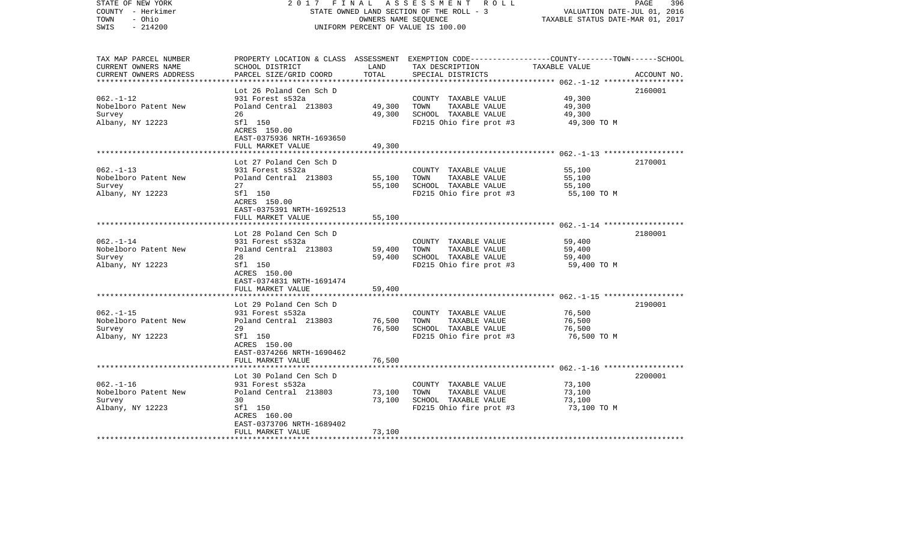STATE OF NEW YORK
COUNTY - Herkimer
TOWN - Ohio
SWIS - 214200

# 2017 FINAL ASSESSMENT ROLL

STATE OWNED LAND SECTION OF THE ROLL - 3
OWNERS NAME SEQUENCE
UNIFORM PERCENT OF VALUE IS 100.00

VALUATION DATE-JUL 01, 2016
TAXABLE STATUS DATE-MAR 01, 2017

| TAX MAP PARCEL NUMBER / CURRENT OWNERS NAME / CURRENT OWNERS ADDRESS | PROPERTY LOCATION & CLASS / SCHOOL DISTRICT / PARCEL SIZE/GRID COORD | ASSESSMENT LAND | ASSESSMENT TOTAL | EXEMPTION CODE / TAX DESCRIPTION / SPECIAL DISTRICTS | TAXABLE VALUE (COUNTY--TOWN--SCHOOL) | ACCOUNT NO. |
|---|---|---|---|---|---|---|
| **062.-1-12** | Lot 26 Poland Cen Sch D | | | | | 2160001 |
| | 931 Forest s532a | | | COUNTY TAXABLE VALUE | 49,300 | |
| Nobelboro Patent New | Poland Central 213803 | 49,300 | | TOWN TAXABLE VALUE | 49,300 | |
| Survey | 26 | | 49,300 | SCHOOL TAXABLE VALUE | 49,300 | |
| Albany, NY 12223 | Sfl 150 | | | FD215 Ohio fire prot #3 | 49,300 TO M | |
| | ACRES 150.00 | | | | | |
| | EAST-0375936 NRTH-1693650 | | | | | |
| | FULL MARKET VALUE | | 49,300 | | | |
| **062.-1-13** | Lot 27 Poland Cen Sch D | | | | | 2170001 |
| | 931 Forest s532a | | | COUNTY TAXABLE VALUE | 55,100 | |
| Nobelboro Patent New | Poland Central 213803 | 55,100 | | TOWN TAXABLE VALUE | 55,100 | |
| Survey | 27 | | 55,100 | SCHOOL TAXABLE VALUE | 55,100 | |
| Albany, NY 12223 | Sfl 150 | | | FD215 Ohio fire prot #3 | 55,100 TO M | |
| | ACRES 150.00 | | | | | |
| | EAST-0375391 NRTH-1692513 | | | | | |
| | FULL MARKET VALUE | | 55,100 | | | |
| **062.-1-14** | Lot 28 Poland Cen Sch D | | | | | 2180001 |
| | 931 Forest s532a | | | COUNTY TAXABLE VALUE | 59,400 | |
| Nobelboro Patent New | Poland Central 213803 | 59,400 | | TOWN TAXABLE VALUE | 59,400 | |
| Survey | 28 | | 59,400 | SCHOOL TAXABLE VALUE | 59,400 | |
| Albany, NY 12223 | Sfl 150 | | | FD215 Ohio fire prot #3 | 59,400 TO M | |
| | ACRES 150.00 | | | | | |
| | EAST-0374831 NRTH-1691474 | | | | | |
| | FULL MARKET VALUE | | 59,400 | | | |
| **062.-1-15** | Lot 29 Poland Cen Sch D | | | | | 2190001 |
| | 931 Forest s532a | | | COUNTY TAXABLE VALUE | 76,500 | |
| Nobelboro Patent New | Poland Central 213803 | 76,500 | | TOWN TAXABLE VALUE | 76,500 | |
| Survey | 29 | | 76,500 | SCHOOL TAXABLE VALUE | 76,500 | |
| Albany, NY 12223 | Sfl 150 | | | FD215 Ohio fire prot #3 | 76,500 TO M | |
| | ACRES 150.00 | | | | | |
| | EAST-0374266 NRTH-1690462 | | | | | |
| | FULL MARKET VALUE | | 76,500 | | | |
| **062.-1-16** | Lot 30 Poland Cen Sch D | | | | | 2200001 |
| | 931 Forest s532a | | | COUNTY TAXABLE VALUE | 73,100 | |
| Nobelboro Patent New | Poland Central 213803 | 73,100 | | TOWN TAXABLE VALUE | 73,100 | |
| Survey | 30 | | 73,100 | SCHOOL TAXABLE VALUE | 73,100 | |
| Albany, NY 12223 | Sfl 150 | | | FD215 Ohio fire prot #3 | 73,100 TO M | |
| | ACRES 160.00 | | | | | |
| | EAST-0373706 NRTH-1689402 | | | | | |
| | FULL MARKET VALUE | | 73,100 | | | |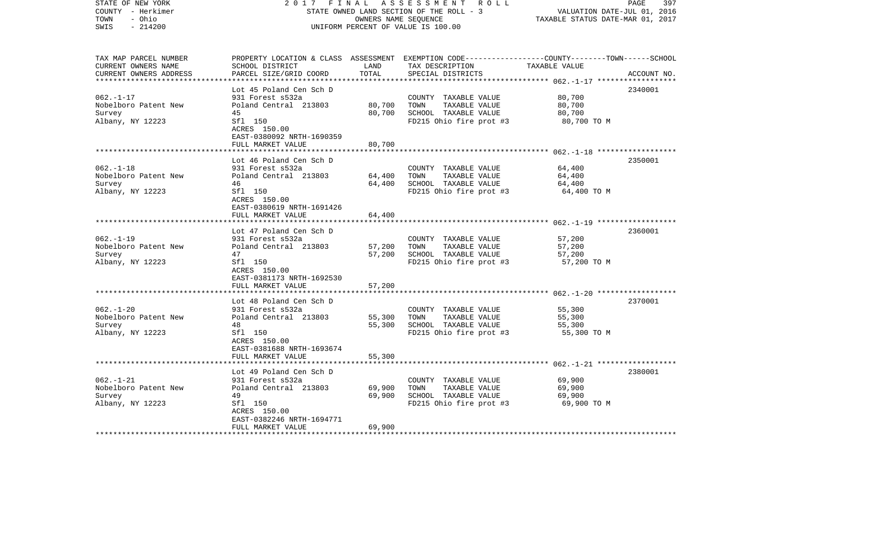STATE OF NEW YORK — 2017 FINAL ASSESSMENT ROLL
COUNTY - Herkimer — STATE OWNED LAND SECTION OF THE ROLL - 3 — VALUATION DATE-JUL 01, 2016
TOWN - Ohio — OWNERS NAME SEQUENCE — TAXABLE STATUS DATE-MAR 01, 2017
SWIS - 214200 — UNIFORM PERCENT OF VALUE IS 100.00

| TAX MAP PARCEL NUMBER / CURRENT OWNERS NAME / CURRENT OWNERS ADDRESS | PROPERTY LOCATION & CLASS / SCHOOL DISTRICT / PARCEL SIZE/GRID COORD | ASSESSMENT LAND | TOTAL | EXEMPTION CODE / TAX DESCRIPTION / SPECIAL DISTRICTS | TAXABLE VALUE (COUNTY--TOWN--SCHOOL) | ACCOUNT NO. |
|---|---|---|---|---|---|---|
| 062.-1-17 | Lot 45 Poland Cen Sch D | | | | | 2340001 |
| | 931 Forest s532a | | | COUNTY TAXABLE VALUE | 80,700 | |
| Nobelboro Patent New | Poland Central 213803 | 80,700 | | TOWN TAXABLE VALUE | 80,700 | |
| Survey | 45 | | 80,700 | SCHOOL TAXABLE VALUE | 80,700 | |
| Albany, NY 12223 | Sfl 150 | | | FD215 Ohio fire prot #3 | 80,700 TO M | |
| | ACRES 150.00 | | | | | |
| | EAST-0380092 NRTH-1690359 | | | | | |
| | FULL MARKET VALUE | | 80,700 | | | |
| 062.-1-18 | Lot 46 Poland Cen Sch D | | | | | 2350001 |
| | 931 Forest s532a | | | COUNTY TAXABLE VALUE | 64,400 | |
| Nobelboro Patent New | Poland Central 213803 | 64,400 | | TOWN TAXABLE VALUE | 64,400 | |
| Survey | 46 | | 64,400 | SCHOOL TAXABLE VALUE | 64,400 | |
| Albany, NY 12223 | Sfl 150 | | | FD215 Ohio fire prot #3 | 64,400 TO M | |
| | ACRES 150.00 | | | | | |
| | EAST-0380619 NRTH-1691426 | | | | | |
| | FULL MARKET VALUE | | 64,400 | | | |
| 062.-1-19 | Lot 47 Poland Cen Sch D | | | | | 2360001 |
| | 931 Forest s532a | | | COUNTY TAXABLE VALUE | 57,200 | |
| Nobelboro Patent New | Poland Central 213803 | 57,200 | | TOWN TAXABLE VALUE | 57,200 | |
| Survey | 47 | | 57,200 | SCHOOL TAXABLE VALUE | 57,200 | |
| Albany, NY 12223 | Sfl 150 | | | FD215 Ohio fire prot #3 | 57,200 TO M | |
| | ACRES 150.00 | | | | | |
| | EAST-0381173 NRTH-1692530 | | | | | |
| | FULL MARKET VALUE | | 57,200 | | | |
| 062.-1-20 | Lot 48 Poland Cen Sch D | | | | | 2370001 |
| | 931 Forest s532a | | | COUNTY TAXABLE VALUE | 55,300 | |
| Nobelboro Patent New | Poland Central 213803 | 55,300 | | TOWN TAXABLE VALUE | 55,300 | |
| Survey | 48 | | 55,300 | SCHOOL TAXABLE VALUE | 55,300 | |
| Albany, NY 12223 | Sfl 150 | | | FD215 Ohio fire prot #3 | 55,300 TO M | |
| | ACRES 150.00 | | | | | |
| | EAST-0381688 NRTH-1693674 | | | | | |
| | FULL MARKET VALUE | | 55,300 | | | |
| 062.-1-21 | Lot 49 Poland Cen Sch D | | | | | 2380001 |
| | 931 Forest s532a | | | COUNTY TAXABLE VALUE | 69,900 | |
| Nobelboro Patent New | Poland Central 213803 | 69,900 | | TOWN TAXABLE VALUE | 69,900 | |
| Survey | 49 | | 69,900 | SCHOOL TAXABLE VALUE | 69,900 | |
| Albany, NY 12223 | Sfl 150 | | | FD215 Ohio fire prot #3 | 69,900 TO M | |
| | ACRES 150.00 | | | | | |
| | EAST-0382246 NRTH-1694771 | | | | | |
| | FULL MARKET VALUE | | 69,900 | | | |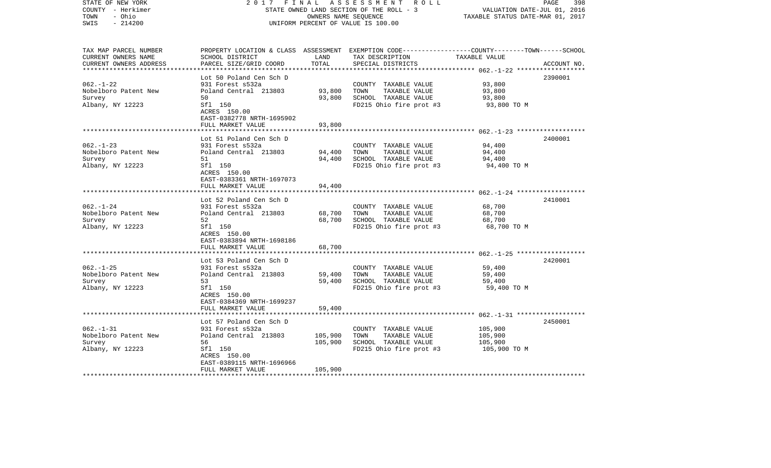STATE OF NEW YORK 2017 FINAL ASSESSMENT ROLL
COUNTY - Herkimer STATE OWNED LAND SECTION OF THE ROLL - 3 VALUATION DATE-JUL 01, 2016
TOWN - Ohio OWNERS NAME SEQUENCE TAXABLE STATUS DATE-MAR 01, 2017
SWIS - 214200 UNIFORM PERCENT OF VALUE IS 100.00

| TAX MAP PARCEL NUMBER / CURRENT OWNERS NAME / CURRENT OWNERS ADDRESS | PROPERTY LOCATION & CLASS / SCHOOL DISTRICT / PARCEL SIZE/GRID COORD | ASSESSMENT LAND | TOTAL | EXEMPTION CODE / TAX DESCRIPTION / SPECIAL DISTRICTS | TAXABLE VALUE (COUNTY--TOWN--SCHOOL) | ACCOUNT NO. |
|---|---|---|---|---|---|---|
| 062.-1-22 | Lot 50 Poland Cen Sch D | | | | | 2390001 |
| | 931 Forest s532a | | | COUNTY TAXABLE VALUE | 93,800 | |
| Nobelboro Patent New | Poland Central 213803 | 93,800 | | TOWN TAXABLE VALUE | 93,800 | |
| Survey | 50 | | 93,800 | SCHOOL TAXABLE VALUE | 93,800 | |
| Albany, NY 12223 | Sfl 150 | | | FD215 Ohio fire prot #3 | 93,800 TO M | |
| | ACRES 150.00 | | | | | |
| | EAST-0382778 NRTH-1695902 | | | | | |
| | FULL MARKET VALUE | | 93,800 | | | |
| 062.-1-23 | Lot 51 Poland Cen Sch D | | | | | 2400001 |
| | 931 Forest s532a | | | COUNTY TAXABLE VALUE | 94,400 | |
| Nobelboro Patent New | Poland Central 213803 | 94,400 | | TOWN TAXABLE VALUE | 94,400 | |
| Survey | 51 | | 94,400 | SCHOOL TAXABLE VALUE | 94,400 | |
| Albany, NY 12223 | Sfl 150 | | | FD215 Ohio fire prot #3 | 94,400 TO M | |
| | ACRES 150.00 | | | | | |
| | EAST-0383361 NRTH-1697073 | | | | | |
| | FULL MARKET VALUE | | 94,400 | | | |
| 062.-1-24 | Lot 52 Poland Cen Sch D | | | | | 2410001 |
| | 931 Forest s532a | | | COUNTY TAXABLE VALUE | 68,700 | |
| Nobelboro Patent New | Poland Central 213803 | 68,700 | | TOWN TAXABLE VALUE | 68,700 | |
| Survey | 52 | | 68,700 | SCHOOL TAXABLE VALUE | 68,700 | |
| Albany, NY 12223 | Sfl 150 | | | FD215 Ohio fire prot #3 | 68,700 TO M | |
| | ACRES 150.00 | | | | | |
| | EAST-0383894 NRTH-1698186 | | | | | |
| | FULL MARKET VALUE | | 68,700 | | | |
| 062.-1-25 | Lot 53 Poland Cen Sch D | | | | | 2420001 |
| | 931 Forest s532a | | | COUNTY TAXABLE VALUE | 59,400 | |
| Nobelboro Patent New | Poland Central 213803 | 59,400 | | TOWN TAXABLE VALUE | 59,400 | |
| Survey | 53 | | 59,400 | SCHOOL TAXABLE VALUE | 59,400 | |
| Albany, NY 12223 | Sfl 150 | | | FD215 Ohio fire prot #3 | 59,400 TO M | |
| | ACRES 150.00 | | | | | |
| | EAST-0384369 NRTH-1699237 | | | | | |
| | FULL MARKET VALUE | | 59,400 | | | |
| 062.-1-31 | Lot 57 Poland Cen Sch D | | | | | 2450001 |
| | 931 Forest s532a | | | COUNTY TAXABLE VALUE | 105,900 | |
| Nobelboro Patent New | Poland Central 213803 | 105,900 | | TOWN TAXABLE VALUE | 105,900 | |
| Survey | 56 | | 105,900 | SCHOOL TAXABLE VALUE | 105,900 | |
| Albany, NY 12223 | Sfl 150 | | | FD215 Ohio fire prot #3 | 105,900 TO M | |
| | ACRES 150.00 | | | | | |
| | EAST-0389115 NRTH-1696966 | | | | | |
| | FULL MARKET VALUE | | 105,900 | | | |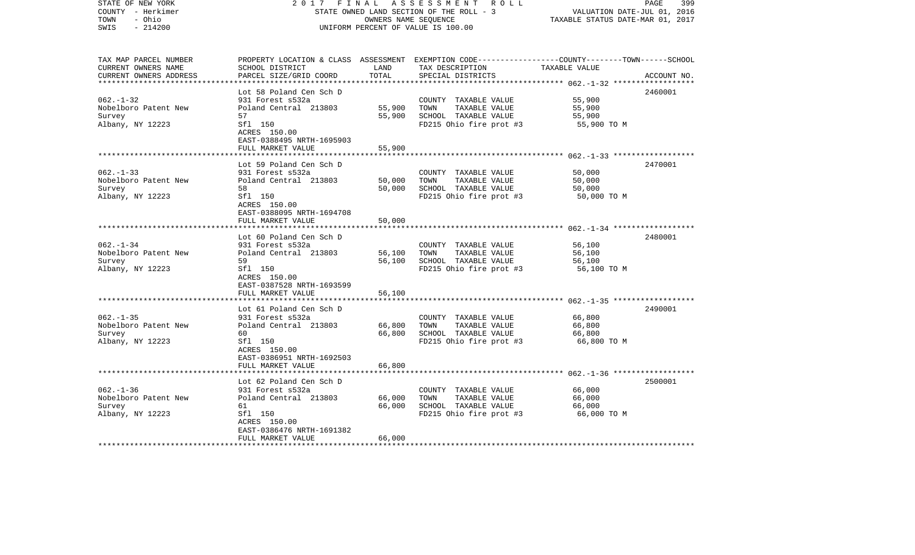STATE OF NEW YORK — 2017 FINAL ASSESSMENT ROLL
COUNTY - Herkimer — STATE OWNED LAND SECTION OF THE ROLL - 3 — VALUATION DATE-JUL 01, 2016
TOWN - Ohio — OWNERS NAME SEQUENCE — TAXABLE STATUS DATE-MAR 01, 2017
SWIS - 214200 — UNIFORM PERCENT OF VALUE IS 100.00

| TAX MAP PARCEL NUMBER / CURRENT OWNERS NAME / CURRENT OWNERS ADDRESS | PROPERTY LOCATION & CLASS / SCHOOL DISTRICT / PARCEL SIZE/GRID COORD | ASSESSMENT LAND | TOTAL | EXEMPTION CODE / TAX DESCRIPTION / SPECIAL DISTRICTS | TAXABLE VALUE (COUNTY--TOWN--SCHOOL) | ACCOUNT NO. |
|---|---|---|---|---|---|---|
| 062.-1-32 | Lot 58 Poland Cen Sch D | | | | | 2460001 |
| Nobelboro Patent New | 931 Forest s532a | | | COUNTY TAXABLE VALUE | 55,900 | |
| Survey | Poland Central 213803 | 55,900 | | TOWN TAXABLE VALUE | 55,900 | |
| Albany, NY 12223 | 57 | | 55,900 | SCHOOL TAXABLE VALUE | 55,900 | |
| | Sfl 150 | | | FD215 Ohio fire prot #3 | 55,900 TO M | |
| | ACRES 150.00 | | | | | |
| | EAST-0388495 NRTH-1695903 | | | | | |
| | FULL MARKET VALUE | | 55,900 | | | |
| 062.-1-33 | Lot 59 Poland Cen Sch D | | | | | 2470001 |
| Nobelporo Patent New | 931 Forest s532a | | | COUNTY TAXABLE VALUE | 50,000 | |
| Survey | Poland Central 213803 | 50,000 | | TOWN TAXABLE VALUE | 50,000 | |
| Albany, NY 12223 | 58 | | 50,000 | SCHOOL TAXABLE VALUE | 50,000 | |
| | Sfl 150 | | | FD215 Ohio fire prot #3 | 50,000 TO M | |
| | ACRES 150.00 | | | | | |
| | EAST-0388095 NRTH-1694708 | | | | | |
| | FULL MARKET VALUE | | 50,000 | | | |
| 062.-1-34 | Lot 60 Poland Cen Sch D | | | | | 2480001 |
| Nobelboro Patent New | 931 Forest s532a | | | COUNTY TAXABLE VALUE | 56,100 | |
| Survey | Poland Central 213803 | 56,100 | | TOWN TAXABLE VALUE | 56,100 | |
| Albany, NY 12223 | 59 | | 56,100 | SCHOOL TAXABLE VALUE | 56,100 | |
| | Sfl 150 | | | FD215 Ohio fire prot #3 | 56,100 TO M | |
| | ACRES 150.00 | | | | | |
| | EAST-0387528 NRTH-1693599 | | | | | |
| | FULL MARKET VALUE | | 56,100 | | | |
| 062.-1-35 | Lot 61 Poland Cen Sch D | | | | | 2490001 |
| Nobelboro Patent New | 931 Forest s532a | | | COUNTY TAXABLE VALUE | 66,800 | |
| Survey | Poland Central 213803 | 66,800 | | TOWN TAXABLE VALUE | 66,800 | |
| Albany, NY 12223 | 60 | | 66,800 | SCHOOL TAXABLE VALUE | 66,800 | |
| | Sfl 150 | | | FD215 Ohio fire prot #3 | 66,800 TO M | |
| | ACRES 150.00 | | | | | |
| | EAST-0386951 NRTH-1692503 | | | | | |
| | FULL MARKET VALUE | | 66,800 | | | |
| 062.-1-36 | Lot 62 Poland Cen Sch D | | | | | 2500001 |
| Nobelboro Patent New | 931 Forest s532a | | | COUNTY TAXABLE VALUE | 66,000 | |
| Survey | Poland Central 213803 | 66,000 | | TOWN TAXABLE VALUE | 66,000 | |
| Albany, NY 12223 | 61 | | 66,000 | SCHOOL TAXABLE VALUE | 66,000 | |
| | Sfl 150 | | | FD215 Ohio fire prot #3 | 66,000 TO M | |
| | ACRES 150.00 | | | | | |
| | EAST-0386476 NRTH-1691382 | | | | | |
| | FULL MARKET VALUE | | 66,000 | | | |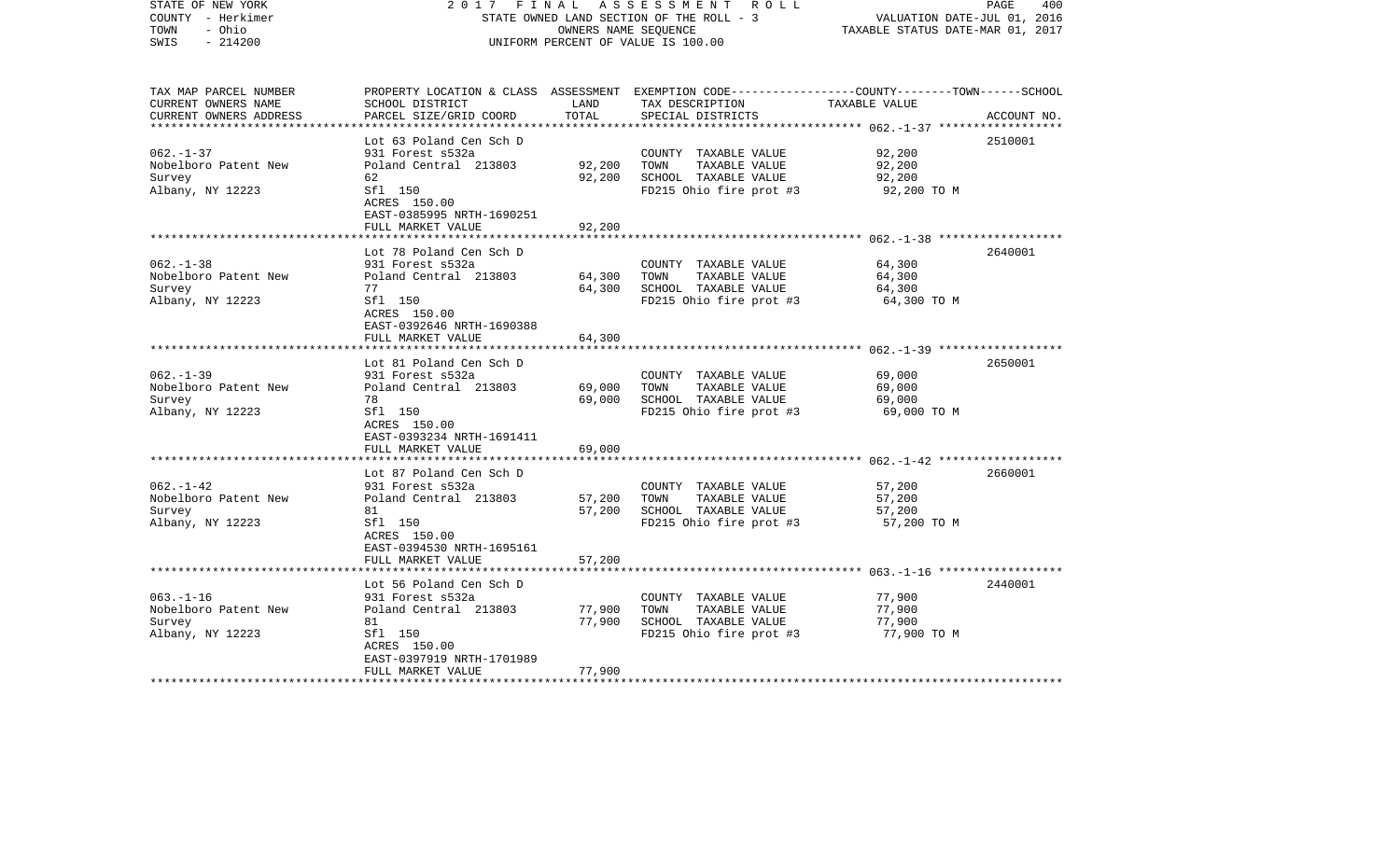STATE OF NEW YORK
COUNTY - Herkimer
TOWN - Ohio
SWIS - 214200

2 0 1 7 F I N A L A S S E S S M E N T R O L L
STATE OWNED LAND SECTION OF THE ROLL - 3
OWNERS NAME SEQUENCE
UNIFORM PERCENT OF VALUE IS 100.00

VALUATION DATE-JUL 01, 2016
TAXABLE STATUS DATE-MAR 01, 2017

| TAX MAP PARCEL NUMBER / CURRENT OWNERS NAME / CURRENT OWNERS ADDRESS | PROPERTY LOCATION & CLASS / SCHOOL DISTRICT / PARCEL SIZE/GRID COORD | ASSESSMENT LAND / TOTAL | EXEMPTION CODE / TAX DESCRIPTION / SPECIAL DISTRICTS | COUNTY--------TOWN------SCHOOL TAXABLE VALUE | ACCOUNT NO. |
|---|---|---|---|---|---|
| 062.-1-37 | Lot 63 Poland Cen Sch D | | | | 2510001 |
| | 931 Forest s532a | | COUNTY TAXABLE VALUE | 92,200 | |
| Nobelboro Patent New | Poland Central 213803 | 92,200 | TOWN TAXABLE VALUE | 92,200 | |
| Survey | 62 | 92,200 | SCHOOL TAXABLE VALUE | 92,200 | |
| Albany, NY 12223 | Sfl 150 | | FD215 Ohio fire prot #3 | 92,200 TO M | |
| | ACRES 150.00 | | | | |
| | EAST-0385995 NRTH-1690251 | | | | |
| | FULL MARKET VALUE | 92,200 | | | |
| 062.-1-38 | Lot 78 Poland Cen Sch D | | | | 2640001 |
| | 931 Forest s532a | | COUNTY TAXABLE VALUE | 64,300 | |
| Nobelboro Patent New | Poland Central 213803 | 64,300 | TOWN TAXABLE VALUE | 64,300 | |
| Survey | 77 | 64,300 | SCHOOL TAXABLE VALUE | 64,300 | |
| Albany, NY 12223 | Sfl 150 | | FD215 Ohio fire prot #3 | 64,300 TO M | |
| | ACRES 150.00 | | | | |
| | EAST-0392646 NRTH-1690388 | | | | |
| | FULL MARKET VALUE | 64,300 | | | |
| 062.-1-39 | Lot 81 Poland Cen Sch D | | | | 2650001 |
| | 931 Forest s532a | | COUNTY TAXABLE VALUE | 69,000 | |
| Nobelboro Patent New | Poland Central 213803 | 69,000 | TOWN TAXABLE VALUE | 69,000 | |
| Survey | 78 | 69,000 | SCHOOL TAXABLE VALUE | 69,000 | |
| Albany, NY 12223 | Sfl 150 | | FD215 Ohio fire prot #3 | 69,000 TO M | |
| | ACRES 150.00 | | | | |
| | EAST-0393234 NRTH-1691411 | | | | |
| | FULL MARKET VALUE | 69,000 | | | |
| 062.-1-42 | Lot 87 Poland Cen Sch D | | | | 2660001 |
| | 931 Forest s532a | | COUNTY TAXABLE VALUE | 57,200 | |
| Nobelboro Patent New | Poland Central 213803 | 57,200 | TOWN TAXABLE VALUE | 57,200 | |
| Survey | 81 | 57,200 | SCHOOL TAXABLE VALUE | 57,200 | |
| Albany, NY 12223 | Sfl 150 | | FD215 Ohio fire prot #3 | 57,200 TO M | |
| | ACRES 150.00 | | | | |
| | EAST-0394530 NRTH-1695161 | | | | |
| | FULL MARKET VALUE | 57,200 | | | |
| 063.-1-16 | Lot 56 Poland Cen Sch D | | | | 2440001 |
| | 931 Forest s532a | | COUNTY TAXABLE VALUE | 77,900 | |
| Nobelboro Patent New | Poland Central 213803 | 77,900 | TOWN TAXABLE VALUE | 77,900 | |
| Survey | 81 | 77,900 | SCHOOL TAXABLE VALUE | 77,900 | |
| Albany, NY 12223 | Sfl 150 | | FD215 Ohio fire prot #3 | 77,900 TO M | |
| | ACRES 150.00 | | | | |
| | EAST-0397919 NRTH-1701989 | | | | |
| | FULL MARKET VALUE | 77,900 | | | |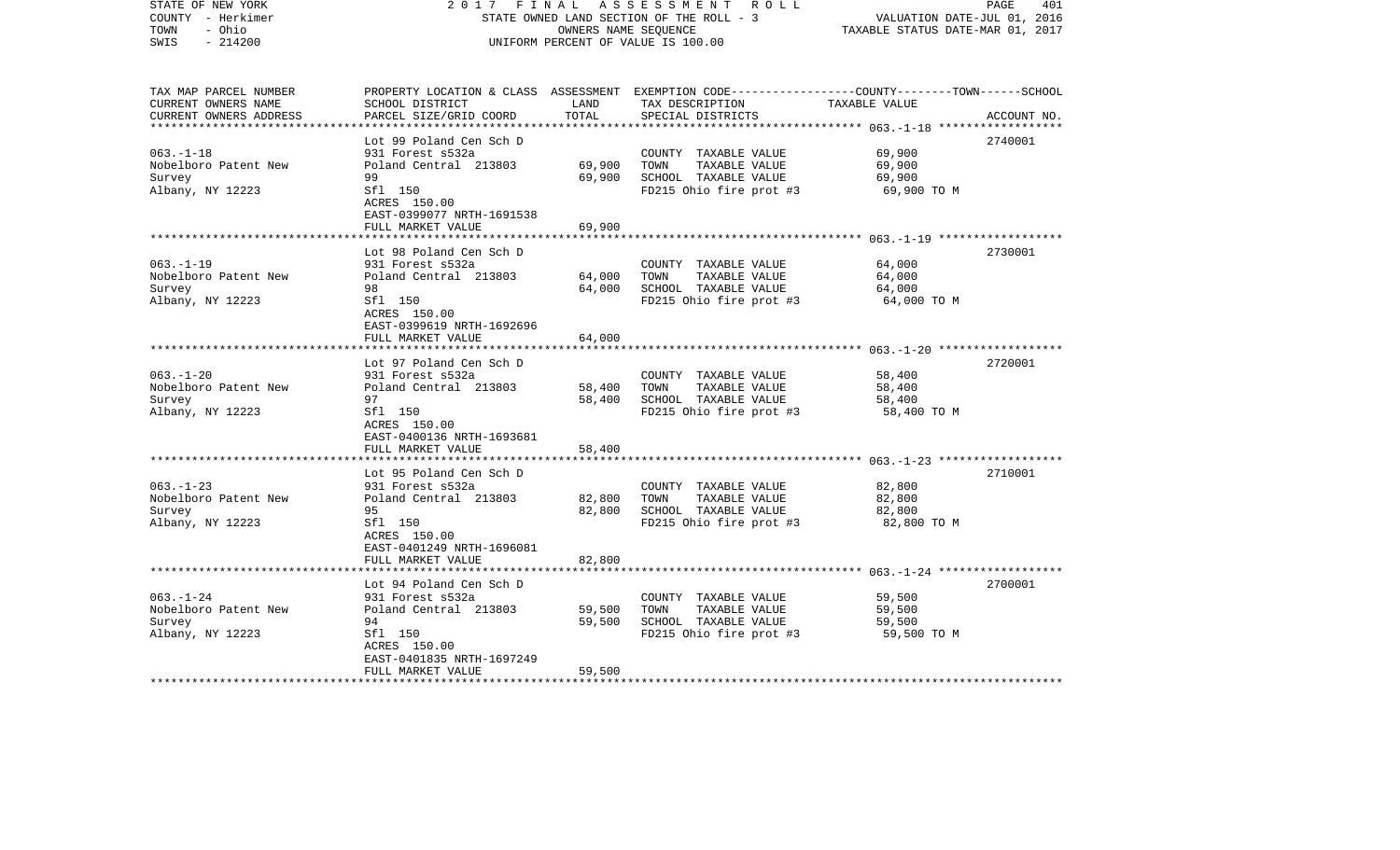STATE OF NEW YORK | 2017 FINAL ASSESSMENT ROLL
COUNTY - Herkimer | STATE OWNED LAND SECTION OF THE ROLL - 3 | VALUATION DATE-JUL 01, 2016
TOWN - Ohio | OWNERS NAME SEQUENCE | TAXABLE STATUS DATE-MAR 01, 2017
SWIS - 214200 | UNIFORM PERCENT OF VALUE IS 100.00

| TAX MAP PARCEL NUMBER / CURRENT OWNERS NAME / CURRENT OWNERS ADDRESS | PROPERTY LOCATION & CLASS / SCHOOL DISTRICT / PARCEL SIZE/GRID COORD | ASSESSMENT LAND / TOTAL | EXEMPTION CODE / TAX DESCRIPTION / SPECIAL DISTRICTS | COUNTY--------TOWN------SCHOOL TAXABLE VALUE | ACCOUNT NO. |
|---|---|---|---|---|---|
| 063.-1-18 | Lot 99 Poland Cen Sch D | | | | 2740001 |
| | 931 Forest s532a | | COUNTY TAXABLE VALUE | 69,900 | |
| Nobelboro Patent New | Poland Central 213803 | 69,900 | TOWN TAXABLE VALUE | 69,900 | |
| Survey | 99 | 69,900 | SCHOOL TAXABLE VALUE | 69,900 | |
| Albany, NY 12223 | Sfl 150 | | FD215 Ohio fire prot #3 | 69,900 TO M | |
| | ACRES 150.00 | | | | |
| | EAST-0399077 NRTH-1691538 | | | | |
| | FULL MARKET VALUE | 69,900 | | | |
| 063.-1-19 | Lot 98 Poland Cen Sch D | | | | 2730001 |
| | 931 Forest s532a | | COUNTY TAXABLE VALUE | 64,000 | |
| Nobelboro Patent New | Poland Central 213803 | 64,000 | TOWN TAXABLE VALUE | 64,000 | |
| Survey | 98 | 64,000 | SCHOOL TAXABLE VALUE | 64,000 | |
| Albany, NY 12223 | Sfl 150 | | FD215 Ohio fire prot #3 | 64,000 TO M | |
| | ACRES 150.00 | | | | |
| | EAST-0399619 NRTH-1692696 | | | | |
| | FULL MARKET VALUE | 64,000 | | | |
| 063.-1-20 | Lot 97 Poland Cen Sch D | | | | 2720001 |
| | 931 Forest s532a | | COUNTY TAXABLE VALUE | 58,400 | |
| Nobelboro Patent New | Poland Central 213803 | 58,400 | TOWN TAXABLE VALUE | 58,400 | |
| Survey | 97 | 58,400 | SCHOOL TAXABLE VALUE | 58,400 | |
| Albany, NY 12223 | Sfl 150 | | FD215 Ohio fire prot #3 | 58,400 TO M | |
| | ACRES 150.00 | | | | |
| | EAST-0400136 NRTH-1693681 | | | | |
| | FULL MARKET VALUE | 58,400 | | | |
| 063.-1-23 | Lot 95 Poland Cen Sch D | | | | 2710001 |
| | 931 Forest s532a | | COUNTY TAXABLE VALUE | 82,800 | |
| Nobelboro Patent New | Poland Central 213803 | 82,800 | TOWN TAXABLE VALUE | 82,800 | |
| Survey | 95 | 82,800 | SCHOOL TAXABLE VALUE | 82,800 | |
| Albany, NY 12223 | Sfl 150 | | FD215 Ohio fire prot #3 | 82,800 TO M | |
| | ACRES 150.00 | | | | |
| | EAST-0401249 NRTH-1696081 | | | | |
| | FULL MARKET VALUE | 82,800 | | | |
| 063.-1-24 | Lot 94 Poland Cen Sch D | | | | 2700001 |
| | 931 Forest s532a | | COUNTY TAXABLE VALUE | 59,500 | |
| Nobelboro Patent New | Poland Central 213803 | 59,500 | TOWN TAXABLE VALUE | 59,500 | |
| Survey | 94 | 59,500 | SCHOOL TAXABLE VALUE | 59,500 | |
| Albany, NY 12223 | Sfl 150 | | FD215 Ohio fire prot #3 | 59,500 TO M | |
| | ACRES 150.00 | | | | |
| | EAST-0401835 NRTH-1697249 | | | | |
| | FULL MARKET VALUE | 59,500 | | | |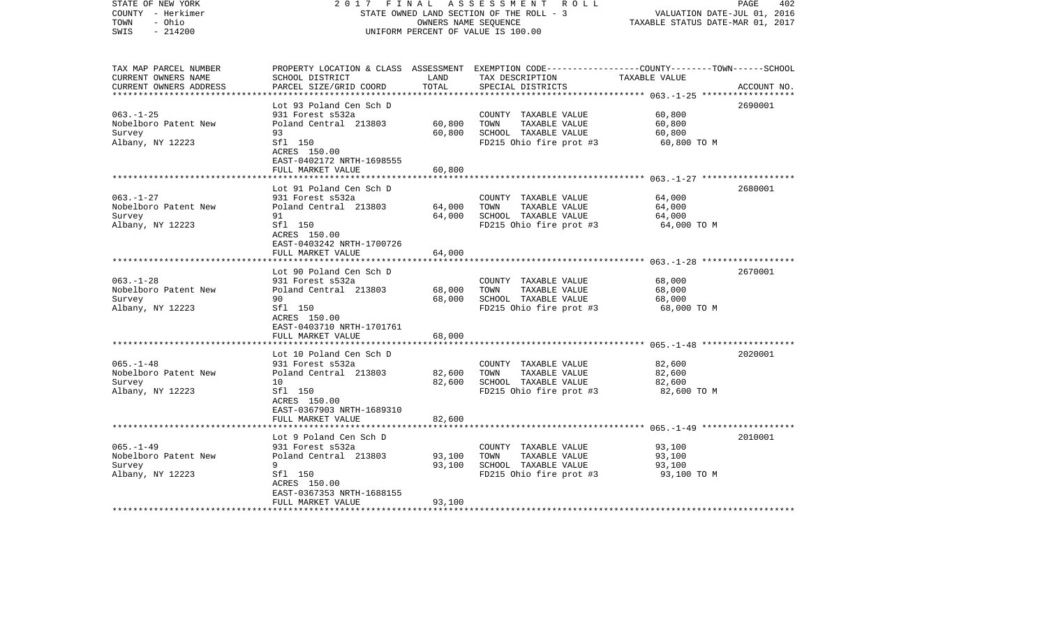STATE OF NEW YORK — 2017 FINAL ASSESSMENT ROLL
COUNTY - Herkimer — STATE OWNED LAND SECTION OF THE ROLL - 3 — VALUATION DATE-JUL 01, 2016
TOWN - Ohio — OWNERS NAME SEQUENCE — TAXABLE STATUS DATE-MAR 01, 2017
SWIS - 214200 — UNIFORM PERCENT OF VALUE IS 100.00

| TAX MAP PARCEL NUMBER / CURRENT OWNERS NAME / CURRENT OWNERS ADDRESS | PROPERTY LOCATION & CLASS / SCHOOL DISTRICT / PARCEL SIZE/GRID COORD | ASSESSMENT LAND | ASSESSMENT TOTAL | EXEMPTION CODE / TAX DESCRIPTION / SPECIAL DISTRICTS | TAXABLE VALUE (COUNTY / TOWN / SCHOOL) | ACCOUNT NO. |
|---|---|---|---|---|---|---|
| 063.-1-25 | Lot 93 Poland Cen Sch D | | | | | 2690001 |
| Nobelboro Patent New | 931 Forest s532a | | | COUNTY TAXABLE VALUE | 60,800 | |
| Survey | Poland Central 213803 | 60,800 | | TOWN TAXABLE VALUE | 60,800 | |
| Albany, NY 12223 | 93 | | 60,800 | SCHOOL TAXABLE VALUE | 60,800 | |
| | Sfl 150 | | | FD215 Ohio fire prot #3 | 60,800 TO M | |
| | ACRES 150.00 | | | | | |
| | EAST-0402172 NRTH-1698555 | | | | | |
| | FULL MARKET VALUE | | 60,800 | | | |
| 063.-1-27 | Lot 91 Poland Cen Sch D | | | | | 2680001 |
| Nobelboro Patent New | 931 Forest s532a | | | COUNTY TAXABLE VALUE | 64,000 | |
| Survey | Poland Central 213803 | 64,000 | | TOWN TAXABLE VALUE | 64,000 | |
| Albany, NY 12223 | 91 | | 64,000 | SCHOOL TAXABLE VALUE | 64,000 | |
| | Sfl 150 | | | FD215 Ohio fire prot #3 | 64,000 TO M | |
| | ACRES 150.00 | | | | | |
| | EAST-0403242 NRTH-1700726 | | | | | |
| | FULL MARKET VALUE | | 64,000 | | | |
| 063.-1-28 | Lot 90 Poland Cen Sch D | | | | | 2670001 |
| Nobelboro Patent New | 931 Forest s532a | | | COUNTY TAXABLE VALUE | 68,000 | |
| Survey | Poland Central 213803 | 68,000 | | TOWN TAXABLE VALUE | 68,000 | |
| Albany, NY 12223 | 90 | | 68,000 | SCHOOL TAXABLE VALUE | 68,000 | |
| | Sfl 150 | | | FD215 Ohio fire prot #3 | 68,000 TO M | |
| | ACRES 150.00 | | | | | |
| | EAST-0403710 NRTH-1701761 | | | | | |
| | FULL MARKET VALUE | | 68,000 | | | |
| 065.-1-48 | Lot 10 Poland Cen Sch D | | | | | 2020001 |
| Nobelboro Patent New | 931 Forest s532a | | | COUNTY TAXABLE VALUE | 82,600 | |
| Survey | Poland Central 213803 | 82,600 | | TOWN TAXABLE VALUE | 82,600 | |
| Albany, NY 12223 | 10 | | 82,600 | SCHOOL TAXABLE VALUE | 82,600 | |
| | Sfl 150 | | | FD215 Ohio fire prot #3 | 82,600 TO M | |
| | ACRES 150.00 | | | | | |
| | EAST-0367903 NRTH-1689310 | | | | | |
| | FULL MARKET VALUE | | 82,600 | | | |
| 065.-1-49 | Lot 9 Poland Cen Sch D | | | | | 2010001 |
| Nobelboro Patent New | 931 Forest s532a | | | COUNTY TAXABLE VALUE | 93,100 | |
| Survey | Poland Central 213803 | 93,100 | | TOWN TAXABLE VALUE | 93,100 | |
| Albany, NY 12223 | 9 | | 93,100 | SCHOOL TAXABLE VALUE | 93,100 | |
| | Sfl 150 | | | FD215 Ohio fire prot #3 | 93,100 TO M | |
| | ACRES 150.00 | | | | | |
| | EAST-0367353 NRTH-1688155 | | | | | |
| | FULL MARKET VALUE | | 93,100 | | | |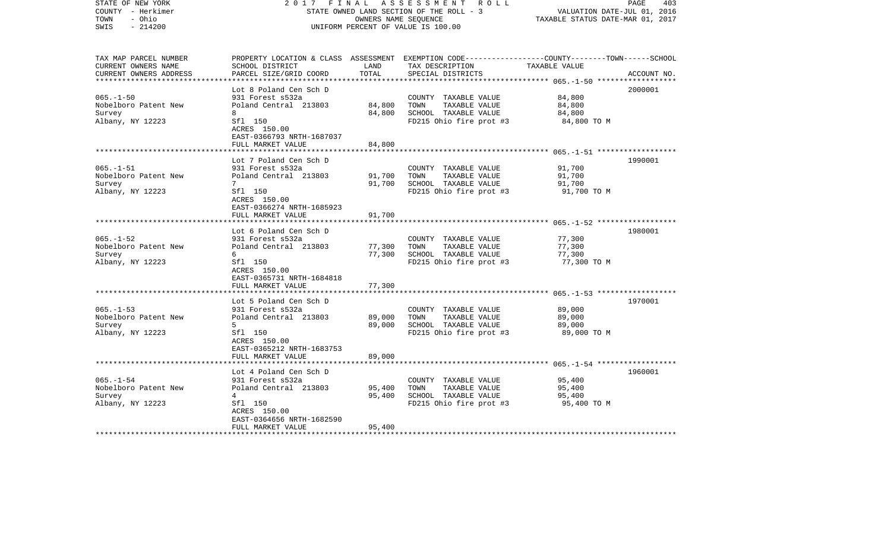STATE OF NEW YORK
COUNTY - Herkimer
TOWN - Ohio
SWIS - 214200

2017 FINAL ASSESSMENT ROLL
STATE OWNED LAND SECTION OF THE ROLL - 3
OWNERS NAME SEQUENCE
UNIFORM PERCENT OF VALUE IS 100.00

VALUATION DATE-JUL 01, 2016
TAXABLE STATUS DATE-MAR 01, 2017

| TAX MAP PARCEL NUMBER / CURRENT OWNERS NAME / CURRENT OWNERS ADDRESS | PROPERTY LOCATION & CLASS / SCHOOL DISTRICT / PARCEL SIZE/GRID COORD | ASSESSMENT LAND | TOTAL | EXEMPTION CODE / TAX DESCRIPTION / SPECIAL DISTRICTS | TAXABLE VALUE (COUNTY / TOWN / SCHOOL) | ACCOUNT NO. |
|---|---|---|---|---|---|---|
| 065.-1-50 | Lot 8 Poland Cen Sch D | | | | | 2000001 |
| Nobelboro Patent New | 931 Forest s532a | | | COUNTY TAXABLE VALUE | 84,800 | |
| Survey | Poland Central 213803 | 84,800 | | TOWN TAXABLE VALUE | 84,800 | |
| Albany, NY 12223 | 8 | | 84,800 | SCHOOL TAXABLE VALUE | 84,800 | |
| | Sfl 150 | | | FD215 Ohio fire prot #3 | 84,800 TO M | |
| | ACRES 150.00 | | | | | |
| | EAST-0366793 NRTH-1687037 | | | | | |
| | FULL MARKET VALUE | | 84,800 | | | |
| 065.-1-51 | Lot 7 Poland Cen Sch D | | | | | 1990001 |
| Nobelboro Patent New | 931 Forest s532a | | | COUNTY TAXABLE VALUE | 91,700 | |
| Survey | Poland Central 213803 | 91,700 | | TOWN TAXABLE VALUE | 91,700 | |
| Albany, NY 12223 | 7 | | 91,700 | SCHOOL TAXABLE VALUE | 91,700 | |
| | Sfl 150 | | | FD215 Ohio fire prot #3 | 91,700 TO M | |
| | ACRES 150.00 | | | | | |
| | EAST-0366274 NRTH-1685923 | | | | | |
| | FULL MARKET VALUE | | 91,700 | | | |
| 065.-1-52 | Lot 6 Poland Cen Sch D | | | | | 1980001 |
| Nobelboro Patent New | 931 Forest s532a | | | COUNTY TAXABLE VALUE | 77,300 | |
| Survey | Poland Central 213803 | 77,300 | | TOWN TAXABLE VALUE | 77,300 | |
| Albany, NY 12223 | 6 | | 77,300 | SCHOOL TAXABLE VALUE | 77,300 | |
| | Sfl 150 | | | FD215 Ohio fire prot #3 | 77,300 TO M | |
| | ACRES 150.00 | | | | | |
| | EAST-0365731 NRTH-1684818 | | | | | |
| | FULL MARKET VALUE | | 77,300 | | | |
| 065.-1-53 | Lot 5 Poland Cen Sch D | | | | | 1970001 |
| Nobelboro Patent New | 931 Forest s532a | | | COUNTY TAXABLE VALUE | 89,000 | |
| Survey | Poland Central 213803 | 89,000 | | TOWN TAXABLE VALUE | 89,000 | |
| Albany, NY 12223 | 5 | | 89,000 | SCHOOL TAXABLE VALUE | 89,000 | |
| | Sfl 150 | | | FD215 Ohio fire prot #3 | 89,000 TO M | |
| | ACRES 150.00 | | | | | |
| | EAST-0365212 NRTH-1683753 | | | | | |
| | FULL MARKET VALUE | | 89,000 | | | |
| 065.-1-54 | Lot 4 Poland Cen Sch D | | | | | 1960001 |
| Nobelboro Patent New | 931 Forest s532a | | | COUNTY TAXABLE VALUE | 95,400 | |
| Survey | Poland Central 213803 | 95,400 | | TOWN TAXABLE VALUE | 95,400 | |
| Albany, NY 12223 | 4 | | 95,400 | SCHOOL TAXABLE VALUE | 95,400 | |
| | Sfl 150 | | | FD215 Ohio fire prot #3 | 95,400 TO M | |
| | ACRES 150.00 | | | | | |
| | EAST-0364656 NRTH-1682590 | | | | | |
| | FULL MARKET VALUE | | 95,400 | | | |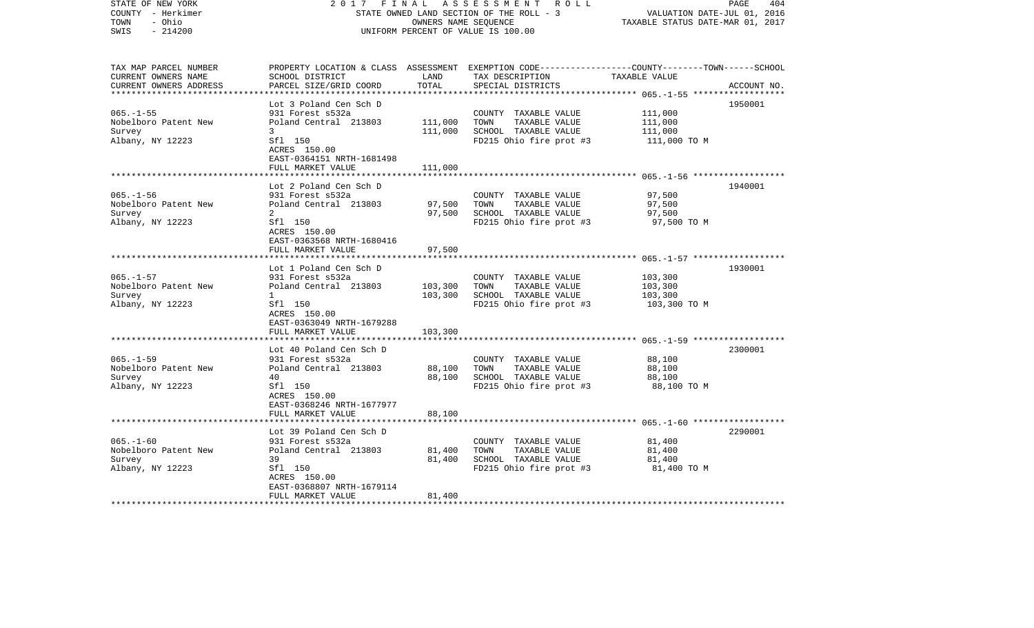STATE OF NEW YORK | 2017 FINAL ASSESSMENT ROLL | PAGE 404
COUNTY - Herkimer | STATE OWNED LAND SECTION OF THE ROLL - 3 | VALUATION DATE-JUL 01, 2016
TOWN - Ohio | OWNERS NAME SEQUENCE | TAXABLE STATUS DATE-MAR 01, 2017
SWIS - 214200 | UNIFORM PERCENT OF VALUE IS 100.00

| TAX MAP PARCEL NUMBER / CURRENT OWNERS NAME / CURRENT OWNERS ADDRESS | PROPERTY LOCATION & CLASS / SCHOOL DISTRICT / PARCEL SIZE/GRID COORD | ASSESSMENT LAND | TOTAL | EXEMPTION CODE / TAX DESCRIPTION / SPECIAL DISTRICTS | TAXABLE VALUE (COUNTY--TOWN--SCHOOL) | ACCOUNT NO. |
|---|---|---|---|---|---|---|
| 065.-1-55 | Lot 3 Poland Cen Sch D | | | | | 1950001 |
| | 931 Forest s532a | | | COUNTY TAXABLE VALUE | 111,000 | |
| Nobelboro Patent New | Poland Central 213803 | 111,000 | | TOWN TAXABLE VALUE | 111,000 | |
| Survey | 3 | | 111,000 | SCHOOL TAXABLE VALUE | 111,000 | |
| Albany, NY 12223 | Sfl 150 | | | FD215 Ohio fire prot #3 | 111,000 TO M | |
| | ACRES 150.00 | | | | | |
| | EAST-0364151 NRTH-1681498 | | | | | |
| | FULL MARKET VALUE | | 111,000 | | | |
| 065.-1-56 | Lot 2 Poland Cen Sch D | | | | | 1940001 |
| | 931 Forest s532a | | | COUNTY TAXABLE VALUE | 97,500 | |
| Nobelboro Patent New | Poland Central 213803 | 97,500 | | TOWN TAXABLE VALUE | 97,500 | |
| Survey | 2 | | 97,500 | SCHOOL TAXABLE VALUE | 97,500 | |
| Albany, NY 12223 | Sfl 150 | | | FD215 Ohio fire prot #3 | 97,500 TO M | |
| | ACRES 150.00 | | | | | |
| | EAST-0363568 NRTH-1680416 | | | | | |
| | FULL MARKET VALUE | | 97,500 | | | |
| 065.-1-57 | Lot 1 Poland Cen Sch D | | | | | 1930001 |
| | 931 Forest s532a | | | COUNTY TAXABLE VALUE | 103,300 | |
| Nobelboro Patent New | Poland Central 213803 | 103,300 | | TOWN TAXABLE VALUE | 103,300 | |
| Survey | 1 | | 103,300 | SCHOOL TAXABLE VALUE | 103,300 | |
| Albany, NY 12223 | Sfl 150 | | | FD215 Ohio fire prot #3 | 103,300 TO M | |
| | ACRES 150.00 | | | | | |
| | EAST-0363049 NRTH-1679288 | | | | | |
| | FULL MARKET VALUE | | 103,300 | | | |
| 065.-1-59 | Lot 40 Poland Cen Sch D | | | | | 2300001 |
| | 931 Forest s532a | | | COUNTY TAXABLE VALUE | 88,100 | |
| Nobelboro Patent New | Poland Central 213803 | 88,100 | | TOWN TAXABLE VALUE | 88,100 | |
| Survey | 40 | | 88,100 | SCHOOL TAXABLE VALUE | 88,100 | |
| Albany, NY 12223 | Sfl 150 | | | FD215 Ohio fire prot #3 | 88,100 TO M | |
| | ACRES 150.00 | | | | | |
| | EAST-0368246 NRTH-1677977 | | | | | |
| | FULL MARKET VALUE | | 88,100 | | | |
| 065.-1-60 | Lot 39 Poland Cen Sch D | | | | | 2290001 |
| | 931 Forest s532a | | | COUNTY TAXABLE VALUE | 81,400 | |
| Nobelboro Patent New | Poland Central 213803 | 81,400 | | TOWN TAXABLE VALUE | 81,400 | |
| Survey | 39 | | 81,400 | SCHOOL TAXABLE VALUE | 81,400 | |
| Albany, NY 12223 | Sfl 150 | | | FD215 Ohio fire prot #3 | 81,400 TO M | |
| | ACRES 150.00 | | | | | |
| | EAST-0368807 NRTH-1679114 | | | | | |
| | FULL MARKET VALUE | | 81,400 | | | |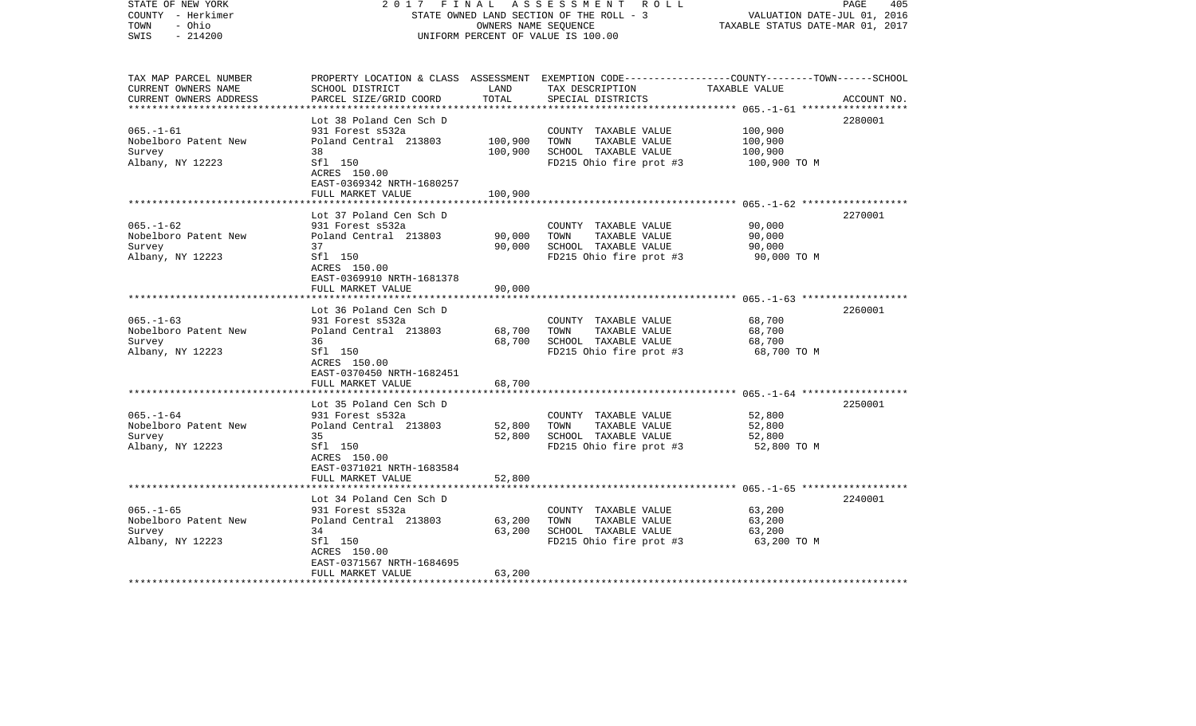STATE OF NEW YORK — COUNTY - Herkimer — TOWN - Ohio — SWIS - 214200

2017 FINAL ASSESSMENT ROLL
STATE OWNED LAND SECTION OF THE ROLL - 3
OWNERS NAME SEQUENCE
UNIFORM PERCENT OF VALUE IS 100.00

VALUATION DATE-JUL 01, 2016
TAXABLE STATUS DATE-MAR 01, 2017

| TAX MAP PARCEL NUMBER / CURRENT OWNERS NAME / CURRENT OWNERS ADDRESS | PROPERTY LOCATION & CLASS / SCHOOL DISTRICT / PARCEL SIZE/GRID COORD | ASSESSMENT LAND | TOTAL | EXEMPTION CODE / TAX DESCRIPTION / SPECIAL DISTRICTS | TAXABLE VALUE (COUNTY--TOWN--SCHOOL) | ACCOUNT NO. |
|---|---|---|---|---|---|---|
| 065.-1-61 | Lot 38 Poland Cen Sch D | | | | | 2280001 |
| | 931 Forest s532a | | | COUNTY TAXABLE VALUE | 100,900 | |
| Nobelboro Patent New | Poland Central 213803 | 100,900 | | TOWN TAXABLE VALUE | 100,900 | |
| Survey | 38 | | 100,900 | SCHOOL TAXABLE VALUE | 100,900 | |
| Albany, NY 12223 | Sfl 150 | | | FD215 Ohio fire prot #3 | 100,900 TO M | |
| | ACRES 150.00 | | | | | |
| | EAST-0369342 NRTH-1680257 | | | | | |
| | FULL MARKET VALUE | | 100,900 | | | |
| 065.-1-62 | Lot 37 Poland Cen Sch D | | | | | 2270001 |
| | 931 Forest s532a | | | COUNTY TAXABLE VALUE | 90,000 | |
| Nobelboro Patent New | Poland Central 213803 | 90,000 | | TOWN TAXABLE VALUE | 90,000 | |
| Survey | 37 | | 90,000 | SCHOOL TAXABLE VALUE | 90,000 | |
| Albany, NY 12223 | Sfl 150 | | | FD215 Ohio fire prot #3 | 90,000 TO M | |
| | ACRES 150.00 | | | | | |
| | EAST-0369910 NRTH-1681378 | | | | | |
| | FULL MARKET VALUE | | 90,000 | | | |
| 065.-1-63 | Lot 36 Poland Cen Sch D | | | | | 2260001 |
| | 931 Forest s532a | | | COUNTY TAXABLE VALUE | 68,700 | |
| Nobelboro Patent New | Poland Central 213803 | 68,700 | | TOWN TAXABLE VALUE | 68,700 | |
| Survey | 36 | | 68,700 | SCHOOL TAXABLE VALUE | 68,700 | |
| Albany, NY 12223 | Sfl 150 | | | FD215 Ohio fire prot #3 | 68,700 TO M | |
| | ACRES 150.00 | | | | | |
| | EAST-0370450 NRTH-1682451 | | | | | |
| | FULL MARKET VALUE | | 68,700 | | | |
| 065.-1-64 | Lot 35 Poland Cen Sch D | | | | | 2250001 |
| | 931 Forest s532a | | | COUNTY TAXABLE VALUE | 52,800 | |
| Nobelboro Patent New | Poland Central 213803 | 52,800 | | TOWN TAXABLE VALUE | 52,800 | |
| Survey | 35 | | 52,800 | SCHOOL TAXABLE VALUE | 52,800 | |
| Albany, NY 12223 | Sfl 150 | | | FD215 Ohio fire prot #3 | 52,800 TO M | |
| | ACRES 150.00 | | | | | |
| | EAST-0371021 NRTH-1683584 | | | | | |
| | FULL MARKET VALUE | | 52,800 | | | |
| 065.-1-65 | Lot 34 Poland Cen Sch D | | | | | 2240001 |
| | 931 Forest s532a | | | COUNTY TAXABLE VALUE | 63,200 | |
| Nobelboro Patent New | Poland Central 213803 | 63,200 | | TOWN TAXABLE VALUE | 63,200 | |
| Survey | 34 | | 63,200 | SCHOOL TAXABLE VALUE | 63,200 | |
| Albany, NY 12223 | Sfl 150 | | | FD215 Ohio fire prot #3 | 63,200 TO M | |
| | ACRES 150.00 | | | | | |
| | EAST-0371567 NRTH-1684695 | | | | | |
| | FULL MARKET VALUE | | 63,200 | | | |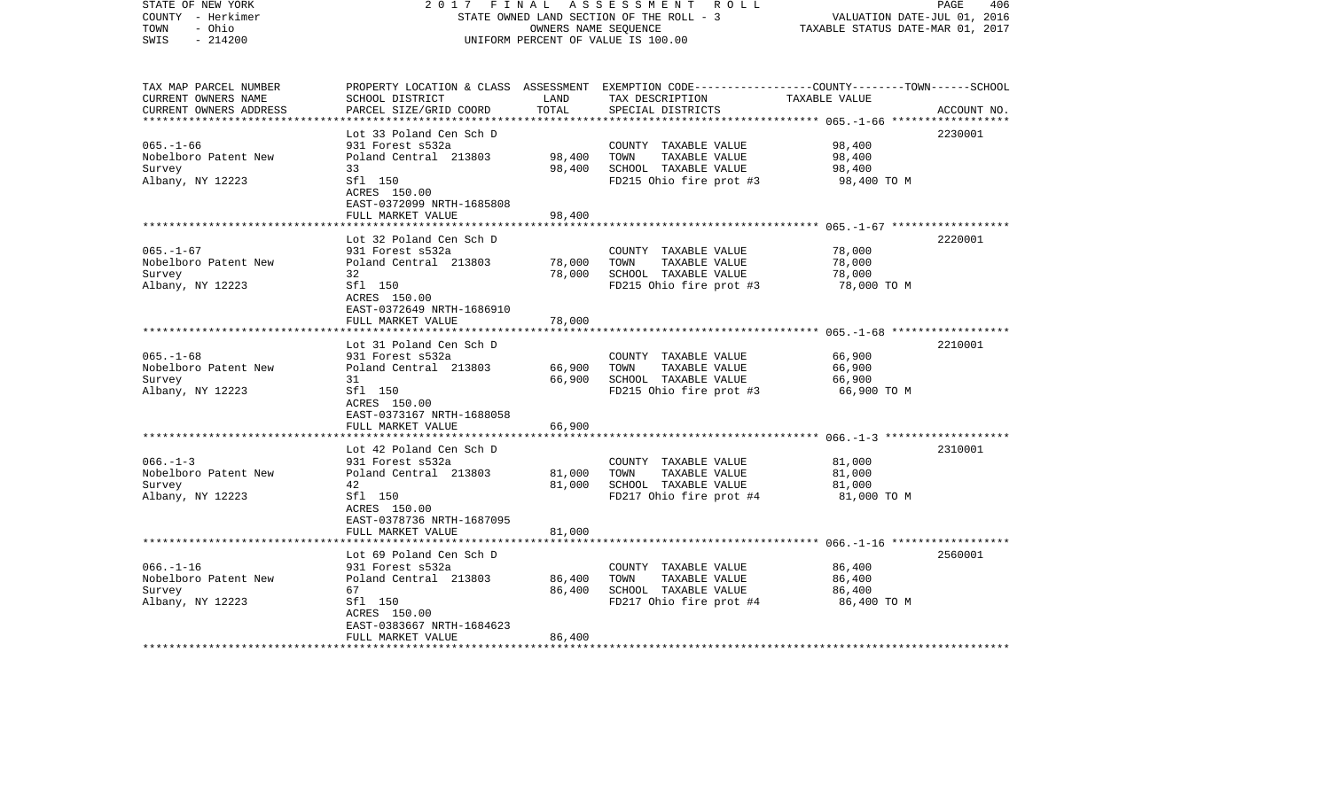STATE OF NEW YORK — 2017 FINAL ASSESSMENT ROLL
COUNTY - Herkimer — STATE OWNED LAND SECTION OF THE ROLL - 3 — VALUATION DATE-JUL 01, 2016
TOWN - Ohio — OWNERS NAME SEQUENCE — TAXABLE STATUS DATE-MAR 01, 2017
SWIS - 214200 — UNIFORM PERCENT OF VALUE IS 100.00

| TAX MAP PARCEL NUMBER / CURRENT OWNERS NAME / CURRENT OWNERS ADDRESS | PROPERTY LOCATION & CLASS / SCHOOL DISTRICT / PARCEL SIZE/GRID COORD | ASSESSMENT LAND / TOTAL | EXEMPTION CODE / TAX DESCRIPTION / SPECIAL DISTRICTS | COUNTY--------TOWN------SCHOOL TAXABLE VALUE | ACCOUNT NO. |
|---|---|---|---|---|---|
| 065.-1-66 | Lot 33 Poland Cen Sch D | | | | 2230001 |
| | 931 Forest s532a | | COUNTY TAXABLE VALUE | 98,400 | |
| Nobelboro Patent New | Poland Central 213803 | 98,400 | TOWN TAXABLE VALUE | 98,400 | |
| Survey | 33 | 98,400 | SCHOOL TAXABLE VALUE | 98,400 | |
| Albany, NY 12223 | Sfl 150 | | FD215 Ohio fire prot #3 | 98,400 TO M | |
| | ACRES 150.00 | | | | |
| | EAST-0372099 NRTH-1685808 | | | | |
| | FULL MARKET VALUE | 98,400 | | | |
| 065.-1-67 | Lot 32 Poland Cen Sch D | | | | 2220001 |
| | 931 Forest s532a | | COUNTY TAXABLE VALUE | 78,000 | |
| Nobelboro Patent New | Poland Central 213803 | 78,000 | TOWN TAXABLE VALUE | 78,000 | |
| Survey | 32 | 78,000 | SCHOOL TAXABLE VALUE | 78,000 | |
| Albany, NY 12223 | Sfl 150 | | FD215 Ohio fire prot #3 | 78,000 TO M | |
| | ACRES 150.00 | | | | |
| | EAST-0372649 NRTH-1686910 | | | | |
| | FULL MARKET VALUE | 78,000 | | | |
| 065.-1-68 | Lot 31 Poland Cen Sch D | | | | 2210001 |
| | 931 Forest s532a | | COUNTY TAXABLE VALUE | 66,900 | |
| Nobelboro Patent New | Poland Central 213803 | 66,900 | TOWN TAXABLE VALUE | 66,900 | |
| Survey | 31 | 66,900 | SCHOOL TAXABLE VALUE | 66,900 | |
| Albany, NY 12223 | Sfl 150 | | FD215 Ohio fire prot #3 | 66,900 TO M | |
| | ACRES 150.00 | | | | |
| | EAST-0373167 NRTH-1688058 | | | | |
| | FULL MARKET VALUE | 66,900 | | | |
| 066.-1-3 | Lot 42 Poland Cen Sch D | | | | 2310001 |
| | 931 Forest s532a | | COUNTY TAXABLE VALUE | 81,000 | |
| Nobelboro Patent New | Poland Central 213803 | 81,000 | TOWN TAXABLE VALUE | 81,000 | |
| Survey | 42 | 81,000 | SCHOOL TAXABLE VALUE | 81,000 | |
| Albany, NY 12223 | Sfl 150 | | FD217 Ohio fire prot #4 | 81,000 TO M | |
| | ACRES 150.00 | | | | |
| | EAST-0378736 NRTH-1687095 | | | | |
| | FULL MARKET VALUE | 81,000 | | | |
| 066.-1-16 | Lot 69 Poland Cen Sch D | | | | 2560001 |
| | 931 Forest s532a | | COUNTY TAXABLE VALUE | 86,400 | |
| Nobelboro Patent New | Poland Central 213803 | 86,400 | TOWN TAXABLE VALUE | 86,400 | |
| Survey | 67 | 86,400 | SCHOOL TAXABLE VALUE | 86,400 | |
| Albany, NY 12223 | Sfl 150 | | FD217 Ohio fire prot #4 | 86,400 TO M | |
| | ACRES 150.00 | | | | |
| | EAST-0383667 NRTH-1684623 | | | | |
| | FULL MARKET VALUE | 86,400 | | | |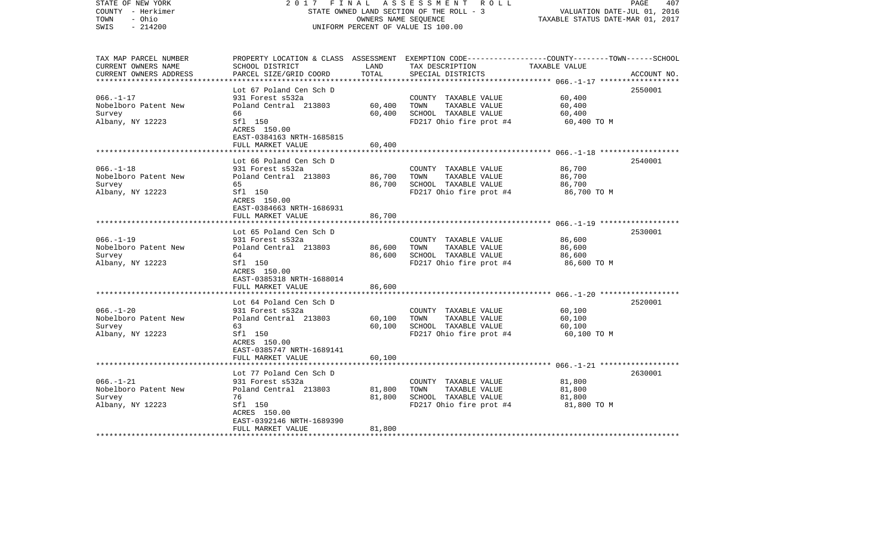STATE OF NEW YORK
COUNTY - Herkimer
TOWN - Ohio
SWIS - 214200

2017 FINAL ASSESSMENT ROLL
STATE OWNED LAND SECTION OF THE ROLL - 3
OWNERS NAME SEQUENCE
UNIFORM PERCENT OF VALUE IS 100.00

VALUATION DATE-JUL 01, 2016
TAXABLE STATUS DATE-MAR 01, 2017

| TAX MAP PARCEL NUMBER / CURRENT OWNERS NAME / CURRENT OWNERS ADDRESS | PROPERTY LOCATION & CLASS / SCHOOL DISTRICT / PARCEL SIZE/GRID COORD | ASSESSMENT LAND | TOTAL | EXEMPTION CODE / TAX DESCRIPTION / SPECIAL DISTRICTS | TAXABLE VALUE (COUNTY--TOWN--SCHOOL) | ACCOUNT NO. |
|---|---|---|---|---|---|---|
| 066.-1-17 | Lot 67 Poland Cen Sch D | | | | | 2550001 |
| Nobelboro Patent New Survey | 931 Forest s532a | | | COUNTY TAXABLE VALUE | 60,400 | |
| Albany, NY 12223 | Poland Central 213803 | 60,400 | | TOWN TAXABLE VALUE | 60,400 | |
| | 66 | | 60,400 | SCHOOL TAXABLE VALUE | 60,400 | |
| | Sfl 150 | | | FD217 Ohio fire prot #4 | 60,400 TO M | |
| | ACRES 150.00 | | | | | |
| | EAST-0384163 NRTH-1685815 | | | | | |
| | FULL MARKET VALUE | | 60,400 | | | |
| 066.-1-18 | Lot 66 Poland Cen Sch D | | | | | 2540001 |
| Nobelboro Patent New Survey | 931 Forest s532a | | | COUNTY TAXABLE VALUE | 86,700 | |
| Albany, NY 12223 | Poland Central 213803 | 86,700 | | TOWN TAXABLE VALUE | 86,700 | |
| | 65 | | 86,700 | SCHOOL TAXABLE VALUE | 86,700 | |
| | Sfl 150 | | | FD217 Ohio fire prot #4 | 86,700 TO M | |
| | ACRES 150.00 | | | | | |
| | EAST-0384663 NRTH-1686931 | | | | | |
| | FULL MARKET VALUE | | 86,700 | | | |
| 066.-1-19 | Lot 65 Poland Cen Sch D | | | | | 2530001 |
| Nobelboro Patent New Survey | 931 Forest s532a | | | COUNTY TAXABLE VALUE | 86,600 | |
| Albany, NY 12223 | Poland Central 213803 | 86,600 | | TOWN TAXABLE VALUE | 86,600 | |
| | 64 | | 86,600 | SCHOOL TAXABLE VALUE | 86,600 | |
| | Sfl 150 | | | FD217 Ohio fire prot #4 | 86,600 TO M | |
| | ACRES 150.00 | | | | | |
| | EAST-0385318 NRTH-1688014 | | | | | |
| | FULL MARKET VALUE | | 86,600 | | | |
| 066.-1-20 | Lot 64 Poland Cen Sch D | | | | | 2520001 |
| Nobelboro Patent New Survey | 931 Forest s532a | | | COUNTY TAXABLE VALUE | 60,100 | |
| Albany, NY 12223 | Poland Central 213803 | 60,100 | | TOWN TAXABLE VALUE | 60,100 | |
| | 63 | | 60,100 | SCHOOL TAXABLE VALUE | 60,100 | |
| | Sfl 150 | | | FD217 Ohio fire prot #4 | 60,100 TO M | |
| | ACRES 150.00 | | | | | |
| | EAST-0385747 NRTH-1689141 | | | | | |
| | FULL MARKET VALUE | | 60,100 | | | |
| 066.-1-21 | Lot 77 Poland Cen Sch D | | | | | 2630001 |
| Nobelboro Patent New Survey | 931 Forest s532a | | | COUNTY TAXABLE VALUE | 81,800 | |
| Albany, NY 12223 | Poland Central 213803 | 81,800 | | TOWN TAXABLE VALUE | 81,800 | |
| | 76 | | 81,800 | SCHOOL TAXABLE VALUE | 81,800 | |
| | Sfl 150 | | | FD217 Ohio fire prot #4 | 81,800 TO M | |
| | ACRES 150.00 | | | | | |
| | EAST-0392146 NRTH-1689390 | | | | | |
| | FULL MARKET VALUE | | 81,800 | | | |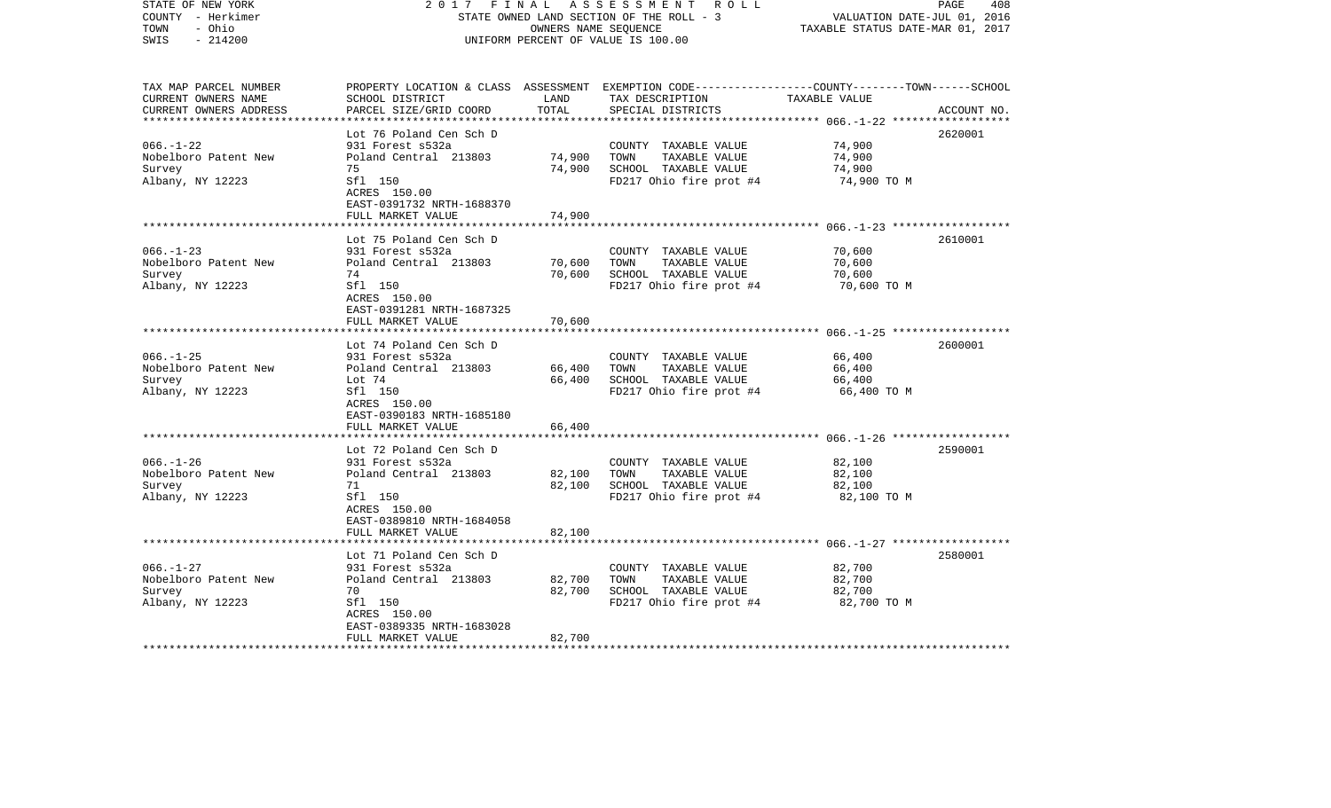STATE OF NEW YORK 2 0 1 7 F I N A L A S S E S S M E N T R O L L
COUNTY - Herkimer STATE OWNED LAND SECTION OF THE ROLL - 3 VALUATION DATE-JUL 01, 2016
TOWN - Ohio OWNERS NAME SEQUENCE TAXABLE STATUS DATE-MAR 01, 2017
SWIS - 214200 UNIFORM PERCENT OF VALUE IS 100.00

| TAX MAP PARCEL NUMBER / CURRENT OWNERS NAME / CURRENT OWNERS ADDRESS | PROPERTY LOCATION & CLASS / SCHOOL DISTRICT / PARCEL SIZE/GRID COORD | ASSESSMENT LAND | TOTAL | EXEMPTION CODE / TAX DESCRIPTION / SPECIAL DISTRICTS | COUNTY / TOWN / SCHOOL TAXABLE VALUE | ACCOUNT NO. |
|---|---|---|---|---|---|---|
| 066.-1-22 | Lot 76 Poland Cen Sch D | | | | | 2620001 |
| Nobelboro Patent New | 931 Forest s532a | | | COUNTY TAXABLE VALUE | 74,900 | |
| Survey | Poland Central 213803 | 74,900 | | TOWN TAXABLE VALUE | 74,900 | |
| Albany, NY 12223 | 75 | | 74,900 | SCHOOL TAXABLE VALUE | 74,900 | |
| | Sfl 150 | | | FD217 Ohio fire prot #4 | 74,900 TO M | |
| | ACRES 150.00 | | | | | |
| | EAST-0391732 NRTH-1688370 | | | | | |
| | FULL MARKET VALUE | | 74,900 | | | |
| 066.-1-23 | Lot 75 Poland Cen Sch D | | | | | 2610001 |
| Nobelboro Patent New | 931 Forest s532a | | | COUNTY TAXABLE VALUE | 70,600 | |
| Survey | Poland Central 213803 | 70,600 | | TOWN TAXABLE VALUE | 70,600 | |
| Albany, NY 12223 | 74 | | 70,600 | SCHOOL TAXABLE VALUE | 70,600 | |
| | Sfl 150 | | | FD217 Ohio fire prot #4 | 70,600 TO M | |
| | ACRES 150.00 | | | | | |
| | EAST-0391281 NRTH-1687325 | | | | | |
| | FULL MARKET VALUE | | 70,600 | | | |
| 066.-1-25 | Lot 74 Poland Cen Sch D | | | | | 2600001 |
| Nobelboro Patent New | 931 Forest s532a | | | COUNTY TAXABLE VALUE | 66,400 | |
| Survey | Poland Central 213803 | 66,400 | | TOWN TAXABLE VALUE | 66,400 | |
| Albany, NY 12223 | Lot 74 | | 66,400 | SCHOOL TAXABLE VALUE | 66,400 | |
| | Sfl 150 | | | FD217 Ohio fire prot #4 | 66,400 TO M | |
| | ACRES 150.00 | | | | | |
| | EAST-0390183 NRTH-1685180 | | | | | |
| | FULL MARKET VALUE | | 66,400 | | | |
| 066.-1-26 | Lot 72 Poland Cen Sch D | | | | | 2590001 |
| Nobelboro Patent New | 931 Forest s532a | | | COUNTY TAXABLE VALUE | 82,100 | |
| Survey | Poland Central 213803 | 82,100 | | TOWN TAXABLE VALUE | 82,100 | |
| Albany, NY 12223 | 71 | | 82,100 | SCHOOL TAXABLE VALUE | 82,100 | |
| | Sfl 150 | | | FD217 Ohio fire prot #4 | 82,100 TO M | |
| | ACRES 150.00 | | | | | |
| | EAST-0389810 NRTH-1684058 | | | | | |
| | FULL MARKET VALUE | | 82,100 | | | |
| 066.-1-27 | Lot 71 Poland Cen Sch D | | | | | 2580001 |
| Nobelboro Patent New | 931 Forest s532a | | | COUNTY TAXABLE VALUE | 82,700 | |
| Survey | Poland Central 213803 | 82,700 | | TOWN TAXABLE VALUE | 82,700 | |
| Albany, NY 12223 | 70 | | 82,700 | SCHOOL TAXABLE VALUE | 82,700 | |
| | Sfl 150 | | | FD217 Ohio fire prot #4 | 82,700 TO M | |
| | ACRES 150.00 | | | | | |
| | EAST-0389335 NRTH-1683028 | | | | | |
| | FULL MARKET VALUE | | 82,700 | | | |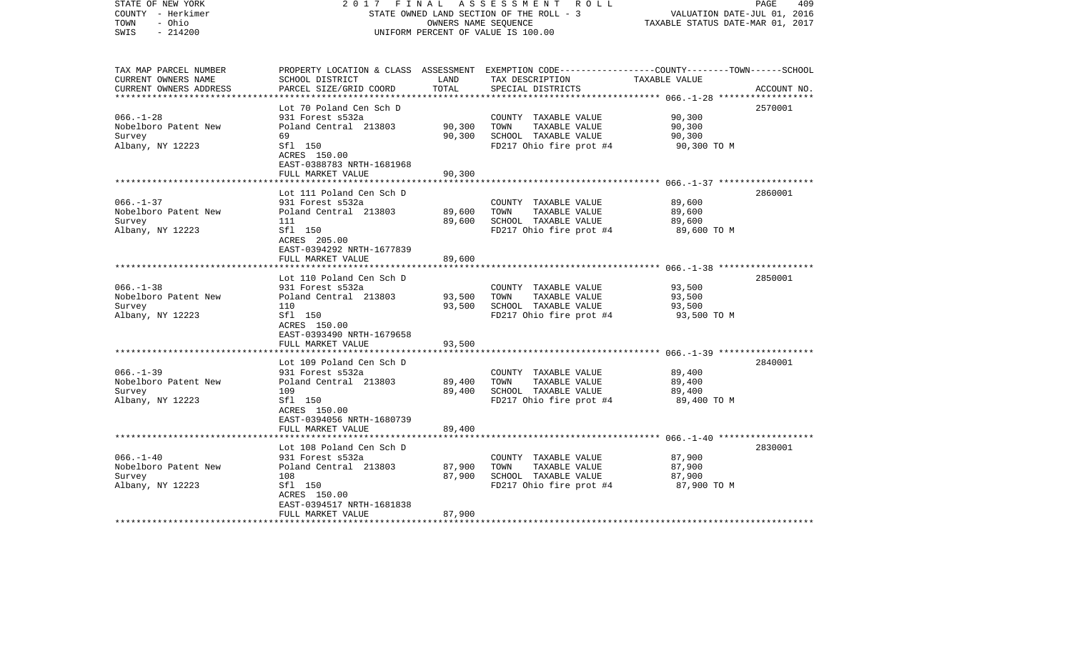STATE OF NEW YORK | 2017 FINAL ASSESSMENT ROLL | PAGE 409
COUNTY - Herkimer | STATE OWNED LAND SECTION OF THE ROLL - 3 | VALUATION DATE-JUL 01, 2016
TOWN - Ohio | OWNERS NAME SEQUENCE | TAXABLE STATUS DATE-MAR 01, 2017
SWIS - 214200 | UNIFORM PERCENT OF VALUE IS 100.00

| TAX MAP PARCEL NUMBER / CURRENT OWNERS NAME / CURRENT OWNERS ADDRESS | PROPERTY LOCATION & CLASS / SCHOOL DISTRICT / PARCEL SIZE/GRID COORD | ASSESSMENT LAND / TOTAL | EXEMPTION CODE / TAX DESCRIPTION / SPECIAL DISTRICTS | COUNTY--TOWN--SCHOOL TAXABLE VALUE | ACCOUNT NO. |
|---|---|---|---|---|---|
| 066.-1-28 | Lot 70 Poland Cen Sch D | | | | 2570001 |
| Nobelboro Patent New | 931 Forest s532a | | COUNTY TAXABLE VALUE | 90,300 | |
| Survey | Poland Central 213803 | 90,300 | TOWN TAXABLE VALUE | 90,300 | |
| Albany, NY 12223 | 69 | 90,300 | SCHOOL TAXABLE VALUE | 90,300 | |
| | Sfl 150 | | FD217 Ohio fire prot #4 | 90,300 TO M | |
| | ACRES 150.00 | | | | |
| | EAST-0388783 NRTH-1681968 | | | | |
| | FULL MARKET VALUE | 90,300 | | | |
| 066.-1-37 | Lot 111 Poland Cen Sch D | | | | 2860001 |
| Nobelboro Patent New | 931 Forest s532a | | COUNTY TAXABLE VALUE | 89,600 | |
| Survey | Poland Central 213803 | 89,600 | TOWN TAXABLE VALUE | 89,600 | |
| Albany, NY 12223 | 111 | 89,600 | SCHOOL TAXABLE VALUE | 89,600 | |
| | Sfl 150 | | FD217 Ohio fire prot #4 | 89,600 TO M | |
| | ACRES 205.00 | | | | |
| | EAST-0394292 NRTH-1677839 | | | | |
| | FULL MARKET VALUE | 89,600 | | | |
| 066.-1-38 | Lot 110 Poland Cen Sch D | | | | 2850001 |
| Nobelboro Patent New | 931 Forest s532a | | COUNTY TAXABLE VALUE | 93,500 | |
| Survey | Poland Central 213803 | 93,500 | TOWN TAXABLE VALUE | 93,500 | |
| Albany, NY 12223 | 110 | 93,500 | SCHOOL TAXABLE VALUE | 93,500 | |
| | Sfl 150 | | FD217 Ohio fire prot #4 | 93,500 TO M | |
| | ACRES 150.00 | | | | |
| | EAST-0393490 NRTH-1679658 | | | | |
| | FULL MARKET VALUE | 93,500 | | | |
| 066.-1-39 | Lot 109 Poland Cen Sch D | | | | 2840001 |
| Nobelboro Patent New | 931 Forest s532a | | COUNTY TAXABLE VALUE | 89,400 | |
| Survey | Poland Central 213803 | 89,400 | TOWN TAXABLE VALUE | 89,400 | |
| Albany, NY 12223 | 109 | 89,400 | SCHOOL TAXABLE VALUE | 89,400 | |
| | Sfl 150 | | FD217 Ohio fire prot #4 | 89,400 TO M | |
| | ACRES 150.00 | | | | |
| | EAST-0394056 NRTH-1680739 | | | | |
| | FULL MARKET VALUE | 89,400 | | | |
| 066.-1-40 | Lot 108 Poland Cen Sch D | | | | 2830001 |
| Nobelboro Patent New | 931 Forest s532a | | COUNTY TAXABLE VALUE | 87,900 | |
| Survey | Poland Central 213803 | 87,900 | TOWN TAXABLE VALUE | 87,900 | |
| Albany, NY 12223 | 108 | 87,900 | SCHOOL TAXABLE VALUE | 87,900 | |
| | Sfl 150 | | FD217 Ohio fire prot #4 | 87,900 TO M | |
| | ACRES 150.00 | | | | |
| | EAST-0394517 NRTH-1681838 | | | | |
| | FULL MARKET VALUE | 87,900 | | | |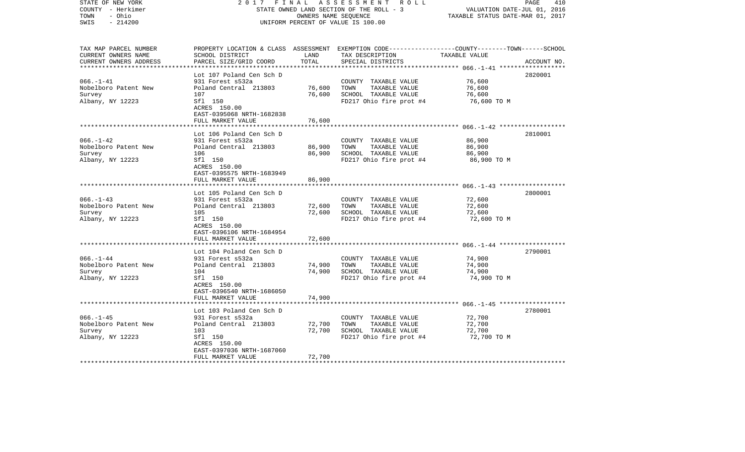STATE OF NEW YORK 2 0 1 7 F I N A L A S S E S S M E N T R O L L
COUNTY - Herkimer STATE OWNED LAND SECTION OF THE ROLL - 3 VALUATION DATE-JUL 01, 2016
TOWN - Ohio OWNERS NAME SEQUENCE TAXABLE STATUS DATE-MAR 01, 2017
SWIS - 214200 UNIFORM PERCENT OF VALUE IS 100.00

| TAX MAP PARCEL NUMBER / CURRENT OWNERS NAME / CURRENT OWNERS ADDRESS | PROPERTY LOCATION & CLASS / SCHOOL DISTRICT / PARCEL SIZE/GRID COORD | ASSESSMENT LAND | TOTAL | EXEMPTION CODE / TAX DESCRIPTION / SPECIAL DISTRICTS | TAXABLE VALUE (COUNTY--TOWN--SCHOOL) | ACCOUNT NO. |
|---|---|---|---|---|---|---|
| 066.-1-41 | Lot 107 Poland Cen Sch D | | | | | 2820001 |
| Nobelboro Patent New | 931 Forest s532a | | | COUNTY TAXABLE VALUE | 76,600 | |
| Survey | Poland Central 213803 | 76,600 | | TOWN TAXABLE VALUE | 76,600 | |
| Albany, NY 12223 | 107 | | 76,600 | SCHOOL TAXABLE VALUE | 76,600 | |
| | Sfl 150 | | | FD217 Ohio fire prot #4 | 76,600 TO M | |
| | ACRES 150.00 | | | | | |
| | EAST-0395068 NRTH-1682838 | | | | | |
| | FULL MARKET VALUE | | 76,600 | | | |
| 066.-1-42 | Lot 106 Poland Cen Sch D | | | | | 2810001 |
| Nobelboro Patent New | 931 Forest s532a | | | COUNTY TAXABLE VALUE | 86,900 | |
| Survey | Poland Central 213803 | 86,900 | | TOWN TAXABLE VALUE | 86,900 | |
| Albany, NY 12223 | 106 | | 86,900 | SCHOOL TAXABLE VALUE | 86,900 | |
| | Sfl 150 | | | FD217 Ohio fire prot #4 | 86,900 TO M | |
| | ACRES 150.00 | | | | | |
| | EAST-0395575 NRTH-1683949 | | | | | |
| | FULL MARKET VALUE | | 86,900 | | | |
| 066.-1-43 | Lot 105 Poland Cen Sch D | | | | | 2800001 |
| Nobelboro Patent New | 931 Forest s532a | | | COUNTY TAXABLE VALUE | 72,600 | |
| Survey | Poland Central 213803 | 72,600 | | TOWN TAXABLE VALUE | 72,600 | |
| Albany, NY 12223 | 105 | | 72,600 | SCHOOL TAXABLE VALUE | 72,600 | |
| | Sfl 150 | | | FD217 Ohio fire prot #4 | 72,600 TO M | |
| | ACRES 150.00 | | | | | |
| | EAST-0396106 NRTH-1684954 | | | | | |
| | FULL MARKET VALUE | | 72,600 | | | |
| 066.-1-44 | Lot 104 Poland Cen Sch D | | | | | 2790001 |
| Nobelboro Patent New | 931 Forest s532a | | | COUNTY TAXABLE VALUE | 74,900 | |
| Survey | Poland Central 213803 | 74,900 | | TOWN TAXABLE VALUE | 74,900 | |
| Albany, NY 12223 | 104 | | 74,900 | SCHOOL TAXABLE VALUE | 74,900 | |
| | Sfl 150 | | | FD217 Ohio fire prot #4 | 74,900 TO M | |
| | ACRES 150.00 | | | | | |
| | EAST-0396540 NRTH-1686050 | | | | | |
| | FULL MARKET VALUE | | 74,900 | | | |
| 066.-1-45 | Lot 103 Poland Cen Sch D | | | | | 2780001 |
| Nobelboro Patent New | 931 Forest s532a | | | COUNTY TAXABLE VALUE | 72,700 | |
| Survey | Poland Central 213803 | 72,700 | | TOWN TAXABLE VALUE | 72,700 | |
| Albany, NY 12223 | 103 | | 72,700 | SCHOOL TAXABLE VALUE | 72,700 | |
| | Sfl 150 | | | FD217 Ohio fire prot #4 | 72,700 TO M | |
| | ACRES 150.00 | | | | | |
| | EAST-0397036 NRTH-1687060 | | | | | |
| | FULL MARKET VALUE | | 72,700 | | | |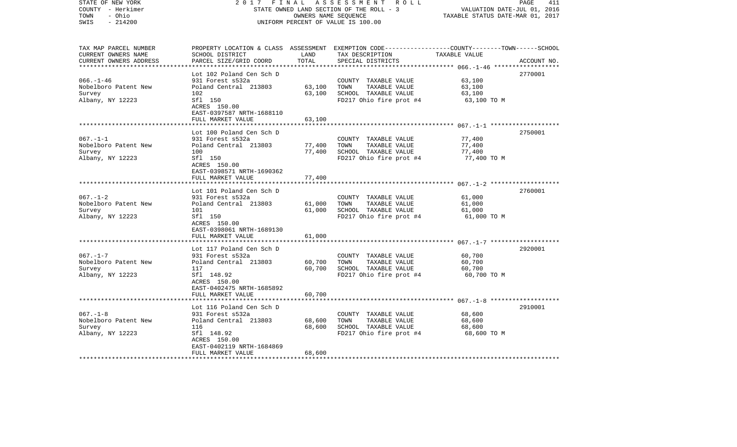STATE OF NEW YORK | 2017 FINAL ASSESSMENT ROLL
COUNTY - Herkimer | STATE OWNED LAND SECTION OF THE ROLL - 3 | VALUATION DATE-JUL 01, 2016
TOWN - Ohio | OWNERS NAME SEQUENCE | TAXABLE STATUS DATE-MAR 01, 2017
SWIS - 214200 | UNIFORM PERCENT OF VALUE IS 100.00

| TAX MAP PARCEL NUMBER / CURRENT OWNERS NAME / CURRENT OWNERS ADDRESS | PROPERTY LOCATION & CLASS / SCHOOL DISTRICT / PARCEL SIZE/GRID COORD | ASSESSMENT LAND / TOTAL | EXEMPTION CODE / TAX DESCRIPTION / SPECIAL DISTRICTS | COUNTY--------TOWN------SCHOOL TAXABLE VALUE | ACCOUNT NO. |
|---|---|---|---|---|---|
| | Lot 102 Poland Cen Sch D | | | | 2770001 |
| 066.-1-46 | 931 Forest s532a | | COUNTY TAXABLE VALUE | 63,100 | |
| Nobelboro Patent New | Poland Central 213803 | 63,100 | TOWN TAXABLE VALUE | 63,100 | |
| Survey | 102 | 63,100 | SCHOOL TAXABLE VALUE | 63,100 | |
| Albany, NY 12223 | Sfl 150 | | FD217 Ohio fire prot #4 | 63,100 TO M | |
| | ACRES 150.00 | | | | |
| | EAST-0397587 NRTH-1688110 | | | | |
| | FULL MARKET VALUE | 63,100 | | | |
| | Lot 100 Poland Cen Sch D | | | | 2750001 |
| 067.-1-1 | 931 Forest s532a | | COUNTY TAXABLE VALUE | 77,400 | |
| Nobelboro Patent New | Poland Central 213803 | 77,400 | TOWN TAXABLE VALUE | 77,400 | |
| Survey | 100 | 77,400 | SCHOOL TAXABLE VALUE | 77,400 | |
| Albany, NY 12223 | Sfl 150 | | FD217 Ohio fire prot #4 | 77,400 TO M | |
| | ACRES 150.00 | | | | |
| | EAST-0398571 NRTH-1690362 | | | | |
| | FULL MARKET VALUE | 77,400 | | | |
| | Lot 101 Poland Cen Sch D | | | | 2760001 |
| 067.-1-2 | 931 Forest s532a | | COUNTY TAXABLE VALUE | 61,000 | |
| Nobelboro Patent New | Poland Central 213803 | 61,000 | TOWN TAXABLE VALUE | 61,000 | |
| Survey | 101 | 61,000 | SCHOOL TAXABLE VALUE | 61,000 | |
| Albany, NY 12223 | Sfl 150 | | FD217 Ohio fire prot #4 | 61,000 TO M | |
| | ACRES 150.00 | | | | |
| | EAST-0398061 NRTH-1689130 | | | | |
| | FULL MARKET VALUE | 61,000 | | | |
| | Lot 117 Poland Cen Sch D | | | | 2920001 |
| 067.-1-7 | 931 Forest s532a | | COUNTY TAXABLE VALUE | 60,700 | |
| Nobelboro Patent New | Poland Central 213803 | 60,700 | TOWN TAXABLE VALUE | 60,700 | |
| Survey | 117 | 60,700 | SCHOOL TAXABLE VALUE | 60,700 | |
| Albany, NY 12223 | Sfl 148.92 | | FD217 Ohio fire prot #4 | 60,700 TO M | |
| | ACRES 150.00 | | | | |
| | EAST-0402475 NRTH-1685892 | | | | |
| | FULL MARKET VALUE | 60,700 | | | |
| | Lot 116 Poland Cen Sch D | | | | 2910001 |
| 067.-1-8 | 931 Forest s532a | | COUNTY TAXABLE VALUE | 68,600 | |
| Nobelboro Patent New | Poland Central 213803 | 68,600 | TOWN TAXABLE VALUE | 68,600 | |
| Survey | 116 | 68,600 | SCHOOL TAXABLE VALUE | 68,600 | |
| Albany, NY 12223 | Sfl 148.92 | | FD217 Ohio fire prot #4 | 68,600 TO M | |
| | ACRES 150.00 | | | | |
| | EAST-0402119 NRTH-1684869 | | | | |
| | FULL MARKET VALUE | 68,600 | | | |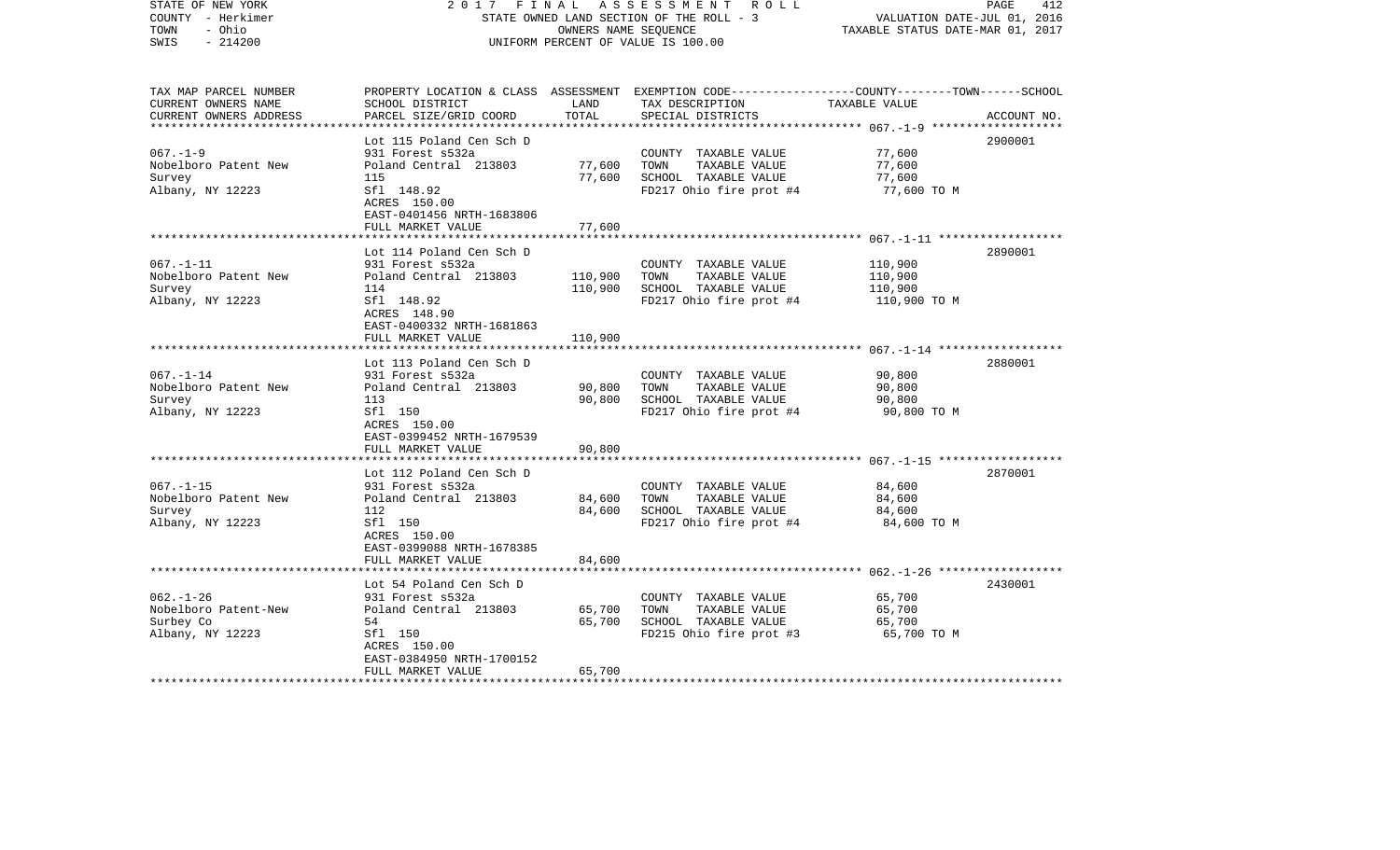STATE OF NEW YORK
COUNTY - Herkimer
TOWN - Ohio
SWIS - 214200

2 0 1 7 F I N A L A S S E S S M E N T R O L L
STATE OWNED LAND SECTION OF THE ROLL - 3
OWNERS NAME SEQUENCE
UNIFORM PERCENT OF VALUE IS 100.00

VALUATION DATE-JUL 01, 2016
TAXABLE STATUS DATE-MAR 01, 2017

| TAX MAP PARCEL NUMBER / CURRENT OWNERS NAME / CURRENT OWNERS ADDRESS | PROPERTY LOCATION & CLASS / SCHOOL DISTRICT / PARCEL SIZE/GRID COORD | ASSESSMENT LAND | TOTAL | EXEMPTION CODE / TAX DESCRIPTION / SPECIAL DISTRICTS | TAXABLE VALUE (COUNTY--TOWN--SCHOOL) | ACCOUNT NO. |
|---|---|---|---|---|---|---|
| 067.-1-9 | Lot 115 Poland Cen Sch D | | | | | 2900001 |
| Nobelboro Patent New | 931 Forest s532a | | | COUNTY TAXABLE VALUE | 77,600 | |
| Survey | Poland Central 213803 | 77,600 | | TOWN TAXABLE VALUE | 77,600 | |
| Albany, NY 12223 | 115 | | 77,600 | SCHOOL TAXABLE VALUE | 77,600 | |
| | Sfl 148.92 | | | FD217 Ohio fire prot #4 | 77,600 TO M | |
| | ACRES 150.00 | | | | | |
| | EAST-0401456 NRTH-1683806 | | | | | |
| | FULL MARKET VALUE | | 77,600 | | | |
| 067.-1-11 | Lot 114 Poland Cen Sch D | | | | | 2890001 |
| Nobelboro Patent New | 931 Forest s532a | | | COUNTY TAXABLE VALUE | 110,900 | |
| Survey | Poland Central 213803 | 110,900 | | TOWN TAXABLE VALUE | 110,900 | |
| Albany, NY 12223 | 114 | | 110,900 | SCHOOL TAXABLE VALUE | 110,900 | |
| | Sfl 148.92 | | | FD217 Ohio fire prot #4 | 110,900 TO M | |
| | ACRES 148.90 | | | | | |
| | EAST-0400332 NRTH-1681863 | | | | | |
| | FULL MARKET VALUE | | 110,900 | | | |
| 067.-1-14 | Lot 113 Poland Cen Sch D | | | | | 2880001 |
| Nobelboro Patent New | 931 Forest s532a | | | COUNTY TAXABLE VALUE | 90,800 | |
| Survey | Poland Central 213803 | 90,800 | | TOWN TAXABLE VALUE | 90,800 | |
| Albany, NY 12223 | 113 | | 90,800 | SCHOOL TAXABLE VALUE | 90,800 | |
| | Sfl 150 | | | FD217 Ohio fire prot #4 | 90,800 TO M | |
| | ACRES 150.00 | | | | | |
| | EAST-0399452 NRTH-1679539 | | | | | |
| | FULL MARKET VALUE | | 90,800 | | | |
| 067.-1-15 | Lot 112 Poland Cen Sch D | | | | | 2870001 |
| Nobelboro Patent New | 931 Forest s532a | | | COUNTY TAXABLE VALUE | 84,600 | |
| Survey | Poland Central 213803 | 84,600 | | TOWN TAXABLE VALUE | 84,600 | |
| Albany, NY 12223 | 112 | | 84,600 | SCHOOL TAXABLE VALUE | 84,600 | |
| | Sfl 150 | | | FD217 Ohio fire prot #4 | 84,600 TO M | |
| | ACRES 150.00 | | | | | |
| | EAST-0399088 NRTH-1678385 | | | | | |
| | FULL MARKET VALUE | | 84,600 | | | |
| 062.-1-26 | Lot 54 Poland Cen Sch D | | | | | 2430001 |
| Nobelboro Patent-New | 931 Forest s532a | | | COUNTY TAXABLE VALUE | 65,700 | |
| Surbey Co | Poland Central 213803 | 65,700 | | TOWN TAXABLE VALUE | 65,700 | |
| Albany, NY 12223 | 54 | | 65,700 | SCHOOL TAXABLE VALUE | 65,700 | |
| | Sfl 150 | | | FD215 Ohio fire prot #3 | 65,700 TO M | |
| | ACRES 150.00 | | | | | |
| | EAST-0384950 NRTH-1700152 | | | | | |
| | FULL MARKET VALUE | | 65,700 | | | |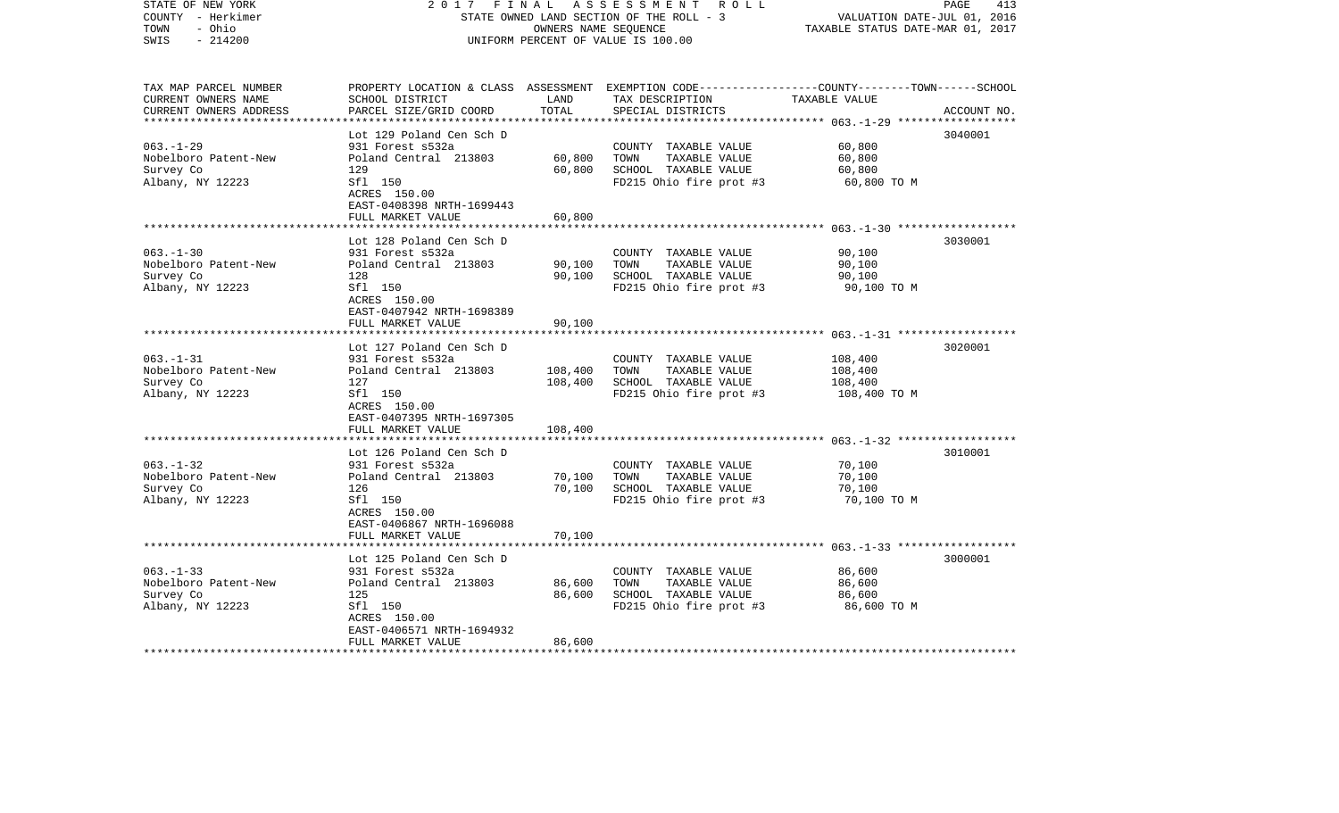STATE OF NEW YORK
COUNTY - Herkimer
TOWN - Ohio
SWIS - 214200

2 0 1 7 F I N A L A S S E S S M E N T R O L L
STATE OWNED LAND SECTION OF THE ROLL - 3
OWNERS NAME SEQUENCE
UNIFORM PERCENT OF VALUE IS 100.00

VALUATION DATE-JUL 01, 2016
TAXABLE STATUS DATE-MAR 01, 2017

| TAX MAP PARCEL NUMBER<br>CURRENT OWNERS NAME<br>CURRENT OWNERS ADDRESS | PROPERTY LOCATION & CLASS<br>SCHOOL DISTRICT<br>PARCEL SIZE/GRID COORD | ASSESSMENT<br>LAND<br>TOTAL | EXEMPTION CODE-----COUNTY-----TOWN-----SCHOOL<br>TAX DESCRIPTION<br>SPECIAL DISTRICTS | TAXABLE VALUE | ACCOUNT NO. |
|---|---|---|---|---|---|
| 063.-1-29 | Lot 129 Poland Cen Sch D | | | | 3040001 |
| 063.-1-29 | 931 Forest s532a | | COUNTY TAXABLE VALUE | 60,800 | |
| Nobelboro Patent-New | Poland Central 213803 | 60,800 | TOWN TAXABLE VALUE | 60,800 | |
| Survey Co | 129 | 60,800 | SCHOOL TAXABLE VALUE | 60,800 | |
| Albany, NY 12223 | Sfl 150 | | FD215 Ohio fire prot #3 | 60,800 TO M | |
| | ACRES 150.00 | | | | |
| | EAST-0408398 NRTH-1699443 | | | | |
| | FULL MARKET VALUE | 60,800 | | | |
| 063.-1-30 | Lot 128 Poland Cen Sch D | | | | 3030001 |
| 063.-1-30 | 931 Forest s532a | | COUNTY TAXABLE VALUE | 90,100 | |
| Nobelboro Patent-New | Poland Central 213803 | 90,100 | TOWN TAXABLE VALUE | 90,100 | |
| Survey Co | 128 | 90,100 | SCHOOL TAXABLE VALUE | 90,100 | |
| Albany, NY 12223 | Sfl 150 | | FD215 Ohio fire prot #3 | 90,100 TO M | |
| | ACRES 150.00 | | | | |
| | EAST-0407942 NRTH-1698389 | | | | |
| | FULL MARKET VALUE | 90,100 | | | |
| 063.-1-31 | Lot 127 Poland Cen Sch D | | | | 3020001 |
| 063.-1-31 | 931 Forest s532a | | COUNTY TAXABLE VALUE | 108,400 | |
| Nobelboro Patent-New | Poland Central 213803 | 108,400 | TOWN TAXABLE VALUE | 108,400 | |
| Survey Co | 127 | 108,400 | SCHOOL TAXABLE VALUE | 108,400 | |
| Albany, NY 12223 | Sfl 150 | | FD215 Ohio fire prot #3 | 108,400 TO M | |
| | ACRES 150.00 | | | | |
| | EAST-0407395 NRTH-1697305 | | | | |
| | FULL MARKET VALUE | 108,400 | | | |
| 063.-1-32 | Lot 126 Poland Cen Sch D | | | | 3010001 |
| 063.-1-32 | 931 Forest s532a | | COUNTY TAXABLE VALUE | 70,100 | |
| Nobelboro Patent-New | Poland Central 213803 | 70,100 | TOWN TAXABLE VALUE | 70,100 | |
| Survey Co | 126 | 70,100 | SCHOOL TAXABLE VALUE | 70,100 | |
| Albany, NY 12223 | Sfl 150 | | FD215 Ohio fire prot #3 | 70,100 TO M | |
| | ACRES 150.00 | | | | |
| | EAST-0406867 NRTH-1696088 | | | | |
| | FULL MARKET VALUE | 70,100 | | | |
| 063.-1-33 | Lot 125 Poland Cen Sch D | | | | 3000001 |
| 063.-1-33 | 931 Forest s532a | | COUNTY TAXABLE VALUE | 86,600 | |
| Nobelboro Patent-New | Poland Central 213803 | 86,600 | TOWN TAXABLE VALUE | 86,600 | |
| Survey Co | 125 | 86,600 | SCHOOL TAXABLE VALUE | 86,600 | |
| Albany, NY 12223 | Sfl 150 | | FD215 Ohio fire prot #3 | 86,600 TO M | |
| | ACRES 150.00 | | | | |
| | EAST-0406571 NRTH-1694932 | | | | |
| | FULL MARKET VALUE | 86,600 | | | |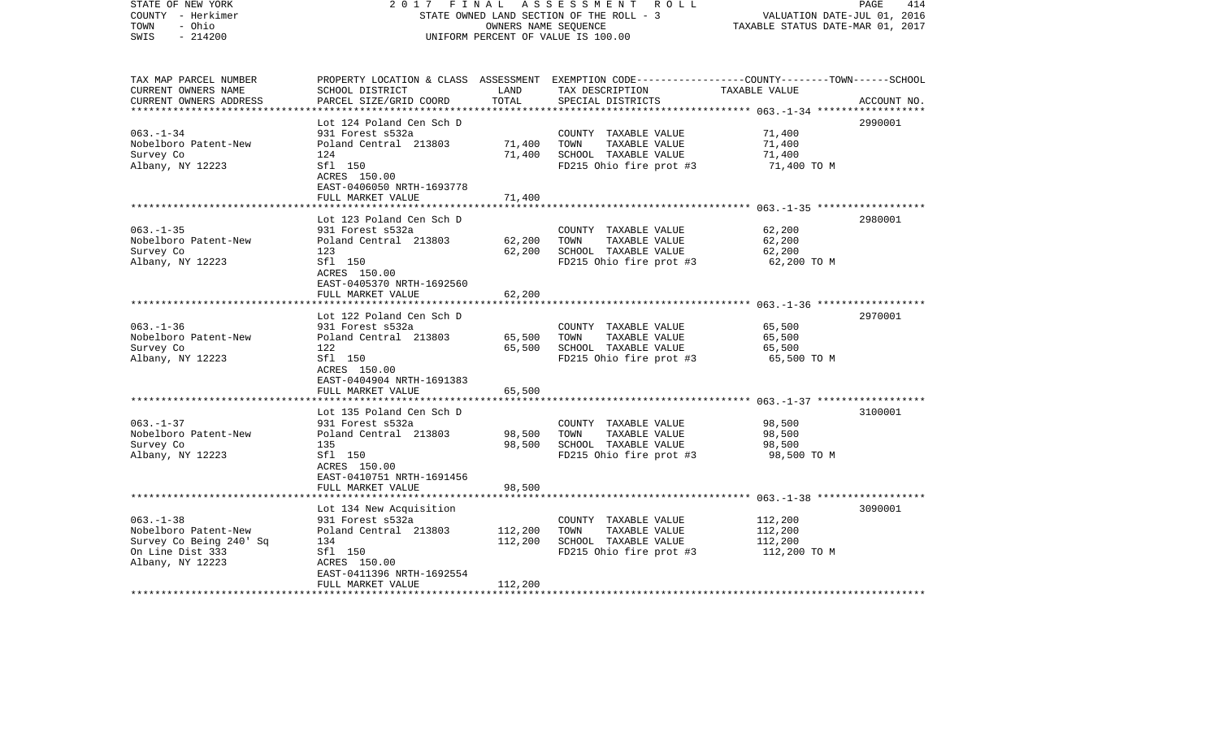STATE OF NEW YORK — 2017 FINAL ASSESSMENT ROLL
COUNTY - Herkimer — STATE OWNED LAND SECTION OF THE ROLL - 3 — VALUATION DATE-JUL 01, 2016
TOWN - Ohio — OWNERS NAME SEQUENCE — TAXABLE STATUS DATE-MAR 01, 2017
SWIS - 214200 — UNIFORM PERCENT OF VALUE IS 100.00

| TAX MAP PARCEL NUMBER / CURRENT OWNERS NAME / CURRENT OWNERS ADDRESS | PROPERTY LOCATION & CLASS / SCHOOL DISTRICT / PARCEL SIZE/GRID COORD | ASSESSMENT LAND / TOTAL | EXEMPTION CODE / TAX DESCRIPTION / SPECIAL DISTRICTS | COUNTY--TOWN--SCHOOL TAXABLE VALUE | ACCOUNT NO. |
|---|---|---|---|---|---|
| **063.-1-34** | Lot 124 Poland Cen Sch D | | | | 2990001 |
| Nobelboro Patent-New | 931 Forest s532a | | COUNTY TAXABLE VALUE | 71,400 | |
| Survey Co | Poland Central 213803 | 71,400 | TOWN TAXABLE VALUE | 71,400 | |
| Albany, NY 12223 | 124 | 71,400 | SCHOOL TAXABLE VALUE | 71,400 | |
| | Sfl 150 | | FD215 Ohio fire prot #3 | 71,400 TO M | |
| | ACRES 150.00 | | | | |
| | EAST-0406050 NRTH-1693778 | | | | |
| | FULL MARKET VALUE | 71,400 | | | |
| **063.-1-35** | Lot 123 Poland Cen Sch D | | | | 2980001 |
| Nobelboro Patent-New | 931 Forest s532a | | COUNTY TAXABLE VALUE | 62,200 | |
| Survey Co | Poland Central 213803 | 62,200 | TOWN TAXABLE VALUE | 62,200 | |
| Albany, NY 12223 | 123 | 62,200 | SCHOOL TAXABLE VALUE | 62,200 | |
| | Sfl 150 | | FD215 Ohio fire prot #3 | 62,200 TO M | |
| | ACRES 150.00 | | | | |
| | EAST-0405370 NRTH-1692560 | | | | |
| | FULL MARKET VALUE | 62,200 | | | |
| **063.-1-36** | Lot 122 Poland Cen Sch D | | | | 2970001 |
| Nobelboro Patent-New | 931 Forest s532a | | COUNTY TAXABLE VALUE | 65,500 | |
| Survey Co | Poland Central 213803 | 65,500 | TOWN TAXABLE VALUE | 65,500 | |
| Albany, NY 12223 | 122 | 65,500 | SCHOOL TAXABLE VALUE | 65,500 | |
| | Sfl 150 | | FD215 Ohio fire prot #3 | 65,500 TO M | |
| | ACRES 150.00 | | | | |
| | EAST-0404904 NRTH-1691383 | | | | |
| | FULL MARKET VALUE | 65,500 | | | |
| **063.-1-37** | Lot 135 Poland Cen Sch D | | | | 3100001 |
| Nobelboro Patent-New | 931 Forest s532a | | COUNTY TAXABLE VALUE | 98,500 | |
| Survey Co | Poland Central 213803 | 98,500 | TOWN TAXABLE VALUE | 98,500 | |
| Albany, NY 12223 | 135 | 98,500 | SCHOOL TAXABLE VALUE | 98,500 | |
| | Sfl 150 | | FD215 Ohio fire prot #3 | 98,500 TO M | |
| | ACRES 150.00 | | | | |
| | EAST-0410751 NRTH-1691456 | | | | |
| | FULL MARKET VALUE | 98,500 | | | |
| **063.-1-38** | Lot 134 New Acquisition | | | | 3090001 |
| Nobelboro Patent-New | 931 Forest s532a | | COUNTY TAXABLE VALUE | 112,200 | |
| Survey Co Being 240' Sq | Poland Central 213803 | 112,200 | TOWN TAXABLE VALUE | 112,200 | |
| On Line Dist 333 | 134 | 112,200 | SCHOOL TAXABLE VALUE | 112,200 | |
| Albany, NY 12223 | Sfl 150 | | FD215 Ohio fire prot #3 | 112,200 TO M | |
| | ACRES 150.00 | | | | |
| | EAST-0411396 NRTH-1692554 | | | | |
| | FULL MARKET VALUE | 112,200 | | | |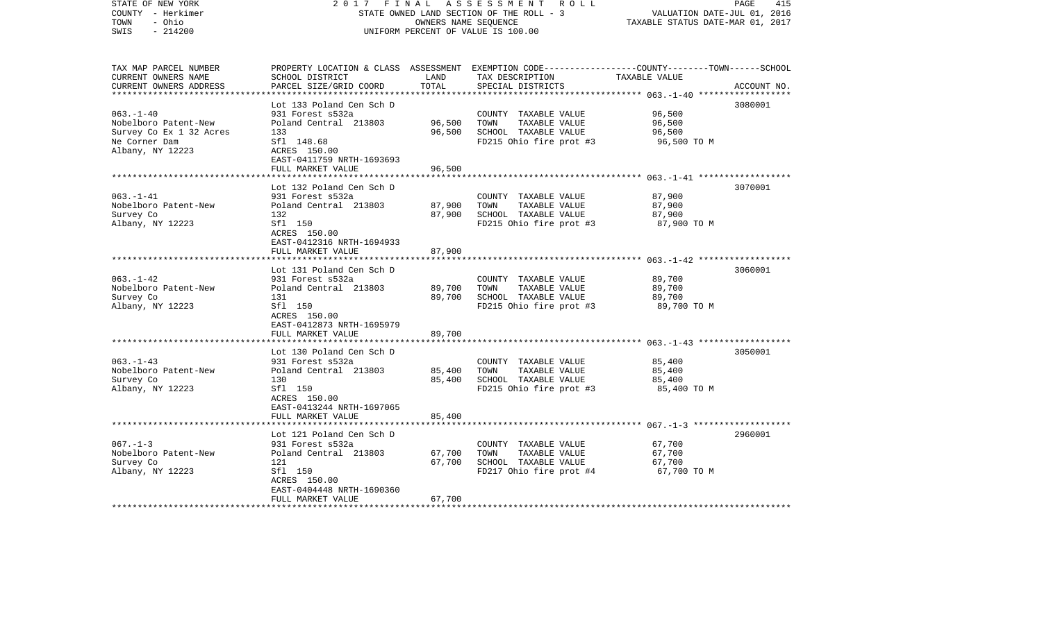STATE OF NEW YORK — COUNTY - Herkimer — TOWN - Ohio — SWIS - 214200

2017 FINAL ASSESSMENT ROLL
STATE OWNED LAND SECTION OF THE ROLL - 3
OWNERS NAME SEQUENCE
UNIFORM PERCENT OF VALUE IS 100.00

VALUATION DATE-JUL 01, 2016
TAXABLE STATUS DATE-MAR 01, 2017

| TAX MAP PARCEL NUMBER / CURRENT OWNERS NAME / CURRENT OWNERS ADDRESS | PROPERTY LOCATION & CLASS / SCHOOL DISTRICT / PARCEL SIZE/GRID COORD | ASSESSMENT LAND / TOTAL | EXEMPTION CODE / TAX DESCRIPTION / SPECIAL DISTRICTS | TAXABLE VALUE (COUNTY / TOWN / SCHOOL) | ACCOUNT NO. |
|---|---|---|---|---|---|
| 063.-1-40 | Lot 133 Poland Cen Sch D | | | | 3080001 |
| Nobelboro Patent-New | 931 Forest s532a | | COUNTY TAXABLE VALUE | 96,500 | |
| Survey Co Ex 1 32 Acres | Poland Central 213803 | 96,500 | TOWN TAXABLE VALUE | 96,500 | |
| Ne Corner Dam | 133 | 96,500 | SCHOOL TAXABLE VALUE | 96,500 | |
| Albany, NY 12223 | Sfl 148.68 | | FD215 Ohio fire prot #3 | 96,500 TO M | |
| | ACRES 150.00 | | | | |
| | EAST-0411759 NRTH-1693693 | | | | |
| | FULL MARKET VALUE | 96,500 | | | |
| 063.-1-41 | Lot 132 Poland Cen Sch D | | | | 3070001 |
| Nobelboro Patent-New | 931 Forest s532a | | COUNTY TAXABLE VALUE | 87,900 | |
| Survey Co | Poland Central 213803 | 87,900 | TOWN TAXABLE VALUE | 87,900 | |
| Albany, NY 12223 | 132 | 87,900 | SCHOOL TAXABLE VALUE | 87,900 | |
| | Sfl 150 | | FD215 Ohio fire prot #3 | 87,900 TO M | |
| | ACRES 150.00 | | | | |
| | EAST-0412316 NRTH-1694933 | | | | |
| | FULL MARKET VALUE | 87,900 | | | |
| 063.-1-42 | Lot 131 Poland Cen Sch D | | | | 3060001 |
| Nobelboro Patent-New | 931 Forest s532a | | COUNTY TAXABLE VALUE | 89,700 | |
| Survey Co | Poland Central 213803 | 89,700 | TOWN TAXABLE VALUE | 89,700 | |
| Albany, NY 12223 | 131 | 89,700 | SCHOOL TAXABLE VALUE | 89,700 | |
| | Sfl 150 | | FD215 Ohio fire prot #3 | 89,700 TO M | |
| | ACRES 150.00 | | | | |
| | EAST-0412873 NRTH-1695979 | | | | |
| | FULL MARKET VALUE | 89,700 | | | |
| 063.-1-43 | Lot 130 Poland Cen Sch D | | | | 3050001 |
| Nobelboro Patent-New | 931 Forest s532a | | COUNTY TAXABLE VALUE | 85,400 | |
| Survey Co | Poland Central 213803 | 85,400 | TOWN TAXABLE VALUE | 85,400 | |
| Albany, NY 12223 | 130 | 85,400 | SCHOOL TAXABLE VALUE | 85,400 | |
| | Sfl 150 | | FD215 Ohio fire prot #3 | 85,400 TO M | |
| | ACRES 150.00 | | | | |
| | EAST-0413244 NRTH-1697065 | | | | |
| | FULL MARKET VALUE | 85,400 | | | |
| 067.-1-3 | Lot 121 Poland Cen Sch D | | | | 2960001 |
| Nobelboro Patent-New | 931 Forest s532a | | COUNTY TAXABLE VALUE | 67,700 | |
| Survey Co | Poland Central 213803 | 67,700 | TOWN TAXABLE VALUE | 67,700 | |
| Albany, NY 12223 | 121 | 67,700 | SCHOOL TAXABLE VALUE | 67,700 | |
| | Sfl 150 | | FD217 Ohio fire prot #4 | 67,700 TO M | |
| | ACRES 150.00 | | | | |
| | EAST-0404448 NRTH-1690360 | | | | |
| | FULL MARKET VALUE | 67,700 | | | |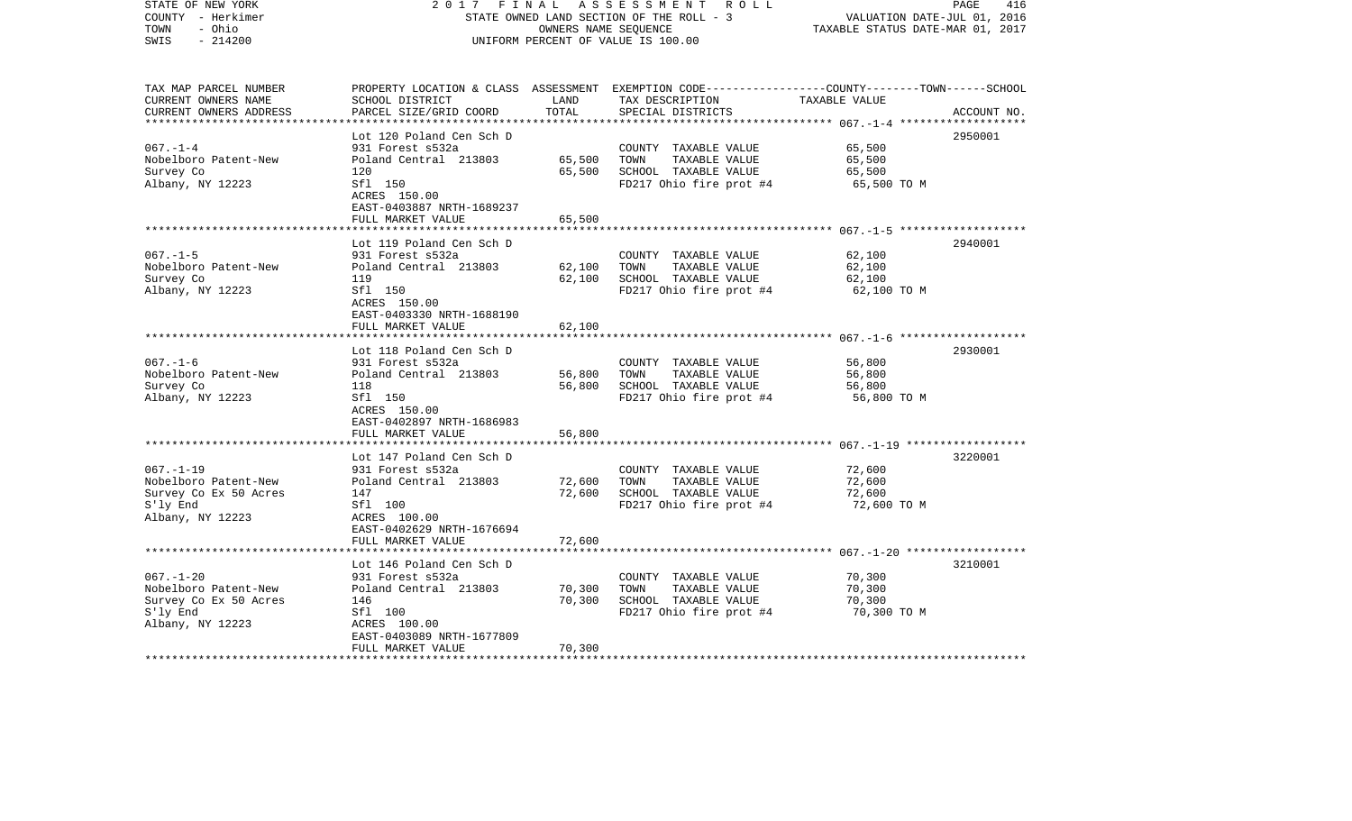STATE OF NEW YORK — 2017 FINAL ASSESSMENT ROLL — PAGE 416
COUNTY - Herkimer — STATE OWNED LAND SECTION OF THE ROLL - 3 — VALUATION DATE-JUL 01, 2016
TOWN - Ohio — OWNERS NAME SEQUENCE — TAXABLE STATUS DATE-MAR 01, 2017
SWIS - 214200 — UNIFORM PERCENT OF VALUE IS 100.00

| TAX MAP PARCEL NUMBER / CURRENT OWNERS NAME / CURRENT OWNERS ADDRESS | PROPERTY LOCATION & CLASS / SCHOOL DISTRICT / PARCEL SIZE/GRID COORD | ASSESSMENT LAND | TOTAL | EXEMPTION CODE / TAX DESCRIPTION / SPECIAL DISTRICTS | COUNTY--------TOWN------SCHOOL TAXABLE VALUE | ACCOUNT NO. |
|---|---|---|---|---|---|---|
| 067.-1-4 | Lot 120 Poland Cen Sch D | | | | | 2950001 |
| Nobelboro Patent-New | 931 Forest s532a | | | COUNTY TAXABLE VALUE | 65,500 | |
| Survey Co | Poland Central 213803 | 65,500 | | TOWN TAXABLE VALUE | 65,500 | |
| Albany, NY 12223 | 120 | | 65,500 | SCHOOL TAXABLE VALUE | 65,500 | |
| | Sfl 150 | | | FD217 Ohio fire prot #4 | 65,500 TO M | |
| | ACRES 150.00 | | | | | |
| | EAST-0403887 NRTH-1689237 | | | | | |
| | FULL MARKET VALUE | | 65,500 | | | |
| 067.-1-5 | Lot 119 Poland Cen Sch D | | | | | 2940001 |
| Nobelboro Patent-New | 931 Forest s532a | | | COUNTY TAXABLE VALUE | 62,100 | |
| Survey Co | Poland Central 213803 | 62,100 | | TOWN TAXABLE VALUE | 62,100 | |
| Albany, NY 12223 | 119 | | 62,100 | SCHOOL TAXABLE VALUE | 62,100 | |
| | Sfl 150 | | | FD217 Ohio fire prot #4 | 62,100 TO M | |
| | ACRES 150.00 | | | | | |
| | EAST-0403330 NRTH-1688190 | | | | | |
| | FULL MARKET VALUE | | 62,100 | | | |
| 067.-1-6 | Lot 118 Poland Cen Sch D | | | | | 2930001 |
| Nobelboro Patent-New | 931 Forest s532a | | | COUNTY TAXABLE VALUE | 56,800 | |
| Survey Co | Poland Central 213803 | 56,800 | | TOWN TAXABLE VALUE | 56,800 | |
| Albany, NY 12223 | 118 | | 56,800 | SCHOOL TAXABLE VALUE | 56,800 | |
| | Sfl 150 | | | FD217 Ohio fire prot #4 | 56,800 TO M | |
| | ACRES 150.00 | | | | | |
| | EAST-0402897 NRTH-1686983 | | | | | |
| | FULL MARKET VALUE | | 56,800 | | | |
| 067.-1-19 | Lot 147 Poland Cen Sch D | | | | | 3220001 |
| Nobelboro Patent-New | 931 Forest s532a | | | COUNTY TAXABLE VALUE | 72,600 | |
| Survey Co Ex 50 Acres | Poland Central 213803 | 72,600 | | TOWN TAXABLE VALUE | 72,600 | |
| S'ly End | 147 | | 72,600 | SCHOOL TAXABLE VALUE | 72,600 | |
| Albany, NY 12223 | Sfl 100 | | | FD217 Ohio fire prot #4 | 72,600 TO M | |
| | ACRES 100.00 | | | | | |
| | EAST-0402629 NRTH-1676694 | | | | | |
| | FULL MARKET VALUE | | 72,600 | | | |
| 067.-1-20 | Lot 146 Poland Cen Sch D | | | | | 3210001 |
| Nobelboro Patent-New | 931 Forest s532a | | | COUNTY TAXABLE VALUE | 70,300 | |
| Survey Co Ex 50 Acres | Poland Central 213803 | 70,300 | | TOWN TAXABLE VALUE | 70,300 | |
| S'ly End | 146 | | 70,300 | SCHOOL TAXABLE VALUE | 70,300 | |
| Albany, NY 12223 | Sfl 100 | | | FD217 Ohio fire prot #4 | 70,300 TO M | |
| | ACRES 100.00 | | | | | |
| | EAST-0403089 NRTH-1677809 | | | | | |
| | FULL MARKET VALUE | | 70,300 | | | |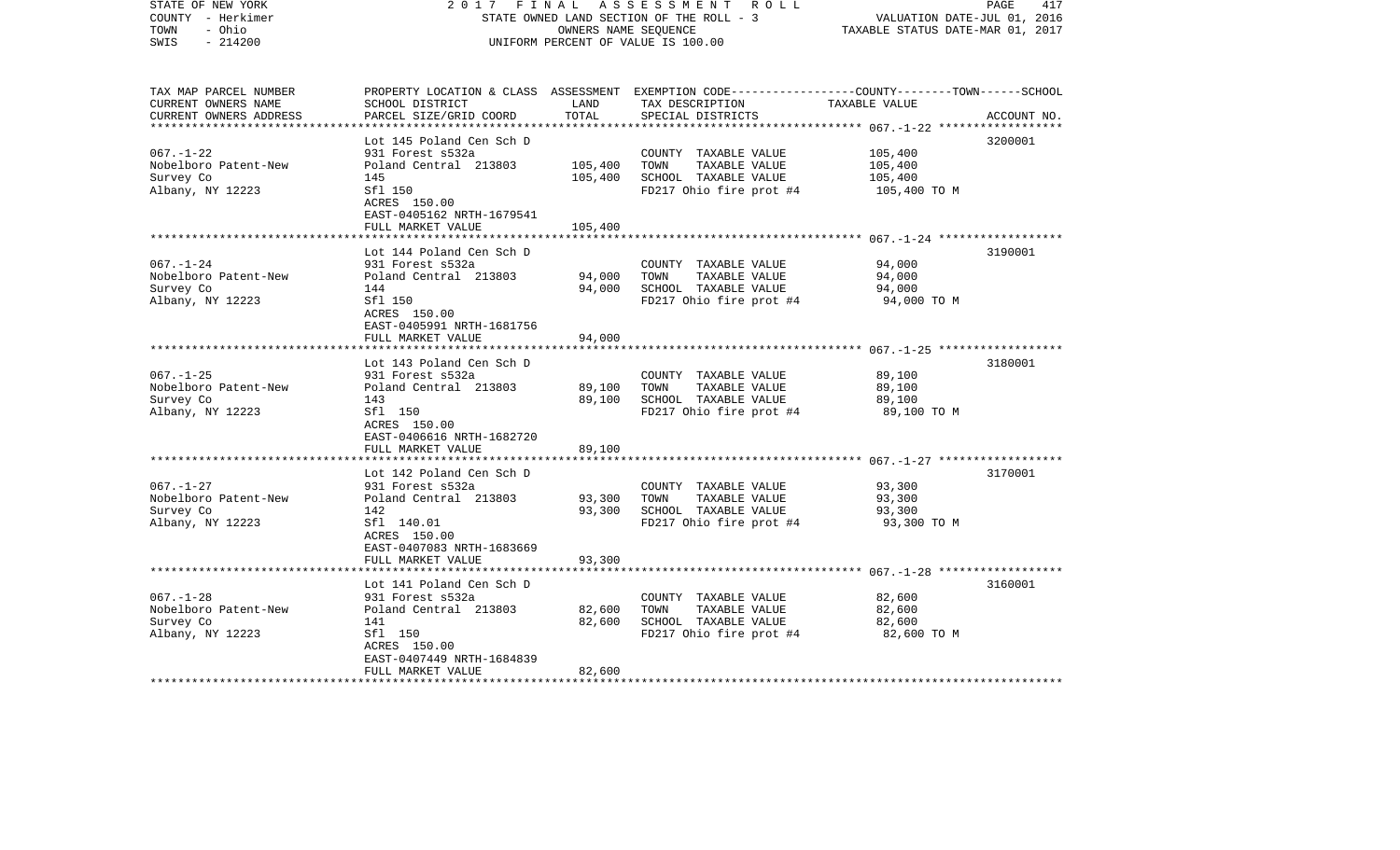STATE OF NEW YORK — 2017 FINAL ASSESSMENT ROLL
COUNTY - Herkimer — STATE OWNED LAND SECTION OF THE ROLL - 3 — VALUATION DATE-JUL 01, 2016
TOWN - Ohio — OWNERS NAME SEQUENCE — TAXABLE STATUS DATE-MAR 01, 2017
SWIS - 214200 — UNIFORM PERCENT OF VALUE IS 100.00

| TAX MAP PARCEL NUMBER / CURRENT OWNERS NAME / CURRENT OWNERS ADDRESS | PROPERTY LOCATION & CLASS / SCHOOL DISTRICT / PARCEL SIZE/GRID COORD | ASSESSMENT LAND | ASSESSMENT TOTAL | EXEMPTION CODE / TAX DESCRIPTION / SPECIAL DISTRICTS | COUNTY--------TOWN------SCHOOL TAXABLE VALUE | ACCOUNT NO. |
|---|---|---|---|---|---|---|
| 067.-1-22 | Lot 145 Poland Cen Sch D | | | | | 3200001 |
| Nobelboro Patent-New | 931 Forest s532a | | | COUNTY TAXABLE VALUE | 105,400 | |
| Survey Co | Poland Central 213803 | 105,400 | | TOWN TAXABLE VALUE | 105,400 | |
| Albany, NY 12223 | 145 | | 105,400 | SCHOOL TAXABLE VALUE | 105,400 | |
| | Sfl 150 | | | FD217 Ohio fire prot #4 | 105,400 TO M | |
| | ACRES 150.00 | | | | | |
| | EAST-0405162 NRTH-1679541 | | | | | |
| | FULL MARKET VALUE | | 105,400 | | | |
| 067.-1-24 | Lot 144 Poland Cen Sch D | | | | | 3190001 |
| Nobelboro Patent-New | 931 Forest s532a | | | COUNTY TAXABLE VALUE | 94,000 | |
| Survey Co | Poland Central 213803 | 94,000 | | TOWN TAXABLE VALUE | 94,000 | |
| Albany, NY 12223 | 144 | | 94,000 | SCHOOL TAXABLE VALUE | 94,000 | |
| | Sfl 150 | | | FD217 Ohio fire prot #4 | 94,000 TO M | |
| | ACRES 150.00 | | | | | |
| | EAST-0405991 NRTH-1681756 | | | | | |
| | FULL MARKET VALUE | | 94,000 | | | |
| 067.-1-25 | Lot 143 Poland Cen Sch D | | | | | 3180001 |
| Nobelboro Patent-New | 931 Forest s532a | | | COUNTY TAXABLE VALUE | 89,100 | |
| Survey Co | Poland Central 213803 | 89,100 | | TOWN TAXABLE VALUE | 89,100 | |
| Albany, NY 12223 | 143 | | 89,100 | SCHOOL TAXABLE VALUE | 89,100 | |
| | Sfl 150 | | | FD217 Ohio fire prot #4 | 89,100 TO M | |
| | ACRES 150.00 | | | | | |
| | EAST-0406616 NRTH-1682720 | | | | | |
| | FULL MARKET VALUE | | 89,100 | | | |
| 067.-1-27 | Lot 142 Poland Cen Sch D | | | | | 3170001 |
| Nobelboro Patent-New | 931 Forest s532a | | | COUNTY TAXABLE VALUE | 93,300 | |
| Survey Co | Poland Central 213803 | 93,300 | | TOWN TAXABLE VALUE | 93,300 | |
| Albany, NY 12223 | 142 | | 93,300 | SCHOOL TAXABLE VALUE | 93,300 | |
| | Sfl 140.01 | | | FD217 Ohio fire prot #4 | 93,300 TO M | |
| | ACRES 150.00 | | | | | |
| | EAST-0407083 NRTH-1683669 | | | | | |
| | FULL MARKET VALUE | | 93,300 | | | |
| 067.-1-28 | Lot 141 Poland Cen Sch D | | | | | 3160001 |
| Nobelboro Patent-New | 931 Forest s532a | | | COUNTY TAXABLE VALUE | 82,600 | |
| Survey Co | Poland Central 213803 | 82,600 | | TOWN TAXABLE VALUE | 82,600 | |
| Albany, NY 12223 | 141 | | 82,600 | SCHOOL TAXABLE VALUE | 82,600 | |
| | Sfl 150 | | | FD217 Ohio fire prot #4 | 82,600 TO M | |
| | ACRES 150.00 | | | | | |
| | EAST-0407449 NRTH-1684839 | | | | | |
| | FULL MARKET VALUE | | 82,600 | | | |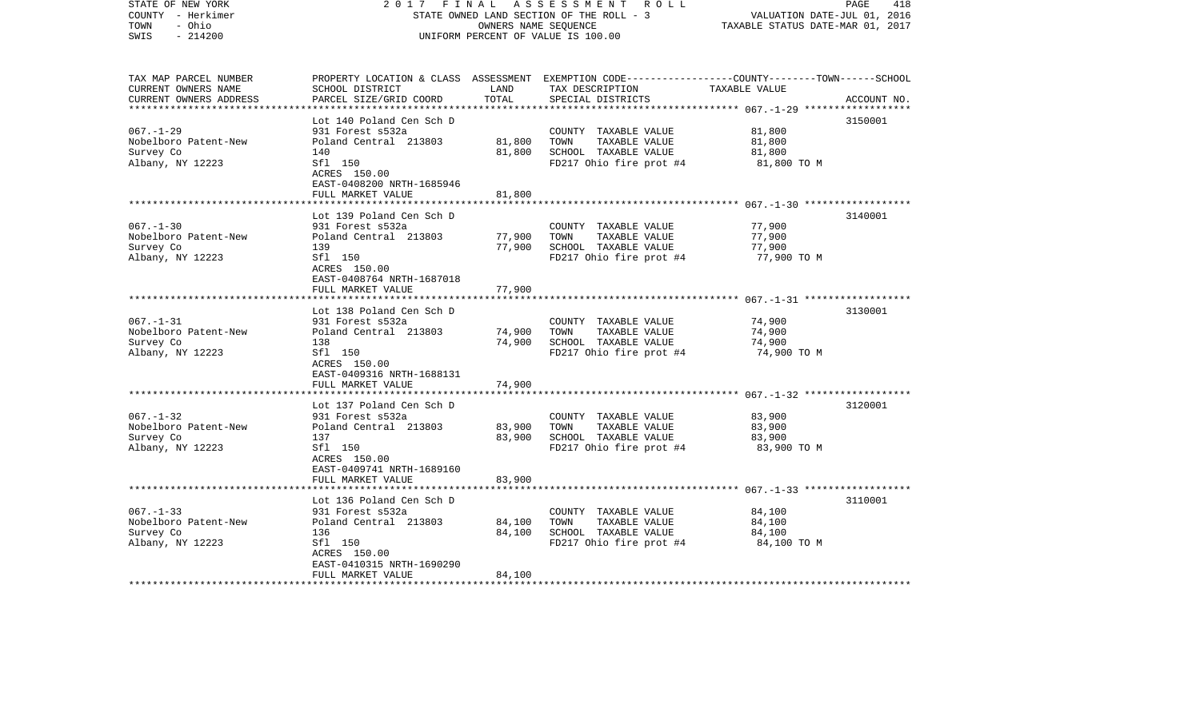STATE OF NEW YORK | 2017 FINAL ASSESSMENT ROLL | PAGE 418
COUNTY - Herkimer | STATE OWNED LAND SECTION OF THE ROLL - 3 | VALUATION DATE-JUL 01, 2016
TOWN - Ohio | OWNERS NAME SEQUENCE | TAXABLE STATUS DATE-MAR 01, 2017
SWIS - 214200 | UNIFORM PERCENT OF VALUE IS 100.00

| TAX MAP PARCEL NUMBER<br>CURRENT OWNERS NAME<br>CURRENT OWNERS ADDRESS | PROPERTY LOCATION & CLASS<br>SCHOOL DISTRICT<br>PARCEL SIZE/GRID COORD | ASSESSMENT<br>LAND<br>TOTAL | EXEMPTION CODE-----COUNTY-----TOWN------SCHOOL<br>TAX DESCRIPTION<br>SPECIAL DISTRICTS | TAXABLE VALUE | ACCOUNT NO. |
|---|---|---|---|---|---|
| **067.-1-29** | Lot 140 Poland Cen Sch D | | | | 3150001 |
| 067.-1-29 | 931 Forest s532a | | COUNTY TAXABLE VALUE | 81,800 | |
| Nobelboro Patent-New | Poland Central 213803 | 81,800 | TOWN TAXABLE VALUE | 81,800 | |
| Survey Co | 140 | 81,800 | SCHOOL TAXABLE VALUE | 81,800 | |
| Albany, NY 12223 | Sfl 150 | | FD217 Ohio fire prot #4 | 81,800 TO M | |
| | ACRES 150.00 | | | | |
| | EAST-0408200 NRTH-1685946 | | | | |
| | FULL MARKET VALUE | 81,800 | | | |
| **067.-1-30** | Lot 139 Poland Cen Sch D | | | | 3140001 |
| 067.-1-30 | 931 Forest s532a | | COUNTY TAXABLE VALUE | 77,900 | |
| Nobelboro Patent-New | Poland Central 213803 | 77,900 | TOWN TAXABLE VALUE | 77,900 | |
| Survey Co | 139 | 77,900 | SCHOOL TAXABLE VALUE | 77,900 | |
| Albany, NY 12223 | Sfl 150 | | FD217 Ohio fire prot #4 | 77,900 TO M | |
| | ACRES 150.00 | | | | |
| | EAST-0408764 NRTH-1687018 | | | | |
| | FULL MARKET VALUE | 77,900 | | | |
| **067.-1-31** | Lot 138 Poland Cen Sch D | | | | 3130001 |
| 067.-1-31 | 931 Forest s532a | | COUNTY TAXABLE VALUE | 74,900 | |
| Nobelboro Patent-New | Poland Central 213803 | 74,900 | TOWN TAXABLE VALUE | 74,900 | |
| Survey Co | 138 | 74,900 | SCHOOL TAXABLE VALUE | 74,900 | |
| Albany, NY 12223 | Sfl 150 | | FD217 Ohio fire prot #4 | 74,900 TO M | |
| | ACRES 150.00 | | | | |
| | EAST-0409316 NRTH-1688131 | | | | |
| | FULL MARKET VALUE | 74,900 | | | |
| **067.-1-32** | Lot 137 Poland Cen Sch D | | | | 3120001 |
| 067.-1-32 | 931 Forest s532a | | COUNTY TAXABLE VALUE | 83,900 | |
| Nobelboro Patent-New | Poland Central 213803 | 83,900 | TOWN TAXABLE VALUE | 83,900 | |
| Survey Co | 137 | 83,900 | SCHOOL TAXABLE VALUE | 83,900 | |
| Albany, NY 12223 | Sfl 150 | | FD217 Ohio fire prot #4 | 83,900 TO M | |
| | ACRES 150.00 | | | | |
| | EAST-0409741 NRTH-1689160 | | | | |
| | FULL MARKET VALUE | 83,900 | | | |
| **067.-1-33** | Lot 136 Poland Cen Sch D | | | | 3110001 |
| 067.-1-33 | 931 Forest s532a | | COUNTY TAXABLE VALUE | 84,100 | |
| Nobelboro Patent-New | Poland Central 213803 | 84,100 | TOWN TAXABLE VALUE | 84,100 | |
| Survey Co | 136 | 84,100 | SCHOOL TAXABLE VALUE | 84,100 | |
| Albany, NY 12223 | Sfl 150 | | FD217 Ohio fire prot #4 | 84,100 TO M | |
| | ACRES 150.00 | | | | |
| | EAST-0410315 NRTH-1690290 | | | | |
| | FULL MARKET VALUE | 84,100 | | | |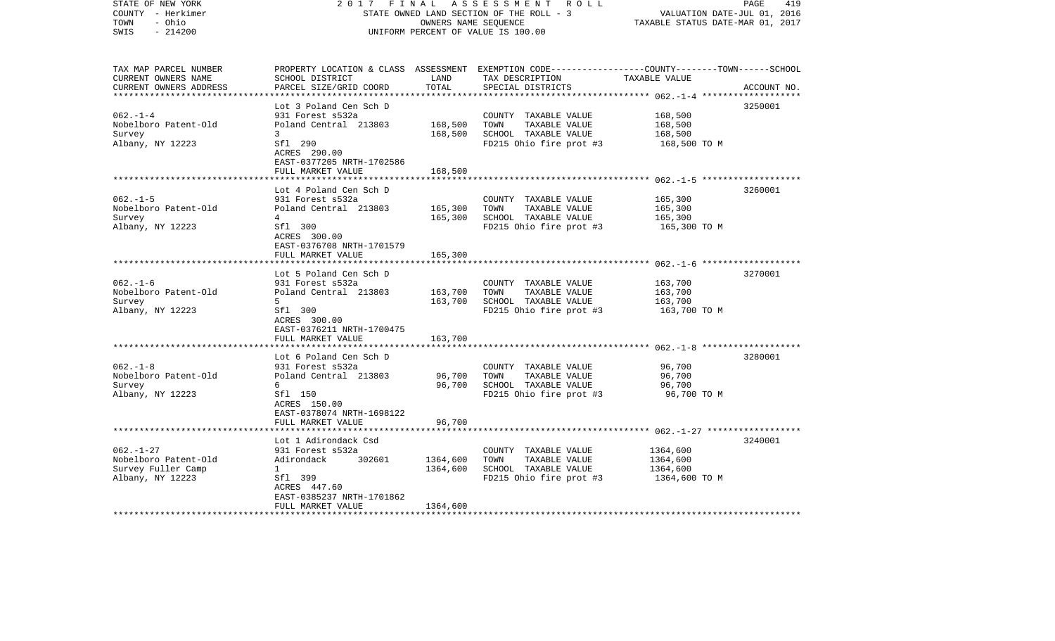STATE OF NEW YORK
COUNTY - Herkimer
TOWN - Ohio
SWIS - 214200

2017 FINAL ASSESSMENT ROLL
STATE OWNED LAND SECTION OF THE ROLL - 3
OWNERS NAME SEQUENCE
UNIFORM PERCENT OF VALUE IS 100.00

VALUATION DATE-JUL 01, 2016
TAXABLE STATUS DATE-MAR 01, 2017

| TAX MAP PARCEL NUMBER / CURRENT OWNERS NAME / CURRENT OWNERS ADDRESS | PROPERTY LOCATION & CLASS / SCHOOL DISTRICT / PARCEL SIZE/GRID COORD | ASSESSMENT LAND / TOTAL | EXEMPTION CODE / TAX DESCRIPTION / SPECIAL DISTRICTS | COUNTY--------TOWN------SCHOOL TAXABLE VALUE | ACCOUNT NO. |
|---|---|---|---|---|---|
| 062.-1-4 | Lot 3 Poland Cen Sch D | | | | 3250001 |
| Nobelboro Patent-Old | 931 Forest s532a | | COUNTY TAXABLE VALUE | 168,500 | |
| Survey | Poland Central 213803 | 168,500 | TOWN TAXABLE VALUE | 168,500 | |
| Albany, NY 12223 | 3 | 168,500 | SCHOOL TAXABLE VALUE | 168,500 | |
| | Sfl 290 | | FD215 Ohio fire prot #3 | 168,500 TO M | |
| | ACRES 290.00 | | | | |
| | EAST-0377205 NRTH-1702586 | | | | |
| | FULL MARKET VALUE | 168,500 | | | |
| 062.-1-5 | Lot 4 Poland Cen Sch D | | | | 3260001 |
| Nobelboro Patent-Old | 931 Forest s532a | | COUNTY TAXABLE VALUE | 165,300 | |
| Survey | Poland Central 213803 | 165,300 | TOWN TAXABLE VALUE | 165,300 | |
| Albany, NY 12223 | 4 | 165,300 | SCHOOL TAXABLE VALUE | 165,300 | |
| | Sfl 300 | | FD215 Ohio fire prot #3 | 165,300 TO M | |
| | ACRES 300.00 | | | | |
| | EAST-0376708 NRTH-1701579 | | | | |
| | FULL MARKET VALUE | 165,300 | | | |
| 062.-1-6 | Lot 5 Poland Cen Sch D | | | | 3270001 |
| Nobelboro Patent-Old | 931 Forest s532a | | COUNTY TAXABLE VALUE | 163,700 | |
| Survey | Poland Central 213803 | 163,700 | TOWN TAXABLE VALUE | 163,700 | |
| Albany, NY 12223 | 5 | 163,700 | SCHOOL TAXABLE VALUE | 163,700 | |
| | Sfl 300 | | FD215 Ohio fire prot #3 | 163,700 TO M | |
| | ACRES 300.00 | | | | |
| | EAST-0376211 NRTH-1700475 | | | | |
| | FULL MARKET VALUE | 163,700 | | | |
| 062.-1-8 | Lot 6 Poland Cen Sch D | | | | 3280001 |
| Nobelboro Patent-Old | 931 Forest s532a | | COUNTY TAXABLE VALUE | 96,700 | |
| Survey | Poland Central 213803 | 96,700 | TOWN TAXABLE VALUE | 96,700 | |
| Albany, NY 12223 | 6 | 96,700 | SCHOOL TAXABLE VALUE | 96,700 | |
| | Sfl 150 | | FD215 Ohio fire prot #3 | 96,700 TO M | |
| | ACRES 150.00 | | | | |
| | EAST-0378074 NRTH-1698122 | | | | |
| | FULL MARKET VALUE | 96,700 | | | |
| 062.-1-27 | Lot 1 Adirondack Csd | | | | 3240001 |
| Nobelboro Patent-Old | 931 Forest s532a | | COUNTY TAXABLE VALUE | 1364,600 | |
| Survey Fuller Camp | Adirondack 302601 | 1364,600 | TOWN TAXABLE VALUE | 1364,600 | |
| Albany, NY 12223 | 1 | 1364,600 | SCHOOL TAXABLE VALUE | 1364,600 | |
| | Sfl 399 | | FD215 Ohio fire prot #3 | 1364,600 TO M | |
| | ACRES 447.60 | | | | |
| | EAST-0385237 NRTH-1701862 | | | | |
| | FULL MARKET VALUE | 1364,600 | | | |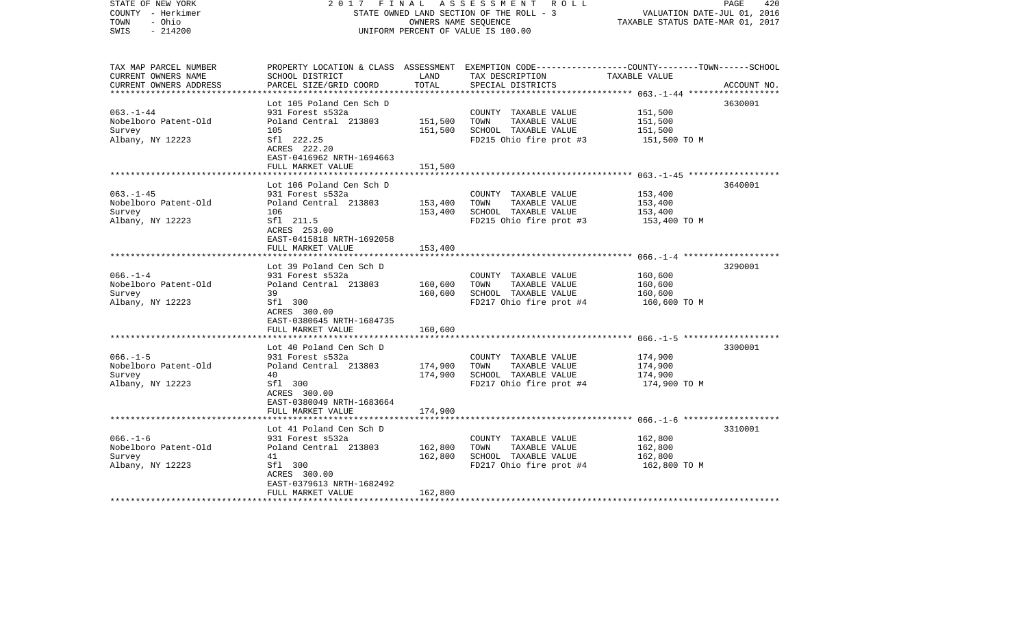STATE OF NEW YORK 2 0 1 7 F I N A L A S S E S S M E N T R O L L
COUNTY - Herkimer STATE OWNED LAND SECTION OF THE ROLL - 3 VALUATION DATE-JUL 01, 2016
TOWN - Ohio OWNERS NAME SEQUENCE TAXABLE STATUS DATE-MAR 01, 2017
SWIS - 214200 UNIFORM PERCENT OF VALUE IS 100.00

| TAX MAP PARCEL NUMBER / CURRENT OWNERS NAME / CURRENT OWNERS ADDRESS | PROPERTY LOCATION & CLASS / SCHOOL DISTRICT / PARCEL SIZE/GRID COORD | ASSESSMENT LAND / TOTAL | EXEMPTION CODE / TAX DESCRIPTION / SPECIAL DISTRICTS | COUNTY--------TOWN------SCHOOL TAXABLE VALUE | ACCOUNT NO. |
|---|---|---|---|---|---|
| 063.-1-44 | Lot 105 Poland Cen Sch D | | | | 3630001 |
| Nobelboro Patent-Old | 931 Forest s532a | | COUNTY TAXABLE VALUE | 151,500 | |
| Survey | Poland Central 213803 | 151,500 | TOWN TAXABLE VALUE | 151,500 | |
| Albany, NY 12223 | 105 | 151,500 | SCHOOL TAXABLE VALUE | 151,500 | |
| | Sfl 222.25 | | FD215 Ohio fire prot #3 | 151,500 TO M | |
| | ACRES 222.20 | | | | |
| | EAST-0416962 NRTH-1694663 | | | | |
| | FULL MARKET VALUE | 151,500 | | | |
| 063.-1-45 | Lot 106 Poland Cen Sch D | | | | 3640001 |
| Nobelboro Patent-Old | 931 Forest s532a | | COUNTY TAXABLE VALUE | 153,400 | |
| Survey | Poland Central 213803 | 153,400 | TOWN TAXABLE VALUE | 153,400 | |
| Albany, NY 12223 | 106 | 153,400 | SCHOOL TAXABLE VALUE | 153,400 | |
| | Sfl 211.5 | | FD215 Ohio fire prot #3 | 153,400 TO M | |
| | ACRES 253.00 | | | | |
| | EAST-0415818 NRTH-1692058 | | | | |
| | FULL MARKET VALUE | 153,400 | | | |
| 066.-1-4 | Lot 39 Poland Cen Sch D | | | | 3290001 |
| Nobelboro Patent-Old | 931 Forest s532a | | COUNTY TAXABLE VALUE | 160,600 | |
| Survey | Poland Central 213803 | 160,600 | TOWN TAXABLE VALUE | 160,600 | |
| Albany, NY 12223 | 39 | 160,600 | SCHOOL TAXABLE VALUE | 160,600 | |
| | Sfl 300 | | FD217 Ohio fire prot #4 | 160,600 TO M | |
| | ACRES 300.00 | | | | |
| | EAST-0380645 NRTH-1684735 | | | | |
| | FULL MARKET VALUE | 160,600 | | | |
| 066.-1-5 | Lot 40 Poland Cen Sch D | | | | 3300001 |
| Nobelboro Patent-Old | 931 Forest s532a | | COUNTY TAXABLE VALUE | 174,900 | |
| Survey | Poland Central 213803 | 174,900 | TOWN TAXABLE VALUE | 174,900 | |
| Albany, NY 12223 | 40 | 174,900 | SCHOOL TAXABLE VALUE | 174,900 | |
| | Sfl 300 | | FD217 Ohio fire prot #4 | 174,900 TO M | |
| | ACRES 300.00 | | | | |
| | EAST-0380049 NRTH-1683664 | | | | |
| | FULL MARKET VALUE | 174,900 | | | |
| 066.-1-6 | Lot 41 Poland Cen Sch D | | | | 3310001 |
| Nobelboro Patent-Old | 931 Forest s532a | | COUNTY TAXABLE VALUE | 162,800 | |
| Survey | Poland Central 213803 | 162,800 | TOWN TAXABLE VALUE | 162,800 | |
| Albany, NY 12223 | 41 | 162,800 | SCHOOL TAXABLE VALUE | 162,800 | |
| | Sfl 300 | | FD217 Ohio fire prot #4 | 162,800 TO M | |
| | ACRES 300.00 | | | | |
| | EAST-0379613 NRTH-1682492 | | | | |
| | FULL MARKET VALUE | 162,800 | | | |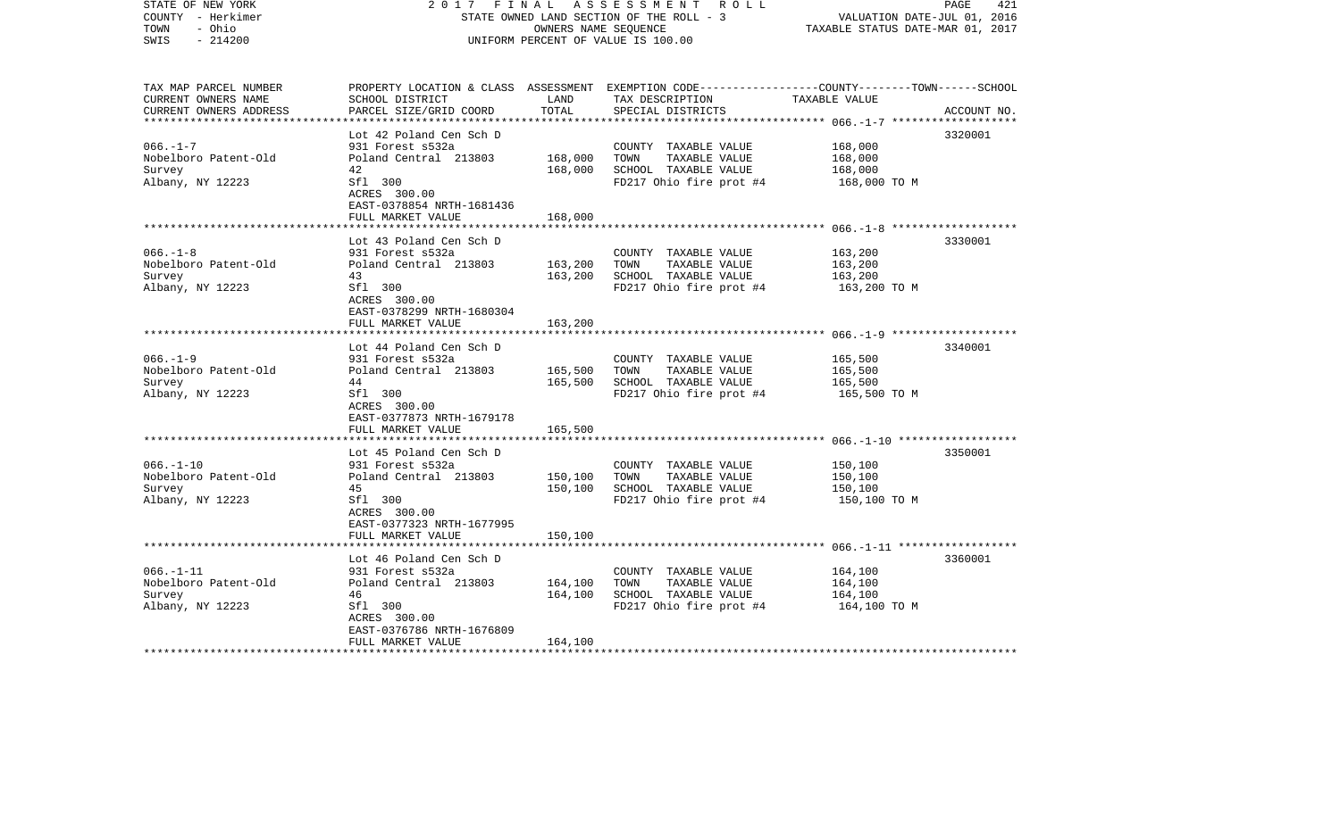STATE OF NEW YORK — 2017 FINAL ASSESSMENT ROLL
COUNTY - Herkimer — STATE OWNED LAND SECTION OF THE ROLL - 3 — VALUATION DATE-JUL 01, 2016
TOWN - Ohio — OWNERS NAME SEQUENCE — TAXABLE STATUS DATE-MAR 01, 2017
SWIS - 214200 — UNIFORM PERCENT OF VALUE IS 100.00

| TAX MAP PARCEL NUMBER / CURRENT OWNERS NAME / CURRENT OWNERS ADDRESS | PROPERTY LOCATION & CLASS / SCHOOL DISTRICT / PARCEL SIZE/GRID COORD | ASSESSMENT LAND | ASSESSMENT TOTAL | EXEMPTION CODE / TAX DESCRIPTION / SPECIAL DISTRICTS | TAXABLE VALUE (COUNTY--TOWN--SCHOOL) | ACCOUNT NO. |
|---|---|---|---|---|---|---|
| 066.-1-7 | Lot 42 Poland Cen Sch D | | | | | 3320001 |
| Nobelboro Patent-Old | 931 Forest s532a | | | COUNTY TAXABLE VALUE | 168,000 | |
| Survey | Poland Central 213803 | 168,000 | | TOWN TAXABLE VALUE | 168,000 | |
| Albany, NY 12223 | 42 | | 168,000 | SCHOOL TAXABLE VALUE | 168,000 | |
| | Sfl 300 | | | FD217 Ohio fire prot #4 | 168,000 TO M | |
| | ACRES 300.00 | | | | | |
| | EAST-0378854 NRTH-1681436 | | | | | |
| | FULL MARKET VALUE | | 168,000 | | | |
| 066.-1-8 | Lot 43 Poland Cen Sch D | | | | | 3330001 |
| Nobelboro Patent-Old | 931 Forest s532a | | | COUNTY TAXABLE VALUE | 163,200 | |
| Survey | Poland Central 213803 | 163,200 | | TOWN TAXABLE VALUE | 163,200 | |
| Albany, NY 12223 | 43 | | 163,200 | SCHOOL TAXABLE VALUE | 163,200 | |
| | Sfl 300 | | | FD217 Ohio fire prot #4 | 163,200 TO M | |
| | ACRES 300.00 | | | | | |
| | EAST-0378299 NRTH-1680304 | | | | | |
| | FULL MARKET VALUE | | 163,200 | | | |
| 066.-1-9 | Lot 44 Poland Cen Sch D | | | | | 3340001 |
| Nobelboro Patent-Old | 931 Forest s532a | | | COUNTY TAXABLE VALUE | 165,500 | |
| Survey | Poland Central 213803 | 165,500 | | TOWN TAXABLE VALUE | 165,500 | |
| Albany, NY 12223 | 44 | | 165,500 | SCHOOL TAXABLE VALUE | 165,500 | |
| | Sfl 300 | | | FD217 Ohio fire prot #4 | 165,500 TO M | |
| | ACRES 300.00 | | | | | |
| | EAST-0377873 NRTH-1679178 | | | | | |
| | FULL MARKET VALUE | | 165,500 | | | |
| 066.-1-10 | Lot 45 Poland Cen Sch D | | | | | 3350001 |
| Nobelboro Patent-Old | 931 Forest s532a | | | COUNTY TAXABLE VALUE | 150,100 | |
| Survey | Poland Central 213803 | 150,100 | | TOWN TAXABLE VALUE | 150,100 | |
| Albany, NY 12223 | 45 | | 150,100 | SCHOOL TAXABLE VALUE | 150,100 | |
| | Sfl 300 | | | FD217 Ohio fire prot #4 | 150,100 TO M | |
| | ACRES 300.00 | | | | | |
| | EAST-0377323 NRTH-1677995 | | | | | |
| | FULL MARKET VALUE | | 150,100 | | | |
| 066.-1-11 | Lot 46 Poland Cen Sch D | | | | | 3360001 |
| Nobelboro Patent-Old | 931 Forest s532a | | | COUNTY TAXABLE VALUE | 164,100 | |
| Survey | Poland Central 213803 | 164,100 | | TOWN TAXABLE VALUE | 164,100 | |
| Albany, NY 12223 | 46 | | 164,100 | SCHOOL TAXABLE VALUE | 164,100 | |
| | Sfl 300 | | | FD217 Ohio fire prot #4 | 164,100 TO M | |
| | ACRES 300.00 | | | | | |
| | EAST-0376786 NRTH-1676809 | | | | | |
| | FULL MARKET VALUE | | 164,100 | | | |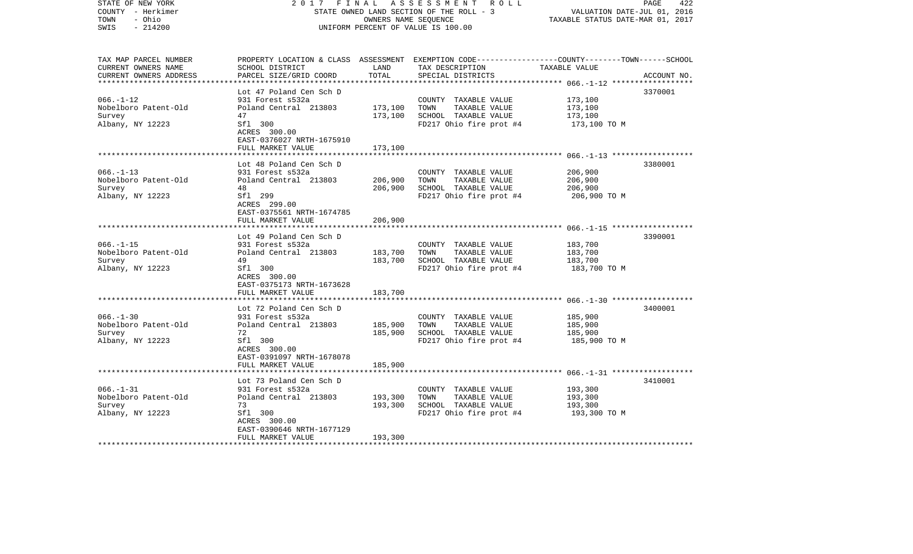STATE OF NEW YORK 2 0 1 7 F I N A L A S S E S S M E N T R O L L
COUNTY - Herkimer STATE OWNED LAND SECTION OF THE ROLL - 3 VALUATION DATE-JUL 01, 2016
TOWN - Ohio OWNERS NAME SEQUENCE TAXABLE STATUS DATE-MAR 01, 2017
SWIS - 214200 UNIFORM PERCENT OF VALUE IS 100.00

| TAX MAP PARCEL NUMBER<br>CURRENT OWNERS NAME<br>CURRENT OWNERS ADDRESS | PROPERTY LOCATION & CLASS<br>SCHOOL DISTRICT<br>PARCEL SIZE/GRID COORD | ASSESSMENT<br>LAND<br>TOTAL | EXEMPTION CODE-----COUNTY-----TOWN-----SCHOOL<br>TAX DESCRIPTION<br>SPECIAL DISTRICTS | TAXABLE VALUE | ACCOUNT NO. |
|---|---|---|---|---|---|
| 066.-1-12 | Lot 47 Poland Cen Sch D | | | | 3370001 |
| | 931 Forest s532a | | COUNTY TAXABLE VALUE | 173,100 | |
| Nobelboro Patent-Old | Poland Central 213803 | 173,100 | TOWN TAXABLE VALUE | 173,100 | |
| Survey | 47 | 173,100 | SCHOOL TAXABLE VALUE | 173,100 | |
| Albany, NY 12223 | Sfl 300 | | FD217 Ohio fire prot #4 | 173,100 TO M | |
| | ACRES 300.00 | | | | |
| | EAST-0376027 NRTH-1675910 | | | | |
| | FULL MARKET VALUE | 173,100 | | | |
| 066.-1-13 | Lot 48 Poland Cen Sch D | | | | 3380001 |
| | 931 Forest s532a | | COUNTY TAXABLE VALUE | 206,900 | |
| Nobelboro Patent-Old | Poland Central 213803 | 206,900 | TOWN TAXABLE VALUE | 206,900 | |
| Survey | 48 | 206,900 | SCHOOL TAXABLE VALUE | 206,900 | |
| Albany, NY 12223 | Sfl 299 | | FD217 Ohio fire prot #4 | 206,900 TO M | |
| | ACRES 299.00 | | | | |
| | EAST-0375561 NRTH-1674785 | | | | |
| | FULL MARKET VALUE | 206,900 | | | |
| 066.-1-15 | Lot 49 Poland Cen Sch D | | | | 3390001 |
| | 931 Forest s532a | | COUNTY TAXABLE VALUE | 183,700 | |
| Nobelboro Patent-Old | Poland Central 213803 | 183,700 | TOWN TAXABLE VALUE | 183,700 | |
| Survey | 49 | 183,700 | SCHOOL TAXABLE VALUE | 183,700 | |
| Albany, NY 12223 | Sfl 300 | | FD217 Ohio fire prot #4 | 183,700 TO M | |
| | ACRES 300.00 | | | | |
| | EAST-0375173 NRTH-1673628 | | | | |
| | FULL MARKET VALUE | 183,700 | | | |
| 066.-1-30 | Lot 72 Poland Cen Sch D | | | | 3400001 |
| | 931 Forest s532a | | COUNTY TAXABLE VALUE | 185,900 | |
| Nobelboro Patent-Old | Poland Central 213803 | 185,900 | TOWN TAXABLE VALUE | 185,900 | |
| Survey | 72 | 185,900 | SCHOOL TAXABLE VALUE | 185,900 | |
| Albany, NY 12223 | Sfl 300 | | FD217 Ohio fire prot #4 | 185,900 TO M | |
| | ACRES 300.00 | | | | |
| | EAST-0391097 NRTH-1678078 | | | | |
| | FULL MARKET VALUE | 185,900 | | | |
| 066.-1-31 | Lot 73 Poland Cen Sch D | | | | 3410001 |
| | 931 Forest s532a | | COUNTY TAXABLE VALUE | 193,300 | |
| Nobelboro Patent-Old | Poland Central 213803 | 193,300 | TOWN TAXABLE VALUE | 193,300 | |
| Survey | 73 | 193,300 | SCHOOL TAXABLE VALUE | 193,300 | |
| Albany, NY 12223 | Sfl 300 | | FD217 Ohio fire prot #4 | 193,300 TO M | |
| | ACRES 300.00 | | | | |
| | EAST-0390646 NRTH-1677129 | | | | |
| | FULL MARKET VALUE | 193,300 | | | |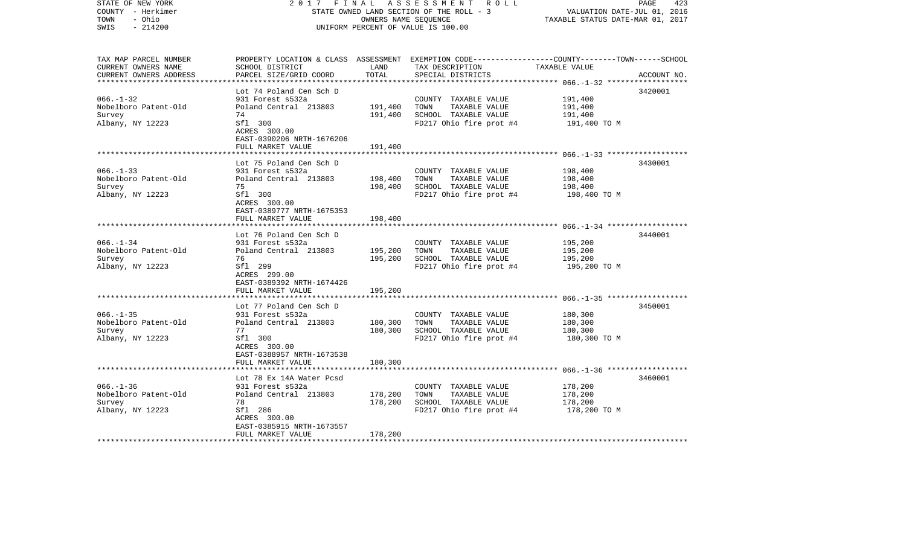STATE OF NEW YORK — 2017 FINAL ASSESSMENT ROLL
COUNTY - Herkimer — STATE OWNED LAND SECTION OF THE ROLL - 3 — VALUATION DATE-JUL 01, 2016
TOWN - Ohio — OWNERS NAME SEQUENCE — TAXABLE STATUS DATE-MAR 01, 2017
SWIS - 214200 — UNIFORM PERCENT OF VALUE IS 100.00

| TAX MAP PARCEL NUMBER / CURRENT OWNERS NAME / CURRENT OWNERS ADDRESS | PROPERTY LOCATION & CLASS / SCHOOL DISTRICT / PARCEL SIZE/GRID COORD | ASSESSMENT LAND | TOTAL | EXEMPTION CODE / TAX DESCRIPTION / SPECIAL DISTRICTS | COUNTY--------TOWN------SCHOOL TAXABLE VALUE | ACCOUNT NO. |
|---|---|---|---|---|---|---|
| 066.-1-32 | Lot 74 Poland Cen Sch D | | | | | 3420001 |
| Nobelboro Patent-Old | 931 Forest s532a | | | COUNTY TAXABLE VALUE | 191,400 | |
| Survey | Poland Central 213803 | 191,400 | | TOWN TAXABLE VALUE | 191,400 | |
| Albany, NY 12223 | 74 | | 191,400 | SCHOOL TAXABLE VALUE | 191,400 | |
| | Sfl 300 | | | FD217 Ohio fire prot #4 | 191,400 TO M | |
| | ACRES 300.00 | | | | | |
| | EAST-0390206 NRTH-1676206 | | | | | |
| | FULL MARKET VALUE | | 191,400 | | | |
| 066.-1-33 | Lot 75 Poland Cen Sch D | | | | | 3430001 |
| Nobelboro Patent-Old | 931 Forest s532a | | | COUNTY TAXABLE VALUE | 198,400 | |
| Survey | Poland Central 213803 | 198,400 | | TOWN TAXABLE VALUE | 198,400 | |
| Albany, NY 12223 | 75 | | 198,400 | SCHOOL TAXABLE VALUE | 198,400 | |
| | Sfl 300 | | | FD217 Ohio fire prot #4 | 198,400 TO M | |
| | ACRES 300.00 | | | | | |
| | EAST-0389777 NRTH-1675353 | | | | | |
| | FULL MARKET VALUE | | 198,400 | | | |
| 066.-1-34 | Lot 76 Poland Cen Sch D | | | | | 3440001 |
| Nobelboro Patent-Old | 931 Forest s532a | | | COUNTY TAXABLE VALUE | 195,200 | |
| Survey | Poland Central 213803 | 195,200 | | TOWN TAXABLE VALUE | 195,200 | |
| Albany, NY 12223 | 76 | | 195,200 | SCHOOL TAXABLE VALUE | 195,200 | |
| | Sfl 299 | | | FD217 Ohio fire prot #4 | 195,200 TO M | |
| | ACRES 299.00 | | | | | |
| | EAST-0389392 NRTH-1674426 | | | | | |
| | FULL MARKET VALUE | | 195,200 | | | |
| 066.-1-35 | Lot 77 Poland Cen Sch D | | | | | 3450001 |
| Nobelboro Patent-Old | 931 Forest s532a | | | COUNTY TAXABLE VALUE | 180,300 | |
| Survey | Poland Central 213803 | 180,300 | | TOWN TAXABLE VALUE | 180,300 | |
| Albany, NY 12223 | 77 | | 180,300 | SCHOOL TAXABLE VALUE | 180,300 | |
| | Sfl 300 | | | FD217 Ohio fire prot #4 | 180,300 TO M | |
| | ACRES 300.00 | | | | | |
| | EAST-0388957 NRTH-1673538 | | | | | |
| | FULL MARKET VALUE | | 180,300 | | | |
| 066.-1-36 | Lot 78 Ex 14A Water Pcsd | | | | | 3460001 |
| Nobelboro Patent-Old | 931 Forest s532a | | | COUNTY TAXABLE VALUE | 178,200 | |
| Survey | Poland Central 213803 | 178,200 | | TOWN TAXABLE VALUE | 178,200 | |
| Albany, NY 12223 | 78 | | 178,200 | SCHOOL TAXABLE VALUE | 178,200 | |
| | Sfl 286 | | | FD217 Ohio fire prot #4 | 178,200 TO M | |
| | ACRES 300.00 | | | | | |
| | EAST-0385915 NRTH-1673557 | | | | | |
| | FULL MARKET VALUE | | 178,200 | | | |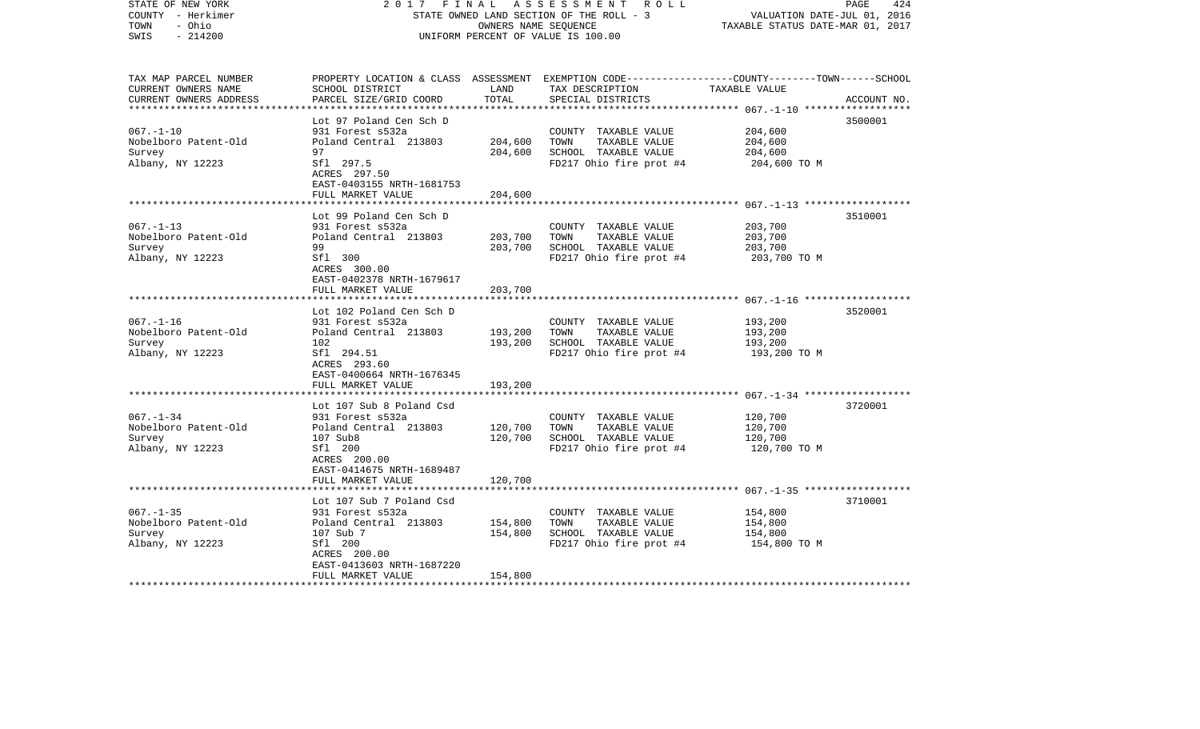STATE OF NEW YORK                    2 0 1 7   F I N A L   A S S E S S M E N T   R O L L
COUNTY - Herkimer                    STATE OWNED LAND SECTION OF THE ROLL - 3                    VALUATION DATE-JUL 01, 2016
TOWN - Ohio                          OWNERS NAME SEQUENCE                                        TAXABLE STATUS DATE-MAR 01, 2017
SWIS - 214200                        UNIFORM PERCENT OF VALUE IS 100.00

| TAX MAP PARCEL NUMBER / CURRENT OWNERS NAME / CURRENT OWNERS ADDRESS | PROPERTY LOCATION & CLASS / SCHOOL DISTRICT / PARCEL SIZE/GRID COORD | ASSESSMENT LAND / TOTAL | EXEMPTION CODE / TAX DESCRIPTION / SPECIAL DISTRICTS | COUNTY--------TOWN------SCHOOL TAXABLE VALUE | ACCOUNT NO. |
|---|---|---|---|---|---|
| 067.-1-10 | Lot 97 Poland Cen Sch D | | | | 3500001 |
| Nobelboro Patent-Old | 931 Forest s532a | | COUNTY TAXABLE VALUE | 204,600 | |
| Survey | Poland Central 213803 | 204,600 | TOWN TAXABLE VALUE | 204,600 | |
| Albany, NY 12223 | 97 | 204,600 | SCHOOL TAXABLE VALUE | 204,600 | |
| | Sfl 297.5 | | FD217 Ohio fire prot #4 | 204,600 TO M | |
| | ACRES 297.50 | | | | |
| | EAST-0403155 NRTH-1681753 | | | | |
| | FULL MARKET VALUE | 204,600 | | | |
| 067.-1-13 | Lot 99 Poland Cen Sch D | | | | 3510001 |
| Nobelboro Patent-Old | 931 Forest s532a | | COUNTY TAXABLE VALUE | 203,700 | |
| Survey | Poland Central 213803 | 203,700 | TOWN TAXABLE VALUE | 203,700 | |
| Albany, NY 12223 | 99 | 203,700 | SCHOOL TAXABLE VALUE | 203,700 | |
| | Sfl 300 | | FD217 Ohio fire prot #4 | 203,700 TO M | |
| | ACRES 300.00 | | | | |
| | EAST-0402378 NRTH-1679617 | | | | |
| | FULL MARKET VALUE | 203,700 | | | |
| 067.-1-16 | Lot 102 Poland Cen Sch D | | | | 3520001 |
| Nobelboro Patent-Old | 931 Forest s532a | | COUNTY TAXABLE VALUE | 193,200 | |
| Survey | Poland Central 213803 | 193,200 | TOWN TAXABLE VALUE | 193,200 | |
| Albany, NY 12223 | 102 | 193,200 | SCHOOL TAXABLE VALUE | 193,200 | |
| | Sfl 294.51 | | FD217 Ohio fire prot #4 | 193,200 TO M | |
| | ACRES 293.60 | | | | |
| | EAST-0400664 NRTH-1676345 | | | | |
| | FULL MARKET VALUE | 193,200 | | | |
| 067.-1-34 | Lot 107 Sub 8 Poland Csd | | | | 3720001 |
| Nobelboro Patent-Old | 931 Forest s532a | | COUNTY TAXABLE VALUE | 120,700 | |
| Survey | Poland Central 213803 | 120,700 | TOWN TAXABLE VALUE | 120,700 | |
| Albany, NY 12223 | 107 Sub8 | 120,700 | SCHOOL TAXABLE VALUE | 120,700 | |
| | Sfl 200 | | FD217 Ohio fire prot #4 | 120,700 TO M | |
| | ACRES 200.00 | | | | |
| | EAST-0414675 NRTH-1689487 | | | | |
| | FULL MARKET VALUE | 120,700 | | | |
| 067.-1-35 | Lot 107 Sub 7 Poland Csd | | | | 3710001 |
| Nobelboro Patent-Old | 931 Forest s532a | | COUNTY TAXABLE VALUE | 154,800 | |
| Survey | Poland Central 213803 | 154,800 | TOWN TAXABLE VALUE | 154,800 | |
| Albany, NY 12223 | 107 Sub 7 | 154,800 | SCHOOL TAXABLE VALUE | 154,800 | |
| | Sfl 200 | | FD217 Ohio fire prot #4 | 154,800 TO M | |
| | ACRES 200.00 | | | | |
| | EAST-0413603 NRTH-1687220 | | | | |
| | FULL MARKET VALUE | 154,800 | | | |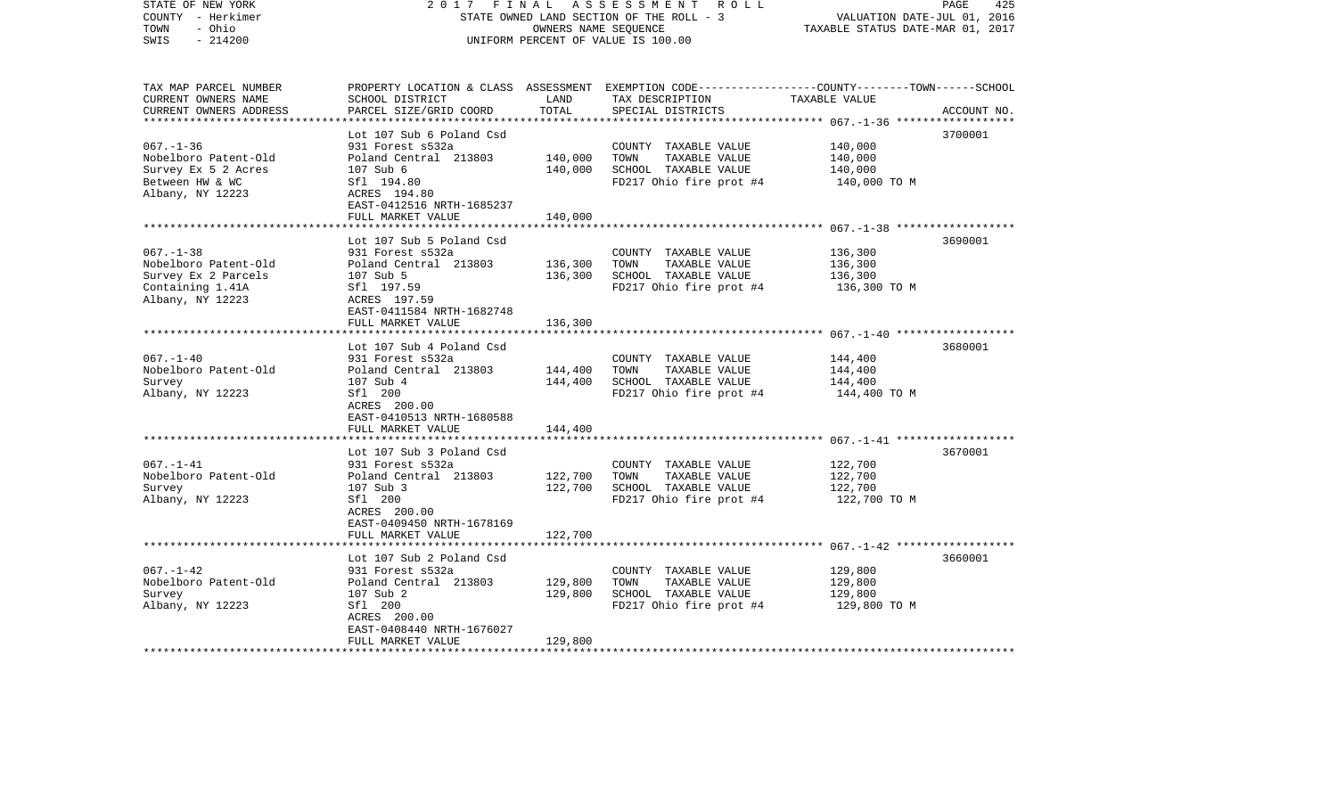STATE OF NEW YORK — 2017 FINAL ASSESSMENT ROLL
COUNTY - Herkimer — STATE OWNED LAND SECTION OF THE ROLL - 3 — VALUATION DATE-JUL 01, 2016
TOWN - Ohio — OWNERS NAME SEQUENCE — TAXABLE STATUS DATE-MAR 01, 2017
SWIS - 214200 — UNIFORM PERCENT OF VALUE IS 100.00

| TAX MAP PARCEL NUMBER / CURRENT OWNERS NAME / CURRENT OWNERS ADDRESS | PROPERTY LOCATION & CLASS / SCHOOL DISTRICT / PARCEL SIZE/GRID COORD | ASSESSMENT LAND / TOTAL | EXEMPTION CODE / TAX DESCRIPTION / SPECIAL DISTRICTS | COUNTY--TOWN--SCHOOL TAXABLE VALUE | ACCOUNT NO. |
|---|---|---|---|---|---|
| 067.-1-36 | Lot 107 Sub 6 Poland Csd | | | | 3700001 |
| | 931 Forest s532a | | COUNTY TAXABLE VALUE | 140,000 | |
| Nobelboro Patent-Old | Poland Central 213803 | 140,000 | TOWN TAXABLE VALUE | 140,000 | |
| Survey Ex 5 2 Acres | 107 Sub 6 | 140,000 | SCHOOL TAXABLE VALUE | 140,000 | |
| Between HW & WC | Sfl 194.80 | | FD217 Ohio fire prot #4 | 140,000 TO M | |
| Albany, NY 12223 | ACRES 194.80 | | | | |
| | EAST-0412516 NRTH-1685237 | | | | |
| | FULL MARKET VALUE | 140,000 | | | |
| 067.-1-38 | Lot 107 Sub 5 Poland Csd | | | | 3690001 |
| | 931 Forest s532a | | COUNTY TAXABLE VALUE | 136,300 | |
| Nobelboro Patent-Old | Poland Central 213803 | 136,300 | TOWN TAXABLE VALUE | 136,300 | |
| Survey Ex 2 Parcels | 107 Sub 5 | 136,300 | SCHOOL TAXABLE VALUE | 136,300 | |
| Containing 1.41A | Sfl 197.59 | | FD217 Ohio fire prot #4 | 136,300 TO M | |
| Albany, NY 12223 | ACRES 197.59 | | | | |
| | EAST-0411584 NRTH-1682748 | | | | |
| | FULL MARKET VALUE | 136,300 | | | |
| 067.-1-40 | Lot 107 Sub 4 Poland Csd | | | | 3680001 |
| | 931 Forest s532a | | COUNTY TAXABLE VALUE | 144,400 | |
| Nobelboro Patent-Old | Poland Central 213803 | 144,400 | TOWN TAXABLE VALUE | 144,400 | |
| Survey | 107 Sub 4 | 144,400 | SCHOOL TAXABLE VALUE | 144,400 | |
| Albany, NY 12223 | Sfl 200 | | FD217 Ohio fire prot #4 | 144,400 TO M | |
| | ACRES 200.00 | | | | |
| | EAST-0410513 NRTH-1680588 | | | | |
| | FULL MARKET VALUE | 144,400 | | | |
| 067.-1-41 | Lot 107 Sub 3 Poland Csd | | | | 3670001 |
| | 931 Forest s532a | | COUNTY TAXABLE VALUE | 122,700 | |
| Nobelboro Patent-Old | Poland Central 213803 | 122,700 | TOWN TAXABLE VALUE | 122,700 | |
| Survey | 107 Sub 3 | 122,700 | SCHOOL TAXABLE VALUE | 122,700 | |
| Albany, NY 12223 | Sfl 200 | | FD217 Ohio fire prot #4 | 122,700 TO M | |
| | ACRES 200.00 | | | | |
| | EAST-0409450 NRTH-1678169 | | | | |
| | FULL MARKET VALUE | 122,700 | | | |
| 067.-1-42 | Lot 107 Sub 2 Poland Csd | | | | 3660001 |
| | 931 Forest s532a | | COUNTY TAXABLE VALUE | 129,800 | |
| Nobelboro Patent-Old | Poland Central 213803 | 129,800 | TOWN TAXABLE VALUE | 129,800 | |
| Survey | 107 Sub 2 | 129,800 | SCHOOL TAXABLE VALUE | 129,800 | |
| Albany, NY 12223 | Sfl 200 | | FD217 Ohio fire prot #4 | 129,800 TO M | |
| | ACRES 200.00 | | | | |
| | EAST-0408440 NRTH-1676027 | | | | |
| | FULL MARKET VALUE | 129,800 | | | |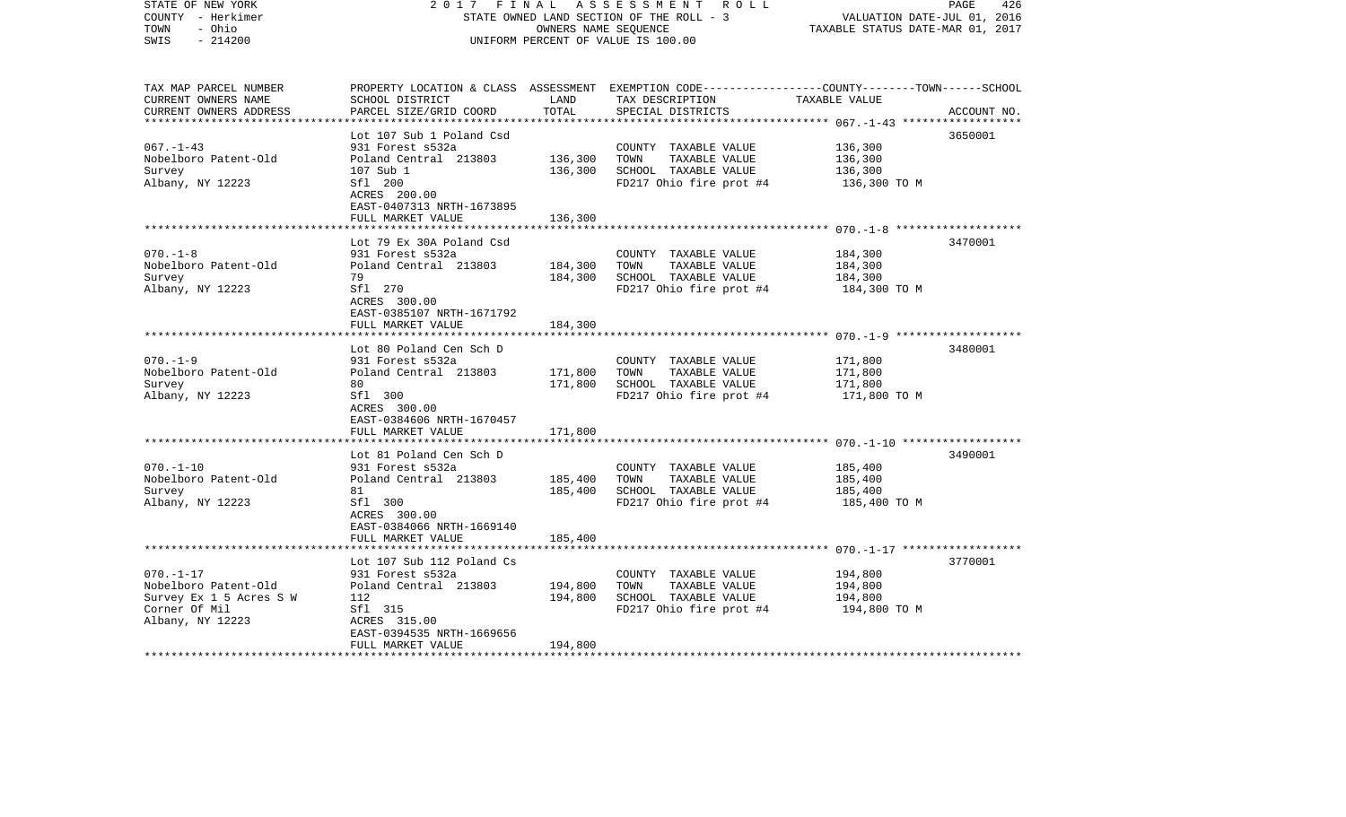STATE OF NEW YORK
COUNTY - Herkimer
TOWN - Ohio
SWIS - 214200

2 0 1 7 F I N A L A S S E S S M E N T R O L L
STATE OWNED LAND SECTION OF THE ROLL - 3
OWNERS NAME SEQUENCE
UNIFORM PERCENT OF VALUE IS 100.00

VALUATION DATE-JUL 01, 2016
TAXABLE STATUS DATE-MAR 01, 2017

| TAX MAP PARCEL NUMBER<br>CURRENT OWNERS NAME<br>CURRENT OWNERS ADDRESS | PROPERTY LOCATION & CLASS<br>SCHOOL DISTRICT<br>PARCEL SIZE/GRID COORD | ASSESSMENT<br>LAND<br>TOTAL | EXEMPTION CODE-----COUNTY--------TOWN------SCHOOL<br>TAX DESCRIPTION<br>SPECIAL DISTRICTS | TAXABLE VALUE | ACCOUNT NO. |
|---|---|---|---|---|---|
| 067.-1-43<br>Nobelboro Patent-Old<br>Survey<br>Albany, NY 12223 | Lot 107 Sub 1 Poland Csd<br>931 Forest s532a<br>Poland Central 213803<br>107 Sub 1<br>Sfl 200<br>ACRES 200.00<br>EAST-0407313 NRTH-1673895<br>FULL MARKET VALUE | <br><br>136,300<br>136,300<br><br><br><br>136,300 | <br>COUNTY TAXABLE VALUE<br>TOWN TAXABLE VALUE<br>SCHOOL TAXABLE VALUE<br>FD217 Ohio fire prot #4 | <br>136,300<br>136,300<br>136,300<br>136,300 TO M | 3650001 |
| 070.-1-8<br>Nobelboro Patent-Old<br>Survey<br>Albany, NY 12223 | Lot 79 Ex 30A Poland Csd<br>931 Forest s532a<br>Poland Central 213803<br>79<br>Sfl 270<br>ACRES 300.00<br>EAST-0385107 NRTH-1671792<br>FULL MARKET VALUE | <br><br>184,300<br>184,300<br><br><br><br>184,300 | <br>COUNTY TAXABLE VALUE<br>TOWN TAXABLE VALUE<br>SCHOOL TAXABLE VALUE<br>FD217 Ohio fire prot #4 | <br>184,300<br>184,300<br>184,300<br>184,300 TO M | 3470001 |
| 070.-1-9<br>Nobelboro Patent-Old<br>Survey<br>Albany, NY 12223 | Lot 80 Poland Cen Sch D<br>931 Forest s532a<br>Poland Central 213803<br>80<br>Sfl 300<br>ACRES 300.00<br>EAST-0384606 NRTH-1670457<br>FULL MARKET VALUE | <br><br>171,800<br>171,800<br><br><br><br>171,800 | <br>COUNTY TAXABLE VALUE<br>TOWN TAXABLE VALUE<br>SCHOOL TAXABLE VALUE<br>FD217 Ohio fire prot #4 | <br>171,800<br>171,800<br>171,800<br>171,800 TO M | 3480001 |
| 070.-1-10<br>Nobelboro Patent-Old<br>Survey<br>Albany, NY 12223 | Lot 81 Poland Cen Sch D<br>931 Forest s532a<br>Poland Central 213803<br>81<br>Sfl 300<br>ACRES 300.00<br>EAST-0384066 NRTH-1669140<br>FULL MARKET VALUE | <br><br>185,400<br>185,400<br><br><br><br>185,400 | <br>COUNTY TAXABLE VALUE<br>TOWN TAXABLE VALUE<br>SCHOOL TAXABLE VALUE<br>FD217 Ohio fire prot #4 | <br>185,400<br>185,400<br>185,400<br>185,400 TO M | 3490001 |
| 070.-1-17<br>Nobelboro Patent-Old<br>Survey Ex 1 5 Acres S W<br>Corner Of Mil<br>Albany, NY 12223 | Lot 107 Sub 112 Poland Cs<br>931 Forest s532a<br>Poland Central 213803<br>112<br>Sfl 315<br>ACRES 315.00<br>EAST-0394535 NRTH-1669656<br>FULL MARKET VALUE | <br><br>194,800<br>194,800<br><br><br><br>194,800 | <br>COUNTY TAXABLE VALUE<br>TOWN TAXABLE VALUE<br>SCHOOL TAXABLE VALUE<br>FD217 Ohio fire prot #4 | <br>194,800<br>194,800<br>194,800<br>194,800 TO M | 3770001 |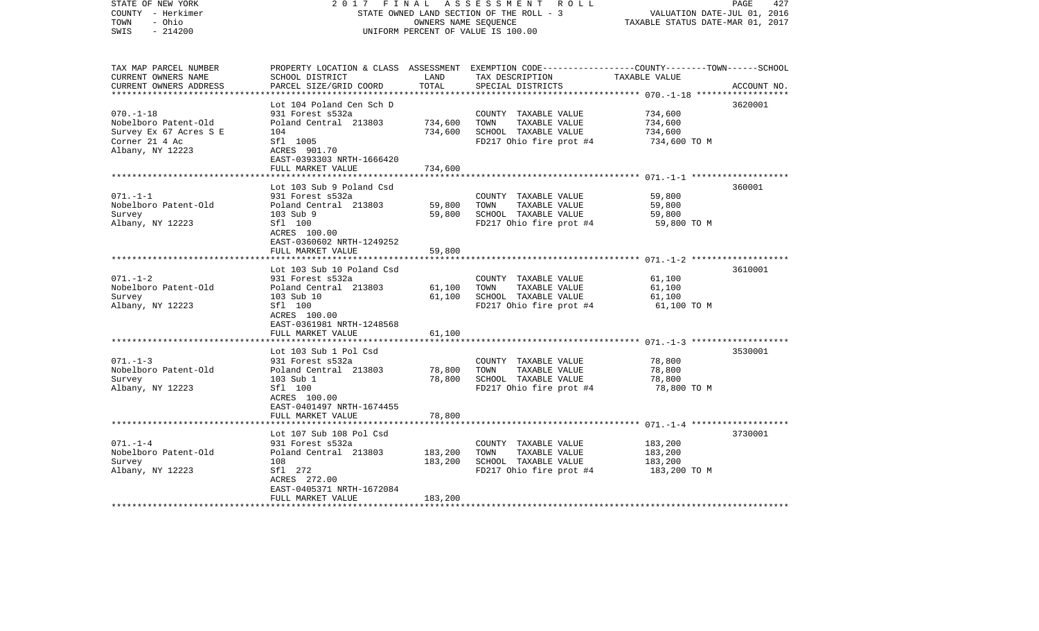STATE OF NEW YORK
COUNTY - Herkimer
TOWN - Ohio
SWIS - 214200

2017 FINAL ASSESSMENT ROLL
STATE OWNED LAND SECTION OF THE ROLL - 3
OWNERS NAME SEQUENCE
UNIFORM PERCENT OF VALUE IS 100.00

VALUATION DATE-JUL 01, 2016
TAXABLE STATUS DATE-MAR 01, 2017

| TAX MAP PARCEL NUMBER<br>CURRENT OWNERS NAME<br>CURRENT OWNERS ADDRESS | PROPERTY LOCATION & CLASS<br>SCHOOL DISTRICT<br>PARCEL SIZE/GRID COORD | ASSESSMENT<br>LAND<br>TOTAL | EXEMPTION CODE<br>TAX DESCRIPTION<br>SPECIAL DISTRICTS | COUNTY--------TOWN------SCHOOL<br>TAXABLE VALUE | ACCOUNT NO. |
|---|---|---|---|---|---|
| 070.-1-18 | Lot 104 Poland Cen Sch D | | | | 3620001 |
| Nobelboro Patent-Old | 931 Forest s532a | | COUNTY TAXABLE VALUE | 734,600 | |
| Survey Ex 67 Acres S E | Poland Central 213803 | 734,600 | TOWN TAXABLE VALUE | 734,600 | |
| Corner 21 4 Ac | 104 | 734,600 | SCHOOL TAXABLE VALUE | 734,600 | |
| Albany, NY 12223 | Sfl 1005 | | FD217 Ohio fire prot #4 | 734,600 TO M | |
| | ACRES 901.70 | | | | |
| | EAST-0393303 NRTH-1666420 | | | | |
| | FULL MARKET VALUE | 734,600 | | | |
| 071.-1-1 | Lot 103 Sub 9 Poland Csd | | | | 360001 |
| Nobelboro Patent-Old | 931 Forest s532a | | COUNTY TAXABLE VALUE | 59,800 | |
| Survey | Poland Central 213803 | 59,800 | TOWN TAXABLE VALUE | 59,800 | |
| Albany, NY 12223 | 103 Sub 9 | 59,800 | SCHOOL TAXABLE VALUE | 59,800 | |
| | Sfl 100 | | FD217 Ohio fire prot #4 | 59,800 TO M | |
| | ACRES 100.00 | | | | |
| | EAST-0360602 NRTH-1249252 | | | | |
| | FULL MARKET VALUE | 59,800 | | | |
| 071.-1-2 | Lot 103 Sub 10 Poland Csd | | | | 3610001 |
| Nobelboro Patent-Old | 931 Forest s532a | | COUNTY TAXABLE VALUE | 61,100 | |
| Survey | Poland Central 213803 | 61,100 | TOWN TAXABLE VALUE | 61,100 | |
| Albany, NY 12223 | 103 Sub 10 | 61,100 | SCHOOL TAXABLE VALUE | 61,100 | |
| | Sfl 100 | | FD217 Ohio fire prot #4 | 61,100 TO M | |
| | ACRES 100.00 | | | | |
| | EAST-0361981 NRTH-1248568 | | | | |
| | FULL MARKET VALUE | 61,100 | | | |
| 071.-1-3 | Lot 103 Sub 1 Pol Csd | | | | 3530001 |
| Nobelboro Patent-Old | 931 Forest s532a | | COUNTY TAXABLE VALUE | 78,800 | |
| Survey | Poland Central 213803 | 78,800 | TOWN TAXABLE VALUE | 78,800 | |
| Albany, NY 12223 | 103 Sub 1 | 78,800 | SCHOOL TAXABLE VALUE | 78,800 | |
| | Sfl 100 | | FD217 Ohio fire prot #4 | 78,800 TO M | |
| | ACRES 100.00 | | | | |
| | EAST-0401497 NRTH-1674455 | | | | |
| | FULL MARKET VALUE | 78,800 | | | |
| 071.-1-4 | Lot 107 Sub 108 Pol Csd | | | | 3730001 |
| Nobelboro Patent-Old | 931 Forest s532a | | COUNTY TAXABLE VALUE | 183,200 | |
| Survey | Poland Central 213803 | 183,200 | TOWN TAXABLE VALUE | 183,200 | |
| Albany, NY 12223 | 108 | 183,200 | SCHOOL TAXABLE VALUE | 183,200 | |
| | Sfl 272 | | FD217 Ohio fire prot #4 | 183,200 TO M | |
| | ACRES 272.00 | | | | |
| | EAST-0405371 NRTH-1672084 | | | | |
| | FULL MARKET VALUE | 183,200 | | | |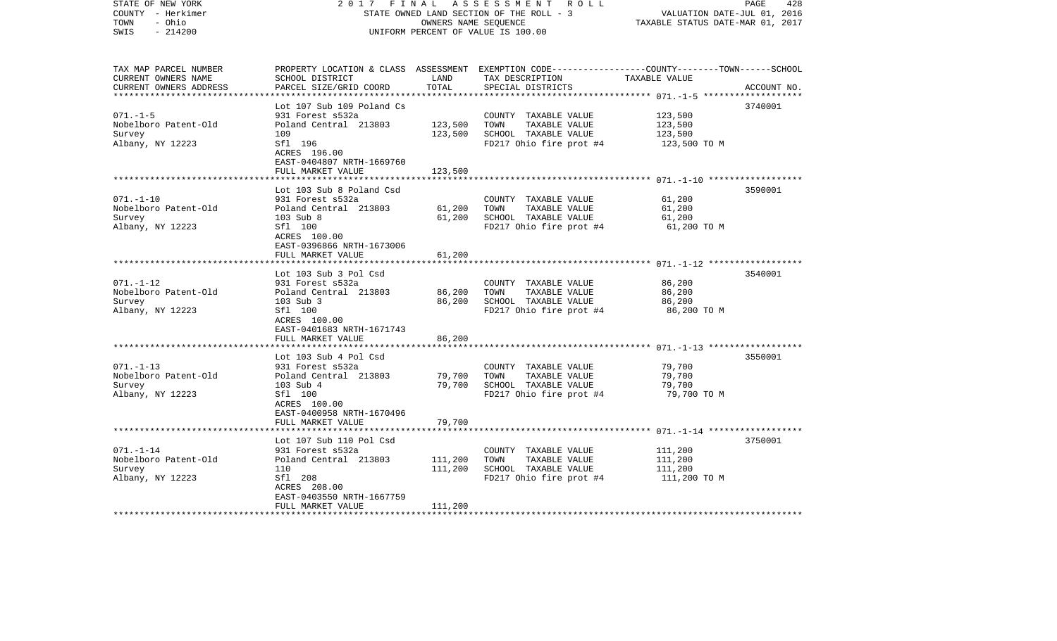STATE OF NEW YORK | COUNTY - Herkimer | TOWN - Ohio | SWIS - 214200

**2017 FINAL ASSESSMENT ROLL**
STATE OWNED LAND SECTION OF THE ROLL - 3
OWNERS NAME SEQUENCE
UNIFORM PERCENT OF VALUE IS 100.00

VALUATION DATE-JUL 01, 2016
TAXABLE STATUS DATE-MAR 01, 2017

| TAX MAP PARCEL NUMBER / CURRENT OWNERS NAME / CURRENT OWNERS ADDRESS | PROPERTY LOCATION & CLASS / SCHOOL DISTRICT / PARCEL SIZE/GRID COORD | ASSESSMENT LAND | ASSESSMENT TOTAL | EXEMPTION CODE / TAX DESCRIPTION / SPECIAL DISTRICTS | TAXABLE VALUE (COUNTY--TOWN--SCHOOL) | ACCOUNT NO. |
|---|---|---|---|---|---|---|
| 071.-1-5 | Lot 107 Sub 109 Poland Cs | | | | | 3740001 |
| Nobelboro Patent-Old | 931 Forest s532a | | | COUNTY TAXABLE VALUE | 123,500 | |
| Survey | Poland Central 213803 | 123,500 | | TOWN TAXABLE VALUE | 123,500 | |
| Albany, NY 12223 | 109 | | 123,500 | SCHOOL TAXABLE VALUE | 123,500 | |
| | Sfl 196 | | | FD217 Ohio fire prot #4 | 123,500 TO M | |
| | ACRES 196.00 | | | | | |
| | EAST-0404807 NRTH-1669760 | | | | | |
| | FULL MARKET VALUE | | 123,500 | | | |
| 071.-1-10 | Lot 103 Sub 8 Poland Csd | | | | | 3590001 |
| Nobelboro Patent-Old | 931 Forest s532a | | | COUNTY TAXABLE VALUE | 61,200 | |
| Survey | Poland Central 213803 | 61,200 | | TOWN TAXABLE VALUE | 61,200 | |
| Albany, NY 12223 | 103 Sub 8 | | 61,200 | SCHOOL TAXABLE VALUE | 61,200 | |
| | Sfl 100 | | | FD217 Ohio fire prot #4 | 61,200 TO M | |
| | ACRES 100.00 | | | | | |
| | EAST-0396866 NRTH-1673006 | | | | | |
| | FULL MARKET VALUE | | 61,200 | | | |
| 071.-1-12 | Lot 103 Sub 3 Pol Csd | | | | | 3540001 |
| Nobelboro Patent-Old | 931 Forest s532a | | | COUNTY TAXABLE VALUE | 86,200 | |
| Survey | Poland Central 213803 | 86,200 | | TOWN TAXABLE VALUE | 86,200 | |
| Albany, NY 12223 | 103 Sub 3 | | 86,200 | SCHOOL TAXABLE VALUE | 86,200 | |
| | Sfl 100 | | | FD217 Ohio fire prot #4 | 86,200 TO M | |
| | ACRES 100.00 | | | | | |
| | EAST-0401683 NRTH-1671743 | | | | | |
| | FULL MARKET VALUE | | 86,200 | | | |
| 071.-1-13 | Lot 103 Sub 4 Pol Csd | | | | | 3550001 |
| Nobelboro Patent-Old | 931 Forest s532a | | | COUNTY TAXABLE VALUE | 79,700 | |
| Survey | Poland Central 213803 | 79,700 | | TOWN TAXABLE VALUE | 79,700 | |
| Albany, NY 12223 | 103 Sub 4 | | 79,700 | SCHOOL TAXABLE VALUE | 79,700 | |
| | Sfl 100 | | | FD217 Ohio fire prot #4 | 79,700 TO M | |
| | ACRES 100.00 | | | | | |
| | EAST-0400958 NRTH-1670496 | | | | | |
| | FULL MARKET VALUE | | 79,700 | | | |
| 071.-1-14 | Lot 107 Sub 110 Pol Csd | | | | | 3750001 |
| Nobelboro Patent-Old | 931 Forest s532a | | | COUNTY TAXABLE VALUE | 111,200 | |
| Survey | Poland Central 213803 | 111,200 | | TOWN TAXABLE VALUE | 111,200 | |
| Albany, NY 12223 | 110 | | 111,200 | SCHOOL TAXABLE VALUE | 111,200 | |
| | Sfl 208 | | | FD217 Ohio fire prot #4 | 111,200 TO M | |
| | ACRES 208.00 | | | | | |
| | EAST-0403550 NRTH-1667759 | | | | | |
| | FULL MARKET VALUE | | 111,200 | | | |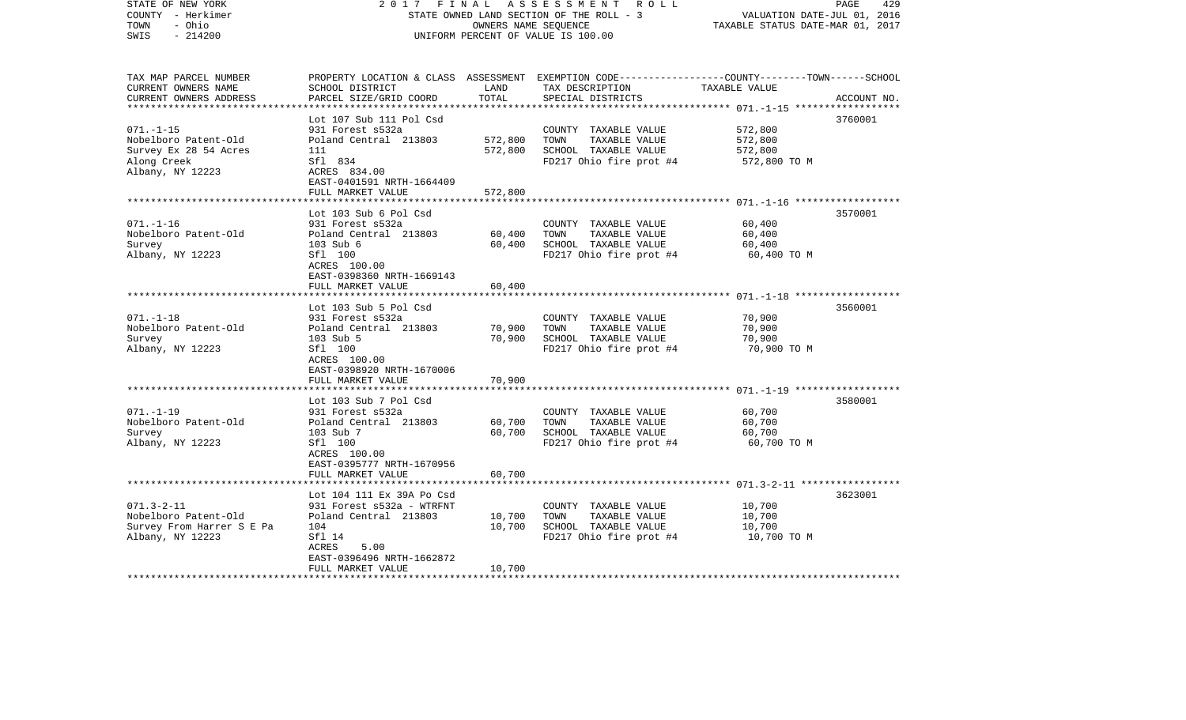STATE OF NEW YORK | 2 0 1 7 F I N A L A S S E S S M E N T R O L L | PAGE 429
COUNTY - Herkimer | STATE OWNED LAND SECTION OF THE ROLL - 3 | VALUATION DATE-JUL 01, 2016
TOWN - Ohio | OWNERS NAME SEQUENCE | TAXABLE STATUS DATE-MAR 01, 2017
SWIS - 214200 | UNIFORM PERCENT OF VALUE IS 100.00

| TAX MAP PARCEL NUMBER<br>CURRENT OWNERS NAME<br>CURRENT OWNERS ADDRESS | PROPERTY LOCATION & CLASS<br>SCHOOL DISTRICT<br>PARCEL SIZE/GRID COORD | ASSESSMENT<br>LAND<br>TOTAL | EXEMPTION CODE-----COUNTY--------TOWN------SCHOOL<br>TAX DESCRIPTION<br>SPECIAL DISTRICTS | TAXABLE VALUE | ACCOUNT NO. |
|---|---|---|---|---|---|
| **071.-1-15** | Lot 107 Sub 111 Pol Csd | | | | 3760001 |
| 071.-1-15 | 931 Forest s532a | | COUNTY TAXABLE VALUE | 572,800 | |
| Nobelboro Patent-Old | Poland Central 213803 | 572,800 | TOWN TAXABLE VALUE | 572,800 | |
| Survey Ex 28 54 Acres | 111 | 572,800 | SCHOOL TAXABLE VALUE | 572,800 | |
| Along Creek | Sfl 834 | | FD217 Ohio fire prot #4 | 572,800 TO M | |
| Albany, NY 12223 | ACRES 834.00 | | | | |
| | EAST-0401591 NRTH-1664409 | | | | |
| | FULL MARKET VALUE | 572,800 | | | |
| **071.-1-16** | Lot 103 Sub 6 Pol Csd | | | | 3570001 |
| 071.-1-16 | 931 Forest s532a | | COUNTY TAXABLE VALUE | 60,400 | |
| Nobelboro Patent-Old | Poland Central 213803 | 60,400 | TOWN TAXABLE VALUE | 60,400 | |
| Survey | 103 Sub 6 | 60,400 | SCHOOL TAXABLE VALUE | 60,400 | |
| Albany, NY 12223 | Sfl 100 | | FD217 Ohio fire prot #4 | 60,400 TO M | |
| | ACRES 100.00 | | | | |
| | EAST-0398360 NRTH-1669143 | | | | |
| | FULL MARKET VALUE | 60,400 | | | |
| **071.-1-18** | Lot 103 Sub 5 Pol Csd | | | | 3560001 |
| 071.-1-18 | 931 Forest s532a | | COUNTY TAXABLE VALUE | 70,900 | |
| Nobelboro Patent-Old | Poland Central 213803 | 70,900 | TOWN TAXABLE VALUE | 70,900 | |
| Survey | 103 Sub 5 | 70,900 | SCHOOL TAXABLE VALUE | 70,900 | |
| Albany, NY 12223 | Sfl 100 | | FD217 Ohio fire prot #4 | 70,900 TO M | |
| | ACRES 100.00 | | | | |
| | EAST-0398920 NRTH-1670006 | | | | |
| | FULL MARKET VALUE | 70,900 | | | |
| **071.-1-19** | Lot 103 Sub 7 Pol Csd | | | | 3580001 |
| 071.-1-19 | 931 Forest s532a | | COUNTY TAXABLE VALUE | 60,700 | |
| Nobelboro Patent-Old | Poland Central 213803 | 60,700 | TOWN TAXABLE VALUE | 60,700 | |
| Survey | 103 Sub 7 | 60,700 | SCHOOL TAXABLE VALUE | 60,700 | |
| Albany, NY 12223 | Sfl 100 | | FD217 Ohio fire prot #4 | 60,700 TO M | |
| | ACRES 100.00 | | | | |
| | EAST-0395777 NRTH-1670956 | | | | |
| | FULL MARKET VALUE | 60,700 | | | |
| **071.3-2-11** | Lot 104 111 Ex 39A Po Csd | | | | 3623001 |
| 071.3-2-11 | 931 Forest s532a - WTRFNT | | COUNTY TAXABLE VALUE | 10,700 | |
| Nobelboro Patent-Old | Poland Central 213803 | 10,700 | TOWN TAXABLE VALUE | 10,700 | |
| Survey From Harrer S E Pa | 104 | 10,700 | SCHOOL TAXABLE VALUE | 10,700 | |
| Albany, NY 12223 | Sfl 14 | | FD217 Ohio fire prot #4 | 10,700 TO M | |
| | ACRES 5.00 | | | | |
| | EAST-0396496 NRTH-1662872 | | | | |
| | FULL MARKET VALUE | 10,700 | | | |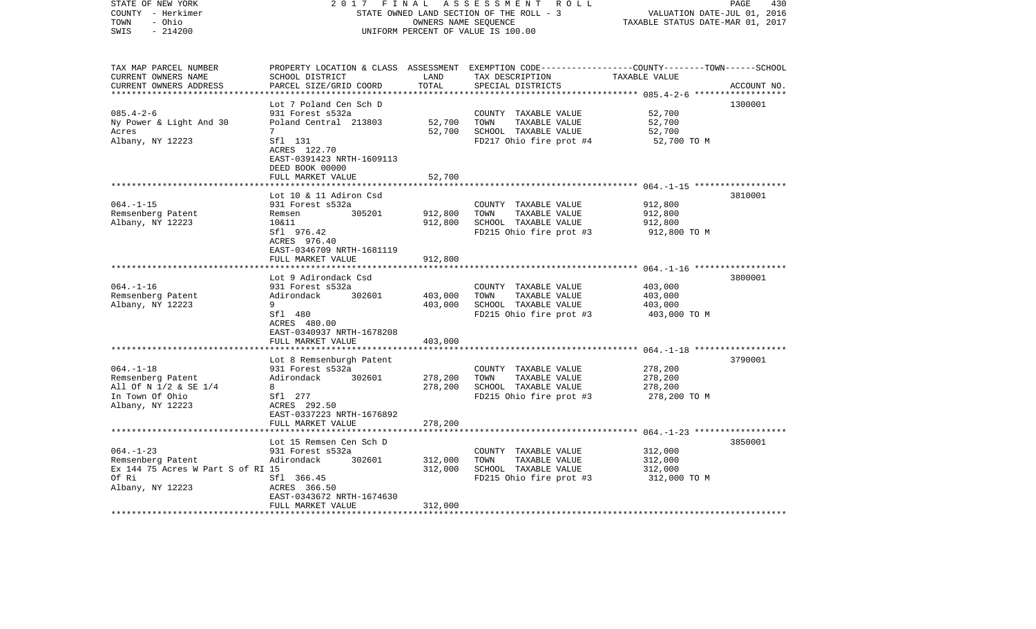STATE OF NEW YORK — 2017 FINAL ASSESSMENT ROLL
COUNTY - Herkimer — STATE OWNED LAND SECTION OF THE ROLL - 3 — VALUATION DATE-JUL 01, 2016
TOWN - Ohio — OWNERS NAME SEQUENCE — TAXABLE STATUS DATE-MAR 01, 2017
SWIS - 214200 — UNIFORM PERCENT OF VALUE IS 100.00

| TAX MAP PARCEL NUMBER / CURRENT OWNERS NAME / CURRENT OWNERS ADDRESS | PROPERTY LOCATION & CLASS / SCHOOL DISTRICT / PARCEL SIZE/GRID COORD | ASSESSMENT LAND | ASSESSMENT TOTAL | EXEMPTION CODE / TAX DESCRIPTION / SPECIAL DISTRICTS | TAXABLE VALUE (COUNTY--TOWN--SCHOOL) | ACCOUNT NO. |
|---|---|---|---|---|---|---|
| 085.4-2-6 | Lot 7 Poland Cen Sch D | | | | | 1300001 |
| | 931 Forest s532a | | | COUNTY TAXABLE VALUE | 52,700 | |
| Ny Power & Light And 30 | Poland Central 213803 | 52,700 | | TOWN TAXABLE VALUE | 52,700 | |
| Acres | 7 | | 52,700 | SCHOOL TAXABLE VALUE | 52,700 | |
| Albany, NY 12223 | Sfl 131 | | | FD217 Ohio fire prot #4 | 52,700 TO M | |
| | ACRES 122.70 | | | | | |
| | EAST-0391423 NRTH-1609113 | | | | | |
| | DEED BOOK 00000 | | | | | |
| | FULL MARKET VALUE | | 52,700 | | | |
| 064.-1-15 | Lot 10 & 11 Adiron Csd | | | | | 3810001 |
| | 931 Forest s532a | | | COUNTY TAXABLE VALUE | 912,800 | |
| Remsenberg Patent | Remsen 305201 | 912,800 | | TOWN TAXABLE VALUE | 912,800 | |
| Albany, NY 12223 | 10&11 | | 912,800 | SCHOOL TAXABLE VALUE | 912,800 | |
| | Sfl 976.42 | | | FD215 Ohio fire prot #3 | 912,800 TO M | |
| | ACRES 976.40 | | | | | |
| | EAST-0346709 NRTH-1681119 | | | | | |
| | FULL MARKET VALUE | | 912,800 | | | |
| 064.-1-16 | Lot 9 Adirondack Csd | | | | | 3800001 |
| | 931 Forest s532a | | | COUNTY TAXABLE VALUE | 403,000 | |
| Remsenberg Patent | Adirondack 302601 | 403,000 | | TOWN TAXABLE VALUE | 403,000 | |
| Albany, NY 12223 | 9 | | 403,000 | SCHOOL TAXABLE VALUE | 403,000 | |
| | Sfl 480 | | | FD215 Ohio fire prot #3 | 403,000 TO M | |
| | ACRES 480.00 | | | | | |
| | EAST-0340937 NRTH-1678208 | | | | | |
| | FULL MARKET VALUE | | 403,000 | | | |
| 064.-1-18 | Lot 8 Remsenburgh Patent | | | | | 3790001 |
| | 931 Forest s532a | | | COUNTY TAXABLE VALUE | 278,200 | |
| Remsenberg Patent | Adirondack 302601 | 278,200 | | TOWN TAXABLE VALUE | 278,200 | |
| All Of N 1/2 & SE 1/4 | 8 | | 278,200 | SCHOOL TAXABLE VALUE | 278,200 | |
| In Town Of Ohio | Sfl 277 | | | FD215 Ohio fire prot #3 | 278,200 TO M | |
| Albany, NY 12223 | ACRES 292.50 | | | | | |
| | EAST-0337223 NRTH-1676892 | | | | | |
| | FULL MARKET VALUE | | 278,200 | | | |
| 064.-1-23 | Lot 15 Remsen Cen Sch D | | | | | 3850001 |
| | 931 Forest s532a | | | COUNTY TAXABLE VALUE | 312,000 | |
| Remsenberg Patent | Adirondack 302601 | 312,000 | | TOWN TAXABLE VALUE | 312,000 | |
| Ex 144 75 Acres W Part S of Ri | 15 | | 312,000 | SCHOOL TAXABLE VALUE | 312,000 | |
| Of Ri | Sfl 366.45 | | | FD215 Ohio fire prot #3 | 312,000 TO M | |
| Albany, NY 12223 | ACRES 366.50 | | | | | |
| | EAST-0343672 NRTH-1674630 | | | | | |
| | FULL MARKET VALUE | | 312,000 | | | |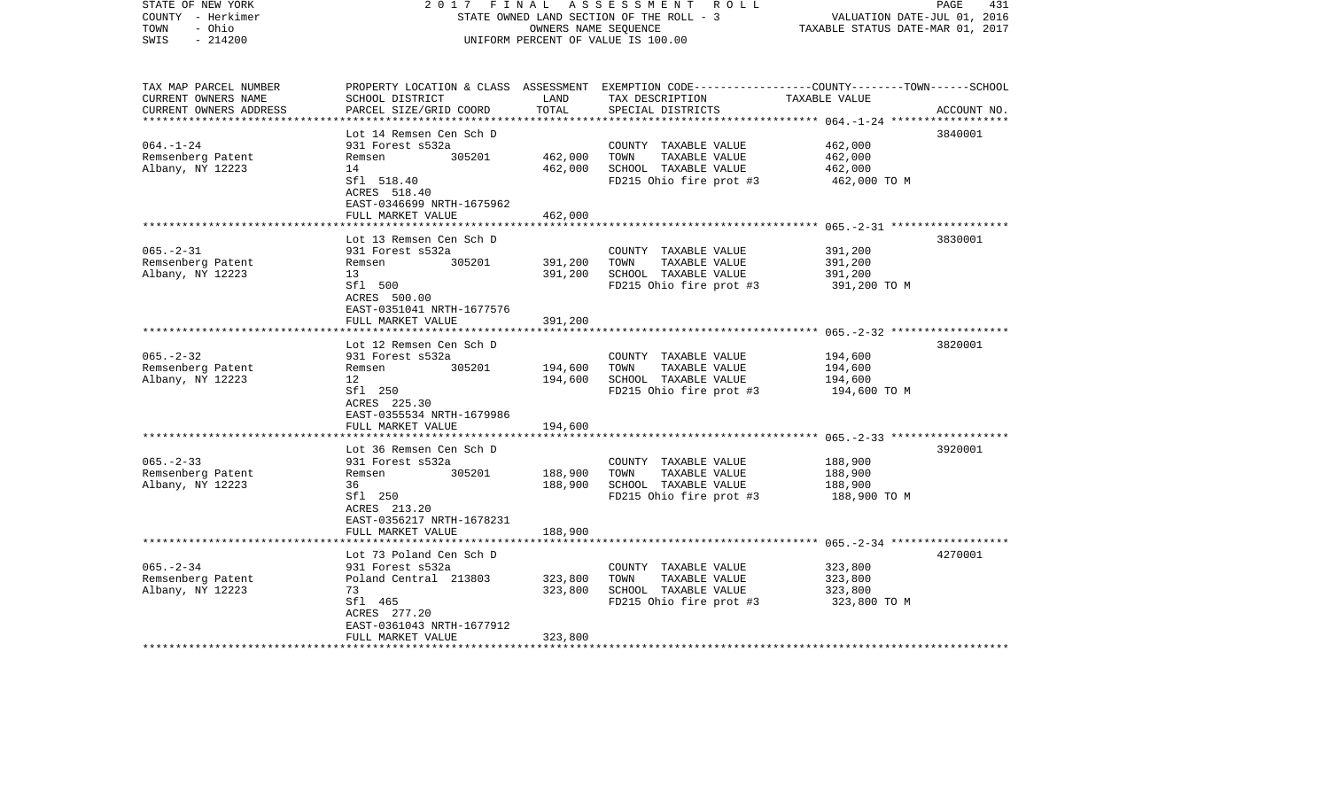STATE OF NEW YORK — 2017 FINAL ASSESSMENT ROLL
COUNTY - Herkimer — STATE OWNED LAND SECTION OF THE ROLL - 3 — VALUATION DATE-JUL 01, 2016
TOWN - Ohio — OWNERS NAME SEQUENCE — TAXABLE STATUS DATE-MAR 01, 2017
SWIS - 214200 — UNIFORM PERCENT OF VALUE IS 100.00

| TAX MAP PARCEL NUMBER / CURRENT OWNERS NAME / CURRENT OWNERS ADDRESS | PROPERTY LOCATION & CLASS / SCHOOL DISTRICT / PARCEL SIZE/GRID COORD | ASSESSMENT LAND | TOTAL | EXEMPTION CODE / TAX DESCRIPTION / SPECIAL DISTRICTS | TAXABLE VALUE (COUNTY--------TOWN------SCHOOL) | ACCOUNT NO. |
|---|---|---|---|---|---|---|
| 064.-1-24 | Lot 14 Remsen Cen Sch D | | | | | 3840001 |
| | 931 Forest s532a | | | COUNTY TAXABLE VALUE | 462,000 | |
| Remsenberg Patent | Remsen 305201 | 462,000 | | TOWN TAXABLE VALUE | 462,000 | |
| Albany, NY 12223 | 14 | | 462,000 | SCHOOL TAXABLE VALUE | 462,000 | |
| | Sfl 518.40 | | | FD215 Ohio fire prot #3 | 462,000 TO M | |
| | ACRES 518.40 | | | | | |
| | EAST-0346699 NRTH-1675962 | | | | | |
| | FULL MARKET VALUE | | 462,000 | | | |
| 065.-2-31 | Lot 13 Remsen Cen Sch D | | | | | 3830001 |
| | 931 Forest s532a | | | COUNTY TAXABLE VALUE | 391,200 | |
| Remsenberg Patent | Remsen 305201 | 391,200 | | TOWN TAXABLE VALUE | 391,200 | |
| Albany, NY 12223 | 13 | | 391,200 | SCHOOL TAXABLE VALUE | 391,200 | |
| | Sfl 500 | | | FD215 Ohio fire prot #3 | 391,200 TO M | |
| | ACRES 500.00 | | | | | |
| | EAST-0351041 NRTH-1677576 | | | | | |
| | FULL MARKET VALUE | | 391,200 | | | |
| 065.-2-32 | Lot 12 Remsen Cen Sch D | | | | | 3820001 |
| | 931 Forest s532a | | | COUNTY TAXABLE VALUE | 194,600 | |
| Remsenberg Patent | Remsen 305201 | 194,600 | | TOWN TAXABLE VALUE | 194,600 | |
| Albany, NY 12223 | 12 | | 194,600 | SCHOOL TAXABLE VALUE | 194,600 | |
| | Sfl 250 | | | FD215 Ohio fire prot #3 | 194,600 TO M | |
| | ACRES 225.30 | | | | | |
| | EAST-0355534 NRTH-1679986 | | | | | |
| | FULL MARKET VALUE | | 194,600 | | | |
| 065.-2-33 | Lot 36 Remsen Cen Sch D | | | | | 3920001 |
| | 931 Forest s532a | | | COUNTY TAXABLE VALUE | 188,900 | |
| Remsenberg Patent | Remsen 305201 | 188,900 | | TOWN TAXABLE VALUE | 188,900 | |
| Albany, NY 12223 | 36 | | 188,900 | SCHOOL TAXABLE VALUE | 188,900 | |
| | Sfl 250 | | | FD215 Ohio fire prot #3 | 188,900 TO M | |
| | ACRES 213.20 | | | | | |
| | EAST-0356217 NRTH-1678231 | | | | | |
| | FULL MARKET VALUE | | 188,900 | | | |
| 065.-2-34 | Lot 73 Poland Cen Sch D | | | | | 4270001 |
| | 931 Forest s532a | | | COUNTY TAXABLE VALUE | 323,800 | |
| Remsenberg Patent | Poland Central 213803 | 323,800 | | TOWN TAXABLE VALUE | 323,800 | |
| Albany, NY 12223 | 73 | | 323,800 | SCHOOL TAXABLE VALUE | 323,800 | |
| | Sfl 465 | | | FD215 Ohio fire prot #3 | 323,800 TO M | |
| | ACRES 277.20 | | | | | |
| | EAST-0361043 NRTH-1677912 | | | | | |
| | FULL MARKET VALUE | | 323,800 | | | |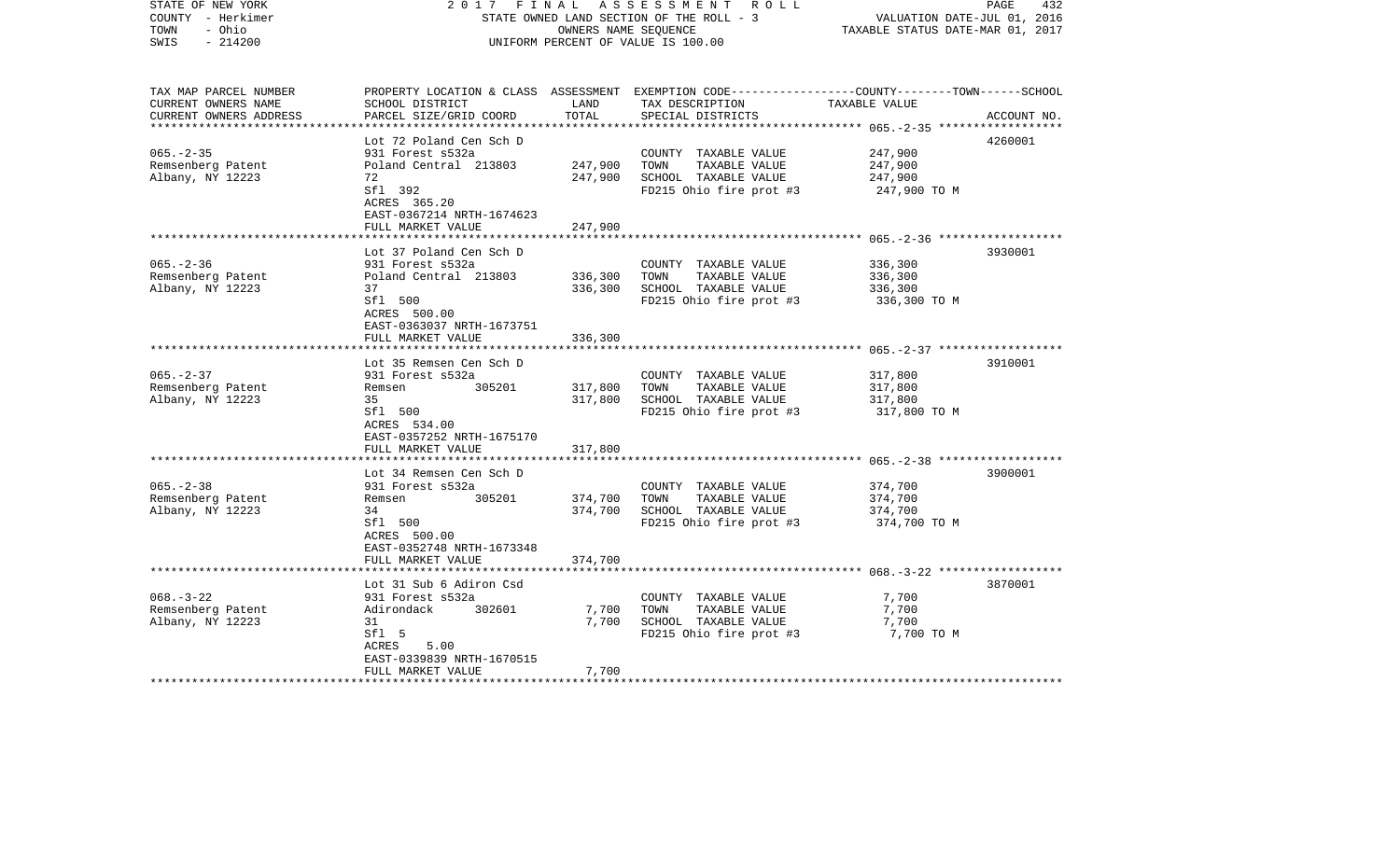STATE OF NEW YORK
COUNTY - Herkimer
TOWN - Ohio
SWIS - 214200

2 0 1 7 F I N A L A S S E S S M E N T R O L L
STATE OWNED LAND SECTION OF THE ROLL - 3
OWNERS NAME SEQUENCE
UNIFORM PERCENT OF VALUE IS 100.00

VALUATION DATE-JUL 01, 2016
TAXABLE STATUS DATE-MAR 01, 2017

| TAX MAP PARCEL NUMBER / CURRENT OWNERS NAME / CURRENT OWNERS ADDRESS | PROPERTY LOCATION & CLASS / SCHOOL DISTRICT / PARCEL SIZE/GRID COORD | ASSESSMENT LAND | TOTAL | EXEMPTION CODE / TAX DESCRIPTION / SPECIAL DISTRICTS | COUNTY--------TOWN------SCHOOL TAXABLE VALUE | ACCOUNT NO. |
|---|---|---|---|---|---|---|
| 065.-2-35 | Lot 72 Poland Cen Sch D | | | | | 4260001 |
| Remsenberg Patent | 931 Forest s532a | | | COUNTY TAXABLE VALUE | 247,900 | |
| Albany, NY 12223 | Poland Central 213803 | 247,900 | | TOWN TAXABLE VALUE | 247,900 | |
| | 72 | | 247,900 | SCHOOL TAXABLE VALUE | 247,900 | |
| | Sfl 392 | | | FD215 Ohio fire prot #3 | 247,900 TO M | |
| | ACRES 365.20 | | | | | |
| | EAST-0367214 NRTH-1674623 | | | | | |
| | FULL MARKET VALUE | | 247,900 | | | |
| 065.-2-36 | Lot 37 Poland Cen Sch D | | | | | 3930001 |
| Remsenberg Patent | 931 Forest s532a | | | COUNTY TAXABLE VALUE | 336,300 | |
| Albany, NY 12223 | Poland Central 213803 | 336,300 | | TOWN TAXABLE VALUE | 336,300 | |
| | 37 | | 336,300 | SCHOOL TAXABLE VALUE | 336,300 | |
| | Sfl 500 | | | FD215 Ohio fire prot #3 | 336,300 TO M | |
| | ACRES 500.00 | | | | | |
| | EAST-0363037 NRTH-1673751 | | | | | |
| | FULL MARKET VALUE | | 336,300 | | | |
| 065.-2-37 | Lot 35 Remsen Cen Sch D | | | | | 3910001 |
| Remsenberg Patent | 931 Forest s532a | | | COUNTY TAXABLE VALUE | 317,800 | |
| Albany, NY 12223 | Remsen 305201 | 317,800 | | TOWN TAXABLE VALUE | 317,800 | |
| | 35 | | 317,800 | SCHOOL TAXABLE VALUE | 317,800 | |
| | Sfl 500 | | | FD215 Ohio fire prot #3 | 317,800 TO M | |
| | ACRES 534.00 | | | | | |
| | EAST-0357252 NRTH-1675170 | | | | | |
| | FULL MARKET VALUE | | 317,800 | | | |
| 065.-2-38 | Lot 34 Remsen Cen Sch D | | | | | 3900001 |
| Remsenberg Patent | 931 Forest s532a | | | COUNTY TAXABLE VALUE | 374,700 | |
| Albany, NY 12223 | Remsen 305201 | 374,700 | | TOWN TAXABLE VALUE | 374,700 | |
| | 34 | | 374,700 | SCHOOL TAXABLE VALUE | 374,700 | |
| | Sfl 500 | | | FD215 Ohio fire prot #3 | 374,700 TO M | |
| | ACRES 500.00 | | | | | |
| | EAST-0352748 NRTH-1673348 | | | | | |
| | FULL MARKET VALUE | | 374,700 | | | |
| 068.-3-22 | Lot 31 Sub 6 Adiron Csd | | | | | 3870001 |
| Remsenberg Patent | 931 Forest s532a | | | COUNTY TAXABLE VALUE | 7,700 | |
| Albany, NY 12223 | Adirondack 302601 | 7,700 | | TOWN TAXABLE VALUE | 7,700 | |
| | 31 | | 7,700 | SCHOOL TAXABLE VALUE | 7,700 | |
| | Sfl 5 | | | FD215 Ohio fire prot #3 | 7,700 TO M | |
| | ACRES 5.00 | | | | | |
| | EAST-0339839 NRTH-1670515 | | | | | |
| | FULL MARKET VALUE | | 7,700 | | | |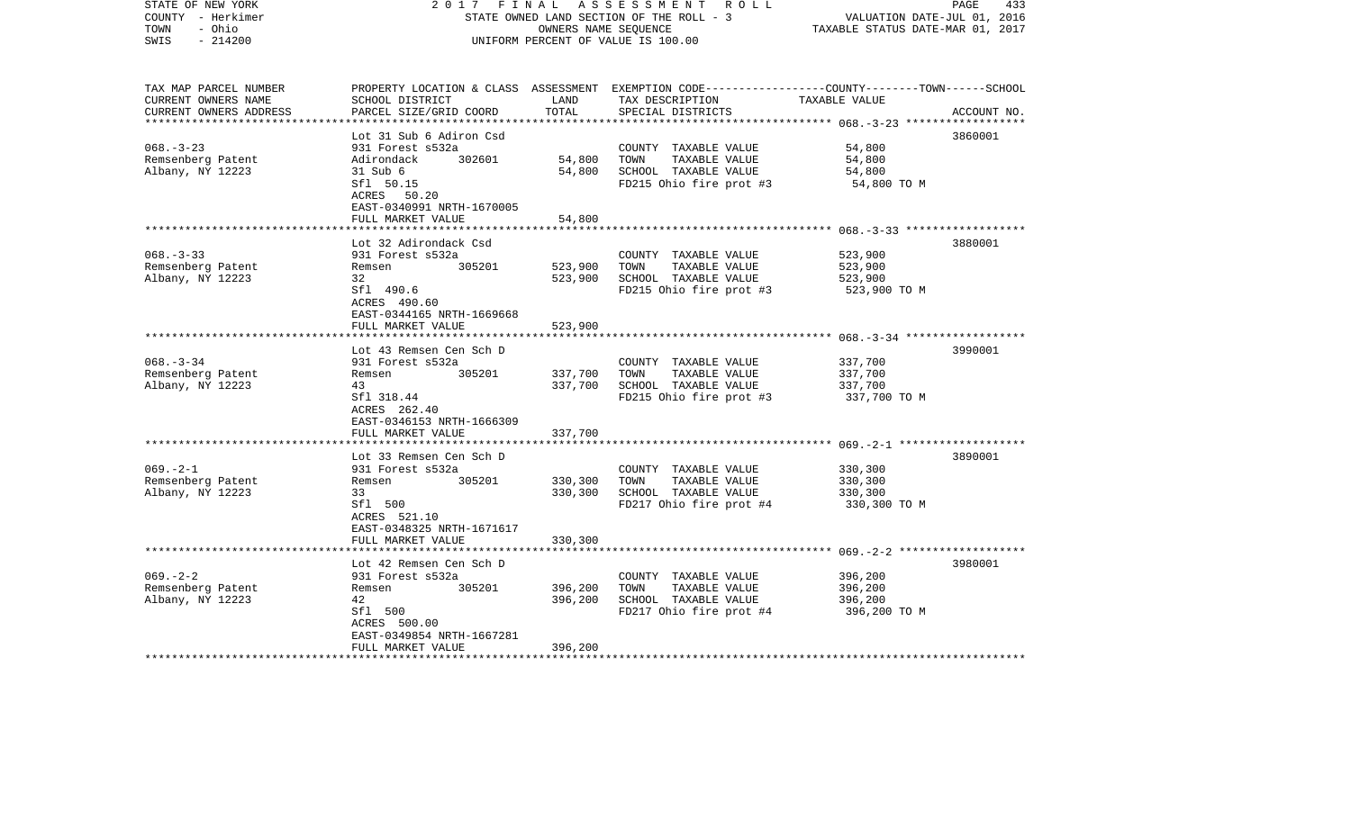STATE OF NEW YORK — 2017 FINAL ASSESSMENT ROLL
COUNTY - Herkimer — STATE OWNED LAND SECTION OF THE ROLL - 3 — VALUATION DATE-JUL 01, 2016
TOWN - Ohio — OWNERS NAME SEQUENCE — TAXABLE STATUS DATE-MAR 01, 2017
SWIS - 214200 — UNIFORM PERCENT OF VALUE IS 100.00

| TAX MAP PARCEL NUMBER / CURRENT OWNERS NAME / CURRENT OWNERS ADDRESS | PROPERTY LOCATION & CLASS / SCHOOL DISTRICT / PARCEL SIZE/GRID COORD | ASSESSMENT LAND | TOTAL | EXEMPTION CODE / TAX DESCRIPTION / SPECIAL DISTRICTS | COUNTY--------TOWN------SCHOOL TAXABLE VALUE | ACCOUNT NO. |
|---|---|---|---|---|---|---|
| 068.-3-23 | Lot 31 Sub 6 Adiron Csd | | | | | 3860001 |
| Remsenberg Patent | 931 Forest s532a | | | COUNTY TAXABLE VALUE | 54,800 | |
| Albany, NY 12223 | Adirondack 302601 | 54,800 | | TOWN TAXABLE VALUE | 54,800 | |
| | 31 Sub 6 | | 54,800 | SCHOOL TAXABLE VALUE | 54,800 | |
| | Sfl 50.15 | | | FD215 Ohio fire prot #3 | 54,800 TO M | |
| | ACRES 50.20 | | | | | |
| | EAST-0340991 NRTH-1670005 | | | | | |
| | FULL MARKET VALUE | | 54,800 | | | |
| 068.-3-33 | Lot 32 Adirondack Csd | | | | | 3880001 |
| Remsenberg Patent | 931 Forest s532a | | | COUNTY TAXABLE VALUE | 523,900 | |
| Albany, NY 12223 | Remsen 305201 | 523,900 | | TOWN TAXABLE VALUE | 523,900 | |
| | 32 | | 523,900 | SCHOOL TAXABLE VALUE | 523,900 | |
| | Sfl 490.6 | | | FD215 Ohio fire prot #3 | 523,900 TO M | |
| | ACRES 490.60 | | | | | |
| | EAST-0344165 NRTH-1669668 | | | | | |
| | FULL MARKET VALUE | | 523,900 | | | |
| 068.-3-34 | Lot 43 Remsen Cen Sch D | | | | | 3990001 |
| Remsenberg Patent | 931 Forest s532a | | | COUNTY TAXABLE VALUE | 337,700 | |
| Albany, NY 12223 | Remsen 305201 | 337,700 | | TOWN TAXABLE VALUE | 337,700 | |
| | 43 | | 337,700 | SCHOOL TAXABLE VALUE | 337,700 | |
| | Sfl 318.44 | | | FD215 Ohio fire prot #3 | 337,700 TO M | |
| | ACRES 262.40 | | | | | |
| | EAST-0346153 NRTH-1666309 | | | | | |
| | FULL MARKET VALUE | | 337,700 | | | |
| 069.-2-1 | Lot 33 Remsen Cen Sch D | | | | | 3890001 |
| Remsenberg Patent | 931 Forest s532a | | | COUNTY TAXABLE VALUE | 330,300 | |
| Albany, NY 12223 | Remsen 305201 | 330,300 | | TOWN TAXABLE VALUE | 330,300 | |
| | 33 | | 330,300 | SCHOOL TAXABLE VALUE | 330,300 | |
| | Sfl 500 | | | FD217 Ohio fire prot #4 | 330,300 TO M | |
| | ACRES 521.10 | | | | | |
| | EAST-0348325 NRTH-1671617 | | | | | |
| | FULL MARKET VALUE | | 330,300 | | | |
| 069.-2-2 | Lot 42 Remsen Cen Sch D | | | | | 3980001 |
| Remsenberg Patent | 931 Forest s532a | | | COUNTY TAXABLE VALUE | 396,200 | |
| Albany, NY 12223 | Remsen 305201 | 396,200 | | TOWN TAXABLE VALUE | 396,200 | |
| | 42 | | 396,200 | SCHOOL TAXABLE VALUE | 396,200 | |
| | Sfl 500 | | | FD217 Ohio fire prot #4 | 396,200 TO M | |
| | ACRES 500.00 | | | | | |
| | EAST-0349854 NRTH-1667281 | | | | | |
| | FULL MARKET VALUE | | 396,200 | | | |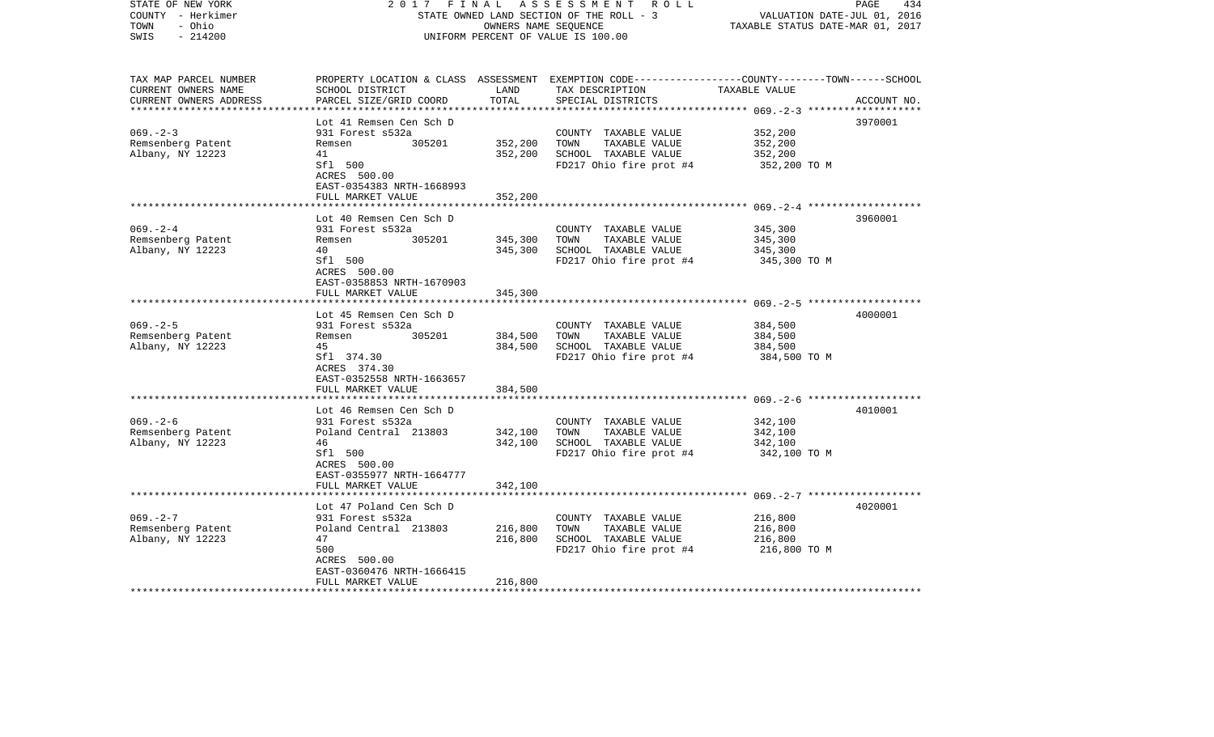STATE OF NEW YORK
COUNTY - Herkimer
TOWN - Ohio
SWIS - 214200

# 2017 FINAL ASSESSMENT ROLL

STATE OWNED LAND SECTION OF THE ROLL - 3
OWNERS NAME SEQUENCE
UNIFORM PERCENT OF VALUE IS 100.00

VALUATION DATE-JUL 01, 2016
TAXABLE STATUS DATE-MAR 01, 2017

| TAX MAP PARCEL NUMBER / CURRENT OWNERS NAME / CURRENT OWNERS ADDRESS | PROPERTY LOCATION & CLASS / SCHOOL DISTRICT / PARCEL SIZE/GRID COORD | ASSESSMENT LAND / TOTAL | EXEMPTION CODE / TAX DESCRIPTION / SPECIAL DISTRICTS | TAXABLE VALUE (COUNTY--TOWN--SCHOOL) | ACCOUNT NO. |
|---|---|---|---|---|---|
| 069.-2-3 | Lot 41 Remsen Cen Sch D | | | | 3970001 |
| Remsenberg Patent | 931 Forest s532a | | COUNTY TAXABLE VALUE | 352,200 | |
| Albany, NY 12223 | Remsen 305201 | 352,200 | TOWN TAXABLE VALUE | 352,200 | |
| | 41 | 352,200 | SCHOOL TAXABLE VALUE | 352,200 | |
| | Sfl 500 | | FD217 Ohio fire prot #4 | 352,200 TO M | |
| | ACRES 500.00 | | | | |
| | EAST-0354383 NRTH-1668993 | | | | |
| | FULL MARKET VALUE | 352,200 | | | |
| 069.-2-4 | Lot 40 Remsen Cen Sch D | | | | 3960001 |
| Remsenberg Patent | 931 Forest s532a | | COUNTY TAXABLE VALUE | 345,300 | |
| Albany, NY 12223 | Remsen 305201 | 345,300 | TOWN TAXABLE VALUE | 345,300 | |
| | 40 | 345,300 | SCHOOL TAXABLE VALUE | 345,300 | |
| | Sfl 500 | | FD217 Ohio fire prot #4 | 345,300 TO M | |
| | ACRES 500.00 | | | | |
| | EAST-0358853 NRTH-1670903 | | | | |
| | FULL MARKET VALUE | 345,300 | | | |
| 069.-2-5 | Lot 45 Remsen Cen Sch D | | | | 4000001 |
| Remsenberg Patent | 931 Forest s532a | | COUNTY TAXABLE VALUE | 384,500 | |
| Albany, NY 12223 | Remsen 305201 | 384,500 | TOWN TAXABLE VALUE | 384,500 | |
| | 45 | 384,500 | SCHOOL TAXABLE VALUE | 384,500 | |
| | Sfl 374.30 | | FD217 Ohio fire prot #4 | 384,500 TO M | |
| | ACRES 374.30 | | | | |
| | EAST-0352558 NRTH-1663657 | | | | |
| | FULL MARKET VALUE | 384,500 | | | |
| 069.-2-6 | Lot 46 Remsen Cen Sch D | | | | 4010001 |
| Remsenberg Patent | 931 Forest s532a | | COUNTY TAXABLE VALUE | 342,100 | |
| Albany, NY 12223 | Poland Central 213803 | 342,100 | TOWN TAXABLE VALUE | 342,100 | |
| | 46 | 342,100 | SCHOOL TAXABLE VALUE | 342,100 | |
| | Sfl 500 | | FD217 Ohio fire prot #4 | 342,100 TO M | |
| | ACRES 500.00 | | | | |
| | EAST-0355977 NRTH-1664777 | | | | |
| | FULL MARKET VALUE | 342,100 | | | |
| 069.-2-7 | Lot 47 Poland Cen Sch D | | | | 4020001 |
| Remsenberg Patent | 931 Forest s532a | | COUNTY TAXABLE VALUE | 216,800 | |
| Albany, NY 12223 | Poland Central 213803 | 216,800 | TOWN TAXABLE VALUE | 216,800 | |
| | 47 | 216,800 | SCHOOL TAXABLE VALUE | 216,800 | |
| | 500 | | FD217 Ohio fire prot #4 | 216,800 TO M | |
| | ACRES 500.00 | | | | |
| | EAST-0360476 NRTH-1666415 | | | | |
| | FULL MARKET VALUE | 216,800 | | | |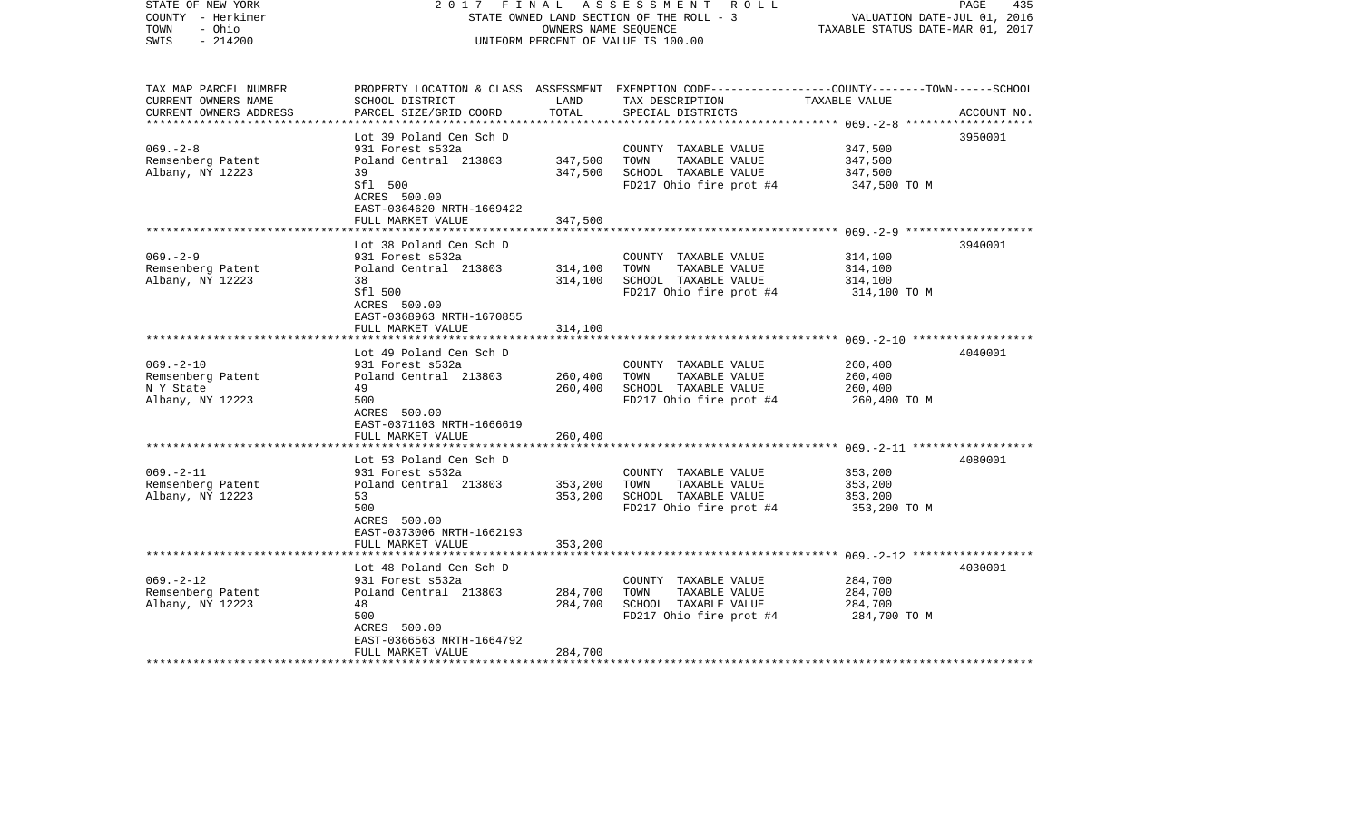STATE OF NEW YORK — 2017 FINAL ASSESSMENT ROLL
COUNTY - Herkimer — STATE OWNED LAND SECTION OF THE ROLL - 3 — VALUATION DATE-JUL 01, 2016
TOWN - Ohio — OWNERS NAME SEQUENCE — TAXABLE STATUS DATE-MAR 01, 2017
SWIS - 214200 — UNIFORM PERCENT OF VALUE IS 100.00

| TAX MAP PARCEL NUMBER / CURRENT OWNERS NAME / CURRENT OWNERS ADDRESS | PROPERTY LOCATION & CLASS / SCHOOL DISTRICT / PARCEL SIZE/GRID COORD | ASSESSMENT LAND | ASSESSMENT TOTAL | EXEMPTION CODE / TAX DESCRIPTION / SPECIAL DISTRICTS | TAXABLE VALUE (COUNTY--TOWN--SCHOOL) | ACCOUNT NO. |
|---|---|---|---|---|---|---|
| 069.-2-8 | Lot 39 Poland Cen Sch D | | | | | 3950001 |
| | 931 Forest s532a | | | COUNTY TAXABLE VALUE | 347,500 | |
| Remsenberg Patent | Poland Central 213803 | 347,500 | | TOWN TAXABLE VALUE | 347,500 | |
| Albany, NY 12223 | 39 | | 347,500 | SCHOOL TAXABLE VALUE | 347,500 | |
| | Sfl 500 | | | FD217 Ohio fire prot #4 | 347,500 TO M | |
| | ACRES 500.00 | | | | | |
| | EAST-0364620 NRTH-1669422 | | | | | |
| | FULL MARKET VALUE | | 347,500 | | | |
| 069.-2-9 | Lot 38 Poland Cen Sch D | | | | | 3940001 |
| | 931 Forest s532a | | | COUNTY TAXABLE VALUE | 314,100 | |
| Remsenberg Patent | Poland Central 213803 | 314,100 | | TOWN TAXABLE VALUE | 314,100 | |
| Albany, NY 12223 | 38 | | 314,100 | SCHOOL TAXABLE VALUE | 314,100 | |
| | Sfl 500 | | | FD217 Ohio fire prot #4 | 314,100 TO M | |
| | ACRES 500.00 | | | | | |
| | EAST-0368963 NRTH-1670855 | | | | | |
| | FULL MARKET VALUE | | 314,100 | | | |
| 069.-2-10 | Lot 49 Poland Cen Sch D | | | | | 4040001 |
| | 931 Forest s532a | | | COUNTY TAXABLE VALUE | 260,400 | |
| Remsenberg Patent | Poland Central 213803 | 260,400 | | TOWN TAXABLE VALUE | 260,400 | |
| N Y State | 49 | | 260,400 | SCHOOL TAXABLE VALUE | 260,400 | |
| Albany, NY 12223 | 500 | | | FD217 Ohio fire prot #4 | 260,400 TO M | |
| | ACRES 500.00 | | | | | |
| | EAST-0371103 NRTH-1666619 | | | | | |
| | FULL MARKET VALUE | | 260,400 | | | |
| 069.-2-11 | Lot 53 Poland Cen Sch D | | | | | 4080001 |
| | 931 Forest s532a | | | COUNTY TAXABLE VALUE | 353,200 | |
| Remsenberg Patent | Poland Central 213803 | 353,200 | | TOWN TAXABLE VALUE | 353,200 | |
| Albany, NY 12223 | 53 | | 353,200 | SCHOOL TAXABLE VALUE | 353,200 | |
| | 500 | | | FD217 Ohio fire prot #4 | 353,200 TO M | |
| | ACRES 500.00 | | | | | |
| | EAST-0373006 NRTH-1662193 | | | | | |
| | FULL MARKET VALUE | | 353,200 | | | |
| 069.-2-12 | Lot 48 Poland Cen Sch D | | | | | 4030001 |
| | 931 Forest s532a | | | COUNTY TAXABLE VALUE | 284,700 | |
| Remsenberg Patent | Poland Central 213803 | 284,700 | | TOWN TAXABLE VALUE | 284,700 | |
| Albany, NY 12223 | 48 | | 284,700 | SCHOOL TAXABLE VALUE | 284,700 | |
| | 500 | | | FD217 Ohio fire prot #4 | 284,700 TO M | |
| | ACRES 500.00 | | | | | |
| | EAST-0366563 NRTH-1664792 | | | | | |
| | FULL MARKET VALUE | | 284,700 | | | |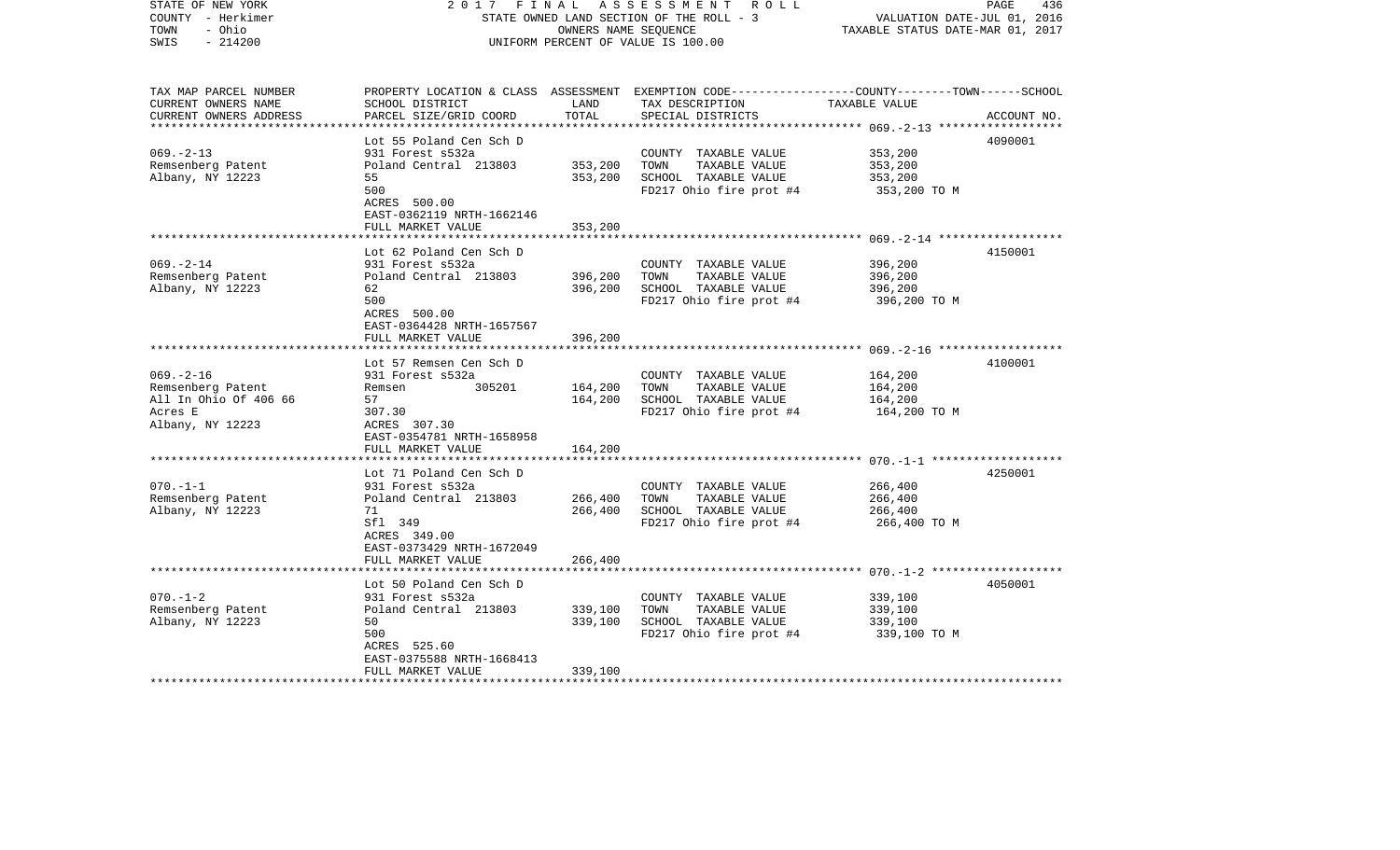STATE OF NEW YORK — 2017 FINAL ASSESSMENT ROLL
COUNTY - Herkimer — STATE OWNED LAND SECTION OF THE ROLL - 3 — VALUATION DATE-JUL 01, 2016
TOWN - Ohio — OWNERS NAME SEQUENCE — TAXABLE STATUS DATE-MAR 01, 2017
SWIS - 214200 — UNIFORM PERCENT OF VALUE IS 100.00

| TAX MAP PARCEL NUMBER / CURRENT OWNERS NAME / CURRENT OWNERS ADDRESS | PROPERTY LOCATION & CLASS / SCHOOL DISTRICT / PARCEL SIZE/GRID COORD | ASSESSMENT LAND | TOTAL | EXEMPTION CODE / TAX DESCRIPTION / SPECIAL DISTRICTS | TAXABLE VALUE (COUNTY--TOWN--SCHOOL) | ACCOUNT NO. |
|---|---|---|---|---|---|---|
| 069.-2-13 | Lot 55 Poland Cen Sch D | | | | | 4090001 |
| Remsenberg Patent | 931 Forest s532a | | | COUNTY TAXABLE VALUE | 353,200 | |
| Albany, NY 12223 | Poland Central 213803 | 353,200 | | TOWN TAXABLE VALUE | 353,200 | |
| | 55 | | 353,200 | SCHOOL TAXABLE VALUE | 353,200 | |
| | 500 | | | FD217 Ohio fire prot #4 | 353,200 TO M | |
| | ACRES 500.00 | | | | | |
| | EAST-0362119 NRTH-1662146 | | | | | |
| | FULL MARKET VALUE | | 353,200 | | | |
| 069.-2-14 | Lot 62 Poland Cen Sch D | | | | | 4150001 |
| Remsenberg Patent | 931 Forest s532a | | | COUNTY TAXABLE VALUE | 396,200 | |
| Albany, NY 12223 | Poland Central 213803 | 396,200 | | TOWN TAXABLE VALUE | 396,200 | |
| | 62 | | 396,200 | SCHOOL TAXABLE VALUE | 396,200 | |
| | 500 | | | FD217 Ohio fire prot #4 | 396,200 TO M | |
| | ACRES 500.00 | | | | | |
| | EAST-0364428 NRTH-1657567 | | | | | |
| | FULL MARKET VALUE | | 396,200 | | | |
| 069.-2-16 | Lot 57 Remsen Cen Sch D | | | | | 4100001 |
| Remsenberg Patent | 931 Forest s532a | | | COUNTY TAXABLE VALUE | 164,200 | |
| All In Ohio Of 406 66 | Remsen 305201 | 164,200 | | TOWN TAXABLE VALUE | 164,200 | |
| Acres E | 57 | | 164,200 | SCHOOL TAXABLE VALUE | 164,200 | |
| Albany, NY 12223 | 307.30 | | | FD217 Ohio fire prot #4 | 164,200 TO M | |
| | ACRES 307.30 | | | | | |
| | EAST-0354781 NRTH-1658958 | | | | | |
| | FULL MARKET VALUE | | 164,200 | | | |
| 070.-1-1 | Lot 71 Poland Cen Sch D | | | | | 4250001 |
| Remsenberg Patent | 931 Forest s532a | | | COUNTY TAXABLE VALUE | 266,400 | |
| Albany, NY 12223 | Poland Central 213803 | 266,400 | | TOWN TAXABLE VALUE | 266,400 | |
| | 71 | | 266,400 | SCHOOL TAXABLE VALUE | 266,400 | |
| | Sfl 349 | | | FD217 Ohio fire prot #4 | 266,400 TO M | |
| | ACRES 349.00 | | | | | |
| | EAST-0373429 NRTH-1672049 | | | | | |
| | FULL MARKET VALUE | | 266,400 | | | |
| 070.-1-2 | Lot 50 Poland Cen Sch D | | | | | 4050001 |
| Remsenberg Patent | 931 Forest s532a | | | COUNTY TAXABLE VALUE | 339,100 | |
| Albany, NY 12223 | Poland Central 213803 | 339,100 | | TOWN TAXABLE VALUE | 339,100 | |
| | 50 | | 339,100 | SCHOOL TAXABLE VALUE | 339,100 | |
| | 500 | | | FD217 Ohio fire prot #4 | 339,100 TO M | |
| | ACRES 525.60 | | | | | |
| | EAST-0375588 NRTH-1668413 | | | | | |
| | FULL MARKET VALUE | | 339,100 | | | |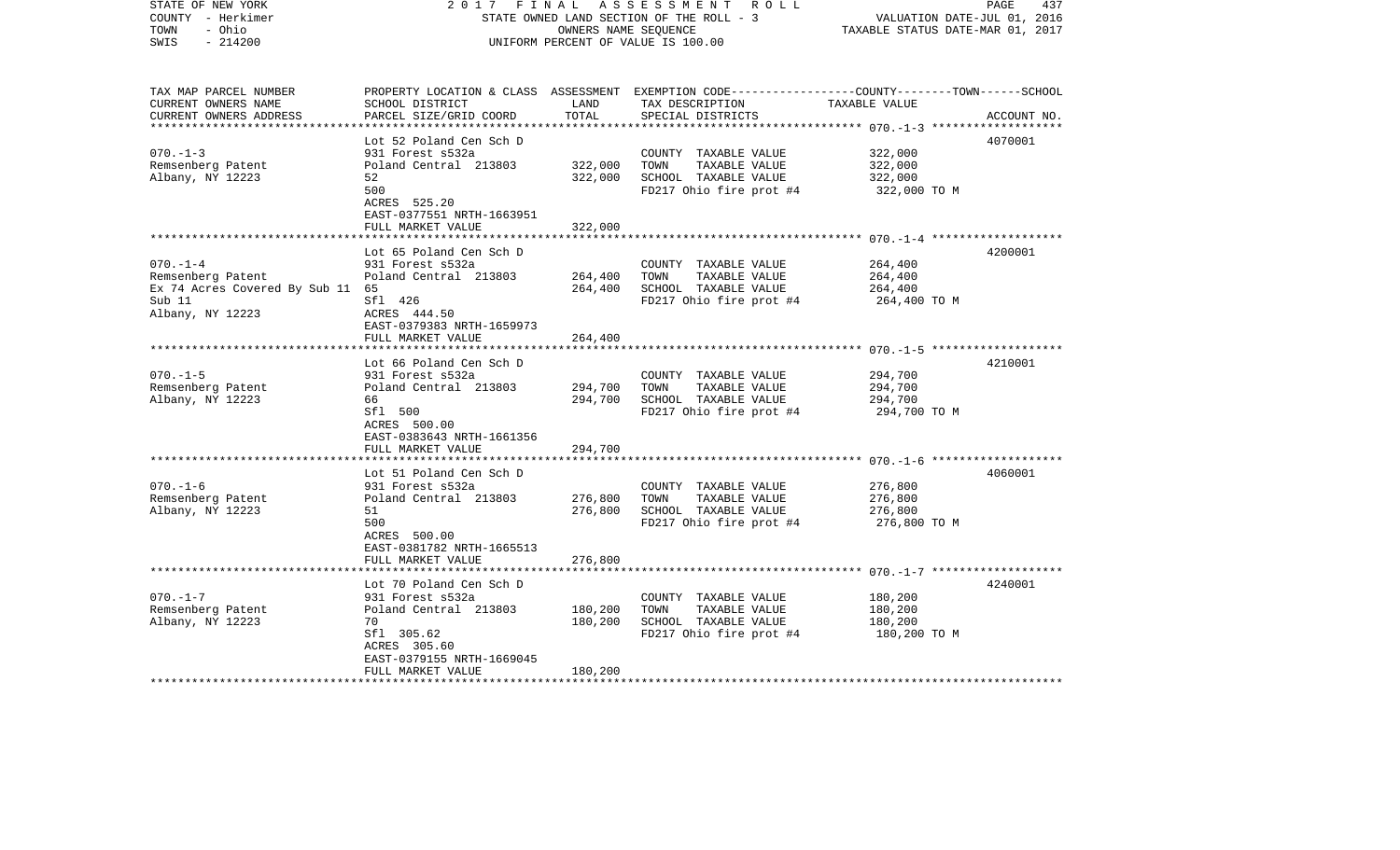STATE OF NEW YORK — 2017 FINAL ASSESSMENT ROLL
COUNTY - Herkimer — STATE OWNED LAND SECTION OF THE ROLL - 3 — VALUATION DATE-JUL 01, 2016
TOWN - Ohio — OWNERS NAME SEQUENCE — TAXABLE STATUS DATE-MAR 01, 2017
SWIS - 214200 — UNIFORM PERCENT OF VALUE IS 100.00

| TAX MAP PARCEL NUMBER / CURRENT OWNERS NAME / CURRENT OWNERS ADDRESS | PROPERTY LOCATION & CLASS / SCHOOL DISTRICT / PARCEL SIZE/GRID COORD | ASSESSMENT LAND | ASSESSMENT TOTAL | EXEMPTION CODE / TAX DESCRIPTION / SPECIAL DISTRICTS | TAXABLE VALUE (COUNTY--------TOWN------SCHOOL) | ACCOUNT NO. |
|---|---|---|---|---|---|---|
| 070.-1-3 | Lot 52 Poland Cen Sch D | | | | | 4070001 |
| Remsenberg Patent | 931 Forest s532a | | | COUNTY TAXABLE VALUE | 322,000 | |
| Albany, NY 12223 | Poland Central 213803 | 322,000 | | TOWN TAXABLE VALUE | 322,000 | |
| | 52 | | 322,000 | SCHOOL TAXABLE VALUE | 322,000 | |
| | 500 | | | FD217 Ohio fire prot #4 | 322,000 TO M | |
| | ACRES 525.20 | | | | | |
| | EAST-0377551 NRTH-1663951 | | | | | |
| | FULL MARKET VALUE | | 322,000 | | | |
| 070.-1-4 | Lot 65 Poland Cen Sch D | | | | | 4200001 |
| Remsenberg Patent | 931 Forest s532a | | | COUNTY TAXABLE VALUE | 264,400 | |
| Ex 74 Acres Covered By Sub 11 | Poland Central 213803 | 264,400 | | TOWN TAXABLE VALUE | 264,400 | |
| Sub 11 | 65 | | 264,400 | SCHOOL TAXABLE VALUE | 264,400 | |
| Albany, NY 12223 | Sfl 426 | | | FD217 Ohio fire prot #4 | 264,400 TO M | |
| | ACRES 444.50 | | | | | |
| | EAST-0379383 NRTH-1659973 | | | | | |
| | FULL MARKET VALUE | | 264,400 | | | |
| 070.-1-5 | Lot 66 Poland Cen Sch D | | | | | 4210001 |
| Remsenberg Patent | 931 Forest s532a | | | COUNTY TAXABLE VALUE | 294,700 | |
| Albany, NY 12223 | Poland Central 213803 | 294,700 | | TOWN TAXABLE VALUE | 294,700 | |
| | 66 | | 294,700 | SCHOOL TAXABLE VALUE | 294,700 | |
| | Sfl 500 | | | FD217 Ohio fire prot #4 | 294,700 TO M | |
| | ACRES 500.00 | | | | | |
| | EAST-0383643 NRTH-1661356 | | | | | |
| | FULL MARKET VALUE | | 294,700 | | | |
| 070.-1-6 | Lot 51 Poland Cen Sch D | | | | | 4060001 |
| Remsenberg Patent | 931 Forest s532a | | | COUNTY TAXABLE VALUE | 276,800 | |
| Albany, NY 12223 | Poland Central 213803 | 276,800 | | TOWN TAXABLE VALUE | 276,800 | |
| | 51 | | 276,800 | SCHOOL TAXABLE VALUE | 276,800 | |
| | 500 | | | FD217 Ohio fire prot #4 | 276,800 TO M | |
| | ACRES 500.00 | | | | | |
| | EAST-0381782 NRTH-1665513 | | | | | |
| | FULL MARKET VALUE | | 276,800 | | | |
| 070.-1-7 | Lot 70 Poland Cen Sch D | | | | | 4240001 |
| Remsenberg Patent | 931 Forest s532a | | | COUNTY TAXABLE VALUE | 180,200 | |
| Albany, NY 12223 | Poland Central 213803 | 180,200 | | TOWN TAXABLE VALUE | 180,200 | |
| | 70 | | 180,200 | SCHOOL TAXABLE VALUE | 180,200 | |
| | Sfl 305.62 | | | FD217 Ohio fire prot #4 | 180,200 TO M | |
| | ACRES 305.60 | | | | | |
| | EAST-0379155 NRTH-1669045 | | | | | |
| | FULL MARKET VALUE | | 180,200 | | | |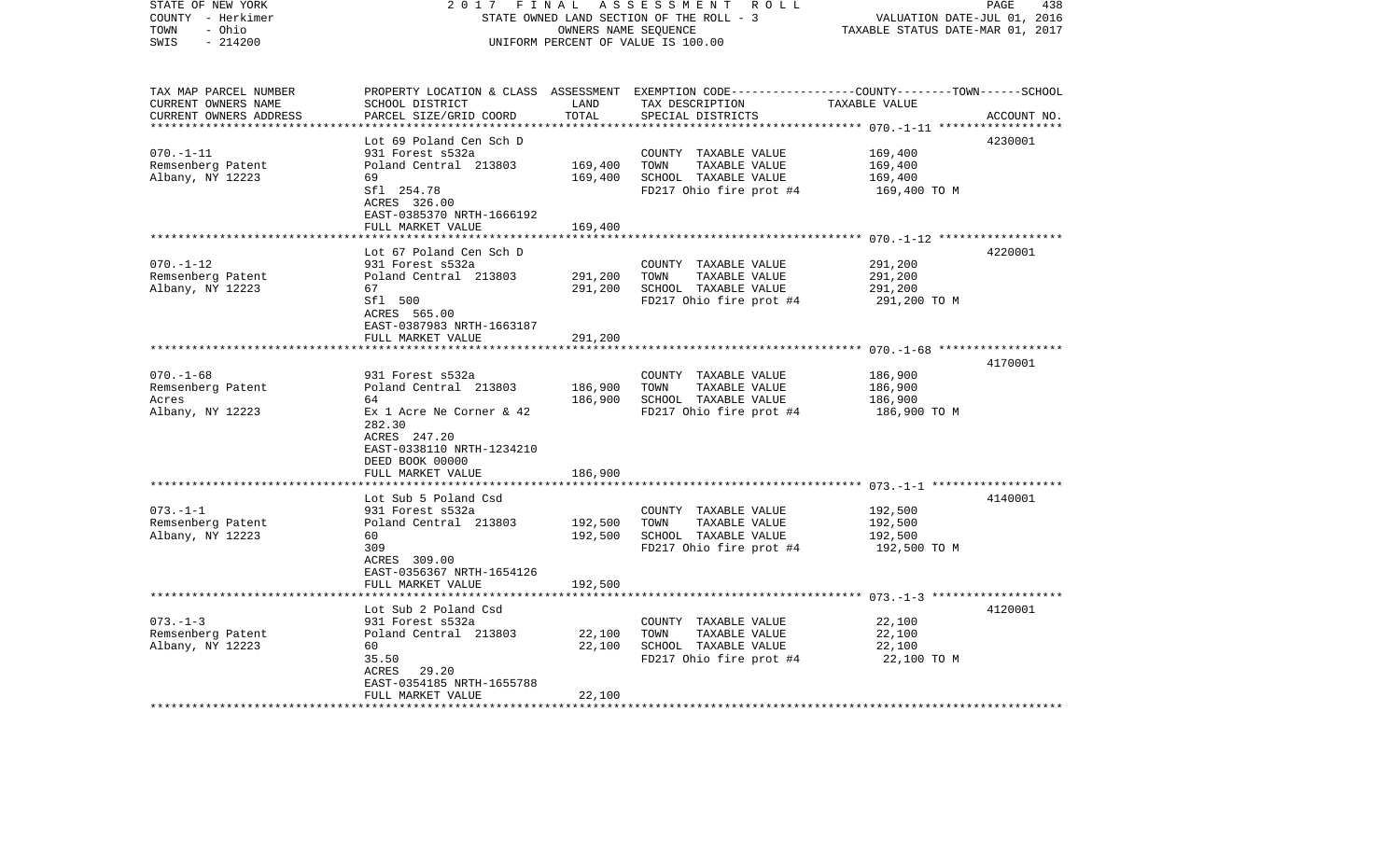STATE OF NEW YORK
COUNTY - Herkimer
TOWN - Ohio
SWIS - 214200

2 0 1 7 F I N A L A S S E S S M E N T R O L L
STATE OWNED LAND SECTION OF THE ROLL - 3
OWNERS NAME SEQUENCE
UNIFORM PERCENT OF VALUE IS 100.00

VALUATION DATE-JUL 01, 2016
TAXABLE STATUS DATE-MAR 01, 2017

| TAX MAP PARCEL NUMBER<br>CURRENT OWNERS NAME<br>CURRENT OWNERS ADDRESS | PROPERTY LOCATION & CLASS<br>SCHOOL DISTRICT<br>PARCEL SIZE/GRID COORD | ASSESSMENT<br>LAND<br>TOTAL | EXEMPTION CODE-----COUNTY--------TOWN------SCHOOL<br>TAX DESCRIPTION<br>SPECIAL DISTRICTS | TAXABLE VALUE | ACCOUNT NO. |
|---|---|---|---|---|---|
| 070.-1-11 | Lot 69 Poland Cen Sch D | | | | 4230001 |
| 070.-1-11 | 931 Forest s532a | | COUNTY TAXABLE VALUE | 169,400 | |
| Remsenberg Patent | Poland Central 213803 | 169,400 | TOWN TAXABLE VALUE | 169,400 | |
| Albany, NY 12223 | 69 | 169,400 | SCHOOL TAXABLE VALUE | 169,400 | |
| | Sfl 254.78 | | FD217 Ohio fire prot #4 | 169,400 TO M | |
| | ACRES 326.00 | | | | |
| | EAST-0385370 NRTH-1666192 | | | | |
| | FULL MARKET VALUE | 169,400 | | | |
| 070.-1-12 | Lot 67 Poland Cen Sch D | | | | 4220001 |
| 070.-1-12 | 931 Forest s532a | | COUNTY TAXABLE VALUE | 291,200 | |
| Remsenberg Patent | Poland Central 213803 | 291,200 | TOWN TAXABLE VALUE | 291,200 | |
| Albany, NY 12223 | 67 | 291,200 | SCHOOL TAXABLE VALUE | 291,200 | |
| | Sfl 500 | | FD217 Ohio fire prot #4 | 291,200 TO M | |
| | ACRES 565.00 | | | | |
| | EAST-0387983 NRTH-1663187 | | | | |
| | FULL MARKET VALUE | 291,200 | | | |
| 070.-1-68 | | | | | 4170001 |
| 070.-1-68 | 931 Forest s532a | | COUNTY TAXABLE VALUE | 186,900 | |
| Remsenberg Patent | Poland Central 213803 | 186,900 | TOWN TAXABLE VALUE | 186,900 | |
| Acres | 64 | 186,900 | SCHOOL TAXABLE VALUE | 186,900 | |
| Albany, NY 12223 | Ex 1 Acre Ne Corner & 42 | | FD217 Ohio fire prot #4 | 186,900 TO M | |
| | 282.30 | | | | |
| | ACRES 247.20 | | | | |
| | EAST-0338110 NRTH-1234210 | | | | |
| | DEED BOOK 00000 | | | | |
| | FULL MARKET VALUE | 186,900 | | | |
| 073.-1-1 | Lot Sub 5 Poland Csd | | | | 4140001 |
| 073.-1-1 | 931 Forest s532a | | COUNTY TAXABLE VALUE | 192,500 | |
| Remsenberg Patent | Poland Central 213803 | 192,500 | TOWN TAXABLE VALUE | 192,500 | |
| Albany, NY 12223 | 60 | 192,500 | SCHOOL TAXABLE VALUE | 192,500 | |
| | 309 | | FD217 Ohio fire prot #4 | 192,500 TO M | |
| | ACRES 309.00 | | | | |
| | EAST-0356367 NRTH-1654126 | | | | |
| | FULL MARKET VALUE | 192,500 | | | |
| 073.-1-3 | Lot Sub 2 Poland Csd | | | | 4120001 |
| 073.-1-3 | 931 Forest s532a | | COUNTY TAXABLE VALUE | 22,100 | |
| Remsenberg Patent | Poland Central 213803 | 22,100 | TOWN TAXABLE VALUE | 22,100 | |
| Albany, NY 12223 | 60 | 22,100 | SCHOOL TAXABLE VALUE | 22,100 | |
| | 35.50 | | FD217 Ohio fire prot #4 | 22,100 TO M | |
| | ACRES 29.20 | | | | |
| | EAST-0354185 NRTH-1655788 | | | | |
| | FULL MARKET VALUE | 22,100 | | | |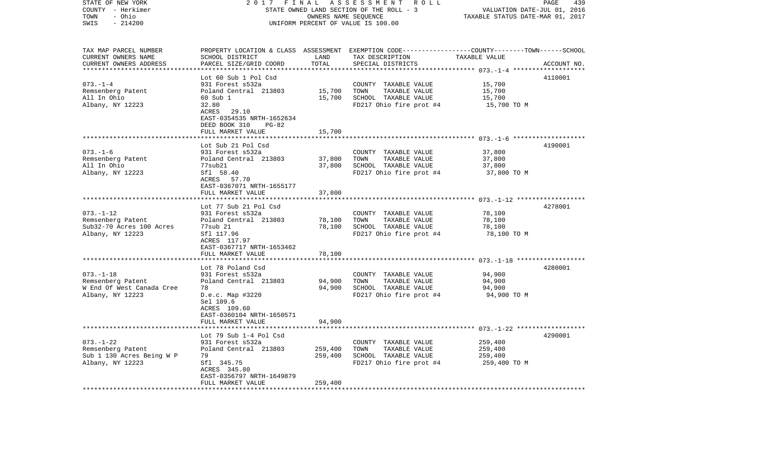STATE OF NEW YORK — COUNTY - Herkimer — TOWN - Ohio — SWIS - 214200

2017 FINAL ASSESSMENT ROLL
STATE OWNED LAND SECTION OF THE ROLL - 3
OWNERS NAME SEQUENCE
UNIFORM PERCENT OF VALUE IS 100.00

VALUATION DATE-JUL 01, 2016
TAXABLE STATUS DATE-MAR 01, 2017

| TAX MAP PARCEL NUMBER / CURRENT OWNERS NAME / CURRENT OWNERS ADDRESS | PROPERTY LOCATION & CLASS / SCHOOL DISTRICT / PARCEL SIZE/GRID COORD | ASSESSMENT LAND / TOTAL | EXEMPTION CODE / TAX DESCRIPTION / SPECIAL DISTRICTS | COUNTY--------TOWN------SCHOOL TAXABLE VALUE | ACCOUNT NO. |
|---|---|---|---|---|---|
| | Lot 60 Sub 1 Pol Csd | | | | 4110001 |
| 073.-1-4 | 931 Forest s532a | | COUNTY TAXABLE VALUE | 15,700 | |
| Remsenberg Patent | Poland Central 213803 | 15,700 | TOWN TAXABLE VALUE | 15,700 | |
| All In Ohio | 60 Sub 1 | 15,700 | SCHOOL TAXABLE VALUE | 15,700 | |
| Albany, NY 12223 | 32.80 | | FD217 Ohio fire prot #4 | 15,700 TO M | |
| | ACRES 29.10 | | | | |
| | EAST-0354535 NRTH-1652634 | | | | |
| | DEED BOOK 310 PG-82 | | | | |
| | FULL MARKET VALUE | 15,700 | | | |
| | Lot Sub 21 Pol Csd | | | | 4190001 |
| 073.-1-6 | 931 Forest s532a | | COUNTY TAXABLE VALUE | 37,800 | |
| Remsenberg Patent | Poland Central 213803 | 37,800 | TOWN TAXABLE VALUE | 37,800 | |
| All In Ohio | 77sub21 | 37,800 | SCHOOL TAXABLE VALUE | 37,800 | |
| Albany, NY 12223 | Sfl 58.40 | | FD217 Ohio fire prot #4 | 37,800 TO M | |
| | ACRES 57.70 | | | | |
| | EAST-0367071 NRTH-1655177 | | | | |
| | FULL MARKET VALUE | 37,800 | | | |
| | Lot 77 Sub 21 Pol Csd | | | | 4278001 |
| 073.-1-12 | 931 Forest s532a | | COUNTY TAXABLE VALUE | 78,100 | |
| Remsenberg Patent | Poland Central 213803 | 78,100 | TOWN TAXABLE VALUE | 78,100 | |
| Sub32-70 Acres 100 Acres | 77sub 21 | 78,100 | SCHOOL TAXABLE VALUE | 78,100 | |
| Albany, NY 12223 | Sfl 117.96 | | FD217 Ohio fire prot #4 | 78,100 TO M | |
| | ACRES 117.97 | | | | |
| | EAST-0367717 NRTH-1653462 | | | | |
| | FULL MARKET VALUE | 78,100 | | | |
| | Lot 78 Poland Csd | | | | 4280001 |
| 073.-1-18 | 931 Forest s532a | | COUNTY TAXABLE VALUE | 94,900 | |
| Remsenberg Patent | Poland Central 213803 | 94,900 | TOWN TAXABLE VALUE | 94,900 | |
| W End Of West Canada Cree | 78 | 94,900 | SCHOOL TAXABLE VALUE | 94,900 | |
| Albany, NY 12223 | D.e.c. Map #3220 | | FD217 Ohio fire prot #4 | 94,900 TO M | |
| | Sel 109.6 | | | | |
| | ACRES 109.60 | | | | |
| | EAST-0360104 NRTH-1650571 | | | | |
| | FULL MARKET VALUE | 94,900 | | | |
| | Lot 79 Sub 1-4 Pol Csd | | | | 4290001 |
| 073.-1-22 | 931 Forest s532a | | COUNTY TAXABLE VALUE | 259,400 | |
| Remsenberg Patent | Poland Central 213803 | 259,400 | TOWN TAXABLE VALUE | 259,400 | |
| Sub 1 130 Acres Being W P | 79 | 259,400 | SCHOOL TAXABLE VALUE | 259,400 | |
| Albany, NY 12223 | Sfl 345.75 | | FD217 Ohio fire prot #4 | 259,400 TO M | |
| | ACRES 345.80 | | | | |
| | EAST-0356797 NRTH-1649879 | | | | |
| | FULL MARKET VALUE | 259,400 | | | |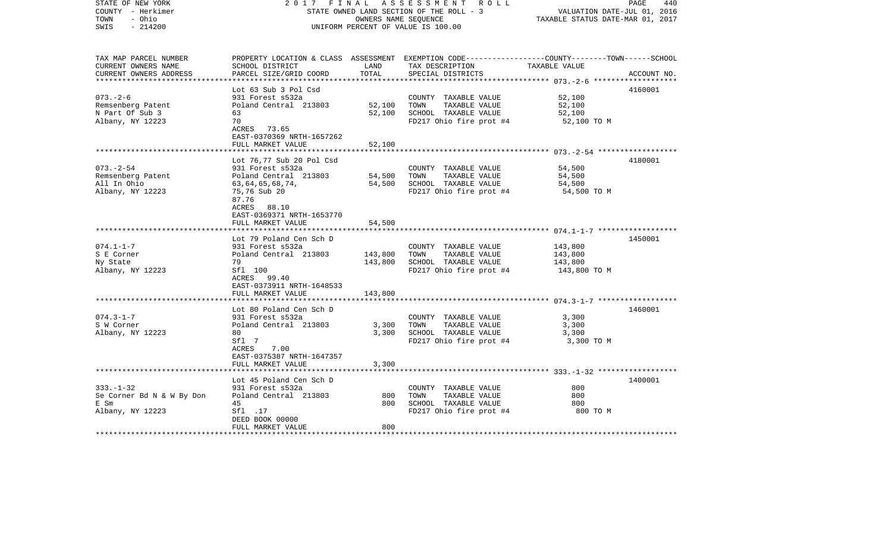STATE OF NEW YORK — 2017 FINAL ASSESSMENT ROLL — STATE OWNED LAND SECTION OF THE ROLL - 3 — OWNERS NAME SEQUENCE — UNIFORM PERCENT OF VALUE IS 100.00

COUNTY - Herkimer
TOWN - Ohio
SWIS - 214200

VALUATION DATE-JUL 01, 2016
TAXABLE STATUS DATE-MAR 01, 2017

| TAX MAP PARCEL NUMBER / CURRENT OWNERS NAME / CURRENT OWNERS ADDRESS | PROPERTY LOCATION & CLASS / SCHOOL DISTRICT / PARCEL SIZE/GRID COORD | ASSESSMENT LAND | TOTAL | EXEMPTION CODE / TAX DESCRIPTION / SPECIAL DISTRICTS | COUNTY/TOWN/SCHOOL TAXABLE VALUE | ACCOUNT NO. |
|---|---|---|---|---|---|---|
| 073.-2-6 | Lot 63 Sub 3 Pol Csd | | | | | 4160001 |
| Remsenberg Patent | 931 Forest s532a | | | COUNTY TAXABLE VALUE | 52,100 | |
| N Part Of Sub 3 | Poland Central 213803 | 52,100 | | TOWN TAXABLE VALUE | 52,100 | |
| Albany, NY 12223 | 63 | | 52,100 | SCHOOL TAXABLE VALUE | 52,100 | |
| | 70 | | | FD217 Ohio fire prot #4 | 52,100 TO M | |
| | ACRES 73.65 | | | | | |
| | EAST-0370369 NRTH-1657262 | | | | | |
| | FULL MARKET VALUE | | 52,100 | | | |
| 073.-2-54 | Lot 76,77 Sub 20 Pol Csd | | | | | 4180001 |
| Remsenberg Patent | 931 Forest s532a | | | COUNTY TAXABLE VALUE | 54,500 | |
| All In Ohio | Poland Central 213803 | 54,500 | | TOWN TAXABLE VALUE | 54,500 | |
| Albany, NY 12223 | 63,64,65,68,74, | | 54,500 | SCHOOL TAXABLE VALUE | 54,500 | |
| | 75,76 Sub 20 | | | FD217 Ohio fire prot #4 | 54,500 TO M | |
| | 87.76 | | | | | |
| | ACRES 88.10 | | | | | |
| | EAST-0369371 NRTH-1653770 | | | | | |
| | FULL MARKET VALUE | | 54,500 | | | |
| 074.1-1-7 | Lot 79 Poland Cen Sch D | | | | | 1450001 |
| S E Corner | 931 Forest s532a | | | COUNTY TAXABLE VALUE | 143,800 | |
| Ny State | Poland Central 213803 | 143,800 | | TOWN TAXABLE VALUE | 143,800 | |
| Albany, NY 12223 | 79 | | 143,800 | SCHOOL TAXABLE VALUE | 143,800 | |
| | Sfl 100 | | | FD217 Ohio fire prot #4 | 143,800 TO M | |
| | ACRES 99.40 | | | | | |
| | EAST-0373911 NRTH-1648533 | | | | | |
| | FULL MARKET VALUE | | 143,800 | | | |
| 074.3-1-7 | Lot 80 Poland Cen Sch D | | | | | 1460001 |
| S W Corner | 931 Forest s532a | | | COUNTY TAXABLE VALUE | 3,300 | |
| Albany, NY 12223 | Poland Central 213803 | 3,300 | | TOWN TAXABLE VALUE | 3,300 | |
| | 80 | | 3,300 | SCHOOL TAXABLE VALUE | 3,300 | |
| | Sfl 7 | | | FD217 Ohio fire prot #4 | 3,300 TO M | |
| | ACRES 7.00 | | | | | |
| | EAST-0375387 NRTH-1647357 | | | | | |
| | FULL MARKET VALUE | | 3,300 | | | |
| 333.-1-32 | Lot 45 Poland Cen Sch D | | | | | 1400001 |
| Se Corner Bd N & W By Don | 931 Forest s532a | | | COUNTY TAXABLE VALUE | 800 | |
| E Sm | Poland Central 213803 | 800 | | TOWN TAXABLE VALUE | 800 | |
| Albany, NY 12223 | 45 | | 800 | SCHOOL TAXABLE VALUE | 800 | |
| | Sfl .17 | | | FD217 Ohio fire prot #4 | 800 TO M | |
| | DEED BOOK 00000 | | | | | |
| | FULL MARKET VALUE | | 800 | | | |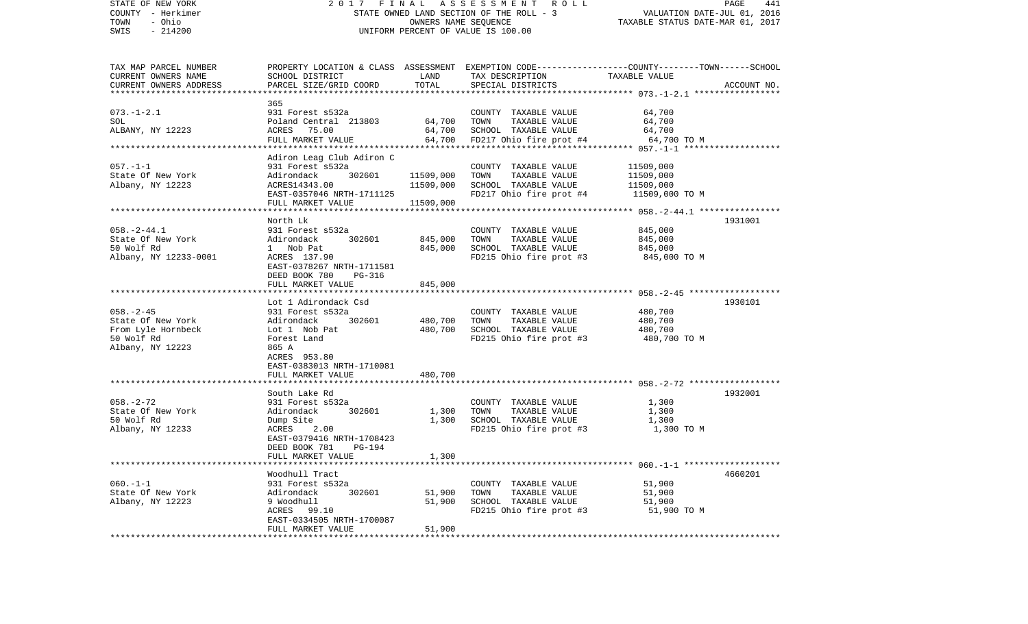STATE OF NEW YORK | 2 0 1 7 F I N A L A S S E S S M E N T R O L L | PAGE 441
COUNTY - Herkimer | STATE OWNED LAND SECTION OF THE ROLL - 3 | VALUATION DATE-JUL 01, 2016
TOWN - Ohio | OWNERS NAME SEQUENCE | TAXABLE STATUS DATE-MAR 01, 2017
SWIS - 214200 | UNIFORM PERCENT OF VALUE IS 100.00

```
TAX MAP PARCEL NUMBER     PROPERTY LOCATION & CLASS  ASSESSMENT  EXEMPTION CODE-----------------COUNTY--------TOWN------SCHOOL
CURRENT OWNERS NAME       SCHOOL DISTRICT               LAND      TAX DESCRIPTION              TAXABLE VALUE
CURRENT OWNERS ADDRESS    PARCEL SIZE/GRID COORD        TOTAL     SPECIAL DISTRICTS                                      ACCOUNT NO.
******************************************************************************************************* 073.-1-2.1 *****************
                          365
073.-1-2.1                931 Forest s532a                        COUNTY  TAXABLE VALUE          64,700
SOL                       Poland Central 213803      64,700      TOWN    TAXABLE VALUE          64,700
ALBANY, NY 12223          ACRES  75.00               64,700      SCHOOL  TAXABLE VALUE          64,700
                          FULL MARKET VALUE          64,700      FD217 Ohio fire prot #4         64,700 TO M
******************************************************************************************************* 057.-1-1 *******************
                          Adiron Leag Club Adiron C
057.-1-1                  931 Forest s532a                        COUNTY  TAXABLE VALUE       11509,000
State Of New York         Adirondack      302601  11509,000      TOWN    TAXABLE VALUE       11509,000
Albany, NY 12223          ACRES14343.00           11509,000      SCHOOL  TAXABLE VALUE       11509,000
                          EAST-0357046 NRTH-1711125               FD217 Ohio fire prot #4      11509,000 TO M
                          FULL MARKET VALUE       11509,000
******************************************************************************************************* 058.-2-44.1 ****************
                          North Lk                                                                                  1931001
058.-2-44.1               931 Forest s532a                        COUNTY  TAXABLE VALUE         845,000
State Of New York         Adirondack      302601    845,000      TOWN    TAXABLE VALUE         845,000
50 Wolf Rd                1  Nob Pat                845,000      SCHOOL  TAXABLE VALUE         845,000
Albany, NY 12233-0001     ACRES 137.90                            FD215 Ohio fire prot #3        845,000 TO M
                          EAST-0378267 NRTH-1711581
                          DEED BOOK 780    PG-316
                          FULL MARKET VALUE         845,000
******************************************************************************************************* 058.-2-45 ******************
                          Lot 1 Adirondack Csd                                                                      1930101
058.-2-45                 931 Forest s532a                        COUNTY  TAXABLE VALUE         480,700
State Of New York         Adirondack      302601    480,700      TOWN    TAXABLE VALUE         480,700
From Lyle Hornbeck        Lot 1  Nob Pat            480,700      SCHOOL  TAXABLE VALUE         480,700
50 Wolf Rd                Forest Land                             FD215 Ohio fire prot #3        480,700 TO M
Albany, NY 12223          865 A
                          ACRES 953.80
                          EAST-0383013 NRTH-1710081
                          FULL MARKET VALUE         480,700
******************************************************************************************************* 058.-2-72 ******************
                          South Lake Rd                                                                             1932001
058.-2-72                 931 Forest s532a                        COUNTY  TAXABLE VALUE           1,300
State Of New York         Adirondack      302601      1,300      TOWN    TAXABLE VALUE           1,300
50 Wolf Rd                Dump Site                   1,300      SCHOOL  TAXABLE VALUE           1,300
Albany, NY 12233          ACRES    2.00                           FD215 Ohio fire prot #3          1,300 TO M
                          EAST-0379416 NRTH-1708423
                          DEED BOOK 781    PG-194
                          FULL MARKET VALUE           1,300
******************************************************************************************************* 060.-1-1 *******************
                          Woodhull Tract                                                                            4660201
060.-1-1                  931 Forest s532a                        COUNTY  TAXABLE VALUE          51,900
State Of New York         Adirondack      302601     51,900      TOWN    TAXABLE VALUE          51,900
Albany, NY 12223          9 Woodhull                 51,900      SCHOOL  TAXABLE VALUE          51,900
                          ACRES  99.10                            FD215 Ohio fire prot #3         51,900 TO M
                          EAST-0334505 NRTH-1700087
                          FULL MARKET VALUE          51,900
************************************************************************************************************************************
```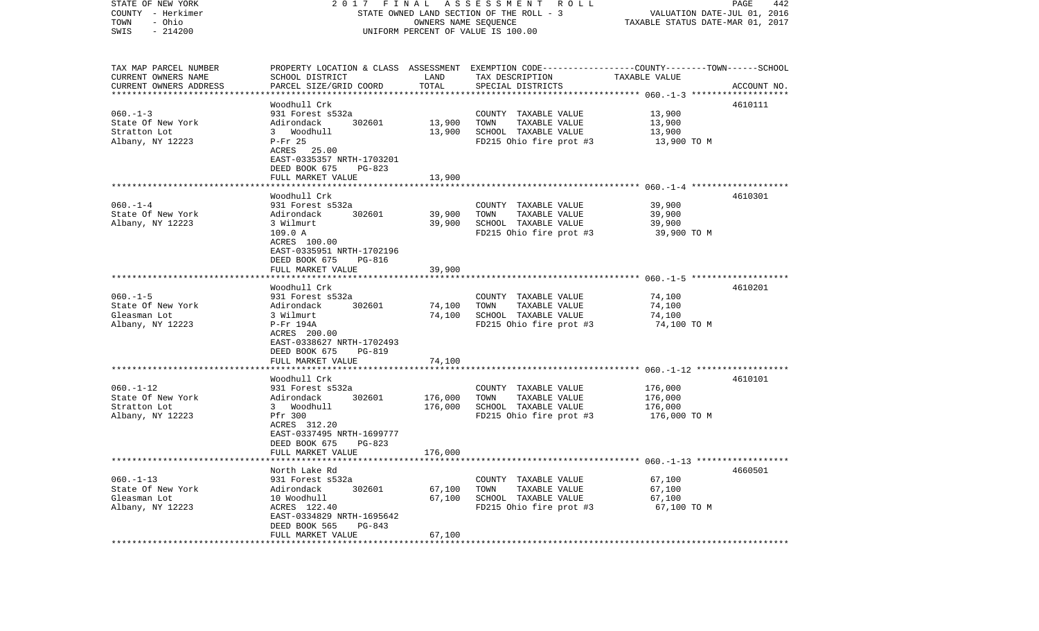STATE OF NEW YORK | 2017 FINAL ASSESSMENT ROLL | PAGE 442
COUNTY - Herkimer | STATE OWNED LAND SECTION OF THE ROLL - 3 | VALUATION DATE-JUL 01, 2016
TOWN - Ohio | OWNERS NAME SEQUENCE | TAXABLE STATUS DATE-MAR 01, 2017
SWIS - 214200 | UNIFORM PERCENT OF VALUE IS 100.00

| TAX MAP PARCEL NUMBER / CURRENT OWNERS NAME / CURRENT OWNERS ADDRESS | PROPERTY LOCATION & CLASS / SCHOOL DISTRICT / PARCEL SIZE/GRID COORD | ASSESSMENT LAND / TOTAL | EXEMPTION CODE / TAX DESCRIPTION / SPECIAL DISTRICTS | COUNTY--------TOWN------SCHOOL TAXABLE VALUE | ACCOUNT NO. |
|---|---|---|---|---|---|
| 060.-1-3 | Woodhull Crk | | | | 4610111 |
| | 931 Forest s532a | | COUNTY TAXABLE VALUE | 13,900 | |
| State Of New York | Adirondack 302601 | 13,900 | TOWN TAXABLE VALUE | 13,900 | |
| Stratton Lot | 3 Woodhull | 13,900 | SCHOOL TAXABLE VALUE | 13,900 | |
| Albany, NY 12223 | P-Fr 25 | | FD215 Ohio fire prot #3 | 13,900 TO M | |
| | ACRES 25.00 | | | | |
| | EAST-0335357 NRTH-1703201 | | | | |
| | DEED BOOK 675 PG-823 | | | | |
| | FULL MARKET VALUE | 13,900 | | | |
| 060.-1-4 | Woodhull Crk | | | | 4610301 |
| | 931 Forest s532a | | COUNTY TAXABLE VALUE | 39,900 | |
| State Of New York | Adirondack 302601 | 39,900 | TOWN TAXABLE VALUE | 39,900 | |
| Albany, NY 12223 | 3 Wilmurt | 39,900 | SCHOOL TAXABLE VALUE | 39,900 | |
| | 109.0 A | | FD215 Ohio fire prot #3 | 39,900 TO M | |
| | ACRES 100.00 | | | | |
| | EAST-0335951 NRTH-1702196 | | | | |
| | DEED BOOK 675 PG-816 | | | | |
| | FULL MARKET VALUE | 39,900 | | | |
| 060.-1-5 | Woodhull Crk | | | | 4610201 |
| | 931 Forest s532a | | COUNTY TAXABLE VALUE | 74,100 | |
| State Of New York | Adirondack 302601 | 74,100 | TOWN TAXABLE VALUE | 74,100 | |
| Gleasman Lot | 3 Wilmurt | 74,100 | SCHOOL TAXABLE VALUE | 74,100 | |
| Albany, NY 12223 | P-Fr 194A | | FD215 Ohio fire prot #3 | 74,100 TO M | |
| | ACRES 200.00 | | | | |
| | EAST-0338627 NRTH-1702493 | | | | |
| | DEED BOOK 675 PG-819 | | | | |
| | FULL MARKET VALUE | 74,100 | | | |
| 060.-1-12 | Woodhull Crk | | | | 4610101 |
| | 931 Forest s532a | | COUNTY TAXABLE VALUE | 176,000 | |
| State Of New York | Adirondack 302601 | 176,000 | TOWN TAXABLE VALUE | 176,000 | |
| Stratton Lot | 3 Woodhull | 176,000 | SCHOOL TAXABLE VALUE | 176,000 | |
| Albany, NY 12223 | Pfr 300 | | FD215 Ohio fire prot #3 | 176,000 TO M | |
| | ACRES 312.20 | | | | |
| | EAST-0337495 NRTH-1699777 | | | | |
| | DEED BOOK 675 PG-823 | | | | |
| | FULL MARKET VALUE | 176,000 | | | |
| 060.-1-13 | North Lake Rd | | | | 4660501 |
| | 931 Forest s532a | | COUNTY TAXABLE VALUE | 67,100 | |
| State Of New York | Adirondack 302601 | 67,100 | TOWN TAXABLE VALUE | 67,100 | |
| Gleasman Lot | 10 Woodhull | 67,100 | SCHOOL TAXABLE VALUE | 67,100 | |
| Albany, NY 12223 | ACRES 122.40 | | FD215 Ohio fire prot #3 | 67,100 TO M | |
| | EAST-0334829 NRTH-1695642 | | | | |
| | DEED BOOK 565 PG-843 | | | | |
| | FULL MARKET VALUE | 67,100 | | | |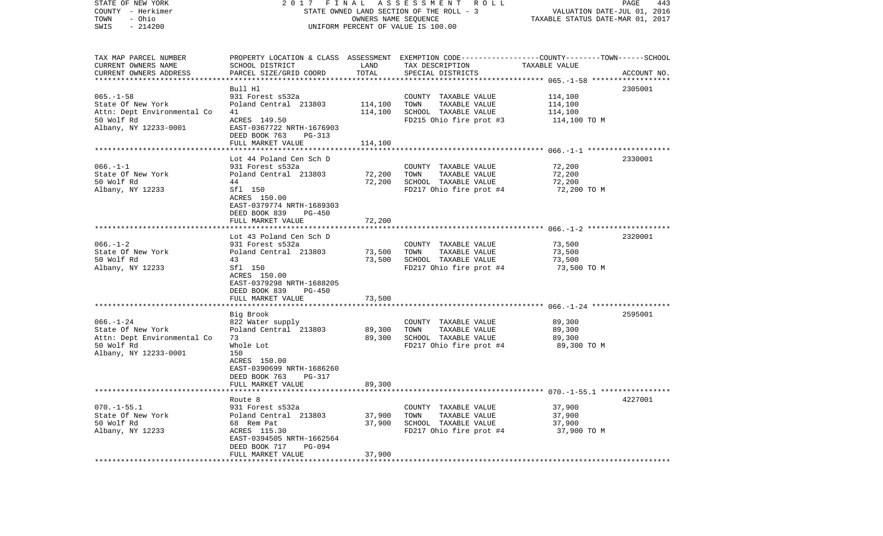STATE OF NEW YORK — 2017 FINAL ASSESSMENT ROLL
COUNTY - Herkimer — STATE OWNED LAND SECTION OF THE ROLL - 3 — VALUATION DATE-JUL 01, 2016
TOWN - Ohio — OWNERS NAME SEQUENCE — TAXABLE STATUS DATE-MAR 01, 2017
SWIS - 214200 — UNIFORM PERCENT OF VALUE IS 100.00

| TAX MAP PARCEL NUMBER / CURRENT OWNERS NAME / CURRENT OWNERS ADDRESS | PROPERTY LOCATION & CLASS / SCHOOL DISTRICT / PARCEL SIZE/GRID COORD | ASSESSMENT LAND / TOTAL | EXEMPTION CODE / TAX DESCRIPTION / SPECIAL DISTRICTS | TAXABLE VALUE (COUNTY / TOWN / SCHOOL) | ACCOUNT NO. |
|---|---|---|---|---|---|
| 065.-1-58 | Bull Hl | | | | 2305001 |
| State Of New York | 931 Forest s532a | | COUNTY TAXABLE VALUE | 114,100 | |
| Attn: Dept Environmental Co | Poland Central 213803 | 114,100 | TOWN TAXABLE VALUE | 114,100 | |
| 50 Wolf Rd | 41 | 114,100 | SCHOOL TAXABLE VALUE | 114,100 | |
| Albany, NY 12233-0001 | ACRES 149.50 | | FD215 Ohio fire prot #3 | 114,100 TO M | |
| | EAST-0367722 NRTH-1676903 | | | | |
| | DEED BOOK 763 PG-313 | | | | |
| | FULL MARKET VALUE | 114,100 | | | |
| 066.-1-1 | Lot 44 Poland Cen Sch D | | | | 2330001 |
| State Of New York | 931 Forest s532a | | COUNTY TAXABLE VALUE | 72,200 | |
| 50 Wolf Rd | Poland Central 213803 | 72,200 | TOWN TAXABLE VALUE | 72,200 | |
| Albany, NY 12233 | 44 | 72,200 | SCHOOL TAXABLE VALUE | 72,200 | |
| | Sfl 150 | | FD217 Ohio fire prot #4 | 72,200 TO M | |
| | ACRES 150.00 | | | | |
| | EAST-0379774 NRTH-1689303 | | | | |
| | DEED BOOK 839 PG-450 | | | | |
| | FULL MARKET VALUE | 72,200 | | | |
| 066.-1-2 | Lot 43 Poland Cen Sch D | | | | 2320001 |
| State Of New York | 931 Forest s532a | | COUNTY TAXABLE VALUE | 73,500 | |
| 50 Wolf Rd | Poland Central 213803 | 73,500 | TOWN TAXABLE VALUE | 73,500 | |
| Albany, NY 12233 | 43 | 73,500 | SCHOOL TAXABLE VALUE | 73,500 | |
| | Sfl 150 | | FD217 Ohio fire prot #4 | 73,500 TO M | |
| | ACRES 150.00 | | | | |
| | EAST-0379298 NRTH-1688205 | | | | |
| | DEED BOOK 839 PG-450 | | | | |
| | FULL MARKET VALUE | 73,500 | | | |
| 066.-1-24 | Big Brook | | | | 2595001 |
| State Of New York | 822 Water supply | | COUNTY TAXABLE VALUE | 89,300 | |
| Attn: Dept Environmental Co | Poland Central 213803 | 89,300 | TOWN TAXABLE VALUE | 89,300 | |
| 50 Wolf Rd | 73 | 89,300 | SCHOOL TAXABLE VALUE | 89,300 | |
| Albany, NY 12233-0001 | Whole Lot | | FD217 Ohio fire prot #4 | 89,300 TO M | |
| | 150 | | | | |
| | ACRES 150.00 | | | | |
| | EAST-0390699 NRTH-1686260 | | | | |
| | DEED BOOK 763 PG-317 | | | | |
| | FULL MARKET VALUE | 89,300 | | | |
| 070.-1-55.1 | Route 8 | | | | 4227001 |
| State Of New York | 931 Forest s532a | | COUNTY TAXABLE VALUE | 37,900 | |
| 50 Wolf Rd | Poland Central 213803 | 37,900 | TOWN TAXABLE VALUE | 37,900 | |
| Albany, NY 12233 | 68 Rem Pat | 37,900 | SCHOOL TAXABLE VALUE | 37,900 | |
| | ACRES 115.30 | | FD217 Ohio fire prot #4 | 37,900 TO M | |
| | EAST-0394505 NRTH-1662564 | | | | |
| | DEED BOOK 717 PG-094 | | | | |
| | FULL MARKET VALUE | 37,900 | | | |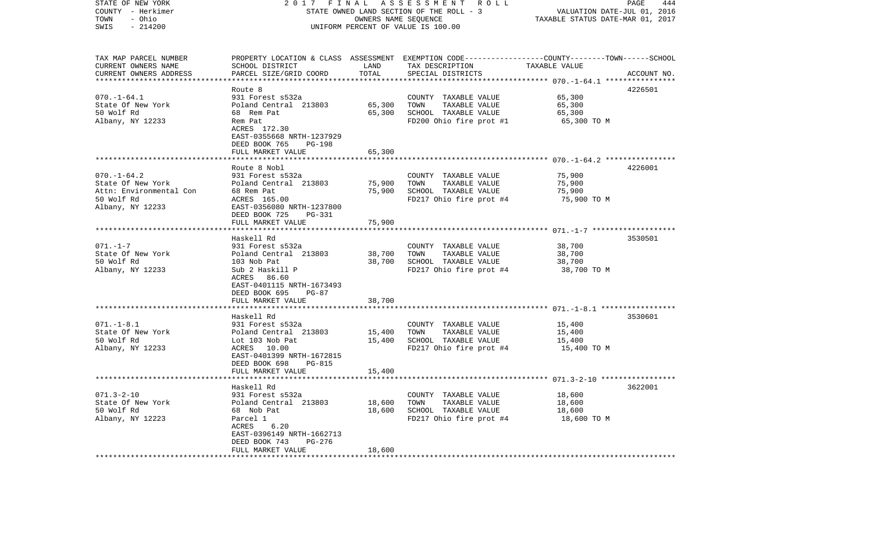STATE OF NEW YORK | 2 0 1 7 F I N A L A S S E S S M E N T R O L L | PAGE 444
COUNTY - Herkimer | STATE OWNED LAND SECTION OF THE ROLL - 3 | VALUATION DATE-JUL 01, 2016
TOWN - Ohio | OWNERS NAME SEQUENCE | TAXABLE STATUS DATE-MAR 01, 2017
SWIS - 214200 | UNIFORM PERCENT OF VALUE IS 100.00

| TAX MAP PARCEL NUMBER / CURRENT OWNERS NAME / CURRENT OWNERS ADDRESS | PROPERTY LOCATION & CLASS / SCHOOL DISTRICT / PARCEL SIZE/GRID COORD | ASSESSMENT LAND / TOTAL | EXEMPTION CODE / TAX DESCRIPTION / SPECIAL DISTRICTS | TAXABLE VALUE (COUNTY--TOWN--SCHOOL) | ACCOUNT NO. |
|---|---|---|---|---|---|
| 070.-1-64.1 | Route 8 | | | | 4226501 |
| State Of New York | 931 Forest s532a | | COUNTY TAXABLE VALUE | 65,300 | |
| 50 Wolf Rd | Poland Central 213803 | 65,300 | TOWN TAXABLE VALUE | 65,300 | |
| Albany, NY 12233 | 68 Rem Pat | 65,300 | SCHOOL TAXABLE VALUE | 65,300 | |
| | Rem Pat | | FD200 Ohio fire prot #1 | 65,300 TO M | |
| | ACRES 172.30 | | | | |
| | EAST-0355668 NRTH-1237929 | | | | |
| | DEED BOOK 765 PG-198 | | | | |
| | FULL MARKET VALUE | 65,300 | | | |
| 070.-1-64.2 | Route 8 Nobl | | | | 4226001 |
| State Of New York | 931 Forest s532a | | COUNTY TAXABLE VALUE | 75,900 | |
| Attn: Environmental Con | Poland Central 213803 | 75,900 | TOWN TAXABLE VALUE | 75,900 | |
| 50 Wolf Rd | 68 Rem Pat | 75,900 | SCHOOL TAXABLE VALUE | 75,900 | |
| Albany, NY 12233 | ACRES 165.00 | | FD217 Ohio fire prot #4 | 75,900 TO M | |
| | EAST-0356080 NRTH-1237800 | | | | |
| | DEED BOOK 725 PG-331 | | | | |
| | FULL MARKET VALUE | 75,900 | | | |
| 071.-1-7 | Haskell Rd | | | | 3530501 |
| State Of New York | 931 Forest s532a | | COUNTY TAXABLE VALUE | 38,700 | |
| 50 Wolf Rd | Poland Central 213803 | 38,700 | TOWN TAXABLE VALUE | 38,700 | |
| Albany, NY 12233 | 103 Nob Pat | 38,700 | SCHOOL TAXABLE VALUE | 38,700 | |
| | Sub 2 Haskill P | | FD217 Ohio fire prot #4 | 38,700 TO M | |
| | ACRES 86.60 | | | | |
| | EAST-0401115 NRTH-1673493 | | | | |
| | DEED BOOK 695 PG-87 | | | | |
| | FULL MARKET VALUE | 38,700 | | | |
| 071.-1-8.1 | Haskell Rd | | | | 3530601 |
| State Of New York | 931 Forest s532a | | COUNTY TAXABLE VALUE | 15,400 | |
| 50 Wolf Rd | Poland Central 213803 | 15,400 | TOWN TAXABLE VALUE | 15,400 | |
| Albany, NY 12233 | Lot 103 Nob Pat | 15,400 | SCHOOL TAXABLE VALUE | 15,400 | |
| | ACRES 10.00 | | FD217 Ohio fire prot #4 | 15,400 TO M | |
| | EAST-0401399 NRTH-1672815 | | | | |
| | DEED BOOK 698 PG-815 | | | | |
| | FULL MARKET VALUE | 15,400 | | | |
| 071.3-2-10 | Haskell Rd | | | | 3622001 |
| State Of New York | 931 Forest s532a | | COUNTY TAXABLE VALUE | 18,600 | |
| 50 Wolf Rd | Poland Central 213803 | 18,600 | TOWN TAXABLE VALUE | 18,600 | |
| Albany, NY 12223 | 68 Nob Pat | 18,600 | SCHOOL TAXABLE VALUE | 18,600 | |
| | Parcel 1 | | FD217 Ohio fire prot #4 | 18,600 TO M | |
| | ACRES 6.20 | | | | |
| | EAST-0396149 NRTH-1662713 | | | | |
| | DEED BOOK 743 PG-276 | | | | |
| | FULL MARKET VALUE | 18,600 | | | |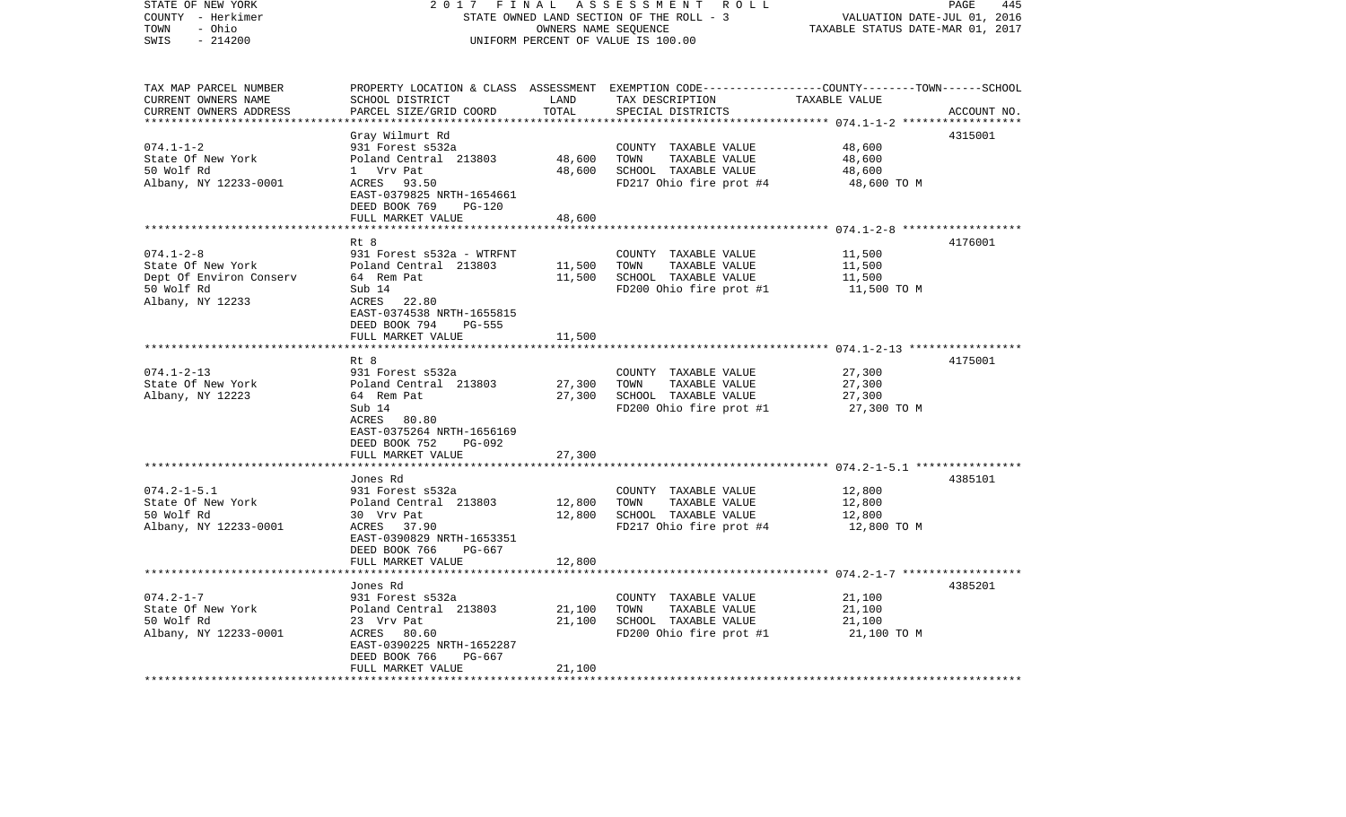STATE OF NEW YORK — 2017 FINAL ASSESSMENT ROLL
COUNTY - Herkimer — STATE OWNED LAND SECTION OF THE ROLL - 3 — VALUATION DATE-JUL 01, 2016
TOWN - Ohio — OWNERS NAME SEQUENCE — TAXABLE STATUS DATE-MAR 01, 2017
SWIS - 214200 — UNIFORM PERCENT OF VALUE IS 100.00

| TAX MAP PARCEL NUMBER / CURRENT OWNERS NAME / CURRENT OWNERS ADDRESS | PROPERTY LOCATION & CLASS / SCHOOL DISTRICT / PARCEL SIZE/GRID COORD | ASSESSMENT LAND / TOTAL | EXEMPTION CODE / TAX DESCRIPTION / SPECIAL DISTRICTS | TAXABLE VALUE (COUNTY / TOWN / SCHOOL) | ACCOUNT NO. |
|---|---|---|---|---|---|
| 074.1-1-2 | Gray Wilmurt Rd | | | | 4315001 |
| State Of New York | 931 Forest s532a | | COUNTY TAXABLE VALUE | 48,600 | |
| 50 Wolf Rd | Poland Central 213803 | 48,600 | TOWN TAXABLE VALUE | 48,600 | |
| Albany, NY 12233-0001 | 1 Vrv Pat | 48,600 | SCHOOL TAXABLE VALUE | 48,600 | |
| | ACRES 93.50 | | FD217 Ohio fire prot #4 | 48,600 TO M | |
| | EAST-0379825 NRTH-1654661 | | | | |
| | DEED BOOK 769 PG-120 | | | | |
| | FULL MARKET VALUE | 48,600 | | | |
| 074.1-2-8 | Rt 8 | | | | 4176001 |
| State Of New York | 931 Forest s532a - WTRFNT | | COUNTY TAXABLE VALUE | 11,500 | |
| Dept Of Environ Conserv | Poland Central 213803 | 11,500 | TOWN TAXABLE VALUE | 11,500 | |
| 50 Wolf Rd | 64 Rem Pat | 11,500 | SCHOOL TAXABLE VALUE | 11,500 | |
| Albany, NY 12233 | Sub 14 | | FD200 Ohio fire prot #1 | 11,500 TO M | |
| | ACRES 22.80 | | | | |
| | EAST-0374538 NRTH-1655815 | | | | |
| | DEED BOOK 794 PG-555 | | | | |
| | FULL MARKET VALUE | 11,500 | | | |
| 074.1-2-13 | Rt 8 | | | | 4175001 |
| State Of New York | 931 Forest s532a | | COUNTY TAXABLE VALUE | 27,300 | |
| Albany, NY 12223 | Poland Central 213803 | 27,300 | TOWN TAXABLE VALUE | 27,300 | |
| | 64 Rem Pat | 27,300 | SCHOOL TAXABLE VALUE | 27,300 | |
| | Sub 14 | | FD200 Ohio fire prot #1 | 27,300 TO M | |
| | ACRES 80.80 | | | | |
| | EAST-0375264 NRTH-1656169 | | | | |
| | DEED BOOK 752 PG-092 | | | | |
| | FULL MARKET VALUE | 27,300 | | | |
| 074.2-1-5.1 | Jones Rd | | | | 4385101 |
| State Of New York | 931 Forest s532a | | COUNTY TAXABLE VALUE | 12,800 | |
| 50 Wolf Rd | Poland Central 213803 | 12,800 | TOWN TAXABLE VALUE | 12,800 | |
| Albany, NY 12233-0001 | 30 Vrv Pat | 12,800 | SCHOOL TAXABLE VALUE | 12,800 | |
| | ACRES 37.90 | | FD217 Ohio fire prot #4 | 12,800 TO M | |
| | EAST-0390829 NRTH-1653351 | | | | |
| | DEED BOOK 766 PG-667 | | | | |
| | FULL MARKET VALUE | 12,800 | | | |
| 074.2-1-7 | Jones Rd | | | | 4385201 |
| State Of New York | 931 Forest s532a | | COUNTY TAXABLE VALUE | 21,100 | |
| 50 Wolf Rd | Poland Central 213803 | 21,100 | TOWN TAXABLE VALUE | 21,100 | |
| Albany, NY 12233-0001 | 23 Vrv Pat | 21,100 | SCHOOL TAXABLE VALUE | 21,100 | |
| | ACRES 80.60 | | FD200 Ohio fire prot #1 | 21,100 TO M | |
| | EAST-0390225 NRTH-1652287 | | | | |
| | DEED BOOK 766 PG-667 | | | | |
| | FULL MARKET VALUE | 21,100 | | | |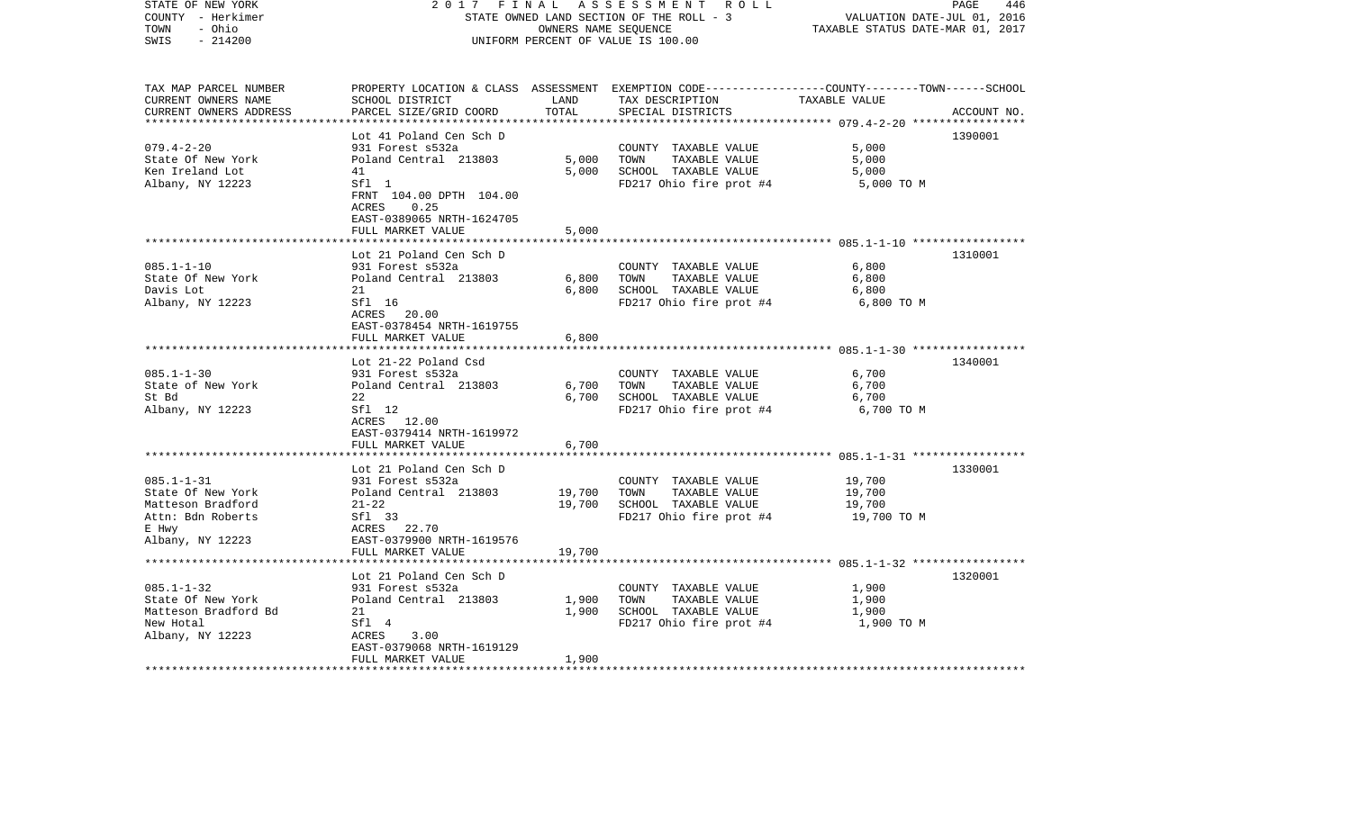STATE OF NEW YORK 2 0 1 7 F I N A L A S S E S S M E N T R O L L
COUNTY - Herkimer STATE OWNED LAND SECTION OF THE ROLL - 3 VALUATION DATE-JUL 01, 2016
TOWN - Ohio OWNERS NAME SEQUENCE TAXABLE STATUS DATE-MAR 01, 2017
SWIS - 214200 UNIFORM PERCENT OF VALUE IS 100.00

| TAX MAP PARCEL NUMBER<br>CURRENT OWNERS NAME<br>CURRENT OWNERS ADDRESS | PROPERTY LOCATION & CLASS<br>SCHOOL DISTRICT<br>PARCEL SIZE/GRID COORD | ASSESSMENT<br>LAND<br>TOTAL | EXEMPTION CODE-----COUNTY-------TOWN------SCHOOL<br>TAX DESCRIPTION<br>SPECIAL DISTRICTS | TAXABLE VALUE | ACCOUNT NO. |
|---|---|---|---|---|---|
| 079.4-2-20 | Lot 41 Poland Cen Sch D | | | | 1390001 |
| State Of New York | 931 Forest s532a | | COUNTY TAXABLE VALUE | 5,000 | |
| Ken Ireland Lot | Poland Central 213803 | 5,000 | TOWN TAXABLE VALUE | 5,000 | |
| Albany, NY 12223 | 41 | 5,000 | SCHOOL TAXABLE VALUE | 5,000 | |
| | Sfl 1 | | FD217 Ohio fire prot #4 | 5,000 TO M | |
| | FRNT 104.00 DPTH 104.00 | | | | |
| | ACRES 0.25 | | | | |
| | EAST-0389065 NRTH-1624705 | | | | |
| | FULL MARKET VALUE | 5,000 | | | |
| 085.1-1-10 | Lot 21 Poland Cen Sch D | | | | 1310001 |
| State Of New York | 931 Forest s532a | | COUNTY TAXABLE VALUE | 6,800 | |
| Davis Lot | Poland Central 213803 | 6,800 | TOWN TAXABLE VALUE | 6,800 | |
| Albany, NY 12223 | 21 | 6,800 | SCHOOL TAXABLE VALUE | 6,800 | |
| | Sfl 16 | | FD217 Ohio fire prot #4 | 6,800 TO M | |
| | ACRES 20.00 | | | | |
| | EAST-0378454 NRTH-1619755 | | | | |
| | FULL MARKET VALUE | 6,800 | | | |
| 085.1-1-30 | Lot 21-22 Poland Csd | | | | 1340001 |
| State of New York | 931 Forest s532a | | COUNTY TAXABLE VALUE | 6,700 | |
| St Bd | Poland Central 213803 | 6,700 | TOWN TAXABLE VALUE | 6,700 | |
| Albany, NY 12223 | 22 | 6,700 | SCHOOL TAXABLE VALUE | 6,700 | |
| | Sfl 12 | | FD217 Ohio fire prot #4 | 6,700 TO M | |
| | ACRES 12.00 | | | | |
| | EAST-0379414 NRTH-1619972 | | | | |
| | FULL MARKET VALUE | 6,700 | | | |
| 085.1-1-31 | Lot 21 Poland Cen Sch D | | | | 1330001 |
| State Of New York | 931 Forest s532a | | COUNTY TAXABLE VALUE | 19,700 | |
| Matteson Bradford | Poland Central 213803 | 19,700 | TOWN TAXABLE VALUE | 19,700 | |
| Attn: Bdn Roberts | 21-22 | 19,700 | SCHOOL TAXABLE VALUE | 19,700 | |
| E Hwy | Sfl 33 | | FD217 Ohio fire prot #4 | 19,700 TO M | |
| Albany, NY 12223 | ACRES 22.70 | | | | |
| | EAST-0379900 NRTH-1619576 | | | | |
| | FULL MARKET VALUE | 19,700 | | | |
| 085.1-1-32 | Lot 21 Poland Cen Sch D | | | | 1320001 |
| State Of New York | 931 Forest s532a | | COUNTY TAXABLE VALUE | 1,900 | |
| Matteson Bradford Bd | Poland Central 213803 | 1,900 | TOWN TAXABLE VALUE | 1,900 | |
| New Hotal | 21 | 1,900 | SCHOOL TAXABLE VALUE | 1,900 | |
| Albany, NY 12223 | Sfl 4 | | FD217 Ohio fire prot #4 | 1,900 TO M | |
| | ACRES 3.00 | | | | |
| | EAST-0379068 NRTH-1619129 | | | | |
| | FULL MARKET VALUE | 1,900 | | | |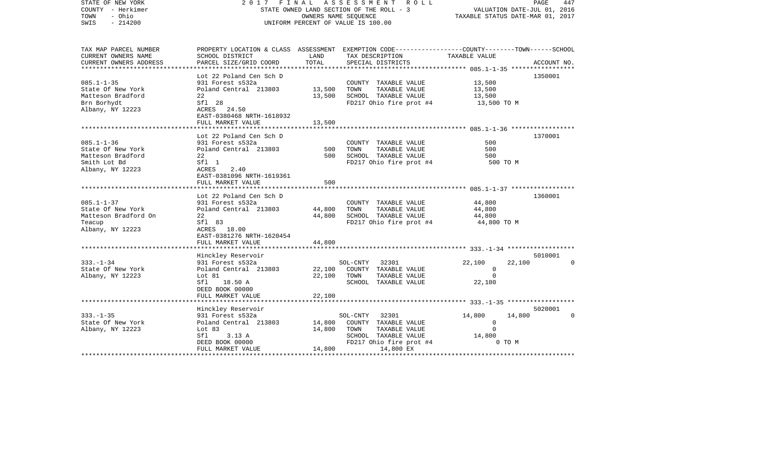STATE OF NEW YORK — 2017 FINAL ASSESSMENT ROLL
COUNTY - Herkimer — STATE OWNED LAND SECTION OF THE ROLL - 3 — VALUATION DATE-JUL 01, 2016
TOWN - Ohio — OWNERS NAME SEQUENCE — TAXABLE STATUS DATE-MAR 01, 2017
SWIS - 214200 — UNIFORM PERCENT OF VALUE IS 100.00

| TAX MAP PARCEL NUMBER / CURRENT OWNERS NAME / CURRENT OWNERS ADDRESS | PROPERTY LOCATION & CLASS / SCHOOL DISTRICT / PARCEL SIZE/GRID COORD | ASSESSMENT LAND / TOTAL | EXEMPTION CODE / TAX DESCRIPTION / SPECIAL DISTRICTS | COUNTY | TOWN | SCHOOL | ACCOUNT NO. |
|---|---|---|---|---|---|---|---|
| 085.1-1-35 | Lot 22 Poland Cen Sch D | | | | | | 1350001 |
| State Of New York | 931 Forest s532a | | COUNTY TAXABLE VALUE | 13,500 | | | |
| Matteson Bradford | Poland Central 213803 | 13,500 | TOWN TAXABLE VALUE | 13,500 | | | |
| Brn Borhydt | 22 | 13,500 | SCHOOL TAXABLE VALUE | 13,500 | | | |
| Albany, NY 12223 | Sfl 28 | | FD217 Ohio fire prot #4 | 13,500 TO M | | | |
| | ACRES 24.50 | | | | | | |
| | EAST-0380468 NRTH-1618932 | | | | | | |
| | FULL MARKET VALUE | 13,500 | | | | | |
| 085.1-1-36 | Lot 22 Poland Cen Sch D | | | | | | 1370001 |
| State Of New York | 931 Forest s532a | | COUNTY TAXABLE VALUE | 500 | | | |
| Matteson Bradford | Poland Central 213803 | 500 | TOWN TAXABLE VALUE | 500 | | | |
| Smith Lot Bd | 22 | 500 | SCHOOL TAXABLE VALUE | 500 | | | |
| Albany, NY 12223 | Sfl 1 | | FD217 Ohio fire prot #4 | 500 TO M | | | |
| | ACRES 2.40 | | | | | | |
| | EAST-0381096 NRTH-1619361 | | | | | | |
| | FULL MARKET VALUE | 500 | | | | | |
| 085.1-1-37 | Lot 22 Poland Cen Sch D | | | | | | 1360001 |
| State Of New York | 931 Forest s532a | | COUNTY TAXABLE VALUE | 44,800 | | | |
| Matteson Bradford On | Poland Central 213803 | 44,800 | TOWN TAXABLE VALUE | 44,800 | | | |
| Teacup | 22 | 44,800 | SCHOOL TAXABLE VALUE | 44,800 | | | |
| Albany, NY 12223 | Sfl 83 | | FD217 Ohio fire prot #4 | 44,800 TO M | | | |
| | ACRES 18.00 | | | | | | |
| | EAST-0381276 NRTH-1620454 | | | | | | |
| | FULL MARKET VALUE | 44,800 | | | | | |
| 333.-1-34 | Hinckley Reservoir | | | | | | 5010001 |
| State Of New York | 931 Forest s532a | | SOL-CNTY 32301 | 22,100 | 22,100 | 0 | |
| Albany, NY 12223 | Poland Central 213803 | 22,100 | COUNTY TAXABLE VALUE | 0 | | | |
| | Lot 81 | 22,100 | TOWN TAXABLE VALUE | 0 | | | |
| | Sfl 18.50 A | | SCHOOL TAXABLE VALUE | 22,100 | | | |
| | DEED BOOK 00000 | | | | | | |
| | FULL MARKET VALUE | 22,100 | | | | | |
| 333.-1-35 | Hinckley Reservoir | | | | | | 5020001 |
| State Of New York | 931 Forest s532a | | SOL-CNTY 32301 | 14,800 | 14,800 | 0 | |
| Albany, NY 12223 | Poland Central 213803 | 14,800 | COUNTY TAXABLE VALUE | 0 | | | |
| | Lot 83 | 14,800 | TOWN TAXABLE VALUE | 0 | | | |
| | Sfl 3.13 A | | SCHOOL TAXABLE VALUE | 14,800 | | | |
| | DEED BOOK 00000 | | FD217 Ohio fire prot #4 | 0 TO M | | | |
| | FULL MARKET VALUE | 14,800 | 14,800 EX | | | | |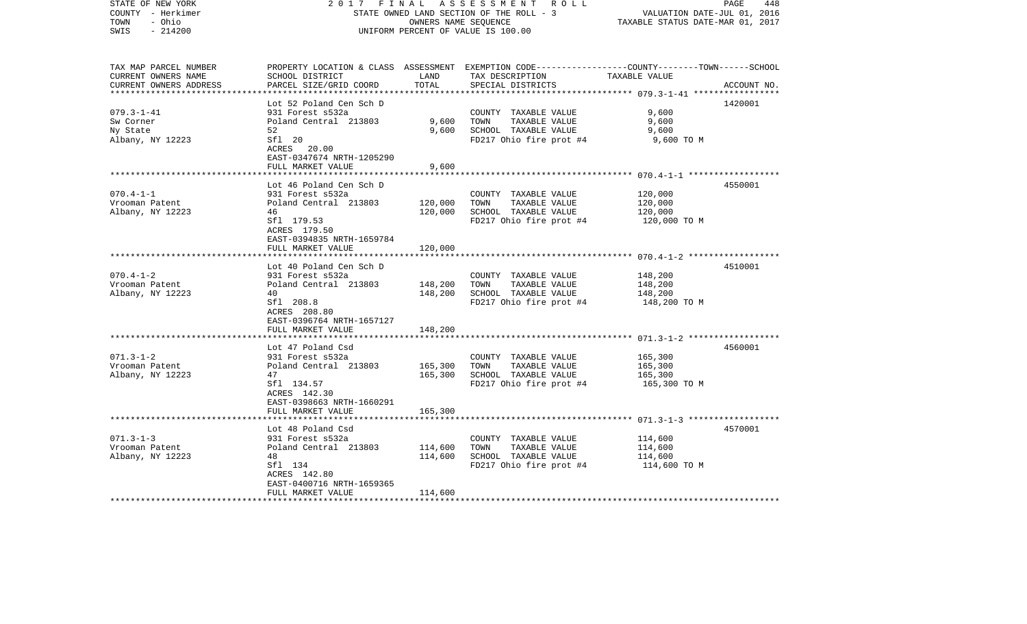STATE OF NEW YORK | 2 0 1 7 F I N A L A S S E S S M E N T R O L L
COUNTY - Herkimer | STATE OWNED LAND SECTION OF THE ROLL - 3 | VALUATION DATE-JUL 01, 2016
TOWN - Ohio | OWNERS NAME SEQUENCE | TAXABLE STATUS DATE-MAR 01, 2017
SWIS - 214200 | UNIFORM PERCENT OF VALUE IS 100.00

| TAX MAP PARCEL NUMBER / CURRENT OWNERS NAME / CURRENT OWNERS ADDRESS | PROPERTY LOCATION & CLASS / SCHOOL DISTRICT / PARCEL SIZE/GRID COORD | ASSESSMENT LAND / TOTAL | EXEMPTION CODE / TAX DESCRIPTION / SPECIAL DISTRICTS | COUNTY--------TOWN------SCHOOL TAXABLE VALUE | ACCOUNT NO. |
|---|---|---|---|---|---|
| **079.3-1-41** | Lot 52 Poland Cen Sch D | | | | 1420001 |
| 079.3-1-41 | 931 Forest s532a | | COUNTY TAXABLE VALUE | 9,600 | |
| Sw Corner | Poland Central 213803 | 9,600 | TOWN TAXABLE VALUE | 9,600 | |
| Ny State | 52 | 9,600 | SCHOOL TAXABLE VALUE | 9,600 | |
| Albany, NY 12223 | Sfl 20 | | FD217 Ohio fire prot #4 | 9,600 TO M | |
| | ACRES 20.00 | | | | |
| | EAST-0347674 NRTH-1205290 | | | | |
| | FULL MARKET VALUE | 9,600 | | | |
| **070.4-1-1** | Lot 46 Poland Cen Sch D | | | | 4550001 |
| 070.4-1-1 | 931 Forest s532a | | COUNTY TAXABLE VALUE | 120,000 | |
| Vrooman Patent | Poland Central 213803 | 120,000 | TOWN TAXABLE VALUE | 120,000 | |
| Albany, NY 12223 | 46 | 120,000 | SCHOOL TAXABLE VALUE | 120,000 | |
| | Sfl 179.53 | | FD217 Ohio fire prot #4 | 120,000 TO M | |
| | ACRES 179.50 | | | | |
| | EAST-0394835 NRTH-1659784 | | | | |
| | FULL MARKET VALUE | 120,000 | | | |
| **070.4-1-2** | Lot 40 Poland Cen Sch D | | | | 4510001 |
| 070.4-1-2 | 931 Forest s532a | | COUNTY TAXABLE VALUE | 148,200 | |
| Vrooman Patent | Poland Central 213803 | 148,200 | TOWN TAXABLE VALUE | 148,200 | |
| Albany, NY 12223 | 40 | 148,200 | SCHOOL TAXABLE VALUE | 148,200 | |
| | Sfl 208.8 | | FD217 Ohio fire prot #4 | 148,200 TO M | |
| | ACRES 208.80 | | | | |
| | EAST-0396764 NRTH-1657127 | | | | |
| | FULL MARKET VALUE | 148,200 | | | |
| **071.3-1-2** | Lot 47 Poland Csd | | | | 4560001 |
| 071.3-1-2 | 931 Forest s532a | | COUNTY TAXABLE VALUE | 165,300 | |
| Vrooman Patent | Poland Central 213803 | 165,300 | TOWN TAXABLE VALUE | 165,300 | |
| Albany, NY 12223 | 47 | 165,300 | SCHOOL TAXABLE VALUE | 165,300 | |
| | Sfl 134.57 | | FD217 Ohio fire prot #4 | 165,300 TO M | |
| | ACRES 142.30 | | | | |
| | EAST-0398663 NRTH-1660291 | | | | |
| | FULL MARKET VALUE | 165,300 | | | |
| **071.3-1-3** | Lot 48 Poland Csd | | | | 4570001 |
| 071.3-1-3 | 931 Forest s532a | | COUNTY TAXABLE VALUE | 114,600 | |
| Vrooman Patent | Poland Central 213803 | 114,600 | TOWN TAXABLE VALUE | 114,600 | |
| Albany, NY 12223 | 48 | 114,600 | SCHOOL TAXABLE VALUE | 114,600 | |
| | Sfl 134 | | FD217 Ohio fire prot #4 | 114,600 TO M | |
| | ACRES 142.80 | | | | |
| | EAST-0400716 NRTH-1659365 | | | | |
| | FULL MARKET VALUE | 114,600 | | | |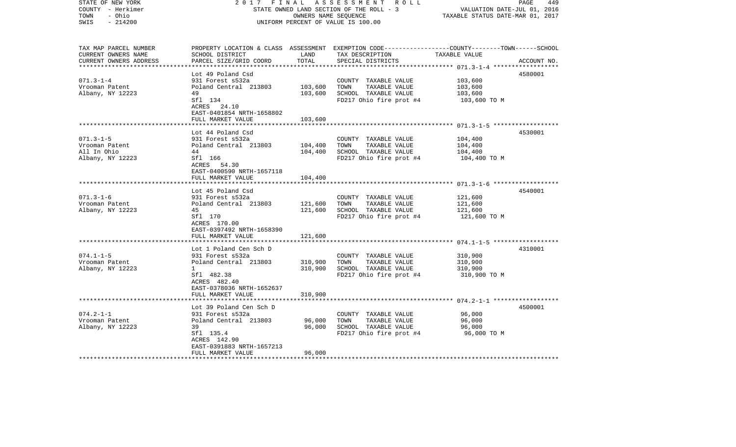STATE OF NEW YORK — 2017 FINAL ASSESSMENT ROLL — PAGE 449
COUNTY - Herkimer — STATE OWNED LAND SECTION OF THE ROLL - 3 — VALUATION DATE-JUL 01, 2016
TOWN - Ohio — OWNERS NAME SEQUENCE — TAXABLE STATUS DATE-MAR 01, 2017
SWIS - 214200 — UNIFORM PERCENT OF VALUE IS 100.00

| TAX MAP PARCEL NUMBER / CURRENT OWNERS NAME / CURRENT OWNERS ADDRESS | PROPERTY LOCATION & CLASS / SCHOOL DISTRICT / PARCEL SIZE/GRID COORD | ASSESSMENT LAND / TOTAL | EXEMPTION CODE / TAX DESCRIPTION / SPECIAL DISTRICTS | COUNTY--TOWN--SCHOOL TAXABLE VALUE | ACCOUNT NO. |
|---|---|---|---|---|---|
| 071.3-1-4 | Lot 49 Poland Csd | | | | 4580001 |
| Vrooman Patent | 931 Forest s532a | | COUNTY TAXABLE VALUE | 103,600 | |
| Albany, NY 12223 | Poland Central 213803 | 103,600 | TOWN TAXABLE VALUE | 103,600 | |
| | 49 | 103,600 | SCHOOL TAXABLE VALUE | 103,600 | |
| | Sfl 134 | | FD217 Ohio fire prot #4 | 103,600 TO M | |
| | ACRES 24.10 | | | | |
| | EAST-0401854 NRTH-1658802 | | | | |
| | FULL MARKET VALUE | 103,600 | | | |
| 071.3-1-5 | Lot 44 Poland Csd | | | | 4530001 |
| Vrooman Patent | 931 Forest s532a | | COUNTY TAXABLE VALUE | 104,400 | |
| All In Ohio | Poland Central 213803 | 104,400 | TOWN TAXABLE VALUE | 104,400 | |
| Albany, NY 12223 | 44 | 104,400 | SCHOOL TAXABLE VALUE | 104,400 | |
| | Sfl 166 | | FD217 Ohio fire prot #4 | 104,400 TO M | |
| | ACRES 54.30 | | | | |
| | EAST-0400590 NRTH-1657118 | | | | |
| | FULL MARKET VALUE | 104,400 | | | |
| 071.3-1-6 | Lot 45 Poland Csd | | | | 4540001 |
| Vrooman Patent | 931 Forest s532a | | COUNTY TAXABLE VALUE | 121,600 | |
| Albany, NY 12223 | Poland Central 213803 | 121,600 | TOWN TAXABLE VALUE | 121,600 | |
| | 45 | 121,600 | SCHOOL TAXABLE VALUE | 121,600 | |
| | Sfl 170 | | FD217 Ohio fire prot #4 | 121,600 TO M | |
| | ACRES 170.00 | | | | |
| | EAST-0397492 NRTH-1658390 | | | | |
| | FULL MARKET VALUE | 121,600 | | | |
| 074.1-1-5 | Lot 1 Poland Cen Sch D | | | | 4310001 |
| Vrooman Patent | 931 Forest s532a | | COUNTY TAXABLE VALUE | 310,900 | |
| Albany, NY 12223 | Poland Central 213803 | 310,900 | TOWN TAXABLE VALUE | 310,900 | |
| | 1 | 310,900 | SCHOOL TAXABLE VALUE | 310,900 | |
| | Sfl 482.38 | | FD217 Ohio fire prot #4 | 310,900 TO M | |
| | ACRES 482.40 | | | | |
| | EAST-0378036 NRTH-1652637 | | | | |
| | FULL MARKET VALUE | 310,900 | | | |
| 074.2-1-1 | Lot 39 Poland Cen Sch D | | | | 4500001 |
| Vrooman Patent | 931 Forest s532a | | COUNTY TAXABLE VALUE | 96,000 | |
| Albany, NY 12223 | Poland Central 213803 | 96,000 | TOWN TAXABLE VALUE | 96,000 | |
| | 39 | 96,000 | SCHOOL TAXABLE VALUE | 96,000 | |
| | Sfl 135.4 | | FD217 Ohio fire prot #4 | 96,000 TO M | |
| | ACRES 142.90 | | | | |
| | EAST-0391883 NRTH-1657213 | | | | |
| | FULL MARKET VALUE | 96,000 | | | |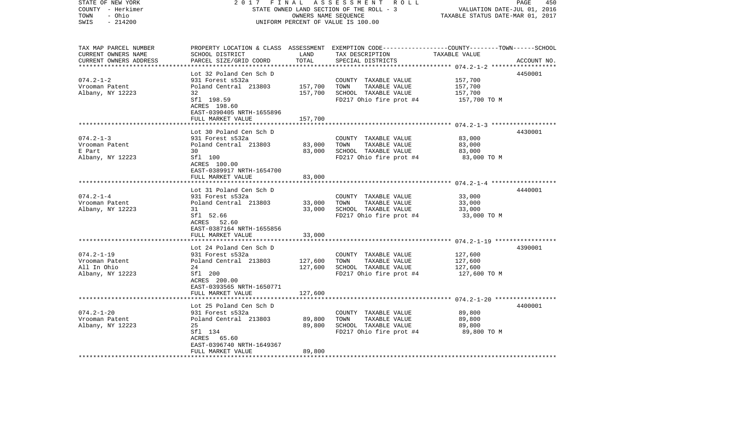STATE OF NEW YORK
COUNTY - Herkimer
TOWN - Ohio
SWIS - 214200

2017 FINAL ASSESSMENT ROLL
STATE OWNED LAND SECTION OF THE ROLL - 3
OWNERS NAME SEQUENCE
UNIFORM PERCENT OF VALUE IS 100.00

VALUATION DATE-JUL 01, 2016
TAXABLE STATUS DATE-MAR 01, 2017

| TAX MAP PARCEL NUMBER<br>CURRENT OWNERS NAME<br>CURRENT OWNERS ADDRESS | PROPERTY LOCATION & CLASS<br>SCHOOL DISTRICT<br>PARCEL SIZE/GRID COORD | ASSESSMENT<br>LAND<br>TOTAL | EXEMPTION CODE-----COUNTY-----TOWN-----SCHOOL<br>TAX DESCRIPTION<br>SPECIAL DISTRICTS | TAXABLE VALUE | ACCOUNT NO. |
|---|---|---|---|---|---|
| 074.2-1-2<br>Vrooman Patent<br>Albany, NY 12223 | Lot 32 Poland Cen Sch D<br>931 Forest s532a<br>Poland Central 213803<br>32<br>Sfl 198.59<br>ACRES 198.60<br>EAST-0390405 NRTH-1655896<br>FULL MARKET VALUE | <br><br>157,700<br>157,700<br><br><br><br>157,700 | COUNTY TAXABLE VALUE<br>TOWN TAXABLE VALUE<br>SCHOOL TAXABLE VALUE<br>FD217 Ohio fire prot #4 | 157,700<br>157,700<br>157,700<br>157,700 TO M | 4450001 |
| 074.2-1-3<br>Vrooman Patent<br>E Part<br>Albany, NY 12223 | Lot 30 Poland Cen Sch D<br>931 Forest s532a<br>Poland Central 213803<br>30<br>Sfl 100<br>ACRES 100.00<br>EAST-0389917 NRTH-1654700<br>FULL MARKET VALUE | <br><br>83,000<br>83,000<br><br><br><br>83,000 | COUNTY TAXABLE VALUE<br>TOWN TAXABLE VALUE<br>SCHOOL TAXABLE VALUE<br>FD217 Ohio fire prot #4 | 83,000<br>83,000<br>83,000<br>83,000 TO M | 4430001 |
| 074.2-1-4<br>Vrooman Patent<br>Albany, NY 12223 | Lot 31 Poland Cen Sch D<br>931 Forest s532a<br>Poland Central 213803<br>31<br>Sfl 52.66<br>ACRES 52.60<br>EAST-0387164 NRTH-1655856<br>FULL MARKET VALUE | <br><br>33,000<br>33,000<br><br><br><br>33,000 | COUNTY TAXABLE VALUE<br>TOWN TAXABLE VALUE<br>SCHOOL TAXABLE VALUE<br>FD217 Ohio fire prot #4 | 33,000<br>33,000<br>33,000<br>33,000 TO M | 4440001 |
| 074.2-1-19<br>Vrooman Patent<br>All In Ohio<br>Albany, NY 12223 | Lot 24 Poland Cen Sch D<br>931 Forest s532a<br>Poland Central 213803<br>24<br>Sfl 200<br>ACRES 200.00<br>EAST-0393565 NRTH-1650771<br>FULL MARKET VALUE | <br><br>127,600<br>127,600<br><br><br><br>127,600 | COUNTY TAXABLE VALUE<br>TOWN TAXABLE VALUE<br>SCHOOL TAXABLE VALUE<br>FD217 Ohio fire prot #4 | 127,600<br>127,600<br>127,600<br>127,600 TO M | 4390001 |
| 074.2-1-20<br>Vrooman Patent<br>Albany, NY 12223 | Lot 25 Poland Cen Sch D<br>931 Forest s532a<br>Poland Central 213803<br>25<br>Sfl 134<br>ACRES 65.60<br>EAST-0396740 NRTH-1649367<br>FULL MARKET VALUE | <br><br>89,800<br>89,800<br><br><br><br>89,800 | COUNTY TAXABLE VALUE<br>TOWN TAXABLE VALUE<br>SCHOOL TAXABLE VALUE<br>FD217 Ohio fire prot #4 | 89,800<br>89,800<br>89,800<br>89,800 TO M | 4400001 |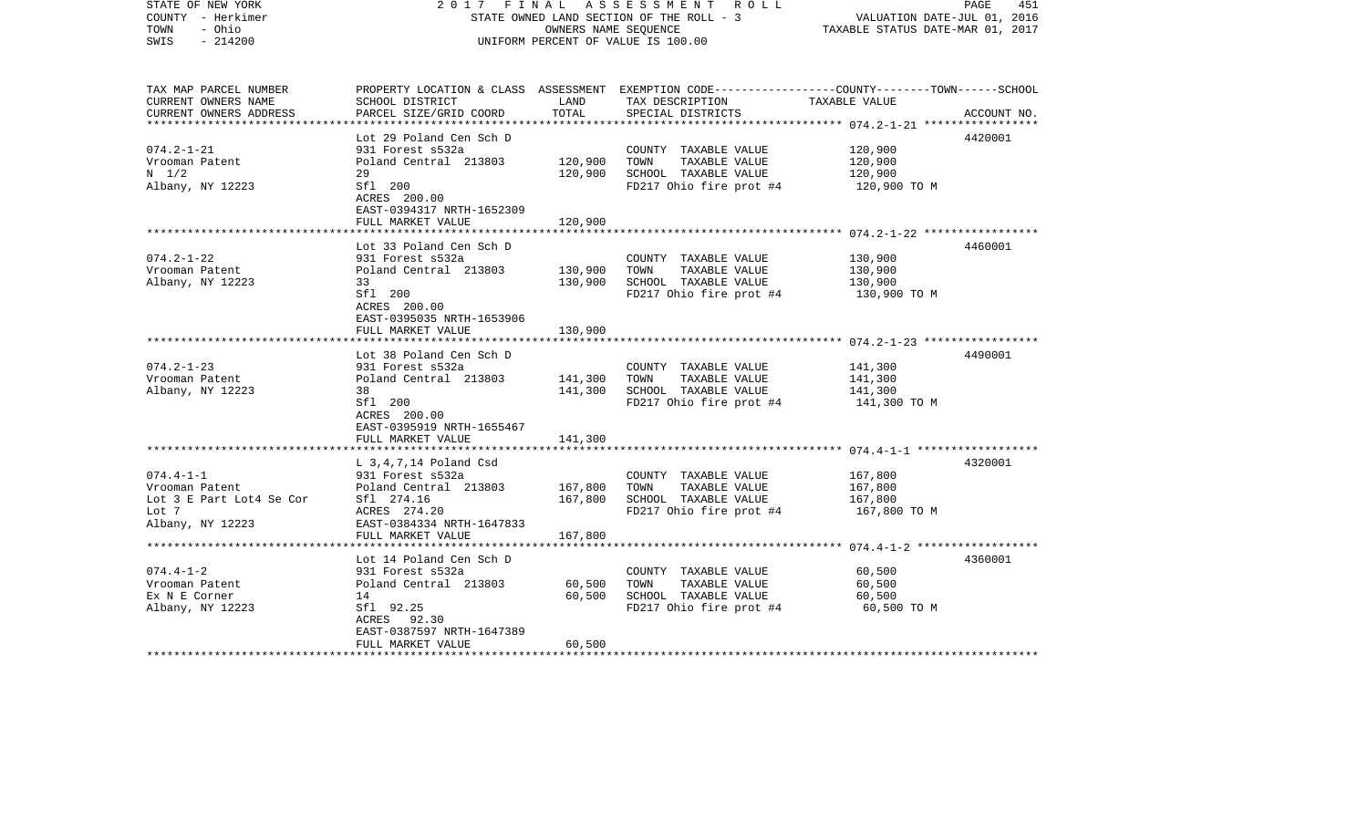STATE OF NEW YORK
COUNTY - Herkimer
TOWN - Ohio
SWIS - 214200

# 2017 FINAL ASSESSMENT ROLL

STATE OWNED LAND SECTION OF THE ROLL - 3
OWNERS NAME SEQUENCE
UNIFORM PERCENT OF VALUE IS 100.00

VALUATION DATE-JUL 01, 2016
TAXABLE STATUS DATE-MAR 01, 2017

| TAX MAP PARCEL NUMBER<br>CURRENT OWNERS NAME<br>CURRENT OWNERS ADDRESS | PROPERTY LOCATION & CLASS<br>SCHOOL DISTRICT<br>PARCEL SIZE/GRID COORD | ASSESSMENT<br>LAND<br>TOTAL | EXEMPTION CODE<br>TAX DESCRIPTION<br>SPECIAL DISTRICTS | COUNTY--------TOWN------SCHOOL<br>TAXABLE VALUE | ACCOUNT NO. |
|---|---|---|---|---|---|
| 074.2-1-21 | Lot 29 Poland Cen Sch D | | | | 4420001 |
| Vrooman Patent | 931 Forest s532a | | COUNTY TAXABLE VALUE | 120,900 | |
| N 1/2 | Poland Central 213803 | 120,900 | TOWN TAXABLE VALUE | 120,900 | |
| Albany, NY 12223 | 29 | 120,900 | SCHOOL TAXABLE VALUE | 120,900 | |
| | Sfl 200 | | FD217 Ohio fire prot #4 | 120,900 TO M | |
| | ACRES 200.00 | | | | |
| | EAST-0394317 NRTH-1652309 | | | | |
| | FULL MARKET VALUE | 120,900 | | | |
| 074.2-1-22 | Lot 33 Poland Cen Sch D | | | | 4460001 |
| Vrooman Patent | 931 Forest s532a | | COUNTY TAXABLE VALUE | 130,900 | |
| Albany, NY 12223 | Poland Central 213803 | 130,900 | TOWN TAXABLE VALUE | 130,900 | |
| | 33 | 130,900 | SCHOOL TAXABLE VALUE | 130,900 | |
| | Sfl 200 | | FD217 Ohio fire prot #4 | 130,900 TO M | |
| | ACRES 200.00 | | | | |
| | EAST-0395035 NRTH-1653906 | | | | |
| | FULL MARKET VALUE | 130,900 | | | |
| 074.2-1-23 | Lot 38 Poland Cen Sch D | | | | 4490001 |
| Vrooman Patent | 931 Forest s532a | | COUNTY TAXABLE VALUE | 141,300 | |
| Albany, NY 12223 | Poland Central 213803 | 141,300 | TOWN TAXABLE VALUE | 141,300 | |
| | 38 | 141,300 | SCHOOL TAXABLE VALUE | 141,300 | |
| | Sfl 200 | | FD217 Ohio fire prot #4 | 141,300 TO M | |
| | ACRES 200.00 | | | | |
| | EAST-0395919 NRTH-1655467 | | | | |
| | FULL MARKET VALUE | 141,300 | | | |
| 074.4-1-1 | L 3,4,7,14 Poland Csd | | | | 4320001 |
| Vrooman Patent | 931 Forest s532a | | COUNTY TAXABLE VALUE | 167,800 | |
| Lot 3 E Part Lot4 Se Cor | Poland Central 213803 | 167,800 | TOWN TAXABLE VALUE | 167,800 | |
| Lot 7 | Sfl 274.16 | 167,800 | SCHOOL TAXABLE VALUE | 167,800 | |
| Albany, NY 12223 | ACRES 274.20 | | FD217 Ohio fire prot #4 | 167,800 TO M | |
| | EAST-0384334 NRTH-1647833 | | | | |
| | FULL MARKET VALUE | 167,800 | | | |
| 074.4-1-2 | Lot 14 Poland Cen Sch D | | | | 4360001 |
| Vrooman Patent | 931 Forest s532a | | COUNTY TAXABLE VALUE | 60,500 | |
| Ex N E Corner | Poland Central 213803 | 60,500 | TOWN TAXABLE VALUE | 60,500 | |
| Albany, NY 12223 | 14 | 60,500 | SCHOOL TAXABLE VALUE | 60,500 | |
| | Sfl 92.25 | | FD217 Ohio fire prot #4 | 60,500 TO M | |
| | ACRES 92.30 | | | | |
| | EAST-0387597 NRTH-1647389 | | | | |
| | FULL MARKET VALUE | 60,500 | | | |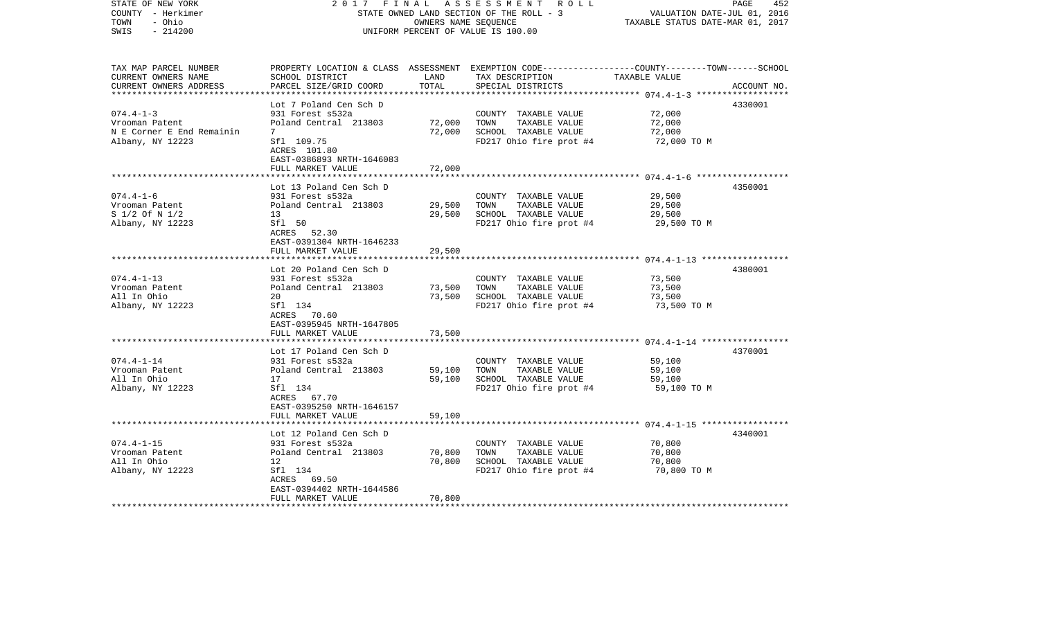STATE OF NEW YORK — 2017 FINAL ASSESSMENT ROLL
COUNTY - Herkimer — STATE OWNED LAND SECTION OF THE ROLL - 3 — VALUATION DATE-JUL 01, 2016
TOWN - Ohio — OWNERS NAME SEQUENCE — TAXABLE STATUS DATE-MAR 01, 2017
SWIS - 214200 — UNIFORM PERCENT OF VALUE IS 100.00

| TAX MAP PARCEL NUMBER<br>CURRENT OWNERS NAME<br>CURRENT OWNERS ADDRESS | PROPERTY LOCATION & CLASS<br>SCHOOL DISTRICT<br>PARCEL SIZE/GRID COORD | ASSESSMENT<br>LAND<br>TOTAL | EXEMPTION CODE<br>TAX DESCRIPTION<br>SPECIAL DISTRICTS | COUNTY--------TOWN------SCHOOL<br>TAXABLE VALUE | ACCOUNT NO. |
|---|---|---|---|---|---|
| 074.4-1-3<br>Vrooman Patent<br>N E Corner E End Remainin<br>Albany, NY 12223 | Lot 7 Poland Cen Sch D<br>931 Forest s532a<br>Poland Central 213803<br>7<br>Sfl 109.75<br>ACRES 101.80<br>EAST-0386893 NRTH-1646083<br>FULL MARKET VALUE | 72,000<br>72,000<br><br>72,000 | COUNTY TAXABLE VALUE<br>TOWN TAXABLE VALUE<br>SCHOOL TAXABLE VALUE<br>FD217 Ohio fire prot #4 | 72,000<br>72,000<br>72,000<br>72,000 TO M | 4330001 |
| 074.4-1-6<br>Vrooman Patent<br>S 1/2 Of N 1/2<br>Albany, NY 12223 | Lot 13 Poland Cen Sch D<br>931 Forest s532a<br>Poland Central 213803<br>13<br>Sfl 50<br>ACRES 52.30<br>EAST-0391304 NRTH-1646233<br>FULL MARKET VALUE | 29,500<br>29,500<br><br>29,500 | COUNTY TAXABLE VALUE<br>TOWN TAXABLE VALUE<br>SCHOOL TAXABLE VALUE<br>FD217 Ohio fire prot #4 | 29,500<br>29,500<br>29,500<br>29,500 TO M | 4350001 |
| 074.4-1-13<br>Vrooman Patent<br>All In Ohio<br>Albany, NY 12223 | Lot 20 Poland Cen Sch D<br>931 Forest s532a<br>Poland Central 213803<br>20<br>Sfl 134<br>ACRES 70.60<br>EAST-0395945 NRTH-1647805<br>FULL MARKET VALUE | 73,500<br>73,500<br><br>73,500 | COUNTY TAXABLE VALUE<br>TOWN TAXABLE VALUE<br>SCHOOL TAXABLE VALUE<br>FD217 Ohio fire prot #4 | 73,500<br>73,500<br>73,500<br>73,500 TO M | 4380001 |
| 074.4-1-14<br>Vrooman Patent<br>All In Ohio<br>Albany, NY 12223 | Lot 17 Poland Cen Sch D<br>931 Forest s532a<br>Poland Central 213803<br>17<br>Sfl 134<br>ACRES 67.70<br>EAST-0395250 NRTH-1646157<br>FULL MARKET VALUE | 59,100<br>59,100<br><br>59,100 | COUNTY TAXABLE VALUE<br>TOWN TAXABLE VALUE<br>SCHOOL TAXABLE VALUE<br>FD217 Ohio fire prot #4 | 59,100<br>59,100<br>59,100<br>59,100 TO M | 4370001 |
| 074.4-1-15<br>Vrooman Patent<br>All In Ohio<br>Albany, NY 12223 | Lot 12 Poland Cen Sch D<br>931 Forest s532a<br>Poland Central 213803<br>12<br>Sfl 134<br>ACRES 69.50<br>EAST-0394402 NRTH-1644586<br>FULL MARKET VALUE | 70,800<br>70,800<br><br>70,800 | COUNTY TAXABLE VALUE<br>TOWN TAXABLE VALUE<br>SCHOOL TAXABLE VALUE<br>FD217 Ohio fire prot #4 | 70,800<br>70,800<br>70,800<br>70,800 TO M | 4340001 |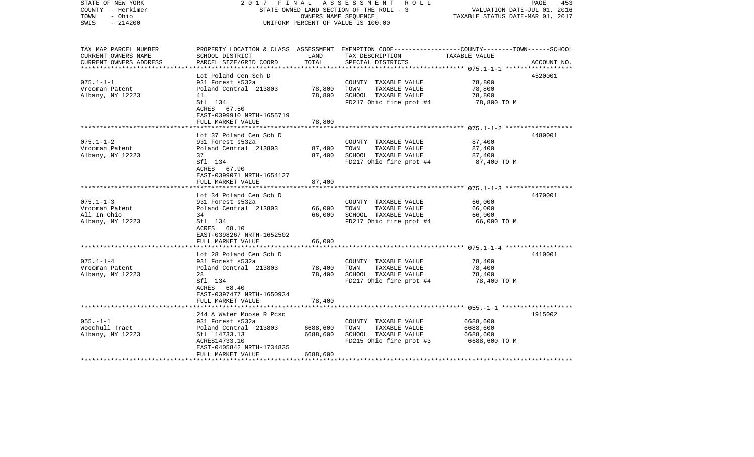STATE OF NEW YORK | 2017 FINAL ASSESSMENT ROLL | PAGE 453
COUNTY - Herkimer | STATE OWNED LAND SECTION OF THE ROLL - 3 | VALUATION DATE-JUL 01, 2016
TOWN - Ohio | OWNERS NAME SEQUENCE | TAXABLE STATUS DATE-MAR 01, 2017
SWIS - 214200 | UNIFORM PERCENT OF VALUE IS 100.00

| TAX MAP PARCEL NUMBER / CURRENT OWNERS NAME / CURRENT OWNERS ADDRESS | PROPERTY LOCATION & CLASS / SCHOOL DISTRICT / PARCEL SIZE/GRID COORD | ASSESSMENT LAND | ASSESSMENT TOTAL | EXEMPTION CODE / TAX DESCRIPTION / SPECIAL DISTRICTS | TAXABLE VALUE (COUNTY--TOWN--SCHOOL) | ACCOUNT NO. |
|---|---|---|---|---|---|---|
| **075.1-1-1** | Lot Poland Cen Sch D | | | | | 4520001 |
| 075.1-1-1 | 931 Forest s532a | | | COUNTY TAXABLE VALUE | 78,800 | |
| Vrooman Patent | Poland Central 213803 | 78,800 | | TOWN TAXABLE VALUE | 78,800 | |
| Albany, NY 12223 | 41 | | 78,800 | SCHOOL TAXABLE VALUE | 78,800 | |
| | Sfl 134 | | | FD217 Ohio fire prot #4 | 78,800 TO M | |
| | ACRES 67.50 | | | | | |
| | EAST-0399910 NRTH-1655719 | | | | | |
| | FULL MARKET VALUE | | 78,800 | | | |
| **075.1-1-2** | Lot 37 Poland Cen Sch D | | | | | 4480001 |
| 075.1-1-2 | 931 Forest s532a | | | COUNTY TAXABLE VALUE | 87,400 | |
| Vrooman Patent | Poland Central 213803 | 87,400 | | TOWN TAXABLE VALUE | 87,400 | |
| Albany, NY 12223 | 37 | | 87,400 | SCHOOL TAXABLE VALUE | 87,400 | |
| | Sfl 134 | | | FD217 Ohio fire prot #4 | 87,400 TO M | |
| | ACRES 67.90 | | | | | |
| | EAST-0399071 NRTH-1654127 | | | | | |
| | FULL MARKET VALUE | | 87,400 | | | |
| **075.1-1-3** | Lot 34 Poland Cen Sch D | | | | | 4470001 |
| 075.1-1-3 | 931 Forest s532a | | | COUNTY TAXABLE VALUE | 66,000 | |
| Vrooman Patent | Poland Central 213803 | 66,000 | | TOWN TAXABLE VALUE | 66,000 | |
| All In Ohio | 34 | | 66,000 | SCHOOL TAXABLE VALUE | 66,000 | |
| Albany, NY 12223 | Sfl 134 | | | FD217 Ohio fire prot #4 | 66,000 TO M | |
| | ACRES 68.10 | | | | | |
| | EAST-0398267 NRTH-1652502 | | | | | |
| | FULL MARKET VALUE | | 66,000 | | | |
| **075.1-1-4** | Lot 28 Poland Cen Sch D | | | | | 4410001 |
| 075.1-1-4 | 931 Forest s532a | | | COUNTY TAXABLE VALUE | 78,400 | |
| Vrooman Patent | Poland Central 213803 | 78,400 | | TOWN TAXABLE VALUE | 78,400 | |
| Albany, NY 12223 | 28 | | 78,400 | SCHOOL TAXABLE VALUE | 78,400 | |
| | Sfl 134 | | | FD217 Ohio fire prot #4 | 78,400 TO M | |
| | ACRES 68.40 | | | | | |
| | EAST-0397477 NRTH-1650934 | | | | | |
| | FULL MARKET VALUE | | 78,400 | | | |
| **055.-1-1** | 244 A Water Moose R Pcsd | | | | | 1915002 |
| 055.-1-1 | 931 Forest s532a | | | COUNTY TAXABLE VALUE | 6688,600 | |
| Woodhull Tract | Poland Central 213803 | 6688,600 | | TOWN TAXABLE VALUE | 6688,600 | |
| Albany, NY 12223 | Sfl 14733.13 | | 6688,600 | SCHOOL TAXABLE VALUE | 6688,600 | |
| | ACRES14733.10 | | | FD215 Ohio fire prot #3 | 6688,600 TO M | |
| | EAST-0405842 NRTH-1734835 | | | | | |
| | FULL MARKET VALUE | | 6688,600 | | | |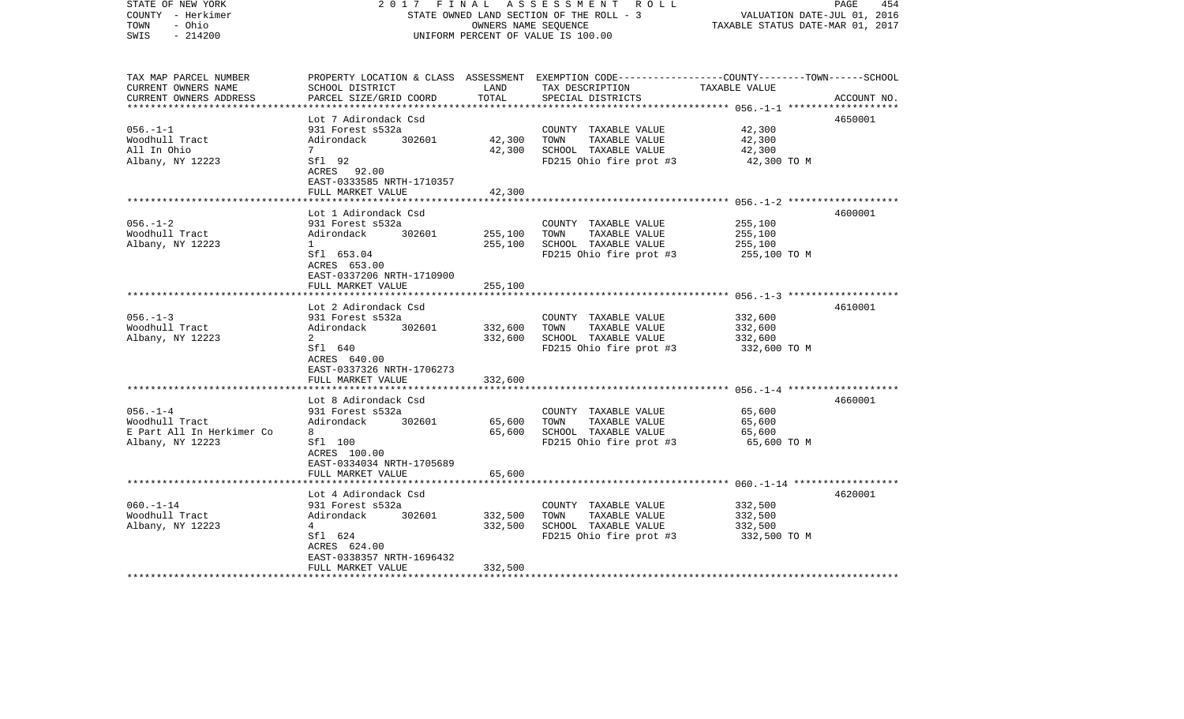STATE OF NEW YORK — 2017 FINAL ASSESSMENT ROLL
COUNTY - Herkimer — STATE OWNED LAND SECTION OF THE ROLL - 3 — VALUATION DATE-JUL 01, 2016
TOWN - Ohio — OWNERS NAME SEQUENCE — TAXABLE STATUS DATE-MAR 01, 2017
SWIS - 214200 — UNIFORM PERCENT OF VALUE IS 100.00

| TAX MAP PARCEL NUMBER / CURRENT OWNERS NAME / CURRENT OWNERS ADDRESS | PROPERTY LOCATION & CLASS / SCHOOL DISTRICT / PARCEL SIZE/GRID COORD | ASSESSMENT LAND / TOTAL | EXEMPTION CODE / TAX DESCRIPTION / SPECIAL DISTRICTS | COUNTY--------TOWN------SCHOOL TAXABLE VALUE | ACCOUNT NO. |
|---|---|---|---|---|---|
| 056.-1-1 | Lot 7 Adirondack Csd | | | | 4650001 |
| Woodhull Tract | 931 Forest s532a | | COUNTY TAXABLE VALUE | 42,300 | |
| All In Ohio | Adirondack 302601 | 42,300 | TOWN TAXABLE VALUE | 42,300 | |
| Albany, NY 12223 | 7 | 42,300 | SCHOOL TAXABLE VALUE | 42,300 | |
| | Sfl 92 | | FD215 Ohio fire prot #3 | 42,300 TO M | |
| | ACRES 92.00 | | | | |
| | EAST-0333585 NRTH-1710357 | | | | |
| | FULL MARKET VALUE | 42,300 | | | |
| 056.-1-2 | Lot 1 Adirondack Csd | | | | 4600001 |
| Woodhull Tract | 931 Forest s532a | | COUNTY TAXABLE VALUE | 255,100 | |
| Albany, NY 12223 | Adirondack 302601 | 255,100 | TOWN TAXABLE VALUE | 255,100 | |
| | 1 | 255,100 | SCHOOL TAXABLE VALUE | 255,100 | |
| | Sfl 653.04 | | FD215 Ohio fire prot #3 | 255,100 TO M | |
| | ACRES 653.00 | | | | |
| | EAST-0337206 NRTH-1710900 | | | | |
| | FULL MARKET VALUE | 255,100 | | | |
| 056.-1-3 | Lot 2 Adirondack Csd | | | | 4610001 |
| Woodhull Tract | 931 Forest s532a | | COUNTY TAXABLE VALUE | 332,600 | |
| Albany, NY 12223 | Adirondack 302601 | 332,600 | TOWN TAXABLE VALUE | 332,600 | |
| | 2 | 332,600 | SCHOOL TAXABLE VALUE | 332,600 | |
| | Sfl 640 | | FD215 Ohio fire prot #3 | 332,600 TO M | |
| | ACRES 640.00 | | | | |
| | EAST-0337326 NRTH-1706273 | | | | |
| | FULL MARKET VALUE | 332,600 | | | |
| 056.-1-4 | Lot 8 Adirondack Csd | | | | 4660001 |
| Woodhull Tract | 931 Forest s532a | | COUNTY TAXABLE VALUE | 65,600 | |
| E Part All In Herkimer Co | Adirondack 302601 | 65,600 | TOWN TAXABLE VALUE | 65,600 | |
| Albany, NY 12223 | 8 | 65,600 | SCHOOL TAXABLE VALUE | 65,600 | |
| | Sfl 100 | | FD215 Ohio fire prot #3 | 65,600 TO M | |
| | ACRES 100.00 | | | | |
| | EAST-0334034 NRTH-1705689 | | | | |
| | FULL MARKET VALUE | 65,600 | | | |
| 060.-1-14 | Lot 4 Adirondack Csd | | | | 4620001 |
| Woodhull Tract | 931 Forest s532a | | COUNTY TAXABLE VALUE | 332,500 | |
| Albany, NY 12223 | Adirondack 302601 | 332,500 | TOWN TAXABLE VALUE | 332,500 | |
| | 4 | 332,500 | SCHOOL TAXABLE VALUE | 332,500 | |
| | Sfl 624 | | FD215 Ohio fire prot #3 | 332,500 TO M | |
| | ACRES 624.00 | | | | |
| | EAST-0338357 NRTH-1696432 | | | | |
| | FULL MARKET VALUE | 332,500 | | | |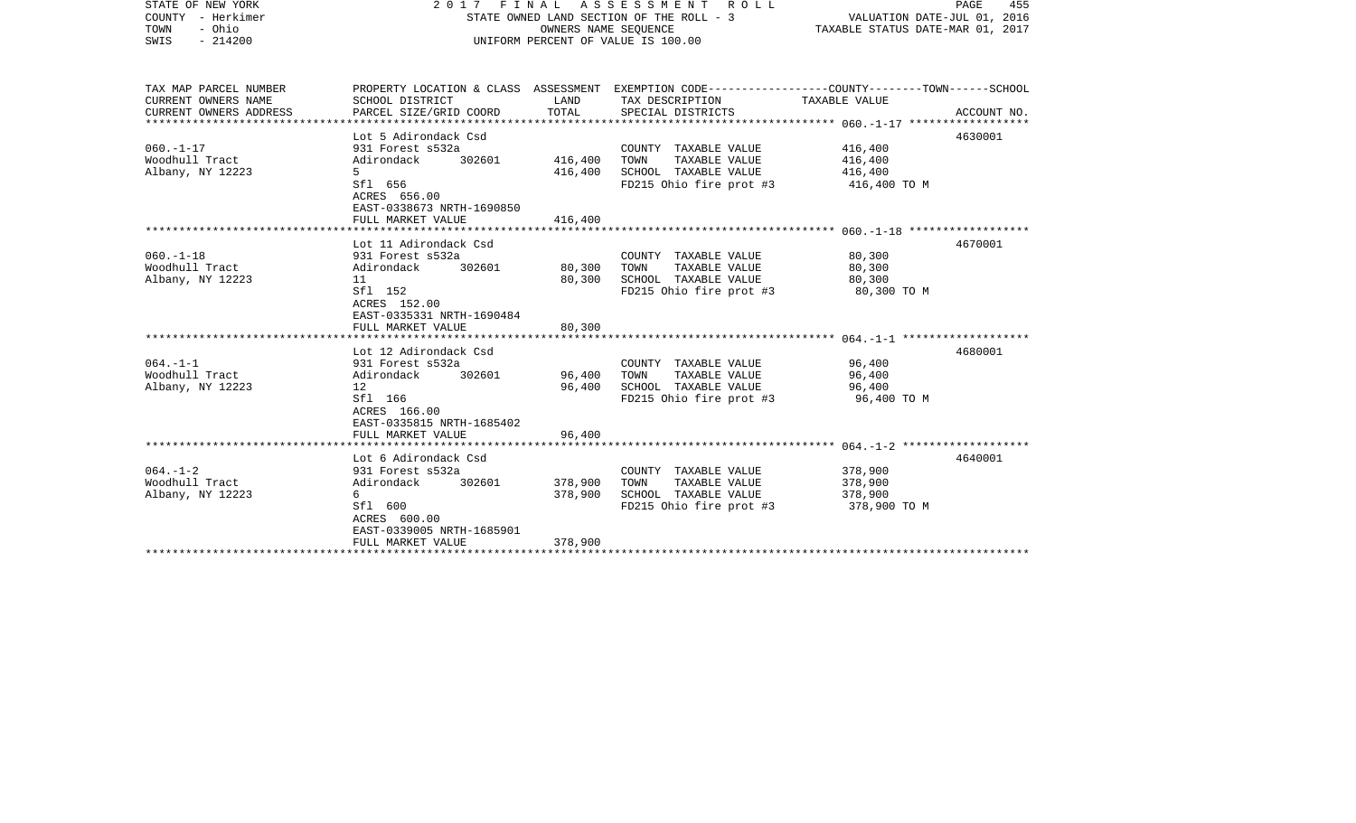STATE OF NEW YORK — 2017 FINAL ASSESSMENT ROLL
COUNTY - Herkimer — STATE OWNED LAND SECTION OF THE ROLL - 3 — VALUATION DATE-JUL 01, 2016
TOWN - Ohio — OWNERS NAME SEQUENCE — TAXABLE STATUS DATE-MAR 01, 2017
SWIS - 214200 — UNIFORM PERCENT OF VALUE IS 100.00

| TAX MAP PARCEL NUMBER / CURRENT OWNERS NAME / CURRENT OWNERS ADDRESS | PROPERTY LOCATION & CLASS / SCHOOL DISTRICT / PARCEL SIZE/GRID COORD | ASSESSMENT LAND | ASSESSMENT TOTAL | EXEMPTION CODE / TAX DESCRIPTION / SPECIAL DISTRICTS | TAXABLE VALUE (COUNTY--------TOWN------SCHOOL) | ACCOUNT NO. |
|---|---|---|---|---|---|---|
| 060.-1-17 | Lot 5 Adirondack Csd | | | | | 4630001 |
| | 931 Forest s532a | | | COUNTY TAXABLE VALUE | 416,400 | |
| Woodhull Tract | Adirondack 302601 | 416,400 | | TOWN TAXABLE VALUE | 416,400 | |
| Albany, NY 12223 | 5 | | 416,400 | SCHOOL TAXABLE VALUE | 416,400 | |
| | Sfl 656 | | | FD215 Ohio fire prot #3 | 416,400 TO M | |
| | ACRES 656.00 | | | | | |
| | EAST-0338673 NRTH-1690850 | | | | | |
| | FULL MARKET VALUE | | 416,400 | | | |
| 060.-1-18 | Lot 11 Adirondack Csd | | | | | 4670001 |
| | 931 Forest s532a | | | COUNTY TAXABLE VALUE | 80,300 | |
| Woodhull Tract | Adirondack 302601 | 80,300 | | TOWN TAXABLE VALUE | 80,300 | |
| Albany, NY 12223 | 11 | | 80,300 | SCHOOL TAXABLE VALUE | 80,300 | |
| | Sfl 152 | | | FD215 Ohio fire prot #3 | 80,300 TO M | |
| | ACRES 152.00 | | | | | |
| | EAST-0335331 NRTH-1690484 | | | | | |
| | FULL MARKET VALUE | | 80,300 | | | |
| 064.-1-1 | Lot 12 Adirondack Csd | | | | | 4680001 |
| | 931 Forest s532a | | | COUNTY TAXABLE VALUE | 96,400 | |
| Woodhull Tract | Adirondack 302601 | 96,400 | | TOWN TAXABLE VALUE | 96,400 | |
| Albany, NY 12223 | 12 | | 96,400 | SCHOOL TAXABLE VALUE | 96,400 | |
| | Sfl 166 | | | FD215 Ohio fire prot #3 | 96,400 TO M | |
| | ACRES 166.00 | | | | | |
| | EAST-0335815 NRTH-1685402 | | | | | |
| | FULL MARKET VALUE | | 96,400 | | | |
| 064.-1-2 | Lot 6 Adirondack Csd | | | | | 4640001 |
| | 931 Forest s532a | | | COUNTY TAXABLE VALUE | 378,900 | |
| Woodhull Tract | Adirondack 302601 | 378,900 | | TOWN TAXABLE VALUE | 378,900 | |
| Albany, NY 12223 | 6 | | 378,900 | SCHOOL TAXABLE VALUE | 378,900 | |
| | Sfl 600 | | | FD215 Ohio fire prot #3 | 378,900 TO M | |
| | ACRES 600.00 | | | | | |
| | EAST-0339005 NRTH-1685901 | | | | | |
| | FULL MARKET VALUE | | 378,900 | | | |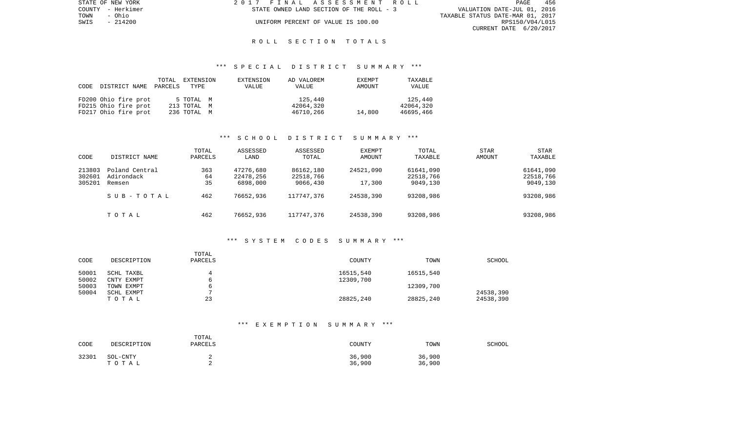STATE OF NEW YORK
COUNTY - Herkimer
TOWN - Ohio
SWIS - 214200

2017 FINAL ASSESSMENT ROLL
STATE OWNED LAND SECTION OF THE ROLL - 3
UNIFORM PERCENT OF VALUE IS 100.00

VALUATION DATE-JUL 01, 2016
TAXABLE STATUS DATE-MAR 01, 2017
RPS150/V04/L015
CURRENT DATE 6/20/2017

## ROLL SECTION TOTALS

### *** SPECIAL DISTRICT SUMMARY ***

| CODE | DISTRICT NAME | TOTAL PARCELS | EXTENSION TYPE | EXTENSION VALUE | AD VALOREM VALUE | EXEMPT AMOUNT | TAXABLE VALUE |
|---|---|---|---|---|---|---|---|
| FD200 | Ohio fire prot | 5 | TOTAL M | | 125,440 | | 125,440 |
| FD215 | Ohio fire prot | 213 | TOTAL M | | 42064,320 | | 42064,320 |
| FD217 | Ohio fire prot | 236 | TOTAL M | | 46710,266 | 14,800 | 46695,466 |

### *** SCHOOL DISTRICT SUMMARY ***

| CODE | DISTRICT NAME | TOTAL PARCELS | ASSESSED LAND | ASSESSED TOTAL | EXEMPT AMOUNT | TOTAL TAXABLE | STAR AMOUNT | STAR TAXABLE |
|---|---|---|---|---|---|---|---|---|
| 213803 | Poland Central | 363 | 47276,680 | 86162,180 | 24521,090 | 61641,090 | | 61641,090 |
| 302601 | Adirondack | 64 | 22478,256 | 22518,766 | | 22518,766 | | 22518,766 |
| 305201 | Remsen | 35 | 6898,000 | 9066,430 | 17,300 | 9049,130 | | 9049,130 |
| | SUB-TOTAL | 462 | 76652,936 | 117747,376 | 24538,390 | 93208,986 | | 93208,986 |
| | TOTAL | 462 | 76652,936 | 117747,376 | 24538,390 | 93208,986 | | 93208,986 |

### *** SYSTEM CODES SUMMARY ***

| CODE | DESCRIPTION | TOTAL PARCELS | COUNTY | TOWN | SCHOOL |
|---|---|---|---|---|---|
| 50001 | SCHL TAXBL | 4 | 16515,540 | 16515,540 | |
| 50002 | CNTY EXMPT | 6 | 12309,700 | | |
| 50003 | TOWN EXMPT | 6 | | 12309,700 | |
| 50004 | SCHL EXMPT | 7 | | | 24538,390 |
| | TOTAL | 23 | 28825,240 | 28825,240 | 24538,390 |

### *** EXEMPTION SUMMARY ***

| CODE | DESCRIPTION | TOTAL PARCELS | COUNTY | TOWN | SCHOOL |
|---|---|---|---|---|---|
| 32301 | SOL-CNTY | 2 | 36,900 | 36,900 | |
| | TOTAL | 2 | 36,900 | 36,900 | |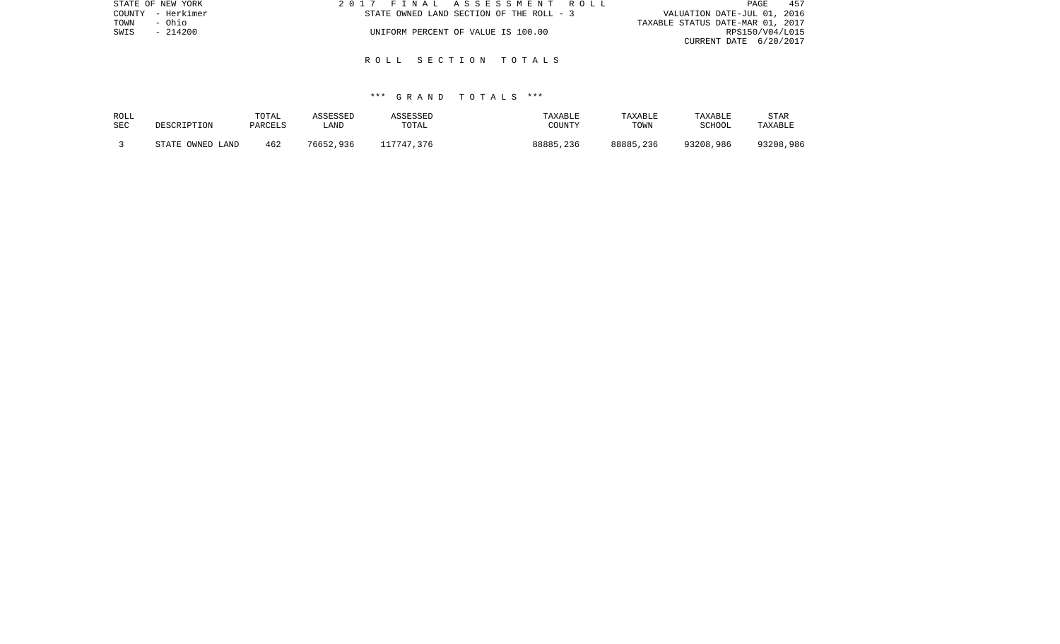STATE OF NEW YORK
COUNTY - Herkimer
TOWN - Ohio
SWIS - 214200

2017 FINAL ASSESSMENT ROLL
STATE OWNED LAND SECTION OF THE ROLL - 3
UNIFORM PERCENT OF VALUE IS 100.00

VALUATION DATE-JUL 01, 2016
TAXABLE STATUS DATE-MAR 01, 2017
RPS150/V04/L015
CURRENT DATE 6/20/2017

## ROLL SECTION TOTALS

### *** GRAND TOTALS ***

| ROLL SEC | DESCRIPTION | TOTAL PARCELS | ASSESSED LAND | ASSESSED TOTAL | TAXABLE COUNTY | TAXABLE TOWN | TAXABLE SCHOOL | STAR TAXABLE |
|---|---|---|---|---|---|---|---|---|
| 3 | STATE OWNED LAND | 462 | 76652,936 | 117747,376 | 88885,236 | 88885,236 | 93208,986 | 93208,986 |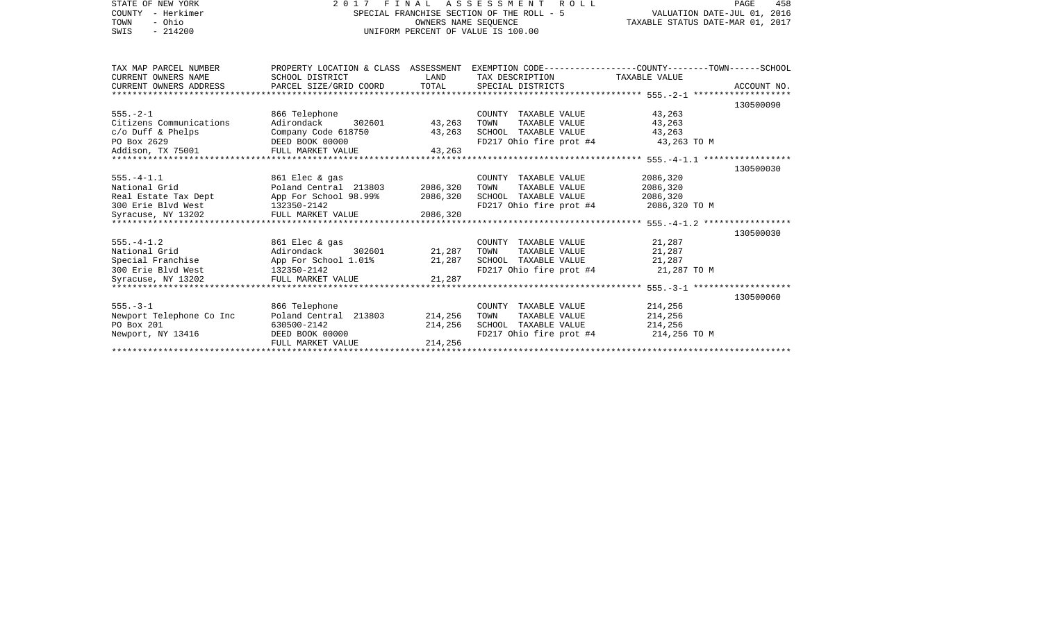STATE OF NEW YORK
COUNTY - Herkimer
TOWN - Ohio
SWIS - 214200

2 0 1 7 F I N A L A S S E S S M E N T R O L L
SPECIAL FRANCHISE SECTION OF THE ROLL - 5
OWNERS NAME SEQUENCE
UNIFORM PERCENT OF VALUE IS 100.00

VALUATION DATE-JUL 01, 2016
TAXABLE STATUS DATE-MAR 01, 2017

| TAX MAP PARCEL NUMBER<br>CURRENT OWNERS NAME<br>CURRENT OWNERS ADDRESS | PROPERTY LOCATION & CLASS<br>SCHOOL DISTRICT<br>PARCEL SIZE/GRID COORD | ASSESSMENT<br>LAND<br>TOTAL | EXEMPTION CODE-----------------COUNTY--------TOWN------SCHOOL<br>TAX DESCRIPTION<br>SPECIAL DISTRICTS | TAXABLE VALUE | ACCOUNT NO. |
|---|---|---|---|---|---|
| 555.-2-1 | | | | | 130500090 |
| 555.-2-1 | 866 Telephone | | COUNTY TAXABLE VALUE | 43,263 | |
| Citizens Communications | Adirondack 302601 | 43,263 | TOWN TAXABLE VALUE | 43,263 | |
| c/o Duff & Phelps | Company Code 618750 | 43,263 | SCHOOL TAXABLE VALUE | 43,263 | |
| PO Box 2629 | DEED BOOK 00000 | | FD217 Ohio fire prot #4 | 43,263 TO M | |
| Addison, TX 75001 | FULL MARKET VALUE | 43,263 | | | |
| 555.-4-1.1 | | | | | 130500030 |
| 555.-4-1.1 | 861 Elec & gas | | COUNTY TAXABLE VALUE | 2086,320 | |
| National Grid | Poland Central 213803 | 2086,320 | TOWN TAXABLE VALUE | 2086,320 | |
| Real Estate Tax Dept | App For School 98.99% | 2086,320 | SCHOOL TAXABLE VALUE | 2086,320 | |
| 300 Erie Blvd West | 132350-2142 | | FD217 Ohio fire prot #4 | 2086,320 TO M | |
| Syracuse, NY 13202 | FULL MARKET VALUE | 2086,320 | | | |
| 555.-4-1.2 | | | | | 130500030 |
| 555.-4-1.2 | 861 Elec & gas | | COUNTY TAXABLE VALUE | 21,287 | |
| National Grid | Adirondack 302601 | 21,287 | TOWN TAXABLE VALUE | 21,287 | |
| Special Franchise | App For School 1.01% | 21,287 | SCHOOL TAXABLE VALUE | 21,287 | |
| 300 Erie Blvd West | 132350-2142 | | FD217 Ohio fire prot #4 | 21,287 TO M | |
| Syracuse, NY 13202 | FULL MARKET VALUE | 21,287 | | | |
| 555.-3-1 | | | | | 130500060 |
| 555.-3-1 | 866 Telephone | | COUNTY TAXABLE VALUE | 214,256 | |
| Newport Telephone Co Inc | Poland Central 213803 | 214,256 | TOWN TAXABLE VALUE | 214,256 | |
| PO Box 201 | 630500-2142 | 214,256 | SCHOOL TAXABLE VALUE | 214,256 | |
| Newport, NY 13416 | DEED BOOK 00000 | | FD217 Ohio fire prot #4 | 214,256 TO M | |
| | FULL MARKET VALUE | 214,256 | | | |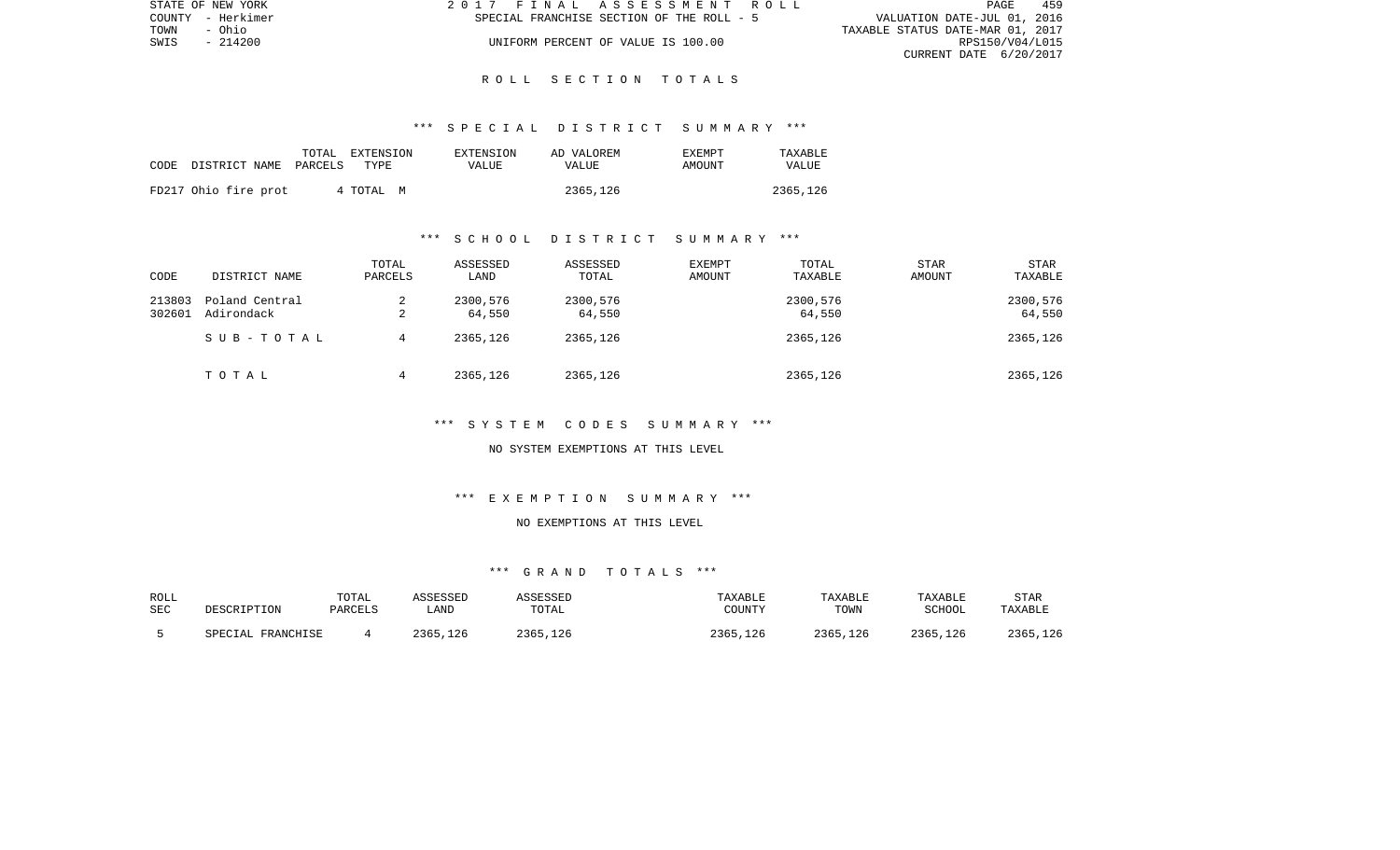STATE OF NEW YORK
COUNTY - Herkimer
TOWN - Ohio
SWIS - 214200

2017 FINAL ASSESSMENT ROLL
SPECIAL FRANCHISE SECTION OF THE ROLL - 5
UNIFORM PERCENT OF VALUE IS 100.00

VALUATION DATE-JUL 01, 2016
TAXABLE STATUS DATE-MAR 01, 2017
RPS150/V04/L015
CURRENT DATE 6/20/2017

# ROLL SECTION TOTALS

## *** SPECIAL DISTRICT SUMMARY ***

| CODE DISTRICT NAME | TOTAL PARCELS | EXTENSION TYPE | EXTENSION VALUE | AD VALOREM VALUE | EXEMPT AMOUNT | TAXABLE VALUE |
|---|---|---|---|---|---|---|
| FD217 Ohio fire prot | 4 | TOTAL M | | 2365,126 | | 2365,126 |

## *** SCHOOL DISTRICT SUMMARY ***

| CODE | DISTRICT NAME | TOTAL PARCELS | ASSESSED LAND | ASSESSED TOTAL | EXEMPT AMOUNT | TOTAL TAXABLE | STAR AMOUNT | STAR TAXABLE |
|---|---|---|---|---|---|---|---|---|
| 213803 | Poland Central | 2 | 2300,576 | 2300,576 | | 2300,576 | | 2300,576 |
| 302601 | Adirondack | 2 | 64,550 | 64,550 | | 64,550 | | 64,550 |
| | SUB-TOTAL | 4 | 2365,126 | 2365,126 | | 2365,126 | | 2365,126 |
| | TOTAL | 4 | 2365,126 | 2365,126 | | 2365,126 | | 2365,126 |

## *** SYSTEM CODES SUMMARY ***

NO SYSTEM EXEMPTIONS AT THIS LEVEL

## *** EXEMPTION SUMMARY ***

NO EXEMPTIONS AT THIS LEVEL

## *** GRAND TOTALS ***

| ROLL SEC | DESCRIPTION | TOTAL PARCELS | ASSESSED LAND | ASSESSED TOTAL | TAXABLE COUNTY | TAXABLE TOWN | TAXABLE SCHOOL | STAR TAXABLE |
|---|---|---|---|---|---|---|---|---|
| 5 | SPECIAL FRANCHISE | 4 | 2365,126 | 2365,126 | 2365,126 | 2365,126 | 2365,126 | 2365,126 |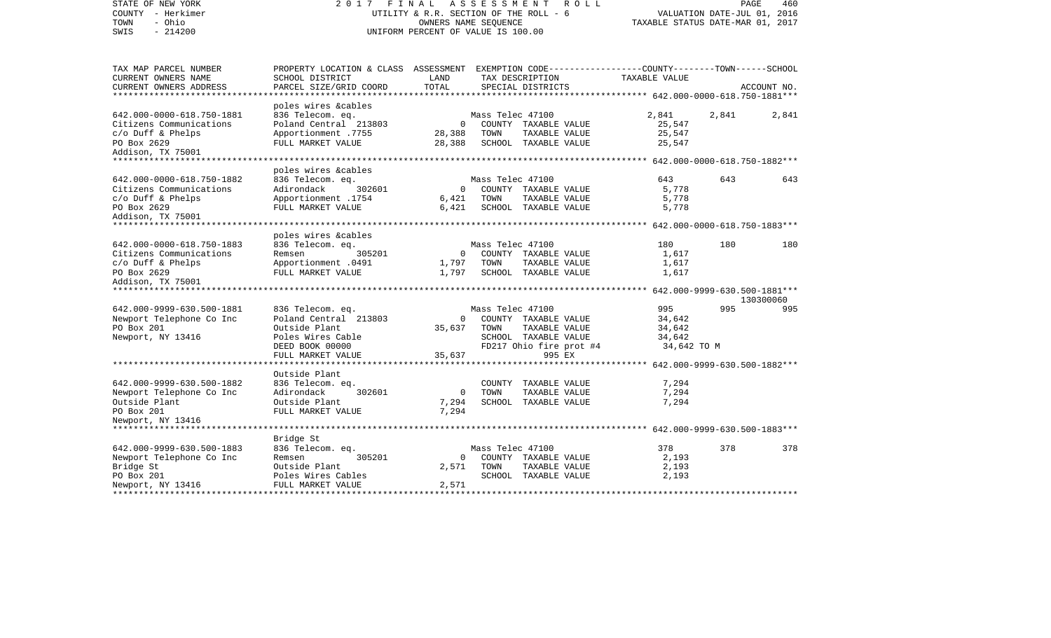STATE OF NEW YORK
COUNTY - Herkimer
TOWN - Ohio
SWIS - 214200

2017 FINAL ASSESSMENT ROLL
UTILITY & R.R. SECTION OF THE ROLL - 6
OWNERS NAME SEQUENCE
UNIFORM PERCENT OF VALUE IS 100.00

VALUATION DATE-JUL 01, 2016
TAXABLE STATUS DATE-MAR 01, 2017

| TAX MAP PARCEL NUMBER / CURRENT OWNERS NAME / CURRENT OWNERS ADDRESS | PROPERTY LOCATION & CLASS / SCHOOL DISTRICT / PARCEL SIZE/GRID COORD | ASSESSMENT LAND / TOTAL | EXEMPTION CODE / TAX DESCRIPTION / SPECIAL DISTRICTS | COUNTY TAXABLE VALUE | TOWN | SCHOOL / ACCOUNT NO. |
|---|---|---|---|---|---|---|
| **642.000-0000-618.750-1881** | poles wires &cables | | | | | |
| 642.000-0000-618.750-1881 | 836 Telecom. eq. | | Mass Telec 47100 | 2,841 | 2,841 | 2,841 |
| Citizens Communications | Poland Central 213803 | 0 | COUNTY TAXABLE VALUE | 25,547 | | |
| c/o Duff & Phelps | Apportionment .7755 | 28,388 | TOWN TAXABLE VALUE | 25,547 | | |
| PO Box 2629 | FULL MARKET VALUE | 28,388 | SCHOOL TAXABLE VALUE | 25,547 | | |
| Addison, TX 75001 | | | | | | |
| **642.000-0000-618.750-1882** | poles wires &cables | | | | | |
| 642.000-0000-618.750-1882 | 836 Telecom. eq. | | Mass Telec 47100 | 643 | 643 | 643 |
| Citizens Communications | Adirondack 302601 | 0 | COUNTY TAXABLE VALUE | 5,778 | | |
| c/o Duff & Phelps | Apportionment .1754 | 6,421 | TOWN TAXABLE VALUE | 5,778 | | |
| PO Box 2629 | FULL MARKET VALUE | 6,421 | SCHOOL TAXABLE VALUE | 5,778 | | |
| Addison, TX 75001 | | | | | | |
| **642.000-0000-618.750-1883** | poles wires &cables | | | | | |
| 642.000-0000-618.750-1883 | 836 Telecom. eq. | | Mass Telec 47100 | 180 | 180 | 180 |
| Citizens Communications | Remsen 305201 | 0 | COUNTY TAXABLE VALUE | 1,617 | | |
| c/o Duff & Phelps | Apportionment .0491 | 1,797 | TOWN TAXABLE VALUE | 1,617 | | |
| PO Box 2629 | FULL MARKET VALUE | 1,797 | SCHOOL TAXABLE VALUE | 1,617 | | |
| Addison, TX 75001 | | | | | | |
| **642.000-9999-630.500-1881** | | | | | | 130300060 |
| 642.000-9999-630.500-1881 | 836 Telecom. eq. | | Mass Telec 47100 | 995 | 995 | 995 |
| Newport Telephone Co Inc | Poland Central 213803 | 0 | COUNTY TAXABLE VALUE | 34,642 | | |
| PO Box 201 | Outside Plant | 35,637 | TOWN TAXABLE VALUE | 34,642 | | |
| Newport, NY 13416 | Poles Wires Cable | | SCHOOL TAXABLE VALUE | 34,642 | | |
| | DEED BOOK 00000 | | FD217 Ohio fire prot #4 | 34,642 TO M | | |
| | FULL MARKET VALUE | 35,637 | 995 EX | | | |
| **642.000-9999-630.500-1882** | Outside Plant | | | | | |
| 642.000-9999-630.500-1882 | 836 Telecom. eq. | | COUNTY TAXABLE VALUE | 7,294 | | |
| Newport Telephone Co Inc | Adirondack 302601 | 0 | TOWN TAXABLE VALUE | 7,294 | | |
| Outside Plant | Outside Plant | 7,294 | SCHOOL TAXABLE VALUE | 7,294 | | |
| PO Box 201 | FULL MARKET VALUE | 7,294 | | | | |
| Newport, NY 13416 | | | | | | |
| **642.000-9999-630.500-1883** | Bridge St | | | | | |
| 642.000-9999-630.500-1883 | 836 Telecom. eq. | | Mass Telec 47100 | 378 | 378 | 378 |
| Newport Telephone Co Inc | Remsen 305201 | 0 | COUNTY TAXABLE VALUE | 2,193 | | |
| Bridge St | Outside Plant | 2,571 | TOWN TAXABLE VALUE | 2,193 | | |
| PO Box 201 | Poles Wires Cables | | SCHOOL TAXABLE VALUE | 2,193 | | |
| Newport, NY 13416 | FULL MARKET VALUE | 2,571 | | | | |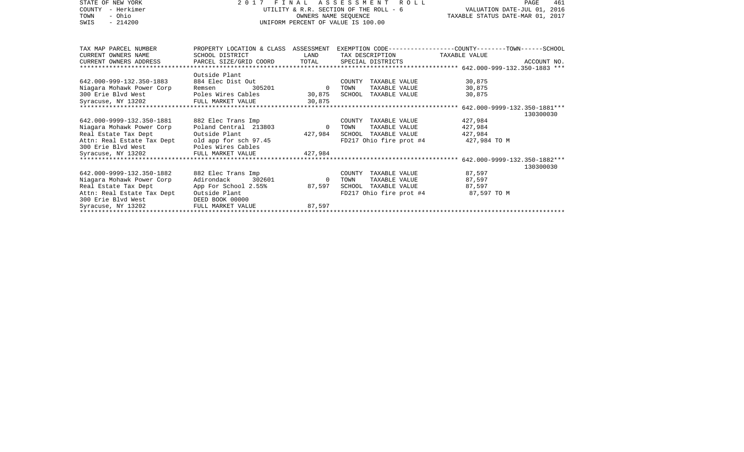STATE OF NEW YORK
COUNTY - Herkimer
TOWN - Ohio
SWIS - 214200

2 0 1 7 F I N A L A S S E S S M E N T R O L L
UTILITY & R.R. SECTION OF THE ROLL - 6
OWNERS NAME SEQUENCE
UNIFORM PERCENT OF VALUE IS 100.00

VALUATION DATE-JUL 01, 2016
TAXABLE STATUS DATE-MAR 01, 2017

| TAX MAP PARCEL NUMBER / CURRENT OWNERS NAME / CURRENT OWNERS ADDRESS | PROPERTY LOCATION & CLASS / SCHOOL DISTRICT / PARCEL SIZE/GRID COORD | ASSESSMENT LAND / TOTAL | EXEMPTION CODE / TAX DESCRIPTION / SPECIAL DISTRICTS | TAXABLE VALUE (COUNTY--TOWN--SCHOOL) | ACCOUNT NO. |
|---|---|---|---|---|---|
| **642.000-999-132.350-1883** | | | | | |
| | Outside Plant | | | | |
| 642.000-999-132.350-1883 | 884 Elec Dist Out | | COUNTY TAXABLE VALUE | 30,875 | |
| Niagara Mohawk Power Corp | Remsen 305201 | 0 | TOWN TAXABLE VALUE | 30,875 | |
| 300 Erie Blvd West | Poles Wires Cables | 30,875 | SCHOOL TAXABLE VALUE | 30,875 | |
| Syracuse, NY 13202 | FULL MARKET VALUE | 30,875 | | | |
| **642.000-9999-132.350-1881** | | | | | 130300030 |
| 642.000-9999-132.350-1881 | 882 Elec Trans Imp | | COUNTY TAXABLE VALUE | 427,984 | |
| Niagara Mohawk Power Corp | Poland Central 213803 | 0 | TOWN TAXABLE VALUE | 427,984 | |
| Real Estate Tax Dept | Outside Plant | 427,984 | SCHOOL TAXABLE VALUE | 427,984 | |
| Attn: Real Estate Tax Dept | old app for sch 97.45 | | FD217 Ohio fire prot #4 | 427,984 TO M | |
| 300 Erie Blvd West | Poles Wires Cables | | | | |
| Syracuse, NY 13202 | FULL MARKET VALUE | 427,984 | | | |
| **642.000-9999-132.350-1882** | | | | | 130300030 |
| 642.000-9999-132.350-1882 | 882 Elec Trans Imp | | COUNTY TAXABLE VALUE | 87,597 | |
| Niagara Mohawk Power Corp | Adirondack 302601 | 0 | TOWN TAXABLE VALUE | 87,597 | |
| Real Estate Tax Dept | App For School 2.55% | 87,597 | SCHOOL TAXABLE VALUE | 87,597 | |
| Attn: Real Estate Tax Dept | Outside Plant | | FD217 Ohio fire prot #4 | 87,597 TO M | |
| 300 Erie Blvd West | DEED BOOK 00000 | | | | |
| Syracuse, NY 13202 | FULL MARKET VALUE | 87,597 | | | |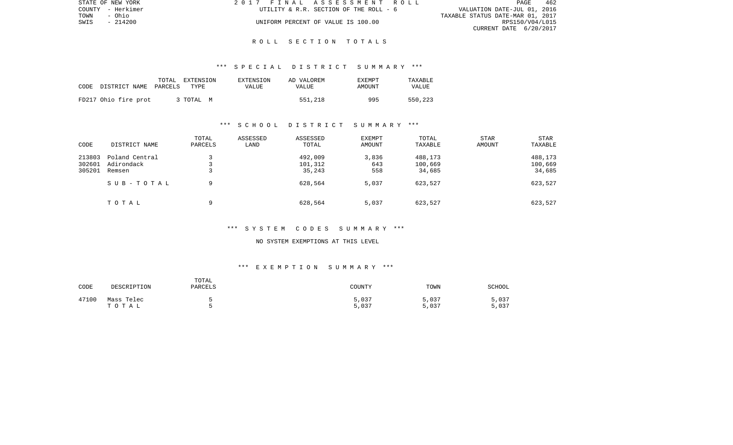STATE OF NEW YORK
COUNTY - Herkimer
TOWN - Ohio
SWIS - 214200

2017 FINAL ASSESSMENT ROLL
UTILITY & R.R. SECTION OF THE ROLL - 6
UNIFORM PERCENT OF VALUE IS 100.00

VALUATION DATE-JUL 01, 2016
TAXABLE STATUS DATE-MAR 01, 2017
RPS150/V04/L015
CURRENT DATE 6/20/2017

# ROLL SECTION TOTALS

## *** SPECIAL DISTRICT SUMMARY ***

| CODE | DISTRICT NAME | TOTAL PARCELS | EXTENSION TYPE | EXTENSION VALUE | AD VALOREM VALUE | EXEMPT AMOUNT | TAXABLE VALUE |
|---|---|---|---|---|---|---|---|
| FD217 | Ohio fire prot | 3 | TOTAL M | | 551,218 | 995 | 550,223 |

## *** SCHOOL DISTRICT SUMMARY ***

| CODE | DISTRICT NAME | TOTAL PARCELS | ASSESSED LAND | ASSESSED TOTAL | EXEMPT AMOUNT | TOTAL TAXABLE | STAR AMOUNT | STAR TAXABLE |
|---|---|---|---|---|---|---|---|---|
| 213803 | Poland Central | 3 | | 492,009 | 3,836 | 488,173 | | 488,173 |
| 302601 | Adirondack | 3 | | 101,312 | 643 | 100,669 | | 100,669 |
| 305201 | Remsen | 3 | | 35,243 | 558 | 34,685 | | 34,685 |
| | SUB-TOTAL | 9 | | 628,564 | 5,037 | 623,527 | | 623,527 |
| | TOTAL | 9 | | 628,564 | 5,037 | 623,527 | | 623,527 |

## *** SYSTEM CODES SUMMARY ***

NO SYSTEM EXEMPTIONS AT THIS LEVEL

## *** EXEMPTION SUMMARY ***

| CODE | DESCRIPTION | TOTAL PARCELS | COUNTY | TOWN | SCHOOL |
|---|---|---|---|---|---|
| 47100 | Mass Telec | 5 | 5,037 | 5,037 | 5,037 |
| | TOTAL | 5 | 5,037 | 5,037 | 5,037 |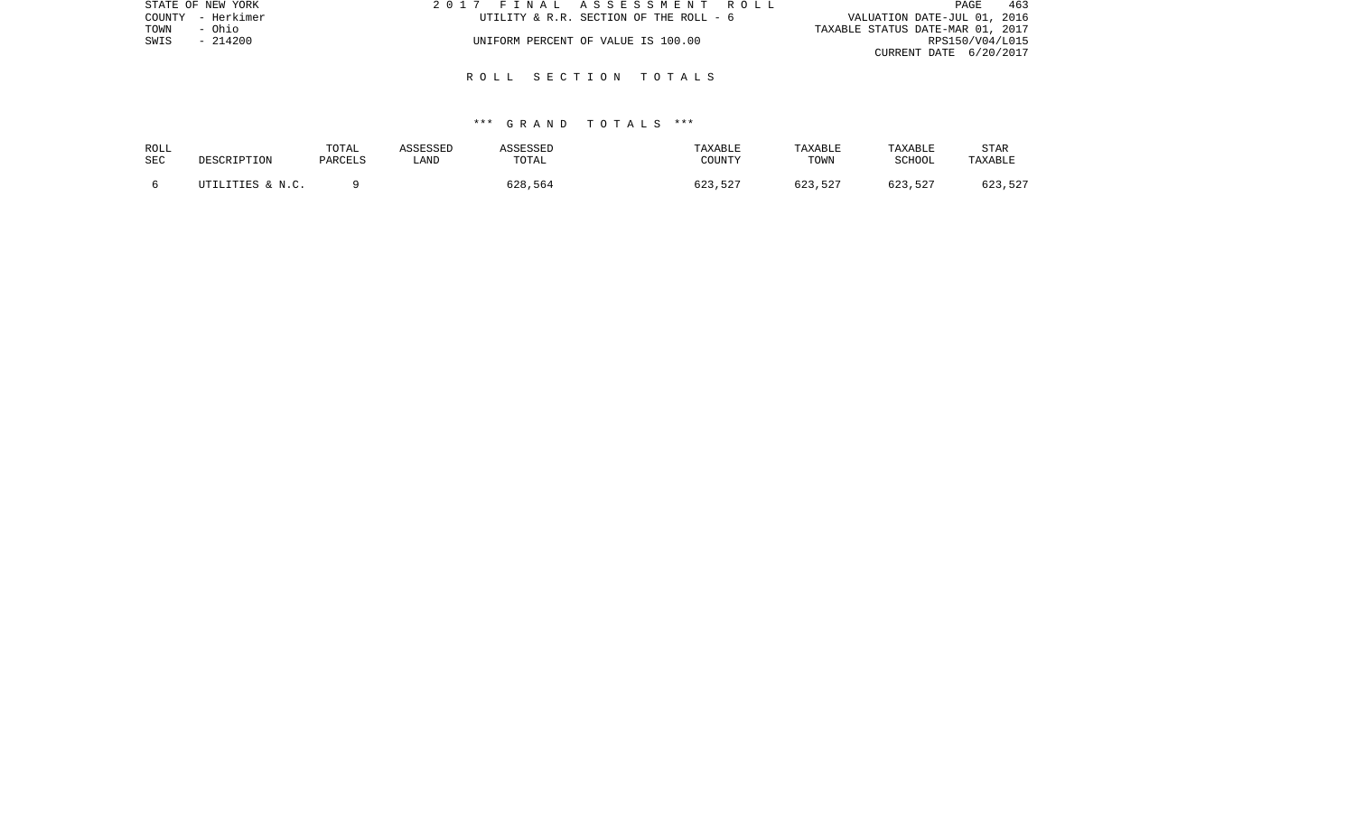STATE OF NEW YORK
COUNTY - Herkimer
TOWN - Ohio
SWIS - 214200

2 0 1 7 F I N A L A S S E S S M E N T R O L L
UTILITY & R.R. SECTION OF THE ROLL - 6

UNIFORM PERCENT OF VALUE IS 100.00

VALUATION DATE-JUL 01, 2016
TAXABLE STATUS DATE-MAR 01, 2017
RPS150/V04/L015
CURRENT DATE 6/20/2017

## R O L L S E C T I O N T O T A L S

### *** G R A N D T O T A L S ***

| ROLL SEC | DESCRIPTION | TOTAL PARCELS | ASSESSED LAND | ASSESSED TOTAL | TAXABLE COUNTY | TAXABLE TOWN | TAXABLE SCHOOL | STAR TAXABLE |
|---|---|---|---|---|---|---|---|---|
| 6 | UTILITIES & N.C. | 9 | | 628,564 | 623,527 | 623,527 | 623,527 | 623,527 |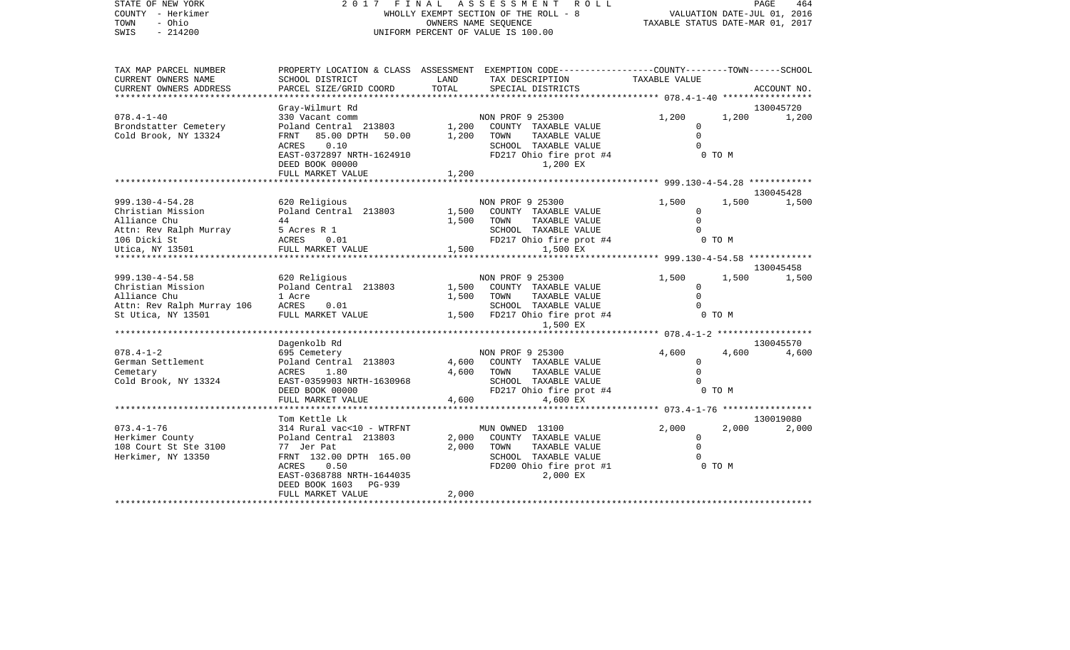STATE OF NEW YORK
COUNTY - Herkimer
TOWN - Ohio
SWIS - 214200

2017 FINAL ASSESSMENT ROLL
WHOLLY EXEMPT SECTION OF THE ROLL - 8
OWNERS NAME SEQUENCE
UNIFORM PERCENT OF VALUE IS 100.00

VALUATION DATE-JUL 01, 2016
TAXABLE STATUS DATE-MAR 01, 2017

| TAX MAP PARCEL NUMBER / CURRENT OWNERS NAME / CURRENT OWNERS ADDRESS | PROPERTY LOCATION & CLASS / SCHOOL DISTRICT / PARCEL SIZE/GRID COORD | ASSESSMENT LAND | TOTAL | EXEMPTION CODE / TAX DESCRIPTION / SPECIAL DISTRICTS | COUNTY TAXABLE VALUE | TOWN | SCHOOL / ACCOUNT NO. |
|---|---|---|---|---|---|---|---|
| | Gray-Wilmurt Rd | | | | | | 130045720 |
| 078.4-1-40 | 330 Vacant comm | | | NON PROF 9 25300 | 1,200 | 1,200 | 1,200 |
| Brondstatter Cemetery | Poland Central 213803 | 1,200 | | COUNTY TAXABLE VALUE | 0 | | |
| Cold Brook, NY 13324 | FRNT 85.00 DPTH 50.00 | | 1,200 | TOWN TAXABLE VALUE | 0 | | |
| | ACRES 0.10 | | | SCHOOL TAXABLE VALUE | 0 | | |
| | EAST-0372897 NRTH-1624910 | | | FD217 Ohio fire prot #4 | 0 TO M | | |
| | DEED BOOK 00000 | | | 1,200 EX | | | |
| | FULL MARKET VALUE | | 1,200 | | | | |
| | | | | | | | 130045428 |
| 999.130-4-54.28 | 620 Religious | | | NON PROF 9 25300 | 1,500 | 1,500 | 1,500 |
| Christian Mission | Poland Central 213803 | 1,500 | | COUNTY TAXABLE VALUE | 0 | | |
| Alliance Chu | 44 | | 1,500 | TOWN TAXABLE VALUE | 0 | | |
| Attn: Rev Ralph Murray | 5 Acres R 1 | | | SCHOOL TAXABLE VALUE | 0 | | |
| 106 Dicki St | ACRES 0.01 | | | FD217 Ohio fire prot #4 | 0 TO M | | |
| Utica, NY 13501 | FULL MARKET VALUE | | 1,500 | 1,500 EX | | | |
| | | | | | | | 130045458 |
| 999.130-4-54.58 | 620 Religious | | | NON PROF 9 25300 | 1,500 | 1,500 | 1,500 |
| Christian Mission | Poland Central 213803 | 1,500 | | COUNTY TAXABLE VALUE | 0 | | |
| Alliance Chu | 1 Acre | | 1,500 | TOWN TAXABLE VALUE | 0 | | |
| Attn: Rev Ralph Murray 106 | ACRES 0.01 | | | SCHOOL TAXABLE VALUE | 0 | | |
| St Utica, NY 13501 | FULL MARKET VALUE | | 1,500 | FD217 Ohio fire prot #4 | 0 TO M | | |
| | | | | 1,500 EX | | | |
| | Dagenkolb Rd | | | | | | 130045570 |
| 078.4-1-2 | 695 Cemetery | | | NON PROF 9 25300 | 4,600 | 4,600 | 4,600 |
| German Settlement | Poland Central 213803 | 4,600 | | COUNTY TAXABLE VALUE | 0 | | |
| Cemetary | ACRES 1.80 | | 4,600 | TOWN TAXABLE VALUE | 0 | | |
| Cold Brook, NY 13324 | EAST-0359903 NRTH-1630968 | | | SCHOOL TAXABLE VALUE | 0 | | |
| | DEED BOOK 00000 | | | FD217 Ohio fire prot #4 | 0 TO M | | |
| | FULL MARKET VALUE | | 4,600 | 4,600 EX | | | |
| | Tom Kettle Lk | | | | | | 130019080 |
| 073.4-1-76 | 314 Rural vac<10 - WTRFNT | | | MUN OWNED 13100 | 2,000 | 2,000 | 2,000 |
| Herkimer County | Poland Central 213803 | 2,000 | | COUNTY TAXABLE VALUE | 0 | | |
| 108 Court St Ste 3100 | 77 Jer Pat | | 2,000 | TOWN TAXABLE VALUE | 0 | | |
| Herkimer, NY 13350 | FRNT 132.00 DPTH 165.00 | | | SCHOOL TAXABLE VALUE | 0 | | |
| | ACRES 0.50 | | | FD200 Ohio fire prot #1 | 0 TO M | | |
| | EAST-0368788 NRTH-1644035 | | | 2,000 EX | | | |
| | DEED BOOK 1603 PG-939 | | | | | | |
| | FULL MARKET VALUE | | 2,000 | | | | |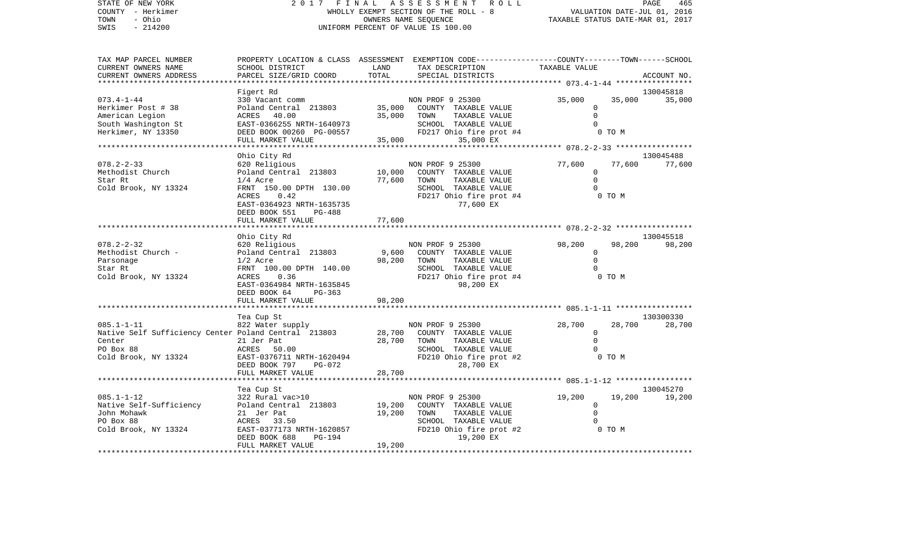STATE OF NEW YORK — 2017 FINAL ASSESSMENT ROLL
COUNTY - Herkimer — WHOLLY EXEMPT SECTION OF THE ROLL - 8 — VALUATION DATE-JUL 01, 2016
TOWN - Ohio — OWNERS NAME SEQUENCE — TAXABLE STATUS DATE-MAR 01, 2017
SWIS - 214200 — UNIFORM PERCENT OF VALUE IS 100.00

| TAX MAP PARCEL NUMBER / CURRENT OWNERS NAME / CURRENT OWNERS ADDRESS | PROPERTY LOCATION & CLASS / SCHOOL DISTRICT / PARCEL SIZE/GRID COORD | ASSESSMENT LAND / TOTAL | EXEMPTION CODE / TAX DESCRIPTION / SPECIAL DISTRICTS | COUNTY | TOWN | SCHOOL / ACCOUNT NO. |
|---|---|---|---|---|---|---|
| 073.4-1-44 | Figert Rd | | | | | 130045818 |
| | 330 Vacant comm | | NON PROF 9 25300 | 35,000 | 35,000 | 35,000 |
| Herkimer Post # 38 | Poland Central 213803 | 35,000 | COUNTY TAXABLE VALUE | 0 | | |
| American Legion | ACRES 40.00 | 35,000 | TOWN TAXABLE VALUE | 0 | | |
| South Washington St | EAST-0366255 NRTH-1640973 | | SCHOOL TAXABLE VALUE | 0 | | |
| Herkimer, NY 13350 | DEED BOOK 00260 PG-00557 | | FD217 Ohio fire prot #4 | 0 TO M | | |
| | FULL MARKET VALUE | 35,000 | 35,000 EX | | | |
| 078.2-2-33 | Ohio City Rd | | | | | 130045488 |
| | 620 Religious | | NON PROF 9 25300 | 77,600 | 77,600 | 77,600 |
| Methodist Church | Poland Central 213803 | 10,000 | COUNTY TAXABLE VALUE | 0 | | |
| Star Rt | 1/4 Acre | 77,600 | TOWN TAXABLE VALUE | 0 | | |
| Cold Brook, NY 13324 | FRNT 150.00 DPTH 130.00 | | SCHOOL TAXABLE VALUE | 0 | | |
| | ACRES 0.42 | | FD217 Ohio fire prot #4 | 0 TO M | | |
| | EAST-0364923 NRTH-1635735 | | 77,600 EX | | | |
| | DEED BOOK 551 PG-488 | | | | | |
| | FULL MARKET VALUE | 77,600 | | | | |
| 078.2-2-32 | Ohio City Rd | | | | | 130045518 |
| | 620 Religious | | NON PROF 9 25300 | 98,200 | 98,200 | 98,200 |
| Methodist Church - | Poland Central 213803 | 9,600 | COUNTY TAXABLE VALUE | 0 | | |
| Parsonage | 1/2 Acre | 98,200 | TOWN TAXABLE VALUE | 0 | | |
| Star Rt | FRNT 100.00 DPTH 140.00 | | SCHOOL TAXABLE VALUE | 0 | | |
| Cold Brook, NY 13324 | ACRES 0.36 | | FD217 Ohio fire prot #4 | 0 TO M | | |
| | EAST-0364984 NRTH-1635845 | | 98,200 EX | | | |
| | DEED BOOK 64 PG-363 | | | | | |
| | FULL MARKET VALUE | 98,200 | | | | |
| 085.1-1-11 | Tea Cup St | | | | | 130300330 |
| | 822 Water supply | | NON PROF 9 25300 | 28,700 | 28,700 | 28,700 |
| Native Self Sufficiency Center | Poland Central 213803 | 28,700 | COUNTY TAXABLE VALUE | 0 | | |
| Center | 21 Jer Pat | 28,700 | TOWN TAXABLE VALUE | 0 | | |
| PO Box 88 | ACRES 50.00 | | SCHOOL TAXABLE VALUE | 0 | | |
| Cold Brook, NY 13324 | EAST-0376711 NRTH-1620494 | | FD210 Ohio fire prot #2 | 0 TO M | | |
| | DEED BOOK 797 PG-072 | | 28,700 EX | | | |
| | FULL MARKET VALUE | 28,700 | | | | |
| 085.1-1-12 | Tea Cup St | | | | | 130045270 |
| | 322 Rural vac>10 | | NON PROF 9 25300 | 19,200 | 19,200 | 19,200 |
| Native Self-Sufficiency | Poland Central 213803 | 19,200 | COUNTY TAXABLE VALUE | 0 | | |
| John Mohawk | 21 Jer Pat | 19,200 | TOWN TAXABLE VALUE | 0 | | |
| PO Box 88 | ACRES 33.50 | | SCHOOL TAXABLE VALUE | 0 | | |
| Cold Brook, NY 13324 | EAST-0377173 NRTH-1620857 | | FD210 Ohio fire prot #2 | 0 TO M | | |
| | DEED BOOK 688 PG-194 | | 19,200 EX | | | |
| | FULL MARKET VALUE | 19,200 | | | | |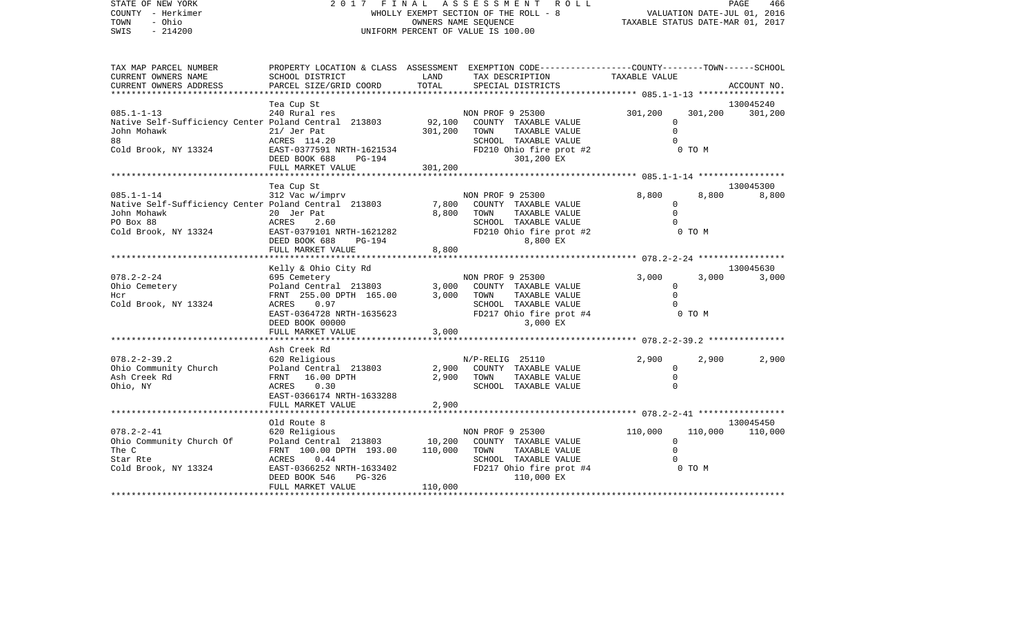STATE OF NEW YORK — 2017 FINAL ASSESSMENT ROLL — WHOLLY EXEMPT SECTION OF THE ROLL - 8 — VALUATION DATE-JUL 01, 2016
COUNTY - Herkimer — OWNERS NAME SEQUENCE — TAXABLE STATUS DATE-MAR 01, 2017
TOWN - Ohio — UNIFORM PERCENT OF VALUE IS 100.00
SWIS - 214200

| TAX MAP PARCEL NUMBER / CURRENT OWNERS NAME / CURRENT OWNERS ADDRESS | PROPERTY LOCATION & CLASS / SCHOOL DISTRICT / PARCEL SIZE/GRID COORD | ASSESSMENT LAND | TOTAL | EXEMPTION CODE / TAX DESCRIPTION / SPECIAL DISTRICTS | COUNTY TAXABLE VALUE | TOWN | SCHOOL / ACCOUNT NO. |
|---|---|---|---|---|---|---|---|
| | Tea Cup St | | | | | | 130045240 |
| 085.1-1-13 | 240 Rural res | | | NON PROF 9 25300 | 301,200 | 301,200 | 301,200 |
| Native Self-Sufficiency Center | Poland Central 213803 | 92,100 | | COUNTY TAXABLE VALUE | 0 | | |
| John Mohawk | 21/ Jer Pat | | 301,200 | TOWN TAXABLE VALUE | 0 | | |
| 88 | ACRES 114.20 | | | SCHOOL TAXABLE VALUE | 0 | | |
| Cold Brook, NY 13324 | EAST-0377591 NRTH-1621534 | | | FD210 Ohio fire prot #2 | 0 TO M | | |
| | DEED BOOK 688 PG-194 | | | 301,200 EX | | | |
| | FULL MARKET VALUE | | 301,200 | | | | |
| | Tea Cup St | | | | | | 130045300 |
| 085.1-1-14 | 312 Vac w/imprv | | | NON PROF 9 25300 | 8,800 | 8,800 | 8,800 |
| Native Self-Sufficiency Center | Poland Central 213803 | 7,800 | | COUNTY TAXABLE VALUE | 0 | | |
| John Mohawk | 20 Jer Pat | | 8,800 | TOWN TAXABLE VALUE | 0 | | |
| PO Box 88 | ACRES 2.60 | | | SCHOOL TAXABLE VALUE | 0 | | |
| Cold Brook, NY 13324 | EAST-0379101 NRTH-1621282 | | | FD210 Ohio fire prot #2 | 0 TO M | | |
| | DEED BOOK 688 PG-194 | | | 8,800 EX | | | |
| | FULL MARKET VALUE | | 8,800 | | | | |
| | Kelly & Ohio City Rd | | | | | | 130045630 |
| 078.2-2-24 | 695 Cemetery | | | NON PROF 9 25300 | 3,000 | 3,000 | 3,000 |
| Ohio Cemetery | Poland Central 213803 | 3,000 | | COUNTY TAXABLE VALUE | 0 | | |
| Hcr | FRNT 255.00 DPTH 165.00 | | 3,000 | TOWN TAXABLE VALUE | 0 | | |
| Cold Brook, NY 13324 | ACRES 0.97 | | | SCHOOL TAXABLE VALUE | 0 | | |
| | EAST-0364728 NRTH-1635623 | | | FD217 Ohio fire prot #4 | 0 TO M | | |
| | DEED BOOK 00000 | | | 3,000 EX | | | |
| | FULL MARKET VALUE | | 3,000 | | | | |
| | Ash Creek Rd | | | | | | |
| 078.2-2-39.2 | 620 Religious | | | N/P-RELIG 25110 | 2,900 | 2,900 | 2,900 |
| Ohio Community Church | Poland Central 213803 | 2,900 | | COUNTY TAXABLE VALUE | 0 | | |
| Ash Creek Rd | FRNT 16.00 DPTH | | 2,900 | TOWN TAXABLE VALUE | 0 | | |
| Ohio, NY | ACRES 0.30 | | | SCHOOL TAXABLE VALUE | 0 | | |
| | EAST-0366174 NRTH-1633288 | | | | | | |
| | FULL MARKET VALUE | | 2,900 | | | | |
| | Old Route 8 | | | | | | 130045450 |
| 078.2-2-41 | 620 Religious | | | NON PROF 9 25300 | 110,000 | 110,000 | 110,000 |
| Ohio Community Church Of | Poland Central 213803 | 10,200 | | COUNTY TAXABLE VALUE | 0 | | |
| The C | FRNT 100.00 DPTH 193.00 | | 110,000 | TOWN TAXABLE VALUE | 0 | | |
| Star Rte | ACRES 0.44 | | | SCHOOL TAXABLE VALUE | 0 | | |
| Cold Brook, NY 13324 | EAST-0366252 NRTH-1633402 | | | FD217 Ohio fire prot #4 | 0 TO M | | |
| | DEED BOOK 546 PG-326 | | | 110,000 EX | | | |
| | FULL MARKET VALUE | | 110,000 | | | | |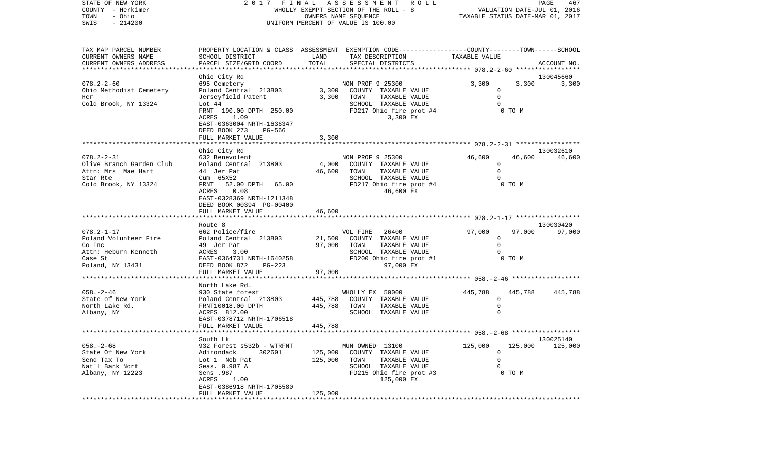STATE OF NEW YORK | 2 0 1 7 F I N A L A S S E S S M E N T R O L L
COUNTY - Herkimer | WHOLLY EXEMPT SECTION OF THE ROLL - 8 | VALUATION DATE-JUL 01, 2016
TOWN - Ohio | OWNERS NAME SEQUENCE | TAXABLE STATUS DATE-MAR 01, 2017
SWIS - 214200 | UNIFORM PERCENT OF VALUE IS 100.00

| TAX MAP PARCEL NUMBER<br>CURRENT OWNERS NAME<br>CURRENT OWNERS ADDRESS | PROPERTY LOCATION & CLASS<br>SCHOOL DISTRICT<br>PARCEL SIZE/GRID COORD | ASSESSMENT<br>LAND<br>TOTAL | EXEMPTION CODE<br>TAX DESCRIPTION<br>SPECIAL DISTRICTS | COUNTY | TOWN | SCHOOL<br>ACCOUNT NO. |
|---|---|---|---|---|---|---|
| **078.2-2-60** | Ohio City Rd | | | | | 130045660 |
| 078.2-2-60 | 695 Cemetery | | NON PROF 9 25300 | 3,300 | 3,300 | 3,300 |
| Ohio Methodist Cemetery | Poland Central 213803 | 3,300 | COUNTY TAXABLE VALUE | 0 | | |
| Hcr | Jerseyfield Patent | 3,300 | TOWN TAXABLE VALUE | 0 | | |
| Cold Brook, NY 13324 | Lot 44 | | SCHOOL TAXABLE VALUE | 0 | | |
| | FRNT 190.00 DPTH 250.00 | | FD217 Ohio fire prot #4 | 0 TO M | | |
| | ACRES 1.09 | | 3,300 EX | | | |
| | EAST-0363004 NRTH-1636347 | | | | | |
| | DEED BOOK 273 PG-566 | | | | | |
| | FULL MARKET VALUE | 3,300 | | | | |
| **078.2-2-31** | Ohio City Rd | | | | | 130032610 |
| 078.2-2-31 | 632 Benevolent | | NON PROF 9 25300 | 46,600 | 46,600 | 46,600 |
| Olive Branch Garden Club | Poland Central 213803 | 4,000 | COUNTY TAXABLE VALUE | 0 | | |
| Attn: Mrs Mae Hart | 44 Jer Pat | 46,600 | TOWN TAXABLE VALUE | 0 | | |
| Star Rte | Cum 65X52 | | SCHOOL TAXABLE VALUE | 0 | | |
| Cold Brook, NY 13324 | FRNT 52.00 DPTH 65.00 | | FD217 Ohio fire prot #4 | 0 TO M | | |
| | ACRES 0.08 | | 46,600 EX | | | |
| | EAST-0328369 NRTH-1211348 | | | | | |
| | DEED BOOK 00394 PG-00400 | | | | | |
| | FULL MARKET VALUE | 46,600 | | | | |
| **078.2-1-17** | Route 8 | | | | | 130030420 |
| 078.2-1-17 | 662 Police/fire | | VOL FIRE 26400 | 97,000 | 97,000 | 97,000 |
| Poland Volunteer Fire | Poland Central 213803 | 21,500 | COUNTY TAXABLE VALUE | 0 | | |
| Co Inc | 49 Jer Pat | 97,000 | TOWN TAXABLE VALUE | 0 | | |
| Attn: Heburn Kenneth | ACRES 3.00 | | SCHOOL TAXABLE VALUE | 0 | | |
| Case St | EAST-0364731 NRTH-1640258 | | FD200 Ohio fire prot #1 | 0 TO M | | |
| Poland, NY 13431 | DEED BOOK 872 PG-223 | | 97,000 EX | | | |
| | FULL MARKET VALUE | 97,000 | | | | |
| **058.-2-46** | North Lake Rd. | | | | | |
| 058.-2-46 | 930 State forest | | WHOLLY EX 50000 | 445,788 | 445,788 | 445,788 |
| State of New York | Poland Central 213803 | 445,788 | COUNTY TAXABLE VALUE | 0 | | |
| North Lake Rd. | FRNT10018.00 DPTH | 445,788 | TOWN TAXABLE VALUE | 0 | | |
| Albany, NY | ACRES 812.00 | | SCHOOL TAXABLE VALUE | 0 | | |
| | EAST-0378712 NRTH-1706518 | | | | | |
| | FULL MARKET VALUE | 445,788 | | | | |
| **058.-2-68** | South Lk | | | | | 130025140 |
| 058.-2-68 | 932 Forest s532b - WTRFNT | | MUN OWNED 13100 | 125,000 | 125,000 | 125,000 |
| State Of New York | Adirondack 302601 | 125,000 | COUNTY TAXABLE VALUE | 0 | | |
| Send Tax To | Lot 1 Nob Pat | 125,000 | TOWN TAXABLE VALUE | 0 | | |
| Nat'l Bank Nort | Seas. 0.987 A | | SCHOOL TAXABLE VALUE | 0 | | |
| Albany, NY 12223 | Sens .987 | | FD215 Ohio fire prot #3 | 0 TO M | | |
| | ACRES 1.00 | | 125,000 EX | | | |
| | EAST-0386918 NRTH-1705580 | | | | | |
| | FULL MARKET VALUE | 125,000 | | | | |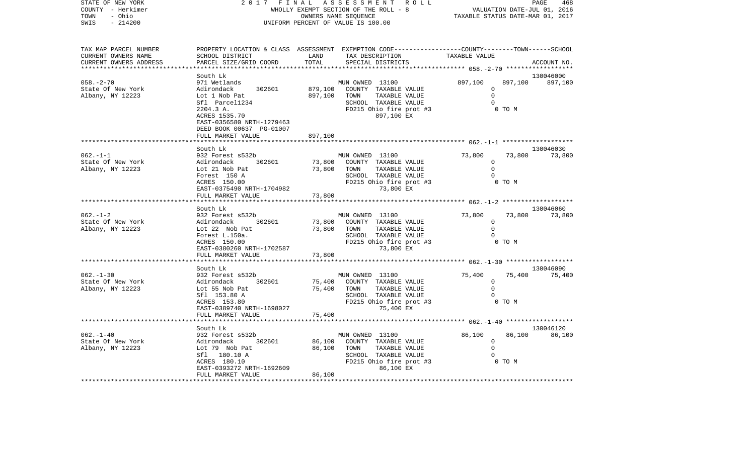STATE OF NEW YORK — 2017 FINAL ASSESSMENT ROLL
COUNTY - Herkimer — WHOLLY EXEMPT SECTION OF THE ROLL - 8 — VALUATION DATE-JUL 01, 2016
TOWN - Ohio — OWNERS NAME SEQUENCE — TAXABLE STATUS DATE-MAR 01, 2017
SWIS - 214200 — UNIFORM PERCENT OF VALUE IS 100.00

| TAX MAP PARCEL NUMBER / CURRENT OWNERS NAME / CURRENT OWNERS ADDRESS | PROPERTY LOCATION & CLASS / SCHOOL DISTRICT / PARCEL SIZE/GRID COORD | ASSESSMENT LAND / TOTAL | EXEMPTION CODE / TAX DESCRIPTION / SPECIAL DISTRICTS | COUNTY | TOWN | SCHOOL | ACCOUNT NO. |
|---|---|---|---|---|---|---|---|
| 058.-2-70 | South Lk | | | | | | 130046000 |
| | 971 Wetlands | | MUN OWNED 13100 | 897,100 | 897,100 | 897,100 | |
| State Of New York | Adirondack 302601 | 879,100 | COUNTY TAXABLE VALUE | 0 | | | |
| Albany, NY 12223 | Lot 1 Nob Pat | 897,100 | TOWN TAXABLE VALUE | 0 | | | |
| | Sfl Parcel1234 | | SCHOOL TAXABLE VALUE | 0 | | | |
| | 2204.3 A. | | FD215 Ohio fire prot #3 | 0 TO M | | | |
| | ACRES 1535.70 | | 897,100 EX | | | | |
| | EAST-0356580 NRTH-1279463 | | | | | | |
| | DEED BOOK 00637 PG-01007 | | | | | | |
| | FULL MARKET VALUE | 897,100 | | | | | |
| 062.-1-1 | South Lk | | | | | | 130046030 |
| | 932 Forest s532b | | MUN OWNED 13100 | 73,800 | 73,800 | 73,800 | |
| State Of New York | Adirondack 302601 | 73,800 | COUNTY TAXABLE VALUE | 0 | | | |
| Albany, NY 12223 | Lot 21 Nob Pat | 73,800 | TOWN TAXABLE VALUE | 0 | | | |
| | Forest 150 A | | SCHOOL TAXABLE VALUE | 0 | | | |
| | ACRES 150.00 | | FD215 Ohio fire prot #3 | 0 TO M | | | |
| | EAST-0375490 NRTH-1704982 | | 73,800 EX | | | | |
| | FULL MARKET VALUE | 73,800 | | | | | |
| 062.-1-2 | South Lk | | | | | | 130046060 |
| | 932 Forest s532b | | MUN OWNED 13100 | 73,800 | 73,800 | 73,800 | |
| State Of New York | Adirondack 302601 | 73,800 | COUNTY TAXABLE VALUE | 0 | | | |
| Albany, NY 12223 | Lot 22 Nob Pat | 73,800 | TOWN TAXABLE VALUE | 0 | | | |
| | Forest L.150a. | | SCHOOL TAXABLE VALUE | 0 | | | |
| | ACRES 150.00 | | FD215 Ohio fire prot #3 | 0 TO M | | | |
| | EAST-0380260 NRTH-1702587 | | 73,800 EX | | | | |
| | FULL MARKET VALUE | 73,800 | | | | | |
| 062.-1-30 | South Lk | | | | | | 130046090 |
| | 932 Forest s532b | | MUN OWNED 13100 | 75,400 | 75,400 | 75,400 | |
| State Of New York | Adirondack 302601 | 75,400 | COUNTY TAXABLE VALUE | 0 | | | |
| Albany, NY 12223 | Lot 55 Nob Pat | 75,400 | TOWN TAXABLE VALUE | 0 | | | |
| | Sfl 153.80 A | | SCHOOL TAXABLE VALUE | 0 | | | |
| | ACRES 153.80 | | FD215 Ohio fire prot #3 | 0 TO M | | | |
| | EAST-0389740 NRTH-1698027 | | 75,400 EX | | | | |
| | FULL MARKET VALUE | 75,400 | | | | | |
| 062.-1-40 | South Lk | | | | | | 130046120 |
| | 932 Forest s532b | | MUN OWNED 13100 | 86,100 | 86,100 | 86,100 | |
| State Of New York | Adirondack 302601 | 86,100 | COUNTY TAXABLE VALUE | 0 | | | |
| Albany, NY 12223 | Lot 79 Nob Pat | 86,100 | TOWN TAXABLE VALUE | 0 | | | |
| | Sfl 180.10 A | | SCHOOL TAXABLE VALUE | 0 | | | |
| | ACRES 180.10 | | FD215 Ohio fire prot #3 | 0 TO M | | | |
| | EAST-0393272 NRTH-1692609 | | 86,100 EX | | | | |
| | FULL MARKET VALUE | 86,100 | | | | | |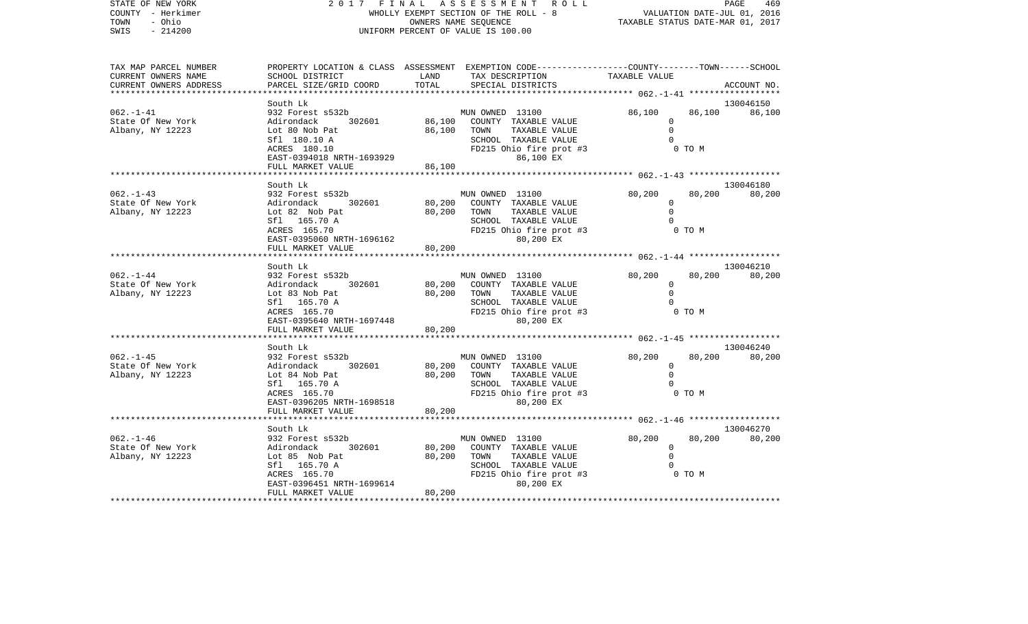STATE OF NEW YORK — 2017 FINAL ASSESSMENT ROLL
COUNTY - Herkimer — WHOLLY EXEMPT SECTION OF THE ROLL - 8 — VALUATION DATE-JUL 01, 2016
TOWN - Ohio — OWNERS NAME SEQUENCE — TAXABLE STATUS DATE-MAR 01, 2017
SWIS - 214200 — UNIFORM PERCENT OF VALUE IS 100.00

| TAX MAP PARCEL NUMBER / CURRENT OWNERS NAME / CURRENT OWNERS ADDRESS | PROPERTY LOCATION & CLASS / SCHOOL DISTRICT / PARCEL SIZE/GRID COORD | ASSESSMENT LAND | TOTAL | EXEMPTION CODE / TAX DESCRIPTION / SPECIAL DISTRICTS | COUNTY TAXABLE VALUE | TOWN | SCHOOL / ACCOUNT NO. |
|---|---|---|---|---|---|---|---|
| 062.-1-41 | South Lk | | | | | | 130046150 |
| | 932 Forest s532b | | | MUN OWNED 13100 | 86,100 | 86,100 | 86,100 |
| State Of New York | Adirondack 302601 | 86,100 | | COUNTY TAXABLE VALUE | 0 | | |
| Albany, NY 12223 | Lot 80 Nob Pat | | 86,100 | TOWN TAXABLE VALUE | 0 | | |
| | Sfl 180.10 A | | | SCHOOL TAXABLE VALUE | 0 | | |
| | ACRES 180.10 | | | FD215 Ohio fire prot #3 | 0 TO M | | |
| | EAST-0394018 NRTH-1693929 | | | 86,100 EX | | | |
| | FULL MARKET VALUE | | 86,100 | | | | |
| 062.-1-43 | South Lk | | | | | | 130046180 |
| | 932 Forest s532b | | | MUN OWNED 13100 | 80,200 | 80,200 | 80,200 |
| State Of New York | Adirondack 302601 | 80,200 | | COUNTY TAXABLE VALUE | 0 | | |
| Albany, NY 12223 | Lot 82 Nob Pat | | 80,200 | TOWN TAXABLE VALUE | 0 | | |
| | Sfl 165.70 A | | | SCHOOL TAXABLE VALUE | 0 | | |
| | ACRES 165.70 | | | FD215 Ohio fire prot #3 | 0 TO M | | |
| | EAST-0395060 NRTH-1696162 | | | 80,200 EX | | | |
| | FULL MARKET VALUE | | 80,200 | | | | |
| 062.-1-44 | South Lk | | | | | | 130046210 |
| | 932 Forest s532b | | | MUN OWNED 13100 | 80,200 | 80,200 | 80,200 |
| State Of New York | Adirondack 302601 | 80,200 | | COUNTY TAXABLE VALUE | 0 | | |
| Albany, NY 12223 | Lot 83 Nob Pat | | 80,200 | TOWN TAXABLE VALUE | 0 | | |
| | Sfl 165.70 A | | | SCHOOL TAXABLE VALUE | 0 | | |
| | ACRES 165.70 | | | FD215 Ohio fire prot #3 | 0 TO M | | |
| | EAST-0395640 NRTH-1697448 | | | 80,200 EX | | | |
| | FULL MARKET VALUE | | 80,200 | | | | |
| 062.-1-45 | South Lk | | | | | | 130046240 |
| | 932 Forest s532b | | | MUN OWNED 13100 | 80,200 | 80,200 | 80,200 |
| State Of New York | Adirondack 302601 | 80,200 | | COUNTY TAXABLE VALUE | 0 | | |
| Albany, NY 12223 | Lot 84 Nob Pat | | 80,200 | TOWN TAXABLE VALUE | 0 | | |
| | Sfl 165.70 A | | | SCHOOL TAXABLE VALUE | 0 | | |
| | ACRES 165.70 | | | FD215 Ohio fire prot #3 | 0 TO M | | |
| | EAST-0396205 NRTH-1698518 | | | 80,200 EX | | | |
| | FULL MARKET VALUE | | 80,200 | | | | |
| 062.-1-46 | South Lk | | | | | | 130046270 |
| | 932 Forest s532b | | | MUN OWNED 13100 | 80,200 | 80,200 | 80,200 |
| State Of New York | Adirondack 302601 | 80,200 | | COUNTY TAXABLE VALUE | 0 | | |
| Albany, NY 12223 | Lot 85 Nob Pat | | 80,200 | TOWN TAXABLE VALUE | 0 | | |
| | Sfl 165.70 A | | | SCHOOL TAXABLE VALUE | 0 | | |
| | ACRES 165.70 | | | FD215 Ohio fire prot #3 | 0 TO M | | |
| | EAST-0396451 NRTH-1699614 | | | 80,200 EX | | | |
| | FULL MARKET VALUE | | 80,200 | | | | |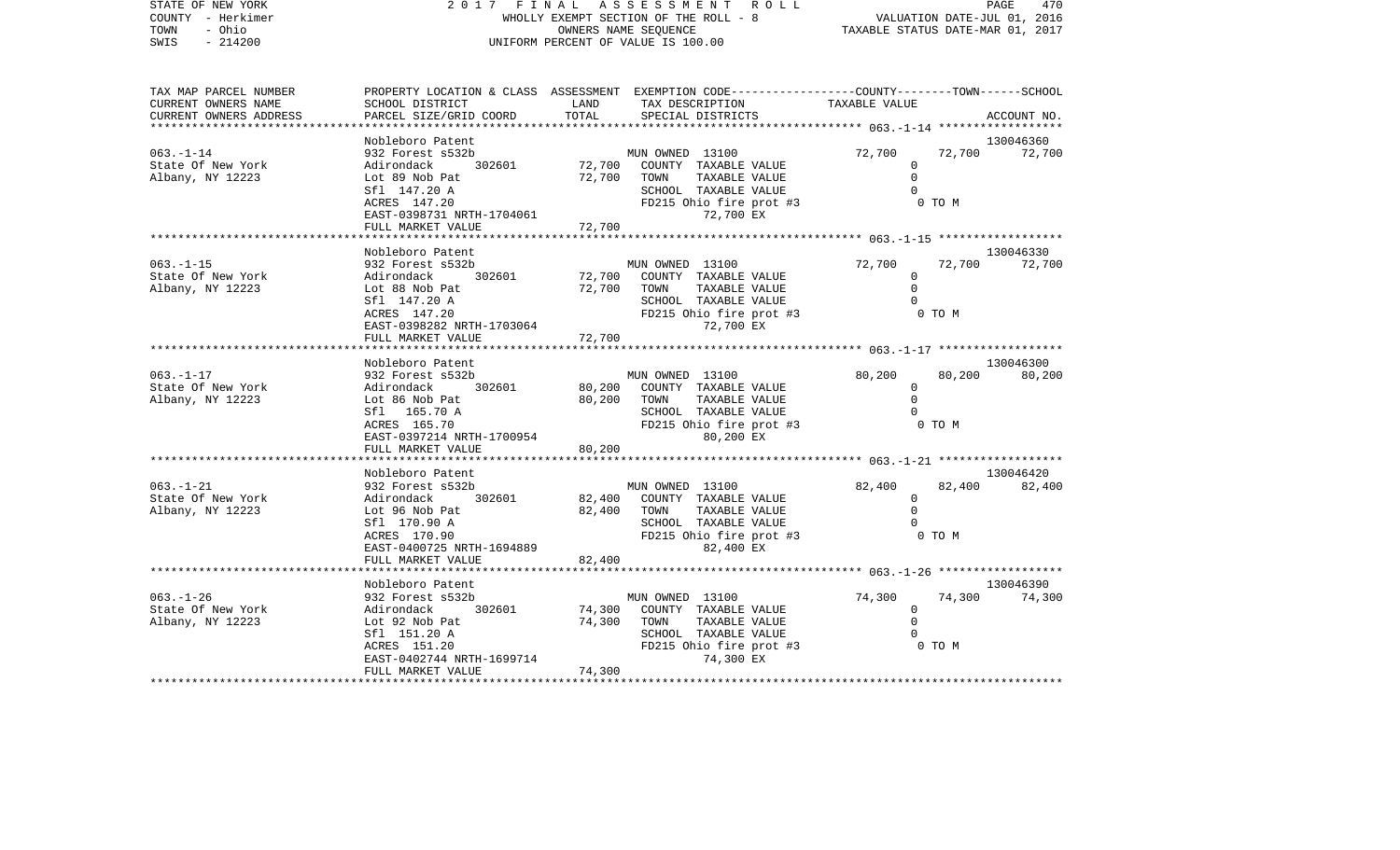STATE OF NEW YORK — 2017 FINAL ASSESSMENT ROLL
COUNTY - Herkimer — WHOLLY EXEMPT SECTION OF THE ROLL - 8 — VALUATION DATE-JUL 01, 2016
TOWN - Ohio — OWNERS NAME SEQUENCE — TAXABLE STATUS DATE-MAR 01, 2017
SWIS - 214200 — UNIFORM PERCENT OF VALUE IS 100.00

| TAX MAP PARCEL NUMBER / CURRENT OWNERS NAME / CURRENT OWNERS ADDRESS | PROPERTY LOCATION & CLASS / SCHOOL DISTRICT / PARCEL SIZE/GRID COORD | ASSESSMENT LAND | ASSESSMENT TOTAL | EXEMPTION CODE / TAX DESCRIPTION / SPECIAL DISTRICTS | COUNTY TAXABLE VALUE | TOWN | SCHOOL | ACCOUNT NO. |
|---|---|---|---|---|---|---|---|---|
| 063.-1-14 | Nobleboro Patent | | | | | | | 130046360 |
| State Of New York | 932 Forest s532b | | | MUN OWNED 13100 | 72,700 | 72,700 | 72,700 | |
| Albany, NY 12223 | Adirondack 302601 | 72,700 | | COUNTY TAXABLE VALUE | 0 | | | |
| | Lot 89 Nob Pat | | 72,700 | TOWN TAXABLE VALUE | 0 | | | |
| | Sfl 147.20 A | | | SCHOOL TAXABLE VALUE | 0 | | | |
| | ACRES 147.20 | | | FD215 Ohio fire prot #3 | 0 TO M | | | |
| | EAST-0398731 NRTH-1704061 | | | 72,700 EX | | | | |
| | FULL MARKET VALUE | | 72,700 | | | | | |
| 063.-1-15 | Nobleboro Patent | | | | | | | 130046330 |
| State Of New York | 932 Forest s532b | | | MUN OWNED 13100 | 72,700 | 72,700 | 72,700 | |
| Albany, NY 12223 | Adirondack 302601 | 72,700 | | COUNTY TAXABLE VALUE | 0 | | | |
| | Lot 88 Nob Pat | | 72,700 | TOWN TAXABLE VALUE | 0 | | | |
| | Sfl 147.20 A | | | SCHOOL TAXABLE VALUE | 0 | | | |
| | ACRES 147.20 | | | FD215 Ohio fire prot #3 | 0 TO M | | | |
| | EAST-0398282 NRTH-1703064 | | | 72,700 EX | | | | |
| | FULL MARKET VALUE | | 72,700 | | | | | |
| 063.-1-17 | Nobleboro Patent | | | | | | | 130046300 |
| State Of New York | 932 Forest s532b | | | MUN OWNED 13100 | 80,200 | 80,200 | 80,200 | |
| Albany, NY 12223 | Adirondack 302601 | 80,200 | | COUNTY TAXABLE VALUE | 0 | | | |
| | Lot 86 Nob Pat | | 80,200 | TOWN TAXABLE VALUE | 0 | | | |
| | Sfl 165.70 A | | | SCHOOL TAXABLE VALUE | 0 | | | |
| | ACRES 165.70 | | | FD215 Ohio fire prot #3 | 0 TO M | | | |
| | EAST-0397214 NRTH-1700954 | | | 80,200 EX | | | | |
| | FULL MARKET VALUE | | 80,200 | | | | | |
| 063.-1-21 | Nobleboro Patent | | | | | | | 130046420 |
| State Of New York | 932 Forest s532b | | | MUN OWNED 13100 | 82,400 | 82,400 | 82,400 | |
| Albany, NY 12223 | Adirondack 302601 | 82,400 | | COUNTY TAXABLE VALUE | 0 | | | |
| | Lot 96 Nob Pat | | 82,400 | TOWN TAXABLE VALUE | 0 | | | |
| | Sfl 170.90 A | | | SCHOOL TAXABLE VALUE | 0 | | | |
| | ACRES 170.90 | | | FD215 Ohio fire prot #3 | 0 TO M | | | |
| | EAST-0400725 NRTH-1694889 | | | 82,400 EX | | | | |
| | FULL MARKET VALUE | | 82,400 | | | | | |
| 063.-1-26 | Nobleboro Patent | | | | | | | 130046390 |
| State Of New York | 932 Forest s532b | | | MUN OWNED 13100 | 74,300 | 74,300 | 74,300 | |
| Albany, NY 12223 | Adirondack 302601 | 74,300 | | COUNTY TAXABLE VALUE | 0 | | | |
| | Lot 92 Nob Pat | | 74,300 | TOWN TAXABLE VALUE | 0 | | | |
| | Sfl 151.20 A | | | SCHOOL TAXABLE VALUE | 0 | | | |
| | ACRES 151.20 | | | FD215 Ohio fire prot #3 | 0 TO M | | | |
| | EAST-0402744 NRTH-1699714 | | | 74,300 EX | | | | |
| | FULL MARKET VALUE | | 74,300 | | | | | |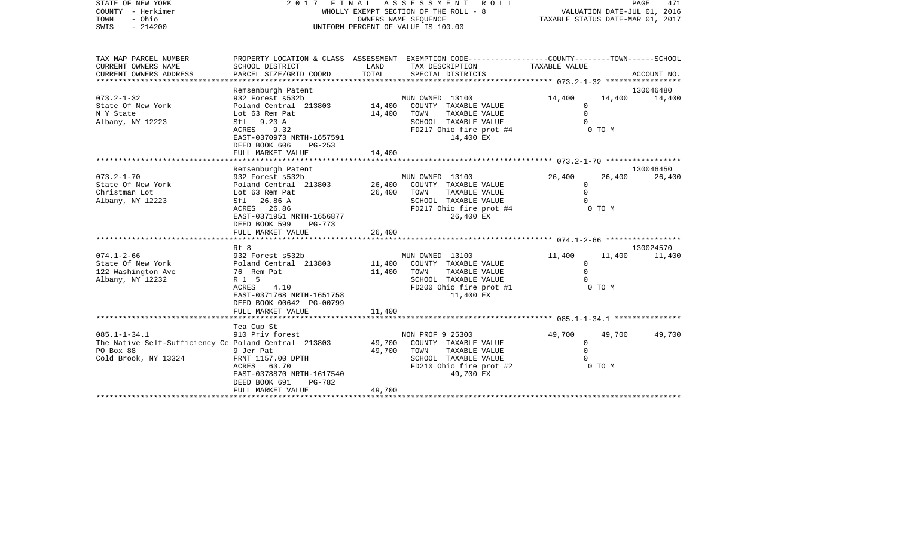| TAX MAP PARCEL NUMBER | PROPERTY LOCATION & CLASS | ASSESSMENT | EXEMPTION CODE-----------------COUNTY--------TOWN------SCHOOL | | | |
|---|---|---|---|---|---|---|
| CURRENT OWNERS NAME | SCHOOL DISTRICT | LAND | TAX DESCRIPTION | TAXABLE VALUE | | |
| CURRENT OWNERS ADDRESS | PARCEL SIZE/GRID COORD | TOTAL | SPECIAL DISTRICTS | | | ACCOUNT NO. |
| | Remsenburgh Patent | | | | | 130046480 |
| 073.2-1-32 | 932 Forest s532b | | MUN OWNED 13100 | 14,400 | 14,400 | 14,400 |
| State Of New York | Poland Central 213803 | 14,400 | COUNTY TAXABLE VALUE | 0 | | |
| N Y State | Lot 63 Rem Pat | 14,400 | TOWN TAXABLE VALUE | 0 | | |
| Albany, NY 12223 | Sfl 9.23 A | | SCHOOL TAXABLE VALUE | 0 | | |
| | ACRES 9.32 | | FD217 Ohio fire prot #4 | 0 TO M | | |
| | EAST-0370973 NRTH-1657591 | | 14,400 EX | | | |
| | DEED BOOK 606 PG-253 | | | | | |
| | FULL MARKET VALUE | 14,400 | | | | |
| | Remsenburgh Patent | | | | | 130046450 |
| 073.2-1-70 | 932 Forest s532b | | MUN OWNED 13100 | 26,400 | 26,400 | 26,400 |
| State Of New York | Poland Central 213803 | 26,400 | COUNTY TAXABLE VALUE | 0 | | |
| Christman Lot | Lot 63 Rem Pat | 26,400 | TOWN TAXABLE VALUE | 0 | | |
| Albany, NY 12223 | Sfl 26.86 A | | SCHOOL TAXABLE VALUE | 0 | | |
| | ACRES 26.86 | | FD217 Ohio fire prot #4 | 0 TO M | | |
| | EAST-0371951 NRTH-1656877 | | 26,400 EX | | | |
| | DEED BOOK 599 PG-773 | | | | | |
| | FULL MARKET VALUE | 26,400 | | | | |
| | Rt 8 | | | | | 130024570 |
| 074.1-2-66 | 932 Forest s532b | | MUN OWNED 13100 | 11,400 | 11,400 | 11,400 |
| State Of New York | Poland Central 213803 | 11,400 | COUNTY TAXABLE VALUE | 0 | | |
| 122 Washington Ave | 76 Rem Pat | 11,400 | TOWN TAXABLE VALUE | 0 | | |
| Albany, NY 12232 | R 1 5 | | SCHOOL TAXABLE VALUE | 0 | | |
| | ACRES 4.10 | | FD200 Ohio fire prot #1 | 0 TO M | | |
| | EAST-0371768 NRTH-1651758 | | 11,400 EX | | | |
| | DEED BOOK 00642 PG-00799 | | | | | |
| | FULL MARKET VALUE | 11,400 | | | | |
| | Tea Cup St | | | | | |
| 085.1-1-34.1 | 910 Priv forest | | NON PROF 9 25300 | 49,700 | 49,700 | 49,700 |
| The Native Self-Sufficiency Ce | Poland Central 213803 | 49,700 | COUNTY TAXABLE VALUE | 0 | | |
| PO Box 88 | 9 Jer Pat | 49,700 | TOWN TAXABLE VALUE | 0 | | |
| Cold Brook, NY 13324 | FRNT 1157.00 DPTH | | SCHOOL TAXABLE VALUE | 0 | | |
| | ACRES 63.70 | | FD210 Ohio fire prot #2 | 0 TO M | | |
| | EAST-0378870 NRTH-1617540 | | 49,700 EX | | | |
| | DEED BOOK 691 PG-782 | | | | | |
| | FULL MARKET VALUE | 49,700 | | | | |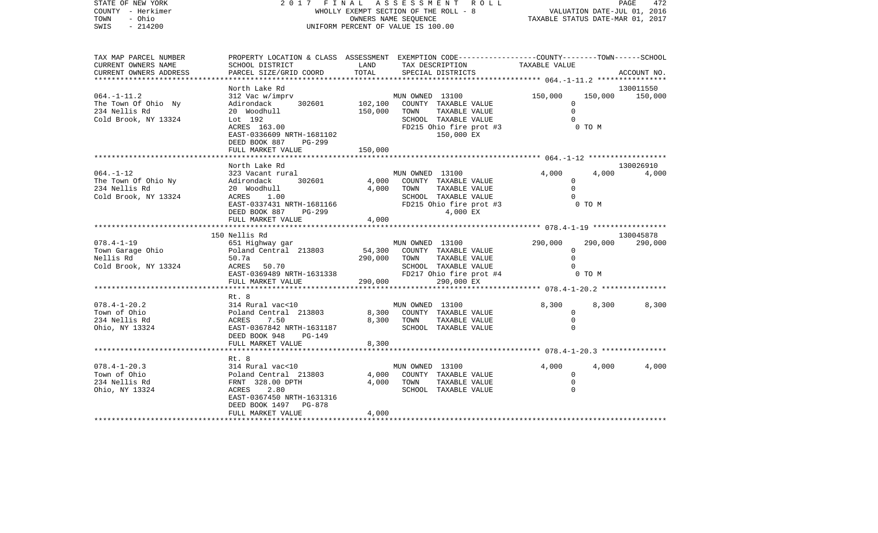STATE OF NEW YORK — 2017 FINAL ASSESSMENT ROLL — WHOLLY EXEMPT SECTION OF THE ROLL - 8 — OWNERS NAME SEQUENCE — UNIFORM PERCENT OF VALUE IS 100.00

COUNTY - Herkimer
TOWN - Ohio
SWIS - 214200

VALUATION DATE-JUL 01, 2016
TAXABLE STATUS DATE-MAR 01, 2017

| TAX MAP PARCEL NUMBER / CURRENT OWNERS NAME / CURRENT OWNERS ADDRESS | PROPERTY LOCATION & CLASS / SCHOOL DISTRICT / PARCEL SIZE/GRID COORD | ASSESSMENT LAND / TOTAL | EXEMPTION CODE / TAX DESCRIPTION / SPECIAL DISTRICTS | COUNTY | TOWN | SCHOOL | ACCOUNT NO. |
|---|---|---|---|---|---|---|---|
| 064.-1-11.2 | North Lake Rd | | | | | | 130011550 |
| | 312 Vac w/imprv | | MUN OWNED 13100 | 150,000 | 150,000 | 150,000 | |
| The Town Of Ohio Ny | Adirondack 302601 | 102,100 | COUNTY TAXABLE VALUE | 0 | | | |
| 234 Nellis Rd | 20 Woodhull | 150,000 | TOWN TAXABLE VALUE | | 0 | | |
| Cold Brook, NY 13324 | Lot 192 | | SCHOOL TAXABLE VALUE | | | 0 | |
| | ACRES 163.00 | | FD215 Ohio fire prot #3 | | 0 TO M | | |
| | EAST-0336609 NRTH-1681102 | | 150,000 EX | | | | |
| | DEED BOOK 887 PG-299 | | | | | | |
| | FULL MARKET VALUE | 150,000 | | | | | |
| 064.-1-12 | North Lake Rd | | | | | | 130026910 |
| | 323 Vacant rural | | MUN OWNED 13100 | 4,000 | 4,000 | 4,000 | |
| The Town Of Ohio Ny | Adirondack 302601 | 4,000 | COUNTY TAXABLE VALUE | 0 | | | |
| 234 Nellis Rd | 20 Woodhull | 4,000 | TOWN TAXABLE VALUE | | 0 | | |
| Cold Brook, NY 13324 | ACRES 1.00 | | SCHOOL TAXABLE VALUE | | | 0 | |
| | EAST-0337431 NRTH-1681166 | | FD215 Ohio fire prot #3 | | 0 TO M | | |
| | DEED BOOK 887 PG-299 | | 4,000 EX | | | | |
| | FULL MARKET VALUE | 4,000 | | | | | |
| 078.4-1-19 | 150 Nellis Rd | | | | | | 130045878 |
| | 651 Highway gar | | MUN OWNED 13100 | 290,000 | 290,000 | 290,000 | |
| Town Garage Ohio | Poland Central 213803 | 54,300 | COUNTY TAXABLE VALUE | 0 | | | |
| Nellis Rd | 50.7a | 290,000 | TOWN TAXABLE VALUE | | 0 | | |
| Cold Brook, NY 13324 | ACRES 50.70 | | SCHOOL TAXABLE VALUE | | | 0 | |
| | EAST-0369489 NRTH-1631338 | | FD217 Ohio fire prot #4 | | 0 TO M | | |
| | FULL MARKET VALUE | 290,000 | 290,000 EX | | | | |
| 078.4-1-20.2 | Rt. 8 | | | | | | |
| | 314 Rural vac<10 | | MUN OWNED 13100 | 8,300 | 8,300 | 8,300 | |
| Town of Ohio | Poland Central 213803 | 8,300 | COUNTY TAXABLE VALUE | 0 | | | |
| 234 Nellis Rd | ACRES 7.50 | 8,300 | TOWN TAXABLE VALUE | | 0 | | |
| Ohio, NY 13324 | EAST-0367842 NRTH-1631187 | | SCHOOL TAXABLE VALUE | | | 0 | |
| | DEED BOOK 948 PG-149 | | | | | | |
| | FULL MARKET VALUE | 8,300 | | | | | |
| 078.4-1-20.3 | Rt. 8 | | | | | | |
| | 314 Rural vac<10 | | MUN OWNED 13100 | 4,000 | 4,000 | 4,000 | |
| Town of Ohio | Poland Central 213803 | 4,000 | COUNTY TAXABLE VALUE | 0 | | | |
| 234 Nellis Rd | FRNT 328.00 DPTH | 4,000 | TOWN TAXABLE VALUE | | 0 | | |
| Ohio, NY 13324 | ACRES 2.80 | | SCHOOL TAXABLE VALUE | | | 0 | |
| | EAST-0367450 NRTH-1631316 | | | | | | |
| | DEED BOOK 1497 PG-878 | | | | | | |
| | FULL MARKET VALUE | 4,000 | | | | | |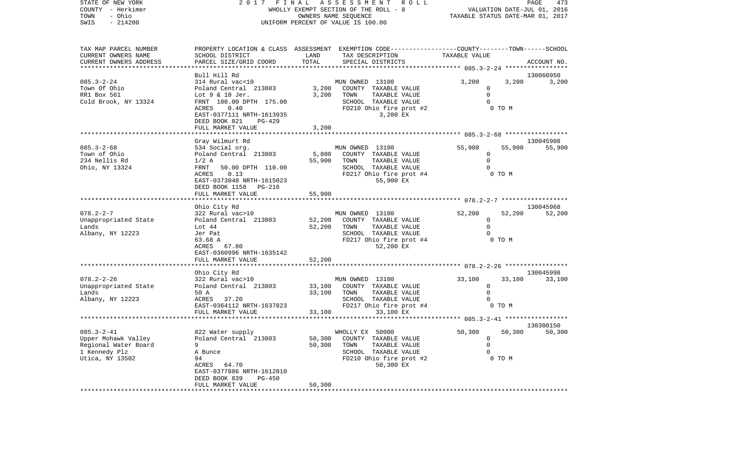STATE OF NEW YORK — COUNTY - Herkimer — TOWN - Ohio — SWIS - 214200

2017 FINAL ASSESSMENT ROLL
WHOLLY EXEMPT SECTION OF THE ROLL - 8
OWNERS NAME SEQUENCE
UNIFORM PERCENT OF VALUE IS 100.00

VALUATION DATE-JUL 01, 2016
TAXABLE STATUS DATE-MAR 01, 2017

| TAX MAP PARCEL NUMBER / CURRENT OWNERS NAME / CURRENT OWNERS ADDRESS | PROPERTY LOCATION & CLASS / SCHOOL DISTRICT / PARCEL SIZE/GRID COORD | ASSESSMENT LAND | TOTAL | EXEMPTION CODE / TAX DESCRIPTION / SPECIAL DISTRICTS | COUNTY TAXABLE VALUE | TOWN | SCHOOL / ACCOUNT NO. |
|---|---|---|---|---|---|---|---|
| | Bull Hill Rd | | | | | | 130060950 |
| 085.3-2-24 | 314 Rural vac<10 | | | MUN OWNED 13100 | 3,200 | 3,200 | 3,200 |
| Town Of Ohio | Poland Central 213803 | 3,200 | | COUNTY TAXABLE VALUE | 0 | | |
| RR1 Box 561 | Lot 9 & 10 Jer. | | 3,200 | TOWN TAXABLE VALUE | 0 | | |
| Cold Brook, NY 13324 | FRNT 100.00 DPTH 175.00 | | | SCHOOL TAXABLE VALUE | 0 | | |
| | ACRES 0.40 | | | FD210 Ohio fire prot #2 | 0 TO M | | |
| | EAST-0377111 NRTH-1613935 | | | 3,200 EX | | | |
| | DEED BOOK 821 PG-429 | | | | | | |
| | FULL MARKET VALUE | | 3,200 | | | | |
| | Gray Wilmurt Rd | | | | | | 130045908 |
| 085.3-2-68 | 534 Social org. | | | MUN OWNED 13100 | 55,900 | 55,900 | 55,900 |
| Town of Ohio | Poland Central 213803 | 5,800 | | COUNTY TAXABLE VALUE | 0 | | |
| 234 Nellis Rd | 1/2 A | | 55,900 | TOWN TAXABLE VALUE | 0 | | |
| Ohio, NY 13324 | FRNT 50.00 DPTH 110.00 | | | SCHOOL TAXABLE VALUE | 0 | | |
| | ACRES 0.13 | | | FD217 Ohio fire prot #4 | 0 TO M | | |
| | EAST-0373048 NRTH-1615023 | | | 55,900 EX | | | |
| | DEED BOOK 1158 PG-216 | | | | | | |
| | FULL MARKET VALUE | | 55,900 | | | | |
| | Ohio City Rd | | | | | | 130045968 |
| 078.2-2-7 | 322 Rural vac>10 | | | MUN OWNED 13100 | 52,200 | 52,200 | 52,200 |
| Unappropriated State | Poland Central 213803 | 52,200 | | COUNTY TAXABLE VALUE | 0 | | |
| Lands | Lot 44 | | 52,200 | TOWN TAXABLE VALUE | 0 | | |
| Albany, NY 12223 | Jer Pat | | | SCHOOL TAXABLE VALUE | 0 | | |
| | 63.68 A | | | FD217 Ohio fire prot #4 | 0 TO M | | |
| | ACRES 67.80 | | | 52,200 EX | | | |
| | EAST-0360996 NRTH-1635142 | | | | | | |
| | FULL MARKET VALUE | | 52,200 | | | | |
| | Ohio City Rd | | | | | | 130045998 |
| 078.2-2-26 | 322 Rural vac>10 | | | MUN OWNED 13100 | 33,100 | 33,100 | 33,100 |
| Unappropriated State | Poland Central 213803 | 33,100 | | COUNTY TAXABLE VALUE | 0 | | |
| Lands | 50 A | | 33,100 | TOWN TAXABLE VALUE | 0 | | |
| Albany, NY 12223 | ACRES 37.20 | | | SCHOOL TAXABLE VALUE | 0 | | |
| | EAST-0364112 NRTH-1637823 | | | FD217 Ohio fire prot #4 | 0 TO M | | |
| | FULL MARKET VALUE | | 33,100 | 33,100 EX | | | |
| | | | | | | | 130300150 |
| 085.3-2-41 | 822 Water supply | | | WHOLLY EX 50000 | 50,300 | 50,300 | 50,300 |
| Upper Mohawk Valley | Poland Central 213803 | 50,300 | | COUNTY TAXABLE VALUE | 0 | | |
| Regional Water Board | 9 | | 50,300 | TOWN TAXABLE VALUE | 0 | | |
| 1 Kennedy Plz | A Bunce | | | SCHOOL TAXABLE VALUE | 0 | | |
| Utica, NY 13502 | 94 | | | FD210 Ohio fire prot #2 | 0 TO M | | |
| | ACRES 64.70 | | | 50,300 EX | | | |
| | EAST-0377886 NRTH-1612810 | | | | | | |
| | DEED BOOK 839 PG-450 | | | | | | |
| | FULL MARKET VALUE | | 50,300 | | | | |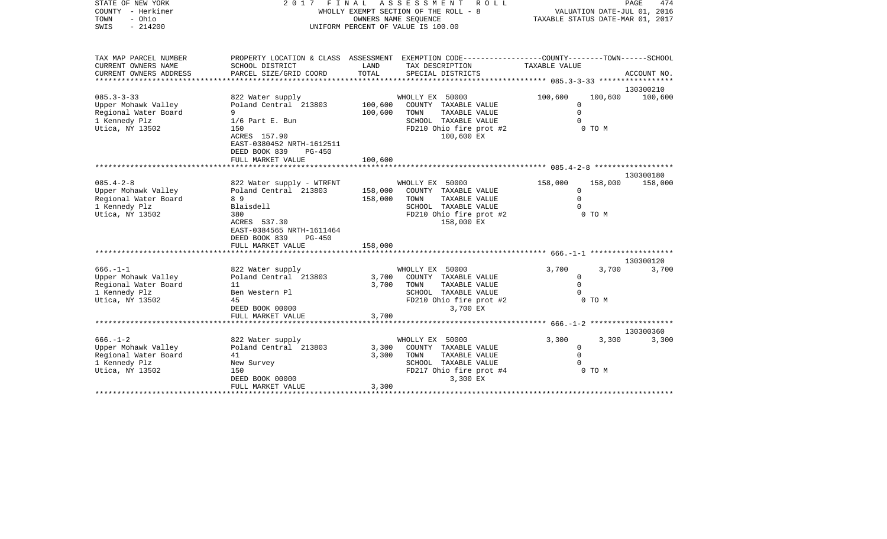| TAX MAP PARCEL NUMBER<br>CURRENT OWNERS NAME<br>CURRENT OWNERS ADDRESS | PROPERTY LOCATION & CLASS<br>SCHOOL DISTRICT<br>PARCEL SIZE/GRID COORD | ASSESSMENT<br>LAND<br>TOTAL | EXEMPTION CODE<br>TAX DESCRIPTION<br>SPECIAL DISTRICTS | COUNTY<br>TAXABLE VALUE | TOWN | SCHOOL<br>ACCOUNT NO. |
|---|---|---|---|---|---|---|
| 085.3-3-33 | | | | | | 130300210 |
| 085.3-3-33 | 822 Water supply | | WHOLLY EX 50000 | 100,600 | 100,600 | 100,600 |
| Upper Mohawk Valley | Poland Central 213803 | 100,600 | COUNTY TAXABLE VALUE | 0 | | |
| Regional Water Board | 9 | 100,600 | TOWN TAXABLE VALUE | 0 | | |
| 1 Kennedy Plz | 1/6 Part E. Bun | | SCHOOL TAXABLE VALUE | 0 | | |
| Utica, NY 13502 | 150 | | FD210 Ohio fire prot #2 | 0 TO M | | |
| | ACRES 157.90 | | 100,600 EX | | | |
| | EAST-0380452 NRTH-1612511 | | | | | |
| | DEED BOOK 839 PG-450 | | | | | |
| | FULL MARKET VALUE | 100,600 | | | | |
| 085.4-2-8 | | | | | | 130300180 |
| 085.4-2-8 | 822 Water supply - WTRFNT | | WHOLLY EX 50000 | 158,000 | 158,000 | 158,000 |
| Upper Mohawk Valley | Poland Central 213803 | 158,000 | COUNTY TAXABLE VALUE | 0 | | |
| Regional Water Board | 8 9 | 158,000 | TOWN TAXABLE VALUE | 0 | | |
| 1 Kennedy Plz | Blaisdell | | SCHOOL TAXABLE VALUE | 0 | | |
| Utica, NY 13502 | 380 | | FD210 Ohio fire prot #2 | 0 TO M | | |
| | ACRES 537.30 | | 158,000 EX | | | |
| | EAST-0384565 NRTH-1611464 | | | | | |
| | DEED BOOK 839 PG-450 | | | | | |
| | FULL MARKET VALUE | 158,000 | | | | |
| 666.-1-1 | | | | | | 130300120 |
| 666.-1-1 | 822 Water supply | | WHOLLY EX 50000 | 3,700 | 3,700 | 3,700 |
| Upper Mohawk Valley | Poland Central 213803 | 3,700 | COUNTY TAXABLE VALUE | 0 | | |
| Regional Water Board | 11 | 3,700 | TOWN TAXABLE VALUE | 0 | | |
| 1 Kennedy Plz | Ben Western Pl | | SCHOOL TAXABLE VALUE | 0 | | |
| Utica, NY 13502 | 45 | | FD210 Ohio fire prot #2 | 0 TO M | | |
| | DEED BOOK 00000 | | 3,700 EX | | | |
| | FULL MARKET VALUE | 3,700 | | | | |
| 666.-1-2 | | | | | | 130300360 |
| 666.-1-2 | 822 Water supply | | WHOLLY EX 50000 | 3,300 | 3,300 | 3,300 |
| Upper Mohawk Valley | Poland Central 213803 | 3,300 | COUNTY TAXABLE VALUE | 0 | | |
| Regional Water Board | 41 | 3,300 | TOWN TAXABLE VALUE | 0 | | |
| 1 Kennedy Plz | New Survey | | SCHOOL TAXABLE VALUE | 0 | | |
| Utica, NY 13502 | 150 | | FD217 Ohio fire prot #4 | 0 TO M | | |
| | DEED BOOK 00000 | | 3,300 EX | | | |
| | FULL MARKET VALUE | 3,300 | | | | |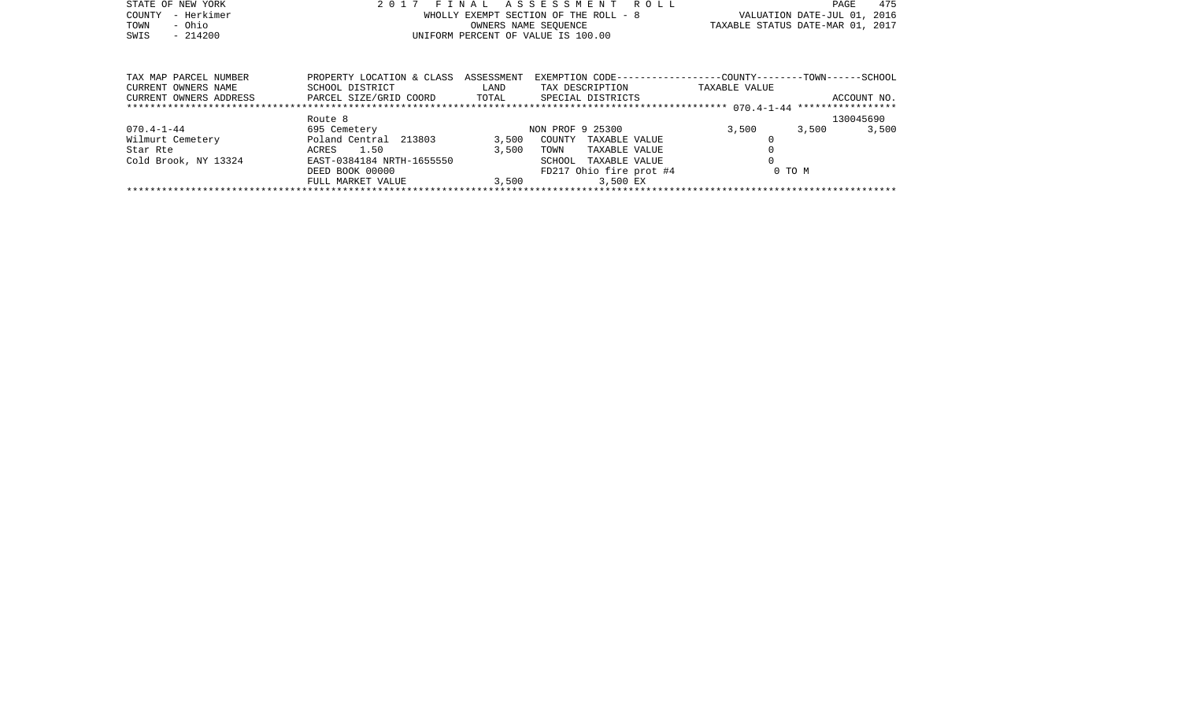STATE OF NEW YORK
COUNTY - Herkimer
TOWN - Ohio
SWIS - 214200

2 0 1 7 F I N A L A S S E S S M E N T R O L L
WHOLLY EXEMPT SECTION OF THE ROLL - 8
OWNERS NAME SEQUENCE
UNIFORM PERCENT OF VALUE IS 100.00

VALUATION DATE-JUL 01, 2016
TAXABLE STATUS DATE-MAR 01, 2017

| TAX MAP PARCEL NUMBER<br>CURRENT OWNERS NAME<br>CURRENT OWNERS ADDRESS | PROPERTY LOCATION & CLASS<br>SCHOOL DISTRICT<br>PARCEL SIZE/GRID COORD | ASSESSMENT<br>LAND<br>TOTAL | EXEMPTION CODE<br>TAX DESCRIPTION<br>SPECIAL DISTRICTS | COUNTY<br>TAXABLE VALUE | TOWN | SCHOOL<br>ACCOUNT NO. |
|---|---|---|---|---|---|---|
| 070.4-1-44 | Route 8 | | | | | 130045690 |
| 070.4-1-44 | 695 Cemetery | | NON PROF 9 25300 | 3,500 | 3,500 | 3,500 |
| Wilmurt Cemetery | Poland Central 213803 | 3,500 | COUNTY TAXABLE VALUE | 0 | | |
| Star Rte | ACRES 1.50 | 3,500 | TOWN TAXABLE VALUE | 0 | | |
| Cold Brook, NY 13324 | EAST-0384184 NRTH-1655550 | | SCHOOL TAXABLE VALUE | 0 | | |
| | DEED BOOK 00000 | | FD217 Ohio fire prot #4 | 0 TO M | | |
| | FULL MARKET VALUE | 3,500 | 3,500 EX | | | |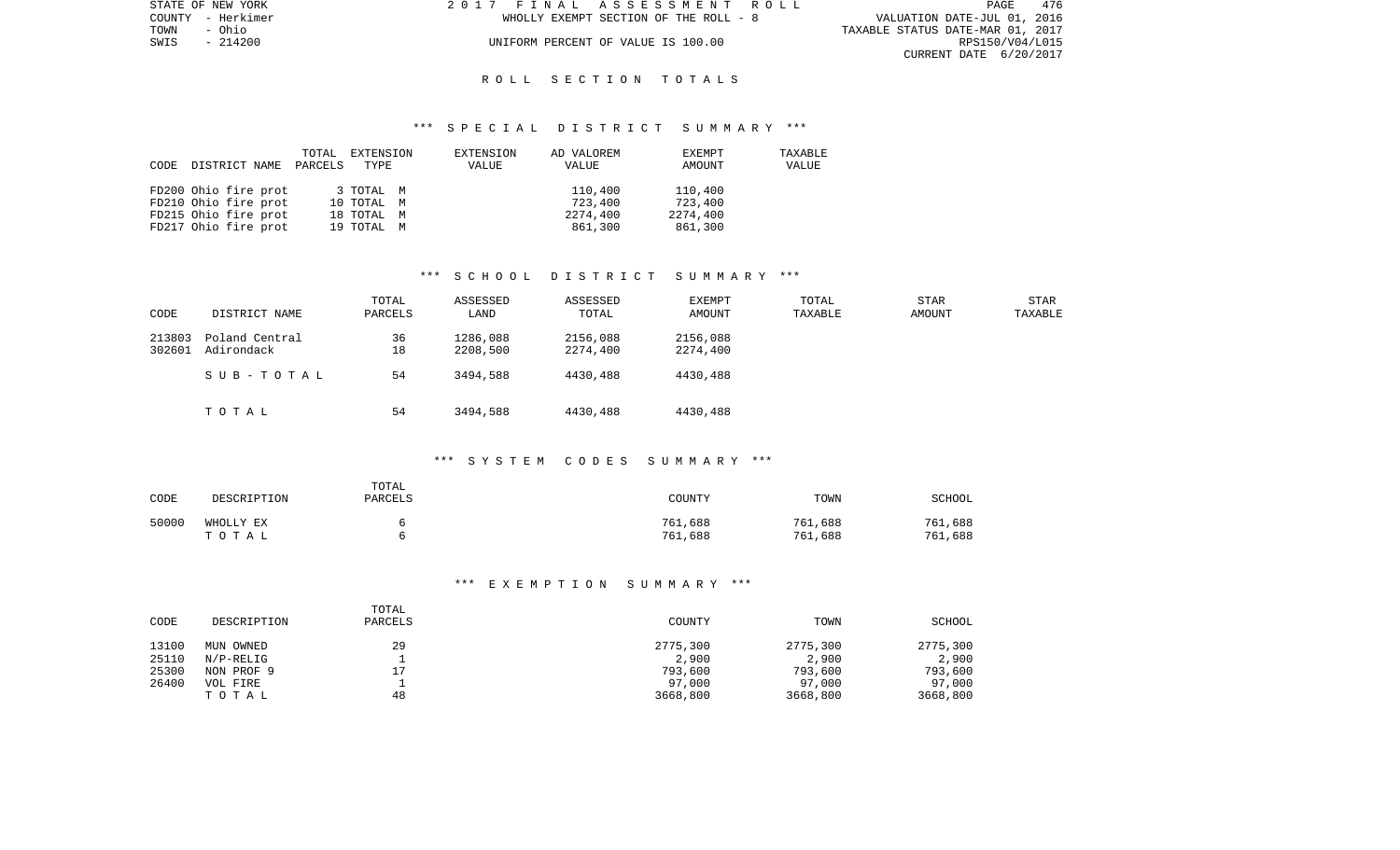STATE OF NEW YORK — 2017 FINAL ASSESSMENT ROLL
COUNTY - Herkimer — WHOLLY EXEMPT SECTION OF THE ROLL - 8 — VALUATION DATE-JUL 01, 2016
TOWN - Ohio — TAXABLE STATUS DATE-MAR 01, 2017
SWIS - 214200 — UNIFORM PERCENT OF VALUE IS 100.00 — RPS150/V04/L015
CURRENT DATE 6/20/2017

## ROLL SECTION TOTALS

### *** SPECIAL DISTRICT SUMMARY ***

| CODE | DISTRICT NAME | TOTAL PARCELS | EXTENSION TYPE | EXTENSION VALUE | AD VALOREM VALUE | EXEMPT AMOUNT | TAXABLE VALUE |
|---|---|---|---|---|---|---|---|
| FD200 | Ohio fire prot | 3 | TOTAL M | | 110,400 | 110,400 | |
| FD210 | Ohio fire prot | 10 | TOTAL M | | 723,400 | 723,400 | |
| FD215 | Ohio fire prot | 18 | TOTAL M | | 2274,400 | 2274,400 | |
| FD217 | Ohio fire prot | 19 | TOTAL M | | 861,300 | 861,300 | |

### *** SCHOOL DISTRICT SUMMARY ***

| CODE | DISTRICT NAME | TOTAL PARCELS | ASSESSED LAND | ASSESSED TOTAL | EXEMPT AMOUNT | TOTAL TAXABLE | STAR AMOUNT | STAR TAXABLE |
|---|---|---|---|---|---|---|---|---|
| 213803 | Poland Central | 36 | 1286,088 | 2156,088 | 2156,088 | | | |
| 302601 | Adirondack | 18 | 2208,500 | 2274,400 | 2274,400 | | | |
| | SUB-TOTAL | 54 | 3494,588 | 4430,488 | 4430,488 | | | |
| | TOTAL | 54 | 3494,588 | 4430,488 | 4430,488 | | | |

### *** SYSTEM CODES SUMMARY ***

| CODE | DESCRIPTION | TOTAL PARCELS | COUNTY | TOWN | SCHOOL |
|---|---|---|---|---|---|
| 50000 | WHOLLY EX | 6 | 761,688 | 761,688 | 761,688 |
| | TOTAL | 6 | 761,688 | 761,688 | 761,688 |

### *** EXEMPTION SUMMARY ***

| CODE | DESCRIPTION | TOTAL PARCELS | COUNTY | TOWN | SCHOOL |
|---|---|---|---|---|---|
| 13100 | MUN OWNED | 29 | 2775,300 | 2775,300 | 2775,300 |
| 25110 | N/P-RELIG | 1 | 2,900 | 2,900 | 2,900 |
| 25300 | NON PROF 9 | 17 | 793,600 | 793,600 | 793,600 |
| 26400 | VOL FIRE | 1 | 97,000 | 97,000 | 97,000 |
| | TOTAL | 48 | 3668,800 | 3668,800 | 3668,800 |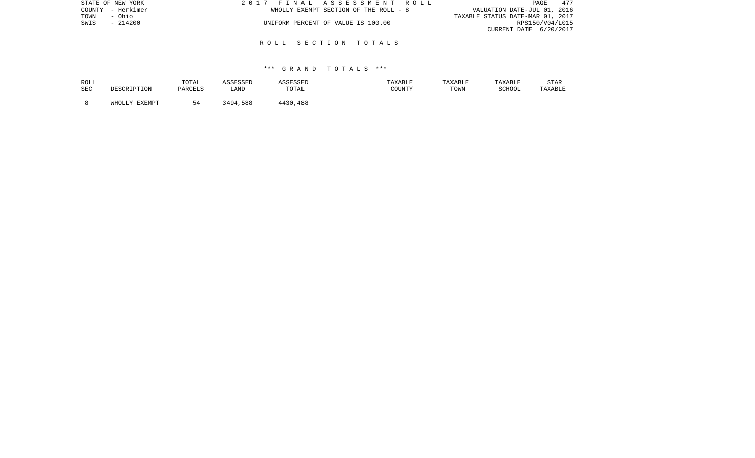STATE OF NEW YORK
COUNTY - Herkimer
TOWN - Ohio
SWIS - 214200

2 0 1 7 F I N A L A S S E S S M E N T R O L L
WHOLLY EXEMPT SECTION OF THE ROLL - 8
UNIFORM PERCENT OF VALUE IS 100.00

VALUATION DATE-JUL 01, 2016
TAXABLE STATUS DATE-MAR 01, 2017
RPS150/V04/L015
CURRENT DATE 6/20/2017

## R O L L S E C T I O N T O T A L S

### *** G R A N D T O T A L S ***

| ROLL SEC | DESCRIPTION | TOTAL PARCELS | ASSESSED LAND | ASSESSED TOTAL | TAXABLE COUNTY | TAXABLE TOWN | TAXABLE SCHOOL | STAR TAXABLE |
|---|---|---|---|---|---|---|---|---|
| 8 | WHOLLY EXEMPT | 54 | 3494,588 | 4430,488 | | | | |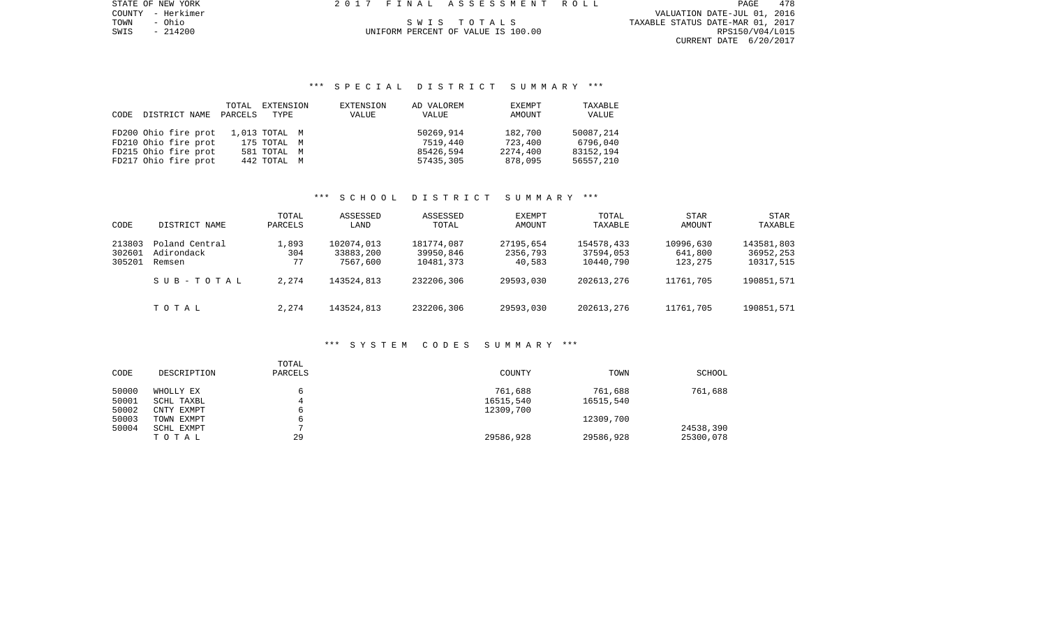STATE OF NEW YORK
COUNTY - Herkimer
TOWN - Ohio
SWIS - 214200

2017 FINAL ASSESSMENT ROLL

SWIS TOTALS

UNIFORM PERCENT OF VALUE IS 100.00

VALUATION DATE-JUL 01, 2016
TAXABLE STATUS DATE-MAR 01, 2017
RPS150/V04/L015
CURRENT DATE 6/20/2017

## *** SPECIAL DISTRICT SUMMARY ***

| CODE | DISTRICT NAME | TOTAL PARCELS | EXTENSION TYPE | EXTENSION VALUE | AD VALOREM VALUE | EXEMPT AMOUNT | TAXABLE VALUE |
|---|---|---|---|---|---|---|---|
| FD200 | Ohio fire prot | 1,013 | TOTAL M | | 50269,914 | 182,700 | 50087,214 |
| FD210 | Ohio fire prot | 175 | TOTAL M | | 7519,440 | 723,400 | 6796,040 |
| FD215 | Ohio fire prot | 581 | TOTAL M | | 85426,594 | 2274,400 | 83152,194 |
| FD217 | Ohio fire prot | 442 | TOTAL M | | 57435,305 | 878,095 | 56557,210 |

## *** SCHOOL DISTRICT SUMMARY ***

| CODE | DISTRICT NAME | TOTAL PARCELS | ASSESSED LAND | ASSESSED TOTAL | EXEMPT AMOUNT | TOTAL TAXABLE | STAR AMOUNT | STAR TAXABLE |
|---|---|---|---|---|---|---|---|---|
| 213803 | Poland Central | 1,893 | 102074,013 | 181774,087 | 27195,654 | 154578,433 | 10996,630 | 143581,803 |
| 302601 | Adirondack | 304 | 33883,200 | 39950,846 | 2356,793 | 37594,053 | 641,800 | 36952,253 |
| 305201 | Remsen | 77 | 7567,600 | 10481,373 | 40,583 | 10440,790 | 123,275 | 10317,515 |
| | S U B - T O T A L | 2,274 | 143524,813 | 232206,306 | 29593,030 | 202613,276 | 11761,705 | 190851,571 |
| | T O T A L | 2,274 | 143524,813 | 232206,306 | 29593,030 | 202613,276 | 11761,705 | 190851,571 |

## *** SYSTEM CODES SUMMARY ***

| CODE | DESCRIPTION | TOTAL PARCELS | COUNTY | TOWN | SCHOOL |
|---|---|---|---|---|---|
| 50000 | WHOLLY EX | 6 | 761,688 | 761,688 | 761,688 |
| 50001 | SCHL TAXBL | 4 | 16515,540 | 16515,540 | |
| 50002 | CNTY EXMPT | 6 | 12309,700 | | |
| 50003 | TOWN EXMPT | 6 | | 12309,700 | |
| 50004 | SCHL EXMPT | 7 | | | 24538,390 |
| | T O T A L | 29 | 29586,928 | 29586,928 | 25300,078 |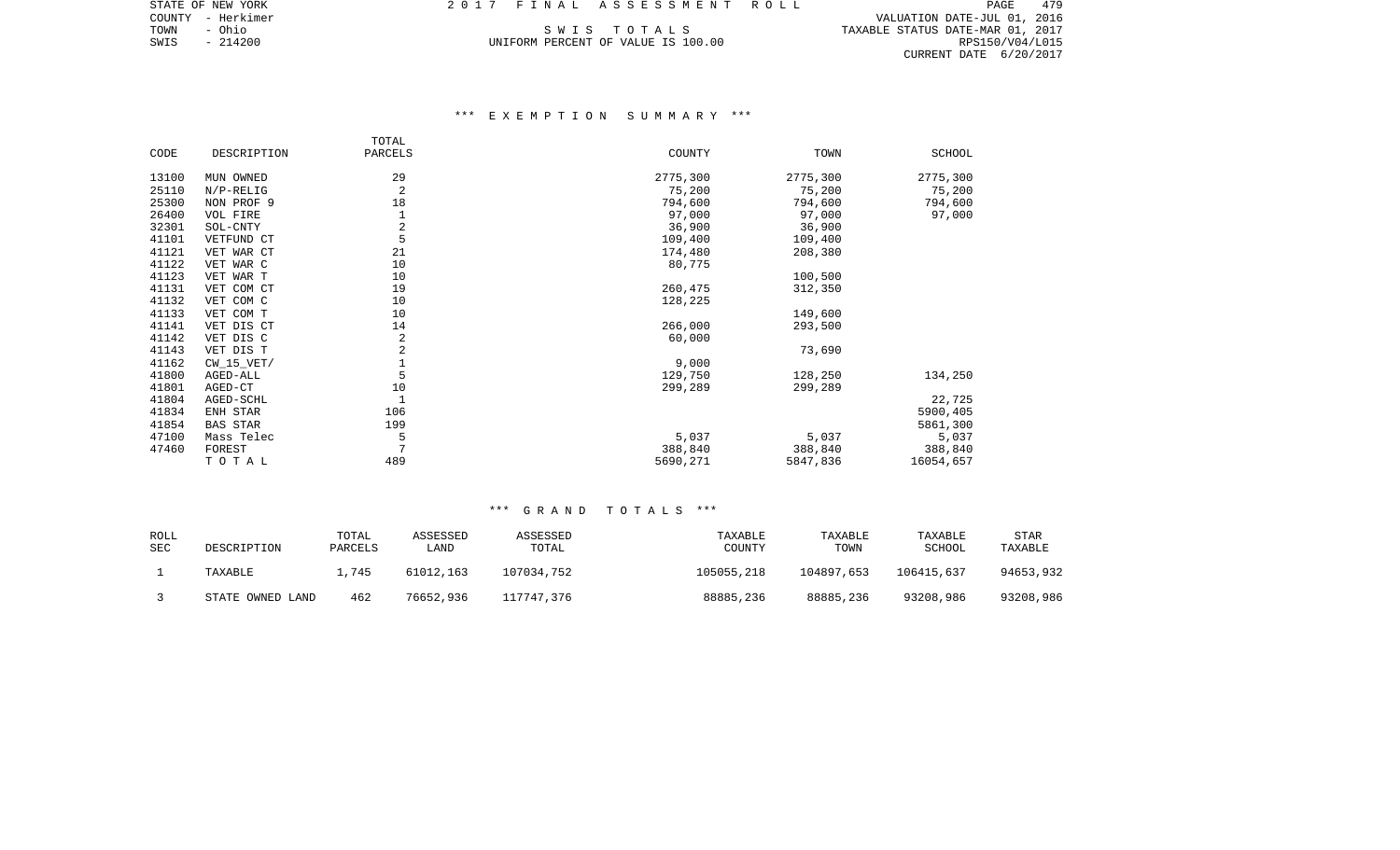STATE OF NEW YORK — 2017 FINAL ASSESSMENT ROLL
COUNTY - Herkimer
TOWN - Ohio
SWIS - 214200

VALUATION DATE-JUL 01, 2016
TAXABLE STATUS DATE-MAR 01, 2017
RPS150/V04/L015
CURRENT DATE 6/20/2017

## S W I S T O T A L S

UNIFORM PERCENT OF VALUE IS 100.00

### *** E X E M P T I O N S U M M A R Y ***

| CODE | DESCRIPTION | TOTAL PARCELS | COUNTY | TOWN | SCHOOL |
|---|---|---|---|---|---|
| 13100 | MUN OWNED | 29 | 2775,300 | 2775,300 | 2775,300 |
| 25110 | N/P-RELIG | 2 | 75,200 | 75,200 | 75,200 |
| 25300 | NON PROF 9 | 18 | 794,600 | 794,600 | 794,600 |
| 26400 | VOL FIRE | 1 | 97,000 | 97,000 | 97,000 |
| 32301 | SOL-CNTY | 2 | 36,900 | 36,900 | |
| 41101 | VETFUND CT | 5 | 109,400 | 109,400 | |
| 41121 | VET WAR CT | 21 | 174,480 | 208,380 | |
| 41122 | VET WAR C | 10 | 80,775 | | |
| 41123 | VET WAR T | 10 | | 100,500 | |
| 41131 | VET COM CT | 19 | 260,475 | 312,350 | |
| 41132 | VET COM C | 10 | 128,225 | | |
| 41133 | VET COM T | 10 | | 149,600 | |
| 41141 | VET DIS CT | 14 | 266,000 | 293,500 | |
| 41142 | VET DIS C | 2 | 60,000 | | |
| 41143 | VET DIS T | 2 | | 73,690 | |
| 41162 | CW_15_VET/ | 1 | 9,000 | | |
| 41800 | AGED-ALL | 5 | 129,750 | 128,250 | 134,250 |
| 41801 | AGED-CT | 10 | 299,289 | 299,289 | |
| 41804 | AGED-SCHL | 1 | | | 22,725 |
| 41834 | ENH STAR | 106 | | | 5900,405 |
| 41854 | BAS STAR | 199 | | | 5861,300 |
| 47100 | Mass Telec | 5 | 5,037 | 5,037 | 5,037 |
| 47460 | FOREST | 7 | 388,840 | 388,840 | 388,840 |
| | T O T A L | 489 | 5690,271 | 5847,836 | 16054,657 |

### *** G R A N D T O T A L S ***

| ROLL SEC | DESCRIPTION | TOTAL PARCELS | ASSESSED LAND | ASSESSED TOTAL | TAXABLE COUNTY | TAXABLE TOWN | TAXABLE SCHOOL | STAR TAXABLE |
|---|---|---|---|---|---|---|---|---|
| 1 | TAXABLE | 1,745 | 61012,163 | 107034,752 | 105055,218 | 104897,653 | 106415,637 | 94653,932 |
| 3 | STATE OWNED LAND | 462 | 76652,936 | 117747,376 | 88885,236 | 88885,236 | 93208,986 | 93208,986 |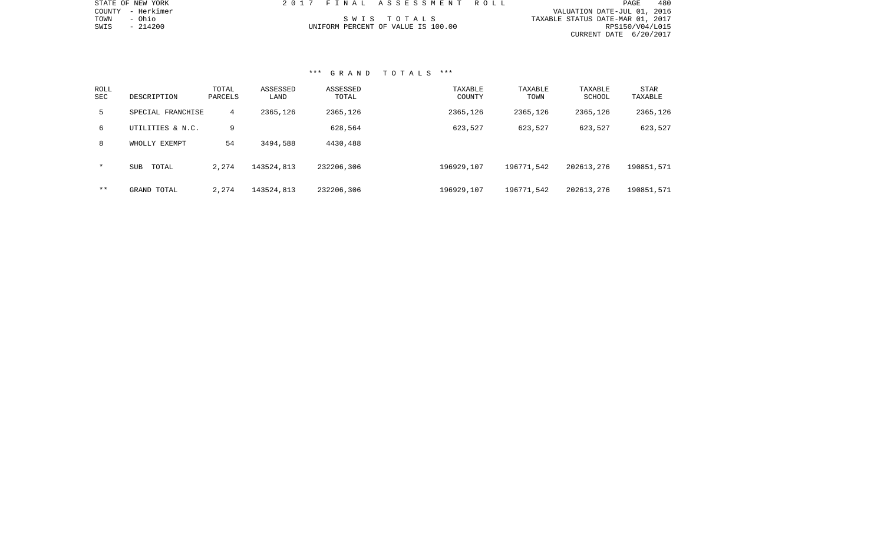STATE OF NEW YORK
COUNTY - Herkimer
TOWN - Ohio
SWIS - 214200

2 0 1 7 F I N A L A S S E S S M E N T R O L L

S W I S T O T A L S
UNIFORM PERCENT OF VALUE IS 100.00

VALUATION DATE-JUL 01, 2016
TAXABLE STATUS DATE-MAR 01, 2017
RPS150/V04/L015
CURRENT DATE 6/20/2017

### *** G R A N D T O T A L S ***

| ROLL SEC | DESCRIPTION | TOTAL PARCELS | ASSESSED LAND | ASSESSED TOTAL | TAXABLE COUNTY | TAXABLE TOWN | TAXABLE SCHOOL | STAR TAXABLE |
|---|---|---|---|---|---|---|---|---|
| 5 | SPECIAL FRANCHISE | 4 | 2365,126 | 2365,126 | 2365,126 | 2365,126 | 2365,126 | 2365,126 |
| 6 | UTILITIES & N.C. | 9 | | 628,564 | 623,527 | 623,527 | 623,527 | 623,527 |
| 8 | WHOLLY EXEMPT | 54 | 3494,588 | 4430,488 | | | | |
| * | SUB TOTAL | 2,274 | 143524,813 | 232206,306 | 196929,107 | 196771,542 | 202613,276 | 190851,571 |
| ** | GRAND TOTAL | 2,274 | 143524,813 | 232206,306 | 196929,107 | 196771,542 | 202613,276 | 190851,571 |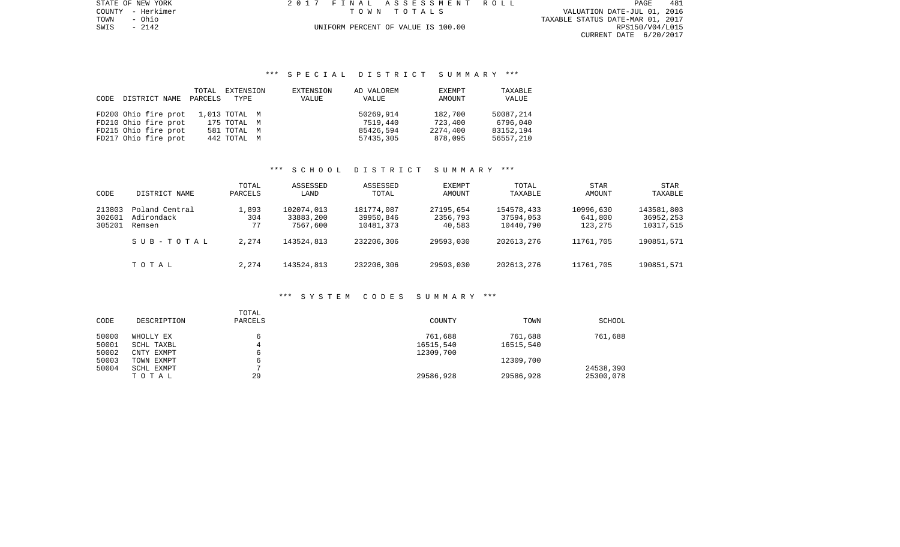## \*\*\* SPECIAL DISTRICT SUMMARY \*\*\*

| CODE | DISTRICT NAME | TOTAL PARCELS | EXTENSION TYPE | EXTENSION VALUE | AD VALOREM VALUE | EXEMPT AMOUNT | TAXABLE VALUE |
|---|---|---|---|---|---|---|---|
| FD200 | Ohio fire prot | 1,013 | TOTAL M | | 50269,914 | 182,700 | 50087,214 |
| FD210 | Ohio fire prot | 175 | TOTAL M | | 7519,440 | 723,400 | 6796,040 |
| FD215 | Ohio fire prot | 581 | TOTAL M | | 85426,594 | 2274,400 | 83152,194 |
| FD217 | Ohio fire prot | 442 | TOTAL M | | 57435,305 | 878,095 | 56557,210 |

## \*\*\* SCHOOL DISTRICT SUMMARY \*\*\*

| CODE | DISTRICT NAME | TOTAL PARCELS | ASSESSED LAND | ASSESSED TOTAL | EXEMPT AMOUNT | TOTAL TAXABLE | STAR AMOUNT | STAR TAXABLE |
|---|---|---|---|---|---|---|---|---|
| 213803 | Poland Central | 1,893 | 102074,013 | 181774,087 | 27195,654 | 154578,433 | 10996,630 | 143581,803 |
| 302601 | Adirondack | 304 | 33883,200 | 39950,846 | 2356,793 | 37594,053 | 641,800 | 36952,253 |
| 305201 | Remsen | 77 | 7567,600 | 10481,373 | 40,583 | 10440,790 | 123,275 | 10317,515 |
| | S U B - T O T A L | 2,274 | 143524,813 | 232206,306 | 29593,030 | 202613,276 | 11761,705 | 190851,571 |
| | T O T A L | 2,274 | 143524,813 | 232206,306 | 29593,030 | 202613,276 | 11761,705 | 190851,571 |

## \*\*\* SYSTEM CODES SUMMARY \*\*\*

| CODE | DESCRIPTION | TOTAL PARCELS | COUNTY | TOWN | SCHOOL |
|---|---|---|---|---|---|
| 50000 | WHOLLY EX | 6 | 761,688 | 761,688 | 761,688 |
| 50001 | SCHL TAXBL | 4 | 16515,540 | 16515,540 | |
| 50002 | CNTY EXMPT | 6 | 12309,700 | | |
| 50003 | TOWN EXMPT | 6 | | 12309,700 | |
| 50004 | SCHL EXMPT | 7 | | | 24538,390 |
| | T O T A L | 29 | 29586,928 | 29586,928 | 25300,078 |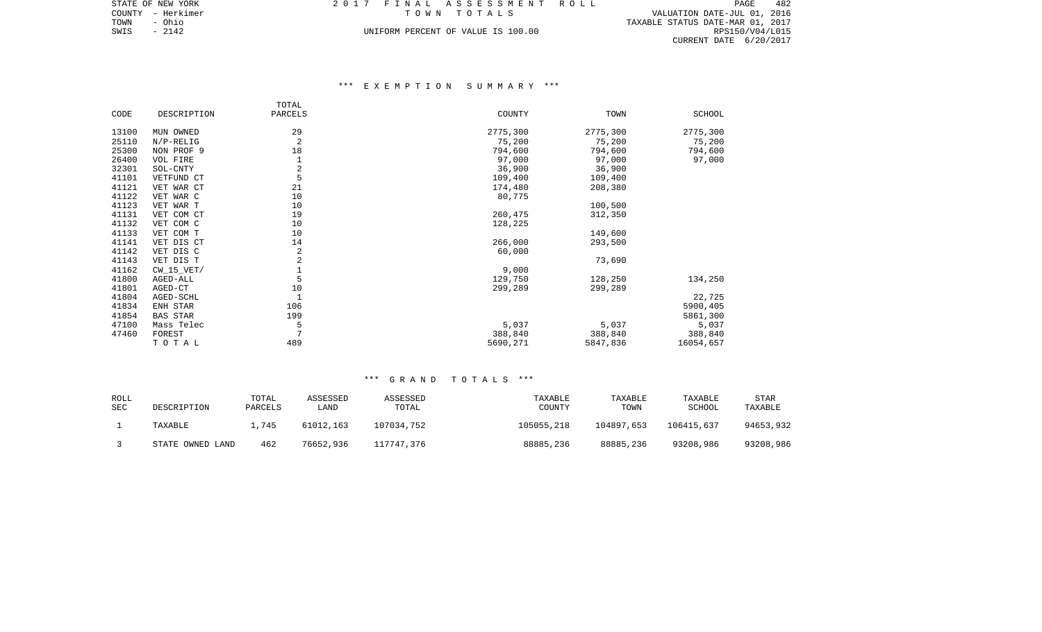STATE OF NEW YORK
COUNTY - Herkimer
TOWN - Ohio
SWIS - 2142

2017 FINAL ASSESSMENT ROLL
TOWN TOTALS
UNIFORM PERCENT OF VALUE IS 100.00

VALUATION DATE-JUL 01, 2016
TAXABLE STATUS DATE-MAR 01, 2017
RPS150/V04/L015
CURRENT DATE 6/20/2017

### *** EXEMPTION SUMMARY ***

| CODE | DESCRIPTION | TOTAL PARCELS | COUNTY | TOWN | SCHOOL |
|---|---|---|---|---|---|
| 13100 | MUN OWNED | 29 | 2775,300 | 2775,300 | 2775,300 |
| 25110 | N/P-RELIG | 2 | 75,200 | 75,200 | 75,200 |
| 25300 | NON PROF 9 | 18 | 794,600 | 794,600 | 794,600 |
| 26400 | VOL FIRE | 1 | 97,000 | 97,000 | 97,000 |
| 32301 | SOL-CNTY | 2 | 36,900 | 36,900 | |
| 41101 | VETFUND CT | 5 | 109,400 | 109,400 | |
| 41121 | VET WAR CT | 21 | 174,480 | 208,380 | |
| 41122 | VET WAR C | 10 | 80,775 | | |
| 41123 | VET WAR T | 10 | | 100,500 | |
| 41131 | VET COM CT | 19 | 260,475 | 312,350 | |
| 41132 | VET COM C | 10 | 128,225 | | |
| 41133 | VET COM T | 10 | | 149,600 | |
| 41141 | VET DIS CT | 14 | 266,000 | 293,500 | |
| 41142 | VET DIS C | 2 | 60,000 | | |
| 41143 | VET DIS T | 2 | | 73,690 | |
| 41162 | CW_15_VET/ | 1 | 9,000 | | |
| 41800 | AGED-ALL | 5 | 129,750 | 128,250 | 134,250 |
| 41801 | AGED-CT | 10 | 299,289 | 299,289 | |
| 41804 | AGED-SCHL | 1 | | | 22,725 |
| 41834 | ENH STAR | 106 | | | 5900,405 |
| 41854 | BAS STAR | 199 | | | 5861,300 |
| 47100 | Mass Telec | 5 | 5,037 | 5,037 | 5,037 |
| 47460 | FOREST | 7 | 388,840 | 388,840 | 388,840 |
| | TOTAL | 489 | 5690,271 | 5847,836 | 16054,657 |

### *** GRAND TOTALS ***

| ROLL SEC | DESCRIPTION | TOTAL PARCELS | ASSESSED LAND | ASSESSED TOTAL | TAXABLE COUNTY | TAXABLE TOWN | TAXABLE SCHOOL | STAR TAXABLE |
|---|---|---|---|---|---|---|---|---|
| 1 | TAXABLE | 1,745 | 61012,163 | 107034,752 | 105055,218 | 104897,653 | 106415,637 | 94653,932 |
| 3 | STATE OWNED LAND | 462 | 76652,936 | 117747,376 | 88885,236 | 88885,236 | 93208,986 | 93208,986 |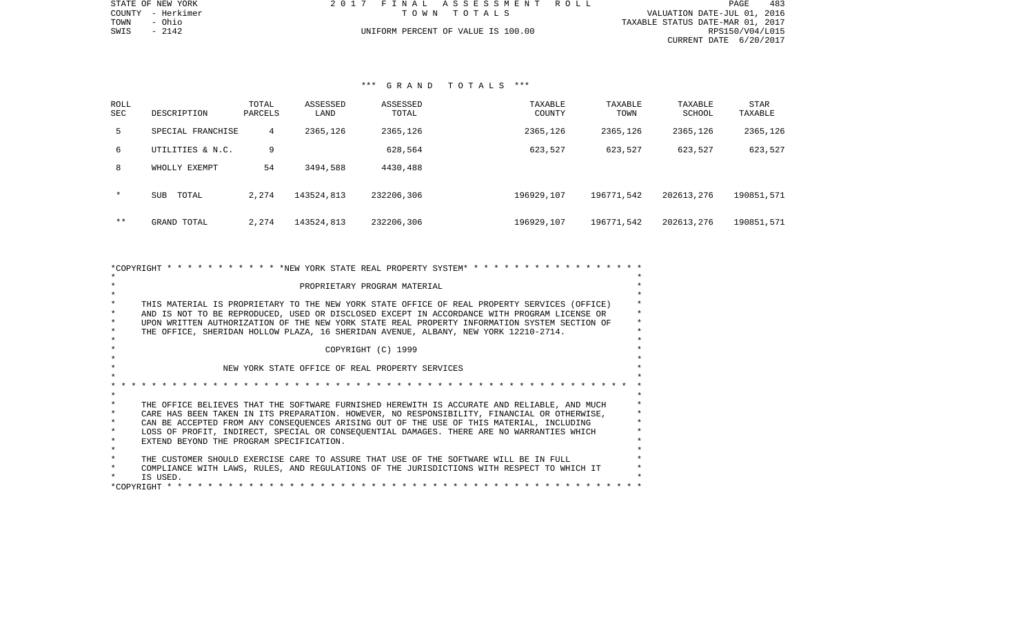STATE OF NEW YORK
COUNTY - Herkimer
TOWN - Ohio
SWIS - 2142

2017 FINAL ASSESSMENT ROLL
TOWN TOTALS
UNIFORM PERCENT OF VALUE IS 100.00

VALUATION DATE-JUL 01, 2016
TAXABLE STATUS DATE-MAR 01, 2017
RPS150/V04/L015
CURRENT DATE 6/20/2017

### *** GRAND TOTALS ***

| ROLL SEC | DESCRIPTION | TOTAL PARCELS | ASSESSED LAND | ASSESSED TOTAL | TAXABLE COUNTY | TAXABLE TOWN | TAXABLE SCHOOL | STAR TAXABLE |
|---|---|---|---|---|---|---|---|---|
| 5 | SPECIAL FRANCHISE | 4 | 2365,126 | 2365,126 | 2365,126 | 2365,126 | 2365,126 | 2365,126 |
| 6 | UTILITIES & N.C. | 9 | | 628,564 | 623,527 | 623,527 | 623,527 | 623,527 |
| 8 | WHOLLY EXEMPT | 54 | 3494,588 | 4430,488 | | | | |
| * | SUB TOTAL | 2,274 | 143524,813 | 232206,306 | 196929,107 | 196771,542 | 202613,276 | 190851,571 |
| ** | GRAND TOTAL | 2,274 | 143524,813 | 232206,306 | 196929,107 | 196771,542 | 202613,276 | 190851,571 |

```
*COPYRIGHT * * * * * * * * * * * *NEW YORK STATE REAL PROPERTY SYSTEM* * * * * * * * * * * * * * * * * *
*                                                                                                      *
*                                   PROPRIETARY PROGRAM MATERIAL                                       *
*                                                                                                      *
*     THIS MATERIAL IS PROPRIETARY TO THE NEW YORK STATE OFFICE OF REAL PROPERTY SERVICES (OFFICE)     *
*     AND IS NOT TO BE REPRODUCED, USED OR DISCLOSED EXCEPT IN ACCORDANCE WITH PROGRAM LICENSE OR      *
*     UPON WRITTEN AUTHORIZATION OF THE NEW YORK STATE REAL PROPERTY INFORMATION SYSTEM SECTION OF     *
*     THE OFFICE, SHERIDAN HOLLOW PLAZA, 16 SHERIDAN AVENUE, ALBANY, NEW YORK 12210-2714.              *
*                                                                                                      *
*                                       COPYRIGHT (C) 1999                                             *
*                                                                                                      *
*                        NEW YORK STATE OFFICE OF REAL PROPERTY SERVICES                               *
*                                                                                                      *
* * * * * * * * * * * * * * * * * * * * * * * * * * * * * * * * * * * * * * * * * * * * * * * * * * * *
*                                                                                                      *
*     THE OFFICE BELIEVES THAT THE SOFTWARE FURNISHED HEREWITH IS ACCURATE AND RELIABLE, AND MUCH       *
*     CARE HAS BEEN TAKEN IN ITS PREPARATION. HOWEVER, NO RESPONSIBILITY, FINANCIAL OR OTHERWISE,      *
*     CAN BE ACCEPTED FROM ANY CONSEQUENCES ARISING OUT OF THE USE OF THIS MATERIAL, INCLUDING         *
*     LOSS OF PROFIT, INDIRECT, SPECIAL OR CONSEQUENTIAL DAMAGES. THERE ARE NO WARRANTIES WHICH        *
*     EXTEND BEYOND THE PROGRAM SPECIFICATION.                                                         *
*                                                                                                      *
*     THE CUSTOMER SHOULD EXERCISE CARE TO ASSURE THAT USE OF THE SOFTWARE WILL BE IN FULL             *
*     COMPLIANCE WITH LAWS, RULES, AND REGULATIONS OF THE JURISDICTIONS WITH RESPECT TO WHICH IT       *
*     IS USED.                                                                                         *
*COPYRIGHT * * * * * * * * * * * * * * * * * * * * * * * * * * * * * * * * * * * * * * * * * * * * * *
```